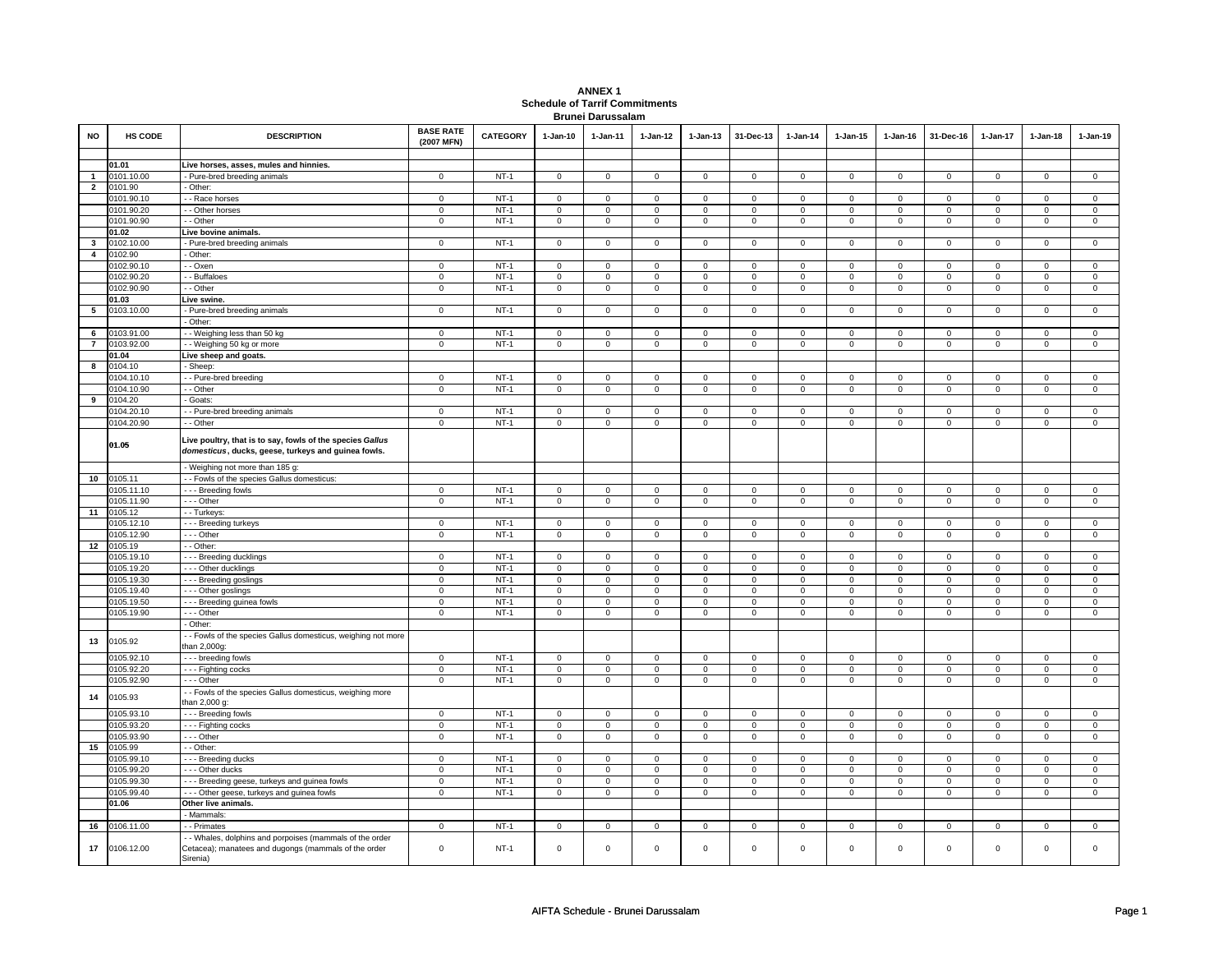**ANNEX 1**
**Schedule of Tarrif Commitments**
**Brunei Darussalam**

| NO | HS CODE | DESCRIPTION | BASE RATE (2007 MFN) | CATEGORY | 1-Jan-10 | 1-Jan-11 | 1-Jan-12 | 1-Jan-13 | 31-Dec-13 | 1-Jan-14 | 1-Jan-15 | 1-Jan-16 | 31-Dec-16 | 1-Jan-17 | 1-Jan-18 | 1-Jan-19 |
|---|---|---|---|---|---|---|---|---|---|---|---|---|---|---|---|---|
| | **01.01** | **Live horses, asses, mules and hinnies.** | | | | | | | | | | | | | | |
| 1 | 0101.10.00 | - Pure-bred breeding animals | 0 | NT-1 | 0 | 0 | 0 | 0 | 0 | 0 | 0 | 0 | 0 | 0 | 0 | 0 |
| 2 | 0101.90 | - Other: | | | | | | | | | | | | | | |
| | 0101.90.10 | - - Race horses | 0 | NT-1 | 0 | 0 | 0 | 0 | 0 | 0 | 0 | 0 | 0 | 0 | 0 | 0 |
| | 0101.90.20 | - - Other horses | 0 | NT-1 | 0 | 0 | 0 | 0 | 0 | 0 | 0 | 0 | 0 | 0 | 0 | 0 |
| | 0101.90.90 | - - Other | 0 | NT-1 | 0 | 0 | 0 | 0 | 0 | 0 | 0 | 0 | 0 | 0 | 0 | 0 |
| | **01.02** | **Live bovine animals.** | | | | | | | | | | | | | | |
| 3 | 0102.10.00 | - Pure-bred breeding animals | 0 | NT-1 | 0 | 0 | 0 | 0 | 0 | 0 | 0 | 0 | 0 | 0 | 0 | 0 |
| 4 | 0102.90 | - Other: | | | | | | | | | | | | | | |
| | 0102.90.10 | - - Oxen | 0 | NT-1 | 0 | 0 | 0 | 0 | 0 | 0 | 0 | 0 | 0 | 0 | 0 | 0 |
| | 0102.90.20 | - - Buffaloes | 0 | NT-1 | 0 | 0 | 0 | 0 | 0 | 0 | 0 | 0 | 0 | 0 | 0 | 0 |
| | 0102.90.90 | - - Other | 0 | NT-1 | 0 | 0 | 0 | 0 | 0 | 0 | 0 | 0 | 0 | 0 | 0 | 0 |
| | **01.03** | **Live swine.** | | | | | | | | | | | | | | |
| 5 | 0103.10.00 | - Pure-bred breeding animals | 0 | NT-1 | 0 | 0 | 0 | 0 | 0 | 0 | 0 | 0 | 0 | 0 | 0 | 0 |
| | | - Other: | | | | | | | | | | | | | | |
| 6 | 0103.91.00 | - - Weighing less than 50 kg | 0 | NT-1 | 0 | 0 | 0 | 0 | 0 | 0 | 0 | 0 | 0 | 0 | 0 | 0 |
| 7 | 0103.92.00 | - - Weighing 50 kg or more | 0 | NT-1 | 0 | 0 | 0 | 0 | 0 | 0 | 0 | 0 | 0 | 0 | 0 | 0 |
| | **01.04** | **Live sheep and goats.** | | | | | | | | | | | | | | |
| 8 | 0104.10 | - Sheep: | | | | | | | | | | | | | | |
| | 0104.10.10 | - - Pure-bred breeding | 0 | NT-1 | 0 | 0 | 0 | 0 | 0 | 0 | 0 | 0 | 0 | 0 | 0 | 0 |
| | 0104.10.90 | - - Other | 0 | NT-1 | 0 | 0 | 0 | 0 | 0 | 0 | 0 | 0 | 0 | 0 | 0 | 0 |
| 9 | 0104.20 | - Goats: | | | | | | | | | | | | | | |
| | 0104.20.10 | - - Pure-bred breeding animals | 0 | NT-1 | 0 | 0 | 0 | 0 | 0 | 0 | 0 | 0 | 0 | 0 | 0 | 0 |
| | 0104.20.90 | - - Other | 0 | NT-1 | 0 | 0 | 0 | 0 | 0 | 0 | 0 | 0 | 0 | 0 | 0 | 0 |
| | **01.05** | **Live poultry, that is to say, fowls of the species *Gallus domesticus*, ducks, geese, turkeys and guinea fowls.** | | | | | | | | | | | | | | |
| | | - Weighing not more than 185 g: | | | | | | | | | | | | | | |
| 10 | 0105.11 | - - Fowls of the species Gallus domesticus: | | | | | | | | | | | | | | |
| | 0105.11.10 | - - - Breeding fowls | 0 | NT-1 | 0 | 0 | 0 | 0 | 0 | 0 | 0 | 0 | 0 | 0 | 0 | 0 |
| | 0105.11.90 | - - - Other | 0 | NT-1 | 0 | 0 | 0 | 0 | 0 | 0 | 0 | 0 | 0 | 0 | 0 | 0 |
| 11 | 0105.12 | - - Turkeys: | | | | | | | | | | | | | | |
| | 0105.12.10 | - - - Breeding turkeys | 0 | NT-1 | 0 | 0 | 0 | 0 | 0 | 0 | 0 | 0 | 0 | 0 | 0 | 0 |
| | 0105.12.90 | - - - Other | 0 | NT-1 | 0 | 0 | 0 | 0 | 0 | 0 | 0 | 0 | 0 | 0 | 0 | 0 |
| 12 | 0105.19 | - - Other: | | | | | | | | | | | | | | |
| | 0105.19.10 | - - - Breeding ducklings | 0 | NT-1 | 0 | 0 | 0 | 0 | 0 | 0 | 0 | 0 | 0 | 0 | 0 | 0 |
| | 0105.19.20 | - - - Other ducklings | 0 | NT-1 | 0 | 0 | 0 | 0 | 0 | 0 | 0 | 0 | 0 | 0 | 0 | 0 |
| | 0105.19.30 | - - - Breeding goslings | 0 | NT-1 | 0 | 0 | 0 | 0 | 0 | 0 | 0 | 0 | 0 | 0 | 0 | 0 |
| | 0105.19.40 | - - - Other goslings | 0 | NT-1 | 0 | 0 | 0 | 0 | 0 | 0 | 0 | 0 | 0 | 0 | 0 | 0 |
| | 0105.19.50 | - - - Breeding guinea fowls | 0 | NT-1 | 0 | 0 | 0 | 0 | 0 | 0 | 0 | 0 | 0 | 0 | 0 | 0 |
| | 0105.19.90 | - - - Other | 0 | NT-1 | 0 | 0 | 0 | 0 | 0 | 0 | 0 | 0 | 0 | 0 | 0 | 0 |
| | | - Other: | | | | | | | | | | | | | | |
| 13 | 0105.92 | - - Fowls of the species Gallus domesticus, weighing not more than 2,000g: | | | | | | | | | | | | | | |
| | 0105.92.10 | - - - breeding fowls | 0 | NT-1 | 0 | 0 | 0 | 0 | 0 | 0 | 0 | 0 | 0 | 0 | 0 | 0 |
| | 0105.92.20 | - - - Fighting cocks | 0 | NT-1 | 0 | 0 | 0 | 0 | 0 | 0 | 0 | 0 | 0 | 0 | 0 | 0 |
| | 0105.92.90 | - - - Other | 0 | NT-1 | 0 | 0 | 0 | 0 | 0 | 0 | 0 | 0 | 0 | 0 | 0 | 0 |
| 14 | 0105.93 | - - Fowls of the species Gallus domesticus, weighing more than 2,000 g: | | | | | | | | | | | | | | |
| | 0105.93.10 | - - - Breeding fowls | 0 | NT-1 | 0 | 0 | 0 | 0 | 0 | 0 | 0 | 0 | 0 | 0 | 0 | 0 |
| | 0105.93.20 | - - - Fighting cocks | 0 | NT-1 | 0 | 0 | 0 | 0 | 0 | 0 | 0 | 0 | 0 | 0 | 0 | 0 |
| | 0105.93.90 | - - - Other | 0 | NT-1 | 0 | 0 | 0 | 0 | 0 | 0 | 0 | 0 | 0 | 0 | 0 | 0 |
| 15 | 0105.99 | - - Other: | | | | | | | | | | | | | | |
| | 0105.99.10 | - - - Breeding ducks | 0 | NT-1 | 0 | 0 | 0 | 0 | 0 | 0 | 0 | 0 | 0 | 0 | 0 | 0 |
| | 0105.99.20 | - - - Other ducks | 0 | NT-1 | 0 | 0 | 0 | 0 | 0 | 0 | 0 | 0 | 0 | 0 | 0 | 0 |
| | 0105.99.30 | - - - Breeding geese, turkeys and guinea fowls | 0 | NT-1 | 0 | 0 | 0 | 0 | 0 | 0 | 0 | 0 | 0 | 0 | 0 | 0 |
| | 0105.99.40 | - - - Other geese, turkeys and guinea fowls | 0 | NT-1 | 0 | 0 | 0 | 0 | 0 | 0 | 0 | 0 | 0 | 0 | 0 | 0 |
| | **01.06** | **Other live animals.** | | | | | | | | | | | | | | |
| | | - Mammals: | | | | | | | | | | | | | | |
| 16 | 0106.11.00 | - - Primates | 0 | NT-1 | 0 | 0 | 0 | 0 | 0 | 0 | 0 | 0 | 0 | 0 | 0 | 0 |
| 17 | 0106.12.00 | - - Whales, dolphins and porpoises (mammals of the order Cetacea); manatees and dugongs (mammals of the order Sirenia) | 0 | NT-1 | 0 | 0 | 0 | 0 | 0 | 0 | 0 | 0 | 0 | 0 | 0 | 0 |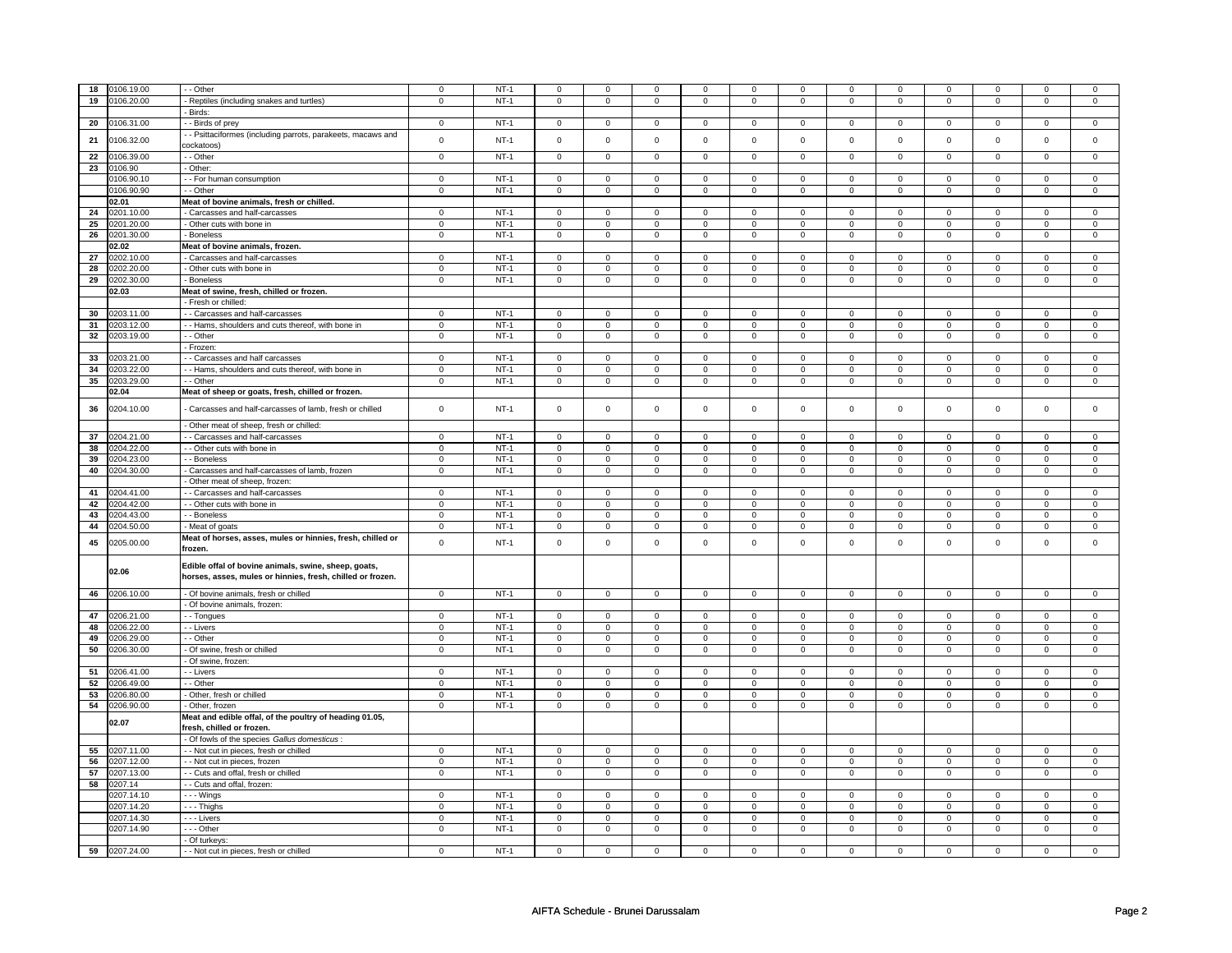| | | | | | | | | | | | | | | | | |
|---|---|---|---|---|---|---|---|---|---|---|---|---|---|---|---|---|
| 18 | 0106.19.00 | - - Other | 0 | NT-1 | 0 | 0 | 0 | 0 | 0 | 0 | 0 | 0 | 0 | 0 | 0 | 0 |
| 19 | 0106.20.00 | - Reptiles (including snakes and turtles) | 0 | NT-1 | 0 | 0 | 0 | 0 | 0 | 0 | 0 | 0 | 0 | 0 | 0 | 0 |
| | | - Birds: | | | | | | | | | | | | | | |
| 20 | 0106.31.00 | - - Birds of prey | 0 | NT-1 | 0 | 0 | 0 | 0 | 0 | 0 | 0 | 0 | 0 | 0 | 0 | 0 |
| 21 | 0106.32.00 | - - Psittaciformes (including parrots, parakeets, macaws and cockatoos) | 0 | NT-1 | 0 | 0 | 0 | 0 | 0 | 0 | 0 | 0 | 0 | 0 | 0 | 0 |
| 22 | 0106.39.00 | - - Other | 0 | NT-1 | 0 | 0 | 0 | 0 | 0 | 0 | 0 | 0 | 0 | 0 | 0 | 0 |
| 23 | 0106.90 | - Other: | | | | | | | | | | | | | | |
| | 0106.90.10 | - - For human consumption | 0 | NT-1 | 0 | 0 | 0 | 0 | 0 | 0 | 0 | 0 | 0 | 0 | 0 | 0 |
| | 0106.90.90 | - - Other | 0 | NT-1 | 0 | 0 | 0 | 0 | 0 | 0 | 0 | 0 | 0 | 0 | 0 | 0 |
| | **02.01** | **Meat of bovine animals, fresh or chilled.** | | | | | | | | | | | | | | |
| 24 | 0201.10.00 | - Carcasses and half-carcasses | 0 | NT-1 | 0 | 0 | 0 | 0 | 0 | 0 | 0 | 0 | 0 | 0 | 0 | 0 |
| 25 | 0201.20.00 | - Other cuts with bone in | 0 | NT-1 | 0 | 0 | 0 | 0 | 0 | 0 | 0 | 0 | 0 | 0 | 0 | 0 |
| 26 | 0201.30.00 | - Boneless | 0 | NT-1 | 0 | 0 | 0 | 0 | 0 | 0 | 0 | 0 | 0 | 0 | 0 | 0 |
| | **02.02** | **Meat of bovine animals, frozen.** | | | | | | | | | | | | | | |
| 27 | 0202.10.00 | - Carcasses and half-carcasses | 0 | NT-1 | 0 | 0 | 0 | 0 | 0 | 0 | 0 | 0 | 0 | 0 | 0 | 0 |
| 28 | 0202.20.00 | - Other cuts with bone in | 0 | NT-1 | 0 | 0 | 0 | 0 | 0 | 0 | 0 | 0 | 0 | 0 | 0 | 0 |
| 29 | 0202.30.00 | - Boneless | 0 | NT-1 | 0 | 0 | 0 | 0 | 0 | 0 | 0 | 0 | 0 | 0 | 0 | 0 |
| | **02.03** | **Meat of swine, fresh, chilled or frozen.** | | | | | | | | | | | | | | |
| | | - Fresh or chilled: | | | | | | | | | | | | | | |
| 30 | 0203.11.00 | - - Carcasses and half-carcasses | 0 | NT-1 | 0 | 0 | 0 | 0 | 0 | 0 | 0 | 0 | 0 | 0 | 0 | 0 |
| 31 | 0203.12.00 | - - Hams, shoulders and cuts thereof, with bone in | 0 | NT-1 | 0 | 0 | 0 | 0 | 0 | 0 | 0 | 0 | 0 | 0 | 0 | 0 |
| 32 | 0203.19.00 | - - Other | 0 | NT-1 | 0 | 0 | 0 | 0 | 0 | 0 | 0 | 0 | 0 | 0 | 0 | 0 |
| | | - Frozen: | | | | | | | | | | | | | | |
| 33 | 0203.21.00 | - - Carcasses and half carcasses | 0 | NT-1 | 0 | 0 | 0 | 0 | 0 | 0 | 0 | 0 | 0 | 0 | 0 | 0 |
| 34 | 0203.22.00 | - - Hams, shoulders and cuts thereof, with bone in | 0 | NT-1 | 0 | 0 | 0 | 0 | 0 | 0 | 0 | 0 | 0 | 0 | 0 | 0 |
| 35 | 0203.29.00 | - - Other | 0 | NT-1 | 0 | 0 | 0 | 0 | 0 | 0 | 0 | 0 | 0 | 0 | 0 | 0 |
| | **02.04** | **Meat of sheep or goats, fresh, chilled or frozen.** | | | | | | | | | | | | | | |
| 36 | 0204.10.00 | - Carcasses and half-carcasses of lamb, fresh or chilled | 0 | NT-1 | 0 | 0 | 0 | 0 | 0 | 0 | 0 | 0 | 0 | 0 | 0 | 0 |
| | | - Other meat of sheep, fresh or chilled: | | | | | | | | | | | | | | |
| 37 | 0204.21.00 | - - Carcasses and half-carcasses | 0 | NT-1 | 0 | 0 | 0 | 0 | 0 | 0 | 0 | 0 | 0 | 0 | 0 | 0 |
| 38 | 0204.22.00 | - - Other cuts with bone in | 0 | NT-1 | 0 | 0 | 0 | 0 | 0 | 0 | 0 | 0 | 0 | 0 | 0 | 0 |
| 39 | 0204.23.00 | - - Boneless | 0 | NT-1 | 0 | 0 | 0 | 0 | 0 | 0 | 0 | 0 | 0 | 0 | 0 | 0 |
| 40 | 0204.30.00 | - Carcasses and half-carcasses of lamb, frozen | 0 | NT-1 | 0 | 0 | 0 | 0 | 0 | 0 | 0 | 0 | 0 | 0 | 0 | 0 |
| | | - Other meat of sheep, frozen: | | | | | | | | | | | | | | |
| 41 | 0204.41.00 | - - Carcasses and half-carcasses | 0 | NT-1 | 0 | 0 | 0 | 0 | 0 | 0 | 0 | 0 | 0 | 0 | 0 | 0 |
| 42 | 0204.42.00 | - - Other cuts with bone in | 0 | NT-1 | 0 | 0 | 0 | 0 | 0 | 0 | 0 | 0 | 0 | 0 | 0 | 0 |
| 43 | 0204.43.00 | - - Boneless | 0 | NT-1 | 0 | 0 | 0 | 0 | 0 | 0 | 0 | 0 | 0 | 0 | 0 | 0 |
| 44 | 0204.50.00 | - Meat of goats | 0 | NT-1 | 0 | 0 | 0 | 0 | 0 | 0 | 0 | 0 | 0 | 0 | 0 | 0 |
| 45 | 0205.00.00 | **Meat of horses, asses, mules or hinnies, fresh, chilled or frozen.** | 0 | NT-1 | 0 | 0 | 0 | 0 | 0 | 0 | 0 | 0 | 0 | 0 | 0 | 0 |
| | **02.06** | **Edible offal of bovine animals, swine, sheep, goats, horses, asses, mules or hinnies, fresh, chilled or frozen.** | | | | | | | | | | | | | | |
| 46 | 0206.10.00 | - Of bovine animals, fresh or chilled | 0 | NT-1 | 0 | 0 | 0 | 0 | 0 | 0 | 0 | 0 | 0 | 0 | 0 | 0 |
| | | - Of bovine animals, frozen: | | | | | | | | | | | | | | |
| 47 | 0206.21.00 | - - Tongues | 0 | NT-1 | 0 | 0 | 0 | 0 | 0 | 0 | 0 | 0 | 0 | 0 | 0 | 0 |
| 48 | 0206.22.00 | - - Livers | 0 | NT-1 | 0 | 0 | 0 | 0 | 0 | 0 | 0 | 0 | 0 | 0 | 0 | 0 |
| 49 | 0206.29.00 | - - Other | 0 | NT-1 | 0 | 0 | 0 | 0 | 0 | 0 | 0 | 0 | 0 | 0 | 0 | 0 |
| 50 | 0206.30.00 | - Of swine, fresh or chilled | 0 | NT-1 | 0 | 0 | 0 | 0 | 0 | 0 | 0 | 0 | 0 | 0 | 0 | 0 |
| | | - Of swine, frozen: | | | | | | | | | | | | | | |
| 51 | 0206.41.00 | - - Livers | 0 | NT-1 | 0 | 0 | 0 | 0 | 0 | 0 | 0 | 0 | 0 | 0 | 0 | 0 |
| 52 | 0206.49.00 | - - Other | 0 | NT-1 | 0 | 0 | 0 | 0 | 0 | 0 | 0 | 0 | 0 | 0 | 0 | 0 |
| 53 | 0206.80.00 | - Other, fresh or chilled | 0 | NT-1 | 0 | 0 | 0 | 0 | 0 | 0 | 0 | 0 | 0 | 0 | 0 | 0 |
| 54 | 0206.90.00 | - Other, frozen | 0 | NT-1 | 0 | 0 | 0 | 0 | 0 | 0 | 0 | 0 | 0 | 0 | 0 | 0 |
| | **02.07** | **Meat and edible offal, of the poultry of heading 01.05, fresh, chilled or frozen.** | | | | | | | | | | | | | | |
| | | - Of fowls of the species *Gallus domesticus* : | | | | | | | | | | | | | | |
| 55 | 0207.11.00 | - - Not cut in pieces, fresh or chilled | 0 | NT-1 | 0 | 0 | 0 | 0 | 0 | 0 | 0 | 0 | 0 | 0 | 0 | 0 |
| 56 | 0207.12.00 | - - Not cut in pieces, frozen | 0 | NT-1 | 0 | 0 | 0 | 0 | 0 | 0 | 0 | 0 | 0 | 0 | 0 | 0 |
| 57 | 0207.13.00 | - - Cuts and offal, fresh or chilled | 0 | NT-1 | 0 | 0 | 0 | 0 | 0 | 0 | 0 | 0 | 0 | 0 | 0 | 0 |
| 58 | 0207.14 | - - Cuts and offal, frozen: | | | | | | | | | | | | | | |
| | 0207.14.10 | - - - Wings | 0 | NT-1 | 0 | 0 | 0 | 0 | 0 | 0 | 0 | 0 | 0 | 0 | 0 | 0 |
| | 0207.14.20 | - - - Thighs | 0 | NT-1 | 0 | 0 | 0 | 0 | 0 | 0 | 0 | 0 | 0 | 0 | 0 | 0 |
| | 0207.14.30 | - - - Livers | 0 | NT-1 | 0 | 0 | 0 | 0 | 0 | 0 | 0 | 0 | 0 | 0 | 0 | 0 |
| | 0207.14.90 | - - - Other | 0 | NT-1 | 0 | 0 | 0 | 0 | 0 | 0 | 0 | 0 | 0 | 0 | 0 | 0 |
| | | - Of turkeys: | | | | | | | | | | | | | | |
| 59 | 0207.24.00 | - - Not cut in pieces, fresh or chilled | 0 | NT-1 | 0 | 0 | 0 | 0 | 0 | 0 | 0 | 0 | 0 | 0 | 0 | 0 |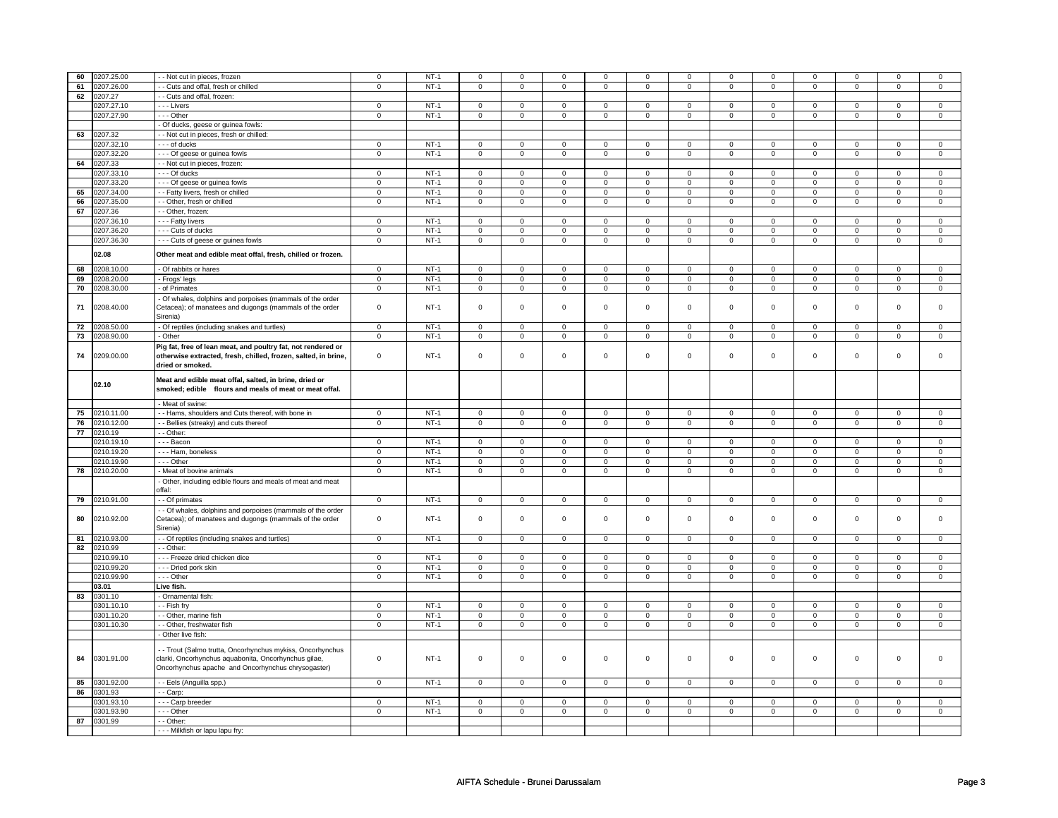| 60 | 0207.25.00 | - - Not cut in pieces, frozen | 0 | NT-1 | 0 | 0 | 0 | 0 | 0 | 0 | 0 | 0 | 0 | 0 | 0 | 0 |
|---|---|---|---|---|---|---|---|---|---|---|---|---|---|---|---|---|
| 61 | 0207.26.00 | - - Cuts and offal, fresh or chilled | 0 | NT-1 | 0 | 0 | 0 | 0 | 0 | 0 | 0 | 0 | 0 | 0 | 0 | 0 |
| 62 | 0207.27 | - - Cuts and offal, frozen: | | | | | | | | | | | | | | |
| | 0207.27.10 | - - - Livers | 0 | NT-1 | 0 | 0 | 0 | 0 | 0 | 0 | 0 | 0 | 0 | 0 | 0 | 0 |
| | 0207.27.90 | - - - Other | 0 | NT-1 | 0 | 0 | 0 | 0 | 0 | 0 | 0 | 0 | 0 | 0 | 0 | 0 |
| | | - Of ducks, geese or guinea fowls: | | | | | | | | | | | | | | |
| 63 | 0207.32 | - - Not cut in pieces, fresh or chilled: | | | | | | | | | | | | | | |
| | 0207.32.10 | - - - of ducks | 0 | NT-1 | 0 | 0 | 0 | 0 | 0 | 0 | 0 | 0 | 0 | 0 | 0 | 0 |
| | 0207.32.20 | - - - Of geese or guinea fowls | 0 | NT-1 | 0 | 0 | 0 | 0 | 0 | 0 | 0 | 0 | 0 | 0 | 0 | 0 |
| 64 | 0207.33 | - - Not cut in pieces, frozen: | | | | | | | | | | | | | | |
| | 0207.33.10 | - - - Of ducks | 0 | NT-1 | 0 | 0 | 0 | 0 | 0 | 0 | 0 | 0 | 0 | 0 | 0 | 0 |
| | 0207.33.20 | - - - Of geese or guinea fowls | 0 | NT-1 | 0 | 0 | 0 | 0 | 0 | 0 | 0 | 0 | 0 | 0 | 0 | 0 |
| 65 | 0207.34.00 | - - Fatty livers, fresh or chilled | 0 | NT-1 | 0 | 0 | 0 | 0 | 0 | 0 | 0 | 0 | 0 | 0 | 0 | 0 |
| 66 | 0207.35.00 | - - Other, fresh or chilled | 0 | NT-1 | 0 | 0 | 0 | 0 | 0 | 0 | 0 | 0 | 0 | 0 | 0 | 0 |
| 67 | 0207.36 | - - Other, frozen: | | | | | | | | | | | | | | |
| | 0207.36.10 | - - - Fatty livers | 0 | NT-1 | 0 | 0 | 0 | 0 | 0 | 0 | 0 | 0 | 0 | 0 | 0 | 0 |
| | 0207.36.20 | - - - Cuts of ducks | 0 | NT-1 | 0 | 0 | 0 | 0 | 0 | 0 | 0 | 0 | 0 | 0 | 0 | 0 |
| | 0207.36.30 | - - - Cuts of geese or guinea fowls | 0 | NT-1 | 0 | 0 | 0 | 0 | 0 | 0 | 0 | 0 | 0 | 0 | 0 | 0 |
| | **02.08** | **Other meat and edible meat offal, fresh, chilled or frozen.** | | | | | | | | | | | | | | |
| 68 | 0208.10.00 | - Of rabbits or hares | 0 | NT-1 | 0 | 0 | 0 | 0 | 0 | 0 | 0 | 0 | 0 | 0 | 0 | 0 |
| 69 | 0208.20.00 | - Frogs' legs | 0 | NT-1 | 0 | 0 | 0 | 0 | 0 | 0 | 0 | 0 | 0 | 0 | 0 | 0 |
| 70 | 0208.30.00 | - of Primates | 0 | NT-1 | 0 | 0 | 0 | 0 | 0 | 0 | 0 | 0 | 0 | 0 | 0 | 0 |
| 71 | 0208.40.00 | - Of whales, dolphins and porpoises (mammals of the order Cetacea); of manatees and dugongs (mammals of the order Sirenia) | 0 | NT-1 | 0 | 0 | 0 | 0 | 0 | 0 | 0 | 0 | 0 | 0 | 0 | 0 |
| 72 | 0208.50.00 | - Of reptiles (including snakes and turtles) | 0 | NT-1 | 0 | 0 | 0 | 0 | 0 | 0 | 0 | 0 | 0 | 0 | 0 | 0 |
| 73 | 0208.90.00 | - Other | 0 | NT-1 | 0 | 0 | 0 | 0 | 0 | 0 | 0 | 0 | 0 | 0 | 0 | 0 |
| 74 | 0209.00.00 | **Pig fat, free of lean meat, and poultry fat, not rendered or otherwise extracted, fresh, chilled, frozen, salted, in brine, dried or smoked.** | 0 | NT-1 | 0 | 0 | 0 | 0 | 0 | 0 | 0 | 0 | 0 | 0 | 0 | 0 |
| | **02.10** | **Meat and edible meat offal, salted, in brine, dried or smoked; edible flours and meals of meat or meat offal.** | | | | | | | | | | | | | | |
| | | - Meat of swine: | | | | | | | | | | | | | | |
| 75 | 0210.11.00 | - - Hams, shoulders and Cuts thereof, with bone in | 0 | NT-1 | 0 | 0 | 0 | 0 | 0 | 0 | 0 | 0 | 0 | 0 | 0 | 0 |
| 76 | 0210.12.00 | - - Bellies (streaky) and cuts thereof | 0 | NT-1 | 0 | 0 | 0 | 0 | 0 | 0 | 0 | 0 | 0 | 0 | 0 | 0 |
| 77 | 0210.19 | - - Other: | | | | | | | | | | | | | | |
| | 0210.19.10 | - - - Bacon | 0 | NT-1 | 0 | 0 | 0 | 0 | 0 | 0 | 0 | 0 | 0 | 0 | 0 | 0 |
| | 0210.19.20 | - - - Ham, boneless | 0 | NT-1 | 0 | 0 | 0 | 0 | 0 | 0 | 0 | 0 | 0 | 0 | 0 | 0 |
| | 0210.19.90 | - - - Other | 0 | NT-1 | 0 | 0 | 0 | 0 | 0 | 0 | 0 | 0 | 0 | 0 | 0 | 0 |
| 78 | 0210.20.00 | - Meat of bovine animals | 0 | NT-1 | 0 | 0 | 0 | 0 | 0 | 0 | 0 | 0 | 0 | 0 | 0 | 0 |
| | | - Other, including edible flours and meals of meat and meat offal: | | | | | | | | | | | | | | |
| 79 | 0210.91.00 | - - Of primates | 0 | NT-1 | 0 | 0 | 0 | 0 | 0 | 0 | 0 | 0 | 0 | 0 | 0 | 0 |
| 80 | 0210.92.00 | - - Of whales, dolphins and porpoises (mammals of the order Cetacea); of manatees and dugongs (mammals of the order Sirenia) | 0 | NT-1 | 0 | 0 | 0 | 0 | 0 | 0 | 0 | 0 | 0 | 0 | 0 | 0 |
| 81 | 0210.93.00 | - - Of reptiles (including snakes and turtles) | 0 | NT-1 | 0 | 0 | 0 | 0 | 0 | 0 | 0 | 0 | 0 | 0 | 0 | 0 |
| 82 | 0210.99 | - - Other: | | | | | | | | | | | | | | |
| | 0210.99.10 | - - - Freeze dried chicken dice | 0 | NT-1 | 0 | 0 | 0 | 0 | 0 | 0 | 0 | 0 | 0 | 0 | 0 | 0 |
| | 0210.99.20 | - - - Dried pork skin | 0 | NT-1 | 0 | 0 | 0 | 0 | 0 | 0 | 0 | 0 | 0 | 0 | 0 | 0 |
| | 0210.99.90 | - - - Other | 0 | NT-1 | 0 | 0 | 0 | 0 | 0 | 0 | 0 | 0 | 0 | 0 | 0 | 0 |
| | **03.01** | **Live fish.** | | | | | | | | | | | | | | |
| 83 | 0301.10 | - Ornamental fish: | | | | | | | | | | | | | | |
| | 0301.10.10 | - - Fish fry | 0 | NT-1 | 0 | 0 | 0 | 0 | 0 | 0 | 0 | 0 | 0 | 0 | 0 | 0 |
| | 0301.10.20 | - - Other, marine fish | 0 | NT-1 | 0 | 0 | 0 | 0 | 0 | 0 | 0 | 0 | 0 | 0 | 0 | 0 |
| | 0301.10.30 | - - Other, freshwater fish | 0 | NT-1 | 0 | 0 | 0 | 0 | 0 | 0 | 0 | 0 | 0 | 0 | 0 | 0 |
| | | - Other live fish: | | | | | | | | | | | | | | |
| 84 | 0301.91.00 | - - Trout (Salmo trutta, Oncorhynchus mykiss, Oncorhynchus clarki, Oncorhynchus aquabonita, Oncorhynchus gilae, Oncorhynchus apache and Oncorhynchus chrysogaster) | 0 | NT-1 | 0 | 0 | 0 | 0 | 0 | 0 | 0 | 0 | 0 | 0 | 0 | 0 |
| 85 | 0301.92.00 | - - Eels (Anguilla spp.) | 0 | NT-1 | 0 | 0 | 0 | 0 | 0 | 0 | 0 | 0 | 0 | 0 | 0 | 0 |
| 86 | 0301.93 | - - Carp: | | | | | | | | | | | | | | |
| | 0301.93.10 | - - - Carp breeder | 0 | NT-1 | 0 | 0 | 0 | 0 | 0 | 0 | 0 | 0 | 0 | 0 | 0 | 0 |
| | 0301.93.90 | - - - Other | 0 | NT-1 | 0 | 0 | 0 | 0 | 0 | 0 | 0 | 0 | 0 | 0 | 0 | 0 |
| 87 | 0301.99 | - - Other: | | | | | | | | | | | | | | |
| | | - - - Milkfish or lapu lapu fry: | | | | | | | | | | | | | | |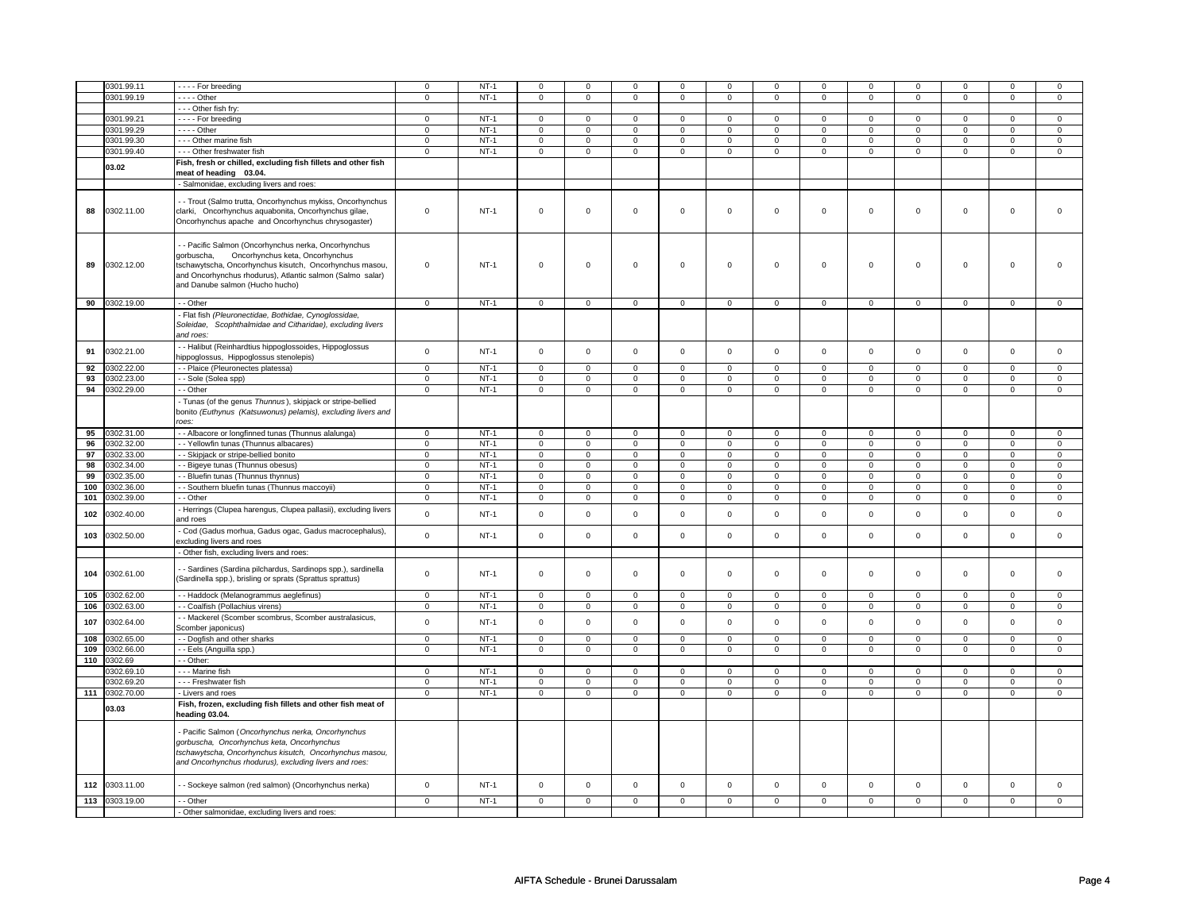|  | 0301.99.11 | - - - - For breeding | 0 | NT-1 | 0 | 0 | 0 | 0 | 0 | 0 | 0 | 0 | 0 | 0 | 0 | 0 |
|---|---|---|---|---|---|---|---|---|---|---|---|---|---|---|---|---|
|  | 0301.99.19 | - - - - Other | 0 | NT-1 | 0 | 0 | 0 | 0 | 0 | 0 | 0 | 0 | 0 | 0 | 0 | 0 |
|  |  | - - - Other fish fry: |  |  |  |  |  |  |  |  |  |  |  |  |  |  |
|  | 0301.99.21 | - - - - For breeding | 0 | NT-1 | 0 | 0 | 0 | 0 | 0 | 0 | 0 | 0 | 0 | 0 | 0 | 0 |
|  | 0301.99.29 | - - - - Other | 0 | NT-1 | 0 | 0 | 0 | 0 | 0 | 0 | 0 | 0 | 0 | 0 | 0 | 0 |
|  | 0301.99.30 | - - - Other marine fish | 0 | NT-1 | 0 | 0 | 0 | 0 | 0 | 0 | 0 | 0 | 0 | 0 | 0 | 0 |
|  | 0301.99.40 | - - - Other freshwater fish | 0 | NT-1 | 0 | 0 | 0 | 0 | 0 | 0 | 0 | 0 | 0 | 0 | 0 | 0 |
|  | **03.02** | **Fish, fresh or chilled, excluding fish fillets and other fish meat of heading 03.04.** |  |  |  |  |  |  |  |  |  |  |  |  |  |  |
|  |  | - Salmonidae, excluding livers and roes: |  |  |  |  |  |  |  |  |  |  |  |  |  |  |
| **88** | 0302.11.00 | - - Trout (Salmo trutta, Oncorhynchus mykiss, Oncorhynchus clarki, Oncorhynchus aquabonita, Oncorhynchus gilae, Oncorhynchus apache and Oncorhynchus chrysogaster) | 0 | NT-1 | 0 | 0 | 0 | 0 | 0 | 0 | 0 | 0 | 0 | 0 | 0 | 0 |
| **89** | 0302.12.00 | - - Pacific Salmon (Oncorhynchus nerka, Oncorhynchus gorbuscha, Oncorhynchus keta, Oncorhynchus tschawytscha, Oncorhynchus kisutch, Oncorhynchus masou, and Oncorhynchus rhodurus), Atlantic salmon (Salmo salar) and Danube salmon (Hucho hucho) | 0 | NT-1 | 0 | 0 | 0 | 0 | 0 | 0 | 0 | 0 | 0 | 0 | 0 | 0 |
| **90** | 0302.19.00 | - - Other | 0 | NT-1 | 0 | 0 | 0 | 0 | 0 | 0 | 0 | 0 | 0 | 0 | 0 | 0 |
|  |  | - Flat fish *(Pleuronectidae, Bothidae, Cynoglossidae, Soleidae, Scophthalmidae and Citharidae), excluding livers and roes:* |  |  |  |  |  |  |  |  |  |  |  |  |  |  |
| **91** | 0302.21.00 | - - Halibut (Reinhardtius hippoglossoides, Hippoglossus hippoglossus, Hippoglossus stenolepis) | 0 | NT-1 | 0 | 0 | 0 | 0 | 0 | 0 | 0 | 0 | 0 | 0 | 0 | 0 |
| **92** | 0302.22.00 | - - Plaice (Pleuronectes platessa) | 0 | NT-1 | 0 | 0 | 0 | 0 | 0 | 0 | 0 | 0 | 0 | 0 | 0 | 0 |
| **93** | 0302.23.00 | - - Sole (Solea spp) | 0 | NT-1 | 0 | 0 | 0 | 0 | 0 | 0 | 0 | 0 | 0 | 0 | 0 | 0 |
| **94** | 0302.29.00 | - - Other | 0 | NT-1 | 0 | 0 | 0 | 0 | 0 | 0 | 0 | 0 | 0 | 0 | 0 | 0 |
|  |  | - Tunas (of the genus *Thunnus* ), skipjack or stripe-bellied bonito *(Euthynus (Katsuwonus) pelamis), excluding livers and roes:* |  |  |  |  |  |  |  |  |  |  |  |  |  |  |
| **95** | 0302.31.00 | - - Albacore or longfinned tunas (Thunnus alalunga) | 0 | NT-1 | 0 | 0 | 0 | 0 | 0 | 0 | 0 | 0 | 0 | 0 | 0 | 0 |
| **96** | 0302.32.00 | - - Yellowfin tunas (Thunnus albacares) | 0 | NT-1 | 0 | 0 | 0 | 0 | 0 | 0 | 0 | 0 | 0 | 0 | 0 | 0 |
| **97** | 0302.33.00 | - - Skipjack or stripe-bellied bonito | 0 | NT-1 | 0 | 0 | 0 | 0 | 0 | 0 | 0 | 0 | 0 | 0 | 0 | 0 |
| **98** | 0302.34.00 | - - Bigeye tunas (Thunnus obesus) | 0 | NT-1 | 0 | 0 | 0 | 0 | 0 | 0 | 0 | 0 | 0 | 0 | 0 | 0 |
| **99** | 0302.35.00 | - - Bluefin tunas (Thunnus thynnus) | 0 | NT-1 | 0 | 0 | 0 | 0 | 0 | 0 | 0 | 0 | 0 | 0 | 0 | 0 |
| **100** | 0302.36.00 | - - Southern bluefin tunas (Thunnus maccoyii) | 0 | NT-1 | 0 | 0 | 0 | 0 | 0 | 0 | 0 | 0 | 0 | 0 | 0 | 0 |
| **101** | 0302.39.00 | - - Other | 0 | NT-1 | 0 | 0 | 0 | 0 | 0 | 0 | 0 | 0 | 0 | 0 | 0 | 0 |
| **102** | 0302.40.00 | - Herrings (Clupea harengus, Clupea pallasii), excluding livers and roes | 0 | NT-1 | 0 | 0 | 0 | 0 | 0 | 0 | 0 | 0 | 0 | 0 | 0 | 0 |
| **103** | 0302.50.00 | - Cod (Gadus morhua, Gadus ogac, Gadus macrocephalus), excluding livers and roes | 0 | NT-1 | 0 | 0 | 0 | 0 | 0 | 0 | 0 | 0 | 0 | 0 | 0 | 0 |
|  |  | - Other fish, excluding livers and roes: |  |  |  |  |  |  |  |  |  |  |  |  |  |  |
| **104** | 0302.61.00 | - - Sardines (Sardina pilchardus, Sardinops spp.), sardinella (Sardinella spp.), brisling or sprats (Sprattus sprattus) | 0 | NT-1 | 0 | 0 | 0 | 0 | 0 | 0 | 0 | 0 | 0 | 0 | 0 | 0 |
| **105** | 0302.62.00 | - - Haddock (Melanogrammus aeglefinus) | 0 | NT-1 | 0 | 0 | 0 | 0 | 0 | 0 | 0 | 0 | 0 | 0 | 0 | 0 |
| **106** | 0302.63.00 | - - Coalfish (Pollachius virens) | 0 | NT-1 | 0 | 0 | 0 | 0 | 0 | 0 | 0 | 0 | 0 | 0 | 0 | 0 |
| **107** | 0302.64.00 | - - Mackerel (Scomber scombrus, Scomber australasicus, Scomber japonicus) | 0 | NT-1 | 0 | 0 | 0 | 0 | 0 | 0 | 0 | 0 | 0 | 0 | 0 | 0 |
| **108** | 0302.65.00 | - - Dogfish and other sharks | 0 | NT-1 | 0 | 0 | 0 | 0 | 0 | 0 | 0 | 0 | 0 | 0 | 0 | 0 |
| **109** | 0302.66.00 | - - Eels (Anguilla spp.) | 0 | NT-1 | 0 | 0 | 0 | 0 | 0 | 0 | 0 | 0 | 0 | 0 | 0 | 0 |
| **110** | 0302.69 | - - Other: |  |  |  |  |  |  |  |  |  |  |  |  |  |  |
|  | 0302.69.10 | - - - Marine fish | 0 | NT-1 | 0 | 0 | 0 | 0 | 0 | 0 | 0 | 0 | 0 | 0 | 0 | 0 |
|  | 0302.69.20 | - - - Freshwater fish | 0 | NT-1 | 0 | 0 | 0 | 0 | 0 | 0 | 0 | 0 | 0 | 0 | 0 | 0 |
| **111** | 0302.70.00 | - Livers and roes | 0 | NT-1 | 0 | 0 | 0 | 0 | 0 | 0 | 0 | 0 | 0 | 0 | 0 | 0 |
|  | **03.03** | **Fish, frozen, excluding fish fillets and other fish meat of heading 03.04.** |  |  |  |  |  |  |  |  |  |  |  |  |  |  |
|  |  | - Pacific Salmon (*Oncorhynchus nerka, Oncorhynchus gorbuscha, Oncorhynchus keta, Oncorhynchus tschawytscha, Oncorhynchus kisutch, Oncorhynchus masou, and Oncorhynchus rhodurus), excluding livers and roes:* |  |  |  |  |  |  |  |  |  |  |  |  |  |  |
| **112** | 0303.11.00 | - - Sockeye salmon (red salmon) (Oncorhynchus nerka) | 0 | NT-1 | 0 | 0 | 0 | 0 | 0 | 0 | 0 | 0 | 0 | 0 | 0 | 0 |
| **113** | 0303.19.00 | - - Other | 0 | NT-1 | 0 | 0 | 0 | 0 | 0 | 0 | 0 | 0 | 0 | 0 | 0 | 0 |
|  |  | - Other salmonidae, excluding livers and roes: |  |  |  |  |  |  |  |  |  |  |  |  |  |  |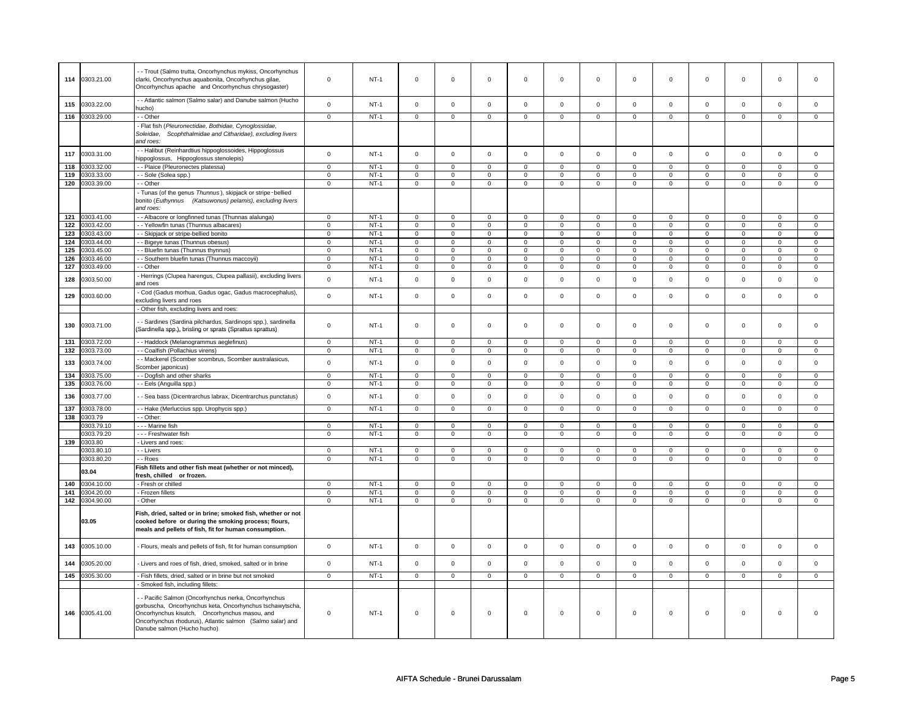| 114 | 0303.21.00 | - - Trout (Salmo trutta, Oncorhynchus mykiss, Oncorhynchus clarki, Oncorhynchus aquabonita, Oncorhynchus gilae, Oncorhynchus apache and Oncorhynchus chrysogaster) | 0 | NT-1 | 0 | 0 | 0 | 0 | 0 | 0 | 0 | 0 | 0 | 0 | 0 | 0 |
|---|---|---|---|---|---|---|---|---|---|---|---|---|---|---|---|---|
| 115 | 0303.22.00 | - - Atlantic salmon (Salmo salar) and Danube salmon (Hucho hucho) | 0 | NT-1 | 0 | 0 | 0 | 0 | 0 | 0 | 0 | 0 | 0 | 0 | 0 | 0 |
| 116 | 0303.29.00 | - - Other | 0 | NT-1 | 0 | 0 | 0 | 0 | 0 | 0 | 0 | 0 | 0 | 0 | 0 | 0 |
| | | - Flat fish (*Pleuronectidae, Bothidae, Cynoglossidae, Soleidae, Scophthalmidae and Citharidae), excluding livers and roes:* | | | | | | | | | | | | | | |
| 117 | 0303.31.00 | - - Halibut (Reinhardtius hippoglossoides, Hippoglossus hippoglossus, Hippoglossus stenolepis) | 0 | NT-1 | 0 | 0 | 0 | 0 | 0 | 0 | 0 | 0 | 0 | 0 | 0 | 0 |
| 118 | 0303.32.00 | - - Plaice (Pleuronectes platessa) | 0 | NT-1 | 0 | 0 | 0 | 0 | 0 | 0 | 0 | 0 | 0 | 0 | 0 | 0 |
| 119 | 0303.33.00 | - - Sole (Solea spp.) | 0 | NT-1 | 0 | 0 | 0 | 0 | 0 | 0 | 0 | 0 | 0 | 0 | 0 | 0 |
| 120 | 0303.39.00 | - - Other | 0 | NT-1 | 0 | 0 | 0 | 0 | 0 | 0 | 0 | 0 | 0 | 0 | 0 | 0 |
| | | - Tunas (of the genus *Thunnus*), skipjack or stripe-bellied bonito (*Euthynnus (Katsuwonus) pelamis), excluding livers and roes:* | | | | | | | | | | | | | | |
| 121 | 0303.41.00 | - - Albacore or longfinned tunas (Thunnas alalunga) | 0 | NT-1 | 0 | 0 | 0 | 0 | 0 | 0 | 0 | 0 | 0 | 0 | 0 | 0 |
| 122 | 0303.42.00 | - - Yellowfin tunas (Thunnus albacares) | 0 | NT-1 | 0 | 0 | 0 | 0 | 0 | 0 | 0 | 0 | 0 | 0 | 0 | 0 |
| 123 | 0303.43.00 | - - Skipjack or stripe-bellied bonito | 0 | NT-1 | 0 | 0 | 0 | 0 | 0 | 0 | 0 | 0 | 0 | 0 | 0 | 0 |
| 124 | 0303.44.00 | - - Bigeye tunas (Thunnus obesus) | 0 | NT-1 | 0 | 0 | 0 | 0 | 0 | 0 | 0 | 0 | 0 | 0 | 0 | 0 |
| 125 | 0303.45.00 | - - Bluefin tunas (Thunnus thynnus) | 0 | NT-1 | 0 | 0 | 0 | 0 | 0 | 0 | 0 | 0 | 0 | 0 | 0 | 0 |
| 126 | 0303.46.00 | - - Southern bluefin tunas (Thunnus maccoyii) | 0 | NT-1 | 0 | 0 | 0 | 0 | 0 | 0 | 0 | 0 | 0 | 0 | 0 | 0 |
| 127 | 0303.49.00 | - - Other | 0 | NT-1 | 0 | 0 | 0 | 0 | 0 | 0 | 0 | 0 | 0 | 0 | 0 | 0 |
| 128 | 0303.50.00 | - Herrings (Clupea harengus, Clupea pallasii), excluding livers and roes | 0 | NT-1 | 0 | 0 | 0 | 0 | 0 | 0 | 0 | 0 | 0 | 0 | 0 | 0 |
| 129 | 0303.60.00 | - Cod (Gadus morhua, Gadus ogac, Gadus macrocephalus), excluding livers and roes | 0 | NT-1 | 0 | 0 | 0 | 0 | 0 | 0 | 0 | 0 | 0 | 0 | 0 | 0 |
| | | - Other fish, excluding livers and roes: | | | | | | | | | | | | | | |
| 130 | 0303.71.00 | - - Sardines (Sardina pilchardus, Sardinops spp.), sardinella (Sardinella spp.), brisling or sprats (Sprattus sprattus) | 0 | NT-1 | 0 | 0 | 0 | 0 | 0 | 0 | 0 | 0 | 0 | 0 | 0 | 0 |
| 131 | 0303.72.00 | - - Haddock (Melanogrammus aeglefinus) | 0 | NT-1 | 0 | 0 | 0 | 0 | 0 | 0 | 0 | 0 | 0 | 0 | 0 | 0 |
| 132 | 0303.73.00 | - - Coalfish (Pollachius virens) | 0 | NT-1 | 0 | 0 | 0 | 0 | 0 | 0 | 0 | 0 | 0 | 0 | 0 | 0 |
| 133 | 0303.74.00 | - - Mackerel (Scomber scombrus, Scomber australasicus, Scomber japonicus) | 0 | NT-1 | 0 | 0 | 0 | 0 | 0 | 0 | 0 | 0 | 0 | 0 | 0 | 0 |
| 134 | 0303.75.00 | - - Dogfish and other sharks | 0 | NT-1 | 0 | 0 | 0 | 0 | 0 | 0 | 0 | 0 | 0 | 0 | 0 | 0 |
| 135 | 0303.76.00 | - - Eels (Anguilla spp.) | 0 | NT-1 | 0 | 0 | 0 | 0 | 0 | 0 | 0 | 0 | 0 | 0 | 0 | 0 |
| 136 | 0303.77.00 | - - Sea bass (Dicentrarchus labrax, Dicentrarchus punctatus) | 0 | NT-1 | 0 | 0 | 0 | 0 | 0 | 0 | 0 | 0 | 0 | 0 | 0 | 0 |
| 137 | 0303.78.00 | - - Hake (Merluccius spp. Urophycis spp.) | 0 | NT-1 | 0 | 0 | 0 | 0 | 0 | 0 | 0 | 0 | 0 | 0 | 0 | 0 |
| 138 | 0303.79 | - - Other: | | | | | | | | | | | | | | |
| | 0303.79.10 | - - - Marine fish | 0 | NT-1 | 0 | 0 | 0 | 0 | 0 | 0 | 0 | 0 | 0 | 0 | 0 | 0 |
| | 0303.79.20 | - - - Freshwater fish | 0 | NT-1 | 0 | 0 | 0 | 0 | 0 | 0 | 0 | 0 | 0 | 0 | 0 | 0 |
| 139 | 0303.80 | - Livers and roes: | | | | | | | | | | | | | | |
| | 0303.80.10 | - - Livers | 0 | NT-1 | 0 | 0 | 0 | 0 | 0 | 0 | 0 | 0 | 0 | 0 | 0 | 0 |
| | 0303.80.20 | - - Roes | 0 | NT-1 | 0 | 0 | 0 | 0 | 0 | 0 | 0 | 0 | 0 | 0 | 0 | 0 |
| | **03.04** | **Fish fillets and other fish meat (whether or not minced), fresh, chilled or frozen.** | | | | | | | | | | | | | | |
| 140 | 0304.10.00 | - Fresh or chilled | 0 | NT-1 | 0 | 0 | 0 | 0 | 0 | 0 | 0 | 0 | 0 | 0 | 0 | 0 |
| 141 | 0304.20.00 | - Frozen fillets | 0 | NT-1 | 0 | 0 | 0 | 0 | 0 | 0 | 0 | 0 | 0 | 0 | 0 | 0 |
| 142 | 0304.90.00 | - Other | 0 | NT-1 | 0 | 0 | 0 | 0 | 0 | 0 | 0 | 0 | 0 | 0 | 0 | 0 |
| | **03.05** | **Fish, dried, salted or in brine; smoked fish, whether or not cooked before or during the smoking process; flours, meals and pellets of fish, fit for human consumption.** | | | | | | | | | | | | | | |
| 143 | 0305.10.00 | - Flours, meals and pellets of fish, fit for human consumption | 0 | NT-1 | 0 | 0 | 0 | 0 | 0 | 0 | 0 | 0 | 0 | 0 | 0 | 0 |
| 144 | 0305.20.00 | - Livers and roes of fish, dried, smoked, salted or in brine | 0 | NT-1 | 0 | 0 | 0 | 0 | 0 | 0 | 0 | 0 | 0 | 0 | 0 | 0 |
| 145 | 0305.30.00 | - Fish fillets, dried, salted or in brine but not smoked | 0 | NT-1 | 0 | 0 | 0 | 0 | 0 | 0 | 0 | 0 | 0 | 0 | 0 | 0 |
| | | - Smoked fish, including fillets: | | | | | | | | | | | | | | |
| 146 | 0305.41.00 | - - Pacific Salmon (Oncorhynchus nerka, Oncorhynchus gorbuscha, Oncorhynchus keta, Oncorhynchus tschawytscha, Oncorhynchus kisutch, Oncorhynchus masou, and Oncorhynchus rhodurus), Atlantic salmon (Salmo salar) and Danube salmon (Hucho hucho) | 0 | NT-1 | 0 | 0 | 0 | 0 | 0 | 0 | 0 | 0 | 0 | 0 | 0 | 0 |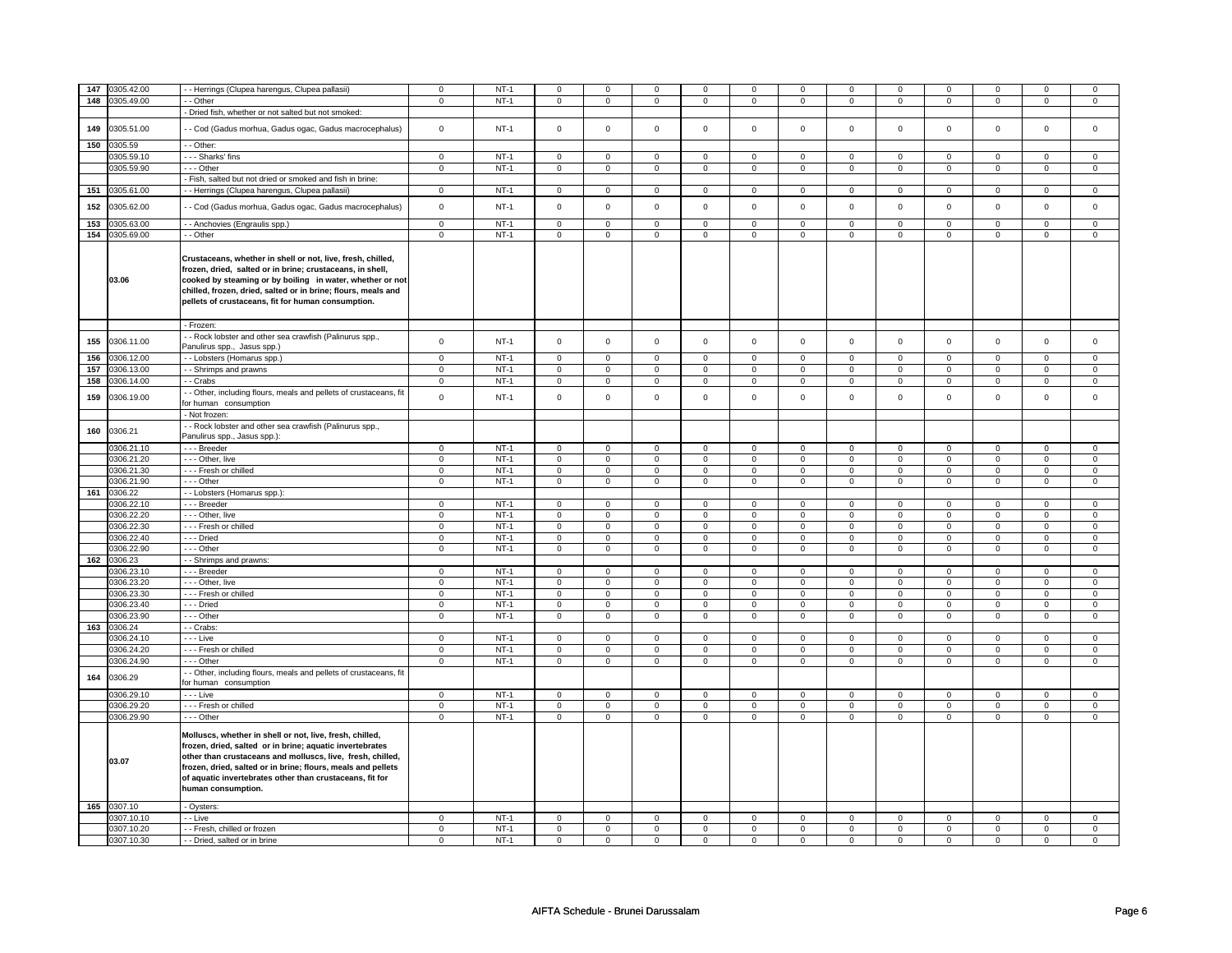| | | | | | | | | | | | | | | | |
|---|---|---|---|---|---|---|---|---|---|---|---|---|---|---|---|
| 147 | 0305.42.00 | - - Herrings (Clupea harengus, Clupea pallasii) | 0 | NT-1 | 0 | 0 | 0 | 0 | 0 | 0 | 0 | 0 | 0 | 0 | 0 | 0 |
| 148 | 0305.49.00 | - - Other | 0 | NT-1 | 0 | 0 | 0 | 0 | 0 | 0 | 0 | 0 | 0 | 0 | 0 | 0 |
| | | - Dried fish, whether or not salted but not smoked: | | | | | | | | | | | | | | |
| 149 | 0305.51.00 | - - Cod (Gadus morhua, Gadus ogac, Gadus macrocephalus) | 0 | NT-1 | 0 | 0 | 0 | 0 | 0 | 0 | 0 | 0 | 0 | 0 | 0 | 0 |
| 150 | 0305.59 | - - Other: | | | | | | | | | | | | | | |
| | 0305.59.10 | - - - Sharks' fins | 0 | NT-1 | 0 | 0 | 0 | 0 | 0 | 0 | 0 | 0 | 0 | 0 | 0 | 0 |
| | 0305.59.90 | - - - Other | 0 | NT-1 | 0 | 0 | 0 | 0 | 0 | 0 | 0 | 0 | 0 | 0 | 0 | 0 |
| | | - Fish, salted but not dried or smoked and fish in brine: | | | | | | | | | | | | | | |
| 151 | 0305.61.00 | - - Herrings (Clupea harengus, Clupea pallasii) | 0 | NT-1 | 0 | 0 | 0 | 0 | 0 | 0 | 0 | 0 | 0 | 0 | 0 | 0 |
| 152 | 0305.62.00 | - - Cod (Gadus morhua, Gadus ogac, Gadus macrocephalus) | 0 | NT-1 | 0 | 0 | 0 | 0 | 0 | 0 | 0 | 0 | 0 | 0 | 0 | 0 |
| 153 | 0305.63.00 | - - Anchovies (Engraulis spp.) | 0 | NT-1 | 0 | 0 | 0 | 0 | 0 | 0 | 0 | 0 | 0 | 0 | 0 | 0 |
| 154 | 0305.69.00 | - - Other | 0 | NT-1 | 0 | 0 | 0 | 0 | 0 | 0 | 0 | 0 | 0 | 0 | 0 | 0 |
| | **03.06** | **Crustaceans, whether in shell or not, live, fresh, chilled, frozen, dried, salted or in brine; crustaceans, in shell, cooked by steaming or by boiling in water, whether or not chilled, frozen, dried, salted or in brine; flours, meals and pellets of crustaceans, fit for human consumption.** | | | | | | | | | | | | | | |
| | | - Frozen: | | | | | | | | | | | | | | |
| 155 | 0306.11.00 | - - Rock lobster and other sea crawfish (Palinurus spp., Panulirus spp., Jasus spp.) | 0 | NT-1 | 0 | 0 | 0 | 0 | 0 | 0 | 0 | 0 | 0 | 0 | 0 | 0 |
| 156 | 0306.12.00 | - - Lobsters (Homarus spp.) | 0 | NT-1 | 0 | 0 | 0 | 0 | 0 | 0 | 0 | 0 | 0 | 0 | 0 | 0 |
| 157 | 0306.13.00 | - - Shrimps and prawns | 0 | NT-1 | 0 | 0 | 0 | 0 | 0 | 0 | 0 | 0 | 0 | 0 | 0 | 0 |
| 158 | 0306.14.00 | - - Crabs | 0 | NT-1 | 0 | 0 | 0 | 0 | 0 | 0 | 0 | 0 | 0 | 0 | 0 | 0 |
| 159 | 0306.19.00 | - - Other, including flours, meals and pellets of crustaceans, fit for human consumption | 0 | NT-1 | 0 | 0 | 0 | 0 | 0 | 0 | 0 | 0 | 0 | 0 | 0 | 0 |
| | | - Not frozen: | | | | | | | | | | | | | | |
| 160 | 0306.21 | - - Rock lobster and other sea crawfish (Palinurus spp., Panulirus spp., Jasus spp.): | | | | | | | | | | | | | | |
| | 0306.21.10 | - - - Breeder | 0 | NT-1 | 0 | 0 | 0 | 0 | 0 | 0 | 0 | 0 | 0 | 0 | 0 | 0 |
| | 0306.21.20 | - - - Other, live | 0 | NT-1 | 0 | 0 | 0 | 0 | 0 | 0 | 0 | 0 | 0 | 0 | 0 | 0 |
| | 0306.21.30 | - - - Fresh or chilled | 0 | NT-1 | 0 | 0 | 0 | 0 | 0 | 0 | 0 | 0 | 0 | 0 | 0 | 0 |
| | 0306.21.90 | - - - Other | 0 | NT-1 | 0 | 0 | 0 | 0 | 0 | 0 | 0 | 0 | 0 | 0 | 0 | 0 |
| 161 | 0306.22 | - - Lobsters (Homarus spp.): | | | | | | | | | | | | | | |
| | 0306.22.10 | - - - Breeder | 0 | NT-1 | 0 | 0 | 0 | 0 | 0 | 0 | 0 | 0 | 0 | 0 | 0 | 0 |
| | 0306.22.20 | - - - Other, live | 0 | NT-1 | 0 | 0 | 0 | 0 | 0 | 0 | 0 | 0 | 0 | 0 | 0 | 0 |
| | 0306.22.30 | - - - Fresh or chilled | 0 | NT-1 | 0 | 0 | 0 | 0 | 0 | 0 | 0 | 0 | 0 | 0 | 0 | 0 |
| | 0306.22.40 | - - - Dried | 0 | NT-1 | 0 | 0 | 0 | 0 | 0 | 0 | 0 | 0 | 0 | 0 | 0 | 0 |
| | 0306.22.90 | - - - Other | 0 | NT-1 | 0 | 0 | 0 | 0 | 0 | 0 | 0 | 0 | 0 | 0 | 0 | 0 |
| 162 | 0306.23 | - - Shrimps and prawns: | | | | | | | | | | | | | | |
| | 0306.23.10 | - - - Breeder | 0 | NT-1 | 0 | 0 | 0 | 0 | 0 | 0 | 0 | 0 | 0 | 0 | 0 | 0 |
| | 0306.23.20 | - - - Other, live | 0 | NT-1 | 0 | 0 | 0 | 0 | 0 | 0 | 0 | 0 | 0 | 0 | 0 | 0 |
| | 0306.23.30 | - - - Fresh or chilled | 0 | NT-1 | 0 | 0 | 0 | 0 | 0 | 0 | 0 | 0 | 0 | 0 | 0 | 0 |
| | 0306.23.40 | - - - Dried | 0 | NT-1 | 0 | 0 | 0 | 0 | 0 | 0 | 0 | 0 | 0 | 0 | 0 | 0 |
| | 0306.23.90 | - - - Other | 0 | NT-1 | 0 | 0 | 0 | 0 | 0 | 0 | 0 | 0 | 0 | 0 | 0 | 0 |
| 163 | 0306.24 | - - Crabs: | | | | | | | | | | | | | | |
| | 0306.24.10 | - - - Live | 0 | NT-1 | 0 | 0 | 0 | 0 | 0 | 0 | 0 | 0 | 0 | 0 | 0 | 0 |
| | 0306.24.20 | - - - Fresh or chilled | 0 | NT-1 | 0 | 0 | 0 | 0 | 0 | 0 | 0 | 0 | 0 | 0 | 0 | 0 |
| | 0306.24.90 | - - - Other | 0 | NT-1 | 0 | 0 | 0 | 0 | 0 | 0 | 0 | 0 | 0 | 0 | 0 | 0 |
| 164 | 0306.29 | - - Other, including flours, meals and pellets of crustaceans, fit for human consumption | | | | | | | | | | | | | | |
| | 0306.29.10 | - - - Live | 0 | NT-1 | 0 | 0 | 0 | 0 | 0 | 0 | 0 | 0 | 0 | 0 | 0 | 0 |
| | 0306.29.20 | - - - Fresh or chilled | 0 | NT-1 | 0 | 0 | 0 | 0 | 0 | 0 | 0 | 0 | 0 | 0 | 0 | 0 |
| | 0306.29.90 | - - - Other | 0 | NT-1 | 0 | 0 | 0 | 0 | 0 | 0 | 0 | 0 | 0 | 0 | 0 | 0 |
| | **03.07** | **Molluscs, whether in shell or not, live, fresh, chilled, frozen, dried, salted or in brine; aquatic invertebrates other than crustaceans and molluscs, live, fresh, chilled, frozen, dried, salted or in brine; flours, meals and pellets of aquatic invertebrates other than crustaceans, fit for human consumption.** | | | | | | | | | | | | | | |
| 165 | 0307.10 | - Oysters: | | | | | | | | | | | | | | |
| | 0307.10.10 | - - Live | 0 | NT-1 | 0 | 0 | 0 | 0 | 0 | 0 | 0 | 0 | 0 | 0 | 0 | 0 |
| | 0307.10.20 | - - Fresh, chilled or frozen | 0 | NT-1 | 0 | 0 | 0 | 0 | 0 | 0 | 0 | 0 | 0 | 0 | 0 | 0 |
| | 0307.10.30 | - - Dried, salted or in brine | 0 | NT-1 | 0 | 0 | 0 | 0 | 0 | 0 | 0 | 0 | 0 | 0 | 0 | 0 |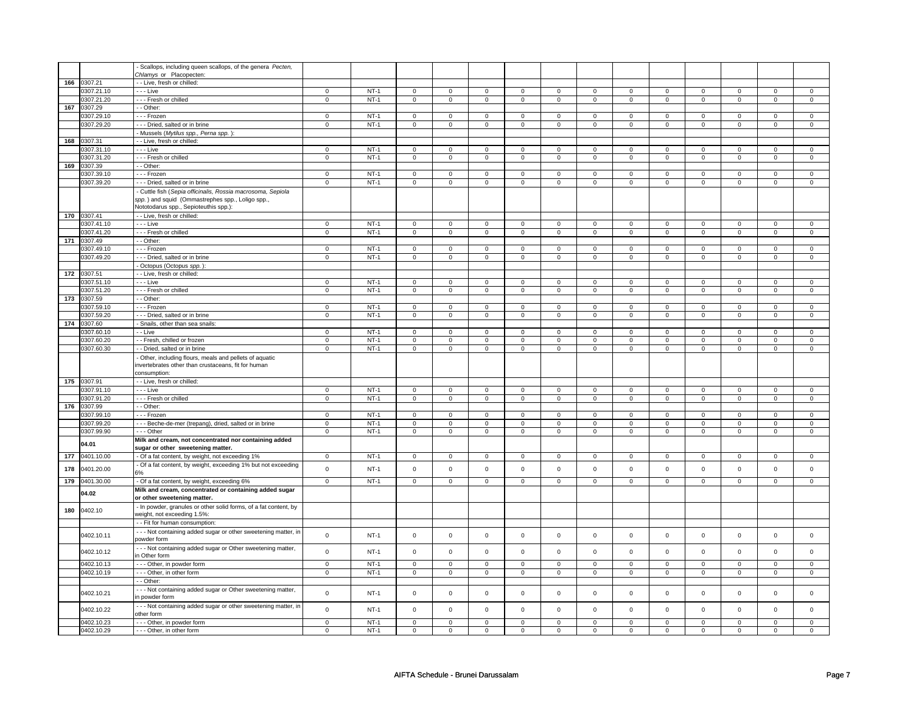| | | | | | | | | | | | | | | | |
|---|---|---|---|---|---|---|---|---|---|---|---|---|---|---|---|
| | | - Scallops, including queen scallops, of the genera *Pecten, Chlamys* or Placopecten: | | | | | | | | | | | | | |
| 166 | 0307.21 | - - Live, fresh or chilled: | | | | | | | | | | | | | |
| | 0307.21.10 | - - - Live | 0 | NT-1 | 0 | 0 | 0 | 0 | 0 | 0 | 0 | 0 | 0 | 0 | 0 | 0 |
| | 0307.21.20 | - - - Fresh or chilled | 0 | NT-1 | 0 | 0 | 0 | 0 | 0 | 0 | 0 | 0 | 0 | 0 | 0 | 0 |
| 167 | 0307.29 | - - Other: | | | | | | | | | | | | | |
| | 0307.29.10 | - - - Frozen | 0 | NT-1 | 0 | 0 | 0 | 0 | 0 | 0 | 0 | 0 | 0 | 0 | 0 | 0 |
| | 0307.29.20 | - - - Dried, salted or in brine | 0 | NT-1 | 0 | 0 | 0 | 0 | 0 | 0 | 0 | 0 | 0 | 0 | 0 | 0 |
| | | - Mussels (*Mytilus spp., Perna spp.* ): | | | | | | | | | | | | | |
| 168 | 0307.31 | - - Live, fresh or chilled: | | | | | | | | | | | | | |
| | 0307.31.10 | - - - Live | 0 | NT-1 | 0 | 0 | 0 | 0 | 0 | 0 | 0 | 0 | 0 | 0 | 0 | 0 |
| | 0307.31.20 | - - - Fresh or chilled | 0 | NT-1 | 0 | 0 | 0 | 0 | 0 | 0 | 0 | 0 | 0 | 0 | 0 | 0 |
| 169 | 0307.39 | - - Other: | | | | | | | | | | | | | |
| | 0307.39.10 | - - - Frozen | 0 | NT-1 | 0 | 0 | 0 | 0 | 0 | 0 | 0 | 0 | 0 | 0 | 0 | 0 |
| | 0307.39.20 | - - - Dried, salted or in brine | 0 | NT-1 | 0 | 0 | 0 | 0 | 0 | 0 | 0 | 0 | 0 | 0 | 0 | 0 |
| | | - Cuttle fish (*Sepia officinalis, Rossia macrosoma, Sepiola spp.* ) and squid (Ommastrephes spp., Loligo spp., Nototodarus spp., Sepioteuthis spp.): | | | | | | | | | | | | | |
| 170 | 0307.41 | - - Live, fresh or chilled: | | | | | | | | | | | | | |
| | 0307.41.10 | - - - Live | 0 | NT-1 | 0 | 0 | 0 | 0 | 0 | 0 | 0 | 0 | 0 | 0 | 0 | 0 |
| | 0307.41.20 | - - - Fresh or chilled | 0 | NT-1 | 0 | 0 | 0 | 0 | 0 | 0 | 0 | 0 | 0 | 0 | 0 | 0 |
| 171 | 0307.49 | - - Other: | | | | | | | | | | | | | |
| | 0307.49.10 | - - - Frozen | 0 | NT-1 | 0 | 0 | 0 | 0 | 0 | 0 | 0 | 0 | 0 | 0 | 0 | 0 |
| | 0307.49.20 | - - - Dried, salted or in brine | 0 | NT-1 | 0 | 0 | 0 | 0 | 0 | 0 | 0 | 0 | 0 | 0 | 0 | 0 |
| | | - Octopus (Octopus *spp.* ): | | | | | | | | | | | | | |
| 172 | 0307.51 | - - Live, fresh or chilled: | | | | | | | | | | | | | |
| | 0307.51.10 | - - - Live | 0 | NT-1 | 0 | 0 | 0 | 0 | 0 | 0 | 0 | 0 | 0 | 0 | 0 | 0 |
| | 0307.51.20 | - - - Fresh or chilled | 0 | NT-1 | 0 | 0 | 0 | 0 | 0 | 0 | 0 | 0 | 0 | 0 | 0 | 0 |
| 173 | 0307.59 | - - Other: | | | | | | | | | | | | | |
| | 0307.59.10 | - - - Frozen | 0 | NT-1 | 0 | 0 | 0 | 0 | 0 | 0 | 0 | 0 | 0 | 0 | 0 | 0 |
| | 0307.59.20 | - - - Dried, salted or in brine | 0 | NT-1 | 0 | 0 | 0 | 0 | 0 | 0 | 0 | 0 | 0 | 0 | 0 | 0 |
| 174 | 0307.60 | - Snails, other than sea snails: | | | | | | | | | | | | | |
| | 0307.60.10 | - - Live | 0 | NT-1 | 0 | 0 | 0 | 0 | 0 | 0 | 0 | 0 | 0 | 0 | 0 | 0 |
| | 0307.60.20 | - - Fresh, chilled or frozen | 0 | NT-1 | 0 | 0 | 0 | 0 | 0 | 0 | 0 | 0 | 0 | 0 | 0 | 0 |
| | 0307.60.30 | - - Dried, salted or in brine | 0 | NT-1 | 0 | 0 | 0 | 0 | 0 | 0 | 0 | 0 | 0 | 0 | 0 | 0 |
| | | - Other, including flours, meals and pellets of aquatic invertebrates other than crustaceans, fit for human consumption: | | | | | | | | | | | | | |
| 175 | 0307.91 | - - Live, fresh or chilled: | | | | | | | | | | | | | |
| | 0307.91.10 | - - - Live | 0 | NT-1 | 0 | 0 | 0 | 0 | 0 | 0 | 0 | 0 | 0 | 0 | 0 | 0 |
| | 0307.91.20 | - - - Fresh or chilled | 0 | NT-1 | 0 | 0 | 0 | 0 | 0 | 0 | 0 | 0 | 0 | 0 | 0 | 0 |
| 176 | 0307.99 | - - Other: | | | | | | | | | | | | | |
| | 0307.99.10 | - - - Frozen | 0 | NT-1 | 0 | 0 | 0 | 0 | 0 | 0 | 0 | 0 | 0 | 0 | 0 | 0 |
| | 0307.99.20 | - - - Beche-de-mer (trepang), dried, salted or in brine | 0 | NT-1 | 0 | 0 | 0 | 0 | 0 | 0 | 0 | 0 | 0 | 0 | 0 | 0 |
| | 0307.99.90 | - - - Other | 0 | NT-1 | 0 | 0 | 0 | 0 | 0 | 0 | 0 | 0 | 0 | 0 | 0 | 0 |
| | **04.01** | **Milk and cream, not concentrated nor containing added sugar or other sweetening matter.** | | | | | | | | | | | | | |
| 177 | 0401.10.00 | - Of a fat content, by weight, not exceeding 1% | 0 | NT-1 | 0 | 0 | 0 | 0 | 0 | 0 | 0 | 0 | 0 | 0 | 0 | 0 |
| 178 | 0401.20.00 | - Of a fat content, by weight, exceeding 1% but not exceeding 6% | 0 | NT-1 | 0 | 0 | 0 | 0 | 0 | 0 | 0 | 0 | 0 | 0 | 0 | 0 |
| 179 | 0401.30.00 | - Of a fat content, by weight, exceeding 6% | 0 | NT-1 | 0 | 0 | 0 | 0 | 0 | 0 | 0 | 0 | 0 | 0 | 0 | 0 |
| | **04.02** | **Milk and cream, concentrated or containing added sugar or other sweetening matter.** | | | | | | | | | | | | | |
| 180 | 0402.10 | - In powder, granules or other solid forms, of a fat content, by weight, not exceeding 1.5%: | | | | | | | | | | | | | |
| | | - - Fit for human consumption: | | | | | | | | | | | | | |
| | 0402.10.11 | - - - Not containing added sugar or other sweetening matter, in powder form | 0 | NT-1 | 0 | 0 | 0 | 0 | 0 | 0 | 0 | 0 | 0 | 0 | 0 | 0 |
| | 0402.10.12 | - - - Not containing added sugar or Other sweetening matter, in Other form | 0 | NT-1 | 0 | 0 | 0 | 0 | 0 | 0 | 0 | 0 | 0 | 0 | 0 | 0 |
| | 0402.10.13 | - - - Other, in powder form | 0 | NT-1 | 0 | 0 | 0 | 0 | 0 | 0 | 0 | 0 | 0 | 0 | 0 | 0 |
| | 0402.10.19 | - - - Other, in other form | 0 | NT-1 | 0 | 0 | 0 | 0 | 0 | 0 | 0 | 0 | 0 | 0 | 0 | 0 |
| | | - - Other: | | | | | | | | | | | | | |
| | 0402.10.21 | - - - Not containing added sugar or Other sweetening matter, in powder form | 0 | NT-1 | 0 | 0 | 0 | 0 | 0 | 0 | 0 | 0 | 0 | 0 | 0 | 0 |
| | 0402.10.22 | - - - Not containing added sugar or other sweetening matter, in other form | 0 | NT-1 | 0 | 0 | 0 | 0 | 0 | 0 | 0 | 0 | 0 | 0 | 0 | 0 |
| | 0402.10.23 | - - - Other, in powder form | 0 | NT-1 | 0 | 0 | 0 | 0 | 0 | 0 | 0 | 0 | 0 | 0 | 0 | 0 |
| | 0402.10.29 | - - - Other, in other form | 0 | NT-1 | 0 | 0 | 0 | 0 | 0 | 0 | 0 | 0 | 0 | 0 | 0 | 0 |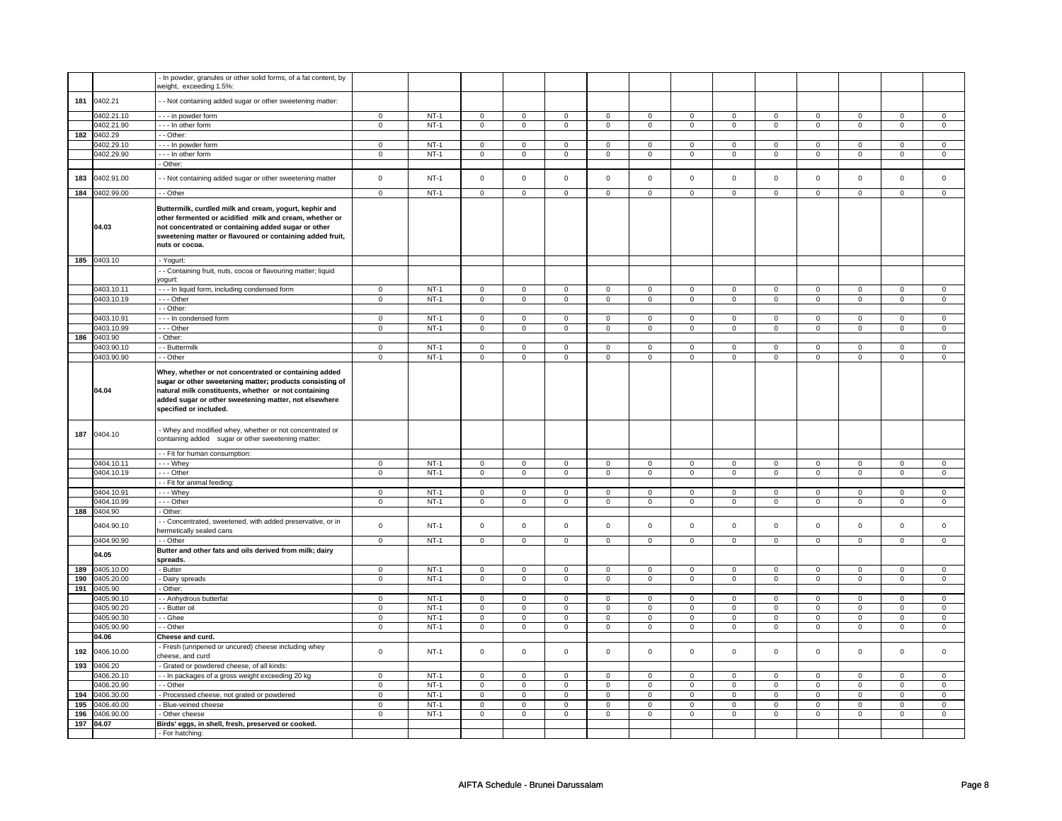| | | | | | | | | | | | | | | | |
|---|---|---|---|---|---|---|---|---|---|---|---|---|---|---|---|
| | | - In powder, granules or other solid forms, of a fat content, by weight, exceeding 1.5%: | | | | | | | | | | | | | |
| 181 | 0402.21 | - - Not containing added sugar or other sweetening matter: | | | | | | | | | | | | | |
| | 0402.21.10 | - - - in powder form | 0 | NT-1 | 0 | 0 | 0 | 0 | 0 | 0 | 0 | 0 | 0 | 0 | 0 | 0 |
| | 0402.21.90 | - - - In other form | 0 | NT-1 | 0 | 0 | 0 | 0 | 0 | 0 | 0 | 0 | 0 | 0 | 0 | 0 |
| 182 | 0402.29 | - - Other: | | | | | | | | | | | | | | |
| | 0402.29.10 | - - - In powder form | 0 | NT-1 | 0 | 0 | 0 | 0 | 0 | 0 | 0 | 0 | 0 | 0 | 0 | 0 |
| | 0402.29.90 | - - - In other form | 0 | NT-1 | 0 | 0 | 0 | 0 | 0 | 0 | 0 | 0 | 0 | 0 | 0 | 0 |
| | | - Other: | | | | | | | | | | | | | | |
| 183 | 0402.91.00 | - - Not containing added sugar or other sweetening matter | 0 | NT-1 | 0 | 0 | 0 | 0 | 0 | 0 | 0 | 0 | 0 | 0 | 0 | 0 |
| 184 | 0402.99.00 | - - Other | 0 | NT-1 | 0 | 0 | 0 | 0 | 0 | 0 | 0 | 0 | 0 | 0 | 0 | 0 |
| | **04.03** | **Buttermilk, curdled milk and cream, yogurt, kephir and other fermented or acidified milk and cream, whether or not concentrated or containing added sugar or other sweetening matter or flavoured or containing added fruit, nuts or cocoa.** | | | | | | | | | | | | | | |
| 185 | 0403.10 | - Yogurt: | | | | | | | | | | | | | | |
| | | - - Containing fruit, nuts, cocoa or flavouring matter; liquid yogurt: | | | | | | | | | | | | | | |
| | 0403.10.11 | - - - In liquid form, including condensed form | 0 | NT-1 | 0 | 0 | 0 | 0 | 0 | 0 | 0 | 0 | 0 | 0 | 0 | 0 |
| | 0403.10.19 | - - - Other | 0 | NT-1 | 0 | 0 | 0 | 0 | 0 | 0 | 0 | 0 | 0 | 0 | 0 | 0 |
| | | - - Other: | | | | | | | | | | | | | | |
| | 0403.10.91 | - - - In condensed form | 0 | NT-1 | 0 | 0 | 0 | 0 | 0 | 0 | 0 | 0 | 0 | 0 | 0 | 0 |
| | 0403.10.99 | - - - Other | 0 | NT-1 | 0 | 0 | 0 | 0 | 0 | 0 | 0 | 0 | 0 | 0 | 0 | 0 |
| 186 | 0403.90 | - Other: | | | | | | | | | | | | | | |
| | 0403.90.10 | - - Buttermilk | 0 | NT-1 | 0 | 0 | 0 | 0 | 0 | 0 | 0 | 0 | 0 | 0 | 0 | 0 |
| | 0403.90.90 | - - Other | 0 | NT-1 | 0 | 0 | 0 | 0 | 0 | 0 | 0 | 0 | 0 | 0 | 0 | 0 |
| | **04.04** | **Whey, whether or not concentrated or containing added sugar or other sweetening matter; products consisting of natural milk constituents, whether or not containing added sugar or other sweetening matter, not elsewhere specified or included.** | | | | | | | | | | | | | | |
| 187 | 0404.10 | - Whey and modified whey, whether or not concentrated or containing added sugar or other sweetening matter: | | | | | | | | | | | | | | |
| | | - - Fit for human consumption: | | | | | | | | | | | | | | |
| | 0404.10.11 | - - - Whey | 0 | NT-1 | 0 | 0 | 0 | 0 | 0 | 0 | 0 | 0 | 0 | 0 | 0 | 0 |
| | 0404.10.19 | - - - Other | 0 | NT-1 | 0 | 0 | 0 | 0 | 0 | 0 | 0 | 0 | 0 | 0 | 0 | 0 |
| | | - - Fit for animal feeding: | | | | | | | | | | | | | | |
| | 0404.10.91 | - - - Whey | 0 | NT-1 | 0 | 0 | 0 | 0 | 0 | 0 | 0 | 0 | 0 | 0 | 0 | 0 |
| | 0404.10.99 | - - - Other | 0 | NT-1 | 0 | 0 | 0 | 0 | 0 | 0 | 0 | 0 | 0 | 0 | 0 | 0 |
| 188 | 0404.90 | - Other: | | | | | | | | | | | | | | |
| | 0404.90.10 | - - Concentrated, sweetened, with added preservative, or in hermetically sealed cans | 0 | NT-1 | 0 | 0 | 0 | 0 | 0 | 0 | 0 | 0 | 0 | 0 | 0 | 0 |
| | 0404.90.90 | - - Other | 0 | NT-1 | 0 | 0 | 0 | 0 | 0 | 0 | 0 | 0 | 0 | 0 | 0 | 0 |
| | **04.05** | **Butter and other fats and oils derived from milk; dairy spreads.** | | | | | | | | | | | | | | |
| 189 | 0405.10.00 | - Butter | 0 | NT-1 | 0 | 0 | 0 | 0 | 0 | 0 | 0 | 0 | 0 | 0 | 0 | 0 |
| 190 | 0405.20.00 | - Dairy spreads | 0 | NT-1 | 0 | 0 | 0 | 0 | 0 | 0 | 0 | 0 | 0 | 0 | 0 | 0 |
| 191 | 0405.90 | - Other: | | | | | | | | | | | | | | |
| | 0405.90.10 | - - Anhydrous butterfat | 0 | NT-1 | 0 | 0 | 0 | 0 | 0 | 0 | 0 | 0 | 0 | 0 | 0 | 0 |
| | 0405.90.20 | - - Butter oil | 0 | NT-1 | 0 | 0 | 0 | 0 | 0 | 0 | 0 | 0 | 0 | 0 | 0 | 0 |
| | 0405.90.30 | - - Ghee | 0 | NT-1 | 0 | 0 | 0 | 0 | 0 | 0 | 0 | 0 | 0 | 0 | 0 | 0 |
| | 0405.90.90 | - - Other | 0 | NT-1 | 0 | 0 | 0 | 0 | 0 | 0 | 0 | 0 | 0 | 0 | 0 | 0 |
| | **04.06** | **Cheese and curd.** | | | | | | | | | | | | | | |
| 192 | 0406.10.00 | - Fresh (unripened or uncured) cheese including whey cheese, and curd | 0 | NT-1 | 0 | 0 | 0 | 0 | 0 | 0 | 0 | 0 | 0 | 0 | 0 | 0 |
| 193 | 0406.20 | - Grated or powdered cheese, of all kinds: | | | | | | | | | | | | | | |
| | 0406.20.10 | - - In packages of a gross weight exceeding 20 kg | 0 | NT-1 | 0 | 0 | 0 | 0 | 0 | 0 | 0 | 0 | 0 | 0 | 0 | 0 |
| | 0406.20.90 | - - Other | 0 | NT-1 | 0 | 0 | 0 | 0 | 0 | 0 | 0 | 0 | 0 | 0 | 0 | 0 |
| 194 | 0406.30.00 | - Processed cheese, not grated or powdered | 0 | NT-1 | 0 | 0 | 0 | 0 | 0 | 0 | 0 | 0 | 0 | 0 | 0 | 0 |
| 195 | 0406.40.00 | - Blue-veined cheese | 0 | NT-1 | 0 | 0 | 0 | 0 | 0 | 0 | 0 | 0 | 0 | 0 | 0 | 0 |
| 196 | 0406.90.00 | - Other cheese | 0 | NT-1 | 0 | 0 | 0 | 0 | 0 | 0 | 0 | 0 | 0 | 0 | 0 | 0 |
| 197 | **04.07** | **Birds' eggs, in shell, fresh, preserved or cooked.** | | | | | | | | | | | | | | |
| | | - For hatching: | | | | | | | | | | | | | | |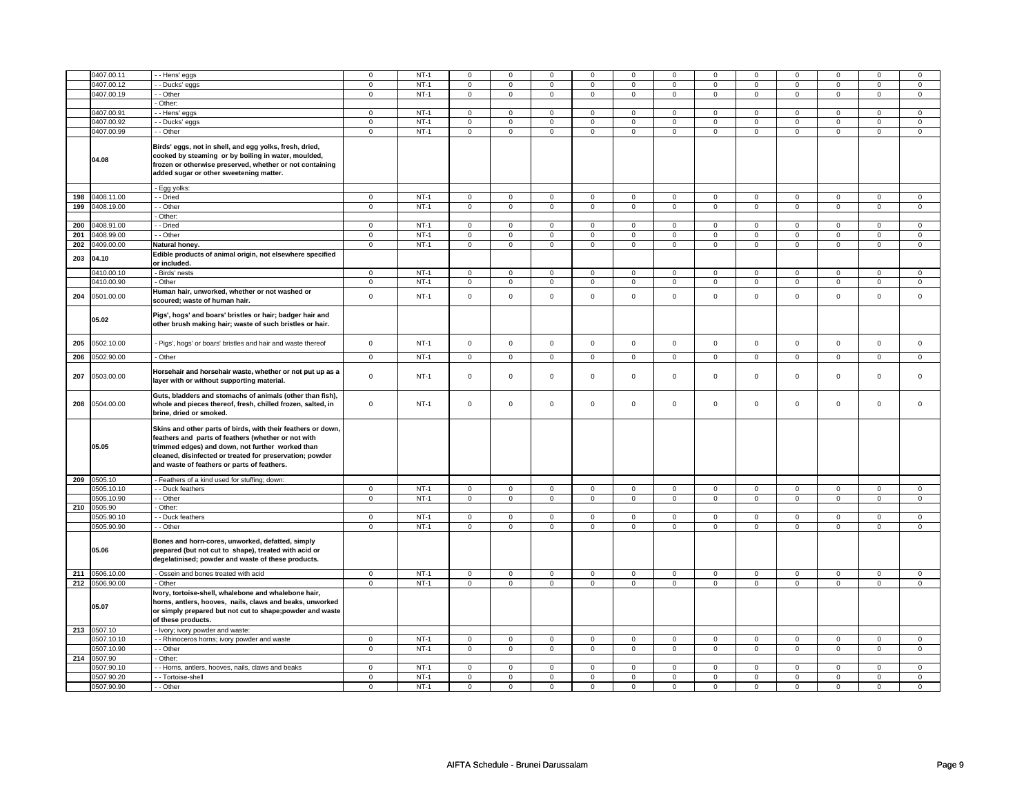|  | 0407.00.11 | - - Hens' eggs | 0 | NT-1 | 0 | 0 | 0 | 0 | 0 | 0 | 0 | 0 | 0 | 0 | 0 | 0 |
|---|---|---|---|---|---|---|---|---|---|---|---|---|---|---|---|---|
|  | 0407.00.12 | - - Ducks' eggs | 0 | NT-1 | 0 | 0 | 0 | 0 | 0 | 0 | 0 | 0 | 0 | 0 | 0 | 0 |
|  | 0407.00.19 | - - Other | 0 | NT-1 | 0 | 0 | 0 | 0 | 0 | 0 | 0 | 0 | 0 | 0 | 0 | 0 |
|  |  | - Other: |  |  |  |  |  |  |  |  |  |  |  |  |  |  |
|  | 0407.00.91 | - - Hens' eggs | 0 | NT-1 | 0 | 0 | 0 | 0 | 0 | 0 | 0 | 0 | 0 | 0 | 0 | 0 |
|  | 0407.00.92 | - - Ducks' eggs | 0 | NT-1 | 0 | 0 | 0 | 0 | 0 | 0 | 0 | 0 | 0 | 0 | 0 | 0 |
|  | 0407.00.99 | - - Other | 0 | NT-1 | 0 | 0 | 0 | 0 | 0 | 0 | 0 | 0 | 0 | 0 | 0 | 0 |
|  | 04.08 | **Birds' eggs, not in shell, and egg yolks, fresh, dried, cooked by steaming or by boiling in water, moulded, frozen or otherwise preserved, whether or not containing added sugar or other sweetening matter.** |  |  |  |  |  |  |  |  |  |  |  |  |  |  |
|  |  | - Egg yolks: |  |  |  |  |  |  |  |  |  |  |  |  |  |  |
| 198 | 0408.11.00 | - - Dried | 0 | NT-1 | 0 | 0 | 0 | 0 | 0 | 0 | 0 | 0 | 0 | 0 | 0 | 0 |
| 199 | 0408.19.00 | - - Other | 0 | NT-1 | 0 | 0 | 0 | 0 | 0 | 0 | 0 | 0 | 0 | 0 | 0 | 0 |
|  |  | - Other: |  |  |  |  |  |  |  |  |  |  |  |  |  |  |
| 200 | 0408.91.00 | - - Dried | 0 | NT-1 | 0 | 0 | 0 | 0 | 0 | 0 | 0 | 0 | 0 | 0 | 0 | 0 |
| 201 | 0408.99.00 | - - Other | 0 | NT-1 | 0 | 0 | 0 | 0 | 0 | 0 | 0 | 0 | 0 | 0 | 0 | 0 |
| 202 | 0409.00.00 | **Natural honey.** | 0 | NT-1 | 0 | 0 | 0 | 0 | 0 | 0 | 0 | 0 | 0 | 0 | 0 | 0 |
| 203 | 04.10 | **Edible products of animal origin, not elsewhere specified or included.** |  |  |  |  |  |  |  |  |  |  |  |  |  |  |
|  | 0410.00.10 | - Birds' nests | 0 | NT-1 | 0 | 0 | 0 | 0 | 0 | 0 | 0 | 0 | 0 | 0 | 0 | 0 |
|  | 0410.00.90 | - Other | 0 | NT-1 | 0 | 0 | 0 | 0 | 0 | 0 | 0 | 0 | 0 | 0 | 0 | 0 |
| 204 | 0501.00.00 | **Human hair, unworked, whether or not washed or scoured; waste of human hair.** | 0 | NT-1 | 0 | 0 | 0 | 0 | 0 | 0 | 0 | 0 | 0 | 0 | 0 | 0 |
|  | 05.02 | **Pigs', hogs' and boars' bristles or hair; badger hair and other brush making hair; waste of such bristles or hair.** |  |  |  |  |  |  |  |  |  |  |  |  |  |  |
| 205 | 0502.10.00 | - Pigs', hogs' or boars' bristles and hair and waste thereof | 0 | NT-1 | 0 | 0 | 0 | 0 | 0 | 0 | 0 | 0 | 0 | 0 | 0 | 0 |
| 206 | 0502.90.00 | - Other | 0 | NT-1 | 0 | 0 | 0 | 0 | 0 | 0 | 0 | 0 | 0 | 0 | 0 | 0 |
| 207 | 0503.00.00 | **Horsehair and horsehair waste, whether or not put up as a layer with or without supporting material.** | 0 | NT-1 | 0 | 0 | 0 | 0 | 0 | 0 | 0 | 0 | 0 | 0 | 0 | 0 |
| 208 | 0504.00.00 | **Guts, bladders and stomachs of animals (other than fish), whole and pieces thereof, fresh, chilled frozen, salted, in brine, dried or smoked.** | 0 | NT-1 | 0 | 0 | 0 | 0 | 0 | 0 | 0 | 0 | 0 | 0 | 0 | 0 |
|  | 05.05 | **Skins and other parts of birds, with their feathers or down, feathers and parts of feathers (whether or not with trimmed edges) and down, not further worked than cleaned, disinfected or treated for preservation; powder and waste of feathers or parts of feathers.** |  |  |  |  |  |  |  |  |  |  |  |  |  |  |
| 209 | 0505.10 | - Feathers of a kind used for stuffing; down: |  |  |  |  |  |  |  |  |  |  |  |  |  |  |
|  | 0505.10.10 | - - Duck feathers | 0 | NT-1 | 0 | 0 | 0 | 0 | 0 | 0 | 0 | 0 | 0 | 0 | 0 | 0 |
|  | 0505.10.90 | - - Other | 0 | NT-1 | 0 | 0 | 0 | 0 | 0 | 0 | 0 | 0 | 0 | 0 | 0 | 0 |
| 210 | 0505.90 | - Other: |  |  |  |  |  |  |  |  |  |  |  |  |  |  |
|  | 0505.90.10 | - - Duck feathers | 0 | NT-1 | 0 | 0 | 0 | 0 | 0 | 0 | 0 | 0 | 0 | 0 | 0 | 0 |
|  | 0505.90.90 | - - Other | 0 | NT-1 | 0 | 0 | 0 | 0 | 0 | 0 | 0 | 0 | 0 | 0 | 0 | 0 |
|  | 05.06 | **Bones and horn-cores, unworked, defatted, simply prepared (but not cut to shape), treated with acid or degelatinised; powder and waste of these products.** |  |  |  |  |  |  |  |  |  |  |  |  |  |  |
| 211 | 0506.10.00 | - Ossein and bones treated with acid | 0 | NT-1 | 0 | 0 | 0 | 0 | 0 | 0 | 0 | 0 | 0 | 0 | 0 | 0 |
| 212 | 0506.90.00 | - Other | 0 | NT-1 | 0 | 0 | 0 | 0 | 0 | 0 | 0 | 0 | 0 | 0 | 0 | 0 |
|  | 05.07 | **Ivory, tortoise-shell, whalebone and whalebone hair, horns, antlers, hooves, nails, claws and beaks, unworked or simply prepared but not cut to shape;powder and waste of these products.** |  |  |  |  |  |  |  |  |  |  |  |  |  |  |
| 213 | 0507.10 | - Ivory; ivory powder and waste: |  |  |  |  |  |  |  |  |  |  |  |  |  |  |
|  | 0507.10.10 | - - Rhinoceros horns; ivory powder and waste | 0 | NT-1 | 0 | 0 | 0 | 0 | 0 | 0 | 0 | 0 | 0 | 0 | 0 | 0 |
|  | 0507.10.90 | - - Other | 0 | NT-1 | 0 | 0 | 0 | 0 | 0 | 0 | 0 | 0 | 0 | 0 | 0 | 0 |
| 214 | 0507.90 | - Other: |  |  |  |  |  |  |  |  |  |  |  |  |  |  |
|  | 0507.90.10 | - - Horns, antlers, hooves, nails, claws and beaks | 0 | NT-1 | 0 | 0 | 0 | 0 | 0 | 0 | 0 | 0 | 0 | 0 | 0 | 0 |
|  | 0507.90.20 | - - Tortoise-shell | 0 | NT-1 | 0 | 0 | 0 | 0 | 0 | 0 | 0 | 0 | 0 | 0 | 0 | 0 |
|  | 0507.90.90 | - - Other | 0 | NT-1 | 0 | 0 | 0 | 0 | 0 | 0 | 0 | 0 | 0 | 0 | 0 | 0 |

AIFTA Schedule - Brunei Darussalam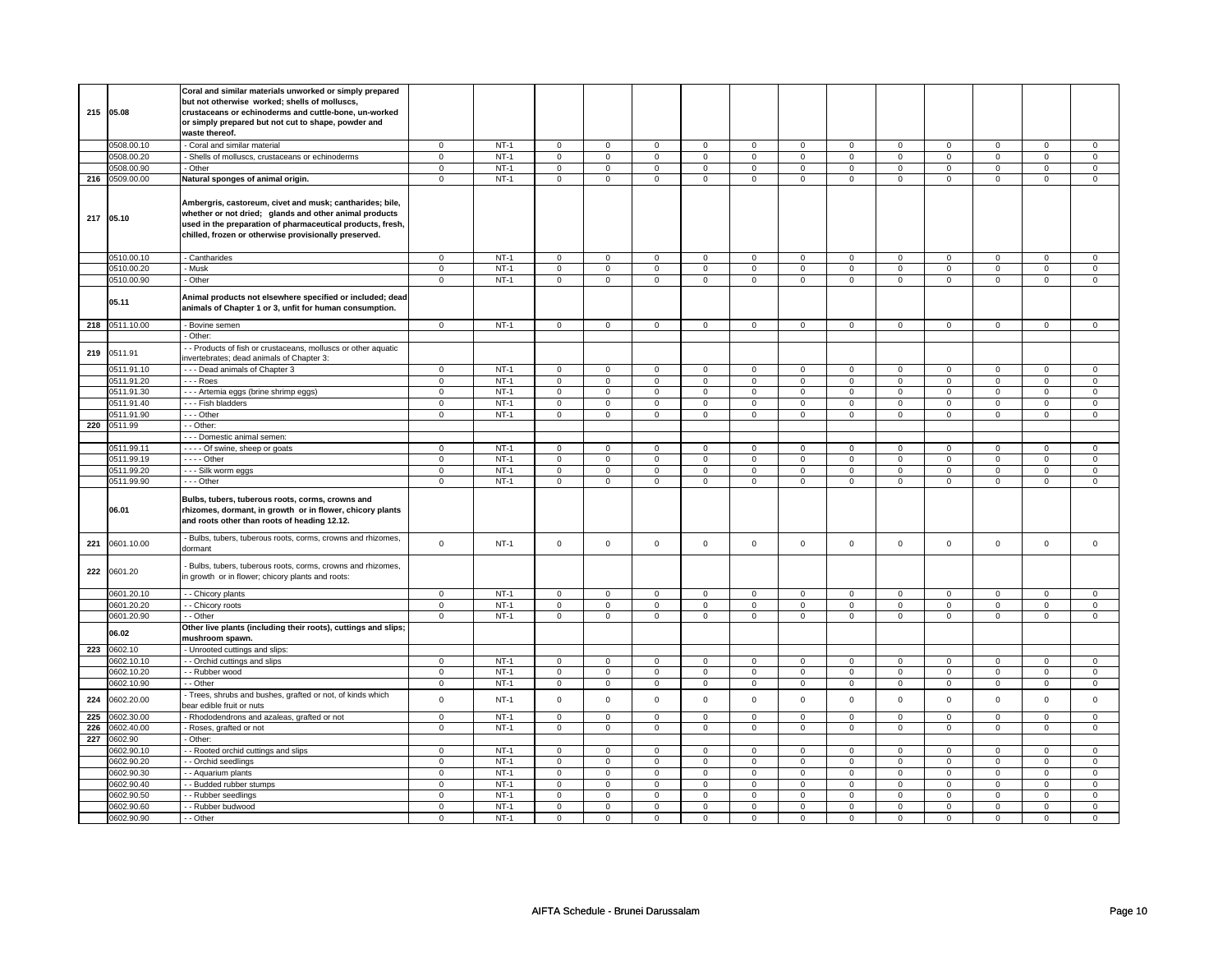| | | | | | | | | | | | | | | | | |
|---|---|---|---|---|---|---|---|---|---|---|---|---|---|---|---|---|
| 215 | 05.08 | **Coral and similar materials unworked or simply prepared but not otherwise worked; shells of molluscs, crustaceans or echinoderms and cuttle-bone, un-worked or simply prepared but not cut to shape, powder and waste thereof.** | | | | | | | | | | | | | | |
| | 0508.00.10 | - Coral and similar material | 0 | NT-1 | 0 | 0 | 0 | 0 | 0 | 0 | 0 | 0 | 0 | 0 | 0 | 0 |
| | 0508.00.20 | - Shells of molluscs, crustaceans or echinoderms | 0 | NT-1 | 0 | 0 | 0 | 0 | 0 | 0 | 0 | 0 | 0 | 0 | 0 | 0 |
| | 0508.00.90 | - Other | 0 | NT-1 | 0 | 0 | 0 | 0 | 0 | 0 | 0 | 0 | 0 | 0 | 0 | 0 |
| 216 | 0509.00.00 | **Natural sponges of animal origin.** | 0 | NT-1 | 0 | 0 | 0 | 0 | 0 | 0 | 0 | 0 | 0 | 0 | 0 | 0 |
| 217 | 05.10 | **Ambergris, castoreum, civet and musk; cantharides; bile, whether or not dried; glands and other animal products used in the preparation of pharmaceutical products, fresh, chilled, frozen or otherwise provisionally preserved.** | | | | | | | | | | | | | | |
| | 0510.00.10 | - Cantharides | 0 | NT-1 | 0 | 0 | 0 | 0 | 0 | 0 | 0 | 0 | 0 | 0 | 0 | 0 |
| | 0510.00.20 | - Musk | 0 | NT-1 | 0 | 0 | 0 | 0 | 0 | 0 | 0 | 0 | 0 | 0 | 0 | 0 |
| | 0510.00.90 | - Other | 0 | NT-1 | 0 | 0 | 0 | 0 | 0 | 0 | 0 | 0 | 0 | 0 | 0 | 0 |
| | 05.11 | **Animal products not elsewhere specified or included; dead animals of Chapter 1 or 3, unfit for human consumption.** | | | | | | | | | | | | | | |
| 218 | 0511.10.00 | - Bovine semen | 0 | NT-1 | 0 | 0 | 0 | 0 | 0 | 0 | 0 | 0 | 0 | 0 | 0 | 0 |
| | | - Other: | | | | | | | | | | | | | | |
| 219 | 0511.91 | - - Products of fish or crustaceans, molluscs or other aquatic invertebrates; dead animals of Chapter 3: | | | | | | | | | | | | | | |
| | 0511.91.10 | - - - Dead animals of Chapter 3 | 0 | NT-1 | 0 | 0 | 0 | 0 | 0 | 0 | 0 | 0 | 0 | 0 | 0 | 0 |
| | 0511.91.20 | - - - Roes | 0 | NT-1 | 0 | 0 | 0 | 0 | 0 | 0 | 0 | 0 | 0 | 0 | 0 | 0 |
| | 0511.91.30 | - - - Artemia eggs (brine shrimp eggs) | 0 | NT-1 | 0 | 0 | 0 | 0 | 0 | 0 | 0 | 0 | 0 | 0 | 0 | 0 |
| | 0511.91.40 | - - - Fish bladders | 0 | NT-1 | 0 | 0 | 0 | 0 | 0 | 0 | 0 | 0 | 0 | 0 | 0 | 0 |
| | 0511.91.90 | - - - Other | 0 | NT-1 | 0 | 0 | 0 | 0 | 0 | 0 | 0 | 0 | 0 | 0 | 0 | 0 |
| 220 | 0511.99 | - - Other: | | | | | | | | | | | | | | |
| | | - - - Domestic animal semen: | | | | | | | | | | | | | | |
| | 0511.99.11 | - - - - Of swine, sheep or goats | 0 | NT-1 | 0 | 0 | 0 | 0 | 0 | 0 | 0 | 0 | 0 | 0 | 0 | 0 |
| | 0511.99.19 | - - - - Other | 0 | NT-1 | 0 | 0 | 0 | 0 | 0 | 0 | 0 | 0 | 0 | 0 | 0 | 0 |
| | 0511.99.20 | - - - Silk worm eggs | 0 | NT-1 | 0 | 0 | 0 | 0 | 0 | 0 | 0 | 0 | 0 | 0 | 0 | 0 |
| | 0511.99.90 | - - - Other | 0 | NT-1 | 0 | 0 | 0 | 0 | 0 | 0 | 0 | 0 | 0 | 0 | 0 | 0 |
| | 06.01 | **Bulbs, tubers, tuberous roots, corms, crowns and rhizomes, dormant, in growth or in flower, chicory plants and roots other than roots of heading 12.12.** | | | | | | | | | | | | | | |
| 221 | 0601.10.00 | - Bulbs, tubers, tuberous roots, corms, crowns and rhizomes, dormant | 0 | NT-1 | 0 | 0 | 0 | 0 | 0 | 0 | 0 | 0 | 0 | 0 | 0 | 0 |
| 222 | 0601.20 | - Bulbs, tubers, tuberous roots, corms, crowns and rhizomes, in growth or in flower; chicory plants and roots: | | | | | | | | | | | | | | |
| | 0601.20.10 | - - Chicory plants | 0 | NT-1 | 0 | 0 | 0 | 0 | 0 | 0 | 0 | 0 | 0 | 0 | 0 | 0 |
| | 0601.20.20 | - - Chicory roots | 0 | NT-1 | 0 | 0 | 0 | 0 | 0 | 0 | 0 | 0 | 0 | 0 | 0 | 0 |
| | 0601.20.90 | - - Other | 0 | NT-1 | 0 | 0 | 0 | 0 | 0 | 0 | 0 | 0 | 0 | 0 | 0 | 0 |
| | 06.02 | **Other live plants (including their roots), cuttings and slips; mushroom spawn.** | | | | | | | | | | | | | | |
| 223 | 0602.10 | - Unrooted cuttings and slips: | | | | | | | | | | | | | | |
| | 0602.10.10 | - - Orchid cuttings and slips | 0 | NT-1 | 0 | 0 | 0 | 0 | 0 | 0 | 0 | 0 | 0 | 0 | 0 | 0 |
| | 0602.10.20 | - - Rubber wood | 0 | NT-1 | 0 | 0 | 0 | 0 | 0 | 0 | 0 | 0 | 0 | 0 | 0 | 0 |
| | 0602.10.90 | - - Other | 0 | NT-1 | 0 | 0 | 0 | 0 | 0 | 0 | 0 | 0 | 0 | 0 | 0 | 0 |
| 224 | 0602.20.00 | - Trees, shrubs and bushes, grafted or not, of kinds which bear edible fruit or nuts | 0 | NT-1 | 0 | 0 | 0 | 0 | 0 | 0 | 0 | 0 | 0 | 0 | 0 | 0 |
| 225 | 0602.30.00 | - Rhododendrons and azaleas, grafted or not | 0 | NT-1 | 0 | 0 | 0 | 0 | 0 | 0 | 0 | 0 | 0 | 0 | 0 | 0 |
| 226 | 0602.40.00 | - Roses, grafted or not | 0 | NT-1 | 0 | 0 | 0 | 0 | 0 | 0 | 0 | 0 | 0 | 0 | 0 | 0 |
| 227 | 0602.90 | - Other: | | | | | | | | | | | | | | |
| | 0602.90.10 | - - Rooted orchid cuttings and slips | 0 | NT-1 | 0 | 0 | 0 | 0 | 0 | 0 | 0 | 0 | 0 | 0 | 0 | 0 |
| | 0602.90.20 | - - Orchid seedlings | 0 | NT-1 | 0 | 0 | 0 | 0 | 0 | 0 | 0 | 0 | 0 | 0 | 0 | 0 |
| | 0602.90.30 | - - Aquarium plants | 0 | NT-1 | 0 | 0 | 0 | 0 | 0 | 0 | 0 | 0 | 0 | 0 | 0 | 0 |
| | 0602.90.40 | - - Budded rubber stumps | 0 | NT-1 | 0 | 0 | 0 | 0 | 0 | 0 | 0 | 0 | 0 | 0 | 0 | 0 |
| | 0602.90.50 | - - Rubber seedlings | 0 | NT-1 | 0 | 0 | 0 | 0 | 0 | 0 | 0 | 0 | 0 | 0 | 0 | 0 |
| | 0602.90.60 | - - Rubber budwood | 0 | NT-1 | 0 | 0 | 0 | 0 | 0 | 0 | 0 | 0 | 0 | 0 | 0 | 0 |
| | 0602.90.90 | - - Other | 0 | NT-1 | 0 | 0 | 0 | 0 | 0 | 0 | 0 | 0 | 0 | 0 | 0 | 0 |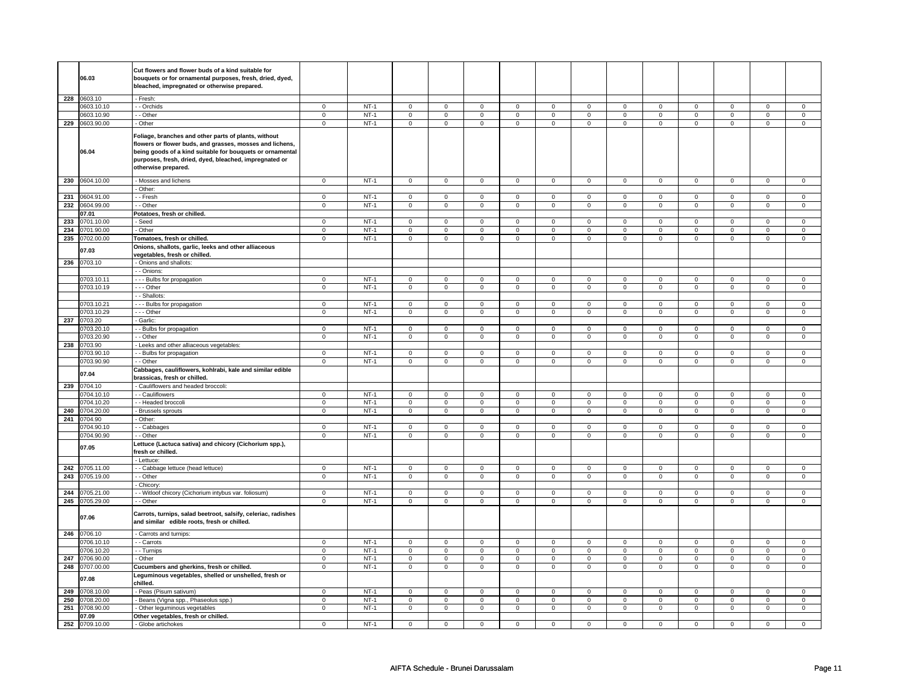| | | | | | | | | | | | | | | | | |
|---|---|---|---|---|---|---|---|---|---|---|---|---|---|---|---|---|
| | **06.03** | **Cut flowers and flower buds of a kind suitable for bouquets or for ornamental purposes, fresh, dried, dyed, bleached, impregnated or otherwise prepared.** | | | | | | | | | | | | | | |
| 228 | 0603.10 | - Fresh: | | | | | | | | | | | | | | |
| | 0603.10.10 | - - Orchids | 0 | NT-1 | 0 | 0 | 0 | 0 | 0 | 0 | 0 | 0 | 0 | 0 | 0 | 0 |
| | 0603.10.90 | - - Other | 0 | NT-1 | 0 | 0 | 0 | 0 | 0 | 0 | 0 | 0 | 0 | 0 | 0 | 0 |
| 229 | 0603.90.00 | - Other | 0 | NT-1 | 0 | 0 | 0 | 0 | 0 | 0 | 0 | 0 | 0 | 0 | 0 | 0 |
| | **06.04** | **Foliage, branches and other parts of plants, without flowers or flower buds, and grasses, mosses and lichens, being goods of a kind suitable for bouquets or ornamental purposes, fresh, dried, dyed, bleached, impregnated or otherwise prepared.** | | | | | | | | | | | | | | |
| 230 | 0604.10.00 | - Mosses and lichens | 0 | NT-1 | 0 | 0 | 0 | 0 | 0 | 0 | 0 | 0 | 0 | 0 | 0 | 0 |
| | | - Other: | | | | | | | | | | | | | | |
| 231 | 0604.91.00 | - - Fresh | 0 | NT-1 | 0 | 0 | 0 | 0 | 0 | 0 | 0 | 0 | 0 | 0 | 0 | 0 |
| 232 | 0604.99.00 | - - Other | 0 | NT-1 | 0 | 0 | 0 | 0 | 0 | 0 | 0 | 0 | 0 | 0 | 0 | 0 |
| | **07.01** | **Potatoes, fresh or chilled.** | | | | | | | | | | | | | | |
| 233 | 0701.10.00 | - Seed | 0 | NT-1 | 0 | 0 | 0 | 0 | 0 | 0 | 0 | 0 | 0 | 0 | 0 | 0 |
| 234 | 0701.90.00 | - Other | 0 | NT-1 | 0 | 0 | 0 | 0 | 0 | 0 | 0 | 0 | 0 | 0 | 0 | 0 |
| 235 | 0702.00.00 | **Tomatoes, fresh or chilled.** | 0 | NT-1 | 0 | 0 | 0 | 0 | 0 | 0 | 0 | 0 | 0 | 0 | 0 | 0 |
| | **07.03** | **Onions, shallots, garlic, leeks and other alliaceous vegetables, fresh or chilled.** | | | | | | | | | | | | | | |
| 236 | 0703.10 | - Onions and shallots: | | | | | | | | | | | | | | |
| | | - - Onions: | | | | | | | | | | | | | | |
| | 0703.10.11 | - - - Bulbs for propagation | 0 | NT-1 | 0 | 0 | 0 | 0 | 0 | 0 | 0 | 0 | 0 | 0 | 0 | 0 |
| | 0703.10.19 | - - - Other | 0 | NT-1 | 0 | 0 | 0 | 0 | 0 | 0 | 0 | 0 | 0 | 0 | 0 | 0 |
| | | - - Shallots: | | | | | | | | | | | | | | |
| | 0703.10.21 | - - - Bulbs for propagation | 0 | NT-1 | 0 | 0 | 0 | 0 | 0 | 0 | 0 | 0 | 0 | 0 | 0 | 0 |
| | 0703.10.29 | - - - Other | 0 | NT-1 | 0 | 0 | 0 | 0 | 0 | 0 | 0 | 0 | 0 | 0 | 0 | 0 |
| 237 | 0703.20 | - Garlic: | | | | | | | | | | | | | | |
| | 0703.20.10 | - - Bulbs for propagation | 0 | NT-1 | 0 | 0 | 0 | 0 | 0 | 0 | 0 | 0 | 0 | 0 | 0 | 0 |
| | 0703.20.90 | - - Other | 0 | NT-1 | 0 | 0 | 0 | 0 | 0 | 0 | 0 | 0 | 0 | 0 | 0 | 0 |
| 238 | 0703.90 | - Leeks and other alliaceous vegetables: | | | | | | | | | | | | | | |
| | 0703.90.10 | - - Bulbs for propagation | 0 | NT-1 | 0 | 0 | 0 | 0 | 0 | 0 | 0 | 0 | 0 | 0 | 0 | 0 |
| | 0703.90.90 | - - Other | 0 | NT-1 | 0 | 0 | 0 | 0 | 0 | 0 | 0 | 0 | 0 | 0 | 0 | 0 |
| | **07.04** | **Cabbages, cauliflowers, kohlrabi, kale and similar edible brassicas, fresh or chilled.** | | | | | | | | | | | | | | |
| 239 | 0704.10 | - Cauliflowers and headed broccoli: | | | | | | | | | | | | | | |
| | 0704.10.10 | - - Cauliflowers | 0 | NT-1 | 0 | 0 | 0 | 0 | 0 | 0 | 0 | 0 | 0 | 0 | 0 | 0 |
| | 0704.10.20 | - - Headed broccoli | 0 | NT-1 | 0 | 0 | 0 | 0 | 0 | 0 | 0 | 0 | 0 | 0 | 0 | 0 |
| 240 | 0704.20.00 | - Brussels sprouts | 0 | NT-1 | 0 | 0 | 0 | 0 | 0 | 0 | 0 | 0 | 0 | 0 | 0 | 0 |
| 241 | 0704.90 | - Other: | | | | | | | | | | | | | | |
| | 0704.90.10 | - - Cabbages | 0 | NT-1 | 0 | 0 | 0 | 0 | 0 | 0 | 0 | 0 | 0 | 0 | 0 | 0 |
| | 0704.90.90 | - - Other | 0 | NT-1 | 0 | 0 | 0 | 0 | 0 | 0 | 0 | 0 | 0 | 0 | 0 | 0 |
| | **07.05** | **Lettuce (Lactuca sativa) and chicory (Cichorium spp.), fresh or chilled.** | | | | | | | | | | | | | | |
| | | - Lettuce: | | | | | | | | | | | | | | |
| 242 | 0705.11.00 | - - Cabbage lettuce (head lettuce) | 0 | NT-1 | 0 | 0 | 0 | 0 | 0 | 0 | 0 | 0 | 0 | 0 | 0 | 0 |
| 243 | 0705.19.00 | - - Other | 0 | NT-1 | 0 | 0 | 0 | 0 | 0 | 0 | 0 | 0 | 0 | 0 | 0 | 0 |
| | | - Chicory: | | | | | | | | | | | | | | |
| 244 | 0705.21.00 | - - Witloof chicory (Cichorium intybus var. foliosum) | 0 | NT-1 | 0 | 0 | 0 | 0 | 0 | 0 | 0 | 0 | 0 | 0 | 0 | 0 |
| 245 | 0705.29.00 | - - Other | 0 | NT-1 | 0 | 0 | 0 | 0 | 0 | 0 | 0 | 0 | 0 | 0 | 0 | 0 |
| | **07.06** | **Carrots, turnips, salad beetroot, salsify, celeriac, radishes and similar edible roots, fresh or chilled.** | | | | | | | | | | | | | | |
| 246 | 0706.10 | - Carrots and turnips: | | | | | | | | | | | | | | |
| | 0706.10.10 | - - Carrots | 0 | NT-1 | 0 | 0 | 0 | 0 | 0 | 0 | 0 | 0 | 0 | 0 | 0 | 0 |
| | 0706.10.20 | - - Turnips | 0 | NT-1 | 0 | 0 | 0 | 0 | 0 | 0 | 0 | 0 | 0 | 0 | 0 | 0 |
| 247 | 0706.90.00 | - Other | 0 | NT-1 | 0 | 0 | 0 | 0 | 0 | 0 | 0 | 0 | 0 | 0 | 0 | 0 |
| 248 | 0707.00.00 | **Cucumbers and gherkins, fresh or chilled.** | 0 | NT-1 | 0 | 0 | 0 | 0 | 0 | 0 | 0 | 0 | 0 | 0 | 0 | 0 |
| | **07.08** | **Leguminous vegetables, shelled or unshelled, fresh or chilled.** | | | | | | | | | | | | | | |
| 249 | 0708.10.00 | - Peas (Pisum sativum) | 0 | NT-1 | 0 | 0 | 0 | 0 | 0 | 0 | 0 | 0 | 0 | 0 | 0 | 0 |
| 250 | 0708.20.00 | - Beans (Vigna spp., Phaseolus spp.) | 0 | NT-1 | 0 | 0 | 0 | 0 | 0 | 0 | 0 | 0 | 0 | 0 | 0 | 0 |
| 251 | 0708.90.00 | - Other leguminous vegetables | 0 | NT-1 | 0 | 0 | 0 | 0 | 0 | 0 | 0 | 0 | 0 | 0 | 0 | 0 |
| | **07.09** | **Other vegetables, fresh or chilled.** | | | | | | | | | | | | | | |
| 252 | 0709.10.00 | - Globe artichokes | 0 | NT-1 | 0 | 0 | 0 | 0 | 0 | 0 | 0 | 0 | 0 | 0 | 0 | 0 |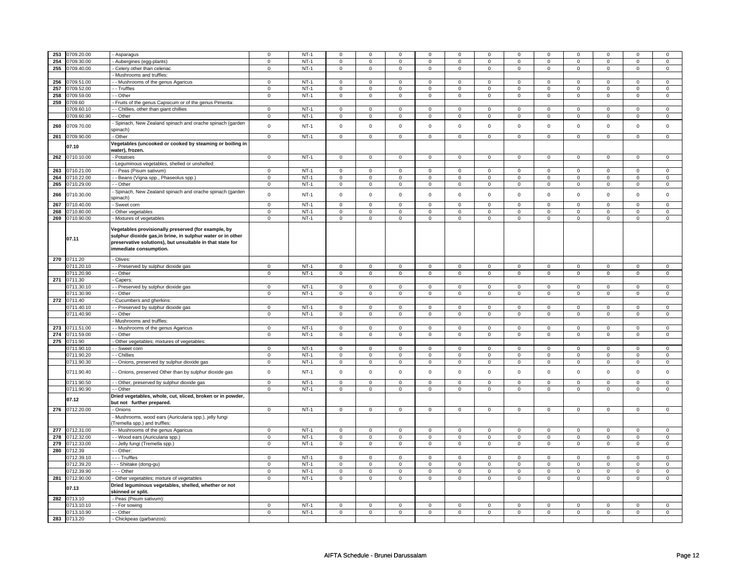| 253 | 0709.20.00 | - Asparagus | 0 | NT-1 | 0 | 0 | 0 | 0 | 0 | 0 | 0 | 0 | 0 | 0 | 0 | 0 |
|---|---|---|---|---|---|---|---|---|---|---|---|---|---|---|---|---|
| 254 | 0709.30.00 | - Aubergines (egg-plants) | 0 | NT-1 | 0 | 0 | 0 | 0 | 0 | 0 | 0 | 0 | 0 | 0 | 0 | 0 |
| 255 | 0709.40.00 | - Celery other than celeriac | 0 | NT-1 | 0 | 0 | 0 | 0 | 0 | 0 | 0 | 0 | 0 | 0 | 0 | 0 |
| | | - Mushrooms and truffles: | | | | | | | | | | | | | | |
| 256 | 0709.51.00 | - - Mushrooms of the genus Agaricus | 0 | NT-1 | 0 | 0 | 0 | 0 | 0 | 0 | 0 | 0 | 0 | 0 | 0 | 0 |
| 257 | 0709.52.00 | - - Truffles | 0 | NT-1 | 0 | 0 | 0 | 0 | 0 | 0 | 0 | 0 | 0 | 0 | 0 | 0 |
| 258 | 0709.59.00 | - - Other | 0 | NT-1 | 0 | 0 | 0 | 0 | 0 | 0 | 0 | 0 | 0 | 0 | 0 | 0 |
| 259 | 0709.60 | - Fruits of the genus Capsicum or of the genus Pimenta: | | | | | | | | | | | | | | |
| | 0709.60.10 | - - Chillies, other than giant chillies | 0 | NT-1 | 0 | 0 | 0 | 0 | 0 | 0 | 0 | 0 | 0 | 0 | 0 | 0 |
| | 0709.60.90 | - - Other | 0 | NT-1 | 0 | 0 | 0 | 0 | 0 | 0 | 0 | 0 | 0 | 0 | 0 | 0 |
| 260 | 0709.70.00 | - Spinach, New Zealand spinach and orache spinach (garden spinach) | 0 | NT-1 | 0 | 0 | 0 | 0 | 0 | 0 | 0 | 0 | 0 | 0 | 0 | 0 |
| 261 | 0709.90.00 | - Other | 0 | NT-1 | 0 | 0 | 0 | 0 | 0 | 0 | 0 | 0 | 0 | 0 | 0 | 0 |
| | **07.10** | **Vegetables (uncooked or cooked by steaming or boiling in water), frozen.** | | | | | | | | | | | | | | |
| 262 | 0710.10.00 | - Potatoes | 0 | NT-1 | 0 | 0 | 0 | 0 | 0 | 0 | 0 | 0 | 0 | 0 | 0 | 0 |
| | | - Leguminous vegetables, shelled or unshelled: | | | | | | | | | | | | | | |
| 263 | 0710.21.00 | - - Peas (Pisum sativum) | 0 | NT-1 | 0 | 0 | 0 | 0 | 0 | 0 | 0 | 0 | 0 | 0 | 0 | 0 |
| 264 | 0710.22.00 | - - Beans (Vigna spp., Phaseolus spp.) | 0 | NT-1 | 0 | 0 | 0 | 0 | 0 | 0 | 0 | 0 | 0 | 0 | 0 | 0 |
| 265 | 0710.29.00 | - - Other | 0 | NT-1 | 0 | 0 | 0 | 0 | 0 | 0 | 0 | 0 | 0 | 0 | 0 | 0 |
| 266 | 0710.30.00 | - Spinach, New Zealand spinach and orache spinach (garden spinach) | 0 | NT-1 | 0 | 0 | 0 | 0 | 0 | 0 | 0 | 0 | 0 | 0 | 0 | 0 |
| 267 | 0710.40.00 | - Sweet corn | 0 | NT-1 | 0 | 0 | 0 | 0 | 0 | 0 | 0 | 0 | 0 | 0 | 0 | 0 |
| 268 | 0710.80.00 | - Other vegetables | 0 | NT-1 | 0 | 0 | 0 | 0 | 0 | 0 | 0 | 0 | 0 | 0 | 0 | 0 |
| 269 | 0710.90.00 | - Mixtures of vegetables | 0 | NT-1 | 0 | 0 | 0 | 0 | 0 | 0 | 0 | 0 | 0 | 0 | 0 | 0 |
| | **07.11** | **Vegetables provisionally preserved (for example, by sulphur dioxide gas,in brine, in sulphur water or in other preservative solutions), but unsuitable in that state for immediate consumption.** | | | | | | | | | | | | | | |
| 270 | 0711.20 | - Olives: | | | | | | | | | | | | | | |
| | 0711.20.10 | - - Preserved by sulphur dioxide gas | 0 | NT-1 | 0 | 0 | 0 | 0 | 0 | 0 | 0 | 0 | 0 | 0 | 0 | 0 |
| | 0711.20.90 | - - Other | 0 | NT-1 | 0 | 0 | 0 | 0 | 0 | 0 | 0 | 0 | 0 | 0 | 0 | 0 |
| 271 | 0711.30 | - Capers: | | | | | | | | | | | | | | |
| | 0711.30.10 | - - Preserved by sulphur dioxide gas | 0 | NT-1 | 0 | 0 | 0 | 0 | 0 | 0 | 0 | 0 | 0 | 0 | 0 | 0 |
| | 0711.30.90 | - - Other | 0 | NT-1 | 0 | 0 | 0 | 0 | 0 | 0 | 0 | 0 | 0 | 0 | 0 | 0 |
| 272 | 0711.40 | - Cucumbers and gherkins: | | | | | | | | | | | | | | |
| | 0711.40.10 | - - Preserved by sulphur dioxide gas | 0 | NT-1 | 0 | 0 | 0 | 0 | 0 | 0 | 0 | 0 | 0 | 0 | 0 | 0 |
| | 0711.40.90 | - - Other | 0 | NT-1 | 0 | 0 | 0 | 0 | 0 | 0 | 0 | 0 | 0 | 0 | 0 | 0 |
| | | - Mushrooms and truffles: | | | | | | | | | | | | | | |
| 273 | 0711.51.00 | - - Mushrooms of the genus Agaricus | 0 | NT-1 | 0 | 0 | 0 | 0 | 0 | 0 | 0 | 0 | 0 | 0 | 0 | 0 |
| 274 | 0711.59.00 | - - Other | 0 | NT-1 | 0 | 0 | 0 | 0 | 0 | 0 | 0 | 0 | 0 | 0 | 0 | 0 |
| 275 | 0711.90 | - Other vegetables; mixtures of vegetables: | | | | | | | | | | | | | | |
| | 0711.90.10 | - - Sweet corn | 0 | NT-1 | 0 | 0 | 0 | 0 | 0 | 0 | 0 | 0 | 0 | 0 | 0 | 0 |
| | 0711.90.20 | - - Chillies | 0 | NT-1 | 0 | 0 | 0 | 0 | 0 | 0 | 0 | 0 | 0 | 0 | 0 | 0 |
| | 0711.90.30 | - - Onions, preserved by sulphur dioxide gas | 0 | NT-1 | 0 | 0 | 0 | 0 | 0 | 0 | 0 | 0 | 0 | 0 | 0 | 0 |
| | 0711.90.40 | - - Onions, preserved Other than by sulphur dioxide gas | 0 | NT-1 | 0 | 0 | 0 | 0 | 0 | 0 | 0 | 0 | 0 | 0 | 0 | 0 |
| | 0711.90.50 | - - Other, preserved by sulphur dioxide gas | 0 | NT-1 | 0 | 0 | 0 | 0 | 0 | 0 | 0 | 0 | 0 | 0 | 0 | 0 |
| | 0711.90.90 | - - Other | 0 | NT-1 | 0 | 0 | 0 | 0 | 0 | 0 | 0 | 0 | 0 | 0 | 0 | 0 |
| | **07.12** | **Dried vegetables, whole, cut, sliced, broken or in powder, but not further prepared.** | | | | | | | | | | | | | | |
| 276 | 0712.20.00 | - Onions | 0 | NT-1 | 0 | 0 | 0 | 0 | 0 | 0 | 0 | 0 | 0 | 0 | 0 | 0 |
| | | - Mushrooms, wood ears (Auricularia spp.), jelly fungi (Tremella spp.) and truffles: | | | | | | | | | | | | | | |
| 277 | 0712.31.00 | - - Mushrooms of the genus Agaricus | 0 | NT-1 | 0 | 0 | 0 | 0 | 0 | 0 | 0 | 0 | 0 | 0 | 0 | 0 |
| 278 | 0712.32.00 | - - Wood ears (Auricularia spp.) | 0 | NT-1 | 0 | 0 | 0 | 0 | 0 | 0 | 0 | 0 | 0 | 0 | 0 | 0 |
| 279 | 0712.33.00 | - - Jelly fungi (Tremella spp.) | 0 | NT-1 | 0 | 0 | 0 | 0 | 0 | 0 | 0 | 0 | 0 | 0 | 0 | 0 |
| 280 | 0712.39 | - - Other: | | | | | | | | | | | | | | |
| | 0712.39.10 | - - - Truffles | 0 | NT-1 | 0 | 0 | 0 | 0 | 0 | 0 | 0 | 0 | 0 | 0 | 0 | 0 |
| | 0712.39.20 | - - - Shiitake (dong-gu) | 0 | NT-1 | 0 | 0 | 0 | 0 | 0 | 0 | 0 | 0 | 0 | 0 | 0 | 0 |
| | 0712.39.90 | - - - Other | 0 | NT-1 | 0 | 0 | 0 | 0 | 0 | 0 | 0 | 0 | 0 | 0 | 0 | 0 |
| 281 | 0712.90.00 | - Other vegetables; mixture of vegetables | 0 | NT-1 | 0 | 0 | 0 | 0 | 0 | 0 | 0 | 0 | 0 | 0 | 0 | 0 |
| | **07.13** | **Dried leguminous vegetables, shelled, whether or not skinned or split.** | | | | | | | | | | | | | | |
| 282 | 0713.10 | - Peas (Pisum sativum): | | | | | | | | | | | | | | |
| | 0713.10.10 | - - For sowing | 0 | NT-1 | 0 | 0 | 0 | 0 | 0 | 0 | 0 | 0 | 0 | 0 | 0 | 0 |
| | 0713.10.90 | - - Other | 0 | NT-1 | 0 | 0 | 0 | 0 | 0 | 0 | 0 | 0 | 0 | 0 | 0 | 0 |
| 283 | 0713.20 | - Chickpeas (garbanzos): | | | | | | | | | | | | | | |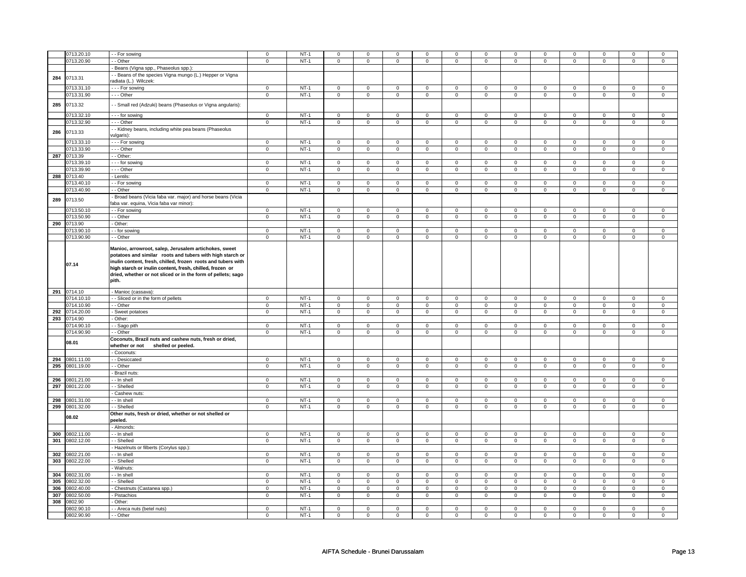| | | | | | | | | | | | | | | | |
|---|---|---|---|---|---|---|---|---|---|---|---|---|---|---|---|
| | 0713.20.10 | - - For sowing | 0 | NT-1 | 0 | 0 | 0 | 0 | 0 | 0 | 0 | 0 | 0 | 0 | 0 | 0 |
| | 0713.20.90 | - - Other | 0 | NT-1 | 0 | 0 | 0 | 0 | 0 | 0 | 0 | 0 | 0 | 0 | 0 | 0 |
| | | - Beans (Vigna spp., Phaseolus spp.): | | | | | | | | | | | | | | |
| 284 | 0713.31 | - - Beans of the species Vigna mungo (L.) Hepper or Vigna radiata (L.) Wilczek: | | | | | | | | | | | | | | |
| | 0713.31.10 | - - - For sowing | 0 | NT-1 | 0 | 0 | 0 | 0 | 0 | 0 | 0 | 0 | 0 | 0 | 0 | 0 |
| | 0713.31.90 | - - - Other | 0 | NT-1 | 0 | 0 | 0 | 0 | 0 | 0 | 0 | 0 | 0 | 0 | 0 | 0 |
| 285 | 0713.32 | - - Small red (Adzuki) beans (Phaseolus or Vigna angularis): | | | | | | | | | | | | | | |
| | 0713.32.10 | - - - for sowing | 0 | NT-1 | 0 | 0 | 0 | 0 | 0 | 0 | 0 | 0 | 0 | 0 | 0 | 0 |
| | 0713.32.90 | - - - Other | 0 | NT-1 | 0 | 0 | 0 | 0 | 0 | 0 | 0 | 0 | 0 | 0 | 0 | 0 |
| 286 | 0713.33 | - - Kidney beans, including white pea beans (Phaseolus vulgaris): | | | | | | | | | | | | | | |
| | 0713.33.10 | - - - For sowing | 0 | NT-1 | 0 | 0 | 0 | 0 | 0 | 0 | 0 | 0 | 0 | 0 | 0 | 0 |
| | 0713.33.90 | - - - Other | 0 | NT-1 | 0 | 0 | 0 | 0 | 0 | 0 | 0 | 0 | 0 | 0 | 0 | 0 |
| 287 | 0713.39 | - - Other: | | | | | | | | | | | | | | |
| | 0713.39.10 | - - - for sowing | 0 | NT-1 | 0 | 0 | 0 | 0 | 0 | 0 | 0 | 0 | 0 | 0 | 0 | 0 |
| | 0713.39.90 | - - - Other | 0 | NT-1 | 0 | 0 | 0 | 0 | 0 | 0 | 0 | 0 | 0 | 0 | 0 | 0 |
| 288 | 0713.40 | - Lentils: | | | | | | | | | | | | | | |
| | 0713.40.10 | - - For sowing | 0 | NT-1 | 0 | 0 | 0 | 0 | 0 | 0 | 0 | 0 | 0 | 0 | 0 | 0 |
| | 0713.40.90 | - - Other | 0 | NT-1 | 0 | 0 | 0 | 0 | 0 | 0 | 0 | 0 | 0 | 0 | 0 | 0 |
| 289 | 0713.50 | - Broad beans (Vicia faba var. major) and horse beans (Vicia faba var. equina, Vicia faba var minor): | | | | | | | | | | | | | | |
| | 0713.50.10 | - - For sowing | 0 | NT-1 | 0 | 0 | 0 | 0 | 0 | 0 | 0 | 0 | 0 | 0 | 0 | 0 |
| | 0713.50.90 | - - Other | 0 | NT-1 | 0 | 0 | 0 | 0 | 0 | 0 | 0 | 0 | 0 | 0 | 0 | 0 |
| 290 | 0713.90 | - Other: | | | | | | | | | | | | | | |
| | 0713.90.10 | - - for sowing | 0 | NT-1 | 0 | 0 | 0 | 0 | 0 | 0 | 0 | 0 | 0 | 0 | 0 | 0 |
| | 0713.90.90 | - - Other | 0 | NT-1 | 0 | 0 | 0 | 0 | 0 | 0 | 0 | 0 | 0 | 0 | 0 | 0 |
| | **07.14** | **Manioc, arrowroot, salep, Jerusalem artichokes, sweet potatoes and similar roots and tubers with high starch or inulin content, fresh, chilled, frozen roots and tubers with high starch or inulin content, fresh, chilled, frozen or dried, whether or not sliced or in the form of pellets; sago pith.** | | | | | | | | | | | | | | |
| 291 | 0714.10 | - Manioc (cassava): | | | | | | | | | | | | | | |
| | 0714.10.10 | - - Sliced or in the form of pellets | 0 | NT-1 | 0 | 0 | 0 | 0 | 0 | 0 | 0 | 0 | 0 | 0 | 0 | 0 |
| | 0714.10.90 | - - Other | 0 | NT-1 | 0 | 0 | 0 | 0 | 0 | 0 | 0 | 0 | 0 | 0 | 0 | 0 |
| 292 | 0714.20.00 | - Sweet potatoes | 0 | NT-1 | 0 | 0 | 0 | 0 | 0 | 0 | 0 | 0 | 0 | 0 | 0 | 0 |
| 293 | 0714.90 | - Other: | | | | | | | | | | | | | | |
| | 0714.90.10 | - - Sago pith | 0 | NT-1 | 0 | 0 | 0 | 0 | 0 | 0 | 0 | 0 | 0 | 0 | 0 | 0 |
| | 0714.90.90 | - - Other | 0 | NT-1 | 0 | 0 | 0 | 0 | 0 | 0 | 0 | 0 | 0 | 0 | 0 | 0 |
| | **08.01** | **Coconuts, Brazil nuts and cashew nuts, fresh or dried, whether or not shelled or peeled.** | | | | | | | | | | | | | | |
| | | - Coconuts: | | | | | | | | | | | | | | |
| 294 | 0801.11.00 | - - Desiccated | 0 | NT-1 | 0 | 0 | 0 | 0 | 0 | 0 | 0 | 0 | 0 | 0 | 0 | 0 |
| 295 | 0801.19.00 | - - Other | 0 | NT-1 | 0 | 0 | 0 | 0 | 0 | 0 | 0 | 0 | 0 | 0 | 0 | 0 |
| | | - Brazil nuts: | | | | | | | | | | | | | | |
| 296 | 0801.21.00 | - - In shell | 0 | NT-1 | 0 | 0 | 0 | 0 | 0 | 0 | 0 | 0 | 0 | 0 | 0 | 0 |
| 297 | 0801.22.00 | - - Shelled | 0 | NT-1 | 0 | 0 | 0 | 0 | 0 | 0 | 0 | 0 | 0 | 0 | 0 | 0 |
| | | - Cashew nuts: | | | | | | | | | | | | | | |
| 298 | 0801.31.00 | - - In shell | 0 | NT-1 | 0 | 0 | 0 | 0 | 0 | 0 | 0 | 0 | 0 | 0 | 0 | 0 |
| 299 | 0801.32.00 | - - Shelled | 0 | NT-1 | 0 | 0 | 0 | 0 | 0 | 0 | 0 | 0 | 0 | 0 | 0 | 0 |
| | **08.02** | **Other nuts, fresh or dried, whether or not shelled or peeled.** | | | | | | | | | | | | | | |
| | | - Almonds: | | | | | | | | | | | | | | |
| 300 | 0802.11.00 | - - In shell | 0 | NT-1 | 0 | 0 | 0 | 0 | 0 | 0 | 0 | 0 | 0 | 0 | 0 | 0 |
| 301 | 0802.12.00 | - - Shelled | 0 | NT-1 | 0 | 0 | 0 | 0 | 0 | 0 | 0 | 0 | 0 | 0 | 0 | 0 |
| | | - Hazelnuts or filberts (Corylus spp.): | | | | | | | | | | | | | | |
| 302 | 0802.21.00 | - - In shell | 0 | NT-1 | 0 | 0 | 0 | 0 | 0 | 0 | 0 | 0 | 0 | 0 | 0 | 0 |
| 303 | 0802.22.00 | - - Shelled | 0 | NT-1 | 0 | 0 | 0 | 0 | 0 | 0 | 0 | 0 | 0 | 0 | 0 | 0 |
| | | - Walnuts: | | | | | | | | | | | | | | |
| 304 | 0802.31.00 | - - In shell | 0 | NT-1 | 0 | 0 | 0 | 0 | 0 | 0 | 0 | 0 | 0 | 0 | 0 | 0 |
| 305 | 0802.32.00 | - - Shelled | 0 | NT-1 | 0 | 0 | 0 | 0 | 0 | 0 | 0 | 0 | 0 | 0 | 0 | 0 |
| 306 | 0802.40.00 | - Chestnuts (Castanea spp.) | 0 | NT-1 | 0 | 0 | 0 | 0 | 0 | 0 | 0 | 0 | 0 | 0 | 0 | 0 |
| 307 | 0802.50.00 | - Pistachios | 0 | NT-1 | 0 | 0 | 0 | 0 | 0 | 0 | 0 | 0 | 0 | 0 | 0 | 0 |
| 308 | 0802.90 | - Other: | | | | | | | | | | | | | | |
| | 0802.90.10 | - - Areca nuts (betel nuts) | 0 | NT-1 | 0 | 0 | 0 | 0 | 0 | 0 | 0 | 0 | 0 | 0 | 0 | 0 |
| | 0802.90.90 | - - Other | 0 | NT-1 | 0 | 0 | 0 | 0 | 0 | 0 | 0 | 0 | 0 | 0 | 0 | 0 |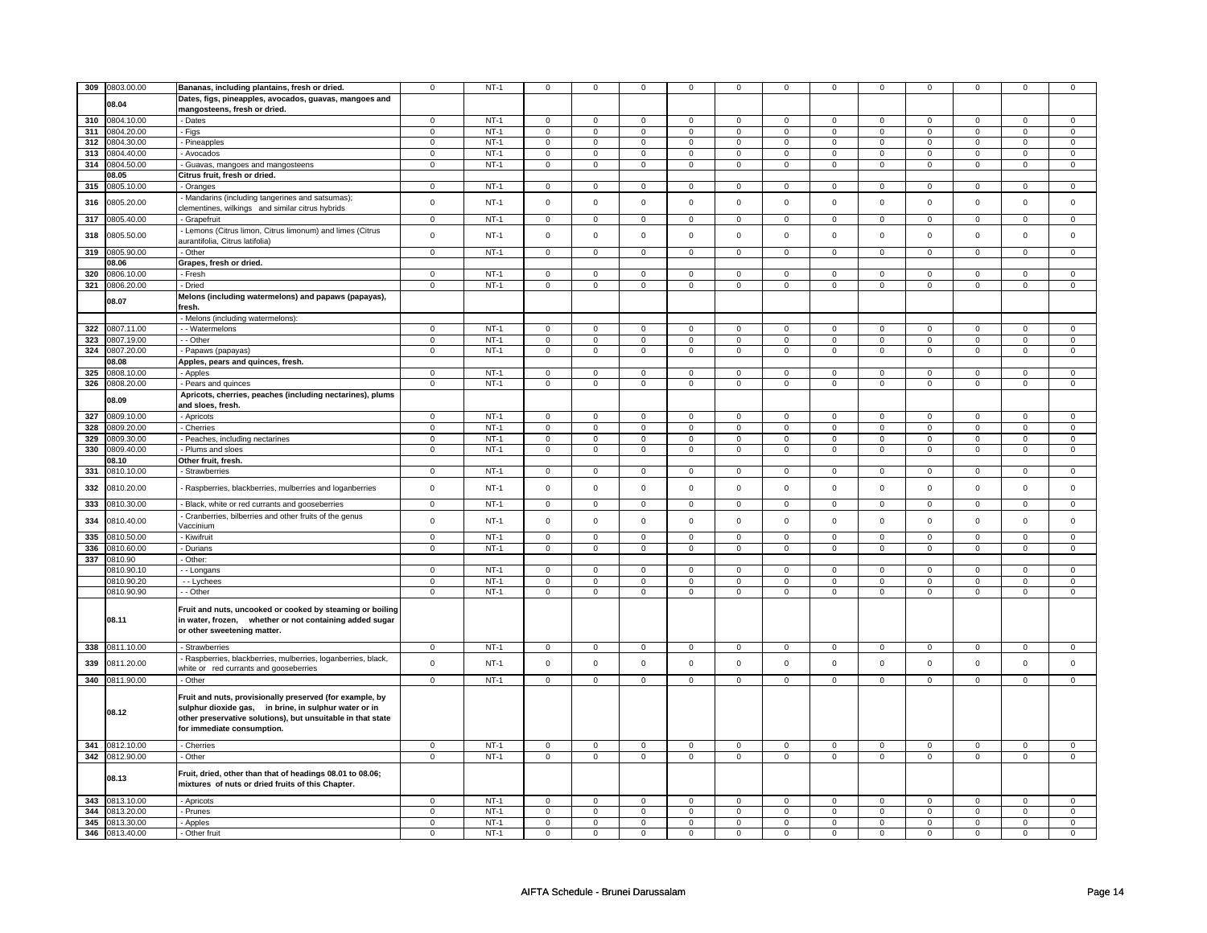| 309 | 0803.00.00 | Bananas, including plantains, fresh or dried. | 0 | NT-1 | 0 | 0 | 0 | 0 | 0 | 0 | 0 | 0 | 0 | 0 | 0 | 0 |
|---|---|---|---|---|---|---|---|---|---|---|---|---|---|---|---|---|
| | 08.04 | Dates, figs, pineapples, avocados, guavas, mangoes and mangosteens, fresh or dried. | | | | | | | | | | | | | | |
| 310 | 0804.10.00 | - Dates | 0 | NT-1 | 0 | 0 | 0 | 0 | 0 | 0 | 0 | 0 | 0 | 0 | 0 | 0 |
| 311 | 0804.20.00 | - Figs | 0 | NT-1 | 0 | 0 | 0 | 0 | 0 | 0 | 0 | 0 | 0 | 0 | 0 | 0 |
| 312 | 0804.30.00 | - Pineapples | 0 | NT-1 | 0 | 0 | 0 | 0 | 0 | 0 | 0 | 0 | 0 | 0 | 0 | 0 |
| 313 | 0804.40.00 | - Avocados | 0 | NT-1 | 0 | 0 | 0 | 0 | 0 | 0 | 0 | 0 | 0 | 0 | 0 | 0 |
| 314 | 0804.50.00 | - Guavas, mangoes and mangosteens | 0 | NT-1 | 0 | 0 | 0 | 0 | 0 | 0 | 0 | 0 | 0 | 0 | 0 | 0 |
| | 08.05 | Citrus fruit, fresh or dried. | | | | | | | | | | | | | | |
| 315 | 0805.10.00 | - Oranges | 0 | NT-1 | 0 | 0 | 0 | 0 | 0 | 0 | 0 | 0 | 0 | 0 | 0 | 0 |
| 316 | 0805.20.00 | - Mandarins (including tangerines and satsumas); clementines, wilkings and similar citrus hybrids | 0 | NT-1 | 0 | 0 | 0 | 0 | 0 | 0 | 0 | 0 | 0 | 0 | 0 | 0 |
| 317 | 0805.40.00 | - Grapefruit | 0 | NT-1 | 0 | 0 | 0 | 0 | 0 | 0 | 0 | 0 | 0 | 0 | 0 | 0 |
| 318 | 0805.50.00 | - Lemons (Citrus limon, Citrus limonum) and limes (Citrus aurantifolia, Citrus latifolia) | 0 | NT-1 | 0 | 0 | 0 | 0 | 0 | 0 | 0 | 0 | 0 | 0 | 0 | 0 |
| 319 | 0805.90.00 | - Other | 0 | NT-1 | 0 | 0 | 0 | 0 | 0 | 0 | 0 | 0 | 0 | 0 | 0 | 0 |
| | 08.06 | Grapes, fresh or dried. | | | | | | | | | | | | | | |
| 320 | 0806.10.00 | - Fresh | 0 | NT-1 | 0 | 0 | 0 | 0 | 0 | 0 | 0 | 0 | 0 | 0 | 0 | 0 |
| 321 | 0806.20.00 | - Dried | 0 | NT-1 | 0 | 0 | 0 | 0 | 0 | 0 | 0 | 0 | 0 | 0 | 0 | 0 |
| | 08.07 | Melons (including watermelons) and papaws (papayas), fresh. | | | | | | | | | | | | | | |
| | | - Melons (including watermelons): | | | | | | | | | | | | | | |
| 322 | 0807.11.00 | - - Watermelons | 0 | NT-1 | 0 | 0 | 0 | 0 | 0 | 0 | 0 | 0 | 0 | 0 | 0 | 0 |
| 323 | 0807.19.00 | - - Other | 0 | NT-1 | 0 | 0 | 0 | 0 | 0 | 0 | 0 | 0 | 0 | 0 | 0 | 0 |
| 324 | 0807.20.00 | - Papaws (papayas) | 0 | NT-1 | 0 | 0 | 0 | 0 | 0 | 0 | 0 | 0 | 0 | 0 | 0 | 0 |
| | 08.08 | Apples, pears and quinces, fresh. | | | | | | | | | | | | | | |
| 325 | 0808.10.00 | - Apples | 0 | NT-1 | 0 | 0 | 0 | 0 | 0 | 0 | 0 | 0 | 0 | 0 | 0 | 0 |
| 326 | 0808.20.00 | - Pears and quinces | 0 | NT-1 | 0 | 0 | 0 | 0 | 0 | 0 | 0 | 0 | 0 | 0 | 0 | 0 |
| | 08.09 | Apricots, cherries, peaches (including nectarines), plums and sloes, fresh. | | | | | | | | | | | | | | |
| 327 | 0809.10.00 | - Apricots | 0 | NT-1 | 0 | 0 | 0 | 0 | 0 | 0 | 0 | 0 | 0 | 0 | 0 | 0 |
| 328 | 0809.20.00 | - Cherries | 0 | NT-1 | 0 | 0 | 0 | 0 | 0 | 0 | 0 | 0 | 0 | 0 | 0 | 0 |
| 329 | 0809.30.00 | - Peaches, including nectarines | 0 | NT-1 | 0 | 0 | 0 | 0 | 0 | 0 | 0 | 0 | 0 | 0 | 0 | 0 |
| 330 | 0809.40.00 | - Plums and sloes | 0 | NT-1 | 0 | 0 | 0 | 0 | 0 | 0 | 0 | 0 | 0 | 0 | 0 | 0 |
| | 08.10 | Other fruit, fresh. | | | | | | | | | | | | | | |
| 331 | 0810.10.00 | - Strawberries | 0 | NT-1 | 0 | 0 | 0 | 0 | 0 | 0 | 0 | 0 | 0 | 0 | 0 | 0 |
| 332 | 0810.20.00 | - Raspberries, blackberries, mulberries and loganberries | 0 | NT-1 | 0 | 0 | 0 | 0 | 0 | 0 | 0 | 0 | 0 | 0 | 0 | 0 |
| 333 | 0810.30.00 | - Black, white or red currants and gooseberries | 0 | NT-1 | 0 | 0 | 0 | 0 | 0 | 0 | 0 | 0 | 0 | 0 | 0 | 0 |
| 334 | 0810.40.00 | - Cranberries, bilberries and other fruits of the genus Vaccinium | 0 | NT-1 | 0 | 0 | 0 | 0 | 0 | 0 | 0 | 0 | 0 | 0 | 0 | 0 |
| 335 | 0810.50.00 | - Kiwifruit | 0 | NT-1 | 0 | 0 | 0 | 0 | 0 | 0 | 0 | 0 | 0 | 0 | 0 | 0 |
| 336 | 0810.60.00 | - Durians | 0 | NT-1 | 0 | 0 | 0 | 0 | 0 | 0 | 0 | 0 | 0 | 0 | 0 | 0 |
| 337 | 0810.90 | - Other: | | | | | | | | | | | | | | |
| | 0810.90.10 | - - Longans | 0 | NT-1 | 0 | 0 | 0 | 0 | 0 | 0 | 0 | 0 | 0 | 0 | 0 | 0 |
| | 0810.90.20 | - - Lychees | 0 | NT-1 | 0 | 0 | 0 | 0 | 0 | 0 | 0 | 0 | 0 | 0 | 0 | 0 |
| | 0810.90.90 | - - Other | 0 | NT-1 | 0 | 0 | 0 | 0 | 0 | 0 | 0 | 0 | 0 | 0 | 0 | 0 |
| | 08.11 | Fruit and nuts, uncooked or cooked by steaming or boiling in water, frozen, whether or not containing added sugar or other sweetening matter. | | | | | | | | | | | | | | |
| 338 | 0811.10.00 | - Strawberries | 0 | NT-1 | 0 | 0 | 0 | 0 | 0 | 0 | 0 | 0 | 0 | 0 | 0 | 0 |
| 339 | 0811.20.00 | - Raspberries, blackberries, mulberries, loganberries, black, white or red currants and gooseberries | 0 | NT-1 | 0 | 0 | 0 | 0 | 0 | 0 | 0 | 0 | 0 | 0 | 0 | 0 |
| 340 | 0811.90.00 | - Other | 0 | NT-1 | 0 | 0 | 0 | 0 | 0 | 0 | 0 | 0 | 0 | 0 | 0 | 0 |
| | 08.12 | Fruit and nuts, provisionally preserved (for example, by sulphur dioxide gas, in brine, in sulphur water or in other preservative solutions), but unsuitable in that state for immediate consumption. | | | | | | | | | | | | | | |
| 341 | 0812.10.00 | - Cherries | 0 | NT-1 | 0 | 0 | 0 | 0 | 0 | 0 | 0 | 0 | 0 | 0 | 0 | 0 |
| 342 | 0812.90.00 | - Other | 0 | NT-1 | 0 | 0 | 0 | 0 | 0 | 0 | 0 | 0 | 0 | 0 | 0 | 0 |
| | 08.13 | Fruit, dried, other than that of headings 08.01 to 08.06; mixtures of nuts or dried fruits of this Chapter. | | | | | | | | | | | | | | |
| 343 | 0813.10.00 | - Apricots | 0 | NT-1 | 0 | 0 | 0 | 0 | 0 | 0 | 0 | 0 | 0 | 0 | 0 | 0 |
| 344 | 0813.20.00 | - Prunes | 0 | NT-1 | 0 | 0 | 0 | 0 | 0 | 0 | 0 | 0 | 0 | 0 | 0 | 0 |
| 345 | 0813.30.00 | - Apples | 0 | NT-1 | 0 | 0 | 0 | 0 | 0 | 0 | 0 | 0 | 0 | 0 | 0 | 0 |
| 346 | 0813.40.00 | - Other fruit | 0 | NT-1 | 0 | 0 | 0 | 0 | 0 | 0 | 0 | 0 | 0 | 0 | 0 | 0 |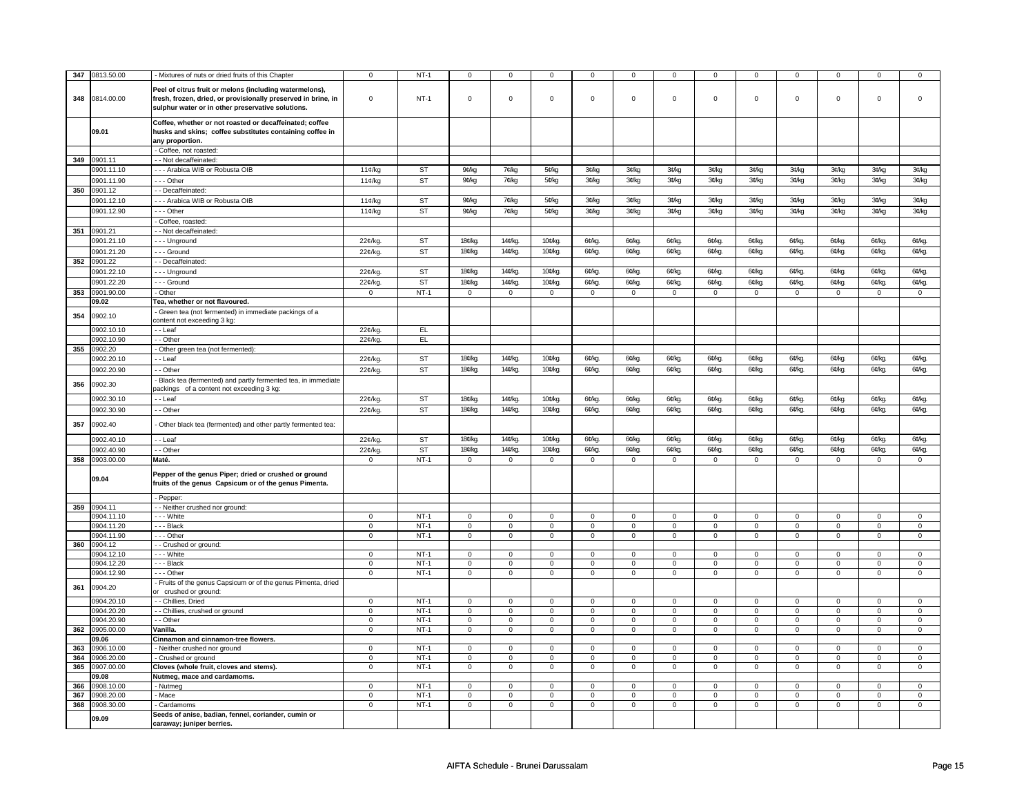| 347 | 0813.50.00 | - Mixtures of nuts or dried fruits of this Chapter | 0 | NT-1 | 0 | 0 | 0 | 0 | 0 | 0 | 0 | 0 | 0 | 0 | 0 | 0 |
|---|---|---|---|---|---|---|---|---|---|---|---|---|---|---|---|---|
| 348 | 0814.00.00 | **Peel of citrus fruit or melons (including watermelons), fresh, frozen, dried, or provisionally preserved in brine, in sulphur water or in other preservative solutions.** | 0 | NT-1 | 0 | 0 | 0 | 0 | 0 | 0 | 0 | 0 | 0 | 0 | 0 | 0 |
| | **09.01** | **Coffee, whether or not roasted or decaffeinated; coffee husks and skins; coffee substitutes containing coffee in any proportion.** | | | | | | | | | | | | | | |
| | | - Coffee, not roasted: | | | | | | | | | | | | | | |
| 349 | 0901.11 | - - Not decaffeinated: | | | | | | | | | | | | | | |
| | 0901.11.10 | - - - Arabica WIB or Robusta OIB | 11¢/kg | ST | 9¢/kg | 7¢/kg | 5¢/kg | 3¢/kg | 3¢/kg | 3¢/kg | 3¢/kg | 3¢/kg | 3¢/kg | 3¢/kg | 3¢/kg | 3¢/kg |
| | 0901.11.90 | - - - Other | 11¢/kg | ST | 9¢/kg | 7¢/kg | 5¢/kg | 3¢/kg | 3¢/kg | 3¢/kg | 3¢/kg | 3¢/kg | 3¢/kg | 3¢/kg | 3¢/kg | 3¢/kg |
| 350 | 0901.12 | - - Decaffeinated: | | | | | | | | | | | | | | |
| | 0901.12.10 | - - - Arabica WIB or Robusta OIB | 11¢/kg | ST | 9¢/kg | 7¢/kg | 5¢/kg | 3¢/kg | 3¢/kg | 3¢/kg | 3¢/kg | 3¢/kg | 3¢/kg | 3¢/kg | 3¢/kg | 3¢/kg |
| | 0901.12.90 | - - - Other | 11¢/kg | ST | 9¢/kg | 7¢/kg | 5¢/kg | 3¢/kg | 3¢/kg | 3¢/kg | 3¢/kg | 3¢/kg | 3¢/kg | 3¢/kg | 3¢/kg | 3¢/kg |
| | | - Coffee, roasted: | | | | | | | | | | | | | | |
| 351 | 0901.21 | - - Not decaffeinated: | | | | | | | | | | | | | | |
| | 0901.21.10 | - - - Unground | 22¢/kg. | ST | 18¢/kg. | 14¢/kg. | 10¢/kg. | 6¢/kg. | 6¢/kg. | 6¢/kg. | 6¢/kg. | 6¢/kg. | 6¢/kg. | 6¢/kg. | 6¢/kg. | 6¢/kg. |
| | 0901.21.20 | - - - Ground | 22¢/kg. | ST | 18¢/kg. | 14¢/kg. | 10¢/kg. | 6¢/kg. | 6¢/kg. | 6¢/kg. | 6¢/kg. | 6¢/kg. | 6¢/kg. | 6¢/kg. | 6¢/kg. | 6¢/kg. |
| 352 | 0901.22 | - - Decaffeinated: | | | | | | | | | | | | | | |
| | 0901.22.10 | - - - Unground | 22¢/kg. | ST | 18¢/kg. | 14¢/kg. | 10¢/kg. | 6¢/kg. | 6¢/kg. | 6¢/kg. | 6¢/kg. | 6¢/kg. | 6¢/kg. | 6¢/kg. | 6¢/kg. | 6¢/kg. |
| | 0901.22.20 | - - - Ground | 22¢/kg. | ST | 18¢/kg. | 14¢/kg. | 10¢/kg. | 6¢/kg. | 6¢/kg. | 6¢/kg. | 6¢/kg. | 6¢/kg. | 6¢/kg. | 6¢/kg. | 6¢/kg. | 6¢/kg. |
| 353 | 0901.90.00 | - Other | 0 | NT-1 | 0 | 0 | 0 | 0 | 0 | 0 | 0 | 0 | 0 | 0 | 0 | 0 |
| | **09.02** | **Tea, whether or not flavoured.** | | | | | | | | | | | | | | |
| 354 | 0902.10 | - Green tea (not fermented) in immediate packings of a content not exceeding 3 kg: | | | | | | | | | | | | | | |
| | 0902.10.10 | - - Leaf | 22¢/kg. | EL | | | | | | | | | | | | |
| | 0902.10.90 | - - Other | 22¢/kg. | EL | | | | | | | | | | | | |
| 355 | 0902.20 | - Other green tea (not fermented): | | | | | | | | | | | | | | |
| | 0902.20.10 | - - Leaf | 22¢/kg. | ST | 18¢/kg. | 14¢/kg. | 10¢/kg. | 6¢/kg. | 6¢/kg. | 6¢/kg. | 6¢/kg. | 6¢/kg. | 6¢/kg. | 6¢/kg. | 6¢/kg. | 6¢/kg. |
| | 0902.20.90 | - - Other | 22¢/kg. | ST | 18¢/kg. | 14¢/kg. | 10¢/kg. | 6¢/kg. | 6¢/kg. | 6¢/kg. | 6¢/kg. | 6¢/kg. | 6¢/kg. | 6¢/kg. | 6¢/kg. | 6¢/kg. |
| 356 | 0902.30 | - Black tea (fermented) and partly fermented tea, in immediate packings of a content not exceeding 3 kg: | | | | | | | | | | | | | | |
| | 0902.30.10 | - - Leaf | 22¢/kg. | ST | 18¢/kg. | 14¢/kg. | 10¢/kg. | 6¢/kg. | 6¢/kg. | 6¢/kg. | 6¢/kg. | 6¢/kg. | 6¢/kg. | 6¢/kg. | 6¢/kg. | 6¢/kg. |
| | 0902.30.90 | - - Other | 22¢/kg. | ST | 18¢/kg. | 14¢/kg. | 10¢/kg. | 6¢/kg. | 6¢/kg. | 6¢/kg. | 6¢/kg. | 6¢/kg. | 6¢/kg. | 6¢/kg. | 6¢/kg. | 6¢/kg. |
| 357 | 0902.40 | - Other black tea (fermented) and other partly fermented tea: | | | | | | | | | | | | | | |
| | 0902.40.10 | - - Leaf | 22¢/kg. | ST | 18¢/kg. | 14¢/kg. | 10¢/kg. | 6¢/kg. | 6¢/kg. | 6¢/kg. | 6¢/kg. | 6¢/kg. | 6¢/kg. | 6¢/kg. | 6¢/kg. | 6¢/kg. |
| | 0902.40.90 | - - Other | 22¢/kg. | ST | 18¢/kg. | 14¢/kg. | 10¢/kg. | 6¢/kg. | 6¢/kg. | 6¢/kg. | 6¢/kg. | 6¢/kg. | 6¢/kg. | 6¢/kg. | 6¢/kg. | 6¢/kg. |
| 358 | 0903.00.00 | **Maté.** | 0 | NT-1 | 0 | 0 | 0 | 0 | 0 | 0 | 0 | 0 | 0 | 0 | 0 | 0 |
| | **09.04** | **Pepper of the genus Piper; dried or crushed or ground fruits of the genus Capsicum or of the genus Pimenta.** | | | | | | | | | | | | | | |
| | | - Pepper: | | | | | | | | | | | | | | |
| 359 | 0904.11 | - - Neither crushed nor ground: | | | | | | | | | | | | | | |
| | 0904.11.10 | - - - White | 0 | NT-1 | 0 | 0 | 0 | 0 | 0 | 0 | 0 | 0 | 0 | 0 | 0 | 0 |
| | 0904.11.20 | - - - Black | 0 | NT-1 | 0 | 0 | 0 | 0 | 0 | 0 | 0 | 0 | 0 | 0 | 0 | 0 |
| | 0904.11.90 | - - - Other | 0 | NT-1 | 0 | 0 | 0 | 0 | 0 | 0 | 0 | 0 | 0 | 0 | 0 | 0 |
| 360 | 0904.12 | - - Crushed or ground: | | | | | | | | | | | | | | |
| | 0904.12.10 | - - - White | 0 | NT-1 | 0 | 0 | 0 | 0 | 0 | 0 | 0 | 0 | 0 | 0 | 0 | 0 |
| | 0904.12.20 | - - - Black | 0 | NT-1 | 0 | 0 | 0 | 0 | 0 | 0 | 0 | 0 | 0 | 0 | 0 | 0 |
| | 0904.12.90 | - - - Other | 0 | NT-1 | 0 | 0 | 0 | 0 | 0 | 0 | 0 | 0 | 0 | 0 | 0 | 0 |
| 361 | 0904.20 | - Fruits of the genus Capsicum or of the genus Pimenta, dried or crushed or ground: | | | | | | | | | | | | | | |
| | 0904.20.10 | - - Chillies, Dried | 0 | NT-1 | 0 | 0 | 0 | 0 | 0 | 0 | 0 | 0 | 0 | 0 | 0 | 0 |
| | 0904.20.20 | - - Chillies, crushed or ground | 0 | NT-1 | 0 | 0 | 0 | 0 | 0 | 0 | 0 | 0 | 0 | 0 | 0 | 0 |
| | 0904.20.90 | - - Other | 0 | NT-1 | 0 | 0 | 0 | 0 | 0 | 0 | 0 | 0 | 0 | 0 | 0 | 0 |
| 362 | 0905.00.00 | **Vanilla.** | 0 | NT-1 | 0 | 0 | 0 | 0 | 0 | 0 | 0 | 0 | 0 | 0 | 0 | 0 |
| | **09.06** | **Cinnamon and cinnamon-tree flowers.** | | | | | | | | | | | | | | |
| 363 | 0906.10.00 | - Neither crushed nor ground | 0 | NT-1 | 0 | 0 | 0 | 0 | 0 | 0 | 0 | 0 | 0 | 0 | 0 | 0 |
| 364 | 0906.20.00 | - Crushed or ground | 0 | NT-1 | 0 | 0 | 0 | 0 | 0 | 0 | 0 | 0 | 0 | 0 | 0 | 0 |
| 365 | 0907.00.00 | **Cloves (whole fruit, cloves and stems).** | 0 | NT-1 | 0 | 0 | 0 | 0 | 0 | 0 | 0 | 0 | 0 | 0 | 0 | 0 |
| | **09.08** | **Nutmeg, mace and cardamoms.** | | | | | | | | | | | | | | |
| 366 | 0908.10.00 | - Nutmeg | 0 | NT-1 | 0 | 0 | 0 | 0 | 0 | 0 | 0 | 0 | 0 | 0 | 0 | 0 |
| 367 | 0908.20.00 | - Mace | 0 | NT-1 | 0 | 0 | 0 | 0 | 0 | 0 | 0 | 0 | 0 | 0 | 0 | 0 |
| 368 | 0908.30.00 | - Cardamoms | 0 | NT-1 | 0 | 0 | 0 | 0 | 0 | 0 | 0 | 0 | 0 | 0 | 0 | 0 |
| | **09.09** | **Seeds of anise, badian, fennel, coriander, cumin or caraway; juniper berries.** | | | | | | | | | | | | | | |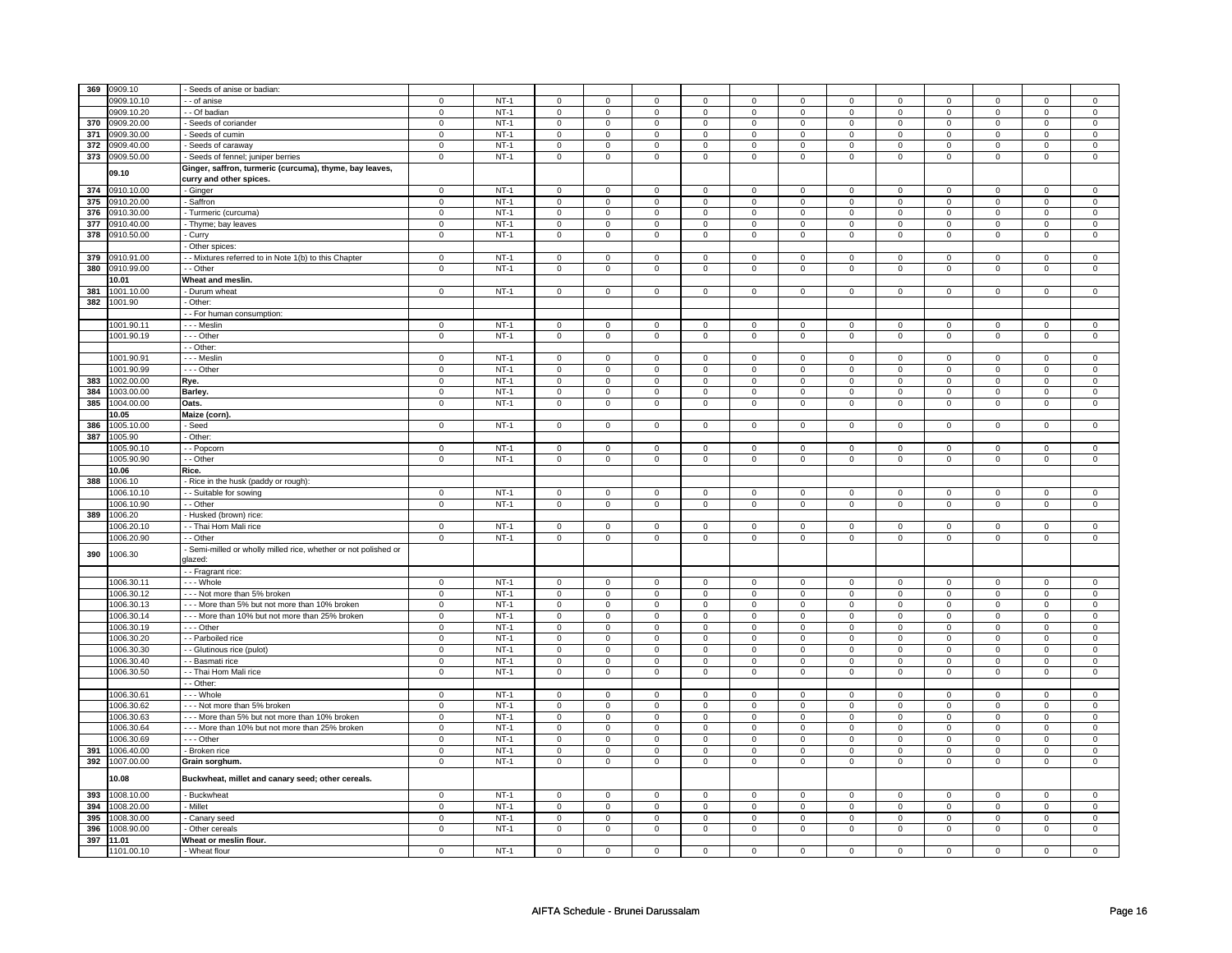| | | | | | | | | | | | | | | | |
|---|---|---|---|---|---|---|---|---|---|---|---|---|---|---|---|
| 369 | 0909.10 | - Seeds of anise or badian: | | | | | | | | | | | | | |
| | 0909.10.10 | - - of anise | 0 | NT-1 | 0 | 0 | 0 | 0 | 0 | 0 | 0 | 0 | 0 | 0 | 0 | 0 |
| | 0909.10.20 | - - Of badian | 0 | NT-1 | 0 | 0 | 0 | 0 | 0 | 0 | 0 | 0 | 0 | 0 | 0 | 0 |
| 370 | 0909.20.00 | - Seeds of coriander | 0 | NT-1 | 0 | 0 | 0 | 0 | 0 | 0 | 0 | 0 | 0 | 0 | 0 | 0 |
| 371 | 0909.30.00 | - Seeds of cumin | 0 | NT-1 | 0 | 0 | 0 | 0 | 0 | 0 | 0 | 0 | 0 | 0 | 0 | 0 |
| 372 | 0909.40.00 | - Seeds of caraway | 0 | NT-1 | 0 | 0 | 0 | 0 | 0 | 0 | 0 | 0 | 0 | 0 | 0 | 0 |
| 373 | 0909.50.00 | - Seeds of fennel; juniper berries | 0 | NT-1 | 0 | 0 | 0 | 0 | 0 | 0 | 0 | 0 | 0 | 0 | 0 | 0 |
| | 09.10 | **Ginger, saffron, turmeric (curcuma), thyme, bay leaves, curry and other spices.** | | | | | | | | | | | | | | |
| 374 | 0910.10.00 | - Ginger | 0 | NT-1 | 0 | 0 | 0 | 0 | 0 | 0 | 0 | 0 | 0 | 0 | 0 | 0 |
| 375 | 0910.20.00 | - Saffron | 0 | NT-1 | 0 | 0 | 0 | 0 | 0 | 0 | 0 | 0 | 0 | 0 | 0 | 0 |
| 376 | 0910.30.00 | - Turmeric (curcuma) | 0 | NT-1 | 0 | 0 | 0 | 0 | 0 | 0 | 0 | 0 | 0 | 0 | 0 | 0 |
| 377 | 0910.40.00 | - Thyme; bay leaves | 0 | NT-1 | 0 | 0 | 0 | 0 | 0 | 0 | 0 | 0 | 0 | 0 | 0 | 0 |
| 378 | 0910.50.00 | - Curry | 0 | NT-1 | 0 | 0 | 0 | 0 | 0 | 0 | 0 | 0 | 0 | 0 | 0 | 0 |
| | | - Other spices: | | | | | | | | | | | | | | |
| 379 | 0910.91.00 | - - Mixtures referred to in Note 1(b) to this Chapter | 0 | NT-1 | 0 | 0 | 0 | 0 | 0 | 0 | 0 | 0 | 0 | 0 | 0 | 0 |
| 380 | 0910.99.00 | - - Other | 0 | NT-1 | 0 | 0 | 0 | 0 | 0 | 0 | 0 | 0 | 0 | 0 | 0 | 0 |
| | 10.01 | **Wheat and meslin.** | | | | | | | | | | | | | | |
| 381 | 1001.10.00 | - Durum wheat | 0 | NT-1 | 0 | 0 | 0 | 0 | 0 | 0 | 0 | 0 | 0 | 0 | 0 | 0 |
| 382 | 1001.90 | - Other: | | | | | | | | | | | | | | |
| | | - - For human consumption: | | | | | | | | | | | | | | |
| | 1001.90.11 | - - - Meslin | 0 | NT-1 | 0 | 0 | 0 | 0 | 0 | 0 | 0 | 0 | 0 | 0 | 0 | 0 |
| | 1001.90.19 | - - - Other | 0 | NT-1 | 0 | 0 | 0 | 0 | 0 | 0 | 0 | 0 | 0 | 0 | 0 | 0 |
| | | - - Other: | | | | | | | | | | | | | | |
| | 1001.90.91 | - - - Meslin | 0 | NT-1 | 0 | 0 | 0 | 0 | 0 | 0 | 0 | 0 | 0 | 0 | 0 | 0 |
| | 1001.90.99 | - - - Other | 0 | NT-1 | 0 | 0 | 0 | 0 | 0 | 0 | 0 | 0 | 0 | 0 | 0 | 0 |
| 383 | 1002.00.00 | **Rye.** | 0 | NT-1 | 0 | 0 | 0 | 0 | 0 | 0 | 0 | 0 | 0 | 0 | 0 | 0 |
| 384 | 1003.00.00 | **Barley.** | 0 | NT-1 | 0 | 0 | 0 | 0 | 0 | 0 | 0 | 0 | 0 | 0 | 0 | 0 |
| 385 | 1004.00.00 | **Oats.** | 0 | NT-1 | 0 | 0 | 0 | 0 | 0 | 0 | 0 | 0 | 0 | 0 | 0 | 0 |
| | 10.05 | **Maize (corn).** | | | | | | | | | | | | | | |
| 386 | 1005.10.00 | - Seed | 0 | NT-1 | 0 | 0 | 0 | 0 | 0 | 0 | 0 | 0 | 0 | 0 | 0 | 0 |
| 387 | 1005.90 | - Other: | | | | | | | | | | | | | | |
| | 1005.90.10 | - - Popcorn | 0 | NT-1 | 0 | 0 | 0 | 0 | 0 | 0 | 0 | 0 | 0 | 0 | 0 | 0 |
| | 1005.90.90 | - - Other | 0 | NT-1 | 0 | 0 | 0 | 0 | 0 | 0 | 0 | 0 | 0 | 0 | 0 | 0 |
| | 10.06 | **Rice.** | | | | | | | | | | | | | | |
| 388 | 1006.10 | - Rice in the husk (paddy or rough): | | | | | | | | | | | | | | |
| | 1006.10.10 | - - Suitable for sowing | 0 | NT-1 | 0 | 0 | 0 | 0 | 0 | 0 | 0 | 0 | 0 | 0 | 0 | 0 |
| | 1006.10.90 | - - Other | 0 | NT-1 | 0 | 0 | 0 | 0 | 0 | 0 | 0 | 0 | 0 | 0 | 0 | 0 |
| 389 | 1006.20 | - Husked (brown) rice: | | | | | | | | | | | | | | |
| | 1006.20.10 | - - Thai Hom Mali rice | 0 | NT-1 | 0 | 0 | 0 | 0 | 0 | 0 | 0 | 0 | 0 | 0 | 0 | 0 |
| | 1006.20.90 | - - Other | 0 | NT-1 | 0 | 0 | 0 | 0 | 0 | 0 | 0 | 0 | 0 | 0 | 0 | 0 |
| 390 | 1006.30 | - Semi-milled or wholly milled rice, whether or not polished or glazed: | | | | | | | | | | | | | | |
| | | - - Fragrant rice: | | | | | | | | | | | | | | |
| | 1006.30.11 | - - - Whole | 0 | NT-1 | 0 | 0 | 0 | 0 | 0 | 0 | 0 | 0 | 0 | 0 | 0 | 0 |
| | 1006.30.12 | - - - Not more than 5% broken | 0 | NT-1 | 0 | 0 | 0 | 0 | 0 | 0 | 0 | 0 | 0 | 0 | 0 | 0 |
| | 1006.30.13 | - - - More than 5% but not more than 10% broken | 0 | NT-1 | 0 | 0 | 0 | 0 | 0 | 0 | 0 | 0 | 0 | 0 | 0 | 0 |
| | 1006.30.14 | - - - More than 10% but not more than 25% broken | 0 | NT-1 | 0 | 0 | 0 | 0 | 0 | 0 | 0 | 0 | 0 | 0 | 0 | 0 |
| | 1006.30.19 | - - - Other | 0 | NT-1 | 0 | 0 | 0 | 0 | 0 | 0 | 0 | 0 | 0 | 0 | 0 | 0 |
| | 1006.30.20 | - - Parboiled rice | 0 | NT-1 | 0 | 0 | 0 | 0 | 0 | 0 | 0 | 0 | 0 | 0 | 0 | 0 |
| | 1006.30.30 | - - Glutinous rice (pulot) | 0 | NT-1 | 0 | 0 | 0 | 0 | 0 | 0 | 0 | 0 | 0 | 0 | 0 | 0 |
| | 1006.30.40 | - - Basmati rice | 0 | NT-1 | 0 | 0 | 0 | 0 | 0 | 0 | 0 | 0 | 0 | 0 | 0 | 0 |
| | 1006.30.50 | - - Thai Hom Mali rice | 0 | NT-1 | 0 | 0 | 0 | 0 | 0 | 0 | 0 | 0 | 0 | 0 | 0 | 0 |
| | | - - Other: | | | | | | | | | | | | | | |
| | 1006.30.61 | - - - Whole | 0 | NT-1 | 0 | 0 | 0 | 0 | 0 | 0 | 0 | 0 | 0 | 0 | 0 | 0 |
| | 1006.30.62 | - - - Not more than 5% broken | 0 | NT-1 | 0 | 0 | 0 | 0 | 0 | 0 | 0 | 0 | 0 | 0 | 0 | 0 |
| | 1006.30.63 | - - - More than 5% but not more than 10% broken | 0 | NT-1 | 0 | 0 | 0 | 0 | 0 | 0 | 0 | 0 | 0 | 0 | 0 | 0 |
| | 1006.30.64 | - - - More than 10% but not more than 25% broken | 0 | NT-1 | 0 | 0 | 0 | 0 | 0 | 0 | 0 | 0 | 0 | 0 | 0 | 0 |
| | 1006.30.69 | - - - Other | 0 | NT-1 | 0 | 0 | 0 | 0 | 0 | 0 | 0 | 0 | 0 | 0 | 0 | 0 |
| 391 | 1006.40.00 | - Broken rice | 0 | NT-1 | 0 | 0 | 0 | 0 | 0 | 0 | 0 | 0 | 0 | 0 | 0 | 0 |
| 392 | 1007.00.00 | **Grain sorghum.** | 0 | NT-1 | 0 | 0 | 0 | 0 | 0 | 0 | 0 | 0 | 0 | 0 | 0 | 0 |
| | 10.08 | **Buckwheat, millet and canary seed; other cereals.** | | | | | | | | | | | | | | |
| 393 | 1008.10.00 | - Buckwheat | 0 | NT-1 | 0 | 0 | 0 | 0 | 0 | 0 | 0 | 0 | 0 | 0 | 0 | 0 |
| 394 | 1008.20.00 | - Millet | 0 | NT-1 | 0 | 0 | 0 | 0 | 0 | 0 | 0 | 0 | 0 | 0 | 0 | 0 |
| 395 | 1008.30.00 | - Canary seed | 0 | NT-1 | 0 | 0 | 0 | 0 | 0 | 0 | 0 | 0 | 0 | 0 | 0 | 0 |
| 396 | 1008.90.00 | - Other cereals | 0 | NT-1 | 0 | 0 | 0 | 0 | 0 | 0 | 0 | 0 | 0 | 0 | 0 | 0 |
| 397 | 11.01 | **Wheat or meslin flour.** | | | | | | | | | | | | | | |
| | 1101.00.10 | - Wheat flour | 0 | NT-1 | 0 | 0 | 0 | 0 | 0 | 0 | 0 | 0 | 0 | 0 | 0 | 0 |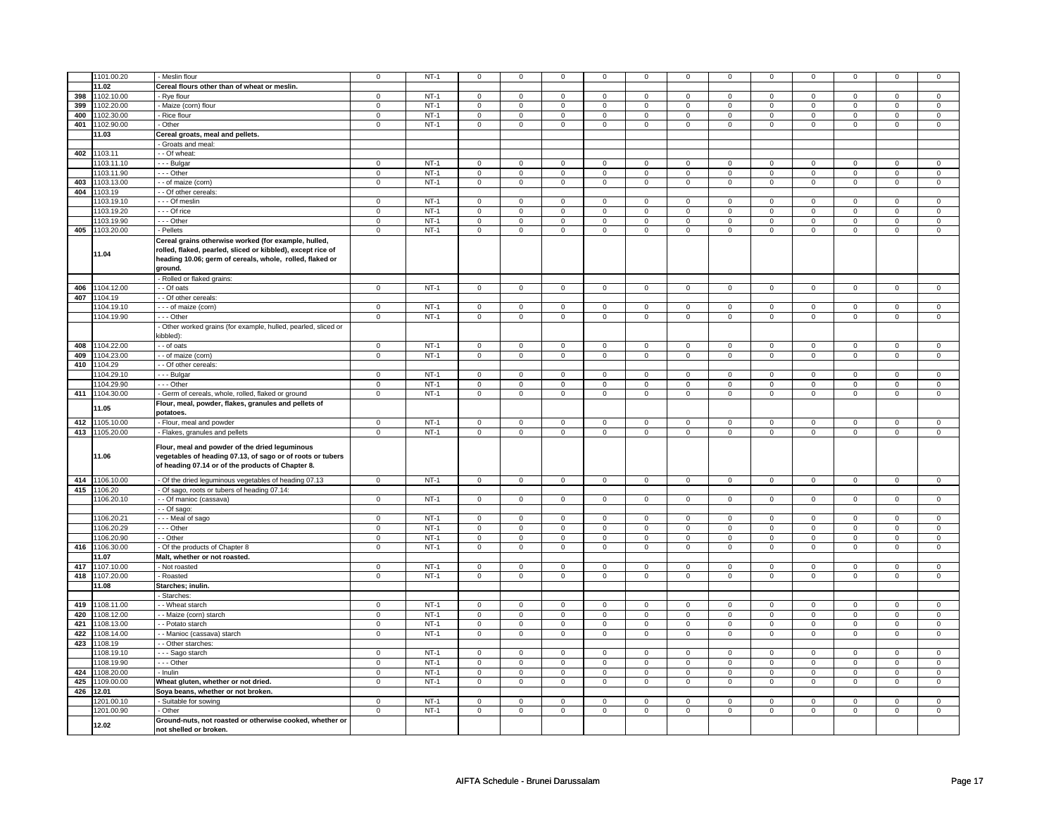| | 1101.00.20 | - Meslin flour | 0 | NT-1 | 0 | 0 | 0 | 0 | 0 | 0 | 0 | 0 | 0 | 0 | 0 | 0 |
|---|---|---|---|---|---|---|---|---|---|---|---|---|---|---|---|---|
| | **11.02** | **Cereal flours other than of wheat or meslin.** | | | | | | | | | | | | | | |
| 398 | 1102.10.00 | - Rye flour | 0 | NT-1 | 0 | 0 | 0 | 0 | 0 | 0 | 0 | 0 | 0 | 0 | 0 | 0 |
| 399 | 1102.20.00 | - Maize (corn) flour | 0 | NT-1 | 0 | 0 | 0 | 0 | 0 | 0 | 0 | 0 | 0 | 0 | 0 | 0 |
| 400 | 1102.30.00 | - Rice flour | 0 | NT-1 | 0 | 0 | 0 | 0 | 0 | 0 | 0 | 0 | 0 | 0 | 0 | 0 |
| 401 | 1102.90.00 | - Other | 0 | NT-1 | 0 | 0 | 0 | 0 | 0 | 0 | 0 | 0 | 0 | 0 | 0 | 0 |
| | **11.03** | **Cereal groats, meal and pellets.** | | | | | | | | | | | | | | |
| | | - Groats and meal: | | | | | | | | | | | | | | |
| 402 | 1103.11 | - - Of wheat: | | | | | | | | | | | | | | |
| | 1103.11.10 | - - - Bulgar | 0 | NT-1 | 0 | 0 | 0 | 0 | 0 | 0 | 0 | 0 | 0 | 0 | 0 | 0 |
| | 1103.11.90 | - - - Other | 0 | NT-1 | 0 | 0 | 0 | 0 | 0 | 0 | 0 | 0 | 0 | 0 | 0 | 0 |
| 403 | 1103.13.00 | - - of maize (corn) | 0 | NT-1 | 0 | 0 | 0 | 0 | 0 | 0 | 0 | 0 | 0 | 0 | 0 | 0 |
| 404 | 1103.19 | - - Of other cereals: | | | | | | | | | | | | | | |
| | 1103.19.10 | - - - Of meslin | 0 | NT-1 | 0 | 0 | 0 | 0 | 0 | 0 | 0 | 0 | 0 | 0 | 0 | 0 |
| | 1103.19.20 | - - - Of rice | 0 | NT-1 | 0 | 0 | 0 | 0 | 0 | 0 | 0 | 0 | 0 | 0 | 0 | 0 |
| | 1103.19.90 | - - - Other | 0 | NT-1 | 0 | 0 | 0 | 0 | 0 | 0 | 0 | 0 | 0 | 0 | 0 | 0 |
| 405 | 1103.20.00 | - Pellets | 0 | NT-1 | 0 | 0 | 0 | 0 | 0 | 0 | 0 | 0 | 0 | 0 | 0 | 0 |
| | **11.04** | **Cereal grains otherwise worked (for example, hulled, rolled, flaked, pearled, sliced or kibbled), except rice of heading 10.06; germ of cereals, whole, rolled, flaked or ground.** | | | | | | | | | | | | | | |
| | | - Rolled or flaked grains: | | | | | | | | | | | | | | |
| 406 | 1104.12.00 | - - Of oats | 0 | NT-1 | 0 | 0 | 0 | 0 | 0 | 0 | 0 | 0 | 0 | 0 | 0 | 0 |
| 407 | 1104.19 | - - Of other cereals: | | | | | | | | | | | | | | |
| | 1104.19.10 | - - - of maize (corn) | 0 | NT-1 | 0 | 0 | 0 | 0 | 0 | 0 | 0 | 0 | 0 | 0 | 0 | 0 |
| | 1104.19.90 | - - - Other | 0 | NT-1 | 0 | 0 | 0 | 0 | 0 | 0 | 0 | 0 | 0 | 0 | 0 | 0 |
| | | - Other worked grains (for example, hulled, pearled, sliced or kibbled): | | | | | | | | | | | | | | |
| 408 | 1104.22.00 | - - of oats | 0 | NT-1 | 0 | 0 | 0 | 0 | 0 | 0 | 0 | 0 | 0 | 0 | 0 | 0 |
| 409 | 1104.23.00 | - - of maize (corn) | 0 | NT-1 | 0 | 0 | 0 | 0 | 0 | 0 | 0 | 0 | 0 | 0 | 0 | 0 |
| 410 | 1104.29 | - - Of other cereals: | | | | | | | | | | | | | | |
| | 1104.29.10 | - - - Bulgar | 0 | NT-1 | 0 | 0 | 0 | 0 | 0 | 0 | 0 | 0 | 0 | 0 | 0 | 0 |
| | 1104.29.90 | - - - Other | 0 | NT-1 | 0 | 0 | 0 | 0 | 0 | 0 | 0 | 0 | 0 | 0 | 0 | 0 |
| 411 | 1104.30.00 | - Germ of cereals, whole, rolled, flaked or ground | 0 | NT-1 | 0 | 0 | 0 | 0 | 0 | 0 | 0 | 0 | 0 | 0 | 0 | 0 |
| | **11.05** | **Flour, meal, powder, flakes, granules and pellets of potatoes.** | | | | | | | | | | | | | | |
| 412 | 1105.10.00 | - Flour, meal and powder | 0 | NT-1 | 0 | 0 | 0 | 0 | 0 | 0 | 0 | 0 | 0 | 0 | 0 | 0 |
| 413 | 1105.20.00 | - Flakes, granules and pellets | 0 | NT-1 | 0 | 0 | 0 | 0 | 0 | 0 | 0 | 0 | 0 | 0 | 0 | 0 |
| | **11.06** | **Flour, meal and powder of the dried leguminous vegetables of heading 07.13, of sago or of roots or tubers of heading 07.14 or of the products of Chapter 8.** | | | | | | | | | | | | | | |
| 414 | 1106.10.00 | - Of the dried leguminous vegetables of heading 07.13 | 0 | NT-1 | 0 | 0 | 0 | 0 | 0 | 0 | 0 | 0 | 0 | 0 | 0 | 0 |
| 415 | 1106.20 | - Of sago, roots or tubers of heading 07.14: | | | | | | | | | | | | | | |
| | 1106.20.10 | - - Of manioc (cassava) | 0 | NT-1 | 0 | 0 | 0 | 0 | 0 | 0 | 0 | 0 | 0 | 0 | 0 | 0 |
| | | - - Of sago: | | | | | | | | | | | | | | |
| | 1106.20.21 | - - - Meal of sago | 0 | NT-1 | 0 | 0 | 0 | 0 | 0 | 0 | 0 | 0 | 0 | 0 | 0 | 0 |
| | 1106.20.29 | - - - Other | 0 | NT-1 | 0 | 0 | 0 | 0 | 0 | 0 | 0 | 0 | 0 | 0 | 0 | 0 |
| | 1106.20.90 | - - Other | 0 | NT-1 | 0 | 0 | 0 | 0 | 0 | 0 | 0 | 0 | 0 | 0 | 0 | 0 |
| 416 | 1106.30.00 | - Of the products of Chapter 8 | 0 | NT-1 | 0 | 0 | 0 | 0 | 0 | 0 | 0 | 0 | 0 | 0 | 0 | 0 |
| | **11.07** | **Malt, whether or not roasted.** | | | | | | | | | | | | | | |
| 417 | 1107.10.00 | - Not roasted | 0 | NT-1 | 0 | 0 | 0 | 0 | 0 | 0 | 0 | 0 | 0 | 0 | 0 | 0 |
| 418 | 1107.20.00 | - Roasted | 0 | NT-1 | 0 | 0 | 0 | 0 | 0 | 0 | 0 | 0 | 0 | 0 | 0 | 0 |
| | **11.08** | **Starches; inulin.** | | | | | | | | | | | | | | |
| | | - Starches: | | | | | | | | | | | | | | |
| 419 | 1108.11.00 | - - Wheat starch | 0 | NT-1 | 0 | 0 | 0 | 0 | 0 | 0 | 0 | 0 | 0 | 0 | 0 | 0 |
| 420 | 1108.12.00 | - - Maize (corn) starch | 0 | NT-1 | 0 | 0 | 0 | 0 | 0 | 0 | 0 | 0 | 0 | 0 | 0 | 0 |
| 421 | 1108.13.00 | - - Potato starch | 0 | NT-1 | 0 | 0 | 0 | 0 | 0 | 0 | 0 | 0 | 0 | 0 | 0 | 0 |
| 422 | 1108.14.00 | - - Manioc (cassava) starch | 0 | NT-1 | 0 | 0 | 0 | 0 | 0 | 0 | 0 | 0 | 0 | 0 | 0 | 0 |
| 423 | 1108.19 | - - Other starches: | | | | | | | | | | | | | | |
| | 1108.19.10 | - - - Sago starch | 0 | NT-1 | 0 | 0 | 0 | 0 | 0 | 0 | 0 | 0 | 0 | 0 | 0 | 0 |
| | 1108.19.90 | - - - Other | 0 | NT-1 | 0 | 0 | 0 | 0 | 0 | 0 | 0 | 0 | 0 | 0 | 0 | 0 |
| 424 | 1108.20.00 | - Inulin | 0 | NT-1 | 0 | 0 | 0 | 0 | 0 | 0 | 0 | 0 | 0 | 0 | 0 | 0 |
| 425 | 1109.00.00 | **Wheat gluten, whether or not dried.** | 0 | NT-1 | 0 | 0 | 0 | 0 | 0 | 0 | 0 | 0 | 0 | 0 | 0 | 0 |
| 426 | **12.01** | **Soya beans, whether or not broken.** | | | | | | | | | | | | | | |
| | 1201.00.10 | - Suitable for sowing | 0 | NT-1 | 0 | 0 | 0 | 0 | 0 | 0 | 0 | 0 | 0 | 0 | 0 | 0 |
| | 1201.00.90 | - Other | 0 | NT-1 | 0 | 0 | 0 | 0 | 0 | 0 | 0 | 0 | 0 | 0 | 0 | 0 |
| | **12.02** | **Ground-nuts, not roasted or otherwise cooked, whether or not shelled or broken.** | | | | | | | | | | | | | | |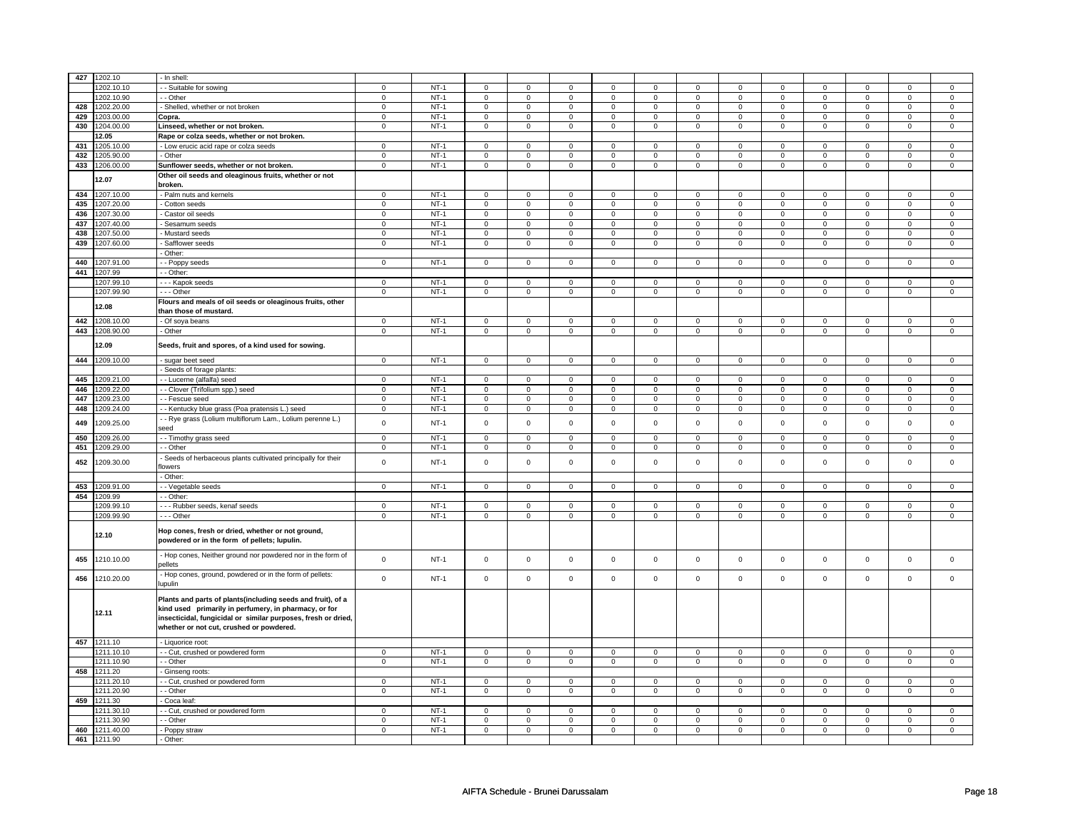| 427 | 1202.10 | - In shell: | | | | | | | | | | | | | | | |
|---|---|---|---|---|---|---|---|---|---|---|---|---|---|---|---|---|---|
| | 1202.10.10 | - - Suitable for sowing | 0 | NT-1 | 0 | 0 | 0 | 0 | 0 | 0 | 0 | 0 | 0 | 0 | 0 | 0 |
| | 1202.10.90 | - - Other | 0 | NT-1 | 0 | 0 | 0 | 0 | 0 | 0 | 0 | 0 | 0 | 0 | 0 | 0 |
| 428 | 1202.20.00 | - Shelled, whether or not broken | 0 | NT-1 | 0 | 0 | 0 | 0 | 0 | 0 | 0 | 0 | 0 | 0 | 0 | 0 |
| 429 | 1203.00.00 | **Copra.** | 0 | NT-1 | 0 | 0 | 0 | 0 | 0 | 0 | 0 | 0 | 0 | 0 | 0 | 0 |
| 430 | 1204.00.00 | **Linseed, whether or not broken.** | 0 | NT-1 | 0 | 0 | 0 | 0 | 0 | 0 | 0 | 0 | 0 | 0 | 0 | 0 |
| | **12.05** | **Rape or colza seeds, whether or not broken.** | | | | | | | | | | | | | | |
| 431 | 1205.10.00 | - Low erucic acid rape or colza seeds | 0 | NT-1 | 0 | 0 | 0 | 0 | 0 | 0 | 0 | 0 | 0 | 0 | 0 | 0 |
| 432 | 1205.90.00 | - Other | 0 | NT-1 | 0 | 0 | 0 | 0 | 0 | 0 | 0 | 0 | 0 | 0 | 0 | 0 |
| 433 | 1206.00.00 | **Sunflower seeds, whether or not broken.** | 0 | NT-1 | 0 | 0 | 0 | 0 | 0 | 0 | 0 | 0 | 0 | 0 | 0 | 0 |
| | **12.07** | **Other oil seeds and oleaginous fruits, whether or not broken.** | | | | | | | | | | | | | | |
| 434 | 1207.10.00 | - Palm nuts and kernels | 0 | NT-1 | 0 | 0 | 0 | 0 | 0 | 0 | 0 | 0 | 0 | 0 | 0 | 0 |
| 435 | 1207.20.00 | - Cotton seeds | 0 | NT-1 | 0 | 0 | 0 | 0 | 0 | 0 | 0 | 0 | 0 | 0 | 0 | 0 |
| 436 | 1207.30.00 | - Castor oil seeds | 0 | NT-1 | 0 | 0 | 0 | 0 | 0 | 0 | 0 | 0 | 0 | 0 | 0 | 0 |
| 437 | 1207.40.00 | - Sesamum seeds | 0 | NT-1 | 0 | 0 | 0 | 0 | 0 | 0 | 0 | 0 | 0 | 0 | 0 | 0 |
| 438 | 1207.50.00 | - Mustard seeds | 0 | NT-1 | 0 | 0 | 0 | 0 | 0 | 0 | 0 | 0 | 0 | 0 | 0 | 0 |
| 439 | 1207.60.00 | - Safflower seeds | 0 | NT-1 | 0 | 0 | 0 | 0 | 0 | 0 | 0 | 0 | 0 | 0 | 0 | 0 |
| | | - Other: | | | | | | | | | | | | | | |
| 440 | 1207.91.00 | - - Poppy seeds | 0 | NT-1 | 0 | 0 | 0 | 0 | 0 | 0 | 0 | 0 | 0 | 0 | 0 | 0 |
| 441 | 1207.99 | - - Other: | | | | | | | | | | | | | | |
| | 1207.99.10 | - - - Kapok seeds | 0 | NT-1 | 0 | 0 | 0 | 0 | 0 | 0 | 0 | 0 | 0 | 0 | 0 | 0 |
| | 1207.99.90 | - - - Other | 0 | NT-1 | 0 | 0 | 0 | 0 | 0 | 0 | 0 | 0 | 0 | 0 | 0 | 0 |
| | **12.08** | **Flours and meals of oil seeds or oleaginous fruits, other than those of mustard.** | | | | | | | | | | | | | | |
| 442 | 1208.10.00 | - Of soya beans | 0 | NT-1 | 0 | 0 | 0 | 0 | 0 | 0 | 0 | 0 | 0 | 0 | 0 | 0 |
| 443 | 1208.90.00 | - Other | 0 | NT-1 | 0 | 0 | 0 | 0 | 0 | 0 | 0 | 0 | 0 | 0 | 0 | 0 |
| | **12.09** | **Seeds, fruit and spores, of a kind used for sowing.** | | | | | | | | | | | | | | |
| 444 | 1209.10.00 | - sugar beet seed | 0 | NT-1 | 0 | 0 | 0 | 0 | 0 | 0 | 0 | 0 | 0 | 0 | 0 | 0 |
| | | - Seeds of forage plants: | | | | | | | | | | | | | | |
| 445 | 1209.21.00 | - - Lucerne (alfalfa) seed | 0 | NT-1 | 0 | 0 | 0 | 0 | 0 | 0 | 0 | 0 | 0 | 0 | 0 | 0 |
| 446 | 1209.22.00 | - - Clover (Trifolium spp.) seed | 0 | NT-1 | 0 | 0 | 0 | 0 | 0 | 0 | 0 | 0 | 0 | 0 | 0 | 0 |
| 447 | 1209.23.00 | - - Fescue seed | 0 | NT-1 | 0 | 0 | 0 | 0 | 0 | 0 | 0 | 0 | 0 | 0 | 0 | 0 |
| 448 | 1209.24.00 | - - Kentucky blue grass (Poa pratensis L.) seed | 0 | NT-1 | 0 | 0 | 0 | 0 | 0 | 0 | 0 | 0 | 0 | 0 | 0 | 0 |
| 449 | 1209.25.00 | - - Rye grass (Lolium multiflorum Lam., Lolium perenne L.) seed | 0 | NT-1 | 0 | 0 | 0 | 0 | 0 | 0 | 0 | 0 | 0 | 0 | 0 | 0 |
| 450 | 1209.26.00 | - - Timothy grass seed | 0 | NT-1 | 0 | 0 | 0 | 0 | 0 | 0 | 0 | 0 | 0 | 0 | 0 | 0 |
| 451 | 1209.29.00 | - - Other | 0 | NT-1 | 0 | 0 | 0 | 0 | 0 | 0 | 0 | 0 | 0 | 0 | 0 | 0 |
| 452 | 1209.30.00 | - Seeds of herbaceous plants cultivated principally for their flowers | 0 | NT-1 | 0 | 0 | 0 | 0 | 0 | 0 | 0 | 0 | 0 | 0 | 0 | 0 |
| | | - Other: | | | | | | | | | | | | | | |
| 453 | 1209.91.00 | - - Vegetable seeds | 0 | NT-1 | 0 | 0 | 0 | 0 | 0 | 0 | 0 | 0 | 0 | 0 | 0 | 0 |
| 454 | 1209.99 | - - Other: | | | | | | | | | | | | | | |
| | 1209.99.10 | - - - Rubber seeds, kenaf seeds | 0 | NT-1 | 0 | 0 | 0 | 0 | 0 | 0 | 0 | 0 | 0 | 0 | 0 | 0 |
| | 1209.99.90 | - - - Other | 0 | NT-1 | 0 | 0 | 0 | 0 | 0 | 0 | 0 | 0 | 0 | 0 | 0 | 0 |
| | **12.10** | **Hop cones, fresh or dried, whether or not ground, powdered or in the form of pellets; lupulin.** | | | | | | | | | | | | | | |
| 455 | 1210.10.00 | - Hop cones, Neither ground nor powdered nor in the form of pellets | 0 | NT-1 | 0 | 0 | 0 | 0 | 0 | 0 | 0 | 0 | 0 | 0 | 0 | 0 |
| 456 | 1210.20.00 | - Hop cones, ground, powdered or in the form of pellets: lupulin | 0 | NT-1 | 0 | 0 | 0 | 0 | 0 | 0 | 0 | 0 | 0 | 0 | 0 | 0 |
| | **12.11** | **Plants and parts of plants(including seeds and fruit), of a kind used primarily in perfumery, in pharmacy, or for insecticidal, fungicidal or similar purposes, fresh or dried, whether or not cut, crushed or powdered.** | | | | | | | | | | | | | | |
| 457 | 1211.10 | - Liquorice root: | | | | | | | | | | | | | | |
| | 1211.10.10 | - - Cut, crushed or powdered form | 0 | NT-1 | 0 | 0 | 0 | 0 | 0 | 0 | 0 | 0 | 0 | 0 | 0 | 0 |
| | 1211.10.90 | - - Other | 0 | NT-1 | 0 | 0 | 0 | 0 | 0 | 0 | 0 | 0 | 0 | 0 | 0 | 0 |
| 458 | 1211.20 | - Ginseng roots: | | | | | | | | | | | | | | |
| | 1211.20.10 | - - Cut, crushed or powdered form | 0 | NT-1 | 0 | 0 | 0 | 0 | 0 | 0 | 0 | 0 | 0 | 0 | 0 | 0 |
| | 1211.20.90 | - - Other | 0 | NT-1 | 0 | 0 | 0 | 0 | 0 | 0 | 0 | 0 | 0 | 0 | 0 | 0 |
| 459 | 1211.30 | - Coca leaf: | | | | | | | | | | | | | | |
| | 1211.30.10 | - - Cut, crushed or powdered form | 0 | NT-1 | 0 | 0 | 0 | 0 | 0 | 0 | 0 | 0 | 0 | 0 | 0 | 0 |
| | 1211.30.90 | - - Other | 0 | NT-1 | 0 | 0 | 0 | 0 | 0 | 0 | 0 | 0 | 0 | 0 | 0 | 0 |
| 460 | 1211.40.00 | - Poppy straw | 0 | NT-1 | 0 | 0 | 0 | 0 | 0 | 0 | 0 | 0 | 0 | 0 | 0 | 0 |
| 461 | 1211.90 | - Other: | | | | | | | | | | | | | | |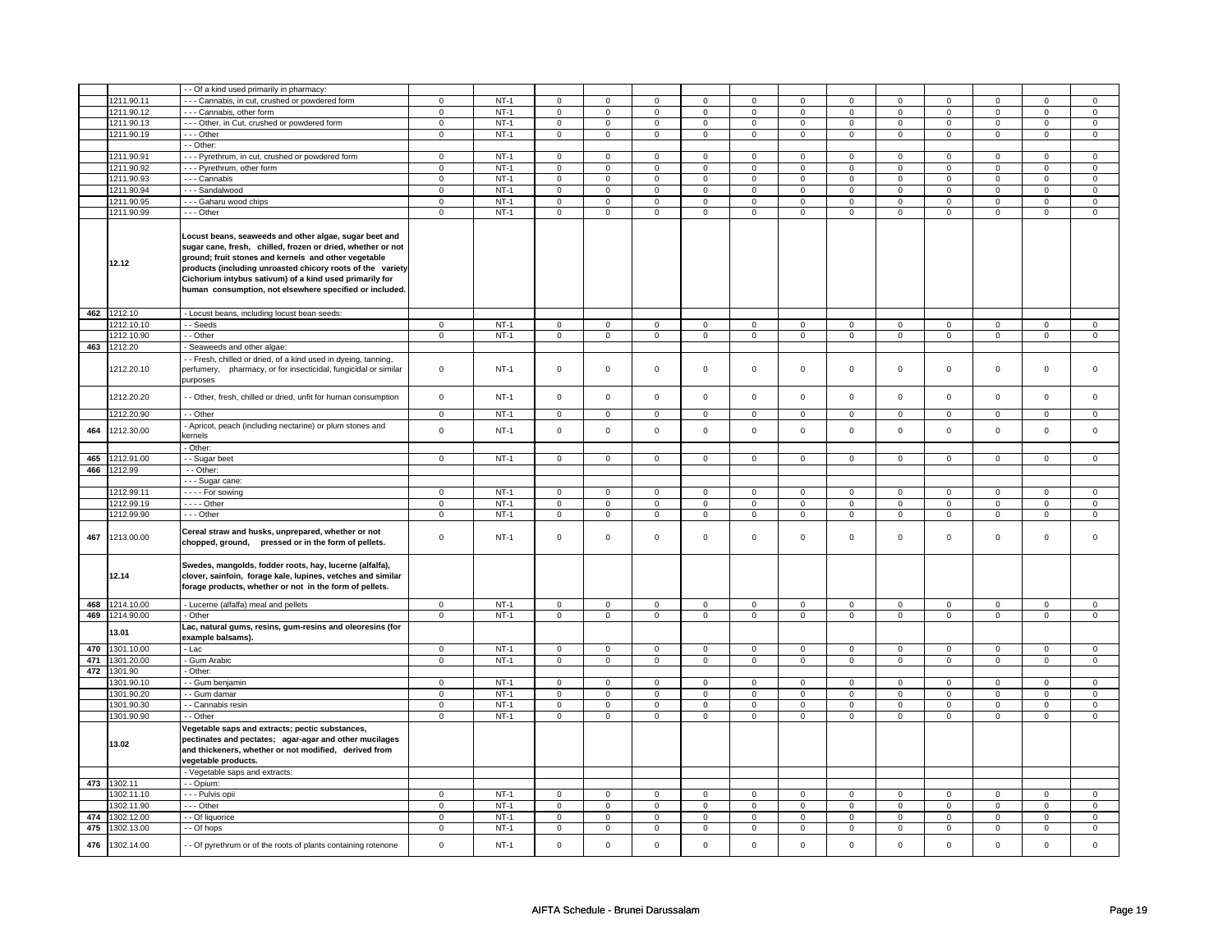| | | | | | | | | | | | | | | | |
|---|---|---|---|---|---|---|---|---|---|---|---|---|---|---|---|
| | | - - Of a kind used primarily in pharmacy: | | | | | | | | | | | | | |
| | 1211.90.11 | - - - Cannabis, in cut, crushed or powdered form | 0 | NT-1 | 0 | 0 | 0 | 0 | 0 | 0 | 0 | 0 | 0 | 0 | 0 | 0 |
| | 1211.90.12 | - - - Cannabis, other form | 0 | NT-1 | 0 | 0 | 0 | 0 | 0 | 0 | 0 | 0 | 0 | 0 | 0 | 0 |
| | 1211.90.13 | - - - Other, in Cut, crushed or powdered form | 0 | NT-1 | 0 | 0 | 0 | 0 | 0 | 0 | 0 | 0 | 0 | 0 | 0 | 0 |
| | 1211.90.19 | - - - Other | 0 | NT-1 | 0 | 0 | 0 | 0 | 0 | 0 | 0 | 0 | 0 | 0 | 0 | 0 |
| | | - - Other: | | | | | | | | | | | | | | |
| | 1211.90.91 | - - - Pyrethrum, in cut, crushed or powdered form | 0 | NT-1 | 0 | 0 | 0 | 0 | 0 | 0 | 0 | 0 | 0 | 0 | 0 | 0 |
| | 1211.90.92 | - - - Pyrethrum, other form | 0 | NT-1 | 0 | 0 | 0 | 0 | 0 | 0 | 0 | 0 | 0 | 0 | 0 | 0 |
| | 1211.90.93 | - - - Cannabis | 0 | NT-1 | 0 | 0 | 0 | 0 | 0 | 0 | 0 | 0 | 0 | 0 | 0 | 0 |
| | 1211.90.94 | - - - Sandalwood | 0 | NT-1 | 0 | 0 | 0 | 0 | 0 | 0 | 0 | 0 | 0 | 0 | 0 | 0 |
| | 1211.90.95 | - - - Gaharu wood chips | 0 | NT-1 | 0 | 0 | 0 | 0 | 0 | 0 | 0 | 0 | 0 | 0 | 0 | 0 |
| | 1211.90.99 | - - - Other | 0 | NT-1 | 0 | 0 | 0 | 0 | 0 | 0 | 0 | 0 | 0 | 0 | 0 | 0 |
| | 12.12 | **Locust beans, seaweeds and other algae, sugar beet and sugar cane, fresh, chilled, frozen or dried, whether or not ground; fruit stones and kernels and other vegetable products (including unroasted chicory roots of the variety Cichorium intybus sativum) of a kind used primarily for human consumption, not elsewhere specified or included.** | | | | | | | | | | | | | | |
| 462 | 1212.10 | - Locust beans, including locust bean seeds: | | | | | | | | | | | | | | |
| | 1212.10.10 | - - Seeds | 0 | NT-1 | 0 | 0 | 0 | 0 | 0 | 0 | 0 | 0 | 0 | 0 | 0 | 0 |
| | 1212.10.90 | - - Other | 0 | NT-1 | 0 | 0 | 0 | 0 | 0 | 0 | 0 | 0 | 0 | 0 | 0 | 0 |
| 463 | 1212.20 | - Seaweeds and other algae: | | | | | | | | | | | | | | |
| | 1212.20.10 | - - Fresh, chilled or dried, of a kind used in dyeing, tanning, perfumery, pharmacy, or for insecticidal, fungicidal or similar purposes | 0 | NT-1 | 0 | 0 | 0 | 0 | 0 | 0 | 0 | 0 | 0 | 0 | 0 | 0 |
| | 1212.20.20 | - - Other, fresh, chilled or dried, unfit for human consumption | 0 | NT-1 | 0 | 0 | 0 | 0 | 0 | 0 | 0 | 0 | 0 | 0 | 0 | 0 |
| | 1212.20.90 | - - Other | 0 | NT-1 | 0 | 0 | 0 | 0 | 0 | 0 | 0 | 0 | 0 | 0 | 0 | 0 |
| 464 | 1212.30.00 | - Apricot, peach (including nectarine) or plum stones and kernels | 0 | NT-1 | 0 | 0 | 0 | 0 | 0 | 0 | 0 | 0 | 0 | 0 | 0 | 0 |
| | | - Other: | | | | | | | | | | | | | | |
| 465 | 1212.91.00 | - - Sugar beet | 0 | NT-1 | 0 | 0 | 0 | 0 | 0 | 0 | 0 | 0 | 0 | 0 | 0 | 0 |
| 466 | 1212.99 | - - Other: | | | | | | | | | | | | | | |
| | | - - - Sugar cane: | | | | | | | | | | | | | | |
| | 1212.99.11 | - - - - For sowing | 0 | NT-1 | 0 | 0 | 0 | 0 | 0 | 0 | 0 | 0 | 0 | 0 | 0 | 0 |
| | 1212.99.19 | - - - - Other | 0 | NT-1 | 0 | 0 | 0 | 0 | 0 | 0 | 0 | 0 | 0 | 0 | 0 | 0 |
| | 1212.99.90 | - - - Other | 0 | NT-1 | 0 | 0 | 0 | 0 | 0 | 0 | 0 | 0 | 0 | 0 | 0 | 0 |
| 467 | 1213.00.00 | **Cereal straw and husks, unprepared, whether or not chopped, ground, pressed or in the form of pellets.** | 0 | NT-1 | 0 | 0 | 0 | 0 | 0 | 0 | 0 | 0 | 0 | 0 | 0 | 0 |
| | 12.14 | **Swedes, mangolds, fodder roots, hay, lucerne (alfalfa), clover, sainfoin, forage kale, lupines, vetches and similar forage products, whether or not in the form of pellets.** | | | | | | | | | | | | | | |
| 468 | 1214.10.00 | - Lucerne (alfalfa) meal and pellets | 0 | NT-1 | 0 | 0 | 0 | 0 | 0 | 0 | 0 | 0 | 0 | 0 | 0 | 0 |
| 469 | 1214.90.00 | - Other | 0 | NT-1 | 0 | 0 | 0 | 0 | 0 | 0 | 0 | 0 | 0 | 0 | 0 | 0 |
| | 13.01 | **Lac, natural gums, resins, gum-resins and oleoresins (for example balsams).** | | | | | | | | | | | | | | |
| 470 | 1301.10.00 | - Lac | 0 | NT-1 | 0 | 0 | 0 | 0 | 0 | 0 | 0 | 0 | 0 | 0 | 0 | 0 |
| 471 | 1301.20.00 | - Gum Arabic | 0 | NT-1 | 0 | 0 | 0 | 0 | 0 | 0 | 0 | 0 | 0 | 0 | 0 | 0 |
| 472 | 1301.90 | - Other: | | | | | | | | | | | | | | |
| | 1301.90.10 | - - Gum benjamin | 0 | NT-1 | 0 | 0 | 0 | 0 | 0 | 0 | 0 | 0 | 0 | 0 | 0 | 0 |
| | 1301.90.20 | - - Gum damar | 0 | NT-1 | 0 | 0 | 0 | 0 | 0 | 0 | 0 | 0 | 0 | 0 | 0 | 0 |
| | 1301.90.30 | - - Cannabis resin | 0 | NT-1 | 0 | 0 | 0 | 0 | 0 | 0 | 0 | 0 | 0 | 0 | 0 | 0 |
| | 1301.90.90 | - - Other | 0 | NT-1 | 0 | 0 | 0 | 0 | 0 | 0 | 0 | 0 | 0 | 0 | 0 | 0 |
| | 13.02 | **Vegetable saps and extracts; pectic substances, pectinates and pectates; agar-agar and other mucilages and thickeners, whether or not modified, derived from vegetable products.** | | | | | | | | | | | | | | |
| | | - Vegetable saps and extracts: | | | | | | | | | | | | | | |
| 473 | 1302.11 | - - Opium: | | | | | | | | | | | | | | |
| | 1302.11.10 | - - - Pulvis opii | 0 | NT-1 | 0 | 0 | 0 | 0 | 0 | 0 | 0 | 0 | 0 | 0 | 0 | 0 |
| | 1302.11.90 | - - - Other | 0 | NT-1 | 0 | 0 | 0 | 0 | 0 | 0 | 0 | 0 | 0 | 0 | 0 | 0 |
| 474 | 1302.12.00 | - - Of liquorice | 0 | NT-1 | 0 | 0 | 0 | 0 | 0 | 0 | 0 | 0 | 0 | 0 | 0 | 0 |
| 475 | 1302.13.00 | - - Of hops | 0 | NT-1 | 0 | 0 | 0 | 0 | 0 | 0 | 0 | 0 | 0 | 0 | 0 | 0 |
| 476 | 1302.14.00 | - - Of pyrethrum or of the roots of plants containing rotenone | 0 | NT-1 | 0 | 0 | 0 | 0 | 0 | 0 | 0 | 0 | 0 | 0 | 0 | 0 |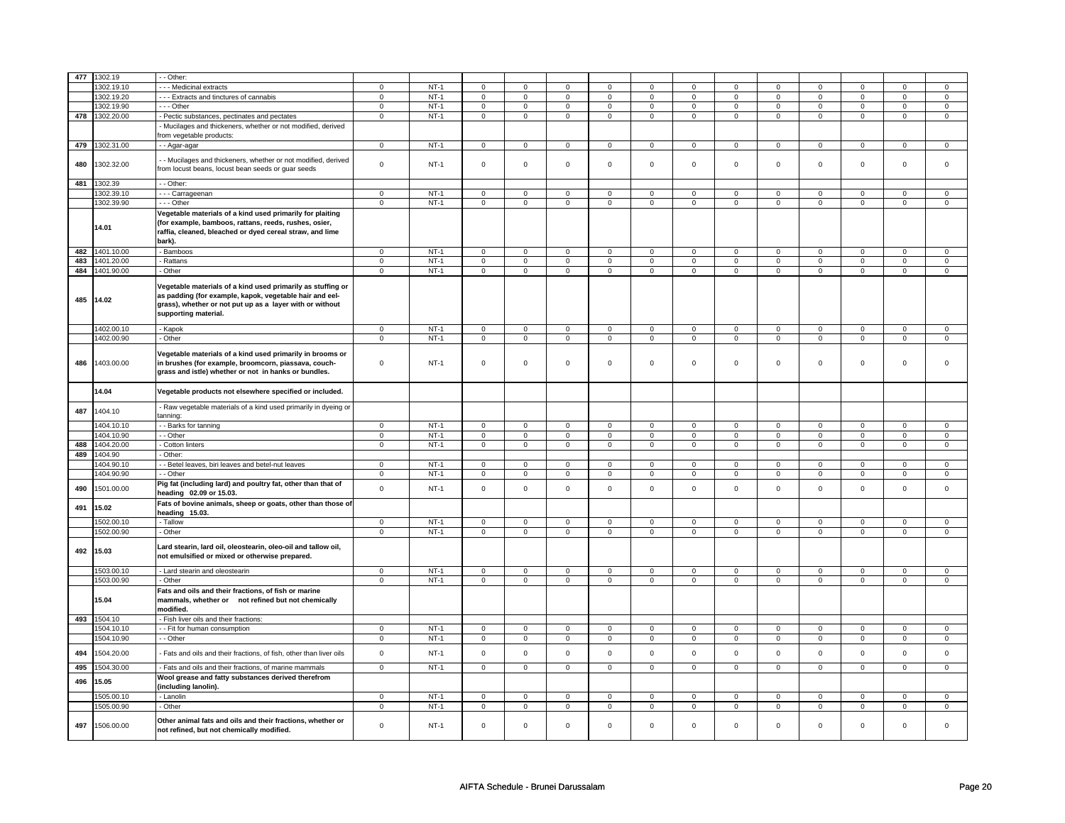| 477 | 1302.19 | - - Other: | | | | | | | | | | | | | | |
|---|---|---|---|---|---|---|---|---|---|---|---|---|---|---|---|---|
| | 1302.19.10 | - - - Medicinal extracts | 0 | NT-1 | 0 | 0 | 0 | 0 | 0 | 0 | 0 | 0 | 0 | 0 | 0 | 0 |
| | 1302.19.20 | - - - Extracts and tinctures of cannabis | 0 | NT-1 | 0 | 0 | 0 | 0 | 0 | 0 | 0 | 0 | 0 | 0 | 0 | 0 |
| | 1302.19.90 | - - - Other | 0 | NT-1 | 0 | 0 | 0 | 0 | 0 | 0 | 0 | 0 | 0 | 0 | 0 | 0 |
| 478 | 1302.20.00 | - Pectic substances, pectinates and pectates | 0 | NT-1 | 0 | 0 | 0 | 0 | 0 | 0 | 0 | 0 | 0 | 0 | 0 | 0 |
| | | - Mucilages and thickeners, whether or not modified, derived from vegetable products: | | | | | | | | | | | | | | |
| 479 | 1302.31.00 | - - Agar-agar | 0 | NT-1 | 0 | 0 | 0 | 0 | 0 | 0 | 0 | 0 | 0 | 0 | 0 | 0 |
| 480 | 1302.32.00 | - - Mucilages and thickeners, whether or not modified, derived from locust beans, locust bean seeds or guar seeds | 0 | NT-1 | 0 | 0 | 0 | 0 | 0 | 0 | 0 | 0 | 0 | 0 | 0 | 0 |
| 481 | 1302.39 | - - Other: | | | | | | | | | | | | | | |
| | 1302.39.10 | - - - Carrageenan | 0 | NT-1 | 0 | 0 | 0 | 0 | 0 | 0 | 0 | 0 | 0 | 0 | 0 | 0 |
| | 1302.39.90 | - - - Other | 0 | NT-1 | 0 | 0 | 0 | 0 | 0 | 0 | 0 | 0 | 0 | 0 | 0 | 0 |
| | 14.01 | **Vegetable materials of a kind used primarily for plaiting (for example, bamboos, rattans, reeds, rushes, osier, raffia, cleaned, bleached or dyed cereal straw, and lime bark).** | | | | | | | | | | | | | | |
| 482 | 1401.10.00 | - Bamboos | 0 | NT-1 | 0 | 0 | 0 | 0 | 0 | 0 | 0 | 0 | 0 | 0 | 0 | 0 |
| 483 | 1401.20.00 | - Rattans | 0 | NT-1 | 0 | 0 | 0 | 0 | 0 | 0 | 0 | 0 | 0 | 0 | 0 | 0 |
| 484 | 1401.90.00 | - Other | 0 | NT-1 | 0 | 0 | 0 | 0 | 0 | 0 | 0 | 0 | 0 | 0 | 0 | 0 |
| 485 | 14.02 | **Vegetable materials of a kind used primarily as stuffing or as padding (for example, kapok, vegetable hair and eel-grass), whether or not put up as a layer with or without supporting material.** | | | | | | | | | | | | | | |
| | 1402.00.10 | - Kapok | 0 | NT-1 | 0 | 0 | 0 | 0 | 0 | 0 | 0 | 0 | 0 | 0 | 0 | 0 |
| | 1402.00.90 | - Other | 0 | NT-1 | 0 | 0 | 0 | 0 | 0 | 0 | 0 | 0 | 0 | 0 | 0 | 0 |
| 486 | 1403.00.00 | **Vegetable materials of a kind used primarily in brooms or in brushes (for example, broomcorn, piassava, couch-grass and istle) whether or not in hanks or bundles.** | 0 | NT-1 | 0 | 0 | 0 | 0 | 0 | 0 | 0 | 0 | 0 | 0 | 0 | 0 |
| | 14.04 | **Vegetable products not elsewhere specified or included.** | | | | | | | | | | | | | | |
| 487 | 1404.10 | - Raw vegetable materials of a kind used primarily in dyeing or tanning: | | | | | | | | | | | | | | |
| | 1404.10.10 | - - Barks for tanning | 0 | NT-1 | 0 | 0 | 0 | 0 | 0 | 0 | 0 | 0 | 0 | 0 | 0 | 0 |
| | 1404.10.90 | - - Other | 0 | NT-1 | 0 | 0 | 0 | 0 | 0 | 0 | 0 | 0 | 0 | 0 | 0 | 0 |
| 488 | 1404.20.00 | - Cotton linters | 0 | NT-1 | 0 | 0 | 0 | 0 | 0 | 0 | 0 | 0 | 0 | 0 | 0 | 0 |
| 489 | 1404.90 | - Other: | | | | | | | | | | | | | | |
| | 1404.90.10 | - - Betel leaves, biri leaves and betel-nut leaves | 0 | NT-1 | 0 | 0 | 0 | 0 | 0 | 0 | 0 | 0 | 0 | 0 | 0 | 0 |
| | 1404.90.90 | - - Other | 0 | NT-1 | 0 | 0 | 0 | 0 | 0 | 0 | 0 | 0 | 0 | 0 | 0 | 0 |
| 490 | 1501.00.00 | **Pig fat (including lard) and poultry fat, other than that of heading 02.09 or 15.03.** | 0 | NT-1 | 0 | 0 | 0 | 0 | 0 | 0 | 0 | 0 | 0 | 0 | 0 | 0 |
| 491 | 15.02 | **Fats of bovine animals, sheep or goats, other than those of heading 15.03.** | | | | | | | | | | | | | | |
| | 1502.00.10 | - Tallow | 0 | NT-1 | 0 | 0 | 0 | 0 | 0 | 0 | 0 | 0 | 0 | 0 | 0 | 0 |
| | 1502.00.90 | - Other | 0 | NT-1 | 0 | 0 | 0 | 0 | 0 | 0 | 0 | 0 | 0 | 0 | 0 | 0 |
| 492 | 15.03 | **Lard stearin, lard oil, oleostearin, oleo-oil and tallow oil, not emulsified or mixed or otherwise prepared.** | | | | | | | | | | | | | | |
| | 1503.00.10 | - Lard stearin and oleostearin | 0 | NT-1 | 0 | 0 | 0 | 0 | 0 | 0 | 0 | 0 | 0 | 0 | 0 | 0 |
| | 1503.00.90 | - Other | 0 | NT-1 | 0 | 0 | 0 | 0 | 0 | 0 | 0 | 0 | 0 | 0 | 0 | 0 |
| | 15.04 | **Fats and oils and their fractions, of fish or marine mammals, whether or not refined but not chemically modified.** | | | | | | | | | | | | | | |
| 493 | 1504.10 | - Fish liver oils and their fractions: | | | | | | | | | | | | | | |
| | 1504.10.10 | - - Fit for human consumption | 0 | NT-1 | 0 | 0 | 0 | 0 | 0 | 0 | 0 | 0 | 0 | 0 | 0 | 0 |
| | 1504.10.90 | - - Other | 0 | NT-1 | 0 | 0 | 0 | 0 | 0 | 0 | 0 | 0 | 0 | 0 | 0 | 0 |
| 494 | 1504.20.00 | - Fats and oils and their fractions, of fish, other than liver oils | 0 | NT-1 | 0 | 0 | 0 | 0 | 0 | 0 | 0 | 0 | 0 | 0 | 0 | 0 |
| 495 | 1504.30.00 | - Fats and oils and their fractions, of marine mammals | 0 | NT-1 | 0 | 0 | 0 | 0 | 0 | 0 | 0 | 0 | 0 | 0 | 0 | 0 |
| 496 | 15.05 | **Wool grease and fatty substances derived therefrom (including lanolin).** | | | | | | | | | | | | | | |
| | 1505.00.10 | - Lanolin | 0 | NT-1 | 0 | 0 | 0 | 0 | 0 | 0 | 0 | 0 | 0 | 0 | 0 | 0 |
| | 1505.00.90 | - Other | 0 | NT-1 | 0 | 0 | 0 | 0 | 0 | 0 | 0 | 0 | 0 | 0 | 0 | 0 |
| 497 | 1506.00.00 | **Other animal fats and oils and their fractions, whether or not refined, but not chemically modified.** | 0 | NT-1 | 0 | 0 | 0 | 0 | 0 | 0 | 0 | 0 | 0 | 0 | 0 | 0 |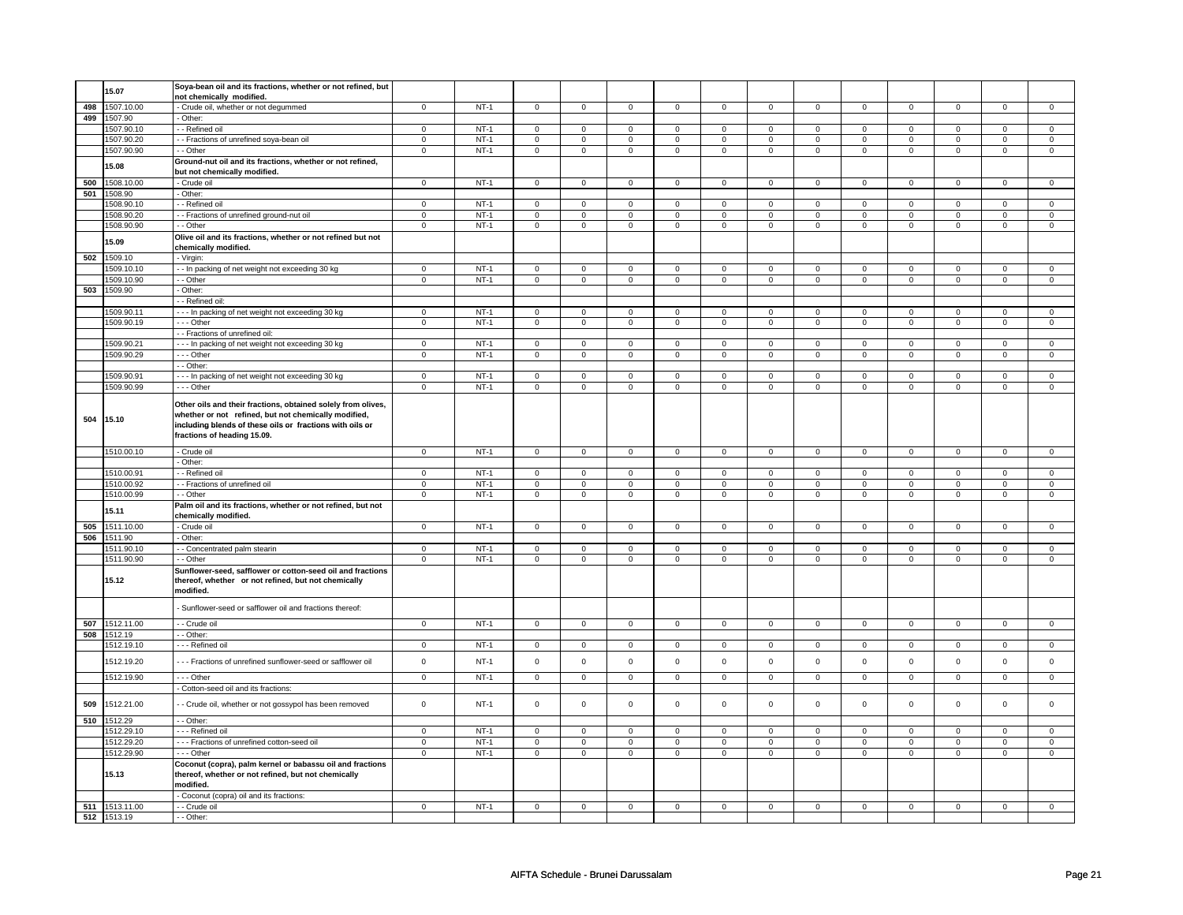| | | | | | | | | | | | | | | | |
|---|---|---|---|---|---|---|---|---|---|---|---|---|---|---|---|
| | **15.07** | **Soya-bean oil and its fractions, whether or not refined, but not chemically modified.** | | | | | | | | | | | | | |
| 498 | 1507.10.00 | - Crude oil, whether or not degummed | 0 | NT-1 | 0 | 0 | 0 | 0 | 0 | 0 | 0 | 0 | 0 | 0 | 0 | 0 |
| 499 | 1507.90 | - Other: | | | | | | | | | | | | | | |
| | 1507.90.10 | - - Refined oil | 0 | NT-1 | 0 | 0 | 0 | 0 | 0 | 0 | 0 | 0 | 0 | 0 | 0 | 0 |
| | 1507.90.20 | - - Fractions of unrefined soya-bean oil | 0 | NT-1 | 0 | 0 | 0 | 0 | 0 | 0 | 0 | 0 | 0 | 0 | 0 | 0 |
| | 1507.90.90 | - - Other | 0 | NT-1 | 0 | 0 | 0 | 0 | 0 | 0 | 0 | 0 | 0 | 0 | 0 | 0 |
| | **15.08** | **Ground-nut oil and its fractions, whether or not refined, but not chemically modified.** | | | | | | | | | | | | | | |
| 500 | 1508.10.00 | - Crude oil | 0 | NT-1 | 0 | 0 | 0 | 0 | 0 | 0 | 0 | 0 | 0 | 0 | 0 | 0 |
| 501 | 1508.90 | - Other: | | | | | | | | | | | | | | |
| | 1508.90.10 | - - Refined oil | 0 | NT-1 | 0 | 0 | 0 | 0 | 0 | 0 | 0 | 0 | 0 | 0 | 0 | 0 |
| | 1508.90.20 | - - Fractions of unrefined ground-nut oil | 0 | NT-1 | 0 | 0 | 0 | 0 | 0 | 0 | 0 | 0 | 0 | 0 | 0 | 0 |
| | 1508.90.90 | - - Other | 0 | NT-1 | 0 | 0 | 0 | 0 | 0 | 0 | 0 | 0 | 0 | 0 | 0 | 0 |
| | **15.09** | **Olive oil and its fractions, whether or not refined but not chemically modified.** | | | | | | | | | | | | | | |
| 502 | 1509.10 | - Virgin: | | | | | | | | | | | | | | |
| | 1509.10.10 | - - In packing of net weight not exceeding 30 kg | 0 | NT-1 | 0 | 0 | 0 | 0 | 0 | 0 | 0 | 0 | 0 | 0 | 0 | 0 |
| | 1509.10.90 | - - Other | 0 | NT-1 | 0 | 0 | 0 | 0 | 0 | 0 | 0 | 0 | 0 | 0 | 0 | 0 |
| 503 | 1509.90 | - Other: | | | | | | | | | | | | | | |
| | | - - Refined oil: | | | | | | | | | | | | | | |
| | 1509.90.11 | - - - In packing of net weight not exceeding 30 kg | 0 | NT-1 | 0 | 0 | 0 | 0 | 0 | 0 | 0 | 0 | 0 | 0 | 0 | 0 |
| | 1509.90.19 | - - - Other | 0 | NT-1 | 0 | 0 | 0 | 0 | 0 | 0 | 0 | 0 | 0 | 0 | 0 | 0 |
| | | - - Fractions of unrefined oil: | | | | | | | | | | | | | | |
| | 1509.90.21 | - - - In packing of net weight not exceeding 30 kg | 0 | NT-1 | 0 | 0 | 0 | 0 | 0 | 0 | 0 | 0 | 0 | 0 | 0 | 0 |
| | 1509.90.29 | - - - Other | 0 | NT-1 | 0 | 0 | 0 | 0 | 0 | 0 | 0 | 0 | 0 | 0 | 0 | 0 |
| | | - - Other: | | | | | | | | | | | | | | |
| | 1509.90.91 | - - - In packing of net weight not exceeding 30 kg | 0 | NT-1 | 0 | 0 | 0 | 0 | 0 | 0 | 0 | 0 | 0 | 0 | 0 | 0 |
| | 1509.90.99 | - - - Other | 0 | NT-1 | 0 | 0 | 0 | 0 | 0 | 0 | 0 | 0 | 0 | 0 | 0 | 0 |
| 504 | **15.10** | **Other oils and their fractions, obtained solely from olives, whether or not refined, but not chemically modified, including blends of these oils or fractions with oils or fractions of heading 15.09.** | | | | | | | | | | | | | | |
| | 1510.00.10 | - Crude oil | 0 | NT-1 | 0 | 0 | 0 | 0 | 0 | 0 | 0 | 0 | 0 | 0 | 0 | 0 |
| | | - Other: | | | | | | | | | | | | | | |
| | 1510.00.91 | - - Refined oil | 0 | NT-1 | 0 | 0 | 0 | 0 | 0 | 0 | 0 | 0 | 0 | 0 | 0 | 0 |
| | 1510.00.92 | - - Fractions of unrefined oil | 0 | NT-1 | 0 | 0 | 0 | 0 | 0 | 0 | 0 | 0 | 0 | 0 | 0 | 0 |
| | 1510.00.99 | - - Other | 0 | NT-1 | 0 | 0 | 0 | 0 | 0 | 0 | 0 | 0 | 0 | 0 | 0 | 0 |
| | **15.11** | **Palm oil and its fractions, whether or not refined, but not chemically modified.** | | | | | | | | | | | | | | |
| 505 | 1511.10.00 | - Crude oil | 0 | NT-1 | 0 | 0 | 0 | 0 | 0 | 0 | 0 | 0 | 0 | 0 | 0 | 0 |
| 506 | 1511.90 | - Other: | | | | | | | | | | | | | | |
| | 1511.90.10 | - - Concentrated palm stearin | 0 | NT-1 | 0 | 0 | 0 | 0 | 0 | 0 | 0 | 0 | 0 | 0 | 0 | 0 |
| | 1511.90.90 | - - Other | 0 | NT-1 | 0 | 0 | 0 | 0 | 0 | 0 | 0 | 0 | 0 | 0 | 0 | 0 |
| | **15.12** | **Sunflower-seed, safflower or cotton-seed oil and fractions thereof, whether or not refined, but not chemically modified.** | | | | | | | | | | | | | | |
| | | - Sunflower-seed or safflower oil and fractions thereof: | | | | | | | | | | | | | | |
| 507 | 1512.11.00 | - - Crude oil | 0 | NT-1 | 0 | 0 | 0 | 0 | 0 | 0 | 0 | 0 | 0 | 0 | 0 | 0 |
| 508 | 1512.19 | - - Other: | | | | | | | | | | | | | | |
| | 1512.19.10 | - - - Refined oil | 0 | NT-1 | 0 | 0 | 0 | 0 | 0 | 0 | 0 | 0 | 0 | 0 | 0 | 0 |
| | 1512.19.20 | - - - Fractions of unrefined sunflower-seed or safflower oil | 0 | NT-1 | 0 | 0 | 0 | 0 | 0 | 0 | 0 | 0 | 0 | 0 | 0 | 0 |
| | 1512.19.90 | - - - Other | 0 | NT-1 | 0 | 0 | 0 | 0 | 0 | 0 | 0 | 0 | 0 | 0 | 0 | 0 |
| | | - Cotton-seed oil and its fractions: | | | | | | | | | | | | | | |
| 509 | 1512.21.00 | - - Crude oil, whether or not gossypol has been removed | 0 | NT-1 | 0 | 0 | 0 | 0 | 0 | 0 | 0 | 0 | 0 | 0 | 0 | 0 |
| 510 | 1512.29 | - - Other: | | | | | | | | | | | | | | |
| | 1512.29.10 | - - - Refined oil | 0 | NT-1 | 0 | 0 | 0 | 0 | 0 | 0 | 0 | 0 | 0 | 0 | 0 | 0 |
| | 1512.29.20 | - - - Fractions of unrefined cotton-seed oil | 0 | NT-1 | 0 | 0 | 0 | 0 | 0 | 0 | 0 | 0 | 0 | 0 | 0 | 0 |
| | 1512.29.90 | - - - Other | 0 | NT-1 | 0 | 0 | 0 | 0 | 0 | 0 | 0 | 0 | 0 | 0 | 0 | 0 |
| | **15.13** | **Coconut (copra), palm kernel or babassu oil and fractions thereof, whether or not refined, but not chemically modified.** | | | | | | | | | | | | | | |
| | | - Coconut (copra) oil and its fractions: | | | | | | | | | | | | | | |
| 511 | 1513.11.00 | - - Crude oil | 0 | NT-1 | 0 | 0 | 0 | 0 | 0 | 0 | 0 | 0 | 0 | 0 | 0 | 0 |
| 512 | 1513.19 | - - Other: | | | | | | | | | | | | | | |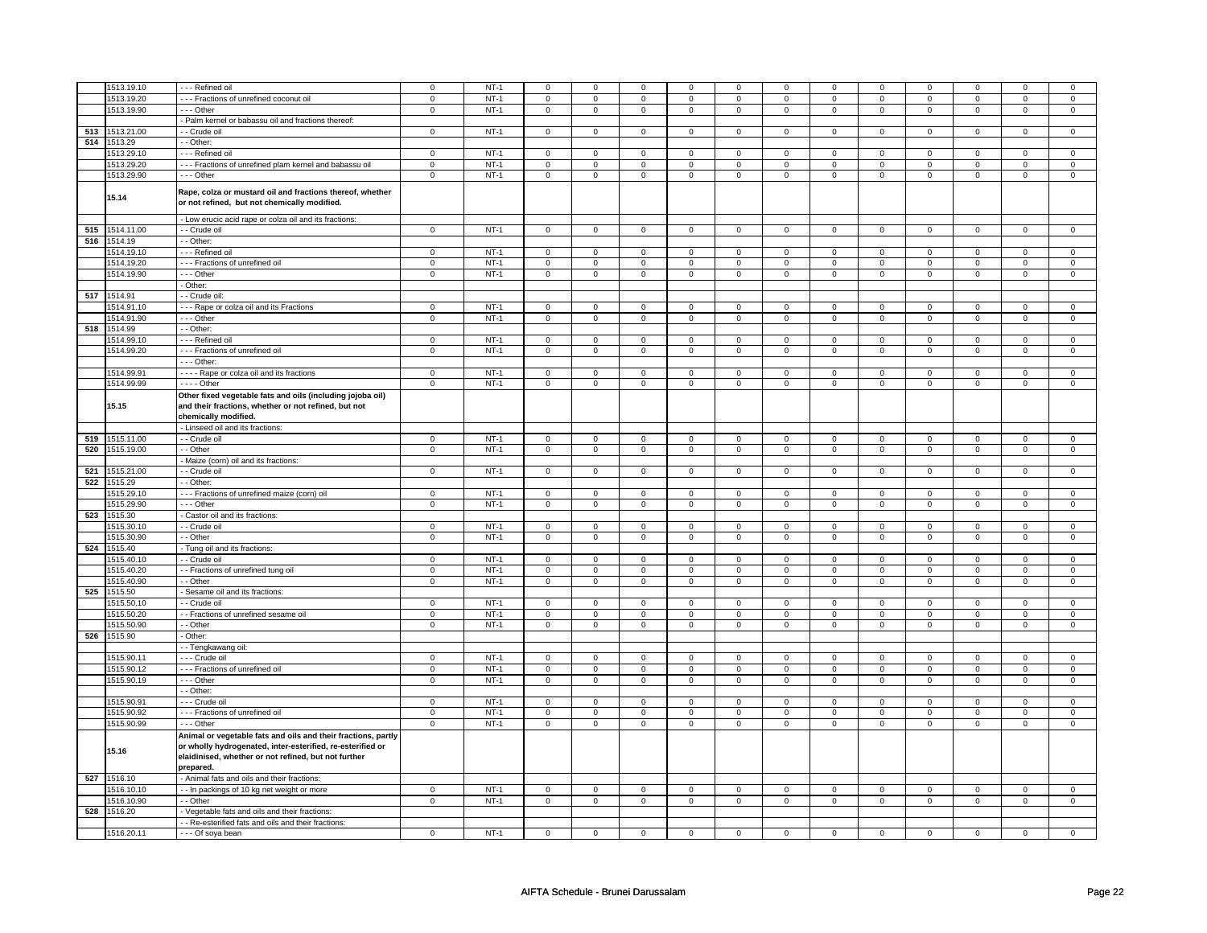| | | | | | | | | | | | | | | | | |
|---|---|---|---|---|---|---|---|---|---|---|---|---|---|---|---|---|
| | 1513.19.10 | - - - Refined oil | 0 | NT-1 | 0 | 0 | 0 | 0 | 0 | 0 | 0 | 0 | 0 | 0 | 0 | 0 |
| | 1513.19.20 | - - - Fractions of unrefined coconut oil | 0 | NT-1 | 0 | 0 | 0 | 0 | 0 | 0 | 0 | 0 | 0 | 0 | 0 | 0 |
| | 1513.19.90 | - - - Other | 0 | NT-1 | 0 | 0 | 0 | 0 | 0 | 0 | 0 | 0 | 0 | 0 | 0 | 0 |
| | | - Palm kernel or babassu oil and fractions thereof: | | | | | | | | | | | | | | |
| 513 | 1513.21.00 | - - Crude oil | 0 | NT-1 | 0 | 0 | 0 | 0 | 0 | 0 | 0 | 0 | 0 | 0 | 0 | 0 |
| 514 | 1513.29 | - - Other: | | | | | | | | | | | | | | |
| | 1513.29.10 | - - - Refined oil | 0 | NT-1 | 0 | 0 | 0 | 0 | 0 | 0 | 0 | 0 | 0 | 0 | 0 | 0 |
| | 1513.29.20 | - - - Fractions of unrefined plam kernel and babassu oil | 0 | NT-1 | 0 | 0 | 0 | 0 | 0 | 0 | 0 | 0 | 0 | 0 | 0 | 0 |
| | 1513.29.90 | - - - Other | 0 | NT-1 | 0 | 0 | 0 | 0 | 0 | 0 | 0 | 0 | 0 | 0 | 0 | 0 |
| | 15.14 | **Rape, colza or mustard oil and fractions thereof, whether or not refined, but not chemically modified.** | | | | | | | | | | | | | | |
| | | - Low erucic acid rape or colza oil and its fractions: | | | | | | | | | | | | | | |
| 515 | 1514.11.00 | - - Crude oil | 0 | NT-1 | 0 | 0 | 0 | 0 | 0 | 0 | 0 | 0 | 0 | 0 | 0 | 0 |
| 516 | 1514.19 | - - Other: | | | | | | | | | | | | | | |
| | 1514.19.10 | - - - Refined oil | 0 | NT-1 | 0 | 0 | 0 | 0 | 0 | 0 | 0 | 0 | 0 | 0 | 0 | 0 |
| | 1514.19.20 | - - - Fractions of unrefined oil | 0 | NT-1 | 0 | 0 | 0 | 0 | 0 | 0 | 0 | 0 | 0 | 0 | 0 | 0 |
| | 1514.19.90 | - - - Other | 0 | NT-1 | 0 | 0 | 0 | 0 | 0 | 0 | 0 | 0 | 0 | 0 | 0 | 0 |
| | | - Other: | | | | | | | | | | | | | | |
| 517 | 1514.91 | - - Crude oil: | | | | | | | | | | | | | | |
| | 1514.91.10 | - - - Rape or colza oil and its Fractions | 0 | NT-1 | 0 | 0 | 0 | 0 | 0 | 0 | 0 | 0 | 0 | 0 | 0 | 0 |
| | 1514.91.90 | - - - Other | 0 | NT-1 | 0 | 0 | 0 | 0 | 0 | 0 | 0 | 0 | 0 | 0 | 0 | 0 |
| 518 | 1514.99 | - - Other: | | | | | | | | | | | | | | |
| | 1514.99.10 | - - - Refined oil | 0 | NT-1 | 0 | 0 | 0 | 0 | 0 | 0 | 0 | 0 | 0 | 0 | 0 | 0 |
| | 1514.99.20 | - - - Fractions of unrefined oil | 0 | NT-1 | 0 | 0 | 0 | 0 | 0 | 0 | 0 | 0 | 0 | 0 | 0 | 0 |
| | | - - - Other: | | | | | | | | | | | | | | |
| | 1514.99.91 | - - - - Rape or colza oil and its fractions | 0 | NT-1 | 0 | 0 | 0 | 0 | 0 | 0 | 0 | 0 | 0 | 0 | 0 | 0 |
| | 1514.99.99 | - - - - Other | 0 | NT-1 | 0 | 0 | 0 | 0 | 0 | 0 | 0 | 0 | 0 | 0 | 0 | 0 |
| | 15.15 | **Other fixed vegetable fats and oils (including jojoba oil) and their fractions, whether or not refined, but not chemically modified.** | | | | | | | | | | | | | | |
| | | - Linseed oil and its fractions: | | | | | | | | | | | | | | |
| 519 | 1515.11.00 | - - Crude oil | 0 | NT-1 | 0 | 0 | 0 | 0 | 0 | 0 | 0 | 0 | 0 | 0 | 0 | 0 |
| 520 | 1515.19.00 | - - Other | 0 | NT-1 | 0 | 0 | 0 | 0 | 0 | 0 | 0 | 0 | 0 | 0 | 0 | 0 |
| | | - Maize (corn) oil and its fractions: | | | | | | | | | | | | | | |
| 521 | 1515.21.00 | - - Crude oil | 0 | NT-1 | 0 | 0 | 0 | 0 | 0 | 0 | 0 | 0 | 0 | 0 | 0 | 0 |
| 522 | 1515.29 | - - Other: | | | | | | | | | | | | | | |
| | 1515.29.10 | - - - Fractions of unrefined maize (corn) oil | 0 | NT-1 | 0 | 0 | 0 | 0 | 0 | 0 | 0 | 0 | 0 | 0 | 0 | 0 |
| | 1515.29.90 | - - - Other | 0 | NT-1 | 0 | 0 | 0 | 0 | 0 | 0 | 0 | 0 | 0 | 0 | 0 | 0 |
| 523 | 1515.30 | - Castor oil and its fractions: | | | | | | | | | | | | | | |
| | 1515.30.10 | - - Crude oil | 0 | NT-1 | 0 | 0 | 0 | 0 | 0 | 0 | 0 | 0 | 0 | 0 | 0 | 0 |
| | 1515.30.90 | - - Other | 0 | NT-1 | 0 | 0 | 0 | 0 | 0 | 0 | 0 | 0 | 0 | 0 | 0 | 0 |
| 524 | 1515.40 | - Tung oil and its fractions: | | | | | | | | | | | | | | |
| | 1515.40.10 | - - Crude oil | 0 | NT-1 | 0 | 0 | 0 | 0 | 0 | 0 | 0 | 0 | 0 | 0 | 0 | 0 |
| | 1515.40.20 | - - Fractions of unrefined tung oil | 0 | NT-1 | 0 | 0 | 0 | 0 | 0 | 0 | 0 | 0 | 0 | 0 | 0 | 0 |
| | 1515.40.90 | - - Other | 0 | NT-1 | 0 | 0 | 0 | 0 | 0 | 0 | 0 | 0 | 0 | 0 | 0 | 0 |
| 525 | 1515.50 | - Sesame oil and its fractions: | | | | | | | | | | | | | | |
| | 1515.50.10 | - - Crude oil | 0 | NT-1 | 0 | 0 | 0 | 0 | 0 | 0 | 0 | 0 | 0 | 0 | 0 | 0 |
| | 1515.50.20 | - - Fractions of unrefined sesame oil | 0 | NT-1 | 0 | 0 | 0 | 0 | 0 | 0 | 0 | 0 | 0 | 0 | 0 | 0 |
| | 1515.50.90 | - - Other | 0 | NT-1 | 0 | 0 | 0 | 0 | 0 | 0 | 0 | 0 | 0 | 0 | 0 | 0 |
| 526 | 1515.90 | - Other: | | | | | | | | | | | | | | |
| | | - - Tengkawang oil: | | | | | | | | | | | | | | |
| | 1515.90.11 | - - - Crude oil | 0 | NT-1 | 0 | 0 | 0 | 0 | 0 | 0 | 0 | 0 | 0 | 0 | 0 | 0 |
| | 1515.90.12 | - - - Fractions of unrefined oil | 0 | NT-1 | 0 | 0 | 0 | 0 | 0 | 0 | 0 | 0 | 0 | 0 | 0 | 0 |
| | 1515.90.19 | - - - Other | 0 | NT-1 | 0 | 0 | 0 | 0 | 0 | 0 | 0 | 0 | 0 | 0 | 0 | 0 |
| | | - - Other: | | | | | | | | | | | | | | |
| | 1515.90.91 | - - - Crude oil | 0 | NT-1 | 0 | 0 | 0 | 0 | 0 | 0 | 0 | 0 | 0 | 0 | 0 | 0 |
| | 1515.90.92 | - - - Fractions of unrefined oil | 0 | NT-1 | 0 | 0 | 0 | 0 | 0 | 0 | 0 | 0 | 0 | 0 | 0 | 0 |
| | 1515.90.99 | - - - Other | 0 | NT-1 | 0 | 0 | 0 | 0 | 0 | 0 | 0 | 0 | 0 | 0 | 0 | 0 |
| | 15.16 | **Animal or vegetable fats and oils and their fractions, partly or wholly hydrogenated, inter-esterified, re-esterified or elaidinised, whether or not refined, but not further prepared.** | | | | | | | | | | | | | | |
| 527 | 1516.10 | - Animal fats and oils and their fractions: | | | | | | | | | | | | | | |
| | 1516.10.10 | - - In packings of 10 kg net weight or more | 0 | NT-1 | 0 | 0 | 0 | 0 | 0 | 0 | 0 | 0 | 0 | 0 | 0 | 0 |
| | 1516.10.90 | - - Other | 0 | NT-1 | 0 | 0 | 0 | 0 | 0 | 0 | 0 | 0 | 0 | 0 | 0 | 0 |
| 528 | 1516.20 | - Vegetable fats and oils and their fractions: | | | | | | | | | | | | | | |
| | | - - Re-esterified fats and oils and their fractions: | | | | | | | | | | | | | | |
| | 1516.20.11 | - - - Of soya bean | 0 | NT-1 | 0 | 0 | 0 | 0 | 0 | 0 | 0 | 0 | 0 | 0 | 0 | 0 |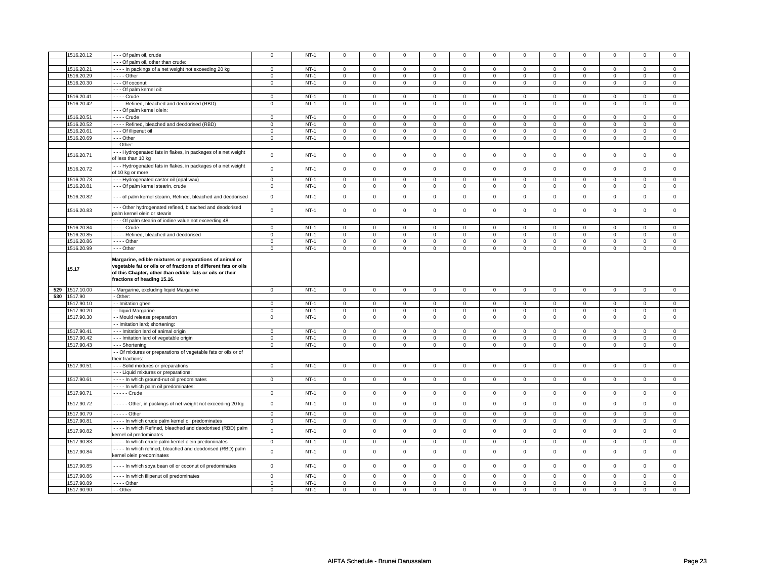| | | | | | | | | | | | | | | | | |
|---|---|---|---|---|---|---|---|---|---|---|---|---|---|---|---|---|
| | 1516.20.12 | - - - Of palm oil, crude | 0 | NT-1 | 0 | 0 | 0 | 0 | 0 | 0 | 0 | 0 | 0 | 0 | 0 | 0 |
| | | - - - Of palm oil, other than crude: | | | | | | | | | | | | | | |
| | 1516.20.21 | - - - - In packings of a net weight not exceeding 20 kg | 0 | NT-1 | 0 | 0 | 0 | 0 | 0 | 0 | 0 | 0 | 0 | 0 | 0 | 0 |
| | 1516.20.29 | - - - - Other | 0 | NT-1 | 0 | 0 | 0 | 0 | 0 | 0 | 0 | 0 | 0 | 0 | 0 | 0 |
| | 1516.20.30 | - - - Of coconut | 0 | NT-1 | 0 | 0 | 0 | 0 | 0 | 0 | 0 | 0 | 0 | 0 | 0 | 0 |
| | | - - - Of palm kernel oil: | | | | | | | | | | | | | | |
| | 1516.20.41 | - - - - Crude | 0 | NT-1 | 0 | 0 | 0 | 0 | 0 | 0 | 0 | 0 | 0 | 0 | 0 | 0 |
| | 1516.20.42 | - - - - Refined, bleached and deodorised (RBD) | 0 | NT-1 | 0 | 0 | 0 | 0 | 0 | 0 | 0 | 0 | 0 | 0 | 0 | 0 |
| | | - - - Of palm kernel olein: | | | | | | | | | | | | | | |
| | 1516.20.51 | - - - - Crude | 0 | NT-1 | 0 | 0 | 0 | 0 | 0 | 0 | 0 | 0 | 0 | 0 | 0 | 0 |
| | 1516.20.52 | - - - - Refined, bleached and deodorised (RBD) | 0 | NT-1 | 0 | 0 | 0 | 0 | 0 | 0 | 0 | 0 | 0 | 0 | 0 | 0 |
| | 1516.20.61 | - - - Of illipenut oil | 0 | NT-1 | 0 | 0 | 0 | 0 | 0 | 0 | 0 | 0 | 0 | 0 | 0 | 0 |
| | 1516.20.69 | - - - Other | 0 | NT-1 | 0 | 0 | 0 | 0 | 0 | 0 | 0 | 0 | 0 | 0 | 0 | 0 |
| | | - - Other: | | | | | | | | | | | | | | |
| | 1516.20.71 | - - - Hydrogenated fats in flakes, in packages of a net weight of less than 10 kg | 0 | NT-1 | 0 | 0 | 0 | 0 | 0 | 0 | 0 | 0 | 0 | 0 | 0 | 0 |
| | 1516.20.72 | - - - Hydrogenated fats in flakes, in packages of a net weight of 10 kg or more | 0 | NT-1 | 0 | 0 | 0 | 0 | 0 | 0 | 0 | 0 | 0 | 0 | 0 | 0 |
| | 1516.20.73 | - - - Hydrogenated castor oil (opal wax) | 0 | NT-1 | 0 | 0 | 0 | 0 | 0 | 0 | 0 | 0 | 0 | 0 | 0 | 0 |
| | 1516.20.81 | - - - Of palm kernel stearin, crude | 0 | NT-1 | 0 | 0 | 0 | 0 | 0 | 0 | 0 | 0 | 0 | 0 | 0 | 0 |
| | 1516.20.82 | - - - of palm kernel stearin, Refined, bleached and deodorised | 0 | NT-1 | 0 | 0 | 0 | 0 | 0 | 0 | 0 | 0 | 0 | 0 | 0 | 0 |
| | 1516.20.83 | - - - Other hydrogenated refined, bleached and deodorised palm kernel olein or stearin | 0 | NT-1 | 0 | 0 | 0 | 0 | 0 | 0 | 0 | 0 | 0 | 0 | 0 | 0 |
| | | - - - Of palm stearin of iodine value not exceeding 48: | | | | | | | | | | | | | | |
| | 1516.20.84 | - - - - Crude | 0 | NT-1 | 0 | 0 | 0 | 0 | 0 | 0 | 0 | 0 | 0 | 0 | 0 | 0 |
| | 1516.20.85 | - - - - Refined, bleached and deodorised | 0 | NT-1 | 0 | 0 | 0 | 0 | 0 | 0 | 0 | 0 | 0 | 0 | 0 | 0 |
| | 1516.20.86 | - - - - Other | 0 | NT-1 | 0 | 0 | 0 | 0 | 0 | 0 | 0 | 0 | 0 | 0 | 0 | 0 |
| | 1516.20.99 | - - - Other | 0 | NT-1 | 0 | 0 | 0 | 0 | 0 | 0 | 0 | 0 | 0 | 0 | 0 | 0 |
| | **15.17** | **Margarine, edible mixtures or preparations of animal or vegetable fat or oils or of fractions of different fats or oils of this Chapter, other than edible fats or oils or their fractions of heading 15.16.** | | | | | | | | | | | | | | |
| 529 | 1517.10.00 | - Margarine, excluding liquid Margarine | 0 | NT-1 | 0 | 0 | 0 | 0 | 0 | 0 | 0 | 0 | 0 | 0 | 0 | 0 |
| 530 | 1517.90 | - Other: | | | | | | | | | | | | | | |
| | 1517.90.10 | - - Imitation ghee | 0 | NT-1 | 0 | 0 | 0 | 0 | 0 | 0 | 0 | 0 | 0 | 0 | 0 | 0 |
| | 1517.90.20 | - - liquid Margarine | 0 | NT-1 | 0 | 0 | 0 | 0 | 0 | 0 | 0 | 0 | 0 | 0 | 0 | 0 |
| | 1517.90.30 | - - Mould release preparation | 0 | NT-1 | 0 | 0 | 0 | 0 | 0 | 0 | 0 | 0 | 0 | 0 | 0 | 0 |
| | | - - Imitation lard; shortening: | | | | | | | | | | | | | | |
| | 1517.90.41 | - - - Imitation lard of animal origin | 0 | NT-1 | 0 | 0 | 0 | 0 | 0 | 0 | 0 | 0 | 0 | 0 | 0 | 0 |
| | 1517.90.42 | - - - Imitation lard of vegetable origin | 0 | NT-1 | 0 | 0 | 0 | 0 | 0 | 0 | 0 | 0 | 0 | 0 | 0 | 0 |
| | 1517.90.43 | - - - Shortening | 0 | NT-1 | 0 | 0 | 0 | 0 | 0 | 0 | 0 | 0 | 0 | 0 | 0 | 0 |
| | | - - Of mixtures or preparations of vegetable fats or oils or of their fractions: | | | | | | | | | | | | | | |
| | 1517.90.51 | - - - Solid mixtures or preparations | 0 | NT-1 | 0 | 0 | 0 | 0 | 0 | 0 | 0 | 0 | 0 | 0 | 0 | 0 |
| | | - - - Liquid mixtures or preparations: | | | | | | | | | | | | | | |
| | 1517.90.61 | - - - - In which ground-nut oil predominates | 0 | NT-1 | 0 | 0 | 0 | 0 | 0 | 0 | 0 | 0 | 0 | 0 | 0 | 0 |
| | | - - - - In which palm oil predominates: | | | | | | | | | | | | | | |
| | 1517.90.71 | - - - - - Crude | 0 | NT-1 | 0 | 0 | 0 | 0 | 0 | 0 | 0 | 0 | 0 | 0 | 0 | 0 |
| | 1517.90.72 | - - - - - Other, in packings of net weight not exceeding 20 kg | 0 | NT-1 | 0 | 0 | 0 | 0 | 0 | 0 | 0 | 0 | 0 | 0 | 0 | 0 |
| | 1517.90.79 | - - - - - Other | 0 | NT-1 | 0 | 0 | 0 | 0 | 0 | 0 | 0 | 0 | 0 | 0 | 0 | 0 |
| | 1517.90.81 | - - - - In which crude palm kernel oil predominates | 0 | NT-1 | 0 | 0 | 0 | 0 | 0 | 0 | 0 | 0 | 0 | 0 | 0 | 0 |
| | 1517.90.82 | - - - - In which Refined, bleached and deodorised (RBD) palm kernel oil predominates | 0 | NT-1 | 0 | 0 | 0 | 0 | 0 | 0 | 0 | 0 | 0 | 0 | 0 | 0 |
| | 1517.90.83 | - - - - In which crude palm kernel olein predominates | 0 | NT-1 | 0 | 0 | 0 | 0 | 0 | 0 | 0 | 0 | 0 | 0 | 0 | 0 |
| | 1517.90.84 | - - - - In which refined, bleached and deodorised (RBD) palm kernel olein predominates | 0 | NT-1 | 0 | 0 | 0 | 0 | 0 | 0 | 0 | 0 | 0 | 0 | 0 | 0 |
| | 1517.90.85 | - - - - In which soya bean oil or coconut oil predominates | 0 | NT-1 | 0 | 0 | 0 | 0 | 0 | 0 | 0 | 0 | 0 | 0 | 0 | 0 |
| | 1517.90.86 | - - - - In which illipenut oil predominates | 0 | NT-1 | 0 | 0 | 0 | 0 | 0 | 0 | 0 | 0 | 0 | 0 | 0 | 0 |
| | 1517.90.89 | - - - - Other | 0 | NT-1 | 0 | 0 | 0 | 0 | 0 | 0 | 0 | 0 | 0 | 0 | 0 | 0 |
| | 1517.90.90 | - - Other | 0 | NT-1 | 0 | 0 | 0 | 0 | 0 | 0 | 0 | 0 | 0 | 0 | 0 | 0 |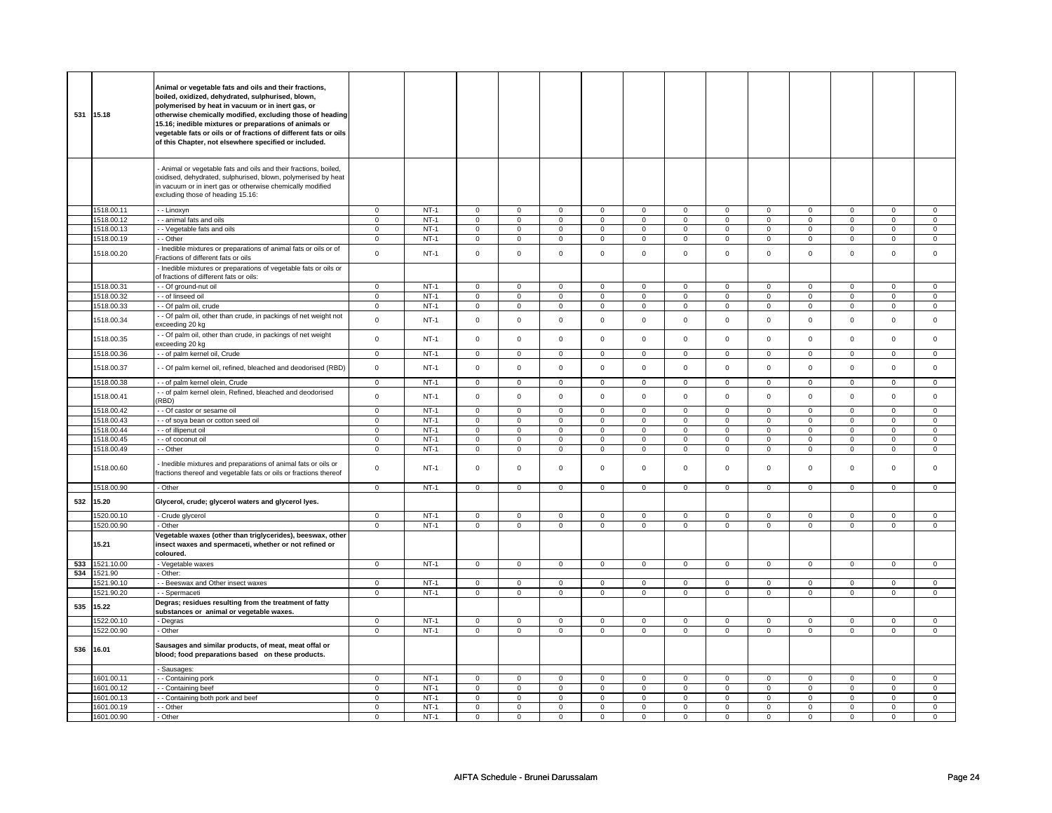| | | | | | | | | | | | | | | | |
|---|---|---|---|---|---|---|---|---|---|---|---|---|---|---|---|
| 531 | 15.18 | **Animal or vegetable fats and oils and their fractions, boiled, oxidized, dehydrated, sulphurised, blown, polymerised by heat in vacuum or in inert gas, or otherwise chemically modified, excluding those of heading 15.16; inedible mixtures or preparations of animals or vegetable fats or oils or of fractions of different fats or oils of this Chapter, not elsewhere specified or included.** | | | | | | | | | | | | | | |
| | | - Animal or vegetable fats and oils and their fractions, boiled, oxidised, dehydrated, sulphurised, blown, polymerised by heat in vacuum or in inert gas or otherwise chemically modified excluding those of heading 15.16: | | | | | | | | | | | | | | |
| | 1518.00.11 | - - Linoxyn | 0 | NT-1 | 0 | 0 | 0 | 0 | 0 | 0 | 0 | 0 | 0 | 0 | 0 | 0 |
| | 1518.00.12 | - - animal fats and oils | 0 | NT-1 | 0 | 0 | 0 | 0 | 0 | 0 | 0 | 0 | 0 | 0 | 0 | 0 |
| | 1518.00.13 | - - Vegetable fats and oils | 0 | NT-1 | 0 | 0 | 0 | 0 | 0 | 0 | 0 | 0 | 0 | 0 | 0 | 0 |
| | 1518.00.19 | - - Other | 0 | NT-1 | 0 | 0 | 0 | 0 | 0 | 0 | 0 | 0 | 0 | 0 | 0 | 0 |
| | 1518.00.20 | - Inedible mixtures or preparations of animal fats or oils or of Fractions of different fats or oils | 0 | NT-1 | 0 | 0 | 0 | 0 | 0 | 0 | 0 | 0 | 0 | 0 | 0 | 0 |
| | | - Inedible mixtures or preparations of vegetable fats or oils or of fractions of different fats or oils: | | | | | | | | | | | | | | |
| | 1518.00.31 | - - Of ground-nut oil | 0 | NT-1 | 0 | 0 | 0 | 0 | 0 | 0 | 0 | 0 | 0 | 0 | 0 | 0 |
| | 1518.00.32 | - - of linseed oil | 0 | NT-1 | 0 | 0 | 0 | 0 | 0 | 0 | 0 | 0 | 0 | 0 | 0 | 0 |
| | 1518.00.33 | - - Of palm oil, crude | 0 | NT-1 | 0 | 0 | 0 | 0 | 0 | 0 | 0 | 0 | 0 | 0 | 0 | 0 |
| | 1518.00.34 | - - Of palm oil, other than crude, in packings of net weight not exceeding 20 kg | 0 | NT-1 | 0 | 0 | 0 | 0 | 0 | 0 | 0 | 0 | 0 | 0 | 0 | 0 |
| | 1518.00.35 | - - Of palm oil, other than crude, in packings of net weight exceeding 20 kg | 0 | NT-1 | 0 | 0 | 0 | 0 | 0 | 0 | 0 | 0 | 0 | 0 | 0 | 0 |
| | 1518.00.36 | - - of palm kernel oil, Crude | 0 | NT-1 | 0 | 0 | 0 | 0 | 0 | 0 | 0 | 0 | 0 | 0 | 0 | 0 |
| | 1518.00.37 | - - Of palm kernel oil, refined, bleached and deodorised (RBD) | 0 | NT-1 | 0 | 0 | 0 | 0 | 0 | 0 | 0 | 0 | 0 | 0 | 0 | 0 |
| | 1518.00.38 | - - of palm kernel olein, Crude | 0 | NT-1 | 0 | 0 | 0 | 0 | 0 | 0 | 0 | 0 | 0 | 0 | 0 | 0 |
| | 1518.00.41 | - - of palm kernel olein, Refined, bleached and deodorised (RBD) | 0 | NT-1 | 0 | 0 | 0 | 0 | 0 | 0 | 0 | 0 | 0 | 0 | 0 | 0 |
| | 1518.00.42 | - - Of castor or sesame oil | 0 | NT-1 | 0 | 0 | 0 | 0 | 0 | 0 | 0 | 0 | 0 | 0 | 0 | 0 |
| | 1518.00.43 | - - of soya bean or cotton seed oil | 0 | NT-1 | 0 | 0 | 0 | 0 | 0 | 0 | 0 | 0 | 0 | 0 | 0 | 0 |
| | 1518.00.44 | - - of illipenut oil | 0 | NT-1 | 0 | 0 | 0 | 0 | 0 | 0 | 0 | 0 | 0 | 0 | 0 | 0 |
| | 1518.00.45 | - - of coconut oil | 0 | NT-1 | 0 | 0 | 0 | 0 | 0 | 0 | 0 | 0 | 0 | 0 | 0 | 0 |
| | 1518.00.49 | - - Other | 0 | NT-1 | 0 | 0 | 0 | 0 | 0 | 0 | 0 | 0 | 0 | 0 | 0 | 0 |
| | 1518.00.60 | - Inedible mixtures and preparations of animal fats or oils or fractions thereof and vegetable fats or oils or fractions thereof | 0 | NT-1 | 0 | 0 | 0 | 0 | 0 | 0 | 0 | 0 | 0 | 0 | 0 | 0 |
| | 1518.00.90 | - Other | 0 | NT-1 | 0 | 0 | 0 | 0 | 0 | 0 | 0 | 0 | 0 | 0 | 0 | 0 |
| 532 | 15.20 | **Glycerol, crude; glycerol waters and glycerol lyes.** | | | | | | | | | | | | | | |
| | 1520.00.10 | - Crude glycerol | 0 | NT-1 | 0 | 0 | 0 | 0 | 0 | 0 | 0 | 0 | 0 | 0 | 0 | 0 |
| | 1520.00.90 | - Other | 0 | NT-1 | 0 | 0 | 0 | 0 | 0 | 0 | 0 | 0 | 0 | 0 | 0 | 0 |
| | 15.21 | **Vegetable waxes (other than triglycerides), beeswax, other insect waxes and spermaceti, whether or not refined or coloured.** | | | | | | | | | | | | | | |
| 533 | 1521.10.00 | - Vegetable waxes | 0 | NT-1 | 0 | 0 | 0 | 0 | 0 | 0 | 0 | 0 | 0 | 0 | 0 | 0 |
| 534 | 1521.90 | - Other: | | | | | | | | | | | | | | |
| | 1521.90.10 | - - Beeswax and Other insect waxes | 0 | NT-1 | 0 | 0 | 0 | 0 | 0 | 0 | 0 | 0 | 0 | 0 | 0 | 0 |
| | 1521.90.20 | - - Spermaceti | 0 | NT-1 | 0 | 0 | 0 | 0 | 0 | 0 | 0 | 0 | 0 | 0 | 0 | 0 |
| 535 | 15.22 | **Degras; residues resulting from the treatment of fatty substances or animal or vegetable waxes.** | | | | | | | | | | | | | | |
| | 1522.00.10 | - Degras | 0 | NT-1 | 0 | 0 | 0 | 0 | 0 | 0 | 0 | 0 | 0 | 0 | 0 | 0 |
| | 1522.00.90 | - Other | 0 | NT-1 | 0 | 0 | 0 | 0 | 0 | 0 | 0 | 0 | 0 | 0 | 0 | 0 |
| 536 | 16.01 | **Sausages and similar products, of meat, meat offal or blood; food preparations based on these products.** | | | | | | | | | | | | | | |
| | | - Sausages: | | | | | | | | | | | | | | |
| | 1601.00.11 | - - Containing pork | 0 | NT-1 | 0 | 0 | 0 | 0 | 0 | 0 | 0 | 0 | 0 | 0 | 0 | 0 |
| | 1601.00.12 | - - Containing beef | 0 | NT-1 | 0 | 0 | 0 | 0 | 0 | 0 | 0 | 0 | 0 | 0 | 0 | 0 |
| | 1601.00.13 | - - Containing both pork and beef | 0 | NT-1 | 0 | 0 | 0 | 0 | 0 | 0 | 0 | 0 | 0 | 0 | 0 | 0 |
| | 1601.00.19 | - - Other | 0 | NT-1 | 0 | 0 | 0 | 0 | 0 | 0 | 0 | 0 | 0 | 0 | 0 | 0 |
| | 1601.00.90 | - Other | 0 | NT-1 | 0 | 0 | 0 | 0 | 0 | 0 | 0 | 0 | 0 | 0 | 0 | 0 |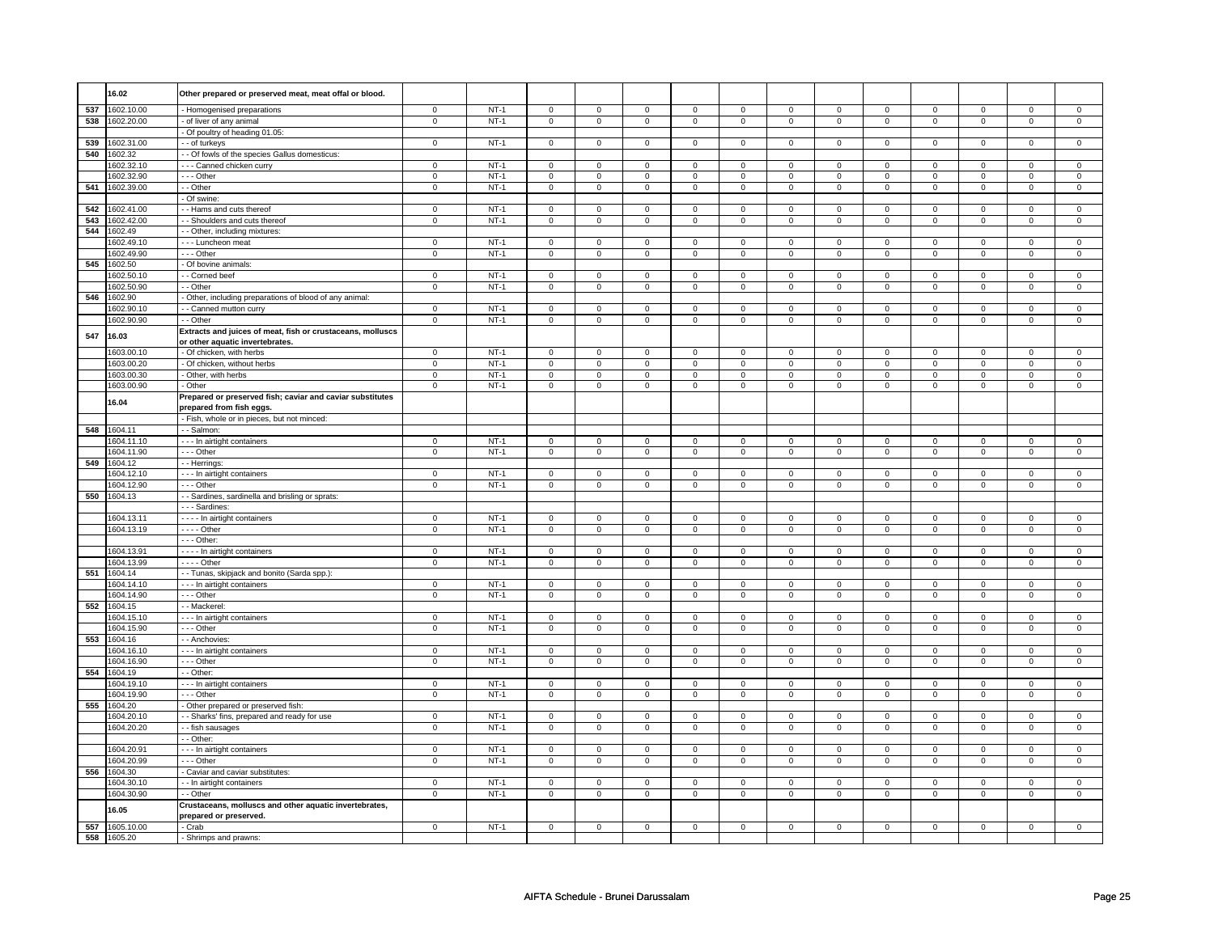|  |  |  |  |  |  |  |  |  |  |  |  |  |  |  |  |  |
|---|---|---|---|---|---|---|---|---|---|---|---|---|---|---|---|---|
|  | 16.02 | Other prepared or preserved meat, meat offal or blood. |  |  |  |  |  |  |  |  |  |  |  |  |  |  |
| 537 | 1602.10.00 | - Homogenised preparations | 0 | NT-1 | 0 | 0 | 0 | 0 | 0 | 0 | 0 | 0 | 0 | 0 | 0 | 0 |
| 538 | 1602.20.00 | - of liver of any animal | 0 | NT-1 | 0 | 0 | 0 | 0 | 0 | 0 | 0 | 0 | 0 | 0 | 0 | 0 |
|  |  | - Of poultry of heading 01.05: |  |  |  |  |  |  |  |  |  |  |  |  |  |  |
| 539 | 1602.31.00 | - - of turkeys | 0 | NT-1 | 0 | 0 | 0 | 0 | 0 | 0 | 0 | 0 | 0 | 0 | 0 | 0 |
| 540 | 1602.32 | - - Of fowls of the species Gallus domesticus: |  |  |  |  |  |  |  |  |  |  |  |  |  |  |
|  | 1602.32.10 | - - - Canned chicken curry | 0 | NT-1 | 0 | 0 | 0 | 0 | 0 | 0 | 0 | 0 | 0 | 0 | 0 | 0 |
|  | 1602.32.90 | - - - Other | 0 | NT-1 | 0 | 0 | 0 | 0 | 0 | 0 | 0 | 0 | 0 | 0 | 0 | 0 |
| 541 | 1602.39.00 | - - Other | 0 | NT-1 | 0 | 0 | 0 | 0 | 0 | 0 | 0 | 0 | 0 | 0 | 0 | 0 |
|  |  | - Of swine: |  |  |  |  |  |  |  |  |  |  |  |  |  |  |
| 542 | 1602.41.00 | - - Hams and cuts thereof | 0 | NT-1 | 0 | 0 | 0 | 0 | 0 | 0 | 0 | 0 | 0 | 0 | 0 | 0 |
| 543 | 1602.42.00 | - - Shoulders and cuts thereof | 0 | NT-1 | 0 | 0 | 0 | 0 | 0 | 0 | 0 | 0 | 0 | 0 | 0 | 0 |
| 544 | 1602.49 | - - Other, including mixtures: |  |  |  |  |  |  |  |  |  |  |  |  |  |  |
|  | 1602.49.10 | - - - Luncheon meat | 0 | NT-1 | 0 | 0 | 0 | 0 | 0 | 0 | 0 | 0 | 0 | 0 | 0 | 0 |
|  | 1602.49.90 | - - - Other | 0 | NT-1 | 0 | 0 | 0 | 0 | 0 | 0 | 0 | 0 | 0 | 0 | 0 | 0 |
| 545 | 1602.50 | - Of bovine animals: |  |  |  |  |  |  |  |  |  |  |  |  |  |  |
|  | 1602.50.10 | - - Corned beef | 0 | NT-1 | 0 | 0 | 0 | 0 | 0 | 0 | 0 | 0 | 0 | 0 | 0 | 0 |
|  | 1602.50.90 | - - Other | 0 | NT-1 | 0 | 0 | 0 | 0 | 0 | 0 | 0 | 0 | 0 | 0 | 0 | 0 |
| 546 | 1602.90 | - Other, including preparations of blood of any animal: |  |  |  |  |  |  |  |  |  |  |  |  |  |  |
|  | 1602.90.10 | - - Canned mutton curry | 0 | NT-1 | 0 | 0 | 0 | 0 | 0 | 0 | 0 | 0 | 0 | 0 | 0 | 0 |
|  | 1602.90.90 | - - Other | 0 | NT-1 | 0 | 0 | 0 | 0 | 0 | 0 | 0 | 0 | 0 | 0 | 0 | 0 |
| 547 | 16.03 | Extracts and juices of meat, fish or crustaceans, molluscs or other aquatic invertebrates. |  |  |  |  |  |  |  |  |  |  |  |  |  |  |
|  | 1603.00.10 | - Of chicken, with herbs | 0 | NT-1 | 0 | 0 | 0 | 0 | 0 | 0 | 0 | 0 | 0 | 0 | 0 | 0 |
|  | 1603.00.20 | - Of chicken, without herbs | 0 | NT-1 | 0 | 0 | 0 | 0 | 0 | 0 | 0 | 0 | 0 | 0 | 0 | 0 |
|  | 1603.00.30 | - Other, with herbs | 0 | NT-1 | 0 | 0 | 0 | 0 | 0 | 0 | 0 | 0 | 0 | 0 | 0 | 0 |
|  | 1603.00.90 | - Other | 0 | NT-1 | 0 | 0 | 0 | 0 | 0 | 0 | 0 | 0 | 0 | 0 | 0 | 0 |
|  | 16.04 | Prepared or preserved fish; caviar and caviar substitutes prepared from fish eggs. |  |  |  |  |  |  |  |  |  |  |  |  |  |  |
|  |  | - Fish, whole or in pieces, but not minced: |  |  |  |  |  |  |  |  |  |  |  |  |  |  |
| 548 | 1604.11 | - - Salmon: |  |  |  |  |  |  |  |  |  |  |  |  |  |  |
|  | 1604.11.10 | - - - In airtight containers | 0 | NT-1 | 0 | 0 | 0 | 0 | 0 | 0 | 0 | 0 | 0 | 0 | 0 | 0 |
|  | 1604.11.90 | - - - Other | 0 | NT-1 | 0 | 0 | 0 | 0 | 0 | 0 | 0 | 0 | 0 | 0 | 0 | 0 |
| 549 | 1604.12 | - - Herrings: |  |  |  |  |  |  |  |  |  |  |  |  |  |  |
|  | 1604.12.10 | - - - In airtight containers | 0 | NT-1 | 0 | 0 | 0 | 0 | 0 | 0 | 0 | 0 | 0 | 0 | 0 | 0 |
|  | 1604.12.90 | - - - Other | 0 | NT-1 | 0 | 0 | 0 | 0 | 0 | 0 | 0 | 0 | 0 | 0 | 0 | 0 |
| 550 | 1604.13 | - - Sardines, sardinella and brisling or sprats: |  |  |  |  |  |  |  |  |  |  |  |  |  |  |
|  |  | - - - Sardines: |  |  |  |  |  |  |  |  |  |  |  |  |  |  |
|  | 1604.13.11 | - - - - In airtight containers | 0 | NT-1 | 0 | 0 | 0 | 0 | 0 | 0 | 0 | 0 | 0 | 0 | 0 | 0 |
|  | 1604.13.19 | - - - - Other | 0 | NT-1 | 0 | 0 | 0 | 0 | 0 | 0 | 0 | 0 | 0 | 0 | 0 | 0 |
|  |  | - - - Other: |  |  |  |  |  |  |  |  |  |  |  |  |  |  |
|  | 1604.13.91 | - - - - In airtight containers | 0 | NT-1 | 0 | 0 | 0 | 0 | 0 | 0 | 0 | 0 | 0 | 0 | 0 | 0 |
|  | 1604.13.99 | - - - - Other | 0 | NT-1 | 0 | 0 | 0 | 0 | 0 | 0 | 0 | 0 | 0 | 0 | 0 | 0 |
| 551 | 1604.14 | - - Tunas, skipjack and bonito (Sarda spp.): |  |  |  |  |  |  |  |  |  |  |  |  |  |  |
|  | 1604.14.10 | - - - In airtight containers | 0 | NT-1 | 0 | 0 | 0 | 0 | 0 | 0 | 0 | 0 | 0 | 0 | 0 | 0 |
|  | 1604.14.90 | - - - Other | 0 | NT-1 | 0 | 0 | 0 | 0 | 0 | 0 | 0 | 0 | 0 | 0 | 0 | 0 |
| 552 | 1604.15 | - - Mackerel: |  |  |  |  |  |  |  |  |  |  |  |  |  |  |
|  | 1604.15.10 | - - - In airtight containers | 0 | NT-1 | 0 | 0 | 0 | 0 | 0 | 0 | 0 | 0 | 0 | 0 | 0 | 0 |
|  | 1604.15.90 | - - - Other | 0 | NT-1 | 0 | 0 | 0 | 0 | 0 | 0 | 0 | 0 | 0 | 0 | 0 | 0 |
| 553 | 1604.16 | - - Anchovies: |  |  |  |  |  |  |  |  |  |  |  |  |  |  |
|  | 1604.16.10 | - - - In airtight containers | 0 | NT-1 | 0 | 0 | 0 | 0 | 0 | 0 | 0 | 0 | 0 | 0 | 0 | 0 |
|  | 1604.16.90 | - - - Other | 0 | NT-1 | 0 | 0 | 0 | 0 | 0 | 0 | 0 | 0 | 0 | 0 | 0 | 0 |
| 554 | 1604.19 | - - Other: |  |  |  |  |  |  |  |  |  |  |  |  |  |  |
|  | 1604.19.10 | - - - In airtight containers | 0 | NT-1 | 0 | 0 | 0 | 0 | 0 | 0 | 0 | 0 | 0 | 0 | 0 | 0 |
|  | 1604.19.90 | - - - Other | 0 | NT-1 | 0 | 0 | 0 | 0 | 0 | 0 | 0 | 0 | 0 | 0 | 0 | 0 |
| 555 | 1604.20 | - Other prepared or preserved fish: |  |  |  |  |  |  |  |  |  |  |  |  |  |  |
|  | 1604.20.10 | - - Sharks' fins, prepared and ready for use | 0 | NT-1 | 0 | 0 | 0 | 0 | 0 | 0 | 0 | 0 | 0 | 0 | 0 | 0 |
|  | 1604.20.20 | - - fish sausages | 0 | NT-1 | 0 | 0 | 0 | 0 | 0 | 0 | 0 | 0 | 0 | 0 | 0 | 0 |
|  |  | - - Other: |  |  |  |  |  |  |  |  |  |  |  |  |  |  |
|  | 1604.20.91 | - - - In airtight containers | 0 | NT-1 | 0 | 0 | 0 | 0 | 0 | 0 | 0 | 0 | 0 | 0 | 0 | 0 |
|  | 1604.20.99 | - - - Other | 0 | NT-1 | 0 | 0 | 0 | 0 | 0 | 0 | 0 | 0 | 0 | 0 | 0 | 0 |
| 556 | 1604.30 | - Caviar and caviar substitutes: |  |  |  |  |  |  |  |  |  |  |  |  |  |  |
|  | 1604.30.10 | - - In airtight containers | 0 | NT-1 | 0 | 0 | 0 | 0 | 0 | 0 | 0 | 0 | 0 | 0 | 0 | 0 |
|  | 1604.30.90 | - - Other | 0 | NT-1 | 0 | 0 | 0 | 0 | 0 | 0 | 0 | 0 | 0 | 0 | 0 | 0 |
|  | 16.05 | Crustaceans, molluscs and other aquatic invertebrates, prepared or preserved. |  |  |  |  |  |  |  |  |  |  |  |  |  |  |
| 557 | 1605.10.00 | - Crab | 0 | NT-1 | 0 | 0 | 0 | 0 | 0 | 0 | 0 | 0 | 0 | 0 | 0 | 0 |
| 558 | 1605.20 | - Shrimps and prawns: |  |  |  |  |  |  |  |  |  |  |  |  |  |  |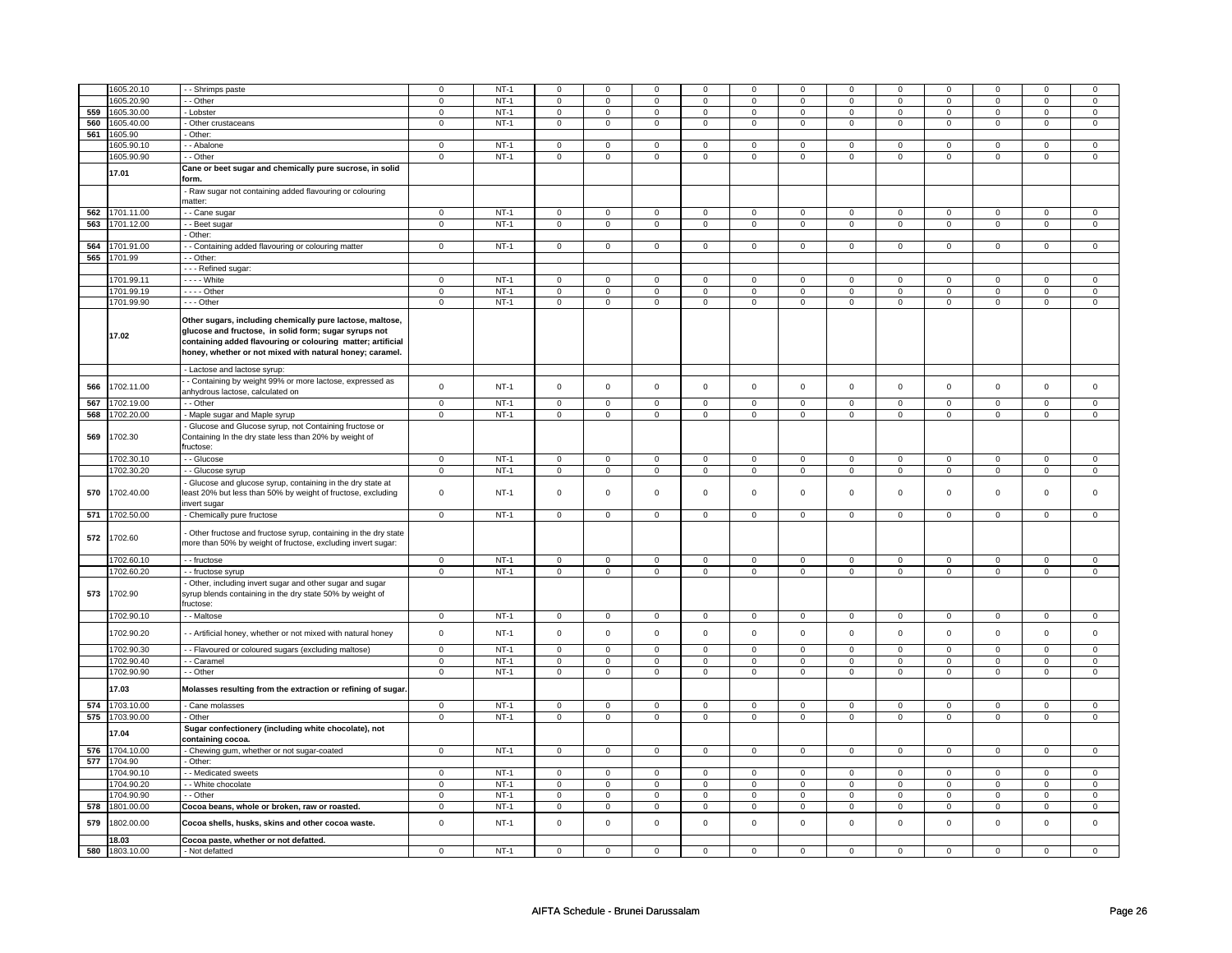|  | 1605.20.10 | - - Shrimps paste | 0 | NT-1 | 0 | 0 | 0 | 0 | 0 | 0 | 0 | 0 | 0 | 0 | 0 | 0 |
|---|---|---|---|---|---|---|---|---|---|---|---|---|---|---|---|---|
|  | 1605.20.90 | - - Other | 0 | NT-1 | 0 | 0 | 0 | 0 | 0 | 0 | 0 | 0 | 0 | 0 | 0 | 0 |
| 559 | 1605.30.00 | - Lobster | 0 | NT-1 | 0 | 0 | 0 | 0 | 0 | 0 | 0 | 0 | 0 | 0 | 0 | 0 |
| 560 | 1605.40.00 | - Other crustaceans | 0 | NT-1 | 0 | 0 | 0 | 0 | 0 | 0 | 0 | 0 | 0 | 0 | 0 | 0 |
| 561 | 1605.90 | - Other: |  |  |  |  |  |  |  |  |  |  |  |  |  |  |
|  | 1605.90.10 | - - Abalone | 0 | NT-1 | 0 | 0 | 0 | 0 | 0 | 0 | 0 | 0 | 0 | 0 | 0 | 0 |
|  | 1605.90.90 | - - Other | 0 | NT-1 | 0 | 0 | 0 | 0 | 0 | 0 | 0 | 0 | 0 | 0 | 0 | 0 |
|  | **17.01** | **Cane or beet sugar and chemically pure sucrose, in solid form.** |  |  |  |  |  |  |  |  |  |  |  |  |  |  |
|  |  | - Raw sugar not containing added flavouring or colouring matter: |  |  |  |  |  |  |  |  |  |  |  |  |  |  |
| 562 | 1701.11.00 | - - Cane sugar | 0 | NT-1 | 0 | 0 | 0 | 0 | 0 | 0 | 0 | 0 | 0 | 0 | 0 | 0 |
| 563 | 1701.12.00 | - - Beet sugar | 0 | NT-1 | 0 | 0 | 0 | 0 | 0 | 0 | 0 | 0 | 0 | 0 | 0 | 0 |
|  |  | - Other: |  |  |  |  |  |  |  |  |  |  |  |  |  |  |
| 564 | 1701.91.00 | - - Containing added flavouring or colouring matter | 0 | NT-1 | 0 | 0 | 0 | 0 | 0 | 0 | 0 | 0 | 0 | 0 | 0 | 0 |
| 565 | 1701.99 | - - Other: |  |  |  |  |  |  |  |  |  |  |  |  |  |  |
|  |  | - - - Refined sugar: |  |  |  |  |  |  |  |  |  |  |  |  |  |  |
|  | 1701.99.11 | - - - - White | 0 | NT-1 | 0 | 0 | 0 | 0 | 0 | 0 | 0 | 0 | 0 | 0 | 0 | 0 |
|  | 1701.99.19 | - - - - Other | 0 | NT-1 | 0 | 0 | 0 | 0 | 0 | 0 | 0 | 0 | 0 | 0 | 0 | 0 |
|  | 1701.99.90 | - - - Other | 0 | NT-1 | 0 | 0 | 0 | 0 | 0 | 0 | 0 | 0 | 0 | 0 | 0 | 0 |
|  | **17.02** | **Other sugars, including chemically pure lactose, maltose, glucose and fructose, in solid form; sugar syrups not containing added flavouring or colouring matter; artificial honey, whether or not mixed with natural honey; caramel.** |  |  |  |  |  |  |  |  |  |  |  |  |  |  |
|  |  | - Lactose and lactose syrup: |  |  |  |  |  |  |  |  |  |  |  |  |  |  |
| 566 | 1702.11.00 | - - Containing by weight 99% or more lactose, expressed as anhydrous lactose, calculated on | 0 | NT-1 | 0 | 0 | 0 | 0 | 0 | 0 | 0 | 0 | 0 | 0 | 0 | 0 |
| 567 | 1702.19.00 | - - Other | 0 | NT-1 | 0 | 0 | 0 | 0 | 0 | 0 | 0 | 0 | 0 | 0 | 0 | 0 |
| 568 | 1702.20.00 | - Maple sugar and Maple syrup | 0 | NT-1 | 0 | 0 | 0 | 0 | 0 | 0 | 0 | 0 | 0 | 0 | 0 | 0 |
| 569 | 1702.30 | - Glucose and Glucose syrup, not Containing fructose or Containing In the dry state less than 20% by weight of fructose: |  |  |  |  |  |  |  |  |  |  |  |  |  |  |
|  | 1702.30.10 | - - Glucose | 0 | NT-1 | 0 | 0 | 0 | 0 | 0 | 0 | 0 | 0 | 0 | 0 | 0 | 0 |
|  | 1702.30.20 | - - Glucose syrup | 0 | NT-1 | 0 | 0 | 0 | 0 | 0 | 0 | 0 | 0 | 0 | 0 | 0 | 0 |
| 570 | 1702.40.00 | - Glucose and glucose syrup, containing in the dry state at least 20% but less than 50% by weight of fructose, excluding invert sugar | 0 | NT-1 | 0 | 0 | 0 | 0 | 0 | 0 | 0 | 0 | 0 | 0 | 0 | 0 |
| 571 | 1702.50.00 | - Chemically pure fructose | 0 | NT-1 | 0 | 0 | 0 | 0 | 0 | 0 | 0 | 0 | 0 | 0 | 0 | 0 |
| 572 | 1702.60 | - Other fructose and fructose syrup, containing in the dry state more than 50% by weight of fructose, excluding invert sugar: |  |  |  |  |  |  |  |  |  |  |  |  |  |  |
|  | 1702.60.10 | - - fructose | 0 | NT-1 | 0 | 0 | 0 | 0 | 0 | 0 | 0 | 0 | 0 | 0 | 0 | 0 |
|  | 1702.60.20 | - - fructose syrup | 0 | NT-1 | 0 | 0 | 0 | 0 | 0 | 0 | 0 | 0 | 0 | 0 | 0 | 0 |
| 573 | 1702.90 | - Other, including invert sugar and other sugar and sugar syrup blends containing in the dry state 50% by weight of fructose: |  |  |  |  |  |  |  |  |  |  |  |  |  |  |
|  | 1702.90.10 | - - Maltose | 0 | NT-1 | 0 | 0 | 0 | 0 | 0 | 0 | 0 | 0 | 0 | 0 | 0 | 0 |
|  | 1702.90.20 | - - Artificial honey, whether or not mixed with natural honey | 0 | NT-1 | 0 | 0 | 0 | 0 | 0 | 0 | 0 | 0 | 0 | 0 | 0 | 0 |
|  | 1702.90.30 | - - Flavoured or coloured sugars (excluding maltose) | 0 | NT-1 | 0 | 0 | 0 | 0 | 0 | 0 | 0 | 0 | 0 | 0 | 0 | 0 |
|  | 1702.90.40 | - - Caramel | 0 | NT-1 | 0 | 0 | 0 | 0 | 0 | 0 | 0 | 0 | 0 | 0 | 0 | 0 |
|  | 1702.90.90 | - - Other | 0 | NT-1 | 0 | 0 | 0 | 0 | 0 | 0 | 0 | 0 | 0 | 0 | 0 | 0 |
|  | **17.03** | **Molasses resulting from the extraction or refining of sugar.** |  |  |  |  |  |  |  |  |  |  |  |  |  |  |
| 574 | 1703.10.00 | - Cane molasses | 0 | NT-1 | 0 | 0 | 0 | 0 | 0 | 0 | 0 | 0 | 0 | 0 | 0 | 0 |
| 575 | 1703.90.00 | - Other | 0 | NT-1 | 0 | 0 | 0 | 0 | 0 | 0 | 0 | 0 | 0 | 0 | 0 | 0 |
|  | **17.04** | **Sugar confectionery (including white chocolate), not containing cocoa.** |  |  |  |  |  |  |  |  |  |  |  |  |  |  |
| 576 | 1704.10.00 | - Chewing gum, whether or not sugar-coated | 0 | NT-1 | 0 | 0 | 0 | 0 | 0 | 0 | 0 | 0 | 0 | 0 | 0 | 0 |
| 577 | 1704.90 | - Other: |  |  |  |  |  |  |  |  |  |  |  |  |  |  |
|  | 1704.90.10 | - - Medicated sweets | 0 | NT-1 | 0 | 0 | 0 | 0 | 0 | 0 | 0 | 0 | 0 | 0 | 0 | 0 |
|  | 1704.90.20 | - - White chocolate | 0 | NT-1 | 0 | 0 | 0 | 0 | 0 | 0 | 0 | 0 | 0 | 0 | 0 | 0 |
|  | 1704.90.90 | - - Other | 0 | NT-1 | 0 | 0 | 0 | 0 | 0 | 0 | 0 | 0 | 0 | 0 | 0 | 0 |
| 578 | 1801.00.00 | **Cocoa beans, whole or broken, raw or roasted.** | 0 | NT-1 | 0 | 0 | 0 | 0 | 0 | 0 | 0 | 0 | 0 | 0 | 0 | 0 |
| 579 | 1802.00.00 | **Cocoa shells, husks, skins and other cocoa waste.** | 0 | NT-1 | 0 | 0 | 0 | 0 | 0 | 0 | 0 | 0 | 0 | 0 | 0 | 0 |
|  | **18.03** | **Cocoa paste, whether or not defatted.** |  |  |  |  |  |  |  |  |  |  |  |  |  |  |
| 580 | 1803.10.00 | - Not defatted | 0 | NT-1 | 0 | 0 | 0 | 0 | 0 | 0 | 0 | 0 | 0 | 0 | 0 | 0 |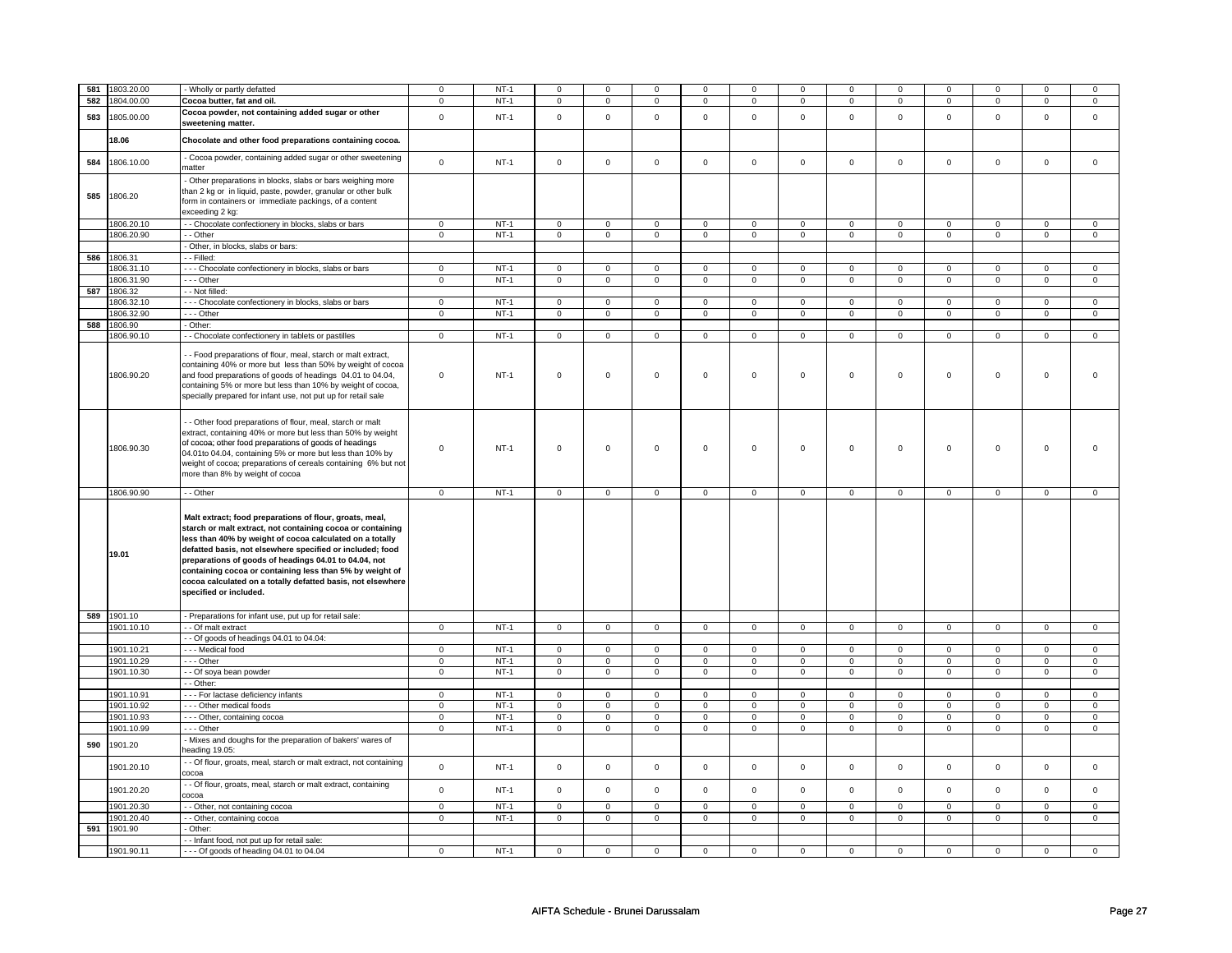| 581 | 1803.20.00 | - Wholly or partly defatted | 0 | NT-1 | 0 | 0 | 0 | 0 | 0 | 0 | 0 | 0 | 0 | 0 | 0 | 0 |
|---|---|---|---|---|---|---|---|---|---|---|---|---|---|---|---|---|
| 582 | 1804.00.00 | **Cocoa butter, fat and oil.** | 0 | NT-1 | 0 | 0 | 0 | 0 | 0 | 0 | 0 | 0 | 0 | 0 | 0 | 0 |
| 583 | 1805.00.00 | **Cocoa powder, not containing added sugar or other sweetening matter.** | 0 | NT-1 | 0 | 0 | 0 | 0 | 0 | 0 | 0 | 0 | 0 | 0 | 0 | 0 |
| | **18.06** | **Chocolate and other food preparations containing cocoa.** | | | | | | | | | | | | | | |
| 584 | 1806.10.00 | - Cocoa powder, containing added sugar or other sweetening matter | 0 | NT-1 | 0 | 0 | 0 | 0 | 0 | 0 | 0 | 0 | 0 | 0 | 0 | 0 |
| 585 | 1806.20 | - Other preparations in blocks, slabs or bars weighing more than 2 kg or in liquid, paste, powder, granular or other bulk form in containers or immediate packings, of a content exceeding 2 kg: | | | | | | | | | | | | | | |
| | 1806.20.10 | - - Chocolate confectionery in blocks, slabs or bars | 0 | NT-1 | 0 | 0 | 0 | 0 | 0 | 0 | 0 | 0 | 0 | 0 | 0 | 0 |
| | 1806.20.90 | - - Other | 0 | NT-1 | 0 | 0 | 0 | 0 | 0 | 0 | 0 | 0 | 0 | 0 | 0 | 0 |
| | | - Other, in blocks, slabs or bars: | | | | | | | | | | | | | | |
| 586 | 1806.31 | - - Filled: | | | | | | | | | | | | | | |
| | 1806.31.10 | - - - Chocolate confectionery in blocks, slabs or bars | 0 | NT-1 | 0 | 0 | 0 | 0 | 0 | 0 | 0 | 0 | 0 | 0 | 0 | 0 |
| | 1806.31.90 | - - - Other | 0 | NT-1 | 0 | 0 | 0 | 0 | 0 | 0 | 0 | 0 | 0 | 0 | 0 | 0 |
| 587 | 1806.32 | - - Not filled: | | | | | | | | | | | | | | |
| | 1806.32.10 | - - - Chocolate confectionery in blocks, slabs or bars | 0 | NT-1 | 0 | 0 | 0 | 0 | 0 | 0 | 0 | 0 | 0 | 0 | 0 | 0 |
| | 1806.32.90 | - - - Other | 0 | NT-1 | 0 | 0 | 0 | 0 | 0 | 0 | 0 | 0 | 0 | 0 | 0 | 0 |
| 588 | 1806.90 | - Other: | | | | | | | | | | | | | | |
| | 1806.90.10 | - - Chocolate confectionery in tablets or pastilles | 0 | NT-1 | 0 | 0 | 0 | 0 | 0 | 0 | 0 | 0 | 0 | 0 | 0 | 0 |
| | 1806.90.20 | - - Food preparations of flour, meal, starch or malt extract, containing 40% or more but less than 50% by weight of cocoa and food preparations of goods of headings 04.01 to 04.04, containing 5% or more but less than 10% by weight of cocoa, specially prepared for infant use, not put up for retail sale | 0 | NT-1 | 0 | 0 | 0 | 0 | 0 | 0 | 0 | 0 | 0 | 0 | 0 | 0 |
| | 1806.90.30 | - - Other food preparations of flour, meal, starch or malt extract, containing 40% or more but less than 50% by weight of cocoa; other food preparations of goods of headings 04.01to 04.04, containing 5% or more but less than 10% by weight of cocoa; preparations of cereals containing 6% but not more than 8% by weight of cocoa | 0 | NT-1 | 0 | 0 | 0 | 0 | 0 | 0 | 0 | 0 | 0 | 0 | 0 | 0 |
| | 1806.90.90 | - - Other | 0 | NT-1 | 0 | 0 | 0 | 0 | 0 | 0 | 0 | 0 | 0 | 0 | 0 | 0 |
| | **19.01** | **Malt extract; food preparations of flour, groats, meal, starch or malt extract, not containing cocoa or containing less than 40% by weight of cocoa calculated on a totally defatted basis, not elsewhere specified or included; food preparations of goods of headings 04.01 to 04.04, not containing cocoa or containing less than 5% by weight of cocoa calculated on a totally defatted basis, not elsewhere specified or included.** | | | | | | | | | | | | | | |
| 589 | 1901.10 | - Preparations for infant use, put up for retail sale: | | | | | | | | | | | | | | |
| | 1901.10.10 | - - Of malt extract | 0 | NT-1 | 0 | 0 | 0 | 0 | 0 | 0 | 0 | 0 | 0 | 0 | 0 | 0 |
| | | - - Of goods of headings 04.01 to 04.04: | | | | | | | | | | | | | | |
| | 1901.10.21 | - - - Medical food | 0 | NT-1 | 0 | 0 | 0 | 0 | 0 | 0 | 0 | 0 | 0 | 0 | 0 | 0 |
| | 1901.10.29 | - - - Other | 0 | NT-1 | 0 | 0 | 0 | 0 | 0 | 0 | 0 | 0 | 0 | 0 | 0 | 0 |
| | 1901.10.30 | - - Of soya bean powder | 0 | NT-1 | 0 | 0 | 0 | 0 | 0 | 0 | 0 | 0 | 0 | 0 | 0 | 0 |
| | | - - Other: | | | | | | | | | | | | | | |
| | 1901.10.91 | - - - For lactase deficiency infants | 0 | NT-1 | 0 | 0 | 0 | 0 | 0 | 0 | 0 | 0 | 0 | 0 | 0 | 0 |
| | 1901.10.92 | - - - Other medical foods | 0 | NT-1 | 0 | 0 | 0 | 0 | 0 | 0 | 0 | 0 | 0 | 0 | 0 | 0 |
| | 1901.10.93 | - - - Other, containing cocoa | 0 | NT-1 | 0 | 0 | 0 | 0 | 0 | 0 | 0 | 0 | 0 | 0 | 0 | 0 |
| | 1901.10.99 | - - - Other | 0 | NT-1 | 0 | 0 | 0 | 0 | 0 | 0 | 0 | 0 | 0 | 0 | 0 | 0 |
| 590 | 1901.20 | - Mixes and doughs for the preparation of bakers' wares of heading 19.05: | | | | | | | | | | | | | | |
| | 1901.20.10 | - - Of flour, groats, meal, starch or malt extract, not containing cocoa | 0 | NT-1 | 0 | 0 | 0 | 0 | 0 | 0 | 0 | 0 | 0 | 0 | 0 | 0 |
| | 1901.20.20 | - - Of flour, groats, meal, starch or malt extract, containing cocoa | 0 | NT-1 | 0 | 0 | 0 | 0 | 0 | 0 | 0 | 0 | 0 | 0 | 0 | 0 |
| | 1901.20.30 | - - Other, not containing cocoa | 0 | NT-1 | 0 | 0 | 0 | 0 | 0 | 0 | 0 | 0 | 0 | 0 | 0 | 0 |
| | 1901.20.40 | - - Other, containing cocoa | 0 | NT-1 | 0 | 0 | 0 | 0 | 0 | 0 | 0 | 0 | 0 | 0 | 0 | 0 |
| 591 | 1901.90 | - Other: | | | | | | | | | | | | | | |
| | | - - Infant food, not put up for retail sale: | | | | | | | | | | | | | | |
| | 1901.90.11 | - - - Of goods of heading 04.01 to 04.04 | 0 | NT-1 | 0 | 0 | 0 | 0 | 0 | 0 | 0 | 0 | 0 | 0 | 0 | 0 |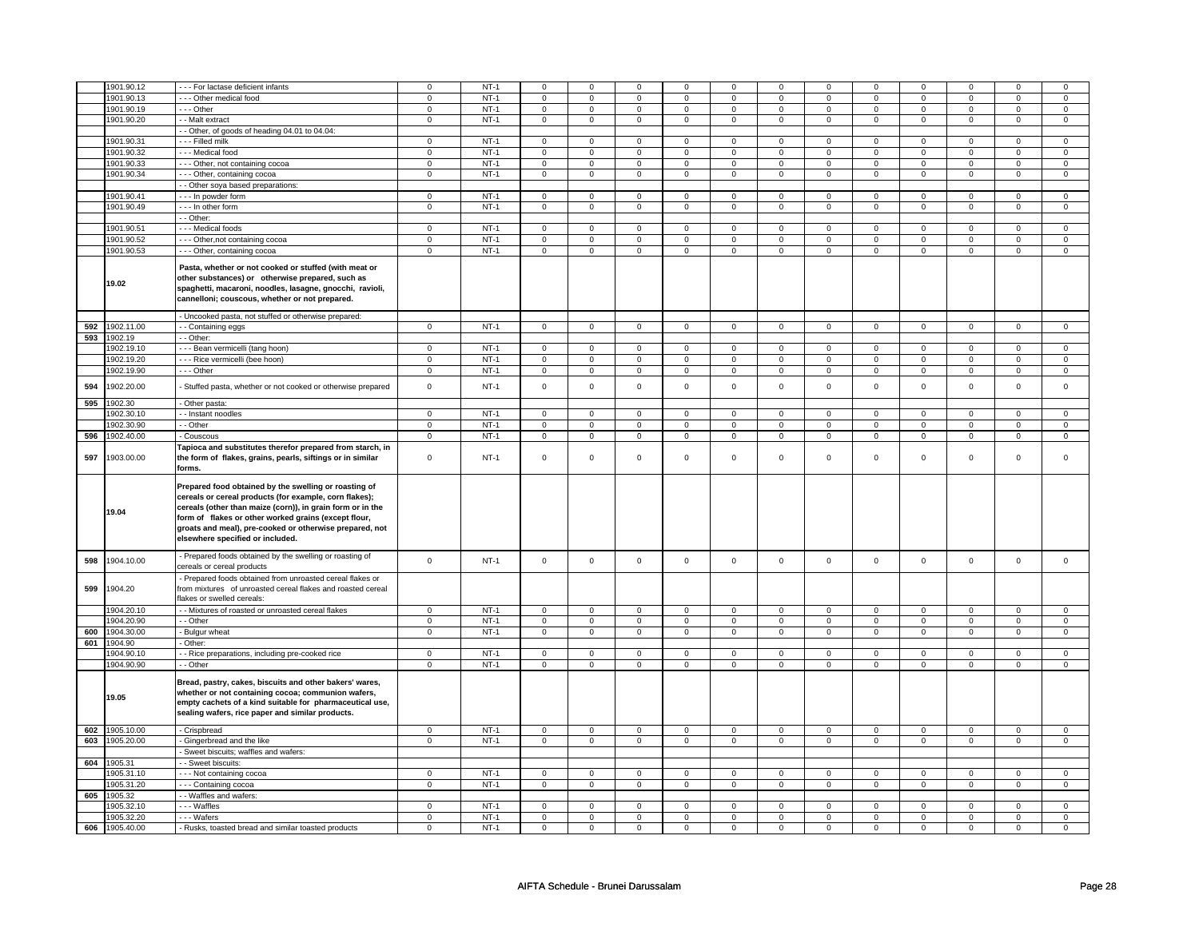|  | 1901.90.12 | - - - For lactase deficient infants | 0 | NT-1 | 0 | 0 | 0 | 0 | 0 | 0 | 0 | 0 | 0 | 0 | 0 | 0 |
|---|---|---|---|---|---|---|---|---|---|---|---|---|---|---|---|---|
|  | 1901.90.13 | - - - Other medical food | 0 | NT-1 | 0 | 0 | 0 | 0 | 0 | 0 | 0 | 0 | 0 | 0 | 0 | 0 |
|  | 1901.90.19 | - - - Other | 0 | NT-1 | 0 | 0 | 0 | 0 | 0 | 0 | 0 | 0 | 0 | 0 | 0 | 0 |
|  | 1901.90.20 | - - Malt extract | 0 | NT-1 | 0 | 0 | 0 | 0 | 0 | 0 | 0 | 0 | 0 | 0 | 0 | 0 |
|  |  | - - Other, of goods of heading 04.01 to 04.04: |  |  |  |  |  |  |  |  |  |  |  |  |  |  |
|  | 1901.90.31 | - - - Filled milk | 0 | NT-1 | 0 | 0 | 0 | 0 | 0 | 0 | 0 | 0 | 0 | 0 | 0 | 0 |
|  | 1901.90.32 | - - - Medical food | 0 | NT-1 | 0 | 0 | 0 | 0 | 0 | 0 | 0 | 0 | 0 | 0 | 0 | 0 |
|  | 1901.90.33 | - - - Other, not containing cocoa | 0 | NT-1 | 0 | 0 | 0 | 0 | 0 | 0 | 0 | 0 | 0 | 0 | 0 | 0 |
|  | 1901.90.34 | - - - Other, containing cocoa | 0 | NT-1 | 0 | 0 | 0 | 0 | 0 | 0 | 0 | 0 | 0 | 0 | 0 | 0 |
|  |  | - - Other soya based preparations: |  |  |  |  |  |  |  |  |  |  |  |  |  |  |
|  | 1901.90.41 | - - - In powder form | 0 | NT-1 | 0 | 0 | 0 | 0 | 0 | 0 | 0 | 0 | 0 | 0 | 0 | 0 |
|  | 1901.90.49 | - - - In other form | 0 | NT-1 | 0 | 0 | 0 | 0 | 0 | 0 | 0 | 0 | 0 | 0 | 0 | 0 |
|  |  | - - Other: |  |  |  |  |  |  |  |  |  |  |  |  |  |  |
|  | 1901.90.51 | - - - Medical foods | 0 | NT-1 | 0 | 0 | 0 | 0 | 0 | 0 | 0 | 0 | 0 | 0 | 0 | 0 |
|  | 1901.90.52 | - - - Other,not containing cocoa | 0 | NT-1 | 0 | 0 | 0 | 0 | 0 | 0 | 0 | 0 | 0 | 0 | 0 | 0 |
|  | 1901.90.53 | - - - Other, containing cocoa | 0 | NT-1 | 0 | 0 | 0 | 0 | 0 | 0 | 0 | 0 | 0 | 0 | 0 | 0 |
|  | **19.02** | **Pasta, whether or not cooked or stuffed (with meat or other substances) or otherwise prepared, such as spaghetti, macaroni, noodles, lasagne, gnocchi, ravioli, cannelloni; couscous, whether or not prepared.** |  |  |  |  |  |  |  |  |  |  |  |  |  |  |
|  |  | - Uncooked pasta, not stuffed or otherwise prepared: |  |  |  |  |  |  |  |  |  |  |  |  |  |  |
| 592 | 1902.11.00 | - - Containing eggs | 0 | NT-1 | 0 | 0 | 0 | 0 | 0 | 0 | 0 | 0 | 0 | 0 | 0 | 0 |
| 593 | 1902.19 | - - Other: |  |  |  |  |  |  |  |  |  |  |  |  |  |  |
|  | 1902.19.10 | - - - Bean vermicelli (tang hoon) | 0 | NT-1 | 0 | 0 | 0 | 0 | 0 | 0 | 0 | 0 | 0 | 0 | 0 | 0 |
|  | 1902.19.20 | - - - Rice vermicelli (bee hoon) | 0 | NT-1 | 0 | 0 | 0 | 0 | 0 | 0 | 0 | 0 | 0 | 0 | 0 | 0 |
|  | 1902.19.90 | - - - Other | 0 | NT-1 | 0 | 0 | 0 | 0 | 0 | 0 | 0 | 0 | 0 | 0 | 0 | 0 |
| 594 | 1902.20.00 | - Stuffed pasta, whether or not cooked or otherwise prepared | 0 | NT-1 | 0 | 0 | 0 | 0 | 0 | 0 | 0 | 0 | 0 | 0 | 0 | 0 |
| 595 | 1902.30 | - Other pasta: |  |  |  |  |  |  |  |  |  |  |  |  |  |  |
|  | 1902.30.10 | - - Instant noodles | 0 | NT-1 | 0 | 0 | 0 | 0 | 0 | 0 | 0 | 0 | 0 | 0 | 0 | 0 |
|  | 1902.30.90 | - - Other | 0 | NT-1 | 0 | 0 | 0 | 0 | 0 | 0 | 0 | 0 | 0 | 0 | 0 | 0 |
| 596 | 1902.40.00 | - Couscous | 0 | NT-1 | 0 | 0 | 0 | 0 | 0 | 0 | 0 | 0 | 0 | 0 | 0 | 0 |
| 597 | 1903.00.00 | **Tapioca and substitutes therefor prepared from starch, in the form of flakes, grains, pearls, siftings or in similar forms.** | 0 | NT-1 | 0 | 0 | 0 | 0 | 0 | 0 | 0 | 0 | 0 | 0 | 0 | 0 |
|  | **19.04** | **Prepared food obtained by the swelling or roasting of cereals or cereal products (for example, corn flakes); cereals (other than maize (corn)), in grain form or in the form of flakes or other worked grains (except flour, groats and meal), pre-cooked or otherwise prepared, not elsewhere specified or included.** |  |  |  |  |  |  |  |  |  |  |  |  |  |  |
| 598 | 1904.10.00 | - Prepared foods obtained by the swelling or roasting of cereals or cereal products | 0 | NT-1 | 0 | 0 | 0 | 0 | 0 | 0 | 0 | 0 | 0 | 0 | 0 | 0 |
| 599 | 1904.20 | - Prepared foods obtained from unroasted cereal flakes or from mixtures of unroasted cereal flakes and roasted cereal flakes or swelled cereals: |  |  |  |  |  |  |  |  |  |  |  |  |  |  |
|  | 1904.20.10 | - - Mixtures of roasted or unroasted cereal flakes | 0 | NT-1 | 0 | 0 | 0 | 0 | 0 | 0 | 0 | 0 | 0 | 0 | 0 | 0 |
|  | 1904.20.90 | - - Other | 0 | NT-1 | 0 | 0 | 0 | 0 | 0 | 0 | 0 | 0 | 0 | 0 | 0 | 0 |
| 600 | 1904.30.00 | - Bulgur wheat | 0 | NT-1 | 0 | 0 | 0 | 0 | 0 | 0 | 0 | 0 | 0 | 0 | 0 | 0 |
| 601 | 1904.90 | - Other: |  |  |  |  |  |  |  |  |  |  |  |  |  |  |
|  | 1904.90.10 | - - Rice preparations, including pre-cooked rice | 0 | NT-1 | 0 | 0 | 0 | 0 | 0 | 0 | 0 | 0 | 0 | 0 | 0 | 0 |
|  | 1904.90.90 | - - Other | 0 | NT-1 | 0 | 0 | 0 | 0 | 0 | 0 | 0 | 0 | 0 | 0 | 0 | 0 |
|  | **19.05** | **Bread, pastry, cakes, biscuits and other bakers' wares, whether or not containing cocoa; communion wafers, empty cachets of a kind suitable for pharmaceutical use, sealing wafers, rice paper and similar products.** |  |  |  |  |  |  |  |  |  |  |  |  |  |  |
| 602 | 1905.10.00 | - Crispbread | 0 | NT-1 | 0 | 0 | 0 | 0 | 0 | 0 | 0 | 0 | 0 | 0 | 0 | 0 |
| 603 | 1905.20.00 | - Gingerbread and the like | 0 | NT-1 | 0 | 0 | 0 | 0 | 0 | 0 | 0 | 0 | 0 | 0 | 0 | 0 |
|  |  | - Sweet biscuits; waffles and wafers: |  |  |  |  |  |  |  |  |  |  |  |  |  |  |
| 604 | 1905.31 | - - Sweet biscuits: |  |  |  |  |  |  |  |  |  |  |  |  |  |  |
|  | 1905.31.10 | - - - Not containing cocoa | 0 | NT-1 | 0 | 0 | 0 | 0 | 0 | 0 | 0 | 0 | 0 | 0 | 0 | 0 |
|  | 1905.31.20 | - - - Containing cocoa | 0 | NT-1 | 0 | 0 | 0 | 0 | 0 | 0 | 0 | 0 | 0 | 0 | 0 | 0 |
| 605 | 1905.32 | - - Waffles and wafers: |  |  |  |  |  |  |  |  |  |  |  |  |  |  |
|  | 1905.32.10 | - - - Waffles | 0 | NT-1 | 0 | 0 | 0 | 0 | 0 | 0 | 0 | 0 | 0 | 0 | 0 | 0 |
|  | 1905.32.20 | - - - Wafers | 0 | NT-1 | 0 | 0 | 0 | 0 | 0 | 0 | 0 | 0 | 0 | 0 | 0 | 0 |
| 606 | 1905.40.00 | - Rusks, toasted bread and similar toasted products | 0 | NT-1 | 0 | 0 | 0 | 0 | 0 | 0 | 0 | 0 | 0 | 0 | 0 | 0 |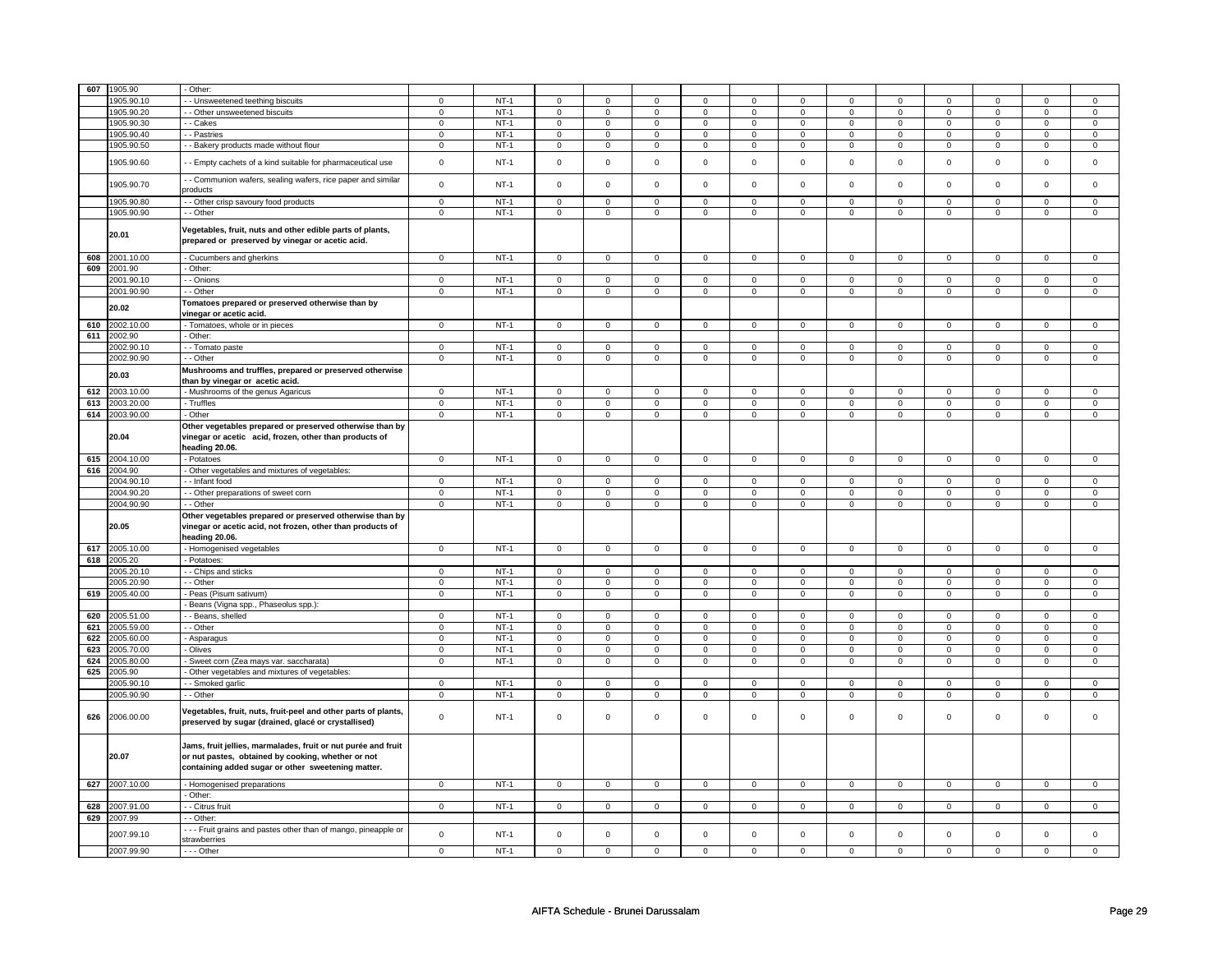| | | | | | | | | | | | | | | | | | |
|---|---|---|---|---|---|---|---|---|---|---|---|---|---|---|---|---|---|
| 607 | 1905.90 | - Other: | | | | | | | | | | | | | | | |
| | 1905.90.10 | - - Unsweetened teething biscuits | 0 | NT-1 | 0 | 0 | 0 | 0 | 0 | 0 | 0 | 0 | 0 | 0 | 0 | 0 |
| | 1905.90.20 | - - Other unsweetened biscuits | 0 | NT-1 | 0 | 0 | 0 | 0 | 0 | 0 | 0 | 0 | 0 | 0 | 0 | 0 |
| | 1905.90.30 | - - Cakes | 0 | NT-1 | 0 | 0 | 0 | 0 | 0 | 0 | 0 | 0 | 0 | 0 | 0 | 0 |
| | 1905.90.40 | - - Pastries | 0 | NT-1 | 0 | 0 | 0 | 0 | 0 | 0 | 0 | 0 | 0 | 0 | 0 | 0 |
| | 1905.90.50 | - - Bakery products made without flour | 0 | NT-1 | 0 | 0 | 0 | 0 | 0 | 0 | 0 | 0 | 0 | 0 | 0 | 0 |
| | 1905.90.60 | - - Empty cachets of a kind suitable for pharmaceutical use | 0 | NT-1 | 0 | 0 | 0 | 0 | 0 | 0 | 0 | 0 | 0 | 0 | 0 | 0 |
| | 1905.90.70 | - - Communion wafers, sealing wafers, rice paper and similar products | 0 | NT-1 | 0 | 0 | 0 | 0 | 0 | 0 | 0 | 0 | 0 | 0 | 0 | 0 |
| | 1905.90.80 | - - Other crisp savoury food products | 0 | NT-1 | 0 | 0 | 0 | 0 | 0 | 0 | 0 | 0 | 0 | 0 | 0 | 0 |
| | 1905.90.90 | - - Other | 0 | NT-1 | 0 | 0 | 0 | 0 | 0 | 0 | 0 | 0 | 0 | 0 | 0 | 0 |
| | **20.01** | **Vegetables, fruit, nuts and other edible parts of plants, prepared or preserved by vinegar or acetic acid.** | | | | | | | | | | | | | | | |
| 608 | 2001.10.00 | - Cucumbers and gherkins | 0 | NT-1 | 0 | 0 | 0 | 0 | 0 | 0 | 0 | 0 | 0 | 0 | 0 | 0 |
| 609 | 2001.90 | - Other: | | | | | | | | | | | | | | | |
| | 2001.90.10 | - - Onions | 0 | NT-1 | 0 | 0 | 0 | 0 | 0 | 0 | 0 | 0 | 0 | 0 | 0 | 0 |
| | 2001.90.90 | - - Other | 0 | NT-1 | 0 | 0 | 0 | 0 | 0 | 0 | 0 | 0 | 0 | 0 | 0 | 0 |
| | **20.02** | **Tomatoes prepared or preserved otherwise than by vinegar or acetic acid.** | | | | | | | | | | | | | | | |
| 610 | 2002.10.00 | - Tomatoes, whole or in pieces | 0 | NT-1 | 0 | 0 | 0 | 0 | 0 | 0 | 0 | 0 | 0 | 0 | 0 | 0 |
| 611 | 2002.90 | - Other: | | | | | | | | | | | | | | | |
| | 2002.90.10 | - - Tomato paste | 0 | NT-1 | 0 | 0 | 0 | 0 | 0 | 0 | 0 | 0 | 0 | 0 | 0 | 0 |
| | 2002.90.90 | - - Other | 0 | NT-1 | 0 | 0 | 0 | 0 | 0 | 0 | 0 | 0 | 0 | 0 | 0 | 0 |
| | **20.03** | **Mushrooms and truffles, prepared or preserved otherwise than by vinegar or acetic acid.** | | | | | | | | | | | | | | | |
| 612 | 2003.10.00 | - Mushrooms of the genus Agaricus | 0 | NT-1 | 0 | 0 | 0 | 0 | 0 | 0 | 0 | 0 | 0 | 0 | 0 | 0 |
| 613 | 2003.20.00 | - Truffles | 0 | NT-1 | 0 | 0 | 0 | 0 | 0 | 0 | 0 | 0 | 0 | 0 | 0 | 0 |
| 614 | 2003.90.00 | - Other | 0 | NT-1 | 0 | 0 | 0 | 0 | 0 | 0 | 0 | 0 | 0 | 0 | 0 | 0 |
| | **20.04** | **Other vegetables prepared or preserved otherwise than by vinegar or acetic acid, frozen, other than products of heading 20.06.** | | | | | | | | | | | | | | | |
| 615 | 2004.10.00 | - Potatoes | 0 | NT-1 | 0 | 0 | 0 | 0 | 0 | 0 | 0 | 0 | 0 | 0 | 0 | 0 |
| 616 | 2004.90 | - Other vegetables and mixtures of vegetables: | | | | | | | | | | | | | | | |
| | 2004.90.10 | - - Infant food | 0 | NT-1 | 0 | 0 | 0 | 0 | 0 | 0 | 0 | 0 | 0 | 0 | 0 | 0 |
| | 2004.90.20 | - - Other preparations of sweet corn | 0 | NT-1 | 0 | 0 | 0 | 0 | 0 | 0 | 0 | 0 | 0 | 0 | 0 | 0 |
| | 2004.90.90 | - - Other | 0 | NT-1 | 0 | 0 | 0 | 0 | 0 | 0 | 0 | 0 | 0 | 0 | 0 | 0 |
| | **20.05** | **Other vegetables prepared or preserved otherwise than by vinegar or acetic acid, not frozen, other than products of heading 20.06.** | | | | | | | | | | | | | | | |
| 617 | 2005.10.00 | - Homogenised vegetables | 0 | NT-1 | 0 | 0 | 0 | 0 | 0 | 0 | 0 | 0 | 0 | 0 | 0 | 0 |
| 618 | 2005.20 | - Potatoes: | | | | | | | | | | | | | | | |
| | 2005.20.10 | - - Chips and sticks | 0 | NT-1 | 0 | 0 | 0 | 0 | 0 | 0 | 0 | 0 | 0 | 0 | 0 | 0 |
| | 2005.20.90 | - - Other | 0 | NT-1 | 0 | 0 | 0 | 0 | 0 | 0 | 0 | 0 | 0 | 0 | 0 | 0 |
| 619 | 2005.40.00 | - Peas (Pisum sativum) | 0 | NT-1 | 0 | 0 | 0 | 0 | 0 | 0 | 0 | 0 | 0 | 0 | 0 | 0 |
| | | - Beans (Vigna spp., Phaseolus spp.): | | | | | | | | | | | | | | | |
| 620 | 2005.51.00 | - - Beans, shelled | 0 | NT-1 | 0 | 0 | 0 | 0 | 0 | 0 | 0 | 0 | 0 | 0 | 0 | 0 |
| 621 | 2005.59.00 | - - Other | 0 | NT-1 | 0 | 0 | 0 | 0 | 0 | 0 | 0 | 0 | 0 | 0 | 0 | 0 |
| 622 | 2005.60.00 | - Asparagus | 0 | NT-1 | 0 | 0 | 0 | 0 | 0 | 0 | 0 | 0 | 0 | 0 | 0 | 0 |
| 623 | 2005.70.00 | - Olives | 0 | NT-1 | 0 | 0 | 0 | 0 | 0 | 0 | 0 | 0 | 0 | 0 | 0 | 0 |
| 624 | 2005.80.00 | - Sweet corn (Zea mays var. saccharata) | 0 | NT-1 | 0 | 0 | 0 | 0 | 0 | 0 | 0 | 0 | 0 | 0 | 0 | 0 |
| 625 | 2005.90 | - Other vegetables and mixtures of vegetables: | | | | | | | | | | | | | | | |
| | 2005.90.10 | - - Smoked garlic | 0 | NT-1 | 0 | 0 | 0 | 0 | 0 | 0 | 0 | 0 | 0 | 0 | 0 | 0 |
| | 2005.90.90 | - - Other | 0 | NT-1 | 0 | 0 | 0 | 0 | 0 | 0 | 0 | 0 | 0 | 0 | 0 | 0 |
| 626 | 2006.00.00 | **Vegetables, fruit, nuts, fruit-peel and other parts of plants, preserved by sugar (drained, glacé or crystallised)** | 0 | NT-1 | 0 | 0 | 0 | 0 | 0 | 0 | 0 | 0 | 0 | 0 | 0 | 0 |
| | **20.07** | **Jams, fruit jellies, marmalades, fruit or nut purée and fruit or nut pastes, obtained by cooking, whether or not containing added sugar or other sweetening matter.** | | | | | | | | | | | | | | | |
| 627 | 2007.10.00 | - Homogenised preparations | 0 | NT-1 | 0 | 0 | 0 | 0 | 0 | 0 | 0 | 0 | 0 | 0 | 0 | 0 |
| | | - Other: | | | | | | | | | | | | | | | |
| 628 | 2007.91.00 | - - Citrus fruit | 0 | NT-1 | 0 | 0 | 0 | 0 | 0 | 0 | 0 | 0 | 0 | 0 | 0 | 0 |
| 629 | 2007.99 | - - Other: | | | | | | | | | | | | | | | |
| | 2007.99.10 | - - - Fruit grains and pastes other than of mango, pineapple or strawberries | 0 | NT-1 | 0 | 0 | 0 | 0 | 0 | 0 | 0 | 0 | 0 | 0 | 0 | 0 |
| | 2007.99.90 | - - - Other | 0 | NT-1 | 0 | 0 | 0 | 0 | 0 | 0 | 0 | 0 | 0 | 0 | 0 | 0 |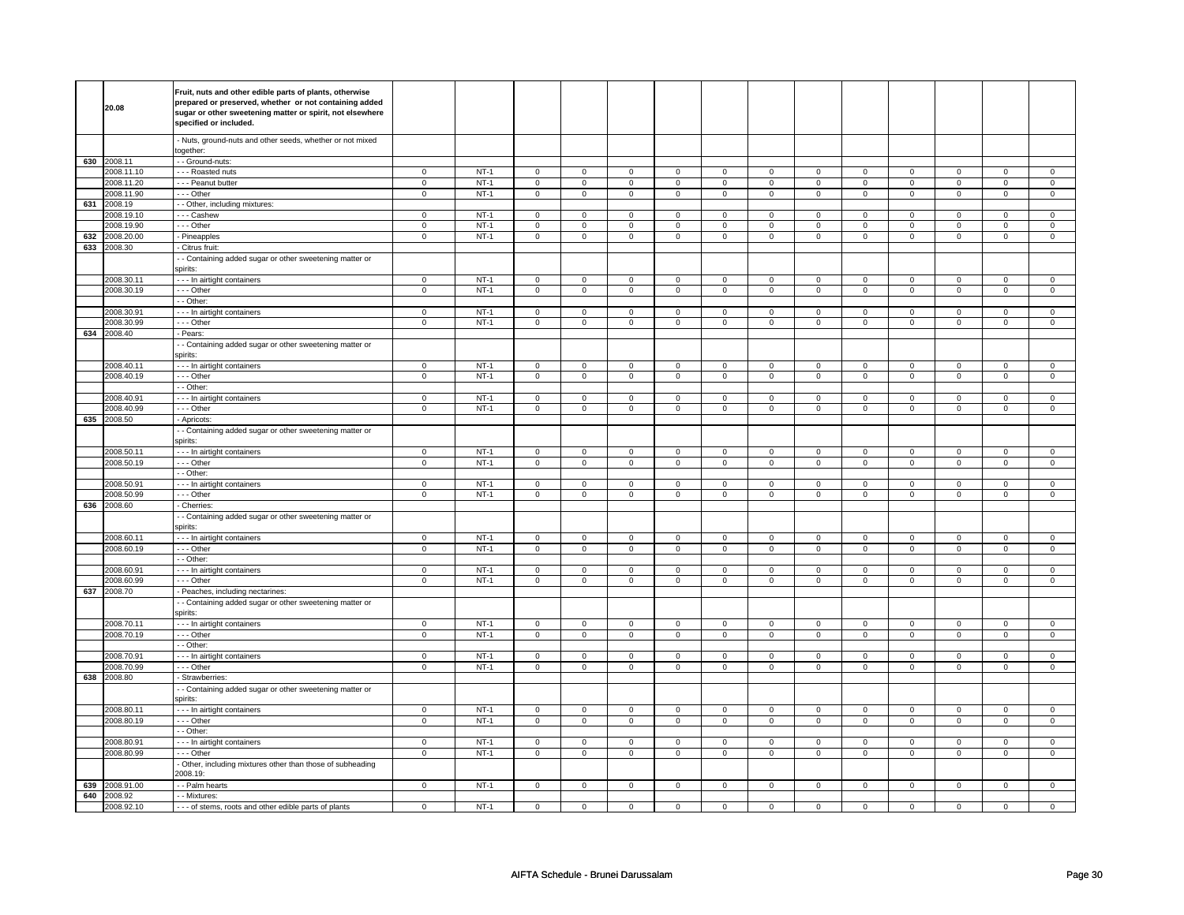| | 20.08 | Fruit, nuts and other edible parts of plants, otherwise prepared or preserved, whether or not containing added sugar or other sweetening matter or spirit, not elsewhere specified or included. | | | | | | | | | | | | | | | |
|---|---|---|---|---|---|---|---|---|---|---|---|---|---|---|---|---|---|
| | | - Nuts, ground-nuts and other seeds, whether or not mixed together: | | | | | | | | | | | | | | | |
| 630 | 2008.11 | - - Ground-nuts: | | | | | | | | | | | | | | | |
| | 2008.11.10 | - - - Roasted nuts | 0 | NT-1 | 0 | 0 | 0 | 0 | 0 | 0 | 0 | 0 | 0 | 0 | 0 | 0 |
| | 2008.11.20 | - - - Peanut butter | 0 | NT-1 | 0 | 0 | 0 | 0 | 0 | 0 | 0 | 0 | 0 | 0 | 0 | 0 |
| | 2008.11.90 | - - - Other | 0 | NT-1 | 0 | 0 | 0 | 0 | 0 | 0 | 0 | 0 | 0 | 0 | 0 | 0 |
| 631 | 2008.19 | - - Other, including mixtures: | | | | | | | | | | | | | | | |
| | 2008.19.10 | - - - Cashew | 0 | NT-1 | 0 | 0 | 0 | 0 | 0 | 0 | 0 | 0 | 0 | 0 | 0 | 0 |
| | 2008.19.90 | - - - Other | 0 | NT-1 | 0 | 0 | 0 | 0 | 0 | 0 | 0 | 0 | 0 | 0 | 0 | 0 |
| 632 | 2008.20.00 | - Pineapples | 0 | NT-1 | 0 | 0 | 0 | 0 | 0 | 0 | 0 | 0 | 0 | 0 | 0 | 0 |
| 633 | 2008.30 | - Citrus fruit: | | | | | | | | | | | | | | | |
| | | - - Containing added sugar or other sweetening matter or spirits: | | | | | | | | | | | | | | | |
| | 2008.30.11 | - - - In airtight containers | 0 | NT-1 | 0 | 0 | 0 | 0 | 0 | 0 | 0 | 0 | 0 | 0 | 0 | 0 |
| | 2008.30.19 | - - - Other | 0 | NT-1 | 0 | 0 | 0 | 0 | 0 | 0 | 0 | 0 | 0 | 0 | 0 | 0 |
| | | - - Other: | | | | | | | | | | | | | | | |
| | 2008.30.91 | - - - In airtight containers | 0 | NT-1 | 0 | 0 | 0 | 0 | 0 | 0 | 0 | 0 | 0 | 0 | 0 | 0 |
| | 2008.30.99 | - - - Other | 0 | NT-1 | 0 | 0 | 0 | 0 | 0 | 0 | 0 | 0 | 0 | 0 | 0 | 0 |
| 634 | 2008.40 | - Pears: | | | | | | | | | | | | | | | |
| | | - - Containing added sugar or other sweetening matter or spirits: | | | | | | | | | | | | | | | |
| | 2008.40.11 | - - - In airtight containers | 0 | NT-1 | 0 | 0 | 0 | 0 | 0 | 0 | 0 | 0 | 0 | 0 | 0 | 0 |
| | 2008.40.19 | - - - Other | 0 | NT-1 | 0 | 0 | 0 | 0 | 0 | 0 | 0 | 0 | 0 | 0 | 0 | 0 |
| | | - - Other: | | | | | | | | | | | | | | | |
| | 2008.40.91 | - - - In airtight containers | 0 | NT-1 | 0 | 0 | 0 | 0 | 0 | 0 | 0 | 0 | 0 | 0 | 0 | 0 |
| | 2008.40.99 | - - - Other | 0 | NT-1 | 0 | 0 | 0 | 0 | 0 | 0 | 0 | 0 | 0 | 0 | 0 | 0 |
| 635 | 2008.50 | - Apricots: | | | | | | | | | | | | | | | |
| | | - - Containing added sugar or other sweetening matter or spirits: | | | | | | | | | | | | | | | |
| | 2008.50.11 | - - - In airtight containers | 0 | NT-1 | 0 | 0 | 0 | 0 | 0 | 0 | 0 | 0 | 0 | 0 | 0 | 0 |
| | 2008.50.19 | - - - Other | 0 | NT-1 | 0 | 0 | 0 | 0 | 0 | 0 | 0 | 0 | 0 | 0 | 0 | 0 |
| | | - - Other: | | | | | | | | | | | | | | | |
| | 2008.50.91 | - - - In airtight containers | 0 | NT-1 | 0 | 0 | 0 | 0 | 0 | 0 | 0 | 0 | 0 | 0 | 0 | 0 |
| | 2008.50.99 | - - - Other | 0 | NT-1 | 0 | 0 | 0 | 0 | 0 | 0 | 0 | 0 | 0 | 0 | 0 | 0 |
| 636 | 2008.60 | - Cherries: | | | | | | | | | | | | | | | |
| | | - - Containing added sugar or other sweetening matter or spirits: | | | | | | | | | | | | | | | |
| | 2008.60.11 | - - - In airtight containers | 0 | NT-1 | 0 | 0 | 0 | 0 | 0 | 0 | 0 | 0 | 0 | 0 | 0 | 0 |
| | 2008.60.19 | - - - Other | 0 | NT-1 | 0 | 0 | 0 | 0 | 0 | 0 | 0 | 0 | 0 | 0 | 0 | 0 |
| | | - - Other: | | | | | | | | | | | | | | | |
| | 2008.60.91 | - - - In airtight containers | 0 | NT-1 | 0 | 0 | 0 | 0 | 0 | 0 | 0 | 0 | 0 | 0 | 0 | 0 |
| | 2008.60.99 | - - - Other | 0 | NT-1 | 0 | 0 | 0 | 0 | 0 | 0 | 0 | 0 | 0 | 0 | 0 | 0 |
| 637 | 2008.70 | - Peaches, including nectarines: | | | | | | | | | | | | | | | |
| | | - - Containing added sugar or other sweetening matter or spirits: | | | | | | | | | | | | | | | |
| | 2008.70.11 | - - - In airtight containers | 0 | NT-1 | 0 | 0 | 0 | 0 | 0 | 0 | 0 | 0 | 0 | 0 | 0 | 0 |
| | 2008.70.19 | - - - Other | 0 | NT-1 | 0 | 0 | 0 | 0 | 0 | 0 | 0 | 0 | 0 | 0 | 0 | 0 |
| | | - - Other: | | | | | | | | | | | | | | | |
| | 2008.70.91 | - - - In airtight containers | 0 | NT-1 | 0 | 0 | 0 | 0 | 0 | 0 | 0 | 0 | 0 | 0 | 0 | 0 |
| | 2008.70.99 | - - - Other | 0 | NT-1 | 0 | 0 | 0 | 0 | 0 | 0 | 0 | 0 | 0 | 0 | 0 | 0 |
| 638 | 2008.80 | - Strawberries: | | | | | | | | | | | | | | | |
| | | - - Containing added sugar or other sweetening matter or spirits: | | | | | | | | | | | | | | | |
| | 2008.80.11 | - - - In airtight containers | 0 | NT-1 | 0 | 0 | 0 | 0 | 0 | 0 | 0 | 0 | 0 | 0 | 0 | 0 |
| | 2008.80.19 | - - - Other | 0 | NT-1 | 0 | 0 | 0 | 0 | 0 | 0 | 0 | 0 | 0 | 0 | 0 | 0 |
| | | - - Other: | | | | | | | | | | | | | | | |
| | 2008.80.91 | - - - In airtight containers | 0 | NT-1 | 0 | 0 | 0 | 0 | 0 | 0 | 0 | 0 | 0 | 0 | 0 | 0 |
| | 2008.80.99 | - - - Other | 0 | NT-1 | 0 | 0 | 0 | 0 | 0 | 0 | 0 | 0 | 0 | 0 | 0 | 0 |
| | | - Other, including mixtures other than those of subheading 2008.19: | | | | | | | | | | | | | | | |
| 639 | 2008.91.00 | - - Palm hearts | 0 | NT-1 | 0 | 0 | 0 | 0 | 0 | 0 | 0 | 0 | 0 | 0 | 0 | 0 |
| 640 | 2008.92 | - - Mixtures: | | | | | | | | | | | | | | | |
| | 2008.92.10 | - - - of stems, roots and other edible parts of plants | 0 | NT-1 | 0 | 0 | 0 | 0 | 0 | 0 | 0 | 0 | 0 | 0 | 0 | 0 |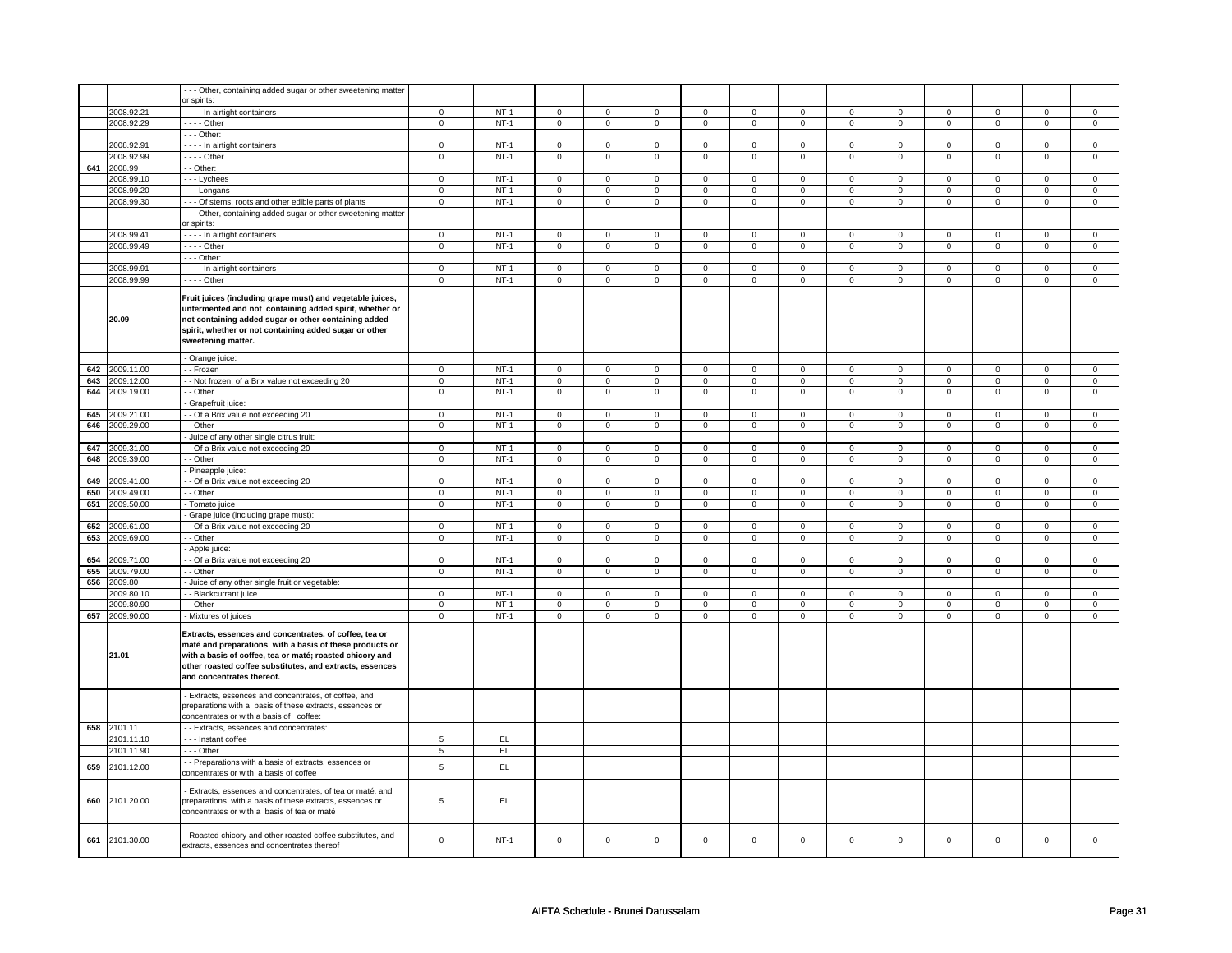| | | | | | | | | | | | | | | | |
|---|---|---|---|---|---|---|---|---|---|---|---|---|---|---|---|
| | | - - - Other, containing added sugar or other sweetening matter or spirits: | | | | | | | | | | | | | |
| | 2008.92.21 | - - - - In airtight containers | 0 | NT-1 | 0 | 0 | 0 | 0 | 0 | 0 | 0 | 0 | 0 | 0 | 0 | 0 |
| | 2008.92.29 | - - - - Other | 0 | NT-1 | 0 | 0 | 0 | 0 | 0 | 0 | 0 | 0 | 0 | 0 | 0 | 0 |
| | | - - - Other: | | | | | | | | | | | | | | |
| | 2008.92.91 | - - - - In airtight containers | 0 | NT-1 | 0 | 0 | 0 | 0 | 0 | 0 | 0 | 0 | 0 | 0 | 0 | 0 |
| | 2008.92.99 | - - - - Other | 0 | NT-1 | 0 | 0 | 0 | 0 | 0 | 0 | 0 | 0 | 0 | 0 | 0 | 0 |
| 641 | 2008.99 | - - Other: | | | | | | | | | | | | | | |
| | 2008.99.10 | - - - Lychees | 0 | NT-1 | 0 | 0 | 0 | 0 | 0 | 0 | 0 | 0 | 0 | 0 | 0 | 0 |
| | 2008.99.20 | - - - Longans | 0 | NT-1 | 0 | 0 | 0 | 0 | 0 | 0 | 0 | 0 | 0 | 0 | 0 | 0 |
| | 2008.99.30 | - - - Of stems, roots and other edible parts of plants | 0 | NT-1 | 0 | 0 | 0 | 0 | 0 | 0 | 0 | 0 | 0 | 0 | 0 | 0 |
| | | - - - Other, containing added sugar or other sweetening matter or spirits: | | | | | | | | | | | | | | |
| | 2008.99.41 | - - - - In airtight containers | 0 | NT-1 | 0 | 0 | 0 | 0 | 0 | 0 | 0 | 0 | 0 | 0 | 0 | 0 |
| | 2008.99.49 | - - - - Other | 0 | NT-1 | 0 | 0 | 0 | 0 | 0 | 0 | 0 | 0 | 0 | 0 | 0 | 0 |
| | | - - - Other: | | | | | | | | | | | | | | |
| | 2008.99.91 | - - - - In airtight containers | 0 | NT-1 | 0 | 0 | 0 | 0 | 0 | 0 | 0 | 0 | 0 | 0 | 0 | 0 |
| | 2008.99.99 | - - - - Other | 0 | NT-1 | 0 | 0 | 0 | 0 | 0 | 0 | 0 | 0 | 0 | 0 | 0 | 0 |
| | **20.09** | **Fruit juices (including grape must) and vegetable juices, unfermented and not containing added spirit, whether or not containing added sugar or other containing added spirit, whether or not containing added sugar or other sweetening matter.** | | | | | | | | | | | | | | |
| | | - Orange juice: | | | | | | | | | | | | | | |
| 642 | 2009.11.00 | - - Frozen | 0 | NT-1 | 0 | 0 | 0 | 0 | 0 | 0 | 0 | 0 | 0 | 0 | 0 | 0 |
| 643 | 2009.12.00 | - - Not frozen, of a Brix value not exceeding 20 | 0 | NT-1 | 0 | 0 | 0 | 0 | 0 | 0 | 0 | 0 | 0 | 0 | 0 | 0 |
| 644 | 2009.19.00 | - - Other | 0 | NT-1 | 0 | 0 | 0 | 0 | 0 | 0 | 0 | 0 | 0 | 0 | 0 | 0 |
| | | - Grapefruit juice: | | | | | | | | | | | | | | |
| 645 | 2009.21.00 | - - Of a Brix value not exceeding 20 | 0 | NT-1 | 0 | 0 | 0 | 0 | 0 | 0 | 0 | 0 | 0 | 0 | 0 | 0 |
| 646 | 2009.29.00 | - - Other | 0 | NT-1 | 0 | 0 | 0 | 0 | 0 | 0 | 0 | 0 | 0 | 0 | 0 | 0 |
| | | - Juice of any other single citrus fruit: | | | | | | | | | | | | | | |
| 647 | 2009.31.00 | - - Of a Brix value not exceeding 20 | 0 | NT-1 | 0 | 0 | 0 | 0 | 0 | 0 | 0 | 0 | 0 | 0 | 0 | 0 |
| 648 | 2009.39.00 | - - Other | 0 | NT-1 | 0 | 0 | 0 | 0 | 0 | 0 | 0 | 0 | 0 | 0 | 0 | 0 |
| | | - Pineapple juice: | | | | | | | | | | | | | | |
| 649 | 2009.41.00 | - - Of a Brix value not exceeding 20 | 0 | NT-1 | 0 | 0 | 0 | 0 | 0 | 0 | 0 | 0 | 0 | 0 | 0 | 0 |
| 650 | 2009.49.00 | - - Other | 0 | NT-1 | 0 | 0 | 0 | 0 | 0 | 0 | 0 | 0 | 0 | 0 | 0 | 0 |
| 651 | 2009.50.00 | - Tomato juice | 0 | NT-1 | 0 | 0 | 0 | 0 | 0 | 0 | 0 | 0 | 0 | 0 | 0 | 0 |
| | | - Grape juice (including grape must): | | | | | | | | | | | | | | |
| 652 | 2009.61.00 | - - Of a Brix value not exceeding 20 | 0 | NT-1 | 0 | 0 | 0 | 0 | 0 | 0 | 0 | 0 | 0 | 0 | 0 | 0 |
| 653 | 2009.69.00 | - - Other | 0 | NT-1 | 0 | 0 | 0 | 0 | 0 | 0 | 0 | 0 | 0 | 0 | 0 | 0 |
| | | - Apple juice: | | | | | | | | | | | | | | |
| 654 | 2009.71.00 | - - Of a Brix value not exceeding 20 | 0 | NT-1 | 0 | 0 | 0 | 0 | 0 | 0 | 0 | 0 | 0 | 0 | 0 | 0 |
| 655 | 2009.79.00 | - - Other | 0 | NT-1 | 0 | 0 | 0 | 0 | 0 | 0 | 0 | 0 | 0 | 0 | 0 | 0 |
| 656 | 2009.80 | - Juice of any other single fruit or vegetable: | | | | | | | | | | | | | | |
| | 2009.80.10 | - - Blackcurrant juice | 0 | NT-1 | 0 | 0 | 0 | 0 | 0 | 0 | 0 | 0 | 0 | 0 | 0 | 0 |
| | 2009.80.90 | - - Other | 0 | NT-1 | 0 | 0 | 0 | 0 | 0 | 0 | 0 | 0 | 0 | 0 | 0 | 0 |
| 657 | 2009.90.00 | - Mixtures of juices | 0 | NT-1 | 0 | 0 | 0 | 0 | 0 | 0 | 0 | 0 | 0 | 0 | 0 | 0 |
| | **21.01** | **Extracts, essences and concentrates, of coffee, tea or maté and preparations with a basis of these products or with a basis of coffee, tea or maté; roasted chicory and other roasted coffee substitutes, and extracts, essences and concentrates thereof.** | | | | | | | | | | | | | | |
| | | - Extracts, essences and concentrates, of coffee, and preparations with a basis of these extracts, essences or concentrates or with a basis of coffee: | | | | | | | | | | | | | | |
| 658 | 2101.11 | - - Extracts, essences and concentrates: | | | | | | | | | | | | | | |
| | 2101.11.10 | - - - Instant coffee | 5 | EL | | | | | | | | | | | | |
| | 2101.11.90 | - - - Other | 5 | EL | | | | | | | | | | | | |
| 659 | 2101.12.00 | - - Preparations with a basis of extracts, essences or concentrates or with a basis of coffee | 5 | EL | | | | | | | | | | | | |
| 660 | 2101.20.00 | - Extracts, essences and concentrates, of tea or maté, and preparations with a basis of these extracts, essences or concentrates or with a basis of tea or maté | 5 | EL | | | | | | | | | | | | |
| 661 | 2101.30.00 | - Roasted chicory and other roasted coffee substitutes, and extracts, essences and concentrates thereof | 0 | NT-1 | 0 | 0 | 0 | 0 | 0 | 0 | 0 | 0 | 0 | 0 | 0 | 0 |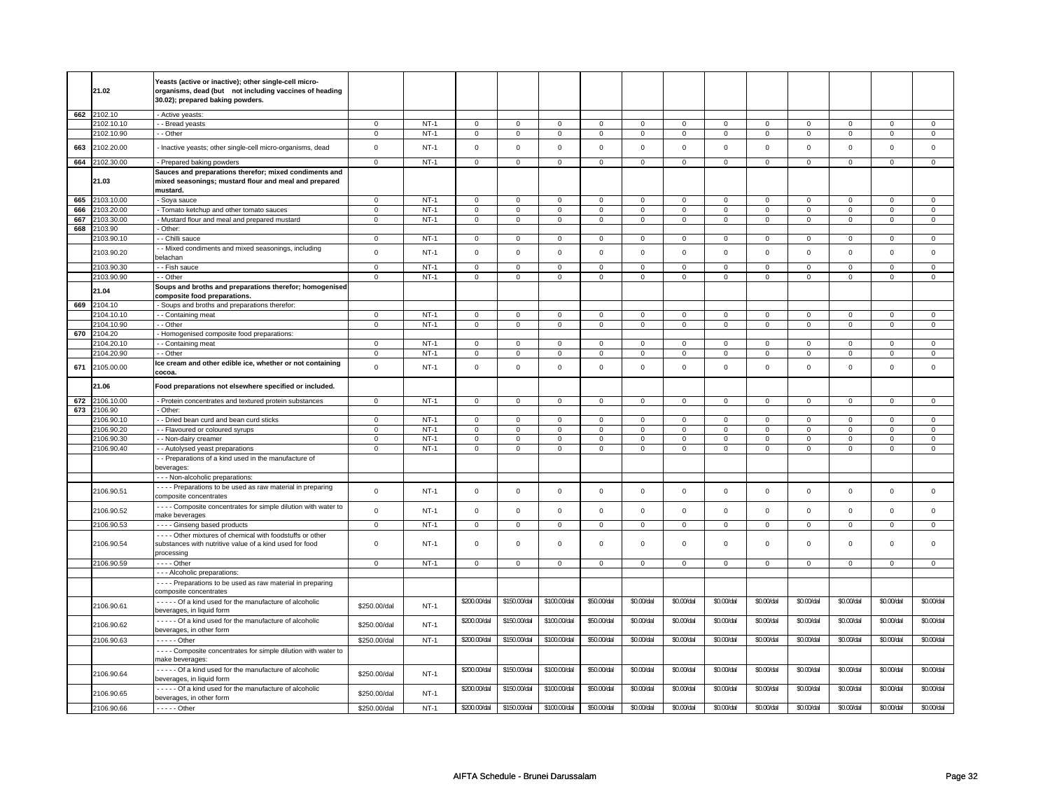| | 21.02 | Yeasts (active or inactive); other single-cell micro-organisms, dead (but not including vaccines of heading 30.02); prepared baking powders. | | | | | | | | | | | | | | | |
|---|---|---|---|---|---|---|---|---|---|---|---|---|---|---|---|---|---|
| 662 | 2102.10 | - Active yeasts: | | | | | | | | | | | | | | | |
| | 2102.10.10 | - - Bread yeasts | 0 | NT-1 | 0 | 0 | 0 | 0 | 0 | 0 | 0 | 0 | 0 | 0 | 0 | 0 |
| | 2102.10.90 | - - Other | 0 | NT-1 | 0 | 0 | 0 | 0 | 0 | 0 | 0 | 0 | 0 | 0 | 0 | 0 |
| 663 | 2102.20.00 | - Inactive yeasts; other single-cell micro-organisms, dead | 0 | NT-1 | 0 | 0 | 0 | 0 | 0 | 0 | 0 | 0 | 0 | 0 | 0 | 0 |
| 664 | 2102.30.00 | - Prepared baking powders | 0 | NT-1 | 0 | 0 | 0 | 0 | 0 | 0 | 0 | 0 | 0 | 0 | 0 | 0 |
| | 21.03 | Sauces and preparations therefor; mixed condiments and mixed seasonings; mustard flour and meal and prepared mustard. | | | | | | | | | | | | | | | |
| 665 | 2103.10.00 | - Soya sauce | 0 | NT-1 | 0 | 0 | 0 | 0 | 0 | 0 | 0 | 0 | 0 | 0 | 0 | 0 |
| 666 | 2103.20.00 | - Tomato ketchup and other tomato sauces | 0 | NT-1 | 0 | 0 | 0 | 0 | 0 | 0 | 0 | 0 | 0 | 0 | 0 | 0 |
| 667 | 2103.30.00 | - Mustard flour and meal and prepared mustard | 0 | NT-1 | 0 | 0 | 0 | 0 | 0 | 0 | 0 | 0 | 0 | 0 | 0 | 0 |
| 668 | 2103.90 | - Other: | | | | | | | | | | | | | | | |
| | 2103.90.10 | - - Chilli sauce | 0 | NT-1 | 0 | 0 | 0 | 0 | 0 | 0 | 0 | 0 | 0 | 0 | 0 | 0 |
| | 2103.90.20 | - - Mixed condiments and mixed seasonings, including belachan | 0 | NT-1 | 0 | 0 | 0 | 0 | 0 | 0 | 0 | 0 | 0 | 0 | 0 | 0 |
| | 2103.90.30 | - - Fish sauce | 0 | NT-1 | 0 | 0 | 0 | 0 | 0 | 0 | 0 | 0 | 0 | 0 | 0 | 0 |
| | 2103.90.90 | - - Other | 0 | NT-1 | 0 | 0 | 0 | 0 | 0 | 0 | 0 | 0 | 0 | 0 | 0 | 0 |
| | 21.04 | Soups and broths and preparations therefor; homogenised composite food preparations. | | | | | | | | | | | | | | | |
| 669 | 2104.10 | - Soups and broths and preparations therefor: | | | | | | | | | | | | | | | |
| | 2104.10.10 | - - Containing meat | 0 | NT-1 | 0 | 0 | 0 | 0 | 0 | 0 | 0 | 0 | 0 | 0 | 0 | 0 |
| | 2104.10.90 | - - Other | 0 | NT-1 | 0 | 0 | 0 | 0 | 0 | 0 | 0 | 0 | 0 | 0 | 0 | 0 |
| 670 | 2104.20 | - Homogenised composite food preparations: | | | | | | | | | | | | | | | |
| | 2104.20.10 | - - Containing meat | 0 | NT-1 | 0 | 0 | 0 | 0 | 0 | 0 | 0 | 0 | 0 | 0 | 0 | 0 |
| | 2104.20.90 | - - Other | 0 | NT-1 | 0 | 0 | 0 | 0 | 0 | 0 | 0 | 0 | 0 | 0 | 0 | 0 |
| 671 | 2105.00.00 | Ice cream and other edible ice, whether or not containing cocoa. | 0 | NT-1 | 0 | 0 | 0 | 0 | 0 | 0 | 0 | 0 | 0 | 0 | 0 | 0 |
| | 21.06 | Food preparations not elsewhere specified or included. | | | | | | | | | | | | | | | |
| 672 | 2106.10.00 | - Protein concentrates and textured protein substances | 0 | NT-1 | 0 | 0 | 0 | 0 | 0 | 0 | 0 | 0 | 0 | 0 | 0 | 0 |
| 673 | 2106.90 | - Other: | | | | | | | | | | | | | | | |
| | 2106.90.10 | - - Dried bean curd and bean curd sticks | 0 | NT-1 | 0 | 0 | 0 | 0 | 0 | 0 | 0 | 0 | 0 | 0 | 0 | 0 |
| | 2106.90.20 | - - Flavoured or coloured syrups | 0 | NT-1 | 0 | 0 | 0 | 0 | 0 | 0 | 0 | 0 | 0 | 0 | 0 | 0 |
| | 2106.90.30 | - - Non-dairy creamer | 0 | NT-1 | 0 | 0 | 0 | 0 | 0 | 0 | 0 | 0 | 0 | 0 | 0 | 0 |
| | 2106.90.40 | - - Autolysed yeast preparations | 0 | NT-1 | 0 | 0 | 0 | 0 | 0 | 0 | 0 | 0 | 0 | 0 | 0 | 0 |
| | | - - Preparations of a kind used in the manufacture of beverages: | | | | | | | | | | | | | | | |
| | | - - - Non-alcoholic preparations: | | | | | | | | | | | | | | | |
| | 2106.90.51 | - - - - Preparations to be used as raw material in preparing composite concentrates | 0 | NT-1 | 0 | 0 | 0 | 0 | 0 | 0 | 0 | 0 | 0 | 0 | 0 | 0 |
| | 2106.90.52 | - - - - Composite concentrates for simple dilution with water to make beverages | 0 | NT-1 | 0 | 0 | 0 | 0 | 0 | 0 | 0 | 0 | 0 | 0 | 0 | 0 |
| | 2106.90.53 | - - - - Ginseng based products | 0 | NT-1 | 0 | 0 | 0 | 0 | 0 | 0 | 0 | 0 | 0 | 0 | 0 | 0 |
| | 2106.90.54 | - - - - Other mixtures of chemical with foodstuffs or other substances with nutritive value of a kind used for food processing | 0 | NT-1 | 0 | 0 | 0 | 0 | 0 | 0 | 0 | 0 | 0 | 0 | 0 | 0 |
| | 2106.90.59 | - - - - Other | 0 | NT-1 | 0 | 0 | 0 | 0 | 0 | 0 | 0 | 0 | 0 | 0 | 0 | 0 |
| | | - - - Alcoholic preparations: | | | | | | | | | | | | | | | |
| | | - - - - Preparations to be used as raw material in preparing composite concentrates | | | | | | | | | | | | | | | |
| | 2106.90.61 | - - - - - Of a kind used for the manufacture of alcoholic beverages, in liquid form | $250.00/dal | NT-1 | $200.00/dal | $150.00/dal | $100.00/dal | $50.00/dal | $0.00/dal | $0.00/dal | $0.00/dal | $0.00/dal | $0.00/dal | $0.00/dal | $0.00/dal | $0.00/dal |
| | 2106.90.62 | - - - - - Of a kind used for the manufacture of alcoholic beverages, in other form | $250.00/dal | NT-1 | $200.00/dal | $150.00/dal | $100.00/dal | $50.00/dal | $0.00/dal | $0.00/dal | $0.00/dal | $0.00/dal | $0.00/dal | $0.00/dal | $0.00/dal | $0.00/dal |
| | 2106.90.63 | - - - - - Other | $250.00/dal | NT-1 | $200.00/dal | $150.00/dal | $100.00/dal | $50.00/dal | $0.00/dal | $0.00/dal | $0.00/dal | $0.00/dal | $0.00/dal | $0.00/dal | $0.00/dal | $0.00/dal |
| | | - - - - Composite concentrates for simple dilution with water to make beverages: | | | | | | | | | | | | | | | |
| | 2106.90.64 | - - - - - Of a kind used for the manufacture of alcoholic beverages, in liquid form | $250.00/dal | NT-1 | $200.00/dal | $150.00/dal | $100.00/dal | $50.00/dal | $0.00/dal | $0.00/dal | $0.00/dal | $0.00/dal | $0.00/dal | $0.00/dal | $0.00/dal | $0.00/dal |
| | 2106.90.65 | - - - - - Of a kind used for the manufacture of alcoholic beverages, in other form | $250.00/dal | NT-1 | $200.00/dal | $150.00/dal | $100.00/dal | $50.00/dal | $0.00/dal | $0.00/dal | $0.00/dal | $0.00/dal | $0.00/dal | $0.00/dal | $0.00/dal | $0.00/dal |
| | 2106.90.66 | - - - - - Other | $250.00/dal | NT-1 | $200.00/dal | $150.00/dal | $100.00/dal | $50.00/dal | $0.00/dal | $0.00/dal | $0.00/dal | $0.00/dal | $0.00/dal | $0.00/dal | $0.00/dal | $0.00/dal |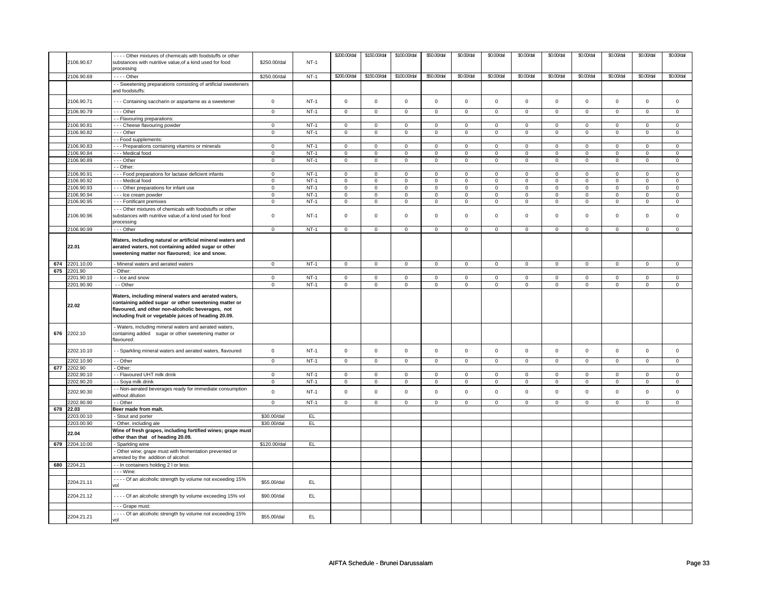| | | | | | | | | | | | | | | | | | |
|---|---|---|---|---|---|---|---|---|---|---|---|---|---|---|---|---|---|
| | 2106.90.67 | - - - - Other mixtures of chemicals with foodstuffs or other substances with nutritive value,of a kind used for food processing | $250.00/dal | NT-1 | $200.00/dal | $150.00/dal | $100.00/dal | $50.00/dal | $0.00/dal | $0.00/dal | $0.00/dal | $0.00/dal | $0.00/dal | $0.00/dal | $0.00/dal | $0.00/dal |
| | 2106.90.69 | - - - - Other | $250.00/dal | NT-1 | $200.00/dal | $150.00/dal | $100.00/dal | $50.00/dal | $0.00/dal | $0.00/dal | $0.00/dal | $0.00/dal | $0.00/dal | $0.00/dal | $0.00/dal | $0.00/dal |
| | | - - Sweetening preparations consisting of artificial sweeteners and foodstuffs: | | | | | | | | | | | | | | |
| | 2106.90.71 | - - - Containing saccharin or aspartame as a sweetener | 0 | NT-1 | 0 | 0 | 0 | 0 | 0 | 0 | 0 | 0 | 0 | 0 | 0 | 0 |
| | 2106.90.79 | - - - Other | 0 | NT-1 | 0 | 0 | 0 | 0 | 0 | 0 | 0 | 0 | 0 | 0 | 0 | 0 |
| | | - - Flavouring preparations: | | | | | | | | | | | | | | |
| | 2106.90.81 | - - - Cheese flavouring powder | 0 | NT-1 | 0 | 0 | 0 | 0 | 0 | 0 | 0 | 0 | 0 | 0 | 0 | 0 |
| | 2106.90.82 | - - - Other | 0 | NT-1 | 0 | 0 | 0 | 0 | 0 | 0 | 0 | 0 | 0 | 0 | 0 | 0 |
| | | - - Food supplements: | | | | | | | | | | | | | | |
| | 2106.90.83 | - - - Preparations containing vitamins or minerals | 0 | NT-1 | 0 | 0 | 0 | 0 | 0 | 0 | 0 | 0 | 0 | 0 | 0 | 0 |
| | 2106.90.84 | - - - Medical food | 0 | NT-1 | 0 | 0 | 0 | 0 | 0 | 0 | 0 | 0 | 0 | 0 | 0 | 0 |
| | 2106.90.89 | - - - Other | 0 | NT-1 | 0 | 0 | 0 | 0 | 0 | 0 | 0 | 0 | 0 | 0 | 0 | 0 |
| | | - - Other: | | | | | | | | | | | | | | |
| | 2106.90.91 | - - - Food preparations for lactase deficient infants | 0 | NT-1 | 0 | 0 | 0 | 0 | 0 | 0 | 0 | 0 | 0 | 0 | 0 | 0 |
| | 2106.90.92 | - - - Medical food | 0 | NT-1 | 0 | 0 | 0 | 0 | 0 | 0 | 0 | 0 | 0 | 0 | 0 | 0 |
| | 2106.90.93 | - - - Other preparations for infant use | 0 | NT-1 | 0 | 0 | 0 | 0 | 0 | 0 | 0 | 0 | 0 | 0 | 0 | 0 |
| | 2106.90.94 | - - - Ice cream powder | 0 | NT-1 | 0 | 0 | 0 | 0 | 0 | 0 | 0 | 0 | 0 | 0 | 0 | 0 |
| | 2106.90.95 | - - - Fortificant premixes | 0 | NT-1 | 0 | 0 | 0 | 0 | 0 | 0 | 0 | 0 | 0 | 0 | 0 | 0 |
| | 2106.90.96 | - - - Other mixtures of chemicals with foodstuffs or other substances with nutritive value,of a kind used for food processing | 0 | NT-1 | 0 | 0 | 0 | 0 | 0 | 0 | 0 | 0 | 0 | 0 | 0 | 0 |
| | 2106.90.99 | - - - Other | 0 | NT-1 | 0 | 0 | 0 | 0 | 0 | 0 | 0 | 0 | 0 | 0 | 0 | 0 |
| | **22.01** | **Waters, including natural or artificial mineral waters and aerated waters, not containing added sugar or other sweetening matter nor flavoured; ice and snow.** | | | | | | | | | | | | | | |
| 674 | 2201.10.00 | - Mineral waters and aerated waters | 0 | NT-1 | 0 | 0 | 0 | 0 | 0 | 0 | 0 | 0 | 0 | 0 | 0 | 0 |
| 675 | 2201.90 | - Other: | | | | | | | | | | | | | | |
| | 2201.90.10 | - - Ice and snow | 0 | NT-1 | 0 | 0 | 0 | 0 | 0 | 0 | 0 | 0 | 0 | 0 | 0 | 0 |
| | 2201.90.90 | - - Other | 0 | NT-1 | 0 | 0 | 0 | 0 | 0 | 0 | 0 | 0 | 0 | 0 | 0 | 0 |
| | **22.02** | **Waters, including mineral waters and aerated waters, containing added sugar or other sweetening matter or flavoured, and other non-alcoholic beverages, not including fruit or vegetable juices of heading 20.09.** | | | | | | | | | | | | | | |
| 676 | 2202.10 | - Waters, including mineral waters and aerated waters, containing added sugar or other sweetening matter or flavoured: | | | | | | | | | | | | | | |
| | 2202.10.10 | - - Sparkling mineral waters and aerated waters, flavoured | 0 | NT-1 | 0 | 0 | 0 | 0 | 0 | 0 | 0 | 0 | 0 | 0 | 0 | 0 |
| | 2202.10.90 | - - Other | 0 | NT-1 | 0 | 0 | 0 | 0 | 0 | 0 | 0 | 0 | 0 | 0 | 0 | 0 |
| 677 | 2202.90 | - Other: | | | | | | | | | | | | | | |
| | 2202.90.10 | - - Flavoured UHT milk drink | 0 | NT-1 | 0 | 0 | 0 | 0 | 0 | 0 | 0 | 0 | 0 | 0 | 0 | 0 |
| | 2202.90.20 | - - Soya milk drink | 0 | NT-1 | 0 | 0 | 0 | 0 | 0 | 0 | 0 | 0 | 0 | 0 | 0 | 0 |
| | 2202.90.30 | - - Non-aerated beverages ready for immediate consumption without dilution | 0 | NT-1 | 0 | 0 | 0 | 0 | 0 | 0 | 0 | 0 | 0 | 0 | 0 | 0 |
| | 2202.90.90 | - - Other | 0 | NT-1 | 0 | 0 | 0 | 0 | 0 | 0 | 0 | 0 | 0 | 0 | 0 | 0 |
| 678 | **22.03** | **Beer made from malt.** | | | | | | | | | | | | | | |
| | 2203.00.10 | - Stout and porter | $30.00/dal | EL | | | | | | | | | | | | |
| | 2203.00.90 | - Other, including ale | $30.00/dal | EL | | | | | | | | | | | | |
| | **22.04** | **Wine of fresh grapes, including fortified wines; grape must other than that of heading 20.09.** | | | | | | | | | | | | | | |
| 679 | 2204.10.00 | - Sparkling wine | $120.00/dal | EL | | | | | | | | | | | | |
| | | - Other wine; grape must with fermentation prevented or arrested by the addition of alcohol: | | | | | | | | | | | | | | |
| 680 | 2204.21 | - - In containers holding 2 l or less: | | | | | | | | | | | | | | |
| | | - - - Wine: | | | | | | | | | | | | | | |
| | 2204.21.11 | - - - - Of an alcoholic strength by volume not exceeding 15% vol | $55.00/dal | EL | | | | | | | | | | | | |
| | 2204.21.12 | - - - - Of an alcoholic strength by volume exceeding 15% vol | $90.00/dal | EL | | | | | | | | | | | | |
| | | - - - Grape must: | | | | | | | | | | | | | | |
| | 2204.21.21 | - - - - Of an alcoholic strength by volume not exceeding 15% vol | $55.00/dal | EL | | | | | | | | | | | | |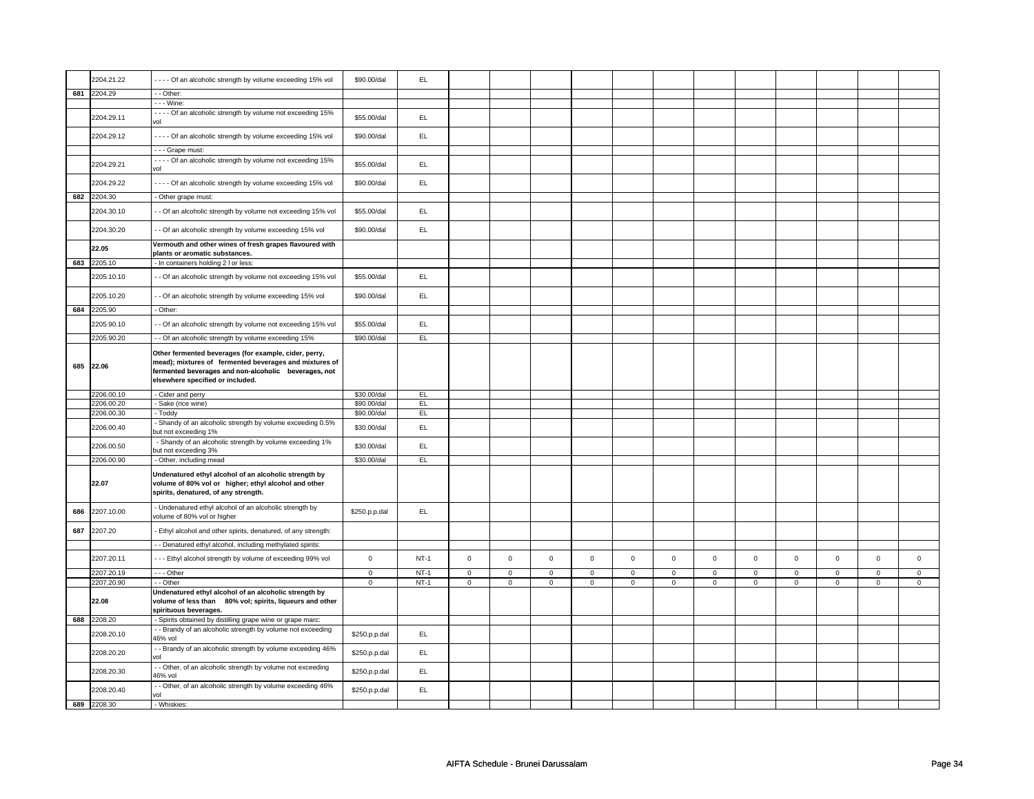| | | | | | | | | | | | | | | | | | | |
|---|---|---|---|---|---|---|---|---|---|---|---|---|---|---|---|---|---|---|
| | 2204.21.22 | - - - - Of an alcoholic strength by volume exceeding 15% vol | $90.00/dal | EL | | | | | | | | | | | | | | |
| 681 | 2204.29 | - - Other: | | | | | | | | | | | | | | | | |
| | | - - - Wine: | | | | | | | | | | | | | | | | |
| | 2204.29.11 | - - - - Of an alcoholic strength by volume not exceeding 15% vol | $55.00/dal | EL | | | | | | | | | | | | | | |
| | 2204.29.12 | - - - - Of an alcoholic strength by volume exceeding 15% vol | $90.00/dal | EL | | | | | | | | | | | | | | |
| | | - - - Grape must: | | | | | | | | | | | | | | | | |
| | 2204.29.21 | - - - - Of an alcoholic strength by volume not exceeding 15% vol | $55.00/dal | EL | | | | | | | | | | | | | | |
| | 2204.29.22 | - - - - Of an alcoholic strength by volume exceeding 15% vol | $90.00/dal | EL | | | | | | | | | | | | | | |
| 682 | 2204.30 | - Other grape must: | | | | | | | | | | | | | | | | |
| | 2204.30.10 | - - Of an alcoholic strength by volume not exceeding 15% vol | $55.00/dal | EL | | | | | | | | | | | | | | |
| | 2204.30.20 | - - Of an alcoholic strength by volume exceeding 15% vol | $90.00/dal | EL | | | | | | | | | | | | | | |
| | **22.05** | **Vermouth and other wines of fresh grapes flavoured with plants or aromatic substances.** | | | | | | | | | | | | | | | | |
| 683 | 2205.10 | - In containers holding 2 l or less: | | | | | | | | | | | | | | | | |
| | 2205.10.10 | - - Of an alcoholic strength by volume not exceeding 15% vol | $55.00/dal | EL | | | | | | | | | | | | | | |
| | 2205.10.20 | - - Of an alcoholic strength by volume exceeding 15% vol | $90.00/dal | EL | | | | | | | | | | | | | | |
| 684 | 2205.90 | - Other: | | | | | | | | | | | | | | | | |
| | 2205.90.10 | - - Of an alcoholic strength by volume not exceeding 15% vol | $55.00/dal | EL | | | | | | | | | | | | | | |
| | 2205.90.20 | - - Of an alcoholic strength by volume exceeding 15% | $90.00/dal | EL | | | | | | | | | | | | | | |
| 685 | **22.06** | **Other fermented beverages (for example, cider, perry, mead); mixtures of fermented beverages and mixtures of fermented beverages and non-alcoholic beverages, not elsewhere specified or included.** | | | | | | | | | | | | | | | | |
| | 2206.00.10 | - Cider and perry | $30.00/dal | EL | | | | | | | | | | | | | | |
| | 2206.00.20 | - Sake (rice wine) | $90.00/dal | EL | | | | | | | | | | | | | | |
| | 2206.00.30 | - Toddy | $90.00/dal | EL | | | | | | | | | | | | | | |
| | 2206.00.40 | - Shandy of an alcoholic strength by volume exceeding 0.5% but not exceeding 1% | $30.00/dal | EL | | | | | | | | | | | | | | |
| | 2206.00.50 | - Shandy of an alcoholic strength by volume exceeding 1% but not exceeding 3% | $30.00/dal | EL | | | | | | | | | | | | | | |
| | 2206.00.90 | - Other, including mead | $30.00/dal | EL | | | | | | | | | | | | | | |
| | **22.07** | **Undenatured ethyl alcohol of an alcoholic strength by volume of 80% vol or higher; ethyl alcohol and other spirits, denatured, of any strength.** | | | | | | | | | | | | | | | | |
| 686 | 2207.10.00 | - Undenatured ethyl alcohol of an alcoholic strength by volume of 80% vol or higher | $250.p.p.dal | EL | | | | | | | | | | | | | | |
| 687 | 2207.20 | - Ethyl alcohol and other spirits, denatured, of any strength: | | | | | | | | | | | | | | | | |
| | | - - Denatured ethyl alcohol, including methylated spirits: | | | | | | | | | | | | | | | | |
| | 2207.20.11 | - - - Ethyl alcohol strength by volume of exceeding 99% vol | 0 | NT-1 | 0 | 0 | 0 | 0 | 0 | 0 | 0 | 0 | 0 | 0 | 0 | 0 |
| | 2207.20.19 | - - - Other | 0 | NT-1 | 0 | 0 | 0 | 0 | 0 | 0 | 0 | 0 | 0 | 0 | 0 | 0 |
| | 2207.20.90 | - - Other | 0 | NT-1 | 0 | 0 | 0 | 0 | 0 | 0 | 0 | 0 | 0 | 0 | 0 | 0 |
| | **22.08** | **Undenatured ethyl alcohol of an alcoholic strength by volume of less than 80% vol; spirits, liqueurs and other spirituous beverages.** | | | | | | | | | | | | | | | | |
| 688 | 2208.20 | - Spirits obtained by distilling grape wine or grape marc: | | | | | | | | | | | | | | | | |
| | 2208.20.10 | - - Brandy of an alcoholic strength by volume not exceeding 46% vol | $250.p.p.dal | EL | | | | | | | | | | | | | | |
| | 2208.20.20 | - - Brandy of an alcoholic strength by volume exceeding 46% vol | $250.p.p.dal | EL | | | | | | | | | | | | | | |
| | 2208.20.30 | - - Other, of an alcoholic strength by volume not exceeding 46% vol | $250.p.p.dal | EL | | | | | | | | | | | | | | |
| | 2208.20.40 | - - Other, of an alcoholic strength by volume exceeding 46% vol | $250.p.p.dal | EL | | | | | | | | | | | | | | |
| 689 | 2208.30 | - Whiskies: | | | | | | | | | | | | | | | | |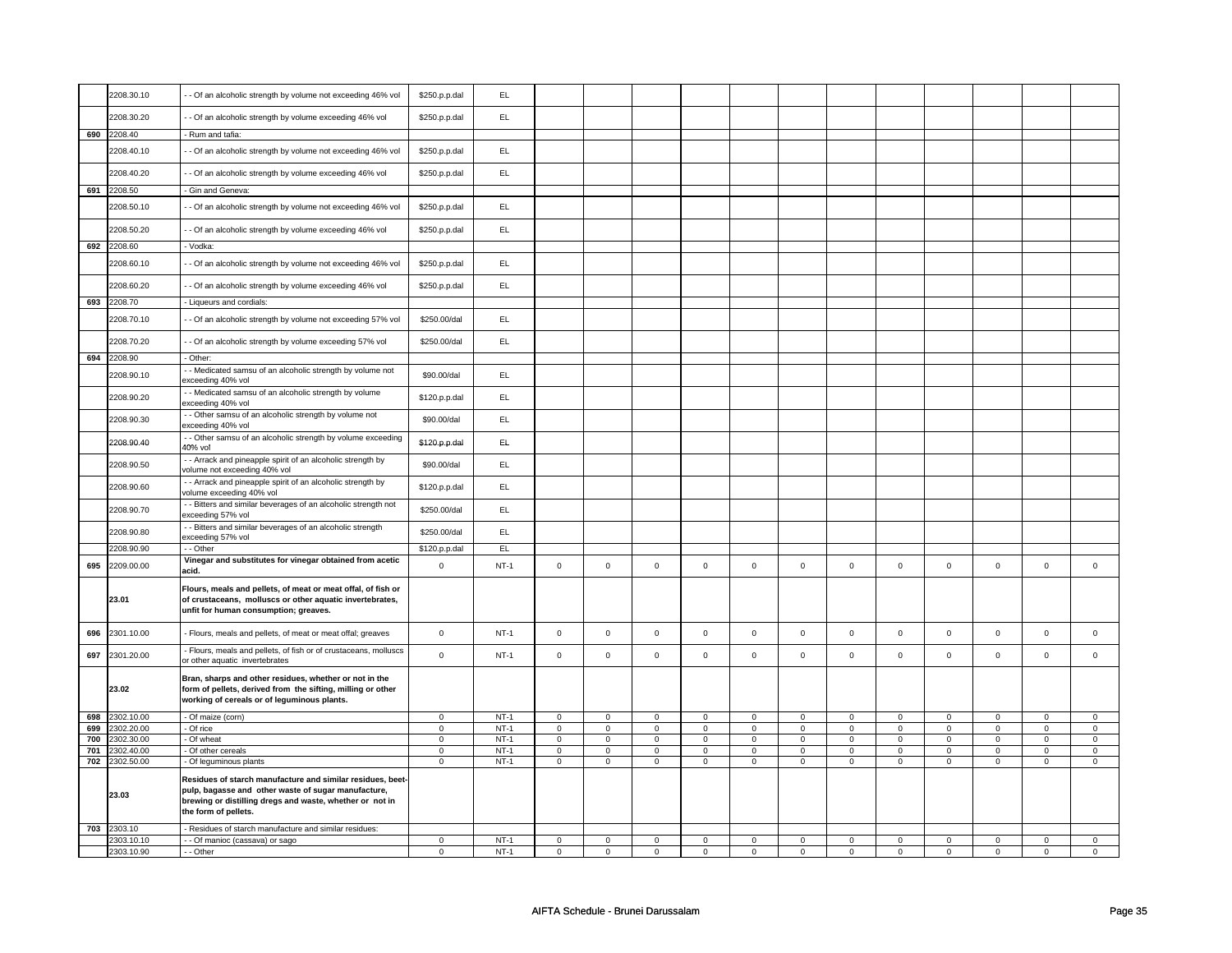| | | | | | | | | | | | | | | | | | |
|---|---|---|---|---|---|---|---|---|---|---|---|---|---|---|---|---|---|
| | 2208.30.10 | - - Of an alcoholic strength by volume not exceeding 46% vol | $250.p.p.dal | EL | | | | | | | | | | | | | |
| | 2208.30.20 | - - Of an alcoholic strength by volume exceeding 46% vol | $250.p.p.dal | EL | | | | | | | | | | | | | |
| 690 | 2208.40 | - Rum and tafia: | | | | | | | | | | | | | | | |
| | 2208.40.10 | - - Of an alcoholic strength by volume not exceeding 46% vol | $250.p.p.dal | EL | | | | | | | | | | | | | |
| | 2208.40.20 | - - Of an alcoholic strength by volume exceeding 46% vol | $250.p.p.dal | EL | | | | | | | | | | | | | |
| 691 | 2208.50 | - Gin and Geneva: | | | | | | | | | | | | | | | |
| | 2208.50.10 | - - Of an alcoholic strength by volume not exceeding 46% vol | $250.p.p.dal | EL | | | | | | | | | | | | | |
| | 2208.50.20 | - - Of an alcoholic strength by volume exceeding 46% vol | $250.p.p.dal | EL | | | | | | | | | | | | | |
| 692 | 2208.60 | - Vodka: | | | | | | | | | | | | | | | |
| | 2208.60.10 | - - Of an alcoholic strength by volume not exceeding 46% vol | $250.p.p.dal | EL | | | | | | | | | | | | | |
| | 2208.60.20 | - - Of an alcoholic strength by volume exceeding 46% vol | $250.p.p.dal | EL | | | | | | | | | | | | | |
| 693 | 2208.70 | - Liqueurs and cordials: | | | | | | | | | | | | | | | |
| | 2208.70.10 | - - Of an alcoholic strength by volume not exceeding 57% vol | $250.00/dal | EL | | | | | | | | | | | | | |
| | 2208.70.20 | - - Of an alcoholic strength by volume exceeding 57% vol | $250.00/dal | EL | | | | | | | | | | | | | |
| 694 | 2208.90 | - Other: | | | | | | | | | | | | | | | |
| | 2208.90.10 | - - Medicated samsu of an alcoholic strength by volume not exceeding 40% vol | $90.00/dal | EL | | | | | | | | | | | | | |
| | 2208.90.20 | - - Medicated samsu of an alcoholic strength by volume exceeding 40% vol | $120.p.p.dal | EL | | | | | | | | | | | | | |
| | 2208.90.30 | - - Other samsu of an alcoholic strength by volume not exceeding 40% vol | $90.00/dal | EL | | | | | | | | | | | | | |
| | 2208.90.40 | - - Other samsu of an alcoholic strength by volume exceeding 40% vol | $120.p.p.dal | EL | | | | | | | | | | | | | |
| | 2208.90.50 | - - Arrack and pineapple spirit of an alcoholic strength by volume not exceeding 40% vol | $90.00/dal | EL | | | | | | | | | | | | | |
| | 2208.90.60 | - - Arrack and pineapple spirit of an alcoholic strength by volume exceeding 40% vol | $120.p.p.dal | EL | | | | | | | | | | | | | |
| | 2208.90.70 | - - Bitters and similar beverages of an alcoholic strength not exceeding 57% vol | $250.00/dal | EL | | | | | | | | | | | | | |
| | 2208.90.80 | - - Bitters and similar beverages of an alcoholic strength exceeding 57% vol | $250.00/dal | EL | | | | | | | | | | | | | |
| | 2208.90.90 | - - Other | $120.p.p.dal | EL | | | | | | | | | | | | | |
| 695 | 2209.00.00 | **Vinegar and substitutes for vinegar obtained from acetic acid.** | 0 | NT-1 | 0 | 0 | 0 | 0 | 0 | 0 | 0 | 0 | 0 | 0 | 0 | 0 |
| | **23.01** | **Flours, meals and pellets, of meat or meat offal, of fish or of crustaceans, molluscs or other aquatic invertebrates, unfit for human consumption; greaves.** | | | | | | | | | | | | | | | |
| 696 | 2301.10.00 | - Flours, meals and pellets, of meat or meat offal; greaves | 0 | NT-1 | 0 | 0 | 0 | 0 | 0 | 0 | 0 | 0 | 0 | 0 | 0 | 0 |
| 697 | 2301.20.00 | - Flours, meals and pellets, of fish or of crustaceans, molluscs or other aquatic invertebrates | 0 | NT-1 | 0 | 0 | 0 | 0 | 0 | 0 | 0 | 0 | 0 | 0 | 0 | 0 |
| | **23.02** | **Bran, sharps and other residues, whether or not in the form of pellets, derived from the sifting, milling or other working of cereals or of leguminous plants.** | | | | | | | | | | | | | | | |
| 698 | 2302.10.00 | - Of maize (corn) | 0 | NT-1 | 0 | 0 | 0 | 0 | 0 | 0 | 0 | 0 | 0 | 0 | 0 | 0 |
| 699 | 2302.20.00 | - Of rice | 0 | NT-1 | 0 | 0 | 0 | 0 | 0 | 0 | 0 | 0 | 0 | 0 | 0 | 0 |
| 700 | 2302.30.00 | - Of wheat | 0 | NT-1 | 0 | 0 | 0 | 0 | 0 | 0 | 0 | 0 | 0 | 0 | 0 | 0 |
| 701 | 2302.40.00 | - Of other cereals | 0 | NT-1 | 0 | 0 | 0 | 0 | 0 | 0 | 0 | 0 | 0 | 0 | 0 | 0 |
| 702 | 2302.50.00 | - Of leguminous plants | 0 | NT-1 | 0 | 0 | 0 | 0 | 0 | 0 | 0 | 0 | 0 | 0 | 0 | 0 |
| | **23.03** | **Residues of starch manufacture and similar residues, beet-pulp, bagasse and other waste of sugar manufacture, brewing or distilling dregs and waste, whether or not in the form of pellets.** | | | | | | | | | | | | | | | |
| 703 | 2303.10 | - Residues of starch manufacture and similar residues: | | | | | | | | | | | | | | | |
| | 2303.10.10 | - - Of manioc (cassava) or sago | 0 | NT-1 | 0 | 0 | 0 | 0 | 0 | 0 | 0 | 0 | 0 | 0 | 0 | 0 |
| | 2303.10.90 | - - Other | 0 | NT-1 | 0 | 0 | 0 | 0 | 0 | 0 | 0 | 0 | 0 | 0 | 0 | 0 |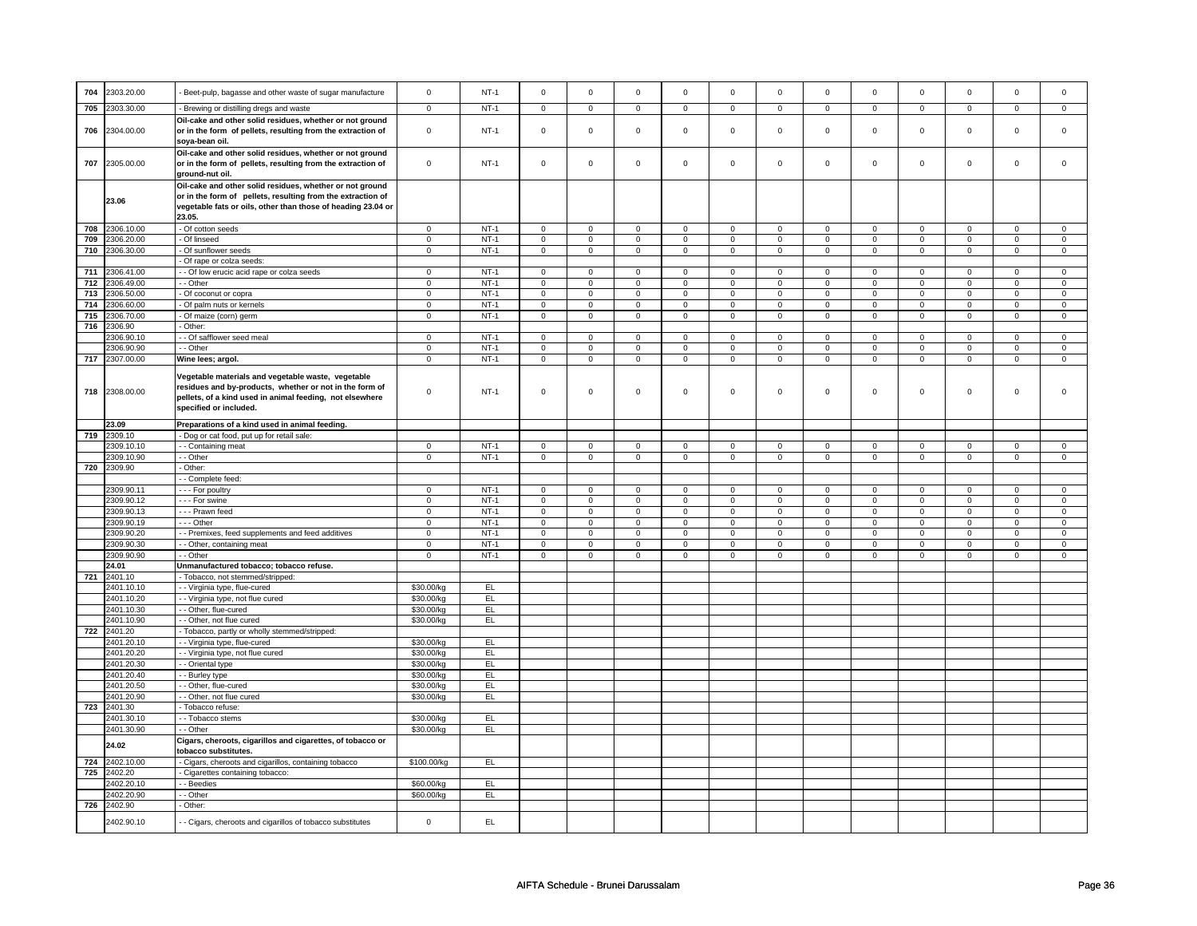| 704 | 2303.20.00 | - Beet-pulp, bagasse and other waste of sugar manufacture | 0 | NT-1 | 0 | 0 | 0 | 0 | 0 | 0 | 0 | 0 | 0 | 0 | 0 | 0 |
|---|---|---|---|---|---|---|---|---|---|---|---|---|---|---|---|---|
| 705 | 2303.30.00 | - Brewing or distilling dregs and waste | 0 | NT-1 | 0 | 0 | 0 | 0 | 0 | 0 | 0 | 0 | 0 | 0 | 0 | 0 |
| 706 | 2304.00.00 | **Oil-cake and other solid residues, whether or not ground or in the form of pellets, resulting from the extraction of soya-bean oil.** | 0 | NT-1 | 0 | 0 | 0 | 0 | 0 | 0 | 0 | 0 | 0 | 0 | 0 | 0 |
| 707 | 2305.00.00 | **Oil-cake and other solid residues, whether or not ground or in the form of pellets, resulting from the extraction of ground-nut oil.** | 0 | NT-1 | 0 | 0 | 0 | 0 | 0 | 0 | 0 | 0 | 0 | 0 | 0 | 0 |
| | **23.06** | **Oil-cake and other solid residues, whether or not ground or in the form of pellets, resulting from the extraction of vegetable fats or oils, other than those of heading 23.04 or 23.05.** | | | | | | | | | | | | | | |
| 708 | 2306.10.00 | - Of cotton seeds | 0 | NT-1 | 0 | 0 | 0 | 0 | 0 | 0 | 0 | 0 | 0 | 0 | 0 | 0 |
| 709 | 2306.20.00 | - Of linseed | 0 | NT-1 | 0 | 0 | 0 | 0 | 0 | 0 | 0 | 0 | 0 | 0 | 0 | 0 |
| 710 | 2306.30.00 | - Of sunflower seeds | 0 | NT-1 | 0 | 0 | 0 | 0 | 0 | 0 | 0 | 0 | 0 | 0 | 0 | 0 |
| | | - Of rape or colza seeds: | | | | | | | | | | | | | | |
| 711 | 2306.41.00 | - - Of low erucic acid rape or colza seeds | 0 | NT-1 | 0 | 0 | 0 | 0 | 0 | 0 | 0 | 0 | 0 | 0 | 0 | 0 |
| 712 | 2306.49.00 | - - Other | 0 | NT-1 | 0 | 0 | 0 | 0 | 0 | 0 | 0 | 0 | 0 | 0 | 0 | 0 |
| 713 | 2306.50.00 | - Of coconut or copra | 0 | NT-1 | 0 | 0 | 0 | 0 | 0 | 0 | 0 | 0 | 0 | 0 | 0 | 0 |
| 714 | 2306.60.00 | - Of palm nuts or kernels | 0 | NT-1 | 0 | 0 | 0 | 0 | 0 | 0 | 0 | 0 | 0 | 0 | 0 | 0 |
| 715 | 2306.70.00 | - Of maize (corn) germ | 0 | NT-1 | 0 | 0 | 0 | 0 | 0 | 0 | 0 | 0 | 0 | 0 | 0 | 0 |
| 716 | 2306.90 | - Other: | | | | | | | | | | | | | | |
| | 2306.90.10 | - - Of safflower seed meal | 0 | NT-1 | 0 | 0 | 0 | 0 | 0 | 0 | 0 | 0 | 0 | 0 | 0 | 0 |
| | 2306.90.90 | - - Other | 0 | NT-1 | 0 | 0 | 0 | 0 | 0 | 0 | 0 | 0 | 0 | 0 | 0 | 0 |
| 717 | 2307.00.00 | **Wine lees; argol.** | 0 | NT-1 | 0 | 0 | 0 | 0 | 0 | 0 | 0 | 0 | 0 | 0 | 0 | 0 |
| 718 | 2308.00.00 | **Vegetable materials and vegetable waste, vegetable residues and by-products, whether or not in the form of pellets, of a kind used in animal feeding, not elsewhere specified or included.** | 0 | NT-1 | 0 | 0 | 0 | 0 | 0 | 0 | 0 | 0 | 0 | 0 | 0 | 0 |
| | **23.09** | **Preparations of a kind used in animal feeding.** | | | | | | | | | | | | | | |
| 719 | 2309.10 | - Dog or cat food, put up for retail sale: | | | | | | | | | | | | | | |
| | 2309.10.10 | - - Containing meat | 0 | NT-1 | 0 | 0 | 0 | 0 | 0 | 0 | 0 | 0 | 0 | 0 | 0 | 0 |
| | 2309.10.90 | - - Other | 0 | NT-1 | 0 | 0 | 0 | 0 | 0 | 0 | 0 | 0 | 0 | 0 | 0 | 0 |
| 720 | 2309.90 | - Other: | | | | | | | | | | | | | | |
| | | - - Complete feed: | | | | | | | | | | | | | | |
| | 2309.90.11 | - - - For poultry | 0 | NT-1 | 0 | 0 | 0 | 0 | 0 | 0 | 0 | 0 | 0 | 0 | 0 | 0 |
| | 2309.90.12 | - - - For swine | 0 | NT-1 | 0 | 0 | 0 | 0 | 0 | 0 | 0 | 0 | 0 | 0 | 0 | 0 |
| | 2309.90.13 | - - - Prawn feed | 0 | NT-1 | 0 | 0 | 0 | 0 | 0 | 0 | 0 | 0 | 0 | 0 | 0 | 0 |
| | 2309.90.19 | - - - Other | 0 | NT-1 | 0 | 0 | 0 | 0 | 0 | 0 | 0 | 0 | 0 | 0 | 0 | 0 |
| | 2309.90.20 | - - Premixes, feed supplements and feed additives | 0 | NT-1 | 0 | 0 | 0 | 0 | 0 | 0 | 0 | 0 | 0 | 0 | 0 | 0 |
| | 2309.90.30 | - - Other, containing meat | 0 | NT-1 | 0 | 0 | 0 | 0 | 0 | 0 | 0 | 0 | 0 | 0 | 0 | 0 |
| | 2309.90.90 | - - Other | 0 | NT-1 | 0 | 0 | 0 | 0 | 0 | 0 | 0 | 0 | 0 | 0 | 0 | 0 |
| | **24.01** | **Unmanufactured tobacco; tobacco refuse.** | | | | | | | | | | | | | | |
| 721 | 2401.10 | - Tobacco, not stemmed/stripped: | | | | | | | | | | | | | | |
| | 2401.10.10 | - - Virginia type, flue-cured | $30.00/kg | EL | | | | | | | | | | | | |
| | 2401.10.20 | - - Virginia type, not flue cured | $30.00/kg | EL | | | | | | | | | | | | |
| | 2401.10.30 | - - Other, flue-cured | $30.00/kg | EL | | | | | | | | | | | | |
| | 2401.10.90 | - - Other, not flue cured | $30.00/kg | EL | | | | | | | | | | | | |
| 722 | 2401.20 | - Tobacco, partly or wholly stemmed/stripped: | | | | | | | | | | | | | | |
| | 2401.20.10 | - - Virginia type, flue-cured | $30.00/kg | EL | | | | | | | | | | | | |
| | 2401.20.20 | - - Virginia type, not flue cured | $30.00/kg | EL | | | | | | | | | | | | |
| | 2401.20.30 | - - Oriental type | $30.00/kg | EL | | | | | | | | | | | | |
| | 2401.20.40 | - - Burley type | $30.00/kg | EL | | | | | | | | | | | | |
| | 2401.20.50 | - - Other, flue-cured | $30.00/kg | EL | | | | | | | | | | | | |
| | 2401.20.90 | - - Other, not flue cured | $30.00/kg | EL | | | | | | | | | | | | |
| 723 | 2401.30 | - Tobacco refuse: | | | | | | | | | | | | | | |
| | 2401.30.10 | - - Tobacco stems | $30.00/kg | EL | | | | | | | | | | | | |
| | 2401.30.90 | - - Other | $30.00/kg | EL | | | | | | | | | | | | |
| | **24.02** | **Cigars, cheroots, cigarillos and cigarettes, of tobacco or tobacco substitutes.** | | | | | | | | | | | | | | |
| 724 | 2402.10.00 | - Cigars, cheroots and cigarillos, containing tobacco | $100.00/kg | EL | | | | | | | | | | | | |
| 725 | 2402.20 | - Cigarettes containing tobacco: | | | | | | | | | | | | | | |
| | 2402.20.10 | - - Beedies | $60.00/kg | EL | | | | | | | | | | | | |
| | 2402.20.90 | - - Other | $60.00/kg | EL | | | | | | | | | | | | |
| 726 | 2402.90 | - Other: | | | | | | | | | | | | | | |
| | 2402.90.10 | - - Cigars, cheroots and cigarillos of tobacco substitutes | 0 | EL | | | | | | | | | | | | |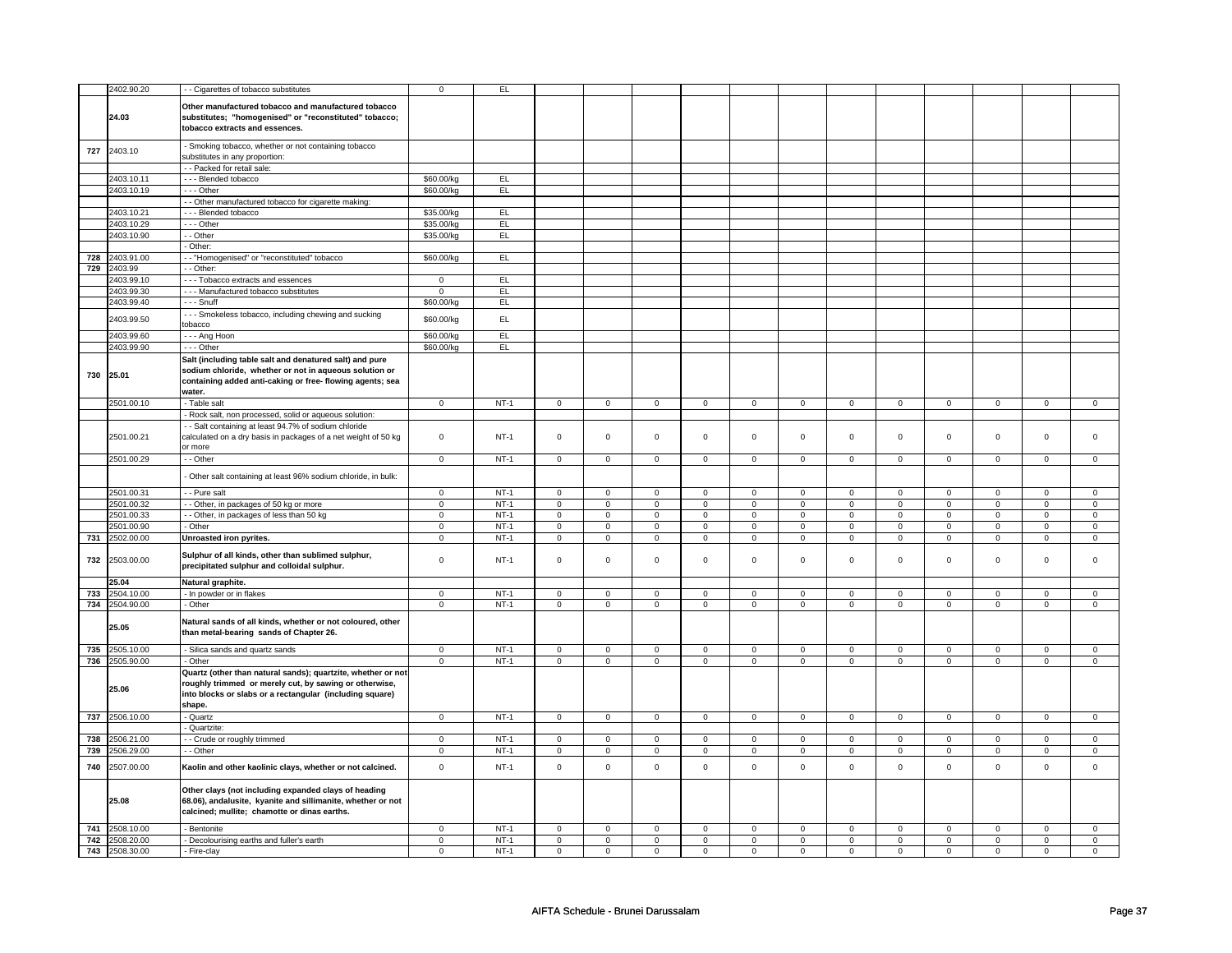| | 2402.90.20 | - - Cigarettes of tobacco substitutes | 0 | EL | | | | | | | | | | | | |
|---|---|---|---|---|---|---|---|---|---|---|---|---|---|---|---|---|
| | **24.03** | **Other manufactured tobacco and manufactured tobacco substitutes; "homogenised" or "reconstituted" tobacco; tobacco extracts and essences.** | | | | | | | | | | | | | | |
| **727** | 2403.10 | - Smoking tobacco, whether or not containing tobacco substitutes in any proportion: | | | | | | | | | | | | | | |
| | | - - Packed for retail sale: | | | | | | | | | | | | | | |
| | 2403.10.11 | - - - Blended tobacco | $60.00/kg | EL | | | | | | | | | | | | |
| | 2403.10.19 | - - - Other | $60.00/kg | EL | | | | | | | | | | | | |
| | | - - Other manufactured tobacco for cigarette making: | | | | | | | | | | | | | | |
| | 2403.10.21 | - - - Blended tobacco | $35.00/kg | EL | | | | | | | | | | | | |
| | 2403.10.29 | - - - Other | $35.00/kg | EL | | | | | | | | | | | | |
| | 2403.10.90 | - - Other | $35.00/kg | EL | | | | | | | | | | | | |
| | | - Other: | | | | | | | | | | | | | | |
| **728** | 2403.91.00 | - - "Homogenised" or "reconstituted" tobacco | $60.00/kg | EL | | | | | | | | | | | | |
| **729** | 2403.99 | - - Other: | | | | | | | | | | | | | | |
| | 2403.99.10 | - - - Tobacco extracts and essences | 0 | EL | | | | | | | | | | | | |
| | 2403.99.30 | - - - Manufactured tobacco substitutes | 0 | EL | | | | | | | | | | | | |
| | 2403.99.40 | - - - Snuff | $60.00/kg | EL | | | | | | | | | | | | |
| | 2403.99.50 | - - - Smokeless tobacco, including chewing and sucking tobacco | $60.00/kg | EL | | | | | | | | | | | | |
| | 2403.99.60 | - - - Ang Hoon | $60.00/kg | EL | | | | | | | | | | | | |
| | 2403.99.90 | - - - Other | $60.00/kg | EL | | | | | | | | | | | | |
| **730** | **25.01** | **Salt (including table salt and denatured salt) and pure sodium chloride, whether or not in aqueous solution or containing added anti-caking or free- flowing agents; sea water.** | | | | | | | | | | | | | | |
| | 2501.00.10 | - Table salt | 0 | NT-1 | 0 | 0 | 0 | 0 | 0 | 0 | 0 | 0 | 0 | 0 | 0 | 0 |
| | | - Rock salt, non processed, solid or aqueous solution: | | | | | | | | | | | | | | |
| | 2501.00.21 | - - Salt containing at least 94.7% of sodium chloride calculated on a dry basis in packages of a net weight of 50 kg or more | 0 | NT-1 | 0 | 0 | 0 | 0 | 0 | 0 | 0 | 0 | 0 | 0 | 0 | 0 |
| | 2501.00.29 | - - Other | 0 | NT-1 | 0 | 0 | 0 | 0 | 0 | 0 | 0 | 0 | 0 | 0 | 0 | 0 |
| | | - Other salt containing at least 96% sodium chloride, in bulk: | | | | | | | | | | | | | | |
| | 2501.00.31 | - - Pure salt | 0 | NT-1 | 0 | 0 | 0 | 0 | 0 | 0 | 0 | 0 | 0 | 0 | 0 | 0 |
| | 2501.00.32 | - - Other, in packages of 50 kg or more | 0 | NT-1 | 0 | 0 | 0 | 0 | 0 | 0 | 0 | 0 | 0 | 0 | 0 | 0 |
| | 2501.00.33 | - - Other, in packages of less than 50 kg | 0 | NT-1 | 0 | 0 | 0 | 0 | 0 | 0 | 0 | 0 | 0 | 0 | 0 | 0 |
| | 2501.00.90 | - Other | 0 | NT-1 | 0 | 0 | 0 | 0 | 0 | 0 | 0 | 0 | 0 | 0 | 0 | 0 |
| **731** | 2502.00.00 | **Unroasted iron pyrites.** | 0 | NT-1 | 0 | 0 | 0 | 0 | 0 | 0 | 0 | 0 | 0 | 0 | 0 | 0 |
| **732** | 2503.00.00 | **Sulphur of all kinds, other than sublimed sulphur, precipitated sulphur and colloidal sulphur.** | 0 | NT-1 | 0 | 0 | 0 | 0 | 0 | 0 | 0 | 0 | 0 | 0 | 0 | 0 |
| | **25.04** | **Natural graphite.** | | | | | | | | | | | | | | |
| **733** | 2504.10.00 | - In powder or in flakes | 0 | NT-1 | 0 | 0 | 0 | 0 | 0 | 0 | 0 | 0 | 0 | 0 | 0 | 0 |
| **734** | 2504.90.00 | - Other | 0 | NT-1 | 0 | 0 | 0 | 0 | 0 | 0 | 0 | 0 | 0 | 0 | 0 | 0 |
| | **25.05** | **Natural sands of all kinds, whether or not coloured, other than metal-bearing sands of Chapter 26.** | | | | | | | | | | | | | | |
| **735** | 2505.10.00 | - Silica sands and quartz sands | 0 | NT-1 | 0 | 0 | 0 | 0 | 0 | 0 | 0 | 0 | 0 | 0 | 0 | 0 |
| **736** | 2505.90.00 | - Other | 0 | NT-1 | 0 | 0 | 0 | 0 | 0 | 0 | 0 | 0 | 0 | 0 | 0 | 0 |
| | **25.06** | **Quartz (other than natural sands); quartzite, whether or not roughly trimmed or merely cut, by sawing or otherwise, into blocks or slabs or a rectangular (including square) shape.** | | | | | | | | | | | | | | |
| **737** | 2506.10.00 | - Quartz | 0 | NT-1 | 0 | 0 | 0 | 0 | 0 | 0 | 0 | 0 | 0 | 0 | 0 | 0 |
| | | - Quartzite: | | | | | | | | | | | | | | |
| **738** | 2506.21.00 | - - Crude or roughly trimmed | 0 | NT-1 | 0 | 0 | 0 | 0 | 0 | 0 | 0 | 0 | 0 | 0 | 0 | 0 |
| **739** | 2506.29.00 | - - Other | 0 | NT-1 | 0 | 0 | 0 | 0 | 0 | 0 | 0 | 0 | 0 | 0 | 0 | 0 |
| **740** | 2507.00.00 | **Kaolin and other kaolinic clays, whether or not calcined.** | 0 | NT-1 | 0 | 0 | 0 | 0 | 0 | 0 | 0 | 0 | 0 | 0 | 0 | 0 |
| | **25.08** | **Other clays (not including expanded clays of heading 68.06), andalusite, kyanite and sillimanite, whether or not calcined; mullite; chamotte or dinas earths.** | | | | | | | | | | | | | | |
| **741** | 2508.10.00 | - Bentonite | 0 | NT-1 | 0 | 0 | 0 | 0 | 0 | 0 | 0 | 0 | 0 | 0 | 0 | 0 |
| **742** | 2508.20.00 | - Decolourising earths and fuller's earth | 0 | NT-1 | 0 | 0 | 0 | 0 | 0 | 0 | 0 | 0 | 0 | 0 | 0 | 0 |
| **743** | 2508.30.00 | - Fire-clay | 0 | NT-1 | 0 | 0 | 0 | 0 | 0 | 0 | 0 | 0 | 0 | 0 | 0 | 0 |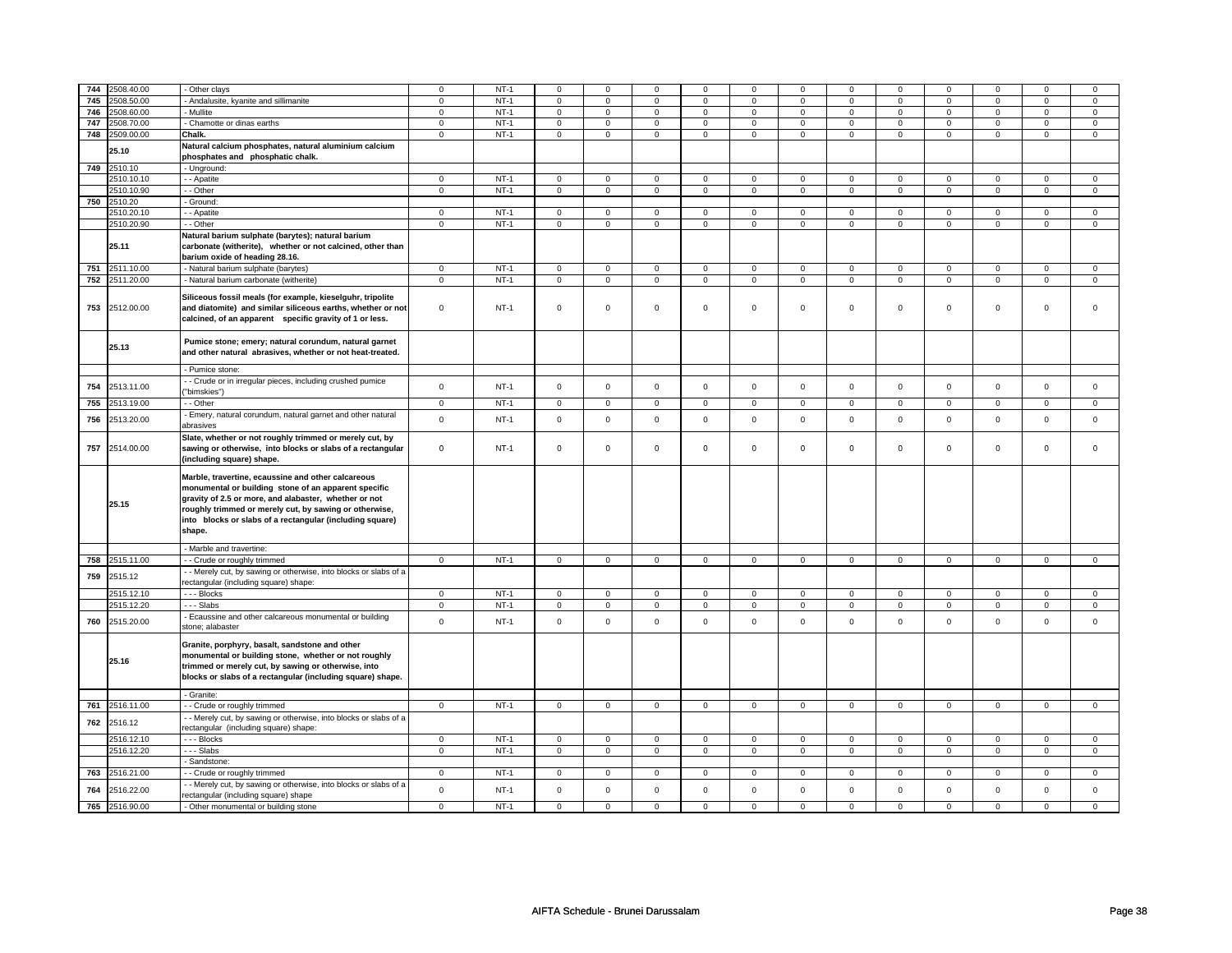| 744 | 2508.40.00 | - Other clays | 0 | NT-1 | 0 | 0 | 0 | 0 | 0 | 0 | 0 | 0 | 0 | 0 | 0 | 0 |
|---|---|---|---|---|---|---|---|---|---|---|---|---|---|---|---|---|
| 745 | 2508.50.00 | - Andalusite, kyanite and sillimanite | 0 | NT-1 | 0 | 0 | 0 | 0 | 0 | 0 | 0 | 0 | 0 | 0 | 0 | 0 |
| 746 | 2508.60.00 | - Mullite | 0 | NT-1 | 0 | 0 | 0 | 0 | 0 | 0 | 0 | 0 | 0 | 0 | 0 | 0 |
| 747 | 2508.70.00 | - Chamotte or dinas earths | 0 | NT-1 | 0 | 0 | 0 | 0 | 0 | 0 | 0 | 0 | 0 | 0 | 0 | 0 |
| 748 | 2509.00.00 | **Chalk.** | 0 | NT-1 | 0 | 0 | 0 | 0 | 0 | 0 | 0 | 0 | 0 | 0 | 0 | 0 |
| | 25.10 | **Natural calcium phosphates, natural aluminium calcium phosphates and phosphatic chalk.** | | | | | | | | | | | | | | |
| 749 | 2510.10 | - Unground: | | | | | | | | | | | | | | |
| | 2510.10.10 | - - Apatite | 0 | NT-1 | 0 | 0 | 0 | 0 | 0 | 0 | 0 | 0 | 0 | 0 | 0 | 0 |
| | 2510.10.90 | - - Other | 0 | NT-1 | 0 | 0 | 0 | 0 | 0 | 0 | 0 | 0 | 0 | 0 | 0 | 0 |
| 750 | 2510.20 | - Ground: | | | | | | | | | | | | | | |
| | 2510.20.10 | - - Apatite | 0 | NT-1 | 0 | 0 | 0 | 0 | 0 | 0 | 0 | 0 | 0 | 0 | 0 | 0 |
| | 2510.20.90 | - - Other | 0 | NT-1 | 0 | 0 | 0 | 0 | 0 | 0 | 0 | 0 | 0 | 0 | 0 | 0 |
| | 25.11 | **Natural barium sulphate (barytes); natural barium carbonate (witherite), whether or not calcined, other than barium oxide of heading 28.16.** | | | | | | | | | | | | | | |
| 751 | 2511.10.00 | - Natural barium sulphate (barytes) | 0 | NT-1 | 0 | 0 | 0 | 0 | 0 | 0 | 0 | 0 | 0 | 0 | 0 | 0 |
| 752 | 2511.20.00 | - Natural barium carbonate (witherite) | 0 | NT-1 | 0 | 0 | 0 | 0 | 0 | 0 | 0 | 0 | 0 | 0 | 0 | 0 |
| 753 | 2512.00.00 | **Siliceous fossil meals (for example, kieselguhr, tripolite and diatomite) and similar siliceous earths, whether or not calcined, of an apparent specific gravity of 1 or less.** | 0 | NT-1 | 0 | 0 | 0 | 0 | 0 | 0 | 0 | 0 | 0 | 0 | 0 | 0 |
| | 25.13 | **Pumice stone; emery; natural corundum, natural garnet and other natural abrasives, whether or not heat-treated.** | | | | | | | | | | | | | | |
| | | - Pumice stone: | | | | | | | | | | | | | | |
| 754 | 2513.11.00 | - - Crude or in irregular pieces, including crushed pumice ("bimskies") | 0 | NT-1 | 0 | 0 | 0 | 0 | 0 | 0 | 0 | 0 | 0 | 0 | 0 | 0 |
| 755 | 2513.19.00 | - - Other | 0 | NT-1 | 0 | 0 | 0 | 0 | 0 | 0 | 0 | 0 | 0 | 0 | 0 | 0 |
| 756 | 2513.20.00 | - Emery, natural corundum, natural garnet and other natural abrasives | 0 | NT-1 | 0 | 0 | 0 | 0 | 0 | 0 | 0 | 0 | 0 | 0 | 0 | 0 |
| 757 | 2514.00.00 | **Slate, whether or not roughly trimmed or merely cut, by sawing or otherwise, into blocks or slabs of a rectangular (including square) shape.** | 0 | NT-1 | 0 | 0 | 0 | 0 | 0 | 0 | 0 | 0 | 0 | 0 | 0 | 0 |
| | 25.15 | **Marble, travertine, ecaussine and other calcareous monumental or building stone of an apparent specific gravity of 2.5 or more, and alabaster, whether or not roughly trimmed or merely cut, by sawing or otherwise, into blocks or slabs of a rectangular (including square) shape.** | | | | | | | | | | | | | | |
| | | - Marble and travertine: | | | | | | | | | | | | | | |
| 758 | 2515.11.00 | - - Crude or roughly trimmed | 0 | NT-1 | 0 | 0 | 0 | 0 | 0 | 0 | 0 | 0 | 0 | 0 | 0 | 0 |
| 759 | 2515.12 | - - Merely cut, by sawing or otherwise, into blocks or slabs of a rectangular (including square) shape: | | | | | | | | | | | | | | |
| | 2515.12.10 | - - - Blocks | 0 | NT-1 | 0 | 0 | 0 | 0 | 0 | 0 | 0 | 0 | 0 | 0 | 0 | 0 |
| | 2515.12.20 | - - - Slabs | 0 | NT-1 | 0 | 0 | 0 | 0 | 0 | 0 | 0 | 0 | 0 | 0 | 0 | 0 |
| 760 | 2515.20.00 | - Ecaussine and other calcareous monumental or building stone; alabaster | 0 | NT-1 | 0 | 0 | 0 | 0 | 0 | 0 | 0 | 0 | 0 | 0 | 0 | 0 |
| | 25.16 | **Granite, porphyry, basalt, sandstone and other monumental or building stone, whether or not roughly trimmed or merely cut, by sawing or otherwise, into blocks or slabs of a rectangular (including square) shape.** | | | | | | | | | | | | | | |
| | | - Granite: | | | | | | | | | | | | | | |
| 761 | 2516.11.00 | - - Crude or roughly trimmed | 0 | NT-1 | 0 | 0 | 0 | 0 | 0 | 0 | 0 | 0 | 0 | 0 | 0 | 0 |
| 762 | 2516.12 | - - Merely cut, by sawing or otherwise, into blocks or slabs of a rectangular (including square) shape: | | | | | | | | | | | | | | |
| | 2516.12.10 | - - - Blocks | 0 | NT-1 | 0 | 0 | 0 | 0 | 0 | 0 | 0 | 0 | 0 | 0 | 0 | 0 |
| | 2516.12.20 | - - - Slabs | 0 | NT-1 | 0 | 0 | 0 | 0 | 0 | 0 | 0 | 0 | 0 | 0 | 0 | 0 |
| | | - Sandstone: | | | | | | | | | | | | | | |
| 763 | 2516.21.00 | - - Crude or roughly trimmed | 0 | NT-1 | 0 | 0 | 0 | 0 | 0 | 0 | 0 | 0 | 0 | 0 | 0 | 0 |
| 764 | 2516.22.00 | - - Merely cut, by sawing or otherwise, into blocks or slabs of a rectangular (including square) shape | 0 | NT-1 | 0 | 0 | 0 | 0 | 0 | 0 | 0 | 0 | 0 | 0 | 0 | 0 |
| 765 | 2516.90.00 | - Other monumental or building stone | 0 | NT-1 | 0 | 0 | 0 | 0 | 0 | 0 | 0 | 0 | 0 | 0 | 0 | 0 |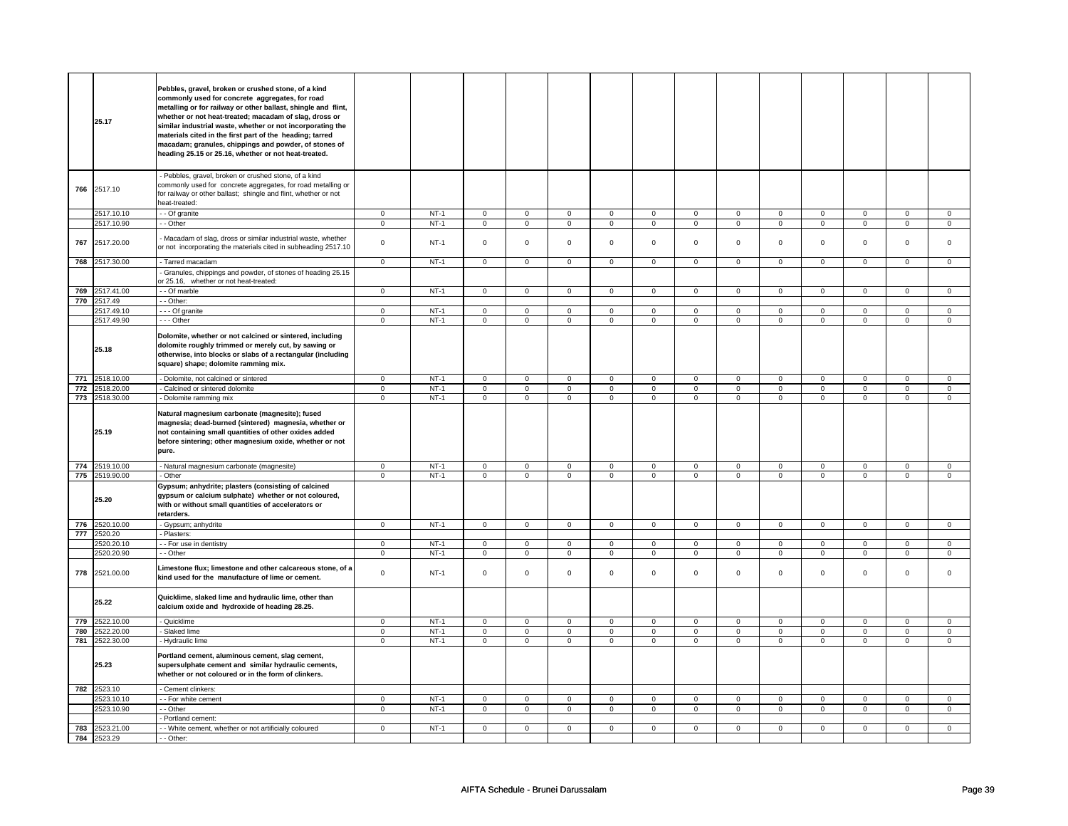| | | | | | | | | | | | | | | | | |
|---|---|---|---|---|---|---|---|---|---|---|---|---|---|---|---|---|
| | 25.17 | **Pebbles, gravel, broken or crushed stone, of a kind commonly used for concrete aggregates, for road metalling or for railway or other ballast, shingle and flint, whether or not heat-treated; macadam of slag, dross or similar industrial waste, whether or not incorporating the materials cited in the first part of the heading; tarred macadam; granules, chippings and powder, of stones of heading 25.15 or 25.16, whether or not heat-treated.** | | | | | | | | | | | | | | |
| 766 | 2517.10 | - Pebbles, gravel, broken or crushed stone, of a kind commonly used for concrete aggregates, for road metalling or for railway or other ballast; shingle and flint, whether or not heat-treated: | | | | | | | | | | | | | | |
| | 2517.10.10 | - - Of granite | 0 | NT-1 | 0 | 0 | 0 | 0 | 0 | 0 | 0 | 0 | 0 | 0 | 0 | 0 |
| | 2517.10.90 | - - Other | 0 | NT-1 | 0 | 0 | 0 | 0 | 0 | 0 | 0 | 0 | 0 | 0 | 0 | 0 |
| 767 | 2517.20.00 | - Macadam of slag, dross or similar industrial waste, whether or not incorporating the materials cited in subheading 2517.10 | 0 | NT-1 | 0 | 0 | 0 | 0 | 0 | 0 | 0 | 0 | 0 | 0 | 0 | 0 |
| 768 | 2517.30.00 | - Tarred macadam | 0 | NT-1 | 0 | 0 | 0 | 0 | 0 | 0 | 0 | 0 | 0 | 0 | 0 | 0 |
| | | - Granules, chippings and powder, of stones of heading 25.15 or 25.16, whether or not heat-treated: | | | | | | | | | | | | | | |
| 769 | 2517.41.00 | - - Of marble | 0 | NT-1 | 0 | 0 | 0 | 0 | 0 | 0 | 0 | 0 | 0 | 0 | 0 | 0 |
| 770 | 2517.49 | - - Other: | | | | | | | | | | | | | | |
| | 2517.49.10 | - - - Of granite | 0 | NT-1 | 0 | 0 | 0 | 0 | 0 | 0 | 0 | 0 | 0 | 0 | 0 | 0 |
| | 2517.49.90 | - - - Other | 0 | NT-1 | 0 | 0 | 0 | 0 | 0 | 0 | 0 | 0 | 0 | 0 | 0 | 0 |
| | 25.18 | **Dolomite, whether or not calcined or sintered, including dolomite roughly trimmed or merely cut, by sawing or otherwise, into blocks or slabs of a rectangular (including square) shape; dolomite ramming mix.** | | | | | | | | | | | | | | |
| 771 | 2518.10.00 | - Dolomite, not calcined or sintered | 0 | NT-1 | 0 | 0 | 0 | 0 | 0 | 0 | 0 | 0 | 0 | 0 | 0 | 0 |
| 772 | 2518.20.00 | - Calcined or sintered dolomite | 0 | NT-1 | 0 | 0 | 0 | 0 | 0 | 0 | 0 | 0 | 0 | 0 | 0 | 0 |
| 773 | 2518.30.00 | - Dolomite ramming mix | 0 | NT-1 | 0 | 0 | 0 | 0 | 0 | 0 | 0 | 0 | 0 | 0 | 0 | 0 |
| | 25.19 | **Natural magnesium carbonate (magnesite); fused magnesia; dead-burned (sintered) magnesia, whether or not containing small quantities of other oxides added before sintering; other magnesium oxide, whether or not pure.** | | | | | | | | | | | | | | |
| 774 | 2519.10.00 | - Natural magnesium carbonate (magnesite) | 0 | NT-1 | 0 | 0 | 0 | 0 | 0 | 0 | 0 | 0 | 0 | 0 | 0 | 0 |
| 775 | 2519.90.00 | - Other | 0 | NT-1 | 0 | 0 | 0 | 0 | 0 | 0 | 0 | 0 | 0 | 0 | 0 | 0 |
| | 25.20 | **Gypsum; anhydrite; plasters (consisting of calcined gypsum or calcium sulphate) whether or not coloured, with or without small quantities of accelerators or retarders.** | | | | | | | | | | | | | | |
| 776 | 2520.10.00 | - Gypsum; anhydrite | 0 | NT-1 | 0 | 0 | 0 | 0 | 0 | 0 | 0 | 0 | 0 | 0 | 0 | 0 |
| 777 | 2520.20 | - Plasters: | | | | | | | | | | | | | | |
| | 2520.20.10 | - - For use in dentistry | 0 | NT-1 | 0 | 0 | 0 | 0 | 0 | 0 | 0 | 0 | 0 | 0 | 0 | 0 |
| | 2520.20.90 | - - Other | 0 | NT-1 | 0 | 0 | 0 | 0 | 0 | 0 | 0 | 0 | 0 | 0 | 0 | 0 |
| 778 | 2521.00.00 | **Limestone flux; limestone and other calcareous stone, of a kind used for the manufacture of lime or cement.** | 0 | NT-1 | 0 | 0 | 0 | 0 | 0 | 0 | 0 | 0 | 0 | 0 | 0 | 0 |
| | 25.22 | **Quicklime, slaked lime and hydraulic lime, other than calcium oxide and hydroxide of heading 28.25.** | | | | | | | | | | | | | | |
| 779 | 2522.10.00 | - Quicklime | 0 | NT-1 | 0 | 0 | 0 | 0 | 0 | 0 | 0 | 0 | 0 | 0 | 0 | 0 |
| 780 | 2522.20.00 | - Slaked lime | 0 | NT-1 | 0 | 0 | 0 | 0 | 0 | 0 | 0 | 0 | 0 | 0 | 0 | 0 |
| 781 | 2522.30.00 | - Hydraulic lime | 0 | NT-1 | 0 | 0 | 0 | 0 | 0 | 0 | 0 | 0 | 0 | 0 | 0 | 0 |
| | 25.23 | **Portland cement, aluminous cement, slag cement, supersulphate cement and similar hydraulic cements, whether or not coloured or in the form of clinkers.** | | | | | | | | | | | | | | |
| 782 | 2523.10 | - Cement clinkers: | | | | | | | | | | | | | | |
| | 2523.10.10 | - - For white cement | 0 | NT-1 | 0 | 0 | 0 | 0 | 0 | 0 | 0 | 0 | 0 | 0 | 0 | 0 |
| | 2523.10.90 | - - Other | 0 | NT-1 | 0 | 0 | 0 | 0 | 0 | 0 | 0 | 0 | 0 | 0 | 0 | 0 |
| | | - Portland cement: | | | | | | | | | | | | | | |
| 783 | 2523.21.00 | - - White cement, whether or not artificially coloured | 0 | NT-1 | 0 | 0 | 0 | 0 | 0 | 0 | 0 | 0 | 0 | 0 | 0 | 0 |
| 784 | 2523.29 | - - Other: | | | | | | | | | | | | | | |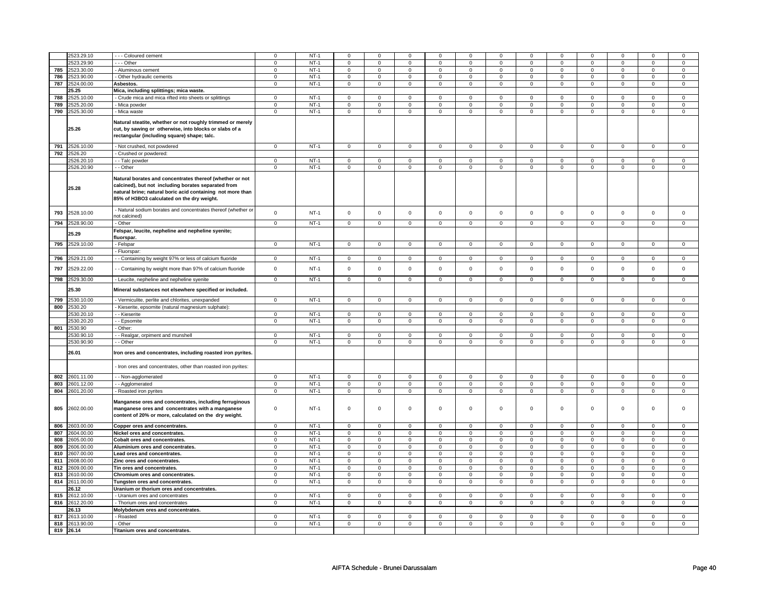| | 2523.29.10 | - - - Coloured cement | 0 | NT-1 | 0 | 0 | 0 | 0 | 0 | 0 | 0 | 0 | 0 | 0 | 0 | 0 |
|---|---|---|---|---|---|---|---|---|---|---|---|---|---|---|---|---|
| | 2523.29.90 | - - - Other | 0 | NT-1 | 0 | 0 | 0 | 0 | 0 | 0 | 0 | 0 | 0 | 0 | 0 | 0 |
| 785 | 2523.30.00 | - Aluminous cement | 0 | NT-1 | 0 | 0 | 0 | 0 | 0 | 0 | 0 | 0 | 0 | 0 | 0 | 0 |
| 786 | 2523.90.00 | - Other hydraulic cements | 0 | NT-1 | 0 | 0 | 0 | 0 | 0 | 0 | 0 | 0 | 0 | 0 | 0 | 0 |
| 787 | 2524.00.00 | **Asbestos.** | 0 | NT-1 | 0 | 0 | 0 | 0 | 0 | 0 | 0 | 0 | 0 | 0 | 0 | 0 |
| | 25.25 | **Mica, including splittings; mica waste.** | | | | | | | | | | | | | | |
| 788 | 2525.10.00 | - Crude mica and mica rifted into sheets or splittings | 0 | NT-1 | 0 | 0 | 0 | 0 | 0 | 0 | 0 | 0 | 0 | 0 | 0 | 0 |
| 789 | 2525.20.00 | - Mica powder | 0 | NT-1 | 0 | 0 | 0 | 0 | 0 | 0 | 0 | 0 | 0 | 0 | 0 | 0 |
| 790 | 2525.30.00 | - Mica waste | 0 | NT-1 | 0 | 0 | 0 | 0 | 0 | 0 | 0 | 0 | 0 | 0 | 0 | 0 |
| | 25.26 | **Natural steatite, whether or not roughly trimmed or merely cut, by sawing or otherwise, into blocks or slabs of a rectangular (including square) shape; talc.** | | | | | | | | | | | | | | |
| 791 | 2526.10.00 | - Not crushed, not powdered | 0 | NT-1 | 0 | 0 | 0 | 0 | 0 | 0 | 0 | 0 | 0 | 0 | 0 | 0 |
| 792 | 2526.20 | - Crushed or powdered: | | | | | | | | | | | | | | |
| | 2526.20.10 | - - Talc powder | 0 | NT-1 | 0 | 0 | 0 | 0 | 0 | 0 | 0 | 0 | 0 | 0 | 0 | 0 |
| | 2526.20.90 | - - Other | 0 | NT-1 | 0 | 0 | 0 | 0 | 0 | 0 | 0 | 0 | 0 | 0 | 0 | 0 |
| | 25.28 | **Natural borates and concentrates thereof (whether or not calcined), but not including borates separated from natural brine; natural boric acid containing not more than 85% of H3BO3 calculated on the dry weight.** | | | | | | | | | | | | | | |
| 793 | 2528.10.00 | - Natural sodium borates and concentrates thereof (whether or not calcined) | 0 | NT-1 | 0 | 0 | 0 | 0 | 0 | 0 | 0 | 0 | 0 | 0 | 0 | 0 |
| 794 | 2528.90.00 | - Other | 0 | NT-1 | 0 | 0 | 0 | 0 | 0 | 0 | 0 | 0 | 0 | 0 | 0 | 0 |
| | 25.29 | **Felspar, leucite, nepheline and nepheline syenite; fluorspar.** | | | | | | | | | | | | | | |
| 795 | 2529.10.00 | - Felspar | 0 | NT-1 | 0 | 0 | 0 | 0 | 0 | 0 | 0 | 0 | 0 | 0 | 0 | 0 |
| | | - Fluorspar: | | | | | | | | | | | | | | |
| 796 | 2529.21.00 | - - Containing by weight 97% or less of calcium fluoride | 0 | NT-1 | 0 | 0 | 0 | 0 | 0 | 0 | 0 | 0 | 0 | 0 | 0 | 0 |
| 797 | 2529.22.00 | - - Containing by weight more than 97% of calcium fluoride | 0 | NT-1 | 0 | 0 | 0 | 0 | 0 | 0 | 0 | 0 | 0 | 0 | 0 | 0 |
| 798 | 2529.30.00 | - Leucite, nepheline and nepheline syenite | 0 | NT-1 | 0 | 0 | 0 | 0 | 0 | 0 | 0 | 0 | 0 | 0 | 0 | 0 |
| | 25.30 | **Mineral substances not elsewhere specified or included.** | | | | | | | | | | | | | | |
| 799 | 2530.10.00 | - Vermiculite, perlite and chlorites, unexpanded | 0 | NT-1 | 0 | 0 | 0 | 0 | 0 | 0 | 0 | 0 | 0 | 0 | 0 | 0 |
| 800 | 2530.20 | - Kieserite, epsomite (natural magnesium sulphate): | | | | | | | | | | | | | | |
| | 2530.20.10 | - - Kieserite | 0 | NT-1 | 0 | 0 | 0 | 0 | 0 | 0 | 0 | 0 | 0 | 0 | 0 | 0 |
| | 2530.20.20 | - - Epsomite | 0 | NT-1 | 0 | 0 | 0 | 0 | 0 | 0 | 0 | 0 | 0 | 0 | 0 | 0 |
| 801 | 2530.90 | - Other: | | | | | | | | | | | | | | |
| | 2530.90.10 | - - Realgar, orpiment and munshell | 0 | NT-1 | 0 | 0 | 0 | 0 | 0 | 0 | 0 | 0 | 0 | 0 | 0 | 0 |
| | 2530.90.90 | - - Other | 0 | NT-1 | 0 | 0 | 0 | 0 | 0 | 0 | 0 | 0 | 0 | 0 | 0 | 0 |
| | 26.01 | **Iron ores and concentrates, including roasted iron pyrites.** | | | | | | | | | | | | | | |
| | | - Iron ores and concentrates, other than roasted iron pyrites: | | | | | | | | | | | | | | |
| 802 | 2601.11.00 | - - Non-agglomerated | 0 | NT-1 | 0 | 0 | 0 | 0 | 0 | 0 | 0 | 0 | 0 | 0 | 0 | 0 |
| 803 | 2601.12.00 | - - Agglomerated | 0 | NT-1 | 0 | 0 | 0 | 0 | 0 | 0 | 0 | 0 | 0 | 0 | 0 | 0 |
| 804 | 2601.20.00 | - Roasted iron pyrites | 0 | NT-1 | 0 | 0 | 0 | 0 | 0 | 0 | 0 | 0 | 0 | 0 | 0 | 0 |
| 805 | 2602.00.00 | **Manganese ores and concentrates, including ferruginous manganese ores and concentrates with a manganese content of 20% or more, calculated on the dry weight.** | 0 | NT-1 | 0 | 0 | 0 | 0 | 0 | 0 | 0 | 0 | 0 | 0 | 0 | 0 |
| 806 | 2603.00.00 | **Copper ores and concentrates.** | 0 | NT-1 | 0 | 0 | 0 | 0 | 0 | 0 | 0 | 0 | 0 | 0 | 0 | 0 |
| 807 | 2604.00.00 | **Nickel ores and concentrates.** | 0 | NT-1 | 0 | 0 | 0 | 0 | 0 | 0 | 0 | 0 | 0 | 0 | 0 | 0 |
| 808 | 2605.00.00 | **Cobalt ores and concentrates.** | 0 | NT-1 | 0 | 0 | 0 | 0 | 0 | 0 | 0 | 0 | 0 | 0 | 0 | 0 |
| 809 | 2606.00.00 | **Aluminium ores and concentrates.** | 0 | NT-1 | 0 | 0 | 0 | 0 | 0 | 0 | 0 | 0 | 0 | 0 | 0 | 0 |
| 810 | 2607.00.00 | **Lead ores and concentrates.** | 0 | NT-1 | 0 | 0 | 0 | 0 | 0 | 0 | 0 | 0 | 0 | 0 | 0 | 0 |
| 811 | 2608.00.00 | **Zinc ores and concentrates.** | 0 | NT-1 | 0 | 0 | 0 | 0 | 0 | 0 | 0 | 0 | 0 | 0 | 0 | 0 |
| 812 | 2609.00.00 | **Tin ores and concentrates.** | 0 | NT-1 | 0 | 0 | 0 | 0 | 0 | 0 | 0 | 0 | 0 | 0 | 0 | 0 |
| 813 | 2610.00.00 | **Chromium ores and concentrates.** | 0 | NT-1 | 0 | 0 | 0 | 0 | 0 | 0 | 0 | 0 | 0 | 0 | 0 | 0 |
| 814 | 2611.00.00 | **Tungsten ores and concentrates.** | 0 | NT-1 | 0 | 0 | 0 | 0 | 0 | 0 | 0 | 0 | 0 | 0 | 0 | 0 |
| | 26.12 | **Uranium or thorium ores and concentrates.** | | | | | | | | | | | | | | |
| 815 | 2612.10.00 | - Uranium ores and concentrates | 0 | NT-1 | 0 | 0 | 0 | 0 | 0 | 0 | 0 | 0 | 0 | 0 | 0 | 0 |
| 816 | 2612.20.00 | - Thorium ores and concentrates | 0 | NT-1 | 0 | 0 | 0 | 0 | 0 | 0 | 0 | 0 | 0 | 0 | 0 | 0 |
| | 26.13 | **Molybdenum ores and concentrates.** | | | | | | | | | | | | | | |
| 817 | 2613.10.00 | - Roasted | 0 | NT-1 | 0 | 0 | 0 | 0 | 0 | 0 | 0 | 0 | 0 | 0 | 0 | 0 |
| 818 | 2613.90.00 | - Other | 0 | NT-1 | 0 | 0 | 0 | 0 | 0 | 0 | 0 | 0 | 0 | 0 | 0 | 0 |
| 819 | 26.14 | **Titanium ores and concentrates.** | | | | | | | | | | | | | | |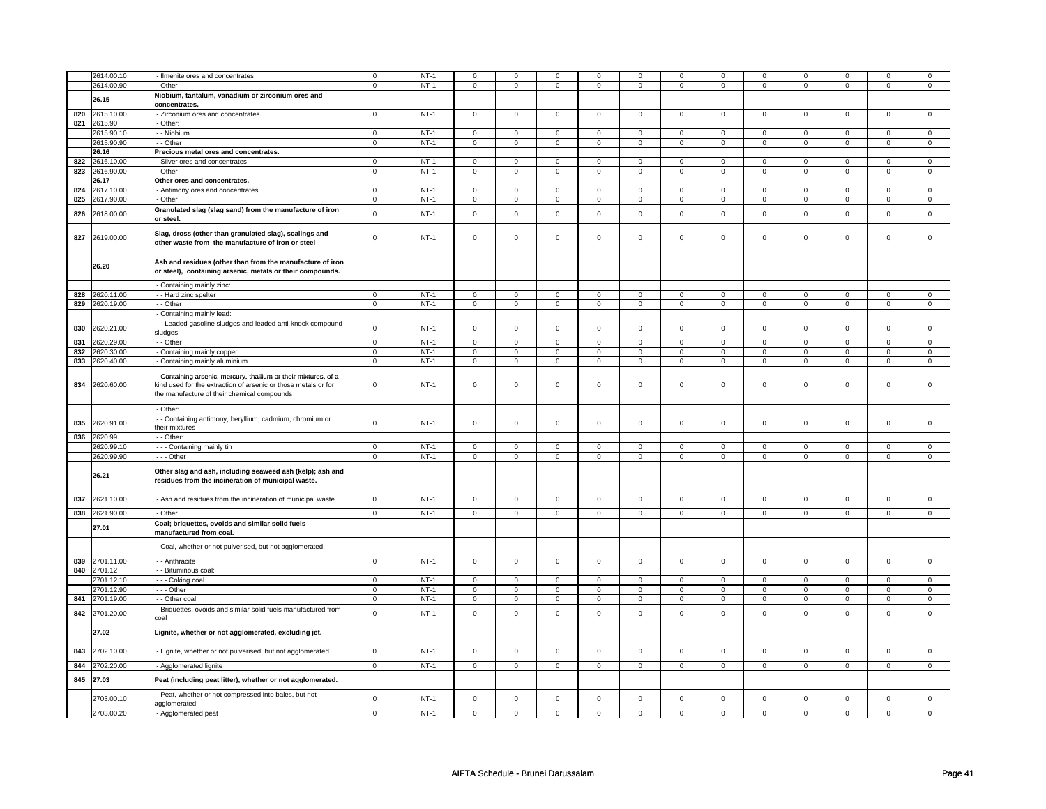| | | | | | | | | | | | | | | | |
|---|---|---|---|---|---|---|---|---|---|---|---|---|---|---|---|
| | 2614.00.10 | - Ilmenite ores and concentrates | 0 | NT-1 | 0 | 0 | 0 | 0 | 0 | 0 | 0 | 0 | 0 | 0 | 0 | 0 |
| | 2614.00.90 | - Other | 0 | NT-1 | 0 | 0 | 0 | 0 | 0 | 0 | 0 | 0 | 0 | 0 | 0 | 0 |
| | 26.15 | **Niobium, tantalum, vanadium or zirconium ores and concentrates.** | | | | | | | | | | | | | | |
| 820 | 2615.10.00 | - Zirconium ores and concentrates | 0 | NT-1 | 0 | 0 | 0 | 0 | 0 | 0 | 0 | 0 | 0 | 0 | 0 | 0 |
| 821 | 2615.90 | - Other: | | | | | | | | | | | | | | |
| | 2615.90.10 | - - Niobium | 0 | NT-1 | 0 | 0 | 0 | 0 | 0 | 0 | 0 | 0 | 0 | 0 | 0 | 0 |
| | 2615.90.90 | - - Other | 0 | NT-1 | 0 | 0 | 0 | 0 | 0 | 0 | 0 | 0 | 0 | 0 | 0 | 0 |
| | 26.16 | **Precious metal ores and concentrates.** | | | | | | | | | | | | | | |
| 822 | 2616.10.00 | - Silver ores and concentrates | 0 | NT-1 | 0 | 0 | 0 | 0 | 0 | 0 | 0 | 0 | 0 | 0 | 0 | 0 |
| 823 | 2616.90.00 | - Other | 0 | NT-1 | 0 | 0 | 0 | 0 | 0 | 0 | 0 | 0 | 0 | 0 | 0 | 0 |
| | 26.17 | **Other ores and concentrates.** | | | | | | | | | | | | | | |
| 824 | 2617.10.00 | - Antimony ores and concentrates | 0 | NT-1 | 0 | 0 | 0 | 0 | 0 | 0 | 0 | 0 | 0 | 0 | 0 | 0 |
| 825 | 2617.90.00 | - Other | 0 | NT-1 | 0 | 0 | 0 | 0 | 0 | 0 | 0 | 0 | 0 | 0 | 0 | 0 |
| 826 | 2618.00.00 | **Granulated slag (slag sand) from the manufacture of iron or steel.** | 0 | NT-1 | 0 | 0 | 0 | 0 | 0 | 0 | 0 | 0 | 0 | 0 | 0 | 0 |
| 827 | 2619.00.00 | **Slag, dross (other than granulated slag), scalings and other waste from the manufacture of iron or steel** | 0 | NT-1 | 0 | 0 | 0 | 0 | 0 | 0 | 0 | 0 | 0 | 0 | 0 | 0 |
| | 26.20 | **Ash and residues (other than from the manufacture of iron or steel), containing arsenic, metals or their compounds.** | | | | | | | | | | | | | | |
| | | - Containing mainly zinc: | | | | | | | | | | | | | | |
| 828 | 2620.11.00 | - - Hard zinc spelter | 0 | NT-1 | 0 | 0 | 0 | 0 | 0 | 0 | 0 | 0 | 0 | 0 | 0 | 0 |
| 829 | 2620.19.00 | - - Other | 0 | NT-1 | 0 | 0 | 0 | 0 | 0 | 0 | 0 | 0 | 0 | 0 | 0 | 0 |
| | | - Containing mainly lead: | | | | | | | | | | | | | | |
| 830 | 2620.21.00 | - - Leaded gasoline sludges and leaded anti-knock compound sludges | 0 | NT-1 | 0 | 0 | 0 | 0 | 0 | 0 | 0 | 0 | 0 | 0 | 0 | 0 |
| 831 | 2620.29.00 | - - Other | 0 | NT-1 | 0 | 0 | 0 | 0 | 0 | 0 | 0 | 0 | 0 | 0 | 0 | 0 |
| 832 | 2620.30.00 | - Containing mainly copper | 0 | NT-1 | 0 | 0 | 0 | 0 | 0 | 0 | 0 | 0 | 0 | 0 | 0 | 0 |
| 833 | 2620.40.00 | - Containing mainly aluminium | 0 | NT-1 | 0 | 0 | 0 | 0 | 0 | 0 | 0 | 0 | 0 | 0 | 0 | 0 |
| 834 | 2620.60.00 | - Containing arsenic, mercury, thallium or their mixtures, of a kind used for the extraction of arsenic or those metals or for the manufacture of their chemical compounds | 0 | NT-1 | 0 | 0 | 0 | 0 | 0 | 0 | 0 | 0 | 0 | 0 | 0 | 0 |
| | | - Other: | | | | | | | | | | | | | | |
| 835 | 2620.91.00 | - - Containing antimony, beryllium, cadmium, chromium or their mixtures | 0 | NT-1 | 0 | 0 | 0 | 0 | 0 | 0 | 0 | 0 | 0 | 0 | 0 | 0 |
| 836 | 2620.99 | - - Other: | | | | | | | | | | | | | | |
| | 2620.99.10 | - - - Containing mainly tin | 0 | NT-1 | 0 | 0 | 0 | 0 | 0 | 0 | 0 | 0 | 0 | 0 | 0 | 0 |
| | 2620.99.90 | - - - Other | 0 | NT-1 | 0 | 0 | 0 | 0 | 0 | 0 | 0 | 0 | 0 | 0 | 0 | 0 |
| | 26.21 | **Other slag and ash, including seaweed ash (kelp); ash and residues from the incineration of municipal waste.** | | | | | | | | | | | | | | |
| 837 | 2621.10.00 | - Ash and residues from the incineration of municipal waste | 0 | NT-1 | 0 | 0 | 0 | 0 | 0 | 0 | 0 | 0 | 0 | 0 | 0 | 0 |
| 838 | 2621.90.00 | - Other | 0 | NT-1 | 0 | 0 | 0 | 0 | 0 | 0 | 0 | 0 | 0 | 0 | 0 | 0 |
| | 27.01 | **Coal; briquettes, ovoids and similar solid fuels manufactured from coal.** | | | | | | | | | | | | | | |
| | | - Coal, whether or not pulverised, but not agglomerated: | | | | | | | | | | | | | | |
| 839 | 2701.11.00 | - - Anthracite | 0 | NT-1 | 0 | 0 | 0 | 0 | 0 | 0 | 0 | 0 | 0 | 0 | 0 | 0 |
| 840 | 2701.12 | - - Bituminous coal: | | | | | | | | | | | | | | |
| | 2701.12.10 | - - - Coking coal | 0 | NT-1 | 0 | 0 | 0 | 0 | 0 | 0 | 0 | 0 | 0 | 0 | 0 | 0 |
| | 2701.12.90 | - - - Other | 0 | NT-1 | 0 | 0 | 0 | 0 | 0 | 0 | 0 | 0 | 0 | 0 | 0 | 0 |
| 841 | 2701.19.00 | - - Other coal | 0 | NT-1 | 0 | 0 | 0 | 0 | 0 | 0 | 0 | 0 | 0 | 0 | 0 | 0 |
| 842 | 2701.20.00 | - Briquettes, ovoids and similar solid fuels manufactured from coal | 0 | NT-1 | 0 | 0 | 0 | 0 | 0 | 0 | 0 | 0 | 0 | 0 | 0 | 0 |
| | 27.02 | **Lignite, whether or not agglomerated, excluding jet.** | | | | | | | | | | | | | | |
| 843 | 2702.10.00 | - Lignite, whether or not pulverised, but not agglomerated | 0 | NT-1 | 0 | 0 | 0 | 0 | 0 | 0 | 0 | 0 | 0 | 0 | 0 | 0 |
| 844 | 2702.20.00 | - Agglomerated lignite | 0 | NT-1 | 0 | 0 | 0 | 0 | 0 | 0 | 0 | 0 | 0 | 0 | 0 | 0 |
| 845 | 27.03 | **Peat (including peat litter), whether or not agglomerated.** | | | | | | | | | | | | | | |
| | 2703.00.10 | - Peat, whether or not compressed into bales, but not agglomerated | 0 | NT-1 | 0 | 0 | 0 | 0 | 0 | 0 | 0 | 0 | 0 | 0 | 0 | 0 |
| | 2703.00.20 | - Agglomerated peat | 0 | NT-1 | 0 | 0 | 0 | 0 | 0 | 0 | 0 | 0 | 0 | 0 | 0 | 0 |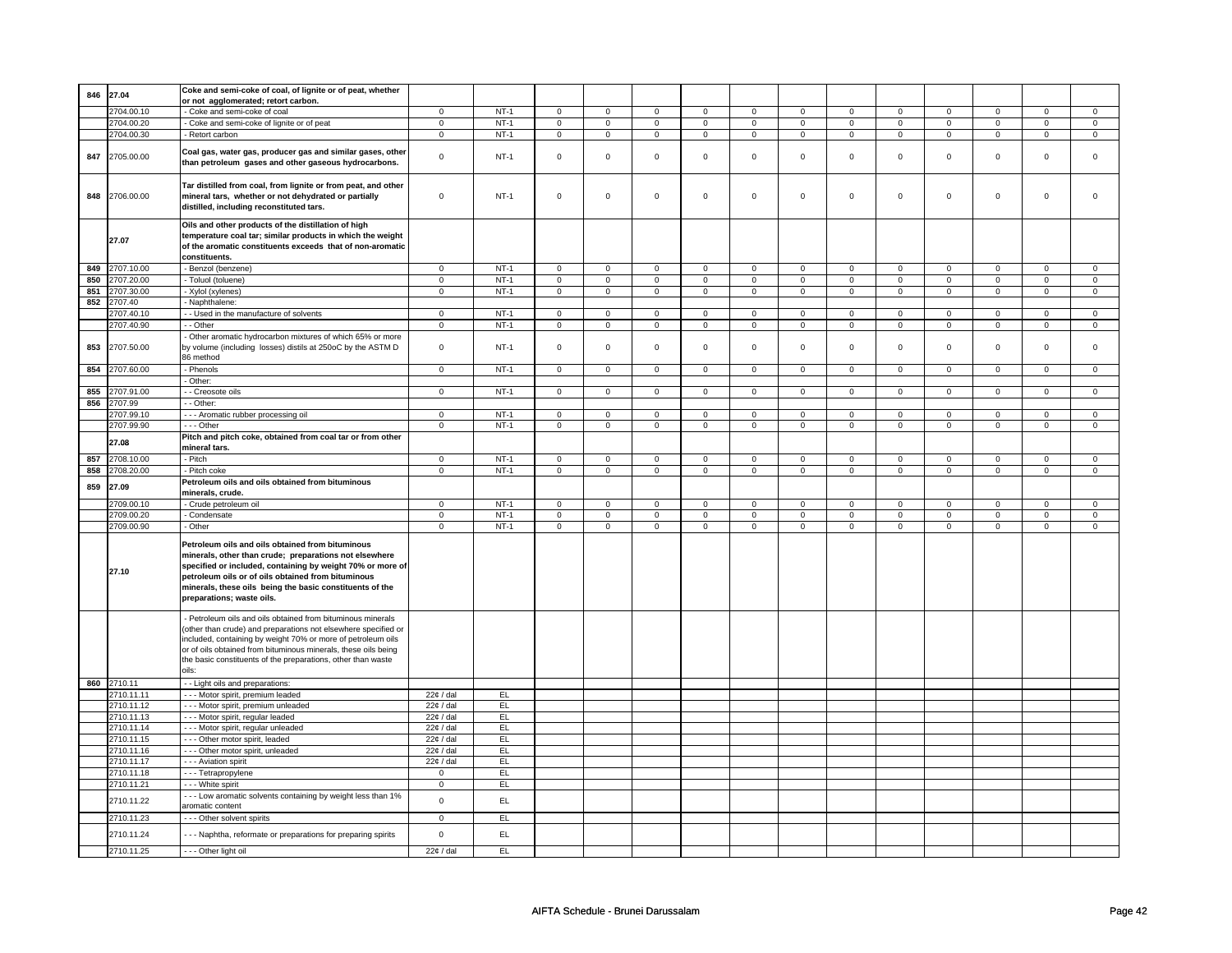| | | | | | | | | | | | | | | | | |
|---|---|---|---|---|---|---|---|---|---|---|---|---|---|---|---|---|
| 846 | 27.04 | **Coke and semi-coke of coal, of lignite or of peat, whether or not agglomerated; retort carbon.** | | | | | | | | | | | | | | |
| | 2704.00.10 | - Coke and semi-coke of coal | 0 | NT-1 | 0 | 0 | 0 | 0 | 0 | 0 | 0 | 0 | 0 | 0 | 0 | 0 |
| | 2704.00.20 | - Coke and semi-coke of lignite or of peat | 0 | NT-1 | 0 | 0 | 0 | 0 | 0 | 0 | 0 | 0 | 0 | 0 | 0 | 0 |
| | 2704.00.30 | - Retort carbon | 0 | NT-1 | 0 | 0 | 0 | 0 | 0 | 0 | 0 | 0 | 0 | 0 | 0 | 0 |
| 847 | 2705.00.00 | **Coal gas, water gas, producer gas and similar gases, other than petroleum gases and other gaseous hydrocarbons.** | 0 | NT-1 | 0 | 0 | 0 | 0 | 0 | 0 | 0 | 0 | 0 | 0 | 0 | 0 |
| 848 | 2706.00.00 | **Tar distilled from coal, from lignite or from peat, and other mineral tars, whether or not dehydrated or partially distilled, including reconstituted tars.** | 0 | NT-1 | 0 | 0 | 0 | 0 | 0 | 0 | 0 | 0 | 0 | 0 | 0 | 0 |
| | 27.07 | **Oils and other products of the distillation of high temperature coal tar; similar products in which the weight of the aromatic constituents exceeds that of non-aromatic constituents.** | | | | | | | | | | | | | | |
| 849 | 2707.10.00 | - Benzol (benzene) | 0 | NT-1 | 0 | 0 | 0 | 0 | 0 | 0 | 0 | 0 | 0 | 0 | 0 | 0 |
| 850 | 2707.20.00 | - Toluol (toluene) | 0 | NT-1 | 0 | 0 | 0 | 0 | 0 | 0 | 0 | 0 | 0 | 0 | 0 | 0 |
| 851 | 2707.30.00 | - Xylol (xylenes) | 0 | NT-1 | 0 | 0 | 0 | 0 | 0 | 0 | 0 | 0 | 0 | 0 | 0 | 0 |
| 852 | 2707.40 | - Naphthalene: | | | | | | | | | | | | | | |
| | 2707.40.10 | - - Used in the manufacture of solvents | 0 | NT-1 | 0 | 0 | 0 | 0 | 0 | 0 | 0 | 0 | 0 | 0 | 0 | 0 |
| | 2707.40.90 | - - Other | 0 | NT-1 | 0 | 0 | 0 | 0 | 0 | 0 | 0 | 0 | 0 | 0 | 0 | 0 |
| 853 | 2707.50.00 | - Other aromatic hydrocarbon mixtures of which 65% or more by volume (including losses) distils at 250oC by the ASTM D 86 method | 0 | NT-1 | 0 | 0 | 0 | 0 | 0 | 0 | 0 | 0 | 0 | 0 | 0 | 0 |
| 854 | 2707.60.00 | - Phenols | 0 | NT-1 | 0 | 0 | 0 | 0 | 0 | 0 | 0 | 0 | 0 | 0 | 0 | 0 |
| | | - Other: | | | | | | | | | | | | | | |
| 855 | 2707.91.00 | - - Creosote oils | 0 | NT-1 | 0 | 0 | 0 | 0 | 0 | 0 | 0 | 0 | 0 | 0 | 0 | 0 |
| 856 | 2707.99 | - - Other: | | | | | | | | | | | | | | |
| | 2707.99.10 | - - - Aromatic rubber processing oil | 0 | NT-1 | 0 | 0 | 0 | 0 | 0 | 0 | 0 | 0 | 0 | 0 | 0 | 0 |
| | 2707.99.90 | - - - Other | 0 | NT-1 | 0 | 0 | 0 | 0 | 0 | 0 | 0 | 0 | 0 | 0 | 0 | 0 |
| | 27.08 | **Pitch and pitch coke, obtained from coal tar or from other mineral tars.** | | | | | | | | | | | | | | |
| 857 | 2708.10.00 | - Pitch | 0 | NT-1 | 0 | 0 | 0 | 0 | 0 | 0 | 0 | 0 | 0 | 0 | 0 | 0 |
| 858 | 2708.20.00 | - Pitch coke | 0 | NT-1 | 0 | 0 | 0 | 0 | 0 | 0 | 0 | 0 | 0 | 0 | 0 | 0 |
| 859 | 27.09 | **Petroleum oils and oils obtained from bituminous minerals, crude.** | | | | | | | | | | | | | | |
| | 2709.00.10 | - Crude petroleum oil | 0 | NT-1 | 0 | 0 | 0 | 0 | 0 | 0 | 0 | 0 | 0 | 0 | 0 | 0 |
| | 2709.00.20 | - Condensate | 0 | NT-1 | 0 | 0 | 0 | 0 | 0 | 0 | 0 | 0 | 0 | 0 | 0 | 0 |
| | 2709.00.90 | - Other | 0 | NT-1 | 0 | 0 | 0 | 0 | 0 | 0 | 0 | 0 | 0 | 0 | 0 | 0 |
| | 27.10 | **Petroleum oils and oils obtained from bituminous minerals, other than crude; preparations not elsewhere specified or included, containing by weight 70% or more of petroleum oils or of oils obtained from bituminous minerals, these oils being the basic constituents of the preparations; waste oils.** | | | | | | | | | | | | | | |
| | | - Petroleum oils and oils obtained from bituminous minerals (other than crude) and preparations not elsewhere specified or included, containing by weight 70% or more of petroleum oils or of oils obtained from bituminous minerals, these oils being the basic constituents of the preparations, other than waste oils: | | | | | | | | | | | | | | |
| 860 | 2710.11 | - - Light oils and preparations: | | | | | | | | | | | | | | |
| | 2710.11.11 | - - - Motor spirit, premium leaded | 22¢ / dal | EL | | | | | | | | | | | | |
| | 2710.11.12 | - - - Motor spirit, premium unleaded | 22¢ / dal | EL | | | | | | | | | | | | |
| | 2710.11.13 | - - - Motor spirit, regular leaded | 22¢ / dal | EL | | | | | | | | | | | | |
| | 2710.11.14 | - - - Motor spirit, regular unleaded | 22¢ / dal | EL | | | | | | | | | | | | |
| | 2710.11.15 | - - - Other motor spirit, leaded | 22¢ / dal | EL | | | | | | | | | | | | |
| | 2710.11.16 | - - - Other motor spirit, unleaded | 22¢ / dal | EL | | | | | | | | | | | | |
| | 2710.11.17 | - - - Aviation spirit | 22¢ / dal | EL | | | | | | | | | | | | |
| | 2710.11.18 | - - - Tetrapropylene | 0 | EL | | | | | | | | | | | | |
| | 2710.11.21 | - - - White spirit | 0 | EL | | | | | | | | | | | | |
| | 2710.11.22 | - - - Low aromatic solvents containing by weight less than 1% aromatic content | 0 | EL | | | | | | | | | | | | |
| | 2710.11.23 | - - - Other solvent spirits | 0 | EL | | | | | | | | | | | | |
| | 2710.11.24 | - - - Naphtha, reformate or preparations for preparing spirits | 0 | EL | | | | | | | | | | | | |
| | 2710.11.25 | - - - Other light oil | 22¢ / dal | EL | | | | | | | | | | | | |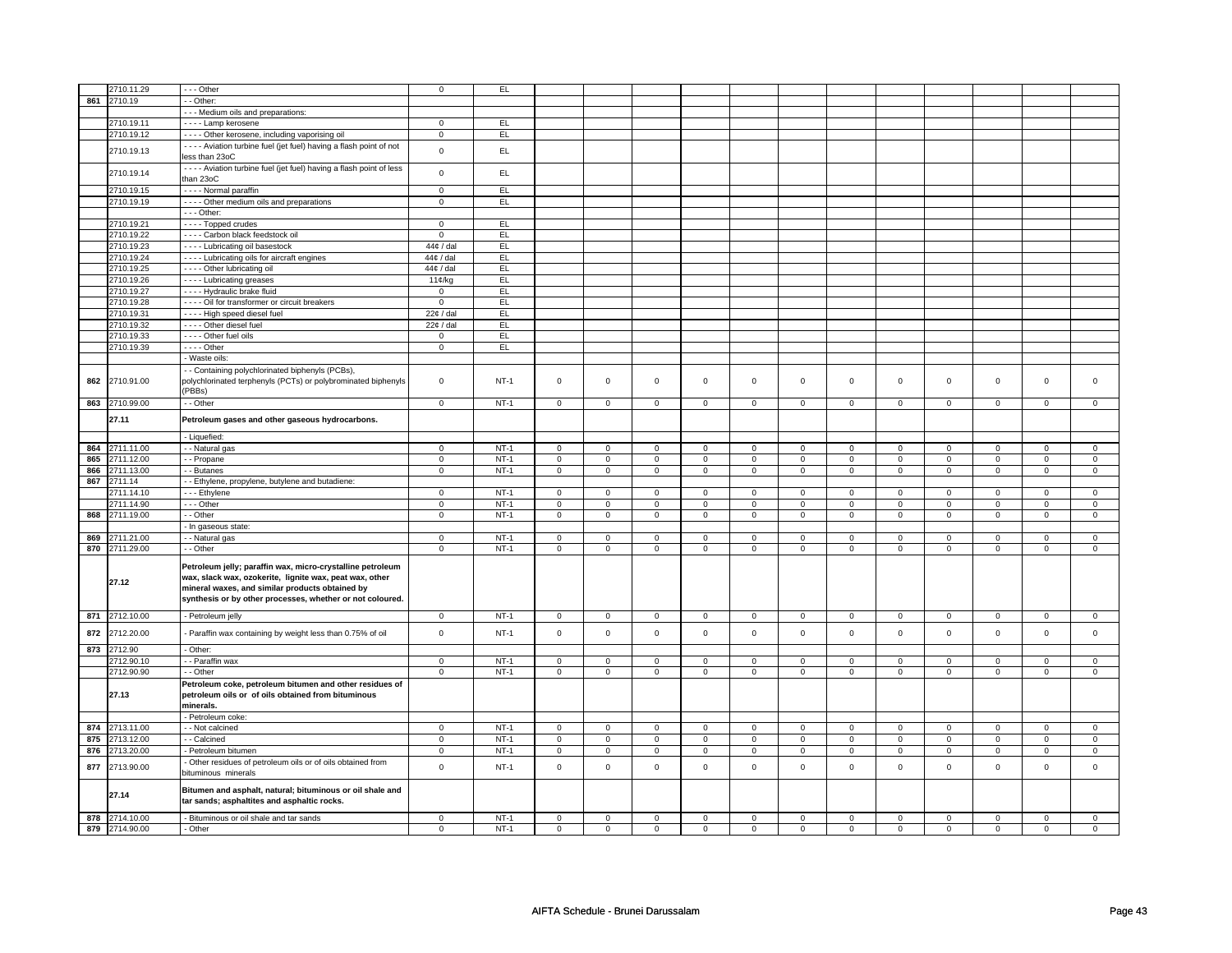| | | | | | | | | | | | | | | | | | |
|---|---|---|---|---|---|---|---|---|---|---|---|---|---|---|---|---|---|
| | 2710.11.29 | - - - Other | 0 | EL | | | | | | | | | | | | | |
| 861 | 2710.19 | - - Other: | | | | | | | | | | | | | | | |
| | | - - - Medium oils and preparations: | | | | | | | | | | | | | | | |
| | 2710.19.11 | - - - - Lamp kerosene | 0 | EL | | | | | | | | | | | | | |
| | 2710.19.12 | - - - - Other kerosene, including vaporising oil | 0 | EL | | | | | | | | | | | | | |
| | 2710.19.13 | - - - - Aviation turbine fuel (jet fuel) having a flash point of not less than 23oC | 0 | EL | | | | | | | | | | | | | |
| | 2710.19.14 | - - - - Aviation turbine fuel (jet fuel) having a flash point of less than 23oC | 0 | EL | | | | | | | | | | | | | |
| | 2710.19.15 | - - - - Normal paraffin | 0 | EL | | | | | | | | | | | | | |
| | 2710.19.19 | - - - - Other medium oils and preparations | 0 | EL | | | | | | | | | | | | | |
| | | - - - Other: | | | | | | | | | | | | | | | |
| | 2710.19.21 | - - - - Topped crudes | 0 | EL | | | | | | | | | | | | | |
| | 2710.19.22 | - - - - Carbon black feedstock oil | 0 | EL | | | | | | | | | | | | | |
| | 2710.19.23 | - - - - Lubricating oil basestock | 44¢ / dal | EL | | | | | | | | | | | | | |
| | 2710.19.24 | - - - - Lubricating oils for aircraft engines | 44¢ / dal | EL | | | | | | | | | | | | | |
| | 2710.19.25 | - - - - Other lubricating oil | 44¢ / dal | EL | | | | | | | | | | | | | |
| | 2710.19.26 | - - - - Lubricating greases | 11¢/kg | EL | | | | | | | | | | | | | |
| | 2710.19.27 | - - - - Hydraulic brake fluid | 0 | EL | | | | | | | | | | | | | |
| | 2710.19.28 | - - - - Oil for transformer or circuit breakers | 0 | EL | | | | | | | | | | | | | |
| | 2710.19.31 | - - - - High speed diesel fuel | 22¢ / dal | EL | | | | | | | | | | | | | |
| | 2710.19.32 | - - - - Other diesel fuel | 22¢ / dal | EL | | | | | | | | | | | | | |
| | 2710.19.33 | - - - - Other fuel oils | 0 | EL | | | | | | | | | | | | | |
| | 2710.19.39 | - - - - Other | 0 | EL | | | | | | | | | | | | | |
| | | - Waste oils: | | | | | | | | | | | | | | | |
| 862 | 2710.91.00 | - - Containing polychlorinated biphenyls (PCBs), polychlorinated terphenyls (PCTs) or polybrominated biphenyls (PBBs) | 0 | NT-1 | 0 | 0 | 0 | 0 | 0 | 0 | 0 | 0 | 0 | 0 | 0 | 0 |
| 863 | 2710.99.00 | - - Other | 0 | NT-1 | 0 | 0 | 0 | 0 | 0 | 0 | 0 | 0 | 0 | 0 | 0 | 0 |
| | **27.11** | **Petroleum gases and other gaseous hydrocarbons.** | | | | | | | | | | | | | | | |
| | | - Liquefied: | | | | | | | | | | | | | | | |
| 864 | 2711.11.00 | - - Natural gas | 0 | NT-1 | 0 | 0 | 0 | 0 | 0 | 0 | 0 | 0 | 0 | 0 | 0 | 0 |
| 865 | 2711.12.00 | - - Propane | 0 | NT-1 | 0 | 0 | 0 | 0 | 0 | 0 | 0 | 0 | 0 | 0 | 0 | 0 |
| 866 | 2711.13.00 | - - Butanes | 0 | NT-1 | 0 | 0 | 0 | 0 | 0 | 0 | 0 | 0 | 0 | 0 | 0 | 0 |
| 867 | 2711.14 | - - Ethylene, propylene, butylene and butadiene: | | | | | | | | | | | | | | | |
| | 2711.14.10 | - - - Ethylene | 0 | NT-1 | 0 | 0 | 0 | 0 | 0 | 0 | 0 | 0 | 0 | 0 | 0 | 0 |
| | 2711.14.90 | - - - Other | 0 | NT-1 | 0 | 0 | 0 | 0 | 0 | 0 | 0 | 0 | 0 | 0 | 0 | 0 |
| 868 | 2711.19.00 | - - Other | 0 | NT-1 | 0 | 0 | 0 | 0 | 0 | 0 | 0 | 0 | 0 | 0 | 0 | 0 |
| | | - In gaseous state: | | | | | | | | | | | | | | | |
| 869 | 2711.21.00 | - - Natural gas | 0 | NT-1 | 0 | 0 | 0 | 0 | 0 | 0 | 0 | 0 | 0 | 0 | 0 | 0 |
| 870 | 2711.29.00 | - - Other | 0 | NT-1 | 0 | 0 | 0 | 0 | 0 | 0 | 0 | 0 | 0 | 0 | 0 | 0 |
| | **27.12** | **Petroleum jelly; paraffin wax, micro-crystalline petroleum wax, slack wax, ozokerite, lignite wax, peat wax, other mineral waxes, and similar products obtained by synthesis or by other processes, whether or not coloured.** | | | | | | | | | | | | | | | |
| 871 | 2712.10.00 | - Petroleum jelly | 0 | NT-1 | 0 | 0 | 0 | 0 | 0 | 0 | 0 | 0 | 0 | 0 | 0 | 0 |
| 872 | 2712.20.00 | - Paraffin wax containing by weight less than 0.75% of oil | 0 | NT-1 | 0 | 0 | 0 | 0 | 0 | 0 | 0 | 0 | 0 | 0 | 0 | 0 |
| 873 | 2712.90 | - Other: | | | | | | | | | | | | | | | |
| | 2712.90.10 | - - Paraffin wax | 0 | NT-1 | 0 | 0 | 0 | 0 | 0 | 0 | 0 | 0 | 0 | 0 | 0 | 0 |
| | 2712.90.90 | - - Other | 0 | NT-1 | 0 | 0 | 0 | 0 | 0 | 0 | 0 | 0 | 0 | 0 | 0 | 0 |
| | **27.13** | **Petroleum coke, petroleum bitumen and other residues of petroleum oils or of oils obtained from bituminous minerals.** | | | | | | | | | | | | | | | |
| | | - Petroleum coke: | | | | | | | | | | | | | | | |
| 874 | 2713.11.00 | - - Not calcined | 0 | NT-1 | 0 | 0 | 0 | 0 | 0 | 0 | 0 | 0 | 0 | 0 | 0 | 0 |
| 875 | 2713.12.00 | - - Calcined | 0 | NT-1 | 0 | 0 | 0 | 0 | 0 | 0 | 0 | 0 | 0 | 0 | 0 | 0 |
| 876 | 2713.20.00 | - Petroleum bitumen | 0 | NT-1 | 0 | 0 | 0 | 0 | 0 | 0 | 0 | 0 | 0 | 0 | 0 | 0 |
| 877 | 2713.90.00 | - Other residues of petroleum oils or of oils obtained from bituminous minerals | 0 | NT-1 | 0 | 0 | 0 | 0 | 0 | 0 | 0 | 0 | 0 | 0 | 0 | 0 |
| | **27.14** | **Bitumen and asphalt, natural; bituminous or oil shale and tar sands; asphaltites and asphaltic rocks.** | | | | | | | | | | | | | | | |
| 878 | 2714.10.00 | - Bituminous or oil shale and tar sands | 0 | NT-1 | 0 | 0 | 0 | 0 | 0 | 0 | 0 | 0 | 0 | 0 | 0 | 0 |
| 879 | 2714.90.00 | - Other | 0 | NT-1 | 0 | 0 | 0 | 0 | 0 | 0 | 0 | 0 | 0 | 0 | 0 | 0 |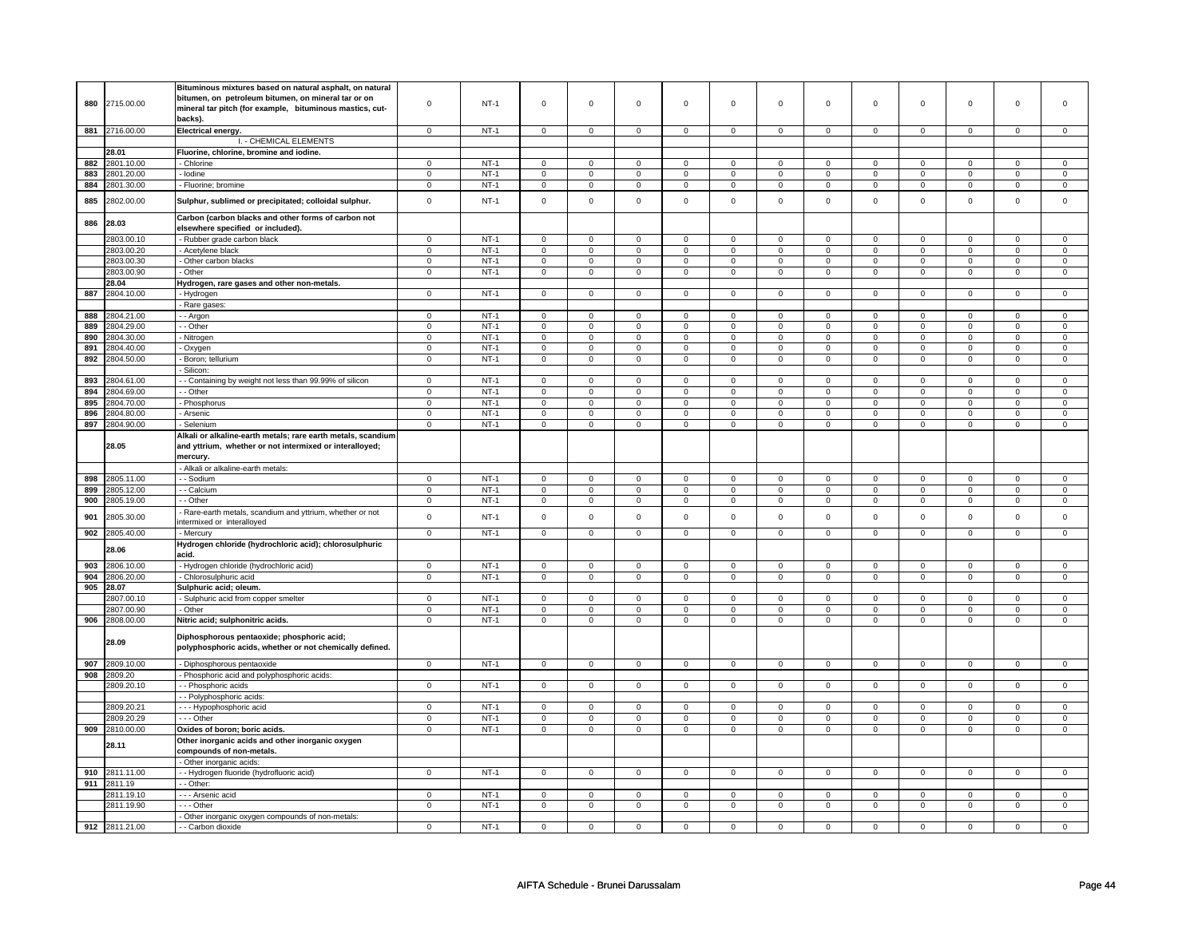| | | | | | | | | | | | | | | | | |
|---|---|---|---|---|---|---|---|---|---|---|---|---|---|---|---|---|
| 880 | 2715.00.00 | **Bituminous mixtures based on natural asphalt, on natural bitumen, on petroleum bitumen, on mineral tar or on mineral tar pitch (for example, bituminous mastics, cut-backs).** | 0 | NT-1 | 0 | 0 | 0 | 0 | 0 | 0 | 0 | 0 | 0 | 0 | 0 | 0 |
| 881 | 2716.00.00 | **Electrical energy.** | 0 | NT-1 | 0 | 0 | 0 | 0 | 0 | 0 | 0 | 0 | 0 | 0 | 0 | 0 |
| | | I. - CHEMICAL ELEMENTS | | | | | | | | | | | | | | |
| | **28.01** | **Fluorine, chlorine, bromine and iodine.** | | | | | | | | | | | | | | |
| 882 | 2801.10.00 | - Chlorine | 0 | NT-1 | 0 | 0 | 0 | 0 | 0 | 0 | 0 | 0 | 0 | 0 | 0 | 0 |
| 883 | 2801.20.00 | - Iodine | 0 | NT-1 | 0 | 0 | 0 | 0 | 0 | 0 | 0 | 0 | 0 | 0 | 0 | 0 |
| 884 | 2801.30.00 | - Fluorine; bromine | 0 | NT-1 | 0 | 0 | 0 | 0 | 0 | 0 | 0 | 0 | 0 | 0 | 0 | 0 |
| 885 | 2802.00.00 | **Sulphur, sublimed or precipitated; colloidal sulphur.** | 0 | NT-1 | 0 | 0 | 0 | 0 | 0 | 0 | 0 | 0 | 0 | 0 | 0 | 0 |
| 886 | **28.03** | **Carbon (carbon blacks and other forms of carbon not elsewhere specified or included).** | | | | | | | | | | | | | | |
| | 2803.00.10 | - Rubber grade carbon black | 0 | NT-1 | 0 | 0 | 0 | 0 | 0 | 0 | 0 | 0 | 0 | 0 | 0 | 0 |
| | 2803.00.20 | - Acetylene black | 0 | NT-1 | 0 | 0 | 0 | 0 | 0 | 0 | 0 | 0 | 0 | 0 | 0 | 0 |
| | 2803.00.30 | - Other carbon blacks | 0 | NT-1 | 0 | 0 | 0 | 0 | 0 | 0 | 0 | 0 | 0 | 0 | 0 | 0 |
| | 2803.00.90 | - Other | 0 | NT-1 | 0 | 0 | 0 | 0 | 0 | 0 | 0 | 0 | 0 | 0 | 0 | 0 |
| | **28.04** | **Hydrogen, rare gases and other non-metals.** | | | | | | | | | | | | | | |
| 887 | 2804.10.00 | - Hydrogen | 0 | NT-1 | 0 | 0 | 0 | 0 | 0 | 0 | 0 | 0 | 0 | 0 | 0 | 0 |
| | | - Rare gases: | | | | | | | | | | | | | | |
| 888 | 2804.21.00 | - - Argon | 0 | NT-1 | 0 | 0 | 0 | 0 | 0 | 0 | 0 | 0 | 0 | 0 | 0 | 0 |
| 889 | 2804.29.00 | - - Other | 0 | NT-1 | 0 | 0 | 0 | 0 | 0 | 0 | 0 | 0 | 0 | 0 | 0 | 0 |
| 890 | 2804.30.00 | - Nitrogen | 0 | NT-1 | 0 | 0 | 0 | 0 | 0 | 0 | 0 | 0 | 0 | 0 | 0 | 0 |
| 891 | 2804.40.00 | - Oxygen | 0 | NT-1 | 0 | 0 | 0 | 0 | 0 | 0 | 0 | 0 | 0 | 0 | 0 | 0 |
| 892 | 2804.50.00 | - Boron; tellurium | 0 | NT-1 | 0 | 0 | 0 | 0 | 0 | 0 | 0 | 0 | 0 | 0 | 0 | 0 |
| | | - Silicon: | | | | | | | | | | | | | | |
| 893 | 2804.61.00 | - - Containing by weight not less than 99.99% of silicon | 0 | NT-1 | 0 | 0 | 0 | 0 | 0 | 0 | 0 | 0 | 0 | 0 | 0 | 0 |
| 894 | 2804.69.00 | - - Other | 0 | NT-1 | 0 | 0 | 0 | 0 | 0 | 0 | 0 | 0 | 0 | 0 | 0 | 0 |
| 895 | 2804.70.00 | - Phosphorus | 0 | NT-1 | 0 | 0 | 0 | 0 | 0 | 0 | 0 | 0 | 0 | 0 | 0 | 0 |
| 896 | 2804.80.00 | - Arsenic | 0 | NT-1 | 0 | 0 | 0 | 0 | 0 | 0 | 0 | 0 | 0 | 0 | 0 | 0 |
| 897 | 2804.90.00 | - Selenium | 0 | NT-1 | 0 | 0 | 0 | 0 | 0 | 0 | 0 | 0 | 0 | 0 | 0 | 0 |
| | **28.05** | **Alkali or alkaline-earth metals; rare earth metals, scandium and yttrium, whether or not intermixed or interalloyed; mercury.** | | | | | | | | | | | | | | |
| | | - Alkali or alkaline-earth metals: | | | | | | | | | | | | | | |
| 898 | 2805.11.00 | - - Sodium | 0 | NT-1 | 0 | 0 | 0 | 0 | 0 | 0 | 0 | 0 | 0 | 0 | 0 | 0 |
| 899 | 2805.12.00 | - - Calcium | 0 | NT-1 | 0 | 0 | 0 | 0 | 0 | 0 | 0 | 0 | 0 | 0 | 0 | 0 |
| 900 | 2805.19.00 | - - Other | 0 | NT-1 | 0 | 0 | 0 | 0 | 0 | 0 | 0 | 0 | 0 | 0 | 0 | 0 |
| 901 | 2805.30.00 | - Rare-earth metals, scandium and yttrium, whether or not intermixed or interalloyed | 0 | NT-1 | 0 | 0 | 0 | 0 | 0 | 0 | 0 | 0 | 0 | 0 | 0 | 0 |
| 902 | 2805.40.00 | - Mercury | 0 | NT-1 | 0 | 0 | 0 | 0 | 0 | 0 | 0 | 0 | 0 | 0 | 0 | 0 |
| | **28.06** | **Hydrogen chloride (hydrochloric acid); chlorosulphuric acid.** | | | | | | | | | | | | | | |
| 903 | 2806.10.00 | - Hydrogen chloride (hydrochloric acid) | 0 | NT-1 | 0 | 0 | 0 | 0 | 0 | 0 | 0 | 0 | 0 | 0 | 0 | 0 |
| 904 | 2806.20.00 | - Chlorosulphuric acid | 0 | NT-1 | 0 | 0 | 0 | 0 | 0 | 0 | 0 | 0 | 0 | 0 | 0 | 0 |
| 905 | **28.07** | **Sulphuric acid; oleum.** | | | | | | | | | | | | | | |
| | 2807.00.10 | - Sulphuric acid from copper smelter | 0 | NT-1 | 0 | 0 | 0 | 0 | 0 | 0 | 0 | 0 | 0 | 0 | 0 | 0 |
| | 2807.00.90 | - Other | 0 | NT-1 | 0 | 0 | 0 | 0 | 0 | 0 | 0 | 0 | 0 | 0 | 0 | 0 |
| 906 | 2808.00.00 | **Nitric acid; sulphonitric acids.** | 0 | NT-1 | 0 | 0 | 0 | 0 | 0 | 0 | 0 | 0 | 0 | 0 | 0 | 0 |
| | **28.09** | **Diphosphorous pentaoxide; phosphoric acid; polyphosphoric acids, whether or not chemically defined.** | | | | | | | | | | | | | | |
| 907 | 2809.10.00 | - Diphosphorous pentaoxide | 0 | NT-1 | 0 | 0 | 0 | 0 | 0 | 0 | 0 | 0 | 0 | 0 | 0 | 0 |
| 908 | 2809.20 | - Phosphoric acid and polyphosphoric acids: | | | | | | | | | | | | | | |
| | 2809.20.10 | - - Phosphoric acids | 0 | NT-1 | 0 | 0 | 0 | 0 | 0 | 0 | 0 | 0 | 0 | 0 | 0 | 0 |
| | | - - Polyphosphoric acids: | | | | | | | | | | | | | | |
| | 2809.20.21 | - - - Hypophosphoric acid | 0 | NT-1 | 0 | 0 | 0 | 0 | 0 | 0 | 0 | 0 | 0 | 0 | 0 | 0 |
| | 2809.20.29 | - - - Other | 0 | NT-1 | 0 | 0 | 0 | 0 | 0 | 0 | 0 | 0 | 0 | 0 | 0 | 0 |
| 909 | 2810.00.00 | **Oxides of boron; boric acids.** | 0 | NT-1 | 0 | 0 | 0 | 0 | 0 | 0 | 0 | 0 | 0 | 0 | 0 | 0 |
| | **28.11** | **Other inorganic acids and other inorganic oxygen compounds of non-metals.** | | | | | | | | | | | | | | |
| | | - Other inorganic acids: | | | | | | | | | | | | | | |
| 910 | 2811.11.00 | - - Hydrogen fluoride (hydrofluoric acid) | 0 | NT-1 | 0 | 0 | 0 | 0 | 0 | 0 | 0 | 0 | 0 | 0 | 0 | 0 |
| 911 | 2811.19 | - - Other: | | | | | | | | | | | | | | |
| | 2811.19.10 | - - - Arsenic acid | 0 | NT-1 | 0 | 0 | 0 | 0 | 0 | 0 | 0 | 0 | 0 | 0 | 0 | 0 |
| | 2811.19.90 | - - - Other | 0 | NT-1 | 0 | 0 | 0 | 0 | 0 | 0 | 0 | 0 | 0 | 0 | 0 | 0 |
| | | - Other inorganic oxygen compounds of non-metals: | | | | | | | | | | | | | | |
| 912 | 2811.21.00 | - - Carbon dioxide | 0 | NT-1 | 0 | 0 | 0 | 0 | 0 | 0 | 0 | 0 | 0 | 0 | 0 | 0 |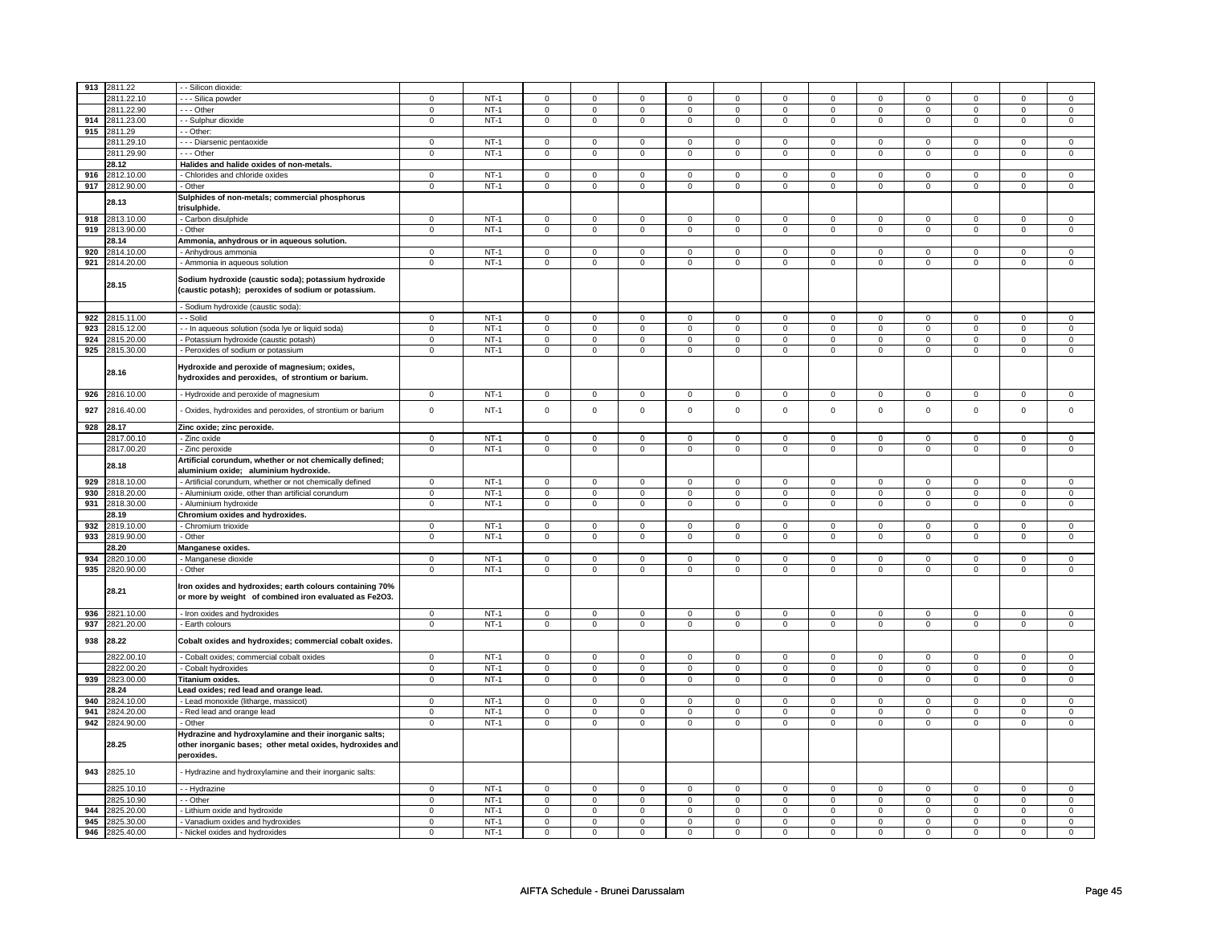| 913 | 2811.22 | - - Silicon dioxide: | | | | | | | | | | | | | | | |
|---|---|---|---|---|---|---|---|---|---|---|---|---|---|---|---|---|---|
| | 2811.22.10 | - - - Silica powder | 0 | NT-1 | 0 | 0 | 0 | 0 | 0 | 0 | 0 | 0 | 0 | 0 | 0 | 0 |
| | 2811.22.90 | - - - Other | 0 | NT-1 | 0 | 0 | 0 | 0 | 0 | 0 | 0 | 0 | 0 | 0 | 0 | 0 |
| 914 | 2811.23.00 | - - Sulphur dioxide | 0 | NT-1 | 0 | 0 | 0 | 0 | 0 | 0 | 0 | 0 | 0 | 0 | 0 | 0 |
| 915 | 2811.29 | - - Other: | | | | | | | | | | | | | | |
| | 2811.29.10 | - - - Diarsenic pentaoxide | 0 | NT-1 | 0 | 0 | 0 | 0 | 0 | 0 | 0 | 0 | 0 | 0 | 0 | 0 |
| | 2811.29.90 | - - - Other | 0 | NT-1 | 0 | 0 | 0 | 0 | 0 | 0 | 0 | 0 | 0 | 0 | 0 | 0 |
| | **28.12** | **Halides and halide oxides of non-metals.** | | | | | | | | | | | | | | |
| 916 | 2812.10.00 | - Chlorides and chloride oxides | 0 | NT-1 | 0 | 0 | 0 | 0 | 0 | 0 | 0 | 0 | 0 | 0 | 0 | 0 |
| 917 | 2812.90.00 | - Other | 0 | NT-1 | 0 | 0 | 0 | 0 | 0 | 0 | 0 | 0 | 0 | 0 | 0 | 0 |
| | **28.13** | **Sulphides of non-metals; commercial phosphorus trisulphide.** | | | | | | | | | | | | | | |
| 918 | 2813.10.00 | - Carbon disulphide | 0 | NT-1 | 0 | 0 | 0 | 0 | 0 | 0 | 0 | 0 | 0 | 0 | 0 | 0 |
| 919 | 2813.90.00 | - Other | 0 | NT-1 | 0 | 0 | 0 | 0 | 0 | 0 | 0 | 0 | 0 | 0 | 0 | 0 |
| | **28.14** | **Ammonia, anhydrous or in aqueous solution.** | | | | | | | | | | | | | | |
| 920 | 2814.10.00 | - Anhydrous ammonia | 0 | NT-1 | 0 | 0 | 0 | 0 | 0 | 0 | 0 | 0 | 0 | 0 | 0 | 0 |
| 921 | 2814.20.00 | - Ammonia in aqueous solution | 0 | NT-1 | 0 | 0 | 0 | 0 | 0 | 0 | 0 | 0 | 0 | 0 | 0 | 0 |
| | **28.15** | **Sodium hydroxide (caustic soda); potassium hydroxide (caustic potash); peroxides of sodium or potassium.** | | | | | | | | | | | | | | |
| | | - Sodium hydroxide (caustic soda): | | | | | | | | | | | | | | |
| 922 | 2815.11.00 | - - Solid | 0 | NT-1 | 0 | 0 | 0 | 0 | 0 | 0 | 0 | 0 | 0 | 0 | 0 | 0 |
| 923 | 2815.12.00 | - - In aqueous solution (soda lye or liquid soda) | 0 | NT-1 | 0 | 0 | 0 | 0 | 0 | 0 | 0 | 0 | 0 | 0 | 0 | 0 |
| 924 | 2815.20.00 | - Potassium hydroxide (caustic potash) | 0 | NT-1 | 0 | 0 | 0 | 0 | 0 | 0 | 0 | 0 | 0 | 0 | 0 | 0 |
| 925 | 2815.30.00 | - Peroxides of sodium or potassium | 0 | NT-1 | 0 | 0 | 0 | 0 | 0 | 0 | 0 | 0 | 0 | 0 | 0 | 0 |
| | **28.16** | **Hydroxide and peroxide of magnesium; oxides, hydroxides and peroxides, of strontium or barium.** | | | | | | | | | | | | | | |
| 926 | 2816.10.00 | - Hydroxide and peroxide of magnesium | 0 | NT-1 | 0 | 0 | 0 | 0 | 0 | 0 | 0 | 0 | 0 | 0 | 0 | 0 |
| 927 | 2816.40.00 | - Oxides, hydroxides and peroxides, of strontium or barium | 0 | NT-1 | 0 | 0 | 0 | 0 | 0 | 0 | 0 | 0 | 0 | 0 | 0 | 0 |
| 928 | **28.17** | **Zinc oxide; zinc peroxide.** | | | | | | | | | | | | | | |
| | 2817.00.10 | - Zinc oxide | 0 | NT-1 | 0 | 0 | 0 | 0 | 0 | 0 | 0 | 0 | 0 | 0 | 0 | 0 |
| | 2817.00.20 | - Zinc peroxide | 0 | NT-1 | 0 | 0 | 0 | 0 | 0 | 0 | 0 | 0 | 0 | 0 | 0 | 0 |
| | **28.18** | **Artificial corundum, whether or not chemically defined; aluminium oxide; aluminium hydroxide.** | | | | | | | | | | | | | | |
| 929 | 2818.10.00 | - Artificial corundum, whether or not chemically defined | 0 | NT-1 | 0 | 0 | 0 | 0 | 0 | 0 | 0 | 0 | 0 | 0 | 0 | 0 |
| 930 | 2818.20.00 | - Aluminium oxide, other than artificial corundum | 0 | NT-1 | 0 | 0 | 0 | 0 | 0 | 0 | 0 | 0 | 0 | 0 | 0 | 0 |
| 931 | 2818.30.00 | - Aluminium hydroxide | 0 | NT-1 | 0 | 0 | 0 | 0 | 0 | 0 | 0 | 0 | 0 | 0 | 0 | 0 |
| | **28.19** | **Chromium oxides and hydroxides.** | | | | | | | | | | | | | | |
| 932 | 2819.10.00 | - Chromium trioxide | 0 | NT-1 | 0 | 0 | 0 | 0 | 0 | 0 | 0 | 0 | 0 | 0 | 0 | 0 |
| 933 | 2819.90.00 | - Other | 0 | NT-1 | 0 | 0 | 0 | 0 | 0 | 0 | 0 | 0 | 0 | 0 | 0 | 0 |
| | **28.20** | **Manganese oxides.** | | | | | | | | | | | | | | |
| 934 | 2820.10.00 | - Manganese dioxide | 0 | NT-1 | 0 | 0 | 0 | 0 | 0 | 0 | 0 | 0 | 0 | 0 | 0 | 0 |
| 935 | 2820.90.00 | - Other | 0 | NT-1 | 0 | 0 | 0 | 0 | 0 | 0 | 0 | 0 | 0 | 0 | 0 | 0 |
| | **28.21** | **Iron oxides and hydroxides; earth colours containing 70% or more by weight of combined iron evaluated as Fe2O3.** | | | | | | | | | | | | | | |
| 936 | 2821.10.00 | - Iron oxides and hydroxides | 0 | NT-1 | 0 | 0 | 0 | 0 | 0 | 0 | 0 | 0 | 0 | 0 | 0 | 0 |
| 937 | 2821.20.00 | - Earth colours | 0 | NT-1 | 0 | 0 | 0 | 0 | 0 | 0 | 0 | 0 | 0 | 0 | 0 | 0 |
| 938 | **28.22** | **Cobalt oxides and hydroxides; commercial cobalt oxides.** | | | | | | | | | | | | | | |
| | 2822.00.10 | - Cobalt oxides; commercial cobalt oxides | 0 | NT-1 | 0 | 0 | 0 | 0 | 0 | 0 | 0 | 0 | 0 | 0 | 0 | 0 |
| | 2822.00.20 | - Cobalt hydroxides | 0 | NT-1 | 0 | 0 | 0 | 0 | 0 | 0 | 0 | 0 | 0 | 0 | 0 | 0 |
| 939 | 2823.00.00 | **Titanium oxides.** | 0 | NT-1 | 0 | 0 | 0 | 0 | 0 | 0 | 0 | 0 | 0 | 0 | 0 | 0 |
| | **28.24** | **Lead oxides; red lead and orange lead.** | | | | | | | | | | | | | | |
| 940 | 2824.10.00 | - Lead monoxide (litharge, massicot) | 0 | NT-1 | 0 | 0 | 0 | 0 | 0 | 0 | 0 | 0 | 0 | 0 | 0 | 0 |
| 941 | 2824.20.00 | - Red lead and orange lead | 0 | NT-1 | 0 | 0 | 0 | 0 | 0 | 0 | 0 | 0 | 0 | 0 | 0 | 0 |
| 942 | 2824.90.00 | - Other | 0 | NT-1 | 0 | 0 | 0 | 0 | 0 | 0 | 0 | 0 | 0 | 0 | 0 | 0 |
| | **28.25** | **Hydrazine and hydroxylamine and their inorganic salts; other inorganic bases; other metal oxides, hydroxides and peroxides.** | | | | | | | | | | | | | | |
| 943 | 2825.10 | - Hydrazine and hydroxylamine and their inorganic salts: | | | | | | | | | | | | | | |
| | 2825.10.10 | - - Hydrazine | 0 | NT-1 | 0 | 0 | 0 | 0 | 0 | 0 | 0 | 0 | 0 | 0 | 0 | 0 |
| | 2825.10.90 | - - Other | 0 | NT-1 | 0 | 0 | 0 | 0 | 0 | 0 | 0 | 0 | 0 | 0 | 0 | 0 |
| 944 | 2825.20.00 | - Lithium oxide and hydroxide | 0 | NT-1 | 0 | 0 | 0 | 0 | 0 | 0 | 0 | 0 | 0 | 0 | 0 | 0 |
| 945 | 2825.30.00 | - Vanadium oxides and hydroxides | 0 | NT-1 | 0 | 0 | 0 | 0 | 0 | 0 | 0 | 0 | 0 | 0 | 0 | 0 |
| 946 | 2825.40.00 | - Nickel oxides and hydroxides | 0 | NT-1 | 0 | 0 | 0 | 0 | 0 | 0 | 0 | 0 | 0 | 0 | 0 | 0 |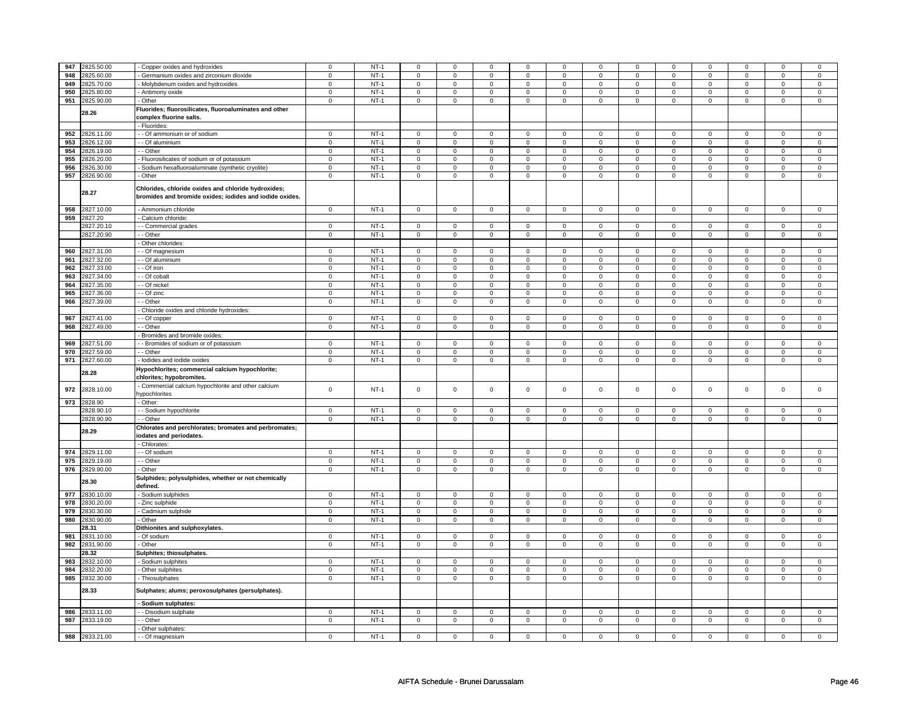| | | | | | | | | | | | | | | | |
|---|---|---|---|---|---|---|---|---|---|---|---|---|---|---|---|
| 947 | 2825.50.00 | - Copper oxides and hydroxides | 0 | NT-1 | 0 | 0 | 0 | 0 | 0 | 0 | 0 | 0 | 0 | 0 | 0 | 0 |
| 948 | 2825.60.00 | - Germanium oxides and zirconium dioxide | 0 | NT-1 | 0 | 0 | 0 | 0 | 0 | 0 | 0 | 0 | 0 | 0 | 0 | 0 |
| 949 | 2825.70.00 | - Molybdenum oxides and hydroxides | 0 | NT-1 | 0 | 0 | 0 | 0 | 0 | 0 | 0 | 0 | 0 | 0 | 0 | 0 |
| 950 | 2825.80.00 | - Antimony oxide | 0 | NT-1 | 0 | 0 | 0 | 0 | 0 | 0 | 0 | 0 | 0 | 0 | 0 | 0 |
| 951 | 2825.90.00 | - Other | 0 | NT-1 | 0 | 0 | 0 | 0 | 0 | 0 | 0 | 0 | 0 | 0 | 0 | 0 |
| | **28.26** | **Fluorides; fluorosilicates, fluoroaluminates and other complex fluorine salts.** | | | | | | | | | | | | | | |
| | | - Fluorides: | | | | | | | | | | | | | | |
| 952 | 2826.11.00 | - - Of ammonium or of sodium | 0 | NT-1 | 0 | 0 | 0 | 0 | 0 | 0 | 0 | 0 | 0 | 0 | 0 | 0 |
| 953 | 2826.12.00 | - - Of aluminium | 0 | NT-1 | 0 | 0 | 0 | 0 | 0 | 0 | 0 | 0 | 0 | 0 | 0 | 0 |
| 954 | 2826.19.00 | - - Other | 0 | NT-1 | 0 | 0 | 0 | 0 | 0 | 0 | 0 | 0 | 0 | 0 | 0 | 0 |
| 955 | 2826.20.00 | - Fluorosilicates of sodium or of potassium | 0 | NT-1 | 0 | 0 | 0 | 0 | 0 | 0 | 0 | 0 | 0 | 0 | 0 | 0 |
| 956 | 2826.30.00 | - Sodium hexafluoroaluminate (synthetic cryolite) | 0 | NT-1 | 0 | 0 | 0 | 0 | 0 | 0 | 0 | 0 | 0 | 0 | 0 | 0 |
| 957 | 2826.90.00 | - Other | 0 | NT-1 | 0 | 0 | 0 | 0 | 0 | 0 | 0 | 0 | 0 | 0 | 0 | 0 |
| | **28.27** | **Chlorides, chloride oxides and chloride hydroxides; bromides and bromide oxides; iodides and iodide oxides.** | | | | | | | | | | | | | | |
| 958 | 2827.10.00 | - Ammonium chloride | 0 | NT-1 | 0 | 0 | 0 | 0 | 0 | 0 | 0 | 0 | 0 | 0 | 0 | 0 |
| 959 | 2827.20 | - Calcium chloride: | | | | | | | | | | | | | | |
| | 2827.20.10 | - - Commercial grades | 0 | NT-1 | 0 | 0 | 0 | 0 | 0 | 0 | 0 | 0 | 0 | 0 | 0 | 0 |
| | 2827.20.90 | - - Other | 0 | NT-1 | 0 | 0 | 0 | 0 | 0 | 0 | 0 | 0 | 0 | 0 | 0 | 0 |
| | | - Other chlorides: | | | | | | | | | | | | | | |
| 960 | 2827.31.00 | - - Of magnesium | 0 | NT-1 | 0 | 0 | 0 | 0 | 0 | 0 | 0 | 0 | 0 | 0 | 0 | 0 |
| 961 | 2827.32.00 | - - Of aluminium | 0 | NT-1 | 0 | 0 | 0 | 0 | 0 | 0 | 0 | 0 | 0 | 0 | 0 | 0 |
| 962 | 2827.33.00 | - - Of iron | 0 | NT-1 | 0 | 0 | 0 | 0 | 0 | 0 | 0 | 0 | 0 | 0 | 0 | 0 |
| 963 | 2827.34.00 | - - Of cobalt | 0 | NT-1 | 0 | 0 | 0 | 0 | 0 | 0 | 0 | 0 | 0 | 0 | 0 | 0 |
| 964 | 2827.35.00 | - - Of nickel | 0 | NT-1 | 0 | 0 | 0 | 0 | 0 | 0 | 0 | 0 | 0 | 0 | 0 | 0 |
| 965 | 2827.36.00 | - - Of zinc | 0 | NT-1 | 0 | 0 | 0 | 0 | 0 | 0 | 0 | 0 | 0 | 0 | 0 | 0 |
| 966 | 2827.39.00 | - - Other | 0 | NT-1 | 0 | 0 | 0 | 0 | 0 | 0 | 0 | 0 | 0 | 0 | 0 | 0 |
| | | - Chloride oxides and chloride hydroxides: | | | | | | | | | | | | | | |
| 967 | 2827.41.00 | - - Of copper | 0 | NT-1 | 0 | 0 | 0 | 0 | 0 | 0 | 0 | 0 | 0 | 0 | 0 | 0 |
| 968 | 2827.49.00 | - - Other | 0 | NT-1 | 0 | 0 | 0 | 0 | 0 | 0 | 0 | 0 | 0 | 0 | 0 | 0 |
| | | - Bromides and bromide oxides: | | | | | | | | | | | | | | |
| 969 | 2827.51.00 | - - Bromides of sodium or of potassium | 0 | NT-1 | 0 | 0 | 0 | 0 | 0 | 0 | 0 | 0 | 0 | 0 | 0 | 0 |
| 970 | 2827.59.00 | - - Other | 0 | NT-1 | 0 | 0 | 0 | 0 | 0 | 0 | 0 | 0 | 0 | 0 | 0 | 0 |
| 971 | 2827.60.00 | - Iodides and iodide oxides | 0 | NT-1 | 0 | 0 | 0 | 0 | 0 | 0 | 0 | 0 | 0 | 0 | 0 | 0 |
| | **28.28** | **Hypochlorites; commercial calcium hypochlorite; chlorites; hypobromites.** | | | | | | | | | | | | | | |
| 972 | 2828.10.00 | - Commercial calcium hypochlorite and other calcium hypochlorites | 0 | NT-1 | 0 | 0 | 0 | 0 | 0 | 0 | 0 | 0 | 0 | 0 | 0 | 0 |
| 973 | 2828.90 | - Other: | | | | | | | | | | | | | | |
| | 2828.90.10 | - - Sodium hypochlorite | 0 | NT-1 | 0 | 0 | 0 | 0 | 0 | 0 | 0 | 0 | 0 | 0 | 0 | 0 |
| | 2828.90.90 | - - Other | 0 | NT-1 | 0 | 0 | 0 | 0 | 0 | 0 | 0 | 0 | 0 | 0 | 0 | 0 |
| | **28.29** | **Chlorates and perchlorates; bromates and perbromates; iodates and periodates.** | | | | | | | | | | | | | | |
| | | - Chlorates: | | | | | | | | | | | | | | |
| 974 | 2829.11.00 | - - Of sodium | 0 | NT-1 | 0 | 0 | 0 | 0 | 0 | 0 | 0 | 0 | 0 | 0 | 0 | 0 |
| 975 | 2829.19.00 | - - Other | 0 | NT-1 | 0 | 0 | 0 | 0 | 0 | 0 | 0 | 0 | 0 | 0 | 0 | 0 |
| 976 | 2829.90.00 | - Other | 0 | NT-1 | 0 | 0 | 0 | 0 | 0 | 0 | 0 | 0 | 0 | 0 | 0 | 0 |
| | **28.30** | **Sulphides; polysulphides, whether or not chemically defined.** | | | | | | | | | | | | | | |
| 977 | 2830.10.00 | - Sodium sulphides | 0 | NT-1 | 0 | 0 | 0 | 0 | 0 | 0 | 0 | 0 | 0 | 0 | 0 | 0 |
| 978 | 2830.20.00 | - Zinc sulphide | 0 | NT-1 | 0 | 0 | 0 | 0 | 0 | 0 | 0 | 0 | 0 | 0 | 0 | 0 |
| 979 | 2830.30.00 | - Cadmium sulphide | 0 | NT-1 | 0 | 0 | 0 | 0 | 0 | 0 | 0 | 0 | 0 | 0 | 0 | 0 |
| 980 | 2830.90.00 | - Other | 0 | NT-1 | 0 | 0 | 0 | 0 | 0 | 0 | 0 | 0 | 0 | 0 | 0 | 0 |
| | **28.31** | **Dithionites and sulphoxylates.** | | | | | | | | | | | | | | |
| 981 | 2831.10.00 | - Of sodium | 0 | NT-1 | 0 | 0 | 0 | 0 | 0 | 0 | 0 | 0 | 0 | 0 | 0 | 0 |
| 982 | 2831.90.00 | - Other | 0 | NT-1 | 0 | 0 | 0 | 0 | 0 | 0 | 0 | 0 | 0 | 0 | 0 | 0 |
| | **28.32** | **Sulphites; thiosulphates.** | | | | | | | | | | | | | | |
| 983 | 2832.10.00 | - Sodium sulphites | 0 | NT-1 | 0 | 0 | 0 | 0 | 0 | 0 | 0 | 0 | 0 | 0 | 0 | 0 |
| 984 | 2832.20.00 | - Other sulphites | 0 | NT-1 | 0 | 0 | 0 | 0 | 0 | 0 | 0 | 0 | 0 | 0 | 0 | 0 |
| 985 | 2832.30.00 | - Thiosulphates | 0 | NT-1 | 0 | 0 | 0 | 0 | 0 | 0 | 0 | 0 | 0 | 0 | 0 | 0 |
| | **28.33** | **Sulphates; alums; peroxosulphates (persulphates).** | | | | | | | | | | | | | | |
| | | **- Sodium sulphates:** | | | | | | | | | | | | | | |
| 986 | 2833.11.00 | - - Disodium sulphate | 0 | NT-1 | 0 | 0 | 0 | 0 | 0 | 0 | 0 | 0 | 0 | 0 | 0 | 0 |
| 987 | 2833.19.00 | - - Other | 0 | NT-1 | 0 | 0 | 0 | 0 | 0 | 0 | 0 | 0 | 0 | 0 | 0 | 0 |
| | | - Other sulphates: | | | | | | | | | | | | | | |
| 988 | 2833.21.00 | - - Of magnesium | 0 | NT-1 | 0 | 0 | 0 | 0 | 0 | 0 | 0 | 0 | 0 | 0 | 0 | 0 |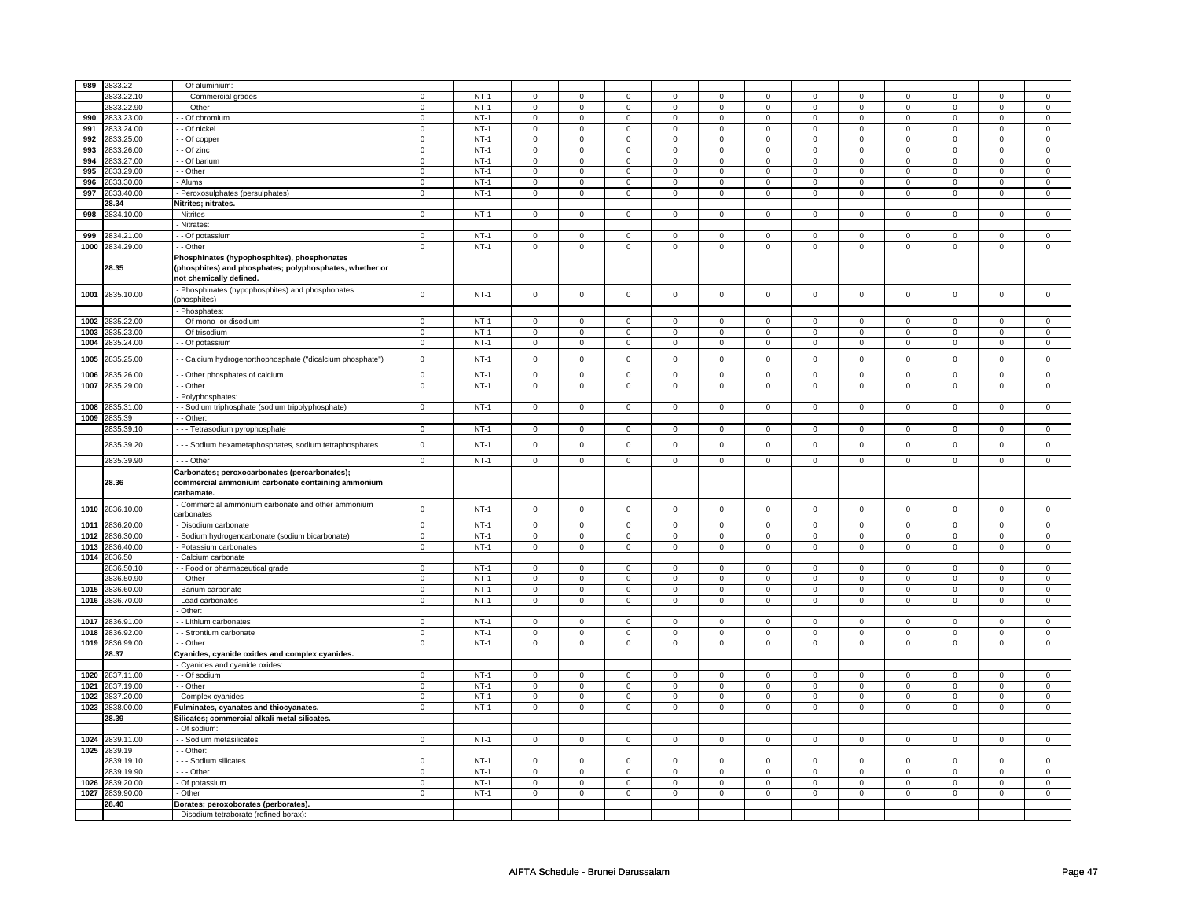| | | | | | | | | | | | | | | | |
|---|---|---|---|---|---|---|---|---|---|---|---|---|---|---|---|
| 989 | 2833.22 | - - Of aluminium: | | | | | | | | | | | | | |
| | 2833.22.10 | - - - Commercial grades | 0 | NT-1 | 0 | 0 | 0 | 0 | 0 | 0 | 0 | 0 | 0 | 0 | 0 | 0 |
| | 2833.22.90 | - - - Other | 0 | NT-1 | 0 | 0 | 0 | 0 | 0 | 0 | 0 | 0 | 0 | 0 | 0 | 0 |
| 990 | 2833.23.00 | - - Of chromium | 0 | NT-1 | 0 | 0 | 0 | 0 | 0 | 0 | 0 | 0 | 0 | 0 | 0 | 0 |
| 991 | 2833.24.00 | - - Of nickel | 0 | NT-1 | 0 | 0 | 0 | 0 | 0 | 0 | 0 | 0 | 0 | 0 | 0 | 0 |
| 992 | 2833.25.00 | - - Of copper | 0 | NT-1 | 0 | 0 | 0 | 0 | 0 | 0 | 0 | 0 | 0 | 0 | 0 | 0 |
| 993 | 2833.26.00 | - - Of zinc | 0 | NT-1 | 0 | 0 | 0 | 0 | 0 | 0 | 0 | 0 | 0 | 0 | 0 | 0 |
| 994 | 2833.27.00 | - - Of barium | 0 | NT-1 | 0 | 0 | 0 | 0 | 0 | 0 | 0 | 0 | 0 | 0 | 0 | 0 |
| 995 | 2833.29.00 | - - Other | 0 | NT-1 | 0 | 0 | 0 | 0 | 0 | 0 | 0 | 0 | 0 | 0 | 0 | 0 |
| 996 | 2833.30.00 | - Alums | 0 | NT-1 | 0 | 0 | 0 | 0 | 0 | 0 | 0 | 0 | 0 | 0 | 0 | 0 |
| 997 | 2833.40.00 | - Peroxosulphates (persulphates) | 0 | NT-1 | 0 | 0 | 0 | 0 | 0 | 0 | 0 | 0 | 0 | 0 | 0 | 0 |
| | 28.34 | **Nitrites; nitrates.** | | | | | | | | | | | | | | |
| 998 | 2834.10.00 | - Nitrites | 0 | NT-1 | 0 | 0 | 0 | 0 | 0 | 0 | 0 | 0 | 0 | 0 | 0 | 0 |
| | | - Nitrates: | | | | | | | | | | | | | | |
| 999 | 2834.21.00 | - - Of potassium | 0 | NT-1 | 0 | 0 | 0 | 0 | 0 | 0 | 0 | 0 | 0 | 0 | 0 | 0 |
| 1000 | 2834.29.00 | - - Other | 0 | NT-1 | 0 | 0 | 0 | 0 | 0 | 0 | 0 | 0 | 0 | 0 | 0 | 0 |
| | 28.35 | **Phosphinates (hypophosphites), phosphonates (phosphites) and phosphates; polyphosphates, whether or not chemically defined.** | | | | | | | | | | | | | | |
| 1001 | 2835.10.00 | - Phosphinates (hypophosphites) and phosphonates (phosphites) | 0 | NT-1 | 0 | 0 | 0 | 0 | 0 | 0 | 0 | 0 | 0 | 0 | 0 | 0 |
| | | - Phosphates: | | | | | | | | | | | | | | |
| 1002 | 2835.22.00 | - - Of mono- or disodium | 0 | NT-1 | 0 | 0 | 0 | 0 | 0 | 0 | 0 | 0 | 0 | 0 | 0 | 0 |
| 1003 | 2835.23.00 | - - Of trisodium | 0 | NT-1 | 0 | 0 | 0 | 0 | 0 | 0 | 0 | 0 | 0 | 0 | 0 | 0 |
| 1004 | 2835.24.00 | - - Of potassium | 0 | NT-1 | 0 | 0 | 0 | 0 | 0 | 0 | 0 | 0 | 0 | 0 | 0 | 0 |
| 1005 | 2835.25.00 | - - Calcium hydrogenorthophosphate ("dicalcium phosphate") | 0 | NT-1 | 0 | 0 | 0 | 0 | 0 | 0 | 0 | 0 | 0 | 0 | 0 | 0 |
| 1006 | 2835.26.00 | - - Other phosphates of calcium | 0 | NT-1 | 0 | 0 | 0 | 0 | 0 | 0 | 0 | 0 | 0 | 0 | 0 | 0 |
| 1007 | 2835.29.00 | - - Other | 0 | NT-1 | 0 | 0 | 0 | 0 | 0 | 0 | 0 | 0 | 0 | 0 | 0 | 0 |
| | | - Polyphosphates: | | | | | | | | | | | | | | |
| 1008 | 2835.31.00 | - - Sodium triphosphate (sodium tripolyphosphate) | 0 | NT-1 | 0 | 0 | 0 | 0 | 0 | 0 | 0 | 0 | 0 | 0 | 0 | 0 |
| 1009 | 2835.39 | - - Other: | | | | | | | | | | | | | | |
| | 2835.39.10 | - - - Tetrasodium pyrophosphate | 0 | NT-1 | 0 | 0 | 0 | 0 | 0 | 0 | 0 | 0 | 0 | 0 | 0 | 0 |
| | 2835.39.20 | - - - Sodium hexametaphosphates, sodium tetraphosphates | 0 | NT-1 | 0 | 0 | 0 | 0 | 0 | 0 | 0 | 0 | 0 | 0 | 0 | 0 |
| | 2835.39.90 | - - - Other | 0 | NT-1 | 0 | 0 | 0 | 0 | 0 | 0 | 0 | 0 | 0 | 0 | 0 | 0 |
| | 28.36 | **Carbonates; peroxocarbonates (percarbonates); commercial ammonium carbonate containing ammonium carbamate.** | | | | | | | | | | | | | | |
| 1010 | 2836.10.00 | - Commercial ammonium carbonate and other ammonium carbonates | 0 | NT-1 | 0 | 0 | 0 | 0 | 0 | 0 | 0 | 0 | 0 | 0 | 0 | 0 |
| 1011 | 2836.20.00 | - Disodium carbonate | 0 | NT-1 | 0 | 0 | 0 | 0 | 0 | 0 | 0 | 0 | 0 | 0 | 0 | 0 |
| 1012 | 2836.30.00 | - Sodium hydrogencarbonate (sodium bicarbonate) | 0 | NT-1 | 0 | 0 | 0 | 0 | 0 | 0 | 0 | 0 | 0 | 0 | 0 | 0 |
| 1013 | 2836.40.00 | - Potassium carbonates | 0 | NT-1 | 0 | 0 | 0 | 0 | 0 | 0 | 0 | 0 | 0 | 0 | 0 | 0 |
| 1014 | 2836.50 | - Calcium carbonate | | | | | | | | | | | | | | |
| | 2836.50.10 | - - Food or pharmaceutical grade | 0 | NT-1 | 0 | 0 | 0 | 0 | 0 | 0 | 0 | 0 | 0 | 0 | 0 | 0 |
| | 2836.50.90 | - - Other | 0 | NT-1 | 0 | 0 | 0 | 0 | 0 | 0 | 0 | 0 | 0 | 0 | 0 | 0 |
| 1015 | 2836.60.00 | - Barium carbonate | 0 | NT-1 | 0 | 0 | 0 | 0 | 0 | 0 | 0 | 0 | 0 | 0 | 0 | 0 |
| 1016 | 2836.70.00 | - Lead carbonates | 0 | NT-1 | 0 | 0 | 0 | 0 | 0 | 0 | 0 | 0 | 0 | 0 | 0 | 0 |
| | | - Other: | | | | | | | | | | | | | | |
| 1017 | 2836.91.00 | - - Lithium carbonates | 0 | NT-1 | 0 | 0 | 0 | 0 | 0 | 0 | 0 | 0 | 0 | 0 | 0 | 0 |
| 1018 | 2836.92.00 | - - Strontium carbonate | 0 | NT-1 | 0 | 0 | 0 | 0 | 0 | 0 | 0 | 0 | 0 | 0 | 0 | 0 |
| 1019 | 2836.99.00 | - - Other | 0 | NT-1 | 0 | 0 | 0 | 0 | 0 | 0 | 0 | 0 | 0 | 0 | 0 | 0 |
| | 28.37 | **Cyanides, cyanide oxides and complex cyanides.** | | | | | | | | | | | | | | |
| | | - Cyanides and cyanide oxides: | | | | | | | | | | | | | | |
| 1020 | 2837.11.00 | - - Of sodium | 0 | NT-1 | 0 | 0 | 0 | 0 | 0 | 0 | 0 | 0 | 0 | 0 | 0 | 0 |
| 1021 | 2837.19.00 | - - Other | 0 | NT-1 | 0 | 0 | 0 | 0 | 0 | 0 | 0 | 0 | 0 | 0 | 0 | 0 |
| 1022 | 2837.20.00 | - Complex cyanides | 0 | NT-1 | 0 | 0 | 0 | 0 | 0 | 0 | 0 | 0 | 0 | 0 | 0 | 0 |
| 1023 | 2838.00.00 | **Fulminates, cyanates and thiocyanates.** | 0 | NT-1 | 0 | 0 | 0 | 0 | 0 | 0 | 0 | 0 | 0 | 0 | 0 | 0 |
| | 28.39 | **Silicates; commercial alkali metal silicates.** | | | | | | | | | | | | | | |
| | | - Of sodium: | | | | | | | | | | | | | | |
| 1024 | 2839.11.00 | - - Sodium metasilicates | 0 | NT-1 | 0 | 0 | 0 | 0 | 0 | 0 | 0 | 0 | 0 | 0 | 0 | 0 |
| 1025 | 2839.19 | - - Other: | | | | | | | | | | | | | | |
| | 2839.19.10 | - - - Sodium silicates | 0 | NT-1 | 0 | 0 | 0 | 0 | 0 | 0 | 0 | 0 | 0 | 0 | 0 | 0 |
| | 2839.19.90 | - - - Other | 0 | NT-1 | 0 | 0 | 0 | 0 | 0 | 0 | 0 | 0 | 0 | 0 | 0 | 0 |
| 1026 | 2839.20.00 | - Of potassium | 0 | NT-1 | 0 | 0 | 0 | 0 | 0 | 0 | 0 | 0 | 0 | 0 | 0 | 0 |
| 1027 | 2839.90.00 | - Other | 0 | NT-1 | 0 | 0 | 0 | 0 | 0 | 0 | 0 | 0 | 0 | 0 | 0 | 0 |
| | 28.40 | **Borates; peroxoborates (perborates).** | | | | | | | | | | | | | | |
| | | - Disodium tetraborate (refined borax): | | | | | | | | | | | | | | |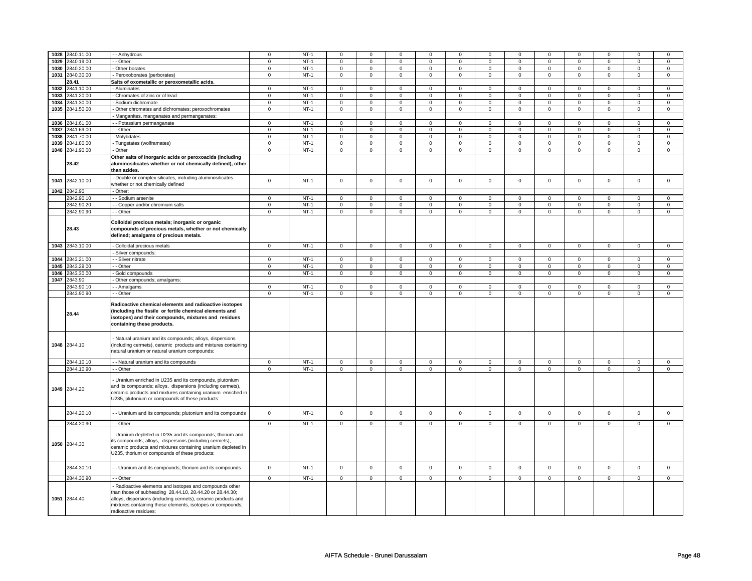| | | | | | | | | | | | | | | | |
|---|---|---|---|---|---|---|---|---|---|---|---|---|---|---|---|
| 1028 | 2840.11.00 | - - Anhydrous | 0 | NT-1 | 0 | 0 | 0 | 0 | 0 | 0 | 0 | 0 | 0 | 0 | 0 | 0 |
| 1029 | 2840.19.00 | - - Other | 0 | NT-1 | 0 | 0 | 0 | 0 | 0 | 0 | 0 | 0 | 0 | 0 | 0 | 0 |
| 1030 | 2840.20.00 | - Other borates | 0 | NT-1 | 0 | 0 | 0 | 0 | 0 | 0 | 0 | 0 | 0 | 0 | 0 | 0 |
| 1031 | 2840.30.00 | - Peroxoborates (perborates) | 0 | NT-1 | 0 | 0 | 0 | 0 | 0 | 0 | 0 | 0 | 0 | 0 | 0 | 0 |
| | **28.41** | **Salts of oxometallic or peroxometallic acids.** | | | | | | | | | | | | | | |
| 1032 | 2841.10.00 | - Aluminates | 0 | NT-1 | 0 | 0 | 0 | 0 | 0 | 0 | 0 | 0 | 0 | 0 | 0 | 0 |
| 1033 | 2841.20.00 | - Chromates of zinc or of lead | 0 | NT-1 | 0 | 0 | 0 | 0 | 0 | 0 | 0 | 0 | 0 | 0 | 0 | 0 |
| 1034 | 2841.30.00 | - Sodium dichromate | 0 | NT-1 | 0 | 0 | 0 | 0 | 0 | 0 | 0 | 0 | 0 | 0 | 0 | 0 |
| 1035 | 2841.50.00 | - Other chromates and dichromates; peroxochromates | 0 | NT-1 | 0 | 0 | 0 | 0 | 0 | 0 | 0 | 0 | 0 | 0 | 0 | 0 |
| | | - Manganites, manganates and permanganates: | | | | | | | | | | | | | | |
| 1036 | 2841.61.00 | - - Potassium permanganate | 0 | NT-1 | 0 | 0 | 0 | 0 | 0 | 0 | 0 | 0 | 0 | 0 | 0 | 0 |
| 1037 | 2841.69.00 | - - Other | 0 | NT-1 | 0 | 0 | 0 | 0 | 0 | 0 | 0 | 0 | 0 | 0 | 0 | 0 |
| 1038 | 2841.70.00 | - Molybdates | 0 | NT-1 | 0 | 0 | 0 | 0 | 0 | 0 | 0 | 0 | 0 | 0 | 0 | 0 |
| 1039 | 2841.80.00 | - Tungstates (wolframates) | 0 | NT-1 | 0 | 0 | 0 | 0 | 0 | 0 | 0 | 0 | 0 | 0 | 0 | 0 |
| 1040 | 2841.90.00 | - Other | 0 | NT-1 | 0 | 0 | 0 | 0 | 0 | 0 | 0 | 0 | 0 | 0 | 0 | 0 |
| | **28.42** | **Other salts of inorganic acids or peroxoacids (including aluminosilicates whether or not chemically defined), other than azides.** | | | | | | | | | | | | | | |
| 1041 | 2842.10.00 | - Double or complex silicates, including aluminosilicates whether or not chemically defined | 0 | NT-1 | 0 | 0 | 0 | 0 | 0 | 0 | 0 | 0 | 0 | 0 | 0 | 0 |
| 1042 | 2842.90 | - Other: | | | | | | | | | | | | | | |
| | 2842.90.10 | - - Sodium arsenite | 0 | NT-1 | 0 | 0 | 0 | 0 | 0 | 0 | 0 | 0 | 0 | 0 | 0 | 0 |
| | 2842.90.20 | - - Copper and/or chromium salts | 0 | NT-1 | 0 | 0 | 0 | 0 | 0 | 0 | 0 | 0 | 0 | 0 | 0 | 0 |
| | 2842.90.90 | - - Other | 0 | NT-1 | 0 | 0 | 0 | 0 | 0 | 0 | 0 | 0 | 0 | 0 | 0 | 0 |
| | **28.43** | **Colloidal precious metals; inorganic or organic compounds of precious metals, whether or not chemically defined; amalgams of precious metals.** | | | | | | | | | | | | | | |
| 1043 | 2843.10.00 | - Colloidal precious metals | 0 | NT-1 | 0 | 0 | 0 | 0 | 0 | 0 | 0 | 0 | 0 | 0 | 0 | 0 |
| | | - Silver compounds: | | | | | | | | | | | | | | |
| 1044 | 2843.21.00 | - - Silver nitrate | 0 | NT-1 | 0 | 0 | 0 | 0 | 0 | 0 | 0 | 0 | 0 | 0 | 0 | 0 |
| 1045 | 2843.29.00 | - - Other | 0 | NT-1 | 0 | 0 | 0 | 0 | 0 | 0 | 0 | 0 | 0 | 0 | 0 | 0 |
| 1046 | 2843.30.00 | - Gold compounds | 0 | NT-1 | 0 | 0 | 0 | 0 | 0 | 0 | 0 | 0 | 0 | 0 | 0 | 0 |
| 1047 | 2843.90 | - Other compounds; amalgams: | | | | | | | | | | | | | | |
| | 2843.90.10 | - - Amalgams | 0 | NT-1 | 0 | 0 | 0 | 0 | 0 | 0 | 0 | 0 | 0 | 0 | 0 | 0 |
| | 2843.90.90 | - - Other | 0 | NT-1 | 0 | 0 | 0 | 0 | 0 | 0 | 0 | 0 | 0 | 0 | 0 | 0 |
| | **28.44** | **Radioactive chemical elements and radioactive isotopes (including the fissile or fertile chemical elements and isotopes) and their compounds, mixtures and residues containing these products.** | | | | | | | | | | | | | | |
| 1048 | 2844.10 | - Natural uranium and its compounds; alloys, dispersions (including cermets), ceramic products and mixtures containing natural uranium or natural uranium compounds: | | | | | | | | | | | | | | |
| | 2844.10.10 | - - Natural uranium and its compounds | 0 | NT-1 | 0 | 0 | 0 | 0 | 0 | 0 | 0 | 0 | 0 | 0 | 0 | 0 |
| | 2844.10.90 | - - Other | 0 | NT-1 | 0 | 0 | 0 | 0 | 0 | 0 | 0 | 0 | 0 | 0 | 0 | 0 |
| 1049 | 2844.20 | - Uranium enriched in U235 and its compounds, plutonium and its compounds; alloys, dispersions (including cermets), ceramic products and mixtures containing uranium enriched in U235, plutonium or compounds of these products: | | | | | | | | | | | | | | |
| | 2844.20.10 | - - Uranium and its compounds; plutonium and its compounds | 0 | NT-1 | 0 | 0 | 0 | 0 | 0 | 0 | 0 | 0 | 0 | 0 | 0 | 0 |
| | 2844.20.90 | - - Other | 0 | NT-1 | 0 | 0 | 0 | 0 | 0 | 0 | 0 | 0 | 0 | 0 | 0 | 0 |
| 1050 | 2844.30 | - Uranium depleted in U235 and its compounds; thorium and its compounds; alloys, dispersions (including cermets), ceramic products and mixtures containing uranium depleted in U235, thorium or compounds of these products: | | | | | | | | | | | | | | |
| | 2844.30.10 | - - Uranium and its compounds; thorium and its compounds | 0 | NT-1 | 0 | 0 | 0 | 0 | 0 | 0 | 0 | 0 | 0 | 0 | 0 | 0 |
| | 2844.30.90 | - - Other | 0 | NT-1 | 0 | 0 | 0 | 0 | 0 | 0 | 0 | 0 | 0 | 0 | 0 | 0 |
| 1051 | 2844.40 | - Radioactive elements and isotopes and compounds other than those of subheading 28.44.10, 28.44.20 or 28.44.30; alloys, dispersions (including cermets), ceramic products and mixtures containing these elements, isotopes or compounds; radioactive residues: | | | | | | | | | | | | | | |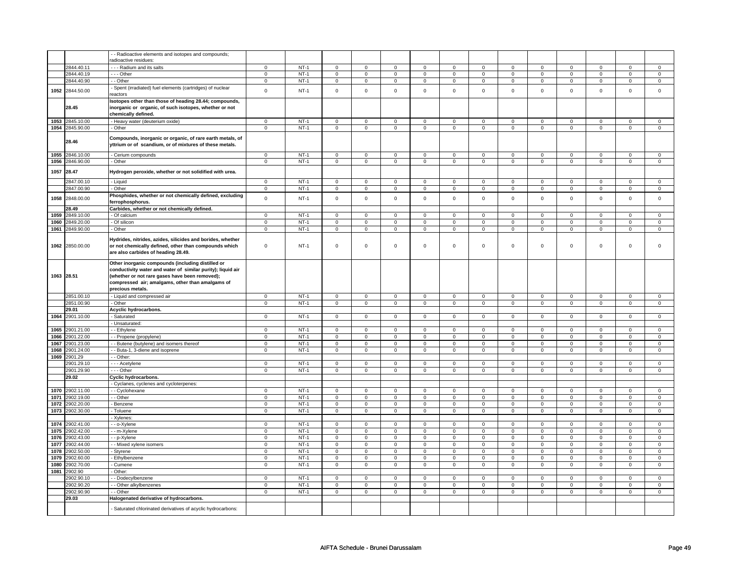| | | | | | | | | | | | | | | | |
|---|---|---|---|---|---|---|---|---|---|---|---|---|---|---|---|
| | | - - Radioactive elements and isotopes and compounds; radioactive residues: | | | | | | | | | | | | | |
| | 2844.40.11 | - - - Radium and its salts | 0 | NT-1 | 0 | 0 | 0 | 0 | 0 | 0 | 0 | 0 | 0 | 0 | 0 | 0 |
| | 2844.40.19 | - - - Other | 0 | NT-1 | 0 | 0 | 0 | 0 | 0 | 0 | 0 | 0 | 0 | 0 | 0 | 0 |
| | 2844.40.90 | - - Other | 0 | NT-1 | 0 | 0 | 0 | 0 | 0 | 0 | 0 | 0 | 0 | 0 | 0 | 0 |
| 1052 | 2844.50.00 | - Spent (irradiated) fuel elements (cartridges) of nuclear reactors | 0 | NT-1 | 0 | 0 | 0 | 0 | 0 | 0 | 0 | 0 | 0 | 0 | 0 | 0 |
| | **28.45** | **Isotopes other than those of heading 28.44; compounds, inorganic or organic, of such isotopes, whether or not chemically defined.** | | | | | | | | | | | | | | |
| 1053 | 2845.10.00 | - Heavy water (deuterium oxide) | 0 | NT-1 | 0 | 0 | 0 | 0 | 0 | 0 | 0 | 0 | 0 | 0 | 0 | 0 |
| 1054 | 2845.90.00 | - Other | 0 | NT-1 | 0 | 0 | 0 | 0 | 0 | 0 | 0 | 0 | 0 | 0 | 0 | 0 |
| | **28.46** | **Compounds, inorganic or organic, of rare earth metals, of yttrium or of scandium, or of mixtures of these metals.** | | | | | | | | | | | | | | |
| 1055 | 2846.10.00 | - Cerium compounds | 0 | NT-1 | 0 | 0 | 0 | 0 | 0 | 0 | 0 | 0 | 0 | 0 | 0 | 0 |
| 1056 | 2846.90.00 | - Other | 0 | NT-1 | 0 | 0 | 0 | 0 | 0 | 0 | 0 | 0 | 0 | 0 | 0 | 0 |
| 1057 | **28.47** | **Hydrogen peroxide, whether or not solidified with urea.** | | | | | | | | | | | | | | |
| | 2847.00.10 | - Liquid | 0 | NT-1 | 0 | 0 | 0 | 0 | 0 | 0 | 0 | 0 | 0 | 0 | 0 | 0 |
| | 2847.00.90 | - Other | 0 | NT-1 | 0 | 0 | 0 | 0 | 0 | 0 | 0 | 0 | 0 | 0 | 0 | 0 |
| 1058 | 2848.00.00 | **Phosphides, whether or not chemically defined, excluding ferrophosphorus.** | 0 | NT-1 | 0 | 0 | 0 | 0 | 0 | 0 | 0 | 0 | 0 | 0 | 0 | 0 |
| | **28.49** | **Carbides, whether or not chemically defined.** | | | | | | | | | | | | | | |
| 1059 | 2849.10.00 | - Of calcium | 0 | NT-1 | 0 | 0 | 0 | 0 | 0 | 0 | 0 | 0 | 0 | 0 | 0 | 0 |
| 1060 | 2849.20.00 | - Of silicon | 0 | NT-1 | 0 | 0 | 0 | 0 | 0 | 0 | 0 | 0 | 0 | 0 | 0 | 0 |
| 1061 | 2849.90.00 | - Other | 0 | NT-1 | 0 | 0 | 0 | 0 | 0 | 0 | 0 | 0 | 0 | 0 | 0 | 0 |
| 1062 | 2850.00.00 | **Hydrides, nitrides, azides, silicides and borides, whether or not chemically defined, other than compounds which are also carbides of heading 28.49.** | 0 | NT-1 | 0 | 0 | 0 | 0 | 0 | 0 | 0 | 0 | 0 | 0 | 0 | 0 |
| 1063 | **28.51** | **Other inorganic compounds (including distilled or conductivity water and water of similar purity); liquid air (whether or not rare gases have been removed); compressed air; amalgams, other than amalgams of precious metals.** | | | | | | | | | | | | | | |
| | 2851.00.10 | - Liquid and compressed air | 0 | NT-1 | 0 | 0 | 0 | 0 | 0 | 0 | 0 | 0 | 0 | 0 | 0 | 0 |
| | 2851.00.90 | - Other | 0 | NT-1 | 0 | 0 | 0 | 0 | 0 | 0 | 0 | 0 | 0 | 0 | 0 | 0 |
| | **29.01** | **Acyclic hydrocarbons.** | | | | | | | | | | | | | | |
| 1064 | 2901.10.00 | - Saturated | 0 | NT-1 | 0 | 0 | 0 | 0 | 0 | 0 | 0 | 0 | 0 | 0 | 0 | 0 |
| | | - Unsaturated: | | | | | | | | | | | | | | |
| 1065 | 2901.21.00 | - - Ethylene | 0 | NT-1 | 0 | 0 | 0 | 0 | 0 | 0 | 0 | 0 | 0 | 0 | 0 | 0 |
| 1066 | 2901.22.00 | - - Propene (propylene) | 0 | NT-1 | 0 | 0 | 0 | 0 | 0 | 0 | 0 | 0 | 0 | 0 | 0 | 0 |
| 1067 | 2901.23.00 | - - Butene (butylene) and isomers thereof | 0 | NT-1 | 0 | 0 | 0 | 0 | 0 | 0 | 0 | 0 | 0 | 0 | 0 | 0 |
| 1068 | 2901.24.00 | - - Buta-1, 3-diene and isoprene | 0 | NT-1 | 0 | 0 | 0 | 0 | 0 | 0 | 0 | 0 | 0 | 0 | 0 | 0 |
| 1069 | 2901.29 | - - Other: | | | | | | | | | | | | | | |
| | 2901.29.10 | - - - Acetylene | 0 | NT-1 | 0 | 0 | 0 | 0 | 0 | 0 | 0 | 0 | 0 | 0 | 0 | 0 |
| | 2901.29.90 | - - - Other | 0 | NT-1 | 0 | 0 | 0 | 0 | 0 | 0 | 0 | 0 | 0 | 0 | 0 | 0 |
| | **29.02** | **Cyclic hydrocarbons.** | | | | | | | | | | | | | | |
| | | - Cyclanes, cyclenes and cycloterpenes: | | | | | | | | | | | | | | |
| 1070 | 2902.11.00 | - - Cyclohexane | 0 | NT-1 | 0 | 0 | 0 | 0 | 0 | 0 | 0 | 0 | 0 | 0 | 0 | 0 |
| 1071 | 2902.19.00 | - - Other | 0 | NT-1 | 0 | 0 | 0 | 0 | 0 | 0 | 0 | 0 | 0 | 0 | 0 | 0 |
| 1072 | 2902.20.00 | - Benzene | 0 | NT-1 | 0 | 0 | 0 | 0 | 0 | 0 | 0 | 0 | 0 | 0 | 0 | 0 |
| 1073 | 2902.30.00 | - Toluene | 0 | NT-1 | 0 | 0 | 0 | 0 | 0 | 0 | 0 | 0 | 0 | 0 | 0 | 0 |
| | | - Xylenes: | | | | | | | | | | | | | | |
| 1074 | 2902.41.00 | - - o-Xylene | 0 | NT-1 | 0 | 0 | 0 | 0 | 0 | 0 | 0 | 0 | 0 | 0 | 0 | 0 |
| 1075 | 2902.42.00 | - - m-Xylene | 0 | NT-1 | 0 | 0 | 0 | 0 | 0 | 0 | 0 | 0 | 0 | 0 | 0 | 0 |
| 1076 | 2902.43.00 | - - p-Xylene | 0 | NT-1 | 0 | 0 | 0 | 0 | 0 | 0 | 0 | 0 | 0 | 0 | 0 | 0 |
| 1077 | 2902.44.00 | - - Mixed xylene isomers | 0 | NT-1 | 0 | 0 | 0 | 0 | 0 | 0 | 0 | 0 | 0 | 0 | 0 | 0 |
| 1078 | 2902.50.00 | - Styrene | 0 | NT-1 | 0 | 0 | 0 | 0 | 0 | 0 | 0 | 0 | 0 | 0 | 0 | 0 |
| 1079 | 2902.60.00 | - Ethylbenzene | 0 | NT-1 | 0 | 0 | 0 | 0 | 0 | 0 | 0 | 0 | 0 | 0 | 0 | 0 |
| 1080 | 2902.70.00 | - Cumene | 0 | NT-1 | 0 | 0 | 0 | 0 | 0 | 0 | 0 | 0 | 0 | 0 | 0 | 0 |
| 1081 | 2902.90 | - Other: | | | | | | | | | | | | | | |
| | 2902.90.10 | - - Dodecylbenzene | 0 | NT-1 | 0 | 0 | 0 | 0 | 0 | 0 | 0 | 0 | 0 | 0 | 0 | 0 |
| | 2902.90.20 | - - Other alkylbenzenes | 0 | NT-1 | 0 | 0 | 0 | 0 | 0 | 0 | 0 | 0 | 0 | 0 | 0 | 0 |
| | 2902.90.90 | - - Other | 0 | NT-1 | 0 | 0 | 0 | 0 | 0 | 0 | 0 | 0 | 0 | 0 | 0 | 0 |
| | **29.03** | **Halogenated derivative of hydrocarbons.** | | | | | | | | | | | | | | |
| | | - Saturated chlorinated derivatives of acyclic hydrocarbons: | | | | | | | | | | | | | | |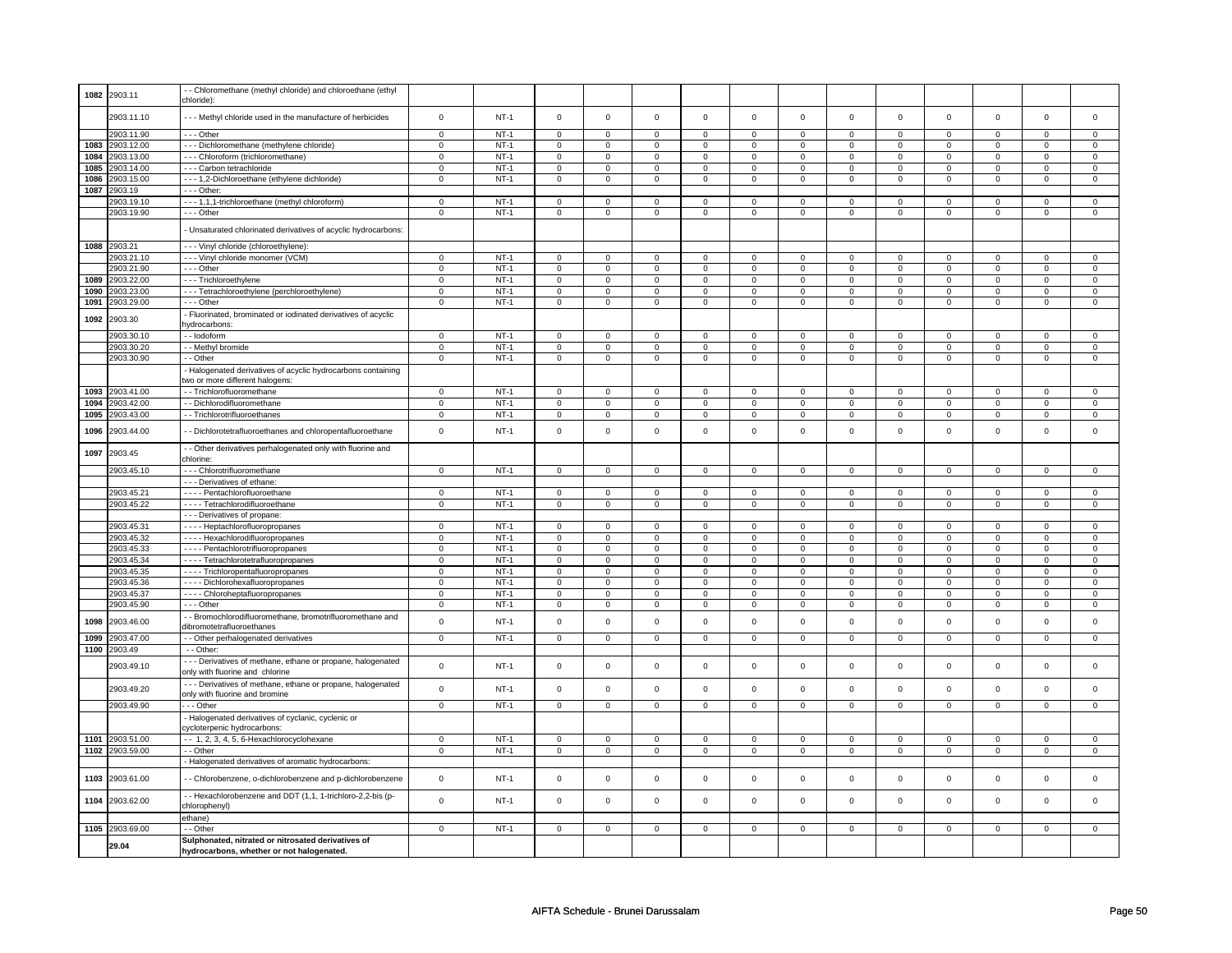| | | | | | | | | | | | | | | | | |
|---|---|---|---|---|---|---|---|---|---|---|---|---|---|---|---|---|
| 1082 | 2903.11 | - - Chloromethane (methyl chloride) and chloroethane (ethyl chloride): | | | | | | | | | | | | | | |
| | 2903.11.10 | - - - Methyl chloride used in the manufacture of herbicides | 0 | NT-1 | 0 | 0 | 0 | 0 | 0 | 0 | 0 | 0 | 0 | 0 | 0 | 0 |
| | 2903.11.90 | - - - Other | 0 | NT-1 | 0 | 0 | 0 | 0 | 0 | 0 | 0 | 0 | 0 | 0 | 0 | 0 |
| 1083 | 2903.12.00 | - - - Dichloromethane (methylene chloride) | 0 | NT-1 | 0 | 0 | 0 | 0 | 0 | 0 | 0 | 0 | 0 | 0 | 0 | 0 |
| 1084 | 2903.13.00 | - - - Chloroform (trichloromethane) | 0 | NT-1 | 0 | 0 | 0 | 0 | 0 | 0 | 0 | 0 | 0 | 0 | 0 | 0 |
| 1085 | 2903.14.00 | - - - Carbon tetrachloride | 0 | NT-1 | 0 | 0 | 0 | 0 | 0 | 0 | 0 | 0 | 0 | 0 | 0 | 0 |
| 1086 | 2903.15.00 | - - - 1,2-Dichloroethane (ethylene dichloride) | 0 | NT-1 | 0 | 0 | 0 | 0 | 0 | 0 | 0 | 0 | 0 | 0 | 0 | 0 |
| 1087 | 2903.19 | - - - Other: | | | | | | | | | | | | | | |
| | 2903.19.10 | - - - 1,1,1-trichloroethane (methyl chloroform) | 0 | NT-1 | 0 | 0 | 0 | 0 | 0 | 0 | 0 | 0 | 0 | 0 | 0 | 0 |
| | 2903.19.90 | - - - Other | 0 | NT-1 | 0 | 0 | 0 | 0 | 0 | 0 | 0 | 0 | 0 | 0 | 0 | 0 |
| | | - Unsaturated chlorinated derivatives of acyclic hydrocarbons: | | | | | | | | | | | | | | |
| 1088 | 2903.21 | - - - Vinyl chloride (chloroethylene): | | | | | | | | | | | | | | |
| | 2903.21.10 | - - - Vinyl chloride monomer (VCM) | 0 | NT-1 | 0 | 0 | 0 | 0 | 0 | 0 | 0 | 0 | 0 | 0 | 0 | 0 |
| | 2903.21.90 | - - - Other | 0 | NT-1 | 0 | 0 | 0 | 0 | 0 | 0 | 0 | 0 | 0 | 0 | 0 | 0 |
| 1089 | 2903.22.00 | - - - Trichloroethylene | 0 | NT-1 | 0 | 0 | 0 | 0 | 0 | 0 | 0 | 0 | 0 | 0 | 0 | 0 |
| 1090 | 2903.23.00 | - - - Tetrachloroethylene (perchloroethylene) | 0 | NT-1 | 0 | 0 | 0 | 0 | 0 | 0 | 0 | 0 | 0 | 0 | 0 | 0 |
| 1091 | 2903.29.00 | - - - Other | 0 | NT-1 | 0 | 0 | 0 | 0 | 0 | 0 | 0 | 0 | 0 | 0 | 0 | 0 |
| 1092 | 2903.30 | - Fluorinated, brominated or iodinated derivatives of acyclic hydrocarbons: | | | | | | | | | | | | | | |
| | 2903.30.10 | - - Iodoform | 0 | NT-1 | 0 | 0 | 0 | 0 | 0 | 0 | 0 | 0 | 0 | 0 | 0 | 0 |
| | 2903.30.20 | - - Methyl bromide | 0 | NT-1 | 0 | 0 | 0 | 0 | 0 | 0 | 0 | 0 | 0 | 0 | 0 | 0 |
| | 2903.30.90 | - - Other | 0 | NT-1 | 0 | 0 | 0 | 0 | 0 | 0 | 0 | 0 | 0 | 0 | 0 | 0 |
| | | - Halogenated derivatives of acyclic hydrocarbons containing two or more different halogens: | | | | | | | | | | | | | | |
| 1093 | 2903.41.00 | - - Trichlorofluoromethane | 0 | NT-1 | 0 | 0 | 0 | 0 | 0 | 0 | 0 | 0 | 0 | 0 | 0 | 0 |
| 1094 | 2903.42.00 | - - Dichlorodifluoromethane | 0 | NT-1 | 0 | 0 | 0 | 0 | 0 | 0 | 0 | 0 | 0 | 0 | 0 | 0 |
| 1095 | 2903.43.00 | - - Trichlorotrifluoroethanes | 0 | NT-1 | 0 | 0 | 0 | 0 | 0 | 0 | 0 | 0 | 0 | 0 | 0 | 0 |
| 1096 | 2903.44.00 | - - Dichlorotetrafluoroethanes and chloropentafluoroethane | 0 | NT-1 | 0 | 0 | 0 | 0 | 0 | 0 | 0 | 0 | 0 | 0 | 0 | 0 |
| 1097 | 2903.45 | - - Other derivatives perhalogenated only with fluorine and chlorine: | | | | | | | | | | | | | | |
| | 2903.45.10 | - - - Chlorotrifluoromethane | 0 | NT-1 | 0 | 0 | 0 | 0 | 0 | 0 | 0 | 0 | 0 | 0 | 0 | 0 |
| | | - - - Derivatives of ethane: | | | | | | | | | | | | | | |
| | 2903.45.21 | - - - - Pentachlorofluoroethane | 0 | NT-1 | 0 | 0 | 0 | 0 | 0 | 0 | 0 | 0 | 0 | 0 | 0 | 0 |
| | 2903.45.22 | - - - - Tetrachlorodifluoroethane | 0 | NT-1 | 0 | 0 | 0 | 0 | 0 | 0 | 0 | 0 | 0 | 0 | 0 | 0 |
| | | - - - Derivatives of propane: | | | | | | | | | | | | | | |
| | 2903.45.31 | - - - - Heptachlorofluoropropanes | 0 | NT-1 | 0 | 0 | 0 | 0 | 0 | 0 | 0 | 0 | 0 | 0 | 0 | 0 |
| | 2903.45.32 | - - - - Hexachlorodifluoropropanes | 0 | NT-1 | 0 | 0 | 0 | 0 | 0 | 0 | 0 | 0 | 0 | 0 | 0 | 0 |
| | 2903.45.33 | - - - - Pentachlorotrifluoropropanes | 0 | NT-1 | 0 | 0 | 0 | 0 | 0 | 0 | 0 | 0 | 0 | 0 | 0 | 0 |
| | 2903.45.34 | - - - - Tetrachlorotetrafluoropropanes | 0 | NT-1 | 0 | 0 | 0 | 0 | 0 | 0 | 0 | 0 | 0 | 0 | 0 | 0 |
| | 2903.45.35 | - - - - Trichloropentafluoropropanes | 0 | NT-1 | 0 | 0 | 0 | 0 | 0 | 0 | 0 | 0 | 0 | 0 | 0 | 0 |
| | 2903.45.36 | - - - - Dichlorohexafluoropropanes | 0 | NT-1 | 0 | 0 | 0 | 0 | 0 | 0 | 0 | 0 | 0 | 0 | 0 | 0 |
| | 2903.45.37 | - - - - Chloroheptafluoropropanes | 0 | NT-1 | 0 | 0 | 0 | 0 | 0 | 0 | 0 | 0 | 0 | 0 | 0 | 0 |
| | 2903.45.90 | - - - Other | 0 | NT-1 | 0 | 0 | 0 | 0 | 0 | 0 | 0 | 0 | 0 | 0 | 0 | 0 |
| 1098 | 2903.46.00 | - - Bromochlorodifluoromethane, bromotrifluoromethane and dibromotetrafluoroethanes | 0 | NT-1 | 0 | 0 | 0 | 0 | 0 | 0 | 0 | 0 | 0 | 0 | 0 | 0 |
| 1099 | 2903.47.00 | - - Other perhalogenated derivatives | 0 | NT-1 | 0 | 0 | 0 | 0 | 0 | 0 | 0 | 0 | 0 | 0 | 0 | 0 |
| 1100 | 2903.49 | - - Other: | | | | | | | | | | | | | | |
| | 2903.49.10 | - - - Derivatives of methane, ethane or propane, halogenated only with fluorine and chlorine | 0 | NT-1 | 0 | 0 | 0 | 0 | 0 | 0 | 0 | 0 | 0 | 0 | 0 | 0 |
| | 2903.49.20 | - - - Derivatives of methane, ethane or propane, halogenated only with fluorine and bromine | 0 | NT-1 | 0 | 0 | 0 | 0 | 0 | 0 | 0 | 0 | 0 | 0 | 0 | 0 |
| | 2903.49.90 | - - - Other | 0 | NT-1 | 0 | 0 | 0 | 0 | 0 | 0 | 0 | 0 | 0 | 0 | 0 | 0 |
| | | - Halogenated derivatives of cyclanic, cyclenic or cycloterpenic hydrocarbons: | | | | | | | | | | | | | | |
| 1101 | 2903.51.00 | - - 1, 2, 3, 4, 5, 6-Hexachlorocyclohexane | 0 | NT-1 | 0 | 0 | 0 | 0 | 0 | 0 | 0 | 0 | 0 | 0 | 0 | 0 |
| 1102 | 2903.59.00 | - - Other | 0 | NT-1 | 0 | 0 | 0 | 0 | 0 | 0 | 0 | 0 | 0 | 0 | 0 | 0 |
| | | - Halogenated derivatives of aromatic hydrocarbons: | | | | | | | | | | | | | | |
| 1103 | 2903.61.00 | - - Chlorobenzene, o-dichlorobenzene and p-dichlorobenzene | 0 | NT-1 | 0 | 0 | 0 | 0 | 0 | 0 | 0 | 0 | 0 | 0 | 0 | 0 |
| 1104 | 2903.62.00 | - - Hexachlorobenzene and DDT (1,1, 1-trichloro-2,2-bis (p-chlorophenyl) | 0 | NT-1 | 0 | 0 | 0 | 0 | 0 | 0 | 0 | 0 | 0 | 0 | 0 | 0 |
| | | ethane) | | | | | | | | | | | | | | |
| 1105 | 2903.69.00 | - - Other | 0 | NT-1 | 0 | 0 | 0 | 0 | 0 | 0 | 0 | 0 | 0 | 0 | 0 | 0 |
| | **29.04** | **Sulphonated, nitrated or nitrosated derivatives of hydrocarbons, whether or not halogenated.** | | | | | | | | | | | | | | |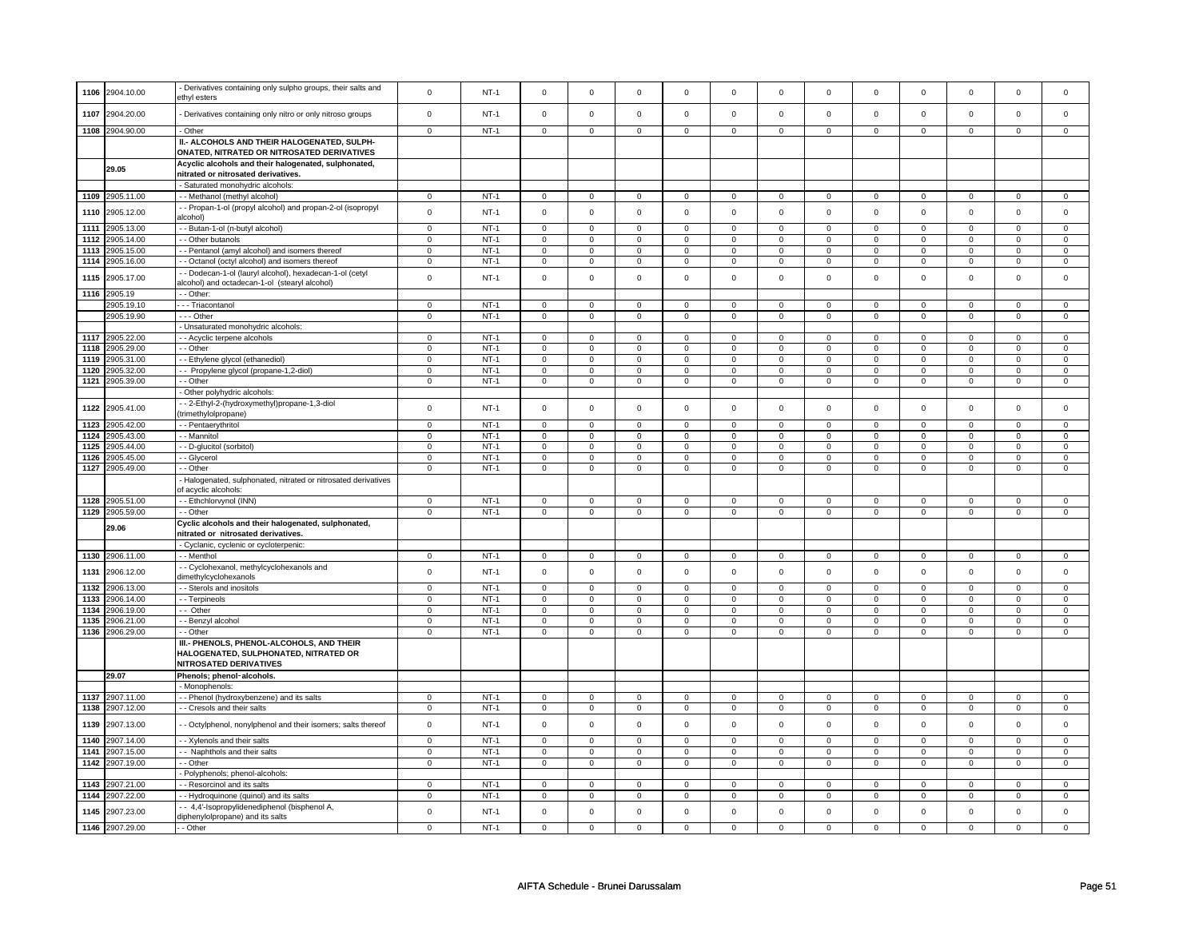| | | | | | | | | | | | | | | | |
|---|---|---|---|---|---|---|---|---|---|---|---|---|---|---|---|
| 1106 | 2904.10.00 | - Derivatives containing only sulpho groups, their salts and ethyl esters | 0 | NT-1 | 0 | 0 | 0 | 0 | 0 | 0 | 0 | 0 | 0 | 0 | 0 | 0 |
| 1107 | 2904.20.00 | - Derivatives containing only nitro or only nitroso groups | 0 | NT-1 | 0 | 0 | 0 | 0 | 0 | 0 | 0 | 0 | 0 | 0 | 0 | 0 |
| 1108 | 2904.90.00 | - Other | 0 | NT-1 | 0 | 0 | 0 | 0 | 0 | 0 | 0 | 0 | 0 | 0 | 0 | 0 |
| | | **II.- ALCOHOLS AND THEIR HALOGENATED, SULPHONATED, NITRATED OR NITROSATED DERIVATIVES** | | | | | | | | | | | | | | |
| | **29.05** | **Acyclic alcohols and their halogenated, sulphonated, nitrated or nitrosated derivatives.** | | | | | | | | | | | | | | |
| | | - Saturated monohydric alcohols: | | | | | | | | | | | | | | |
| 1109 | 2905.11.00 | - - Methanol (methyl alcohol) | 0 | NT-1 | 0 | 0 | 0 | 0 | 0 | 0 | 0 | 0 | 0 | 0 | 0 | 0 |
| 1110 | 2905.12.00 | - - Propan-1-ol (propyl alcohol) and propan-2-ol (isopropyl alcohol) | 0 | NT-1 | 0 | 0 | 0 | 0 | 0 | 0 | 0 | 0 | 0 | 0 | 0 | 0 |
| 1111 | 2905.13.00 | - - Butan-1-ol (n-butyl alcohol) | 0 | NT-1 | 0 | 0 | 0 | 0 | 0 | 0 | 0 | 0 | 0 | 0 | 0 | 0 |
| 1112 | 2905.14.00 | - - Other butanols | 0 | NT-1 | 0 | 0 | 0 | 0 | 0 | 0 | 0 | 0 | 0 | 0 | 0 | 0 |
| 1113 | 2905.15.00 | - - Pentanol (amyl alcohol) and isomers thereof | 0 | NT-1 | 0 | 0 | 0 | 0 | 0 | 0 | 0 | 0 | 0 | 0 | 0 | 0 |
| 1114 | 2905.16.00 | - - Octanol (octyl alcohol) and isomers thereof | 0 | NT-1 | 0 | 0 | 0 | 0 | 0 | 0 | 0 | 0 | 0 | 0 | 0 | 0 |
| 1115 | 2905.17.00 | - - Dodecan-1-ol (lauryl alcohol), hexadecan-1-ol (cetyl alcohol) and octadecan-1-ol (stearyl alcohol) | 0 | NT-1 | 0 | 0 | 0 | 0 | 0 | 0 | 0 | 0 | 0 | 0 | 0 | 0 |
| 1116 | 2905.19 | - - Other: | | | | | | | | | | | | | | |
| | 2905.19.10 | - - - Triacontanol | 0 | NT-1 | 0 | 0 | 0 | 0 | 0 | 0 | 0 | 0 | 0 | 0 | 0 | 0 |
| | 2905.19.90 | - - - Other | 0 | NT-1 | 0 | 0 | 0 | 0 | 0 | 0 | 0 | 0 | 0 | 0 | 0 | 0 |
| | | - Unsaturated monohydric alcohols: | | | | | | | | | | | | | | |
| 1117 | 2905.22.00 | - - Acyclic terpene alcohols | 0 | NT-1 | 0 | 0 | 0 | 0 | 0 | 0 | 0 | 0 | 0 | 0 | 0 | 0 |
| 1118 | 2905.29.00 | - - Other | 0 | NT-1 | 0 | 0 | 0 | 0 | 0 | 0 | 0 | 0 | 0 | 0 | 0 | 0 |
| 1119 | 2905.31.00 | - - Ethylene glycol (ethanediol) | 0 | NT-1 | 0 | 0 | 0 | 0 | 0 | 0 | 0 | 0 | 0 | 0 | 0 | 0 |
| 1120 | 2905.32.00 | - - Propylene glycol (propane-1,2-diol) | 0 | NT-1 | 0 | 0 | 0 | 0 | 0 | 0 | 0 | 0 | 0 | 0 | 0 | 0 |
| 1121 | 2905.39.00 | - - Other | 0 | NT-1 | 0 | 0 | 0 | 0 | 0 | 0 | 0 | 0 | 0 | 0 | 0 | 0 |
| | | - Other polyhydric alcohols: | | | | | | | | | | | | | | |
| 1122 | 2905.41.00 | - - 2-Ethyl-2-(hydroxymethyl)propane-1,3-diol (trimethylolpropane) | 0 | NT-1 | 0 | 0 | 0 | 0 | 0 | 0 | 0 | 0 | 0 | 0 | 0 | 0 |
| 1123 | 2905.42.00 | - - Pentaerythritol | 0 | NT-1 | 0 | 0 | 0 | 0 | 0 | 0 | 0 | 0 | 0 | 0 | 0 | 0 |
| 1124 | 2905.43.00 | - - Mannitol | 0 | NT-1 | 0 | 0 | 0 | 0 | 0 | 0 | 0 | 0 | 0 | 0 | 0 | 0 |
| 1125 | 2905.44.00 | - - D-glucitol (sorbitol) | 0 | NT-1 | 0 | 0 | 0 | 0 | 0 | 0 | 0 | 0 | 0 | 0 | 0 | 0 |
| 1126 | 2905.45.00 | - - Glycerol | 0 | NT-1 | 0 | 0 | 0 | 0 | 0 | 0 | 0 | 0 | 0 | 0 | 0 | 0 |
| 1127 | 2905.49.00 | - - Other | 0 | NT-1 | 0 | 0 | 0 | 0 | 0 | 0 | 0 | 0 | 0 | 0 | 0 | 0 |
| | | - Halogenated, sulphonated, nitrated or nitrosated derivatives of acyclic alcohols: | | | | | | | | | | | | | | |
| 1128 | 2905.51.00 | - - Ethchlorvynol (INN) | 0 | NT-1 | 0 | 0 | 0 | 0 | 0 | 0 | 0 | 0 | 0 | 0 | 0 | 0 |
| 1129 | 2905.59.00 | - - Other | 0 | NT-1 | 0 | 0 | 0 | 0 | 0 | 0 | 0 | 0 | 0 | 0 | 0 | 0 |
| | **29.06** | **Cyclic alcohols and their halogenated, sulphonated, nitrated or nitrosated derivatives.** | | | | | | | | | | | | | | |
| | | - Cyclanic, cyclenic or cycloterpenic: | | | | | | | | | | | | | | |
| 1130 | 2906.11.00 | - - Menthol | 0 | NT-1 | 0 | 0 | 0 | 0 | 0 | 0 | 0 | 0 | 0 | 0 | 0 | 0 |
| 1131 | 2906.12.00 | - - Cyclohexanol, methylcyclohexanols and dimethylcyclohexanols | 0 | NT-1 | 0 | 0 | 0 | 0 | 0 | 0 | 0 | 0 | 0 | 0 | 0 | 0 |
| 1132 | 2906.13.00 | - - Sterols and inositols | 0 | NT-1 | 0 | 0 | 0 | 0 | 0 | 0 | 0 | 0 | 0 | 0 | 0 | 0 |
| 1133 | 2906.14.00 | - - Terpineols | 0 | NT-1 | 0 | 0 | 0 | 0 | 0 | 0 | 0 | 0 | 0 | 0 | 0 | 0 |
| 1134 | 2906.19.00 | - - Other | 0 | NT-1 | 0 | 0 | 0 | 0 | 0 | 0 | 0 | 0 | 0 | 0 | 0 | 0 |
| 1135 | 2906.21.00 | - - Benzyl alcohol | 0 | NT-1 | 0 | 0 | 0 | 0 | 0 | 0 | 0 | 0 | 0 | 0 | 0 | 0 |
| 1136 | 2906.29.00 | - - Other | 0 | NT-1 | 0 | 0 | 0 | 0 | 0 | 0 | 0 | 0 | 0 | 0 | 0 | 0 |
| | | **III.- PHENOLS, PHENOL-ALCOHOLS, AND THEIR HALOGENATED, SULPHONATED, NITRATED OR NITROSATED DERIVATIVES** | | | | | | | | | | | | | | |
| | **29.07** | **Phenols; phenol-alcohols.** | | | | | | | | | | | | | | |
| | | - Monophenols: | | | | | | | | | | | | | | |
| 1137 | 2907.11.00 | - - Phenol (hydroxybenzene) and its salts | 0 | NT-1 | 0 | 0 | 0 | 0 | 0 | 0 | 0 | 0 | 0 | 0 | 0 | 0 |
| 1138 | 2907.12.00 | - - Cresols and their salts | 0 | NT-1 | 0 | 0 | 0 | 0 | 0 | 0 | 0 | 0 | 0 | 0 | 0 | 0 |
| 1139 | 2907.13.00 | - - Octylphenol, nonylphenol and their isomers; salts thereof | 0 | NT-1 | 0 | 0 | 0 | 0 | 0 | 0 | 0 | 0 | 0 | 0 | 0 | 0 |
| 1140 | 2907.14.00 | - - Xylenols and their salts | 0 | NT-1 | 0 | 0 | 0 | 0 | 0 | 0 | 0 | 0 | 0 | 0 | 0 | 0 |
| 1141 | 2907.15.00 | - - Naphthols and their salts | 0 | NT-1 | 0 | 0 | 0 | 0 | 0 | 0 | 0 | 0 | 0 | 0 | 0 | 0 |
| 1142 | 2907.19.00 | - - Other | 0 | NT-1 | 0 | 0 | 0 | 0 | 0 | 0 | 0 | 0 | 0 | 0 | 0 | 0 |
| | | - Polyphenols; phenol-alcohols: | | | | | | | | | | | | | | |
| 1143 | 2907.21.00 | - - Resorcinol and its salts | 0 | NT-1 | 0 | 0 | 0 | 0 | 0 | 0 | 0 | 0 | 0 | 0 | 0 | 0 |
| 1144 | 2907.22.00 | - - Hydroquinone (quinol) and its salts | 0 | NT-1 | 0 | 0 | 0 | 0 | 0 | 0 | 0 | 0 | 0 | 0 | 0 | 0 |
| 1145 | 2907.23.00 | - - 4,4'-Isopropylidenediphenol (bisphenol A, diphenylolpropane) and its salts | 0 | NT-1 | 0 | 0 | 0 | 0 | 0 | 0 | 0 | 0 | 0 | 0 | 0 | 0 |
| 1146 | 2907.29.00 | - - Other | 0 | NT-1 | 0 | 0 | 0 | 0 | 0 | 0 | 0 | 0 | 0 | 0 | 0 | 0 |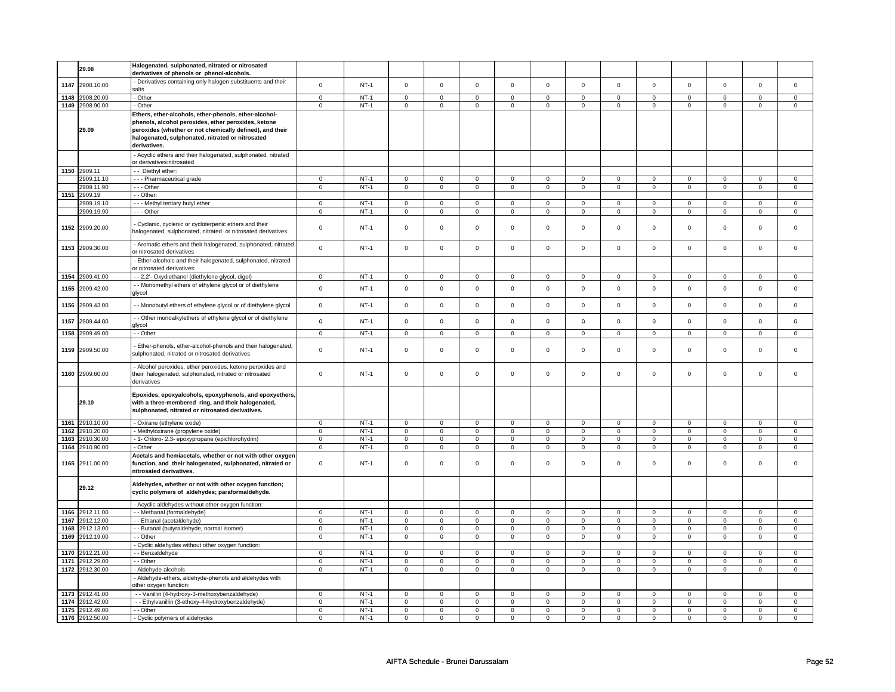| | | | | | | | | | | | | | | | |
|---|---|---|---|---|---|---|---|---|---|---|---|---|---|---|---|
| | 29.08 | **Halogenated, sulphonated, nitrated or nitrosated derivatives of phenols or phenol-alcohols.** | | | | | | | | | | | | | |
| 1147 | 2908.10.00 | - Derivatives containing only halogen substituents and their salts | 0 | NT-1 | 0 | 0 | 0 | 0 | 0 | 0 | 0 | 0 | 0 | 0 | 0 | 0 |
| 1148 | 2908.20.00 | - Other | 0 | NT-1 | 0 | 0 | 0 | 0 | 0 | 0 | 0 | 0 | 0 | 0 | 0 | 0 |
| 1149 | 2908.90.00 | - Other | 0 | NT-1 | 0 | 0 | 0 | 0 | 0 | 0 | 0 | 0 | 0 | 0 | 0 | 0 |
| | 29.09 | **Ethers, ether-alcohols, ether-phenols, ether-alcohol-phenols, alcohol peroxides, ether peroxides, ketone peroxides (whether or not chemically defined), and their halogenated, sulphonated, nitrated or nitrosated derivatives.** | | | | | | | | | | | | | |
| | | - Acyclic ethers and their halogenated, sulphonated, nitrated or derivatives:nitrosated | | | | | | | | | | | | | |
| 1150 | 2909.11 | - - Diethyl ether: | | | | | | | | | | | | | |
| | 2909.11.10 | - - - Pharmaceutical grade | 0 | NT-1 | 0 | 0 | 0 | 0 | 0 | 0 | 0 | 0 | 0 | 0 | 0 | 0 |
| | 2909.11.90 | - - - Other | 0 | NT-1 | 0 | 0 | 0 | 0 | 0 | 0 | 0 | 0 | 0 | 0 | 0 | 0 |
| 1151 | 2909.19 | - - Other: | | | | | | | | | | | | | |
| | 2909.19.10 | - - - Methyl tertiary butyl ether | 0 | NT-1 | 0 | 0 | 0 | 0 | 0 | 0 | 0 | 0 | 0 | 0 | 0 | 0 |
| | 2909.19.90 | - - - Other | 0 | NT-1 | 0 | 0 | 0 | 0 | 0 | 0 | 0 | 0 | 0 | 0 | 0 | 0 |
| 1152 | 2909.20.00 | - Cyclanic, cyclenic or cycloterpenic ethers and their halogenated, sulphonated, nitrated or nitrosated derivatives | 0 | NT-1 | 0 | 0 | 0 | 0 | 0 | 0 | 0 | 0 | 0 | 0 | 0 | 0 |
| 1153 | 2909.30.00 | - Aromatic ethers and their halogenated, sulphonated, nitrated or nitrosated derivatives | 0 | NT-1 | 0 | 0 | 0 | 0 | 0 | 0 | 0 | 0 | 0 | 0 | 0 | 0 |
| | | - Ether-alcohols and their halogenated, sulphonated, nitrated or nitrosated derivatives: | | | | | | | | | | | | | |
| 1154 | 2909.41.00 | - - 2,2'- Oxydiethanol (diethylene glycol, digol) | 0 | NT-1 | 0 | 0 | 0 | 0 | 0 | 0 | 0 | 0 | 0 | 0 | 0 | 0 |
| 1155 | 2909.42.00 | - - Monomethyl ethers of ethylene glycol or of diethylene glycol | 0 | NT-1 | 0 | 0 | 0 | 0 | 0 | 0 | 0 | 0 | 0 | 0 | 0 | 0 |
| 1156 | 2909.43.00 | - - Monobutyl ethers of ethylene glycol or of diethylene glycol | 0 | NT-1 | 0 | 0 | 0 | 0 | 0 | 0 | 0 | 0 | 0 | 0 | 0 | 0 |
| 1157 | 2909.44.00 | - - Other monoalkylethers of ethylene glycol or of diethylene glycol | 0 | NT-1 | 0 | 0 | 0 | 0 | 0 | 0 | 0 | 0 | 0 | 0 | 0 | 0 |
| 1158 | 2909.49.00 | - - Other | 0 | NT-1 | 0 | 0 | 0 | 0 | 0 | 0 | 0 | 0 | 0 | 0 | 0 | 0 |
| 1159 | 2909.50.00 | - Ether-phenols, ether-alcohol-phenols and their halogenated, sulphonated, nitrated or nitrosated derivatives | 0 | NT-1 | 0 | 0 | 0 | 0 | 0 | 0 | 0 | 0 | 0 | 0 | 0 | 0 |
| 1160 | 2909.60.00 | - Alcohol peroxides, ether peroxides, ketone peroxides and their halogenated, sulphonated, nitrated or nitrosated derivatives | 0 | NT-1 | 0 | 0 | 0 | 0 | 0 | 0 | 0 | 0 | 0 | 0 | 0 | 0 |
| | 29.10 | **Epoxides, epoxyalcohols, epoxyphenols, and epoxyethers, with a three-membered ring, and their halogenated, sulphonated, nitrated or nitrosated derivatives.** | | | | | | | | | | | | | |
| 1161 | 2910.10.00 | - Oxirane (ethylene oxide) | 0 | NT-1 | 0 | 0 | 0 | 0 | 0 | 0 | 0 | 0 | 0 | 0 | 0 | 0 |
| 1162 | 2910.20.00 | - Methyloxirane (propylene oxide) | 0 | NT-1 | 0 | 0 | 0 | 0 | 0 | 0 | 0 | 0 | 0 | 0 | 0 | 0 |
| 1163 | 2910.30.00 | - 1- Chloro- 2,3- epoxypropane (epichlorohydrin) | 0 | NT-1 | 0 | 0 | 0 | 0 | 0 | 0 | 0 | 0 | 0 | 0 | 0 | 0 |
| 1164 | 2910.90.00 | - Other | 0 | NT-1 | 0 | 0 | 0 | 0 | 0 | 0 | 0 | 0 | 0 | 0 | 0 | 0 |
| 1165 | 2911.00.00 | **Acetals and hemiacetals, whether or not with other oxygen function, and their halogenated, sulphonated, nitrated or nitrosated derivatives.** | 0 | NT-1 | 0 | 0 | 0 | 0 | 0 | 0 | 0 | 0 | 0 | 0 | 0 | 0 |
| | 29.12 | **Aldehydes, whether or not with other oxygen function; cyclic polymers of aldehydes; paraformaldehyde.** | | | | | | | | | | | | | |
| | | - Acyclic aldehydes without other oxygen function: | | | | | | | | | | | | | |
| 1166 | 2912.11.00 | - - Methanal (formaldehyde) | 0 | NT-1 | 0 | 0 | 0 | 0 | 0 | 0 | 0 | 0 | 0 | 0 | 0 | 0 |
| 1167 | 2912.12.00 | - - Ethanal (acetaldehyde) | 0 | NT-1 | 0 | 0 | 0 | 0 | 0 | 0 | 0 | 0 | 0 | 0 | 0 | 0 |
| 1168 | 2912.13.00 | - - Butanal (butyraldehyde, normal isomer) | 0 | NT-1 | 0 | 0 | 0 | 0 | 0 | 0 | 0 | 0 | 0 | 0 | 0 | 0 |
| 1169 | 2912.19.00 | - - Other | 0 | NT-1 | 0 | 0 | 0 | 0 | 0 | 0 | 0 | 0 | 0 | 0 | 0 | 0 |
| | | - Cyclic aldehydes without other oxygen function: | | | | | | | | | | | | | |
| 1170 | 2912.21.00 | - - Benzaldehyde | 0 | NT-1 | 0 | 0 | 0 | 0 | 0 | 0 | 0 | 0 | 0 | 0 | 0 | 0 |
| 1171 | 2912.29.00 | - - Other | 0 | NT-1 | 0 | 0 | 0 | 0 | 0 | 0 | 0 | 0 | 0 | 0 | 0 | 0 |
| 1172 | 2912.30.00 | - Aldehyde-alcohols | 0 | NT-1 | 0 | 0 | 0 | 0 | 0 | 0 | 0 | 0 | 0 | 0 | 0 | 0 |
| | | - Aldehyde-ethers, aldehyde-phenols and aldehydes with other oxygen function: | | | | | | | | | | | | | |
| 1173 | 2912.41.00 | - - Vanillin (4-hydroxy-3-methoxybenzaldehyde) | 0 | NT-1 | 0 | 0 | 0 | 0 | 0 | 0 | 0 | 0 | 0 | 0 | 0 | 0 |
| 1174 | 2912.42.00 | - - Ethylvanillin (3-ethoxy-4-hydroxybenzaldehyde) | 0 | NT-1 | 0 | 0 | 0 | 0 | 0 | 0 | 0 | 0 | 0 | 0 | 0 | 0 |
| 1175 | 2912.49.00 | - - Other | 0 | NT-1 | 0 | 0 | 0 | 0 | 0 | 0 | 0 | 0 | 0 | 0 | 0 | 0 |
| 1176 | 2912.50.00 | - Cyclic polymers of aldehydes | 0 | NT-1 | 0 | 0 | 0 | 0 | 0 | 0 | 0 | 0 | 0 | 0 | 0 | 0 |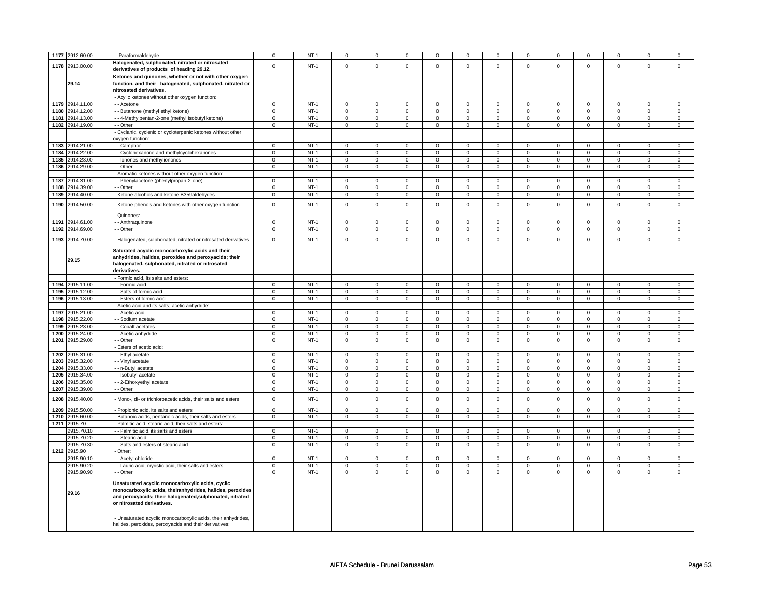| 1177 | 2912.60.00 | - Paraformaldehyde | 0 | NT-1 | 0 | 0 | 0 | 0 | 0 | 0 | 0 | 0 | 0 | 0 | 0 | 0 |
|---|---|---|---|---|---|---|---|---|---|---|---|---|---|---|---|---|
| 1178 | 2913.00.00 | **Halogenated, sulphonated, nitrated or nitrosated derivatives of products of heading 29.12.** | 0 | NT-1 | 0 | 0 | 0 | 0 | 0 | 0 | 0 | 0 | 0 | 0 | 0 | 0 |
| | **29.14** | **Ketones and quinones, whether or not with other oxygen function, and their halogenated, sulphonated, nitrated or nitrosated derivatives.** | | | | | | | | | | | | | | |
| | | - Acylic ketones without other oxygen function: | | | | | | | | | | | | | | |
| 1179 | 2914.11.00 | - - Acetone | 0 | NT-1 | 0 | 0 | 0 | 0 | 0 | 0 | 0 | 0 | 0 | 0 | 0 | 0 |
| 1180 | 2914.12.00 | - - Butanone (methyl ethyl ketone) | 0 | NT-1 | 0 | 0 | 0 | 0 | 0 | 0 | 0 | 0 | 0 | 0 | 0 | 0 |
| 1181 | 2914.13.00 | - - 4-Methylpentan-2-one (methyl isobutyl ketone) | 0 | NT-1 | 0 | 0 | 0 | 0 | 0 | 0 | 0 | 0 | 0 | 0 | 0 | 0 |
| 1182 | 2914.19.00 | - - Other | 0 | NT-1 | 0 | 0 | 0 | 0 | 0 | 0 | 0 | 0 | 0 | 0 | 0 | 0 |
| | | - Cyclanic, cyclenic or cycloterpenic ketones without other oxygen function: | | | | | | | | | | | | | | |
| 1183 | 2914.21.00 | - - Camphor | 0 | NT-1 | 0 | 0 | 0 | 0 | 0 | 0 | 0 | 0 | 0 | 0 | 0 | 0 |
| 1184 | 2914.22.00 | - - Cyclohexanone and methylcyclohexanones | 0 | NT-1 | 0 | 0 | 0 | 0 | 0 | 0 | 0 | 0 | 0 | 0 | 0 | 0 |
| 1185 | 2914.23.00 | - - Ionones and methylionones | 0 | NT-1 | 0 | 0 | 0 | 0 | 0 | 0 | 0 | 0 | 0 | 0 | 0 | 0 |
| 1186 | 2914.29.00 | - - Other | 0 | NT-1 | 0 | 0 | 0 | 0 | 0 | 0 | 0 | 0 | 0 | 0 | 0 | 0 |
| | | - Aromatic ketones without other oxygen function: | | | | | | | | | | | | | | |
| 1187 | 2914.31.00 | - - Phenylacetone (phenylpropan-2-one) | 0 | NT-1 | 0 | 0 | 0 | 0 | 0 | 0 | 0 | 0 | 0 | 0 | 0 | 0 |
| 1188 | 2914.39.00 | - - Other | 0 | NT-1 | 0 | 0 | 0 | 0 | 0 | 0 | 0 | 0 | 0 | 0 | 0 | 0 |
| 1189 | 2914.40.00 | - Ketone-alcohols and ketone-B359aldehydes | 0 | NT-1 | 0 | 0 | 0 | 0 | 0 | 0 | 0 | 0 | 0 | 0 | 0 | 0 |
| 1190 | 2914.50.00 | - Ketone-phenols and ketones with other oxygen function | 0 | NT-1 | 0 | 0 | 0 | 0 | 0 | 0 | 0 | 0 | 0 | 0 | 0 | 0 |
| | | - Quinones: | | | | | | | | | | | | | | |
| 1191 | 2914.61.00 | - - Anthraquinone | 0 | NT-1 | 0 | 0 | 0 | 0 | 0 | 0 | 0 | 0 | 0 | 0 | 0 | 0 |
| 1192 | 2914.69.00 | - - Other | 0 | NT-1 | 0 | 0 | 0 | 0 | 0 | 0 | 0 | 0 | 0 | 0 | 0 | 0 |
| 1193 | 2914.70.00 | - Halogenated, sulphonated, nitrated or nitrosated derivatives | 0 | NT-1 | 0 | 0 | 0 | 0 | 0 | 0 | 0 | 0 | 0 | 0 | 0 | 0 |
| | **29.15** | **Saturated acyclic monocarboxylic acids and their anhydrides, halides, peroxides and peroxyacids; their halogenated, sulphonated, nitrated or nitrosated derivatives.** | | | | | | | | | | | | | | |
| | | - Formic acid, its salts and esters: | | | | | | | | | | | | | | |
| 1194 | 2915.11.00 | - - Formic acid | 0 | NT-1 | 0 | 0 | 0 | 0 | 0 | 0 | 0 | 0 | 0 | 0 | 0 | 0 |
| 1195 | 2915.12.00 | - - Salts of formic acid | 0 | NT-1 | 0 | 0 | 0 | 0 | 0 | 0 | 0 | 0 | 0 | 0 | 0 | 0 |
| 1196 | 2915.13.00 | - - Esters of formic acid | 0 | NT-1 | 0 | 0 | 0 | 0 | 0 | 0 | 0 | 0 | 0 | 0 | 0 | 0 |
| | | - Acetic acid and its salts; acetic anhydride: | | | | | | | | | | | | | | |
| 1197 | 2915.21.00 | - - Acetic acid | 0 | NT-1 | 0 | 0 | 0 | 0 | 0 | 0 | 0 | 0 | 0 | 0 | 0 | 0 |
| 1198 | 2915.22.00 | - - Sodium acetate | 0 | NT-1 | 0 | 0 | 0 | 0 | 0 | 0 | 0 | 0 | 0 | 0 | 0 | 0 |
| 1199 | 2915.23.00 | - - Cobalt acetates | 0 | NT-1 | 0 | 0 | 0 | 0 | 0 | 0 | 0 | 0 | 0 | 0 | 0 | 0 |
| 1200 | 2915.24.00 | - - Acetic anhydride | 0 | NT-1 | 0 | 0 | 0 | 0 | 0 | 0 | 0 | 0 | 0 | 0 | 0 | 0 |
| 1201 | 2915.29.00 | - - Other | 0 | NT-1 | 0 | 0 | 0 | 0 | 0 | 0 | 0 | 0 | 0 | 0 | 0 | 0 |
| | | - Esters of acetic acid: | | | | | | | | | | | | | | |
| 1202 | 2915.31.00 | - - Ethyl acetate | 0 | NT-1 | 0 | 0 | 0 | 0 | 0 | 0 | 0 | 0 | 0 | 0 | 0 | 0 |
| 1203 | 2915.32.00 | - - Vinyl acetate | 0 | NT-1 | 0 | 0 | 0 | 0 | 0 | 0 | 0 | 0 | 0 | 0 | 0 | 0 |
| 1204 | 2915.33.00 | - - n-Butyl acetate | 0 | NT-1 | 0 | 0 | 0 | 0 | 0 | 0 | 0 | 0 | 0 | 0 | 0 | 0 |
| 1205 | 2915.34.00 | - - Isobutyl acetate | 0 | NT-1 | 0 | 0 | 0 | 0 | 0 | 0 | 0 | 0 | 0 | 0 | 0 | 0 |
| 1206 | 2915.35.00 | - - 2-Ethoxyethyl acetate | 0 | NT-1 | 0 | 0 | 0 | 0 | 0 | 0 | 0 | 0 | 0 | 0 | 0 | 0 |
| 1207 | 2915.39.00 | - - Other | 0 | NT-1 | 0 | 0 | 0 | 0 | 0 | 0 | 0 | 0 | 0 | 0 | 0 | 0 |
| 1208 | 2915.40.00 | - Mono-, di- or trichloroacetic acids, their salts and esters | 0 | NT-1 | 0 | 0 | 0 | 0 | 0 | 0 | 0 | 0 | 0 | 0 | 0 | 0 |
| 1209 | 2915.50.00 | - Propionic acid, its salts and esters | 0 | NT-1 | 0 | 0 | 0 | 0 | 0 | 0 | 0 | 0 | 0 | 0 | 0 | 0 |
| 1210 | 2915.60.00 | - Butanoic acids, pentanoic acids, their salts and esters | 0 | NT-1 | 0 | 0 | 0 | 0 | 0 | 0 | 0 | 0 | 0 | 0 | 0 | 0 |
| 1211 | 2915.70 | - Palmitic acid, stearic acid, their salts and esters: | | | | | | | | | | | | | | |
| | 2915.70.10 | - - Palmitic acid, its salts and esters | 0 | NT-1 | 0 | 0 | 0 | 0 | 0 | 0 | 0 | 0 | 0 | 0 | 0 | 0 |
| | 2915.70.20 | - - Stearic acid | 0 | NT-1 | 0 | 0 | 0 | 0 | 0 | 0 | 0 | 0 | 0 | 0 | 0 | 0 |
| | 2915.70.30 | - - Salts and esters of stearic acid | 0 | NT-1 | 0 | 0 | 0 | 0 | 0 | 0 | 0 | 0 | 0 | 0 | 0 | 0 |
| 1212 | 2915.90 | - Other: | | | | | | | | | | | | | | |
| | 2915.90.10 | - - Acetyl chloride | 0 | NT-1 | 0 | 0 | 0 | 0 | 0 | 0 | 0 | 0 | 0 | 0 | 0 | 0 |
| | 2915.90.20 | - - Lauric acid, myristic acid, their salts and esters | 0 | NT-1 | 0 | 0 | 0 | 0 | 0 | 0 | 0 | 0 | 0 | 0 | 0 | 0 |
| | 2915.90.90 | - - Other | 0 | NT-1 | 0 | 0 | 0 | 0 | 0 | 0 | 0 | 0 | 0 | 0 | 0 | 0 |
| | **29.16** | **Unsaturated acyclic monocarboxylic acids, cyclic monocarboxylic acids, theiranhydrides, halides, peroxides and peroxyacids; their halogenated,sulphonated, nitrated or nitrosated derivatives.** | | | | | | | | | | | | | | |
| | | - Unsaturated acyclic monocarboxylic acids, their anhydrides, halides, peroxides, peroxyacids and their derivatives: | | | | | | | | | | | | | | |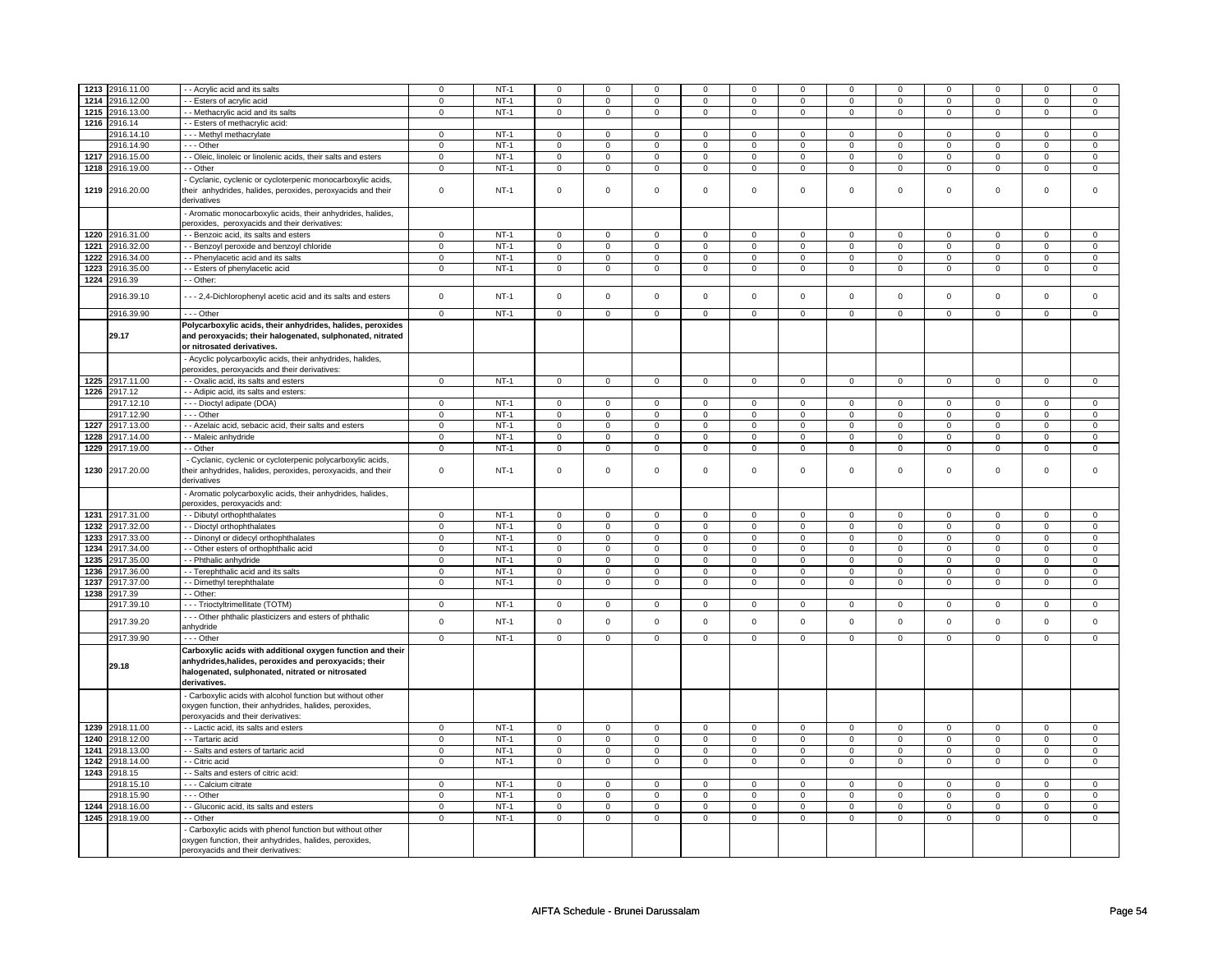| | | | | | | | | | | | | | | | | |
|---|---|---|---|---|---|---|---|---|---|---|---|---|---|---|---|---|
| 1213 | 2916.11.00 | - - Acrylic acid and its salts | 0 | NT-1 | 0 | 0 | 0 | 0 | 0 | 0 | 0 | 0 | 0 | 0 | 0 | 0 |
| 1214 | 2916.12.00 | - - Esters of acrylic acid | 0 | NT-1 | 0 | 0 | 0 | 0 | 0 | 0 | 0 | 0 | 0 | 0 | 0 | 0 |
| 1215 | 2916.13.00 | - - Methacrylic acid and its salts | 0 | NT-1 | 0 | 0 | 0 | 0 | 0 | 0 | 0 | 0 | 0 | 0 | 0 | 0 |
| 1216 | 2916.14 | - - Esters of methacrylic acid: | | | | | | | | | | | | | | |
| | 2916.14.10 | - - - Methyl methacrylate | 0 | NT-1 | 0 | 0 | 0 | 0 | 0 | 0 | 0 | 0 | 0 | 0 | 0 | 0 |
| | 2916.14.90 | - - - Other | 0 | NT-1 | 0 | 0 | 0 | 0 | 0 | 0 | 0 | 0 | 0 | 0 | 0 | 0 |
| 1217 | 2916.15.00 | - - Oleic, linoleic or linolenic acids, their salts and esters | 0 | NT-1 | 0 | 0 | 0 | 0 | 0 | 0 | 0 | 0 | 0 | 0 | 0 | 0 |
| 1218 | 2916.19.00 | - - Other | 0 | NT-1 | 0 | 0 | 0 | 0 | 0 | 0 | 0 | 0 | 0 | 0 | 0 | 0 |
| 1219 | 2916.20.00 | - Cyclanic, cyclenic or cycloterpenic monocarboxylic acids, their anhydrides, halides, peroxides, peroxyacids and their derivatives | 0 | NT-1 | 0 | 0 | 0 | 0 | 0 | 0 | 0 | 0 | 0 | 0 | 0 | 0 |
| | | - Aromatic monocarboxylic acids, their anhydrides, halides, peroxides, peroxyacids and their derivatives: | | | | | | | | | | | | | | |
| 1220 | 2916.31.00 | - - Benzoic acid, its salts and esters | 0 | NT-1 | 0 | 0 | 0 | 0 | 0 | 0 | 0 | 0 | 0 | 0 | 0 | 0 |
| 1221 | 2916.32.00 | - - Benzoyl peroxide and benzoyl chloride | 0 | NT-1 | 0 | 0 | 0 | 0 | 0 | 0 | 0 | 0 | 0 | 0 | 0 | 0 |
| 1222 | 2916.34.00 | - - Phenylacetic acid and its salts | 0 | NT-1 | 0 | 0 | 0 | 0 | 0 | 0 | 0 | 0 | 0 | 0 | 0 | 0 |
| 1223 | 2916.35.00 | - - Esters of phenylacetic acid | 0 | NT-1 | 0 | 0 | 0 | 0 | 0 | 0 | 0 | 0 | 0 | 0 | 0 | 0 |
| 1224 | 2916.39 | - - Other: | | | | | | | | | | | | | | |
| | 2916.39.10 | - - - 2,4-Dichlorophenyl acetic acid and its salts and esters | 0 | NT-1 | 0 | 0 | 0 | 0 | 0 | 0 | 0 | 0 | 0 | 0 | 0 | 0 |
| | 2916.39.90 | - - - Other | 0 | NT-1 | 0 | 0 | 0 | 0 | 0 | 0 | 0 | 0 | 0 | 0 | 0 | 0 |
| | **29.17** | **Polycarboxylic acids, their anhydrides, halides, peroxides and peroxyacids; their halogenated, sulphonated, nitrated or nitrosated derivatives.** | | | | | | | | | | | | | | |
| | | - Acyclic polycarboxylic acids, their anhydrides, halides, peroxides, peroxyacids and their derivatives: | | | | | | | | | | | | | | |
| 1225 | 2917.11.00 | - - Oxalic acid, its salts and esters | 0 | NT-1 | 0 | 0 | 0 | 0 | 0 | 0 | 0 | 0 | 0 | 0 | 0 | 0 |
| 1226 | 2917.12 | - - Adipic acid, its salts and esters: | | | | | | | | | | | | | | |
| | 2917.12.10 | - - - Dioctyl adipate (DOA) | 0 | NT-1 | 0 | 0 | 0 | 0 | 0 | 0 | 0 | 0 | 0 | 0 | 0 | 0 |
| | 2917.12.90 | - - - Other | 0 | NT-1 | 0 | 0 | 0 | 0 | 0 | 0 | 0 | 0 | 0 | 0 | 0 | 0 |
| 1227 | 2917.13.00 | - - Azelaic acid, sebacic acid, their salts and esters | 0 | NT-1 | 0 | 0 | 0 | 0 | 0 | 0 | 0 | 0 | 0 | 0 | 0 | 0 |
| 1228 | 2917.14.00 | - - Maleic anhydride | 0 | NT-1 | 0 | 0 | 0 | 0 | 0 | 0 | 0 | 0 | 0 | 0 | 0 | 0 |
| 1229 | 2917.19.00 | - - Other | 0 | NT-1 | 0 | 0 | 0 | 0 | 0 | 0 | 0 | 0 | 0 | 0 | 0 | 0 |
| 1230 | 2917.20.00 | - Cyclanic, cyclenic or cycloterpenic polycarboxylic acids, their anhydrides, halides, peroxides, peroxyacids, and their derivatives | 0 | NT-1 | 0 | 0 | 0 | 0 | 0 | 0 | 0 | 0 | 0 | 0 | 0 | 0 |
| | | - Aromatic polycarboxylic acids, their anhydrides, halides, peroxides, peroxyacids and: | | | | | | | | | | | | | | |
| 1231 | 2917.31.00 | - - Dibutyl orthophthalates | 0 | NT-1 | 0 | 0 | 0 | 0 | 0 | 0 | 0 | 0 | 0 | 0 | 0 | 0 |
| 1232 | 2917.32.00 | - - Dioctyl orthophthalates | 0 | NT-1 | 0 | 0 | 0 | 0 | 0 | 0 | 0 | 0 | 0 | 0 | 0 | 0 |
| 1233 | 2917.33.00 | - - Dinonyl or didecyl orthophthalates | 0 | NT-1 | 0 | 0 | 0 | 0 | 0 | 0 | 0 | 0 | 0 | 0 | 0 | 0 |
| 1234 | 2917.34.00 | - - Other esters of orthophthalic acid | 0 | NT-1 | 0 | 0 | 0 | 0 | 0 | 0 | 0 | 0 | 0 | 0 | 0 | 0 |
| 1235 | 2917.35.00 | - - Phthalic anhydride | 0 | NT-1 | 0 | 0 | 0 | 0 | 0 | 0 | 0 | 0 | 0 | 0 | 0 | 0 |
| 1236 | 2917.36.00 | - - Terephthalic acid and its salts | 0 | NT-1 | 0 | 0 | 0 | 0 | 0 | 0 | 0 | 0 | 0 | 0 | 0 | 0 |
| 1237 | 2917.37.00 | - - Dimethyl terephthalate | 0 | NT-1 | 0 | 0 | 0 | 0 | 0 | 0 | 0 | 0 | 0 | 0 | 0 | 0 |
| 1238 | 2917.39 | - - Other: | | | | | | | | | | | | | | |
| | 2917.39.10 | - - - Trioctyltrimellitate (TOTM) | 0 | NT-1 | 0 | 0 | 0 | 0 | 0 | 0 | 0 | 0 | 0 | 0 | 0 | 0 |
| | 2917.39.20 | - - - Other phthalic plasticizers and esters of phthalic anhydride | 0 | NT-1 | 0 | 0 | 0 | 0 | 0 | 0 | 0 | 0 | 0 | 0 | 0 | 0 |
| | 2917.39.90 | - - - Other | 0 | NT-1 | 0 | 0 | 0 | 0 | 0 | 0 | 0 | 0 | 0 | 0 | 0 | 0 |
| | **29.18** | **Carboxylic acids with additional oxygen function and their anhydrides,halides, peroxides and peroxyacids; their halogenated, sulphonated, nitrated or nitrosated derivatives.** | | | | | | | | | | | | | | |
| | | - Carboxylic acids with alcohol function but without other oxygen function, their anhydrides, halides, peroxides, peroxyacids and their derivatives: | | | | | | | | | | | | | | |
| 1239 | 2918.11.00 | - - Lactic acid, its salts and esters | 0 | NT-1 | 0 | 0 | 0 | 0 | 0 | 0 | 0 | 0 | 0 | 0 | 0 | 0 |
| 1240 | 2918.12.00 | - - Tartaric acid | 0 | NT-1 | 0 | 0 | 0 | 0 | 0 | 0 | 0 | 0 | 0 | 0 | 0 | 0 |
| 1241 | 2918.13.00 | - - Salts and esters of tartaric acid | 0 | NT-1 | 0 | 0 | 0 | 0 | 0 | 0 | 0 | 0 | 0 | 0 | 0 | 0 |
| 1242 | 2918.14.00 | - - Citric acid | 0 | NT-1 | 0 | 0 | 0 | 0 | 0 | 0 | 0 | 0 | 0 | 0 | 0 | 0 |
| 1243 | 2918.15 | - - Salts and esters of citric acid: | | | | | | | | | | | | | | |
| | 2918.15.10 | - - - Calcium citrate | 0 | NT-1 | 0 | 0 | 0 | 0 | 0 | 0 | 0 | 0 | 0 | 0 | 0 | 0 |
| | 2918.15.90 | - - - Other | 0 | NT-1 | 0 | 0 | 0 | 0 | 0 | 0 | 0 | 0 | 0 | 0 | 0 | 0 |
| 1244 | 2918.16.00 | - - Gluconic acid, its salts and esters | 0 | NT-1 | 0 | 0 | 0 | 0 | 0 | 0 | 0 | 0 | 0 | 0 | 0 | 0 |
| 1245 | 2918.19.00 | - - Other | 0 | NT-1 | 0 | 0 | 0 | 0 | 0 | 0 | 0 | 0 | 0 | 0 | 0 | 0 |
| | | - Carboxylic acids with phenol function but without other oxygen function, their anhydrides, halides, peroxides, peroxyacids and their derivatives: | | | | | | | | | | | | | | |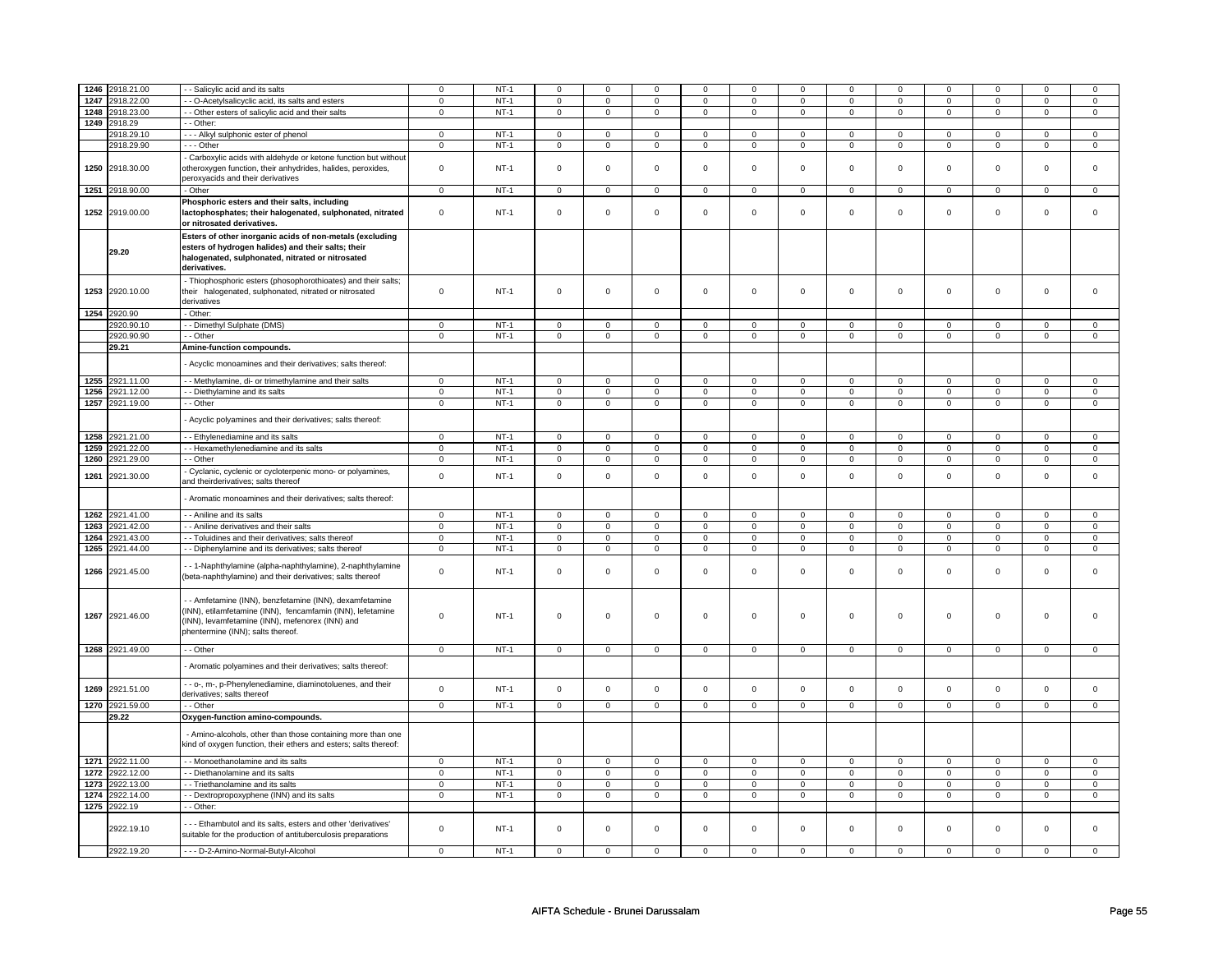| | | | | | | | | | | | | | | | |
|---|---|---|---|---|---|---|---|---|---|---|---|---|---|---|---|
| 1246 | 2918.21.00 | - - Salicylic acid and its salts | 0 | NT-1 | 0 | 0 | 0 | 0 | 0 | 0 | 0 | 0 | 0 | 0 | 0 | 0 |
| 1247 | 2918.22.00 | - - O-Acetylsalicyclic acid, its salts and esters | 0 | NT-1 | 0 | 0 | 0 | 0 | 0 | 0 | 0 | 0 | 0 | 0 | 0 | 0 |
| 1248 | 2918.23.00 | - - Other esters of salicylic acid and their salts | 0 | NT-1 | 0 | 0 | 0 | 0 | 0 | 0 | 0 | 0 | 0 | 0 | 0 | 0 |
| 1249 | 2918.29 | - - Other: | | | | | | | | | | | | | | |
| | 2918.29.10 | - - - Alkyl sulphonic ester of phenol | 0 | NT-1 | 0 | 0 | 0 | 0 | 0 | 0 | 0 | 0 | 0 | 0 | 0 | 0 |
| | 2918.29.90 | - - - Other | 0 | NT-1 | 0 | 0 | 0 | 0 | 0 | 0 | 0 | 0 | 0 | 0 | 0 | 0 |
| 1250 | 2918.30.00 | - Carboxylic acids with aldehyde or ketone function but without otheroxygen function, their anhydrides, halides, peroxides, peroxyacids and their derivatives | 0 | NT-1 | 0 | 0 | 0 | 0 | 0 | 0 | 0 | 0 | 0 | 0 | 0 | 0 |
| 1251 | 2918.90.00 | - Other | 0 | NT-1 | 0 | 0 | 0 | 0 | 0 | 0 | 0 | 0 | 0 | 0 | 0 | 0 |
| 1252 | 2919.00.00 | **Phosphoric esters and their salts, including lactophosphates; their halogenated, sulphonated, nitrated or nitrosated derivatives.** | 0 | NT-1 | 0 | 0 | 0 | 0 | 0 | 0 | 0 | 0 | 0 | 0 | 0 | 0 |
| | **29.20** | **Esters of other inorganic acids of non-metals (excluding esters of hydrogen halides) and their salts; their halogenated, sulphonated, nitrated or nitrosated derivatives.** | | | | | | | | | | | | | | |
| 1253 | 2920.10.00 | - Thiophosphoric esters (phosophorothioates) and their salts; their halogenated, sulphonated, nitrated or nitrosated derivatives | 0 | NT-1 | 0 | 0 | 0 | 0 | 0 | 0 | 0 | 0 | 0 | 0 | 0 | 0 |
| 1254 | 2920.90 | - Other: | | | | | | | | | | | | | | |
| | 2920.90.10 | - - Dimethyl Sulphate (DMS) | 0 | NT-1 | 0 | 0 | 0 | 0 | 0 | 0 | 0 | 0 | 0 | 0 | 0 | 0 |
| | 2920.90.90 | - - Other | 0 | NT-1 | 0 | 0 | 0 | 0 | 0 | 0 | 0 | 0 | 0 | 0 | 0 | 0 |
| | **29.21** | **Amine-function compounds.** | | | | | | | | | | | | | | |
| | | - Acyclic monoamines and their derivatives; salts thereof: | | | | | | | | | | | | | | |
| 1255 | 2921.11.00 | - - Methylamine, di- or trimethylamine and their salts | 0 | NT-1 | 0 | 0 | 0 | 0 | 0 | 0 | 0 | 0 | 0 | 0 | 0 | 0 |
| 1256 | 2921.12.00 | - - Diethylamine and its salts | 0 | NT-1 | 0 | 0 | 0 | 0 | 0 | 0 | 0 | 0 | 0 | 0 | 0 | 0 |
| 1257 | 2921.19.00 | - - Other | 0 | NT-1 | 0 | 0 | 0 | 0 | 0 | 0 | 0 | 0 | 0 | 0 | 0 | 0 |
| | | - Acyclic polyamines and their derivatives; salts thereof: | | | | | | | | | | | | | | |
| 1258 | 2921.21.00 | - - Ethylenediamine and its salts | 0 | NT-1 | 0 | 0 | 0 | 0 | 0 | 0 | 0 | 0 | 0 | 0 | 0 | 0 |
| 1259 | 2921.22.00 | - - Hexamethylenediamine and its salts | 0 | NT-1 | 0 | 0 | 0 | 0 | 0 | 0 | 0 | 0 | 0 | 0 | 0 | 0 |
| 1260 | 2921.29.00 | - - Other | 0 | NT-1 | 0 | 0 | 0 | 0 | 0 | 0 | 0 | 0 | 0 | 0 | 0 | 0 |
| 1261 | 2921.30.00 | - Cyclanic, cyclenic or cycloterpenic mono- or polyamines, and theirderivatives; salts thereof | 0 | NT-1 | 0 | 0 | 0 | 0 | 0 | 0 | 0 | 0 | 0 | 0 | 0 | 0 |
| | | - Aromatic monoamines and their derivatives; salts thereof: | | | | | | | | | | | | | | |
| 1262 | 2921.41.00 | - - Aniline and its salts | 0 | NT-1 | 0 | 0 | 0 | 0 | 0 | 0 | 0 | 0 | 0 | 0 | 0 | 0 |
| 1263 | 2921.42.00 | - - Aniline derivatives and their salts | 0 | NT-1 | 0 | 0 | 0 | 0 | 0 | 0 | 0 | 0 | 0 | 0 | 0 | 0 |
| 1264 | 2921.43.00 | - - Toluidines and their derivatives; salts thereof | 0 | NT-1 | 0 | 0 | 0 | 0 | 0 | 0 | 0 | 0 | 0 | 0 | 0 | 0 |
| 1265 | 2921.44.00 | - - Diphenylamine and its derivatives; salts thereof | 0 | NT-1 | 0 | 0 | 0 | 0 | 0 | 0 | 0 | 0 | 0 | 0 | 0 | 0 |
| 1266 | 2921.45.00 | - - 1-Naphthylamine (alpha-naphthylamine), 2-naphthylamine (beta-naphthylamine) and their derivatives; salts thereof | 0 | NT-1 | 0 | 0 | 0 | 0 | 0 | 0 | 0 | 0 | 0 | 0 | 0 | 0 |
| 1267 | 2921.46.00 | - - Amfetamine (INN), benzfetamine (INN), dexamfetamine (INN), etilamfetamine (INN), fencamfamin (INN), lefetamine (INN), levamfetamine (INN), mefenorex (INN) and phentermine (INN); salts thereof. | 0 | NT-1 | 0 | 0 | 0 | 0 | 0 | 0 | 0 | 0 | 0 | 0 | 0 | 0 |
| 1268 | 2921.49.00 | - - Other | 0 | NT-1 | 0 | 0 | 0 | 0 | 0 | 0 | 0 | 0 | 0 | 0 | 0 | 0 |
| | | - Aromatic polyamines and their derivatives; salts thereof: | | | | | | | | | | | | | | |
| 1269 | 2921.51.00 | - - o-, m-, p-Phenylenediamine, diaminotoluenes, and their derivatives; salts thereof | 0 | NT-1 | 0 | 0 | 0 | 0 | 0 | 0 | 0 | 0 | 0 | 0 | 0 | 0 |
| 1270 | 2921.59.00 | - - Other | 0 | NT-1 | 0 | 0 | 0 | 0 | 0 | 0 | 0 | 0 | 0 | 0 | 0 | 0 |
| | **29.22** | **Oxygen-function amino-compounds.** | | | | | | | | | | | | | | |
| | | - Amino-alcohols, other than those containing more than one kind of oxygen function, their ethers and esters; salts thereof: | | | | | | | | | | | | | | |
| 1271 | 2922.11.00 | - - Monoethanolamine and its salts | 0 | NT-1 | 0 | 0 | 0 | 0 | 0 | 0 | 0 | 0 | 0 | 0 | 0 | 0 |
| 1272 | 2922.12.00 | - - Diethanolamine and its salts | 0 | NT-1 | 0 | 0 | 0 | 0 | 0 | 0 | 0 | 0 | 0 | 0 | 0 | 0 |
| 1273 | 2922.13.00 | - - Triethanolamine and its salts | 0 | NT-1 | 0 | 0 | 0 | 0 | 0 | 0 | 0 | 0 | 0 | 0 | 0 | 0 |
| 1274 | 2922.14.00 | - - Dextropropoxyphene (INN) and its salts | 0 | NT-1 | 0 | 0 | 0 | 0 | 0 | 0 | 0 | 0 | 0 | 0 | 0 | 0 |
| 1275 | 2922.19 | - - Other: | | | | | | | | | | | | | | |
| | 2922.19.10 | - - - Ethambutol and its salts, esters and other 'derivatives' suitable for the production of antituberculosis preparations | 0 | NT-1 | 0 | 0 | 0 | 0 | 0 | 0 | 0 | 0 | 0 | 0 | 0 | 0 |
| | 2922.19.20 | - - - D-2-Amino-Normal-Butyl-Alcohol | 0 | NT-1 | 0 | 0 | 0 | 0 | 0 | 0 | 0 | 0 | 0 | 0 | 0 | 0 |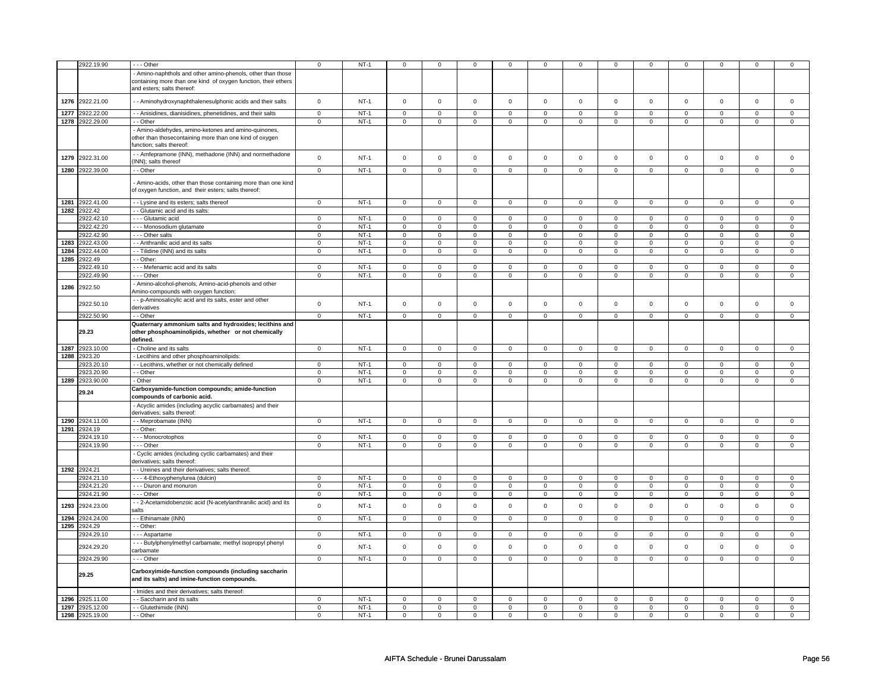|  | 2922.19.90 | - - - Other | 0 | NT-1 | 0 | 0 | 0 | 0 | 0 | 0 | 0 | 0 | 0 | 0 | 0 | 0 |
|---|---|---|---|---|---|---|---|---|---|---|---|---|---|---|---|---|
|  |  | - Amino-naphthols and other amino-phenols, other than those containing more than one kind of oxygen function, their ethers and esters; salts thereof: |  |  |  |  |  |  |  |  |  |  |  |  |  |  |
| 1276 | 2922.21.00 | - - Aminohydroxynaphthalenesulphonic acids and their salts | 0 | NT-1 | 0 | 0 | 0 | 0 | 0 | 0 | 0 | 0 | 0 | 0 | 0 | 0 |
| 1277 | 2922.22.00 | - - Anisidines, dianisidines, phenetidines, and their salts | 0 | NT-1 | 0 | 0 | 0 | 0 | 0 | 0 | 0 | 0 | 0 | 0 | 0 | 0 |
| 1278 | 2922.29.00 | - - Other | 0 | NT-1 | 0 | 0 | 0 | 0 | 0 | 0 | 0 | 0 | 0 | 0 | 0 | 0 |
|  |  | - Amino-aldehydes, amino-ketones and amino-quinones, other than thosecontaining more than one kind of oxygen function; salts thereof: |  |  |  |  |  |  |  |  |  |  |  |  |  |  |
| 1279 | 2922.31.00 | - - Amfepramone (INN), methadone (INN) and normethadone (INN); salts thereof | 0 | NT-1 | 0 | 0 | 0 | 0 | 0 | 0 | 0 | 0 | 0 | 0 | 0 | 0 |
| 1280 | 2922.39.00 | - - Other | 0 | NT-1 | 0 | 0 | 0 | 0 | 0 | 0 | 0 | 0 | 0 | 0 | 0 | 0 |
|  |  | - Amino-acids, other than those containing more than one kind of oxygen function, and their esters; salts thereof: |  |  |  |  |  |  |  |  |  |  |  |  |  |  |
| 1281 | 2922.41.00 | - - Lysine and its esters; salts thereof | 0 | NT-1 | 0 | 0 | 0 | 0 | 0 | 0 | 0 | 0 | 0 | 0 | 0 | 0 |
| 1282 | 2922.42 | - - Glutamic acid and its salts: |  |  |  |  |  |  |  |  |  |  |  |  |  |  |
|  | 2922.42.10 | - - - Glutamic acid | 0 | NT-1 | 0 | 0 | 0 | 0 | 0 | 0 | 0 | 0 | 0 | 0 | 0 | 0 |
|  | 2922.42.20 | - - - Monosodium glutamate | 0 | NT-1 | 0 | 0 | 0 | 0 | 0 | 0 | 0 | 0 | 0 | 0 | 0 | 0 |
|  | 2922.42.90 | - - - Other salts | 0 | NT-1 | 0 | 0 | 0 | 0 | 0 | 0 | 0 | 0 | 0 | 0 | 0 | 0 |
| 1283 | 2922.43.00 | - - Anthranilic acid and its salts | 0 | NT-1 | 0 | 0 | 0 | 0 | 0 | 0 | 0 | 0 | 0 | 0 | 0 | 0 |
| 1284 | 2922.44.00 | - - Tilidine (INN) and its salts | 0 | NT-1 | 0 | 0 | 0 | 0 | 0 | 0 | 0 | 0 | 0 | 0 | 0 | 0 |
| 1285 | 2922.49 | - - Other: |  |  |  |  |  |  |  |  |  |  |  |  |  |  |
|  | 2922.49.10 | - - - Mefenamic acid and its salts | 0 | NT-1 | 0 | 0 | 0 | 0 | 0 | 0 | 0 | 0 | 0 | 0 | 0 | 0 |
|  | 2922.49.90 | - - - Other | 0 | NT-1 | 0 | 0 | 0 | 0 | 0 | 0 | 0 | 0 | 0 | 0 | 0 | 0 |
| 1286 | 2922.50 | - Amino-alcohol-phenols, Amino-acid-phenols and other Amino-compounds with oxygen function: |  |  |  |  |  |  |  |  |  |  |  |  |  |  |
|  | 2922.50.10 | - - p-Aminosalicylic acid and its salts, ester and other derivatives | 0 | NT-1 | 0 | 0 | 0 | 0 | 0 | 0 | 0 | 0 | 0 | 0 | 0 | 0 |
|  | 2922.50.90 | - - Other | 0 | NT-1 | 0 | 0 | 0 | 0 | 0 | 0 | 0 | 0 | 0 | 0 | 0 | 0 |
|  | **29.23** | **Quaternary ammonium salts and hydroxides; lecithins and other phosphoaminolipids, whether or not chemically defined.** |  |  |  |  |  |  |  |  |  |  |  |  |  |  |
| 1287 | 2923.10.00 | - Choline and its salts | 0 | NT-1 | 0 | 0 | 0 | 0 | 0 | 0 | 0 | 0 | 0 | 0 | 0 | 0 |
| 1288 | 2923.20 | - Lecithins and other phosphoaminolipids: |  |  |  |  |  |  |  |  |  |  |  |  |  |  |
|  | 2923.20.10 | - - Lecithins, whether or not chemically defined | 0 | NT-1 | 0 | 0 | 0 | 0 | 0 | 0 | 0 | 0 | 0 | 0 | 0 | 0 |
|  | 2923.20.90 | - - Other | 0 | NT-1 | 0 | 0 | 0 | 0 | 0 | 0 | 0 | 0 | 0 | 0 | 0 | 0 |
| 1289 | 2923.90.00 | - Other | 0 | NT-1 | 0 | 0 | 0 | 0 | 0 | 0 | 0 | 0 | 0 | 0 | 0 | 0 |
|  | **29.24** | **Carboxyamide-function compounds; amide-function compounds of carbonic acid.** |  |  |  |  |  |  |  |  |  |  |  |  |  |  |
|  |  | - Acyclic amides (including acyclic carbamates) and their derivatives; salts thereof: |  |  |  |  |  |  |  |  |  |  |  |  |  |  |
| 1290 | 2924.11.00 | - - Meprobamate (INN) | 0 | NT-1 | 0 | 0 | 0 | 0 | 0 | 0 | 0 | 0 | 0 | 0 | 0 | 0 |
| 1291 | 2924.19 | - - Other: |  |  |  |  |  |  |  |  |  |  |  |  |  |  |
|  | 2924.19.10 | - - - Monocrotophos | 0 | NT-1 | 0 | 0 | 0 | 0 | 0 | 0 | 0 | 0 | 0 | 0 | 0 | 0 |
|  | 2924.19.90 | - - - Other | 0 | NT-1 | 0 | 0 | 0 | 0 | 0 | 0 | 0 | 0 | 0 | 0 | 0 | 0 |
|  |  | - Cyclic amides (including cyclic carbamates) and their derivatives; salts thereof: |  |  |  |  |  |  |  |  |  |  |  |  |  |  |
| 1292 | 2924.21 | - - Ureines and their derivatives; salts thereof: |  |  |  |  |  |  |  |  |  |  |  |  |  |  |
|  | 2924.21.10 | - - - 4-Ethoxyphenylurea (dulcin) | 0 | NT-1 | 0 | 0 | 0 | 0 | 0 | 0 | 0 | 0 | 0 | 0 | 0 | 0 |
|  | 2924.21.20 | - - - Diuron and monuron | 0 | NT-1 | 0 | 0 | 0 | 0 | 0 | 0 | 0 | 0 | 0 | 0 | 0 | 0 |
|  | 2924.21.90 | - - - Other | 0 | NT-1 | 0 | 0 | 0 | 0 | 0 | 0 | 0 | 0 | 0 | 0 | 0 | 0 |
| 1293 | 2924.23.00 | - - 2-Acetamidobenzoic acid (N-acetylanthranilic acid) and its salts | 0 | NT-1 | 0 | 0 | 0 | 0 | 0 | 0 | 0 | 0 | 0 | 0 | 0 | 0 |
| 1294 | 2924.24.00 | - - Ethinamate (INN) | 0 | NT-1 | 0 | 0 | 0 | 0 | 0 | 0 | 0 | 0 | 0 | 0 | 0 | 0 |
| 1295 | 2924.29 | - - Other: |  |  |  |  |  |  |  |  |  |  |  |  |  |  |
|  | 2924.29.10 | - - - Aspartame | 0 | NT-1 | 0 | 0 | 0 | 0 | 0 | 0 | 0 | 0 | 0 | 0 | 0 | 0 |
|  | 2924.29.20 | - - - Butylphenylmethyl carbamate; methyl isopropyl phenyl carbamate | 0 | NT-1 | 0 | 0 | 0 | 0 | 0 | 0 | 0 | 0 | 0 | 0 | 0 | 0 |
|  | 2924.29.90 | - - - Other | 0 | NT-1 | 0 | 0 | 0 | 0 | 0 | 0 | 0 | 0 | 0 | 0 | 0 | 0 |
|  | **29.25** | **Carboxyimide-function compounds (including saccharin and its salts) and imine-function compounds.** |  |  |  |  |  |  |  |  |  |  |  |  |  |  |
|  |  | - Imides and their derivatives; salts thereof: |  |  |  |  |  |  |  |  |  |  |  |  |  |  |
| 1296 | 2925.11.00 | - - Saccharin and its salts | 0 | NT-1 | 0 | 0 | 0 | 0 | 0 | 0 | 0 | 0 | 0 | 0 | 0 | 0 |
| 1297 | 2925.12.00 | - - Glutethimide (INN) | 0 | NT-1 | 0 | 0 | 0 | 0 | 0 | 0 | 0 | 0 | 0 | 0 | 0 | 0 |
| 1298 | 2925.19.00 | - - Other | 0 | NT-1 | 0 | 0 | 0 | 0 | 0 | 0 | 0 | 0 | 0 | 0 | 0 | 0 |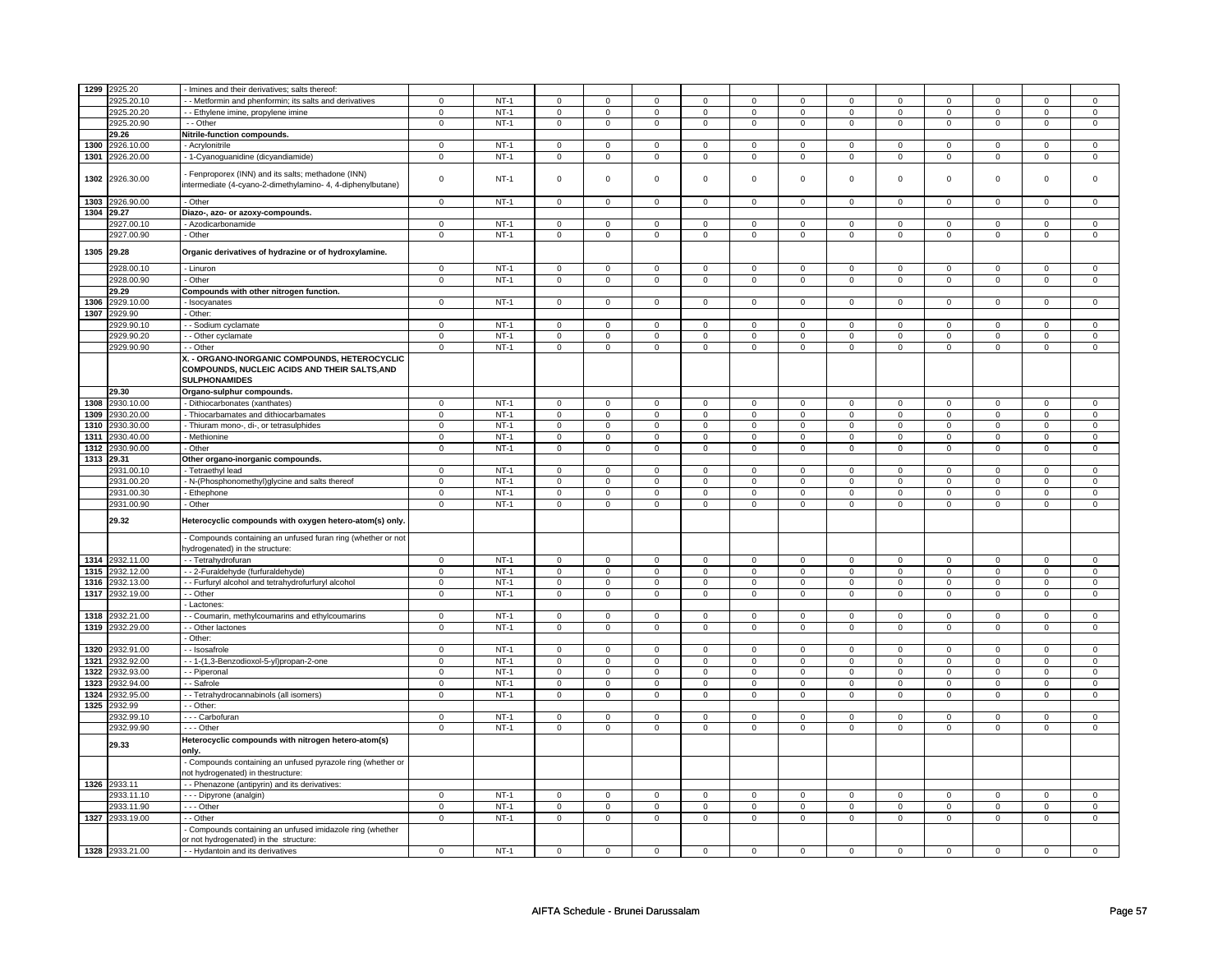| | | | | | | | | | | | | | | | |
|---|---|---|---|---|---|---|---|---|---|---|---|---|---|---|---|
| 1299 | 2925.20 | - Imines and their derivatives; salts thereof: | | | | | | | | | | | | | |
| | 2925.20.10 | - - Metformin and phenformin; its salts and derivatives | 0 | NT-1 | 0 | 0 | 0 | 0 | 0 | 0 | 0 | 0 | 0 | 0 | 0 | 0 |
| | 2925.20.20 | - - Ethylene imine, propylene imine | 0 | NT-1 | 0 | 0 | 0 | 0 | 0 | 0 | 0 | 0 | 0 | 0 | 0 | 0 |
| | 2925.20.90 | - - Other | 0 | NT-1 | 0 | 0 | 0 | 0 | 0 | 0 | 0 | 0 | 0 | 0 | 0 | 0 |
| | **29.26** | **Nitrile-function compounds.** | | | | | | | | | | | | | | |
| 1300 | 2926.10.00 | - Acrylonitrile | 0 | NT-1 | 0 | 0 | 0 | 0 | 0 | 0 | 0 | 0 | 0 | 0 | 0 | 0 |
| 1301 | 2926.20.00 | - 1-Cyanoguanidine (dicyandiamide) | 0 | NT-1 | 0 | 0 | 0 | 0 | 0 | 0 | 0 | 0 | 0 | 0 | 0 | 0 |
| 1302 | 2926.30.00 | - Fenproporex (INN) and its salts; methadone (INN) intermediate (4-cyano-2-dimethylamino- 4, 4-diphenylbutane) | 0 | NT-1 | 0 | 0 | 0 | 0 | 0 | 0 | 0 | 0 | 0 | 0 | 0 | 0 |
| 1303 | 2926.90.00 | - Other | 0 | NT-1 | 0 | 0 | 0 | 0 | 0 | 0 | 0 | 0 | 0 | 0 | 0 | 0 |
| 1304 | **29.27** | **Diazo-, azo- or azoxy-compounds.** | | | | | | | | | | | | | | |
| | 2927.00.10 | - Azodicarbonamide | 0 | NT-1 | 0 | 0 | 0 | 0 | 0 | 0 | 0 | 0 | 0 | 0 | 0 | 0 |
| | 2927.00.90 | - Other | 0 | NT-1 | 0 | 0 | 0 | 0 | 0 | 0 | 0 | 0 | 0 | 0 | 0 | 0 |
| 1305 | **29.28** | **Organic derivatives of hydrazine or of hydroxylamine.** | | | | | | | | | | | | | | |
| | 2928.00.10 | - Linuron | 0 | NT-1 | 0 | 0 | 0 | 0 | 0 | 0 | 0 | 0 | 0 | 0 | 0 | 0 |
| | 2928.00.90 | - Other | 0 | NT-1 | 0 | 0 | 0 | 0 | 0 | 0 | 0 | 0 | 0 | 0 | 0 | 0 |
| | **29.29** | **Compounds with other nitrogen function.** | | | | | | | | | | | | | | |
| 1306 | 2929.10.00 | - Isocyanates | 0 | NT-1 | 0 | 0 | 0 | 0 | 0 | 0 | 0 | 0 | 0 | 0 | 0 | 0 |
| 1307 | 2929.90 | - Other: | | | | | | | | | | | | | | |
| | 2929.90.10 | - - Sodium cyclamate | 0 | NT-1 | 0 | 0 | 0 | 0 | 0 | 0 | 0 | 0 | 0 | 0 | 0 | 0 |
| | 2929.90.20 | - - Other cyclamate | 0 | NT-1 | 0 | 0 | 0 | 0 | 0 | 0 | 0 | 0 | 0 | 0 | 0 | 0 |
| | 2929.90.90 | - - Other | 0 | NT-1 | 0 | 0 | 0 | 0 | 0 | 0 | 0 | 0 | 0 | 0 | 0 | 0 |
| | | **X. - ORGANO-INORGANIC COMPOUNDS, HETEROCYCLIC COMPOUNDS, NUCLEIC ACIDS AND THEIR SALTS,AND SULPHONAMIDES** | | | | | | | | | | | | | | |
| | **29.30** | **Organo-sulphur compounds.** | | | | | | | | | | | | | | |
| 1308 | 2930.10.00 | - Dithiocarbonates (xanthates) | 0 | NT-1 | 0 | 0 | 0 | 0 | 0 | 0 | 0 | 0 | 0 | 0 | 0 | 0 |
| 1309 | 2930.20.00 | - Thiocarbamates and dithiocarbamates | 0 | NT-1 | 0 | 0 | 0 | 0 | 0 | 0 | 0 | 0 | 0 | 0 | 0 | 0 |
| 1310 | 2930.30.00 | - Thiuram mono-, di-, or tetrasulphides | 0 | NT-1 | 0 | 0 | 0 | 0 | 0 | 0 | 0 | 0 | 0 | 0 | 0 | 0 |
| 1311 | 2930.40.00 | - Methionine | 0 | NT-1 | 0 | 0 | 0 | 0 | 0 | 0 | 0 | 0 | 0 | 0 | 0 | 0 |
| 1312 | 2930.90.00 | - Other | 0 | NT-1 | 0 | 0 | 0 | 0 | 0 | 0 | 0 | 0 | 0 | 0 | 0 | 0 |
| 1313 | **29.31** | **Other organo-inorganic compounds.** | | | | | | | | | | | | | | |
| | 2931.00.10 | - Tetraethyl lead | 0 | NT-1 | 0 | 0 | 0 | 0 | 0 | 0 | 0 | 0 | 0 | 0 | 0 | 0 |
| | 2931.00.20 | - N-(Phosphonomethyl)glycine and salts thereof | 0 | NT-1 | 0 | 0 | 0 | 0 | 0 | 0 | 0 | 0 | 0 | 0 | 0 | 0 |
| | 2931.00.30 | - Ethephone | 0 | NT-1 | 0 | 0 | 0 | 0 | 0 | 0 | 0 | 0 | 0 | 0 | 0 | 0 |
| | 2931.00.90 | - Other | 0 | NT-1 | 0 | 0 | 0 | 0 | 0 | 0 | 0 | 0 | 0 | 0 | 0 | 0 |
| | **29.32** | **Heterocyclic compounds with oxygen hetero-atom(s) only.** | | | | | | | | | | | | | | |
| | | - Compounds containing an unfused furan ring (whether or not hydrogenated) in the structure: | | | | | | | | | | | | | | |
| 1314 | 2932.11.00 | - - Tetrahydrofuran | 0 | NT-1 | 0 | 0 | 0 | 0 | 0 | 0 | 0 | 0 | 0 | 0 | 0 | 0 |
| 1315 | 2932.12.00 | - - 2-Furaldehyde (furfuraldehyde) | 0 | NT-1 | 0 | 0 | 0 | 0 | 0 | 0 | 0 | 0 | 0 | 0 | 0 | 0 |
| 1316 | 2932.13.00 | - - Furfuryl alcohol and tetrahydrofurfuryl alcohol | 0 | NT-1 | 0 | 0 | 0 | 0 | 0 | 0 | 0 | 0 | 0 | 0 | 0 | 0 |
| 1317 | 2932.19.00 | - - Other | 0 | NT-1 | 0 | 0 | 0 | 0 | 0 | 0 | 0 | 0 | 0 | 0 | 0 | 0 |
| | | - Lactones: | | | | | | | | | | | | | | |
| 1318 | 2932.21.00 | - - Coumarin, methylcoumarins and ethylcoumarins | 0 | NT-1 | 0 | 0 | 0 | 0 | 0 | 0 | 0 | 0 | 0 | 0 | 0 | 0 |
| 1319 | 2932.29.00 | - - Other lactones | 0 | NT-1 | 0 | 0 | 0 | 0 | 0 | 0 | 0 | 0 | 0 | 0 | 0 | 0 |
| | | - Other: | | | | | | | | | | | | | | |
| 1320 | 2932.91.00 | - - Isosafrole | 0 | NT-1 | 0 | 0 | 0 | 0 | 0 | 0 | 0 | 0 | 0 | 0 | 0 | 0 |
| 1321 | 2932.92.00 | - - 1-(1,3-Benzodioxol-5-yl)propan-2-one | 0 | NT-1 | 0 | 0 | 0 | 0 | 0 | 0 | 0 | 0 | 0 | 0 | 0 | 0 |
| 1322 | 2932.93.00 | - - Piperonal | 0 | NT-1 | 0 | 0 | 0 | 0 | 0 | 0 | 0 | 0 | 0 | 0 | 0 | 0 |
| 1323 | 2932.94.00 | - - Safrole | 0 | NT-1 | 0 | 0 | 0 | 0 | 0 | 0 | 0 | 0 | 0 | 0 | 0 | 0 |
| 1324 | 2932.95.00 | - - Tetrahydrocannabinols (all isomers) | 0 | NT-1 | 0 | 0 | 0 | 0 | 0 | 0 | 0 | 0 | 0 | 0 | 0 | 0 |
| 1325 | 2932.99 | - - Other: | | | | | | | | | | | | | | |
| | 2932.99.10 | - - - Carbofuran | 0 | NT-1 | 0 | 0 | 0 | 0 | 0 | 0 | 0 | 0 | 0 | 0 | 0 | 0 |
| | 2932.99.90 | - - - Other | 0 | NT-1 | 0 | 0 | 0 | 0 | 0 | 0 | 0 | 0 | 0 | 0 | 0 | 0 |
| | **29.33** | **Heterocyclic compounds with nitrogen hetero-atom(s) only.** | | | | | | | | | | | | | | |
| | | - Compounds containing an unfused pyrazole ring (whether or not hydrogenated) in thestructure: | | | | | | | | | | | | | | |
| 1326 | 2933.11 | - - Phenazone (antipyrin) and its derivatives: | | | | | | | | | | | | | | |
| | 2933.11.10 | - - - Dipyrone (analgin) | 0 | NT-1 | 0 | 0 | 0 | 0 | 0 | 0 | 0 | 0 | 0 | 0 | 0 | 0 |
| | 2933.11.90 | - - - Other | 0 | NT-1 | 0 | 0 | 0 | 0 | 0 | 0 | 0 | 0 | 0 | 0 | 0 | 0 |
| 1327 | 2933.19.00 | - - Other | 0 | NT-1 | 0 | 0 | 0 | 0 | 0 | 0 | 0 | 0 | 0 | 0 | 0 | 0 |
| | | - Compounds containing an unfused imidazole ring (whether or not hydrogenated) in the structure: | | | | | | | | | | | | | | |
| 1328 | 2933.21.00 | - - Hydantoin and its derivatives | 0 | NT-1 | 0 | 0 | 0 | 0 | 0 | 0 | 0 | 0 | 0 | 0 | 0 | 0 |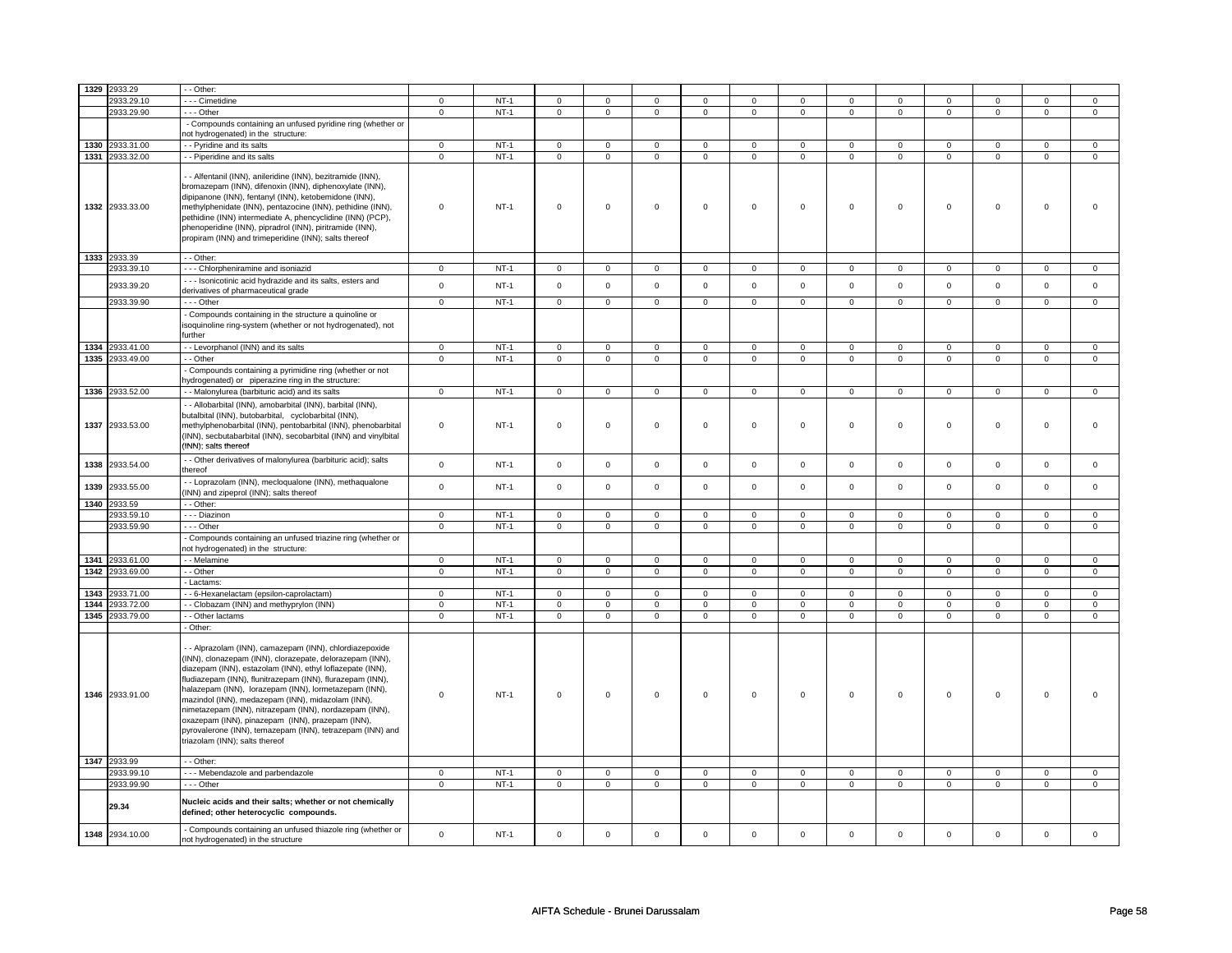| | | | | | | | | | | | | | | | |
|---|---|---|---|---|---|---|---|---|---|---|---|---|---|---|---|
| 1329 | 2933.29 | - - Other: | | | | | | | | | | | | | |
| | 2933.29.10 | - - - Cimetidine | 0 | NT-1 | 0 | 0 | 0 | 0 | 0 | 0 | 0 | 0 | 0 | 0 | 0 | 0 |
| | 2933.29.90 | - - - Other | 0 | NT-1 | 0 | 0 | 0 | 0 | 0 | 0 | 0 | 0 | 0 | 0 | 0 | 0 |
| | | - Compounds containing an unfused pyridine ring (whether or not hydrogenated) in the structure: | | | | | | | | | | | | | | |
| 1330 | 2933.31.00 | - - Pyridine and its salts | 0 | NT-1 | 0 | 0 | 0 | 0 | 0 | 0 | 0 | 0 | 0 | 0 | 0 | 0 |
| 1331 | 2933.32.00 | - - Piperidine and its salts | 0 | NT-1 | 0 | 0 | 0 | 0 | 0 | 0 | 0 | 0 | 0 | 0 | 0 | 0 |
| 1332 | 2933.33.00 | - - Alfentanil (INN), anileridine (INN), bezitramide (INN), bromazepam (INN), difenoxin (INN), diphenoxylate (INN), dipipanone (INN), fentanyl (INN), ketobemidone (INN), methylphenidate (INN), pentazocine (INN), pethidine (INN), pethidine (INN) intermediate A, phencyclidine (INN) (PCP), phenoperidine (INN), pipradrol (INN), piritramide (INN), propiram (INN) and trimeperidine (INN); salts thereof | 0 | NT-1 | 0 | 0 | 0 | 0 | 0 | 0 | 0 | 0 | 0 | 0 | 0 | 0 |
| 1333 | 2933.39 | - - Other: | | | | | | | | | | | | | | |
| | 2933.39.10 | - - - Chlorpheniramine and isoniazid | 0 | NT-1 | 0 | 0 | 0 | 0 | 0 | 0 | 0 | 0 | 0 | 0 | 0 | 0 |
| | 2933.39.20 | - - - Isonicotinic acid hydrazide and its salts, esters and derivatives of pharmaceutical grade | 0 | NT-1 | 0 | 0 | 0 | 0 | 0 | 0 | 0 | 0 | 0 | 0 | 0 | 0 |
| | 2933.39.90 | - - - Other | 0 | NT-1 | 0 | 0 | 0 | 0 | 0 | 0 | 0 | 0 | 0 | 0 | 0 | 0 |
| | | - Compounds containing in the structure a quinoline or isoquinoline ring-system (whether or not hydrogenated), not further | | | | | | | | | | | | | | |
| 1334 | 2933.41.00 | - - Levorphanol (INN) and its salts | 0 | NT-1 | 0 | 0 | 0 | 0 | 0 | 0 | 0 | 0 | 0 | 0 | 0 | 0 |
| 1335 | 2933.49.00 | - - Other | 0 | NT-1 | 0 | 0 | 0 | 0 | 0 | 0 | 0 | 0 | 0 | 0 | 0 | 0 |
| | | - Compounds containing a pyrimidine ring (whether or not hydrogenated) or piperazine ring in the structure: | | | | | | | | | | | | | | |
| 1336 | 2933.52.00 | - - Malonylurea (barbituric acid) and its salts | 0 | NT-1 | 0 | 0 | 0 | 0 | 0 | 0 | 0 | 0 | 0 | 0 | 0 | 0 |
| 1337 | 2933.53.00 | - - Allobarbital (INN), amobarbital (INN), barbital (INN), butalbital (INN), butobarbital, cyclobarbital (INN), methylphenobarbital (INN), pentobarbital (INN), phenobarbital (INN), secbutabarbital (INN), secobarbital (INN) and vinylbital (INN); salts thereof | 0 | NT-1 | 0 | 0 | 0 | 0 | 0 | 0 | 0 | 0 | 0 | 0 | 0 | 0 |
| 1338 | 2933.54.00 | - - Other derivatives of malonylurea (barbituric acid); salts thereof | 0 | NT-1 | 0 | 0 | 0 | 0 | 0 | 0 | 0 | 0 | 0 | 0 | 0 | 0 |
| 1339 | 2933.55.00 | - - Loprazolam (INN), mecloqualone (INN), methaqualone (INN) and zipeprol (INN); salts thereof | 0 | NT-1 | 0 | 0 | 0 | 0 | 0 | 0 | 0 | 0 | 0 | 0 | 0 | 0 |
| 1340 | 2933.59 | - - Other: | | | | | | | | | | | | | | |
| | 2933.59.10 | - - - Diazinon | 0 | NT-1 | 0 | 0 | 0 | 0 | 0 | 0 | 0 | 0 | 0 | 0 | 0 | 0 |
| | 2933.59.90 | - - - Other | 0 | NT-1 | 0 | 0 | 0 | 0 | 0 | 0 | 0 | 0 | 0 | 0 | 0 | 0 |
| | | - Compounds containing an unfused triazine ring (whether or not hydrogenated) in the structure: | | | | | | | | | | | | | | |
| 1341 | 2933.61.00 | - - Melamine | 0 | NT-1 | 0 | 0 | 0 | 0 | 0 | 0 | 0 | 0 | 0 | 0 | 0 | 0 |
| 1342 | 2933.69.00 | - - Other | 0 | NT-1 | 0 | 0 | 0 | 0 | 0 | 0 | 0 | 0 | 0 | 0 | 0 | 0 |
| | | - Lactams: | | | | | | | | | | | | | | |
| 1343 | 2933.71.00 | - - 6-Hexanelactam (epsilon-caprolactam) | 0 | NT-1 | 0 | 0 | 0 | 0 | 0 | 0 | 0 | 0 | 0 | 0 | 0 | 0 |
| 1344 | 2933.72.00 | - - Clobazam (INN) and methyprylon (INN) | 0 | NT-1 | 0 | 0 | 0 | 0 | 0 | 0 | 0 | 0 | 0 | 0 | 0 | 0 |
| 1345 | 2933.79.00 | - - Other lactams | 0 | NT-1 | 0 | 0 | 0 | 0 | 0 | 0 | 0 | 0 | 0 | 0 | 0 | 0 |
| | | - Other: | | | | | | | | | | | | | | |
| 1346 | 2933.91.00 | - - Alprazolam (INN), camazepam (INN), chlordiazepoxide (INN), clonazepam (INN), clorazepate, delorazepam (INN), diazepam (INN), estazolam (INN), ethyl loflazepate (INN), fludiazepam (INN), flunitrazepam (INN), flurazepam (INN), halazepam (INN), lorazepam (INN), lormetazepam (INN), mazindol (INN), medazepam (INN), midazolam (INN), nimetazepam (INN), nitrazepam (INN), nordazepam (INN), oxazepam (INN), pinazepam (INN), prazepam (INN), pyrovalerone (INN), temazepam (INN), tetrazepam (INN) and triazolam (INN); salts thereof | 0 | NT-1 | 0 | 0 | 0 | 0 | 0 | 0 | 0 | 0 | 0 | 0 | 0 | 0 |
| 1347 | 2933.99 | - - Other: | | | | | | | | | | | | | | |
| | 2933.99.10 | - - - Mebendazole and parbendazole | 0 | NT-1 | 0 | 0 | 0 | 0 | 0 | 0 | 0 | 0 | 0 | 0 | 0 | 0 |
| | 2933.99.90 | - - - Other | 0 | NT-1 | 0 | 0 | 0 | 0 | 0 | 0 | 0 | 0 | 0 | 0 | 0 | 0 |
| | **29.34** | **Nucleic acids and their salts; whether or not chemically defined; other heterocyclic compounds.** | | | | | | | | | | | | | | |
| 1348 | 2934.10.00 | - Compounds containing an unfused thiazole ring (whether or not hydrogenated) in the structure | 0 | NT-1 | 0 | 0 | 0 | 0 | 0 | 0 | 0 | 0 | 0 | 0 | 0 | 0 |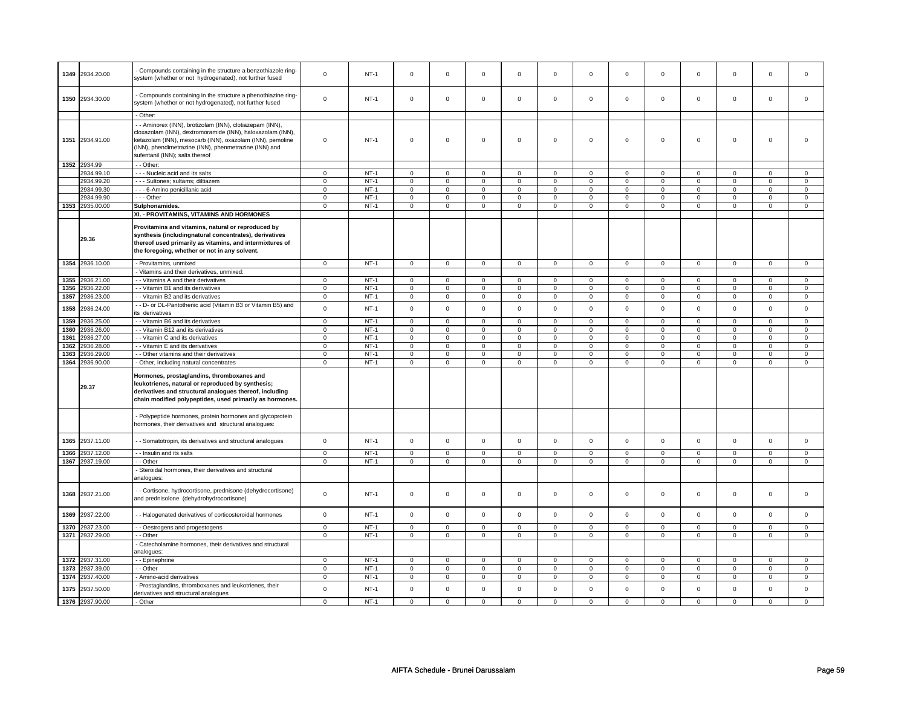| 1349 | 2934.20.00 | - Compounds containing in the structure a benzothiazole ring-system (whether or not hydrogenated), not further fused | 0 | NT-1 | 0 | 0 | 0 | 0 | 0 | 0 | 0 | 0 | 0 | 0 | 0 | 0 |
|---|---|---|---|---|---|---|---|---|---|---|---|---|---|---|---|---|
| 1350 | 2934.30.00 | - Compounds containing in the structure a phenothiazine ring-system (whether or not hydrogenated), not further fused | 0 | NT-1 | 0 | 0 | 0 | 0 | 0 | 0 | 0 | 0 | 0 | 0 | 0 | 0 |
| | | - Other: | | | | | | | | | | | | | | |
| 1351 | 2934.91.00 | - - Aminorex (INN), brotizolam (INN), clotiazepam (INN), cloxazolam (INN), dextromoramide (INN), haloxazolam (INN), ketazolam (INN), mesocarb (INN), oxazolam (INN), pemoline (INN), phendimetrazine (INN), phenmetrazine (INN) and sufentanil (INN); salts thereof | 0 | NT-1 | 0 | 0 | 0 | 0 | 0 | 0 | 0 | 0 | 0 | 0 | 0 | 0 |
| 1352 | 2934.99 | - - Other: | | | | | | | | | | | | | | |
| | 2934.99.10 | - - - Nucleic acid and its salts | 0 | NT-1 | 0 | 0 | 0 | 0 | 0 | 0 | 0 | 0 | 0 | 0 | 0 | 0 |
| | 2934.99.20 | - - - Sultones; sultams; diltiazem | 0 | NT-1 | 0 | 0 | 0 | 0 | 0 | 0 | 0 | 0 | 0 | 0 | 0 | 0 |
| | 2934.99.30 | - - - 6-Amino penicillanic acid | 0 | NT-1 | 0 | 0 | 0 | 0 | 0 | 0 | 0 | 0 | 0 | 0 | 0 | 0 |
| | 2934.99.90 | - - - Other | 0 | NT-1 | 0 | 0 | 0 | 0 | 0 | 0 | 0 | 0 | 0 | 0 | 0 | 0 |
| 1353 | 2935.00.00 | **Sulphonamides.** | 0 | NT-1 | 0 | 0 | 0 | 0 | 0 | 0 | 0 | 0 | 0 | 0 | 0 | 0 |
| | | **XI. - PROVITAMINS, VITAMINS AND HORMONES** | | | | | | | | | | | | | | |
| | **29.36** | **Provitamins and vitamins, natural or reproduced by synthesis (includingnatural concentrates), derivatives thereof used primarily as vitamins, and intermixtures of the foregoing, whether or not in any solvent.** | | | | | | | | | | | | | | |
| 1354 | 2936.10.00 | - Provitamins, unmixed | 0 | NT-1 | 0 | 0 | 0 | 0 | 0 | 0 | 0 | 0 | 0 | 0 | 0 | 0 |
| | | - Vitamins and their derivatives, unmixed: | | | | | | | | | | | | | | |
| 1355 | 2936.21.00 | - - Vitamins A and their derivatives | 0 | NT-1 | 0 | 0 | 0 | 0 | 0 | 0 | 0 | 0 | 0 | 0 | 0 | 0 |
| 1356 | 2936.22.00 | - - Vitamin B1 and its derivatives | 0 | NT-1 | 0 | 0 | 0 | 0 | 0 | 0 | 0 | 0 | 0 | 0 | 0 | 0 |
| 1357 | 2936.23.00 | - - Vitamin B2 and its derivatives | 0 | NT-1 | 0 | 0 | 0 | 0 | 0 | 0 | 0 | 0 | 0 | 0 | 0 | 0 |
| 1358 | 2936.24.00 | - - D- or DL-Pantothenic acid (Vitamin B3 or Vitamin B5) and its derivatives | 0 | NT-1 | 0 | 0 | 0 | 0 | 0 | 0 | 0 | 0 | 0 | 0 | 0 | 0 |
| 1359 | 2936.25.00 | - - Vitamin B6 and its derivatives | 0 | NT-1 | 0 | 0 | 0 | 0 | 0 | 0 | 0 | 0 | 0 | 0 | 0 | 0 |
| 1360 | 2936.26.00 | - - Vitamin B12 and its derivatives | 0 | NT-1 | 0 | 0 | 0 | 0 | 0 | 0 | 0 | 0 | 0 | 0 | 0 | 0 |
| 1361 | 2936.27.00 | - - Vitamin C and its derivatives | 0 | NT-1 | 0 | 0 | 0 | 0 | 0 | 0 | 0 | 0 | 0 | 0 | 0 | 0 |
| 1362 | 2936.28.00 | - - Vitamin E and its derivatives | 0 | NT-1 | 0 | 0 | 0 | 0 | 0 | 0 | 0 | 0 | 0 | 0 | 0 | 0 |
| 1363 | 2936.29.00 | - - Other vitamins and their derivatives | 0 | NT-1 | 0 | 0 | 0 | 0 | 0 | 0 | 0 | 0 | 0 | 0 | 0 | 0 |
| 1364 | 2936.90.00 | - Other, including natural concentrates | 0 | NT-1 | 0 | 0 | 0 | 0 | 0 | 0 | 0 | 0 | 0 | 0 | 0 | 0 |
| | **29.37** | **Hormones, prostaglandins, thromboxanes and leukotrienes, natural or reproduced by synthesis; derivatives and structural analogues thereof, including chain modified polypeptides, used primarily as hormones.** | | | | | | | | | | | | | | |
| | | - Polypeptide hormones, protein hormones and glycoprotein hormones, their derivatives and structural analogues: | | | | | | | | | | | | | | |
| 1365 | 2937.11.00 | - - Somatotropin, its derivatives and structural analogues | 0 | NT-1 | 0 | 0 | 0 | 0 | 0 | 0 | 0 | 0 | 0 | 0 | 0 | 0 |
| 1366 | 2937.12.00 | - - Insulin and its salts | 0 | NT-1 | 0 | 0 | 0 | 0 | 0 | 0 | 0 | 0 | 0 | 0 | 0 | 0 |
| 1367 | 2937.19.00 | - - Other | 0 | NT-1 | 0 | 0 | 0 | 0 | 0 | 0 | 0 | 0 | 0 | 0 | 0 | 0 |
| | | - Steroidal hormones, their derivatives and structural analogues: | | | | | | | | | | | | | | |
| 1368 | 2937.21.00 | - - Cortisone, hydrocortisone, prednisone (dehydrocortisone) and prednisolone (dehydrohydrocortisone) | 0 | NT-1 | 0 | 0 | 0 | 0 | 0 | 0 | 0 | 0 | 0 | 0 | 0 | 0 |
| 1369 | 2937.22.00 | - - Halogenated derivatives of corticosteroidal hormones | 0 | NT-1 | 0 | 0 | 0 | 0 | 0 | 0 | 0 | 0 | 0 | 0 | 0 | 0 |
| 1370 | 2937.23.00 | - - Oestrogens and progestogens | 0 | NT-1 | 0 | 0 | 0 | 0 | 0 | 0 | 0 | 0 | 0 | 0 | 0 | 0 |
| 1371 | 2937.29.00 | - - Other | 0 | NT-1 | 0 | 0 | 0 | 0 | 0 | 0 | 0 | 0 | 0 | 0 | 0 | 0 |
| | | - Catecholamine hormones, their derivatives and structural analogues: | | | | | | | | | | | | | | |
| 1372 | 2937.31.00 | - - Epinephrine | 0 | NT-1 | 0 | 0 | 0 | 0 | 0 | 0 | 0 | 0 | 0 | 0 | 0 | 0 |
| 1373 | 2937.39.00 | - - Other | 0 | NT-1 | 0 | 0 | 0 | 0 | 0 | 0 | 0 | 0 | 0 | 0 | 0 | 0 |
| 1374 | 2937.40.00 | - Amino-acid derivatives | 0 | NT-1 | 0 | 0 | 0 | 0 | 0 | 0 | 0 | 0 | 0 | 0 | 0 | 0 |
| 1375 | 2937.50.00 | - Prostaglandins, thromboxanes and leukotrienes, their derivatives and structural analogues | 0 | NT-1 | 0 | 0 | 0 | 0 | 0 | 0 | 0 | 0 | 0 | 0 | 0 | 0 |
| 1376 | 2937.90.00 | - Other | 0 | NT-1 | 0 | 0 | 0 | 0 | 0 | 0 | 0 | 0 | 0 | 0 | 0 | 0 |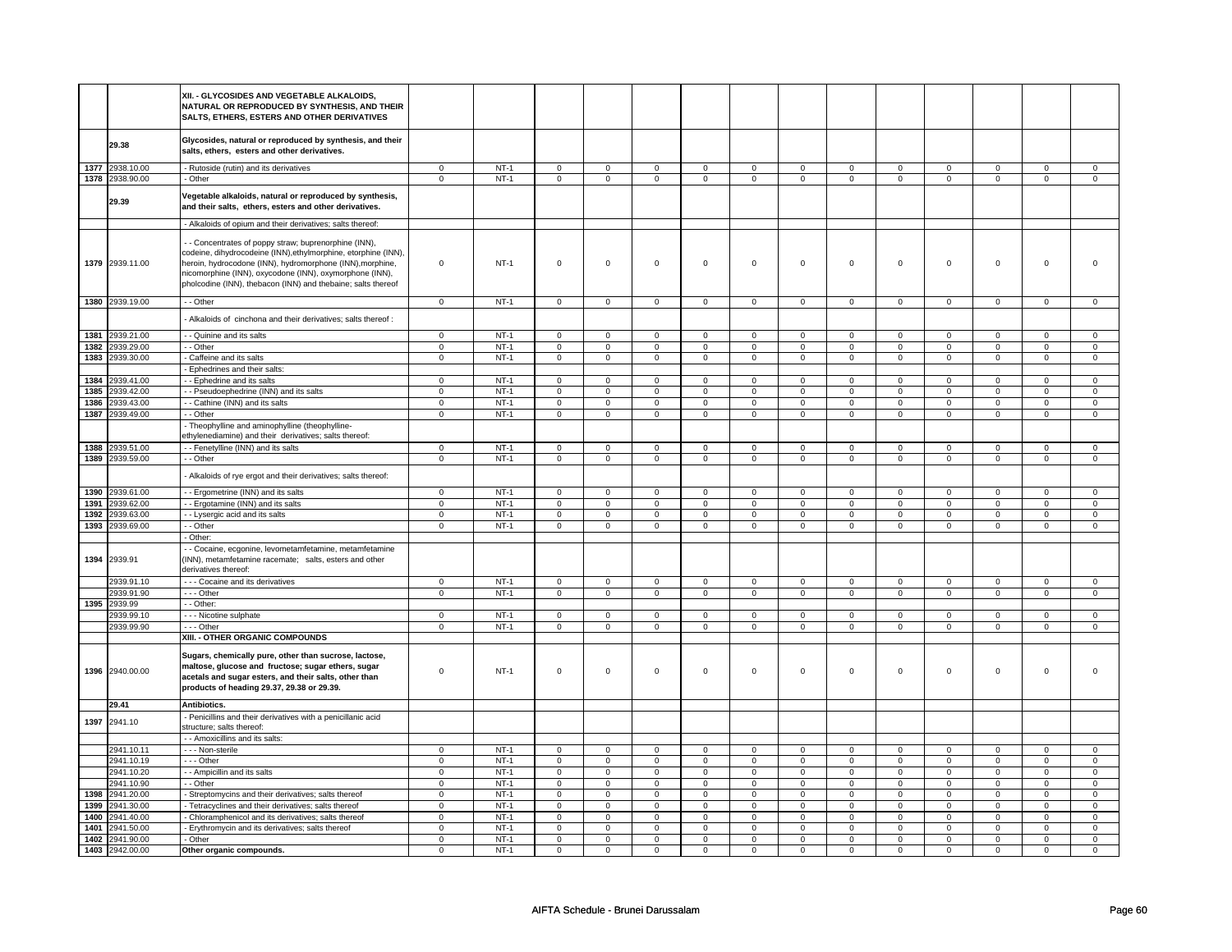| | | | | | | | | | | | | | | | | |
|---|---|---|---|---|---|---|---|---|---|---|---|---|---|---|---|---|
| | | **XII. - GLYCOSIDES AND VEGETABLE ALKALOIDS, NATURAL OR REPRODUCED BY SYNTHESIS, AND THEIR SALTS, ETHERS, ESTERS AND OTHER DERIVATIVES** | | | | | | | | | | | | | | |
| | **29.38** | **Glycosides, natural or reproduced by synthesis, and their salts, ethers, esters and other derivatives.** | | | | | | | | | | | | | | |
| 1377 | 2938.10.00 | - Rutoside (rutin) and its derivatives | 0 | NT-1 | 0 | 0 | 0 | 0 | 0 | 0 | 0 | 0 | 0 | 0 | 0 | 0 |
| 1378 | 2938.90.00 | - Other | 0 | NT-1 | 0 | 0 | 0 | 0 | 0 | 0 | 0 | 0 | 0 | 0 | 0 | 0 |
| | **29.39** | **Vegetable alkaloids, natural or reproduced by synthesis, and their salts, ethers, esters and other derivatives.** | | | | | | | | | | | | | | |
| | | - Alkaloids of opium and their derivatives; salts thereof: | | | | | | | | | | | | | | |
| 1379 | 2939.11.00 | - - Concentrates of poppy straw; buprenorphine (INN), codeine, dihydrocodeine (INN),ethylmorphine, etorphine (INN), heroin, hydrocodone (INN), hydromorphone (INN),morphine, nicomorphine (INN), oxycodone (INN), oxymorphone (INN), pholcodine (INN), thebacon (INN) and thebaine; salts thereof | 0 | NT-1 | 0 | 0 | 0 | 0 | 0 | 0 | 0 | 0 | 0 | 0 | 0 | 0 |
| 1380 | 2939.19.00 | - - Other | 0 | NT-1 | 0 | 0 | 0 | 0 | 0 | 0 | 0 | 0 | 0 | 0 | 0 | 0 |
| | | - Alkaloids of cinchona and their derivatives; salts thereof : | | | | | | | | | | | | | | |
| 1381 | 2939.21.00 | - - Quinine and its salts | 0 | NT-1 | 0 | 0 | 0 | 0 | 0 | 0 | 0 | 0 | 0 | 0 | 0 | 0 |
| 1382 | 2939.29.00 | - - Other | 0 | NT-1 | 0 | 0 | 0 | 0 | 0 | 0 | 0 | 0 | 0 | 0 | 0 | 0 |
| 1383 | 2939.30.00 | - Caffeine and its salts | 0 | NT-1 | 0 | 0 | 0 | 0 | 0 | 0 | 0 | 0 | 0 | 0 | 0 | 0 |
| | | - Ephedrines and their salts: | | | | | | | | | | | | | | |
| 1384 | 2939.41.00 | - - Ephedrine and its salts | 0 | NT-1 | 0 | 0 | 0 | 0 | 0 | 0 | 0 | 0 | 0 | 0 | 0 | 0 |
| 1385 | 2939.42.00 | - - Pseudoephedrine (INN) and its salts | 0 | NT-1 | 0 | 0 | 0 | 0 | 0 | 0 | 0 | 0 | 0 | 0 | 0 | 0 |
| 1386 | 2939.43.00 | - - Cathine (INN) and its salts | 0 | NT-1 | 0 | 0 | 0 | 0 | 0 | 0 | 0 | 0 | 0 | 0 | 0 | 0 |
| 1387 | 2939.49.00 | - - Other | 0 | NT-1 | 0 | 0 | 0 | 0 | 0 | 0 | 0 | 0 | 0 | 0 | 0 | 0 |
| | | - Theophylline and aminophylline (theophylline-ethylenediamine) and their derivatives; salts thereof: | | | | | | | | | | | | | | |
| 1388 | 2939.51.00 | - - Fenetylline (INN) and its salts | 0 | NT-1 | 0 | 0 | 0 | 0 | 0 | 0 | 0 | 0 | 0 | 0 | 0 | 0 |
| 1389 | 2939.59.00 | - - Other | 0 | NT-1 | 0 | 0 | 0 | 0 | 0 | 0 | 0 | 0 | 0 | 0 | 0 | 0 |
| | | - Alkaloids of rye ergot and their derivatives; salts thereof: | | | | | | | | | | | | | | |
| 1390 | 2939.61.00 | - - Ergometrine (INN) and its salts | 0 | NT-1 | 0 | 0 | 0 | 0 | 0 | 0 | 0 | 0 | 0 | 0 | 0 | 0 |
| 1391 | 2939.62.00 | - - Ergotamine (INN) and its salts | 0 | NT-1 | 0 | 0 | 0 | 0 | 0 | 0 | 0 | 0 | 0 | 0 | 0 | 0 |
| 1392 | 2939.63.00 | - - Lysergic acid and its salts | 0 | NT-1 | 0 | 0 | 0 | 0 | 0 | 0 | 0 | 0 | 0 | 0 | 0 | 0 |
| 1393 | 2939.69.00 | - - Other | 0 | NT-1 | 0 | 0 | 0 | 0 | 0 | 0 | 0 | 0 | 0 | 0 | 0 | 0 |
| | | - Other: | | | | | | | | | | | | | | |
| 1394 | 2939.91 | - - Cocaine, ecgonine, levometamfetamine, metamfetamine (INN), metamfetamine racemate; salts, esters and other derivatives thereof: | | | | | | | | | | | | | | |
| | 2939.91.10 | - - - Cocaine and its derivatives | 0 | NT-1 | 0 | 0 | 0 | 0 | 0 | 0 | 0 | 0 | 0 | 0 | 0 | 0 |
| | 2939.91.90 | - - - Other | 0 | NT-1 | 0 | 0 | 0 | 0 | 0 | 0 | 0 | 0 | 0 | 0 | 0 | 0 |
| 1395 | 2939.99 | - - Other: | | | | | | | | | | | | | | |
| | 2939.99.10 | - - - Nicotine sulphate | 0 | NT-1 | 0 | 0 | 0 | 0 | 0 | 0 | 0 | 0 | 0 | 0 | 0 | 0 |
| | 2939.99.90 | - - - Other | 0 | NT-1 | 0 | 0 | 0 | 0 | 0 | 0 | 0 | 0 | 0 | 0 | 0 | 0 |
| | | **XIII. - OTHER ORGANIC COMPOUNDS** | | | | | | | | | | | | | | |
| 1396 | 2940.00.00 | **Sugars, chemically pure, other than sucrose, lactose, maltose, glucose and fructose; sugar ethers, sugar acetals and sugar esters, and their salts, other than products of heading 29.37, 29.38 or 29.39.** | 0 | NT-1 | 0 | 0 | 0 | 0 | 0 | 0 | 0 | 0 | 0 | 0 | 0 | 0 |
| | **29.41** | **Antibiotics.** | | | | | | | | | | | | | | |
| 1397 | 2941.10 | - Penicillins and their derivatives with a penicillanic acid structure; salts thereof: | | | | | | | | | | | | | | |
| | | - - Amoxicillins and its salts: | | | | | | | | | | | | | | |
| | 2941.10.11 | - - - Non-sterile | 0 | NT-1 | 0 | 0 | 0 | 0 | 0 | 0 | 0 | 0 | 0 | 0 | 0 | 0 |
| | 2941.10.19 | - - - Other | 0 | NT-1 | 0 | 0 | 0 | 0 | 0 | 0 | 0 | 0 | 0 | 0 | 0 | 0 |
| | 2941.10.20 | - - Ampicillin and its salts | 0 | NT-1 | 0 | 0 | 0 | 0 | 0 | 0 | 0 | 0 | 0 | 0 | 0 | 0 |
| | 2941.10.90 | - - Other | 0 | NT-1 | 0 | 0 | 0 | 0 | 0 | 0 | 0 | 0 | 0 | 0 | 0 | 0 |
| 1398 | 2941.20.00 | - Streptomycins and their derivatives; salts thereof | 0 | NT-1 | 0 | 0 | 0 | 0 | 0 | 0 | 0 | 0 | 0 | 0 | 0 | 0 |
| 1399 | 2941.30.00 | - Tetracyclines and their derivatives; salts thereof | 0 | NT-1 | 0 | 0 | 0 | 0 | 0 | 0 | 0 | 0 | 0 | 0 | 0 | 0 |
| 1400 | 2941.40.00 | - Chloramphenicol and its derivatives; salts thereof | 0 | NT-1 | 0 | 0 | 0 | 0 | 0 | 0 | 0 | 0 | 0 | 0 | 0 | 0 |
| 1401 | 2941.50.00 | - Erythromycin and its derivatives; salts thereof | 0 | NT-1 | 0 | 0 | 0 | 0 | 0 | 0 | 0 | 0 | 0 | 0 | 0 | 0 |
| 1402 | 2941.90.00 | - Other | 0 | NT-1 | 0 | 0 | 0 | 0 | 0 | 0 | 0 | 0 | 0 | 0 | 0 | 0 |
| 1403 | 2942.00.00 | **Other organic compounds.** | 0 | NT-1 | 0 | 0 | 0 | 0 | 0 | 0 | 0 | 0 | 0 | 0 | 0 | 0 |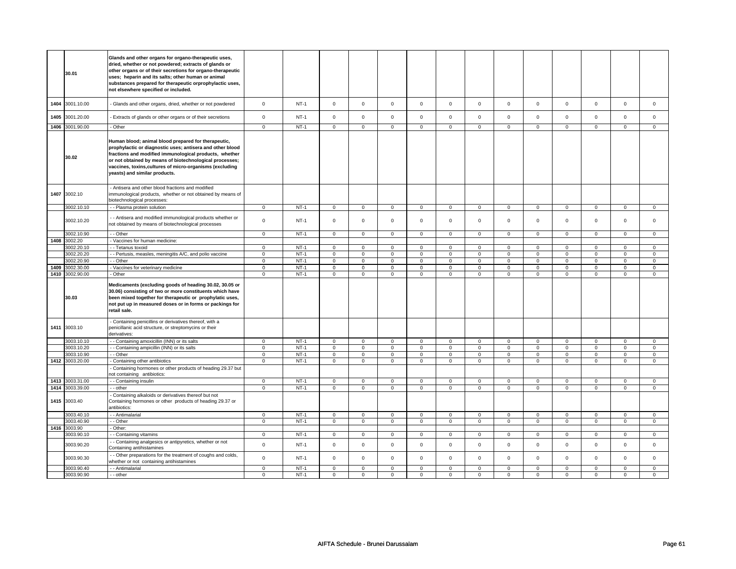| | | | | | | | | | | | | | | | | |
|---|---|---|---|---|---|---|---|---|---|---|---|---|---|---|---|---|
| | 30.01 | **Glands and other organs for organo-therapeutic uses, dried, whether or not powdered; extracts of glands or other organs or of their secretions for organo-therapeutic uses; heparin and its salts; other human or animal substances prepared for therapeutic orprophylactic uses, not elsewhere specified or included.** | | | | | | | | | | | | | | |
| 1404 | 3001.10.00 | - Glands and other organs, dried, whether or not powdered | 0 | NT-1 | 0 | 0 | 0 | 0 | 0 | 0 | 0 | 0 | 0 | 0 | 0 | 0 |
| 1405 | 3001.20.00 | - Extracts of glands or other organs or of their secretions | 0 | NT-1 | 0 | 0 | 0 | 0 | 0 | 0 | 0 | 0 | 0 | 0 | 0 | 0 |
| 1406 | 3001.90.00 | - Other | 0 | NT-1 | 0 | 0 | 0 | 0 | 0 | 0 | 0 | 0 | 0 | 0 | 0 | 0 |
| | 30.02 | **Human blood; animal blood prepared for therapeutic, prophylactic or diagnostic uses; antisera and other blood fractions and modified immunological products, whether or not obtained by means of biotechnological processes; vaccines, toxins,cultures of micro-organisms (excluding yeasts) and similar products.** | | | | | | | | | | | | | | |
| 1407 | 3002.10 | - Antisera and other blood fractions and modified immunological products, whether or not obtained by means of biotechnological processes: | | | | | | | | | | | | | | |
| | 3002.10.10 | - - Plasma protein solution | 0 | NT-1 | 0 | 0 | 0 | 0 | 0 | 0 | 0 | 0 | 0 | 0 | 0 | 0 |
| | 3002.10.20 | - - Antisera and modified immunological products whether or not obtained by means of biotechnological processes | 0 | NT-1 | 0 | 0 | 0 | 0 | 0 | 0 | 0 | 0 | 0 | 0 | 0 | 0 |
| | 3002.10.90 | - - Other | 0 | NT-1 | 0 | 0 | 0 | 0 | 0 | 0 | 0 | 0 | 0 | 0 | 0 | 0 |
| 1408 | 3002.20 | - Vaccines for human medicine: | | | | | | | | | | | | | | |
| | 3002.20.10 | - - Tetanus toxoid | 0 | NT-1 | 0 | 0 | 0 | 0 | 0 | 0 | 0 | 0 | 0 | 0 | 0 | 0 |
| | 3002.20.20 | - - Pertusis, measles, meningitis A/C, and polio vaccine | 0 | NT-1 | 0 | 0 | 0 | 0 | 0 | 0 | 0 | 0 | 0 | 0 | 0 | 0 |
| | 3002.20.90 | - - Other | 0 | NT-1 | 0 | 0 | 0 | 0 | 0 | 0 | 0 | 0 | 0 | 0 | 0 | 0 |
| 1409 | 3002.30.00 | - Vaccines for veterinary medicine | 0 | NT-1 | 0 | 0 | 0 | 0 | 0 | 0 | 0 | 0 | 0 | 0 | 0 | 0 |
| 1410 | 3002.90.00 | - Other | 0 | NT-1 | 0 | 0 | 0 | 0 | 0 | 0 | 0 | 0 | 0 | 0 | 0 | 0 |
| | 30.03 | **Medicaments (excluding goods of heading 30.02, 30.05 or 30.06) consisting of two or more constituents which have been mixed together for therapeutic or prophylactic uses, not put up in measured doses or in forms or packings for retail sale.** | | | | | | | | | | | | | | |
| 1411 | 3003.10 | - Containing penicillins or derivatives thereof, with a penicillanic acid structure, or streptomycins or their derivatives: | | | | | | | | | | | | | | |
| | 3003.10.10 | - - Containing amoxicillin (INN) or its salts | 0 | NT-1 | 0 | 0 | 0 | 0 | 0 | 0 | 0 | 0 | 0 | 0 | 0 | 0 |
| | 3003.10.20 | - - Containing ampicillin (INN) or its salts | 0 | NT-1 | 0 | 0 | 0 | 0 | 0 | 0 | 0 | 0 | 0 | 0 | 0 | 0 |
| | 3003.10.90 | - - Other | 0 | NT-1 | 0 | 0 | 0 | 0 | 0 | 0 | 0 | 0 | 0 | 0 | 0 | 0 |
| 1412 | 3003.20.00 | - Containing other antibiotics | 0 | NT-1 | 0 | 0 | 0 | 0 | 0 | 0 | 0 | 0 | 0 | 0 | 0 | 0 |
| | | - Containing hormones or other products of heading 29.37 but not containing antibiotics: | | | | | | | | | | | | | | |
| 1413 | 3003.31.00 | - - Containing insulin | 0 | NT-1 | 0 | 0 | 0 | 0 | 0 | 0 | 0 | 0 | 0 | 0 | 0 | 0 |
| 1414 | 3003.39.00 | - - other | 0 | NT-1 | 0 | 0 | 0 | 0 | 0 | 0 | 0 | 0 | 0 | 0 | 0 | 0 |
| 1415 | 3003.40 | - Containing alkaloids or derivatives thereof but not Containing hormones or other products of heading 29.37 or antibiotics: | | | | | | | | | | | | | | |
| | 3003.40.10 | - - Antimalarial | 0 | NT-1 | 0 | 0 | 0 | 0 | 0 | 0 | 0 | 0 | 0 | 0 | 0 | 0 |
| | 3003.40.90 | - - Other | 0 | NT-1 | 0 | 0 | 0 | 0 | 0 | 0 | 0 | 0 | 0 | 0 | 0 | 0 |
| 1416 | 3003.90 | - Other: | | | | | | | | | | | | | | |
| | 3003.90.10 | - - Containing vitamins | 0 | NT-1 | 0 | 0 | 0 | 0 | 0 | 0 | 0 | 0 | 0 | 0 | 0 | 0 |
| | 3003.90.20 | - - Containing analgesics or antipyretics, whether or not Containing antihistamines | 0 | NT-1 | 0 | 0 | 0 | 0 | 0 | 0 | 0 | 0 | 0 | 0 | 0 | 0 |
| | 3003.90.30 | - - Other preparations for the treatment of coughs and colds, whether or not containing antihistamines | 0 | NT-1 | 0 | 0 | 0 | 0 | 0 | 0 | 0 | 0 | 0 | 0 | 0 | 0 |
| | 3003.90.40 | - - Antimalarial | 0 | NT-1 | 0 | 0 | 0 | 0 | 0 | 0 | 0 | 0 | 0 | 0 | 0 | 0 |
| | 3003.90.90 | - - other | 0 | NT-1 | 0 | 0 | 0 | 0 | 0 | 0 | 0 | 0 | 0 | 0 | 0 | 0 |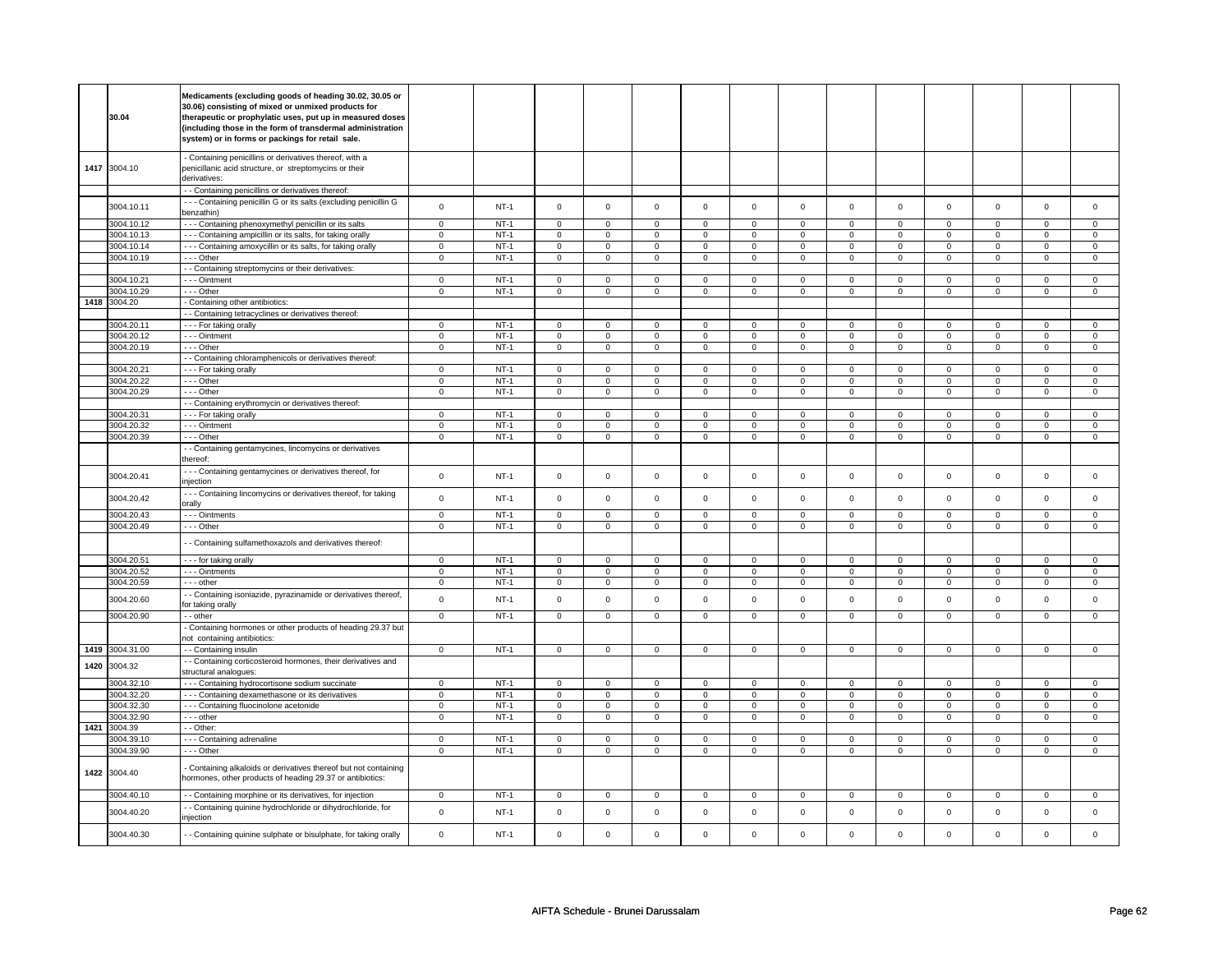| | 30.04 | Medicaments (excluding goods of heading 30.02, 30.05 or 30.06) consisting of mixed or unmixed products for therapeutic or prophylatic uses, put up in measured doses (including those in the form of transdermal administration system) or in forms or packings for retail sale. | | | | | | | | | | | | | | |
|---|---|---|---|---|---|---|---|---|---|---|---|---|---|---|---|---|
| 1417 | 3004.10 | - Containing penicillins or derivatives thereof, with a penicillanic acid structure, or streptomycins or their derivatives: | | | | | | | | | | | | | | |
| | | - - Containing penicillins or derivatives thereof: | | | | | | | | | | | | | | |
| | 3004.10.11 | - - - Containing penicillin G or its salts (excluding penicillin G benzathin) | 0 | NT-1 | 0 | 0 | 0 | 0 | 0 | 0 | 0 | 0 | 0 | 0 | 0 | 0 |
| | 3004.10.12 | - - - Containing phenoxymethyl penicillin or its salts | 0 | NT-1 | 0 | 0 | 0 | 0 | 0 | 0 | 0 | 0 | 0 | 0 | 0 | 0 |
| | 3004.10.13 | - - - Containing ampicillin or its salts, for taking orally | 0 | NT-1 | 0 | 0 | 0 | 0 | 0 | 0 | 0 | 0 | 0 | 0 | 0 | 0 |
| | 3004.10.14 | - - - Containing amoxycillin or its salts, for taking orally | 0 | NT-1 | 0 | 0 | 0 | 0 | 0 | 0 | 0 | 0 | 0 | 0 | 0 | 0 |
| | 3004.10.19 | - - - Other | 0 | NT-1 | 0 | 0 | 0 | 0 | 0 | 0 | 0 | 0 | 0 | 0 | 0 | 0 |
| | | - - Containing streptomycins or their derivatives: | | | | | | | | | | | | | | |
| | 3004.10.21 | - - - Ointment | 0 | NT-1 | 0 | 0 | 0 | 0 | 0 | 0 | 0 | 0 | 0 | 0 | 0 | 0 |
| | 3004.10.29 | - - - Other | 0 | NT-1 | 0 | 0 | 0 | 0 | 0 | 0 | 0 | 0 | 0 | 0 | 0 | 0 |
| 1418 | 3004.20 | - Containing other antibiotics: | | | | | | | | | | | | | | |
| | | - - Containing tetracyclines or derivatives thereof: | | | | | | | | | | | | | | |
| | 3004.20.11 | - - - For taking orally | 0 | NT-1 | 0 | 0 | 0 | 0 | 0 | 0 | 0 | 0 | 0 | 0 | 0 | 0 |
| | 3004.20.12 | - - - Ointment | 0 | NT-1 | 0 | 0 | 0 | 0 | 0 | 0 | 0 | 0 | 0 | 0 | 0 | 0 |
| | 3004.20.19 | - - - Other | 0 | NT-1 | 0 | 0 | 0 | 0 | 0 | 0 | 0 | 0 | 0 | 0 | 0 | 0 |
| | | - - Containing chloramphenicols or derivatives thereof: | | | | | | | | | | | | | | |
| | 3004.20.21 | - - - For taking orally | 0 | NT-1 | 0 | 0 | 0 | 0 | 0 | 0 | 0 | 0 | 0 | 0 | 0 | 0 |
| | 3004.20.22 | - - - Other | 0 | NT-1 | 0 | 0 | 0 | 0 | 0 | 0 | 0 | 0 | 0 | 0 | 0 | 0 |
| | 3004.20.29 | - - - Other | 0 | NT-1 | 0 | 0 | 0 | 0 | 0 | 0 | 0 | 0 | 0 | 0 | 0 | 0 |
| | | - - Containing erythromycin or derivatives thereof: | | | | | | | | | | | | | | |
| | 3004.20.31 | - - - For taking orally | 0 | NT-1 | 0 | 0 | 0 | 0 | 0 | 0 | 0 | 0 | 0 | 0 | 0 | 0 |
| | 3004.20.32 | - - - Ointment | 0 | NT-1 | 0 | 0 | 0 | 0 | 0 | 0 | 0 | 0 | 0 | 0 | 0 | 0 |
| | 3004.20.39 | - - - Other | 0 | NT-1 | 0 | 0 | 0 | 0 | 0 | 0 | 0 | 0 | 0 | 0 | 0 | 0 |
| | | - - Containing gentamycines, lincomycins or derivatives thereof: | | | | | | | | | | | | | | |
| | 3004.20.41 | - - - Containing gentamycines or derivatives thereof, for injection | 0 | NT-1 | 0 | 0 | 0 | 0 | 0 | 0 | 0 | 0 | 0 | 0 | 0 | 0 |
| | 3004.20.42 | - - - Containing lincomycins or derivatives thereof, for taking orally | 0 | NT-1 | 0 | 0 | 0 | 0 | 0 | 0 | 0 | 0 | 0 | 0 | 0 | 0 |
| | 3004.20.43 | - - - Ointments | 0 | NT-1 | 0 | 0 | 0 | 0 | 0 | 0 | 0 | 0 | 0 | 0 | 0 | 0 |
| | 3004.20.49 | - - - Other | 0 | NT-1 | 0 | 0 | 0 | 0 | 0 | 0 | 0 | 0 | 0 | 0 | 0 | 0 |
| | | - - Containing sulfamethoxazols and derivatives thereof: | | | | | | | | | | | | | | |
| | 3004.20.51 | - - - for taking orally | 0 | NT-1 | 0 | 0 | 0 | 0 | 0 | 0 | 0 | 0 | 0 | 0 | 0 | 0 |
| | 3004.20.52 | - - - Ointments | 0 | NT-1 | 0 | 0 | 0 | 0 | 0 | 0 | 0 | 0 | 0 | 0 | 0 | 0 |
| | 3004.20.59 | - - - other | 0 | NT-1 | 0 | 0 | 0 | 0 | 0 | 0 | 0 | 0 | 0 | 0 | 0 | 0 |
| | 3004.20.60 | - - Containing isoniazide, pyrazinamide or derivatives thereof, for taking orally | 0 | NT-1 | 0 | 0 | 0 | 0 | 0 | 0 | 0 | 0 | 0 | 0 | 0 | 0 |
| | 3004.20.90 | - - other | 0 | NT-1 | 0 | 0 | 0 | 0 | 0 | 0 | 0 | 0 | 0 | 0 | 0 | 0 |
| | | - Containing hormones or other products of heading 29.37 but not containing antibiotics: | | | | | | | | | | | | | | |
| 1419 | 3004.31.00 | - - Containing insulin | 0 | NT-1 | 0 | 0 | 0 | 0 | 0 | 0 | 0 | 0 | 0 | 0 | 0 | 0 |
| 1420 | 3004.32 | - - Containing corticosteroid hormones, their derivatives and structural analogues: | | | | | | | | | | | | | | |
| | 3004.32.10 | - - - Containing hydrocortisone sodium succinate | 0 | NT-1 | 0 | 0 | 0 | 0 | 0 | 0 | 0 | 0 | 0 | 0 | 0 | 0 |
| | 3004.32.20 | - - - Containing dexamethasone or its derivatives | 0 | NT-1 | 0 | 0 | 0 | 0 | 0 | 0 | 0 | 0 | 0 | 0 | 0 | 0 |
| | 3004.32.30 | - - - Containing fluocinolone acetonide | 0 | NT-1 | 0 | 0 | 0 | 0 | 0 | 0 | 0 | 0 | 0 | 0 | 0 | 0 |
| | 3004.32.90 | - - - other | 0 | NT-1 | 0 | 0 | 0 | 0 | 0 | 0 | 0 | 0 | 0 | 0 | 0 | 0 |
| 1421 | 3004.39 | - - Other: | | | | | | | | | | | | | | |
| | 3004.39.10 | - - - Containing adrenaline | 0 | NT-1 | 0 | 0 | 0 | 0 | 0 | 0 | 0 | 0 | 0 | 0 | 0 | 0 |
| | 3004.39.90 | - - - Other | 0 | NT-1 | 0 | 0 | 0 | 0 | 0 | 0 | 0 | 0 | 0 | 0 | 0 | 0 |
| 1422 | 3004.40 | - Containing alkaloids or derivatives thereof but not containing hormones, other products of heading 29.37 or antibiotics: | | | | | | | | | | | | | | |
| | 3004.40.10 | - - Containing morphine or its derivatives, for injection | 0 | NT-1 | 0 | 0 | 0 | 0 | 0 | 0 | 0 | 0 | 0 | 0 | 0 | 0 |
| | 3004.40.20 | - - Containing quinine hydrochloride or dihydrochloride, for injection | 0 | NT-1 | 0 | 0 | 0 | 0 | 0 | 0 | 0 | 0 | 0 | 0 | 0 | 0 |
| | 3004.40.30 | - - Containing quinine sulphate or bisulphate, for taking orally | 0 | NT-1 | 0 | 0 | 0 | 0 | 0 | 0 | 0 | 0 | 0 | 0 | 0 | 0 |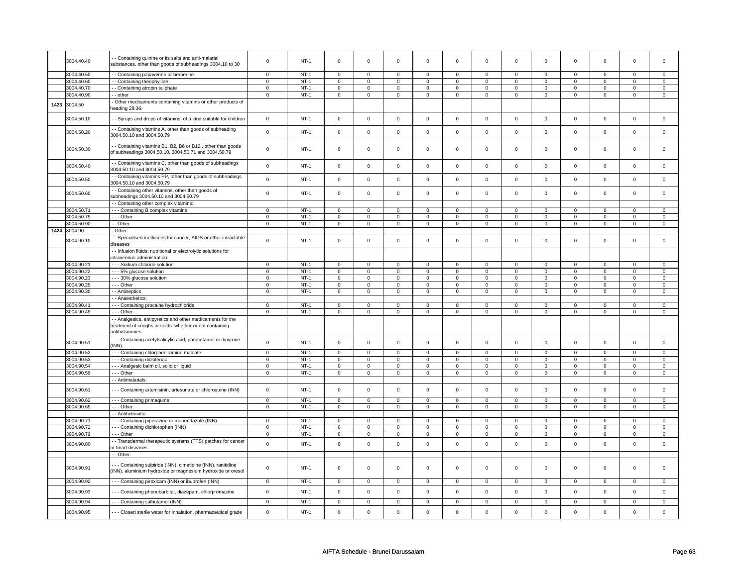| | 3004.40.40 | - - Containing quinine or its salts and anti-malarial substances, other than goods of subheadings 3004.10 to 30 | 0 | NT-1 | 0 | 0 | 0 | 0 | 0 | 0 | 0 | 0 | 0 | 0 | 0 | 0 |
|---|---|---|---|---|---|---|---|---|---|---|---|---|---|---|---|---|
| | 3004.40.50 | - - Containing papaverine or berberine | 0 | NT-1 | 0 | 0 | 0 | 0 | 0 | 0 | 0 | 0 | 0 | 0 | 0 | 0 |
| | 3004.40.60 | - - Containing theophylline | 0 | NT-1 | 0 | 0 | 0 | 0 | 0 | 0 | 0 | 0 | 0 | 0 | 0 | 0 |
| | 3004.40.70 | - - Containing atropin sulphate | 0 | NT-1 | 0 | 0 | 0 | 0 | 0 | 0 | 0 | 0 | 0 | 0 | 0 | 0 |
| | 3004.40.90 | - - other | 0 | NT-1 | 0 | 0 | 0 | 0 | 0 | 0 | 0 | 0 | 0 | 0 | 0 | 0 |
| 1423 | 3004.50 | - Other medicaments containing vitamins or other products of heading 29.36: | | | | | | | | | | | | | | |
| | 3004.50.10 | - - Syrups and drops of vitamins, of a kind suitable for children | 0 | NT-1 | 0 | 0 | 0 | 0 | 0 | 0 | 0 | 0 | 0 | 0 | 0 | 0 |
| | 3004.50.20 | - - Containing vitamins A, other than goods of subheading 3004.50.10 and 3004.50.79 | 0 | NT-1 | 0 | 0 | 0 | 0 | 0 | 0 | 0 | 0 | 0 | 0 | 0 | 0 |
| | 3004.50.30 | - - Containing vitamins B1, B2, B6 or B12 , other than goods of subheadings 3004.50.10, 3004.50.71 and 3004.50.79 | 0 | NT-1 | 0 | 0 | 0 | 0 | 0 | 0 | 0 | 0 | 0 | 0 | 0 | 0 |
| | 3004.50.40 | - - Containing vitamins C, other than goods of subheadings 3004.50.10 and 3004.50.79 | 0 | NT-1 | 0 | 0 | 0 | 0 | 0 | 0 | 0 | 0 | 0 | 0 | 0 | 0 |
| | 3004.50.50 | - - Containing vitamins PP, other than goods of subheadings 3004.50.10 and 3004.50.79 | 0 | NT-1 | 0 | 0 | 0 | 0 | 0 | 0 | 0 | 0 | 0 | 0 | 0 | 0 |
| | 3004.50.60 | - - Containing other vitamins, other than goods of subheadings 3004.50.10 and 3004.50.79 | 0 | NT-1 | 0 | 0 | 0 | 0 | 0 | 0 | 0 | 0 | 0 | 0 | 0 | 0 |
| | | - - Containing other complex vitamins: | | | | | | | | | | | | | | |
| | 3004.50.71 | - - - Containing B complex vitamins | 0 | NT-1 | 0 | 0 | 0 | 0 | 0 | 0 | 0 | 0 | 0 | 0 | 0 | 0 |
| | 3004.50.79 | - - - Other | 0 | NT-1 | 0 | 0 | 0 | 0 | 0 | 0 | 0 | 0 | 0 | 0 | 0 | 0 |
| | 3004.50.90 | - - Other | 0 | NT-1 | 0 | 0 | 0 | 0 | 0 | 0 | 0 | 0 | 0 | 0 | 0 | 0 |
| 1424 | 3004.90 | - Other: | | | | | | | | | | | | | | |
| | 3004.90.10 | - - Specialised medicines for cancer, AIDS or other intractable diseases | 0 | NT-1 | 0 | 0 | 0 | 0 | 0 | 0 | 0 | 0 | 0 | 0 | 0 | 0 |
| | | - - Infusion fluids; nutritional or electrolytic solutions for intravenous administration: | | | | | | | | | | | | | | |
| | 3004.90.21 | - - - Sodium chloride solution | 0 | NT-1 | 0 | 0 | 0 | 0 | 0 | 0 | 0 | 0 | 0 | 0 | 0 | 0 |
| | 3004.90.22 | - - - 5% glucose solution | 0 | NT-1 | 0 | 0 | 0 | 0 | 0 | 0 | 0 | 0 | 0 | 0 | 0 | 0 |
| | 3004.90.23 | - - - 30% glucose solution | 0 | NT-1 | 0 | 0 | 0 | 0 | 0 | 0 | 0 | 0 | 0 | 0 | 0 | 0 |
| | 3004.90.29 | - - - Other | 0 | NT-1 | 0 | 0 | 0 | 0 | 0 | 0 | 0 | 0 | 0 | 0 | 0 | 0 |
| | 3004.90.30 | - - Antiseptics | 0 | NT-1 | 0 | 0 | 0 | 0 | 0 | 0 | 0 | 0 | 0 | 0 | 0 | 0 |
| | | - - Anaesthetics: | | | | | | | | | | | | | | |
| | 3004.90.41 | - - - Containing procaine hydrochloride | 0 | NT-1 | 0 | 0 | 0 | 0 | 0 | 0 | 0 | 0 | 0 | 0 | 0 | 0 |
| | 3004.90.49 | - - - Other | 0 | NT-1 | 0 | 0 | 0 | 0 | 0 | 0 | 0 | 0 | 0 | 0 | 0 | 0 |
| | | - - Analgesics, antipyretics and other medicaments for the treatment of coughs or colds whether or not containing antihistamines: | | | | | | | | | | | | | | |
| | 3004.90.51 | - - - Containing acetylsalicylic acid, paracetamol or dipyrone (INN) | 0 | NT-1 | 0 | 0 | 0 | 0 | 0 | 0 | 0 | 0 | 0 | 0 | 0 | 0 |
| | 3004.90.52 | - - - Containing chlorpheniramine maleate | 0 | NT-1 | 0 | 0 | 0 | 0 | 0 | 0 | 0 | 0 | 0 | 0 | 0 | 0 |
| | 3004.90.53 | - - - Containing diclofenac | 0 | NT-1 | 0 | 0 | 0 | 0 | 0 | 0 | 0 | 0 | 0 | 0 | 0 | 0 |
| | 3004.90.54 | - - - Analgesic balm oil, solid or liquid | 0 | NT-1 | 0 | 0 | 0 | 0 | 0 | 0 | 0 | 0 | 0 | 0 | 0 | 0 |
| | 3004.90.59 | - - - Other | 0 | NT-1 | 0 | 0 | 0 | 0 | 0 | 0 | 0 | 0 | 0 | 0 | 0 | 0 |
| | | - - Antimalarials: | | | | | | | | | | | | | | |
| | 3004.90.61 | - - - Containing artemisinin, artesunate or chloroquine (INN) | 0 | NT-1 | 0 | 0 | 0 | 0 | 0 | 0 | 0 | 0 | 0 | 0 | 0 | 0 |
| | 3004.90.62 | - - - Containing primaquine | 0 | NT-1 | 0 | 0 | 0 | 0 | 0 | 0 | 0 | 0 | 0 | 0 | 0 | 0 |
| | 3004.90.69 | - - - Other | 0 | NT-1 | 0 | 0 | 0 | 0 | 0 | 0 | 0 | 0 | 0 | 0 | 0 | 0 |
| | | - - Antihelmintic: | | | | | | | | | | | | | | |
| | 3004.90.71 | - - - Containing piperazine or mebendazole (INN) | 0 | NT-1 | 0 | 0 | 0 | 0 | 0 | 0 | 0 | 0 | 0 | 0 | 0 | 0 |
| | 3004.90.72 | - - - Containing dichlorophen (INN) | 0 | NT-1 | 0 | 0 | 0 | 0 | 0 | 0 | 0 | 0 | 0 | 0 | 0 | 0 |
| | 3004.90.79 | - - - Other | 0 | NT-1 | 0 | 0 | 0 | 0 | 0 | 0 | 0 | 0 | 0 | 0 | 0 | 0 |
| | 3004.90.80 | - - Transdermal therapeutic systems (TTS) patches for cancer or heart diseases | 0 | NT-1 | 0 | 0 | 0 | 0 | 0 | 0 | 0 | 0 | 0 | 0 | 0 | 0 |
| | | - - Other: | | | | | | | | | | | | | | |
| | 3004.90.91 | - - - Containing sulpiride (INN), cimetidine (INN), ranitidine (INN), aluminium hydroxide or magnesium hydroxide or oresol | 0 | NT-1 | 0 | 0 | 0 | 0 | 0 | 0 | 0 | 0 | 0 | 0 | 0 | 0 |
| | 3004.90.92 | - - - Containing piroxicam (INN) or ibuprofen (INN) | 0 | NT-1 | 0 | 0 | 0 | 0 | 0 | 0 | 0 | 0 | 0 | 0 | 0 | 0 |
| | 3004.90.93 | - - - Containing phenobarbital, diazepam, chlorpromazine | 0 | NT-1 | 0 | 0 | 0 | 0 | 0 | 0 | 0 | 0 | 0 | 0 | 0 | 0 |
| | 3004.90.94 | - - - Containing salbutamol (INN) | 0 | NT-1 | 0 | 0 | 0 | 0 | 0 | 0 | 0 | 0 | 0 | 0 | 0 | 0 |
| | 3004.90.95 | - - - Closed sterile water for inhalation, pharmaceutical grade | 0 | NT-1 | 0 | 0 | 0 | 0 | 0 | 0 | 0 | 0 | 0 | 0 | 0 | 0 |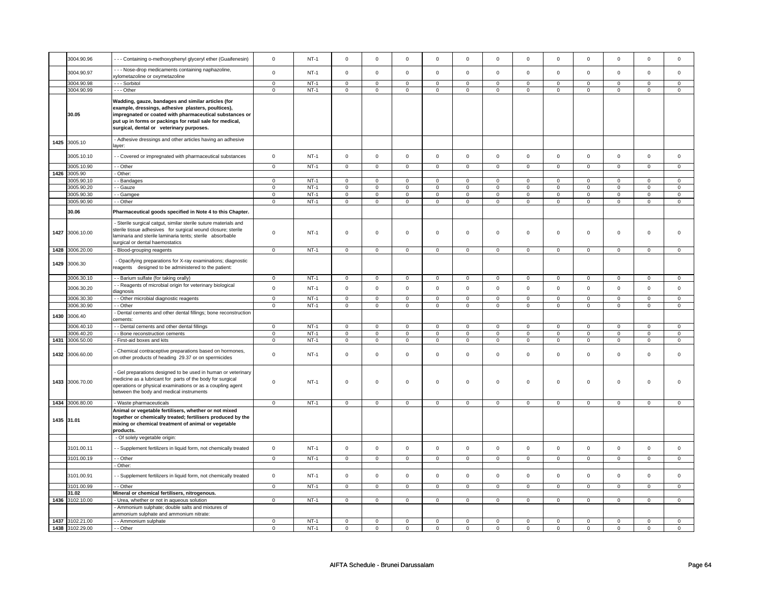| | | | | | | | | | | | | | | | |
|---|---|---|---|---|---|---|---|---|---|---|---|---|---|---|---|
| | 3004.90.96 | - - - Containing o-methoxyphenyl glyceryl ether (Guaifenesin) | 0 | NT-1 | 0 | 0 | 0 | 0 | 0 | 0 | 0 | 0 | 0 | 0 | 0 | 0 |
| | 3004.90.97 | - - - Nose-drop medicaments containing naphazoline, xylometazoline or oxymetazoline | 0 | NT-1 | 0 | 0 | 0 | 0 | 0 | 0 | 0 | 0 | 0 | 0 | 0 | 0 |
| | 3004.90.98 | - - - Sorbitol | 0 | NT-1 | 0 | 0 | 0 | 0 | 0 | 0 | 0 | 0 | 0 | 0 | 0 | 0 |
| | 3004.90.99 | - - - Other | 0 | NT-1 | 0 | 0 | 0 | 0 | 0 | 0 | 0 | 0 | 0 | 0 | 0 | 0 |
| | **30.05** | **Wadding, gauze, bandages and similar articles (for example, dressings, adhesive plasters, poultices), impregnated or coated with pharmaceutical substances or put up in forms or packings for retail sale for medical, surgical, dental or veterinary purposes.** | | | | | | | | | | | | | | |
| 1425 | 3005.10 | - Adhesive dressings and other articles having an adhesive layer: | | | | | | | | | | | | | | |
| | 3005.10.10 | - - Covered or impregnated with pharmaceutical substances | 0 | NT-1 | 0 | 0 | 0 | 0 | 0 | 0 | 0 | 0 | 0 | 0 | 0 | 0 |
| | 3005.10.90 | - - Other | 0 | NT-1 | 0 | 0 | 0 | 0 | 0 | 0 | 0 | 0 | 0 | 0 | 0 | 0 |
| 1426 | 3005.90 | - Other: | | | | | | | | | | | | | | |
| | 3005.90.10 | - - Bandages | 0 | NT-1 | 0 | 0 | 0 | 0 | 0 | 0 | 0 | 0 | 0 | 0 | 0 | 0 |
| | 3005.90.20 | - - Gauze | 0 | NT-1 | 0 | 0 | 0 | 0 | 0 | 0 | 0 | 0 | 0 | 0 | 0 | 0 |
| | 3005.90.30 | - - Gamgee | 0 | NT-1 | 0 | 0 | 0 | 0 | 0 | 0 | 0 | 0 | 0 | 0 | 0 | 0 |
| | 3005.90.90 | - - Other | 0 | NT-1 | 0 | 0 | 0 | 0 | 0 | 0 | 0 | 0 | 0 | 0 | 0 | 0 |
| | **30.06** | **Pharmaceutical goods specified in Note 4 to this Chapter.** | | | | | | | | | | | | | | |
| 1427 | 3006.10.00 | - Sterile surgical catgut, similar sterile suture materials and sterile tissue adhesives for surgical wound closure; sterile laminaria and sterile laminaria tents; sterile absorbable surgical or dental haemostatics | 0 | NT-1 | 0 | 0 | 0 | 0 | 0 | 0 | 0 | 0 | 0 | 0 | 0 | 0 |
| 1428 | 3006.20.00 | - Blood-grouping reagents | 0 | NT-1 | 0 | 0 | 0 | 0 | 0 | 0 | 0 | 0 | 0 | 0 | 0 | 0 |
| 1429 | 3006.30 | - Opacifying preparations for X-ray examinations; diagnostic reagents designed to be administered to the patient: | | | | | | | | | | | | | | |
| | 3006.30.10 | - - Barium sulfate (for taking orally) | 0 | NT-1 | 0 | 0 | 0 | 0 | 0 | 0 | 0 | 0 | 0 | 0 | 0 | 0 |
| | 3006.30.20 | - - Reagents of microbial origin for veterinary biological diagnosis | 0 | NT-1 | 0 | 0 | 0 | 0 | 0 | 0 | 0 | 0 | 0 | 0 | 0 | 0 |
| | 3006.30.30 | - - Other microbial diagnostic reagents | 0 | NT-1 | 0 | 0 | 0 | 0 | 0 | 0 | 0 | 0 | 0 | 0 | 0 | 0 |
| | 3006.30.90 | - - Other | 0 | NT-1 | 0 | 0 | 0 | 0 | 0 | 0 | 0 | 0 | 0 | 0 | 0 | 0 |
| 1430 | 3006.40 | - Dental cements and other dental fillings; bone reconstruction cements: | | | | | | | | | | | | | | |
| | 3006.40.10 | - - Dental cements and other dental fillings | 0 | NT-1 | 0 | 0 | 0 | 0 | 0 | 0 | 0 | 0 | 0 | 0 | 0 | 0 |
| | 3006.40.20 | - - Bone reconstruction cements | 0 | NT-1 | 0 | 0 | 0 | 0 | 0 | 0 | 0 | 0 | 0 | 0 | 0 | 0 |
| 1431 | 3006.50.00 | - First-aid boxes and kits | 0 | NT-1 | 0 | 0 | 0 | 0 | 0 | 0 | 0 | 0 | 0 | 0 | 0 | 0 |
| 1432 | 3006.60.00 | - Chemical contraceptive preparations based on hormones, on other products of heading 29.37 or on spermicides | 0 | NT-1 | 0 | 0 | 0 | 0 | 0 | 0 | 0 | 0 | 0 | 0 | 0 | 0 |
| 1433 | 3006.70.00 | - Gel preparations designed to be used in human or veterinary medicine as a lubricant for parts of the body for surgical operations or physical examinations or as a coupling agent between the body and medical instruments | 0 | NT-1 | 0 | 0 | 0 | 0 | 0 | 0 | 0 | 0 | 0 | 0 | 0 | 0 |
| 1434 | 3006.80.00 | - Waste pharmaceuticals | 0 | NT-1 | 0 | 0 | 0 | 0 | 0 | 0 | 0 | 0 | 0 | 0 | 0 | 0 |
| 1435 | **31.01** | **Animal or vegetable fertilisers, whether or not mixed together or chemically treated; fertilisers produced by the mixing or chemical treatment of animal or vegetable products.** | | | | | | | | | | | | | | |
| | | - Of solely vegetable origin: | | | | | | | | | | | | | | |
| | 3101.00.11 | - - Supplement fertilizers in liquid form, not chemically treated | 0 | NT-1 | 0 | 0 | 0 | 0 | 0 | 0 | 0 | 0 | 0 | 0 | 0 | 0 |
| | 3101.00.19 | - - Other | 0 | NT-1 | 0 | 0 | 0 | 0 | 0 | 0 | 0 | 0 | 0 | 0 | 0 | 0 |
| | | - Other: | | | | | | | | | | | | | | |
| | 3101.00.91 | - - Supplement fertilizers in liquid form, not chemically treated | 0 | NT-1 | 0 | 0 | 0 | 0 | 0 | 0 | 0 | 0 | 0 | 0 | 0 | 0 |
| | 3101.00.99 | - - Other | 0 | NT-1 | 0 | 0 | 0 | 0 | 0 | 0 | 0 | 0 | 0 | 0 | 0 | 0 |
| | **31.02** | **Mineral or chemical fertilisers, nitrogenous.** | | | | | | | | | | | | | | |
| 1436 | 3102.10.00 | - Urea, whether or not in aqueous solution | 0 | NT-1 | 0 | 0 | 0 | 0 | 0 | 0 | 0 | 0 | 0 | 0 | 0 | 0 |
| | | - Ammonium sulphate; double salts and mixtures of ammonium sulphate and ammonium nitrate: | | | | | | | | | | | | | | |
| 1437 | 3102.21.00 | - - Ammonium sulphate | 0 | NT-1 | 0 | 0 | 0 | 0 | 0 | 0 | 0 | 0 | 0 | 0 | 0 | 0 |
| 1438 | 3102.29.00 | - - Other | 0 | NT-1 | 0 | 0 | 0 | 0 | 0 | 0 | 0 | 0 | 0 | 0 | 0 | 0 |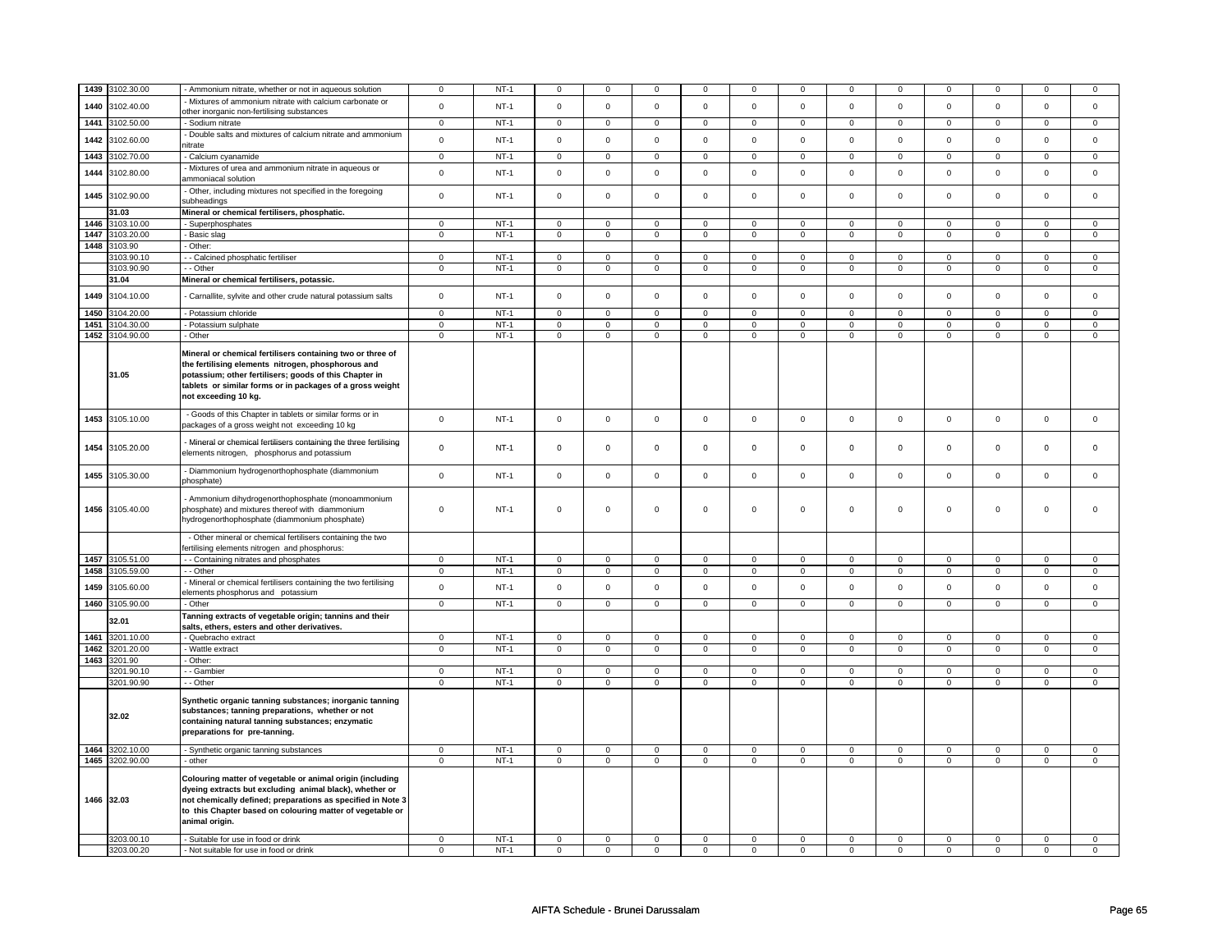| | | | | | | | | | | | | | | | |
|---|---|---|---|---|---|---|---|---|---|---|---|---|---|---|---|
| 1439 | 3102.30.00 | - Ammonium nitrate, whether or not in aqueous solution | 0 | NT-1 | 0 | 0 | 0 | 0 | 0 | 0 | 0 | 0 | 0 | 0 | 0 | 0 |
| 1440 | 3102.40.00 | - Mixtures of ammonium nitrate with calcium carbonate or other inorganic non-fertilising substances | 0 | NT-1 | 0 | 0 | 0 | 0 | 0 | 0 | 0 | 0 | 0 | 0 | 0 | 0 |
| 1441 | 3102.50.00 | - Sodium nitrate | 0 | NT-1 | 0 | 0 | 0 | 0 | 0 | 0 | 0 | 0 | 0 | 0 | 0 | 0 |
| 1442 | 3102.60.00 | - Double salts and mixtures of calcium nitrate and ammonium nitrate | 0 | NT-1 | 0 | 0 | 0 | 0 | 0 | 0 | 0 | 0 | 0 | 0 | 0 | 0 |
| 1443 | 3102.70.00 | - Calcium cyanamide | 0 | NT-1 | 0 | 0 | 0 | 0 | 0 | 0 | 0 | 0 | 0 | 0 | 0 | 0 |
| 1444 | 3102.80.00 | - Mixtures of urea and ammonium nitrate in aqueous or ammoniacal solution | 0 | NT-1 | 0 | 0 | 0 | 0 | 0 | 0 | 0 | 0 | 0 | 0 | 0 | 0 |
| 1445 | 3102.90.00 | - Other, including mixtures not specified in the foregoing subheadings | 0 | NT-1 | 0 | 0 | 0 | 0 | 0 | 0 | 0 | 0 | 0 | 0 | 0 | 0 |
| | 31.03 | **Mineral or chemical fertilisers, phosphatic.** | | | | | | | | | | | | | | |
| 1446 | 3103.10.00 | - Superphosphates | 0 | NT-1 | 0 | 0 | 0 | 0 | 0 | 0 | 0 | 0 | 0 | 0 | 0 | 0 |
| 1447 | 3103.20.00 | - Basic slag | 0 | NT-1 | 0 | 0 | 0 | 0 | 0 | 0 | 0 | 0 | 0 | 0 | 0 | 0 |
| 1448 | 3103.90 | - Other: | | | | | | | | | | | | | | |
| | 3103.90.10 | - - Calcined phosphatic fertiliser | 0 | NT-1 | 0 | 0 | 0 | 0 | 0 | 0 | 0 | 0 | 0 | 0 | 0 | 0 |
| | 3103.90.90 | - - Other | 0 | NT-1 | 0 | 0 | 0 | 0 | 0 | 0 | 0 | 0 | 0 | 0 | 0 | 0 |
| | 31.04 | **Mineral or chemical fertilisers, potassic.** | | | | | | | | | | | | | | |
| 1449 | 3104.10.00 | - Carnallite, sylvite and other crude natural potassium salts | 0 | NT-1 | 0 | 0 | 0 | 0 | 0 | 0 | 0 | 0 | 0 | 0 | 0 | 0 |
| 1450 | 3104.20.00 | - Potassium chloride | 0 | NT-1 | 0 | 0 | 0 | 0 | 0 | 0 | 0 | 0 | 0 | 0 | 0 | 0 |
| 1451 | 3104.30.00 | - Potassium sulphate | 0 | NT-1 | 0 | 0 | 0 | 0 | 0 | 0 | 0 | 0 | 0 | 0 | 0 | 0 |
| 1452 | 3104.90.00 | - Other | 0 | NT-1 | 0 | 0 | 0 | 0 | 0 | 0 | 0 | 0 | 0 | 0 | 0 | 0 |
| | 31.05 | **Mineral or chemical fertilisers containing two or three of the fertilising elements nitrogen, phosphorous and potassium; other fertilisers; goods of this Chapter in tablets or similar forms or in packages of a gross weight not exceeding 10 kg.** | | | | | | | | | | | | | | |
| 1453 | 3105.10.00 | - Goods of this Chapter in tablets or similar forms or in packages of a gross weight not exceeding 10 kg | 0 | NT-1 | 0 | 0 | 0 | 0 | 0 | 0 | 0 | 0 | 0 | 0 | 0 | 0 |
| 1454 | 3105.20.00 | - Mineral or chemical fertilisers containing the three fertilising elements nitrogen, phosphorus and potassium | 0 | NT-1 | 0 | 0 | 0 | 0 | 0 | 0 | 0 | 0 | 0 | 0 | 0 | 0 |
| 1455 | 3105.30.00 | - Diammonium hydrogenorthophosphate (diammonium phosphate) | 0 | NT-1 | 0 | 0 | 0 | 0 | 0 | 0 | 0 | 0 | 0 | 0 | 0 | 0 |
| 1456 | 3105.40.00 | - Ammonium dihydrogenorthophosphate (monoammonium phosphate) and mixtures thereof with diammonium hydrogenorthophosphate (diammonium phosphate) | 0 | NT-1 | 0 | 0 | 0 | 0 | 0 | 0 | 0 | 0 | 0 | 0 | 0 | 0 |
| | | - Other mineral or chemical fertilisers containing the two fertilising elements nitrogen and phosphorus: | | | | | | | | | | | | | | |
| 1457 | 3105.51.00 | - - Containing nitrates and phosphates | 0 | NT-1 | 0 | 0 | 0 | 0 | 0 | 0 | 0 | 0 | 0 | 0 | 0 | 0 |
| 1458 | 3105.59.00 | - - Other | 0 | NT-1 | 0 | 0 | 0 | 0 | 0 | 0 | 0 | 0 | 0 | 0 | 0 | 0 |
| 1459 | 3105.60.00 | - Mineral or chemical fertilisers containing the two fertilising elements phosphorus and potassium | 0 | NT-1 | 0 | 0 | 0 | 0 | 0 | 0 | 0 | 0 | 0 | 0 | 0 | 0 |
| 1460 | 3105.90.00 | - Other | 0 | NT-1 | 0 | 0 | 0 | 0 | 0 | 0 | 0 | 0 | 0 | 0 | 0 | 0 |
| | 32.01 | **Tanning extracts of vegetable origin; tannins and their salts, ethers, esters and other derivatives.** | | | | | | | | | | | | | | |
| 1461 | 3201.10.00 | - Quebracho extract | 0 | NT-1 | 0 | 0 | 0 | 0 | 0 | 0 | 0 | 0 | 0 | 0 | 0 | 0 |
| 1462 | 3201.20.00 | - Wattle extract | 0 | NT-1 | 0 | 0 | 0 | 0 | 0 | 0 | 0 | 0 | 0 | 0 | 0 | 0 |
| 1463 | 3201.90 | - Other: | | | | | | | | | | | | | | |
| | 3201.90.10 | - - Gambier | 0 | NT-1 | 0 | 0 | 0 | 0 | 0 | 0 | 0 | 0 | 0 | 0 | 0 | 0 |
| | 3201.90.90 | - - Other | 0 | NT-1 | 0 | 0 | 0 | 0 | 0 | 0 | 0 | 0 | 0 | 0 | 0 | 0 |
| | 32.02 | **Synthetic organic tanning substances; inorganic tanning substances; tanning preparations, whether or not containing natural tanning substances; enzymatic preparations for pre-tanning.** | | | | | | | | | | | | | | |
| 1464 | 3202.10.00 | - Synthetic organic tanning substances | 0 | NT-1 | 0 | 0 | 0 | 0 | 0 | 0 | 0 | 0 | 0 | 0 | 0 | 0 |
| 1465 | 3202.90.00 | - other | 0 | NT-1 | 0 | 0 | 0 | 0 | 0 | 0 | 0 | 0 | 0 | 0 | 0 | 0 |
| 1466 | 32.03 | **Colouring matter of vegetable or animal origin (including dyeing extracts but excluding animal black), whether or not chemically defined; preparations as specified in Note 3 to this Chapter based on colouring matter of vegetable or animal origin.** | | | | | | | | | | | | | | |
| | 3203.00.10 | - Suitable for use in food or drink | 0 | NT-1 | 0 | 0 | 0 | 0 | 0 | 0 | 0 | 0 | 0 | 0 | 0 | 0 |
| | 3203.00.20 | - Not suitable for use in food or drink | 0 | NT-1 | 0 | 0 | 0 | 0 | 0 | 0 | 0 | 0 | 0 | 0 | 0 | 0 |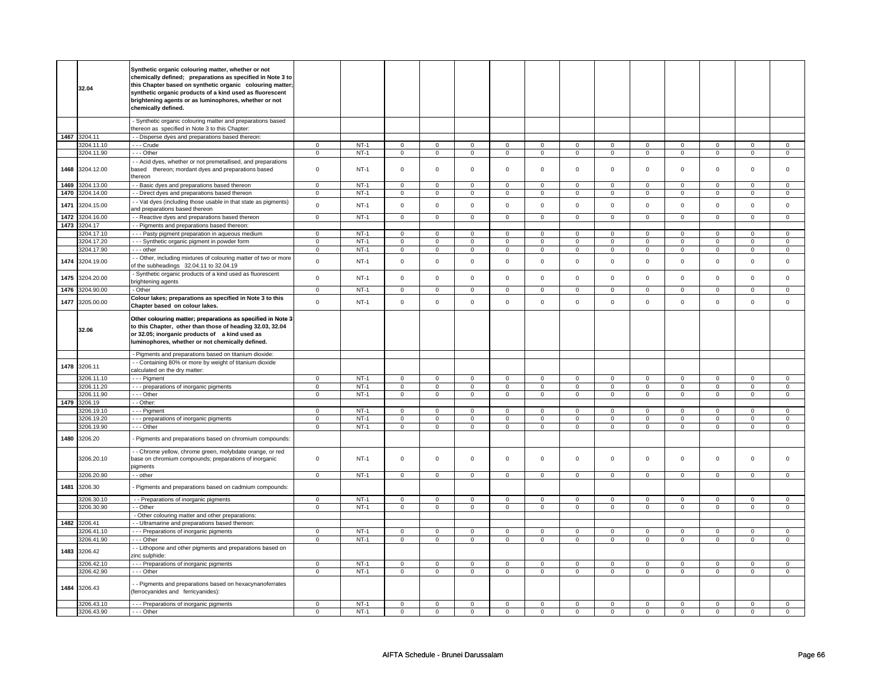| | | | | | | | | | | | | | | | | |
|---|---|---|---|---|---|---|---|---|---|---|---|---|---|---|---|---|
| | 32.04 | **Synthetic organic colouring matter, whether or not chemically defined; preparations as specified in Note 3 to this Chapter based on synthetic organic colouring matter; synthetic organic products of a kind used as fluorescent brightening agents or as luminophores, whether or not chemically defined.** | | | | | | | | | | | | | | |
| | | - Synthetic organic colouring matter and preparations based thereon as specified in Note 3 to this Chapter: | | | | | | | | | | | | | | |
| 1467 | 3204.11 | - - Disperse dyes and preparations based thereon: | | | | | | | | | | | | | | |
| | 3204.11.10 | - - - Crude | 0 | NT-1 | 0 | 0 | 0 | 0 | 0 | 0 | 0 | 0 | 0 | 0 | 0 | 0 |
| | 3204.11.90 | - - - Other | 0 | NT-1 | 0 | 0 | 0 | 0 | 0 | 0 | 0 | 0 | 0 | 0 | 0 | 0 |
| 1468 | 3204.12.00 | - - Acid dyes, whether or not premetallised, and preparations based thereon; mordant dyes and preparations based thereon | 0 | NT-1 | 0 | 0 | 0 | 0 | 0 | 0 | 0 | 0 | 0 | 0 | 0 | 0 |
| 1469 | 3204.13.00 | - - Basic dyes and preparations based thereon | 0 | NT-1 | 0 | 0 | 0 | 0 | 0 | 0 | 0 | 0 | 0 | 0 | 0 | 0 |
| 1470 | 3204.14.00 | - - Direct dyes and preparations based thereon | 0 | NT-1 | 0 | 0 | 0 | 0 | 0 | 0 | 0 | 0 | 0 | 0 | 0 | 0 |
| 1471 | 3204.15.00 | - - Vat dyes (including those usable in that state as pigments) and preparations based thereon | 0 | NT-1 | 0 | 0 | 0 | 0 | 0 | 0 | 0 | 0 | 0 | 0 | 0 | 0 |
| 1472 | 3204.16.00 | - - Reactive dyes and preparations based thereon | 0 | NT-1 | 0 | 0 | 0 | 0 | 0 | 0 | 0 | 0 | 0 | 0 | 0 | 0 |
| 1473 | 3204.17 | - - Pigments and preparations based thereon: | | | | | | | | | | | | | | |
| | 3204.17.10 | - - - Pasty pigment preparation in aqueous medium | 0 | NT-1 | 0 | 0 | 0 | 0 | 0 | 0 | 0 | 0 | 0 | 0 | 0 | 0 |
| | 3204.17.20 | - - - Synthetic organic pigment in powder form | 0 | NT-1 | 0 | 0 | 0 | 0 | 0 | 0 | 0 | 0 | 0 | 0 | 0 | 0 |
| | 3204.17.90 | - - - other | 0 | NT-1 | 0 | 0 | 0 | 0 | 0 | 0 | 0 | 0 | 0 | 0 | 0 | 0 |
| 1474 | 3204.19.00 | - - Other, including mixtures of colouring matter of two or more of the subheadings 32.04.11 to 32.04.19 | 0 | NT-1 | 0 | 0 | 0 | 0 | 0 | 0 | 0 | 0 | 0 | 0 | 0 | 0 |
| 1475 | 3204.20.00 | - Synthetic organic products of a kind used as fluorescent brightening agents | 0 | NT-1 | 0 | 0 | 0 | 0 | 0 | 0 | 0 | 0 | 0 | 0 | 0 | 0 |
| 1476 | 3204.90.00 | - Other | 0 | NT-1 | 0 | 0 | 0 | 0 | 0 | 0 | 0 | 0 | 0 | 0 | 0 | 0 |
| 1477 | 3205.00.00 | **Colour lakes; preparations as specified in Note 3 to this Chapter based on colour lakes.** | 0 | NT-1 | 0 | 0 | 0 | 0 | 0 | 0 | 0 | 0 | 0 | 0 | 0 | 0 |
| | 32.06 | **Other colouring matter; preparations as specified in Note 3 to this Chapter, other than those of heading 32.03, 32.04 or 32.05; inorganic products of a kind used as luminophores, whether or not chemically defined.** | | | | | | | | | | | | | | |
| | | - Pigments and preparations based on titanium dioxide: | | | | | | | | | | | | | | |
| 1478 | 3206.11 | - - Containing 80% or more by weight of titanium dioxide calculated on the dry matter: | | | | | | | | | | | | | | |
| | 3206.11.10 | - - - Pigment | 0 | NT-1 | 0 | 0 | 0 | 0 | 0 | 0 | 0 | 0 | 0 | 0 | 0 | 0 |
| | 3206.11.20 | - - - preparations of inorganic pigments | 0 | NT-1 | 0 | 0 | 0 | 0 | 0 | 0 | 0 | 0 | 0 | 0 | 0 | 0 |
| | 3206.11.90 | - - - Other | 0 | NT-1 | 0 | 0 | 0 | 0 | 0 | 0 | 0 | 0 | 0 | 0 | 0 | 0 |
| 1479 | 3206.19 | - - Other: | | | | | | | | | | | | | | |
| | 3206.19.10 | - - - Pigment | 0 | NT-1 | 0 | 0 | 0 | 0 | 0 | 0 | 0 | 0 | 0 | 0 | 0 | 0 |
| | 3206.19.20 | - - - preparations of inorganic pigments | 0 | NT-1 | 0 | 0 | 0 | 0 | 0 | 0 | 0 | 0 | 0 | 0 | 0 | 0 |
| | 3206.19.90 | - - - Other | 0 | NT-1 | 0 | 0 | 0 | 0 | 0 | 0 | 0 | 0 | 0 | 0 | 0 | 0 |
| 1480 | 3206.20 | - Pigments and preparations based on chromium compounds: | | | | | | | | | | | | | | |
| | 3206.20.10 | - - Chrome yellow, chrome green, molybdate orange, or red base on chromium compounds; preparations of inorganic pigments | 0 | NT-1 | 0 | 0 | 0 | 0 | 0 | 0 | 0 | 0 | 0 | 0 | 0 | 0 |
| | 3206.20.90 | - - other | 0 | NT-1 | 0 | 0 | 0 | 0 | 0 | 0 | 0 | 0 | 0 | 0 | 0 | 0 |
| 1481 | 3206.30 | - Pigments and preparations based on cadmium compounds: | | | | | | | | | | | | | | |
| | 3206.30.10 | - - Preparations of inorganic pigments | 0 | NT-1 | 0 | 0 | 0 | 0 | 0 | 0 | 0 | 0 | 0 | 0 | 0 | 0 |
| | 3206.30.90 | - - Other | 0 | NT-1 | 0 | 0 | 0 | 0 | 0 | 0 | 0 | 0 | 0 | 0 | 0 | 0 |
| | | - Other colouring matter and other preparations: | | | | | | | | | | | | | | |
| 1482 | 3206.41 | - - Ultramarine and preparations based thereon: | | | | | | | | | | | | | | |
| | 3206.41.10 | - - - Preparations of inorganic pigments | 0 | NT-1 | 0 | 0 | 0 | 0 | 0 | 0 | 0 | 0 | 0 | 0 | 0 | 0 |
| | 3206.41.90 | - - - Other | 0 | NT-1 | 0 | 0 | 0 | 0 | 0 | 0 | 0 | 0 | 0 | 0 | 0 | 0 |
| 1483 | 3206.42 | - - Lithopone and other pigments and preparations based on zinc sulphide: | | | | | | | | | | | | | | |
| | 3206.42.10 | - - - Preparations of inorganic pigments | 0 | NT-1 | 0 | 0 | 0 | 0 | 0 | 0 | 0 | 0 | 0 | 0 | 0 | 0 |
| | 3206.42.90 | - - - Other | 0 | NT-1 | 0 | 0 | 0 | 0 | 0 | 0 | 0 | 0 | 0 | 0 | 0 | 0 |
| 1484 | 3206.43 | - - Pigments and preparations based on hexacynanoferrates (ferrocyanides and ferricyanides): | | | | | | | | | | | | | | |
| | 3206.43.10 | - - - Preparations of inorganic pigments | 0 | NT-1 | 0 | 0 | 0 | 0 | 0 | 0 | 0 | 0 | 0 | 0 | 0 | 0 |
| | 3206.43.90 | - - - Other | 0 | NT-1 | 0 | 0 | 0 | 0 | 0 | 0 | 0 | 0 | 0 | 0 | 0 | 0 |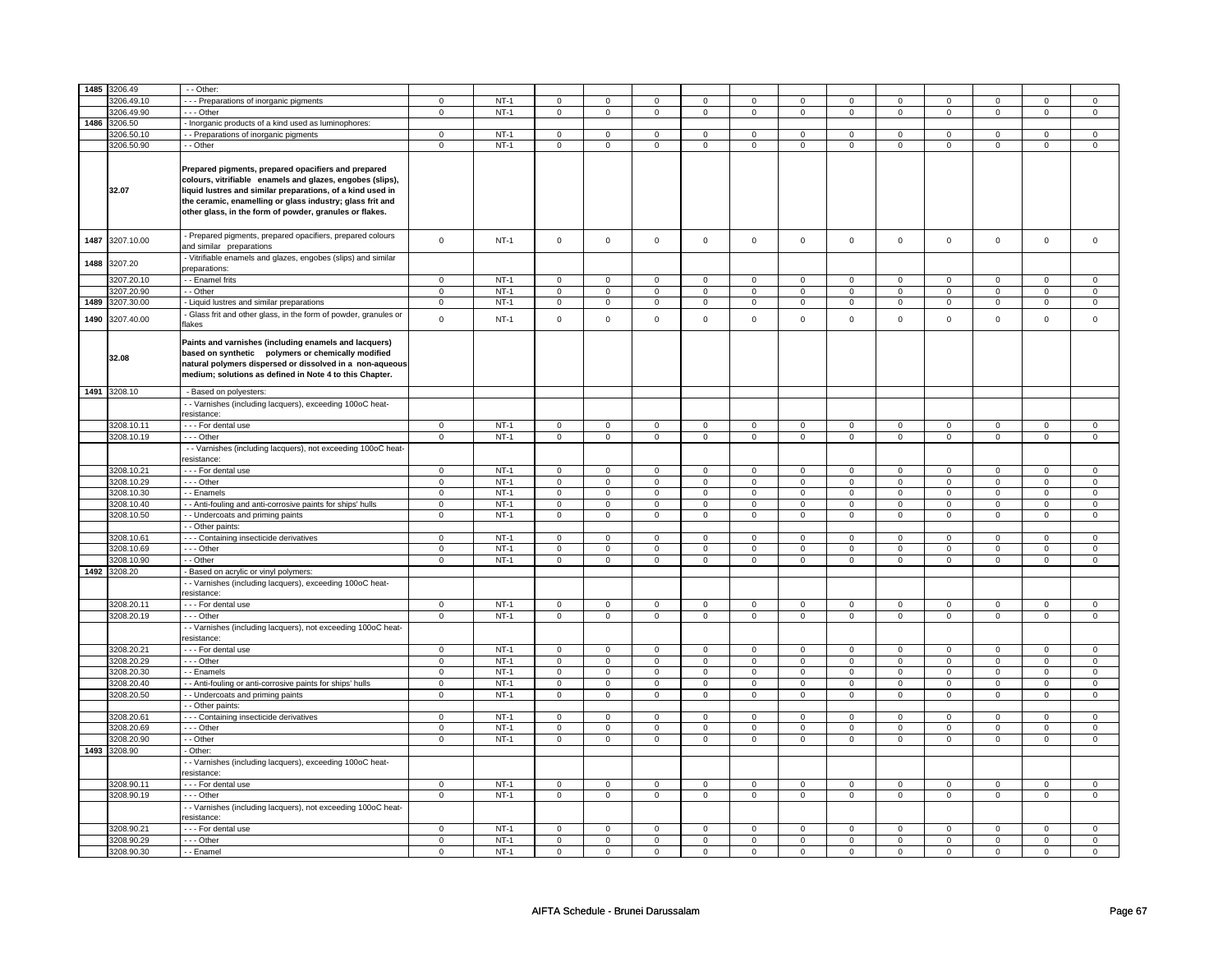| | | | | | | | | | | | | | | | |
|---|---|---|---|---|---|---|---|---|---|---|---|---|---|---|---|
| **1485** | 3206.49 | - - Other: | | | | | | | | | | | | | |
| | 3206.49.10 | - - - Preparations of inorganic pigments | 0 | NT-1 | 0 | 0 | 0 | 0 | 0 | 0 | 0 | 0 | 0 | 0 | 0 | 0 |
| | 3206.49.90 | - - - Other | 0 | NT-1 | 0 | 0 | 0 | 0 | 0 | 0 | 0 | 0 | 0 | 0 | 0 | 0 |
| **1486** | 3206.50 | - Inorganic products of a kind used as luminophores: | | | | | | | | | | | | | |
| | 3206.50.10 | - - Preparations of inorganic pigments | 0 | NT-1 | 0 | 0 | 0 | 0 | 0 | 0 | 0 | 0 | 0 | 0 | 0 | 0 |
| | 3206.50.90 | - - Other | 0 | NT-1 | 0 | 0 | 0 | 0 | 0 | 0 | 0 | 0 | 0 | 0 | 0 | 0 |
| | **32.07** | **Prepared pigments, prepared opacifiers and prepared colours, vitrifiable enamels and glazes, engobes (slips), liquid lustres and similar preparations, of a kind used in the ceramic, enamelling or glass industry; glass frit and other glass, in the form of powder, granules or flakes.** | | | | | | | | | | | | | |
| **1487** | 3207.10.00 | - Prepared pigments, prepared opacifiers, prepared colours and similar preparations | 0 | NT-1 | 0 | 0 | 0 | 0 | 0 | 0 | 0 | 0 | 0 | 0 | 0 | 0 |
| **1488** | 3207.20 | - Vitrifiable enamels and glazes, engobes (slips) and similar preparations: | | | | | | | | | | | | | |
| | 3207.20.10 | - - Enamel frits | 0 | NT-1 | 0 | 0 | 0 | 0 | 0 | 0 | 0 | 0 | 0 | 0 | 0 | 0 |
| | 3207.20.90 | - - Other | 0 | NT-1 | 0 | 0 | 0 | 0 | 0 | 0 | 0 | 0 | 0 | 0 | 0 | 0 |
| **1489** | 3207.30.00 | - Liquid lustres and similar preparations | 0 | NT-1 | 0 | 0 | 0 | 0 | 0 | 0 | 0 | 0 | 0 | 0 | 0 | 0 |
| **1490** | 3207.40.00 | - Glass frit and other glass, in the form of powder, granules or flakes | 0 | NT-1 | 0 | 0 | 0 | 0 | 0 | 0 | 0 | 0 | 0 | 0 | 0 | 0 |
| | **32.08** | **Paints and varnishes (including enamels and lacquers) based on synthetic polymers or chemically modified natural polymers dispersed or dissolved in a non-aqueous medium; solutions as defined in Note 4 to this Chapter.** | | | | | | | | | | | | | |
| **1491** | 3208.10 | - Based on polyesters: | | | | | | | | | | | | | |
| | | - - Varnishes (including lacquers), exceeding 100oC heat-resistance: | | | | | | | | | | | | | |
| | 3208.10.11 | - - - For dental use | 0 | NT-1 | 0 | 0 | 0 | 0 | 0 | 0 | 0 | 0 | 0 | 0 | 0 | 0 |
| | 3208.10.19 | - - - Other | 0 | NT-1 | 0 | 0 | 0 | 0 | 0 | 0 | 0 | 0 | 0 | 0 | 0 | 0 |
| | | - - Varnishes (including lacquers), not exceeding 100oC heat-resistance: | | | | | | | | | | | | | |
| | 3208.10.21 | - - - For dental use | 0 | NT-1 | 0 | 0 | 0 | 0 | 0 | 0 | 0 | 0 | 0 | 0 | 0 | 0 |
| | 3208.10.29 | - - - Other | 0 | NT-1 | 0 | 0 | 0 | 0 | 0 | 0 | 0 | 0 | 0 | 0 | 0 | 0 |
| | 3208.10.30 | - - Enamels | 0 | NT-1 | 0 | 0 | 0 | 0 | 0 | 0 | 0 | 0 | 0 | 0 | 0 | 0 |
| | 3208.10.40 | - - Anti-fouling and anti-corrosive paints for ships' hulls | 0 | NT-1 | 0 | 0 | 0 | 0 | 0 | 0 | 0 | 0 | 0 | 0 | 0 | 0 |
| | 3208.10.50 | - - Undercoats and priming paints | 0 | NT-1 | 0 | 0 | 0 | 0 | 0 | 0 | 0 | 0 | 0 | 0 | 0 | 0 |
| | | - - Other paints: | | | | | | | | | | | | | |
| | 3208.10.61 | - - - Containing insecticide derivatives | 0 | NT-1 | 0 | 0 | 0 | 0 | 0 | 0 | 0 | 0 | 0 | 0 | 0 | 0 |
| | 3208.10.69 | - - - Other | 0 | NT-1 | 0 | 0 | 0 | 0 | 0 | 0 | 0 | 0 | 0 | 0 | 0 | 0 |
| | 3208.10.90 | - - Other | 0 | NT-1 | 0 | 0 | 0 | 0 | 0 | 0 | 0 | 0 | 0 | 0 | 0 | 0 |
| **1492** | 3208.20 | - Based on acrylic or vinyl polymers: | | | | | | | | | | | | | |
| | | - - Varnishes (including lacquers), exceeding 100oC heat-resistance: | | | | | | | | | | | | | |
| | 3208.20.11 | - - - For dental use | 0 | NT-1 | 0 | 0 | 0 | 0 | 0 | 0 | 0 | 0 | 0 | 0 | 0 | 0 |
| | 3208.20.19 | - - - Other | 0 | NT-1 | 0 | 0 | 0 | 0 | 0 | 0 | 0 | 0 | 0 | 0 | 0 | 0 |
| | | - - Varnishes (including lacquers), not exceeding 100oC heat-resistance: | | | | | | | | | | | | | |
| | 3208.20.21 | - - - For dental use | 0 | NT-1 | 0 | 0 | 0 | 0 | 0 | 0 | 0 | 0 | 0 | 0 | 0 | 0 |
| | 3208.20.29 | - - - Other | 0 | NT-1 | 0 | 0 | 0 | 0 | 0 | 0 | 0 | 0 | 0 | 0 | 0 | 0 |
| | 3208.20.30 | - - Enamels | 0 | NT-1 | 0 | 0 | 0 | 0 | 0 | 0 | 0 | 0 | 0 | 0 | 0 | 0 |
| | 3208.20.40 | - - Anti-fouling or anti-corrosive paints for ships' hulls | 0 | NT-1 | 0 | 0 | 0 | 0 | 0 | 0 | 0 | 0 | 0 | 0 | 0 | 0 |
| | 3208.20.50 | - - Undercoats and priming paints | 0 | NT-1 | 0 | 0 | 0 | 0 | 0 | 0 | 0 | 0 | 0 | 0 | 0 | 0 |
| | | - - Other paints: | | | | | | | | | | | | | |
| | 3208.20.61 | - - - Containing insecticide derivatives | 0 | NT-1 | 0 | 0 | 0 | 0 | 0 | 0 | 0 | 0 | 0 | 0 | 0 | 0 |
| | 3208.20.69 | - - - Other | 0 | NT-1 | 0 | 0 | 0 | 0 | 0 | 0 | 0 | 0 | 0 | 0 | 0 | 0 |
| | 3208.20.90 | - - Other | 0 | NT-1 | 0 | 0 | 0 | 0 | 0 | 0 | 0 | 0 | 0 | 0 | 0 | 0 |
| **1493** | 3208.90 | - Other: | | | | | | | | | | | | | |
| | | - - Varnishes (including lacquers), exceeding 100oC heat-resistance: | | | | | | | | | | | | | |
| | 3208.90.11 | - - - For dental use | 0 | NT-1 | 0 | 0 | 0 | 0 | 0 | 0 | 0 | 0 | 0 | 0 | 0 | 0 |
| | 3208.90.19 | - - - Other | 0 | NT-1 | 0 | 0 | 0 | 0 | 0 | 0 | 0 | 0 | 0 | 0 | 0 | 0 |
| | | - - Varnishes (including lacquers), not exceeding 100oC heat-resistance: | | | | | | | | | | | | | |
| | 3208.90.21 | - - - For dental use | 0 | NT-1 | 0 | 0 | 0 | 0 | 0 | 0 | 0 | 0 | 0 | 0 | 0 | 0 |
| | 3208.90.29 | - - - Other | 0 | NT-1 | 0 | 0 | 0 | 0 | 0 | 0 | 0 | 0 | 0 | 0 | 0 | 0 |
| | 3208.90.30 | - - Enamel | 0 | NT-1 | 0 | 0 | 0 | 0 | 0 | 0 | 0 | 0 | 0 | 0 | 0 | 0 |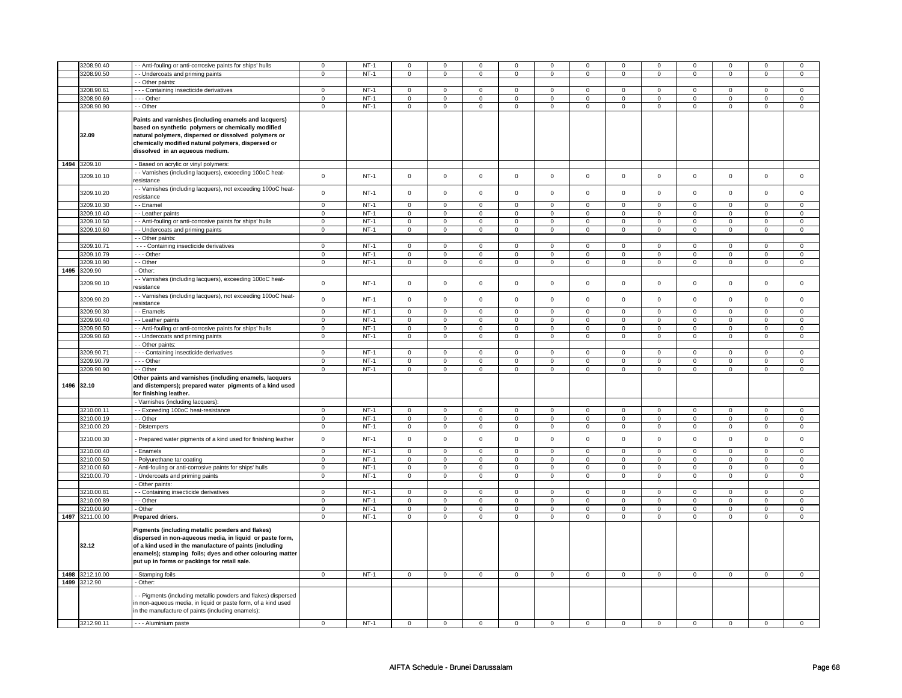| | | | | | | | | | | | | | | | |
|---|---|---|---|---|---|---|---|---|---|---|---|---|---|---|---|
| | 3208.90.40 | - - Anti-fouling or anti-corrosive paints for ships' hulls | 0 | NT-1 | 0 | 0 | 0 | 0 | 0 | 0 | 0 | 0 | 0 | 0 | 0 | 0 |
| | 3208.90.50 | - - Undercoats and priming paints | 0 | NT-1 | 0 | 0 | 0 | 0 | 0 | 0 | 0 | 0 | 0 | 0 | 0 | 0 |
| | | - - Other paints: | | | | | | | | | | | | | | |
| | 3208.90.61 | - - - Containing insecticide derivatives | 0 | NT-1 | 0 | 0 | 0 | 0 | 0 | 0 | 0 | 0 | 0 | 0 | 0 | 0 |
| | 3208.90.69 | - - - Other | 0 | NT-1 | 0 | 0 | 0 | 0 | 0 | 0 | 0 | 0 | 0 | 0 | 0 | 0 |
| | 3208.90.90 | - - Other | 0 | NT-1 | 0 | 0 | 0 | 0 | 0 | 0 | 0 | 0 | 0 | 0 | 0 | 0 |
| | **32.09** | **Paints and varnishes (including enamels and lacquers) based on synthetic polymers or chemically modified natural polymers, dispersed or dissolved polymers or chemically modified natural polymers, dispersed or dissolved in an aqueous medium.** | | | | | | | | | | | | | | |
| **1494** | 3209.10 | - Based on acrylic or vinyl polymers: | | | | | | | | | | | | | | |
| | 3209.10.10 | - - Varnishes (including lacquers), exceeding 100oC heat-resistance | 0 | NT-1 | 0 | 0 | 0 | 0 | 0 | 0 | 0 | 0 | 0 | 0 | 0 | 0 |
| | 3209.10.20 | - - Varnishes (including lacquers), not exceeding 100oC heat-resistance | 0 | NT-1 | 0 | 0 | 0 | 0 | 0 | 0 | 0 | 0 | 0 | 0 | 0 | 0 |
| | 3209.10.30 | - - Enamel | 0 | NT-1 | 0 | 0 | 0 | 0 | 0 | 0 | 0 | 0 | 0 | 0 | 0 | 0 |
| | 3209.10.40 | - - Leather paints | 0 | NT-1 | 0 | 0 | 0 | 0 | 0 | 0 | 0 | 0 | 0 | 0 | 0 | 0 |
| | 3209.10.50 | - - Anti-fouling or anti-corrosive paints for ships' hulls | 0 | NT-1 | 0 | 0 | 0 | 0 | 0 | 0 | 0 | 0 | 0 | 0 | 0 | 0 |
| | 3209.10.60 | - - Undercoats and priming paints | 0 | NT-1 | 0 | 0 | 0 | 0 | 0 | 0 | 0 | 0 | 0 | 0 | 0 | 0 |
| | | - - Other paints: | | | | | | | | | | | | | | |
| | 3209.10.71 | - - - Containing insecticide derivatives | 0 | NT-1 | 0 | 0 | 0 | 0 | 0 | 0 | 0 | 0 | 0 | 0 | 0 | 0 |
| | 3209.10.79 | - - - Other | 0 | NT-1 | 0 | 0 | 0 | 0 | 0 | 0 | 0 | 0 | 0 | 0 | 0 | 0 |
| | 3209.10.90 | - - Other | 0 | NT-1 | 0 | 0 | 0 | 0 | 0 | 0 | 0 | 0 | 0 | 0 | 0 | 0 |
| **1495** | 3209.90 | - Other: | | | | | | | | | | | | | | |
| | 3209.90.10 | - - Varnishes (including lacquers), exceeding 100oC heat-resistance | 0 | NT-1 | 0 | 0 | 0 | 0 | 0 | 0 | 0 | 0 | 0 | 0 | 0 | 0 |
| | 3209.90.20 | - - Varnishes (including lacquers), not exceeding 100oC heat-resistance | 0 | NT-1 | 0 | 0 | 0 | 0 | 0 | 0 | 0 | 0 | 0 | 0 | 0 | 0 |
| | 3209.90.30 | - - Enamels | 0 | NT-1 | 0 | 0 | 0 | 0 | 0 | 0 | 0 | 0 | 0 | 0 | 0 | 0 |
| | 3209.90.40 | - - Leather paints | 0 | NT-1 | 0 | 0 | 0 | 0 | 0 | 0 | 0 | 0 | 0 | 0 | 0 | 0 |
| | 3209.90.50 | - - Anti-fouling or anti-corrosive paints for ships' hulls | 0 | NT-1 | 0 | 0 | 0 | 0 | 0 | 0 | 0 | 0 | 0 | 0 | 0 | 0 |
| | 3209.90.60 | - - Undercoats and priming paints | 0 | NT-1 | 0 | 0 | 0 | 0 | 0 | 0 | 0 | 0 | 0 | 0 | 0 | 0 |
| | | - - Other paints: | | | | | | | | | | | | | | |
| | 3209.90.71 | - - - Containing insecticide derivatives | 0 | NT-1 | 0 | 0 | 0 | 0 | 0 | 0 | 0 | 0 | 0 | 0 | 0 | 0 |
| | 3209.90.79 | - - - Other | 0 | NT-1 | 0 | 0 | 0 | 0 | 0 | 0 | 0 | 0 | 0 | 0 | 0 | 0 |
| | 3209.90.90 | - - Other | 0 | NT-1 | 0 | 0 | 0 | 0 | 0 | 0 | 0 | 0 | 0 | 0 | 0 | 0 |
| **1496** | **32.10** | **Other paints and varnishes (including enamels, lacquers and distempers); prepared water pigments of a kind used for finishing leather.** | | | | | | | | | | | | | | |
| | | - Varnishes (including lacquers): | | | | | | | | | | | | | | |
| | 3210.00.11 | - - Exceeding 100oC heat-resistance | 0 | NT-1 | 0 | 0 | 0 | 0 | 0 | 0 | 0 | 0 | 0 | 0 | 0 | 0 |
| | 3210.00.19 | - - Other | 0 | NT-1 | 0 | 0 | 0 | 0 | 0 | 0 | 0 | 0 | 0 | 0 | 0 | 0 |
| | 3210.00.20 | - Distempers | 0 | NT-1 | 0 | 0 | 0 | 0 | 0 | 0 | 0 | 0 | 0 | 0 | 0 | 0 |
| | 3210.00.30 | - Prepared water pigments of a kind used for finishing leather | 0 | NT-1 | 0 | 0 | 0 | 0 | 0 | 0 | 0 | 0 | 0 | 0 | 0 | 0 |
| | 3210.00.40 | - Enamels | 0 | NT-1 | 0 | 0 | 0 | 0 | 0 | 0 | 0 | 0 | 0 | 0 | 0 | 0 |
| | 3210.00.50 | - Polyurethane tar coating | 0 | NT-1 | 0 | 0 | 0 | 0 | 0 | 0 | 0 | 0 | 0 | 0 | 0 | 0 |
| | 3210.00.60 | - Anti-fouling or anti-corrosive paints for ships' hulls | 0 | NT-1 | 0 | 0 | 0 | 0 | 0 | 0 | 0 | 0 | 0 | 0 | 0 | 0 |
| | 3210.00.70 | - Undercoats and priming paints | 0 | NT-1 | 0 | 0 | 0 | 0 | 0 | 0 | 0 | 0 | 0 | 0 | 0 | 0 |
| | | - Other paints: | | | | | | | | | | | | | | |
| | 3210.00.81 | - - Containing insecticide derivatives | 0 | NT-1 | 0 | 0 | 0 | 0 | 0 | 0 | 0 | 0 | 0 | 0 | 0 | 0 |
| | 3210.00.89 | - - Other | 0 | NT-1 | 0 | 0 | 0 | 0 | 0 | 0 | 0 | 0 | 0 | 0 | 0 | 0 |
| | 3210.00.90 | - Other | 0 | NT-1 | 0 | 0 | 0 | 0 | 0 | 0 | 0 | 0 | 0 | 0 | 0 | 0 |
| **1497** | 3211.00.00 | **Prepared driers.** | 0 | NT-1 | 0 | 0 | 0 | 0 | 0 | 0 | 0 | 0 | 0 | 0 | 0 | 0 |
| | **32.12** | **Pigments (including metallic powders and flakes) dispersed in non-aqueous media, in liquid or paste form, of a kind used in the manufacture of paints (including enamels); stamping foils; dyes and other colouring matter put up in forms or packings for retail sale.** | | | | | | | | | | | | | | |
| **1498** | 3212.10.00 | - Stamping foils | 0 | NT-1 | 0 | 0 | 0 | 0 | 0 | 0 | 0 | 0 | 0 | 0 | 0 | 0 |
| **1499** | 3212.90 | - Other: | | | | | | | | | | | | | | |
| | | - - Pigments (including metallic powders and flakes) dispersed in non-aqueous media, in liquid or paste form, of a kind used in the manufacture of paints (including enamels): | | | | | | | | | | | | | | |
| | 3212.90.11 | - - - Aluminium paste | 0 | NT-1 | 0 | 0 | 0 | 0 | 0 | 0 | 0 | 0 | 0 | 0 | 0 | 0 |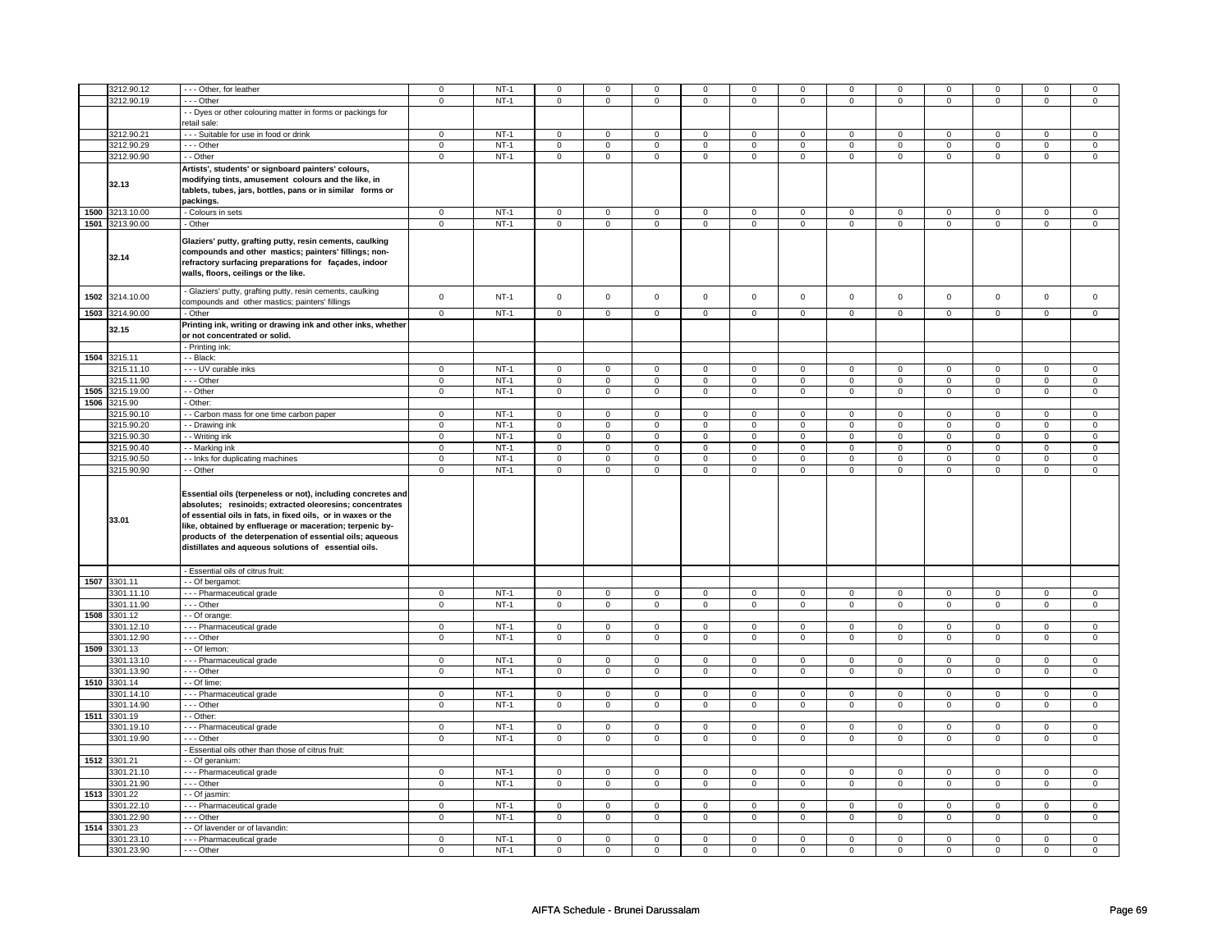|  | 3212.90.12 | - - - Other, for leather | 0 | NT-1 | 0 | 0 | 0 | 0 | 0 | 0 | 0 | 0 | 0 | 0 | 0 | 0 |
|---|---|---|---|---|---|---|---|---|---|---|---|---|---|---|---|---|
|  | 3212.90.19 | - - - Other | 0 | NT-1 | 0 | 0 | 0 | 0 | 0 | 0 | 0 | 0 | 0 | 0 | 0 | 0 |
|  |  | - - Dyes or other colouring matter in forms or packings for retail sale: |  |  |  |  |  |  |  |  |  |  |  |  |  |  |
|  | 3212.90.21 | - - - Suitable for use in food or drink | 0 | NT-1 | 0 | 0 | 0 | 0 | 0 | 0 | 0 | 0 | 0 | 0 | 0 | 0 |
|  | 3212.90.29 | - - - Other | 0 | NT-1 | 0 | 0 | 0 | 0 | 0 | 0 | 0 | 0 | 0 | 0 | 0 | 0 |
|  | 3212.90.90 | - - Other | 0 | NT-1 | 0 | 0 | 0 | 0 | 0 | 0 | 0 | 0 | 0 | 0 | 0 | 0 |
|  | 32.13 | **Artists', students' or signboard painters' colours, modifying tints, amusement colours and the like, in tablets, tubes, jars, bottles, pans or in similar forms or packings.** |  |  |  |  |  |  |  |  |  |  |  |  |  |  |
| 1500 | 3213.10.00 | - Colours in sets | 0 | NT-1 | 0 | 0 | 0 | 0 | 0 | 0 | 0 | 0 | 0 | 0 | 0 | 0 |
| 1501 | 3213.90.00 | - Other | 0 | NT-1 | 0 | 0 | 0 | 0 | 0 | 0 | 0 | 0 | 0 | 0 | 0 | 0 |
|  | 32.14 | **Glaziers' putty, grafting putty, resin cements, caulking compounds and other mastics; painters' fillings; non-refractory surfacing preparations for façades, indoor walls, floors, ceilings or the like.** |  |  |  |  |  |  |  |  |  |  |  |  |  |  |
| 1502 | 3214.10.00 | - Glaziers' putty, grafting putty, resin cements, caulking compounds and other mastics; painters' fillings | 0 | NT-1 | 0 | 0 | 0 | 0 | 0 | 0 | 0 | 0 | 0 | 0 | 0 | 0 |
| 1503 | 3214.90.00 | - Other | 0 | NT-1 | 0 | 0 | 0 | 0 | 0 | 0 | 0 | 0 | 0 | 0 | 0 | 0 |
|  | 32.15 | **Printing ink, writing or drawing ink and other inks, whether or not concentrated or solid.** |  |  |  |  |  |  |  |  |  |  |  |  |  |  |
|  |  | - Printing ink: |  |  |  |  |  |  |  |  |  |  |  |  |  |  |
| 1504 | 3215.11 | - - Black: |  |  |  |  |  |  |  |  |  |  |  |  |  |  |
|  | 3215.11.10 | - - - UV curable inks | 0 | NT-1 | 0 | 0 | 0 | 0 | 0 | 0 | 0 | 0 | 0 | 0 | 0 | 0 |
|  | 3215.11.90 | - - - Other | 0 | NT-1 | 0 | 0 | 0 | 0 | 0 | 0 | 0 | 0 | 0 | 0 | 0 | 0 |
| 1505 | 3215.19.00 | - - Other | 0 | NT-1 | 0 | 0 | 0 | 0 | 0 | 0 | 0 | 0 | 0 | 0 | 0 | 0 |
| 1506 | 3215.90 | - Other: |  |  |  |  |  |  |  |  |  |  |  |  |  |  |
|  | 3215.90.10 | - - Carbon mass for one time carbon paper | 0 | NT-1 | 0 | 0 | 0 | 0 | 0 | 0 | 0 | 0 | 0 | 0 | 0 | 0 |
|  | 3215.90.20 | - - Drawing ink | 0 | NT-1 | 0 | 0 | 0 | 0 | 0 | 0 | 0 | 0 | 0 | 0 | 0 | 0 |
|  | 3215.90.30 | - - Writing ink | 0 | NT-1 | 0 | 0 | 0 | 0 | 0 | 0 | 0 | 0 | 0 | 0 | 0 | 0 |
|  | 3215.90.40 | - - Marking ink | 0 | NT-1 | 0 | 0 | 0 | 0 | 0 | 0 | 0 | 0 | 0 | 0 | 0 | 0 |
|  | 3215.90.50 | - - Inks for duplicating machines | 0 | NT-1 | 0 | 0 | 0 | 0 | 0 | 0 | 0 | 0 | 0 | 0 | 0 | 0 |
|  | 3215.90.90 | - - Other | 0 | NT-1 | 0 | 0 | 0 | 0 | 0 | 0 | 0 | 0 | 0 | 0 | 0 | 0 |
|  | 33.01 | **Essential oils (terpeneless or not), including concretes and absolutes; resinoids; extracted oleoresins; concentrates of essential oils in fats, in fixed oils, or in waxes or the like, obtained by enfluerage or maceration; terpenic by-products of the deterpenation of essential oils; aqueous distillates and aqueous solutions of essential oils.** |  |  |  |  |  |  |  |  |  |  |  |  |  |  |
|  |  | - Essential oils of citrus fruit: |  |  |  |  |  |  |  |  |  |  |  |  |  |  |
| 1507 | 3301.11 | - - Of bergamot: |  |  |  |  |  |  |  |  |  |  |  |  |  |  |
|  | 3301.11.10 | - - - Pharmaceutical grade | 0 | NT-1 | 0 | 0 | 0 | 0 | 0 | 0 | 0 | 0 | 0 | 0 | 0 | 0 |
|  | 3301.11.90 | - - - Other | 0 | NT-1 | 0 | 0 | 0 | 0 | 0 | 0 | 0 | 0 | 0 | 0 | 0 | 0 |
| 1508 | 3301.12 | - - Of orange: |  |  |  |  |  |  |  |  |  |  |  |  |  |  |
|  | 3301.12.10 | - - - Pharmaceutical grade | 0 | NT-1 | 0 | 0 | 0 | 0 | 0 | 0 | 0 | 0 | 0 | 0 | 0 | 0 |
|  | 3301.12.90 | - - - Other | 0 | NT-1 | 0 | 0 | 0 | 0 | 0 | 0 | 0 | 0 | 0 | 0 | 0 | 0 |
| 1509 | 3301.13 | - - Of lemon: |  |  |  |  |  |  |  |  |  |  |  |  |  |  |
|  | 3301.13.10 | - - - Pharmaceutical grade | 0 | NT-1 | 0 | 0 | 0 | 0 | 0 | 0 | 0 | 0 | 0 | 0 | 0 | 0 |
|  | 3301.13.90 | - - - Other | 0 | NT-1 | 0 | 0 | 0 | 0 | 0 | 0 | 0 | 0 | 0 | 0 | 0 | 0 |
| 1510 | 3301.14 | - - Of lime: |  |  |  |  |  |  |  |  |  |  |  |  |  |  |
|  | 3301.14.10 | - - - Pharmaceutical grade | 0 | NT-1 | 0 | 0 | 0 | 0 | 0 | 0 | 0 | 0 | 0 | 0 | 0 | 0 |
|  | 3301.14.90 | - - - Other | 0 | NT-1 | 0 | 0 | 0 | 0 | 0 | 0 | 0 | 0 | 0 | 0 | 0 | 0 |
| 1511 | 3301.19 | - - Other: |  |  |  |  |  |  |  |  |  |  |  |  |  |  |
|  | 3301.19.10 | - - - Pharmaceutical grade | 0 | NT-1 | 0 | 0 | 0 | 0 | 0 | 0 | 0 | 0 | 0 | 0 | 0 | 0 |
|  | 3301.19.90 | - - - Other | 0 | NT-1 | 0 | 0 | 0 | 0 | 0 | 0 | 0 | 0 | 0 | 0 | 0 | 0 |
|  |  | - Essential oils other than those of citrus fruit: |  |  |  |  |  |  |  |  |  |  |  |  |  |  |
| 1512 | 3301.21 | - - Of geranium: |  |  |  |  |  |  |  |  |  |  |  |  |  |  |
|  | 3301.21.10 | - - - Pharmaceutical grade | 0 | NT-1 | 0 | 0 | 0 | 0 | 0 | 0 | 0 | 0 | 0 | 0 | 0 | 0 |
|  | 3301.21.90 | - - - Other | 0 | NT-1 | 0 | 0 | 0 | 0 | 0 | 0 | 0 | 0 | 0 | 0 | 0 | 0 |
| 1513 | 3301.22 | - - Of jasmin: |  |  |  |  |  |  |  |  |  |  |  |  |  |  |
|  | 3301.22.10 | - - - Pharmaceutical grade | 0 | NT-1 | 0 | 0 | 0 | 0 | 0 | 0 | 0 | 0 | 0 | 0 | 0 | 0 |
|  | 3301.22.90 | - - - Other | 0 | NT-1 | 0 | 0 | 0 | 0 | 0 | 0 | 0 | 0 | 0 | 0 | 0 | 0 |
| 1514 | 3301.23 | - - Of lavender or of lavandin: |  |  |  |  |  |  |  |  |  |  |  |  |  |  |
|  | 3301.23.10 | - - - Pharmaceutical grade | 0 | NT-1 | 0 | 0 | 0 | 0 | 0 | 0 | 0 | 0 | 0 | 0 | 0 | 0 |
|  | 3301.23.90 | - - - Other | 0 | NT-1 | 0 | 0 | 0 | 0 | 0 | 0 | 0 | 0 | 0 | 0 | 0 | 0 |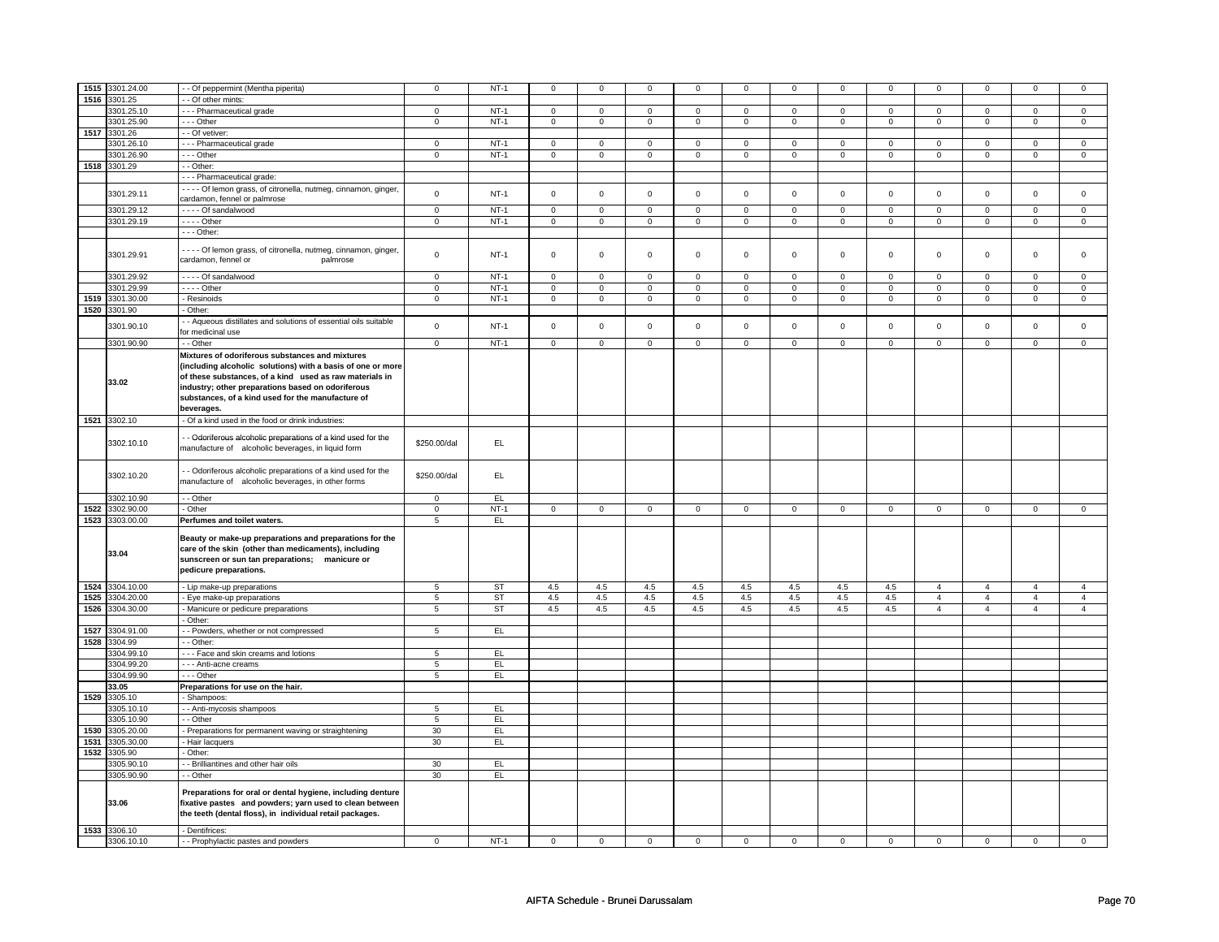| 1515 | 3301.24.00 | - - Of peppermint (Mentha piperita) | 0 | NT-1 | 0 | 0 | 0 | 0 | 0 | 0 | 0 | 0 | 0 | 0 | 0 | 0 |
|---|---|---|---|---|---|---|---|---|---|---|---|---|---|---|---|---|
| 1516 | 3301.25 | - - Of other mints: | | | | | | | | | | | | | | |
| | 3301.25.10 | - - - Pharmaceutical grade | 0 | NT-1 | 0 | 0 | 0 | 0 | 0 | 0 | 0 | 0 | 0 | 0 | 0 | 0 |
| | 3301.25.90 | - - - Other | 0 | NT-1 | 0 | 0 | 0 | 0 | 0 | 0 | 0 | 0 | 0 | 0 | 0 | 0 |
| 1517 | 3301.26 | - - Of vetiver: | | | | | | | | | | | | | | |
| | 3301.26.10 | - - - Pharmaceutical grade | 0 | NT-1 | 0 | 0 | 0 | 0 | 0 | 0 | 0 | 0 | 0 | 0 | 0 | 0 |
| | 3301.26.90 | - - - Other | 0 | NT-1 | 0 | 0 | 0 | 0 | 0 | 0 | 0 | 0 | 0 | 0 | 0 | 0 |
| 1518 | 3301.29 | - - Other: | | | | | | | | | | | | | | |
| | | - - - Pharmaceutical grade: | | | | | | | | | | | | | | |
| | 3301.29.11 | - - - - Of lemon grass, of citronella, nutmeg, cinnamon, ginger, cardamon, fennel or palmrose | 0 | NT-1 | 0 | 0 | 0 | 0 | 0 | 0 | 0 | 0 | 0 | 0 | 0 | 0 |
| | 3301.29.12 | - - - - Of sandalwood | 0 | NT-1 | 0 | 0 | 0 | 0 | 0 | 0 | 0 | 0 | 0 | 0 | 0 | 0 |
| | 3301.29.19 | - - - - Other | 0 | NT-1 | 0 | 0 | 0 | 0 | 0 | 0 | 0 | 0 | 0 | 0 | 0 | 0 |
| | | - - - Other: | | | | | | | | | | | | | | |
| | 3301.29.91 | - - - - Of lemon grass, of citronella, nutmeg, cinnamon, ginger, cardamon, fennel or palmrose | 0 | NT-1 | 0 | 0 | 0 | 0 | 0 | 0 | 0 | 0 | 0 | 0 | 0 | 0 |
| | 3301.29.92 | - - - - Of sandalwood | 0 | NT-1 | 0 | 0 | 0 | 0 | 0 | 0 | 0 | 0 | 0 | 0 | 0 | 0 |
| | 3301.29.99 | - - - - Other | 0 | NT-1 | 0 | 0 | 0 | 0 | 0 | 0 | 0 | 0 | 0 | 0 | 0 | 0 |
| 1519 | 3301.30.00 | - Resinoids | 0 | NT-1 | 0 | 0 | 0 | 0 | 0 | 0 | 0 | 0 | 0 | 0 | 0 | 0 |
| 1520 | 3301.90 | - Other: | | | | | | | | | | | | | | |
| | 3301.90.10 | - - Aqueous distillates and solutions of essential oils suitable for medicinal use | 0 | NT-1 | 0 | 0 | 0 | 0 | 0 | 0 | 0 | 0 | 0 | 0 | 0 | 0 |
| | 3301.90.90 | - - Other | 0 | NT-1 | 0 | 0 | 0 | 0 | 0 | 0 | 0 | 0 | 0 | 0 | 0 | 0 |
| | **33.02** | **Mixtures of odoriferous substances and mixtures (including alcoholic solutions) with a basis of one or more of these substances, of a kind used as raw materials in industry; other preparations based on odoriferous substances, of a kind used for the manufacture of beverages.** | | | | | | | | | | | | | | |
| 1521 | 3302.10 | - Of a kind used in the food or drink industries: | | | | | | | | | | | | | | |
| | 3302.10.10 | - - Odoriferous alcoholic preparations of a kind used for the manufacture of alcoholic beverages, in liquid form | $250.00/dal | EL | | | | | | | | | | | | |
| | 3302.10.20 | - - Odoriferous alcoholic preparations of a kind used for the manufacture of alcoholic beverages, in other forms | $250.00/dal | EL | | | | | | | | | | | | |
| | 3302.10.90 | - - Other | 0 | EL | | | | | | | | | | | | |
| 1522 | 3302.90.00 | - Other | 0 | NT-1 | 0 | 0 | 0 | 0 | 0 | 0 | 0 | 0 | 0 | 0 | 0 | 0 |
| 1523 | 3303.00.00 | **Perfumes and toilet waters.** | 5 | EL | | | | | | | | | | | | |
| | **33.04** | **Beauty or make-up preparations and preparations for the care of the skin (other than medicaments), including sunscreen or sun tan preparations; manicure or pedicure preparations.** | | | | | | | | | | | | | | |
| 1524 | 3304.10.00 | - Lip make-up preparations | 5 | ST | 4.5 | 4.5 | 4.5 | 4.5 | 4.5 | 4.5 | 4.5 | 4.5 | 4 | 4 | 4 | 4 |
| 1525 | 3304.20.00 | - Eye make-up preparations | 5 | ST | 4.5 | 4.5 | 4.5 | 4.5 | 4.5 | 4.5 | 4.5 | 4.5 | 4 | 4 | 4 | 4 |
| 1526 | 3304.30.00 | - Manicure or pedicure preparations | 5 | ST | 4.5 | 4.5 | 4.5 | 4.5 | 4.5 | 4.5 | 4.5 | 4.5 | 4 | 4 | 4 | 4 |
| | | - Other: | | | | | | | | | | | | | | |
| 1527 | 3304.91.00 | - - Powders, whether or not compressed | 5 | EL | | | | | | | | | | | | |
| 1528 | 3304.99 | - - Other: | | | | | | | | | | | | | | |
| | 3304.99.10 | - - - Face and skin creams and lotions | 5 | EL | | | | | | | | | | | | |
| | 3304.99.20 | - - - Anti-acne creams | 5 | EL | | | | | | | | | | | | |
| | 3304.99.90 | - - - Other | 5 | EL | | | | | | | | | | | | |
| | **33.05** | **Preparations for use on the hair.** | | | | | | | | | | | | | | |
| 1529 | 3305.10 | - Shampoos: | | | | | | | | | | | | | | |
| | 3305.10.10 | - - Anti-mycosis shampoos | 5 | EL | | | | | | | | | | | | |
| | 3305.10.90 | - - Other | 5 | EL | | | | | | | | | | | | |
| 1530 | 3305.20.00 | - Preparations for permanent waving or straightening | 30 | EL | | | | | | | | | | | | |
| 1531 | 3305.30.00 | - Hair lacquers | 30 | EL | | | | | | | | | | | | |
| 1532 | 3305.90 | - Other: | | | | | | | | | | | | | | |
| | 3305.90.10 | - - Brilliantines and other hair oils | 30 | EL | | | | | | | | | | | | |
| | 3305.90.90 | - - Other | 30 | EL | | | | | | | | | | | | |
| | **33.06** | **Preparations for oral or dental hygiene, including denture fixative pastes and powders; yarn used to clean between the teeth (dental floss), in individual retail packages.** | | | | | | | | | | | | | | |
| 1533 | 3306.10 | - Dentifrices: | | | | | | | | | | | | | | |
| | 3306.10.10 | - - Prophylactic pastes and powders | 0 | NT-1 | 0 | 0 | 0 | 0 | 0 | 0 | 0 | 0 | 0 | 0 | 0 | 0 |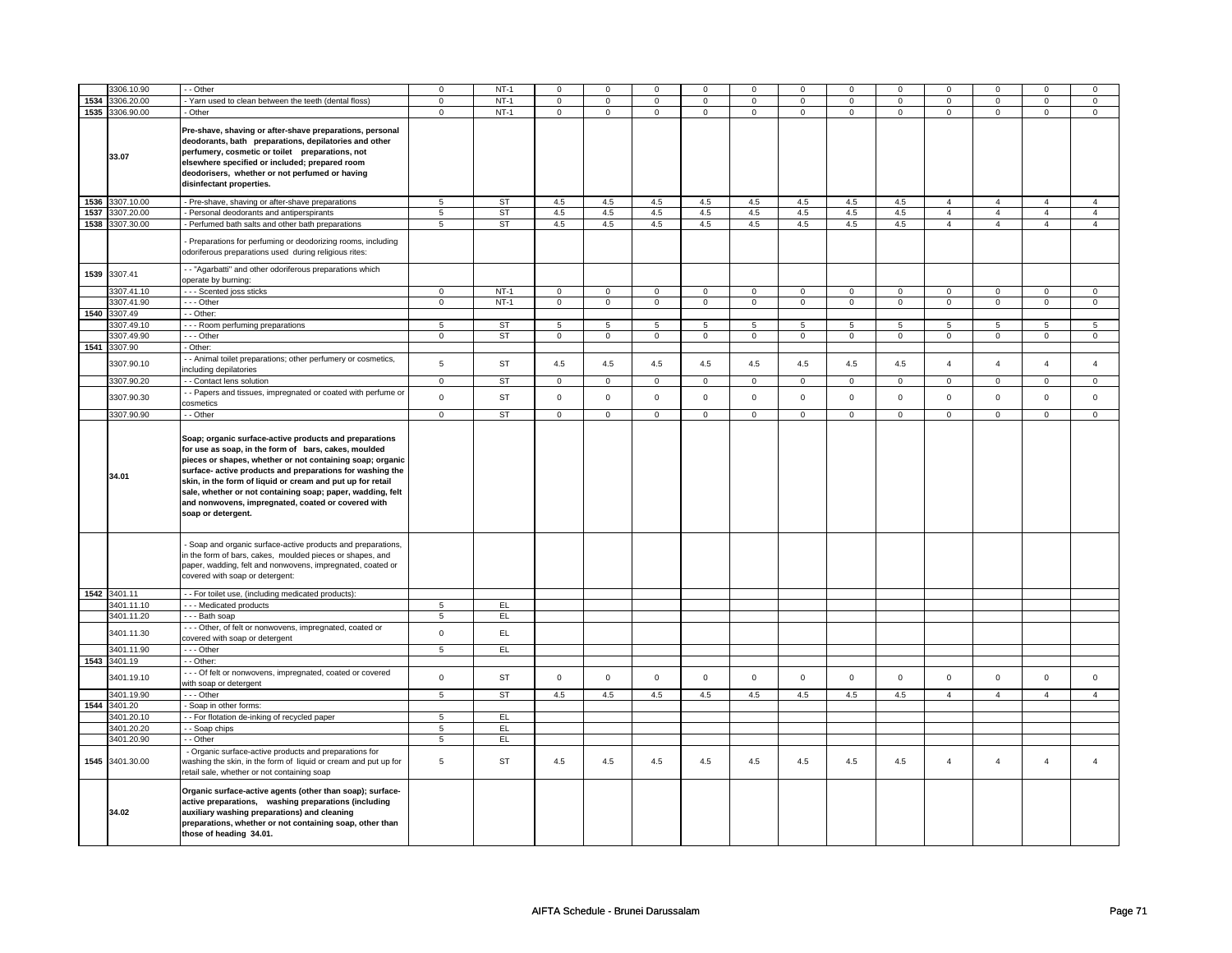| | | | | | | | | | | | | | | | | | |
|---|---|---|---|---|---|---|---|---|---|---|---|---|---|---|---|---|---|
| | 3306.10.90 | - - Other | 0 | NT-1 | 0 | 0 | 0 | 0 | 0 | 0 | 0 | 0 | 0 | 0 | 0 | 0 |
| 1534 | 3306.20.00 | - Yarn used to clean between the teeth (dental floss) | 0 | NT-1 | 0 | 0 | 0 | 0 | 0 | 0 | 0 | 0 | 0 | 0 | 0 | 0 |
| 1535 | 3306.90.00 | - Other | 0 | NT-1 | 0 | 0 | 0 | 0 | 0 | 0 | 0 | 0 | 0 | 0 | 0 | 0 |
| | 33.07 | **Pre-shave, shaving or after-shave preparations, personal deodorants, bath preparations, depilatories and other perfumery, cosmetic or toilet preparations, not elsewhere specified or included; prepared room deodorisers, whether or not perfumed or having disinfectant properties.** | | | | | | | | | | | | | | |
| 1536 | 3307.10.00 | - Pre-shave, shaving or after-shave preparations | 5 | ST | 4.5 | 4.5 | 4.5 | 4.5 | 4.5 | 4.5 | 4.5 | 4.5 | 4 | 4 | 4 | 4 |
| 1537 | 3307.20.00 | - Personal deodorants and antiperspirants | 5 | ST | 4.5 | 4.5 | 4.5 | 4.5 | 4.5 | 4.5 | 4.5 | 4.5 | 4 | 4 | 4 | 4 |
| 1538 | 3307.30.00 | - Perfumed bath salts and other bath preparations | 5 | ST | 4.5 | 4.5 | 4.5 | 4.5 | 4.5 | 4.5 | 4.5 | 4.5 | 4 | 4 | 4 | 4 |
| | | - Preparations for perfuming or deodorizing rooms, including odoriferous preparations used during religious rites: | | | | | | | | | | | | | | |
| 1539 | 3307.41 | - - "Agarbatti" and other odoriferous preparations which operate by burning: | | | | | | | | | | | | | | |
| | 3307.41.10 | - - - Scented joss sticks | 0 | NT-1 | 0 | 0 | 0 | 0 | 0 | 0 | 0 | 0 | 0 | 0 | 0 | 0 |
| | 3307.41.90 | - - - Other | 0 | NT-1 | 0 | 0 | 0 | 0 | 0 | 0 | 0 | 0 | 0 | 0 | 0 | 0 |
| 1540 | 3307.49 | - - Other: | | | | | | | | | | | | | | |
| | 3307.49.10 | - - - Room perfuming preparations | 5 | ST | 5 | 5 | 5 | 5 | 5 | 5 | 5 | 5 | 5 | 5 | 5 | 5 |
| | 3307.49.90 | - - - Other | 0 | ST | 0 | 0 | 0 | 0 | 0 | 0 | 0 | 0 | 0 | 0 | 0 | 0 |
| 1541 | 3307.90 | - Other: | | | | | | | | | | | | | | |
| | 3307.90.10 | - - Animal toilet preparations; other perfumery or cosmetics, including depilatories | 5 | ST | 4.5 | 4.5 | 4.5 | 4.5 | 4.5 | 4.5 | 4.5 | 4.5 | 4 | 4 | 4 | 4 |
| | 3307.90.20 | - - Contact lens solution | 0 | ST | 0 | 0 | 0 | 0 | 0 | 0 | 0 | 0 | 0 | 0 | 0 | 0 |
| | 3307.90.30 | - - Papers and tissues, impregnated or coated with perfume or cosmetics | 0 | ST | 0 | 0 | 0 | 0 | 0 | 0 | 0 | 0 | 0 | 0 | 0 | 0 |
| | 3307.90.90 | - - Other | 0 | ST | 0 | 0 | 0 | 0 | 0 | 0 | 0 | 0 | 0 | 0 | 0 | 0 |
| | 34.01 | **Soap; organic surface-active products and preparations for use as soap, in the form of bars, cakes, moulded pieces or shapes, whether or not containing soap; organic surface- active products and preparations for washing the skin, in the form of liquid or cream and put up for retail sale, whether or not containing soap; paper, wadding, felt and nonwovens, impregnated, coated or covered with soap or detergent.** | | | | | | | | | | | | | | |
| | | - Soap and organic surface-active products and preparations, in the form of bars, cakes, moulded pieces or shapes, and paper, wadding, felt and nonwovens, impregnated, coated or covered with soap or detergent: | | | | | | | | | | | | | | |
| 1542 | 3401.11 | - - For toilet use, (including medicated products): | | | | | | | | | | | | | | |
| | 3401.11.10 | - - - Medicated products | 5 | EL | | | | | | | | | | | | |
| | 3401.11.20 | - - - Bath soap | 5 | EL | | | | | | | | | | | | |
| | 3401.11.30 | - - - Other, of felt or nonwovens, impregnated, coated or covered with soap or detergent | 0 | EL | | | | | | | | | | | | |
| | 3401.11.90 | - - - Other | 5 | EL | | | | | | | | | | | | |
| 1543 | 3401.19 | - - Other: | | | | | | | | | | | | | | |
| | 3401.19.10 | - - - Of felt or nonwovens, impregnated, coated or covered with soap or detergent | 0 | ST | 0 | 0 | 0 | 0 | 0 | 0 | 0 | 0 | 0 | 0 | 0 | 0 |
| | 3401.19.90 | - - - Other | 5 | ST | 4.5 | 4.5 | 4.5 | 4.5 | 4.5 | 4.5 | 4.5 | 4.5 | 4 | 4 | 4 | 4 |
| 1544 | 3401.20 | - Soap in other forms: | | | | | | | | | | | | | | |
| | 3401.20.10 | - - For flotation de-inking of recycled paper | 5 | EL | | | | | | | | | | | | |
| | 3401.20.20 | - - Soap chips | 5 | EL | | | | | | | | | | | | |
| | 3401.20.90 | - - Other | 5 | EL | | | | | | | | | | | | |
| 1545 | 3401.30.00 | - Organic surface-active products and preparations for washing the skin, in the form of liquid or cream and put up for retail sale, whether or not containing soap | 5 | ST | 4.5 | 4.5 | 4.5 | 4.5 | 4.5 | 4.5 | 4.5 | 4.5 | 4 | 4 | 4 | 4 |
| | 34.02 | **Organic surface-active agents (other than soap); surface-active preparations, washing preparations (including auxiliary washing preparations) and cleaning preparations, whether or not containing soap, other than those of heading 34.01.** | | | | | | | | | | | | | | |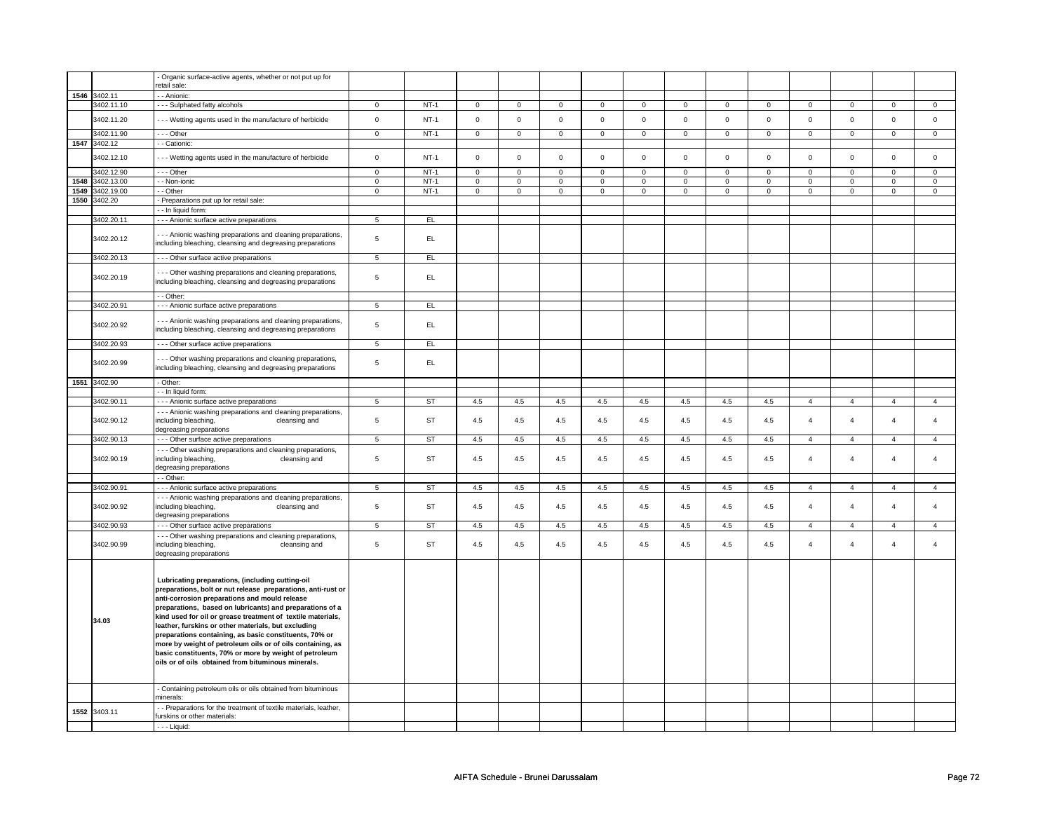| | | | | | | | | | | | | | | | | | |
|---|---|---|---|---|---|---|---|---|---|---|---|---|---|---|---|---|---|
| | | - Organic surface-active agents, whether or not put up for retail sale: | | | | | | | | | | | | | | | |
| 1546 | 3402.11 | - - Anionic: | | | | | | | | | | | | | | | |
| | 3402.11.10 | - - - Sulphated fatty alcohols | 0 | NT-1 | 0 | 0 | 0 | 0 | 0 | 0 | 0 | 0 | 0 | 0 | 0 | 0 |
| | 3402.11.20 | - - - Wetting agents used in the manufacture of herbicide | 0 | NT-1 | 0 | 0 | 0 | 0 | 0 | 0 | 0 | 0 | 0 | 0 | 0 | 0 |
| | 3402.11.90 | - - - Other | 0 | NT-1 | 0 | 0 | 0 | 0 | 0 | 0 | 0 | 0 | 0 | 0 | 0 | 0 |
| 1547 | 3402.12 | - - Cationic: | | | | | | | | | | | | | | | |
| | 3402.12.10 | - - - Wetting agents used in the manufacture of herbicide | 0 | NT-1 | 0 | 0 | 0 | 0 | 0 | 0 | 0 | 0 | 0 | 0 | 0 | 0 |
| | 3402.12.90 | - - - Other | 0 | NT-1 | 0 | 0 | 0 | 0 | 0 | 0 | 0 | 0 | 0 | 0 | 0 | 0 |
| 1548 | 3402.13.00 | - - Non-ionic | 0 | NT-1 | 0 | 0 | 0 | 0 | 0 | 0 | 0 | 0 | 0 | 0 | 0 | 0 |
| 1549 | 3402.19.00 | - - Other | 0 | NT-1 | 0 | 0 | 0 | 0 | 0 | 0 | 0 | 0 | 0 | 0 | 0 | 0 |
| 1550 | 3402.20 | - Preparations put up for retail sale: | | | | | | | | | | | | | | | |
| | | - - In liquid form: | | | | | | | | | | | | | | | |
| | 3402.20.11 | - - - Anionic surface active preparations | 5 | EL | | | | | | | | | | | | |
| | 3402.20.12 | - - - Anionic washing preparations and cleaning preparations, including bleaching, cleansing and degreasing preparations | 5 | EL | | | | | | | | | | | | |
| | 3402.20.13 | - - - Other surface active preparations | 5 | EL | | | | | | | | | | | | |
| | 3402.20.19 | - - - Other washing preparations and cleaning preparations, including bleaching, cleansing and degreasing preparations | 5 | EL | | | | | | | | | | | | |
| | | - - Other: | | | | | | | | | | | | | | | |
| | 3402.20.91 | - - - Anionic surface active preparations | 5 | EL | | | | | | | | | | | | |
| | 3402.20.92 | - - - Anionic washing preparations and cleaning preparations, including bleaching, cleansing and degreasing preparations | 5 | EL | | | | | | | | | | | | |
| | 3402.20.93 | - - - Other surface active preparations | 5 | EL | | | | | | | | | | | | |
| | 3402.20.99 | - - - Other washing preparations and cleaning preparations, including bleaching, cleansing and degreasing preparations | 5 | EL | | | | | | | | | | | | |
| 1551 | 3402.90 | - Other: | | | | | | | | | | | | | | | |
| | | - - In liquid form: | | | | | | | | | | | | | | | |
| | 3402.90.11 | - - - Anionic surface active preparations | 5 | ST | 4.5 | 4.5 | 4.5 | 4.5 | 4.5 | 4.5 | 4.5 | 4.5 | 4 | 4 | 4 | 4 |
| | 3402.90.12 | - - - Anionic washing preparations and cleaning preparations, including bleaching, cleansing and degreasing preparations | 5 | ST | 4.5 | 4.5 | 4.5 | 4.5 | 4.5 | 4.5 | 4.5 | 4.5 | 4 | 4 | 4 | 4 |
| | 3402.90.13 | - - - Other surface active preparations | 5 | ST | 4.5 | 4.5 | 4.5 | 4.5 | 4.5 | 4.5 | 4.5 | 4.5 | 4 | 4 | 4 | 4 |
| | 3402.90.19 | - - - Other washing preparations and cleaning preparations, including bleaching, cleansing and degreasing preparations | 5 | ST | 4.5 | 4.5 | 4.5 | 4.5 | 4.5 | 4.5 | 4.5 | 4.5 | 4 | 4 | 4 | 4 |
| | | - - Other: | | | | | | | | | | | | | | | |
| | 3402.90.91 | - - - Anionic surface active preparations | 5 | ST | 4.5 | 4.5 | 4.5 | 4.5 | 4.5 | 4.5 | 4.5 | 4.5 | 4 | 4 | 4 | 4 |
| | 3402.90.92 | - - - Anionic washing preparations and cleaning preparations, including bleaching, cleansing and degreasing preparations | 5 | ST | 4.5 | 4.5 | 4.5 | 4.5 | 4.5 | 4.5 | 4.5 | 4.5 | 4 | 4 | 4 | 4 |
| | 3402.90.93 | - - - Other surface active preparations | 5 | ST | 4.5 | 4.5 | 4.5 | 4.5 | 4.5 | 4.5 | 4.5 | 4.5 | 4 | 4 | 4 | 4 |
| | 3402.90.99 | - - - Other washing preparations and cleaning preparations, including bleaching, cleansing and degreasing preparations | 5 | ST | 4.5 | 4.5 | 4.5 | 4.5 | 4.5 | 4.5 | 4.5 | 4.5 | 4 | 4 | 4 | 4 |
| | **34.03** | **Lubricating preparations, (including cutting-oil preparations, bolt or nut release preparations, anti-rust or anti-corrosion preparations and mould release preparations, based on lubricants) and preparations of a kind used for oil or grease treatment of textile materials, leather, furskins or other materials, but excluding preparations containing, as basic constituents, 70% or more by weight of petroleum oils or of oils containing, as basic constituents, 70% or more by weight of petroleum oils or of oils obtained from bituminous minerals.** | | | | | | | | | | | | | | | |
| | | - Containing petroleum oils or oils obtained from bituminous minerals: | | | | | | | | | | | | | | | |
| 1552 | 3403.11 | - - Preparations for the treatment of textile materials, leather, furskins or other materials: | | | | | | | | | | | | | | | |
| | | - - - Liquid: | | | | | | | | | | | | | | | |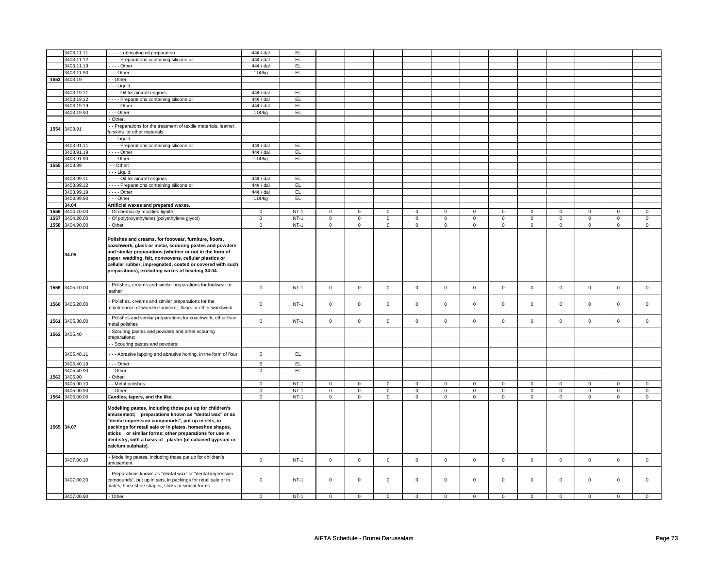| | | | | | | | | | | | | | | | | | |
|---|---|---|---|---|---|---|---|---|---|---|---|---|---|---|---|---|---|
| | 3403.11.11 | - - - - Lubricating oil preparation | 44¢ / dal | EL | | | | | | | | | | | | | |
| | 3403.11.12 | - - - - Preparations containing silicone oil | 44¢ / dal | EL | | | | | | | | | | | | | |
| | 3403.11.19 | - - - - Other | 44¢ / dal | EL | | | | | | | | | | | | | |
| | 3403.11.90 | - - - Other | 11¢/kg | EL | | | | | | | | | | | | | |
| 1553 | 3403.19 | - - Other: | | | | | | | | | | | | | | | |
| | | - - - Liquid: | | | | | | | | | | | | | | | |
| | 3403.19.11 | - - - - Oil for aircraft engines | 44¢ / dal | EL | | | | | | | | | | | | | |
| | 3403.19.12 | - - - - Preparations containing silicone oil | 44¢ / dal | EL | | | | | | | | | | | | | |
| | 3403.19.19 | - - - - Other | 44¢ / dal | EL | | | | | | | | | | | | | |
| | 3403.19.90 | - - - Other | 11¢/kg | EL | | | | | | | | | | | | | |
| | | - Other: | | | | | | | | | | | | | | | |
| 1554 | 3403.91 | - - Preparations for the treatment of textile materials, leather, furskins or other materials: | | | | | | | | | | | | | | | |
| | | - - - Liquid: | | | | | | | | | | | | | | | |
| | 3403.91.11 | - - - - Preparations containing silicone oil | 44¢ / dal | EL | | | | | | | | | | | | | |
| | 3403.91.19 | - - - - Other | 44¢ / dal | EL | | | | | | | | | | | | | |
| | 3403.91.90 | - - - Other | 11¢/kg | EL | | | | | | | | | | | | | |
| 1555 | 3403.99 | - - Other: | | | | | | | | | | | | | | | |
| | | - - - Liquid: | | | | | | | | | | | | | | | |
| | 3403.99.11 | - - - - Oil for aircraft engines | 44¢ / dal | EL | | | | | | | | | | | | | |
| | 3403.99.12 | - - - - Preparations containing silicone oil | 44¢ / dal | EL | | | | | | | | | | | | | |
| | 3403.99.19 | - - - - Other | 44¢ / dal | EL | | | | | | | | | | | | | |
| | 3403.99.90 | - - - Other | 11¢/kg | EL | | | | | | | | | | | | | |
| | **34.04** | **Artificial waxes and prepared waxes.** | | | | | | | | | | | | | | | |
| 1556 | 3404.10.00 | - Of chemically modified lignite | 0 | NT-1 | 0 | 0 | 0 | 0 | 0 | 0 | 0 | 0 | 0 | 0 | 0 | 0 | |
| 1557 | 3404.20.00 | - Of poly(oxyethylene) (polyethylene glycol) | 0 | NT-1 | 0 | 0 | 0 | 0 | 0 | 0 | 0 | 0 | 0 | 0 | 0 | 0 | |
| 1558 | 3404.90.00 | - Other | 0 | NT-1 | 0 | 0 | 0 | 0 | 0 | 0 | 0 | 0 | 0 | 0 | 0 | 0 | |
| | **34.05** | **Polishes and creams, for footwear, furniture, floors, coachwork, glass or metal, scouring pastes and powders and similar preparations (whether or not in the form of paper, wadding, felt, nonwovens, cellular plastics or cellular rubber, impregnated, coated or covered with such preparations), excluding waxes of heading 34.04.** | | | | | | | | | | | | | | | |
| 1559 | 3405.10.00 | - Polishes, creams and similar preparations for footwear or leather | 0 | NT-1 | 0 | 0 | 0 | 0 | 0 | 0 | 0 | 0 | 0 | 0 | 0 | 0 | |
| 1560 | 3405.20.00 | - Polishes, creams and similar preparations for the maintenance of wooden furniture, floors or other woodwork | 0 | NT-1 | 0 | 0 | 0 | 0 | 0 | 0 | 0 | 0 | 0 | 0 | 0 | 0 | |
| 1561 | 3405.30.00 | - Polishes and similar preparations for coachwork, other than metal polishes | 0 | NT-1 | 0 | 0 | 0 | 0 | 0 | 0 | 0 | 0 | 0 | 0 | 0 | 0 | |
| 1562 | 3405.40 | - Scouring pastes and powders and other scouring preparations: | | | | | | | | | | | | | | | |
| | | - - Scouring pastes and powders: | | | | | | | | | | | | | | | |
| | 3405.40.11 | - - - Abrasive lapping and abrasive honing, in the form of flour | 5 | EL | | | | | | | | | | | | | |
| | 3405.40.19 | - - - Other | 5 | EL | | | | | | | | | | | | | |
| | 3405.40.90 | - - Other | 0 | EL | | | | | | | | | | | | | |
| 1563 | 3405.90 | - Other: | | | | | | | | | | | | | | | |
| | 3405.90.10 | - - Metal polishes | 0 | NT-1 | 0 | 0 | 0 | 0 | 0 | 0 | 0 | 0 | 0 | 0 | 0 | 0 | |
| | 3405.90.90 | - - Other | 0 | NT-1 | 0 | 0 | 0 | 0 | 0 | 0 | 0 | 0 | 0 | 0 | 0 | 0 | |
| 1564 | 3406.00.00 | **Candles, tapers, and the like.** | 0 | NT-1 | 0 | 0 | 0 | 0 | 0 | 0 | 0 | 0 | 0 | 0 | 0 | 0 | |
| 1565 | 34.07 | **Modelling pastes, including those put up for children's amusement; preparations known as "dental wax" or as "dental impression compounds", put up in sets, in packings for retail sale or in plates, horseshoe shapes, sticks or similar forms; other preparations for use in dentistry, with a basis of plaster (of calcined gypsum or calcium sulphate).** | | | | | | | | | | | | | | | |
| | 3407.00.10 | - Modelling pastes, including those put up for children's amusement | 0 | NT-1 | 0 | 0 | 0 | 0 | 0 | 0 | 0 | 0 | 0 | 0 | 0 | 0 | |
| | 3407.00.20 | - Preparations known as "dental wax" or "dental impression compounds", put up in sets, in packings for retail sale or in plates, horseshoe shapes, sticks or similar forms | 0 | NT-1 | 0 | 0 | 0 | 0 | 0 | 0 | 0 | 0 | 0 | 0 | 0 | 0 | |
| | 3407.00.90 | - Other | 0 | NT-1 | 0 | 0 | 0 | 0 | 0 | 0 | 0 | 0 | 0 | 0 | 0 | 0 | |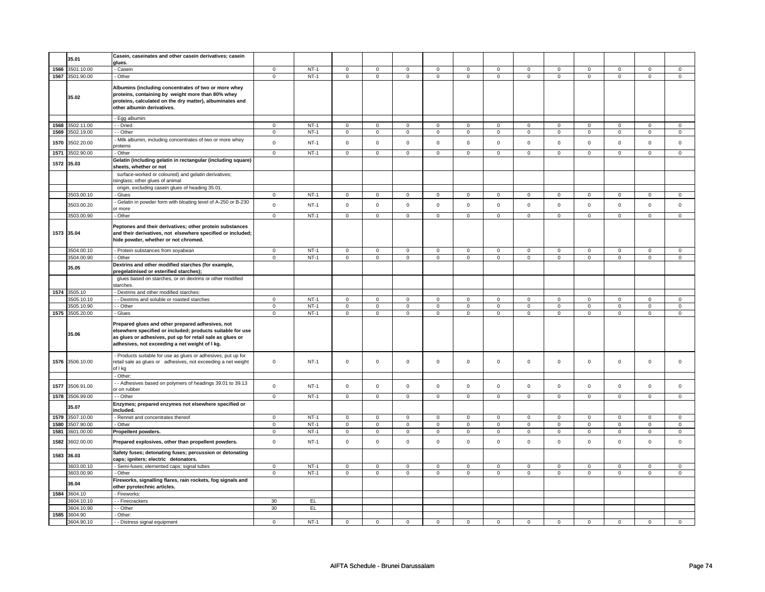|  |  |  |  |  |  |  |  |  |  |  |  |  |  |  |  |  |  |
|---|---|---|---|---|---|---|---|---|---|---|---|---|---|---|---|---|---|
|  | 35.01 | **Casein, caseinates and other casein derivatives; casein glues.** |  |  |  |  |  |  |  |  |  |  |  |  |  |  |  |
| 1566 | 3501.10.00 | - Casein | 0 | NT-1 | 0 | 0 | 0 | 0 | 0 | 0 | 0 | 0 | 0 | 0 | 0 | 0 |
| 1567 | 3501.90.00 | - Other | 0 | NT-1 | 0 | 0 | 0 | 0 | 0 | 0 | 0 | 0 | 0 | 0 | 0 | 0 |
|  | 35.02 | **Albumins (including concentrates of two or more whey proteins, containing by weight more than 80% whey proteins, calculated on the dry matter), albuminates and other albumin derivatives.** |  |  |  |  |  |  |  |  |  |  |  |  |  |  |  |
|  |  | - Egg albumin: |  |  |  |  |  |  |  |  |  |  |  |  |  |  |  |
| 1568 | 3502.11.00 | - - Dried | 0 | NT-1 | 0 | 0 | 0 | 0 | 0 | 0 | 0 | 0 | 0 | 0 | 0 | 0 |
| 1569 | 3502.19.00 | - - Other | 0 | NT-1 | 0 | 0 | 0 | 0 | 0 | 0 | 0 | 0 | 0 | 0 | 0 | 0 |
| 1570 | 3502.20.00 | - Milk albumin, including concentrates of two or more whey proteins | 0 | NT-1 | 0 | 0 | 0 | 0 | 0 | 0 | 0 | 0 | 0 | 0 | 0 | 0 |
| 1571 | 3502.90.00 | - Other | 0 | NT-1 | 0 | 0 | 0 | 0 | 0 | 0 | 0 | 0 | 0 | 0 | 0 | 0 |
| 1572 | 35.03 | **Gelatin (including gelatin in rectangular (including square) sheets, whether or not** |  |  |  |  |  |  |  |  |  |  |  |  |  |  |  |
|  |  | surface-worked or coloured) and gelatin derivatives; isinglass; other glues of animal |  |  |  |  |  |  |  |  |  |  |  |  |  |  |  |
|  |  | origin, excluding casein glues of heading 35.01. |  |  |  |  |  |  |  |  |  |  |  |  |  |  |  |
|  | 3503.00.10 | - Glues | 0 | NT-1 | 0 | 0 | 0 | 0 | 0 | 0 | 0 | 0 | 0 | 0 | 0 | 0 |
|  | 3503.00.20 | - Gelatin in powder form with bloating level of A-250 or B-230 or more | 0 | NT-1 | 0 | 0 | 0 | 0 | 0 | 0 | 0 | 0 | 0 | 0 | 0 | 0 |
|  | 3503.00.90 | - Other | 0 | NT-1 | 0 | 0 | 0 | 0 | 0 | 0 | 0 | 0 | 0 | 0 | 0 | 0 |
| 1573 | 35.04 | **Peptones and their derivatives; other protein substances and their derivatives, not elsewhere specified or included; hide powder, whether or not chromed.** |  |  |  |  |  |  |  |  |  |  |  |  |  |  |  |
|  | 3504.00.10 | - Protein substances from soyabean | 0 | NT-1 | 0 | 0 | 0 | 0 | 0 | 0 | 0 | 0 | 0 | 0 | 0 | 0 |
|  | 3504.00.90 | - Other | 0 | NT-1 | 0 | 0 | 0 | 0 | 0 | 0 | 0 | 0 | 0 | 0 | 0 | 0 |
|  | 35.05 | **Dextrins and other modified starches (for example, pregelatinised or esterified starches);** |  |  |  |  |  |  |  |  |  |  |  |  |  |  |  |
|  |  | glues based on starches, or on dextrins or other modified starches. |  |  |  |  |  |  |  |  |  |  |  |  |  |  |  |
| 1574 | 3505.10 | - Dextrins and other modified starches: |  |  |  |  |  |  |  |  |  |  |  |  |  |  |  |
|  | 3505.10.10 | - - Dextrins and soluble or roasted starches | 0 | NT-1 | 0 | 0 | 0 | 0 | 0 | 0 | 0 | 0 | 0 | 0 | 0 | 0 |
|  | 3505.10.90 | - - Other | 0 | NT-1 | 0 | 0 | 0 | 0 | 0 | 0 | 0 | 0 | 0 | 0 | 0 | 0 |
| 1575 | 3505.20.00 | - Glues | 0 | NT-1 | 0 | 0 | 0 | 0 | 0 | 0 | 0 | 0 | 0 | 0 | 0 | 0 |
|  | 35.06 | **Prepared glues and other prepared adhesives, not elsewhere specified or included; products suitable for use as glues or adhesives, put up for retail sale as glues or adhesives, not exceeding a net weight of l kg.** |  |  |  |  |  |  |  |  |  |  |  |  |  |  |  |
| 1576 | 3506.10.00 | - Products suitable for use as glues or adhesives, put up for retail sale as glues or adhesives, not exceeding a net weight of l kg | 0 | NT-1 | 0 | 0 | 0 | 0 | 0 | 0 | 0 | 0 | 0 | 0 | 0 | 0 |
|  |  | - Other: |  |  |  |  |  |  |  |  |  |  |  |  |  |  |  |
| 1577 | 3506.91.00 | - - Adhesives based on polymers of headings 39.01 to 39.13 or on rubber | 0 | NT-1 | 0 | 0 | 0 | 0 | 0 | 0 | 0 | 0 | 0 | 0 | 0 | 0 |
| 1578 | 3506.99.00 | - - Other | 0 | NT-1 | 0 | 0 | 0 | 0 | 0 | 0 | 0 | 0 | 0 | 0 | 0 | 0 |
|  | 35.07 | **Enzymes; prepared enzymes not elsewhere specified or included.** |  |  |  |  |  |  |  |  |  |  |  |  |  |  |  |
| 1579 | 3507.10.00 | - Rennet and concentrates thereof | 0 | NT-1 | 0 | 0 | 0 | 0 | 0 | 0 | 0 | 0 | 0 | 0 | 0 | 0 |
| 1580 | 3507.90.00 | - Other | 0 | NT-1 | 0 | 0 | 0 | 0 | 0 | 0 | 0 | 0 | 0 | 0 | 0 | 0 |
| 1581 | 3601.00.00 | **Propellent powders.** | 0 | NT-1 | 0 | 0 | 0 | 0 | 0 | 0 | 0 | 0 | 0 | 0 | 0 | 0 |
| 1582 | 3602.00.00 | **Prepared explosives, other than propellent powders.** | 0 | NT-1 | 0 | 0 | 0 | 0 | 0 | 0 | 0 | 0 | 0 | 0 | 0 | 0 |
| 1583 | 36.03 | **Safety fuses; detonating fuses; percussion or detonating caps; igniters; electric detonators.** |  |  |  |  |  |  |  |  |  |  |  |  |  |  |  |
|  | 3603.00.10 | - Semi-fuses; elemented caps; signal tubes | 0 | NT-1 | 0 | 0 | 0 | 0 | 0 | 0 | 0 | 0 | 0 | 0 | 0 | 0 |
|  | 3603.00.90 | - Other | 0 | NT-1 | 0 | 0 | 0 | 0 | 0 | 0 | 0 | 0 | 0 | 0 | 0 | 0 |
|  | 36.04 | **Fireworks, signalling flares, rain rockets, fog signals and other pyrotechnic articles.** |  |  |  |  |  |  |  |  |  |  |  |  |  |  |  |
| 1584 | 3604.10 | - Fireworks: |  |  |  |  |  |  |  |  |  |  |  |  |  |  |  |
|  | 3604.10.10 | - - Firecrackers | 30 | EL |  |  |  |  |  |  |  |  |  |  |  |  |
|  | 3604.10.90 | - - Other | 30 | EL |  |  |  |  |  |  |  |  |  |  |  |  |
| 1585 | 3604.90 | - Other: |  |  |  |  |  |  |  |  |  |  |  |  |  |  |  |
|  | 3604.90.10 | - - Distress signal equipment | 0 | NT-1 | 0 | 0 | 0 | 0 | 0 | 0 | 0 | 0 | 0 | 0 | 0 | 0 |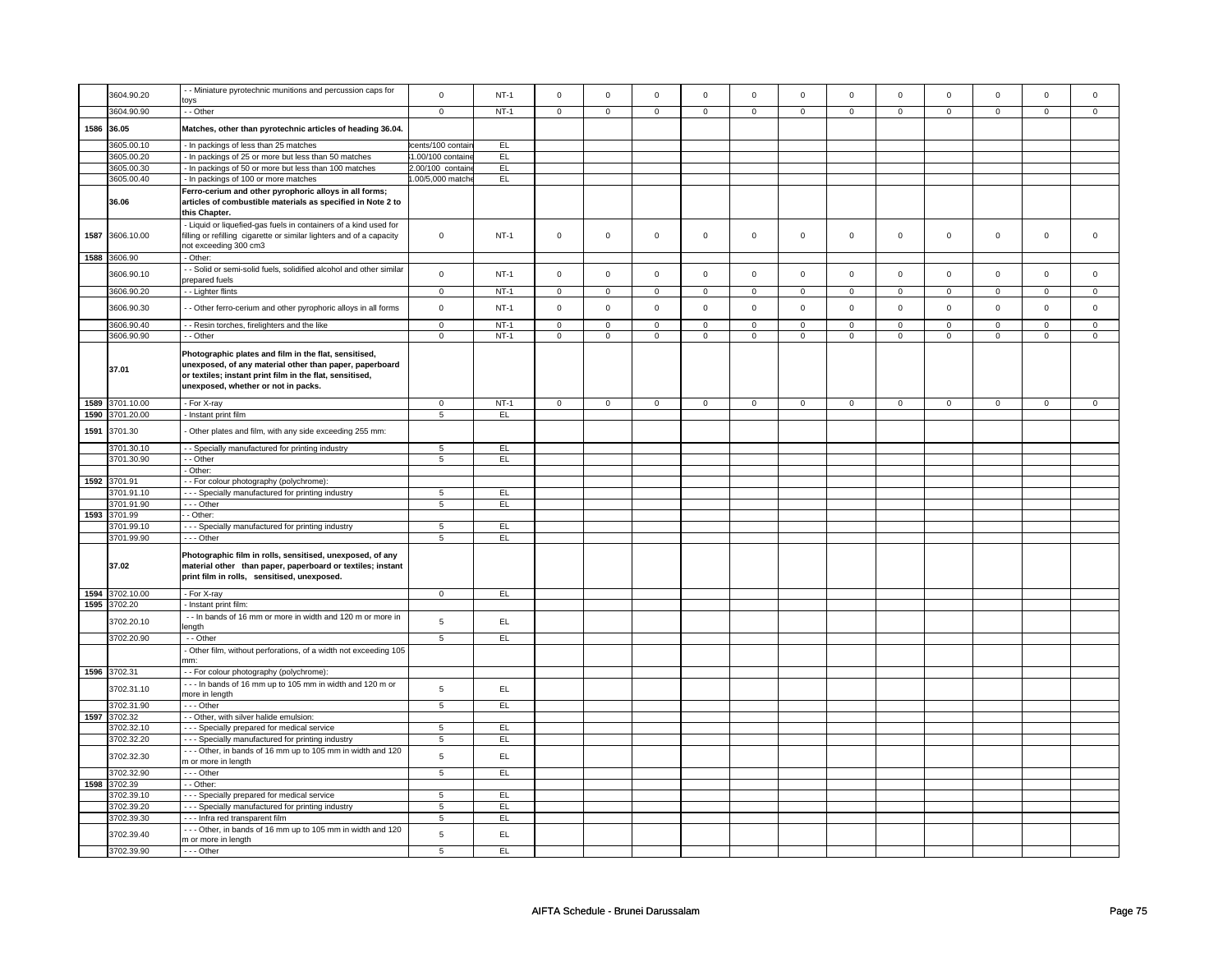| | | | | | | | | | | | | | | | | | |
|---|---|---|---|---|---|---|---|---|---|---|---|---|---|---|---|---|---|
| | 3604.90.20 | - - Miniature pyrotechnic munitions and percussion caps for toys | 0 | NT-1 | 0 | 0 | 0 | 0 | 0 | 0 | 0 | 0 | 0 | 0 | 0 | 0 |
| | 3604.90.90 | - - Other | 0 | NT-1 | 0 | 0 | 0 | 0 | 0 | 0 | 0 | 0 | 0 | 0 | 0 | 0 |
| 1586 | 36.05 | **Matches, other than pyrotechnic articles of heading 36.04.** | | | | | | | | | | | | | | |
| | 3605.00.10 | - In packings of less than 25 matches | cents/100 contain | EL | | | | | | | | | | | | |
| | 3605.00.20 | - In packings of 25 or more but less than 50 matches | 1.00/100 containe | EL | | | | | | | | | | | | |
| | 3605.00.30 | - In packings of 50 or more but less than 100 matches | 2.00/100 containe | EL | | | | | | | | | | | | |
| | 3605.00.40 | - In packings of 100 or more matches | 1.00/5,000 matche | EL | | | | | | | | | | | | |
| | 36.06 | **Ferro-cerium and other pyrophoric alloys in all forms; articles of combustible materials as specified in Note 2 to this Chapter.** | | | | | | | | | | | | | | |
| 1587 | 3606.10.00 | - Liquid or liquefied-gas fuels in containers of a kind used for filling or refilling cigarette or similar lighters and of a capacity not exceeding 300 cm3 | 0 | NT-1 | 0 | 0 | 0 | 0 | 0 | 0 | 0 | 0 | 0 | 0 | 0 | 0 |
| 1588 | 3606.90 | - Other: | | | | | | | | | | | | | | |
| | 3606.90.10 | - - Solid or semi-solid fuels, solidified alcohol and other similar prepared fuels | 0 | NT-1 | 0 | 0 | 0 | 0 | 0 | 0 | 0 | 0 | 0 | 0 | 0 | 0 |
| | 3606.90.20 | - - Lighter flints | 0 | NT-1 | 0 | 0 | 0 | 0 | 0 | 0 | 0 | 0 | 0 | 0 | 0 | 0 |
| | 3606.90.30 | - - Other ferro-cerium and other pyrophoric alloys in all forms | 0 | NT-1 | 0 | 0 | 0 | 0 | 0 | 0 | 0 | 0 | 0 | 0 | 0 | 0 |
| | 3606.90.40 | - - Resin torches, firelighters and the like | 0 | NT-1 | 0 | 0 | 0 | 0 | 0 | 0 | 0 | 0 | 0 | 0 | 0 | 0 |
| | 3606.90.90 | - - Other | 0 | NT-1 | 0 | 0 | 0 | 0 | 0 | 0 | 0 | 0 | 0 | 0 | 0 | 0 |
| | 37.01 | **Photographic plates and film in the flat, sensitised, unexposed, of any material other than paper, paperboard or textiles; instant print film in the flat, sensitised, unexposed, whether or not in packs.** | | | | | | | | | | | | | | |
| 1589 | 3701.10.00 | - For X-ray | 0 | NT-1 | 0 | 0 | 0 | 0 | 0 | 0 | 0 | 0 | 0 | 0 | 0 | 0 |
| 1590 | 3701.20.00 | - Instant print film | 5 | EL | | | | | | | | | | | | |
| 1591 | 3701.30 | - Other plates and film, with any side exceeding 255 mm: | | | | | | | | | | | | | | |
| | 3701.30.10 | - - Specially manufactured for printing industry | 5 | EL | | | | | | | | | | | | |
| | 3701.30.90 | - - Other | 5 | EL | | | | | | | | | | | | |
| | | - Other: | | | | | | | | | | | | | | |
| 1592 | 3701.91 | - - For colour photography (polychrome): | | | | | | | | | | | | | | |
| | 3701.91.10 | - - - Specially manufactured for printing industry | 5 | EL | | | | | | | | | | | | |
| | 3701.91.90 | - - - Other | 5 | EL | | | | | | | | | | | | |
| 1593 | 3701.99 | - - Other: | | | | | | | | | | | | | | |
| | 3701.99.10 | - - - Specially manufactured for printing industry | 5 | EL | | | | | | | | | | | | |
| | 3701.99.90 | - - - Other | 5 | EL | | | | | | | | | | | | |
| | 37.02 | **Photographic film in rolls, sensitised, unexposed, of any material other than paper, paperboard or textiles; instant print film in rolls, sensitised, unexposed.** | | | | | | | | | | | | | | |
| 1594 | 3702.10.00 | - For X-ray | 0 | EL | | | | | | | | | | | | |
| 1595 | 3702.20 | - Instant print film: | | | | | | | | | | | | | | |
| | 3702.20.10 | - - In bands of 16 mm or more in width and 120 m or more in length | 5 | EL | | | | | | | | | | | | |
| | 3702.20.90 | - - Other | 5 | EL | | | | | | | | | | | | |
| | | - Other film, without perforations, of a width not exceeding 105 mm: | | | | | | | | | | | | | | |
| 1596 | 3702.31 | - - For colour photography (polychrome): | | | | | | | | | | | | | | |
| | 3702.31.10 | - - - In bands of 16 mm up to 105 mm in width and 120 m or more in length | 5 | EL | | | | | | | | | | | | |
| | 3702.31.90 | - - - Other | 5 | EL | | | | | | | | | | | | |
| 1597 | 3702.32 | - - Other, with silver halide emulsion: | | | | | | | | | | | | | | |
| | 3702.32.10 | - - - Specially prepared for medical service | 5 | EL | | | | | | | | | | | | |
| | 3702.32.20 | - - - Specially manufactured for printing industry | 5 | EL | | | | | | | | | | | | |
| | 3702.32.30 | - - - Other, in bands of 16 mm up to 105 mm in width and 120 m or more in length | 5 | EL | | | | | | | | | | | | |
| | 3702.32.90 | - - - Other | 5 | EL | | | | | | | | | | | | |
| 1598 | 3702.39 | - - Other: | | | | | | | | | | | | | | |
| | 3702.39.10 | - - - Specially prepared for medical service | 5 | EL | | | | | | | | | | | | |
| | 3702.39.20 | - - - Specially manufactured for printing industry | 5 | EL | | | | | | | | | | | | |
| | 3702.39.30 | - - - Infra red transparent film | 5 | EL | | | | | | | | | | | | |
| | 3702.39.40 | - - - Other, in bands of 16 mm up to 105 mm in width and 120 m or more in length | 5 | EL | | | | | | | | | | | | |
| | 3702.39.90 | - - - Other | 5 | EL | | | | | | | | | | | | |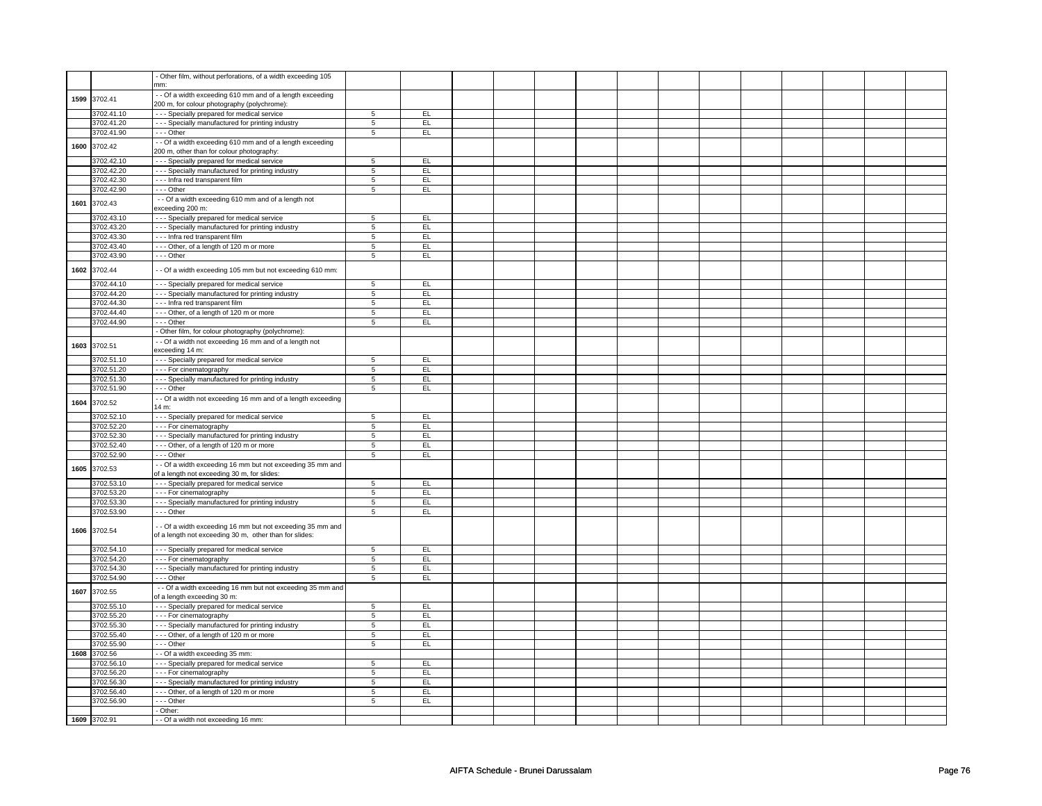| | | | | | | | | | | | | | | | | |
|---|---|---|---|---|---|---|---|---|---|---|---|---|---|---|---|---|
| | | - Other film, without perforations, of a width exceeding 105 mm: | | | | | | | | | | | | | | |
| 1599 | 3702.41 | - - Of a width exceeding 610 mm and of a length exceeding 200 m, for colour photography (polychrome): | | | | | | | | | | | | | | |
| | 3702.41.10 | - - - Specially prepared for medical service | 5 | EL | | | | | | | | | | | | |
| | 3702.41.20 | - - - Specially manufactured for printing industry | 5 | EL | | | | | | | | | | | | |
| | 3702.41.90 | - - - Other | 5 | EL | | | | | | | | | | | | |
| 1600 | 3702.42 | - - Of a width exceeding 610 mm and of a length exceeding 200 m, other than for colour photography: | | | | | | | | | | | | | | |
| | 3702.42.10 | - - - Specially prepared for medical service | 5 | EL | | | | | | | | | | | | |
| | 3702.42.20 | - - - Specially manufactured for printing industry | 5 | EL | | | | | | | | | | | | |
| | 3702.42.30 | - - - Infra red transparent film | 5 | EL | | | | | | | | | | | | |
| | 3702.42.90 | - - - Other | 5 | EL | | | | | | | | | | | | |
| 1601 | 3702.43 | - - Of a width exceeding 610 mm and of a length not exceeding 200 m: | | | | | | | | | | | | | | |
| | 3702.43.10 | - - - Specially prepared for medical service | 5 | EL | | | | | | | | | | | | |
| | 3702.43.20 | - - - Specially manufactured for printing industry | 5 | EL | | | | | | | | | | | | |
| | 3702.43.30 | - - - Infra red transparent film | 5 | EL | | | | | | | | | | | | |
| | 3702.43.40 | - - - Other, of a length of 120 m or more | 5 | EL | | | | | | | | | | | | |
| | 3702.43.90 | - - - Other | 5 | EL | | | | | | | | | | | | |
| 1602 | 3702.44 | - - Of a width exceeding 105 mm but not exceeding 610 mm: | | | | | | | | | | | | | | |
| | 3702.44.10 | - - - Specially prepared for medical service | 5 | EL | | | | | | | | | | | | |
| | 3702.44.20 | - - - Specially manufactured for printing industry | 5 | EL | | | | | | | | | | | | |
| | 3702.44.30 | - - - Infra red transparent film | 5 | EL | | | | | | | | | | | | |
| | 3702.44.40 | - - - Other, of a length of 120 m or more | 5 | EL | | | | | | | | | | | | |
| | 3702.44.90 | - - - Other | 5 | EL | | | | | | | | | | | | |
| | | - Other film, for colour photography (polychrome): | | | | | | | | | | | | | | |
| 1603 | 3702.51 | - - Of a width not exceeding 16 mm and of a length not exceeding 14 m: | | | | | | | | | | | | | | |
| | 3702.51.10 | - - - Specially prepared for medical service | 5 | EL | | | | | | | | | | | | |
| | 3702.51.20 | - - - For cinematography | 5 | EL | | | | | | | | | | | | |
| | 3702.51.30 | - - - Specially manufactured for printing industry | 5 | EL | | | | | | | | | | | | |
| | 3702.51.90 | - - - Other | 5 | EL | | | | | | | | | | | | |
| 1604 | 3702.52 | - - Of a width not exceeding 16 mm and of a length exceeding 14 m: | | | | | | | | | | | | | | |
| | 3702.52.10 | - - - Specially prepared for medical service | 5 | EL | | | | | | | | | | | | |
| | 3702.52.20 | - - - For cinematography | 5 | EL | | | | | | | | | | | | |
| | 3702.52.30 | - - - Specially manufactured for printing industry | 5 | EL | | | | | | | | | | | | |
| | 3702.52.40 | - - - Other, of a length of 120 m or more | 5 | EL | | | | | | | | | | | | |
| | 3702.52.90 | - - - Other | 5 | EL | | | | | | | | | | | | |
| 1605 | 3702.53 | - - Of a width exceeding 16 mm but not exceeding 35 mm and of a length not exceeding 30 m, for slides: | | | | | | | | | | | | | | |
| | 3702.53.10 | - - - Specially prepared for medical service | 5 | EL | | | | | | | | | | | | |
| | 3702.53.20 | - - - For cinematography | 5 | EL | | | | | | | | | | | | |
| | 3702.53.30 | - - - Specially manufactured for printing industry | 5 | EL | | | | | | | | | | | | |
| | 3702.53.90 | - - - Other | 5 | EL | | | | | | | | | | | | |
| 1606 | 3702.54 | - - Of a width exceeding 16 mm but not exceeding 35 mm and of a length not exceeding 30 m, other than for slides: | | | | | | | | | | | | | | |
| | 3702.54.10 | - - - Specially prepared for medical service | 5 | EL | | | | | | | | | | | | |
| | 3702.54.20 | - - - For cinematography | 5 | EL | | | | | | | | | | | | |
| | 3702.54.30 | - - - Specially manufactured for printing industry | 5 | EL | | | | | | | | | | | | |
| | 3702.54.90 | - - - Other | 5 | EL | | | | | | | | | | | | |
| 1607 | 3702.55 | - - Of a width exceeding 16 mm but not exceeding 35 mm and of a length exceeding 30 m: | | | | | | | | | | | | | | |
| | 3702.55.10 | - - - Specially prepared for medical service | 5 | EL | | | | | | | | | | | | |
| | 3702.55.20 | - - - For cinematography | 5 | EL | | | | | | | | | | | | |
| | 3702.55.30 | - - - Specially manufactured for printing industry | 5 | EL | | | | | | | | | | | | |
| | 3702.55.40 | - - - Other, of a length of 120 m or more | 5 | EL | | | | | | | | | | | | |
| | 3702.55.90 | - - - Other | 5 | EL | | | | | | | | | | | | |
| 1608 | 3702.56 | - - Of a width exceeding 35 mm: | | | | | | | | | | | | | | |
| | 3702.56.10 | - - - Specially prepared for medical service | 5 | EL | | | | | | | | | | | | |
| | 3702.56.20 | - - - For cinematography | 5 | EL | | | | | | | | | | | | |
| | 3702.56.30 | - - - Specially manufactured for printing industry | 5 | EL | | | | | | | | | | | | |
| | 3702.56.40 | - - - Other, of a length of 120 m or more | 5 | EL | | | | | | | | | | | | |
| | 3702.56.90 | - - - Other | 5 | EL | | | | | | | | | | | | |
| | | - Other: | | | | | | | | | | | | | | |
| 1609 | 3702.91 | - - Of a width not exceeding 16 mm: | | | | | | | | | | | | | | |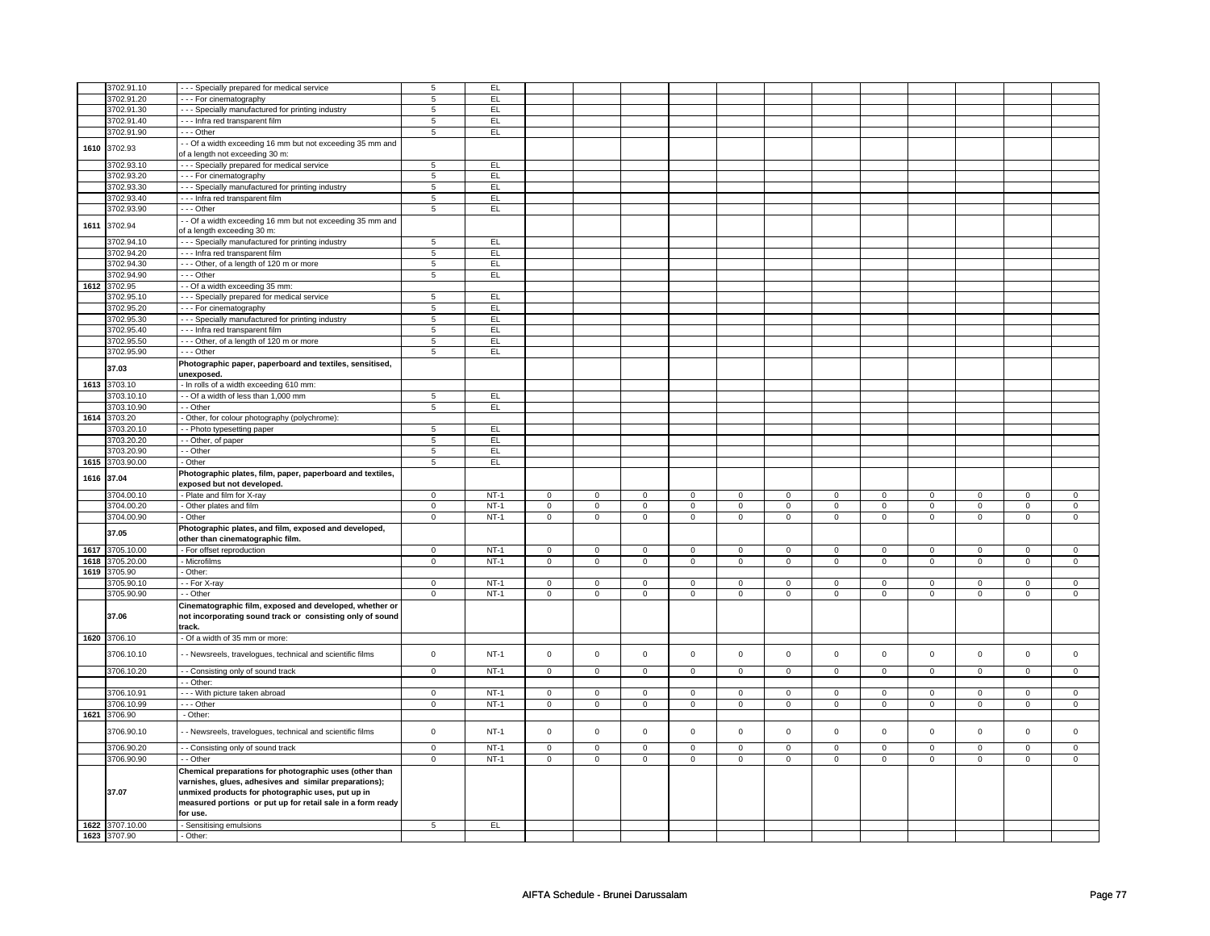| | | | | | | | | | | | | | | | | | |
|---|---|---|---|---|---|---|---|---|---|---|---|---|---|---|---|---|---|
| | 3702.91.10 | - - - Specially prepared for medical service | 5 | EL | | | | | | | | | | | | | |
| | 3702.91.20 | - - - For cinematography | 5 | EL | | | | | | | | | | | | | |
| | 3702.91.30 | - - - Specially manufactured for printing industry | 5 | EL | | | | | | | | | | | | | |
| | 3702.91.40 | - - - Infra red transparent film | 5 | EL | | | | | | | | | | | | | |
| | 3702.91.90 | - - - Other | 5 | EL | | | | | | | | | | | | | |
| 1610 | 3702.93 | - - Of a width exceeding 16 mm but not exceeding 35 mm and of a length not exceeding 30 m: | | | | | | | | | | | | | | | |
| | 3702.93.10 | - - - Specially prepared for medical service | 5 | EL | | | | | | | | | | | | | |
| | 3702.93.20 | - - - For cinematography | 5 | EL | | | | | | | | | | | | | |
| | 3702.93.30 | - - - Specially manufactured for printing industry | 5 | EL | | | | | | | | | | | | | |
| | 3702.93.40 | - - - Infra red transparent film | 5 | EL | | | | | | | | | | | | | |
| | 3702.93.90 | - - - Other | 5 | EL | | | | | | | | | | | | | |
| 1611 | 3702.94 | - - Of a width exceeding 16 mm but not exceeding 35 mm and of a length exceeding 30 m: | | | | | | | | | | | | | | | |
| | 3702.94.10 | - - - Specially manufactured for printing industry | 5 | EL | | | | | | | | | | | | | |
| | 3702.94.20 | - - - Infra red transparent film | 5 | EL | | | | | | | | | | | | | |
| | 3702.94.30 | - - - Other, of a length of 120 m or more | 5 | EL | | | | | | | | | | | | | |
| | 3702.94.90 | - - - Other | 5 | EL | | | | | | | | | | | | | |
| 1612 | 3702.95 | - - Of a width exceeding 35 mm: | | | | | | | | | | | | | | | |
| | 3702.95.10 | - - - Specially prepared for medical service | 5 | EL | | | | | | | | | | | | | |
| | 3702.95.20 | - - - For cinematography | 5 | EL | | | | | | | | | | | | | |
| | 3702.95.30 | - - - Specially manufactured for printing industry | 5 | EL | | | | | | | | | | | | | |
| | 3702.95.40 | - - - Infra red transparent film | 5 | EL | | | | | | | | | | | | | |
| | 3702.95.50 | - - - Other, of a length of 120 m or more | 5 | EL | | | | | | | | | | | | | |
| | 3702.95.90 | - - - Other | 5 | EL | | | | | | | | | | | | | |
| | **37.03** | **Photographic paper, paperboard and textiles, sensitised, unexposed.** | | | | | | | | | | | | | | | |
| 1613 | 3703.10 | - In rolls of a width exceeding 610 mm: | | | | | | | | | | | | | | | |
| | 3703.10.10 | - - Of a width of less than 1,000 mm | 5 | EL | | | | | | | | | | | | | |
| | 3703.10.90 | - - Other | 5 | EL | | | | | | | | | | | | | |
| 1614 | 3703.20 | - Other, for colour photography (polychrome): | | | | | | | | | | | | | | | |
| | 3703.20.10 | - - Photo typesetting paper | 5 | EL | | | | | | | | | | | | | |
| | 3703.20.20 | - - Other, of paper | 5 | EL | | | | | | | | | | | | | |
| | 3703.20.90 | - - Other | 5 | EL | | | | | | | | | | | | | |
| 1615 | 3703.90.00 | - Other | 5 | EL | | | | | | | | | | | | | |
| 1616 | **37.04** | **Photographic plates, film, paper, paperboard and textiles, exposed but not developed.** | | | | | | | | | | | | | | | |
| | 3704.00.10 | - Plate and film for X-ray | 0 | NT-1 | 0 | 0 | 0 | 0 | 0 | 0 | 0 | 0 | 0 | 0 | 0 | 0 | 0 |
| | 3704.00.20 | - Other plates and film | 0 | NT-1 | 0 | 0 | 0 | 0 | 0 | 0 | 0 | 0 | 0 | 0 | 0 | 0 | 0 |
| | 3704.00.90 | - Other | 0 | NT-1 | 0 | 0 | 0 | 0 | 0 | 0 | 0 | 0 | 0 | 0 | 0 | 0 | 0 |
| | **37.05** | **Photographic plates, and film, exposed and developed, other than cinematographic film.** | | | | | | | | | | | | | | | |
| 1617 | 3705.10.00 | - For offset reproduction | 0 | NT-1 | 0 | 0 | 0 | 0 | 0 | 0 | 0 | 0 | 0 | 0 | 0 | 0 | 0 |
| 1618 | 3705.20.00 | - Microfilms | 0 | NT-1 | 0 | 0 | 0 | 0 | 0 | 0 | 0 | 0 | 0 | 0 | 0 | 0 | 0 |
| 1619 | 3705.90 | - Other: | | | | | | | | | | | | | | | |
| | 3705.90.10 | - - For X-ray | 0 | NT-1 | 0 | 0 | 0 | 0 | 0 | 0 | 0 | 0 | 0 | 0 | 0 | 0 | 0 |
| | 3705.90.90 | - - Other | 0 | NT-1 | 0 | 0 | 0 | 0 | 0 | 0 | 0 | 0 | 0 | 0 | 0 | 0 | 0 |
| | **37.06** | **Cinematographic film, exposed and developed, whether or not incorporating sound track or consisting only of sound track.** | | | | | | | | | | | | | | | |
| 1620 | 3706.10 | - Of a width of 35 mm or more: | | | | | | | | | | | | | | | |
| | 3706.10.10 | - - Newsreels, travelogues, technical and scientific films | 0 | NT-1 | 0 | 0 | 0 | 0 | 0 | 0 | 0 | 0 | 0 | 0 | 0 | 0 | 0 |
| | 3706.10.20 | - - Consisting only of sound track | 0 | NT-1 | 0 | 0 | 0 | 0 | 0 | 0 | 0 | 0 | 0 | 0 | 0 | 0 | 0 |
| | | - - Other: | | | | | | | | | | | | | | | |
| | 3706.10.91 | - - - With picture taken abroad | 0 | NT-1 | 0 | 0 | 0 | 0 | 0 | 0 | 0 | 0 | 0 | 0 | 0 | 0 | 0 |
| | 3706.10.99 | - - - Other | 0 | NT-1 | 0 | 0 | 0 | 0 | 0 | 0 | 0 | 0 | 0 | 0 | 0 | 0 | 0 |
| 1621 | 3706.90 | - Other: | | | | | | | | | | | | | | | |
| | 3706.90.10 | - - Newsreels, travelogues, technical and scientific films | 0 | NT-1 | 0 | 0 | 0 | 0 | 0 | 0 | 0 | 0 | 0 | 0 | 0 | 0 | 0 |
| | 3706.90.20 | - - Consisting only of sound track | 0 | NT-1 | 0 | 0 | 0 | 0 | 0 | 0 | 0 | 0 | 0 | 0 | 0 | 0 | 0 |
| | 3706.90.90 | - - Other | 0 | NT-1 | 0 | 0 | 0 | 0 | 0 | 0 | 0 | 0 | 0 | 0 | 0 | 0 | 0 |
| | **37.07** | **Chemical preparations for photographic uses (other than varnishes, glues, adhesives and similar preparations); unmixed products for photographic uses, put up in measured portions or put up for retail sale in a form ready for use.** | | | | | | | | | | | | | | | |
| 1622 | 3707.10.00 | - Sensitising emulsions | 5 | EL | | | | | | | | | | | | | |
| 1623 | 3707.90 | - Other: | | | | | | | | | | | | | | | |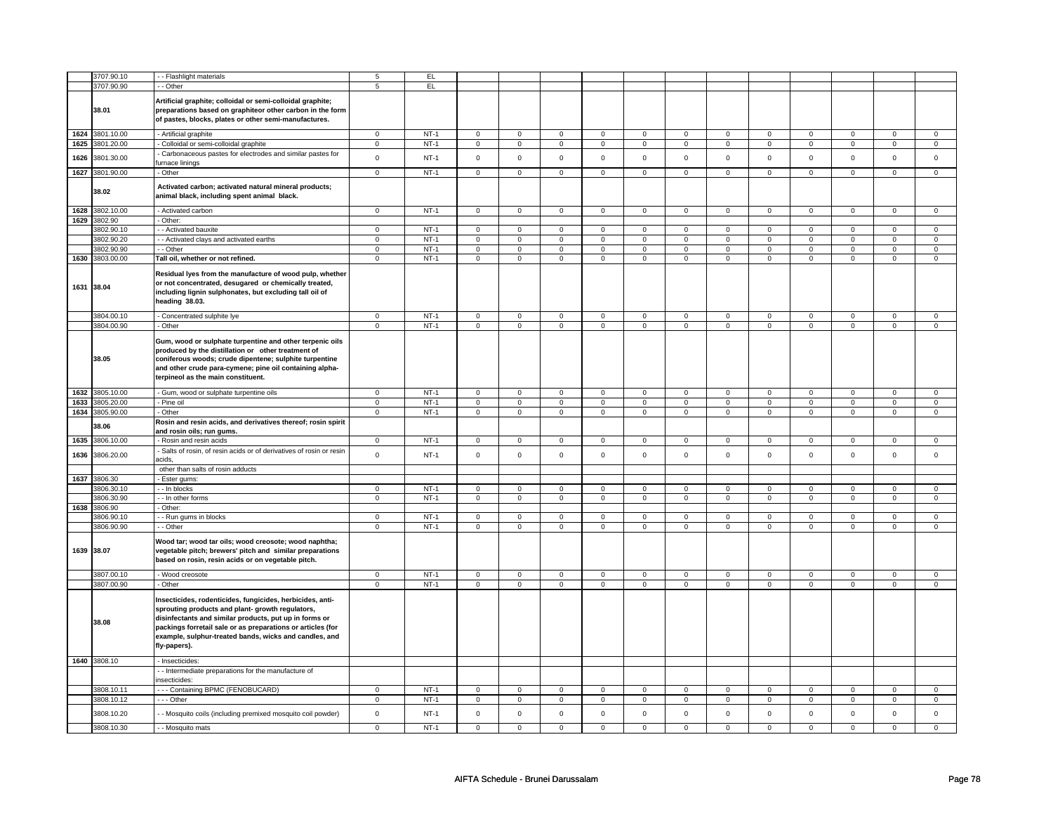| | | | | | | | | | | | | | | | | | |
|---|---|---|---|---|---|---|---|---|---|---|---|---|---|---|---|---|---|
| | 3707.90.10 | - - Flashlight materials | 5 | EL | | | | | | | | | | | | | |
| | 3707.90.90 | - - Other | 5 | EL | | | | | | | | | | | | | |
| | **38.01** | **Artificial graphite; colloidal or semi-colloidal graphite; preparations based on graphiteor other carbon in the form of pastes, blocks, plates or other semi-manufactures.** | | | | | | | | | | | | | | | |
| 1624 | 3801.10.00 | - Artificial graphite | 0 | NT-1 | 0 | 0 | 0 | 0 | 0 | 0 | 0 | 0 | 0 | 0 | 0 | 0 | |
| 1625 | 3801.20.00 | - Colloidal or semi-colloidal graphite | 0 | NT-1 | 0 | 0 | 0 | 0 | 0 | 0 | 0 | 0 | 0 | 0 | 0 | 0 | |
| 1626 | 3801.30.00 | - Carbonaceous pastes for electrodes and similar pastes for furnace linings | 0 | NT-1 | 0 | 0 | 0 | 0 | 0 | 0 | 0 | 0 | 0 | 0 | 0 | 0 | |
| 1627 | 3801.90.00 | - Other | 0 | NT-1 | 0 | 0 | 0 | 0 | 0 | 0 | 0 | 0 | 0 | 0 | 0 | 0 | |
| | **38.02** | **Activated carbon; activated natural mineral products; animal black, including spent animal black.** | | | | | | | | | | | | | | | |
| 1628 | 3802.10.00 | - Activated carbon | 0 | NT-1 | 0 | 0 | 0 | 0 | 0 | 0 | 0 | 0 | 0 | 0 | 0 | 0 | |
| 1629 | 3802.90 | - Other: | | | | | | | | | | | | | | | |
| | 3802.90.10 | - - Activated bauxite | 0 | NT-1 | 0 | 0 | 0 | 0 | 0 | 0 | 0 | 0 | 0 | 0 | 0 | 0 | |
| | 3802.90.20 | - - Activated clays and activated earths | 0 | NT-1 | 0 | 0 | 0 | 0 | 0 | 0 | 0 | 0 | 0 | 0 | 0 | 0 | |
| | 3802.90.90 | - - Other | 0 | NT-1 | 0 | 0 | 0 | 0 | 0 | 0 | 0 | 0 | 0 | 0 | 0 | 0 | |
| 1630 | 3803.00.00 | **Tall oil, whether or not refined.** | 0 | NT-1 | 0 | 0 | 0 | 0 | 0 | 0 | 0 | 0 | 0 | 0 | 0 | 0 | |
| 1631 | **38.04** | **Residual lyes from the manufacture of wood pulp, whether or not concentrated, desugared or chemically treated, including lignin sulphonates, but excluding tall oil of heading 38.03.** | | | | | | | | | | | | | | | |
| | 3804.00.10 | - Concentrated sulphite lye | 0 | NT-1 | 0 | 0 | 0 | 0 | 0 | 0 | 0 | 0 | 0 | 0 | 0 | 0 | |
| | 3804.00.90 | - Other | 0 | NT-1 | 0 | 0 | 0 | 0 | 0 | 0 | 0 | 0 | 0 | 0 | 0 | 0 | |
| | **38.05** | **Gum, wood or sulphate turpentine and other terpenic oils produced by the distillation or other treatment of coniferous woods; crude dipentene; sulphite turpentine and other crude para-cymene; pine oil containing alpha-terpineol as the main constituent.** | | | | | | | | | | | | | | | |
| 1632 | 3805.10.00 | - Gum, wood or sulphate turpentine oils | 0 | NT-1 | 0 | 0 | 0 | 0 | 0 | 0 | 0 | 0 | 0 | 0 | 0 | 0 | |
| 1633 | 3805.20.00 | - Pine oil | 0 | NT-1 | 0 | 0 | 0 | 0 | 0 | 0 | 0 | 0 | 0 | 0 | 0 | 0 | |
| 1634 | 3805.90.00 | - Other | 0 | NT-1 | 0 | 0 | 0 | 0 | 0 | 0 | 0 | 0 | 0 | 0 | 0 | 0 | |
| | **38.06** | **Rosin and resin acids, and derivatives thereof; rosin spirit and rosin oils; run gums.** | | | | | | | | | | | | | | | |
| 1635 | 3806.10.00 | - Rosin and resin acids | 0 | NT-1 | 0 | 0 | 0 | 0 | 0 | 0 | 0 | 0 | 0 | 0 | 0 | 0 | |
| 1636 | 3806.20.00 | - Salts of rosin, of resin acids or of derivatives of rosin or resin acids, | 0 | NT-1 | 0 | 0 | 0 | 0 | 0 | 0 | 0 | 0 | 0 | 0 | 0 | 0 | |
| | | other than salts of rosin adducts | | | | | | | | | | | | | | | |
| 1637 | 3806.30 | - Ester gums: | | | | | | | | | | | | | | | |
| | 3806.30.10 | - - In blocks | 0 | NT-1 | 0 | 0 | 0 | 0 | 0 | 0 | 0 | 0 | 0 | 0 | 0 | 0 | |
| | 3806.30.90 | - - In other forms | 0 | NT-1 | 0 | 0 | 0 | 0 | 0 | 0 | 0 | 0 | 0 | 0 | 0 | 0 | |
| 1638 | 3806.90 | - Other: | | | | | | | | | | | | | | | |
| | 3806.90.10 | - - Run gums in blocks | 0 | NT-1 | 0 | 0 | 0 | 0 | 0 | 0 | 0 | 0 | 0 | 0 | 0 | 0 | |
| | 3806.90.90 | - - Other | 0 | NT-1 | 0 | 0 | 0 | 0 | 0 | 0 | 0 | 0 | 0 | 0 | 0 | 0 | |
| 1639 | **38.07** | **Wood tar; wood tar oils; wood creosote; wood naphtha; vegetable pitch; brewers' pitch and similar preparations based on rosin, resin acids or on vegetable pitch.** | | | | | | | | | | | | | | | |
| | 3807.00.10 | - Wood creosote | 0 | NT-1 | 0 | 0 | 0 | 0 | 0 | 0 | 0 | 0 | 0 | 0 | 0 | 0 | |
| | 3807.00.90 | - Other | 0 | NT-1 | 0 | 0 | 0 | 0 | 0 | 0 | 0 | 0 | 0 | 0 | 0 | 0 | |
| | **38.08** | **Insecticides, rodenticides, fungicides, herbicides, anti-sprouting products and plant- growth regulators, disinfectants and similar products, put up in forms or packings forretail sale or as preparations or articles (for example, sulphur-treated bands, wicks and candles, and fly-papers).** | | | | | | | | | | | | | | | |
| 1640 | 3808.10 | - Insecticides: | | | | | | | | | | | | | | | |
| | | - - Intermediate preparations for the manufacture of insecticides: | | | | | | | | | | | | | | | |
| | 3808.10.11 | - - - Containing BPMC (FENOBUCARD) | 0 | NT-1 | 0 | 0 | 0 | 0 | 0 | 0 | 0 | 0 | 0 | 0 | 0 | 0 | |
| | 3808.10.12 | - - - Other | 0 | NT-1 | 0 | 0 | 0 | 0 | 0 | 0 | 0 | 0 | 0 | 0 | 0 | 0 | |
| | 3808.10.20 | - - Mosquito coils (including premixed mosquito coil powder) | 0 | NT-1 | 0 | 0 | 0 | 0 | 0 | 0 | 0 | 0 | 0 | 0 | 0 | 0 | |
| | 3808.10.30 | - - Mosquito mats | 0 | NT-1 | 0 | 0 | 0 | 0 | 0 | 0 | 0 | 0 | 0 | 0 | 0 | 0 | |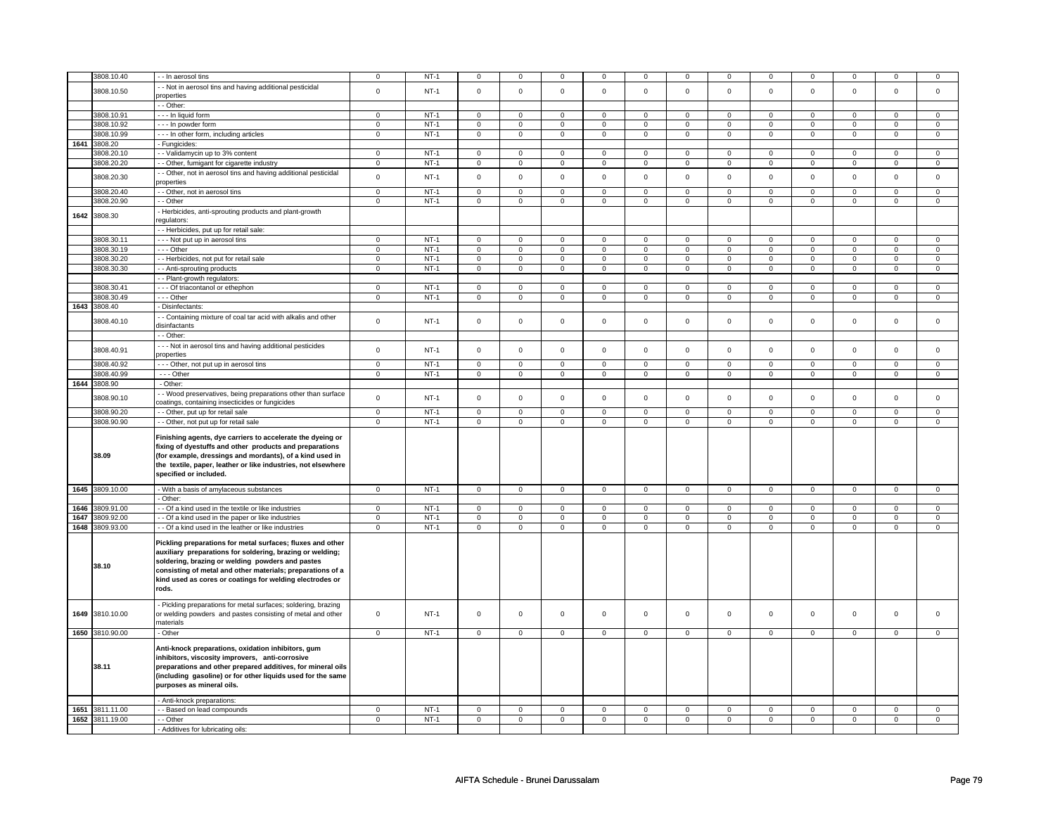| | 3808.10.40 | - - In aerosol tins | 0 | NT-1 | 0 | 0 | 0 | 0 | 0 | 0 | 0 | 0 | 0 | 0 | 0 | 0 |
|---|---|---|---|---|---|---|---|---|---|---|---|---|---|---|---|---|
| | 3808.10.50 | - - Not in aerosol tins and having additional pesticidal properties | 0 | NT-1 | 0 | 0 | 0 | 0 | 0 | 0 | 0 | 0 | 0 | 0 | 0 | 0 |
| | | - - Other: | | | | | | | | | | | | | | |
| | 3808.10.91 | - - - In liquid form | 0 | NT-1 | 0 | 0 | 0 | 0 | 0 | 0 | 0 | 0 | 0 | 0 | 0 | 0 |
| | 3808.10.92 | - - - In powder form | 0 | NT-1 | 0 | 0 | 0 | 0 | 0 | 0 | 0 | 0 | 0 | 0 | 0 | 0 |
| | 3808.10.99 | - - - In other form, including articles | 0 | NT-1 | 0 | 0 | 0 | 0 | 0 | 0 | 0 | 0 | 0 | 0 | 0 | 0 |
| 1641 | 3808.20 | - Fungicides: | | | | | | | | | | | | | | |
| | 3808.20.10 | - - Validamycin up to 3% content | 0 | NT-1 | 0 | 0 | 0 | 0 | 0 | 0 | 0 | 0 | 0 | 0 | 0 | 0 |
| | 3808.20.20 | - - Other, fumigant for cigarette industry | 0 | NT-1 | 0 | 0 | 0 | 0 | 0 | 0 | 0 | 0 | 0 | 0 | 0 | 0 |
| | 3808.20.30 | - - Other, not in aerosol tins and having additional pesticidal properties | 0 | NT-1 | 0 | 0 | 0 | 0 | 0 | 0 | 0 | 0 | 0 | 0 | 0 | 0 |
| | 3808.20.40 | - - Other, not in aerosol tins | 0 | NT-1 | 0 | 0 | 0 | 0 | 0 | 0 | 0 | 0 | 0 | 0 | 0 | 0 |
| | 3808.20.90 | - - Other | 0 | NT-1 | 0 | 0 | 0 | 0 | 0 | 0 | 0 | 0 | 0 | 0 | 0 | 0 |
| 1642 | 3808.30 | - Herbicides, anti-sprouting products and plant-growth regulators: | | | | | | | | | | | | | | |
| | | - - Herbicides, put up for retail sale: | | | | | | | | | | | | | | |
| | 3808.30.11 | - - - Not put up in aerosol tins | 0 | NT-1 | 0 | 0 | 0 | 0 | 0 | 0 | 0 | 0 | 0 | 0 | 0 | 0 |
| | 3808.30.19 | - - - Other | 0 | NT-1 | 0 | 0 | 0 | 0 | 0 | 0 | 0 | 0 | 0 | 0 | 0 | 0 |
| | 3808.30.20 | - - Herbicides, not put for retail sale | 0 | NT-1 | 0 | 0 | 0 | 0 | 0 | 0 | 0 | 0 | 0 | 0 | 0 | 0 |
| | 3808.30.30 | - - Anti-sprouting products | 0 | NT-1 | 0 | 0 | 0 | 0 | 0 | 0 | 0 | 0 | 0 | 0 | 0 | 0 |
| | | - - Plant-growth regulators: | | | | | | | | | | | | | | |
| | 3808.30.41 | - - - Of triacontanol or ethephon | 0 | NT-1 | 0 | 0 | 0 | 0 | 0 | 0 | 0 | 0 | 0 | 0 | 0 | 0 |
| | 3808.30.49 | - - - Other | 0 | NT-1 | 0 | 0 | 0 | 0 | 0 | 0 | 0 | 0 | 0 | 0 | 0 | 0 |
| 1643 | 3808.40 | - Disinfectants: | | | | | | | | | | | | | | |
| | 3808.40.10 | - - Containing mixture of coal tar acid with alkalis and other disinfactants | 0 | NT-1 | 0 | 0 | 0 | 0 | 0 | 0 | 0 | 0 | 0 | 0 | 0 | 0 |
| | | - - Other: | | | | | | | | | | | | | | |
| | 3808.40.91 | - - - Not in aerosol tins and having additional pesticides properties | 0 | NT-1 | 0 | 0 | 0 | 0 | 0 | 0 | 0 | 0 | 0 | 0 | 0 | 0 |
| | 3808.40.92 | - - - Other, not put up in aerosol tins | 0 | NT-1 | 0 | 0 | 0 | 0 | 0 | 0 | 0 | 0 | 0 | 0 | 0 | 0 |
| | 3808.40.99 | - - - Other | 0 | NT-1 | 0 | 0 | 0 | 0 | 0 | 0 | 0 | 0 | 0 | 0 | 0 | 0 |
| 1644 | 3808.90 | - Other: | | | | | | | | | | | | | | |
| | 3808.90.10 | - - Wood preservatives, being preparations other than surface coatings, containing insecticides or fungicides | 0 | NT-1 | 0 | 0 | 0 | 0 | 0 | 0 | 0 | 0 | 0 | 0 | 0 | 0 |
| | 3808.90.20 | - - Other, put up for retail sale | 0 | NT-1 | 0 | 0 | 0 | 0 | 0 | 0 | 0 | 0 | 0 | 0 | 0 | 0 |
| | 3808.90.90 | - - Other, not put up for retail sale | 0 | NT-1 | 0 | 0 | 0 | 0 | 0 | 0 | 0 | 0 | 0 | 0 | 0 | 0 |
| | **38.09** | **Finishing agents, dye carriers to accelerate the dyeing or fixing of dyestuffs and other products and preparations (for example, dressings and mordants), of a kind used in the textile, paper, leather or like industries, not elsewhere specified or included.** | | | | | | | | | | | | | | |
| 1645 | 3809.10.00 | - With a basis of amylaceous substances | 0 | NT-1 | 0 | 0 | 0 | 0 | 0 | 0 | 0 | 0 | 0 | 0 | 0 | 0 |
| | | - Other: | | | | | | | | | | | | | | |
| 1646 | 3809.91.00 | - - Of a kind used in the textile or like industries | 0 | NT-1 | 0 | 0 | 0 | 0 | 0 | 0 | 0 | 0 | 0 | 0 | 0 | 0 |
| 1647 | 3809.92.00 | - - Of a kind used in the paper or like industries | 0 | NT-1 | 0 | 0 | 0 | 0 | 0 | 0 | 0 | 0 | 0 | 0 | 0 | 0 |
| 1648 | 3809.93.00 | - - Of a kind used in the leather or like industries | 0 | NT-1 | 0 | 0 | 0 | 0 | 0 | 0 | 0 | 0 | 0 | 0 | 0 | 0 |
| | **38.10** | **Pickling preparations for metal surfaces; fluxes and other auxiliary preparations for soldering, brazing or welding; soldering, brazing or welding powders and pastes consisting of metal and other materials; preparations of a kind used as cores or coatings for welding electrodes or rods.** | | | | | | | | | | | | | | |
| 1649 | 3810.10.00 | - Pickling preparations for metal surfaces; soldering, brazing or welding powders and pastes consisting of metal and other materials | 0 | NT-1 | 0 | 0 | 0 | 0 | 0 | 0 | 0 | 0 | 0 | 0 | 0 | 0 |
| 1650 | 3810.90.00 | - Other | 0 | NT-1 | 0 | 0 | 0 | 0 | 0 | 0 | 0 | 0 | 0 | 0 | 0 | 0 |
| | **38.11** | **Anti-knock preparations, oxidation inhibitors, gum inhibitors, viscosity improvers, anti-corrosive preparations and other prepared additives, for mineral oils (including gasoline) or for other liquids used for the same purposes as mineral oils.** | | | | | | | | | | | | | | |
| | | - Anti-knock preparations: | | | | | | | | | | | | | | |
| 1651 | 3811.11.00 | - - Based on lead compounds | 0 | NT-1 | 0 | 0 | 0 | 0 | 0 | 0 | 0 | 0 | 0 | 0 | 0 | 0 |
| 1652 | 3811.19.00 | - - Other | 0 | NT-1 | 0 | 0 | 0 | 0 | 0 | 0 | 0 | 0 | 0 | 0 | 0 | 0 |
| | | - Additives for lubricating oils: | | | | | | | | | | | | | | |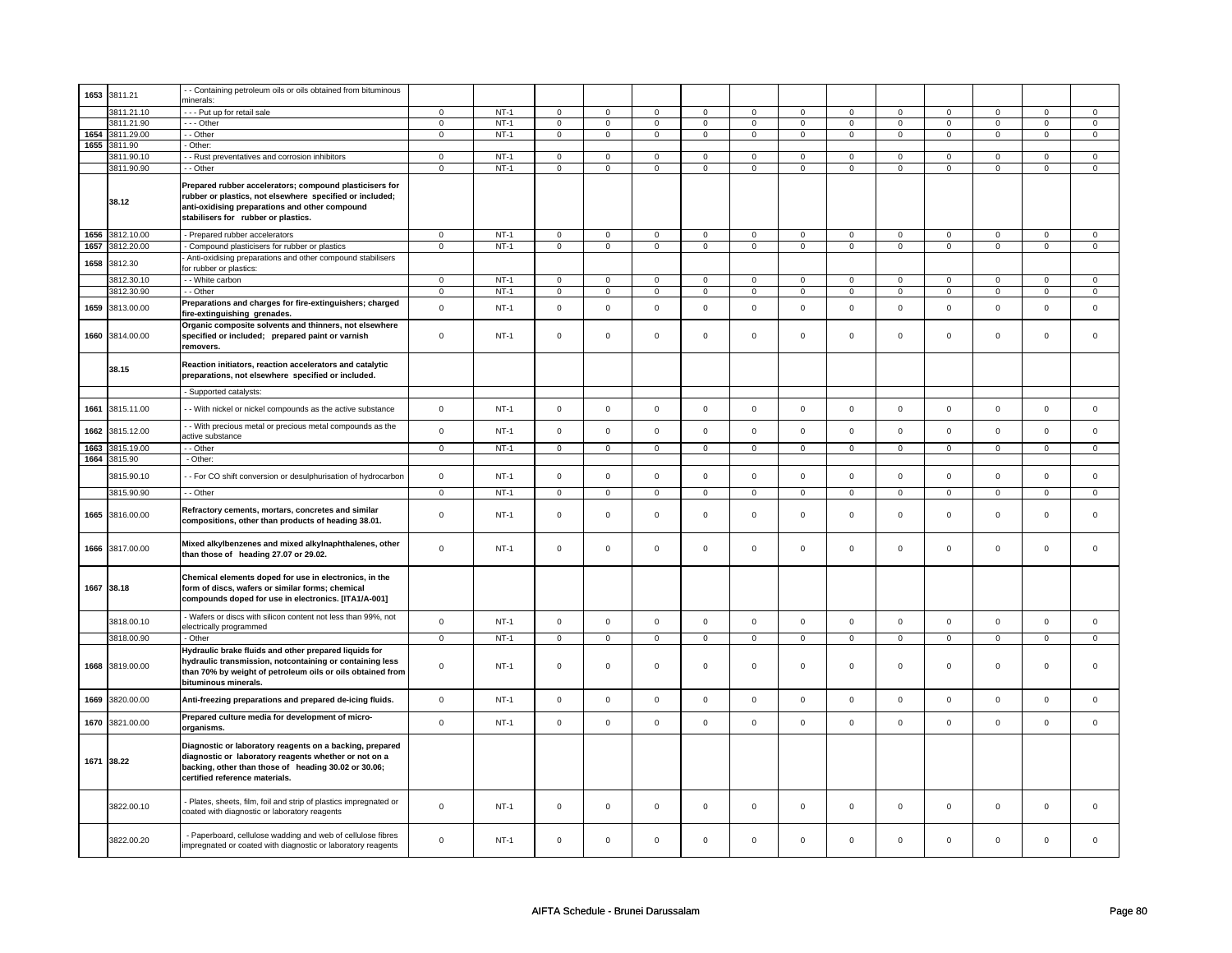| | | | | | | | | | | | | | | | | |
|---|---|---|---|---|---|---|---|---|---|---|---|---|---|---|---|---|
| 1653 | 3811.21 | - - Containing petroleum oils or oils obtained from bituminous minerals: | | | | | | | | | | | | | | |
| | 3811.21.10 | - - - Put up for retail sale | 0 | NT-1 | 0 | 0 | 0 | 0 | 0 | 0 | 0 | 0 | 0 | 0 | 0 | 0 |
| | 3811.21.90 | - - - Other | 0 | NT-1 | 0 | 0 | 0 | 0 | 0 | 0 | 0 | 0 | 0 | 0 | 0 | 0 |
| 1654 | 3811.29.00 | - - Other | 0 | NT-1 | 0 | 0 | 0 | 0 | 0 | 0 | 0 | 0 | 0 | 0 | 0 | 0 |
| 1655 | 3811.90 | - Other: | | | | | | | | | | | | | | |
| | 3811.90.10 | - - Rust preventatives and corrosion inhibitors | 0 | NT-1 | 0 | 0 | 0 | 0 | 0 | 0 | 0 | 0 | 0 | 0 | 0 | 0 |
| | 3811.90.90 | - - Other | 0 | NT-1 | 0 | 0 | 0 | 0 | 0 | 0 | 0 | 0 | 0 | 0 | 0 | 0 |
| | **38.12** | **Prepared rubber accelerators; compound plasticisers for rubber or plastics, not elsewhere specified or included; anti-oxidising preparations and other compound stabilisers for rubber or plastics.** | | | | | | | | | | | | | | |
| 1656 | 3812.10.00 | - Prepared rubber accelerators | 0 | NT-1 | 0 | 0 | 0 | 0 | 0 | 0 | 0 | 0 | 0 | 0 | 0 | 0 |
| 1657 | 3812.20.00 | - Compound plasticisers for rubber or plastics | 0 | NT-1 | 0 | 0 | 0 | 0 | 0 | 0 | 0 | 0 | 0 | 0 | 0 | 0 |
| 1658 | 3812.30 | - Anti-oxidising preparations and other compound stabilisers for rubber or plastics: | | | | | | | | | | | | | | |
| | 3812.30.10 | - - White carbon | 0 | NT-1 | 0 | 0 | 0 | 0 | 0 | 0 | 0 | 0 | 0 | 0 | 0 | 0 |
| | 3812.30.90 | - - Other | 0 | NT-1 | 0 | 0 | 0 | 0 | 0 | 0 | 0 | 0 | 0 | 0 | 0 | 0 |
| 1659 | 3813.00.00 | **Preparations and charges for fire-extinguishers; charged fire-extinguishing grenades.** | 0 | NT-1 | 0 | 0 | 0 | 0 | 0 | 0 | 0 | 0 | 0 | 0 | 0 | 0 |
| 1660 | 3814.00.00 | **Organic composite solvents and thinners, not elsewhere specified or included; prepared paint or varnish removers.** | 0 | NT-1 | 0 | 0 | 0 | 0 | 0 | 0 | 0 | 0 | 0 | 0 | 0 | 0 |
| | **38.15** | **Reaction initiators, reaction accelerators and catalytic preparations, not elsewhere specified or included.** | | | | | | | | | | | | | | |
| | | - Supported catalysts: | | | | | | | | | | | | | | |
| 1661 | 3815.11.00 | - - With nickel or nickel compounds as the active substance | 0 | NT-1 | 0 | 0 | 0 | 0 | 0 | 0 | 0 | 0 | 0 | 0 | 0 | 0 |
| 1662 | 3815.12.00 | - - With precious metal or precious metal compounds as the active substance | 0 | NT-1 | 0 | 0 | 0 | 0 | 0 | 0 | 0 | 0 | 0 | 0 | 0 | 0 |
| 1663 | 3815.19.00 | - - Other | 0 | NT-1 | 0 | 0 | 0 | 0 | 0 | 0 | 0 | 0 | 0 | 0 | 0 | 0 |
| 1664 | 3815.90 | - Other: | | | | | | | | | | | | | | |
| | 3815.90.10 | - - For CO shift conversion or desulphurisation of hydrocarbon | 0 | NT-1 | 0 | 0 | 0 | 0 | 0 | 0 | 0 | 0 | 0 | 0 | 0 | 0 |
| | 3815.90.90 | - - Other | 0 | NT-1 | 0 | 0 | 0 | 0 | 0 | 0 | 0 | 0 | 0 | 0 | 0 | 0 |
| 1665 | 3816.00.00 | **Refractory cements, mortars, concretes and similar compositions, other than products of heading 38.01.** | 0 | NT-1 | 0 | 0 | 0 | 0 | 0 | 0 | 0 | 0 | 0 | 0 | 0 | 0 |
| 1666 | 3817.00.00 | **Mixed alkylbenzenes and mixed alkylnaphthalenes, other than those of heading 27.07 or 29.02.** | 0 | NT-1 | 0 | 0 | 0 | 0 | 0 | 0 | 0 | 0 | 0 | 0 | 0 | 0 |
| 1667 | **38.18** | **Chemical elements doped for use in electronics, in the form of discs, wafers or similar forms; chemical compounds doped for use in electronics. [ITA1/A-001]** | | | | | | | | | | | | | | |
| | 3818.00.10 | - Wafers or discs with silicon content not less than 99%, not electrically programmed | 0 | NT-1 | 0 | 0 | 0 | 0 | 0 | 0 | 0 | 0 | 0 | 0 | 0 | 0 |
| | 3818.00.90 | - Other | 0 | NT-1 | 0 | 0 | 0 | 0 | 0 | 0 | 0 | 0 | 0 | 0 | 0 | 0 |
| 1668 | 3819.00.00 | **Hydraulic brake fluids and other prepared liquids for hydraulic transmission, notcontaining or containing less than 70% by weight of petroleum oils or oils obtained from bituminous minerals.** | 0 | NT-1 | 0 | 0 | 0 | 0 | 0 | 0 | 0 | 0 | 0 | 0 | 0 | 0 |
| 1669 | 3820.00.00 | **Anti-freezing preparations and prepared de-icing fluids.** | 0 | NT-1 | 0 | 0 | 0 | 0 | 0 | 0 | 0 | 0 | 0 | 0 | 0 | 0 |
| 1670 | 3821.00.00 | **Prepared culture media for development of micro-organisms.** | 0 | NT-1 | 0 | 0 | 0 | 0 | 0 | 0 | 0 | 0 | 0 | 0 | 0 | 0 |
| 1671 | **38.22** | **Diagnostic or laboratory reagents on a backing, prepared diagnostic or laboratory reagents whether or not on a backing, other than those of heading 30.02 or 30.06; certified reference materials.** | | | | | | | | | | | | | | |
| | 3822.00.10 | - Plates, sheets, film, foil and strip of plastics impregnated or coated with diagnostic or laboratory reagents | 0 | NT-1 | 0 | 0 | 0 | 0 | 0 | 0 | 0 | 0 | 0 | 0 | 0 | 0 |
| | 3822.00.20 | - Paperboard, cellulose wadding and web of cellulose fibres impregnated or coated with diagnostic or laboratory reagents | 0 | NT-1 | 0 | 0 | 0 | 0 | 0 | 0 | 0 | 0 | 0 | 0 | 0 | 0 |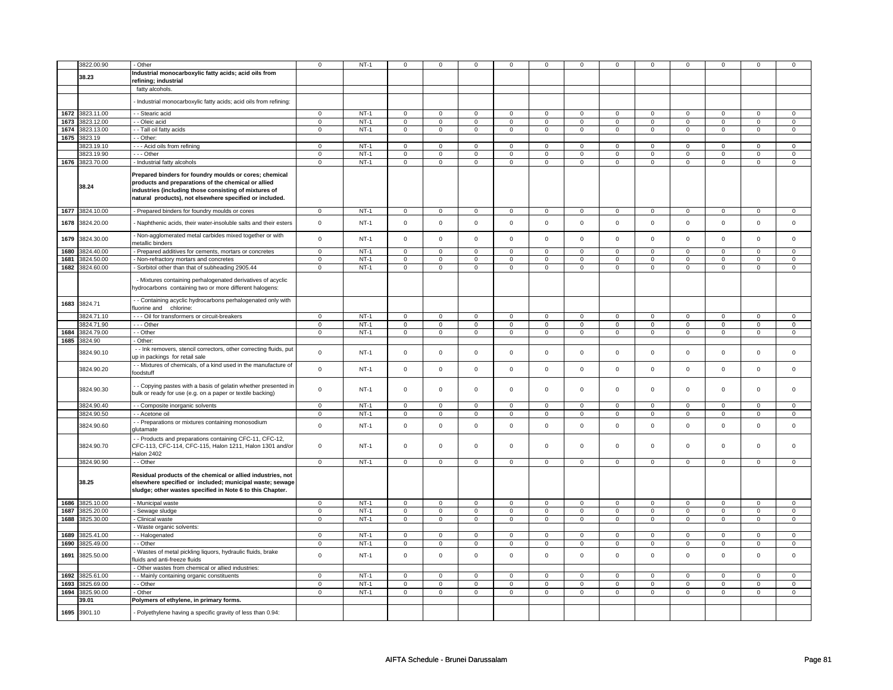| | 3822.00.90 | - Other | 0 | NT-1 | 0 | 0 | 0 | 0 | 0 | 0 | 0 | 0 | 0 | 0 | 0 | 0 |
|---|---|---|---|---|---|---|---|---|---|---|---|---|---|---|---|---|
| | 38.23 | **Industrial monocarboxylic fatty acids; acid oils from refining; industrial** | | | | | | | | | | | | | | |
| | | fatty alcohols. | | | | | | | | | | | | | | |
| | | - Industrial monocarboxylic fatty acids; acid oils from refining: | | | | | | | | | | | | | | |
| 1672 | 3823.11.00 | - - Stearic acid | 0 | NT-1 | 0 | 0 | 0 | 0 | 0 | 0 | 0 | 0 | 0 | 0 | 0 | 0 |
| 1673 | 3823.12.00 | - - Oleic acid | 0 | NT-1 | 0 | 0 | 0 | 0 | 0 | 0 | 0 | 0 | 0 | 0 | 0 | 0 |
| 1674 | 3823.13.00 | - - Tall oil fatty acids | 0 | NT-1 | 0 | 0 | 0 | 0 | 0 | 0 | 0 | 0 | 0 | 0 | 0 | 0 |
| 1675 | 3823.19 | - - Other: | | | | | | | | | | | | | | |
| | 3823.19.10 | - - - Acid oils from refining | 0 | NT-1 | 0 | 0 | 0 | 0 | 0 | 0 | 0 | 0 | 0 | 0 | 0 | 0 |
| | 3823.19.90 | - - - Other | 0 | NT-1 | 0 | 0 | 0 | 0 | 0 | 0 | 0 | 0 | 0 | 0 | 0 | 0 |
| 1676 | 3823.70.00 | - Industrial fatty alcohols | 0 | NT-1 | 0 | 0 | 0 | 0 | 0 | 0 | 0 | 0 | 0 | 0 | 0 | 0 |
| | 38.24 | **Prepared binders for foundry moulds or cores; chemical products and preparations of the chemical or allied industries (including those consisting of mixtures of natural products), not elsewhere specified or included.** | | | | | | | | | | | | | | |
| 1677 | 3824.10.00 | - Prepared binders for foundry moulds or cores | 0 | NT-1 | 0 | 0 | 0 | 0 | 0 | 0 | 0 | 0 | 0 | 0 | 0 | 0 |
| 1678 | 3824.20.00 | - Naphthenic acids, their water-insoluble salts and their esters | 0 | NT-1 | 0 | 0 | 0 | 0 | 0 | 0 | 0 | 0 | 0 | 0 | 0 | 0 |
| 1679 | 3824.30.00 | - Non-agglomerated metal carbides mixed together or with metallic binders | 0 | NT-1 | 0 | 0 | 0 | 0 | 0 | 0 | 0 | 0 | 0 | 0 | 0 | 0 |
| 1680 | 3824.40.00 | - Prepared additives for cements, mortars or concretes | 0 | NT-1 | 0 | 0 | 0 | 0 | 0 | 0 | 0 | 0 | 0 | 0 | 0 | 0 |
| 1681 | 3824.50.00 | - Non-refractory mortars and concretes | 0 | NT-1 | 0 | 0 | 0 | 0 | 0 | 0 | 0 | 0 | 0 | 0 | 0 | 0 |
| 1682 | 3824.60.00 | - Sorbitol other than that of subheading 2905.44 | 0 | NT-1 | 0 | 0 | 0 | 0 | 0 | 0 | 0 | 0 | 0 | 0 | 0 | 0 |
| | | - Mixtures containing perhalogenated derivatives of acyclic hydrocarbons containing two or more different halogens: | | | | | | | | | | | | | | |
| 1683 | 3824.71 | - - Containing acyclic hydrocarbons perhalogenated only with fluorine and chlorine: | | | | | | | | | | | | | | |
| | 3824.71.10 | - - - Oil for transformers or circuit-breakers | 0 | NT-1 | 0 | 0 | 0 | 0 | 0 | 0 | 0 | 0 | 0 | 0 | 0 | 0 |
| | 3824.71.90 | - - - Other | 0 | NT-1 | 0 | 0 | 0 | 0 | 0 | 0 | 0 | 0 | 0 | 0 | 0 | 0 |
| 1684 | 3824.79.00 | - - Other | 0 | NT-1 | 0 | 0 | 0 | 0 | 0 | 0 | 0 | 0 | 0 | 0 | 0 | 0 |
| 1685 | 3824.90 | - Other: | | | | | | | | | | | | | | |
| | 3824.90.10 | - - Ink removers, stencil correctors, other correcting fluids, put up in packings for retail sale | 0 | NT-1 | 0 | 0 | 0 | 0 | 0 | 0 | 0 | 0 | 0 | 0 | 0 | 0 |
| | 3824.90.20 | - - Mixtures of chemicals, of a kind used in the manufacture of foodstuff | 0 | NT-1 | 0 | 0 | 0 | 0 | 0 | 0 | 0 | 0 | 0 | 0 | 0 | 0 |
| | 3824.90.30 | - - Copying pastes with a basis of gelatin whether presented in bulk or ready for use (e.g. on a paper or textile backing) | 0 | NT-1 | 0 | 0 | 0 | 0 | 0 | 0 | 0 | 0 | 0 | 0 | 0 | 0 |
| | 3824.90.40 | - - Composite inorganic solvents | 0 | NT-1 | 0 | 0 | 0 | 0 | 0 | 0 | 0 | 0 | 0 | 0 | 0 | 0 |
| | 3824.90.50 | - - Acetone oil | 0 | NT-1 | 0 | 0 | 0 | 0 | 0 | 0 | 0 | 0 | 0 | 0 | 0 | 0 |
| | 3824.90.60 | - - Preparations or mixtures containing monosodium glutamate | 0 | NT-1 | 0 | 0 | 0 | 0 | 0 | 0 | 0 | 0 | 0 | 0 | 0 | 0 |
| | 3824.90.70 | - - Products and preparations containing CFC-11, CFC-12, CFC-113, CFC-114, CFC-115, Halon 1211, Halon 1301 and/or Halon 2402 | 0 | NT-1 | 0 | 0 | 0 | 0 | 0 | 0 | 0 | 0 | 0 | 0 | 0 | 0 |
| | 3824.90.90 | - - Other | 0 | NT-1 | 0 | 0 | 0 | 0 | 0 | 0 | 0 | 0 | 0 | 0 | 0 | 0 |
| | 38.25 | **Residual products of the chemical or allied industries, not elsewhere specified or included; municipal waste; sewage sludge; other wastes specified in Note 6 to this Chapter.** | | | | | | | | | | | | | | |
| 1686 | 3825.10.00 | - Municipal waste | 0 | NT-1 | 0 | 0 | 0 | 0 | 0 | 0 | 0 | 0 | 0 | 0 | 0 | 0 |
| 1687 | 3825.20.00 | - Sewage sludge | 0 | NT-1 | 0 | 0 | 0 | 0 | 0 | 0 | 0 | 0 | 0 | 0 | 0 | 0 |
| 1688 | 3825.30.00 | - Clinical waste | 0 | NT-1 | 0 | 0 | 0 | 0 | 0 | 0 | 0 | 0 | 0 | 0 | 0 | 0 |
| | | - Waste organic solvents: | | | | | | | | | | | | | | |
| 1689 | 3825.41.00 | - - Halogenated | 0 | NT-1 | 0 | 0 | 0 | 0 | 0 | 0 | 0 | 0 | 0 | 0 | 0 | 0 |
| 1690 | 3825.49.00 | - - Other | 0 | NT-1 | 0 | 0 | 0 | 0 | 0 | 0 | 0 | 0 | 0 | 0 | 0 | 0 |
| 1691 | 3825.50.00 | - Wastes of metal pickling liquors, hydraulic fluids, brake fluids and anti-freeze fluids | 0 | NT-1 | 0 | 0 | 0 | 0 | 0 | 0 | 0 | 0 | 0 | 0 | 0 | 0 |
| | | - Other wastes from chemical or allied industries: | | | | | | | | | | | | | | |
| 1692 | 3825.61.00 | - - Mainly containing organic constituents | 0 | NT-1 | 0 | 0 | 0 | 0 | 0 | 0 | 0 | 0 | 0 | 0 | 0 | 0 |
| 1693 | 3825.69.00 | - - Other | 0 | NT-1 | 0 | 0 | 0 | 0 | 0 | 0 | 0 | 0 | 0 | 0 | 0 | 0 |
| 1694 | 3825.90.00 | - Other | 0 | NT-1 | 0 | 0 | 0 | 0 | 0 | 0 | 0 | 0 | 0 | 0 | 0 | 0 |
| | 39.01 | **Polymers of ethylene, in primary forms.** | | | | | | | | | | | | | | |
| 1695 | 3901.10 | - Polyethylene having a specific gravity of less than 0.94: | | | | | | | | | | | | | | |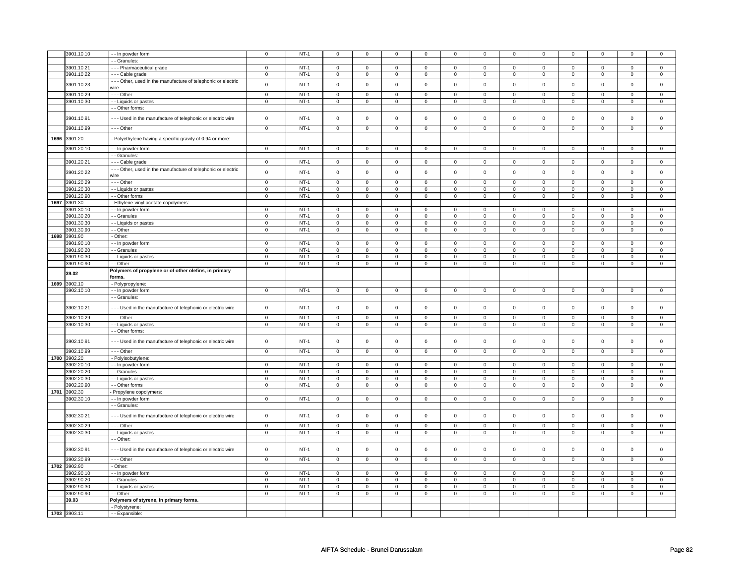| | 3901.10.10 | - - In powder form | 0 | NT-1 | 0 | 0 | 0 | 0 | 0 | 0 | 0 | 0 | 0 | 0 | 0 | 0 |
|---|---|---|---|---|---|---|---|---|---|---|---|---|---|---|---|---|
| | | - - Granules: | | | | | | | | | | | | | | |
| | 3901.10.21 | - - - Pharmaceutical grade | 0 | NT-1 | 0 | 0 | 0 | 0 | 0 | 0 | 0 | 0 | 0 | 0 | 0 | 0 |
| | 3901.10.22 | - - - Cable grade | 0 | NT-1 | 0 | 0 | 0 | 0 | 0 | 0 | 0 | 0 | 0 | 0 | 0 | 0 |
| | 3901.10.23 | - - - Other, used in the manufacture of telephonic or electric wire | 0 | NT-1 | 0 | 0 | 0 | 0 | 0 | 0 | 0 | 0 | 0 | 0 | 0 | 0 |
| | 3901.10.29 | - - - Other | 0 | NT-1 | 0 | 0 | 0 | 0 | 0 | 0 | 0 | 0 | 0 | 0 | 0 | 0 |
| | 3901.10.30 | - - Liquids or pastes | 0 | NT-1 | 0 | 0 | 0 | 0 | 0 | 0 | 0 | 0 | 0 | 0 | 0 | 0 |
| | | - - Other forms: | | | | | | | | | | | | | | |
| | 3901.10.91 | - - - Used in the manufacture of telephonic or electric wire | 0 | NT-1 | 0 | 0 | 0 | 0 | 0 | 0 | 0 | 0 | 0 | 0 | 0 | 0 |
| | 3901.10.99 | - - - Other | 0 | NT-1 | 0 | 0 | 0 | 0 | 0 | 0 | 0 | 0 | 0 | 0 | 0 | 0 |
| 1696 | 3901.20 | - Polyethylene having a specific gravity of 0.94 or more: | | | | | | | | | | | | | | |
| | 3901.20.10 | - - In powder form | 0 | NT-1 | 0 | 0 | 0 | 0 | 0 | 0 | 0 | 0 | 0 | 0 | 0 | 0 |
| | | - - Granules: | | | | | | | | | | | | | | |
| | 3901.20.21 | - - - Cable grade | 0 | NT-1 | 0 | 0 | 0 | 0 | 0 | 0 | 0 | 0 | 0 | 0 | 0 | 0 |
| | 3901.20.22 | - - - Other, used in the manufacture of telephonic or electric wire | 0 | NT-1 | 0 | 0 | 0 | 0 | 0 | 0 | 0 | 0 | 0 | 0 | 0 | 0 |
| | 3901.20.29 | - - - Other | 0 | NT-1 | 0 | 0 | 0 | 0 | 0 | 0 | 0 | 0 | 0 | 0 | 0 | 0 |
| | 3901.20.30 | - - Liquids or pastes | 0 | NT-1 | 0 | 0 | 0 | 0 | 0 | 0 | 0 | 0 | 0 | 0 | 0 | 0 |
| | 3901.20.90 | - - Other forms | 0 | NT-1 | 0 | 0 | 0 | 0 | 0 | 0 | 0 | 0 | 0 | 0 | 0 | 0 |
| 1697 | 3901.30 | - Ethylene-vinyl acetate copolymers: | | | | | | | | | | | | | | |
| | 3901.30.10 | - - In powder form | 0 | NT-1 | 0 | 0 | 0 | 0 | 0 | 0 | 0 | 0 | 0 | 0 | 0 | 0 |
| | 3901.30.20 | - - Granules | 0 | NT-1 | 0 | 0 | 0 | 0 | 0 | 0 | 0 | 0 | 0 | 0 | 0 | 0 |
| | 3901.30.30 | - - Liquids or pastes | 0 | NT-1 | 0 | 0 | 0 | 0 | 0 | 0 | 0 | 0 | 0 | 0 | 0 | 0 |
| | 3901.30.90 | - - Other | 0 | NT-1 | 0 | 0 | 0 | 0 | 0 | 0 | 0 | 0 | 0 | 0 | 0 | 0 |
| 1698 | 3901.90 | - Other: | | | | | | | | | | | | | | |
| | 3901.90.10 | - - In powder form | 0 | NT-1 | 0 | 0 | 0 | 0 | 0 | 0 | 0 | 0 | 0 | 0 | 0 | 0 |
| | 3901.90.20 | - - Granules | 0 | NT-1 | 0 | 0 | 0 | 0 | 0 | 0 | 0 | 0 | 0 | 0 | 0 | 0 |
| | 3901.90.30 | - - Liquids or pastes | 0 | NT-1 | 0 | 0 | 0 | 0 | 0 | 0 | 0 | 0 | 0 | 0 | 0 | 0 |
| | 3901.90.90 | - - Other | 0 | NT-1 | 0 | 0 | 0 | 0 | 0 | 0 | 0 | 0 | 0 | 0 | 0 | 0 |
| | **39.02** | **Polymers of propylene or of other olefins, in primary forms.** | | | | | | | | | | | | | | |
| 1699 | 3902.10 | - Polypropylene: | | | | | | | | | | | | | | |
| | 3902.10.10 | - - In powder form | 0 | NT-1 | 0 | 0 | 0 | 0 | 0 | 0 | 0 | 0 | 0 | 0 | 0 | 0 |
| | | - - Granules: | | | | | | | | | | | | | | |
| | 3902.10.21 | - - - Used in the manufacture of telephonic or electric wire | 0 | NT-1 | 0 | 0 | 0 | 0 | 0 | 0 | 0 | 0 | 0 | 0 | 0 | 0 |
| | 3902.10.29 | - - - Other | 0 | NT-1 | 0 | 0 | 0 | 0 | 0 | 0 | 0 | 0 | 0 | 0 | 0 | 0 |
| | 3902.10.30 | - - Liquids or pastes | 0 | NT-1 | 0 | 0 | 0 | 0 | 0 | 0 | 0 | 0 | 0 | 0 | 0 | 0 |
| | | - - Other forms: | | | | | | | | | | | | | | |
| | 3902.10.91 | - - - Used in the manufacture of telephonic or electric wire | 0 | NT-1 | 0 | 0 | 0 | 0 | 0 | 0 | 0 | 0 | 0 | 0 | 0 | 0 |
| | 3902.10.99 | - - - Other | 0 | NT-1 | 0 | 0 | 0 | 0 | 0 | 0 | 0 | 0 | 0 | 0 | 0 | 0 |
| 1700 | 3902.20 | - Polyisobutylene: | | | | | | | | | | | | | | |
| | 3902.20.10 | - - In powder form | 0 | NT-1 | 0 | 0 | 0 | 0 | 0 | 0 | 0 | 0 | 0 | 0 | 0 | 0 |
| | 3902.20.20 | - - Granules | 0 | NT-1 | 0 | 0 | 0 | 0 | 0 | 0 | 0 | 0 | 0 | 0 | 0 | 0 |
| | 3902.20.30 | - - Liquids or pastes | 0 | NT-1 | 0 | 0 | 0 | 0 | 0 | 0 | 0 | 0 | 0 | 0 | 0 | 0 |
| | 3902.20.90 | - - Other forms | 0 | NT-1 | 0 | 0 | 0 | 0 | 0 | 0 | 0 | 0 | 0 | 0 | 0 | 0 |
| 1701 | 3902.30 | - Propylene copolymers: | | | | | | | | | | | | | | |
| | 3902.30.10 | - - In powder form | 0 | NT-1 | 0 | 0 | 0 | 0 | 0 | 0 | 0 | 0 | 0 | 0 | 0 | 0 |
| | | - - Granules: | | | | | | | | | | | | | | |
| | 3902.30.21 | - - - Used in the manufacture of telephonic or electric wire | 0 | NT-1 | 0 | 0 | 0 | 0 | 0 | 0 | 0 | 0 | 0 | 0 | 0 | 0 |
| | 3902.30.29 | - - - Other | 0 | NT-1 | 0 | 0 | 0 | 0 | 0 | 0 | 0 | 0 | 0 | 0 | 0 | 0 |
| | 3902.30.30 | - - Liquids or pastes | 0 | NT-1 | 0 | 0 | 0 | 0 | 0 | 0 | 0 | 0 | 0 | 0 | 0 | 0 |
| | | - - Other: | | | | | | | | | | | | | | |
| | 3902.30.91 | - - - Used in the manufacture of telephonic or electric wire | 0 | NT-1 | 0 | 0 | 0 | 0 | 0 | 0 | 0 | 0 | 0 | 0 | 0 | 0 |
| | 3902.30.99 | - - - Other | 0 | NT-1 | 0 | 0 | 0 | 0 | 0 | 0 | 0 | 0 | 0 | 0 | 0 | 0 |
| 1702 | 3902.90 | - Other: | | | | | | | | | | | | | | |
| | 3902.90.10 | - - In powder form | 0 | NT-1 | 0 | 0 | 0 | 0 | 0 | 0 | 0 | 0 | 0 | 0 | 0 | 0 |
| | 3902.90.20 | - - Granules | 0 | NT-1 | 0 | 0 | 0 | 0 | 0 | 0 | 0 | 0 | 0 | 0 | 0 | 0 |
| | 3902.90.30 | - - Liquids or pastes | 0 | NT-1 | 0 | 0 | 0 | 0 | 0 | 0 | 0 | 0 | 0 | 0 | 0 | 0 |
| | 3902.90.90 | - - Other | 0 | NT-1 | 0 | 0 | 0 | 0 | 0 | 0 | 0 | 0 | 0 | 0 | 0 | 0 |
| | **39.03** | **Polymers of styrene, in primary forms.** | | | | | | | | | | | | | | |
| | | - Polystyrene: | | | | | | | | | | | | | | |
| 1703 | 3903.11 | - - Expansible: | | | | | | | | | | | | | | |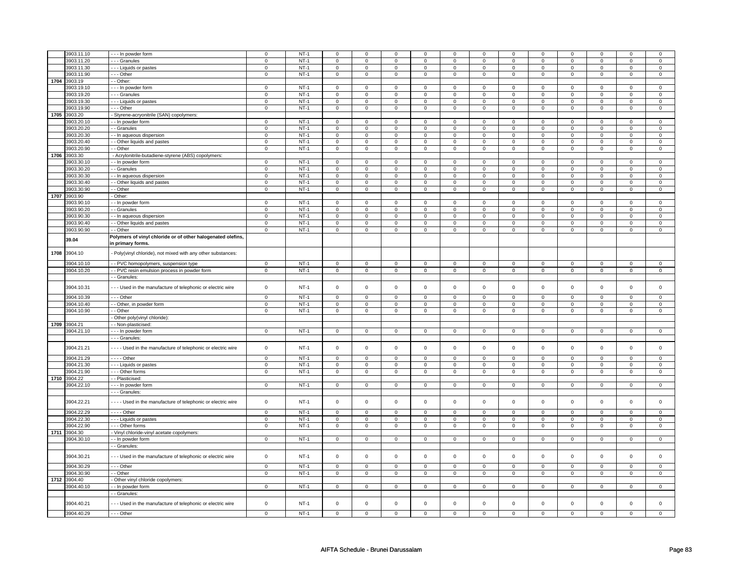| | | | | | | | | | | | | | | | | |
|---|---|---|---|---|---|---|---|---|---|---|---|---|---|---|---|---|
| | 3903.11.10 | - - - In powder form | 0 | NT-1 | 0 | 0 | 0 | 0 | 0 | 0 | 0 | 0 | 0 | 0 | 0 | 0 |
| | 3903.11.20 | - - - Granules | 0 | NT-1 | 0 | 0 | 0 | 0 | 0 | 0 | 0 | 0 | 0 | 0 | 0 | 0 |
| | 3903.11.30 | - - - Liquids or pastes | 0 | NT-1 | 0 | 0 | 0 | 0 | 0 | 0 | 0 | 0 | 0 | 0 | 0 | 0 |
| | 3903.11.90 | - - - Other | 0 | NT-1 | 0 | 0 | 0 | 0 | 0 | 0 | 0 | 0 | 0 | 0 | 0 | 0 |
| 1704 | 3903.19 | - - Other: | | | | | | | | | | | | | | |
| | 3903.19.10 | - - - In powder form | 0 | NT-1 | 0 | 0 | 0 | 0 | 0 | 0 | 0 | 0 | 0 | 0 | 0 | 0 |
| | 3903.19.20 | - - - Granules | 0 | NT-1 | 0 | 0 | 0 | 0 | 0 | 0 | 0 | 0 | 0 | 0 | 0 | 0 |
| | 3903.19.30 | - - - Liquids or pastes | 0 | NT-1 | 0 | 0 | 0 | 0 | 0 | 0 | 0 | 0 | 0 | 0 | 0 | 0 |
| | 3903.19.90 | - - - Other | 0 | NT-1 | 0 | 0 | 0 | 0 | 0 | 0 | 0 | 0 | 0 | 0 | 0 | 0 |
| 1705 | 3903.20 | - Styrene-acryonitrile (SAN) copolymers: | | | | | | | | | | | | | | |
| | 3903.20.10 | - - In powder form | 0 | NT-1 | 0 | 0 | 0 | 0 | 0 | 0 | 0 | 0 | 0 | 0 | 0 | 0 |
| | 3903.20.20 | - - Granules | 0 | NT-1 | 0 | 0 | 0 | 0 | 0 | 0 | 0 | 0 | 0 | 0 | 0 | 0 |
| | 3903.20.30 | - - In aqueous dispersion | 0 | NT-1 | 0 | 0 | 0 | 0 | 0 | 0 | 0 | 0 | 0 | 0 | 0 | 0 |
| | 3903.20.40 | - - Other liquids and pastes | 0 | NT-1 | 0 | 0 | 0 | 0 | 0 | 0 | 0 | 0 | 0 | 0 | 0 | 0 |
| | 3903.20.90 | - - Other | 0 | NT-1 | 0 | 0 | 0 | 0 | 0 | 0 | 0 | 0 | 0 | 0 | 0 | 0 |
| 1706 | 3903.30 | - Acrylonitrile-butadiene-styrene (ABS) copolymers: | | | | | | | | | | | | | | |
| | 3903.30.10 | - - In powder form | 0 | NT-1 | 0 | 0 | 0 | 0 | 0 | 0 | 0 | 0 | 0 | 0 | 0 | 0 |
| | 3903.30.20 | - - Granules | 0 | NT-1 | 0 | 0 | 0 | 0 | 0 | 0 | 0 | 0 | 0 | 0 | 0 | 0 |
| | 3903.30.30 | - - In aqueous dispersion | 0 | NT-1 | 0 | 0 | 0 | 0 | 0 | 0 | 0 | 0 | 0 | 0 | 0 | 0 |
| | 3903.30.40 | - - Other liquids and pastes | 0 | NT-1 | 0 | 0 | 0 | 0 | 0 | 0 | 0 | 0 | 0 | 0 | 0 | 0 |
| | 3903.30.90 | - - Other | 0 | NT-1 | 0 | 0 | 0 | 0 | 0 | 0 | 0 | 0 | 0 | 0 | 0 | 0 |
| 1707 | 3903.90 | - Other: | | | | | | | | | | | | | | |
| | 3903.90.10 | - - In powder form | 0 | NT-1 | 0 | 0 | 0 | 0 | 0 | 0 | 0 | 0 | 0 | 0 | 0 | 0 |
| | 3903.90.20 | - - Granules | 0 | NT-1 | 0 | 0 | 0 | 0 | 0 | 0 | 0 | 0 | 0 | 0 | 0 | 0 |
| | 3903.90.30 | - - In aqueous dispersion | 0 | NT-1 | 0 | 0 | 0 | 0 | 0 | 0 | 0 | 0 | 0 | 0 | 0 | 0 |
| | 3903.90.40 | - - Other liquids and pastes | 0 | NT-1 | 0 | 0 | 0 | 0 | 0 | 0 | 0 | 0 | 0 | 0 | 0 | 0 |
| | 3903.90.90 | - - Other | 0 | NT-1 | 0 | 0 | 0 | 0 | 0 | 0 | 0 | 0 | 0 | 0 | 0 | 0 |
| | **39.04** | **Polymers of vinyl chloride or of other halogenated olefins, in primary forms.** | | | | | | | | | | | | | | |
| 1708 | 3904.10 | - Poly(vinyl chloride), not mixed with any other substances: | | | | | | | | | | | | | | |
| | 3904.10.10 | - - PVC homopolymers, suspension type | 0 | NT-1 | 0 | 0 | 0 | 0 | 0 | 0 | 0 | 0 | 0 | 0 | 0 | 0 |
| | 3904.10.20 | - - PVC resin emulsion process in powder form | 0 | NT-1 | 0 | 0 | 0 | 0 | 0 | 0 | 0 | 0 | 0 | 0 | 0 | 0 |
| | | - - Granules: | | | | | | | | | | | | | | |
| | 3904.10.31 | - - - Used in the manufacture of telephonic or electric wire | 0 | NT-1 | 0 | 0 | 0 | 0 | 0 | 0 | 0 | 0 | 0 | 0 | 0 | 0 |
| | 3904.10.39 | - - - Other | 0 | NT-1 | 0 | 0 | 0 | 0 | 0 | 0 | 0 | 0 | 0 | 0 | 0 | 0 |
| | 3904.10.40 | - - Other, in powder form | 0 | NT-1 | 0 | 0 | 0 | 0 | 0 | 0 | 0 | 0 | 0 | 0 | 0 | 0 |
| | 3904.10.90 | - - Other | 0 | NT-1 | 0 | 0 | 0 | 0 | 0 | 0 | 0 | 0 | 0 | 0 | 0 | 0 |
| | | - Other poly(vinyl chloride): | | | | | | | | | | | | | | |
| 1709 | 3904.21 | - - Non-plasticised: | | | | | | | | | | | | | | |
| | 3904.21.10 | - - - In powder form | 0 | NT-1 | 0 | 0 | 0 | 0 | 0 | 0 | 0 | 0 | 0 | 0 | 0 | 0 |
| | | - - - Granules: | | | | | | | | | | | | | | |
| | 3904.21.21 | - - - - Used in the manufacture of telephonic or electric wire | 0 | NT-1 | 0 | 0 | 0 | 0 | 0 | 0 | 0 | 0 | 0 | 0 | 0 | 0 |
| | 3904.21.29 | - - - - Other | 0 | NT-1 | 0 | 0 | 0 | 0 | 0 | 0 | 0 | 0 | 0 | 0 | 0 | 0 |
| | 3904.21.30 | - - - Liquids or pastes | 0 | NT-1 | 0 | 0 | 0 | 0 | 0 | 0 | 0 | 0 | 0 | 0 | 0 | 0 |
| | 3904.21.90 | - - - Other forms | 0 | NT-1 | 0 | 0 | 0 | 0 | 0 | 0 | 0 | 0 | 0 | 0 | 0 | 0 |
| 1710 | 3904.22 | - - Plasticised: | | | | | | | | | | | | | | |
| | 3904.22.10 | - - - In powder form | 0 | NT-1 | 0 | 0 | 0 | 0 | 0 | 0 | 0 | 0 | 0 | 0 | 0 | 0 |
| | | - - - Granules: | | | | | | | | | | | | | | |
| | 3904.22.21 | - - - - Used in the manufacture of telephonic or electric wire | 0 | NT-1 | 0 | 0 | 0 | 0 | 0 | 0 | 0 | 0 | 0 | 0 | 0 | 0 |
| | 3904.22.29 | - - - - Other | 0 | NT-1 | 0 | 0 | 0 | 0 | 0 | 0 | 0 | 0 | 0 | 0 | 0 | 0 |
| | 3904.22.30 | - - - Liquids or pastes | 0 | NT-1 | 0 | 0 | 0 | 0 | 0 | 0 | 0 | 0 | 0 | 0 | 0 | 0 |
| | 3904.22.90 | - - - Other forms | 0 | NT-1 | 0 | 0 | 0 | 0 | 0 | 0 | 0 | 0 | 0 | 0 | 0 | 0 |
| 1711 | 3904.30 | - Vinyl chloride-vinyl acetate copolymers: | | | | | | | | | | | | | | |
| | 3904.30.10 | - - In powder form | 0 | NT-1 | 0 | 0 | 0 | 0 | 0 | 0 | 0 | 0 | 0 | 0 | 0 | 0 |
| | | - - Granules: | | | | | | | | | | | | | | |
| | 3904.30.21 | - - - Used in the manufacture of telephonic or electric wire | 0 | NT-1 | 0 | 0 | 0 | 0 | 0 | 0 | 0 | 0 | 0 | 0 | 0 | 0 |
| | 3904.30.29 | - - - Other | 0 | NT-1 | 0 | 0 | 0 | 0 | 0 | 0 | 0 | 0 | 0 | 0 | 0 | 0 |
| | 3904.30.90 | - - Other | 0 | NT-1 | 0 | 0 | 0 | 0 | 0 | 0 | 0 | 0 | 0 | 0 | 0 | 0 |
| 1712 | 3904.40 | - Other vinyl chloride copolymers: | | | | | | | | | | | | | | |
| | 3904.40.10 | - - In powder form | 0 | NT-1 | 0 | 0 | 0 | 0 | 0 | 0 | 0 | 0 | 0 | 0 | 0 | 0 |
| | | - - Granules: | | | | | | | | | | | | | | |
| | 3904.40.21 | - - - Used in the manufacture of telephonic or electric wire | 0 | NT-1 | 0 | 0 | 0 | 0 | 0 | 0 | 0 | 0 | 0 | 0 | 0 | 0 |
| | 3904.40.29 | - - - Other | 0 | NT-1 | 0 | 0 | 0 | 0 | 0 | 0 | 0 | 0 | 0 | 0 | 0 | 0 |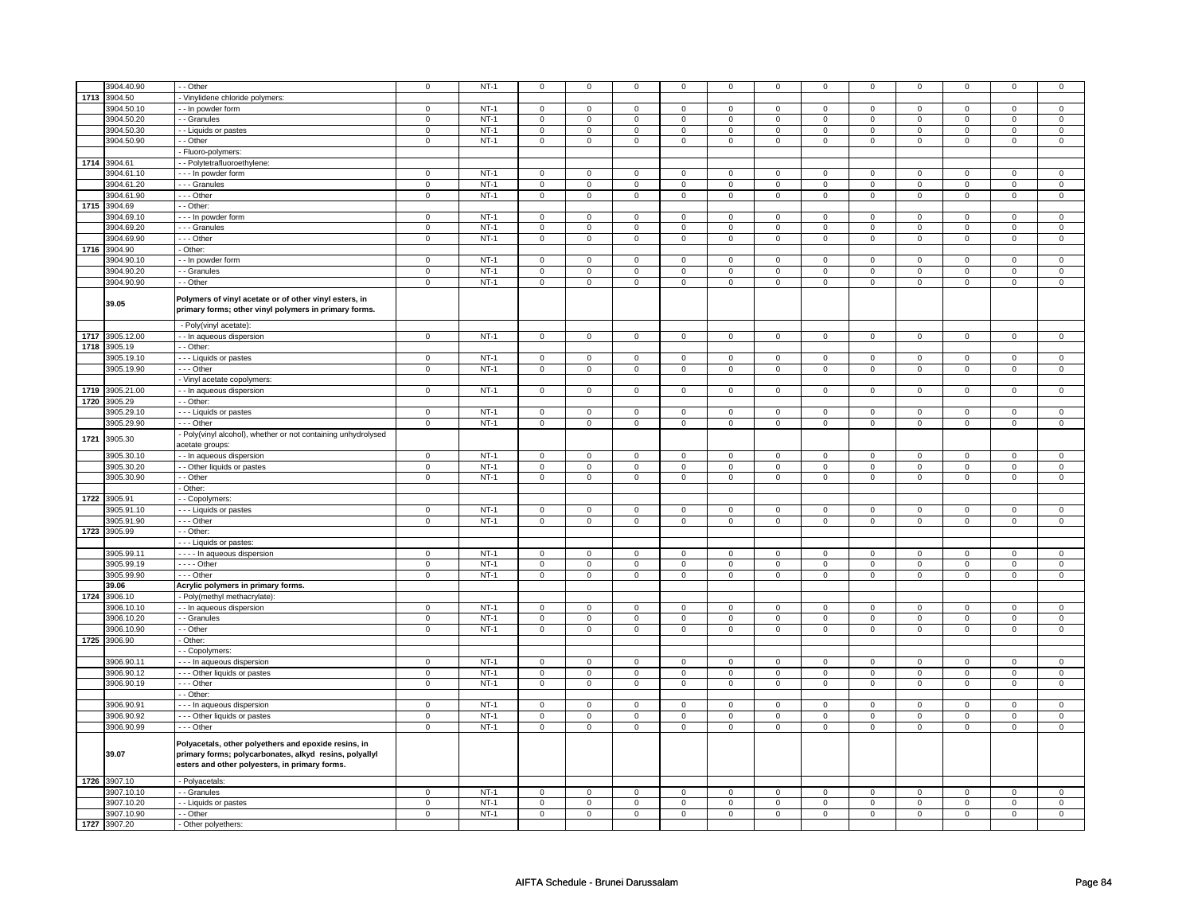| | | | | | | | | | | | | | | | | | |
|---|---|---|---|---|---|---|---|---|---|---|---|---|---|---|---|---|---|
| | 3904.40.90 | - - Other | 0 | NT-1 | 0 | 0 | 0 | 0 | 0 | 0 | 0 | 0 | 0 | 0 | 0 | 0 |
| 1713 | 3904.50 | - Vinylidene chloride polymers: | | | | | | | | | | | | | | |
| | 3904.50.10 | - - In powder form | 0 | NT-1 | 0 | 0 | 0 | 0 | 0 | 0 | 0 | 0 | 0 | 0 | 0 | 0 |
| | 3904.50.20 | - - Granules | 0 | NT-1 | 0 | 0 | 0 | 0 | 0 | 0 | 0 | 0 | 0 | 0 | 0 | 0 |
| | 3904.50.30 | - - Liquids or pastes | 0 | NT-1 | 0 | 0 | 0 | 0 | 0 | 0 | 0 | 0 | 0 | 0 | 0 | 0 |
| | 3904.50.90 | - - Other | 0 | NT-1 | 0 | 0 | 0 | 0 | 0 | 0 | 0 | 0 | 0 | 0 | 0 | 0 |
| | | - Fluoro-polymers: | | | | | | | | | | | | | | |
| 1714 | 3904.61 | - - Polytetrafluoroethylene: | | | | | | | | | | | | | | |
| | 3904.61.10 | - - - In powder form | 0 | NT-1 | 0 | 0 | 0 | 0 | 0 | 0 | 0 | 0 | 0 | 0 | 0 | 0 |
| | 3904.61.20 | - - - Granules | 0 | NT-1 | 0 | 0 | 0 | 0 | 0 | 0 | 0 | 0 | 0 | 0 | 0 | 0 |
| | 3904.61.90 | - - - Other | 0 | NT-1 | 0 | 0 | 0 | 0 | 0 | 0 | 0 | 0 | 0 | 0 | 0 | 0 |
| 1715 | 3904.69 | - - Other: | | | | | | | | | | | | | | |
| | 3904.69.10 | - - - In powder form | 0 | NT-1 | 0 | 0 | 0 | 0 | 0 | 0 | 0 | 0 | 0 | 0 | 0 | 0 |
| | 3904.69.20 | - - - Granules | 0 | NT-1 | 0 | 0 | 0 | 0 | 0 | 0 | 0 | 0 | 0 | 0 | 0 | 0 |
| | 3904.69.90 | - - - Other | 0 | NT-1 | 0 | 0 | 0 | 0 | 0 | 0 | 0 | 0 | 0 | 0 | 0 | 0 |
| 1716 | 3904.90 | - Other: | | | | | | | | | | | | | | |
| | 3904.90.10 | - - In powder form | 0 | NT-1 | 0 | 0 | 0 | 0 | 0 | 0 | 0 | 0 | 0 | 0 | 0 | 0 |
| | 3904.90.20 | - - Granules | 0 | NT-1 | 0 | 0 | 0 | 0 | 0 | 0 | 0 | 0 | 0 | 0 | 0 | 0 |
| | 3904.90.90 | - - Other | 0 | NT-1 | 0 | 0 | 0 | 0 | 0 | 0 | 0 | 0 | 0 | 0 | 0 | 0 |
| | **39.05** | **Polymers of vinyl acetate or of other vinyl esters, in primary forms; other vinyl polymers in primary forms.** | | | | | | | | | | | | | | |
| | | - Poly(vinyl acetate): | | | | | | | | | | | | | | |
| 1717 | 3905.12.00 | - - In aqueous dispersion | 0 | NT-1 | 0 | 0 | 0 | 0 | 0 | 0 | 0 | 0 | 0 | 0 | 0 | 0 |
| 1718 | 3905.19 | - - Other: | | | | | | | | | | | | | | |
| | 3905.19.10 | - - - Liquids or pastes | 0 | NT-1 | 0 | 0 | 0 | 0 | 0 | 0 | 0 | 0 | 0 | 0 | 0 | 0 |
| | 3905.19.90 | - - - Other | 0 | NT-1 | 0 | 0 | 0 | 0 | 0 | 0 | 0 | 0 | 0 | 0 | 0 | 0 |
| | | - Vinyl acetate copolymers: | | | | | | | | | | | | | | |
| 1719 | 3905.21.00 | - - In aqueous dispersion | 0 | NT-1 | 0 | 0 | 0 | 0 | 0 | 0 | 0 | 0 | 0 | 0 | 0 | 0 |
| 1720 | 3905.29 | - - Other: | | | | | | | | | | | | | | |
| | 3905.29.10 | - - - Liquids or pastes | 0 | NT-1 | 0 | 0 | 0 | 0 | 0 | 0 | 0 | 0 | 0 | 0 | 0 | 0 |
| | 3905.29.90 | - - - Other | 0 | NT-1 | 0 | 0 | 0 | 0 | 0 | 0 | 0 | 0 | 0 | 0 | 0 | 0 |
| 1721 | 3905.30 | - Poly(vinyl alcohol), whether or not containing unhydrolysed acetate groups: | | | | | | | | | | | | | | |
| | 3905.30.10 | - - In aqueous dispersion | 0 | NT-1 | 0 | 0 | 0 | 0 | 0 | 0 | 0 | 0 | 0 | 0 | 0 | 0 |
| | 3905.30.20 | - - Other liquids or pastes | 0 | NT-1 | 0 | 0 | 0 | 0 | 0 | 0 | 0 | 0 | 0 | 0 | 0 | 0 |
| | 3905.30.90 | - - Other | 0 | NT-1 | 0 | 0 | 0 | 0 | 0 | 0 | 0 | 0 | 0 | 0 | 0 | 0 |
| | | - Other: | | | | | | | | | | | | | | |
| 1722 | 3905.91 | - - Copolymers: | | | | | | | | | | | | | | |
| | 3905.91.10 | - - - Liquids or pastes | 0 | NT-1 | 0 | 0 | 0 | 0 | 0 | 0 | 0 | 0 | 0 | 0 | 0 | 0 |
| | 3905.91.90 | - - - Other | 0 | NT-1 | 0 | 0 | 0 | 0 | 0 | 0 | 0 | 0 | 0 | 0 | 0 | 0 |
| 1723 | 3905.99 | - - Other: | | | | | | | | | | | | | | |
| | | - - - Liquids or pastes: | | | | | | | | | | | | | | |
| | 3905.99.11 | - - - - In aqueous dispersion | 0 | NT-1 | 0 | 0 | 0 | 0 | 0 | 0 | 0 | 0 | 0 | 0 | 0 | 0 |
| | 3905.99.19 | - - - - Other | 0 | NT-1 | 0 | 0 | 0 | 0 | 0 | 0 | 0 | 0 | 0 | 0 | 0 | 0 |
| | 3905.99.90 | - - - Other | 0 | NT-1 | 0 | 0 | 0 | 0 | 0 | 0 | 0 | 0 | 0 | 0 | 0 | 0 |
| | **39.06** | **Acrylic polymers in primary forms.** | | | | | | | | | | | | | | |
| 1724 | 3906.10 | - Poly(methyl methacrylate): | | | | | | | | | | | | | | |
| | 3906.10.10 | - - In aqueous dispersion | 0 | NT-1 | 0 | 0 | 0 | 0 | 0 | 0 | 0 | 0 | 0 | 0 | 0 | 0 |
| | 3906.10.20 | - - Granules | 0 | NT-1 | 0 | 0 | 0 | 0 | 0 | 0 | 0 | 0 | 0 | 0 | 0 | 0 |
| | 3906.10.90 | - - Other | 0 | NT-1 | 0 | 0 | 0 | 0 | 0 | 0 | 0 | 0 | 0 | 0 | 0 | 0 |
| 1725 | 3906.90 | - Other: | | | | | | | | | | | | | | |
| | | - - Copolymers: | | | | | | | | | | | | | | |
| | 3906.90.11 | - - - In aqueous dispersion | 0 | NT-1 | 0 | 0 | 0 | 0 | 0 | 0 | 0 | 0 | 0 | 0 | 0 | 0 |
| | 3906.90.12 | - - - Other liquids or pastes | 0 | NT-1 | 0 | 0 | 0 | 0 | 0 | 0 | 0 | 0 | 0 | 0 | 0 | 0 |
| | 3906.90.19 | - - - Other | 0 | NT-1 | 0 | 0 | 0 | 0 | 0 | 0 | 0 | 0 | 0 | 0 | 0 | 0 |
| | | - - Other: | | | | | | | | | | | | | | |
| | 3906.90.91 | - - - In aqueous dispersion | 0 | NT-1 | 0 | 0 | 0 | 0 | 0 | 0 | 0 | 0 | 0 | 0 | 0 | 0 |
| | 3906.90.92 | - - - Other liquids or pastes | 0 | NT-1 | 0 | 0 | 0 | 0 | 0 | 0 | 0 | 0 | 0 | 0 | 0 | 0 |
| | 3906.90.99 | - - - Other | 0 | NT-1 | 0 | 0 | 0 | 0 | 0 | 0 | 0 | 0 | 0 | 0 | 0 | 0 |
| | **39.07** | **Polyacetals, other polyethers and epoxide resins, in primary forms; polycarbonates, alkyd resins, polyallyl esters and other polyesters, in primary forms.** | | | | | | | | | | | | | | |
| 1726 | 3907.10 | - Polyacetals: | | | | | | | | | | | | | | |
| | 3907.10.10 | - - Granules | 0 | NT-1 | 0 | 0 | 0 | 0 | 0 | 0 | 0 | 0 | 0 | 0 | 0 | 0 |
| | 3907.10.20 | - - Liquids or pastes | 0 | NT-1 | 0 | 0 | 0 | 0 | 0 | 0 | 0 | 0 | 0 | 0 | 0 | 0 |
| | 3907.10.90 | - - Other | 0 | NT-1 | 0 | 0 | 0 | 0 | 0 | 0 | 0 | 0 | 0 | 0 | 0 | 0 |
| 1727 | 3907.20 | - Other polyethers: | | | | | | | | | | | | | | |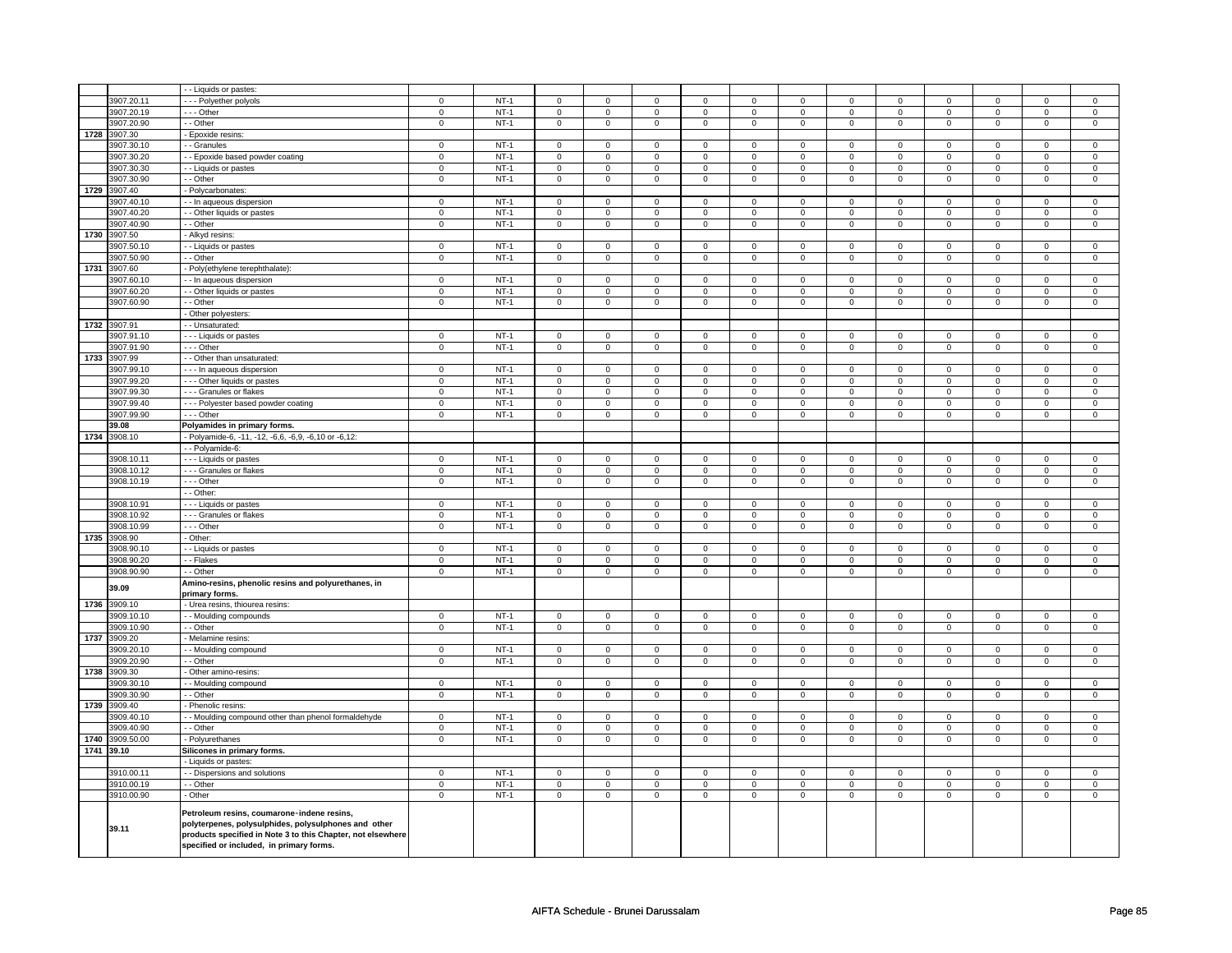| | | | | | | | | | | | | | | | | |
|---|---|---|---|---|---|---|---|---|---|---|---|---|---|---|---|---|
| | | - - Liquids or pastes: | | | | | | | | | | | | | | |
| | 3907.20.11 | - - - Polyether polyols | 0 | NT-1 | 0 | 0 | 0 | 0 | 0 | 0 | 0 | 0 | 0 | 0 | 0 | 0 |
| | 3907.20.19 | - - - Other | 0 | NT-1 | 0 | 0 | 0 | 0 | 0 | 0 | 0 | 0 | 0 | 0 | 0 | 0 |
| | 3907.20.90 | - - Other | 0 | NT-1 | 0 | 0 | 0 | 0 | 0 | 0 | 0 | 0 | 0 | 0 | 0 | 0 |
| 1728 | 3907.30 | - Epoxide resins: | | | | | | | | | | | | | | |
| | 3907.30.10 | - - Granules | 0 | NT-1 | 0 | 0 | 0 | 0 | 0 | 0 | 0 | 0 | 0 | 0 | 0 | 0 |
| | 3907.30.20 | - - Epoxide based powder coating | 0 | NT-1 | 0 | 0 | 0 | 0 | 0 | 0 | 0 | 0 | 0 | 0 | 0 | 0 |
| | 3907.30.30 | - - Liquids or pastes | 0 | NT-1 | 0 | 0 | 0 | 0 | 0 | 0 | 0 | 0 | 0 | 0 | 0 | 0 |
| | 3907.30.90 | - - Other | 0 | NT-1 | 0 | 0 | 0 | 0 | 0 | 0 | 0 | 0 | 0 | 0 | 0 | 0 |
| 1729 | 3907.40 | - Polycarbonates: | | | | | | | | | | | | | | |
| | 3907.40.10 | - - In aqueous dispersion | 0 | NT-1 | 0 | 0 | 0 | 0 | 0 | 0 | 0 | 0 | 0 | 0 | 0 | 0 |
| | 3907.40.20 | - - Other liquids or pastes | 0 | NT-1 | 0 | 0 | 0 | 0 | 0 | 0 | 0 | 0 | 0 | 0 | 0 | 0 |
| | 3907.40.90 | - - Other | 0 | NT-1 | 0 | 0 | 0 | 0 | 0 | 0 | 0 | 0 | 0 | 0 | 0 | 0 |
| 1730 | 3907.50 | - Alkyd resins: | | | | | | | | | | | | | | |
| | 3907.50.10 | - - Liquids or pastes | 0 | NT-1 | 0 | 0 | 0 | 0 | 0 | 0 | 0 | 0 | 0 | 0 | 0 | 0 |
| | 3907.50.90 | - - Other | 0 | NT-1 | 0 | 0 | 0 | 0 | 0 | 0 | 0 | 0 | 0 | 0 | 0 | 0 |
| 1731 | 3907.60 | - Poly(ethylene terephthalate): | | | | | | | | | | | | | | |
| | 3907.60.10 | - - In aqueous dispersion | 0 | NT-1 | 0 | 0 | 0 | 0 | 0 | 0 | 0 | 0 | 0 | 0 | 0 | 0 |
| | 3907.60.20 | - - Other liquids or pastes | 0 | NT-1 | 0 | 0 | 0 | 0 | 0 | 0 | 0 | 0 | 0 | 0 | 0 | 0 |
| | 3907.60.90 | - - Other | 0 | NT-1 | 0 | 0 | 0 | 0 | 0 | 0 | 0 | 0 | 0 | 0 | 0 | 0 |
| | | - Other polyesters: | | | | | | | | | | | | | | |
| 1732 | 3907.91 | - - Unsaturated: | | | | | | | | | | | | | | |
| | 3907.91.10 | - - - Liquids or pastes | 0 | NT-1 | 0 | 0 | 0 | 0 | 0 | 0 | 0 | 0 | 0 | 0 | 0 | 0 |
| | 3907.91.90 | - - - Other | 0 | NT-1 | 0 | 0 | 0 | 0 | 0 | 0 | 0 | 0 | 0 | 0 | 0 | 0 |
| 1733 | 3907.99 | - - Other than unsaturated: | | | | | | | | | | | | | | |
| | 3907.99.10 | - - - In aqueous dispersion | 0 | NT-1 | 0 | 0 | 0 | 0 | 0 | 0 | 0 | 0 | 0 | 0 | 0 | 0 |
| | 3907.99.20 | - - - Other liquids or pastes | 0 | NT-1 | 0 | 0 | 0 | 0 | 0 | 0 | 0 | 0 | 0 | 0 | 0 | 0 |
| | 3907.99.30 | - - - Granules or flakes | 0 | NT-1 | 0 | 0 | 0 | 0 | 0 | 0 | 0 | 0 | 0 | 0 | 0 | 0 |
| | 3907.99.40 | - - - Polyester based powder coating | 0 | NT-1 | 0 | 0 | 0 | 0 | 0 | 0 | 0 | 0 | 0 | 0 | 0 | 0 |
| | 3907.99.90 | - - - Other | 0 | NT-1 | 0 | 0 | 0 | 0 | 0 | 0 | 0 | 0 | 0 | 0 | 0 | 0 |
| | **39.08** | **Polyamides in primary forms.** | | | | | | | | | | | | | | |
| 1734 | 3908.10 | - Polyamide-6, -11, -12, -6,6, -6,9, -6,10 or -6,12: | | | | | | | | | | | | | | |
| | | - - Polyamide-6: | | | | | | | | | | | | | | |
| | 3908.10.11 | - - - Liquids or pastes | 0 | NT-1 | 0 | 0 | 0 | 0 | 0 | 0 | 0 | 0 | 0 | 0 | 0 | 0 |
| | 3908.10.12 | - - - Granules or flakes | 0 | NT-1 | 0 | 0 | 0 | 0 | 0 | 0 | 0 | 0 | 0 | 0 | 0 | 0 |
| | 3908.10.19 | - - - Other | 0 | NT-1 | 0 | 0 | 0 | 0 | 0 | 0 | 0 | 0 | 0 | 0 | 0 | 0 |
| | | - - Other: | | | | | | | | | | | | | | |
| | 3908.10.91 | - - - Liquids or pastes | 0 | NT-1 | 0 | 0 | 0 | 0 | 0 | 0 | 0 | 0 | 0 | 0 | 0 | 0 |
| | 3908.10.92 | - - - Granules or flakes | 0 | NT-1 | 0 | 0 | 0 | 0 | 0 | 0 | 0 | 0 | 0 | 0 | 0 | 0 |
| | 3908.10.99 | - - - Other | 0 | NT-1 | 0 | 0 | 0 | 0 | 0 | 0 | 0 | 0 | 0 | 0 | 0 | 0 |
| 1735 | 3908.90 | - Other: | | | | | | | | | | | | | | |
| | 3908.90.10 | - - Liquids or pastes | 0 | NT-1 | 0 | 0 | 0 | 0 | 0 | 0 | 0 | 0 | 0 | 0 | 0 | 0 |
| | 3908.90.20 | - - Flakes | 0 | NT-1 | 0 | 0 | 0 | 0 | 0 | 0 | 0 | 0 | 0 | 0 | 0 | 0 |
| | 3908.90.90 | - - Other | 0 | NT-1 | 0 | 0 | 0 | 0 | 0 | 0 | 0 | 0 | 0 | 0 | 0 | 0 |
| | **39.09** | **Amino-resins, phenolic resins and polyurethanes, in primary forms.** | | | | | | | | | | | | | | |
| 1736 | 3909.10 | - Urea resins, thiourea resins: | | | | | | | | | | | | | | |
| | 3909.10.10 | - - Moulding compounds | 0 | NT-1 | 0 | 0 | 0 | 0 | 0 | 0 | 0 | 0 | 0 | 0 | 0 | 0 |
| | 3909.10.90 | - - Other | 0 | NT-1 | 0 | 0 | 0 | 0 | 0 | 0 | 0 | 0 | 0 | 0 | 0 | 0 |
| 1737 | 3909.20 | - Melamine resins: | | | | | | | | | | | | | | |
| | 3909.20.10 | - - Moulding compound | 0 | NT-1 | 0 | 0 | 0 | 0 | 0 | 0 | 0 | 0 | 0 | 0 | 0 | 0 |
| | 3909.20.90 | - - Other | 0 | NT-1 | 0 | 0 | 0 | 0 | 0 | 0 | 0 | 0 | 0 | 0 | 0 | 0 |
| 1738 | 3909.30 | - Other amino-resins: | | | | | | | | | | | | | | |
| | 3909.30.10 | - - Moulding compound | 0 | NT-1 | 0 | 0 | 0 | 0 | 0 | 0 | 0 | 0 | 0 | 0 | 0 | 0 |
| | 3909.30.90 | - - Other | 0 | NT-1 | 0 | 0 | 0 | 0 | 0 | 0 | 0 | 0 | 0 | 0 | 0 | 0 |
| 1739 | 3909.40 | - Phenolic resins: | | | | | | | | | | | | | | |
| | 3909.40.10 | - - Moulding compound other than phenol formaldehyde | 0 | NT-1 | 0 | 0 | 0 | 0 | 0 | 0 | 0 | 0 | 0 | 0 | 0 | 0 |
| | 3909.40.90 | - - Other | 0 | NT-1 | 0 | 0 | 0 | 0 | 0 | 0 | 0 | 0 | 0 | 0 | 0 | 0 |
| 1740 | 3909.50.00 | - Polyurethanes | 0 | NT-1 | 0 | 0 | 0 | 0 | 0 | 0 | 0 | 0 | 0 | 0 | 0 | 0 |
| 1741 | **39.10** | **Silicones in primary forms.** | | | | | | | | | | | | | | |
| | | - Liquids or pastes: | | | | | | | | | | | | | | |
| | 3910.00.11 | - - Dispersions and solutions | 0 | NT-1 | 0 | 0 | 0 | 0 | 0 | 0 | 0 | 0 | 0 | 0 | 0 | 0 |
| | 3910.00.19 | - - Other | 0 | NT-1 | 0 | 0 | 0 | 0 | 0 | 0 | 0 | 0 | 0 | 0 | 0 | 0 |
| | 3910.00.90 | - Other | 0 | NT-1 | 0 | 0 | 0 | 0 | 0 | 0 | 0 | 0 | 0 | 0 | 0 | 0 |
| | **39.11** | **Petroleum resins, coumarone-indene resins, polyterpenes, polysulphides, polysulphones and other products specified in Note 3 to this Chapter, not elsewhere specified or included, in primary forms.** | | | | | | | | | | | | | | |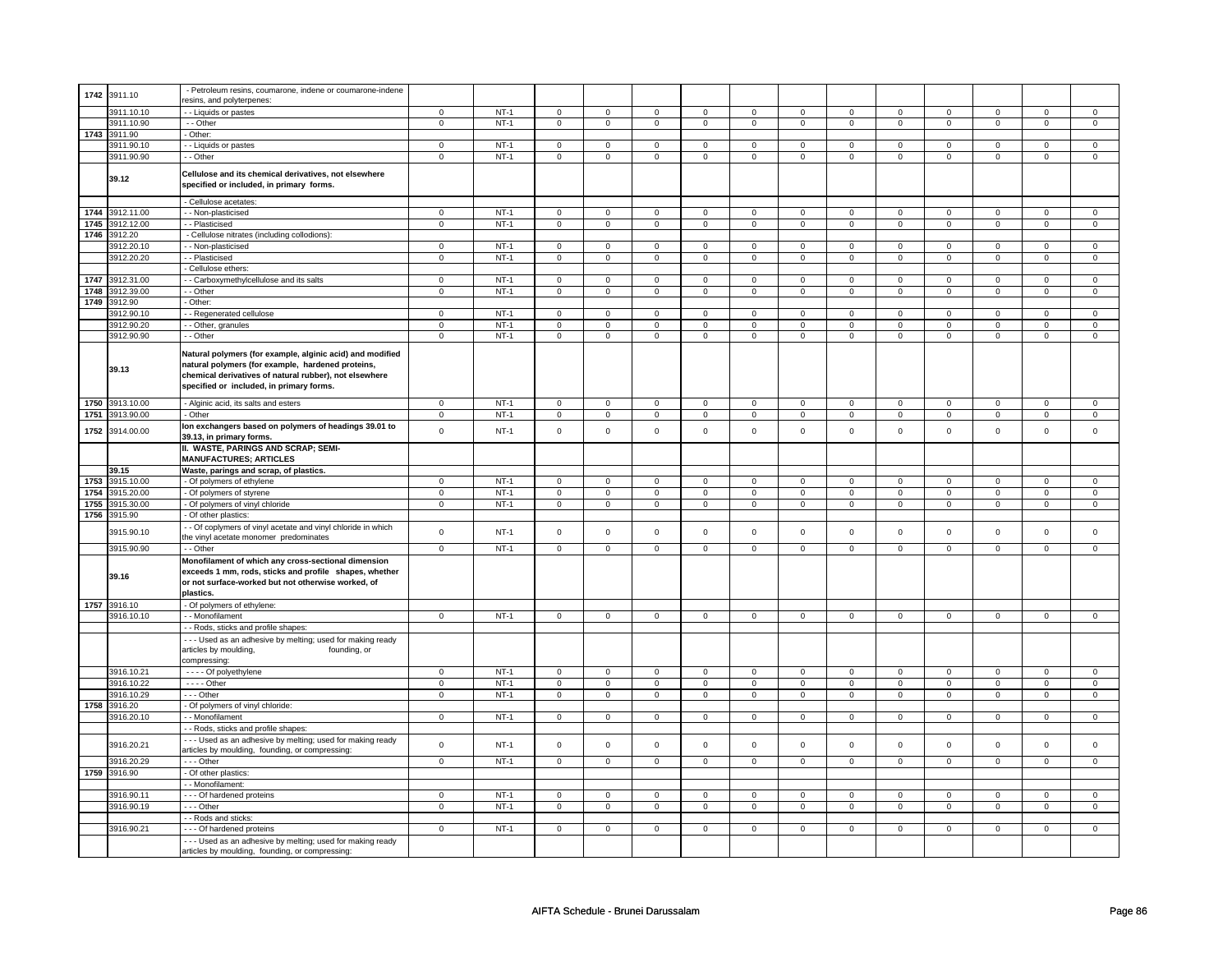| | | | | | | | | | | | | | | | |
|---|---|---|---|---|---|---|---|---|---|---|---|---|---|---|---|
| 1742 | 3911.10 | - Petroleum resins, coumarone, indene or coumarone-indene resins, and polyterpenes: | | | | | | | | | | | | | |
| | 3911.10.10 | - - Liquids or pastes | 0 | NT-1 | 0 | 0 | 0 | 0 | 0 | 0 | 0 | 0 | 0 | 0 | 0 | 0 |
| | 3911.10.90 | - - Other | 0 | NT-1 | 0 | 0 | 0 | 0 | 0 | 0 | 0 | 0 | 0 | 0 | 0 | 0 |
| 1743 | 3911.90 | - Other: | | | | | | | | | | | | | | |
| | 3911.90.10 | - - Liquids or pastes | 0 | NT-1 | 0 | 0 | 0 | 0 | 0 | 0 | 0 | 0 | 0 | 0 | 0 | 0 |
| | 3911.90.90 | - - Other | 0 | NT-1 | 0 | 0 | 0 | 0 | 0 | 0 | 0 | 0 | 0 | 0 | 0 | 0 |
| | 39.12 | **Cellulose and its chemical derivatives, not elsewhere specified or included, in primary forms.** | | | | | | | | | | | | | | |
| | | - Cellulose acetates: | | | | | | | | | | | | | | |
| 1744 | 3912.11.00 | - - Non-plasticised | 0 | NT-1 | 0 | 0 | 0 | 0 | 0 | 0 | 0 | 0 | 0 | 0 | 0 | 0 |
| 1745 | 3912.12.00 | - - Plasticised | 0 | NT-1 | 0 | 0 | 0 | 0 | 0 | 0 | 0 | 0 | 0 | 0 | 0 | 0 |
| 1746 | 3912.20 | - Cellulose nitrates (including collodions): | | | | | | | | | | | | | | |
| | 3912.20.10 | - - Non-plasticised | 0 | NT-1 | 0 | 0 | 0 | 0 | 0 | 0 | 0 | 0 | 0 | 0 | 0 | 0 |
| | 3912.20.20 | - - Plasticised | 0 | NT-1 | 0 | 0 | 0 | 0 | 0 | 0 | 0 | 0 | 0 | 0 | 0 | 0 |
| | | - Cellulose ethers: | | | | | | | | | | | | | | |
| 1747 | 3912.31.00 | - - Carboxymethylcellulose and its salts | 0 | NT-1 | 0 | 0 | 0 | 0 | 0 | 0 | 0 | 0 | 0 | 0 | 0 | 0 |
| 1748 | 3912.39.00 | - - Other | 0 | NT-1 | 0 | 0 | 0 | 0 | 0 | 0 | 0 | 0 | 0 | 0 | 0 | 0 |
| 1749 | 3912.90 | - Other: | | | | | | | | | | | | | | |
| | 3912.90.10 | - - Regenerated cellulose | 0 | NT-1 | 0 | 0 | 0 | 0 | 0 | 0 | 0 | 0 | 0 | 0 | 0 | 0 |
| | 3912.90.20 | - - Other, granules | 0 | NT-1 | 0 | 0 | 0 | 0 | 0 | 0 | 0 | 0 | 0 | 0 | 0 | 0 |
| | 3912.90.90 | - - Other | 0 | NT-1 | 0 | 0 | 0 | 0 | 0 | 0 | 0 | 0 | 0 | 0 | 0 | 0 |
| | 39.13 | **Natural polymers (for example, alginic acid) and modified natural polymers (for example, hardened proteins, chemical derivatives of natural rubber), not elsewhere specified or included, in primary forms.** | | | | | | | | | | | | | | |
| 1750 | 3913.10.00 | - Alginic acid, its salts and esters | 0 | NT-1 | 0 | 0 | 0 | 0 | 0 | 0 | 0 | 0 | 0 | 0 | 0 | 0 |
| 1751 | 3913.90.00 | - Other | 0 | NT-1 | 0 | 0 | 0 | 0 | 0 | 0 | 0 | 0 | 0 | 0 | 0 | 0 |
| 1752 | 3914.00.00 | **Ion exchangers based on polymers of headings 39.01 to 39.13, in primary forms.** | 0 | NT-1 | 0 | 0 | 0 | 0 | 0 | 0 | 0 | 0 | 0 | 0 | 0 | 0 |
| | | **II. WASTE, PARINGS AND SCRAP; SEMI-MANUFACTURES; ARTICLES** | | | | | | | | | | | | | | |
| | 39.15 | **Waste, parings and scrap, of plastics.** | | | | | | | | | | | | | | |
| 1753 | 3915.10.00 | - Of polymers of ethylene | 0 | NT-1 | 0 | 0 | 0 | 0 | 0 | 0 | 0 | 0 | 0 | 0 | 0 | 0 |
| 1754 | 3915.20.00 | - Of polymers of styrene | 0 | NT-1 | 0 | 0 | 0 | 0 | 0 | 0 | 0 | 0 | 0 | 0 | 0 | 0 |
| 1755 | 3915.30.00 | - Of polymers of vinyl chloride | 0 | NT-1 | 0 | 0 | 0 | 0 | 0 | 0 | 0 | 0 | 0 | 0 | 0 | 0 |
| 1756 | 3915.90 | - Of other plastics: | | | | | | | | | | | | | | |
| | 3915.90.10 | - - Of coplymers of vinyl acetate and vinyl chloride in which the vinyl acetate monomer predominates | 0 | NT-1 | 0 | 0 | 0 | 0 | 0 | 0 | 0 | 0 | 0 | 0 | 0 | 0 |
| | 3915.90.90 | - - Other | 0 | NT-1 | 0 | 0 | 0 | 0 | 0 | 0 | 0 | 0 | 0 | 0 | 0 | 0 |
| | 39.16 | **Monofilament of which any cross-sectional dimension exceeds 1 mm, rods, sticks and profile shapes, whether or not surface-worked but not otherwise worked, of plastics.** | | | | | | | | | | | | | | |
| 1757 | 3916.10 | - Of polymers of ethylene: | | | | | | | | | | | | | | |
| | 3916.10.10 | - - Monofilament | 0 | NT-1 | 0 | 0 | 0 | 0 | 0 | 0 | 0 | 0 | 0 | 0 | 0 | 0 |
| | | - - Rods, sticks and profile shapes: | | | | | | | | | | | | | | |
| | | - - - Used as an adhesive by melting; used for making ready articles by moulding, founding, or compressing: | | | | | | | | | | | | | | |
| | 3916.10.21 | - - - - Of polyethylene | 0 | NT-1 | 0 | 0 | 0 | 0 | 0 | 0 | 0 | 0 | 0 | 0 | 0 | 0 |
| | 3916.10.22 | - - - - Other | 0 | NT-1 | 0 | 0 | 0 | 0 | 0 | 0 | 0 | 0 | 0 | 0 | 0 | 0 |
| | 3916.10.29 | - - - Other | 0 | NT-1 | 0 | 0 | 0 | 0 | 0 | 0 | 0 | 0 | 0 | 0 | 0 | 0 |
| 1758 | 3916.20 | - Of polymers of vinyl chloride: | | | | | | | | | | | | | | |
| | 3916.20.10 | - - Monofilament | 0 | NT-1 | 0 | 0 | 0 | 0 | 0 | 0 | 0 | 0 | 0 | 0 | 0 | 0 |
| | | - - Rods, sticks and profile shapes: | | | | | | | | | | | | | | |
| | 3916.20.21 | - - - Used as an adhesive by melting; used for making ready articles by moulding, founding, or compressing: | 0 | NT-1 | 0 | 0 | 0 | 0 | 0 | 0 | 0 | 0 | 0 | 0 | 0 | 0 |
| | 3916.20.29 | - - - Other | 0 | NT-1 | 0 | 0 | 0 | 0 | 0 | 0 | 0 | 0 | 0 | 0 | 0 | 0 |
| 1759 | 3916.90 | - Of other plastics: | | | | | | | | | | | | | | |
| | | - - Monofilament: | | | | | | | | | | | | | | |
| | 3916.90.11 | - - - Of hardened proteins | 0 | NT-1 | 0 | 0 | 0 | 0 | 0 | 0 | 0 | 0 | 0 | 0 | 0 | 0 |
| | 3916.90.19 | - - - Other | 0 | NT-1 | 0 | 0 | 0 | 0 | 0 | 0 | 0 | 0 | 0 | 0 | 0 | 0 |
| | | - - Rods and sticks: | | | | | | | | | | | | | | |
| | 3916.90.21 | - - - Of hardened proteins | 0 | NT-1 | 0 | 0 | 0 | 0 | 0 | 0 | 0 | 0 | 0 | 0 | 0 | 0 |
| | | - - - Used as an adhesive by melting; used for making ready articles by moulding, founding, or compressing: | | | | | | | | | | | | | | |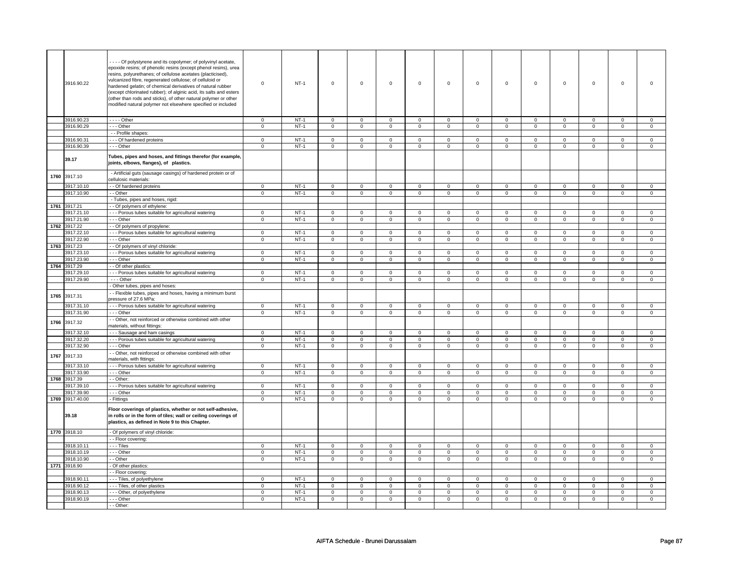| | 3916.90.22 | - - - - Of polystyrene and its copolymer; of polyvinyl acetate, epoxide resins; of phenolic resins (except phenol resins), urea resins, polyurethanes; of cellulose acetates (placticised), vulcanized fibre, regenerated cellulose; of celluloid or hardened gelatin; of chemical derivatives of natural rubber (except chlorinated rubber); of alginic acid, its salts and esters (other than rods and sticks), of other natural polymer or other modified natural polymer not elsewhere specified or included | 0 | NT-1 | 0 | 0 | 0 | 0 | 0 | 0 | 0 | 0 | 0 | 0 | 0 | 0 |
|---|---|---|---|---|---|---|---|---|---|---|---|---|---|---|---|---|
| | 3916.90.23 | - - - - Other | 0 | NT-1 | 0 | 0 | 0 | 0 | 0 | 0 | 0 | 0 | 0 | 0 | 0 | 0 |
| | 3916.90.29 | - - - Other | 0 | NT-1 | 0 | 0 | 0 | 0 | 0 | 0 | 0 | 0 | 0 | 0 | 0 | 0 |
| | | - - Profile shapes: | | | | | | | | | | | | | | |
| | 3916.90.31 | - - - Of hardened proteins | 0 | NT-1 | 0 | 0 | 0 | 0 | 0 | 0 | 0 | 0 | 0 | 0 | 0 | 0 |
| | 3916.90.39 | - - - Other | 0 | NT-1 | 0 | 0 | 0 | 0 | 0 | 0 | 0 | 0 | 0 | 0 | 0 | 0 |
| | **39.17** | **Tubes, pipes and hoses, and fittings therefor (for example, joints, elbows, flanges), of plastics.** | | | | | | | | | | | | | | |
| 1760 | 3917.10 | - Artificial guts (sausage casings) of hardened protein or of cellulosic materials: | | | | | | | | | | | | | | |
| | 3917.10.10 | - - Of hardened proteins | 0 | NT-1 | 0 | 0 | 0 | 0 | 0 | 0 | 0 | 0 | 0 | 0 | 0 | 0 |
| | 3917.10.90 | - - Other | 0 | NT-1 | 0 | 0 | 0 | 0 | 0 | 0 | 0 | 0 | 0 | 0 | 0 | 0 |
| | | - Tubes, pipes and hoses, rigid: | | | | | | | | | | | | | | |
| 1761 | 3917.21 | - - Of polymers of ethylene: | | | | | | | | | | | | | | |
| | 3917.21.10 | - - - Porous tubes suitable for agricultural watering | 0 | NT-1 | 0 | 0 | 0 | 0 | 0 | 0 | 0 | 0 | 0 | 0 | 0 | 0 |
| | 3917.21.90 | - - - Other | 0 | NT-1 | 0 | 0 | 0 | 0 | 0 | 0 | 0 | 0 | 0 | 0 | 0 | 0 |
| 1762 | 3917.22 | - - Of polymers of propylene: | | | | | | | | | | | | | | |
| | 3917.22.10 | - - - Porous tubes suitable for agricultural watering | 0 | NT-1 | 0 | 0 | 0 | 0 | 0 | 0 | 0 | 0 | 0 | 0 | 0 | 0 |
| | 3917.22.90 | - - - Other | 0 | NT-1 | 0 | 0 | 0 | 0 | 0 | 0 | 0 | 0 | 0 | 0 | 0 | 0 |
| 1763 | 3917.23 | - - Of polymers of vinyl chloride: | | | | | | | | | | | | | | |
| | 3917.23.10 | - - - Porous tubes suitable for agricultural watering | 0 | NT-1 | 0 | 0 | 0 | 0 | 0 | 0 | 0 | 0 | 0 | 0 | 0 | 0 |
| | 3917.23.90 | - - - Other | 0 | NT-1 | 0 | 0 | 0 | 0 | 0 | 0 | 0 | 0 | 0 | 0 | 0 | 0 |
| 1764 | 3917.29 | - - Of other plastics: | | | | | | | | | | | | | | |
| | 3917.29.10 | - - - Porous tubes suitable for agricultural watering | 0 | NT-1 | 0 | 0 | 0 | 0 | 0 | 0 | 0 | 0 | 0 | 0 | 0 | 0 |
| | 3917.29.90 | - - - Other | 0 | NT-1 | 0 | 0 | 0 | 0 | 0 | 0 | 0 | 0 | 0 | 0 | 0 | 0 |
| | | - Other tubes, pipes and hoses: | | | | | | | | | | | | | | |
| 1765 | 3917.31 | - - Flexible tubes, pipes and hoses, having a minimum burst pressure of 27.6 MPa: | | | | | | | | | | | | | | |
| | 3917.31.10 | - - - Porous tubes suitable for agricultural watering | 0 | NT-1 | 0 | 0 | 0 | 0 | 0 | 0 | 0 | 0 | 0 | 0 | 0 | 0 |
| | 3917.31.90 | - - - Other | 0 | NT-1 | 0 | 0 | 0 | 0 | 0 | 0 | 0 | 0 | 0 | 0 | 0 | 0 |
| 1766 | 3917.32 | - - Other, not reinforced or otherwise combined with other materials, without fittings: | | | | | | | | | | | | | | |
| | 3917.32.10 | - - - Sausage and ham casings | 0 | NT-1 | 0 | 0 | 0 | 0 | 0 | 0 | 0 | 0 | 0 | 0 | 0 | 0 |
| | 3917.32.20 | - - - Porous tubes suitable for agricultural watering | 0 | NT-1 | 0 | 0 | 0 | 0 | 0 | 0 | 0 | 0 | 0 | 0 | 0 | 0 |
| | 3917.32.90 | - - - Other | 0 | NT-1 | 0 | 0 | 0 | 0 | 0 | 0 | 0 | 0 | 0 | 0 | 0 | 0 |
| 1767 | 3917.33 | - - Other, not reinforced or otherwise combined with other materials, with fittings: | | | | | | | | | | | | | | |
| | 3917.33.10 | - - - Porous tubes suitable for agricultural watering | 0 | NT-1 | 0 | 0 | 0 | 0 | 0 | 0 | 0 | 0 | 0 | 0 | 0 | 0 |
| | 3917.33.90 | - - - Other | 0 | NT-1 | 0 | 0 | 0 | 0 | 0 | 0 | 0 | 0 | 0 | 0 | 0 | 0 |
| 1768 | 3917.39 | - - Other: | | | | | | | | | | | | | | |
| | 3917.39.10 | - - - Porous tubes suitable for agricultural watering | 0 | NT-1 | 0 | 0 | 0 | 0 | 0 | 0 | 0 | 0 | 0 | 0 | 0 | 0 |
| | 3917.39.90 | - - - Other | 0 | NT-1 | 0 | 0 | 0 | 0 | 0 | 0 | 0 | 0 | 0 | 0 | 0 | 0 |
| 1769 | 3917.40.00 | - Fittings | 0 | NT-1 | 0 | 0 | 0 | 0 | 0 | 0 | 0 | 0 | 0 | 0 | 0 | 0 |
| | **39.18** | **Floor coverings of plastics, whether or not self-adhesive, in rolls or in the form of tiles; wall or ceiling coverings of plastics, as defined in Note 9 to this Chapter.** | | | | | | | | | | | | | | |
| 1770 | 3918.10 | - Of polymers of vinyl chloride: | | | | | | | | | | | | | | |
| | | - - Floor covering: | | | | | | | | | | | | | | |
| | 3918.10.11 | - - - Tiles | 0 | NT-1 | 0 | 0 | 0 | 0 | 0 | 0 | 0 | 0 | 0 | 0 | 0 | 0 |
| | 3918.10.19 | - - - Other | 0 | NT-1 | 0 | 0 | 0 | 0 | 0 | 0 | 0 | 0 | 0 | 0 | 0 | 0 |
| | 3918.10.90 | - - Other | 0 | NT-1 | 0 | 0 | 0 | 0 | 0 | 0 | 0 | 0 | 0 | 0 | 0 | 0 |
| 1771 | 3918.90 | - Of other plastics: | | | | | | | | | | | | | | |
| | | - - Floor covering: | | | | | | | | | | | | | | |
| | 3918.90.11 | - - - Tiles, of polyethylene | 0 | NT-1 | 0 | 0 | 0 | 0 | 0 | 0 | 0 | 0 | 0 | 0 | 0 | 0 |
| | 3918.90.12 | - - - Tiles, of other plastics | 0 | NT-1 | 0 | 0 | 0 | 0 | 0 | 0 | 0 | 0 | 0 | 0 | 0 | 0 |
| | 3918.90.13 | - - - Other, of polyethylene | 0 | NT-1 | 0 | 0 | 0 | 0 | 0 | 0 | 0 | 0 | 0 | 0 | 0 | 0 |
| | 3918.90.19 | - - - Other | 0 | NT-1 | 0 | 0 | 0 | 0 | 0 | 0 | 0 | 0 | 0 | 0 | 0 | 0 |
| | | - - Other: | | | | | | | | | | | | | | |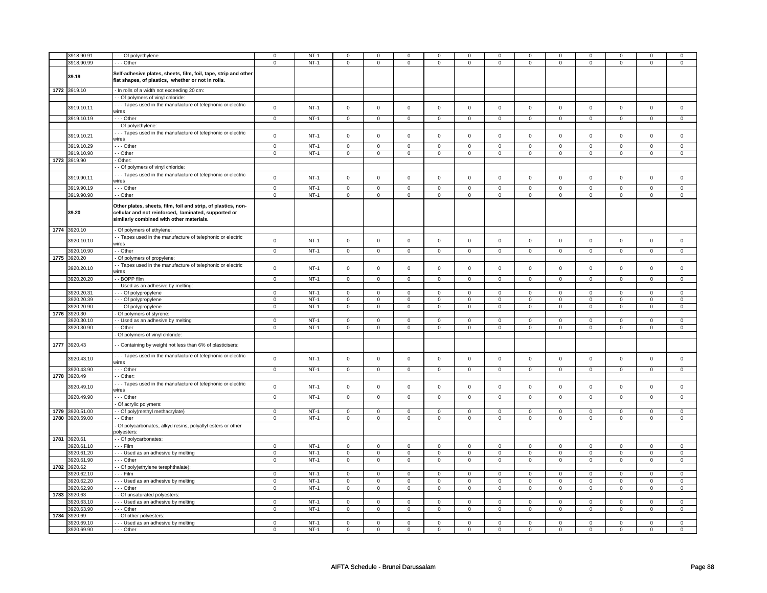| | | | | | | | | | | | | | | | |
|---|---|---|---|---|---|---|---|---|---|---|---|---|---|---|---|
| | 3918.90.91 | - - - Of polyethylene | 0 | NT-1 | 0 | 0 | 0 | 0 | 0 | 0 | 0 | 0 | 0 | 0 | 0 | 0 |
| | 3918.90.99 | - - - Other | 0 | NT-1 | 0 | 0 | 0 | 0 | 0 | 0 | 0 | 0 | 0 | 0 | 0 | 0 |
| | **39.19** | **Self-adhesive plates, sheets, film, foil, tape, strip and other flat shapes, of plastics, whether or not in rolls.** | | | | | | | | | | | | | | |
| 1772 | 3919.10 | - In rolls of a width not exceeding 20 cm: | | | | | | | | | | | | | | |
| | | - - Of polymers of vinyl chloride: | | | | | | | | | | | | | | |
| | 3919.10.11 | - - - Tapes used in the manufacture of telephonic or electric wires | 0 | NT-1 | 0 | 0 | 0 | 0 | 0 | 0 | 0 | 0 | 0 | 0 | 0 | 0 |
| | 3919.10.19 | - - - Other | 0 | NT-1 | 0 | 0 | 0 | 0 | 0 | 0 | 0 | 0 | 0 | 0 | 0 | 0 |
| | | - - Of polyethylene: | | | | | | | | | | | | | | |
| | 3919.10.21 | - - - Tapes used in the manufacture of telephonic or electric wires | 0 | NT-1 | 0 | 0 | 0 | 0 | 0 | 0 | 0 | 0 | 0 | 0 | 0 | 0 |
| | 3919.10.29 | - - - Other | 0 | NT-1 | 0 | 0 | 0 | 0 | 0 | 0 | 0 | 0 | 0 | 0 | 0 | 0 |
| | 3919.10.90 | - - Other | 0 | NT-1 | 0 | 0 | 0 | 0 | 0 | 0 | 0 | 0 | 0 | 0 | 0 | 0 |
| 1773 | 3919.90 | - Other: | | | | | | | | | | | | | | |
| | | - - Of polymers of vinyl chloride: | | | | | | | | | | | | | | |
| | 3919.90.11 | - - - Tapes used in the manufacture of telephonic or electric wires | 0 | NT-1 | 0 | 0 | 0 | 0 | 0 | 0 | 0 | 0 | 0 | 0 | 0 | 0 |
| | 3919.90.19 | - - - Other | 0 | NT-1 | 0 | 0 | 0 | 0 | 0 | 0 | 0 | 0 | 0 | 0 | 0 | 0 |
| | 3919.90.90 | - - Other | 0 | NT-1 | 0 | 0 | 0 | 0 | 0 | 0 | 0 | 0 | 0 | 0 | 0 | 0 |
| | **39.20** | **Other plates, sheets, film, foil and strip, of plastics, non-cellular and not reinforced, laminated, supported or similarly combined with other materials.** | | | | | | | | | | | | | | |
| 1774 | 3920.10 | - Of polymers of ethylene: | | | | | | | | | | | | | | |
| | 3920.10.10 | - - Tapes used in the manufacture of telephonic or electric wires | 0 | NT-1 | 0 | 0 | 0 | 0 | 0 | 0 | 0 | 0 | 0 | 0 | 0 | 0 |
| | 3920.10.90 | - - Other | 0 | NT-1 | 0 | 0 | 0 | 0 | 0 | 0 | 0 | 0 | 0 | 0 | 0 | 0 |
| 1775 | 3920.20 | - Of polymers of propylene: | | | | | | | | | | | | | | |
| | 3920.20.10 | - - Tapes used in the manufacture of telephonic or electric wires | 0 | NT-1 | 0 | 0 | 0 | 0 | 0 | 0 | 0 | 0 | 0 | 0 | 0 | 0 |
| | 3920.20.20 | - - BOPP film | 0 | NT-1 | 0 | 0 | 0 | 0 | 0 | 0 | 0 | 0 | 0 | 0 | 0 | 0 |
| | | - - Used as an adhesive by melting: | | | | | | | | | | | | | | |
| | 3920.20.31 | - - - Of polypropylene | 0 | NT-1 | 0 | 0 | 0 | 0 | 0 | 0 | 0 | 0 | 0 | 0 | 0 | 0 |
| | 3920.20.39 | - - - Of polypropylene | 0 | NT-1 | 0 | 0 | 0 | 0 | 0 | 0 | 0 | 0 | 0 | 0 | 0 | 0 |
| | 3920.20.90 | - - - Of polypropylene | 0 | NT-1 | 0 | 0 | 0 | 0 | 0 | 0 | 0 | 0 | 0 | 0 | 0 | 0 |
| 1776 | 3920.30 | - Of polymers of styrene: | | | | | | | | | | | | | | |
| | 3920.30.10 | - - Used as an adhesive by melting | 0 | NT-1 | 0 | 0 | 0 | 0 | 0 | 0 | 0 | 0 | 0 | 0 | 0 | 0 |
| | 3920.30.90 | - - Other | 0 | NT-1 | 0 | 0 | 0 | 0 | 0 | 0 | 0 | 0 | 0 | 0 | 0 | 0 |
| | | - Of polymers of vinyl chloride: | | | | | | | | | | | | | | |
| 1777 | 3920.43 | - - Containing by weight not less than 6% of plasticisers: | | | | | | | | | | | | | | |
| | 3920.43.10 | - - - Tapes used in the manufacture of telephonic or electric wires | 0 | NT-1 | 0 | 0 | 0 | 0 | 0 | 0 | 0 | 0 | 0 | 0 | 0 | 0 |
| | 3920.43.90 | - - - Other | 0 | NT-1 | 0 | 0 | 0 | 0 | 0 | 0 | 0 | 0 | 0 | 0 | 0 | 0 |
| 1778 | 3920.49 | - - Other: | | | | | | | | | | | | | | |
| | 3920.49.10 | - - - Tapes used in the manufacture of telephonic or electric wires | 0 | NT-1 | 0 | 0 | 0 | 0 | 0 | 0 | 0 | 0 | 0 | 0 | 0 | 0 |
| | 3920.49.90 | - - - Other | 0 | NT-1 | 0 | 0 | 0 | 0 | 0 | 0 | 0 | 0 | 0 | 0 | 0 | 0 |
| | | - Of acrylic polymers: | | | | | | | | | | | | | | |
| 1779 | 3920.51.00 | - - Of poly(methyl methacrylate) | 0 | NT-1 | 0 | 0 | 0 | 0 | 0 | 0 | 0 | 0 | 0 | 0 | 0 | 0 |
| 1780 | 3920.59.00 | - - Other | 0 | NT-1 | 0 | 0 | 0 | 0 | 0 | 0 | 0 | 0 | 0 | 0 | 0 | 0 |
| | | - Of polycarbonates, alkyd resins, polyallyl esters or other polyesters: | | | | | | | | | | | | | | |
| 1781 | 3920.61 | - - Of polycarbonates: | | | | | | | | | | | | | | |
| | 3920.61.10 | - - - Film | 0 | NT-1 | 0 | 0 | 0 | 0 | 0 | 0 | 0 | 0 | 0 | 0 | 0 | 0 |
| | 3920.61.20 | - - - Used as an adhesive by melting | 0 | NT-1 | 0 | 0 | 0 | 0 | 0 | 0 | 0 | 0 | 0 | 0 | 0 | 0 |
| | 3920.61.90 | - - - Other | 0 | NT-1 | 0 | 0 | 0 | 0 | 0 | 0 | 0 | 0 | 0 | 0 | 0 | 0 |
| 1782 | 3920.62 | - - Of poly(ethylene terephthalate): | | | | | | | | | | | | | | |
| | 3920.62.10 | - - - Film | 0 | NT-1 | 0 | 0 | 0 | 0 | 0 | 0 | 0 | 0 | 0 | 0 | 0 | 0 |
| | 3920.62.20 | - - - Used as an adhesive by melting | 0 | NT-1 | 0 | 0 | 0 | 0 | 0 | 0 | 0 | 0 | 0 | 0 | 0 | 0 |
| | 3920.62.90 | - - - Other | 0 | NT-1 | 0 | 0 | 0 | 0 | 0 | 0 | 0 | 0 | 0 | 0 | 0 | 0 |
| 1783 | 3920.63 | - - Of unsaturated polyesters: | | | | | | | | | | | | | | |
| | 3920.63.10 | - - - Used as an adhesive by melting | 0 | NT-1 | 0 | 0 | 0 | 0 | 0 | 0 | 0 | 0 | 0 | 0 | 0 | 0 |
| | 3920.63.90 | - - - Other | 0 | NT-1 | 0 | 0 | 0 | 0 | 0 | 0 | 0 | 0 | 0 | 0 | 0 | 0 |
| 1784 | 3920.69 | - - Of other polyesters: | | | | | | | | | | | | | | |
| | 3920.69.10 | - - - Used as an adhesive by melting | 0 | NT-1 | 0 | 0 | 0 | 0 | 0 | 0 | 0 | 0 | 0 | 0 | 0 | 0 |
| | 3920.69.90 | - - - Other | 0 | NT-1 | 0 | 0 | 0 | 0 | 0 | 0 | 0 | 0 | 0 | 0 | 0 | 0 |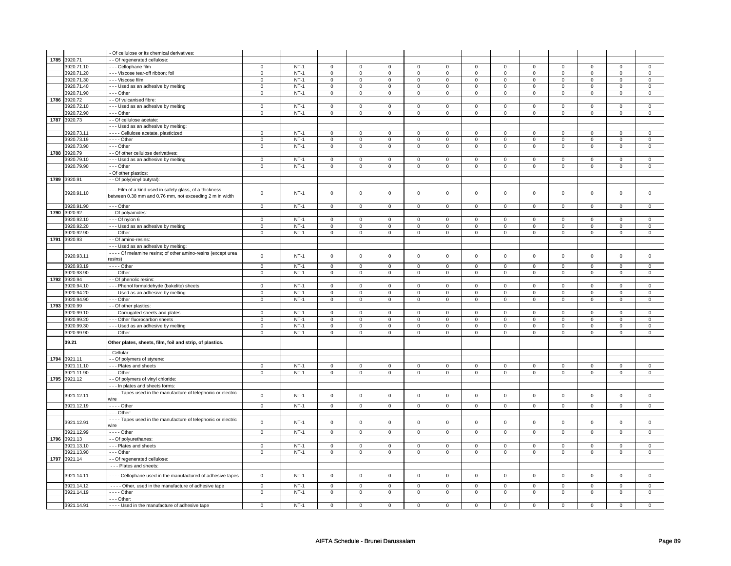| | | | | | | | | | | | | | | | |
|---|---|---|---|---|---|---|---|---|---|---|---|---|---|---|---|
| | | - Of cellulose or its chemical derivatives: | | | | | | | | | | | | | |
| 1785 | 3920.71 | - - Of regenerated cellulose: | | | | | | | | | | | | | |
| | 3920.71.10 | - - - Cellophane film | 0 | NT-1 | 0 | 0 | 0 | 0 | 0 | 0 | 0 | 0 | 0 | 0 | 0 | 0 |
| | 3920.71.20 | - - - Viscose tear-off ribbon; foil | 0 | NT-1 | 0 | 0 | 0 | 0 | 0 | 0 | 0 | 0 | 0 | 0 | 0 | 0 |
| | 3920.71.30 | - - - Viscose film | 0 | NT-1 | 0 | 0 | 0 | 0 | 0 | 0 | 0 | 0 | 0 | 0 | 0 | 0 |
| | 3920.71.40 | - - - Used as an adhesive by melting | 0 | NT-1 | 0 | 0 | 0 | 0 | 0 | 0 | 0 | 0 | 0 | 0 | 0 | 0 |
| | 3920.71.90 | - - - Other | 0 | NT-1 | 0 | 0 | 0 | 0 | 0 | 0 | 0 | 0 | 0 | 0 | 0 | 0 |
| 1786 | 3920.72 | - - Of vulcanised fibre: | | | | | | | | | | | | | | |
| | 3920.72.10 | - - - Used as an adhesive by melting | 0 | NT-1 | 0 | 0 | 0 | 0 | 0 | 0 | 0 | 0 | 0 | 0 | 0 | 0 |
| | 3920.72.90 | - - - Other | 0 | NT-1 | 0 | 0 | 0 | 0 | 0 | 0 | 0 | 0 | 0 | 0 | 0 | 0 |
| 1787 | 3920.73 | - - Of cellulose acetate: | | | | | | | | | | | | | | |
| | | - - - Used as an adhesive by melting: | | | | | | | | | | | | | | |
| | 3920.73.11 | - - - - Cellulose acetate, plasticized | 0 | NT-1 | 0 | 0 | 0 | 0 | 0 | 0 | 0 | 0 | 0 | 0 | 0 | 0 |
| | 3920.73.19 | - - - - Other | 0 | NT-1 | 0 | 0 | 0 | 0 | 0 | 0 | 0 | 0 | 0 | 0 | 0 | 0 |
| | 3920.73.90 | - - - Other | 0 | NT-1 | 0 | 0 | 0 | 0 | 0 | 0 | 0 | 0 | 0 | 0 | 0 | 0 |
| 1788 | 3920.79 | - - Of other cellulose derivatives: | | | | | | | | | | | | | | |
| | 3920.79.10 | - - - Used as an adhesive by melting | 0 | NT-1 | 0 | 0 | 0 | 0 | 0 | 0 | 0 | 0 | 0 | 0 | 0 | 0 |
| | 3920.79.90 | - - - Other | 0 | NT-1 | 0 | 0 | 0 | 0 | 0 | 0 | 0 | 0 | 0 | 0 | 0 | 0 |
| | | - Of other plastics: | | | | | | | | | | | | | | |
| 1789 | 3920.91 | - - Of poly(vinyl butyral): | | | | | | | | | | | | | | |
| | 3920.91.10 | - - - Film of a kind used in safety glass, of a thickness between 0.38 mm and 0.76 mm, not exceeding 2 m in width | 0 | NT-1 | 0 | 0 | 0 | 0 | 0 | 0 | 0 | 0 | 0 | 0 | 0 | 0 |
| | 3920.91.90 | - - - Other | 0 | NT-1 | 0 | 0 | 0 | 0 | 0 | 0 | 0 | 0 | 0 | 0 | 0 | 0 |
| 1790 | 3920.92 | - - Of polyamides: | | | | | | | | | | | | | | |
| | 3920.92.10 | - - - Of nylon 6 | 0 | NT-1 | 0 | 0 | 0 | 0 | 0 | 0 | 0 | 0 | 0 | 0 | 0 | 0 |
| | 3920.92.20 | - - - Used as an adhesive by melting | 0 | NT-1 | 0 | 0 | 0 | 0 | 0 | 0 | 0 | 0 | 0 | 0 | 0 | 0 |
| | 3920.92.90 | - - - Other | 0 | NT-1 | 0 | 0 | 0 | 0 | 0 | 0 | 0 | 0 | 0 | 0 | 0 | 0 |
| 1791 | 3920.93 | - - Of amino-resins: | | | | | | | | | | | | | | |
| | | - - - Used as an adhesive by melting: | | | | | | | | | | | | | | |
| | 3920.93.11 | - - - - Of melamine resins; of other amino-resins (except urea resins) | 0 | NT-1 | 0 | 0 | 0 | 0 | 0 | 0 | 0 | 0 | 0 | 0 | 0 | 0 |
| | 3920.93.19 | - - - - Other | 0 | NT-1 | 0 | 0 | 0 | 0 | 0 | 0 | 0 | 0 | 0 | 0 | 0 | 0 |
| | 3920.93.90 | - - - Other | 0 | NT-1 | 0 | 0 | 0 | 0 | 0 | 0 | 0 | 0 | 0 | 0 | 0 | 0 |
| 1792 | 3920.94 | - - Of phenolic resins: | | | | | | | | | | | | | | |
| | 3920.94.10 | - - - Phenol formaldehyde (bakelite) sheets | 0 | NT-1 | 0 | 0 | 0 | 0 | 0 | 0 | 0 | 0 | 0 | 0 | 0 | 0 |
| | 3920.94.20 | - - - Used as an adhesive by melting | 0 | NT-1 | 0 | 0 | 0 | 0 | 0 | 0 | 0 | 0 | 0 | 0 | 0 | 0 |
| | 3920.94.90 | - - - Other | 0 | NT-1 | 0 | 0 | 0 | 0 | 0 | 0 | 0 | 0 | 0 | 0 | 0 | 0 |
| 1793 | 3920.99 | - - Of other plastics: | | | | | | | | | | | | | | |
| | 3920.99.10 | - - - Corrugated sheets and plates | 0 | NT-1 | 0 | 0 | 0 | 0 | 0 | 0 | 0 | 0 | 0 | 0 | 0 | 0 |
| | 3920.99.20 | - - - Other fluorocarbon sheets | 0 | NT-1 | 0 | 0 | 0 | 0 | 0 | 0 | 0 | 0 | 0 | 0 | 0 | 0 |
| | 3920.99.30 | - - - Used as an adhesive by melting | 0 | NT-1 | 0 | 0 | 0 | 0 | 0 | 0 | 0 | 0 | 0 | 0 | 0 | 0 |
| | 3920.99.90 | - - - Other | 0 | NT-1 | 0 | 0 | 0 | 0 | 0 | 0 | 0 | 0 | 0 | 0 | 0 | 0 |
| | **39.21** | **Other plates, sheets, film, foil and strip, of plastics.** | | | | | | | | | | | | | | |
| | | - Cellular: | | | | | | | | | | | | | | |
| 1794 | 3921.11 | - - Of polymers of styrene: | | | | | | | | | | | | | | |
| | 3921.11.10 | - - - Plates and sheets | 0 | NT-1 | 0 | 0 | 0 | 0 | 0 | 0 | 0 | 0 | 0 | 0 | 0 | 0 |
| | 3921.11.90 | - - - Other | 0 | NT-1 | 0 | 0 | 0 | 0 | 0 | 0 | 0 | 0 | 0 | 0 | 0 | 0 |
| 1795 | 3921.12 | - - Of polymers of vinyl chloride: | | | | | | | | | | | | | | |
| | | - - - In plates and sheets forms: | | | | | | | | | | | | | | |
| | 3921.12.11 | - - - - Tapes used in the manufacture of telephonic or electric wire | 0 | NT-1 | 0 | 0 | 0 | 0 | 0 | 0 | 0 | 0 | 0 | 0 | 0 | 0 |
| | 3921.12.19 | - - - - Other | 0 | NT-1 | 0 | 0 | 0 | 0 | 0 | 0 | 0 | 0 | 0 | 0 | 0 | 0 |
| | | - - - Other: | | | | | | | | | | | | | | |
| | 3921.12.91 | - - - - Tapes used in the manufacture of telephonic or electric wire | 0 | NT-1 | 0 | 0 | 0 | 0 | 0 | 0 | 0 | 0 | 0 | 0 | 0 | 0 |
| | 3921.12.99 | - - - - Other | 0 | NT-1 | 0 | 0 | 0 | 0 | 0 | 0 | 0 | 0 | 0 | 0 | 0 | 0 |
| 1796 | 3921.13 | - - Of polyurethanes: | | | | | | | | | | | | | | |
| | 3921.13.10 | - - - Plates and sheets | 0 | NT-1 | 0 | 0 | 0 | 0 | 0 | 0 | 0 | 0 | 0 | 0 | 0 | 0 |
| | 3921.13.90 | - - - Other | 0 | NT-1 | 0 | 0 | 0 | 0 | 0 | 0 | 0 | 0 | 0 | 0 | 0 | 0 |
| 1797 | 3921.14 | - - Of regenerated cellulose: | | | | | | | | | | | | | | |
| | | - - - Plates and sheets: | | | | | | | | | | | | | | |
| | 3921.14.11 | - - - - Cellophane used in the manufactured of adhesive tapes | 0 | NT-1 | 0 | 0 | 0 | 0 | 0 | 0 | 0 | 0 | 0 | 0 | 0 | 0 |
| | 3921.14.12 | - - - - Other, used in the manufacture of adhesive tape | 0 | NT-1 | 0 | 0 | 0 | 0 | 0 | 0 | 0 | 0 | 0 | 0 | 0 | 0 |
| | 3921.14.19 | - - - - Other | 0 | NT-1 | 0 | 0 | 0 | 0 | 0 | 0 | 0 | 0 | 0 | 0 | 0 | 0 |
| | | - - - Other: | | | | | | | | | | | | | | |
| | 3921.14.91 | - - - - Used in the manufacture of adhesive tape | 0 | NT-1 | 0 | 0 | 0 | 0 | 0 | 0 | 0 | 0 | 0 | 0 | 0 | 0 |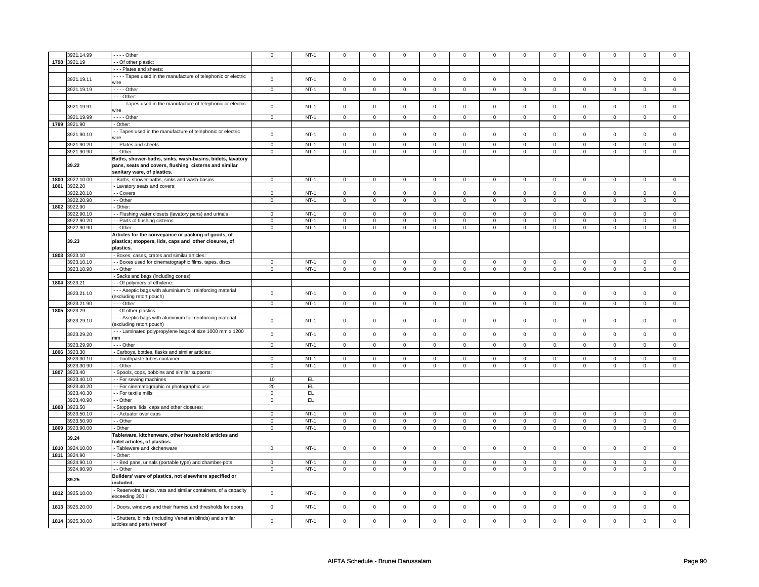| | 3921.14.99 | - - - - Other | 0 | NT-1 | 0 | 0 | 0 | 0 | 0 | 0 | 0 | 0 | 0 | 0 | 0 | 0 |
|---|---|---|---|---|---|---|---|---|---|---|---|---|---|---|---|---|
| 1798 | 3921.19 | - - Of other plastic: | | | | | | | | | | | | | | |
| | | - - - Plates and sheets: | | | | | | | | | | | | | | |
| | 3921.19.11 | - - - - Tapes used in the manufacture of telephonic or electric wire | 0 | NT-1 | 0 | 0 | 0 | 0 | 0 | 0 | 0 | 0 | 0 | 0 | 0 | 0 |
| | 3921.19.19 | - - - - Other | 0 | NT-1 | 0 | 0 | 0 | 0 | 0 | 0 | 0 | 0 | 0 | 0 | 0 | 0 |
| | | - - - Other: | | | | | | | | | | | | | | |
| | 3921.19.91 | - - - - Tapes used in the manufacture of telephonic or electric wire | 0 | NT-1 | 0 | 0 | 0 | 0 | 0 | 0 | 0 | 0 | 0 | 0 | 0 | 0 |
| | 3921.19.99 | - - - - Other | 0 | NT-1 | 0 | 0 | 0 | 0 | 0 | 0 | 0 | 0 | 0 | 0 | 0 | 0 |
| 1799 | 3921.90 | - Other: | | | | | | | | | | | | | | |
| | 3921.90.10 | - - Tapes used in the manufacture of telephonic or electric wire | 0 | NT-1 | 0 | 0 | 0 | 0 | 0 | 0 | 0 | 0 | 0 | 0 | 0 | 0 |
| | 3921.90.20 | - - Plates and sheets | 0 | NT-1 | 0 | 0 | 0 | 0 | 0 | 0 | 0 | 0 | 0 | 0 | 0 | 0 |
| | 3921.90.90 | - - Other | 0 | NT-1 | 0 | 0 | 0 | 0 | 0 | 0 | 0 | 0 | 0 | 0 | 0 | 0 |
| | **39.22** | **Baths, shower-baths, sinks, wash-basins, bidets, lavatory pans, seats and covers, flushing cisterns and similar sanitary ware, of plastics.** | | | | | | | | | | | | | | |
| 1800 | 3922.10.00 | - Baths, shower-baths, sinks and wash-basins | 0 | NT-1 | 0 | 0 | 0 | 0 | 0 | 0 | 0 | 0 | 0 | 0 | 0 | 0 |
| 1801 | 3922.20 | - Lavatory seats and covers: | | | | | | | | | | | | | | |
| | 3922.20.10 | - - Covers | 0 | NT-1 | 0 | 0 | 0 | 0 | 0 | 0 | 0 | 0 | 0 | 0 | 0 | 0 |
| | 3922.20.90 | - - Other | 0 | NT-1 | 0 | 0 | 0 | 0 | 0 | 0 | 0 | 0 | 0 | 0 | 0 | 0 |
| 1802 | 3922.90 | - Other: | | | | | | | | | | | | | | |
| | 3922.90.10 | - - Flushing water closets (lavatory pans) and urinals | 0 | NT-1 | 0 | 0 | 0 | 0 | 0 | 0 | 0 | 0 | 0 | 0 | 0 | 0 |
| | 3922.90.20 | - - Parts of flushing cisterns | 0 | NT-1 | 0 | 0 | 0 | 0 | 0 | 0 | 0 | 0 | 0 | 0 | 0 | 0 |
| | 3922.90.90 | - - Other | 0 | NT-1 | 0 | 0 | 0 | 0 | 0 | 0 | 0 | 0 | 0 | 0 | 0 | 0 |
| | **39.23** | **Articles for the conveyance or packing of goods, of plastics; stoppers, lids, caps and other closures, of plastics.** | | | | | | | | | | | | | | |
| 1803 | 3923.10 | - Boxes, cases, crates and similar articles: | | | | | | | | | | | | | | |
| | 3923.10.10 | - - Boxes used for cinematographic films, tapes, discs | 0 | NT-1 | 0 | 0 | 0 | 0 | 0 | 0 | 0 | 0 | 0 | 0 | 0 | 0 |
| | 3923.10.90 | - - Other | 0 | NT-1 | 0 | 0 | 0 | 0 | 0 | 0 | 0 | 0 | 0 | 0 | 0 | 0 |
| | | - Sacks and bags (including cones): | | | | | | | | | | | | | | |
| 1804 | 3923.21 | - - Of polymers of ethylene: | | | | | | | | | | | | | | |
| | 3923.21.10 | - - - Aseptic bags with aluminium foil reinforcing material (excluding retort pouch) | 0 | NT-1 | 0 | 0 | 0 | 0 | 0 | 0 | 0 | 0 | 0 | 0 | 0 | 0 |
| | 3923.21.90 | - - - Other | 0 | NT-1 | 0 | 0 | 0 | 0 | 0 | 0 | 0 | 0 | 0 | 0 | 0 | 0 |
| 1805 | 3923.29 | - - Of other plastics: | | | | | | | | | | | | | | |
| | 3923.29.10 | - - - Aseptic bags with aluminium foil reinforcing material (excluding retort pouch) | 0 | NT-1 | 0 | 0 | 0 | 0 | 0 | 0 | 0 | 0 | 0 | 0 | 0 | 0 |
| | 3923.29.20 | - - - Laminated polypropylene bags of size 1000 mm x 1200 mm | 0 | NT-1 | 0 | 0 | 0 | 0 | 0 | 0 | 0 | 0 | 0 | 0 | 0 | 0 |
| | 3923.29.90 | - - - Other | 0 | NT-1 | 0 | 0 | 0 | 0 | 0 | 0 | 0 | 0 | 0 | 0 | 0 | 0 |
| 1806 | 3923.30 | - Carboys, bottles, flasks and similar articles: | | | | | | | | | | | | | | |
| | 3923.30.10 | - - Toothpaste tubes container | 0 | NT-1 | 0 | 0 | 0 | 0 | 0 | 0 | 0 | 0 | 0 | 0 | 0 | 0 |
| | 3923.30.90 | - - Other | 0 | NT-1 | 0 | 0 | 0 | 0 | 0 | 0 | 0 | 0 | 0 | 0 | 0 | 0 |
| 1807 | 3923.40 | - Spools, cops, bobbins and similar supports: | | | | | | | | | | | | | | |
| | 3923.40.10 | - - For sewing machines | 10 | EL | | | | | | | | | | | | |
| | 3923.40.20 | - - For cinematographic or photographic use | 20 | EL | | | | | | | | | | | | |
| | 3923.40.30 | - - For textile mills | 0 | EL | | | | | | | | | | | | |
| | 3923.40.90 | - - Other | 0 | EL | | | | | | | | | | | | |
| 1808 | 3923.50 | - Stoppers, lids, caps and other closures: | | | | | | | | | | | | | | |
| | 3923.50.10 | - - Actuator over caps | 0 | NT-1 | 0 | 0 | 0 | 0 | 0 | 0 | 0 | 0 | 0 | 0 | 0 | 0 |
| | 3923.50.90 | - - Other | 0 | NT-1 | 0 | 0 | 0 | 0 | 0 | 0 | 0 | 0 | 0 | 0 | 0 | 0 |
| 1809 | 3923.90.00 | - Other | 0 | NT-1 | 0 | 0 | 0 | 0 | 0 | 0 | 0 | 0 | 0 | 0 | 0 | 0 |
| | **39.24** | **Tableware, kitchenware, other household articles and toilet articles, of plastics.** | | | | | | | | | | | | | | |
| 1810 | 3924.10.00 | - Tableware and kitchenware | 0 | NT-1 | 0 | 0 | 0 | 0 | 0 | 0 | 0 | 0 | 0 | 0 | 0 | 0 |
| 1811 | 3924.90 | - Other: | | | | | | | | | | | | | | |
| | 3924.90.10 | - - Bed pans, urinals (portable type) and chamber-pots | 0 | NT-1 | 0 | 0 | 0 | 0 | 0 | 0 | 0 | 0 | 0 | 0 | 0 | 0 |
| | 3924.90.90 | - - Other | 0 | NT-1 | 0 | 0 | 0 | 0 | 0 | 0 | 0 | 0 | 0 | 0 | 0 | 0 |
| | **39.25** | **Builders' ware of plastics, not elsewhere specified or included.** | | | | | | | | | | | | | | |
| 1812 | 3925.10.00 | - Reservoirs, tanks, vats and similar containers, of a capacity exceeding 300 l | 0 | NT-1 | 0 | 0 | 0 | 0 | 0 | 0 | 0 | 0 | 0 | 0 | 0 | 0 |
| 1813 | 3925.20.00 | - Doors, windows and their frames and thresholds for doors | 0 | NT-1 | 0 | 0 | 0 | 0 | 0 | 0 | 0 | 0 | 0 | 0 | 0 | 0 |
| 1814 | 3925.30.00 | - Shutters, blinds (including Venetian blinds) and similar articles and parts thereof | 0 | NT-1 | 0 | 0 | 0 | 0 | 0 | 0 | 0 | 0 | 0 | 0 | 0 | 0 |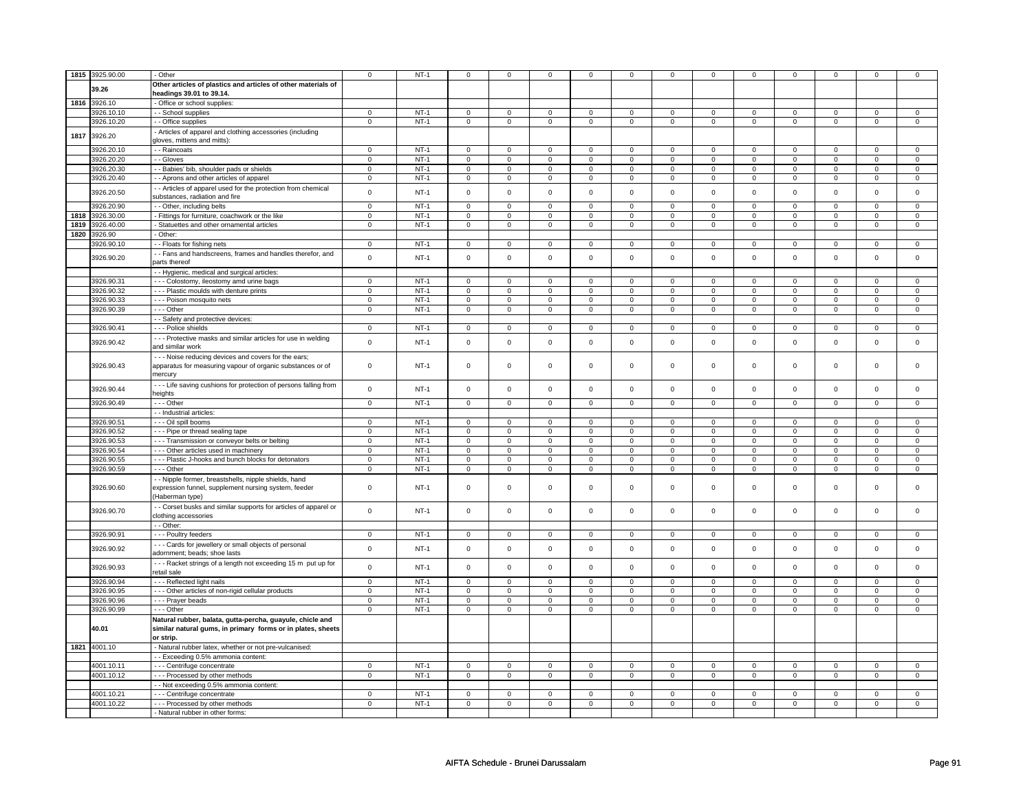| | | | | | | | | | | | | | | | | |
|---|---|---|---|---|---|---|---|---|---|---|---|---|---|---|---|---|
| 1815 | 3925.90.00 | - Other | 0 | NT-1 | 0 | 0 | 0 | 0 | 0 | 0 | 0 | 0 | 0 | 0 | 0 | 0 |
| | 39.26 | **Other articles of plastics and articles of other materials of headings 39.01 to 39.14.** | | | | | | | | | | | | | | |
| 1816 | 3926.10 | - Office or school supplies: | | | | | | | | | | | | | | |
| | 3926.10.10 | - - School supplies | 0 | NT-1 | 0 | 0 | 0 | 0 | 0 | 0 | 0 | 0 | 0 | 0 | 0 | 0 |
| | 3926.10.20 | - - Office supplies | 0 | NT-1 | 0 | 0 | 0 | 0 | 0 | 0 | 0 | 0 | 0 | 0 | 0 | 0 |
| 1817 | 3926.20 | - Articles of apparel and clothing accessories (including gloves, mittens and mitts): | | | | | | | | | | | | | | |
| | 3926.20.10 | - - Raincoats | 0 | NT-1 | 0 | 0 | 0 | 0 | 0 | 0 | 0 | 0 | 0 | 0 | 0 | 0 |
| | 3926.20.20 | - - Gloves | 0 | NT-1 | 0 | 0 | 0 | 0 | 0 | 0 | 0 | 0 | 0 | 0 | 0 | 0 |
| | 3926.20.30 | - - Babies' bib, shoulder pads or shields | 0 | NT-1 | 0 | 0 | 0 | 0 | 0 | 0 | 0 | 0 | 0 | 0 | 0 | 0 |
| | 3926.20.40 | - - Aprons and other articles of apparel | 0 | NT-1 | 0 | 0 | 0 | 0 | 0 | 0 | 0 | 0 | 0 | 0 | 0 | 0 |
| | 3926.20.50 | - - Articles of apparel used for the protection from chemical substances, radiation and fire | 0 | NT-1 | 0 | 0 | 0 | 0 | 0 | 0 | 0 | 0 | 0 | 0 | 0 | 0 |
| | 3926.20.90 | - - Other, including belts | 0 | NT-1 | 0 | 0 | 0 | 0 | 0 | 0 | 0 | 0 | 0 | 0 | 0 | 0 |
| 1818 | 3926.30.00 | - Fittings for furniture, coachwork or the like | 0 | NT-1 | 0 | 0 | 0 | 0 | 0 | 0 | 0 | 0 | 0 | 0 | 0 | 0 |
| 1819 | 3926.40.00 | - Statuettes and other ornamental articles | 0 | NT-1 | 0 | 0 | 0 | 0 | 0 | 0 | 0 | 0 | 0 | 0 | 0 | 0 |
| 1820 | 3926.90 | - Other: | | | | | | | | | | | | | | |
| | 3926.90.10 | - - Floats for fishing nets | 0 | NT-1 | 0 | 0 | 0 | 0 | 0 | 0 | 0 | 0 | 0 | 0 | 0 | 0 |
| | 3926.90.20 | - - Fans and handscreens, frames and handles therefor, and parts thereof | 0 | NT-1 | 0 | 0 | 0 | 0 | 0 | 0 | 0 | 0 | 0 | 0 | 0 | 0 |
| | | - - Hygienic, medical and surgical articles: | | | | | | | | | | | | | | |
| | 3926.90.31 | - - - Colostomy, ileostomy amd urine bags | 0 | NT-1 | 0 | 0 | 0 | 0 | 0 | 0 | 0 | 0 | 0 | 0 | 0 | 0 |
| | 3926.90.32 | - - - Plastic moulds with denture prints | 0 | NT-1 | 0 | 0 | 0 | 0 | 0 | 0 | 0 | 0 | 0 | 0 | 0 | 0 |
| | 3926.90.33 | - - - Poison mosquito nets | 0 | NT-1 | 0 | 0 | 0 | 0 | 0 | 0 | 0 | 0 | 0 | 0 | 0 | 0 |
| | 3926.90.39 | - - - Other | 0 | NT-1 | 0 | 0 | 0 | 0 | 0 | 0 | 0 | 0 | 0 | 0 | 0 | 0 |
| | | - - Safety and protective devices: | | | | | | | | | | | | | | |
| | 3926.90.41 | - - - Police shields | 0 | NT-1 | 0 | 0 | 0 | 0 | 0 | 0 | 0 | 0 | 0 | 0 | 0 | 0 |
| | 3926.90.42 | - - - Protective masks and similar articles for use in welding and similar work | 0 | NT-1 | 0 | 0 | 0 | 0 | 0 | 0 | 0 | 0 | 0 | 0 | 0 | 0 |
| | 3926.90.43 | - - - Noise reducing devices and covers for the ears; apparatus for measuring vapour of organic substances or of mercury | 0 | NT-1 | 0 | 0 | 0 | 0 | 0 | 0 | 0 | 0 | 0 | 0 | 0 | 0 |
| | 3926.90.44 | - - - Life saving cushions for protection of persons falling from heights | 0 | NT-1 | 0 | 0 | 0 | 0 | 0 | 0 | 0 | 0 | 0 | 0 | 0 | 0 |
| | 3926.90.49 | - - - Other | 0 | NT-1 | 0 | 0 | 0 | 0 | 0 | 0 | 0 | 0 | 0 | 0 | 0 | 0 |
| | | - - Industrial articles: | | | | | | | | | | | | | | |
| | 3926.90.51 | - - - Oil spill booms | 0 | NT-1 | 0 | 0 | 0 | 0 | 0 | 0 | 0 | 0 | 0 | 0 | 0 | 0 |
| | 3926.90.52 | - - - Pipe or thread sealing tape | 0 | NT-1 | 0 | 0 | 0 | 0 | 0 | 0 | 0 | 0 | 0 | 0 | 0 | 0 |
| | 3926.90.53 | - - - Transmission or conveyor belts or belting | 0 | NT-1 | 0 | 0 | 0 | 0 | 0 | 0 | 0 | 0 | 0 | 0 | 0 | 0 |
| | 3926.90.54 | - - - Other articles used in machinery | 0 | NT-1 | 0 | 0 | 0 | 0 | 0 | 0 | 0 | 0 | 0 | 0 | 0 | 0 |
| | 3926.90.55 | - - - Plastic J-hooks and bunch blocks for detonators | 0 | NT-1 | 0 | 0 | 0 | 0 | 0 | 0 | 0 | 0 | 0 | 0 | 0 | 0 |
| | 3926.90.59 | - - - Other | 0 | NT-1 | 0 | 0 | 0 | 0 | 0 | 0 | 0 | 0 | 0 | 0 | 0 | 0 |
| | 3926.90.60 | - - Nipple former, breastshells, nipple shields, hand expression funnel, supplement nursing system, feeder (Haberman type) | 0 | NT-1 | 0 | 0 | 0 | 0 | 0 | 0 | 0 | 0 | 0 | 0 | 0 | 0 |
| | 3926.90.70 | - - Corset busks and similar supports for articles of apparel or clothing accessories | 0 | NT-1 | 0 | 0 | 0 | 0 | 0 | 0 | 0 | 0 | 0 | 0 | 0 | 0 |
| | | - - Other: | | | | | | | | | | | | | | |
| | 3926.90.91 | - - - Poultry feeders | 0 | NT-1 | 0 | 0 | 0 | 0 | 0 | 0 | 0 | 0 | 0 | 0 | 0 | 0 |
| | 3926.90.92 | - - - Cards for jewellery or small objects of personal adornment; beads; shoe lasts | 0 | NT-1 | 0 | 0 | 0 | 0 | 0 | 0 | 0 | 0 | 0 | 0 | 0 | 0 |
| | 3926.90.93 | - - - Racket strings of a length not exceeding 15 m put up for retail sale | 0 | NT-1 | 0 | 0 | 0 | 0 | 0 | 0 | 0 | 0 | 0 | 0 | 0 | 0 |
| | 3926.90.94 | - - - Reflected light nails | 0 | NT-1 | 0 | 0 | 0 | 0 | 0 | 0 | 0 | 0 | 0 | 0 | 0 | 0 |
| | 3926.90.95 | - - - Other articles of non-rigid cellular products | 0 | NT-1 | 0 | 0 | 0 | 0 | 0 | 0 | 0 | 0 | 0 | 0 | 0 | 0 |
| | 3926.90.96 | - - - Prayer beads | 0 | NT-1 | 0 | 0 | 0 | 0 | 0 | 0 | 0 | 0 | 0 | 0 | 0 | 0 |
| | 3926.90.99 | - - - Other | 0 | NT-1 | 0 | 0 | 0 | 0 | 0 | 0 | 0 | 0 | 0 | 0 | 0 | 0 |
| | 40.01 | **Natural rubber, balata, gutta-percha, guayule, chicle and similar natural gums, in primary forms or in plates, sheets or strip.** | | | | | | | | | | | | | | |
| 1821 | 4001.10 | - Natural rubber latex, whether or not pre-vulcanised: | | | | | | | | | | | | | | |
| | | - - Exceeding 0.5% ammonia content: | | | | | | | | | | | | | | |
| | 4001.10.11 | - - - Centrifuge concentrate | 0 | NT-1 | 0 | 0 | 0 | 0 | 0 | 0 | 0 | 0 | 0 | 0 | 0 | 0 |
| | 4001.10.12 | - - - Processed by other methods | 0 | NT-1 | 0 | 0 | 0 | 0 | 0 | 0 | 0 | 0 | 0 | 0 | 0 | 0 |
| | | - - Not exceeding 0.5% ammonia content: | | | | | | | | | | | | | | |
| | 4001.10.21 | - - - Centrifuge concentrate | 0 | NT-1 | 0 | 0 | 0 | 0 | 0 | 0 | 0 | 0 | 0 | 0 | 0 | 0 |
| | 4001.10.22 | - - - Processed by other methods | 0 | NT-1 | 0 | 0 | 0 | 0 | 0 | 0 | 0 | 0 | 0 | 0 | 0 | 0 |
| | | - Natural rubber in other forms: | | | | | | | | | | | | | | |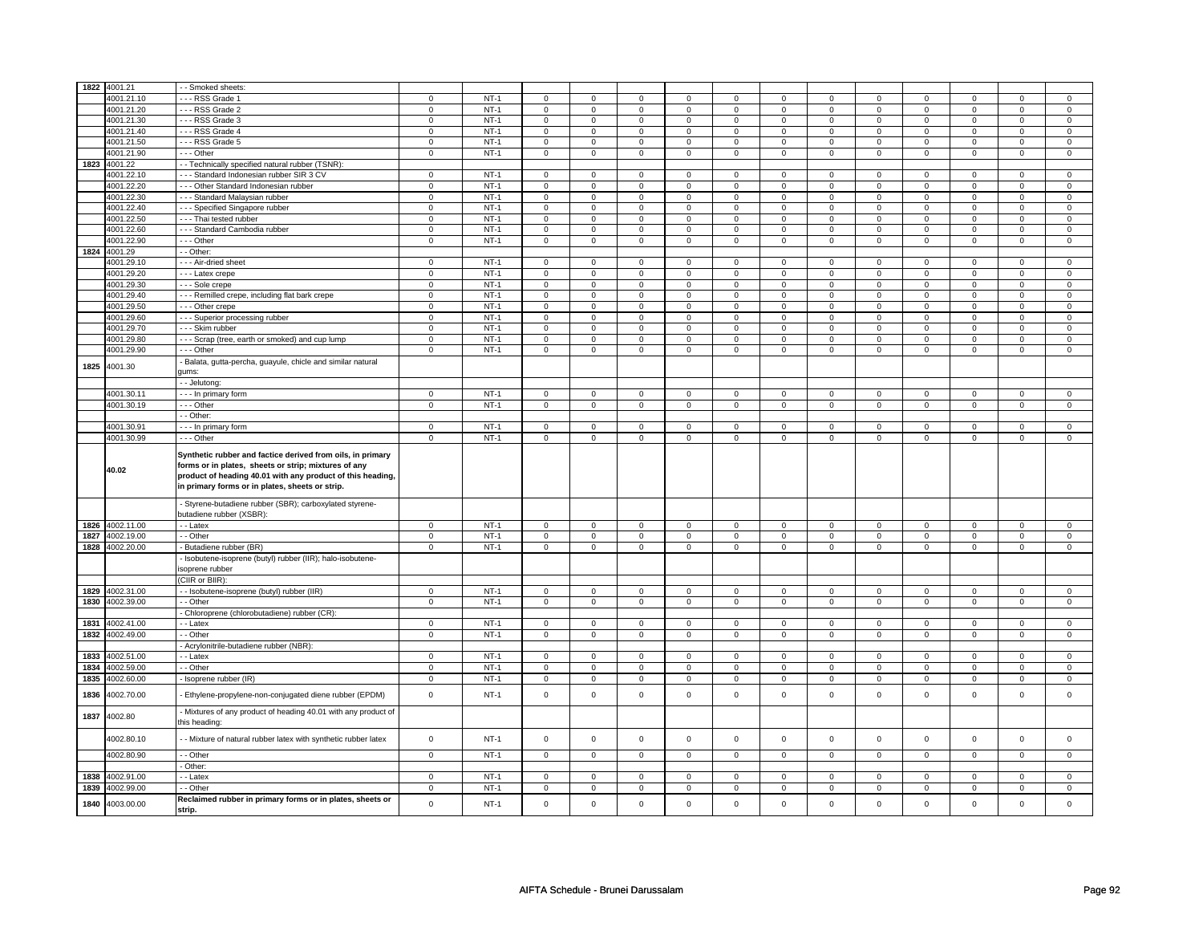| | | | | | | | | | | | | | | | |
|---|---|---|---|---|---|---|---|---|---|---|---|---|---|---|---|
| 1822 | 4001.21 | - - Smoked sheets: | | | | | | | | | | | | | |
| | 4001.21.10 | - - - RSS Grade 1 | 0 | NT-1 | 0 | 0 | 0 | 0 | 0 | 0 | 0 | 0 | 0 | 0 | 0 | 0 |
| | 4001.21.20 | - - - RSS Grade 2 | 0 | NT-1 | 0 | 0 | 0 | 0 | 0 | 0 | 0 | 0 | 0 | 0 | 0 | 0 |
| | 4001.21.30 | - - - RSS Grade 3 | 0 | NT-1 | 0 | 0 | 0 | 0 | 0 | 0 | 0 | 0 | 0 | 0 | 0 | 0 |
| | 4001.21.40 | - - - RSS Grade 4 | 0 | NT-1 | 0 | 0 | 0 | 0 | 0 | 0 | 0 | 0 | 0 | 0 | 0 | 0 |
| | 4001.21.50 | - - - RSS Grade 5 | 0 | NT-1 | 0 | 0 | 0 | 0 | 0 | 0 | 0 | 0 | 0 | 0 | 0 | 0 |
| | 4001.21.90 | - - - Other | 0 | NT-1 | 0 | 0 | 0 | 0 | 0 | 0 | 0 | 0 | 0 | 0 | 0 | 0 |
| 1823 | 4001.22 | - - Technically specified natural rubber (TSNR): | | | | | | | | | | | | | |
| | 4001.22.10 | - - - Standard Indonesian rubber SIR 3 CV | 0 | NT-1 | 0 | 0 | 0 | 0 | 0 | 0 | 0 | 0 | 0 | 0 | 0 | 0 |
| | 4001.22.20 | - - - Other Standard Indonesian rubber | 0 | NT-1 | 0 | 0 | 0 | 0 | 0 | 0 | 0 | 0 | 0 | 0 | 0 | 0 |
| | 4001.22.30 | - - - Standard Malaysian rubber | 0 | NT-1 | 0 | 0 | 0 | 0 | 0 | 0 | 0 | 0 | 0 | 0 | 0 | 0 |
| | 4001.22.40 | - - - Specified Singapore rubber | 0 | NT-1 | 0 | 0 | 0 | 0 | 0 | 0 | 0 | 0 | 0 | 0 | 0 | 0 |
| | 4001.22.50 | - - - Thai tested rubber | 0 | NT-1 | 0 | 0 | 0 | 0 | 0 | 0 | 0 | 0 | 0 | 0 | 0 | 0 |
| | 4001.22.60 | - - - Standard Cambodia rubber | 0 | NT-1 | 0 | 0 | 0 | 0 | 0 | 0 | 0 | 0 | 0 | 0 | 0 | 0 |
| | 4001.22.90 | - - - Other | 0 | NT-1 | 0 | 0 | 0 | 0 | 0 | 0 | 0 | 0 | 0 | 0 | 0 | 0 |
| 1824 | 4001.29 | - - Other: | | | | | | | | | | | | | |
| | 4001.29.10 | - - - Air-dried sheet | 0 | NT-1 | 0 | 0 | 0 | 0 | 0 | 0 | 0 | 0 | 0 | 0 | 0 | 0 |
| | 4001.29.20 | - - - Latex crepe | 0 | NT-1 | 0 | 0 | 0 | 0 | 0 | 0 | 0 | 0 | 0 | 0 | 0 | 0 |
| | 4001.29.30 | - - - Sole crepe | 0 | NT-1 | 0 | 0 | 0 | 0 | 0 | 0 | 0 | 0 | 0 | 0 | 0 | 0 |
| | 4001.29.40 | - - - Remilled crepe, including flat bark crepe | 0 | NT-1 | 0 | 0 | 0 | 0 | 0 | 0 | 0 | 0 | 0 | 0 | 0 | 0 |
| | 4001.29.50 | - - - Other crepe | 0 | NT-1 | 0 | 0 | 0 | 0 | 0 | 0 | 0 | 0 | 0 | 0 | 0 | 0 |
| | 4001.29.60 | - - - Superior processing rubber | 0 | NT-1 | 0 | 0 | 0 | 0 | 0 | 0 | 0 | 0 | 0 | 0 | 0 | 0 |
| | 4001.29.70 | - - - Skim rubber | 0 | NT-1 | 0 | 0 | 0 | 0 | 0 | 0 | 0 | 0 | 0 | 0 | 0 | 0 |
| | 4001.29.80 | - - - Scrap (tree, earth or smoked) and cup lump | 0 | NT-1 | 0 | 0 | 0 | 0 | 0 | 0 | 0 | 0 | 0 | 0 | 0 | 0 |
| | 4001.29.90 | - - - Other | 0 | NT-1 | 0 | 0 | 0 | 0 | 0 | 0 | 0 | 0 | 0 | 0 | 0 | 0 |
| 1825 | 4001.30 | - Balata, gutta-percha, guayule, chicle and similar natural gums: | | | | | | | | | | | | | |
| | | - - Jelutong: | | | | | | | | | | | | | |
| | 4001.30.11 | - - - In primary form | 0 | NT-1 | 0 | 0 | 0 | 0 | 0 | 0 | 0 | 0 | 0 | 0 | 0 | 0 |
| | 4001.30.19 | - - - Other | 0 | NT-1 | 0 | 0 | 0 | 0 | 0 | 0 | 0 | 0 | 0 | 0 | 0 | 0 |
| | | - - Other: | | | | | | | | | | | | | |
| | 4001.30.91 | - - - In primary form | 0 | NT-1 | 0 | 0 | 0 | 0 | 0 | 0 | 0 | 0 | 0 | 0 | 0 | 0 |
| | 4001.30.99 | - - - Other | 0 | NT-1 | 0 | 0 | 0 | 0 | 0 | 0 | 0 | 0 | 0 | 0 | 0 | 0 |
| | **40.02** | **Synthetic rubber and factice derived from oils, in primary forms or in plates, sheets or strip; mixtures of any product of heading 40.01 with any product of this heading, in primary forms or in plates, sheets or strip.** | | | | | | | | | | | | | |
| | | - Styrene-butadiene rubber (SBR); carboxylated styrene-butadiene rubber (XSBR): | | | | | | | | | | | | | |
| 1826 | 4002.11.00 | - - Latex | 0 | NT-1 | 0 | 0 | 0 | 0 | 0 | 0 | 0 | 0 | 0 | 0 | 0 | 0 |
| 1827 | 4002.19.00 | - - Other | 0 | NT-1 | 0 | 0 | 0 | 0 | 0 | 0 | 0 | 0 | 0 | 0 | 0 | 0 |
| 1828 | 4002.20.00 | - Butadiene rubber (BR) | 0 | NT-1 | 0 | 0 | 0 | 0 | 0 | 0 | 0 | 0 | 0 | 0 | 0 | 0 |
| | | - Isobutene-isoprene (butyl) rubber (IIR); halo-isobutene-isoprene rubber (CIIR or BIIR): | | | | | | | | | | | | | |
| 1829 | 4002.31.00 | - - Isobutene-isoprene (butyl) rubber (IIR) | 0 | NT-1 | 0 | 0 | 0 | 0 | 0 | 0 | 0 | 0 | 0 | 0 | 0 | 0 |
| 1830 | 4002.39.00 | - - Other | 0 | NT-1 | 0 | 0 | 0 | 0 | 0 | 0 | 0 | 0 | 0 | 0 | 0 | 0 |
| | | - Chloroprene (chlorobutadiene) rubber (CR): | | | | | | | | | | | | | |
| 1831 | 4002.41.00 | - - Latex | 0 | NT-1 | 0 | 0 | 0 | 0 | 0 | 0 | 0 | 0 | 0 | 0 | 0 | 0 |
| 1832 | 4002.49.00 | - - Other | 0 | NT-1 | 0 | 0 | 0 | 0 | 0 | 0 | 0 | 0 | 0 | 0 | 0 | 0 |
| | | - Acrylonitrile-butadiene rubber (NBR): | | | | | | | | | | | | | |
| 1833 | 4002.51.00 | - - Latex | 0 | NT-1 | 0 | 0 | 0 | 0 | 0 | 0 | 0 | 0 | 0 | 0 | 0 | 0 |
| 1834 | 4002.59.00 | - - Other | 0 | NT-1 | 0 | 0 | 0 | 0 | 0 | 0 | 0 | 0 | 0 | 0 | 0 | 0 |
| 1835 | 4002.60.00 | - Isoprene rubber (IR) | 0 | NT-1 | 0 | 0 | 0 | 0 | 0 | 0 | 0 | 0 | 0 | 0 | 0 | 0 |
| 1836 | 4002.70.00 | - Ethylene-propylene-non-conjugated diene rubber (EPDM) | 0 | NT-1 | 0 | 0 | 0 | 0 | 0 | 0 | 0 | 0 | 0 | 0 | 0 | 0 |
| 1837 | 4002.80 | - Mixtures of any product of heading 40.01 with any product of this heading: | | | | | | | | | | | | | |
| | 4002.80.10 | - - Mixture of natural rubber latex with synthetic rubber latex | 0 | NT-1 | 0 | 0 | 0 | 0 | 0 | 0 | 0 | 0 | 0 | 0 | 0 | 0 |
| | 4002.80.90 | - - Other | 0 | NT-1 | 0 | 0 | 0 | 0 | 0 | 0 | 0 | 0 | 0 | 0 | 0 | 0 |
| | | - Other: | | | | | | | | | | | | | |
| 1838 | 4002.91.00 | - - Latex | 0 | NT-1 | 0 | 0 | 0 | 0 | 0 | 0 | 0 | 0 | 0 | 0 | 0 | 0 |
| 1839 | 4002.99.00 | - - Other | 0 | NT-1 | 0 | 0 | 0 | 0 | 0 | 0 | 0 | 0 | 0 | 0 | 0 | 0 |
| 1840 | 4003.00.00 | **Reclaimed rubber in primary forms or in plates, sheets or strip.** | 0 | NT-1 | 0 | 0 | 0 | 0 | 0 | 0 | 0 | 0 | 0 | 0 | 0 | 0 |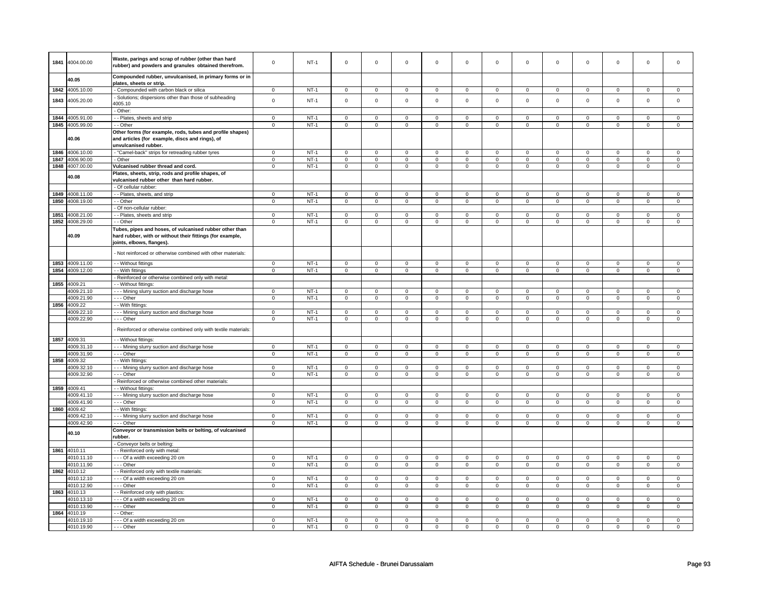| | | | | | | | | | | | | | | | | |
|---|---|---|---|---|---|---|---|---|---|---|---|---|---|---|---|---|
| 1841 | 4004.00.00 | **Waste, parings and scrap of rubber (other than hard rubber) and powders and granules obtained therefrom.** | 0 | NT-1 | 0 | 0 | 0 | 0 | 0 | 0 | 0 | 0 | 0 | 0 | 0 | 0 |
| | **40.05** | **Compounded rubber, unvulcanised, in primary forms or in plates, sheets or strip.** | | | | | | | | | | | | | | |
| 1842 | 4005.10.00 | - Compounded with carbon black or silica | 0 | NT-1 | 0 | 0 | 0 | 0 | 0 | 0 | 0 | 0 | 0 | 0 | 0 | 0 |
| 1843 | 4005.20.00 | - Solutions; dispersions other than those of subheading 4005.10 | 0 | NT-1 | 0 | 0 | 0 | 0 | 0 | 0 | 0 | 0 | 0 | 0 | 0 | 0 |
| | | - Other: | | | | | | | | | | | | | | |
| 1844 | 4005.91.00 | - - Plates, sheets and strip | 0 | NT-1 | 0 | 0 | 0 | 0 | 0 | 0 | 0 | 0 | 0 | 0 | 0 | 0 |
| 1845 | 4005.99.00 | - - Other | 0 | NT-1 | 0 | 0 | 0 | 0 | 0 | 0 | 0 | 0 | 0 | 0 | 0 | 0 |
| | **40.06** | **Other forms (for example, rods, tubes and profile shapes) and articles (for example, discs and rings), of unvulcanised rubber.** | | | | | | | | | | | | | | |
| 1846 | 4006.10.00 | - "Camel-back" strips for retreading rubber tyres | 0 | NT-1 | 0 | 0 | 0 | 0 | 0 | 0 | 0 | 0 | 0 | 0 | 0 | 0 |
| 1847 | 4006.90.00 | - Other | 0 | NT-1 | 0 | 0 | 0 | 0 | 0 | 0 | 0 | 0 | 0 | 0 | 0 | 0 |
| 1848 | 4007.00.00 | **Vulcanised rubber thread and cord.** | 0 | NT-1 | 0 | 0 | 0 | 0 | 0 | 0 | 0 | 0 | 0 | 0 | 0 | 0 |
| | **40.08** | **Plates, sheets, strip, rods and profile shapes, of vulcanised rubber other than hard rubber.** | | | | | | | | | | | | | | |
| | | - Of cellular rubber: | | | | | | | | | | | | | | |
| 1849 | 4008.11.00 | - - Plates, sheets, and strip | 0 | NT-1 | 0 | 0 | 0 | 0 | 0 | 0 | 0 | 0 | 0 | 0 | 0 | 0 |
| 1850 | 4008.19.00 | - - Other | 0 | NT-1 | 0 | 0 | 0 | 0 | 0 | 0 | 0 | 0 | 0 | 0 | 0 | 0 |
| | | - Of non-cellular rubber: | | | | | | | | | | | | | | |
| 1851 | 4008.21.00 | - - Plates, sheets and strip | 0 | NT-1 | 0 | 0 | 0 | 0 | 0 | 0 | 0 | 0 | 0 | 0 | 0 | 0 |
| 1852 | 4008.29.00 | - - Other | 0 | NT-1 | 0 | 0 | 0 | 0 | 0 | 0 | 0 | 0 | 0 | 0 | 0 | 0 |
| | **40.09** | **Tubes, pipes and hoses, of vulcanised rubber other than hard rubber, with or without their fittings (for example, joints, elbows, flanges).** | | | | | | | | | | | | | | |
| | | - Not reinforced or otherwise combined with other materials: | | | | | | | | | | | | | | |
| 1853 | 4009.11.00 | - - Without fittings | 0 | NT-1 | 0 | 0 | 0 | 0 | 0 | 0 | 0 | 0 | 0 | 0 | 0 | 0 |
| 1854 | 4009.12.00 | - - With fittings | 0 | NT-1 | 0 | 0 | 0 | 0 | 0 | 0 | 0 | 0 | 0 | 0 | 0 | 0 |
| | | - Reinforced or otherwise combined only with metal: | | | | | | | | | | | | | | |
| 1855 | 4009.21 | - - Without fittings: | | | | | | | | | | | | | | |
| | 4009.21.10 | - - - Mining slurry suction and discharge hose | 0 | NT-1 | 0 | 0 | 0 | 0 | 0 | 0 | 0 | 0 | 0 | 0 | 0 | 0 |
| | 4009.21.90 | - - - Other | 0 | NT-1 | 0 | 0 | 0 | 0 | 0 | 0 | 0 | 0 | 0 | 0 | 0 | 0 |
| 1856 | 4009.22 | - - With fittings: | | | | | | | | | | | | | | |
| | 4009.22.10 | - - - Mining slurry suction and discharge hose | 0 | NT-1 | 0 | 0 | 0 | 0 | 0 | 0 | 0 | 0 | 0 | 0 | 0 | 0 |
| | 4009.22.90 | - - - Other | 0 | NT-1 | 0 | 0 | 0 | 0 | 0 | 0 | 0 | 0 | 0 | 0 | 0 | 0 |
| | | - Reinforced or otherwise combined only with textile materials: | | | | | | | | | | | | | | |
| 1857 | 4009.31 | - - Without fittings: | | | | | | | | | | | | | | |
| | 4009.31.10 | - - - Mining slurry suction and discharge hose | 0 | NT-1 | 0 | 0 | 0 | 0 | 0 | 0 | 0 | 0 | 0 | 0 | 0 | 0 |
| | 4009.31.90 | - - - Other | 0 | NT-1 | 0 | 0 | 0 | 0 | 0 | 0 | 0 | 0 | 0 | 0 | 0 | 0 |
| 1858 | 4009.32 | - - With fittings: | | | | | | | | | | | | | | |
| | 4009.32.10 | - - - Mining slurry suction and discharge hose | 0 | NT-1 | 0 | 0 | 0 | 0 | 0 | 0 | 0 | 0 | 0 | 0 | 0 | 0 |
| | 4009.32.90 | - - - Other | 0 | NT-1 | 0 | 0 | 0 | 0 | 0 | 0 | 0 | 0 | 0 | 0 | 0 | 0 |
| | | - Reinforced or otherwise combined other materials: | | | | | | | | | | | | | | |
| 1859 | 4009.41 | - - Without fittings: | | | | | | | | | | | | | | |
| | 4009.41.10 | - - - Mining slurry suction and discharge hose | 0 | NT-1 | 0 | 0 | 0 | 0 | 0 | 0 | 0 | 0 | 0 | 0 | 0 | 0 |
| | 4009.41.90 | - - - Other | 0 | NT-1 | 0 | 0 | 0 | 0 | 0 | 0 | 0 | 0 | 0 | 0 | 0 | 0 |
| 1860 | 4009.42 | - - With fittings: | | | | | | | | | | | | | | |
| | 4009.42.10 | - - - Mining slurry suction and discharge hose | 0 | NT-1 | 0 | 0 | 0 | 0 | 0 | 0 | 0 | 0 | 0 | 0 | 0 | 0 |
| | 4009.42.90 | - - - Other | 0 | NT-1 | 0 | 0 | 0 | 0 | 0 | 0 | 0 | 0 | 0 | 0 | 0 | 0 |
| | **40.10** | **Conveyor or transmission belts or belting, of vulcanised rubber.** | | | | | | | | | | | | | | |
| | | - Conveyor belts or belting: | | | | | | | | | | | | | | |
| 1861 | 4010.11 | - - Reinforced only with metal: | | | | | | | | | | | | | | |
| | 4010.11.10 | - - - Of a width exceeding 20 cm | 0 | NT-1 | 0 | 0 | 0 | 0 | 0 | 0 | 0 | 0 | 0 | 0 | 0 | 0 |
| | 4010.11.90 | - - - Other | 0 | NT-1 | 0 | 0 | 0 | 0 | 0 | 0 | 0 | 0 | 0 | 0 | 0 | 0 |
| 1862 | 4010.12 | - - Reinforced only with textile materials: | | | | | | | | | | | | | | |
| | 4010.12.10 | - - - Of a width exceeding 20 cm | 0 | NT-1 | 0 | 0 | 0 | 0 | 0 | 0 | 0 | 0 | 0 | 0 | 0 | 0 |
| | 4010.12.90 | - - - Other | 0 | NT-1 | 0 | 0 | 0 | 0 | 0 | 0 | 0 | 0 | 0 | 0 | 0 | 0 |
| 1863 | 4010.13 | - - Reinforced only with plastics: | | | | | | | | | | | | | | |
| | 4010.13.10 | - - - Of a width exceeding 20 cm | 0 | NT-1 | 0 | 0 | 0 | 0 | 0 | 0 | 0 | 0 | 0 | 0 | 0 | 0 |
| | 4010.13.90 | - - - Other | 0 | NT-1 | 0 | 0 | 0 | 0 | 0 | 0 | 0 | 0 | 0 | 0 | 0 | 0 |
| 1864 | 4010.19 | - - Other: | | | | | | | | | | | | | | |
| | 4010.19.10 | - - - Of a width exceeding 20 cm | 0 | NT-1 | 0 | 0 | 0 | 0 | 0 | 0 | 0 | 0 | 0 | 0 | 0 | 0 |
| | 4010.19.90 | - - - Other | 0 | NT-1 | 0 | 0 | 0 | 0 | 0 | 0 | 0 | 0 | 0 | 0 | 0 | 0 |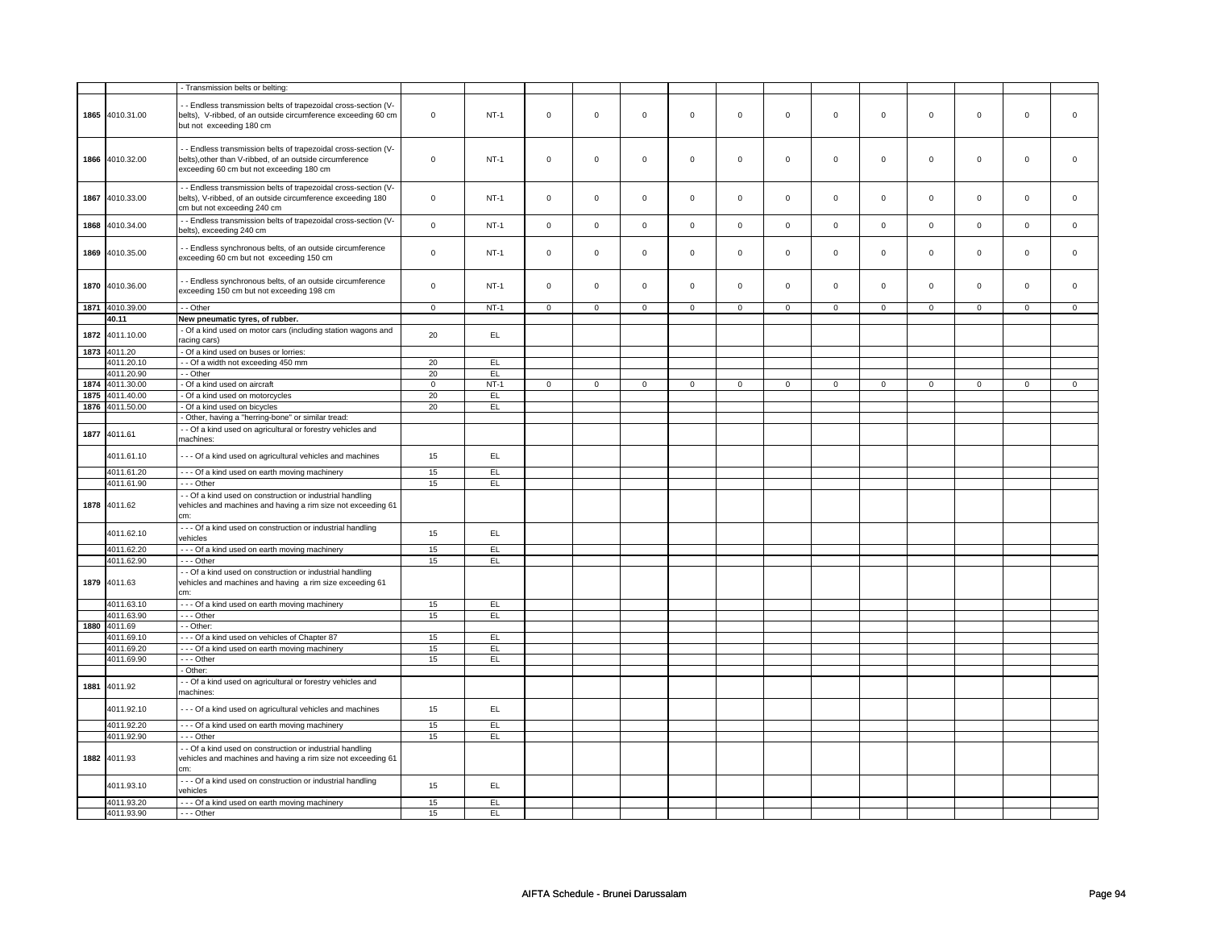| | | | | | | | | | | | | | | | | | |
|---|---|---|---|---|---|---|---|---|---|---|---|---|---|---|---|---|---|
| | | - Transmission belts or belting: | | | | | | | | | | | | | | | |
| 1865 | 4010.31.00 | - - Endless transmission belts of trapezoidal cross-section (V-belts), V-ribbed, of an outside circumference exceeding 60 cm but not exceeding 180 cm | 0 | NT-1 | 0 | 0 | 0 | 0 | 0 | 0 | 0 | 0 | 0 | 0 | 0 | 0 |
| 1866 | 4010.32.00 | - - Endless transmission belts of trapezoidal cross-section (V-belts),other than V-ribbed, of an outside circumference exceeding 60 cm but not exceeding 180 cm | 0 | NT-1 | 0 | 0 | 0 | 0 | 0 | 0 | 0 | 0 | 0 | 0 | 0 | 0 |
| 1867 | 4010.33.00 | - - Endless transmission belts of trapezoidal cross-section (V-belts), V-ribbed, of an outside circumference exceeding 180 cm but not exceeding 240 cm | 0 | NT-1 | 0 | 0 | 0 | 0 | 0 | 0 | 0 | 0 | 0 | 0 | 0 | 0 |
| 1868 | 4010.34.00 | - - Endless transmission belts of trapezoidal cross-section (V-belts), exceeding 240 cm | 0 | NT-1 | 0 | 0 | 0 | 0 | 0 | 0 | 0 | 0 | 0 | 0 | 0 | 0 |
| 1869 | 4010.35.00 | - - Endless synchronous belts, of an outside circumference exceeding 60 cm but not exceeding 150 cm | 0 | NT-1 | 0 | 0 | 0 | 0 | 0 | 0 | 0 | 0 | 0 | 0 | 0 | 0 |
| 1870 | 4010.36.00 | - - Endless synchronous belts, of an outside circumference exceeding 150 cm but not exceeding 198 cm | 0 | NT-1 | 0 | 0 | 0 | 0 | 0 | 0 | 0 | 0 | 0 | 0 | 0 | 0 |
| 1871 | 4010.39.00 | - - Other | 0 | NT-1 | 0 | 0 | 0 | 0 | 0 | 0 | 0 | 0 | 0 | 0 | 0 | 0 |
| | **40.11** | **New pneumatic tyres, of rubber.** | | | | | | | | | | | | | | | |
| 1872 | 4011.10.00 | - Of a kind used on motor cars (including station wagons and racing cars) | 20 | EL | | | | | | | | | | | | |
| 1873 | 4011.20 | - Of a kind used on buses or lorries: | | | | | | | | | | | | | | |
| | 4011.20.10 | - - Of a width not exceeding 450 mm | 20 | EL | | | | | | | | | | | | |
| | 4011.20.90 | - - Other | 20 | EL | | | | | | | | | | | | |
| 1874 | 4011.30.00 | - Of a kind used on aircraft | 0 | NT-1 | 0 | 0 | 0 | 0 | 0 | 0 | 0 | 0 | 0 | 0 | 0 | 0 |
| 1875 | 4011.40.00 | - Of a kind used on motorcycles | 20 | EL | | | | | | | | | | | | |
| 1876 | 4011.50.00 | - Of a kind used on bicycles | 20 | EL | | | | | | | | | | | | |
| | | - Other, having a "herring-bone" or similar tread: | | | | | | | | | | | | | | |
| 1877 | 4011.61 | - - Of a kind used on agricultural or forestry vehicles and machines: | | | | | | | | | | | | | | |
| | 4011.61.10 | - - - Of a kind used on agricultural vehicles and machines | 15 | EL | | | | | | | | | | | | |
| | 4011.61.20 | - - - Of a kind used on earth moving machinery | 15 | EL | | | | | | | | | | | | |
| | 4011.61.90 | - - - Other | 15 | EL | | | | | | | | | | | | |
| 1878 | 4011.62 | - - Of a kind used on construction or industrial handling vehicles and machines and having a rim size not exceeding 61 cm: | | | | | | | | | | | | | | |
| | 4011.62.10 | - - - Of a kind used on construction or industrial handling vehicles | 15 | EL | | | | | | | | | | | | |
| | 4011.62.20 | - - - Of a kind used on earth moving machinery | 15 | EL | | | | | | | | | | | | |
| | 4011.62.90 | - - - Other | 15 | EL | | | | | | | | | | | | |
| 1879 | 4011.63 | - - Of a kind used on construction or industrial handling vehicles and machines and having a rim size exceeding 61 cm: | | | | | | | | | | | | | | |
| | 4011.63.10 | - - - Of a kind used on earth moving machinery | 15 | EL | | | | | | | | | | | | |
| | 4011.63.90 | - - - Other | 15 | EL | | | | | | | | | | | | |
| 1880 | 4011.69 | - - Other: | | | | | | | | | | | | | | |
| | 4011.69.10 | - - - Of a kind used on vehicles of Chapter 87 | 15 | EL | | | | | | | | | | | | |
| | 4011.69.20 | - - - Of a kind used on earth moving machinery | 15 | EL | | | | | | | | | | | | |
| | 4011.69.90 | - - - Other | 15 | EL | | | | | | | | | | | | |
| | | - Other: | | | | | | | | | | | | | | |
| 1881 | 4011.92 | - - Of a kind used on agricultural or forestry vehicles and machines: | | | | | | | | | | | | | | |
| | 4011.92.10 | - - - Of a kind used on agricultural vehicles and machines | 15 | EL | | | | | | | | | | | | |
| | 4011.92.20 | - - - Of a kind used on earth moving machinery | 15 | EL | | | | | | | | | | | | |
| | 4011.92.90 | - - - Other | 15 | EL | | | | | | | | | | | | |
| 1882 | 4011.93 | - - Of a kind used on construction or industrial handling vehicles and machines and having a rim size not exceeding 61 cm: | | | | | | | | | | | | | | |
| | 4011.93.10 | - - - Of a kind used on construction or industrial handling vehicles | 15 | EL | | | | | | | | | | | | |
| | 4011.93.20 | - - - Of a kind used on earth moving machinery | 15 | EL | | | | | | | | | | | | |
| | 4011.93.90 | - - - Other | 15 | EL | | | | | | | | | | | | |

AIFTA Schedule - Brunei Darussalam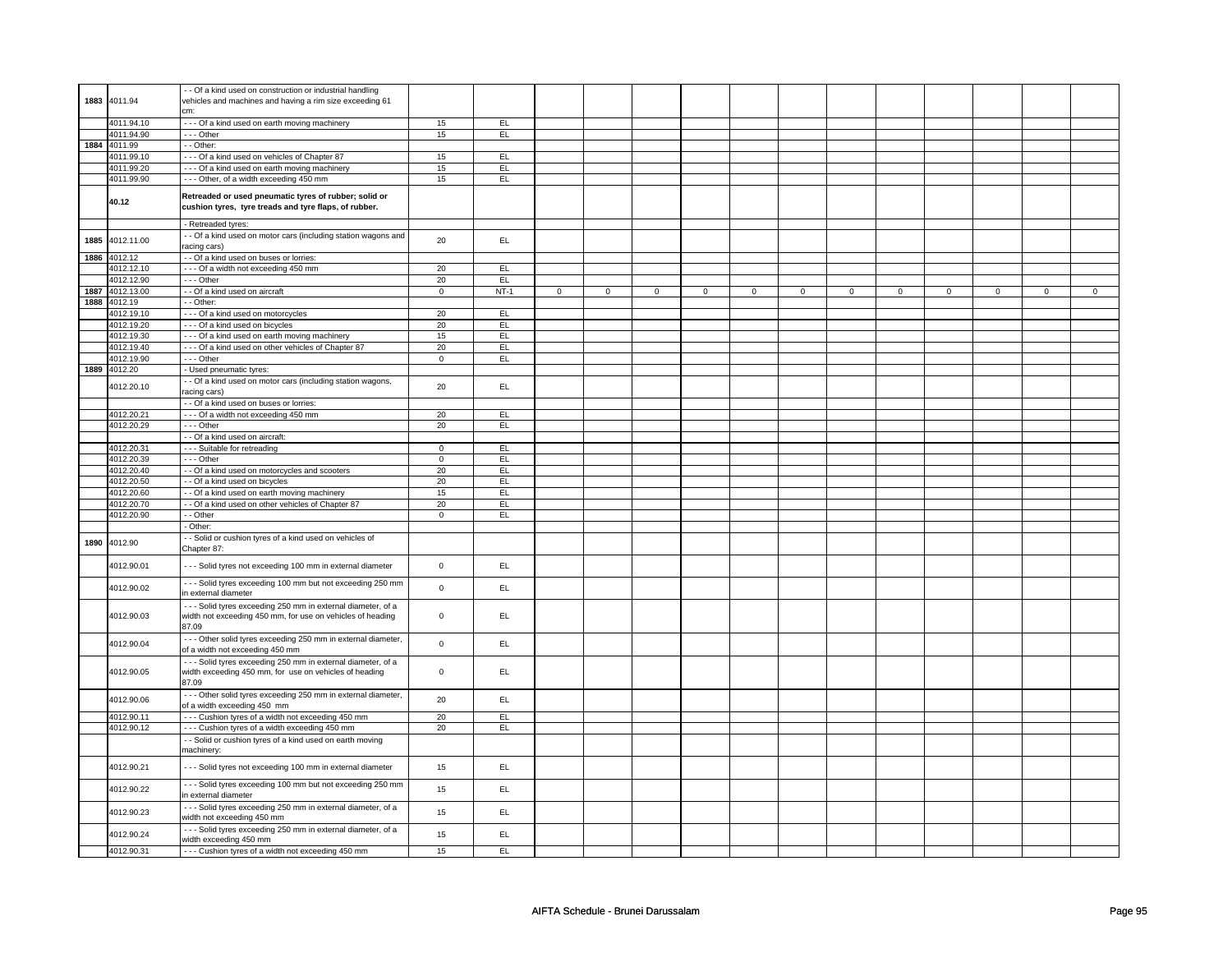| | | | | | | | | | | | | | | | | | | |
|---|---|---|---|---|---|---|---|---|---|---|---|---|---|---|---|---|---|---|
| 1883 | 4011.94 | - - Of a kind used on construction or industrial handling vehicles and machines and having a rim size exceeding 61 cm: | | | | | | | | | | | | | | | | |
| | 4011.94.10 | - - - Of a kind used on earth moving machinery | 15 | EL | | | | | | | | | | | | | | |
| | 4011.94.90 | - - - Other | 15 | EL | | | | | | | | | | | | | | |
| 1884 | 4011.99 | - - Other: | | | | | | | | | | | | | | | | |
| | 4011.99.10 | - - - Of a kind used on vehicles of Chapter 87 | 15 | EL | | | | | | | | | | | | | | |
| | 4011.99.20 | - - - Of a kind used on earth moving machinery | 15 | EL | | | | | | | | | | | | | | |
| | 4011.99.90 | - - - Other, of a width exceeding 450 mm | 15 | EL | | | | | | | | | | | | | | |
| | **40.12** | **Retreaded or used pneumatic tyres of rubber; solid or cushion tyres, tyre treads and tyre flaps, of rubber.** | | | | | | | | | | | | | | | | |
| | | - Retreaded tyres: | | | | | | | | | | | | | | | | |
| 1885 | 4012.11.00 | - - Of a kind used on motor cars (including station wagons and racing cars) | 20 | EL | | | | | | | | | | | | | | |
| 1886 | 4012.12 | - - Of a kind used on buses or lorries: | | | | | | | | | | | | | | | | |
| | 4012.12.10 | - - - Of a width not exceeding 450 mm | 20 | EL | | | | | | | | | | | | | | |
| | 4012.12.90 | - - - Other | 20 | EL | | | | | | | | | | | | | | |
| 1887 | 4012.13.00 | - - Of a kind used on aircraft | 0 | NT-1 | 0 | 0 | 0 | 0 | 0 | 0 | 0 | 0 | 0 | 0 | 0 | 0 |
| 1888 | 4012.19 | - - Other: | | | | | | | | | | | | | | | | |
| | 4012.19.10 | - - - Of a kind used on motorcycles | 20 | EL | | | | | | | | | | | | | | |
| | 4012.19.20 | - - - Of a kind used on bicycles | 20 | EL | | | | | | | | | | | | | | |
| | 4012.19.30 | - - - Of a kind used on earth moving machinery | 15 | EL | | | | | | | | | | | | | | |
| | 4012.19.40 | - - - Of a kind used on other vehicles of Chapter 87 | 20 | EL | | | | | | | | | | | | | | |
| | 4012.19.90 | - - - Other | 0 | EL | | | | | | | | | | | | | | |
| 1889 | 4012.20 | - Used pneumatic tyres: | | | | | | | | | | | | | | | | |
| | 4012.20.10 | - - Of a kind used on motor cars (including station wagons, racing cars) | 20 | EL | | | | | | | | | | | | | | |
| | | - - Of a kind used on buses or lorries: | | | | | | | | | | | | | | | | |
| | 4012.20.21 | - - - Of a width not exceeding 450 mm | 20 | EL | | | | | | | | | | | | | | |
| | 4012.20.29 | - - - Other | 20 | EL | | | | | | | | | | | | | | |
| | | - - Of a kind used on aircraft: | | | | | | | | | | | | | | | | |
| | 4012.20.31 | - - - Suitable for retreading | 0 | EL | | | | | | | | | | | | | | |
| | 4012.20.39 | - - - Other | 0 | EL | | | | | | | | | | | | | | |
| | 4012.20.40 | - - Of a kind used on motorcycles and scooters | 20 | EL | | | | | | | | | | | | | | |
| | 4012.20.50 | - - Of a kind used on bicycles | 20 | EL | | | | | | | | | | | | | | |
| | 4012.20.60 | - - Of a kind used on earth moving machinery | 15 | EL | | | | | | | | | | | | | | |
| | 4012.20.70 | - - Of a kind used on other vehicles of Chapter 87 | 20 | EL | | | | | | | | | | | | | | |
| | 4012.20.90 | - - Other | 0 | EL | | | | | | | | | | | | | | |
| | | - Other: | | | | | | | | | | | | | | | | |
| 1890 | 4012.90 | - - Solid or cushion tyres of a kind used on vehicles of Chapter 87: | | | | | | | | | | | | | | | | |
| | 4012.90.01 | - - - Solid tyres not exceeding 100 mm in external diameter | 0 | EL | | | | | | | | | | | | | | |
| | 4012.90.02 | - - - Solid tyres exceeding 100 mm but not exceeding 250 mm in external diameter | 0 | EL | | | | | | | | | | | | | | |
| | 4012.90.03 | - - - Solid tyres exceeding 250 mm in external diameter, of a width not exceeding 450 mm, for use on vehicles of heading 87.09 | 0 | EL | | | | | | | | | | | | | | |
| | 4012.90.04 | - - - Other solid tyres exceeding 250 mm in external diameter, of a width not exceeding 450 mm | 0 | EL | | | | | | | | | | | | | | |
| | 4012.90.05 | - - - Solid tyres exceeding 250 mm in external diameter, of a width exceeding 450 mm, for use on vehicles of heading 87.09 | 0 | EL | | | | | | | | | | | | | | |
| | 4012.90.06 | - - - Other solid tyres exceeding 250 mm in external diameter, of a width exceeding 450 mm | 20 | EL | | | | | | | | | | | | | | |
| | 4012.90.11 | - - - Cushion tyres of a width not exceeding 450 mm | 20 | EL | | | | | | | | | | | | | | |
| | 4012.90.12 | - - - Cushion tyres of a width exceeding 450 mm | 20 | EL | | | | | | | | | | | | | | |
| | | - - Solid or cushion tyres of a kind used on earth moving machinery: | | | | | | | | | | | | | | | | |
| | 4012.90.21 | - - - Solid tyres not exceeding 100 mm in external diameter | 15 | EL | | | | | | | | | | | | | | |
| | 4012.90.22 | - - - Solid tyres exceeding 100 mm but not exceeding 250 mm in external diameter | 15 | EL | | | | | | | | | | | | | | |
| | 4012.90.23 | - - - Solid tyres exceeding 250 mm in external diameter, of a width not exceeding 450 mm | 15 | EL | | | | | | | | | | | | | | |
| | 4012.90.24 | - - - Solid tyres exceeding 250 mm in external diameter, of a width exceeding 450 mm | 15 | EL | | | | | | | | | | | | | | |
| | 4012.90.31 | - - - Cushion tyres of a width not exceeding 450 mm | 15 | EL | | | | | | | | | | | | | | |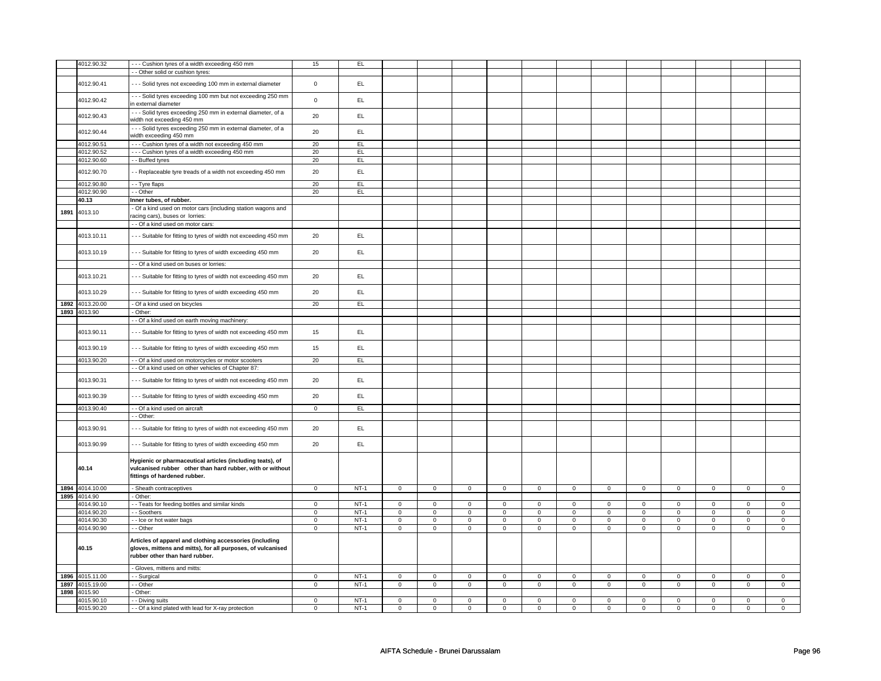| | | | | | | | | | | | | | | | | | | |
|---|---|---|---|---|---|---|---|---|---|---|---|---|---|---|---|---|---|---|
| | 4012.90.32 | - - - Cushion tyres of a width exceeding 450 mm | 15 | EL | | | | | | | | | | | | | | |
| | | - - Other solid or cushion tyres: | | | | | | | | | | | | | | | | |
| | 4012.90.41 | - - - Solid tyres not exceeding 100 mm in external diameter | 0 | EL | | | | | | | | | | | | | | |
| | 4012.90.42 | - - - Solid tyres exceeding 100 mm but not exceeding 250 mm in external diameter | 0 | EL | | | | | | | | | | | | | | |
| | 4012.90.43 | - - - Solid tyres exceeding 250 mm in external diameter, of a width not exceeding 450 mm | 20 | EL | | | | | | | | | | | | | | |
| | 4012.90.44 | - - - Solid tyres exceeding 250 mm in external diameter, of a width exceeding 450 mm | 20 | EL | | | | | | | | | | | | | | |
| | 4012.90.51 | - - - Cushion tyres of a width not exceeding 450 mm | 20 | EL | | | | | | | | | | | | | | |
| | 4012.90.52 | - - - Cushion tyres of a width exceeding 450 mm | 20 | EL | | | | | | | | | | | | | | |
| | 4012.90.60 | - - Buffed tyres | 20 | EL | | | | | | | | | | | | | | |
| | 4012.90.70 | - - Replaceable tyre treads of a width not exceeding 450 mm | 20 | EL | | | | | | | | | | | | | | |
| | 4012.90.80 | - - Tyre flaps | 20 | EL | | | | | | | | | | | | | | |
| | 4012.90.90 | - - Other | 20 | EL | | | | | | | | | | | | | | |
| | **40.13** | **Inner tubes, of rubber.** | | | | | | | | | | | | | | | | |
| 1891 | 4013.10 | - Of a kind used on motor cars (including station wagons and racing cars), buses or lorries: | | | | | | | | | | | | | | | | |
| | | - - Of a kind used on motor cars: | | | | | | | | | | | | | | | | |
| | 4013.10.11 | - - - Suitable for fitting to tyres of width not exceeding 450 mm | 20 | EL | | | | | | | | | | | | | | |
| | 4013.10.19 | - - - Suitable for fitting to tyres of width exceeding 450 mm | 20 | EL | | | | | | | | | | | | | | |
| | | - - Of a kind used on buses or lorries: | | | | | | | | | | | | | | | | |
| | 4013.10.21 | - - - Suitable for fitting to tyres of width not exceeding 450 mm | 20 | EL | | | | | | | | | | | | | | |
| | 4013.10.29 | - - - Suitable for fitting to tyres of width exceeding 450 mm | 20 | EL | | | | | | | | | | | | | | |
| 1892 | 4013.20.00 | - Of a kind used on bicycles | 20 | EL | | | | | | | | | | | | | | |
| 1893 | 4013.90 | - Other: | | | | | | | | | | | | | | | | |
| | | - - Of a kind used on earth moving machinery: | | | | | | | | | | | | | | | | |
| | 4013.90.11 | - - - Suitable for fitting to tyres of width not exceeding 450 mm | 15 | EL | | | | | | | | | | | | | | |
| | 4013.90.19 | - - - Suitable for fitting to tyres of width exceeding 450 mm | 15 | EL | | | | | | | | | | | | | | |
| | 4013.90.20 | - - Of a kind used on motorcycles or motor scooters | 20 | EL | | | | | | | | | | | | | | |
| | | - - Of a kind used on other vehicles of Chapter 87: | | | | | | | | | | | | | | | | |
| | 4013.90.31 | - - - Suitable for fitting to tyres of width not exceeding 450 mm | 20 | EL | | | | | | | | | | | | | | |
| | 4013.90.39 | - - - Suitable for fitting to tyres of width exceeding 450 mm | 20 | EL | | | | | | | | | | | | | | |
| | 4013.90.40 | - - Of a kind used on aircraft | 0 | EL | | | | | | | | | | | | | | |
| | | - - Other: | | | | | | | | | | | | | | | | |
| | 4013.90.91 | - - - Suitable for fitting to tyres of width not exceeding 450 mm | 20 | EL | | | | | | | | | | | | | | |
| | 4013.90.99 | - - - Suitable for fitting to tyres of width exceeding 450 mm | 20 | EL | | | | | | | | | | | | | | |
| | **40.14** | **Hygienic or pharmaceutical articles (including teats), of vulcanised rubber other than hard rubber, with or without fittings of hardened rubber.** | | | | | | | | | | | | | | | | |
| 1894 | 4014.10.00 | - Sheath contraceptives | 0 | NT-1 | 0 | 0 | 0 | 0 | 0 | 0 | 0 | 0 | 0 | 0 | 0 | 0 | | |
| 1895 | 4014.90 | - Other: | | | | | | | | | | | | | | | | |
| | 4014.90.10 | - - Teats for feeding bottles and similar kinds | 0 | NT-1 | 0 | 0 | 0 | 0 | 0 | 0 | 0 | 0 | 0 | 0 | 0 | 0 | | |
| | 4014.90.20 | - - Soothers | 0 | NT-1 | 0 | 0 | 0 | 0 | 0 | 0 | 0 | 0 | 0 | 0 | 0 | 0 | | |
| | 4014.90.30 | - - Ice or hot water bags | 0 | NT-1 | 0 | 0 | 0 | 0 | 0 | 0 | 0 | 0 | 0 | 0 | 0 | 0 | | |
| | 4014.90.90 | - - Other | 0 | NT-1 | 0 | 0 | 0 | 0 | 0 | 0 | 0 | 0 | 0 | 0 | 0 | 0 | | |
| | **40.15** | **Articles of apparel and clothing accessories (including gloves, mittens and mitts), for all purposes, of vulcanised rubber other than hard rubber.** | | | | | | | | | | | | | | | | |
| | | - Gloves, mittens and mitts: | | | | | | | | | | | | | | | | |
| 1896 | 4015.11.00 | - - Surgical | 0 | NT-1 | 0 | 0 | 0 | 0 | 0 | 0 | 0 | 0 | 0 | 0 | 0 | 0 | | |
| 1897 | 4015.19.00 | - - Other | 0 | NT-1 | 0 | 0 | 0 | 0 | 0 | 0 | 0 | 0 | 0 | 0 | 0 | 0 | | |
| 1898 | 4015.90 | - Other: | | | | | | | | | | | | | | | | |
| | 4015.90.10 | - - Diving suits | 0 | NT-1 | 0 | 0 | 0 | 0 | 0 | 0 | 0 | 0 | 0 | 0 | 0 | 0 | | |
| | 4015.90.20 | - - Of a kind plated with lead for X-ray protection | 0 | NT-1 | 0 | 0 | 0 | 0 | 0 | 0 | 0 | 0 | 0 | 0 | 0 | 0 | | |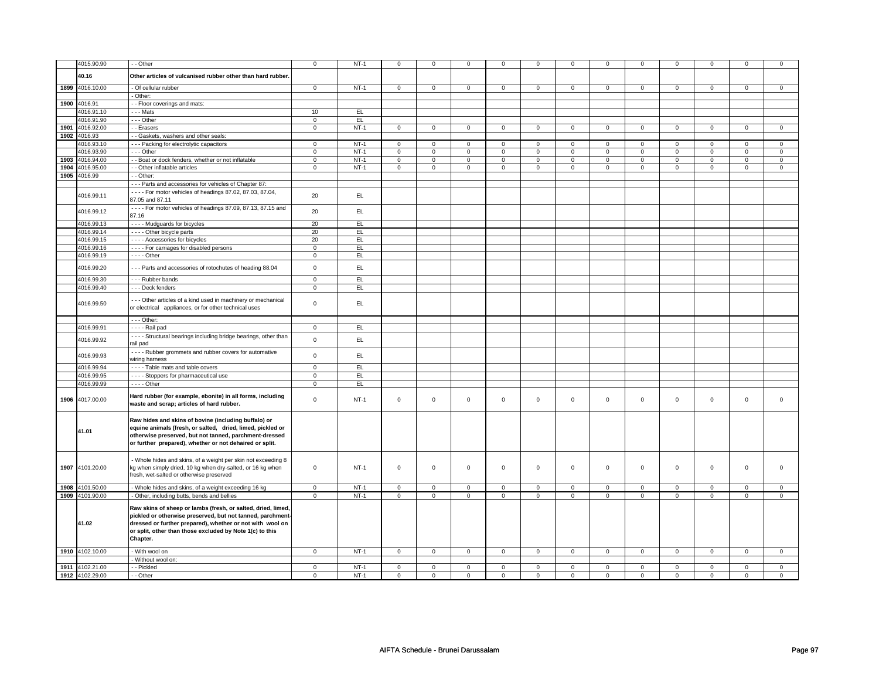| | 4015.90.90 | - - Other | 0 | NT-1 | 0 | 0 | 0 | 0 | 0 | 0 | 0 | 0 | 0 | 0 | 0 | 0 |
|---|---|---|---|---|---|---|---|---|---|---|---|---|---|---|---|---|
| | **40.16** | **Other articles of vulcanised rubber other than hard rubber.** | | | | | | | | | | | | | | |
| 1899 | 4016.10.00 | - Of cellular rubber | 0 | NT-1 | 0 | 0 | 0 | 0 | 0 | 0 | 0 | 0 | 0 | 0 | 0 | 0 |
| | | - Other: | | | | | | | | | | | | | | |
| 1900 | 4016.91 | - - Floor coverings and mats: | | | | | | | | | | | | | | |
| | 4016.91.10 | - - - Mats | 10 | EL | | | | | | | | | | | | |
| | 4016.91.90 | - - - Other | 0 | EL | | | | | | | | | | | | |
| 1901 | 4016.92.00 | - - Erasers | 0 | NT-1 | 0 | 0 | 0 | 0 | 0 | 0 | 0 | 0 | 0 | 0 | 0 | 0 |
| 1902 | 4016.93 | - - Gaskets, washers and other seals: | | | | | | | | | | | | | | |
| | 4016.93.10 | - - - Packing for electrolytic capacitors | 0 | NT-1 | 0 | 0 | 0 | 0 | 0 | 0 | 0 | 0 | 0 | 0 | 0 | 0 |
| | 4016.93.90 | - - - Other | 0 | NT-1 | 0 | 0 | 0 | 0 | 0 | 0 | 0 | 0 | 0 | 0 | 0 | 0 |
| 1903 | 4016.94.00 | - - Boat or dock fenders, whether or not inflatable | 0 | NT-1 | 0 | 0 | 0 | 0 | 0 | 0 | 0 | 0 | 0 | 0 | 0 | 0 |
| 1904 | 4016.95.00 | - - Other inflatable articles | 0 | NT-1 | 0 | 0 | 0 | 0 | 0 | 0 | 0 | 0 | 0 | 0 | 0 | 0 |
| 1905 | 4016.99 | - - Other: | | | | | | | | | | | | | | |
| | | - - - Parts and accessories for vehicles of Chapter 87: | | | | | | | | | | | | | | |
| | 4016.99.11 | - - - - For motor vehicles of headings 87.02, 87.03, 87.04, 87.05 and 87.11 | 20 | EL | | | | | | | | | | | | |
| | 4016.99.12 | - - - - For motor vehicles of headings 87.09, 87.13, 87.15 and 87.16 | 20 | EL | | | | | | | | | | | | |
| | 4016.99.13 | - - - - Mudguards for bicycles | 20 | EL | | | | | | | | | | | | |
| | 4016.99.14 | - - - - Other bicycle parts | 20 | EL | | | | | | | | | | | | |
| | 4016.99.15 | - - - - Accessories for bicycles | 20 | EL | | | | | | | | | | | | |
| | 4016.99.16 | - - - - For carriages for disabled persons | 0 | EL | | | | | | | | | | | | |
| | 4016.99.19 | - - - - Other | 0 | EL | | | | | | | | | | | | |
| | 4016.99.20 | - - - Parts and accessories of rotochutes of heading 88.04 | 0 | EL | | | | | | | | | | | | |
| | 4016.99.30 | - - - Rubber bands | 0 | EL | | | | | | | | | | | | |
| | 4016.99.40 | - - - Deck fenders | 0 | EL | | | | | | | | | | | | |
| | 4016.99.50 | - - - Other articles of a kind used in machinery or mechanical or electrical appliances, or for other technical uses | 0 | EL | | | | | | | | | | | | |
| | | - - - Other: | | | | | | | | | | | | | | |
| | 4016.99.91 | - - - - Rail pad | 0 | EL | | | | | | | | | | | | |
| | 4016.99.92 | - - - - Structural bearings including bridge bearings, other than rail pad | 0 | EL | | | | | | | | | | | | |
| | 4016.99.93 | - - - - Rubber grommets and rubber covers for automative wiring harness | 0 | EL | | | | | | | | | | | | |
| | 4016.99.94 | - - - - Table mats and table covers | 0 | EL | | | | | | | | | | | | |
| | 4016.99.95 | - - - - Stoppers for pharmaceutical use | 0 | EL | | | | | | | | | | | | |
| | 4016.99.99 | - - - - Other | 0 | EL | | | | | | | | | | | | |
| 1906 | 4017.00.00 | **Hard rubber (for example, ebonite) in all forms, including waste and scrap; articles of hard rubber.** | 0 | NT-1 | 0 | 0 | 0 | 0 | 0 | 0 | 0 | 0 | 0 | 0 | 0 | 0 |
| | **41.01** | **Raw hides and skins of bovine (including buffalo) or equine animals (fresh, or salted, dried, limed, pickled or otherwise preserved, but not tanned, parchment-dressed or further prepared), whether or not dehaired or split.** | | | | | | | | | | | | | | |
| 1907 | 4101.20.00 | - Whole hides and skins, of a weight per skin not exceeding 8 kg when simply dried, 10 kg when dry-salted, or 16 kg when fresh, wet-salted or otherwise preserved | 0 | NT-1 | 0 | 0 | 0 | 0 | 0 | 0 | 0 | 0 | 0 | 0 | 0 | 0 |
| 1908 | 4101.50.00 | - Whole hides and skins, of a weight exceeding 16 kg | 0 | NT-1 | 0 | 0 | 0 | 0 | 0 | 0 | 0 | 0 | 0 | 0 | 0 | 0 |
| 1909 | 4101.90.00 | - Other, including butts, bends and bellies | 0 | NT-1 | 0 | 0 | 0 | 0 | 0 | 0 | 0 | 0 | 0 | 0 | 0 | 0 |
| | **41.02** | **Raw skins of sheep or lambs (fresh, or salted, dried, limed, pickled or otherwise preserved, but not tanned, parchment-dressed or further prepared), whether or not with wool on or split, other than those excluded by Note 1(c) to this Chapter.** | | | | | | | | | | | | | | |
| 1910 | 4102.10.00 | - With wool on | 0 | NT-1 | 0 | 0 | 0 | 0 | 0 | 0 | 0 | 0 | 0 | 0 | 0 | 0 |
| | | - Without wool on: | | | | | | | | | | | | | | |
| 1911 | 4102.21.00 | - - Pickled | 0 | NT-1 | 0 | 0 | 0 | 0 | 0 | 0 | 0 | 0 | 0 | 0 | 0 | 0 |
| 1912 | 4102.29.00 | - - Other | 0 | NT-1 | 0 | 0 | 0 | 0 | 0 | 0 | 0 | 0 | 0 | 0 | 0 | 0 |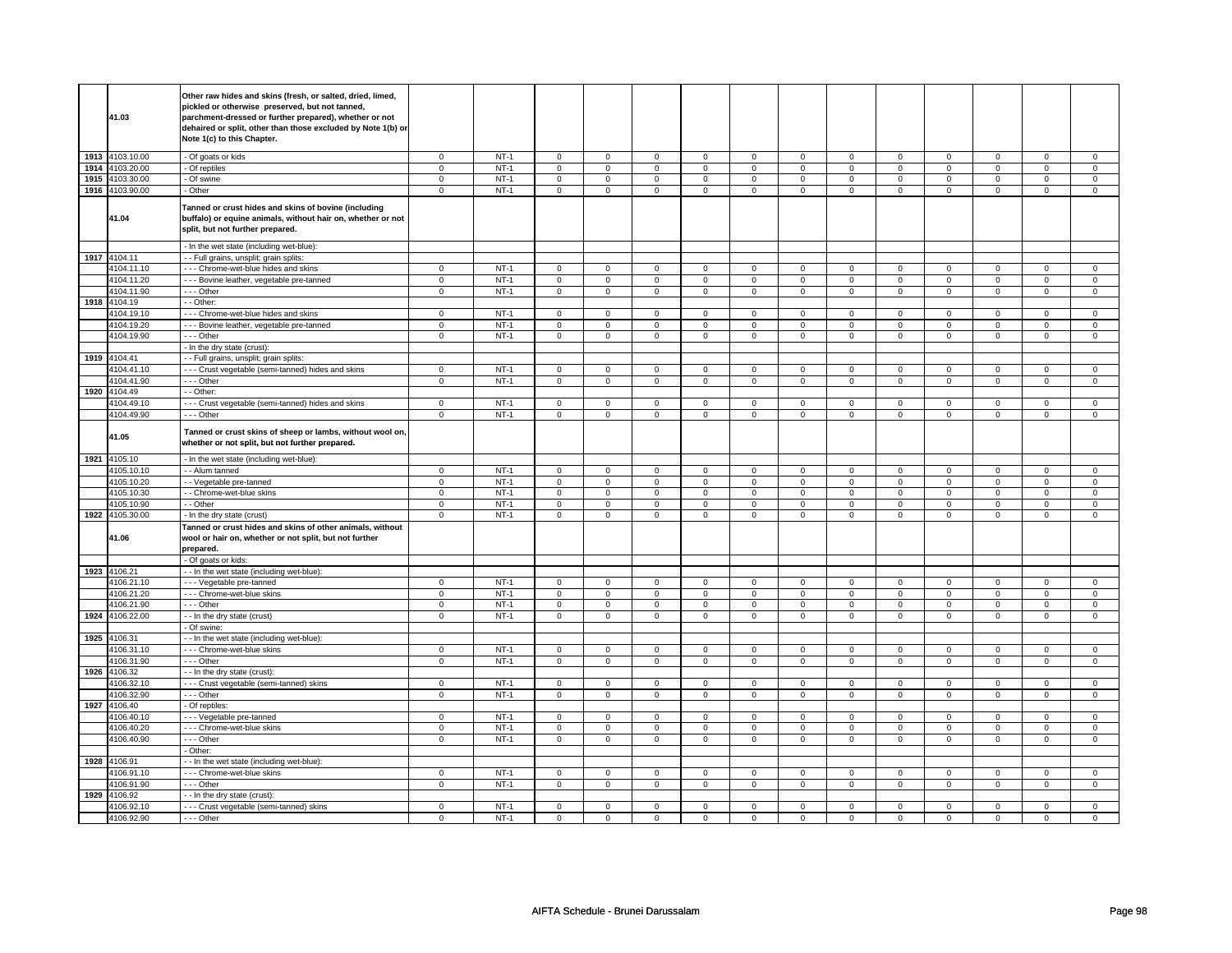| | | | | | | | | | | | | | | | | |
|---|---|---|---|---|---|---|---|---|---|---|---|---|---|---|---|---|
| | 41.03 | **Other raw hides and skins (fresh, or salted, dried, limed, pickled or otherwise preserved, but not tanned, parchment-dressed or further prepared), whether or not dehaired or split, other than those excluded by Note 1(b) or Note 1(c) to this Chapter.** | | | | | | | | | | | | | | |
| 1913 | 4103.10.00 | - Of goats or kids | 0 | NT-1 | 0 | 0 | 0 | 0 | 0 | 0 | 0 | 0 | 0 | 0 | 0 | 0 |
| 1914 | 4103.20.00 | - Of reptiles | 0 | NT-1 | 0 | 0 | 0 | 0 | 0 | 0 | 0 | 0 | 0 | 0 | 0 | 0 |
| 1915 | 4103.30.00 | - Of swine | 0 | NT-1 | 0 | 0 | 0 | 0 | 0 | 0 | 0 | 0 | 0 | 0 | 0 | 0 |
| 1916 | 4103.90.00 | - Other | 0 | NT-1 | 0 | 0 | 0 | 0 | 0 | 0 | 0 | 0 | 0 | 0 | 0 | 0 |
| | 41.04 | **Tanned or crust hides and skins of bovine (including buffalo) or equine animals, without hair on, whether or not split, but not further prepared.** | | | | | | | | | | | | | | |
| | | - In the wet state (including wet-blue): | | | | | | | | | | | | | | |
| 1917 | 4104.11 | - - Full grains, unsplit; grain splits: | | | | | | | | | | | | | | |
| | 4104.11.10 | - - - Chrome-wet-blue hides and skins | 0 | NT-1 | 0 | 0 | 0 | 0 | 0 | 0 | 0 | 0 | 0 | 0 | 0 | 0 |
| | 4104.11.20 | - - - Bovine leather, vegetable pre-tanned | 0 | NT-1 | 0 | 0 | 0 | 0 | 0 | 0 | 0 | 0 | 0 | 0 | 0 | 0 |
| | 4104.11.90 | - - - Other | 0 | NT-1 | 0 | 0 | 0 | 0 | 0 | 0 | 0 | 0 | 0 | 0 | 0 | 0 |
| 1918 | 4104.19 | - - Other: | | | | | | | | | | | | | | |
| | 4104.19.10 | - - - Chrome-wet-blue hides and skins | 0 | NT-1 | 0 | 0 | 0 | 0 | 0 | 0 | 0 | 0 | 0 | 0 | 0 | 0 |
| | 4104.19.20 | - - - Bovine leather, vegetable pre-tanned | 0 | NT-1 | 0 | 0 | 0 | 0 | 0 | 0 | 0 | 0 | 0 | 0 | 0 | 0 |
| | 4104.19.90 | - - - Other | 0 | NT-1 | 0 | 0 | 0 | 0 | 0 | 0 | 0 | 0 | 0 | 0 | 0 | 0 |
| | | - In the dry state (crust): | | | | | | | | | | | | | | |
| 1919 | 4104.41 | - - Full grains, unsplit; grain splits: | | | | | | | | | | | | | | |
| | 4104.41.10 | - - - Crust vegetable (semi-tanned) hides and skins | 0 | NT-1 | 0 | 0 | 0 | 0 | 0 | 0 | 0 | 0 | 0 | 0 | 0 | 0 |
| | 4104.41.90 | - - - Other | 0 | NT-1 | 0 | 0 | 0 | 0 | 0 | 0 | 0 | 0 | 0 | 0 | 0 | 0 |
| 1920 | 4104.49 | - - Other: | | | | | | | | | | | | | | |
| | 4104.49.10 | - - - Crust vegetable (semi-tanned) hides and skins | 0 | NT-1 | 0 | 0 | 0 | 0 | 0 | 0 | 0 | 0 | 0 | 0 | 0 | 0 |
| | 4104.49.90 | - - - Other | 0 | NT-1 | 0 | 0 | 0 | 0 | 0 | 0 | 0 | 0 | 0 | 0 | 0 | 0 |
| | 41.05 | **Tanned or crust skins of sheep or lambs, without wool on, whether or not split, but not further prepared.** | | | | | | | | | | | | | | |
| 1921 | 4105.10 | - In the wet state (including wet-blue): | | | | | | | | | | | | | | |
| | 4105.10.10 | - - Alum tanned | 0 | NT-1 | 0 | 0 | 0 | 0 | 0 | 0 | 0 | 0 | 0 | 0 | 0 | 0 |
| | 4105.10.20 | - - Vegetable pre-tanned | 0 | NT-1 | 0 | 0 | 0 | 0 | 0 | 0 | 0 | 0 | 0 | 0 | 0 | 0 |
| | 4105.10.30 | - - Chrome-wet-blue skins | 0 | NT-1 | 0 | 0 | 0 | 0 | 0 | 0 | 0 | 0 | 0 | 0 | 0 | 0 |
| | 4105.10.90 | - - Other | 0 | NT-1 | 0 | 0 | 0 | 0 | 0 | 0 | 0 | 0 | 0 | 0 | 0 | 0 |
| 1922 | 4105.30.00 | - In the dry state (crust) | 0 | NT-1 | 0 | 0 | 0 | 0 | 0 | 0 | 0 | 0 | 0 | 0 | 0 | 0 |
| | 41.06 | **Tanned or crust hides and skins of other animals, without wool or hair on, whether or not split, but not further prepared.** | | | | | | | | | | | | | | |
| | | - Of goats or kids: | | | | | | | | | | | | | | |
| 1923 | 4106.21 | - - In the wet state (including wet-blue): | | | | | | | | | | | | | | |
| | 4106.21.10 | - - - Vegetable pre-tanned | 0 | NT-1 | 0 | 0 | 0 | 0 | 0 | 0 | 0 | 0 | 0 | 0 | 0 | 0 |
| | 4106.21.20 | - - - Chrome-wet-blue skins | 0 | NT-1 | 0 | 0 | 0 | 0 | 0 | 0 | 0 | 0 | 0 | 0 | 0 | 0 |
| | 4106.21.90 | - - - Other | 0 | NT-1 | 0 | 0 | 0 | 0 | 0 | 0 | 0 | 0 | 0 | 0 | 0 | 0 |
| 1924 | 4106.22.00 | - - In the dry state (crust) | 0 | NT-1 | 0 | 0 | 0 | 0 | 0 | 0 | 0 | 0 | 0 | 0 | 0 | 0 |
| | | - Of swine: | | | | | | | | | | | | | | |
| 1925 | 4106.31 | - - In the wet state (including wet-blue): | | | | | | | | | | | | | | |
| | 4106.31.10 | - - - Chrome-wet-blue skins | 0 | NT-1 | 0 | 0 | 0 | 0 | 0 | 0 | 0 | 0 | 0 | 0 | 0 | 0 |
| | 4106.31.90 | - - - Other | 0 | NT-1 | 0 | 0 | 0 | 0 | 0 | 0 | 0 | 0 | 0 | 0 | 0 | 0 |
| 1926 | 4106.32 | - - In the dry state (crust): | | | | | | | | | | | | | | |
| | 4106.32.10 | - - - Crust vegetable (semi-tanned) skins | 0 | NT-1 | 0 | 0 | 0 | 0 | 0 | 0 | 0 | 0 | 0 | 0 | 0 | 0 |
| | 4106.32.90 | - - - Other | 0 | NT-1 | 0 | 0 | 0 | 0 | 0 | 0 | 0 | 0 | 0 | 0 | 0 | 0 |
| 1927 | 4106.40 | - Of reptiles: | | | | | | | | | | | | | | |
| | 4106.40.10 | - - - Vegetable pre-tanned | 0 | NT-1 | 0 | 0 | 0 | 0 | 0 | 0 | 0 | 0 | 0 | 0 | 0 | 0 |
| | 4106.40.20 | - - - Chrome-wet-blue skins | 0 | NT-1 | 0 | 0 | 0 | 0 | 0 | 0 | 0 | 0 | 0 | 0 | 0 | 0 |
| | 4106.40.90 | - - - Other | 0 | NT-1 | 0 | 0 | 0 | 0 | 0 | 0 | 0 | 0 | 0 | 0 | 0 | 0 |
| | | - Other: | | | | | | | | | | | | | | |
| 1928 | 4106.91 | - - In the wet state (including wet-blue): | | | | | | | | | | | | | | |
| | 4106.91.10 | - - - Chrome-wet-blue skins | 0 | NT-1 | 0 | 0 | 0 | 0 | 0 | 0 | 0 | 0 | 0 | 0 | 0 | 0 |
| | 4106.91.90 | - - - Other | 0 | NT-1 | 0 | 0 | 0 | 0 | 0 | 0 | 0 | 0 | 0 | 0 | 0 | 0 |
| 1929 | 4106.92 | - - In the dry state (crust): | | | | | | | | | | | | | | |
| | 4106.92.10 | - - - Crust vegetable (semi-tanned) skins | 0 | NT-1 | 0 | 0 | 0 | 0 | 0 | 0 | 0 | 0 | 0 | 0 | 0 | 0 |
| | 4106.92.90 | - - - Other | 0 | NT-1 | 0 | 0 | 0 | 0 | 0 | 0 | 0 | 0 | 0 | 0 | 0 | 0 |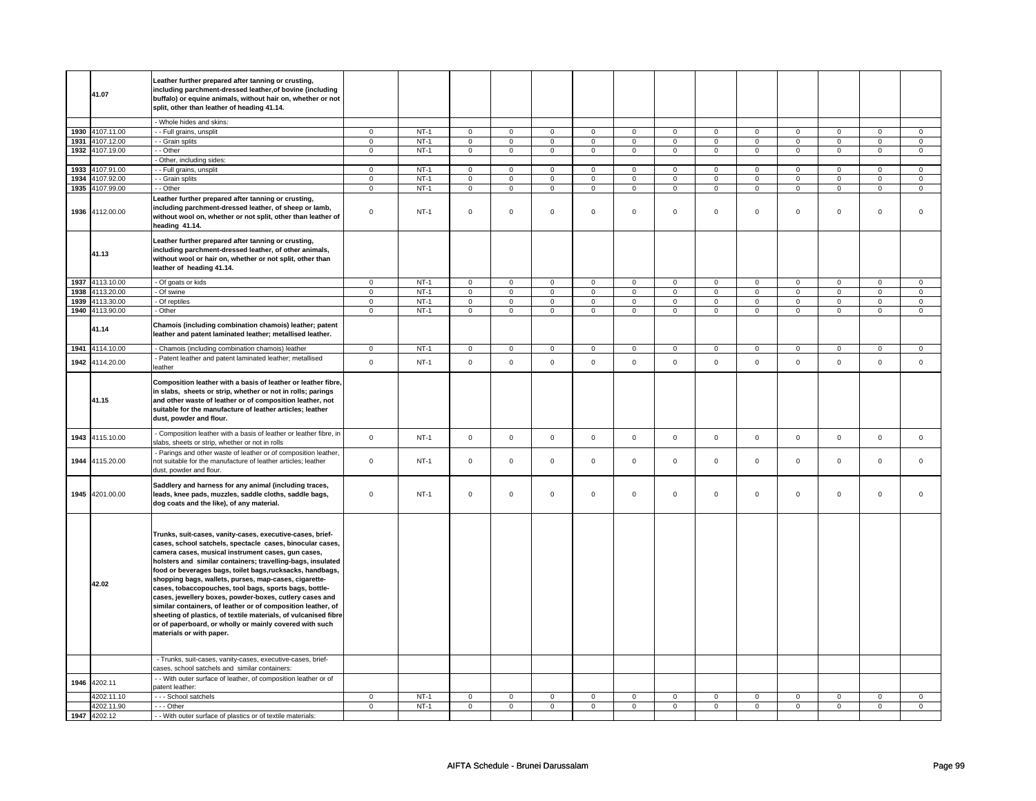| | | | | | | | | | | | | | | | | |
|---|---|---|---|---|---|---|---|---|---|---|---|---|---|---|---|---|
| | 41.07 | **Leather further prepared after tanning or crusting, including parchment-dressed leather,of bovine (including buffalo) or equine animals, without hair on, whether or not split, other than leather of heading 41.14.** | | | | | | | | | | | | | | |
| | | - Whole hides and skins: | | | | | | | | | | | | | | |
| 1930 | 4107.11.00 | - - Full grains, unsplit | 0 | NT-1 | 0 | 0 | 0 | 0 | 0 | 0 | 0 | 0 | 0 | 0 | 0 | 0 |
| 1931 | 4107.12.00 | - - Grain splits | 0 | NT-1 | 0 | 0 | 0 | 0 | 0 | 0 | 0 | 0 | 0 | 0 | 0 | 0 |
| 1932 | 4107.19.00 | - - Other | 0 | NT-1 | 0 | 0 | 0 | 0 | 0 | 0 | 0 | 0 | 0 | 0 | 0 | 0 |
| | | - Other, including sides: | | | | | | | | | | | | | | |
| 1933 | 4107.91.00 | - - Full grains, unsplit | 0 | NT-1 | 0 | 0 | 0 | 0 | 0 | 0 | 0 | 0 | 0 | 0 | 0 | 0 |
| 1934 | 4107.92.00 | - - Grain splits | 0 | NT-1 | 0 | 0 | 0 | 0 | 0 | 0 | 0 | 0 | 0 | 0 | 0 | 0 |
| 1935 | 4107.99.00 | - - Other | 0 | NT-1 | 0 | 0 | 0 | 0 | 0 | 0 | 0 | 0 | 0 | 0 | 0 | 0 |
| 1936 | 4112.00.00 | **Leather further prepared after tanning or crusting, including parchment-dressed leather, of sheep or lamb, without wool on, whether or not split, other than leather of heading 41.14.** | 0 | NT-1 | 0 | 0 | 0 | 0 | 0 | 0 | 0 | 0 | 0 | 0 | 0 | 0 |
| | 41.13 | **Leather further prepared after tanning or crusting, including parchment-dressed leather, of other animals, without wool or hair on, whether or not split, other than leather of heading 41.14.** | | | | | | | | | | | | | | |
| 1937 | 4113.10.00 | - Of goats or kids | 0 | NT-1 | 0 | 0 | 0 | 0 | 0 | 0 | 0 | 0 | 0 | 0 | 0 | 0 |
| 1938 | 4113.20.00 | - Of swine | 0 | NT-1 | 0 | 0 | 0 | 0 | 0 | 0 | 0 | 0 | 0 | 0 | 0 | 0 |
| 1939 | 4113.30.00 | - Of reptiles | 0 | NT-1 | 0 | 0 | 0 | 0 | 0 | 0 | 0 | 0 | 0 | 0 | 0 | 0 |
| 1940 | 4113.90.00 | - Other | 0 | NT-1 | 0 | 0 | 0 | 0 | 0 | 0 | 0 | 0 | 0 | 0 | 0 | 0 |
| | 41.14 | **Chamois (including combination chamois) leather; patent leather and patent laminated leather; metallised leather.** | | | | | | | | | | | | | | |
| 1941 | 4114.10.00 | - Chamois (including combination chamois) leather | 0 | NT-1 | 0 | 0 | 0 | 0 | 0 | 0 | 0 | 0 | 0 | 0 | 0 | 0 |
| 1942 | 4114.20.00 | - Patent leather and patent laminated leather; metallised leather | 0 | NT-1 | 0 | 0 | 0 | 0 | 0 | 0 | 0 | 0 | 0 | 0 | 0 | 0 |
| | 41.15 | **Composition leather with a basis of leather or leather fibre, in slabs, sheets or strip, whether or not in rolls; parings and other waste of leather or of composition leather, not suitable for the manufacture of leather articles; leather dust, powder and flour.** | | | | | | | | | | | | | | |
| 1943 | 4115.10.00 | - Composition leather with a basis of leather or leather fibre, in slabs, sheets or strip, whether or not in rolls | 0 | NT-1 | 0 | 0 | 0 | 0 | 0 | 0 | 0 | 0 | 0 | 0 | 0 | 0 |
| 1944 | 4115.20.00 | - Parings and other waste of leather or of composition leather, not suitable for the manufacture of leather articles; leather dust, powder and flour. | 0 | NT-1 | 0 | 0 | 0 | 0 | 0 | 0 | 0 | 0 | 0 | 0 | 0 | 0 |
| 1945 | 4201.00.00 | **Saddlery and harness for any animal (including traces, leads, knee pads, muzzles, saddle cloths, saddle bags, dog coats and the like), of any material.** | 0 | NT-1 | 0 | 0 | 0 | 0 | 0 | 0 | 0 | 0 | 0 | 0 | 0 | 0 |
| | 42.02 | **Trunks, suit-cases, vanity-cases, executive-cases, brief-cases, school satchels, spectacle cases, binocular cases, camera cases, musical instrument cases, gun cases, holsters and similar containers; travelling-bags, insulated food or beverages bags, toilet bags,rucksacks, handbags, shopping bags, wallets, purses, map-cases, cigarette-cases, tobaccopouches, tool bags, sports bags, bottle-cases, jewellery boxes, powder-boxes, cutlery cases and similar containers, of leather or of composition leather, of sheeting of plastics, of textile materials, of vulcanised fibre or of paperboard, or wholly or mainly covered with such materials or with paper.** | | | | | | | | | | | | | | |
| | | - Trunks, suit-cases, vanity-cases, executive-cases, brief-cases, school satchels and similar containers: | | | | | | | | | | | | | | |
| 1946 | 4202.11 | - - With outer surface of leather, of composition leather or of patent leather: | | | | | | | | | | | | | | |
| | 4202.11.10 | - - - School satchels | 0 | NT-1 | 0 | 0 | 0 | 0 | 0 | 0 | 0 | 0 | 0 | 0 | 0 | 0 |
| | 4202.11.90 | - - - Other | 0 | NT-1 | 0 | 0 | 0 | 0 | 0 | 0 | 0 | 0 | 0 | 0 | 0 | 0 |
| 1947 | 4202.12 | - - With outer surface of plastics or of textile materials: | | | | | | | | | | | | | | |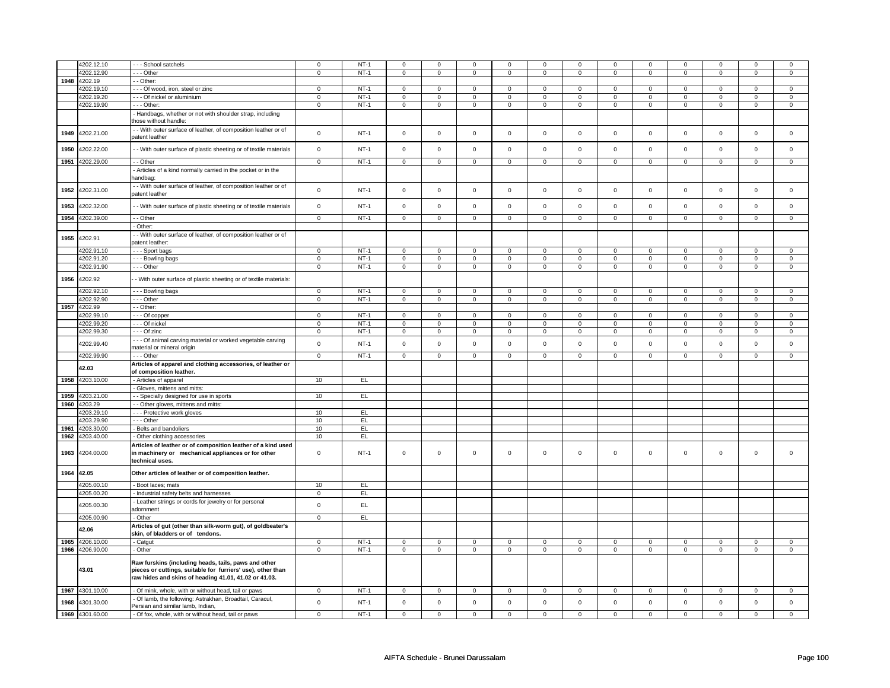| | | | | | | | | | | | | | | | | |
|---|---|---|---|---|---|---|---|---|---|---|---|---|---|---|---|---|
| | 4202.12.10 | - - - School satchels | 0 | NT-1 | 0 | 0 | 0 | 0 | 0 | 0 | 0 | 0 | 0 | 0 | 0 | 0 |
| | 4202.12.90 | - - - Other | 0 | NT-1 | 0 | 0 | 0 | 0 | 0 | 0 | 0 | 0 | 0 | 0 | 0 | 0 |
| 1948 | 4202.19 | - - Other: | | | | | | | | | | | | | | |
| | 4202.19.10 | - - - Of wood, iron, steel or zinc | 0 | NT-1 | 0 | 0 | 0 | 0 | 0 | 0 | 0 | 0 | 0 | 0 | 0 | 0 |
| | 4202.19.20 | - - - Of nickel or aluminium | 0 | NT-1 | 0 | 0 | 0 | 0 | 0 | 0 | 0 | 0 | 0 | 0 | 0 | 0 |
| | 4202.19.90 | - - - Other: | 0 | NT-1 | 0 | 0 | 0 | 0 | 0 | 0 | 0 | 0 | 0 | 0 | 0 | 0 |
| | | - Handbags, whether or not with shoulder strap, including those without handle: | | | | | | | | | | | | | | |
| 1949 | 4202.21.00 | - - With outer surface of leather, of composition leather or of patent leather | 0 | NT-1 | 0 | 0 | 0 | 0 | 0 | 0 | 0 | 0 | 0 | 0 | 0 | 0 |
| 1950 | 4202.22.00 | - - With outer surface of plastic sheeting or of textile materials | 0 | NT-1 | 0 | 0 | 0 | 0 | 0 | 0 | 0 | 0 | 0 | 0 | 0 | 0 |
| 1951 | 4202.29.00 | - - Other | 0 | NT-1 | 0 | 0 | 0 | 0 | 0 | 0 | 0 | 0 | 0 | 0 | 0 | 0 |
| | | - Articles of a kind normally carried in the pocket or in the handbag: | | | | | | | | | | | | | | |
| 1952 | 4202.31.00 | - - With outer surface of leather, of composition leather or of patent leather | 0 | NT-1 | 0 | 0 | 0 | 0 | 0 | 0 | 0 | 0 | 0 | 0 | 0 | 0 |
| 1953 | 4202.32.00 | - - With outer surface of plastic sheeting or of textile materials | 0 | NT-1 | 0 | 0 | 0 | 0 | 0 | 0 | 0 | 0 | 0 | 0 | 0 | 0 |
| 1954 | 4202.39.00 | - - Other | 0 | NT-1 | 0 | 0 | 0 | 0 | 0 | 0 | 0 | 0 | 0 | 0 | 0 | 0 |
| | | - Other: | | | | | | | | | | | | | | |
| 1955 | 4202.91 | - - With outer surface of leather, of composition leather or of patent leather: | | | | | | | | | | | | | | |
| | 4202.91.10 | - - - Sport bags | 0 | NT-1 | 0 | 0 | 0 | 0 | 0 | 0 | 0 | 0 | 0 | 0 | 0 | 0 |
| | 4202.91.20 | - - - Bowling bags | 0 | NT-1 | 0 | 0 | 0 | 0 | 0 | 0 | 0 | 0 | 0 | 0 | 0 | 0 |
| | 4202.91.90 | - - - Other | 0 | NT-1 | 0 | 0 | 0 | 0 | 0 | 0 | 0 | 0 | 0 | 0 | 0 | 0 |
| 1956 | 4202.92 | - - With outer surface of plastic sheeting or of textile materials: | | | | | | | | | | | | | | |
| | 4202.92.10 | - - - Bowling bags | 0 | NT-1 | 0 | 0 | 0 | 0 | 0 | 0 | 0 | 0 | 0 | 0 | 0 | 0 |
| | 4202.92.90 | - - - Other | 0 | NT-1 | 0 | 0 | 0 | 0 | 0 | 0 | 0 | 0 | 0 | 0 | 0 | 0 |
| 1957 | 4202.99 | - - Other: | | | | | | | | | | | | | | |
| | 4202.99.10 | - - - Of copper | 0 | NT-1 | 0 | 0 | 0 | 0 | 0 | 0 | 0 | 0 | 0 | 0 | 0 | 0 |
| | 4202.99.20 | - - - Of nickel | 0 | NT-1 | 0 | 0 | 0 | 0 | 0 | 0 | 0 | 0 | 0 | 0 | 0 | 0 |
| | 4202.99.30 | - - - Of zinc | 0 | NT-1 | 0 | 0 | 0 | 0 | 0 | 0 | 0 | 0 | 0 | 0 | 0 | 0 |
| | 4202.99.40 | - - - Of animal carving material or worked vegetable carving material or mineral origin | 0 | NT-1 | 0 | 0 | 0 | 0 | 0 | 0 | 0 | 0 | 0 | 0 | 0 | 0 |
| | 4202.99.90 | - - - Other | 0 | NT-1 | 0 | 0 | 0 | 0 | 0 | 0 | 0 | 0 | 0 | 0 | 0 | 0 |
| | 42.03 | **Articles of apparel and clothing accessories, of leather or of composition leather.** | | | | | | | | | | | | | | |
| 1958 | 4203.10.00 | - Articles of apparel | 10 | EL | | | | | | | | | | | | |
| | | - Gloves, mittens and mitts: | | | | | | | | | | | | | | |
| 1959 | 4203.21.00 | - - Specially designed for use in sports | 10 | EL | | | | | | | | | | | | |
| 1960 | 4203.29 | - - Other gloves, mittens and mitts: | | | | | | | | | | | | | | |
| | 4203.29.10 | - - - Protective work gloves | 10 | EL | | | | | | | | | | | | |
| | 4203.29.90 | - - - Other | 10 | EL | | | | | | | | | | | | |
| 1961 | 4203.30.00 | - Belts and bandoliers | 10 | EL | | | | | | | | | | | | |
| 1962 | 4203.40.00 | - Other clothing accessories | 10 | EL | | | | | | | | | | | | |
| 1963 | 4204.00.00 | **Articles of leather or of composition leather of a kind used in machinery or mechanical appliances or for other technical uses.** | 0 | NT-1 | 0 | 0 | 0 | 0 | 0 | 0 | 0 | 0 | 0 | 0 | 0 | 0 |
| 1964 | 42.05 | **Other articles of leather or of composition leather.** | | | | | | | | | | | | | | |
| | 4205.00.10 | - Boot laces; mats | 10 | EL | | | | | | | | | | | | |
| | 4205.00.20 | - Industrial safety belts and harnesses | 0 | EL | | | | | | | | | | | | |
| | 4205.00.30 | - Leather strings or cords for jewelry or for personal adornment | 0 | EL | | | | | | | | | | | | |
| | 4205.00.90 | - Other | 0 | EL | | | | | | | | | | | | |
| | 42.06 | **Articles of gut (other than silk-worm gut), of goldbeater's skin, of bladders or of tendons.** | | | | | | | | | | | | | | |
| 1965 | 4206.10.00 | - Catgut | 0 | NT-1 | 0 | 0 | 0 | 0 | 0 | 0 | 0 | 0 | 0 | 0 | 0 | 0 |
| 1966 | 4206.90.00 | - Other | 0 | NT-1 | 0 | 0 | 0 | 0 | 0 | 0 | 0 | 0 | 0 | 0 | 0 | 0 |
| | 43.01 | **Raw furskins (including heads, tails, paws and other pieces or cuttings, suitable for furriers' use), other than raw hides and skins of heading 41.01, 41.02 or 41.03.** | | | | | | | | | | | | | | |
| 1967 | 4301.10.00 | - Of mink, whole, with or without head, tail or paws | 0 | NT-1 | 0 | 0 | 0 | 0 | 0 | 0 | 0 | 0 | 0 | 0 | 0 | 0 |
| 1968 | 4301.30.00 | - Of lamb, the following: Astrakhan, Broadtail, Caracul, Persian and similar lamb, Indian, | 0 | NT-1 | 0 | 0 | 0 | 0 | 0 | 0 | 0 | 0 | 0 | 0 | 0 | 0 |
| 1969 | 4301.60.00 | - Of fox, whole, with or without head, tail or paws | 0 | NT-1 | 0 | 0 | 0 | 0 | 0 | 0 | 0 | 0 | 0 | 0 | 0 | 0 |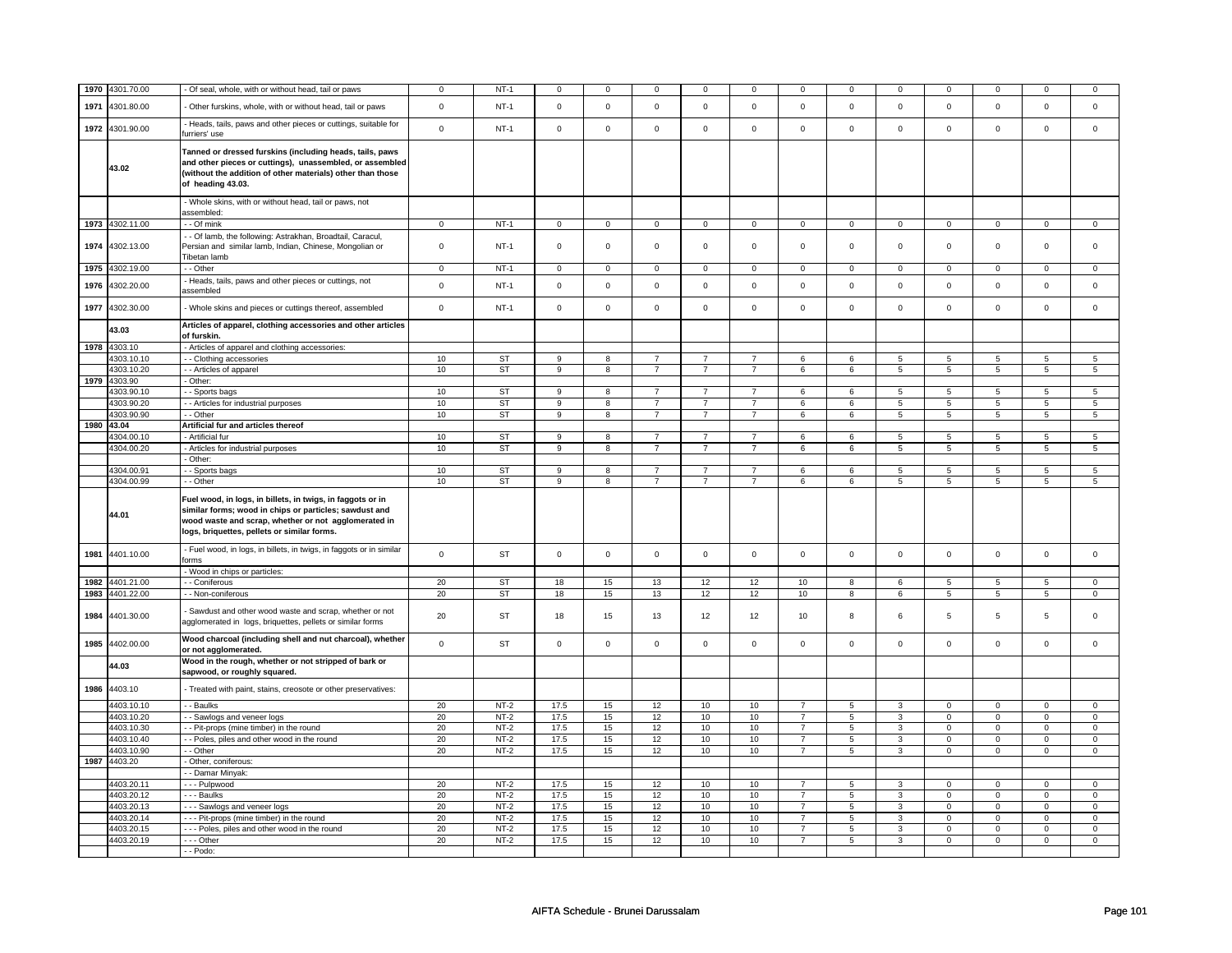| 1970 | 4301.70.00 | - Of seal, whole, with or without head, tail or paws | 0 | NT-1 | 0 | 0 | 0 | 0 | 0 | 0 | 0 | 0 | 0 | 0 | 0 | 0 |
|---|---|---|---|---|---|---|---|---|---|---|---|---|---|---|---|---|
| 1971 | 4301.80.00 | - Other furskins, whole, with or without head, tail or paws | 0 | NT-1 | 0 | 0 | 0 | 0 | 0 | 0 | 0 | 0 | 0 | 0 | 0 | 0 |
| 1972 | 4301.90.00 | - Heads, tails, paws and other pieces or cuttings, suitable for furriers' use | 0 | NT-1 | 0 | 0 | 0 | 0 | 0 | 0 | 0 | 0 | 0 | 0 | 0 | 0 |
| | 43.02 | **Tanned or dressed furskins (including heads, tails, paws and other pieces or cuttings), unassembled, or assembled (without the addition of other materials) other than those of heading 43.03.** | | | | | | | | | | | | | | |
| | | - Whole skins, with or without head, tail or paws, not assembled: | | | | | | | | | | | | | | |
| 1973 | 4302.11.00 | - - Of mink | 0 | NT-1 | 0 | 0 | 0 | 0 | 0 | 0 | 0 | 0 | 0 | 0 | 0 | 0 |
| 1974 | 4302.13.00 | - - Of lamb, the following: Astrakhan, Broadtail, Caracul, Persian and similar lamb, Indian, Chinese, Mongolian or Tibetan lamb | 0 | NT-1 | 0 | 0 | 0 | 0 | 0 | 0 | 0 | 0 | 0 | 0 | 0 | 0 |
| 1975 | 4302.19.00 | - - Other | 0 | NT-1 | 0 | 0 | 0 | 0 | 0 | 0 | 0 | 0 | 0 | 0 | 0 | 0 |
| 1976 | 4302.20.00 | - Heads, tails, paws and other pieces or cuttings, not assembled | 0 | NT-1 | 0 | 0 | 0 | 0 | 0 | 0 | 0 | 0 | 0 | 0 | 0 | 0 |
| 1977 | 4302.30.00 | - Whole skins and pieces or cuttings thereof, assembled | 0 | NT-1 | 0 | 0 | 0 | 0 | 0 | 0 | 0 | 0 | 0 | 0 | 0 | 0 |
| | 43.03 | **Articles of apparel, clothing accessories and other articles of furskin.** | | | | | | | | | | | | | | |
| 1978 | 4303.10 | - Articles of apparel and clothing accessories: | | | | | | | | | | | | | | |
| | 4303.10.10 | - - Clothing accessories | 10 | ST | 9 | 8 | 7 | 7 | 7 | 6 | 6 | 5 | 5 | 5 | 5 | 5 |
| | 4303.10.20 | - - Articles of apparel | 10 | ST | 9 | 8 | 7 | 7 | 7 | 6 | 6 | 5 | 5 | 5 | 5 | 5 |
| 1979 | 4303.90 | - Other: | | | | | | | | | | | | | | |
| | 4303.90.10 | - - Sports bags | 10 | ST | 9 | 8 | 7 | 7 | 7 | 6 | 6 | 5 | 5 | 5 | 5 | 5 |
| | 4303.90.20 | - - Articles for industrial purposes | 10 | ST | 9 | 8 | 7 | 7 | 7 | 6 | 6 | 5 | 5 | 5 | 5 | 5 |
| | 4303.90.90 | - - Other | 10 | ST | 9 | 8 | 7 | 7 | 7 | 6 | 6 | 5 | 5 | 5 | 5 | 5 |
| 1980 | 43.04 | **Artificial fur and articles thereof** | | | | | | | | | | | | | | |
| | 4304.00.10 | - Artificial fur | 10 | ST | 9 | 8 | 7 | 7 | 7 | 6 | 6 | 5 | 5 | 5 | 5 | 5 |
| | 4304.00.20 | - Articles for industrial purposes | 10 | ST | 9 | 8 | 7 | 7 | 7 | 6 | 6 | 5 | 5 | 5 | 5 | 5 |
| | | - Other: | | | | | | | | | | | | | | |
| | 4304.00.91 | - - Sports bags | 10 | ST | 9 | 8 | 7 | 7 | 7 | 6 | 6 | 5 | 5 | 5 | 5 | 5 |
| | 4304.00.99 | - - Other | 10 | ST | 9 | 8 | 7 | 7 | 7 | 6 | 6 | 5 | 5 | 5 | 5 | 5 |
| | 44.01 | **Fuel wood, in logs, in billets, in twigs, in faggots or in similar forms; wood in chips or particles; sawdust and wood waste and scrap, whether or not agglomerated in logs, briquettes, pellets or similar forms.** | | | | | | | | | | | | | | |
| 1981 | 4401.10.00 | - Fuel wood, in logs, in billets, in twigs, in faggots or in similar forms | 0 | ST | 0 | 0 | 0 | 0 | 0 | 0 | 0 | 0 | 0 | 0 | 0 | 0 |
| | | - Wood in chips or particles: | | | | | | | | | | | | | | |
| 1982 | 4401.21.00 | - - Coniferous | 20 | ST | 18 | 15 | 13 | 12 | 12 | 10 | 8 | 6 | 5 | 5 | 5 | 0 |
| 1983 | 4401.22.00 | - - Non-coniferous | 20 | ST | 18 | 15 | 13 | 12 | 12 | 10 | 8 | 6 | 5 | 5 | 5 | 0 |
| 1984 | 4401.30.00 | - Sawdust and other wood waste and scrap, whether or not agglomerated in logs, briquettes, pellets or similar forms | 20 | ST | 18 | 15 | 13 | 12 | 12 | 10 | 8 | 6 | 5 | 5 | 5 | 0 |
| 1985 | 4402.00.00 | **Wood charcoal (including shell and nut charcoal), whether or not agglomerated.** | 0 | ST | 0 | 0 | 0 | 0 | 0 | 0 | 0 | 0 | 0 | 0 | 0 | 0 |
| | 44.03 | **Wood in the rough, whether or not stripped of bark or sapwood, or roughly squared.** | | | | | | | | | | | | | | |
| 1986 | 4403.10 | - Treated with paint, stains, creosote or other preservatives: | | | | | | | | | | | | | | |
| | 4403.10.10 | - - Baulks | 20 | NT-2 | 17.5 | 15 | 12 | 10 | 10 | 7 | 5 | 3 | 0 | 0 | 0 | 0 |
| | 4403.10.20 | - - Sawlogs and veneer logs | 20 | NT-2 | 17.5 | 15 | 12 | 10 | 10 | 7 | 5 | 3 | 0 | 0 | 0 | 0 |
| | 4403.10.30 | - - Pit-props (mine timber) in the round | 20 | NT-2 | 17.5 | 15 | 12 | 10 | 10 | 7 | 5 | 3 | 0 | 0 | 0 | 0 |
| | 4403.10.40 | - - Poles, piles and other wood in the round | 20 | NT-2 | 17.5 | 15 | 12 | 10 | 10 | 7 | 5 | 3 | 0 | 0 | 0 | 0 |
| | 4403.10.90 | - - Other | 20 | NT-2 | 17.5 | 15 | 12 | 10 | 10 | 7 | 5 | 3 | 0 | 0 | 0 | 0 |
| 1987 | 4403.20 | - Other, coniferous: | | | | | | | | | | | | | | |
| | | - - Damar Minyak: | | | | | | | | | | | | | | |
| | 4403.20.11 | - - - Pulpwood | 20 | NT-2 | 17.5 | 15 | 12 | 10 | 10 | 7 | 5 | 3 | 0 | 0 | 0 | 0 |
| | 4403.20.12 | - - - Baulks | 20 | NT-2 | 17.5 | 15 | 12 | 10 | 10 | 7 | 5 | 3 | 0 | 0 | 0 | 0 |
| | 4403.20.13 | - - - Sawlogs and veneer logs | 20 | NT-2 | 17.5 | 15 | 12 | 10 | 10 | 7 | 5 | 3 | 0 | 0 | 0 | 0 |
| | 4403.20.14 | - - - Pit-props (mine timber) in the round | 20 | NT-2 | 17.5 | 15 | 12 | 10 | 10 | 7 | 5 | 3 | 0 | 0 | 0 | 0 |
| | 4403.20.15 | - - - Poles, piles and other wood in the round | 20 | NT-2 | 17.5 | 15 | 12 | 10 | 10 | 7 | 5 | 3 | 0 | 0 | 0 | 0 |
| | 4403.20.19 | - - - Other | 20 | NT-2 | 17.5 | 15 | 12 | 10 | 10 | 7 | 5 | 3 | 0 | 0 | 0 | 0 |
| | | - - Podo: | | | | | | | | | | | | | | |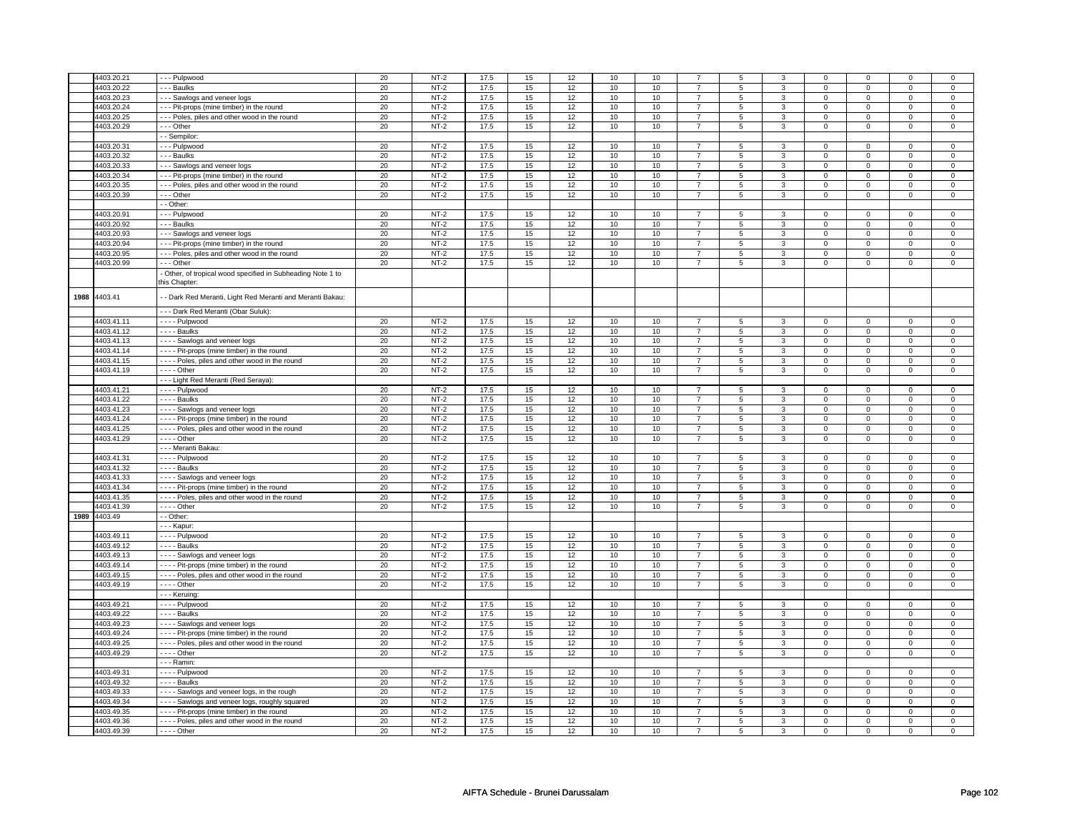| | | | | | | | | | | | | | | | |
|---|---|---|---|---|---|---|---|---|---|---|---|---|---|---|---|
| | 4403.20.21 | - - - Pulpwood | 20 | NT-2 | 17.5 | 15 | 12 | 10 | 10 | 7 | 5 | 3 | 0 | 0 | 0 | 0 |
| | 4403.20.22 | - - - Baulks | 20 | NT-2 | 17.5 | 15 | 12 | 10 | 10 | 7 | 5 | 3 | 0 | 0 | 0 | 0 |
| | 4403.20.23 | - - - Sawlogs and veneer logs | 20 | NT-2 | 17.5 | 15 | 12 | 10 | 10 | 7 | 5 | 3 | 0 | 0 | 0 | 0 |
| | 4403.20.24 | - - - Pit-props (mine timber) in the round | 20 | NT-2 | 17.5 | 15 | 12 | 10 | 10 | 7 | 5 | 3 | 0 | 0 | 0 | 0 |
| | 4403.20.25 | - - - Poles, piles and other wood in the round | 20 | NT-2 | 17.5 | 15 | 12 | 10 | 10 | 7 | 5 | 3 | 0 | 0 | 0 | 0 |
| | 4403.20.29 | - - - Other | 20 | NT-2 | 17.5 | 15 | 12 | 10 | 10 | 7 | 5 | 3 | 0 | 0 | 0 | 0 |
| | | - - Sempilor: | | | | | | | | | | | | | | |
| | 4403.20.31 | - - - Pulpwood | 20 | NT-2 | 17.5 | 15 | 12 | 10 | 10 | 7 | 5 | 3 | 0 | 0 | 0 | 0 |
| | 4403.20.32 | - - - Baulks | 20 | NT-2 | 17.5 | 15 | 12 | 10 | 10 | 7 | 5 | 3 | 0 | 0 | 0 | 0 |
| | 4403.20.33 | - - - Sawlogs and veneer logs | 20 | NT-2 | 17.5 | 15 | 12 | 10 | 10 | 7 | 5 | 3 | 0 | 0 | 0 | 0 |
| | 4403.20.34 | - - - Pit-props (mine timber) in the round | 20 | NT-2 | 17.5 | 15 | 12 | 10 | 10 | 7 | 5 | 3 | 0 | 0 | 0 | 0 |
| | 4403.20.35 | - - - Poles, piles and other wood in the round | 20 | NT-2 | 17.5 | 15 | 12 | 10 | 10 | 7 | 5 | 3 | 0 | 0 | 0 | 0 |
| | 4403.20.39 | - - - Other | 20 | NT-2 | 17.5 | 15 | 12 | 10 | 10 | 7 | 5 | 3 | 0 | 0 | 0 | 0 |
| | | - - Other: | | | | | | | | | | | | | | |
| | 4403.20.91 | - - - Pulpwood | 20 | NT-2 | 17.5 | 15 | 12 | 10 | 10 | 7 | 5 | 3 | 0 | 0 | 0 | 0 |
| | 4403.20.92 | - - - Baulks | 20 | NT-2 | 17.5 | 15 | 12 | 10 | 10 | 7 | 5 | 3 | 0 | 0 | 0 | 0 |
| | 4403.20.93 | - - - Sawlogs and veneer logs | 20 | NT-2 | 17.5 | 15 | 12 | 10 | 10 | 7 | 5 | 3 | 0 | 0 | 0 | 0 |
| | 4403.20.94 | - - - Pit-props (mine timber) in the round | 20 | NT-2 | 17.5 | 15 | 12 | 10 | 10 | 7 | 5 | 3 | 0 | 0 | 0 | 0 |
| | 4403.20.95 | - - - Poles, piles and other wood in the round | 20 | NT-2 | 17.5 | 15 | 12 | 10 | 10 | 7 | 5 | 3 | 0 | 0 | 0 | 0 |
| | 4403.20.99 | - - - Other | 20 | NT-2 | 17.5 | 15 | 12 | 10 | 10 | 7 | 5 | 3 | 0 | 0 | 0 | 0 |
| | | - Other, of tropical wood specified in Subheading Note 1 to this Chapter: | | | | | | | | | | | | | | |
| 1988 | 4403.41 | - - Dark Red Meranti, Light Red Meranti and Meranti Bakau: | | | | | | | | | | | | | | |
| | | - - - Dark Red Meranti (Obar Suluk): | | | | | | | | | | | | | | |
| | 4403.41.11 | - - - - Pulpwood | 20 | NT-2 | 17.5 | 15 | 12 | 10 | 10 | 7 | 5 | 3 | 0 | 0 | 0 | 0 |
| | 4403.41.12 | - - - - Baulks | 20 | NT-2 | 17.5 | 15 | 12 | 10 | 10 | 7 | 5 | 3 | 0 | 0 | 0 | 0 |
| | 4403.41.13 | - - - - Sawlogs and veneer logs | 20 | NT-2 | 17.5 | 15 | 12 | 10 | 10 | 7 | 5 | 3 | 0 | 0 | 0 | 0 |
| | 4403.41.14 | - - - - Pit-props (mine timber) in the round | 20 | NT-2 | 17.5 | 15 | 12 | 10 | 10 | 7 | 5 | 3 | 0 | 0 | 0 | 0 |
| | 4403.41.15 | - - - - Poles, piles and other wood in the round | 20 | NT-2 | 17.5 | 15 | 12 | 10 | 10 | 7 | 5 | 3 | 0 | 0 | 0 | 0 |
| | 4403.41.19 | - - - - Other | 20 | NT-2 | 17.5 | 15 | 12 | 10 | 10 | 7 | 5 | 3 | 0 | 0 | 0 | 0 |
| | | - - - Light Red Meranti (Red Seraya): | | | | | | | | | | | | | | |
| | 4403.41.21 | - - - - Pulpwood | 20 | NT-2 | 17.5 | 15 | 12 | 10 | 10 | 7 | 5 | 3 | 0 | 0 | 0 | 0 |
| | 4403.41.22 | - - - - Baulks | 20 | NT-2 | 17.5 | 15 | 12 | 10 | 10 | 7 | 5 | 3 | 0 | 0 | 0 | 0 |
| | 4403.41.23 | - - - - Sawlogs and veneer logs | 20 | NT-2 | 17.5 | 15 | 12 | 10 | 10 | 7 | 5 | 3 | 0 | 0 | 0 | 0 |
| | 4403.41.24 | - - - - Pit-props (mine timber) in the round | 20 | NT-2 | 17.5 | 15 | 12 | 10 | 10 | 7 | 5 | 3 | 0 | 0 | 0 | 0 |
| | 4403.41.25 | - - - - Poles, piles and other wood in the round | 20 | NT-2 | 17.5 | 15 | 12 | 10 | 10 | 7 | 5 | 3 | 0 | 0 | 0 | 0 |
| | 4403.41.29 | - - - - Other | 20 | NT-2 | 17.5 | 15 | 12 | 10 | 10 | 7 | 5 | 3 | 0 | 0 | 0 | 0 |
| | | - - - Meranti Bakau: | | | | | | | | | | | | | | |
| | 4403.41.31 | - - - - Pulpwood | 20 | NT-2 | 17.5 | 15 | 12 | 10 | 10 | 7 | 5 | 3 | 0 | 0 | 0 | 0 |
| | 4403.41.32 | - - - - Baulks | 20 | NT-2 | 17.5 | 15 | 12 | 10 | 10 | 7 | 5 | 3 | 0 | 0 | 0 | 0 |
| | 4403.41.33 | - - - - Sawlogs and veneer logs | 20 | NT-2 | 17.5 | 15 | 12 | 10 | 10 | 7 | 5 | 3 | 0 | 0 | 0 | 0 |
| | 4403.41.34 | - - - - Pit-props (mine timber) in the round | 20 | NT-2 | 17.5 | 15 | 12 | 10 | 10 | 7 | 5 | 3 | 0 | 0 | 0 | 0 |
| | 4403.41.35 | - - - - Poles, piles and other wood in the round | 20 | NT-2 | 17.5 | 15 | 12 | 10 | 10 | 7 | 5 | 3 | 0 | 0 | 0 | 0 |
| | 4403.41.39 | - - - - Other | 20 | NT-2 | 17.5 | 15 | 12 | 10 | 10 | 7 | 5 | 3 | 0 | 0 | 0 | 0 |
| 1989 | 4403.49 | - - Other: | | | | | | | | | | | | | | |
| | | - - - Kapur: | | | | | | | | | | | | | | |
| | 4403.49.11 | - - - - Pulpwood | 20 | NT-2 | 17.5 | 15 | 12 | 10 | 10 | 7 | 5 | 3 | 0 | 0 | 0 | 0 |
| | 4403.49.12 | - - - - Baulks | 20 | NT-2 | 17.5 | 15 | 12 | 10 | 10 | 7 | 5 | 3 | 0 | 0 | 0 | 0 |
| | 4403.49.13 | - - - - Sawlogs and veneer logs | 20 | NT-2 | 17.5 | 15 | 12 | 10 | 10 | 7 | 5 | 3 | 0 | 0 | 0 | 0 |
| | 4403.49.14 | - - - - Pit-props (mine timber) in the round | 20 | NT-2 | 17.5 | 15 | 12 | 10 | 10 | 7 | 5 | 3 | 0 | 0 | 0 | 0 |
| | 4403.49.15 | - - - - Poles, piles and other wood in the round | 20 | NT-2 | 17.5 | 15 | 12 | 10 | 10 | 7 | 5 | 3 | 0 | 0 | 0 | 0 |
| | 4403.49.19 | - - - - Other | 20 | NT-2 | 17.5 | 15 | 12 | 10 | 10 | 7 | 5 | 3 | 0 | 0 | 0 | 0 |
| | | - - - Keruing: | | | | | | | | | | | | | | |
| | 4403.49.21 | - - - - Pulpwood | 20 | NT-2 | 17.5 | 15 | 12 | 10 | 10 | 7 | 5 | 3 | 0 | 0 | 0 | 0 |
| | 4403.49.22 | - - - - Baulks | 20 | NT-2 | 17.5 | 15 | 12 | 10 | 10 | 7 | 5 | 3 | 0 | 0 | 0 | 0 |
| | 4403.49.23 | - - - - Sawlogs and veneer logs | 20 | NT-2 | 17.5 | 15 | 12 | 10 | 10 | 7 | 5 | 3 | 0 | 0 | 0 | 0 |
| | 4403.49.24 | - - - - Pit-props (mine timber) in the round | 20 | NT-2 | 17.5 | 15 | 12 | 10 | 10 | 7 | 5 | 3 | 0 | 0 | 0 | 0 |
| | 4403.49.25 | - - - - Poles, piles and other wood in the round | 20 | NT-2 | 17.5 | 15 | 12 | 10 | 10 | 7 | 5 | 3 | 0 | 0 | 0 | 0 |
| | 4403.49.29 | - - - - Other | 20 | NT-2 | 17.5 | 15 | 12 | 10 | 10 | 7 | 5 | 3 | 0 | 0 | 0 | 0 |
| | | - - - Ramin: | | | | | | | | | | | | | | |
| | 4403.49.31 | - - - - Pulpwood | 20 | NT-2 | 17.5 | 15 | 12 | 10 | 10 | 7 | 5 | 3 | 0 | 0 | 0 | 0 |
| | 4403.49.32 | - - - - Baulks | 20 | NT-2 | 17.5 | 15 | 12 | 10 | 10 | 7 | 5 | 3 | 0 | 0 | 0 | 0 |
| | 4403.49.33 | - - - - Sawlogs and veneer logs, in the rough | 20 | NT-2 | 17.5 | 15 | 12 | 10 | 10 | 7 | 5 | 3 | 0 | 0 | 0 | 0 |
| | 4403.49.34 | - - - - Sawlogs and veneer logs, roughly squared | 20 | NT-2 | 17.5 | 15 | 12 | 10 | 10 | 7 | 5 | 3 | 0 | 0 | 0 | 0 |
| | 4403.49.35 | - - - - Pit-props (mine timber) in the round | 20 | NT-2 | 17.5 | 15 | 12 | 10 | 10 | 7 | 5 | 3 | 0 | 0 | 0 | 0 |
| | 4403.49.36 | - - - - Poles, piles and other wood in the round | 20 | NT-2 | 17.5 | 15 | 12 | 10 | 10 | 7 | 5 | 3 | 0 | 0 | 0 | 0 |
| | 4403.49.39 | - - - - Other | 20 | NT-2 | 17.5 | 15 | 12 | 10 | 10 | 7 | 5 | 3 | 0 | 0 | 0 | 0 |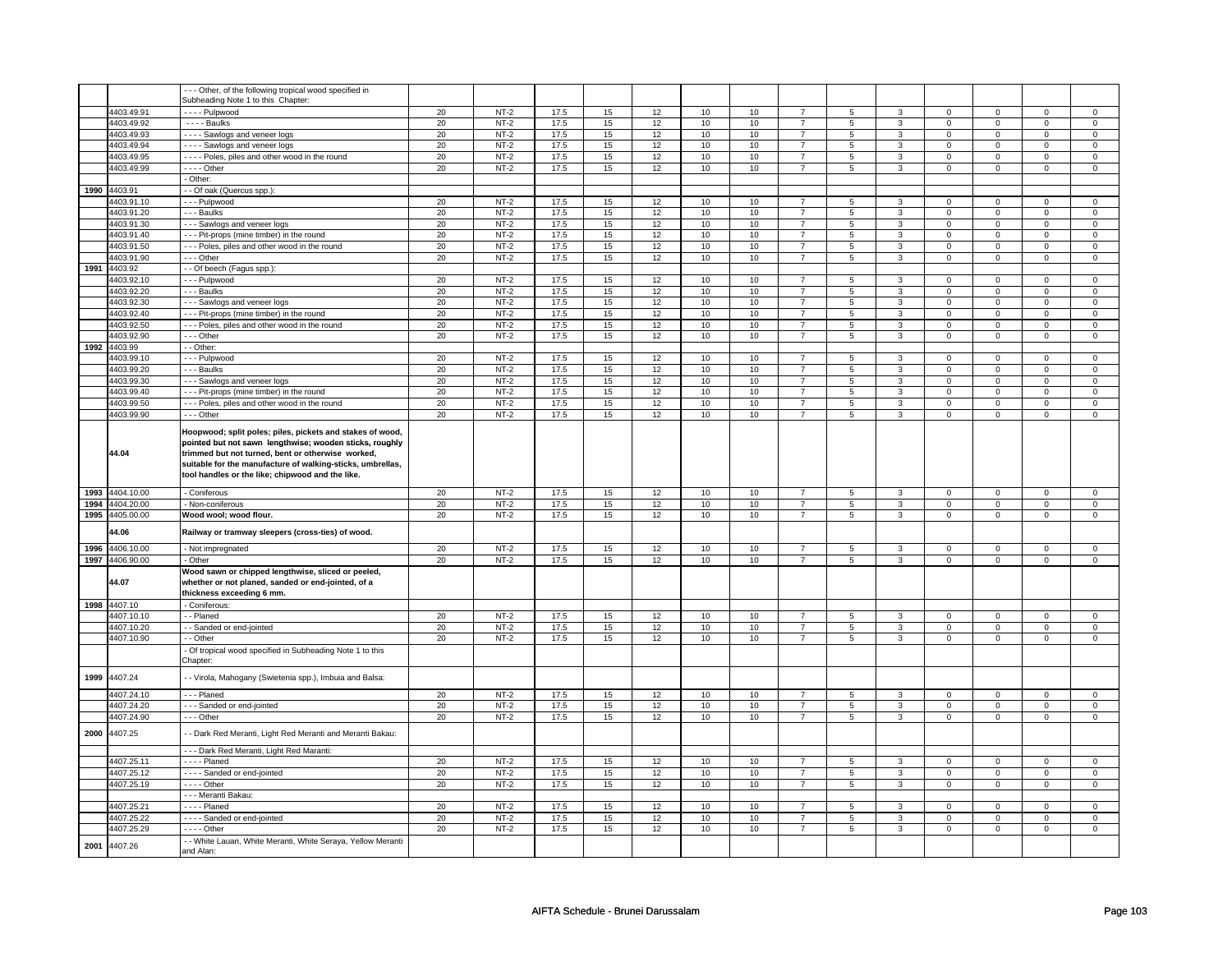| | | | | | | | | | | | | | | | | |
|---|---|---|---|---|---|---|---|---|---|---|---|---|---|---|---|---|
| | | - - - Other, of the following tropical wood specified in Subheading Note 1 to this Chapter: | | | | | | | | | | | | | | |
| | 4403.49.91 | - - - - Pulpwood | 20 | NT-2 | 17.5 | 15 | 12 | 10 | 10 | 7 | 5 | 3 | 0 | 0 | 0 | 0 |
| | 4403.49.92 | - - - - Baulks | 20 | NT-2 | 17.5 | 15 | 12 | 10 | 10 | 7 | 5 | 3 | 0 | 0 | 0 | 0 |
| | 4403.49.93 | - - - - Sawlogs and veneer logs | 20 | NT-2 | 17.5 | 15 | 12 | 10 | 10 | 7 | 5 | 3 | 0 | 0 | 0 | 0 |
| | 4403.49.94 | - - - - Sawlogs and veneer logs | 20 | NT-2 | 17.5 | 15 | 12 | 10 | 10 | 7 | 5 | 3 | 0 | 0 | 0 | 0 |
| | 4403.49.95 | - - - - Poles, piles and other wood in the round | 20 | NT-2 | 17.5 | 15 | 12 | 10 | 10 | 7 | 5 | 3 | 0 | 0 | 0 | 0 |
| | 4403.49.99 | - - - - Other | 20 | NT-2 | 17.5 | 15 | 12 | 10 | 10 | 7 | 5 | 3 | 0 | 0 | 0 | 0 |
| | | - Other: | | | | | | | | | | | | | | |
| 1990 | 4403.91 | - - Of oak (Quercus spp.): | | | | | | | | | | | | | | |
| | 4403.91.10 | - - - Pulpwood | 20 | NT-2 | 17.5 | 15 | 12 | 10 | 10 | 7 | 5 | 3 | 0 | 0 | 0 | 0 |
| | 4403.91.20 | - - - Baulks | 20 | NT-2 | 17.5 | 15 | 12 | 10 | 10 | 7 | 5 | 3 | 0 | 0 | 0 | 0 |
| | 4403.91.30 | - - - Sawlogs and veneer logs | 20 | NT-2 | 17.5 | 15 | 12 | 10 | 10 | 7 | 5 | 3 | 0 | 0 | 0 | 0 |
| | 4403.91.40 | - - - Pit-props (mine timber) in the round | 20 | NT-2 | 17.5 | 15 | 12 | 10 | 10 | 7 | 5 | 3 | 0 | 0 | 0 | 0 |
| | 4403.91.50 | - - - Poles, piles and other wood in the round | 20 | NT-2 | 17.5 | 15 | 12 | 10 | 10 | 7 | 5 | 3 | 0 | 0 | 0 | 0 |
| | 4403.91.90 | - - - Other | 20 | NT-2 | 17.5 | 15 | 12 | 10 | 10 | 7 | 5 | 3 | 0 | 0 | 0 | 0 |
| 1991 | 4403.92 | - - Of beech (Fagus spp.): | | | | | | | | | | | | | | |
| | 4403.92.10 | - - - Pulpwood | 20 | NT-2 | 17.5 | 15 | 12 | 10 | 10 | 7 | 5 | 3 | 0 | 0 | 0 | 0 |
| | 4403.92.20 | - - - Baulks | 20 | NT-2 | 17.5 | 15 | 12 | 10 | 10 | 7 | 5 | 3 | 0 | 0 | 0 | 0 |
| | 4403.92.30 | - - - Sawlogs and veneer logs | 20 | NT-2 | 17.5 | 15 | 12 | 10 | 10 | 7 | 5 | 3 | 0 | 0 | 0 | 0 |
| | 4403.92.40 | - - - Pit-props (mine timber) in the round | 20 | NT-2 | 17.5 | 15 | 12 | 10 | 10 | 7 | 5 | 3 | 0 | 0 | 0 | 0 |
| | 4403.92.50 | - - - Poles, piles and other wood in the round | 20 | NT-2 | 17.5 | 15 | 12 | 10 | 10 | 7 | 5 | 3 | 0 | 0 | 0 | 0 |
| | 4403.92.90 | - - - Other | 20 | NT-2 | 17.5 | 15 | 12 | 10 | 10 | 7 | 5 | 3 | 0 | 0 | 0 | 0 |
| 1992 | 4403.99 | - - Other: | | | | | | | | | | | | | | |
| | 4403.99.10 | - - - Pulpwood | 20 | NT-2 | 17.5 | 15 | 12 | 10 | 10 | 7 | 5 | 3 | 0 | 0 | 0 | 0 |
| | 4403.99.20 | - - - Baulks | 20 | NT-2 | 17.5 | 15 | 12 | 10 | 10 | 7 | 5 | 3 | 0 | 0 | 0 | 0 |
| | 4403.99.30 | - - - Sawlogs and veneer logs | 20 | NT-2 | 17.5 | 15 | 12 | 10 | 10 | 7 | 5 | 3 | 0 | 0 | 0 | 0 |
| | 4403.99.40 | - - - Pit-props (mine timber) in the round | 20 | NT-2 | 17.5 | 15 | 12 | 10 | 10 | 7 | 5 | 3 | 0 | 0 | 0 | 0 |
| | 4403.99.50 | - - - Poles, piles and other wood in the round | 20 | NT-2 | 17.5 | 15 | 12 | 10 | 10 | 7 | 5 | 3 | 0 | 0 | 0 | 0 |
| | 4403.99.90 | - - - Other | 20 | NT-2 | 17.5 | 15 | 12 | 10 | 10 | 7 | 5 | 3 | 0 | 0 | 0 | 0 |
| | **44.04** | **Hoopwood; split poles; piles, pickets and stakes of wood, pointed but not sawn lengthwise; wooden sticks, roughly trimmed but not turned, bent or otherwise worked, suitable for the manufacture of walking-sticks, umbrellas, tool handles or the like; chipwood and the like.** | | | | | | | | | | | | | | |
| 1993 | 4404.10.00 | - Coniferous | 20 | NT-2 | 17.5 | 15 | 12 | 10 | 10 | 7 | 5 | 3 | 0 | 0 | 0 | 0 |
| 1994 | 4404.20.00 | - Non-coniferous | 20 | NT-2 | 17.5 | 15 | 12 | 10 | 10 | 7 | 5 | 3 | 0 | 0 | 0 | 0 |
| 1995 | 4405.00.00 | **Wood wool; wood flour.** | 20 | NT-2 | 17.5 | 15 | 12 | 10 | 10 | 7 | 5 | 3 | 0 | 0 | 0 | 0 |
| | **44.06** | **Railway or tramway sleepers (cross-ties) of wood.** | | | | | | | | | | | | | | |
| 1996 | 4406.10.00 | - Not impregnated | 20 | NT-2 | 17.5 | 15 | 12 | 10 | 10 | 7 | 5 | 3 | 0 | 0 | 0 | 0 |
| 1997 | 4406.90.00 | - Other | 20 | NT-2 | 17.5 | 15 | 12 | 10 | 10 | 7 | 5 | 3 | 0 | 0 | 0 | 0 |
| | **44.07** | **Wood sawn or chipped lengthwise, sliced or peeled, whether or not planed, sanded or end-jointed, of a thickness exceeding 6 mm.** | | | | | | | | | | | | | | |
| 1998 | 4407.10 | - Coniferous: | | | | | | | | | | | | | | |
| | 4407.10.10 | - - Planed | 20 | NT-2 | 17.5 | 15 | 12 | 10 | 10 | 7 | 5 | 3 | 0 | 0 | 0 | 0 |
| | 4407.10.20 | - - Sanded or end-jointed | 20 | NT-2 | 17.5 | 15 | 12 | 10 | 10 | 7 | 5 | 3 | 0 | 0 | 0 | 0 |
| | 4407.10.90 | - - Other | 20 | NT-2 | 17.5 | 15 | 12 | 10 | 10 | 7 | 5 | 3 | 0 | 0 | 0 | 0 |
| | | - Of tropical wood specified in Subheading Note 1 to this Chapter: | | | | | | | | | | | | | | |
| 1999 | 4407.24 | - - Virola, Mahogany (Swietenia spp.), Imbuia and Balsa: | | | | | | | | | | | | | | |
| | 4407.24.10 | - - - Planed | 20 | NT-2 | 17.5 | 15 | 12 | 10 | 10 | 7 | 5 | 3 | 0 | 0 | 0 | 0 |
| | 4407.24.20 | - - - Sanded or end-jointed | 20 | NT-2 | 17.5 | 15 | 12 | 10 | 10 | 7 | 5 | 3 | 0 | 0 | 0 | 0 |
| | 4407.24.90 | - - - Other | 20 | NT-2 | 17.5 | 15 | 12 | 10 | 10 | 7 | 5 | 3 | 0 | 0 | 0 | 0 |
| 2000 | 4407.25 | - - Dark Red Meranti, Light Red Meranti and Meranti Bakau: | | | | | | | | | | | | | | |
| | | - - - Dark Red Meranti, Light Red Maranti: | | | | | | | | | | | | | | |
| | 4407.25.11 | - - - - Planed | 20 | NT-2 | 17.5 | 15 | 12 | 10 | 10 | 7 | 5 | 3 | 0 | 0 | 0 | 0 |
| | 4407.25.12 | - - - - Sanded or end-jointed | 20 | NT-2 | 17.5 | 15 | 12 | 10 | 10 | 7 | 5 | 3 | 0 | 0 | 0 | 0 |
| | 4407.25.19 | - - - - Other | 20 | NT-2 | 17.5 | 15 | 12 | 10 | 10 | 7 | 5 | 3 | 0 | 0 | 0 | 0 |
| | | - - - Meranti Bakau: | | | | | | | | | | | | | | |
| | 4407.25.21 | - - - - Planed | 20 | NT-2 | 17.5 | 15 | 12 | 10 | 10 | 7 | 5 | 3 | 0 | 0 | 0 | 0 |
| | 4407.25.22 | - - - - Sanded or end-jointed | 20 | NT-2 | 17.5 | 15 | 12 | 10 | 10 | 7 | 5 | 3 | 0 | 0 | 0 | 0 |
| | 4407.25.29 | - - - - Other | 20 | NT-2 | 17.5 | 15 | 12 | 10 | 10 | 7 | 5 | 3 | 0 | 0 | 0 | 0 |
| 2001 | 4407.26 | - - White Lauan, White Meranti, White Seraya, Yellow Meranti and Alan: | | | | | | | | | | | | | | |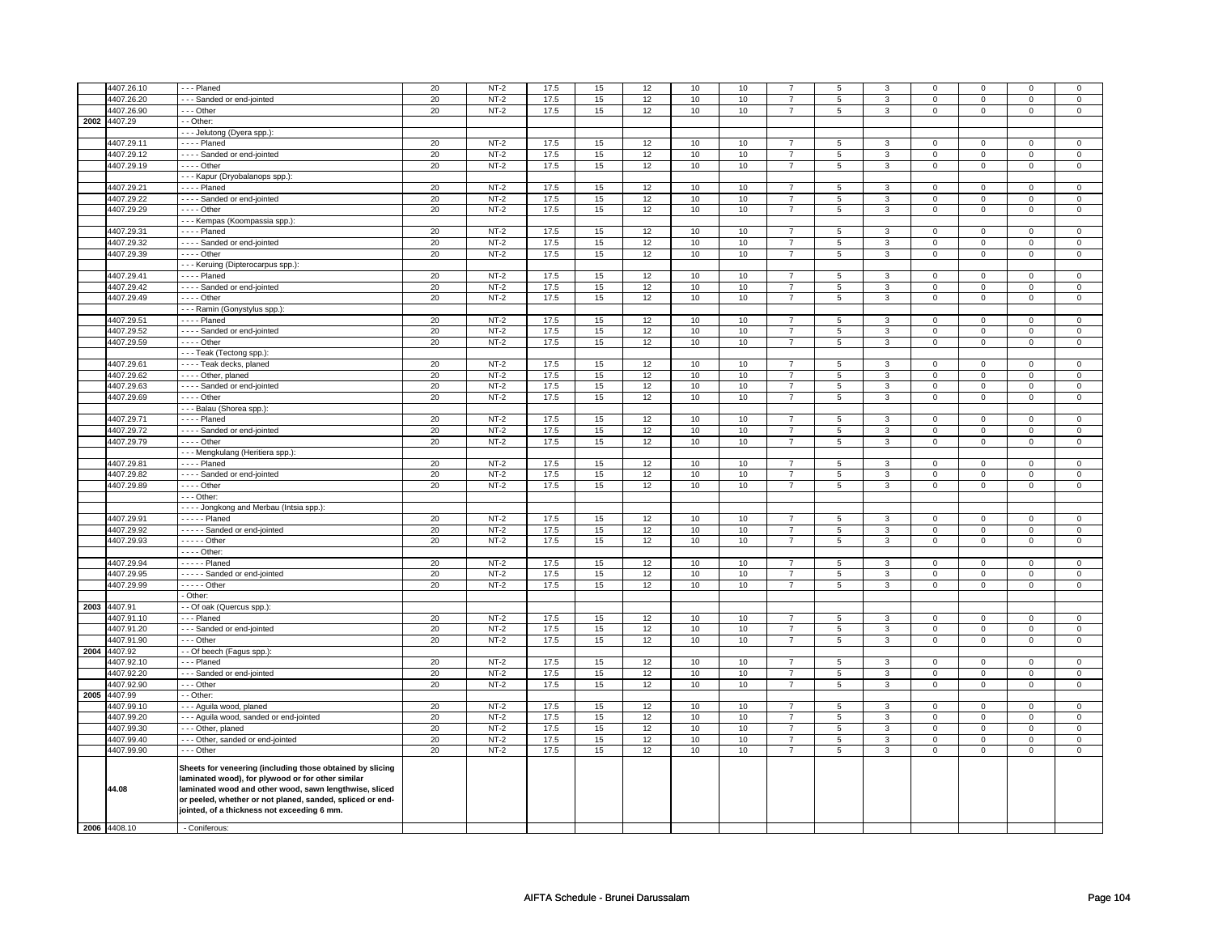| | | | | | | | | | | | | | | | |
|---|---|---|---|---|---|---|---|---|---|---|---|---|---|---|---|
| | 4407.26.10 | - - - Planed | 20 | NT-2 | 17.5 | 15 | 12 | 10 | 10 | 7 | 5 | 3 | 0 | 0 | 0 | 0 |
| | 4407.26.20 | - - - Sanded or end-jointed | 20 | NT-2 | 17.5 | 15 | 12 | 10 | 10 | 7 | 5 | 3 | 0 | 0 | 0 | 0 |
| | 4407.26.90 | - - - Other | 20 | NT-2 | 17.5 | 15 | 12 | 10 | 10 | 7 | 5 | 3 | 0 | 0 | 0 | 0 |
| 2002 | 4407.29 | - - Other: | | | | | | | | | | | | | | |
| | | - - - Jelutong (Dyera spp.): | | | | | | | | | | | | | | |
| | 4407.29.11 | - - - - Planed | 20 | NT-2 | 17.5 | 15 | 12 | 10 | 10 | 7 | 5 | 3 | 0 | 0 | 0 | 0 |
| | 4407.29.12 | - - - - Sanded or end-jointed | 20 | NT-2 | 17.5 | 15 | 12 | 10 | 10 | 7 | 5 | 3 | 0 | 0 | 0 | 0 |
| | 4407.29.19 | - - - - Other | 20 | NT-2 | 17.5 | 15 | 12 | 10 | 10 | 7 | 5 | 3 | 0 | 0 | 0 | 0 |
| | | - - - Kapur (Dryobalanops spp.): | | | | | | | | | | | | | | |
| | 4407.29.21 | - - - - Planed | 20 | NT-2 | 17.5 | 15 | 12 | 10 | 10 | 7 | 5 | 3 | 0 | 0 | 0 | 0 |
| | 4407.29.22 | - - - - Sanded or end-jointed | 20 | NT-2 | 17.5 | 15 | 12 | 10 | 10 | 7 | 5 | 3 | 0 | 0 | 0 | 0 |
| | 4407.29.29 | - - - - Other | 20 | NT-2 | 17.5 | 15 | 12 | 10 | 10 | 7 | 5 | 3 | 0 | 0 | 0 | 0 |
| | | - - - Kempas (Koompassia spp.): | | | | | | | | | | | | | | |
| | 4407.29.31 | - - - - Planed | 20 | NT-2 | 17.5 | 15 | 12 | 10 | 10 | 7 | 5 | 3 | 0 | 0 | 0 | 0 |
| | 4407.29.32 | - - - - Sanded or end-jointed | 20 | NT-2 | 17.5 | 15 | 12 | 10 | 10 | 7 | 5 | 3 | 0 | 0 | 0 | 0 |
| | 4407.29.39 | - - - - Other | 20 | NT-2 | 17.5 | 15 | 12 | 10 | 10 | 7 | 5 | 3 | 0 | 0 | 0 | 0 |
| | | - - - Keruing (Dipterocarpus spp.): | | | | | | | | | | | | | | |
| | 4407.29.41 | - - - - Planed | 20 | NT-2 | 17.5 | 15 | 12 | 10 | 10 | 7 | 5 | 3 | 0 | 0 | 0 | 0 |
| | 4407.29.42 | - - - - Sanded or end-jointed | 20 | NT-2 | 17.5 | 15 | 12 | 10 | 10 | 7 | 5 | 3 | 0 | 0 | 0 | 0 |
| | 4407.29.49 | - - - - Other | 20 | NT-2 | 17.5 | 15 | 12 | 10 | 10 | 7 | 5 | 3 | 0 | 0 | 0 | 0 |
| | | - - - Ramin (Gonystylus spp.): | | | | | | | | | | | | | | |
| | 4407.29.51 | - - - - Planed | 20 | NT-2 | 17.5 | 15 | 12 | 10 | 10 | 7 | 5 | 3 | 0 | 0 | 0 | 0 |
| | 4407.29.52 | - - - - Sanded or end-jointed | 20 | NT-2 | 17.5 | 15 | 12 | 10 | 10 | 7 | 5 | 3 | 0 | 0 | 0 | 0 |
| | 4407.29.59 | - - - - Other | 20 | NT-2 | 17.5 | 15 | 12 | 10 | 10 | 7 | 5 | 3 | 0 | 0 | 0 | 0 |
| | | - - - Teak (Tectong spp.): | | | | | | | | | | | | | | |
| | 4407.29.61 | - - - - Teak decks, planed | 20 | NT-2 | 17.5 | 15 | 12 | 10 | 10 | 7 | 5 | 3 | 0 | 0 | 0 | 0 |
| | 4407.29.62 | - - - - Other, planed | 20 | NT-2 | 17.5 | 15 | 12 | 10 | 10 | 7 | 5 | 3 | 0 | 0 | 0 | 0 |
| | 4407.29.63 | - - - - Sanded or end-jointed | 20 | NT-2 | 17.5 | 15 | 12 | 10 | 10 | 7 | 5 | 3 | 0 | 0 | 0 | 0 |
| | 4407.29.69 | - - - - Other | 20 | NT-2 | 17.5 | 15 | 12 | 10 | 10 | 7 | 5 | 3 | 0 | 0 | 0 | 0 |
| | | - - - Balau (Shorea spp.): | | | | | | | | | | | | | | |
| | 4407.29.71 | - - - - Planed | 20 | NT-2 | 17.5 | 15 | 12 | 10 | 10 | 7 | 5 | 3 | 0 | 0 | 0 | 0 |
| | 4407.29.72 | - - - - Sanded or end-jointed | 20 | NT-2 | 17.5 | 15 | 12 | 10 | 10 | 7 | 5 | 3 | 0 | 0 | 0 | 0 |
| | 4407.29.79 | - - - - Other | 20 | NT-2 | 17.5 | 15 | 12 | 10 | 10 | 7 | 5 | 3 | 0 | 0 | 0 | 0 |
| | | - - - Mengkulang (Heritiera spp.): | | | | | | | | | | | | | | |
| | 4407.29.81 | - - - - Planed | 20 | NT-2 | 17.5 | 15 | 12 | 10 | 10 | 7 | 5 | 3 | 0 | 0 | 0 | 0 |
| | 4407.29.82 | - - - - Sanded or end-jointed | 20 | NT-2 | 17.5 | 15 | 12 | 10 | 10 | 7 | 5 | 3 | 0 | 0 | 0 | 0 |
| | 4407.29.89 | - - - - Other | 20 | NT-2 | 17.5 | 15 | 12 | 10 | 10 | 7 | 5 | 3 | 0 | 0 | 0 | 0 |
| | | - - - Other: | | | | | | | | | | | | | | |
| | | - - - - Jongkong and Merbau (Intsia spp.): | | | | | | | | | | | | | | |
| | 4407.29.91 | - - - - - Planed | 20 | NT-2 | 17.5 | 15 | 12 | 10 | 10 | 7 | 5 | 3 | 0 | 0 | 0 | 0 |
| | 4407.29.92 | - - - - - Sanded or end-jointed | 20 | NT-2 | 17.5 | 15 | 12 | 10 | 10 | 7 | 5 | 3 | 0 | 0 | 0 | 0 |
| | 4407.29.93 | - - - - - Other | 20 | NT-2 | 17.5 | 15 | 12 | 10 | 10 | 7 | 5 | 3 | 0 | 0 | 0 | 0 |
| | | - - - - Other: | | | | | | | | | | | | | | |
| | 4407.29.94 | - - - - - Planed | 20 | NT-2 | 17.5 | 15 | 12 | 10 | 10 | 7 | 5 | 3 | 0 | 0 | 0 | 0 |
| | 4407.29.95 | - - - - - Sanded or end-jointed | 20 | NT-2 | 17.5 | 15 | 12 | 10 | 10 | 7 | 5 | 3 | 0 | 0 | 0 | 0 |
| | 4407.29.99 | - - - - - Other | 20 | NT-2 | 17.5 | 15 | 12 | 10 | 10 | 7 | 5 | 3 | 0 | 0 | 0 | 0 |
| | | - Other: | | | | | | | | | | | | | | |
| 2003 | 4407.91 | - - Of oak (Quercus spp.): | | | | | | | | | | | | | | |
| | 4407.91.10 | - - - Planed | 20 | NT-2 | 17.5 | 15 | 12 | 10 | 10 | 7 | 5 | 3 | 0 | 0 | 0 | 0 |
| | 4407.91.20 | - - - Sanded or end-jointed | 20 | NT-2 | 17.5 | 15 | 12 | 10 | 10 | 7 | 5 | 3 | 0 | 0 | 0 | 0 |
| | 4407.91.90 | - - - Other | 20 | NT-2 | 17.5 | 15 | 12 | 10 | 10 | 7 | 5 | 3 | 0 | 0 | 0 | 0 |
| 2004 | 4407.92 | - - Of beech (Fagus spp.): | | | | | | | | | | | | | | |
| | 4407.92.10 | - - - Planed | 20 | NT-2 | 17.5 | 15 | 12 | 10 | 10 | 7 | 5 | 3 | 0 | 0 | 0 | 0 |
| | 4407.92.20 | - - - Sanded or end-jointed | 20 | NT-2 | 17.5 | 15 | 12 | 10 | 10 | 7 | 5 | 3 | 0 | 0 | 0 | 0 |
| | 4407.92.90 | - - - Other | 20 | NT-2 | 17.5 | 15 | 12 | 10 | 10 | 7 | 5 | 3 | 0 | 0 | 0 | 0 |
| 2005 | 4407.99 | - - Other: | | | | | | | | | | | | | | |
| | 4407.99.10 | - - - Aguila wood, planed | 20 | NT-2 | 17.5 | 15 | 12 | 10 | 10 | 7 | 5 | 3 | 0 | 0 | 0 | 0 |
| | 4407.99.20 | - - - Aguila wood, sanded or end-jointed | 20 | NT-2 | 17.5 | 15 | 12 | 10 | 10 | 7 | 5 | 3 | 0 | 0 | 0 | 0 |
| | 4407.99.30 | - - - Other, planed | 20 | NT-2 | 17.5 | 15 | 12 | 10 | 10 | 7 | 5 | 3 | 0 | 0 | 0 | 0 |
| | 4407.99.40 | - - - Other, sanded or end-jointed | 20 | NT-2 | 17.5 | 15 | 12 | 10 | 10 | 7 | 5 | 3 | 0 | 0 | 0 | 0 |
| | 4407.99.90 | - - - Other | 20 | NT-2 | 17.5 | 15 | 12 | 10 | 10 | 7 | 5 | 3 | 0 | 0 | 0 | 0 |
| | **44.08** | **Sheets for veneering (including those obtained by slicing laminated wood), for plywood or for other similar laminated wood and other wood, sawn lengthwise, sliced or peeled, whether or not planed, sanded, spliced or end-jointed, of a thickness not exceeding 6 mm.** | | | | | | | | | | | | | | |
| 2006 | 4408.10 | - Coniferous: | | | | | | | | | | | | | | |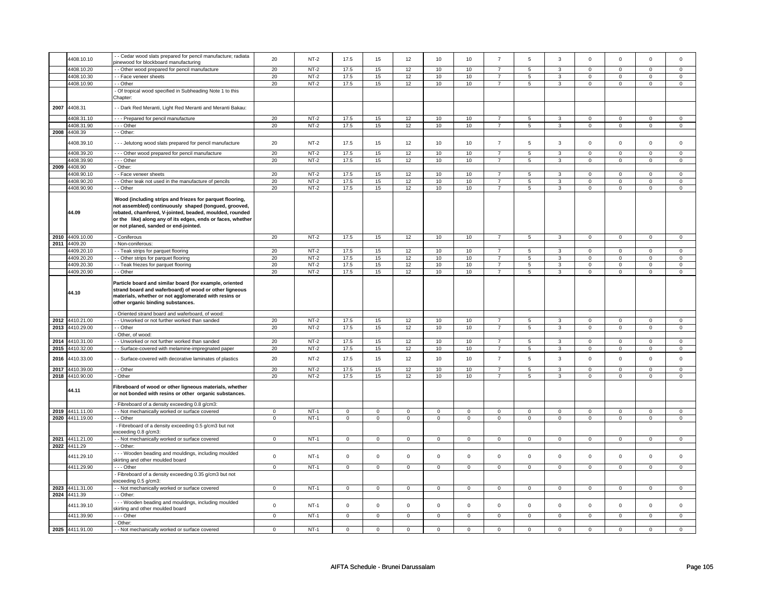|  | 4408.10.10 | - - Cedar wood slats prepared for pencil manufacture; radiata pinewood for blockboard manufacturing | 20 | NT-2 | 17.5 | 15 | 12 | 10 | 10 | 7 | 5 | 3 | 0 | 0 | 0 | 0 |
|---|---|---|---|---|---|---|---|---|---|---|---|---|---|---|---|---|
|  | 4408.10.20 | - - Other wood prepared for pencil manufacture | 20 | NT-2 | 17.5 | 15 | 12 | 10 | 10 | 7 | 5 | 3 | 0 | 0 | 0 | 0 |
|  | 4408.10.30 | - - Face veneer sheets | 20 | NT-2 | 17.5 | 15 | 12 | 10 | 10 | 7 | 5 | 3 | 0 | 0 | 0 | 0 |
|  | 4408.10.90 | - - Other | 20 | NT-2 | 17.5 | 15 | 12 | 10 | 10 | 7 | 5 | 3 | 0 | 0 | 0 | 0 |
|  |  | - Of tropical wood specified in Subheading Note 1 to this Chapter: |  |  |  |  |  |  |  |  |  |  |  |  |  |  |
| 2007 | 4408.31 | - - Dark Red Meranti, Light Red Meranti and Meranti Bakau: |  |  |  |  |  |  |  |  |  |  |  |  |  |  |
|  | 4408.31.10 | - - - Prepared for pencil manufacture | 20 | NT-2 | 17.5 | 15 | 12 | 10 | 10 | 7 | 5 | 3 | 0 | 0 | 0 | 0 |
|  | 4408.31.90 | - - - Other | 20 | NT-2 | 17.5 | 15 | 12 | 10 | 10 | 7 | 5 | 3 | 0 | 0 | 0 | 0 |
| 2008 | 4408.39 | - - Other: |  |  |  |  |  |  |  |  |  |  |  |  |  |  |
|  | 4408.39.10 | - - - Jelutong wood slats prepared for pencil manufacture | 20 | NT-2 | 17.5 | 15 | 12 | 10 | 10 | 7 | 5 | 3 | 0 | 0 | 0 | 0 |
|  | 4408.39.20 | - - - Other wood prepared for pencil manufacture | 20 | NT-2 | 17.5 | 15 | 12 | 10 | 10 | 7 | 5 | 3 | 0 | 0 | 0 | 0 |
|  | 4408.39.90 | - - - Other | 20 | NT-2 | 17.5 | 15 | 12 | 10 | 10 | 7 | 5 | 3 | 0 | 0 | 0 | 0 |
| 2009 | 4408.90 | - Other: |  |  |  |  |  |  |  |  |  |  |  |  |  |  |
|  | 4408.90.10 | - - Face veneer sheets | 20 | NT-2 | 17.5 | 15 | 12 | 10 | 10 | 7 | 5 | 3 | 0 | 0 | 0 | 0 |
|  | 4408.90.20 | - - Other teak not used in the manufacture of pencils | 20 | NT-2 | 17.5 | 15 | 12 | 10 | 10 | 7 | 5 | 3 | 0 | 0 | 0 | 0 |
|  | 4408.90.90 | - - Other | 20 | NT-2 | 17.5 | 15 | 12 | 10 | 10 | 7 | 5 | 3 | 0 | 0 | 0 | 0 |
|  | **44.09** | **Wood (including strips and friezes for parquet flooring, not assembled) continuously shaped (tongued, grooved, rebated, chamfered, V-jointed, beaded, moulded, rounded or the like) along any of its edges, ends or faces, whether or not planed, sanded or end-jointed.** |  |  |  |  |  |  |  |  |  |  |  |  |  |  |
| 2010 | 4409.10.00 | - Coniferous | 20 | NT-2 | 17.5 | 15 | 12 | 10 | 10 | 7 | 5 | 3 | 0 | 0 | 0 | 0 |
| 2011 | 4409.20 | - Non-coniferous: |  |  |  |  |  |  |  |  |  |  |  |  |  |  |
|  | 4409.20.10 | - - Teak strips for parquet flooring | 20 | NT-2 | 17.5 | 15 | 12 | 10 | 10 | 7 | 5 | 3 | 0 | 0 | 0 | 0 |
|  | 4409.20.20 | - - Other strips for parquet flooring | 20 | NT-2 | 17.5 | 15 | 12 | 10 | 10 | 7 | 5 | 3 | 0 | 0 | 0 | 0 |
|  | 4409.20.30 | - - Teak friezes for parquet flooring | 20 | NT-2 | 17.5 | 15 | 12 | 10 | 10 | 7 | 5 | 3 | 0 | 0 | 0 | 0 |
|  | 4409.20.90 | - - Other | 20 | NT-2 | 17.5 | 15 | 12 | 10 | 10 | 7 | 5 | 3 | 0 | 0 | 0 | 0 |
|  | **44.10** | **Particle board and similar board (for example, oriented strand board and waferboard) of wood or other ligneous materials, whether or not agglomerated with resins or other organic binding substances.** |  |  |  |  |  |  |  |  |  |  |  |  |  |  |
|  |  | - Oriented strand board and waferboard, of wood: |  |  |  |  |  |  |  |  |  |  |  |  |  |  |
| 2012 | 4410.21.00 | - - Unworked or not further worked than sanded | 20 | NT-2 | 17.5 | 15 | 12 | 10 | 10 | 7 | 5 | 3 | 0 | 0 | 0 | 0 |
| 2013 | 4410.29.00 | - - Other | 20 | NT-2 | 17.5 | 15 | 12 | 10 | 10 | 7 | 5 | 3 | 0 | 0 | 0 | 0 |
|  |  | - Other, of wood: |  |  |  |  |  |  |  |  |  |  |  |  |  |  |
| 2014 | 4410.31.00 | - - Unworked or not further worked than sanded | 20 | NT-2 | 17.5 | 15 | 12 | 10 | 10 | 7 | 5 | 3 | 0 | 0 | 0 | 0 |
| 2015 | 4410.32.00 | - - Surface-covered with melamine-impregnated paper | 20 | NT-2 | 17.5 | 15 | 12 | 10 | 10 | 7 | 5 | 3 | 0 | 0 | 0 | 0 |
| 2016 | 4410.33.00 | - - Surface-covered with decorative laminates of plastics | 20 | NT-2 | 17.5 | 15 | 12 | 10 | 10 | 7 | 5 | 3 | 0 | 0 | 0 | 0 |
| 2017 | 4410.39.00 | - - Other | 20 | NT-2 | 17.5 | 15 | 12 | 10 | 10 | 7 | 5 | 3 | 0 | 0 | 0 | 0 |
| 2018 | 4410.90.00 | - Other | 20 | NT-2 | 17.5 | 15 | 12 | 10 | 10 | 7 | 5 | 3 | 0 | 0 | 0 | 0 |
|  | **44.11** | **Fibreboard of wood or other ligneous materials, whether or not bonded with resins or other organic substances.** |  |  |  |  |  |  |  |  |  |  |  |  |  |  |
|  |  | - Fibreboard of a density exceeding 0.8 g/cm3: |  |  |  |  |  |  |  |  |  |  |  |  |  |  |
| 2019 | 4411.11.00 | - - Not mechanically worked or surface covered | 0 | NT-1 | 0 | 0 | 0 | 0 | 0 | 0 | 0 | 0 | 0 | 0 | 0 | 0 |
| 2020 | 4411.19.00 | - - Other | 0 | NT-1 | 0 | 0 | 0 | 0 | 0 | 0 | 0 | 0 | 0 | 0 | 0 | 0 |
|  |  | - Fibreboard of a density exceeding 0.5 g/cm3 but not exceeding 0.8 g/cm3: |  |  |  |  |  |  |  |  |  |  |  |  |  |  |
| 2021 | 4411.21.00 | - - Not mechanically worked or surface covered | 0 | NT-1 | 0 | 0 | 0 | 0 | 0 | 0 | 0 | 0 | 0 | 0 | 0 | 0 |
| 2022 | 4411.29 | - - Other: |  |  |  |  |  |  |  |  |  |  |  |  |  |  |
|  | 4411.29.10 | - - - Wooden beading and mouldings, including moulded skirting and other moulded board | 0 | NT-1 | 0 | 0 | 0 | 0 | 0 | 0 | 0 | 0 | 0 | 0 | 0 | 0 |
|  | 4411.29.90 | - - - Other | 0 | NT-1 | 0 | 0 | 0 | 0 | 0 | 0 | 0 | 0 | 0 | 0 | 0 | 0 |
|  |  | - Fibreboard of a density exceeding 0.35 g/cm3 but not exceeding 0.5 g/cm3: |  |  |  |  |  |  |  |  |  |  |  |  |  |  |
| 2023 | 4411.31.00 | - - Not mechanically worked or surface covered | 0 | NT-1 | 0 | 0 | 0 | 0 | 0 | 0 | 0 | 0 | 0 | 0 | 0 | 0 |
| 2024 | 4411.39 | - - Other: |  |  |  |  |  |  |  |  |  |  |  |  |  |  |
|  | 4411.39.10 | - - - Wooden beading and mouldings, including moulded skirting and other moulded board | 0 | NT-1 | 0 | 0 | 0 | 0 | 0 | 0 | 0 | 0 | 0 | 0 | 0 | 0 |
|  | 4411.39.90 | - - - Other | 0 | NT-1 | 0 | 0 | 0 | 0 | 0 | 0 | 0 | 0 | 0 | 0 | 0 | 0 |
|  |  | - Other: |  |  |  |  |  |  |  |  |  |  |  |  |  |  |
| 2025 | 4411.91.00 | - - Not mechanically worked or surface covered | 0 | NT-1 | 0 | 0 | 0 | 0 | 0 | 0 | 0 | 0 | 0 | 0 | 0 | 0 |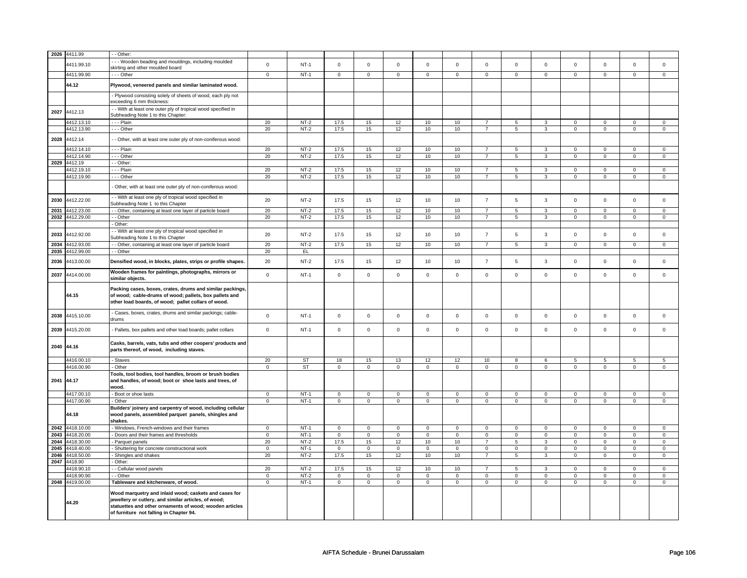| | | | | | | | | | | | | | | | |
|---|---|---|---|---|---|---|---|---|---|---|---|---|---|---|---|
| 2026 | 4411.99 | - - Other: | | | | | | | | | | | | | |
| | 4411.99.10 | - - - Wooden beading and mouldings, including moulded skirting and other moulded board | 0 | NT-1 | 0 | 0 | 0 | 0 | 0 | 0 | 0 | 0 | 0 | 0 | 0 | 0 |
| | 4411.99.90 | - - - Other | 0 | NT-1 | 0 | 0 | 0 | 0 | 0 | 0 | 0 | 0 | 0 | 0 | 0 | 0 |
| | **44.12** | **Plywood, veneered panels and similar laminated wood.** | | | | | | | | | | | | | | |
| | | - Plywood consisting solely of sheets of wood, each ply not exceeding 6 mm thickness: | | | | | | | | | | | | | | |
| 2027 | 4412.13 | - - With at least one outer ply of tropical wood specified in Subheading Note 1 to this Chapter: | | | | | | | | | | | | | | |
| | 4412.13.10 | - - - Plain | 20 | NT-2 | 17.5 | 15 | 12 | 10 | 10 | 7 | 5 | 3 | 0 | 0 | 0 | 0 |
| | 4412.13.90 | - - - Other | 20 | NT-2 | 17.5 | 15 | 12 | 10 | 10 | 7 | 5 | 3 | 0 | 0 | 0 | 0 |
| 2028 | 4412.14 | - - Other, with at least one outer ply of non-coniferous wood: | | | | | | | | | | | | | | |
| | 4412.14.10 | - - - Plain | 20 | NT-2 | 17.5 | 15 | 12 | 10 | 10 | 7 | 5 | 3 | 0 | 0 | 0 | 0 |
| | 4412.14.90 | - - - Other | 20 | NT-2 | 17.5 | 15 | 12 | 10 | 10 | 7 | 5 | 3 | 0 | 0 | 0 | 0 |
| 2029 | 4412.19 | - - Other: | | | | | | | | | | | | | | |
| | 4412.19.10 | - - - Plain | 20 | NT-2 | 17.5 | 15 | 12 | 10 | 10 | 7 | 5 | 3 | 0 | 0 | 0 | 0 |
| | 4412.19.90 | - - - Other | 20 | NT-2 | 17.5 | 15 | 12 | 10 | 10 | 7 | 5 | 3 | 0 | 0 | 0 | 0 |
| | | - Other, with at least one outer ply of non-coniferous wood: | | | | | | | | | | | | | | |
| 2030 | 4412.22.00 | - - With at least one ply of tropical wood specified in Subheading Note 1 to this Chapter | 20 | NT-2 | 17.5 | 15 | 12 | 10 | 10 | 7 | 5 | 3 | 0 | 0 | 0 | 0 |
| 2031 | 4412.23.00 | - - Other, containing at least one layer of particle board | 20 | NT-2 | 17.5 | 15 | 12 | 10 | 10 | 7 | 5 | 3 | 0 | 0 | 0 | 0 |
| 2032 | 4412.29.00 | - - Other | 20 | NT-2 | 17.5 | 15 | 12 | 10 | 10 | 7 | 5 | 3 | 0 | 0 | 0 | 0 |
| | | - Other: | | | | | | | | | | | | | | |
| 2033 | 4412.92.00 | - - With at least one ply of tropical wood specified in Subheading Note 1 to this Chapter | 20 | NT-2 | 17.5 | 15 | 12 | 10 | 10 | 7 | 5 | 3 | 0 | 0 | 0 | 0 |
| 2034 | 4412.93.00 | - - Other, containing at least one layer of particle board | 20 | NT-2 | 17.5 | 15 | 12 | 10 | 10 | 7 | 5 | 3 | 0 | 0 | 0 | 0 |
| 2035 | 4412.99.00 | - - Other | 20 | EL | | | | | | | | | | | | |
| 2036 | 4413.00.00 | **Densified wood, in blocks, plates, strips or profile shapes.** | 20 | NT-2 | 17.5 | 15 | 12 | 10 | 10 | 7 | 5 | 3 | 0 | 0 | 0 | 0 |
| 2037 | 4414.00.00 | **Wooden frames for paintings, photographs, mirrors or similar objects.** | 0 | NT-1 | 0 | 0 | 0 | 0 | 0 | 0 | 0 | 0 | 0 | 0 | 0 | 0 |
| | **44.15** | **Packing cases, boxes, crates, drums and similar packings, of wood; cable-drums of wood; pallets, box pallets and other load boards, of wood; pallet collars of wood.** | | | | | | | | | | | | | | |
| 2038 | 4415.10.00 | - Cases, boxes, crates, drums and similar packings; cable-drums | 0 | NT-1 | 0 | 0 | 0 | 0 | 0 | 0 | 0 | 0 | 0 | 0 | 0 | 0 |
| 2039 | 4415.20.00 | - Pallets, box pallets and other load boards; pallet collars | 0 | NT-1 | 0 | 0 | 0 | 0 | 0 | 0 | 0 | 0 | 0 | 0 | 0 | 0 |
| 2040 | **44.16** | **Casks, barrels, vats, tubs and other coopers' products and parts thereof, of wood, including staves.** | | | | | | | | | | | | | | |
| | 4416.00.10 | - Staves | 20 | ST | 18 | 15 | 13 | 12 | 12 | 10 | 8 | 6 | 5 | 5 | 5 | 5 |
| | 4416.00.90 | - Other | 0 | ST | 0 | 0 | 0 | 0 | 0 | 0 | 0 | 0 | 0 | 0 | 0 | 0 |
| 2041 | **44.17** | **Tools, tool bodies, tool handles, broom or brush bodies and handles, of wood; boot or shoe lasts and trees, of wood.** | | | | | | | | | | | | | | |
| | 4417.00.10 | - Boot or shoe lasts | 0 | NT-1 | 0 | 0 | 0 | 0 | 0 | 0 | 0 | 0 | 0 | 0 | 0 | 0 |
| | 4417.00.90 | - Other | 0 | NT-1 | 0 | 0 | 0 | 0 | 0 | 0 | 0 | 0 | 0 | 0 | 0 | 0 |
| | **44.18** | **Builders' joinery and carpentry of wood, including cellular wood panels, assembled parquet panels, shingles and shakes.** | | | | | | | | | | | | | | |
| 2042 | 4418.10.00 | - Windows, French-windows and their frames | 0 | NT-1 | 0 | 0 | 0 | 0 | 0 | 0 | 0 | 0 | 0 | 0 | 0 | 0 |
| 2043 | 4418.20.00 | - Doors and their frames and thresholds | 0 | NT-1 | 0 | 0 | 0 | 0 | 0 | 0 | 0 | 0 | 0 | 0 | 0 | 0 |
| 2044 | 4418.30.00 | - Parquet panels | 20 | NT-2 | 17.5 | 15 | 12 | 10 | 10 | 7 | 5 | 3 | 0 | 0 | 0 | 0 |
| 2045 | 4418.40.00 | - Shuttering for concrete constructional work | 0 | NT-1 | 0 | 0 | 0 | 0 | 0 | 0 | 0 | 0 | 0 | 0 | 0 | 0 |
| 2046 | 4418.50.00 | - Shingles and shakes | 20 | NT-2 | 17.5 | 15 | 12 | 10 | 10 | 7 | 5 | 3 | 0 | 0 | 0 | 0 |
| 2047 | 4418.90 | - Other: | | | | | | | | | | | | | | |
| | 4418.90.10 | - - Cellular wood panels | 20 | NT-2 | 17.5 | 15 | 12 | 10 | 10 | 7 | 5 | 3 | 0 | 0 | 0 | 0 |
| | 4418.90.90 | - - Other | 0 | NT-2 | 0 | 0 | 0 | 0 | 0 | 0 | 0 | 0 | 0 | 0 | 0 | 0 |
| 2048 | 4419.00.00 | **Tableware and kitchenware, of wood.** | 0 | NT-1 | 0 | 0 | 0 | 0 | 0 | 0 | 0 | 0 | 0 | 0 | 0 | 0 |
| | **44.20** | **Wood marquetry and inlaid wood; caskets and cases for jewellery or cutlery, and similar articles, of wood; statuettes and other ornaments of wood; wooden articles of furniture not falling in Chapter 94.** | | | | | | | | | | | | | | |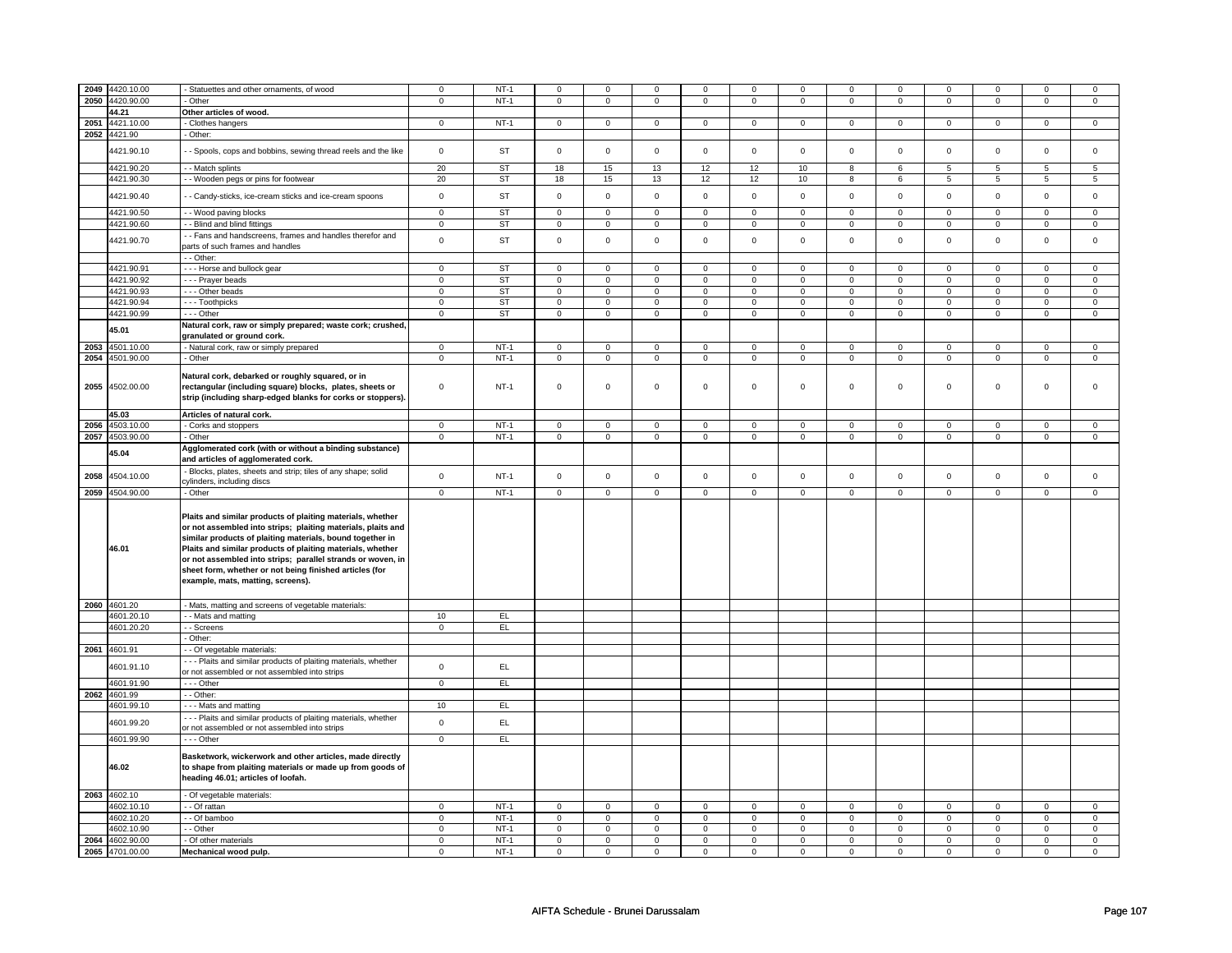| | | | | | | | | | | | | | | | |
|---|---|---|---|---|---|---|---|---|---|---|---|---|---|---|---|
| 2049 | 4420.10.00 | - Statuettes and other ornaments, of wood | 0 | NT-1 | 0 | 0 | 0 | 0 | 0 | 0 | 0 | 0 | 0 | 0 | 0 | 0 |
| 2050 | 4420.90.00 | - Other | 0 | NT-1 | 0 | 0 | 0 | 0 | 0 | 0 | 0 | 0 | 0 | 0 | 0 | 0 |
| | **44.21** | **Other articles of wood.** | | | | | | | | | | | | | | |
| 2051 | 4421.10.00 | - Clothes hangers | 0 | NT-1 | 0 | 0 | 0 | 0 | 0 | 0 | 0 | 0 | 0 | 0 | 0 | 0 |
| 2052 | 4421.90 | - Other: | | | | | | | | | | | | | | |
| | 4421.90.10 | - - Spools, cops and bobbins, sewing thread reels and the like | 0 | ST | 0 | 0 | 0 | 0 | 0 | 0 | 0 | 0 | 0 | 0 | 0 | 0 |
| | 4421.90.20 | - - Match splints | 20 | ST | 18 | 15 | 13 | 12 | 12 | 10 | 8 | 6 | 5 | 5 | 5 | 5 |
| | 4421.90.30 | - - Wooden pegs or pins for footwear | 20 | ST | 18 | 15 | 13 | 12 | 12 | 10 | 8 | 6 | 5 | 5 | 5 | 5 |
| | 4421.90.40 | - - Candy-sticks, ice-cream sticks and ice-cream spoons | 0 | ST | 0 | 0 | 0 | 0 | 0 | 0 | 0 | 0 | 0 | 0 | 0 | 0 |
| | 4421.90.50 | - - Wood paving blocks | 0 | ST | 0 | 0 | 0 | 0 | 0 | 0 | 0 | 0 | 0 | 0 | 0 | 0 |
| | 4421.90.60 | - - Blind and blind fittings | 0 | ST | 0 | 0 | 0 | 0 | 0 | 0 | 0 | 0 | 0 | 0 | 0 | 0 |
| | 4421.90.70 | - - Fans and handscreens, frames and handles therefor and parts of such frames and handles | 0 | ST | 0 | 0 | 0 | 0 | 0 | 0 | 0 | 0 | 0 | 0 | 0 | 0 |
| | | - - Other: | | | | | | | | | | | | | | |
| | 4421.90.91 | - - - Horse and bullock gear | 0 | ST | 0 | 0 | 0 | 0 | 0 | 0 | 0 | 0 | 0 | 0 | 0 | 0 |
| | 4421.90.92 | - - - Prayer beads | 0 | ST | 0 | 0 | 0 | 0 | 0 | 0 | 0 | 0 | 0 | 0 | 0 | 0 |
| | 4421.90.93 | - - - Other beads | 0 | ST | 0 | 0 | 0 | 0 | 0 | 0 | 0 | 0 | 0 | 0 | 0 | 0 |
| | 4421.90.94 | - - - Toothpicks | 0 | ST | 0 | 0 | 0 | 0 | 0 | 0 | 0 | 0 | 0 | 0 | 0 | 0 |
| | 4421.90.99 | - - - Other | 0 | ST | 0 | 0 | 0 | 0 | 0 | 0 | 0 | 0 | 0 | 0 | 0 | 0 |
| | **45.01** | **Natural cork, raw or simply prepared; waste cork; crushed, granulated or ground cork.** | | | | | | | | | | | | | | |
| 2053 | 4501.10.00 | - Natural cork, raw or simply prepared | 0 | NT-1 | 0 | 0 | 0 | 0 | 0 | 0 | 0 | 0 | 0 | 0 | 0 | 0 |
| 2054 | 4501.90.00 | - Other | 0 | NT-1 | 0 | 0 | 0 | 0 | 0 | 0 | 0 | 0 | 0 | 0 | 0 | 0 |
| 2055 | 4502.00.00 | **Natural cork, debarked or roughly squared, or in rectangular (including square) blocks, plates, sheets or strip (including sharp-edged blanks for corks or stoppers).** | 0 | NT-1 | 0 | 0 | 0 | 0 | 0 | 0 | 0 | 0 | 0 | 0 | 0 | 0 |
| | **45.03** | **Articles of natural cork.** | | | | | | | | | | | | | | |
| 2056 | 4503.10.00 | - Corks and stoppers | 0 | NT-1 | 0 | 0 | 0 | 0 | 0 | 0 | 0 | 0 | 0 | 0 | 0 | 0 |
| 2057 | 4503.90.00 | - Other | 0 | NT-1 | 0 | 0 | 0 | 0 | 0 | 0 | 0 | 0 | 0 | 0 | 0 | 0 |
| | **45.04** | **Agglomerated cork (with or without a binding substance) and articles of agglomerated cork.** | | | | | | | | | | | | | | |
| 2058 | 4504.10.00 | - Blocks, plates, sheets and strip; tiles of any shape; solid cylinders, including discs | 0 | NT-1 | 0 | 0 | 0 | 0 | 0 | 0 | 0 | 0 | 0 | 0 | 0 | 0 |
| 2059 | 4504.90.00 | - Other | 0 | NT-1 | 0 | 0 | 0 | 0 | 0 | 0 | 0 | 0 | 0 | 0 | 0 | 0 |
| | **46.01** | **Plaits and similar products of plaiting materials, whether or not assembled into strips; plaiting materials, plaits and similar products of plaiting materials, bound together in Plaits and similar products of plaiting materials, whether or not assembled into strips; parallel strands or woven, in sheet form, whether or not being finished articles (for example, mats, matting, screens).** | | | | | | | | | | | | | | |
| 2060 | 4601.20 | - Mats, matting and screens of vegetable materials: | | | | | | | | | | | | | | |
| | 4601.20.10 | - - Mats and matting | 10 | EL | | | | | | | | | | | | |
| | 4601.20.20 | - - Screens | 0 | EL | | | | | | | | | | | | |
| | | - Other: | | | | | | | | | | | | | | |
| 2061 | 4601.91 | - - Of vegetable materials: | | | | | | | | | | | | | | |
| | 4601.91.10 | - - - Plaits and similar products of plaiting materials, whether or not assembled or not assembled into strips | 0 | EL | | | | | | | | | | | | |
| | 4601.91.90 | - - - Other | 0 | EL | | | | | | | | | | | | |
| 2062 | 4601.99 | - - Other: | | | | | | | | | | | | | | |
| | 4601.99.10 | - - - Mats and matting | 10 | EL | | | | | | | | | | | | |
| | 4601.99.20 | - - - Plaits and similar products of plaiting materials, whether or not assembled or not assembled into strips | 0 | EL | | | | | | | | | | | | |
| | 4601.99.90 | - - - Other | 0 | EL | | | | | | | | | | | | |
| | **46.02** | **Basketwork, wickerwork and other articles, made directly to shape from plaiting materials or made up from goods of heading 46.01; articles of loofah.** | | | | | | | | | | | | | | |
| 2063 | 4602.10 | - Of vegetable materials: | | | | | | | | | | | | | | |
| | 4602.10.10 | - - Of rattan | 0 | NT-1 | 0 | 0 | 0 | 0 | 0 | 0 | 0 | 0 | 0 | 0 | 0 | 0 |
| | 4602.10.20 | - - Of bamboo | 0 | NT-1 | 0 | 0 | 0 | 0 | 0 | 0 | 0 | 0 | 0 | 0 | 0 | 0 |
| | 4602.10.90 | - - Other | 0 | NT-1 | 0 | 0 | 0 | 0 | 0 | 0 | 0 | 0 | 0 | 0 | 0 | 0 |
| 2064 | 4602.90.00 | - Of other materials | 0 | NT-1 | 0 | 0 | 0 | 0 | 0 | 0 | 0 | 0 | 0 | 0 | 0 | 0 |
| 2065 | 4701.00.00 | **Mechanical wood pulp.** | 0 | NT-1 | 0 | 0 | 0 | 0 | 0 | 0 | 0 | 0 | 0 | 0 | 0 | 0 |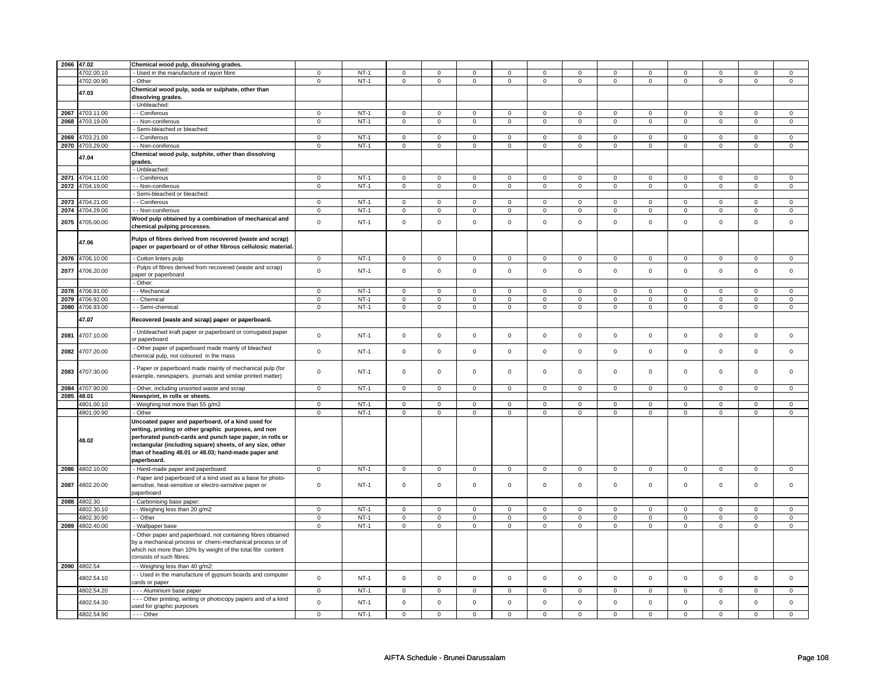| | | | | | | | | | | | | | | | | |
|---|---|---|---|---|---|---|---|---|---|---|---|---|---|---|---|---|
| 2066 | 47.02 | **Chemical wood pulp, dissolving grades.** | | | | | | | | | | | | | | |
| | 4702.00.10 | - Used in the manufacture of rayon fibre | 0 | NT-1 | 0 | 0 | 0 | 0 | 0 | 0 | 0 | 0 | 0 | 0 | 0 | 0 |
| | 4702.00.90 | - Other | 0 | NT-1 | 0 | 0 | 0 | 0 | 0 | 0 | 0 | 0 | 0 | 0 | 0 | 0 |
| | **47.03** | **Chemical wood pulp, soda or sulphate, other than dissolving grades.** | | | | | | | | | | | | | | |
| | | - Unbleached: | | | | | | | | | | | | | | |
| 2067 | 4703.11.00 | - - Coniferous | 0 | NT-1 | 0 | 0 | 0 | 0 | 0 | 0 | 0 | 0 | 0 | 0 | 0 | 0 |
| 2068 | 4703.19.00 | - - Non-coniferous | 0 | NT-1 | 0 | 0 | 0 | 0 | 0 | 0 | 0 | 0 | 0 | 0 | 0 | 0 |
| | | - Semi-bleached or bleached: | | | | | | | | | | | | | | |
| 2069 | 4703.21.00 | - - Coniferous | 0 | NT-1 | 0 | 0 | 0 | 0 | 0 | 0 | 0 | 0 | 0 | 0 | 0 | 0 |
| 2070 | 4703.29.00 | - - Non-coniferous | 0 | NT-1 | 0 | 0 | 0 | 0 | 0 | 0 | 0 | 0 | 0 | 0 | 0 | 0 |
| | **47.04** | **Chemical wood pulp, sulphite, other than dissolving grades.** | | | | | | | | | | | | | | |
| | | - Unbleached: | | | | | | | | | | | | | | |
| 2071 | 4704.11.00 | - - Coniferous | 0 | NT-1 | 0 | 0 | 0 | 0 | 0 | 0 | 0 | 0 | 0 | 0 | 0 | 0 |
| 2072 | 4704.19.00 | - - Non-coniferous | 0 | NT-1 | 0 | 0 | 0 | 0 | 0 | 0 | 0 | 0 | 0 | 0 | 0 | 0 |
| | | - Semi-bleached or bleached: | | | | | | | | | | | | | | |
| 2073 | 4704.21.00 | - - Coniferous | 0 | NT-1 | 0 | 0 | 0 | 0 | 0 | 0 | 0 | 0 | 0 | 0 | 0 | 0 |
| 2074 | 4704.29.00 | - - Non-coniferous | 0 | NT-1 | 0 | 0 | 0 | 0 | 0 | 0 | 0 | 0 | 0 | 0 | 0 | 0 |
| 2075 | 4705.00.00 | **Wood pulp obtained by a combination of mechanical and chemical pulping processes.** | 0 | NT-1 | 0 | 0 | 0 | 0 | 0 | 0 | 0 | 0 | 0 | 0 | 0 | 0 |
| | **47.06** | **Pulps of fibres derived from recovered (waste and scrap) paper or paperboard or of other fibrous cellulosic material.** | | | | | | | | | | | | | | |
| 2076 | 4706.10.00 | - Cotton linters pulp | 0 | NT-1 | 0 | 0 | 0 | 0 | 0 | 0 | 0 | 0 | 0 | 0 | 0 | 0 |
| 2077 | 4706.20.00 | - Pulps of fibres derived from recovered (waste and scrap) paper or paperboard | 0 | NT-1 | 0 | 0 | 0 | 0 | 0 | 0 | 0 | 0 | 0 | 0 | 0 | 0 |
| | | - Other: | | | | | | | | | | | | | | |
| 2078 | 4706.91.00 | - - Mechanical | 0 | NT-1 | 0 | 0 | 0 | 0 | 0 | 0 | 0 | 0 | 0 | 0 | 0 | 0 |
| 2079 | 4706.92.00 | - - Chemical | 0 | NT-1 | 0 | 0 | 0 | 0 | 0 | 0 | 0 | 0 | 0 | 0 | 0 | 0 |
| 2080 | 4706.93.00 | - - Semi-chemical | 0 | NT-1 | 0 | 0 | 0 | 0 | 0 | 0 | 0 | 0 | 0 | 0 | 0 | 0 |
| | **47.07** | **Recovered (waste and scrap) paper or paperboard.** | | | | | | | | | | | | | | |
| 2081 | 4707.10.00 | - Unbleached kraft paper or paperboard or corrugated paper or paperboard | 0 | NT-1 | 0 | 0 | 0 | 0 | 0 | 0 | 0 | 0 | 0 | 0 | 0 | 0 |
| 2082 | 4707.20.00 | - Other paper of paperboard made mainly of bleached chemical pulp, not coloured in the mass | 0 | NT-1 | 0 | 0 | 0 | 0 | 0 | 0 | 0 | 0 | 0 | 0 | 0 | 0 |
| 2083 | 4707.30.00 | - Paper or paperboard made mainly of mechanical pulp (for example, newspapers, journals and similar printed matter) | 0 | NT-1 | 0 | 0 | 0 | 0 | 0 | 0 | 0 | 0 | 0 | 0 | 0 | 0 |
| 2084 | 4707.90.00 | - Other, including unsorted waste and scrap | 0 | NT-1 | 0 | 0 | 0 | 0 | 0 | 0 | 0 | 0 | 0 | 0 | 0 | 0 |
| 2085 | 48.01 | **Newsprint, in rolls or sheets.** | | | | | | | | | | | | | | |
| | 4801.00.10 | - Weighing not more than 55 g/m2 | 0 | NT-1 | 0 | 0 | 0 | 0 | 0 | 0 | 0 | 0 | 0 | 0 | 0 | 0 |
| | 4801.00.90 | - Other | 0 | NT-1 | 0 | 0 | 0 | 0 | 0 | 0 | 0 | 0 | 0 | 0 | 0 | 0 |
| | **48.02** | **Uncoated paper and paperboard, of a kind used for writing, printing or other graphic purposes, and non perforated punch-cards and punch tape paper, in rolls or rectangular (including square) sheets, of any size, other than of heading 48.01 or 48.03; hand-made paper and paperboard.** | | | | | | | | | | | | | | |
| 2086 | 4802.10.00 | - Hand-made paper and paperboard | 0 | NT-1 | 0 | 0 | 0 | 0 | 0 | 0 | 0 | 0 | 0 | 0 | 0 | 0 |
| 2087 | 4802.20.00 | - Paper and paperboard of a kind used as a base for photo-sensitive, heat-sensitive or electro-sensitive paper or paperboard | 0 | NT-1 | 0 | 0 | 0 | 0 | 0 | 0 | 0 | 0 | 0 | 0 | 0 | 0 |
| 2088 | 4802.30 | - Carbonising base paper: | | | | | | | | | | | | | | |
| | 4802.30.10 | - - Weighing less than 20 g/m2 | 0 | NT-1 | 0 | 0 | 0 | 0 | 0 | 0 | 0 | 0 | 0 | 0 | 0 | 0 |
| | 4802.30.90 | - - Other | 0 | NT-1 | 0 | 0 | 0 | 0 | 0 | 0 | 0 | 0 | 0 | 0 | 0 | 0 |
| 2089 | 4802.40.00 | - Wallpaper base | 0 | NT-1 | 0 | 0 | 0 | 0 | 0 | 0 | 0 | 0 | 0 | 0 | 0 | 0 |
| | | - Other paper and paperboard, not containing fibres obtained by a mechanical process or chemi-mechanical process or of which not more than 10% by weight of the total fibr content consists of such fibres: | | | | | | | | | | | | | | |
| 2090 | 4802.54 | - - Weighing less than 40 g/m2: | | | | | | | | | | | | | | |
| | 4802.54.10 | - - Used in the manufacture of gypsum boards and computer cards or paper | 0 | NT-1 | 0 | 0 | 0 | 0 | 0 | 0 | 0 | 0 | 0 | 0 | 0 | 0 |
| | 4802.54.20 | - - - Aluminium base paper | 0 | NT-1 | 0 | 0 | 0 | 0 | 0 | 0 | 0 | 0 | 0 | 0 | 0 | 0 |
| | 4802.54.30 | - - - Other printing, writing or photocopy papers and of a kind used for graphic purposes | 0 | NT-1 | 0 | 0 | 0 | 0 | 0 | 0 | 0 | 0 | 0 | 0 | 0 | 0 |
| | 4802.54.90 | - - - Other | 0 | NT-1 | 0 | 0 | 0 | 0 | 0 | 0 | 0 | 0 | 0 | 0 | 0 | 0 |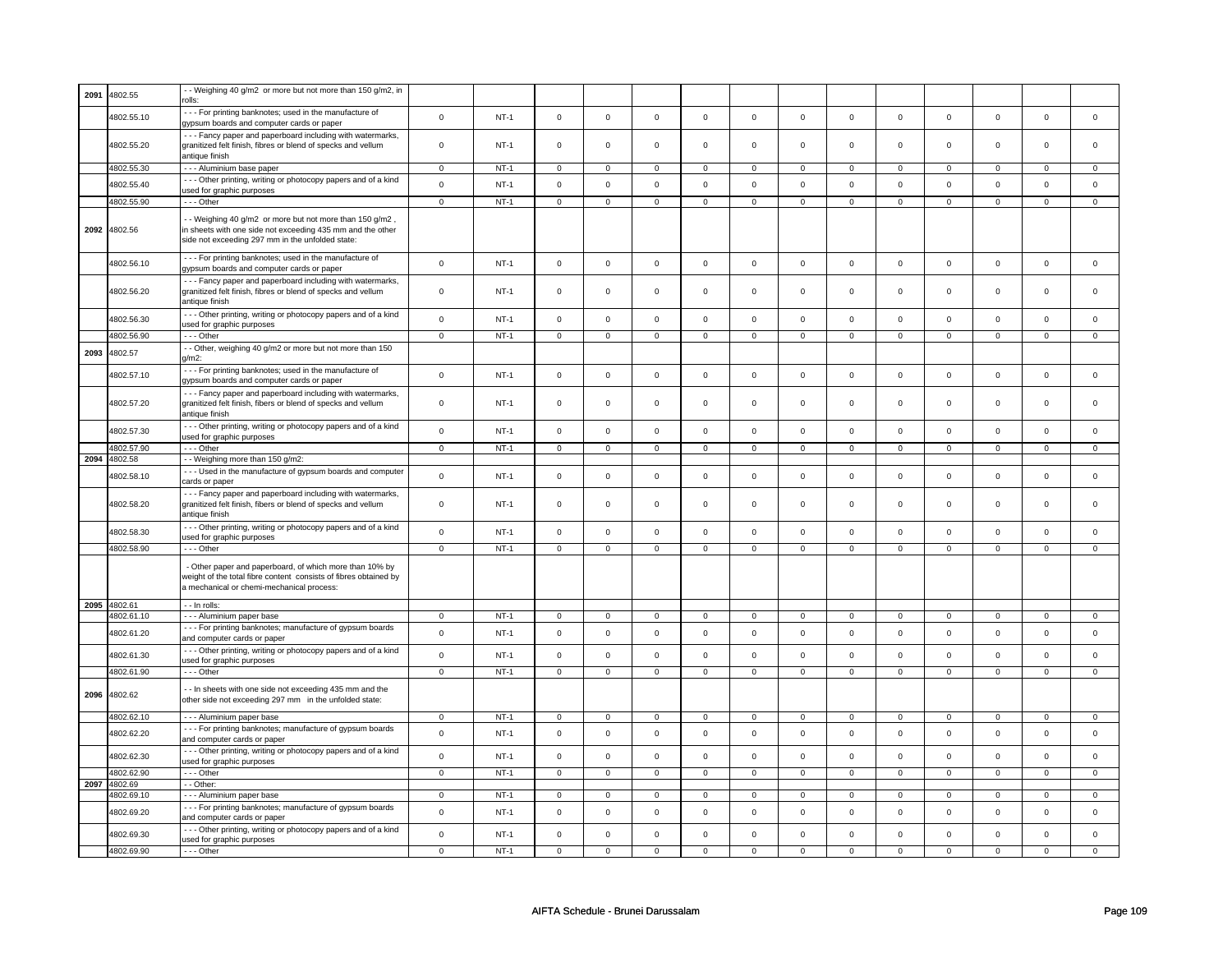| | | | | | | | | | | | | | | | |
|---|---|---|---|---|---|---|---|---|---|---|---|---|---|---|---|
| **2091** | 4802.55 | - - Weighing 40 g/m2 or more but not more than 150 g/m2, in rolls: | | | | | | | | | | | | | |
| | 4802.55.10 | - - - For printing banknotes; used in the manufacture of gypsum boards and computer cards or paper | 0 | NT-1 | 0 | 0 | 0 | 0 | 0 | 0 | 0 | 0 | 0 | 0 | 0 | 0 |
| | 4802.55.20 | - - - Fancy paper and paperboard including with watermarks, granitized felt finish, fibres or blend of specks and vellum antique finish | 0 | NT-1 | 0 | 0 | 0 | 0 | 0 | 0 | 0 | 0 | 0 | 0 | 0 | 0 |
| | 4802.55.30 | - - - Aluminium base paper | 0 | NT-1 | 0 | 0 | 0 | 0 | 0 | 0 | 0 | 0 | 0 | 0 | 0 | 0 |
| | 4802.55.40 | - - - Other printing, writing or photocopy papers and of a kind used for graphic purposes | 0 | NT-1 | 0 | 0 | 0 | 0 | 0 | 0 | 0 | 0 | 0 | 0 | 0 | 0 |
| | 4802.55.90 | - - - Other | 0 | NT-1 | 0 | 0 | 0 | 0 | 0 | 0 | 0 | 0 | 0 | 0 | 0 | 0 |
| **2092** | 4802.56 | - - Weighing 40 g/m2 or more but not more than 150 g/m2 , in sheets with one side not exceeding 435 mm and the other side not exceeding 297 mm in the unfolded state: | | | | | | | | | | | | | | |
| | 4802.56.10 | - - - For printing banknotes; used in the manufacture of gypsum boards and computer cards or paper | 0 | NT-1 | 0 | 0 | 0 | 0 | 0 | 0 | 0 | 0 | 0 | 0 | 0 | 0 |
| | 4802.56.20 | - - - Fancy paper and paperboard including with watermarks, granitized felt finish, fibres or blend of specks and vellum antique finish | 0 | NT-1 | 0 | 0 | 0 | 0 | 0 | 0 | 0 | 0 | 0 | 0 | 0 | 0 |
| | 4802.56.30 | - - - Other printing, writing or photocopy papers and of a kind used for graphic purposes | 0 | NT-1 | 0 | 0 | 0 | 0 | 0 | 0 | 0 | 0 | 0 | 0 | 0 | 0 |
| | 4802.56.90 | - - - Other | 0 | NT-1 | 0 | 0 | 0 | 0 | 0 | 0 | 0 | 0 | 0 | 0 | 0 | 0 |
| **2093** | 4802.57 | - - Other, weighing 40 g/m2 or more but not more than 150 g/m2: | | | | | | | | | | | | | | |
| | 4802.57.10 | - - - For printing banknotes; used in the manufacture of gypsum boards and computer cards or paper | 0 | NT-1 | 0 | 0 | 0 | 0 | 0 | 0 | 0 | 0 | 0 | 0 | 0 | 0 |
| | 4802.57.20 | - - - Fancy paper and paperboard including with watermarks, granitized felt finish, fibers or blend of specks and vellum antique finish | 0 | NT-1 | 0 | 0 | 0 | 0 | 0 | 0 | 0 | 0 | 0 | 0 | 0 | 0 |
| | 4802.57.30 | - - - Other printing, writing or photocopy papers and of a kind used for graphic purposes | 0 | NT-1 | 0 | 0 | 0 | 0 | 0 | 0 | 0 | 0 | 0 | 0 | 0 | 0 |
| | 4802.57.90 | - - - Other | 0 | NT-1 | 0 | 0 | 0 | 0 | 0 | 0 | 0 | 0 | 0 | 0 | 0 | 0 |
| **2094** | 4802.58 | - - Weighing more than 150 g/m2: | | | | | | | | | | | | | | |
| | 4802.58.10 | - - - Used in the manufacture of gypsum boards and computer cards or paper | 0 | NT-1 | 0 | 0 | 0 | 0 | 0 | 0 | 0 | 0 | 0 | 0 | 0 | 0 |
| | 4802.58.20 | - - - Fancy paper and paperboard including with watermarks, granitized felt finish, fibers or blend of specks and vellum antique finish | 0 | NT-1 | 0 | 0 | 0 | 0 | 0 | 0 | 0 | 0 | 0 | 0 | 0 | 0 |
| | 4802.58.30 | - - - Other printing, writing or photocopy papers and of a kind used for graphic purposes | 0 | NT-1 | 0 | 0 | 0 | 0 | 0 | 0 | 0 | 0 | 0 | 0 | 0 | 0 |
| | 4802.58.90 | - - - Other | 0 | NT-1 | 0 | 0 | 0 | 0 | 0 | 0 | 0 | 0 | 0 | 0 | 0 | 0 |
| | | - Other paper and paperboard, of which more than 10% by weight of the total fibre content consists of fibres obtained by a mechanical or chemi-mechanical process: | | | | | | | | | | | | | | |
| **2095** | 4802.61 | - - In rolls: | | | | | | | | | | | | | | |
| | 4802.61.10 | - - - Aluminium paper base | 0 | NT-1 | 0 | 0 | 0 | 0 | 0 | 0 | 0 | 0 | 0 | 0 | 0 | 0 |
| | 4802.61.20 | - - - For printing banknotes; manufacture of gypsum boards and computer cards or paper | 0 | NT-1 | 0 | 0 | 0 | 0 | 0 | 0 | 0 | 0 | 0 | 0 | 0 | 0 |
| | 4802.61.30 | - - - Other printing, writing or photocopy papers and of a kind used for graphic purposes | 0 | NT-1 | 0 | 0 | 0 | 0 | 0 | 0 | 0 | 0 | 0 | 0 | 0 | 0 |
| | 4802.61.90 | - - - Other | 0 | NT-1 | 0 | 0 | 0 | 0 | 0 | 0 | 0 | 0 | 0 | 0 | 0 | 0 |
| **2096** | 4802.62 | - - In sheets with one side not exceeding 435 mm and the other side not exceeding 297 mm in the unfolded state: | | | | | | | | | | | | | | |
| | 4802.62.10 | - - - Aluminium paper base | 0 | NT-1 | 0 | 0 | 0 | 0 | 0 | 0 | 0 | 0 | 0 | 0 | 0 | 0 |
| | 4802.62.20 | - - - For printing banknotes; manufacture of gypsum boards and computer cards or paper | 0 | NT-1 | 0 | 0 | 0 | 0 | 0 | 0 | 0 | 0 | 0 | 0 | 0 | 0 |
| | 4802.62.30 | - - - Other printing, writing or photocopy papers and of a kind used for graphic purposes | 0 | NT-1 | 0 | 0 | 0 | 0 | 0 | 0 | 0 | 0 | 0 | 0 | 0 | 0 |
| | 4802.62.90 | - - - Other | 0 | NT-1 | 0 | 0 | 0 | 0 | 0 | 0 | 0 | 0 | 0 | 0 | 0 | 0 |
| **2097** | 4802.69 | - - Other: | | | | | | | | | | | | | | |
| | 4802.69.10 | - - - Aluminium paper base | 0 | NT-1 | 0 | 0 | 0 | 0 | 0 | 0 | 0 | 0 | 0 | 0 | 0 | 0 |
| | 4802.69.20 | - - - For printing banknotes; manufacture of gypsum boards and computer cards or paper | 0 | NT-1 | 0 | 0 | 0 | 0 | 0 | 0 | 0 | 0 | 0 | 0 | 0 | 0 |
| | 4802.69.30 | - - - Other printing, writing or photocopy papers and of a kind used for graphic purposes | 0 | NT-1 | 0 | 0 | 0 | 0 | 0 | 0 | 0 | 0 | 0 | 0 | 0 | 0 |
| | 4802.69.90 | - - - Other | 0 | NT-1 | 0 | 0 | 0 | 0 | 0 | 0 | 0 | 0 | 0 | 0 | 0 | 0 |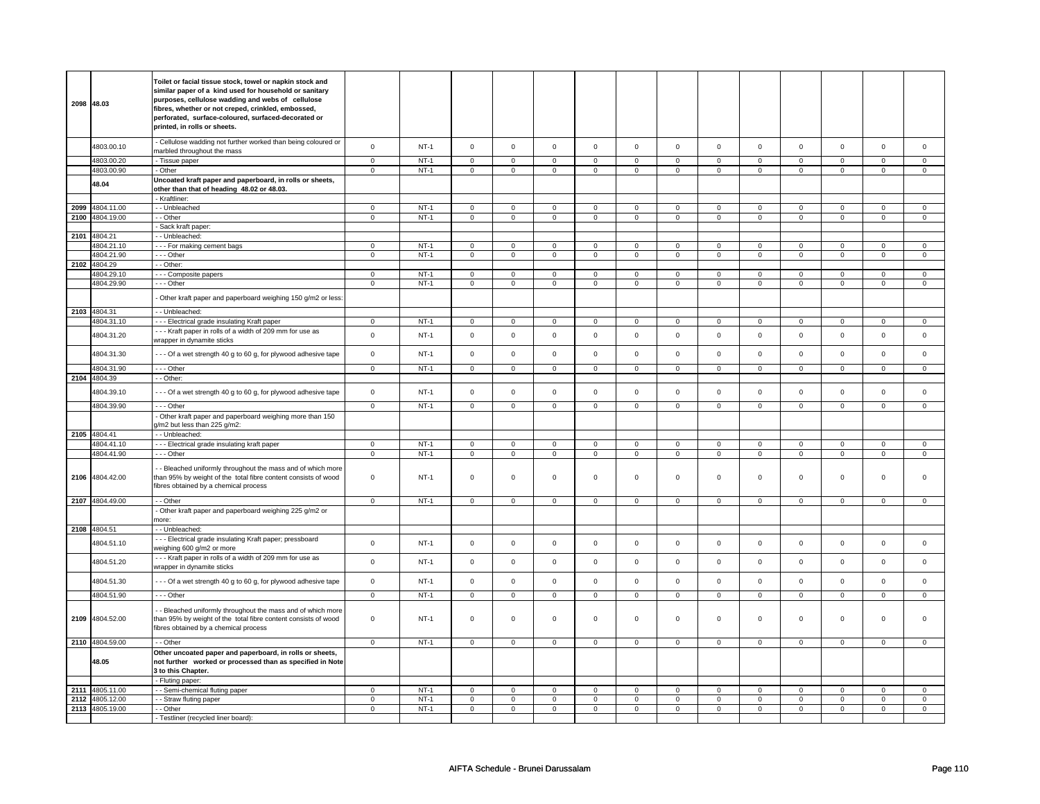| | | | | | | | | | | | | | | | | |
|---|---|---|---|---|---|---|---|---|---|---|---|---|---|---|---|---|
| 2098 | 48.03 | **Toilet or facial tissue stock, towel or napkin stock and similar paper of a kind used for household or sanitary purposes, cellulose wadding and webs of cellulose fibres, whether or not creped, crinkled, embossed, perforated, surface-coloured, surfaced-decorated or printed, in rolls or sheets.** | | | | | | | | | | | | | | |
| | 4803.00.10 | - Cellulose wadding not further worked than being coloured or marbled throughout the mass | 0 | NT-1 | 0 | 0 | 0 | 0 | 0 | 0 | 0 | 0 | 0 | 0 | 0 | 0 |
| | 4803.00.20 | - Tissue paper | 0 | NT-1 | 0 | 0 | 0 | 0 | 0 | 0 | 0 | 0 | 0 | 0 | 0 | 0 |
| | 4803.00.90 | - Other | 0 | NT-1 | 0 | 0 | 0 | 0 | 0 | 0 | 0 | 0 | 0 | 0 | 0 | 0 |
| | **48.04** | **Uncoated kraft paper and paperboard, in rolls or sheets, other than that of heading 48.02 or 48.03.** | | | | | | | | | | | | | | |
| | | - Kraftliner: | | | | | | | | | | | | | | |
| 2099 | 4804.11.00 | - - Unbleached | 0 | NT-1 | 0 | 0 | 0 | 0 | 0 | 0 | 0 | 0 | 0 | 0 | 0 | 0 |
| 2100 | 4804.19.00 | - - Other | 0 | NT-1 | 0 | 0 | 0 | 0 | 0 | 0 | 0 | 0 | 0 | 0 | 0 | 0 |
| | | - Sack kraft paper: | | | | | | | | | | | | | | |
| 2101 | 4804.21 | - - Unbleached: | | | | | | | | | | | | | | |
| | 4804.21.10 | - - - For making cement bags | 0 | NT-1 | 0 | 0 | 0 | 0 | 0 | 0 | 0 | 0 | 0 | 0 | 0 | 0 |
| | 4804.21.90 | - - - Other | 0 | NT-1 | 0 | 0 | 0 | 0 | 0 | 0 | 0 | 0 | 0 | 0 | 0 | 0 |
| 2102 | 4804.29 | - - Other: | | | | | | | | | | | | | | |
| | 4804.29.10 | - - - Composite papers | 0 | NT-1 | 0 | 0 | 0 | 0 | 0 | 0 | 0 | 0 | 0 | 0 | 0 | 0 |
| | 4804.29.90 | - - - Other | 0 | NT-1 | 0 | 0 | 0 | 0 | 0 | 0 | 0 | 0 | 0 | 0 | 0 | 0 |
| | | - Other kraft paper and paperboard weighing 150 g/m2 or less: | | | | | | | | | | | | | | |
| 2103 | 4804.31 | - - Unbleached: | | | | | | | | | | | | | | |
| | 4804.31.10 | - - - Electrical grade insulating Kraft paper | 0 | NT-1 | 0 | 0 | 0 | 0 | 0 | 0 | 0 | 0 | 0 | 0 | 0 | 0 |
| | 4804.31.20 | - - - Kraft paper in rolls of a width of 209 mm for use as wrapper in dynamite sticks | 0 | NT-1 | 0 | 0 | 0 | 0 | 0 | 0 | 0 | 0 | 0 | 0 | 0 | 0 |
| | 4804.31.30 | - - - Of a wet strength 40 g to 60 g, for plywood adhesive tape | 0 | NT-1 | 0 | 0 | 0 | 0 | 0 | 0 | 0 | 0 | 0 | 0 | 0 | 0 |
| | 4804.31.90 | - - - Other | 0 | NT-1 | 0 | 0 | 0 | 0 | 0 | 0 | 0 | 0 | 0 | 0 | 0 | 0 |
| 2104 | 4804.39 | - - Other: | | | | | | | | | | | | | | |
| | 4804.39.10 | - - - Of a wet strength 40 g to 60 g, for plywood adhesive tape | 0 | NT-1 | 0 | 0 | 0 | 0 | 0 | 0 | 0 | 0 | 0 | 0 | 0 | 0 |
| | 4804.39.90 | - - - Other | 0 | NT-1 | 0 | 0 | 0 | 0 | 0 | 0 | 0 | 0 | 0 | 0 | 0 | 0 |
| | | - Other kraft paper and paperboard weighing more than 150 g/m2 but less than 225 g/m2: | | | | | | | | | | | | | | |
| 2105 | 4804.41 | - - Unbleached: | | | | | | | | | | | | | | |
| | 4804.41.10 | - - - Electrical grade insulating kraft paper | 0 | NT-1 | 0 | 0 | 0 | 0 | 0 | 0 | 0 | 0 | 0 | 0 | 0 | 0 |
| | 4804.41.90 | - - - Other | 0 | NT-1 | 0 | 0 | 0 | 0 | 0 | 0 | 0 | 0 | 0 | 0 | 0 | 0 |
| 2106 | 4804.42.00 | - - Bleached uniformly throughout the mass and of which more than 95% by weight of the total fibre content consists of wood fibres obtained by a chemical process | 0 | NT-1 | 0 | 0 | 0 | 0 | 0 | 0 | 0 | 0 | 0 | 0 | 0 | 0 |
| 2107 | 4804.49.00 | - - Other | 0 | NT-1 | 0 | 0 | 0 | 0 | 0 | 0 | 0 | 0 | 0 | 0 | 0 | 0 |
| | | - Other kraft paper and paperboard weighing 225 g/m2 or more: | | | | | | | | | | | | | | |
| 2108 | 4804.51 | - - Unbleached: | | | | | | | | | | | | | | |
| | 4804.51.10 | - - - Electrical grade insulating Kraft paper; pressboard weighing 600 g/m2 or more | 0 | NT-1 | 0 | 0 | 0 | 0 | 0 | 0 | 0 | 0 | 0 | 0 | 0 | 0 |
| | 4804.51.20 | - - - Kraft paper in rolls of a width of 209 mm for use as wrapper in dynamite sticks | 0 | NT-1 | 0 | 0 | 0 | 0 | 0 | 0 | 0 | 0 | 0 | 0 | 0 | 0 |
| | 4804.51.30 | - - - Of a wet strength 40 g to 60 g, for plywood adhesive tape | 0 | NT-1 | 0 | 0 | 0 | 0 | 0 | 0 | 0 | 0 | 0 | 0 | 0 | 0 |
| | 4804.51.90 | - - - Other | 0 | NT-1 | 0 | 0 | 0 | 0 | 0 | 0 | 0 | 0 | 0 | 0 | 0 | 0 |
| 2109 | 4804.52.00 | - - Bleached uniformly throughout the mass and of which more than 95% by weight of the total fibre content consists of wood fibres obtained by a chemical process | 0 | NT-1 | 0 | 0 | 0 | 0 | 0 | 0 | 0 | 0 | 0 | 0 | 0 | 0 |
| 2110 | 4804.59.00 | - - Other | 0 | NT-1 | 0 | 0 | 0 | 0 | 0 | 0 | 0 | 0 | 0 | 0 | 0 | 0 |
| | **48.05** | **Other uncoated paper and paperboard, in rolls or sheets, not further worked or processed than as specified in Note 3 to this Chapter.** | | | | | | | | | | | | | | |
| | | - Fluting paper: | | | | | | | | | | | | | | |
| 2111 | 4805.11.00 | - - Semi-chemical fluting paper | 0 | NT-1 | 0 | 0 | 0 | 0 | 0 | 0 | 0 | 0 | 0 | 0 | 0 | 0 |
| 2112 | 4805.12.00 | - - Straw fluting paper | 0 | NT-1 | 0 | 0 | 0 | 0 | 0 | 0 | 0 | 0 | 0 | 0 | 0 | 0 |
| 2113 | 4805.19.00 | - - Other | 0 | NT-1 | 0 | 0 | 0 | 0 | 0 | 0 | 0 | 0 | 0 | 0 | 0 | 0 |
| | | - Testliner (recycled liner board): | | | | | | | | | | | | | | |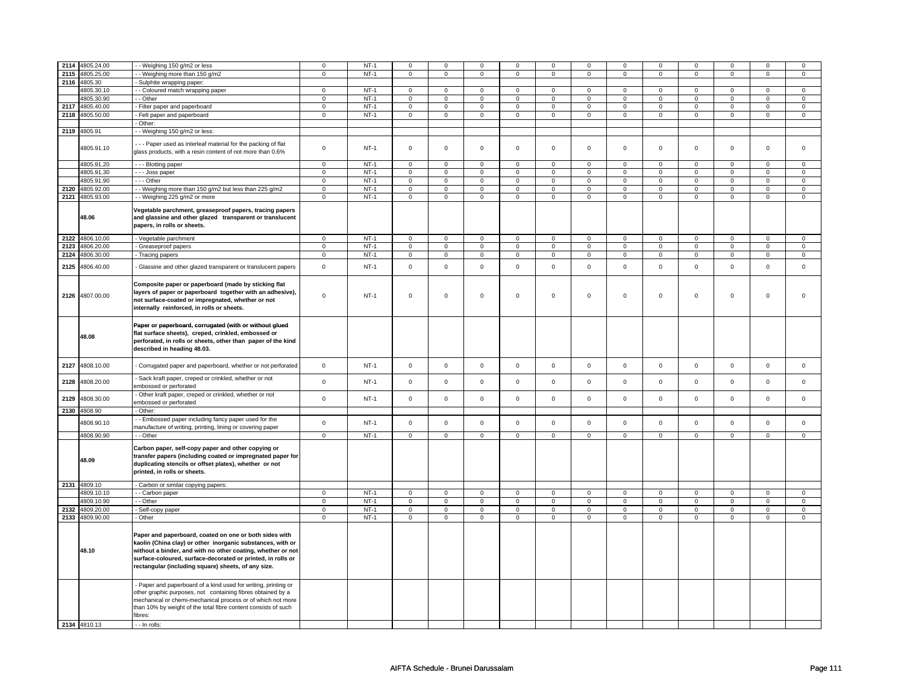| | | | | | | | | | | | | | | | |
|---|---|---|---|---|---|---|---|---|---|---|---|---|---|---|---|
| 2114 | 4805.24.00 | - - Weighing 150 g/m2 or less | 0 | NT-1 | 0 | 0 | 0 | 0 | 0 | 0 | 0 | 0 | 0 | 0 | 0 | 0 |
| 2115 | 4805.25.00 | - - Weighing more than 150 g/m2 | 0 | NT-1 | 0 | 0 | 0 | 0 | 0 | 0 | 0 | 0 | 0 | 0 | 0 | 0 |
| 2116 | 4805.30 | - Sulphite wrapping paper: | | | | | | | | | | | | | | |
| | 4805.30.10 | - - Coloured match wrapping paper | 0 | NT-1 | 0 | 0 | 0 | 0 | 0 | 0 | 0 | 0 | 0 | 0 | 0 | 0 |
| | 4805.30.90 | - - Other | 0 | NT-1 | 0 | 0 | 0 | 0 | 0 | 0 | 0 | 0 | 0 | 0 | 0 | 0 |
| 2117 | 4805.40.00 | - Filter paper and paperboard | 0 | NT-1 | 0 | 0 | 0 | 0 | 0 | 0 | 0 | 0 | 0 | 0 | 0 | 0 |
| 2118 | 4805.50.00 | - Felt paper and paperboard | 0 | NT-1 | 0 | 0 | 0 | 0 | 0 | 0 | 0 | 0 | 0 | 0 | 0 | 0 |
| | | - Other: | | | | | | | | | | | | | | |
| 2119 | 4805.91 | - - Weighing 150 g/m2 or less: | | | | | | | | | | | | | | |
| | 4805.91.10 | - - - Paper used as interleaf material for the packing of flat glass products, with a resin content of not more than 0.6% | 0 | NT-1 | 0 | 0 | 0 | 0 | 0 | 0 | 0 | 0 | 0 | 0 | 0 | 0 |
| | 4805.91.20 | - - - Blotting paper | 0 | NT-1 | 0 | 0 | 0 | 0 | 0 | 0 | 0 | 0 | 0 | 0 | 0 | 0 |
| | 4805.91.30 | - - - Joss paper | 0 | NT-1 | 0 | 0 | 0 | 0 | 0 | 0 | 0 | 0 | 0 | 0 | 0 | 0 |
| | 4805.91.90 | - - - Other | 0 | NT-1 | 0 | 0 | 0 | 0 | 0 | 0 | 0 | 0 | 0 | 0 | 0 | 0 |
| 2120 | 4805.92.00 | - - Weighing more than 150 g/m2 but less than 225 g/m2 | 0 | NT-1 | 0 | 0 | 0 | 0 | 0 | 0 | 0 | 0 | 0 | 0 | 0 | 0 |
| 2121 | 4805.93.00 | - - Weighing 225 g/m2 or more | 0 | NT-1 | 0 | 0 | 0 | 0 | 0 | 0 | 0 | 0 | 0 | 0 | 0 | 0 |
| | 48.06 | **Vegetable parchment, greaseproof papers, tracing papers and glassine and other glazed transparent or translucent papers, in rolls or sheets.** | | | | | | | | | | | | | | |
| 2122 | 4806.10.00 | - Vegetable parchment | 0 | NT-1 | 0 | 0 | 0 | 0 | 0 | 0 | 0 | 0 | 0 | 0 | 0 | 0 |
| 2123 | 4806.20.00 | - Greaseproof papers | 0 | NT-1 | 0 | 0 | 0 | 0 | 0 | 0 | 0 | 0 | 0 | 0 | 0 | 0 |
| 2124 | 4806.30.00 | - Tracing papers | 0 | NT-1 | 0 | 0 | 0 | 0 | 0 | 0 | 0 | 0 | 0 | 0 | 0 | 0 |
| 2125 | 4806.40.00 | - Glassine and other glazed transparent or translucent papers | 0 | NT-1 | 0 | 0 | 0 | 0 | 0 | 0 | 0 | 0 | 0 | 0 | 0 | 0 |
| 2126 | 4807.00.00 | **Composite paper or paperboard (made by sticking flat layers of paper or paperboard together with an adhesive), not surface-coated or impregnated, whether or not internally reinforced, in rolls or sheets.** | 0 | NT-1 | 0 | 0 | 0 | 0 | 0 | 0 | 0 | 0 | 0 | 0 | 0 | 0 |
| | 48.08 | **Paper or paperboard, corrugated (with or without glued flat surface sheets), creped, crinkled, embossed or perforated, in rolls or sheets, other than paper of the kind described in heading 48.03.** | | | | | | | | | | | | | | |
| 2127 | 4808.10.00 | - Corrugated paper and paperboard, whether or not perforated | 0 | NT-1 | 0 | 0 | 0 | 0 | 0 | 0 | 0 | 0 | 0 | 0 | 0 | 0 |
| 2128 | 4808.20.00 | - Sack kraft paper, creped or crinkled, whether or not embossed or perforated | 0 | NT-1 | 0 | 0 | 0 | 0 | 0 | 0 | 0 | 0 | 0 | 0 | 0 | 0 |
| 2129 | 4808.30.00 | - Other kraft paper, creped or crinkled, whether or not embossed or perforated | 0 | NT-1 | 0 | 0 | 0 | 0 | 0 | 0 | 0 | 0 | 0 | 0 | 0 | 0 |
| 2130 | 4808.90 | - Other: | | | | | | | | | | | | | | |
| | 4808.90.10 | - - Embossed paper including fancy paper used for the manufacture of writing, printing, lining or covering paper | 0 | NT-1 | 0 | 0 | 0 | 0 | 0 | 0 | 0 | 0 | 0 | 0 | 0 | 0 |
| | 4808.90.90 | - - Other | 0 | NT-1 | 0 | 0 | 0 | 0 | 0 | 0 | 0 | 0 | 0 | 0 | 0 | 0 |
| | 48.09 | **Carbon paper, self-copy paper and other copying or transfer papers (including coated or impregnated paper for duplicating stencils or offset plates), whether or not printed, in rolls or sheets.** | | | | | | | | | | | | | | |
| 2131 | 4809.10 | - Carbon or similar copying papers: | | | | | | | | | | | | | | |
| | 4809.10.10 | - - Carbon paper | 0 | NT-1 | 0 | 0 | 0 | 0 | 0 | 0 | 0 | 0 | 0 | 0 | 0 | 0 |
| | 4809.10.90 | - - Other | 0 | NT-1 | 0 | 0 | 0 | 0 | 0 | 0 | 0 | 0 | 0 | 0 | 0 | 0 |
| 2132 | 4809.20.00 | - Self-copy paper | 0 | NT-1 | 0 | 0 | 0 | 0 | 0 | 0 | 0 | 0 | 0 | 0 | 0 | 0 |
| 2133 | 4809.90.00 | - Other | 0 | NT-1 | 0 | 0 | 0 | 0 | 0 | 0 | 0 | 0 | 0 | 0 | 0 | 0 |
| | 48.10 | **Paper and paperboard, coated on one or both sides with kaolin (China clay) or other inorganic substances, with or without a binder, and with no other coating, whether or not surface-coloured, surface-decorated or printed, in rolls or rectangular (including square) sheets, of any size.** | | | | | | | | | | | | | | |
| | | - Paper and paperboard of a kind used for writing, printing or other graphic purposes, not containing fibres obtained by a mechanical or chemi-mechanical process or of which not more than 10% by weight of the total fibre content consists of such fibres: | | | | | | | | | | | | | | |
| 2134 | 4810.13 | - - In rolls: | | | | | | | | | | | | | | |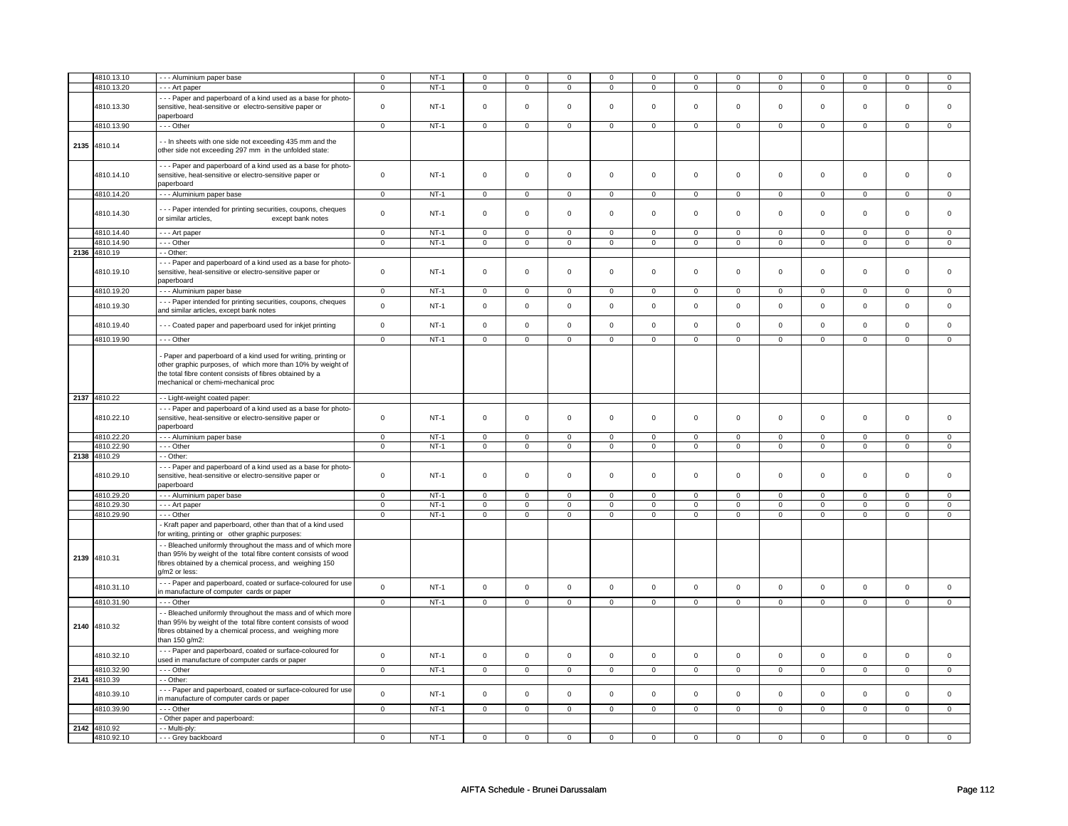| | | | | | | | | | | | | | | | |
|---|---|---|---|---|---|---|---|---|---|---|---|---|---|---|---|
| | 4810.13.10 | - - - Aluminium paper base | 0 | NT-1 | 0 | 0 | 0 | 0 | 0 | 0 | 0 | 0 | 0 | 0 | 0 | 0 |
| | 4810.13.20 | - - - Art paper | 0 | NT-1 | 0 | 0 | 0 | 0 | 0 | 0 | 0 | 0 | 0 | 0 | 0 | 0 |
| | 4810.13.30 | - - - Paper and paperboard of a kind used as a base for photo-sensitive, heat-sensitive or electro-sensitive paper or paperboard | 0 | NT-1 | 0 | 0 | 0 | 0 | 0 | 0 | 0 | 0 | 0 | 0 | 0 | 0 |
| | 4810.13.90 | - - - Other | 0 | NT-1 | 0 | 0 | 0 | 0 | 0 | 0 | 0 | 0 | 0 | 0 | 0 | 0 |
| 2135 | 4810.14 | - - In sheets with one side not exceeding 435 mm and the other side not exceeding 297 mm in the unfolded state: | | | | | | | | | | | | | | |
| | 4810.14.10 | - - - Paper and paperboard of a kind used as a base for photo-sensitive, heat-sensitive or electro-sensitive paper or paperboard | 0 | NT-1 | 0 | 0 | 0 | 0 | 0 | 0 | 0 | 0 | 0 | 0 | 0 | 0 |
| | 4810.14.20 | - - - Aluminium paper base | 0 | NT-1 | 0 | 0 | 0 | 0 | 0 | 0 | 0 | 0 | 0 | 0 | 0 | 0 |
| | 4810.14.30 | - - - Paper intended for printing securities, coupons, cheques or similar articles, except bank notes | 0 | NT-1 | 0 | 0 | 0 | 0 | 0 | 0 | 0 | 0 | 0 | 0 | 0 | 0 |
| | 4810.14.40 | - - - Art paper | 0 | NT-1 | 0 | 0 | 0 | 0 | 0 | 0 | 0 | 0 | 0 | 0 | 0 | 0 |
| | 4810.14.90 | - - - Other | 0 | NT-1 | 0 | 0 | 0 | 0 | 0 | 0 | 0 | 0 | 0 | 0 | 0 | 0 |
| 2136 | 4810.19 | - - Other: | | | | | | | | | | | | | | |
| | 4810.19.10 | - - - Paper and paperboard of a kind used as a base for photo-sensitive, heat-sensitive or electro-sensitive paper or paperboard | 0 | NT-1 | 0 | 0 | 0 | 0 | 0 | 0 | 0 | 0 | 0 | 0 | 0 | 0 |
| | 4810.19.20 | - - - Aluminium paper base | 0 | NT-1 | 0 | 0 | 0 | 0 | 0 | 0 | 0 | 0 | 0 | 0 | 0 | 0 |
| | 4810.19.30 | - - - Paper intended for printing securities, coupons, cheques and similar articles, except bank notes | 0 | NT-1 | 0 | 0 | 0 | 0 | 0 | 0 | 0 | 0 | 0 | 0 | 0 | 0 |
| | 4810.19.40 | - - - Coated paper and paperboard used for inkjet printing | 0 | NT-1 | 0 | 0 | 0 | 0 | 0 | 0 | 0 | 0 | 0 | 0 | 0 | 0 |
| | 4810.19.90 | - - - Other | 0 | NT-1 | 0 | 0 | 0 | 0 | 0 | 0 | 0 | 0 | 0 | 0 | 0 | 0 |
| | | - Paper and paperboard of a kind used for writing, printing or other graphic purposes, of which more than 10% by weight of the total fibre content consists of fibres obtained by a mechanical or chemi-mechanical proc | | | | | | | | | | | | | | |
| 2137 | 4810.22 | - - Light-weight coated paper: | | | | | | | | | | | | | | |
| | 4810.22.10 | - - - Paper and paperboard of a kind used as a base for photo-sensitive, heat-sensitive or electro-sensitive paper or paperboard | 0 | NT-1 | 0 | 0 | 0 | 0 | 0 | 0 | 0 | 0 | 0 | 0 | 0 | 0 |
| | 4810.22.20 | - - - Aluminium paper base | 0 | NT-1 | 0 | 0 | 0 | 0 | 0 | 0 | 0 | 0 | 0 | 0 | 0 | 0 |
| | 4810.22.90 | - - - Other | 0 | NT-1 | 0 | 0 | 0 | 0 | 0 | 0 | 0 | 0 | 0 | 0 | 0 | 0 |
| 2138 | 4810.29 | - - Other: | | | | | | | | | | | | | | |
| | 4810.29.10 | - - - Paper and paperboard of a kind used as a base for photo-sensitive, heat-sensitive or electro-sensitive paper or paperboard | 0 | NT-1 | 0 | 0 | 0 | 0 | 0 | 0 | 0 | 0 | 0 | 0 | 0 | 0 |
| | 4810.29.20 | - - - Aluminium paper base | 0 | NT-1 | 0 | 0 | 0 | 0 | 0 | 0 | 0 | 0 | 0 | 0 | 0 | 0 |
| | 4810.29.30 | - - - Art paper | 0 | NT-1 | 0 | 0 | 0 | 0 | 0 | 0 | 0 | 0 | 0 | 0 | 0 | 0 |
| | 4810.29.90 | - - - Other | 0 | NT-1 | 0 | 0 | 0 | 0 | 0 | 0 | 0 | 0 | 0 | 0 | 0 | 0 |
| | | - Kraft paper and paperboard, other than that of a kind used for writing, printing or other graphic purposes: | | | | | | | | | | | | | | |
| 2139 | 4810.31 | - - Bleached uniformly throughout the mass and of which more than 95% by weight of the total fibre content consists of wood fibres obtained by a chemical process, and weighing 150 g/m2 or less: | | | | | | | | | | | | | | |
| | 4810.31.10 | - - - Paper and paperboard, coated or surface-coloured for use in manufacture of computer cards or paper | 0 | NT-1 | 0 | 0 | 0 | 0 | 0 | 0 | 0 | 0 | 0 | 0 | 0 | 0 |
| | 4810.31.90 | - - - Other | 0 | NT-1 | 0 | 0 | 0 | 0 | 0 | 0 | 0 | 0 | 0 | 0 | 0 | 0 |
| 2140 | 4810.32 | - - Bleached uniformly throughout the mass and of which more than 95% by weight of the total fibre content consists of wood fibres obtained by a chemical process, and weighing more than 150 g/m2: | | | | | | | | | | | | | | |
| | 4810.32.10 | - - - Paper and paperboard, coated or surface-coloured for used in manufacture of computer cards or paper | 0 | NT-1 | 0 | 0 | 0 | 0 | 0 | 0 | 0 | 0 | 0 | 0 | 0 | 0 |
| | 4810.32.90 | - - - Other | 0 | NT-1 | 0 | 0 | 0 | 0 | 0 | 0 | 0 | 0 | 0 | 0 | 0 | 0 |
| 2141 | 4810.39 | - - Other: | | | | | | | | | | | | | | |
| | 4810.39.10 | - - - Paper and paperboard, coated or surface-coloured for use in manufacture of computer cards or paper | 0 | NT-1 | 0 | 0 | 0 | 0 | 0 | 0 | 0 | 0 | 0 | 0 | 0 | 0 |
| | 4810.39.90 | - - - Other | 0 | NT-1 | 0 | 0 | 0 | 0 | 0 | 0 | 0 | 0 | 0 | 0 | 0 | 0 |
| | | - Other paper and paperboard: | | | | | | | | | | | | | | |
| 2142 | 4810.92 | - - Multi-ply: | | | | | | | | | | | | | | |
| | 4810.92.10 | - - - Grey backboard | 0 | NT-1 | 0 | 0 | 0 | 0 | 0 | 0 | 0 | 0 | 0 | 0 | 0 | 0 |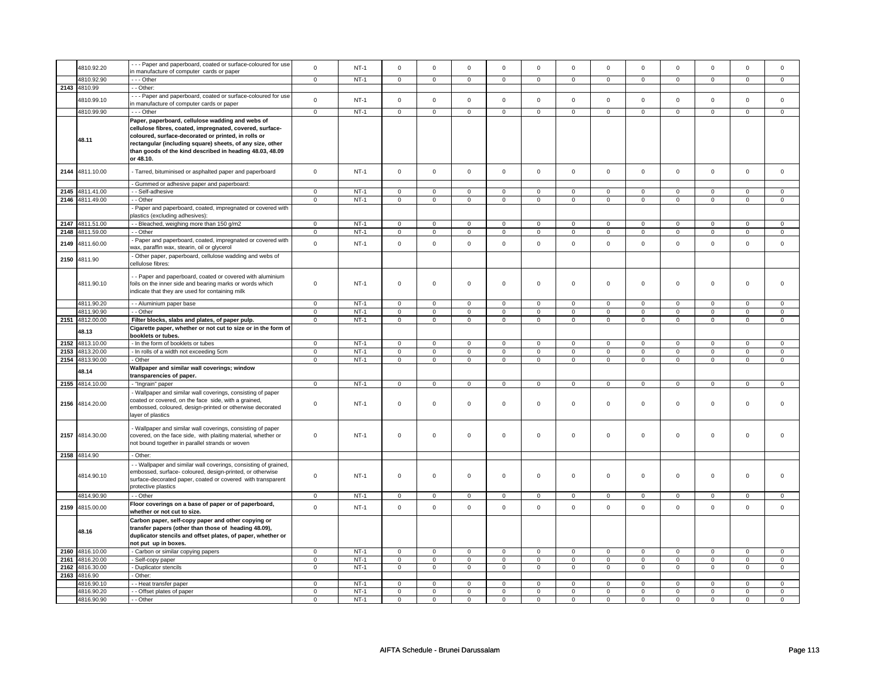| | 4810.92.20 | - - - Paper and paperboard, coated or surface-coloured for use in manufacture of computer cards or paper | 0 | NT-1 | 0 | 0 | 0 | 0 | 0 | 0 | 0 | 0 | 0 | 0 | 0 | 0 |
|---|---|---|---|---|---|---|---|---|---|---|---|---|---|---|---|---|
| | 4810.92.90 | - - - Other | 0 | NT-1 | 0 | 0 | 0 | 0 | 0 | 0 | 0 | 0 | 0 | 0 | 0 | 0 |
| 2143 | 4810.99 | - - Other: | | | | | | | | | | | | | | |
| | 4810.99.10 | - - - Paper and paperboard, coated or surface-coloured for use in manufacture of computer cards or paper | 0 | NT-1 | 0 | 0 | 0 | 0 | 0 | 0 | 0 | 0 | 0 | 0 | 0 | 0 |
| | 4810.99.90 | - - - Other | 0 | NT-1 | 0 | 0 | 0 | 0 | 0 | 0 | 0 | 0 | 0 | 0 | 0 | 0 |
| | **48.11** | **Paper, paperboard, cellulose wadding and webs of cellulose fibres, coated, impregnated, covered, surface-coloured, surface-decorated or printed, in rolls or rectangular (including square) sheets, of any size, other than goods of the kind described in heading 48.03, 48.09 or 48.10.** | | | | | | | | | | | | | | |
| 2144 | 4811.10.00 | - Tarred, bituminised or asphalted paper and paperboard | 0 | NT-1 | 0 | 0 | 0 | 0 | 0 | 0 | 0 | 0 | 0 | 0 | 0 | 0 |
| | | - Gummed or adhesive paper and paperboard: | | | | | | | | | | | | | | |
| 2145 | 4811.41.00 | - - Self-adhesive | 0 | NT-1 | 0 | 0 | 0 | 0 | 0 | 0 | 0 | 0 | 0 | 0 | 0 | 0 |
| 2146 | 4811.49.00 | - - Other | 0 | NT-1 | 0 | 0 | 0 | 0 | 0 | 0 | 0 | 0 | 0 | 0 | 0 | 0 |
| | | - Paper and paperboard, coated, impregnated or covered with plastics (excluding adhesives): | | | | | | | | | | | | | | |
| 2147 | 4811.51.00 | - - Bleached, weighing more than 150 g/m2 | 0 | NT-1 | 0 | 0 | 0 | 0 | 0 | 0 | 0 | 0 | 0 | 0 | 0 | 0 |
| 2148 | 4811.59.00 | - - Other | 0 | NT-1 | 0 | 0 | 0 | 0 | 0 | 0 | 0 | 0 | 0 | 0 | 0 | 0 |
| 2149 | 4811.60.00 | - Paper and paperboard, coated, impregnated or covered with wax, paraffin wax, stearin, oil or glycerol | 0 | NT-1 | 0 | 0 | 0 | 0 | 0 | 0 | 0 | 0 | 0 | 0 | 0 | 0 |
| 2150 | 4811.90 | - Other paper, paperboard, cellulose wadding and webs of cellulose fibres: | | | | | | | | | | | | | | |
| | 4811.90.10 | - - Paper and paperboard, coated or covered with aluminium foils on the inner side and bearing marks or words which indicate that they are used for containing milk | 0 | NT-1 | 0 | 0 | 0 | 0 | 0 | 0 | 0 | 0 | 0 | 0 | 0 | 0 |
| | 4811.90.20 | - - Aluminium paper base | 0 | NT-1 | 0 | 0 | 0 | 0 | 0 | 0 | 0 | 0 | 0 | 0 | 0 | 0 |
| | 4811.90.90 | - - Other | 0 | NT-1 | 0 | 0 | 0 | 0 | 0 | 0 | 0 | 0 | 0 | 0 | 0 | 0 |
| 2151 | 4812.00.00 | **Filter blocks, slabs and plates, of paper pulp.** | 0 | NT-1 | 0 | 0 | 0 | 0 | 0 | 0 | 0 | 0 | 0 | 0 | 0 | 0 |
| | **48.13** | **Cigarette paper, whether or not cut to size or in the form of booklets or tubes.** | | | | | | | | | | | | | | |
| 2152 | 4813.10.00 | - In the form of booklets or tubes | 0 | NT-1 | 0 | 0 | 0 | 0 | 0 | 0 | 0 | 0 | 0 | 0 | 0 | 0 |
| 2153 | 4813.20.00 | - In rolls of a width not exceeding 5cm | 0 | NT-1 | 0 | 0 | 0 | 0 | 0 | 0 | 0 | 0 | 0 | 0 | 0 | 0 |
| 2154 | 4813.90.00 | - Other | 0 | NT-1 | 0 | 0 | 0 | 0 | 0 | 0 | 0 | 0 | 0 | 0 | 0 | 0 |
| | **48.14** | **Wallpaper and similar wall coverings; window transparencies of paper.** | | | | | | | | | | | | | | |
| 2155 | 4814.10.00 | - "Ingrain" paper | 0 | NT-1 | 0 | 0 | 0 | 0 | 0 | 0 | 0 | 0 | 0 | 0 | 0 | 0 |
| 2156 | 4814.20.00 | - Wallpaper and similar wall coverings, consisting of paper coated or covered, on the face side, with a grained, embossed, coloured, design-printed or otherwise decorated layer of plastics | 0 | NT-1 | 0 | 0 | 0 | 0 | 0 | 0 | 0 | 0 | 0 | 0 | 0 | 0 |
| 2157 | 4814.30.00 | - Wallpaper and similar wall coverings, consisting of paper covered, on the face side, with plaiting material, whether or not bound together in parallel strands or woven | 0 | NT-1 | 0 | 0 | 0 | 0 | 0 | 0 | 0 | 0 | 0 | 0 | 0 | 0 |
| 2158 | 4814.90 | - Other: | | | | | | | | | | | | | | |
| | 4814.90.10 | - - Wallpaper and similar wall coverings, consisting of grained, embossed, surface- coloured, design-printed, or otherwise surface-decorated paper, coated or covered with transparent protective plastics | 0 | NT-1 | 0 | 0 | 0 | 0 | 0 | 0 | 0 | 0 | 0 | 0 | 0 | 0 |
| | 4814.90.90 | - - Other | 0 | NT-1 | 0 | 0 | 0 | 0 | 0 | 0 | 0 | 0 | 0 | 0 | 0 | 0 |
| 2159 | 4815.00.00 | **Floor coverings on a base of paper or of paperboard, whether or not cut to size.** | 0 | NT-1 | 0 | 0 | 0 | 0 | 0 | 0 | 0 | 0 | 0 | 0 | 0 | 0 |
| | **48.16** | **Carbon paper, self-copy paper and other copying or transfer papers (other than those of heading 48.09), duplicator stencils and offset plates, of paper, whether or not put up in boxes.** | | | | | | | | | | | | | | |
| 2160 | 4816.10.00 | - Carbon or similar copying papers | 0 | NT-1 | 0 | 0 | 0 | 0 | 0 | 0 | 0 | 0 | 0 | 0 | 0 | 0 |
| 2161 | 4816.20.00 | - Self-copy paper | 0 | NT-1 | 0 | 0 | 0 | 0 | 0 | 0 | 0 | 0 | 0 | 0 | 0 | 0 |
| 2162 | 4816.30.00 | - Duplicator stencils | 0 | NT-1 | 0 | 0 | 0 | 0 | 0 | 0 | 0 | 0 | 0 | 0 | 0 | 0 |
| 2163 | 4816.90 | - Other: | | | | | | | | | | | | | | |
| | 4816.90.10 | - - Heat transfer paper | 0 | NT-1 | 0 | 0 | 0 | 0 | 0 | 0 | 0 | 0 | 0 | 0 | 0 | 0 |
| | 4816.90.20 | - - Offset plates of paper | 0 | NT-1 | 0 | 0 | 0 | 0 | 0 | 0 | 0 | 0 | 0 | 0 | 0 | 0 |
| | 4816.90.90 | - - Other | 0 | NT-1 | 0 | 0 | 0 | 0 | 0 | 0 | 0 | 0 | 0 | 0 | 0 | 0 |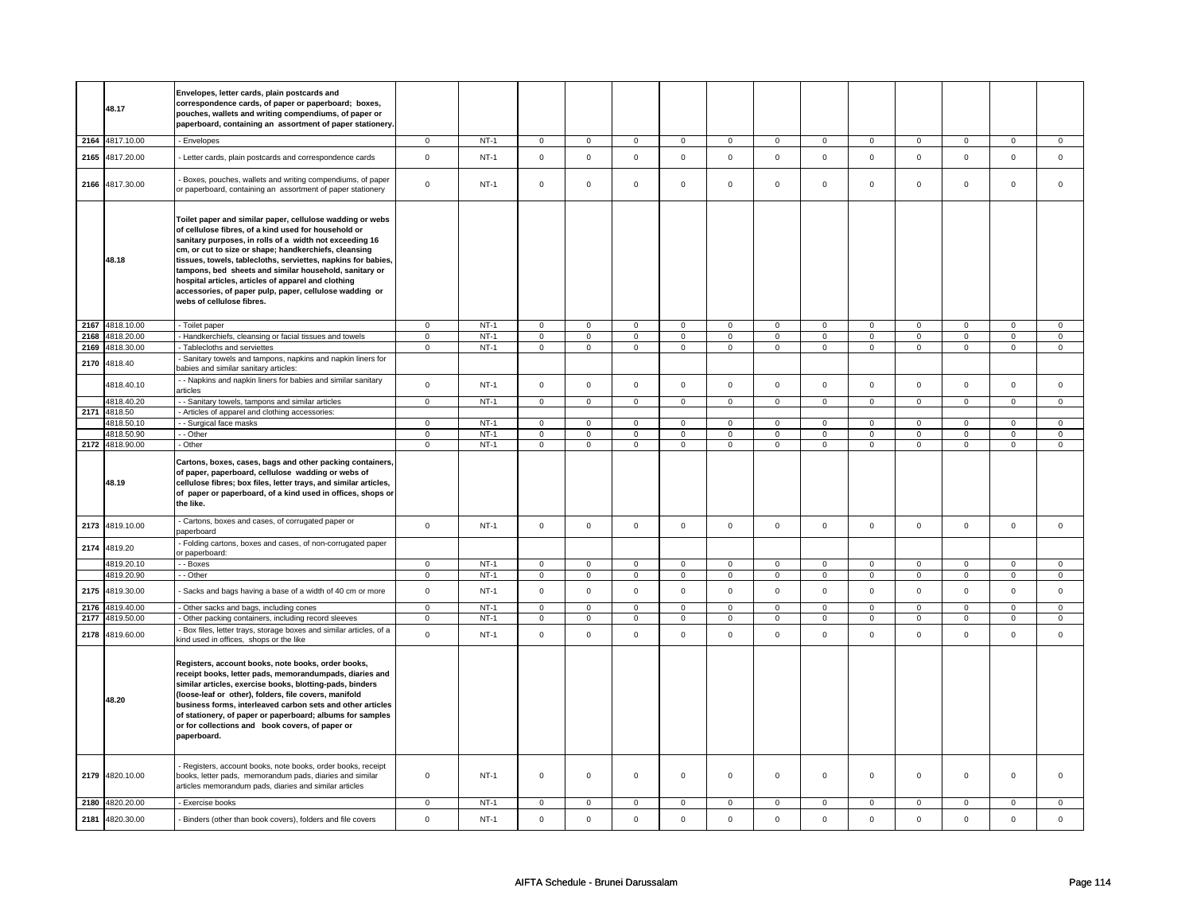|  |  |  |  |  |  |  |  |  |  |  |  |  |  |  |  |  |
|---|---|---|---|---|---|---|---|---|---|---|---|---|---|---|---|---|
|  | 48.17 | **Envelopes, letter cards, plain postcards and correspondence cards, of paper or paperboard; boxes, pouches, wallets and writing compendiums, of paper or paperboard, containing an assortment of paper stationery.** |  |  |  |  |  |  |  |  |  |  |  |  |  |  |
| 2164 | 4817.10.00 | - Envelopes | 0 | NT-1 | 0 | 0 | 0 | 0 | 0 | 0 | 0 | 0 | 0 | 0 | 0 | 0 |
| 2165 | 4817.20.00 | - Letter cards, plain postcards and correspondence cards | 0 | NT-1 | 0 | 0 | 0 | 0 | 0 | 0 | 0 | 0 | 0 | 0 | 0 | 0 |
| 2166 | 4817.30.00 | - Boxes, pouches, wallets and writing compendiums, of paper or paperboard, containing an assortment of paper stationery | 0 | NT-1 | 0 | 0 | 0 | 0 | 0 | 0 | 0 | 0 | 0 | 0 | 0 | 0 |
|  | 48.18 | **Toilet paper and similar paper, cellulose wadding or webs of cellulose fibres, of a kind used for household or sanitary purposes, in rolls of a width not exceeding 16 cm, or cut to size or shape; handkerchiefs, cleansing tissues, towels, tablecloths, serviettes, napkins for babies, tampons, bed sheets and similar household, sanitary or hospital articles, articles of apparel and clothing accessories, of paper pulp, paper, cellulose wadding or webs of cellulose fibres.** |  |  |  |  |  |  |  |  |  |  |  |  |  |  |
| 2167 | 4818.10.00 | - Toilet paper | 0 | NT-1 | 0 | 0 | 0 | 0 | 0 | 0 | 0 | 0 | 0 | 0 | 0 | 0 |
| 2168 | 4818.20.00 | - Handkerchiefs, cleansing or facial tissues and towels | 0 | NT-1 | 0 | 0 | 0 | 0 | 0 | 0 | 0 | 0 | 0 | 0 | 0 | 0 |
| 2169 | 4818.30.00 | - Tablecloths and serviettes | 0 | NT-1 | 0 | 0 | 0 | 0 | 0 | 0 | 0 | 0 | 0 | 0 | 0 | 0 |
| 2170 | 4818.40 | - Sanitary towels and tampons, napkins and napkin liners for babies and similar sanitary articles: |  |  |  |  |  |  |  |  |  |  |  |  |  |  |
|  | 4818.40.10 | - - Napkins and napkin liners for babies and similar sanitary articles | 0 | NT-1 | 0 | 0 | 0 | 0 | 0 | 0 | 0 | 0 | 0 | 0 | 0 | 0 |
|  | 4818.40.20 | - - Sanitary towels, tampons and similar articles | 0 | NT-1 | 0 | 0 | 0 | 0 | 0 | 0 | 0 | 0 | 0 | 0 | 0 | 0 |
| 2171 | 4818.50 | - Articles of apparel and clothing accessories: |  |  |  |  |  |  |  |  |  |  |  |  |  |  |
|  | 4818.50.10 | - - Surgical face masks | 0 | NT-1 | 0 | 0 | 0 | 0 | 0 | 0 | 0 | 0 | 0 | 0 | 0 | 0 |
|  | 4818.50.90 | - - Other | 0 | NT-1 | 0 | 0 | 0 | 0 | 0 | 0 | 0 | 0 | 0 | 0 | 0 | 0 |
| 2172 | 4818.90.00 | - Other | 0 | NT-1 | 0 | 0 | 0 | 0 | 0 | 0 | 0 | 0 | 0 | 0 | 0 | 0 |
|  | 48.19 | **Cartons, boxes, cases, bags and other packing containers, of paper, paperboard, cellulose wadding or webs of cellulose fibres; box files, letter trays, and similar articles, of paper or paperboard, of a kind used in offices, shops or the like.** |  |  |  |  |  |  |  |  |  |  |  |  |  |  |
| 2173 | 4819.10.00 | - Cartons, boxes and cases, of corrugated paper or paperboard | 0 | NT-1 | 0 | 0 | 0 | 0 | 0 | 0 | 0 | 0 | 0 | 0 | 0 | 0 |
| 2174 | 4819.20 | - Folding cartons, boxes and cases, of non-corrugated paper or paperboard: |  |  |  |  |  |  |  |  |  |  |  |  |  |  |
|  | 4819.20.10 | - - Boxes | 0 | NT-1 | 0 | 0 | 0 | 0 | 0 | 0 | 0 | 0 | 0 | 0 | 0 | 0 |
|  | 4819.20.90 | - - Other | 0 | NT-1 | 0 | 0 | 0 | 0 | 0 | 0 | 0 | 0 | 0 | 0 | 0 | 0 |
| 2175 | 4819.30.00 | - Sacks and bags having a base of a width of 40 cm or more | 0 | NT-1 | 0 | 0 | 0 | 0 | 0 | 0 | 0 | 0 | 0 | 0 | 0 | 0 |
| 2176 | 4819.40.00 | - Other sacks and bags, including cones | 0 | NT-1 | 0 | 0 | 0 | 0 | 0 | 0 | 0 | 0 | 0 | 0 | 0 | 0 |
| 2177 | 4819.50.00 | - Other packing containers, including record sleeves | 0 | NT-1 | 0 | 0 | 0 | 0 | 0 | 0 | 0 | 0 | 0 | 0 | 0 | 0 |
| 2178 | 4819.60.00 | - Box files, letter trays, storage boxes and similar articles, of a kind used in offices, shops or the like | 0 | NT-1 | 0 | 0 | 0 | 0 | 0 | 0 | 0 | 0 | 0 | 0 | 0 | 0 |
|  | 48.20 | **Registers, account books, note books, order books, receipt books, letter pads, memorandumpads, diaries and similar articles, exercise books, blotting-pads, binders (loose-leaf or other), folders, file covers, manifold business forms, interleaved carbon sets and other articles of stationery, of paper or paperboard; albums for samples or for collections and book covers, of paper or paperboard.** |  |  |  |  |  |  |  |  |  |  |  |  |  |  |
| 2179 | 4820.10.00 | - Registers, account books, note books, order books, receipt books, letter pads, memorandum pads, diaries and similar articles memorandum pads, diaries and similar articles | 0 | NT-1 | 0 | 0 | 0 | 0 | 0 | 0 | 0 | 0 | 0 | 0 | 0 | 0 |
| 2180 | 4820.20.00 | - Exercise books | 0 | NT-1 | 0 | 0 | 0 | 0 | 0 | 0 | 0 | 0 | 0 | 0 | 0 | 0 |
| 2181 | 4820.30.00 | - Binders (other than book covers), folders and file covers | 0 | NT-1 | 0 | 0 | 0 | 0 | 0 | 0 | 0 | 0 | 0 | 0 | 0 | 0 |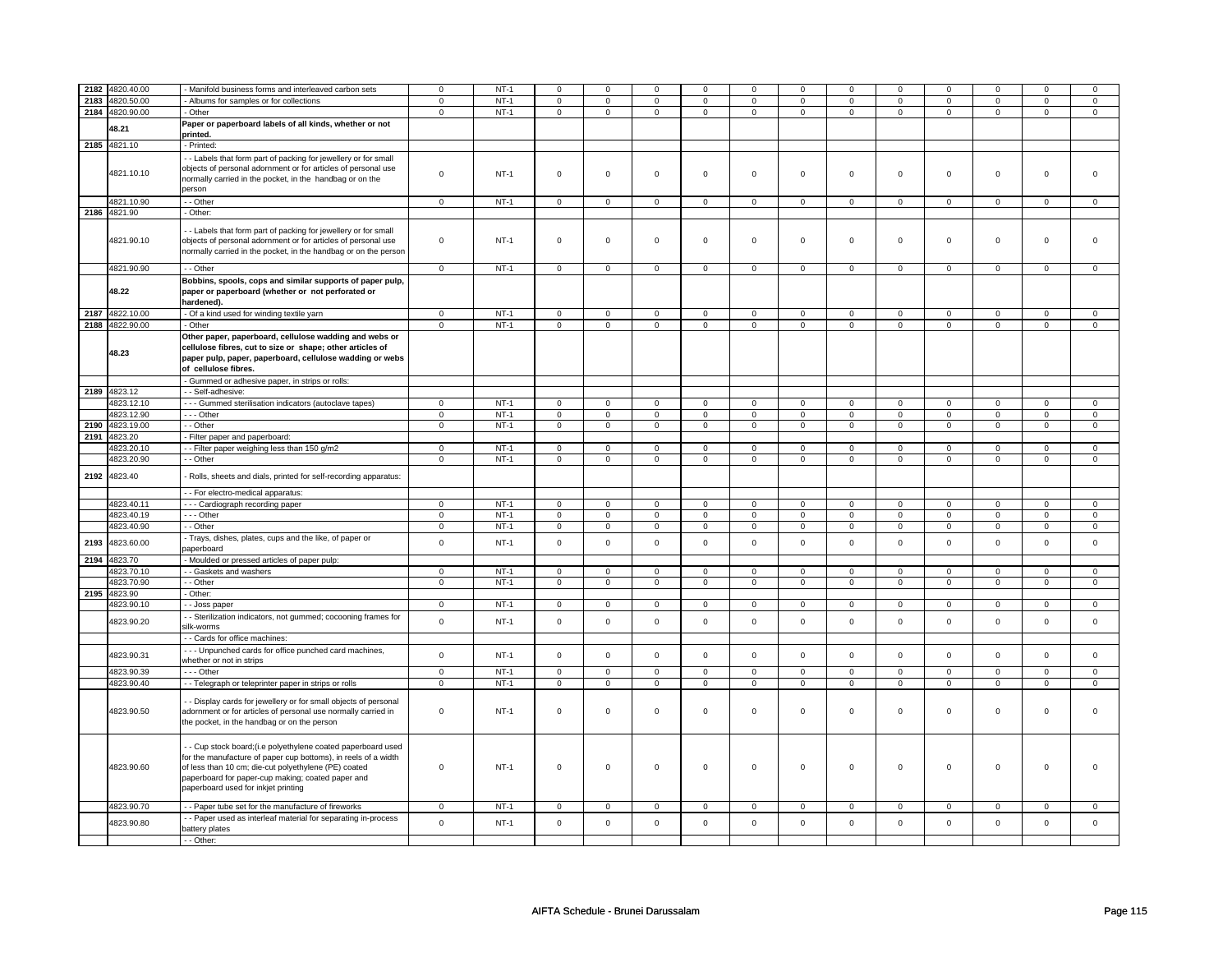| | | | | | | | | | | | | | | | |
|---|---|---|---|---|---|---|---|---|---|---|---|---|---|---|---|
| 2182 | 4820.40.00 | - Manifold business forms and interleaved carbon sets | 0 | NT-1 | 0 | 0 | 0 | 0 | 0 | 0 | 0 | 0 | 0 | 0 | 0 | 0 |
| 2183 | 4820.50.00 | - Albums for samples or for collections | 0 | NT-1 | 0 | 0 | 0 | 0 | 0 | 0 | 0 | 0 | 0 | 0 | 0 | 0 |
| 2184 | 4820.90.00 | - Other | 0 | NT-1 | 0 | 0 | 0 | 0 | 0 | 0 | 0 | 0 | 0 | 0 | 0 | 0 |
| | **48.21** | **Paper or paperboard labels of all kinds, whether or not printed.** | | | | | | | | | | | | | | |
| 2185 | 4821.10 | - Printed: | | | | | | | | | | | | | | |
| | 4821.10.10 | - - Labels that form part of packing for jewellery or for small objects of personal adornment or for articles of personal use normally carried in the pocket, in the handbag or on the person | 0 | NT-1 | 0 | 0 | 0 | 0 | 0 | 0 | 0 | 0 | 0 | 0 | 0 | 0 |
| | 4821.10.90 | - - Other | 0 | NT-1 | 0 | 0 | 0 | 0 | 0 | 0 | 0 | 0 | 0 | 0 | 0 | 0 |
| 2186 | 4821.90 | - Other: | | | | | | | | | | | | | | |
| | 4821.90.10 | - - Labels that form part of packing for jewellery or for small objects of personal adornment or for articles of personal use normally carried in the pocket, in the handbag or on the person | 0 | NT-1 | 0 | 0 | 0 | 0 | 0 | 0 | 0 | 0 | 0 | 0 | 0 | 0 |
| | 4821.90.90 | - - Other | 0 | NT-1 | 0 | 0 | 0 | 0 | 0 | 0 | 0 | 0 | 0 | 0 | 0 | 0 |
| | **48.22** | **Bobbins, spools, cops and similar supports of paper pulp, paper or paperboard (whether or not perforated or hardened).** | | | | | | | | | | | | | | |
| 2187 | 4822.10.00 | - Of a kind used for winding textile yarn | 0 | NT-1 | 0 | 0 | 0 | 0 | 0 | 0 | 0 | 0 | 0 | 0 | 0 | 0 |
| 2188 | 4822.90.00 | - Other | 0 | NT-1 | 0 | 0 | 0 | 0 | 0 | 0 | 0 | 0 | 0 | 0 | 0 | 0 |
| | **48.23** | **Other paper, paperboard, cellulose wadding and webs or cellulose fibres, cut to size or shape; other articles of paper pulp, paper, paperboard, cellulose wadding or webs of cellulose fibres.** | | | | | | | | | | | | | | |
| | | - Gummed or adhesive paper, in strips or rolls: | | | | | | | | | | | | | | |
| 2189 | 4823.12 | - - Self-adhesive: | | | | | | | | | | | | | | |
| | 4823.12.10 | - - - Gummed sterilisation indicators (autoclave tapes) | 0 | NT-1 | 0 | 0 | 0 | 0 | 0 | 0 | 0 | 0 | 0 | 0 | 0 | 0 |
| | 4823.12.90 | - - - Other | 0 | NT-1 | 0 | 0 | 0 | 0 | 0 | 0 | 0 | 0 | 0 | 0 | 0 | 0 |
| 2190 | 4823.19.00 | - - Other | 0 | NT-1 | 0 | 0 | 0 | 0 | 0 | 0 | 0 | 0 | 0 | 0 | 0 | 0 |
| 2191 | 4823.20 | - Filter paper and paperboard: | | | | | | | | | | | | | | |
| | 4823.20.10 | - - Filter paper weighing less than 150 g/m2 | 0 | NT-1 | 0 | 0 | 0 | 0 | 0 | 0 | 0 | 0 | 0 | 0 | 0 | 0 |
| | 4823.20.90 | - - Other | 0 | NT-1 | 0 | 0 | 0 | 0 | 0 | 0 | 0 | 0 | 0 | 0 | 0 | 0 |
| 2192 | 4823.40 | - Rolls, sheets and dials, printed for self-recording apparatus: | | | | | | | | | | | | | | |
| | | - - For electro-medical apparatus: | | | | | | | | | | | | | | |
| | 4823.40.11 | - - - Cardiograph recording paper | 0 | NT-1 | 0 | 0 | 0 | 0 | 0 | 0 | 0 | 0 | 0 | 0 | 0 | 0 |
| | 4823.40.19 | - - - Other | 0 | NT-1 | 0 | 0 | 0 | 0 | 0 | 0 | 0 | 0 | 0 | 0 | 0 | 0 |
| | 4823.40.90 | - - Other | 0 | NT-1 | 0 | 0 | 0 | 0 | 0 | 0 | 0 | 0 | 0 | 0 | 0 | 0 |
| 2193 | 4823.60.00 | - Trays, dishes, plates, cups and the like, of paper or paperboard | 0 | NT-1 | 0 | 0 | 0 | 0 | 0 | 0 | 0 | 0 | 0 | 0 | 0 | 0 |
| 2194 | 4823.70 | - Moulded or pressed articles of paper pulp: | | | | | | | | | | | | | | |
| | 4823.70.10 | - - Gaskets and washers | 0 | NT-1 | 0 | 0 | 0 | 0 | 0 | 0 | 0 | 0 | 0 | 0 | 0 | 0 |
| | 4823.70.90 | - - Other | 0 | NT-1 | 0 | 0 | 0 | 0 | 0 | 0 | 0 | 0 | 0 | 0 | 0 | 0 |
| 2195 | 4823.90 | - Other: | | | | | | | | | | | | | | |
| | 4823.90.10 | - - Joss paper | 0 | NT-1 | 0 | 0 | 0 | 0 | 0 | 0 | 0 | 0 | 0 | 0 | 0 | 0 |
| | 4823.90.20 | - - Sterilization indicators, not gummed; cocooning frames for silk-worms | 0 | NT-1 | 0 | 0 | 0 | 0 | 0 | 0 | 0 | 0 | 0 | 0 | 0 | 0 |
| | | - - Cards for office machines: | | | | | | | | | | | | | | |
| | 4823.90.31 | - - - Unpunched cards for office punched card machines, whether or not in strips | 0 | NT-1 | 0 | 0 | 0 | 0 | 0 | 0 | 0 | 0 | 0 | 0 | 0 | 0 |
| | 4823.90.39 | - - - Other | 0 | NT-1 | 0 | 0 | 0 | 0 | 0 | 0 | 0 | 0 | 0 | 0 | 0 | 0 |
| | 4823.90.40 | - - Telegraph or teleprinter paper in strips or rolls | 0 | NT-1 | 0 | 0 | 0 | 0 | 0 | 0 | 0 | 0 | 0 | 0 | 0 | 0 |
| | 4823.90.50 | - - Display cards for jewellery or for small objects of personal adornment or for articles of personal use normally carried in the pocket, in the handbag or on the person | 0 | NT-1 | 0 | 0 | 0 | 0 | 0 | 0 | 0 | 0 | 0 | 0 | 0 | 0 |
| | 4823.90.60 | - - Cup stock board;(i.e polyethylene coated paperboard used for the manufacture of paper cup bottoms), in reels of a width of less than 10 cm; die-cut polyethylene (PE) coated paperboard for paper-cup making; coated paper and paperboard used for inkjet printing | 0 | NT-1 | 0 | 0 | 0 | 0 | 0 | 0 | 0 | 0 | 0 | 0 | 0 | 0 |
| | 4823.90.70 | - - Paper tube set for the manufacture of fireworks | 0 | NT-1 | 0 | 0 | 0 | 0 | 0 | 0 | 0 | 0 | 0 | 0 | 0 | 0 |
| | 4823.90.80 | - - Paper used as interleaf material for separating in-process battery plates | 0 | NT-1 | 0 | 0 | 0 | 0 | 0 | 0 | 0 | 0 | 0 | 0 | 0 | 0 |
| | | - - Other: | | | | | | | | | | | | | | |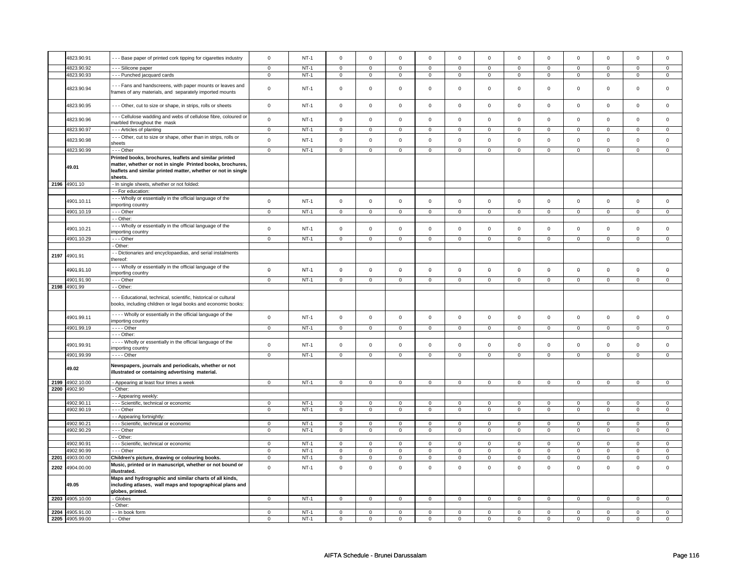| | | | | | | | | | | | | | | | |
|---|---|---|---|---|---|---|---|---|---|---|---|---|---|---|---|
| | 4823.90.91 | - - - Base paper of printed cork tipping for cigarettes industry | 0 | NT-1 | 0 | 0 | 0 | 0 | 0 | 0 | 0 | 0 | 0 | 0 | 0 | 0 |
| | 4823.90.92 | - - - Silicone paper | 0 | NT-1 | 0 | 0 | 0 | 0 | 0 | 0 | 0 | 0 | 0 | 0 | 0 | 0 |
| | 4823.90.93 | - - - Punched jacquard cards | 0 | NT-1 | 0 | 0 | 0 | 0 | 0 | 0 | 0 | 0 | 0 | 0 | 0 | 0 |
| | 4823.90.94 | - - - Fans and handscreens, with paper mounts or leaves and frames of any materials, and separately imported mounts | 0 | NT-1 | 0 | 0 | 0 | 0 | 0 | 0 | 0 | 0 | 0 | 0 | 0 | 0 |
| | 4823.90.95 | - - - Other, cut to size or shape, in strips, rolls or sheets | 0 | NT-1 | 0 | 0 | 0 | 0 | 0 | 0 | 0 | 0 | 0 | 0 | 0 | 0 |
| | 4823.90.96 | - - - Cellulose wadding and webs of cellulose fibre, coloured or marbled throughout the mask | 0 | NT-1 | 0 | 0 | 0 | 0 | 0 | 0 | 0 | 0 | 0 | 0 | 0 | 0 |
| | 4823.90.97 | - - - Articles of planting | 0 | NT-1 | 0 | 0 | 0 | 0 | 0 | 0 | 0 | 0 | 0 | 0 | 0 | 0 |
| | 4823.90.98 | - - - Other, cut to size or shape, other than in strips, rolls or sheets | 0 | NT-1 | 0 | 0 | 0 | 0 | 0 | 0 | 0 | 0 | 0 | 0 | 0 | 0 |
| | 4823.90.99 | - - - Other | 0 | NT-1 | 0 | 0 | 0 | 0 | 0 | 0 | 0 | 0 | 0 | 0 | 0 | 0 |
| | **49.01** | **Printed books, brochures, leaflets and similar printed matter, whether or not in single Printed books, brochures, leaflets and similar printed matter, whether or not in single sheets.** | | | | | | | | | | | | | | |
| 2196 | 4901.10 | - In single sheets, whether or not folded: | | | | | | | | | | | | | | |
| | | - - For education: | | | | | | | | | | | | | | |
| | 4901.10.11 | - - - Wholly or essentially in the official language of the importing country | 0 | NT-1 | 0 | 0 | 0 | 0 | 0 | 0 | 0 | 0 | 0 | 0 | 0 | 0 |
| | 4901.10.19 | - - - Other | 0 | NT-1 | 0 | 0 | 0 | 0 | 0 | 0 | 0 | 0 | 0 | 0 | 0 | 0 |
| | | - - Other: | | | | | | | | | | | | | | |
| | 4901.10.21 | - - - Wholly or essentially in the official language of the importing country | 0 | NT-1 | 0 | 0 | 0 | 0 | 0 | 0 | 0 | 0 | 0 | 0 | 0 | 0 |
| | 4901.10.29 | - - - Other | 0 | NT-1 | 0 | 0 | 0 | 0 | 0 | 0 | 0 | 0 | 0 | 0 | 0 | 0 |
| | | - Other: | | | | | | | | | | | | | | |
| 2197 | 4901.91 | - - Dictionaries and encyclopaedias, and serial instalments thereof: | | | | | | | | | | | | | | |
| | 4901.91.10 | - - - Wholly or essentially in the official language of the importing country | 0 | NT-1 | 0 | 0 | 0 | 0 | 0 | 0 | 0 | 0 | 0 | 0 | 0 | 0 |
| | 4901.91.90 | - - - Other | 0 | NT-1 | 0 | 0 | 0 | 0 | 0 | 0 | 0 | 0 | 0 | 0 | 0 | 0 |
| 2198 | 4901.99 | - - Other: | | | | | | | | | | | | | | |
| | | - - - Educational, technical, scientific, historical or cultural books, including children or legal books and economic books: | | | | | | | | | | | | | | |
| | 4901.99.11 | - - - - Wholly or essentially in the official language of the importing country | 0 | NT-1 | 0 | 0 | 0 | 0 | 0 | 0 | 0 | 0 | 0 | 0 | 0 | 0 |
| | 4901.99.19 | - - - - Other | 0 | NT-1 | 0 | 0 | 0 | 0 | 0 | 0 | 0 | 0 | 0 | 0 | 0 | 0 |
| | | - - - Other: | | | | | | | | | | | | | | |
| | 4901.99.91 | - - - - Wholly or essentially in the official language of the importing country | 0 | NT-1 | 0 | 0 | 0 | 0 | 0 | 0 | 0 | 0 | 0 | 0 | 0 | 0 |
| | 4901.99.99 | - - - - Other | 0 | NT-1 | 0 | 0 | 0 | 0 | 0 | 0 | 0 | 0 | 0 | 0 | 0 | 0 |
| | **49.02** | **Newspapers, journals and periodicals, whether or not illustrated or containing advertising material.** | | | | | | | | | | | | | | |
| 2199 | 4902.10.00 | - Appearing at least four times a week | 0 | NT-1 | 0 | 0 | 0 | 0 | 0 | 0 | 0 | 0 | 0 | 0 | 0 | 0 |
| 2200 | 4902.90 | - Other: | | | | | | | | | | | | | | |
| | | - - Appearing weekly: | | | | | | | | | | | | | | |
| | 4902.90.11 | - - - Scientific, technical or economic | 0 | NT-1 | 0 | 0 | 0 | 0 | 0 | 0 | 0 | 0 | 0 | 0 | 0 | 0 |
| | 4902.90.19 | - - - Other | 0 | NT-1 | 0 | 0 | 0 | 0 | 0 | 0 | 0 | 0 | 0 | 0 | 0 | 0 |
| | | - - Appearing fortnightly: | | | | | | | | | | | | | | |
| | 4902.90.21 | - - - Scientific, technical or economic | 0 | NT-1 | 0 | 0 | 0 | 0 | 0 | 0 | 0 | 0 | 0 | 0 | 0 | 0 |
| | 4902.90.29 | - - - Other | 0 | NT-1 | 0 | 0 | 0 | 0 | 0 | 0 | 0 | 0 | 0 | 0 | 0 | 0 |
| | | - - Other: | | | | | | | | | | | | | | |
| | 4902.90.91 | - - - Scientific, technical or economic | 0 | NT-1 | 0 | 0 | 0 | 0 | 0 | 0 | 0 | 0 | 0 | 0 | 0 | 0 |
| | 4902.90.99 | - - - Other | 0 | NT-1 | 0 | 0 | 0 | 0 | 0 | 0 | 0 | 0 | 0 | 0 | 0 | 0 |
| 2201 | 4903.00.00 | **Children's picture, drawing or colouring books.** | 0 | NT-1 | 0 | 0 | 0 | 0 | 0 | 0 | 0 | 0 | 0 | 0 | 0 | 0 |
| 2202 | 4904.00.00 | **Music, printed or in manuscript, whether or not bound or illustrated.** | 0 | NT-1 | 0 | 0 | 0 | 0 | 0 | 0 | 0 | 0 | 0 | 0 | 0 | 0 |
| | **49.05** | **Maps and hydrographic and similar charts of all kinds, including atlases, wall maps and topographical plans and globes, printed.** | | | | | | | | | | | | | | |
| 2203 | 4905.10.00 | - Globes | 0 | NT-1 | 0 | 0 | 0 | 0 | 0 | 0 | 0 | 0 | 0 | 0 | 0 | 0 |
| | | - Other: | | | | | | | | | | | | | | |
| 2204 | 4905.91.00 | - - In book form | 0 | NT-1 | 0 | 0 | 0 | 0 | 0 | 0 | 0 | 0 | 0 | 0 | 0 | 0 |
| 2205 | 4905.99.00 | - - Other | 0 | NT-1 | 0 | 0 | 0 | 0 | 0 | 0 | 0 | 0 | 0 | 0 | 0 | 0 |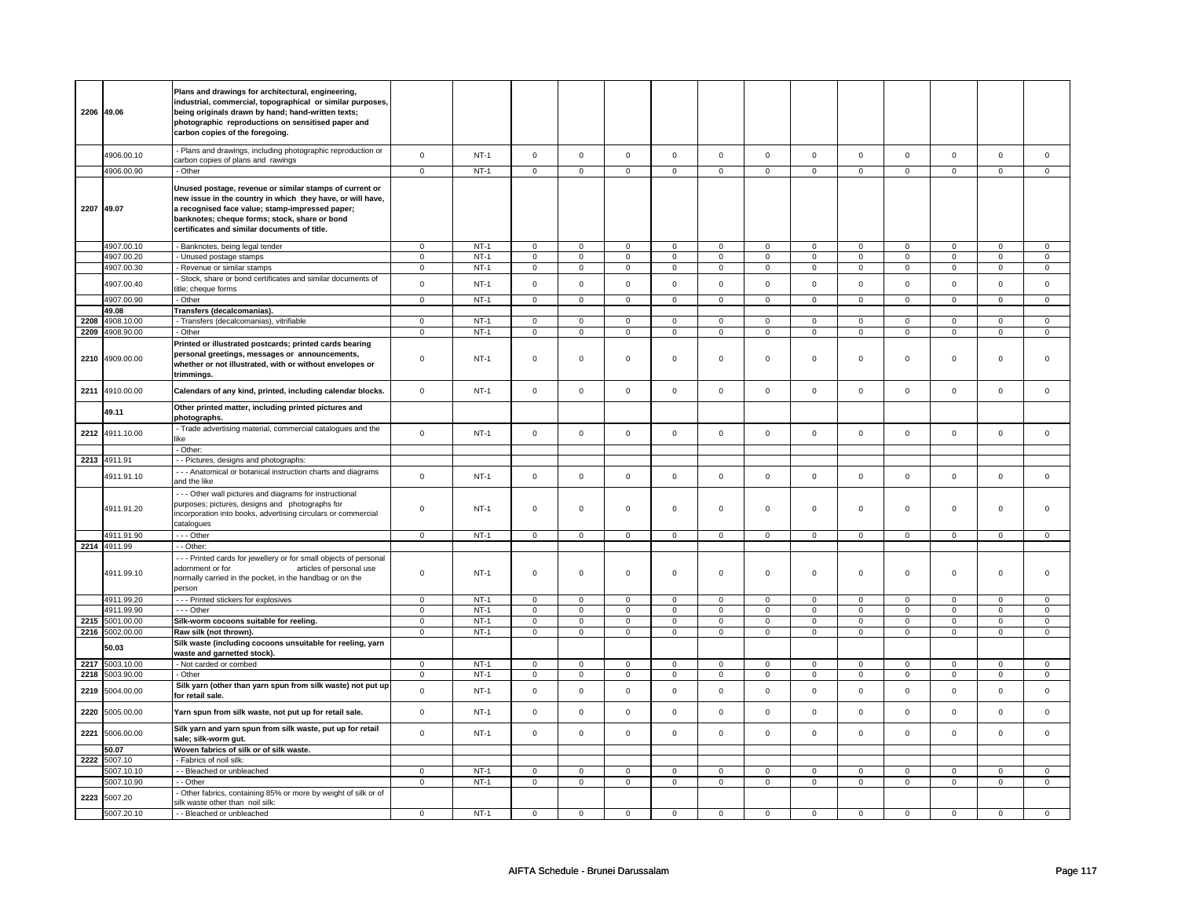| | | | | | | | | | | | | | | | |
|---|---|---|---|---|---|---|---|---|---|---|---|---|---|---|---|
| 2206 | 49.06 | **Plans and drawings for architectural, engineering, industrial, commercial, topographical or similar purposes, being originals drawn by hand; hand-written texts; photographic reproductions on sensitised paper and carbon copies of the foregoing.** | | | | | | | | | | | | | |
| | 4906.00.10 | - Plans and drawings, including photographic reproduction or carbon copies of plans and rawings | 0 | NT-1 | 0 | 0 | 0 | 0 | 0 | 0 | 0 | 0 | 0 | 0 | 0 | 0 |
| | 4906.00.90 | - Other | 0 | NT-1 | 0 | 0 | 0 | 0 | 0 | 0 | 0 | 0 | 0 | 0 | 0 | 0 |
| 2207 | 49.07 | **Unused postage, revenue or similar stamps of current or new issue in the country in which they have, or will have, a recognised face value; stamp-impressed paper; banknotes; cheque forms; stock, share or bond certificates and similar documents of title.** | | | | | | | | | | | | | |
| | 4907.00.10 | - Banknotes, being legal tender | 0 | NT-1 | 0 | 0 | 0 | 0 | 0 | 0 | 0 | 0 | 0 | 0 | 0 | 0 |
| | 4907.00.20 | - Unused postage stamps | 0 | NT-1 | 0 | 0 | 0 | 0 | 0 | 0 | 0 | 0 | 0 | 0 | 0 | 0 |
| | 4907.00.30 | - Revenue or similar stamps | 0 | NT-1 | 0 | 0 | 0 | 0 | 0 | 0 | 0 | 0 | 0 | 0 | 0 | 0 |
| | 4907.00.40 | - Stock, share or bond certificates and similar documents of title; cheque forms | 0 | NT-1 | 0 | 0 | 0 | 0 | 0 | 0 | 0 | 0 | 0 | 0 | 0 | 0 |
| | 4907.00.90 | - Other | 0 | NT-1 | 0 | 0 | 0 | 0 | 0 | 0 | 0 | 0 | 0 | 0 | 0 | 0 |
| | 49.08 | **Transfers (decalcomanias).** | | | | | | | | | | | | | |
| 2208 | 4908.10.00 | - Transfers (decalcomanias), vitrifiable | 0 | NT-1 | 0 | 0 | 0 | 0 | 0 | 0 | 0 | 0 | 0 | 0 | 0 | 0 |
| 2209 | 4908.90.00 | - Other | 0 | NT-1 | 0 | 0 | 0 | 0 | 0 | 0 | 0 | 0 | 0 | 0 | 0 | 0 |
| 2210 | 4909.00.00 | **Printed or illustrated postcards; printed cards bearing personal greetings, messages or announcements, whether or not illustrated, with or without envelopes or trimmings.** | 0 | NT-1 | 0 | 0 | 0 | 0 | 0 | 0 | 0 | 0 | 0 | 0 | 0 | 0 |
| 2211 | 4910.00.00 | **Calendars of any kind, printed, including calendar blocks.** | 0 | NT-1 | 0 | 0 | 0 | 0 | 0 | 0 | 0 | 0 | 0 | 0 | 0 | 0 |
| | 49.11 | **Other printed matter, including printed pictures and photographs.** | | | | | | | | | | | | | |
| 2212 | 4911.10.00 | - Trade advertising material, commercial catalogues and the like | 0 | NT-1 | 0 | 0 | 0 | 0 | 0 | 0 | 0 | 0 | 0 | 0 | 0 | 0 |
| | | - Other: | | | | | | | | | | | | | |
| 2213 | 4911.91 | - - Pictures, designs and photographs: | | | | | | | | | | | | | |
| | 4911.91.10 | - - - Anatomical or botanical instruction charts and diagrams and the like | 0 | NT-1 | 0 | 0 | 0 | 0 | 0 | 0 | 0 | 0 | 0 | 0 | 0 | 0 |
| | 4911.91.20 | - - - Other wall pictures and diagrams for instructional purposes; pictures, designs and photographs for incorporation into books, advertising circulars or commercial catalogues | 0 | NT-1 | 0 | 0 | 0 | 0 | 0 | 0 | 0 | 0 | 0 | 0 | 0 | 0 |
| | 4911.91.90 | - - - Other | 0 | NT-1 | 0 | 0 | 0 | 0 | 0 | 0 | 0 | 0 | 0 | 0 | 0 | 0 |
| 2214 | 4911.99 | - - Other: | | | | | | | | | | | | | |
| | 4911.99.10 | - - - Printed cards for jewellery or for small objects of personal adornment or for articles of personal use normally carried in the pocket, in the handbag or on the person | 0 | NT-1 | 0 | 0 | 0 | 0 | 0 | 0 | 0 | 0 | 0 | 0 | 0 | 0 |
| | 4911.99.20 | - - - Printed stickers for explosives | 0 | NT-1 | 0 | 0 | 0 | 0 | 0 | 0 | 0 | 0 | 0 | 0 | 0 | 0 |
| | 4911.99.90 | - - - Other | 0 | NT-1 | 0 | 0 | 0 | 0 | 0 | 0 | 0 | 0 | 0 | 0 | 0 | 0 |
| 2215 | 5001.00.00 | **Silk-worm cocoons suitable for reeling.** | 0 | NT-1 | 0 | 0 | 0 | 0 | 0 | 0 | 0 | 0 | 0 | 0 | 0 | 0 |
| 2216 | 5002.00.00 | **Raw silk (not thrown).** | 0 | NT-1 | 0 | 0 | 0 | 0 | 0 | 0 | 0 | 0 | 0 | 0 | 0 | 0 |
| | 50.03 | **Silk waste (including cocoons unsuitable for reeling, yarn waste and garnetted stock).** | | | | | | | | | | | | | |
| 2217 | 5003.10.00 | - Not carded or combed | 0 | NT-1 | 0 | 0 | 0 | 0 | 0 | 0 | 0 | 0 | 0 | 0 | 0 | 0 |
| 2218 | 5003.90.00 | - Other | 0 | NT-1 | 0 | 0 | 0 | 0 | 0 | 0 | 0 | 0 | 0 | 0 | 0 | 0 |
| 2219 | 5004.00.00 | **Silk yarn (other than yarn spun from silk waste) not put up for retail sale.** | 0 | NT-1 | 0 | 0 | 0 | 0 | 0 | 0 | 0 | 0 | 0 | 0 | 0 | 0 |
| 2220 | 5005.00.00 | **Yarn spun from silk waste, not put up for retail sale.** | 0 | NT-1 | 0 | 0 | 0 | 0 | 0 | 0 | 0 | 0 | 0 | 0 | 0 | 0 |
| 2221 | 5006.00.00 | **Silk yarn and yarn spun from silk waste, put up for retail sale; silk-worm gut.** | 0 | NT-1 | 0 | 0 | 0 | 0 | 0 | 0 | 0 | 0 | 0 | 0 | 0 | 0 |
| | 50.07 | **Woven fabrics of silk or of silk waste.** | | | | | | | | | | | | | |
| 2222 | 5007.10 | - Fabrics of noil silk: | | | | | | | | | | | | | |
| | 5007.10.10 | - - Bleached or unbleached | 0 | NT-1 | 0 | 0 | 0 | 0 | 0 | 0 | 0 | 0 | 0 | 0 | 0 | 0 |
| | 5007.10.90 | - - Other | 0 | NT-1 | 0 | 0 | 0 | 0 | 0 | 0 | 0 | 0 | 0 | 0 | 0 | 0 |
| 2223 | 5007.20 | - Other fabrics, containing 85% or more by weight of silk or of silk waste other than noil silk: | | | | | | | | | | | | | |
| | 5007.20.10 | - - Bleached or unbleached | 0 | NT-1 | 0 | 0 | 0 | 0 | 0 | 0 | 0 | 0 | 0 | 0 | 0 | 0 |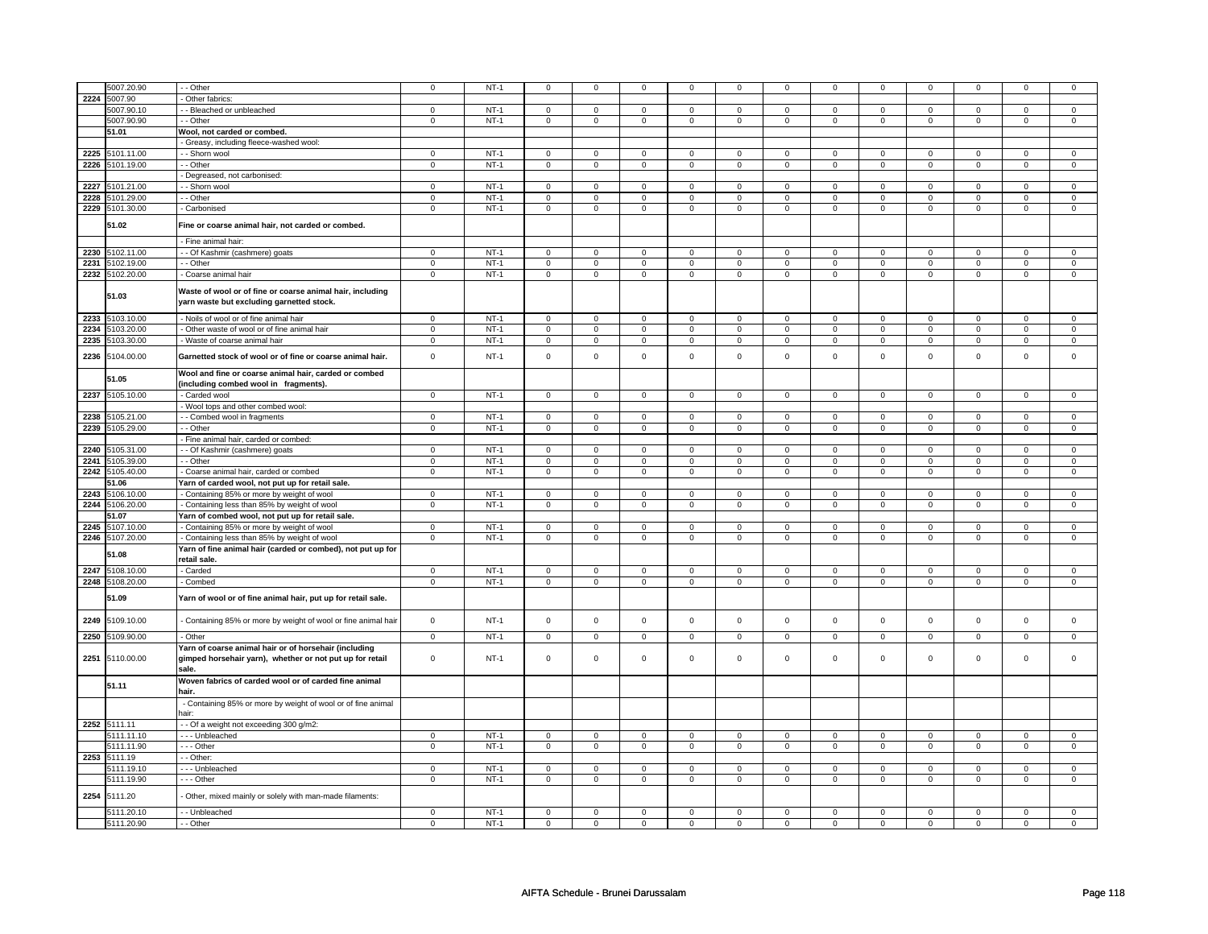| | | | | | | | | | | | | | | | |
|---|---|---|---|---|---|---|---|---|---|---|---|---|---|---|---|
| | 5007.20.90 | - - Other | 0 | NT-1 | 0 | 0 | 0 | 0 | 0 | 0 | 0 | 0 | 0 | 0 | 0 | 0 |
| 2224 | 5007.90 | - Other fabrics: | | | | | | | | | | | | | | |
| | 5007.90.10 | - - Bleached or unbleached | 0 | NT-1 | 0 | 0 | 0 | 0 | 0 | 0 | 0 | 0 | 0 | 0 | 0 | 0 |
| | 5007.90.90 | - - Other | 0 | NT-1 | 0 | 0 | 0 | 0 | 0 | 0 | 0 | 0 | 0 | 0 | 0 | 0 |
| | **51.01** | **Wool, not carded or combed.** | | | | | | | | | | | | | | |
| | | - Greasy, including fleece-washed wool: | | | | | | | | | | | | | | |
| 2225 | 5101.11.00 | - - Shorn wool | 0 | NT-1 | 0 | 0 | 0 | 0 | 0 | 0 | 0 | 0 | 0 | 0 | 0 | 0 |
| 2226 | 5101.19.00 | - - Other | 0 | NT-1 | 0 | 0 | 0 | 0 | 0 | 0 | 0 | 0 | 0 | 0 | 0 | 0 |
| | | - Degreased, not carbonised: | | | | | | | | | | | | | | |
| 2227 | 5101.21.00 | - - Shorn wool | 0 | NT-1 | 0 | 0 | 0 | 0 | 0 | 0 | 0 | 0 | 0 | 0 | 0 | 0 |
| 2228 | 5101.29.00 | - - Other | 0 | NT-1 | 0 | 0 | 0 | 0 | 0 | 0 | 0 | 0 | 0 | 0 | 0 | 0 |
| 2229 | 5101.30.00 | - Carbonised | 0 | NT-1 | 0 | 0 | 0 | 0 | 0 | 0 | 0 | 0 | 0 | 0 | 0 | 0 |
| | **51.02** | **Fine or coarse animal hair, not carded or combed.** | | | | | | | | | | | | | | |
| | | - Fine animal hair: | | | | | | | | | | | | | | |
| 2230 | 5102.11.00 | - - Of Kashmir (cashmere) goats | 0 | NT-1 | 0 | 0 | 0 | 0 | 0 | 0 | 0 | 0 | 0 | 0 | 0 | 0 |
| 2231 | 5102.19.00 | - - Other | 0 | NT-1 | 0 | 0 | 0 | 0 | 0 | 0 | 0 | 0 | 0 | 0 | 0 | 0 |
| 2232 | 5102.20.00 | - Coarse animal hair | 0 | NT-1 | 0 | 0 | 0 | 0 | 0 | 0 | 0 | 0 | 0 | 0 | 0 | 0 |
| | **51.03** | **Waste of wool or of fine or coarse animal hair, including yarn waste but excluding garnetted stock.** | | | | | | | | | | | | | | |
| 2233 | 5103.10.00 | - Noils of wool or of fine animal hair | 0 | NT-1 | 0 | 0 | 0 | 0 | 0 | 0 | 0 | 0 | 0 | 0 | 0 | 0 |
| 2234 | 5103.20.00 | - Other waste of wool or of fine animal hair | 0 | NT-1 | 0 | 0 | 0 | 0 | 0 | 0 | 0 | 0 | 0 | 0 | 0 | 0 |
| 2235 | 5103.30.00 | - Waste of coarse animal hair | 0 | NT-1 | 0 | 0 | 0 | 0 | 0 | 0 | 0 | 0 | 0 | 0 | 0 | 0 |
| 2236 | 5104.00.00 | **Garnetted stock of wool or of fine or coarse animal hair.** | 0 | NT-1 | 0 | 0 | 0 | 0 | 0 | 0 | 0 | 0 | 0 | 0 | 0 | 0 |
| | **51.05** | **Wool and fine or coarse animal hair, carded or combed (including combed wool in fragments).** | | | | | | | | | | | | | | |
| 2237 | 5105.10.00 | - Carded wool | 0 | NT-1 | 0 | 0 | 0 | 0 | 0 | 0 | 0 | 0 | 0 | 0 | 0 | 0 |
| | | - Wool tops and other combed wool: | | | | | | | | | | | | | | |
| 2238 | 5105.21.00 | - - Combed wool in fragments | 0 | NT-1 | 0 | 0 | 0 | 0 | 0 | 0 | 0 | 0 | 0 | 0 | 0 | 0 |
| 2239 | 5105.29.00 | - - Other | 0 | NT-1 | 0 | 0 | 0 | 0 | 0 | 0 | 0 | 0 | 0 | 0 | 0 | 0 |
| | | - Fine animal hair, carded or combed: | | | | | | | | | | | | | | |
| 2240 | 5105.31.00 | - - Of Kashmir (cashmere) goats | 0 | NT-1 | 0 | 0 | 0 | 0 | 0 | 0 | 0 | 0 | 0 | 0 | 0 | 0 |
| 2241 | 5105.39.00 | - - Other | 0 | NT-1 | 0 | 0 | 0 | 0 | 0 | 0 | 0 | 0 | 0 | 0 | 0 | 0 |
| 2242 | 5105.40.00 | - Coarse animal hair, carded or combed | 0 | NT-1 | 0 | 0 | 0 | 0 | 0 | 0 | 0 | 0 | 0 | 0 | 0 | 0 |
| | **51.06** | **Yarn of carded wool, not put up for retail sale.** | | | | | | | | | | | | | | |
| 2243 | 5106.10.00 | - Containing 85% or more by weight of wool | 0 | NT-1 | 0 | 0 | 0 | 0 | 0 | 0 | 0 | 0 | 0 | 0 | 0 | 0 |
| 2244 | 5106.20.00 | - Containing less than 85% by weight of wool | 0 | NT-1 | 0 | 0 | 0 | 0 | 0 | 0 | 0 | 0 | 0 | 0 | 0 | 0 |
| | **51.07** | **Yarn of combed wool, not put up for retail sale.** | | | | | | | | | | | | | | |
| 2245 | 5107.10.00 | - Containing 85% or more by weight of wool | 0 | NT-1 | 0 | 0 | 0 | 0 | 0 | 0 | 0 | 0 | 0 | 0 | 0 | 0 |
| 2246 | 5107.20.00 | - Containing less than 85% by weight of wool | 0 | NT-1 | 0 | 0 | 0 | 0 | 0 | 0 | 0 | 0 | 0 | 0 | 0 | 0 |
| | **51.08** | **Yarn of fine animal hair (carded or combed), not put up for retail sale.** | | | | | | | | | | | | | | |
| 2247 | 5108.10.00 | - Carded | 0 | NT-1 | 0 | 0 | 0 | 0 | 0 | 0 | 0 | 0 | 0 | 0 | 0 | 0 |
| 2248 | 5108.20.00 | - Combed | 0 | NT-1 | 0 | 0 | 0 | 0 | 0 | 0 | 0 | 0 | 0 | 0 | 0 | 0 |
| | **51.09** | **Yarn of wool or of fine animal hair, put up for retail sale.** | | | | | | | | | | | | | | |
| 2249 | 5109.10.00 | - Containing 85% or more by weight of wool or fine animal hair | 0 | NT-1 | 0 | 0 | 0 | 0 | 0 | 0 | 0 | 0 | 0 | 0 | 0 | 0 |
| 2250 | 5109.90.00 | - Other | 0 | NT-1 | 0 | 0 | 0 | 0 | 0 | 0 | 0 | 0 | 0 | 0 | 0 | 0 |
| 2251 | 5110.00.00 | **Yarn of coarse animal hair or of horsehair (including gimped horsehair yarn), whether or not put up for retail sale.** | 0 | NT-1 | 0 | 0 | 0 | 0 | 0 | 0 | 0 | 0 | 0 | 0 | 0 | 0 |
| | **51.11** | **Woven fabrics of carded wool or of carded fine animal hair.** | | | | | | | | | | | | | | |
| | | - Containing 85% or more by weight of wool or of fine animal hair: | | | | | | | | | | | | | | |
| 2252 | 5111.11 | - - Of a weight not exceeding 300 g/m2: | | | | | | | | | | | | | | |
| | 5111.11.10 | - - - Unbleached | 0 | NT-1 | 0 | 0 | 0 | 0 | 0 | 0 | 0 | 0 | 0 | 0 | 0 | 0 |
| | 5111.11.90 | - - - Other | 0 | NT-1 | 0 | 0 | 0 | 0 | 0 | 0 | 0 | 0 | 0 | 0 | 0 | 0 |
| 2253 | 5111.19 | - - Other: | | | | | | | | | | | | | | |
| | 5111.19.10 | - - - Unbleached | 0 | NT-1 | 0 | 0 | 0 | 0 | 0 | 0 | 0 | 0 | 0 | 0 | 0 | 0 |
| | 5111.19.90 | - - - Other | 0 | NT-1 | 0 | 0 | 0 | 0 | 0 | 0 | 0 | 0 | 0 | 0 | 0 | 0 |
| 2254 | 5111.20 | - Other, mixed mainly or solely with man-made filaments: | | | | | | | | | | | | | | |
| | 5111.20.10 | - - Unbleached | 0 | NT-1 | 0 | 0 | 0 | 0 | 0 | 0 | 0 | 0 | 0 | 0 | 0 | 0 |
| | 5111.20.90 | - - Other | 0 | NT-1 | 0 | 0 | 0 | 0 | 0 | 0 | 0 | 0 | 0 | 0 | 0 | 0 |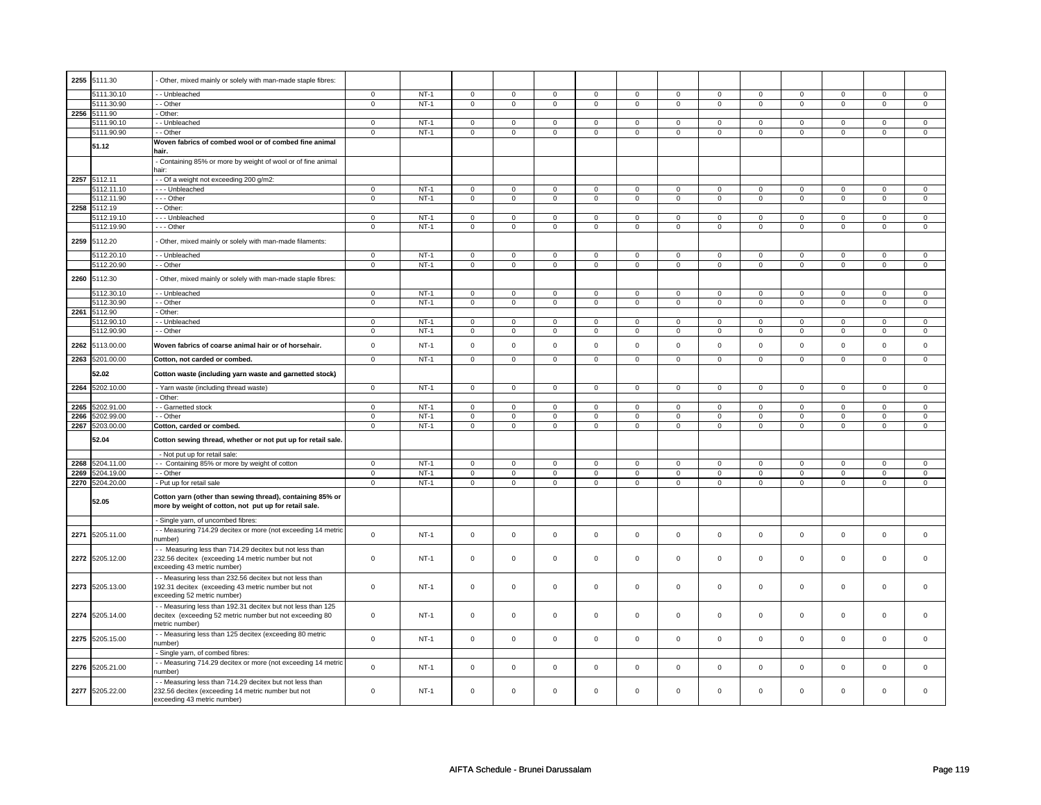| 2255 | 5111.30 | - Other, mixed mainly or solely with man-made staple fibres: | | | | | | | | | | | | | | |
|---|---|---|---|---|---|---|---|---|---|---|---|---|---|---|---|---|
| | 5111.30.10 | - - Unbleached | 0 | NT-1 | 0 | 0 | 0 | 0 | 0 | 0 | 0 | 0 | 0 | 0 | 0 | 0 |
| | 5111.30.90 | - - Other | 0 | NT-1 | 0 | 0 | 0 | 0 | 0 | 0 | 0 | 0 | 0 | 0 | 0 | 0 |
| 2256 | 5111.90 | - Other: | | | | | | | | | | | | | | |
| | 5111.90.10 | - - Unbleached | 0 | NT-1 | 0 | 0 | 0 | 0 | 0 | 0 | 0 | 0 | 0 | 0 | 0 | 0 |
| | 5111.90.90 | - - Other | 0 | NT-1 | 0 | 0 | 0 | 0 | 0 | 0 | 0 | 0 | 0 | 0 | 0 | 0 |
| | **51.12** | **Woven fabrics of combed wool or of combed fine animal hair.** | | | | | | | | | | | | | | |
| | | - Containing 85% or more by weight of wool or of fine animal hair: | | | | | | | | | | | | | | |
| 2257 | 5112.11 | - - Of a weight not exceeding 200 g/m2: | | | | | | | | | | | | | | |
| | 5112.11.10 | - - - Unbleached | 0 | NT-1 | 0 | 0 | 0 | 0 | 0 | 0 | 0 | 0 | 0 | 0 | 0 | 0 |
| | 5112.11.90 | - - - Other | 0 | NT-1 | 0 | 0 | 0 | 0 | 0 | 0 | 0 | 0 | 0 | 0 | 0 | 0 |
| 2258 | 5112.19 | - - Other: | | | | | | | | | | | | | | |
| | 5112.19.10 | - - - Unbleached | 0 | NT-1 | 0 | 0 | 0 | 0 | 0 | 0 | 0 | 0 | 0 | 0 | 0 | 0 |
| | 5112.19.90 | - - - Other | 0 | NT-1 | 0 | 0 | 0 | 0 | 0 | 0 | 0 | 0 | 0 | 0 | 0 | 0 |
| 2259 | 5112.20 | - Other, mixed mainly or solely with man-made filaments: | | | | | | | | | | | | | | |
| | 5112.20.10 | - - Unbleached | 0 | NT-1 | 0 | 0 | 0 | 0 | 0 | 0 | 0 | 0 | 0 | 0 | 0 | 0 |
| | 5112.20.90 | - - Other | 0 | NT-1 | 0 | 0 | 0 | 0 | 0 | 0 | 0 | 0 | 0 | 0 | 0 | 0 |
| 2260 | 5112.30 | - Other, mixed mainly or solely with man-made staple fibres: | | | | | | | | | | | | | | |
| | 5112.30.10 | - - Unbleached | 0 | NT-1 | 0 | 0 | 0 | 0 | 0 | 0 | 0 | 0 | 0 | 0 | 0 | 0 |
| | 5112.30.90 | - - Other | 0 | NT-1 | 0 | 0 | 0 | 0 | 0 | 0 | 0 | 0 | 0 | 0 | 0 | 0 |
| 2261 | 5112.90 | - Other: | | | | | | | | | | | | | | |
| | 5112.90.10 | - - Unbleached | 0 | NT-1 | 0 | 0 | 0 | 0 | 0 | 0 | 0 | 0 | 0 | 0 | 0 | 0 |
| | 5112.90.90 | - - Other | 0 | NT-1 | 0 | 0 | 0 | 0 | 0 | 0 | 0 | 0 | 0 | 0 | 0 | 0 |
| 2262 | 5113.00.00 | **Woven fabrics of coarse animal hair or of horsehair.** | 0 | NT-1 | 0 | 0 | 0 | 0 | 0 | 0 | 0 | 0 | 0 | 0 | 0 | 0 |
| 2263 | 5201.00.00 | **Cotton, not carded or combed.** | 0 | NT-1 | 0 | 0 | 0 | 0 | 0 | 0 | 0 | 0 | 0 | 0 | 0 | 0 |
| | **52.02** | **Cotton waste (including yarn waste and garnetted stock)** | | | | | | | | | | | | | | |
| 2264 | 5202.10.00 | - Yarn waste (including thread waste) | 0 | NT-1 | 0 | 0 | 0 | 0 | 0 | 0 | 0 | 0 | 0 | 0 | 0 | 0 |
| | | - Other: | | | | | | | | | | | | | | |
| 2265 | 5202.91.00 | - - Garnetted stock | 0 | NT-1 | 0 | 0 | 0 | 0 | 0 | 0 | 0 | 0 | 0 | 0 | 0 | 0 |
| 2266 | 5202.99.00 | - - Other | 0 | NT-1 | 0 | 0 | 0 | 0 | 0 | 0 | 0 | 0 | 0 | 0 | 0 | 0 |
| 2267 | 5203.00.00 | **Cotton, carded or combed.** | 0 | NT-1 | 0 | 0 | 0 | 0 | 0 | 0 | 0 | 0 | 0 | 0 | 0 | 0 |
| | **52.04** | **Cotton sewing thread, whether or not put up for retail sale.** | | | | | | | | | | | | | | |
| | | - Not put up for retail sale: | | | | | | | | | | | | | | |
| 2268 | 5204.11.00 | - - Containing 85% or more by weight of cotton | 0 | NT-1 | 0 | 0 | 0 | 0 | 0 | 0 | 0 | 0 | 0 | 0 | 0 | 0 |
| 2269 | 5204.19.00 | - - Other | 0 | NT-1 | 0 | 0 | 0 | 0 | 0 | 0 | 0 | 0 | 0 | 0 | 0 | 0 |
| 2270 | 5204.20.00 | - Put up for retail sale | 0 | NT-1 | 0 | 0 | 0 | 0 | 0 | 0 | 0 | 0 | 0 | 0 | 0 | 0 |
| | **52.05** | **Cotton yarn (other than sewing thread), containing 85% or more by weight of cotton, not put up for retail sale.** | | | | | | | | | | | | | | |
| | | - Single yarn, of uncombed fibres: | | | | | | | | | | | | | | |
| 2271 | 5205.11.00 | - - Measuring 714.29 decitex or more (not exceeding 14 metric number) | 0 | NT-1 | 0 | 0 | 0 | 0 | 0 | 0 | 0 | 0 | 0 | 0 | 0 | 0 |
| 2272 | 5205.12.00 | - - Measuring less than 714.29 decitex but not less than 232.56 decitex (exceeding 14 metric number but not exceeding 43 metric number) | 0 | NT-1 | 0 | 0 | 0 | 0 | 0 | 0 | 0 | 0 | 0 | 0 | 0 | 0 |
| 2273 | 5205.13.00 | - - Measuring less than 232.56 decitex but not less than 192.31 decitex (exceeding 43 metric number but not exceeding 52 metric number) | 0 | NT-1 | 0 | 0 | 0 | 0 | 0 | 0 | 0 | 0 | 0 | 0 | 0 | 0 |
| 2274 | 5205.14.00 | - - Measuring less than 192.31 decitex but not less than 125 decitex (exceeding 52 metric number but not exceeding 80 metric number) | 0 | NT-1 | 0 | 0 | 0 | 0 | 0 | 0 | 0 | 0 | 0 | 0 | 0 | 0 |
| 2275 | 5205.15.00 | - - Measuring less than 125 decitex (exceeding 80 metric number) | 0 | NT-1 | 0 | 0 | 0 | 0 | 0 | 0 | 0 | 0 | 0 | 0 | 0 | 0 |
| | | - Single yarn, of combed fibres: | | | | | | | | | | | | | | |
| 2276 | 5205.21.00 | - - Measuring 714.29 decitex or more (not exceeding 14 metric number) | 0 | NT-1 | 0 | 0 | 0 | 0 | 0 | 0 | 0 | 0 | 0 | 0 | 0 | 0 |
| 2277 | 5205.22.00 | - - Measuring less than 714.29 decitex but not less than 232.56 decitex (exceeding 14 metric number but not exceeding 43 metric number) | 0 | NT-1 | 0 | 0 | 0 | 0 | 0 | 0 | 0 | 0 | 0 | 0 | 0 | 0 |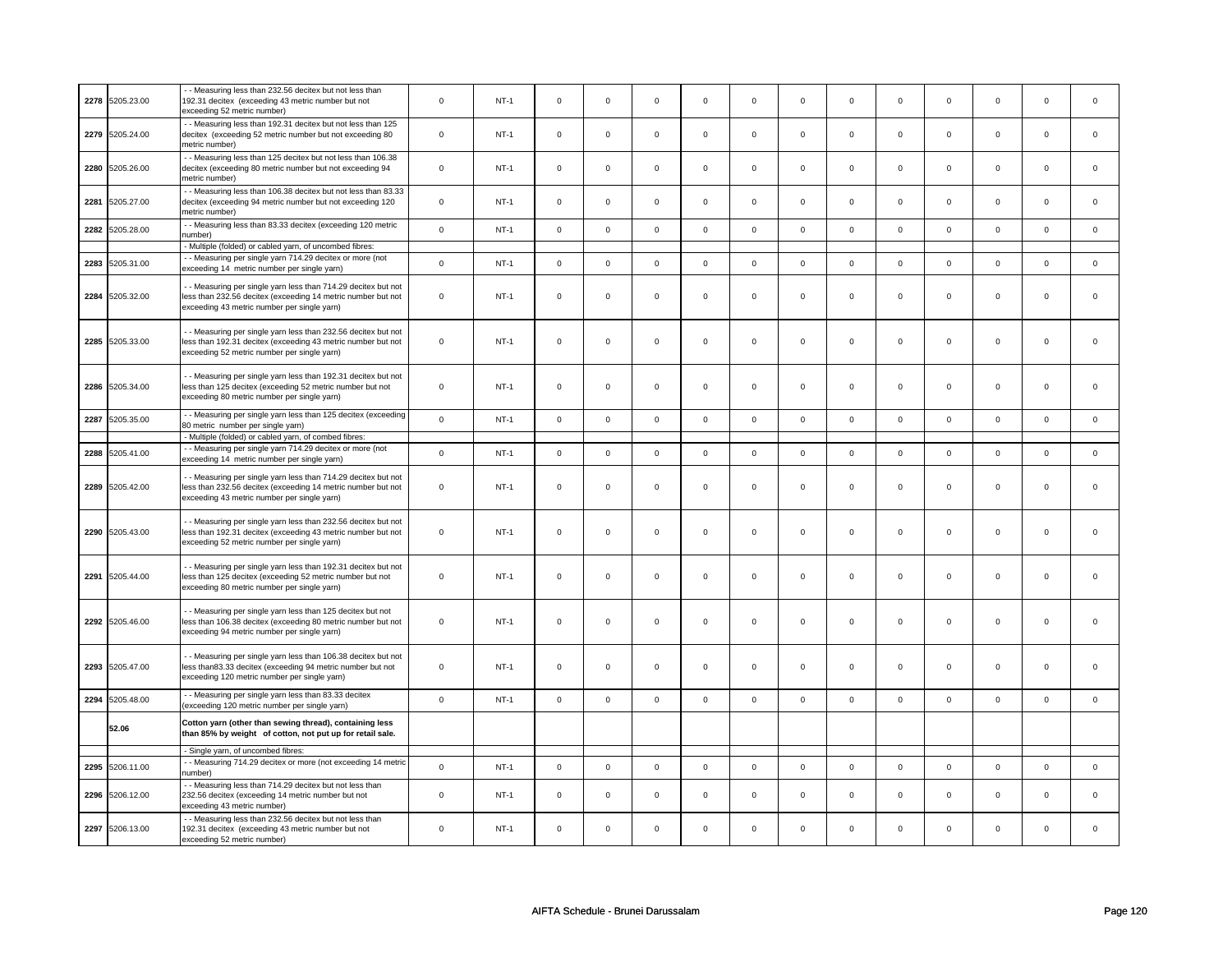| | | | | | | | | | | | | | | | | | |
|---|---|---|---|---|---|---|---|---|---|---|---|---|---|---|---|---|---|
| 2278 | 5205.23.00 | - - Measuring less than 232.56 decitex but not less than 192.31 decitex (exceeding 43 metric number but not exceeding 52 metric number) | 0 | NT-1 | 0 | 0 | 0 | 0 | 0 | 0 | 0 | 0 | 0 | 0 | 0 | 0 |
| 2279 | 5205.24.00 | - - Measuring less than 192.31 decitex but not less than 125 decitex (exceeding 52 metric number but not exceeding 80 metric number) | 0 | NT-1 | 0 | 0 | 0 | 0 | 0 | 0 | 0 | 0 | 0 | 0 | 0 | 0 |
| 2280 | 5205.26.00 | - - Measuring less than 125 decitex but not less than 106.38 decitex (exceeding 80 metric number but not exceeding 94 metric number) | 0 | NT-1 | 0 | 0 | 0 | 0 | 0 | 0 | 0 | 0 | 0 | 0 | 0 | 0 |
| 2281 | 5205.27.00 | - - Measuring less than 106.38 decitex but not less than 83.33 decitex (exceeding 94 metric number but not exceeding 120 metric number) | 0 | NT-1 | 0 | 0 | 0 | 0 | 0 | 0 | 0 | 0 | 0 | 0 | 0 | 0 |
| 2282 | 5205.28.00 | - - Measuring less than 83.33 decitex (exceeding 120 metric number) | 0 | NT-1 | 0 | 0 | 0 | 0 | 0 | 0 | 0 | 0 | 0 | 0 | 0 | 0 |
| | | - Multiple (folded) or cabled yarn, of uncombed fibres: | | | | | | | | | | | | | | |
| 2283 | 5205.31.00 | - - Measuring per single yarn 714.29 decitex or more (not exceeding 14 metric number per single yarn) | 0 | NT-1 | 0 | 0 | 0 | 0 | 0 | 0 | 0 | 0 | 0 | 0 | 0 | 0 |
| 2284 | 5205.32.00 | - - Measuring per single yarn less than 714.29 decitex but not less than 232.56 decitex (exceeding 14 metric number but not exceeding 43 metric number per single yarn) | 0 | NT-1 | 0 | 0 | 0 | 0 | 0 | 0 | 0 | 0 | 0 | 0 | 0 | 0 |
| 2285 | 5205.33.00 | - - Measuring per single yarn less than 232.56 decitex but not less than 192.31 decitex (exceeding 43 metric number but not exceeding 52 metric number per single yarn) | 0 | NT-1 | 0 | 0 | 0 | 0 | 0 | 0 | 0 | 0 | 0 | 0 | 0 | 0 |
| 2286 | 5205.34.00 | - - Measuring per single yarn less than 192.31 decitex but not less than 125 decitex (exceeding 52 metric number but not exceeding 80 metric number per single yarn) | 0 | NT-1 | 0 | 0 | 0 | 0 | 0 | 0 | 0 | 0 | 0 | 0 | 0 | 0 |
| 2287 | 5205.35.00 | - - Measuring per single yarn less than 125 decitex (exceeding 80 metric number per single yarn) | 0 | NT-1 | 0 | 0 | 0 | 0 | 0 | 0 | 0 | 0 | 0 | 0 | 0 | 0 |
| | | - Multiple (folded) or cabled yarn, of combed fibres: | | | | | | | | | | | | | | |
| 2288 | 5205.41.00 | - - Measuring per single yarn 714.29 decitex or more (not exceeding 14 metric number per single yarn) | 0 | NT-1 | 0 | 0 | 0 | 0 | 0 | 0 | 0 | 0 | 0 | 0 | 0 | 0 |
| 2289 | 5205.42.00 | - - Measuring per single yarn less than 714.29 decitex but not less than 232.56 decitex (exceeding 14 metric number but not exceeding 43 metric number per single yarn) | 0 | NT-1 | 0 | 0 | 0 | 0 | 0 | 0 | 0 | 0 | 0 | 0 | 0 | 0 |
| 2290 | 5205.43.00 | - - Measuring per single yarn less than 232.56 decitex but not less than 192.31 decitex (exceeding 43 metric number but not exceeding 52 metric number per single yarn) | 0 | NT-1 | 0 | 0 | 0 | 0 | 0 | 0 | 0 | 0 | 0 | 0 | 0 | 0 |
| 2291 | 5205.44.00 | - - Measuring per single yarn less than 192.31 decitex but not less than 125 decitex (exceeding 52 metric number but not exceeding 80 metric number per single yarn) | 0 | NT-1 | 0 | 0 | 0 | 0 | 0 | 0 | 0 | 0 | 0 | 0 | 0 | 0 |
| 2292 | 5205.46.00 | - - Measuring per single yarn less than 125 decitex but not less than 106.38 decitex (exceeding 80 metric number but not exceeding 94 metric number per single yarn) | 0 | NT-1 | 0 | 0 | 0 | 0 | 0 | 0 | 0 | 0 | 0 | 0 | 0 | 0 |
| 2293 | 5205.47.00 | - - Measuring per single yarn less than 106.38 decitex but not less than83.33 decitex (exceeding 94 metric number but not exceeding 120 metric number per single yarn) | 0 | NT-1 | 0 | 0 | 0 | 0 | 0 | 0 | 0 | 0 | 0 | 0 | 0 | 0 |
| 2294 | 5205.48.00 | - - Measuring per single yarn less than 83.33 decitex (exceeding 120 metric number per single yarn) | 0 | NT-1 | 0 | 0 | 0 | 0 | 0 | 0 | 0 | 0 | 0 | 0 | 0 | 0 |
| | **52.06** | **Cotton yarn (other than sewing thread), containing less than 85% by weight of cotton, not put up for retail sale.** | | | | | | | | | | | | | | |
| | | - Single yarn, of uncombed fibres: | | | | | | | | | | | | | | |
| 2295 | 5206.11.00 | - - Measuring 714.29 decitex or more (not exceeding 14 metric number) | 0 | NT-1 | 0 | 0 | 0 | 0 | 0 | 0 | 0 | 0 | 0 | 0 | 0 | 0 |
| 2296 | 5206.12.00 | - - Measuring less than 714.29 decitex but not less than 232.56 decitex (exceeding 14 metric number but not exceeding 43 metric number) | 0 | NT-1 | 0 | 0 | 0 | 0 | 0 | 0 | 0 | 0 | 0 | 0 | 0 | 0 |
| 2297 | 5206.13.00 | - - Measuring less than 232.56 decitex but not less than 192.31 decitex (exceeding 43 metric number but not exceeding 52 metric number) | 0 | NT-1 | 0 | 0 | 0 | 0 | 0 | 0 | 0 | 0 | 0 | 0 | 0 | 0 |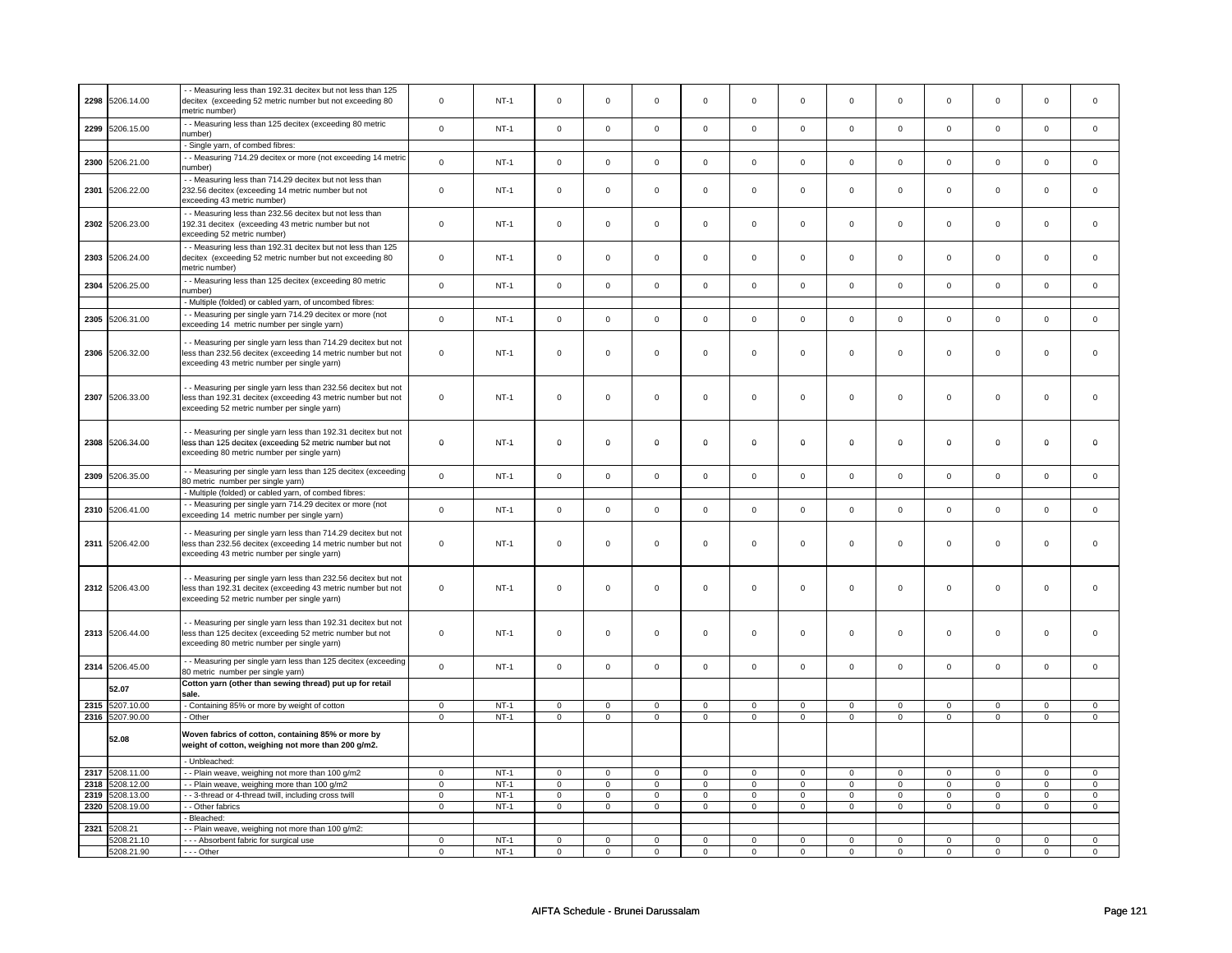| | | | | | | | | | | | | | | | | |
|---|---|---|---|---|---|---|---|---|---|---|---|---|---|---|---|---|
| 2298 | 5206.14.00 | - - Measuring less than 192.31 decitex but not less than 125 decitex (exceeding 52 metric number but not exceeding 80 metric number) | 0 | NT-1 | 0 | 0 | 0 | 0 | 0 | 0 | 0 | 0 | 0 | 0 | 0 | 0 |
| 2299 | 5206.15.00 | - - Measuring less than 125 decitex (exceeding 80 metric number) | 0 | NT-1 | 0 | 0 | 0 | 0 | 0 | 0 | 0 | 0 | 0 | 0 | 0 | 0 |
| | | - Single yarn, of combed fibres: | | | | | | | | | | | | | | |
| 2300 | 5206.21.00 | - - Measuring 714.29 decitex or more (not exceeding 14 metric number) | 0 | NT-1 | 0 | 0 | 0 | 0 | 0 | 0 | 0 | 0 | 0 | 0 | 0 | 0 |
| 2301 | 5206.22.00 | - - Measuring less than 714.29 decitex but not less than 232.56 decitex (exceeding 14 metric number but not exceeding 43 metric number) | 0 | NT-1 | 0 | 0 | 0 | 0 | 0 | 0 | 0 | 0 | 0 | 0 | 0 | 0 |
| 2302 | 5206.23.00 | - - Measuring less than 232.56 decitex but not less than 192.31 decitex (exceeding 43 metric number but not exceeding 52 metric number) | 0 | NT-1 | 0 | 0 | 0 | 0 | 0 | 0 | 0 | 0 | 0 | 0 | 0 | 0 |
| 2303 | 5206.24.00 | - - Measuring less than 192.31 decitex but not less than 125 decitex (exceeding 52 metric number but not exceeding 80 metric number) | 0 | NT-1 | 0 | 0 | 0 | 0 | 0 | 0 | 0 | 0 | 0 | 0 | 0 | 0 |
| 2304 | 5206.25.00 | - - Measuring less than 125 decitex (exceeding 80 metric number) | 0 | NT-1 | 0 | 0 | 0 | 0 | 0 | 0 | 0 | 0 | 0 | 0 | 0 | 0 |
| | | - Multiple (folded) or cabled yarn, of uncombed fibres: | | | | | | | | | | | | | | |
| 2305 | 5206.31.00 | - - Measuring per single yarn 714.29 decitex or more (not exceeding 14 metric number per single yarn) | 0 | NT-1 | 0 | 0 | 0 | 0 | 0 | 0 | 0 | 0 | 0 | 0 | 0 | 0 |
| 2306 | 5206.32.00 | - - Measuring per single yarn less than 714.29 decitex but not less than 232.56 decitex (exceeding 14 metric number but not exceeding 43 metric number per single yarn) | 0 | NT-1 | 0 | 0 | 0 | 0 | 0 | 0 | 0 | 0 | 0 | 0 | 0 | 0 |
| 2307 | 5206.33.00 | - - Measuring per single yarn less than 232.56 decitex but not less than 192.31 decitex (exceeding 43 metric number but not exceeding 52 metric number per single yarn) | 0 | NT-1 | 0 | 0 | 0 | 0 | 0 | 0 | 0 | 0 | 0 | 0 | 0 | 0 |
| 2308 | 5206.34.00 | - - Measuring per single yarn less than 192.31 decitex but not less than 125 decitex (exceeding 52 metric number but not exceeding 80 metric number per single yarn) | 0 | NT-1 | 0 | 0 | 0 | 0 | 0 | 0 | 0 | 0 | 0 | 0 | 0 | 0 |
| 2309 | 5206.35.00 | - - Measuring per single yarn less than 125 decitex (exceeding 80 metric number per single yarn) | 0 | NT-1 | 0 | 0 | 0 | 0 | 0 | 0 | 0 | 0 | 0 | 0 | 0 | 0 |
| | | - Multiple (folded) or cabled yarn, of combed fibres: | | | | | | | | | | | | | | |
| 2310 | 5206.41.00 | - - Measuring per single yarn 714.29 decitex or more (not exceeding 14 metric number per single yarn) | 0 | NT-1 | 0 | 0 | 0 | 0 | 0 | 0 | 0 | 0 | 0 | 0 | 0 | 0 |
| 2311 | 5206.42.00 | - - Measuring per single yarn less than 714.29 decitex but not less than 232.56 decitex (exceeding 14 metric number but not exceeding 43 metric number per single yarn) | 0 | NT-1 | 0 | 0 | 0 | 0 | 0 | 0 | 0 | 0 | 0 | 0 | 0 | 0 |
| 2312 | 5206.43.00 | - - Measuring per single yarn less than 232.56 decitex but not less than 192.31 decitex (exceeding 43 metric number but not exceeding 52 metric number per single yarn) | 0 | NT-1 | 0 | 0 | 0 | 0 | 0 | 0 | 0 | 0 | 0 | 0 | 0 | 0 |
| 2313 | 5206.44.00 | - - Measuring per single yarn less than 192.31 decitex but not less than 125 decitex (exceeding 52 metric number but not exceeding 80 metric number per single yarn) | 0 | NT-1 | 0 | 0 | 0 | 0 | 0 | 0 | 0 | 0 | 0 | 0 | 0 | 0 |
| 2314 | 5206.45.00 | - - Measuring per single yarn less than 125 decitex (exceeding 80 metric number per single yarn) | 0 | NT-1 | 0 | 0 | 0 | 0 | 0 | 0 | 0 | 0 | 0 | 0 | 0 | 0 |
| | **52.07** | **Cotton yarn (other than sewing thread) put up for retail sale.** | | | | | | | | | | | | | | |
| 2315 | 5207.10.00 | - Containing 85% or more by weight of cotton | 0 | NT-1 | 0 | 0 | 0 | 0 | 0 | 0 | 0 | 0 | 0 | 0 | 0 | 0 |
| 2316 | 5207.90.00 | - Other | 0 | NT-1 | 0 | 0 | 0 | 0 | 0 | 0 | 0 | 0 | 0 | 0 | 0 | 0 |
| | **52.08** | **Woven fabrics of cotton, containing 85% or more by weight of cotton, weighing not more than 200 g/m2.** | | | | | | | | | | | | | | |
| | | - Unbleached: | | | | | | | | | | | | | | |
| 2317 | 5208.11.00 | - - Plain weave, weighing not more than 100 g/m2 | 0 | NT-1 | 0 | 0 | 0 | 0 | 0 | 0 | 0 | 0 | 0 | 0 | 0 | 0 |
| 2318 | 5208.12.00 | - - Plain weave, weighing more than 100 g/m2 | 0 | NT-1 | 0 | 0 | 0 | 0 | 0 | 0 | 0 | 0 | 0 | 0 | 0 | 0 |
| 2319 | 5208.13.00 | - - 3-thread or 4-thread twill, including cross twill | 0 | NT-1 | 0 | 0 | 0 | 0 | 0 | 0 | 0 | 0 | 0 | 0 | 0 | 0 |
| 2320 | 5208.19.00 | - - Other fabrics | 0 | NT-1 | 0 | 0 | 0 | 0 | 0 | 0 | 0 | 0 | 0 | 0 | 0 | 0 |
| | | - Bleached: | | | | | | | | | | | | | | |
| 2321 | 5208.21 | - - Plain weave, weighing not more than 100 g/m2: | | | | | | | | | | | | | | |
| | 5208.21.10 | - - - Absorbent fabric for surgical use | 0 | NT-1 | 0 | 0 | 0 | 0 | 0 | 0 | 0 | 0 | 0 | 0 | 0 | 0 |
| | 5208.21.90 | - - - Other | 0 | NT-1 | 0 | 0 | 0 | 0 | 0 | 0 | 0 | 0 | 0 | 0 | 0 | 0 |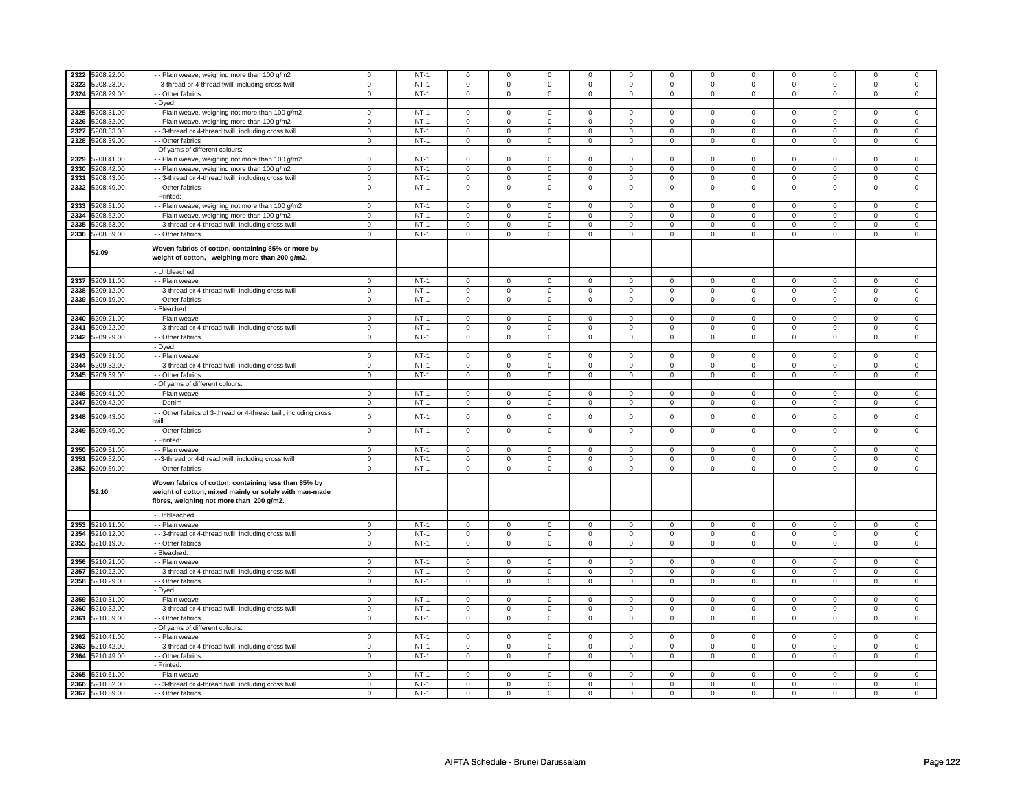| | | | | | | | | | | | | | | | |
|---|---|---|---|---|---|---|---|---|---|---|---|---|---|---|---|
| 2322 | 5208.22.00 | - - Plain weave, weighing more than 100 g/m2 | 0 | NT-1 | 0 | 0 | 0 | 0 | 0 | 0 | 0 | 0 | 0 | 0 | 0 | 0 |
| 2323 | 5208.23.00 | - -3-thread or 4-thread twill, including cross twill | 0 | NT-1 | 0 | 0 | 0 | 0 | 0 | 0 | 0 | 0 | 0 | 0 | 0 | 0 |
| 2324 | 5208.29.00 | - - Other fabrics | 0 | NT-1 | 0 | 0 | 0 | 0 | 0 | 0 | 0 | 0 | 0 | 0 | 0 | 0 |
| | | - Dyed: | | | | | | | | | | | | | | |
| 2325 | 5208.31.00 | - - Plain weave, weighing not more than 100 g/m2 | 0 | NT-1 | 0 | 0 | 0 | 0 | 0 | 0 | 0 | 0 | 0 | 0 | 0 | 0 |
| 2326 | 5208.32.00 | - - Plain weave, weighing more than 100 g/m2 | 0 | NT-1 | 0 | 0 | 0 | 0 | 0 | 0 | 0 | 0 | 0 | 0 | 0 | 0 |
| 2327 | 5208.33.00 | - - 3-thread or 4-thread twill, including cross twill | 0 | NT-1 | 0 | 0 | 0 | 0 | 0 | 0 | 0 | 0 | 0 | 0 | 0 | 0 |
| 2328 | 5208.39.00 | - - Other fabrics | 0 | NT-1 | 0 | 0 | 0 | 0 | 0 | 0 | 0 | 0 | 0 | 0 | 0 | 0 |
| | | - Of yarns of different colours: | | | | | | | | | | | | | | |
| 2329 | 5208.41.00 | - - Plain weave, weighing not more than 100 g/m2 | 0 | NT-1 | 0 | 0 | 0 | 0 | 0 | 0 | 0 | 0 | 0 | 0 | 0 | 0 |
| 2330 | 5208.42.00 | - - Plain weave, weighing more than 100 g/m2 | 0 | NT-1 | 0 | 0 | 0 | 0 | 0 | 0 | 0 | 0 | 0 | 0 | 0 | 0 |
| 2331 | 5208.43.00 | - - 3-thread or 4-thread twill, including cross twill | 0 | NT-1 | 0 | 0 | 0 | 0 | 0 | 0 | 0 | 0 | 0 | 0 | 0 | 0 |
| 2332 | 5208.49.00 | - - Other fabrics | 0 | NT-1 | 0 | 0 | 0 | 0 | 0 | 0 | 0 | 0 | 0 | 0 | 0 | 0 |
| | | - Printed: | | | | | | | | | | | | | | |
| 2333 | 5208.51.00 | - - Plain weave, weighing not more than 100 g/m2 | 0 | NT-1 | 0 | 0 | 0 | 0 | 0 | 0 | 0 | 0 | 0 | 0 | 0 | 0 |
| 2334 | 5208.52.00 | - - Plain weave, weighing more than 100 g/m2 | 0 | NT-1 | 0 | 0 | 0 | 0 | 0 | 0 | 0 | 0 | 0 | 0 | 0 | 0 |
| 2335 | 5208.53.00 | - - 3-thread or 4-thread twill, including cross twill | 0 | NT-1 | 0 | 0 | 0 | 0 | 0 | 0 | 0 | 0 | 0 | 0 | 0 | 0 |
| 2336 | 5208.59.00 | - - Other fabrics | 0 | NT-1 | 0 | 0 | 0 | 0 | 0 | 0 | 0 | 0 | 0 | 0 | 0 | 0 |
| | **52.09** | **Woven fabrics of cotton, containing 85% or more by weight of cotton, weighing more than 200 g/m2.** | | | | | | | | | | | | | | |
| | | - Unbleached: | | | | | | | | | | | | | | |
| 2337 | 5209.11.00 | - - Plain weave | 0 | NT-1 | 0 | 0 | 0 | 0 | 0 | 0 | 0 | 0 | 0 | 0 | 0 | 0 |
| 2338 | 5209.12.00 | - - 3-thread or 4-thread twill, including cross twill | 0 | NT-1 | 0 | 0 | 0 | 0 | 0 | 0 | 0 | 0 | 0 | 0 | 0 | 0 |
| 2339 | 5209.19.00 | - - Other fabrics | 0 | NT-1 | 0 | 0 | 0 | 0 | 0 | 0 | 0 | 0 | 0 | 0 | 0 | 0 |
| | | - Bleached: | | | | | | | | | | | | | | |
| 2340 | 5209.21.00 | - - Plain weave | 0 | NT-1 | 0 | 0 | 0 | 0 | 0 | 0 | 0 | 0 | 0 | 0 | 0 | 0 |
| 2341 | 5209.22.00 | - - 3-thread or 4-thread twill, including cross twill | 0 | NT-1 | 0 | 0 | 0 | 0 | 0 | 0 | 0 | 0 | 0 | 0 | 0 | 0 |
| 2342 | 5209.29.00 | - - Other fabrics | 0 | NT-1 | 0 | 0 | 0 | 0 | 0 | 0 | 0 | 0 | 0 | 0 | 0 | 0 |
| | | - Dyed: | | | | | | | | | | | | | | |
| 2343 | 5209.31.00 | - - Plain weave | 0 | NT-1 | 0 | 0 | 0 | 0 | 0 | 0 | 0 | 0 | 0 | 0 | 0 | 0 |
| 2344 | 5209.32.00 | - - 3-thread or 4-thread twill, including cross twill | 0 | NT-1 | 0 | 0 | 0 | 0 | 0 | 0 | 0 | 0 | 0 | 0 | 0 | 0 |
| 2345 | 5209.39.00 | - - Other fabrics | 0 | NT-1 | 0 | 0 | 0 | 0 | 0 | 0 | 0 | 0 | 0 | 0 | 0 | 0 |
| | | - Of yarns of different colours: | | | | | | | | | | | | | | |
| 2346 | 5209.41.00 | - - Plain weave | 0 | NT-1 | 0 | 0 | 0 | 0 | 0 | 0 | 0 | 0 | 0 | 0 | 0 | 0 |
| 2347 | 5209.42.00 | - - Denim | 0 | NT-1 | 0 | 0 | 0 | 0 | 0 | 0 | 0 | 0 | 0 | 0 | 0 | 0 |
| 2348 | 5209.43.00 | - - Other fabrics of 3-thread or 4-thread twill, including cross twill | 0 | NT-1 | 0 | 0 | 0 | 0 | 0 | 0 | 0 | 0 | 0 | 0 | 0 | 0 |
| 2349 | 5209.49.00 | - - Other fabrics | 0 | NT-1 | 0 | 0 | 0 | 0 | 0 | 0 | 0 | 0 | 0 | 0 | 0 | 0 |
| | | - Printed: | | | | | | | | | | | | | | |
| 2350 | 5209.51.00 | - - Plain weave | 0 | NT-1 | 0 | 0 | 0 | 0 | 0 | 0 | 0 | 0 | 0 | 0 | 0 | 0 |
| 2351 | 5209.52.00 | - -3-thread or 4-thread twill, including cross twill | 0 | NT-1 | 0 | 0 | 0 | 0 | 0 | 0 | 0 | 0 | 0 | 0 | 0 | 0 |
| 2352 | 5209.59.00 | - - Other fabrics | 0 | NT-1 | 0 | 0 | 0 | 0 | 0 | 0 | 0 | 0 | 0 | 0 | 0 | 0 |
| | **52.10** | **Woven fabrics of cotton, containing less than 85% by weight of cotton, mixed mainly or solely with man-made fibres, weighing not more than 200 g/m2.** | | | | | | | | | | | | | | |
| | | - Unbleached: | | | | | | | | | | | | | | |
| 2353 | 5210.11.00 | - - Plain weave | 0 | NT-1 | 0 | 0 | 0 | 0 | 0 | 0 | 0 | 0 | 0 | 0 | 0 | 0 |
| 2354 | 5210.12.00 | - - 3-thread or 4-thread twill, including cross twill | 0 | NT-1 | 0 | 0 | 0 | 0 | 0 | 0 | 0 | 0 | 0 | 0 | 0 | 0 |
| 2355 | 5210.19.00 | - - Other fabrics | 0 | NT-1 | 0 | 0 | 0 | 0 | 0 | 0 | 0 | 0 | 0 | 0 | 0 | 0 |
| | | - Bleached: | | | | | | | | | | | | | | |
| 2356 | 5210.21.00 | - - Plain weave | 0 | NT-1 | 0 | 0 | 0 | 0 | 0 | 0 | 0 | 0 | 0 | 0 | 0 | 0 |
| 2357 | 5210.22.00 | - - 3-thread or 4-thread twill, including cross twill | 0 | NT-1 | 0 | 0 | 0 | 0 | 0 | 0 | 0 | 0 | 0 | 0 | 0 | 0 |
| 2358 | 5210.29.00 | - - Other fabrics | 0 | NT-1 | 0 | 0 | 0 | 0 | 0 | 0 | 0 | 0 | 0 | 0 | 0 | 0 |
| | | - Dyed: | | | | | | | | | | | | | | |
| 2359 | 5210.31.00 | - - Plain weave | 0 | NT-1 | 0 | 0 | 0 | 0 | 0 | 0 | 0 | 0 | 0 | 0 | 0 | 0 |
| 2360 | 5210.32.00 | - - 3-thread or 4-thread twill, including cross twill | 0 | NT-1 | 0 | 0 | 0 | 0 | 0 | 0 | 0 | 0 | 0 | 0 | 0 | 0 |
| 2361 | 5210.39.00 | - - Other fabrics | 0 | NT-1 | 0 | 0 | 0 | 0 | 0 | 0 | 0 | 0 | 0 | 0 | 0 | 0 |
| | | - Of yarns of different colours: | | | | | | | | | | | | | | |
| 2362 | 5210.41.00 | - - Plain weave | 0 | NT-1 | 0 | 0 | 0 | 0 | 0 | 0 | 0 | 0 | 0 | 0 | 0 | 0 |
| 2363 | 5210.42.00 | - - 3-thread or 4-thread twill, including cross twill | 0 | NT-1 | 0 | 0 | 0 | 0 | 0 | 0 | 0 | 0 | 0 | 0 | 0 | 0 |
| 2364 | 5210.49.00 | - - Other fabrics | 0 | NT-1 | 0 | 0 | 0 | 0 | 0 | 0 | 0 | 0 | 0 | 0 | 0 | 0 |
| | | - Printed: | | | | | | | | | | | | | | |
| 2365 | 5210.51.00 | - - Plain weave | 0 | NT-1 | 0 | 0 | 0 | 0 | 0 | 0 | 0 | 0 | 0 | 0 | 0 | 0 |
| 2366 | 5210.52.00 | - - 3-thread or 4-thread twill, including cross twill | 0 | NT-1 | 0 | 0 | 0 | 0 | 0 | 0 | 0 | 0 | 0 | 0 | 0 | 0 |
| 2367 | 5210.59.00 | - - Other fabrics | 0 | NT-1 | 0 | 0 | 0 | 0 | 0 | 0 | 0 | 0 | 0 | 0 | 0 | 0 |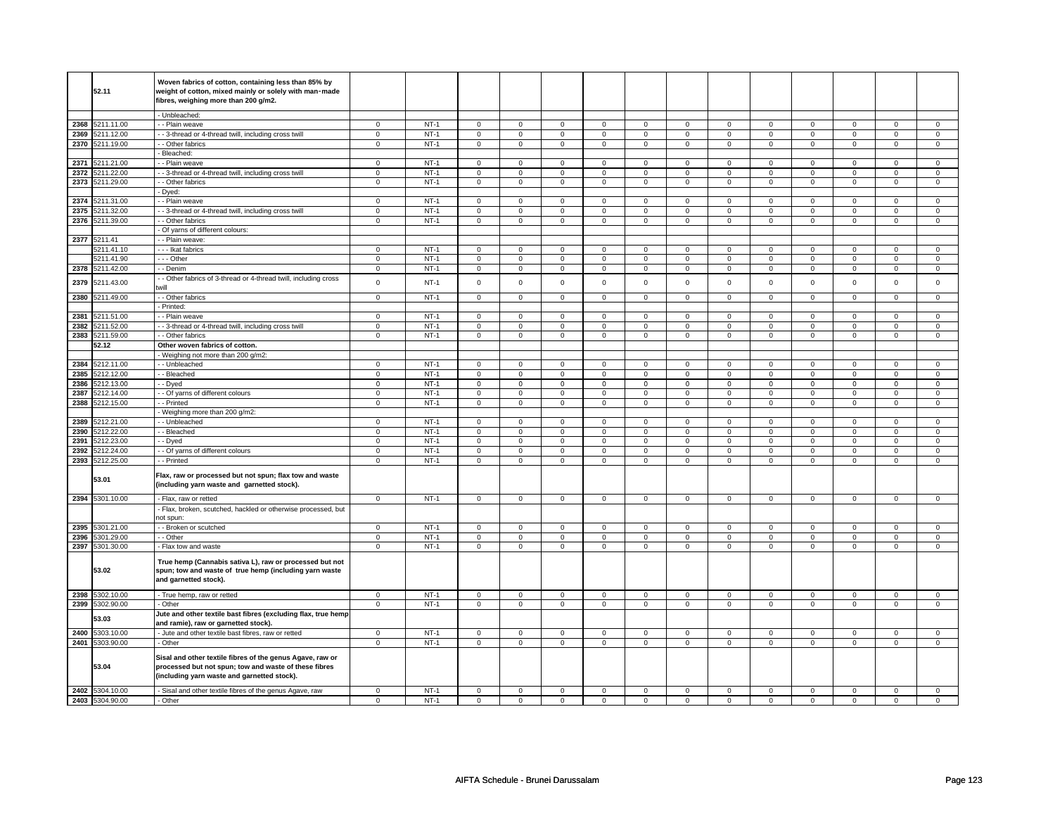| | | | | | | | | | | | | | | | | |
|---|---|---|---|---|---|---|---|---|---|---|---|---|---|---|---|---|
| | 52.11 | **Woven fabrics of cotton, containing less than 85% by weight of cotton, mixed mainly or solely with man-made fibres, weighing more than 200 g/m2.** | | | | | | | | | | | | | | |
| | | - Unbleached: | | | | | | | | | | | | | | |
| 2368 | 5211.11.00 | - - Plain weave | 0 | NT-1 | 0 | 0 | 0 | 0 | 0 | 0 | 0 | 0 | 0 | 0 | 0 | 0 |
| 2369 | 5211.12.00 | - - 3-thread or 4-thread twill, including cross twill | 0 | NT-1 | 0 | 0 | 0 | 0 | 0 | 0 | 0 | 0 | 0 | 0 | 0 | 0 |
| 2370 | 5211.19.00 | - - Other fabrics | 0 | NT-1 | 0 | 0 | 0 | 0 | 0 | 0 | 0 | 0 | 0 | 0 | 0 | 0 |
| | | - Bleached: | | | | | | | | | | | | | | |
| 2371 | 5211.21.00 | - - Plain weave | 0 | NT-1 | 0 | 0 | 0 | 0 | 0 | 0 | 0 | 0 | 0 | 0 | 0 | 0 |
| 2372 | 5211.22.00 | - - 3-thread or 4-thread twill, including cross twill | 0 | NT-1 | 0 | 0 | 0 | 0 | 0 | 0 | 0 | 0 | 0 | 0 | 0 | 0 |
| 2373 | 5211.29.00 | - - Other fabrics | 0 | NT-1 | 0 | 0 | 0 | 0 | 0 | 0 | 0 | 0 | 0 | 0 | 0 | 0 |
| | | - Dyed: | | | | | | | | | | | | | | |
| 2374 | 5211.31.00 | - - Plain weave | 0 | NT-1 | 0 | 0 | 0 | 0 | 0 | 0 | 0 | 0 | 0 | 0 | 0 | 0 |
| 2375 | 5211.32.00 | - - 3-thread or 4-thread twill, including cross twill | 0 | NT-1 | 0 | 0 | 0 | 0 | 0 | 0 | 0 | 0 | 0 | 0 | 0 | 0 |
| 2376 | 5211.39.00 | - - Other fabrics | 0 | NT-1 | 0 | 0 | 0 | 0 | 0 | 0 | 0 | 0 | 0 | 0 | 0 | 0 |
| | | - Of yarns of different colours: | | | | | | | | | | | | | | |
| 2377 | 5211.41 | - - Plain weave: | | | | | | | | | | | | | | |
| | 5211.41.10 | - - - Ikat fabrics | 0 | NT-1 | 0 | 0 | 0 | 0 | 0 | 0 | 0 | 0 | 0 | 0 | 0 | 0 |
| | 5211.41.90 | - - - Other | 0 | NT-1 | 0 | 0 | 0 | 0 | 0 | 0 | 0 | 0 | 0 | 0 | 0 | 0 |
| 2378 | 5211.42.00 | - - Denim | 0 | NT-1 | 0 | 0 | 0 | 0 | 0 | 0 | 0 | 0 | 0 | 0 | 0 | 0 |
| 2379 | 5211.43.00 | - - Other fabrics of 3-thread or 4-thread twill, including cross twill | 0 | NT-1 | 0 | 0 | 0 | 0 | 0 | 0 | 0 | 0 | 0 | 0 | 0 | 0 |
| 2380 | 5211.49.00 | - - Other fabrics | 0 | NT-1 | 0 | 0 | 0 | 0 | 0 | 0 | 0 | 0 | 0 | 0 | 0 | 0 |
| | | - Printed: | | | | | | | | | | | | | | |
| 2381 | 5211.51.00 | - - Plain weave | 0 | NT-1 | 0 | 0 | 0 | 0 | 0 | 0 | 0 | 0 | 0 | 0 | 0 | 0 |
| 2382 | 5211.52.00 | - - 3-thread or 4-thread twill, including cross twill | 0 | NT-1 | 0 | 0 | 0 | 0 | 0 | 0 | 0 | 0 | 0 | 0 | 0 | 0 |
| 2383 | 5211.59.00 | - - Other fabrics | 0 | NT-1 | 0 | 0 | 0 | 0 | 0 | 0 | 0 | 0 | 0 | 0 | 0 | 0 |
| | 52.12 | **Other woven fabrics of cotton.** | | | | | | | | | | | | | | |
| | | - Weighing not more than 200 g/m2: | | | | | | | | | | | | | | |
| 2384 | 5212.11.00 | - - Unbleached | 0 | NT-1 | 0 | 0 | 0 | 0 | 0 | 0 | 0 | 0 | 0 | 0 | 0 | 0 |
| 2385 | 5212.12.00 | - - Bleached | 0 | NT-1 | 0 | 0 | 0 | 0 | 0 | 0 | 0 | 0 | 0 | 0 | 0 | 0 |
| 2386 | 5212.13.00 | - - Dyed | 0 | NT-1 | 0 | 0 | 0 | 0 | 0 | 0 | 0 | 0 | 0 | 0 | 0 | 0 |
| 2387 | 5212.14.00 | - - Of yarns of different colours | 0 | NT-1 | 0 | 0 | 0 | 0 | 0 | 0 | 0 | 0 | 0 | 0 | 0 | 0 |
| 2388 | 5212.15.00 | - - Printed | 0 | NT-1 | 0 | 0 | 0 | 0 | 0 | 0 | 0 | 0 | 0 | 0 | 0 | 0 |
| | | - Weighing more than 200 g/m2: | | | | | | | | | | | | | | |
| 2389 | 5212.21.00 | - - Unbleached | 0 | NT-1 | 0 | 0 | 0 | 0 | 0 | 0 | 0 | 0 | 0 | 0 | 0 | 0 |
| 2390 | 5212.22.00 | - - Bleached | 0 | NT-1 | 0 | 0 | 0 | 0 | 0 | 0 | 0 | 0 | 0 | 0 | 0 | 0 |
| 2391 | 5212.23.00 | - - Dyed | 0 | NT-1 | 0 | 0 | 0 | 0 | 0 | 0 | 0 | 0 | 0 | 0 | 0 | 0 |
| 2392 | 5212.24.00 | - - Of yarns of different colours | 0 | NT-1 | 0 | 0 | 0 | 0 | 0 | 0 | 0 | 0 | 0 | 0 | 0 | 0 |
| 2393 | 5212.25.00 | - - Printed | 0 | NT-1 | 0 | 0 | 0 | 0 | 0 | 0 | 0 | 0 | 0 | 0 | 0 | 0 |
| | 53.01 | **Flax, raw or processed but not spun; flax tow and waste (including yarn waste and garnetted stock).** | | | | | | | | | | | | | | |
| 2394 | 5301.10.00 | - Flax, raw or retted | 0 | NT-1 | 0 | 0 | 0 | 0 | 0 | 0 | 0 | 0 | 0 | 0 | 0 | 0 |
| | | - Flax, broken, scutched, hackled or otherwise processed, but not spun: | | | | | | | | | | | | | | |
| 2395 | 5301.21.00 | - - Broken or scutched | 0 | NT-1 | 0 | 0 | 0 | 0 | 0 | 0 | 0 | 0 | 0 | 0 | 0 | 0 |
| 2396 | 5301.29.00 | - - Other | 0 | NT-1 | 0 | 0 | 0 | 0 | 0 | 0 | 0 | 0 | 0 | 0 | 0 | 0 |
| 2397 | 5301.30.00 | - Flax tow and waste | 0 | NT-1 | 0 | 0 | 0 | 0 | 0 | 0 | 0 | 0 | 0 | 0 | 0 | 0 |
| | 53.02 | **True hemp (Cannabis sativa L), raw or processed but not spun; tow and waste of true hemp (including yarn waste and garnetted stock).** | | | | | | | | | | | | | | |
| 2398 | 5302.10.00 | - True hemp, raw or retted | 0 | NT-1 | 0 | 0 | 0 | 0 | 0 | 0 | 0 | 0 | 0 | 0 | 0 | 0 |
| 2399 | 5302.90.00 | - Other | 0 | NT-1 | 0 | 0 | 0 | 0 | 0 | 0 | 0 | 0 | 0 | 0 | 0 | 0 |
| | 53.03 | **Jute and other textile bast fibres (excluding flax, true hemp and ramie), raw or garnetted stock).** | | | | | | | | | | | | | | |
| 2400 | 5303.10.00 | - Jute and other textile bast fibres, raw or retted | 0 | NT-1 | 0 | 0 | 0 | 0 | 0 | 0 | 0 | 0 | 0 | 0 | 0 | 0 |
| 2401 | 5303.90.00 | - Other | 0 | NT-1 | 0 | 0 | 0 | 0 | 0 | 0 | 0 | 0 | 0 | 0 | 0 | 0 |
| | 53.04 | **Sisal and other textile fibres of the genus Agave, raw or processed but not spun; tow and waste of these fibres (including yarn waste and garnetted stock).** | | | | | | | | | | | | | | |
| 2402 | 5304.10.00 | - Sisal and other textile fibres of the genus Agave, raw | 0 | NT-1 | 0 | 0 | 0 | 0 | 0 | 0 | 0 | 0 | 0 | 0 | 0 | 0 |
| 2403 | 5304.90.00 | - Other | 0 | NT-1 | 0 | 0 | 0 | 0 | 0 | 0 | 0 | 0 | 0 | 0 | 0 | 0 |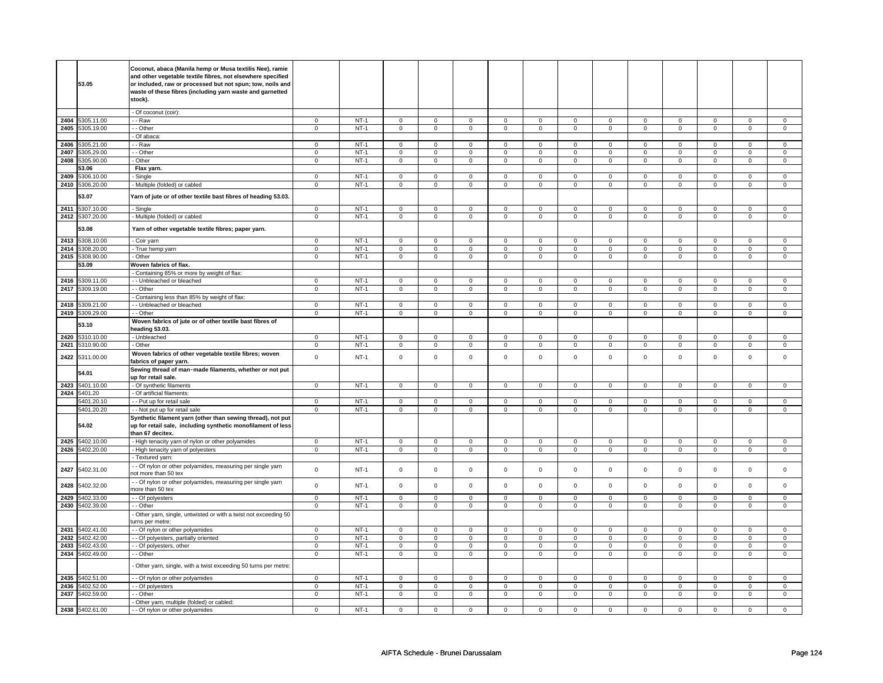| | | | | | | | | | | | | | | | | |
|---|---|---|---|---|---|---|---|---|---|---|---|---|---|---|---|---|
| | 53.05 | **Coconut, abaca (Manila hemp or Musa textilis Nee), ramie and other vegetable textile fibres, not elsewhere specified or included, raw or processed but not spun; tow, noils and waste of these fibres (including yarn waste and garnetted stock).** | | | | | | | | | | | | | | |
| | | - Of coconut (coir): | | | | | | | | | | | | | | |
| 2404 | 5305.11.00 | - - Raw | 0 | NT-1 | 0 | 0 | 0 | 0 | 0 | 0 | 0 | 0 | 0 | 0 | 0 | 0 |
| 2405 | 5305.19.00 | - - Other | 0 | NT-1 | 0 | 0 | 0 | 0 | 0 | 0 | 0 | 0 | 0 | 0 | 0 | 0 |
| | | - Of abaca: | | | | | | | | | | | | | | |
| 2406 | 5305.21.00 | - - Raw | 0 | NT-1 | 0 | 0 | 0 | 0 | 0 | 0 | 0 | 0 | 0 | 0 | 0 | 0 |
| 2407 | 5305.29.00 | - - Other | 0 | NT-1 | 0 | 0 | 0 | 0 | 0 | 0 | 0 | 0 | 0 | 0 | 0 | 0 |
| 2408 | 5305.90.00 | - Other | 0 | NT-1 | 0 | 0 | 0 | 0 | 0 | 0 | 0 | 0 | 0 | 0 | 0 | 0 |
| | 53.06 | **Flax yarn.** | | | | | | | | | | | | | | |
| 2409 | 5306.10.00 | - Single | 0 | NT-1 | 0 | 0 | 0 | 0 | 0 | 0 | 0 | 0 | 0 | 0 | 0 | 0 |
| 2410 | 5306.20.00 | - Multiple (folded) or cabled | 0 | NT-1 | 0 | 0 | 0 | 0 | 0 | 0 | 0 | 0 | 0 | 0 | 0 | 0 |
| | 53.07 | **Yarn of jute or of other textile bast fibres of heading 53.03.** | | | | | | | | | | | | | | |
| 2411 | 5307.10.00 | - Single | 0 | NT-1 | 0 | 0 | 0 | 0 | 0 | 0 | 0 | 0 | 0 | 0 | 0 | 0 |
| 2412 | 5307.20.00 | - Multiple (folded) or cabled | 0 | NT-1 | 0 | 0 | 0 | 0 | 0 | 0 | 0 | 0 | 0 | 0 | 0 | 0 |
| | 53.08 | **Yarn of other vegetable textile fibres; paper yarn.** | | | | | | | | | | | | | | |
| 2413 | 5308.10.00 | - Coir yarn | 0 | NT-1 | 0 | 0 | 0 | 0 | 0 | 0 | 0 | 0 | 0 | 0 | 0 | 0 |
| 2414 | 5308.20.00 | - True hemp yarn | 0 | NT-1 | 0 | 0 | 0 | 0 | 0 | 0 | 0 | 0 | 0 | 0 | 0 | 0 |
| 2415 | 5308.90.00 | - Other | 0 | NT-1 | 0 | 0 | 0 | 0 | 0 | 0 | 0 | 0 | 0 | 0 | 0 | 0 |
| | 53.09 | **Woven fabrics of flax.** | | | | | | | | | | | | | | |
| | | - Containing 85% or more by weight of flax: | | | | | | | | | | | | | | |
| 2416 | 5309.11.00 | - - Unbleached or bleached | 0 | NT-1 | 0 | 0 | 0 | 0 | 0 | 0 | 0 | 0 | 0 | 0 | 0 | 0 |
| 2417 | 5309.19.00 | - - Other | 0 | NT-1 | 0 | 0 | 0 | 0 | 0 | 0 | 0 | 0 | 0 | 0 | 0 | 0 |
| | | - Containing less than 85% by weight of flax: | | | | | | | | | | | | | | |
| 2418 | 5309.21.00 | - - Unbleached or bleached | 0 | NT-1 | 0 | 0 | 0 | 0 | 0 | 0 | 0 | 0 | 0 | 0 | 0 | 0 |
| 2419 | 5309.29.00 | - - Other | 0 | NT-1 | 0 | 0 | 0 | 0 | 0 | 0 | 0 | 0 | 0 | 0 | 0 | 0 |
| | 53.10 | **Woven fabrics of jute or of other textile bast fibres of heading 53.03.** | | | | | | | | | | | | | | |
| 2420 | 5310.10.00 | - Unbleached | 0 | NT-1 | 0 | 0 | 0 | 0 | 0 | 0 | 0 | 0 | 0 | 0 | 0 | 0 |
| 2421 | 5310.90.00 | - Other | 0 | NT-1 | 0 | 0 | 0 | 0 | 0 | 0 | 0 | 0 | 0 | 0 | 0 | 0 |
| 2422 | 5311.00.00 | **Woven fabrics of other vegetable textile fibres; woven fabrics of paper yarn.** | 0 | NT-1 | 0 | 0 | 0 | 0 | 0 | 0 | 0 | 0 | 0 | 0 | 0 | 0 |
| | 54.01 | **Sewing thread of man-made filaments, whether or not put up for retail sale.** | | | | | | | | | | | | | | |
| 2423 | 5401.10.00 | - Of synthetic filaments | 0 | NT-1 | 0 | 0 | 0 | 0 | 0 | 0 | 0 | 0 | 0 | 0 | 0 | 0 |
| 2424 | 5401.20 | - Of artificial filaments: | | | | | | | | | | | | | | |
| | 5401.20.10 | - - Put up for retail sale | 0 | NT-1 | 0 | 0 | 0 | 0 | 0 | 0 | 0 | 0 | 0 | 0 | 0 | 0 |
| | 5401.20.20 | - - Not put up for retail sale | 0 | NT-1 | 0 | 0 | 0 | 0 | 0 | 0 | 0 | 0 | 0 | 0 | 0 | 0 |
| | 54.02 | **Synthetic filament yarn (other than sewing thread), not put up for retail sale, including synthetic monofilament of less than 67 decitex.** | | | | | | | | | | | | | | |
| 2425 | 5402.10.00 | - High tenacity yarn of nylon or other polyamides | 0 | NT-1 | 0 | 0 | 0 | 0 | 0 | 0 | 0 | 0 | 0 | 0 | 0 | 0 |
| 2426 | 5402.20.00 | - High tenacity yarn of polyesters | 0 | NT-1 | 0 | 0 | 0 | 0 | 0 | 0 | 0 | 0 | 0 | 0 | 0 | 0 |
| | | - Textured yarn: | | | | | | | | | | | | | | |
| 2427 | 5402.31.00 | - - Of nylon or other polyamides, measuring per single yarn not more than 50 tex | 0 | NT-1 | 0 | 0 | 0 | 0 | 0 | 0 | 0 | 0 | 0 | 0 | 0 | 0 |
| 2428 | 5402.32.00 | - - Of nylon or other polyamides, measuring per single yarn more than 50 tex | 0 | NT-1 | 0 | 0 | 0 | 0 | 0 | 0 | 0 | 0 | 0 | 0 | 0 | 0 |
| 2429 | 5402.33.00 | - - Of polyesters | 0 | NT-1 | 0 | 0 | 0 | 0 | 0 | 0 | 0 | 0 | 0 | 0 | 0 | 0 |
| 2430 | 5402.39.00 | - - Other | 0 | NT-1 | 0 | 0 | 0 | 0 | 0 | 0 | 0 | 0 | 0 | 0 | 0 | 0 |
| | | - Other yarn, single, untwisted or with a twist not exceeding 50 turns per metre: | | | | | | | | | | | | | | |
| 2431 | 5402.41.00 | - - Of nylon or other polyamides | 0 | NT-1 | 0 | 0 | 0 | 0 | 0 | 0 | 0 | 0 | 0 | 0 | 0 | 0 |
| 2432 | 5402.42.00 | - - Of polyesters, partially oriented | 0 | NT-1 | 0 | 0 | 0 | 0 | 0 | 0 | 0 | 0 | 0 | 0 | 0 | 0 |
| 2433 | 5402.43.00 | - - Of polyesters, other | 0 | NT-1 | 0 | 0 | 0 | 0 | 0 | 0 | 0 | 0 | 0 | 0 | 0 | 0 |
| 2434 | 5402.49.00 | - - Other | 0 | NT-1 | 0 | 0 | 0 | 0 | 0 | 0 | 0 | 0 | 0 | 0 | 0 | 0 |
| | | - Other yarn, single, with a twist exceeding 50 turns per metre: | | | | | | | | | | | | | | |
| 2435 | 5402.51.00 | - - Of nylon or other polyamides | 0 | NT-1 | 0 | 0 | 0 | 0 | 0 | 0 | 0 | 0 | 0 | 0 | 0 | 0 |
| 2436 | 5402.52.00 | - - Of polyesters | 0 | NT-1 | 0 | 0 | 0 | 0 | 0 | 0 | 0 | 0 | 0 | 0 | 0 | 0 |
| 2437 | 5402.59.00 | - - Other | 0 | NT-1 | 0 | 0 | 0 | 0 | 0 | 0 | 0 | 0 | 0 | 0 | 0 | 0 |
| | | - Other yarn, multiple (folded) or cabled: | | | | | | | | | | | | | | |
| 2438 | 5402.61.00 | - - Of nylon or other polyamides | 0 | NT-1 | 0 | 0 | 0 | 0 | 0 | 0 | 0 | 0 | 0 | 0 | 0 | 0 |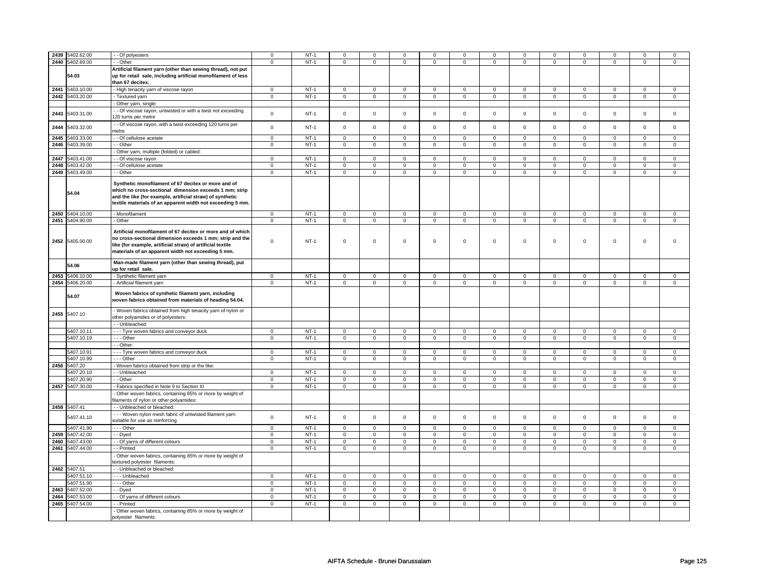| | | | | | | | | | | | | | | | |
|---|---|---|---|---|---|---|---|---|---|---|---|---|---|---|---|
| 2439 | 5402.62.00 | - - Of polyesters | 0 | NT-1 | 0 | 0 | 0 | 0 | 0 | 0 | 0 | 0 | 0 | 0 | 0 | 0 |
| 2440 | 5402.69.00 | - - Other | 0 | NT-1 | 0 | 0 | 0 | 0 | 0 | 0 | 0 | 0 | 0 | 0 | 0 | 0 |
| | 54.03 | **Artificial filament yarn (other than sewing thread), not put up for retail sale, including artificial monofilament of less than 67 decitex.** | | | | | | | | | | | | | | |
| 2441 | 5403.10.00 | - High tenacity yarn of viscose rayon | 0 | NT-1 | 0 | 0 | 0 | 0 | 0 | 0 | 0 | 0 | 0 | 0 | 0 | 0 |
| 2442 | 5403.20.00 | - Textured yarn | 0 | NT-1 | 0 | 0 | 0 | 0 | 0 | 0 | 0 | 0 | 0 | 0 | 0 | 0 |
| | | - Other yarn, single: | | | | | | | | | | | | | | |
| 2443 | 5403.31.00 | - - Of viscose rayon, untwisted or with a twist not exceeding 120 turns per metre | 0 | NT-1 | 0 | 0 | 0 | 0 | 0 | 0 | 0 | 0 | 0 | 0 | 0 | 0 |
| 2444 | 5403.32.00 | - - Of viscose rayon, with a twist exceeding 120 turns per metre | 0 | NT-1 | 0 | 0 | 0 | 0 | 0 | 0 | 0 | 0 | 0 | 0 | 0 | 0 |
| 2445 | 5403.33.00 | - - Of cellulose acetate | 0 | NT-1 | 0 | 0 | 0 | 0 | 0 | 0 | 0 | 0 | 0 | 0 | 0 | 0 |
| 2446 | 5403.39.00 | - - Other | 0 | NT-1 | 0 | 0 | 0 | 0 | 0 | 0 | 0 | 0 | 0 | 0 | 0 | 0 |
| | | - Other yarn, multiple (folded) or cabled: | | | | | | | | | | | | | | |
| 2447 | 5403.41.00 | - - Of viscose rayon | 0 | NT-1 | 0 | 0 | 0 | 0 | 0 | 0 | 0 | 0 | 0 | 0 | 0 | 0 |
| 2448 | 5403.42.00 | - - Of cellulose acetate | 0 | NT-1 | 0 | 0 | 0 | 0 | 0 | 0 | 0 | 0 | 0 | 0 | 0 | 0 |
| 2449 | 5403.49.00 | - - Other | 0 | NT-1 | 0 | 0 | 0 | 0 | 0 | 0 | 0 | 0 | 0 | 0 | 0 | 0 |
| | 54.04 | **Synthetic monofilament of 67 decitex or more and of which no cross-sectional dimension exceeds 1 mm; strip and the like (for example, artificial straw) of synthetic textile materials of an apparent width not exceeding 5 mm.** | | | | | | | | | | | | | | |
| 2450 | 5404.10.00 | - Monofilament | 0 | NT-1 | 0 | 0 | 0 | 0 | 0 | 0 | 0 | 0 | 0 | 0 | 0 | 0 |
| 2451 | 5404.90.00 | - Other | 0 | NT-1 | 0 | 0 | 0 | 0 | 0 | 0 | 0 | 0 | 0 | 0 | 0 | 0 |
| 2452 | 5405.00.00 | **Artificial monofilament of 67 decitex or more and of which no cross-sectional dimension exceeds 1 mm; strip and the like (for example, artificial straw) of artificial textile materials of an apparent width not exceeding 5 mm.** | 0 | NT-1 | 0 | 0 | 0 | 0 | 0 | 0 | 0 | 0 | 0 | 0 | 0 | 0 |
| | 54.06 | **Man-made filament yarn (other than sewing thread), put up for retail sale.** | | | | | | | | | | | | | | |
| 2453 | 5406.10.00 | - Synthetic filament yarn | 0 | NT-1 | 0 | 0 | 0 | 0 | 0 | 0 | 0 | 0 | 0 | 0 | 0 | 0 |
| 2454 | 5406.20.00 | - Artificial filament yarn | 0 | NT-1 | 0 | 0 | 0 | 0 | 0 | 0 | 0 | 0 | 0 | 0 | 0 | 0 |
| | 54.07 | **Woven fabrics of synthetic filament yarn, including woven fabrics obtained from materials of heading 54.04.** | | | | | | | | | | | | | | |
| 2455 | 5407.10 | - Woven fabrics obtained from high tenacity yarn of nylon or other polyamides or of polyesters: | | | | | | | | | | | | | | |
| | | - - Unbleached: | | | | | | | | | | | | | | |
| | 5407.10.11 | - - - Tyre woven fabrics and conveyor duck | 0 | NT-1 | 0 | 0 | 0 | 0 | 0 | 0 | 0 | 0 | 0 | 0 | 0 | 0 |
| | 5407.10.19 | - - - Other | 0 | NT-1 | 0 | 0 | 0 | 0 | 0 | 0 | 0 | 0 | 0 | 0 | 0 | 0 |
| | | - - Other: | | | | | | | | | | | | | | |
| | 5407.10.91 | - - - Tyre woven fabrics and conveyor duck | 0 | NT-1 | 0 | 0 | 0 | 0 | 0 | 0 | 0 | 0 | 0 | 0 | 0 | 0 |
| | 5407.10.99 | - - - Other | 0 | NT-1 | 0 | 0 | 0 | 0 | 0 | 0 | 0 | 0 | 0 | 0 | 0 | 0 |
| 2456 | 5407.20 | - Woven fabrics obtained from strip or the like: | | | | | | | | | | | | | | |
| | 5407.20.10 | - - Unbleached | 0 | NT-1 | 0 | 0 | 0 | 0 | 0 | 0 | 0 | 0 | 0 | 0 | 0 | 0 |
| | 5407.20.90 | - - Other | 0 | NT-1 | 0 | 0 | 0 | 0 | 0 | 0 | 0 | 0 | 0 | 0 | 0 | 0 |
| 2457 | 5407.30.00 | - Fabrics specified in Note 9 to Section XI | 0 | NT-1 | 0 | 0 | 0 | 0 | 0 | 0 | 0 | 0 | 0 | 0 | 0 | 0 |
| | | - Other woven fabrics, containing 85% or more by weight of filaments of nylon or other polyamides: | | | | | | | | | | | | | | |
| 2458 | 5407.41 | - - Unbleached or bleached: | | | | | | | | | | | | | | |
| | 5407.41.10 | - - - Woven nylon mesh fabric of untwisted filament yarn suitable for use as reinforcing | 0 | NT-1 | 0 | 0 | 0 | 0 | 0 | 0 | 0 | 0 | 0 | 0 | 0 | 0 |
| | 5407.41.90 | - - - Other | 0 | NT-1 | 0 | 0 | 0 | 0 | 0 | 0 | 0 | 0 | 0 | 0 | 0 | 0 |
| 2459 | 5407.42.00 | - - Dyed | 0 | NT-1 | 0 | 0 | 0 | 0 | 0 | 0 | 0 | 0 | 0 | 0 | 0 | 0 |
| 2460 | 5407.43.00 | - - Of yarns of different colours | 0 | NT-1 | 0 | 0 | 0 | 0 | 0 | 0 | 0 | 0 | 0 | 0 | 0 | 0 |
| 2461 | 5407.44.00 | - - Printed | 0 | NT-1 | 0 | 0 | 0 | 0 | 0 | 0 | 0 | 0 | 0 | 0 | 0 | 0 |
| | | - Other woven fabrics, containing 85% or more by weight of textured polyester filaments: | | | | | | | | | | | | | | |
| 2462 | 5407.51 | - - Unbleached or bleached: | | | | | | | | | | | | | | |
| | 5407.51.10 | - - - Unbleached | 0 | NT-1 | 0 | 0 | 0 | 0 | 0 | 0 | 0 | 0 | 0 | 0 | 0 | 0 |
| | 5407.51.90 | - - - Other | 0 | NT-1 | 0 | 0 | 0 | 0 | 0 | 0 | 0 | 0 | 0 | 0 | 0 | 0 |
| 2463 | 5407.52.00 | - - Dyed | 0 | NT-1 | 0 | 0 | 0 | 0 | 0 | 0 | 0 | 0 | 0 | 0 | 0 | 0 |
| 2464 | 5407.53.00 | - - Of yarns of different colours | 0 | NT-1 | 0 | 0 | 0 | 0 | 0 | 0 | 0 | 0 | 0 | 0 | 0 | 0 |
| 2465 | 5407.54.00 | - - Printed | 0 | NT-1 | 0 | 0 | 0 | 0 | 0 | 0 | 0 | 0 | 0 | 0 | 0 | 0 |
| | | - Other woven fabrics, containing 85% or more by weight of polyester filaments: | | | | | | | | | | | | | | |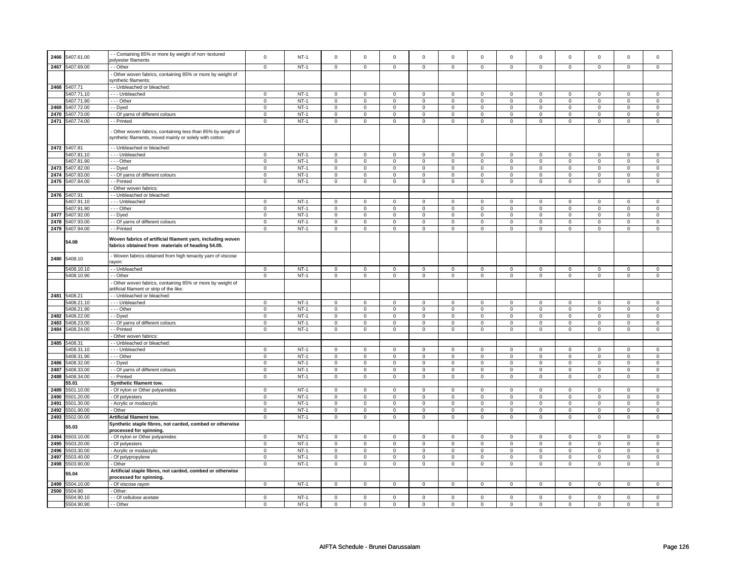| | | | | | | | | | | | | | | | |
|---|---|---|---|---|---|---|---|---|---|---|---|---|---|---|---|
| 2466 | 5407.61.00 | - - Containing 85% or more by weight of non-textured polyester filaments | 0 | NT-1 | 0 | 0 | 0 | 0 | 0 | 0 | 0 | 0 | 0 | 0 | 0 | 0 |
| 2467 | 5407.69.00 | - - Other | 0 | NT-1 | 0 | 0 | 0 | 0 | 0 | 0 | 0 | 0 | 0 | 0 | 0 | 0 |
| | | - Other woven fabrics, containing 85% or more by weight of synthetic filaments: | | | | | | | | | | | | | | |
| 2468 | 5407.71 | - - Unbleached or bleached: | | | | | | | | | | | | | | |
| | 5407.71.10 | - - - Unbleached | 0 | NT-1 | 0 | 0 | 0 | 0 | 0 | 0 | 0 | 0 | 0 | 0 | 0 | 0 |
| | 5407.71.90 | - - - Other | 0 | NT-1 | 0 | 0 | 0 | 0 | 0 | 0 | 0 | 0 | 0 | 0 | 0 | 0 |
| 2469 | 5407.72.00 | - - Dyed | 0 | NT-1 | 0 | 0 | 0 | 0 | 0 | 0 | 0 | 0 | 0 | 0 | 0 | 0 |
| 2470 | 5407.73.00 | - - Of yarns of different colours | 0 | NT-1 | 0 | 0 | 0 | 0 | 0 | 0 | 0 | 0 | 0 | 0 | 0 | 0 |
| 2471 | 5407.74.00 | - - Printed | 0 | NT-1 | 0 | 0 | 0 | 0 | 0 | 0 | 0 | 0 | 0 | 0 | 0 | 0 |
| | | - Other woven fabrics, containing less than 85% by weight of synthetic filaments, mixed mainly or solely with cotton: | | | | | | | | | | | | | | |
| 2472 | 5407.81 | - - Unbleached or bleached: | | | | | | | | | | | | | | |
| | 5407.81.10 | - - - Unbleached | 0 | NT-1 | 0 | 0 | 0 | 0 | 0 | 0 | 0 | 0 | 0 | 0 | 0 | 0 |
| | 5407.81.90 | - - - Other | 0 | NT-1 | 0 | 0 | 0 | 0 | 0 | 0 | 0 | 0 | 0 | 0 | 0 | 0 |
| 2473 | 5407.82.00 | - - Dyed | 0 | NT-1 | 0 | 0 | 0 | 0 | 0 | 0 | 0 | 0 | 0 | 0 | 0 | 0 |
| 2474 | 5407.83.00 | - - Of yarns of different colours | 0 | NT-1 | 0 | 0 | 0 | 0 | 0 | 0 | 0 | 0 | 0 | 0 | 0 | 0 |
| 2475 | 5407.84.00 | - - Printed | 0 | NT-1 | 0 | 0 | 0 | 0 | 0 | 0 | 0 | 0 | 0 | 0 | 0 | 0 |
| | | - Other woven fabrics: | | | | | | | | | | | | | | |
| 2476 | 5407.91 | - - Unbleached or bleached: | | | | | | | | | | | | | | |
| | 5407.91.10 | - - - Unbleached | 0 | NT-1 | 0 | 0 | 0 | 0 | 0 | 0 | 0 | 0 | 0 | 0 | 0 | 0 |
| | 5407.91.90 | - - - Other | 0 | NT-1 | 0 | 0 | 0 | 0 | 0 | 0 | 0 | 0 | 0 | 0 | 0 | 0 |
| 2477 | 5407.92.00 | - - Dyed | 0 | NT-1 | 0 | 0 | 0 | 0 | 0 | 0 | 0 | 0 | 0 | 0 | 0 | 0 |
| 2478 | 5407.93.00 | - - Of yarns of different colours | 0 | NT-1 | 0 | 0 | 0 | 0 | 0 | 0 | 0 | 0 | 0 | 0 | 0 | 0 |
| 2479 | 5407.94.00 | - - Printed | 0 | NT-1 | 0 | 0 | 0 | 0 | 0 | 0 | 0 | 0 | 0 | 0 | 0 | 0 |
| | **54.08** | **Woven fabrics of artificial filament yarn, including woven fabrics obtained from materials of heading 54.05.** | | | | | | | | | | | | | | |
| 2480 | 5408.10 | - Woven fabrics obtained from high tenacity yarn of viscose rayon: | | | | | | | | | | | | | | |
| | 5408.10.10 | - - Unbleached | 0 | NT-1 | 0 | 0 | 0 | 0 | 0 | 0 | 0 | 0 | 0 | 0 | 0 | 0 |
| | 5408.10.90 | - - Other | 0 | NT-1 | 0 | 0 | 0 | 0 | 0 | 0 | 0 | 0 | 0 | 0 | 0 | 0 |
| | | - Other woven fabrics, containing 85% or more by weight of artificial filament or strip of the like: | | | | | | | | | | | | | | |
| 2481 | 5408.21 | - - Unbleached or bleached: | | | | | | | | | | | | | | |
| | 5408.21.10 | - - - Unbleached | 0 | NT-1 | 0 | 0 | 0 | 0 | 0 | 0 | 0 | 0 | 0 | 0 | 0 | 0 |
| | 5408.21.90 | - - - Other | 0 | NT-1 | 0 | 0 | 0 | 0 | 0 | 0 | 0 | 0 | 0 | 0 | 0 | 0 |
| 2482 | 5408.22.00 | - - Dyed | 0 | NT-1 | 0 | 0 | 0 | 0 | 0 | 0 | 0 | 0 | 0 | 0 | 0 | 0 |
| 2483 | 5408.23.00 | - - Of yarns of different colours | 0 | NT-1 | 0 | 0 | 0 | 0 | 0 | 0 | 0 | 0 | 0 | 0 | 0 | 0 |
| 2484 | 5408.24.00 | - - Printed | 0 | NT-1 | 0 | 0 | 0 | 0 | 0 | 0 | 0 | 0 | 0 | 0 | 0 | 0 |
| | | - Other woven fabrics: | | | | | | | | | | | | | | |
| 2485 | 5408.31 | - - Unbleached or bleached: | | | | | | | | | | | | | | |
| | 5408.31.10 | - - - Unbleached | 0 | NT-1 | 0 | 0 | 0 | 0 | 0 | 0 | 0 | 0 | 0 | 0 | 0 | 0 |
| | 5408.31.90 | - - - Other | 0 | NT-1 | 0 | 0 | 0 | 0 | 0 | 0 | 0 | 0 | 0 | 0 | 0 | 0 |
| 2486 | 5408.32.00 | - - Dyed | 0 | NT-1 | 0 | 0 | 0 | 0 | 0 | 0 | 0 | 0 | 0 | 0 | 0 | 0 |
| 2487 | 5408.33.00 | - - Of yarns of different colours | 0 | NT-1 | 0 | 0 | 0 | 0 | 0 | 0 | 0 | 0 | 0 | 0 | 0 | 0 |
| 2488 | 5408.34.00 | - - Printed | 0 | NT-1 | 0 | 0 | 0 | 0 | 0 | 0 | 0 | 0 | 0 | 0 | 0 | 0 |
| | **55.01** | **Synthetic filament tow.** | | | | | | | | | | | | | | |
| 2489 | 5501.10.00 | - Of nylon or Other polyamides | 0 | NT-1 | 0 | 0 | 0 | 0 | 0 | 0 | 0 | 0 | 0 | 0 | 0 | 0 |
| 2490 | 5501.20.00 | - Of polyesters | 0 | NT-1 | 0 | 0 | 0 | 0 | 0 | 0 | 0 | 0 | 0 | 0 | 0 | 0 |
| 2491 | 5501.30.00 | - Acrylic or modacrylic | 0 | NT-1 | 0 | 0 | 0 | 0 | 0 | 0 | 0 | 0 | 0 | 0 | 0 | 0 |
| 2492 | 5501.90.00 | - Other | 0 | NT-1 | 0 | 0 | 0 | 0 | 0 | 0 | 0 | 0 | 0 | 0 | 0 | 0 |
| 2493 | 5502.00.00 | **Artificial filament tow.** | 0 | NT-1 | 0 | 0 | 0 | 0 | 0 | 0 | 0 | 0 | 0 | 0 | 0 | 0 |
| | **55.03** | **Synthetic staple fibres, not carded, combed or otherwise processed for spinning.** | | | | | | | | | | | | | | |
| 2494 | 5503.10.00 | - Of nylon or Other polyamides | 0 | NT-1 | 0 | 0 | 0 | 0 | 0 | 0 | 0 | 0 | 0 | 0 | 0 | 0 |
| 2495 | 5503.20.00 | - Of polyesters | 0 | NT-1 | 0 | 0 | 0 | 0 | 0 | 0 | 0 | 0 | 0 | 0 | 0 | 0 |
| 2496 | 5503.30.00 | - Acrylic or modacrylic | 0 | NT-1 | 0 | 0 | 0 | 0 | 0 | 0 | 0 | 0 | 0 | 0 | 0 | 0 |
| 2497 | 5503.40.00 | - Of polypropylene | 0 | NT-1 | 0 | 0 | 0 | 0 | 0 | 0 | 0 | 0 | 0 | 0 | 0 | 0 |
| 2498 | 5503.90.00 | - Other | 0 | NT-1 | 0 | 0 | 0 | 0 | 0 | 0 | 0 | 0 | 0 | 0 | 0 | 0 |
| | **55.04** | **Artificial staple fibres, not carded, combed or otherwise processed for spinning.** | | | | | | | | | | | | | | |
| 2499 | 5504.10.00 | - Of viscose rayon | 0 | NT-1 | 0 | 0 | 0 | 0 | 0 | 0 | 0 | 0 | 0 | 0 | 0 | 0 |
| 2500 | 5504.90 | - Other: | | | | | | | | | | | | | | |
| | 5504.90.10 | - - Of cellulose acetate | 0 | NT-1 | 0 | 0 | 0 | 0 | 0 | 0 | 0 | 0 | 0 | 0 | 0 | 0 |
| | 5504.90.90 | - - Other | 0 | NT-1 | 0 | 0 | 0 | 0 | 0 | 0 | 0 | 0 | 0 | 0 | 0 | 0 |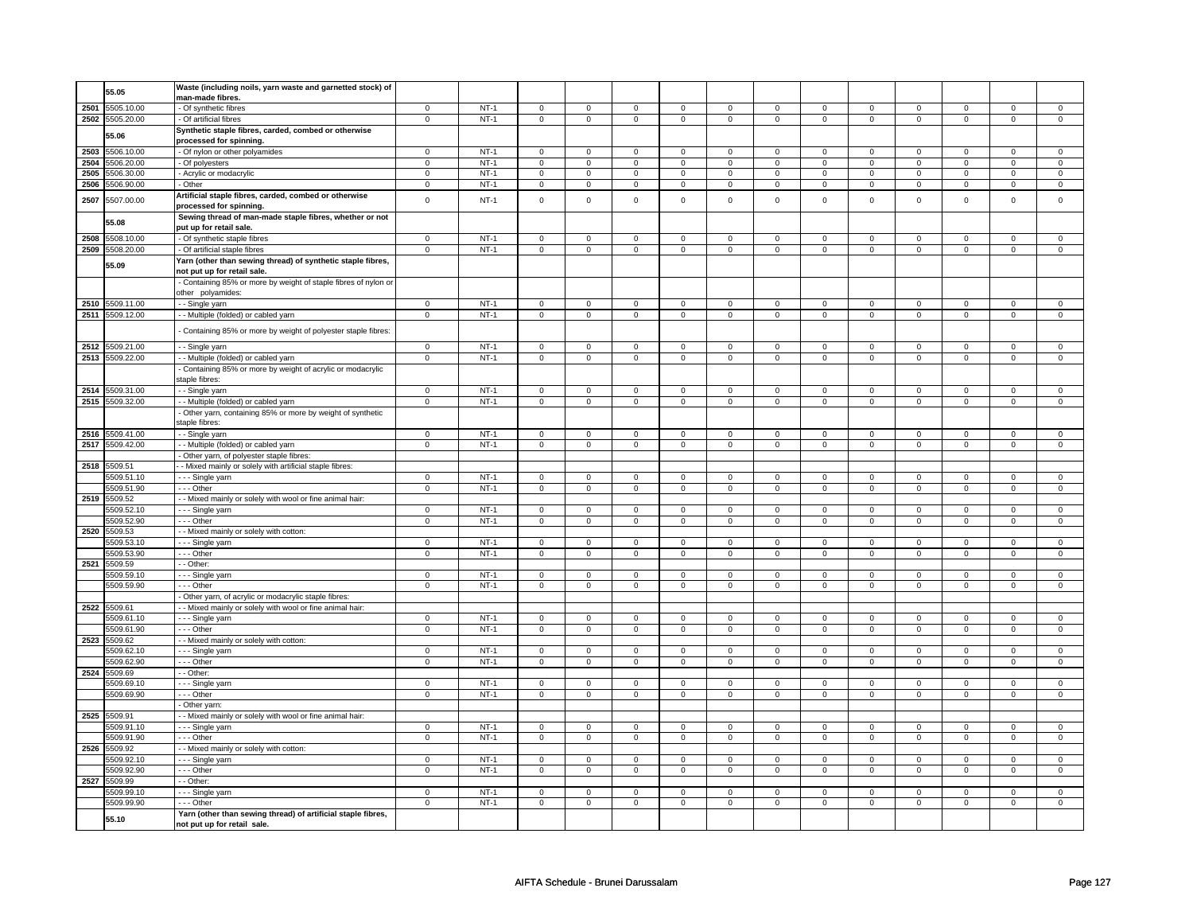| | | | | | | | | | | | | | | | |
|---|---|---|---|---|---|---|---|---|---|---|---|---|---|---|---|
| | 55.05 | Waste (including noils, yarn waste and garnetted stock) of man-made fibres. | | | | | | | | | | | | | |
| 2501 | 5505.10.00 | - Of synthetic fibres | 0 | NT-1 | 0 | 0 | 0 | 0 | 0 | 0 | 0 | 0 | 0 | 0 | 0 | 0 |
| 2502 | 5505.20.00 | - Of artificial fibres | 0 | NT-1 | 0 | 0 | 0 | 0 | 0 | 0 | 0 | 0 | 0 | 0 | 0 | 0 |
| | 55.06 | Synthetic staple fibres, carded, combed or otherwise processed for spinning. | | | | | | | | | | | | | | |
| 2503 | 5506.10.00 | - Of nylon or other polyamides | 0 | NT-1 | 0 | 0 | 0 | 0 | 0 | 0 | 0 | 0 | 0 | 0 | 0 | 0 |
| 2504 | 5506.20.00 | - Of polyesters | 0 | NT-1 | 0 | 0 | 0 | 0 | 0 | 0 | 0 | 0 | 0 | 0 | 0 | 0 |
| 2505 | 5506.30.00 | - Acrylic or modacrylic | 0 | NT-1 | 0 | 0 | 0 | 0 | 0 | 0 | 0 | 0 | 0 | 0 | 0 | 0 |
| 2506 | 5506.90.00 | - Other | 0 | NT-1 | 0 | 0 | 0 | 0 | 0 | 0 | 0 | 0 | 0 | 0 | 0 | 0 |
| 2507 | 5507.00.00 | Artificial staple fibres, carded, combed or otherwise processed for spinning. | 0 | NT-1 | 0 | 0 | 0 | 0 | 0 | 0 | 0 | 0 | 0 | 0 | 0 | 0 |
| | 55.08 | Sewing thread of man-made staple fibres, whether or not put up for retail sale. | | | | | | | | | | | | | | |
| 2508 | 5508.10.00 | - Of synthetic staple fibres | 0 | NT-1 | 0 | 0 | 0 | 0 | 0 | 0 | 0 | 0 | 0 | 0 | 0 | 0 |
| 2509 | 5508.20.00 | - Of artificial staple fibres | 0 | NT-1 | 0 | 0 | 0 | 0 | 0 | 0 | 0 | 0 | 0 | 0 | 0 | 0 |
| | 55.09 | Yarn (other than sewing thread) of synthetic staple fibres, not put up for retail sale. | | | | | | | | | | | | | | |
| | | - Containing 85% or more by weight of staple fibres of nylon or other polyamides: | | | | | | | | | | | | | | |
| 2510 | 5509.11.00 | - - Single yarn | 0 | NT-1 | 0 | 0 | 0 | 0 | 0 | 0 | 0 | 0 | 0 | 0 | 0 | 0 |
| 2511 | 5509.12.00 | - - Multiple (folded) or cabled yarn | 0 | NT-1 | 0 | 0 | 0 | 0 | 0 | 0 | 0 | 0 | 0 | 0 | 0 | 0 |
| | | - Containing 85% or more by weight of polyester staple fibres: | | | | | | | | | | | | | | |
| 2512 | 5509.21.00 | - - Single yarn | 0 | NT-1 | 0 | 0 | 0 | 0 | 0 | 0 | 0 | 0 | 0 | 0 | 0 | 0 |
| 2513 | 5509.22.00 | - - Multiple (folded) or cabled yarn | 0 | NT-1 | 0 | 0 | 0 | 0 | 0 | 0 | 0 | 0 | 0 | 0 | 0 | 0 |
| | | - Containing 85% or more by weight of acrylic or modacrylic staple fibres: | | | | | | | | | | | | | | |
| 2514 | 5509.31.00 | - - Single yarn | 0 | NT-1 | 0 | 0 | 0 | 0 | 0 | 0 | 0 | 0 | 0 | 0 | 0 | 0 |
| 2515 | 5509.32.00 | - - Multiple (folded) or cabled yarn | 0 | NT-1 | 0 | 0 | 0 | 0 | 0 | 0 | 0 | 0 | 0 | 0 | 0 | 0 |
| | | - Other yarn, containing 85% or more by weight of synthetic staple fibres: | | | | | | | | | | | | | | |
| 2516 | 5509.41.00 | - - Single yarn | 0 | NT-1 | 0 | 0 | 0 | 0 | 0 | 0 | 0 | 0 | 0 | 0 | 0 | 0 |
| 2517 | 5509.42.00 | - - Multiple (folded) or cabled yarn | 0 | NT-1 | 0 | 0 | 0 | 0 | 0 | 0 | 0 | 0 | 0 | 0 | 0 | 0 |
| | | - Other yarn, of polyester staple fibres: | | | | | | | | | | | | | | |
| 2518 | 5509.51 | - - Mixed mainly or solely with artificial staple fibres: | | | | | | | | | | | | | | |
| | 5509.51.10 | - - - Single yarn | 0 | NT-1 | 0 | 0 | 0 | 0 | 0 | 0 | 0 | 0 | 0 | 0 | 0 | 0 |
| | 5509.51.90 | - - - Other | 0 | NT-1 | 0 | 0 | 0 | 0 | 0 | 0 | 0 | 0 | 0 | 0 | 0 | 0 |
| 2519 | 5509.52 | - - Mixed mainly or solely with wool or fine animal hair: | | | | | | | | | | | | | | |
| | 5509.52.10 | - - - Single yarn | 0 | NT-1 | 0 | 0 | 0 | 0 | 0 | 0 | 0 | 0 | 0 | 0 | 0 | 0 |
| | 5509.52.90 | - - - Other | 0 | NT-1 | 0 | 0 | 0 | 0 | 0 | 0 | 0 | 0 | 0 | 0 | 0 | 0 |
| 2520 | 5509.53 | - - Mixed mainly or solely with cotton: | | | | | | | | | | | | | | |
| | 5509.53.10 | - - - Single yarn | 0 | NT-1 | 0 | 0 | 0 | 0 | 0 | 0 | 0 | 0 | 0 | 0 | 0 | 0 |
| | 5509.53.90 | - - - Other | 0 | NT-1 | 0 | 0 | 0 | 0 | 0 | 0 | 0 | 0 | 0 | 0 | 0 | 0 |
| 2521 | 5509.59 | - - Other: | | | | | | | | | | | | | | |
| | 5509.59.10 | - - - Single yarn | 0 | NT-1 | 0 | 0 | 0 | 0 | 0 | 0 | 0 | 0 | 0 | 0 | 0 | 0 |
| | 5509.59.90 | - - - Other | 0 | NT-1 | 0 | 0 | 0 | 0 | 0 | 0 | 0 | 0 | 0 | 0 | 0 | 0 |
| | | - Other yarn, of acrylic or modacrylic staple fibres: | | | | | | | | | | | | | | |
| 2522 | 5509.61 | - - Mixed mainly or solely with wool or fine animal hair: | | | | | | | | | | | | | | |
| | 5509.61.10 | - - - Single yarn | 0 | NT-1 | 0 | 0 | 0 | 0 | 0 | 0 | 0 | 0 | 0 | 0 | 0 | 0 |
| | 5509.61.90 | - - - Other | 0 | NT-1 | 0 | 0 | 0 | 0 | 0 | 0 | 0 | 0 | 0 | 0 | 0 | 0 |
| 2523 | 5509.62 | - - Mixed mainly or solely with cotton: | | | | | | | | | | | | | | |
| | 5509.62.10 | - - - Single yarn | 0 | NT-1 | 0 | 0 | 0 | 0 | 0 | 0 | 0 | 0 | 0 | 0 | 0 | 0 |
| | 5509.62.90 | - - - Other | 0 | NT-1 | 0 | 0 | 0 | 0 | 0 | 0 | 0 | 0 | 0 | 0 | 0 | 0 |
| 2524 | 5509.69 | - - Other: | | | | | | | | | | | | | | |
| | 5509.69.10 | - - - Single yarn | 0 | NT-1 | 0 | 0 | 0 | 0 | 0 | 0 | 0 | 0 | 0 | 0 | 0 | 0 |
| | 5509.69.90 | - - - Other | 0 | NT-1 | 0 | 0 | 0 | 0 | 0 | 0 | 0 | 0 | 0 | 0 | 0 | 0 |
| | | - Other yarn: | | | | | | | | | | | | | | |
| 2525 | 5509.91 | - - Mixed mainly or solely with wool or fine animal hair: | | | | | | | | | | | | | | |
| | 5509.91.10 | - - - Single yarn | 0 | NT-1 | 0 | 0 | 0 | 0 | 0 | 0 | 0 | 0 | 0 | 0 | 0 | 0 |
| | 5509.91.90 | - - - Other | 0 | NT-1 | 0 | 0 | 0 | 0 | 0 | 0 | 0 | 0 | 0 | 0 | 0 | 0 |
| 2526 | 5509.92 | - - Mixed mainly or solely with cotton: | | | | | | | | | | | | | | |
| | 5509.92.10 | - - - Single yarn | 0 | NT-1 | 0 | 0 | 0 | 0 | 0 | 0 | 0 | 0 | 0 | 0 | 0 | 0 |
| | 5509.92.90 | - - - Other | 0 | NT-1 | 0 | 0 | 0 | 0 | 0 | 0 | 0 | 0 | 0 | 0 | 0 | 0 |
| 2527 | 5509.99 | - - Other: | | | | | | | | | | | | | | |
| | 5509.99.10 | - - - Single yarn | 0 | NT-1 | 0 | 0 | 0 | 0 | 0 | 0 | 0 | 0 | 0 | 0 | 0 | 0 |
| | 5509.99.90 | - - - Other | 0 | NT-1 | 0 | 0 | 0 | 0 | 0 | 0 | 0 | 0 | 0 | 0 | 0 | 0 |
| | 55.10 | Yarn (other than sewing thread) of artificial staple fibres, not put up for retail sale. | | | | | | | | | | | | | | |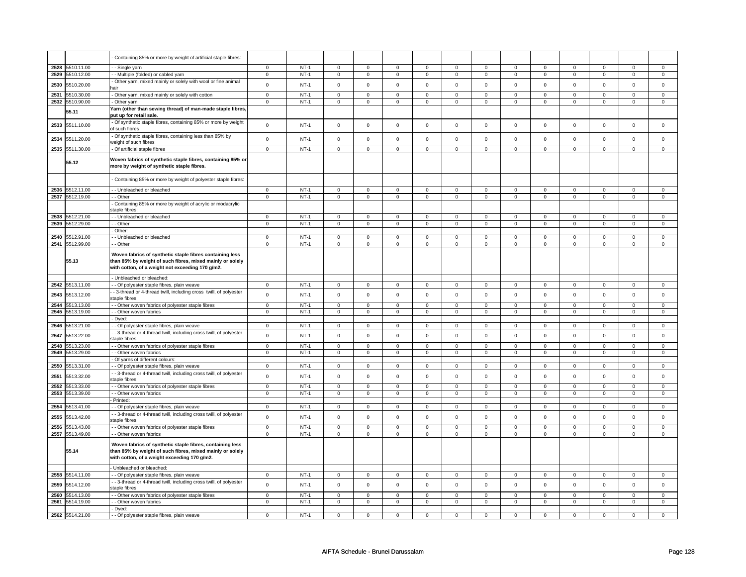| | | - Containing 85% or more by weight of artificial staple fibres: | | | | | | | | | | | | | | |
|---|---|---|---|---|---|---|---|---|---|---|---|---|---|---|---|---|
| 2528 | 5510.11.00 | - - Single yarn | 0 | NT-1 | 0 | 0 | 0 | 0 | 0 | 0 | 0 | 0 | 0 | 0 | 0 | 0 |
| 2529 | 5510.12.00 | - - Multiple (folded) or cabled yarn | 0 | NT-1 | 0 | 0 | 0 | 0 | 0 | 0 | 0 | 0 | 0 | 0 | 0 | 0 |
| 2530 | 5510.20.00 | - Other yarn, mixed mainly or solely with wool or fine animal hair | 0 | NT-1 | 0 | 0 | 0 | 0 | 0 | 0 | 0 | 0 | 0 | 0 | 0 | 0 |
| 2531 | 5510.30.00 | - Other yarn, mixed mainly or solely with cotton | 0 | NT-1 | 0 | 0 | 0 | 0 | 0 | 0 | 0 | 0 | 0 | 0 | 0 | 0 |
| 2532 | 5510.90.00 | - Other yarn | 0 | NT-1 | 0 | 0 | 0 | 0 | 0 | 0 | 0 | 0 | 0 | 0 | 0 | 0 |
| | 55.11 | **Yarn (other than sewing thread) of man-made staple fibres, put up for retail sale.** | | | | | | | | | | | | | | |
| 2533 | 5511.10.00 | - Of synthetic staple fibres, containing 85% or more by weight of such fibres | 0 | NT-1 | 0 | 0 | 0 | 0 | 0 | 0 | 0 | 0 | 0 | 0 | 0 | 0 |
| 2534 | 5511.20.00 | - Of synthetic staple fibres, containing less than 85% by weight of such fibres | 0 | NT-1 | 0 | 0 | 0 | 0 | 0 | 0 | 0 | 0 | 0 | 0 | 0 | 0 |
| 2535 | 5511.30.00 | - Of artificial staple fibres | 0 | NT-1 | 0 | 0 | 0 | 0 | 0 | 0 | 0 | 0 | 0 | 0 | 0 | 0 |
| | 55.12 | **Woven fabrics of synthetic staple fibres, containing 85% or more by weight of synthetic staple fibres.** | | | | | | | | | | | | | | |
| | | - Containing 85% or more by weight of polyester staple fibres: | | | | | | | | | | | | | | |
| 2536 | 5512.11.00 | - - Unbleached or bleached | 0 | NT-1 | 0 | 0 | 0 | 0 | 0 | 0 | 0 | 0 | 0 | 0 | 0 | 0 |
| 2537 | 5512.19.00 | - - Other | 0 | NT-1 | 0 | 0 | 0 | 0 | 0 | 0 | 0 | 0 | 0 | 0 | 0 | 0 |
| | | - Containing 85% or more by weight of acrylic or modacrylic staple fibres: | | | | | | | | | | | | | | |
| 2538 | 5512.21.00 | - - Unbleached or bleached | 0 | NT-1 | 0 | 0 | 0 | 0 | 0 | 0 | 0 | 0 | 0 | 0 | 0 | 0 |
| 2539 | 5512.29.00 | - - Other | 0 | NT-1 | 0 | 0 | 0 | 0 | 0 | 0 | 0 | 0 | 0 | 0 | 0 | 0 |
| | | - Other: | | | | | | | | | | | | | | |
| 2540 | 5512.91.00 | - - Unbleached or bleached | 0 | NT-1 | 0 | 0 | 0 | 0 | 0 | 0 | 0 | 0 | 0 | 0 | 0 | 0 |
| 2541 | 5512.99.00 | - - Other | 0 | NT-1 | 0 | 0 | 0 | 0 | 0 | 0 | 0 | 0 | 0 | 0 | 0 | 0 |
| | 55.13 | **Woven fabrics of synthetic staple fibres containing less than 85% by weight of such fibres, mixed mainly or solely with cotton, of a weight not exceeding 170 g/m2.** | | | | | | | | | | | | | | |
| | | - Unbleached or bleached: | | | | | | | | | | | | | | |
| 2542 | 5513.11.00 | - - Of polyester staple fibres, plain weave | 0 | NT-1 | 0 | 0 | 0 | 0 | 0 | 0 | 0 | 0 | 0 | 0 | 0 | 0 |
| 2543 | 5513.12.00 | - - 3-thread or 4-thread twill, including cross twill, of polyester staple fibres | 0 | NT-1 | 0 | 0 | 0 | 0 | 0 | 0 | 0 | 0 | 0 | 0 | 0 | 0 |
| 2544 | 5513.13.00 | - - Other woven fabrics of polyester staple fibres | 0 | NT-1 | 0 | 0 | 0 | 0 | 0 | 0 | 0 | 0 | 0 | 0 | 0 | 0 |
| 2545 | 5513.19.00 | - - Other woven fabrics | 0 | NT-1 | 0 | 0 | 0 | 0 | 0 | 0 | 0 | 0 | 0 | 0 | 0 | 0 |
| | | - Dyed: | | | | | | | | | | | | | | |
| 2546 | 5513.21.00 | - - Of polyester staple fibres, plain weave | 0 | NT-1 | 0 | 0 | 0 | 0 | 0 | 0 | 0 | 0 | 0 | 0 | 0 | 0 |
| 2547 | 5513.22.00 | - - 3-thread or 4-thread twill, including cross twill, of polyester staple fibres | 0 | NT-1 | 0 | 0 | 0 | 0 | 0 | 0 | 0 | 0 | 0 | 0 | 0 | 0 |
| 2548 | 5513.23.00 | - - Other woven fabrics of polyester staple fibres | 0 | NT-1 | 0 | 0 | 0 | 0 | 0 | 0 | 0 | 0 | 0 | 0 | 0 | 0 |
| 2549 | 5513.29.00 | - - Other woven fabrics | 0 | NT-1 | 0 | 0 | 0 | 0 | 0 | 0 | 0 | 0 | 0 | 0 | 0 | 0 |
| | | - Of yarns of different colours: | | | | | | | | | | | | | | |
| 2550 | 5513.31.00 | - - Of polyester staple fibres, plain weave | 0 | NT-1 | 0 | 0 | 0 | 0 | 0 | 0 | 0 | 0 | 0 | 0 | 0 | 0 |
| 2551 | 5513.32.00 | - - 3-thread or 4-thread twill, including cross twill, of polyester staple fibres | 0 | NT-1 | 0 | 0 | 0 | 0 | 0 | 0 | 0 | 0 | 0 | 0 | 0 | 0 |
| 2552 | 5513.33.00 | - - Other woven fabrics of polyester staple fibres | 0 | NT-1 | 0 | 0 | 0 | 0 | 0 | 0 | 0 | 0 | 0 | 0 | 0 | 0 |
| 2553 | 5513.39.00 | - - Other woven fabrics | 0 | NT-1 | 0 | 0 | 0 | 0 | 0 | 0 | 0 | 0 | 0 | 0 | 0 | 0 |
| | | - Printed: | | | | | | | | | | | | | | |
| 2554 | 5513.41.00 | - - Of polyester staple fibres, plain weave | 0 | NT-1 | 0 | 0 | 0 | 0 | 0 | 0 | 0 | 0 | 0 | 0 | 0 | 0 |
| 2555 | 5513.42.00 | - - 3-thread or 4-thread twill, including cross twill, of polyester staple fibres | 0 | NT-1 | 0 | 0 | 0 | 0 | 0 | 0 | 0 | 0 | 0 | 0 | 0 | 0 |
| 2556 | 5513.43.00 | - - Other woven fabrics of polyester staple fibres | 0 | NT-1 | 0 | 0 | 0 | 0 | 0 | 0 | 0 | 0 | 0 | 0 | 0 | 0 |
| 2557 | 5513.49.00 | - - Other woven fabrics | 0 | NT-1 | 0 | 0 | 0 | 0 | 0 | 0 | 0 | 0 | 0 | 0 | 0 | 0 |
| | 55.14 | **Woven fabrics of synthetic staple fibres, containing less than 85% by weight of such fibres, mixed mainly or solely with cotton, of a weight exceeding 170 g/m2.** | | | | | | | | | | | | | | |
| | | - Unbleached or bleached: | | | | | | | | | | | | | | |
| 2558 | 5514.11.00 | - - Of polyester staple fibres, plain weave | 0 | NT-1 | 0 | 0 | 0 | 0 | 0 | 0 | 0 | 0 | 0 | 0 | 0 | 0 |
| 2559 | 5514.12.00 | - - 3-thread or 4-thread twill, including cross twill, of polyester staple fibres | 0 | NT-1 | 0 | 0 | 0 | 0 | 0 | 0 | 0 | 0 | 0 | 0 | 0 | 0 |
| 2560 | 5514.13.00 | - - Other woven fabrics of polyester staple fibres | 0 | NT-1 | 0 | 0 | 0 | 0 | 0 | 0 | 0 | 0 | 0 | 0 | 0 | 0 |
| 2561 | 5514.19.00 | - - Other woven fabrics | 0 | NT-1 | 0 | 0 | 0 | 0 | 0 | 0 | 0 | 0 | 0 | 0 | 0 | 0 |
| | | - Dyed: | | | | | | | | | | | | | | |
| 2562 | 5514.21.00 | - - Of polyester staple fibres, plain weave | 0 | NT-1 | 0 | 0 | 0 | 0 | 0 | 0 | 0 | 0 | 0 | 0 | 0 | 0 |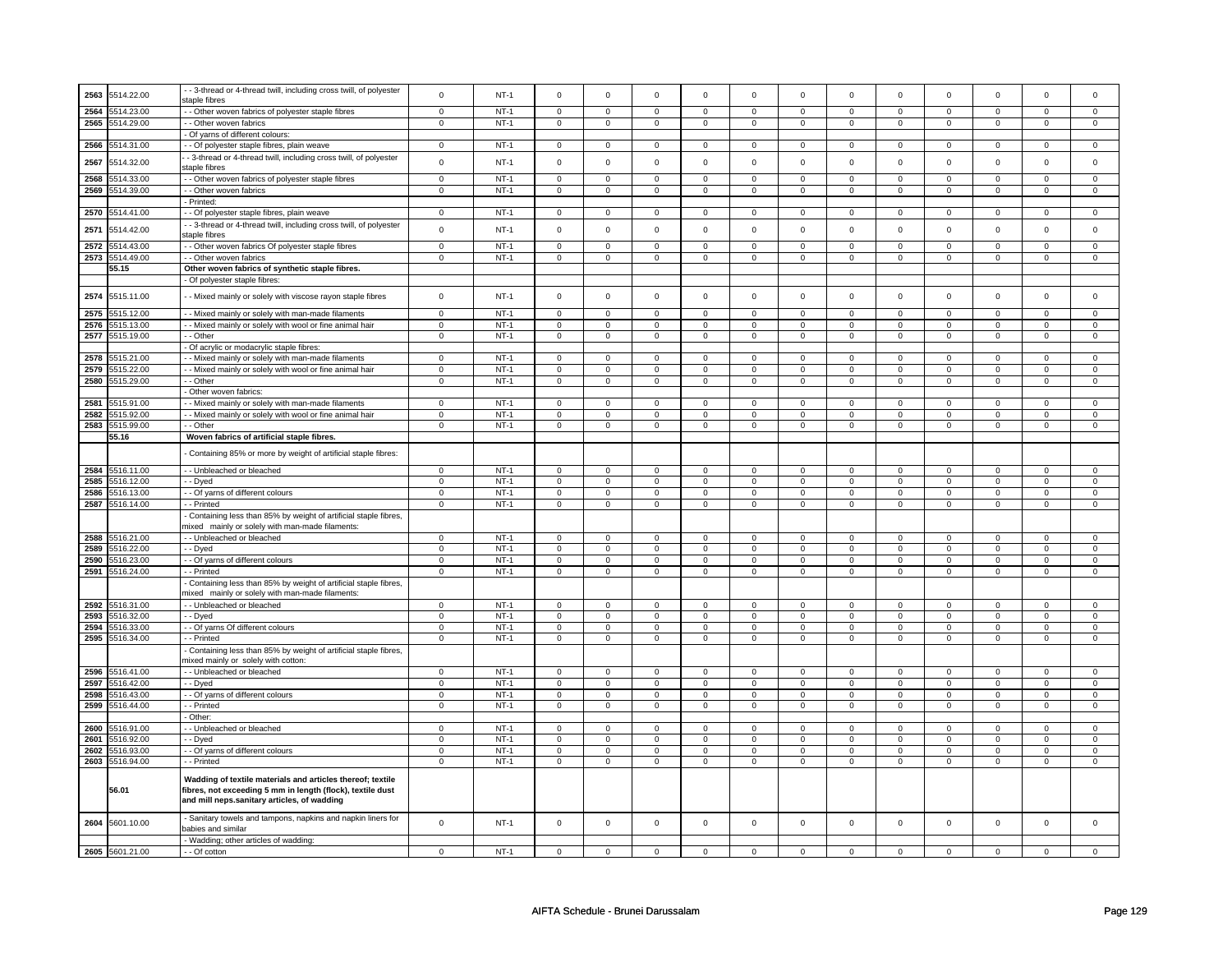| | | | | | | | | | | | | | | | |
|---|---|---|---|---|---|---|---|---|---|---|---|---|---|---|---|
| 2563 | 5514.22.00 | - - 3-thread or 4-thread twill, including cross twill, of polyester staple fibres | 0 | NT-1 | 0 | 0 | 0 | 0 | 0 | 0 | 0 | 0 | 0 | 0 | 0 | 0 |
| 2564 | 5514.23.00 | - - Other woven fabrics of polyester staple fibres | 0 | NT-1 | 0 | 0 | 0 | 0 | 0 | 0 | 0 | 0 | 0 | 0 | 0 | 0 |
| 2565 | 5514.29.00 | - - Other woven fabrics | 0 | NT-1 | 0 | 0 | 0 | 0 | 0 | 0 | 0 | 0 | 0 | 0 | 0 | 0 |
| | | - Of yarns of different colours: | | | | | | | | | | | | | | |
| 2566 | 5514.31.00 | - - Of polyester staple fibres, plain weave | 0 | NT-1 | 0 | 0 | 0 | 0 | 0 | 0 | 0 | 0 | 0 | 0 | 0 | 0 |
| 2567 | 5514.32.00 | - - 3-thread or 4-thread twill, including cross twill, of polyester staple fibres | 0 | NT-1 | 0 | 0 | 0 | 0 | 0 | 0 | 0 | 0 | 0 | 0 | 0 | 0 |
| 2568 | 5514.33.00 | - - Other woven fabrics of polyester staple fibres | 0 | NT-1 | 0 | 0 | 0 | 0 | 0 | 0 | 0 | 0 | 0 | 0 | 0 | 0 |
| 2569 | 5514.39.00 | - - Other woven fabrics | 0 | NT-1 | 0 | 0 | 0 | 0 | 0 | 0 | 0 | 0 | 0 | 0 | 0 | 0 |
| | | - Printed: | | | | | | | | | | | | | | |
| 2570 | 5514.41.00 | - - Of polyester staple fibres, plain weave | 0 | NT-1 | 0 | 0 | 0 | 0 | 0 | 0 | 0 | 0 | 0 | 0 | 0 | 0 |
| 2571 | 5514.42.00 | - - 3-thread or 4-thread twill, including cross twill, of polyester staple fibres | 0 | NT-1 | 0 | 0 | 0 | 0 | 0 | 0 | 0 | 0 | 0 | 0 | 0 | 0 |
| 2572 | 5514.43.00 | - - Other woven fabrics Of polyester staple fibres | 0 | NT-1 | 0 | 0 | 0 | 0 | 0 | 0 | 0 | 0 | 0 | 0 | 0 | 0 |
| 2573 | 5514.49.00 | - - Other woven fabrics | 0 | NT-1 | 0 | 0 | 0 | 0 | 0 | 0 | 0 | 0 | 0 | 0 | 0 | 0 |
| | **55.15** | **Other woven fabrics of synthetic staple fibres.** | | | | | | | | | | | | | | |
| | | - Of polyester staple fibres: | | | | | | | | | | | | | | |
| 2574 | 5515.11.00 | - - Mixed mainly or solely with viscose rayon staple fibres | 0 | NT-1 | 0 | 0 | 0 | 0 | 0 | 0 | 0 | 0 | 0 | 0 | 0 | 0 |
| 2575 | 5515.12.00 | - - Mixed mainly or solely with man-made filaments | 0 | NT-1 | 0 | 0 | 0 | 0 | 0 | 0 | 0 | 0 | 0 | 0 | 0 | 0 |
| 2576 | 5515.13.00 | - - Mixed mainly or solely with wool or fine animal hair | 0 | NT-1 | 0 | 0 | 0 | 0 | 0 | 0 | 0 | 0 | 0 | 0 | 0 | 0 |
| 2577 | 5515.19.00 | - - Other | 0 | NT-1 | 0 | 0 | 0 | 0 | 0 | 0 | 0 | 0 | 0 | 0 | 0 | 0 |
| | | - Of acrylic or modacrylic staple fibres: | | | | | | | | | | | | | | |
| 2578 | 5515.21.00 | - - Mixed mainly or solely with man-made filaments | 0 | NT-1 | 0 | 0 | 0 | 0 | 0 | 0 | 0 | 0 | 0 | 0 | 0 | 0 |
| 2579 | 5515.22.00 | - - Mixed mainly or solely with wool or fine animal hair | 0 | NT-1 | 0 | 0 | 0 | 0 | 0 | 0 | 0 | 0 | 0 | 0 | 0 | 0 |
| 2580 | 5515.29.00 | - - Other | 0 | NT-1 | 0 | 0 | 0 | 0 | 0 | 0 | 0 | 0 | 0 | 0 | 0 | 0 |
| | | - Other woven fabrics: | | | | | | | | | | | | | | |
| 2581 | 5515.91.00 | - - Mixed mainly or solely with man-made filaments | 0 | NT-1 | 0 | 0 | 0 | 0 | 0 | 0 | 0 | 0 | 0 | 0 | 0 | 0 |
| 2582 | 5515.92.00 | - - Mixed mainly or solely with wool or fine animal hair | 0 | NT-1 | 0 | 0 | 0 | 0 | 0 | 0 | 0 | 0 | 0 | 0 | 0 | 0 |
| 2583 | 5515.99.00 | - - Other | 0 | NT-1 | 0 | 0 | 0 | 0 | 0 | 0 | 0 | 0 | 0 | 0 | 0 | 0 |
| | **55.16** | **Woven fabrics of artificial staple fibres.** | | | | | | | | | | | | | | |
| | | - Containing 85% or more by weight of artificial staple fibres: | | | | | | | | | | | | | | |
| 2584 | 5516.11.00 | - - Unbleached or bleached | 0 | NT-1 | 0 | 0 | 0 | 0 | 0 | 0 | 0 | 0 | 0 | 0 | 0 | 0 |
| 2585 | 5516.12.00 | - - Dyed | 0 | NT-1 | 0 | 0 | 0 | 0 | 0 | 0 | 0 | 0 | 0 | 0 | 0 | 0 |
| 2586 | 5516.13.00 | - - Of yarns of different colours | 0 | NT-1 | 0 | 0 | 0 | 0 | 0 | 0 | 0 | 0 | 0 | 0 | 0 | 0 |
| 2587 | 5516.14.00 | - - Printed | 0 | NT-1 | 0 | 0 | 0 | 0 | 0 | 0 | 0 | 0 | 0 | 0 | 0 | 0 |
| | | - Containing less than 85% by weight of artificial staple fibres, mixed mainly or solely with man-made filaments: | | | | | | | | | | | | | | |
| 2588 | 5516.21.00 | - - Unbleached or bleached | 0 | NT-1 | 0 | 0 | 0 | 0 | 0 | 0 | 0 | 0 | 0 | 0 | 0 | 0 |
| 2589 | 5516.22.00 | - - Dyed | 0 | NT-1 | 0 | 0 | 0 | 0 | 0 | 0 | 0 | 0 | 0 | 0 | 0 | 0 |
| 2590 | 5516.23.00 | - - Of yarns of different colours | 0 | NT-1 | 0 | 0 | 0 | 0 | 0 | 0 | 0 | 0 | 0 | 0 | 0 | 0 |
| 2591 | 5516.24.00 | - - Printed | 0 | NT-1 | 0 | 0 | 0 | 0 | 0 | 0 | 0 | 0 | 0 | 0 | 0 | 0 |
| | | - Containing less than 85% by weight of artificial staple fibres, mixed mainly or solely with man-made filaments: | | | | | | | | | | | | | | |
| 2592 | 5516.31.00 | - - Unbleached or bleached | 0 | NT-1 | 0 | 0 | 0 | 0 | 0 | 0 | 0 | 0 | 0 | 0 | 0 | 0 |
| 2593 | 5516.32.00 | - - Dyed | 0 | NT-1 | 0 | 0 | 0 | 0 | 0 | 0 | 0 | 0 | 0 | 0 | 0 | 0 |
| 2594 | 5516.33.00 | - - Of yarns Of different colours | 0 | NT-1 | 0 | 0 | 0 | 0 | 0 | 0 | 0 | 0 | 0 | 0 | 0 | 0 |
| 2595 | 5516.34.00 | - - Printed | 0 | NT-1 | 0 | 0 | 0 | 0 | 0 | 0 | 0 | 0 | 0 | 0 | 0 | 0 |
| | | - Containing less than 85% by weight of artificial staple fibres, mixed mainly or solely with cotton: | | | | | | | | | | | | | | |
| 2596 | 5516.41.00 | - - Unbleached or bleached | 0 | NT-1 | 0 | 0 | 0 | 0 | 0 | 0 | 0 | 0 | 0 | 0 | 0 | 0 |
| 2597 | 5516.42.00 | - - Dyed | 0 | NT-1 | 0 | 0 | 0 | 0 | 0 | 0 | 0 | 0 | 0 | 0 | 0 | 0 |
| 2598 | 5516.43.00 | - - Of yarns of different colours | 0 | NT-1 | 0 | 0 | 0 | 0 | 0 | 0 | 0 | 0 | 0 | 0 | 0 | 0 |
| 2599 | 5516.44.00 | - - Printed | 0 | NT-1 | 0 | 0 | 0 | 0 | 0 | 0 | 0 | 0 | 0 | 0 | 0 | 0 |
| | | - Other: | | | | | | | | | | | | | | |
| 2600 | 5516.91.00 | - - Unbleached or bleached | 0 | NT-1 | 0 | 0 | 0 | 0 | 0 | 0 | 0 | 0 | 0 | 0 | 0 | 0 |
| 2601 | 5516.92.00 | - - Dyed | 0 | NT-1 | 0 | 0 | 0 | 0 | 0 | 0 | 0 | 0 | 0 | 0 | 0 | 0 |
| 2602 | 5516.93.00 | - - Of yarns of different colours | 0 | NT-1 | 0 | 0 | 0 | 0 | 0 | 0 | 0 | 0 | 0 | 0 | 0 | 0 |
| 2603 | 5516.94.00 | - - Printed | 0 | NT-1 | 0 | 0 | 0 | 0 | 0 | 0 | 0 | 0 | 0 | 0 | 0 | 0 |
| | **56.01** | **Wadding of textile materials and articles thereof; textile fibres, not exceeding 5 mm in length (flock), textile dust and mill neps.sanitary articles, of wadding** | | | | | | | | | | | | | | |
| 2604 | 5601.10.00 | - Sanitary towels and tampons, napkins and napkin liners for babies and similar | 0 | NT-1 | 0 | 0 | 0 | 0 | 0 | 0 | 0 | 0 | 0 | 0 | 0 | 0 |
| | | - Wadding; other articles of wadding: | | | | | | | | | | | | | | |
| 2605 | 5601.21.00 | - - Of cotton | 0 | NT-1 | 0 | 0 | 0 | 0 | 0 | 0 | 0 | 0 | 0 | 0 | 0 | 0 |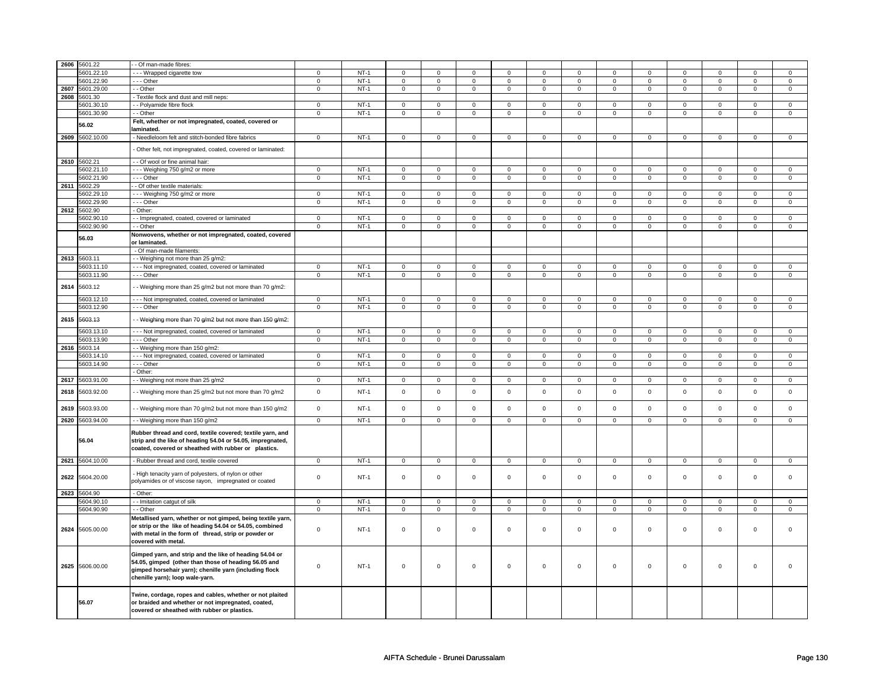| | | | | | | | | | | | | | | | |
|---|---|---|---|---|---|---|---|---|---|---|---|---|---|---|---|
| 2606 | 5601.22 | - - Of man-made fibres: | | | | | | | | | | | | | |
| | 5601.22.10 | - - - Wrapped cigarette tow | 0 | NT-1 | 0 | 0 | 0 | 0 | 0 | 0 | 0 | 0 | 0 | 0 | 0 | 0 |
| | 5601.22.90 | - - - Other | 0 | NT-1 | 0 | 0 | 0 | 0 | 0 | 0 | 0 | 0 | 0 | 0 | 0 | 0 |
| 2607 | 5601.29.00 | - - Other | 0 | NT-1 | 0 | 0 | 0 | 0 | 0 | 0 | 0 | 0 | 0 | 0 | 0 | 0 |
| 2608 | 5601.30 | - Textile flock and dust and mill neps: | | | | | | | | | | | | | |
| | 5601.30.10 | - - Polyamide fibre flock | 0 | NT-1 | 0 | 0 | 0 | 0 | 0 | 0 | 0 | 0 | 0 | 0 | 0 | 0 |
| | 5601.30.90 | - - Other | 0 | NT-1 | 0 | 0 | 0 | 0 | 0 | 0 | 0 | 0 | 0 | 0 | 0 | 0 |
| | 56.02 | **Felt, whether or not impregnated, coated, covered or laminated.** | | | | | | | | | | | | | |
| 2609 | 5602.10.00 | - Needleloom felt and stitch-bonded fibre fabrics | 0 | NT-1 | 0 | 0 | 0 | 0 | 0 | 0 | 0 | 0 | 0 | 0 | 0 | 0 |
| | | - Other felt, not impregnated, coated, covered or laminated: | | | | | | | | | | | | | |
| 2610 | 5602.21 | - - Of wool or fine animal hair: | | | | | | | | | | | | | |
| | 5602.21.10 | - - - Weighing 750 g/m2 or more | 0 | NT-1 | 0 | 0 | 0 | 0 | 0 | 0 | 0 | 0 | 0 | 0 | 0 | 0 |
| | 5602.21.90 | - - - Other | 0 | NT-1 | 0 | 0 | 0 | 0 | 0 | 0 | 0 | 0 | 0 | 0 | 0 | 0 |
| 2611 | 5602.29 | - - Of other textile materials: | | | | | | | | | | | | | |
| | 5602.29.10 | - - - Weighing 750 g/m2 or more | 0 | NT-1 | 0 | 0 | 0 | 0 | 0 | 0 | 0 | 0 | 0 | 0 | 0 | 0 |
| | 5602.29.90 | - - - Other | 0 | NT-1 | 0 | 0 | 0 | 0 | 0 | 0 | 0 | 0 | 0 | 0 | 0 | 0 |
| 2612 | 5602.90 | - Other: | | | | | | | | | | | | | |
| | 5602.90.10 | - - Impregnated, coated, covered or laminated | 0 | NT-1 | 0 | 0 | 0 | 0 | 0 | 0 | 0 | 0 | 0 | 0 | 0 | 0 |
| | 5602.90.90 | - - Other | 0 | NT-1 | 0 | 0 | 0 | 0 | 0 | 0 | 0 | 0 | 0 | 0 | 0 | 0 |
| | 56.03 | **Nonwovens, whether or not impregnated, coated, covered or laminated.** | | | | | | | | | | | | | |
| | | - Of man-made filaments: | | | | | | | | | | | | | |
| 2613 | 5603.11 | - - Weighing not more than 25 g/m2: | | | | | | | | | | | | | |
| | 5603.11.10 | - - - Not impregnated, coated, covered or laminated | 0 | NT-1 | 0 | 0 | 0 | 0 | 0 | 0 | 0 | 0 | 0 | 0 | 0 | 0 |
| | 5603.11.90 | - - - Other | 0 | NT-1 | 0 | 0 | 0 | 0 | 0 | 0 | 0 | 0 | 0 | 0 | 0 | 0 |
| 2614 | 5603.12 | - - Weighing more than 25 g/m2 but not more than 70 g/m2: | | | | | | | | | | | | | |
| | 5603.12.10 | - - - Not impregnated, coated, covered or laminated | 0 | NT-1 | 0 | 0 | 0 | 0 | 0 | 0 | 0 | 0 | 0 | 0 | 0 | 0 |
| | 5603.12.90 | - - - Other | 0 | NT-1 | 0 | 0 | 0 | 0 | 0 | 0 | 0 | 0 | 0 | 0 | 0 | 0 |
| 2615 | 5603.13 | - - Weighing more than 70 g/m2 but not more than 150 g/m2: | | | | | | | | | | | | | |
| | 5603.13.10 | - - - Not impregnated, coated, covered or laminated | 0 | NT-1 | 0 | 0 | 0 | 0 | 0 | 0 | 0 | 0 | 0 | 0 | 0 | 0 |
| | 5603.13.90 | - - - Other | 0 | NT-1 | 0 | 0 | 0 | 0 | 0 | 0 | 0 | 0 | 0 | 0 | 0 | 0 |
| 2616 | 5603.14 | - - Weighing more than 150 g/m2: | | | | | | | | | | | | | |
| | 5603.14.10 | - - - Not impregnated, coated, covered or laminated | 0 | NT-1 | 0 | 0 | 0 | 0 | 0 | 0 | 0 | 0 | 0 | 0 | 0 | 0 |
| | 5603.14.90 | - - - Other | 0 | NT-1 | 0 | 0 | 0 | 0 | 0 | 0 | 0 | 0 | 0 | 0 | 0 | 0 |
| | | - Other: | | | | | | | | | | | | | |
| 2617 | 5603.91.00 | - - Weighing not more than 25 g/m2 | 0 | NT-1 | 0 | 0 | 0 | 0 | 0 | 0 | 0 | 0 | 0 | 0 | 0 | 0 |
| 2618 | 5603.92.00 | - - Weighing more than 25 g/m2 but not more than 70 g/m2 | 0 | NT-1 | 0 | 0 | 0 | 0 | 0 | 0 | 0 | 0 | 0 | 0 | 0 | 0 |
| 2619 | 5603.93.00 | - - Weighing more than 70 g/m2 but not more than 150 g/m2 | 0 | NT-1 | 0 | 0 | 0 | 0 | 0 | 0 | 0 | 0 | 0 | 0 | 0 | 0 |
| 2620 | 5603.94.00 | - - Weighing more than 150 g/m2 | 0 | NT-1 | 0 | 0 | 0 | 0 | 0 | 0 | 0 | 0 | 0 | 0 | 0 | 0 |
| | 56.04 | **Rubber thread and cord, textile covered; textile yarn, and strip and the like of heading 54.04 or 54.05, impregnated, coated, covered or sheathed with rubber or plastics.** | | | | | | | | | | | | | |
| 2621 | 5604.10.00 | - Rubber thread and cord, textile covered | 0 | NT-1 | 0 | 0 | 0 | 0 | 0 | 0 | 0 | 0 | 0 | 0 | 0 | 0 |
| 2622 | 5604.20.00 | - High tenacity yarn of polyesters, of nylon or other polyamides or of viscose rayon, impregnated or coated | 0 | NT-1 | 0 | 0 | 0 | 0 | 0 | 0 | 0 | 0 | 0 | 0 | 0 | 0 |
| 2623 | 5604.90 | - Other: | | | | | | | | | | | | | |
| | 5604.90.10 | - - Imitation catgut of silk | 0 | NT-1 | 0 | 0 | 0 | 0 | 0 | 0 | 0 | 0 | 0 | 0 | 0 | 0 |
| | 5604.90.90 | - - Other | 0 | NT-1 | 0 | 0 | 0 | 0 | 0 | 0 | 0 | 0 | 0 | 0 | 0 | 0 |
| 2624 | 5605.00.00 | **Metallised yarn, whether or not gimped, being textile yarn, or strip or the like of heading 54.04 or 54.05, combined with metal in the form of thread, strip or powder or covered with metal.** | 0 | NT-1 | 0 | 0 | 0 | 0 | 0 | 0 | 0 | 0 | 0 | 0 | 0 | 0 |
| 2625 | 5606.00.00 | **Gimped yarn, and strip and the like of heading 54.04 or 54.05, gimped (other than those of heading 56.05 and gimped horsehair yarn); chenille yarn (including flock chenille yarn); loop wale-yarn.** | 0 | NT-1 | 0 | 0 | 0 | 0 | 0 | 0 | 0 | 0 | 0 | 0 | 0 | 0 |
| | 56.07 | **Twine, cordage, ropes and cables, whether or not plaited or braided and whether or not impregnated, coated, covered or sheathed with rubber or plastics.** | | | | | | | | | | | | | |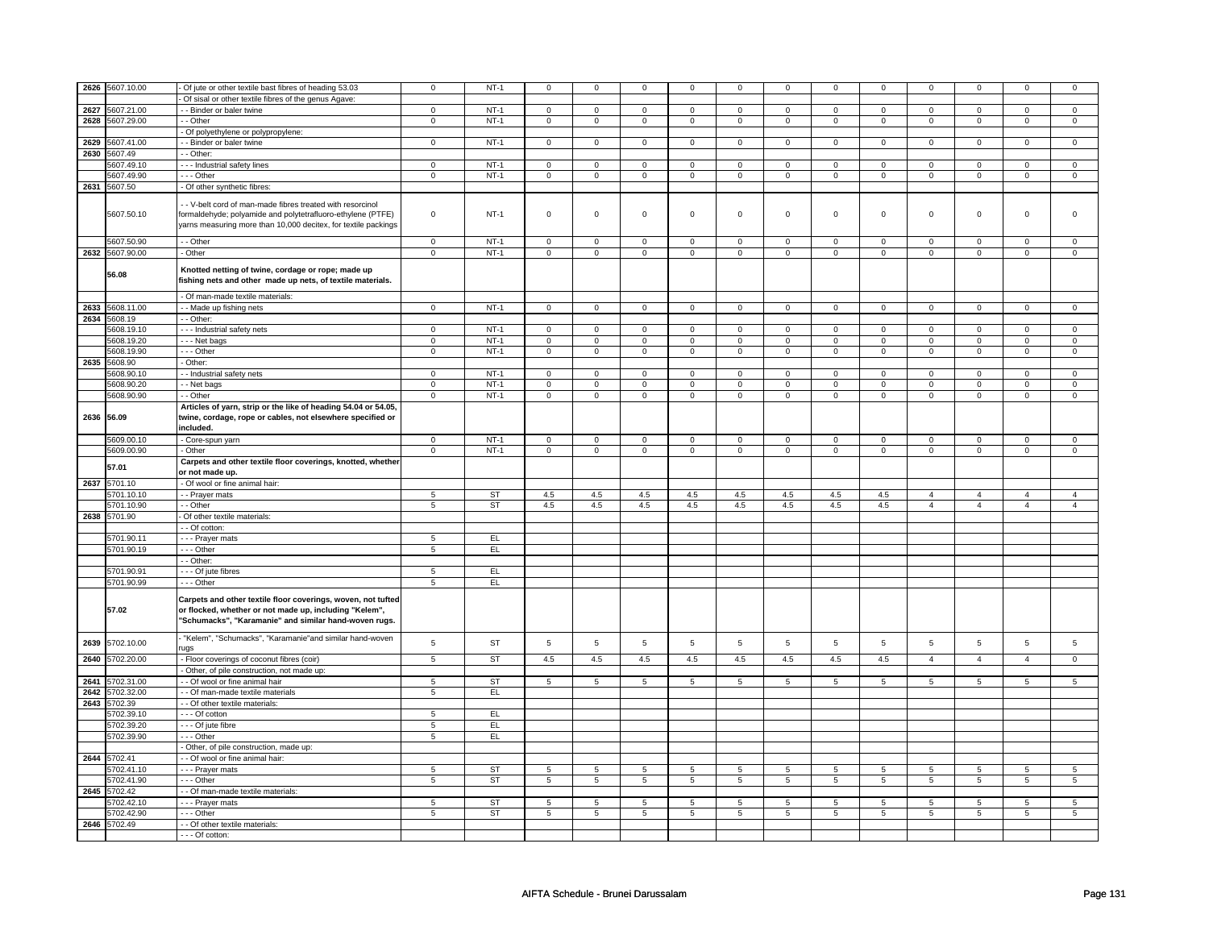| 2626 | 5607.10.00 | - Of jute or other textile bast fibres of heading 53.03 | 0 | NT-1 | 0 | 0 | 0 | 0 | 0 | 0 | 0 | 0 | 0 | 0 | 0 | 0 |
|---|---|---|---|---|---|---|---|---|---|---|---|---|---|---|---|---|
| | | - Of sisal or other textile fibres of the genus Agave: | | | | | | | | | | | | | | |
| 2627 | 5607.21.00 | - - Binder or baler twine | 0 | NT-1 | 0 | 0 | 0 | 0 | 0 | 0 | 0 | 0 | 0 | 0 | 0 | 0 |
| 2628 | 5607.29.00 | - - Other | 0 | NT-1 | 0 | 0 | 0 | 0 | 0 | 0 | 0 | 0 | 0 | 0 | 0 | 0 |
| | | - Of polyethylene or polypropylene: | | | | | | | | | | | | | | |
| 2629 | 5607.41.00 | - - Binder or baler twine | 0 | NT-1 | 0 | 0 | 0 | 0 | 0 | 0 | 0 | 0 | 0 | 0 | 0 | 0 |
| 2630 | 5607.49 | - - Other: | | | | | | | | | | | | | | |
| | 5607.49.10 | - - - Industrial safety lines | 0 | NT-1 | 0 | 0 | 0 | 0 | 0 | 0 | 0 | 0 | 0 | 0 | 0 | 0 |
| | 5607.49.90 | - - - Other | 0 | NT-1 | 0 | 0 | 0 | 0 | 0 | 0 | 0 | 0 | 0 | 0 | 0 | 0 |
| 2631 | 5607.50 | - Of other synthetic fibres: | | | | | | | | | | | | | | |
| | 5607.50.10 | - - V-belt cord of man-made fibres treated with resorcinol formaldehyde; polyamide and polytetrafluoro-ethylene (PTFE) yarns measuring more than 10,000 decitex, for textile packings | 0 | NT-1 | 0 | 0 | 0 | 0 | 0 | 0 | 0 | 0 | 0 | 0 | 0 | 0 |
| | 5607.50.90 | - - Other | 0 | NT-1 | 0 | 0 | 0 | 0 | 0 | 0 | 0 | 0 | 0 | 0 | 0 | 0 |
| 2632 | 5607.90.00 | - Other | 0 | NT-1 | 0 | 0 | 0 | 0 | 0 | 0 | 0 | 0 | 0 | 0 | 0 | 0 |
| | **56.08** | **Knotted netting of twine, cordage or rope; made up fishing nets and other made up nets, of textile materials.** | | | | | | | | | | | | | | |
| | | - Of man-made textile materials: | | | | | | | | | | | | | | |
| 2633 | 5608.11.00 | - - Made up fishing nets | 0 | NT-1 | 0 | 0 | 0 | 0 | 0 | 0 | 0 | 0 | 0 | 0 | 0 | 0 |
| 2634 | 5608.19 | - - Other: | | | | | | | | | | | | | | |
| | 5608.19.10 | - - - Industrial safety nets | 0 | NT-1 | 0 | 0 | 0 | 0 | 0 | 0 | 0 | 0 | 0 | 0 | 0 | 0 |
| | 5608.19.20 | - - - Net bags | 0 | NT-1 | 0 | 0 | 0 | 0 | 0 | 0 | 0 | 0 | 0 | 0 | 0 | 0 |
| | 5608.19.90 | - - - Other | 0 | NT-1 | 0 | 0 | 0 | 0 | 0 | 0 | 0 | 0 | 0 | 0 | 0 | 0 |
| 2635 | 5608.90 | - Other: | | | | | | | | | | | | | | |
| | 5608.90.10 | - - Industrial safety nets | 0 | NT-1 | 0 | 0 | 0 | 0 | 0 | 0 | 0 | 0 | 0 | 0 | 0 | 0 |
| | 5608.90.20 | - - Net bags | 0 | NT-1 | 0 | 0 | 0 | 0 | 0 | 0 | 0 | 0 | 0 | 0 | 0 | 0 |
| | 5608.90.90 | - - Other | 0 | NT-1 | 0 | 0 | 0 | 0 | 0 | 0 | 0 | 0 | 0 | 0 | 0 | 0 |
| 2636 | **56.09** | **Articles of yarn, strip or the like of heading 54.04 or 54.05, twine, cordage, rope or cables, not elsewhere specified or included.** | | | | | | | | | | | | | | |
| | 5609.00.10 | - Core-spun yarn | 0 | NT-1 | 0 | 0 | 0 | 0 | 0 | 0 | 0 | 0 | 0 | 0 | 0 | 0 |
| | 5609.00.90 | - Other | 0 | NT-1 | 0 | 0 | 0 | 0 | 0 | 0 | 0 | 0 | 0 | 0 | 0 | 0 |
| | **57.01** | **Carpets and other textile floor coverings, knotted, whether or not made up.** | | | | | | | | | | | | | | |
| 2637 | 5701.10 | - Of wool or fine animal hair: | | | | | | | | | | | | | | |
| | 5701.10.10 | - - Prayer mats | 5 | ST | 4.5 | 4.5 | 4.5 | 4.5 | 4.5 | 4.5 | 4.5 | 4.5 | 4 | 4 | 4 | 4 |
| | 5701.10.90 | - - Other | 5 | ST | 4.5 | 4.5 | 4.5 | 4.5 | 4.5 | 4.5 | 4.5 | 4.5 | 4 | 4 | 4 | 4 |
| 2638 | 5701.90 | - Of other textile materials: | | | | | | | | | | | | | | |
| | | - - Of cotton: | | | | | | | | | | | | | | |
| | 5701.90.11 | - - - Prayer mats | 5 | EL | | | | | | | | | | | | |
| | 5701.90.19 | - - - Other | 5 | EL | | | | | | | | | | | | |
| | | - - Other: | | | | | | | | | | | | | | |
| | 5701.90.91 | - - - Of jute fibres | 5 | EL | | | | | | | | | | | | |
| | 5701.90.99 | - - - Other | 5 | EL | | | | | | | | | | | | |
| | **57.02** | **Carpets and other textile floor coverings, woven, not tufted or flocked, whether or not made up, including "Kelem", "Schumacks", "Karamanie" and similar hand-woven rugs.** | | | | | | | | | | | | | | |
| 2639 | 5702.10.00 | - "Kelem", "Schumacks", "Karamanie"and similar hand-woven rugs | 5 | ST | 5 | 5 | 5 | 5 | 5 | 5 | 5 | 5 | 5 | 5 | 5 | 5 |
| 2640 | 5702.20.00 | - Floor coverings of coconut fibres (coir) | 5 | ST | 4.5 | 4.5 | 4.5 | 4.5 | 4.5 | 4.5 | 4.5 | 4.5 | 4 | 4 | 4 | 0 |
| | | - Other, of pile construction, not made up: | | | | | | | | | | | | | | |
| 2641 | 5702.31.00 | - - Of wool or fine animal hair | 5 | ST | 5 | 5 | 5 | 5 | 5 | 5 | 5 | 5 | 5 | 5 | 5 | 5 |
| 2642 | 5702.32.00 | - - Of man-made textile materials | 5 | EL | | | | | | | | | | | | |
| 2643 | 5702.39 | - - Of other textile materials: | | | | | | | | | | | | | | |
| | 5702.39.10 | - - - Of cotton | 5 | EL | | | | | | | | | | | | |
| | 5702.39.20 | - - - Of jute fibre | 5 | EL | | | | | | | | | | | | |
| | 5702.39.90 | - - - Other | 5 | EL | | | | | | | | | | | | |
| | | - Other, of pile construction, made up: | | | | | | | | | | | | | | |
| 2644 | 5702.41 | - - Of wool or fine animal hair: | | | | | | | | | | | | | | |
| | 5702.41.10 | - - - Prayer mats | 5 | ST | 5 | 5 | 5 | 5 | 5 | 5 | 5 | 5 | 5 | 5 | 5 | 5 |
| | 5702.41.90 | - - - Other | 5 | ST | 5 | 5 | 5 | 5 | 5 | 5 | 5 | 5 | 5 | 5 | 5 | 5 |
| 2645 | 5702.42 | - - Of man-made textile materials: | | | | | | | | | | | | | | |
| | 5702.42.10 | - - - Prayer mats | 5 | ST | 5 | 5 | 5 | 5 | 5 | 5 | 5 | 5 | 5 | 5 | 5 | 5 |
| | 5702.42.90 | - - - Other | 5 | ST | 5 | 5 | 5 | 5 | 5 | 5 | 5 | 5 | 5 | 5 | 5 | 5 |
| 2646 | 5702.49 | - - Of other textile materials: | | | | | | | | | | | | | | |
| | | - - - Of cotton: | | | | | | | | | | | | | | |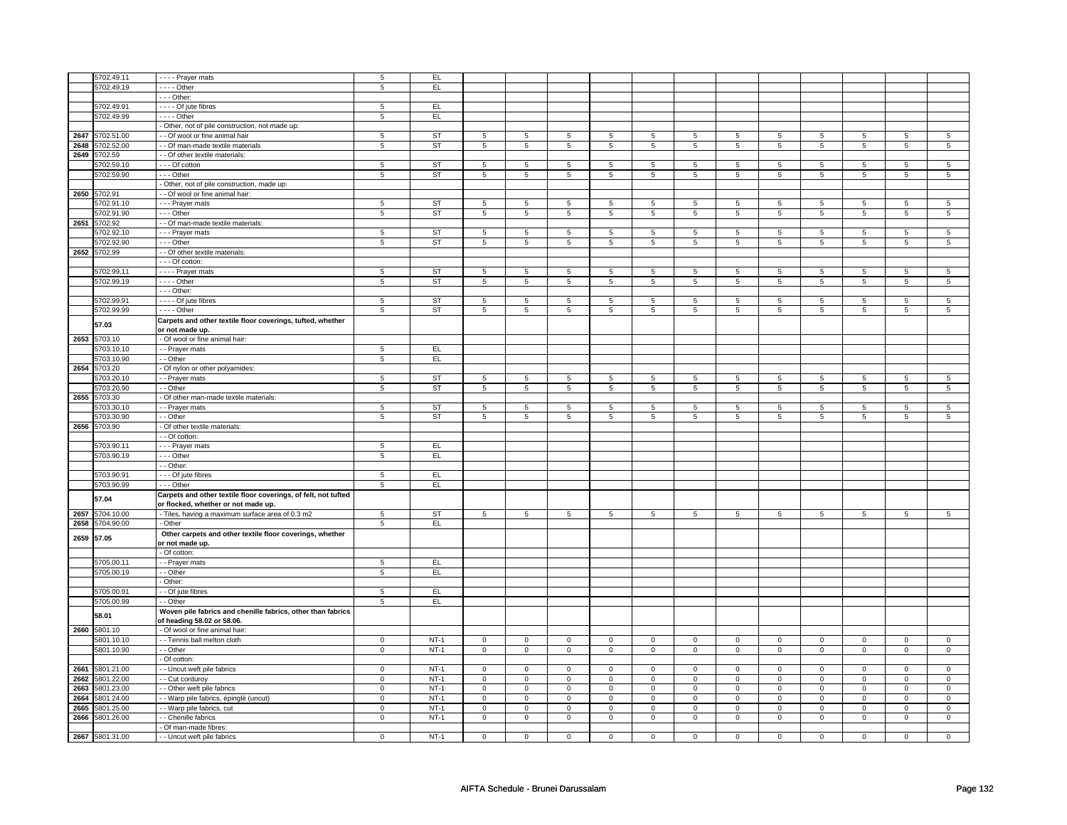| | | | | | | | | | | | | | | | | | |
|---|---|---|---|---|---|---|---|---|---|---|---|---|---|---|---|---|---|
| | 5702.49.11 | - - - - Prayer mats | 5 | EL | | | | | | | | | | | | | |
| | 5702.49.19 | - - - - Other | 5 | EL | | | | | | | | | | | | | |
| | | - - - Other: | | | | | | | | | | | | | | | |
| | 5702.49.91 | - - - - Of jute fibres | 5 | EL | | | | | | | | | | | | | |
| | 5702.49.99 | - - - - Other | 5 | EL | | | | | | | | | | | | | |
| | | - Other, not of pile construction, not made up: | | | | | | | | | | | | | | | |
| 2647 | 5702.51.00 | - - Of wool or fine animal hair | 5 | ST | 5 | 5 | 5 | 5 | 5 | 5 | 5 | 5 | 5 | 5 | 5 | 5 |
| 2648 | 5702.52.00 | - - Of man-made textile materials | 5 | ST | 5 | 5 | 5 | 5 | 5 | 5 | 5 | 5 | 5 | 5 | 5 | 5 |
| 2649 | 5702.59 | - - Of other textile materials: | | | | | | | | | | | | | | | |
| | 5702.59.10 | - - - Of cotton | 5 | ST | 5 | 5 | 5 | 5 | 5 | 5 | 5 | 5 | 5 | 5 | 5 | 5 |
| | 5702.59.90 | - - - Other | 5 | ST | 5 | 5 | 5 | 5 | 5 | 5 | 5 | 5 | 5 | 5 | 5 | 5 |
| | | - Other, not of pile construction, made up: | | | | | | | | | | | | | | | |
| 2650 | 5702.91 | - - Of wool or fine animal hair: | | | | | | | | | | | | | | | |
| | 5702.91.10 | - - - Prayer mats | 5 | ST | 5 | 5 | 5 | 5 | 5 | 5 | 5 | 5 | 5 | 5 | 5 | 5 |
| | 5702.91.90 | - - - Other | 5 | ST | 5 | 5 | 5 | 5 | 5 | 5 | 5 | 5 | 5 | 5 | 5 | 5 |
| 2651 | 5702.92 | - - Of man-made textile materials: | | | | | | | | | | | | | | | |
| | 5702.92.10 | - - - Prayer mats | 5 | ST | 5 | 5 | 5 | 5 | 5 | 5 | 5 | 5 | 5 | 5 | 5 | 5 |
| | 5702.92.90 | - - - Other | 5 | ST | 5 | 5 | 5 | 5 | 5 | 5 | 5 | 5 | 5 | 5 | 5 | 5 |
| 2652 | 5702.99 | - - Of other textile materials: | | | | | | | | | | | | | | | |
| | | - - - Of cotton: | | | | | | | | | | | | | | | |
| | 5702.99.11 | - - - - Prayer mats | 5 | ST | 5 | 5 | 5 | 5 | 5 | 5 | 5 | 5 | 5 | 5 | 5 | 5 |
| | 5702.99.19 | - - - - Other | 5 | ST | 5 | 5 | 5 | 5 | 5 | 5 | 5 | 5 | 5 | 5 | 5 | 5 |
| | | - - - Other: | | | | | | | | | | | | | | | |
| | 5702.99.91 | - - - - Of jute fibres | 5 | ST | 5 | 5 | 5 | 5 | 5 | 5 | 5 | 5 | 5 | 5 | 5 | 5 |
| | 5702.99.99 | - - - - Other | 5 | ST | 5 | 5 | 5 | 5 | 5 | 5 | 5 | 5 | 5 | 5 | 5 | 5 |
| | **57.03** | **Carpets and other textile floor coverings, tufted, whether or not made up.** | | | | | | | | | | | | | | | |
| 2653 | 5703.10 | - Of wool or fine animal hair: | | | | | | | | | | | | | | | |
| | 5703.10.10 | - - Prayer mats | 5 | EL | | | | | | | | | | | | | |
| | 5703.10.90 | - - Other | 5 | EL | | | | | | | | | | | | | |
| 2654 | 5703.20 | - Of nylon or other polyamides: | | | | | | | | | | | | | | | |
| | 5703.20.10 | - - Prayer mats | 5 | ST | 5 | 5 | 5 | 5 | 5 | 5 | 5 | 5 | 5 | 5 | 5 | 5 |
| | 5703.20.90 | - - Other | 5 | ST | 5 | 5 | 5 | 5 | 5 | 5 | 5 | 5 | 5 | 5 | 5 | 5 |
| 2655 | 5703.30 | - Of other man-made textile materials: | | | | | | | | | | | | | | | |
| | 5703.30.10 | - - Prayer mats | 5 | ST | 5 | 5 | 5 | 5 | 5 | 5 | 5 | 5 | 5 | 5 | 5 | 5 |
| | 5703.30.90 | - - Other | 5 | ST | 5 | 5 | 5 | 5 | 5 | 5 | 5 | 5 | 5 | 5 | 5 | 5 |
| 2656 | 5703.90 | - Of other textile materials: | | | | | | | | | | | | | | | |
| | | - - Of cotton: | | | | | | | | | | | | | | | |
| | 5703.90.11 | - - - Prayer mats | 5 | EL | | | | | | | | | | | | | |
| | 5703.90.19 | - - - Other | 5 | EL | | | | | | | | | | | | | |
| | | - - Other: | | | | | | | | | | | | | | | |
| | 5703.90.91 | - - - Of jute fibres | 5 | EL | | | | | | | | | | | | | |
| | 5703.90.99 | - - - Other | 5 | EL | | | | | | | | | | | | | |
| | **57.04** | **Carpets and other textile floor coverings, of felt, not tufted or flocked, whether or not made up.** | | | | | | | | | | | | | | | |
| 2657 | 5704.10.00 | - Tiles, having a maximum surface area of 0.3 m2 | 5 | ST | 5 | 5 | 5 | 5 | 5 | 5 | 5 | 5 | 5 | 5 | 5 | 5 |
| 2658 | 5704.90.00 | - Other | 5 | EL | | | | | | | | | | | | | |
| 2659 | **57.05** | **Other carpets and other textile floor coverings, whether or not made up.** | | | | | | | | | | | | | | | |
| | | - Of cotton: | | | | | | | | | | | | | | | |
| | 5705.00.11 | - - Prayer mats | 5 | EL | | | | | | | | | | | | | |
| | 5705.00.19 | - - Other | 5 | EL | | | | | | | | | | | | | |
| | | - Other: | | | | | | | | | | | | | | | |
| | 5705.00.91 | - - Of jute fibres | 5 | EL | | | | | | | | | | | | | |
| | 5705.00.99 | - - Other | 5 | EL | | | | | | | | | | | | | |
| | **58.01** | **Woven pile fabrics and chenille fabrics, other than fabrics of heading 58.02 or 58.06.** | | | | | | | | | | | | | | | |
| 2660 | 5801.10 | - Of wool or fine animal hair: | | | | | | | | | | | | | | | |
| | 5801.10.10 | - - Tennis ball melton cloth | 0 | NT-1 | 0 | 0 | 0 | 0 | 0 | 0 | 0 | 0 | 0 | 0 | 0 | 0 |
| | 5801.10.90 | - - Other | 0 | NT-1 | 0 | 0 | 0 | 0 | 0 | 0 | 0 | 0 | 0 | 0 | 0 | 0 |
| | | - Of cotton: | | | | | | | | | | | | | | | |
| 2661 | 5801.21.00 | - - Uncut weft pile fabrics | 0 | NT-1 | 0 | 0 | 0 | 0 | 0 | 0 | 0 | 0 | 0 | 0 | 0 | 0 |
| 2662 | 5801.22.00 | - - Cut corduroy | 0 | NT-1 | 0 | 0 | 0 | 0 | 0 | 0 | 0 | 0 | 0 | 0 | 0 | 0 |
| 2663 | 5801.23.00 | - - Other weft pile fabrics | 0 | NT-1 | 0 | 0 | 0 | 0 | 0 | 0 | 0 | 0 | 0 | 0 | 0 | 0 |
| 2664 | 5801.24.00 | - - Warp pile fabrics, épinglé (uncut) | 0 | NT-1 | 0 | 0 | 0 | 0 | 0 | 0 | 0 | 0 | 0 | 0 | 0 | 0 |
| 2665 | 5801.25.00 | - - Warp pile fabrics, cut | 0 | NT-1 | 0 | 0 | 0 | 0 | 0 | 0 | 0 | 0 | 0 | 0 | 0 | 0 |
| 2666 | 5801.26.00 | - - Chenille fabrics | 0 | NT-1 | 0 | 0 | 0 | 0 | 0 | 0 | 0 | 0 | 0 | 0 | 0 | 0 |
| | | - Of man-made fibres: | | | | | | | | | | | | | | | |
| 2667 | 5801.31.00 | - - Uncut weft pile fabrics | 0 | NT-1 | 0 | 0 | 0 | 0 | 0 | 0 | 0 | 0 | 0 | 0 | 0 | 0 |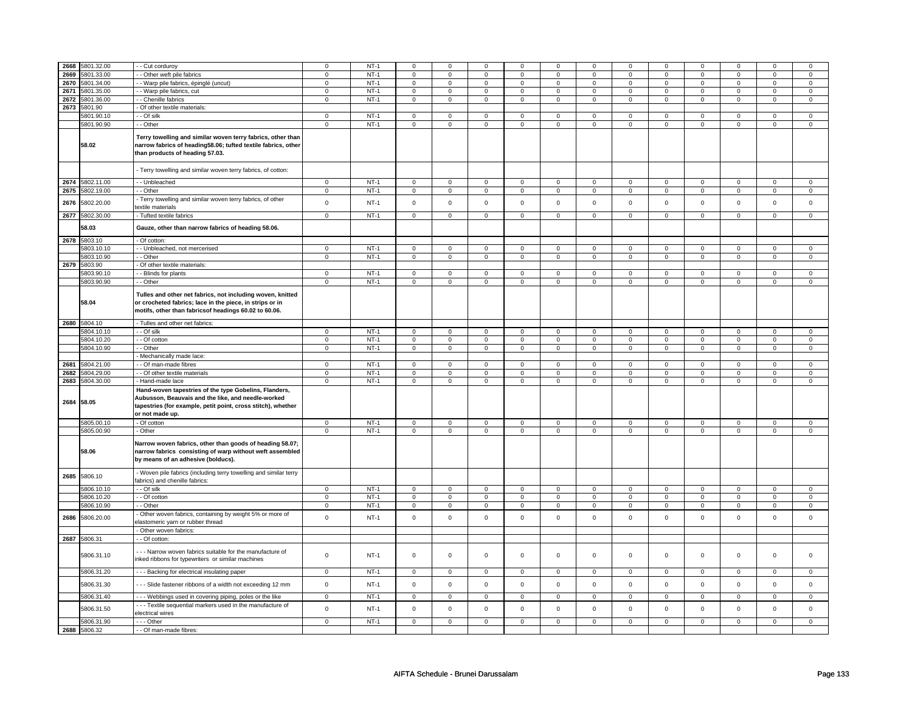| | | | | | | | | | | | | | | | | |
|---|---|---|---|---|---|---|---|---|---|---|---|---|---|---|---|---|
| 2668 | 5801.32.00 | - - Cut corduroy | 0 | NT-1 | 0 | 0 | 0 | 0 | 0 | 0 | 0 | 0 | 0 | 0 | 0 | 0 |
| 2669 | 5801.33.00 | - - Other weft pile fabrics | 0 | NT-1 | 0 | 0 | 0 | 0 | 0 | 0 | 0 | 0 | 0 | 0 | 0 | 0 |
| 2670 | 5801.34.00 | - - Warp pile fabrics, épinglé (uncut) | 0 | NT-1 | 0 | 0 | 0 | 0 | 0 | 0 | 0 | 0 | 0 | 0 | 0 | 0 |
| 2671 | 5801.35.00 | - - Warp pile fabrics, cut | 0 | NT-1 | 0 | 0 | 0 | 0 | 0 | 0 | 0 | 0 | 0 | 0 | 0 | 0 |
| 2672 | 5801.36.00 | - - Chenille fabrics | 0 | NT-1 | 0 | 0 | 0 | 0 | 0 | 0 | 0 | 0 | 0 | 0 | 0 | 0 |
| 2673 | 5801.90 | - Of other textile materials: | | | | | | | | | | | | | | |
| | 5801.90.10 | - - Of silk | 0 | NT-1 | 0 | 0 | 0 | 0 | 0 | 0 | 0 | 0 | 0 | 0 | 0 | 0 |
| | 5801.90.90 | - - Other | 0 | NT-1 | 0 | 0 | 0 | 0 | 0 | 0 | 0 | 0 | 0 | 0 | 0 | 0 |
| | **58.02** | **Terry towelling and similar woven terry fabrics, other than narrow fabrics of heading58.06; tufted textile fabrics, other than products of heading 57.03.** | | | | | | | | | | | | | | |
| | | - Terry towelling and similar woven terry fabrics, of cotton: | | | | | | | | | | | | | | |
| 2674 | 5802.11.00 | - - Unbleached | 0 | NT-1 | 0 | 0 | 0 | 0 | 0 | 0 | 0 | 0 | 0 | 0 | 0 | 0 |
| 2675 | 5802.19.00 | - - Other | 0 | NT-1 | 0 | 0 | 0 | 0 | 0 | 0 | 0 | 0 | 0 | 0 | 0 | 0 |
| 2676 | 5802.20.00 | - Terry towelling and similar woven terry fabrics, of other textile materials | 0 | NT-1 | 0 | 0 | 0 | 0 | 0 | 0 | 0 | 0 | 0 | 0 | 0 | 0 |
| 2677 | 5802.30.00 | - Tufted textile fabrics | 0 | NT-1 | 0 | 0 | 0 | 0 | 0 | 0 | 0 | 0 | 0 | 0 | 0 | 0 |
| | **58.03** | **Gauze, other than narrow fabrics of heading 58.06.** | | | | | | | | | | | | | | |
| 2678 | 5803.10 | - Of cotton: | | | | | | | | | | | | | | |
| | 5803.10.10 | - - Unbleached, not mercerised | 0 | NT-1 | 0 | 0 | 0 | 0 | 0 | 0 | 0 | 0 | 0 | 0 | 0 | 0 |
| | 5803.10.90 | - - Other | 0 | NT-1 | 0 | 0 | 0 | 0 | 0 | 0 | 0 | 0 | 0 | 0 | 0 | 0 |
| 2679 | 5803.90 | - Of other textile materials: | | | | | | | | | | | | | | |
| | 5803.90.10 | - - Blinds for plants | 0 | NT-1 | 0 | 0 | 0 | 0 | 0 | 0 | 0 | 0 | 0 | 0 | 0 | 0 |
| | 5803.90.90 | - - Other | 0 | NT-1 | 0 | 0 | 0 | 0 | 0 | 0 | 0 | 0 | 0 | 0 | 0 | 0 |
| | **58.04** | **Tulles and other net fabrics, not including woven, knitted or crocheted fabrics; lace in the piece, in strips or in motifs, other than fabricsof headings 60.02 to 60.06.** | | | | | | | | | | | | | | |
| 2680 | 5804.10 | - Tulles and other net fabrics: | | | | | | | | | | | | | | |
| | 5804.10.10 | - - Of silk | 0 | NT-1 | 0 | 0 | 0 | 0 | 0 | 0 | 0 | 0 | 0 | 0 | 0 | 0 |
| | 5804.10.20 | - - Of cotton | 0 | NT-1 | 0 | 0 | 0 | 0 | 0 | 0 | 0 | 0 | 0 | 0 | 0 | 0 |
| | 5804.10.90 | - - Other | 0 | NT-1 | 0 | 0 | 0 | 0 | 0 | 0 | 0 | 0 | 0 | 0 | 0 | 0 |
| | | - Mechanically made lace: | | | | | | | | | | | | | | |
| 2681 | 5804.21.00 | - - Of man-made fibres | 0 | NT-1 | 0 | 0 | 0 | 0 | 0 | 0 | 0 | 0 | 0 | 0 | 0 | 0 |
| 2682 | 5804.29.00 | - - Of other textile materials | 0 | NT-1 | 0 | 0 | 0 | 0 | 0 | 0 | 0 | 0 | 0 | 0 | 0 | 0 |
| 2683 | 5804.30.00 | - Hand-made lace | 0 | NT-1 | 0 | 0 | 0 | 0 | 0 | 0 | 0 | 0 | 0 | 0 | 0 | 0 |
| 2684 | 58.05 | **Hand-woven tapestries of the type Gobelins, Flanders, Aubusson, Beauvais and the like, and needle-worked tapestries (for example, petit point, cross stitch), whether or not made up.** | | | | | | | | | | | | | | |
| | 5805.00.10 | - Of cotton | 0 | NT-1 | 0 | 0 | 0 | 0 | 0 | 0 | 0 | 0 | 0 | 0 | 0 | 0 |
| | 5805.00.90 | - Other | 0 | NT-1 | 0 | 0 | 0 | 0 | 0 | 0 | 0 | 0 | 0 | 0 | 0 | 0 |
| | **58.06** | **Narrow woven fabrics, other than goods of heading 58.07; narrow fabrics consisting of warp without weft assembled by means of an adhesive (bolducs).** | | | | | | | | | | | | | | |
| 2685 | 5806.10 | - Woven pile fabrics (including terry towelling and similar terry fabrics) and chenille fabrics: | | | | | | | | | | | | | | |
| | 5806.10.10 | - - Of silk | 0 | NT-1 | 0 | 0 | 0 | 0 | 0 | 0 | 0 | 0 | 0 | 0 | 0 | 0 |
| | 5806.10.20 | - - Of cotton | 0 | NT-1 | 0 | 0 | 0 | 0 | 0 | 0 | 0 | 0 | 0 | 0 | 0 | 0 |
| | 5806.10.90 | - - Other | 0 | NT-1 | 0 | 0 | 0 | 0 | 0 | 0 | 0 | 0 | 0 | 0 | 0 | 0 |
| 2686 | 5806.20.00 | - Other woven fabrics, containing by weight 5% or more of elastomeric yarn or rubber thread | 0 | NT-1 | 0 | 0 | 0 | 0 | 0 | 0 | 0 | 0 | 0 | 0 | 0 | 0 |
| | | - Other woven fabrics: | | | | | | | | | | | | | | |
| 2687 | 5806.31 | - - Of cotton: | | | | | | | | | | | | | | |
| | 5806.31.10 | - - - Narrow woven fabrics suitable for the manufacture of inked ribbons for typewriters or similar machines | 0 | NT-1 | 0 | 0 | 0 | 0 | 0 | 0 | 0 | 0 | 0 | 0 | 0 | 0 |
| | 5806.31.20 | - - - Backing for electrical insulating paper | 0 | NT-1 | 0 | 0 | 0 | 0 | 0 | 0 | 0 | 0 | 0 | 0 | 0 | 0 |
| | 5806.31.30 | - - - Slide fastener ribbons of a width not exceeding 12 mm | 0 | NT-1 | 0 | 0 | 0 | 0 | 0 | 0 | 0 | 0 | 0 | 0 | 0 | 0 |
| | 5806.31.40 | - - - Webbings used in covering piping, poles or the like | 0 | NT-1 | 0 | 0 | 0 | 0 | 0 | 0 | 0 | 0 | 0 | 0 | 0 | 0 |
| | 5806.31.50 | - - - Textile sequential markers used in the manufacture of electrical wires | 0 | NT-1 | 0 | 0 | 0 | 0 | 0 | 0 | 0 | 0 | 0 | 0 | 0 | 0 |
| | 5806.31.90 | - - - Other | 0 | NT-1 | 0 | 0 | 0 | 0 | 0 | 0 | 0 | 0 | 0 | 0 | 0 | 0 |
| 2688 | 5806.32 | - - Of man-made fibres: | | | | | | | | | | | | | | |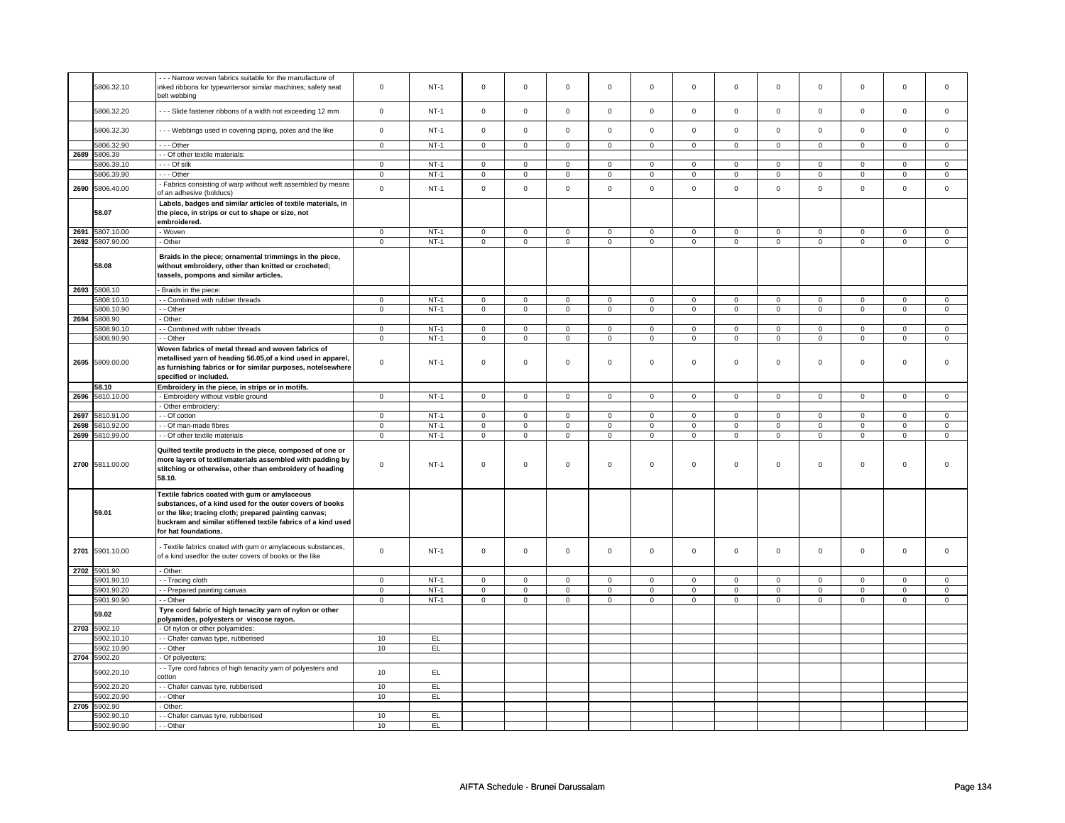| | | | | | | | | | | | | | | | | |
|---|---|---|---|---|---|---|---|---|---|---|---|---|---|---|---|---|
| | 5806.32.10 | - - - Narrow woven fabrics suitable for the manufacture of inked ribbons for typewritersor similar machines; safety seat belt webbing | 0 | NT-1 | 0 | 0 | 0 | 0 | 0 | 0 | 0 | 0 | 0 | 0 | 0 | 0 |
| | 5806.32.20 | - - - Slide fastener ribbons of a width not exceeding 12 mm | 0 | NT-1 | 0 | 0 | 0 | 0 | 0 | 0 | 0 | 0 | 0 | 0 | 0 | 0 |
| | 5806.32.30 | - - - Webbings used in covering piping, poles and the like | 0 | NT-1 | 0 | 0 | 0 | 0 | 0 | 0 | 0 | 0 | 0 | 0 | 0 | 0 |
| | 5806.32.90 | - - - Other | 0 | NT-1 | 0 | 0 | 0 | 0 | 0 | 0 | 0 | 0 | 0 | 0 | 0 | 0 |
| 2689 | 5806.39 | - - Of other textile materials: | | | | | | | | | | | | | | |
| | 5806.39.10 | - - - Of silk | 0 | NT-1 | 0 | 0 | 0 | 0 | 0 | 0 | 0 | 0 | 0 | 0 | 0 | 0 |
| | 5806.39.90 | - - - Other | 0 | NT-1 | 0 | 0 | 0 | 0 | 0 | 0 | 0 | 0 | 0 | 0 | 0 | 0 |
| 2690 | 5806.40.00 | - Fabrics consisting of warp without weft assembled by means of an adhesive (bolducs) | 0 | NT-1 | 0 | 0 | 0 | 0 | 0 | 0 | 0 | 0 | 0 | 0 | 0 | 0 |
| | **58.07** | **Labels, badges and similar articles of textile materials, in the piece, in strips or cut to shape or size, not embroidered.** | | | | | | | | | | | | | | |
| 2691 | 5807.10.00 | - Woven | 0 | NT-1 | 0 | 0 | 0 | 0 | 0 | 0 | 0 | 0 | 0 | 0 | 0 | 0 |
| 2692 | 5807.90.00 | - Other | 0 | NT-1 | 0 | 0 | 0 | 0 | 0 | 0 | 0 | 0 | 0 | 0 | 0 | 0 |
| | **58.08** | **Braids in the piece; ornamental trimmings in the piece, without embroidery, other than knitted or crocheted; tassels, pompons and similar articles.** | | | | | | | | | | | | | | |
| 2693 | 5808.10 | - Braids in the piece: | | | | | | | | | | | | | | |
| | 5808.10.10 | - - Combined with rubber threads | 0 | NT-1 | 0 | 0 | 0 | 0 | 0 | 0 | 0 | 0 | 0 | 0 | 0 | 0 |
| | 5808.10.90 | - - Other | 0 | NT-1 | 0 | 0 | 0 | 0 | 0 | 0 | 0 | 0 | 0 | 0 | 0 | 0 |
| 2694 | 5808.90 | - Other: | | | | | | | | | | | | | | |
| | 5808.90.10 | - - Combined with rubber threads | 0 | NT-1 | 0 | 0 | 0 | 0 | 0 | 0 | 0 | 0 | 0 | 0 | 0 | 0 |
| | 5808.90.90 | - - Other | 0 | NT-1 | 0 | 0 | 0 | 0 | 0 | 0 | 0 | 0 | 0 | 0 | 0 | 0 |
| 2695 | 5809.00.00 | **Woven fabrics of metal thread and woven fabrics of metallised yarn of heading 56.05,of a kind used in apparel, as furnishing fabrics or for similar purposes, notelsewhere specified or included.** | 0 | NT-1 | 0 | 0 | 0 | 0 | 0 | 0 | 0 | 0 | 0 | 0 | 0 | 0 |
| | **58.10** | **Embroidery in the piece, in strips or in motifs.** | | | | | | | | | | | | | | |
| 2696 | 5810.10.00 | - Embroidery without visible ground | 0 | NT-1 | 0 | 0 | 0 | 0 | 0 | 0 | 0 | 0 | 0 | 0 | 0 | 0 |
| | | - Other embroidery: | | | | | | | | | | | | | | |
| 2697 | 5810.91.00 | - - Of cotton | 0 | NT-1 | 0 | 0 | 0 | 0 | 0 | 0 | 0 | 0 | 0 | 0 | 0 | 0 |
| 2698 | 5810.92.00 | - - Of man-made fibres | 0 | NT-1 | 0 | 0 | 0 | 0 | 0 | 0 | 0 | 0 | 0 | 0 | 0 | 0 |
| 2699 | 5810.99.00 | - - Of other textile materials | 0 | NT-1 | 0 | 0 | 0 | 0 | 0 | 0 | 0 | 0 | 0 | 0 | 0 | 0 |
| 2700 | 5811.00.00 | **Quilted textile products in the piece, composed of one or more layers of textilematerials assembled with padding by stitching or otherwise, other than embroidery of heading 58.10.** | 0 | NT-1 | 0 | 0 | 0 | 0 | 0 | 0 | 0 | 0 | 0 | 0 | 0 | 0 |
| | **59.01** | **Textile fabrics coated with gum or amylaceous substances, of a kind used for the outer covers of books or the like; tracing cloth; prepared painting canvas; buckram and similar stiffened textile fabrics of a kind used for hat foundations.** | | | | | | | | | | | | | | |
| 2701 | 5901.10.00 | - Textile fabrics coated with gum or amylaceous substances, of a kind usedfor the outer covers of books or the like | 0 | NT-1 | 0 | 0 | 0 | 0 | 0 | 0 | 0 | 0 | 0 | 0 | 0 | 0 |
| 2702 | 5901.90 | - Other: | | | | | | | | | | | | | | |
| | 5901.90.10 | - - Tracing cloth | 0 | NT-1 | 0 | 0 | 0 | 0 | 0 | 0 | 0 | 0 | 0 | 0 | 0 | 0 |
| | 5901.90.20 | - - Prepared painting canvas | 0 | NT-1 | 0 | 0 | 0 | 0 | 0 | 0 | 0 | 0 | 0 | 0 | 0 | 0 |
| | 5901.90.90 | - - Other | 0 | NT-1 | 0 | 0 | 0 | 0 | 0 | 0 | 0 | 0 | 0 | 0 | 0 | 0 |
| | **59.02** | **Tyre cord fabric of high tenacity yarn of nylon or other polyamides, polyesters or viscose rayon.** | | | | | | | | | | | | | | |
| 2703 | 5902.10 | - Of nylon or other polyamides: | | | | | | | | | | | | | | |
| | 5902.10.10 | - - Chafer canvas type, rubberised | 10 | EL | | | | | | | | | | | | |
| | 5902.10.90 | - - Other | 10 | EL | | | | | | | | | | | | |
| 2704 | 5902.20 | - Of polyesters: | | | | | | | | | | | | | | |
| | 5902.20.10 | - - Tyre cord fabrics of high tenacity yarn of polyesters and cotton | 10 | EL | | | | | | | | | | | | |
| | 5902.20.20 | - - Chafer canvas tyre, rubberised | 10 | EL | | | | | | | | | | | | |
| | 5902.20.90 | - - Other | 10 | EL | | | | | | | | | | | | |
| 2705 | 5902.90 | - Other: | | | | | | | | | | | | | | |
| | 5902.90.10 | - - Chafer canvas tyre, rubberised | 10 | EL | | | | | | | | | | | | |
| | 5902.90.90 | - - Other | 10 | EL | | | | | | | | | | | | |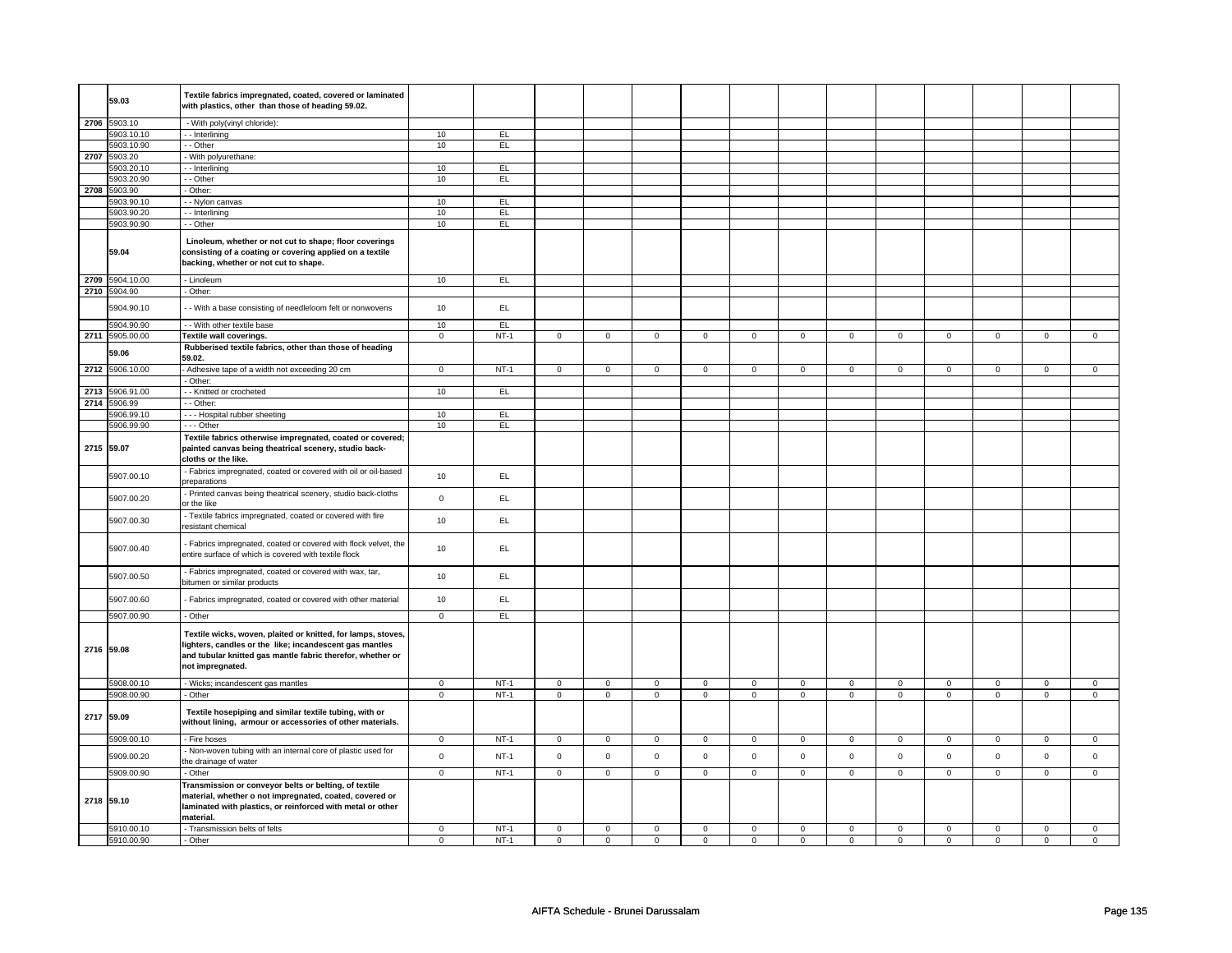| | | | | | | | | | | | | | | | | | |
|---|---|---|---|---|---|---|---|---|---|---|---|---|---|---|---|---|---|
| | **59.03** | **Textile fabrics impregnated, coated, covered or laminated with plastics, other than those of heading 59.02.** | | | | | | | | | | | | | | | |
| **2706** | 5903.10 | - With poly(vinyl chloride): | | | | | | | | | | | | | | | |
| | 5903.10.10 | - - Interlining | 10 | EL | | | | | | | | | | | | | |
| | 5903.10.90 | - - Other | 10 | EL | | | | | | | | | | | | | |
| **2707** | 5903.20 | - With polyurethane: | | | | | | | | | | | | | | | |
| | 5903.20.10 | - - Interlining | 10 | EL | | | | | | | | | | | | | |
| | 5903.20.90 | - - Other | 10 | EL | | | | | | | | | | | | | |
| **2708** | 5903.90 | - Other: | | | | | | | | | | | | | | | |
| | 5903.90.10 | - - Nylon canvas | 10 | EL | | | | | | | | | | | | | |
| | 5903.90.20 | - - Interlining | 10 | EL | | | | | | | | | | | | | |
| | 5903.90.90 | - - Other | 10 | EL | | | | | | | | | | | | | |
| | **59.04** | **Linoleum, whether or not cut to shape; floor coverings consisting of a coating or covering applied on a textile backing, whether or not cut to shape.** | | | | | | | | | | | | | | | |
| **2709** | 5904.10.00 | - Linoleum | 10 | EL | | | | | | | | | | | | | |
| **2710** | 5904.90 | - Other: | | | | | | | | | | | | | | | |
| | 5904.90.10 | - - With a base consisting of needleloom felt or nonwovens | 10 | EL | | | | | | | | | | | | | |
| | 5904.90.90 | - - With other textile base | 10 | EL | | | | | | | | | | | | | |
| **2711** | 5905.00.00 | **Textile wall coverings.** | 0 | NT-1 | 0 | 0 | 0 | 0 | 0 | 0 | 0 | 0 | 0 | 0 | 0 | 0 | |
| | **59.06** | **Rubberised textile fabrics, other than those of heading 59.02.** | | | | | | | | | | | | | | | |
| **2712** | 5906.10.00 | - Adhesive tape of a width not exceeding 20 cm | 0 | NT-1 | 0 | 0 | 0 | 0 | 0 | 0 | 0 | 0 | 0 | 0 | 0 | 0 | |
| | | - Other: | | | | | | | | | | | | | | | |
| **2713** | 5906.91.00 | - - Knitted or crocheted | 10 | EL | | | | | | | | | | | | | |
| **2714** | 5906.99 | - - Other: | | | | | | | | | | | | | | | |
| | 5906.99.10 | - - - Hospital rubber sheeting | 10 | EL | | | | | | | | | | | | | |
| | 5906.99.90 | - - - Other | 10 | EL | | | | | | | | | | | | | |
| **2715** | **59.07** | **Textile fabrics otherwise impregnated, coated or covered; painted canvas being theatrical scenery, studio back-cloths or the like.** | | | | | | | | | | | | | | | |
| | 5907.00.10 | - Fabrics impregnated, coated or covered with oil or oil-based preparations | 10 | EL | | | | | | | | | | | | | |
| | 5907.00.20 | - Printed canvas being theatrical scenery, studio back-cloths or the like | 0 | EL | | | | | | | | | | | | | |
| | 5907.00.30 | - Textile fabrics impregnated, coated or covered with fire resistant chemical | 10 | EL | | | | | | | | | | | | | |
| | 5907.00.40 | - Fabrics impregnated, coated or covered with flock velvet, the entire surface of which is covered with textile flock | 10 | EL | | | | | | | | | | | | | |
| | 5907.00.50 | - Fabrics impregnated, coated or covered with wax, tar, bitumen or similar products | 10 | EL | | | | | | | | | | | | | |
| | 5907.00.60 | - Fabrics impregnated, coated or covered with other material | 10 | EL | | | | | | | | | | | | | |
| | 5907.00.90 | - Other | 0 | EL | | | | | | | | | | | | | |
| **2716** | **59.08** | **Textile wicks, woven, plaited or knitted, for lamps, stoves, lighters, candles or the like; incandescent gas mantles and tubular knitted gas mantle fabric therefor, whether or not impregnated.** | | | | | | | | | | | | | | | |
| | 5908.00.10 | - Wicks; incandescent gas mantles | 0 | NT-1 | 0 | 0 | 0 | 0 | 0 | 0 | 0 | 0 | 0 | 0 | 0 | 0 | |
| | 5908.00.90 | - Other | 0 | NT-1 | 0 | 0 | 0 | 0 | 0 | 0 | 0 | 0 | 0 | 0 | 0 | 0 | |
| **2717** | **59.09** | **Textile hosepiping and similar textile tubing, with or without lining, armour or accessories of other materials.** | | | | | | | | | | | | | | | |
| | 5909.00.10 | - Fire hoses | 0 | NT-1 | 0 | 0 | 0 | 0 | 0 | 0 | 0 | 0 | 0 | 0 | 0 | 0 | |
| | 5909.00.20 | - Non-woven tubing with an internal core of plastic used for the drainage of water | 0 | NT-1 | 0 | 0 | 0 | 0 | 0 | 0 | 0 | 0 | 0 | 0 | 0 | 0 | |
| | 5909.00.90 | - Other | 0 | NT-1 | 0 | 0 | 0 | 0 | 0 | 0 | 0 | 0 | 0 | 0 | 0 | 0 | |
| **2718** | **59.10** | **Transmission or conveyor belts or belting, of textile material, whether o not impregnated, coated, covered or laminated with plastics, or reinforced with metal or other material.** | | | | | | | | | | | | | | | |
| | 5910.00.10 | - Transmission belts of felts | 0 | NT-1 | 0 | 0 | 0 | 0 | 0 | 0 | 0 | 0 | 0 | 0 | 0 | 0 | |
| | 5910.00.90 | - Other | 0 | NT-1 | 0 | 0 | 0 | 0 | 0 | 0 | 0 | 0 | 0 | 0 | 0 | 0 | |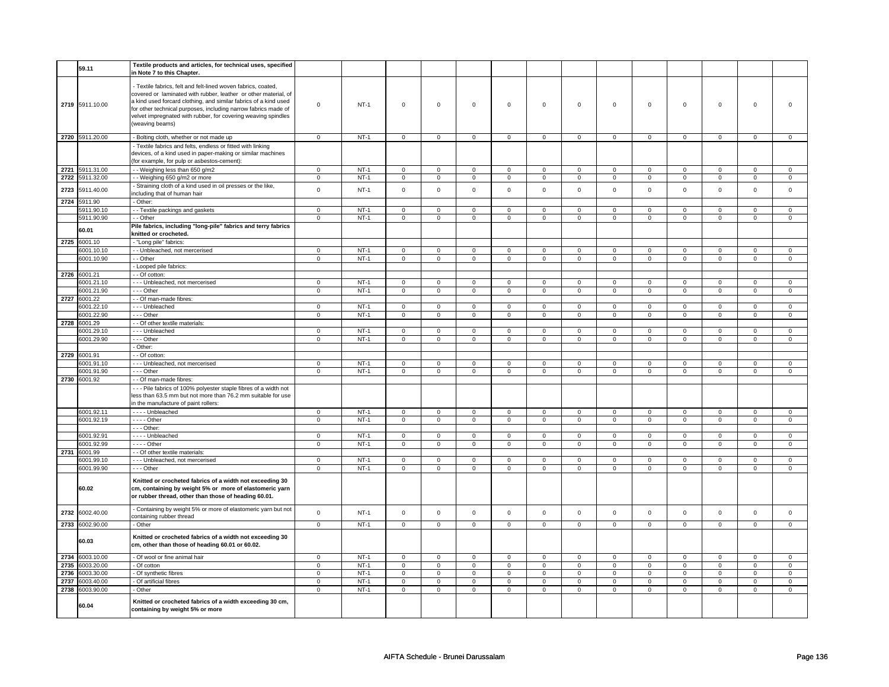| | | | | | | | | | | | | | | | |
|---|---|---|---|---|---|---|---|---|---|---|---|---|---|---|---|
| | 59.11 | **Textile products and articles, for technical uses, specified in Note 7 to this Chapter.** | | | | | | | | | | | | | |
| 2719 | 5911.10.00 | - Textile fabrics, felt and felt-lined woven fabrics, coated, covered or laminated with rubber, leather or other material, of a kind used forcard clothing, and similar fabrics of a kind used for other technical purposes, including narrow fabrics made of velvet impregnated with rubber, for covering weaving spindles (weaving beams) | 0 | NT-1 | 0 | 0 | 0 | 0 | 0 | 0 | 0 | 0 | 0 | 0 | 0 | 0 |
| 2720 | 5911.20.00 | - Bolting cloth, whether or not made up | 0 | NT-1 | 0 | 0 | 0 | 0 | 0 | 0 | 0 | 0 | 0 | 0 | 0 | 0 |
| | | - Textile fabrics and felts, endless or fitted with linking devices, of a kind used in paper-making or similar machines (for example, for pulp or asbestos-cement): | | | | | | | | | | | | | | |
| 2721 | 5911.31.00 | - - Weighing less than 650 g/m2 | 0 | NT-1 | 0 | 0 | 0 | 0 | 0 | 0 | 0 | 0 | 0 | 0 | 0 | 0 |
| 2722 | 5911.32.00 | - - Weighing 650 g/m2 or more | 0 | NT-1 | 0 | 0 | 0 | 0 | 0 | 0 | 0 | 0 | 0 | 0 | 0 | 0 |
| 2723 | 5911.40.00 | - Straining cloth of a kind used in oil presses or the like, including that of human hair | 0 | NT-1 | 0 | 0 | 0 | 0 | 0 | 0 | 0 | 0 | 0 | 0 | 0 | 0 |
| 2724 | 5911.90 | - Other: | | | | | | | | | | | | | | |
| | 5911.90.10 | - - Textile packings and gaskets | 0 | NT-1 | 0 | 0 | 0 | 0 | 0 | 0 | 0 | 0 | 0 | 0 | 0 | 0 |
| | 5911.90.90 | - - Other | 0 | NT-1 | 0 | 0 | 0 | 0 | 0 | 0 | 0 | 0 | 0 | 0 | 0 | 0 |
| | 60.01 | **Pile fabrics, including "long-pile" fabrics and terry fabrics knitted or crocheted.** | | | | | | | | | | | | | | |
| 2725 | 6001.10 | - "Long pile" fabrics: | | | | | | | | | | | | | | |
| | 6001.10.10 | - - Unbleached, not mercerised | 0 | NT-1 | 0 | 0 | 0 | 0 | 0 | 0 | 0 | 0 | 0 | 0 | 0 | 0 |
| | 6001.10.90 | - - Other | 0 | NT-1 | 0 | 0 | 0 | 0 | 0 | 0 | 0 | 0 | 0 | 0 | 0 | 0 |
| | | - Looped pile fabrics: | | | | | | | | | | | | | | |
| 2726 | 6001.21 | - - Of cotton: | | | | | | | | | | | | | | |
| | 6001.21.10 | - - - Unbleached, not mercerised | 0 | NT-1 | 0 | 0 | 0 | 0 | 0 | 0 | 0 | 0 | 0 | 0 | 0 | 0 |
| | 6001.21.90 | - - - Other | 0 | NT-1 | 0 | 0 | 0 | 0 | 0 | 0 | 0 | 0 | 0 | 0 | 0 | 0 |
| 2727 | 6001.22 | - - Of man-made fibres: | | | | | | | | | | | | | | |
| | 6001.22.10 | - - - Unbleached | 0 | NT-1 | 0 | 0 | 0 | 0 | 0 | 0 | 0 | 0 | 0 | 0 | 0 | 0 |
| | 6001.22.90 | - - - Other | 0 | NT-1 | 0 | 0 | 0 | 0 | 0 | 0 | 0 | 0 | 0 | 0 | 0 | 0 |
| 2728 | 6001.29 | - - Of other textile materials: | | | | | | | | | | | | | | |
| | 6001.29.10 | - - - Unbleached | 0 | NT-1 | 0 | 0 | 0 | 0 | 0 | 0 | 0 | 0 | 0 | 0 | 0 | 0 |
| | 6001.29.90 | - - - Other | 0 | NT-1 | 0 | 0 | 0 | 0 | 0 | 0 | 0 | 0 | 0 | 0 | 0 | 0 |
| | | - Other: | | | | | | | | | | | | | | |
| 2729 | 6001.91 | - - Of cotton: | | | | | | | | | | | | | | |
| | 6001.91.10 | - - - Unbleached, not mercerised | 0 | NT-1 | 0 | 0 | 0 | 0 | 0 | 0 | 0 | 0 | 0 | 0 | 0 | 0 |
| | 6001.91.90 | - - - Other | 0 | NT-1 | 0 | 0 | 0 | 0 | 0 | 0 | 0 | 0 | 0 | 0 | 0 | 0 |
| 2730 | 6001.92 | - - Of man-made fibres: | | | | | | | | | | | | | | |
| | | - - - Pile fabrics of 100% polyester staple fibres of a width not less than 63.5 mm but not more than 76.2 mm suitable for use in the manufacture of paint rollers: | | | | | | | | | | | | | | |
| | 6001.92.11 | - - - - Unbleached | 0 | NT-1 | 0 | 0 | 0 | 0 | 0 | 0 | 0 | 0 | 0 | 0 | 0 | 0 |
| | 6001.92.19 | - - - - Other | 0 | NT-1 | 0 | 0 | 0 | 0 | 0 | 0 | 0 | 0 | 0 | 0 | 0 | 0 |
| | | - - - Other: | | | | | | | | | | | | | | |
| | 6001.92.91 | - - - - Unbleached | 0 | NT-1 | 0 | 0 | 0 | 0 | 0 | 0 | 0 | 0 | 0 | 0 | 0 | 0 |
| | 6001.92.99 | - - - - Other | 0 | NT-1 | 0 | 0 | 0 | 0 | 0 | 0 | 0 | 0 | 0 | 0 | 0 | 0 |
| 2731 | 6001.99 | - - Of other textile materials: | | | | | | | | | | | | | | |
| | 6001.99.10 | - - - Unbleached, not mercerised | 0 | NT-1 | 0 | 0 | 0 | 0 | 0 | 0 | 0 | 0 | 0 | 0 | 0 | 0 |
| | 6001.99.90 | - - - Other | 0 | NT-1 | 0 | 0 | 0 | 0 | 0 | 0 | 0 | 0 | 0 | 0 | 0 | 0 |
| | 60.02 | **Knitted or crocheted fabrics of a width not exceeding 30 cm, containing by weight 5% or more of elastomeric yarn or rubber thread, other than those of heading 60.01.** | | | | | | | | | | | | | | |
| 2732 | 6002.40.00 | - Containing by weight 5% or more of elastomeric yarn but not containing rubber thread | 0 | NT-1 | 0 | 0 | 0 | 0 | 0 | 0 | 0 | 0 | 0 | 0 | 0 | 0 |
| 2733 | 6002.90.00 | - Other | 0 | NT-1 | 0 | 0 | 0 | 0 | 0 | 0 | 0 | 0 | 0 | 0 | 0 | 0 |
| | 60.03 | **Knitted or crocheted fabrics of a width not exceeding 30 cm, other than those of heading 60.01 or 60.02.** | | | | | | | | | | | | | | |
| 2734 | 6003.10.00 | - Of wool or fine animal hair | 0 | NT-1 | 0 | 0 | 0 | 0 | 0 | 0 | 0 | 0 | 0 | 0 | 0 | 0 |
| 2735 | 6003.20.00 | - Of cotton | 0 | NT-1 | 0 | 0 | 0 | 0 | 0 | 0 | 0 | 0 | 0 | 0 | 0 | 0 |
| 2736 | 6003.30.00 | - Of synthetic fibres | 0 | NT-1 | 0 | 0 | 0 | 0 | 0 | 0 | 0 | 0 | 0 | 0 | 0 | 0 |
| 2737 | 6003.40.00 | - Of artificial fibres | 0 | NT-1 | 0 | 0 | 0 | 0 | 0 | 0 | 0 | 0 | 0 | 0 | 0 | 0 |
| 2738 | 6003.90.00 | - Other | 0 | NT-1 | 0 | 0 | 0 | 0 | 0 | 0 | 0 | 0 | 0 | 0 | 0 | 0 |
| | 60.04 | **Knitted or crocheted fabrics of a width exceeding 30 cm, containing by weight 5% or more** | | | | | | | | | | | | | | |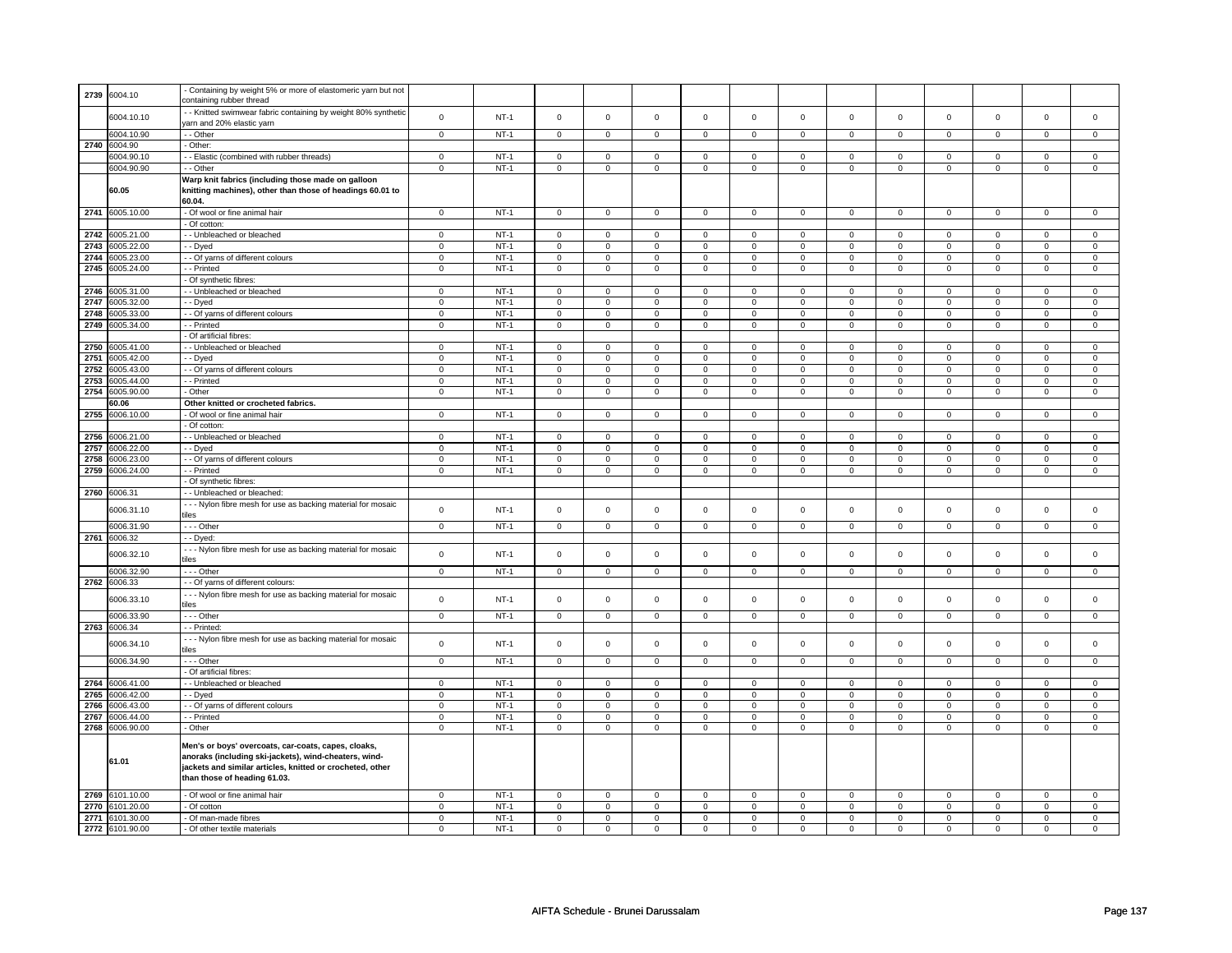| | | | | | | | | | | | | | | | |
|---|---|---|---|---|---|---|---|---|---|---|---|---|---|---|---|
| 2739 | 6004.10 | - Containing by weight 5% or more of elastomeric yarn but not containing rubber thread | | | | | | | | | | | | | |
| | 6004.10.10 | - - Knitted swimwear fabric containing by weight 80% synthetic yarn and 20% elastic yarn | 0 | NT-1 | 0 | 0 | 0 | 0 | 0 | 0 | 0 | 0 | 0 | 0 | 0 | 0 |
| | 6004.10.90 | - - Other | 0 | NT-1 | 0 | 0 | 0 | 0 | 0 | 0 | 0 | 0 | 0 | 0 | 0 | 0 |
| 2740 | 6004.90 | - Other: | | | | | | | | | | | | | |
| | 6004.90.10 | - - Elastic (combined with rubber threads) | 0 | NT-1 | 0 | 0 | 0 | 0 | 0 | 0 | 0 | 0 | 0 | 0 | 0 | 0 |
| | 6004.90.90 | - - Other | 0 | NT-1 | 0 | 0 | 0 | 0 | 0 | 0 | 0 | 0 | 0 | 0 | 0 | 0 |
| | **60.05** | **Warp knit fabrics (including those made on galloon knitting machines), other than those of headings 60.01 to 60.04.** | | | | | | | | | | | | | |
| 2741 | 6005.10.00 | - Of wool or fine animal hair | 0 | NT-1 | 0 | 0 | 0 | 0 | 0 | 0 | 0 | 0 | 0 | 0 | 0 | 0 |
| | | - Of cotton: | | | | | | | | | | | | | |
| 2742 | 6005.21.00 | - - Unbleached or bleached | 0 | NT-1 | 0 | 0 | 0 | 0 | 0 | 0 | 0 | 0 | 0 | 0 | 0 | 0 |
| 2743 | 6005.22.00 | - - Dyed | 0 | NT-1 | 0 | 0 | 0 | 0 | 0 | 0 | 0 | 0 | 0 | 0 | 0 | 0 |
| 2744 | 6005.23.00 | - - Of yarns of different colours | 0 | NT-1 | 0 | 0 | 0 | 0 | 0 | 0 | 0 | 0 | 0 | 0 | 0 | 0 |
| 2745 | 6005.24.00 | - - Printed | 0 | NT-1 | 0 | 0 | 0 | 0 | 0 | 0 | 0 | 0 | 0 | 0 | 0 | 0 |
| | | - Of synthetic fibres: | | | | | | | | | | | | | |
| 2746 | 6005.31.00 | - - Unbleached or bleached | 0 | NT-1 | 0 | 0 | 0 | 0 | 0 | 0 | 0 | 0 | 0 | 0 | 0 | 0 |
| 2747 | 6005.32.00 | - - Dyed | 0 | NT-1 | 0 | 0 | 0 | 0 | 0 | 0 | 0 | 0 | 0 | 0 | 0 | 0 |
| 2748 | 6005.33.00 | - - Of yarns of different colours | 0 | NT-1 | 0 | 0 | 0 | 0 | 0 | 0 | 0 | 0 | 0 | 0 | 0 | 0 |
| 2749 | 6005.34.00 | - - Printed | 0 | NT-1 | 0 | 0 | 0 | 0 | 0 | 0 | 0 | 0 | 0 | 0 | 0 | 0 |
| | | - Of artificial fibres: | | | | | | | | | | | | | |
| 2750 | 6005.41.00 | - - Unbleached or bleached | 0 | NT-1 | 0 | 0 | 0 | 0 | 0 | 0 | 0 | 0 | 0 | 0 | 0 | 0 |
| 2751 | 6005.42.00 | - - Dyed | 0 | NT-1 | 0 | 0 | 0 | 0 | 0 | 0 | 0 | 0 | 0 | 0 | 0 | 0 |
| 2752 | 6005.43.00 | - - Of yarns of different colours | 0 | NT-1 | 0 | 0 | 0 | 0 | 0 | 0 | 0 | 0 | 0 | 0 | 0 | 0 |
| 2753 | 6005.44.00 | - - Printed | 0 | NT-1 | 0 | 0 | 0 | 0 | 0 | 0 | 0 | 0 | 0 | 0 | 0 | 0 |
| 2754 | 6005.90.00 | - Other | 0 | NT-1 | 0 | 0 | 0 | 0 | 0 | 0 | 0 | 0 | 0 | 0 | 0 | 0 |
| | **60.06** | **Other knitted or crocheted fabrics.** | | | | | | | | | | | | | |
| 2755 | 6006.10.00 | - Of wool or fine animal hair | 0 | NT-1 | 0 | 0 | 0 | 0 | 0 | 0 | 0 | 0 | 0 | 0 | 0 | 0 |
| | | - Of cotton: | | | | | | | | | | | | | |
| 2756 | 6006.21.00 | - - Unbleached or bleached | 0 | NT-1 | 0 | 0 | 0 | 0 | 0 | 0 | 0 | 0 | 0 | 0 | 0 | 0 |
| 2757 | 6006.22.00 | - - Dyed | 0 | NT-1 | 0 | 0 | 0 | 0 | 0 | 0 | 0 | 0 | 0 | 0 | 0 | 0 |
| 2758 | 6006.23.00 | - - Of yarns of different colours | 0 | NT-1 | 0 | 0 | 0 | 0 | 0 | 0 | 0 | 0 | 0 | 0 | 0 | 0 |
| 2759 | 6006.24.00 | - - Printed | 0 | NT-1 | 0 | 0 | 0 | 0 | 0 | 0 | 0 | 0 | 0 | 0 | 0 | 0 |
| | | - Of synthetic fibres: | | | | | | | | | | | | | |
| 2760 | 6006.31 | - - Unbleached or bleached: | | | | | | | | | | | | | |
| | 6006.31.10 | - - - Nylon fibre mesh for use as backing material for mosaic tiles | 0 | NT-1 | 0 | 0 | 0 | 0 | 0 | 0 | 0 | 0 | 0 | 0 | 0 | 0 |
| | 6006.31.90 | - - - Other | 0 | NT-1 | 0 | 0 | 0 | 0 | 0 | 0 | 0 | 0 | 0 | 0 | 0 | 0 |
| 2761 | 6006.32 | - - Dyed: | | | | | | | | | | | | | |
| | 6006.32.10 | - - - Nylon fibre mesh for use as backing material for mosaic tiles | 0 | NT-1 | 0 | 0 | 0 | 0 | 0 | 0 | 0 | 0 | 0 | 0 | 0 | 0 |
| | 6006.32.90 | - - - Other | 0 | NT-1 | 0 | 0 | 0 | 0 | 0 | 0 | 0 | 0 | 0 | 0 | 0 | 0 |
| 2762 | 6006.33 | - - Of yarns of different colours: | | | | | | | | | | | | | |
| | 6006.33.10 | - - - Nylon fibre mesh for use as backing material for mosaic tiles | 0 | NT-1 | 0 | 0 | 0 | 0 | 0 | 0 | 0 | 0 | 0 | 0 | 0 | 0 |
| | 6006.33.90 | - - - Other | 0 | NT-1 | 0 | 0 | 0 | 0 | 0 | 0 | 0 | 0 | 0 | 0 | 0 | 0 |
| 2763 | 6006.34 | - - Printed: | | | | | | | | | | | | | |
| | 6006.34.10 | - - - Nylon fibre mesh for use as backing material for mosaic tiles | 0 | NT-1 | 0 | 0 | 0 | 0 | 0 | 0 | 0 | 0 | 0 | 0 | 0 | 0 |
| | 6006.34.90 | - - - Other | 0 | NT-1 | 0 | 0 | 0 | 0 | 0 | 0 | 0 | 0 | 0 | 0 | 0 | 0 |
| | | - Of artificial fibres: | | | | | | | | | | | | | |
| 2764 | 6006.41.00 | - - Unbleached or bleached | 0 | NT-1 | 0 | 0 | 0 | 0 | 0 | 0 | 0 | 0 | 0 | 0 | 0 | 0 |
| 2765 | 6006.42.00 | - - Dyed | 0 | NT-1 | 0 | 0 | 0 | 0 | 0 | 0 | 0 | 0 | 0 | 0 | 0 | 0 |
| 2766 | 6006.43.00 | - - Of yarns of different colours | 0 | NT-1 | 0 | 0 | 0 | 0 | 0 | 0 | 0 | 0 | 0 | 0 | 0 | 0 |
| 2767 | 6006.44.00 | - - Printed | 0 | NT-1 | 0 | 0 | 0 | 0 | 0 | 0 | 0 | 0 | 0 | 0 | 0 | 0 |
| 2768 | 6006.90.00 | - Other | 0 | NT-1 | 0 | 0 | 0 | 0 | 0 | 0 | 0 | 0 | 0 | 0 | 0 | 0 |
| | **61.01** | **Men's or boys' overcoats, car-coats, capes, cloaks, anoraks (including ski-jackets), wind-cheaters, wind-jackets and similar articles, knitted or crocheted, other than those of heading 61.03.** | | | | | | | | | | | | | |
| 2769 | 6101.10.00 | - Of wool or fine animal hair | 0 | NT-1 | 0 | 0 | 0 | 0 | 0 | 0 | 0 | 0 | 0 | 0 | 0 | 0 |
| 2770 | 6101.20.00 | - Of cotton | 0 | NT-1 | 0 | 0 | 0 | 0 | 0 | 0 | 0 | 0 | 0 | 0 | 0 | 0 |
| 2771 | 6101.30.00 | - Of man-made fibres | 0 | NT-1 | 0 | 0 | 0 | 0 | 0 | 0 | 0 | 0 | 0 | 0 | 0 | 0 |
| 2772 | 6101.90.00 | - Of other textile materials | 0 | NT-1 | 0 | 0 | 0 | 0 | 0 | 0 | 0 | 0 | 0 | 0 | 0 | 0 |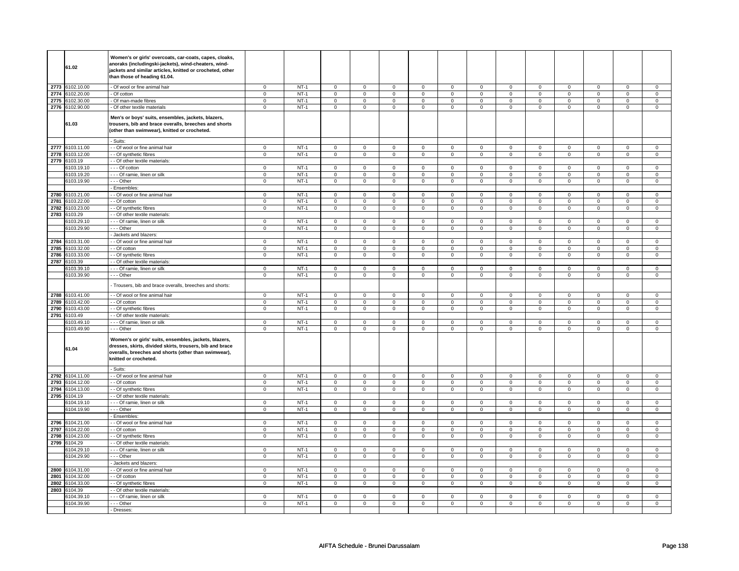| | | | | | | | | | | | | | | | | |
|---|---|---|---|---|---|---|---|---|---|---|---|---|---|---|---|---|
| | 61.02 | **Women's or girls' overcoats, car-coats, capes, cloaks, anoraks (includingski-jackets), wind-cheaters, wind-jackets and similar articles, knitted or crocheted, other than those of heading 61.04.** | | | | | | | | | | | | | | |
| 2773 | 6102.10.00 | - Of wool or fine animal hair | 0 | NT-1 | 0 | 0 | 0 | 0 | 0 | 0 | 0 | 0 | 0 | 0 | 0 | 0 |
| 2774 | 6102.20.00 | - Of cotton | 0 | NT-1 | 0 | 0 | 0 | 0 | 0 | 0 | 0 | 0 | 0 | 0 | 0 | 0 |
| 2775 | 6102.30.00 | - Of man-made fibres | 0 | NT-1 | 0 | 0 | 0 | 0 | 0 | 0 | 0 | 0 | 0 | 0 | 0 | 0 |
| 2776 | 6102.90.00 | - Of other textile materials | 0 | NT-1 | 0 | 0 | 0 | 0 | 0 | 0 | 0 | 0 | 0 | 0 | 0 | 0 |
| | 61.03 | **Men's or boys' suits, ensembles, jackets, blazers, trousers, bib and brace overalls, breeches and shorts (other than swimwear), knitted or crocheted.** | | | | | | | | | | | | | | |
| | | - Suits: | | | | | | | | | | | | | | |
| 2777 | 6103.11.00 | - - Of wool or fine animal hair | 0 | NT-1 | 0 | 0 | 0 | 0 | 0 | 0 | 0 | 0 | 0 | 0 | 0 | 0 |
| 2778 | 6103.12.00 | - - Of synthetic fibres | 0 | NT-1 | 0 | 0 | 0 | 0 | 0 | 0 | 0 | 0 | 0 | 0 | 0 | 0 |
| 2779 | 6103.19 | - - Of other textile materials: | | | | | | | | | | | | | | |
| | 6103.19.10 | - - - Of cotton | 0 | NT-1 | 0 | 0 | 0 | 0 | 0 | 0 | 0 | 0 | 0 | 0 | 0 | 0 |
| | 6103.19.20 | - - - Of ramie, linen or silk | 0 | NT-1 | 0 | 0 | 0 | 0 | 0 | 0 | 0 | 0 | 0 | 0 | 0 | 0 |
| | 6103.19.90 | - - - Other | 0 | NT-1 | 0 | 0 | 0 | 0 | 0 | 0 | 0 | 0 | 0 | 0 | 0 | 0 |
| | | - Ensembles: | | | | | | | | | | | | | | |
| 2780 | 6103.21.00 | - - Of wool or fine animal hair | 0 | NT-1 | 0 | 0 | 0 | 0 | 0 | 0 | 0 | 0 | 0 | 0 | 0 | 0 |
| 2781 | 6103.22.00 | - - Of cotton | 0 | NT-1 | 0 | 0 | 0 | 0 | 0 | 0 | 0 | 0 | 0 | 0 | 0 | 0 |
| 2782 | 6103.23.00 | - - Of synthetic fibres | 0 | NT-1 | 0 | 0 | 0 | 0 | 0 | 0 | 0 | 0 | 0 | 0 | 0 | 0 |
| 2783 | 6103.29 | - - Of other textile materials: | | | | | | | | | | | | | | |
| | 6103.29.10 | - - - Of ramie, linen or silk | 0 | NT-1 | 0 | 0 | 0 | 0 | 0 | 0 | 0 | 0 | 0 | 0 | 0 | 0 |
| | 6103.29.90 | - - - Other | 0 | NT-1 | 0 | 0 | 0 | 0 | 0 | 0 | 0 | 0 | 0 | 0 | 0 | 0 |
| | | - Jackets and blazers: | | | | | | | | | | | | | | |
| 2784 | 6103.31.00 | - - Of wool or fine animal hair | 0 | NT-1 | 0 | 0 | 0 | 0 | 0 | 0 | 0 | 0 | 0 | 0 | 0 | 0 |
| 2785 | 6103.32.00 | - - Of cotton | 0 | NT-1 | 0 | 0 | 0 | 0 | 0 | 0 | 0 | 0 | 0 | 0 | 0 | 0 |
| 2786 | 6103.33.00 | - - Of synthetic fibres | 0 | NT-1 | 0 | 0 | 0 | 0 | 0 | 0 | 0 | 0 | 0 | 0 | 0 | 0 |
| 2787 | 6103.39 | - - Of other textile materials: | | | | | | | | | | | | | | |
| | 6103.39.10 | - - - Of ramie, linen or silk | 0 | NT-1 | 0 | 0 | 0 | 0 | 0 | 0 | 0 | 0 | 0 | 0 | 0 | 0 |
| | 6103.39.90 | - - - Other | 0 | NT-1 | 0 | 0 | 0 | 0 | 0 | 0 | 0 | 0 | 0 | 0 | 0 | 0 |
| | | - Trousers, bib and brace overalls, breeches and shorts: | | | | | | | | | | | | | | |
| 2788 | 6103.41.00 | - - Of wool or fine animal hair | 0 | NT-1 | 0 | 0 | 0 | 0 | 0 | 0 | 0 | 0 | 0 | 0 | 0 | 0 |
| 2789 | 6103.42.00 | - - Of cotton | 0 | NT-1 | 0 | 0 | 0 | 0 | 0 | 0 | 0 | 0 | 0 | 0 | 0 | 0 |
| 2790 | 6103.43.00 | - - Of synthetic fibres | 0 | NT-1 | 0 | 0 | 0 | 0 | 0 | 0 | 0 | 0 | 0 | 0 | 0 | 0 |
| 2791 | 6103.49 | - - Of other textile materials: | | | | | | | | | | | | | | |
| | 6103.49.10 | - - - Of ramie, linen or silk | 0 | NT-1 | 0 | 0 | 0 | 0 | 0 | 0 | 0 | 0 | 0 | 0 | 0 | 0 |
| | 6103.49.90 | - - - Other | 0 | NT-1 | 0 | 0 | 0 | 0 | 0 | 0 | 0 | 0 | 0 | 0 | 0 | 0 |
| | 61.04 | **Women's or girls' suits, ensembles, jackets, blazers, dresses, skirts, divided skirts, trousers, bib and brace overalls, breeches and shorts (other than swimwear), knitted or crocheted.** | | | | | | | | | | | | | | |
| | | - Suits: | | | | | | | | | | | | | | |
| 2792 | 6104.11.00 | - - Of wool or fine animal hair | 0 | NT-1 | 0 | 0 | 0 | 0 | 0 | 0 | 0 | 0 | 0 | 0 | 0 | 0 |
| 2793 | 6104.12.00 | - - Of cotton | 0 | NT-1 | 0 | 0 | 0 | 0 | 0 | 0 | 0 | 0 | 0 | 0 | 0 | 0 |
| 2794 | 6104.13.00 | - - Of synthetic fibres | 0 | NT-1 | 0 | 0 | 0 | 0 | 0 | 0 | 0 | 0 | 0 | 0 | 0 | 0 |
| 2795 | 6104.19 | - - Of other textile materials: | | | | | | | | | | | | | | |
| | 6104.19.10 | - - - Of ramie, linen or silk | 0 | NT-1 | 0 | 0 | 0 | 0 | 0 | 0 | 0 | 0 | 0 | 0 | 0 | 0 |
| | 6104.19.90 | - - - Other | 0 | NT-1 | 0 | 0 | 0 | 0 | 0 | 0 | 0 | 0 | 0 | 0 | 0 | 0 |
| | | - Ensembles: | | | | | | | | | | | | | | |
| 2796 | 6104.21.00 | - - Of wool or fine animal hair | 0 | NT-1 | 0 | 0 | 0 | 0 | 0 | 0 | 0 | 0 | 0 | 0 | 0 | 0 |
| 2797 | 6104.22.00 | - - Of cotton | 0 | NT-1 | 0 | 0 | 0 | 0 | 0 | 0 | 0 | 0 | 0 | 0 | 0 | 0 |
| 2798 | 6104.23.00 | - - Of synthetic fibres | 0 | NT-1 | 0 | 0 | 0 | 0 | 0 | 0 | 0 | 0 | 0 | 0 | 0 | 0 |
| 2799 | 6104.29 | - - Of other textile materials: | | | | | | | | | | | | | | |
| | 6104.29.10 | - - - Of ramie, linen or silk | 0 | NT-1 | 0 | 0 | 0 | 0 | 0 | 0 | 0 | 0 | 0 | 0 | 0 | 0 |
| | 6104.29.90 | - - - Other | 0 | NT-1 | 0 | 0 | 0 | 0 | 0 | 0 | 0 | 0 | 0 | 0 | 0 | 0 |
| | | - Jackets and blazers: | | | | | | | | | | | | | | |
| 2800 | 6104.31.00 | - - Of wool or fine animal hair | 0 | NT-1 | 0 | 0 | 0 | 0 | 0 | 0 | 0 | 0 | 0 | 0 | 0 | 0 |
| 2801 | 6104.32.00 | - - Of cotton | 0 | NT-1 | 0 | 0 | 0 | 0 | 0 | 0 | 0 | 0 | 0 | 0 | 0 | 0 |
| 2802 | 6104.33.00 | - - Of synthetic fibres | 0 | NT-1 | 0 | 0 | 0 | 0 | 0 | 0 | 0 | 0 | 0 | 0 | 0 | 0 |
| 2803 | 6104.39 | - - Of other textile materials: | | | | | | | | | | | | | | |
| | 6104.39.10 | - - - Of ramie, linen or silk | 0 | NT-1 | 0 | 0 | 0 | 0 | 0 | 0 | 0 | 0 | 0 | 0 | 0 | 0 |
| | 6104.39.90 | - - - Other | 0 | NT-1 | 0 | 0 | 0 | 0 | 0 | 0 | 0 | 0 | 0 | 0 | 0 | 0 |
| | | - Dresses: | | | | | | | | | | | | | | |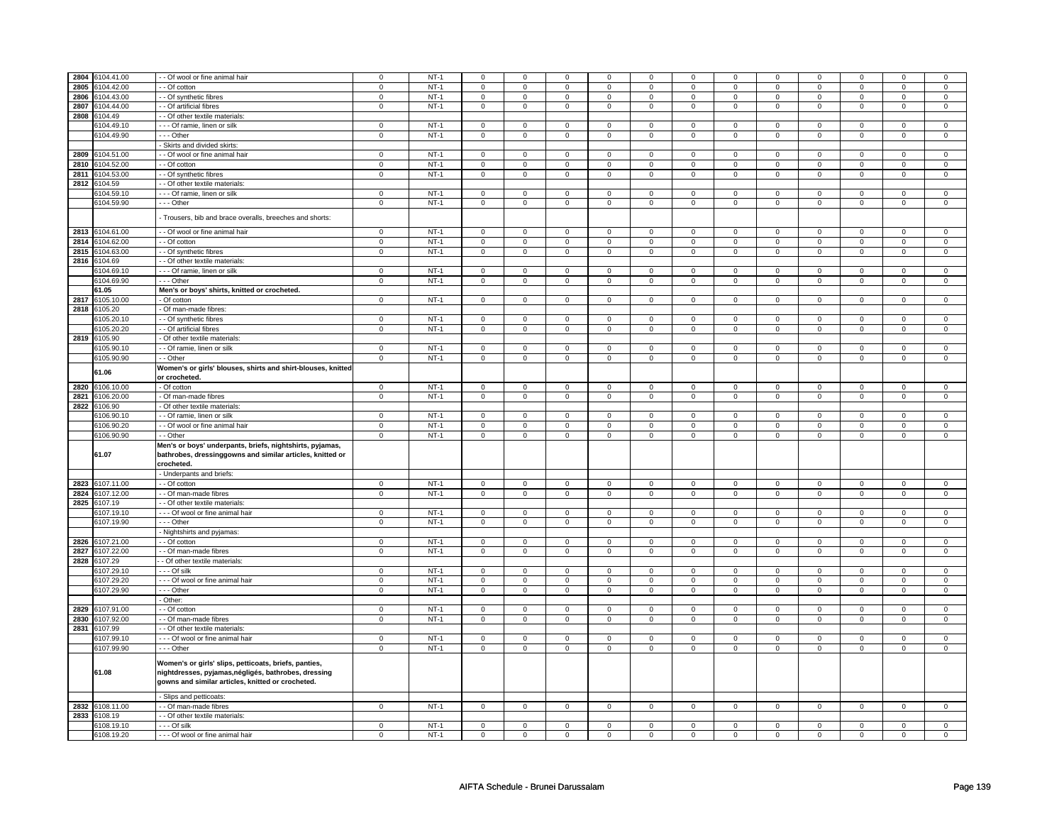| | | | | | | | | | | | | | | | | |
|---|---|---|---|---|---|---|---|---|---|---|---|---|---|---|---|---|
| **2804** | 6104.41.00 | - - Of wool or fine animal hair | 0 | NT-1 | 0 | 0 | 0 | 0 | 0 | 0 | 0 | 0 | 0 | 0 | 0 | 0 |
| **2805** | 6104.42.00 | - - Of cotton | 0 | NT-1 | 0 | 0 | 0 | 0 | 0 | 0 | 0 | 0 | 0 | 0 | 0 | 0 |
| **2806** | 6104.43.00 | - - Of synthetic fibres | 0 | NT-1 | 0 | 0 | 0 | 0 | 0 | 0 | 0 | 0 | 0 | 0 | 0 | 0 |
| **2807** | 6104.44.00 | - - Of artificial fibres | 0 | NT-1 | 0 | 0 | 0 | 0 | 0 | 0 | 0 | 0 | 0 | 0 | 0 | 0 |
| **2808** | 6104.49 | - - Of other textile materials: | | | | | | | | | | | | | | |
| | 6104.49.10 | - - - Of ramie, linen or silk | 0 | NT-1 | 0 | 0 | 0 | 0 | 0 | 0 | 0 | 0 | 0 | 0 | 0 | 0 |
| | 6104.49.90 | - - - Other | 0 | NT-1 | 0 | 0 | 0 | 0 | 0 | 0 | 0 | 0 | 0 | 0 | 0 | 0 |
| | | - Skirts and divided skirts: | | | | | | | | | | | | | | |
| **2809** | 6104.51.00 | - - Of wool or fine animal hair | 0 | NT-1 | 0 | 0 | 0 | 0 | 0 | 0 | 0 | 0 | 0 | 0 | 0 | 0 |
| **2810** | 6104.52.00 | - - Of cotton | 0 | NT-1 | 0 | 0 | 0 | 0 | 0 | 0 | 0 | 0 | 0 | 0 | 0 | 0 |
| **2811** | 6104.53.00 | - - Of synthetic fibres | 0 | NT-1 | 0 | 0 | 0 | 0 | 0 | 0 | 0 | 0 | 0 | 0 | 0 | 0 |
| **2812** | 6104.59 | - - Of other textile materials: | | | | | | | | | | | | | | |
| | 6104.59.10 | - - - Of ramie, linen or silk | 0 | NT-1 | 0 | 0 | 0 | 0 | 0 | 0 | 0 | 0 | 0 | 0 | 0 | 0 |
| | 6104.59.90 | - - - Other | 0 | NT-1 | 0 | 0 | 0 | 0 | 0 | 0 | 0 | 0 | 0 | 0 | 0 | 0 |
| | | - Trousers, bib and brace overalls, breeches and shorts: | | | | | | | | | | | | | | |
| **2813** | 6104.61.00 | - - Of wool or fine animal hair | 0 | NT-1 | 0 | 0 | 0 | 0 | 0 | 0 | 0 | 0 | 0 | 0 | 0 | 0 |
| **2814** | 6104.62.00 | - - Of cotton | 0 | NT-1 | 0 | 0 | 0 | 0 | 0 | 0 | 0 | 0 | 0 | 0 | 0 | 0 |
| **2815** | 6104.63.00 | - - Of synthetic fibres | 0 | NT-1 | 0 | 0 | 0 | 0 | 0 | 0 | 0 | 0 | 0 | 0 | 0 | 0 |
| **2816** | 6104.69 | - - Of other textile materials: | | | | | | | | | | | | | | |
| | 6104.69.10 | - - - Of ramie, linen or silk | 0 | NT-1 | 0 | 0 | 0 | 0 | 0 | 0 | 0 | 0 | 0 | 0 | 0 | 0 |
| | 6104.69.90 | - - - Other | 0 | NT-1 | 0 | 0 | 0 | 0 | 0 | 0 | 0 | 0 | 0 | 0 | 0 | 0 |
| | **61.05** | **Men's or boys' shirts, knitted or crocheted.** | | | | | | | | | | | | | | |
| **2817** | 6105.10.00 | - Of cotton | 0 | NT-1 | 0 | 0 | 0 | 0 | 0 | 0 | 0 | 0 | 0 | 0 | 0 | 0 |
| **2818** | 6105.20 | - Of man-made fibres: | | | | | | | | | | | | | | |
| | 6105.20.10 | - - Of synthetic fibres | 0 | NT-1 | 0 | 0 | 0 | 0 | 0 | 0 | 0 | 0 | 0 | 0 | 0 | 0 |
| | 6105.20.20 | - - Of artificial fibres | 0 | NT-1 | 0 | 0 | 0 | 0 | 0 | 0 | 0 | 0 | 0 | 0 | 0 | 0 |
| **2819** | 6105.90 | - Of other textile materials: | | | | | | | | | | | | | | |
| | 6105.90.10 | - - Of ramie, linen or silk | 0 | NT-1 | 0 | 0 | 0 | 0 | 0 | 0 | 0 | 0 | 0 | 0 | 0 | 0 |
| | 6105.90.90 | - - Other | 0 | NT-1 | 0 | 0 | 0 | 0 | 0 | 0 | 0 | 0 | 0 | 0 | 0 | 0 |
| | **61.06** | **Women's or girls' blouses, shirts and shirt-blouses, knitted or crocheted.** | | | | | | | | | | | | | | |
| **2820** | 6106.10.00 | - Of cotton | 0 | NT-1 | 0 | 0 | 0 | 0 | 0 | 0 | 0 | 0 | 0 | 0 | 0 | 0 |
| **2821** | 6106.20.00 | - Of man-made fibres | 0 | NT-1 | 0 | 0 | 0 | 0 | 0 | 0 | 0 | 0 | 0 | 0 | 0 | 0 |
| **2822** | 6106.90 | - Of other textile materials: | | | | | | | | | | | | | | |
| | 6106.90.10 | - - Of ramie, linen or silk | 0 | NT-1 | 0 | 0 | 0 | 0 | 0 | 0 | 0 | 0 | 0 | 0 | 0 | 0 |
| | 6106.90.20 | - - Of wool or fine animal hair | 0 | NT-1 | 0 | 0 | 0 | 0 | 0 | 0 | 0 | 0 | 0 | 0 | 0 | 0 |
| | 6106.90.90 | - - Other | 0 | NT-1 | 0 | 0 | 0 | 0 | 0 | 0 | 0 | 0 | 0 | 0 | 0 | 0 |
| | **61.07** | **Men's or boys' underpants, briefs, nightshirts, pyjamas, bathrobes, dressinggowns and similar articles, knitted or crocheted.** | | | | | | | | | | | | | | |
| | | - Underpants and briefs: | | | | | | | | | | | | | | |
| **2823** | 6107.11.00 | - - Of cotton | 0 | NT-1 | 0 | 0 | 0 | 0 | 0 | 0 | 0 | 0 | 0 | 0 | 0 | 0 |
| **2824** | 6107.12.00 | - - Of man-made fibres | 0 | NT-1 | 0 | 0 | 0 | 0 | 0 | 0 | 0 | 0 | 0 | 0 | 0 | 0 |
| **2825** | 6107.19 | - - Of other textile materials: | | | | | | | | | | | | | | |
| | 6107.19.10 | - - - Of wool or fine animal hair | 0 | NT-1 | 0 | 0 | 0 | 0 | 0 | 0 | 0 | 0 | 0 | 0 | 0 | 0 |
| | 6107.19.90 | - - - Other | 0 | NT-1 | 0 | 0 | 0 | 0 | 0 | 0 | 0 | 0 | 0 | 0 | 0 | 0 |
| | | - Nightshirts and pyjamas: | | | | | | | | | | | | | | |
| **2826** | 6107.21.00 | - - Of cotton | 0 | NT-1 | 0 | 0 | 0 | 0 | 0 | 0 | 0 | 0 | 0 | 0 | 0 | 0 |
| **2827** | 6107.22.00 | - - Of man-made fibres | 0 | NT-1 | 0 | 0 | 0 | 0 | 0 | 0 | 0 | 0 | 0 | 0 | 0 | 0 |
| **2828** | 6107.29 | - - Of other textile materials: | | | | | | | | | | | | | | |
| | 6107.29.10 | - - - Of silk | 0 | NT-1 | 0 | 0 | 0 | 0 | 0 | 0 | 0 | 0 | 0 | 0 | 0 | 0 |
| | 6107.29.20 | - - - Of wool or fine animal hair | 0 | NT-1 | 0 | 0 | 0 | 0 | 0 | 0 | 0 | 0 | 0 | 0 | 0 | 0 |
| | 6107.29.90 | - - - Other | 0 | NT-1 | 0 | 0 | 0 | 0 | 0 | 0 | 0 | 0 | 0 | 0 | 0 | 0 |
| | | - Other: | | | | | | | | | | | | | | |
| **2829** | 6107.91.00 | - - Of cotton | 0 | NT-1 | 0 | 0 | 0 | 0 | 0 | 0 | 0 | 0 | 0 | 0 | 0 | 0 |
| **2830** | 6107.92.00 | - - Of man-made fibres | 0 | NT-1 | 0 | 0 | 0 | 0 | 0 | 0 | 0 | 0 | 0 | 0 | 0 | 0 |
| **2831** | 6107.99 | - - Of other textile materials: | | | | | | | | | | | | | | |
| | 6107.99.10 | - - - Of wool or fine animal hair | 0 | NT-1 | 0 | 0 | 0 | 0 | 0 | 0 | 0 | 0 | 0 | 0 | 0 | 0 |
| | 6107.99.90 | - - - Other | 0 | NT-1 | 0 | 0 | 0 | 0 | 0 | 0 | 0 | 0 | 0 | 0 | 0 | 0 |
| | **61.08** | **Women's or girls' slips, petticoats, briefs, panties, nightdresses, pyjamas,négligés, bathrobes, dressing gowns and similar articles, knitted or crocheted.** | | | | | | | | | | | | | | |
| | | - Slips and petticoats: | | | | | | | | | | | | | | |
| **2832** | 6108.11.00 | - - Of man-made fibres | 0 | NT-1 | 0 | 0 | 0 | 0 | 0 | 0 | 0 | 0 | 0 | 0 | 0 | 0 |
| **2833** | 6108.19 | - - Of other textile materials: | | | | | | | | | | | | | | |
| | 6108.19.10 | - - - Of silk | 0 | NT-1 | 0 | 0 | 0 | 0 | 0 | 0 | 0 | 0 | 0 | 0 | 0 | 0 |
| | 6108.19.20 | - - - Of wool or fine animal hair | 0 | NT-1 | 0 | 0 | 0 | 0 | 0 | 0 | 0 | 0 | 0 | 0 | 0 | 0 |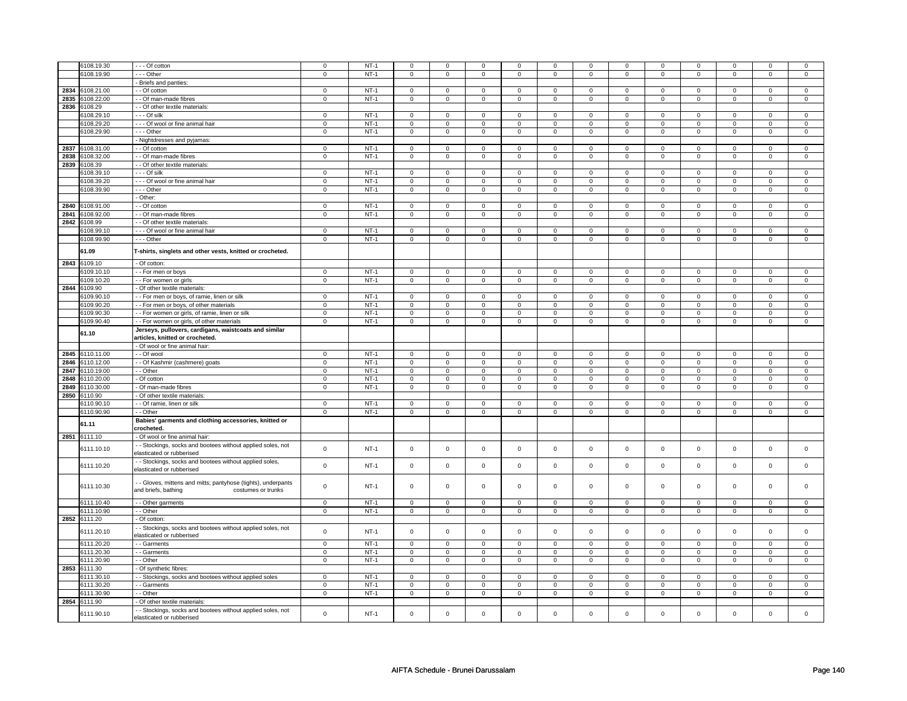| | 6108.19.30 | - - - Of cotton | 0 | NT-1 | 0 | 0 | 0 | 0 | 0 | 0 | 0 | 0 | 0 | 0 | 0 | 0 |
|---|---|---|---|---|---|---|---|---|---|---|---|---|---|---|---|---|
| | 6108.19.90 | - - - Other | 0 | NT-1 | 0 | 0 | 0 | 0 | 0 | 0 | 0 | 0 | 0 | 0 | 0 | 0 |
| | | - Briefs and panties: | | | | | | | | | | | | | | |
| 2834 | 6108.21.00 | - - Of cotton | 0 | NT-1 | 0 | 0 | 0 | 0 | 0 | 0 | 0 | 0 | 0 | 0 | 0 | 0 |
| 2835 | 6108.22.00 | - - Of man-made fibres | 0 | NT-1 | 0 | 0 | 0 | 0 | 0 | 0 | 0 | 0 | 0 | 0 | 0 | 0 |
| 2836 | 6108.29 | - - Of other textile materials: | | | | | | | | | | | | | | |
| | 6108.29.10 | - - - Of silk | 0 | NT-1 | 0 | 0 | 0 | 0 | 0 | 0 | 0 | 0 | 0 | 0 | 0 | 0 |
| | 6108.29.20 | - - - Of wool or fine animal hair | 0 | NT-1 | 0 | 0 | 0 | 0 | 0 | 0 | 0 | 0 | 0 | 0 | 0 | 0 |
| | 6108.29.90 | - - - Other | 0 | NT-1 | 0 | 0 | 0 | 0 | 0 | 0 | 0 | 0 | 0 | 0 | 0 | 0 |
| | | - Nightdresses and pyjamas: | | | | | | | | | | | | | | |
| 2837 | 6108.31.00 | - - Of cotton | 0 | NT-1 | 0 | 0 | 0 | 0 | 0 | 0 | 0 | 0 | 0 | 0 | 0 | 0 |
| 2838 | 6108.32.00 | - - Of man-made fibres | 0 | NT-1 | 0 | 0 | 0 | 0 | 0 | 0 | 0 | 0 | 0 | 0 | 0 | 0 |
| 2839 | 6108.39 | - - Of other textile materials: | | | | | | | | | | | | | | |
| | 6108.39.10 | - - - Of silk | 0 | NT-1 | 0 | 0 | 0 | 0 | 0 | 0 | 0 | 0 | 0 | 0 | 0 | 0 |
| | 6108.39.20 | - - - Of wool or fine animal hair | 0 | NT-1 | 0 | 0 | 0 | 0 | 0 | 0 | 0 | 0 | 0 | 0 | 0 | 0 |
| | 6108.39.90 | - - - Other | 0 | NT-1 | 0 | 0 | 0 | 0 | 0 | 0 | 0 | 0 | 0 | 0 | 0 | 0 |
| | | - Other: | | | | | | | | | | | | | | |
| 2840 | 6108.91.00 | - - Of cotton | 0 | NT-1 | 0 | 0 | 0 | 0 | 0 | 0 | 0 | 0 | 0 | 0 | 0 | 0 |
| 2841 | 6108.92.00 | - - Of man-made fibres | 0 | NT-1 | 0 | 0 | 0 | 0 | 0 | 0 | 0 | 0 | 0 | 0 | 0 | 0 |
| 2842 | 6108.99 | - - Of other textile materials: | | | | | | | | | | | | | | |
| | 6108.99.10 | - - - Of wool or fine animal hair | 0 | NT-1 | 0 | 0 | 0 | 0 | 0 | 0 | 0 | 0 | 0 | 0 | 0 | 0 |
| | 6108.99.90 | - - - Other | 0 | NT-1 | 0 | 0 | 0 | 0 | 0 | 0 | 0 | 0 | 0 | 0 | 0 | 0 |
| | **61.09** | **T-shirts, singlets and other vests, knitted or crocheted.** | | | | | | | | | | | | | | |
| 2843 | 6109.10 | - Of cotton: | | | | | | | | | | | | | | |
| | 6109.10.10 | - - For men or boys | 0 | NT-1 | 0 | 0 | 0 | 0 | 0 | 0 | 0 | 0 | 0 | 0 | 0 | 0 |
| | 6109.10.20 | - - For women or girls | 0 | NT-1 | 0 | 0 | 0 | 0 | 0 | 0 | 0 | 0 | 0 | 0 | 0 | 0 |
| 2844 | 6109.90 | - Of other textile materials: | | | | | | | | | | | | | | |
| | 6109.90.10 | - - For men or boys, of ramie, linen or silk | 0 | NT-1 | 0 | 0 | 0 | 0 | 0 | 0 | 0 | 0 | 0 | 0 | 0 | 0 |
| | 6109.90.20 | - - For men or boys, of other materials | 0 | NT-1 | 0 | 0 | 0 | 0 | 0 | 0 | 0 | 0 | 0 | 0 | 0 | 0 |
| | 6109.90.30 | - - For women or girls, of ramie, linen or silk | 0 | NT-1 | 0 | 0 | 0 | 0 | 0 | 0 | 0 | 0 | 0 | 0 | 0 | 0 |
| | 6109.90.40 | - - For women or girls, of other materials | 0 | NT-1 | 0 | 0 | 0 | 0 | 0 | 0 | 0 | 0 | 0 | 0 | 0 | 0 |
| | **61.10** | **Jerseys, pullovers, cardigans, waistcoats and similar articles, knitted or crocheted.** | | | | | | | | | | | | | | |
| | | - Of wool or fine animal hair: | | | | | | | | | | | | | | |
| 2845 | 6110.11.00 | - - Of wool | 0 | NT-1 | 0 | 0 | 0 | 0 | 0 | 0 | 0 | 0 | 0 | 0 | 0 | 0 |
| 2846 | 6110.12.00 | - - Of Kashmir (cashmere) goats | 0 | NT-1 | 0 | 0 | 0 | 0 | 0 | 0 | 0 | 0 | 0 | 0 | 0 | 0 |
| 2847 | 6110.19.00 | - - Other | 0 | NT-1 | 0 | 0 | 0 | 0 | 0 | 0 | 0 | 0 | 0 | 0 | 0 | 0 |
| 2848 | 6110.20.00 | - Of cotton | 0 | NT-1 | 0 | 0 | 0 | 0 | 0 | 0 | 0 | 0 | 0 | 0 | 0 | 0 |
| 2849 | 6110.30.00 | - Of man-made fibres | 0 | NT-1 | 0 | 0 | 0 | 0 | 0 | 0 | 0 | 0 | 0 | 0 | 0 | 0 |
| 2850 | 6110.90 | - Of other textile materials: | | | | | | | | | | | | | | |
| | 6110.90.10 | - - Of ramie, linen or silk | 0 | NT-1 | 0 | 0 | 0 | 0 | 0 | 0 | 0 | 0 | 0 | 0 | 0 | 0 |
| | 6110.90.90 | - - Other | 0 | NT-1 | 0 | 0 | 0 | 0 | 0 | 0 | 0 | 0 | 0 | 0 | 0 | 0 |
| | **61.11** | **Babies' garments and clothing accessories, knitted or crocheted.** | | | | | | | | | | | | | | |
| 2851 | 6111.10 | - Of wool or fine animal hair: | | | | | | | | | | | | | | |
| | 6111.10.10 | - - Stockings, socks and bootees without applied soles, not elasticated or rubberised | 0 | NT-1 | 0 | 0 | 0 | 0 | 0 | 0 | 0 | 0 | 0 | 0 | 0 | 0 |
| | 6111.10.20 | - - Stockings, socks and bootees without applied soles, elasticated or rubberised | 0 | NT-1 | 0 | 0 | 0 | 0 | 0 | 0 | 0 | 0 | 0 | 0 | 0 | 0 |
| | 6111.10.30 | - - Gloves, mittens and mitts; pantyhose (tights), underpants and briefs, bathing costumes or trunks | 0 | NT-1 | 0 | 0 | 0 | 0 | 0 | 0 | 0 | 0 | 0 | 0 | 0 | 0 |
| | 6111.10.40 | - - Other garments | 0 | NT-1 | 0 | 0 | 0 | 0 | 0 | 0 | 0 | 0 | 0 | 0 | 0 | 0 |
| | 6111.10.90 | - - Other | 0 | NT-1 | 0 | 0 | 0 | 0 | 0 | 0 | 0 | 0 | 0 | 0 | 0 | 0 |
| 2852 | 6111.20 | - Of cotton: | | | | | | | | | | | | | | |
| | 6111.20.10 | - - Stockings, socks and bootees without applied soles, not elasticated or rubberised | 0 | NT-1 | 0 | 0 | 0 | 0 | 0 | 0 | 0 | 0 | 0 | 0 | 0 | 0 |
| | 6111.20.20 | - - Garments | 0 | NT-1 | 0 | 0 | 0 | 0 | 0 | 0 | 0 | 0 | 0 | 0 | 0 | 0 |
| | 6111.20.30 | - - Garments | 0 | NT-1 | 0 | 0 | 0 | 0 | 0 | 0 | 0 | 0 | 0 | 0 | 0 | 0 |
| | 6111.20.90 | - - Other | 0 | NT-1 | 0 | 0 | 0 | 0 | 0 | 0 | 0 | 0 | 0 | 0 | 0 | 0 |
| 2853 | 6111.30 | - Of synthetic fibres: | | | | | | | | | | | | | | |
| | 6111.30.10 | - - Stockings, socks and bootees without applied soles | 0 | NT-1 | 0 | 0 | 0 | 0 | 0 | 0 | 0 | 0 | 0 | 0 | 0 | 0 |
| | 6111.30.20 | - - Garments | 0 | NT-1 | 0 | 0 | 0 | 0 | 0 | 0 | 0 | 0 | 0 | 0 | 0 | 0 |
| | 6111.30.90 | - - Other | 0 | NT-1 | 0 | 0 | 0 | 0 | 0 | 0 | 0 | 0 | 0 | 0 | 0 | 0 |
| 2854 | 6111.90 | - Of other textile materials: | | | | | | | | | | | | | | |
| | 6111.90.10 | - - Stockings, socks and bootees without applied soles, not elasticated or rubberised | 0 | NT-1 | 0 | 0 | 0 | 0 | 0 | 0 | 0 | 0 | 0 | 0 | 0 | 0 |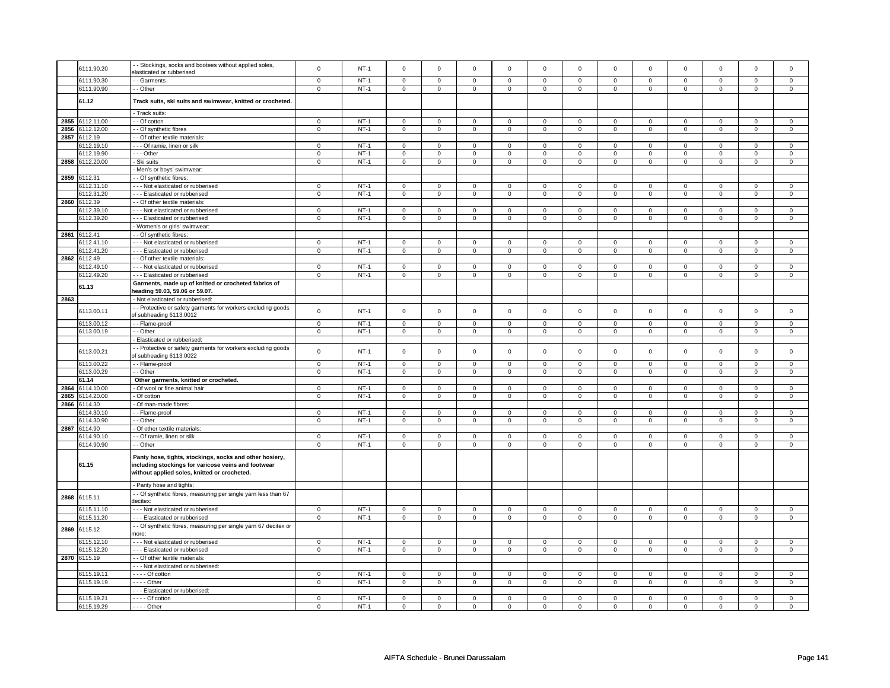| | | | | | | | | | | | | | | | |
|---|---|---|---|---|---|---|---|---|---|---|---|---|---|---|---|
| | 6111.90.20 | - - Stockings, socks and bootees without applied soles, elasticated or rubberised | 0 | NT-1 | 0 | 0 | 0 | 0 | 0 | 0 | 0 | 0 | 0 | 0 | 0 | 0 |
| | 6111.90.30 | - - Garments | 0 | NT-1 | 0 | 0 | 0 | 0 | 0 | 0 | 0 | 0 | 0 | 0 | 0 | 0 |
| | 6111.90.90 | - - Other | 0 | NT-1 | 0 | 0 | 0 | 0 | 0 | 0 | 0 | 0 | 0 | 0 | 0 | 0 |
| | **61.12** | **Track suits, ski suits and swimwear, knitted or crocheted.** | | | | | | | | | | | | | | |
| | | - Track suits: | | | | | | | | | | | | | | |
| 2855 | 6112.11.00 | - - Of cotton | 0 | NT-1 | 0 | 0 | 0 | 0 | 0 | 0 | 0 | 0 | 0 | 0 | 0 | 0 |
| 2856 | 6112.12.00 | - - Of synthetic fibres | 0 | NT-1 | 0 | 0 | 0 | 0 | 0 | 0 | 0 | 0 | 0 | 0 | 0 | 0 |
| 2857 | 6112.19 | - - Of other textile materials: | | | | | | | | | | | | | | |
| | 6112.19.10 | - - - Of ramie, linen or silk | 0 | NT-1 | 0 | 0 | 0 | 0 | 0 | 0 | 0 | 0 | 0 | 0 | 0 | 0 |
| | 6112.19.90 | - - - Other | 0 | NT-1 | 0 | 0 | 0 | 0 | 0 | 0 | 0 | 0 | 0 | 0 | 0 | 0 |
| 2858 | 6112.20.00 | - Ski suits | 0 | NT-1 | 0 | 0 | 0 | 0 | 0 | 0 | 0 | 0 | 0 | 0 | 0 | 0 |
| | | - Men's or boys' swimwear: | | | | | | | | | | | | | | |
| 2859 | 6112.31 | - - Of synthetic fibres: | | | | | | | | | | | | | | |
| | 6112.31.10 | - - - Not elasticated or rubberised | 0 | NT-1 | 0 | 0 | 0 | 0 | 0 | 0 | 0 | 0 | 0 | 0 | 0 | 0 |
| | 6112.31.20 | - - - Elasticated or rubberised | 0 | NT-1 | 0 | 0 | 0 | 0 | 0 | 0 | 0 | 0 | 0 | 0 | 0 | 0 |
| 2860 | 6112.39 | - - Of other textile materials: | | | | | | | | | | | | | | |
| | 6112.39.10 | - - - Not elasticated or rubberised | 0 | NT-1 | 0 | 0 | 0 | 0 | 0 | 0 | 0 | 0 | 0 | 0 | 0 | 0 |
| | 6112.39.20 | - - - Elasticated or rubberised | 0 | NT-1 | 0 | 0 | 0 | 0 | 0 | 0 | 0 | 0 | 0 | 0 | 0 | 0 |
| | | - Women's or girls' swimwear: | | | | | | | | | | | | | | |
| 2861 | 6112.41 | - - Of synthetic fibres: | | | | | | | | | | | | | | |
| | 6112.41.10 | - - - Not elasticated or rubberised | 0 | NT-1 | 0 | 0 | 0 | 0 | 0 | 0 | 0 | 0 | 0 | 0 | 0 | 0 |
| | 6112.41.20 | - - - Elasticated or rubberised | 0 | NT-1 | 0 | 0 | 0 | 0 | 0 | 0 | 0 | 0 | 0 | 0 | 0 | 0 |
| 2862 | 6112.49 | - - Of other textile materials: | | | | | | | | | | | | | | |
| | 6112.49.10 | - - - Not elasticated or rubberised | 0 | NT-1 | 0 | 0 | 0 | 0 | 0 | 0 | 0 | 0 | 0 | 0 | 0 | 0 |
| | 6112.49.20 | - - - Elasticated or rubberised | 0 | NT-1 | 0 | 0 | 0 | 0 | 0 | 0 | 0 | 0 | 0 | 0 | 0 | 0 |
| | **61.13** | **Garments, made up of knitted or crocheted fabrics of heading 59.03, 59.06 or 59.07.** | | | | | | | | | | | | | | |
| 2863 | | - Not elasticated or rubberised: | | | | | | | | | | | | | | |
| | 6113.00.11 | - - Protective or safety garments for workers excluding goods of subheading 6113.0012 | 0 | NT-1 | 0 | 0 | 0 | 0 | 0 | 0 | 0 | 0 | 0 | 0 | 0 | 0 |
| | 6113.00.12 | - - Flame-proof | 0 | NT-1 | 0 | 0 | 0 | 0 | 0 | 0 | 0 | 0 | 0 | 0 | 0 | 0 |
| | 6113.00.19 | - - Other | 0 | NT-1 | 0 | 0 | 0 | 0 | 0 | 0 | 0 | 0 | 0 | 0 | 0 | 0 |
| | | - Elasticated or rubberised: | | | | | | | | | | | | | | |
| | 6113.00.21 | - - Protective or safety garments for workers excluding goods of subheading 6113.0022 | 0 | NT-1 | 0 | 0 | 0 | 0 | 0 | 0 | 0 | 0 | 0 | 0 | 0 | 0 |
| | 6113.00.22 | - - Flame-proof | 0 | NT-1 | 0 | 0 | 0 | 0 | 0 | 0 | 0 | 0 | 0 | 0 | 0 | 0 |
| | 6113.00.29 | - - Other | 0 | NT-1 | 0 | 0 | 0 | 0 | 0 | 0 | 0 | 0 | 0 | 0 | 0 | 0 |
| | **61.14** | **Other garments, knitted or crocheted.** | | | | | | | | | | | | | | |
| 2864 | 6114.10.00 | - Of wool or fine animal hair | 0 | NT-1 | 0 | 0 | 0 | 0 | 0 | 0 | 0 | 0 | 0 | 0 | 0 | 0 |
| 2865 | 6114.20.00 | - Of cotton | 0 | NT-1 | 0 | 0 | 0 | 0 | 0 | 0 | 0 | 0 | 0 | 0 | 0 | 0 |
| 2866 | 6114.30 | - Of man-made fibres: | | | | | | | | | | | | | | |
| | 6114.30.10 | - - Flame-proof | 0 | NT-1 | 0 | 0 | 0 | 0 | 0 | 0 | 0 | 0 | 0 | 0 | 0 | 0 |
| | 6114.30.90 | - - Other | 0 | NT-1 | 0 | 0 | 0 | 0 | 0 | 0 | 0 | 0 | 0 | 0 | 0 | 0 |
| 2867 | 6114.90 | - Of other textile materials: | | | | | | | | | | | | | | |
| | 6114.90.10 | - - Of ramie, linen or silk | 0 | NT-1 | 0 | 0 | 0 | 0 | 0 | 0 | 0 | 0 | 0 | 0 | 0 | 0 |
| | 6114.90.90 | - - Other | 0 | NT-1 | 0 | 0 | 0 | 0 | 0 | 0 | 0 | 0 | 0 | 0 | 0 | 0 |
| | **61.15** | **Panty hose, tights, stockings, socks and other hosiery, including stockings for varicose veins and footwear without applied soles, knitted or crocheted.** | | | | | | | | | | | | | | |
| | | - Panty hose and tights: | | | | | | | | | | | | | | |
| 2868 | 6115.11 | - - Of synthetic fibres, measuring per single yarn less than 67 decitex: | | | | | | | | | | | | | | |
| | 6115.11.10 | - - - Not elasticated or rubberised | 0 | NT-1 | 0 | 0 | 0 | 0 | 0 | 0 | 0 | 0 | 0 | 0 | 0 | 0 |
| | 6115.11.20 | - - - Elasticated or rubberised | 0 | NT-1 | 0 | 0 | 0 | 0 | 0 | 0 | 0 | 0 | 0 | 0 | 0 | 0 |
| 2869 | 6115.12 | - - Of synthetic fibres, measuring per single yarn 67 decitex or more: | | | | | | | | | | | | | | |
| | 6115.12.10 | - - - Not elasticated or rubberised | 0 | NT-1 | 0 | 0 | 0 | 0 | 0 | 0 | 0 | 0 | 0 | 0 | 0 | 0 |
| | 6115.12.20 | - - - Elasticated or rubberised | 0 | NT-1 | 0 | 0 | 0 | 0 | 0 | 0 | 0 | 0 | 0 | 0 | 0 | 0 |
| 2870 | 6115.19 | - - Of other textile materials: | | | | | | | | | | | | | | |
| | | - - - Not elasticated or rubberised: | | | | | | | | | | | | | | |
| | 6115.19.11 | - - - - Of cotton | 0 | NT-1 | 0 | 0 | 0 | 0 | 0 | 0 | 0 | 0 | 0 | 0 | 0 | 0 |
| | 6115.19.19 | - - - - Other | 0 | NT-1 | 0 | 0 | 0 | 0 | 0 | 0 | 0 | 0 | 0 | 0 | 0 | 0 |
| | | - - - Elasticated or rubberised: | | | | | | | | | | | | | | |
| | 6115.19.21 | - - - - Of cotton | 0 | NT-1 | 0 | 0 | 0 | 0 | 0 | 0 | 0 | 0 | 0 | 0 | 0 | 0 |
| | 6115.19.29 | - - - - Other | 0 | NT-1 | 0 | 0 | 0 | 0 | 0 | 0 | 0 | 0 | 0 | 0 | 0 | 0 |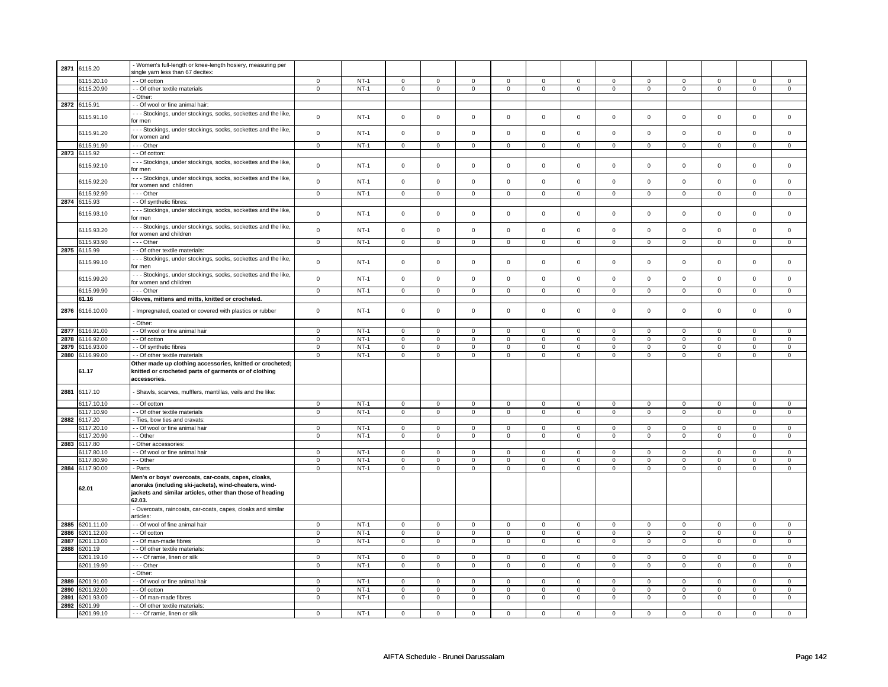| | | | | | | | | | | | | | | | | |
|---|---|---|---|---|---|---|---|---|---|---|---|---|---|---|---|---|
| 2871 | 6115.20 | - Women's full-length or knee-length hosiery, measuring per single yarn less than 67 decitex: | | | | | | | | | | | | | | |
| | 6115.20.10 | - - Of cotton | 0 | NT-1 | 0 | 0 | 0 | 0 | 0 | 0 | 0 | 0 | 0 | 0 | 0 | 0 |
| | 6115.20.90 | - - Of other textile materials | 0 | NT-1 | 0 | 0 | 0 | 0 | 0 | 0 | 0 | 0 | 0 | 0 | 0 | 0 |
| | | - Other: | | | | | | | | | | | | | | |
| 2872 | 6115.91 | - - Of wool or fine animal hair: | | | | | | | | | | | | | | |
| | 6115.91.10 | - - - Stockings, under stockings, socks, sockettes and the like, for men | 0 | NT-1 | 0 | 0 | 0 | 0 | 0 | 0 | 0 | 0 | 0 | 0 | 0 | 0 |
| | 6115.91.20 | - - - Stockings, under stockings, socks, sockettes and the like, for women and | 0 | NT-1 | 0 | 0 | 0 | 0 | 0 | 0 | 0 | 0 | 0 | 0 | 0 | 0 |
| | 6115.91.90 | - - - Other | 0 | NT-1 | 0 | 0 | 0 | 0 | 0 | 0 | 0 | 0 | 0 | 0 | 0 | 0 |
| 2873 | 6115.92 | - - Of cotton: | | | | | | | | | | | | | | |
| | 6115.92.10 | - - - Stockings, under stockings, socks, sockettes and the like, for men | 0 | NT-1 | 0 | 0 | 0 | 0 | 0 | 0 | 0 | 0 | 0 | 0 | 0 | 0 |
| | 6115.92.20 | - - - Stockings, under stockings, socks, sockettes and the like, for women and children | 0 | NT-1 | 0 | 0 | 0 | 0 | 0 | 0 | 0 | 0 | 0 | 0 | 0 | 0 |
| | 6115.92.90 | - - - Other | 0 | NT-1 | 0 | 0 | 0 | 0 | 0 | 0 | 0 | 0 | 0 | 0 | 0 | 0 |
| 2874 | 6115.93 | - - Of synthetic fibres: | | | | | | | | | | | | | | |
| | 6115.93.10 | - - - Stockings, under stockings, socks, sockettes and the like, for men | 0 | NT-1 | 0 | 0 | 0 | 0 | 0 | 0 | 0 | 0 | 0 | 0 | 0 | 0 |
| | 6115.93.20 | - - - Stockings, under stockings, socks, sockettes and the like, for women and children | 0 | NT-1 | 0 | 0 | 0 | 0 | 0 | 0 | 0 | 0 | 0 | 0 | 0 | 0 |
| | 6115.93.90 | - - - Other | 0 | NT-1 | 0 | 0 | 0 | 0 | 0 | 0 | 0 | 0 | 0 | 0 | 0 | 0 |
| 2875 | 6115.99 | - - Of other textile materials: | | | | | | | | | | | | | | |
| | 6115.99.10 | - - - Stockings, under stockings, socks, sockettes and the like, for men | 0 | NT-1 | 0 | 0 | 0 | 0 | 0 | 0 | 0 | 0 | 0 | 0 | 0 | 0 |
| | 6115.99.20 | - - - Stockings, under stockings, socks, sockettes and the like, for women and children | 0 | NT-1 | 0 | 0 | 0 | 0 | 0 | 0 | 0 | 0 | 0 | 0 | 0 | 0 |
| | 6115.99.90 | - - - Other | 0 | NT-1 | 0 | 0 | 0 | 0 | 0 | 0 | 0 | 0 | 0 | 0 | 0 | 0 |
| | **61.16** | **Gloves, mittens and mitts, knitted or crocheted.** | | | | | | | | | | | | | | |
| 2876 | 6116.10.00 | - Impregnated, coated or covered with plastics or rubber | 0 | NT-1 | 0 | 0 | 0 | 0 | 0 | 0 | 0 | 0 | 0 | 0 | 0 | 0 |
| | | - Other: | | | | | | | | | | | | | | |
| 2877 | 6116.91.00 | - - Of wool or fine animal hair | 0 | NT-1 | 0 | 0 | 0 | 0 | 0 | 0 | 0 | 0 | 0 | 0 | 0 | 0 |
| 2878 | 6116.92.00 | - - Of cotton | 0 | NT-1 | 0 | 0 | 0 | 0 | 0 | 0 | 0 | 0 | 0 | 0 | 0 | 0 |
| 2879 | 6116.93.00 | - - Of synthetic fibres | 0 | NT-1 | 0 | 0 | 0 | 0 | 0 | 0 | 0 | 0 | 0 | 0 | 0 | 0 |
| 2880 | 6116.99.00 | - - Of other textile materials | 0 | NT-1 | 0 | 0 | 0 | 0 | 0 | 0 | 0 | 0 | 0 | 0 | 0 | 0 |
| | **61.17** | **Other made up clothing accessories, knitted or crocheted; knitted or crocheted parts of garments or of clothing accessories.** | | | | | | | | | | | | | | |
| 2881 | 6117.10 | - Shawls, scarves, mufflers, mantillas, veils and the like: | | | | | | | | | | | | | | |
| | 6117.10.10 | - - Of cotton | 0 | NT-1 | 0 | 0 | 0 | 0 | 0 | 0 | 0 | 0 | 0 | 0 | 0 | 0 |
| | 6117.10.90 | - - Of other textile materials | 0 | NT-1 | 0 | 0 | 0 | 0 | 0 | 0 | 0 | 0 | 0 | 0 | 0 | 0 |
| 2882 | 6117.20 | - Ties, bow ties and cravats: | | | | | | | | | | | | | | |
| | 6117.20.10 | - - Of wool or fine animal hair | 0 | NT-1 | 0 | 0 | 0 | 0 | 0 | 0 | 0 | 0 | 0 | 0 | 0 | 0 |
| | 6117.20.90 | - - Other | 0 | NT-1 | 0 | 0 | 0 | 0 | 0 | 0 | 0 | 0 | 0 | 0 | 0 | 0 |
| 2883 | 6117.80 | - Other accessories: | | | | | | | | | | | | | | |
| | 6117.80.10 | - - Of wool or fine animal hair | 0 | NT-1 | 0 | 0 | 0 | 0 | 0 | 0 | 0 | 0 | 0 | 0 | 0 | 0 |
| | 6117.80.90 | - - Other | 0 | NT-1 | 0 | 0 | 0 | 0 | 0 | 0 | 0 | 0 | 0 | 0 | 0 | 0 |
| 2884 | 6117.90.00 | - Parts | 0 | NT-1 | 0 | 0 | 0 | 0 | 0 | 0 | 0 | 0 | 0 | 0 | 0 | 0 |
| | **62.01** | **Men's or boys' overcoats, car-coats, capes, cloaks, anoraks (including ski-jackets), wind-cheaters, wind-jackets and similar articles, other than those of heading 62.03.** | | | | | | | | | | | | | | |
| | | - Overcoats, raincoats, car-coats, capes, cloaks and similar articles: | | | | | | | | | | | | | | |
| 2885 | 6201.11.00 | - - Of wool of fine animal hair | 0 | NT-1 | 0 | 0 | 0 | 0 | 0 | 0 | 0 | 0 | 0 | 0 | 0 | 0 |
| 2886 | 6201.12.00 | - - Of cotton | 0 | NT-1 | 0 | 0 | 0 | 0 | 0 | 0 | 0 | 0 | 0 | 0 | 0 | 0 |
| 2887 | 6201.13.00 | - - Of man-made fibres | 0 | NT-1 | 0 | 0 | 0 | 0 | 0 | 0 | 0 | 0 | 0 | 0 | 0 | 0 |
| 2888 | 6201.19 | - - Of other textile materials: | | | | | | | | | | | | | | |
| | 6201.19.10 | - - - Of ramie, linen or silk | 0 | NT-1 | 0 | 0 | 0 | 0 | 0 | 0 | 0 | 0 | 0 | 0 | 0 | 0 |
| | 6201.19.90 | - - - Other | 0 | NT-1 | 0 | 0 | 0 | 0 | 0 | 0 | 0 | 0 | 0 | 0 | 0 | 0 |
| | | - Other: | | | | | | | | | | | | | | |
| 2889 | 6201.91.00 | - - Of wool or fine animal hair | 0 | NT-1 | 0 | 0 | 0 | 0 | 0 | 0 | 0 | 0 | 0 | 0 | 0 | 0 |
| 2890 | 6201.92.00 | - - Of cotton | 0 | NT-1 | 0 | 0 | 0 | 0 | 0 | 0 | 0 | 0 | 0 | 0 | 0 | 0 |
| 2891 | 6201.93.00 | - - Of man-made fibres | 0 | NT-1 | 0 | 0 | 0 | 0 | 0 | 0 | 0 | 0 | 0 | 0 | 0 | 0 |
| 2892 | 6201.99 | - - Of other textile materials: | | | | | | | | | | | | | | |
| | 6201.99.10 | - - - Of ramie, linen or silk | 0 | NT-1 | 0 | 0 | 0 | 0 | 0 | 0 | 0 | 0 | 0 | 0 | 0 | 0 |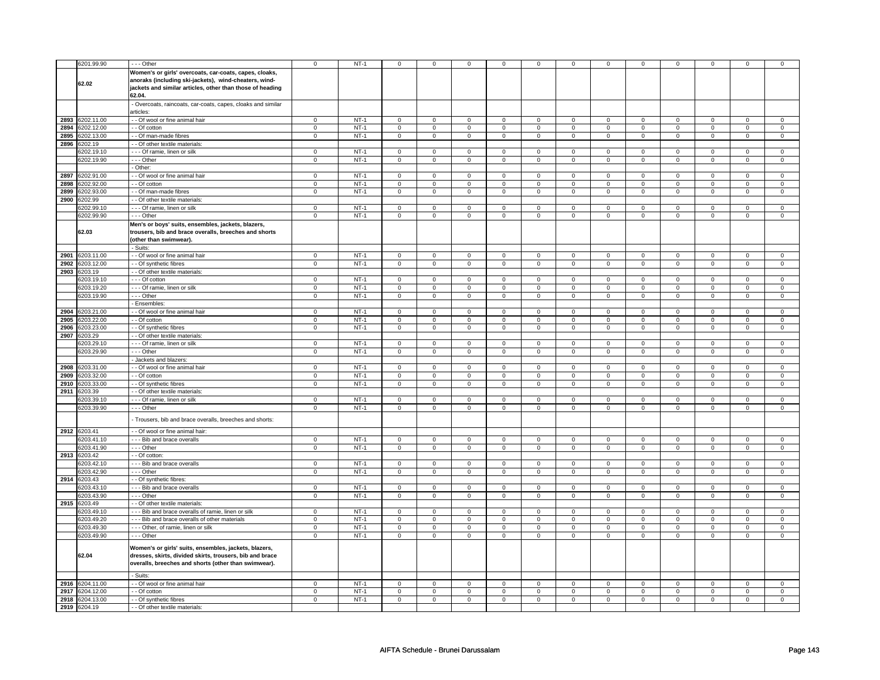| | 6201.99.90 | - - - Other | 0 | NT-1 | 0 | 0 | 0 | 0 | 0 | 0 | 0 | 0 | 0 | 0 | 0 | 0 |
|---|---|---|---|---|---|---|---|---|---|---|---|---|---|---|---|---|
| | 62.02 | **Women's or girls' overcoats, car-coats, capes, cloaks, anoraks (including ski-jackets), wind-cheaters, wind-jackets and similar articles, other than those of heading 62.04.** | | | | | | | | | | | | | | |
| | | - Overcoats, raincoats, car-coats, capes, cloaks and similar articles: | | | | | | | | | | | | | | |
| 2893 | 6202.11.00 | - - Of wool or fine animal hair | 0 | NT-1 | 0 | 0 | 0 | 0 | 0 | 0 | 0 | 0 | 0 | 0 | 0 | 0 |
| 2894 | 6202.12.00 | - - Of cotton | 0 | NT-1 | 0 | 0 | 0 | 0 | 0 | 0 | 0 | 0 | 0 | 0 | 0 | 0 |
| 2895 | 6202.13.00 | - - Of man-made fibres | 0 | NT-1 | 0 | 0 | 0 | 0 | 0 | 0 | 0 | 0 | 0 | 0 | 0 | 0 |
| 2896 | 6202.19 | - - Of other textile materials: | | | | | | | | | | | | | | |
| | 6202.19.10 | - - - Of ramie, linen or silk | 0 | NT-1 | 0 | 0 | 0 | 0 | 0 | 0 | 0 | 0 | 0 | 0 | 0 | 0 |
| | 6202.19.90 | - - - Other | 0 | NT-1 | 0 | 0 | 0 | 0 | 0 | 0 | 0 | 0 | 0 | 0 | 0 | 0 |
| | | - Other: | | | | | | | | | | | | | | |
| 2897 | 6202.91.00 | - - Of wool or fine animal hair | 0 | NT-1 | 0 | 0 | 0 | 0 | 0 | 0 | 0 | 0 | 0 | 0 | 0 | 0 |
| 2898 | 6202.92.00 | - - Of cotton | 0 | NT-1 | 0 | 0 | 0 | 0 | 0 | 0 | 0 | 0 | 0 | 0 | 0 | 0 |
| 2899 | 6202.93.00 | - - Of man-made fibres | 0 | NT-1 | 0 | 0 | 0 | 0 | 0 | 0 | 0 | 0 | 0 | 0 | 0 | 0 |
| 2900 | 6202.99 | - - Of other textile materials: | | | | | | | | | | | | | | |
| | 6202.99.10 | - - - Of ramie, linen or silk | 0 | NT-1 | 0 | 0 | 0 | 0 | 0 | 0 | 0 | 0 | 0 | 0 | 0 | 0 |
| | 6202.99.90 | - - - Other | 0 | NT-1 | 0 | 0 | 0 | 0 | 0 | 0 | 0 | 0 | 0 | 0 | 0 | 0 |
| | 62.03 | **Men's or boys' suits, ensembles, jackets, blazers, trousers, bib and brace overalls, breeches and shorts (other than swimwear).** | | | | | | | | | | | | | | |
| | | - Suits: | | | | | | | | | | | | | | |
| 2901 | 6203.11.00 | - - Of wool or fine animal hair | 0 | NT-1 | 0 | 0 | 0 | 0 | 0 | 0 | 0 | 0 | 0 | 0 | 0 | 0 |
| 2902 | 6203.12.00 | - - Of synthetic fibres | 0 | NT-1 | 0 | 0 | 0 | 0 | 0 | 0 | 0 | 0 | 0 | 0 | 0 | 0 |
| 2903 | 6203.19 | - - Of other textile materials: | | | | | | | | | | | | | | |
| | 6203.19.10 | - - - Of cotton | 0 | NT-1 | 0 | 0 | 0 | 0 | 0 | 0 | 0 | 0 | 0 | 0 | 0 | 0 |
| | 6203.19.20 | - - - Of ramie, linen or silk | 0 | NT-1 | 0 | 0 | 0 | 0 | 0 | 0 | 0 | 0 | 0 | 0 | 0 | 0 |
| | 6203.19.90 | - - - Other | 0 | NT-1 | 0 | 0 | 0 | 0 | 0 | 0 | 0 | 0 | 0 | 0 | 0 | 0 |
| | | - Ensembles: | | | | | | | | | | | | | | |
| 2904 | 6203.21.00 | - - Of wool or fine animal hair | 0 | NT-1 | 0 | 0 | 0 | 0 | 0 | 0 | 0 | 0 | 0 | 0 | 0 | 0 |
| 2905 | 6203.22.00 | - - Of cotton | 0 | NT-1 | 0 | 0 | 0 | 0 | 0 | 0 | 0 | 0 | 0 | 0 | 0 | 0 |
| 2906 | 6203.23.00 | - - Of synthetic fibres | 0 | NT-1 | 0 | 0 | 0 | 0 | 0 | 0 | 0 | 0 | 0 | 0 | 0 | 0 |
| 2907 | 6203.29 | - - Of other textile materials: | | | | | | | | | | | | | | |
| | 6203.29.10 | - - - Of ramie, linen or silk | 0 | NT-1 | 0 | 0 | 0 | 0 | 0 | 0 | 0 | 0 | 0 | 0 | 0 | 0 |
| | 6203.29.90 | - - - Other | 0 | NT-1 | 0 | 0 | 0 | 0 | 0 | 0 | 0 | 0 | 0 | 0 | 0 | 0 |
| | | - Jackets and blazers: | | | | | | | | | | | | | | |
| 2908 | 6203.31.00 | - - Of wool or fine animal hair | 0 | NT-1 | 0 | 0 | 0 | 0 | 0 | 0 | 0 | 0 | 0 | 0 | 0 | 0 |
| 2909 | 6203.32.00 | - - Of cotton | 0 | NT-1 | 0 | 0 | 0 | 0 | 0 | 0 | 0 | 0 | 0 | 0 | 0 | 0 |
| 2910 | 6203.33.00 | - - Of synthetic fibres | 0 | NT-1 | 0 | 0 | 0 | 0 | 0 | 0 | 0 | 0 | 0 | 0 | 0 | 0 |
| 2911 | 6203.39 | - - Of other textile materials: | | | | | | | | | | | | | | |
| | 6203.39.10 | - - - Of ramie, linen or silk | 0 | NT-1 | 0 | 0 | 0 | 0 | 0 | 0 | 0 | 0 | 0 | 0 | 0 | 0 |
| | 6203.39.90 | - - - Other | 0 | NT-1 | 0 | 0 | 0 | 0 | 0 | 0 | 0 | 0 | 0 | 0 | 0 | 0 |
| | | - Trousers, bib and brace overalls, breeches and shorts: | | | | | | | | | | | | | | |
| 2912 | 6203.41 | - - Of wool or fine animal hair: | | | | | | | | | | | | | | |
| | 6203.41.10 | - - - Bib and brace overalls | 0 | NT-1 | 0 | 0 | 0 | 0 | 0 | 0 | 0 | 0 | 0 | 0 | 0 | 0 |
| | 6203.41.90 | - - - Other | 0 | NT-1 | 0 | 0 | 0 | 0 | 0 | 0 | 0 | 0 | 0 | 0 | 0 | 0 |
| 2913 | 6203.42 | - - Of cotton: | | | | | | | | | | | | | | |
| | 6203.42.10 | - - - Bib and brace overalls | 0 | NT-1 | 0 | 0 | 0 | 0 | 0 | 0 | 0 | 0 | 0 | 0 | 0 | 0 |
| | 6203.42.90 | - - - Other | 0 | NT-1 | 0 | 0 | 0 | 0 | 0 | 0 | 0 | 0 | 0 | 0 | 0 | 0 |
| 2914 | 6203.43 | - - Of synthetic fibres: | | | | | | | | | | | | | | |
| | 6203.43.10 | - - - Bib and brace overalls | 0 | NT-1 | 0 | 0 | 0 | 0 | 0 | 0 | 0 | 0 | 0 | 0 | 0 | 0 |
| | 6203.43.90 | - - - Other | 0 | NT-1 | 0 | 0 | 0 | 0 | 0 | 0 | 0 | 0 | 0 | 0 | 0 | 0 |
| 2915 | 6203.49 | - - Of other textile materials: | | | | | | | | | | | | | | |
| | 6203.49.10 | - - - Bib and brace overalls of ramie, linen or silk | 0 | NT-1 | 0 | 0 | 0 | 0 | 0 | 0 | 0 | 0 | 0 | 0 | 0 | 0 |
| | 6203.49.20 | - - - Bib and brace overalls of other materials | 0 | NT-1 | 0 | 0 | 0 | 0 | 0 | 0 | 0 | 0 | 0 | 0 | 0 | 0 |
| | 6203.49.30 | - - - Other, of ramie, linen or silk | 0 | NT-1 | 0 | 0 | 0 | 0 | 0 | 0 | 0 | 0 | 0 | 0 | 0 | 0 |
| | 6203.49.90 | - - - Other | 0 | NT-1 | 0 | 0 | 0 | 0 | 0 | 0 | 0 | 0 | 0 | 0 | 0 | 0 |
| | 62.04 | **Women's or girls' suits, ensembles, jackets, blazers, dresses, skirts, divided skirts, trousers, bib and brace overalls, breeches and shorts (other than swimwear).** | | | | | | | | | | | | | | |
| | | - Suits: | | | | | | | | | | | | | | |
| 2916 | 6204.11.00 | - - Of wool or fine animal hair | 0 | NT-1 | 0 | 0 | 0 | 0 | 0 | 0 | 0 | 0 | 0 | 0 | 0 | 0 |
| 2917 | 6204.12.00 | - - Of cotton | 0 | NT-1 | 0 | 0 | 0 | 0 | 0 | 0 | 0 | 0 | 0 | 0 | 0 | 0 |
| 2918 | 6204.13.00 | - - Of synthetic fibres | 0 | NT-1 | 0 | 0 | 0 | 0 | 0 | 0 | 0 | 0 | 0 | 0 | 0 | 0 |
| 2919 | 6204.19 | - - Of other textile materials: | | | | | | | | | | | | | | |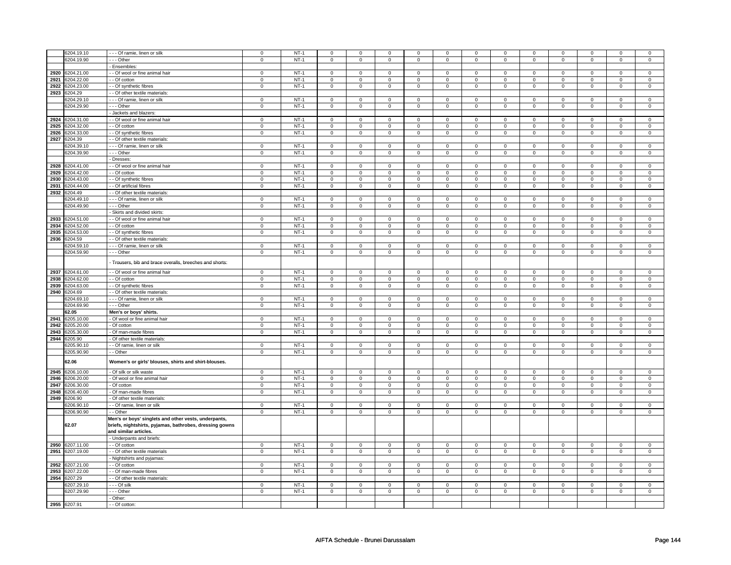|  |  |  |  |  |  |  |  |  |  |  |  |  |  |  |  |  |  |
|---|---|---|---|---|---|---|---|---|---|---|---|---|---|---|---|---|---|
|  | 6204.19.10 | - - - Of ramie, linen or silk | 0 | NT-1 | 0 | 0 | 0 | 0 | 0 | 0 | 0 | 0 | 0 | 0 | 0 | 0 |
|  | 6204.19.90 | - - - Other | 0 | NT-1 | 0 | 0 | 0 | 0 | 0 | 0 | 0 | 0 | 0 | 0 | 0 | 0 |
|  |  | - Ensembles: |  |  |  |  |  |  |  |  |  |  |  |  |  |  |
| 2920 | 6204.21.00 | - - Of wool or fine animal hair | 0 | NT-1 | 0 | 0 | 0 | 0 | 0 | 0 | 0 | 0 | 0 | 0 | 0 | 0 |
| 2921 | 6204.22.00 | - - Of cotton | 0 | NT-1 | 0 | 0 | 0 | 0 | 0 | 0 | 0 | 0 | 0 | 0 | 0 | 0 |
| 2922 | 6204.23.00 | - - Of synthetic fibres | 0 | NT-1 | 0 | 0 | 0 | 0 | 0 | 0 | 0 | 0 | 0 | 0 | 0 | 0 |
| 2923 | 6204.29 | - - Of other textile materials: |  |  |  |  |  |  |  |  |  |  |  |  |  |  |
|  | 6204.29.10 | - - - Of ramie, linen or silk | 0 | NT-1 | 0 | 0 | 0 | 0 | 0 | 0 | 0 | 0 | 0 | 0 | 0 | 0 |
|  | 6204.29.90 | - - - Other | 0 | NT-1 | 0 | 0 | 0 | 0 | 0 | 0 | 0 | 0 | 0 | 0 | 0 | 0 |
|  |  | - Jackets and blazers: |  |  |  |  |  |  |  |  |  |  |  |  |  |  |
| 2924 | 6204.31.00 | - - Of wool or fine animal hair | 0 | NT-1 | 0 | 0 | 0 | 0 | 0 | 0 | 0 | 0 | 0 | 0 | 0 | 0 |
| 2925 | 6204.32.00 | - - Of cotton | 0 | NT-1 | 0 | 0 | 0 | 0 | 0 | 0 | 0 | 0 | 0 | 0 | 0 | 0 |
| 2926 | 6204.33.00 | - - Of synthetic fibres | 0 | NT-1 | 0 | 0 | 0 | 0 | 0 | 0 | 0 | 0 | 0 | 0 | 0 | 0 |
| 2927 | 6204.39 | - - Of other textile materials: |  |  |  |  |  |  |  |  |  |  |  |  |  |  |
|  | 6204.39.10 | - - - Of ramie, linen or silk | 0 | NT-1 | 0 | 0 | 0 | 0 | 0 | 0 | 0 | 0 | 0 | 0 | 0 | 0 |
|  | 6204.39.90 | - - - Other | 0 | NT-1 | 0 | 0 | 0 | 0 | 0 | 0 | 0 | 0 | 0 | 0 | 0 | 0 |
|  |  | - Dresses: |  |  |  |  |  |  |  |  |  |  |  |  |  |  |
| 2928 | 6204.41.00 | - - Of wool or fine animal hair | 0 | NT-1 | 0 | 0 | 0 | 0 | 0 | 0 | 0 | 0 | 0 | 0 | 0 | 0 |
| 2929 | 6204.42.00 | - - Of cotton | 0 | NT-1 | 0 | 0 | 0 | 0 | 0 | 0 | 0 | 0 | 0 | 0 | 0 | 0 |
| 2930 | 6204.43.00 | - - Of synthetic fibres | 0 | NT-1 | 0 | 0 | 0 | 0 | 0 | 0 | 0 | 0 | 0 | 0 | 0 | 0 |
| 2931 | 6204.44.00 | - - Of artificial fibres | 0 | NT-1 | 0 | 0 | 0 | 0 | 0 | 0 | 0 | 0 | 0 | 0 | 0 | 0 |
| 2932 | 6204.49 | - - Of other textile materials: |  |  |  |  |  |  |  |  |  |  |  |  |  |  |
|  | 6204.49.10 | - - - Of ramie, linen or silk | 0 | NT-1 | 0 | 0 | 0 | 0 | 0 | 0 | 0 | 0 | 0 | 0 | 0 | 0 |
|  | 6204.49.90 | - - - Other | 0 | NT-1 | 0 | 0 | 0 | 0 | 0 | 0 | 0 | 0 | 0 | 0 | 0 | 0 |
|  |  | - Skirts and divided skirts: |  |  |  |  |  |  |  |  |  |  |  |  |  |  |
| 2933 | 6204.51.00 | - - Of wool or fine animal hair | 0 | NT-1 | 0 | 0 | 0 | 0 | 0 | 0 | 0 | 0 | 0 | 0 | 0 | 0 |
| 2934 | 6204.52.00 | - - Of cotton | 0 | NT-1 | 0 | 0 | 0 | 0 | 0 | 0 | 0 | 0 | 0 | 0 | 0 | 0 |
| 2935 | 6204.53.00 | - - Of synthetic fibres | 0 | NT-1 | 0 | 0 | 0 | 0 | 0 | 0 | 0 | 0 | 0 | 0 | 0 | 0 |
| 2936 | 6204.59 | - - Of other textile materials: |  |  |  |  |  |  |  |  |  |  |  |  |  |  |
|  | 6204.59.10 | - - - Of ramie, linen or silk | 0 | NT-1 | 0 | 0 | 0 | 0 | 0 | 0 | 0 | 0 | 0 | 0 | 0 | 0 |
|  | 6204.59.90 | - - - Other | 0 | NT-1 | 0 | 0 | 0 | 0 | 0 | 0 | 0 | 0 | 0 | 0 | 0 | 0 |
|  |  | - Trousers, bib and brace overalls, breeches and shorts: |  |  |  |  |  |  |  |  |  |  |  |  |  |  |
| 2937 | 6204.61.00 | - - Of wool or fine animal hair | 0 | NT-1 | 0 | 0 | 0 | 0 | 0 | 0 | 0 | 0 | 0 | 0 | 0 | 0 |
| 2938 | 6204.62.00 | - - Of cotton | 0 | NT-1 | 0 | 0 | 0 | 0 | 0 | 0 | 0 | 0 | 0 | 0 | 0 | 0 |
| 2939 | 6204.63.00 | - - Of synthetic fibres | 0 | NT-1 | 0 | 0 | 0 | 0 | 0 | 0 | 0 | 0 | 0 | 0 | 0 | 0 |
| 2940 | 6204.69 | - - Of other textile materials: |  |  |  |  |  |  |  |  |  |  |  |  |  |  |
|  | 6204.69.10 | - - - Of ramie, linen or silk | 0 | NT-1 | 0 | 0 | 0 | 0 | 0 | 0 | 0 | 0 | 0 | 0 | 0 | 0 |
|  | 6204.69.90 | - - - Other | 0 | NT-1 | 0 | 0 | 0 | 0 | 0 | 0 | 0 | 0 | 0 | 0 | 0 | 0 |
|  | **62.05** | **Men's or boys' shirts.** |  |  |  |  |  |  |  |  |  |  |  |  |  |  |
| 2941 | 6205.10.00 | - Of wool or fine animal hair | 0 | NT-1 | 0 | 0 | 0 | 0 | 0 | 0 | 0 | 0 | 0 | 0 | 0 | 0 |
| 2942 | 6205.20.00 | - Of cotton | 0 | NT-1 | 0 | 0 | 0 | 0 | 0 | 0 | 0 | 0 | 0 | 0 | 0 | 0 |
| 2943 | 6205.30.00 | - Of man-made fibres | 0 | NT-1 | 0 | 0 | 0 | 0 | 0 | 0 | 0 | 0 | 0 | 0 | 0 | 0 |
| 2944 | 6205.90 | - Of other textile materials: |  |  |  |  |  |  |  |  |  |  |  |  |  |  |
|  | 6205.90.10 | - - Of ramie, linen or silk | 0 | NT-1 | 0 | 0 | 0 | 0 | 0 | 0 | 0 | 0 | 0 | 0 | 0 | 0 |
|  | 6205.90.90 | - - Other | 0 | NT-1 | 0 | 0 | 0 | 0 | 0 | 0 | 0 | 0 | 0 | 0 | 0 | 0 |
|  | **62.06** | **Women's or girls' blouses, shirts and shirt-blouses.** |  |  |  |  |  |  |  |  |  |  |  |  |  |  |
| 2945 | 6206.10.00 | - Of silk or silk waste | 0 | NT-1 | 0 | 0 | 0 | 0 | 0 | 0 | 0 | 0 | 0 | 0 | 0 | 0 |
| 2946 | 6206.20.00 | - Of wool or fine animal hair | 0 | NT-1 | 0 | 0 | 0 | 0 | 0 | 0 | 0 | 0 | 0 | 0 | 0 | 0 |
| 2947 | 6206.30.00 | - Of cotton | 0 | NT-1 | 0 | 0 | 0 | 0 | 0 | 0 | 0 | 0 | 0 | 0 | 0 | 0 |
| 2948 | 6206.40.00 | - Of man-made fibres | 0 | NT-1 | 0 | 0 | 0 | 0 | 0 | 0 | 0 | 0 | 0 | 0 | 0 | 0 |
| 2949 | 6206.90 | - Of other textile materials: |  |  |  |  |  |  |  |  |  |  |  |  |  |  |
|  | 6206.90.10 | - - Of ramie, linen or silk | 0 | NT-1 | 0 | 0 | 0 | 0 | 0 | 0 | 0 | 0 | 0 | 0 | 0 | 0 |
|  | 6206.90.90 | - - Other | 0 | NT-1 | 0 | 0 | 0 | 0 | 0 | 0 | 0 | 0 | 0 | 0 | 0 | 0 |
|  | **62.07** | **Men's or boys' singlets and other vests, underpants, briefs, nightshirts, pyjamas, bathrobes, dressing gowns and similar articles.** |  |  |  |  |  |  |  |  |  |  |  |  |  |  |
|  |  | - Underpants and briefs: |  |  |  |  |  |  |  |  |  |  |  |  |  |  |
| 2950 | 6207.11.00 | - - Of cotton | 0 | NT-1 | 0 | 0 | 0 | 0 | 0 | 0 | 0 | 0 | 0 | 0 | 0 | 0 |
| 2951 | 6207.19.00 | - - Of other textile materials | 0 | NT-1 | 0 | 0 | 0 | 0 | 0 | 0 | 0 | 0 | 0 | 0 | 0 | 0 |
|  |  | - Nightshirts and pyjamas: |  |  |  |  |  |  |  |  |  |  |  |  |  |  |
| 2952 | 6207.21.00 | - - Of cotton | 0 | NT-1 | 0 | 0 | 0 | 0 | 0 | 0 | 0 | 0 | 0 | 0 | 0 | 0 |
| 2953 | 6207.22.00 | - - Of man-made fibres | 0 | NT-1 | 0 | 0 | 0 | 0 | 0 | 0 | 0 | 0 | 0 | 0 | 0 | 0 |
| 2954 | 6207.29 | - - Of other textile materials: |  |  |  |  |  |  |  |  |  |  |  |  |  |  |
|  | 6207.29.10 | - - - Of silk | 0 | NT-1 | 0 | 0 | 0 | 0 | 0 | 0 | 0 | 0 | 0 | 0 | 0 | 0 |
|  | 6207.29.90 | - - - Other | 0 | NT-1 | 0 | 0 | 0 | 0 | 0 | 0 | 0 | 0 | 0 | 0 | 0 | 0 |
|  |  | - Other: |  |  |  |  |  |  |  |  |  |  |  |  |  |  |
| 2955 | 6207.91 | - - Of cotton: |  |  |  |  |  |  |  |  |  |  |  |  |  |  |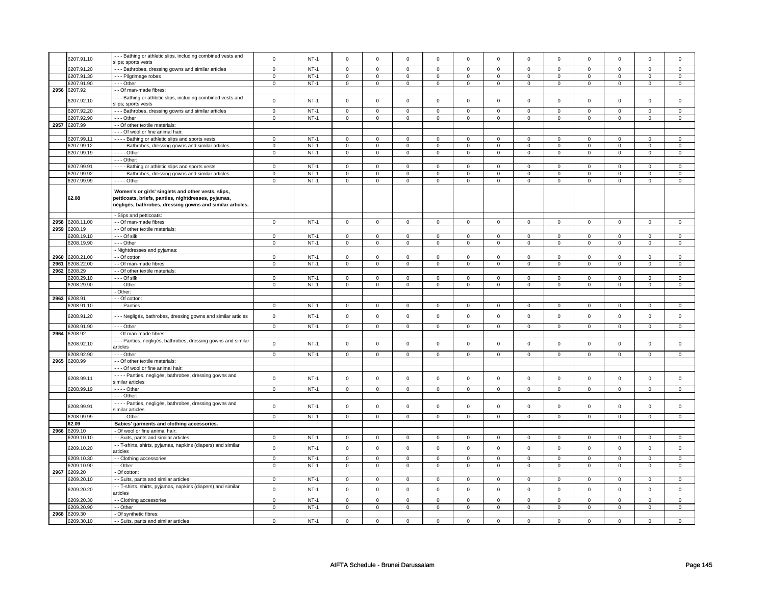| | 6207.91.10 | - - - Bathing or athletic slips, including combined vests and slips; sports vests | 0 | NT-1 | 0 | 0 | 0 | 0 | 0 | 0 | 0 | 0 | 0 | 0 | 0 | 0 |
|---|---|---|---|---|---|---|---|---|---|---|---|---|---|---|---|---|
| | 6207.91.20 | - - - Bathrobes, dressing gowns and similar articles | 0 | NT-1 | 0 | 0 | 0 | 0 | 0 | 0 | 0 | 0 | 0 | 0 | 0 | 0 |
| | 6207.91.30 | - - - Pilgrimage robes | 0 | NT-1 | 0 | 0 | 0 | 0 | 0 | 0 | 0 | 0 | 0 | 0 | 0 | 0 |
| | 6207.91.90 | - - - Other | 0 | NT-1 | 0 | 0 | 0 | 0 | 0 | 0 | 0 | 0 | 0 | 0 | 0 | 0 |
| 2956 | 6207.92 | - - Of man-made fibres: | | | | | | | | | | | | | | |
| | 6207.92.10 | - - - Bathing or athletic slips, including combined vests and slips; sports vests | 0 | NT-1 | 0 | 0 | 0 | 0 | 0 | 0 | 0 | 0 | 0 | 0 | 0 | 0 |
| | 6207.92.20 | - - - Bathrobes, dressing gowns and similar articles | 0 | NT-1 | 0 | 0 | 0 | 0 | 0 | 0 | 0 | 0 | 0 | 0 | 0 | 0 |
| | 6207.92.90 | - - - Other | 0 | NT-1 | 0 | 0 | 0 | 0 | 0 | 0 | 0 | 0 | 0 | 0 | 0 | 0 |
| 2957 | 6207.99 | - - Of other textile materials: | | | | | | | | | | | | | | |
| | | - - - Of wool or fine animal hair: | | | | | | | | | | | | | | |
| | 6207.99.11 | - - - - Bathing or athletic slips and sports vests | 0 | NT-1 | 0 | 0 | 0 | 0 | 0 | 0 | 0 | 0 | 0 | 0 | 0 | 0 |
| | 6207.99.12 | - - - - Bathrobes, dressing gowns and similar articles | 0 | NT-1 | 0 | 0 | 0 | 0 | 0 | 0 | 0 | 0 | 0 | 0 | 0 | 0 |
| | 6207.99.19 | - - - - Other | 0 | NT-1 | 0 | 0 | 0 | 0 | 0 | 0 | 0 | 0 | 0 | 0 | 0 | 0 |
| | | - - - Other: | | | | | | | | | | | | | | |
| | 6207.99.91 | - - - - Bathing or athletic slips and sports vests | 0 | NT-1 | 0 | 0 | 0 | 0 | 0 | 0 | 0 | 0 | 0 | 0 | 0 | 0 |
| | 6207.99.92 | - - - - Bathrobes, dressing gowns and similar articles | 0 | NT-1 | 0 | 0 | 0 | 0 | 0 | 0 | 0 | 0 | 0 | 0 | 0 | 0 |
| | 6207.99.99 | - - - - Other | 0 | NT-1 | 0 | 0 | 0 | 0 | 0 | 0 | 0 | 0 | 0 | 0 | 0 | 0 |
| | **62.08** | **Women's or girls' singlets and other vests, slips, petticoats, briefs, panties, nightdresses, pyjamas, négligés, bathrobes, dressing gowns and similar articles.** | | | | | | | | | | | | | | |
| | | - Slips and petticoats: | | | | | | | | | | | | | | |
| 2958 | 6208.11.00 | - - Of man-made fibres | 0 | NT-1 | 0 | 0 | 0 | 0 | 0 | 0 | 0 | 0 | 0 | 0 | 0 | 0 |
| 2959 | 6208.19 | - - Of other textile materials: | | | | | | | | | | | | | | |
| | 6208.19.10 | - - - Of silk | 0 | NT-1 | 0 | 0 | 0 | 0 | 0 | 0 | 0 | 0 | 0 | 0 | 0 | 0 |
| | 6208.19.90 | - - - Other | 0 | NT-1 | 0 | 0 | 0 | 0 | 0 | 0 | 0 | 0 | 0 | 0 | 0 | 0 |
| | | - Nightdresses and pyjamas: | | | | | | | | | | | | | | |
| 2960 | 6208.21.00 | - - Of cotton | 0 | NT-1 | 0 | 0 | 0 | 0 | 0 | 0 | 0 | 0 | 0 | 0 | 0 | 0 |
| 2961 | 6208.22.00 | - - Of man-made fibres | 0 | NT-1 | 0 | 0 | 0 | 0 | 0 | 0 | 0 | 0 | 0 | 0 | 0 | 0 |
| 2962 | 6208.29 | - - Of other textile materials: | | | | | | | | | | | | | | |
| | 6208.29.10 | - - - Of silk | 0 | NT-1 | 0 | 0 | 0 | 0 | 0 | 0 | 0 | 0 | 0 | 0 | 0 | 0 |
| | 6208.29.90 | - - - Other | 0 | NT-1 | 0 | 0 | 0 | 0 | 0 | 0 | 0 | 0 | 0 | 0 | 0 | 0 |
| | | - Other: | | | | | | | | | | | | | | |
| 2963 | 6208.91 | - - Of cotton: | | | | | | | | | | | | | | |
| | 6208.91.10 | - - - Panties | 0 | NT-1 | 0 | 0 | 0 | 0 | 0 | 0 | 0 | 0 | 0 | 0 | 0 | 0 |
| | 6208.91.20 | - - - Negligés, bathrobes, dressing gowns and similar articles | 0 | NT-1 | 0 | 0 | 0 | 0 | 0 | 0 | 0 | 0 | 0 | 0 | 0 | 0 |
| | 6208.91.90 | - - - Other | 0 | NT-1 | 0 | 0 | 0 | 0 | 0 | 0 | 0 | 0 | 0 | 0 | 0 | 0 |
| 2964 | 6208.92 | - - Of man-made fibres: | | | | | | | | | | | | | | |
| | 6208.92.10 | - - - Panties, negligés, bathrobes, dressing gowns and similar articles | 0 | NT-1 | 0 | 0 | 0 | 0 | 0 | 0 | 0 | 0 | 0 | 0 | 0 | 0 |
| | 6208.92.90 | - - - Other | 0 | NT-1 | 0 | 0 | 0 | 0 | 0 | 0 | 0 | 0 | 0 | 0 | 0 | 0 |
| 2965 | 6208.99 | - - Of other textile materials: | | | | | | | | | | | | | | |
| | | - - - Of wool or fine animal hair: | | | | | | | | | | | | | | |
| | 6208.99.11 | - - - - Panties, negligés, bathrobes, dressing gowns and similar articles | 0 | NT-1 | 0 | 0 | 0 | 0 | 0 | 0 | 0 | 0 | 0 | 0 | 0 | 0 |
| | 6208.99.19 | - - - - Other | 0 | NT-1 | 0 | 0 | 0 | 0 | 0 | 0 | 0 | 0 | 0 | 0 | 0 | 0 |
| | | - - - Other: | | | | | | | | | | | | | | |
| | 6208.99.91 | - - - - Panties, negligés, bathrobes, dressing gowns and similar articles | 0 | NT-1 | 0 | 0 | 0 | 0 | 0 | 0 | 0 | 0 | 0 | 0 | 0 | 0 |
| | 6208.99.99 | - - - - Other | 0 | NT-1 | 0 | 0 | 0 | 0 | 0 | 0 | 0 | 0 | 0 | 0 | 0 | 0 |
| | **62.09** | **Babies' garments and clothing accessories.** | | | | | | | | | | | | | | |
| 2966 | 6209.10 | - Of wool or fine animal hair: | | | | | | | | | | | | | | |
| | 6209.10.10 | - - Suits, pants and similar articles | 0 | NT-1 | 0 | 0 | 0 | 0 | 0 | 0 | 0 | 0 | 0 | 0 | 0 | 0 |
| | 6209.10.20 | - - T-shirts, shirts, pyjamas, napkins (diapers) and similar articles | 0 | NT-1 | 0 | 0 | 0 | 0 | 0 | 0 | 0 | 0 | 0 | 0 | 0 | 0 |
| | 6209.10.30 | - - Clothing accessories | 0 | NT-1 | 0 | 0 | 0 | 0 | 0 | 0 | 0 | 0 | 0 | 0 | 0 | 0 |
| | 6209.10.90 | - - Other | 0 | NT-1 | 0 | 0 | 0 | 0 | 0 | 0 | 0 | 0 | 0 | 0 | 0 | 0 |
| 2967 | 6209.20 | - Of cotton: | | | | | | | | | | | | | | |
| | 6209.20.10 | - - Suits, pants and similar articles | 0 | NT-1 | 0 | 0 | 0 | 0 | 0 | 0 | 0 | 0 | 0 | 0 | 0 | 0 |
| | 6209.20.20 | - - T-shirts, shirts, pyjamas, napkins (diapers) and similar articles | 0 | NT-1 | 0 | 0 | 0 | 0 | 0 | 0 | 0 | 0 | 0 | 0 | 0 | 0 |
| | 6209.20.30 | - - Clothing accessories | 0 | NT-1 | 0 | 0 | 0 | 0 | 0 | 0 | 0 | 0 | 0 | 0 | 0 | 0 |
| | 6209.20.90 | - - Other | 0 | NT-1 | 0 | 0 | 0 | 0 | 0 | 0 | 0 | 0 | 0 | 0 | 0 | 0 |
| 2968 | 6209.30 | - Of synthetic fibres: | | | | | | | | | | | | | | |
| | 6209.30.10 | - - Suits, pants and similar articles | 0 | NT-1 | 0 | 0 | 0 | 0 | 0 | 0 | 0 | 0 | 0 | 0 | 0 | 0 |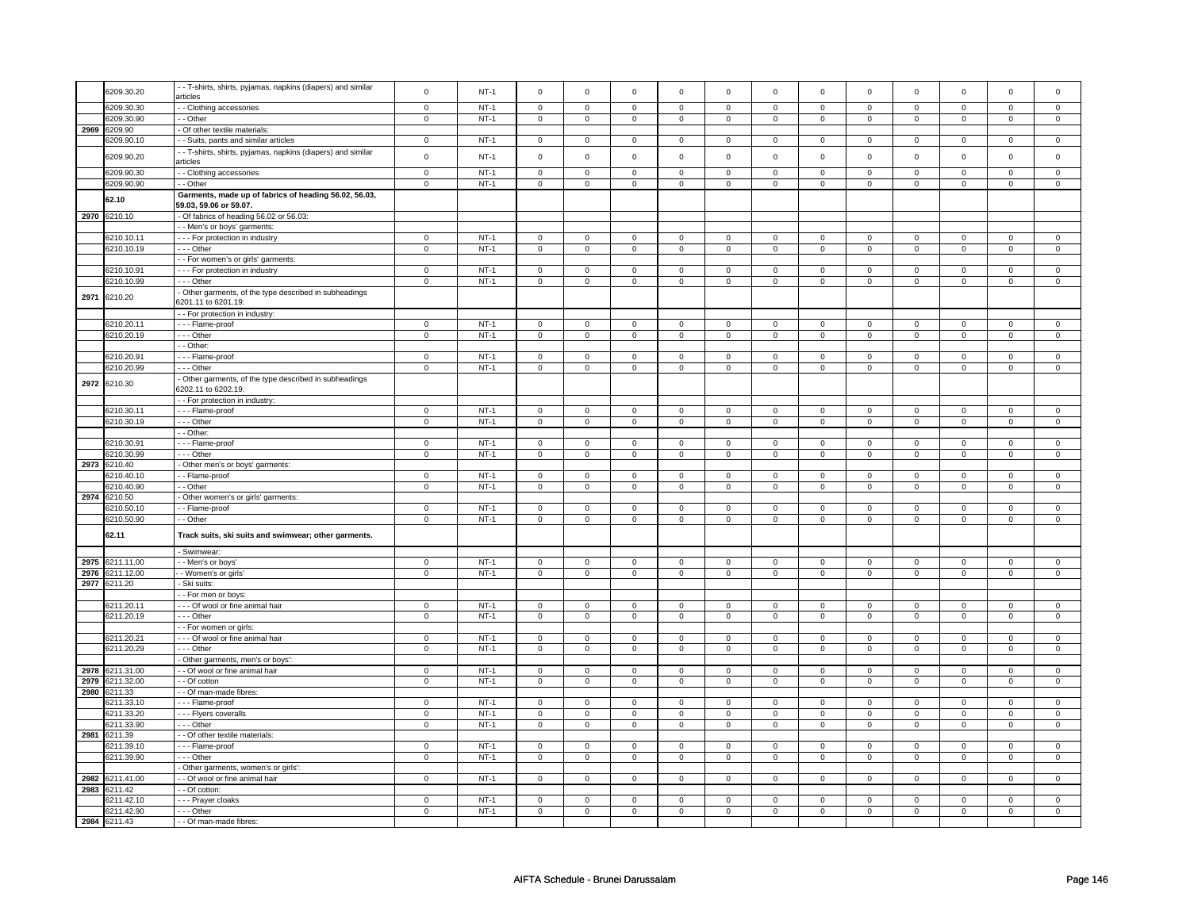| | | | | | | | | | | | | | | | | |
|---|---|---|---|---|---|---|---|---|---|---|---|---|---|---|---|---|
| | 6209.30.20 | - - T-shirts, shirts, pyjamas, napkins (diapers) and similar articles | 0 | NT-1 | 0 | 0 | 0 | 0 | 0 | 0 | 0 | 0 | 0 | 0 | 0 | 0 |
| | 6209.30.30 | - - Clothing accessories | 0 | NT-1 | 0 | 0 | 0 | 0 | 0 | 0 | 0 | 0 | 0 | 0 | 0 | 0 |
| | 6209.30.90 | - - Other | 0 | NT-1 | 0 | 0 | 0 | 0 | 0 | 0 | 0 | 0 | 0 | 0 | 0 | 0 |
| 2969 | 6209.90 | - Of other textile materials: | | | | | | | | | | | | | | |
| | 6209.90.10 | - - Suits, pants and similar articles | 0 | NT-1 | 0 | 0 | 0 | 0 | 0 | 0 | 0 | 0 | 0 | 0 | 0 | 0 |
| | 6209.90.20 | - - T-shirts, shirts, pyjamas, napkins (diapers) and similar articles | 0 | NT-1 | 0 | 0 | 0 | 0 | 0 | 0 | 0 | 0 | 0 | 0 | 0 | 0 |
| | 6209.90.30 | - - Clothing accessories | 0 | NT-1 | 0 | 0 | 0 | 0 | 0 | 0 | 0 | 0 | 0 | 0 | 0 | 0 |
| | 6209.90.90 | - - Other | 0 | NT-1 | 0 | 0 | 0 | 0 | 0 | 0 | 0 | 0 | 0 | 0 | 0 | 0 |
| | **62.10** | **Garments, made up of fabrics of heading 56.02, 56.03, 59.03, 59.06 or 59.07.** | | | | | | | | | | | | | | |
| 2970 | 6210.10 | - Of fabrics of heading 56.02 or 56.03: | | | | | | | | | | | | | | |
| | | - - Men's or boys' garments: | | | | | | | | | | | | | | |
| | 6210.10.11 | - - - For protection in industry | 0 | NT-1 | 0 | 0 | 0 | 0 | 0 | 0 | 0 | 0 | 0 | 0 | 0 | 0 |
| | 6210.10.19 | - - - Other | 0 | NT-1 | 0 | 0 | 0 | 0 | 0 | 0 | 0 | 0 | 0 | 0 | 0 | 0 |
| | | - - For women's or girls' garments: | | | | | | | | | | | | | | |
| | 6210.10.91 | - - - For protection in industry | 0 | NT-1 | 0 | 0 | 0 | 0 | 0 | 0 | 0 | 0 | 0 | 0 | 0 | 0 |
| | 6210.10.99 | - - - Other | 0 | NT-1 | 0 | 0 | 0 | 0 | 0 | 0 | 0 | 0 | 0 | 0 | 0 | 0 |
| 2971 | 6210.20 | - Other garments, of the type described in subheadings 6201.11 to 6201.19: | | | | | | | | | | | | | | |
| | | - - For protection in industry: | | | | | | | | | | | | | | |
| | 6210.20.11 | - - - Flame-proof | 0 | NT-1 | 0 | 0 | 0 | 0 | 0 | 0 | 0 | 0 | 0 | 0 | 0 | 0 |
| | 6210.20.19 | - - - Other | 0 | NT-1 | 0 | 0 | 0 | 0 | 0 | 0 | 0 | 0 | 0 | 0 | 0 | 0 |
| | | - - Other: | | | | | | | | | | | | | | |
| | 6210.20.91 | - - - Flame-proof | 0 | NT-1 | 0 | 0 | 0 | 0 | 0 | 0 | 0 | 0 | 0 | 0 | 0 | 0 |
| | 6210.20.99 | - - - Other | 0 | NT-1 | 0 | 0 | 0 | 0 | 0 | 0 | 0 | 0 | 0 | 0 | 0 | 0 |
| 2972 | 6210.30 | - Other garments, of the type described in subheadings 6202.11 to 6202.19: | | | | | | | | | | | | | | |
| | | - - For protection in industry: | | | | | | | | | | | | | | |
| | 6210.30.11 | - - - Flame-proof | 0 | NT-1 | 0 | 0 | 0 | 0 | 0 | 0 | 0 | 0 | 0 | 0 | 0 | 0 |
| | 6210.30.19 | - - - Other | 0 | NT-1 | 0 | 0 | 0 | 0 | 0 | 0 | 0 | 0 | 0 | 0 | 0 | 0 |
| | | - - Other: | | | | | | | | | | | | | | |
| | 6210.30.91 | - - - Flame-proof | 0 | NT-1 | 0 | 0 | 0 | 0 | 0 | 0 | 0 | 0 | 0 | 0 | 0 | 0 |
| | 6210.30.99 | - - - Other | 0 | NT-1 | 0 | 0 | 0 | 0 | 0 | 0 | 0 | 0 | 0 | 0 | 0 | 0 |
| 2973 | 6210.40 | - Other men's or boys' garments: | | | | | | | | | | | | | | |
| | 6210.40.10 | - - Flame-proof | 0 | NT-1 | 0 | 0 | 0 | 0 | 0 | 0 | 0 | 0 | 0 | 0 | 0 | 0 |
| | 6210.40.90 | - - Other | 0 | NT-1 | 0 | 0 | 0 | 0 | 0 | 0 | 0 | 0 | 0 | 0 | 0 | 0 |
| 2974 | 6210.50 | - Other women's or girls' garments: | | | | | | | | | | | | | | |
| | 6210.50.10 | - - Flame-proof | 0 | NT-1 | 0 | 0 | 0 | 0 | 0 | 0 | 0 | 0 | 0 | 0 | 0 | 0 |
| | 6210.50.90 | - - Other | 0 | NT-1 | 0 | 0 | 0 | 0 | 0 | 0 | 0 | 0 | 0 | 0 | 0 | 0 |
| | **62.11** | **Track suits, ski suits and swimwear; other garments.** | | | | | | | | | | | | | | |
| | | - Swimwear: | | | | | | | | | | | | | | |
| 2975 | 6211.11.00 | - - Men's or boys' | 0 | NT-1 | 0 | 0 | 0 | 0 | 0 | 0 | 0 | 0 | 0 | 0 | 0 | 0 |
| 2976 | 6211.12.00 | - - Women's or girls' | 0 | NT-1 | 0 | 0 | 0 | 0 | 0 | 0 | 0 | 0 | 0 | 0 | 0 | 0 |
| 2977 | 6211.20 | - Ski suits: | | | | | | | | | | | | | | |
| | | - - For men or boys: | | | | | | | | | | | | | | |
| | 6211.20.11 | - - - Of wool or fine animal hair | 0 | NT-1 | 0 | 0 | 0 | 0 | 0 | 0 | 0 | 0 | 0 | 0 | 0 | 0 |
| | 6211.20.19 | - - - Other | 0 | NT-1 | 0 | 0 | 0 | 0 | 0 | 0 | 0 | 0 | 0 | 0 | 0 | 0 |
| | | - - For women or girls: | | | | | | | | | | | | | | |
| | 6211.20.21 | - - - Of wool or fine animal hair | 0 | NT-1 | 0 | 0 | 0 | 0 | 0 | 0 | 0 | 0 | 0 | 0 | 0 | 0 |
| | 6211.20.29 | - - - Other | 0 | NT-1 | 0 | 0 | 0 | 0 | 0 | 0 | 0 | 0 | 0 | 0 | 0 | 0 |
| | | - Other garments, men's or boys': | | | | | | | | | | | | | | |
| 2978 | 6211.31.00 | - - Of wool or fine animal hair | 0 | NT-1 | 0 | 0 | 0 | 0 | 0 | 0 | 0 | 0 | 0 | 0 | 0 | 0 |
| 2979 | 6211.32.00 | - - Of cotton | 0 | NT-1 | 0 | 0 | 0 | 0 | 0 | 0 | 0 | 0 | 0 | 0 | 0 | 0 |
| 2980 | 6211.33 | - - Of man-made fibres: | | | | | | | | | | | | | | |
| | 6211.33.10 | - - - Flame-proof | 0 | NT-1 | 0 | 0 | 0 | 0 | 0 | 0 | 0 | 0 | 0 | 0 | 0 | 0 |
| | 6211.33.20 | - - - Flyers coveralls | 0 | NT-1 | 0 | 0 | 0 | 0 | 0 | 0 | 0 | 0 | 0 | 0 | 0 | 0 |
| | 6211.33.90 | - - - Other | 0 | NT-1 | 0 | 0 | 0 | 0 | 0 | 0 | 0 | 0 | 0 | 0 | 0 | 0 |
| 2981 | 6211.39 | - - Of other textile materials: | | | | | | | | | | | | | | |
| | 6211.39.10 | - - - Flame-proof | 0 | NT-1 | 0 | 0 | 0 | 0 | 0 | 0 | 0 | 0 | 0 | 0 | 0 | 0 |
| | 6211.39.90 | - - - Other | 0 | NT-1 | 0 | 0 | 0 | 0 | 0 | 0 | 0 | 0 | 0 | 0 | 0 | 0 |
| | | - Other garments, women's or girls': | | | | | | | | | | | | | | |
| 2982 | 6211.41.00 | - - Of wool or fine animal hair | 0 | NT-1 | 0 | 0 | 0 | 0 | 0 | 0 | 0 | 0 | 0 | 0 | 0 | 0 |
| 2983 | 6211.42 | - - Of cotton: | | | | | | | | | | | | | | |
| | 6211.42.10 | - - - Prayer cloaks | 0 | NT-1 | 0 | 0 | 0 | 0 | 0 | 0 | 0 | 0 | 0 | 0 | 0 | 0 |
| | 6211.42.90 | - - - Other | 0 | NT-1 | 0 | 0 | 0 | 0 | 0 | 0 | 0 | 0 | 0 | 0 | 0 | 0 |
| 2984 | 6211.43 | - - Of man-made fibres: | | | | | | | | | | | | | | |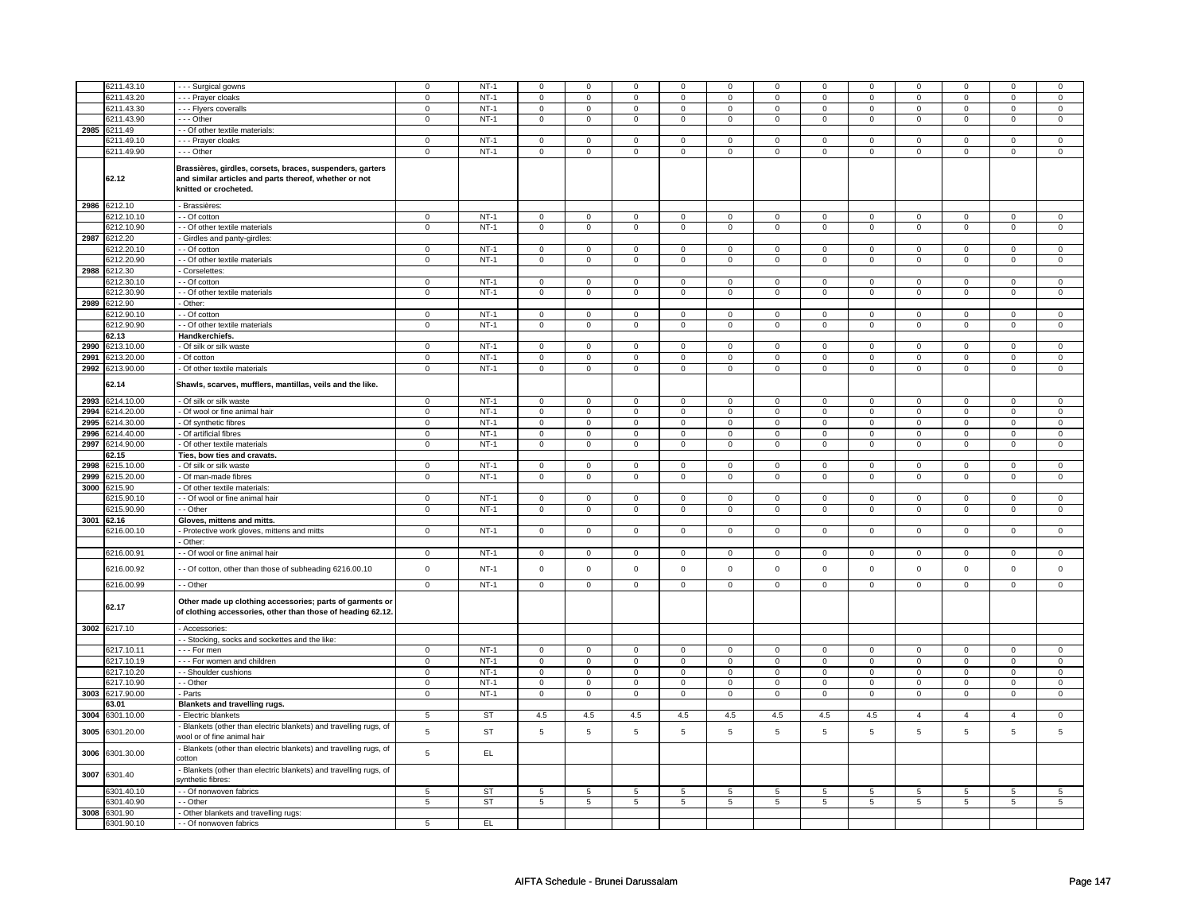| | 6211.43.10 | - - - Surgical gowns | 0 | NT-1 | 0 | 0 | 0 | 0 | 0 | 0 | 0 | 0 | 0 | 0 | 0 | 0 |
|---|---|---|---|---|---|---|---|---|---|---|---|---|---|---|---|---|
| | 6211.43.20 | - - - Prayer cloaks | 0 | NT-1 | 0 | 0 | 0 | 0 | 0 | 0 | 0 | 0 | 0 | 0 | 0 | 0 |
| | 6211.43.30 | - - - Flyers coveralls | 0 | NT-1 | 0 | 0 | 0 | 0 | 0 | 0 | 0 | 0 | 0 | 0 | 0 | 0 |
| | 6211.43.90 | - - - Other | 0 | NT-1 | 0 | 0 | 0 | 0 | 0 | 0 | 0 | 0 | 0 | 0 | 0 | 0 |
| 2985 | 6211.49 | - - Of other textile materials: | | | | | | | | | | | | | | |
| | 6211.49.10 | - - - Prayer cloaks | 0 | NT-1 | 0 | 0 | 0 | 0 | 0 | 0 | 0 | 0 | 0 | 0 | 0 | 0 |
| | 6211.49.90 | - - - Other | 0 | NT-1 | 0 | 0 | 0 | 0 | 0 | 0 | 0 | 0 | 0 | 0 | 0 | 0 |
| | **62.12** | **Brassières, girdles, corsets, braces, suspenders, garters and similar articles and parts thereof, whether or not knitted or crocheted.** | | | | | | | | | | | | | | |
| 2986 | 6212.10 | - Brassières: | | | | | | | | | | | | | | |
| | 6212.10.10 | - - Of cotton | 0 | NT-1 | 0 | 0 | 0 | 0 | 0 | 0 | 0 | 0 | 0 | 0 | 0 | 0 |
| | 6212.10.90 | - - Of other textile materials | 0 | NT-1 | 0 | 0 | 0 | 0 | 0 | 0 | 0 | 0 | 0 | 0 | 0 | 0 |
| 2987 | 6212.20 | - Girdles and panty-girdles: | | | | | | | | | | | | | | |
| | 6212.20.10 | - - Of cotton | 0 | NT-1 | 0 | 0 | 0 | 0 | 0 | 0 | 0 | 0 | 0 | 0 | 0 | 0 |
| | 6212.20.90 | - - Of other textile materials | 0 | NT-1 | 0 | 0 | 0 | 0 | 0 | 0 | 0 | 0 | 0 | 0 | 0 | 0 |
| 2988 | 6212.30 | - Corselettes: | | | | | | | | | | | | | | |
| | 6212.30.10 | - - Of cotton | 0 | NT-1 | 0 | 0 | 0 | 0 | 0 | 0 | 0 | 0 | 0 | 0 | 0 | 0 |
| | 6212.30.90 | - - Of other textile materials | 0 | NT-1 | 0 | 0 | 0 | 0 | 0 | 0 | 0 | 0 | 0 | 0 | 0 | 0 |
| 2989 | 6212.90 | - Other: | | | | | | | | | | | | | | |
| | 6212.90.10 | - - Of cotton | 0 | NT-1 | 0 | 0 | 0 | 0 | 0 | 0 | 0 | 0 | 0 | 0 | 0 | 0 |
| | 6212.90.90 | - - Of other textile materials | 0 | NT-1 | 0 | 0 | 0 | 0 | 0 | 0 | 0 | 0 | 0 | 0 | 0 | 0 |
| | **62.13** | **Handkerchiefs.** | | | | | | | | | | | | | | |
| 2990 | 6213.10.00 | - Of silk or silk waste | 0 | NT-1 | 0 | 0 | 0 | 0 | 0 | 0 | 0 | 0 | 0 | 0 | 0 | 0 |
| 2991 | 6213.20.00 | - Of cotton | 0 | NT-1 | 0 | 0 | 0 | 0 | 0 | 0 | 0 | 0 | 0 | 0 | 0 | 0 |
| 2992 | 6213.90.00 | - Of other textile materials | 0 | NT-1 | 0 | 0 | 0 | 0 | 0 | 0 | 0 | 0 | 0 | 0 | 0 | 0 |
| | **62.14** | **Shawls, scarves, mufflers, mantillas, veils and the like.** | | | | | | | | | | | | | | |
| 2993 | 6214.10.00 | - Of silk or silk waste | 0 | NT-1 | 0 | 0 | 0 | 0 | 0 | 0 | 0 | 0 | 0 | 0 | 0 | 0 |
| 2994 | 6214.20.00 | - Of wool or fine animal hair | 0 | NT-1 | 0 | 0 | 0 | 0 | 0 | 0 | 0 | 0 | 0 | 0 | 0 | 0 |
| 2995 | 6214.30.00 | - Of synthetic fibres | 0 | NT-1 | 0 | 0 | 0 | 0 | 0 | 0 | 0 | 0 | 0 | 0 | 0 | 0 |
| 2996 | 6214.40.00 | - Of artificial fibres | 0 | NT-1 | 0 | 0 | 0 | 0 | 0 | 0 | 0 | 0 | 0 | 0 | 0 | 0 |
| 2997 | 6214.90.00 | - Of other textile materials | 0 | NT-1 | 0 | 0 | 0 | 0 | 0 | 0 | 0 | 0 | 0 | 0 | 0 | 0 |
| | **62.15** | **Ties, bow ties and cravats.** | | | | | | | | | | | | | | |
| 2998 | 6215.10.00 | - Of silk or silk waste | 0 | NT-1 | 0 | 0 | 0 | 0 | 0 | 0 | 0 | 0 | 0 | 0 | 0 | 0 |
| 2999 | 6215.20.00 | - Of man-made fibres | 0 | NT-1 | 0 | 0 | 0 | 0 | 0 | 0 | 0 | 0 | 0 | 0 | 0 | 0 |
| 3000 | 6215.90 | - Of other textile materials: | | | | | | | | | | | | | | |
| | 6215.90.10 | - - Of wool or fine animal hair | 0 | NT-1 | 0 | 0 | 0 | 0 | 0 | 0 | 0 | 0 | 0 | 0 | 0 | 0 |
| | 6215.90.90 | - - Other | 0 | NT-1 | 0 | 0 | 0 | 0 | 0 | 0 | 0 | 0 | 0 | 0 | 0 | 0 |
| 3001 | **62.16** | **Gloves, mittens and mitts.** | | | | | | | | | | | | | | |
| | 6216.00.10 | - Protective work gloves, mittens and mitts | 0 | NT-1 | 0 | 0 | 0 | 0 | 0 | 0 | 0 | 0 | 0 | 0 | 0 | 0 |
| | | - Other: | | | | | | | | | | | | | | |
| | 6216.00.91 | - - Of wool or fine animal hair | 0 | NT-1 | 0 | 0 | 0 | 0 | 0 | 0 | 0 | 0 | 0 | 0 | 0 | 0 |
| | 6216.00.92 | - - Of cotton, other than those of subheading 6216.00.10 | 0 | NT-1 | 0 | 0 | 0 | 0 | 0 | 0 | 0 | 0 | 0 | 0 | 0 | 0 |
| | 6216.00.99 | - - Other | 0 | NT-1 | 0 | 0 | 0 | 0 | 0 | 0 | 0 | 0 | 0 | 0 | 0 | 0 |
| | **62.17** | **Other made up clothing accessories; parts of garments or of clothing accessories, other than those of heading 62.12.** | | | | | | | | | | | | | | |
| 3002 | 6217.10 | - Accessories: | | | | | | | | | | | | | | |
| | | - - Stocking, socks and sockettes and the like: | | | | | | | | | | | | | | |
| | 6217.10.11 | - - - For men | 0 | NT-1 | 0 | 0 | 0 | 0 | 0 | 0 | 0 | 0 | 0 | 0 | 0 | 0 |
| | 6217.10.19 | - - - For women and children | 0 | NT-1 | 0 | 0 | 0 | 0 | 0 | 0 | 0 | 0 | 0 | 0 | 0 | 0 |
| | 6217.10.20 | - - Shoulder cushions | 0 | NT-1 | 0 | 0 | 0 | 0 | 0 | 0 | 0 | 0 | 0 | 0 | 0 | 0 |
| | 6217.10.90 | - - Other | 0 | NT-1 | 0 | 0 | 0 | 0 | 0 | 0 | 0 | 0 | 0 | 0 | 0 | 0 |
| 3003 | 6217.90.00 | - Parts | 0 | NT-1 | 0 | 0 | 0 | 0 | 0 | 0 | 0 | 0 | 0 | 0 | 0 | 0 |
| | **63.01** | **Blankets and travelling rugs.** | | | | | | | | | | | | | | |
| 3004 | 6301.10.00 | - Electric blankets | 5 | ST | 4.5 | 4.5 | 4.5 | 4.5 | 4.5 | 4.5 | 4.5 | 4.5 | 4 | 4 | 4 | 0 |
| 3005 | 6301.20.00 | - Blankets (other than electric blankets) and travelling rugs, of wool or of fine animal hair | 5 | ST | 5 | 5 | 5 | 5 | 5 | 5 | 5 | 5 | 5 | 5 | 5 | 5 |
| 3006 | 6301.30.00 | - Blankets (other than electric blankets) and travelling rugs, of cotton | 5 | EL | | | | | | | | | | | | |
| 3007 | 6301.40 | - Blankets (other than electric blankets) and travelling rugs, of synthetic fibres: | | | | | | | | | | | | | | |
| | 6301.40.10 | - - Of nonwoven fabrics | 5 | ST | 5 | 5 | 5 | 5 | 5 | 5 | 5 | 5 | 5 | 5 | 5 | 5 |
| | 6301.40.90 | - - Other | 5 | ST | 5 | 5 | 5 | 5 | 5 | 5 | 5 | 5 | 5 | 5 | 5 | 5 |
| 3008 | 6301.90 | - Other blankets and travelling rugs: | | | | | | | | | | | | | | |
| | 6301.90.10 | - - Of nonwoven fabrics | 5 | EL | | | | | | | | | | | | |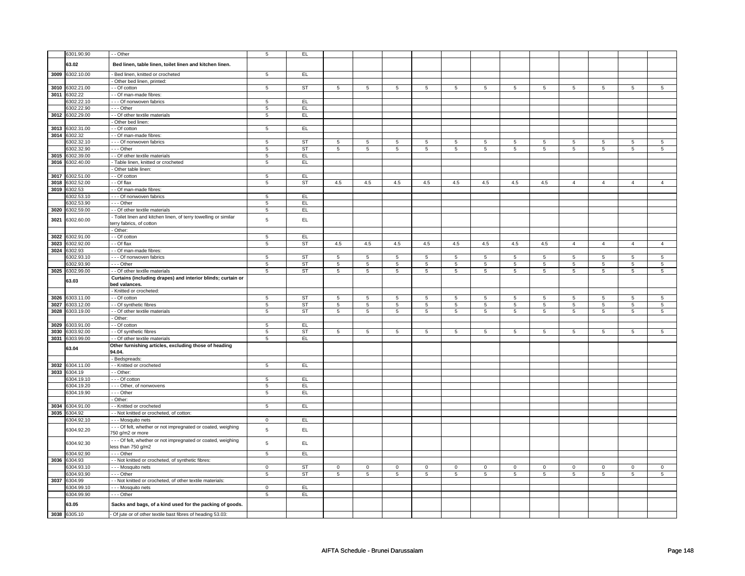| | | | | | | | | | | | | | | | | | |
|---|---|---|---|---|---|---|---|---|---|---|---|---|---|---|---|---|---|
| | 6301.90.90 | - - Other | 5 | EL | | | | | | | | | | | | | |
| | 63.02 | **Bed linen, table linen, toilet linen and kitchen linen.** | | | | | | | | | | | | | | | |
| 3009 | 6302.10.00 | - Bed linen, knitted or crocheted | 5 | EL | | | | | | | | | | | | | |
| | | - Other bed linen, printed: | | | | | | | | | | | | | | | |
| 3010 | 6302.21.00 | - - Of cotton | 5 | ST | 5 | 5 | 5 | 5 | 5 | 5 | 5 | 5 | 5 | 5 | 5 | 5 |
| 3011 | 6302.22 | - - Of man-made fibres: | | | | | | | | | | | | | | | |
| | 6302.22.10 | - - - Of nonwoven fabrics | 5 | EL | | | | | | | | | | | | | |
| | 6302.22.90 | - - - Other | 5 | EL | | | | | | | | | | | | | |
| 3012 | 6302.29.00 | - - Of other textile materials | 5 | EL | | | | | | | | | | | | | |
| | | - Other bed linen: | | | | | | | | | | | | | | | |
| 3013 | 6302.31.00 | - - Of cotton | 5 | EL | | | | | | | | | | | | | |
| 3014 | 6302.32 | - - Of man-made fibres: | | | | | | | | | | | | | | | |
| | 6302.32.10 | - - - Of nonwoven fabrics | 5 | ST | 5 | 5 | 5 | 5 | 5 | 5 | 5 | 5 | 5 | 5 | 5 | 5 |
| | 6302.32.90 | - - - Other | 5 | ST | 5 | 5 | 5 | 5 | 5 | 5 | 5 | 5 | 5 | 5 | 5 | 5 |
| 3015 | 6302.39.00 | - - Of other textile materials | 5 | EL | | | | | | | | | | | | | |
| 3016 | 6302.40.00 | - Table linen, knitted or crocheted | 5 | EL | | | | | | | | | | | | | |
| | | - Other table linen: | | | | | | | | | | | | | | | |
| 3017 | 6302.51.00 | - - Of cotton | 5 | EL | | | | | | | | | | | | | |
| 3018 | 6302.52.00 | - - Of flax | 5 | ST | 4.5 | 4.5 | 4.5 | 4.5 | 4.5 | 4.5 | 4.5 | 4.5 | 4 | 4 | 4 | 4 |
| 3019 | 6302.53 | - - Of man-made fibres: | | | | | | | | | | | | | | | |
| | 6302.53.10 | - - - Of nonwoven fabrics | 5 | EL | | | | | | | | | | | | | |
| | 6302.53.90 | - - - Other | 5 | EL | | | | | | | | | | | | | |
| 3020 | 6302.59.00 | - - Of other textile materials | 5 | EL | | | | | | | | | | | | | |
| 3021 | 6302.60.00 | - Toilet linen and kitchen linen, of terry towelling or similar terry fabrics, of cotton | 5 | EL | | | | | | | | | | | | | |
| | | - Other: | | | | | | | | | | | | | | | |
| 3022 | 6302.91.00 | - - Of cotton | 5 | EL | | | | | | | | | | | | | |
| 3023 | 6302.92.00 | - - Of flax | 5 | ST | 4.5 | 4.5 | 4.5 | 4.5 | 4.5 | 4.5 | 4.5 | 4.5 | 4 | 4 | 4 | 4 |
| 3024 | 6302.93 | - - Of man-made fibres: | | | | | | | | | | | | | | | |
| | 6302.93.10 | - - - Of nonwoven fabrics | 5 | ST | 5 | 5 | 5 | 5 | 5 | 5 | 5 | 5 | 5 | 5 | 5 | 5 |
| | 6302.93.90 | - - - Other | 5 | ST | 5 | 5 | 5 | 5 | 5 | 5 | 5 | 5 | 5 | 5 | 5 | 5 |
| 3025 | 6302.99.00 | - - Of other textile materials | 5 | ST | 5 | 5 | 5 | 5 | 5 | 5 | 5 | 5 | 5 | 5 | 5 | 5 |
| | 63.03 | **Curtains (including drapes) and interior blinds; curtain or bed valances.** | | | | | | | | | | | | | | | |
| | | - Knitted or crocheted: | | | | | | | | | | | | | | | |
| 3026 | 6303.11.00 | - - Of cotton | 5 | ST | 5 | 5 | 5 | 5 | 5 | 5 | 5 | 5 | 5 | 5 | 5 | 5 |
| 3027 | 6303.12.00 | - - Of synthetic fibres | 5 | ST | 5 | 5 | 5 | 5 | 5 | 5 | 5 | 5 | 5 | 5 | 5 | 5 |
| 3028 | 6303.19.00 | - - Of other textile materials | 5 | ST | 5 | 5 | 5 | 5 | 5 | 5 | 5 | 5 | 5 | 5 | 5 | 5 |
| | | - Other: | | | | | | | | | | | | | | | |
| 3029 | 6303.91.00 | - - Of cotton | 5 | EL | | | | | | | | | | | | | |
| 3030 | 6303.92.00 | - - Of synthetic fibres | 5 | ST | 5 | 5 | 5 | 5 | 5 | 5 | 5 | 5 | 5 | 5 | 5 | 5 |
| 3031 | 6303.99.00 | - - Of other textile materials | 5 | EL | | | | | | | | | | | | | |
| | 63.04 | **Other furnishing articles, excluding those of heading 94.04.** | | | | | | | | | | | | | | | |
| | | - Bedspreads: | | | | | | | | | | | | | | | |
| 3032 | 6304.11.00 | - - Knitted or crocheted | 5 | EL | | | | | | | | | | | | | |
| 3033 | 6304.19 | - - Other: | | | | | | | | | | | | | | | |
| | 6304.19.10 | - - - Of cotton | 5 | EL | | | | | | | | | | | | | |
| | 6304.19.20 | - - - Other, of nonwovens | 5 | EL | | | | | | | | | | | | | |
| | 6304.19.90 | - - - Other | 5 | EL | | | | | | | | | | | | | |
| | | - Other: | | | | | | | | | | | | | | | |
| 3034 | 6304.91.00 | - - Knitted or crocheted | 5 | EL | | | | | | | | | | | | | |
| 3035 | 6304.92 | - - Not knitted or crocheted, of cotton: | | | | | | | | | | | | | | | |
| | 6304.92.10 | - - - Mosquito nets | 0 | EL | | | | | | | | | | | | | |
| | 6304.92.20 | - - - Of felt, whether or not impregnated or coated, weighing 750 g/m2 or more | 5 | EL | | | | | | | | | | | | | |
| | 6304.92.30 | - - - Of felt, whether or not impregnated or coated, weighing less than 750 g/m2 | 5 | EL | | | | | | | | | | | | | |
| | 6304.92.90 | - - - Other | 5 | EL | | | | | | | | | | | | | |
| 3036 | 6304.93 | - - Not knitted or crocheted, of synthetic fibres: | | | | | | | | | | | | | | | |
| | 6304.93.10 | - - - Mosquito nets | 0 | ST | 0 | 0 | 0 | 0 | 0 | 0 | 0 | 0 | 0 | 0 | 0 | 0 |
| | 6304.93.90 | - - - Other | 5 | ST | 5 | 5 | 5 | 5 | 5 | 5 | 5 | 5 | 5 | 5 | 5 | 5 |
| 3037 | 6304.99 | - - Not knitted or crocheted, of other textile materials: | | | | | | | | | | | | | | | |
| | 6304.99.10 | - - - Mosquito nets | 0 | EL | | | | | | | | | | | | | |
| | 6304.99.90 | - - - Other | 5 | EL | | | | | | | | | | | | | |
| | 63.05 | **Sacks and bags, of a kind used for the packing of goods.** | | | | | | | | | | | | | | | |
| 3038 | 6305.10 | - Of jute or of other textile bast fibres of heading 53.03: | | | | | | | | | | | | | | | |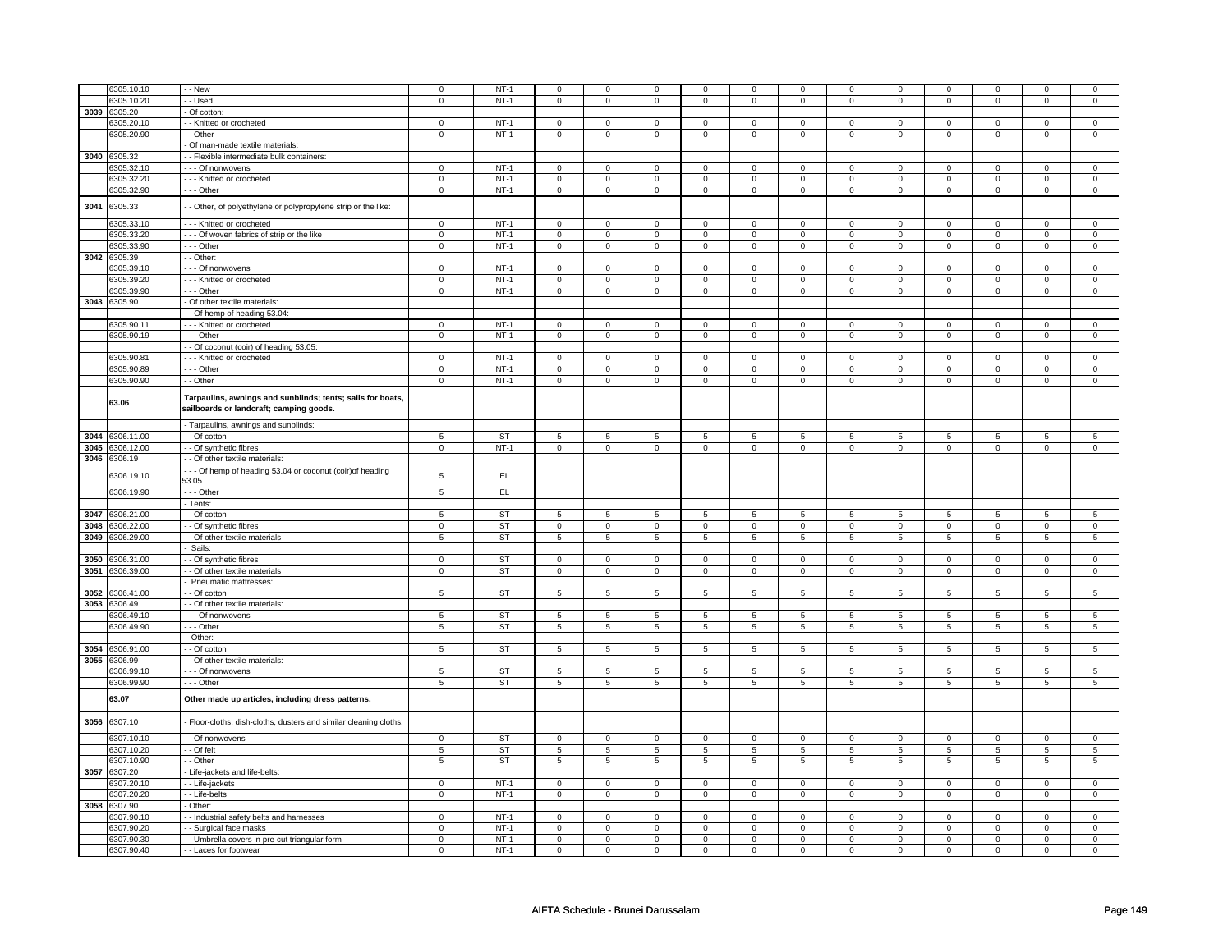| | | | | | | | | | | | | | | | |
|---|---|---|---|---|---|---|---|---|---|---|---|---|---|---|---|
| | 6305.10.10 | - - New | 0 | NT-1 | 0 | 0 | 0 | 0 | 0 | 0 | 0 | 0 | 0 | 0 | 0 | 0 |
| | 6305.10.20 | - - Used | 0 | NT-1 | 0 | 0 | 0 | 0 | 0 | 0 | 0 | 0 | 0 | 0 | 0 | 0 |
| 3039 | 6305.20 | - Of cotton: | | | | | | | | | | | | | | |
| | 6305.20.10 | - - Knitted or crocheted | 0 | NT-1 | 0 | 0 | 0 | 0 | 0 | 0 | 0 | 0 | 0 | 0 | 0 | 0 |
| | 6305.20.90 | - - Other | 0 | NT-1 | 0 | 0 | 0 | 0 | 0 | 0 | 0 | 0 | 0 | 0 | 0 | 0 |
| | | - Of man-made textile materials: | | | | | | | | | | | | | | |
| 3040 | 6305.32 | - - Flexible intermediate bulk containers: | | | | | | | | | | | | | | |
| | 6305.32.10 | - - - Of nonwovens | 0 | NT-1 | 0 | 0 | 0 | 0 | 0 | 0 | 0 | 0 | 0 | 0 | 0 | 0 |
| | 6305.32.20 | - - - Knitted or crocheted | 0 | NT-1 | 0 | 0 | 0 | 0 | 0 | 0 | 0 | 0 | 0 | 0 | 0 | 0 |
| | 6305.32.90 | - - - Other | 0 | NT-1 | 0 | 0 | 0 | 0 | 0 | 0 | 0 | 0 | 0 | 0 | 0 | 0 |
| 3041 | 6305.33 | - - Other, of polyethylene or polypropylene strip or the like: | | | | | | | | | | | | | | |
| | 6305.33.10 | - - - Knitted or crocheted | 0 | NT-1 | 0 | 0 | 0 | 0 | 0 | 0 | 0 | 0 | 0 | 0 | 0 | 0 |
| | 6305.33.20 | - - - Of woven fabrics of strip or the like | 0 | NT-1 | 0 | 0 | 0 | 0 | 0 | 0 | 0 | 0 | 0 | 0 | 0 | 0 |
| | 6305.33.90 | - - - Other | 0 | NT-1 | 0 | 0 | 0 | 0 | 0 | 0 | 0 | 0 | 0 | 0 | 0 | 0 |
| 3042 | 6305.39 | - - Other: | | | | | | | | | | | | | | |
| | 6305.39.10 | - - - Of nonwovens | 0 | NT-1 | 0 | 0 | 0 | 0 | 0 | 0 | 0 | 0 | 0 | 0 | 0 | 0 |
| | 6305.39.20 | - - - Knitted or crocheted | 0 | NT-1 | 0 | 0 | 0 | 0 | 0 | 0 | 0 | 0 | 0 | 0 | 0 | 0 |
| | 6305.39.90 | - - - Other | 0 | NT-1 | 0 | 0 | 0 | 0 | 0 | 0 | 0 | 0 | 0 | 0 | 0 | 0 |
| 3043 | 6305.90 | - Of other textile materials: | | | | | | | | | | | | | | |
| | | - - Of hemp of heading 53.04: | | | | | | | | | | | | | | |
| | 6305.90.11 | - - - Knitted or crocheted | 0 | NT-1 | 0 | 0 | 0 | 0 | 0 | 0 | 0 | 0 | 0 | 0 | 0 | 0 |
| | 6305.90.19 | - - - Other | 0 | NT-1 | 0 | 0 | 0 | 0 | 0 | 0 | 0 | 0 | 0 | 0 | 0 | 0 |
| | | - - Of coconut (coir) of heading 53.05: | | | | | | | | | | | | | | |
| | 6305.90.81 | - - - Knitted or crocheted | 0 | NT-1 | 0 | 0 | 0 | 0 | 0 | 0 | 0 | 0 | 0 | 0 | 0 | 0 |
| | 6305.90.89 | - - - Other | 0 | NT-1 | 0 | 0 | 0 | 0 | 0 | 0 | 0 | 0 | 0 | 0 | 0 | 0 |
| | 6305.90.90 | - - Other | 0 | NT-1 | 0 | 0 | 0 | 0 | 0 | 0 | 0 | 0 | 0 | 0 | 0 | 0 |
| | **63.06** | **Tarpaulins, awnings and sunblinds; tents; sails for boats, sailboards or landcraft; camping goods.** | | | | | | | | | | | | | | |
| | | - Tarpaulins, awnings and sunblinds: | | | | | | | | | | | | | | |
| 3044 | 6306.11.00 | - - Of cotton | 5 | ST | 5 | 5 | 5 | 5 | 5 | 5 | 5 | 5 | 5 | 5 | 5 | 5 |
| 3045 | 6306.12.00 | - - Of synthetic fibres | 0 | NT-1 | 0 | 0 | 0 | 0 | 0 | 0 | 0 | 0 | 0 | 0 | 0 | 0 |
| 3046 | 6306.19 | - - Of other textile materials: | | | | | | | | | | | | | | |
| | 6306.19.10 | - - - Of hemp of heading 53.04 or coconut (coir)of heading 53.05 | 5 | EL | | | | | | | | | | | | |
| | 6306.19.90 | - - - Other | 5 | EL | | | | | | | | | | | | |
| | | - Tents: | | | | | | | | | | | | | | |
| 3047 | 6306.21.00 | - - Of cotton | 5 | ST | 5 | 5 | 5 | 5 | 5 | 5 | 5 | 5 | 5 | 5 | 5 | 5 |
| 3048 | 6306.22.00 | - - Of synthetic fibres | 0 | ST | 0 | 0 | 0 | 0 | 0 | 0 | 0 | 0 | 0 | 0 | 0 | 0 |
| 3049 | 6306.29.00 | - - Of other textile materials | 5 | ST | 5 | 5 | 5 | 5 | 5 | 5 | 5 | 5 | 5 | 5 | 5 | 5 |
| | | - Sails: | | | | | | | | | | | | | | |
| 3050 | 6306.31.00 | - - Of synthetic fibres | 0 | ST | 0 | 0 | 0 | 0 | 0 | 0 | 0 | 0 | 0 | 0 | 0 | 0 |
| 3051 | 6306.39.00 | - - Of other textile materials | 0 | ST | 0 | 0 | 0 | 0 | 0 | 0 | 0 | 0 | 0 | 0 | 0 | 0 |
| | | - Pneumatic mattresses: | | | | | | | | | | | | | | |
| 3052 | 6306.41.00 | - - Of cotton | 5 | ST | 5 | 5 | 5 | 5 | 5 | 5 | 5 | 5 | 5 | 5 | 5 | 5 |
| 3053 | 6306.49 | - - Of other textile materials: | | | | | | | | | | | | | | |
| | 6306.49.10 | - - - Of nonwovens | 5 | ST | 5 | 5 | 5 | 5 | 5 | 5 | 5 | 5 | 5 | 5 | 5 | 5 |
| | 6306.49.90 | - - - Other | 5 | ST | 5 | 5 | 5 | 5 | 5 | 5 | 5 | 5 | 5 | 5 | 5 | 5 |
| | | - Other: | | | | | | | | | | | | | | |
| 3054 | 6306.91.00 | - - Of cotton | 5 | ST | 5 | 5 | 5 | 5 | 5 | 5 | 5 | 5 | 5 | 5 | 5 | 5 |
| 3055 | 6306.99 | - - Of other textile materials: | | | | | | | | | | | | | | |
| | 6306.99.10 | - - - Of nonwovens | 5 | ST | 5 | 5 | 5 | 5 | 5 | 5 | 5 | 5 | 5 | 5 | 5 | 5 |
| | 6306.99.90 | - - - Other | 5 | ST | 5 | 5 | 5 | 5 | 5 | 5 | 5 | 5 | 5 | 5 | 5 | 5 |
| | **63.07** | **Other made up articles, including dress patterns.** | | | | | | | | | | | | | | |
| 3056 | 6307.10 | - Floor-cloths, dish-cloths, dusters and similar cleaning cloths: | | | | | | | | | | | | | | |
| | 6307.10.10 | - - Of nonwovens | 0 | ST | 0 | 0 | 0 | 0 | 0 | 0 | 0 | 0 | 0 | 0 | 0 | 0 |
| | 6307.10.20 | - - Of felt | 5 | ST | 5 | 5 | 5 | 5 | 5 | 5 | 5 | 5 | 5 | 5 | 5 | 5 |
| | 6307.10.90 | - - Other | 5 | ST | 5 | 5 | 5 | 5 | 5 | 5 | 5 | 5 | 5 | 5 | 5 | 5 |
| 3057 | 6307.20 | - Life-jackets and life-belts: | | | | | | | | | | | | | | |
| | 6307.20.10 | - - Life-jackets | 0 | NT-1 | 0 | 0 | 0 | 0 | 0 | 0 | 0 | 0 | 0 | 0 | 0 | 0 |
| | 6307.20.20 | - - Life-belts | 0 | NT-1 | 0 | 0 | 0 | 0 | 0 | 0 | 0 | 0 | 0 | 0 | 0 | 0 |
| 3058 | 6307.90 | - Other: | | | | | | | | | | | | | | |
| | 6307.90.10 | - - Industrial safety belts and harnesses | 0 | NT-1 | 0 | 0 | 0 | 0 | 0 | 0 | 0 | 0 | 0 | 0 | 0 | 0 |
| | 6307.90.20 | - - Surgical face masks | 0 | NT-1 | 0 | 0 | 0 | 0 | 0 | 0 | 0 | 0 | 0 | 0 | 0 | 0 |
| | 6307.90.30 | - - Umbrella covers in pre-cut triangular form | 0 | NT-1 | 0 | 0 | 0 | 0 | 0 | 0 | 0 | 0 | 0 | 0 | 0 | 0 |
| | 6307.90.40 | - - Laces for footwear | 0 | NT-1 | 0 | 0 | 0 | 0 | 0 | 0 | 0 | 0 | 0 | 0 | 0 | 0 |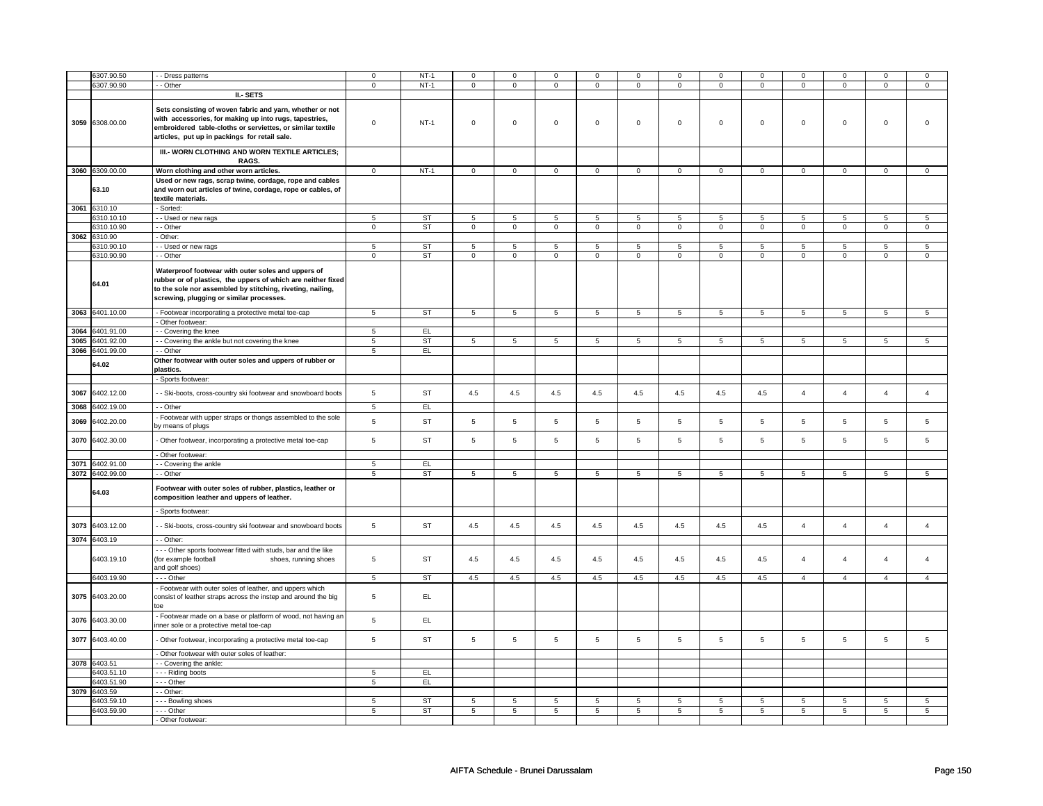| | 6307.90.50 | - - Dress patterns | 0 | NT-1 | 0 | 0 | 0 | 0 | 0 | 0 | 0 | 0 | 0 | 0 | 0 | 0 |
|---|---|---|---|---|---|---|---|---|---|---|---|---|---|---|---|---|
| | 6307.90.90 | - - Other | 0 | NT-1 | 0 | 0 | 0 | 0 | 0 | 0 | 0 | 0 | 0 | 0 | 0 | 0 |
| | | **II.- SETS** | | | | | | | | | | | | | | |
| 3059 | 6308.00.00 | **Sets consisting of woven fabric and yarn, whether or not with accessories, for making up into rugs, tapestries, embroidered table-cloths or serviettes, or similar textile articles, put up in packings for retail sale.** | 0 | NT-1 | 0 | 0 | 0 | 0 | 0 | 0 | 0 | 0 | 0 | 0 | 0 | 0 |
| | | **III.- WORN CLOTHING AND WORN TEXTILE ARTICLES; RAGS.** | | | | | | | | | | | | | | |
| 3060 | 6309.00.00 | **Worn clothing and other worn articles.** | 0 | NT-1 | 0 | 0 | 0 | 0 | 0 | 0 | 0 | 0 | 0 | 0 | 0 | 0 |
| | 63.10 | **Used or new rags, scrap twine, cordage, rope and cables and worn out articles of twine, cordage, rope or cables, of textile materials.** | | | | | | | | | | | | | | |
| 3061 | 6310.10 | - Sorted: | | | | | | | | | | | | | | |
| | 6310.10.10 | - - Used or new rags | 5 | ST | 5 | 5 | 5 | 5 | 5 | 5 | 5 | 5 | 5 | 5 | 5 | 5 |
| | 6310.10.90 | - - Other | 0 | ST | 0 | 0 | 0 | 0 | 0 | 0 | 0 | 0 | 0 | 0 | 0 | 0 |
| 3062 | 6310.90 | - Other: | | | | | | | | | | | | | | |
| | 6310.90.10 | - - Used or new rags | 5 | ST | 5 | 5 | 5 | 5 | 5 | 5 | 5 | 5 | 5 | 5 | 5 | 5 |
| | 6310.90.90 | - - Other | 0 | ST | 0 | 0 | 0 | 0 | 0 | 0 | 0 | 0 | 0 | 0 | 0 | 0 |
| | 64.01 | **Waterproof footwear with outer soles and uppers of rubber or of plastics, the uppers of which are neither fixed to the sole nor assembled by stitching, riveting, nailing, screwing, plugging or similar processes.** | | | | | | | | | | | | | | |
| 3063 | 6401.10.00 | - Footwear incorporating a protective metal toe-cap | 5 | ST | 5 | 5 | 5 | 5 | 5 | 5 | 5 | 5 | 5 | 5 | 5 | 5 |
| | | - Other footwear: | | | | | | | | | | | | | | |
| 3064 | 6401.91.00 | - - Covering the knee | 5 | EL | | | | | | | | | | | | |
| 3065 | 6401.92.00 | - - Covering the ankle but not covering the knee | 5 | ST | 5 | 5 | 5 | 5 | 5 | 5 | 5 | 5 | 5 | 5 | 5 | 5 |
| 3066 | 6401.99.00 | - - Other | 5 | EL | | | | | | | | | | | | |
| | 64.02 | **Other footwear with outer soles and uppers of rubber or plastics.** | | | | | | | | | | | | | | |
| | | - Sports footwear: | | | | | | | | | | | | | | |
| 3067 | 6402.12.00 | - - Ski-boots, cross-country ski footwear and snowboard boots | 5 | ST | 4.5 | 4.5 | 4.5 | 4.5 | 4.5 | 4.5 | 4.5 | 4.5 | 4 | 4 | 4 | 4 |
| 3068 | 6402.19.00 | - - Other | 5 | EL | | | | | | | | | | | | |
| 3069 | 6402.20.00 | - Footwear with upper straps or thongs assembled to the sole by means of plugs | 5 | ST | 5 | 5 | 5 | 5 | 5 | 5 | 5 | 5 | 5 | 5 | 5 | 5 |
| 3070 | 6402.30.00 | - Other footwear, incorporating a protective metal toe-cap | 5 | ST | 5 | 5 | 5 | 5 | 5 | 5 | 5 | 5 | 5 | 5 | 5 | 5 |
| | | - Other footwear: | | | | | | | | | | | | | | |
| 3071 | 6402.91.00 | - - Covering the ankle | 5 | EL | | | | | | | | | | | | |
| 3072 | 6402.99.00 | - - Other | 5 | ST | 5 | 5 | 5 | 5 | 5 | 5 | 5 | 5 | 5 | 5 | 5 | 5 |
| | 64.03 | **Footwear with outer soles of rubber, plastics, leather or composition leather and uppers of leather.** | | | | | | | | | | | | | | |
| | | - Sports footwear: | | | | | | | | | | | | | | |
| 3073 | 6403.12.00 | - - Ski-boots, cross-country ski footwear and snowboard boots | 5 | ST | 4.5 | 4.5 | 4.5 | 4.5 | 4.5 | 4.5 | 4.5 | 4.5 | 4 | 4 | 4 | 4 |
| 3074 | 6403.19 | - - Other: | | | | | | | | | | | | | | |
| | 6403.19.10 | - - - Other sports footwear fitted with studs, bar and the like (for example football shoes, running shoes and golf shoes) | 5 | ST | 4.5 | 4.5 | 4.5 | 4.5 | 4.5 | 4.5 | 4.5 | 4.5 | 4 | 4 | 4 | 4 |
| | 6403.19.90 | - - - Other | 5 | ST | 4.5 | 4.5 | 4.5 | 4.5 | 4.5 | 4.5 | 4.5 | 4.5 | 4 | 4 | 4 | 4 |
| 3075 | 6403.20.00 | - Footwear with outer soles of leather, and uppers which consist of leather straps across the instep and around the big toe | 5 | EL | | | | | | | | | | | | |
| 3076 | 6403.30.00 | - Footwear made on a base or platform of wood, not having an inner sole or a protective metal toe-cap | 5 | EL | | | | | | | | | | | | |
| 3077 | 6403.40.00 | - Other footwear, incorporating a protective metal toe-cap | 5 | ST | 5 | 5 | 5 | 5 | 5 | 5 | 5 | 5 | 5 | 5 | 5 | 5 |
| | | - Other footwear with outer soles of leather: | | | | | | | | | | | | | | |
| 3078 | 6403.51 | - - Covering the ankle: | | | | | | | | | | | | | | |
| | 6403.51.10 | - - - Riding boots | 5 | EL | | | | | | | | | | | | |
| | 6403.51.90 | - - - Other | 5 | EL | | | | | | | | | | | | |
| 3079 | 6403.59 | - - Other: | | | | | | | | | | | | | | |
| | 6403.59.10 | - - - Bowling shoes | 5 | ST | 5 | 5 | 5 | 5 | 5 | 5 | 5 | 5 | 5 | 5 | 5 | 5 |
| | 6403.59.90 | - - - Other | 5 | ST | 5 | 5 | 5 | 5 | 5 | 5 | 5 | 5 | 5 | 5 | 5 | 5 |
| | | - Other footwear: | | | | | | | | | | | | | | |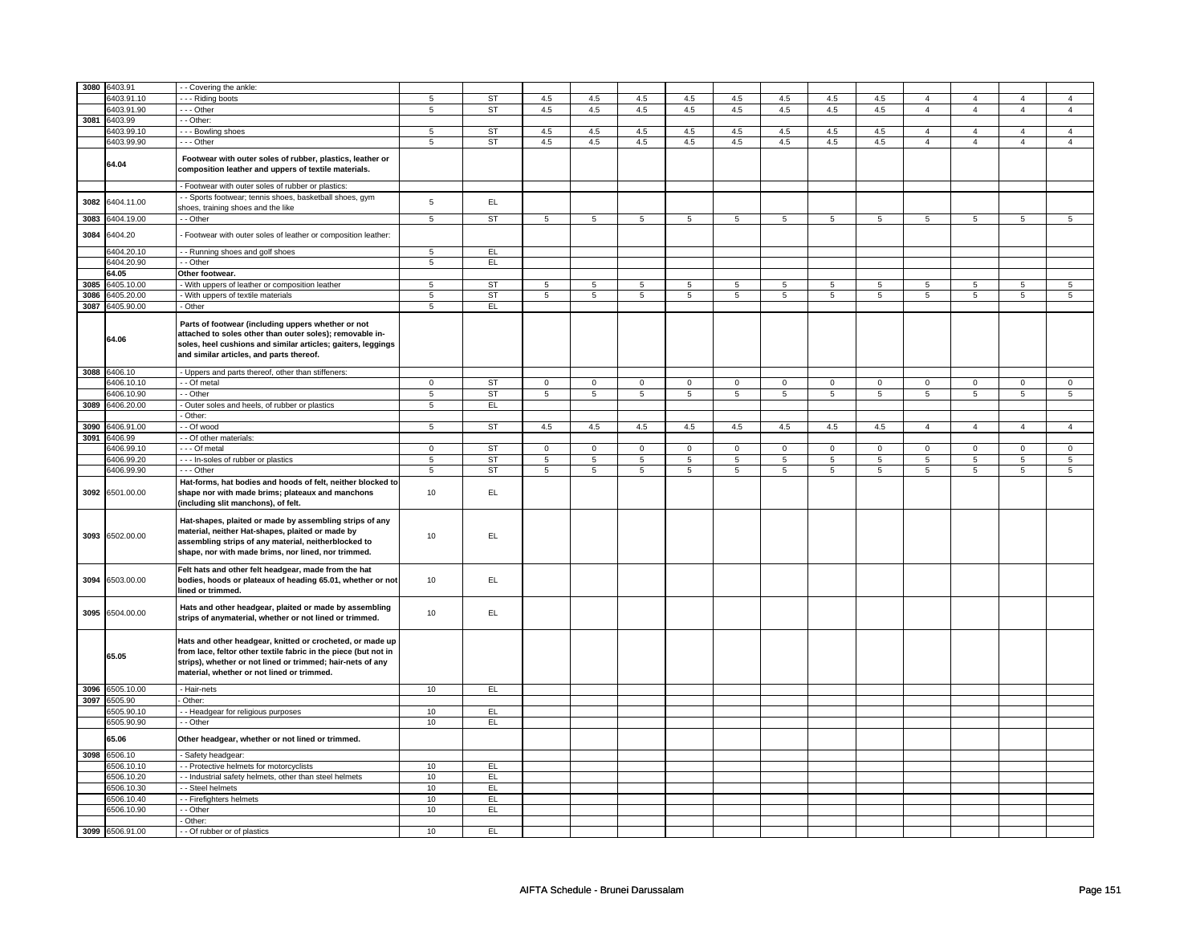| | | | | | | | | | | | | | | | | | |
|---|---|---|---|---|---|---|---|---|---|---|---|---|---|---|---|---|---|
| 3080 | 6403.91 | - - Covering the ankle: | | | | | | | | | | | | | | | |
| | 6403.91.10 | - - - Riding boots | 5 | ST | 4.5 | 4.5 | 4.5 | 4.5 | 4.5 | 4.5 | 4.5 | 4.5 | 4 | 4 | 4 | 4 |
| | 6403.91.90 | - - - Other | 5 | ST | 4.5 | 4.5 | 4.5 | 4.5 | 4.5 | 4.5 | 4.5 | 4.5 | 4 | 4 | 4 | 4 |
| 3081 | 6403.99 | - - Other: | | | | | | | | | | | | | | | |
| | 6403.99.10 | - - - Bowling shoes | 5 | ST | 4.5 | 4.5 | 4.5 | 4.5 | 4.5 | 4.5 | 4.5 | 4.5 | 4 | 4 | 4 | 4 |
| | 6403.99.90 | - - - Other | 5 | ST | 4.5 | 4.5 | 4.5 | 4.5 | 4.5 | 4.5 | 4.5 | 4.5 | 4 | 4 | 4 | 4 |
| | **64.04** | **Footwear with outer soles of rubber, plastics, leather or composition leather and uppers of textile materials.** | | | | | | | | | | | | | | | |
| | | - Footwear with outer soles of rubber or plastics: | | | | | | | | | | | | | | | |
| 3082 | 6404.11.00 | - - Sports footwear; tennis shoes, basketball shoes, gym shoes, training shoes and the like | 5 | EL | | | | | | | | | | | | |
| 3083 | 6404.19.00 | - - Other | 5 | ST | 5 | 5 | 5 | 5 | 5 | 5 | 5 | 5 | 5 | 5 | 5 | 5 |
| 3084 | 6404.20 | - Footwear with outer soles of leather or composition leather: | | | | | | | | | | | | | | | |
| | 6404.20.10 | - - Running shoes and golf shoes | 5 | EL | | | | | | | | | | | | |
| | 6404.20.90 | - - Other | 5 | EL | | | | | | | | | | | | |
| | **64.05** | **Other footwear.** | | | | | | | | | | | | | | | |
| 3085 | 6405.10.00 | - With uppers of leather or composition leather | 5 | ST | 5 | 5 | 5 | 5 | 5 | 5 | 5 | 5 | 5 | 5 | 5 | 5 |
| 3086 | 6405.20.00 | - With uppers of textile materials | 5 | ST | 5 | 5 | 5 | 5 | 5 | 5 | 5 | 5 | 5 | 5 | 5 | 5 |
| 3087 | 6405.90.00 | - Other | 5 | EL | | | | | | | | | | | | |
| | **64.06** | **Parts of footwear (including uppers whether or not attached to soles other than outer soles); removable in-soles, heel cushions and similar articles; gaiters, leggings and similar articles, and parts thereof.** | | | | | | | | | | | | | | | |
| 3088 | 6406.10 | - Uppers and parts thereof, other than stiffeners: | | | | | | | | | | | | | | | |
| | 6406.10.10 | - - Of metal | 0 | ST | 0 | 0 | 0 | 0 | 0 | 0 | 0 | 0 | 0 | 0 | 0 | 0 |
| | 6406.10.90 | - - Other | 5 | ST | 5 | 5 | 5 | 5 | 5 | 5 | 5 | 5 | 5 | 5 | 5 | 5 |
| 3089 | 6406.20.00 | - Outer soles and heels, of rubber or plastics | 5 | EL | | | | | | | | | | | | |
| | | - Other: | | | | | | | | | | | | | | | |
| 3090 | 6406.91.00 | - - Of wood | 5 | ST | 4.5 | 4.5 | 4.5 | 4.5 | 4.5 | 4.5 | 4.5 | 4.5 | 4 | 4 | 4 | 4 |
| 3091 | 6406.99 | - - Of other materials: | | | | | | | | | | | | | | | |
| | 6406.99.10 | - - - Of metal | 0 | ST | 0 | 0 | 0 | 0 | 0 | 0 | 0 | 0 | 0 | 0 | 0 | 0 |
| | 6406.99.20 | - - - In-soles of rubber or plastics | 5 | ST | 5 | 5 | 5 | 5 | 5 | 5 | 5 | 5 | 5 | 5 | 5 | 5 |
| | 6406.99.90 | - - - Other | 5 | ST | 5 | 5 | 5 | 5 | 5 | 5 | 5 | 5 | 5 | 5 | 5 | 5 |
| 3092 | 6501.00.00 | **Hat-forms, hat bodies and hoods of felt, neither blocked to shape nor with made brims; plateaux and manchons (including slit manchons), of felt.** | 10 | EL | | | | | | | | | | | | |
| 3093 | 6502.00.00 | **Hat-shapes, plaited or made by assembling strips of any material, neither Hat-shapes, plaited or made by assembling strips of any material, neitherblocked to shape, nor with made brims, nor lined, nor trimmed.** | 10 | EL | | | | | | | | | | | | |
| 3094 | 6503.00.00 | **Felt hats and other felt headgear, made from the hat bodies, hoods or plateaux of heading 65.01, whether or not lined or trimmed.** | 10 | EL | | | | | | | | | | | | |
| 3095 | 6504.00.00 | **Hats and other headgear, plaited or made by assembling strips of anymaterial, whether or not lined or trimmed.** | 10 | EL | | | | | | | | | | | | |
| | **65.05** | **Hats and other headgear, knitted or crocheted, or made up from lace, feltor other textile fabric in the piece (but not in strips), whether or not lined or trimmed; hair-nets of any material, whether or not lined or trimmed.** | | | | | | | | | | | | | | | |
| 3096 | 6505.10.00 | - Hair-nets | 10 | EL | | | | | | | | | | | | |
| 3097 | 6505.90 | - Other: | | | | | | | | | | | | | | | |
| | 6505.90.10 | - - Headgear for religious purposes | 10 | EL | | | | | | | | | | | | |
| | 6505.90.90 | - - Other | 10 | EL | | | | | | | | | | | | |
| | **65.06** | **Other headgear, whether or not lined or trimmed.** | | | | | | | | | | | | | | | |
| 3098 | 6506.10 | - Safety headgear: | | | | | | | | | | | | | | | |
| | 6506.10.10 | - - Protective helmets for motorcyclists | 10 | EL | | | | | | | | | | | | |
| | 6506.10.20 | - - Industrial safety helmets, other than steel helmets | 10 | EL | | | | | | | | | | | | |
| | 6506.10.30 | - - Steel helmets | 10 | EL | | | | | | | | | | | | |
| | 6506.10.40 | - - Firefighters helmets | 10 | EL | | | | | | | | | | | | |
| | 6506.10.90 | - - Other | 10 | EL | | | | | | | | | | | | |
| | | - Other: | | | | | | | | | | | | | | | |
| 3099 | 6506.91.00 | - - Of rubber or of plastics | 10 | EL | | | | | | | | | | | | |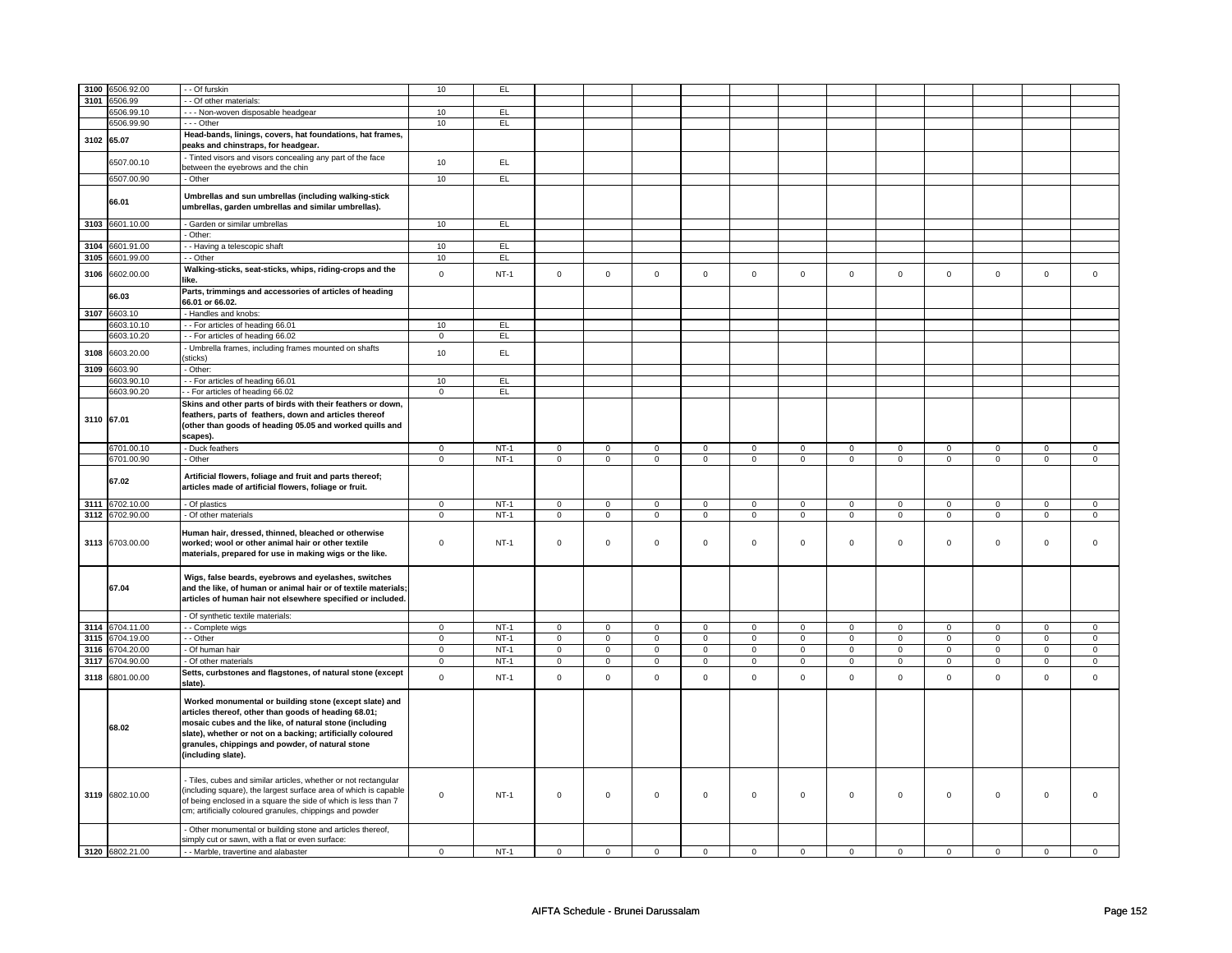| | | | | | | | | | | | | | | | | | |
|---|---|---|---|---|---|---|---|---|---|---|---|---|---|---|---|---|---|
| 3100 | 6506.92.00 | - - Of furskin | 10 | EL | | | | | | | | | | | | | |
| 3101 | 6506.99 | - - Of other materials: | | | | | | | | | | | | | | | |
| | 6506.99.10 | - - - Non-woven disposable headgear | 10 | EL | | | | | | | | | | | | | |
| | 6506.99.90 | - - - Other | 10 | EL | | | | | | | | | | | | | |
| 3102 | 65.07 | **Head-bands, linings, covers, hat foundations, hat frames, peaks and chinstraps, for headgear.** | | | | | | | | | | | | | | | |
| | 6507.00.10 | - Tinted visors and visors concealing any part of the face between the eyebrows and the chin | 10 | EL | | | | | | | | | | | | | |
| | 6507.00.90 | - Other | 10 | EL | | | | | | | | | | | | | |
| | 66.01 | **Umbrellas and sun umbrellas (including walking-stick umbrellas, garden umbrellas and similar umbrellas).** | | | | | | | | | | | | | | | |
| 3103 | 6601.10.00 | - Garden or similar umbrellas | 10 | EL | | | | | | | | | | | | | |
| | | - Other: | | | | | | | | | | | | | | | |
| 3104 | 6601.91.00 | - - Having a telescopic shaft | 10 | EL | | | | | | | | | | | | | |
| 3105 | 6601.99.00 | - - Other | 10 | EL | | | | | | | | | | | | | |
| 3106 | 6602.00.00 | **Walking-sticks, seat-sticks, whips, riding-crops and the like.** | 0 | NT-1 | 0 | 0 | 0 | 0 | 0 | 0 | 0 | 0 | 0 | 0 | 0 | 0 | 0 |
| | 66.03 | **Parts, trimmings and accessories of articles of heading 66.01 or 66.02.** | | | | | | | | | | | | | | | |
| 3107 | 6603.10 | - Handles and knobs: | | | | | | | | | | | | | | | |
| | 6603.10.10 | - - For articles of heading 66.01 | 10 | EL | | | | | | | | | | | | | |
| | 6603.10.20 | - - For articles of heading 66.02 | 0 | EL | | | | | | | | | | | | | |
| 3108 | 6603.20.00 | - Umbrella frames, including frames mounted on shafts (sticks) | 10 | EL | | | | | | | | | | | | | |
| 3109 | 6603.90 | - Other: | | | | | | | | | | | | | | | |
| | 6603.90.10 | - - For articles of heading 66.01 | 10 | EL | | | | | | | | | | | | | |
| | 6603.90.20 | - - For articles of heading 66.02 | 0 | EL | | | | | | | | | | | | | |
| 3110 | 67.01 | **Skins and other parts of birds with their feathers or down, feathers, parts of feathers, down and articles thereof (other than goods of heading 05.05 and worked quills and scapes).** | | | | | | | | | | | | | | | |
| | 6701.00.10 | - Duck feathers | 0 | NT-1 | 0 | 0 | 0 | 0 | 0 | 0 | 0 | 0 | 0 | 0 | 0 | 0 | 0 |
| | 6701.00.90 | - Other | 0 | NT-1 | 0 | 0 | 0 | 0 | 0 | 0 | 0 | 0 | 0 | 0 | 0 | 0 | 0 |
| | 67.02 | **Artificial flowers, foliage and fruit and parts thereof; articles made of artificial flowers, foliage or fruit.** | | | | | | | | | | | | | | | |
| 3111 | 6702.10.00 | - Of plastics | 0 | NT-1 | 0 | 0 | 0 | 0 | 0 | 0 | 0 | 0 | 0 | 0 | 0 | 0 | 0 |
| 3112 | 6702.90.00 | - Of other materials | 0 | NT-1 | 0 | 0 | 0 | 0 | 0 | 0 | 0 | 0 | 0 | 0 | 0 | 0 | 0 |
| 3113 | 6703.00.00 | **Human hair, dressed, thinned, bleached or otherwise worked; wool or other animal hair or other textile materials, prepared for use in making wigs or the like.** | 0 | NT-1 | 0 | 0 | 0 | 0 | 0 | 0 | 0 | 0 | 0 | 0 | 0 | 0 | 0 |
| | 67.04 | **Wigs, false beards, eyebrows and eyelashes, switches and the like, of human or animal hair or of textile materials; articles of human hair not elsewhere specified or included.** | | | | | | | | | | | | | | | |
| | | - Of synthetic textile materials: | | | | | | | | | | | | | | | |
| 3114 | 6704.11.00 | - - Complete wigs | 0 | NT-1 | 0 | 0 | 0 | 0 | 0 | 0 | 0 | 0 | 0 | 0 | 0 | 0 | 0 |
| 3115 | 6704.19.00 | - - Other | 0 | NT-1 | 0 | 0 | 0 | 0 | 0 | 0 | 0 | 0 | 0 | 0 | 0 | 0 | 0 |
| 3116 | 6704.20.00 | - Of human hair | 0 | NT-1 | 0 | 0 | 0 | 0 | 0 | 0 | 0 | 0 | 0 | 0 | 0 | 0 | 0 |
| 3117 | 6704.90.00 | - Of other materials | 0 | NT-1 | 0 | 0 | 0 | 0 | 0 | 0 | 0 | 0 | 0 | 0 | 0 | 0 | 0 |
| 3118 | 6801.00.00 | **Setts, curbstones and flagstones, of natural stone (except slate).** | 0 | NT-1 | 0 | 0 | 0 | 0 | 0 | 0 | 0 | 0 | 0 | 0 | 0 | 0 | 0 |
| | 68.02 | **Worked monumental or building stone (except slate) and articles thereof, other than goods of heading 68.01; mosaic cubes and the like, of natural stone (including slate), whether or not on a backing; artificially coloured granules, chippings and powder, of natural stone (including slate).** | | | | | | | | | | | | | | | |
| 3119 | 6802.10.00 | - Tiles, cubes and similar articles, whether or not rectangular (including square), the largest surface area of which is capable of being enclosed in a square the side of which is less than 7 cm; artificially coloured granules, chippings and powder | 0 | NT-1 | 0 | 0 | 0 | 0 | 0 | 0 | 0 | 0 | 0 | 0 | 0 | 0 | 0 |
| | | - Other monumental or building stone and articles thereof, simply cut or sawn, with a flat or even surface: | | | | | | | | | | | | | | | |
| 3120 | 6802.21.00 | - - Marble, travertine and alabaster | 0 | NT-1 | 0 | 0 | 0 | 0 | 0 | 0 | 0 | 0 | 0 | 0 | 0 | 0 | 0 |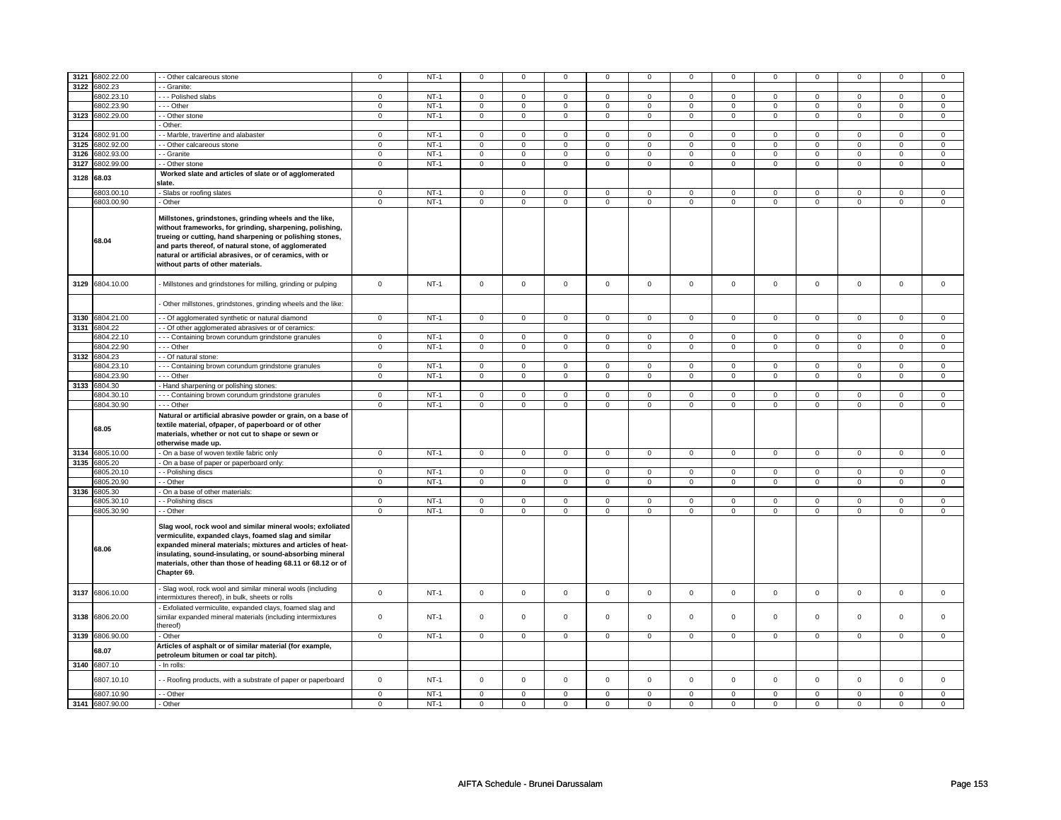| | | | | | | | | | | | | | | | | |
|---|---|---|---|---|---|---|---|---|---|---|---|---|---|---|---|---|
| 3121 | 6802.22.00 | - - Other calcareous stone | 0 | NT-1 | 0 | 0 | 0 | 0 | 0 | 0 | 0 | 0 | 0 | 0 | 0 | 0 |
| 3122 | 6802.23 | - - Granite: | | | | | | | | | | | | | | |
| | 6802.23.10 | - - - Polished slabs | 0 | NT-1 | 0 | 0 | 0 | 0 | 0 | 0 | 0 | 0 | 0 | 0 | 0 | 0 |
| | 6802.23.90 | - - - Other | 0 | NT-1 | 0 | 0 | 0 | 0 | 0 | 0 | 0 | 0 | 0 | 0 | 0 | 0 |
| 3123 | 6802.29.00 | - - Other stone | 0 | NT-1 | 0 | 0 | 0 | 0 | 0 | 0 | 0 | 0 | 0 | 0 | 0 | 0 |
| | | - Other: | | | | | | | | | | | | | | |
| 3124 | 6802.91.00 | - - Marble, travertine and alabaster | 0 | NT-1 | 0 | 0 | 0 | 0 | 0 | 0 | 0 | 0 | 0 | 0 | 0 | 0 |
| 3125 | 6802.92.00 | - - Other calcareous stone | 0 | NT-1 | 0 | 0 | 0 | 0 | 0 | 0 | 0 | 0 | 0 | 0 | 0 | 0 |
| 3126 | 6802.93.00 | - - Granite | 0 | NT-1 | 0 | 0 | 0 | 0 | 0 | 0 | 0 | 0 | 0 | 0 | 0 | 0 |
| 3127 | 6802.99.00 | - - Other stone | 0 | NT-1 | 0 | 0 | 0 | 0 | 0 | 0 | 0 | 0 | 0 | 0 | 0 | 0 |
| 3128 | 68.03 | **Worked slate and articles of slate or of agglomerated slate.** | | | | | | | | | | | | | | |
| | 6803.00.10 | - Slabs or roofing slates | 0 | NT-1 | 0 | 0 | 0 | 0 | 0 | 0 | 0 | 0 | 0 | 0 | 0 | 0 |
| | 6803.00.90 | - Other | 0 | NT-1 | 0 | 0 | 0 | 0 | 0 | 0 | 0 | 0 | 0 | 0 | 0 | 0 |
| | 68.04 | **Millstones, grindstones, grinding wheels and the like, without frameworks, for grinding, sharpening, polishing, trueing or cutting, hand sharpening or polishing stones, and parts thereof, of natural stone, of agglomerated natural or artificial abrasives, or of ceramics, with or without parts of other materials.** | | | | | | | | | | | | | | |
| 3129 | 6804.10.00 | - Millstones and grindstones for milling, grinding or pulping | 0 | NT-1 | 0 | 0 | 0 | 0 | 0 | 0 | 0 | 0 | 0 | 0 | 0 | 0 |
| | | - Other millstones, grindstones, grinding wheels and the like: | | | | | | | | | | | | | | |
| 3130 | 6804.21.00 | - - Of agglomerated synthetic or natural diamond | 0 | NT-1 | 0 | 0 | 0 | 0 | 0 | 0 | 0 | 0 | 0 | 0 | 0 | 0 |
| 3131 | 6804.22 | - - Of other agglomerated abrasives or of ceramics: | | | | | | | | | | | | | | |
| | 6804.22.10 | - - - Containing brown corundum grindstone granules | 0 | NT-1 | 0 | 0 | 0 | 0 | 0 | 0 | 0 | 0 | 0 | 0 | 0 | 0 |
| | 6804.22.90 | - - - Other | 0 | NT-1 | 0 | 0 | 0 | 0 | 0 | 0 | 0 | 0 | 0 | 0 | 0 | 0 |
| 3132 | 6804.23 | - - Of natural stone: | | | | | | | | | | | | | | |
| | 6804.23.10 | - - - Containing brown corundum grindstone granules | 0 | NT-1 | 0 | 0 | 0 | 0 | 0 | 0 | 0 | 0 | 0 | 0 | 0 | 0 |
| | 6804.23.90 | - - - Other | 0 | NT-1 | 0 | 0 | 0 | 0 | 0 | 0 | 0 | 0 | 0 | 0 | 0 | 0 |
| 3133 | 6804.30 | - Hand sharpening or polishing stones: | | | | | | | | | | | | | | |
| | 6804.30.10 | - - - Containing brown corundum grindstone granules | 0 | NT-1 | 0 | 0 | 0 | 0 | 0 | 0 | 0 | 0 | 0 | 0 | 0 | 0 |
| | 6804.30.90 | - - - Other | 0 | NT-1 | 0 | 0 | 0 | 0 | 0 | 0 | 0 | 0 | 0 | 0 | 0 | 0 |
| | 68.05 | **Natural or artificial abrasive powder or grain, on a base of textile material, ofpaper, of paperboard or of other materials, whether or not cut to shape or sewn or otherwise made up.** | | | | | | | | | | | | | | |
| 3134 | 6805.10.00 | - On a base of woven textile fabric only | 0 | NT-1 | 0 | 0 | 0 | 0 | 0 | 0 | 0 | 0 | 0 | 0 | 0 | 0 |
| 3135 | 6805.20 | - On a base of paper or paperboard only: | | | | | | | | | | | | | | |
| | 6805.20.10 | - - Polishing discs | 0 | NT-1 | 0 | 0 | 0 | 0 | 0 | 0 | 0 | 0 | 0 | 0 | 0 | 0 |
| | 6805.20.90 | - - Other | 0 | NT-1 | 0 | 0 | 0 | 0 | 0 | 0 | 0 | 0 | 0 | 0 | 0 | 0 |
| 3136 | 6805.30 | - On a base of other materials: | | | | | | | | | | | | | | |
| | 6805.30.10 | - - Polishing discs | 0 | NT-1 | 0 | 0 | 0 | 0 | 0 | 0 | 0 | 0 | 0 | 0 | 0 | 0 |
| | 6805.30.90 | - - Other | 0 | NT-1 | 0 | 0 | 0 | 0 | 0 | 0 | 0 | 0 | 0 | 0 | 0 | 0 |
| | 68.06 | **Slag wool, rock wool and similar mineral wools; exfoliated vermiculite, expanded clays, foamed slag and similar expanded mineral materials; mixtures and articles of heat-insulating, sound-insulating, or sound-absorbing mineral materials, other than those of heading 68.11 or 68.12 or of Chapter 69.** | | | | | | | | | | | | | | |
| 3137 | 6806.10.00 | - Slag wool, rock wool and similar mineral wools (including intermixtures thereof), in bulk, sheets or rolls | 0 | NT-1 | 0 | 0 | 0 | 0 | 0 | 0 | 0 | 0 | 0 | 0 | 0 | 0 |
| 3138 | 6806.20.00 | - Exfoliated vermiculite, expanded clays, foamed slag and similar expanded mineral materials (including intermixtures thereof) | 0 | NT-1 | 0 | 0 | 0 | 0 | 0 | 0 | 0 | 0 | 0 | 0 | 0 | 0 |
| 3139 | 6806.90.00 | - Other | 0 | NT-1 | 0 | 0 | 0 | 0 | 0 | 0 | 0 | 0 | 0 | 0 | 0 | 0 |
| | 68.07 | **Articles of asphalt or of similar material (for example, petroleum bitumen or coal tar pitch).** | | | | | | | | | | | | | | |
| 3140 | 6807.10 | - In rolls: | | | | | | | | | | | | | | |
| | 6807.10.10 | - - Roofing products, with a substrate of paper or paperboard | 0 | NT-1 | 0 | 0 | 0 | 0 | 0 | 0 | 0 | 0 | 0 | 0 | 0 | 0 |
| | 6807.10.90 | - - Other | 0 | NT-1 | 0 | 0 | 0 | 0 | 0 | 0 | 0 | 0 | 0 | 0 | 0 | 0 |
| 3141 | 6807.90.00 | - Other | 0 | NT-1 | 0 | 0 | 0 | 0 | 0 | 0 | 0 | 0 | 0 | 0 | 0 | 0 |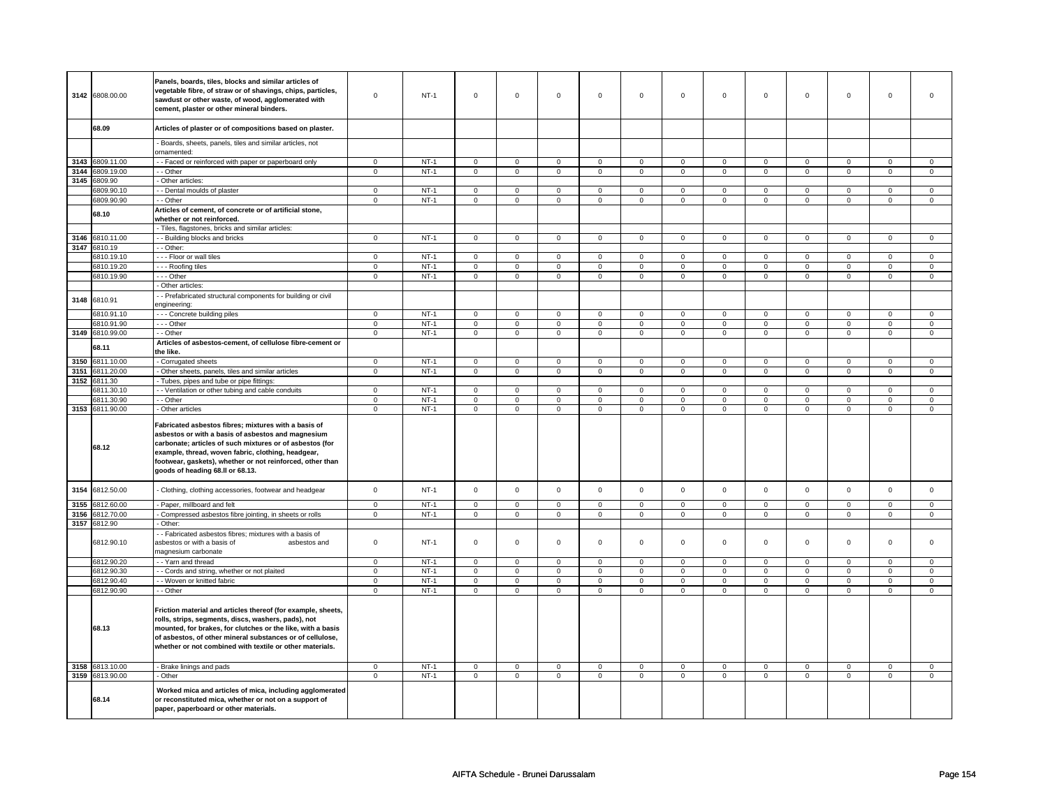| | | | | | | | | | | | | | | | | |
|---|---|---|---|---|---|---|---|---|---|---|---|---|---|---|---|---|
| 3142 | 6808.00.00 | **Panels, boards, tiles, blocks and similar articles of vegetable fibre, of straw or of shavings, chips, particles, sawdust or other waste, of wood, agglomerated with cement, plaster or other mineral binders.** | 0 | NT-1 | 0 | 0 | 0 | 0 | 0 | 0 | 0 | 0 | 0 | 0 | 0 | 0 |
| | **68.09** | **Articles of plaster or of compositions based on plaster.** | | | | | | | | | | | | | | |
| | | - Boards, sheets, panels, tiles and similar articles, not ornamented: | | | | | | | | | | | | | | |
| 3143 | 6809.11.00 | - - Faced or reinforced with paper or paperboard only | 0 | NT-1 | 0 | 0 | 0 | 0 | 0 | 0 | 0 | 0 | 0 | 0 | 0 | 0 |
| 3144 | 6809.19.00 | - - Other | 0 | NT-1 | 0 | 0 | 0 | 0 | 0 | 0 | 0 | 0 | 0 | 0 | 0 | 0 |
| 3145 | 6809.90 | - Other articles: | | | | | | | | | | | | | | |
| | 6809.90.10 | - - Dental moulds of plaster | 0 | NT-1 | 0 | 0 | 0 | 0 | 0 | 0 | 0 | 0 | 0 | 0 | 0 | 0 |
| | 6809.90.90 | - - Other | 0 | NT-1 | 0 | 0 | 0 | 0 | 0 | 0 | 0 | 0 | 0 | 0 | 0 | 0 |
| | **68.10** | **Articles of cement, of concrete or of artificial stone, whether or not reinforced.** | | | | | | | | | | | | | | |
| | | - Tiles, flagstones, bricks and similar articles: | | | | | | | | | | | | | | |
| 3146 | 6810.11.00 | - - Building blocks and bricks | 0 | NT-1 | 0 | 0 | 0 | 0 | 0 | 0 | 0 | 0 | 0 | 0 | 0 | 0 |
| 3147 | 6810.19 | - - Other: | | | | | | | | | | | | | | |
| | 6810.19.10 | - - - Floor or wall tiles | 0 | NT-1 | 0 | 0 | 0 | 0 | 0 | 0 | 0 | 0 | 0 | 0 | 0 | 0 |
| | 6810.19.20 | - - - Roofing tiles | 0 | NT-1 | 0 | 0 | 0 | 0 | 0 | 0 | 0 | 0 | 0 | 0 | 0 | 0 |
| | 6810.19.90 | - - - Other | 0 | NT-1 | 0 | 0 | 0 | 0 | 0 | 0 | 0 | 0 | 0 | 0 | 0 | 0 |
| | | - Other articles: | | | | | | | | | | | | | | |
| 3148 | 6810.91 | - - Prefabricated structural components for building or civil engineering: | | | | | | | | | | | | | | |
| | 6810.91.10 | - - - Concrete building piles | 0 | NT-1 | 0 | 0 | 0 | 0 | 0 | 0 | 0 | 0 | 0 | 0 | 0 | 0 |
| | 6810.91.90 | - - - Other | 0 | NT-1 | 0 | 0 | 0 | 0 | 0 | 0 | 0 | 0 | 0 | 0 | 0 | 0 |
| 3149 | 6810.99.00 | - - Other | 0 | NT-1 | 0 | 0 | 0 | 0 | 0 | 0 | 0 | 0 | 0 | 0 | 0 | 0 |
| | **68.11** | **Articles of asbestos-cement, of cellulose fibre-cement or the like.** | | | | | | | | | | | | | | |
| 3150 | 6811.10.00 | - Corrugated sheets | 0 | NT-1 | 0 | 0 | 0 | 0 | 0 | 0 | 0 | 0 | 0 | 0 | 0 | 0 |
| 3151 | 6811.20.00 | - Other sheets, panels, tiles and similar articles | 0 | NT-1 | 0 | 0 | 0 | 0 | 0 | 0 | 0 | 0 | 0 | 0 | 0 | 0 |
| 3152 | 6811.30 | - Tubes, pipes and tube or pipe fittings: | | | | | | | | | | | | | | |
| | 6811.30.10 | - - Ventilation or other tubing and cable conduits | 0 | NT-1 | 0 | 0 | 0 | 0 | 0 | 0 | 0 | 0 | 0 | 0 | 0 | 0 |
| | 6811.30.90 | - - Other | 0 | NT-1 | 0 | 0 | 0 | 0 | 0 | 0 | 0 | 0 | 0 | 0 | 0 | 0 |
| 3153 | 6811.90.00 | - Other articles | 0 | NT-1 | 0 | 0 | 0 | 0 | 0 | 0 | 0 | 0 | 0 | 0 | 0 | 0 |
| | **68.12** | **Fabricated asbestos fibres; mixtures with a basis of asbestos or with a basis of asbestos and magnesium carbonate; articles of such mixtures or of asbestos (for example, thread, woven fabric, clothing, headgear, footwear, gaskets), whether or not reinforced, other than goods of heading 68.ll or 68.13.** | | | | | | | | | | | | | | |
| 3154 | 6812.50.00 | - Clothing, clothing accessories, footwear and headgear | 0 | NT-1 | 0 | 0 | 0 | 0 | 0 | 0 | 0 | 0 | 0 | 0 | 0 | 0 |
| 3155 | 6812.60.00 | - Paper, millboard and felt | 0 | NT-1 | 0 | 0 | 0 | 0 | 0 | 0 | 0 | 0 | 0 | 0 | 0 | 0 |
| 3156 | 6812.70.00 | - Compressed asbestos fibre jointing, in sheets or rolls | 0 | NT-1 | 0 | 0 | 0 | 0 | 0 | 0 | 0 | 0 | 0 | 0 | 0 | 0 |
| 3157 | 6812.90 | - Other: | | | | | | | | | | | | | | |
| | 6812.90.10 | - - Fabricated asbestos fibres; mixtures with a basis of asbestos or with a basis of asbestos and magnesium carbonate | 0 | NT-1 | 0 | 0 | 0 | 0 | 0 | 0 | 0 | 0 | 0 | 0 | 0 | 0 |
| | 6812.90.20 | - - Yarn and thread | 0 | NT-1 | 0 | 0 | 0 | 0 | 0 | 0 | 0 | 0 | 0 | 0 | 0 | 0 |
| | 6812.90.30 | - - Cords and string, whether or not plaited | 0 | NT-1 | 0 | 0 | 0 | 0 | 0 | 0 | 0 | 0 | 0 | 0 | 0 | 0 |
| | 6812.90.40 | - - Woven or knitted fabric | 0 | NT-1 | 0 | 0 | 0 | 0 | 0 | 0 | 0 | 0 | 0 | 0 | 0 | 0 |
| | 6812.90.90 | - - Other | 0 | NT-1 | 0 | 0 | 0 | 0 | 0 | 0 | 0 | 0 | 0 | 0 | 0 | 0 |
| | **68.13** | **Friction material and articles thereof (for example, sheets, rolls, strips, segments, discs, washers, pads), not mounted, for brakes, for clutches or the like, with a basis of asbestos, of other mineral substances or of cellulose, whether or not combined with textile or other materials.** | | | | | | | | | | | | | | |
| 3158 | 6813.10.00 | - Brake linings and pads | 0 | NT-1 | 0 | 0 | 0 | 0 | 0 | 0 | 0 | 0 | 0 | 0 | 0 | 0 |
| 3159 | 6813.90.00 | - Other | 0 | NT-1 | 0 | 0 | 0 | 0 | 0 | 0 | 0 | 0 | 0 | 0 | 0 | 0 |
| | **68.14** | **Worked mica and articles of mica, including agglomerated or reconstituted mica, whether or not on a support of paper, paperboard or other materials.** | | | | | | | | | | | | | | |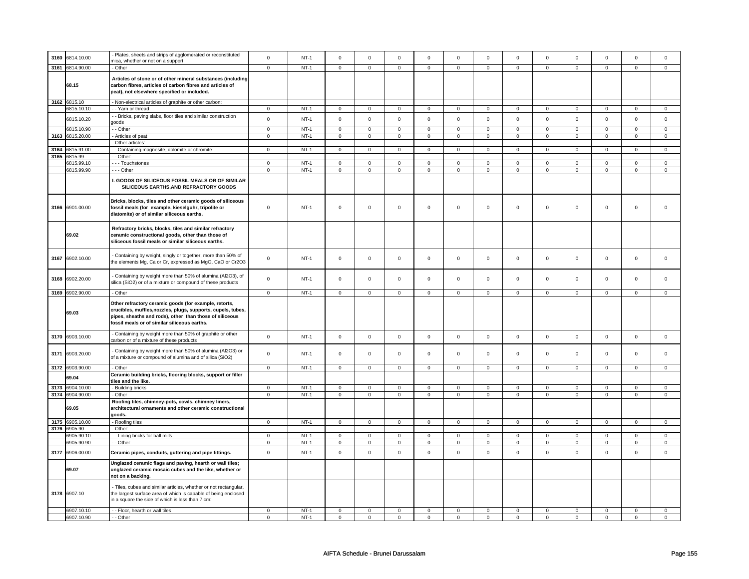| | | | | | | | | | | | | | | | |
|---|---|---|---|---|---|---|---|---|---|---|---|---|---|---|---|
| 3160 | 6814.10.00 | - Plates, sheets and strips of agglomerated or reconstituted mica, whether or not on a support | 0 | NT-1 | 0 | 0 | 0 | 0 | 0 | 0 | 0 | 0 | 0 | 0 | 0 | 0 |
| 3161 | 6814.90.00 | - Other | 0 | NT-1 | 0 | 0 | 0 | 0 | 0 | 0 | 0 | 0 | 0 | 0 | 0 | 0 |
| | 68.15 | **Articles of stone or of other mineral substances (including carbon fibres, articles of carbon fibres and articles of peat), not elsewhere specified or included.** | | | | | | | | | | | | | | |
| 3162 | 6815.10 | - Non-electrical articles of graphite or other carbon: | | | | | | | | | | | | | | |
| | 6815.10.10 | - - Yarn or thread | 0 | NT-1 | 0 | 0 | 0 | 0 | 0 | 0 | 0 | 0 | 0 | 0 | 0 | 0 |
| | 6815.10.20 | - - Bricks, paving slabs, floor tiles and similar construction goods | 0 | NT-1 | 0 | 0 | 0 | 0 | 0 | 0 | 0 | 0 | 0 | 0 | 0 | 0 |
| | 6815.10.90 | - - Other | 0 | NT-1 | 0 | 0 | 0 | 0 | 0 | 0 | 0 | 0 | 0 | 0 | 0 | 0 |
| 3163 | 6815.20.00 | - Articles of peat | 0 | NT-1 | 0 | 0 | 0 | 0 | 0 | 0 | 0 | 0 | 0 | 0 | 0 | 0 |
| | | - Other articles: | | | | | | | | | | | | | | |
| 3164 | 6815.91.00 | - - Containing magnesite, dolomite or chromite | 0 | NT-1 | 0 | 0 | 0 | 0 | 0 | 0 | 0 | 0 | 0 | 0 | 0 | 0 |
| 3165 | 6815.99 | - - Other: | | | | | | | | | | | | | | |
| | 6815.99.10 | - - - Touchstones | 0 | NT-1 | 0 | 0 | 0 | 0 | 0 | 0 | 0 | 0 | 0 | 0 | 0 | 0 |
| | 6815.99.90 | - - - Other | 0 | NT-1 | 0 | 0 | 0 | 0 | 0 | 0 | 0 | 0 | 0 | 0 | 0 | 0 |
| | | **I. GOODS OF SILICEOUS FOSSIL MEALS OR OF SIMILAR SILICEOUS EARTHS,AND REFRACTORY GOODS** | | | | | | | | | | | | | | |
| 3166 | 6901.00.00 | **Bricks, blocks, tiles and other ceramic goods of siliceous fossil meals (for example, kieselguhr, tripolite or diatomite) or of similar siliceous earths.** | 0 | NT-1 | 0 | 0 | 0 | 0 | 0 | 0 | 0 | 0 | 0 | 0 | 0 | 0 |
| | 69.02 | **Refractory bricks, blocks, tiles and similar refractory ceramic constructional goods, other than those of siliceous fossil meals or similar siliceous earths.** | | | | | | | | | | | | | | |
| 3167 | 6902.10.00 | - Containing by weight, singly or together, more than 50% of the elements Mg, Ca or Cr, expressed as MgO, CaO or Cr2O3 | 0 | NT-1 | 0 | 0 | 0 | 0 | 0 | 0 | 0 | 0 | 0 | 0 | 0 | 0 |
| 3168 | 6902.20.00 | - Containing by weight more than 50% of alumina (Al2O3), of silica (SiO2) or of a mixture or compound of these products | 0 | NT-1 | 0 | 0 | 0 | 0 | 0 | 0 | 0 | 0 | 0 | 0 | 0 | 0 |
| 3169 | 6902.90.00 | - Other | 0 | NT-1 | 0 | 0 | 0 | 0 | 0 | 0 | 0 | 0 | 0 | 0 | 0 | 0 |
| | 69.03 | **Other refractory ceramic goods (for example, retorts, crucibles, muffles,nozzles, plugs, supports, cupels, tubes, pipes, sheaths and rods), other than those of siliceous fossil meals or of similar siliceous earths.** | | | | | | | | | | | | | | |
| 3170 | 6903.10.00 | - Containing by weight more than 50% of graphite or other carbon or of a mixture of these products | 0 | NT-1 | 0 | 0 | 0 | 0 | 0 | 0 | 0 | 0 | 0 | 0 | 0 | 0 |
| 3171 | 6903.20.00 | - Containing by weight more than 50% of alumina (Al2O3) or of a mixture or compound of alumina and of silica (SiO2) | 0 | NT-1 | 0 | 0 | 0 | 0 | 0 | 0 | 0 | 0 | 0 | 0 | 0 | 0 |
| 3172 | 6903.90.00 | - Other | 0 | NT-1 | 0 | 0 | 0 | 0 | 0 | 0 | 0 | 0 | 0 | 0 | 0 | 0 |
| | 69.04 | **Ceramic building bricks, flooring blocks, support or filler tiles and the like.** | | | | | | | | | | | | | | |
| 3173 | 6904.10.00 | - Building bricks | 0 | NT-1 | 0 | 0 | 0 | 0 | 0 | 0 | 0 | 0 | 0 | 0 | 0 | 0 |
| 3174 | 6904.90.00 | - Other | 0 | NT-1 | 0 | 0 | 0 | 0 | 0 | 0 | 0 | 0 | 0 | 0 | 0 | 0 |
| | 69.05 | **Roofing tiles, chimney-pots, cowls, chimney liners, architectural ornaments and other ceramic constructional goods.** | | | | | | | | | | | | | | |
| 3175 | 6905.10.00 | - Roofing tiles | 0 | NT-1 | 0 | 0 | 0 | 0 | 0 | 0 | 0 | 0 | 0 | 0 | 0 | 0 |
| 3176 | 6905.90 | - Other: | | | | | | | | | | | | | | |
| | 6905.90.10 | - - Lining bricks for ball mills | 0 | NT-1 | 0 | 0 | 0 | 0 | 0 | 0 | 0 | 0 | 0 | 0 | 0 | 0 |
| | 6905.90.90 | - - Other | 0 | NT-1 | 0 | 0 | 0 | 0 | 0 | 0 | 0 | 0 | 0 | 0 | 0 | 0 |
| 3177 | 6906.00.00 | **Ceramic pipes, conduits, guttering and pipe fittings.** | 0 | NT-1 | 0 | 0 | 0 | 0 | 0 | 0 | 0 | 0 | 0 | 0 | 0 | 0 |
| | 69.07 | **Unglazed ceramic flags and paving, hearth or wall tiles; unglazed ceramic mosaic cubes and the like, whether or not on a backing.** | | | | | | | | | | | | | | |
| 3178 | 6907.10 | - Tiles, cubes and similar articles, whether or not rectangular, the largest surface area of which is capable of being enclosed in a square the side of which is less than 7 cm: | | | | | | | | | | | | | | |
| | 6907.10.10 | - - Floor, hearth or wall tiles | 0 | NT-1 | 0 | 0 | 0 | 0 | 0 | 0 | 0 | 0 | 0 | 0 | 0 | 0 |
| | 6907.10.90 | - - Other | 0 | NT-1 | 0 | 0 | 0 | 0 | 0 | 0 | 0 | 0 | 0 | 0 | 0 | 0 |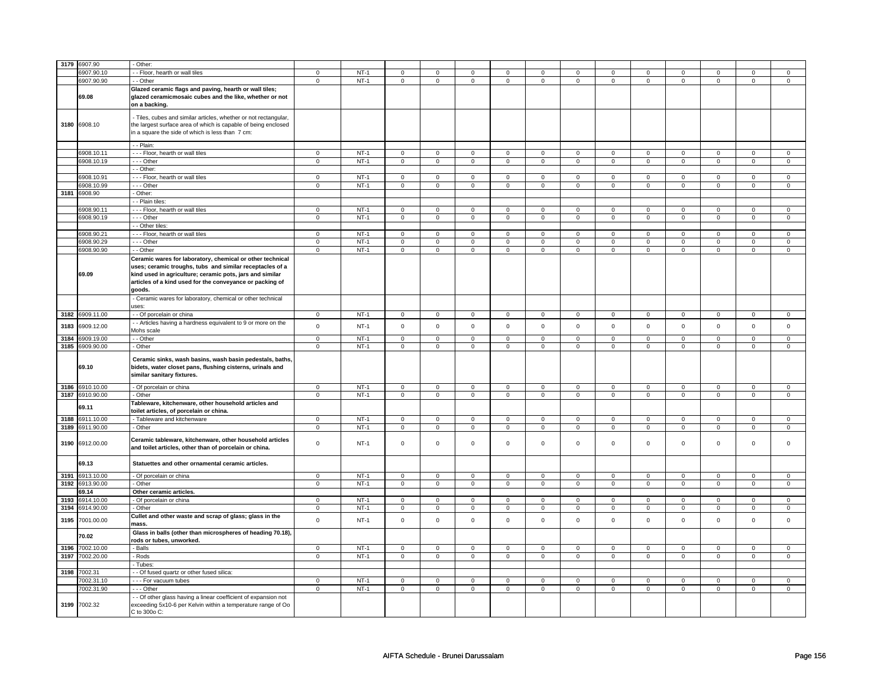| | | | | | | | | | | | | | | | |
|---|---|---|---|---|---|---|---|---|---|---|---|---|---|---|---|
| 3179 | 6907.90 | - Other: | | | | | | | | | | | | | |
| | 6907.90.10 | - - Floor, hearth or wall tiles | 0 | NT-1 | 0 | 0 | 0 | 0 | 0 | 0 | 0 | 0 | 0 | 0 | 0 | 0 |
| | 6907.90.90 | - - Other | 0 | NT-1 | 0 | 0 | 0 | 0 | 0 | 0 | 0 | 0 | 0 | 0 | 0 | 0 |
| | 69.08 | **Glazed ceramic flags and paving, hearth or wall tiles; glazed ceramicmosaic cubes and the like, whether or not on a backing.** | | | | | | | | | | | | | | |
| 3180 | 6908.10 | - Tiles, cubes and similar articles, whether or not rectangular, the largest surface area of which is capable of being enclosed in a square the side of which is less than 7 cm: | | | | | | | | | | | | | | |
| | | - - Plain: | | | | | | | | | | | | | | |
| | 6908.10.11 | - - - Floor, hearth or wall tiles | 0 | NT-1 | 0 | 0 | 0 | 0 | 0 | 0 | 0 | 0 | 0 | 0 | 0 | 0 |
| | 6908.10.19 | - - - Other | 0 | NT-1 | 0 | 0 | 0 | 0 | 0 | 0 | 0 | 0 | 0 | 0 | 0 | 0 |
| | | - - Other: | | | | | | | | | | | | | | |
| | 6908.10.91 | - - - Floor, hearth or wall tiles | 0 | NT-1 | 0 | 0 | 0 | 0 | 0 | 0 | 0 | 0 | 0 | 0 | 0 | 0 |
| | 6908.10.99 | - - - Other | 0 | NT-1 | 0 | 0 | 0 | 0 | 0 | 0 | 0 | 0 | 0 | 0 | 0 | 0 |
| 3181 | 6908.90 | - Other: | | | | | | | | | | | | | | |
| | | - - Plain tiles: | | | | | | | | | | | | | | |
| | 6908.90.11 | - - - Floor, hearth or wall tiles | 0 | NT-1 | 0 | 0 | 0 | 0 | 0 | 0 | 0 | 0 | 0 | 0 | 0 | 0 |
| | 6908.90.19 | - - - Other | 0 | NT-1 | 0 | 0 | 0 | 0 | 0 | 0 | 0 | 0 | 0 | 0 | 0 | 0 |
| | | - - Other tiles: | | | | | | | | | | | | | | |
| | 6908.90.21 | - - - Floor, hearth or wall tiles | 0 | NT-1 | 0 | 0 | 0 | 0 | 0 | 0 | 0 | 0 | 0 | 0 | 0 | 0 |
| | 6908.90.29 | - - - Other | 0 | NT-1 | 0 | 0 | 0 | 0 | 0 | 0 | 0 | 0 | 0 | 0 | 0 | 0 |
| | 6908.90.90 | - - Other | 0 | NT-1 | 0 | 0 | 0 | 0 | 0 | 0 | 0 | 0 | 0 | 0 | 0 | 0 |
| | 69.09 | **Ceramic wares for laboratory, chemical or other technical uses; ceramic troughs, tubs and similar receptacles of a kind used in agriculture; ceramic pots, jars and similar articles of a kind used for the conveyance or packing of goods.** | | | | | | | | | | | | | | |
| | | - Ceramic wares for laboratory, chemical or other technical uses: | | | | | | | | | | | | | | |
| 3182 | 6909.11.00 | - - Of porcelain or china | 0 | NT-1 | 0 | 0 | 0 | 0 | 0 | 0 | 0 | 0 | 0 | 0 | 0 | 0 |
| 3183 | 6909.12.00 | - - Articles having a hardness equivalent to 9 or more on the Mohs scale | 0 | NT-1 | 0 | 0 | 0 | 0 | 0 | 0 | 0 | 0 | 0 | 0 | 0 | 0 |
| 3184 | 6909.19.00 | - - Other | 0 | NT-1 | 0 | 0 | 0 | 0 | 0 | 0 | 0 | 0 | 0 | 0 | 0 | 0 |
| 3185 | 6909.90.00 | - Other | 0 | NT-1 | 0 | 0 | 0 | 0 | 0 | 0 | 0 | 0 | 0 | 0 | 0 | 0 |
| | 69.10 | **Ceramic sinks, wash basins, wash basin pedestals, baths, bidets, water closet pans, flushing cisterns, urinals and similar sanitary fixtures.** | | | | | | | | | | | | | | |
| 3186 | 6910.10.00 | - Of porcelain or china | 0 | NT-1 | 0 | 0 | 0 | 0 | 0 | 0 | 0 | 0 | 0 | 0 | 0 | 0 |
| 3187 | 6910.90.00 | - Other | 0 | NT-1 | 0 | 0 | 0 | 0 | 0 | 0 | 0 | 0 | 0 | 0 | 0 | 0 |
| | 69.11 | **Tableware, kitchenware, other household articles and toilet articles, of porcelain or china.** | | | | | | | | | | | | | | |
| 3188 | 6911.10.00 | - Tableware and kitchenware | 0 | NT-1 | 0 | 0 | 0 | 0 | 0 | 0 | 0 | 0 | 0 | 0 | 0 | 0 |
| 3189 | 6911.90.00 | - Other | 0 | NT-1 | 0 | 0 | 0 | 0 | 0 | 0 | 0 | 0 | 0 | 0 | 0 | 0 |
| 3190 | 6912.00.00 | **Ceramic tableware, kitchenware, other household articles and toilet articles, other than of porcelain or china.** | 0 | NT-1 | 0 | 0 | 0 | 0 | 0 | 0 | 0 | 0 | 0 | 0 | 0 | 0 |
| | 69.13 | **Statuettes and other ornamental ceramic articles.** | | | | | | | | | | | | | | |
| 3191 | 6913.10.00 | - Of porcelain or china | 0 | NT-1 | 0 | 0 | 0 | 0 | 0 | 0 | 0 | 0 | 0 | 0 | 0 | 0 |
| 3192 | 6913.90.00 | - Other | 0 | NT-1 | 0 | 0 | 0 | 0 | 0 | 0 | 0 | 0 | 0 | 0 | 0 | 0 |
| | 69.14 | **Other ceramic articles.** | | | | | | | | | | | | | | |
| 3193 | 6914.10.00 | - Of porcelain or china | 0 | NT-1 | 0 | 0 | 0 | 0 | 0 | 0 | 0 | 0 | 0 | 0 | 0 | 0 |
| 3194 | 6914.90.00 | - Other | 0 | NT-1 | 0 | 0 | 0 | 0 | 0 | 0 | 0 | 0 | 0 | 0 | 0 | 0 |
| 3195 | 7001.00.00 | **Cullet and other waste and scrap of glass; glass in the mass.** | 0 | NT-1 | 0 | 0 | 0 | 0 | 0 | 0 | 0 | 0 | 0 | 0 | 0 | 0 |
| | 70.02 | **Glass in balls (other than microspheres of heading 70.18), rods or tubes, unworked.** | | | | | | | | | | | | | | |
| 3196 | 7002.10.00 | - Balls | 0 | NT-1 | 0 | 0 | 0 | 0 | 0 | 0 | 0 | 0 | 0 | 0 | 0 | 0 |
| 3197 | 7002.20.00 | - Rods | 0 | NT-1 | 0 | 0 | 0 | 0 | 0 | 0 | 0 | 0 | 0 | 0 | 0 | 0 |
| | | - Tubes: | | | | | | | | | | | | | | |
| 3198 | 7002.31 | - - Of fused quartz or other fused silica: | | | | | | | | | | | | | | |
| | 7002.31.10 | - - - For vacuum tubes | 0 | NT-1 | 0 | 0 | 0 | 0 | 0 | 0 | 0 | 0 | 0 | 0 | 0 | 0 |
| | 7002.31.90 | - - - Other | 0 | NT-1 | 0 | 0 | 0 | 0 | 0 | 0 | 0 | 0 | 0 | 0 | 0 | 0 |
| 3199 | 7002.32 | - - Of other glass having a linear coefficient of expansion not exceeding 5x10-6 per Kelvin within a temperature range of Oo C to 300o C: | | | | | | | | | | | | | | |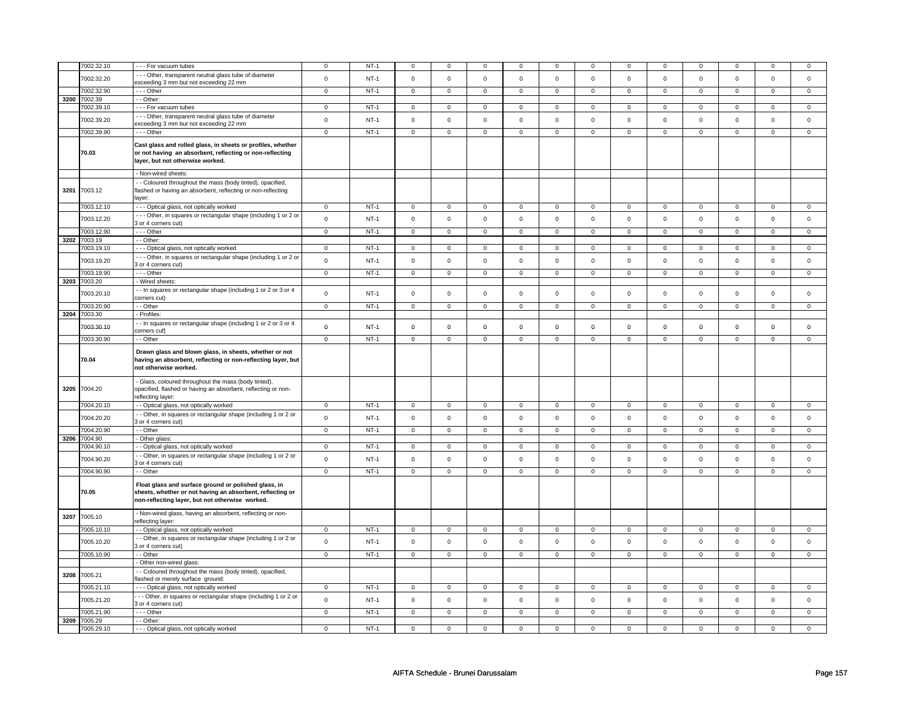| | 7002.32.10 | - - - For vacuum tubes | 0 | NT-1 | 0 | 0 | 0 | 0 | 0 | 0 | 0 | 0 | 0 | 0 | 0 | 0 |
|---|---|---|---|---|---|---|---|---|---|---|---|---|---|---|---|---|
| | 7002.32.20 | - - - Other, transparent neutral glass tube of diameter exceeding 3 mm but not exceeding 22 mm | 0 | NT-1 | 0 | 0 | 0 | 0 | 0 | 0 | 0 | 0 | 0 | 0 | 0 | 0 |
| | 7002.32.90 | - - - Other | 0 | NT-1 | 0 | 0 | 0 | 0 | 0 | 0 | 0 | 0 | 0 | 0 | 0 | 0 |
| 3200 | 7002.39 | - - Other: | | | | | | | | | | | | | | |
| | 7002.39.10 | - - - For vacuum tubes | 0 | NT-1 | 0 | 0 | 0 | 0 | 0 | 0 | 0 | 0 | 0 | 0 | 0 | 0 |
| | 7002.39.20 | - - - Other, transparent neutral glass tube of diameter exceeding 3 mm but not exceeding 22 mm | 0 | NT-1 | 0 | 0 | 0 | 0 | 0 | 0 | 0 | 0 | 0 | 0 | 0 | 0 |
| | 7002.39.90 | - - - Other | 0 | NT-1 | 0 | 0 | 0 | 0 | 0 | 0 | 0 | 0 | 0 | 0 | 0 | 0 |
| | **70.03** | **Cast glass and rolled glass, in sheets or profiles, whether or not having an absorbent, reflecting or non-reflecting layer, but not otherwise worked.** | | | | | | | | | | | | | | |
| | | - Non-wired sheets: | | | | | | | | | | | | | | |
| 3201 | 7003.12 | - - Coloured throughout the mass (body tinted), opacified, flashed or having an absorbent, reflecting or non-reflecting layer: | | | | | | | | | | | | | | |
| | 7003.12.10 | - - - Optical glass, not optically worked | 0 | NT-1 | 0 | 0 | 0 | 0 | 0 | 0 | 0 | 0 | 0 | 0 | 0 | 0 |
| | 7003.12.20 | - - - Other, in squares or rectangular shape (including 1 or 2 or 3 or 4 corners cut) | 0 | NT-1 | 0 | 0 | 0 | 0 | 0 | 0 | 0 | 0 | 0 | 0 | 0 | 0 |
| | 7003.12.90 | - - - Other | 0 | NT-1 | 0 | 0 | 0 | 0 | 0 | 0 | 0 | 0 | 0 | 0 | 0 | 0 |
| 3202 | 7003.19 | - - Other: | | | | | | | | | | | | | | |
| | 7003.19.10 | - - - Optical glass, not optically worked | 0 | NT-1 | 0 | 0 | 0 | 0 | 0 | 0 | 0 | 0 | 0 | 0 | 0 | 0 |
| | 7003.19.20 | - - - Other, in squares or rectangular shape (including 1 or 2 or 3 or 4 corners cut) | 0 | NT-1 | 0 | 0 | 0 | 0 | 0 | 0 | 0 | 0 | 0 | 0 | 0 | 0 |
| | 7003.19.90 | - - - Other | 0 | NT-1 | 0 | 0 | 0 | 0 | 0 | 0 | 0 | 0 | 0 | 0 | 0 | 0 |
| 3203 | 7003.20 | - Wired sheets: | | | | | | | | | | | | | | |
| | 7003.20.10 | - - In squares or rectangular shape (including 1 or 2 or 3 or 4 corners cut) | 0 | NT-1 | 0 | 0 | 0 | 0 | 0 | 0 | 0 | 0 | 0 | 0 | 0 | 0 |
| | 7003.20.90 | - - Other | 0 | NT-1 | 0 | 0 | 0 | 0 | 0 | 0 | 0 | 0 | 0 | 0 | 0 | 0 |
| 3204 | 7003.30 | - Profiles: | | | | | | | | | | | | | | |
| | 7003.30.10 | - - In squares or rectangular shape (including 1 or 2 or 3 or 4 corners cut) | 0 | NT-1 | 0 | 0 | 0 | 0 | 0 | 0 | 0 | 0 | 0 | 0 | 0 | 0 |
| | 7003.30.90 | - - Other | 0 | NT-1 | 0 | 0 | 0 | 0 | 0 | 0 | 0 | 0 | 0 | 0 | 0 | 0 |
| | **70.04** | **Drawn glass and blown glass, in sheets, whether or not having an absorbent, reflecting or non-reflecting layer, but not otherwise worked.** | | | | | | | | | | | | | | |
| 3205 | 7004.20 | - Glass, coloured throughout the mass (body tinted), opacified, flashed or having an absorbent, reflecting or non-reflecting layer: | | | | | | | | | | | | | | |
| | 7004.20.10 | - - Optical glass, not optically worked | 0 | NT-1 | 0 | 0 | 0 | 0 | 0 | 0 | 0 | 0 | 0 | 0 | 0 | 0 |
| | 7004.20.20 | - - Other, in squares or rectangular shape (including 1 or 2 or 3 or 4 corners cut) | 0 | NT-1 | 0 | 0 | 0 | 0 | 0 | 0 | 0 | 0 | 0 | 0 | 0 | 0 |
| | 7004.20.90 | - - Other | 0 | NT-1 | 0 | 0 | 0 | 0 | 0 | 0 | 0 | 0 | 0 | 0 | 0 | 0 |
| 3206 | 7004.90 | - Other glass: | | | | | | | | | | | | | | |
| | 7004.90.10 | - - Optical glass, not optically worked | 0 | NT-1 | 0 | 0 | 0 | 0 | 0 | 0 | 0 | 0 | 0 | 0 | 0 | 0 |
| | 7004.90.20 | - - Other, in squares or rectangular shape (including 1 or 2 or 3 or 4 corners cut) | 0 | NT-1 | 0 | 0 | 0 | 0 | 0 | 0 | 0 | 0 | 0 | 0 | 0 | 0 |
| | 7004.90.90 | - - Other | 0 | NT-1 | 0 | 0 | 0 | 0 | 0 | 0 | 0 | 0 | 0 | 0 | 0 | 0 |
| | **70.05** | **Float glass and surface ground or polished glass, in sheets, whether or not having an absorbent, reflecting or non-reflecting layer, but not otherwise worked.** | | | | | | | | | | | | | | |
| 3207 | 7005.10 | - Non-wired glass, having an absorbent, reflecting or non-reflecting layer: | | | | | | | | | | | | | | |
| | 7005.10.10 | - - Optical glass, not optically worked | 0 | NT-1 | 0 | 0 | 0 | 0 | 0 | 0 | 0 | 0 | 0 | 0 | 0 | 0 |
| | 7005.10.20 | - - Other, in squares or rectangular shape (including 1 or 2 or 3 or 4 corners cut) | 0 | NT-1 | 0 | 0 | 0 | 0 | 0 | 0 | 0 | 0 | 0 | 0 | 0 | 0 |
| | 7005.10.90 | - - Other | 0 | NT-1 | 0 | 0 | 0 | 0 | 0 | 0 | 0 | 0 | 0 | 0 | 0 | 0 |
| | | - Other non-wired glass: | | | | | | | | | | | | | | |
| 3208 | 7005.21 | - - Coloured throughout the mass (body tinted), opacified, flashed or merely surface ground: | | | | | | | | | | | | | | |
| | 7005.21.10 | - - - Optical glass, not optically worked | 0 | NT-1 | 0 | 0 | 0 | 0 | 0 | 0 | 0 | 0 | 0 | 0 | 0 | 0 |
| | 7005.21.20 | - - - Other, in squares or rectangular shape (including 1 or 2 or 3 or 4 corners cut) | 0 | NT-1 | 0 | 0 | 0 | 0 | 0 | 0 | 0 | 0 | 0 | 0 | 0 | 0 |
| | 7005.21.90 | - - - Other | 0 | NT-1 | 0 | 0 | 0 | 0 | 0 | 0 | 0 | 0 | 0 | 0 | 0 | 0 |
| 3209 | 7005.29 | - - Other: | | | | | | | | | | | | | | |
| | 7005.29.10 | - - - Optical glass, not optically worked | 0 | NT-1 | 0 | 0 | 0 | 0 | 0 | 0 | 0 | 0 | 0 | 0 | 0 | 0 |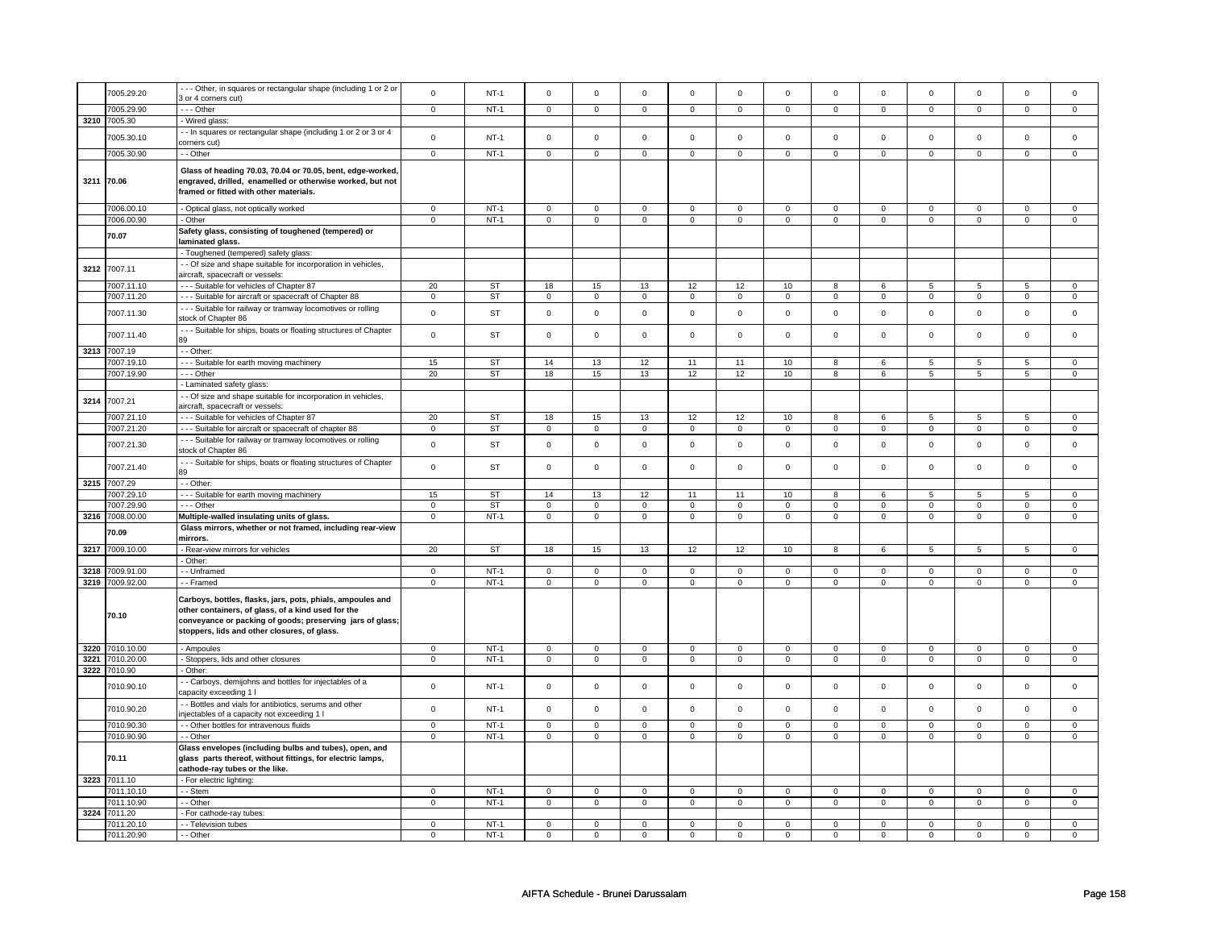| | | | | | | | | | | | | | | | | |
|---|---|---|---|---|---|---|---|---|---|---|---|---|---|---|---|---|
| | 7005.29.20 | - - - Other, in squares or rectangular shape (including 1 or 2 or 3 or 4 corners cut) | 0 | NT-1 | 0 | 0 | 0 | 0 | 0 | 0 | 0 | 0 | 0 | 0 | 0 | 0 |
| | 7005.29.90 | - - - Other | 0 | NT-1 | 0 | 0 | 0 | 0 | 0 | 0 | 0 | 0 | 0 | 0 | 0 | 0 |
| 3210 | 7005.30 | - Wired glass: | | | | | | | | | | | | | | |
| | 7005.30.10 | - - In squares or rectangular shape (including 1 or 2 or 3 or 4 corners cut) | 0 | NT-1 | 0 | 0 | 0 | 0 | 0 | 0 | 0 | 0 | 0 | 0 | 0 | 0 |
| | 7005.30.90 | - - Other | 0 | NT-1 | 0 | 0 | 0 | 0 | 0 | 0 | 0 | 0 | 0 | 0 | 0 | 0 |
| 3211 | 70.06 | **Glass of heading 70.03, 70.04 or 70.05, bent, edge-worked, engraved, drilled, enamelled or otherwise worked, but not framed or fitted with other materials.** | | | | | | | | | | | | | | |
| | 7006.00.10 | - Optical glass, not optically worked | 0 | NT-1 | 0 | 0 | 0 | 0 | 0 | 0 | 0 | 0 | 0 | 0 | 0 | 0 |
| | 7006.00.90 | - Other | 0 | NT-1 | 0 | 0 | 0 | 0 | 0 | 0 | 0 | 0 | 0 | 0 | 0 | 0 |
| | 70.07 | **Safety glass, consisting of toughened (tempered) or laminated glass.** | | | | | | | | | | | | | | |
| | | - Toughened (tempered) safety glass: | | | | | | | | | | | | | | |
| 3212 | 7007.11 | - - Of size and shape suitable for incorporation in vehicles, aircraft, spacecraft or vessels: | | | | | | | | | | | | | | |
| | 7007.11.10 | - - - Suitable for vehicles of Chapter 87 | 20 | ST | 18 | 15 | 13 | 12 | 12 | 10 | 8 | 6 | 5 | 5 | 5 | 0 |
| | 7007.11.20 | - - - Suitable for aircraft or spacecraft of Chapter 88 | 0 | ST | 0 | 0 | 0 | 0 | 0 | 0 | 0 | 0 | 0 | 0 | 0 | 0 |
| | 7007.11.30 | - - - Suitable for railway or tramway locomotives or rolling stock of Chapter 86 | 0 | ST | 0 | 0 | 0 | 0 | 0 | 0 | 0 | 0 | 0 | 0 | 0 | 0 |
| | 7007.11.40 | - - - Suitable for ships, boats or floating structures of Chapter 89 | 0 | ST | 0 | 0 | 0 | 0 | 0 | 0 | 0 | 0 | 0 | 0 | 0 | 0 |
| 3213 | 7007.19 | - - Other: | | | | | | | | | | | | | | |
| | 7007.19.10 | - - - Suitable for earth moving machinery | 15 | ST | 14 | 13 | 12 | 11 | 11 | 10 | 8 | 6 | 5 | 5 | 5 | 0 |
| | 7007.19.90 | - - - Other | 20 | ST | 18 | 15 | 13 | 12 | 12 | 10 | 8 | 6 | 5 | 5 | 5 | 0 |
| | | - Laminated safety glass: | | | | | | | | | | | | | | |
| 3214 | 7007.21 | - - Of size and shape suitable for incorporation in vehicles, aircraft, spacecraft or vessels: | | | | | | | | | | | | | | |
| | 7007.21.10 | - - - Suitable for vehicles of Chapter 87 | 20 | ST | 18 | 15 | 13 | 12 | 12 | 10 | 8 | 6 | 5 | 5 | 5 | 0 |
| | 7007.21.20 | - - - Suitable for aircraft or spacecraft of chapter 88 | 0 | ST | 0 | 0 | 0 | 0 | 0 | 0 | 0 | 0 | 0 | 0 | 0 | 0 |
| | 7007.21.30 | - - - Suitable for railway or tramway locomotives or rolling stock of Chapter 86 | 0 | ST | 0 | 0 | 0 | 0 | 0 | 0 | 0 | 0 | 0 | 0 | 0 | 0 |
| | 7007.21.40 | - - - Suitable for ships, boats or floating structures of Chapter 89 | 0 | ST | 0 | 0 | 0 | 0 | 0 | 0 | 0 | 0 | 0 | 0 | 0 | 0 |
| 3215 | 7007.29 | - - Other: | | | | | | | | | | | | | | |
| | 7007.29.10 | - - - Suitable for earth moving machinery | 15 | ST | 14 | 13 | 12 | 11 | 11 | 10 | 8 | 6 | 5 | 5 | 5 | 0 |
| | 7007.29.90 | - - - Other | 0 | ST | 0 | 0 | 0 | 0 | 0 | 0 | 0 | 0 | 0 | 0 | 0 | 0 |
| 3216 | 7008.00.00 | **Multiple-walled insulating units of glass.** | 0 | NT-1 | 0 | 0 | 0 | 0 | 0 | 0 | 0 | 0 | 0 | 0 | 0 | 0 |
| | 70.09 | **Glass mirrors, whether or not framed, including rear-view mirrors.** | | | | | | | | | | | | | | |
| 3217 | 7009.10.00 | - Rear-view mirrors for vehicles | 20 | ST | 18 | 15 | 13 | 12 | 12 | 10 | 8 | 6 | 5 | 5 | 5 | 0 |
| | | - Other: | | | | | | | | | | | | | | |
| 3218 | 7009.91.00 | - - Unframed | 0 | NT-1 | 0 | 0 | 0 | 0 | 0 | 0 | 0 | 0 | 0 | 0 | 0 | 0 |
| 3219 | 7009.92.00 | - - Framed | 0 | NT-1 | 0 | 0 | 0 | 0 | 0 | 0 | 0 | 0 | 0 | 0 | 0 | 0 |
| | 70.10 | **Carboys, bottles, flasks, jars, pots, phials, ampoules and other containers, of glass, of a kind used for the conveyance or packing of goods; preserving jars of glass; stoppers, lids and other closures, of glass.** | | | | | | | | | | | | | | |
| 3220 | 7010.10.00 | - Ampoules | 0 | NT-1 | 0 | 0 | 0 | 0 | 0 | 0 | 0 | 0 | 0 | 0 | 0 | 0 |
| 3221 | 7010.20.00 | - Stoppers, lids and other closures | 0 | NT-1 | 0 | 0 | 0 | 0 | 0 | 0 | 0 | 0 | 0 | 0 | 0 | 0 |
| 3222 | 7010.90 | - Other: | | | | | | | | | | | | | | |
| | 7010.90.10 | - - Carboys, demijohns and bottles for injectables of a capacity exceeding 1 l | 0 | NT-1 | 0 | 0 | 0 | 0 | 0 | 0 | 0 | 0 | 0 | 0 | 0 | 0 |
| | 7010.90.20 | - - Bottles and vials for antibiotics, serums and other injectables of a capacity not exceeding 1 l | 0 | NT-1 | 0 | 0 | 0 | 0 | 0 | 0 | 0 | 0 | 0 | 0 | 0 | 0 |
| | 7010.90.30 | - - Other bottles for intravenous fluids | 0 | NT-1 | 0 | 0 | 0 | 0 | 0 | 0 | 0 | 0 | 0 | 0 | 0 | 0 |
| | 7010.90.90 | - - Other | 0 | NT-1 | 0 | 0 | 0 | 0 | 0 | 0 | 0 | 0 | 0 | 0 | 0 | 0 |
| | 70.11 | **Glass envelopes (including bulbs and tubes), open, and glass parts thereof, without fittings, for electric lamps, cathode-ray tubes or the like.** | | | | | | | | | | | | | | |
| 3223 | 7011.10 | - For electric lighting: | | | | | | | | | | | | | | |
| | 7011.10.10 | - - Stem | 0 | NT-1 | 0 | 0 | 0 | 0 | 0 | 0 | 0 | 0 | 0 | 0 | 0 | 0 |
| | 7011.10.90 | - - Other | 0 | NT-1 | 0 | 0 | 0 | 0 | 0 | 0 | 0 | 0 | 0 | 0 | 0 | 0 |
| 3224 | 7011.20 | - For cathode-ray tubes: | | | | | | | | | | | | | | |
| | 7011.20.10 | - - Television tubes | 0 | NT-1 | 0 | 0 | 0 | 0 | 0 | 0 | 0 | 0 | 0 | 0 | 0 | 0 |
| | 7011.20.90 | - - Other | 0 | NT-1 | 0 | 0 | 0 | 0 | 0 | 0 | 0 | 0 | 0 | 0 | 0 | 0 |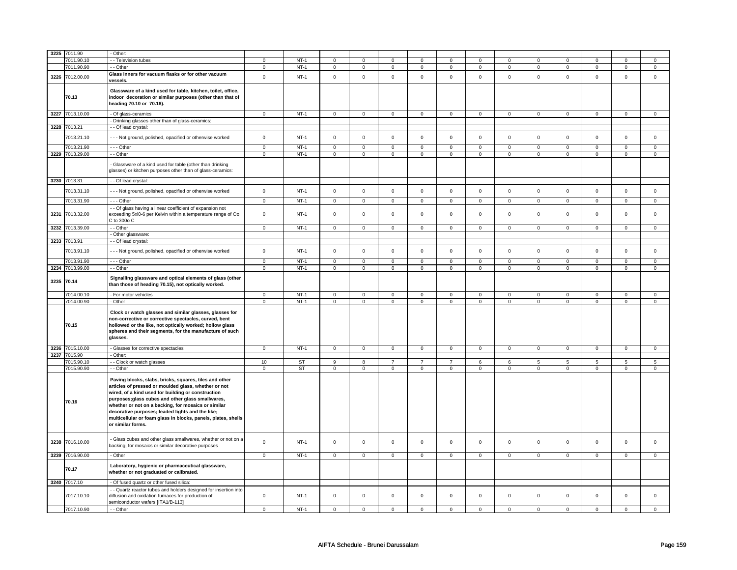| 3225 | 7011.90 | - Other: | | | | | | | | | | | | | | |
|---|---|---|---|---|---|---|---|---|---|---|---|---|---|---|---|---|
| | 7011.90.10 | - - Television tubes | 0 | NT-1 | 0 | 0 | 0 | 0 | 0 | 0 | 0 | 0 | 0 | 0 | 0 | 0 |
| | 7011.90.90 | - - Other | 0 | NT-1 | 0 | 0 | 0 | 0 | 0 | 0 | 0 | 0 | 0 | 0 | 0 | 0 |
| 3226 | 7012.00.00 | **Glass inners for vacuum flasks or for other vacuum vessels.** | 0 | NT-1 | 0 | 0 | 0 | 0 | 0 | 0 | 0 | 0 | 0 | 0 | 0 | 0 |
| | 70.13 | **Glassware of a kind used for table, kitchen, toilet, office, indoor decoration or similar purposes (other than that of heading 70.10 or 70.18).** | | | | | | | | | | | | | | |
| 3227 | 7013.10.00 | - Of glass-ceramics | 0 | NT-1 | 0 | 0 | 0 | 0 | 0 | 0 | 0 | 0 | 0 | 0 | 0 | 0 |
| | | - Drinking glasses other than of glass-ceramics: | | | | | | | | | | | | | | |
| 3228 | 7013.21 | - - Of lead crystal: | | | | | | | | | | | | | | |
| | 7013.21.10 | - - - Not ground, polished, opacified or otherwise worked | 0 | NT-1 | 0 | 0 | 0 | 0 | 0 | 0 | 0 | 0 | 0 | 0 | 0 | 0 |
| | 7013.21.90 | - - - Other | 0 | NT-1 | 0 | 0 | 0 | 0 | 0 | 0 | 0 | 0 | 0 | 0 | 0 | 0 |
| 3229 | 7013.29.00 | - - Other | 0 | NT-1 | 0 | 0 | 0 | 0 | 0 | 0 | 0 | 0 | 0 | 0 | 0 | 0 |
| | | - Glassware of a kind used for table (other than drinking glasses) or kitchen purposes other than of glass-ceramics: | | | | | | | | | | | | | | |
| 3230 | 7013.31 | - - Of lead crystal: | | | | | | | | | | | | | | |
| | 7013.31.10 | - - - Not ground, polished, opacified or otherwise worked | 0 | NT-1 | 0 | 0 | 0 | 0 | 0 | 0 | 0 | 0 | 0 | 0 | 0 | 0 |
| | 7013.31.90 | - - - Other | 0 | NT-1 | 0 | 0 | 0 | 0 | 0 | 0 | 0 | 0 | 0 | 0 | 0 | 0 |
| 3231 | 7013.32.00 | - - Of glass having a linear coefficient of expansion not exceeding 5xl0-6 per Kelvin within a temperature range of Oo C to 300o C | 0 | NT-1 | 0 | 0 | 0 | 0 | 0 | 0 | 0 | 0 | 0 | 0 | 0 | 0 |
| 3232 | 7013.39.00 | - - Other | 0 | NT-1 | 0 | 0 | 0 | 0 | 0 | 0 | 0 | 0 | 0 | 0 | 0 | 0 |
| | | - Other glassware: | | | | | | | | | | | | | | |
| 3233 | 7013.91 | - - Of lead crystal: | | | | | | | | | | | | | | |
| | 7013.91.10 | - - - Not ground, polished, opacified or otherwise worked | 0 | NT-1 | 0 | 0 | 0 | 0 | 0 | 0 | 0 | 0 | 0 | 0 | 0 | 0 |
| | 7013.91.90 | - - - Other | 0 | NT-1 | 0 | 0 | 0 | 0 | 0 | 0 | 0 | 0 | 0 | 0 | 0 | 0 |
| 3234 | 7013.99.00 | - - Other | 0 | NT-1 | 0 | 0 | 0 | 0 | 0 | 0 | 0 | 0 | 0 | 0 | 0 | 0 |
| 3235 | 70.14 | **Signalling glassware and optical elements of glass (other than those of heading 70.15), not optically worked.** | | | | | | | | | | | | | | |
| | 7014.00.10 | - For motor vehicles | 0 | NT-1 | 0 | 0 | 0 | 0 | 0 | 0 | 0 | 0 | 0 | 0 | 0 | 0 |
| | 7014.00.90 | - Other | 0 | NT-1 | 0 | 0 | 0 | 0 | 0 | 0 | 0 | 0 | 0 | 0 | 0 | 0 |
| | 70.15 | **Clock or watch glasses and similar glasses, glasses for non-corrective or corrective spectacles, curved, bent hollowed or the like, not optically worked; hollow glass spheres and their segments, for the manufacture of such glasses.** | | | | | | | | | | | | | | |
| 3236 | 7015.10.00 | - Glasses for corrective spectacles | 0 | NT-1 | 0 | 0 | 0 | 0 | 0 | 0 | 0 | 0 | 0 | 0 | 0 | 0 |
| 3237 | 7015.90 | - Other: | | | | | | | | | | | | | | |
| | 7015.90.10 | - - Clock or watch glasses | 10 | ST | 9 | 8 | 7 | 7 | 7 | 6 | 6 | 5 | 5 | 5 | 5 | 5 |
| | 7015.90.90 | - - Other | 0 | ST | 0 | 0 | 0 | 0 | 0 | 0 | 0 | 0 | 0 | 0 | 0 | 0 |
| | 70.16 | **Paving blocks, slabs, bricks, squares, tiles and other articles of pressed or moulded glass, whether or not wired, of a kind used for building or construction purposes;glass cubes and other glass smallwares, whether or not on a backing, for mosaics or similar decorative purposes; leaded lights and the like; multicellular or foam glass in blocks, panels, plates, shells or similar forms.** | | | | | | | | | | | | | | |
| 3238 | 7016.10.00 | - Glass cubes and other glass smallwares, whether or not on a backing, for mosaics or similar decorative purposes | 0 | NT-1 | 0 | 0 | 0 | 0 | 0 | 0 | 0 | 0 | 0 | 0 | 0 | 0 |
| 3239 | 7016.90.00 | - Other | 0 | NT-1 | 0 | 0 | 0 | 0 | 0 | 0 | 0 | 0 | 0 | 0 | 0 | 0 |
| | 70.17 | **Laboratory, hygienic or pharmaceutical glassware, whether or not graduated or calibrated.** | | | | | | | | | | | | | | |
| 3240 | 7017.10 | - Of fused quartz or other fused silica: | | | | | | | | | | | | | | |
| | 7017.10.10 | - - Quartz reactor tubes and holders designed for insertion into diffusion and oxidation furnaces for production of semiconductor wafers [ITA1/B-113] | 0 | NT-1 | 0 | 0 | 0 | 0 | 0 | 0 | 0 | 0 | 0 | 0 | 0 | 0 |
| | 7017.10.90 | - - Other | 0 | NT-1 | 0 | 0 | 0 | 0 | 0 | 0 | 0 | 0 | 0 | 0 | 0 | 0 |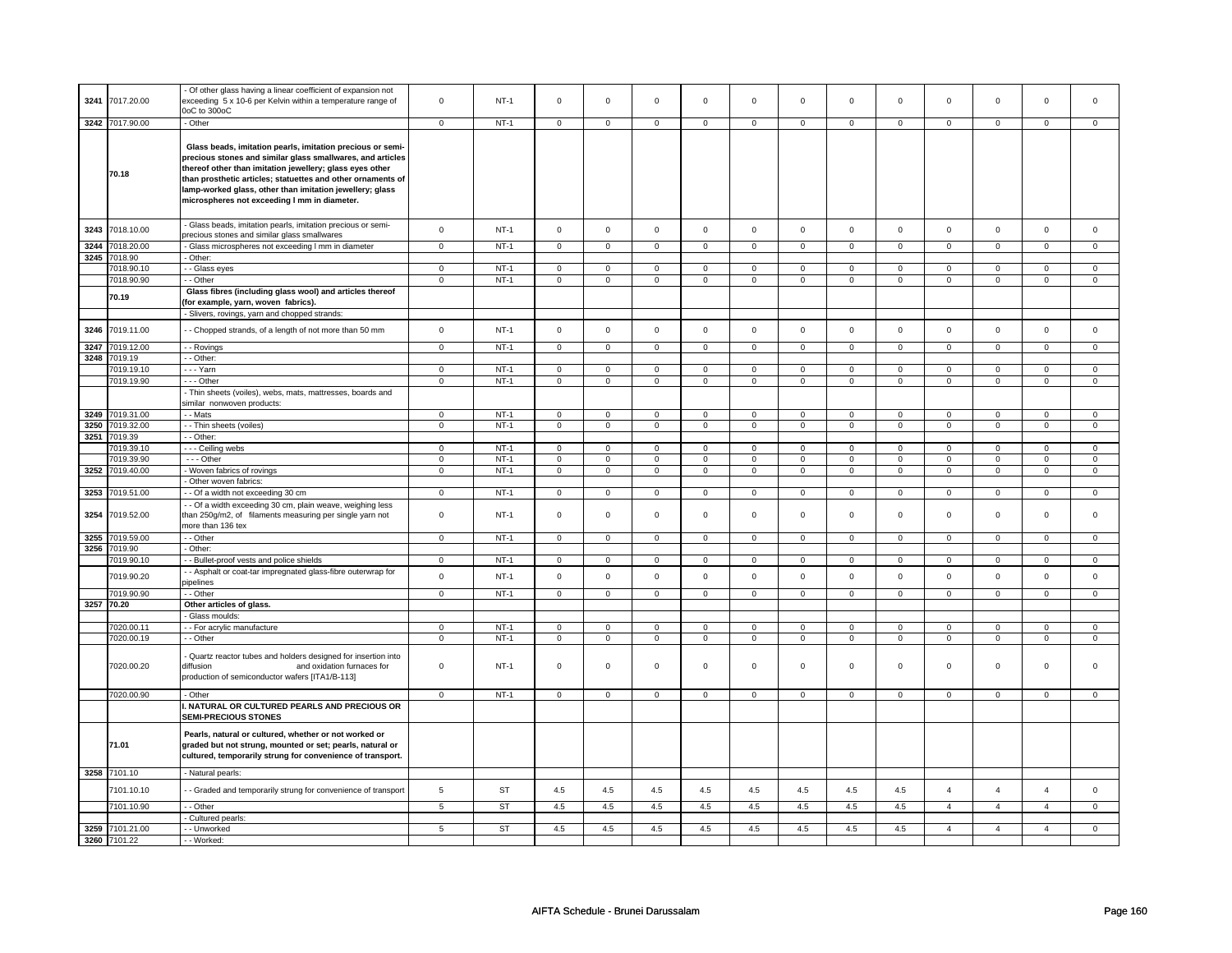| | | | | | | | | | | | | | | | | |
|---|---|---|---|---|---|---|---|---|---|---|---|---|---|---|---|---|
| 3241 | 7017.20.00 | - Of other glass having a linear coefficient of expansion not exceeding 5 x 10-6 per Kelvin within a temperature range of 0oC to 300oC | 0 | NT-1 | 0 | 0 | 0 | 0 | 0 | 0 | 0 | 0 | 0 | 0 | 0 | 0 |
| 3242 | 7017.90.00 | - Other | 0 | NT-1 | 0 | 0 | 0 | 0 | 0 | 0 | 0 | 0 | 0 | 0 | 0 | 0 |
| | 70.18 | **Glass beads, imitation pearls, imitation precious or semi-precious stones and similar glass smallwares, and articles thereof other than imitation jewellery; glass eyes other than prosthetic articles; statuettes and other ornaments of lamp-worked glass, other than imitation jewellery; glass microspheres not exceeding l mm in diameter.** | | | | | | | | | | | | | | |
| 3243 | 7018.10.00 | - Glass beads, imitation pearls, imitation precious or semi-precious stones and similar glass smallwares | 0 | NT-1 | 0 | 0 | 0 | 0 | 0 | 0 | 0 | 0 | 0 | 0 | 0 | 0 |
| 3244 | 7018.20.00 | - Glass microspheres not exceeding l mm in diameter | 0 | NT-1 | 0 | 0 | 0 | 0 | 0 | 0 | 0 | 0 | 0 | 0 | 0 | 0 |
| 3245 | 7018.90 | - Other: | | | | | | | | | | | | | | |
| | 7018.90.10 | - - Glass eyes | 0 | NT-1 | 0 | 0 | 0 | 0 | 0 | 0 | 0 | 0 | 0 | 0 | 0 | 0 |
| | 7018.90.90 | - - Other | 0 | NT-1 | 0 | 0 | 0 | 0 | 0 | 0 | 0 | 0 | 0 | 0 | 0 | 0 |
| | 70.19 | **Glass fibres (including glass wool) and articles thereof (for example, yarn, woven fabrics).** | | | | | | | | | | | | | | |
| | | - Slivers, rovings, yarn and chopped strands: | | | | | | | | | | | | | | |
| 3246 | 7019.11.00 | - - Chopped strands, of a length of not more than 50 mm | 0 | NT-1 | 0 | 0 | 0 | 0 | 0 | 0 | 0 | 0 | 0 | 0 | 0 | 0 |
| 3247 | 7019.12.00 | - - Rovings | 0 | NT-1 | 0 | 0 | 0 | 0 | 0 | 0 | 0 | 0 | 0 | 0 | 0 | 0 |
| 3248 | 7019.19 | - - Other: | | | | | | | | | | | | | | |
| | 7019.19.10 | - - - Yarn | 0 | NT-1 | 0 | 0 | 0 | 0 | 0 | 0 | 0 | 0 | 0 | 0 | 0 | 0 |
| | 7019.19.90 | - - - Other | 0 | NT-1 | 0 | 0 | 0 | 0 | 0 | 0 | 0 | 0 | 0 | 0 | 0 | 0 |
| | | - Thin sheets (voiles), webs, mats, mattresses, boards and similar nonwoven products: | | | | | | | | | | | | | | |
| 3249 | 7019.31.00 | - - Mats | 0 | NT-1 | 0 | 0 | 0 | 0 | 0 | 0 | 0 | 0 | 0 | 0 | 0 | 0 |
| 3250 | 7019.32.00 | - - Thin sheets (voiles) | 0 | NT-1 | 0 | 0 | 0 | 0 | 0 | 0 | 0 | 0 | 0 | 0 | 0 | 0 |
| 3251 | 7019.39 | - - Other: | | | | | | | | | | | | | | |
| | 7019.39.10 | - - - Ceiling webs | 0 | NT-1 | 0 | 0 | 0 | 0 | 0 | 0 | 0 | 0 | 0 | 0 | 0 | 0 |
| | 7019.39.90 | - - - Other | 0 | NT-1 | 0 | 0 | 0 | 0 | 0 | 0 | 0 | 0 | 0 | 0 | 0 | 0 |
| 3252 | 7019.40.00 | - Woven fabrics of rovings | 0 | NT-1 | 0 | 0 | 0 | 0 | 0 | 0 | 0 | 0 | 0 | 0 | 0 | 0 |
| | | - Other woven fabrics: | | | | | | | | | | | | | | |
| 3253 | 7019.51.00 | - - Of a width not exceeding 30 cm | 0 | NT-1 | 0 | 0 | 0 | 0 | 0 | 0 | 0 | 0 | 0 | 0 | 0 | 0 |
| 3254 | 7019.52.00 | - - Of a width exceeding 30 cm, plain weave, weighing less than 250g/m2, of filaments measuring per single yarn not more than 136 tex | 0 | NT-1 | 0 | 0 | 0 | 0 | 0 | 0 | 0 | 0 | 0 | 0 | 0 | 0 |
| 3255 | 7019.59.00 | - - Other | 0 | NT-1 | 0 | 0 | 0 | 0 | 0 | 0 | 0 | 0 | 0 | 0 | 0 | 0 |
| 3256 | 7019.90 | - Other: | | | | | | | | | | | | | | |
| | 7019.90.10 | - - Bullet-proof vests and police shields | 0 | NT-1 | 0 | 0 | 0 | 0 | 0 | 0 | 0 | 0 | 0 | 0 | 0 | 0 |
| | 7019.90.20 | - - Asphalt or coat-tar impregnated glass-fibre outerwrap for pipelines | 0 | NT-1 | 0 | 0 | 0 | 0 | 0 | 0 | 0 | 0 | 0 | 0 | 0 | 0 |
| | 7019.90.90 | - - Other | 0 | NT-1 | 0 | 0 | 0 | 0 | 0 | 0 | 0 | 0 | 0 | 0 | 0 | 0 |
| 3257 | 70.20 | **Other articles of glass.** | | | | | | | | | | | | | | |
| | | - Glass moulds: | | | | | | | | | | | | | | |
| | 7020.00.11 | - - For acrylic manufacture | 0 | NT-1 | 0 | 0 | 0 | 0 | 0 | 0 | 0 | 0 | 0 | 0 | 0 | 0 |
| | 7020.00.19 | - - Other | 0 | NT-1 | 0 | 0 | 0 | 0 | 0 | 0 | 0 | 0 | 0 | 0 | 0 | 0 |
| | 7020.00.20 | - Quartz reactor tubes and holders designed for insertion into diffusion and oxidation furnaces for production of semiconductor wafers [ITA1/B-113] | 0 | NT-1 | 0 | 0 | 0 | 0 | 0 | 0 | 0 | 0 | 0 | 0 | 0 | 0 |
| | 7020.00.90 | - Other | 0 | NT-1 | 0 | 0 | 0 | 0 | 0 | 0 | 0 | 0 | 0 | 0 | 0 | 0 |
| | | **I. NATURAL OR CULTURED PEARLS AND PRECIOUS OR SEMI-PRECIOUS STONES** | | | | | | | | | | | | | | |
| | 71.01 | **Pearls, natural or cultured, whether or not worked or graded but not strung, mounted or set; pearls, natural or cultured, temporarily strung for convenience of transport.** | | | | | | | | | | | | | | |
| 3258 | 7101.10 | - Natural pearls: | | | | | | | | | | | | | | |
| | 7101.10.10 | - - Graded and temporarily strung for convenience of transport | 5 | ST | 4.5 | 4.5 | 4.5 | 4.5 | 4.5 | 4.5 | 4.5 | 4.5 | 4 | 4 | 4 | 0 |
| | 7101.10.90 | - - Other | 5 | ST | 4.5 | 4.5 | 4.5 | 4.5 | 4.5 | 4.5 | 4.5 | 4.5 | 4 | 4 | 4 | 0 |
| | | - Cultured pearls: | | | | | | | | | | | | | | |
| 3259 | 7101.21.00 | - - Unworked | 5 | ST | 4.5 | 4.5 | 4.5 | 4.5 | 4.5 | 4.5 | 4.5 | 4.5 | 4 | 4 | 4 | 0 |
| 3260 | 7101.22 | - - Worked: | | | | | | | | | | | | | | |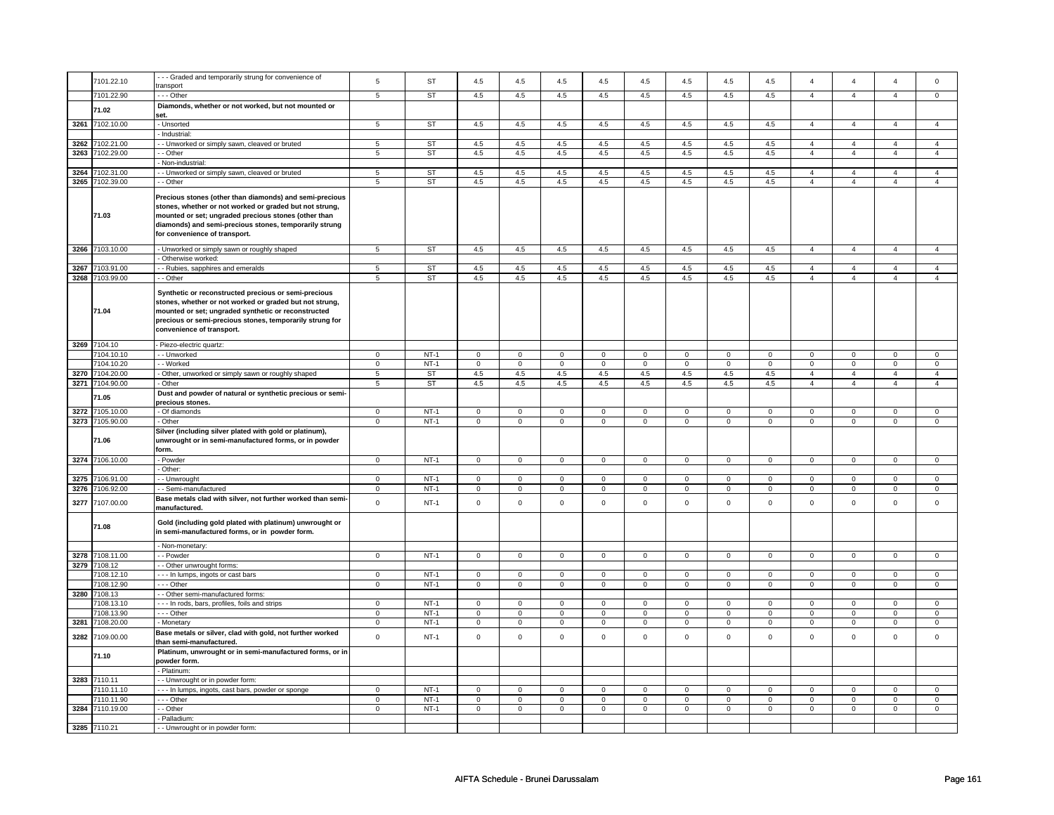| | 7101.22.10 | - - - Graded and temporarily strung for convenience of transport | 5 | ST | 4.5 | 4.5 | 4.5 | 4.5 | 4.5 | 4.5 | 4.5 | 4.5 | 4 | 4 | 4 | 0 |
|---|---|---|---|---|---|---|---|---|---|---|---|---|---|---|---|---|
| | 7101.22.90 | - - - Other | 5 | ST | 4.5 | 4.5 | 4.5 | 4.5 | 4.5 | 4.5 | 4.5 | 4.5 | 4 | 4 | 4 | 0 |
| | **71.02** | **Diamonds, whether or not worked, but not mounted or set.** | | | | | | | | | | | | | | |
| 3261 | 7102.10.00 | - Unsorted | 5 | ST | 4.5 | 4.5 | 4.5 | 4.5 | 4.5 | 4.5 | 4.5 | 4.5 | 4 | 4 | 4 | 4 |
| | | - Industrial: | | | | | | | | | | | | | | |
| 3262 | 7102.21.00 | - - Unworked or simply sawn, cleaved or bruted | 5 | ST | 4.5 | 4.5 | 4.5 | 4.5 | 4.5 | 4.5 | 4.5 | 4.5 | 4 | 4 | 4 | 4 |
| 3263 | 7102.29.00 | - - Other | 5 | ST | 4.5 | 4.5 | 4.5 | 4.5 | 4.5 | 4.5 | 4.5 | 4.5 | 4 | 4 | 4 | 4 |
| | | - Non-industrial: | | | | | | | | | | | | | | |
| 3264 | 7102.31.00 | - - Unworked or simply sawn, cleaved or bruted | 5 | ST | 4.5 | 4.5 | 4.5 | 4.5 | 4.5 | 4.5 | 4.5 | 4.5 | 4 | 4 | 4 | 4 |
| 3265 | 7102.39.00 | - - Other | 5 | ST | 4.5 | 4.5 | 4.5 | 4.5 | 4.5 | 4.5 | 4.5 | 4.5 | 4 | 4 | 4 | 4 |
| | **71.03** | **Precious stones (other than diamonds) and semi-precious stones, whether or not worked or graded but not strung, mounted or set; ungraded precious stones (other than diamonds) and semi-precious stones, temporarily strung for convenience of transport.** | | | | | | | | | | | | | | |
| 3266 | 7103.10.00 | - Unworked or simply sawn or roughly shaped | 5 | ST | 4.5 | 4.5 | 4.5 | 4.5 | 4.5 | 4.5 | 4.5 | 4.5 | 4 | 4 | 4 | 4 |
| | | - Otherwise worked: | | | | | | | | | | | | | | |
| 3267 | 7103.91.00 | - - Rubies, sapphires and emeralds | 5 | ST | 4.5 | 4.5 | 4.5 | 4.5 | 4.5 | 4.5 | 4.5 | 4.5 | 4 | 4 | 4 | 4 |
| 3268 | 7103.99.00 | - - Other | 5 | ST | 4.5 | 4.5 | 4.5 | 4.5 | 4.5 | 4.5 | 4.5 | 4.5 | 4 | 4 | 4 | 4 |
| | **71.04** | **Synthetic or reconstructed precious or semi-precious stones, whether or not worked or graded but not strung, mounted or set; ungraded synthetic or reconstructed precious or semi-precious stones, temporarily strung for convenience of transport.** | | | | | | | | | | | | | | |
| 3269 | 7104.10 | - Piezo-electric quartz: | | | | | | | | | | | | | | |
| | 7104.10.10 | - - Unworked | 0 | NT-1 | 0 | 0 | 0 | 0 | 0 | 0 | 0 | 0 | 0 | 0 | 0 | 0 |
| | 7104.10.20 | - - Worked | 0 | NT-1 | 0 | 0 | 0 | 0 | 0 | 0 | 0 | 0 | 0 | 0 | 0 | 0 |
| 3270 | 7104.20.00 | - Other, unworked or simply sawn or roughly shaped | 5 | ST | 4.5 | 4.5 | 4.5 | 4.5 | 4.5 | 4.5 | 4.5 | 4.5 | 4 | 4 | 4 | 4 |
| 3271 | 7104.90.00 | - Other | 5 | ST | 4.5 | 4.5 | 4.5 | 4.5 | 4.5 | 4.5 | 4.5 | 4.5 | 4 | 4 | 4 | 4 |
| | **71.05** | **Dust and powder of natural or synthetic precious or semi-precious stones.** | | | | | | | | | | | | | | |
| 3272 | 7105.10.00 | - Of diamonds | 0 | NT-1 | 0 | 0 | 0 | 0 | 0 | 0 | 0 | 0 | 0 | 0 | 0 | 0 |
| 3273 | 7105.90.00 | - Other | 0 | NT-1 | 0 | 0 | 0 | 0 | 0 | 0 | 0 | 0 | 0 | 0 | 0 | 0 |
| | **71.06** | **Silver (including silver plated with gold or platinum), unwrought or in semi-manufactured forms, or in powder form.** | | | | | | | | | | | | | | |
| 3274 | 7106.10.00 | - Powder | 0 | NT-1 | 0 | 0 | 0 | 0 | 0 | 0 | 0 | 0 | 0 | 0 | 0 | 0 |
| | | - Other: | | | | | | | | | | | | | | |
| 3275 | 7106.91.00 | - - Unwrought | 0 | NT-1 | 0 | 0 | 0 | 0 | 0 | 0 | 0 | 0 | 0 | 0 | 0 | 0 |
| 3276 | 7106.92.00 | - - Semi-manufactured | 0 | NT-1 | 0 | 0 | 0 | 0 | 0 | 0 | 0 | 0 | 0 | 0 | 0 | 0 |
| 3277 | 7107.00.00 | **Base metals clad with silver, not further worked than semi-manufactured.** | 0 | NT-1 | 0 | 0 | 0 | 0 | 0 | 0 | 0 | 0 | 0 | 0 | 0 | 0 |
| | **71.08** | **Gold (including gold plated with platinum) unwrought or in semi-manufactured forms, or in powder form.** | | | | | | | | | | | | | | |
| | | - Non-monetary: | | | | | | | | | | | | | | |
| 3278 | 7108.11.00 | - - Powder | 0 | NT-1 | 0 | 0 | 0 | 0 | 0 | 0 | 0 | 0 | 0 | 0 | 0 | 0 |
| 3279 | 7108.12 | - - Other unwrought forms: | | | | | | | | | | | | | | |
| | 7108.12.10 | - - - In lumps, ingots or cast bars | 0 | NT-1 | 0 | 0 | 0 | 0 | 0 | 0 | 0 | 0 | 0 | 0 | 0 | 0 |
| | 7108.12.90 | - - - Other | 0 | NT-1 | 0 | 0 | 0 | 0 | 0 | 0 | 0 | 0 | 0 | 0 | 0 | 0 |
| 3280 | 7108.13 | - - Other semi-manufactured forms: | | | | | | | | | | | | | | |
| | 7108.13.10 | - - - In rods, bars, profiles, foils and strips | 0 | NT-1 | 0 | 0 | 0 | 0 | 0 | 0 | 0 | 0 | 0 | 0 | 0 | 0 |
| | 7108.13.90 | - - - Other | 0 | NT-1 | 0 | 0 | 0 | 0 | 0 | 0 | 0 | 0 | 0 | 0 | 0 | 0 |
| 3281 | 7108.20.00 | - Monetary | 0 | NT-1 | 0 | 0 | 0 | 0 | 0 | 0 | 0 | 0 | 0 | 0 | 0 | 0 |
| 3282 | 7109.00.00 | **Base metals or silver, clad with gold, not further worked than semi-manufactured.** | 0 | NT-1 | 0 | 0 | 0 | 0 | 0 | 0 | 0 | 0 | 0 | 0 | 0 | 0 |
| | **71.10** | **Platinum, unwrought or in semi-manufactured forms, or in powder form.** | | | | | | | | | | | | | | |
| | | - Platinum: | | | | | | | | | | | | | | |
| 3283 | 7110.11 | - - Unwrought or in powder form: | | | | | | | | | | | | | | |
| | 7110.11.10 | - - - In lumps, ingots, cast bars, powder or sponge | 0 | NT-1 | 0 | 0 | 0 | 0 | 0 | 0 | 0 | 0 | 0 | 0 | 0 | 0 |
| | 7110.11.90 | - - - Other | 0 | NT-1 | 0 | 0 | 0 | 0 | 0 | 0 | 0 | 0 | 0 | 0 | 0 | 0 |
| 3284 | 7110.19.00 | - - Other | 0 | NT-1 | 0 | 0 | 0 | 0 | 0 | 0 | 0 | 0 | 0 | 0 | 0 | 0 |
| | | - Palladium: | | | | | | | | | | | | | | |
| 3285 | 7110.21 | - - Unwrought or in powder form: | | | | | | | | | | | | | | |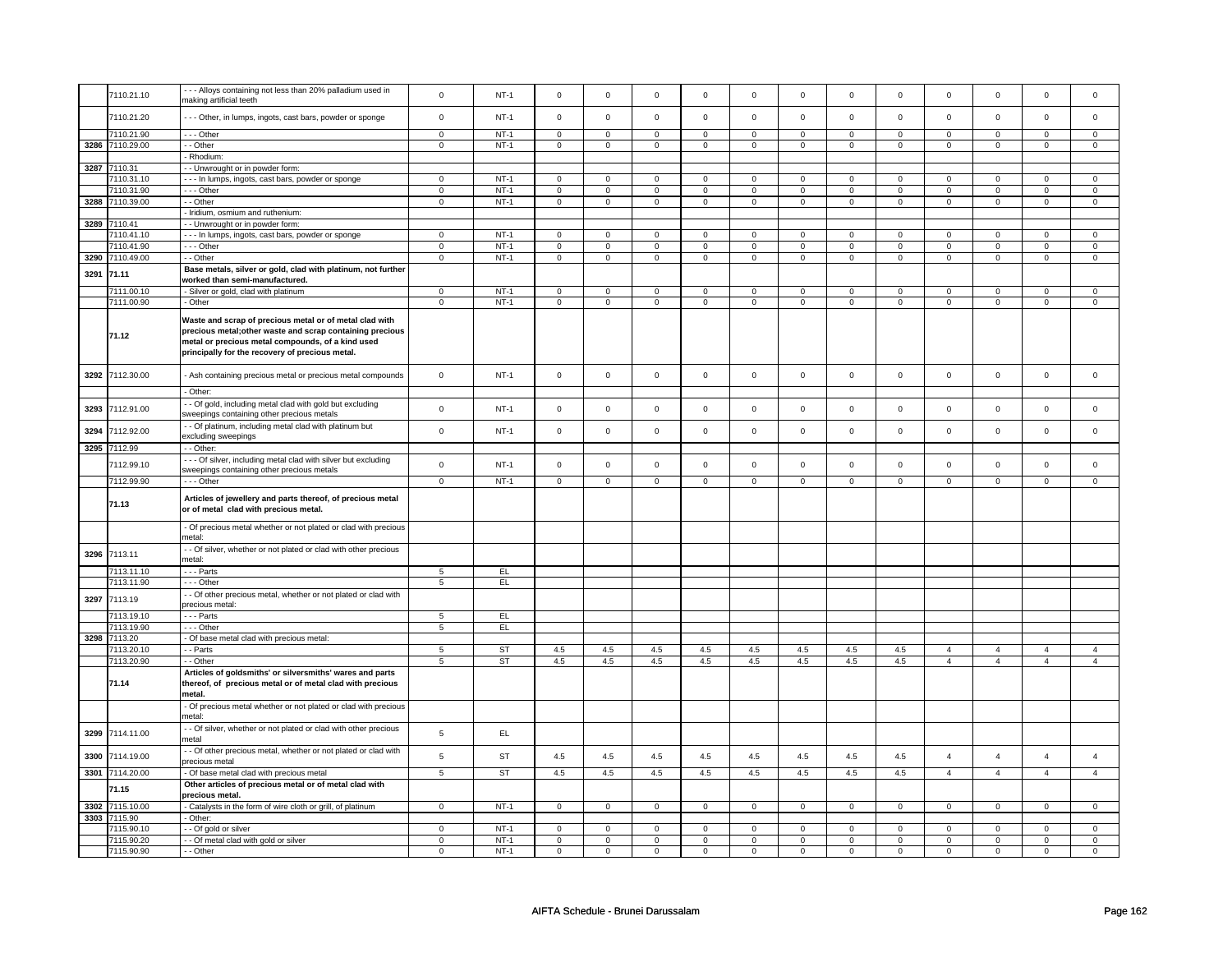|  |  |  |  |  |  |  |  |  |  |  |  |  |  |  |  |  |  |
|---|---|---|---|---|---|---|---|---|---|---|---|---|---|---|---|---|---|
|  | 7110.21.10 | - - - Alloys containing not less than 20% palladium used in making artificial teeth | 0 | NT-1 | 0 | 0 | 0 | 0 | 0 | 0 | 0 | 0 | 0 | 0 | 0 | 0 |
|  | 7110.21.20 | - - - Other, in lumps, ingots, cast bars, powder or sponge | 0 | NT-1 | 0 | 0 | 0 | 0 | 0 | 0 | 0 | 0 | 0 | 0 | 0 | 0 |
|  | 7110.21.90 | - - - Other | 0 | NT-1 | 0 | 0 | 0 | 0 | 0 | 0 | 0 | 0 | 0 | 0 | 0 | 0 |
| 3286 | 7110.29.00 | - - Other | 0 | NT-1 | 0 | 0 | 0 | 0 | 0 | 0 | 0 | 0 | 0 | 0 | 0 | 0 |
|  |  | - Rhodium: |  |  |  |  |  |  |  |  |  |  |  |  |  |  |
| 3287 | 7110.31 | - - Unwrought or in powder form: |  |  |  |  |  |  |  |  |  |  |  |  |  |  |
|  | 7110.31.10 | - - - In lumps, ingots, cast bars, powder or sponge | 0 | NT-1 | 0 | 0 | 0 | 0 | 0 | 0 | 0 | 0 | 0 | 0 | 0 | 0 |
|  | 7110.31.90 | - - - Other | 0 | NT-1 | 0 | 0 | 0 | 0 | 0 | 0 | 0 | 0 | 0 | 0 | 0 | 0 |
| 3288 | 7110.39.00 | - - Other | 0 | NT-1 | 0 | 0 | 0 | 0 | 0 | 0 | 0 | 0 | 0 | 0 | 0 | 0 |
|  |  | - Iridium, osmium and ruthenium: |  |  |  |  |  |  |  |  |  |  |  |  |  |  |
| 3289 | 7110.41 | - - Unwrought or in powder form: |  |  |  |  |  |  |  |  |  |  |  |  |  |  |
|  | 7110.41.10 | - - - In lumps, ingots, cast bars, powder or sponge | 0 | NT-1 | 0 | 0 | 0 | 0 | 0 | 0 | 0 | 0 | 0 | 0 | 0 | 0 |
|  | 7110.41.90 | - - - Other | 0 | NT-1 | 0 | 0 | 0 | 0 | 0 | 0 | 0 | 0 | 0 | 0 | 0 | 0 |
| 3290 | 7110.49.00 | - - Other | 0 | NT-1 | 0 | 0 | 0 | 0 | 0 | 0 | 0 | 0 | 0 | 0 | 0 | 0 |
| 3291 | 71.11 | **Base metals, silver or gold, clad with platinum, not further worked than semi-manufactured.** |  |  |  |  |  |  |  |  |  |  |  |  |  |  |
|  | 7111.00.10 | - Silver or gold, clad with platinum | 0 | NT-1 | 0 | 0 | 0 | 0 | 0 | 0 | 0 | 0 | 0 | 0 | 0 | 0 |
|  | 7111.00.90 | - Other | 0 | NT-1 | 0 | 0 | 0 | 0 | 0 | 0 | 0 | 0 | 0 | 0 | 0 | 0 |
|  | 71.12 | **Waste and scrap of precious metal or of metal clad with precious metal;other waste and scrap containing precious metal or precious metal compounds, of a kind used principally for the recovery of precious metal.** |  |  |  |  |  |  |  |  |  |  |  |  |  |  |
| 3292 | 7112.30.00 | - Ash containing precious metal or precious metal compounds | 0 | NT-1 | 0 | 0 | 0 | 0 | 0 | 0 | 0 | 0 | 0 | 0 | 0 | 0 |
|  |  | - Other: |  |  |  |  |  |  |  |  |  |  |  |  |  |  |
| 3293 | 7112.91.00 | - - Of gold, including metal clad with gold but excluding sweepings containing other precious metals | 0 | NT-1 | 0 | 0 | 0 | 0 | 0 | 0 | 0 | 0 | 0 | 0 | 0 | 0 |
| 3294 | 7112.92.00 | - - Of platinum, including metal clad with platinum but excluding sweepings | 0 | NT-1 | 0 | 0 | 0 | 0 | 0 | 0 | 0 | 0 | 0 | 0 | 0 | 0 |
| 3295 | 7112.99 | - - Other: |  |  |  |  |  |  |  |  |  |  |  |  |  |  |
|  | 7112.99.10 | - - - Of silver, including metal clad with silver but excluding sweepings containing other precious metals | 0 | NT-1 | 0 | 0 | 0 | 0 | 0 | 0 | 0 | 0 | 0 | 0 | 0 | 0 |
|  | 7112.99.90 | - - - Other | 0 | NT-1 | 0 | 0 | 0 | 0 | 0 | 0 | 0 | 0 | 0 | 0 | 0 | 0 |
|  | 71.13 | **Articles of jewellery and parts thereof, of precious metal or of metal clad with precious metal.** |  |  |  |  |  |  |  |  |  |  |  |  |  |  |
|  |  | - Of precious metal whether or not plated or clad with precious metal: |  |  |  |  |  |  |  |  |  |  |  |  |  |  |
| 3296 | 7113.11 | - - Of silver, whether or not plated or clad with other precious metal: |  |  |  |  |  |  |  |  |  |  |  |  |  |  |
|  | 7113.11.10 | - - - Parts | 5 | EL |  |  |  |  |  |  |  |  |  |  |  |  |
|  | 7113.11.90 | - - - Other | 5 | EL |  |  |  |  |  |  |  |  |  |  |  |  |
| 3297 | 7113.19 | - - Of other precious metal, whether or not plated or clad with precious metal: |  |  |  |  |  |  |  |  |  |  |  |  |  |  |
|  | 7113.19.10 | - - - Parts | 5 | EL |  |  |  |  |  |  |  |  |  |  |  |  |
|  | 7113.19.90 | - - - Other | 5 | EL |  |  |  |  |  |  |  |  |  |  |  |  |
| 3298 | 7113.20 | - Of base metal clad with precious metal: |  |  |  |  |  |  |  |  |  |  |  |  |  |  |
|  | 7113.20.10 | - - Parts | 5 | ST | 4.5 | 4.5 | 4.5 | 4.5 | 4.5 | 4.5 | 4.5 | 4.5 | 4 | 4 | 4 | 4 |
|  | 7113.20.90 | - - Other | 5 | ST | 4.5 | 4.5 | 4.5 | 4.5 | 4.5 | 4.5 | 4.5 | 4.5 | 4 | 4 | 4 | 4 |
|  | 71.14 | **Articles of goldsmiths' or silversmiths' wares and parts thereof, of precious metal or of metal clad with precious metal.** |  |  |  |  |  |  |  |  |  |  |  |  |  |  |
|  |  | - Of precious metal whether or not plated or clad with precious metal: |  |  |  |  |  |  |  |  |  |  |  |  |  |  |
| 3299 | 7114.11.00 | - - Of silver, whether or not plated or clad with other precious metal | 5 | EL |  |  |  |  |  |  |  |  |  |  |  |  |
| 3300 | 7114.19.00 | - - Of other precious metal, whether or not plated or clad with precious metal | 5 | ST | 4.5 | 4.5 | 4.5 | 4.5 | 4.5 | 4.5 | 4.5 | 4.5 | 4 | 4 | 4 | 4 |
| 3301 | 7114.20.00 | - Of base metal clad with precious metal | 5 | ST | 4.5 | 4.5 | 4.5 | 4.5 | 4.5 | 4.5 | 4.5 | 4.5 | 4 | 4 | 4 | 4 |
|  | 71.15 | **Other articles of precious metal or of metal clad with precious metal.** |  |  |  |  |  |  |  |  |  |  |  |  |  |  |
| 3302 | 7115.10.00 | - Catalysts in the form of wire cloth or grill, of platinum | 0 | NT-1 | 0 | 0 | 0 | 0 | 0 | 0 | 0 | 0 | 0 | 0 | 0 | 0 |
| 3303 | 7115.90 | - Other: |  |  |  |  |  |  |  |  |  |  |  |  |  |  |
|  | 7115.90.10 | - - Of gold or silver | 0 | NT-1 | 0 | 0 | 0 | 0 | 0 | 0 | 0 | 0 | 0 | 0 | 0 | 0 |
|  | 7115.90.20 | - - Of metal clad with gold or silver | 0 | NT-1 | 0 | 0 | 0 | 0 | 0 | 0 | 0 | 0 | 0 | 0 | 0 | 0 |
|  | 7115.90.90 | - - Other | 0 | NT-1 | 0 | 0 | 0 | 0 | 0 | 0 | 0 | 0 | 0 | 0 | 0 | 0 |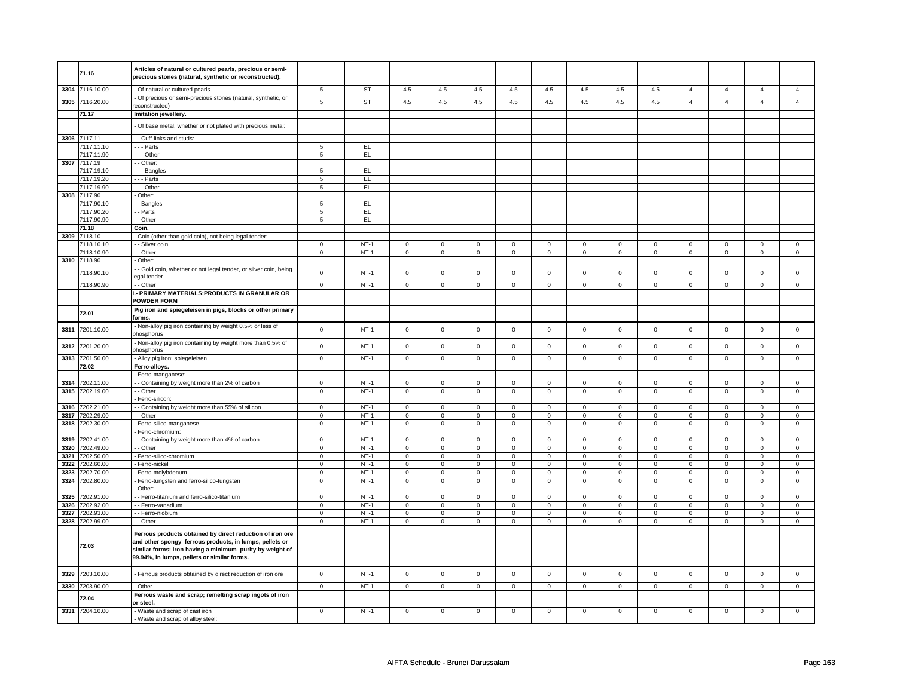| | | | | | | | | | | | | | | | | |
|---|---|---|---|---|---|---|---|---|---|---|---|---|---|---|---|---|
| | 71.16 | **Articles of natural or cultured pearls, precious or semi-precious stones (natural, synthetic or reconstructed).** | | | | | | | | | | | | | | |
| 3304 | 7116.10.00 | - Of natural or cultured pearls | 5 | ST | 4.5 | 4.5 | 4.5 | 4.5 | 4.5 | 4.5 | 4.5 | 4.5 | 4 | 4 | 4 | 4 |
| 3305 | 7116.20.00 | - Of precious or semi-precious stones (natural, synthetic, or reconstructed) | 5 | ST | 4.5 | 4.5 | 4.5 | 4.5 | 4.5 | 4.5 | 4.5 | 4.5 | 4 | 4 | 4 | 4 |
| | 71.17 | **Imitation jewellery.** | | | | | | | | | | | | | | |
| | | - Of base metal, whether or not plated with precious metal: | | | | | | | | | | | | | | |
| 3306 | 7117.11 | - - Cuff-links and studs: | | | | | | | | | | | | | | |
| | 7117.11.10 | - - - Parts | 5 | EL | | | | | | | | | | | | |
| | 7117.11.90 | - - - Other | 5 | EL | | | | | | | | | | | | |
| 3307 | 7117.19 | - - Other: | | | | | | | | | | | | | | |
| | 7117.19.10 | - - - Bangles | 5 | EL | | | | | | | | | | | | |
| | 7117.19.20 | - - - Parts | 5 | EL | | | | | | | | | | | | |
| | 7117.19.90 | - - - Other | 5 | EL | | | | | | | | | | | | |
| 3308 | 7117.90 | - Other: | | | | | | | | | | | | | | |
| | 7117.90.10 | - - Bangles | 5 | EL | | | | | | | | | | | | |
| | 7117.90.20 | - - Parts | 5 | EL | | | | | | | | | | | | |
| | 7117.90.90 | - - Other | 5 | EL | | | | | | | | | | | | |
| | 71.18 | **Coin.** | | | | | | | | | | | | | | |
| 3309 | 7118.10 | - Coin (other than gold coin), not being legal tender: | | | | | | | | | | | | | | |
| | 7118.10.10 | - - Silver coin | 0 | NT-1 | 0 | 0 | 0 | 0 | 0 | 0 | 0 | 0 | 0 | 0 | 0 | 0 |
| | 7118.10.90 | - - Other | 0 | NT-1 | 0 | 0 | 0 | 0 | 0 | 0 | 0 | 0 | 0 | 0 | 0 | 0 |
| 3310 | 7118.90 | - Other: | | | | | | | | | | | | | | |
| | 7118.90.10 | - - Gold coin, whether or not legal tender, or silver coin, being legal tender | 0 | NT-1 | 0 | 0 | 0 | 0 | 0 | 0 | 0 | 0 | 0 | 0 | 0 | 0 |
| | 7118.90.90 | - - Other | 0 | NT-1 | 0 | 0 | 0 | 0 | 0 | 0 | 0 | 0 | 0 | 0 | 0 | 0 |
| | | **I.- PRIMARY MATERIALS;PRODUCTS IN GRANULAR OR POWDER FORM** | | | | | | | | | | | | | | |
| | 72.01 | **Pig iron and spiegeleisen in pigs, blocks or other primary forms.** | | | | | | | | | | | | | | |
| 3311 | 7201.10.00 | - Non-alloy pig iron containing by weight 0.5% or less of phosphorus | 0 | NT-1 | 0 | 0 | 0 | 0 | 0 | 0 | 0 | 0 | 0 | 0 | 0 | 0 |
| 3312 | 7201.20.00 | - Non-alloy pig iron containing by weight more than 0.5% of phosphorus | 0 | NT-1 | 0 | 0 | 0 | 0 | 0 | 0 | 0 | 0 | 0 | 0 | 0 | 0 |
| 3313 | 7201.50.00 | - Alloy pig iron; spiegeleisen | 0 | NT-1 | 0 | 0 | 0 | 0 | 0 | 0 | 0 | 0 | 0 | 0 | 0 | 0 |
| | 72.02 | **Ferro-alloys.** | | | | | | | | | | | | | | |
| | | - Ferro-manganese: | | | | | | | | | | | | | | |
| 3314 | 7202.11.00 | - - Containing by weight more than 2% of carbon | 0 | NT-1 | 0 | 0 | 0 | 0 | 0 | 0 | 0 | 0 | 0 | 0 | 0 | 0 |
| 3315 | 7202.19.00 | - - Other | 0 | NT-1 | 0 | 0 | 0 | 0 | 0 | 0 | 0 | 0 | 0 | 0 | 0 | 0 |
| | | - Ferro-silicon: | | | | | | | | | | | | | | |
| 3316 | 7202.21.00 | - - Containing by weight more than 55% of silicon | 0 | NT-1 | 0 | 0 | 0 | 0 | 0 | 0 | 0 | 0 | 0 | 0 | 0 | 0 |
| 3317 | 7202.29.00 | - - Other | 0 | NT-1 | 0 | 0 | 0 | 0 | 0 | 0 | 0 | 0 | 0 | 0 | 0 | 0 |
| 3318 | 7202.30.00 | - Ferro-silico-manganese | 0 | NT-1 | 0 | 0 | 0 | 0 | 0 | 0 | 0 | 0 | 0 | 0 | 0 | 0 |
| | | - Ferro-chromium: | | | | | | | | | | | | | | |
| 3319 | 7202.41.00 | - - Containing by weight more than 4% of carbon | 0 | NT-1 | 0 | 0 | 0 | 0 | 0 | 0 | 0 | 0 | 0 | 0 | 0 | 0 |
| 3320 | 7202.49.00 | - - Other | 0 | NT-1 | 0 | 0 | 0 | 0 | 0 | 0 | 0 | 0 | 0 | 0 | 0 | 0 |
| 3321 | 7202.50.00 | - Ferro-silico-chromium | 0 | NT-1 | 0 | 0 | 0 | 0 | 0 | 0 | 0 | 0 | 0 | 0 | 0 | 0 |
| 3322 | 7202.60.00 | - Ferro-nickel | 0 | NT-1 | 0 | 0 | 0 | 0 | 0 | 0 | 0 | 0 | 0 | 0 | 0 | 0 |
| 3323 | 7202.70.00 | - Ferro-molybdenum | 0 | NT-1 | 0 | 0 | 0 | 0 | 0 | 0 | 0 | 0 | 0 | 0 | 0 | 0 |
| 3324 | 7202.80.00 | - Ferro-tungsten and ferro-silico-tungsten | 0 | NT-1 | 0 | 0 | 0 | 0 | 0 | 0 | 0 | 0 | 0 | 0 | 0 | 0 |
| | | - Other: | | | | | | | | | | | | | | |
| 3325 | 7202.91.00 | - - Ferro-titanium and ferro-silico-titanium | 0 | NT-1 | 0 | 0 | 0 | 0 | 0 | 0 | 0 | 0 | 0 | 0 | 0 | 0 |
| 3326 | 7202.92.00 | - - Ferro-vanadium | 0 | NT-1 | 0 | 0 | 0 | 0 | 0 | 0 | 0 | 0 | 0 | 0 | 0 | 0 |
| 3327 | 7202.93.00 | - - Ferro-niobium | 0 | NT-1 | 0 | 0 | 0 | 0 | 0 | 0 | 0 | 0 | 0 | 0 | 0 | 0 |
| 3328 | 7202.99.00 | - - Other | 0 | NT-1 | 0 | 0 | 0 | 0 | 0 | 0 | 0 | 0 | 0 | 0 | 0 | 0 |
| | 72.03 | **Ferrous products obtained by direct reduction of iron ore and other spongy ferrous products, in lumps, pellets or similar forms; iron having a minimum purity by weight of 99.94%, in lumps, pellets or similar forms.** | | | | | | | | | | | | | | |
| 3329 | 7203.10.00 | - Ferrous products obtained by direct reduction of iron ore | 0 | NT-1 | 0 | 0 | 0 | 0 | 0 | 0 | 0 | 0 | 0 | 0 | 0 | 0 |
| 3330 | 7203.90.00 | - Other | 0 | NT-1 | 0 | 0 | 0 | 0 | 0 | 0 | 0 | 0 | 0 | 0 | 0 | 0 |
| | 72.04 | **Ferrous waste and scrap; remelting scrap ingots of iron or steel.** | | | | | | | | | | | | | | |
| 3331 | 7204.10.00 | - Waste and scrap of cast iron | 0 | NT-1 | 0 | 0 | 0 | 0 | 0 | 0 | 0 | 0 | 0 | 0 | 0 | 0 |
| | | - Waste and scrap of alloy steel: | | | | | | | | | | | | | | |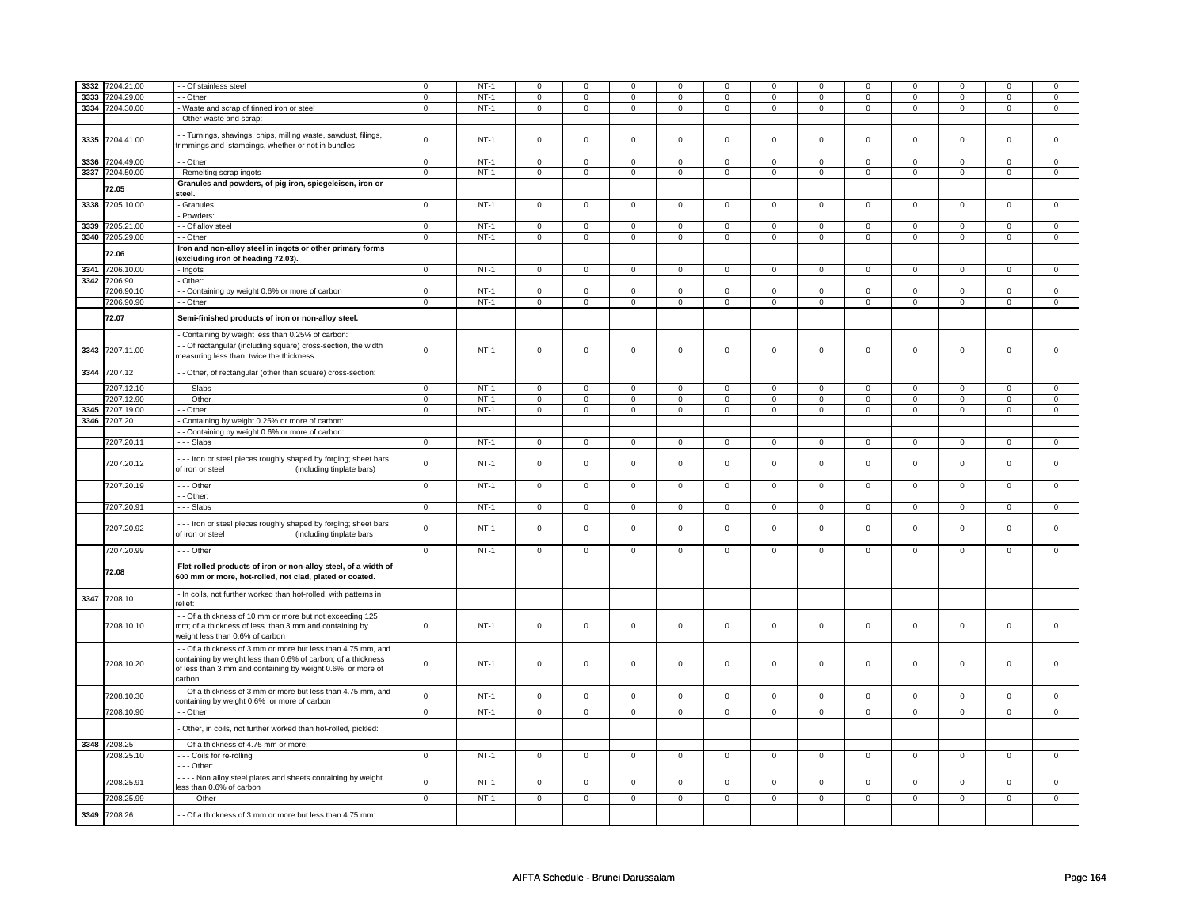| | | | | | | | | | | | | | | | |
|---|---|---|---|---|---|---|---|---|---|---|---|---|---|---|---|
| 3332 | 7204.21.00 | - - Of stainless steel | 0 | NT-1 | 0 | 0 | 0 | 0 | 0 | 0 | 0 | 0 | 0 | 0 | 0 | 0 |
| 3333 | 7204.29.00 | - - Other | 0 | NT-1 | 0 | 0 | 0 | 0 | 0 | 0 | 0 | 0 | 0 | 0 | 0 | 0 |
| 3334 | 7204.30.00 | - Waste and scrap of tinned iron or steel | 0 | NT-1 | 0 | 0 | 0 | 0 | 0 | 0 | 0 | 0 | 0 | 0 | 0 | 0 |
| | | - Other waste and scrap: | | | | | | | | | | | | | | |
| 3335 | 7204.41.00 | - - Turnings, shavings, chips, milling waste, sawdust, filings, trimmings and stampings, whether or not in bundles | 0 | NT-1 | 0 | 0 | 0 | 0 | 0 | 0 | 0 | 0 | 0 | 0 | 0 | 0 |
| 3336 | 7204.49.00 | - - Other | 0 | NT-1 | 0 | 0 | 0 | 0 | 0 | 0 | 0 | 0 | 0 | 0 | 0 | 0 |
| 3337 | 7204.50.00 | - Remelting scrap ingots | 0 | NT-1 | 0 | 0 | 0 | 0 | 0 | 0 | 0 | 0 | 0 | 0 | 0 | 0 |
| | **72.05** | **Granules and powders, of pig iron, spiegeleisen, iron or steel.** | | | | | | | | | | | | | | |
| 3338 | 7205.10.00 | - Granules | 0 | NT-1 | 0 | 0 | 0 | 0 | 0 | 0 | 0 | 0 | 0 | 0 | 0 | 0 |
| | | - Powders: | | | | | | | | | | | | | | |
| 3339 | 7205.21.00 | - - Of alloy steel | 0 | NT-1 | 0 | 0 | 0 | 0 | 0 | 0 | 0 | 0 | 0 | 0 | 0 | 0 |
| 3340 | 7205.29.00 | - - Other | 0 | NT-1 | 0 | 0 | 0 | 0 | 0 | 0 | 0 | 0 | 0 | 0 | 0 | 0 |
| | **72.06** | **Iron and non-alloy steel in ingots or other primary forms (excluding iron of heading 72.03).** | | | | | | | | | | | | | | |
| 3341 | 7206.10.00 | - Ingots | 0 | NT-1 | 0 | 0 | 0 | 0 | 0 | 0 | 0 | 0 | 0 | 0 | 0 | 0 |
| 3342 | 7206.90 | - Other: | | | | | | | | | | | | | | |
| | 7206.90.10 | - - Containing by weight 0.6% or more of carbon | 0 | NT-1 | 0 | 0 | 0 | 0 | 0 | 0 | 0 | 0 | 0 | 0 | 0 | 0 |
| | 7206.90.90 | - - Other | 0 | NT-1 | 0 | 0 | 0 | 0 | 0 | 0 | 0 | 0 | 0 | 0 | 0 | 0 |
| | **72.07** | **Semi-finished products of iron or non-alloy steel.** | | | | | | | | | | | | | | |
| | | - Containing by weight less than 0.25% of carbon: | | | | | | | | | | | | | | |
| 3343 | 7207.11.00 | - - Of rectangular (including square) cross-section, the width measuring less than twice the thickness | 0 | NT-1 | 0 | 0 | 0 | 0 | 0 | 0 | 0 | 0 | 0 | 0 | 0 | 0 |
| 3344 | 7207.12 | - - Other, of rectangular (other than square) cross-section: | | | | | | | | | | | | | | |
| | 7207.12.10 | - - - Slabs | 0 | NT-1 | 0 | 0 | 0 | 0 | 0 | 0 | 0 | 0 | 0 | 0 | 0 | 0 |
| | 7207.12.90 | - - - Other | 0 | NT-1 | 0 | 0 | 0 | 0 | 0 | 0 | 0 | 0 | 0 | 0 | 0 | 0 |
| 3345 | 7207.19.00 | - - Other | 0 | NT-1 | 0 | 0 | 0 | 0 | 0 | 0 | 0 | 0 | 0 | 0 | 0 | 0 |
| 3346 | 7207.20 | - Containing by weight 0.25% or more of carbon: | | | | | | | | | | | | | | |
| | | - - Containing by weight 0.6% or more of carbon: | | | | | | | | | | | | | | |
| | 7207.20.11 | - - - Slabs | 0 | NT-1 | 0 | 0 | 0 | 0 | 0 | 0 | 0 | 0 | 0 | 0 | 0 | 0 |
| | 7207.20.12 | - - - Iron or steel pieces roughly shaped by forging; sheet bars of iron or steel (including tinplate bars) | 0 | NT-1 | 0 | 0 | 0 | 0 | 0 | 0 | 0 | 0 | 0 | 0 | 0 | 0 |
| | 7207.20.19 | - - - Other | 0 | NT-1 | 0 | 0 | 0 | 0 | 0 | 0 | 0 | 0 | 0 | 0 | 0 | 0 |
| | | - - Other: | | | | | | | | | | | | | | |
| | 7207.20.91 | - - - Slabs | 0 | NT-1 | 0 | 0 | 0 | 0 | 0 | 0 | 0 | 0 | 0 | 0 | 0 | 0 |
| | 7207.20.92 | - - - Iron or steel pieces roughly shaped by forging; sheet bars of iron or steel (including tinplate bars | 0 | NT-1 | 0 | 0 | 0 | 0 | 0 | 0 | 0 | 0 | 0 | 0 | 0 | 0 |
| | 7207.20.99 | - - - Other | 0 | NT-1 | 0 | 0 | 0 | 0 | 0 | 0 | 0 | 0 | 0 | 0 | 0 | 0 |
| | **72.08** | **Flat-rolled products of iron or non-alloy steel, of a width of 600 mm or more, hot-rolled, not clad, plated or coated.** | | | | | | | | | | | | | | |
| 3347 | 7208.10 | - In coils, not further worked than hot-rolled, with patterns in relief: | | | | | | | | | | | | | | |
| | 7208.10.10 | - - Of a thickness of 10 mm or more but not exceeding 125 mm; of a thickness of less than 3 mm and containing by weight less than 0.6% of carbon | 0 | NT-1 | 0 | 0 | 0 | 0 | 0 | 0 | 0 | 0 | 0 | 0 | 0 | 0 |
| | 7208.10.20 | - - Of a thickness of 3 mm or more but less than 4.75 mm, and containing by weight less than 0.6% of carbon; of a thickness of less than 3 mm and containing by weight 0.6% or more of carbon | 0 | NT-1 | 0 | 0 | 0 | 0 | 0 | 0 | 0 | 0 | 0 | 0 | 0 | 0 |
| | 7208.10.30 | - - Of a thickness of 3 mm or more but less than 4.75 mm, and containing by weight 0.6% or more of carbon | 0 | NT-1 | 0 | 0 | 0 | 0 | 0 | 0 | 0 | 0 | 0 | 0 | 0 | 0 |
| | 7208.10.90 | - - Other | 0 | NT-1 | 0 | 0 | 0 | 0 | 0 | 0 | 0 | 0 | 0 | 0 | 0 | 0 |
| | | - Other, in coils, not further worked than hot-rolled, pickled: | | | | | | | | | | | | | | |
| 3348 | 7208.25 | - - Of a thickness of 4.75 mm or more: | | | | | | | | | | | | | | |
| | 7208.25.10 | - - - Coils for re-rolling | 0 | NT-1 | 0 | 0 | 0 | 0 | 0 | 0 | 0 | 0 | 0 | 0 | 0 | 0 |
| | | - - - Other: | | | | | | | | | | | | | | |
| | 7208.25.91 | - - - - Non alloy steel plates and sheets containing by weight less than 0.6% of carbon | 0 | NT-1 | 0 | 0 | 0 | 0 | 0 | 0 | 0 | 0 | 0 | 0 | 0 | 0 |
| | 7208.25.99 | - - - - Other | 0 | NT-1 | 0 | 0 | 0 | 0 | 0 | 0 | 0 | 0 | 0 | 0 | 0 | 0 |
| 3349 | 7208.26 | - - Of a thickness of 3 mm or more but less than 4.75 mm: | | | | | | | | | | | | | | |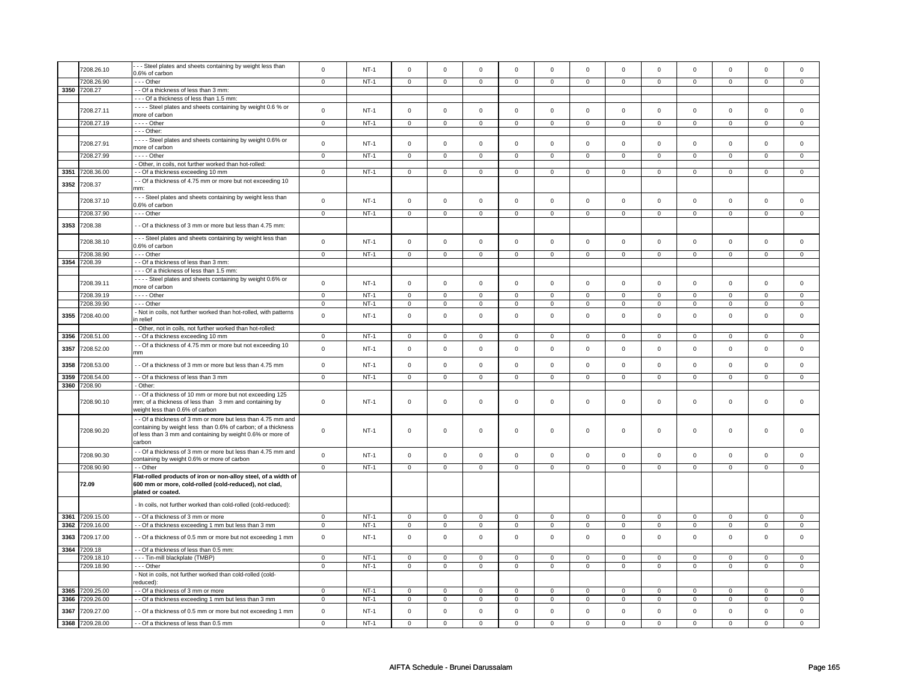| | 7208.26.10 | - - - Steel plates and sheets containing by weight less than 0.6% of carbon | 0 | NT-1 | 0 | 0 | 0 | 0 | 0 | 0 | 0 | 0 | 0 | 0 | 0 | 0 |
|---|---|---|---|---|---|---|---|---|---|---|---|---|---|---|---|---|
| | 7208.26.90 | - - - Other | 0 | NT-1 | 0 | 0 | 0 | 0 | 0 | 0 | 0 | 0 | 0 | 0 | 0 | 0 |
| 3350 | 7208.27 | - - Of a thickness of less than 3 mm: | | | | | | | | | | | | | | |
| | | - - - Of a thickness of less than 1.5 mm: | | | | | | | | | | | | | | |
| | 7208.27.11 | - - - - Steel plates and sheets containing by weight 0.6 % or more of carbon | 0 | NT-1 | 0 | 0 | 0 | 0 | 0 | 0 | 0 | 0 | 0 | 0 | 0 | 0 |
| | 7208.27.19 | - - - - Other | 0 | NT-1 | 0 | 0 | 0 | 0 | 0 | 0 | 0 | 0 | 0 | 0 | 0 | 0 |
| | | - - - Other: | | | | | | | | | | | | | | |
| | 7208.27.91 | - - - - Steel plates and sheets containing by weight 0.6% or more of carbon | 0 | NT-1 | 0 | 0 | 0 | 0 | 0 | 0 | 0 | 0 | 0 | 0 | 0 | 0 |
| | 7208.27.99 | - - - - Other | 0 | NT-1 | 0 | 0 | 0 | 0 | 0 | 0 | 0 | 0 | 0 | 0 | 0 | 0 |
| | | - Other, in coils, not further worked than hot-rolled: | | | | | | | | | | | | | | |
| 3351 | 7208.36.00 | - - Of a thickness exceeding 10 mm | 0 | NT-1 | 0 | 0 | 0 | 0 | 0 | 0 | 0 | 0 | 0 | 0 | 0 | 0 |
| 3352 | 7208.37 | - - Of a thickness of 4.75 mm or more but not exceeding 10 mm: | | | | | | | | | | | | | | |
| | 7208.37.10 | - - - Steel plates and sheets containing by weight less than 0.6% of carbon | 0 | NT-1 | 0 | 0 | 0 | 0 | 0 | 0 | 0 | 0 | 0 | 0 | 0 | 0 |
| | 7208.37.90 | - - - Other | 0 | NT-1 | 0 | 0 | 0 | 0 | 0 | 0 | 0 | 0 | 0 | 0 | 0 | 0 |
| 3353 | 7208.38 | - - Of a thickness of 3 mm or more but less than 4.75 mm: | | | | | | | | | | | | | | |
| | 7208.38.10 | - - - Steel plates and sheets containing by weight less than 0.6% of carbon | 0 | NT-1 | 0 | 0 | 0 | 0 | 0 | 0 | 0 | 0 | 0 | 0 | 0 | 0 |
| | 7208.38.90 | - - - Other | 0 | NT-1 | 0 | 0 | 0 | 0 | 0 | 0 | 0 | 0 | 0 | 0 | 0 | 0 |
| 3354 | 7208.39 | - - Of a thickness of less than 3 mm: | | | | | | | | | | | | | | |
| | | - - - Of a thickness of less than 1.5 mm: | | | | | | | | | | | | | | |
| | 7208.39.11 | - - - - Steel plates and sheets containing by weight 0.6% or more of carbon | 0 | NT-1 | 0 | 0 | 0 | 0 | 0 | 0 | 0 | 0 | 0 | 0 | 0 | 0 |
| | 7208.39.19 | - - - - Other | 0 | NT-1 | 0 | 0 | 0 | 0 | 0 | 0 | 0 | 0 | 0 | 0 | 0 | 0 |
| | 7208.39.90 | - - - Other | 0 | NT-1 | 0 | 0 | 0 | 0 | 0 | 0 | 0 | 0 | 0 | 0 | 0 | 0 |
| 3355 | 7208.40.00 | - Not in coils, not further worked than hot-rolled, with patterns in relief | 0 | NT-1 | 0 | 0 | 0 | 0 | 0 | 0 | 0 | 0 | 0 | 0 | 0 | 0 |
| | | - Other, not in coils, not further worked than hot-rolled: | | | | | | | | | | | | | | |
| 3356 | 7208.51.00 | - - Of a thickness exceeding 10 mm | 0 | NT-1 | 0 | 0 | 0 | 0 | 0 | 0 | 0 | 0 | 0 | 0 | 0 | 0 |
| 3357 | 7208.52.00 | - - Of a thickness of 4.75 mm or more but not exceeding 10 mm | 0 | NT-1 | 0 | 0 | 0 | 0 | 0 | 0 | 0 | 0 | 0 | 0 | 0 | 0 |
| 3358 | 7208.53.00 | - - Of a thickness of 3 mm or more but less than 4.75 mm | 0 | NT-1 | 0 | 0 | 0 | 0 | 0 | 0 | 0 | 0 | 0 | 0 | 0 | 0 |
| 3359 | 7208.54.00 | - - Of a thickness of less than 3 mm | 0 | NT-1 | 0 | 0 | 0 | 0 | 0 | 0 | 0 | 0 | 0 | 0 | 0 | 0 |
| 3360 | 7208.90 | - Other: | | | | | | | | | | | | | | |
| | 7208.90.10 | - - Of a thickness of 10 mm or more but not exceeding 125 mm; of a thickness of less than 3 mm and containing by weight less than 0.6% of carbon | 0 | NT-1 | 0 | 0 | 0 | 0 | 0 | 0 | 0 | 0 | 0 | 0 | 0 | 0 |
| | 7208.90.20 | - - Of a thickness of 3 mm or more but less than 4.75 mm and containing by weight less than 0.6% of carbon; of a thickness of less than 3 mm and containing by weight 0.6% or more of carbon | 0 | NT-1 | 0 | 0 | 0 | 0 | 0 | 0 | 0 | 0 | 0 | 0 | 0 | 0 |
| | 7208.90.30 | - - Of a thickness of 3 mm or more but less than 4.75 mm and containing by weight 0.6% or more of carbon | 0 | NT-1 | 0 | 0 | 0 | 0 | 0 | 0 | 0 | 0 | 0 | 0 | 0 | 0 |
| | 7208.90.90 | - - Other | 0 | NT-1 | 0 | 0 | 0 | 0 | 0 | 0 | 0 | 0 | 0 | 0 | 0 | 0 |
| | **72.09** | **Flat-rolled products of iron or non-alloy steel, of a width of 600 mm or more, cold-rolled (cold-reduced), not clad, plated or coated.** | | | | | | | | | | | | | | |
| | | - In coils, not further worked than cold-rolled (cold-reduced): | | | | | | | | | | | | | | |
| 3361 | 7209.15.00 | - - Of a thickness of 3 mm or more | 0 | NT-1 | 0 | 0 | 0 | 0 | 0 | 0 | 0 | 0 | 0 | 0 | 0 | 0 |
| 3362 | 7209.16.00 | - - Of a thickness exceeding 1 mm but less than 3 mm | 0 | NT-1 | 0 | 0 | 0 | 0 | 0 | 0 | 0 | 0 | 0 | 0 | 0 | 0 |
| 3363 | 7209.17.00 | - - Of a thickness of 0.5 mm or more but not exceeding 1 mm | 0 | NT-1 | 0 | 0 | 0 | 0 | 0 | 0 | 0 | 0 | 0 | 0 | 0 | 0 |
| 3364 | 7209.18 | - - Of a thickness of less than 0.5 mm: | | | | | | | | | | | | | | |
| | 7209.18.10 | - - - Tin-mill blackplate (TMBP) | 0 | NT-1 | 0 | 0 | 0 | 0 | 0 | 0 | 0 | 0 | 0 | 0 | 0 | 0 |
| | 7209.18.90 | - - - Other | 0 | NT-1 | 0 | 0 | 0 | 0 | 0 | 0 | 0 | 0 | 0 | 0 | 0 | 0 |
| | | - Not in coils, not further worked than cold-rolled (cold-reduced): | | | | | | | | | | | | | | |
| 3365 | 7209.25.00 | - - Of a thickness of 3 mm or more | 0 | NT-1 | 0 | 0 | 0 | 0 | 0 | 0 | 0 | 0 | 0 | 0 | 0 | 0 |
| 3366 | 7209.26.00 | - - Of a thickness exceeding 1 mm but less than 3 mm | 0 | NT-1 | 0 | 0 | 0 | 0 | 0 | 0 | 0 | 0 | 0 | 0 | 0 | 0 |
| 3367 | 7209.27.00 | - - Of a thickness of 0.5 mm or more but not exceeding 1 mm | 0 | NT-1 | 0 | 0 | 0 | 0 | 0 | 0 | 0 | 0 | 0 | 0 | 0 | 0 |
| 3368 | 7209.28.00 | - - Of a thickness of less than 0.5 mm | 0 | NT-1 | 0 | 0 | 0 | 0 | 0 | 0 | 0 | 0 | 0 | 0 | 0 | 0 |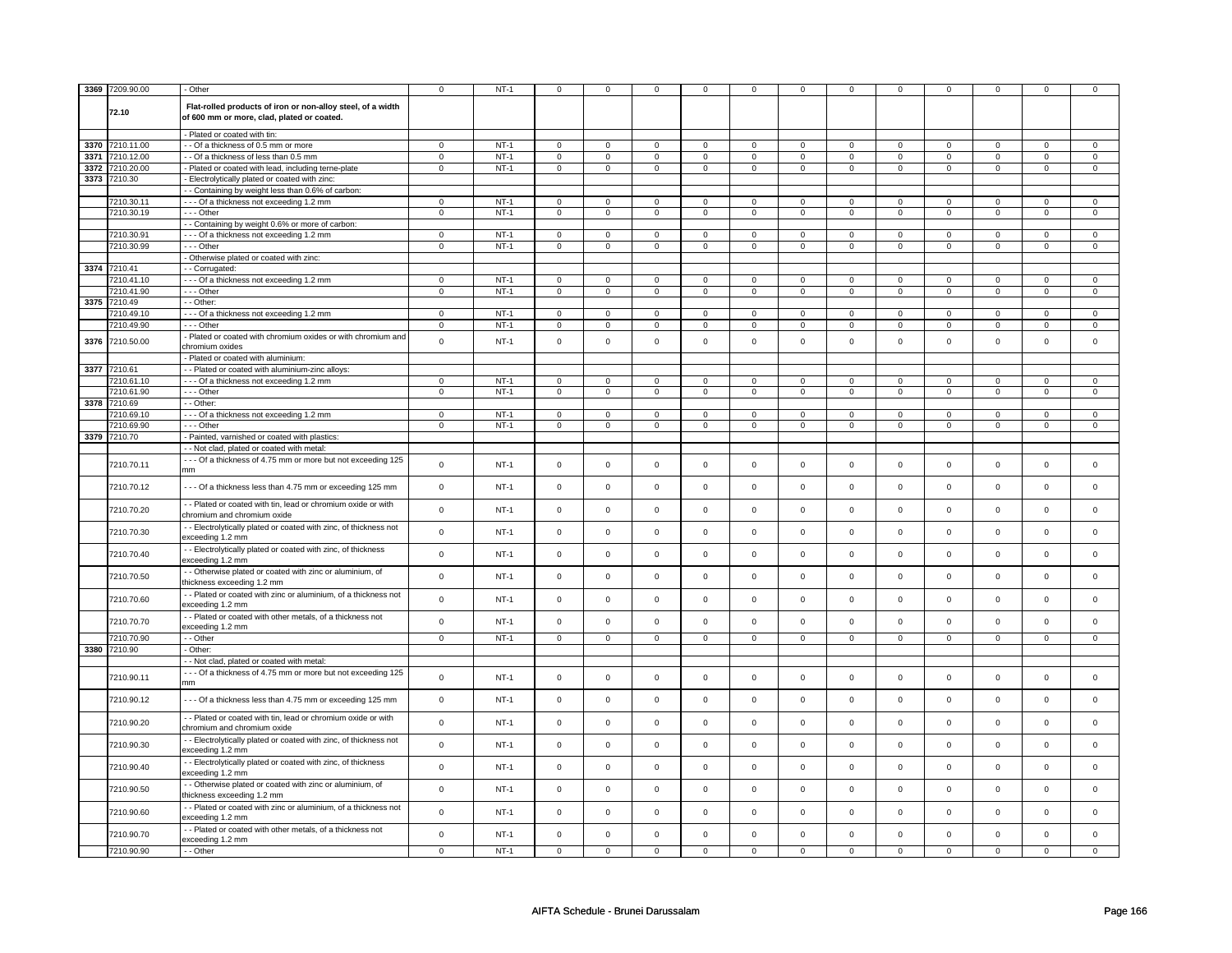| | | | | | | | | | | | | | | | | |
|---|---|---|---|---|---|---|---|---|---|---|---|---|---|---|---|---|
| 3369 | 7209.90.00 | - Other | 0 | NT-1 | 0 | 0 | 0 | 0 | 0 | 0 | 0 | 0 | 0 | 0 | 0 | 0 |
| | 72.10 | **Flat-rolled products of iron or non-alloy steel, of a width of 600 mm or more, clad, plated or coated.** | | | | | | | | | | | | | | |
| | | - Plated or coated with tin: | | | | | | | | | | | | | | |
| 3370 | 7210.11.00 | - - Of a thickness of 0.5 mm or more | 0 | NT-1 | 0 | 0 | 0 | 0 | 0 | 0 | 0 | 0 | 0 | 0 | 0 | 0 |
| 3371 | 7210.12.00 | - - Of a thickness of less than 0.5 mm | 0 | NT-1 | 0 | 0 | 0 | 0 | 0 | 0 | 0 | 0 | 0 | 0 | 0 | 0 |
| 3372 | 7210.20.00 | - Plated or coated with lead, including terne-plate | 0 | NT-1 | 0 | 0 | 0 | 0 | 0 | 0 | 0 | 0 | 0 | 0 | 0 | 0 |
| 3373 | 7210.30 | - Electrolytically plated or coated with zinc: | | | | | | | | | | | | | | |
| | | - - Containing by weight less than 0.6% of carbon: | | | | | | | | | | | | | | |
| | 7210.30.11 | - - - Of a thickness not exceeding 1.2 mm | 0 | NT-1 | 0 | 0 | 0 | 0 | 0 | 0 | 0 | 0 | 0 | 0 | 0 | 0 |
| | 7210.30.19 | - - - Other | 0 | NT-1 | 0 | 0 | 0 | 0 | 0 | 0 | 0 | 0 | 0 | 0 | 0 | 0 |
| | | - - Containing by weight 0.6% or more of carbon: | | | | | | | | | | | | | | |
| | 7210.30.91 | - - - Of a thickness not exceeding 1.2 mm | 0 | NT-1 | 0 | 0 | 0 | 0 | 0 | 0 | 0 | 0 | 0 | 0 | 0 | 0 |
| | 7210.30.99 | - - - Other | 0 | NT-1 | 0 | 0 | 0 | 0 | 0 | 0 | 0 | 0 | 0 | 0 | 0 | 0 |
| | | - Otherwise plated or coated with zinc: | | | | | | | | | | | | | | |
| 3374 | 7210.41 | - - Corrugated: | | | | | | | | | | | | | | |
| | 7210.41.10 | - - - Of a thickness not exceeding 1.2 mm | 0 | NT-1 | 0 | 0 | 0 | 0 | 0 | 0 | 0 | 0 | 0 | 0 | 0 | 0 |
| | 7210.41.90 | - - - Other | 0 | NT-1 | 0 | 0 | 0 | 0 | 0 | 0 | 0 | 0 | 0 | 0 | 0 | 0 |
| 3375 | 7210.49 | - - Other: | | | | | | | | | | | | | | |
| | 7210.49.10 | - - - Of a thickness not exceeding 1.2 mm | 0 | NT-1 | 0 | 0 | 0 | 0 | 0 | 0 | 0 | 0 | 0 | 0 | 0 | 0 |
| | 7210.49.90 | - - - Other | 0 | NT-1 | 0 | 0 | 0 | 0 | 0 | 0 | 0 | 0 | 0 | 0 | 0 | 0 |
| 3376 | 7210.50.00 | - Plated or coated with chromium oxides or with chromium and chromium oxides | 0 | NT-1 | 0 | 0 | 0 | 0 | 0 | 0 | 0 | 0 | 0 | 0 | 0 | 0 |
| | | - Plated or coated with aluminium: | | | | | | | | | | | | | | |
| 3377 | 7210.61 | - - Plated or coated with aluminium-zinc alloys: | | | | | | | | | | | | | | |
| | 7210.61.10 | - - - Of a thickness not exceeding 1.2 mm | 0 | NT-1 | 0 | 0 | 0 | 0 | 0 | 0 | 0 | 0 | 0 | 0 | 0 | 0 |
| | 7210.61.90 | - - - Other | 0 | NT-1 | 0 | 0 | 0 | 0 | 0 | 0 | 0 | 0 | 0 | 0 | 0 | 0 |
| 3378 | 7210.69 | - - Other: | | | | | | | | | | | | | | |
| | 7210.69.10 | - - - Of a thickness not exceeding 1.2 mm | 0 | NT-1 | 0 | 0 | 0 | 0 | 0 | 0 | 0 | 0 | 0 | 0 | 0 | 0 |
| | 7210.69.90 | - - - Other | 0 | NT-1 | 0 | 0 | 0 | 0 | 0 | 0 | 0 | 0 | 0 | 0 | 0 | 0 |
| 3379 | 7210.70 | - Painted, varnished or coated with plastics: | | | | | | | | | | | | | | |
| | | - - Not clad, plated or coated with metal: | | | | | | | | | | | | | | |
| | 7210.70.11 | - - - Of a thickness of 4.75 mm or more but not exceeding 125 mm | 0 | NT-1 | 0 | 0 | 0 | 0 | 0 | 0 | 0 | 0 | 0 | 0 | 0 | 0 |
| | 7210.70.12 | - - - Of a thickness less than 4.75 mm or exceeding 125 mm | 0 | NT-1 | 0 | 0 | 0 | 0 | 0 | 0 | 0 | 0 | 0 | 0 | 0 | 0 |
| | 7210.70.20 | - - Plated or coated with tin, lead or chromium oxide or with chromium and chromium oxide | 0 | NT-1 | 0 | 0 | 0 | 0 | 0 | 0 | 0 | 0 | 0 | 0 | 0 | 0 |
| | 7210.70.30 | - - Electrolytically plated or coated with zinc, of thickness not exceeding 1.2 mm | 0 | NT-1 | 0 | 0 | 0 | 0 | 0 | 0 | 0 | 0 | 0 | 0 | 0 | 0 |
| | 7210.70.40 | - - Electrolytically plated or coated with zinc, of thickness exceeding 1.2 mm | 0 | NT-1 | 0 | 0 | 0 | 0 | 0 | 0 | 0 | 0 | 0 | 0 | 0 | 0 |
| | 7210.70.50 | - - Otherwise plated or coated with zinc or aluminium, of thickness exceeding 1.2 mm | 0 | NT-1 | 0 | 0 | 0 | 0 | 0 | 0 | 0 | 0 | 0 | 0 | 0 | 0 |
| | 7210.70.60 | - - Plated or coated with zinc or aluminium, of a thickness not exceeding 1.2 mm | 0 | NT-1 | 0 | 0 | 0 | 0 | 0 | 0 | 0 | 0 | 0 | 0 | 0 | 0 |
| | 7210.70.70 | - - Plated or coated with other metals, of a thickness not exceeding 1.2 mm | 0 | NT-1 | 0 | 0 | 0 | 0 | 0 | 0 | 0 | 0 | 0 | 0 | 0 | 0 |
| | 7210.70.90 | - - Other | 0 | NT-1 | 0 | 0 | 0 | 0 | 0 | 0 | 0 | 0 | 0 | 0 | 0 | 0 |
| 3380 | 7210.90 | - Other: | | | | | | | | | | | | | | |
| | | - - Not clad, plated or coated with metal: | | | | | | | | | | | | | | |
| | 7210.90.11 | - - - Of a thickness of 4.75 mm or more but not exceeding 125 mm | 0 | NT-1 | 0 | 0 | 0 | 0 | 0 | 0 | 0 | 0 | 0 | 0 | 0 | 0 |
| | 7210.90.12 | - - - Of a thickness less than 4.75 mm or exceeding 125 mm | 0 | NT-1 | 0 | 0 | 0 | 0 | 0 | 0 | 0 | 0 | 0 | 0 | 0 | 0 |
| | 7210.90.20 | - - Plated or coated with tin, lead or chromium oxide or with chromium and chromium oxide | 0 | NT-1 | 0 | 0 | 0 | 0 | 0 | 0 | 0 | 0 | 0 | 0 | 0 | 0 |
| | 7210.90.30 | - - Electrolytically plated or coated with zinc, of thickness not exceeding 1.2 mm | 0 | NT-1 | 0 | 0 | 0 | 0 | 0 | 0 | 0 | 0 | 0 | 0 | 0 | 0 |
| | 7210.90.40 | - - Electrolytically plated or coated with zinc, of thickness exceeding 1.2 mm | 0 | NT-1 | 0 | 0 | 0 | 0 | 0 | 0 | 0 | 0 | 0 | 0 | 0 | 0 |
| | 7210.90.50 | - - Otherwise plated or coated with zinc or aluminium, of thickness exceeding 1.2 mm | 0 | NT-1 | 0 | 0 | 0 | 0 | 0 | 0 | 0 | 0 | 0 | 0 | 0 | 0 |
| | 7210.90.60 | - - Plated or coated with zinc or aluminium, of a thickness not exceeding 1.2 mm | 0 | NT-1 | 0 | 0 | 0 | 0 | 0 | 0 | 0 | 0 | 0 | 0 | 0 | 0 |
| | 7210.90.70 | - - Plated or coated with other metals, of a thickness not exceeding 1.2 mm | 0 | NT-1 | 0 | 0 | 0 | 0 | 0 | 0 | 0 | 0 | 0 | 0 | 0 | 0 |
| | 7210.90.90 | - - Other | 0 | NT-1 | 0 | 0 | 0 | 0 | 0 | 0 | 0 | 0 | 0 | 0 | 0 | 0 |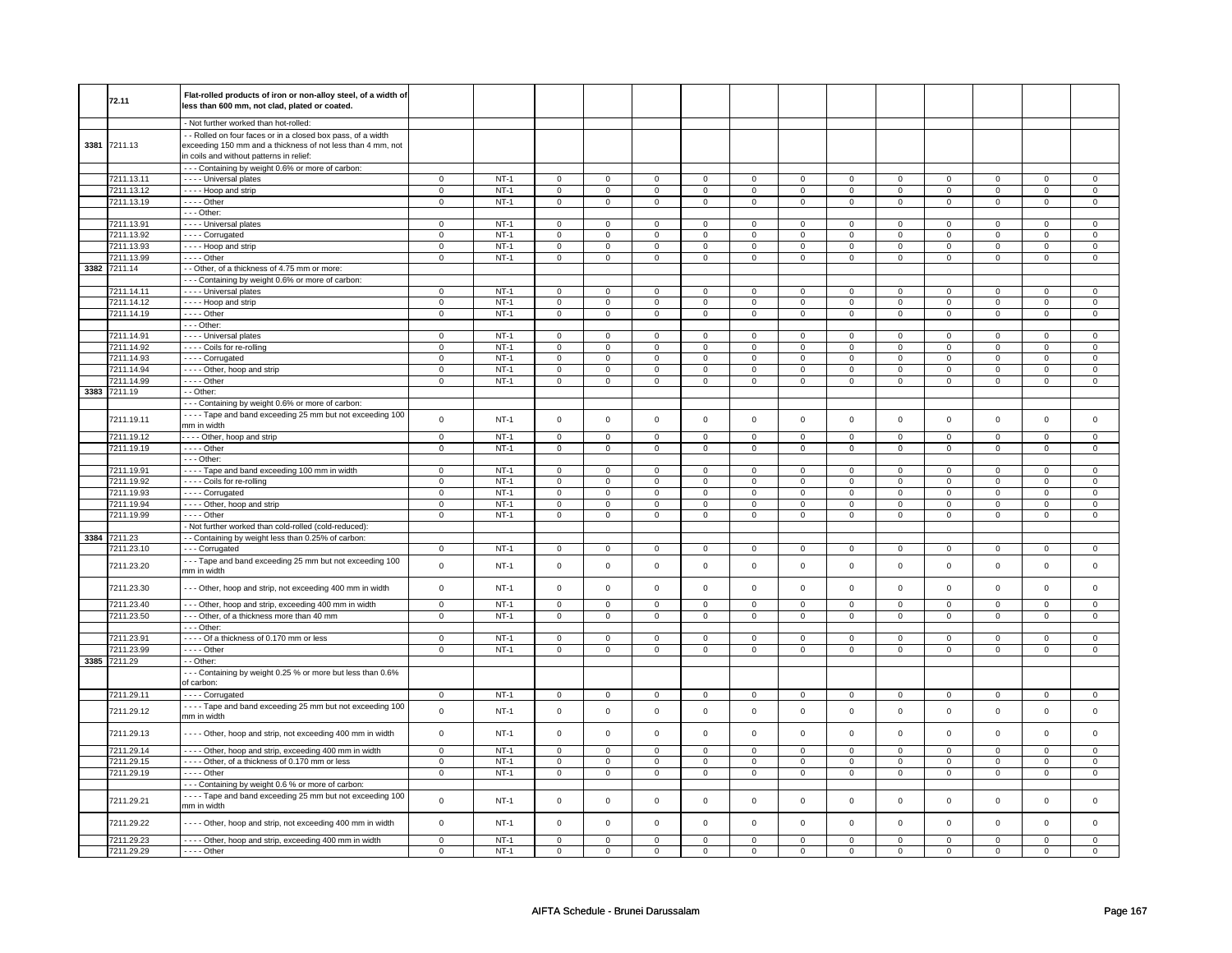| | | | | | | | | | | | | | | | |
|---|---|---|---|---|---|---|---|---|---|---|---|---|---|---|---|
| | 72.11 | **Flat-rolled products of iron or non-alloy steel, of a width of less than 600 mm, not clad, plated or coated.** | | | | | | | | | | | | | |
| | | - Not further worked than hot-rolled: | | | | | | | | | | | | | |
| 3381 | 7211.13 | - - Rolled on four faces or in a closed box pass, of a width exceeding 150 mm and a thickness of not less than 4 mm, not in coils and without patterns in relief: | | | | | | | | | | | | | |
| | | - - - Containing by weight 0.6% or more of carbon: | | | | | | | | | | | | | |
| | 7211.13.11 | - - - - Universal plates | 0 | NT-1 | 0 | 0 | 0 | 0 | 0 | 0 | 0 | 0 | 0 | 0 | 0 | 0 |
| | 7211.13.12 | - - - - Hoop and strip | 0 | NT-1 | 0 | 0 | 0 | 0 | 0 | 0 | 0 | 0 | 0 | 0 | 0 | 0 |
| | 7211.13.19 | - - - - Other | 0 | NT-1 | 0 | 0 | 0 | 0 | 0 | 0 | 0 | 0 | 0 | 0 | 0 | 0 |
| | | - - - Other: | | | | | | | | | | | | | |
| | 7211.13.91 | - - - - Universal plates | 0 | NT-1 | 0 | 0 | 0 | 0 | 0 | 0 | 0 | 0 | 0 | 0 | 0 | 0 |
| | 7211.13.92 | - - - - Corrugated | 0 | NT-1 | 0 | 0 | 0 | 0 | 0 | 0 | 0 | 0 | 0 | 0 | 0 | 0 |
| | 7211.13.93 | - - - - Hoop and strip | 0 | NT-1 | 0 | 0 | 0 | 0 | 0 | 0 | 0 | 0 | 0 | 0 | 0 | 0 |
| | 7211.13.99 | - - - - Other | 0 | NT-1 | 0 | 0 | 0 | 0 | 0 | 0 | 0 | 0 | 0 | 0 | 0 | 0 |
| 3382 | 7211.14 | - - Other, of a thickness of 4.75 mm or more: | | | | | | | | | | | | | |
| | | - - - Containing by weight 0.6% or more of carbon: | | | | | | | | | | | | | |
| | 7211.14.11 | - - - - Universal plates | 0 | NT-1 | 0 | 0 | 0 | 0 | 0 | 0 | 0 | 0 | 0 | 0 | 0 | 0 |
| | 7211.14.12 | - - - - Hoop and strip | 0 | NT-1 | 0 | 0 | 0 | 0 | 0 | 0 | 0 | 0 | 0 | 0 | 0 | 0 |
| | 7211.14.19 | - - - - Other | 0 | NT-1 | 0 | 0 | 0 | 0 | 0 | 0 | 0 | 0 | 0 | 0 | 0 | 0 |
| | | - - - Other: | | | | | | | | | | | | | |
| | 7211.14.91 | - - - - Universal plates | 0 | NT-1 | 0 | 0 | 0 | 0 | 0 | 0 | 0 | 0 | 0 | 0 | 0 | 0 |
| | 7211.14.92 | - - - - Coils for re-rolling | 0 | NT-1 | 0 | 0 | 0 | 0 | 0 | 0 | 0 | 0 | 0 | 0 | 0 | 0 |
| | 7211.14.93 | - - - - Corrugated | 0 | NT-1 | 0 | 0 | 0 | 0 | 0 | 0 | 0 | 0 | 0 | 0 | 0 | 0 |
| | 7211.14.94 | - - - - Other, hoop and strip | 0 | NT-1 | 0 | 0 | 0 | 0 | 0 | 0 | 0 | 0 | 0 | 0 | 0 | 0 |
| | 7211.14.99 | - - - - Other | 0 | NT-1 | 0 | 0 | 0 | 0 | 0 | 0 | 0 | 0 | 0 | 0 | 0 | 0 |
| 3383 | 7211.19 | - - Other: | | | | | | | | | | | | | |
| | | - - - Containing by weight 0.6% or more of carbon: | | | | | | | | | | | | | |
| | 7211.19.11 | - - - - Tape and band exceeding 25 mm but not exceeding 100 mm in width | 0 | NT-1 | 0 | 0 | 0 | 0 | 0 | 0 | 0 | 0 | 0 | 0 | 0 | 0 |
| | 7211.19.12 | - - - - Other, hoop and strip | 0 | NT-1 | 0 | 0 | 0 | 0 | 0 | 0 | 0 | 0 | 0 | 0 | 0 | 0 |
| | 7211.19.19 | - - - - Other | 0 | NT-1 | 0 | 0 | 0 | 0 | 0 | 0 | 0 | 0 | 0 | 0 | 0 | 0 |
| | | - - - Other: | | | | | | | | | | | | | |
| | 7211.19.91 | - - - - Tape and band exceeding 100 mm in width | 0 | NT-1 | 0 | 0 | 0 | 0 | 0 | 0 | 0 | 0 | 0 | 0 | 0 | 0 |
| | 7211.19.92 | - - - - Coils for re-rolling | 0 | NT-1 | 0 | 0 | 0 | 0 | 0 | 0 | 0 | 0 | 0 | 0 | 0 | 0 |
| | 7211.19.93 | - - - - Corrugated | 0 | NT-1 | 0 | 0 | 0 | 0 | 0 | 0 | 0 | 0 | 0 | 0 | 0 | 0 |
| | 7211.19.94 | - - - - Other, hoop and strip | 0 | NT-1 | 0 | 0 | 0 | 0 | 0 | 0 | 0 | 0 | 0 | 0 | 0 | 0 |
| | 7211.19.99 | - - - - Other | 0 | NT-1 | 0 | 0 | 0 | 0 | 0 | 0 | 0 | 0 | 0 | 0 | 0 | 0 |
| | | - Not further worked than cold-rolled (cold-reduced): | | | | | | | | | | | | | |
| 3384 | 7211.23 | - - Containing by weight less than 0.25% of carbon: | | | | | | | | | | | | | |
| | 7211.23.10 | - - - Corrugated | 0 | NT-1 | 0 | 0 | 0 | 0 | 0 | 0 | 0 | 0 | 0 | 0 | 0 | 0 |
| | 7211.23.20 | - - - Tape and band exceeding 25 mm but not exceeding 100 mm in width | 0 | NT-1 | 0 | 0 | 0 | 0 | 0 | 0 | 0 | 0 | 0 | 0 | 0 | 0 |
| | 7211.23.30 | - - - Other, hoop and strip, not exceeding 400 mm in width | 0 | NT-1 | 0 | 0 | 0 | 0 | 0 | 0 | 0 | 0 | 0 | 0 | 0 | 0 |
| | 7211.23.40 | - - - Other, hoop and strip, exceeding 400 mm in width | 0 | NT-1 | 0 | 0 | 0 | 0 | 0 | 0 | 0 | 0 | 0 | 0 | 0 | 0 |
| | 7211.23.50 | - - - Other, of a thickness more than 40 mm | 0 | NT-1 | 0 | 0 | 0 | 0 | 0 | 0 | 0 | 0 | 0 | 0 | 0 | 0 |
| | | - - - Other: | | | | | | | | | | | | | |
| | 7211.23.91 | - - - - Of a thickness of 0.170 mm or less | 0 | NT-1 | 0 | 0 | 0 | 0 | 0 | 0 | 0 | 0 | 0 | 0 | 0 | 0 |
| | 7211.23.99 | - - - - Other | 0 | NT-1 | 0 | 0 | 0 | 0 | 0 | 0 | 0 | 0 | 0 | 0 | 0 | 0 |
| 3385 | 7211.29 | - - Other: | | | | | | | | | | | | | |
| | | - - - Containing by weight 0.25 % or more but less than 0.6% of carbon: | | | | | | | | | | | | | |
| | 7211.29.11 | - - - - Corrugated | 0 | NT-1 | 0 | 0 | 0 | 0 | 0 | 0 | 0 | 0 | 0 | 0 | 0 | 0 |
| | 7211.29.12 | - - - - Tape and band exceeding 25 mm but not exceeding 100 mm in width | 0 | NT-1 | 0 | 0 | 0 | 0 | 0 | 0 | 0 | 0 | 0 | 0 | 0 | 0 |
| | 7211.29.13 | - - - - Other, hoop and strip, not exceeding 400 mm in width | 0 | NT-1 | 0 | 0 | 0 | 0 | 0 | 0 | 0 | 0 | 0 | 0 | 0 | 0 |
| | 7211.29.14 | - - - - Other, hoop and strip, exceeding 400 mm in width | 0 | NT-1 | 0 | 0 | 0 | 0 | 0 | 0 | 0 | 0 | 0 | 0 | 0 | 0 |
| | 7211.29.15 | - - - - Other, of a thickness of 0.170 mm or less | 0 | NT-1 | 0 | 0 | 0 | 0 | 0 | 0 | 0 | 0 | 0 | 0 | 0 | 0 |
| | 7211.29.19 | - - - - Other | 0 | NT-1 | 0 | 0 | 0 | 0 | 0 | 0 | 0 | 0 | 0 | 0 | 0 | 0 |
| | | - - - Containing by weight 0.6 % or more of carbon: | | | | | | | | | | | | | |
| | 7211.29.21 | - - - - Tape and band exceeding 25 mm but not exceeding 100 mm in width | 0 | NT-1 | 0 | 0 | 0 | 0 | 0 | 0 | 0 | 0 | 0 | 0 | 0 | 0 |
| | 7211.29.22 | - - - - Other, hoop and strip, not exceeding 400 mm in width | 0 | NT-1 | 0 | 0 | 0 | 0 | 0 | 0 | 0 | 0 | 0 | 0 | 0 | 0 |
| | 7211.29.23 | - - - - Other, hoop and strip, exceeding 400 mm in width | 0 | NT-1 | 0 | 0 | 0 | 0 | 0 | 0 | 0 | 0 | 0 | 0 | 0 | 0 |
| | 7211.29.29 | - - - - Other | 0 | NT-1 | 0 | 0 | 0 | 0 | 0 | 0 | 0 | 0 | 0 | 0 | 0 | 0 |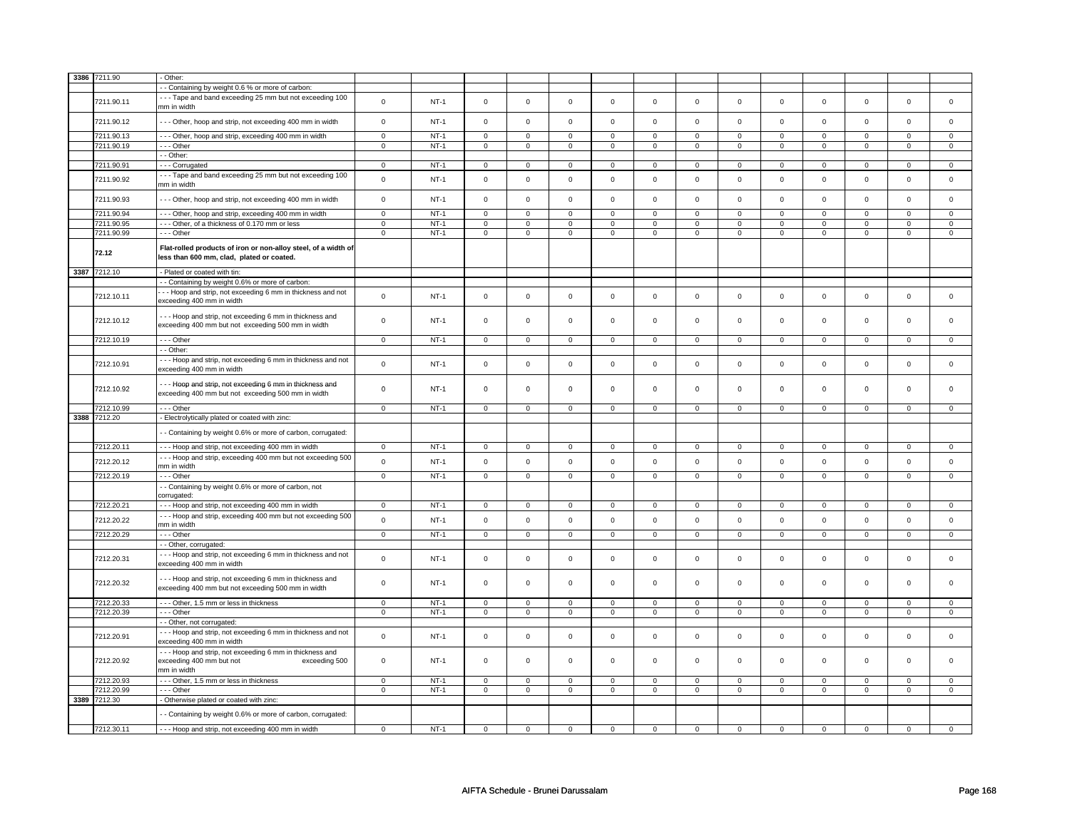| | | | | | | | | | | | | | | | |
|---|---|---|---|---|---|---|---|---|---|---|---|---|---|---|---|
| 3386 | 7211.90 | - Other: | | | | | | | | | | | | | |
| | | - - Containing by weight 0.6 % or more of carbon: | | | | | | | | | | | | | |
| | 7211.90.11 | - - - Tape and band exceeding 25 mm but not exceeding 100 mm in width | 0 | NT-1 | 0 | 0 | 0 | 0 | 0 | 0 | 0 | 0 | 0 | 0 | 0 | 0 |
| | 7211.90.12 | - - - Other, hoop and strip, not exceeding 400 mm in width | 0 | NT-1 | 0 | 0 | 0 | 0 | 0 | 0 | 0 | 0 | 0 | 0 | 0 | 0 |
| | 7211.90.13 | - - - Other, hoop and strip, exceeding 400 mm in width | 0 | NT-1 | 0 | 0 | 0 | 0 | 0 | 0 | 0 | 0 | 0 | 0 | 0 | 0 |
| | 7211.90.19 | - - - Other | 0 | NT-1 | 0 | 0 | 0 | 0 | 0 | 0 | 0 | 0 | 0 | 0 | 0 | 0 |
| | | - - Other: | | | | | | | | | | | | | | |
| | 7211.90.91 | - - - Corrugated | 0 | NT-1 | 0 | 0 | 0 | 0 | 0 | 0 | 0 | 0 | 0 | 0 | 0 | 0 |
| | 7211.90.92 | - - - Tape and band exceeding 25 mm but not exceeding 100 mm in width | 0 | NT-1 | 0 | 0 | 0 | 0 | 0 | 0 | 0 | 0 | 0 | 0 | 0 | 0 |
| | 7211.90.93 | - - - Other, hoop and strip, not exceeding 400 mm in width | 0 | NT-1 | 0 | 0 | 0 | 0 | 0 | 0 | 0 | 0 | 0 | 0 | 0 | 0 |
| | 7211.90.94 | - - - Other, hoop and strip, exceeding 400 mm in width | 0 | NT-1 | 0 | 0 | 0 | 0 | 0 | 0 | 0 | 0 | 0 | 0 | 0 | 0 |
| | 7211.90.95 | - - - Other, of a thickness of 0.170 mm or less | 0 | NT-1 | 0 | 0 | 0 | 0 | 0 | 0 | 0 | 0 | 0 | 0 | 0 | 0 |
| | 7211.90.99 | - - - Other | 0 | NT-1 | 0 | 0 | 0 | 0 | 0 | 0 | 0 | 0 | 0 | 0 | 0 | 0 |
| | **72.12** | **Flat-rolled products of iron or non-alloy steel, of a width of less than 600 mm, clad, plated or coated.** | | | | | | | | | | | | | | |
| 3387 | 7212.10 | - Plated or coated with tin: | | | | | | | | | | | | | | |
| | | - - Containing by weight 0.6% or more of carbon: | | | | | | | | | | | | | | |
| | 7212.10.11 | - - - Hoop and strip, not exceeding 6 mm in thickness and not exceeding 400 mm in width | 0 | NT-1 | 0 | 0 | 0 | 0 | 0 | 0 | 0 | 0 | 0 | 0 | 0 | 0 |
| | 7212.10.12 | - - - Hoop and strip, not exceeding 6 mm in thickness and exceeding 400 mm but not exceeding 500 mm in width | 0 | NT-1 | 0 | 0 | 0 | 0 | 0 | 0 | 0 | 0 | 0 | 0 | 0 | 0 |
| | 7212.10.19 | - - - Other | 0 | NT-1 | 0 | 0 | 0 | 0 | 0 | 0 | 0 | 0 | 0 | 0 | 0 | 0 |
| | | - - Other: | | | | | | | | | | | | | | |
| | 7212.10.91 | - - - Hoop and strip, not exceeding 6 mm in thickness and not exceeding 400 mm in width | 0 | NT-1 | 0 | 0 | 0 | 0 | 0 | 0 | 0 | 0 | 0 | 0 | 0 | 0 |
| | 7212.10.92 | - - - Hoop and strip, not exceeding 6 mm in thickness and exceeding 400 mm but not exceeding 500 mm in width | 0 | NT-1 | 0 | 0 | 0 | 0 | 0 | 0 | 0 | 0 | 0 | 0 | 0 | 0 |
| | 7212.10.99 | - - - Other | 0 | NT-1 | 0 | 0 | 0 | 0 | 0 | 0 | 0 | 0 | 0 | 0 | 0 | 0 |
| 3388 | 7212.20 | - Electrolytically plated or coated with zinc: | | | | | | | | | | | | | | |
| | | - - Containing by weight 0.6% or more of carbon, corrugated: | | | | | | | | | | | | | | |
| | 7212.20.11 | - - - Hoop and strip, not exceeding 400 mm in width | 0 | NT-1 | 0 | 0 | 0 | 0 | 0 | 0 | 0 | 0 | 0 | 0 | 0 | 0 |
| | 7212.20.12 | - - - Hoop and strip, exceeding 400 mm but not exceeding 500 mm in width | 0 | NT-1 | 0 | 0 | 0 | 0 | 0 | 0 | 0 | 0 | 0 | 0 | 0 | 0 |
| | 7212.20.19 | - - - Other | 0 | NT-1 | 0 | 0 | 0 | 0 | 0 | 0 | 0 | 0 | 0 | 0 | 0 | 0 |
| | | - - Containing by weight 0.6% or more of carbon, not corrugated: | | | | | | | | | | | | | | |
| | 7212.20.21 | - - - Hoop and strip, not exceeding 400 mm in width | 0 | NT-1 | 0 | 0 | 0 | 0 | 0 | 0 | 0 | 0 | 0 | 0 | 0 | 0 |
| | 7212.20.22 | - - - Hoop and strip, exceeding 400 mm but not exceeding 500 mm in width | 0 | NT-1 | 0 | 0 | 0 | 0 | 0 | 0 | 0 | 0 | 0 | 0 | 0 | 0 |
| | 7212.20.29 | - - - Other | 0 | NT-1 | 0 | 0 | 0 | 0 | 0 | 0 | 0 | 0 | 0 | 0 | 0 | 0 |
| | | - - Other, corrugated: | | | | | | | | | | | | | | |
| | 7212.20.31 | - - - Hoop and strip, not exceeding 6 mm in thickness and not exceeding 400 mm in width | 0 | NT-1 | 0 | 0 | 0 | 0 | 0 | 0 | 0 | 0 | 0 | 0 | 0 | 0 |
| | 7212.20.32 | - - - Hoop and strip, not exceeding 6 mm in thickness and exceeding 400 mm but not exceeding 500 mm in width | 0 | NT-1 | 0 | 0 | 0 | 0 | 0 | 0 | 0 | 0 | 0 | 0 | 0 | 0 |
| | 7212.20.33 | - - - Other, 1.5 mm or less in thickness | 0 | NT-1 | 0 | 0 | 0 | 0 | 0 | 0 | 0 | 0 | 0 | 0 | 0 | 0 |
| | 7212.20.39 | - - - Other | 0 | NT-1 | 0 | 0 | 0 | 0 | 0 | 0 | 0 | 0 | 0 | 0 | 0 | 0 |
| | | - - Other, not corrugated: | | | | | | | | | | | | | | |
| | 7212.20.91 | - - - Hoop and strip, not exceeding 6 mm in thickness and not exceeding 400 mm in width | 0 | NT-1 | 0 | 0 | 0 | 0 | 0 | 0 | 0 | 0 | 0 | 0 | 0 | 0 |
| | 7212.20.92 | - - - Hoop and strip, not exceeding 6 mm in thickness and exceeding 400 mm but not exceeding 500 mm in width | 0 | NT-1 | 0 | 0 | 0 | 0 | 0 | 0 | 0 | 0 | 0 | 0 | 0 | 0 |
| | 7212.20.93 | - - - Other, 1.5 mm or less in thickness | 0 | NT-1 | 0 | 0 | 0 | 0 | 0 | 0 | 0 | 0 | 0 | 0 | 0 | 0 |
| | 7212.20.99 | - - - Other | 0 | NT-1 | 0 | 0 | 0 | 0 | 0 | 0 | 0 | 0 | 0 | 0 | 0 | 0 |
| 3389 | 7212.30 | - Otherwise plated or coated with zinc: | | | | | | | | | | | | | | |
| | | - - Containing by weight 0.6% or more of carbon, corrugated: | | | | | | | | | | | | | | |
| | 7212.30.11 | - - - Hoop and strip, not exceeding 400 mm in width | 0 | NT-1 | 0 | 0 | 0 | 0 | 0 | 0 | 0 | 0 | 0 | 0 | 0 | 0 |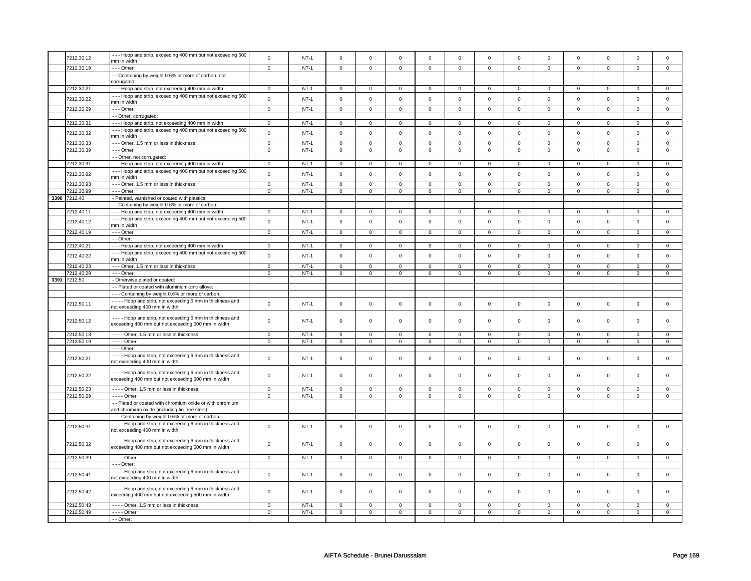| | 7212.30.12 | - - - Hoop and strip, exceeding 400 mm but not exceeding 500 mm in width | 0 | NT-1 | 0 | 0 | 0 | 0 | 0 | 0 | 0 | 0 | 0 | 0 | 0 | 0 |
|---|---|---|---|---|---|---|---|---|---|---|---|---|---|---|---|---|
| | 7212.30.19 | - - - Other | 0 | NT-1 | 0 | 0 | 0 | 0 | 0 | 0 | 0 | 0 | 0 | 0 | 0 | 0 |
| | | - - Containing by weight 0.6% or more of carbon, not corrugated: | | | | | | | | | | | | | | |
| | 7212.30.21 | - - - Hoop and strip, not exceeding 400 mm in width | 0 | NT-1 | 0 | 0 | 0 | 0 | 0 | 0 | 0 | 0 | 0 | 0 | 0 | 0 |
| | 7212.30.22 | - - - Hoop and strip, exceeding 400 mm but not exceeding 500 mm in width | 0 | NT-1 | 0 | 0 | 0 | 0 | 0 | 0 | 0 | 0 | 0 | 0 | 0 | 0 |
| | 7212.30.29 | - - - Other | 0 | NT-1 | 0 | 0 | 0 | 0 | 0 | 0 | 0 | 0 | 0 | 0 | 0 | 0 |
| | | - - Other, corrugated: | | | | | | | | | | | | | | |
| | 7212.30.31 | - - - Hoop and strip, not exceeding 400 mm in width | 0 | NT-1 | 0 | 0 | 0 | 0 | 0 | 0 | 0 | 0 | 0 | 0 | 0 | 0 |
| | 7212.30.32 | - - - Hoop and strip, exceeding 400 mm but not exceeding 500 mm in width | 0 | NT-1 | 0 | 0 | 0 | 0 | 0 | 0 | 0 | 0 | 0 | 0 | 0 | 0 |
| | 7212.30.33 | - - - Other, 1.5 mm or less in thickness | 0 | NT-1 | 0 | 0 | 0 | 0 | 0 | 0 | 0 | 0 | 0 | 0 | 0 | 0 |
| | 7212.30.39 | - - - Other | 0 | NT-1 | 0 | 0 | 0 | 0 | 0 | 0 | 0 | 0 | 0 | 0 | 0 | 0 |
| | | - - Other, not corrugated: | | | | | | | | | | | | | | |
| | 7212.30.91 | - - - Hoop and strip, not exceeding 400 mm in width | 0 | NT-1 | 0 | 0 | 0 | 0 | 0 | 0 | 0 | 0 | 0 | 0 | 0 | 0 |
| | 7212.30.92 | - - - Hoop and strip, exceeding 400 mm but not exceeding 500 mm in width | 0 | NT-1 | 0 | 0 | 0 | 0 | 0 | 0 | 0 | 0 | 0 | 0 | 0 | 0 |
| | 7212.30.93 | - - - Other, 1.5 mm or less in thickness | 0 | NT-1 | 0 | 0 | 0 | 0 | 0 | 0 | 0 | 0 | 0 | 0 | 0 | 0 |
| | 7212.30.99 | - - - Other | 0 | NT-1 | 0 | 0 | 0 | 0 | 0 | 0 | 0 | 0 | 0 | 0 | 0 | 0 |
| 3390 | 7212.40 | - Painted, varnished or coated with plastics: | | | | | | | | | | | | | | |
| | | - - Containing by weight 0.6% or more of carbon: | | | | | | | | | | | | | | |
| | 7212.40.11 | - - - Hoop and strip, not exceeding 400 mm in width | 0 | NT-1 | 0 | 0 | 0 | 0 | 0 | 0 | 0 | 0 | 0 | 0 | 0 | 0 |
| | 7212.40.12 | - - - Hoop and strip, exceeding 400 mm but not exceeding 500 mm in width | 0 | NT-1 | 0 | 0 | 0 | 0 | 0 | 0 | 0 | 0 | 0 | 0 | 0 | 0 |
| | 7212.40.19 | - - - Other | 0 | NT-1 | 0 | 0 | 0 | 0 | 0 | 0 | 0 | 0 | 0 | 0 | 0 | 0 |
| | | - - Other: | | | | | | | | | | | | | | |
| | 7212.40.21 | - - - Hoop and strip, not exceeding 400 mm in width | 0 | NT-1 | 0 | 0 | 0 | 0 | 0 | 0 | 0 | 0 | 0 | 0 | 0 | 0 |
| | 7212.40.22 | - - - Hoop and strip, exceeding 400 mm but not exceeding 500 mm in width | 0 | NT-1 | 0 | 0 | 0 | 0 | 0 | 0 | 0 | 0 | 0 | 0 | 0 | 0 |
| | 7212.40.23 | - - - Other, 1.5 mm or less in thickness | 0 | NT-1 | 0 | 0 | 0 | 0 | 0 | 0 | 0 | 0 | 0 | 0 | 0 | 0 |
| | 7212.40.29 | - - - Other | 0 | NT-1 | 0 | 0 | 0 | 0 | 0 | 0 | 0 | 0 | 0 | 0 | 0 | 0 |
| 3391 | 7212.50 | - Otherwise plated or coated: | | | | | | | | | | | | | | |
| | | - - Plated or coated with aluminium-zinc alloys: | | | | | | | | | | | | | | |
| | | - - - Containing by weight 0.6% or more of carbon: | | | | | | | | | | | | | | |
| | 7212.50.11 | - - - - Hoop and strip, not exceeding 6 mm in thickness and not exceeding 400 mm in width | 0 | NT-1 | 0 | 0 | 0 | 0 | 0 | 0 | 0 | 0 | 0 | 0 | 0 | 0 |
| | 7212.50.12 | - - - - Hoop and strip, not exceeding 6 mm in thickness and exceeding 400 mm but not exceeding 500 mm in width | 0 | NT-1 | 0 | 0 | 0 | 0 | 0 | 0 | 0 | 0 | 0 | 0 | 0 | 0 |
| | 7212.50.13 | - - - - Other, 1.5 mm or less in thickness | 0 | NT-1 | 0 | 0 | 0 | 0 | 0 | 0 | 0 | 0 | 0 | 0 | 0 | 0 |
| | 7212.50.19 | - - - - Other | 0 | NT-1 | 0 | 0 | 0 | 0 | 0 | 0 | 0 | 0 | 0 | 0 | 0 | 0 |
| | | - - - Other: | | | | | | | | | | | | | | |
| | 7212.50.21 | - - - - Hoop and strip, not exceeding 6 mm in thickness and not exceeding 400 mm in width | 0 | NT-1 | 0 | 0 | 0 | 0 | 0 | 0 | 0 | 0 | 0 | 0 | 0 | 0 |
| | 7212.50.22 | - - - - Hoop and strip, not exceeding 6 mm in thickness and exceeding 400 mm but not exceeding 500 mm in width | 0 | NT-1 | 0 | 0 | 0 | 0 | 0 | 0 | 0 | 0 | 0 | 0 | 0 | 0 |
| | 7212.50.23 | - - - - Other, 1.5 mm or less in thickness | 0 | NT-1 | 0 | 0 | 0 | 0 | 0 | 0 | 0 | 0 | 0 | 0 | 0 | 0 |
| | 7212.50.29 | - - - - Other | 0 | NT-1 | 0 | 0 | 0 | 0 | 0 | 0 | 0 | 0 | 0 | 0 | 0 | 0 |
| | | - - Plated or coated with chromium oxide or with chromium and chromium oxide (including tin-free steel): | | | | | | | | | | | | | | |
| | | - - - Containing by weight 0.6% or more of carbon: | | | | | | | | | | | | | | |
| | 7212.50.31 | - - - - Hoop and strip, not exceeding 6 mm in thickness and not exceeding 400 mm in width | 0 | NT-1 | 0 | 0 | 0 | 0 | 0 | 0 | 0 | 0 | 0 | 0 | 0 | 0 |
| | 7212.50.32 | - - - - Hoop and strip, not exceeding 6 mm in thickness and exceeding 400 mm but not exceeding 500 mm in width | 0 | NT-1 | 0 | 0 | 0 | 0 | 0 | 0 | 0 | 0 | 0 | 0 | 0 | 0 |
| | 7212.50.39 | - - - - Other | 0 | NT-1 | 0 | 0 | 0 | 0 | 0 | 0 | 0 | 0 | 0 | 0 | 0 | 0 |
| | | - - - Other: | | | | | | | | | | | | | | |
| | 7212.50.41 | - - - - Hoop and strip, not exceeding 6 mm in thickness and not exceeding 400 mm in width | 0 | NT-1 | 0 | 0 | 0 | 0 | 0 | 0 | 0 | 0 | 0 | 0 | 0 | 0 |
| | 7212.50.42 | - - - - Hoop and strip, not exceeding 6 mm in thickness and exceeding 400 mm but not exceeding 500 mm in width | 0 | NT-1 | 0 | 0 | 0 | 0 | 0 | 0 | 0 | 0 | 0 | 0 | 0 | 0 |
| | 7212.50.43 | - - - - Other, 1.5 mm or less in thickness | 0 | NT-1 | 0 | 0 | 0 | 0 | 0 | 0 | 0 | 0 | 0 | 0 | 0 | 0 |
| | 7212.50.49 | - - - - Other | 0 | NT-1 | 0 | 0 | 0 | 0 | 0 | 0 | 0 | 0 | 0 | 0 | 0 | 0 |
| | | - - Other: | | | | | | | | | | | | | | |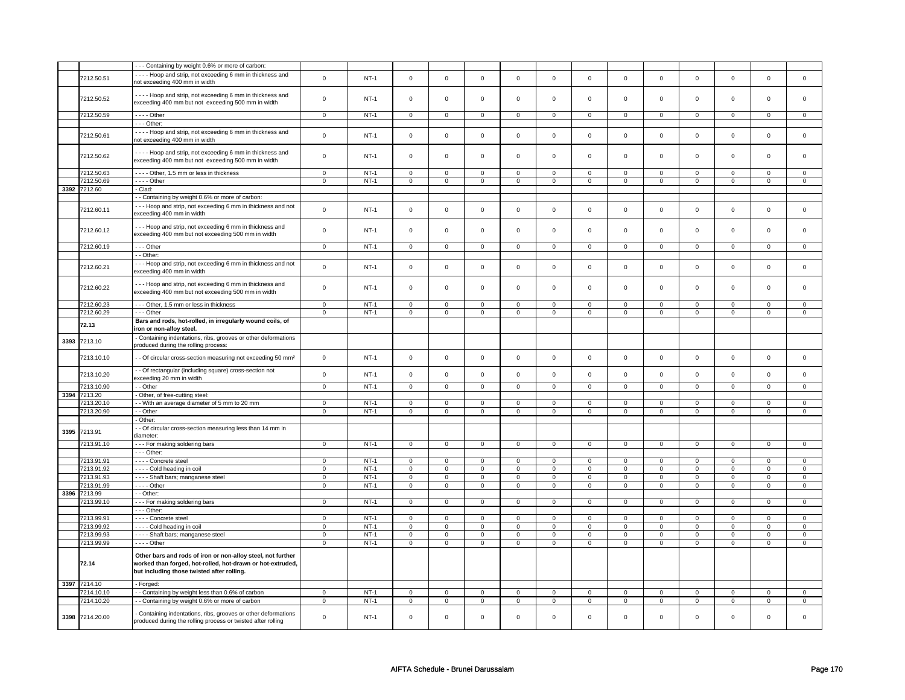| | | | | | | | | | | | | | | | |
|---|---|---|---|---|---|---|---|---|---|---|---|---|---|---|---|
| | | - - - Containing by weight 0.6% or more of carbon: | | | | | | | | | | | | | |
| | 7212.50.51 | - - - - Hoop and strip, not exceeding 6 mm in thickness and not exceeding 400 mm in width | 0 | NT-1 | 0 | 0 | 0 | 0 | 0 | 0 | 0 | 0 | 0 | 0 | 0 | 0 |
| | 7212.50.52 | - - - - Hoop and strip, not exceeding 6 mm in thickness and exceeding 400 mm but not exceeding 500 mm in width | 0 | NT-1 | 0 | 0 | 0 | 0 | 0 | 0 | 0 | 0 | 0 | 0 | 0 | 0 |
| | 7212.50.59 | - - - - Other | 0 | NT-1 | 0 | 0 | 0 | 0 | 0 | 0 | 0 | 0 | 0 | 0 | 0 | 0 |
| | | - - - Other: | | | | | | | | | | | | | | |
| | 7212.50.61 | - - - - Hoop and strip, not exceeding 6 mm in thickness and not exceeding 400 mm in width | 0 | NT-1 | 0 | 0 | 0 | 0 | 0 | 0 | 0 | 0 | 0 | 0 | 0 | 0 |
| | 7212.50.62 | - - - - Hoop and strip, not exceeding 6 mm in thickness and exceeding 400 mm but not exceeding 500 mm in width | 0 | NT-1 | 0 | 0 | 0 | 0 | 0 | 0 | 0 | 0 | 0 | 0 | 0 | 0 |
| | 7212.50.63 | - - - - Other, 1.5 mm or less in thickness | 0 | NT-1 | 0 | 0 | 0 | 0 | 0 | 0 | 0 | 0 | 0 | 0 | 0 | 0 |
| | 7212.50.69 | - - - - Other | 0 | NT-1 | 0 | 0 | 0 | 0 | 0 | 0 | 0 | 0 | 0 | 0 | 0 | 0 |
| 3392 | 7212.60 | - Clad: | | | | | | | | | | | | | | |
| | | - - Containing by weight 0.6% or more of carbon: | | | | | | | | | | | | | | |
| | 7212.60.11 | - - - Hoop and strip, not exceeding 6 mm in thickness and not exceeding 400 mm in width | 0 | NT-1 | 0 | 0 | 0 | 0 | 0 | 0 | 0 | 0 | 0 | 0 | 0 | 0 |
| | 7212.60.12 | - - - Hoop and strip, not exceeding 6 mm in thickness and exceeding 400 mm but not exceeding 500 mm in width | 0 | NT-1 | 0 | 0 | 0 | 0 | 0 | 0 | 0 | 0 | 0 | 0 | 0 | 0 |
| | 7212.60.19 | - - - Other | 0 | NT-1 | 0 | 0 | 0 | 0 | 0 | 0 | 0 | 0 | 0 | 0 | 0 | 0 |
| | | - - Other: | | | | | | | | | | | | | | |
| | 7212.60.21 | - - - Hoop and strip, not exceeding 6 mm in thickness and not exceeding 400 mm in width | 0 | NT-1 | 0 | 0 | 0 | 0 | 0 | 0 | 0 | 0 | 0 | 0 | 0 | 0 |
| | 7212.60.22 | - - - Hoop and strip, not exceeding 6 mm in thickness and exceeding 400 mm but not exceeding 500 mm in width | 0 | NT-1 | 0 | 0 | 0 | 0 | 0 | 0 | 0 | 0 | 0 | 0 | 0 | 0 |
| | 7212.60.23 | - - - Other, 1.5 mm or less in thickness | 0 | NT-1 | 0 | 0 | 0 | 0 | 0 | 0 | 0 | 0 | 0 | 0 | 0 | 0 |
| | 7212.60.29 | - - - Other | 0 | NT-1 | 0 | 0 | 0 | 0 | 0 | 0 | 0 | 0 | 0 | 0 | 0 | 0 |
| | **72.13** | **Bars and rods, hot-rolled, in irregularly wound coils, of iron or non-alloy steel.** | | | | | | | | | | | | | | |
| 3393 | 7213.10 | - Containing indentations, ribs, grooves or other deformations produced during the rolling process: | | | | | | | | | | | | | | |
| | 7213.10.10 | - - Of circular cross-section measuring not exceeding 50 mm² | 0 | NT-1 | 0 | 0 | 0 | 0 | 0 | 0 | 0 | 0 | 0 | 0 | 0 | 0 |
| | 7213.10.20 | - - Of rectangular (including square) cross-section not exceeding 20 mm in width | 0 | NT-1 | 0 | 0 | 0 | 0 | 0 | 0 | 0 | 0 | 0 | 0 | 0 | 0 |
| | 7213.10.90 | - - Other | 0 | NT-1 | 0 | 0 | 0 | 0 | 0 | 0 | 0 | 0 | 0 | 0 | 0 | 0 |
| 3394 | 7213.20 | - Other, of free-cutting steel: | | | | | | | | | | | | | | |
| | 7213.20.10 | - - With an average diameter of 5 mm to 20 mm | 0 | NT-1 | 0 | 0 | 0 | 0 | 0 | 0 | 0 | 0 | 0 | 0 | 0 | 0 |
| | 7213.20.90 | - - Other | 0 | NT-1 | 0 | 0 | 0 | 0 | 0 | 0 | 0 | 0 | 0 | 0 | 0 | 0 |
| | | - Other: | | | | | | | | | | | | | | |
| 3395 | 7213.91 | - - Of circular cross-section measuring less than 14 mm in diameter: | | | | | | | | | | | | | | |
| | 7213.91.10 | - - - For making soldering bars | 0 | NT-1 | 0 | 0 | 0 | 0 | 0 | 0 | 0 | 0 | 0 | 0 | 0 | 0 |
| | | - - - Other: | | | | | | | | | | | | | | |
| | 7213.91.91 | - - - - Concrete steel | 0 | NT-1 | 0 | 0 | 0 | 0 | 0 | 0 | 0 | 0 | 0 | 0 | 0 | 0 |
| | 7213.91.92 | - - - - Cold heading in coil | 0 | NT-1 | 0 | 0 | 0 | 0 | 0 | 0 | 0 | 0 | 0 | 0 | 0 | 0 |
| | 7213.91.93 | - - - - Shaft bars; manganese steel | 0 | NT-1 | 0 | 0 | 0 | 0 | 0 | 0 | 0 | 0 | 0 | 0 | 0 | 0 |
| | 7213.91.99 | - - - - Other | 0 | NT-1 | 0 | 0 | 0 | 0 | 0 | 0 | 0 | 0 | 0 | 0 | 0 | 0 |
| 3396 | 7213.99 | - - Other: | | | | | | | | | | | | | | |
| | 7213.99.10 | - - - For making soldering bars | 0 | NT-1 | 0 | 0 | 0 | 0 | 0 | 0 | 0 | 0 | 0 | 0 | 0 | 0 |
| | | - - - Other: | | | | | | | | | | | | | | |
| | 7213.99.91 | - - - - Concrete steel | 0 | NT-1 | 0 | 0 | 0 | 0 | 0 | 0 | 0 | 0 | 0 | 0 | 0 | 0 |
| | 7213.99.92 | - - - - Cold heading in coil | 0 | NT-1 | 0 | 0 | 0 | 0 | 0 | 0 | 0 | 0 | 0 | 0 | 0 | 0 |
| | 7213.99.93 | - - - - Shaft bars; manganese steel | 0 | NT-1 | 0 | 0 | 0 | 0 | 0 | 0 | 0 | 0 | 0 | 0 | 0 | 0 |
| | 7213.99.99 | - - - - Other | 0 | NT-1 | 0 | 0 | 0 | 0 | 0 | 0 | 0 | 0 | 0 | 0 | 0 | 0 |
| | **72.14** | **Other bars and rods of iron or non-alloy steel, not further worked than forged, hot-rolled, hot-drawn or hot-extruded, but including those twisted after rolling.** | | | | | | | | | | | | | | |
| 3397 | 7214.10 | - Forged: | | | | | | | | | | | | | | |
| | 7214.10.10 | - - Containing by weight less than 0.6% of carbon | 0 | NT-1 | 0 | 0 | 0 | 0 | 0 | 0 | 0 | 0 | 0 | 0 | 0 | 0 |
| | 7214.10.20 | - - Containing by weight 0.6% or more of carbon | 0 | NT-1 | 0 | 0 | 0 | 0 | 0 | 0 | 0 | 0 | 0 | 0 | 0 | 0 |
| 3398 | 7214.20.00 | - Containing indentations, ribs, grooves or other deformations produced during the rolling process or twisted after rolling | 0 | NT-1 | 0 | 0 | 0 | 0 | 0 | 0 | 0 | 0 | 0 | 0 | 0 | 0 |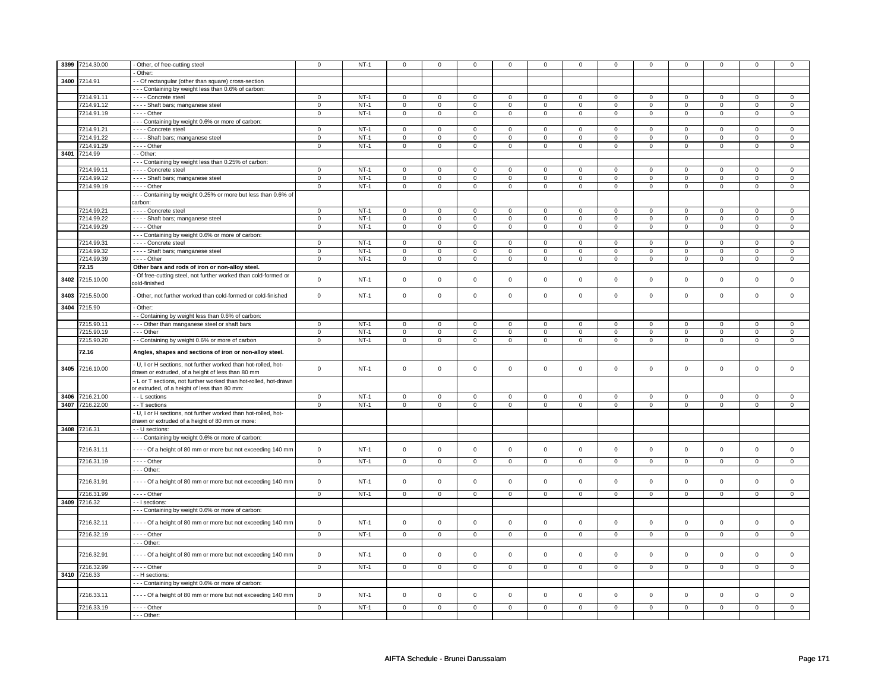| | | | | | | | | | | | | | | | |
|---|---|---|---|---|---|---|---|---|---|---|---|---|---|---|---|
| 3399 | 7214.30.00 | - Other, of free-cutting steel | 0 | NT-1 | 0 | 0 | 0 | 0 | 0 | 0 | 0 | 0 | 0 | 0 | 0 | 0 |
| | | - Other: | | | | | | | | | | | | | | |
| 3400 | 7214.91 | - - Of rectangular (other than square) cross-section | | | | | | | | | | | | | | |
| | | - - - Containing by weight less than 0.6% of carbon: | | | | | | | | | | | | | | |
| | 7214.91.11 | - - - - Concrete steel | 0 | NT-1 | 0 | 0 | 0 | 0 | 0 | 0 | 0 | 0 | 0 | 0 | 0 | 0 |
| | 7214.91.12 | - - - - Shaft bars; manganese steel | 0 | NT-1 | 0 | 0 | 0 | 0 | 0 | 0 | 0 | 0 | 0 | 0 | 0 | 0 |
| | 7214.91.19 | - - - - Other | 0 | NT-1 | 0 | 0 | 0 | 0 | 0 | 0 | 0 | 0 | 0 | 0 | 0 | 0 |
| | | - - - Containing by weight 0.6% or more of carbon: | | | | | | | | | | | | | | |
| | 7214.91.21 | - - - - Concrete steel | 0 | NT-1 | 0 | 0 | 0 | 0 | 0 | 0 | 0 | 0 | 0 | 0 | 0 | 0 |
| | 7214.91.22 | - - - - Shaft bars; manganese steel | 0 | NT-1 | 0 | 0 | 0 | 0 | 0 | 0 | 0 | 0 | 0 | 0 | 0 | 0 |
| | 7214.91.29 | - - - - Other | 0 | NT-1 | 0 | 0 | 0 | 0 | 0 | 0 | 0 | 0 | 0 | 0 | 0 | 0 |
| 3401 | 7214.99 | - - Other: | | | | | | | | | | | | | | |
| | | - - - Containing by weight less than 0.25% of carbon: | | | | | | | | | | | | | | |
| | 7214.99.11 | - - - - Concrete steel | 0 | NT-1 | 0 | 0 | 0 | 0 | 0 | 0 | 0 | 0 | 0 | 0 | 0 | 0 |
| | 7214.99.12 | - - - - Shaft bars; manganese steel | 0 | NT-1 | 0 | 0 | 0 | 0 | 0 | 0 | 0 | 0 | 0 | 0 | 0 | 0 |
| | 7214.99.19 | - - - - Other | 0 | NT-1 | 0 | 0 | 0 | 0 | 0 | 0 | 0 | 0 | 0 | 0 | 0 | 0 |
| | | - - - Containing by weight 0.25% or more but less than 0.6% of carbon: | | | | | | | | | | | | | | |
| | 7214.99.21 | - - - - Concrete steel | 0 | NT-1 | 0 | 0 | 0 | 0 | 0 | 0 | 0 | 0 | 0 | 0 | 0 | 0 |
| | 7214.99.22 | - - - - Shaft bars; manganese steel | 0 | NT-1 | 0 | 0 | 0 | 0 | 0 | 0 | 0 | 0 | 0 | 0 | 0 | 0 |
| | 7214.99.29 | - - - - Other | 0 | NT-1 | 0 | 0 | 0 | 0 | 0 | 0 | 0 | 0 | 0 | 0 | 0 | 0 |
| | | - - - Containing by weight 0.6% or more of carbon: | | | | | | | | | | | | | | |
| | 7214.99.31 | - - - - Concrete steel | 0 | NT-1 | 0 | 0 | 0 | 0 | 0 | 0 | 0 | 0 | 0 | 0 | 0 | 0 |
| | 7214.99.32 | - - - - Shaft bars; manganese steel | 0 | NT-1 | 0 | 0 | 0 | 0 | 0 | 0 | 0 | 0 | 0 | 0 | 0 | 0 |
| | 7214.99.39 | - - - - Other | 0 | NT-1 | 0 | 0 | 0 | 0 | 0 | 0 | 0 | 0 | 0 | 0 | 0 | 0 |
| | **72.15** | **Other bars and rods of iron or non-alloy steel.** | | | | | | | | | | | | | | |
| 3402 | 7215.10.00 | - Of free-cutting steel, not further worked than cold-formed or cold-finished | 0 | NT-1 | 0 | 0 | 0 | 0 | 0 | 0 | 0 | 0 | 0 | 0 | 0 | 0 |
| 3403 | 7215.50.00 | - Other, not further worked than cold-formed or cold-finished | 0 | NT-1 | 0 | 0 | 0 | 0 | 0 | 0 | 0 | 0 | 0 | 0 | 0 | 0 |
| 3404 | 7215.90 | - Other: | | | | | | | | | | | | | | |
| | | - - Containing by weight less than 0.6% of carbon: | | | | | | | | | | | | | | |
| | 7215.90.11 | - - - Other than manganese steel or shaft bars | 0 | NT-1 | 0 | 0 | 0 | 0 | 0 | 0 | 0 | 0 | 0 | 0 | 0 | 0 |
| | 7215.90.19 | - - - Other | 0 | NT-1 | 0 | 0 | 0 | 0 | 0 | 0 | 0 | 0 | 0 | 0 | 0 | 0 |
| | 7215.90.20 | - - Containing by weight 0.6% or more of carbon | 0 | NT-1 | 0 | 0 | 0 | 0 | 0 | 0 | 0 | 0 | 0 | 0 | 0 | 0 |
| | **72.16** | **Angles, shapes and sections of iron or non-alloy steel.** | | | | | | | | | | | | | | |
| 3405 | 7216.10.00 | - U, I or H sections, not further worked than hot-rolled, hot-drawn or extruded, of a height of less than 80 mm | 0 | NT-1 | 0 | 0 | 0 | 0 | 0 | 0 | 0 | 0 | 0 | 0 | 0 | 0 |
| | | - L or T sections, not further worked than hot-rolled, hot-drawn or extruded, of a height of less than 80 mm: | | | | | | | | | | | | | | |
| 3406 | 7216.21.00 | - - L sections | 0 | NT-1 | 0 | 0 | 0 | 0 | 0 | 0 | 0 | 0 | 0 | 0 | 0 | 0 |
| 3407 | 7216.22.00 | - - T sections | 0 | NT-1 | 0 | 0 | 0 | 0 | 0 | 0 | 0 | 0 | 0 | 0 | 0 | 0 |
| | | - U, I or H sections, not further worked than hot-rolled, hot-drawn or extruded of a height of 80 mm or more: | | | | | | | | | | | | | | |
| 3408 | 7216.31 | - - U sections: | | | | | | | | | | | | | | |
| | | - - - Containing by weight 0.6% or more of carbon: | | | | | | | | | | | | | | |
| | 7216.31.11 | - - - - Of a height of 80 mm or more but not exceeding 140 mm | 0 | NT-1 | 0 | 0 | 0 | 0 | 0 | 0 | 0 | 0 | 0 | 0 | 0 | 0 |
| | 7216.31.19 | - - - - Other | 0 | NT-1 | 0 | 0 | 0 | 0 | 0 | 0 | 0 | 0 | 0 | 0 | 0 | 0 |
| | | - - - Other: | | | | | | | | | | | | | | |
| | 7216.31.91 | - - - - Of a height of 80 mm or more but not exceeding 140 mm | 0 | NT-1 | 0 | 0 | 0 | 0 | 0 | 0 | 0 | 0 | 0 | 0 | 0 | 0 |
| | 7216.31.99 | - - - - Other | 0 | NT-1 | 0 | 0 | 0 | 0 | 0 | 0 | 0 | 0 | 0 | 0 | 0 | 0 |
| 3409 | 7216.32 | - - I sections: | | | | | | | | | | | | | | |
| | | - - - Containing by weight 0.6% or more of carbon: | | | | | | | | | | | | | | |
| | 7216.32.11 | - - - - Of a height of 80 mm or more but not exceeding 140 mm | 0 | NT-1 | 0 | 0 | 0 | 0 | 0 | 0 | 0 | 0 | 0 | 0 | 0 | 0 |
| | 7216.32.19 | - - - - Other | 0 | NT-1 | 0 | 0 | 0 | 0 | 0 | 0 | 0 | 0 | 0 | 0 | 0 | 0 |
| | | - - - Other: | | | | | | | | | | | | | | |
| | 7216.32.91 | - - - - Of a height of 80 mm or more but not exceeding 140 mm | 0 | NT-1 | 0 | 0 | 0 | 0 | 0 | 0 | 0 | 0 | 0 | 0 | 0 | 0 |
| | 7216.32.99 | - - - - Other | 0 | NT-1 | 0 | 0 | 0 | 0 | 0 | 0 | 0 | 0 | 0 | 0 | 0 | 0 |
| 3410 | 7216.33 | - - H sections: | | | | | | | | | | | | | | |
| | | - - - Containing by weight 0.6% or more of carbon: | | | | | | | | | | | | | | |
| | 7216.33.11 | - - - - Of a height of 80 mm or more but not exceeding 140 mm | 0 | NT-1 | 0 | 0 | 0 | 0 | 0 | 0 | 0 | 0 | 0 | 0 | 0 | 0 |
| | 7216.33.19 | - - - - Other | 0 | NT-1 | 0 | 0 | 0 | 0 | 0 | 0 | 0 | 0 | 0 | 0 | 0 | 0 |
| | | - - - Other: | | | | | | | | | | | | | | |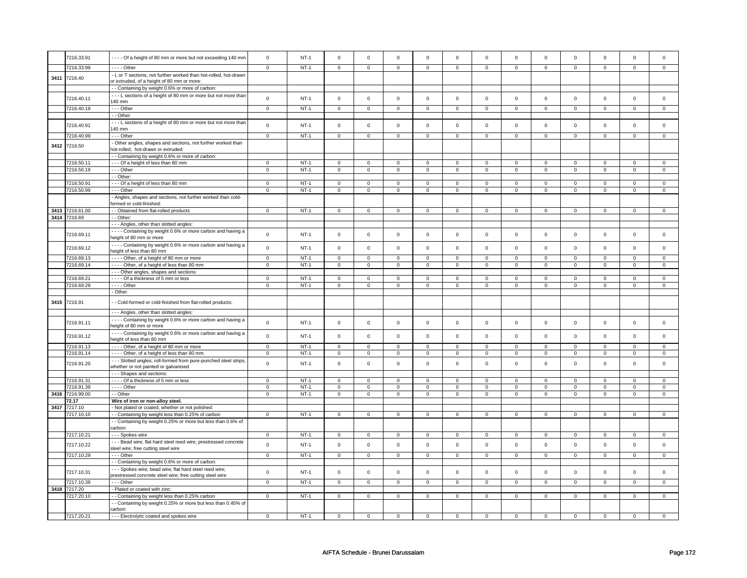| | | | | | | | | | | | | | | | | |
|---|---|---|---|---|---|---|---|---|---|---|---|---|---|---|---|---|
| | 7216.33.91 | - - - - Of a height of 80 mm or more but not exceeding 140 mm | 0 | NT-1 | 0 | 0 | 0 | 0 | 0 | 0 | 0 | 0 | 0 | 0 | 0 | 0 |
| | 7216.33.99 | - - - - Other | 0 | NT-1 | 0 | 0 | 0 | 0 | 0 | 0 | 0 | 0 | 0 | 0 | 0 | 0 |
| 3411 | 7216.40 | - L or T sections, not further worked than hot-rolled, hot-drawn or extruded, of a height of 80 mm or more: | | | | | | | | | | | | | | |
| | | - - Containing by weight 0.6% or more of carbon: | | | | | | | | | | | | | | |
| | 7216.40.11 | - - - L sections of a height of 80 mm or more but not more than 140 mm | 0 | NT-1 | 0 | 0 | 0 | 0 | 0 | 0 | 0 | 0 | 0 | 0 | 0 | 0 |
| | 7216.40.19 | - - - Other | 0 | NT-1 | 0 | 0 | 0 | 0 | 0 | 0 | 0 | 0 | 0 | 0 | 0 | 0 |
| | | - - Other: | | | | | | | | | | | | | | |
| | 7216.40.91 | - - - L sections of a height of 80 mm or more but not more than 140 mm | 0 | NT-1 | 0 | 0 | 0 | 0 | 0 | 0 | 0 | 0 | 0 | 0 | 0 | 0 |
| | 7216.40.99 | - - - Other | 0 | NT-1 | 0 | 0 | 0 | 0 | 0 | 0 | 0 | 0 | 0 | 0 | 0 | 0 |
| 3412 | 7216.50 | - Other angles, shapes and sections, not further worked than hot-rolled, hot-drawn or extruded: | | | | | | | | | | | | | | |
| | | - - Containing by weight 0.6% or more of carbon: | | | | | | | | | | | | | | |
| | 7216.50.11 | - - - Of a height of less than 80 mm | 0 | NT-1 | 0 | 0 | 0 | 0 | 0 | 0 | 0 | 0 | 0 | 0 | 0 | 0 |
| | 7216.50.19 | - - - Other | 0 | NT-1 | 0 | 0 | 0 | 0 | 0 | 0 | 0 | 0 | 0 | 0 | 0 | 0 |
| | | - - Other: | | | | | | | | | | | | | | |
| | 7216.50.91 | - - - Of a height of less than 80 mm | 0 | NT-1 | 0 | 0 | 0 | 0 | 0 | 0 | 0 | 0 | 0 | 0 | 0 | 0 |
| | 7216.50.99 | - - - Other | 0 | NT-1 | 0 | 0 | 0 | 0 | 0 | 0 | 0 | 0 | 0 | 0 | 0 | 0 |
| | | - Angles, shapes and sections, not further worked than cold-formed or cold-finished: | | | | | | | | | | | | | | |
| 3413 | 7216.61.00 | - - Obtained from flat-rolled products | 0 | NT-1 | 0 | 0 | 0 | 0 | 0 | 0 | 0 | 0 | 0 | 0 | 0 | 0 |
| 3414 | 7216.69 | - - Other: | | | | | | | | | | | | | | |
| | | - - - Angles, other than slotted angles: | | | | | | | | | | | | | | |
| | 7216.69.11 | - - - - Containing by weight 0.6% or more carbon and having a height of 80 mm or more | 0 | NT-1 | 0 | 0 | 0 | 0 | 0 | 0 | 0 | 0 | 0 | 0 | 0 | 0 |
| | 7216.69.12 | - - - - Containing by weight 0.6% or more carbon and having a height of less than 80 mm | 0 | NT-1 | 0 | 0 | 0 | 0 | 0 | 0 | 0 | 0 | 0 | 0 | 0 | 0 |
| | 7216.69.13 | - - - - Other, of a height of 80 mm or more | 0 | NT-1 | 0 | 0 | 0 | 0 | 0 | 0 | 0 | 0 | 0 | 0 | 0 | 0 |
| | 7216.69.14 | - - - - Other, of a height of less than 80 mm | 0 | NT-1 | 0 | 0 | 0 | 0 | 0 | 0 | 0 | 0 | 0 | 0 | 0 | 0 |
| | | - - - Other angles, shapes and sections: | | | | | | | | | | | | | | |
| | 7216.69.21 | - - - - Of a thickness of 5 mm or less | 0 | NT-1 | 0 | 0 | 0 | 0 | 0 | 0 | 0 | 0 | 0 | 0 | 0 | 0 |
| | 7216.69.29 | - - - - Other | 0 | NT-1 | 0 | 0 | 0 | 0 | 0 | 0 | 0 | 0 | 0 | 0 | 0 | 0 |
| | | - Other: | | | | | | | | | | | | | | |
| 3415 | 7216.91 | - - Cold-formed or cold-finished from flat-rolled products: | | | | | | | | | | | | | | |
| | | - - - Angles, other than slotted angles: | | | | | | | | | | | | | | |
| | 7216.91.11 | - - - - Containing by weight 0.6% or more carbon and having a height of 80 mm or more | 0 | NT-1 | 0 | 0 | 0 | 0 | 0 | 0 | 0 | 0 | 0 | 0 | 0 | 0 |
| | 7216.91.12 | - - - - Containing by weight 0.6% or more carbon and having a height of less than 80 mm | 0 | NT-1 | 0 | 0 | 0 | 0 | 0 | 0 | 0 | 0 | 0 | 0 | 0 | 0 |
| | 7216.91.13 | - - - - Other, of a height of 80 mm or more | 0 | NT-1 | 0 | 0 | 0 | 0 | 0 | 0 | 0 | 0 | 0 | 0 | 0 | 0 |
| | 7216.91.14 | - - - - Other, of a height of less than 80 mm | 0 | NT-1 | 0 | 0 | 0 | 0 | 0 | 0 | 0 | 0 | 0 | 0 | 0 | 0 |
| | 7216.91.20 | - - - Slotted angles, roll-formed from pure-punched steel strips, whether or not painted or galvanised | 0 | NT-1 | 0 | 0 | 0 | 0 | 0 | 0 | 0 | 0 | 0 | 0 | 0 | 0 |
| | | - - - Shapes and sections: | | | | | | | | | | | | | | |
| | 7216.91.31 | - - - - Of a thickness of 5 mm or less | 0 | NT-1 | 0 | 0 | 0 | 0 | 0 | 0 | 0 | 0 | 0 | 0 | 0 | 0 |
| | 7216.91.39 | - - - - Other | 0 | NT-1 | 0 | 0 | 0 | 0 | 0 | 0 | 0 | 0 | 0 | 0 | 0 | 0 |
| 3416 | 7216.99.00 | - - Other | 0 | NT-1 | 0 | 0 | 0 | 0 | 0 | 0 | 0 | 0 | 0 | 0 | 0 | 0 |
| | **72.17** | **Wire of iron or non-alloy steel.** | | | | | | | | | | | | | | |
| 3417 | 7217.10 | - Not plated or coated, whether or not polished: | | | | | | | | | | | | | | |
| | 7217.10.10 | - - Containing by weight less than 0.25% of carbon | 0 | NT-1 | 0 | 0 | 0 | 0 | 0 | 0 | 0 | 0 | 0 | 0 | 0 | 0 |
| | | - - Containing by weight 0.25% or more but less than 0.6% of carbon: | | | | | | | | | | | | | | |
| | 7217.10.21 | - - - Spokes wire | 0 | NT-1 | 0 | 0 | 0 | 0 | 0 | 0 | 0 | 0 | 0 | 0 | 0 | 0 |
| | 7217.10.22 | - - - Bead wire; flat hard steel reed wire; prestressed concrete steel wire; free cutting steel wire | 0 | NT-1 | 0 | 0 | 0 | 0 | 0 | 0 | 0 | 0 | 0 | 0 | 0 | 0 |
| | 7217.10.29 | - - - Other | 0 | NT-1 | 0 | 0 | 0 | 0 | 0 | 0 | 0 | 0 | 0 | 0 | 0 | 0 |
| | | - - Containing by weight 0.6% or more of carbon: | | | | | | | | | | | | | | |
| | 7217.10.31 | - - - Spokes wire; bead wire; flat hard steel reed wire; prestressed concrete steel wire; free cutting steel wire | 0 | NT-1 | 0 | 0 | 0 | 0 | 0 | 0 | 0 | 0 | 0 | 0 | 0 | 0 |
| | 7217.10.39 | - - - Other | 0 | NT-1 | 0 | 0 | 0 | 0 | 0 | 0 | 0 | 0 | 0 | 0 | 0 | 0 |
| 3418 | 7217.20 | - Plated or coated with zinc: | | | | | | | | | | | | | | |
| | 7217.20.10 | - - Containing by weight less than 0.25% carbon | 0 | NT-1 | 0 | 0 | 0 | 0 | 0 | 0 | 0 | 0 | 0 | 0 | 0 | 0 |
| | | - - Containing by weight 0.25% or more but less than 0.45% of carbon: | | | | | | | | | | | | | | |
| | 7217.20.21 | - - - Electrolytic coated and spokes wire | 0 | NT-1 | 0 | 0 | 0 | 0 | 0 | 0 | 0 | 0 | 0 | 0 | 0 | 0 |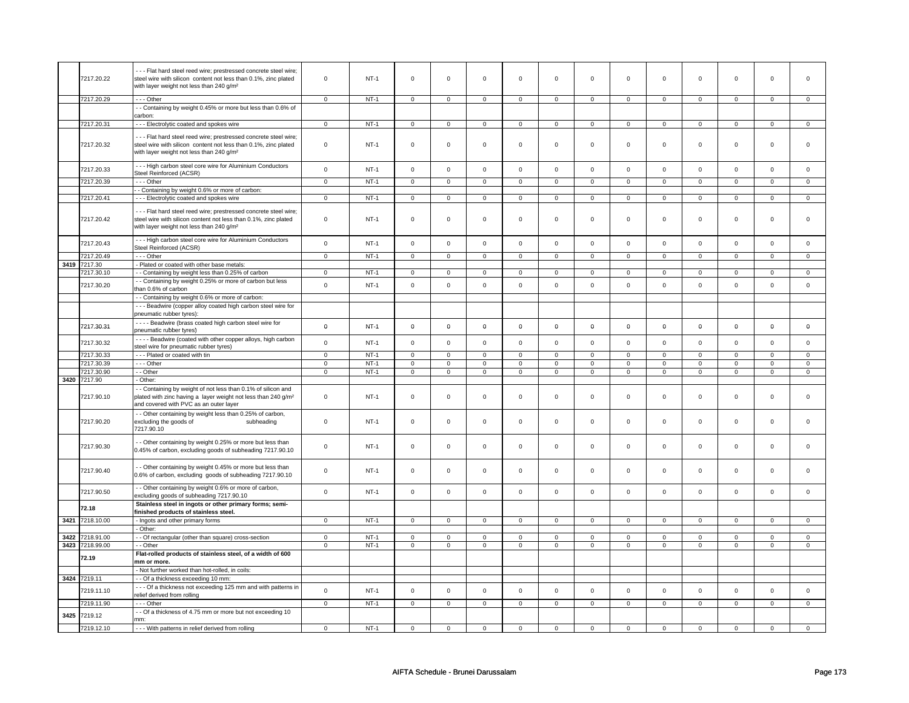| | 7217.20.22 | - - - Flat hard steel reed wire; prestressed concrete steel wire; steel wire with silicon content not less than 0.1%, zinc plated with layer weight not less than 240 g/m² | 0 | NT-1 | 0 | 0 | 0 | 0 | 0 | 0 | 0 | 0 | 0 | 0 | 0 | 0 |
|---|---|---|---|---|---|---|---|---|---|---|---|---|---|---|---|---|
| | 7217.20.29 | - - - Other | 0 | NT-1 | 0 | 0 | 0 | 0 | 0 | 0 | 0 | 0 | 0 | 0 | 0 | 0 |
| | | - - Containing by weight 0.45% or more but less than 0.6% of carbon: | | | | | | | | | | | | | | |
| | 7217.20.31 | - - - Electrolytic coated and spokes wire | 0 | NT-1 | 0 | 0 | 0 | 0 | 0 | 0 | 0 | 0 | 0 | 0 | 0 | 0 |
| | 7217.20.32 | - - - Flat hard steel reed wire; prestressed concrete steel wire; steel wire with silicon content not less than 0.1%, zinc plated with layer weight not less than 240 g/m² | 0 | NT-1 | 0 | 0 | 0 | 0 | 0 | 0 | 0 | 0 | 0 | 0 | 0 | 0 |
| | 7217.20.33 | - - - High carbon steel core wire for Aluminium Conductors Steel Reinforced (ACSR) | 0 | NT-1 | 0 | 0 | 0 | 0 | 0 | 0 | 0 | 0 | 0 | 0 | 0 | 0 |
| | 7217.20.39 | - - - Other | 0 | NT-1 | 0 | 0 | 0 | 0 | 0 | 0 | 0 | 0 | 0 | 0 | 0 | 0 |
| | | - - Containing by weight 0.6% or more of carbon: | | | | | | | | | | | | | | |
| | 7217.20.41 | - - - Electrolytic coated and spokes wire | 0 | NT-1 | 0 | 0 | 0 | 0 | 0 | 0 | 0 | 0 | 0 | 0 | 0 | 0 |
| | 7217.20.42 | - - - Flat hard steel reed wire; prestressed concrete steel wire; steel wire with silicon content not less than 0.1%, zinc plated with layer weight not less than 240 g/m² | 0 | NT-1 | 0 | 0 | 0 | 0 | 0 | 0 | 0 | 0 | 0 | 0 | 0 | 0 |
| | 7217.20.43 | - - - High carbon steel core wire for Aluminium Conductors Steel Reinforced (ACSR) | 0 | NT-1 | 0 | 0 | 0 | 0 | 0 | 0 | 0 | 0 | 0 | 0 | 0 | 0 |
| | 7217.20.49 | - - - Other | 0 | NT-1 | 0 | 0 | 0 | 0 | 0 | 0 | 0 | 0 | 0 | 0 | 0 | 0 |
| 3419 | 7217.30 | - Plated or coated with other base metals: | | | | | | | | | | | | | | |
| | 7217.30.10 | - - Containing by weight less than 0.25% of carbon | 0 | NT-1 | 0 | 0 | 0 | 0 | 0 | 0 | 0 | 0 | 0 | 0 | 0 | 0 |
| | 7217.30.20 | - - Containing by weight 0.25% or more of carbon but less than 0.6% of carbon | 0 | NT-1 | 0 | 0 | 0 | 0 | 0 | 0 | 0 | 0 | 0 | 0 | 0 | 0 |
| | | - - Containing by weight 0.6% or more of carbon: | | | | | | | | | | | | | | |
| | | - - - Beadwire (copper alloy coated high carbon steel wire for pneumatic rubber tyres): | | | | | | | | | | | | | | |
| | 7217.30.31 | - - - - Beadwire (brass coated high carbon steel wire for pneumatic rubber tyres) | 0 | NT-1 | 0 | 0 | 0 | 0 | 0 | 0 | 0 | 0 | 0 | 0 | 0 | 0 |
| | 7217.30.32 | - - - - Beadwire (coated with other copper alloys, high carbon steel wire for pneumatic rubber tyres) | 0 | NT-1 | 0 | 0 | 0 | 0 | 0 | 0 | 0 | 0 | 0 | 0 | 0 | 0 |
| | 7217.30.33 | - - - Plated or coated with tin | 0 | NT-1 | 0 | 0 | 0 | 0 | 0 | 0 | 0 | 0 | 0 | 0 | 0 | 0 |
| | 7217.30.39 | - - - Other | 0 | NT-1 | 0 | 0 | 0 | 0 | 0 | 0 | 0 | 0 | 0 | 0 | 0 | 0 |
| | 7217.30.90 | - - Other | 0 | NT-1 | 0 | 0 | 0 | 0 | 0 | 0 | 0 | 0 | 0 | 0 | 0 | 0 |
| 3420 | 7217.90 | - Other: | | | | | | | | | | | | | | |
| | 7217.90.10 | - - Containing by weight of not less than 0.1% of silicon and plated with zinc having a layer weight not less than 240 g/m² and covered with PVC as an outer layer | 0 | NT-1 | 0 | 0 | 0 | 0 | 0 | 0 | 0 | 0 | 0 | 0 | 0 | 0 |
| | 7217.90.20 | - - Other containing by weight less than 0.25% of carbon, excluding the goods of subheading 7217.90.10 | 0 | NT-1 | 0 | 0 | 0 | 0 | 0 | 0 | 0 | 0 | 0 | 0 | 0 | 0 |
| | 7217.90.30 | - - Other containing by weight 0.25% or more but less than 0.45% of carbon, excluding goods of subheading 7217.90.10 | 0 | NT-1 | 0 | 0 | 0 | 0 | 0 | 0 | 0 | 0 | 0 | 0 | 0 | 0 |
| | 7217.90.40 | - - Other containing by weight 0.45% or more but less than 0.6% of carbon, excluding goods of subheading 7217.90.10 | 0 | NT-1 | 0 | 0 | 0 | 0 | 0 | 0 | 0 | 0 | 0 | 0 | 0 | 0 |
| | 7217.90.50 | - - Other containing by weight 0.6% or more of carbon, excluding goods of subheading 7217.90.10 | 0 | NT-1 | 0 | 0 | 0 | 0 | 0 | 0 | 0 | 0 | 0 | 0 | 0 | 0 |
| | **72.18** | **Stainless steel in ingots or other primary forms; semi-finished products of stainless steel.** | | | | | | | | | | | | | | |
| 3421 | 7218.10.00 | - Ingots and other primary forms | 0 | NT-1 | 0 | 0 | 0 | 0 | 0 | 0 | 0 | 0 | 0 | 0 | 0 | 0 |
| | | - Other: | | | | | | | | | | | | | | |
| 3422 | 7218.91.00 | - - Of rectangular (other than square) cross-section | 0 | NT-1 | 0 | 0 | 0 | 0 | 0 | 0 | 0 | 0 | 0 | 0 | 0 | 0 |
| 3423 | 7218.99.00 | - - Other | 0 | NT-1 | 0 | 0 | 0 | 0 | 0 | 0 | 0 | 0 | 0 | 0 | 0 | 0 |
| | **72.19** | **Flat-rolled products of stainless steel, of a width of 600 mm or more.** | | | | | | | | | | | | | | |
| | | - Not further worked than hot-rolled, in coils: | | | | | | | | | | | | | | |
| 3424 | 7219.11 | - - Of a thickness exceeding 10 mm: | | | | | | | | | | | | | | |
| | 7219.11.10 | - - - Of a thickness not exceeding 125 mm and with patterns in relief derived from rolling | 0 | NT-1 | 0 | 0 | 0 | 0 | 0 | 0 | 0 | 0 | 0 | 0 | 0 | 0 |
| | 7219.11.90 | - - - Other | 0 | NT-1 | 0 | 0 | 0 | 0 | 0 | 0 | 0 | 0 | 0 | 0 | 0 | 0 |
| 3425 | 7219.12 | - - Of a thickness of 4.75 mm or more but not exceeding 10 mm: | | | | | | | | | | | | | | |
| | 7219.12.10 | - - - With patterns in relief derived from rolling | 0 | NT-1 | 0 | 0 | 0 | 0 | 0 | 0 | 0 | 0 | 0 | 0 | 0 | 0 |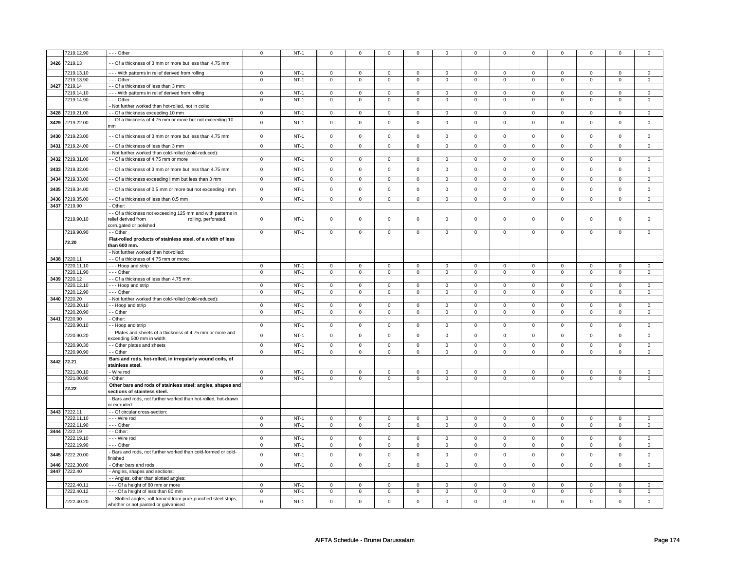| | 7219.12.90 | - - - Other | 0 | NT-1 | 0 | 0 | 0 | 0 | 0 | 0 | 0 | 0 | 0 | 0 | 0 | 0 |
|---|---|---|---|---|---|---|---|---|---|---|---|---|---|---|---|---|
| 3426 | 7219.13 | - - Of a thickness of 3 mm or more but less than 4.75 mm: | | | | | | | | | | | | | | |
| | 7219.13.10 | - - - With patterns in relief derived from rolling | 0 | NT-1 | 0 | 0 | 0 | 0 | 0 | 0 | 0 | 0 | 0 | 0 | 0 | 0 |
| | 7219.13.90 | - - - Other | 0 | NT-1 | 0 | 0 | 0 | 0 | 0 | 0 | 0 | 0 | 0 | 0 | 0 | 0 |
| 3427 | 7219.14 | - - Of a thickness of less than 3 mm: | | | | | | | | | | | | | | |
| | 7219.14.10 | - - - With patterns in relief derived from rolling | 0 | NT-1 | 0 | 0 | 0 | 0 | 0 | 0 | 0 | 0 | 0 | 0 | 0 | 0 |
| | 7219.14.90 | - - - Other | 0 | NT-1 | 0 | 0 | 0 | 0 | 0 | 0 | 0 | 0 | 0 | 0 | 0 | 0 |
| | | - Not further worked than hot-rolled, not in coils: | | | | | | | | | | | | | | |
| 3428 | 7219.21.00 | - - Of a thickness exceeding 10 mm | 0 | NT-1 | 0 | 0 | 0 | 0 | 0 | 0 | 0 | 0 | 0 | 0 | 0 | 0 |
| 3429 | 7219.22.00 | - - Of a thickness of 4.75 mm or more but not exceeding 10 mm | 0 | NT-1 | 0 | 0 | 0 | 0 | 0 | 0 | 0 | 0 | 0 | 0 | 0 | 0 |
| 3430 | 7219.23.00 | - - Of a thickness of 3 mm or more but less than 4.75 mm | 0 | NT-1 | 0 | 0 | 0 | 0 | 0 | 0 | 0 | 0 | 0 | 0 | 0 | 0 |
| 3431 | 7219.24.00 | - - Of a thickness of less than 3 mm | 0 | NT-1 | 0 | 0 | 0 | 0 | 0 | 0 | 0 | 0 | 0 | 0 | 0 | 0 |
| | | - Not further worked than cold-rolled (cold-reduced): | | | | | | | | | | | | | | |
| 3432 | 7219.31.00 | - - Of a thickness of 4.75 mm or more | 0 | NT-1 | 0 | 0 | 0 | 0 | 0 | 0 | 0 | 0 | 0 | 0 | 0 | 0 |
| 3433 | 7219.32.00 | - - Of a thickness of 3 mm or more but less than 4.75 mm | 0 | NT-1 | 0 | 0 | 0 | 0 | 0 | 0 | 0 | 0 | 0 | 0 | 0 | 0 |
| 3434 | 7219.33.00 | - - Of a thickness exceeding l mm but less than 3 mm | 0 | NT-1 | 0 | 0 | 0 | 0 | 0 | 0 | 0 | 0 | 0 | 0 | 0 | 0 |
| 3435 | 7219.34.00 | - - Of a thickness of 0.5 mm or more but not exceeding l mm | 0 | NT-1 | 0 | 0 | 0 | 0 | 0 | 0 | 0 | 0 | 0 | 0 | 0 | 0 |
| 3436 | 7219.35.00 | - - Of a thickness of less than 0.5 mm | 0 | NT-1 | 0 | 0 | 0 | 0 | 0 | 0 | 0 | 0 | 0 | 0 | 0 | 0 |
| 3437 | 7219.90 | - Other: | | | | | | | | | | | | | | |
| | 7219.90.10 | - - Of a thickness not exceeding 125 mm and with patterns in relief derived from rolling, perforated, corrugated or polished | 0 | NT-1 | 0 | 0 | 0 | 0 | 0 | 0 | 0 | 0 | 0 | 0 | 0 | 0 |
| | 7219.90.90 | - - Other | 0 | NT-1 | 0 | 0 | 0 | 0 | 0 | 0 | 0 | 0 | 0 | 0 | 0 | 0 |
| | **72.20** | **Flat-rolled products of stainless steel, of a width of less than 600 mm.** | | | | | | | | | | | | | | |
| | | - Not further worked than hot-rolled: | | | | | | | | | | | | | | |
| 3438 | 7220.11 | - - Of a thickness of 4.75 mm or more: | | | | | | | | | | | | | | |
| | 7220.11.10 | - - - Hoop and strip | 0 | NT-1 | 0 | 0 | 0 | 0 | 0 | 0 | 0 | 0 | 0 | 0 | 0 | 0 |
| | 7220.11.90 | - - - Other | 0 | NT-1 | 0 | 0 | 0 | 0 | 0 | 0 | 0 | 0 | 0 | 0 | 0 | 0 |
| 3439 | 7220.12 | - - Of a thickness of less than 4.75 mm: | | | | | | | | | | | | | | |
| | 7220.12.10 | - - - Hoop and strip | 0 | NT-1 | 0 | 0 | 0 | 0 | 0 | 0 | 0 | 0 | 0 | 0 | 0 | 0 |
| | 7220.12.90 | - - - Other | 0 | NT-1 | 0 | 0 | 0 | 0 | 0 | 0 | 0 | 0 | 0 | 0 | 0 | 0 |
| 3440 | 7220.20 | - Not further worked than cold-rolled (cold-reduced): | | | | | | | | | | | | | | |
| | 7220.20.10 | - - Hoop and strip | 0 | NT-1 | 0 | 0 | 0 | 0 | 0 | 0 | 0 | 0 | 0 | 0 | 0 | 0 |
| | 7220.20.90 | - - Other | 0 | NT-1 | 0 | 0 | 0 | 0 | 0 | 0 | 0 | 0 | 0 | 0 | 0 | 0 |
| 3441 | 7220.90 | - Other: | | | | | | | | | | | | | | |
| | 7220.90.10 | - - Hoop and strip | 0 | NT-1 | 0 | 0 | 0 | 0 | 0 | 0 | 0 | 0 | 0 | 0 | 0 | 0 |
| | 7220.90.20 | - - Plates and sheets of a thickness of 4.75 mm or more and exceeding 500 mm in width | 0 | NT-1 | 0 | 0 | 0 | 0 | 0 | 0 | 0 | 0 | 0 | 0 | 0 | 0 |
| | 7220.90.30 | - - Other plates and sheets | 0 | NT-1 | 0 | 0 | 0 | 0 | 0 | 0 | 0 | 0 | 0 | 0 | 0 | 0 |
| | 7220.90.90 | - - Other | 0 | NT-1 | 0 | 0 | 0 | 0 | 0 | 0 | 0 | 0 | 0 | 0 | 0 | 0 |
| 3442 | **72.21** | **Bars and rods, hot-rolled, in irregularly wound coils, of stainless steel.** | | | | | | | | | | | | | | |
| | 7221.00.10 | - Wire rod | 0 | NT-1 | 0 | 0 | 0 | 0 | 0 | 0 | 0 | 0 | 0 | 0 | 0 | 0 |
| | 7221.00.90 | - Other | 0 | NT-1 | 0 | 0 | 0 | 0 | 0 | 0 | 0 | 0 | 0 | 0 | 0 | 0 |
| | **72.22** | **Other bars and rods of stainless steel; angles, shapes and sections of stainless steel.** | | | | | | | | | | | | | | |
| | | - Bars and rods, not further worked than hot-rolled, hot-drawn or extruded: | | | | | | | | | | | | | | |
| 3443 | 7222.11 | - - Of circular cross-section: | | | | | | | | | | | | | | |
| | 7222.11.10 | - - - Wire rod | 0 | NT-1 | 0 | 0 | 0 | 0 | 0 | 0 | 0 | 0 | 0 | 0 | 0 | 0 |
| | 7222.11.90 | - - - Other | 0 | NT-1 | 0 | 0 | 0 | 0 | 0 | 0 | 0 | 0 | 0 | 0 | 0 | 0 |
| 3444 | 7222.19 | - - Other: | | | | | | | | | | | | | | |
| | 7222.19.10 | - - - Wire rod | 0 | NT-1 | 0 | 0 | 0 | 0 | 0 | 0 | 0 | 0 | 0 | 0 | 0 | 0 |
| | 7222.19.90 | - - - Other | 0 | NT-1 | 0 | 0 | 0 | 0 | 0 | 0 | 0 | 0 | 0 | 0 | 0 | 0 |
| 3445 | 7222.20.00 | - Bars and rods, not further worked than cold-formed or cold-finished | 0 | NT-1 | 0 | 0 | 0 | 0 | 0 | 0 | 0 | 0 | 0 | 0 | 0 | 0 |
| 3446 | 7222.30.00 | - Other bars and rods | 0 | NT-1 | 0 | 0 | 0 | 0 | 0 | 0 | 0 | 0 | 0 | 0 | 0 | 0 |
| 3447 | 7222.40 | - Angles, shapes and sections: | | | | | | | | | | | | | | |
| | | - - Angles, other than slotted angles: | | | | | | | | | | | | | | |
| | 7222.40.11 | - - - Of a height of 80 mm or more | 0 | NT-1 | 0 | 0 | 0 | 0 | 0 | 0 | 0 | 0 | 0 | 0 | 0 | 0 |
| | 7222.40.12 | - - - Of a height of less than 80 mm | 0 | NT-1 | 0 | 0 | 0 | 0 | 0 | 0 | 0 | 0 | 0 | 0 | 0 | 0 |
| | 7222.40.20 | - - Slotted angles, roll-formed from pure-punched steel strips, whether or not painted or galvanised | 0 | NT-1 | 0 | 0 | 0 | 0 | 0 | 0 | 0 | 0 | 0 | 0 | 0 | 0 |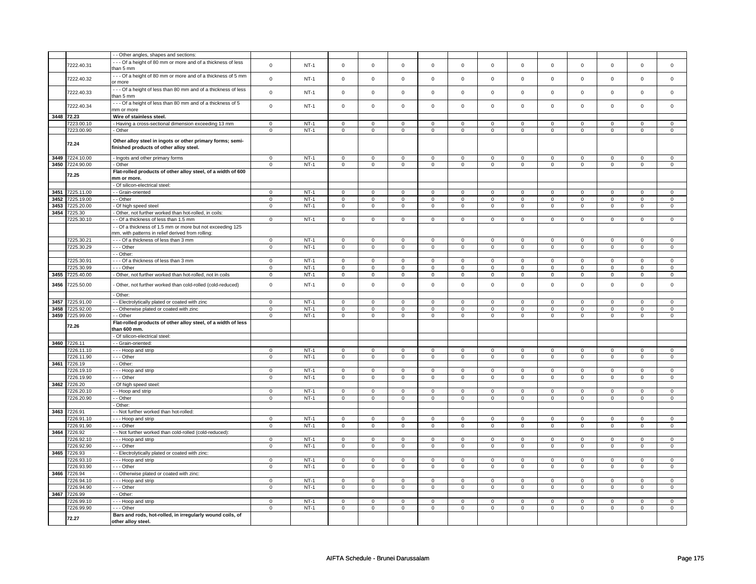| | | | | | | | | | | | | | | | |
|---|---|---|---|---|---|---|---|---|---|---|---|---|---|---|---|
| | | - - Other angles, shapes and sections: | | | | | | | | | | | | | |
| | 7222.40.31 | - - - Of a height of 80 mm or more and of a thickness of less than 5 mm | 0 | NT-1 | 0 | 0 | 0 | 0 | 0 | 0 | 0 | 0 | 0 | 0 | 0 | 0 |
| | 7222.40.32 | - - - Of a height of 80 mm or more and of a thickness of 5 mm or more | 0 | NT-1 | 0 | 0 | 0 | 0 | 0 | 0 | 0 | 0 | 0 | 0 | 0 | 0 |
| | 7222.40.33 | - - - Of a height of less than 80 mm and of a thickness of less than 5 mm | 0 | NT-1 | 0 | 0 | 0 | 0 | 0 | 0 | 0 | 0 | 0 | 0 | 0 | 0 |
| | 7222.40.34 | - - - Of a height of less than 80 mm and of a thickness of 5 mm or more | 0 | NT-1 | 0 | 0 | 0 | 0 | 0 | 0 | 0 | 0 | 0 | 0 | 0 | 0 |
| 3448 | 72.23 | **Wire of stainless steel.** | | | | | | | | | | | | | | |
| | 7223.00.10 | - Having a cross-sectional dimension exceeding 13 mm | 0 | NT-1 | 0 | 0 | 0 | 0 | 0 | 0 | 0 | 0 | 0 | 0 | 0 | 0 |
| | 7223.00.90 | - Other | 0 | NT-1 | 0 | 0 | 0 | 0 | 0 | 0 | 0 | 0 | 0 | 0 | 0 | 0 |
| | 72.24 | **Other alloy steel in ingots or other primary forms; semi-finished products of other alloy steel.** | | | | | | | | | | | | | | |
| 3449 | 7224.10.00 | - Ingots and other primary forms | 0 | NT-1 | 0 | 0 | 0 | 0 | 0 | 0 | 0 | 0 | 0 | 0 | 0 | 0 |
| 3450 | 7224.90.00 | - Other | 0 | NT-1 | 0 | 0 | 0 | 0 | 0 | 0 | 0 | 0 | 0 | 0 | 0 | 0 |
| | 72.25 | **Flat-rolled products of other alloy steel, of a width of 600 mm or more.** | | | | | | | | | | | | | | |
| | | - Of silicon-electrical steel: | | | | | | | | | | | | | | |
| 3451 | 7225.11.00 | - - Grain-oriented | 0 | NT-1 | 0 | 0 | 0 | 0 | 0 | 0 | 0 | 0 | 0 | 0 | 0 | 0 |
| 3452 | 7225.19.00 | - - Other | 0 | NT-1 | 0 | 0 | 0 | 0 | 0 | 0 | 0 | 0 | 0 | 0 | 0 | 0 |
| 3453 | 7225.20.00 | - Of high speed steel | 0 | NT-1 | 0 | 0 | 0 | 0 | 0 | 0 | 0 | 0 | 0 | 0 | 0 | 0 |
| 3454 | 7225.30 | - Other, not further worked than hot-rolled, in coils: | | | | | | | | | | | | | | |
| | 7225.30.10 | - - Of a thickness of less than 1.5 mm | 0 | NT-1 | 0 | 0 | 0 | 0 | 0 | 0 | 0 | 0 | 0 | 0 | 0 | 0 |
| | | - - Of a thickness of 1.5 mm or more but not exceeding 125 mm, with patterns in relief derived from rolling: | | | | | | | | | | | | | | |
| | 7225.30.21 | - - - Of a thickness of less than 3 mm | 0 | NT-1 | 0 | 0 | 0 | 0 | 0 | 0 | 0 | 0 | 0 | 0 | 0 | 0 |
| | 7225.30.29 | - - - Other | 0 | NT-1 | 0 | 0 | 0 | 0 | 0 | 0 | 0 | 0 | 0 | 0 | 0 | 0 |
| | | - - Other: | | | | | | | | | | | | | | |
| | 7225.30.91 | - - - Of a thickness of less than 3 mm | 0 | NT-1 | 0 | 0 | 0 | 0 | 0 | 0 | 0 | 0 | 0 | 0 | 0 | 0 |
| | 7225.30.99 | - - - Other | 0 | NT-1 | 0 | 0 | 0 | 0 | 0 | 0 | 0 | 0 | 0 | 0 | 0 | 0 |
| 3455 | 7225.40.00 | - Other, not further worked than hot-rolled, not in coils | 0 | NT-1 | 0 | 0 | 0 | 0 | 0 | 0 | 0 | 0 | 0 | 0 | 0 | 0 |
| 3456 | 7225.50.00 | - Other, not further worked than cold-rolled (cold-reduced) | 0 | NT-1 | 0 | 0 | 0 | 0 | 0 | 0 | 0 | 0 | 0 | 0 | 0 | 0 |
| | | - Other: | | | | | | | | | | | | | | |
| 3457 | 7225.91.00 | - - Electrolytically plated or coated with zinc | 0 | NT-1 | 0 | 0 | 0 | 0 | 0 | 0 | 0 | 0 | 0 | 0 | 0 | 0 |
| 3458 | 7225.92.00 | - - Otherwise plated or coated with zinc | 0 | NT-1 | 0 | 0 | 0 | 0 | 0 | 0 | 0 | 0 | 0 | 0 | 0 | 0 |
| 3459 | 7225.99.00 | - - Other | 0 | NT-1 | 0 | 0 | 0 | 0 | 0 | 0 | 0 | 0 | 0 | 0 | 0 | 0 |
| | 72.26 | **Flat-rolled products of other alloy steel, of a width of less than 600 mm.** | | | | | | | | | | | | | | |
| | | - Of silicon-electrical steel: | | | | | | | | | | | | | | |
| 3460 | 7226.11 | - - Grain-oriented: | | | | | | | | | | | | | | |
| | 7226.11.10 | - - - Hoop and strip | 0 | NT-1 | 0 | 0 | 0 | 0 | 0 | 0 | 0 | 0 | 0 | 0 | 0 | 0 |
| | 7226.11.90 | - - - Other | 0 | NT-1 | 0 | 0 | 0 | 0 | 0 | 0 | 0 | 0 | 0 | 0 | 0 | 0 |
| 3461 | 7226.19 | - - Other: | | | | | | | | | | | | | | |
| | 7226.19.10 | - - - Hoop and strip | 0 | NT-1 | 0 | 0 | 0 | 0 | 0 | 0 | 0 | 0 | 0 | 0 | 0 | 0 |
| | 7226.19.90 | - - - Other | 0 | NT-1 | 0 | 0 | 0 | 0 | 0 | 0 | 0 | 0 | 0 | 0 | 0 | 0 |
| 3462 | 7226.20 | - Of high speed steel: | | | | | | | | | | | | | | |
| | 7226.20.10 | - - Hoop and strip | 0 | NT-1 | 0 | 0 | 0 | 0 | 0 | 0 | 0 | 0 | 0 | 0 | 0 | 0 |
| | 7226.20.90 | - - Other | 0 | NT-1 | 0 | 0 | 0 | 0 | 0 | 0 | 0 | 0 | 0 | 0 | 0 | 0 |
| | | - Other: | | | | | | | | | | | | | | |
| 3463 | 7226.91 | - - Not further worked than hot-rolled: | | | | | | | | | | | | | | |
| | 7226.91.10 | - - - Hoop and strip | 0 | NT-1 | 0 | 0 | 0 | 0 | 0 | 0 | 0 | 0 | 0 | 0 | 0 | 0 |
| | 7226.91.90 | - - - Other | 0 | NT-1 | 0 | 0 | 0 | 0 | 0 | 0 | 0 | 0 | 0 | 0 | 0 | 0 |
| 3464 | 7226.92 | - - Not further worked than cold-rolled (cold-reduced): | | | | | | | | | | | | | | |
| | 7226.92.10 | - - - Hoop and strip | 0 | NT-1 | 0 | 0 | 0 | 0 | 0 | 0 | 0 | 0 | 0 | 0 | 0 | 0 |
| | 7226.92.90 | - - - Other | 0 | NT-1 | 0 | 0 | 0 | 0 | 0 | 0 | 0 | 0 | 0 | 0 | 0 | 0 |
| 3465 | 7226.93 | - - Electrolytically plated or coated with zinc: | | | | | | | | | | | | | | |
| | 7226.93.10 | - - - Hoop and strip | 0 | NT-1 | 0 | 0 | 0 | 0 | 0 | 0 | 0 | 0 | 0 | 0 | 0 | 0 |
| | 7226.93.90 | - - - Other | 0 | NT-1 | 0 | 0 | 0 | 0 | 0 | 0 | 0 | 0 | 0 | 0 | 0 | 0 |
| 3466 | 7226.94 | - - Otherwise plated or coated with zinc: | | | | | | | | | | | | | | |
| | 7226.94.10 | - - - Hoop and strip | 0 | NT-1 | 0 | 0 | 0 | 0 | 0 | 0 | 0 | 0 | 0 | 0 | 0 | 0 |
| | 7226.94.90 | - - - Other | 0 | NT-1 | 0 | 0 | 0 | 0 | 0 | 0 | 0 | 0 | 0 | 0 | 0 | 0 |
| 3467 | 7226.99 | - - Other: | | | | | | | | | | | | | | |
| | 7226.99.10 | - - - Hoop and strip | 0 | NT-1 | 0 | 0 | 0 | 0 | 0 | 0 | 0 | 0 | 0 | 0 | 0 | 0 |
| | 7226.99.90 | - - - Other | 0 | NT-1 | 0 | 0 | 0 | 0 | 0 | 0 | 0 | 0 | 0 | 0 | 0 | 0 |
| | 72.27 | **Bars and rods, hot-rolled, in irregularly wound coils, of other alloy steel.** | | | | | | | | | | | | | | |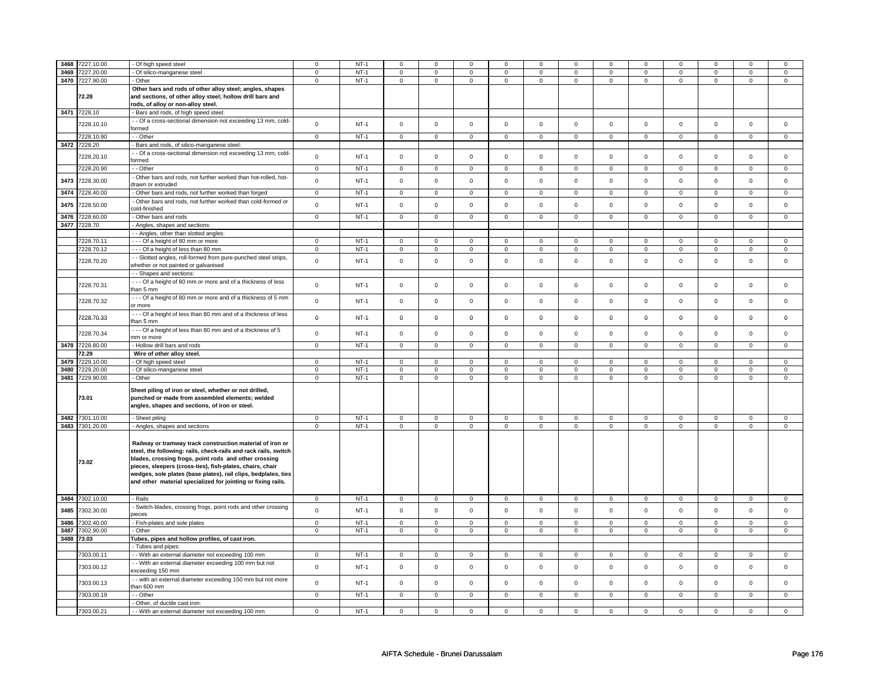| | | | | | | | | | | | | | | | |
|---|---|---|---|---|---|---|---|---|---|---|---|---|---|---|---|
| 3468 | 7227.10.00 | - Of high speed steel | 0 | NT-1 | 0 | 0 | 0 | 0 | 0 | 0 | 0 | 0 | 0 | 0 | 0 | 0 |
| 3469 | 7227.20.00 | - Of silico-manganese steel | 0 | NT-1 | 0 | 0 | 0 | 0 | 0 | 0 | 0 | 0 | 0 | 0 | 0 | 0 |
| 3470 | 7227.90.00 | - Other | 0 | NT-1 | 0 | 0 | 0 | 0 | 0 | 0 | 0 | 0 | 0 | 0 | 0 | 0 |
| | 72.28 | **Other bars and rods of other alloy steel; angles, shapes and sections, of other alloy steel; hollow drill bars and rods, of alloy or non-alloy steel.** | | | | | | | | | | | | | | |
| 3471 | 7228.10 | - Bars and rods, of high speed steel: | | | | | | | | | | | | | | |
| | 7228.10.10 | - - Of a cross-sectional dimension not exceeding 13 mm, cold-formed | 0 | NT-1 | 0 | 0 | 0 | 0 | 0 | 0 | 0 | 0 | 0 | 0 | 0 | 0 |
| | 7228.10.90 | - - Other | 0 | NT-1 | 0 | 0 | 0 | 0 | 0 | 0 | 0 | 0 | 0 | 0 | 0 | 0 |
| 3472 | 7228.20 | - Bars and rods, of silico-manganese steel: | | | | | | | | | | | | | | |
| | 7228.20.10 | - - Of a cross-sectional dimension not exceeding 13 mm, cold-formed | 0 | NT-1 | 0 | 0 | 0 | 0 | 0 | 0 | 0 | 0 | 0 | 0 | 0 | 0 |
| | 7228.20.90 | - - Other | 0 | NT-1 | 0 | 0 | 0 | 0 | 0 | 0 | 0 | 0 | 0 | 0 | 0 | 0 |
| 3473 | 7228.30.00 | - Other bars and rods, not further worked than hot-rolled, hot-drawn or extruded | 0 | NT-1 | 0 | 0 | 0 | 0 | 0 | 0 | 0 | 0 | 0 | 0 | 0 | 0 |
| 3474 | 7228.40.00 | - Other bars and rods, not further worked than forged | 0 | NT-1 | 0 | 0 | 0 | 0 | 0 | 0 | 0 | 0 | 0 | 0 | 0 | 0 |
| 3475 | 7228.50.00 | - Other bars and rods, not further worked than cold-formed or cold-finished | 0 | NT-1 | 0 | 0 | 0 | 0 | 0 | 0 | 0 | 0 | 0 | 0 | 0 | 0 |
| 3476 | 7228.60.00 | - Other bars and rods | 0 | NT-1 | 0 | 0 | 0 | 0 | 0 | 0 | 0 | 0 | 0 | 0 | 0 | 0 |
| 3477 | 7228.70 | - Angles, shapes and sections: | | | | | | | | | | | | | | |
| | | - - Angles, other than slotted angles: | | | | | | | | | | | | | | |
| | 7228.70.11 | - - - Of a height of 80 mm or more | 0 | NT-1 | 0 | 0 | 0 | 0 | 0 | 0 | 0 | 0 | 0 | 0 | 0 | 0 |
| | 7228.70.12 | - - - Of a height of less than 80 mm | 0 | NT-1 | 0 | 0 | 0 | 0 | 0 | 0 | 0 | 0 | 0 | 0 | 0 | 0 |
| | 7228.70.20 | - - Slotted angles, roll-formed from pure-punched steel strips, whether or not painted or galvanised | 0 | NT-1 | 0 | 0 | 0 | 0 | 0 | 0 | 0 | 0 | 0 | 0 | 0 | 0 |
| | | - - Shapes and sections: | | | | | | | | | | | | | | |
| | 7228.70.31 | - - - Of a height of 80 mm or more and of a thickness of less than 5 mm | 0 | NT-1 | 0 | 0 | 0 | 0 | 0 | 0 | 0 | 0 | 0 | 0 | 0 | 0 |
| | 7228.70.32 | - - - Of a height of 80 mm or more and of a thickness of 5 mm or more | 0 | NT-1 | 0 | 0 | 0 | 0 | 0 | 0 | 0 | 0 | 0 | 0 | 0 | 0 |
| | 7228.70.33 | - - - Of a height of less than 80 mm and of a thickness of less than 5 mm | 0 | NT-1 | 0 | 0 | 0 | 0 | 0 | 0 | 0 | 0 | 0 | 0 | 0 | 0 |
| | 7228.70.34 | - - - Of a height of less than 80 mm and of a thickness of 5 mm or more | 0 | NT-1 | 0 | 0 | 0 | 0 | 0 | 0 | 0 | 0 | 0 | 0 | 0 | 0 |
| 3478 | 7228.80.00 | - Hollow drill bars and rods | 0 | NT-1 | 0 | 0 | 0 | 0 | 0 | 0 | 0 | 0 | 0 | 0 | 0 | 0 |
| | 72.29 | **Wire of other alloy steel.** | | | | | | | | | | | | | | |
| 3479 | 7229.10.00 | - Of high speed steel | 0 | NT-1 | 0 | 0 | 0 | 0 | 0 | 0 | 0 | 0 | 0 | 0 | 0 | 0 |
| 3480 | 7229.20.00 | - Of silico-manganese steel | 0 | NT-1 | 0 | 0 | 0 | 0 | 0 | 0 | 0 | 0 | 0 | 0 | 0 | 0 |
| 3481 | 7229.90.00 | - Other | 0 | NT-1 | 0 | 0 | 0 | 0 | 0 | 0 | 0 | 0 | 0 | 0 | 0 | 0 |
| | 73.01 | **Sheet piling of iron or steel, whether or not drilled, punched or made from assembled elements; welded angles, shapes and sections, of iron or steel.** | | | | | | | | | | | | | | |
| 3482 | 7301.10.00 | - Sheet piling | 0 | NT-1 | 0 | 0 | 0 | 0 | 0 | 0 | 0 | 0 | 0 | 0 | 0 | 0 |
| 3483 | 7301.20.00 | - Angles, shapes and sections | 0 | NT-1 | 0 | 0 | 0 | 0 | 0 | 0 | 0 | 0 | 0 | 0 | 0 | 0 |
| | 73.02 | **Railway or tramway track construction material of iron or steel, the following: rails, check-rails and rack rails, switch blades, crossing frogs, point rods and other crossing pieces, sleepers (cross-ties), fish-plates, chairs, chair wedges, sole plates (base plates), rail clips, bedplates, ties and other material specialized for jointing or fixing rails.** | | | | | | | | | | | | | | |
| 3484 | 7302.10.00 | - Rails | 0 | NT-1 | 0 | 0 | 0 | 0 | 0 | 0 | 0 | 0 | 0 | 0 | 0 | 0 |
| 3485 | 7302.30.00 | - Switch-blades, crossing frogs, point rods and other crossing pieces | 0 | NT-1 | 0 | 0 | 0 | 0 | 0 | 0 | 0 | 0 | 0 | 0 | 0 | 0 |
| 3486 | 7302.40.00 | - Fish-plates and sole plates | 0 | NT-1 | 0 | 0 | 0 | 0 | 0 | 0 | 0 | 0 | 0 | 0 | 0 | 0 |
| 3487 | 7302.90.00 | - Other | 0 | NT-1 | 0 | 0 | 0 | 0 | 0 | 0 | 0 | 0 | 0 | 0 | 0 | 0 |
| 3488 | 73.03 | **Tubes, pipes and hollow profiles, of cast iron.** | | | | | | | | | | | | | | |
| | | - Tubes and pipes: | | | | | | | | | | | | | | |
| | 7303.00.11 | - - With an external diameter not exceeding 100 mm | 0 | NT-1 | 0 | 0 | 0 | 0 | 0 | 0 | 0 | 0 | 0 | 0 | 0 | 0 |
| | 7303.00.12 | - - With an external diameter exceeding 100 mm but not exceeding 150 mm | 0 | NT-1 | 0 | 0 | 0 | 0 | 0 | 0 | 0 | 0 | 0 | 0 | 0 | 0 |
| | 7303.00.13 | - - with an external diameter exceeding 150 mm but not more than 600 mm | 0 | NT-1 | 0 | 0 | 0 | 0 | 0 | 0 | 0 | 0 | 0 | 0 | 0 | 0 |
| | 7303.00.19 | - - Other | 0 | NT-1 | 0 | 0 | 0 | 0 | 0 | 0 | 0 | 0 | 0 | 0 | 0 | 0 |
| | | - Other, of ductile cast iron: | | | | | | | | | | | | | | |
| | 7303.00.21 | - - With an external diameter not exceeding 100 mm | 0 | NT-1 | 0 | 0 | 0 | 0 | 0 | 0 | 0 | 0 | 0 | 0 | 0 | 0 |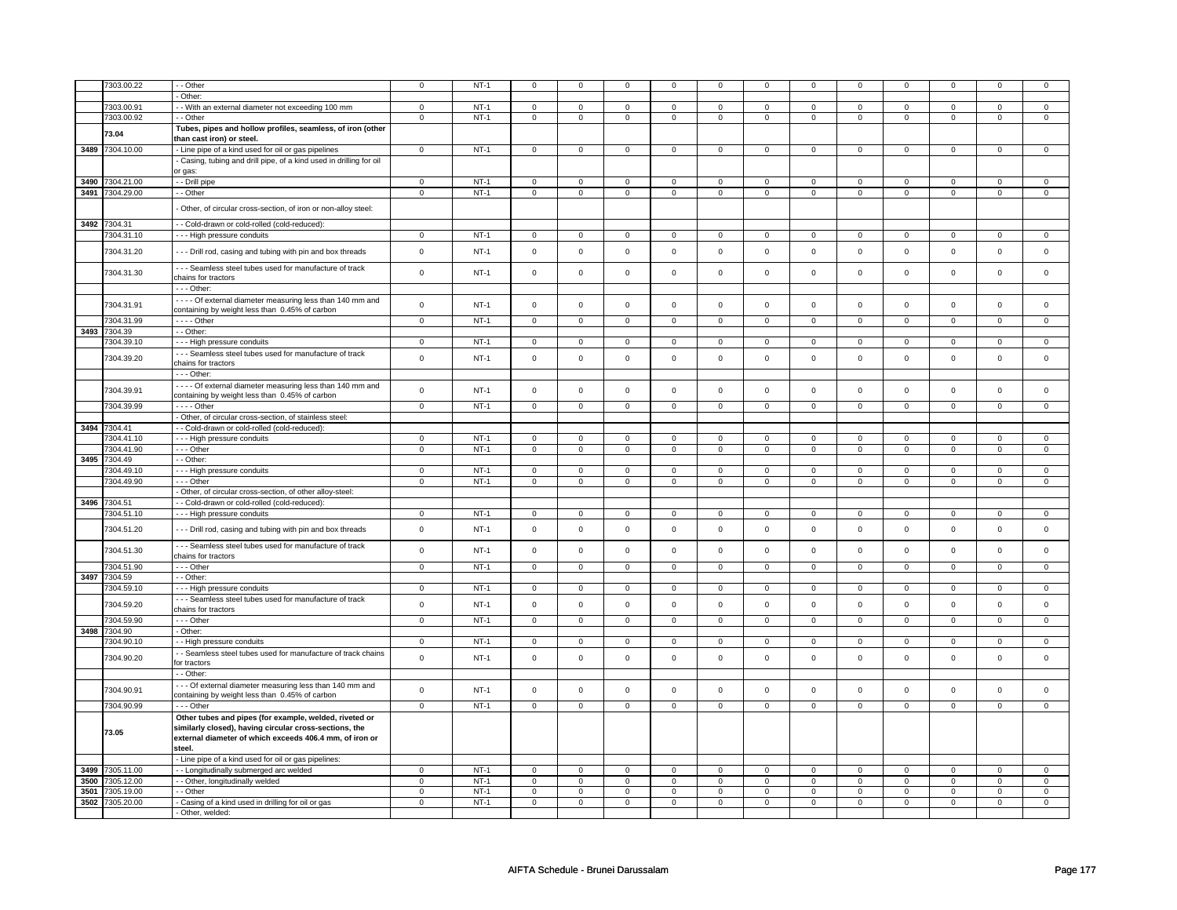| | 7303.00.22 | - - Other | 0 | NT-1 | 0 | 0 | 0 | 0 | 0 | 0 | 0 | 0 | 0 | 0 | 0 | 0 |
|---|---|---|---|---|---|---|---|---|---|---|---|---|---|---|---|---|
| | | - Other: | | | | | | | | | | | | | | |
| | 7303.00.91 | - - With an external diameter not exceeding 100 mm | 0 | NT-1 | 0 | 0 | 0 | 0 | 0 | 0 | 0 | 0 | 0 | 0 | 0 | 0 |
| | 7303.00.92 | - - Other | 0 | NT-1 | 0 | 0 | 0 | 0 | 0 | 0 | 0 | 0 | 0 | 0 | 0 | 0 |
| | **73.04** | **Tubes, pipes and hollow profiles, seamless, of iron (other than cast iron) or steel.** | | | | | | | | | | | | | | |
| 3489 | 7304.10.00 | - Line pipe of a kind used for oil or gas pipelines | 0 | NT-1 | 0 | 0 | 0 | 0 | 0 | 0 | 0 | 0 | 0 | 0 | 0 | 0 |
| | | - Casing, tubing and drill pipe, of a kind used in drilling for oil or gas: | | | | | | | | | | | | | | |
| 3490 | 7304.21.00 | - - Drill pipe | 0 | NT-1 | 0 | 0 | 0 | 0 | 0 | 0 | 0 | 0 | 0 | 0 | 0 | 0 |
| 3491 | 7304.29.00 | - - Other | 0 | NT-1 | 0 | 0 | 0 | 0 | 0 | 0 | 0 | 0 | 0 | 0 | 0 | 0 |
| | | - Other, of circular cross-section, of iron or non-alloy steel: | | | | | | | | | | | | | | |
| 3492 | 7304.31 | - - Cold-drawn or cold-rolled (cold-reduced): | | | | | | | | | | | | | | |
| | 7304.31.10 | - - - High pressure conduits | 0 | NT-1 | 0 | 0 | 0 | 0 | 0 | 0 | 0 | 0 | 0 | 0 | 0 | 0 |
| | 7304.31.20 | - - - Drill rod, casing and tubing with pin and box threads | 0 | NT-1 | 0 | 0 | 0 | 0 | 0 | 0 | 0 | 0 | 0 | 0 | 0 | 0 |
| | 7304.31.30 | - - - Seamless steel tubes used for manufacture of track chains for tractors | 0 | NT-1 | 0 | 0 | 0 | 0 | 0 | 0 | 0 | 0 | 0 | 0 | 0 | 0 |
| | | - - - Other: | | | | | | | | | | | | | | |
| | 7304.31.91 | - - - - Of external diameter measuring less than 140 mm and containing by weight less than 0.45% of carbon | 0 | NT-1 | 0 | 0 | 0 | 0 | 0 | 0 | 0 | 0 | 0 | 0 | 0 | 0 |
| | 7304.31.99 | - - - - Other | 0 | NT-1 | 0 | 0 | 0 | 0 | 0 | 0 | 0 | 0 | 0 | 0 | 0 | 0 |
| 3493 | 7304.39 | - - Other: | | | | | | | | | | | | | | |
| | 7304.39.10 | - - - High pressure conduits | 0 | NT-1 | 0 | 0 | 0 | 0 | 0 | 0 | 0 | 0 | 0 | 0 | 0 | 0 |
| | 7304.39.20 | - - - Seamless steel tubes used for manufacture of track chains for tractors | 0 | NT-1 | 0 | 0 | 0 | 0 | 0 | 0 | 0 | 0 | 0 | 0 | 0 | 0 |
| | | - - - Other: | | | | | | | | | | | | | | |
| | 7304.39.91 | - - - - Of external diameter measuring less than 140 mm and containing by weight less than 0.45% of carbon | 0 | NT-1 | 0 | 0 | 0 | 0 | 0 | 0 | 0 | 0 | 0 | 0 | 0 | 0 |
| | 7304.39.99 | - - - - Other | 0 | NT-1 | 0 | 0 | 0 | 0 | 0 | 0 | 0 | 0 | 0 | 0 | 0 | 0 |
| | | - Other, of circular cross-section, of stainless steel: | | | | | | | | | | | | | | |
| 3494 | 7304.41 | - - Cold-drawn or cold-rolled (cold-reduced): | | | | | | | | | | | | | | |
| | 7304.41.10 | - - - High pressure conduits | 0 | NT-1 | 0 | 0 | 0 | 0 | 0 | 0 | 0 | 0 | 0 | 0 | 0 | 0 |
| | 7304.41.90 | - - - Other | 0 | NT-1 | 0 | 0 | 0 | 0 | 0 | 0 | 0 | 0 | 0 | 0 | 0 | 0 |
| 3495 | 7304.49 | - - Other: | | | | | | | | | | | | | | |
| | 7304.49.10 | - - - High pressure conduits | 0 | NT-1 | 0 | 0 | 0 | 0 | 0 | 0 | 0 | 0 | 0 | 0 | 0 | 0 |
| | 7304.49.90 | - - - Other | 0 | NT-1 | 0 | 0 | 0 | 0 | 0 | 0 | 0 | 0 | 0 | 0 | 0 | 0 |
| | | - Other, of circular cross-section, of other alloy-steel: | | | | | | | | | | | | | | |
| 3496 | 7304.51 | - - Cold-drawn or cold-rolled (cold-reduced): | | | | | | | | | | | | | | |
| | 7304.51.10 | - - - High pressure conduits | 0 | NT-1 | 0 | 0 | 0 | 0 | 0 | 0 | 0 | 0 | 0 | 0 | 0 | 0 |
| | 7304.51.20 | - - - Drill rod, casing and tubing with pin and box threads | 0 | NT-1 | 0 | 0 | 0 | 0 | 0 | 0 | 0 | 0 | 0 | 0 | 0 | 0 |
| | 7304.51.30 | - - - Seamless steel tubes used for manufacture of track chains for tractors | 0 | NT-1 | 0 | 0 | 0 | 0 | 0 | 0 | 0 | 0 | 0 | 0 | 0 | 0 |
| | 7304.51.90 | - - - Other | 0 | NT-1 | 0 | 0 | 0 | 0 | 0 | 0 | 0 | 0 | 0 | 0 | 0 | 0 |
| 3497 | 7304.59 | - - Other: | | | | | | | | | | | | | | |
| | 7304.59.10 | - - - High pressure conduits | 0 | NT-1 | 0 | 0 | 0 | 0 | 0 | 0 | 0 | 0 | 0 | 0 | 0 | 0 |
| | 7304.59.20 | - - - Seamless steel tubes used for manufacture of track chains for tractors | 0 | NT-1 | 0 | 0 | 0 | 0 | 0 | 0 | 0 | 0 | 0 | 0 | 0 | 0 |
| | 7304.59.90 | - - - Other | 0 | NT-1 | 0 | 0 | 0 | 0 | 0 | 0 | 0 | 0 | 0 | 0 | 0 | 0 |
| 3498 | 7304.90 | - Other: | | | | | | | | | | | | | | |
| | 7304.90.10 | - - High pressure conduits | 0 | NT-1 | 0 | 0 | 0 | 0 | 0 | 0 | 0 | 0 | 0 | 0 | 0 | 0 |
| | 7304.90.20 | - - Seamless steel tubes used for manufacture of track chains for tractors | 0 | NT-1 | 0 | 0 | 0 | 0 | 0 | 0 | 0 | 0 | 0 | 0 | 0 | 0 |
| | | - - Other: | | | | | | | | | | | | | | |
| | 7304.90.91 | - - - Of external diameter measuring less than 140 mm and containing by weight less than 0.45% of carbon | 0 | NT-1 | 0 | 0 | 0 | 0 | 0 | 0 | 0 | 0 | 0 | 0 | 0 | 0 |
| | 7304.90.99 | - - - Other | 0 | NT-1 | 0 | 0 | 0 | 0 | 0 | 0 | 0 | 0 | 0 | 0 | 0 | 0 |
| | **73.05** | **Other tubes and pipes (for example, welded, riveted or similarly closed), having circular cross-sections, the external diameter of which exceeds 406.4 mm, of iron or steel.** | | | | | | | | | | | | | | |
| | | - Line pipe of a kind used for oil or gas pipelines: | | | | | | | | | | | | | | |
| 3499 | 7305.11.00 | - - Longitudinally submerged arc welded | 0 | NT-1 | 0 | 0 | 0 | 0 | 0 | 0 | 0 | 0 | 0 | 0 | 0 | 0 |
| 3500 | 7305.12.00 | - - Other, longitudinally welded | 0 | NT-1 | 0 | 0 | 0 | 0 | 0 | 0 | 0 | 0 | 0 | 0 | 0 | 0 |
| 3501 | 7305.19.00 | - - Other | 0 | NT-1 | 0 | 0 | 0 | 0 | 0 | 0 | 0 | 0 | 0 | 0 | 0 | 0 |
| 3502 | 7305.20.00 | - Casing of a kind used in drilling for oil or gas | 0 | NT-1 | 0 | 0 | 0 | 0 | 0 | 0 | 0 | 0 | 0 | 0 | 0 | 0 |
| | | - Other, welded: | | | | | | | | | | | | | | |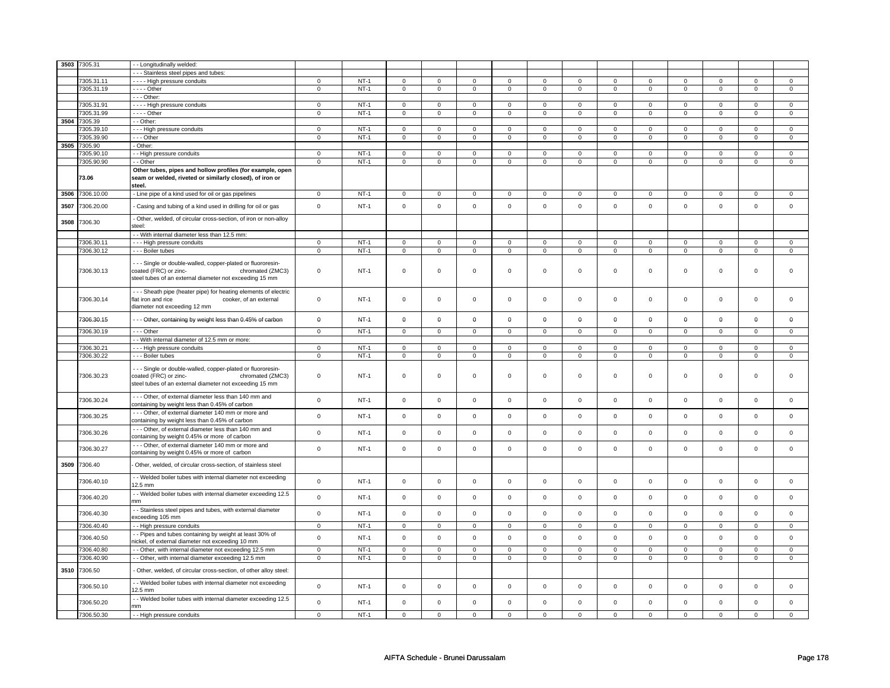| 3503 | 7305.31 | - - Longitudinally welded: | | | | | | | | | | | | | | |
|---|---|---|---|---|---|---|---|---|---|---|---|---|---|---|---|---|
| | | - - - Stainless steel pipes and tubes: | | | | | | | | | | | | | | |
| | 7305.31.11 | - - - - High pressure conduits | 0 | NT-1 | 0 | 0 | 0 | 0 | 0 | 0 | 0 | 0 | 0 | 0 | 0 | 0 |
| | 7305.31.19 | - - - - Other | 0 | NT-1 | 0 | 0 | 0 | 0 | 0 | 0 | 0 | 0 | 0 | 0 | 0 | 0 |
| | | - - - Other: | | | | | | | | | | | | | | |
| | 7305.31.91 | - - - - High pressure conduits | 0 | NT-1 | 0 | 0 | 0 | 0 | 0 | 0 | 0 | 0 | 0 | 0 | 0 | 0 |
| | 7305.31.99 | - - - - Other | 0 | NT-1 | 0 | 0 | 0 | 0 | 0 | 0 | 0 | 0 | 0 | 0 | 0 | 0 |
| 3504 | 7305.39 | - - Other: | | | | | | | | | | | | | | |
| | 7305.39.10 | - - - High pressure conduits | 0 | NT-1 | 0 | 0 | 0 | 0 | 0 | 0 | 0 | 0 | 0 | 0 | 0 | 0 |
| | 7305.39.90 | - - - Other | 0 | NT-1 | 0 | 0 | 0 | 0 | 0 | 0 | 0 | 0 | 0 | 0 | 0 | 0 |
| 3505 | 7305.90 | - Other: | | | | | | | | | | | | | | |
| | 7305.90.10 | - - High pressure conduits | 0 | NT-1 | 0 | 0 | 0 | 0 | 0 | 0 | 0 | 0 | 0 | 0 | 0 | 0 |
| | 7305.90.90 | - - Other | 0 | NT-1 | 0 | 0 | 0 | 0 | 0 | 0 | 0 | 0 | 0 | 0 | 0 | 0 |
| | **73.06** | **Other tubes, pipes and hollow profiles (for example, open seam or welded, riveted or similarly closed), of iron or steel.** | | | | | | | | | | | | | | |
| 3506 | 7306.10.00 | - Line pipe of a kind used for oil or gas pipelines | 0 | NT-1 | 0 | 0 | 0 | 0 | 0 | 0 | 0 | 0 | 0 | 0 | 0 | 0 |
| 3507 | 7306.20.00 | - Casing and tubing of a kind used in drilling for oil or gas | 0 | NT-1 | 0 | 0 | 0 | 0 | 0 | 0 | 0 | 0 | 0 | 0 | 0 | 0 |
| 3508 | 7306.30 | - Other, welded, of circular cross-section, of iron or non-alloy steel: | | | | | | | | | | | | | | |
| | | - - With internal diameter less than 12.5 mm: | | | | | | | | | | | | | | |
| | 7306.30.11 | - - - High pressure conduits | 0 | NT-1 | 0 | 0 | 0 | 0 | 0 | 0 | 0 | 0 | 0 | 0 | 0 | 0 |
| | 7306.30.12 | - - - Boiler tubes | 0 | NT-1 | 0 | 0 | 0 | 0 | 0 | 0 | 0 | 0 | 0 | 0 | 0 | 0 |
| | 7306.30.13 | - - - Single or double-walled, copper-plated or fluororesin-coated (FRC) or zinc- chromated (ZMC3) steel tubes of an external diameter not exceeding 15 mm | 0 | NT-1 | 0 | 0 | 0 | 0 | 0 | 0 | 0 | 0 | 0 | 0 | 0 | 0 |
| | 7306.30.14 | - - - Sheath pipe (heater pipe) for heating elements of electric flat iron and rice cooker, of an external diameter not exceeding 12 mm | 0 | NT-1 | 0 | 0 | 0 | 0 | 0 | 0 | 0 | 0 | 0 | 0 | 0 | 0 |
| | 7306.30.15 | - - - Other, containing by weight less than 0.45% of carbon | 0 | NT-1 | 0 | 0 | 0 | 0 | 0 | 0 | 0 | 0 | 0 | 0 | 0 | 0 |
| | 7306.30.19 | - - - Other | 0 | NT-1 | 0 | 0 | 0 | 0 | 0 | 0 | 0 | 0 | 0 | 0 | 0 | 0 |
| | | - - With internal diameter of 12.5 mm or more: | | | | | | | | | | | | | | |
| | 7306.30.21 | - - - High pressure conduits | 0 | NT-1 | 0 | 0 | 0 | 0 | 0 | 0 | 0 | 0 | 0 | 0 | 0 | 0 |
| | 7306.30.22 | - - - Boiler tubes | 0 | NT-1 | 0 | 0 | 0 | 0 | 0 | 0 | 0 | 0 | 0 | 0 | 0 | 0 |
| | 7306.30.23 | - - - Single or double-walled, copper-plated or fluororesin-coated (FRC) or zinc- chromated (ZMC3) steel tubes of an external diameter not exceeding 15 mm | 0 | NT-1 | 0 | 0 | 0 | 0 | 0 | 0 | 0 | 0 | 0 | 0 | 0 | 0 |
| | 7306.30.24 | - - - Other, of external diameter less than 140 mm and containing by weight less than 0.45% of carbon | 0 | NT-1 | 0 | 0 | 0 | 0 | 0 | 0 | 0 | 0 | 0 | 0 | 0 | 0 |
| | 7306.30.25 | - - - Other, of external diameter 140 mm or more and containing by weight less than 0.45% of carbon | 0 | NT-1 | 0 | 0 | 0 | 0 | 0 | 0 | 0 | 0 | 0 | 0 | 0 | 0 |
| | 7306.30.26 | - - - Other, of external diameter less than 140 mm and containing by weight 0.45% or more of carbon | 0 | NT-1 | 0 | 0 | 0 | 0 | 0 | 0 | 0 | 0 | 0 | 0 | 0 | 0 |
| | 7306.30.27 | - - - Other, of external diameter 140 mm or more and containing by weight 0.45% or more of carbon | 0 | NT-1 | 0 | 0 | 0 | 0 | 0 | 0 | 0 | 0 | 0 | 0 | 0 | 0 |
| 3509 | 7306.40 | - Other, welded, of circular cross-section, of stainless steel | | | | | | | | | | | | | | |
| | 7306.40.10 | - - Welded boiler tubes with internal diameter not exceeding 12.5 mm | 0 | NT-1 | 0 | 0 | 0 | 0 | 0 | 0 | 0 | 0 | 0 | 0 | 0 | 0 |
| | 7306.40.20 | - - Welded boiler tubes with internal diameter exceeding 12.5 mm | 0 | NT-1 | 0 | 0 | 0 | 0 | 0 | 0 | 0 | 0 | 0 | 0 | 0 | 0 |
| | 7306.40.30 | - - Stainless steel pipes and tubes, with external diameter exceeding 105 mm | 0 | NT-1 | 0 | 0 | 0 | 0 | 0 | 0 | 0 | 0 | 0 | 0 | 0 | 0 |
| | 7306.40.40 | - - High pressure conduits | 0 | NT-1 | 0 | 0 | 0 | 0 | 0 | 0 | 0 | 0 | 0 | 0 | 0 | 0 |
| | 7306.40.50 | - - Pipes and tubes containing by weight at least 30% of nickel, of external diameter not exceeding 10 mm | 0 | NT-1 | 0 | 0 | 0 | 0 | 0 | 0 | 0 | 0 | 0 | 0 | 0 | 0 |
| | 7306.40.80 | - - Other, with internal diameter not exceeding 12.5 mm | 0 | NT-1 | 0 | 0 | 0 | 0 | 0 | 0 | 0 | 0 | 0 | 0 | 0 | 0 |
| | 7306.40.90 | - - Other, with internal diameter exceeding 12.5 mm | 0 | NT-1 | 0 | 0 | 0 | 0 | 0 | 0 | 0 | 0 | 0 | 0 | 0 | 0 |
| 3510 | 7306.50 | - Other, welded, of circular cross-section, of other alloy steel: | | | | | | | | | | | | | | |
| | 7306.50.10 | - - Welded boiler tubes with internal diameter not exceeding 12.5 mm | 0 | NT-1 | 0 | 0 | 0 | 0 | 0 | 0 | 0 | 0 | 0 | 0 | 0 | 0 |
| | 7306.50.20 | - - Welded boiler tubes with internal diameter exceeding 12.5 mm | 0 | NT-1 | 0 | 0 | 0 | 0 | 0 | 0 | 0 | 0 | 0 | 0 | 0 | 0 |
| | 7306.50.30 | - - High pressure conduits | 0 | NT-1 | 0 | 0 | 0 | 0 | 0 | 0 | 0 | 0 | 0 | 0 | 0 | 0 |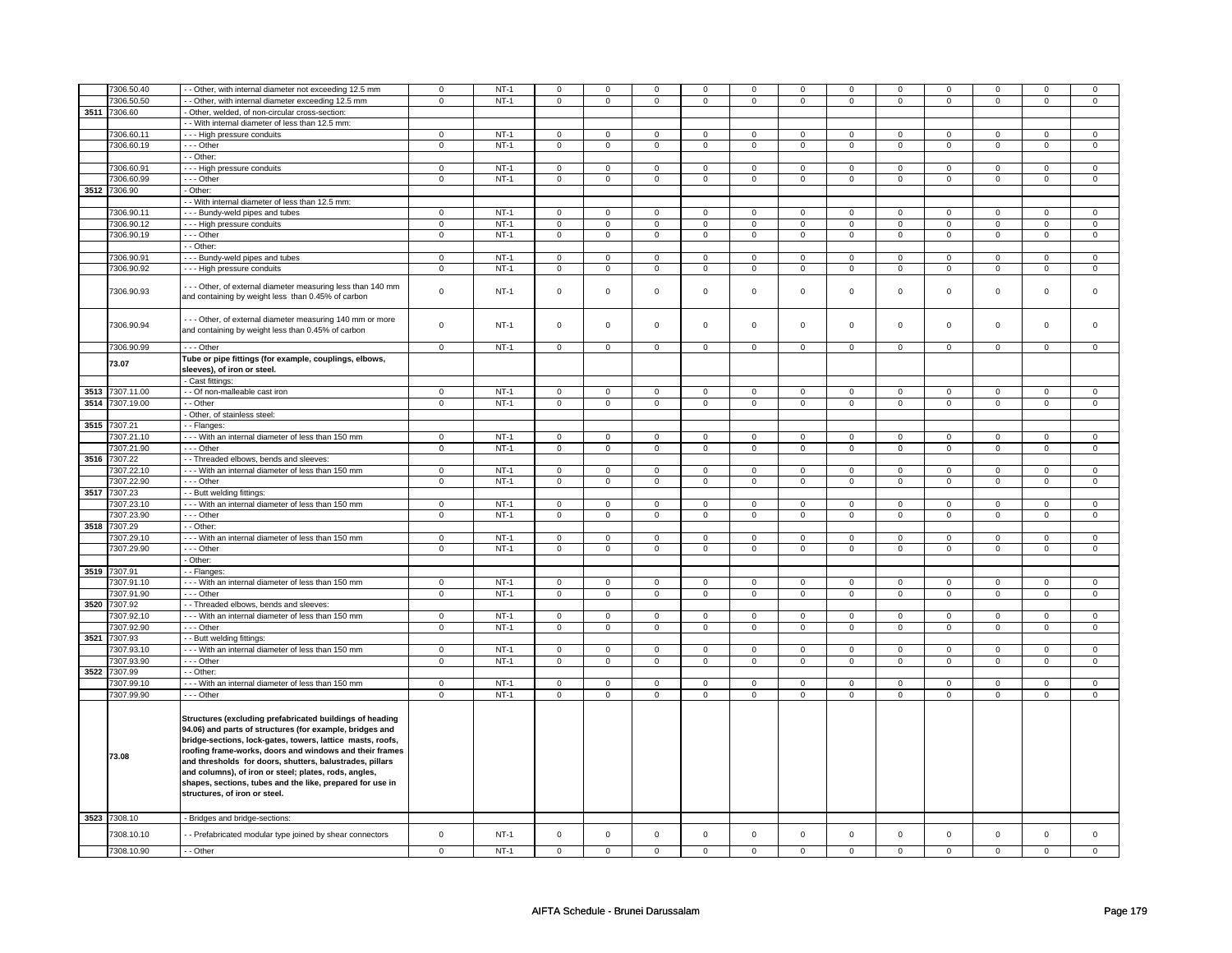| | | | | | | | | | | | | | | | | |
|---|---|---|---|---|---|---|---|---|---|---|---|---|---|---|---|---|
| | 7306.50.40 | - - Other, with internal diameter not exceeding 12.5 mm | 0 | NT-1 | 0 | 0 | 0 | 0 | 0 | 0 | 0 | 0 | 0 | 0 | 0 | 0 |
| | 7306.50.50 | - - Other, with internal diameter exceeding 12.5 mm | 0 | NT-1 | 0 | 0 | 0 | 0 | 0 | 0 | 0 | 0 | 0 | 0 | 0 | 0 |
| 3511 | 7306.60 | - Other, welded, of non-circular cross-section: | | | | | | | | | | | | | | |
| | | - - With internal diameter of less than 12.5 mm: | | | | | | | | | | | | | | |
| | 7306.60.11 | - - - High pressure conduits | 0 | NT-1 | 0 | 0 | 0 | 0 | 0 | 0 | 0 | 0 | 0 | 0 | 0 | 0 |
| | 7306.60.19 | - - - Other | 0 | NT-1 | 0 | 0 | 0 | 0 | 0 | 0 | 0 | 0 | 0 | 0 | 0 | 0 |
| | | - - Other: | | | | | | | | | | | | | | |
| | 7306.60.91 | - - - High pressure conduits | 0 | NT-1 | 0 | 0 | 0 | 0 | 0 | 0 | 0 | 0 | 0 | 0 | 0 | 0 |
| | 7306.60.99 | - - - Other | 0 | NT-1 | 0 | 0 | 0 | 0 | 0 | 0 | 0 | 0 | 0 | 0 | 0 | 0 |
| 3512 | 7306.90 | - Other: | | | | | | | | | | | | | | |
| | | - - With internal diameter of less than 12.5 mm: | | | | | | | | | | | | | | |
| | 7306.90.11 | - - - Bundy-weld pipes and tubes | 0 | NT-1 | 0 | 0 | 0 | 0 | 0 | 0 | 0 | 0 | 0 | 0 | 0 | 0 |
| | 7306.90.12 | - - - High pressure conduits | 0 | NT-1 | 0 | 0 | 0 | 0 | 0 | 0 | 0 | 0 | 0 | 0 | 0 | 0 |
| | 7306.90.19 | - - - Other | 0 | NT-1 | 0 | 0 | 0 | 0 | 0 | 0 | 0 | 0 | 0 | 0 | 0 | 0 |
| | | - - Other: | | | | | | | | | | | | | | |
| | 7306.90.91 | - - - Bundy-weld pipes and tubes | 0 | NT-1 | 0 | 0 | 0 | 0 | 0 | 0 | 0 | 0 | 0 | 0 | 0 | 0 |
| | 7306.90.92 | - - - High pressure conduits | 0 | NT-1 | 0 | 0 | 0 | 0 | 0 | 0 | 0 | 0 | 0 | 0 | 0 | 0 |
| | 7306.90.93 | - - - Other, of external diameter measuring less than 140 mm and containing by weight less than 0.45% of carbon | 0 | NT-1 | 0 | 0 | 0 | 0 | 0 | 0 | 0 | 0 | 0 | 0 | 0 | 0 |
| | 7306.90.94 | - - - Other, of external diameter measuring 140 mm or more and containing by weight less than 0.45% of carbon | 0 | NT-1 | 0 | 0 | 0 | 0 | 0 | 0 | 0 | 0 | 0 | 0 | 0 | 0 |
| | 7306.90.99 | - - - Other | 0 | NT-1 | 0 | 0 | 0 | 0 | 0 | 0 | 0 | 0 | 0 | 0 | 0 | 0 |
| | **73.07** | **Tube or pipe fittings (for example, couplings, elbows, sleeves), of iron or steel.** | | | | | | | | | | | | | | |
| | | - Cast fittings: | | | | | | | | | | | | | | |
| 3513 | 7307.11.00 | - - Of non-malleable cast iron | 0 | NT-1 | 0 | 0 | 0 | 0 | 0 | 0 | 0 | 0 | 0 | 0 | 0 | 0 |
| 3514 | 7307.19.00 | - - Other | 0 | NT-1 | 0 | 0 | 0 | 0 | 0 | 0 | 0 | 0 | 0 | 0 | 0 | 0 |
| | | - Other, of stainless steel: | | | | | | | | | | | | | | |
| 3515 | 7307.21 | - - Flanges: | | | | | | | | | | | | | | |
| | 7307.21.10 | - - - With an internal diameter of less than 150 mm | 0 | NT-1 | 0 | 0 | 0 | 0 | 0 | 0 | 0 | 0 | 0 | 0 | 0 | 0 |
| | 7307.21.90 | - - - Other | 0 | NT-1 | 0 | 0 | 0 | 0 | 0 | 0 | 0 | 0 | 0 | 0 | 0 | 0 |
| 3516 | 7307.22 | - - Threaded elbows, bends and sleeves: | | | | | | | | | | | | | | |
| | 7307.22.10 | - - - With an internal diameter of less than 150 mm | 0 | NT-1 | 0 | 0 | 0 | 0 | 0 | 0 | 0 | 0 | 0 | 0 | 0 | 0 |
| | 7307.22.90 | - - - Other | 0 | NT-1 | 0 | 0 | 0 | 0 | 0 | 0 | 0 | 0 | 0 | 0 | 0 | 0 |
| 3517 | 7307.23 | - - Butt welding fittings: | | | | | | | | | | | | | | |
| | 7307.23.10 | - - - With an internal diameter of less than 150 mm | 0 | NT-1 | 0 | 0 | 0 | 0 | 0 | 0 | 0 | 0 | 0 | 0 | 0 | 0 |
| | 7307.23.90 | - - - Other | 0 | NT-1 | 0 | 0 | 0 | 0 | 0 | 0 | 0 | 0 | 0 | 0 | 0 | 0 |
| 3518 | 7307.29 | - - Other: | | | | | | | | | | | | | | |
| | 7307.29.10 | - - - With an internal diameter of less than 150 mm | 0 | NT-1 | 0 | 0 | 0 | 0 | 0 | 0 | 0 | 0 | 0 | 0 | 0 | 0 |
| | 7307.29.90 | - - - Other | 0 | NT-1 | 0 | 0 | 0 | 0 | 0 | 0 | 0 | 0 | 0 | 0 | 0 | 0 |
| | | - Other: | | | | | | | | | | | | | | |
| 3519 | 7307.91 | - - Flanges: | | | | | | | | | | | | | | |
| | 7307.91.10 | - - - With an internal diameter of less than 150 mm | 0 | NT-1 | 0 | 0 | 0 | 0 | 0 | 0 | 0 | 0 | 0 | 0 | 0 | 0 |
| | 7307.91.90 | - - - Other | 0 | NT-1 | 0 | 0 | 0 | 0 | 0 | 0 | 0 | 0 | 0 | 0 | 0 | 0 |
| 3520 | 7307.92 | - - Threaded elbows, bends and sleeves: | | | | | | | | | | | | | | |
| | 7307.92.10 | - - - With an internal diameter of less than 150 mm | 0 | NT-1 | 0 | 0 | 0 | 0 | 0 | 0 | 0 | 0 | 0 | 0 | 0 | 0 |
| | 7307.92.90 | - - - Other | 0 | NT-1 | 0 | 0 | 0 | 0 | 0 | 0 | 0 | 0 | 0 | 0 | 0 | 0 |
| 3521 | 7307.93 | - - Butt welding fittings: | | | | | | | | | | | | | | |
| | 7307.93.10 | - - - With an internal diameter of less than 150 mm | 0 | NT-1 | 0 | 0 | 0 | 0 | 0 | 0 | 0 | 0 | 0 | 0 | 0 | 0 |
| | 7307.93.90 | - - - Other | 0 | NT-1 | 0 | 0 | 0 | 0 | 0 | 0 | 0 | 0 | 0 | 0 | 0 | 0 |
| 3522 | 7307.99 | - - Other: | | | | | | | | | | | | | | |
| | 7307.99.10 | - - - With an internal diameter of less than 150 mm | 0 | NT-1 | 0 | 0 | 0 | 0 | 0 | 0 | 0 | 0 | 0 | 0 | 0 | 0 |
| | 7307.99.90 | - - - Other | 0 | NT-1 | 0 | 0 | 0 | 0 | 0 | 0 | 0 | 0 | 0 | 0 | 0 | 0 |
| | **73.08** | **Structures (excluding prefabricated buildings of heading 94.06) and parts of structures (for example, bridges and bridge-sections, lock-gates, towers, lattice masts, roofs, roofing frame-works, doors and windows and their frames and thresholds for doors, shutters, balustrades, pillars and columns), of iron or steel; plates, rods, angles, shapes, sections, tubes and the like, prepared for use in structures, of iron or steel.** | | | | | | | | | | | | | | |
| 3523 | 7308.10 | - Bridges and bridge-sections: | | | | | | | | | | | | | | |
| | 7308.10.10 | - - Prefabricated modular type joined by shear connectors | 0 | NT-1 | 0 | 0 | 0 | 0 | 0 | 0 | 0 | 0 | 0 | 0 | 0 | 0 |
| | 7308.10.90 | - - Other | 0 | NT-1 | 0 | 0 | 0 | 0 | 0 | 0 | 0 | 0 | 0 | 0 | 0 | 0 |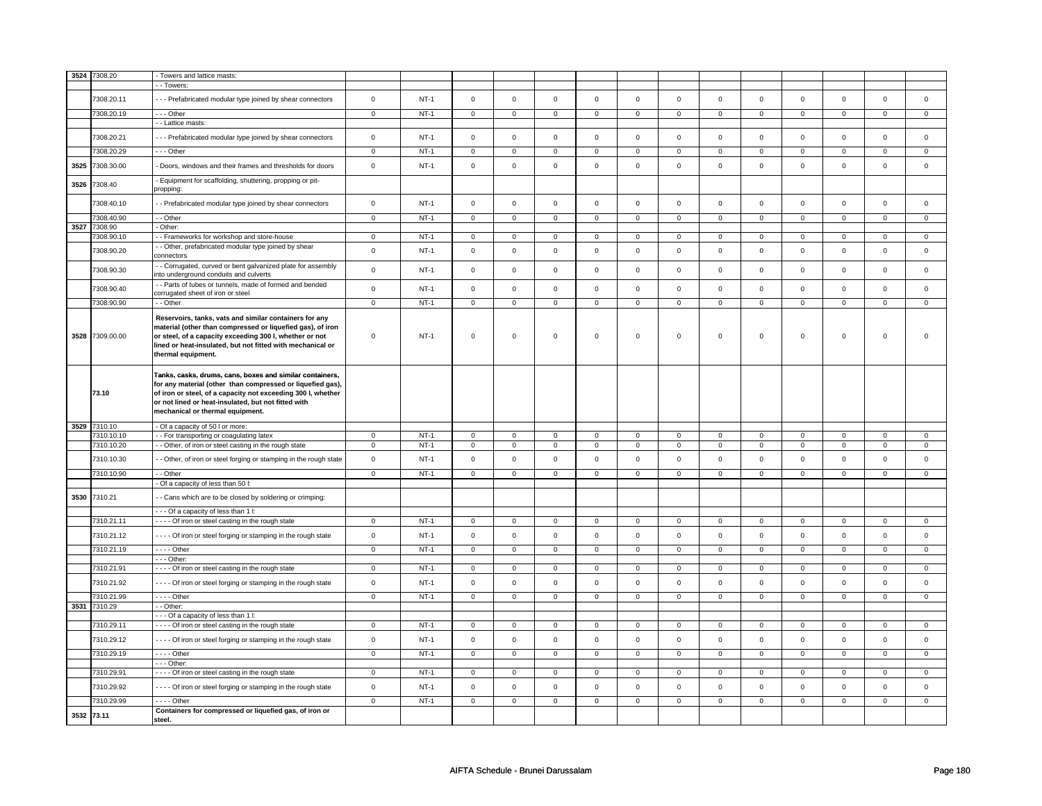| | | | | | | | | | | | | | | | |
|---|---|---|---|---|---|---|---|---|---|---|---|---|---|---|---|
| 3524 | 7308.20 | - Towers and lattice masts: | | | | | | | | | | | | | |
| | | - - Towers: | | | | | | | | | | | | | |
| | 7308.20.11 | - - - Prefabricated modular type joined by shear connectors | 0 | NT-1 | 0 | 0 | 0 | 0 | 0 | 0 | 0 | 0 | 0 | 0 | 0 | 0 |
| | 7308.20.19 | - - - Other | 0 | NT-1 | 0 | 0 | 0 | 0 | 0 | 0 | 0 | 0 | 0 | 0 | 0 | 0 |
| | | - - Lattice masts: | | | | | | | | | | | | | |
| | 7308.20.21 | - - - Prefabricated modular type joined by shear connectors | 0 | NT-1 | 0 | 0 | 0 | 0 | 0 | 0 | 0 | 0 | 0 | 0 | 0 | 0 |
| | 7308.20.29 | - - - Other | 0 | NT-1 | 0 | 0 | 0 | 0 | 0 | 0 | 0 | 0 | 0 | 0 | 0 | 0 |
| 3525 | 7308.30.00 | - Doors, windows and their frames and thresholds for doors | 0 | NT-1 | 0 | 0 | 0 | 0 | 0 | 0 | 0 | 0 | 0 | 0 | 0 | 0 |
| 3526 | 7308.40 | - Equipment for scaffolding, shuttering, propping or pit-propping: | | | | | | | | | | | | | |
| | 7308.40.10 | - - Prefabricated modular type joined by shear connectors | 0 | NT-1 | 0 | 0 | 0 | 0 | 0 | 0 | 0 | 0 | 0 | 0 | 0 | 0 |
| | 7308.40.90 | - - Other | 0 | NT-1 | 0 | 0 | 0 | 0 | 0 | 0 | 0 | 0 | 0 | 0 | 0 | 0 |
| 3527 | 7308.90 | - Other: | | | | | | | | | | | | | |
| | 7308.90.10 | - - Frameworks for workshop and store-house | 0 | NT-1 | 0 | 0 | 0 | 0 | 0 | 0 | 0 | 0 | 0 | 0 | 0 | 0 |
| | 7308.90.20 | - - Other, prefabricated modular type joined by shear connectors | 0 | NT-1 | 0 | 0 | 0 | 0 | 0 | 0 | 0 | 0 | 0 | 0 | 0 | 0 |
| | 7308.90.30 | - - Corrugated, curved or bent galvanized plate for assembly into underground conduits and culverts | 0 | NT-1 | 0 | 0 | 0 | 0 | 0 | 0 | 0 | 0 | 0 | 0 | 0 | 0 |
| | 7308.90.40 | - - Parts of tubes or tunnels, made of formed and bended corrugated sheet of iron or steel | 0 | NT-1 | 0 | 0 | 0 | 0 | 0 | 0 | 0 | 0 | 0 | 0 | 0 | 0 |
| | 7308.90.90 | - - Other | 0 | NT-1 | 0 | 0 | 0 | 0 | 0 | 0 | 0 | 0 | 0 | 0 | 0 | 0 |
| 3528 | 7309.00.00 | **Reservoirs, tanks, vats and similar containers for any material (other than compressed or liquefied gas), of iron or steel, of a capacity exceeding 300 l, whether or not lined or heat-insulated, but not fitted with mechanical or thermal equipment.** | 0 | NT-1 | 0 | 0 | 0 | 0 | 0 | 0 | 0 | 0 | 0 | 0 | 0 | 0 |
| | 73.10 | **Tanks, casks, drums, cans, boxes and similar containers, for any material (other than compressed or liquefied gas), of iron or steel, of a capacity not exceeding 300 l, whether or not lined or heat-insulated, but not fitted with mechanical or thermal equipment.** | | | | | | | | | | | | | |
| 3529 | 7310.10 | - Of a capacity of 50 l or more: | | | | | | | | | | | | | |
| | 7310.10.10 | - - For transporting or coagulating latex | 0 | NT-1 | 0 | 0 | 0 | 0 | 0 | 0 | 0 | 0 | 0 | 0 | 0 | 0 |
| | 7310.10.20 | - - Other, of iron or steel casting in the rough state | 0 | NT-1 | 0 | 0 | 0 | 0 | 0 | 0 | 0 | 0 | 0 | 0 | 0 | 0 |
| | 7310.10.30 | - - Other, of iron or steel forging or stamping in the rough state | 0 | NT-1 | 0 | 0 | 0 | 0 | 0 | 0 | 0 | 0 | 0 | 0 | 0 | 0 |
| | 7310.10.90 | - - Other | 0 | NT-1 | 0 | 0 | 0 | 0 | 0 | 0 | 0 | 0 | 0 | 0 | 0 | 0 |
| | | - Of a capacity of less than 50 l: | | | | | | | | | | | | | |
| 3530 | 7310.21 | - - Cans which are to be closed by soldering or crimping: | | | | | | | | | | | | | |
| | | - - - Of a capacity of less than 1 l: | | | | | | | | | | | | | |
| | 7310.21.11 | - - - - Of iron or steel casting in the rough state | 0 | NT-1 | 0 | 0 | 0 | 0 | 0 | 0 | 0 | 0 | 0 | 0 | 0 | 0 |
| | 7310.21.12 | - - - - Of iron or steel forging or stamping in the rough state | 0 | NT-1 | 0 | 0 | 0 | 0 | 0 | 0 | 0 | 0 | 0 | 0 | 0 | 0 |
| | 7310.21.19 | - - - - Other | 0 | NT-1 | 0 | 0 | 0 | 0 | 0 | 0 | 0 | 0 | 0 | 0 | 0 | 0 |
| | | - - - Other: | | | | | | | | | | | | | |
| | 7310.21.91 | - - - - Of iron or steel casting in the rough state | 0 | NT-1 | 0 | 0 | 0 | 0 | 0 | 0 | 0 | 0 | 0 | 0 | 0 | 0 |
| | 7310.21.92 | - - - - Of iron or steel forging or stamping in the rough state | 0 | NT-1 | 0 | 0 | 0 | 0 | 0 | 0 | 0 | 0 | 0 | 0 | 0 | 0 |
| | 7310.21.99 | - - - - Other | 0 | NT-1 | 0 | 0 | 0 | 0 | 0 | 0 | 0 | 0 | 0 | 0 | 0 | 0 |
| 3531 | 7310.29 | - - Other: | | | | | | | | | | | | | |
| | | - - - Of a capacity of less than 1 l: | | | | | | | | | | | | | |
| | 7310.29.11 | - - - - Of iron or steel casting in the rough state | 0 | NT-1 | 0 | 0 | 0 | 0 | 0 | 0 | 0 | 0 | 0 | 0 | 0 | 0 |
| | 7310.29.12 | - - - - Of iron or steel forging or stamping in the rough state | 0 | NT-1 | 0 | 0 | 0 | 0 | 0 | 0 | 0 | 0 | 0 | 0 | 0 | 0 |
| | 7310.29.19 | - - - - Other | 0 | NT-1 | 0 | 0 | 0 | 0 | 0 | 0 | 0 | 0 | 0 | 0 | 0 | 0 |
| | | - - - Other: | | | | | | | | | | | | | |
| | 7310.29.91 | - - - - Of iron or steel casting in the rough state | 0 | NT-1 | 0 | 0 | 0 | 0 | 0 | 0 | 0 | 0 | 0 | 0 | 0 | 0 |
| | 7310.29.92 | - - - - Of iron or steel forging or stamping in the rough state | 0 | NT-1 | 0 | 0 | 0 | 0 | 0 | 0 | 0 | 0 | 0 | 0 | 0 | 0 |
| | 7310.29.99 | - - - - Other | 0 | NT-1 | 0 | 0 | 0 | 0 | 0 | 0 | 0 | 0 | 0 | 0 | 0 | 0 |
| 3532 | 73.11 | **Containers for compressed or liquefied gas, of iron or steel.** | | | | | | | | | | | | | |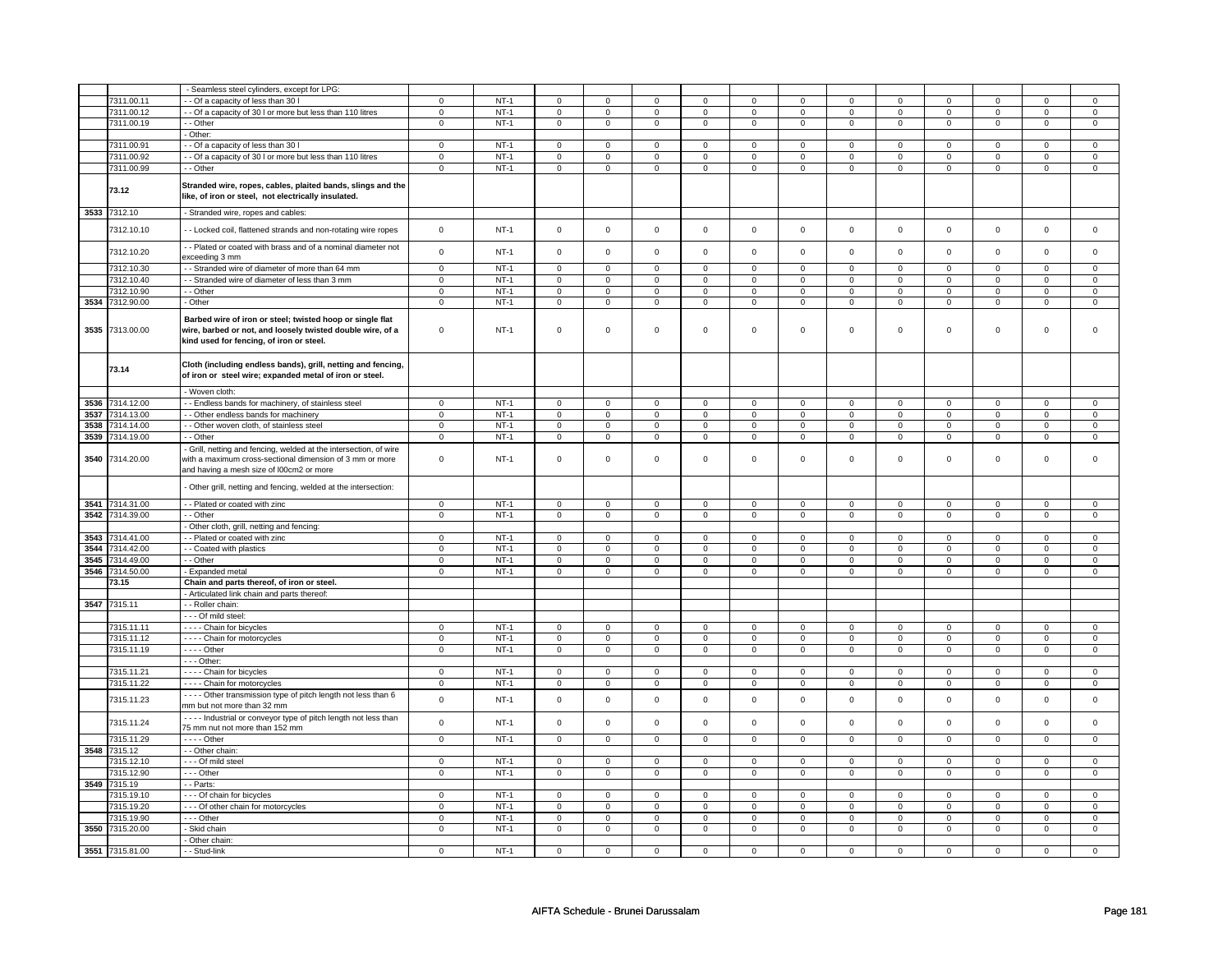| | | | | | | | | | | | | | | | | | |
|---|---|---|---|---|---|---|---|---|---|---|---|---|---|---|---|---|---|
| | | - Seamless steel cylinders, except for LPG: | | | | | | | | | | | | | | | |
| | 7311.00.11 | - - Of a capacity of less than 30 l | 0 | NT-1 | 0 | 0 | 0 | 0 | 0 | 0 | 0 | 0 | 0 | 0 | 0 | 0 |
| | 7311.00.12 | - - Of a capacity of 30 l or more but less than 110 litres | 0 | NT-1 | 0 | 0 | 0 | 0 | 0 | 0 | 0 | 0 | 0 | 0 | 0 | 0 |
| | 7311.00.19 | - - Other | 0 | NT-1 | 0 | 0 | 0 | 0 | 0 | 0 | 0 | 0 | 0 | 0 | 0 | 0 |
| | | - Other: | | | | | | | | | | | | | | |
| | 7311.00.91 | - - Of a capacity of less than 30 l | 0 | NT-1 | 0 | 0 | 0 | 0 | 0 | 0 | 0 | 0 | 0 | 0 | 0 | 0 |
| | 7311.00.92 | - - Of a capacity of 30 l or more but less than 110 litres | 0 | NT-1 | 0 | 0 | 0 | 0 | 0 | 0 | 0 | 0 | 0 | 0 | 0 | 0 |
| | 7311.00.99 | - - Other | 0 | NT-1 | 0 | 0 | 0 | 0 | 0 | 0 | 0 | 0 | 0 | 0 | 0 | 0 |
| | **73.12** | **Stranded wire, ropes, cables, plaited bands, slings and the like, of iron or steel, not electrically insulated.** | | | | | | | | | | | | | | |
| 3533 | 7312.10 | - Stranded wire, ropes and cables: | | | | | | | | | | | | | | |
| | 7312.10.10 | - - Locked coil, flattened strands and non-rotating wire ropes | 0 | NT-1 | 0 | 0 | 0 | 0 | 0 | 0 | 0 | 0 | 0 | 0 | 0 | 0 |
| | 7312.10.20 | - - Plated or coated with brass and of a nominal diameter not exceeding 3 mm | 0 | NT-1 | 0 | 0 | 0 | 0 | 0 | 0 | 0 | 0 | 0 | 0 | 0 | 0 |
| | 7312.10.30 | - - Stranded wire of diameter of more than 64 mm | 0 | NT-1 | 0 | 0 | 0 | 0 | 0 | 0 | 0 | 0 | 0 | 0 | 0 | 0 |
| | 7312.10.40 | - - Stranded wire of diameter of less than 3 mm | 0 | NT-1 | 0 | 0 | 0 | 0 | 0 | 0 | 0 | 0 | 0 | 0 | 0 | 0 |
| | 7312.10.90 | - - Other | 0 | NT-1 | 0 | 0 | 0 | 0 | 0 | 0 | 0 | 0 | 0 | 0 | 0 | 0 |
| 3534 | 7312.90.00 | - Other | 0 | NT-1 | 0 | 0 | 0 | 0 | 0 | 0 | 0 | 0 | 0 | 0 | 0 | 0 |
| 3535 | 7313.00.00 | **Barbed wire of iron or steel; twisted hoop or single flat wire, barbed or not, and loosely twisted double wire, of a kind used for fencing, of iron or steel.** | 0 | NT-1 | 0 | 0 | 0 | 0 | 0 | 0 | 0 | 0 | 0 | 0 | 0 | 0 |
| | **73.14** | **Cloth (including endless bands), grill, netting and fencing, of iron or steel wire; expanded metal of iron or steel.** | | | | | | | | | | | | | | |
| | | - Woven cloth: | | | | | | | | | | | | | | |
| 3536 | 7314.12.00 | - - Endless bands for machinery, of stainless steel | 0 | NT-1 | 0 | 0 | 0 | 0 | 0 | 0 | 0 | 0 | 0 | 0 | 0 | 0 |
| 3537 | 7314.13.00 | - - Other endless bands for machinery | 0 | NT-1 | 0 | 0 | 0 | 0 | 0 | 0 | 0 | 0 | 0 | 0 | 0 | 0 |
| 3538 | 7314.14.00 | - - Other woven cloth, of stainless steel | 0 | NT-1 | 0 | 0 | 0 | 0 | 0 | 0 | 0 | 0 | 0 | 0 | 0 | 0 |
| 3539 | 7314.19.00 | - - Other | 0 | NT-1 | 0 | 0 | 0 | 0 | 0 | 0 | 0 | 0 | 0 | 0 | 0 | 0 |
| 3540 | 7314.20.00 | - Grill, netting and fencing, welded at the intersection, of wire with a maximum cross-sectional dimension of 3 mm or more and having a mesh size of l00cm2 or more | 0 | NT-1 | 0 | 0 | 0 | 0 | 0 | 0 | 0 | 0 | 0 | 0 | 0 | 0 |
| | | - Other grill, netting and fencing, welded at the intersection: | | | | | | | | | | | | | | |
| 3541 | 7314.31.00 | - - Plated or coated with zinc | 0 | NT-1 | 0 | 0 | 0 | 0 | 0 | 0 | 0 | 0 | 0 | 0 | 0 | 0 |
| 3542 | 7314.39.00 | - - Other | 0 | NT-1 | 0 | 0 | 0 | 0 | 0 | 0 | 0 | 0 | 0 | 0 | 0 | 0 |
| | | - Other cloth, grill, netting and fencing: | | | | | | | | | | | | | | |
| 3543 | 7314.41.00 | - - Plated or coated with zinc | 0 | NT-1 | 0 | 0 | 0 | 0 | 0 | 0 | 0 | 0 | 0 | 0 | 0 | 0 |
| 3544 | 7314.42.00 | - - Coated with plastics | 0 | NT-1 | 0 | 0 | 0 | 0 | 0 | 0 | 0 | 0 | 0 | 0 | 0 | 0 |
| 3545 | 7314.49.00 | - - Other | 0 | NT-1 | 0 | 0 | 0 | 0 | 0 | 0 | 0 | 0 | 0 | 0 | 0 | 0 |
| 3546 | 7314.50.00 | - Expanded metal | 0 | NT-1 | 0 | 0 | 0 | 0 | 0 | 0 | 0 | 0 | 0 | 0 | 0 | 0 |
| | **73.15** | **Chain and parts thereof, of iron or steel.** | | | | | | | | | | | | | | |
| | | - Articulated link chain and parts thereof: | | | | | | | | | | | | | | |
| 3547 | 7315.11 | - - Roller chain: | | | | | | | | | | | | | | |
| | | - - - Of mild steel: | | | | | | | | | | | | | | |
| | 7315.11.11 | - - - - Chain for bicycles | 0 | NT-1 | 0 | 0 | 0 | 0 | 0 | 0 | 0 | 0 | 0 | 0 | 0 | 0 |
| | 7315.11.12 | - - - - Chain for motorcycles | 0 | NT-1 | 0 | 0 | 0 | 0 | 0 | 0 | 0 | 0 | 0 | 0 | 0 | 0 |
| | 7315.11.19 | - - - - Other | 0 | NT-1 | 0 | 0 | 0 | 0 | 0 | 0 | 0 | 0 | 0 | 0 | 0 | 0 |
| | | - - - Other: | | | | | | | | | | | | | | |
| | 7315.11.21 | - - - - Chain for bicycles | 0 | NT-1 | 0 | 0 | 0 | 0 | 0 | 0 | 0 | 0 | 0 | 0 | 0 | 0 |
| | 7315.11.22 | - - - - Chain for motorcycles | 0 | NT-1 | 0 | 0 | 0 | 0 | 0 | 0 | 0 | 0 | 0 | 0 | 0 | 0 |
| | 7315.11.23 | - - - - Other transmission type of pitch length not less than 6 mm but not more than 32 mm | 0 | NT-1 | 0 | 0 | 0 | 0 | 0 | 0 | 0 | 0 | 0 | 0 | 0 | 0 |
| | 7315.11.24 | - - - - Industrial or conveyor type of pitch length not less than 75 mm nut not more than 152 mm | 0 | NT-1 | 0 | 0 | 0 | 0 | 0 | 0 | 0 | 0 | 0 | 0 | 0 | 0 |
| | 7315.11.29 | - - - - Other | 0 | NT-1 | 0 | 0 | 0 | 0 | 0 | 0 | 0 | 0 | 0 | 0 | 0 | 0 |
| 3548 | 7315.12 | - - Other chain: | | | | | | | | | | | | | | |
| | 7315.12.10 | - - - Of mild steel | 0 | NT-1 | 0 | 0 | 0 | 0 | 0 | 0 | 0 | 0 | 0 | 0 | 0 | 0 |
| | 7315.12.90 | - - - Other | 0 | NT-1 | 0 | 0 | 0 | 0 | 0 | 0 | 0 | 0 | 0 | 0 | 0 | 0 |
| 3549 | 7315.19 | - - Parts: | | | | | | | | | | | | | | |
| | 7315.19.10 | - - - Of chain for bicycles | 0 | NT-1 | 0 | 0 | 0 | 0 | 0 | 0 | 0 | 0 | 0 | 0 | 0 | 0 |
| | 7315.19.20 | - - - Of other chain for motorcycles | 0 | NT-1 | 0 | 0 | 0 | 0 | 0 | 0 | 0 | 0 | 0 | 0 | 0 | 0 |
| | 7315.19.90 | - - - Other | 0 | NT-1 | 0 | 0 | 0 | 0 | 0 | 0 | 0 | 0 | 0 | 0 | 0 | 0 |
| 3550 | 7315.20.00 | - Skid chain | 0 | NT-1 | 0 | 0 | 0 | 0 | 0 | 0 | 0 | 0 | 0 | 0 | 0 | 0 |
| | | - Other chain: | | | | | | | | | | | | | | |
| 3551 | 7315.81.00 | - - Stud-link | 0 | NT-1 | 0 | 0 | 0 | 0 | 0 | 0 | 0 | 0 | 0 | 0 | 0 | 0 |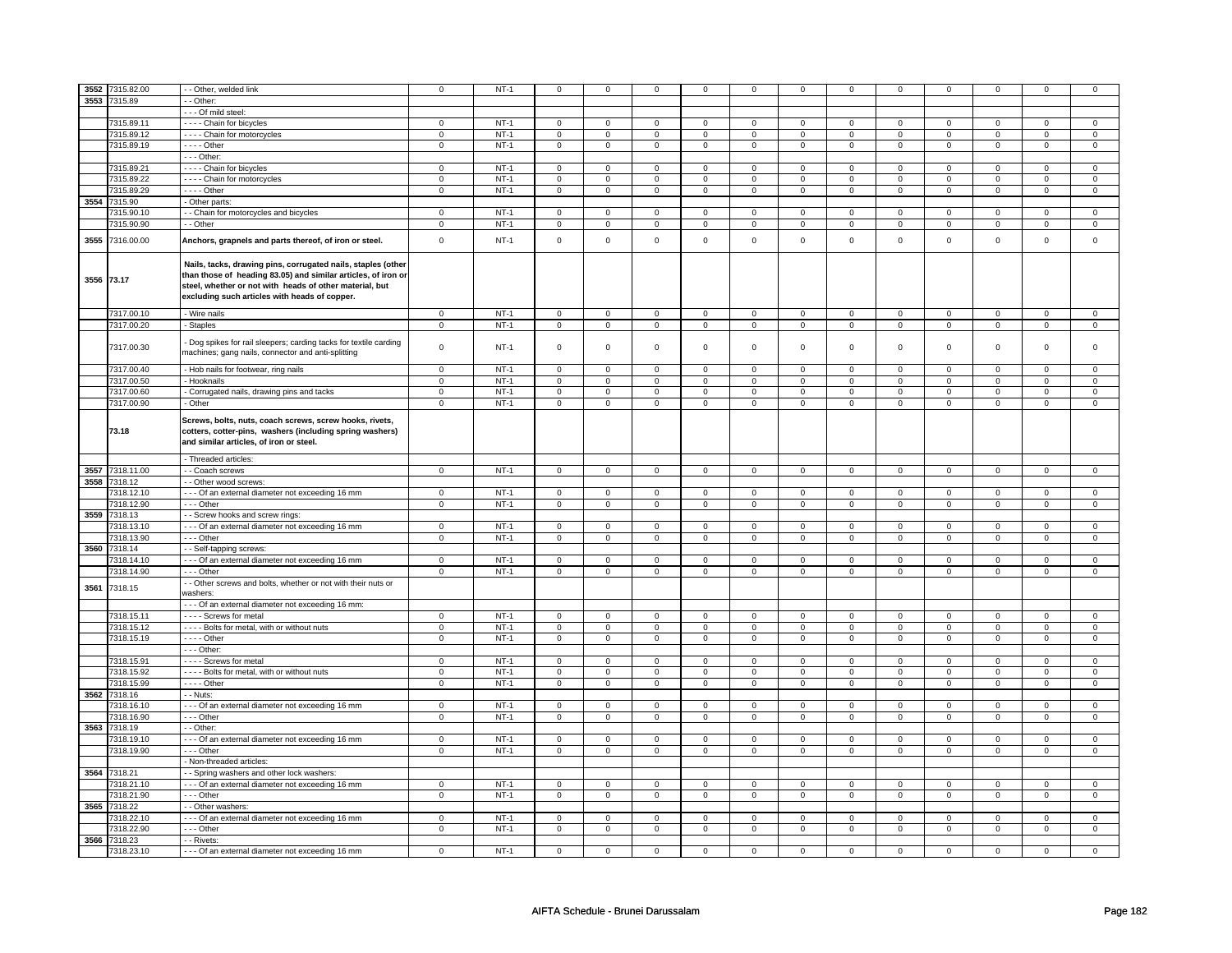| 3552 | 7315.82.00 | - - Other, welded link | 0 | NT-1 | 0 | 0 | 0 | 0 | 0 | 0 | 0 | 0 | 0 | 0 | 0 | 0 |
|---|---|---|---|---|---|---|---|---|---|---|---|---|---|---|---|---|
| 3553 | 7315.89 | - - Other: | | | | | | | | | | | | | | |
| | | - - - Of mild steel: | | | | | | | | | | | | | | |
| | 7315.89.11 | - - - - Chain for bicycles | 0 | NT-1 | 0 | 0 | 0 | 0 | 0 | 0 | 0 | 0 | 0 | 0 | 0 | 0 |
| | 7315.89.12 | - - - - Chain for motorcycles | 0 | NT-1 | 0 | 0 | 0 | 0 | 0 | 0 | 0 | 0 | 0 | 0 | 0 | 0 |
| | 7315.89.19 | - - - - Other | 0 | NT-1 | 0 | 0 | 0 | 0 | 0 | 0 | 0 | 0 | 0 | 0 | 0 | 0 |
| | | - - - Other: | | | | | | | | | | | | | | |
| | 7315.89.21 | - - - - Chain for bicycles | 0 | NT-1 | 0 | 0 | 0 | 0 | 0 | 0 | 0 | 0 | 0 | 0 | 0 | 0 |
| | 7315.89.22 | - - - - Chain for motorcycles | 0 | NT-1 | 0 | 0 | 0 | 0 | 0 | 0 | 0 | 0 | 0 | 0 | 0 | 0 |
| | 7315.89.29 | - - - - Other | 0 | NT-1 | 0 | 0 | 0 | 0 | 0 | 0 | 0 | 0 | 0 | 0 | 0 | 0 |
| 3554 | 7315.90 | - Other parts: | | | | | | | | | | | | | | |
| | 7315.90.10 | - - Chain for motorcycles and bicycles | 0 | NT-1 | 0 | 0 | 0 | 0 | 0 | 0 | 0 | 0 | 0 | 0 | 0 | 0 |
| | 7315.90.90 | - - Other | 0 | NT-1 | 0 | 0 | 0 | 0 | 0 | 0 | 0 | 0 | 0 | 0 | 0 | 0 |
| 3555 | 7316.00.00 | **Anchors, grapnels and parts thereof, of iron or steel.** | 0 | NT-1 | 0 | 0 | 0 | 0 | 0 | 0 | 0 | 0 | 0 | 0 | 0 | 0 |
| 3556 | 73.17 | **Nails, tacks, drawing pins, corrugated nails, staples (other than those of heading 83.05) and similar articles, of iron or steel, whether or not with heads of other material, but excluding such articles with heads of copper.** | | | | | | | | | | | | | | |
| | 7317.00.10 | - Wire nails | 0 | NT-1 | 0 | 0 | 0 | 0 | 0 | 0 | 0 | 0 | 0 | 0 | 0 | 0 |
| | 7317.00.20 | - Staples | 0 | NT-1 | 0 | 0 | 0 | 0 | 0 | 0 | 0 | 0 | 0 | 0 | 0 | 0 |
| | 7317.00.30 | - Dog spikes for rail sleepers; carding tacks for textile carding machines; gang nails, connector and anti-splitting | 0 | NT-1 | 0 | 0 | 0 | 0 | 0 | 0 | 0 | 0 | 0 | 0 | 0 | 0 |
| | 7317.00.40 | - Hob nails for footwear, ring nails | 0 | NT-1 | 0 | 0 | 0 | 0 | 0 | 0 | 0 | 0 | 0 | 0 | 0 | 0 |
| | 7317.00.50 | - Hooknails | 0 | NT-1 | 0 | 0 | 0 | 0 | 0 | 0 | 0 | 0 | 0 | 0 | 0 | 0 |
| | 7317.00.60 | - Corrugated nails, drawing pins and tacks | 0 | NT-1 | 0 | 0 | 0 | 0 | 0 | 0 | 0 | 0 | 0 | 0 | 0 | 0 |
| | 7317.00.90 | - Other | 0 | NT-1 | 0 | 0 | 0 | 0 | 0 | 0 | 0 | 0 | 0 | 0 | 0 | 0 |
| | 73.18 | **Screws, bolts, nuts, coach screws, screw hooks, rivets, cotters, cotter-pins, washers (including spring washers) and similar articles, of iron or steel.** | | | | | | | | | | | | | | |
| | | - Threaded articles: | | | | | | | | | | | | | | |
| 3557 | 7318.11.00 | - - Coach screws | 0 | NT-1 | 0 | 0 | 0 | 0 | 0 | 0 | 0 | 0 | 0 | 0 | 0 | 0 |
| 3558 | 7318.12 | - - Other wood screws: | | | | | | | | | | | | | | |
| | 7318.12.10 | - - - Of an external diameter not exceeding 16 mm | 0 | NT-1 | 0 | 0 | 0 | 0 | 0 | 0 | 0 | 0 | 0 | 0 | 0 | 0 |
| | 7318.12.90 | - - - Other | 0 | NT-1 | 0 | 0 | 0 | 0 | 0 | 0 | 0 | 0 | 0 | 0 | 0 | 0 |
| 3559 | 7318.13 | - - Screw hooks and screw rings: | | | | | | | | | | | | | | |
| | 7318.13.10 | - - - Of an external diameter not exceeding 16 mm | 0 | NT-1 | 0 | 0 | 0 | 0 | 0 | 0 | 0 | 0 | 0 | 0 | 0 | 0 |
| | 7318.13.90 | - - - Other | 0 | NT-1 | 0 | 0 | 0 | 0 | 0 | 0 | 0 | 0 | 0 | 0 | 0 | 0 |
| 3560 | 7318.14 | - - Self-tapping screws: | | | | | | | | | | | | | | |
| | 7318.14.10 | - - - Of an external diameter not exceeding 16 mm | 0 | NT-1 | 0 | 0 | 0 | 0 | 0 | 0 | 0 | 0 | 0 | 0 | 0 | 0 |
| | 7318.14.90 | - - - Other | 0 | NT-1 | 0 | 0 | 0 | 0 | 0 | 0 | 0 | 0 | 0 | 0 | 0 | 0 |
| 3561 | 7318.15 | - - Other screws and bolts, whether or not with their nuts or washers: | | | | | | | | | | | | | | |
| | | - - - Of an external diameter not exceeding 16 mm: | | | | | | | | | | | | | | |
| | 7318.15.11 | - - - - Screws for metal | 0 | NT-1 | 0 | 0 | 0 | 0 | 0 | 0 | 0 | 0 | 0 | 0 | 0 | 0 |
| | 7318.15.12 | - - - - Bolts for metal, with or without nuts | 0 | NT-1 | 0 | 0 | 0 | 0 | 0 | 0 | 0 | 0 | 0 | 0 | 0 | 0 |
| | 7318.15.19 | - - - - Other | 0 | NT-1 | 0 | 0 | 0 | 0 | 0 | 0 | 0 | 0 | 0 | 0 | 0 | 0 |
| | | - - - Other: | | | | | | | | | | | | | | |
| | 7318.15.91 | - - - - Screws for metal | 0 | NT-1 | 0 | 0 | 0 | 0 | 0 | 0 | 0 | 0 | 0 | 0 | 0 | 0 |
| | 7318.15.92 | - - - - Bolts for metal, with or without nuts | 0 | NT-1 | 0 | 0 | 0 | 0 | 0 | 0 | 0 | 0 | 0 | 0 | 0 | 0 |
| | 7318.15.99 | - - - - Other | 0 | NT-1 | 0 | 0 | 0 | 0 | 0 | 0 | 0 | 0 | 0 | 0 | 0 | 0 |
| 3562 | 7318.16 | - - Nuts: | | | | | | | | | | | | | | |
| | 7318.16.10 | - - - Of an external diameter not exceeding 16 mm | 0 | NT-1 | 0 | 0 | 0 | 0 | 0 | 0 | 0 | 0 | 0 | 0 | 0 | 0 |
| | 7318.16.90 | - - - Other | 0 | NT-1 | 0 | 0 | 0 | 0 | 0 | 0 | 0 | 0 | 0 | 0 | 0 | 0 |
| 3563 | 7318.19 | - - Other: | | | | | | | | | | | | | | |
| | 7318.19.10 | - - - Of an external diameter not exceeding 16 mm | 0 | NT-1 | 0 | 0 | 0 | 0 | 0 | 0 | 0 | 0 | 0 | 0 | 0 | 0 |
| | 7318.19.90 | - - - Other | 0 | NT-1 | 0 | 0 | 0 | 0 | 0 | 0 | 0 | 0 | 0 | 0 | 0 | 0 |
| | | - Non-threaded articles: | | | | | | | | | | | | | | |
| 3564 | 7318.21 | - - Spring washers and other lock washers: | | | | | | | | | | | | | | |
| | 7318.21.10 | - - - Of an external diameter not exceeding 16 mm | 0 | NT-1 | 0 | 0 | 0 | 0 | 0 | 0 | 0 | 0 | 0 | 0 | 0 | 0 |
| | 7318.21.90 | - - - Other | 0 | NT-1 | 0 | 0 | 0 | 0 | 0 | 0 | 0 | 0 | 0 | 0 | 0 | 0 |
| 3565 | 7318.22 | - - Other washers: | | | | | | | | | | | | | | |
| | 7318.22.10 | - - - Of an external diameter not exceeding 16 mm | 0 | NT-1 | 0 | 0 | 0 | 0 | 0 | 0 | 0 | 0 | 0 | 0 | 0 | 0 |
| | 7318.22.90 | - - - Other | 0 | NT-1 | 0 | 0 | 0 | 0 | 0 | 0 | 0 | 0 | 0 | 0 | 0 | 0 |
| 3566 | 7318.23 | - - Rivets: | | | | | | | | | | | | | | |
| | 7318.23.10 | - - - Of an external diameter not exceeding 16 mm | 0 | NT-1 | 0 | 0 | 0 | 0 | 0 | 0 | 0 | 0 | 0 | 0 | 0 | 0 |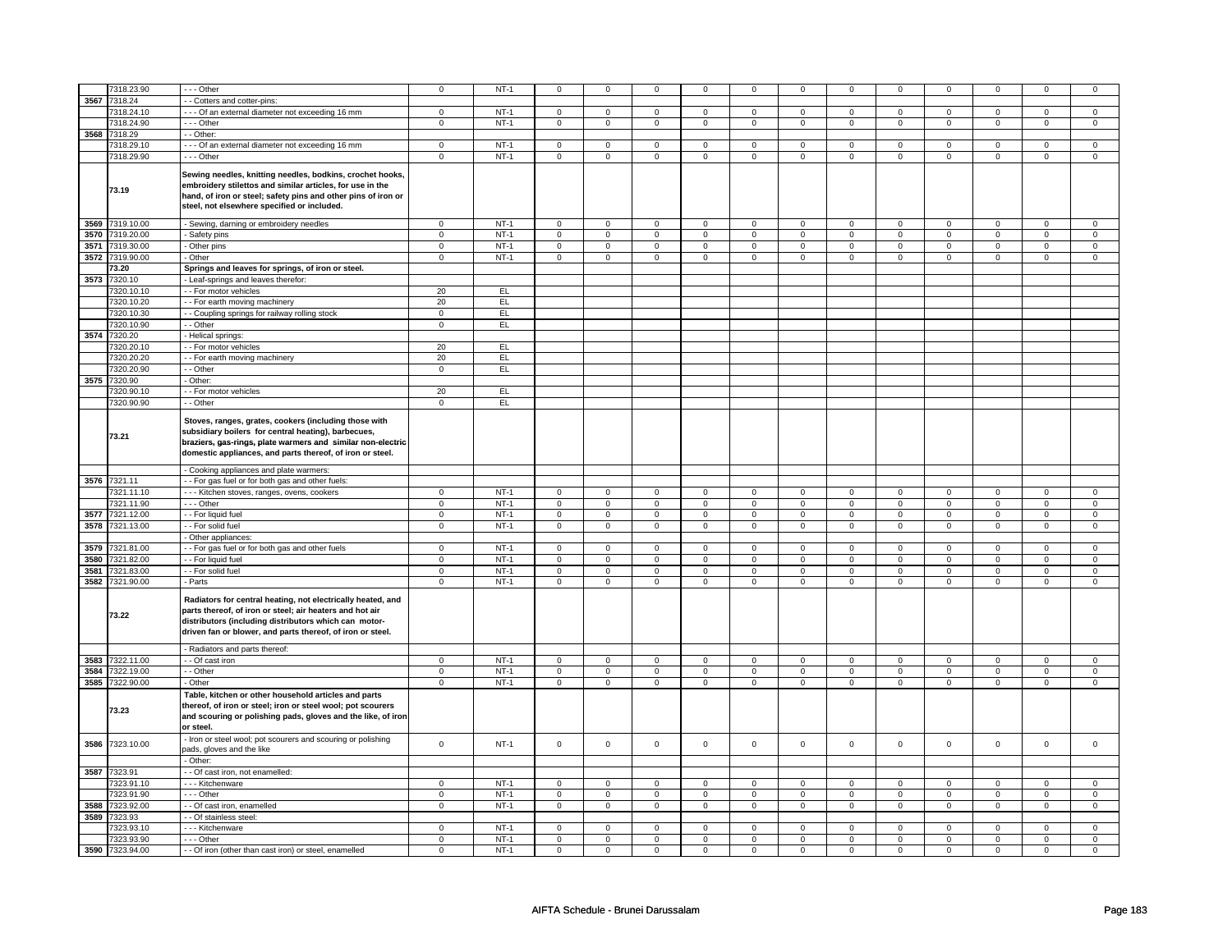| | | | | | | | | | | | | | | | | |
|---|---|---|---|---|---|---|---|---|---|---|---|---|---|---|---|---|
| | 7318.23.90 | - - - Other | 0 | NT-1 | 0 | 0 | 0 | 0 | 0 | 0 | 0 | 0 | 0 | 0 | 0 | 0 |
| 3567 | 7318.24 | - - Cotters and cotter-pins: | | | | | | | | | | | | | | |
| | 7318.24.10 | - - - Of an external diameter not exceeding 16 mm | 0 | NT-1 | 0 | 0 | 0 | 0 | 0 | 0 | 0 | 0 | 0 | 0 | 0 | 0 |
| | 7318.24.90 | - - - Other | 0 | NT-1 | 0 | 0 | 0 | 0 | 0 | 0 | 0 | 0 | 0 | 0 | 0 | 0 |
| 3568 | 7318.29 | - - Other: | | | | | | | | | | | | | | |
| | 7318.29.10 | - - - Of an external diameter not exceeding 16 mm | 0 | NT-1 | 0 | 0 | 0 | 0 | 0 | 0 | 0 | 0 | 0 | 0 | 0 | 0 |
| | 7318.29.90 | - - - Other | 0 | NT-1 | 0 | 0 | 0 | 0 | 0 | 0 | 0 | 0 | 0 | 0 | 0 | 0 |
| | **73.19** | **Sewing needles, knitting needles, bodkins, crochet hooks, embroidery stilettos and similar articles, for use in the hand, of iron or steel; safety pins and other pins of iron or steel, not elsewhere specified or included.** | | | | | | | | | | | | | | |
| 3569 | 7319.10.00 | - Sewing, darning or embroidery needles | 0 | NT-1 | 0 | 0 | 0 | 0 | 0 | 0 | 0 | 0 | 0 | 0 | 0 | 0 |
| 3570 | 7319.20.00 | - Safety pins | 0 | NT-1 | 0 | 0 | 0 | 0 | 0 | 0 | 0 | 0 | 0 | 0 | 0 | 0 |
| 3571 | 7319.30.00 | - Other pins | 0 | NT-1 | 0 | 0 | 0 | 0 | 0 | 0 | 0 | 0 | 0 | 0 | 0 | 0 |
| 3572 | 7319.90.00 | - Other | 0 | NT-1 | 0 | 0 | 0 | 0 | 0 | 0 | 0 | 0 | 0 | 0 | 0 | 0 |
| | **73.20** | **Springs and leaves for springs, of iron or steel.** | | | | | | | | | | | | | | |
| 3573 | 7320.10 | - Leaf-springs and leaves therefor: | | | | | | | | | | | | | | |
| | 7320.10.10 | - - For motor vehicles | 20 | EL | | | | | | | | | | | | |
| | 7320.10.20 | - - For earth moving machinery | 20 | EL | | | | | | | | | | | | |
| | 7320.10.30 | - - Coupling springs for railway rolling stock | 0 | EL | | | | | | | | | | | | |
| | 7320.10.90 | - - Other | 0 | EL | | | | | | | | | | | | |
| 3574 | 7320.20 | - Helical springs: | | | | | | | | | | | | | | |
| | 7320.20.10 | - - For motor vehicles | 20 | EL | | | | | | | | | | | | |
| | 7320.20.20 | - - For earth moving machinery | 20 | EL | | | | | | | | | | | | |
| | 7320.20.90 | - - Other | 0 | EL | | | | | | | | | | | | |
| 3575 | 7320.90 | - Other: | | | | | | | | | | | | | | |
| | 7320.90.10 | - - For motor vehicles | 20 | EL | | | | | | | | | | | | |
| | 7320.90.90 | - - Other | 0 | EL | | | | | | | | | | | | |
| | **73.21** | **Stoves, ranges, grates, cookers (including those with subsidiary boilers for central heating), barbecues, braziers, gas-rings, plate warmers and similar non-electric domestic appliances, and parts thereof, of iron or steel.** | | | | | | | | | | | | | | |
| | | - Cooking appliances and plate warmers: | | | | | | | | | | | | | | |
| 3576 | 7321.11 | - - For gas fuel or for both gas and other fuels: | | | | | | | | | | | | | | |
| | 7321.11.10 | - - - Kitchen stoves, ranges, ovens, cookers | 0 | NT-1 | 0 | 0 | 0 | 0 | 0 | 0 | 0 | 0 | 0 | 0 | 0 | 0 |
| | 7321.11.90 | - - - Other | 0 | NT-1 | 0 | 0 | 0 | 0 | 0 | 0 | 0 | 0 | 0 | 0 | 0 | 0 |
| 3577 | 7321.12.00 | - - For liquid fuel | 0 | NT-1 | 0 | 0 | 0 | 0 | 0 | 0 | 0 | 0 | 0 | 0 | 0 | 0 |
| 3578 | 7321.13.00 | - - For solid fuel | 0 | NT-1 | 0 | 0 | 0 | 0 | 0 | 0 | 0 | 0 | 0 | 0 | 0 | 0 |
| | | - Other appliances: | | | | | | | | | | | | | | |
| 3579 | 7321.81.00 | - - For gas fuel or for both gas and other fuels | 0 | NT-1 | 0 | 0 | 0 | 0 | 0 | 0 | 0 | 0 | 0 | 0 | 0 | 0 |
| 3580 | 7321.82.00 | - - For liquid fuel | 0 | NT-1 | 0 | 0 | 0 | 0 | 0 | 0 | 0 | 0 | 0 | 0 | 0 | 0 |
| 3581 | 7321.83.00 | - - For solid fuel | 0 | NT-1 | 0 | 0 | 0 | 0 | 0 | 0 | 0 | 0 | 0 | 0 | 0 | 0 |
| 3582 | 7321.90.00 | - Parts | 0 | NT-1 | 0 | 0 | 0 | 0 | 0 | 0 | 0 | 0 | 0 | 0 | 0 | 0 |
| | **73.22** | **Radiators for central heating, not electrically heated, and parts thereof, of iron or steel; air heaters and hot air distributors (including distributors which can motor-driven fan or blower, and parts thereof, of iron or steel.** | | | | | | | | | | | | | | |
| | | - Radiators and parts thereof: | | | | | | | | | | | | | | |
| 3583 | 7322.11.00 | - - Of cast iron | 0 | NT-1 | 0 | 0 | 0 | 0 | 0 | 0 | 0 | 0 | 0 | 0 | 0 | 0 |
| 3584 | 7322.19.00 | - - Other | 0 | NT-1 | 0 | 0 | 0 | 0 | 0 | 0 | 0 | 0 | 0 | 0 | 0 | 0 |
| 3585 | 7322.90.00 | - Other | 0 | NT-1 | 0 | 0 | 0 | 0 | 0 | 0 | 0 | 0 | 0 | 0 | 0 | 0 |
| | **73.23** | **Table, kitchen or other household articles and parts thereof, of iron or steel; iron or steel wool; pot scourers and scouring or polishing pads, gloves and the like, of iron or steel.** | | | | | | | | | | | | | | |
| 3586 | 7323.10.00 | - Iron or steel wool; pot scourers and scouring or polishing pads, gloves and the like | 0 | NT-1 | 0 | 0 | 0 | 0 | 0 | 0 | 0 | 0 | 0 | 0 | 0 | 0 |
| | | - Other: | | | | | | | | | | | | | | |
| 3587 | 7323.91 | - - Of cast iron, not enamelled: | | | | | | | | | | | | | | |
| | 7323.91.10 | - - - Kitchenware | 0 | NT-1 | 0 | 0 | 0 | 0 | 0 | 0 | 0 | 0 | 0 | 0 | 0 | 0 |
| | 7323.91.90 | - - - Other | 0 | NT-1 | 0 | 0 | 0 | 0 | 0 | 0 | 0 | 0 | 0 | 0 | 0 | 0 |
| 3588 | 7323.92.00 | - - Of cast iron, enamelled | 0 | NT-1 | 0 | 0 | 0 | 0 | 0 | 0 | 0 | 0 | 0 | 0 | 0 | 0 |
| 3589 | 7323.93 | - - Of stainless steel: | | | | | | | | | | | | | | |
| | 7323.93.10 | - - - Kitchenware | 0 | NT-1 | 0 | 0 | 0 | 0 | 0 | 0 | 0 | 0 | 0 | 0 | 0 | 0 |
| | 7323.93.90 | - - - Other | 0 | NT-1 | 0 | 0 | 0 | 0 | 0 | 0 | 0 | 0 | 0 | 0 | 0 | 0 |
| 3590 | 7323.94.00 | - - Of iron (other than cast iron) or steel, enamelled | 0 | NT-1 | 0 | 0 | 0 | 0 | 0 | 0 | 0 | 0 | 0 | 0 | 0 | 0 |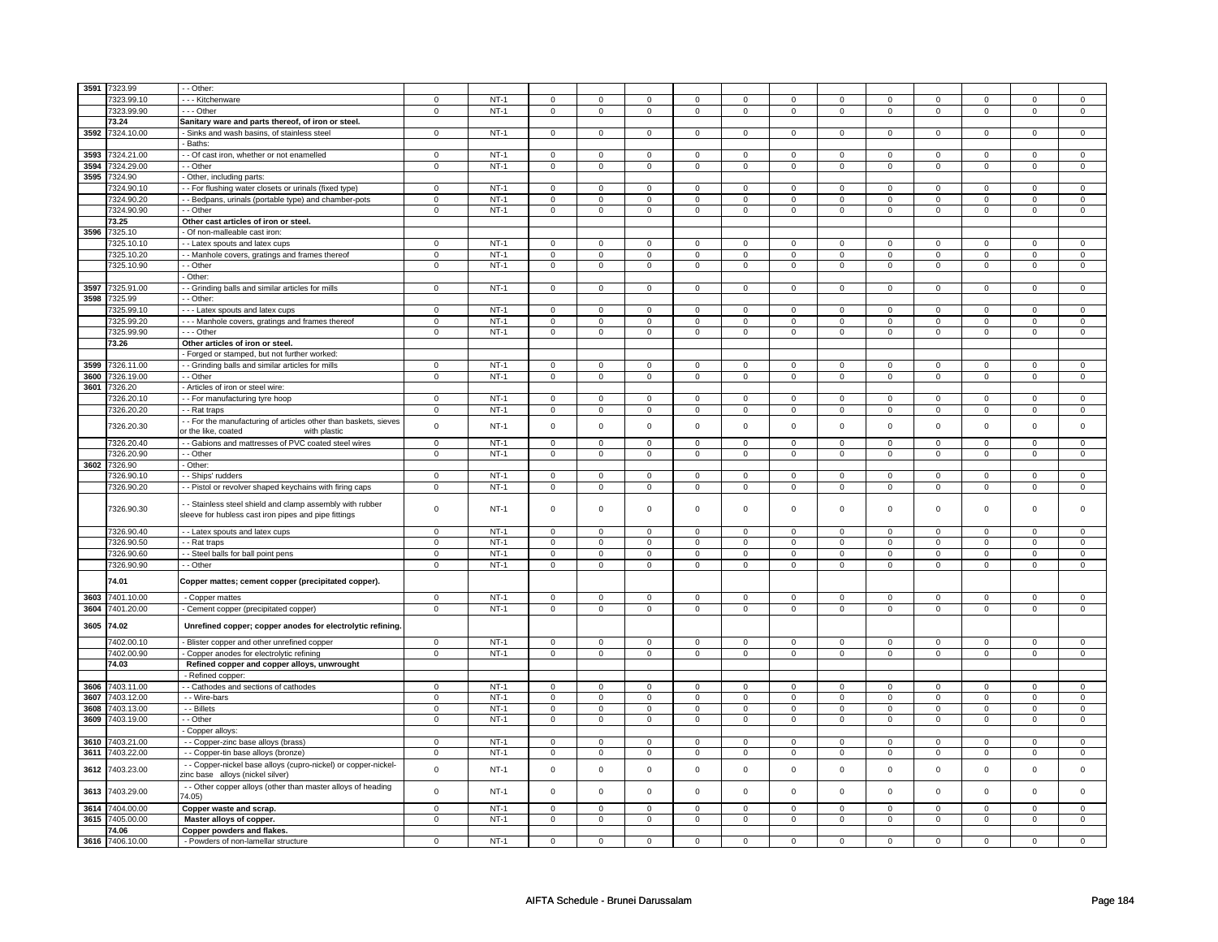| 3591 | 7323.99 | - - Other: | | | | | | | | | | | | | | | |
|---|---|---|---|---|---|---|---|---|---|---|---|---|---|---|---|---|---|
| | 7323.99.10 | - - - Kitchenware | 0 | NT-1 | 0 | 0 | 0 | 0 | 0 | 0 | 0 | 0 | 0 | 0 | 0 | 0 |
| | 7323.99.90 | - - - Other | 0 | NT-1 | 0 | 0 | 0 | 0 | 0 | 0 | 0 | 0 | 0 | 0 | 0 | 0 |
| | **73.24** | **Sanitary ware and parts thereof, of iron or steel.** | | | | | | | | | | | | | | |
| 3592 | 7324.10.00 | - Sinks and wash basins, of stainless steel | 0 | NT-1 | 0 | 0 | 0 | 0 | 0 | 0 | 0 | 0 | 0 | 0 | 0 | 0 |
| | | - Baths: | | | | | | | | | | | | | | |
| 3593 | 7324.21.00 | - - Of cast iron, whether or not enamelled | 0 | NT-1 | 0 | 0 | 0 | 0 | 0 | 0 | 0 | 0 | 0 | 0 | 0 | 0 |
| 3594 | 7324.29.00 | - - Other | 0 | NT-1 | 0 | 0 | 0 | 0 | 0 | 0 | 0 | 0 | 0 | 0 | 0 | 0 |
| 3595 | 7324.90 | - Other, including parts: | | | | | | | | | | | | | | |
| | 7324.90.10 | - - For flushing water closets or urinals (fixed type) | 0 | NT-1 | 0 | 0 | 0 | 0 | 0 | 0 | 0 | 0 | 0 | 0 | 0 | 0 |
| | 7324.90.20 | - - Bedpans, urinals (portable type) and chamber-pots | 0 | NT-1 | 0 | 0 | 0 | 0 | 0 | 0 | 0 | 0 | 0 | 0 | 0 | 0 |
| | 7324.90.90 | - - Other | 0 | NT-1 | 0 | 0 | 0 | 0 | 0 | 0 | 0 | 0 | 0 | 0 | 0 | 0 |
| | **73.25** | **Other cast articles of iron or steel.** | | | | | | | | | | | | | | |
| 3596 | 7325.10 | - Of non-malleable cast iron: | | | | | | | | | | | | | | |
| | 7325.10.10 | - - Latex spouts and latex cups | 0 | NT-1 | 0 | 0 | 0 | 0 | 0 | 0 | 0 | 0 | 0 | 0 | 0 | 0 |
| | 7325.10.20 | - - Manhole covers, gratings and frames thereof | 0 | NT-1 | 0 | 0 | 0 | 0 | 0 | 0 | 0 | 0 | 0 | 0 | 0 | 0 |
| | 7325.10.90 | - - Other | 0 | NT-1 | 0 | 0 | 0 | 0 | 0 | 0 | 0 | 0 | 0 | 0 | 0 | 0 |
| | | - Other: | | | | | | | | | | | | | | |
| 3597 | 7325.91.00 | - - Grinding balls and similar articles for mills | 0 | NT-1 | 0 | 0 | 0 | 0 | 0 | 0 | 0 | 0 | 0 | 0 | 0 | 0 |
| 3598 | 7325.99 | - - Other: | | | | | | | | | | | | | | |
| | 7325.99.10 | - - - Latex spouts and latex cups | 0 | NT-1 | 0 | 0 | 0 | 0 | 0 | 0 | 0 | 0 | 0 | 0 | 0 | 0 |
| | 7325.99.20 | - - - Manhole covers, gratings and frames thereof | 0 | NT-1 | 0 | 0 | 0 | 0 | 0 | 0 | 0 | 0 | 0 | 0 | 0 | 0 |
| | 7325.99.90 | - - - Other | 0 | NT-1 | 0 | 0 | 0 | 0 | 0 | 0 | 0 | 0 | 0 | 0 | 0 | 0 |
| | **73.26** | **Other articles of iron or steel.** | | | | | | | | | | | | | | |
| | | - Forged or stamped, but not further worked: | | | | | | | | | | | | | | |
| 3599 | 7326.11.00 | - - Grinding balls and similar articles for mills | 0 | NT-1 | 0 | 0 | 0 | 0 | 0 | 0 | 0 | 0 | 0 | 0 | 0 | 0 |
| 3600 | 7326.19.00 | - - Other | 0 | NT-1 | 0 | 0 | 0 | 0 | 0 | 0 | 0 | 0 | 0 | 0 | 0 | 0 |
| 3601 | 7326.20 | - Articles of iron or steel wire: | | | | | | | | | | | | | | |
| | 7326.20.10 | - - For manufacturing tyre hoop | 0 | NT-1 | 0 | 0 | 0 | 0 | 0 | 0 | 0 | 0 | 0 | 0 | 0 | 0 |
| | 7326.20.20 | - - Rat traps | 0 | NT-1 | 0 | 0 | 0 | 0 | 0 | 0 | 0 | 0 | 0 | 0 | 0 | 0 |
| | 7326.20.30 | - - For the manufacturing of articles other than baskets, sieves or the like, coated with plastic | 0 | NT-1 | 0 | 0 | 0 | 0 | 0 | 0 | 0 | 0 | 0 | 0 | 0 | 0 |
| | 7326.20.40 | - - Gabions and mattresses of PVC coated steel wires | 0 | NT-1 | 0 | 0 | 0 | 0 | 0 | 0 | 0 | 0 | 0 | 0 | 0 | 0 |
| | 7326.20.90 | - - Other | 0 | NT-1 | 0 | 0 | 0 | 0 | 0 | 0 | 0 | 0 | 0 | 0 | 0 | 0 |
| 3602 | 7326.90 | - Other: | | | | | | | | | | | | | | |
| | 7326.90.10 | - - Ships' rudders | 0 | NT-1 | 0 | 0 | 0 | 0 | 0 | 0 | 0 | 0 | 0 | 0 | 0 | 0 |
| | 7326.90.20 | - - Pistol or revolver shaped keychains with firing caps | 0 | NT-1 | 0 | 0 | 0 | 0 | 0 | 0 | 0 | 0 | 0 | 0 | 0 | 0 |
| | 7326.90.30 | - - Stainless steel shield and clamp assembly with rubber sleeve for hubless cast iron pipes and pipe fittings | 0 | NT-1 | 0 | 0 | 0 | 0 | 0 | 0 | 0 | 0 | 0 | 0 | 0 | 0 |
| | 7326.90.40 | - - Latex spouts and latex cups | 0 | NT-1 | 0 | 0 | 0 | 0 | 0 | 0 | 0 | 0 | 0 | 0 | 0 | 0 |
| | 7326.90.50 | - - Rat traps | 0 | NT-1 | 0 | 0 | 0 | 0 | 0 | 0 | 0 | 0 | 0 | 0 | 0 | 0 |
| | 7326.90.60 | - - Steel balls for ball point pens | 0 | NT-1 | 0 | 0 | 0 | 0 | 0 | 0 | 0 | 0 | 0 | 0 | 0 | 0 |
| | 7326.90.90 | - - Other | 0 | NT-1 | 0 | 0 | 0 | 0 | 0 | 0 | 0 | 0 | 0 | 0 | 0 | 0 |
| | **74.01** | **Copper mattes; cement copper (precipitated copper).** | | | | | | | | | | | | | | |
| 3603 | 7401.10.00 | - Copper mattes | 0 | NT-1 | 0 | 0 | 0 | 0 | 0 | 0 | 0 | 0 | 0 | 0 | 0 | 0 |
| 3604 | 7401.20.00 | - Cement copper (precipitated copper) | 0 | NT-1 | 0 | 0 | 0 | 0 | 0 | 0 | 0 | 0 | 0 | 0 | 0 | 0 |
| 3605 | **74.02** | **Unrefined copper; copper anodes for electrolytic refining.** | | | | | | | | | | | | | | |
| | 7402.00.10 | - Blister copper and other unrefined copper | 0 | NT-1 | 0 | 0 | 0 | 0 | 0 | 0 | 0 | 0 | 0 | 0 | 0 | 0 |
| | 7402.00.90 | - Copper anodes for electrolytic refining | 0 | NT-1 | 0 | 0 | 0 | 0 | 0 | 0 | 0 | 0 | 0 | 0 | 0 | 0 |
| | **74.03** | **Refined copper and copper alloys, unwrought** | | | | | | | | | | | | | | |
| | | - Refined copper: | | | | | | | | | | | | | | |
| 3606 | 7403.11.00 | - - Cathodes and sections of cathodes | 0 | NT-1 | 0 | 0 | 0 | 0 | 0 | 0 | 0 | 0 | 0 | 0 | 0 | 0 |
| 3607 | 7403.12.00 | - - Wire-bars | 0 | NT-1 | 0 | 0 | 0 | 0 | 0 | 0 | 0 | 0 | 0 | 0 | 0 | 0 |
| 3608 | 7403.13.00 | - - Billets | 0 | NT-1 | 0 | 0 | 0 | 0 | 0 | 0 | 0 | 0 | 0 | 0 | 0 | 0 |
| 3609 | 7403.19.00 | - - Other | 0 | NT-1 | 0 | 0 | 0 | 0 | 0 | 0 | 0 | 0 | 0 | 0 | 0 | 0 |
| | | - Copper alloys: | | | | | | | | | | | | | | |
| 3610 | 7403.21.00 | - - Copper-zinc base alloys (brass) | 0 | NT-1 | 0 | 0 | 0 | 0 | 0 | 0 | 0 | 0 | 0 | 0 | 0 | 0 |
| 3611 | 7403.22.00 | - - Copper-tin base alloys (bronze) | 0 | NT-1 | 0 | 0 | 0 | 0 | 0 | 0 | 0 | 0 | 0 | 0 | 0 | 0 |
| 3612 | 7403.23.00 | - - Copper-nickel base alloys (cupro-nickel) or copper-nickel-zinc base alloys (nickel silver) | 0 | NT-1 | 0 | 0 | 0 | 0 | 0 | 0 | 0 | 0 | 0 | 0 | 0 | 0 |
| 3613 | 7403.29.00 | - - Other copper alloys (other than master alloys of heading 74.05) | 0 | NT-1 | 0 | 0 | 0 | 0 | 0 | 0 | 0 | 0 | 0 | 0 | 0 | 0 |
| 3614 | 7404.00.00 | **Copper waste and scrap.** | 0 | NT-1 | 0 | 0 | 0 | 0 | 0 | 0 | 0 | 0 | 0 | 0 | 0 | 0 |
| 3615 | 7405.00.00 | **Master alloys of copper.** | 0 | NT-1 | 0 | 0 | 0 | 0 | 0 | 0 | 0 | 0 | 0 | 0 | 0 | 0 |
| | **74.06** | **Copper powders and flakes.** | | | | | | | | | | | | | | |
| 3616 | 7406.10.00 | - Powders of non-lamellar structure | 0 | NT-1 | 0 | 0 | 0 | 0 | 0 | 0 | 0 | 0 | 0 | 0 | 0 | 0 |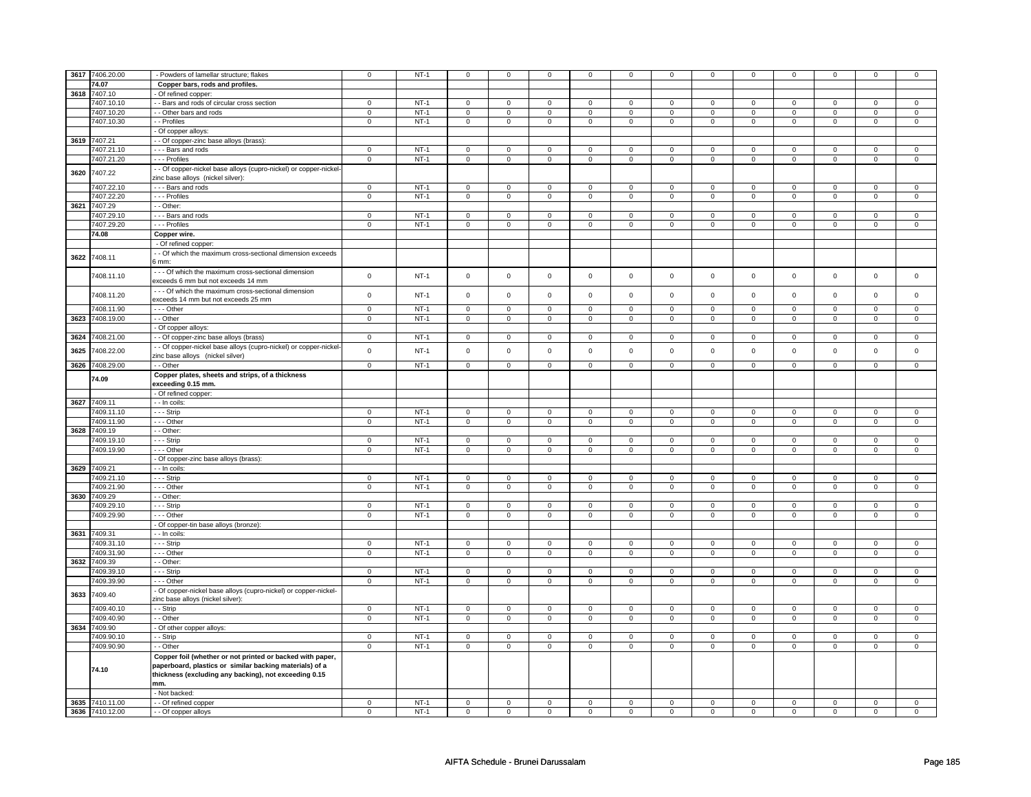| | | | | | | | | | | | | | | | |
|---|---|---|---|---|---|---|---|---|---|---|---|---|---|---|---|
| 3617 | 7406.20.00 | - Powders of lamellar structure; flakes | 0 | NT-1 | 0 | 0 | 0 | 0 | 0 | 0 | 0 | 0 | 0 | 0 | 0 | 0 |
| | 74.07 | **Copper bars, rods and profiles.** | | | | | | | | | | | | | | |
| 3618 | 7407.10 | - Of refined copper: | | | | | | | | | | | | | | |
| | 7407.10.10 | - - Bars and rods of circular cross section | 0 | NT-1 | 0 | 0 | 0 | 0 | 0 | 0 | 0 | 0 | 0 | 0 | 0 | 0 |
| | 7407.10.20 | - - Other bars and rods | 0 | NT-1 | 0 | 0 | 0 | 0 | 0 | 0 | 0 | 0 | 0 | 0 | 0 | 0 |
| | 7407.10.30 | - - Profiles | 0 | NT-1 | 0 | 0 | 0 | 0 | 0 | 0 | 0 | 0 | 0 | 0 | 0 | 0 |
| | | - Of copper alloys: | | | | | | | | | | | | | | |
| 3619 | 7407.21 | - - Of copper-zinc base alloys (brass): | | | | | | | | | | | | | | |
| | 7407.21.10 | - - - Bars and rods | 0 | NT-1 | 0 | 0 | 0 | 0 | 0 | 0 | 0 | 0 | 0 | 0 | 0 | 0 |
| | 7407.21.20 | - - - Profiles | 0 | NT-1 | 0 | 0 | 0 | 0 | 0 | 0 | 0 | 0 | 0 | 0 | 0 | 0 |
| 3620 | 7407.22 | - - Of copper-nickel base alloys (cupro-nickel) or copper-nickel-zinc base alloys (nickel silver): | | | | | | | | | | | | | | |
| | 7407.22.10 | - - - Bars and rods | 0 | NT-1 | 0 | 0 | 0 | 0 | 0 | 0 | 0 | 0 | 0 | 0 | 0 | 0 |
| | 7407.22.20 | - - - Profiles | 0 | NT-1 | 0 | 0 | 0 | 0 | 0 | 0 | 0 | 0 | 0 | 0 | 0 | 0 |
| 3621 | 7407.29 | - - Other: | | | | | | | | | | | | | | |
| | 7407.29.10 | - - - Bars and rods | 0 | NT-1 | 0 | 0 | 0 | 0 | 0 | 0 | 0 | 0 | 0 | 0 | 0 | 0 |
| | 7407.29.20 | - - - Profiles | 0 | NT-1 | 0 | 0 | 0 | 0 | 0 | 0 | 0 | 0 | 0 | 0 | 0 | 0 |
| | 74.08 | **Copper wire.** | | | | | | | | | | | | | | |
| | | - Of refined copper: | | | | | | | | | | | | | | |
| 3622 | 7408.11 | - - Of which the maximum cross-sectional dimension exceeds 6 mm: | | | | | | | | | | | | | | |
| | 7408.11.10 | - - - Of which the maximum cross-sectional dimension exceeds 6 mm but not exceeds 14 mm | 0 | NT-1 | 0 | 0 | 0 | 0 | 0 | 0 | 0 | 0 | 0 | 0 | 0 | 0 |
| | 7408.11.20 | - - - Of which the maximum cross-sectional dimension exceeds 14 mm but not exceeds 25 mm | 0 | NT-1 | 0 | 0 | 0 | 0 | 0 | 0 | 0 | 0 | 0 | 0 | 0 | 0 |
| | 7408.11.90 | - - - Other | 0 | NT-1 | 0 | 0 | 0 | 0 | 0 | 0 | 0 | 0 | 0 | 0 | 0 | 0 |
| 3623 | 7408.19.00 | - - Other | 0 | NT-1 | 0 | 0 | 0 | 0 | 0 | 0 | 0 | 0 | 0 | 0 | 0 | 0 |
| | | - Of copper alloys: | | | | | | | | | | | | | | |
| 3624 | 7408.21.00 | - - Of copper-zinc base alloys (brass) | 0 | NT-1 | 0 | 0 | 0 | 0 | 0 | 0 | 0 | 0 | 0 | 0 | 0 | 0 |
| 3625 | 7408.22.00 | - - Of copper-nickel base alloys (cupro-nickel) or copper-nickel-zinc base alloys (nickel silver) | 0 | NT-1 | 0 | 0 | 0 | 0 | 0 | 0 | 0 | 0 | 0 | 0 | 0 | 0 |
| 3626 | 7408.29.00 | - - Other | 0 | NT-1 | 0 | 0 | 0 | 0 | 0 | 0 | 0 | 0 | 0 | 0 | 0 | 0 |
| | 74.09 | **Copper plates, sheets and strips, of a thickness exceeding 0.15 mm.** | | | | | | | | | | | | | | |
| | | - Of refined copper: | | | | | | | | | | | | | | |
| 3627 | 7409.11 | - - In coils: | | | | | | | | | | | | | | |
| | 7409.11.10 | - - - Strip | 0 | NT-1 | 0 | 0 | 0 | 0 | 0 | 0 | 0 | 0 | 0 | 0 | 0 | 0 |
| | 7409.11.90 | - - - Other | 0 | NT-1 | 0 | 0 | 0 | 0 | 0 | 0 | 0 | 0 | 0 | 0 | 0 | 0 |
| 3628 | 7409.19 | - - Other: | | | | | | | | | | | | | | |
| | 7409.19.10 | - - - Strip | 0 | NT-1 | 0 | 0 | 0 | 0 | 0 | 0 | 0 | 0 | 0 | 0 | 0 | 0 |
| | 7409.19.90 | - - - Other | 0 | NT-1 | 0 | 0 | 0 | 0 | 0 | 0 | 0 | 0 | 0 | 0 | 0 | 0 |
| | | - Of copper-zinc base alloys (brass): | | | | | | | | | | | | | | |
| 3629 | 7409.21 | - - In coils: | | | | | | | | | | | | | | |
| | 7409.21.10 | - - - Strip | 0 | NT-1 | 0 | 0 | 0 | 0 | 0 | 0 | 0 | 0 | 0 | 0 | 0 | 0 |
| | 7409.21.90 | - - - Other | 0 | NT-1 | 0 | 0 | 0 | 0 | 0 | 0 | 0 | 0 | 0 | 0 | 0 | 0 |
| 3630 | 7409.29 | - - Other: | | | | | | | | | | | | | | |
| | 7409.29.10 | - - - Strip | 0 | NT-1 | 0 | 0 | 0 | 0 | 0 | 0 | 0 | 0 | 0 | 0 | 0 | 0 |
| | 7409.29.90 | - - - Other | 0 | NT-1 | 0 | 0 | 0 | 0 | 0 | 0 | 0 | 0 | 0 | 0 | 0 | 0 |
| | | - Of copper-tin base alloys (bronze): | | | | | | | | | | | | | | |
| 3631 | 7409.31 | - - In coils: | | | | | | | | | | | | | | |
| | 7409.31.10 | - - - Strip | 0 | NT-1 | 0 | 0 | 0 | 0 | 0 | 0 | 0 | 0 | 0 | 0 | 0 | 0 |
| | 7409.31.90 | - - - Other | 0 | NT-1 | 0 | 0 | 0 | 0 | 0 | 0 | 0 | 0 | 0 | 0 | 0 | 0 |
| 3632 | 7409.39 | - - Other: | | | | | | | | | | | | | | |
| | 7409.39.10 | - - - Strip | 0 | NT-1 | 0 | 0 | 0 | 0 | 0 | 0 | 0 | 0 | 0 | 0 | 0 | 0 |
| | 7409.39.90 | - - - Other | 0 | NT-1 | 0 | 0 | 0 | 0 | 0 | 0 | 0 | 0 | 0 | 0 | 0 | 0 |
| 3633 | 7409.40 | - Of copper-nickel base alloys (cupro-nickel) or copper-nickel-zinc base alloys (nickel silver): | | | | | | | | | | | | | | |
| | 7409.40.10 | - - Strip | 0 | NT-1 | 0 | 0 | 0 | 0 | 0 | 0 | 0 | 0 | 0 | 0 | 0 | 0 |
| | 7409.40.90 | - - Other | 0 | NT-1 | 0 | 0 | 0 | 0 | 0 | 0 | 0 | 0 | 0 | 0 | 0 | 0 |
| 3634 | 7409.90 | - Of other copper alloys: | | | | | | | | | | | | | | |
| | 7409.90.10 | - - Strip | 0 | NT-1 | 0 | 0 | 0 | 0 | 0 | 0 | 0 | 0 | 0 | 0 | 0 | 0 |
| | 7409.90.90 | - - Other | 0 | NT-1 | 0 | 0 | 0 | 0 | 0 | 0 | 0 | 0 | 0 | 0 | 0 | 0 |
| | 74.10 | **Copper foil (whether or not printed or backed with paper, paperboard, plastics or similar backing materials) of a thickness (excluding any backing), not exceeding 0.15 mm.** | | | | | | | | | | | | | | |
| | | - Not backed: | | | | | | | | | | | | | | |
| 3635 | 7410.11.00 | - - Of refined copper | 0 | NT-1 | 0 | 0 | 0 | 0 | 0 | 0 | 0 | 0 | 0 | 0 | 0 | 0 |
| 3636 | 7410.12.00 | - - Of copper alloys | 0 | NT-1 | 0 | 0 | 0 | 0 | 0 | 0 | 0 | 0 | 0 | 0 | 0 | 0 |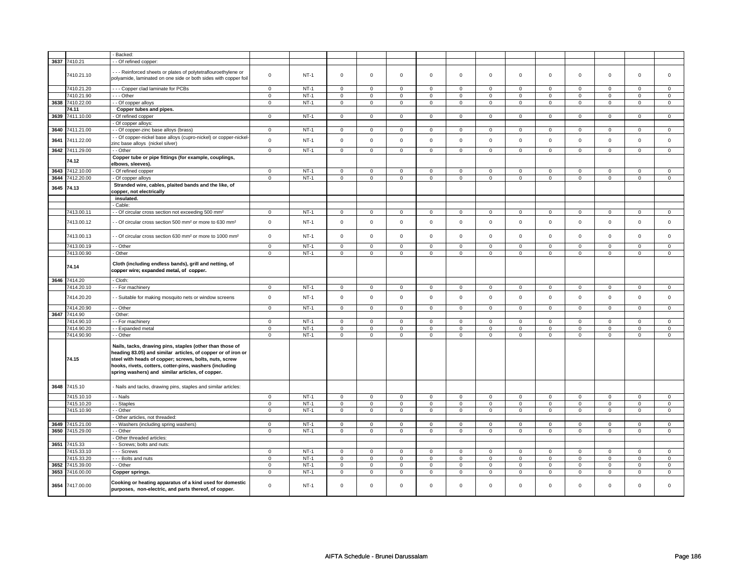| | | | | | | | | | | | | | | | |
|---|---|---|---|---|---|---|---|---|---|---|---|---|---|---|---|
| | | - Backed: | | | | | | | | | | | | | |
| 3637 | 7410.21 | - - Of refined copper: | | | | | | | | | | | | | |
| | 7410.21.10 | - - - Reinforced sheets or plates of polytetraflouroethylene or polyamide, laminated on one side or both sides with copper foil | 0 | NT-1 | 0 | 0 | 0 | 0 | 0 | 0 | 0 | 0 | 0 | 0 | 0 | 0 |
| | 7410.21.20 | - - - Copper clad laminate for PCBs | 0 | NT-1 | 0 | 0 | 0 | 0 | 0 | 0 | 0 | 0 | 0 | 0 | 0 | 0 |
| | 7410.21.90 | - - - Other | 0 | NT-1 | 0 | 0 | 0 | 0 | 0 | 0 | 0 | 0 | 0 | 0 | 0 | 0 |
| 3638 | 7410.22.00 | - - Of copper alloys | 0 | NT-1 | 0 | 0 | 0 | 0 | 0 | 0 | 0 | 0 | 0 | 0 | 0 | 0 |
| | **74.11** | **Copper tubes and pipes.** | | | | | | | | | | | | | | |
| 3639 | 7411.10.00 | - Of refined copper | 0 | NT-1 | 0 | 0 | 0 | 0 | 0 | 0 | 0 | 0 | 0 | 0 | 0 | 0 |
| | | - Of copper alloys: | | | | | | | | | | | | | | |
| 3640 | 7411.21.00 | - - Of copper-zinc base alloys (brass) | 0 | NT-1 | 0 | 0 | 0 | 0 | 0 | 0 | 0 | 0 | 0 | 0 | 0 | 0 |
| 3641 | 7411.22.00 | - - Of copper-nickel base alloys (cupro-nickel) or copper-nickel-zinc base alloys (nickel silver) | 0 | NT-1 | 0 | 0 | 0 | 0 | 0 | 0 | 0 | 0 | 0 | 0 | 0 | 0 |
| 3642 | 7411.29.00 | - - Other | 0 | NT-1 | 0 | 0 | 0 | 0 | 0 | 0 | 0 | 0 | 0 | 0 | 0 | 0 |
| | **74.12** | **Copper tube or pipe fittings (for example, couplings, elbows, sleeves).** | | | | | | | | | | | | | | |
| 3643 | 7412.10.00 | - Of refined copper | 0 | NT-1 | 0 | 0 | 0 | 0 | 0 | 0 | 0 | 0 | 0 | 0 | 0 | 0 |
| 3644 | 7412.20.00 | - Of copper alloys | 0 | NT-1 | 0 | 0 | 0 | 0 | 0 | 0 | 0 | 0 | 0 | 0 | 0 | 0 |
| 3645 | **74.13** | **Stranded wire, cables, plaited bands and the like, of copper, not electrically** | | | | | | | | | | | | | | |
| | | **insulated.** | | | | | | | | | | | | | | |
| | | - Cable: | | | | | | | | | | | | | | |
| | 7413.00.11 | - - Of circular cross section not exceeding 500 mm² | 0 | NT-1 | 0 | 0 | 0 | 0 | 0 | 0 | 0 | 0 | 0 | 0 | 0 | 0 |
| | 7413.00.12 | - - Of circular cross section 500 mm² or more to 630 mm² | 0 | NT-1 | 0 | 0 | 0 | 0 | 0 | 0 | 0 | 0 | 0 | 0 | 0 | 0 |
| | 7413.00.13 | - - Of circular cross section 630 mm² or more to 1000 mm² | 0 | NT-1 | 0 | 0 | 0 | 0 | 0 | 0 | 0 | 0 | 0 | 0 | 0 | 0 |
| | 7413.00.19 | - - Other | 0 | NT-1 | 0 | 0 | 0 | 0 | 0 | 0 | 0 | 0 | 0 | 0 | 0 | 0 |
| | 7413.00.90 | - Other | 0 | NT-1 | 0 | 0 | 0 | 0 | 0 | 0 | 0 | 0 | 0 | 0 | 0 | 0 |
| | **74.14** | **Cloth (including endless bands), grill and netting, of copper wire; expanded metal, of copper.** | | | | | | | | | | | | | | |
| 3646 | 7414.20 | - Cloth: | | | | | | | | | | | | | | |
| | 7414.20.10 | - - For machinery | 0 | NT-1 | 0 | 0 | 0 | 0 | 0 | 0 | 0 | 0 | 0 | 0 | 0 | 0 |
| | 7414.20.20 | - - Suitable for making mosquito nets or window screens | 0 | NT-1 | 0 | 0 | 0 | 0 | 0 | 0 | 0 | 0 | 0 | 0 | 0 | 0 |
| | 7414.20.90 | - - Other | 0 | NT-1 | 0 | 0 | 0 | 0 | 0 | 0 | 0 | 0 | 0 | 0 | 0 | 0 |
| 3647 | 7414.90 | - Other: | | | | | | | | | | | | | | |
| | 7414.90.10 | - - For machinery | 0 | NT-1 | 0 | 0 | 0 | 0 | 0 | 0 | 0 | 0 | 0 | 0 | 0 | 0 |
| | 7414.90.20 | - - Expanded metal | 0 | NT-1 | 0 | 0 | 0 | 0 | 0 | 0 | 0 | 0 | 0 | 0 | 0 | 0 |
| | 7414.90.90 | - - Other | 0 | NT-1 | 0 | 0 | 0 | 0 | 0 | 0 | 0 | 0 | 0 | 0 | 0 | 0 |
| | **74.15** | **Nails, tacks, drawing pins, staples (other than those of heading 83.05) and similar articles, of copper or of iron or steel with heads of copper; screws, bolts, nuts, screw hooks, rivets, cotters, cotter-pins, washers (including spring washers) and similar articles, of copper.** | | | | | | | | | | | | | | |
| 3648 | 7415.10 | - Nails and tacks, drawing pins, staples and similar articles: | | | | | | | | | | | | | | |
| | 7415.10.10 | - - Nails | 0 | NT-1 | 0 | 0 | 0 | 0 | 0 | 0 | 0 | 0 | 0 | 0 | 0 | 0 |
| | 7415.10.20 | - - Staples | 0 | NT-1 | 0 | 0 | 0 | 0 | 0 | 0 | 0 | 0 | 0 | 0 | 0 | 0 |
| | 7415.10.90 | - - Other | 0 | NT-1 | 0 | 0 | 0 | 0 | 0 | 0 | 0 | 0 | 0 | 0 | 0 | 0 |
| | | - Other articles, not threaded: | | | | | | | | | | | | | | |
| 3649 | 7415.21.00 | - - Washers (including spring washers) | 0 | NT-1 | 0 | 0 | 0 | 0 | 0 | 0 | 0 | 0 | 0 | 0 | 0 | 0 |
| 3650 | 7415.29.00 | - - Other | 0 | NT-1 | 0 | 0 | 0 | 0 | 0 | 0 | 0 | 0 | 0 | 0 | 0 | 0 |
| | | - Other threaded articles: | | | | | | | | | | | | | | |
| 3651 | 7415.33 | - - Screws; bolts and nuts: | | | | | | | | | | | | | | |
| | 7415.33.10 | - - - Screws | 0 | NT-1 | 0 | 0 | 0 | 0 | 0 | 0 | 0 | 0 | 0 | 0 | 0 | 0 |
| | 7415.33.20 | - - - Bolts and nuts | 0 | NT-1 | 0 | 0 | 0 | 0 | 0 | 0 | 0 | 0 | 0 | 0 | 0 | 0 |
| 3652 | 7415.39.00 | - - Other | 0 | NT-1 | 0 | 0 | 0 | 0 | 0 | 0 | 0 | 0 | 0 | 0 | 0 | 0 |
| 3653 | 7416.00.00 | **Copper springs.** | 0 | NT-1 | 0 | 0 | 0 | 0 | 0 | 0 | 0 | 0 | 0 | 0 | 0 | 0 |
| 3654 | 7417.00.00 | **Cooking or heating apparatus of a kind used for domestic purposes, non-electric, and parts thereof, of copper.** | 0 | NT-1 | 0 | 0 | 0 | 0 | 0 | 0 | 0 | 0 | 0 | 0 | 0 | 0 |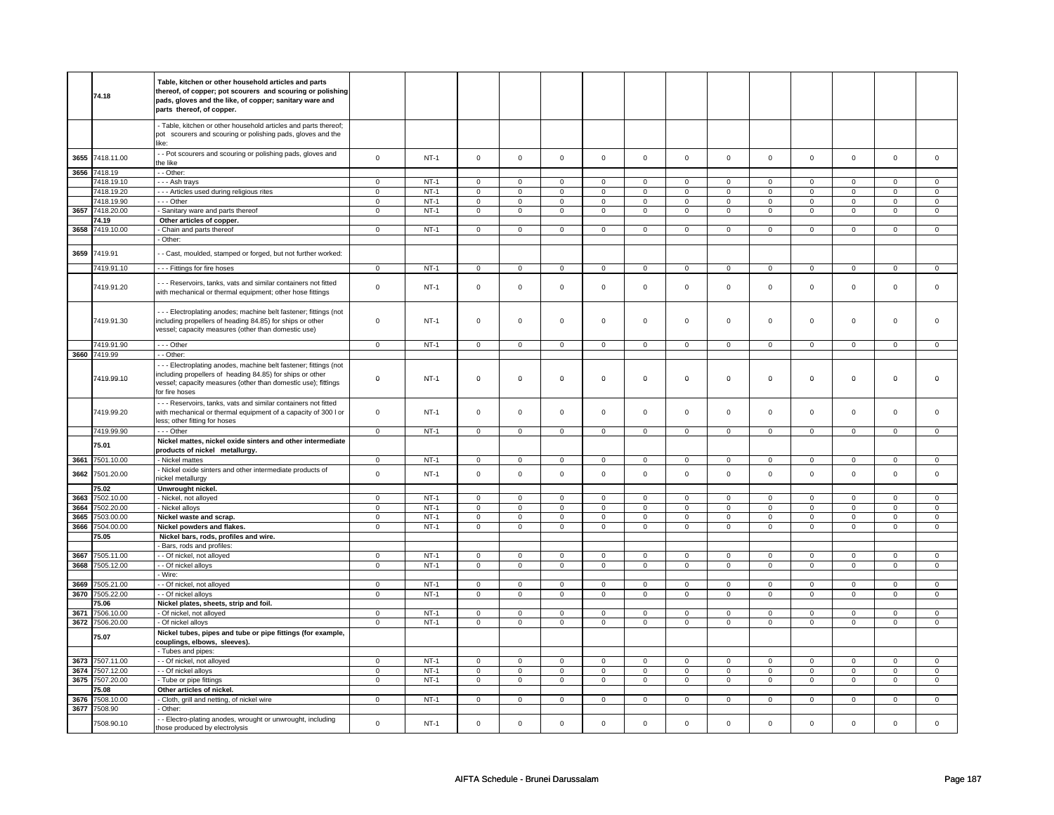| | | | | | | | | | | | | | | | |
|---|---|---|---|---|---|---|---|---|---|---|---|---|---|---|---|
| | **74.18** | **Table, kitchen or other household articles and parts thereof, of copper; pot scourers and scouring or polishing pads, gloves and the like, of copper; sanitary ware and parts thereof, of copper.** | | | | | | | | | | | | | |
| | | - Table, kitchen or other household articles and parts thereof; pot scourers and scouring or polishing pads, gloves and the like: | | | | | | | | | | | | | |
| 3655 | 7418.11.00 | - - Pot scourers and scouring or polishing pads, gloves and the like | 0 | NT-1 | 0 | 0 | 0 | 0 | 0 | 0 | 0 | 0 | 0 | 0 | 0 | 0 |
| 3656 | 7418.19 | - - Other: | | | | | | | | | | | | | |
| | 7418.19.10 | - - - Ash trays | 0 | NT-1 | 0 | 0 | 0 | 0 | 0 | 0 | 0 | 0 | 0 | 0 | 0 | 0 |
| | 7418.19.20 | - - - Articles used during religious rites | 0 | NT-1 | 0 | 0 | 0 | 0 | 0 | 0 | 0 | 0 | 0 | 0 | 0 | 0 |
| | 7418.19.90 | - - - Other | 0 | NT-1 | 0 | 0 | 0 | 0 | 0 | 0 | 0 | 0 | 0 | 0 | 0 | 0 |
| 3657 | 7418.20.00 | - Sanitary ware and parts thereof | 0 | NT-1 | 0 | 0 | 0 | 0 | 0 | 0 | 0 | 0 | 0 | 0 | 0 | 0 |
| | **74.19** | **Other articles of copper.** | | | | | | | | | | | | | |
| 3658 | 7419.10.00 | - Chain and parts thereof | 0 | NT-1 | 0 | 0 | 0 | 0 | 0 | 0 | 0 | 0 | 0 | 0 | 0 | 0 |
| | | - Other: | | | | | | | | | | | | | |
| 3659 | 7419.91 | - - Cast, moulded, stamped or forged, but not further worked: | | | | | | | | | | | | | |
| | 7419.91.10 | - - - Fittings for fire hoses | 0 | NT-1 | 0 | 0 | 0 | 0 | 0 | 0 | 0 | 0 | 0 | 0 | 0 | 0 |
| | 7419.91.20 | - - - Reservoirs, tanks, vats and similar containers not fitted with mechanical or thermal equipment; other hose fittings | 0 | NT-1 | 0 | 0 | 0 | 0 | 0 | 0 | 0 | 0 | 0 | 0 | 0 | 0 |
| | 7419.91.30 | - - - Electroplating anodes; machine belt fastener; fittings (not including propellers of heading 84.85) for ships or other vessel; capacity measures (other than domestic use) | 0 | NT-1 | 0 | 0 | 0 | 0 | 0 | 0 | 0 | 0 | 0 | 0 | 0 | 0 |
| | 7419.91.90 | - - - Other | 0 | NT-1 | 0 | 0 | 0 | 0 | 0 | 0 | 0 | 0 | 0 | 0 | 0 | 0 |
| 3660 | 7419.99 | - - Other: | | | | | | | | | | | | | |
| | 7419.99.10 | - - - Electroplating anodes, machine belt fastener; fittings (not including propellers of heading 84.85) for ships or other vessel; capacity measures (other than domestic use); fittings for fire hoses | 0 | NT-1 | 0 | 0 | 0 | 0 | 0 | 0 | 0 | 0 | 0 | 0 | 0 | 0 |
| | 7419.99.20 | - - - Reservoirs, tanks, vats and similar containers not fitted with mechanical or thermal equipment of a capacity of 300 l or less; other fitting for hoses | 0 | NT-1 | 0 | 0 | 0 | 0 | 0 | 0 | 0 | 0 | 0 | 0 | 0 | 0 |
| | 7419.99.90 | - - - Other | 0 | NT-1 | 0 | 0 | 0 | 0 | 0 | 0 | 0 | 0 | 0 | 0 | 0 | 0 |
| | **75.01** | **Nickel mattes, nickel oxide sinters and other intermediate products of nickel metallurgy.** | | | | | | | | | | | | | |
| 3661 | 7501.10.00 | - Nickel mattes | 0 | NT-1 | 0 | 0 | 0 | 0 | 0 | 0 | 0 | 0 | 0 | 0 | 0 | 0 |
| 3662 | 7501.20.00 | - Nickel oxide sinters and other intermediate products of nickel metallurgy | 0 | NT-1 | 0 | 0 | 0 | 0 | 0 | 0 | 0 | 0 | 0 | 0 | 0 | 0 |
| | **75.02** | **Unwrought nickel.** | | | | | | | | | | | | | |
| 3663 | 7502.10.00 | - Nickel, not alloyed | 0 | NT-1 | 0 | 0 | 0 | 0 | 0 | 0 | 0 | 0 | 0 | 0 | 0 | 0 |
| 3664 | 7502.20.00 | - Nickel alloys | 0 | NT-1 | 0 | 0 | 0 | 0 | 0 | 0 | 0 | 0 | 0 | 0 | 0 | 0 |
| 3665 | 7503.00.00 | **Nickel waste and scrap.** | 0 | NT-1 | 0 | 0 | 0 | 0 | 0 | 0 | 0 | 0 | 0 | 0 | 0 | 0 |
| 3666 | 7504.00.00 | **Nickel powders and flakes.** | 0 | NT-1 | 0 | 0 | 0 | 0 | 0 | 0 | 0 | 0 | 0 | 0 | 0 | 0 |
| | **75.05** | **Nickel bars, rods, profiles and wire.** | | | | | | | | | | | | | |
| | | - Bars, rods and profiles: | | | | | | | | | | | | | |
| 3667 | 7505.11.00 | - - Of nickel, not alloyed | 0 | NT-1 | 0 | 0 | 0 | 0 | 0 | 0 | 0 | 0 | 0 | 0 | 0 | 0 |
| 3668 | 7505.12.00 | - - Of nickel alloys | 0 | NT-1 | 0 | 0 | 0 | 0 | 0 | 0 | 0 | 0 | 0 | 0 | 0 | 0 |
| | | - Wire: | | | | | | | | | | | | | |
| 3669 | 7505.21.00 | - - Of nickel, not alloyed | 0 | NT-1 | 0 | 0 | 0 | 0 | 0 | 0 | 0 | 0 | 0 | 0 | 0 | 0 |
| 3670 | 7505.22.00 | - - Of nickel alloys | 0 | NT-1 | 0 | 0 | 0 | 0 | 0 | 0 | 0 | 0 | 0 | 0 | 0 | 0 |
| | **75.06** | **Nickel plates, sheets, strip and foil.** | | | | | | | | | | | | | |
| 3671 | 7506.10.00 | - Of nickel, not alloyed | 0 | NT-1 | 0 | 0 | 0 | 0 | 0 | 0 | 0 | 0 | 0 | 0 | 0 | 0 |
| 3672 | 7506.20.00 | - Of nickel alloys | 0 | NT-1 | 0 | 0 | 0 | 0 | 0 | 0 | 0 | 0 | 0 | 0 | 0 | 0 |
| | **75.07** | **Nickel tubes, pipes and tube or pipe fittings (for example, couplings, elbows, sleeves).** | | | | | | | | | | | | | |
| | | - Tubes and pipes: | | | | | | | | | | | | | |
| 3673 | 7507.11.00 | - - Of nickel, not alloyed | 0 | NT-1 | 0 | 0 | 0 | 0 | 0 | 0 | 0 | 0 | 0 | 0 | 0 | 0 |
| 3674 | 7507.12.00 | - - Of nickel alloys | 0 | NT-1 | 0 | 0 | 0 | 0 | 0 | 0 | 0 | 0 | 0 | 0 | 0 | 0 |
| 3675 | 7507.20.00 | - Tube or pipe fittings | 0 | NT-1 | 0 | 0 | 0 | 0 | 0 | 0 | 0 | 0 | 0 | 0 | 0 | 0 |
| | **75.08** | **Other articles of nickel.** | | | | | | | | | | | | | |
| 3676 | 7508.10.00 | - Cloth, grill and netting, of nickel wire | 0 | NT-1 | 0 | 0 | 0 | 0 | 0 | 0 | 0 | 0 | 0 | 0 | 0 | 0 |
| 3677 | 7508.90 | - Other: | | | | | | | | | | | | | |
| | 7508.90.10 | - - Electro-plating anodes, wrought or unwrought, including those produced by electrolysis | 0 | NT-1 | 0 | 0 | 0 | 0 | 0 | 0 | 0 | 0 | 0 | 0 | 0 | 0 |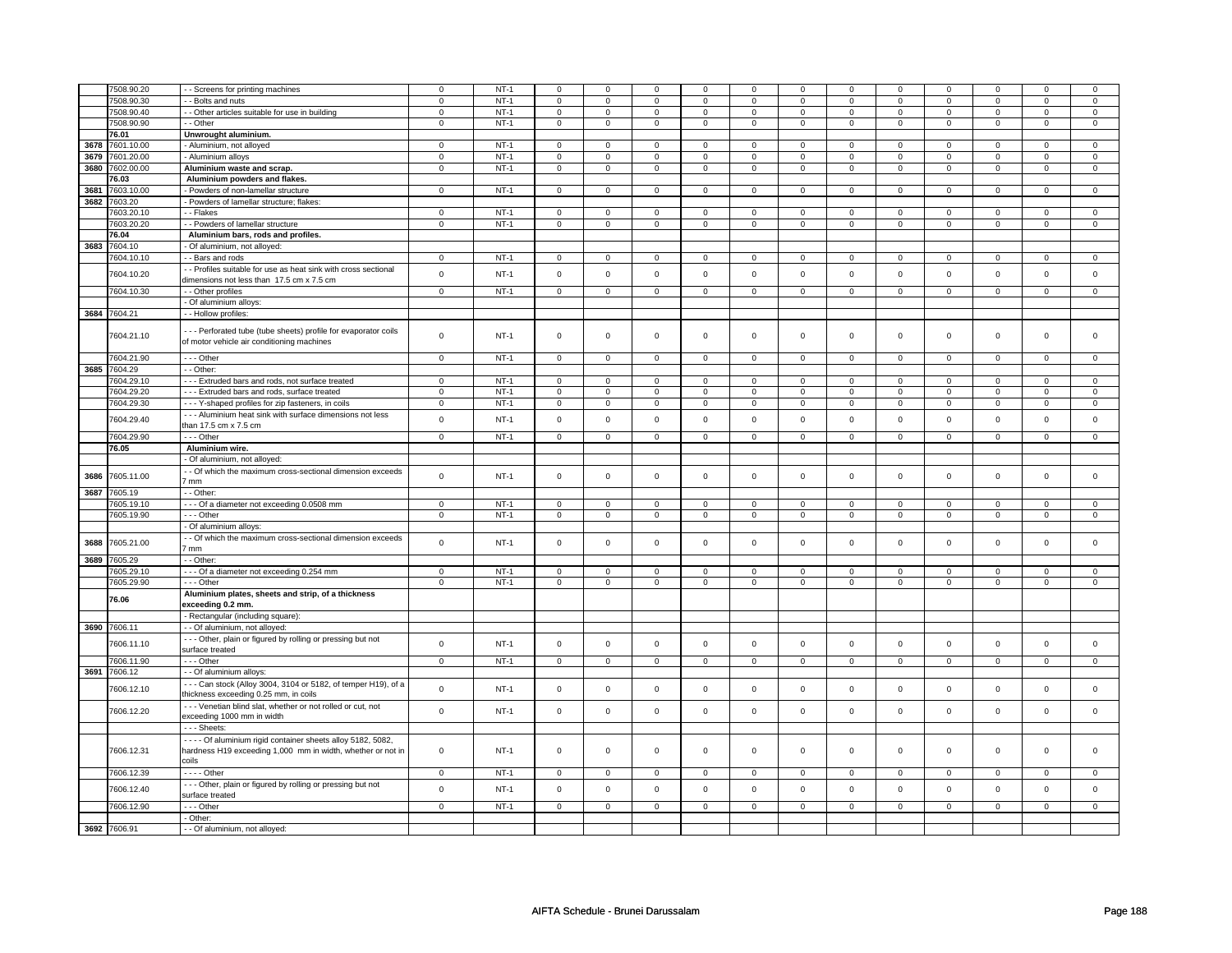| | | | | | | | | | | | | | | | |
|---|---|---|---|---|---|---|---|---|---|---|---|---|---|---|---|
| | 7508.90.20 | - - Screens for printing machines | 0 | NT-1 | 0 | 0 | 0 | 0 | 0 | 0 | 0 | 0 | 0 | 0 | 0 | 0 |
| | 7508.90.30 | - - Bolts and nuts | 0 | NT-1 | 0 | 0 | 0 | 0 | 0 | 0 | 0 | 0 | 0 | 0 | 0 | 0 |
| | 7508.90.40 | - - Other articles suitable for use in building | 0 | NT-1 | 0 | 0 | 0 | 0 | 0 | 0 | 0 | 0 | 0 | 0 | 0 | 0 |
| | 7508.90.90 | - - Other | 0 | NT-1 | 0 | 0 | 0 | 0 | 0 | 0 | 0 | 0 | 0 | 0 | 0 | 0 |
| | **76.01** | **Unwrought aluminium.** | | | | | | | | | | | | | | |
| 3678 | 7601.10.00 | - Aluminium, not alloyed | 0 | NT-1 | 0 | 0 | 0 | 0 | 0 | 0 | 0 | 0 | 0 | 0 | 0 | 0 |
| 3679 | 7601.20.00 | - Aluminium alloys | 0 | NT-1 | 0 | 0 | 0 | 0 | 0 | 0 | 0 | 0 | 0 | 0 | 0 | 0 |
| 3680 | 7602.00.00 | **Aluminium waste and scrap.** | 0 | NT-1 | 0 | 0 | 0 | 0 | 0 | 0 | 0 | 0 | 0 | 0 | 0 | 0 |
| | **76.03** | **Aluminium powders and flakes.** | | | | | | | | | | | | | | |
| 3681 | 7603.10.00 | - Powders of non-lamellar structure | 0 | NT-1 | 0 | 0 | 0 | 0 | 0 | 0 | 0 | 0 | 0 | 0 | 0 | 0 |
| 3682 | 7603.20 | - Powders of lamellar structure; flakes: | | | | | | | | | | | | | | |
| | 7603.20.10 | - - Flakes | 0 | NT-1 | 0 | 0 | 0 | 0 | 0 | 0 | 0 | 0 | 0 | 0 | 0 | 0 |
| | 7603.20.20 | - - Powders of lamellar structure | 0 | NT-1 | 0 | 0 | 0 | 0 | 0 | 0 | 0 | 0 | 0 | 0 | 0 | 0 |
| | **76.04** | **Aluminium bars, rods and profiles.** | | | | | | | | | | | | | | |
| 3683 | 7604.10 | - Of aluminium, not alloyed: | | | | | | | | | | | | | | |
| | 7604.10.10 | - - Bars and rods | 0 | NT-1 | 0 | 0 | 0 | 0 | 0 | 0 | 0 | 0 | 0 | 0 | 0 | 0 |
| | 7604.10.20 | - - Profiles suitable for use as heat sink with cross sectional dimensions not less than 17.5 cm x 7.5 cm | 0 | NT-1 | 0 | 0 | 0 | 0 | 0 | 0 | 0 | 0 | 0 | 0 | 0 | 0 |
| | 7604.10.30 | - - Other profiles | 0 | NT-1 | 0 | 0 | 0 | 0 | 0 | 0 | 0 | 0 | 0 | 0 | 0 | 0 |
| | | - Of aluminium alloys: | | | | | | | | | | | | | | |
| 3684 | 7604.21 | - - Hollow profiles: | | | | | | | | | | | | | | |
| | 7604.21.10 | - - - Perforated tube (tube sheets) profile for evaporator coils of motor vehicle air conditioning machines | 0 | NT-1 | 0 | 0 | 0 | 0 | 0 | 0 | 0 | 0 | 0 | 0 | 0 | 0 |
| | 7604.21.90 | - - - Other | 0 | NT-1 | 0 | 0 | 0 | 0 | 0 | 0 | 0 | 0 | 0 | 0 | 0 | 0 |
| 3685 | 7604.29 | - - Other: | | | | | | | | | | | | | | |
| | 7604.29.10 | - - - Extruded bars and rods, not surface treated | 0 | NT-1 | 0 | 0 | 0 | 0 | 0 | 0 | 0 | 0 | 0 | 0 | 0 | 0 |
| | 7604.29.20 | - - - Extruded bars and rods, surface treated | 0 | NT-1 | 0 | 0 | 0 | 0 | 0 | 0 | 0 | 0 | 0 | 0 | 0 | 0 |
| | 7604.29.30 | - - - Y-shaped profiles for zip fasteners, in coils | 0 | NT-1 | 0 | 0 | 0 | 0 | 0 | 0 | 0 | 0 | 0 | 0 | 0 | 0 |
| | 7604.29.40 | - - - Aluminium heat sink with surface dimensions not less than 17.5 cm x 7.5 cm | 0 | NT-1 | 0 | 0 | 0 | 0 | 0 | 0 | 0 | 0 | 0 | 0 | 0 | 0 |
| | 7604.29.90 | - - - Other | 0 | NT-1 | 0 | 0 | 0 | 0 | 0 | 0 | 0 | 0 | 0 | 0 | 0 | 0 |
| | **76.05** | **Aluminium wire.** | | | | | | | | | | | | | | |
| | | - Of aluminium, not alloyed: | | | | | | | | | | | | | | |
| 3686 | 7605.11.00 | - - Of which the maximum cross-sectional dimension exceeds 7 mm | 0 | NT-1 | 0 | 0 | 0 | 0 | 0 | 0 | 0 | 0 | 0 | 0 | 0 | 0 |
| 3687 | 7605.19 | - - Other: | | | | | | | | | | | | | | |
| | 7605.19.10 | - - - Of a diameter not exceeding 0.0508 mm | 0 | NT-1 | 0 | 0 | 0 | 0 | 0 | 0 | 0 | 0 | 0 | 0 | 0 | 0 |
| | 7605.19.90 | - - - Other | 0 | NT-1 | 0 | 0 | 0 | 0 | 0 | 0 | 0 | 0 | 0 | 0 | 0 | 0 |
| | | - Of aluminium alloys: | | | | | | | | | | | | | | |
| 3688 | 7605.21.00 | - - Of which the maximum cross-sectional dimension exceeds 7 mm | 0 | NT-1 | 0 | 0 | 0 | 0 | 0 | 0 | 0 | 0 | 0 | 0 | 0 | 0 |
| 3689 | 7605.29 | - - Other: | | | | | | | | | | | | | | |
| | 7605.29.10 | - - - Of a diameter not exceeding 0.254 mm | 0 | NT-1 | 0 | 0 | 0 | 0 | 0 | 0 | 0 | 0 | 0 | 0 | 0 | 0 |
| | 7605.29.90 | - - - Other | 0 | NT-1 | 0 | 0 | 0 | 0 | 0 | 0 | 0 | 0 | 0 | 0 | 0 | 0 |
| | **76.06** | **Aluminium plates, sheets and strip, of a thickness exceeding 0.2 mm.** | | | | | | | | | | | | | | |
| | | - Rectangular (including square): | | | | | | | | | | | | | | |
| 3690 | 7606.11 | - - Of aluminium, not alloyed: | | | | | | | | | | | | | | |
| | 7606.11.10 | - - - Other, plain or figured by rolling or pressing but not surface treated | 0 | NT-1 | 0 | 0 | 0 | 0 | 0 | 0 | 0 | 0 | 0 | 0 | 0 | 0 |
| | 7606.11.90 | - - - Other | 0 | NT-1 | 0 | 0 | 0 | 0 | 0 | 0 | 0 | 0 | 0 | 0 | 0 | 0 |
| 3691 | 7606.12 | - - Of aluminium alloys: | | | | | | | | | | | | | | |
| | 7606.12.10 | - - - Can stock (Alloy 3004, 3104 or 5182, of temper H19), of a thickness exceeding 0.25 mm, in coils | 0 | NT-1 | 0 | 0 | 0 | 0 | 0 | 0 | 0 | 0 | 0 | 0 | 0 | 0 |
| | 7606.12.20 | - - - Venetian blind slat, whether or not rolled or cut, not exceeding 1000 mm in width | 0 | NT-1 | 0 | 0 | 0 | 0 | 0 | 0 | 0 | 0 | 0 | 0 | 0 | 0 |
| | | - - - Sheets: | | | | | | | | | | | | | | |
| | 7606.12.31 | - - - - Of aluminium rigid container sheets alloy 5182, 5082, hardness H19 exceeding 1,000 mm in width, whether or not in coils | 0 | NT-1 | 0 | 0 | 0 | 0 | 0 | 0 | 0 | 0 | 0 | 0 | 0 | 0 |
| | 7606.12.39 | - - - - Other | 0 | NT-1 | 0 | 0 | 0 | 0 | 0 | 0 | 0 | 0 | 0 | 0 | 0 | 0 |
| | 7606.12.40 | - - - Other, plain or figured by rolling or pressing but not surface treated | 0 | NT-1 | 0 | 0 | 0 | 0 | 0 | 0 | 0 | 0 | 0 | 0 | 0 | 0 |
| | 7606.12.90 | - - - Other | 0 | NT-1 | 0 | 0 | 0 | 0 | 0 | 0 | 0 | 0 | 0 | 0 | 0 | 0 |
| | | - Other: | | | | | | | | | | | | | | |
| 3692 | 7606.91 | - - Of aluminium, not alloyed: | | | | | | | | | | | | | | |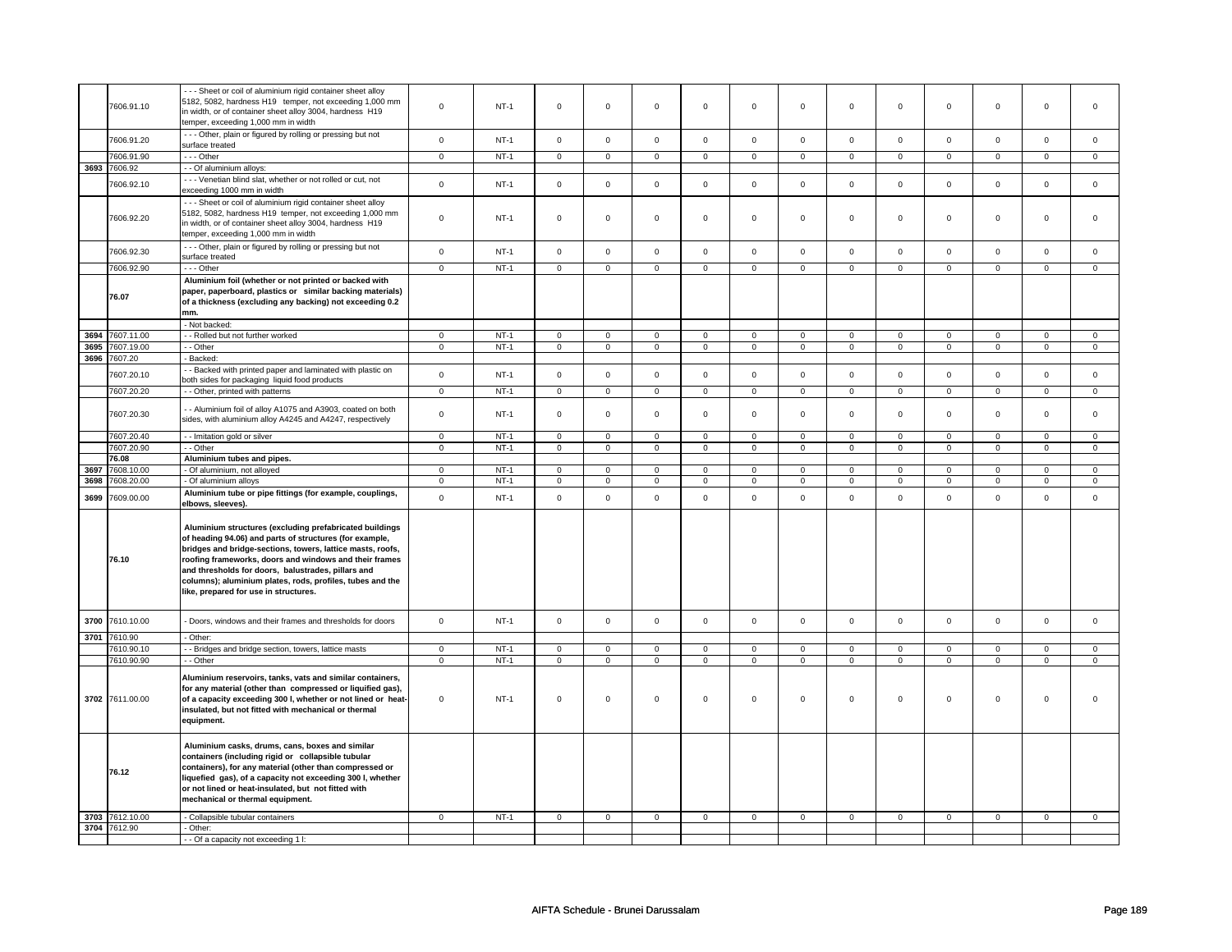| | 7606.91.10 | - - - Sheet or coil of aluminium rigid container sheet alloy 5182, 5082, hardness H19 temper, not exceeding 1,000 mm in width, or of container sheet alloy 3004, hardness H19 temper, exceeding 1,000 mm in width | 0 | NT-1 | 0 | 0 | 0 | 0 | 0 | 0 | 0 | 0 | 0 | 0 | 0 | 0 |
|---|---|---|---|---|---|---|---|---|---|---|---|---|---|---|---|---|
| | 7606.91.20 | - - - Other, plain or figured by rolling or pressing but not surface treated | 0 | NT-1 | 0 | 0 | 0 | 0 | 0 | 0 | 0 | 0 | 0 | 0 | 0 | 0 |
| | 7606.91.90 | - - - Other | 0 | NT-1 | 0 | 0 | 0 | 0 | 0 | 0 | 0 | 0 | 0 | 0 | 0 | 0 |
| 3693 | 7606.92 | - - Of aluminium alloys: | | | | | | | | | | | | | | |
| | 7606.92.10 | - - - Venetian blind slat, whether or not rolled or cut, not exceeding 1000 mm in width | 0 | NT-1 | 0 | 0 | 0 | 0 | 0 | 0 | 0 | 0 | 0 | 0 | 0 | 0 |
| | 7606.92.20 | - - - Sheet or coil of aluminium rigid container sheet alloy 5182, 5082, hardness H19 temper, not exceeding 1,000 mm in width, or of container sheet alloy 3004, hardness H19 temper, exceeding 1,000 mm in width | 0 | NT-1 | 0 | 0 | 0 | 0 | 0 | 0 | 0 | 0 | 0 | 0 | 0 | 0 |
| | 7606.92.30 | - - - Other, plain or figured by rolling or pressing but not surface treated | 0 | NT-1 | 0 | 0 | 0 | 0 | 0 | 0 | 0 | 0 | 0 | 0 | 0 | 0 |
| | 7606.92.90 | - - - Other | 0 | NT-1 | 0 | 0 | 0 | 0 | 0 | 0 | 0 | 0 | 0 | 0 | 0 | 0 |
| | **76.07** | **Aluminium foil (whether or not printed or backed with paper, paperboard, plastics or similar backing materials) of a thickness (excluding any backing) not exceeding 0.2 mm.** | | | | | | | | | | | | | | |
| | | - Not backed: | | | | | | | | | | | | | | |
| 3694 | 7607.11.00 | - - Rolled but not further worked | 0 | NT-1 | 0 | 0 | 0 | 0 | 0 | 0 | 0 | 0 | 0 | 0 | 0 | 0 |
| 3695 | 7607.19.00 | - - Other | 0 | NT-1 | 0 | 0 | 0 | 0 | 0 | 0 | 0 | 0 | 0 | 0 | 0 | 0 |
| 3696 | 7607.20 | - Backed: | | | | | | | | | | | | | | |
| | 7607.20.10 | - - Backed with printed paper and laminated with plastic on both sides for packaging liquid food products | 0 | NT-1 | 0 | 0 | 0 | 0 | 0 | 0 | 0 | 0 | 0 | 0 | 0 | 0 |
| | 7607.20.20 | - - Other, printed with patterns | 0 | NT-1 | 0 | 0 | 0 | 0 | 0 | 0 | 0 | 0 | 0 | 0 | 0 | 0 |
| | 7607.20.30 | - - Aluminium foil of alloy A1075 and A3903, coated on both sides, with aluminium alloy A4245 and A4247, respectively | 0 | NT-1 | 0 | 0 | 0 | 0 | 0 | 0 | 0 | 0 | 0 | 0 | 0 | 0 |
| | 7607.20.40 | - - Imitation gold or silver | 0 | NT-1 | 0 | 0 | 0 | 0 | 0 | 0 | 0 | 0 | 0 | 0 | 0 | 0 |
| | 7607.20.90 | - - Other | 0 | NT-1 | 0 | 0 | 0 | 0 | 0 | 0 | 0 | 0 | 0 | 0 | 0 | 0 |
| | **76.08** | **Aluminium tubes and pipes.** | | | | | | | | | | | | | | |
| 3697 | 7608.10.00 | - Of aluminium, not alloyed | 0 | NT-1 | 0 | 0 | 0 | 0 | 0 | 0 | 0 | 0 | 0 | 0 | 0 | 0 |
| 3698 | 7608.20.00 | - Of aluminium alloys | 0 | NT-1 | 0 | 0 | 0 | 0 | 0 | 0 | 0 | 0 | 0 | 0 | 0 | 0 |
| 3699 | 7609.00.00 | **Aluminium tube or pipe fittings (for example, couplings, elbows, sleeves).** | 0 | NT-1 | 0 | 0 | 0 | 0 | 0 | 0 | 0 | 0 | 0 | 0 | 0 | 0 |
| | **76.10** | **Aluminium structures (excluding prefabricated buildings of heading 94.06) and parts of structures (for example, bridges and bridge-sections, towers, lattice masts, roofs, roofing frameworks, doors and windows and their frames and thresholds for doors, balustrades, pillars and columns); aluminium plates, rods, profiles, tubes and the like, prepared for use in structures.** | | | | | | | | | | | | | | |
| 3700 | 7610.10.00 | - Doors, windows and their frames and thresholds for doors | 0 | NT-1 | 0 | 0 | 0 | 0 | 0 | 0 | 0 | 0 | 0 | 0 | 0 | 0 |
| 3701 | 7610.90 | - Other: | | | | | | | | | | | | | | |
| | 7610.90.10 | - - Bridges and bridge section, towers, lattice masts | 0 | NT-1 | 0 | 0 | 0 | 0 | 0 | 0 | 0 | 0 | 0 | 0 | 0 | 0 |
| | 7610.90.90 | - - Other | 0 | NT-1 | 0 | 0 | 0 | 0 | 0 | 0 | 0 | 0 | 0 | 0 | 0 | 0 |
| 3702 | 7611.00.00 | **Aluminium reservoirs, tanks, vats and similar containers, for any material (other than compressed or liquified gas), of a capacity exceeding 300 l, whether or not lined or heat-insulated, but not fitted with mechanical or thermal equipment.** | 0 | NT-1 | 0 | 0 | 0 | 0 | 0 | 0 | 0 | 0 | 0 | 0 | 0 | 0 |
| | **76.12** | **Aluminium casks, drums, cans, boxes and similar containers (including rigid or collapsible tubular containers), for any material (other than compressed or liquefied gas), of a capacity not exceeding 300 l, whether or not lined or heat-insulated, but not fitted with mechanical or thermal equipment.** | | | | | | | | | | | | | | |
| 3703 | 7612.10.00 | - Collapsible tubular containers | 0 | NT-1 | 0 | 0 | 0 | 0 | 0 | 0 | 0 | 0 | 0 | 0 | 0 | 0 |
| 3704 | 7612.90 | - Other: | | | | | | | | | | | | | | |
| | | - - Of a capacity not exceeding 1 l: | | | | | | | | | | | | | | |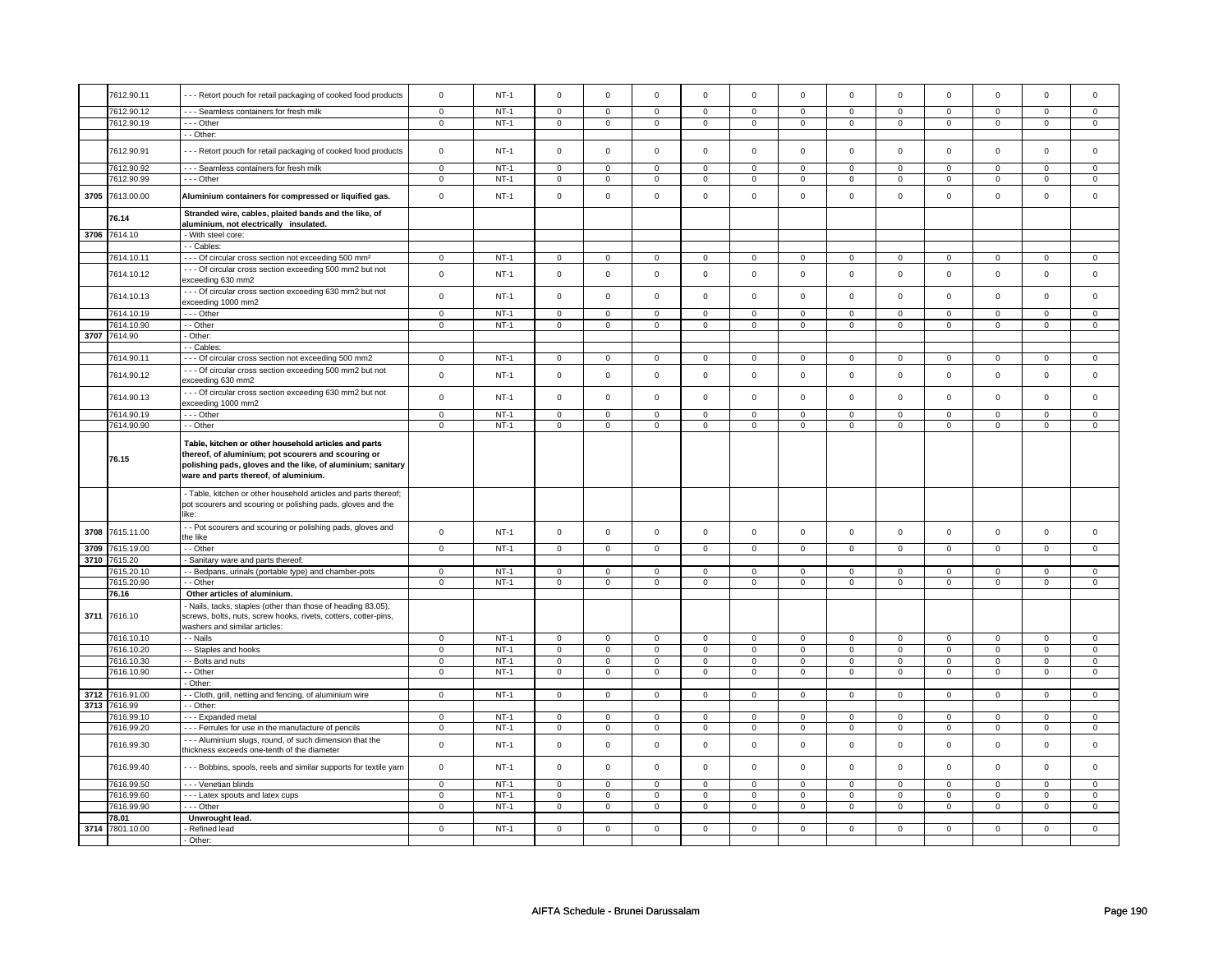| | | | | | | | | | | | | | | | | |
|---|---|---|---|---|---|---|---|---|---|---|---|---|---|---|---|---|
| | 7612.90.11 | - - - Retort pouch for retail packaging of cooked food products | 0 | NT-1 | 0 | 0 | 0 | 0 | 0 | 0 | 0 | 0 | 0 | 0 | 0 | 0 |
| | 7612.90.12 | - - - Seamless containers for fresh milk | 0 | NT-1 | 0 | 0 | 0 | 0 | 0 | 0 | 0 | 0 | 0 | 0 | 0 | 0 |
| | 7612.90.19 | - - - Other | 0 | NT-1 | 0 | 0 | 0 | 0 | 0 | 0 | 0 | 0 | 0 | 0 | 0 | 0 |
| | | - - Other: | | | | | | | | | | | | | | |
| | 7612.90.91 | - - - Retort pouch for retail packaging of cooked food products | 0 | NT-1 | 0 | 0 | 0 | 0 | 0 | 0 | 0 | 0 | 0 | 0 | 0 | 0 |
| | 7612.90.92 | - - - Seamless containers for fresh milk | 0 | NT-1 | 0 | 0 | 0 | 0 | 0 | 0 | 0 | 0 | 0 | 0 | 0 | 0 |
| | 7612.90.99 | - - - Other | 0 | NT-1 | 0 | 0 | 0 | 0 | 0 | 0 | 0 | 0 | 0 | 0 | 0 | 0 |
| 3705 | 7613.00.00 | **Aluminium containers for compressed or liquified gas.** | 0 | NT-1 | 0 | 0 | 0 | 0 | 0 | 0 | 0 | 0 | 0 | 0 | 0 | 0 |
| | **76.14** | **Stranded wire, cables, plaited bands and the like, of aluminium, not electrically insulated.** | | | | | | | | | | | | | | |
| 3706 | 7614.10 | - With steel core: | | | | | | | | | | | | | | |
| | | - - Cables: | | | | | | | | | | | | | | |
| | 7614.10.11 | - - - Of circular cross section not exceeding 500 mm² | 0 | NT-1 | 0 | 0 | 0 | 0 | 0 | 0 | 0 | 0 | 0 | 0 | 0 | 0 |
| | 7614.10.12 | - - - Of circular cross section exceeding 500 mm2 but not exceeding 630 mm2 | 0 | NT-1 | 0 | 0 | 0 | 0 | 0 | 0 | 0 | 0 | 0 | 0 | 0 | 0 |
| | 7614.10.13 | - - - Of circular cross section exceeding 630 mm2 but not exceeding 1000 mm2 | 0 | NT-1 | 0 | 0 | 0 | 0 | 0 | 0 | 0 | 0 | 0 | 0 | 0 | 0 |
| | 7614.10.19 | - - - Other | 0 | NT-1 | 0 | 0 | 0 | 0 | 0 | 0 | 0 | 0 | 0 | 0 | 0 | 0 |
| | 7614.10.90 | - - Other | 0 | NT-1 | 0 | 0 | 0 | 0 | 0 | 0 | 0 | 0 | 0 | 0 | 0 | 0 |
| 3707 | 7614.90 | - Other: | | | | | | | | | | | | | | |
| | | - - Cables: | | | | | | | | | | | | | | |
| | 7614.90.11 | - - - Of circular cross section not exceeding 500 mm2 | 0 | NT-1 | 0 | 0 | 0 | 0 | 0 | 0 | 0 | 0 | 0 | 0 | 0 | 0 |
| | 7614.90.12 | - - - Of circular cross section exceeding 500 mm2 but not exceeding 630 mm2 | 0 | NT-1 | 0 | 0 | 0 | 0 | 0 | 0 | 0 | 0 | 0 | 0 | 0 | 0 |
| | 7614.90.13 | - - - Of circular cross section exceeding 630 mm2 but not exceeding 1000 mm2 | 0 | NT-1 | 0 | 0 | 0 | 0 | 0 | 0 | 0 | 0 | 0 | 0 | 0 | 0 |
| | 7614.90.19 | - - - Other | 0 | NT-1 | 0 | 0 | 0 | 0 | 0 | 0 | 0 | 0 | 0 | 0 | 0 | 0 |
| | 7614.90.90 | - - Other | 0 | NT-1 | 0 | 0 | 0 | 0 | 0 | 0 | 0 | 0 | 0 | 0 | 0 | 0 |
| | **76.15** | **Table, kitchen or other household articles and parts thereof, of aluminium; pot scourers and scouring or polishing pads, gloves and the like, of aluminium; sanitary ware and parts thereof, of aluminium.** | | | | | | | | | | | | | | |
| | | - Table, kitchen or other household articles and parts thereof; pot scourers and scouring or polishing pads, gloves and the like: | | | | | | | | | | | | | | |
| 3708 | 7615.11.00 | - - Pot scourers and scouring or polishing pads, gloves and the like | 0 | NT-1 | 0 | 0 | 0 | 0 | 0 | 0 | 0 | 0 | 0 | 0 | 0 | 0 |
| 3709 | 7615.19.00 | - - Other | 0 | NT-1 | 0 | 0 | 0 | 0 | 0 | 0 | 0 | 0 | 0 | 0 | 0 | 0 |
| 3710 | 7615.20 | - Sanitary ware and parts thereof: | | | | | | | | | | | | | | |
| | 7615.20.10 | - - Bedpans, urinals (portable type) and chamber-pots | 0 | NT-1 | 0 | 0 | 0 | 0 | 0 | 0 | 0 | 0 | 0 | 0 | 0 | 0 |
| | 7615.20.90 | - - Other | 0 | NT-1 | 0 | 0 | 0 | 0 | 0 | 0 | 0 | 0 | 0 | 0 | 0 | 0 |
| | **76.16** | **Other articles of aluminium.** | | | | | | | | | | | | | | |
| 3711 | 7616.10 | - Nails, tacks, staples (other than those of heading 83.05), screws, bolts, nuts, screw hooks, rivets, cotters, cotter-pins, washers and similar articles: | | | | | | | | | | | | | | |
| | 7616.10.10 | - - Nails | 0 | NT-1 | 0 | 0 | 0 | 0 | 0 | 0 | 0 | 0 | 0 | 0 | 0 | 0 |
| | 7616.10.20 | - - Staples and hooks | 0 | NT-1 | 0 | 0 | 0 | 0 | 0 | 0 | 0 | 0 | 0 | 0 | 0 | 0 |
| | 7616.10.30 | - - Bolts and nuts | 0 | NT-1 | 0 | 0 | 0 | 0 | 0 | 0 | 0 | 0 | 0 | 0 | 0 | 0 |
| | 7616.10.90 | - - Other | 0 | NT-1 | 0 | 0 | 0 | 0 | 0 | 0 | 0 | 0 | 0 | 0 | 0 | 0 |
| | | - Other: | | | | | | | | | | | | | | |
| 3712 | 7616.91.00 | - - Cloth, grill, netting and fencing, of aluminium wire | 0 | NT-1 | 0 | 0 | 0 | 0 | 0 | 0 | 0 | 0 | 0 | 0 | 0 | 0 |
| 3713 | 7616.99 | - - Other: | | | | | | | | | | | | | | |
| | 7616.99.10 | - - - Expanded metal | 0 | NT-1 | 0 | 0 | 0 | 0 | 0 | 0 | 0 | 0 | 0 | 0 | 0 | 0 |
| | 7616.99.20 | - - - Ferrules for use in the manufacture of pencils | 0 | NT-1 | 0 | 0 | 0 | 0 | 0 | 0 | 0 | 0 | 0 | 0 | 0 | 0 |
| | 7616.99.30 | - - - Aluminium slugs, round, of such dimension that the thickness exceeds one-tenth of the diameter | 0 | NT-1 | 0 | 0 | 0 | 0 | 0 | 0 | 0 | 0 | 0 | 0 | 0 | 0 |
| | 7616.99.40 | - - - Bobbins, spools, reels and similar supports for textile yarn | 0 | NT-1 | 0 | 0 | 0 | 0 | 0 | 0 | 0 | 0 | 0 | 0 | 0 | 0 |
| | 7616.99.50 | - - - Venetian blinds | 0 | NT-1 | 0 | 0 | 0 | 0 | 0 | 0 | 0 | 0 | 0 | 0 | 0 | 0 |
| | 7616.99.60 | - - - Latex spouts and latex cups | 0 | NT-1 | 0 | 0 | 0 | 0 | 0 | 0 | 0 | 0 | 0 | 0 | 0 | 0 |
| | 7616.99.90 | - - - Other | 0 | NT-1 | 0 | 0 | 0 | 0 | 0 | 0 | 0 | 0 | 0 | 0 | 0 | 0 |
| | **78.01** | **Unwrought lead.** | | | | | | | | | | | | | | |
| 3714 | 7801.10.00 | - Refined lead | 0 | NT-1 | 0 | 0 | 0 | 0 | 0 | 0 | 0 | 0 | 0 | 0 | 0 | 0 |
| | | - Other: | | | | | | | | | | | | | | |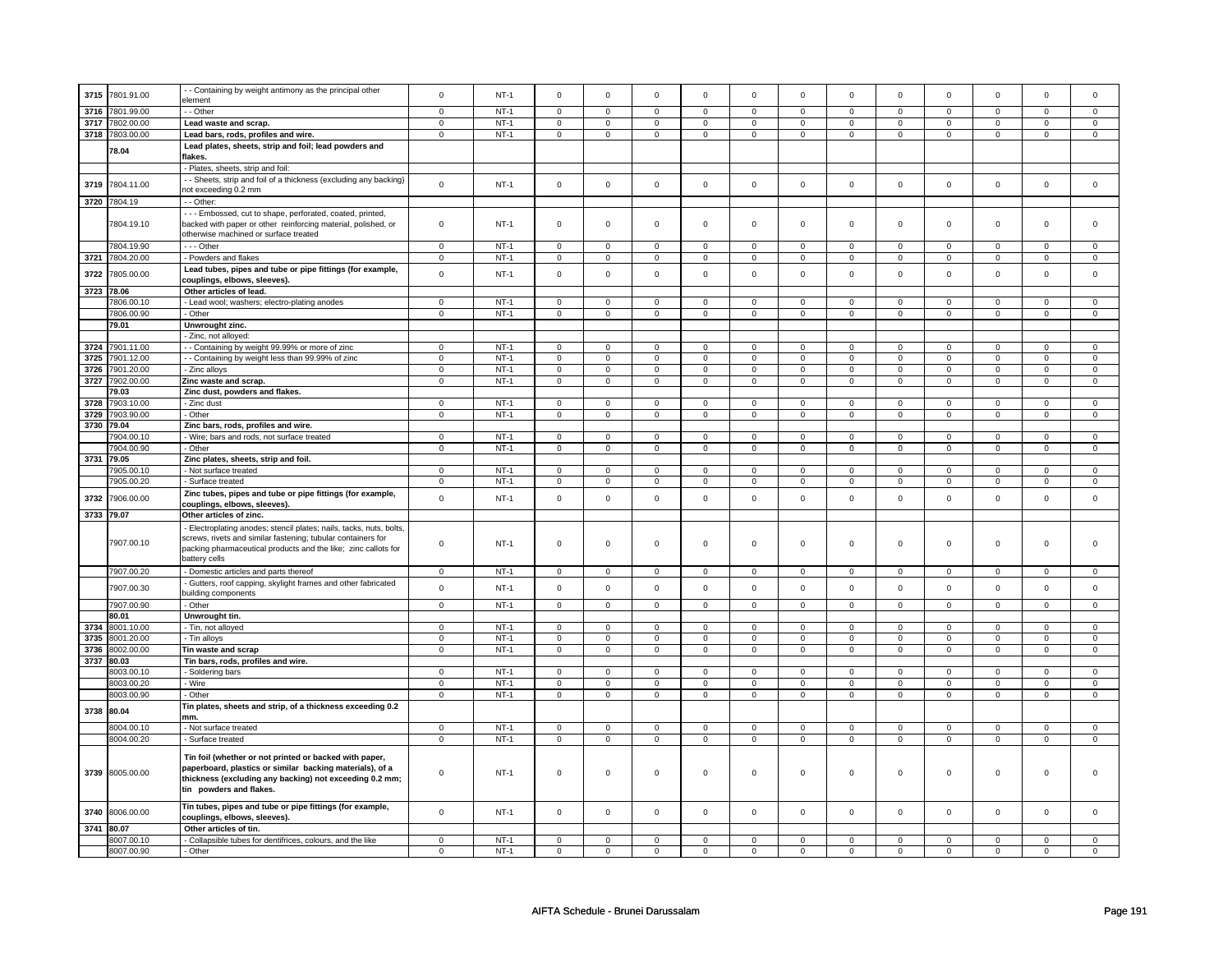| | | | | | | | | | | | | | | | |
|---|---|---|---|---|---|---|---|---|---|---|---|---|---|---|---|
| 3715 | 7801.91.00 | - - Containing by weight antimony as the principal other element | 0 | NT-1 | 0 | 0 | 0 | 0 | 0 | 0 | 0 | 0 | 0 | 0 | 0 | 0 |
| 3716 | 7801.99.00 | - - Other | 0 | NT-1 | 0 | 0 | 0 | 0 | 0 | 0 | 0 | 0 | 0 | 0 | 0 | 0 |
| 3717 | 7802.00.00 | **Lead waste and scrap.** | 0 | NT-1 | 0 | 0 | 0 | 0 | 0 | 0 | 0 | 0 | 0 | 0 | 0 | 0 |
| 3718 | 7803.00.00 | **Lead bars, rods, profiles and wire.** | 0 | NT-1 | 0 | 0 | 0 | 0 | 0 | 0 | 0 | 0 | 0 | 0 | 0 | 0 |
| | **78.04** | **Lead plates, sheets, strip and foil; lead powders and flakes.** | | | | | | | | | | | | | | |
| | | - Plates, sheets, strip and foil: | | | | | | | | | | | | | | |
| 3719 | 7804.11.00 | - - Sheets, strip and foil of a thickness (excluding any backing) not exceeding 0.2 mm | 0 | NT-1 | 0 | 0 | 0 | 0 | 0 | 0 | 0 | 0 | 0 | 0 | 0 | 0 |
| 3720 | 7804.19 | - - Other: | | | | | | | | | | | | | | |
| | 7804.19.10 | - - - Embossed, cut to shape, perforated, coated, printed, backed with paper or other reinforcing material, polished, or otherwise machined or surface treated | 0 | NT-1 | 0 | 0 | 0 | 0 | 0 | 0 | 0 | 0 | 0 | 0 | 0 | 0 |
| | 7804.19.90 | - - - Other | 0 | NT-1 | 0 | 0 | 0 | 0 | 0 | 0 | 0 | 0 | 0 | 0 | 0 | 0 |
| 3721 | 7804.20.00 | - Powders and flakes | 0 | NT-1 | 0 | 0 | 0 | 0 | 0 | 0 | 0 | 0 | 0 | 0 | 0 | 0 |
| 3722 | 7805.00.00 | **Lead tubes, pipes and tube or pipe fittings (for example, couplings, elbows, sleeves).** | 0 | NT-1 | 0 | 0 | 0 | 0 | 0 | 0 | 0 | 0 | 0 | 0 | 0 | 0 |
| 3723 | **78.06** | **Other articles of lead.** | | | | | | | | | | | | | | |
| | 7806.00.10 | - Lead wool; washers; electro-plating anodes | 0 | NT-1 | 0 | 0 | 0 | 0 | 0 | 0 | 0 | 0 | 0 | 0 | 0 | 0 |
| | 7806.00.90 | - Other | 0 | NT-1 | 0 | 0 | 0 | 0 | 0 | 0 | 0 | 0 | 0 | 0 | 0 | 0 |
| | **79.01** | **Unwrought zinc.** | | | | | | | | | | | | | | |
| | | - Zinc, not alloyed: | | | | | | | | | | | | | | |
| 3724 | 7901.11.00 | - - Containing by weight 99.99% or more of zinc | 0 | NT-1 | 0 | 0 | 0 | 0 | 0 | 0 | 0 | 0 | 0 | 0 | 0 | 0 |
| 3725 | 7901.12.00 | - - Containing by weight less than 99.99% of zinc | 0 | NT-1 | 0 | 0 | 0 | 0 | 0 | 0 | 0 | 0 | 0 | 0 | 0 | 0 |
| 3726 | 7901.20.00 | - Zinc alloys | 0 | NT-1 | 0 | 0 | 0 | 0 | 0 | 0 | 0 | 0 | 0 | 0 | 0 | 0 |
| 3727 | 7902.00.00 | **Zinc waste and scrap.** | 0 | NT-1 | 0 | 0 | 0 | 0 | 0 | 0 | 0 | 0 | 0 | 0 | 0 | 0 |
| | **79.03** | **Zinc dust, powders and flakes.** | | | | | | | | | | | | | | |
| 3728 | 7903.10.00 | - Zinc dust | 0 | NT-1 | 0 | 0 | 0 | 0 | 0 | 0 | 0 | 0 | 0 | 0 | 0 | 0 |
| 3729 | 7903.90.00 | - Other | 0 | NT-1 | 0 | 0 | 0 | 0 | 0 | 0 | 0 | 0 | 0 | 0 | 0 | 0 |
| 3730 | **79.04** | **Zinc bars, rods, profiles and wire.** | | | | | | | | | | | | | | |
| | 7904.00.10 | - Wire; bars and rods, not surface treated | 0 | NT-1 | 0 | 0 | 0 | 0 | 0 | 0 | 0 | 0 | 0 | 0 | 0 | 0 |
| | 7904.00.90 | - Other | 0 | NT-1 | 0 | 0 | 0 | 0 | 0 | 0 | 0 | 0 | 0 | 0 | 0 | 0 |
| 3731 | **79.05** | **Zinc plates, sheets, strip and foil.** | | | | | | | | | | | | | | |
| | 7905.00.10 | - Not surface treated | 0 | NT-1 | 0 | 0 | 0 | 0 | 0 | 0 | 0 | 0 | 0 | 0 | 0 | 0 |
| | 7905.00.20 | - Surface treated | 0 | NT-1 | 0 | 0 | 0 | 0 | 0 | 0 | 0 | 0 | 0 | 0 | 0 | 0 |
| 3732 | 7906.00.00 | **Zinc tubes, pipes and tube or pipe fittings (for example, couplings, elbows, sleeves).** | 0 | NT-1 | 0 | 0 | 0 | 0 | 0 | 0 | 0 | 0 | 0 | 0 | 0 | 0 |
| 3733 | **79.07** | **Other articles of zinc.** | | | | | | | | | | | | | | |
| | 7907.00.10 | - Electroplating anodes; stencil plates; nails, tacks, nuts, bolts, screws, rivets and similar fastening; tubular containers for packing pharmaceutical products and the like; zinc callots for battery cells | 0 | NT-1 | 0 | 0 | 0 | 0 | 0 | 0 | 0 | 0 | 0 | 0 | 0 | 0 |
| | 7907.00.20 | - Domestic articles and parts thereof | 0 | NT-1 | 0 | 0 | 0 | 0 | 0 | 0 | 0 | 0 | 0 | 0 | 0 | 0 |
| | 7907.00.30 | - Gutters, roof capping, skylight frames and other fabricated building components | 0 | NT-1 | 0 | 0 | 0 | 0 | 0 | 0 | 0 | 0 | 0 | 0 | 0 | 0 |
| | 7907.00.90 | - Other | 0 | NT-1 | 0 | 0 | 0 | 0 | 0 | 0 | 0 | 0 | 0 | 0 | 0 | 0 |
| | **80.01** | **Unwrought tin.** | | | | | | | | | | | | | | |
| 3734 | 8001.10.00 | - Tin, not alloyed | 0 | NT-1 | 0 | 0 | 0 | 0 | 0 | 0 | 0 | 0 | 0 | 0 | 0 | 0 |
| 3735 | 8001.20.00 | - Tin alloys | 0 | NT-1 | 0 | 0 | 0 | 0 | 0 | 0 | 0 | 0 | 0 | 0 | 0 | 0 |
| 3736 | 8002.00.00 | **Tin waste and scrap** | 0 | NT-1 | 0 | 0 | 0 | 0 | 0 | 0 | 0 | 0 | 0 | 0 | 0 | 0 |
| 3737 | **80.03** | **Tin bars, rods, profiles and wire.** | | | | | | | | | | | | | | |
| | 8003.00.10 | - Soldering bars | 0 | NT-1 | 0 | 0 | 0 | 0 | 0 | 0 | 0 | 0 | 0 | 0 | 0 | 0 |
| | 8003.00.20 | - Wire | 0 | NT-1 | 0 | 0 | 0 | 0 | 0 | 0 | 0 | 0 | 0 | 0 | 0 | 0 |
| | 8003.00.90 | - Other | 0 | NT-1 | 0 | 0 | 0 | 0 | 0 | 0 | 0 | 0 | 0 | 0 | 0 | 0 |
| 3738 | **80.04** | **Tin plates, sheets and strip, of a thickness exceeding 0.2 mm.** | | | | | | | | | | | | | | |
| | 8004.00.10 | - Not surface treated | 0 | NT-1 | 0 | 0 | 0 | 0 | 0 | 0 | 0 | 0 | 0 | 0 | 0 | 0 |
| | 8004.00.20 | - Surface treated | 0 | NT-1 | 0 | 0 | 0 | 0 | 0 | 0 | 0 | 0 | 0 | 0 | 0 | 0 |
| 3739 | 8005.00.00 | **Tin foil (whether or not printed or backed with paper, paperboard, plastics or similar backing materials), of a thickness (excluding any backing) not exceeding 0.2 mm; tin powders and flakes.** | 0 | NT-1 | 0 | 0 | 0 | 0 | 0 | 0 | 0 | 0 | 0 | 0 | 0 | 0 |
| 3740 | 8006.00.00 | **Tin tubes, pipes and tube or pipe fittings (for example, couplings, elbows, sleeves).** | 0 | NT-1 | 0 | 0 | 0 | 0 | 0 | 0 | 0 | 0 | 0 | 0 | 0 | 0 |
| 3741 | **80.07** | **Other articles of tin.** | | | | | | | | | | | | | | |
| | 8007.00.10 | - Collapsible tubes for dentifrices, colours, and the like | 0 | NT-1 | 0 | 0 | 0 | 0 | 0 | 0 | 0 | 0 | 0 | 0 | 0 | 0 |
| | 8007.00.90 | - Other | 0 | NT-1 | 0 | 0 | 0 | 0 | 0 | 0 | 0 | 0 | 0 | 0 | 0 | 0 |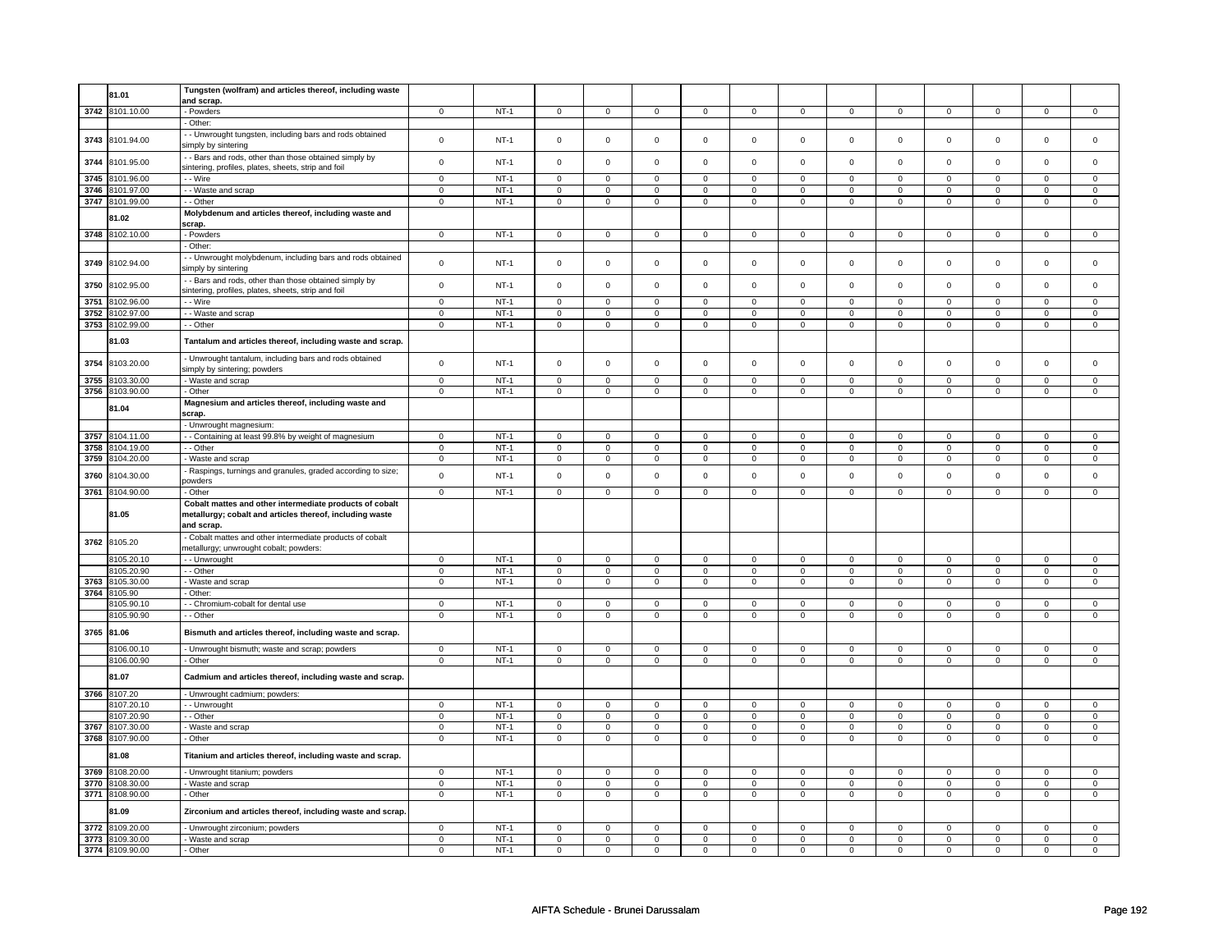| | 81.01 | Tungsten (wolfram) and articles thereof, including waste and scrap. | | | | | | | | | | | | | | |
|---|---|---|---|---|---|---|---|---|---|---|---|---|---|---|---|---|
| 3742 | 8101.10.00 | - Powders | 0 | NT-1 | 0 | 0 | 0 | 0 | 0 | 0 | 0 | 0 | 0 | 0 | 0 | 0 |
| | | - Other: | | | | | | | | | | | | | | |
| 3743 | 8101.94.00 | - - Unwrought tungsten, including bars and rods obtained simply by sintering | 0 | NT-1 | 0 | 0 | 0 | 0 | 0 | 0 | 0 | 0 | 0 | 0 | 0 | 0 |
| 3744 | 8101.95.00 | - - Bars and rods, other than those obtained simply by sintering, profiles, plates, sheets, strip and foil | 0 | NT-1 | 0 | 0 | 0 | 0 | 0 | 0 | 0 | 0 | 0 | 0 | 0 | 0 |
| 3745 | 8101.96.00 | - - Wire | 0 | NT-1 | 0 | 0 | 0 | 0 | 0 | 0 | 0 | 0 | 0 | 0 | 0 | 0 |
| 3746 | 8101.97.00 | - - Waste and scrap | 0 | NT-1 | 0 | 0 | 0 | 0 | 0 | 0 | 0 | 0 | 0 | 0 | 0 | 0 |
| 3747 | 8101.99.00 | - - Other | 0 | NT-1 | 0 | 0 | 0 | 0 | 0 | 0 | 0 | 0 | 0 | 0 | 0 | 0 |
| | 81.02 | Molybdenum and articles thereof, including waste and scrap. | | | | | | | | | | | | | | |
| 3748 | 8102.10.00 | - Powders | 0 | NT-1 | 0 | 0 | 0 | 0 | 0 | 0 | 0 | 0 | 0 | 0 | 0 | 0 |
| | | - Other: | | | | | | | | | | | | | | |
| 3749 | 8102.94.00 | - - Unwrought molybdenum, including bars and rods obtained simply by sintering | 0 | NT-1 | 0 | 0 | 0 | 0 | 0 | 0 | 0 | 0 | 0 | 0 | 0 | 0 |
| 3750 | 8102.95.00 | - - Bars and rods, other than those obtained simply by sintering, profiles, plates, sheets, strip and foil | 0 | NT-1 | 0 | 0 | 0 | 0 | 0 | 0 | 0 | 0 | 0 | 0 | 0 | 0 |
| 3751 | 8102.96.00 | - - Wire | 0 | NT-1 | 0 | 0 | 0 | 0 | 0 | 0 | 0 | 0 | 0 | 0 | 0 | 0 |
| 3752 | 8102.97.00 | - - Waste and scrap | 0 | NT-1 | 0 | 0 | 0 | 0 | 0 | 0 | 0 | 0 | 0 | 0 | 0 | 0 |
| 3753 | 8102.99.00 | - - Other | 0 | NT-1 | 0 | 0 | 0 | 0 | 0 | 0 | 0 | 0 | 0 | 0 | 0 | 0 |
| | 81.03 | Tantalum and articles thereof, including waste and scrap. | | | | | | | | | | | | | | |
| 3754 | 8103.20.00 | - Unwrought tantalum, including bars and rods obtained simply by sintering; powders | 0 | NT-1 | 0 | 0 | 0 | 0 | 0 | 0 | 0 | 0 | 0 | 0 | 0 | 0 |
| 3755 | 8103.30.00 | - Waste and scrap | 0 | NT-1 | 0 | 0 | 0 | 0 | 0 | 0 | 0 | 0 | 0 | 0 | 0 | 0 |
| 3756 | 8103.90.00 | - Other | 0 | NT-1 | 0 | 0 | 0 | 0 | 0 | 0 | 0 | 0 | 0 | 0 | 0 | 0 |
| | 81.04 | Magnesium and articles thereof, including waste and scrap. | | | | | | | | | | | | | | |
| | | - Unwrought magnesium: | | | | | | | | | | | | | | |
| 3757 | 8104.11.00 | - - Containing at least 99.8% by weight of magnesium | 0 | NT-1 | 0 | 0 | 0 | 0 | 0 | 0 | 0 | 0 | 0 | 0 | 0 | 0 |
| 3758 | 8104.19.00 | - - Other | 0 | NT-1 | 0 | 0 | 0 | 0 | 0 | 0 | 0 | 0 | 0 | 0 | 0 | 0 |
| 3759 | 8104.20.00 | - Waste and scrap | 0 | NT-1 | 0 | 0 | 0 | 0 | 0 | 0 | 0 | 0 | 0 | 0 | 0 | 0 |
| 3760 | 8104.30.00 | - Raspings, turnings and granules, graded according to size; powders | 0 | NT-1 | 0 | 0 | 0 | 0 | 0 | 0 | 0 | 0 | 0 | 0 | 0 | 0 |
| 3761 | 8104.90.00 | - Other | 0 | NT-1 | 0 | 0 | 0 | 0 | 0 | 0 | 0 | 0 | 0 | 0 | 0 | 0 |
| | 81.05 | Cobalt mattes and other intermediate products of cobalt metallurgy; cobalt and articles thereof, including waste and scrap. | | | | | | | | | | | | | | |
| 3762 | 8105.20 | - Cobalt mattes and other intermediate products of cobalt metallurgy; unwrought cobalt; powders: | | | | | | | | | | | | | | |
| | 8105.20.10 | - - Unwrought | 0 | NT-1 | 0 | 0 | 0 | 0 | 0 | 0 | 0 | 0 | 0 | 0 | 0 | 0 |
| | 8105.20.90 | - - Other | 0 | NT-1 | 0 | 0 | 0 | 0 | 0 | 0 | 0 | 0 | 0 | 0 | 0 | 0 |
| 3763 | 8105.30.00 | - Waste and scrap | 0 | NT-1 | 0 | 0 | 0 | 0 | 0 | 0 | 0 | 0 | 0 | 0 | 0 | 0 |
| 3764 | 8105.90 | - Other: | | | | | | | | | | | | | | |
| | 8105.90.10 | - - Chromium-cobalt for dental use | 0 | NT-1 | 0 | 0 | 0 | 0 | 0 | 0 | 0 | 0 | 0 | 0 | 0 | 0 |
| | 8105.90.90 | - - Other | 0 | NT-1 | 0 | 0 | 0 | 0 | 0 | 0 | 0 | 0 | 0 | 0 | 0 | 0 |
| 3765 | 81.06 | Bismuth and articles thereof, including waste and scrap. | | | | | | | | | | | | | | |
| | 8106.00.10 | - Unwrought bismuth; waste and scrap; powders | 0 | NT-1 | 0 | 0 | 0 | 0 | 0 | 0 | 0 | 0 | 0 | 0 | 0 | 0 |
| | 8106.00.90 | - Other | 0 | NT-1 | 0 | 0 | 0 | 0 | 0 | 0 | 0 | 0 | 0 | 0 | 0 | 0 |
| | 81.07 | Cadmium and articles thereof, including waste and scrap. | | | | | | | | | | | | | | |
| 3766 | 8107.20 | - Unwrought cadmium; powders: | | | | | | | | | | | | | | |
| | 8107.20.10 | - - Unwrought | 0 | NT-1 | 0 | 0 | 0 | 0 | 0 | 0 | 0 | 0 | 0 | 0 | 0 | 0 |
| | 8107.20.90 | - - Other | 0 | NT-1 | 0 | 0 | 0 | 0 | 0 | 0 | 0 | 0 | 0 | 0 | 0 | 0 |
| 3767 | 8107.30.00 | - Waste and scrap | 0 | NT-1 | 0 | 0 | 0 | 0 | 0 | 0 | 0 | 0 | 0 | 0 | 0 | 0 |
| 3768 | 8107.90.00 | - Other | 0 | NT-1 | 0 | 0 | 0 | 0 | 0 | 0 | 0 | 0 | 0 | 0 | 0 | 0 |
| | 81.08 | Titanium and articles thereof, including waste and scrap. | | | | | | | | | | | | | | |
| 3769 | 8108.20.00 | - Unwrought titanium; powders | 0 | NT-1 | 0 | 0 | 0 | 0 | 0 | 0 | 0 | 0 | 0 | 0 | 0 | 0 |
| 3770 | 8108.30.00 | - Waste and scrap | 0 | NT-1 | 0 | 0 | 0 | 0 | 0 | 0 | 0 | 0 | 0 | 0 | 0 | 0 |
| 3771 | 8108.90.00 | - Other | 0 | NT-1 | 0 | 0 | 0 | 0 | 0 | 0 | 0 | 0 | 0 | 0 | 0 | 0 |
| | 81.09 | Zirconium and articles thereof, including waste and scrap. | | | | | | | | | | | | | | |
| 3772 | 8109.20.00 | - Unwrought zirconium; powders | 0 | NT-1 | 0 | 0 | 0 | 0 | 0 | 0 | 0 | 0 | 0 | 0 | 0 | 0 |
| 3773 | 8109.30.00 | - Waste and scrap | 0 | NT-1 | 0 | 0 | 0 | 0 | 0 | 0 | 0 | 0 | 0 | 0 | 0 | 0 |
| 3774 | 8109.90.00 | - Other | 0 | NT-1 | 0 | 0 | 0 | 0 | 0 | 0 | 0 | 0 | 0 | 0 | 0 | 0 |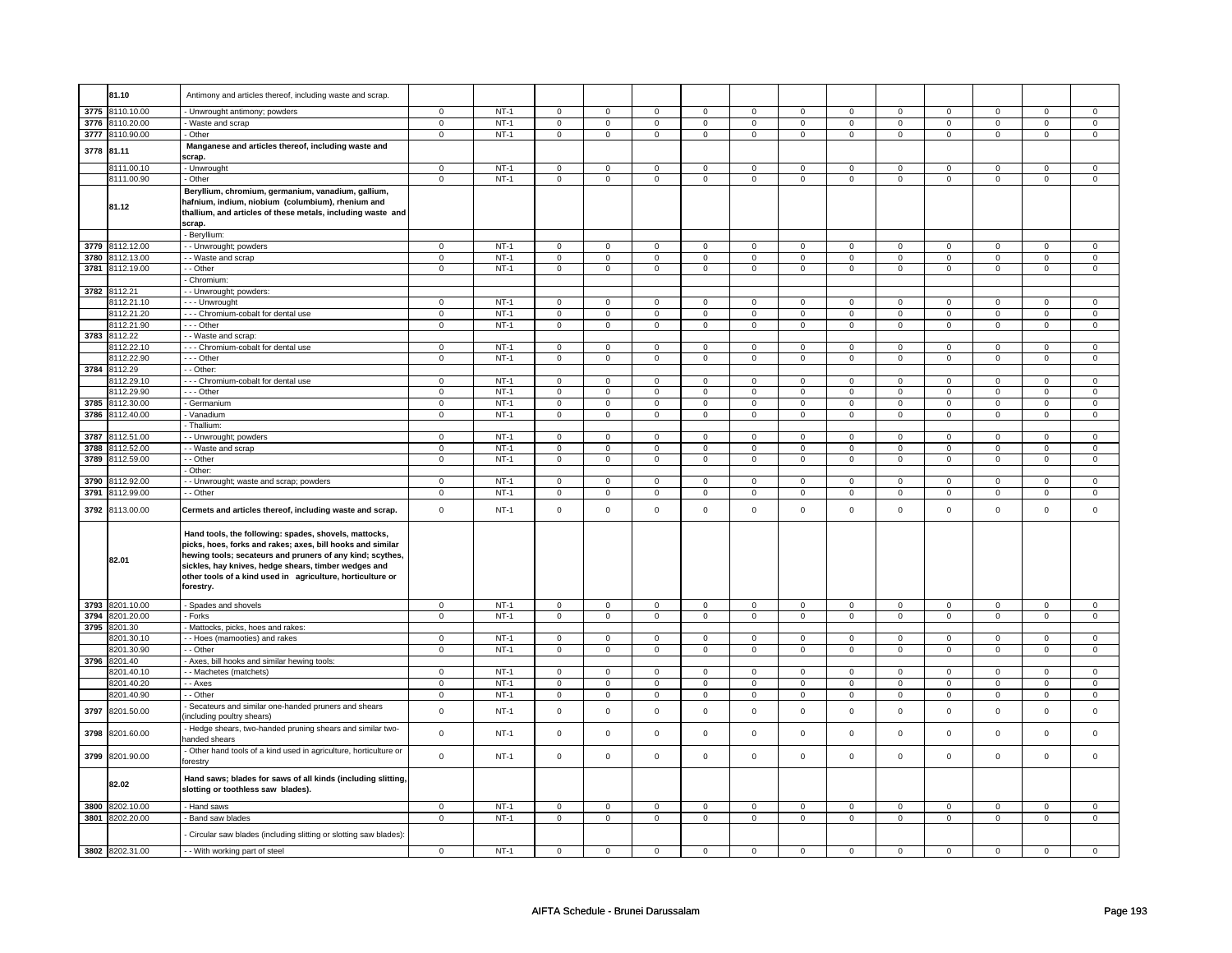| | | | | | | | | | | | | | | | |
|---|---|---|---|---|---|---|---|---|---|---|---|---|---|---|---|
| | **81.10** | Antimony and articles thereof, including waste and scrap. | | | | | | | | | | | | | |
| 3775 | 8110.10.00 | - Unwrought antimony; powders | 0 | NT-1 | 0 | 0 | 0 | 0 | 0 | 0 | 0 | 0 | 0 | 0 | 0 | 0 |
| 3776 | 8110.20.00 | - Waste and scrap | 0 | NT-1 | 0 | 0 | 0 | 0 | 0 | 0 | 0 | 0 | 0 | 0 | 0 | 0 |
| 3777 | 8110.90.00 | - Other | 0 | NT-1 | 0 | 0 | 0 | 0 | 0 | 0 | 0 | 0 | 0 | 0 | 0 | 0 |
| 3778 | **81.11** | **Manganese and articles thereof, including waste and scrap.** | | | | | | | | | | | | | | |
| | 8111.00.10 | - Unwrought | 0 | NT-1 | 0 | 0 | 0 | 0 | 0 | 0 | 0 | 0 | 0 | 0 | 0 | 0 |
| | 8111.00.90 | - Other | 0 | NT-1 | 0 | 0 | 0 | 0 | 0 | 0 | 0 | 0 | 0 | 0 | 0 | 0 |
| | **81.12** | **Beryllium, chromium, germanium, vanadium, gallium, hafnium, indium, niobium (columbium), rhenium and thallium, and articles of these metals, including waste and scrap.** | | | | | | | | | | | | | | |
| | | - Beryllium: | | | | | | | | | | | | | | |
| 3779 | 8112.12.00 | - - Unwrought; powders | 0 | NT-1 | 0 | 0 | 0 | 0 | 0 | 0 | 0 | 0 | 0 | 0 | 0 | 0 |
| 3780 | 8112.13.00 | - - Waste and scrap | 0 | NT-1 | 0 | 0 | 0 | 0 | 0 | 0 | 0 | 0 | 0 | 0 | 0 | 0 |
| 3781 | 8112.19.00 | - - Other | 0 | NT-1 | 0 | 0 | 0 | 0 | 0 | 0 | 0 | 0 | 0 | 0 | 0 | 0 |
| | | - Chromium: | | | | | | | | | | | | | | |
| 3782 | 8112.21 | - - Unwrought; powders: | | | | | | | | | | | | | | |
| | 8112.21.10 | - - - Unwrought | 0 | NT-1 | 0 | 0 | 0 | 0 | 0 | 0 | 0 | 0 | 0 | 0 | 0 | 0 |
| | 8112.21.20 | - - - Chromium-cobalt for dental use | 0 | NT-1 | 0 | 0 | 0 | 0 | 0 | 0 | 0 | 0 | 0 | 0 | 0 | 0 |
| | 8112.21.90 | - - - Other | 0 | NT-1 | 0 | 0 | 0 | 0 | 0 | 0 | 0 | 0 | 0 | 0 | 0 | 0 |
| 3783 | 8112.22 | - - Waste and scrap: | | | | | | | | | | | | | | |
| | 8112.22.10 | - - - Chromium-cobalt for dental use | 0 | NT-1 | 0 | 0 | 0 | 0 | 0 | 0 | 0 | 0 | 0 | 0 | 0 | 0 |
| | 8112.22.90 | - - - Other | 0 | NT-1 | 0 | 0 | 0 | 0 | 0 | 0 | 0 | 0 | 0 | 0 | 0 | 0 |
| 3784 | 8112.29 | - - Other: | | | | | | | | | | | | | | |
| | 8112.29.10 | - - - Chromium-cobalt for dental use | 0 | NT-1 | 0 | 0 | 0 | 0 | 0 | 0 | 0 | 0 | 0 | 0 | 0 | 0 |
| | 8112.29.90 | - - - Other | 0 | NT-1 | 0 | 0 | 0 | 0 | 0 | 0 | 0 | 0 | 0 | 0 | 0 | 0 |
| 3785 | 8112.30.00 | - Germanium | 0 | NT-1 | 0 | 0 | 0 | 0 | 0 | 0 | 0 | 0 | 0 | 0 | 0 | 0 |
| 3786 | 8112.40.00 | - Vanadium | 0 | NT-1 | 0 | 0 | 0 | 0 | 0 | 0 | 0 | 0 | 0 | 0 | 0 | 0 |
| | | - Thallium: | | | | | | | | | | | | | | |
| 3787 | 8112.51.00 | - - Unwrought; powders | 0 | NT-1 | 0 | 0 | 0 | 0 | 0 | 0 | 0 | 0 | 0 | 0 | 0 | 0 |
| 3788 | 8112.52.00 | - - Waste and scrap | 0 | NT-1 | 0 | 0 | 0 | 0 | 0 | 0 | 0 | 0 | 0 | 0 | 0 | 0 |
| 3789 | 8112.59.00 | - - Other | 0 | NT-1 | 0 | 0 | 0 | 0 | 0 | 0 | 0 | 0 | 0 | 0 | 0 | 0 |
| | | - Other: | | | | | | | | | | | | | | |
| 3790 | 8112.92.00 | - - Unwrought; waste and scrap; powders | 0 | NT-1 | 0 | 0 | 0 | 0 | 0 | 0 | 0 | 0 | 0 | 0 | 0 | 0 |
| 3791 | 8112.99.00 | - - Other | 0 | NT-1 | 0 | 0 | 0 | 0 | 0 | 0 | 0 | 0 | 0 | 0 | 0 | 0 |
| 3792 | 8113.00.00 | **Cermets and articles thereof, including waste and scrap.** | 0 | NT-1 | 0 | 0 | 0 | 0 | 0 | 0 | 0 | 0 | 0 | 0 | 0 | 0 |
| | **82.01** | **Hand tools, the following: spades, shovels, mattocks, picks, hoes, forks and rakes; axes, bill hooks and similar hewing tools; secateurs and pruners of any kind; scythes, sickles, hay knives, hedge shears, timber wedges and other tools of a kind used in agriculture, horticulture or forestry.** | | | | | | | | | | | | | | |
| 3793 | 8201.10.00 | - Spades and shovels | 0 | NT-1 | 0 | 0 | 0 | 0 | 0 | 0 | 0 | 0 | 0 | 0 | 0 | 0 |
| 3794 | 8201.20.00 | - Forks | 0 | NT-1 | 0 | 0 | 0 | 0 | 0 | 0 | 0 | 0 | 0 | 0 | 0 | 0 |
| 3795 | 8201.30 | - Mattocks, picks, hoes and rakes: | | | | | | | | | | | | | | |
| | 8201.30.10 | - - Hoes (mamooties) and rakes | 0 | NT-1 | 0 | 0 | 0 | 0 | 0 | 0 | 0 | 0 | 0 | 0 | 0 | 0 |
| | 8201.30.90 | - - Other | 0 | NT-1 | 0 | 0 | 0 | 0 | 0 | 0 | 0 | 0 | 0 | 0 | 0 | 0 |
| 3796 | 8201.40 | - Axes, bill hooks and similar hewing tools: | | | | | | | | | | | | | | |
| | 8201.40.10 | - - Machetes (matchets) | 0 | NT-1 | 0 | 0 | 0 | 0 | 0 | 0 | 0 | 0 | 0 | 0 | 0 | 0 |
| | 8201.40.20 | - - Axes | 0 | NT-1 | 0 | 0 | 0 | 0 | 0 | 0 | 0 | 0 | 0 | 0 | 0 | 0 |
| | 8201.40.90 | - - Other | 0 | NT-1 | 0 | 0 | 0 | 0 | 0 | 0 | 0 | 0 | 0 | 0 | 0 | 0 |
| 3797 | 8201.50.00 | - Secateurs and similar one-handed pruners and shears (including poultry shears) | 0 | NT-1 | 0 | 0 | 0 | 0 | 0 | 0 | 0 | 0 | 0 | 0 | 0 | 0 |
| 3798 | 8201.60.00 | - Hedge shears, two-handed pruning shears and similar two-handed shears | 0 | NT-1 | 0 | 0 | 0 | 0 | 0 | 0 | 0 | 0 | 0 | 0 | 0 | 0 |
| 3799 | 8201.90.00 | - Other hand tools of a kind used in agriculture, horticulture or forestry | 0 | NT-1 | 0 | 0 | 0 | 0 | 0 | 0 | 0 | 0 | 0 | 0 | 0 | 0 |
| | **82.02** | **Hand saws; blades for saws of all kinds (including slitting, slotting or toothless saw blades).** | | | | | | | | | | | | | | |
| 3800 | 8202.10.00 | - Hand saws | 0 | NT-1 | 0 | 0 | 0 | 0 | 0 | 0 | 0 | 0 | 0 | 0 | 0 | 0 |
| 3801 | 8202.20.00 | - Band saw blades | 0 | NT-1 | 0 | 0 | 0 | 0 | 0 | 0 | 0 | 0 | 0 | 0 | 0 | 0 |
| | | - Circular saw blades (including slitting or slotting saw blades): | | | | | | | | | | | | | | |
| 3802 | 8202.31.00 | - - With working part of steel | 0 | NT-1 | 0 | 0 | 0 | 0 | 0 | 0 | 0 | 0 | 0 | 0 | 0 | 0 |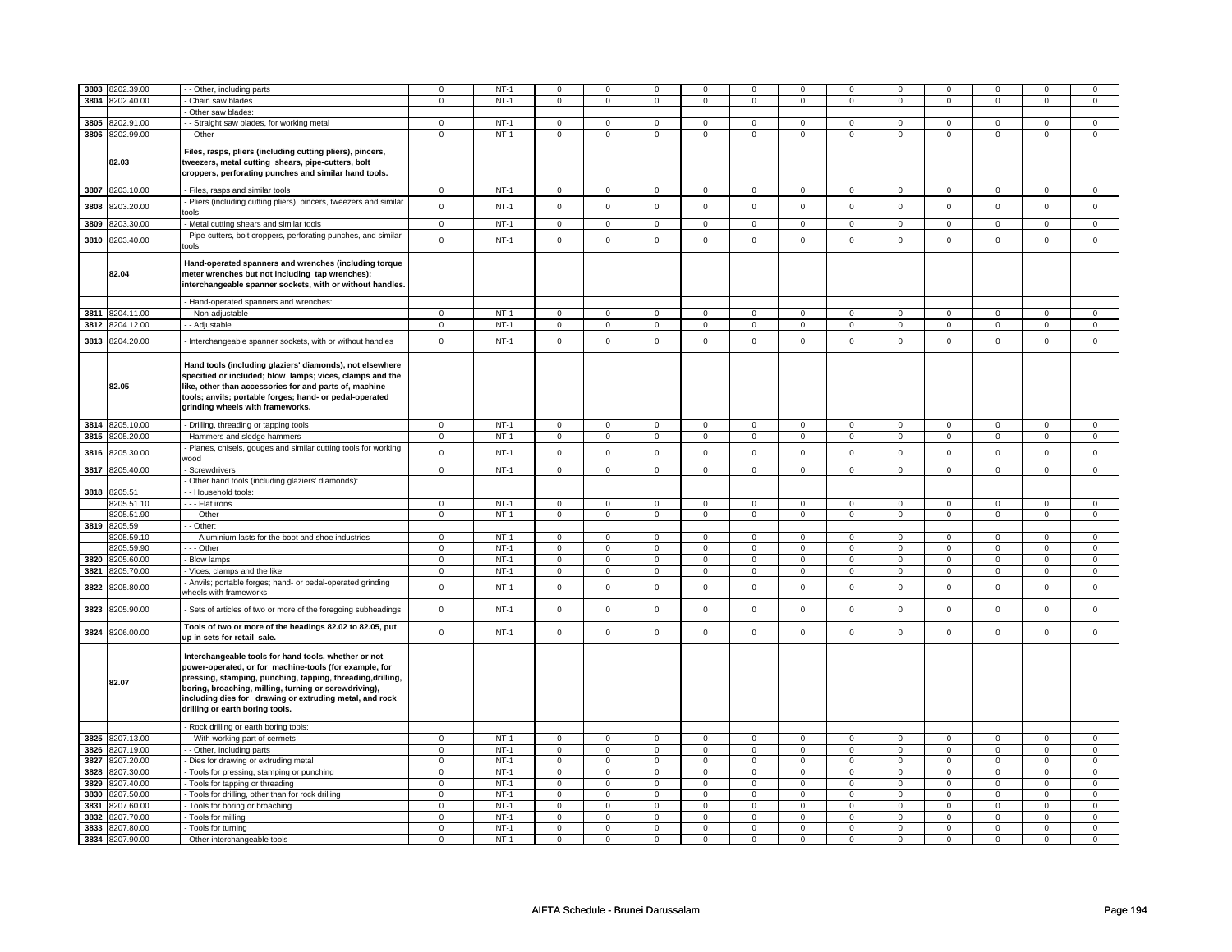| | | | | | | | | | | | | | | | |
|---|---|---|---|---|---|---|---|---|---|---|---|---|---|---|---|
| 3803 | 8202.39.00 | - - Other, including parts | 0 | NT-1 | 0 | 0 | 0 | 0 | 0 | 0 | 0 | 0 | 0 | 0 | 0 | 0 |
| 3804 | 8202.40.00 | - Chain saw blades | 0 | NT-1 | 0 | 0 | 0 | 0 | 0 | 0 | 0 | 0 | 0 | 0 | 0 | 0 |
| | | - Other saw blades: | | | | | | | | | | | | | | |
| 3805 | 8202.91.00 | - - Straight saw blades, for working metal | 0 | NT-1 | 0 | 0 | 0 | 0 | 0 | 0 | 0 | 0 | 0 | 0 | 0 | 0 |
| 3806 | 8202.99.00 | - - Other | 0 | NT-1 | 0 | 0 | 0 | 0 | 0 | 0 | 0 | 0 | 0 | 0 | 0 | 0 |
| | 82.03 | **Files, rasps, pliers (including cutting pliers), pincers, tweezers, metal cutting shears, pipe-cutters, bolt croppers, perforating punches and similar hand tools.** | | | | | | | | | | | | | | |
| 3807 | 8203.10.00 | - Files, rasps and similar tools | 0 | NT-1 | 0 | 0 | 0 | 0 | 0 | 0 | 0 | 0 | 0 | 0 | 0 | 0 |
| 3808 | 8203.20.00 | - Pliers (including cutting pliers), pincers, tweezers and similar tools | 0 | NT-1 | 0 | 0 | 0 | 0 | 0 | 0 | 0 | 0 | 0 | 0 | 0 | 0 |
| 3809 | 8203.30.00 | - Metal cutting shears and similar tools | 0 | NT-1 | 0 | 0 | 0 | 0 | 0 | 0 | 0 | 0 | 0 | 0 | 0 | 0 |
| 3810 | 8203.40.00 | - Pipe-cutters, bolt croppers, perforating punches, and similar tools | 0 | NT-1 | 0 | 0 | 0 | 0 | 0 | 0 | 0 | 0 | 0 | 0 | 0 | 0 |
| | 82.04 | **Hand-operated spanners and wrenches (including torque meter wrenches but not including tap wrenches); interchangeable spanner sockets, with or without handles.** | | | | | | | | | | | | | | |
| | | - Hand-operated spanners and wrenches: | | | | | | | | | | | | | | |
| 3811 | 8204.11.00 | - - Non-adjustable | 0 | NT-1 | 0 | 0 | 0 | 0 | 0 | 0 | 0 | 0 | 0 | 0 | 0 | 0 |
| 3812 | 8204.12.00 | - - Adjustable | 0 | NT-1 | 0 | 0 | 0 | 0 | 0 | 0 | 0 | 0 | 0 | 0 | 0 | 0 |
| 3813 | 8204.20.00 | - Interchangeable spanner sockets, with or without handles | 0 | NT-1 | 0 | 0 | 0 | 0 | 0 | 0 | 0 | 0 | 0 | 0 | 0 | 0 |
| | 82.05 | **Hand tools (including glaziers' diamonds), not elsewhere specified or included; blow lamps; vices, clamps and the like, other than accessories for and parts of, machine tools; anvils; portable forges; hand- or pedal-operated grinding wheels with frameworks.** | | | | | | | | | | | | | | |
| 3814 | 8205.10.00 | - Drilling, threading or tapping tools | 0 | NT-1 | 0 | 0 | 0 | 0 | 0 | 0 | 0 | 0 | 0 | 0 | 0 | 0 |
| 3815 | 8205.20.00 | - Hammers and sledge hammers | 0 | NT-1 | 0 | 0 | 0 | 0 | 0 | 0 | 0 | 0 | 0 | 0 | 0 | 0 |
| 3816 | 8205.30.00 | - Planes, chisels, gouges and similar cutting tools for working wood | 0 | NT-1 | 0 | 0 | 0 | 0 | 0 | 0 | 0 | 0 | 0 | 0 | 0 | 0 |
| 3817 | 8205.40.00 | - Screwdrivers | 0 | NT-1 | 0 | 0 | 0 | 0 | 0 | 0 | 0 | 0 | 0 | 0 | 0 | 0 |
| | | - Other hand tools (including glaziers' diamonds): | | | | | | | | | | | | | | |
| 3818 | 8205.51 | - - Household tools: | | | | | | | | | | | | | | |
| | 8205.51.10 | - - - Flat irons | 0 | NT-1 | 0 | 0 | 0 | 0 | 0 | 0 | 0 | 0 | 0 | 0 | 0 | 0 |
| | 8205.51.90 | - - - Other | 0 | NT-1 | 0 | 0 | 0 | 0 | 0 | 0 | 0 | 0 | 0 | 0 | 0 | 0 |
| 3819 | 8205.59 | - - Other: | | | | | | | | | | | | | | |
| | 8205.59.10 | - - - Aluminium lasts for the boot and shoe industries | 0 | NT-1 | 0 | 0 | 0 | 0 | 0 | 0 | 0 | 0 | 0 | 0 | 0 | 0 |
| | 8205.59.90 | - - - Other | 0 | NT-1 | 0 | 0 | 0 | 0 | 0 | 0 | 0 | 0 | 0 | 0 | 0 | 0 |
| 3820 | 8205.60.00 | - Blow lamps | 0 | NT-1 | 0 | 0 | 0 | 0 | 0 | 0 | 0 | 0 | 0 | 0 | 0 | 0 |
| 3821 | 8205.70.00 | - Vices, clamps and the like | 0 | NT-1 | 0 | 0 | 0 | 0 | 0 | 0 | 0 | 0 | 0 | 0 | 0 | 0 |
| 3822 | 8205.80.00 | - Anvils; portable forges; hand- or pedal-operated grinding wheels with frameworks | 0 | NT-1 | 0 | 0 | 0 | 0 | 0 | 0 | 0 | 0 | 0 | 0 | 0 | 0 |
| 3823 | 8205.90.00 | - Sets of articles of two or more of the foregoing subheadings | 0 | NT-1 | 0 | 0 | 0 | 0 | 0 | 0 | 0 | 0 | 0 | 0 | 0 | 0 |
| 3824 | 8206.00.00 | **Tools of two or more of the headings 82.02 to 82.05, put up in sets for retail sale.** | 0 | NT-1 | 0 | 0 | 0 | 0 | 0 | 0 | 0 | 0 | 0 | 0 | 0 | 0 |
| | 82.07 | **Interchangeable tools for hand tools, whether or not power-operated, or for machine-tools (for example, for pressing, stamping, punching, tapping, threading,drilling, boring, broaching, milling, turning or screwdriving), including dies for drawing or extruding metal, and rock drilling or earth boring tools.** | | | | | | | | | | | | | | |
| | | - Rock drilling or earth boring tools: | | | | | | | | | | | | | | |
| 3825 | 8207.13.00 | - - With working part of cermets | 0 | NT-1 | 0 | 0 | 0 | 0 | 0 | 0 | 0 | 0 | 0 | 0 | 0 | 0 |
| 3826 | 8207.19.00 | - - Other, including parts | 0 | NT-1 | 0 | 0 | 0 | 0 | 0 | 0 | 0 | 0 | 0 | 0 | 0 | 0 |
| 3827 | 8207.20.00 | - Dies for drawing or extruding metal | 0 | NT-1 | 0 | 0 | 0 | 0 | 0 | 0 | 0 | 0 | 0 | 0 | 0 | 0 |
| 3828 | 8207.30.00 | - Tools for pressing, stamping or punching | 0 | NT-1 | 0 | 0 | 0 | 0 | 0 | 0 | 0 | 0 | 0 | 0 | 0 | 0 |
| 3829 | 8207.40.00 | - Tools for tapping or threading | 0 | NT-1 | 0 | 0 | 0 | 0 | 0 | 0 | 0 | 0 | 0 | 0 | 0 | 0 |
| 3830 | 8207.50.00 | - Tools for drilling, other than for rock drilling | 0 | NT-1 | 0 | 0 | 0 | 0 | 0 | 0 | 0 | 0 | 0 | 0 | 0 | 0 |
| 3831 | 8207.60.00 | - Tools for boring or broaching | 0 | NT-1 | 0 | 0 | 0 | 0 | 0 | 0 | 0 | 0 | 0 | 0 | 0 | 0 |
| 3832 | 8207.70.00 | - Tools for milling | 0 | NT-1 | 0 | 0 | 0 | 0 | 0 | 0 | 0 | 0 | 0 | 0 | 0 | 0 |
| 3833 | 8207.80.00 | - Tools for turning | 0 | NT-1 | 0 | 0 | 0 | 0 | 0 | 0 | 0 | 0 | 0 | 0 | 0 | 0 |
| 3834 | 8207.90.00 | - Other interchangeable tools | 0 | NT-1 | 0 | 0 | 0 | 0 | 0 | 0 | 0 | 0 | 0 | 0 | 0 | 0 |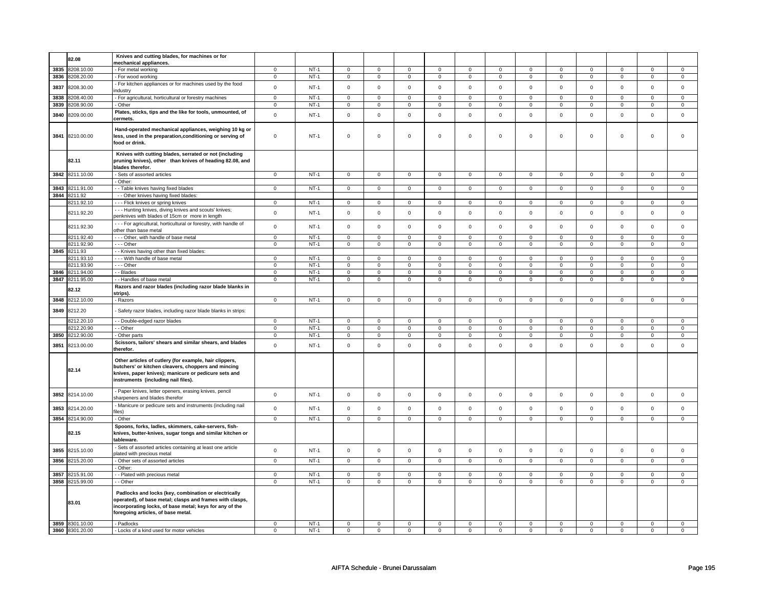| | | | | | | | | | | | | | | | |
|---|---|---|---|---|---|---|---|---|---|---|---|---|---|---|---|
| | 82.08 | **Knives and cutting blades, for machines or for mechanical appliances.** | | | | | | | | | | | | | |
| 3835 | 8208.10.00 | - For metal working | 0 | NT-1 | 0 | 0 | 0 | 0 | 0 | 0 | 0 | 0 | 0 | 0 | 0 | 0 |
| 3836 | 8208.20.00 | - For wood working | 0 | NT-1 | 0 | 0 | 0 | 0 | 0 | 0 | 0 | 0 | 0 | 0 | 0 | 0 |
| 3837 | 8208.30.00 | - For kitchen appliances or for machines used by the food industry | 0 | NT-1 | 0 | 0 | 0 | 0 | 0 | 0 | 0 | 0 | 0 | 0 | 0 | 0 |
| 3838 | 8208.40.00 | - For agricultural, horticultural or forestry machines | 0 | NT-1 | 0 | 0 | 0 | 0 | 0 | 0 | 0 | 0 | 0 | 0 | 0 | 0 |
| 3839 | 8208.90.00 | - Other | 0 | NT-1 | 0 | 0 | 0 | 0 | 0 | 0 | 0 | 0 | 0 | 0 | 0 | 0 |
| 3840 | 8209.00.00 | **Plates, sticks, tips and the like for tools, unmounted, of cermets.** | 0 | NT-1 | 0 | 0 | 0 | 0 | 0 | 0 | 0 | 0 | 0 | 0 | 0 | 0 |
| 3841 | 8210.00.00 | **Hand-operated mechanical appliances, weighing 10 kg or less, used in the preparation,conditioning or serving of food or drink.** | 0 | NT-1 | 0 | 0 | 0 | 0 | 0 | 0 | 0 | 0 | 0 | 0 | 0 | 0 |
| | 82.11 | **Knives with cutting blades, serrated or not (including pruning knives), other than knives of heading 82.08, and blades therefor.** | | | | | | | | | | | | | | |
| 3842 | 8211.10.00 | - Sets of assorted articles | 0 | NT-1 | 0 | 0 | 0 | 0 | 0 | 0 | 0 | 0 | 0 | 0 | 0 | 0 |
| | | - Other: | | | | | | | | | | | | | | |
| 3843 | 8211.91.00 | - - Table knives having fixed blades | 0 | NT-1 | 0 | 0 | 0 | 0 | 0 | 0 | 0 | 0 | 0 | 0 | 0 | 0 |
| 3844 | 8211.92 | - - Other knives having fixed blades: | | | | | | | | | | | | | | |
| | 8211.92.10 | - - - Flick knives or spring knives | 0 | NT-1 | 0 | 0 | 0 | 0 | 0 | 0 | 0 | 0 | 0 | 0 | 0 | 0 |
| | 8211.92.20 | - - - Hunting knives, diving knives and scouts' knives; penknives with blades of 15cm or more in length | 0 | NT-1 | 0 | 0 | 0 | 0 | 0 | 0 | 0 | 0 | 0 | 0 | 0 | 0 |
| | 8211.92.30 | - - - For agricultural, horticultural or forestry, with handle of other than base metal | 0 | NT-1 | 0 | 0 | 0 | 0 | 0 | 0 | 0 | 0 | 0 | 0 | 0 | 0 |
| | 8211.92.40 | - - - Other, with handle of base metal | 0 | NT-1 | 0 | 0 | 0 | 0 | 0 | 0 | 0 | 0 | 0 | 0 | 0 | 0 |
| | 8211.92.90 | - - - Other | 0 | NT-1 | 0 | 0 | 0 | 0 | 0 | 0 | 0 | 0 | 0 | 0 | 0 | 0 |
| 3845 | 8211.93 | - - Knives having other than fixed blades: | | | | | | | | | | | | | | |
| | 8211.93.10 | - - - With handle of base metal | 0 | NT-1 | 0 | 0 | 0 | 0 | 0 | 0 | 0 | 0 | 0 | 0 | 0 | 0 |
| | 8211.93.90 | - - - Other | 0 | NT-1 | 0 | 0 | 0 | 0 | 0 | 0 | 0 | 0 | 0 | 0 | 0 | 0 |
| 3846 | 8211.94.00 | - - Blades | 0 | NT-1 | 0 | 0 | 0 | 0 | 0 | 0 | 0 | 0 | 0 | 0 | 0 | 0 |
| 3847 | 8211.95.00 | - - Handles of base metal | 0 | NT-1 | 0 | 0 | 0 | 0 | 0 | 0 | 0 | 0 | 0 | 0 | 0 | 0 |
| | 82.12 | **Razors and razor blades (including razor blade blanks in strips).** | | | | | | | | | | | | | | |
| 3848 | 8212.10.00 | - Razors | 0 | NT-1 | 0 | 0 | 0 | 0 | 0 | 0 | 0 | 0 | 0 | 0 | 0 | 0 |
| 3849 | 8212.20 | - Safety razor blades, including razor blade blanks in strips: | | | | | | | | | | | | | | |
| | 8212.20.10 | - - Double-edged razor blades | 0 | NT-1 | 0 | 0 | 0 | 0 | 0 | 0 | 0 | 0 | 0 | 0 | 0 | 0 |
| | 8212.20.90 | - - Other | 0 | NT-1 | 0 | 0 | 0 | 0 | 0 | 0 | 0 | 0 | 0 | 0 | 0 | 0 |
| 3850 | 8212.90.00 | - Other parts | 0 | NT-1 | 0 | 0 | 0 | 0 | 0 | 0 | 0 | 0 | 0 | 0 | 0 | 0 |
| 3851 | 8213.00.00 | **Scissors, tailors' shears and similar shears, and blades therefor.** | 0 | NT-1 | 0 | 0 | 0 | 0 | 0 | 0 | 0 | 0 | 0 | 0 | 0 | 0 |
| | 82.14 | **Other articles of cutlery (for example, hair clippers, butchers' or kitchen cleavers, choppers and mincing knives, paper knives); manicure or pedicure sets and instruments (including nail files).** | | | | | | | | | | | | | | |
| 3852 | 8214.10.00 | - Paper knives, letter openers, erasing knives, pencil sharpeners and blades therefor | 0 | NT-1 | 0 | 0 | 0 | 0 | 0 | 0 | 0 | 0 | 0 | 0 | 0 | 0 |
| 3853 | 8214.20.00 | - Manicure or pedicure sets and instruments (including nail files) | 0 | NT-1 | 0 | 0 | 0 | 0 | 0 | 0 | 0 | 0 | 0 | 0 | 0 | 0 |
| 3854 | 8214.90.00 | - Other | 0 | NT-1 | 0 | 0 | 0 | 0 | 0 | 0 | 0 | 0 | 0 | 0 | 0 | 0 |
| | 82.15 | **Spoons, forks, ladles, skimmers, cake-servers, fish-knives, butter-knives, sugar tongs and similar kitchen or tableware.** | | | | | | | | | | | | | | |
| 3855 | 8215.10.00 | - Sets of assorted articles containing at least one article plated with precious metal | 0 | NT-1 | 0 | 0 | 0 | 0 | 0 | 0 | 0 | 0 | 0 | 0 | 0 | 0 |
| 3856 | 8215.20.00 | - Other sets of assorted articles | 0 | NT-1 | 0 | 0 | 0 | 0 | 0 | 0 | 0 | 0 | 0 | 0 | 0 | 0 |
| | | - Other: | | | | | | | | | | | | | | |
| 3857 | 8215.91.00 | - - Plated with precious metal | 0 | NT-1 | 0 | 0 | 0 | 0 | 0 | 0 | 0 | 0 | 0 | 0 | 0 | 0 |
| 3858 | 8215.99.00 | - - Other | 0 | NT-1 | 0 | 0 | 0 | 0 | 0 | 0 | 0 | 0 | 0 | 0 | 0 | 0 |
| | 83.01 | **Padlocks and locks (key, combination or electrically operated), of base metal; clasps and frames with clasps, incorporating locks, of base metal; keys for any of the foregoing articles, of base metal.** | | | | | | | | | | | | | | |
| 3859 | 8301.10.00 | - Padlocks | 0 | NT-1 | 0 | 0 | 0 | 0 | 0 | 0 | 0 | 0 | 0 | 0 | 0 | 0 |
| 3860 | 8301.20.00 | - Locks of a kind used for motor vehicles | 0 | NT-1 | 0 | 0 | 0 | 0 | 0 | 0 | 0 | 0 | 0 | 0 | 0 | 0 |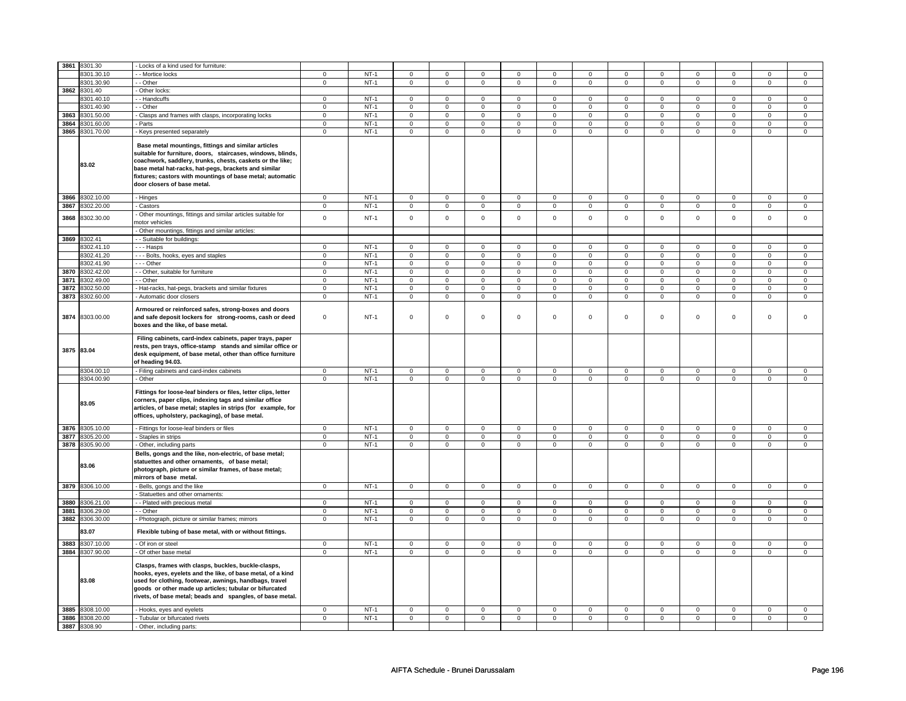| | | | | | | | | | | | | | | | | |
|---|---|---|---|---|---|---|---|---|---|---|---|---|---|---|---|---|
| 3861 | 8301.30 | - Locks of a kind used for furniture: | | | | | | | | | | | | | | |
| | 8301.30.10 | - - Mortice locks | 0 | NT-1 | 0 | 0 | 0 | 0 | 0 | 0 | 0 | 0 | 0 | 0 | 0 | 0 |
| | 8301.30.90 | - - Other | 0 | NT-1 | 0 | 0 | 0 | 0 | 0 | 0 | 0 | 0 | 0 | 0 | 0 | 0 |
| 3862 | 8301.40 | - Other locks: | | | | | | | | | | | | | | |
| | 8301.40.10 | - - Handcuffs | 0 | NT-1 | 0 | 0 | 0 | 0 | 0 | 0 | 0 | 0 | 0 | 0 | 0 | 0 |
| | 8301.40.90 | - - Other | 0 | NT-1 | 0 | 0 | 0 | 0 | 0 | 0 | 0 | 0 | 0 | 0 | 0 | 0 |
| 3863 | 8301.50.00 | - Clasps and frames with clasps, incorporating locks | 0 | NT-1 | 0 | 0 | 0 | 0 | 0 | 0 | 0 | 0 | 0 | 0 | 0 | 0 |
| 3864 | 8301.60.00 | - Parts | 0 | NT-1 | 0 | 0 | 0 | 0 | 0 | 0 | 0 | 0 | 0 | 0 | 0 | 0 |
| 3865 | 8301.70.00 | - Keys presented separately | 0 | NT-1 | 0 | 0 | 0 | 0 | 0 | 0 | 0 | 0 | 0 | 0 | 0 | 0 |
| | 83.02 | **Base metal mountings, fittings and similar articles suitable for furniture, doors, staircases, windows, blinds, coachwork, saddlery, trunks, chests, caskets or the like; base metal hat-racks, hat-pegs, brackets and similar fixtures; castors with mountings of base metal; automatic door closers of base metal.** | | | | | | | | | | | | | | |
| 3866 | 8302.10.00 | - Hinges | 0 | NT-1 | 0 | 0 | 0 | 0 | 0 | 0 | 0 | 0 | 0 | 0 | 0 | 0 |
| 3867 | 8302.20.00 | - Castors | 0 | NT-1 | 0 | 0 | 0 | 0 | 0 | 0 | 0 | 0 | 0 | 0 | 0 | 0 |
| 3868 | 8302.30.00 | - Other mountings, fittings and similar articles suitable for motor vehicles | 0 | NT-1 | 0 | 0 | 0 | 0 | 0 | 0 | 0 | 0 | 0 | 0 | 0 | 0 |
| | | - Other mountings, fittings and similar articles: | | | | | | | | | | | | | | |
| 3869 | 8302.41 | - - Suitable for buildings: | | | | | | | | | | | | | | |
| | 8302.41.10 | - - - Hasps | 0 | NT-1 | 0 | 0 | 0 | 0 | 0 | 0 | 0 | 0 | 0 | 0 | 0 | 0 |
| | 8302.41.20 | - - - Bolts, hooks, eyes and staples | 0 | NT-1 | 0 | 0 | 0 | 0 | 0 | 0 | 0 | 0 | 0 | 0 | 0 | 0 |
| | 8302.41.90 | - - - Other | 0 | NT-1 | 0 | 0 | 0 | 0 | 0 | 0 | 0 | 0 | 0 | 0 | 0 | 0 |
| 3870 | 8302.42.00 | - - Other, suitable for furniture | 0 | NT-1 | 0 | 0 | 0 | 0 | 0 | 0 | 0 | 0 | 0 | 0 | 0 | 0 |
| 3871 | 8302.49.00 | - - Other | 0 | NT-1 | 0 | 0 | 0 | 0 | 0 | 0 | 0 | 0 | 0 | 0 | 0 | 0 |
| 3872 | 8302.50.00 | - Hat-racks, hat-pegs, brackets and similar fixtures | 0 | NT-1 | 0 | 0 | 0 | 0 | 0 | 0 | 0 | 0 | 0 | 0 | 0 | 0 |
| 3873 | 8302.60.00 | - Automatic door closers | 0 | NT-1 | 0 | 0 | 0 | 0 | 0 | 0 | 0 | 0 | 0 | 0 | 0 | 0 |
| 3874 | 8303.00.00 | **Armoured or reinforced safes, strong-boxes and doors and safe deposit lockers for strong-rooms, cash or deed boxes and the like, of base metal.** | 0 | NT-1 | 0 | 0 | 0 | 0 | 0 | 0 | 0 | 0 | 0 | 0 | 0 | 0 |
| 3875 | 83.04 | **Filing cabinets, card-index cabinets, paper trays, paper rests, pen trays, office-stamp stands and similar office or desk equipment, of base metal, other than office furniture of heading 94.03.** | | | | | | | | | | | | | | |
| | 8304.00.10 | - Filing cabinets and card-index cabinets | 0 | NT-1 | 0 | 0 | 0 | 0 | 0 | 0 | 0 | 0 | 0 | 0 | 0 | 0 |
| | 8304.00.90 | - Other | 0 | NT-1 | 0 | 0 | 0 | 0 | 0 | 0 | 0 | 0 | 0 | 0 | 0 | 0 |
| | 83.05 | **Fittings for loose-leaf binders or files, letter clips, letter corners, paper clips, indexing tags and similar office articles, of base metal; staples in strips (for example, for offices, upholstery, packaging), of base metal.** | | | | | | | | | | | | | | |
| 3876 | 8305.10.00 | - Fittings for loose-leaf binders or files | 0 | NT-1 | 0 | 0 | 0 | 0 | 0 | 0 | 0 | 0 | 0 | 0 | 0 | 0 |
| 3877 | 8305.20.00 | - Staples in strips | 0 | NT-1 | 0 | 0 | 0 | 0 | 0 | 0 | 0 | 0 | 0 | 0 | 0 | 0 |
| 3878 | 8305.90.00 | - Other, including parts | 0 | NT-1 | 0 | 0 | 0 | 0 | 0 | 0 | 0 | 0 | 0 | 0 | 0 | 0 |
| | 83.06 | **Bells, gongs and the like, non-electric, of base metal; statuettes and other ornaments, of base metal; photograph, picture or similar frames, of base metal; mirrors of base metal.** | | | | | | | | | | | | | | |
| 3879 | 8306.10.00 | - Bells, gongs and the like | 0 | NT-1 | 0 | 0 | 0 | 0 | 0 | 0 | 0 | 0 | 0 | 0 | 0 | 0 |
| | | - Statuettes and other ornaments: | | | | | | | | | | | | | | |
| 3880 | 8306.21.00 | - - Plated with precious metal | 0 | NT-1 | 0 | 0 | 0 | 0 | 0 | 0 | 0 | 0 | 0 | 0 | 0 | 0 |
| 3881 | 8306.29.00 | - - Other | 0 | NT-1 | 0 | 0 | 0 | 0 | 0 | 0 | 0 | 0 | 0 | 0 | 0 | 0 |
| 3882 | 8306.30.00 | - Photograph, picture or similar frames; mirrors | 0 | NT-1 | 0 | 0 | 0 | 0 | 0 | 0 | 0 | 0 | 0 | 0 | 0 | 0 |
| | 83.07 | **Flexible tubing of base metal, with or without fittings.** | | | | | | | | | | | | | | |
| 3883 | 8307.10.00 | - Of iron or steel | 0 | NT-1 | 0 | 0 | 0 | 0 | 0 | 0 | 0 | 0 | 0 | 0 | 0 | 0 |
| 3884 | 8307.90.00 | - Of other base metal | 0 | NT-1 | 0 | 0 | 0 | 0 | 0 | 0 | 0 | 0 | 0 | 0 | 0 | 0 |
| | 83.08 | **Clasps, frames with clasps, buckles, buckle-clasps, hooks, eyes, eyelets and the like, of base metal, of a kind used for clothing, footwear, awnings, handbags, travel goods or other made up articles; tubular or bifurcated rivets, of base metal; beads and spangles, of base metal.** | | | | | | | | | | | | | | |
| 3885 | 8308.10.00 | - Hooks, eyes and eyelets | 0 | NT-1 | 0 | 0 | 0 | 0 | 0 | 0 | 0 | 0 | 0 | 0 | 0 | 0 |
| 3886 | 8308.20.00 | - Tubular or bifurcated rivets | 0 | NT-1 | 0 | 0 | 0 | 0 | 0 | 0 | 0 | 0 | 0 | 0 | 0 | 0 |
| 3887 | 8308.90 | - Other, including parts: | | | | | | | | | | | | | | |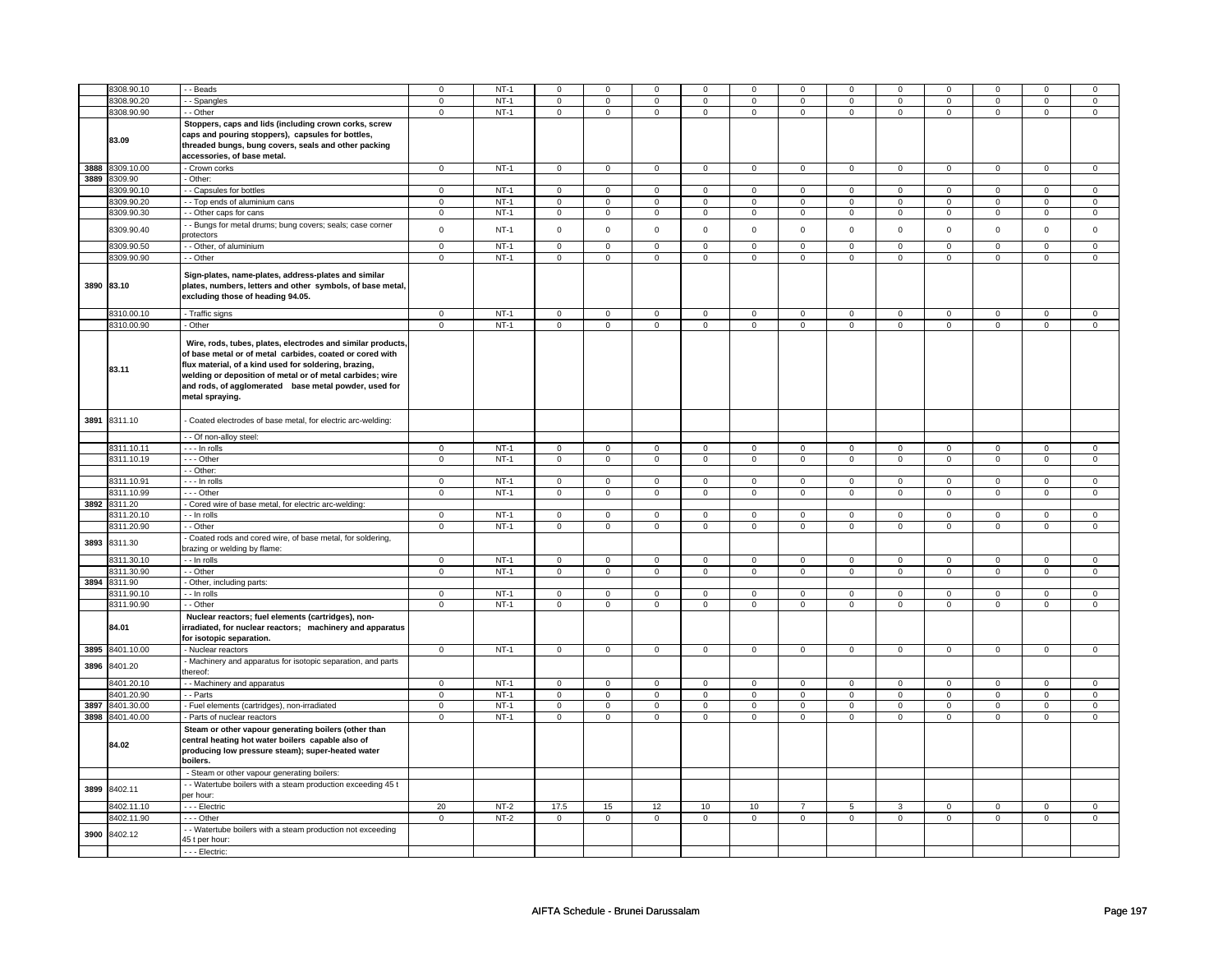| | | | | | | | | | | | | | | | | |
|---|---|---|---|---|---|---|---|---|---|---|---|---|---|---|---|---|
| | 8308.90.10 | - - Beads | 0 | NT-1 | 0 | 0 | 0 | 0 | 0 | 0 | 0 | 0 | 0 | 0 | 0 | 0 |
| | 8308.90.20 | - - Spangles | 0 | NT-1 | 0 | 0 | 0 | 0 | 0 | 0 | 0 | 0 | 0 | 0 | 0 | 0 |
| | 8308.90.90 | - - Other | 0 | NT-1 | 0 | 0 | 0 | 0 | 0 | 0 | 0 | 0 | 0 | 0 | 0 | 0 |
| | **83.09** | **Stoppers, caps and lids (including crown corks, screw caps and pouring stoppers), capsules for bottles, threaded bungs, bung covers, seals and other packing accessories, of base metal.** | | | | | | | | | | | | | | |
| 3888 | 8309.10.00 | - Crown corks | 0 | NT-1 | 0 | 0 | 0 | 0 | 0 | 0 | 0 | 0 | 0 | 0 | 0 | 0 |
| 3889 | 8309.90 | - Other: | | | | | | | | | | | | | | |
| | 8309.90.10 | - - Capsules for bottles | 0 | NT-1 | 0 | 0 | 0 | 0 | 0 | 0 | 0 | 0 | 0 | 0 | 0 | 0 |
| | 8309.90.20 | - - Top ends of aluminium cans | 0 | NT-1 | 0 | 0 | 0 | 0 | 0 | 0 | 0 | 0 | 0 | 0 | 0 | 0 |
| | 8309.90.30 | - - Other caps for cans | 0 | NT-1 | 0 | 0 | 0 | 0 | 0 | 0 | 0 | 0 | 0 | 0 | 0 | 0 |
| | 8309.90.40 | - - Bungs for metal drums; bung covers; seals; case corner protectors | 0 | NT-1 | 0 | 0 | 0 | 0 | 0 | 0 | 0 | 0 | 0 | 0 | 0 | 0 |
| | 8309.90.50 | - - Other, of aluminium | 0 | NT-1 | 0 | 0 | 0 | 0 | 0 | 0 | 0 | 0 | 0 | 0 | 0 | 0 |
| | 8309.90.90 | - - Other | 0 | NT-1 | 0 | 0 | 0 | 0 | 0 | 0 | 0 | 0 | 0 | 0 | 0 | 0 |
| 3890 | **83.10** | **Sign-plates, name-plates, address-plates and similar plates, numbers, letters and other symbols, of base metal, excluding those of heading 94.05.** | | | | | | | | | | | | | | |
| | 8310.00.10 | - Traffic signs | 0 | NT-1 | 0 | 0 | 0 | 0 | 0 | 0 | 0 | 0 | 0 | 0 | 0 | 0 |
| | 8310.00.90 | - Other | 0 | NT-1 | 0 | 0 | 0 | 0 | 0 | 0 | 0 | 0 | 0 | 0 | 0 | 0 |
| | **83.11** | **Wire, rods, tubes, plates, electrodes and similar products, of base metal or of metal carbides, coated or cored with flux material, of a kind used for soldering, brazing, welding or deposition of metal or of metal carbides; wire and rods, of agglomerated base metal powder, used for metal spraying.** | | | | | | | | | | | | | | |
| 3891 | 8311.10 | - Coated electrodes of base metal, for electric arc-welding: | | | | | | | | | | | | | | |
| | | - - Of non-alloy steel: | | | | | | | | | | | | | | |
| | 8311.10.11 | - - - In rolls | 0 | NT-1 | 0 | 0 | 0 | 0 | 0 | 0 | 0 | 0 | 0 | 0 | 0 | 0 |
| | 8311.10.19 | - - - Other | 0 | NT-1 | 0 | 0 | 0 | 0 | 0 | 0 | 0 | 0 | 0 | 0 | 0 | 0 |
| | | - - Other: | | | | | | | | | | | | | | |
| | 8311.10.91 | - - - In rolls | 0 | NT-1 | 0 | 0 | 0 | 0 | 0 | 0 | 0 | 0 | 0 | 0 | 0 | 0 |
| | 8311.10.99 | - - - Other | 0 | NT-1 | 0 | 0 | 0 | 0 | 0 | 0 | 0 | 0 | 0 | 0 | 0 | 0 |
| 3892 | 8311.20 | - Cored wire of base metal, for electric arc-welding: | | | | | | | | | | | | | | |
| | 8311.20.10 | - - In rolls | 0 | NT-1 | 0 | 0 | 0 | 0 | 0 | 0 | 0 | 0 | 0 | 0 | 0 | 0 |
| | 8311.20.90 | - - Other | 0 | NT-1 | 0 | 0 | 0 | 0 | 0 | 0 | 0 | 0 | 0 | 0 | 0 | 0 |
| 3893 | 8311.30 | - Coated rods and cored wire, of base metal, for soldering, brazing or welding by flame: | | | | | | | | | | | | | | |
| | 8311.30.10 | - - In rolls | 0 | NT-1 | 0 | 0 | 0 | 0 | 0 | 0 | 0 | 0 | 0 | 0 | 0 | 0 |
| | 8311.30.90 | - - Other | 0 | NT-1 | 0 | 0 | 0 | 0 | 0 | 0 | 0 | 0 | 0 | 0 | 0 | 0 |
| 3894 | 8311.90 | - Other, including parts: | | | | | | | | | | | | | | |
| | 8311.90.10 | - - In rolls | 0 | NT-1 | 0 | 0 | 0 | 0 | 0 | 0 | 0 | 0 | 0 | 0 | 0 | 0 |
| | 8311.90.90 | - - Other | 0 | NT-1 | 0 | 0 | 0 | 0 | 0 | 0 | 0 | 0 | 0 | 0 | 0 | 0 |
| | **84.01** | **Nuclear reactors; fuel elements (cartridges), non-irradiated, for nuclear reactors; machinery and apparatus for isotopic separation.** | | | | | | | | | | | | | | |
| 3895 | 8401.10.00 | - Nuclear reactors | 0 | NT-1 | 0 | 0 | 0 | 0 | 0 | 0 | 0 | 0 | 0 | 0 | 0 | 0 |
| 3896 | 8401.20 | - Machinery and apparatus for isotopic separation, and parts thereof: | | | | | | | | | | | | | | |
| | 8401.20.10 | - - Machinery and apparatus | 0 | NT-1 | 0 | 0 | 0 | 0 | 0 | 0 | 0 | 0 | 0 | 0 | 0 | 0 |
| | 8401.20.90 | - - Parts | 0 | NT-1 | 0 | 0 | 0 | 0 | 0 | 0 | 0 | 0 | 0 | 0 | 0 | 0 |
| 3897 | 8401.30.00 | - Fuel elements (cartridges), non-irradiated | 0 | NT-1 | 0 | 0 | 0 | 0 | 0 | 0 | 0 | 0 | 0 | 0 | 0 | 0 |
| 3898 | 8401.40.00 | - Parts of nuclear reactors | 0 | NT-1 | 0 | 0 | 0 | 0 | 0 | 0 | 0 | 0 | 0 | 0 | 0 | 0 |
| | **84.02** | **Steam or other vapour generating boilers (other than central heating hot water boilers capable also of producing low pressure steam); super-heated water boilers.** | | | | | | | | | | | | | | |
| | | - Steam or other vapour generating boilers: | | | | | | | | | | | | | | |
| 3899 | 8402.11 | - - Watertube boilers with a steam production exceeding 45 t per hour: | | | | | | | | | | | | | | |
| | 8402.11.10 | - - - Electric | 20 | NT-2 | 17.5 | 15 | 12 | 10 | 10 | 7 | 5 | 3 | 0 | 0 | 0 | 0 |
| | 8402.11.90 | - - - Other | 0 | NT-2 | 0 | 0 | 0 | 0 | 0 | 0 | 0 | 0 | 0 | 0 | 0 | 0 |
| 3900 | 8402.12 | - - Watertube boilers with a steam production not exceeding 45 t per hour: | | | | | | | | | | | | | | |
| | | - - - Electric: | | | | | | | | | | | | | | |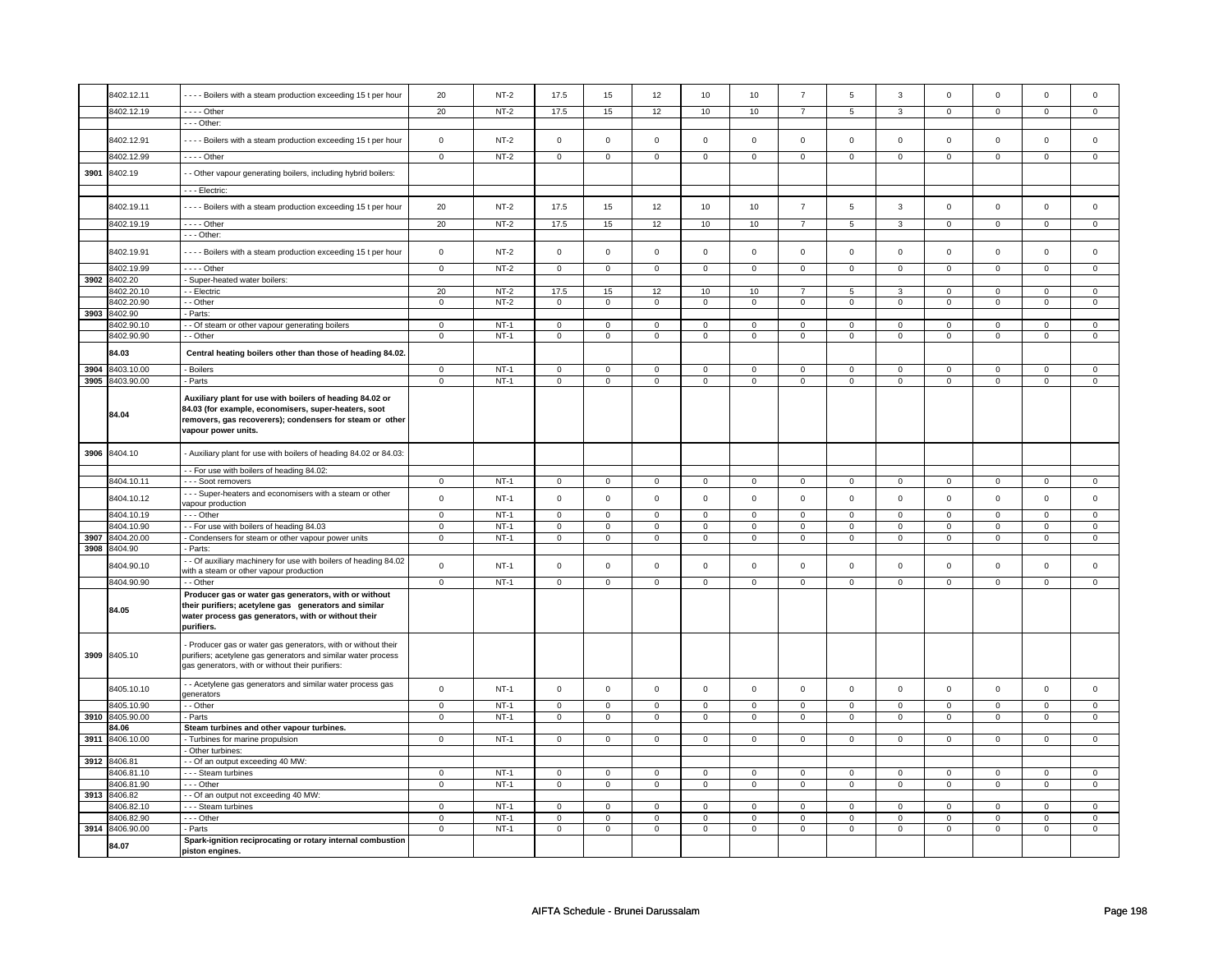| | 8402.12.11 | - - - - Boilers with a steam production exceeding 15 t per hour | 20 | NT-2 | 17.5 | 15 | 12 | 10 | 10 | 7 | 5 | 3 | 0 | 0 | 0 | 0 |
|---|---|---|---|---|---|---|---|---|---|---|---|---|---|---|---|---|
| | 8402.12.19 | - - - - Other | 20 | NT-2 | 17.5 | 15 | 12 | 10 | 10 | 7 | 5 | 3 | 0 | 0 | 0 | 0 |
| | | - - - Other: | | | | | | | | | | | | | | |
| | 8402.12.91 | - - - - Boilers with a steam production exceeding 15 t per hour | 0 | NT-2 | 0 | 0 | 0 | 0 | 0 | 0 | 0 | 0 | 0 | 0 | 0 | 0 |
| | 8402.12.99 | - - - - Other | 0 | NT-2 | 0 | 0 | 0 | 0 | 0 | 0 | 0 | 0 | 0 | 0 | 0 | 0 |
| 3901 | 8402.19 | - - Other vapour generating boilers, including hybrid boilers: | | | | | | | | | | | | | | |
| | | - - - Electric: | | | | | | | | | | | | | | |
| | 8402.19.11 | - - - - Boilers with a steam production exceeding 15 t per hour | 20 | NT-2 | 17.5 | 15 | 12 | 10 | 10 | 7 | 5 | 3 | 0 | 0 | 0 | 0 |
| | 8402.19.19 | - - - - Other | 20 | NT-2 | 17.5 | 15 | 12 | 10 | 10 | 7 | 5 | 3 | 0 | 0 | 0 | 0 |
| | | - - - Other: | | | | | | | | | | | | | | |
| | 8402.19.91 | - - - - Boilers with a steam production exceeding 15 t per hour | 0 | NT-2 | 0 | 0 | 0 | 0 | 0 | 0 | 0 | 0 | 0 | 0 | 0 | 0 |
| | 8402.19.99 | - - - - Other | 0 | NT-2 | 0 | 0 | 0 | 0 | 0 | 0 | 0 | 0 | 0 | 0 | 0 | 0 |
| 3902 | 8402.20 | - Super-heated water boilers: | | | | | | | | | | | | | | |
| | 8402.20.10 | - - Electric | 20 | NT-2 | 17.5 | 15 | 12 | 10 | 10 | 7 | 5 | 3 | 0 | 0 | 0 | 0 |
| | 8402.20.90 | - - Other | 0 | NT-2 | 0 | 0 | 0 | 0 | 0 | 0 | 0 | 0 | 0 | 0 | 0 | 0 |
| 3903 | 8402.90 | - Parts: | | | | | | | | | | | | | | |
| | 8402.90.10 | - - Of steam or other vapour generating boilers | 0 | NT-1 | 0 | 0 | 0 | 0 | 0 | 0 | 0 | 0 | 0 | 0 | 0 | 0 |
| | 8402.90.90 | - - Other | 0 | NT-1 | 0 | 0 | 0 | 0 | 0 | 0 | 0 | 0 | 0 | 0 | 0 | 0 |
| | **84.03** | **Central heating boilers other than those of heading 84.02.** | | | | | | | | | | | | | | |
| 3904 | 8403.10.00 | - Boilers | 0 | NT-1 | 0 | 0 | 0 | 0 | 0 | 0 | 0 | 0 | 0 | 0 | 0 | 0 |
| 3905 | 8403.90.00 | - Parts | 0 | NT-1 | 0 | 0 | 0 | 0 | 0 | 0 | 0 | 0 | 0 | 0 | 0 | 0 |
| | **84.04** | **Auxiliary plant for use with boilers of heading 84.02 or 84.03 (for example, economisers, super-heaters, soot removers, gas recoverers); condensers for steam or other vapour power units.** | | | | | | | | | | | | | | |
| 3906 | 8404.10 | - Auxiliary plant for use with boilers of heading 84.02 or 84.03: | | | | | | | | | | | | | | |
| | | - - For use with boilers of heading 84.02: | | | | | | | | | | | | | | |
| | 8404.10.11 | - - - Soot removers | 0 | NT-1 | 0 | 0 | 0 | 0 | 0 | 0 | 0 | 0 | 0 | 0 | 0 | 0 |
| | 8404.10.12 | - - - Super-heaters and economisers with a steam or other vapour production | 0 | NT-1 | 0 | 0 | 0 | 0 | 0 | 0 | 0 | 0 | 0 | 0 | 0 | 0 |
| | 8404.10.19 | - - - Other | 0 | NT-1 | 0 | 0 | 0 | 0 | 0 | 0 | 0 | 0 | 0 | 0 | 0 | 0 |
| | 8404.10.90 | - - For use with boilers of heading 84.03 | 0 | NT-1 | 0 | 0 | 0 | 0 | 0 | 0 | 0 | 0 | 0 | 0 | 0 | 0 |
| 3907 | 8404.20.00 | - Condensers for steam or other vapour power units | 0 | NT-1 | 0 | 0 | 0 | 0 | 0 | 0 | 0 | 0 | 0 | 0 | 0 | 0 |
| 3908 | 8404.90 | - Parts: | | | | | | | | | | | | | | |
| | 8404.90.10 | - - Of auxiliary machinery for use with boilers of heading 84.02 with a steam or other vapour production | 0 | NT-1 | 0 | 0 | 0 | 0 | 0 | 0 | 0 | 0 | 0 | 0 | 0 | 0 |
| | 8404.90.90 | - - Other | 0 | NT-1 | 0 | 0 | 0 | 0 | 0 | 0 | 0 | 0 | 0 | 0 | 0 | 0 |
| | **84.05** | **Producer gas or water gas generators, with or without their purifiers; acetylene gas generators and similar water process gas generators, with or without their purifiers.** | | | | | | | | | | | | | | |
| 3909 | 8405.10 | - Producer gas or water gas generators, with or without their purifiers; acetylene gas generators and similar water process gas generators, with or without their purifiers: | | | | | | | | | | | | | | |
| | 8405.10.10 | - - Acetylene gas generators and similar water process gas generators | 0 | NT-1 | 0 | 0 | 0 | 0 | 0 | 0 | 0 | 0 | 0 | 0 | 0 | 0 |
| | 8405.10.90 | - - Other | 0 | NT-1 | 0 | 0 | 0 | 0 | 0 | 0 | 0 | 0 | 0 | 0 | 0 | 0 |
| 3910 | 8405.90.00 | - Parts | 0 | NT-1 | 0 | 0 | 0 | 0 | 0 | 0 | 0 | 0 | 0 | 0 | 0 | 0 |
| | **84.06** | **Steam turbines and other vapour turbines.** | | | | | | | | | | | | | | |
| 3911 | 8406.10.00 | - Turbines for marine propulsion | 0 | NT-1 | 0 | 0 | 0 | 0 | 0 | 0 | 0 | 0 | 0 | 0 | 0 | 0 |
| | | - Other turbines: | | | | | | | | | | | | | | |
| 3912 | 8406.81 | - - Of an output exceeding 40 MW: | | | | | | | | | | | | | | |
| | 8406.81.10 | - - - Steam turbines | 0 | NT-1 | 0 | 0 | 0 | 0 | 0 | 0 | 0 | 0 | 0 | 0 | 0 | 0 |
| | 8406.81.90 | - - - Other | 0 | NT-1 | 0 | 0 | 0 | 0 | 0 | 0 | 0 | 0 | 0 | 0 | 0 | 0 |
| 3913 | 8406.82 | - - Of an output not exceeding 40 MW: | | | | | | | | | | | | | | |
| | 8406.82.10 | - - - Steam turbines | 0 | NT-1 | 0 | 0 | 0 | 0 | 0 | 0 | 0 | 0 | 0 | 0 | 0 | 0 |
| | 8406.82.90 | - - - Other | 0 | NT-1 | 0 | 0 | 0 | 0 | 0 | 0 | 0 | 0 | 0 | 0 | 0 | 0 |
| 3914 | 8406.90.00 | - Parts | 0 | NT-1 | 0 | 0 | 0 | 0 | 0 | 0 | 0 | 0 | 0 | 0 | 0 | 0 |
| | **84.07** | **Spark-ignition reciprocating or rotary internal combustion piston engines.** | | | | | | | | | | | | | | |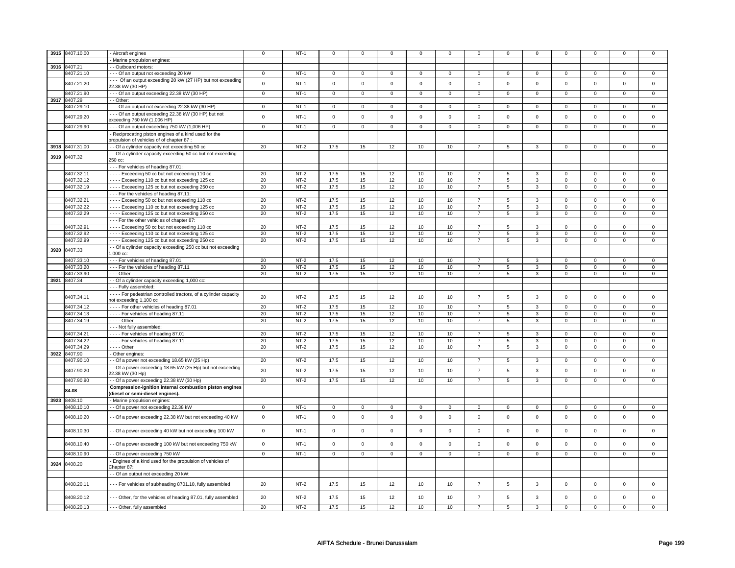| 3915 | 8407.10.00 | - Aircraft engines | 0 | NT-1 | 0 | 0 | 0 | 0 | 0 | 0 | 0 | 0 | 0 | 0 | 0 | 0 |
|---|---|---|---|---|---|---|---|---|---|---|---|---|---|---|---|---|
| | | - Marine propulsion engines: | | | | | | | | | | | | | | |
| 3916 | 8407.21 | - - Outboard motors: | | | | | | | | | | | | | | |
| | 8407.21.10 | - - - Of an output not exceeding 20 kW | 0 | NT-1 | 0 | 0 | 0 | 0 | 0 | 0 | 0 | 0 | 0 | 0 | 0 | 0 |
| | 8407.21.20 | - - - Of an output exceeding 20 kW (27 HP) but not exceeding 22.38 kW (30 HP) | 0 | NT-1 | 0 | 0 | 0 | 0 | 0 | 0 | 0 | 0 | 0 | 0 | 0 | 0 |
| | 8407.21.90 | - - - Of an output exceeding 22.38 kW (30 HP) | 0 | NT-1 | 0 | 0 | 0 | 0 | 0 | 0 | 0 | 0 | 0 | 0 | 0 | 0 |
| 3917 | 8407.29 | - - Other: | | | | | | | | | | | | | | |
| | 8407.29.10 | - - - Of an output not exceeding 22.38 kW (30 HP) | 0 | NT-1 | 0 | 0 | 0 | 0 | 0 | 0 | 0 | 0 | 0 | 0 | 0 | 0 |
| | 8407.29.20 | - - - Of an output exceeding 22.38 kW (30 HP) but not exceeding 750 kW (1,006 HP) | 0 | NT-1 | 0 | 0 | 0 | 0 | 0 | 0 | 0 | 0 | 0 | 0 | 0 | 0 |
| | 8407.29.90 | - - - Of an output exceeding 750 kW (1,006 HP) | 0 | NT-1 | 0 | 0 | 0 | 0 | 0 | 0 | 0 | 0 | 0 | 0 | 0 | 0 |
| | | - Reciprocating piston engines of a kind used for the propulsion of vehicles of of chapter 87 : | | | | | | | | | | | | | | |
| 3918 | 8407.31.00 | - - Of a cylinder capacity not exceeding 50 cc | 20 | NT-2 | 17.5 | 15 | 12 | 10 | 10 | 7 | 5 | 3 | 0 | 0 | 0 | 0 |
| 3919 | 8407.32 | - - Of a cylinder capacity exceeding 50 cc but not exceeding 250 cc: | | | | | | | | | | | | | | |
| | | - - - For vehicles of heading 87.01: | | | | | | | | | | | | | | |
| | 8407.32.11 | - - - - Exceeding 50 cc but not exceeding 110 cc | 20 | NT-2 | 17.5 | 15 | 12 | 10 | 10 | 7 | 5 | 3 | 0 | 0 | 0 | 0 |
| | 8407.32.12 | - - - - Exceeding 110 cc but not exceeding 125 cc | 20 | NT-2 | 17.5 | 15 | 12 | 10 | 10 | 7 | 5 | 3 | 0 | 0 | 0 | 0 |
| | 8407.32.19 | - - - - Exceeding 125 cc but not exceeding 250 cc | 20 | NT-2 | 17.5 | 15 | 12 | 10 | 10 | 7 | 5 | 3 | 0 | 0 | 0 | 0 |
| | | - - - For the vehicles of heading 87.11: | | | | | | | | | | | | | | |
| | 8407.32.21 | - - - - Exceeding 50 cc but not exceeding 110 cc | 20 | NT-2 | 17.5 | 15 | 12 | 10 | 10 | 7 | 5 | 3 | 0 | 0 | 0 | 0 |
| | 8407.32.22 | - - - - Exceeding 110 cc but not exceeding 125 cc | 20 | NT-2 | 17.5 | 15 | 12 | 10 | 10 | 7 | 5 | 3 | 0 | 0 | 0 | 0 |
| | 8407.32.29 | - - - - Exceeding 125 cc but not exceeding 250 cc | 20 | NT-2 | 17.5 | 15 | 12 | 10 | 10 | 7 | 5 | 3 | 0 | 0 | 0 | 0 |
| | | - - - For the other vehicles of chapter 87: | | | | | | | | | | | | | | |
| | 8407.32.91 | - - - - Exceeding 50 cc but not exceeding 110 cc | 20 | NT-2 | 17.5 | 15 | 12 | 10 | 10 | 7 | 5 | 3 | 0 | 0 | 0 | 0 |
| | 8407.32.92 | - - - - Exceeding 110 cc but not exceeding 125 cc | 20 | NT-2 | 17.5 | 15 | 12 | 10 | 10 | 7 | 5 | 3 | 0 | 0 | 0 | 0 |
| | 8407.32.99 | - - - - Exceeding 125 cc but not exceeding 250 cc | 20 | NT-2 | 17.5 | 15 | 12 | 10 | 10 | 7 | 5 | 3 | 0 | 0 | 0 | 0 |
| 3920 | 8407.33 | - - Of a cylinder capacity exceeding 250 cc but not exceeding 1,000 cc: | | | | | | | | | | | | | | |
| | 8407.33.10 | - - - For vehicles of heading 87.01 | 20 | NT-2 | 17.5 | 15 | 12 | 10 | 10 | 7 | 5 | 3 | 0 | 0 | 0 | 0 |
| | 8407.33.20 | - - - For the vehicles of heading 87.11 | 20 | NT-2 | 17.5 | 15 | 12 | 10 | 10 | 7 | 5 | 3 | 0 | 0 | 0 | 0 |
| | 8407.33.90 | - - - Other | 20 | NT-2 | 17.5 | 15 | 12 | 10 | 10 | 7 | 5 | 3 | 0 | 0 | 0 | 0 |
| 3921 | 8407.34 | - - Of a cylinder capacity exceeding 1,000 cc: | | | | | | | | | | | | | | |
| | | - - - Fully assembled: | | | | | | | | | | | | | | |
| | 8407.34.11 | - - - - For pedestrian controlled tractors, of a cylinder capacity not exceeding 1,100 cc | 20 | NT-2 | 17.5 | 15 | 12 | 10 | 10 | 7 | 5 | 3 | 0 | 0 | 0 | 0 |
| | 8407.34.12 | - - - - For other vehicles of heading 87.01 | 20 | NT-2 | 17.5 | 15 | 12 | 10 | 10 | 7 | 5 | 3 | 0 | 0 | 0 | 0 |
| | 8407.34.13 | - - - - For vehicles of heading 87.11 | 20 | NT-2 | 17.5 | 15 | 12 | 10 | 10 | 7 | 5 | 3 | 0 | 0 | 0 | 0 |
| | 8407.34.19 | - - - - Other | 20 | NT-2 | 17.5 | 15 | 12 | 10 | 10 | 7 | 5 | 3 | 0 | 0 | 0 | 0 |
| | | - - - Not fully assembled: | | | | | | | | | | | | | | |
| | 8407.34.21 | - - - - For vehicles of heading 87.01 | 20 | NT-2 | 17.5 | 15 | 12 | 10 | 10 | 7 | 5 | 3 | 0 | 0 | 0 | 0 |
| | 8407.34.22 | - - - - For vehicles of heading 87.11 | 20 | NT-2 | 17.5 | 15 | 12 | 10 | 10 | 7 | 5 | 3 | 0 | 0 | 0 | 0 |
| | 8407.34.29 | - - - - Other | 20 | NT-2 | 17.5 | 15 | 12 | 10 | 10 | 7 | 5 | 3 | 0 | 0 | 0 | 0 |
| 3922 | 8407.90 | - Other engines: | | | | | | | | | | | | | | |
| | 8407.90.10 | - - Of a power not exceeding 18.65 kW (25 Hp) | 20 | NT-2 | 17.5 | 15 | 12 | 10 | 10 | 7 | 5 | 3 | 0 | 0 | 0 | 0 |
| | 8407.90.20 | - - Of a power exceeding 18.65 kW (25 Hp) but not exceeding 22.38 kW (30 Hp) | 20 | NT-2 | 17.5 | 15 | 12 | 10 | 10 | 7 | 5 | 3 | 0 | 0 | 0 | 0 |
| | 8407.90.90 | - - Of a power exceeding 22.38 kW (30 Hp) | 20 | NT-2 | 17.5 | 15 | 12 | 10 | 10 | 7 | 5 | 3 | 0 | 0 | 0 | 0 |
| | **84.08** | **Compression-ignition internal combustion piston engines (diesel or semi-diesel engines).** | | | | | | | | | | | | | | |
| 3923 | 8408.10 | - Marine propulsion engines: | | | | | | | | | | | | | | |
| | 8408.10.10 | - - Of a power not exceeding 22.38 kW | 0 | NT-1 | 0 | 0 | 0 | 0 | 0 | 0 | 0 | 0 | 0 | 0 | 0 | 0 |
| | 8408.10.20 | - - Of a power exceeding 22.38 kW but not exceeding 40 kW | 0 | NT-1 | 0 | 0 | 0 | 0 | 0 | 0 | 0 | 0 | 0 | 0 | 0 | 0 |
| | 8408.10.30 | - - Of a power exceeding 40 kW but not exceeding 100 kW | 0 | NT-1 | 0 | 0 | 0 | 0 | 0 | 0 | 0 | 0 | 0 | 0 | 0 | 0 |
| | 8408.10.40 | - - Of a power exceeding 100 kW but not exceeding 750 kW | 0 | NT-1 | 0 | 0 | 0 | 0 | 0 | 0 | 0 | 0 | 0 | 0 | 0 | 0 |
| | 8408.10.90 | - - Of a power exceeding 750 kW | 0 | NT-1 | 0 | 0 | 0 | 0 | 0 | 0 | 0 | 0 | 0 | 0 | 0 | 0 |
| 3924 | 8408.20 | - Engines of a kind used for the propulsion of vehicles of Chapter 87: | | | | | | | | | | | | | | |
| | | - - Of an output not exceeding 20 kW: | | | | | | | | | | | | | | |
| | 8408.20.11 | - - - For vehicles of subheading 8701.10, fully assembled | 20 | NT-2 | 17.5 | 15 | 12 | 10 | 10 | 7 | 5 | 3 | 0 | 0 | 0 | 0 |
| | 8408.20.12 | - - - Other, for the vehicles of heading 87.01, fully assembled | 20 | NT-2 | 17.5 | 15 | 12 | 10 | 10 | 7 | 5 | 3 | 0 | 0 | 0 | 0 |
| | 8408.20.13 | - - - Other, fully assembled | 20 | NT-2 | 17.5 | 15 | 12 | 10 | 10 | 7 | 5 | 3 | 0 | 0 | 0 | 0 |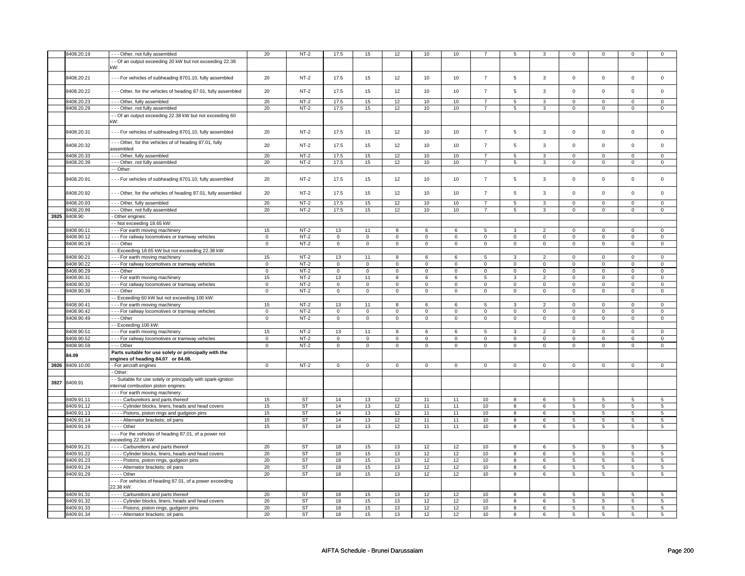|  | 8408.20.19 | - - - Other, not fully assembled | 20 | NT-2 | 17.5 | 15 | 12 | 10 | 10 | 7 | 5 | 3 | 0 | 0 | 0 | 0 |
|---|---|---|---|---|---|---|---|---|---|---|---|---|---|---|---|---|
|  |  | - - Of an output exceeding 20 kW but not exceeding 22.38 kW: |  |  |  |  |  |  |  |  |  |  |  |  |  |  |
|  | 8408.20.21 | - - - For vehicles of subheading 8701.10, fully assembled | 20 | NT-2 | 17.5 | 15 | 12 | 10 | 10 | 7 | 5 | 3 | 0 | 0 | 0 | 0 |
|  | 8408.20.22 | - - - Other, for the vehicles of heading 87.01, fully assembled | 20 | NT-2 | 17.5 | 15 | 12 | 10 | 10 | 7 | 5 | 3 | 0 | 0 | 0 | 0 |
|  | 8408.20.23 | - - - Other, fully assembled | 20 | NT-2 | 17.5 | 15 | 12 | 10 | 10 | 7 | 5 | 3 | 0 | 0 | 0 | 0 |
|  | 8408.20.29 | - - - Other, not fully assembled | 20 | NT-2 | 17.5 | 15 | 12 | 10 | 10 | 7 | 5 | 3 | 0 | 0 | 0 | 0 |
|  |  | - - Of an output exceeding 22.38 kW but not exceeding 60 kW: |  |  |  |  |  |  |  |  |  |  |  |  |  |  |
|  | 8408.20.31 | - - - For vehicles of subheading 8701.10, fully assembled | 20 | NT-2 | 17.5 | 15 | 12 | 10 | 10 | 7 | 5 | 3 | 0 | 0 | 0 | 0 |
|  | 8408.20.32 | - - - Other, for the vehicles of of heading 87.01, fully assembled | 20 | NT-2 | 17.5 | 15 | 12 | 10 | 10 | 7 | 5 | 3 | 0 | 0 | 0 | 0 |
|  | 8408.20.33 | - - - Other, fully assembled | 20 | NT-2 | 17.5 | 15 | 12 | 10 | 10 | 7 | 5 | 3 | 0 | 0 | 0 | 0 |
|  | 8408.20.39 | - - - Other, not fully assembled | 20 | NT-2 | 17.5 | 15 | 12 | 10 | 10 | 7 | 5 | 3 | 0 | 0 | 0 | 0 |
|  |  | - - Other: |  |  |  |  |  |  |  |  |  |  |  |  |  |  |
|  | 8408.20.91 | - - - For vehicles of subheading 8701.10, fully assembled | 20 | NT-2 | 17.5 | 15 | 12 | 10 | 10 | 7 | 5 | 3 | 0 | 0 | 0 | 0 |
|  | 8408.20.92 | - - - Other, for the vehicles of heading 87.01, fully assembled | 20 | NT-2 | 17.5 | 15 | 12 | 10 | 10 | 7 | 5 | 3 | 0 | 0 | 0 | 0 |
|  | 8408.20.93 | - - - Other, fully assembled | 20 | NT-2 | 17.5 | 15 | 12 | 10 | 10 | 7 | 5 | 3 | 0 | 0 | 0 | 0 |
|  | 8408.20.99 | - - - Other, not fully assembled | 20 | NT-2 | 17.5 | 15 | 12 | 10 | 10 | 7 | 5 | 3 | 0 | 0 | 0 | 0 |
| 3925 | 8408.90 | - Other engines: |  |  |  |  |  |  |  |  |  |  |  |  |  |  |
|  |  | - - Not exceeding 18.65 kW: |  |  |  |  |  |  |  |  |  |  |  |  |  |  |
|  | 8408.90.11 | - - - For earth moving machinery | 15 | NT-2 | 13 | 11 | 8 | 6 | 6 | 5 | 3 | 2 | 0 | 0 | 0 | 0 |
|  | 8408.90.12 | - - - For railway locomotives or tramway vehicles | 0 | NT-2 | 0 | 0 | 0 | 0 | 0 | 0 | 0 | 0 | 0 | 0 | 0 | 0 |
|  | 8408.90.19 | - - - Other | 0 | NT-2 | 0 | 0 | 0 | 0 | 0 | 0 | 0 | 0 | 0 | 0 | 0 | 0 |
|  |  | - - Exceeding 18.65 kW but not exceeding 22.38 kW: |  |  |  |  |  |  |  |  |  |  |  |  |  |  |
|  | 8408.90.21 | - - - For earth moving machinery | 15 | NT-2 | 13 | 11 | 8 | 6 | 6 | 5 | 3 | 2 | 0 | 0 | 0 | 0 |
|  | 8408.90.22 | - - - For railway locomotives or tramway vehicles | 0 | NT-2 | 0 | 0 | 0 | 0 | 0 | 0 | 0 | 0 | 0 | 0 | 0 | 0 |
|  | 8408.90.29 | - - - Other | 0 | NT-2 | 0 | 0 | 0 | 0 | 0 | 0 | 0 | 0 | 0 | 0 | 0 | 0 |
|  | 8408.90.31 | - - - For earth moving machinery | 15 | NT-2 | 13 | 11 | 8 | 6 | 6 | 5 | 3 | 2 | 0 | 0 | 0 | 0 |
|  | 8408.90.32 | - - - For railway locomotives or tramway vehicles | 0 | NT-2 | 0 | 0 | 0 | 0 | 0 | 0 | 0 | 0 | 0 | 0 | 0 | 0 |
|  | 8408.90.39 | - - - Other | 0 | NT-2 | 0 | 0 | 0 | 0 | 0 | 0 | 0 | 0 | 0 | 0 | 0 | 0 |
|  |  | - - Exceeding 60 kW but not exceeding 100 kW: |  |  |  |  |  |  |  |  |  |  |  |  |  |  |
|  | 8408.90.41 | - - - For earth moving machinery | 15 | NT-2 | 13 | 11 | 8 | 6 | 6 | 5 | 3 | 2 | 0 | 0 | 0 | 0 |
|  | 8408.90.42 | - - - For railway locomotives or tramway vehicles | 0 | NT-2 | 0 | 0 | 0 | 0 | 0 | 0 | 0 | 0 | 0 | 0 | 0 | 0 |
|  | 8408.90.49 | - - - Other | 0 | NT-2 | 0 | 0 | 0 | 0 | 0 | 0 | 0 | 0 | 0 | 0 | 0 | 0 |
|  |  | - - Exceeding 100 kW: |  |  |  |  |  |  |  |  |  |  |  |  |  |  |
|  | 8408.90.51 | - - - For earth moving machinery | 15 | NT-2 | 13 | 11 | 8 | 6 | 6 | 5 | 3 | 2 | 0 | 0 | 0 | 0 |
|  | 8408.90.52 | - - - For railway locomotives or tramway vehicles | 0 | NT-2 | 0 | 0 | 0 | 0 | 0 | 0 | 0 | 0 | 0 | 0 | 0 | 0 |
|  | 8408.90.59 | - - - Other | 0 | NT-2 | 0 | 0 | 0 | 0 | 0 | 0 | 0 | 0 | 0 | 0 | 0 | 0 |
|  | **84.09** | **Parts suitable for use solely or principally with the engines of heading 84.07 or 84.08.** |  |  |  |  |  |  |  |  |  |  |  |  |  |  |
| 3926 | 8409.10.00 | - For aircraft engines | 0 | NT-2 | 0 | 0 | 0 | 0 | 0 | 0 | 0 | 0 | 0 | 0 | 0 | 0 |
|  |  | - Other: |  |  |  |  |  |  |  |  |  |  |  |  |  |  |
| 3927 | 8409.91 | - - Suitable for use solely or principally with spark-ignition internal combustion piston engines: |  |  |  |  |  |  |  |  |  |  |  |  |  |  |
|  |  | - - - For earth moving machinery: |  |  |  |  |  |  |  |  |  |  |  |  |  |  |
|  | 8409.91.11 | - - - - Carburettors and parts thereof | 15 | ST | 14 | 13 | 12 | 11 | 11 | 10 | 8 | 6 | 5 | 5 | 5 | 5 |
|  | 8409.91.12 | - - - - Cylinder blocks, liners, heads and head covers | 15 | ST | 14 | 13 | 12 | 11 | 11 | 10 | 8 | 6 | 5 | 5 | 5 | 5 |
|  | 8409.91.13 | - - - - Pistons, piston rings and gudgeon pins | 15 | ST | 14 | 13 | 12 | 11 | 11 | 10 | 8 | 6 | 5 | 5 | 5 | 5 |
|  | 8409.91.14 | - - - - Alternator brackets; oil pans | 15 | ST | 14 | 13 | 12 | 11 | 11 | 10 | 8 | 6 | 5 | 5 | 5 | 5 |
|  | 8409.91.19 | - - - - Other | 15 | ST | 14 | 13 | 12 | 11 | 11 | 10 | 8 | 6 | 5 | 5 | 5 | 5 |
|  |  | - - - For the vehicles of heading 87.01, of a power not exceeding 22.38 kW: |  |  |  |  |  |  |  |  |  |  |  |  |  |  |
|  | 8409.91.21 | - - - - Carburettors and parts thereof | 20 | ST | 18 | 15 | 13 | 12 | 12 | 10 | 8 | 6 | 5 | 5 | 5 | 5 |
|  | 8409.91.22 | - - - - Cylinder blocks, liners, heads and head covers | 20 | ST | 18 | 15 | 13 | 12 | 12 | 10 | 8 | 6 | 5 | 5 | 5 | 5 |
|  | 8409.91.23 | - - - - Pistons, piston rings, gudgeon pins | 20 | ST | 18 | 15 | 13 | 12 | 12 | 10 | 8 | 6 | 5 | 5 | 5 | 5 |
|  | 8409.91.24 | - - - - Alternator brackets; oil pans | 20 | ST | 18 | 15 | 13 | 12 | 12 | 10 | 8 | 6 | 5 | 5 | 5 | 5 |
|  | 8409.91.29 | - - - - Other | 20 | ST | 18 | 15 | 13 | 12 | 12 | 10 | 8 | 6 | 5 | 5 | 5 | 5 |
|  |  | - - - For vehicles of heading 87.01, of a power exceeding 22.38 kW: |  |  |  |  |  |  |  |  |  |  |  |  |  |  |
|  | 8409.91.31 | - - - - Carburettors and parts thereof | 20 | ST | 18 | 15 | 13 | 12 | 12 | 10 | 8 | 6 | 5 | 5 | 5 | 5 |
|  | 8409.91.32 | - - - - Cylinder blocks, liners, heads and head covers | 20 | ST | 18 | 15 | 13 | 12 | 12 | 10 | 8 | 6 | 5 | 5 | 5 | 5 |
|  | 8409.91.33 | - - - - Pistons, piston rings, gudgeon pins | 20 | ST | 18 | 15 | 13 | 12 | 12 | 10 | 8 | 6 | 5 | 5 | 5 | 5 |
|  | 8409.91.34 | - - - - Alternator brackets; oil pans | 20 | ST | 18 | 15 | 13 | 12 | 12 | 10 | 8 | 6 | 5 | 5 | 5 | 5 |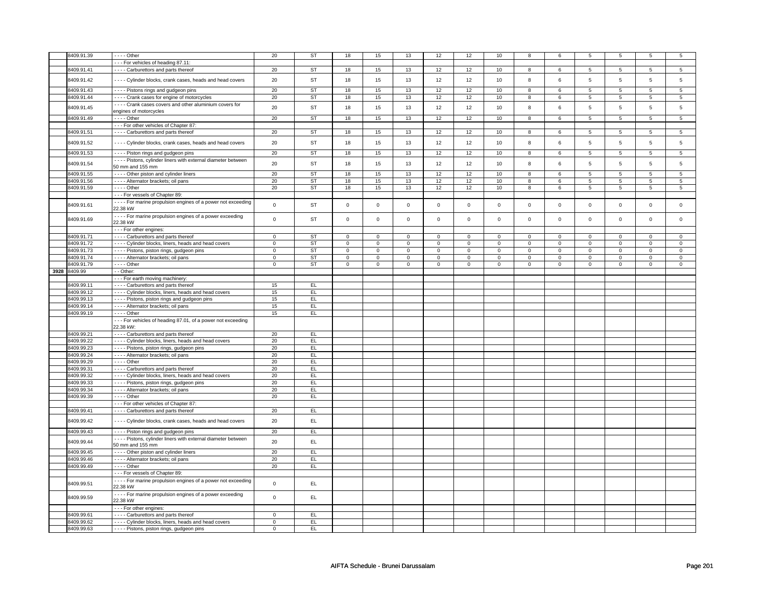| | 8409.91.39 | - - - - Other | 20 | ST | 18 | 15 | 13 | 12 | 12 | 10 | 8 | 6 | 5 | 5 | 5 | 5 |
|---|---|---|---|---|---|---|---|---|---|---|---|---|---|---|---|---|
| | | - - - For vehicles of heading 87.11: | | | | | | | | | | | | | | |
| | 8409.91.41 | - - - - Carburettors and parts thereof | 20 | ST | 18 | 15 | 13 | 12 | 12 | 10 | 8 | 6 | 5 | 5 | 5 | 5 |
| | 8409.91.42 | - - - - Cylinder blocks, crank cases, heads and head covers | 20 | ST | 18 | 15 | 13 | 12 | 12 | 10 | 8 | 6 | 5 | 5 | 5 | 5 |
| | 8409.91.43 | - - - - Pistons rings and gudgeon pins | 20 | ST | 18 | 15 | 13 | 12 | 12 | 10 | 8 | 6 | 5 | 5 | 5 | 5 |
| | 8409.91.44 | - - - - Crank cases for engine of motorcycles | 20 | ST | 18 | 15 | 13 | 12 | 12 | 10 | 8 | 6 | 5 | 5 | 5 | 5 |
| | 8409.91.45 | - - - - Crank cases covers and other aluminium covers for engines of motorcycles | 20 | ST | 18 | 15 | 13 | 12 | 12 | 10 | 8 | 6 | 5 | 5 | 5 | 5 |
| | 8409.91.49 | - - - - Other | 20 | ST | 18 | 15 | 13 | 12 | 12 | 10 | 8 | 6 | 5 | 5 | 5 | 5 |
| | | - - - For other vehicles of Chapter 87: | | | | | | | | | | | | | | |
| | 8409.91.51 | - - - - Carburettors and parts thereof | 20 | ST | 18 | 15 | 13 | 12 | 12 | 10 | 8 | 6 | 5 | 5 | 5 | 5 |
| | 8409.91.52 | - - - - Cylinder blocks, crank cases, heads and head covers | 20 | ST | 18 | 15 | 13 | 12 | 12 | 10 | 8 | 6 | 5 | 5 | 5 | 5 |
| | 8409.91.53 | - - - - Piston rings and gudgeon pins | 20 | ST | 18 | 15 | 13 | 12 | 12 | 10 | 8 | 6 | 5 | 5 | 5 | 5 |
| | 8409.91.54 | - - - - Pistons, cylinder liners with external diameter between 50 mm and 155 mm | 20 | ST | 18 | 15 | 13 | 12 | 12 | 10 | 8 | 6 | 5 | 5 | 5 | 5 |
| | 8409.91.55 | - - - - Other piston and cylinder liners | 20 | ST | 18 | 15 | 13 | 12 | 12 | 10 | 8 | 6 | 5 | 5 | 5 | 5 |
| | 8409.91.56 | - - - - Alternator brackets; oil pans | 20 | ST | 18 | 15 | 13 | 12 | 12 | 10 | 8 | 6 | 5 | 5 | 5 | 5 |
| | 8409.91.59 | - - - - Other | 20 | ST | 18 | 15 | 13 | 12 | 12 | 10 | 8 | 6 | 5 | 5 | 5 | 5 |
| | | - - - For vessels of Chapter 89: | | | | | | | | | | | | | | |
| | 8409.91.61 | - - - - For marine propulsion engines of a power not exceeding 22.38 kW | 0 | ST | 0 | 0 | 0 | 0 | 0 | 0 | 0 | 0 | 0 | 0 | 0 | 0 |
| | 8409.91.69 | - - - - For marine propulsion engines of a power exceeding 22.38 kW | 0 | ST | 0 | 0 | 0 | 0 | 0 | 0 | 0 | 0 | 0 | 0 | 0 | 0 |
| | | - - - For other engines: | | | | | | | | | | | | | | |
| | 8409.91.71 | - - - - Carburettors and parts thereof | 0 | ST | 0 | 0 | 0 | 0 | 0 | 0 | 0 | 0 | 0 | 0 | 0 | 0 |
| | 8409.91.72 | - - - - Cylinder blocks, liners, heads and head covers | 0 | ST | 0 | 0 | 0 | 0 | 0 | 0 | 0 | 0 | 0 | 0 | 0 | 0 |
| | 8409.91.73 | - - - - Pistons, piston rings, gudgeon pins | 0 | ST | 0 | 0 | 0 | 0 | 0 | 0 | 0 | 0 | 0 | 0 | 0 | 0 |
| | 8409.91.74 | - - - - Alternator brackets; oil pans | 0 | ST | 0 | 0 | 0 | 0 | 0 | 0 | 0 | 0 | 0 | 0 | 0 | 0 |
| | 8409.91.79 | - - - - Other | 0 | ST | 0 | 0 | 0 | 0 | 0 | 0 | 0 | 0 | 0 | 0 | 0 | 0 |
| 3928 | 8409.99 | - - Other: | | | | | | | | | | | | | | |
| | | - - - For earth moving machinery: | | | | | | | | | | | | | | |
| | 8409.99.11 | - - - - Carburettors and parts thereof | 15 | EL | | | | | | | | | | | | |
| | 8409.99.12 | - - - - Cylinder blocks, liners, heads and head covers | 15 | EL | | | | | | | | | | | | |
| | 8409.99.13 | - - - - Pistons, piston rings and gudgeon pins | 15 | EL | | | | | | | | | | | | |
| | 8409.99.14 | - - - - Alternator brackets; oil pans | 15 | EL | | | | | | | | | | | | |
| | 8409.99.19 | - - - - Other | 15 | EL | | | | | | | | | | | | |
| | | - - - For vehicles of heading 87.01, of a power not exceeding 22.38 kW: | | | | | | | | | | | | | | |
| | 8409.99.21 | - - - - Carburettors and parts thereof | 20 | EL | | | | | | | | | | | | |
| | 8409.99.22 | - - - - Cylinder blocks, liners, heads and head covers | 20 | EL | | | | | | | | | | | | |
| | 8409.99.23 | - - - - Pistons, piston rings, gudgeon pins | 20 | EL | | | | | | | | | | | | |
| | 8409.99.24 | - - - - Alternator brackets; oil pans | 20 | EL | | | | | | | | | | | | |
| | 8409.99.29 | - - - - Other | 20 | EL | | | | | | | | | | | | |
| | 8409.99.31 | - - - - Carburettors and parts thereof | 20 | EL | | | | | | | | | | | | |
| | 8409.99.32 | - - - - Cylinder blocks, liners, heads and head covers | 20 | EL | | | | | | | | | | | | |
| | 8409.99.33 | - - - - Pistons, piston rings, gudgeon pins | 20 | EL | | | | | | | | | | | | |
| | 8409.99.34 | - - - - Alternator brackets; oil pans | 20 | EL | | | | | | | | | | | | |
| | 8409.99.39 | - - - - Other | 20 | EL | | | | | | | | | | | | |
| | | - - - For other vehicles of Chapter 87: | | | | | | | | | | | | | | |
| | 8409.99.41 | - - - - Carburettors and parts thereof | 20 | EL | | | | | | | | | | | | |
| | 8409.99.42 | - - - - Cylinder blocks, crank cases, heads and head covers | 20 | EL | | | | | | | | | | | | |
| | 8409.99.43 | - - - - Piston rings and gudgeon pins | 20 | EL | | | | | | | | | | | | |
| | 8409.99.44 | - - - - Pistons, cylinder liners with external diameter between 50 mm and 155 mm | 20 | EL | | | | | | | | | | | | |
| | 8409.99.45 | - - - - Other piston and cylinder liners | 20 | EL | | | | | | | | | | | | |
| | 8409.99.46 | - - - - Alternator brackets; oil pans | 20 | EL | | | | | | | | | | | | |
| | 8409.99.49 | - - - - Other | 20 | EL | | | | | | | | | | | | |
| | | - - - For vessels of Chapter 89: | | | | | | | | | | | | | | |
| | 8409.99.51 | - - - - For marine propulsion engines of a power not exceeding 22.38 kW | 0 | EL | | | | | | | | | | | | |
| | 8409.99.59 | - - - - For marine propulsion engines of a power exceeding 22.38 kW | 0 | EL | | | | | | | | | | | | |
| | | - - - For other engines: | | | | | | | | | | | | | | |
| | 8409.99.61 | - - - - Carburettors and parts thereof | 0 | EL | | | | | | | | | | | | |
| | 8409.99.62 | - - - - Cylinder blocks, liners, heads and head covers | 0 | EL | | | | | | | | | | | | |
| | 8409.99.63 | - - - - Pistons, piston rings, gudgeon pins | 0 | EL | | | | | | | | | | | | |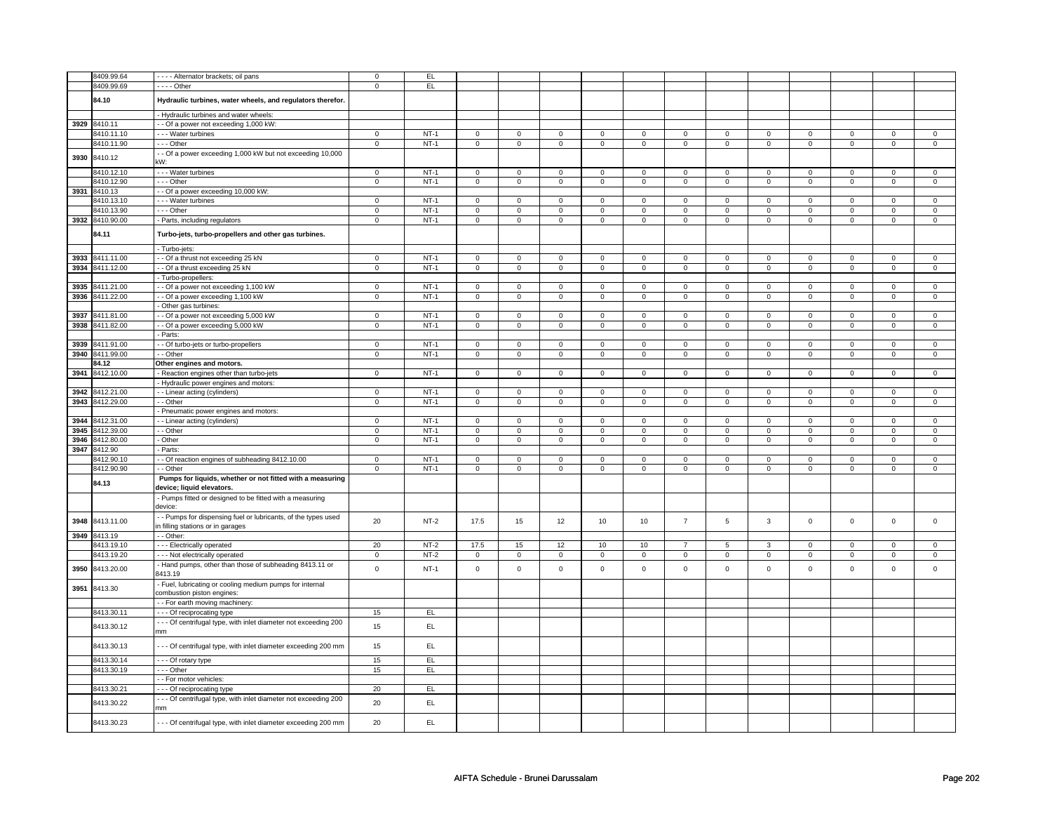| | | | | | | | | | | | | | | | | |
|---|---|---|---|---|---|---|---|---|---|---|---|---|---|---|---|---|
| | 8409.99.64 | - - - - Alternator brackets; oil pans | 0 | EL | | | | | | | | | | | | |
| | 8409.99.69 | - - - - Other | 0 | EL | | | | | | | | | | | | |
| | **84.10** | **Hydraulic turbines, water wheels, and regulators therefor.** | | | | | | | | | | | | | | |
| | | - Hydraulic turbines and water wheels: | | | | | | | | | | | | | | |
| 3929 | 8410.11 | - - Of a power not exceeding 1,000 kW: | | | | | | | | | | | | | | |
| | 8410.11.10 | - - - Water turbines | 0 | NT-1 | 0 | 0 | 0 | 0 | 0 | 0 | 0 | 0 | 0 | 0 | 0 | 0 |
| | 8410.11.90 | - - - Other | 0 | NT-1 | 0 | 0 | 0 | 0 | 0 | 0 | 0 | 0 | 0 | 0 | 0 | 0 |
| 3930 | 8410.12 | - - Of a power exceeding 1,000 kW but not exceeding 10,000 kW: | | | | | | | | | | | | | | |
| | 8410.12.10 | - - - Water turbines | 0 | NT-1 | 0 | 0 | 0 | 0 | 0 | 0 | 0 | 0 | 0 | 0 | 0 | 0 |
| | 8410.12.90 | - - - Other | 0 | NT-1 | 0 | 0 | 0 | 0 | 0 | 0 | 0 | 0 | 0 | 0 | 0 | 0 |
| 3931 | 8410.13 | - - Of a power exceeding 10,000 kW: | | | | | | | | | | | | | | |
| | 8410.13.10 | - - - Water turbines | 0 | NT-1 | 0 | 0 | 0 | 0 | 0 | 0 | 0 | 0 | 0 | 0 | 0 | 0 |
| | 8410.13.90 | - - - Other | 0 | NT-1 | 0 | 0 | 0 | 0 | 0 | 0 | 0 | 0 | 0 | 0 | 0 | 0 |
| 3932 | 8410.90.00 | - Parts, including regulators | 0 | NT-1 | 0 | 0 | 0 | 0 | 0 | 0 | 0 | 0 | 0 | 0 | 0 | 0 |
| | **84.11** | **Turbo-jets, turbo-propellers and other gas turbines.** | | | | | | | | | | | | | | |
| | | - Turbo-jets: | | | | | | | | | | | | | | |
| 3933 | 8411.11.00 | - - Of a thrust not exceeding 25 kN | 0 | NT-1 | 0 | 0 | 0 | 0 | 0 | 0 | 0 | 0 | 0 | 0 | 0 | 0 |
| 3934 | 8411.12.00 | - - Of a thrust exceeding 25 kN | 0 | NT-1 | 0 | 0 | 0 | 0 | 0 | 0 | 0 | 0 | 0 | 0 | 0 | 0 |
| | | - Turbo-propellers: | | | | | | | | | | | | | | |
| 3935 | 8411.21.00 | - - Of a power not exceeding 1,100 kW | 0 | NT-1 | 0 | 0 | 0 | 0 | 0 | 0 | 0 | 0 | 0 | 0 | 0 | 0 |
| 3936 | 8411.22.00 | - - Of a power exceeding 1,100 kW | 0 | NT-1 | 0 | 0 | 0 | 0 | 0 | 0 | 0 | 0 | 0 | 0 | 0 | 0 |
| | | - Other gas turbines: | | | | | | | | | | | | | | |
| 3937 | 8411.81.00 | - - Of a power not exceeding 5,000 kW | 0 | NT-1 | 0 | 0 | 0 | 0 | 0 | 0 | 0 | 0 | 0 | 0 | 0 | 0 |
| 3938 | 8411.82.00 | - - Of a power exceeding 5,000 kW | 0 | NT-1 | 0 | 0 | 0 | 0 | 0 | 0 | 0 | 0 | 0 | 0 | 0 | 0 |
| | | - Parts: | | | | | | | | | | | | | | |
| 3939 | 8411.91.00 | - - Of turbo-jets or turbo-propellers | 0 | NT-1 | 0 | 0 | 0 | 0 | 0 | 0 | 0 | 0 | 0 | 0 | 0 | 0 |
| 3940 | 8411.99.00 | - - Other | 0 | NT-1 | 0 | 0 | 0 | 0 | 0 | 0 | 0 | 0 | 0 | 0 | 0 | 0 |
| | **84.12** | **Other engines and motors.** | | | | | | | | | | | | | | |
| 3941 | 8412.10.00 | - Reaction engines other than turbo-jets | 0 | NT-1 | 0 | 0 | 0 | 0 | 0 | 0 | 0 | 0 | 0 | 0 | 0 | 0 |
| | | - Hydraulic power engines and motors: | | | | | | | | | | | | | | |
| 3942 | 8412.21.00 | - - Linear acting (cylinders) | 0 | NT-1 | 0 | 0 | 0 | 0 | 0 | 0 | 0 | 0 | 0 | 0 | 0 | 0 |
| 3943 | 8412.29.00 | - - Other | 0 | NT-1 | 0 | 0 | 0 | 0 | 0 | 0 | 0 | 0 | 0 | 0 | 0 | 0 |
| | | - Pneumatic power engines and motors: | | | | | | | | | | | | | | |
| 3944 | 8412.31.00 | - - Linear acting (cylinders) | 0 | NT-1 | 0 | 0 | 0 | 0 | 0 | 0 | 0 | 0 | 0 | 0 | 0 | 0 |
| 3945 | 8412.39.00 | - - Other | 0 | NT-1 | 0 | 0 | 0 | 0 | 0 | 0 | 0 | 0 | 0 | 0 | 0 | 0 |
| 3946 | 8412.80.00 | - Other | 0 | NT-1 | 0 | 0 | 0 | 0 | 0 | 0 | 0 | 0 | 0 | 0 | 0 | 0 |
| 3947 | 8412.90 | - Parts: | | | | | | | | | | | | | | |
| | 8412.90.10 | - - Of reaction engines of subheading 8412.10.00 | 0 | NT-1 | 0 | 0 | 0 | 0 | 0 | 0 | 0 | 0 | 0 | 0 | 0 | 0 |
| | 8412.90.90 | - - Other | 0 | NT-1 | 0 | 0 | 0 | 0 | 0 | 0 | 0 | 0 | 0 | 0 | 0 | 0 |
| | **84.13** | **Pumps for liquids, whether or not fitted with a measuring device; liquid elevators.** | | | | | | | | | | | | | | |
| | | - Pumps fitted or designed to be fitted with a measuring device: | | | | | | | | | | | | | | |
| 3948 | 8413.11.00 | - - Pumps for dispensing fuel or lubricants, of the types used in filling stations or in garages | 20 | NT-2 | 17.5 | 15 | 12 | 10 | 10 | 7 | 5 | 3 | 0 | 0 | 0 | 0 |
| 3949 | 8413.19 | - - Other: | | | | | | | | | | | | | | |
| | 8413.19.10 | - - - Electrically operated | 20 | NT-2 | 17.5 | 15 | 12 | 10 | 10 | 7 | 5 | 3 | 0 | 0 | 0 | 0 |
| | 8413.19.20 | - - - Not electrically operated | 0 | NT-2 | 0 | 0 | 0 | 0 | 0 | 0 | 0 | 0 | 0 | 0 | 0 | 0 |
| 3950 | 8413.20.00 | - Hand pumps, other than those of subheading 8413.11 or 8413.19 | 0 | NT-1 | 0 | 0 | 0 | 0 | 0 | 0 | 0 | 0 | 0 | 0 | 0 | 0 |
| 3951 | 8413.30 | - Fuel, lubricating or cooling medium pumps for internal combustion piston engines: | | | | | | | | | | | | | | |
| | | - - For earth moving machinery: | | | | | | | | | | | | | | |
| | 8413.30.11 | - - - Of reciprocating type | 15 | EL | | | | | | | | | | | | |
| | 8413.30.12 | - - - Of centrifugal type, with inlet diameter not exceeding 200 mm | 15 | EL | | | | | | | | | | | | |
| | 8413.30.13 | - - - Of centrifugal type, with inlet diameter exceeding 200 mm | 15 | EL | | | | | | | | | | | | |
| | 8413.30.14 | - - - Of rotary type | 15 | EL | | | | | | | | | | | | |
| | 8413.30.19 | - - - Other | 15 | EL | | | | | | | | | | | | |
| | | - - For motor vehicles: | | | | | | | | | | | | | | |
| | 8413.30.21 | - - - Of reciprocating type | 20 | EL | | | | | | | | | | | | |
| | 8413.30.22 | - - - Of centrifugal type, with inlet diameter not exceeding 200 mm | 20 | EL | | | | | | | | | | | | |
| | 8413.30.23 | - - - Of centrifugal type, with inlet diameter exceeding 200 mm | 20 | EL | | | | | | | | | | | | |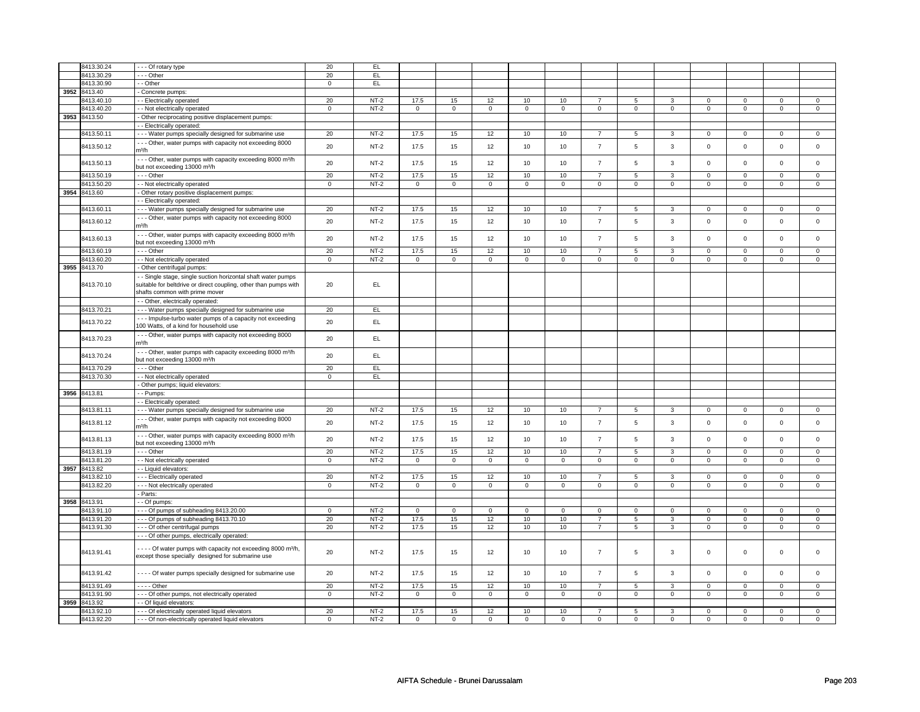| | | | | | | | | | | | | | | | | | |
|---|---|---|---|---|---|---|---|---|---|---|---|---|---|---|---|---|---|
| | 8413.30.24 | - - - Of rotary type | 20 | EL | | | | | | | | | | | | | |
| | 8413.30.29 | - - - Other | 20 | EL | | | | | | | | | | | | | |
| | 8413.30.90 | - - Other | 0 | EL | | | | | | | | | | | | | |
| 3952 | 8413.40 | - Concrete pumps: | | | | | | | | | | | | | | | |
| | 8413.40.10 | - - Electrically operated | 20 | NT-2 | 17.5 | 15 | 12 | 10 | 10 | 7 | 5 | 3 | 0 | 0 | 0 | 0 |
| | 8413.40.20 | - - Not electrically operated | 0 | NT-2 | 0 | 0 | 0 | 0 | 0 | 0 | 0 | 0 | 0 | 0 | 0 | 0 |
| 3953 | 8413.50 | - Other reciprocating positive displacement pumps: | | | | | | | | | | | | | | | |
| | | - - Electrically operated: | | | | | | | | | | | | | | | |
| | 8413.50.11 | - - - Water pumps specially designed for submarine use | 20 | NT-2 | 17.5 | 15 | 12 | 10 | 10 | 7 | 5 | 3 | 0 | 0 | 0 | 0 |
| | 8413.50.12 | - - - Other, water pumps with capacity not exceeding 8000 m³/h | 20 | NT-2 | 17.5 | 15 | 12 | 10 | 10 | 7 | 5 | 3 | 0 | 0 | 0 | 0 |
| | 8413.50.13 | - - - Other, water pumps with capacity exceeding 8000 m³/h but not exceeding 13000 m³/h | 20 | NT-2 | 17.5 | 15 | 12 | 10 | 10 | 7 | 5 | 3 | 0 | 0 | 0 | 0 |
| | 8413.50.19 | - - - Other | 20 | NT-2 | 17.5 | 15 | 12 | 10 | 10 | 7 | 5 | 3 | 0 | 0 | 0 | 0 |
| | 8413.50.20 | - - Not electrically operated | 0 | NT-2 | 0 | 0 | 0 | 0 | 0 | 0 | 0 | 0 | 0 | 0 | 0 | 0 |
| 3954 | 8413.60 | - Other rotary positive displacement pumps: | | | | | | | | | | | | | | | |
| | | - - Electrically operated: | | | | | | | | | | | | | | | |
| | 8413.60.11 | - - - Water pumps specially designed for submarine use | 20 | NT-2 | 17.5 | 15 | 12 | 10 | 10 | 7 | 5 | 3 | 0 | 0 | 0 | 0 |
| | 8413.60.12 | - - - Other, water pumps with capacity not exceeding 8000 m³/h | 20 | NT-2 | 17.5 | 15 | 12 | 10 | 10 | 7 | 5 | 3 | 0 | 0 | 0 | 0 |
| | 8413.60.13 | - - - Other, water pumps with capacity exceeding 8000 m³/h but not exceeding 13000 m³/h | 20 | NT-2 | 17.5 | 15 | 12 | 10 | 10 | 7 | 5 | 3 | 0 | 0 | 0 | 0 |
| | 8413.60.19 | - - - Other | 20 | NT-2 | 17.5 | 15 | 12 | 10 | 10 | 7 | 5 | 3 | 0 | 0 | 0 | 0 |
| | 8413.60.20 | - - Not electrically operated | 0 | NT-2 | 0 | 0 | 0 | 0 | 0 | 0 | 0 | 0 | 0 | 0 | 0 | 0 |
| 3955 | 8413.70 | - Other centrifugal pumps: | | | | | | | | | | | | | | | |
| | 8413.70.10 | - - Single stage, single suction horizontal shaft water pumps suitable for beltdrive or direct coupling, other than pumps with shafts common with prime mover | 20 | EL | | | | | | | | | | | | | |
| | | - - Other, electrically operated: | | | | | | | | | | | | | | | |
| | 8413.70.21 | - - - Water pumps specially designed for submarine use | 20 | EL | | | | | | | | | | | | | |
| | 8413.70.22 | - - - Impulse-turbo water pumps of a capacity not exceeding 100 Watts, of a kind for household use | 20 | EL | | | | | | | | | | | | | |
| | 8413.70.23 | - - - Other, water pumps with capacity not exceeding 8000 m³/h | 20 | EL | | | | | | | | | | | | | |
| | 8413.70.24 | - - - Other, water pumps with capacity exceeding 8000 m³/h but not exceeding 13000 m³/h | 20 | EL | | | | | | | | | | | | | |
| | 8413.70.29 | - - - Other | 20 | EL | | | | | | | | | | | | | |
| | 8413.70.30 | - - Not electrically operated | 0 | EL | | | | | | | | | | | | | |
| | | - Other pumps; liquid elevators: | | | | | | | | | | | | | | | |
| 3956 | 8413.81 | - - Pumps: | | | | | | | | | | | | | | | |
| | | - - Electrically operated: | | | | | | | | | | | | | | | |
| | 8413.81.11 | - - - Water pumps specially designed for submarine use | 20 | NT-2 | 17.5 | 15 | 12 | 10 | 10 | 7 | 5 | 3 | 0 | 0 | 0 | 0 |
| | 8413.81.12 | - - - Other, water pumps with capacity not exceeding 8000 m³/h | 20 | NT-2 | 17.5 | 15 | 12 | 10 | 10 | 7 | 5 | 3 | 0 | 0 | 0 | 0 |
| | 8413.81.13 | - - - Other, water pumps with capacity exceeding 8000 m³/h but not exceeding 13000 m³/h | 20 | NT-2 | 17.5 | 15 | 12 | 10 | 10 | 7 | 5 | 3 | 0 | 0 | 0 | 0 |
| | 8413.81.19 | - - - Other | 20 | NT-2 | 17.5 | 15 | 12 | 10 | 10 | 7 | 5 | 3 | 0 | 0 | 0 | 0 |
| | 8413.81.20 | - - Not electrically operated | 0 | NT-2 | 0 | 0 | 0 | 0 | 0 | 0 | 0 | 0 | 0 | 0 | 0 | 0 |
| 3957 | 8413.82 | - - Liquid elevators: | | | | | | | | | | | | | | | |
| | 8413.82.10 | - - - Electrically operated | 20 | NT-2 | 17.5 | 15 | 12 | 10 | 10 | 7 | 5 | 3 | 0 | 0 | 0 | 0 |
| | 8413.82.20 | - - - Not electrically operated | 0 | NT-2 | 0 | 0 | 0 | 0 | 0 | 0 | 0 | 0 | 0 | 0 | 0 | 0 |
| | | - Parts: | | | | | | | | | | | | | | | |
| 3958 | 8413.91 | - - Of pumps: | | | | | | | | | | | | | | | |
| | 8413.91.10 | - - - Of pumps of subheading 8413.20.00 | 0 | NT-2 | 0 | 0 | 0 | 0 | 0 | 0 | 0 | 0 | 0 | 0 | 0 | 0 |
| | 8413.91.20 | - - - Of pumps of subheading 8413.70.10 | 20 | NT-2 | 17.5 | 15 | 12 | 10 | 10 | 7 | 5 | 3 | 0 | 0 | 0 | 0 |
| | 8413.91.30 | - - - Of other centrifugal pumps | 20 | NT-2 | 17.5 | 15 | 12 | 10 | 10 | 7 | 5 | 3 | 0 | 0 | 0 | 0 |
| | | - - - Of other pumps, electrically operated: | | | | | | | | | | | | | | | |
| | 8413.91.41 | - - - - Of water pumps with capacity not exceeding 8000 m³/h, except those specially designed for submarine use | 20 | NT-2 | 17.5 | 15 | 12 | 10 | 10 | 7 | 5 | 3 | 0 | 0 | 0 | 0 |
| | 8413.91.42 | - - - - Of water pumps specially designed for submarine use | 20 | NT-2 | 17.5 | 15 | 12 | 10 | 10 | 7 | 5 | 3 | 0 | 0 | 0 | 0 |
| | 8413.91.49 | - - - - Other | 20 | NT-2 | 17.5 | 15 | 12 | 10 | 10 | 7 | 5 | 3 | 0 | 0 | 0 | 0 |
| | 8413.91.90 | - - - Of other pumps, not electrically operated | 0 | NT-2 | 0 | 0 | 0 | 0 | 0 | 0 | 0 | 0 | 0 | 0 | 0 | 0 |
| 3959 | 8413.92 | - - Of liquid elevators: | | | | | | | | | | | | | | | |
| | 8413.92.10 | - - - Of electrically operated liquid elevators | 20 | NT-2 | 17.5 | 15 | 12 | 10 | 10 | 7 | 5 | 3 | 0 | 0 | 0 | 0 |
| | 8413.92.20 | - - - Of non-electrically operated liquid elevators | 0 | NT-2 | 0 | 0 | 0 | 0 | 0 | 0 | 0 | 0 | 0 | 0 | 0 | 0 |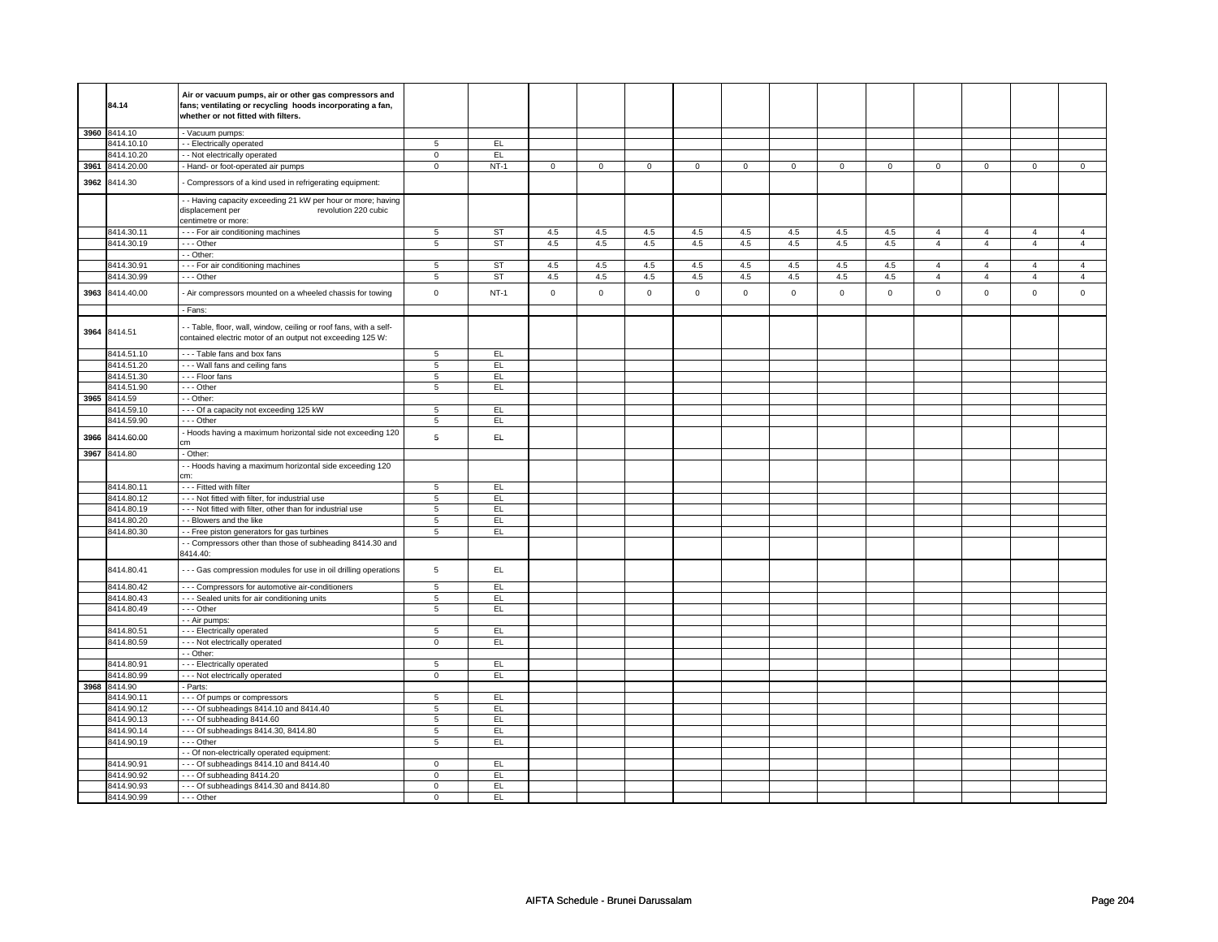| | 84.14 | Air or vacuum pumps, air or other gas compressors and fans; ventilating or recycling hoods incorporating a fan, whether or not fitted with filters. | | | | | | | | | | | | | | | | |
|---|---|---|---|---|---|---|---|---|---|---|---|---|---|---|---|---|---|---|
| 3960 | 8414.10 | - Vacuum pumps: | | | | | | | | | | | | | | | | |
| | 8414.10.10 | - - Electrically operated | 5 | EL | | | | | | | | | | | | | | |
| | 8414.10.20 | - - Not electrically operated | 0 | EL | | | | | | | | | | | | | | |
| 3961 | 8414.20.00 | - Hand- or foot-operated air pumps | 0 | NT-1 | 0 | 0 | 0 | 0 | 0 | 0 | 0 | 0 | 0 | 0 | 0 | 0 | | |
| 3962 | 8414.30 | - Compressors of a kind used in refrigerating equipment: | | | | | | | | | | | | | | | | |
| | | - - Having capacity exceeding 21 kW per hour or more; having displacement per revolution 220 cubic centimetre or more: | | | | | | | | | | | | | | | | |
| | 8414.30.11 | - - - For air conditioning machines | 5 | ST | 4.5 | 4.5 | 4.5 | 4.5 | 4.5 | 4.5 | 4.5 | 4.5 | 4 | 4 | 4 | 4 | | |
| | 8414.30.19 | - - - Other | 5 | ST | 4.5 | 4.5 | 4.5 | 4.5 | 4.5 | 4.5 | 4.5 | 4.5 | 4 | 4 | 4 | 4 | | |
| | | - - Other: | | | | | | | | | | | | | | | | |
| | 8414.30.91 | - - - For air conditioning machines | 5 | ST | 4.5 | 4.5 | 4.5 | 4.5 | 4.5 | 4.5 | 4.5 | 4.5 | 4 | 4 | 4 | 4 | | |
| | 8414.30.99 | - - - Other | 5 | ST | 4.5 | 4.5 | 4.5 | 4.5 | 4.5 | 4.5 | 4.5 | 4.5 | 4 | 4 | 4 | 4 | | |
| 3963 | 8414.40.00 | - Air compressors mounted on a wheeled chassis for towing | 0 | NT-1 | 0 | 0 | 0 | 0 | 0 | 0 | 0 | 0 | 0 | 0 | 0 | 0 | | |
| | | - Fans: | | | | | | | | | | | | | | | | |
| 3964 | 8414.51 | - - Table, floor, wall, window, ceiling or roof fans, with a self-contained electric motor of an output not exceeding 125 W: | | | | | | | | | | | | | | | | |
| | 8414.51.10 | - - - Table fans and box fans | 5 | EL | | | | | | | | | | | | | | |
| | 8414.51.20 | - - - Wall fans and ceiling fans | 5 | EL | | | | | | | | | | | | | | |
| | 8414.51.30 | - - - Floor fans | 5 | EL | | | | | | | | | | | | | | |
| | 8414.51.90 | - - - Other | 5 | EL | | | | | | | | | | | | | | |
| 3965 | 8414.59 | - - Other: | | | | | | | | | | | | | | | | |
| | 8414.59.10 | - - - Of a capacity not exceeding 125 kW | 5 | EL | | | | | | | | | | | | | | |
| | 8414.59.90 | - - - Other | 5 | EL | | | | | | | | | | | | | | |
| 3966 | 8414.60.00 | - Hoods having a maximum horizontal side not exceeding 120 cm | 5 | EL | | | | | | | | | | | | | | |
| 3967 | 8414.80 | - Other: | | | | | | | | | | | | | | | | |
| | | - - Hoods having a maximum horizontal side exceeding 120 cm: | | | | | | | | | | | | | | | | |
| | 8414.80.11 | - - - Fitted with filter | 5 | EL | | | | | | | | | | | | | | |
| | 8414.80.12 | - - - Not fitted with filter, for industrial use | 5 | EL | | | | | | | | | | | | | | |
| | 8414.80.19 | - - - Not fitted with filter, other than for industrial use | 5 | EL | | | | | | | | | | | | | | |
| | 8414.80.20 | - - Blowers and the like | 5 | EL | | | | | | | | | | | | | | |
| | 8414.80.30 | - - Free piston generators for gas turbines | 5 | EL | | | | | | | | | | | | | | |
| | | - - Compressors other than those of subheading 8414.30 and 8414.40: | | | | | | | | | | | | | | | | |
| | 8414.80.41 | - - - Gas compression modules for use in oil drilling operations | 5 | EL | | | | | | | | | | | | | | |
| | 8414.80.42 | - - - Compressors for automotive air-conditioners | 5 | EL | | | | | | | | | | | | | | |
| | 8414.80.43 | - - - Sealed units for air conditioning units | 5 | EL | | | | | | | | | | | | | | |
| | 8414.80.49 | - - - Other | 5 | EL | | | | | | | | | | | | | | |
| | | - - Air pumps: | | | | | | | | | | | | | | | | |
| | 8414.80.51 | - - - Electrically operated | 5 | EL | | | | | | | | | | | | | | |
| | 8414.80.59 | - - - Not electrically operated | 0 | EL | | | | | | | | | | | | | | |
| | | - - Other: | | | | | | | | | | | | | | | | |
| | 8414.80.91 | - - - Electrically operated | 5 | EL | | | | | | | | | | | | | | |
| | 8414.80.99 | - - - Not electrically operated | 0 | EL | | | | | | | | | | | | | | |
| 3968 | 8414.90 | - Parts: | | | | | | | | | | | | | | | | |
| | 8414.90.11 | - - - Of pumps or compressors | 5 | EL | | | | | | | | | | | | | | |
| | 8414.90.12 | - - - Of subheadings 8414.10 and 8414.40 | 5 | EL | | | | | | | | | | | | | | |
| | 8414.90.13 | - - - Of subheading 8414.60 | 5 | EL | | | | | | | | | | | | | | |
| | 8414.90.14 | - - - Of subheadings 8414.30, 8414.80 | 5 | EL | | | | | | | | | | | | | | |
| | 8414.90.19 | - - - Other | 5 | EL | | | | | | | | | | | | | | |
| | | - - Of non-electrically operated equipment: | | | | | | | | | | | | | | | | |
| | 8414.90.91 | - - - Of subheadings 8414.10 and 8414.40 | 0 | EL | | | | | | | | | | | | | | |
| | 8414.90.92 | - - - Of subheading 8414.20 | 0 | EL | | | | | | | | | | | | | | |
| | 8414.90.93 | - - - Of subheadings 8414.30 and 8414.80 | 0 | EL | | | | | | | | | | | | | | |
| | 8414.90.99 | - - - Other | 0 | EL | | | | | | | | | | | | | | |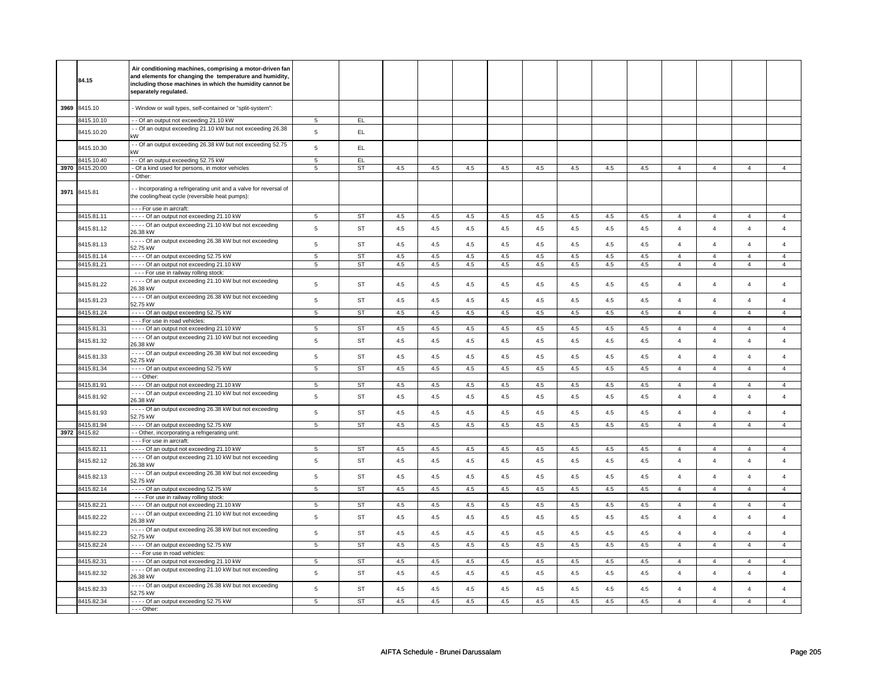|  |  |  |  |  |  |  |  |  |  |  |  |  |  |  |  |  |
|---|---|---|---|---|---|---|---|---|---|---|---|---|---|---|---|---|
|  | 84.15 | **Air conditioning machines, comprising a motor-driven fan and elements for changing the temperature and humidity, including those machines in which the humidity cannot be separately regulated.** |  |  |  |  |  |  |  |  |  |  |  |  |  |  |
| 3969 | 8415.10 | - Window or wall types, self-contained or "split-system": |  |  |  |  |  |  |  |  |  |  |  |  |  |  |
|  | 8415.10.10 | - - Of an output not exceeding 21.10 kW | 5 | EL |  |  |  |  |  |  |  |  |  |  |  |  |
|  | 8415.10.20 | - - Of an output exceeding 21.10 kW but not exceeding 26.38 kW | 5 | EL |  |  |  |  |  |  |  |  |  |  |  |  |
|  | 8415.10.30 | - - Of an output exceeding 26.38 kW but not exceeding 52.75 kW | 5 | EL |  |  |  |  |  |  |  |  |  |  |  |  |
|  | 8415.10.40 | - - Of an output exceeding 52.75 kW | 5 | EL |  |  |  |  |  |  |  |  |  |  |  |  |
| 3970 | 8415.20.00 | - Of a kind used for persons, in motor vehicles | 5 | ST | 4.5 | 4.5 | 4.5 | 4.5 | 4.5 | 4.5 | 4.5 | 4.5 | 4 | 4 | 4 | 4 |
|  |  | - Other: |  |  |  |  |  |  |  |  |  |  |  |  |  |  |
| 3971 | 8415.81 | - - Incorporating a refrigerating unit and a valve for reversal of the cooling/heat cycle (reversible heat pumps): |  |  |  |  |  |  |  |  |  |  |  |  |  |  |
|  |  | - - - For use in aircraft: |  |  |  |  |  |  |  |  |  |  |  |  |  |  |
|  | 8415.81.11 | - - - - Of an output not exceeding 21.10 kW | 5 | ST | 4.5 | 4.5 | 4.5 | 4.5 | 4.5 | 4.5 | 4.5 | 4.5 | 4 | 4 | 4 | 4 |
|  | 8415.81.12 | - - - - Of an output exceeding 21.10 kW but not exceeding 26.38 kW | 5 | ST | 4.5 | 4.5 | 4.5 | 4.5 | 4.5 | 4.5 | 4.5 | 4.5 | 4 | 4 | 4 | 4 |
|  | 8415.81.13 | - - - - Of an output exceeding 26.38 kW but not exceeding 52.75 kW | 5 | ST | 4.5 | 4.5 | 4.5 | 4.5 | 4.5 | 4.5 | 4.5 | 4.5 | 4 | 4 | 4 | 4 |
|  | 8415.81.14 | - - - - Of an output exceeding 52.75 kW | 5 | ST | 4.5 | 4.5 | 4.5 | 4.5 | 4.5 | 4.5 | 4.5 | 4.5 | 4 | 4 | 4 | 4 |
|  | 8415.81.21 | - - - - Of an output not exceeding 21.10 kW | 5 | ST | 4.5 | 4.5 | 4.5 | 4.5 | 4.5 | 4.5 | 4.5 | 4.5 | 4 | 4 | 4 | 4 |
|  |  | - - - For use in railway rolling stock: |  |  |  |  |  |  |  |  |  |  |  |  |  |  |
|  | 8415.81.22 | - - - - Of an output exceeding 21.10 kW but not exceeding 26.38 kW | 5 | ST | 4.5 | 4.5 | 4.5 | 4.5 | 4.5 | 4.5 | 4.5 | 4.5 | 4 | 4 | 4 | 4 |
|  | 8415.81.23 | - - - - Of an output exceeding 26.38 kW but not exceeding 52.75 kW | 5 | ST | 4.5 | 4.5 | 4.5 | 4.5 | 4.5 | 4.5 | 4.5 | 4.5 | 4 | 4 | 4 | 4 |
|  | 8415.81.24 | - - - - Of an output exceeding 52.75 kW | 5 | ST | 4.5 | 4.5 | 4.5 | 4.5 | 4.5 | 4.5 | 4.5 | 4.5 | 4 | 4 | 4 | 4 |
|  |  | - - - For use in road vehicles: |  |  |  |  |  |  |  |  |  |  |  |  |  |  |
|  | 8415.81.31 | - - - - Of an output not exceeding 21.10 kW | 5 | ST | 4.5 | 4.5 | 4.5 | 4.5 | 4.5 | 4.5 | 4.5 | 4.5 | 4 | 4 | 4 | 4 |
|  | 8415.81.32 | - - - - Of an output exceeding 21.10 kW but not exceeding 26.38 kW | 5 | ST | 4.5 | 4.5 | 4.5 | 4.5 | 4.5 | 4.5 | 4.5 | 4.5 | 4 | 4 | 4 | 4 |
|  | 8415.81.33 | - - - - Of an output exceeding 26.38 kW but not exceeding 52.75 kW | 5 | ST | 4.5 | 4.5 | 4.5 | 4.5 | 4.5 | 4.5 | 4.5 | 4.5 | 4 | 4 | 4 | 4 |
|  | 8415.81.34 | - - - - Of an output exceeding 52.75 kW | 5 | ST | 4.5 | 4.5 | 4.5 | 4.5 | 4.5 | 4.5 | 4.5 | 4.5 | 4 | 4 | 4 | 4 |
|  |  | - - - Other: |  |  |  |  |  |  |  |  |  |  |  |  |  |  |
|  | 8415.81.91 | - - - - Of an output not exceeding 21.10 kW | 5 | ST | 4.5 | 4.5 | 4.5 | 4.5 | 4.5 | 4.5 | 4.5 | 4.5 | 4 | 4 | 4 | 4 |
|  | 8415.81.92 | - - - - Of an output exceeding 21.10 kW but not exceeding 26.38 kW | 5 | ST | 4.5 | 4.5 | 4.5 | 4.5 | 4.5 | 4.5 | 4.5 | 4.5 | 4 | 4 | 4 | 4 |
|  | 8415.81.93 | - - - - Of an output exceeding 26.38 kW but not exceeding 52.75 kW | 5 | ST | 4.5 | 4.5 | 4.5 | 4.5 | 4.5 | 4.5 | 4.5 | 4.5 | 4 | 4 | 4 | 4 |
|  | 8415.81.94 | - - - - Of an output exceeding 52.75 kW | 5 | ST | 4.5 | 4.5 | 4.5 | 4.5 | 4.5 | 4.5 | 4.5 | 4.5 | 4 | 4 | 4 | 4 |
| 3972 | 8415.82 | - - Other, incorporating a refrigerating unit: |  |  |  |  |  |  |  |  |  |  |  |  |  |  |
|  |  | - - - For use in aircraft: |  |  |  |  |  |  |  |  |  |  |  |  |  |  |
|  | 8415.82.11 | - - - - Of an output not exceeding 21.10 kW | 5 | ST | 4.5 | 4.5 | 4.5 | 4.5 | 4.5 | 4.5 | 4.5 | 4.5 | 4 | 4 | 4 | 4 |
|  | 8415.82.12 | - - - - Of an output exceeding 21.10 kW but not exceeding 26.38 kW | 5 | ST | 4.5 | 4.5 | 4.5 | 4.5 | 4.5 | 4.5 | 4.5 | 4.5 | 4 | 4 | 4 | 4 |
|  | 8415.82.13 | - - - - Of an output exceeding 26.38 kW but not exceeding 52.75 kW | 5 | ST | 4.5 | 4.5 | 4.5 | 4.5 | 4.5 | 4.5 | 4.5 | 4.5 | 4 | 4 | 4 | 4 |
|  | 8415.82.14 | - - - - Of an output exceeding 52.75 kW | 5 | ST | 4.5 | 4.5 | 4.5 | 4.5 | 4.5 | 4.5 | 4.5 | 4.5 | 4 | 4 | 4 | 4 |
|  |  | - - - For use in railway rolling stock: |  |  |  |  |  |  |  |  |  |  |  |  |  |  |
|  | 8415.82.21 | - - - - Of an output not exceeding 21.10 kW | 5 | ST | 4.5 | 4.5 | 4.5 | 4.5 | 4.5 | 4.5 | 4.5 | 4.5 | 4 | 4 | 4 | 4 |
|  | 8415.82.22 | - - - - Of an output exceeding 21.10 kW but not exceeding 26.38 kW | 5 | ST | 4.5 | 4.5 | 4.5 | 4.5 | 4.5 | 4.5 | 4.5 | 4.5 | 4 | 4 | 4 | 4 |
|  | 8415.82.23 | - - - - Of an output exceeding 26.38 kW but not exceeding 52.75 kW | 5 | ST | 4.5 | 4.5 | 4.5 | 4.5 | 4.5 | 4.5 | 4.5 | 4.5 | 4 | 4 | 4 | 4 |
|  | 8415.82.24 | - - - - Of an output exceeding 52.75 kW | 5 | ST | 4.5 | 4.5 | 4.5 | 4.5 | 4.5 | 4.5 | 4.5 | 4.5 | 4 | 4 | 4 | 4 |
|  |  | - - - For use in road vehicles: |  |  |  |  |  |  |  |  |  |  |  |  |  |  |
|  | 8415.82.31 | - - - - Of an output not exceeding 21.10 kW | 5 | ST | 4.5 | 4.5 | 4.5 | 4.5 | 4.5 | 4.5 | 4.5 | 4.5 | 4 | 4 | 4 | 4 |
|  | 8415.82.32 | - - - - Of an output exceeding 21.10 kW but not exceeding 26.38 kW | 5 | ST | 4.5 | 4.5 | 4.5 | 4.5 | 4.5 | 4.5 | 4.5 | 4.5 | 4 | 4 | 4 | 4 |
|  | 8415.82.33 | - - - - Of an output exceeding 26.38 kW but not exceeding 52.75 kW | 5 | ST | 4.5 | 4.5 | 4.5 | 4.5 | 4.5 | 4.5 | 4.5 | 4.5 | 4 | 4 | 4 | 4 |
|  | 8415.82.34 | - - - - Of an output exceeding 52.75 kW | 5 | ST | 4.5 | 4.5 | 4.5 | 4.5 | 4.5 | 4.5 | 4.5 | 4.5 | 4 | 4 | 4 | 4 |
|  |  | - - - Other: |  |  |  |  |  |  |  |  |  |  |  |  |  |  |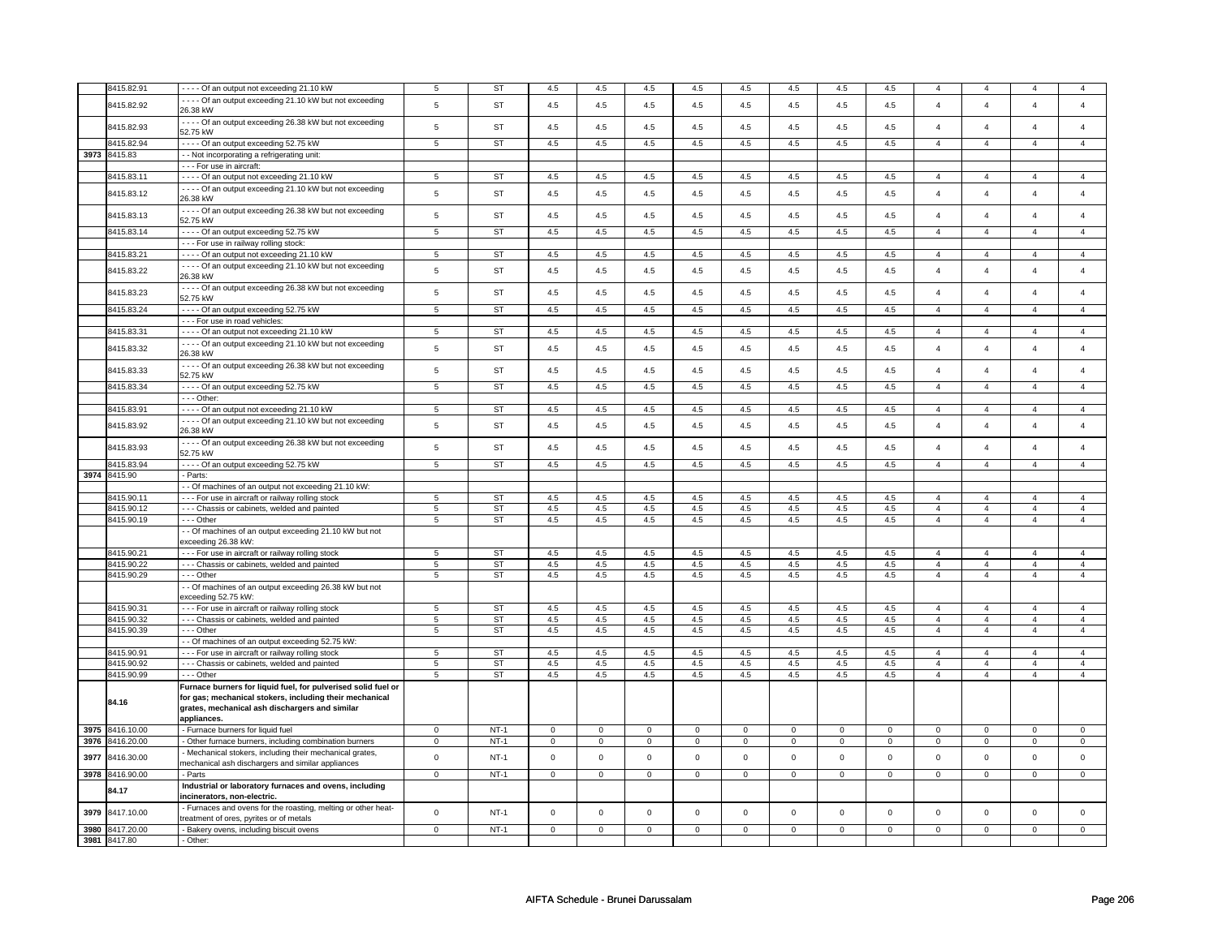| | | | | | | | | | | | | | | | | |
|---|---|---|---|---|---|---|---|---|---|---|---|---|---|---|---|---|
| | 8415.82.91 | - - - - Of an output not exceeding 21.10 kW | 5 | ST | 4.5 | 4.5 | 4.5 | 4.5 | 4.5 | 4.5 | 4.5 | 4.5 | 4 | 4 | 4 | 4 |
| | 8415.82.92 | - - - - Of an output exceeding 21.10 kW but not exceeding 26.38 kW | 5 | ST | 4.5 | 4.5 | 4.5 | 4.5 | 4.5 | 4.5 | 4.5 | 4.5 | 4 | 4 | 4 | 4 |
| | 8415.82.93 | - - - - Of an output exceeding 26.38 kW but not exceeding 52.75 kW | 5 | ST | 4.5 | 4.5 | 4.5 | 4.5 | 4.5 | 4.5 | 4.5 | 4.5 | 4 | 4 | 4 | 4 |
| | 8415.82.94 | - - - - Of an output exceeding 52.75 kW | 5 | ST | 4.5 | 4.5 | 4.5 | 4.5 | 4.5 | 4.5 | 4.5 | 4.5 | 4 | 4 | 4 | 4 |
| 3973 | 8415.83 | - - Not incorporating a refrigerating unit: | | | | | | | | | | | | | | |
| | | - - - For use in aircraft: | | | | | | | | | | | | | | |
| | 8415.83.11 | - - - - Of an output not exceeding 21.10 kW | 5 | ST | 4.5 | 4.5 | 4.5 | 4.5 | 4.5 | 4.5 | 4.5 | 4.5 | 4 | 4 | 4 | 4 |
| | 8415.83.12 | - - - - Of an output exceeding 21.10 kW but not exceeding 26.38 kW | 5 | ST | 4.5 | 4.5 | 4.5 | 4.5 | 4.5 | 4.5 | 4.5 | 4.5 | 4 | 4 | 4 | 4 |
| | 8415.83.13 | - - - - Of an output exceeding 26.38 kW but not exceeding 52.75 kW | 5 | ST | 4.5 | 4.5 | 4.5 | 4.5 | 4.5 | 4.5 | 4.5 | 4.5 | 4 | 4 | 4 | 4 |
| | 8415.83.14 | - - - - Of an output exceeding 52.75 kW | 5 | ST | 4.5 | 4.5 | 4.5 | 4.5 | 4.5 | 4.5 | 4.5 | 4.5 | 4 | 4 | 4 | 4 |
| | | - - - For use in railway rolling stock: | | | | | | | | | | | | | | |
| | 8415.83.21 | - - - - Of an output not exceeding 21.10 kW | 5 | ST | 4.5 | 4.5 | 4.5 | 4.5 | 4.5 | 4.5 | 4.5 | 4.5 | 4 | 4 | 4 | 4 |
| | 8415.83.22 | - - - - Of an output exceeding 21.10 kW but not exceeding 26.38 kW | 5 | ST | 4.5 | 4.5 | 4.5 | 4.5 | 4.5 | 4.5 | 4.5 | 4.5 | 4 | 4 | 4 | 4 |
| | 8415.83.23 | - - - - Of an output exceeding 26.38 kW but not exceeding 52.75 kW | 5 | ST | 4.5 | 4.5 | 4.5 | 4.5 | 4.5 | 4.5 | 4.5 | 4.5 | 4 | 4 | 4 | 4 |
| | 8415.83.24 | - - - - Of an output exceeding 52.75 kW | 5 | ST | 4.5 | 4.5 | 4.5 | 4.5 | 4.5 | 4.5 | 4.5 | 4.5 | 4 | 4 | 4 | 4 |
| | | - - - For use in road vehicles: | | | | | | | | | | | | | | |
| | 8415.83.31 | - - - - Of an output not exceeding 21.10 kW | 5 | ST | 4.5 | 4.5 | 4.5 | 4.5 | 4.5 | 4.5 | 4.5 | 4.5 | 4 | 4 | 4 | 4 |
| | 8415.83.32 | - - - - Of an output exceeding 21.10 kW but not exceeding 26.38 kW | 5 | ST | 4.5 | 4.5 | 4.5 | 4.5 | 4.5 | 4.5 | 4.5 | 4.5 | 4 | 4 | 4 | 4 |
| | 8415.83.33 | - - - - Of an output exceeding 26.38 kW but not exceeding 52.75 kW | 5 | ST | 4.5 | 4.5 | 4.5 | 4.5 | 4.5 | 4.5 | 4.5 | 4.5 | 4 | 4 | 4 | 4 |
| | 8415.83.34 | - - - - Of an output exceeding 52.75 kW | 5 | ST | 4.5 | 4.5 | 4.5 | 4.5 | 4.5 | 4.5 | 4.5 | 4.5 | 4 | 4 | 4 | 4 |
| | | - - - Other: | | | | | | | | | | | | | | |
| | 8415.83.91 | - - - - Of an output not exceeding 21.10 kW | 5 | ST | 4.5 | 4.5 | 4.5 | 4.5 | 4.5 | 4.5 | 4.5 | 4.5 | 4 | 4 | 4 | 4 |
| | 8415.83.92 | - - - - Of an output exceeding 21.10 kW but not exceeding 26.38 kW | 5 | ST | 4.5 | 4.5 | 4.5 | 4.5 | 4.5 | 4.5 | 4.5 | 4.5 | 4 | 4 | 4 | 4 |
| | 8415.83.93 | - - - - Of an output exceeding 26.38 kW but not exceeding 52.75 kW | 5 | ST | 4.5 | 4.5 | 4.5 | 4.5 | 4.5 | 4.5 | 4.5 | 4.5 | 4 | 4 | 4 | 4 |
| | 8415.83.94 | - - - - Of an output exceeding 52.75 kW | 5 | ST | 4.5 | 4.5 | 4.5 | 4.5 | 4.5 | 4.5 | 4.5 | 4.5 | 4 | 4 | 4 | 4 |
| 3974 | 8415.90 | - Parts: | | | | | | | | | | | | | | |
| | | - - Of machines of an output not exceeding 21.10 kW: | | | | | | | | | | | | | | |
| | 8415.90.11 | - - - For use in aircraft or railway rolling stock | 5 | ST | 4.5 | 4.5 | 4.5 | 4.5 | 4.5 | 4.5 | 4.5 | 4.5 | 4 | 4 | 4 | 4 |
| | 8415.90.12 | - - - Chassis or cabinets, welded and painted | 5 | ST | 4.5 | 4.5 | 4.5 | 4.5 | 4.5 | 4.5 | 4.5 | 4.5 | 4 | 4 | 4 | 4 |
| | 8415.90.19 | - - - Other | 5 | ST | 4.5 | 4.5 | 4.5 | 4.5 | 4.5 | 4.5 | 4.5 | 4.5 | 4 | 4 | 4 | 4 |
| | | - - Of machines of an output exceeding 21.10 kW but not exceeding 26.38 kW: | | | | | | | | | | | | | | |
| | 8415.90.21 | - - - For use in aircraft or railway rolling stock | 5 | ST | 4.5 | 4.5 | 4.5 | 4.5 | 4.5 | 4.5 | 4.5 | 4.5 | 4 | 4 | 4 | 4 |
| | 8415.90.22 | - - - Chassis or cabinets, welded and painted | 5 | ST | 4.5 | 4.5 | 4.5 | 4.5 | 4.5 | 4.5 | 4.5 | 4.5 | 4 | 4 | 4 | 4 |
| | 8415.90.29 | - - - Other | 5 | ST | 4.5 | 4.5 | 4.5 | 4.5 | 4.5 | 4.5 | 4.5 | 4.5 | 4 | 4 | 4 | 4 |
| | | - - Of machines of an output exceeding 26.38 kW but not exceeding 52.75 kW: | | | | | | | | | | | | | | |
| | 8415.90.31 | - - - For use in aircraft or railway rolling stock | 5 | ST | 4.5 | 4.5 | 4.5 | 4.5 | 4.5 | 4.5 | 4.5 | 4.5 | 4 | 4 | 4 | 4 |
| | 8415.90.32 | - - - Chassis or cabinets, welded and painted | 5 | ST | 4.5 | 4.5 | 4.5 | 4.5 | 4.5 | 4.5 | 4.5 | 4.5 | 4 | 4 | 4 | 4 |
| | 8415.90.39 | - - - Other | 5 | ST | 4.5 | 4.5 | 4.5 | 4.5 | 4.5 | 4.5 | 4.5 | 4.5 | 4 | 4 | 4 | 4 |
| | | - - Of machines of an output exceeding 52.75 kW: | | | | | | | | | | | | | | |
| | 8415.90.91 | - - - For use in aircraft or railway rolling stock | 5 | ST | 4.5 | 4.5 | 4.5 | 4.5 | 4.5 | 4.5 | 4.5 | 4.5 | 4 | 4 | 4 | 4 |
| | 8415.90.92 | - - - Chassis or cabinets, welded and painted | 5 | ST | 4.5 | 4.5 | 4.5 | 4.5 | 4.5 | 4.5 | 4.5 | 4.5 | 4 | 4 | 4 | 4 |
| | 8415.90.99 | - - - Other | 5 | ST | 4.5 | 4.5 | 4.5 | 4.5 | 4.5 | 4.5 | 4.5 | 4.5 | 4 | 4 | 4 | 4 |
| | 84.16 | **Furnace burners for liquid fuel, for pulverised solid fuel or for gas; mechanical stokers, including their mechanical grates, mechanical ash dischargers and similar appliances.** | | | | | | | | | | | | | | |
| 3975 | 8416.10.00 | - Furnace burners for liquid fuel | 0 | NT-1 | 0 | 0 | 0 | 0 | 0 | 0 | 0 | 0 | 0 | 0 | 0 | 0 |
| 3976 | 8416.20.00 | - Other furnace burners, including combination burners | 0 | NT-1 | 0 | 0 | 0 | 0 | 0 | 0 | 0 | 0 | 0 | 0 | 0 | 0 |
| 3977 | 8416.30.00 | - Mechanical stokers, including their mechanical grates, mechanical ash dischargers and similar appliances | 0 | NT-1 | 0 | 0 | 0 | 0 | 0 | 0 | 0 | 0 | 0 | 0 | 0 | 0 |
| 3978 | 8416.90.00 | - Parts | 0 | NT-1 | 0 | 0 | 0 | 0 | 0 | 0 | 0 | 0 | 0 | 0 | 0 | 0 |
| | 84.17 | **Industrial or laboratory furnaces and ovens, including incinerators, non-electric.** | | | | | | | | | | | | | | |
| 3979 | 8417.10.00 | - Furnaces and ovens for the roasting, melting or other heat-treatment of ores, pyrites or of metals | 0 | NT-1 | 0 | 0 | 0 | 0 | 0 | 0 | 0 | 0 | 0 | 0 | 0 | 0 |
| 3980 | 8417.20.00 | - Bakery ovens, including biscuit ovens | 0 | NT-1 | 0 | 0 | 0 | 0 | 0 | 0 | 0 | 0 | 0 | 0 | 0 | 0 |
| 3981 | 8417.80 | - Other: | | | | | | | | | | | | | | |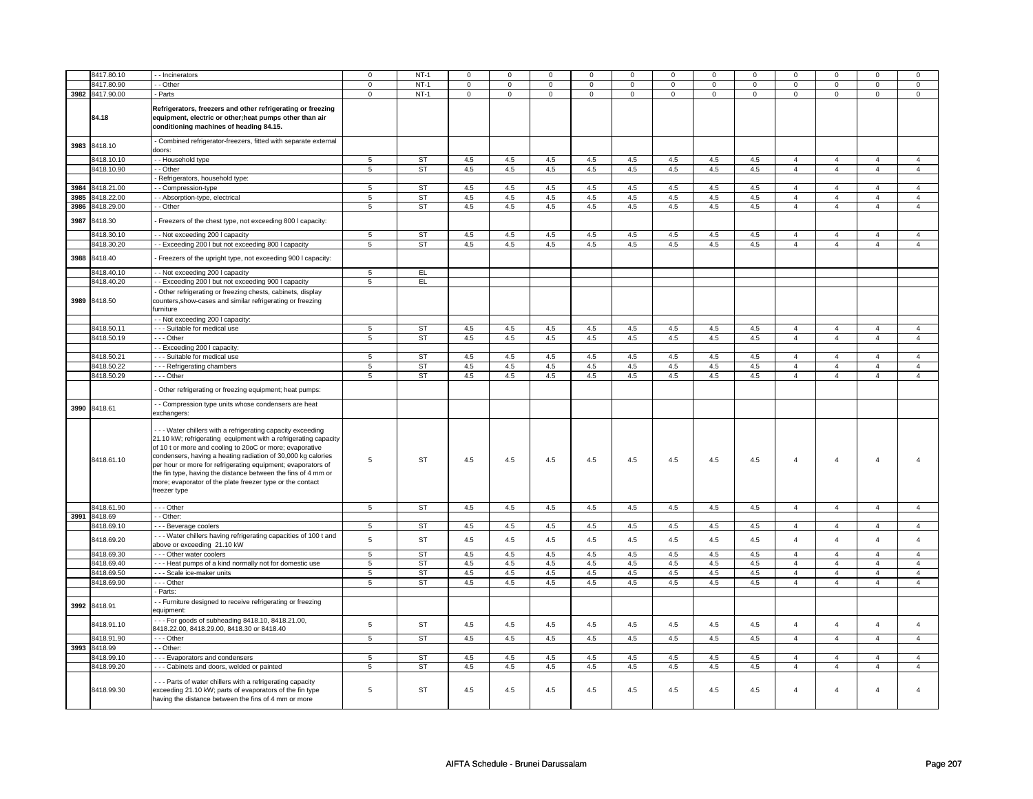| | | | | | | | | | | | | | | | | | |
|---|---|---|---|---|---|---|---|---|---|---|---|---|---|---|---|---|---|
| | 8417.80.10 | - - Incinerators | 0 | NT-1 | 0 | 0 | 0 | 0 | 0 | 0 | 0 | 0 | 0 | 0 | 0 | 0 |
| | 8417.80.90 | - - Other | 0 | NT-1 | 0 | 0 | 0 | 0 | 0 | 0 | 0 | 0 | 0 | 0 | 0 | 0 |
| 3982 | 8417.90.00 | - Parts | 0 | NT-1 | 0 | 0 | 0 | 0 | 0 | 0 | 0 | 0 | 0 | 0 | 0 | 0 |
| | 84.18 | **Refrigerators, freezers and other refrigerating or freezing equipment, electric or other;heat pumps other than air conditioning machines of heading 84.15.** | | | | | | | | | | | | | | |
| 3983 | 8418.10 | - Combined refrigerator-freezers, fitted with separate external doors: | | | | | | | | | | | | | | |
| | 8418.10.10 | - - Household type | 5 | ST | 4.5 | 4.5 | 4.5 | 4.5 | 4.5 | 4.5 | 4.5 | 4.5 | 4 | 4 | 4 | 4 |
| | 8418.10.90 | - - Other | 5 | ST | 4.5 | 4.5 | 4.5 | 4.5 | 4.5 | 4.5 | 4.5 | 4.5 | 4 | 4 | 4 | 4 |
| | | - Refrigerators, household type: | | | | | | | | | | | | | | |
| 3984 | 8418.21.00 | - - Compression-type | 5 | ST | 4.5 | 4.5 | 4.5 | 4.5 | 4.5 | 4.5 | 4.5 | 4.5 | 4 | 4 | 4 | 4 |
| 3985 | 8418.22.00 | - - Absorption-type, electrical | 5 | ST | 4.5 | 4.5 | 4.5 | 4.5 | 4.5 | 4.5 | 4.5 | 4.5 | 4 | 4 | 4 | 4 |
| 3986 | 8418.29.00 | - - Other | 5 | ST | 4.5 | 4.5 | 4.5 | 4.5 | 4.5 | 4.5 | 4.5 | 4.5 | 4 | 4 | 4 | 4 |
| 3987 | 8418.30 | - Freezers of the chest type, not exceeding 800 l capacity: | | | | | | | | | | | | | | |
| | 8418.30.10 | - - Not exceeding 200 l capacity | 5 | ST | 4.5 | 4.5 | 4.5 | 4.5 | 4.5 | 4.5 | 4.5 | 4.5 | 4 | 4 | 4 | 4 |
| | 8418.30.20 | - - Exceeding 200 l but not exceeding 800 l capacity | 5 | ST | 4.5 | 4.5 | 4.5 | 4.5 | 4.5 | 4.5 | 4.5 | 4.5 | 4 | 4 | 4 | 4 |
| 3988 | 8418.40 | - Freezers of the upright type, not exceeding 900 l capacity: | | | | | | | | | | | | | | |
| | 8418.40.10 | - - Not exceeding 200 l capacity | 5 | EL | | | | | | | | | | | | |
| | 8418.40.20 | - - Exceeding 200 l but not exceeding 900 l capacity | 5 | EL | | | | | | | | | | | | |
| 3989 | 8418.50 | - Other refrigerating or freezing chests, cabinets, display counters,show-cases and similar refrigerating or freezing furniture | | | | | | | | | | | | | | |
| | | - - Not exceeding 200 l capacity: | | | | | | | | | | | | | | |
| | 8418.50.11 | - - - Suitable for medical use | 5 | ST | 4.5 | 4.5 | 4.5 | 4.5 | 4.5 | 4.5 | 4.5 | 4.5 | 4 | 4 | 4 | 4 |
| | 8418.50.19 | - - - Other | 5 | ST | 4.5 | 4.5 | 4.5 | 4.5 | 4.5 | 4.5 | 4.5 | 4.5 | 4 | 4 | 4 | 4 |
| | | - - Exceeding 200 l capacity: | | | | | | | | | | | | | | |
| | 8418.50.21 | - - - Suitable for medical use | 5 | ST | 4.5 | 4.5 | 4.5 | 4.5 | 4.5 | 4.5 | 4.5 | 4.5 | 4 | 4 | 4 | 4 |
| | 8418.50.22 | - - - Refrigerating chambers | 5 | ST | 4.5 | 4.5 | 4.5 | 4.5 | 4.5 | 4.5 | 4.5 | 4.5 | 4 | 4 | 4 | 4 |
| | 8418.50.29 | - - - Other | 5 | ST | 4.5 | 4.5 | 4.5 | 4.5 | 4.5 | 4.5 | 4.5 | 4.5 | 4 | 4 | 4 | 4 |
| | | - Other refrigerating or freezing equipment; heat pumps: | | | | | | | | | | | | | | |
| 3990 | 8418.61 | - - Compression type units whose condensers are heat exchangers: | | | | | | | | | | | | | | |
| | 8418.61.10 | - - - Water chillers with a refrigerating capacity exceeding 21.10 kW; refrigerating equipment with a refrigerating capacity of 10 t or more and cooling to 20oC or more; evaporative condensers, having a heating radiation of 30,000 kg calories per hour or more for refrigerating equipment; evaporators of the fin type, having the distance between the fins of 4 mm or more; evaporator of the plate freezer type or the contact freezer type | 5 | ST | 4.5 | 4.5 | 4.5 | 4.5 | 4.5 | 4.5 | 4.5 | 4.5 | 4 | 4 | 4 | 4 |
| | 8418.61.90 | - - - Other | 5 | ST | 4.5 | 4.5 | 4.5 | 4.5 | 4.5 | 4.5 | 4.5 | 4.5 | 4 | 4 | 4 | 4 |
| 3991 | 8418.69 | - - Other: | | | | | | | | | | | | | | |
| | 8418.69.10 | - - - Beverage coolers | 5 | ST | 4.5 | 4.5 | 4.5 | 4.5 | 4.5 | 4.5 | 4.5 | 4.5 | 4 | 4 | 4 | 4 |
| | 8418.69.20 | - - - Water chillers having refrigerating capacities of 100 t and above or exceeding 21.10 kW | 5 | ST | 4.5 | 4.5 | 4.5 | 4.5 | 4.5 | 4.5 | 4.5 | 4.5 | 4 | 4 | 4 | 4 |
| | 8418.69.30 | - - - Other water coolers | 5 | ST | 4.5 | 4.5 | 4.5 | 4.5 | 4.5 | 4.5 | 4.5 | 4.5 | 4 | 4 | 4 | 4 |
| | 8418.69.40 | - - - Heat pumps of a kind normally not for domestic use | 5 | ST | 4.5 | 4.5 | 4.5 | 4.5 | 4.5 | 4.5 | 4.5 | 4.5 | 4 | 4 | 4 | 4 |
| | 8418.69.50 | - - - Scale ice-maker units | 5 | ST | 4.5 | 4.5 | 4.5 | 4.5 | 4.5 | 4.5 | 4.5 | 4.5 | 4 | 4 | 4 | 4 |
| | 8418.69.90 | - - - Other | 5 | ST | 4.5 | 4.5 | 4.5 | 4.5 | 4.5 | 4.5 | 4.5 | 4.5 | 4 | 4 | 4 | 4 |
| | | - Parts: | | | | | | | | | | | | | | |
| 3992 | 8418.91 | - - Furniture designed to receive refrigerating or freezing equipment: | | | | | | | | | | | | | | |
| | 8418.91.10 | - - - For goods of subheading 8418.10, 8418.21.00, 8418.22.00, 8418.29.00, 8418.30 or 8418.40 | 5 | ST | 4.5 | 4.5 | 4.5 | 4.5 | 4.5 | 4.5 | 4.5 | 4.5 | 4 | 4 | 4 | 4 |
| | 8418.91.90 | - - - Other | 5 | ST | 4.5 | 4.5 | 4.5 | 4.5 | 4.5 | 4.5 | 4.5 | 4.5 | 4 | 4 | 4 | 4 |
| 3993 | 8418.99 | - - Other: | | | | | | | | | | | | | | |
| | 8418.99.10 | - - - Evaporators and condensers | 5 | ST | 4.5 | 4.5 | 4.5 | 4.5 | 4.5 | 4.5 | 4.5 | 4.5 | 4 | 4 | 4 | 4 |
| | 8418.99.20 | - - - Cabinets and doors, welded or painted | 5 | ST | 4.5 | 4.5 | 4.5 | 4.5 | 4.5 | 4.5 | 4.5 | 4.5 | 4 | 4 | 4 | 4 |
| | 8418.99.30 | - - - Parts of water chillers with a refrigerating capacity exceeding 21.10 kW; parts of evaporators of the fin type having the distance between the fins of 4 mm or more | 5 | ST | 4.5 | 4.5 | 4.5 | 4.5 | 4.5 | 4.5 | 4.5 | 4.5 | 4 | 4 | 4 | 4 |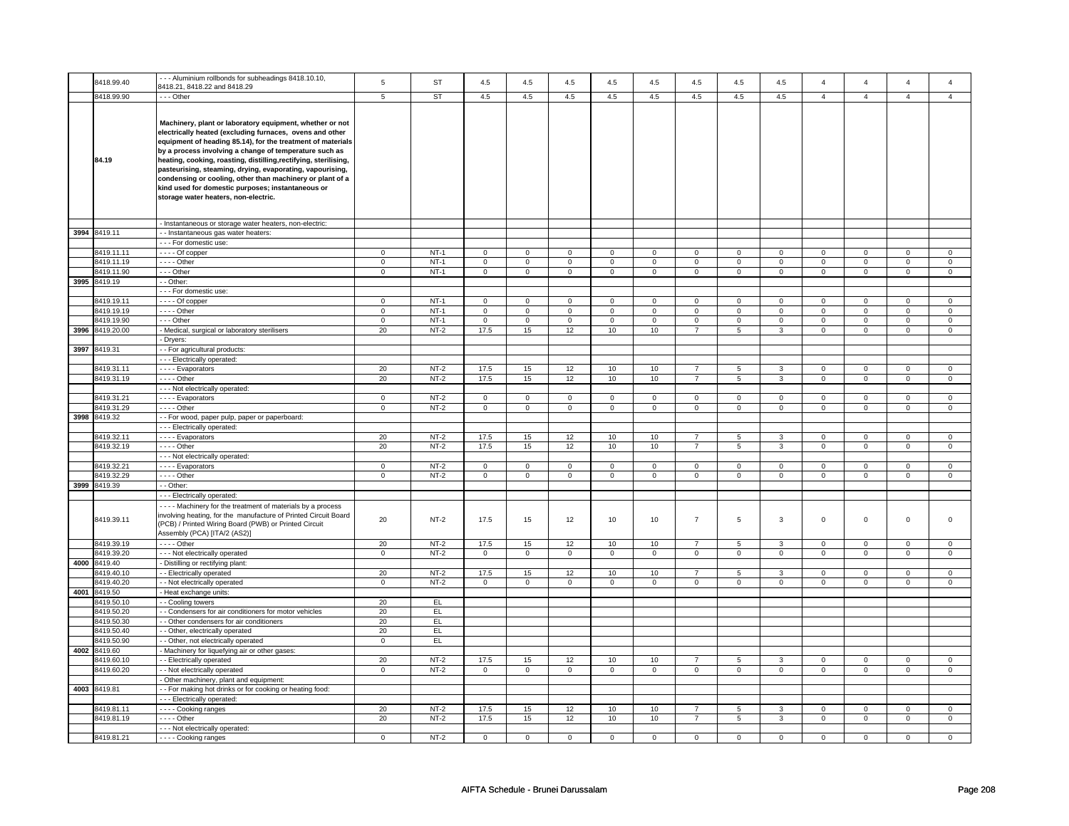| | 8418.99.40 | - - - Aluminium rollbonds for subheadings 8418.10.10, 8418.21, 8418.22 and 8418.29 | 5 | ST | 4.5 | 4.5 | 4.5 | 4.5 | 4.5 | 4.5 | 4.5 | 4.5 | 4 | 4 | 4 | 4 |
|---|---|---|---|---|---|---|---|---|---|---|---|---|---|---|---|---|
| | 8418.99.90 | - - - Other | 5 | ST | 4.5 | 4.5 | 4.5 | 4.5 | 4.5 | 4.5 | 4.5 | 4.5 | 4 | 4 | 4 | 4 |
| | **84.19** | **Machinery, plant or laboratory equipment, whether or not electrically heated (excluding furnaces, ovens and other equipment of heading 85.14), for the treatment of materials by a process involving a change of temperature such as heating, cooking, roasting, distilling,rectifying, sterilising, pasteurising, steaming, drying, evaporating, vapourising, condensing or cooling, other than machinery or plant of a kind used for domestic purposes; instantaneous or storage water heaters, non-electric.** | | | | | | | | | | | | | | |
| | | - Instantaneous or storage water heaters, non-electric: | | | | | | | | | | | | | | |
| 3994 | 8419.11 | - - Instantaneous gas water heaters: | | | | | | | | | | | | | | |
| | | - - - For domestic use: | | | | | | | | | | | | | | |
| | 8419.11.11 | - - - - Of copper | 0 | NT-1 | 0 | 0 | 0 | 0 | 0 | 0 | 0 | 0 | 0 | 0 | 0 | 0 |
| | 8419.11.19 | - - - - Other | 0 | NT-1 | 0 | 0 | 0 | 0 | 0 | 0 | 0 | 0 | 0 | 0 | 0 | 0 |
| | 8419.11.90 | - - - Other | 0 | NT-1 | 0 | 0 | 0 | 0 | 0 | 0 | 0 | 0 | 0 | 0 | 0 | 0 |
| 3995 | 8419.19 | - - Other: | | | | | | | | | | | | | | |
| | | - - - For domestic use: | | | | | | | | | | | | | | |
| | 8419.19.11 | - - - - Of copper | 0 | NT-1 | 0 | 0 | 0 | 0 | 0 | 0 | 0 | 0 | 0 | 0 | 0 | 0 |
| | 8419.19.19 | - - - - Other | 0 | NT-1 | 0 | 0 | 0 | 0 | 0 | 0 | 0 | 0 | 0 | 0 | 0 | 0 |
| | 8419.19.90 | - - - Other | 0 | NT-1 | 0 | 0 | 0 | 0 | 0 | 0 | 0 | 0 | 0 | 0 | 0 | 0 |
| 3996 | 8419.20.00 | - Medical, surgical or laboratory sterilisers | 20 | NT-2 | 17.5 | 15 | 12 | 10 | 10 | 7 | 5 | 3 | 0 | 0 | 0 | 0 |
| | | - Dryers: | | | | | | | | | | | | | | |
| 3997 | 8419.31 | - - For agricultural products: | | | | | | | | | | | | | | |
| | | - - - Electrically operated: | | | | | | | | | | | | | | |
| | 8419.31.11 | - - - - Evaporators | 20 | NT-2 | 17.5 | 15 | 12 | 10 | 10 | 7 | 5 | 3 | 0 | 0 | 0 | 0 |
| | 8419.31.19 | - - - - Other | 20 | NT-2 | 17.5 | 15 | 12 | 10 | 10 | 7 | 5 | 3 | 0 | 0 | 0 | 0 |
| | | - - - Not electrically operated: | | | | | | | | | | | | | | |
| | 8419.31.21 | - - - - Evaporators | 0 | NT-2 | 0 | 0 | 0 | 0 | 0 | 0 | 0 | 0 | 0 | 0 | 0 | 0 |
| | 8419.31.29 | - - - - Other | 0 | NT-2 | 0 | 0 | 0 | 0 | 0 | 0 | 0 | 0 | 0 | 0 | 0 | 0 |
| 3998 | 8419.32 | - - For wood, paper pulp, paper or paperboard: | | | | | | | | | | | | | | |
| | | - - - Electrically operated: | | | | | | | | | | | | | | |
| | 8419.32.11 | - - - - Evaporators | 20 | NT-2 | 17.5 | 15 | 12 | 10 | 10 | 7 | 5 | 3 | 0 | 0 | 0 | 0 |
| | 8419.32.19 | - - - - Other | 20 | NT-2 | 17.5 | 15 | 12 | 10 | 10 | 7 | 5 | 3 | 0 | 0 | 0 | 0 |
| | | - - - Not electrically operated: | | | | | | | | | | | | | | |
| | 8419.32.21 | - - - - Evaporators | 0 | NT-2 | 0 | 0 | 0 | 0 | 0 | 0 | 0 | 0 | 0 | 0 | 0 | 0 |
| | 8419.32.29 | - - - - Other | 0 | NT-2 | 0 | 0 | 0 | 0 | 0 | 0 | 0 | 0 | 0 | 0 | 0 | 0 |
| 3999 | 8419.39 | - - Other: | | | | | | | | | | | | | | |
| | | - - - Electrically operated: | | | | | | | | | | | | | | |
| | 8419.39.11 | - - - - Machinery for the treatment of materials by a process involving heating, for the manufacture of Printed Circuit Board (PCB) / Printed Wiring Board (PWB) or Printed Circuit Assembly (PCA) [ITA/2 (AS2)] | 20 | NT-2 | 17.5 | 15 | 12 | 10 | 10 | 7 | 5 | 3 | 0 | 0 | 0 | 0 |
| | 8419.39.19 | - - - - Other | 20 | NT-2 | 17.5 | 15 | 12 | 10 | 10 | 7 | 5 | 3 | 0 | 0 | 0 | 0 |
| | 8419.39.20 | - - - Not electrically operated | 0 | NT-2 | 0 | 0 | 0 | 0 | 0 | 0 | 0 | 0 | 0 | 0 | 0 | 0 |
| 4000 | 8419.40 | - Distilling or rectifying plant: | | | | | | | | | | | | | | |
| | 8419.40.10 | - - Electrically operated | 20 | NT-2 | 17.5 | 15 | 12 | 10 | 10 | 7 | 5 | 3 | 0 | 0 | 0 | 0 |
| | 8419.40.20 | - - Not electrically operated | 0 | NT-2 | 0 | 0 | 0 | 0 | 0 | 0 | 0 | 0 | 0 | 0 | 0 | 0 |
| 4001 | 8419.50 | - Heat exchange units: | | | | | | | | | | | | | | |
| | 8419.50.10 | - - Cooling towers | 20 | EL | | | | | | | | | | | | |
| | 8419.50.20 | - - Condensers for air conditioners for motor vehicles | 20 | EL | | | | | | | | | | | | |
| | 8419.50.30 | - - Other condensers for air conditioners | 20 | EL | | | | | | | | | | | | |
| | 8419.50.40 | - - Other, electrically operated | 20 | EL | | | | | | | | | | | | |
| | 8419.50.90 | - - Other, not electrically operated | 0 | EL | | | | | | | | | | | | |
| 4002 | 8419.60 | - Machinery for liquefying air or other gases: | | | | | | | | | | | | | | |
| | 8419.60.10 | - - Electrically operated | 20 | NT-2 | 17.5 | 15 | 12 | 10 | 10 | 7 | 5 | 3 | 0 | 0 | 0 | 0 |
| | 8419.60.20 | - - Not electrically operated | 0 | NT-2 | 0 | 0 | 0 | 0 | 0 | 0 | 0 | 0 | 0 | 0 | 0 | 0 |
| | | - Other machinery, plant and equipment: | | | | | | | | | | | | | | |
| 4003 | 8419.81 | - - For making hot drinks or for cooking or heating food: | | | | | | | | | | | | | | |
| | | - - - Electrically operated: | | | | | | | | | | | | | | |
| | 8419.81.11 | - - - - Cooking ranges | 20 | NT-2 | 17.5 | 15 | 12 | 10 | 10 | 7 | 5 | 3 | 0 | 0 | 0 | 0 |
| | 8419.81.19 | - - - - Other | 20 | NT-2 | 17.5 | 15 | 12 | 10 | 10 | 7 | 5 | 3 | 0 | 0 | 0 | 0 |
| | | - - - Not electrically operated: | | | | | | | | | | | | | | |
| | 8419.81.21 | - - - - Cooking ranges | 0 | NT-2 | 0 | 0 | 0 | 0 | 0 | 0 | 0 | 0 | 0 | 0 | 0 | 0 |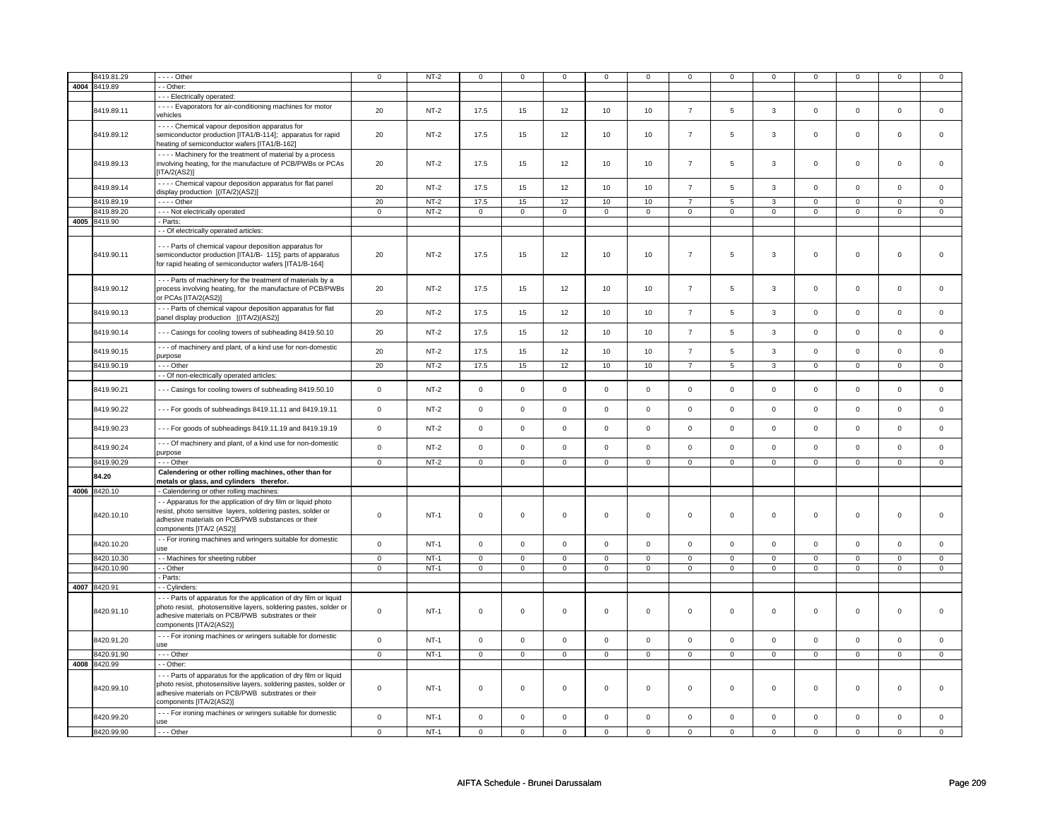|  |  |  |  |  |  |  |  |  |  |  |  |  |  |  |  |
|---|---|---|---|---|---|---|---|---|---|---|---|---|---|---|---|
|  | 8419.81.29 | - - - - Other | 0 | NT-2 | 0 | 0 | 0 | 0 | 0 | 0 | 0 | 0 | 0 | 0 | 0 | 0 |
| 4004 | 8419.89 | - - Other: |  |  |  |  |  |  |  |  |  |  |  |  |  |  |
|  |  | - - - Electrically operated: |  |  |  |  |  |  |  |  |  |  |  |  |  |  |
|  | 8419.89.11 | - - - - Evaporators for air-conditioning machines for motor vehicles | 20 | NT-2 | 17.5 | 15 | 12 | 10 | 10 | 7 | 5 | 3 | 0 | 0 | 0 | 0 |
|  | 8419.89.12 | - - - - Chemical vapour deposition apparatus for semiconductor production [ITA1/B-114]; apparatus for rapid heating of semiconductor wafers [ITA1/B-162] | 20 | NT-2 | 17.5 | 15 | 12 | 10 | 10 | 7 | 5 | 3 | 0 | 0 | 0 | 0 |
|  | 8419.89.13 | - - - - Machinery for the treatment of material by a process involving heating, for the manufacture of PCB/PWBs or PCAs [ITA/2(AS2)] | 20 | NT-2 | 17.5 | 15 | 12 | 10 | 10 | 7 | 5 | 3 | 0 | 0 | 0 | 0 |
|  | 8419.89.14 | - - - - Chemical vapour deposition apparatus for flat panel display production [(ITA/2)(AS2)] | 20 | NT-2 | 17.5 | 15 | 12 | 10 | 10 | 7 | 5 | 3 | 0 | 0 | 0 | 0 |
|  | 8419.89.19 | - - - - Other | 20 | NT-2 | 17.5 | 15 | 12 | 10 | 10 | 7 | 5 | 3 | 0 | 0 | 0 | 0 |
|  | 8419.89.20 | - - - Not electrically operated | 0 | NT-2 | 0 | 0 | 0 | 0 | 0 | 0 | 0 | 0 | 0 | 0 | 0 | 0 |
| 4005 | 8419.90 | - Parts: |  |  |  |  |  |  |  |  |  |  |  |  |  |  |
|  |  | - - Of electrically operated articles: |  |  |  |  |  |  |  |  |  |  |  |  |  |  |
|  | 8419.90.11 | - - - Parts of chemical vapour deposition apparatus for semiconductor production [ITA1/B- 115]; parts of apparatus for rapid heating of semiconductor wafers [ITA1/B-164] | 20 | NT-2 | 17.5 | 15 | 12 | 10 | 10 | 7 | 5 | 3 | 0 | 0 | 0 | 0 |
|  | 8419.90.12 | - - - Parts of machinery for the treatment of materials by a process involving heating, for the manufacture of PCB/PWBs or PCAs [ITA/2(AS2)] | 20 | NT-2 | 17.5 | 15 | 12 | 10 | 10 | 7 | 5 | 3 | 0 | 0 | 0 | 0 |
|  | 8419.90.13 | - - - Parts of chemical vapour deposition apparatus for flat panel display production [(ITA/2)(AS2)] | 20 | NT-2 | 17.5 | 15 | 12 | 10 | 10 | 7 | 5 | 3 | 0 | 0 | 0 | 0 |
|  | 8419.90.14 | - - - Casings for cooling towers of subheading 8419.50.10 | 20 | NT-2 | 17.5 | 15 | 12 | 10 | 10 | 7 | 5 | 3 | 0 | 0 | 0 | 0 |
|  | 8419.90.15 | - - - of machinery and plant, of a kind use for non-domestic purpose | 20 | NT-2 | 17.5 | 15 | 12 | 10 | 10 | 7 | 5 | 3 | 0 | 0 | 0 | 0 |
|  | 8419.90.19 | - - - Other | 20 | NT-2 | 17.5 | 15 | 12 | 10 | 10 | 7 | 5 | 3 | 0 | 0 | 0 | 0 |
|  |  | - - Of non-electrically operated articles: |  |  |  |  |  |  |  |  |  |  |  |  |  |  |
|  | 8419.90.21 | - - - Casings for cooling towers of subheading 8419.50.10 | 0 | NT-2 | 0 | 0 | 0 | 0 | 0 | 0 | 0 | 0 | 0 | 0 | 0 | 0 |
|  | 8419.90.22 | - - - For goods of subheadings 8419.11.11 and 8419.19.11 | 0 | NT-2 | 0 | 0 | 0 | 0 | 0 | 0 | 0 | 0 | 0 | 0 | 0 | 0 |
|  | 8419.90.23 | - - - For goods of subheadings 8419.11.19 and 8419.19.19 | 0 | NT-2 | 0 | 0 | 0 | 0 | 0 | 0 | 0 | 0 | 0 | 0 | 0 | 0 |
|  | 8419.90.24 | - - - Of machinery and plant, of a kind use for non-domestic purpose | 0 | NT-2 | 0 | 0 | 0 | 0 | 0 | 0 | 0 | 0 | 0 | 0 | 0 | 0 |
|  | 8419.90.29 | - - - Other | 0 | NT-2 | 0 | 0 | 0 | 0 | 0 | 0 | 0 | 0 | 0 | 0 | 0 | 0 |
|  | **84.20** | **Calendering or other rolling machines, other than for metals or glass, and cylinders therefor.** |  |  |  |  |  |  |  |  |  |  |  |  |  |  |
| 4006 | 8420.10 | - Calendering or other rolling machines: |  |  |  |  |  |  |  |  |  |  |  |  |  |  |
|  | 8420.10.10 | - - Apparatus for the application of dry film or liquid photo resist, photo sensitive layers, soldering pastes, solder or adhesive materials on PCB/PWB substances or their components [ITA/2 (AS2)] | 0 | NT-1 | 0 | 0 | 0 | 0 | 0 | 0 | 0 | 0 | 0 | 0 | 0 | 0 |
|  | 8420.10.20 | - - For ironing machines and wringers suitable for domestic use | 0 | NT-1 | 0 | 0 | 0 | 0 | 0 | 0 | 0 | 0 | 0 | 0 | 0 | 0 |
|  | 8420.10.30 | - - Machines for sheeting rubber | 0 | NT-1 | 0 | 0 | 0 | 0 | 0 | 0 | 0 | 0 | 0 | 0 | 0 | 0 |
|  | 8420.10.90 | - - Other | 0 | NT-1 | 0 | 0 | 0 | 0 | 0 | 0 | 0 | 0 | 0 | 0 | 0 | 0 |
|  |  | - Parts: |  |  |  |  |  |  |  |  |  |  |  |  |  |  |
| 4007 | 8420.91 | - - Cylinders: |  |  |  |  |  |  |  |  |  |  |  |  |  |  |
|  | 8420.91.10 | - - - Parts of apparatus for the application of dry film or liquid photo resist, photosensitive layers, soldering pastes, solder or adhesive materials on PCB/PWB substrates or their components [ITA/2(AS2)] | 0 | NT-1 | 0 | 0 | 0 | 0 | 0 | 0 | 0 | 0 | 0 | 0 | 0 | 0 |
|  | 8420.91.20 | - - - For ironing machines or wringers suitable for domestic use | 0 | NT-1 | 0 | 0 | 0 | 0 | 0 | 0 | 0 | 0 | 0 | 0 | 0 | 0 |
|  | 8420.91.90 | - - - Other | 0 | NT-1 | 0 | 0 | 0 | 0 | 0 | 0 | 0 | 0 | 0 | 0 | 0 | 0 |
| 4008 | 8420.99 | - - Other: |  |  |  |  |  |  |  |  |  |  |  |  |  |  |
|  | 8420.99.10 | - - - Parts of apparatus for the application of dry film or liquid photo resist, photosensitive layers, soldering pastes, solder or adhesive materials on PCB/PWB substrates or their components [ITA/2(AS2)] | 0 | NT-1 | 0 | 0 | 0 | 0 | 0 | 0 | 0 | 0 | 0 | 0 | 0 | 0 |
|  | 8420.99.20 | - - - For ironing machines or wringers suitable for domestic use | 0 | NT-1 | 0 | 0 | 0 | 0 | 0 | 0 | 0 | 0 | 0 | 0 | 0 | 0 |
|  | 8420.99.90 | - - - Other | 0 | NT-1 | 0 | 0 | 0 | 0 | 0 | 0 | 0 | 0 | 0 | 0 | 0 | 0 |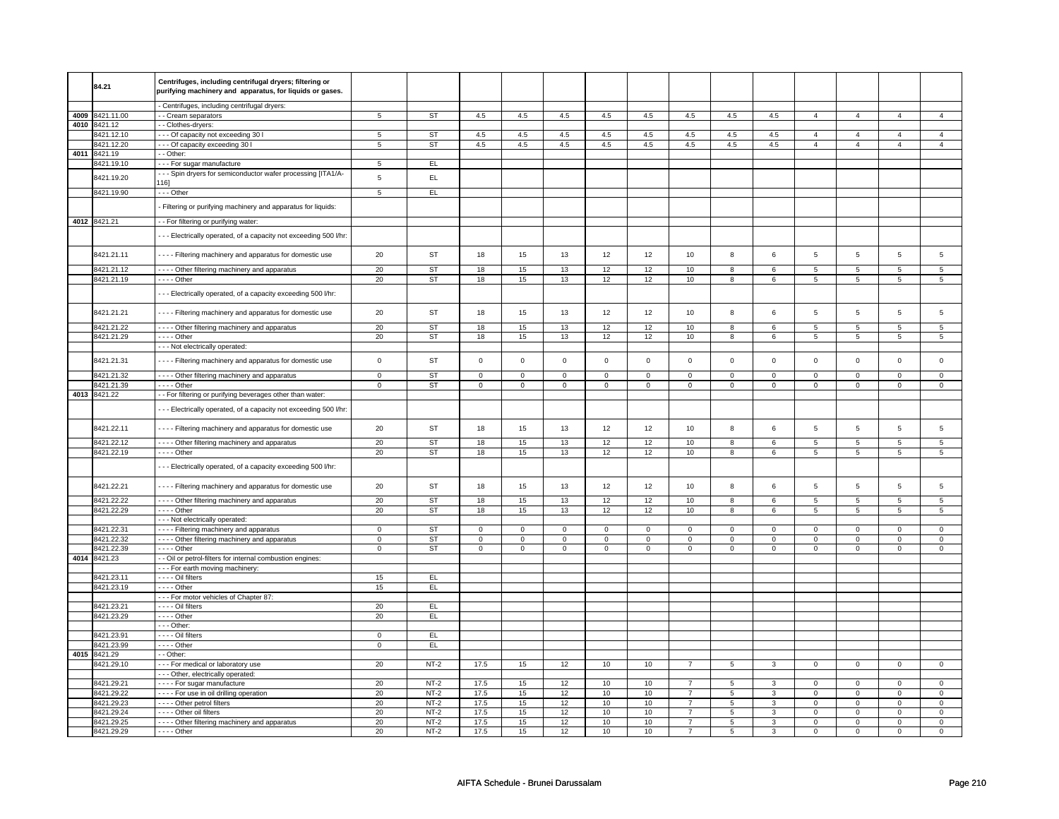|  | 84.21 | Centrifuges, including centrifugal dryers; filtering or purifying machinery and apparatus, for liquids or gases. |  |  |  |  |  |  |  |  |  |  |  |  |  |  |
|---|---|---|---|---|---|---|---|---|---|---|---|---|---|---|---|---|
|  |  | - Centrifuges, including centrifugal dryers: |  |  |  |  |  |  |  |  |  |  |  |  |  |  |
| 4009 | 8421.11.00 | - - Cream separators | 5 | ST | 4.5 | 4.5 | 4.5 | 4.5 | 4.5 | 4.5 | 4.5 | 4.5 | 4 | 4 | 4 | 4 |
| 4010 | 8421.12 | - - Clothes-dryers: |  |  |  |  |  |  |  |  |  |  |  |  |  |  |
|  | 8421.12.10 | - - - Of capacity not exceeding 30 l | 5 | ST | 4.5 | 4.5 | 4.5 | 4.5 | 4.5 | 4.5 | 4.5 | 4.5 | 4 | 4 | 4 | 4 |
|  | 8421.12.20 | - - - Of capacity exceeding 30 l | 5 | ST | 4.5 | 4.5 | 4.5 | 4.5 | 4.5 | 4.5 | 4.5 | 4.5 | 4 | 4 | 4 | 4 |
| 4011 | 8421.19 | - - Other: |  |  |  |  |  |  |  |  |  |  |  |  |  |  |
|  | 8421.19.10 | - - - For sugar manufacture | 5 | EL |  |  |  |  |  |  |  |  |  |  |  |  |
|  | 8421.19.20 | - - - Spin dryers for semiconductor wafer processing [ITA1/A-116] | 5 | EL |  |  |  |  |  |  |  |  |  |  |  |  |
|  | 8421.19.90 | - - - Other | 5 | EL |  |  |  |  |  |  |  |  |  |  |  |  |
|  |  | - Filtering or purifying machinery and apparatus for liquids: |  |  |  |  |  |  |  |  |  |  |  |  |  |  |
| 4012 | 8421.21 | - - For filtering or purifying water: |  |  |  |  |  |  |  |  |  |  |  |  |  |  |
|  |  | - - - Electrically operated, of a capacity not exceeding 500 l/hr: |  |  |  |  |  |  |  |  |  |  |  |  |  |  |
|  | 8421.21.11 | - - - - Filtering machinery and apparatus for domestic use | 20 | ST | 18 | 15 | 13 | 12 | 12 | 10 | 8 | 6 | 5 | 5 | 5 | 5 |
|  | 8421.21.12 | - - - - Other filtering machinery and apparatus | 20 | ST | 18 | 15 | 13 | 12 | 12 | 10 | 8 | 6 | 5 | 5 | 5 | 5 |
|  | 8421.21.19 | - - - - Other | 20 | ST | 18 | 15 | 13 | 12 | 12 | 10 | 8 | 6 | 5 | 5 | 5 | 5 |
|  |  | - - - Electrically operated, of a capacity exceeding 500 l/hr: |  |  |  |  |  |  |  |  |  |  |  |  |  |  |
|  | 8421.21.21 | - - - - Filtering machinery and apparatus for domestic use | 20 | ST | 18 | 15 | 13 | 12 | 12 | 10 | 8 | 6 | 5 | 5 | 5 | 5 |
|  | 8421.21.22 | - - - - Other filtering machinery and apparatus | 20 | ST | 18 | 15 | 13 | 12 | 12 | 10 | 8 | 6 | 5 | 5 | 5 | 5 |
|  | 8421.21.29 | - - - - Other | 20 | ST | 18 | 15 | 13 | 12 | 12 | 10 | 8 | 6 | 5 | 5 | 5 | 5 |
|  |  | - - - Not electrically operated: |  |  |  |  |  |  |  |  |  |  |  |  |  |  |
|  | 8421.21.31 | - - - - Filtering machinery and apparatus for domestic use | 0 | ST | 0 | 0 | 0 | 0 | 0 | 0 | 0 | 0 | 0 | 0 | 0 | 0 |
|  | 8421.21.32 | - - - - Other filtering machinery and apparatus | 0 | ST | 0 | 0 | 0 | 0 | 0 | 0 | 0 | 0 | 0 | 0 | 0 | 0 |
|  | 8421.21.39 | - - - - Other | 0 | ST | 0 | 0 | 0 | 0 | 0 | 0 | 0 | 0 | 0 | 0 | 0 | 0 |
| 4013 | 8421.22 | - - For filtering or purifying beverages other than water: |  |  |  |  |  |  |  |  |  |  |  |  |  |  |
|  |  | - - - Electrically operated, of a capacity not exceeding 500 l/hr: |  |  |  |  |  |  |  |  |  |  |  |  |  |  |
|  | 8421.22.11 | - - - - Filtering machinery and apparatus for domestic use | 20 | ST | 18 | 15 | 13 | 12 | 12 | 10 | 8 | 6 | 5 | 5 | 5 | 5 |
|  | 8421.22.12 | - - - - Other filtering machinery and apparatus | 20 | ST | 18 | 15 | 13 | 12 | 12 | 10 | 8 | 6 | 5 | 5 | 5 | 5 |
|  | 8421.22.19 | - - - - Other | 20 | ST | 18 | 15 | 13 | 12 | 12 | 10 | 8 | 6 | 5 | 5 | 5 | 5 |
|  |  | - - - Electrically operated, of a capacity exceeding 500 l/hr: |  |  |  |  |  |  |  |  |  |  |  |  |  |  |
|  | 8421.22.21 | - - - - Filtering machinery and apparatus for domestic use | 20 | ST | 18 | 15 | 13 | 12 | 12 | 10 | 8 | 6 | 5 | 5 | 5 | 5 |
|  | 8421.22.22 | - - - - Other filtering machinery and apparatus | 20 | ST | 18 | 15 | 13 | 12 | 12 | 10 | 8 | 6 | 5 | 5 | 5 | 5 |
|  | 8421.22.29 | - - - - Other | 20 | ST | 18 | 15 | 13 | 12 | 12 | 10 | 8 | 6 | 5 | 5 | 5 | 5 |
|  |  | - - - Not electrically operated: |  |  |  |  |  |  |  |  |  |  |  |  |  |  |
|  | 8421.22.31 | - - - - Filtering machinery and apparatus | 0 | ST | 0 | 0 | 0 | 0 | 0 | 0 | 0 | 0 | 0 | 0 | 0 | 0 |
|  | 8421.22.32 | - - - - Other filtering machinery and apparatus | 0 | ST | 0 | 0 | 0 | 0 | 0 | 0 | 0 | 0 | 0 | 0 | 0 | 0 |
|  | 8421.22.39 | - - - - Other | 0 | ST | 0 | 0 | 0 | 0 | 0 | 0 | 0 | 0 | 0 | 0 | 0 | 0 |
| 4014 | 8421.23 | - - Oil or petrol-filters for internal combustion engines: |  |  |  |  |  |  |  |  |  |  |  |  |  |  |
|  |  | - - - For earth moving machinery: |  |  |  |  |  |  |  |  |  |  |  |  |  |  |
|  | 8421.23.11 | - - - - Oil filters | 15 | EL |  |  |  |  |  |  |  |  |  |  |  |  |
|  | 8421.23.19 | - - - - Other | 15 | EL |  |  |  |  |  |  |  |  |  |  |  |  |
|  |  | - - - For motor vehicles of Chapter 87: |  |  |  |  |  |  |  |  |  |  |  |  |  |  |
|  | 8421.23.21 | - - - - Oil filters | 20 | EL |  |  |  |  |  |  |  |  |  |  |  |  |
|  | 8421.23.29 | - - - - Other | 20 | EL |  |  |  |  |  |  |  |  |  |  |  |  |
|  |  | - - - Other: |  |  |  |  |  |  |  |  |  |  |  |  |  |  |
|  | 8421.23.91 | - - - - Oil filters | 0 | EL |  |  |  |  |  |  |  |  |  |  |  |  |
|  | 8421.23.99 | - - - - Other | 0 | EL |  |  |  |  |  |  |  |  |  |  |  |  |
| 4015 | 8421.29 | - - Other: |  |  |  |  |  |  |  |  |  |  |  |  |  |  |
|  | 8421.29.10 | - - - For medical or laboratory use | 20 | NT-2 | 17.5 | 15 | 12 | 10 | 10 | 7 | 5 | 3 | 0 | 0 | 0 | 0 |
|  |  | - - - Other, electrically operated: |  |  |  |  |  |  |  |  |  |  |  |  |  |  |
|  | 8421.29.21 | - - - - For sugar manufacture | 20 | NT-2 | 17.5 | 15 | 12 | 10 | 10 | 7 | 5 | 3 | 0 | 0 | 0 | 0 |
|  | 8421.29.22 | - - - - For use in oil drilling operation | 20 | NT-2 | 17.5 | 15 | 12 | 10 | 10 | 7 | 5 | 3 | 0 | 0 | 0 | 0 |
|  | 8421.29.23 | - - - - Other petrol filters | 20 | NT-2 | 17.5 | 15 | 12 | 10 | 10 | 7 | 5 | 3 | 0 | 0 | 0 | 0 |
|  | 8421.29.24 | - - - - Other oil filters | 20 | NT-2 | 17.5 | 15 | 12 | 10 | 10 | 7 | 5 | 3 | 0 | 0 | 0 | 0 |
|  | 8421.29.25 | - - - - Other filtering machinery and apparatus | 20 | NT-2 | 17.5 | 15 | 12 | 10 | 10 | 7 | 5 | 3 | 0 | 0 | 0 | 0 |
|  | 8421.29.29 | - - - - Other | 20 | NT-2 | 17.5 | 15 | 12 | 10 | 10 | 7 | 5 | 3 | 0 | 0 | 0 | 0 |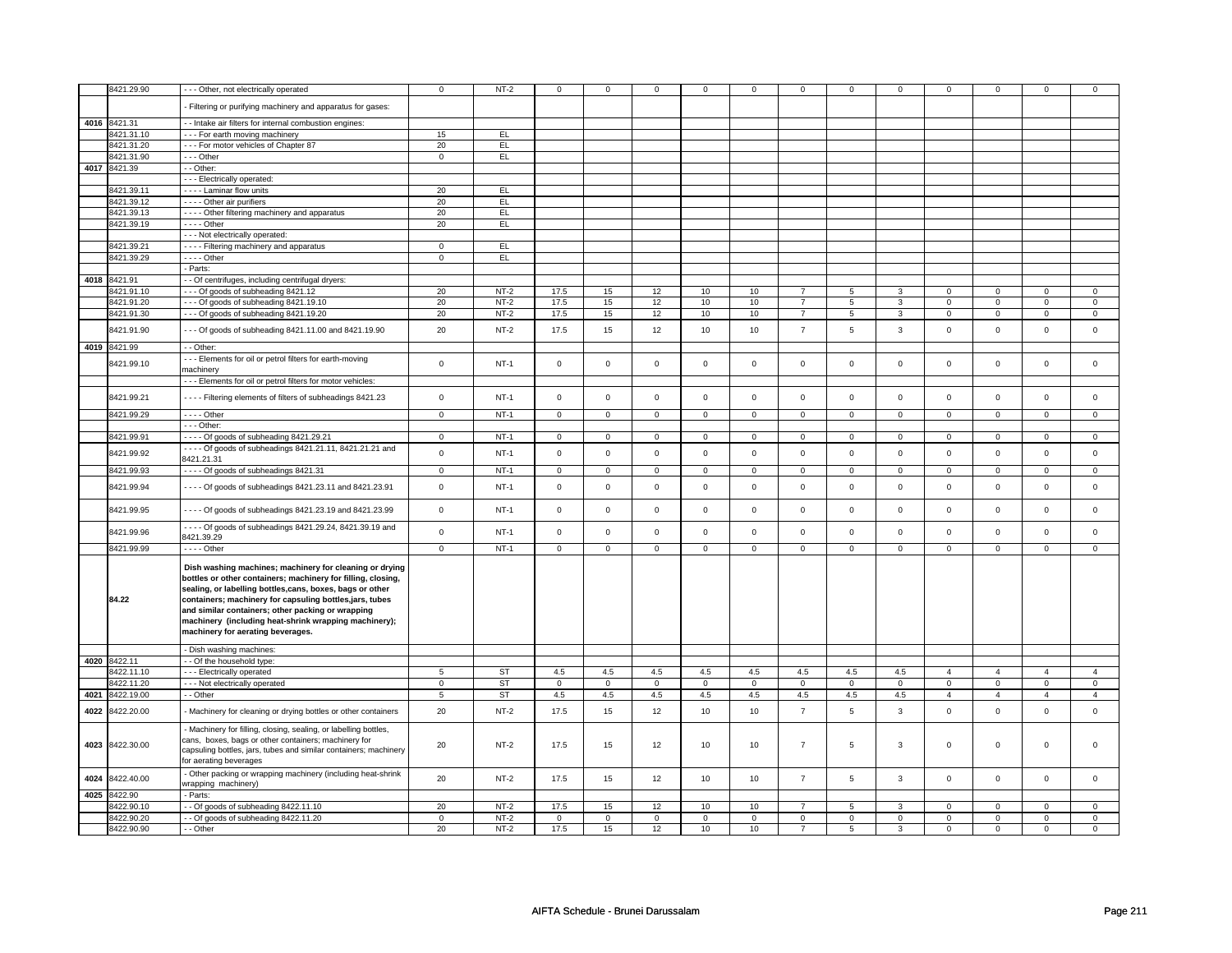|  | 8421.29.90 | - - - Other, not electrically operated | 0 | NT-2 | 0 | 0 | 0 | 0 | 0 | 0 | 0 | 0 | 0 | 0 | 0 | 0 |
|---|---|---|---|---|---|---|---|---|---|---|---|---|---|---|---|---|
|  |  | - Filtering or purifying machinery and apparatus for gases: |  |  |  |  |  |  |  |  |  |  |  |  |  |  |
| 4016 | 8421.31 | - - Intake air filters for internal combustion engines: |  |  |  |  |  |  |  |  |  |  |  |  |  |  |
|  | 8421.31.10 | - - - For earth moving machinery | 15 | EL |  |  |  |  |  |  |  |  |  |  |  |  |
|  | 8421.31.20 | - - - For motor vehicles of Chapter 87 | 20 | EL |  |  |  |  |  |  |  |  |  |  |  |  |
|  | 8421.31.90 | - - - Other | 0 | EL |  |  |  |  |  |  |  |  |  |  |  |  |
| 4017 | 8421.39 | - - Other: |  |  |  |  |  |  |  |  |  |  |  |  |  |  |
|  |  | - - - Electrically operated: |  |  |  |  |  |  |  |  |  |  |  |  |  |  |
|  | 8421.39.11 | - - - - Laminar flow units | 20 | EL |  |  |  |  |  |  |  |  |  |  |  |  |
|  | 8421.39.12 | - - - - Other air purifiers | 20 | EL |  |  |  |  |  |  |  |  |  |  |  |  |
|  | 8421.39.13 | - - - - Other filtering machinery and apparatus | 20 | EL |  |  |  |  |  |  |  |  |  |  |  |  |
|  | 8421.39.19 | - - - - Other | 20 | EL |  |  |  |  |  |  |  |  |  |  |  |  |
|  |  | - - - Not electrically operated: |  |  |  |  |  |  |  |  |  |  |  |  |  |  |
|  | 8421.39.21 | - - - - Filtering machinery and apparatus | 0 | EL |  |  |  |  |  |  |  |  |  |  |  |  |
|  | 8421.39.29 | - - - - Other | 0 | EL |  |  |  |  |  |  |  |  |  |  |  |  |
|  |  | - Parts: |  |  |  |  |  |  |  |  |  |  |  |  |  |  |
| 4018 | 8421.91 | - - Of centrifuges, including centrifugal dryers: |  |  |  |  |  |  |  |  |  |  |  |  |  |  |
|  | 8421.91.10 | - - - Of goods of subheading 8421.12 | 20 | NT-2 | 17.5 | 15 | 12 | 10 | 10 | 7 | 5 | 3 | 0 | 0 | 0 | 0 |
|  | 8421.91.20 | - - - Of goods of subheading 8421.19.10 | 20 | NT-2 | 17.5 | 15 | 12 | 10 | 10 | 7 | 5 | 3 | 0 | 0 | 0 | 0 |
|  | 8421.91.30 | - - - Of goods of subheading 8421.19.20 | 20 | NT-2 | 17.5 | 15 | 12 | 10 | 10 | 7 | 5 | 3 | 0 | 0 | 0 | 0 |
|  | 8421.91.90 | - - - Of goods of subheading 8421.11.00 and 8421.19.90 | 20 | NT-2 | 17.5 | 15 | 12 | 10 | 10 | 7 | 5 | 3 | 0 | 0 | 0 | 0 |
| 4019 | 8421.99 | - - Other: |  |  |  |  |  |  |  |  |  |  |  |  |  |  |
|  | 8421.99.10 | - - - Elements for oil or petrol filters for earth-moving machinery | 0 | NT-1 | 0 | 0 | 0 | 0 | 0 | 0 | 0 | 0 | 0 | 0 | 0 | 0 |
|  |  | - - - Elements for oil or petrol filters for motor vehicles: |  |  |  |  |  |  |  |  |  |  |  |  |  |  |
|  | 8421.99.21 | - - - - Filtering elements of filters of subheadings 8421.23 | 0 | NT-1 | 0 | 0 | 0 | 0 | 0 | 0 | 0 | 0 | 0 | 0 | 0 | 0 |
|  | 8421.99.29 | - - - - Other | 0 | NT-1 | 0 | 0 | 0 | 0 | 0 | 0 | 0 | 0 | 0 | 0 | 0 | 0 |
|  |  | - - - Other: |  |  |  |  |  |  |  |  |  |  |  |  |  |  |
|  | 8421.99.91 | - - - - Of goods of subheading 8421.29.21 | 0 | NT-1 | 0 | 0 | 0 | 0 | 0 | 0 | 0 | 0 | 0 | 0 | 0 | 0 |
|  | 8421.99.92 | - - - - Of goods of subheadings 8421.21.11, 8421.21.21 and 8421.21.31 | 0 | NT-1 | 0 | 0 | 0 | 0 | 0 | 0 | 0 | 0 | 0 | 0 | 0 | 0 |
|  | 8421.99.93 | - - - - Of goods of subheadings 8421.31 | 0 | NT-1 | 0 | 0 | 0 | 0 | 0 | 0 | 0 | 0 | 0 | 0 | 0 | 0 |
|  | 8421.99.94 | - - - - Of goods of subheadings 8421.23.11 and 8421.23.91 | 0 | NT-1 | 0 | 0 | 0 | 0 | 0 | 0 | 0 | 0 | 0 | 0 | 0 | 0 |
|  | 8421.99.95 | - - - - Of goods of subheadings 8421.23.19 and 8421.23.99 | 0 | NT-1 | 0 | 0 | 0 | 0 | 0 | 0 | 0 | 0 | 0 | 0 | 0 | 0 |
|  | 8421.99.96 | - - - - Of goods of subheadings 8421.29.24, 8421.39.19 and 8421.39.29 | 0 | NT-1 | 0 | 0 | 0 | 0 | 0 | 0 | 0 | 0 | 0 | 0 | 0 | 0 |
|  | 8421.99.99 | - - - - Other | 0 | NT-1 | 0 | 0 | 0 | 0 | 0 | 0 | 0 | 0 | 0 | 0 | 0 | 0 |
|  | **84.22** | **Dish washing machines; machinery for cleaning or drying bottles or other containers; machinery for filling, closing, sealing, or labelling bottles,cans, boxes, bags or other containers; machinery for capsuling bottles,jars, tubes and similar containers; other packing or wrapping machinery (including heat-shrink wrapping machinery); machinery for aerating beverages.** |  |  |  |  |  |  |  |  |  |  |  |  |  |  |
|  |  | - Dish washing machines: |  |  |  |  |  |  |  |  |  |  |  |  |  |  |
| 4020 | 8422.11 | - - Of the household type: |  |  |  |  |  |  |  |  |  |  |  |  |  |  |
|  | 8422.11.10 | - - - Electrically operated | 5 | ST | 4.5 | 4.5 | 4.5 | 4.5 | 4.5 | 4.5 | 4.5 | 4.5 | 4 | 4 | 4 | 4 |
|  | 8422.11.20 | - - - Not electrically operated | 0 | ST | 0 | 0 | 0 | 0 | 0 | 0 | 0 | 0 | 0 | 0 | 0 | 0 |
| 4021 | 8422.19.00 | - - Other | 5 | ST | 4.5 | 4.5 | 4.5 | 4.5 | 4.5 | 4.5 | 4.5 | 4.5 | 4 | 4 | 4 | 4 |
| 4022 | 8422.20.00 | - Machinery for cleaning or drying bottles or other containers | 20 | NT-2 | 17.5 | 15 | 12 | 10 | 10 | 7 | 5 | 3 | 0 | 0 | 0 | 0 |
| 4023 | 8422.30.00 | - Machinery for filling, closing, sealing, or labelling bottles, cans, boxes, bags or other containers; machinery for capsuling bottles, jars, tubes and similar containers; machinery for aerating beverages | 20 | NT-2 | 17.5 | 15 | 12 | 10 | 10 | 7 | 5 | 3 | 0 | 0 | 0 | 0 |
| 4024 | 8422.40.00 | - Other packing or wrapping machinery (including heat-shrink wrapping machinery) | 20 | NT-2 | 17.5 | 15 | 12 | 10 | 10 | 7 | 5 | 3 | 0 | 0 | 0 | 0 |
| 4025 | 8422.90 | - Parts: |  |  |  |  |  |  |  |  |  |  |  |  |  |  |
|  | 8422.90.10 | - - Of goods of subheading 8422.11.10 | 20 | NT-2 | 17.5 | 15 | 12 | 10 | 10 | 7 | 5 | 3 | 0 | 0 | 0 | 0 |
|  | 8422.90.20 | - - Of goods of subheading 8422.11.20 | 0 | NT-2 | 0 | 0 | 0 | 0 | 0 | 0 | 0 | 0 | 0 | 0 | 0 | 0 |
|  | 8422.90.90 | - - Other | 20 | NT-2 | 17.5 | 15 | 12 | 10 | 10 | 7 | 5 | 3 | 0 | 0 | 0 | 0 |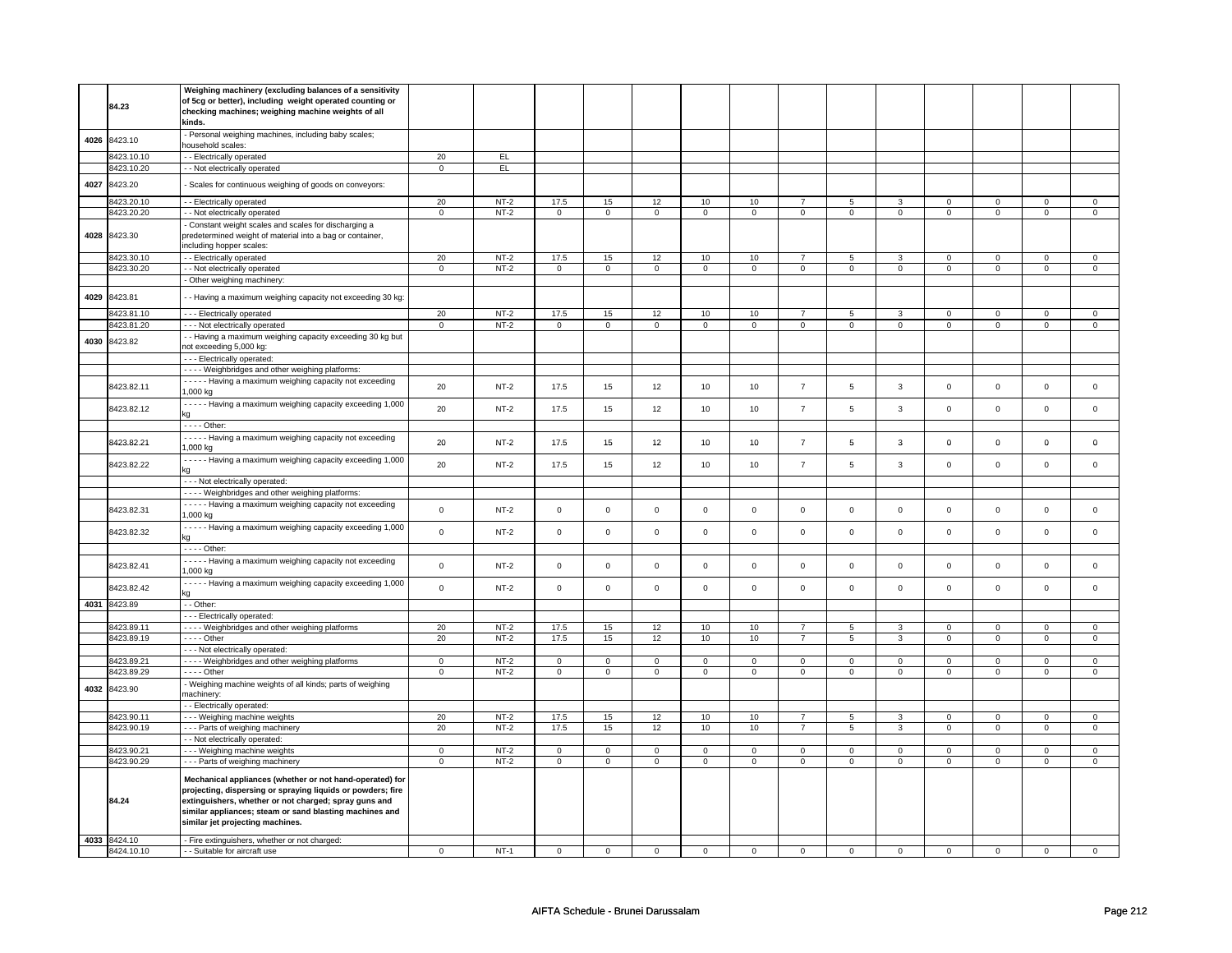| | | | | | | | | | | | | | | | | |
|---|---|---|---|---|---|---|---|---|---|---|---|---|---|---|---|---|
| | 84.23 | **Weighing machinery (excluding balances of a sensitivity of 5cg or better), including weight operated counting or checking machines; weighing machine weights of all kinds.** | | | | | | | | | | | | | | |
| 4026 | 8423.10 | - Personal weighing machines, including baby scales; household scales: | | | | | | | | | | | | | | |
| | 8423.10.10 | - - Electrically operated | 20 | EL | | | | | | | | | | | | |
| | 8423.10.20 | - - Not electrically operated | 0 | EL | | | | | | | | | | | | |
| 4027 | 8423.20 | - Scales for continuous weighing of goods on conveyors: | | | | | | | | | | | | | | |
| | 8423.20.10 | - - Electrically operated | 20 | NT-2 | 17.5 | 15 | 12 | 10 | 10 | 7 | 5 | 3 | 0 | 0 | 0 | 0 |
| | 8423.20.20 | - - Not electrically operated | 0 | NT-2 | 0 | 0 | 0 | 0 | 0 | 0 | 0 | 0 | 0 | 0 | 0 | 0 |
| 4028 | 8423.30 | - Constant weight scales and scales for discharging a predetermined weight of material into a bag or container, including hopper scales: | | | | | | | | | | | | | | |
| | 8423.30.10 | - - Electrically operated | 20 | NT-2 | 17.5 | 15 | 12 | 10 | 10 | 7 | 5 | 3 | 0 | 0 | 0 | 0 |
| | 8423.30.20 | - - Not electrically operated | 0 | NT-2 | 0 | 0 | 0 | 0 | 0 | 0 | 0 | 0 | 0 | 0 | 0 | 0 |
| | | - Other weighing machinery: | | | | | | | | | | | | | | |
| 4029 | 8423.81 | - - Having a maximum weighing capacity not exceeding 30 kg: | | | | | | | | | | | | | | |
| | 8423.81.10 | - - - Electrically operated | 20 | NT-2 | 17.5 | 15 | 12 | 10 | 10 | 7 | 5 | 3 | 0 | 0 | 0 | 0 |
| | 8423.81.20 | - - - Not electrically operated | 0 | NT-2 | 0 | 0 | 0 | 0 | 0 | 0 | 0 | 0 | 0 | 0 | 0 | 0 |
| 4030 | 8423.82 | - - Having a maximum weighing capacity exceeding 30 kg but not exceeding 5,000 kg: | | | | | | | | | | | | | | |
| | | - - - Electrically operated: | | | | | | | | | | | | | | |
| | | - - - - Weighbridges and other weighing platforms: | | | | | | | | | | | | | | |
| | 8423.82.11 | - - - - - Having a maximum weighing capacity not exceeding 1,000 kg | 20 | NT-2 | 17.5 | 15 | 12 | 10 | 10 | 7 | 5 | 3 | 0 | 0 | 0 | 0 |
| | 8423.82.12 | - - - - - Having a maximum weighing capacity exceeding 1,000 kg | 20 | NT-2 | 17.5 | 15 | 12 | 10 | 10 | 7 | 5 | 3 | 0 | 0 | 0 | 0 |
| | | - - - - Other: | | | | | | | | | | | | | | |
| | 8423.82.21 | - - - - - Having a maximum weighing capacity not exceeding 1,000 kg | 20 | NT-2 | 17.5 | 15 | 12 | 10 | 10 | 7 | 5 | 3 | 0 | 0 | 0 | 0 |
| | 8423.82.22 | - - - - - Having a maximum weighing capacity exceeding 1,000 kg | 20 | NT-2 | 17.5 | 15 | 12 | 10 | 10 | 7 | 5 | 3 | 0 | 0 | 0 | 0 |
| | | - - - Not electrically operated: | | | | | | | | | | | | | | |
| | | - - - - Weighbridges and other weighing platforms: | | | | | | | | | | | | | | |
| | 8423.82.31 | - - - - - Having a maximum weighing capacity not exceeding 1,000 kg | 0 | NT-2 | 0 | 0 | 0 | 0 | 0 | 0 | 0 | 0 | 0 | 0 | 0 | 0 |
| | 8423.82.32 | - - - - - Having a maximum weighing capacity exceeding 1,000 kg | 0 | NT-2 | 0 | 0 | 0 | 0 | 0 | 0 | 0 | 0 | 0 | 0 | 0 | 0 |
| | | - - - - Other: | | | | | | | | | | | | | | |
| | 8423.82.41 | - - - - - Having a maximum weighing capacity not exceeding 1,000 kg | 0 | NT-2 | 0 | 0 | 0 | 0 | 0 | 0 | 0 | 0 | 0 | 0 | 0 | 0 |
| | 8423.82.42 | - - - - - Having a maximum weighing capacity exceeding 1,000 kg | 0 | NT-2 | 0 | 0 | 0 | 0 | 0 | 0 | 0 | 0 | 0 | 0 | 0 | 0 |
| 4031 | 8423.89 | - - Other: | | | | | | | | | | | | | | |
| | | - - - Electrically operated: | | | | | | | | | | | | | | |
| | 8423.89.11 | - - - - Weighbridges and other weighing platforms | 20 | NT-2 | 17.5 | 15 | 12 | 10 | 10 | 7 | 5 | 3 | 0 | 0 | 0 | 0 |
| | 8423.89.19 | - - - - Other | 20 | NT-2 | 17.5 | 15 | 12 | 10 | 10 | 7 | 5 | 3 | 0 | 0 | 0 | 0 |
| | | - - - Not electrically operated: | | | | | | | | | | | | | | |
| | 8423.89.21 | - - - - Weighbridges and other weighing platforms | 0 | NT-2 | 0 | 0 | 0 | 0 | 0 | 0 | 0 | 0 | 0 | 0 | 0 | 0 |
| | 8423.89.29 | - - - - Other | 0 | NT-2 | 0 | 0 | 0 | 0 | 0 | 0 | 0 | 0 | 0 | 0 | 0 | 0 |
| 4032 | 8423.90 | - Weighing machine weights of all kinds; parts of weighing machinery: | | | | | | | | | | | | | | |
| | | - - Electrically operated: | | | | | | | | | | | | | | |
| | 8423.90.11 | - - - Weighing machine weights | 20 | NT-2 | 17.5 | 15 | 12 | 10 | 10 | 7 | 5 | 3 | 0 | 0 | 0 | 0 |
| | 8423.90.19 | - - - Parts of weighing machinery | 20 | NT-2 | 17.5 | 15 | 12 | 10 | 10 | 7 | 5 | 3 | 0 | 0 | 0 | 0 |
| | | - - Not electrically operated: | | | | | | | | | | | | | | |
| | 8423.90.21 | - - - Weighing machine weights | 0 | NT-2 | 0 | 0 | 0 | 0 | 0 | 0 | 0 | 0 | 0 | 0 | 0 | 0 |
| | 8423.90.29 | - - - Parts of weighing machinery | 0 | NT-2 | 0 | 0 | 0 | 0 | 0 | 0 | 0 | 0 | 0 | 0 | 0 | 0 |
| | 84.24 | **Mechanical appliances (whether or not hand-operated) for projecting, dispersing or spraying liquids or powders; fire extinguishers, whether or not charged; spray guns and similar appliances; steam or sand blasting machines and similar jet projecting machines.** | | | | | | | | | | | | | | |
| 4033 | 8424.10 | - Fire extinguishers, whether or not charged: | | | | | | | | | | | | | | |
| | 8424.10.10 | - - Suitable for aircraft use | 0 | NT-1 | 0 | 0 | 0 | 0 | 0 | 0 | 0 | 0 | 0 | 0 | 0 | 0 |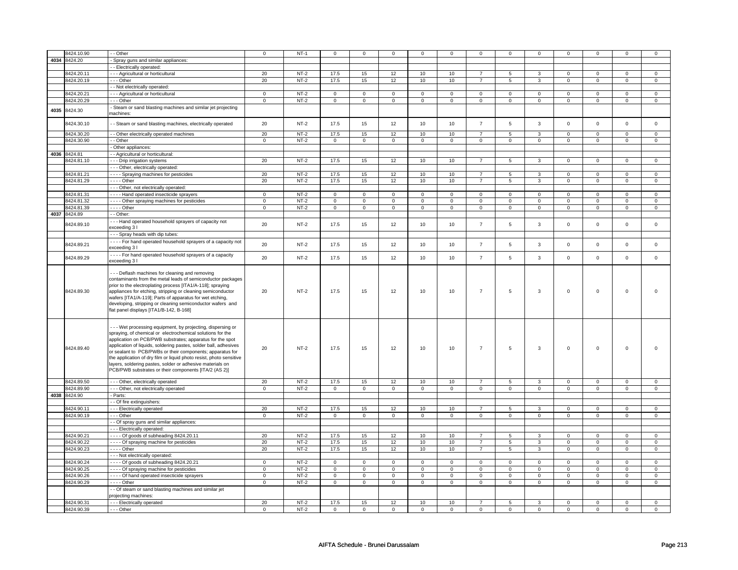| | | | | | | | | | | | | | | | |
|---|---|---|---|---|---|---|---|---|---|---|---|---|---|---|---|
| | 8424.10.90 | - - Other | 0 | NT-1 | 0 | 0 | 0 | 0 | 0 | 0 | 0 | 0 | 0 | 0 | 0 | 0 |
| 4034 | 8424.20 | - Spray guns and similar appliances: | | | | | | | | | | | | | | |
| | | - - Electrically operated: | | | | | | | | | | | | | | |
| | 8424.20.11 | - - - Agricultural or horticultural | 20 | NT-2 | 17.5 | 15 | 12 | 10 | 10 | 7 | 5 | 3 | 0 | 0 | 0 | 0 |
| | 8424.20.19 | - - - Other | 20 | NT-2 | 17.5 | 15 | 12 | 10 | 10 | 7 | 5 | 3 | 0 | 0 | 0 | 0 |
| | | - - Not electrically operated: | | | | | | | | | | | | | | |
| | 8424.20.21 | - - - Agricultural or horticultural | 0 | NT-2 | 0 | 0 | 0 | 0 | 0 | 0 | 0 | 0 | 0 | 0 | 0 | 0 |
| | 8424.20.29 | - - - Other | 0 | NT-2 | 0 | 0 | 0 | 0 | 0 | 0 | 0 | 0 | 0 | 0 | 0 | 0 |
| 4035 | 8424.30 | - Steam or sand blasting machines and similar jet projecting machines: | | | | | | | | | | | | | | |
| | 8424.30.10 | - - Steam or sand blasting machines, electrically operated | 20 | NT-2 | 17.5 | 15 | 12 | 10 | 10 | 7 | 5 | 3 | 0 | 0 | 0 | 0 |
| | 8424.30.20 | - - Other electrically operated machines | 20 | NT-2 | 17.5 | 15 | 12 | 10 | 10 | 7 | 5 | 3 | 0 | 0 | 0 | 0 |
| | 8424.30.90 | - - Other | 0 | NT-2 | 0 | 0 | 0 | 0 | 0 | 0 | 0 | 0 | 0 | 0 | 0 | 0 |
| | | - Other appliances: | | | | | | | | | | | | | | |
| 4036 | 8424.81 | - - Agricultural or horticultural: | | | | | | | | | | | | | | |
| | 8424.81.10 | - - - Drip irrigation systems | 20 | NT-2 | 17.5 | 15 | 12 | 10 | 10 | 7 | 5 | 3 | 0 | 0 | 0 | 0 |
| | | - - - Other, electrically operated: | | | | | | | | | | | | | | |
| | 8424.81.21 | - - - - Spraying machines for pesticides | 20 | NT-2 | 17.5 | 15 | 12 | 10 | 10 | 7 | 5 | 3 | 0 | 0 | 0 | 0 |
| | 8424.81.29 | - - - - Other | 20 | NT-2 | 17.5 | 15 | 12 | 10 | 10 | 7 | 5 | 3 | 0 | 0 | 0 | 0 |
| | | - - - Other, not electrically operated: | | | | | | | | | | | | | | |
| | 8424.81.31 | - - - - Hand operated insecticide sprayers | 0 | NT-2 | 0 | 0 | 0 | 0 | 0 | 0 | 0 | 0 | 0 | 0 | 0 | 0 |
| | 8424.81.32 | - - - - Other spraying machines for pesticides | 0 | NT-2 | 0 | 0 | 0 | 0 | 0 | 0 | 0 | 0 | 0 | 0 | 0 | 0 |
| | 8424.81.39 | - - - - Other | 0 | NT-2 | 0 | 0 | 0 | 0 | 0 | 0 | 0 | 0 | 0 | 0 | 0 | 0 |
| 4037 | 8424.89 | - - Other: | | | | | | | | | | | | | | |
| | 8424.89.10 | - - - Hand operated household sprayers of capacity not exceeding 3 l | 20 | NT-2 | 17.5 | 15 | 12 | 10 | 10 | 7 | 5 | 3 | 0 | 0 | 0 | 0 |
| | | - - - Spray heads with dip tubes: | | | | | | | | | | | | | | |
| | 8424.89.21 | - - - - For hand operated household sprayers of a capacity not exceeding 3 l | 20 | NT-2 | 17.5 | 15 | 12 | 10 | 10 | 7 | 5 | 3 | 0 | 0 | 0 | 0 |
| | 8424.89.29 | - - - - For hand operated household sprayers of a capacity exceeding 3 l | 20 | NT-2 | 17.5 | 15 | 12 | 10 | 10 | 7 | 5 | 3 | 0 | 0 | 0 | 0 |
| | 8424.89.30 | - - - Deflash machines for cleaning and removing contaminants from the metal leads of semiconductor packages prior to the electroplating process [ITA1/A-118]; spraying appliances for etching, stripping or cleaning semiconductor wafers [ITA1/A-119]; Parts of apparatus for wet etching, developing, stripping or cleaning semiconductor wafers and flat panel displays [ITA1/B-142, B-168] | 20 | NT-2 | 17.5 | 15 | 12 | 10 | 10 | 7 | 5 | 3 | 0 | 0 | 0 | 0 |
| | 8424.89.40 | - - - Wet processing equipment, by projecting, dispersing or spraying, of chemical or electrochemical solutions for the application on PCB/PWB substrates; apparatus for the spot application of liquids, soldering pastes, solder ball, adhesives or sealant to PCB/PWBs or their components; apparatus for the application of dry film or liquid photo resist, photo sensitive layers, soldering pastes, solder or adhesive materials on PCB/PWB substrates or their components [ITA/2 (AS 2)] | 20 | NT-2 | 17.5 | 15 | 12 | 10 | 10 | 7 | 5 | 3 | 0 | 0 | 0 | 0 |
| | 8424.89.50 | - - - Other, electrically operated | 20 | NT-2 | 17.5 | 15 | 12 | 10 | 10 | 7 | 5 | 3 | 0 | 0 | 0 | 0 |
| | 8424.89.90 | - - - Other, not electrically operated | 0 | NT-2 | 0 | 0 | 0 | 0 | 0 | 0 | 0 | 0 | 0 | 0 | 0 | 0 |
| 4038 | 8424.90 | - Parts: | | | | | | | | | | | | | | |
| | | - - Of fire extinguishers: | | | | | | | | | | | | | | |
| | 8424.90.11 | - - - Electrically operated | 20 | NT-2 | 17.5 | 15 | 12 | 10 | 10 | 7 | 5 | 3 | 0 | 0 | 0 | 0 |
| | 8424.90.19 | - - - Other | 0 | NT-2 | 0 | 0 | 0 | 0 | 0 | 0 | 0 | 0 | 0 | 0 | 0 | 0 |
| | | - - Of spray guns and similar appliances: | | | | | | | | | | | | | | |
| | | - - - Electrically operated: | | | | | | | | | | | | | | |
| | 8424.90.21 | - - - - Of goods of subheading 8424.20.11 | 20 | NT-2 | 17.5 | 15 | 12 | 10 | 10 | 7 | 5 | 3 | 0 | 0 | 0 | 0 |
| | 8424.90.22 | - - - - Of spraying machine for pesticides | 20 | NT-2 | 17.5 | 15 | 12 | 10 | 10 | 7 | 5 | 3 | 0 | 0 | 0 | 0 |
| | 8424.90.23 | - - - - Other | 20 | NT-2 | 17.5 | 15 | 12 | 10 | 10 | 7 | 5 | 3 | 0 | 0 | 0 | 0 |
| | | - - - Not electrically operated: | | | | | | | | | | | | | | |
| | 8424.90.24 | - - - - Of goods of subheading 8424.20.21 | 0 | NT-2 | 0 | 0 | 0 | 0 | 0 | 0 | 0 | 0 | 0 | 0 | 0 | 0 |
| | 8424.90.25 | - - - - Of spraying machine for pesticides | 0 | NT-2 | 0 | 0 | 0 | 0 | 0 | 0 | 0 | 0 | 0 | 0 | 0 | 0 |
| | 8424.90.26 | - - - - Of hand operated insecticide sprayers | 0 | NT-2 | 0 | 0 | 0 | 0 | 0 | 0 | 0 | 0 | 0 | 0 | 0 | 0 |
| | 8424.90.29 | - - - - Other | 0 | NT-2 | 0 | 0 | 0 | 0 | 0 | 0 | 0 | 0 | 0 | 0 | 0 | 0 |
| | | - - Of steam or sand blasting machines and similar jet projecting machines: | | | | | | | | | | | | | | |
| | 8424.90.31 | - - - Electrically operated | 20 | NT-2 | 17.5 | 15 | 12 | 10 | 10 | 7 | 5 | 3 | 0 | 0 | 0 | 0 |
| | 8424.90.39 | - - - Other | 0 | NT-2 | 0 | 0 | 0 | 0 | 0 | 0 | 0 | 0 | 0 | 0 | 0 | 0 |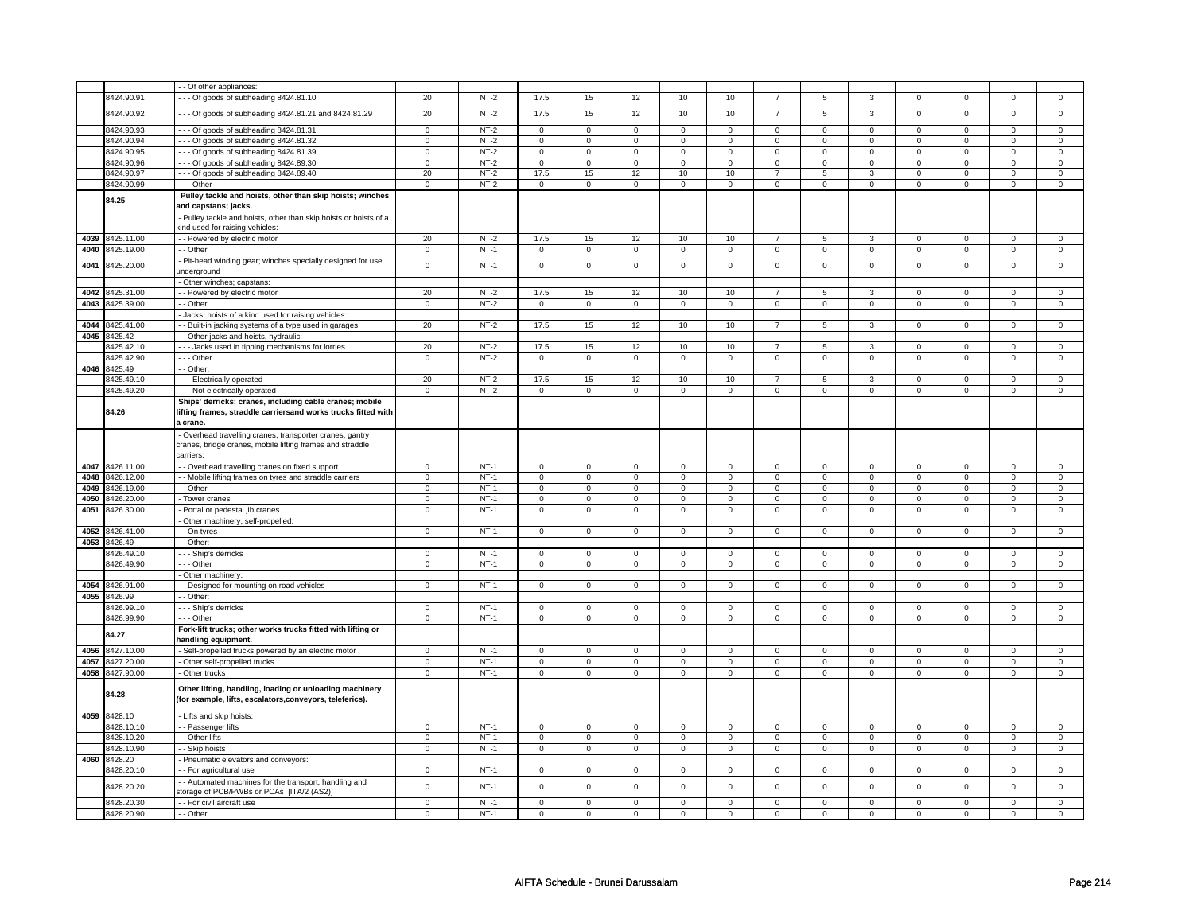| | | - - Of other appliances: | | | | | | | | | | | | | | |
|---|---|---|---|---|---|---|---|---|---|---|---|---|---|---|---|---|
| | 8424.90.91 | - - - Of goods of subheading 8424.81.10 | 20 | NT-2 | 17.5 | 15 | 12 | 10 | 10 | 7 | 5 | 3 | 0 | 0 | 0 | 0 |
| | 8424.90.92 | - - - Of goods of subheading 8424.81.21 and 8424.81.29 | 20 | NT-2 | 17.5 | 15 | 12 | 10 | 10 | 7 | 5 | 3 | 0 | 0 | 0 | 0 |
| | 8424.90.93 | - - - Of goods of subheading 8424.81.31 | 0 | NT-2 | 0 | 0 | 0 | 0 | 0 | 0 | 0 | 0 | 0 | 0 | 0 | 0 |
| | 8424.90.94 | - - - Of goods of subheading 8424.81.32 | 0 | NT-2 | 0 | 0 | 0 | 0 | 0 | 0 | 0 | 0 | 0 | 0 | 0 | 0 |
| | 8424.90.95 | - - - Of goods of subheading 8424.81.39 | 0 | NT-2 | 0 | 0 | 0 | 0 | 0 | 0 | 0 | 0 | 0 | 0 | 0 | 0 |
| | 8424.90.96 | - - - Of goods of subheading 8424.89.30 | 0 | NT-2 | 0 | 0 | 0 | 0 | 0 | 0 | 0 | 0 | 0 | 0 | 0 | 0 |
| | 8424.90.97 | - - - Of goods of subheading 8424.89.40 | 20 | NT-2 | 17.5 | 15 | 12 | 10 | 10 | 7 | 5 | 3 | 0 | 0 | 0 | 0 |
| | 8424.90.99 | - - - Other | 0 | NT-2 | 0 | 0 | 0 | 0 | 0 | 0 | 0 | 0 | 0 | 0 | 0 | 0 |
| | 84.25 | **Pulley tackle and hoists, other than skip hoists; winches and capstans; jacks.** | | | | | | | | | | | | | | |
| | | - Pulley tackle and hoists, other than skip hoists or hoists of a kind used for raising vehicles: | | | | | | | | | | | | | | |
| 4039 | 8425.11.00 | - - Powered by electric motor | 20 | NT-2 | 17.5 | 15 | 12 | 10 | 10 | 7 | 5 | 3 | 0 | 0 | 0 | 0 |
| 4040 | 8425.19.00 | - - Other | 0 | NT-1 | 0 | 0 | 0 | 0 | 0 | 0 | 0 | 0 | 0 | 0 | 0 | 0 |
| 4041 | 8425.20.00 | - Pit-head winding gear; winches specially designed for use underground | 0 | NT-1 | 0 | 0 | 0 | 0 | 0 | 0 | 0 | 0 | 0 | 0 | 0 | 0 |
| | | - Other winches; capstans: | | | | | | | | | | | | | | |
| 4042 | 8425.31.00 | - - Powered by electric motor | 20 | NT-2 | 17.5 | 15 | 12 | 10 | 10 | 7 | 5 | 3 | 0 | 0 | 0 | 0 |
| 4043 | 8425.39.00 | - - Other | 0 | NT-2 | 0 | 0 | 0 | 0 | 0 | 0 | 0 | 0 | 0 | 0 | 0 | 0 |
| | | - Jacks; hoists of a kind used for raising vehicles: | | | | | | | | | | | | | | |
| 4044 | 8425.41.00 | - - Built-in jacking systems of a type used in garages | 20 | NT-2 | 17.5 | 15 | 12 | 10 | 10 | 7 | 5 | 3 | 0 | 0 | 0 | 0 |
| 4045 | 8425.42 | - - Other jacks and hoists, hydraulic: | | | | | | | | | | | | | | |
| | 8425.42.10 | - - - Jacks used in tipping mechanisms for lorries | 20 | NT-2 | 17.5 | 15 | 12 | 10 | 10 | 7 | 5 | 3 | 0 | 0 | 0 | 0 |
| | 8425.42.90 | - - - Other | 0 | NT-2 | 0 | 0 | 0 | 0 | 0 | 0 | 0 | 0 | 0 | 0 | 0 | 0 |
| 4046 | 8425.49 | - - Other: | | | | | | | | | | | | | | |
| | 8425.49.10 | - - - Electrically operated | 20 | NT-2 | 17.5 | 15 | 12 | 10 | 10 | 7 | 5 | 3 | 0 | 0 | 0 | 0 |
| | 8425.49.20 | - - - Not electrically operated | 0 | NT-2 | 0 | 0 | 0 | 0 | 0 | 0 | 0 | 0 | 0 | 0 | 0 | 0 |
| | 84.26 | **Ships' derricks; cranes, including cable cranes; mobile lifting frames, straddle carriersand works trucks fitted with a crane.** | | | | | | | | | | | | | | |
| | | - Overhead travelling cranes, transporter cranes, gantry cranes, bridge cranes, mobile lifting frames and straddle carriers: | | | | | | | | | | | | | | |
| 4047 | 8426.11.00 | - - Overhead travelling cranes on fixed support | 0 | NT-1 | 0 | 0 | 0 | 0 | 0 | 0 | 0 | 0 | 0 | 0 | 0 | 0 |
| 4048 | 8426.12.00 | - - Mobile lifting frames on tyres and straddle carriers | 0 | NT-1 | 0 | 0 | 0 | 0 | 0 | 0 | 0 | 0 | 0 | 0 | 0 | 0 |
| 4049 | 8426.19.00 | - - Other | 0 | NT-1 | 0 | 0 | 0 | 0 | 0 | 0 | 0 | 0 | 0 | 0 | 0 | 0 |
| 4050 | 8426.20.00 | - Tower cranes | 0 | NT-1 | 0 | 0 | 0 | 0 | 0 | 0 | 0 | 0 | 0 | 0 | 0 | 0 |
| 4051 | 8426.30.00 | - Portal or pedestal jib cranes | 0 | NT-1 | 0 | 0 | 0 | 0 | 0 | 0 | 0 | 0 | 0 | 0 | 0 | 0 |
| | | - Other machinery, self-propelled: | | | | | | | | | | | | | | |
| 4052 | 8426.41.00 | - - On tyres | 0 | NT-1 | 0 | 0 | 0 | 0 | 0 | 0 | 0 | 0 | 0 | 0 | 0 | 0 |
| 4053 | 8426.49 | - - Other: | | | | | | | | | | | | | | |
| | 8426.49.10 | - - - Ship's derricks | 0 | NT-1 | 0 | 0 | 0 | 0 | 0 | 0 | 0 | 0 | 0 | 0 | 0 | 0 |
| | 8426.49.90 | - - - Other | 0 | NT-1 | 0 | 0 | 0 | 0 | 0 | 0 | 0 | 0 | 0 | 0 | 0 | 0 |
| | | - Other machinery: | | | | | | | | | | | | | | |
| 4054 | 8426.91.00 | - - Designed for mounting on road vehicles | 0 | NT-1 | 0 | 0 | 0 | 0 | 0 | 0 | 0 | 0 | 0 | 0 | 0 | 0 |
| 4055 | 8426.99 | - - Other: | | | | | | | | | | | | | | |
| | 8426.99.10 | - - - Ship's derricks | 0 | NT-1 | 0 | 0 | 0 | 0 | 0 | 0 | 0 | 0 | 0 | 0 | 0 | 0 |
| | 8426.99.90 | - - - Other | 0 | NT-1 | 0 | 0 | 0 | 0 | 0 | 0 | 0 | 0 | 0 | 0 | 0 | 0 |
| | 84.27 | **Fork-lift trucks; other works trucks fitted with lifting or handling equipment.** | | | | | | | | | | | | | | |
| 4056 | 8427.10.00 | - Self-propelled trucks powered by an electric motor | 0 | NT-1 | 0 | 0 | 0 | 0 | 0 | 0 | 0 | 0 | 0 | 0 | 0 | 0 |
| 4057 | 8427.20.00 | - Other self-propelled trucks | 0 | NT-1 | 0 | 0 | 0 | 0 | 0 | 0 | 0 | 0 | 0 | 0 | 0 | 0 |
| 4058 | 8427.90.00 | - Other trucks | 0 | NT-1 | 0 | 0 | 0 | 0 | 0 | 0 | 0 | 0 | 0 | 0 | 0 | 0 |
| | 84.28 | **Other lifting, handling, loading or unloading machinery (for example, lifts, escalators,conveyors, teleferics).** | | | | | | | | | | | | | | |
| 4059 | 8428.10 | - Lifts and skip hoists: | | | | | | | | | | | | | | |
| | 8428.10.10 | - - Passenger lifts | 0 | NT-1 | 0 | 0 | 0 | 0 | 0 | 0 | 0 | 0 | 0 | 0 | 0 | 0 |
| | 8428.10.20 | - - Other lifts | 0 | NT-1 | 0 | 0 | 0 | 0 | 0 | 0 | 0 | 0 | 0 | 0 | 0 | 0 |
| | 8428.10.90 | - - Skip hoists | 0 | NT-1 | 0 | 0 | 0 | 0 | 0 | 0 | 0 | 0 | 0 | 0 | 0 | 0 |
| 4060 | 8428.20 | - Pneumatic elevators and conveyors: | | | | | | | | | | | | | | |
| | 8428.20.10 | - - For agricultural use | 0 | NT-1 | 0 | 0 | 0 | 0 | 0 | 0 | 0 | 0 | 0 | 0 | 0 | 0 |
| | 8428.20.20 | - - Automated machines for the transport, handling and storage of PCB/PWBs or PCAs [ITA/2 (AS2)] | 0 | NT-1 | 0 | 0 | 0 | 0 | 0 | 0 | 0 | 0 | 0 | 0 | 0 | 0 |
| | 8428.20.30 | - - For civil aircraft use | 0 | NT-1 | 0 | 0 | 0 | 0 | 0 | 0 | 0 | 0 | 0 | 0 | 0 | 0 |
| | 8428.20.90 | - - Other | 0 | NT-1 | 0 | 0 | 0 | 0 | 0 | 0 | 0 | 0 | 0 | 0 | 0 | 0 |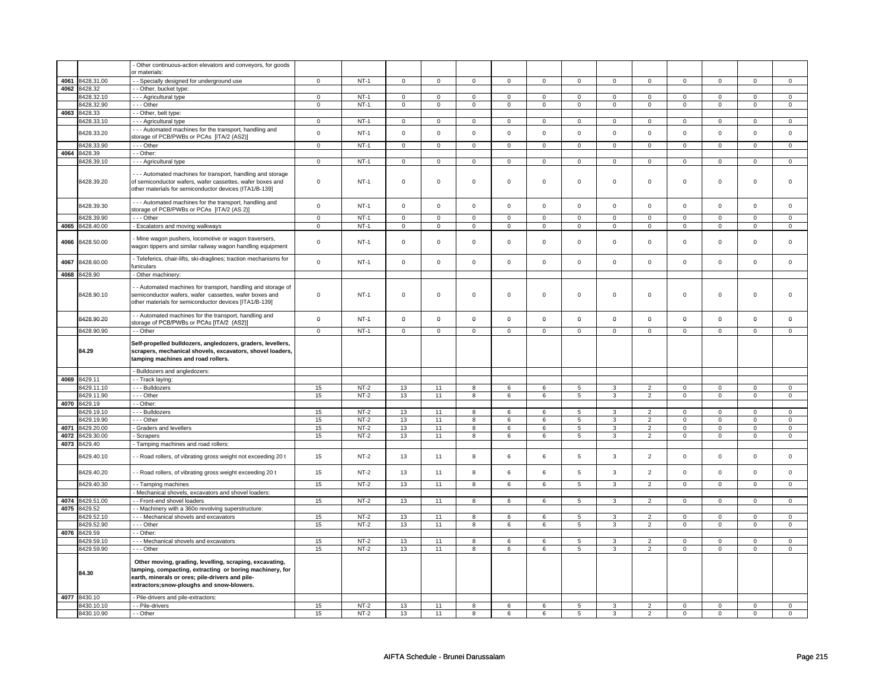| | | | | | | | | | | | | | | | | |
|---|---|---|---|---|---|---|---|---|---|---|---|---|---|---|---|---|
| | | - Other continuous-action elevators and conveyors, for goods or materials: | | | | | | | | | | | | | | |
| 4061 | 8428.31.00 | - - Specially designed for underground use | 0 | NT-1 | 0 | 0 | 0 | 0 | 0 | 0 | 0 | 0 | 0 | 0 | 0 | 0 |
| 4062 | 8428.32 | - - Other, bucket type: | | | | | | | | | | | | | | |
| | 8428.32.10 | - - - Agricultural type | 0 | NT-1 | 0 | 0 | 0 | 0 | 0 | 0 | 0 | 0 | 0 | 0 | 0 | 0 |
| | 8428.32.90 | - - - Other | 0 | NT-1 | 0 | 0 | 0 | 0 | 0 | 0 | 0 | 0 | 0 | 0 | 0 | 0 |
| 4063 | 8428.33 | - - Other, belt type: | | | | | | | | | | | | | | |
| | 8428.33.10 | - - - Agricultural type | 0 | NT-1 | 0 | 0 | 0 | 0 | 0 | 0 | 0 | 0 | 0 | 0 | 0 | 0 |
| | 8428.33.20 | - - - Automated machines for the transport, handling and storage of PCB/PWBs or PCAs [ITA/2 (AS2)] | 0 | NT-1 | 0 | 0 | 0 | 0 | 0 | 0 | 0 | 0 | 0 | 0 | 0 | 0 |
| | 8428.33.90 | - - - Other | 0 | NT-1 | 0 | 0 | 0 | 0 | 0 | 0 | 0 | 0 | 0 | 0 | 0 | 0 |
| 4064 | 8428.39 | - - Other: | | | | | | | | | | | | | | |
| | 8428.39.10 | - - - Agricultural type | 0 | NT-1 | 0 | 0 | 0 | 0 | 0 | 0 | 0 | 0 | 0 | 0 | 0 | 0 |
| | 8428.39.20 | - - - Automated machines for transport, handling and storage of semiconductor wafers, wafer cassettes, wafer boxes and other materials for semiconductor devices (ITA1/B-139] | 0 | NT-1 | 0 | 0 | 0 | 0 | 0 | 0 | 0 | 0 | 0 | 0 | 0 | 0 |
| | 8428.39.30 | - - - Automated machines for the transport, handling and storage of PCB/PWBs or PCAs [ITA/2 (AS 2)] | 0 | NT-1 | 0 | 0 | 0 | 0 | 0 | 0 | 0 | 0 | 0 | 0 | 0 | 0 |
| | 8428.39.90 | - - - Other | 0 | NT-1 | 0 | 0 | 0 | 0 | 0 | 0 | 0 | 0 | 0 | 0 | 0 | 0 |
| 4065 | 8428.40.00 | - Escalators and moving walkways | 0 | NT-1 | 0 | 0 | 0 | 0 | 0 | 0 | 0 | 0 | 0 | 0 | 0 | 0 |
| 4066 | 8428.50.00 | - Mine wagon pushers, locomotive or wagon traversers, wagon tippers and similar railway wagon handling equipment | 0 | NT-1 | 0 | 0 | 0 | 0 | 0 | 0 | 0 | 0 | 0 | 0 | 0 | 0 |
| 4067 | 8428.60.00 | - Teleferics, chair-lifts, ski-draglines; traction mechanisms for funiculars | 0 | NT-1 | 0 | 0 | 0 | 0 | 0 | 0 | 0 | 0 | 0 | 0 | 0 | 0 |
| 4068 | 8428.90 | - Other machinery: | | | | | | | | | | | | | | |
| | 8428.90.10 | - - Automated machines for transport, handling and storage of semiconductor wafers, wafer cassettes, wafer boxes and other materials for semiconductor devices [ITA1/B-139] | 0 | NT-1 | 0 | 0 | 0 | 0 | 0 | 0 | 0 | 0 | 0 | 0 | 0 | 0 |
| | 8428.90.20 | - - Automated machines for the transport, handling and storage of PCB/PWBs or PCAs [ITA/2 (AS2)] | 0 | NT-1 | 0 | 0 | 0 | 0 | 0 | 0 | 0 | 0 | 0 | 0 | 0 | 0 |
| | 8428.90.90 | - - Other | 0 | NT-1 | 0 | 0 | 0 | 0 | 0 | 0 | 0 | 0 | 0 | 0 | 0 | 0 |
| | **84.29** | **Self-propelled bulldozers, angledozers, graders, levellers, scrapers, mechanical shovels, excavators, shovel loaders, tamping machines and road rollers.** | | | | | | | | | | | | | | |
| | | - Bulldozers and angledozers: | | | | | | | | | | | | | | |
| 4069 | 8429.11 | - - Track laying: | | | | | | | | | | | | | | |
| | 8429.11.10 | - - - Bulldozers | 15 | NT-2 | 13 | 11 | 8 | 6 | 6 | 5 | 3 | 2 | 0 | 0 | 0 | 0 |
| | 8429.11.90 | - - - Other | 15 | NT-2 | 13 | 11 | 8 | 6 | 6 | 5 | 3 | 2 | 0 | 0 | 0 | 0 |
| 4070 | 8429.19 | - - Other: | | | | | | | | | | | | | | |
| | 8429.19.10 | - - - Bulldozers | 15 | NT-2 | 13 | 11 | 8 | 6 | 6 | 5 | 3 | 2 | 0 | 0 | 0 | 0 |
| | 8429.19.90 | - - - Other | 15 | NT-2 | 13 | 11 | 8 | 6 | 6 | 5 | 3 | 2 | 0 | 0 | 0 | 0 |
| 4071 | 8429.20.00 | - Graders and levellers | 15 | NT-2 | 13 | 11 | 8 | 6 | 6 | 5 | 3 | 2 | 0 | 0 | 0 | 0 |
| 4072 | 8429.30.00 | - Scrapers | 15 | NT-2 | 13 | 11 | 8 | 6 | 6 | 5 | 3 | 2 | 0 | 0 | 0 | 0 |
| 4073 | 8429.40 | - Tamping machines and road rollers: | | | | | | | | | | | | | | |
| | 8429.40.10 | - - Road rollers, of vibrating gross weight not exceeding 20 t | 15 | NT-2 | 13 | 11 | 8 | 6 | 6 | 5 | 3 | 2 | 0 | 0 | 0 | 0 |
| | 8429.40.20 | - - Road rollers, of vibrating gross weight exceeding 20 t | 15 | NT-2 | 13 | 11 | 8 | 6 | 6 | 5 | 3 | 2 | 0 | 0 | 0 | 0 |
| | 8429.40.30 | - - Tamping machines | 15 | NT-2 | 13 | 11 | 8 | 6 | 6 | 5 | 3 | 2 | 0 | 0 | 0 | 0 |
| | | - Mechanical shovels, excavators and shovel loaders: | | | | | | | | | | | | | | |
| 4074 | 8429.51.00 | - - Front-end shovel loaders | 15 | NT-2 | 13 | 11 | 8 | 6 | 6 | 5 | 3 | 2 | 0 | 0 | 0 | 0 |
| 4075 | 8429.52 | - - Machinery with a 360o revolving superstructure: | | | | | | | | | | | | | | |
| | 8429.52.10 | - - - Mechanical shovels and excavators | 15 | NT-2 | 13 | 11 | 8 | 6 | 6 | 5 | 3 | 2 | 0 | 0 | 0 | 0 |
| | 8429.52.90 | - - - Other | 15 | NT-2 | 13 | 11 | 8 | 6 | 6 | 5 | 3 | 2 | 0 | 0 | 0 | 0 |
| 4076 | 8429.59 | - - Other: | | | | | | | | | | | | | | |
| | 8429.59.10 | - - - Mechanical shovels and excavators | 15 | NT-2 | 13 | 11 | 8 | 6 | 6 | 5 | 3 | 2 | 0 | 0 | 0 | 0 |
| | 8429.59.90 | - - - Other | 15 | NT-2 | 13 | 11 | 8 | 6 | 6 | 5 | 3 | 2 | 0 | 0 | 0 | 0 |
| | **84.30** | **Other moving, grading, levelling, scraping, excavating, tamping, compacting, extracting or boring machinery, for earth, minerals or ores; pile-drivers and pile-extractors;snow-ploughs and snow-blowers.** | | | | | | | | | | | | | | |
| 4077 | 8430.10 | - Pile-drivers and pile-extractors: | | | | | | | | | | | | | | |
| | 8430.10.10 | - - Pile-drivers | 15 | NT-2 | 13 | 11 | 8 | 6 | 6 | 5 | 3 | 2 | 0 | 0 | 0 | 0 |
| | 8430.10.90 | - - Other | 15 | NT-2 | 13 | 11 | 8 | 6 | 6 | 5 | 3 | 2 | 0 | 0 | 0 | 0 |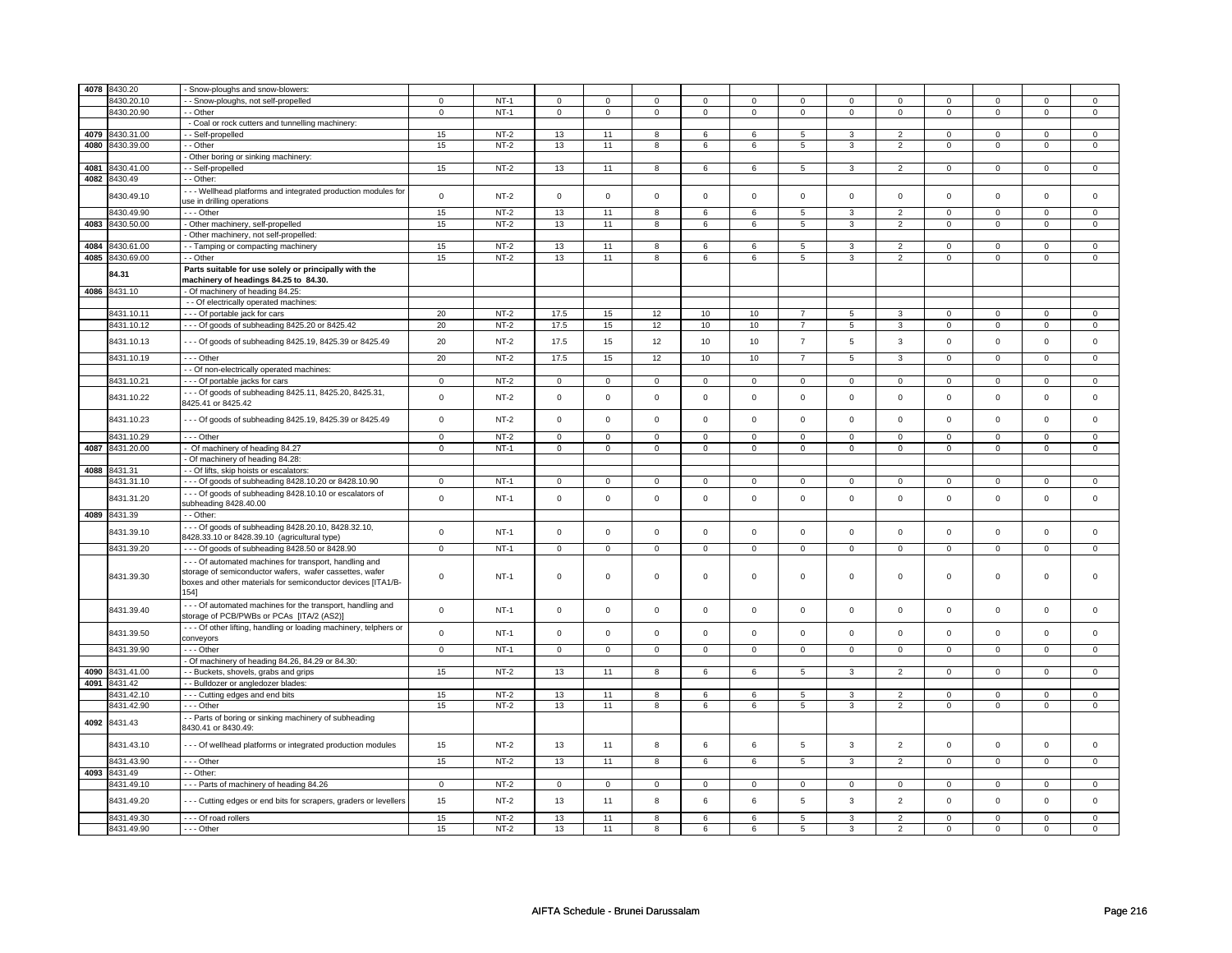| 4078 | 8430.20 | - Snow-ploughs and snow-blowers: | | | | | | | | | | | | | | | |
|---|---|---|---|---|---|---|---|---|---|---|---|---|---|---|---|---|---|
| | 8430.20.10 | - - Snow-ploughs, not self-propelled | 0 | NT-1 | 0 | 0 | 0 | 0 | 0 | 0 | 0 | 0 | 0 | 0 | 0 | 0 |
| | 8430.20.90 | - - Other | 0 | NT-1 | 0 | 0 | 0 | 0 | 0 | 0 | 0 | 0 | 0 | 0 | 0 | 0 |
| | | - Coal or rock cutters and tunnelling machinery: | | | | | | | | | | | | | | |
| 4079 | 8430.31.00 | - - Self-propelled | 15 | NT-2 | 13 | 11 | 8 | 6 | 6 | 5 | 3 | 2 | 0 | 0 | 0 | 0 |
| 4080 | 8430.39.00 | - - Other | 15 | NT-2 | 13 | 11 | 8 | 6 | 6 | 5 | 3 | 2 | 0 | 0 | 0 | 0 |
| | | - Other boring or sinking machinery: | | | | | | | | | | | | | | |
| 4081 | 8430.41.00 | - - Self-propelled | 15 | NT-2 | 13 | 11 | 8 | 6 | 6 | 5 | 3 | 2 | 0 | 0 | 0 | 0 |
| 4082 | 8430.49 | - - Other: | | | | | | | | | | | | | | |
| | 8430.49.10 | - - - Wellhead platforms and integrated production modules for use in drilling operations | 0 | NT-2 | 0 | 0 | 0 | 0 | 0 | 0 | 0 | 0 | 0 | 0 | 0 | 0 |
| | 8430.49.90 | - - - Other | 15 | NT-2 | 13 | 11 | 8 | 6 | 6 | 5 | 3 | 2 | 0 | 0 | 0 | 0 |
| 4083 | 8430.50.00 | - Other machinery, self-propelled | 15 | NT-2 | 13 | 11 | 8 | 6 | 6 | 5 | 3 | 2 | 0 | 0 | 0 | 0 |
| | | - Other machinery, not self-propelled: | | | | | | | | | | | | | | |
| 4084 | 8430.61.00 | - - Tamping or compacting machinery | 15 | NT-2 | 13 | 11 | 8 | 6 | 6 | 5 | 3 | 2 | 0 | 0 | 0 | 0 |
| 4085 | 8430.69.00 | - - Other | 15 | NT-2 | 13 | 11 | 8 | 6 | 6 | 5 | 3 | 2 | 0 | 0 | 0 | 0 |
| | **84.31** | **Parts suitable for use solely or principally with the machinery of headings 84.25 to 84.30.** | | | | | | | | | | | | | | |
| 4086 | 8431.10 | - Of machinery of heading 84.25: | | | | | | | | | | | | | | |
| | | - - Of electrically operated machines: | | | | | | | | | | | | | | |
| | 8431.10.11 | - - - Of portable jack for cars | 20 | NT-2 | 17.5 | 15 | 12 | 10 | 10 | 7 | 5 | 3 | 0 | 0 | 0 | 0 |
| | 8431.10.12 | - - - Of goods of subheading 8425.20 or 8425.42 | 20 | NT-2 | 17.5 | 15 | 12 | 10 | 10 | 7 | 5 | 3 | 0 | 0 | 0 | 0 |
| | 8431.10.13 | - - - Of goods of subheading 8425.19, 8425.39 or 8425.49 | 20 | NT-2 | 17.5 | 15 | 12 | 10 | 10 | 7 | 5 | 3 | 0 | 0 | 0 | 0 |
| | 8431.10.19 | - - - Other | 20 | NT-2 | 17.5 | 15 | 12 | 10 | 10 | 7 | 5 | 3 | 0 | 0 | 0 | 0 |
| | | - - Of non-electrically operated machines: | | | | | | | | | | | | | | |
| | 8431.10.21 | - - - Of portable jacks for cars | 0 | NT-2 | 0 | 0 | 0 | 0 | 0 | 0 | 0 | 0 | 0 | 0 | 0 | 0 |
| | 8431.10.22 | - - - Of goods of subheading 8425.11, 8425.20, 8425.31, 8425.41 or 8425.42 | 0 | NT-2 | 0 | 0 | 0 | 0 | 0 | 0 | 0 | 0 | 0 | 0 | 0 | 0 |
| | 8431.10.23 | - - - Of goods of subheading 8425.19, 8425.39 or 8425.49 | 0 | NT-2 | 0 | 0 | 0 | 0 | 0 | 0 | 0 | 0 | 0 | 0 | 0 | 0 |
| | 8431.10.29 | - - - Other | 0 | NT-2 | 0 | 0 | 0 | 0 | 0 | 0 | 0 | 0 | 0 | 0 | 0 | 0 |
| 4087 | 8431.20.00 | - Of machinery of heading 84.27 | 0 | NT-1 | 0 | 0 | 0 | 0 | 0 | 0 | 0 | 0 | 0 | 0 | 0 | 0 |
| | | - Of machinery of heading 84.28: | | | | | | | | | | | | | | |
| 4088 | 8431.31 | - - Of lifts, skip hoists or escalators: | | | | | | | | | | | | | | |
| | 8431.31.10 | - - - Of goods of subheading 8428.10.20 or 8428.10.90 | 0 | NT-1 | 0 | 0 | 0 | 0 | 0 | 0 | 0 | 0 | 0 | 0 | 0 | 0 |
| | 8431.31.20 | - - - Of goods of subheading 8428.10.10 or escalators of subheading 8428.40.00 | 0 | NT-1 | 0 | 0 | 0 | 0 | 0 | 0 | 0 | 0 | 0 | 0 | 0 | 0 |
| 4089 | 8431.39 | - - Other: | | | | | | | | | | | | | | |
| | 8431.39.10 | - - - Of goods of subheading 8428.20.10, 8428.32.10, 8428.33.10 or 8428.39.10 (agricultural type) | 0 | NT-1 | 0 | 0 | 0 | 0 | 0 | 0 | 0 | 0 | 0 | 0 | 0 | 0 |
| | 8431.39.20 | - - - Of goods of subheading 8428.50 or 8428.90 | 0 | NT-1 | 0 | 0 | 0 | 0 | 0 | 0 | 0 | 0 | 0 | 0 | 0 | 0 |
| | 8431.39.30 | - - - Of automated machines for transport, handling and storage of semiconductor wafers, wafer cassettes, wafer boxes and other materials for semiconductor devices [ITA1/B-154] | 0 | NT-1 | 0 | 0 | 0 | 0 | 0 | 0 | 0 | 0 | 0 | 0 | 0 | 0 |
| | 8431.39.40 | - - - Of automated machines for the transport, handling and storage of PCB/PWBs or PCAs [ITA/2 (AS2)] | 0 | NT-1 | 0 | 0 | 0 | 0 | 0 | 0 | 0 | 0 | 0 | 0 | 0 | 0 |
| | 8431.39.50 | - - - Of other lifting, handling or loading machinery, telphers or conveyors | 0 | NT-1 | 0 | 0 | 0 | 0 | 0 | 0 | 0 | 0 | 0 | 0 | 0 | 0 |
| | 8431.39.90 | - - - Other | 0 | NT-1 | 0 | 0 | 0 | 0 | 0 | 0 | 0 | 0 | 0 | 0 | 0 | 0 |
| | | - Of machinery of heading 84.26, 84.29 or 84.30: | | | | | | | | | | | | | | |
| 4090 | 8431.41.00 | - - Buckets, shovels, grabs and grips | 15 | NT-2 | 13 | 11 | 8 | 6 | 6 | 5 | 3 | 2 | 0 | 0 | 0 | 0 |
| 4091 | 8431.42 | - - Bulldozer or angledozer blades: | | | | | | | | | | | | | | |
| | 8431.42.10 | - - - Cutting edges and end bits | 15 | NT-2 | 13 | 11 | 8 | 6 | 6 | 5 | 3 | 2 | 0 | 0 | 0 | 0 |
| | 8431.42.90 | - - - Other | 15 | NT-2 | 13 | 11 | 8 | 6 | 6 | 5 | 3 | 2 | 0 | 0 | 0 | 0 |
| 4092 | 8431.43 | - - Parts of boring or sinking machinery of subheading 8430.41 or 8430.49: | | | | | | | | | | | | | | |
| | 8431.43.10 | - - - Of wellhead platforms or integrated production modules | 15 | NT-2 | 13 | 11 | 8 | 6 | 6 | 5 | 3 | 2 | 0 | 0 | 0 | 0 |
| | 8431.43.90 | - - - Other | 15 | NT-2 | 13 | 11 | 8 | 6 | 6 | 5 | 3 | 2 | 0 | 0 | 0 | 0 |
| 4093 | 8431.49 | - - Other: | | | | | | | | | | | | | | |
| | 8431.49.10 | - - - Parts of machinery of heading 84.26 | 0 | NT-2 | 0 | 0 | 0 | 0 | 0 | 0 | 0 | 0 | 0 | 0 | 0 | 0 |
| | 8431.49.20 | - - - Cutting edges or end bits for scrapers, graders or levellers | 15 | NT-2 | 13 | 11 | 8 | 6 | 6 | 5 | 3 | 2 | 0 | 0 | 0 | 0 |
| | 8431.49.30 | - - - Of road rollers | 15 | NT-2 | 13 | 11 | 8 | 6 | 6 | 5 | 3 | 2 | 0 | 0 | 0 | 0 |
| | 8431.49.90 | - - - Other | 15 | NT-2 | 13 | 11 | 8 | 6 | 6 | 5 | 3 | 2 | 0 | 0 | 0 | 0 |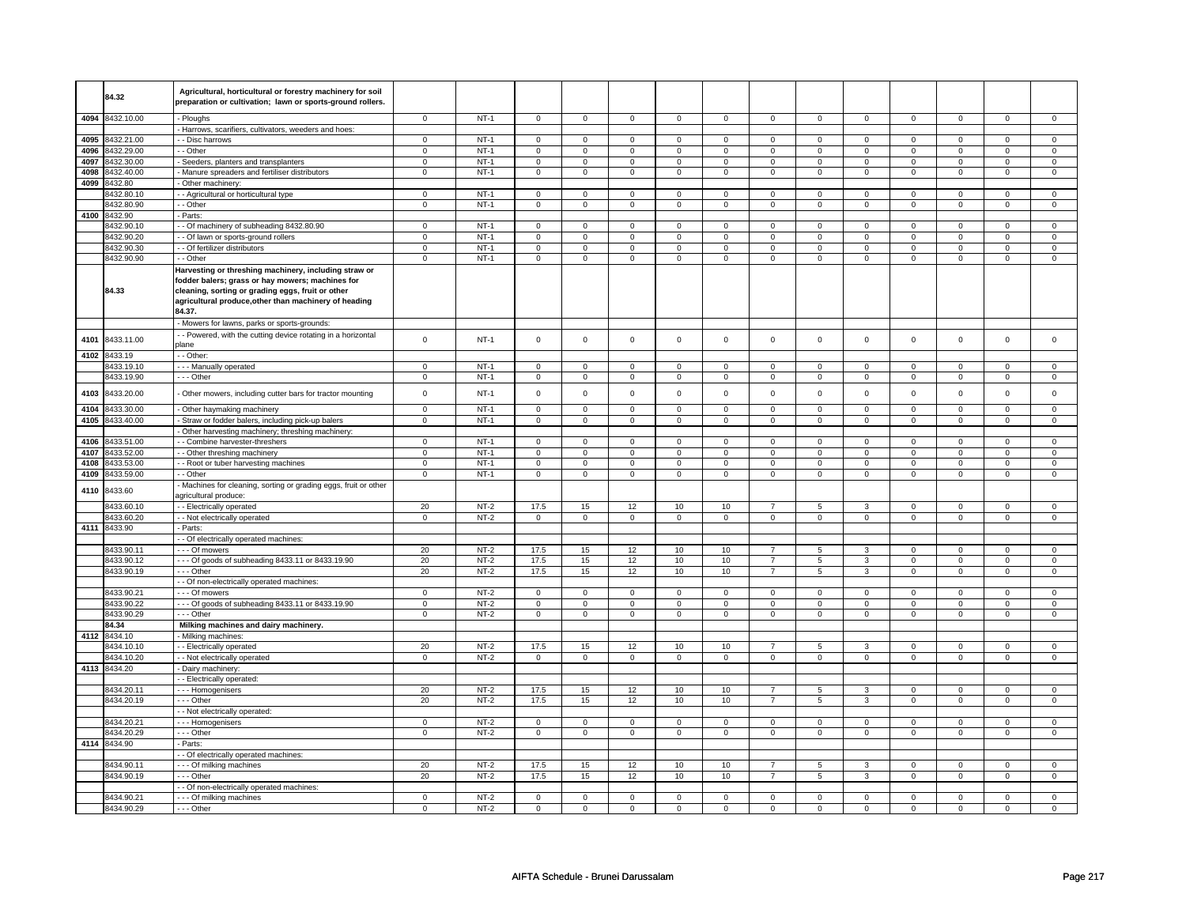| | | | | | | | | | | | | | | | | |
|---|---|---|---|---|---|---|---|---|---|---|---|---|---|---|---|---|
| | **84.32** | **Agricultural, horticultural or forestry machinery for soil preparation or cultivation; lawn or sports-ground rollers.** | | | | | | | | | | | | | | |
| 4094 | 8432.10.00 | - Ploughs | 0 | NT-1 | 0 | 0 | 0 | 0 | 0 | 0 | 0 | 0 | 0 | 0 | 0 | 0 |
| | | - Harrows, scarifiers, cultivators, weeders and hoes: | | | | | | | | | | | | | | |
| 4095 | 8432.21.00 | - - Disc harrows | 0 | NT-1 | 0 | 0 | 0 | 0 | 0 | 0 | 0 | 0 | 0 | 0 | 0 | 0 |
| 4096 | 8432.29.00 | - - Other | 0 | NT-1 | 0 | 0 | 0 | 0 | 0 | 0 | 0 | 0 | 0 | 0 | 0 | 0 |
| 4097 | 8432.30.00 | - Seeders, planters and transplanters | 0 | NT-1 | 0 | 0 | 0 | 0 | 0 | 0 | 0 | 0 | 0 | 0 | 0 | 0 |
| 4098 | 8432.40.00 | - Manure spreaders and fertiliser distributors | 0 | NT-1 | 0 | 0 | 0 | 0 | 0 | 0 | 0 | 0 | 0 | 0 | 0 | 0 |
| 4099 | 8432.80 | - Other machinery: | | | | | | | | | | | | | | |
| | 8432.80.10 | - - Agricultural or horticultural type | 0 | NT-1 | 0 | 0 | 0 | 0 | 0 | 0 | 0 | 0 | 0 | 0 | 0 | 0 |
| | 8432.80.90 | - - Other | 0 | NT-1 | 0 | 0 | 0 | 0 | 0 | 0 | 0 | 0 | 0 | 0 | 0 | 0 |
| 4100 | 8432.90 | - Parts: | | | | | | | | | | | | | | |
| | 8432.90.10 | - - Of machinery of subheading 8432.80.90 | 0 | NT-1 | 0 | 0 | 0 | 0 | 0 | 0 | 0 | 0 | 0 | 0 | 0 | 0 |
| | 8432.90.20 | - - Of lawn or sports-ground rollers | 0 | NT-1 | 0 | 0 | 0 | 0 | 0 | 0 | 0 | 0 | 0 | 0 | 0 | 0 |
| | 8432.90.30 | - - Of fertilizer distributors | 0 | NT-1 | 0 | 0 | 0 | 0 | 0 | 0 | 0 | 0 | 0 | 0 | 0 | 0 |
| | 8432.90.90 | - - Other | 0 | NT-1 | 0 | 0 | 0 | 0 | 0 | 0 | 0 | 0 | 0 | 0 | 0 | 0 |
| | **84.33** | **Harvesting or threshing machinery, including straw or fodder balers; grass or hay mowers; machines for cleaning, sorting or grading eggs, fruit or other agricultural produce,other than machinery of heading 84.37.** | | | | | | | | | | | | | | |
| | | - Mowers for lawns, parks or sports-grounds: | | | | | | | | | | | | | | |
| 4101 | 8433.11.00 | - - Powered, with the cutting device rotating in a horizontal plane | 0 | NT-1 | 0 | 0 | 0 | 0 | 0 | 0 | 0 | 0 | 0 | 0 | 0 | 0 |
| 4102 | 8433.19 | - - Other: | | | | | | | | | | | | | | |
| | 8433.19.10 | - - - Manually operated | 0 | NT-1 | 0 | 0 | 0 | 0 | 0 | 0 | 0 | 0 | 0 | 0 | 0 | 0 |
| | 8433.19.90 | - - - Other | 0 | NT-1 | 0 | 0 | 0 | 0 | 0 | 0 | 0 | 0 | 0 | 0 | 0 | 0 |
| 4103 | 8433.20.00 | - Other mowers, including cutter bars for tractor mounting | 0 | NT-1 | 0 | 0 | 0 | 0 | 0 | 0 | 0 | 0 | 0 | 0 | 0 | 0 |
| 4104 | 8433.30.00 | - Other haymaking machinery | 0 | NT-1 | 0 | 0 | 0 | 0 | 0 | 0 | 0 | 0 | 0 | 0 | 0 | 0 |
| 4105 | 8433.40.00 | - Straw or fodder balers, including pick-up balers | 0 | NT-1 | 0 | 0 | 0 | 0 | 0 | 0 | 0 | 0 | 0 | 0 | 0 | 0 |
| | | - Other harvesting machinery; threshing machinery: | | | | | | | | | | | | | | |
| 4106 | 8433.51.00 | - - Combine harvester-threshers | 0 | NT-1 | 0 | 0 | 0 | 0 | 0 | 0 | 0 | 0 | 0 | 0 | 0 | 0 |
| 4107 | 8433.52.00 | - - Other threshing machinery | 0 | NT-1 | 0 | 0 | 0 | 0 | 0 | 0 | 0 | 0 | 0 | 0 | 0 | 0 |
| 4108 | 8433.53.00 | - - Root or tuber harvesting machines | 0 | NT-1 | 0 | 0 | 0 | 0 | 0 | 0 | 0 | 0 | 0 | 0 | 0 | 0 |
| 4109 | 8433.59.00 | - - Other | 0 | NT-1 | 0 | 0 | 0 | 0 | 0 | 0 | 0 | 0 | 0 | 0 | 0 | 0 |
| 4110 | 8433.60 | - Machines for cleaning, sorting or grading eggs, fruit or other agricultural produce: | | | | | | | | | | | | | | |
| | 8433.60.10 | - - Electrically operated | 20 | NT-2 | 17.5 | 15 | 12 | 10 | 10 | 7 | 5 | 3 | 0 | 0 | 0 | 0 |
| | 8433.60.20 | - - Not electrically operated | 0 | NT-2 | 0 | 0 | 0 | 0 | 0 | 0 | 0 | 0 | 0 | 0 | 0 | 0 |
| 4111 | 8433.90 | - Parts: | | | | | | | | | | | | | | |
| | | - - Of electrically operated machines: | | | | | | | | | | | | | | |
| | 8433.90.11 | - - - Of mowers | 20 | NT-2 | 17.5 | 15 | 12 | 10 | 10 | 7 | 5 | 3 | 0 | 0 | 0 | 0 |
| | 8433.90.12 | - - - Of goods of subheading 8433.11 or 8433.19.90 | 20 | NT-2 | 17.5 | 15 | 12 | 10 | 10 | 7 | 5 | 3 | 0 | 0 | 0 | 0 |
| | 8433.90.19 | - - - Other | 20 | NT-2 | 17.5 | 15 | 12 | 10 | 10 | 7 | 5 | 3 | 0 | 0 | 0 | 0 |
| | | - - Of non-electrically operated machines: | | | | | | | | | | | | | | |
| | 8433.90.21 | - - - Of mowers | 0 | NT-2 | 0 | 0 | 0 | 0 | 0 | 0 | 0 | 0 | 0 | 0 | 0 | 0 |
| | 8433.90.22 | - - - Of goods of subheading 8433.11 or 8433.19.90 | 0 | NT-2 | 0 | 0 | 0 | 0 | 0 | 0 | 0 | 0 | 0 | 0 | 0 | 0 |
| | 8433.90.29 | - - - Other | 0 | NT-2 | 0 | 0 | 0 | 0 | 0 | 0 | 0 | 0 | 0 | 0 | 0 | 0 |
| | **84.34** | **Milking machines and dairy machinery.** | | | | | | | | | | | | | | |
| 4112 | 8434.10 | - Milking machines: | | | | | | | | | | | | | | |
| | 8434.10.10 | - - Electrically operated | 20 | NT-2 | 17.5 | 15 | 12 | 10 | 10 | 7 | 5 | 3 | 0 | 0 | 0 | 0 |
| | 8434.10.20 | - - Not electrically operated | 0 | NT-2 | 0 | 0 | 0 | 0 | 0 | 0 | 0 | 0 | 0 | 0 | 0 | 0 |
| 4113 | 8434.20 | - Dairy machinery: | | | | | | | | | | | | | | |
| | | - - Electrically operated: | | | | | | | | | | | | | | |
| | 8434.20.11 | - - - Homogenisers | 20 | NT-2 | 17.5 | 15 | 12 | 10 | 10 | 7 | 5 | 3 | 0 | 0 | 0 | 0 |
| | 8434.20.19 | - - - Other | 20 | NT-2 | 17.5 | 15 | 12 | 10 | 10 | 7 | 5 | 3 | 0 | 0 | 0 | 0 |
| | | - - Not electrically operated: | | | | | | | | | | | | | | |
| | 8434.20.21 | - - - Homogenisers | 0 | NT-2 | 0 | 0 | 0 | 0 | 0 | 0 | 0 | 0 | 0 | 0 | 0 | 0 |
| | 8434.20.29 | - - - Other | 0 | NT-2 | 0 | 0 | 0 | 0 | 0 | 0 | 0 | 0 | 0 | 0 | 0 | 0 |
| 4114 | 8434.90 | - Parts: | | | | | | | | | | | | | | |
| | | - - Of electrically operated machines: | | | | | | | | | | | | | | |
| | 8434.90.11 | - - - Of milking machines | 20 | NT-2 | 17.5 | 15 | 12 | 10 | 10 | 7 | 5 | 3 | 0 | 0 | 0 | 0 |
| | 8434.90.19 | - - - Other | 20 | NT-2 | 17.5 | 15 | 12 | 10 | 10 | 7 | 5 | 3 | 0 | 0 | 0 | 0 |
| | | - - Of non-electrically operated machines: | | | | | | | | | | | | | | |
| | 8434.90.21 | - - - Of milking machines | 0 | NT-2 | 0 | 0 | 0 | 0 | 0 | 0 | 0 | 0 | 0 | 0 | 0 | 0 |
| | 8434.90.29 | - - - Other | 0 | NT-2 | 0 | 0 | 0 | 0 | 0 | 0 | 0 | 0 | 0 | 0 | 0 | 0 |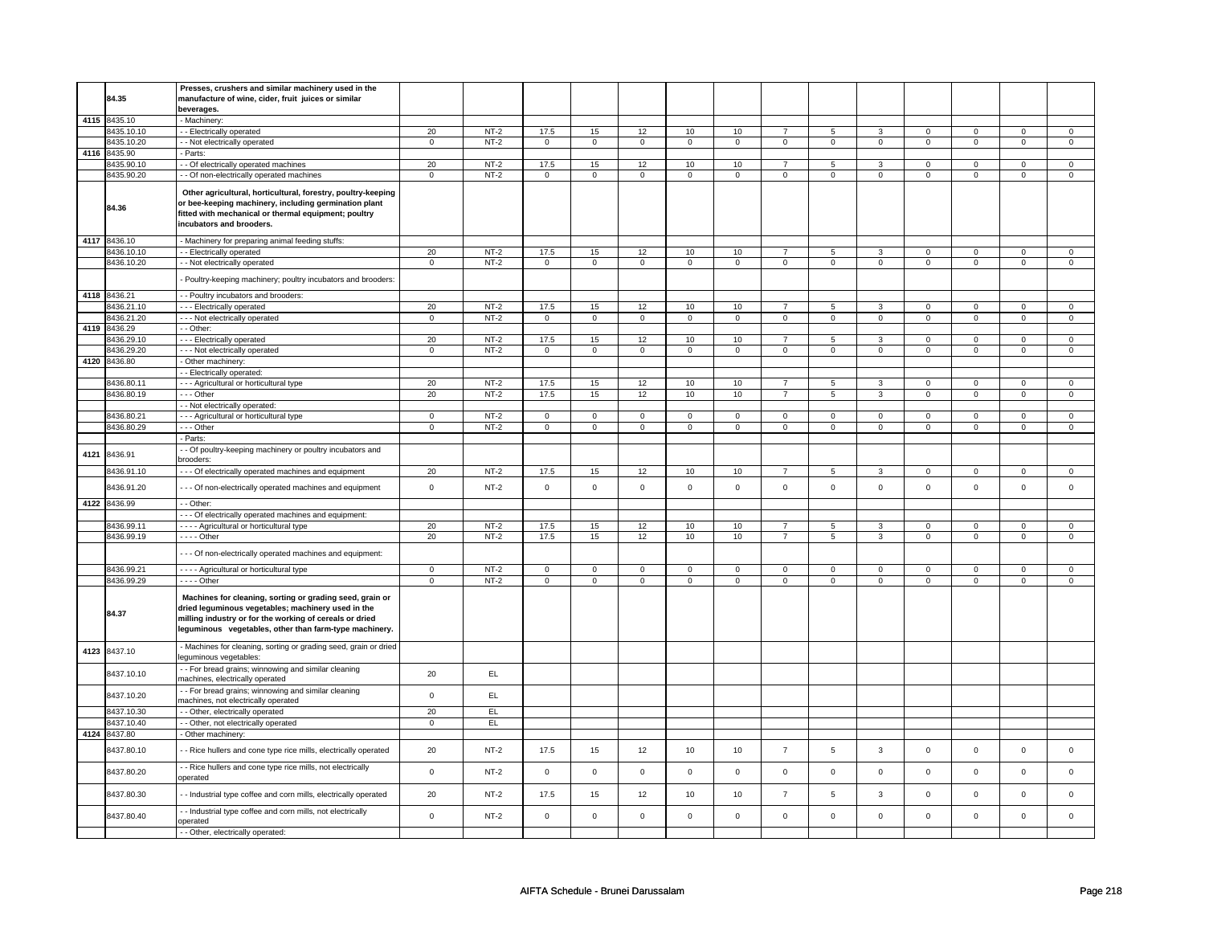| | | | | | | | | | | | | | | | |
|---|---|---|---|---|---|---|---|---|---|---|---|---|---|---|---|
| | 84.35 | **Presses, crushers and similar machinery used in the manufacture of wine, cider, fruit juices or similar beverages.** | | | | | | | | | | | | | |
| 4115 | 8435.10 | - Machinery: | | | | | | | | | | | | | |
| | 8435.10.10 | - - Electrically operated | 20 | NT-2 | 17.5 | 15 | 12 | 10 | 10 | 7 | 5 | 3 | 0 | 0 | 0 | 0 |
| | 8435.10.20 | - - Not electrically operated | 0 | NT-2 | 0 | 0 | 0 | 0 | 0 | 0 | 0 | 0 | 0 | 0 | 0 | 0 |
| 4116 | 8435.90 | - Parts: | | | | | | | | | | | | | |
| | 8435.90.10 | - - Of electrically operated machines | 20 | NT-2 | 17.5 | 15 | 12 | 10 | 10 | 7 | 5 | 3 | 0 | 0 | 0 | 0 |
| | 8435.90.20 | - - Of non-electrically operated machines | 0 | NT-2 | 0 | 0 | 0 | 0 | 0 | 0 | 0 | 0 | 0 | 0 | 0 | 0 |
| | 84.36 | **Other agricultural, horticultural, forestry, poultry-keeping or bee-keeping machinery, including germination plant fitted with mechanical or thermal equipment; poultry incubators and brooders.** | | | | | | | | | | | | | |
| 4117 | 8436.10 | - Machinery for preparing animal feeding stuffs: | | | | | | | | | | | | | |
| | 8436.10.10 | - - Electrically operated | 20 | NT-2 | 17.5 | 15 | 12 | 10 | 10 | 7 | 5 | 3 | 0 | 0 | 0 | 0 |
| | 8436.10.20 | - - Not electrically operated | 0 | NT-2 | 0 | 0 | 0 | 0 | 0 | 0 | 0 | 0 | 0 | 0 | 0 | 0 |
| | | - Poultry-keeping machinery; poultry incubators and brooders: | | | | | | | | | | | | | |
| 4118 | 8436.21 | - - Poultry incubators and brooders: | | | | | | | | | | | | | |
| | 8436.21.10 | - - - Electrically operated | 20 | NT-2 | 17.5 | 15 | 12 | 10 | 10 | 7 | 5 | 3 | 0 | 0 | 0 | 0 |
| | 8436.21.20 | - - - Not electrically operated | 0 | NT-2 | 0 | 0 | 0 | 0 | 0 | 0 | 0 | 0 | 0 | 0 | 0 | 0 |
| 4119 | 8436.29 | - - Other: | | | | | | | | | | | | | |
| | 8436.29.10 | - - - Electrically operated | 20 | NT-2 | 17.5 | 15 | 12 | 10 | 10 | 7 | 5 | 3 | 0 | 0 | 0 | 0 |
| | 8436.29.20 | - - - Not electrically operated | 0 | NT-2 | 0 | 0 | 0 | 0 | 0 | 0 | 0 | 0 | 0 | 0 | 0 | 0 |
| 4120 | 8436.80 | - Other machinery: | | | | | | | | | | | | | |
| | | - - Electrically operated: | | | | | | | | | | | | | |
| | 8436.80.11 | - - - Agricultural or horticultural type | 20 | NT-2 | 17.5 | 15 | 12 | 10 | 10 | 7 | 5 | 3 | 0 | 0 | 0 | 0 |
| | 8436.80.19 | - - - Other | 20 | NT-2 | 17.5 | 15 | 12 | 10 | 10 | 7 | 5 | 3 | 0 | 0 | 0 | 0 |
| | | - - Not electrically operated: | | | | | | | | | | | | | |
| | 8436.80.21 | - - - Agricultural or horticultural type | 0 | NT-2 | 0 | 0 | 0 | 0 | 0 | 0 | 0 | 0 | 0 | 0 | 0 | 0 |
| | 8436.80.29 | - - - Other | 0 | NT-2 | 0 | 0 | 0 | 0 | 0 | 0 | 0 | 0 | 0 | 0 | 0 | 0 |
| | | - Parts: | | | | | | | | | | | | | |
| 4121 | 8436.91 | - - Of poultry-keeping machinery or poultry incubators and brooders: | | | | | | | | | | | | | |
| | 8436.91.10 | - - - Of electrically operated machines and equipment | 20 | NT-2 | 17.5 | 15 | 12 | 10 | 10 | 7 | 5 | 3 | 0 | 0 | 0 | 0 |
| | 8436.91.20 | - - - Of non-electrically operated machines and equipment | 0 | NT-2 | 0 | 0 | 0 | 0 | 0 | 0 | 0 | 0 | 0 | 0 | 0 | 0 |
| 4122 | 8436.99 | - - Other: | | | | | | | | | | | | | |
| | | - - - Of electrically operated machines and equipment: | | | | | | | | | | | | | |
| | 8436.99.11 | - - - - Agricultural or horticultural type | 20 | NT-2 | 17.5 | 15 | 12 | 10 | 10 | 7 | 5 | 3 | 0 | 0 | 0 | 0 |
| | 8436.99.19 | - - - - Other | 20 | NT-2 | 17.5 | 15 | 12 | 10 | 10 | 7 | 5 | 3 | 0 | 0 | 0 | 0 |
| | | - - - Of non-electrically operated machines and equipment: | | | | | | | | | | | | | |
| | 8436.99.21 | - - - - Agricultural or horticultural type | 0 | NT-2 | 0 | 0 | 0 | 0 | 0 | 0 | 0 | 0 | 0 | 0 | 0 | 0 |
| | 8436.99.29 | - - - - Other | 0 | NT-2 | 0 | 0 | 0 | 0 | 0 | 0 | 0 | 0 | 0 | 0 | 0 | 0 |
| | 84.37 | **Machines for cleaning, sorting or grading seed, grain or dried leguminous vegetables; machinery used in the milling industry or for the working of cereals or dried leguminous vegetables, other than farm-type machinery.** | | | | | | | | | | | | | |
| 4123 | 8437.10 | - Machines for cleaning, sorting or grading seed, grain or dried leguminous vegetables: | | | | | | | | | | | | | |
| | 8437.10.10 | - - For bread grains; winnowing and similar cleaning machines, electrically operated | 20 | EL | | | | | | | | | | | | |
| | 8437.10.20 | - - For bread grains; winnowing and similar cleaning machines, not electrically operated | 0 | EL | | | | | | | | | | | | |
| | 8437.10.30 | - - Other, electrically operated | 20 | EL | | | | | | | | | | | | |
| | 8437.10.40 | - - Other, not electrically operated | 0 | EL | | | | | | | | | | | | |
| 4124 | 8437.80 | - Other machinery: | | | | | | | | | | | | | |
| | 8437.80.10 | - - Rice hullers and cone type rice mills, electrically operated | 20 | NT-2 | 17.5 | 15 | 12 | 10 | 10 | 7 | 5 | 3 | 0 | 0 | 0 | 0 |
| | 8437.80.20 | - - Rice hullers and cone type rice mills, not electrically operated | 0 | NT-2 | 0 | 0 | 0 | 0 | 0 | 0 | 0 | 0 | 0 | 0 | 0 | 0 |
| | 8437.80.30 | - - Industrial type coffee and corn mills, electrically operated | 20 | NT-2 | 17.5 | 15 | 12 | 10 | 10 | 7 | 5 | 3 | 0 | 0 | 0 | 0 |
| | 8437.80.40 | - - Industrial type coffee and corn mills, not electrically operated | 0 | NT-2 | 0 | 0 | 0 | 0 | 0 | 0 | 0 | 0 | 0 | 0 | 0 | 0 |
| | | - - Other, electrically operated: | | | | | | | | | | | | | |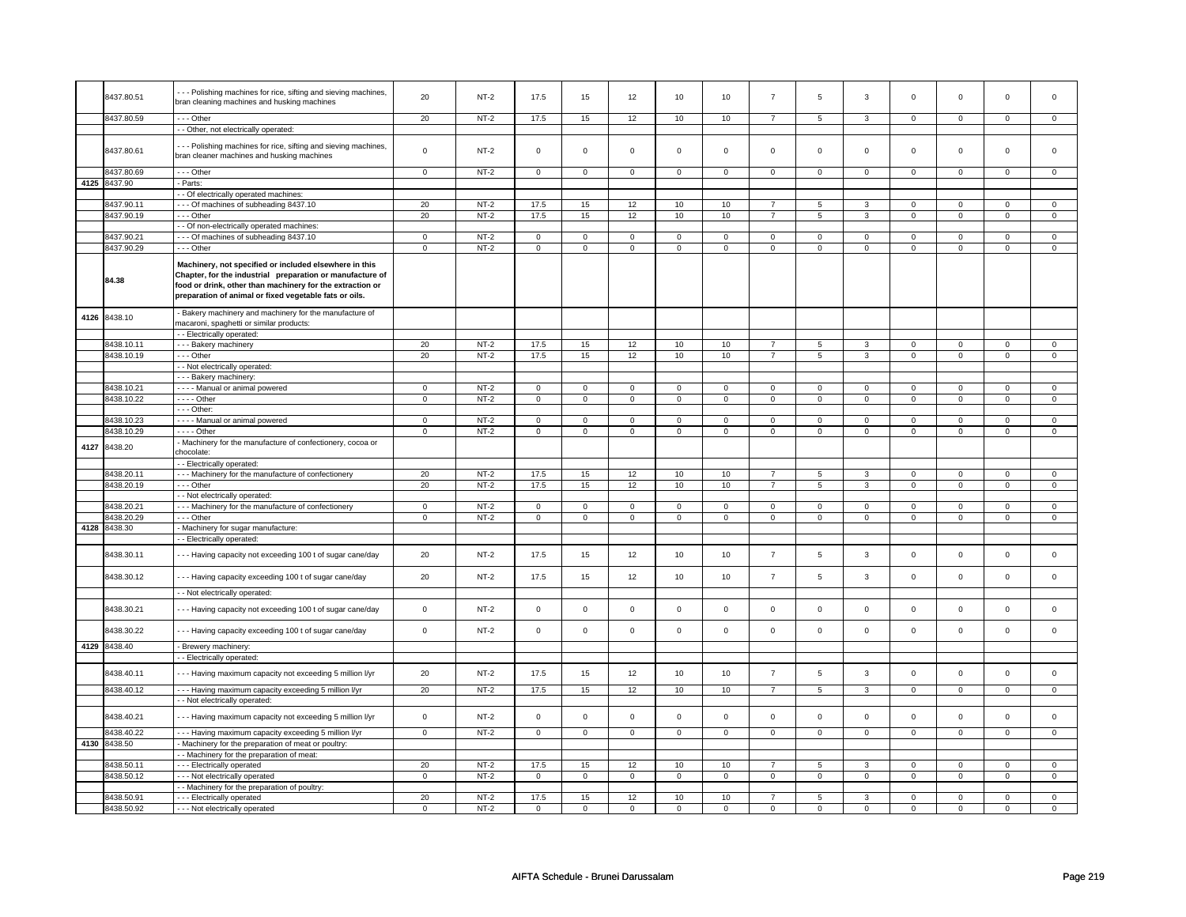| | | | | | | | | | | | | | | | |
|---|---|---|---|---|---|---|---|---|---|---|---|---|---|---|---|
| | 8437.80.51 | - - - Polishing machines for rice, sifting and sieving machines, bran cleaning machines and husking machines | 20 | NT-2 | 17.5 | 15 | 12 | 10 | 10 | 7 | 5 | 3 | 0 | 0 | 0 | 0 |
| | 8437.80.59 | - - - Other | 20 | NT-2 | 17.5 | 15 | 12 | 10 | 10 | 7 | 5 | 3 | 0 | 0 | 0 | 0 |
| | | - - Other, not electrically operated: | | | | | | | | | | | | | | |
| | 8437.80.61 | - - - Polishing machines for rice, sifting and sieving machines, bran cleaner machines and husking machines | 0 | NT-2 | 0 | 0 | 0 | 0 | 0 | 0 | 0 | 0 | 0 | 0 | 0 | 0 |
| | 8437.80.69 | - - - Other | 0 | NT-2 | 0 | 0 | 0 | 0 | 0 | 0 | 0 | 0 | 0 | 0 | 0 | 0 |
| 4125 | 8437.90 | - Parts: | | | | | | | | | | | | | | |
| | | - - Of electrically operated machines: | | | | | | | | | | | | | | |
| | 8437.90.11 | - - - Of machines of subheading 8437.10 | 20 | NT-2 | 17.5 | 15 | 12 | 10 | 10 | 7 | 5 | 3 | 0 | 0 | 0 | 0 |
| | 8437.90.19 | - - - Other | 20 | NT-2 | 17.5 | 15 | 12 | 10 | 10 | 7 | 5 | 3 | 0 | 0 | 0 | 0 |
| | | - - Of non-electrically operated machines: | | | | | | | | | | | | | | |
| | 8437.90.21 | - - - Of machines of subheading 8437.10 | 0 | NT-2 | 0 | 0 | 0 | 0 | 0 | 0 | 0 | 0 | 0 | 0 | 0 | 0 |
| | 8437.90.29 | - - - Other | 0 | NT-2 | 0 | 0 | 0 | 0 | 0 | 0 | 0 | 0 | 0 | 0 | 0 | 0 |
| | **84.38** | **Machinery, not specified or included elsewhere in this Chapter, for the industrial preparation or manufacture of food or drink, other than machinery for the extraction or preparation of animal or fixed vegetable fats or oils.** | | | | | | | | | | | | | | |
| 4126 | 8438.10 | - Bakery machinery and machinery for the manufacture of macaroni, spaghetti or similar products: | | | | | | | | | | | | | | |
| | | - - Electrically operated: | | | | | | | | | | | | | | |
| | 8438.10.11 | - - - Bakery machinery | 20 | NT-2 | 17.5 | 15 | 12 | 10 | 10 | 7 | 5 | 3 | 0 | 0 | 0 | 0 |
| | 8438.10.19 | - - - Other | 20 | NT-2 | 17.5 | 15 | 12 | 10 | 10 | 7 | 5 | 3 | 0 | 0 | 0 | 0 |
| | | - - Not electrically operated: | | | | | | | | | | | | | | |
| | | - - - Bakery machinery: | | | | | | | | | | | | | | |
| | 8438.10.21 | - - - - Manual or animal powered | 0 | NT-2 | 0 | 0 | 0 | 0 | 0 | 0 | 0 | 0 | 0 | 0 | 0 | 0 |
| | 8438.10.22 | - - - - Other | 0 | NT-2 | 0 | 0 | 0 | 0 | 0 | 0 | 0 | 0 | 0 | 0 | 0 | 0 |
| | | - - - Other: | | | | | | | | | | | | | | |
| | 8438.10.23 | - - - - Manual or animal powered | 0 | NT-2 | 0 | 0 | 0 | 0 | 0 | 0 | 0 | 0 | 0 | 0 | 0 | 0 |
| | 8438.10.29 | - - - - Other | 0 | NT-2 | 0 | 0 | 0 | 0 | 0 | 0 | 0 | 0 | 0 | 0 | 0 | 0 |
| 4127 | 8438.20 | - Machinery for the manufacture of confectionery, cocoa or chocolate: | | | | | | | | | | | | | | |
| | | - - Electrically operated: | | | | | | | | | | | | | | |
| | 8438.20.11 | - - - Machinery for the manufacture of confectionery | 20 | NT-2 | 17.5 | 15 | 12 | 10 | 10 | 7 | 5 | 3 | 0 | 0 | 0 | 0 |
| | 8438.20.19 | - - - Other | 20 | NT-2 | 17.5 | 15 | 12 | 10 | 10 | 7 | 5 | 3 | 0 | 0 | 0 | 0 |
| | | - - Not electrically operated: | | | | | | | | | | | | | | |
| | 8438.20.21 | - - - Machinery for the manufacture of confectionery | 0 | NT-2 | 0 | 0 | 0 | 0 | 0 | 0 | 0 | 0 | 0 | 0 | 0 | 0 |
| | 8438.20.29 | - - - Other | 0 | NT-2 | 0 | 0 | 0 | 0 | 0 | 0 | 0 | 0 | 0 | 0 | 0 | 0 |
| 4128 | 8438.30 | - Machinery for sugar manufacture: | | | | | | | | | | | | | | |
| | | - - Electrically operated: | | | | | | | | | | | | | | |
| | 8438.30.11 | - - - Having capacity not exceeding 100 t of sugar cane/day | 20 | NT-2 | 17.5 | 15 | 12 | 10 | 10 | 7 | 5 | 3 | 0 | 0 | 0 | 0 |
| | 8438.30.12 | - - - Having capacity exceeding 100 t of sugar cane/day | 20 | NT-2 | 17.5 | 15 | 12 | 10 | 10 | 7 | 5 | 3 | 0 | 0 | 0 | 0 |
| | | - - Not electrically operated: | | | | | | | | | | | | | | |
| | 8438.30.21 | - - - Having capacity not exceeding 100 t of sugar cane/day | 0 | NT-2 | 0 | 0 | 0 | 0 | 0 | 0 | 0 | 0 | 0 | 0 | 0 | 0 |
| | 8438.30.22 | - - - Having capacity exceeding 100 t of sugar cane/day | 0 | NT-2 | 0 | 0 | 0 | 0 | 0 | 0 | 0 | 0 | 0 | 0 | 0 | 0 |
| 4129 | 8438.40 | - Brewery machinery: | | | | | | | | | | | | | | |
| | | - - Electrically operated: | | | | | | | | | | | | | | |
| | 8438.40.11 | - - - Having maximum capacity not exceeding 5 million l/yr | 20 | NT-2 | 17.5 | 15 | 12 | 10 | 10 | 7 | 5 | 3 | 0 | 0 | 0 | 0 |
| | 8438.40.12 | - - - Having maximum capacity exceeding 5 million l/yr | 20 | NT-2 | 17.5 | 15 | 12 | 10 | 10 | 7 | 5 | 3 | 0 | 0 | 0 | 0 |
| | | - - Not electrically operated: | | | | | | | | | | | | | | |
| | 8438.40.21 | - - - Having maximum capacity not exceeding 5 million l/yr | 0 | NT-2 | 0 | 0 | 0 | 0 | 0 | 0 | 0 | 0 | 0 | 0 | 0 | 0 |
| | 8438.40.22 | - - - Having maximum capacity exceeding 5 million l/yr | 0 | NT-2 | 0 | 0 | 0 | 0 | 0 | 0 | 0 | 0 | 0 | 0 | 0 | 0 |
| 4130 | 8438.50 | - Machinery for the preparation of meat or poultry: | | | | | | | | | | | | | | |
| | | - - Machinery for the preparation of meat: | | | | | | | | | | | | | | |
| | 8438.50.11 | - - - Electrically operated | 20 | NT-2 | 17.5 | 15 | 12 | 10 | 10 | 7 | 5 | 3 | 0 | 0 | 0 | 0 |
| | 8438.50.12 | - - - Not electrically operated | 0 | NT-2 | 0 | 0 | 0 | 0 | 0 | 0 | 0 | 0 | 0 | 0 | 0 | 0 |
| | | - - Machinery for the preparation of poultry: | | | | | | | | | | | | | | |
| | 8438.50.91 | - - - Electrically operated | 20 | NT-2 | 17.5 | 15 | 12 | 10 | 10 | 7 | 5 | 3 | 0 | 0 | 0 | 0 |
| | 8438.50.92 | - - - Not electrically operated | 0 | NT-2 | 0 | 0 | 0 | 0 | 0 | 0 | 0 | 0 | 0 | 0 | 0 | 0 |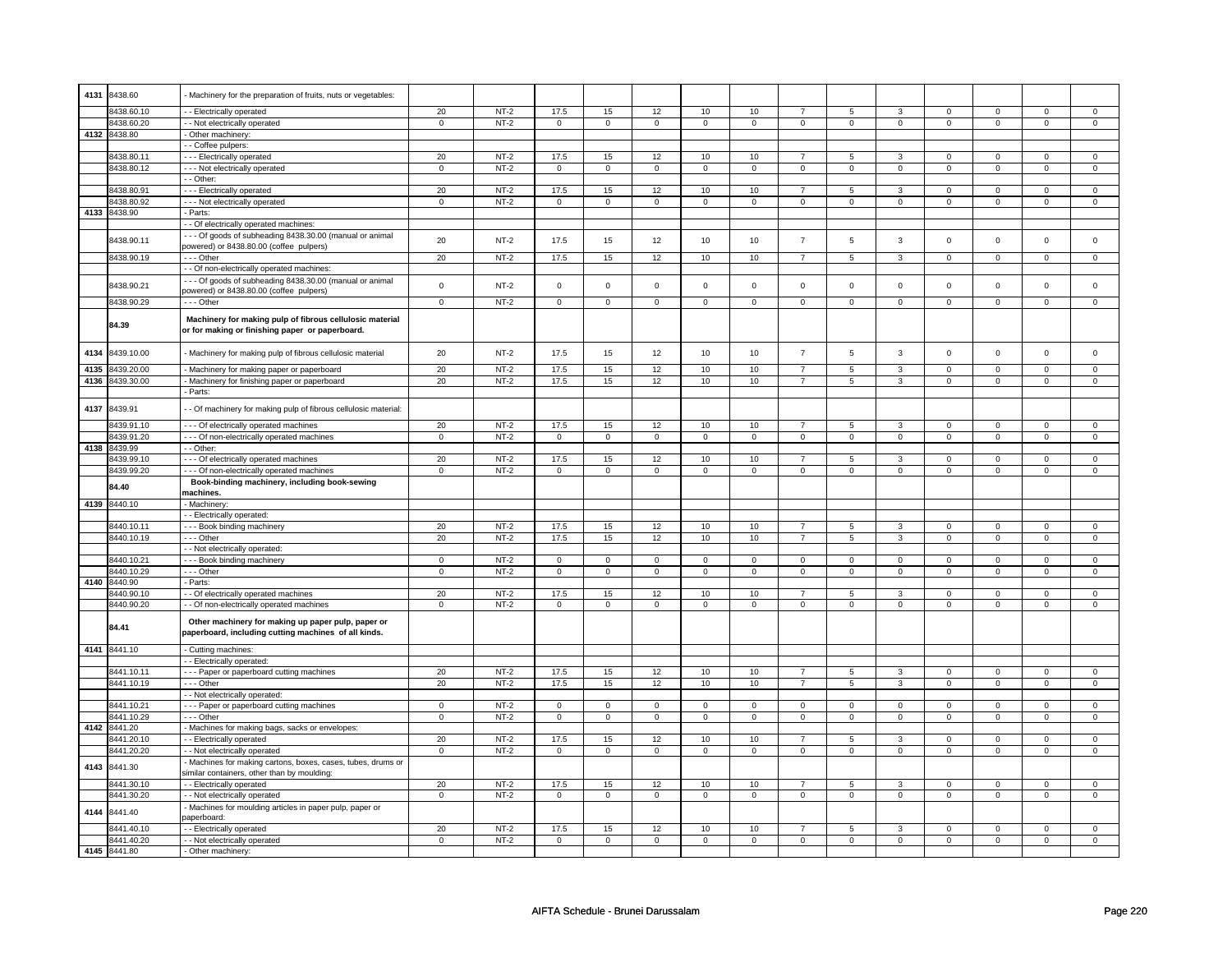| | | | | | | | | | | | | | | | |
|---|---|---|---|---|---|---|---|---|---|---|---|---|---|---|---|
| 4131 | 8438.60 | - Machinery for the preparation of fruits, nuts or vegetables: | | | | | | | | | | | | | |
| | 8438.60.10 | - - Electrically operated | 20 | NT-2 | 17.5 | 15 | 12 | 10 | 10 | 7 | 5 | 3 | 0 | 0 | 0 | 0 |
| | 8438.60.20 | - - Not electrically operated | 0 | NT-2 | 0 | 0 | 0 | 0 | 0 | 0 | 0 | 0 | 0 | 0 | 0 | 0 |
| 4132 | 8438.80 | - Other machinery: | | | | | | | | | | | | | | |
| | | - - Coffee pulpers: | | | | | | | | | | | | | | |
| | 8438.80.11 | - - - Electrically operated | 20 | NT-2 | 17.5 | 15 | 12 | 10 | 10 | 7 | 5 | 3 | 0 | 0 | 0 | 0 |
| | 8438.80.12 | - - - Not electrically operated | 0 | NT-2 | 0 | 0 | 0 | 0 | 0 | 0 | 0 | 0 | 0 | 0 | 0 | 0 |
| | | - - Other: | | | | | | | | | | | | | | |
| | 8438.80.91 | - - - Electrically operated | 20 | NT-2 | 17.5 | 15 | 12 | 10 | 10 | 7 | 5 | 3 | 0 | 0 | 0 | 0 |
| | 8438.80.92 | - - - Not electrically operated | 0 | NT-2 | 0 | 0 | 0 | 0 | 0 | 0 | 0 | 0 | 0 | 0 | 0 | 0 |
| 4133 | 8438.90 | - Parts: | | | | | | | | | | | | | | |
| | | - - Of electrically operated machines: | | | | | | | | | | | | | | |
| | 8438.90.11 | - - - Of goods of subheading 8438.30.00 (manual or animal powered) or 8438.80.00 (coffee pulpers) | 20 | NT-2 | 17.5 | 15 | 12 | 10 | 10 | 7 | 5 | 3 | 0 | 0 | 0 | 0 |
| | 8438.90.19 | - - - Other | 20 | NT-2 | 17.5 | 15 | 12 | 10 | 10 | 7 | 5 | 3 | 0 | 0 | 0 | 0 |
| | | - - Of non-electrically operated machines: | | | | | | | | | | | | | | |
| | 8438.90.21 | - - - Of goods of subheading 8438.30.00 (manual or animal powered) or 8438.80.00 (coffee pulpers) | 0 | NT-2 | 0 | 0 | 0 | 0 | 0 | 0 | 0 | 0 | 0 | 0 | 0 | 0 |
| | 8438.90.29 | - - - Other | 0 | NT-2 | 0 | 0 | 0 | 0 | 0 | 0 | 0 | 0 | 0 | 0 | 0 | 0 |
| | **84.39** | **Machinery for making pulp of fibrous cellulosic material or for making or finishing paper or paperboard.** | | | | | | | | | | | | | | |
| 4134 | 8439.10.00 | - Machinery for making pulp of fibrous cellulosic material | 20 | NT-2 | 17.5 | 15 | 12 | 10 | 10 | 7 | 5 | 3 | 0 | 0 | 0 | 0 |
| 4135 | 8439.20.00 | - Machinery for making paper or paperboard | 20 | NT-2 | 17.5 | 15 | 12 | 10 | 10 | 7 | 5 | 3 | 0 | 0 | 0 | 0 |
| 4136 | 8439.30.00 | - Machinery for finishing paper or paperboard | 20 | NT-2 | 17.5 | 15 | 12 | 10 | 10 | 7 | 5 | 3 | 0 | 0 | 0 | 0 |
| | | - Parts: | | | | | | | | | | | | | | |
| 4137 | 8439.91 | - - Of machinery for making pulp of fibrous cellulosic material: | | | | | | | | | | | | | | |
| | 8439.91.10 | - - - Of electrically operated machines | 20 | NT-2 | 17.5 | 15 | 12 | 10 | 10 | 7 | 5 | 3 | 0 | 0 | 0 | 0 |
| | 8439.91.20 | - - - Of non-electrically operated machines | 0 | NT-2 | 0 | 0 | 0 | 0 | 0 | 0 | 0 | 0 | 0 | 0 | 0 | 0 |
| 4138 | 8439.99 | - - Other: | | | | | | | | | | | | | | |
| | 8439.99.10 | - - - Of electrically operated machines | 20 | NT-2 | 17.5 | 15 | 12 | 10 | 10 | 7 | 5 | 3 | 0 | 0 | 0 | 0 |
| | 8439.99.20 | - - - Of non-electrically operated machines | 0 | NT-2 | 0 | 0 | 0 | 0 | 0 | 0 | 0 | 0 | 0 | 0 | 0 | 0 |
| | **84.40** | **Book-binding machinery, including book-sewing machines.** | | | | | | | | | | | | | | |
| 4139 | 8440.10 | - Machinery: | | | | | | | | | | | | | | |
| | | - - Electrically operated: | | | | | | | | | | | | | | |
| | 8440.10.11 | - - - Book binding machinery | 20 | NT-2 | 17.5 | 15 | 12 | 10 | 10 | 7 | 5 | 3 | 0 | 0 | 0 | 0 |
| | 8440.10.19 | - - - Other | 20 | NT-2 | 17.5 | 15 | 12 | 10 | 10 | 7 | 5 | 3 | 0 | 0 | 0 | 0 |
| | | - - Not electrically operated: | | | | | | | | | | | | | | |
| | 8440.10.21 | - - - Book binding machinery | 0 | NT-2 | 0 | 0 | 0 | 0 | 0 | 0 | 0 | 0 | 0 | 0 | 0 | 0 |
| | 8440.10.29 | - - - Other | 0 | NT-2 | 0 | 0 | 0 | 0 | 0 | 0 | 0 | 0 | 0 | 0 | 0 | 0 |
| 4140 | 8440.90 | - Parts: | | | | | | | | | | | | | | |
| | 8440.90.10 | - - Of electrically operated machines | 20 | NT-2 | 17.5 | 15 | 12 | 10 | 10 | 7 | 5 | 3 | 0 | 0 | 0 | 0 |
| | 8440.90.20 | - - Of non-electrically operated machines | 0 | NT-2 | 0 | 0 | 0 | 0 | 0 | 0 | 0 | 0 | 0 | 0 | 0 | 0 |
| | **84.41** | **Other machinery for making up paper pulp, paper or paperboard, including cutting machines of all kinds.** | | | | | | | | | | | | | | |
| 4141 | 8441.10 | - Cutting machines: | | | | | | | | | | | | | | |
| | | - - Electrically operated: | | | | | | | | | | | | | | |
| | 8441.10.11 | - - - Paper or paperboard cutting machines | 20 | NT-2 | 17.5 | 15 | 12 | 10 | 10 | 7 | 5 | 3 | 0 | 0 | 0 | 0 |
| | 8441.10.19 | - - - Other | 20 | NT-2 | 17.5 | 15 | 12 | 10 | 10 | 7 | 5 | 3 | 0 | 0 | 0 | 0 |
| | | - - Not electrically operated: | | | | | | | | | | | | | | |
| | 8441.10.21 | - - - Paper or paperboard cutting machines | 0 | NT-2 | 0 | 0 | 0 | 0 | 0 | 0 | 0 | 0 | 0 | 0 | 0 | 0 |
| | 8441.10.29 | - - - Other | 0 | NT-2 | 0 | 0 | 0 | 0 | 0 | 0 | 0 | 0 | 0 | 0 | 0 | 0 |
| 4142 | 8441.20 | - Machines for making bags, sacks or envelopes: | | | | | | | | | | | | | | |
| | 8441.20.10 | - - Electrically operated | 20 | NT-2 | 17.5 | 15 | 12 | 10 | 10 | 7 | 5 | 3 | 0 | 0 | 0 | 0 |
| | 8441.20.20 | - - Not electrically operated | 0 | NT-2 | 0 | 0 | 0 | 0 | 0 | 0 | 0 | 0 | 0 | 0 | 0 | 0 |
| 4143 | 8441.30 | - Machines for making cartons, boxes, cases, tubes, drums or similar containers, other than by moulding: | | | | | | | | | | | | | | |
| | 8441.30.10 | - - Electrically operated | 20 | NT-2 | 17.5 | 15 | 12 | 10 | 10 | 7 | 5 | 3 | 0 | 0 | 0 | 0 |
| | 8441.30.20 | - - Not electrically operated | 0 | NT-2 | 0 | 0 | 0 | 0 | 0 | 0 | 0 | 0 | 0 | 0 | 0 | 0 |
| 4144 | 8441.40 | - Machines for moulding articles in paper pulp, paper or paperboard: | | | | | | | | | | | | | | |
| | 8441.40.10 | - - Electrically operated | 20 | NT-2 | 17.5 | 15 | 12 | 10 | 10 | 7 | 5 | 3 | 0 | 0 | 0 | 0 |
| | 8441.40.20 | - - Not electrically operated | 0 | NT-2 | 0 | 0 | 0 | 0 | 0 | 0 | 0 | 0 | 0 | 0 | 0 | 0 |
| 4145 | 8441.80 | - Other machinery: | | | | | | | | | | | | | | |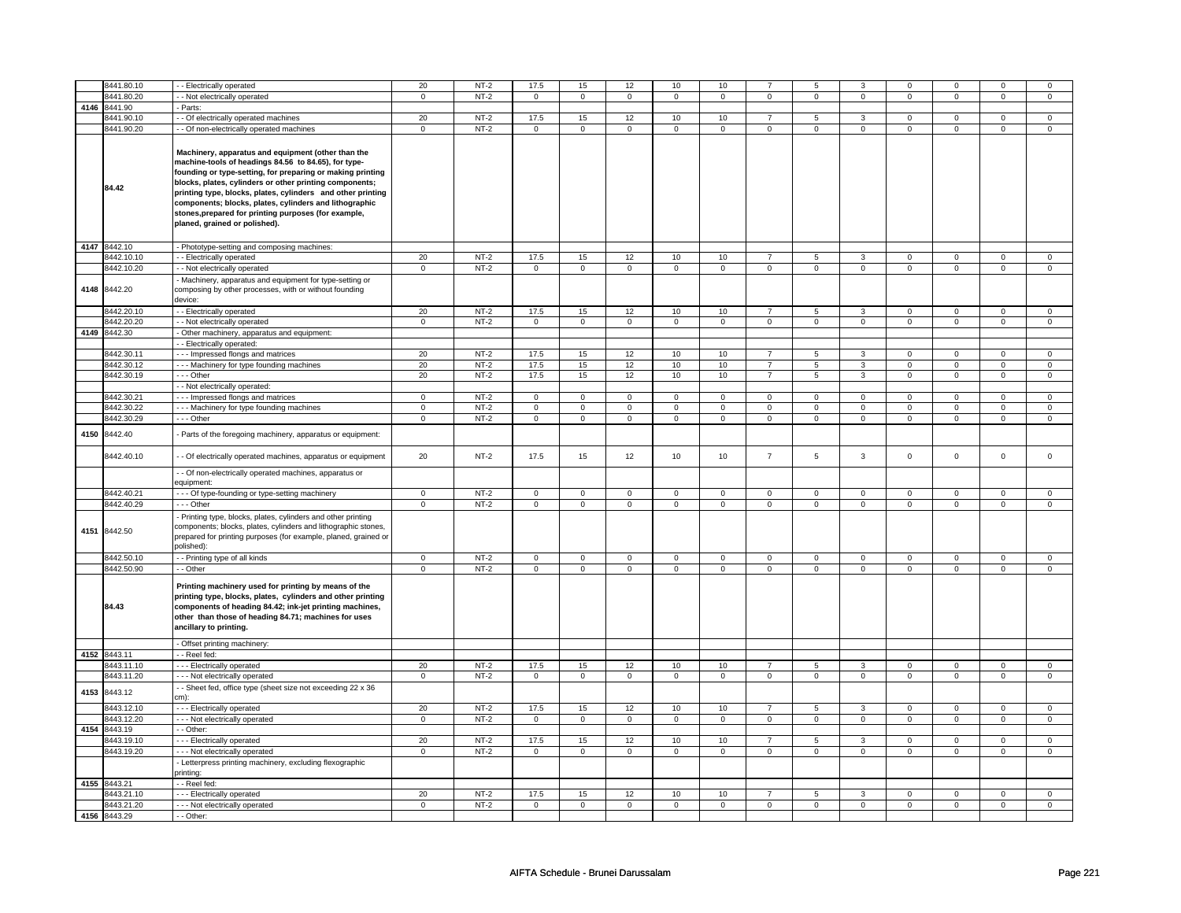| | | | | | | | | | | | | | | | |
|---|---|---|---|---|---|---|---|---|---|---|---|---|---|---|---|
| | 8441.80.10 | - - Electrically operated | 20 | NT-2 | 17.5 | 15 | 12 | 10 | 10 | 7 | 5 | 3 | 0 | 0 | 0 | 0 |
| | 8441.80.20 | - - Not electrically operated | 0 | NT-2 | 0 | 0 | 0 | 0 | 0 | 0 | 0 | 0 | 0 | 0 | 0 | 0 |
| 4146 | 8441.90 | - Parts: | | | | | | | | | | | | | | |
| | 8441.90.10 | - - Of electrically operated machines | 20 | NT-2 | 17.5 | 15 | 12 | 10 | 10 | 7 | 5 | 3 | 0 | 0 | 0 | 0 |
| | 8441.90.20 | - - Of non-electrically operated machines | 0 | NT-2 | 0 | 0 | 0 | 0 | 0 | 0 | 0 | 0 | 0 | 0 | 0 | 0 |
| | **84.42** | **Machinery, apparatus and equipment (other than the machine-tools of headings 84.56 to 84.65), for type-founding or type-setting, for preparing or making printing blocks, plates, cylinders or other printing components; printing type, blocks, plates, cylinders and other printing components; blocks, plates, cylinders and lithographic stones,prepared for printing purposes (for example, planed, grained or polished).** | | | | | | | | | | | | | | |
| 4147 | 8442.10 | - Phototype-setting and composing machines: | | | | | | | | | | | | | | |
| | 8442.10.10 | - - Electrically operated | 20 | NT-2 | 17.5 | 15 | 12 | 10 | 10 | 7 | 5 | 3 | 0 | 0 | 0 | 0 |
| | 8442.10.20 | - - Not electrically operated | 0 | NT-2 | 0 | 0 | 0 | 0 | 0 | 0 | 0 | 0 | 0 | 0 | 0 | 0 |
| 4148 | 8442.20 | - Machinery, apparatus and equipment for type-setting or composing by other processes, with or without founding device: | | | | | | | | | | | | | | |
| | 8442.20.10 | - - Electrically operated | 20 | NT-2 | 17.5 | 15 | 12 | 10 | 10 | 7 | 5 | 3 | 0 | 0 | 0 | 0 |
| | 8442.20.20 | - - Not electrically operated | 0 | NT-2 | 0 | 0 | 0 | 0 | 0 | 0 | 0 | 0 | 0 | 0 | 0 | 0 |
| 4149 | 8442.30 | - Other machinery, apparatus and equipment: | | | | | | | | | | | | | | |
| | | - - Electrically operated: | | | | | | | | | | | | | | |
| | 8442.30.11 | - - - Impressed flongs and matrices | 20 | NT-2 | 17.5 | 15 | 12 | 10 | 10 | 7 | 5 | 3 | 0 | 0 | 0 | 0 |
| | 8442.30.12 | - - - Machinery for type founding machines | 20 | NT-2 | 17.5 | 15 | 12 | 10 | 10 | 7 | 5 | 3 | 0 | 0 | 0 | 0 |
| | 8442.30.19 | - - - Other | 20 | NT-2 | 17.5 | 15 | 12 | 10 | 10 | 7 | 5 | 3 | 0 | 0 | 0 | 0 |
| | | - - Not electrically operated: | | | | | | | | | | | | | | |
| | 8442.30.21 | - - - Impressed flongs and matrices | 0 | NT-2 | 0 | 0 | 0 | 0 | 0 | 0 | 0 | 0 | 0 | 0 | 0 | 0 |
| | 8442.30.22 | - - - Machinery for type founding machines | 0 | NT-2 | 0 | 0 | 0 | 0 | 0 | 0 | 0 | 0 | 0 | 0 | 0 | 0 |
| | 8442.30.29 | - - - Other | 0 | NT-2 | 0 | 0 | 0 | 0 | 0 | 0 | 0 | 0 | 0 | 0 | 0 | 0 |
| 4150 | 8442.40 | - Parts of the foregoing machinery, apparatus or equipment: | | | | | | | | | | | | | | |
| | 8442.40.10 | - - Of electrically operated machines, apparatus or equipment | 20 | NT-2 | 17.5 | 15 | 12 | 10 | 10 | 7 | 5 | 3 | 0 | 0 | 0 | 0 |
| | | - - Of non-electrically operated machines, apparatus or equipment: | | | | | | | | | | | | | | |
| | 8442.40.21 | - - - Of type-founding or type-setting machinery | 0 | NT-2 | 0 | 0 | 0 | 0 | 0 | 0 | 0 | 0 | 0 | 0 | 0 | 0 |
| | 8442.40.29 | - - - Other | 0 | NT-2 | 0 | 0 | 0 | 0 | 0 | 0 | 0 | 0 | 0 | 0 | 0 | 0 |
| 4151 | 8442.50 | - Printing type, blocks, plates, cylinders and other printing components; blocks, plates, cylinders and lithographic stones, prepared for printing purposes (for example, planed, grained or polished): | | | | | | | | | | | | | | |
| | 8442.50.10 | - - Printing type of all kinds | 0 | NT-2 | 0 | 0 | 0 | 0 | 0 | 0 | 0 | 0 | 0 | 0 | 0 | 0 |
| | 8442.50.90 | - - Other | 0 | NT-2 | 0 | 0 | 0 | 0 | 0 | 0 | 0 | 0 | 0 | 0 | 0 | 0 |
| | **84.43** | **Printing machinery used for printing by means of the printing type, blocks, plates, cylinders and other printing components of heading 84.42; ink-jet printing machines, other than those of heading 84.71; machines for uses ancillary to printing.** | | | | | | | | | | | | | | |
| | | - Offset printing machinery: | | | | | | | | | | | | | | |
| 4152 | 8443.11 | - - Reel fed: | | | | | | | | | | | | | | |
| | 8443.11.10 | - - - Electrically operated | 20 | NT-2 | 17.5 | 15 | 12 | 10 | 10 | 7 | 5 | 3 | 0 | 0 | 0 | 0 |
| | 8443.11.20 | - - - Not electrically operated | 0 | NT-2 | 0 | 0 | 0 | 0 | 0 | 0 | 0 | 0 | 0 | 0 | 0 | 0 |
| 4153 | 8443.12 | - - Sheet fed, office type (sheet size not exceeding 22 x 36 cm): | | | | | | | | | | | | | | |
| | 8443.12.10 | - - - Electrically operated | 20 | NT-2 | 17.5 | 15 | 12 | 10 | 10 | 7 | 5 | 3 | 0 | 0 | 0 | 0 |
| | 8443.12.20 | - - - Not electrically operated | 0 | NT-2 | 0 | 0 | 0 | 0 | 0 | 0 | 0 | 0 | 0 | 0 | 0 | 0 |
| 4154 | 8443.19 | - - Other: | | | | | | | | | | | | | | |
| | 8443.19.10 | - - - Electrically operated | 20 | NT-2 | 17.5 | 15 | 12 | 10 | 10 | 7 | 5 | 3 | 0 | 0 | 0 | 0 |
| | 8443.19.20 | - - - Not electrically operated | 0 | NT-2 | 0 | 0 | 0 | 0 | 0 | 0 | 0 | 0 | 0 | 0 | 0 | 0 |
| | | - Letterpress printing machinery, excluding flexographic printing: | | | | | | | | | | | | | | |
| 4155 | 8443.21 | - - Reel fed: | | | | | | | | | | | | | | |
| | 8443.21.10 | - - - Electrically operated | 20 | NT-2 | 17.5 | 15 | 12 | 10 | 10 | 7 | 5 | 3 | 0 | 0 | 0 | 0 |
| | 8443.21.20 | - - - Not electrically operated | 0 | NT-2 | 0 | 0 | 0 | 0 | 0 | 0 | 0 | 0 | 0 | 0 | 0 | 0 |
| 4156 | 8443.29 | - - Other: | | | | | | | | | | | | | | |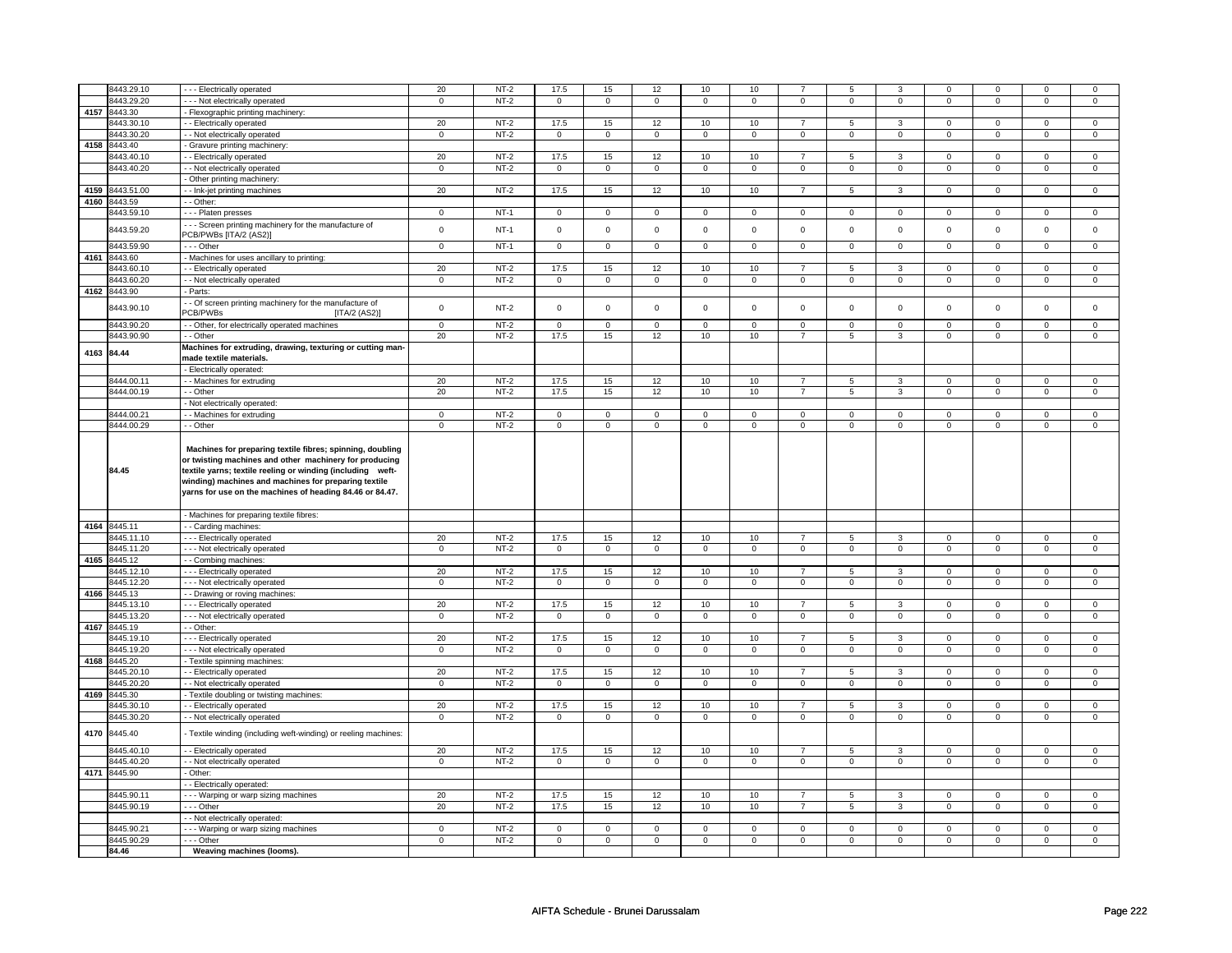|  | 8443.29.10 | - - - Electrically operated | 20 | NT-2 | 17.5 | 15 | 12 | 10 | 10 | 7 | 5 | 3 | 0 | 0 | 0 | 0 |
|---|---|---|---|---|---|---|---|---|---|---|---|---|---|---|---|---|
|  | 8443.29.20 | - - - Not electrically operated | 0 | NT-2 | 0 | 0 | 0 | 0 | 0 | 0 | 0 | 0 | 0 | 0 | 0 | 0 |
| 4157 | 8443.30 | - Flexographic printing machinery: |  |  |  |  |  |  |  |  |  |  |  |  |  |  |
|  | 8443.30.10 | - - Electrically operated | 20 | NT-2 | 17.5 | 15 | 12 | 10 | 10 | 7 | 5 | 3 | 0 | 0 | 0 | 0 |
|  | 8443.30.20 | - - Not electrically operated | 0 | NT-2 | 0 | 0 | 0 | 0 | 0 | 0 | 0 | 0 | 0 | 0 | 0 | 0 |
| 4158 | 8443.40 | - Gravure printing machinery: |  |  |  |  |  |  |  |  |  |  |  |  |  |  |
|  | 8443.40.10 | - - Electrically operated | 20 | NT-2 | 17.5 | 15 | 12 | 10 | 10 | 7 | 5 | 3 | 0 | 0 | 0 | 0 |
|  | 8443.40.20 | - - Not electrically operated | 0 | NT-2 | 0 | 0 | 0 | 0 | 0 | 0 | 0 | 0 | 0 | 0 | 0 | 0 |
|  |  | - Other printing machinery: |  |  |  |  |  |  |  |  |  |  |  |  |  |  |
| 4159 | 8443.51.00 | - - Ink-jet printing machines | 20 | NT-2 | 17.5 | 15 | 12 | 10 | 10 | 7 | 5 | 3 | 0 | 0 | 0 | 0 |
| 4160 | 8443.59 | - - Other: |  |  |  |  |  |  |  |  |  |  |  |  |  |  |
|  | 8443.59.10 | - - - Platen presses | 0 | NT-1 | 0 | 0 | 0 | 0 | 0 | 0 | 0 | 0 | 0 | 0 | 0 | 0 |
|  | 8443.59.20 | - - - Screen printing machinery for the manufacture of PCB/PWBs [ITA/2 (AS2)] | 0 | NT-1 | 0 | 0 | 0 | 0 | 0 | 0 | 0 | 0 | 0 | 0 | 0 | 0 |
|  | 8443.59.90 | - - - Other | 0 | NT-1 | 0 | 0 | 0 | 0 | 0 | 0 | 0 | 0 | 0 | 0 | 0 | 0 |
| 4161 | 8443.60 | - Machines for uses ancillary to printing: |  |  |  |  |  |  |  |  |  |  |  |  |  |  |
|  | 8443.60.10 | - - Electrically operated | 20 | NT-2 | 17.5 | 15 | 12 | 10 | 10 | 7 | 5 | 3 | 0 | 0 | 0 | 0 |
|  | 8443.60.20 | - - Not electrically operated | 0 | NT-2 | 0 | 0 | 0 | 0 | 0 | 0 | 0 | 0 | 0 | 0 | 0 | 0 |
| 4162 | 8443.90 | - Parts: |  |  |  |  |  |  |  |  |  |  |  |  |  |  |
|  | 8443.90.10 | - - Of screen printing machinery for the manufacture of PCB/PWBs [ITA/2 (AS2)] | 0 | NT-2 | 0 | 0 | 0 | 0 | 0 | 0 | 0 | 0 | 0 | 0 | 0 | 0 |
|  | 8443.90.20 | - - Other, for electrically operated machines | 0 | NT-2 | 0 | 0 | 0 | 0 | 0 | 0 | 0 | 0 | 0 | 0 | 0 | 0 |
|  | 8443.90.90 | - - Other | 20 | NT-2 | 17.5 | 15 | 12 | 10 | 10 | 7 | 5 | 3 | 0 | 0 | 0 | 0 |
| 4163 | 84.44 | **Machines for extruding, drawing, texturing or cutting man-made textile materials.** |  |  |  |  |  |  |  |  |  |  |  |  |  |  |
|  |  | - Electrically operated: |  |  |  |  |  |  |  |  |  |  |  |  |  |  |
|  | 8444.00.11 | - - Machines for extruding | 20 | NT-2 | 17.5 | 15 | 12 | 10 | 10 | 7 | 5 | 3 | 0 | 0 | 0 | 0 |
|  | 8444.00.19 | - - Other | 20 | NT-2 | 17.5 | 15 | 12 | 10 | 10 | 7 | 5 | 3 | 0 | 0 | 0 | 0 |
|  |  | - Not electrically operated: |  |  |  |  |  |  |  |  |  |  |  |  |  |  |
|  | 8444.00.21 | - - Machines for extruding | 0 | NT-2 | 0 | 0 | 0 | 0 | 0 | 0 | 0 | 0 | 0 | 0 | 0 | 0 |
|  | 8444.00.29 | - - Other | 0 | NT-2 | 0 | 0 | 0 | 0 | 0 | 0 | 0 | 0 | 0 | 0 | 0 | 0 |
|  | 84.45 | **Machines for preparing textile fibres; spinning, doubling or twisting machines and other machinery for producing textile yarns; textile reeling or winding (including weft-winding) machines and machines for preparing textile yarns for use on the machines of heading 84.46 or 84.47.** |  |  |  |  |  |  |  |  |  |  |  |  |  |  |
|  |  | - Machines for preparing textile fibres: |  |  |  |  |  |  |  |  |  |  |  |  |  |  |
| 4164 | 8445.11 | - - Carding machines: |  |  |  |  |  |  |  |  |  |  |  |  |  |  |
|  | 8445.11.10 | - - - Electrically operated | 20 | NT-2 | 17.5 | 15 | 12 | 10 | 10 | 7 | 5 | 3 | 0 | 0 | 0 | 0 |
|  | 8445.11.20 | - - - Not electrically operated | 0 | NT-2 | 0 | 0 | 0 | 0 | 0 | 0 | 0 | 0 | 0 | 0 | 0 | 0 |
| 4165 | 8445.12 | - - Combing machines: |  |  |  |  |  |  |  |  |  |  |  |  |  |  |
|  | 8445.12.10 | - - - Electrically operated | 20 | NT-2 | 17.5 | 15 | 12 | 10 | 10 | 7 | 5 | 3 | 0 | 0 | 0 | 0 |
|  | 8445.12.20 | - - - Not electrically operated | 0 | NT-2 | 0 | 0 | 0 | 0 | 0 | 0 | 0 | 0 | 0 | 0 | 0 | 0 |
| 4166 | 8445.13 | - - Drawing or roving machines: |  |  |  |  |  |  |  |  |  |  |  |  |  |  |
|  | 8445.13.10 | - - - Electrically operated | 20 | NT-2 | 17.5 | 15 | 12 | 10 | 10 | 7 | 5 | 3 | 0 | 0 | 0 | 0 |
|  | 8445.13.20 | - - - Not electrically operated | 0 | NT-2 | 0 | 0 | 0 | 0 | 0 | 0 | 0 | 0 | 0 | 0 | 0 | 0 |
| 4167 | 8445.19 | - - Other: |  |  |  |  |  |  |  |  |  |  |  |  |  |  |
|  | 8445.19.10 | - - - Electrically operated | 20 | NT-2 | 17.5 | 15 | 12 | 10 | 10 | 7 | 5 | 3 | 0 | 0 | 0 | 0 |
|  | 8445.19.20 | - - - Not electrically operated | 0 | NT-2 | 0 | 0 | 0 | 0 | 0 | 0 | 0 | 0 | 0 | 0 | 0 | 0 |
| 4168 | 8445.20 | - Textile spinning machines: |  |  |  |  |  |  |  |  |  |  |  |  |  |  |
|  | 8445.20.10 | - - Electrically operated | 20 | NT-2 | 17.5 | 15 | 12 | 10 | 10 | 7 | 5 | 3 | 0 | 0 | 0 | 0 |
|  | 8445.20.20 | - - Not electrically operated | 0 | NT-2 | 0 | 0 | 0 | 0 | 0 | 0 | 0 | 0 | 0 | 0 | 0 | 0 |
| 4169 | 8445.30 | - Textile doubling or twisting machines: |  |  |  |  |  |  |  |  |  |  |  |  |  |  |
|  | 8445.30.10 | - - Electrically operated | 20 | NT-2 | 17.5 | 15 | 12 | 10 | 10 | 7 | 5 | 3 | 0 | 0 | 0 | 0 |
|  | 8445.30.20 | - - Not electrically operated | 0 | NT-2 | 0 | 0 | 0 | 0 | 0 | 0 | 0 | 0 | 0 | 0 | 0 | 0 |
| 4170 | 8445.40 | - Textile winding (including weft-winding) or reeling machines: |  |  |  |  |  |  |  |  |  |  |  |  |  |  |
|  | 8445.40.10 | - - Electrically operated | 20 | NT-2 | 17.5 | 15 | 12 | 10 | 10 | 7 | 5 | 3 | 0 | 0 | 0 | 0 |
|  | 8445.40.20 | - - Not electrically operated | 0 | NT-2 | 0 | 0 | 0 | 0 | 0 | 0 | 0 | 0 | 0 | 0 | 0 | 0 |
| 4171 | 8445.90 | - Other: |  |  |  |  |  |  |  |  |  |  |  |  |  |  |
|  |  | - - Electrically operated: |  |  |  |  |  |  |  |  |  |  |  |  |  |  |
|  | 8445.90.11 | - - - Warping or warp sizing machines | 20 | NT-2 | 17.5 | 15 | 12 | 10 | 10 | 7 | 5 | 3 | 0 | 0 | 0 | 0 |
|  | 8445.90.19 | - - - Other | 20 | NT-2 | 17.5 | 15 | 12 | 10 | 10 | 7 | 5 | 3 | 0 | 0 | 0 | 0 |
|  |  | - - Not electrically operated: |  |  |  |  |  |  |  |  |  |  |  |  |  |  |
|  | 8445.90.21 | - - - Warping or warp sizing machines | 0 | NT-2 | 0 | 0 | 0 | 0 | 0 | 0 | 0 | 0 | 0 | 0 | 0 | 0 |
|  | 8445.90.29 | - - - Other | 0 | NT-2 | 0 | 0 | 0 | 0 | 0 | 0 | 0 | 0 | 0 | 0 | 0 | 0 |
|  | 84.46 | **Weaving machines (looms).** |  |  |  |  |  |  |  |  |  |  |  |  |  |  |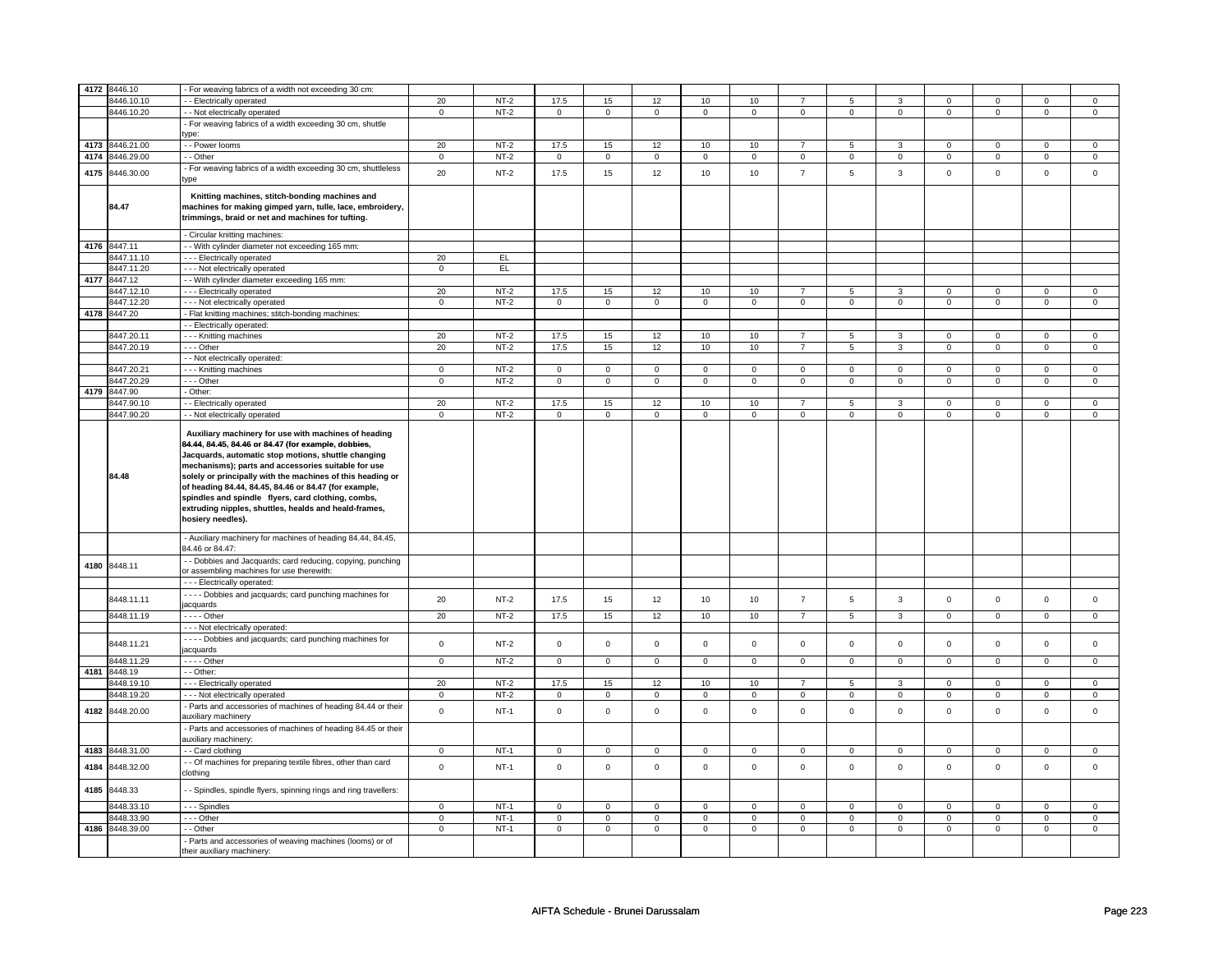| | | | | | | | | | | | | | | | |
|---|---|---|---|---|---|---|---|---|---|---|---|---|---|---|---|
| 4172 | 8446.10 | - For weaving fabrics of a width not exceeding 30 cm: | | | | | | | | | | | | | |
| | 8446.10.10 | - - Electrically operated | 20 | NT-2 | 17.5 | 15 | 12 | 10 | 10 | 7 | 5 | 3 | 0 | 0 | 0 | 0 |
| | 8446.10.20 | - - Not electrically operated | 0 | NT-2 | 0 | 0 | 0 | 0 | 0 | 0 | 0 | 0 | 0 | 0 | 0 | 0 |
| | | - For weaving fabrics of a width exceeding 30 cm, shuttle type: | | | | | | | | | | | | | | |
| 4173 | 8446.21.00 | - - Power looms | 20 | NT-2 | 17.5 | 15 | 12 | 10 | 10 | 7 | 5 | 3 | 0 | 0 | 0 | 0 |
| 4174 | 8446.29.00 | - - Other | 0 | NT-2 | 0 | 0 | 0 | 0 | 0 | 0 | 0 | 0 | 0 | 0 | 0 | 0 |
| 4175 | 8446.30.00 | - For weaving fabrics of a width exceeding 30 cm, shuttleless type | 20 | NT-2 | 17.5 | 15 | 12 | 10 | 10 | 7 | 5 | 3 | 0 | 0 | 0 | 0 |
| | 84.47 | **Knitting machines, stitch-bonding machines and machines for making gimped yarn, tulle, lace, embroidery, trimmings, braid or net and machines for tufting.** | | | | | | | | | | | | | | |
| | | - Circular knitting machines: | | | | | | | | | | | | | | |
| 4176 | 8447.11 | - - With cylinder diameter not exceeding 165 mm: | | | | | | | | | | | | | | |
| | 8447.11.10 | - - - Electrically operated | 20 | EL | | | | | | | | | | | | |
| | 8447.11.20 | - - - Not electrically operated | 0 | EL | | | | | | | | | | | | |
| 4177 | 8447.12 | - - With cylinder diameter exceeding 165 mm: | | | | | | | | | | | | | | |
| | 8447.12.10 | - - - Electrically operated | 20 | NT-2 | 17.5 | 15 | 12 | 10 | 10 | 7 | 5 | 3 | 0 | 0 | 0 | 0 |
| | 8447.12.20 | - - - Not electrically operated | 0 | NT-2 | 0 | 0 | 0 | 0 | 0 | 0 | 0 | 0 | 0 | 0 | 0 | 0 |
| 4178 | 8447.20 | - Flat knitting machines; stitch-bonding machines: | | | | | | | | | | | | | | |
| | | - - Electrically operated: | | | | | | | | | | | | | | |
| | 8447.20.11 | - - - Knitting machines | 20 | NT-2 | 17.5 | 15 | 12 | 10 | 10 | 7 | 5 | 3 | 0 | 0 | 0 | 0 |
| | 8447.20.19 | - - - Other | 20 | NT-2 | 17.5 | 15 | 12 | 10 | 10 | 7 | 5 | 3 | 0 | 0 | 0 | 0 |
| | | - - Not electrically operated: | | | | | | | | | | | | | | |
| | 8447.20.21 | - - - Knitting machines | 0 | NT-2 | 0 | 0 | 0 | 0 | 0 | 0 | 0 | 0 | 0 | 0 | 0 | 0 |
| | 8447.20.29 | - - - Other | 0 | NT-2 | 0 | 0 | 0 | 0 | 0 | 0 | 0 | 0 | 0 | 0 | 0 | 0 |
| 4179 | 8447.90 | - Other: | | | | | | | | | | | | | | |
| | 8447.90.10 | - - Electrically operated | 20 | NT-2 | 17.5 | 15 | 12 | 10 | 10 | 7 | 5 | 3 | 0 | 0 | 0 | 0 |
| | 8447.90.20 | - - Not electrically operated | 0 | NT-2 | 0 | 0 | 0 | 0 | 0 | 0 | 0 | 0 | 0 | 0 | 0 | 0 |
| | 84.48 | **Auxiliary machinery for use with machines of heading 84.44, 84.45, 84.46 or 84.47 (for example, dobbies, Jacquards, automatic stop motions, shuttle changing mechanisms); parts and accessories suitable for use solely or principally with the machines of this heading or of heading 84.44, 84.45, 84.46 or 84.47 (for example, spindles and spindle flyers, card clothing, combs, extruding nipples, shuttles, healds and heald-frames, hosiery needles).** | | | | | | | | | | | | | | |
| | | - Auxiliary machinery for machines of heading 84.44, 84.45, 84.46 or 84.47: | | | | | | | | | | | | | | |
| 4180 | 8448.11 | - - Dobbies and Jacquards; card reducing, copying, punching or assembling machines for use therewith: | | | | | | | | | | | | | | |
| | | - - - Electrically operated: | | | | | | | | | | | | | | |
| | 8448.11.11 | - - - - Dobbies and jacquards; card punching machines for jacquards | 20 | NT-2 | 17.5 | 15 | 12 | 10 | 10 | 7 | 5 | 3 | 0 | 0 | 0 | 0 |
| | 8448.11.19 | - - - - Other | 20 | NT-2 | 17.5 | 15 | 12 | 10 | 10 | 7 | 5 | 3 | 0 | 0 | 0 | 0 |
| | | - - - Not electrically operated: | | | | | | | | | | | | | | |
| | 8448.11.21 | - - - - Dobbies and jacquards; card punching machines for jacquards | 0 | NT-2 | 0 | 0 | 0 | 0 | 0 | 0 | 0 | 0 | 0 | 0 | 0 | 0 |
| | 8448.11.29 | - - - - Other | 0 | NT-2 | 0 | 0 | 0 | 0 | 0 | 0 | 0 | 0 | 0 | 0 | 0 | 0 |
| 4181 | 8448.19 | - - Other: | | | | | | | | | | | | | | |
| | 8448.19.10 | - - - Electrically operated | 20 | NT-2 | 17.5 | 15 | 12 | 10 | 10 | 7 | 5 | 3 | 0 | 0 | 0 | 0 |
| | 8448.19.20 | - - - Not electrically operated | 0 | NT-2 | 0 | 0 | 0 | 0 | 0 | 0 | 0 | 0 | 0 | 0 | 0 | 0 |
| 4182 | 8448.20.00 | - Parts and accessories of machines of heading 84.44 or their auxiliary machinery | 0 | NT-1 | 0 | 0 | 0 | 0 | 0 | 0 | 0 | 0 | 0 | 0 | 0 | 0 |
| | | - Parts and accessories of machines of heading 84.45 or their auxiliary machinery: | | | | | | | | | | | | | | |
| 4183 | 8448.31.00 | - - Card clothing | 0 | NT-1 | 0 | 0 | 0 | 0 | 0 | 0 | 0 | 0 | 0 | 0 | 0 | 0 |
| 4184 | 8448.32.00 | - - Of machines for preparing textile fibres, other than card clothing | 0 | NT-1 | 0 | 0 | 0 | 0 | 0 | 0 | 0 | 0 | 0 | 0 | 0 | 0 |
| 4185 | 8448.33 | - - Spindles, spindle flyers, spinning rings and ring travellers: | | | | | | | | | | | | | | |
| | 8448.33.10 | - - - Spindles | 0 | NT-1 | 0 | 0 | 0 | 0 | 0 | 0 | 0 | 0 | 0 | 0 | 0 | 0 |
| | 8448.33.90 | - - - Other | 0 | NT-1 | 0 | 0 | 0 | 0 | 0 | 0 | 0 | 0 | 0 | 0 | 0 | 0 |
| 4186 | 8448.39.00 | - - Other | 0 | NT-1 | 0 | 0 | 0 | 0 | 0 | 0 | 0 | 0 | 0 | 0 | 0 | 0 |
| | | - Parts and accessories of weaving machines (looms) or of their auxiliary machinery: | | | | | | | | | | | | | | |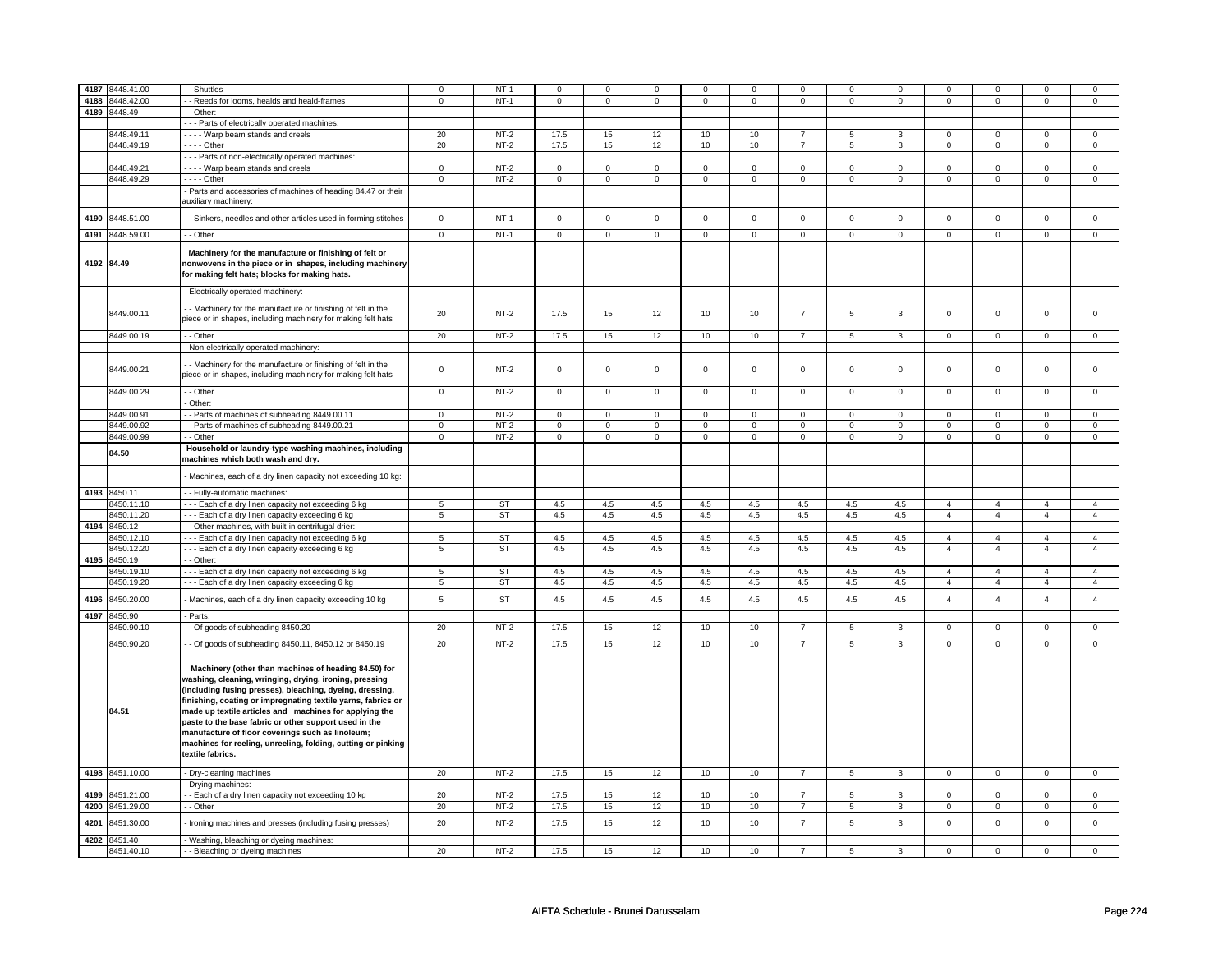| | | | | | | | | | | | | | | | |
|---|---|---|---|---|---|---|---|---|---|---|---|---|---|---|---|
| 4187 | 8448.41.00 | - - Shuttles | 0 | NT-1 | 0 | 0 | 0 | 0 | 0 | 0 | 0 | 0 | 0 | 0 | 0 | 0 |
| 4188 | 8448.42.00 | - - Reeds for looms, healds and heald-frames | 0 | NT-1 | 0 | 0 | 0 | 0 | 0 | 0 | 0 | 0 | 0 | 0 | 0 | 0 |
| 4189 | 8448.49 | - - Other: | | | | | | | | | | | | | | |
| | | - - - Parts of electrically operated machines: | | | | | | | | | | | | | | |
| | 8448.49.11 | - - - - Warp beam stands and creels | 20 | NT-2 | 17.5 | 15 | 12 | 10 | 10 | 7 | 5 | 3 | 0 | 0 | 0 | 0 |
| | 8448.49.19 | - - - - Other | 20 | NT-2 | 17.5 | 15 | 12 | 10 | 10 | 7 | 5 | 3 | 0 | 0 | 0 | 0 |
| | | - - - Parts of non-electrically operated machines: | | | | | | | | | | | | | | |
| | 8448.49.21 | - - - - Warp beam stands and creels | 0 | NT-2 | 0 | 0 | 0 | 0 | 0 | 0 | 0 | 0 | 0 | 0 | 0 | 0 |
| | 8448.49.29 | - - - - Other | 0 | NT-2 | 0 | 0 | 0 | 0 | 0 | 0 | 0 | 0 | 0 | 0 | 0 | 0 |
| | | - Parts and accessories of machines of heading 84.47 or their auxiliary machinery: | | | | | | | | | | | | | | |
| 4190 | 8448.51.00 | - - Sinkers, needles and other articles used in forming stitches | 0 | NT-1 | 0 | 0 | 0 | 0 | 0 | 0 | 0 | 0 | 0 | 0 | 0 | 0 |
| 4191 | 8448.59.00 | - - Other | 0 | NT-1 | 0 | 0 | 0 | 0 | 0 | 0 | 0 | 0 | 0 | 0 | 0 | 0 |
| 4192 | 84.49 | **Machinery for the manufacture or finishing of felt or nonwovens in the piece or in shapes, including machinery for making felt hats; blocks for making hats.** | | | | | | | | | | | | | | |
| | | - Electrically operated machinery: | | | | | | | | | | | | | | |
| | 8449.00.11 | - - Machinery for the manufacture or finishing of felt in the piece or in shapes, including machinery for making felt hats | 20 | NT-2 | 17.5 | 15 | 12 | 10 | 10 | 7 | 5 | 3 | 0 | 0 | 0 | 0 |
| | 8449.00.19 | - - Other | 20 | NT-2 | 17.5 | 15 | 12 | 10 | 10 | 7 | 5 | 3 | 0 | 0 | 0 | 0 |
| | | - Non-electrically operated machinery: | | | | | | | | | | | | | | |
| | 8449.00.21 | - - Machinery for the manufacture or finishing of felt in the piece or in shapes, including machinery for making felt hats | 0 | NT-2 | 0 | 0 | 0 | 0 | 0 | 0 | 0 | 0 | 0 | 0 | 0 | 0 |
| | 8449.00.29 | - - Other | 0 | NT-2 | 0 | 0 | 0 | 0 | 0 | 0 | 0 | 0 | 0 | 0 | 0 | 0 |
| | | - Other: | | | | | | | | | | | | | | |
| | 8449.00.91 | - - Parts of machines of subheading 8449.00.11 | 0 | NT-2 | 0 | 0 | 0 | 0 | 0 | 0 | 0 | 0 | 0 | 0 | 0 | 0 |
| | 8449.00.92 | - - Parts of machines of subheading 8449.00.21 | 0 | NT-2 | 0 | 0 | 0 | 0 | 0 | 0 | 0 | 0 | 0 | 0 | 0 | 0 |
| | 8449.00.99 | - - Other | 0 | NT-2 | 0 | 0 | 0 | 0 | 0 | 0 | 0 | 0 | 0 | 0 | 0 | 0 |
| | 84.50 | **Household or laundry-type washing machines, including machines which both wash and dry.** | | | | | | | | | | | | | | |
| | | - Machines, each of a dry linen capacity not exceeding 10 kg: | | | | | | | | | | | | | | |
| 4193 | 8450.11 | - - Fully-automatic machines: | | | | | | | | | | | | | | |
| | 8450.11.10 | - - - Each of a dry linen capacity not exceeding 6 kg | 5 | ST | 4.5 | 4.5 | 4.5 | 4.5 | 4.5 | 4.5 | 4.5 | 4.5 | 4 | 4 | 4 | 4 |
| | 8450.11.20 | - - - Each of a dry linen capacity exceeding 6 kg | 5 | ST | 4.5 | 4.5 | 4.5 | 4.5 | 4.5 | 4.5 | 4.5 | 4.5 | 4 | 4 | 4 | 4 |
| 4194 | 8450.12 | - - Other machines, with built-in centrifugal drier: | | | | | | | | | | | | | | |
| | 8450.12.10 | - - - Each of a dry linen capacity not exceeding 6 kg | 5 | ST | 4.5 | 4.5 | 4.5 | 4.5 | 4.5 | 4.5 | 4.5 | 4.5 | 4 | 4 | 4 | 4 |
| | 8450.12.20 | - - - Each of a dry linen capacity exceeding 6 kg | 5 | ST | 4.5 | 4.5 | 4.5 | 4.5 | 4.5 | 4.5 | 4.5 | 4.5 | 4 | 4 | 4 | 4 |
| 4195 | 8450.19 | - - Other: | | | | | | | | | | | | | | |
| | 8450.19.10 | - - - Each of a dry linen capacity not exceeding 6 kg | 5 | ST | 4.5 | 4.5 | 4.5 | 4.5 | 4.5 | 4.5 | 4.5 | 4.5 | 4 | 4 | 4 | 4 |
| | 8450.19.20 | - - - Each of a dry linen capacity exceeding 6 kg | 5 | ST | 4.5 | 4.5 | 4.5 | 4.5 | 4.5 | 4.5 | 4.5 | 4.5 | 4 | 4 | 4 | 4 |
| 4196 | 8450.20.00 | - Machines, each of a dry linen capacity exceeding 10 kg | 5 | ST | 4.5 | 4.5 | 4.5 | 4.5 | 4.5 | 4.5 | 4.5 | 4.5 | 4 | 4 | 4 | 4 |
| 4197 | 8450.90 | - Parts: | | | | | | | | | | | | | | |
| | 8450.90.10 | - - Of goods of subheading 8450.20 | 20 | NT-2 | 17.5 | 15 | 12 | 10 | 10 | 7 | 5 | 3 | 0 | 0 | 0 | 0 |
| | 8450.90.20 | - - Of goods of subheading 8450.11, 8450.12 or 8450.19 | 20 | NT-2 | 17.5 | 15 | 12 | 10 | 10 | 7 | 5 | 3 | 0 | 0 | 0 | 0 |
| | 84.51 | **Machinery (other than machines of heading 84.50) for washing, cleaning, wringing, drying, ironing, pressing (including fusing presses), bleaching, dyeing, dressing, finishing, coating or impregnating textile yarns, fabrics or made up textile articles and machines for applying the paste to the base fabric or other support used in the manufacture of floor coverings such as linoleum; machines for reeling, unreeling, folding, cutting or pinking textile fabrics.** | | | | | | | | | | | | | | |
| 4198 | 8451.10.00 | - Dry-cleaning machines | 20 | NT-2 | 17.5 | 15 | 12 | 10 | 10 | 7 | 5 | 3 | 0 | 0 | 0 | 0 |
| | | - Drying machines: | | | | | | | | | | | | | | |
| 4199 | 8451.21.00 | - - Each of a dry linen capacity not exceeding 10 kg | 20 | NT-2 | 17.5 | 15 | 12 | 10 | 10 | 7 | 5 | 3 | 0 | 0 | 0 | 0 |
| 4200 | 8451.29.00 | - - Other | 20 | NT-2 | 17.5 | 15 | 12 | 10 | 10 | 7 | 5 | 3 | 0 | 0 | 0 | 0 |
| 4201 | 8451.30.00 | - Ironing machines and presses (including fusing presses) | 20 | NT-2 | 17.5 | 15 | 12 | 10 | 10 | 7 | 5 | 3 | 0 | 0 | 0 | 0 |
| 4202 | 8451.40 | - Washing, bleaching or dyeing machines: | | | | | | | | | | | | | | |
| | 8451.40.10 | - - Bleaching or dyeing machines | 20 | NT-2 | 17.5 | 15 | 12 | 10 | 10 | 7 | 5 | 3 | 0 | 0 | 0 | 0 |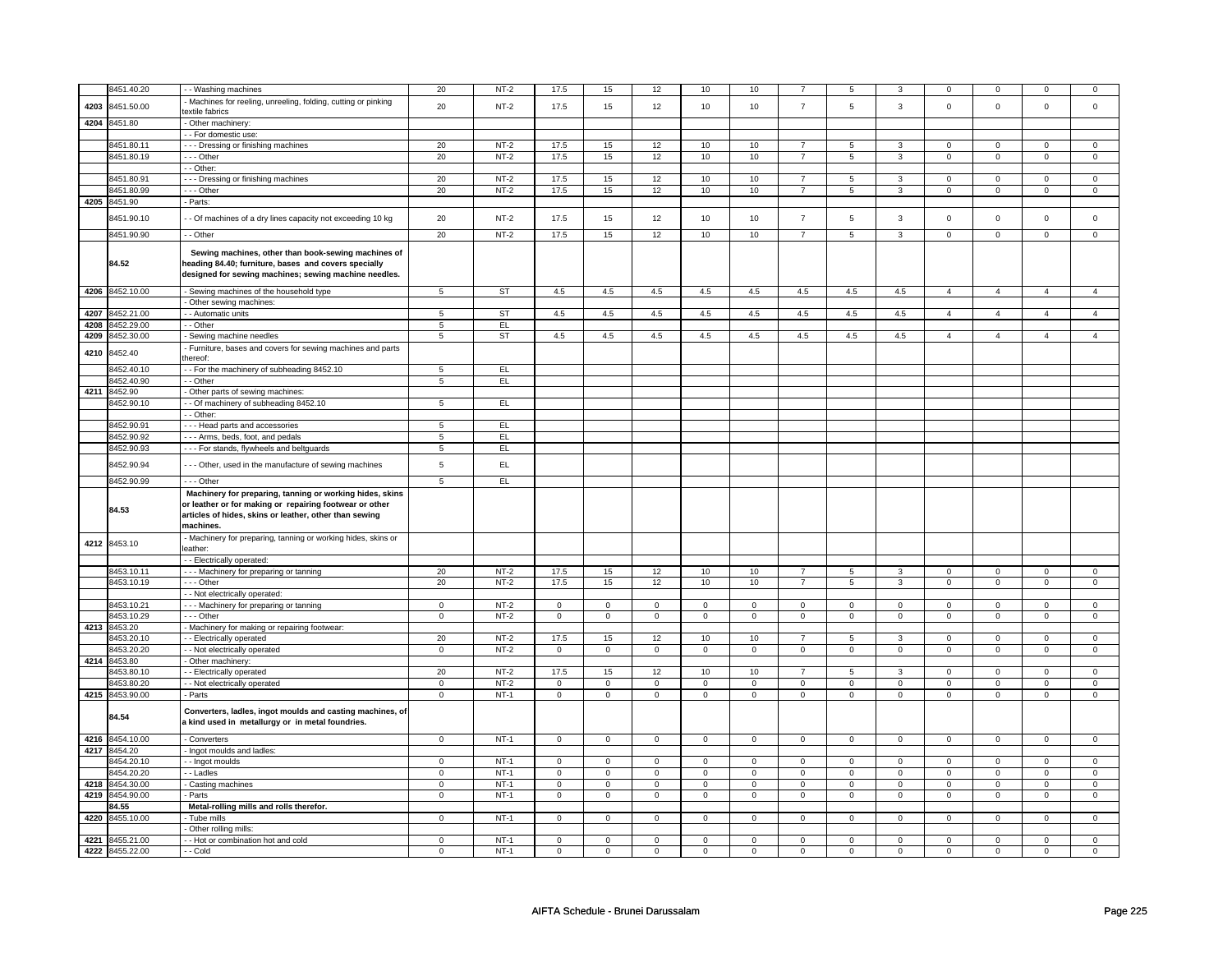| | | | | | | | | | | | | | | | | |
|---|---|---|---|---|---|---|---|---|---|---|---|---|---|---|---|---|
| | 8451.40.20 | - - Washing machines | 20 | NT-2 | 17.5 | 15 | 12 | 10 | 10 | 7 | 5 | 3 | 0 | 0 | 0 | 0 |
| 4203 | 8451.50.00 | - Machines for reeling, unreeling, folding, cutting or pinking textile fabrics | 20 | NT-2 | 17.5 | 15 | 12 | 10 | 10 | 7 | 5 | 3 | 0 | 0 | 0 | 0 |
| 4204 | 8451.80 | - Other machinery: | | | | | | | | | | | | | | |
| | | - - For domestic use: | | | | | | | | | | | | | | |
| | 8451.80.11 | - - - Dressing or finishing machines | 20 | NT-2 | 17.5 | 15 | 12 | 10 | 10 | 7 | 5 | 3 | 0 | 0 | 0 | 0 |
| | 8451.80.19 | - - - Other | 20 | NT-2 | 17.5 | 15 | 12 | 10 | 10 | 7 | 5 | 3 | 0 | 0 | 0 | 0 |
| | | - - Other: | | | | | | | | | | | | | | |
| | 8451.80.91 | - - - Dressing or finishing machines | 20 | NT-2 | 17.5 | 15 | 12 | 10 | 10 | 7 | 5 | 3 | 0 | 0 | 0 | 0 |
| | 8451.80.99 | - - - Other | 20 | NT-2 | 17.5 | 15 | 12 | 10 | 10 | 7 | 5 | 3 | 0 | 0 | 0 | 0 |
| 4205 | 8451.90 | - Parts: | | | | | | | | | | | | | | |
| | 8451.90.10 | - - Of machines of a dry lines capacity not exceeding 10 kg | 20 | NT-2 | 17.5 | 15 | 12 | 10 | 10 | 7 | 5 | 3 | 0 | 0 | 0 | 0 |
| | 8451.90.90 | - - Other | 20 | NT-2 | 17.5 | 15 | 12 | 10 | 10 | 7 | 5 | 3 | 0 | 0 | 0 | 0 |
| | **84.52** | **Sewing machines, other than book-sewing machines of heading 84.40; furniture, bases and covers specially designed for sewing machines; sewing machine needles.** | | | | | | | | | | | | | | |
| 4206 | 8452.10.00 | - Sewing machines of the household type | 5 | ST | 4.5 | 4.5 | 4.5 | 4.5 | 4.5 | 4.5 | 4.5 | 4.5 | 4 | 4 | 4 | 4 |
| | | - Other sewing machines: | | | | | | | | | | | | | | |
| 4207 | 8452.21.00 | - - Automatic units | 5 | ST | 4.5 | 4.5 | 4.5 | 4.5 | 4.5 | 4.5 | 4.5 | 4.5 | 4 | 4 | 4 | 4 |
| 4208 | 8452.29.00 | - - Other | 5 | EL | | | | | | | | | | | | |
| 4209 | 8452.30.00 | - Sewing machine needles | 5 | ST | 4.5 | 4.5 | 4.5 | 4.5 | 4.5 | 4.5 | 4.5 | 4.5 | 4 | 4 | 4 | 4 |
| 4210 | 8452.40 | - Furniture, bases and covers for sewing machines and parts thereof: | | | | | | | | | | | | | | |
| | 8452.40.10 | - - For the machinery of subheading 8452.10 | 5 | EL | | | | | | | | | | | | |
| | 8452.40.90 | - - Other | 5 | EL | | | | | | | | | | | | |
| 4211 | 8452.90 | - Other parts of sewing machines: | | | | | | | | | | | | | | |
| | 8452.90.10 | - - Of machinery of subheading 8452.10 | 5 | EL | | | | | | | | | | | | |
| | | - - Other: | | | | | | | | | | | | | | |
| | 8452.90.91 | - - - Head parts and accessories | 5 | EL | | | | | | | | | | | | |
| | 8452.90.92 | - - - Arms, beds, foot, and pedals | 5 | EL | | | | | | | | | | | | |
| | 8452.90.93 | - - - For stands, flywheels and beltguards | 5 | EL | | | | | | | | | | | | |
| | 8452.90.94 | - - - Other, used in the manufacture of sewing machines | 5 | EL | | | | | | | | | | | | |
| | 8452.90.99 | - - - Other | 5 | EL | | | | | | | | | | | | |
| | **84.53** | **Machinery for preparing, tanning or working hides, skins or leather or for making or repairing footwear or other articles of hides, skins or leather, other than sewing machines.** | | | | | | | | | | | | | | |
| 4212 | 8453.10 | - Machinery for preparing, tanning or working hides, skins or leather: | | | | | | | | | | | | | | |
| | | - - Electrically operated: | | | | | | | | | | | | | | |
| | 8453.10.11 | - - - Machinery for preparing or tanning | 20 | NT-2 | 17.5 | 15 | 12 | 10 | 10 | 7 | 5 | 3 | 0 | 0 | 0 | 0 |
| | 8453.10.19 | - - - Other | 20 | NT-2 | 17.5 | 15 | 12 | 10 | 10 | 7 | 5 | 3 | 0 | 0 | 0 | 0 |
| | | - - Not electrically operated: | | | | | | | | | | | | | | |
| | 8453.10.21 | - - - Machinery for preparing or tanning | 0 | NT-2 | 0 | 0 | 0 | 0 | 0 | 0 | 0 | 0 | 0 | 0 | 0 | 0 |
| | 8453.10.29 | - - - Other | 0 | NT-2 | 0 | 0 | 0 | 0 | 0 | 0 | 0 | 0 | 0 | 0 | 0 | 0 |
| 4213 | 8453.20 | - Machinery for making or repairing footwear: | | | | | | | | | | | | | | |
| | 8453.20.10 | - - Electrically operated | 20 | NT-2 | 17.5 | 15 | 12 | 10 | 10 | 7 | 5 | 3 | 0 | 0 | 0 | 0 |
| | 8453.20.20 | - - Not electrically operated | 0 | NT-2 | 0 | 0 | 0 | 0 | 0 | 0 | 0 | 0 | 0 | 0 | 0 | 0 |
| 4214 | 8453.80 | - Other machinery: | | | | | | | | | | | | | | |
| | 8453.80.10 | - - Electrically operated | 20 | NT-2 | 17.5 | 15 | 12 | 10 | 10 | 7 | 5 | 3 | 0 | 0 | 0 | 0 |
| | 8453.80.20 | - - Not electrically operated | 0 | NT-2 | 0 | 0 | 0 | 0 | 0 | 0 | 0 | 0 | 0 | 0 | 0 | 0 |
| 4215 | 8453.90.00 | - Parts | 0 | NT-1 | 0 | 0 | 0 | 0 | 0 | 0 | 0 | 0 | 0 | 0 | 0 | 0 |
| | **84.54** | **Converters, ladles, ingot moulds and casting machines, of a kind used in metallurgy or in metal foundries.** | | | | | | | | | | | | | | |
| 4216 | 8454.10.00 | - Converters | 0 | NT-1 | 0 | 0 | 0 | 0 | 0 | 0 | 0 | 0 | 0 | 0 | 0 | 0 |
| 4217 | 8454.20 | - Ingot moulds and ladles: | | | | | | | | | | | | | | |
| | 8454.20.10 | - - Ingot moulds | 0 | NT-1 | 0 | 0 | 0 | 0 | 0 | 0 | 0 | 0 | 0 | 0 | 0 | 0 |
| | 8454.20.20 | - - Ladles | 0 | NT-1 | 0 | 0 | 0 | 0 | 0 | 0 | 0 | 0 | 0 | 0 | 0 | 0 |
| 4218 | 8454.30.00 | - Casting machines | 0 | NT-1 | 0 | 0 | 0 | 0 | 0 | 0 | 0 | 0 | 0 | 0 | 0 | 0 |
| 4219 | 8454.90.00 | - Parts | 0 | NT-1 | 0 | 0 | 0 | 0 | 0 | 0 | 0 | 0 | 0 | 0 | 0 | 0 |
| | **84.55** | **Metal-rolling mills and rolls therefor.** | | | | | | | | | | | | | | |
| 4220 | 8455.10.00 | - Tube mills | 0 | NT-1 | 0 | 0 | 0 | 0 | 0 | 0 | 0 | 0 | 0 | 0 | 0 | 0 |
| | | - Other rolling mills: | | | | | | | | | | | | | | |
| 4221 | 8455.21.00 | - - Hot or combination hot and cold | 0 | NT-1 | 0 | 0 | 0 | 0 | 0 | 0 | 0 | 0 | 0 | 0 | 0 | 0 |
| 4222 | 8455.22.00 | - - Cold | 0 | NT-1 | 0 | 0 | 0 | 0 | 0 | 0 | 0 | 0 | 0 | 0 | 0 | 0 |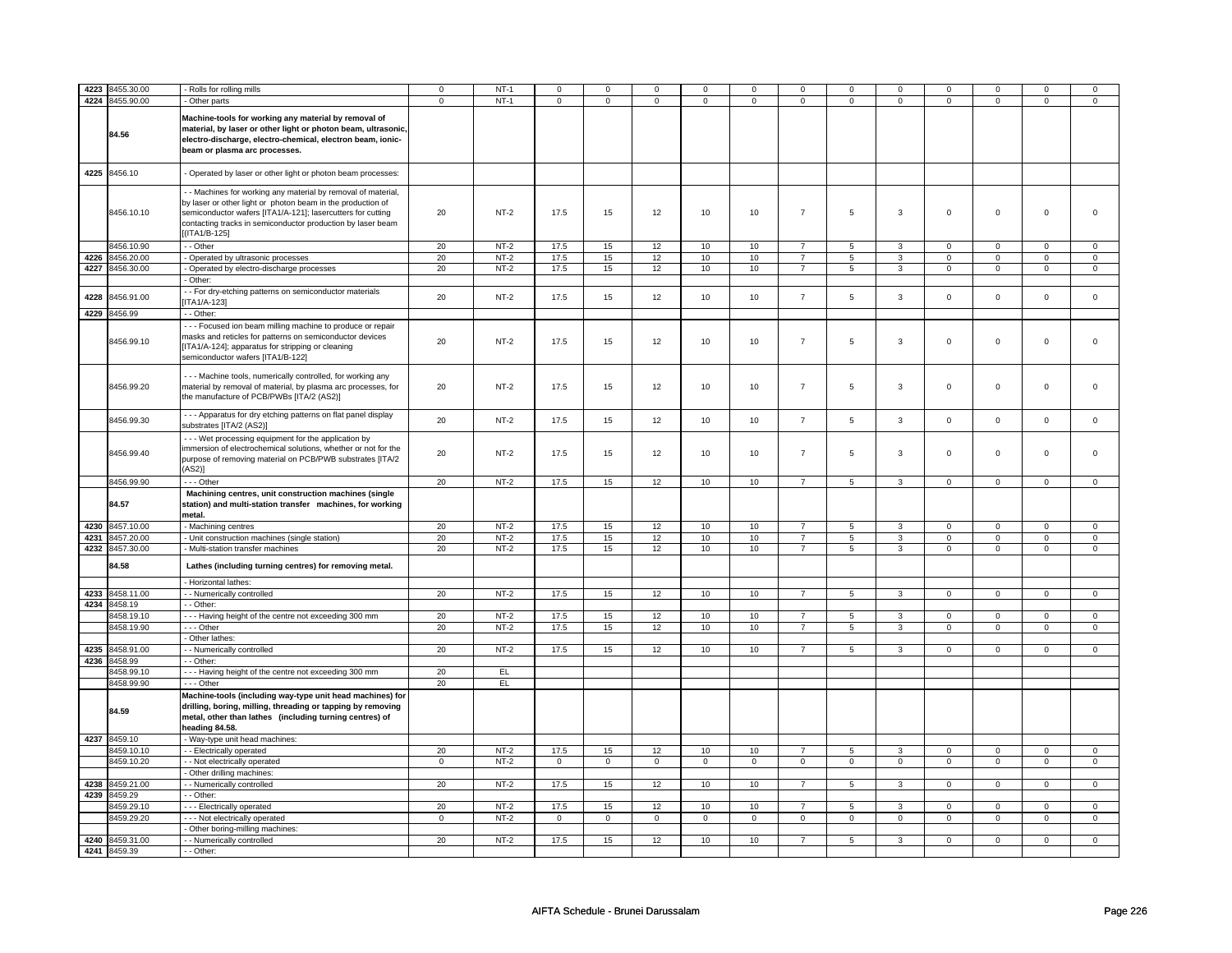| | | | | | | | | | | | | | | | |
|---|---|---|---|---|---|---|---|---|---|---|---|---|---|---|---|
| 4223 | 8455.30.00 | - Rolls for rolling mills | 0 | NT-1 | 0 | 0 | 0 | 0 | 0 | 0 | 0 | 0 | 0 | 0 | 0 | 0 |
| 4224 | 8455.90.00 | - Other parts | 0 | NT-1 | 0 | 0 | 0 | 0 | 0 | 0 | 0 | 0 | 0 | 0 | 0 | 0 |
| | **84.56** | **Machine-tools for working any material by removal of material, by laser or other light or photon beam, ultrasonic, electro-discharge, electro-chemical, electron beam, ionic-beam or plasma arc processes.** | | | | | | | | | | | | | | |
| 4225 | 8456.10 | - Operated by laser or other light or photon beam processes: | | | | | | | | | | | | | | |
| | 8456.10.10 | - - Machines for working any material by removal of material, by laser or other light or photon beam in the production of semiconductor wafers [ITA1/A-121]; lasercutters for cutting contacting tracks in semiconductor production by laser beam [(ITA1/B-125] | 20 | NT-2 | 17.5 | 15 | 12 | 10 | 10 | 7 | 5 | 3 | 0 | 0 | 0 | 0 |
| | 8456.10.90 | - - Other | 20 | NT-2 | 17.5 | 15 | 12 | 10 | 10 | 7 | 5 | 3 | 0 | 0 | 0 | 0 |
| 4226 | 8456.20.00 | - Operated by ultrasonic processes | 20 | NT-2 | 17.5 | 15 | 12 | 10 | 10 | 7 | 5 | 3 | 0 | 0 | 0 | 0 |
| 4227 | 8456.30.00 | - Operated by electro-discharge processes | 20 | NT-2 | 17.5 | 15 | 12 | 10 | 10 | 7 | 5 | 3 | 0 | 0 | 0 | 0 |
| | | - Other: | | | | | | | | | | | | | | |
| 4228 | 8456.91.00 | - - For dry-etching patterns on semiconductor materials [ITA1/A-123] | 20 | NT-2 | 17.5 | 15 | 12 | 10 | 10 | 7 | 5 | 3 | 0 | 0 | 0 | 0 |
| 4229 | 8456.99 | - - Other: | | | | | | | | | | | | | | |
| | 8456.99.10 | - - - Focused ion beam milling machine to produce or repair masks and reticles for patterns on semiconductor devices [ITA1/A-124]; apparatus for stripping or cleaning semiconductor wafers [ITA1/B-122] | 20 | NT-2 | 17.5 | 15 | 12 | 10 | 10 | 7 | 5 | 3 | 0 | 0 | 0 | 0 |
| | 8456.99.20 | - - - Machine tools, numerically controlled, for working any material by removal of material, by plasma arc processes, for the manufacture of PCB/PWBs [ITA/2 (AS2)] | 20 | NT-2 | 17.5 | 15 | 12 | 10 | 10 | 7 | 5 | 3 | 0 | 0 | 0 | 0 |
| | 8456.99.30 | - - - Apparatus for dry etching patterns on flat panel display substrates [ITA/2 (AS2)] | 20 | NT-2 | 17.5 | 15 | 12 | 10 | 10 | 7 | 5 | 3 | 0 | 0 | 0 | 0 |
| | 8456.99.40 | - - - Wet processing equipment for the application by immersion of electrochemical solutions, whether or not for the purpose of removing material on PCB/PWB substrates [ITA/2 (AS2)] | 20 | NT-2 | 17.5 | 15 | 12 | 10 | 10 | 7 | 5 | 3 | 0 | 0 | 0 | 0 |
| | 8456.99.90 | - - - Other | 20 | NT-2 | 17.5 | 15 | 12 | 10 | 10 | 7 | 5 | 3 | 0 | 0 | 0 | 0 |
| | **84.57** | **Machining centres, unit construction machines (single station) and multi-station transfer machines, for working metal.** | | | | | | | | | | | | | | |
| 4230 | 8457.10.00 | - Machining centres | 20 | NT-2 | 17.5 | 15 | 12 | 10 | 10 | 7 | 5 | 3 | 0 | 0 | 0 | 0 |
| 4231 | 8457.20.00 | - Unit construction machines (single station) | 20 | NT-2 | 17.5 | 15 | 12 | 10 | 10 | 7 | 5 | 3 | 0 | 0 | 0 | 0 |
| 4232 | 8457.30.00 | - Multi-station transfer machines | 20 | NT-2 | 17.5 | 15 | 12 | 10 | 10 | 7 | 5 | 3 | 0 | 0 | 0 | 0 |
| | **84.58** | **Lathes (including turning centres) for removing metal.** | | | | | | | | | | | | | | |
| | | - Horizontal lathes: | | | | | | | | | | | | | | |
| 4233 | 8458.11.00 | - - Numerically controlled | 20 | NT-2 | 17.5 | 15 | 12 | 10 | 10 | 7 | 5 | 3 | 0 | 0 | 0 | 0 |
| 4234 | 8458.19 | - - Other: | | | | | | | | | | | | | | |
| | 8458.19.10 | - - - Having height of the centre not exceeding 300 mm | 20 | NT-2 | 17.5 | 15 | 12 | 10 | 10 | 7 | 5 | 3 | 0 | 0 | 0 | 0 |
| | 8458.19.90 | - - - Other | 20 | NT-2 | 17.5 | 15 | 12 | 10 | 10 | 7 | 5 | 3 | 0 | 0 | 0 | 0 |
| | | - Other lathes: | | | | | | | | | | | | | | |
| 4235 | 8458.91.00 | - - Numerically controlled | 20 | NT-2 | 17.5 | 15 | 12 | 10 | 10 | 7 | 5 | 3 | 0 | 0 | 0 | 0 |
| 4236 | 8458.99 | - - Other: | | | | | | | | | | | | | | |
| | 8458.99.10 | - - - Having height of the centre not exceeding 300 mm | 20 | EL | | | | | | | | | | | | |
| | 8458.99.90 | - - - Other | 20 | EL | | | | | | | | | | | | |
| | **84.59** | **Machine-tools (including way-type unit head machines) for drilling, boring, milling, threading or tapping by removing metal, other than lathes (including turning centres) of heading 84.58.** | | | | | | | | | | | | | | |
| 4237 | 8459.10 | - Way-type unit head machines: | | | | | | | | | | | | | | |
| | 8459.10.10 | - - Electrically operated | 20 | NT-2 | 17.5 | 15 | 12 | 10 | 10 | 7 | 5 | 3 | 0 | 0 | 0 | 0 |
| | 8459.10.20 | - - Not electrically operated | 0 | NT-2 | 0 | 0 | 0 | 0 | 0 | 0 | 0 | 0 | 0 | 0 | 0 | 0 |
| | | - Other drilling machines: | | | | | | | | | | | | | | |
| 4238 | 8459.21.00 | - - Numerically controlled | 20 | NT-2 | 17.5 | 15 | 12 | 10 | 10 | 7 | 5 | 3 | 0 | 0 | 0 | 0 |
| 4239 | 8459.29 | - - Other: | | | | | | | | | | | | | | |
| | 8459.29.10 | - - - Electrically operated | 20 | NT-2 | 17.5 | 15 | 12 | 10 | 10 | 7 | 5 | 3 | 0 | 0 | 0 | 0 |
| | 8459.29.20 | - - - Not electrically operated | 0 | NT-2 | 0 | 0 | 0 | 0 | 0 | 0 | 0 | 0 | 0 | 0 | 0 | 0 |
| | | - Other boring-milling machines: | | | | | | | | | | | | | | |
| 4240 | 8459.31.00 | - - Numerically controlled | 20 | NT-2 | 17.5 | 15 | 12 | 10 | 10 | 7 | 5 | 3 | 0 | 0 | 0 | 0 |
| 4241 | 8459.39 | - - Other: | | | | | | | | | | | | | | |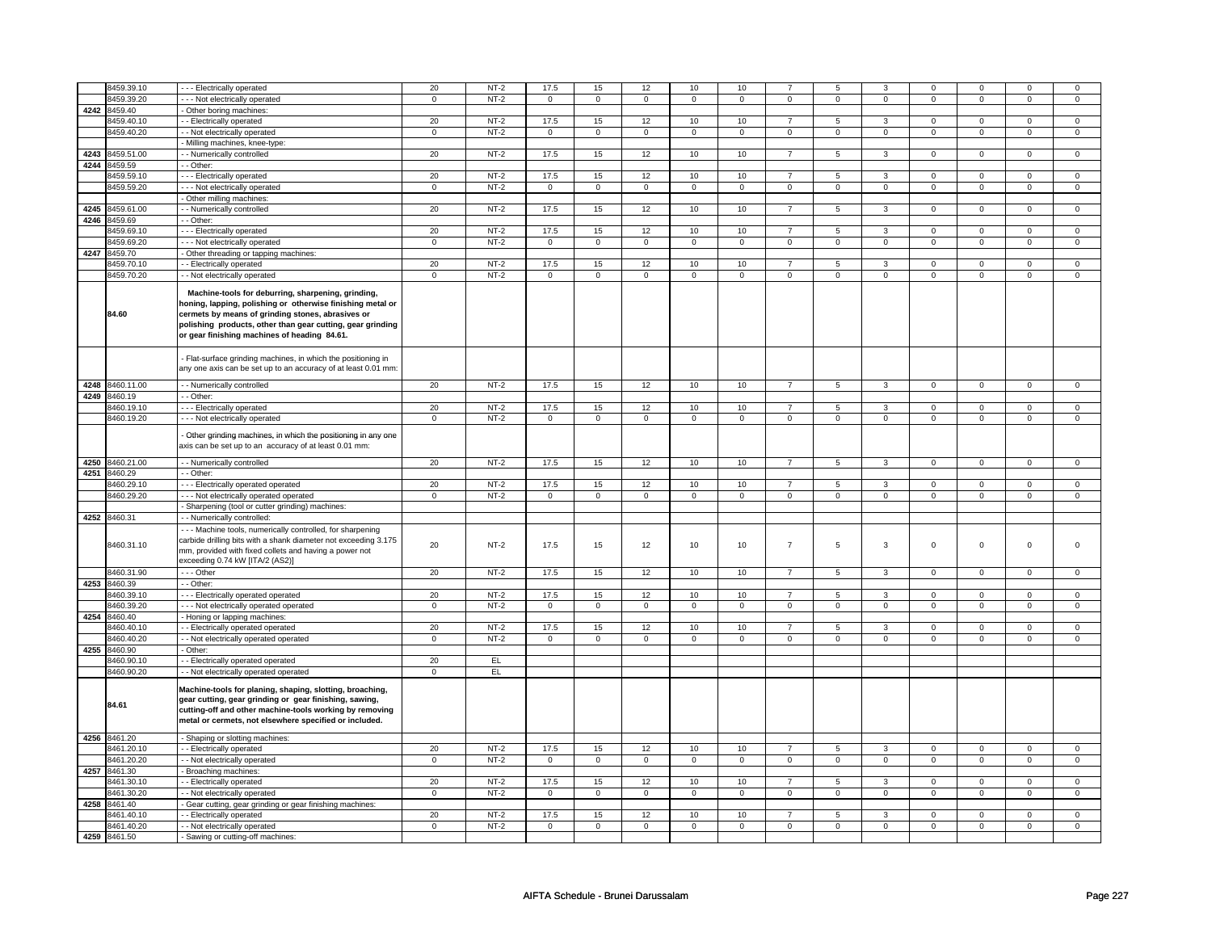| | | | | | | | | | | | | | | | |
|---|---|---|---|---|---|---|---|---|---|---|---|---|---|---|---|
| | 8459.39.10 | - - - Electrically operated | 20 | NT-2 | 17.5 | 15 | 12 | 10 | 10 | 7 | 5 | 3 | 0 | 0 | 0 | 0 |
| | 8459.39.20 | - - - Not electrically operated | 0 | NT-2 | 0 | 0 | 0 | 0 | 0 | 0 | 0 | 0 | 0 | 0 | 0 | 0 |
| 4242 | 8459.40 | - Other boring machines: | | | | | | | | | | | | | | |
| | 8459.40.10 | - - Electrically operated | 20 | NT-2 | 17.5 | 15 | 12 | 10 | 10 | 7 | 5 | 3 | 0 | 0 | 0 | 0 |
| | 8459.40.20 | - - Not electrically operated | 0 | NT-2 | 0 | 0 | 0 | 0 | 0 | 0 | 0 | 0 | 0 | 0 | 0 | 0 |
| | | - Milling machines, knee-type: | | | | | | | | | | | | | | |
| 4243 | 8459.51.00 | - - Numerically controlled | 20 | NT-2 | 17.5 | 15 | 12 | 10 | 10 | 7 | 5 | 3 | 0 | 0 | 0 | 0 |
| 4244 | 8459.59 | - - Other: | | | | | | | | | | | | | | |
| | 8459.59.10 | - - - Electrically operated | 20 | NT-2 | 17.5 | 15 | 12 | 10 | 10 | 7 | 5 | 3 | 0 | 0 | 0 | 0 |
| | 8459.59.20 | - - - Not electrically operated | 0 | NT-2 | 0 | 0 | 0 | 0 | 0 | 0 | 0 | 0 | 0 | 0 | 0 | 0 |
| | | - Other milling machines: | | | | | | | | | | | | | | |
| 4245 | 8459.61.00 | - - Numerically controlled | 20 | NT-2 | 17.5 | 15 | 12 | 10 | 10 | 7 | 5 | 3 | 0 | 0 | 0 | 0 |
| 4246 | 8459.69 | - - Other: | | | | | | | | | | | | | | |
| | 8459.69.10 | - - - Electrically operated | 20 | NT-2 | 17.5 | 15 | 12 | 10 | 10 | 7 | 5 | 3 | 0 | 0 | 0 | 0 |
| | 8459.69.20 | - - - Not electrically operated | 0 | NT-2 | 0 | 0 | 0 | 0 | 0 | 0 | 0 | 0 | 0 | 0 | 0 | 0 |
| 4247 | 8459.70 | - Other threading or tapping machines: | | | | | | | | | | | | | | |
| | 8459.70.10 | - - Electrically operated | 20 | NT-2 | 17.5 | 15 | 12 | 10 | 10 | 7 | 5 | 3 | 0 | 0 | 0 | 0 |
| | 8459.70.20 | - - Not electrically operated | 0 | NT-2 | 0 | 0 | 0 | 0 | 0 | 0 | 0 | 0 | 0 | 0 | 0 | 0 |
| | **84.60** | **Machine-tools for deburring, sharpening, grinding, honing, lapping, polishing or otherwise finishing metal or cermets by means of grinding stones, abrasives or polishing products, other than gear cutting, gear grinding or gear finishing machines of heading 84.61.** | | | | | | | | | | | | | | |
| | | - Flat-surface grinding machines, in which the positioning in any one axis can be set up to an accuracy of at least 0.01 mm: | | | | | | | | | | | | | | |
| 4248 | 8460.11.00 | - - Numerically controlled | 20 | NT-2 | 17.5 | 15 | 12 | 10 | 10 | 7 | 5 | 3 | 0 | 0 | 0 | 0 |
| 4249 | 8460.19 | - - Other: | | | | | | | | | | | | | | |
| | 8460.19.10 | - - - Electrically operated | 20 | NT-2 | 17.5 | 15 | 12 | 10 | 10 | 7 | 5 | 3 | 0 | 0 | 0 | 0 |
| | 8460.19.20 | - - - Not electrically operated | 0 | NT-2 | 0 | 0 | 0 | 0 | 0 | 0 | 0 | 0 | 0 | 0 | 0 | 0 |
| | | - Other grinding machines, in which the positioning in any one axis can be set up to an accuracy of at least 0.01 mm: | | | | | | | | | | | | | | |
| 4250 | 8460.21.00 | - - Numerically controlled | 20 | NT-2 | 17.5 | 15 | 12 | 10 | 10 | 7 | 5 | 3 | 0 | 0 | 0 | 0 |
| 4251 | 8460.29 | - - Other: | | | | | | | | | | | | | | |
| | 8460.29.10 | - - - Electrically operated operated | 20 | NT-2 | 17.5 | 15 | 12 | 10 | 10 | 7 | 5 | 3 | 0 | 0 | 0 | 0 |
| | 8460.29.20 | - - - Not electrically operated operated | 0 | NT-2 | 0 | 0 | 0 | 0 | 0 | 0 | 0 | 0 | 0 | 0 | 0 | 0 |
| | | - Sharpening (tool or cutter grinding) machines: | | | | | | | | | | | | | | |
| 4252 | 8460.31 | - - Numerically controlled: | | | | | | | | | | | | | | |
| | 8460.31.10 | - - - Machine tools, numerically controlled, for sharpening carbide drilling bits with a shank diameter not exceeding 3.175 mm, provided with fixed collets and having a power not exceeding 0.74 kW [ITA/2 (AS2)] | 20 | NT-2 | 17.5 | 15 | 12 | 10 | 10 | 7 | 5 | 3 | 0 | 0 | 0 | 0 |
| | 8460.31.90 | - - - Other | 20 | NT-2 | 17.5 | 15 | 12 | 10 | 10 | 7 | 5 | 3 | 0 | 0 | 0 | 0 |
| 4253 | 8460.39 | - - Other: | | | | | | | | | | | | | | |
| | 8460.39.10 | - - - Electrically operated operated | 20 | NT-2 | 17.5 | 15 | 12 | 10 | 10 | 7 | 5 | 3 | 0 | 0 | 0 | 0 |
| | 8460.39.20 | - - - Not electrically operated operated | 0 | NT-2 | 0 | 0 | 0 | 0 | 0 | 0 | 0 | 0 | 0 | 0 | 0 | 0 |
| 4254 | 8460.40 | - Honing or lapping machines: | | | | | | | | | | | | | | |
| | 8460.40.10 | - - Electrically operated operated | 20 | NT-2 | 17.5 | 15 | 12 | 10 | 10 | 7 | 5 | 3 | 0 | 0 | 0 | 0 |
| | 8460.40.20 | - - Not electrically operated operated | 0 | NT-2 | 0 | 0 | 0 | 0 | 0 | 0 | 0 | 0 | 0 | 0 | 0 | 0 |
| 4255 | 8460.90 | - Other: | | | | | | | | | | | | | | |
| | 8460.90.10 | - - Electrically operated operated | 20 | EL | | | | | | | | | | | | |
| | 8460.90.20 | - - Not electrically operated operated | 0 | EL | | | | | | | | | | | | |
| | **84.61** | **Machine-tools for planing, shaping, slotting, broaching, gear cutting, gear grinding or gear finishing, sawing, cutting-off and other machine-tools working by removing metal or cermets, not elsewhere specified or included.** | | | | | | | | | | | | | | |
| 4256 | 8461.20 | - Shaping or slotting machines: | | | | | | | | | | | | | | |
| | 8461.20.10 | - - Electrically operated | 20 | NT-2 | 17.5 | 15 | 12 | 10 | 10 | 7 | 5 | 3 | 0 | 0 | 0 | 0 |
| | 8461.20.20 | - - Not electrically operated | 0 | NT-2 | 0 | 0 | 0 | 0 | 0 | 0 | 0 | 0 | 0 | 0 | 0 | 0 |
| 4257 | 8461.30 | - Broaching machines: | | | | | | | | | | | | | | |
| | 8461.30.10 | - - Electrically operated | 20 | NT-2 | 17.5 | 15 | 12 | 10 | 10 | 7 | 5 | 3 | 0 | 0 | 0 | 0 |
| | 8461.30.20 | - - Not electrically operated | 0 | NT-2 | 0 | 0 | 0 | 0 | 0 | 0 | 0 | 0 | 0 | 0 | 0 | 0 |
| 4258 | 8461.40 | - Gear cutting, gear grinding or gear finishing machines: | | | | | | | | | | | | | | |
| | 8461.40.10 | - - Electrically operated | 20 | NT-2 | 17.5 | 15 | 12 | 10 | 10 | 7 | 5 | 3 | 0 | 0 | 0 | 0 |
| | 8461.40.20 | - - Not electrically operated | 0 | NT-2 | 0 | 0 | 0 | 0 | 0 | 0 | 0 | 0 | 0 | 0 | 0 | 0 |
| 4259 | 8461.50 | - Sawing or cutting-off machines: | | | | | | | | | | | | | | |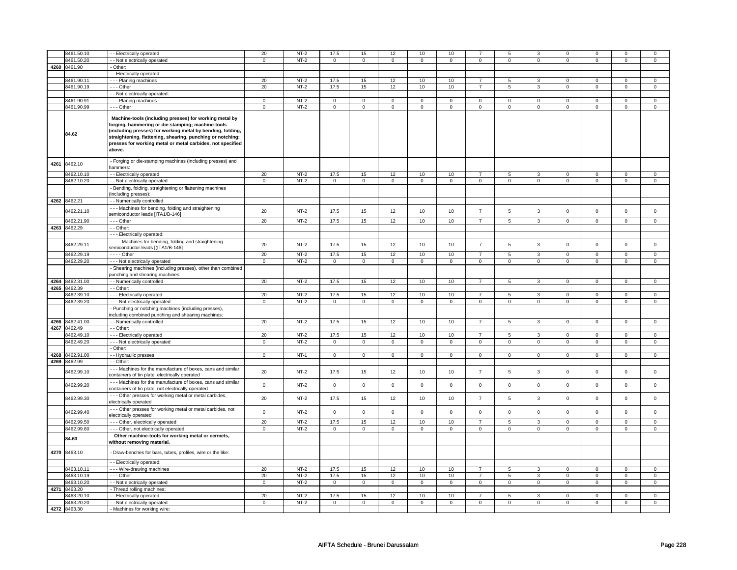| | | | | | | | | | | | | | | | |
|---|---|---|---|---|---|---|---|---|---|---|---|---|---|---|---|
| | 8461.50.10 | - - Electrically operated | 20 | NT-2 | 17.5 | 15 | 12 | 10 | 10 | 7 | 5 | 3 | 0 | 0 | 0 | 0 |
| | 8461.50.20 | - - Not electrically operated | 0 | NT-2 | 0 | 0 | 0 | 0 | 0 | 0 | 0 | 0 | 0 | 0 | 0 | 0 |
| 4260 | 8461.90 | - Other: | | | | | | | | | | | | | | |
| | | - - Electrically operated: | | | | | | | | | | | | | | |
| | 8461.90.11 | - - - Planing machines | 20 | NT-2 | 17.5 | 15 | 12 | 10 | 10 | 7 | 5 | 3 | 0 | 0 | 0 | 0 |
| | 8461.90.19 | - - - Other | 20 | NT-2 | 17.5 | 15 | 12 | 10 | 10 | 7 | 5 | 3 | 0 | 0 | 0 | 0 |
| | | - - Not electrically operated: | | | | | | | | | | | | | | |
| | 8461.90.91 | - - - Planing machines | 0 | NT-2 | 0 | 0 | 0 | 0 | 0 | 0 | 0 | 0 | 0 | 0 | 0 | 0 |
| | 8461.90.99 | - - - Other | 0 | NT-2 | 0 | 0 | 0 | 0 | 0 | 0 | 0 | 0 | 0 | 0 | 0 | 0 |
| | **84.62** | **Machine-tools (including presses) for working metal by forging, hammering or die-stamping; machine-tools (including presses) for working metal by bending, folding, straightening, flattening, shearing, punching or notching; presses for working metal or metal carbides, not specified above.** | | | | | | | | | | | | | | |
| 4261 | 8462.10 | - Forging or die-stamping machines (including presses) and hammers: | | | | | | | | | | | | | | |
| | 8462.10.10 | - - Electrically operated | 20 | NT-2 | 17.5 | 15 | 12 | 10 | 10 | 7 | 5 | 3 | 0 | 0 | 0 | 0 |
| | 8462.10.20 | - - Not electrically operated | 0 | NT-2 | 0 | 0 | 0 | 0 | 0 | 0 | 0 | 0 | 0 | 0 | 0 | 0 |
| | | - Bending, folding, straightening or flattening machines (including presses): | | | | | | | | | | | | | | |
| 4262 | 8462.21 | - - Numerically controlled: | | | | | | | | | | | | | | |
| | 8462.21.10 | - - - Machines for bending, folding and straightening semiconductor leads [ITA1/B-146] | 20 | NT-2 | 17.5 | 15 | 12 | 10 | 10 | 7 | 5 | 3 | 0 | 0 | 0 | 0 |
| | 8462.21.90 | - - - Other | 20 | NT-2 | 17.5 | 15 | 12 | 10 | 10 | 7 | 5 | 3 | 0 | 0 | 0 | 0 |
| 4263 | 8462.29 | - - Other: | | | | | | | | | | | | | | |
| | | - - - Electrically operated: | | | | | | | | | | | | | | |
| | 8462.29.11 | - - - - Machines for bending, folding and straightening semiconductor leads [(ITA1/B-146] | 20 | NT-2 | 17.5 | 15 | 12 | 10 | 10 | 7 | 5 | 3 | 0 | 0 | 0 | 0 |
| | 8462.29.19 | - - - - Other | 20 | NT-2 | 17.5 | 15 | 12 | 10 | 10 | 7 | 5 | 3 | 0 | 0 | 0 | 0 |
| | 8462.29.20 | - - - Not electrically operated | 0 | NT-2 | 0 | 0 | 0 | 0 | 0 | 0 | 0 | 0 | 0 | 0 | 0 | 0 |
| | | - Shearing machines (including presses), other than combined punching and shearing machines: | | | | | | | | | | | | | | |
| 4264 | 8462.31.00 | - - Numerically controlled | 20 | NT-2 | 17.5 | 15 | 12 | 10 | 10 | 7 | 5 | 3 | 0 | 0 | 0 | 0 |
| 4265 | 8462.39 | - - Other: | | | | | | | | | | | | | | |
| | 8462.39.10 | - - - Electrically operated | 20 | NT-2 | 17.5 | 15 | 12 | 10 | 10 | 7 | 5 | 3 | 0 | 0 | 0 | 0 |
| | 8462.39.20 | - - - Not electrically operated | 0 | NT-2 | 0 | 0 | 0 | 0 | 0 | 0 | 0 | 0 | 0 | 0 | 0 | 0 |
| | | - Punching or notching machines (including presses), including combined punching and shearing machines: | | | | | | | | | | | | | | |
| 4266 | 8462.41.00 | - - Numerically controlled | 20 | NT-2 | 17.5 | 15 | 12 | 10 | 10 | 7 | 5 | 3 | 0 | 0 | 0 | 0 |
| 4267 | 8462.49 | - - Other: | | | | | | | | | | | | | | |
| | 8462.49.10 | - - - Electrically operated | 20 | NT-2 | 17.5 | 15 | 12 | 10 | 10 | 7 | 5 | 3 | 0 | 0 | 0 | 0 |
| | 8462.49.20 | - - - Not electrically operated | 0 | NT-2 | 0 | 0 | 0 | 0 | 0 | 0 | 0 | 0 | 0 | 0 | 0 | 0 |
| | | - Other: | | | | | | | | | | | | | | |
| 4268 | 8462.91.00 | - - Hydraulic presses | 0 | NT-1 | 0 | 0 | 0 | 0 | 0 | 0 | 0 | 0 | 0 | 0 | 0 | 0 |
| 4269 | 8462.99 | - - Other: | | | | | | | | | | | | | | |
| | 8462.99.10 | - - - Machines for the manufacture of boxes, cans and similar containers of tin plate, electrically operated | 20 | NT-2 | 17.5 | 15 | 12 | 10 | 10 | 7 | 5 | 3 | 0 | 0 | 0 | 0 |
| | 8462.99.20 | - - - Machines for the manufacture of boxes, cans and similar containers of tin plate, not electrically operated | 0 | NT-2 | 0 | 0 | 0 | 0 | 0 | 0 | 0 | 0 | 0 | 0 | 0 | 0 |
| | 8462.99.30 | - - - Other presses for working metal or metal carbides, electrically operated | 20 | NT-2 | 17.5 | 15 | 12 | 10 | 10 | 7 | 5 | 3 | 0 | 0 | 0 | 0 |
| | 8462.99.40 | - - - Other presses for working metal or metal carbides, not electrically operated | 0 | NT-2 | 0 | 0 | 0 | 0 | 0 | 0 | 0 | 0 | 0 | 0 | 0 | 0 |
| | 8462.99.50 | - - - Other, electrically operated | 20 | NT-2 | 17.5 | 15 | 12 | 10 | 10 | 7 | 5 | 3 | 0 | 0 | 0 | 0 |
| | 8462.99.60 | - - - Other, not electrically operated | 0 | NT-2 | 0 | 0 | 0 | 0 | 0 | 0 | 0 | 0 | 0 | 0 | 0 | 0 |
| | **84.63** | **Other machine-tools for working metal or cermets, without removing material.** | | | | | | | | | | | | | | |
| 4270 | 8463.10 | - Draw-benches for bars, tubes, profiles, wire or the like: | | | | | | | | | | | | | | |
| | | - - Electrically operated: | | | | | | | | | | | | | | |
| | 8463.10.11 | - - - Wire-drawing machines | 20 | NT-2 | 17.5 | 15 | 12 | 10 | 10 | 7 | 5 | 3 | 0 | 0 | 0 | 0 |
| | 8463.10.19 | - - - Other | 20 | NT-2 | 17.5 | 15 | 12 | 10 | 10 | 7 | 5 | 3 | 0 | 0 | 0 | 0 |
| | 8463.10.20 | - - Not electrically operated | 0 | NT-2 | 0 | 0 | 0 | 0 | 0 | 0 | 0 | 0 | 0 | 0 | 0 | 0 |
| 4271 | 8463.20 | - Thread rolling machines: | | | | | | | | | | | | | | |
| | 8463.20.10 | - - Electrically operated | 20 | NT-2 | 17.5 | 15 | 12 | 10 | 10 | 7 | 5 | 3 | 0 | 0 | 0 | 0 |
| | 8463.20.20 | - - Not electrically operated | 0 | NT-2 | 0 | 0 | 0 | 0 | 0 | 0 | 0 | 0 | 0 | 0 | 0 | 0 |
| 4272 | 8463.30 | - Machines for working wire: | | | | | | | | | | | | | | |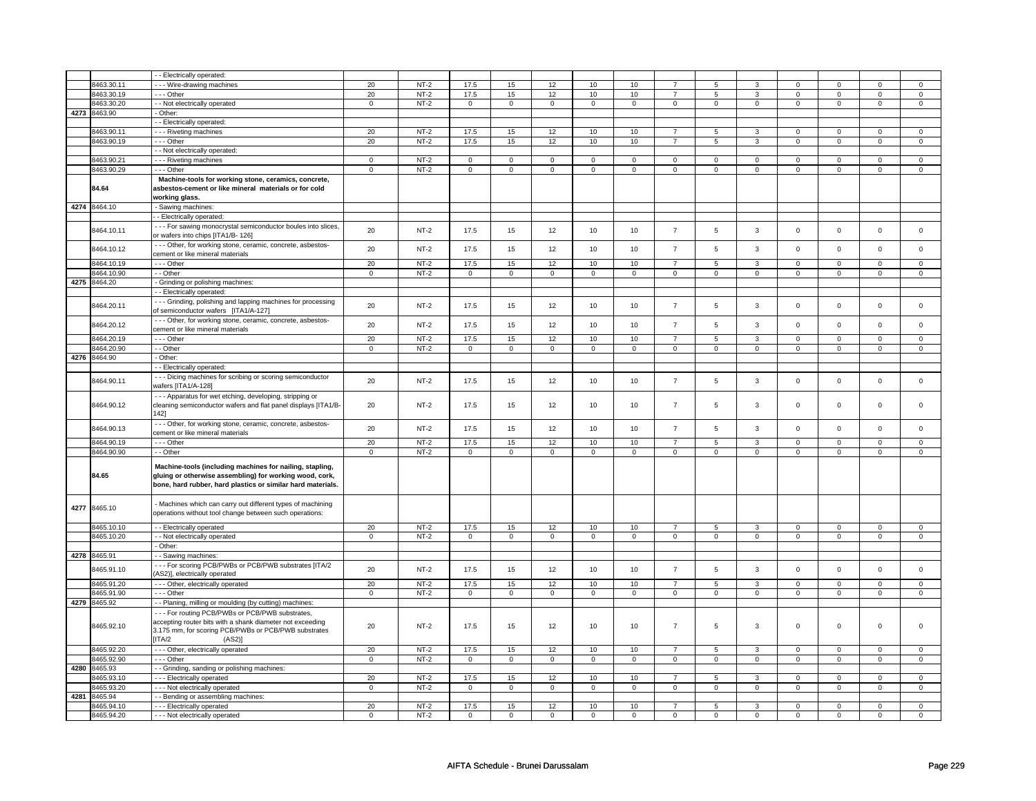| | | | | | | | | | | | | | | | | |
|---|---|---|---|---|---|---|---|---|---|---|---|---|---|---|---|---|
| | | - - Electrically operated: | | | | | | | | | | | | | | |
| | 8463.30.11 | - - - Wire-drawing machines | 20 | NT-2 | 17.5 | 15 | 12 | 10 | 10 | 7 | 5 | 3 | 0 | 0 | 0 | 0 |
| | 8463.30.19 | - - - Other | 20 | NT-2 | 17.5 | 15 | 12 | 10 | 10 | 7 | 5 | 3 | 0 | 0 | 0 | 0 |
| | 8463.30.20 | - - Not electrically operated | 0 | NT-2 | 0 | 0 | 0 | 0 | 0 | 0 | 0 | 0 | 0 | 0 | 0 | 0 |
| 4273 | 8463.90 | - Other: | | | | | | | | | | | | | | |
| | | - - Electrically operated: | | | | | | | | | | | | | | |
| | 8463.90.11 | - - - Riveting machines | 20 | NT-2 | 17.5 | 15 | 12 | 10 | 10 | 7 | 5 | 3 | 0 | 0 | 0 | 0 |
| | 8463.90.19 | - - - Other | 20 | NT-2 | 17.5 | 15 | 12 | 10 | 10 | 7 | 5 | 3 | 0 | 0 | 0 | 0 |
| | | - - Not electrically operated: | | | | | | | | | | | | | | |
| | 8463.90.21 | - - - Riveting machines | 0 | NT-2 | 0 | 0 | 0 | 0 | 0 | 0 | 0 | 0 | 0 | 0 | 0 | 0 |
| | 8463.90.29 | - - - Other | 0 | NT-2 | 0 | 0 | 0 | 0 | 0 | 0 | 0 | 0 | 0 | 0 | 0 | 0 |
| | **84.64** | **Machine-tools for working stone, ceramics, concrete, asbestos-cement or like mineral materials or for cold working glass.** | | | | | | | | | | | | | | |
| 4274 | 8464.10 | - Sawing machines: | | | | | | | | | | | | | | |
| | | - - Electrically operated: | | | | | | | | | | | | | | |
| | 8464.10.11 | - - - For sawing monocrystal semiconductor boules into slices, or wafers into chips [ITA1/B- 126] | 20 | NT-2 | 17.5 | 15 | 12 | 10 | 10 | 7 | 5 | 3 | 0 | 0 | 0 | 0 |
| | 8464.10.12 | - - - Other, for working stone, ceramic, concrete, asbestos-cement or like mineral materials | 20 | NT-2 | 17.5 | 15 | 12 | 10 | 10 | 7 | 5 | 3 | 0 | 0 | 0 | 0 |
| | 8464.10.19 | - - - Other | 20 | NT-2 | 17.5 | 15 | 12 | 10 | 10 | 7 | 5 | 3 | 0 | 0 | 0 | 0 |
| | 8464.10.90 | - - Other | 0 | NT-2 | 0 | 0 | 0 | 0 | 0 | 0 | 0 | 0 | 0 | 0 | 0 | 0 |
| 4275 | 8464.20 | - Grinding or polishing machines: | | | | | | | | | | | | | | |
| | | - - Electrically operated: | | | | | | | | | | | | | | |
| | 8464.20.11 | - - - Grinding, polishing and lapping machines for processing of semiconductor wafers [ITA1/A-127] | 20 | NT-2 | 17.5 | 15 | 12 | 10 | 10 | 7 | 5 | 3 | 0 | 0 | 0 | 0 |
| | 8464.20.12 | - - - Other, for working stone, ceramic, concrete, asbestos-cement or like mineral materials | 20 | NT-2 | 17.5 | 15 | 12 | 10 | 10 | 7 | 5 | 3 | 0 | 0 | 0 | 0 |
| | 8464.20.19 | - - - Other | 20 | NT-2 | 17.5 | 15 | 12 | 10 | 10 | 7 | 5 | 3 | 0 | 0 | 0 | 0 |
| | 8464.20.90 | - - Other | 0 | NT-2 | 0 | 0 | 0 | 0 | 0 | 0 | 0 | 0 | 0 | 0 | 0 | 0 |
| 4276 | 8464.90 | - Other: | | | | | | | | | | | | | | |
| | | - - Electrically operated: | | | | | | | | | | | | | | |
| | 8464.90.11 | - - - Dicing machines for scribing or scoring semiconductor wafers [ITA1/A-128] | 20 | NT-2 | 17.5 | 15 | 12 | 10 | 10 | 7 | 5 | 3 | 0 | 0 | 0 | 0 |
| | 8464.90.12 | - - - Apparatus for wet etching, developing, stripping or cleaning semiconductor wafers and flat panel displays [ITA1/B-142] | 20 | NT-2 | 17.5 | 15 | 12 | 10 | 10 | 7 | 5 | 3 | 0 | 0 | 0 | 0 |
| | 8464.90.13 | - - - Other, for working stone, ceramic, concrete, asbestos-cement or like mineral materials | 20 | NT-2 | 17.5 | 15 | 12 | 10 | 10 | 7 | 5 | 3 | 0 | 0 | 0 | 0 |
| | 8464.90.19 | - - - Other | 20 | NT-2 | 17.5 | 15 | 12 | 10 | 10 | 7 | 5 | 3 | 0 | 0 | 0 | 0 |
| | 8464.90.90 | - - Other | 0 | NT-2 | 0 | 0 | 0 | 0 | 0 | 0 | 0 | 0 | 0 | 0 | 0 | 0 |
| | **84.65** | **Machine-tools (including machines for nailing, stapling, gluing or otherwise assembling) for working wood, cork, bone, hard rubber, hard plastics or similar hard materials.** | | | | | | | | | | | | | | |
| 4277 | 8465.10 | - Machines which can carry out different types of machining operations without tool change between such operations: | | | | | | | | | | | | | | |
| | 8465.10.10 | - - Electrically operated | 20 | NT-2 | 17.5 | 15 | 12 | 10 | 10 | 7 | 5 | 3 | 0 | 0 | 0 | 0 |
| | 8465.10.20 | - - Not electrically operated | 0 | NT-2 | 0 | 0 | 0 | 0 | 0 | 0 | 0 | 0 | 0 | 0 | 0 | 0 |
| | | - Other: | | | | | | | | | | | | | | |
| 4278 | 8465.91 | - - Sawing machines: | | | | | | | | | | | | | | |
| | 8465.91.10 | - - - For scoring PCB/PWBs or PCB/PWB substrates [ITA/2 (AS2)], electrically operated | 20 | NT-2 | 17.5 | 15 | 12 | 10 | 10 | 7 | 5 | 3 | 0 | 0 | 0 | 0 |
| | 8465.91.20 | - - - Other, electrically operated | 20 | NT-2 | 17.5 | 15 | 12 | 10 | 10 | 7 | 5 | 3 | 0 | 0 | 0 | 0 |
| | 8465.91.90 | - - - Other | 0 | NT-2 | 0 | 0 | 0 | 0 | 0 | 0 | 0 | 0 | 0 | 0 | 0 | 0 |
| 4279 | 8465.92 | - - Planing, milling or moulding (by cutting) machines: | | | | | | | | | | | | | | |
| | 8465.92.10 | - - - For routing PCB/PWBs or PCB/PWB substrates, accepting router bits with a shank diameter not exceeding 3.175 mm, for scoring PCB/PWBs or PCB/PWB substrates [ITA/2 (AS2)] | 20 | NT-2 | 17.5 | 15 | 12 | 10 | 10 | 7 | 5 | 3 | 0 | 0 | 0 | 0 |
| | 8465.92.20 | - - - Other, electrically operated | 20 | NT-2 | 17.5 | 15 | 12 | 10 | 10 | 7 | 5 | 3 | 0 | 0 | 0 | 0 |
| | 8465.92.90 | - - - Other | 0 | NT-2 | 0 | 0 | 0 | 0 | 0 | 0 | 0 | 0 | 0 | 0 | 0 | 0 |
| 4280 | 8465.93 | - - Grinding, sanding or polishing machines: | | | | | | | | | | | | | | |
| | 8465.93.10 | - - - Electrically operated | 20 | NT-2 | 17.5 | 15 | 12 | 10 | 10 | 7 | 5 | 3 | 0 | 0 | 0 | 0 |
| | 8465.93.20 | - - - Not electrically operated | 0 | NT-2 | 0 | 0 | 0 | 0 | 0 | 0 | 0 | 0 | 0 | 0 | 0 | 0 |
| 4281 | 8465.94 | - - Bending or assembling machines: | | | | | | | | | | | | | | |
| | 8465.94.10 | - - - Electrically operated | 20 | NT-2 | 17.5 | 15 | 12 | 10 | 10 | 7 | 5 | 3 | 0 | 0 | 0 | 0 |
| | 8465.94.20 | - - - Not electrically operated | 0 | NT-2 | 0 | 0 | 0 | 0 | 0 | 0 | 0 | 0 | 0 | 0 | 0 | 0 |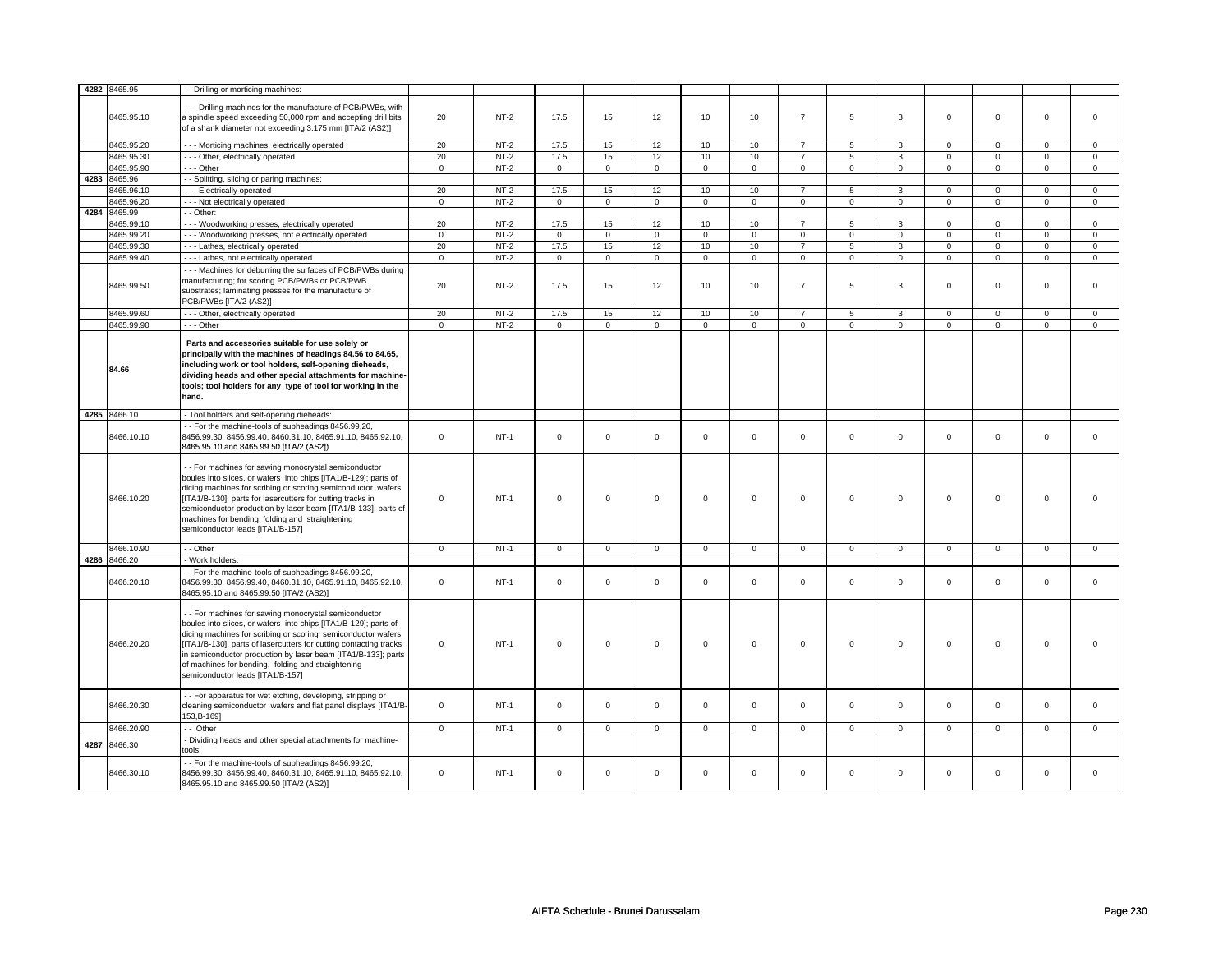| | | | | | | | | | | | | | | | | |
|---|---|---|---|---|---|---|---|---|---|---|---|---|---|---|---|---|
| 4282 | 8465.95 | - - Drilling or morticing machines: | | | | | | | | | | | | | | |
| | 8465.95.10 | - - - Drilling machines for the manufacture of PCB/PWBs, with a spindle speed exceeding 50,000 rpm and accepting drill bits of a shank diameter not exceeding 3.175 mm [ITA/2 (AS2)] | 20 | NT-2 | 17.5 | 15 | 12 | 10 | 10 | 7 | 5 | 3 | 0 | 0 | 0 | 0 |
| | 8465.95.20 | - - - Morticing machines, electrically operated | 20 | NT-2 | 17.5 | 15 | 12 | 10 | 10 | 7 | 5 | 3 | 0 | 0 | 0 | 0 |
| | 8465.95.30 | - - - Other, electrically operated | 20 | NT-2 | 17.5 | 15 | 12 | 10 | 10 | 7 | 5 | 3 | 0 | 0 | 0 | 0 |
| | 8465.95.90 | - - - Other | 0 | NT-2 | 0 | 0 | 0 | 0 | 0 | 0 | 0 | 0 | 0 | 0 | 0 | 0 |
| 4283 | 8465.96 | - - Splitting, slicing or paring machines: | | | | | | | | | | | | | | |
| | 8465.96.10 | - - - Electrically operated | 20 | NT-2 | 17.5 | 15 | 12 | 10 | 10 | 7 | 5 | 3 | 0 | 0 | 0 | 0 |
| | 8465.96.20 | - - - Not electrically operated | 0 | NT-2 | 0 | 0 | 0 | 0 | 0 | 0 | 0 | 0 | 0 | 0 | 0 | 0 |
| 4284 | 8465.99 | - - Other: | | | | | | | | | | | | | | |
| | 8465.99.10 | - - - Woodworking presses, electrically operated | 20 | NT-2 | 17.5 | 15 | 12 | 10 | 10 | 7 | 5 | 3 | 0 | 0 | 0 | 0 |
| | 8465.99.20 | - - - Woodworking presses, not electrically operated | 0 | NT-2 | 0 | 0 | 0 | 0 | 0 | 0 | 0 | 0 | 0 | 0 | 0 | 0 |
| | 8465.99.30 | - - - Lathes, electrically operated | 20 | NT-2 | 17.5 | 15 | 12 | 10 | 10 | 7 | 5 | 3 | 0 | 0 | 0 | 0 |
| | 8465.99.40 | - - - Lathes, not electrically operated | 0 | NT-2 | 0 | 0 | 0 | 0 | 0 | 0 | 0 | 0 | 0 | 0 | 0 | 0 |
| | 8465.99.50 | - - - Machines for deburring the surfaces of PCB/PWBs during manufacturing; for scoring PCB/PWBs or PCB/PWB substrates; laminating presses for the manufacture of PCB/PWBs [ITA/2 (AS2)] | 20 | NT-2 | 17.5 | 15 | 12 | 10 | 10 | 7 | 5 | 3 | 0 | 0 | 0 | 0 |
| | 8465.99.60 | - - - Other, electrically operated | 20 | NT-2 | 17.5 | 15 | 12 | 10 | 10 | 7 | 5 | 3 | 0 | 0 | 0 | 0 |
| | 8465.99.90 | - - - Other | 0 | NT-2 | 0 | 0 | 0 | 0 | 0 | 0 | 0 | 0 | 0 | 0 | 0 | 0 |
| | **84.66** | **Parts and accessories suitable for use solely or principally with the machines of headings 84.56 to 84.65, including work or tool holders, self-opening dieheads, dividing heads and other special attachments for machine-tools; tool holders for any type of tool for working in the hand.** | | | | | | | | | | | | | | |
| 4285 | 8466.10 | - Tool holders and self-opening dieheads: | | | | | | | | | | | | | | |
| | 8466.10.10 | - - For the machine-tools of subheadings 8456.99.20, 8456.99.30, 8456.99.40, 8460.31.10, 8465.91.10, 8465.92.10, 8465.95.10 and 8465.99.50 [ITA/2 (AS2]) | 0 | NT-1 | 0 | 0 | 0 | 0 | 0 | 0 | 0 | 0 | 0 | 0 | 0 | 0 |
| | 8466.10.20 | - - For machines for sawing monocrystal semiconductor boules into slices, or wafers into chips [ITA1/B-129]; parts of dicing machines for scribing or scoring semiconductor wafers [ITA1/B-130]; parts for lasercutters for cutting tracks in semiconductor production by laser beam [ITA1/B-133]; parts of machines for bending, folding and straightening semiconductor leads [ITA1/B-157] | 0 | NT-1 | 0 | 0 | 0 | 0 | 0 | 0 | 0 | 0 | 0 | 0 | 0 | 0 |
| | 8466.10.90 | - - Other | 0 | NT-1 | 0 | 0 | 0 | 0 | 0 | 0 | 0 | 0 | 0 | 0 | 0 | 0 |
| 4286 | 8466.20 | - Work holders: | | | | | | | | | | | | | | |
| | 8466.20.10 | - - For the machine-tools of subheadings 8456.99.20, 8456.99.30, 8456.99.40, 8460.31.10, 8465.91.10, 8465.92.10, 8465.95.10 and 8465.99.50 [ITA/2 (AS2)] | 0 | NT-1 | 0 | 0 | 0 | 0 | 0 | 0 | 0 | 0 | 0 | 0 | 0 | 0 |
| | 8466.20.20 | - - For machines for sawing monocrystal semiconductor boules into slices, or wafers into chips [ITA1/B-129]; parts of dicing machines for scribing or scoring semiconductor wafers [ITA1/B-130]; parts of lasercutters for cutting contacting tracks in semiconductor production by laser beam [ITA1/B-133]; parts of machines for bending, folding and straightening semiconductor leads [ITA1/B-157] | 0 | NT-1 | 0 | 0 | 0 | 0 | 0 | 0 | 0 | 0 | 0 | 0 | 0 | 0 |
| | 8466.20.30 | - - For apparatus for wet etching, developing, stripping or cleaning semiconductor wafers and flat panel displays [ITA1/B-153,B-169] | 0 | NT-1 | 0 | 0 | 0 | 0 | 0 | 0 | 0 | 0 | 0 | 0 | 0 | 0 |
| | 8466.20.90 | - - Other | 0 | NT-1 | 0 | 0 | 0 | 0 | 0 | 0 | 0 | 0 | 0 | 0 | 0 | 0 |
| 4287 | 8466.30 | - Dividing heads and other special attachments for machine-tools: | | | | | | | | | | | | | | |
| | 8466.30.10 | - - For the machine-tools of subheadings 8456.99.20, 8456.99.30, 8456.99.40, 8460.31.10, 8465.91.10, 8465.92.10, 8465.95.10 and 8465.99.50 [ITA/2 (AS2)] | 0 | NT-1 | 0 | 0 | 0 | 0 | 0 | 0 | 0 | 0 | 0 | 0 | 0 | 0 |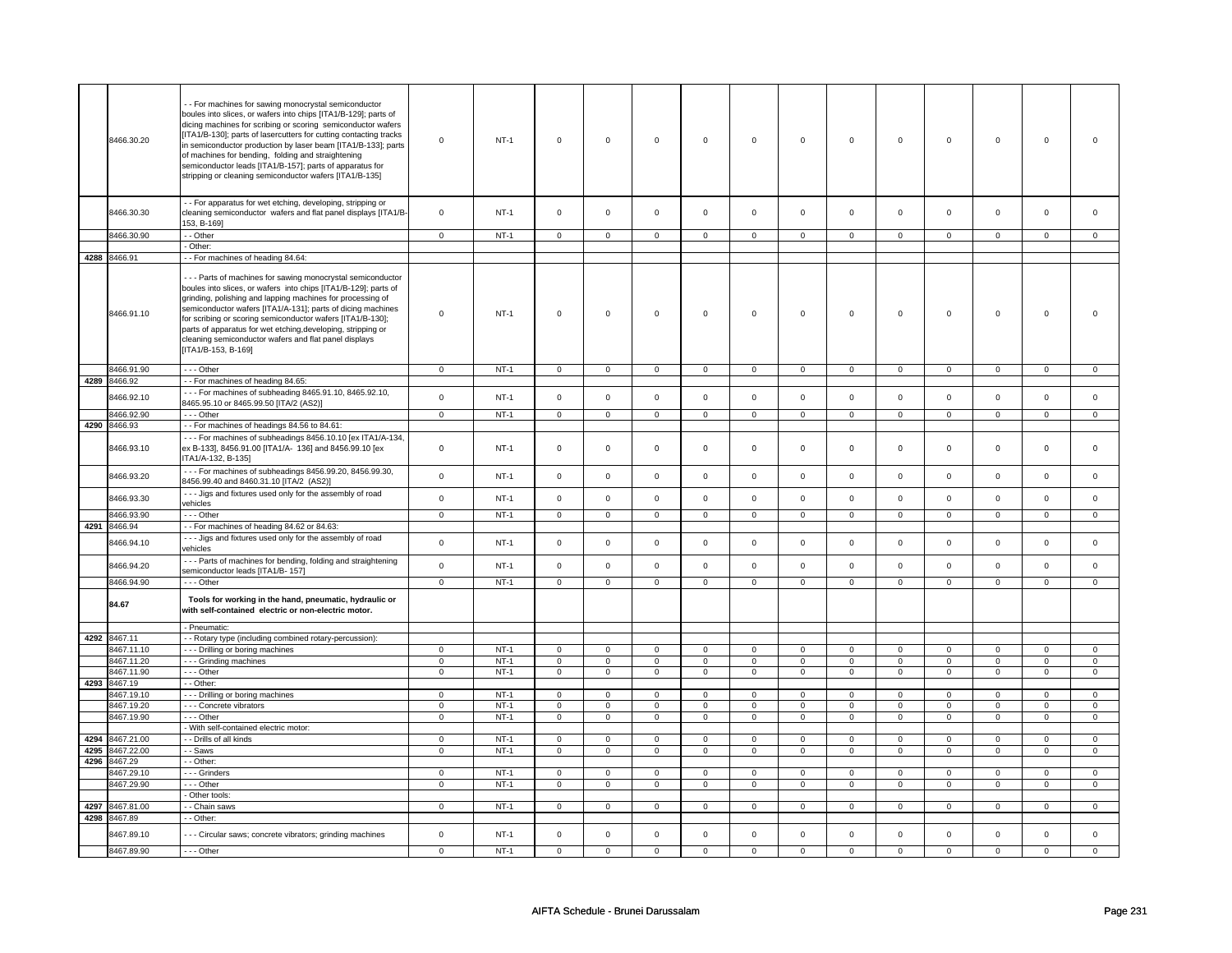| | | | | | | | | | | | | | | | | |
|---|---|---|---|---|---|---|---|---|---|---|---|---|---|---|---|---|
| | 8466.30.20 | - - For machines for sawing monocrystal semiconductor boules into slices, or wafers into chips [ITA1/B-129]; parts of dicing machines for scribing or scoring semiconductor wafers [ITA1/B-130]; parts of lasercutters for cutting contacting tracks in semiconductor production by laser beam [ITA1/B-133]; parts of machines for bending, folding and straightening semiconductor leads [ITA1/B-157]; parts of apparatus for stripping or cleaning semiconductor wafers [ITA1/B-135] | 0 | NT-1 | 0 | 0 | 0 | 0 | 0 | 0 | 0 | 0 | 0 | 0 | 0 | 0 |
| | 8466.30.30 | - - For apparatus for wet etching, developing, stripping or cleaning semiconductor wafers and flat panel displays [ITA1/B-153, B-169] | 0 | NT-1 | 0 | 0 | 0 | 0 | 0 | 0 | 0 | 0 | 0 | 0 | 0 | 0 |
| | 8466.30.90 | - - Other | 0 | NT-1 | 0 | 0 | 0 | 0 | 0 | 0 | 0 | 0 | 0 | 0 | 0 | 0 |
| | | - Other: | | | | | | | | | | | | | | |
| 4288 | 8466.91 | - - For machines of heading 84.64: | | | | | | | | | | | | | | |
| | 8466.91.10 | - - - Parts of machines for sawing monocrystal semiconductor boules into slices, or wafers into chips [ITA1/B-129]; parts of grinding, polishing and lapping machines for processing of semiconductor wafers [ITA1/A-131]; parts of dicing machines for scribing or scoring semiconductor wafers [ITA1/B-130]; parts of apparatus for wet etching,developing, stripping or cleaning semiconductor wafers and flat panel displays [ITA1/B-153, B-169] | 0 | NT-1 | 0 | 0 | 0 | 0 | 0 | 0 | 0 | 0 | 0 | 0 | 0 | 0 |
| | 8466.91.90 | - - - Other | 0 | NT-1 | 0 | 0 | 0 | 0 | 0 | 0 | 0 | 0 | 0 | 0 | 0 | 0 |
| 4289 | 8466.92 | - - For machines of heading 84.65: | | | | | | | | | | | | | | |
| | 8466.92.10 | - - - For machines of subheading 8465.91.10, 8465.92.10, 8465.95.10 or 8465.99.50 [ITA/2 (AS2)] | 0 | NT-1 | 0 | 0 | 0 | 0 | 0 | 0 | 0 | 0 | 0 | 0 | 0 | 0 |
| | 8466.92.90 | - - - Other | 0 | NT-1 | 0 | 0 | 0 | 0 | 0 | 0 | 0 | 0 | 0 | 0 | 0 | 0 |
| 4290 | 8466.93 | - - For machines of headings 84.56 to 84.61: | | | | | | | | | | | | | | |
| | 8466.93.10 | - - - For machines of subheadings 8456.10.10 [ex ITA1/A-134, ex B-133], 8456.91.00 [ITA1/A- 136] and 8456.99.10 [ex ITA1/A-132, B-135] | 0 | NT-1 | 0 | 0 | 0 | 0 | 0 | 0 | 0 | 0 | 0 | 0 | 0 | 0 |
| | 8466.93.20 | - - - For machines of subheadings 8456.99.20, 8456.99.30, 8456.99.40 and 8460.31.10 [ITA/2 (AS2)] | 0 | NT-1 | 0 | 0 | 0 | 0 | 0 | 0 | 0 | 0 | 0 | 0 | 0 | 0 |
| | 8466.93.30 | - - - Jigs and fixtures used only for the assembly of road vehicles | 0 | NT-1 | 0 | 0 | 0 | 0 | 0 | 0 | 0 | 0 | 0 | 0 | 0 | 0 |
| | 8466.93.90 | - - - Other | 0 | NT-1 | 0 | 0 | 0 | 0 | 0 | 0 | 0 | 0 | 0 | 0 | 0 | 0 |
| 4291 | 8466.94 | - - For machines of heading 84.62 or 84.63: | | | | | | | | | | | | | | |
| | 8466.94.10 | - - - Jigs and fixtures used only for the assembly of road vehicles | 0 | NT-1 | 0 | 0 | 0 | 0 | 0 | 0 | 0 | 0 | 0 | 0 | 0 | 0 |
| | 8466.94.20 | - - - Parts of machines for bending, folding and straightening semiconductor leads [ITA1/B- 157] | 0 | NT-1 | 0 | 0 | 0 | 0 | 0 | 0 | 0 | 0 | 0 | 0 | 0 | 0 |
| | 8466.94.90 | - - - Other | 0 | NT-1 | 0 | 0 | 0 | 0 | 0 | 0 | 0 | 0 | 0 | 0 | 0 | 0 |
| | **84.67** | **Tools for working in the hand, pneumatic, hydraulic or with self-contained electric or non-electric motor.** | | | | | | | | | | | | | | |
| | | - Pneumatic: | | | | | | | | | | | | | | |
| 4292 | 8467.11 | - - Rotary type (including combined rotary-percussion): | | | | | | | | | | | | | | |
| | 8467.11.10 | - - - Drilling or boring machines | 0 | NT-1 | 0 | 0 | 0 | 0 | 0 | 0 | 0 | 0 | 0 | 0 | 0 | 0 |
| | 8467.11.20 | - - - Grinding machines | 0 | NT-1 | 0 | 0 | 0 | 0 | 0 | 0 | 0 | 0 | 0 | 0 | 0 | 0 |
| | 8467.11.90 | - - - Other | 0 | NT-1 | 0 | 0 | 0 | 0 | 0 | 0 | 0 | 0 | 0 | 0 | 0 | 0 |
| 4293 | 8467.19 | - - Other: | | | | | | | | | | | | | | |
| | 8467.19.10 | - - - Drilling or boring machines | 0 | NT-1 | 0 | 0 | 0 | 0 | 0 | 0 | 0 | 0 | 0 | 0 | 0 | 0 |
| | 8467.19.20 | - - - Concrete vibrators | 0 | NT-1 | 0 | 0 | 0 | 0 | 0 | 0 | 0 | 0 | 0 | 0 | 0 | 0 |
| | 8467.19.90 | - - - Other | 0 | NT-1 | 0 | 0 | 0 | 0 | 0 | 0 | 0 | 0 | 0 | 0 | 0 | 0 |
| | | - With self-contained electric motor: | | | | | | | | | | | | | | |
| 4294 | 8467.21.00 | - - Drills of all kinds | 0 | NT-1 | 0 | 0 | 0 | 0 | 0 | 0 | 0 | 0 | 0 | 0 | 0 | 0 |
| 4295 | 8467.22.00 | - - Saws | 0 | NT-1 | 0 | 0 | 0 | 0 | 0 | 0 | 0 | 0 | 0 | 0 | 0 | 0 |
| 4296 | 8467.29 | - - Other: | | | | | | | | | | | | | | |
| | 8467.29.10 | - - - Grinders | 0 | NT-1 | 0 | 0 | 0 | 0 | 0 | 0 | 0 | 0 | 0 | 0 | 0 | 0 |
| | 8467.29.90 | - - - Other | 0 | NT-1 | 0 | 0 | 0 | 0 | 0 | 0 | 0 | 0 | 0 | 0 | 0 | 0 |
| | | - Other tools: | | | | | | | | | | | | | | |
| 4297 | 8467.81.00 | - - Chain saws | 0 | NT-1 | 0 | 0 | 0 | 0 | 0 | 0 | 0 | 0 | 0 | 0 | 0 | 0 |
| 4298 | 8467.89 | - - Other: | | | | | | | | | | | | | | |
| | 8467.89.10 | - - - Circular saws; concrete vibrators; grinding machines | 0 | NT-1 | 0 | 0 | 0 | 0 | 0 | 0 | 0 | 0 | 0 | 0 | 0 | 0 |
| | 8467.89.90 | - - - Other | 0 | NT-1 | 0 | 0 | 0 | 0 | 0 | 0 | 0 | 0 | 0 | 0 | 0 | 0 |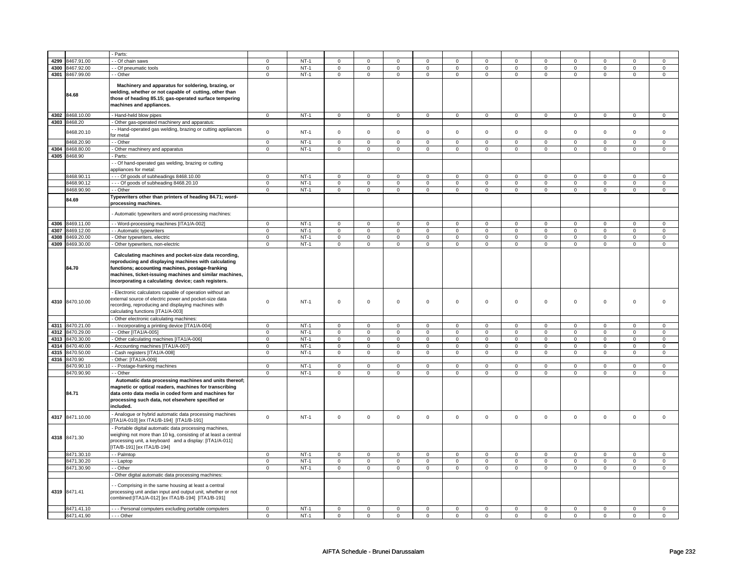| | | | | | | | | | | | | | | | |
|---|---|---|---|---|---|---|---|---|---|---|---|---|---|---|---|
| | | - Parts: | | | | | | | | | | | | | |
| 4299 | 8467.91.00 | - - Of chain saws | 0 | NT-1 | 0 | 0 | 0 | 0 | 0 | 0 | 0 | 0 | 0 | 0 | 0 | 0 |
| 4300 | 8467.92.00 | - - Of pneumatic tools | 0 | NT-1 | 0 | 0 | 0 | 0 | 0 | 0 | 0 | 0 | 0 | 0 | 0 | 0 |
| 4301 | 8467.99.00 | - - Other | 0 | NT-1 | 0 | 0 | 0 | 0 | 0 | 0 | 0 | 0 | 0 | 0 | 0 | 0 |
| | 84.68 | **Machinery and apparatus for soldering, brazing, or welding, whether or not capable of cutting, other than those of heading 85.15; gas-operated surface tempering machines and appliances.** | | | | | | | | | | | | | | |
| 4302 | 8468.10.00 | - Hand-held blow pipes | 0 | NT-1 | 0 | 0 | 0 | 0 | 0 | 0 | 0 | 0 | 0 | 0 | 0 | 0 |
| 4303 | 8468.20 | - Other gas-operated machinery and apparatus: | | | | | | | | | | | | | | |
| | 8468.20.10 | - - Hand-operated gas welding, brazing or cutting appliances for metal | 0 | NT-1 | 0 | 0 | 0 | 0 | 0 | 0 | 0 | 0 | 0 | 0 | 0 | 0 |
| | 8468.20.90 | - - Other | 0 | NT-1 | 0 | 0 | 0 | 0 | 0 | 0 | 0 | 0 | 0 | 0 | 0 | 0 |
| 4304 | 8468.80.00 | - Other machinery and apparatus | 0 | NT-1 | 0 | 0 | 0 | 0 | 0 | 0 | 0 | 0 | 0 | 0 | 0 | 0 |
| 4305 | 8468.90 | - Parts: | | | | | | | | | | | | | | |
| | | - - Of hand-operated gas welding, brazing or cutting appliances for metal: | | | | | | | | | | | | | | |
| | 8468.90.11 | - - - Of goods of subheadings 8468.10.00 | 0 | NT-1 | 0 | 0 | 0 | 0 | 0 | 0 | 0 | 0 | 0 | 0 | 0 | 0 |
| | 8468.90.12 | - - - Of goods of subheading 8468.20.10 | 0 | NT-1 | 0 | 0 | 0 | 0 | 0 | 0 | 0 | 0 | 0 | 0 | 0 | 0 |
| | 8468.90.90 | - - Other | 0 | NT-1 | 0 | 0 | 0 | 0 | 0 | 0 | 0 | 0 | 0 | 0 | 0 | 0 |
| | 84.69 | **Typewriters other than printers of heading 84.71; word-processing machines.** | | | | | | | | | | | | | | |
| | | - Automatic typewriters and word-processing machines: | | | | | | | | | | | | | | |
| 4306 | 8469.11.00 | - - Word-processing machines [ITA1/A-002] | 0 | NT-1 | 0 | 0 | 0 | 0 | 0 | 0 | 0 | 0 | 0 | 0 | 0 | 0 |
| 4307 | 8469.12.00 | - - Automatic typewriters | 0 | NT-1 | 0 | 0 | 0 | 0 | 0 | 0 | 0 | 0 | 0 | 0 | 0 | 0 |
| 4308 | 8469.20.00 | - Other typewriters, electric | 0 | NT-1 | 0 | 0 | 0 | 0 | 0 | 0 | 0 | 0 | 0 | 0 | 0 | 0 |
| 4309 | 8469.30.00 | - Other typewriters, non-electric | 0 | NT-1 | 0 | 0 | 0 | 0 | 0 | 0 | 0 | 0 | 0 | 0 | 0 | 0 |
| | 84.70 | **Calculating machines and pocket-size data recording, reproducing and displaying machines with calculating functions; accounting machines, postage-franking machines, ticket-issuing machines and similar machines, incorporating a calculating device; cash registers.** | | | | | | | | | | | | | | |
| 4310 | 8470.10.00 | - Electronic calculators capable of operation without an external source of electric power and pocket-size data recording, reproducing and displaying machines with calculating functions [ITA1/A-003] | 0 | NT-1 | 0 | 0 | 0 | 0 | 0 | 0 | 0 | 0 | 0 | 0 | 0 | 0 |
| | | - Other electronic calculating machines: | | | | | | | | | | | | | | |
| 4311 | 8470.21.00 | - - Incorporating a printing device [ITA1/A-004] | 0 | NT-1 | 0 | 0 | 0 | 0 | 0 | 0 | 0 | 0 | 0 | 0 | 0 | 0 |
| 4312 | 8470.29.00 | - - Other [ITA1/A-005] | 0 | NT-1 | 0 | 0 | 0 | 0 | 0 | 0 | 0 | 0 | 0 | 0 | 0 | 0 |
| 4313 | 8470.30.00 | - Other calculating machines [ITA1/A-006] | 0 | NT-1 | 0 | 0 | 0 | 0 | 0 | 0 | 0 | 0 | 0 | 0 | 0 | 0 |
| 4314 | 8470.40.00 | - Accounting machines [ITA1/A-007] | 0 | NT-1 | 0 | 0 | 0 | 0 | 0 | 0 | 0 | 0 | 0 | 0 | 0 | 0 |
| 4315 | 8470.50.00 | - Cash registers [ITA1/A-008] | 0 | NT-1 | 0 | 0 | 0 | 0 | 0 | 0 | 0 | 0 | 0 | 0 | 0 | 0 |
| 4316 | 8470.90 | - Other: [ITA1/A-009] | | | | | | | | | | | | | | |
| | 8470.90.10 | - - Postage-franking machines | 0 | NT-1 | 0 | 0 | 0 | 0 | 0 | 0 | 0 | 0 | 0 | 0 | 0 | 0 |
| | 8470.90.90 | - - Other | 0 | NT-1 | 0 | 0 | 0 | 0 | 0 | 0 | 0 | 0 | 0 | 0 | 0 | 0 |
| | 84.71 | **Automatic data processing machines and units thereof; magnetic or optical readers, machines for transcribing data onto data media in coded form and machines for processing such data, not elsewhere specified or included.** | | | | | | | | | | | | | | |
| 4317 | 8471.10.00 | - Analogue or hybrid automatic data processing machines [ITA1/A-010] [ex ITA1/B-194] [ITA1/B-191] | 0 | NT-1 | 0 | 0 | 0 | 0 | 0 | 0 | 0 | 0 | 0 | 0 | 0 | 0 |
| 4318 | 8471.30 | - Portable digital automatic data processing machines, weighing not more than 10 kg, consisting of at least a central processing unit, a keyboard and a display: [ITA1/A-011] [ITA/B-191] [ex ITA1/B-194] | | | | | | | | | | | | | | |
| | 8471.30.10 | - - Palmtop | 0 | NT-1 | 0 | 0 | 0 | 0 | 0 | 0 | 0 | 0 | 0 | 0 | 0 | 0 |
| | 8471.30.20 | - - Laptop | 0 | NT-1 | 0 | 0 | 0 | 0 | 0 | 0 | 0 | 0 | 0 | 0 | 0 | 0 |
| | 8471.30.90 | - - Other | 0 | NT-1 | 0 | 0 | 0 | 0 | 0 | 0 | 0 | 0 | 0 | 0 | 0 | 0 |
| | | - Other digital automatic data processing machines: | | | | | | | | | | | | | | |
| 4319 | 8471.41 | - - Comprising in the same housing at least a central processing unit andan input and output unit, whether or not combined:[ITA1/A-012] [ex ITA1/B-194] [ITA1/B-191] | | | | | | | | | | | | | | |
| | 8471.41.10 | - - - Personal computers excluding portable computers | 0 | NT-1 | 0 | 0 | 0 | 0 | 0 | 0 | 0 | 0 | 0 | 0 | 0 | 0 |
| | 8471.41.90 | - - - Other | 0 | NT-1 | 0 | 0 | 0 | 0 | 0 | 0 | 0 | 0 | 0 | 0 | 0 | 0 |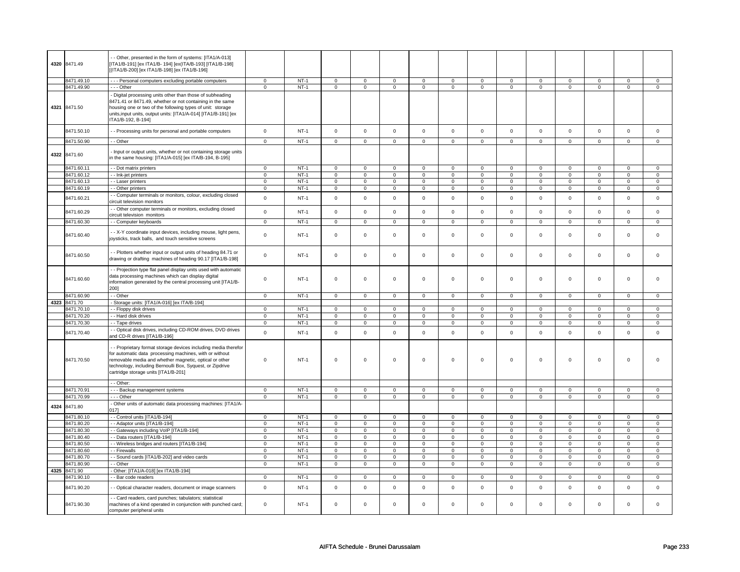| | | | | | | | | | | | | | | | | |
|---|---|---|---|---|---|---|---|---|---|---|---|---|---|---|---|---|
| 4320 | 8471.49 | - - Other, presented in the form of systems: [ITA1/A-013] [ITA1/B-191] [ex ITA1/B- 194] [ex(ITA/B-193] [ITA1/B-198] [(ITA1/B-200] [ex ITA1/B-198] [ex ITA1/B-196] | | | | | | | | | | | | | | |
| | 8471.49.10 | - - - Personal computers excluding portable computers | 0 | NT-1 | 0 | 0 | 0 | 0 | 0 | 0 | 0 | 0 | 0 | 0 | 0 | 0 |
| | 8471.49.90 | - - - Other | 0 | NT-1 | 0 | 0 | 0 | 0 | 0 | 0 | 0 | 0 | 0 | 0 | 0 | 0 |
| 4321 | 8471.50 | - Digital processing units other than those of subheading 8471.41 or 8471.49, whether or not containing in the same housing one or two of the following types of unit: storage units,input units, output units: [ITA1/A-014] [ITA1/B-191] [ex ITA1/B-192, B-194] | | | | | | | | | | | | | | |
| | 8471.50.10 | - - Processing units for personal and portable computers | 0 | NT-1 | 0 | 0 | 0 | 0 | 0 | 0 | 0 | 0 | 0 | 0 | 0 | 0 |
| | 8471.50.90 | - - Other | 0 | NT-1 | 0 | 0 | 0 | 0 | 0 | 0 | 0 | 0 | 0 | 0 | 0 | 0 |
| 4322 | 8471.60 | - Input or output units, whether or not containing storage units in the same housing: [ITA1/A-015] [ex ITA/B-194, B-195] | | | | | | | | | | | | | | |
| | 8471.60.11 | - - Dot matrix printers | 0 | NT-1 | 0 | 0 | 0 | 0 | 0 | 0 | 0 | 0 | 0 | 0 | 0 | 0 |
| | 8471.60.12 | - - Ink-jet printers | 0 | NT-1 | 0 | 0 | 0 | 0 | 0 | 0 | 0 | 0 | 0 | 0 | 0 | 0 |
| | 8471.60.13 | - - Laser printers | 0 | NT-1 | 0 | 0 | 0 | 0 | 0 | 0 | 0 | 0 | 0 | 0 | 0 | 0 |
| | 8471.60.19 | - - Other printers | 0 | NT-1 | 0 | 0 | 0 | 0 | 0 | 0 | 0 | 0 | 0 | 0 | 0 | 0 |
| | 8471.60.21 | - - Computer terminals or monitors, colour, excluding closed circuit television monitors | 0 | NT-1 | 0 | 0 | 0 | 0 | 0 | 0 | 0 | 0 | 0 | 0 | 0 | 0 |
| | 8471.60.29 | - - Other computer terminals or monitors, excluding closed circuit television monitors | 0 | NT-1 | 0 | 0 | 0 | 0 | 0 | 0 | 0 | 0 | 0 | 0 | 0 | 0 |
| | 8471.60.30 | - - Computer keyboards | 0 | NT-1 | 0 | 0 | 0 | 0 | 0 | 0 | 0 | 0 | 0 | 0 | 0 | 0 |
| | 8471.60.40 | - - X-Y coordinate input devices, including mouse, light pens, joysticks, track balls, and touch sensitive screens | 0 | NT-1 | 0 | 0 | 0 | 0 | 0 | 0 | 0 | 0 | 0 | 0 | 0 | 0 |
| | 8471.60.50 | - - Plotters whether input or output units of heading 84.71 or drawing or drafting machines of heading 90.17 [ITA1/B-198] | 0 | NT-1 | 0 | 0 | 0 | 0 | 0 | 0 | 0 | 0 | 0 | 0 | 0 | 0 |
| | 8471.60.60 | - - Projection type flat panel display units used with automatic data processing machines which can display digital information generated by the central processing unit [ITA1/B-200] | 0 | NT-1 | 0 | 0 | 0 | 0 | 0 | 0 | 0 | 0 | 0 | 0 | 0 | 0 |
| | 8471.60.90 | - - Other | 0 | NT-1 | 0 | 0 | 0 | 0 | 0 | 0 | 0 | 0 | 0 | 0 | 0 | 0 |
| 4323 | 8471.70 | - Storage units: [ITA1/A-016] [ex ITA/B-194] | | | | | | | | | | | | | | |
| | 8471.70.10 | - - Floppy disk drives | 0 | NT-1 | 0 | 0 | 0 | 0 | 0 | 0 | 0 | 0 | 0 | 0 | 0 | 0 |
| | 8471.70.20 | - - Hard disk drives | 0 | NT-1 | 0 | 0 | 0 | 0 | 0 | 0 | 0 | 0 | 0 | 0 | 0 | 0 |
| | 8471.70.30 | - - Tape drives | 0 | NT-1 | 0 | 0 | 0 | 0 | 0 | 0 | 0 | 0 | 0 | 0 | 0 | 0 |
| | 8471.70.40 | - - Optical disk drives, including CD-ROM drives, DVD drives and CD-R drives [ITA1/B-196] | 0 | NT-1 | 0 | 0 | 0 | 0 | 0 | 0 | 0 | 0 | 0 | 0 | 0 | 0 |
| | 8471.70.50 | - - Proprietary format storage devices including media therefor for automatic data processing machines, with or without removable media and whether magnetic, optical or other technology, including Bernoulli Box, Syquest, or Zipdrive cartridge storage units [ITA1/B-201] | 0 | NT-1 | 0 | 0 | 0 | 0 | 0 | 0 | 0 | 0 | 0 | 0 | 0 | 0 |
| | | - - Other: | | | | | | | | | | | | | | |
| | 8471.70.91 | - - - Backup management systems | 0 | NT-1 | 0 | 0 | 0 | 0 | 0 | 0 | 0 | 0 | 0 | 0 | 0 | 0 |
| | 8471.70.99 | - - - Other | 0 | NT-1 | 0 | 0 | 0 | 0 | 0 | 0 | 0 | 0 | 0 | 0 | 0 | 0 |
| 4324 | 8471.80 | - Other units of automatic data processing machines: [ITA1/A-017] | | | | | | | | | | | | | | |
| | 8471.80.10 | - - Control units [ITA1/B-194] | 0 | NT-1 | 0 | 0 | 0 | 0 | 0 | 0 | 0 | 0 | 0 | 0 | 0 | 0 |
| | 8471.80.20 | - - Adaptor units [ITA1/B-194] | 0 | NT-1 | 0 | 0 | 0 | 0 | 0 | 0 | 0 | 0 | 0 | 0 | 0 | 0 |
| | 8471.80.30 | - - Gateways including VoIP [ITA1/B-194] | 0 | NT-1 | 0 | 0 | 0 | 0 | 0 | 0 | 0 | 0 | 0 | 0 | 0 | 0 |
| | 8471.80.40 | - - Data routers [ITA1/B-194] | 0 | NT-1 | 0 | 0 | 0 | 0 | 0 | 0 | 0 | 0 | 0 | 0 | 0 | 0 |
| | 8471.80.50 | - - Wireless bridges and routers [ITA1/B-194] | 0 | NT-1 | 0 | 0 | 0 | 0 | 0 | 0 | 0 | 0 | 0 | 0 | 0 | 0 |
| | 8471.80.60 | - - Firewalls | 0 | NT-1 | 0 | 0 | 0 | 0 | 0 | 0 | 0 | 0 | 0 | 0 | 0 | 0 |
| | 8471.80.70 | - - Sound cards [ITA1/B-202] and video cards | 0 | NT-1 | 0 | 0 | 0 | 0 | 0 | 0 | 0 | 0 | 0 | 0 | 0 | 0 |
| | 8471.80.90 | - - Other | 0 | NT-1 | 0 | 0 | 0 | 0 | 0 | 0 | 0 | 0 | 0 | 0 | 0 | 0 |
| 4325 | 8471.90 | - Other: [ITA1/A-018] [ex ITA1/B-194] | | | | | | | | | | | | | | |
| | 8471.90.10 | - - Bar code readers | 0 | NT-1 | 0 | 0 | 0 | 0 | 0 | 0 | 0 | 0 | 0 | 0 | 0 | 0 |
| | 8471.90.20 | - - Optical character readers, document or image scanners | 0 | NT-1 | 0 | 0 | 0 | 0 | 0 | 0 | 0 | 0 | 0 | 0 | 0 | 0 |
| | 8471.90.30 | - - Card readers, card punches; tabulators; statistical machines of a kind operated in conjunction with punched card; computer peripheral units | 0 | NT-1 | 0 | 0 | 0 | 0 | 0 | 0 | 0 | 0 | 0 | 0 | 0 | 0 |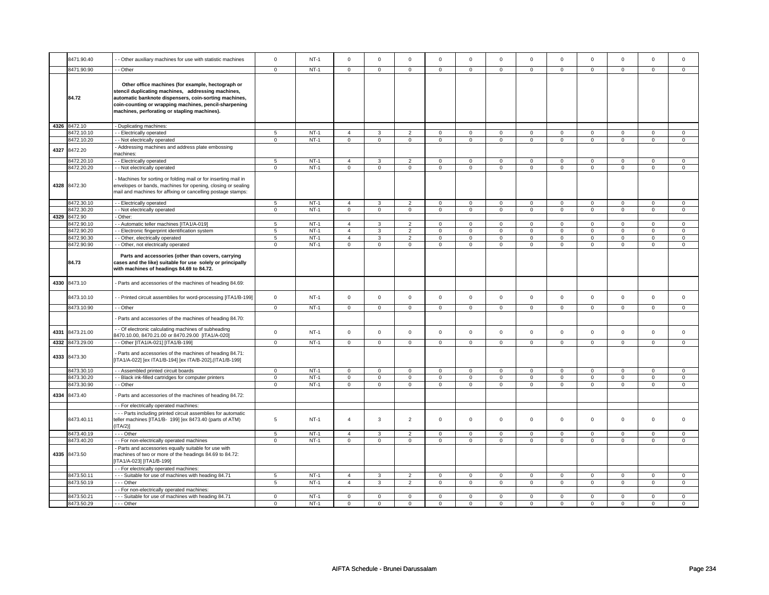| | | | | | | | | | | | | | | | |
|---|---|---|---|---|---|---|---|---|---|---|---|---|---|---|---|
| | 8471.90.40 | - - Other auxiliary machines for use with statistic machines | 0 | NT-1 | 0 | 0 | 0 | 0 | 0 | 0 | 0 | 0 | 0 | 0 | 0 | 0 |
| | 8471.90.90 | - - Other | 0 | NT-1 | 0 | 0 | 0 | 0 | 0 | 0 | 0 | 0 | 0 | 0 | 0 | 0 |
| | **84.72** | **Other office machines (for example, hectograph or stencil duplicating machines, addressing machines, automatic banknote dispensers, coin-sorting machines, coin-counting or wrapping machines, pencil-sharpening machines, perforating or stapling machines).** | | | | | | | | | | | | | | |
| 4326 | 8472.10 | - Duplicating machines: | | | | | | | | | | | | | | |
| | 8472.10.10 | - - Electrically operated | 5 | NT-1 | 4 | 3 | 2 | 0 | 0 | 0 | 0 | 0 | 0 | 0 | 0 | 0 |
| | 8472.10.20 | - - Not electrically operated | 0 | NT-1 | 0 | 0 | 0 | 0 | 0 | 0 | 0 | 0 | 0 | 0 | 0 | 0 |
| 4327 | 8472.20 | - Addressing machines and address plate embossing machines: | | | | | | | | | | | | | | |
| | 8472.20.10 | - - Electrically operated | 5 | NT-1 | 4 | 3 | 2 | 0 | 0 | 0 | 0 | 0 | 0 | 0 | 0 | 0 |
| | 8472.20.20 | - - Not electrically operated | 0 | NT-1 | 0 | 0 | 0 | 0 | 0 | 0 | 0 | 0 | 0 | 0 | 0 | 0 |
| 4328 | 8472.30 | - Machines for sorting or folding mail or for inserting mail in envelopes or bands, machines for opening, closing or sealing mail and machines for affixing or cancelling postage stamps: | | | | | | | | | | | | | | |
| | 8472.30.10 | - - Electrically operated | 5 | NT-1 | 4 | 3 | 2 | 0 | 0 | 0 | 0 | 0 | 0 | 0 | 0 | 0 |
| | 8472.30.20 | - - Not electrically operated | 0 | NT-1 | 0 | 0 | 0 | 0 | 0 | 0 | 0 | 0 | 0 | 0 | 0 | 0 |
| 4329 | 8472.90 | - Other: | | | | | | | | | | | | | | |
| | 8472.90.10 | - - Automatic teller machines [ITA1/A-019] | 5 | NT-1 | 4 | 3 | 2 | 0 | 0 | 0 | 0 | 0 | 0 | 0 | 0 | 0 |
| | 8472.90.20 | - - Electronic fingerprint identification system | 5 | NT-1 | 4 | 3 | 2 | 0 | 0 | 0 | 0 | 0 | 0 | 0 | 0 | 0 |
| | 8472.90.30 | - - Other, electrically operated | 5 | NT-1 | 4 | 3 | 2 | 0 | 0 | 0 | 0 | 0 | 0 | 0 | 0 | 0 |
| | 8472.90.90 | - - Other, not electrically operated | 0 | NT-1 | 0 | 0 | 0 | 0 | 0 | 0 | 0 | 0 | 0 | 0 | 0 | 0 |
| | **84.73** | **Parts and accessories (other than covers, carrying cases and the like) suitable for use solely or principally with machines of headings 84.69 to 84.72.** | | | | | | | | | | | | | | |
| 4330 | 8473.10 | - Parts and accessories of the machines of heading 84.69: | | | | | | | | | | | | | | |
| | 8473.10.10 | - - Printed circuit assemblies for word-processing [ITA1/B-199] | 0 | NT-1 | 0 | 0 | 0 | 0 | 0 | 0 | 0 | 0 | 0 | 0 | 0 | 0 |
| | 8473.10.90 | - - Other | 0 | NT-1 | 0 | 0 | 0 | 0 | 0 | 0 | 0 | 0 | 0 | 0 | 0 | 0 |
| | | - Parts and accessories of the machines of heading 84.70: | | | | | | | | | | | | | | |
| 4331 | 8473.21.00 | - - Of electronic calculating machines of subheading 8470.10.00, 8470.21.00 or 8470.29.00 [ITA1/A-020] | 0 | NT-1 | 0 | 0 | 0 | 0 | 0 | 0 | 0 | 0 | 0 | 0 | 0 | 0 |
| 4332 | 8473.29.00 | - - Other [ITA1/A-021] [ITA1/B-199] | 0 | NT-1 | 0 | 0 | 0 | 0 | 0 | 0 | 0 | 0 | 0 | 0 | 0 | 0 |
| 4333 | 8473.30 | - Parts and accessories of the machines of heading 84.71: [ITA1/A-022] [ex ITA1/B-194] [ex ITA/B-202],(ITA1/B-199] | | | | | | | | | | | | | | |
| | 8473.30.10 | - - Assembled printed circuit boards | 0 | NT-1 | 0 | 0 | 0 | 0 | 0 | 0 | 0 | 0 | 0 | 0 | 0 | 0 |
| | 8473.30.20 | - - Black ink-filled cartridges for computer printers | 0 | NT-1 | 0 | 0 | 0 | 0 | 0 | 0 | 0 | 0 | 0 | 0 | 0 | 0 |
| | 8473.30.90 | - - Other | 0 | NT-1 | 0 | 0 | 0 | 0 | 0 | 0 | 0 | 0 | 0 | 0 | 0 | 0 |
| 4334 | 8473.40 | - Parts and accessories of the machines of heading 84.72: | | | | | | | | | | | | | | |
| | | - - For electrically operated machines: | | | | | | | | | | | | | | |
| | 8473.40.11 | - - - Parts including printed circuit assemblies for automatic teller machines [ITA1/B- 199] [ex 8473.40 (parts of ATM) (ITA/2)] | 5 | NT-1 | 4 | 3 | 2 | 0 | 0 | 0 | 0 | 0 | 0 | 0 | 0 | 0 |
| | 8473.40.19 | - - - Other | 5 | NT-1 | 4 | 3 | 2 | 0 | 0 | 0 | 0 | 0 | 0 | 0 | 0 | 0 |
| | 8473.40.20 | - - For non-electrically operated machines | 0 | NT-1 | 0 | 0 | 0 | 0 | 0 | 0 | 0 | 0 | 0 | 0 | 0 | 0 |
| 4335 | 8473.50 | - Parts and accessories equally suitable for use with machines of two or more of the headings 84.69 to 84.72: [ITA1/A-023] [ITA1/B-199] | | | | | | | | | | | | | | |
| | | - - For electrically operated machines: | | | | | | | | | | | | | | |
| | 8473.50.11 | - - - Suitable for use of machines with heading 84.71 | 5 | NT-1 | 4 | 3 | 2 | 0 | 0 | 0 | 0 | 0 | 0 | 0 | 0 | 0 |
| | 8473.50.19 | - - - Other | 5 | NT-1 | 4 | 3 | 2 | 0 | 0 | 0 | 0 | 0 | 0 | 0 | 0 | 0 |
| | | - - For non-electrically operated machines: | | | | | | | | | | | | | | |
| | 8473.50.21 | - - - Suitable for use of machines with heading 84.71 | 0 | NT-1 | 0 | 0 | 0 | 0 | 0 | 0 | 0 | 0 | 0 | 0 | 0 | 0 |
| | 8473.50.29 | - - - Other | 0 | NT-1 | 0 | 0 | 0 | 0 | 0 | 0 | 0 | 0 | 0 | 0 | 0 | 0 |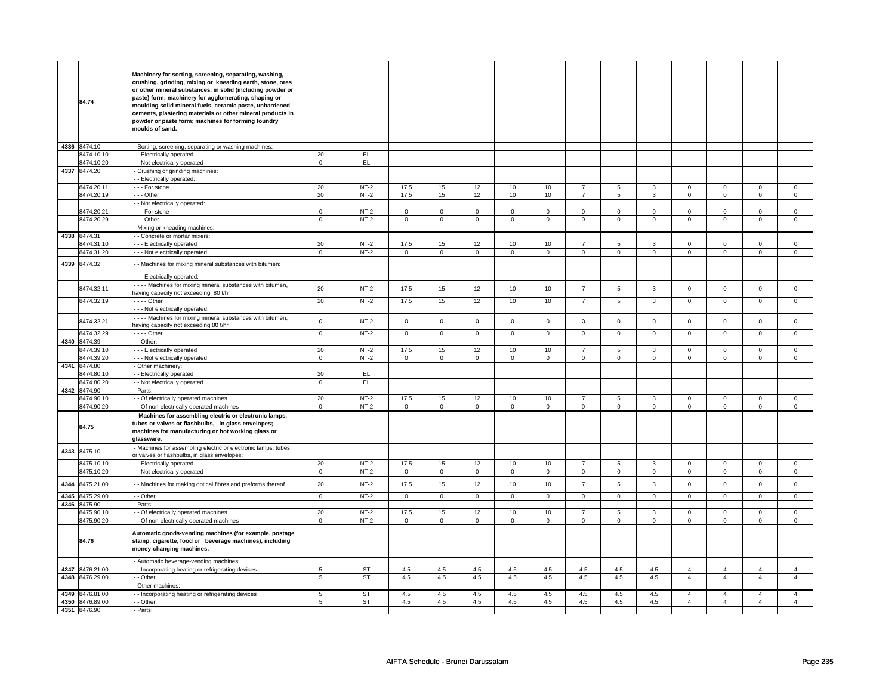| | | | | | | | | | | | | | | | | | |
|---|---|---|---|---|---|---|---|---|---|---|---|---|---|---|---|---|---|
| | **84.74** | **Machinery for sorting, screening, separating, washing, crushing, grinding, mixing or kneading earth, stone, ores or other mineral substances, in solid (including powder or paste) form; machinery for agglomerating, shaping or moulding solid mineral fuels, ceramic paste, unhardened cements, plastering materials or other mineral products in powder or paste form; machines for forming foundry moulds of sand.** | | | | | | | | | | | | | | | |
| 4336 | 8474.10 | - Sorting, screening, separating or washing machines: | | | | | | | | | | | | | | | |
| | 8474.10.10 | - - Electrically operated | 20 | EL | | | | | | | | | | | | | |
| | 8474.10.20 | - - Not electrically operated | 0 | EL | | | | | | | | | | | | | |
| 4337 | 8474.20 | - Crushing or grinding machines: | | | | | | | | | | | | | | | |
| | | - - Electrically operated: | | | | | | | | | | | | | | | |
| | 8474.20.11 | - - - For stone | 20 | NT-2 | 17.5 | 15 | 12 | 10 | 10 | 7 | 5 | 3 | 0 | 0 | 0 | 0 |
| | 8474.20.19 | - - - Other | 20 | NT-2 | 17.5 | 15 | 12 | 10 | 10 | 7 | 5 | 3 | 0 | 0 | 0 | 0 |
| | | - - Not electrically operated: | | | | | | | | | | | | | | | |
| | 8474.20.21 | - - - For stone | 0 | NT-2 | 0 | 0 | 0 | 0 | 0 | 0 | 0 | 0 | 0 | 0 | 0 | 0 |
| | 8474.20.29 | - - - Other | 0 | NT-2 | 0 | 0 | 0 | 0 | 0 | 0 | 0 | 0 | 0 | 0 | 0 | 0 |
| | | - Mixing or kneading machines: | | | | | | | | | | | | | | | |
| 4338 | 8474.31 | - - Concrete or mortar mixers: | | | | | | | | | | | | | | | |
| | 8474.31.10 | - - - Electrically operated | 20 | NT-2 | 17.5 | 15 | 12 | 10 | 10 | 7 | 5 | 3 | 0 | 0 | 0 | 0 |
| | 8474.31.20 | - - - Not electrically operated | 0 | NT-2 | 0 | 0 | 0 | 0 | 0 | 0 | 0 | 0 | 0 | 0 | 0 | 0 |
| 4339 | 8474.32 | - - Machines for mixing mineral substances with bitumen: | | | | | | | | | | | | | | | |
| | | - - - Electrically operated: | | | | | | | | | | | | | | | |
| | 8474.32.11 | - - - - Machines for mixing mineral substances with bitumen, having capacity not exceeding 80 t/hr | 20 | NT-2 | 17.5 | 15 | 12 | 10 | 10 | 7 | 5 | 3 | 0 | 0 | 0 | 0 |
| | 8474.32.19 | - - - - Other | 20 | NT-2 | 17.5 | 15 | 12 | 10 | 10 | 7 | 5 | 3 | 0 | 0 | 0 | 0 |
| | | - - - Not electrically operated: | | | | | | | | | | | | | | | |
| | 8474.32.21 | - - - - Machines for mixing mineral substances with bitumen, having capacity not exceeding 80 t/hr | 0 | NT-2 | 0 | 0 | 0 | 0 | 0 | 0 | 0 | 0 | 0 | 0 | 0 | 0 |
| | 8474.32.29 | - - - - Other | 0 | NT-2 | 0 | 0 | 0 | 0 | 0 | 0 | 0 | 0 | 0 | 0 | 0 | 0 |
| 4340 | 8474.39 | - - Other: | | | | | | | | | | | | | | | |
| | 8474.39.10 | - - - Electrically operated | 20 | NT-2 | 17.5 | 15 | 12 | 10 | 10 | 7 | 5 | 3 | 0 | 0 | 0 | 0 |
| | 8474.39.20 | - - - Not electrically operated | 0 | NT-2 | 0 | 0 | 0 | 0 | 0 | 0 | 0 | 0 | 0 | 0 | 0 | 0 |
| 4341 | 8474.80 | - Other machinery: | | | | | | | | | | | | | | | |
| | 8474.80.10 | - - Electrically operated | 20 | EL | | | | | | | | | | | | | |
| | 8474.80.20 | - - Not electrically operated | 0 | EL | | | | | | | | | | | | | |
| 4342 | 8474.90 | - Parts: | | | | | | | | | | | | | | | |
| | 8474.90.10 | - - Of electrically operated machines | 20 | NT-2 | 17.5 | 15 | 12 | 10 | 10 | 7 | 5 | 3 | 0 | 0 | 0 | 0 |
| | 8474.90.20 | - - Of non-electrically operated machines | 0 | NT-2 | 0 | 0 | 0 | 0 | 0 | 0 | 0 | 0 | 0 | 0 | 0 | 0 |
| | **84.75** | **Machines for assembling electric or electronic lamps, tubes or valves or flashbulbs, in glass envelopes; machines for manufacturing or hot working glass or glassware.** | | | | | | | | | | | | | | | |
| 4343 | 8475.10 | - Machines for assembling electric or electronic lamps, tubes or valves or flashbulbs, in glass envelopes: | | | | | | | | | | | | | | | |
| | 8475.10.10 | - - Electrically operated | 20 | NT-2 | 17.5 | 15 | 12 | 10 | 10 | 7 | 5 | 3 | 0 | 0 | 0 | 0 |
| | 8475.10.20 | - - Not electrically operated | 0 | NT-2 | 0 | 0 | 0 | 0 | 0 | 0 | 0 | 0 | 0 | 0 | 0 | 0 |
| 4344 | 8475.21.00 | - - Machines for making optical fibres and preforms thereof | 20 | NT-2 | 17.5 | 15 | 12 | 10 | 10 | 7 | 5 | 3 | 0 | 0 | 0 | 0 |
| 4345 | 8475.29.00 | - - Other | 0 | NT-2 | 0 | 0 | 0 | 0 | 0 | 0 | 0 | 0 | 0 | 0 | 0 | 0 |
| 4346 | 8475.90 | - Parts: | | | | | | | | | | | | | | | |
| | 8475.90.10 | - - Of electrically operated machines | 20 | NT-2 | 17.5 | 15 | 12 | 10 | 10 | 7 | 5 | 3 | 0 | 0 | 0 | 0 |
| | 8475.90.20 | - - Of non-electrically operated machines | 0 | NT-2 | 0 | 0 | 0 | 0 | 0 | 0 | 0 | 0 | 0 | 0 | 0 | 0 |
| | **84.76** | **Automatic goods-vending machines (for example, postage stamp, cigarette, food or beverage machines), including money-changing machines.** | | | | | | | | | | | | | | | |
| | | - Automatic beverage-vending machines: | | | | | | | | | | | | | | | |
| 4347 | 8476.21.00 | - - Incorporating heating or refrigerating devices | 5 | ST | 4.5 | 4.5 | 4.5 | 4.5 | 4.5 | 4.5 | 4.5 | 4.5 | 4 | 4 | 4 | 4 |
| 4348 | 8476.29.00 | - - Other | 5 | ST | 4.5 | 4.5 | 4.5 | 4.5 | 4.5 | 4.5 | 4.5 | 4.5 | 4 | 4 | 4 | 4 |
| | | - Other machines: | | | | | | | | | | | | | | | |
| 4349 | 8476.81.00 | - - Incorporating heating or refrigerating devices | 5 | ST | 4.5 | 4.5 | 4.5 | 4.5 | 4.5 | 4.5 | 4.5 | 4.5 | 4 | 4 | 4 | 4 |
| 4350 | 8476.89.00 | - - Other | 5 | ST | 4.5 | 4.5 | 4.5 | 4.5 | 4.5 | 4.5 | 4.5 | 4.5 | 4 | 4 | 4 | 4 |
| 4351 | 8476.90 | - Parts: | | | | | | | | | | | | | | | |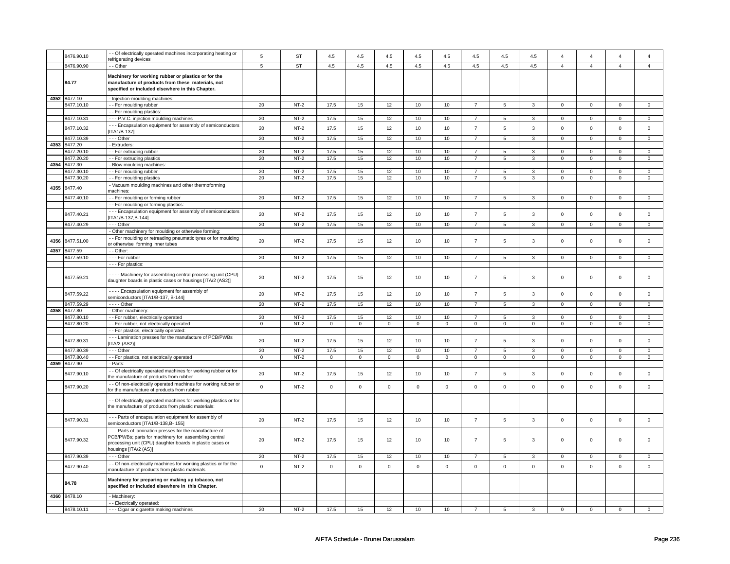| | | | | | | | | | | | | | | | | | |
|---|---|---|---|---|---|---|---|---|---|---|---|---|---|---|---|---|---|
| | 8476.90.10 | - - Of electrically operated machines incorporating heating or refrigerating devices | 5 | ST | 4.5 | 4.5 | 4.5 | 4.5 | 4.5 | 4.5 | 4.5 | 4.5 | 4 | 4 | 4 | 4 |
| | 8476.90.90 | - - Other | 5 | ST | 4.5 | 4.5 | 4.5 | 4.5 | 4.5 | 4.5 | 4.5 | 4.5 | 4 | 4 | 4 | 4 |
| | **84.77** | **Machinery for working rubber or plastics or for the manufacture of products from these materials, not specified or included elsewhere in this Chapter.** | | | | | | | | | | | | | | |
| 4352 | 8477.10 | - Injection-moulding machines: | | | | | | | | | | | | | | |
| | 8477.10.10 | - - For moulding rubber | 20 | NT-2 | 17.5 | 15 | 12 | 10 | 10 | 7 | 5 | 3 | 0 | 0 | 0 | 0 |
| | | - - For moulding plastics: | | | | | | | | | | | | | | |
| | 8477.10.31 | - - - P.V.C. injection moulding machines | 20 | NT-2 | 17.5 | 15 | 12 | 10 | 10 | 7 | 5 | 3 | 0 | 0 | 0 | 0 |
| | 8477.10.32 | - - - Encapsulation equipment for assembly of semiconductors [ITA1/B-137] | 20 | NT-2 | 17.5 | 15 | 12 | 10 | 10 | 7 | 5 | 3 | 0 | 0 | 0 | 0 |
| | 8477.10.39 | - - - Other | 20 | NT-2 | 17.5 | 15 | 12 | 10 | 10 | 7 | 5 | 3 | 0 | 0 | 0 | 0 |
| 4353 | 8477.20 | - Extruders: | | | | | | | | | | | | | | |
| | 8477.20.10 | - - For extruding rubber | 20 | NT-2 | 17.5 | 15 | 12 | 10 | 10 | 7 | 5 | 3 | 0 | 0 | 0 | 0 |
| | 8477.20.20 | - - For extruding plastics | 20 | NT-2 | 17.5 | 15 | 12 | 10 | 10 | 7 | 5 | 3 | 0 | 0 | 0 | 0 |
| 4354 | 8477.30 | - Blow moulding machines: | | | | | | | | | | | | | | |
| | 8477.30.10 | - - For moulding rubber | 20 | NT-2 | 17.5 | 15 | 12 | 10 | 10 | 7 | 5 | 3 | 0 | 0 | 0 | 0 |
| | 8477.30.20 | - - For moulding plastics | 20 | NT-2 | 17.5 | 15 | 12 | 10 | 10 | 7 | 5 | 3 | 0 | 0 | 0 | 0 |
| 4355 | 8477.40 | - Vacuum moulding machines and other thermoforming machines: | | | | | | | | | | | | | | |
| | 8477.40.10 | - - For moulding or forming rubber | 20 | NT-2 | 17.5 | 15 | 12 | 10 | 10 | 7 | 5 | 3 | 0 | 0 | 0 | 0 |
| | | - - For moulding or forming plastics: | | | | | | | | | | | | | | |
| | 8477.40.21 | - - - Encapsulation equipment for assembly of semiconductors [ITA1/B-137,B-144] | 20 | NT-2 | 17.5 | 15 | 12 | 10 | 10 | 7 | 5 | 3 | 0 | 0 | 0 | 0 |
| | 8477.40.29 | - - - Other | 20 | NT-2 | 17.5 | 15 | 12 | 10 | 10 | 7 | 5 | 3 | 0 | 0 | 0 | 0 |
| | | - Other machinery for moulding or otherwise forming: | | | | | | | | | | | | | | |
| 4356 | 8477.51.00 | - - For moulding or retreading pneumatic tyres or for moulding or otherwise forming inner tubes | 20 | NT-2 | 17.5 | 15 | 12 | 10 | 10 | 7 | 5 | 3 | 0 | 0 | 0 | 0 |
| 4357 | 8477.59 | - - Other: | | | | | | | | | | | | | | |
| | 8477.59.10 | - - - For rubber | 20 | NT-2 | 17.5 | 15 | 12 | 10 | 10 | 7 | 5 | 3 | 0 | 0 | 0 | 0 |
| | | - - - For plastics: | | | | | | | | | | | | | | |
| | 8477.59.21 | - - - - Machinery for assembling central processing unit (CPU) daughter boards in plastic cases or housings [ITA/2 (AS2)] | 20 | NT-2 | 17.5 | 15 | 12 | 10 | 10 | 7 | 5 | 3 | 0 | 0 | 0 | 0 |
| | 8477.59.22 | - - - - Encapsulation equipment for assembly of semiconductors [ITA1/B-137, B-144] | 20 | NT-2 | 17.5 | 15 | 12 | 10 | 10 | 7 | 5 | 3 | 0 | 0 | 0 | 0 |
| | 8477.59.29 | - - - - Other | 20 | NT-2 | 17.5 | 15 | 12 | 10 | 10 | 7 | 5 | 3 | 0 | 0 | 0 | 0 |
| 4358 | 8477.80 | - Other machinery: | | | | | | | | | | | | | | |
| | 8477.80.10 | - - For rubber, electrically operated | 20 | NT-2 | 17.5 | 15 | 12 | 10 | 10 | 7 | 5 | 3 | 0 | 0 | 0 | 0 |
| | 8477.80.20 | - - For rubber, not electrically operated | 0 | NT-2 | 0 | 0 | 0 | 0 | 0 | 0 | 0 | 0 | 0 | 0 | 0 | 0 |
| | | - - For plastics, electrically operated: | | | | | | | | | | | | | | |
| | 8477.80.31 | - - - Lamination presses for the manufacture of PCB/PWBs [ITA/2 (AS2)] | 20 | NT-2 | 17.5 | 15 | 12 | 10 | 10 | 7 | 5 | 3 | 0 | 0 | 0 | 0 |
| | 8477.80.39 | - - - Other | 20 | NT-2 | 17.5 | 15 | 12 | 10 | 10 | 7 | 5 | 3 | 0 | 0 | 0 | 0 |
| | 8477.80.40 | - - For plastics, not electrically operated | 0 | NT-2 | 0 | 0 | 0 | 0 | 0 | 0 | 0 | 0 | 0 | 0 | 0 | 0 |
| 4359 | 8477.90 | - Parts: | | | | | | | | | | | | | | |
| | 8477.90.10 | - - Of electrically operated machines for working rubber or for the manufacture of products from rubber | 20 | NT-2 | 17.5 | 15 | 12 | 10 | 10 | 7 | 5 | 3 | 0 | 0 | 0 | 0 |
| | 8477.90.20 | - - Of non-electrically operated machines for working rubber or for the manufacture of products from rubber | 0 | NT-2 | 0 | 0 | 0 | 0 | 0 | 0 | 0 | 0 | 0 | 0 | 0 | 0 |
| | | - - Of electrically operated machines for working plastics or for the manufacture of products from plastic materials: | | | | | | | | | | | | | | |
| | 8477.90.31 | - - - Parts of encapsulation equipment for assembly of semiconductors [ITA1/B-138,B- 155] | 20 | NT-2 | 17.5 | 15 | 12 | 10 | 10 | 7 | 5 | 3 | 0 | 0 | 0 | 0 |
| | 8477.90.32 | - - - Parts of lamination presses for the manufacture of PCB/PWBs; parts for machinery for assembling central processing unit (CPU) daughter boards in plastic cases or housings [ITA/2 (AS)] | 20 | NT-2 | 17.5 | 15 | 12 | 10 | 10 | 7 | 5 | 3 | 0 | 0 | 0 | 0 |
| | 8477.90.39 | - - - Other | 20 | NT-2 | 17.5 | 15 | 12 | 10 | 10 | 7 | 5 | 3 | 0 | 0 | 0 | 0 |
| | 8477.90.40 | - - Of non-electrically machines for working plastics or for the manufacture of products from plastic materials | 0 | NT-2 | 0 | 0 | 0 | 0 | 0 | 0 | 0 | 0 | 0 | 0 | 0 | 0 |
| | **84.78** | **Machinery for preparing or making up tobacco, not specified or included elsewhere in this Chapter.** | | | | | | | | | | | | | | |
| 4360 | 8478.10 | - Machinery: | | | | | | | | | | | | | | |
| | | - - Electrically operated: | | | | | | | | | | | | | | |
| | 8478.10.11 | - - - Cigar or cigarette making machines | 20 | NT-2 | 17.5 | 15 | 12 | 10 | 10 | 7 | 5 | 3 | 0 | 0 | 0 | 0 |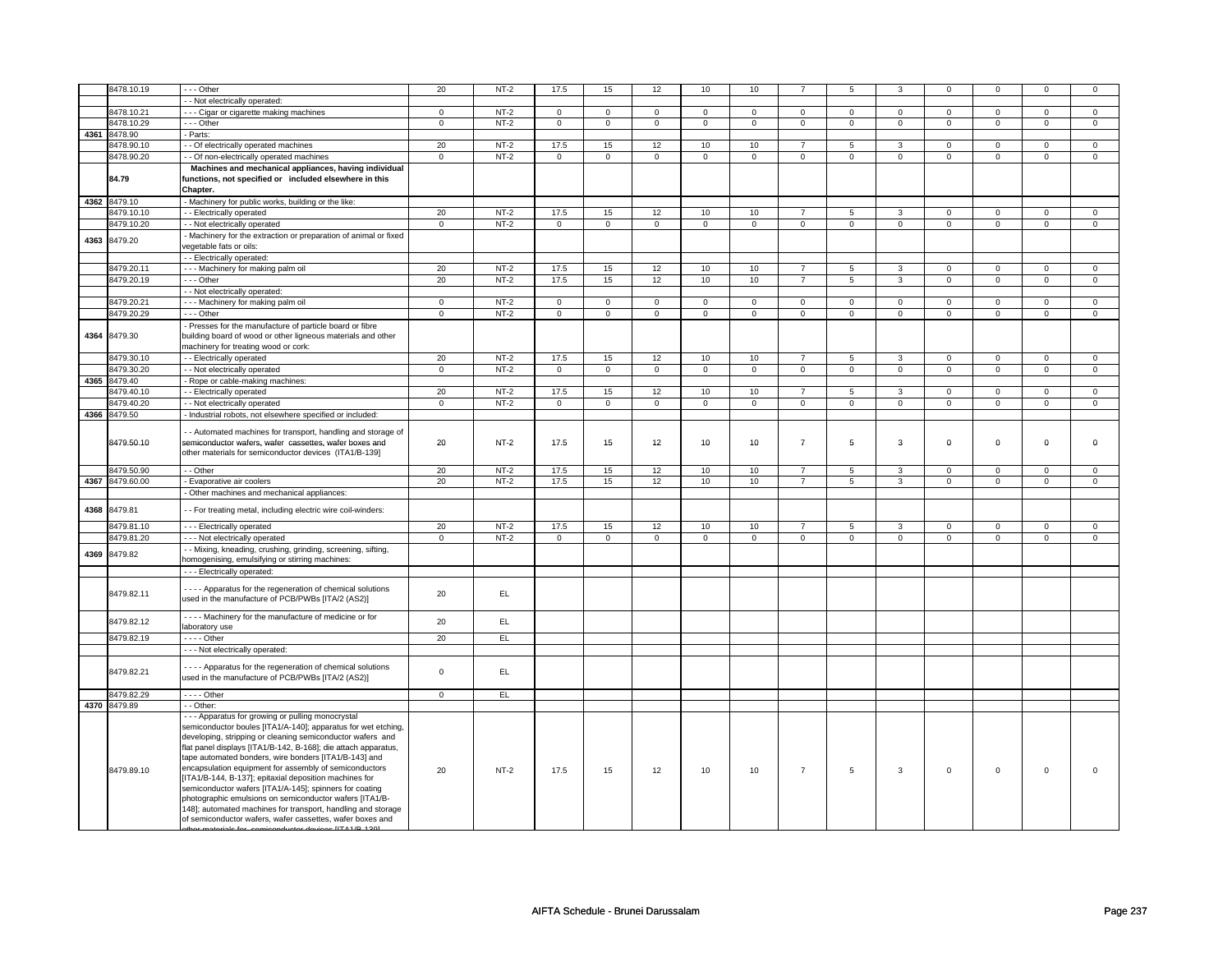| | 8478.10.19 | - - - Other | 20 | NT-2 | 17.5 | 15 | 12 | 10 | 10 | 7 | 5 | 3 | 0 | 0 | 0 | 0 |
|---|---|---|---|---|---|---|---|---|---|---|---|---|---|---|---|---|
| | | - - Not electrically operated: | | | | | | | | | | | | | | |
| | 8478.10.21 | - - - Cigar or cigarette making machines | 0 | NT-2 | 0 | 0 | 0 | 0 | 0 | 0 | 0 | 0 | 0 | 0 | 0 | 0 |
| | 8478.10.29 | - - - Other | 0 | NT-2 | 0 | 0 | 0 | 0 | 0 | 0 | 0 | 0 | 0 | 0 | 0 | 0 |
| 4361 | 8478.90 | - Parts: | | | | | | | | | | | | | | |
| | 8478.90.10 | - - Of electrically operated machines | 20 | NT-2 | 17.5 | 15 | 12 | 10 | 10 | 7 | 5 | 3 | 0 | 0 | 0 | 0 |
| | 8478.90.20 | - - Of non-electrically operated machines | 0 | NT-2 | 0 | 0 | 0 | 0 | 0 | 0 | 0 | 0 | 0 | 0 | 0 | 0 |
| | **84.79** | **Machines and mechanical appliances, having individual functions, not specified or included elsewhere in this Chapter.** | | | | | | | | | | | | | | |
| 4362 | 8479.10 | - Machinery for public works, building or the like: | | | | | | | | | | | | | | |
| | 8479.10.10 | - - Electrically operated | 20 | NT-2 | 17.5 | 15 | 12 | 10 | 10 | 7 | 5 | 3 | 0 | 0 | 0 | 0 |
| | 8479.10.20 | - - Not electrically operated | 0 | NT-2 | 0 | 0 | 0 | 0 | 0 | 0 | 0 | 0 | 0 | 0 | 0 | 0 |
| 4363 | 8479.20 | - Machinery for the extraction or preparation of animal or fixed vegetable fats or oils: | | | | | | | | | | | | | | |
| | | - - Electrically operated: | | | | | | | | | | | | | | |
| | 8479.20.11 | - - - Machinery for making palm oil | 20 | NT-2 | 17.5 | 15 | 12 | 10 | 10 | 7 | 5 | 3 | 0 | 0 | 0 | 0 |
| | 8479.20.19 | - - - Other | 20 | NT-2 | 17.5 | 15 | 12 | 10 | 10 | 7 | 5 | 3 | 0 | 0 | 0 | 0 |
| | | - - Not electrically operated: | | | | | | | | | | | | | | |
| | 8479.20.21 | - - - Machinery for making palm oil | 0 | NT-2 | 0 | 0 | 0 | 0 | 0 | 0 | 0 | 0 | 0 | 0 | 0 | 0 |
| | 8479.20.29 | - - - Other | 0 | NT-2 | 0 | 0 | 0 | 0 | 0 | 0 | 0 | 0 | 0 | 0 | 0 | 0 |
| 4364 | 8479.30 | - Presses for the manufacture of particle board or fibre building board of wood or other ligneous materials and other machinery for treating wood or cork: | | | | | | | | | | | | | | |
| | 8479.30.10 | - - Electrically operated | 20 | NT-2 | 17.5 | 15 | 12 | 10 | 10 | 7 | 5 | 3 | 0 | 0 | 0 | 0 |
| | 8479.30.20 | - - Not electrically operated | 0 | NT-2 | 0 | 0 | 0 | 0 | 0 | 0 | 0 | 0 | 0 | 0 | 0 | 0 |
| 4365 | 8479.40 | - Rope or cable-making machines: | | | | | | | | | | | | | | |
| | 8479.40.10 | - - Electrically operated | 20 | NT-2 | 17.5 | 15 | 12 | 10 | 10 | 7 | 5 | 3 | 0 | 0 | 0 | 0 |
| | 8479.40.20 | - - Not electrically operated | 0 | NT-2 | 0 | 0 | 0 | 0 | 0 | 0 | 0 | 0 | 0 | 0 | 0 | 0 |
| 4366 | 8479.50 | - Industrial robots, not elsewhere specified or included: | | | | | | | | | | | | | | |
| | 8479.50.10 | - - Automated machines for transport, handling and storage of semiconductor wafers, wafer cassettes, wafer boxes and other materials for semiconductor devices (ITA1/B-139] | 20 | NT-2 | 17.5 | 15 | 12 | 10 | 10 | 7 | 5 | 3 | 0 | 0 | 0 | 0 |
| | 8479.50.90 | - - Other | 20 | NT-2 | 17.5 | 15 | 12 | 10 | 10 | 7 | 5 | 3 | 0 | 0 | 0 | 0 |
| 4367 | 8479.60.00 | - Evaporative air coolers | 20 | NT-2 | 17.5 | 15 | 12 | 10 | 10 | 7 | 5 | 3 | 0 | 0 | 0 | 0 |
| | | - Other machines and mechanical appliances: | | | | | | | | | | | | | | |
| 4368 | 8479.81 | - - For treating metal, including electric wire coil-winders: | | | | | | | | | | | | | | |
| | 8479.81.10 | - - - Electrically operated | 20 | NT-2 | 17.5 | 15 | 12 | 10 | 10 | 7 | 5 | 3 | 0 | 0 | 0 | 0 |
| | 8479.81.20 | - - - Not electrically operated | 0 | NT-2 | 0 | 0 | 0 | 0 | 0 | 0 | 0 | 0 | 0 | 0 | 0 | 0 |
| 4369 | 8479.82 | - - Mixing, kneading, crushing, grinding, screening, sifting, homogenising, emulsifying or stirring machines: | | | | | | | | | | | | | | |
| | | - - - Electrically operated: | | | | | | | | | | | | | | |
| | 8479.82.11 | - - - - Apparatus for the regeneration of chemical solutions used in the manufacture of PCB/PWBs [ITA/2 (AS2)] | 20 | EL | | | | | | | | | | | | |
| | 8479.82.12 | - - - - Machinery for the manufacture of medicine or for laboratory use | 20 | EL | | | | | | | | | | | | |
| | 8479.82.19 | - - - - Other | 20 | EL | | | | | | | | | | | | |
| | | - - - Not electrically operated: | | | | | | | | | | | | | | |
| | 8479.82.21 | - - - - Apparatus for the regeneration of chemical solutions used in the manufacture of PCB/PWBs [ITA/2 (AS2)] | 0 | EL | | | | | | | | | | | | |
| | 8479.82.29 | - - - - Other | 0 | EL | | | | | | | | | | | | |
| 4370 | 8479.89 | - - Other: | | | | | | | | | | | | | | |
| | 8479.89.10 | - - - Apparatus for growing or pulling monocrystal semiconductor boules [ITA1/A-140]; apparatus for wet etching, developing, stripping or cleaning semiconductor wafers and flat panel displays [ITA1/B-142, B-168]; die attach apparatus, tape automated bonders, wire bonders [ITA1/B-143] and encapsulation equipment for assembly of semiconductors [ITA1/B-144, B-137]; epitaxial deposition machines for semiconductor wafers [ITA1/A-145]; spinners for coating photographic emulsions on semiconductor wafers [ITA1/B-148]; automated machines for transport, handling and storage of semiconductor wafers, wafer cassettes, wafer boxes and other materials for semiconductor devices [ITA1/B-139] | 20 | NT-2 | 17.5 | 15 | 12 | 10 | 10 | 7 | 5 | 3 | 0 | 0 | 0 | 0 |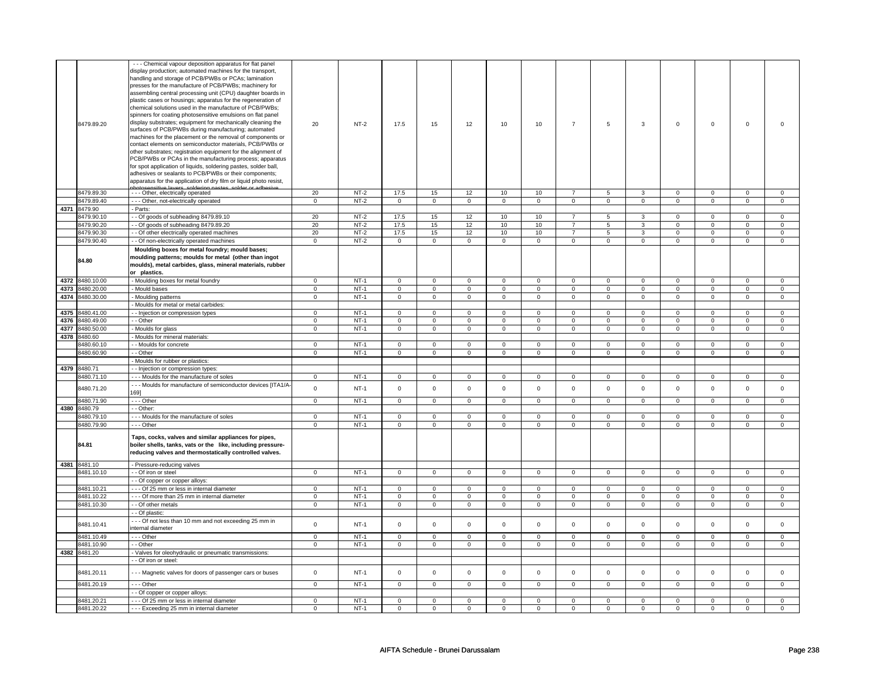|  |  |  |  |  |  |  |  |  |  |  |  |  |  |  |  |  |
|---|---|---|---|---|---|---|---|---|---|---|---|---|---|---|---|---|
|  | 8479.89.20 | - - - Chemical vapour deposition apparatus for flat panel display production; automated machines for the transport, handling and storage of PCB/PWBs or PCAs; lamination presses for the manufacture of PCB/PWBs; machinery for assembling central processing unit (CPU) daughter boards in plastic cases or housings; apparatus for the regeneration of chemical solutions used in the manufacture of PCB/PWBs; spinners for coating photosensitive emulsions on flat panel display substrates; equipment for mechanically cleaning the surfaces of PCB/PWBs during manufacturing; automated machines for the placement or the removal of components or contact elements on semiconductor materials, PCB/PWBs or other substrates; registration equipment for the alignment of PCB/PWBs or PCAs in the manufacturing process; apparatus for spot application of liquids, soldering pastes, solder ball, adhesives or sealants to PCB/PWBs or their components; apparatus for the application of dry film or liquid photo resist, photosensitive layers, soldering pastes, solder or adhesive | 20 | NT-2 | 17.5 | 15 | 12 | 10 | 10 | 7 | 5 | 3 | 0 | 0 | 0 | 0 |
|  | 8479.89.30 | - - - Other, electrically operated | 20 | NT-2 | 17.5 | 15 | 12 | 10 | 10 | 7 | 5 | 3 | 0 | 0 | 0 | 0 |
|  | 8479.89.40 | - - - Other, not-electrically operated | 0 | NT-2 | 0 | 0 | 0 | 0 | 0 | 0 | 0 | 0 | 0 | 0 | 0 | 0 |
| 4371 | 8479.90 | - Parts: |  |  |  |  |  |  |  |  |  |  |  |  |  |  |
|  | 8479.90.10 | - - Of goods of subheading 8479.89.10 | 20 | NT-2 | 17.5 | 15 | 12 | 10 | 10 | 7 | 5 | 3 | 0 | 0 | 0 | 0 |
|  | 8479.90.20 | - - Of goods of subheading 8479.89.20 | 20 | NT-2 | 17.5 | 15 | 12 | 10 | 10 | 7 | 5 | 3 | 0 | 0 | 0 | 0 |
|  | 8479.90.30 | - - Of other electrically operated machines | 20 | NT-2 | 17.5 | 15 | 12 | 10 | 10 | 7 | 5 | 3 | 0 | 0 | 0 | 0 |
|  | 8479.90.40 | - - Of non-electrically operated machines | 0 | NT-2 | 0 | 0 | 0 | 0 | 0 | 0 | 0 | 0 | 0 | 0 | 0 | 0 |
|  | **84.80** | **Moulding boxes for metal foundry; mould bases; moulding patterns; moulds for metal (other than ingot moulds), metal carbides, glass, mineral materials, rubber or plastics.** |  |  |  |  |  |  |  |  |  |  |  |  |  |  |
| 4372 | 8480.10.00 | - Moulding boxes for metal foundry | 0 | NT-1 | 0 | 0 | 0 | 0 | 0 | 0 | 0 | 0 | 0 | 0 | 0 | 0 |
| 4373 | 8480.20.00 | - Mould bases | 0 | NT-1 | 0 | 0 | 0 | 0 | 0 | 0 | 0 | 0 | 0 | 0 | 0 | 0 |
| 4374 | 8480.30.00 | - Moulding patterns | 0 | NT-1 | 0 | 0 | 0 | 0 | 0 | 0 | 0 | 0 | 0 | 0 | 0 | 0 |
|  |  | - Moulds for metal or metal carbides: |  |  |  |  |  |  |  |  |  |  |  |  |  |  |
| 4375 | 8480.41.00 | - - Injection or compression types | 0 | NT-1 | 0 | 0 | 0 | 0 | 0 | 0 | 0 | 0 | 0 | 0 | 0 | 0 |
| 4376 | 8480.49.00 | - - Other | 0 | NT-1 | 0 | 0 | 0 | 0 | 0 | 0 | 0 | 0 | 0 | 0 | 0 | 0 |
| 4377 | 8480.50.00 | - Moulds for glass | 0 | NT-1 | 0 | 0 | 0 | 0 | 0 | 0 | 0 | 0 | 0 | 0 | 0 | 0 |
| 4378 | 8480.60 | - Moulds for mineral materials: |  |  |  |  |  |  |  |  |  |  |  |  |  |  |
|  | 8480.60.10 | - - Moulds for concrete | 0 | NT-1 | 0 | 0 | 0 | 0 | 0 | 0 | 0 | 0 | 0 | 0 | 0 | 0 |
|  | 8480.60.90 | - - Other | 0 | NT-1 | 0 | 0 | 0 | 0 | 0 | 0 | 0 | 0 | 0 | 0 | 0 | 0 |
|  |  | - Moulds for rubber or plastics: |  |  |  |  |  |  |  |  |  |  |  |  |  |  |
| 4379 | 8480.71 | - - Injection or compression types: |  |  |  |  |  |  |  |  |  |  |  |  |  |  |
|  | 8480.71.10 | - - - Moulds for the manufacture of soles | 0 | NT-1 | 0 | 0 | 0 | 0 | 0 | 0 | 0 | 0 | 0 | 0 | 0 | 0 |
|  | 8480.71.20 | - - - Moulds for manufacture of semiconductor devices [ITA1/A-169] | 0 | NT-1 | 0 | 0 | 0 | 0 | 0 | 0 | 0 | 0 | 0 | 0 | 0 | 0 |
|  | 8480.71.90 | - - - Other | 0 | NT-1 | 0 | 0 | 0 | 0 | 0 | 0 | 0 | 0 | 0 | 0 | 0 | 0 |
| 4380 | 8480.79 | - - Other: |  |  |  |  |  |  |  |  |  |  |  |  |  |  |
|  | 8480.79.10 | - - - Moulds for the manufacture of soles | 0 | NT-1 | 0 | 0 | 0 | 0 | 0 | 0 | 0 | 0 | 0 | 0 | 0 | 0 |
|  | 8480.79.90 | - - - Other | 0 | NT-1 | 0 | 0 | 0 | 0 | 0 | 0 | 0 | 0 | 0 | 0 | 0 | 0 |
|  | **84.81** | **Taps, cocks, valves and similar appliances for pipes, boiler shells, tanks, vats or the like, including pressure-reducing valves and thermostatically controlled valves.** |  |  |  |  |  |  |  |  |  |  |  |  |  |  |
| 4381 | 8481.10 | - Pressure-reducing valves |  |  |  |  |  |  |  |  |  |  |  |  |  |  |
|  | 8481.10.10 | - - Of iron or steel | 0 | NT-1 | 0 | 0 | 0 | 0 | 0 | 0 | 0 | 0 | 0 | 0 | 0 | 0 |
|  |  | - - Of copper or copper alloys: |  |  |  |  |  |  |  |  |  |  |  |  |  |  |
|  | 8481.10.21 | - - - Of 25 mm or less in internal diameter | 0 | NT-1 | 0 | 0 | 0 | 0 | 0 | 0 | 0 | 0 | 0 | 0 | 0 | 0 |
|  | 8481.10.22 | - - - Of more than 25 mm in internal diameter | 0 | NT-1 | 0 | 0 | 0 | 0 | 0 | 0 | 0 | 0 | 0 | 0 | 0 | 0 |
|  | 8481.10.30 | - - Of other metals | 0 | NT-1 | 0 | 0 | 0 | 0 | 0 | 0 | 0 | 0 | 0 | 0 | 0 | 0 |
|  |  | - - Of plastic: |  |  |  |  |  |  |  |  |  |  |  |  |  |  |
|  | 8481.10.41 | - - - Of not less than 10 mm and not exceeding 25 mm in internal diameter | 0 | NT-1 | 0 | 0 | 0 | 0 | 0 | 0 | 0 | 0 | 0 | 0 | 0 | 0 |
|  | 8481.10.49 | - - - Other | 0 | NT-1 | 0 | 0 | 0 | 0 | 0 | 0 | 0 | 0 | 0 | 0 | 0 | 0 |
|  | 8481.10.90 | - - Other | 0 | NT-1 | 0 | 0 | 0 | 0 | 0 | 0 | 0 | 0 | 0 | 0 | 0 | 0 |
| 4382 | 8481.20 | - Valves for oleohydraulic or pneumatic transmissions: |  |  |  |  |  |  |  |  |  |  |  |  |  |  |
|  |  | - - Of iron or steel: |  |  |  |  |  |  |  |  |  |  |  |  |  |  |
|  | 8481.20.11 | - - - Magnetic valves for doors of passenger cars or buses | 0 | NT-1 | 0 | 0 | 0 | 0 | 0 | 0 | 0 | 0 | 0 | 0 | 0 | 0 |
|  | 8481.20.19 | - - - Other | 0 | NT-1 | 0 | 0 | 0 | 0 | 0 | 0 | 0 | 0 | 0 | 0 | 0 | 0 |
|  |  | - - Of copper or copper alloys: |  |  |  |  |  |  |  |  |  |  |  |  |  |  |
|  | 8481.20.21 | - - - Of 25 mm or less in internal diameter | 0 | NT-1 | 0 | 0 | 0 | 0 | 0 | 0 | 0 | 0 | 0 | 0 | 0 | 0 |
|  | 8481.20.22 | - - - Exceeding 25 mm in internal diameter | 0 | NT-1 | 0 | 0 | 0 | 0 | 0 | 0 | 0 | 0 | 0 | 0 | 0 | 0 |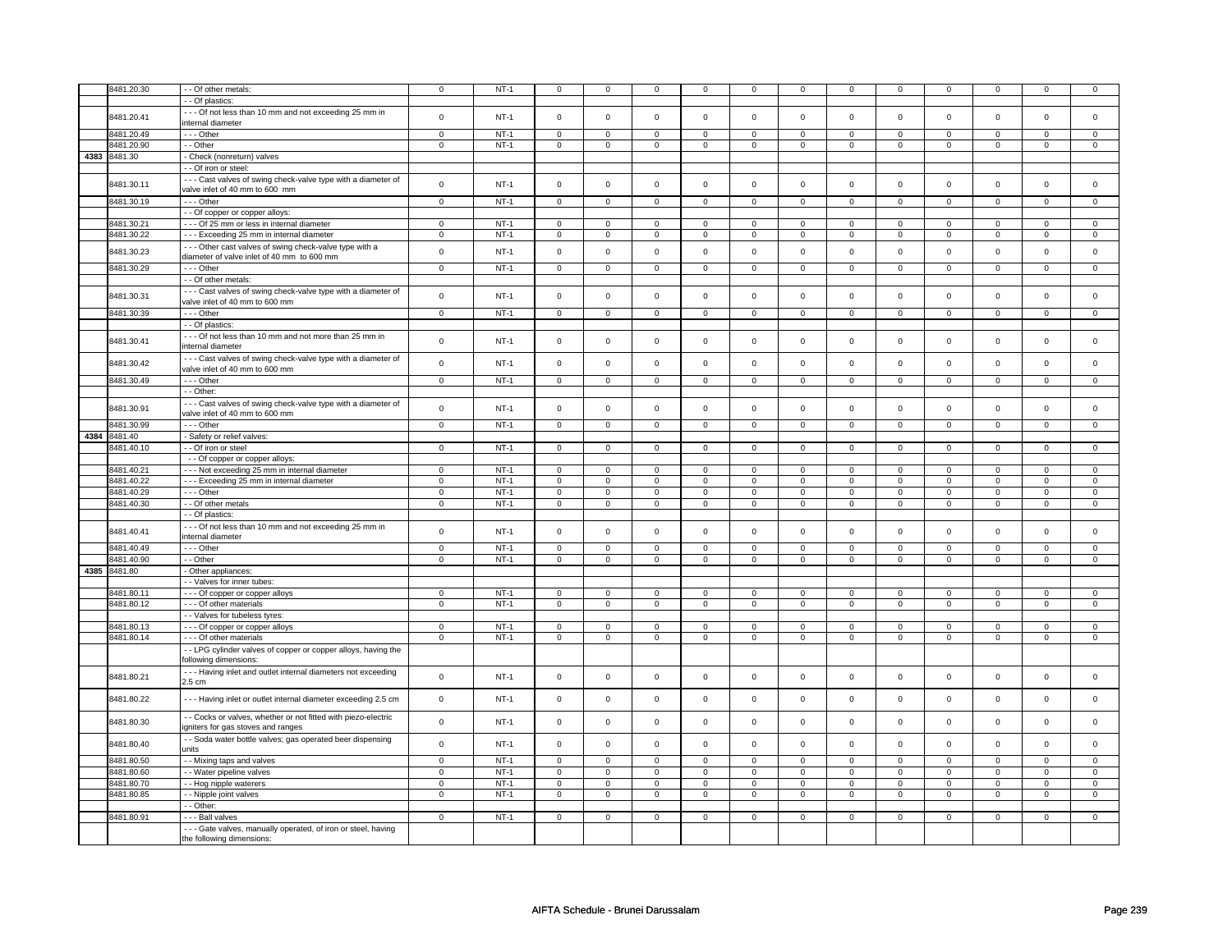|  |  |  |  |  |  |  |  |  |  |  |  |  |  |  |  |  |
|---|---|---|---|---|---|---|---|---|---|---|---|---|---|---|---|---|
|  | 8481.20.30 | - - Of other metals: | 0 | NT-1 | 0 | 0 | 0 | 0 | 0 | 0 | 0 | 0 | 0 | 0 | 0 | 0 |
|  |  | - - Of plastics: |  |  |  |  |  |  |  |  |  |  |  |  |  |  |
|  | 8481.20.41 | - - - Of not less than 10 mm and not exceeding 25 mm in internal diameter | 0 | NT-1 | 0 | 0 | 0 | 0 | 0 | 0 | 0 | 0 | 0 | 0 | 0 | 0 |
|  | 8481.20.49 | - - - Other | 0 | NT-1 | 0 | 0 | 0 | 0 | 0 | 0 | 0 | 0 | 0 | 0 | 0 | 0 |
|  | 8481.20.90 | - - Other | 0 | NT-1 | 0 | 0 | 0 | 0 | 0 | 0 | 0 | 0 | 0 | 0 | 0 | 0 |
| 4383 | 8481.30 | - Check (nonreturn) valves |  |  |  |  |  |  |  |  |  |  |  |  |  |  |
|  |  | - - Of iron or steel: |  |  |  |  |  |  |  |  |  |  |  |  |  |  |
|  | 8481.30.11 | - - - Cast valves of swing check-valve type with a diameter of valve inlet of 40 mm to 600 mm | 0 | NT-1 | 0 | 0 | 0 | 0 | 0 | 0 | 0 | 0 | 0 | 0 | 0 | 0 |
|  | 8481.30.19 | - - - Other | 0 | NT-1 | 0 | 0 | 0 | 0 | 0 | 0 | 0 | 0 | 0 | 0 | 0 | 0 |
|  |  | - - Of copper or copper alloys: |  |  |  |  |  |  |  |  |  |  |  |  |  |  |
|  | 8481.30.21 | - - - Of 25 mm or less in internal diameter | 0 | NT-1 | 0 | 0 | 0 | 0 | 0 | 0 | 0 | 0 | 0 | 0 | 0 | 0 |
|  | 8481.30.22 | - - - Exceeding 25 mm in internal diameter | 0 | NT-1 | 0 | 0 | 0 | 0 | 0 | 0 | 0 | 0 | 0 | 0 | 0 | 0 |
|  | 8481.30.23 | - - - Other cast valves of swing check-valve type with a diameter of valve inlet of 40 mm to 600 mm | 0 | NT-1 | 0 | 0 | 0 | 0 | 0 | 0 | 0 | 0 | 0 | 0 | 0 | 0 |
|  | 8481.30.29 | - - - Other | 0 | NT-1 | 0 | 0 | 0 | 0 | 0 | 0 | 0 | 0 | 0 | 0 | 0 | 0 |
|  |  | - - Of other metals: |  |  |  |  |  |  |  |  |  |  |  |  |  |  |
|  | 8481.30.31 | - - - Cast valves of swing check-valve type with a diameter of valve inlet of 40 mm to 600 mm | 0 | NT-1 | 0 | 0 | 0 | 0 | 0 | 0 | 0 | 0 | 0 | 0 | 0 | 0 |
|  | 8481.30.39 | - - - Other | 0 | NT-1 | 0 | 0 | 0 | 0 | 0 | 0 | 0 | 0 | 0 | 0 | 0 | 0 |
|  |  | - - Of plastics: |  |  |  |  |  |  |  |  |  |  |  |  |  |  |
|  | 8481.30.41 | - - - Of not less than 10 mm and not more than 25 mm in internal diameter | 0 | NT-1 | 0 | 0 | 0 | 0 | 0 | 0 | 0 | 0 | 0 | 0 | 0 | 0 |
|  | 8481.30.42 | - - - Cast valves of swing check-valve type with a diameter of valve inlet of 40 mm to 600 mm | 0 | NT-1 | 0 | 0 | 0 | 0 | 0 | 0 | 0 | 0 | 0 | 0 | 0 | 0 |
|  | 8481.30.49 | - - - Other | 0 | NT-1 | 0 | 0 | 0 | 0 | 0 | 0 | 0 | 0 | 0 | 0 | 0 | 0 |
|  |  | - - Other: |  |  |  |  |  |  |  |  |  |  |  |  |  |  |
|  | 8481.30.91 | - - - Cast valves of swing check-valve type with a diameter of valve inlet of 40 mm to 600 mm | 0 | NT-1 | 0 | 0 | 0 | 0 | 0 | 0 | 0 | 0 | 0 | 0 | 0 | 0 |
|  | 8481.30.99 | - - - Other | 0 | NT-1 | 0 | 0 | 0 | 0 | 0 | 0 | 0 | 0 | 0 | 0 | 0 | 0 |
| 4384 | 8481.40 | - Safety or relief valves: |  |  |  |  |  |  |  |  |  |  |  |  |  |  |
|  | 8481.40.10 | - - Of iron or steel | 0 | NT-1 | 0 | 0 | 0 | 0 | 0 | 0 | 0 | 0 | 0 | 0 | 0 | 0 |
|  |  | - - Of copper or copper alloys: |  |  |  |  |  |  |  |  |  |  |  |  |  |  |
|  | 8481.40.21 | - - - Not exceeding 25 mm in internal diameter | 0 | NT-1 | 0 | 0 | 0 | 0 | 0 | 0 | 0 | 0 | 0 | 0 | 0 | 0 |
|  | 8481.40.22 | - - - Exceeding 25 mm in internal diameter | 0 | NT-1 | 0 | 0 | 0 | 0 | 0 | 0 | 0 | 0 | 0 | 0 | 0 | 0 |
|  | 8481.40.29 | - - - Other | 0 | NT-1 | 0 | 0 | 0 | 0 | 0 | 0 | 0 | 0 | 0 | 0 | 0 | 0 |
|  | 8481.40.30 | - - Of other metals | 0 | NT-1 | 0 | 0 | 0 | 0 | 0 | 0 | 0 | 0 | 0 | 0 | 0 | 0 |
|  |  | - - Of plastics: |  |  |  |  |  |  |  |  |  |  |  |  |  |  |
|  | 8481.40.41 | - - - Of not less than 10 mm and not exceeding 25 mm in internal diameter | 0 | NT-1 | 0 | 0 | 0 | 0 | 0 | 0 | 0 | 0 | 0 | 0 | 0 | 0 |
|  | 8481.40.49 | - - - Other | 0 | NT-1 | 0 | 0 | 0 | 0 | 0 | 0 | 0 | 0 | 0 | 0 | 0 | 0 |
|  | 8481.40.90 | - - Other | 0 | NT-1 | 0 | 0 | 0 | 0 | 0 | 0 | 0 | 0 | 0 | 0 | 0 | 0 |
| 4385 | 8481.80 | - Other appliances: |  |  |  |  |  |  |  |  |  |  |  |  |  |  |
|  |  | - - Valves for inner tubes: |  |  |  |  |  |  |  |  |  |  |  |  |  |  |
|  | 8481.80.11 | - - - Of copper or copper alloys | 0 | NT-1 | 0 | 0 | 0 | 0 | 0 | 0 | 0 | 0 | 0 | 0 | 0 | 0 |
|  | 8481.80.12 | - - - Of other materials | 0 | NT-1 | 0 | 0 | 0 | 0 | 0 | 0 | 0 | 0 | 0 | 0 | 0 | 0 |
|  |  | - - Valves for tubeless tyres: |  |  |  |  |  |  |  |  |  |  |  |  |  |  |
|  | 8481.80.13 | - - - Of copper or copper alloys | 0 | NT-1 | 0 | 0 | 0 | 0 | 0 | 0 | 0 | 0 | 0 | 0 | 0 | 0 |
|  | 8481.80.14 | - - - Of other materials | 0 | NT-1 | 0 | 0 | 0 | 0 | 0 | 0 | 0 | 0 | 0 | 0 | 0 | 0 |
|  |  | - - LPG cylinder valves of copper or copper alloys, having the following dimensions: |  |  |  |  |  |  |  |  |  |  |  |  |  |  |
|  | 8481.80.21 | - - - Having inlet and outlet internal diameters not exceeding 2.5 cm | 0 | NT-1 | 0 | 0 | 0 | 0 | 0 | 0 | 0 | 0 | 0 | 0 | 0 | 0 |
|  | 8481.80.22 | - - - Having inlet or outlet internal diameter exceeding 2.5 cm | 0 | NT-1 | 0 | 0 | 0 | 0 | 0 | 0 | 0 | 0 | 0 | 0 | 0 | 0 |
|  | 8481.80.30 | - - Cocks or valves, whether or not fitted with piezo-electric igniters for gas stoves and ranges | 0 | NT-1 | 0 | 0 | 0 | 0 | 0 | 0 | 0 | 0 | 0 | 0 | 0 | 0 |
|  | 8481.80.40 | - - Soda water bottle valves; gas operated beer dispensing units | 0 | NT-1 | 0 | 0 | 0 | 0 | 0 | 0 | 0 | 0 | 0 | 0 | 0 | 0 |
|  | 8481.80.50 | - - Mixing taps and valves | 0 | NT-1 | 0 | 0 | 0 | 0 | 0 | 0 | 0 | 0 | 0 | 0 | 0 | 0 |
|  | 8481.80.60 | - - Water pipeline valves | 0 | NT-1 | 0 | 0 | 0 | 0 | 0 | 0 | 0 | 0 | 0 | 0 | 0 | 0 |
|  | 8481.80.70 | - - Hog nipple waterers | 0 | NT-1 | 0 | 0 | 0 | 0 | 0 | 0 | 0 | 0 | 0 | 0 | 0 | 0 |
|  | 8481.80.85 | - - Nipple joint valves | 0 | NT-1 | 0 | 0 | 0 | 0 | 0 | 0 | 0 | 0 | 0 | 0 | 0 | 0 |
|  |  | - - Other: |  |  |  |  |  |  |  |  |  |  |  |  |  |  |
|  | 8481.80.91 | - - - Ball valves | 0 | NT-1 | 0 | 0 | 0 | 0 | 0 | 0 | 0 | 0 | 0 | 0 | 0 | 0 |
|  |  | - - - Gate valves, manually operated, of iron or steel, having the following dimensions: |  |  |  |  |  |  |  |  |  |  |  |  |  |  |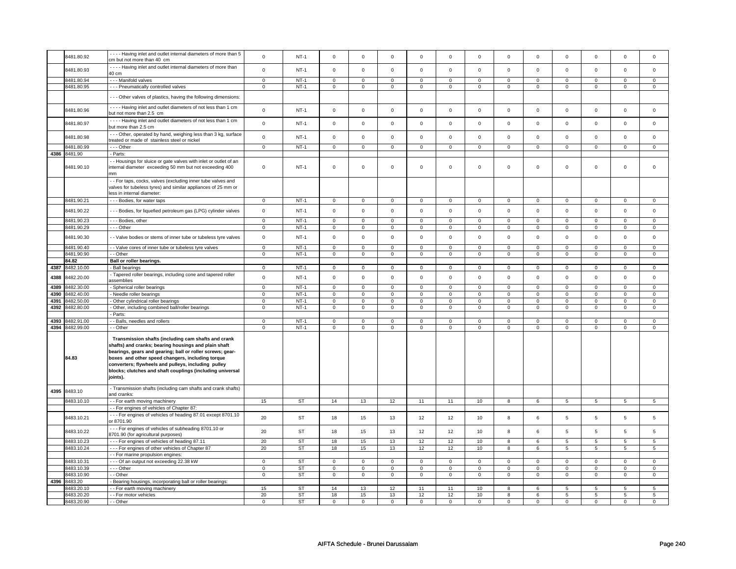| | | | | | | | | | | | | | | | |
|---|---|---|---|---|---|---|---|---|---|---|---|---|---|---|---|
| | 8481.80.92 | - - - - Having inlet and outlet internal diameters of more than 5 cm but not more than 40 cm | 0 | NT-1 | 0 | 0 | 0 | 0 | 0 | 0 | 0 | 0 | 0 | 0 | 0 | 0 |
| | 8481.80.93 | - - - - Having inlet and outlet internal diameters of more than 40 cm | 0 | NT-1 | 0 | 0 | 0 | 0 | 0 | 0 | 0 | 0 | 0 | 0 | 0 | 0 |
| | 8481.80.94 | - - - Manifold valves | 0 | NT-1 | 0 | 0 | 0 | 0 | 0 | 0 | 0 | 0 | 0 | 0 | 0 | 0 |
| | 8481.80.95 | - - - Pneumatically controlled valves | 0 | NT-1 | 0 | 0 | 0 | 0 | 0 | 0 | 0 | 0 | 0 | 0 | 0 | 0 |
| | | - - - Other valves of plastics, having the following dimensions: | | | | | | | | | | | | | | |
| | 8481.80.96 | - - - - Having inlet and outlet diameters of not less than 1 cm but not more than 2.5 cm | 0 | NT-1 | 0 | 0 | 0 | 0 | 0 | 0 | 0 | 0 | 0 | 0 | 0 | 0 |
| | 8481.80.97 | - - - - Having inlet and outlet diameters of not less than 1 cm but more than 2.5 cm | 0 | NT-1 | 0 | 0 | 0 | 0 | 0 | 0 | 0 | 0 | 0 | 0 | 0 | 0 |
| | 8481.80.98 | - - - Other, operated by hand, weighing less than 3 kg, surface treated or made of stainless steel or nickel | 0 | NT-1 | 0 | 0 | 0 | 0 | 0 | 0 | 0 | 0 | 0 | 0 | 0 | 0 |
| | 8481.80.99 | - - - Other | 0 | NT-1 | 0 | 0 | 0 | 0 | 0 | 0 | 0 | 0 | 0 | 0 | 0 | 0 |
| 4386 | 8481.90 | - Parts: | | | | | | | | | | | | | | |
| | 8481.90.10 | - - Housings for sluice or gate valves with inlet or outlet of an internal diameter exceeding 50 mm but not exceeding 400 mm | 0 | NT-1 | 0 | 0 | 0 | 0 | 0 | 0 | 0 | 0 | 0 | 0 | 0 | 0 |
| | | - - For taps, cocks, valves (excluding inner tube valves and valves for tubeless tyres) and similar appliances of 25 mm or less in internal diameter: | | | | | | | | | | | | | | |
| | 8481.90.21 | - - - Bodies, for water taps | 0 | NT-1 | 0 | 0 | 0 | 0 | 0 | 0 | 0 | 0 | 0 | 0 | 0 | 0 |
| | 8481.90.22 | - - - Bodies, for liquefied petroleum gas (LPG) cylinder valves | 0 | NT-1 | 0 | 0 | 0 | 0 | 0 | 0 | 0 | 0 | 0 | 0 | 0 | 0 |
| | 8481.90.23 | - - - Bodies, other | 0 | NT-1 | 0 | 0 | 0 | 0 | 0 | 0 | 0 | 0 | 0 | 0 | 0 | 0 |
| | 8481.90.29 | - - - Other | 0 | NT-1 | 0 | 0 | 0 | 0 | 0 | 0 | 0 | 0 | 0 | 0 | 0 | 0 |
| | 8481.90.30 | - - Valve bodies or stems of inner tube or tubeless tyre valves | 0 | NT-1 | 0 | 0 | 0 | 0 | 0 | 0 | 0 | 0 | 0 | 0 | 0 | 0 |
| | 8481.90.40 | - - Valve cores of inner tube or tubeless tyre valves | 0 | NT-1 | 0 | 0 | 0 | 0 | 0 | 0 | 0 | 0 | 0 | 0 | 0 | 0 |
| | 8481.90.90 | - - Other | 0 | NT-1 | 0 | 0 | 0 | 0 | 0 | 0 | 0 | 0 | 0 | 0 | 0 | 0 |
| | **84.82** | **Ball or roller bearings.** | | | | | | | | | | | | | | |
| 4387 | 8482.10.00 | - Ball bearings | 0 | NT-1 | 0 | 0 | 0 | 0 | 0 | 0 | 0 | 0 | 0 | 0 | 0 | 0 |
| 4388 | 8482.20.00 | - Tapered roller bearings, including cone and tapered roller assemblies | 0 | NT-1 | 0 | 0 | 0 | 0 | 0 | 0 | 0 | 0 | 0 | 0 | 0 | 0 |
| 4389 | 8482.30.00 | - Spherical roller bearings | 0 | NT-1 | 0 | 0 | 0 | 0 | 0 | 0 | 0 | 0 | 0 | 0 | 0 | 0 |
| 4390 | 8482.40.00 | - Needle roller bearings | 0 | NT-1 | 0 | 0 | 0 | 0 | 0 | 0 | 0 | 0 | 0 | 0 | 0 | 0 |
| 4391 | 8482.50.00 | - Other cylindrical roller bearings | 0 | NT-1 | 0 | 0 | 0 | 0 | 0 | 0 | 0 | 0 | 0 | 0 | 0 | 0 |
| 4392 | 8482.80.00 | - Other, including combined ball/roller bearings | 0 | NT-1 | 0 | 0 | 0 | 0 | 0 | 0 | 0 | 0 | 0 | 0 | 0 | 0 |
| | | - Parts: | | | | | | | | | | | | | | |
| 4393 | 8482.91.00 | - - Balls, needles and rollers | 0 | NT-1 | 0 | 0 | 0 | 0 | 0 | 0 | 0 | 0 | 0 | 0 | 0 | 0 |
| 4394 | 8482.99.00 | - - Other | 0 | NT-1 | 0 | 0 | 0 | 0 | 0 | 0 | 0 | 0 | 0 | 0 | 0 | 0 |
| | **84.83** | **Transmission shafts (including cam shafts and crank shafts) and cranks; bearing housings and plain shaft bearings, gears and gearing; ball or roller screws; gear-boxes and other speed changers, including torque converters; flywheels and pulleys, including pulley blocks; clutches and shaft couplings (including universal joints).** | | | | | | | | | | | | | | |
| 4395 | 8483.10 | - Transmission shafts (including cam shafts and crank shafts) and cranks: | | | | | | | | | | | | | | |
| | 8483.10.10 | - - For earth moving machinery | 15 | ST | 14 | 13 | 12 | 11 | 11 | 10 | 8 | 6 | 5 | 5 | 5 | 5 |
| | | - - For engines of vehicles of Chapter 87: | | | | | | | | | | | | | | |
| | 8483.10.21 | - - - For engines of vehicles of heading 87.01 except 8701.10 or 8701.90 | 20 | ST | 18 | 15 | 13 | 12 | 12 | 10 | 8 | 6 | 5 | 5 | 5 | 5 |
| | 8483.10.22 | - - - For engines of vehicles of subheading 8701.10 or 8701.90 (for agricultural purposes) | 20 | ST | 18 | 15 | 13 | 12 | 12 | 10 | 8 | 6 | 5 | 5 | 5 | 5 |
| | 8483.10.23 | - - - For engines of vehicles of heading 87.11 | 20 | ST | 18 | 15 | 13 | 12 | 12 | 10 | 8 | 6 | 5 | 5 | 5 | 5 |
| | 8483.10.24 | - - - For engines of other vehicles of Chapter 87 | 20 | ST | 18 | 15 | 13 | 12 | 12 | 10 | 8 | 6 | 5 | 5 | 5 | 5 |
| | | - - For marine propulsion engines: | | | | | | | | | | | | | | |
| | 8483.10.31 | - - - Of an output not exceeding 22.38 kW | 0 | ST | 0 | 0 | 0 | 0 | 0 | 0 | 0 | 0 | 0 | 0 | 0 | 0 |
| | 8483.10.39 | - - - Other | 0 | ST | 0 | 0 | 0 | 0 | 0 | 0 | 0 | 0 | 0 | 0 | 0 | 0 |
| | 8483.10.90 | - - Other | 0 | ST | 0 | 0 | 0 | 0 | 0 | 0 | 0 | 0 | 0 | 0 | 0 | 0 |
| 4396 | 8483.20 | - Bearing housings, incorporating ball or roller bearings: | | | | | | | | | | | | | | |
| | 8483.20.10 | - - For earth moving machinery | 15 | ST | 14 | 13 | 12 | 11 | 11 | 10 | 8 | 6 | 5 | 5 | 5 | 5 |
| | 8483.20.20 | - - For motor vehicles | 20 | ST | 18 | 15 | 13 | 12 | 12 | 10 | 8 | 6 | 5 | 5 | 5 | 5 |
| | 8483.20.90 | - - Other | 0 | ST | 0 | 0 | 0 | 0 | 0 | 0 | 0 | 0 | 0 | 0 | 0 | 0 |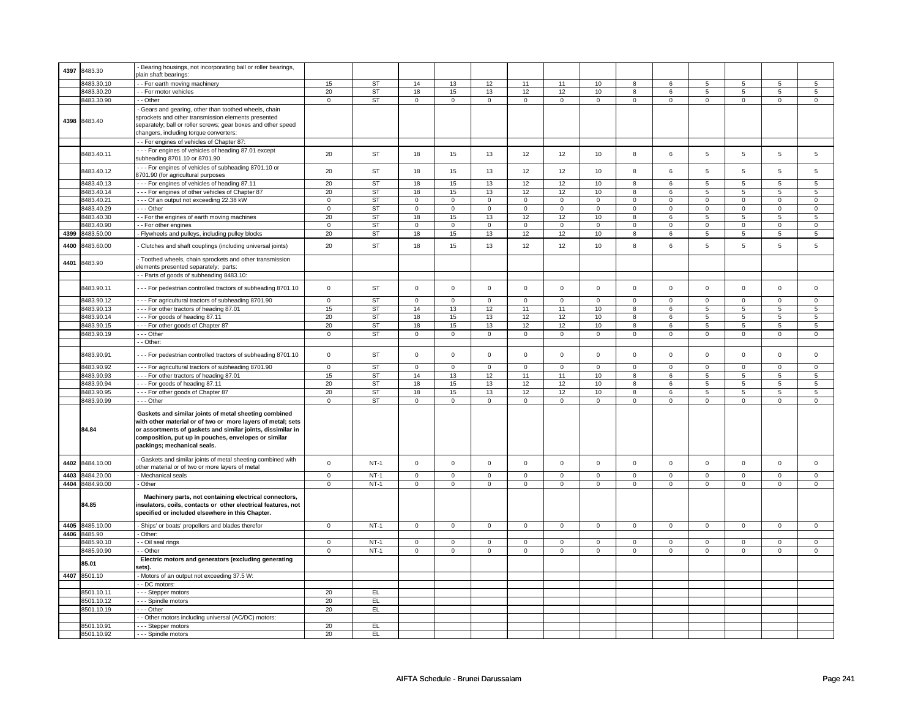| | | | | | | | | | | | | | | | | |
|---|---|---|---|---|---|---|---|---|---|---|---|---|---|---|---|---|
| 4397 | 8483.30 | - Bearing housings, not incorporating ball or roller bearings, plain shaft bearings: | | | | | | | | | | | | | | |
| | 8483.30.10 | - - For earth moving machinery | 15 | ST | 14 | 13 | 12 | 11 | 11 | 10 | 8 | 6 | 5 | 5 | 5 | 5 |
| | 8483.30.20 | - - For motor vehicles | 20 | ST | 18 | 15 | 13 | 12 | 12 | 10 | 8 | 6 | 5 | 5 | 5 | 5 |
| | 8483.30.90 | - - Other | 0 | ST | 0 | 0 | 0 | 0 | 0 | 0 | 0 | 0 | 0 | 0 | 0 | 0 |
| 4398 | 8483.40 | - Gears and gearing, other than toothed wheels, chain sprockets and other transmission elements presented separately; ball or roller screws; gear boxes and other speed changers, including torque converters: | | | | | | | | | | | | | | |
| | | - - For engines of vehicles of Chapter 87: | | | | | | | | | | | | | | |
| | 8483.40.11 | - - - For engines of vehicles of heading 87.01 except subheading 8701.10 or 8701.90 | 20 | ST | 18 | 15 | 13 | 12 | 12 | 10 | 8 | 6 | 5 | 5 | 5 | 5 |
| | 8483.40.12 | - - - For engines of vehicles of subheading 8701.10 or 8701.90 (for agricultural purposes | 20 | ST | 18 | 15 | 13 | 12 | 12 | 10 | 8 | 6 | 5 | 5 | 5 | 5 |
| | 8483.40.13 | - - - For engines of vehicles of heading 87.11 | 20 | ST | 18 | 15 | 13 | 12 | 12 | 10 | 8 | 6 | 5 | 5 | 5 | 5 |
| | 8483.40.14 | - - - For engines of other vehicles of Chapter 87 | 20 | ST | 18 | 15 | 13 | 12 | 12 | 10 | 8 | 6 | 5 | 5 | 5 | 5 |
| | 8483.40.21 | - - - Of an output not exceeding 22.38 kW | 0 | ST | 0 | 0 | 0 | 0 | 0 | 0 | 0 | 0 | 0 | 0 | 0 | 0 |
| | 8483.40.29 | - - - Other | 0 | ST | 0 | 0 | 0 | 0 | 0 | 0 | 0 | 0 | 0 | 0 | 0 | 0 |
| | 8483.40.30 | - - For the engines of earth moving machines | 20 | ST | 18 | 15 | 13 | 12 | 12 | 10 | 8 | 6 | 5 | 5 | 5 | 5 |
| | 8483.40.90 | - - For other engines | 0 | ST | 0 | 0 | 0 | 0 | 0 | 0 | 0 | 0 | 0 | 0 | 0 | 0 |
| 4399 | 8483.50.00 | - Flywheels and pulleys, including pulley blocks | 20 | ST | 18 | 15 | 13 | 12 | 12 | 10 | 8 | 6 | 5 | 5 | 5 | 5 |
| 4400 | 8483.60.00 | - Clutches and shaft couplings (including universal joints) | 20 | ST | 18 | 15 | 13 | 12 | 12 | 10 | 8 | 6 | 5 | 5 | 5 | 5 |
| 4401 | 8483.90 | - Toothed wheels, chain sprockets and other transmission elements presented separately; parts: | | | | | | | | | | | | | | |
| | | - - Parts of goods of subheading 8483.10: | | | | | | | | | | | | | | |
| | 8483.90.11 | - - - For pedestrian controlled tractors of subheading 8701.10 | 0 | ST | 0 | 0 | 0 | 0 | 0 | 0 | 0 | 0 | 0 | 0 | 0 | 0 |
| | 8483.90.12 | - - - For agricultural tractors of subheading 8701.90 | 0 | ST | 0 | 0 | 0 | 0 | 0 | 0 | 0 | 0 | 0 | 0 | 0 | 0 |
| | 8483.90.13 | - - - For other tractors of heading 87.01 | 15 | ST | 14 | 13 | 12 | 11 | 11 | 10 | 8 | 6 | 5 | 5 | 5 | 5 |
| | 8483.90.14 | - - - For goods of heading 87.11 | 20 | ST | 18 | 15 | 13 | 12 | 12 | 10 | 8 | 6 | 5 | 5 | 5 | 5 |
| | 8483.90.15 | - - - For other goods of Chapter 87 | 20 | ST | 18 | 15 | 13 | 12 | 12 | 10 | 8 | 6 | 5 | 5 | 5 | 5 |
| | 8483.90.19 | - - - Other | 0 | ST | 0 | 0 | 0 | 0 | 0 | 0 | 0 | 0 | 0 | 0 | 0 | 0 |
| | | - - Other: | | | | | | | | | | | | | | |
| | 8483.90.91 | - - - For pedestrian controlled tractors of subheading 8701.10 | 0 | ST | 0 | 0 | 0 | 0 | 0 | 0 | 0 | 0 | 0 | 0 | 0 | 0 |
| | 8483.90.92 | - - - For agricultural tractors of subheading 8701.90 | 0 | ST | 0 | 0 | 0 | 0 | 0 | 0 | 0 | 0 | 0 | 0 | 0 | 0 |
| | 8483.90.93 | - - - For other tractors of heading 87.01 | 15 | ST | 14 | 13 | 12 | 11 | 11 | 10 | 8 | 6 | 5 | 5 | 5 | 5 |
| | 8483.90.94 | - - - For goods of heading 87.11 | 20 | ST | 18 | 15 | 13 | 12 | 12 | 10 | 8 | 6 | 5 | 5 | 5 | 5 |
| | 8483.90.95 | - - - For other goods of Chapter 87 | 20 | ST | 18 | 15 | 13 | 12 | 12 | 10 | 8 | 6 | 5 | 5 | 5 | 5 |
| | 8483.90.99 | - - - Other | 0 | ST | 0 | 0 | 0 | 0 | 0 | 0 | 0 | 0 | 0 | 0 | 0 | 0 |
| | **84.84** | **Gaskets and similar joints of metal sheeting combined with other material or of two or more layers of metal; sets or assortments of gaskets and similar joints, dissimilar in composition, put up in pouches, envelopes or similar packings; mechanical seals.** | | | | | | | | | | | | | | |
| 4402 | 8484.10.00 | - Gaskets and similar joints of metal sheeting combined with other material or of two or more layers of metal | 0 | NT-1 | 0 | 0 | 0 | 0 | 0 | 0 | 0 | 0 | 0 | 0 | 0 | 0 |
| 4403 | 8484.20.00 | - Mechanical seals | 0 | NT-1 | 0 | 0 | 0 | 0 | 0 | 0 | 0 | 0 | 0 | 0 | 0 | 0 |
| 4404 | 8484.90.00 | - Other | 0 | NT-1 | 0 | 0 | 0 | 0 | 0 | 0 | 0 | 0 | 0 | 0 | 0 | 0 |
| | **84.85** | **Machinery parts, not containing electrical connectors, insulators, coils, contacts or other electrical features, not specified or included elsewhere in this Chapter.** | | | | | | | | | | | | | | |
| 4405 | 8485.10.00 | - Ships' or boats' propellers and blades therefor | 0 | NT-1 | 0 | 0 | 0 | 0 | 0 | 0 | 0 | 0 | 0 | 0 | 0 | 0 |
| 4406 | 8485.90 | - Other: | | | | | | | | | | | | | | |
| | 8485.90.10 | - - Oil seal rings | 0 | NT-1 | 0 | 0 | 0 | 0 | 0 | 0 | 0 | 0 | 0 | 0 | 0 | 0 |
| | 8485.90.90 | - - Other | 0 | NT-1 | 0 | 0 | 0 | 0 | 0 | 0 | 0 | 0 | 0 | 0 | 0 | 0 |
| | **85.01** | **Electric motors and generators (excluding generating sets).** | | | | | | | | | | | | | | |
| 4407 | 8501.10 | - Motors of an output not exceeding 37.5 W: | | | | | | | | | | | | | | |
| | | - - DC motors: | | | | | | | | | | | | | | |
| | 8501.10.11 | - - - Stepper motors | 20 | EL | | | | | | | | | | | | |
| | 8501.10.12 | - - - Spindle motors | 20 | EL | | | | | | | | | | | | |
| | 8501.10.19 | - - - Other | 20 | EL | | | | | | | | | | | | |
| | | - - Other motors including universal (AC/DC) motors: | | | | | | | | | | | | | | |
| | 8501.10.91 | - - - Stepper motors | 20 | EL | | | | | | | | | | | | |
| | 8501.10.92 | - - - Spindle motors | 20 | EL | | | | | | | | | | | | |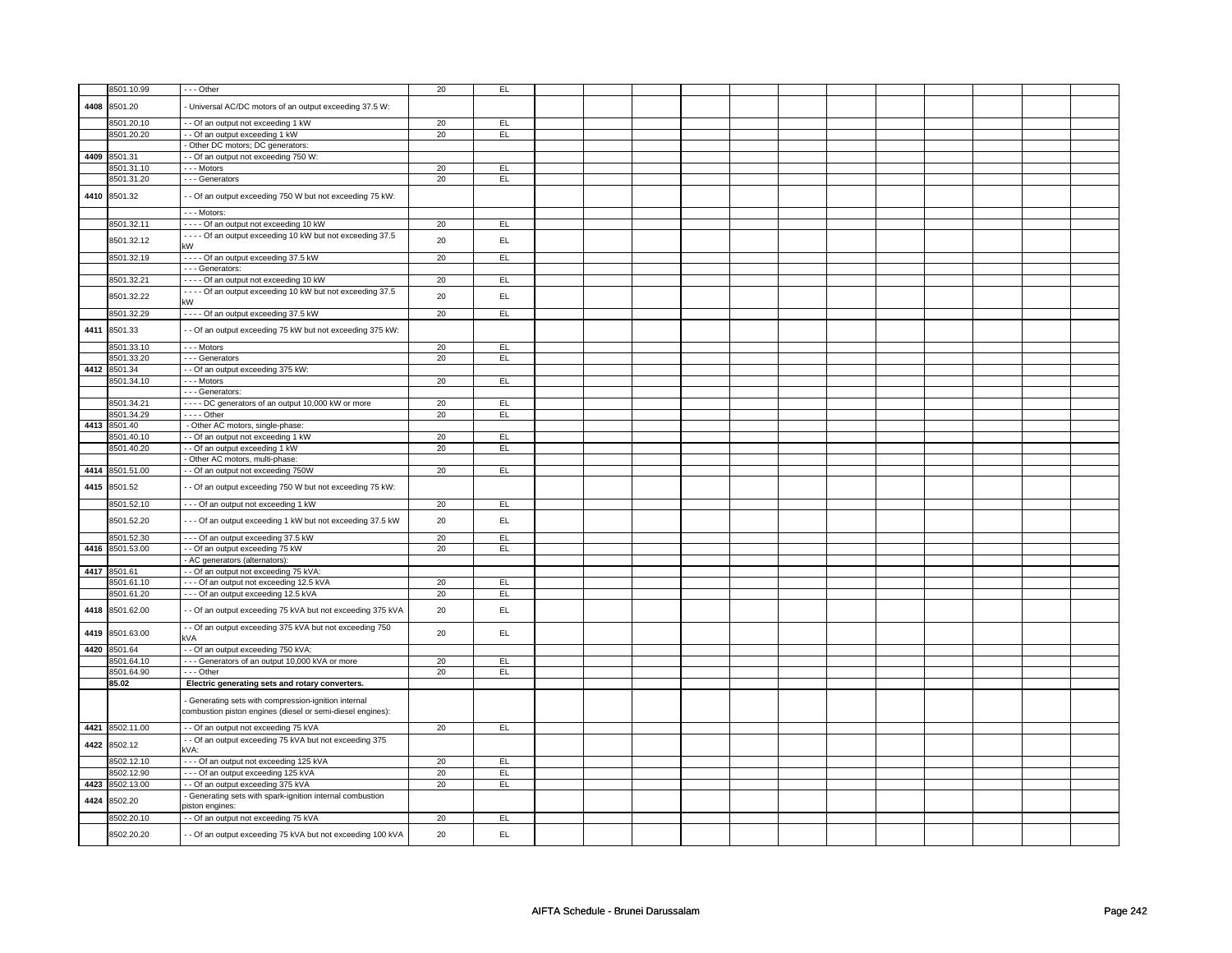| | | | | | | | | | | | | | | | | | |
|---|---|---|---|---|---|---|---|---|---|---|---|---|---|---|---|---|---|
| | 8501.10.99 | - - - Other | 20 | EL | | | | | | | | | | | | | |
| 4408 | 8501.20 | - Universal AC/DC motors of an output exceeding 37.5 W: | | | | | | | | | | | | | | | |
| | 8501.20.10 | - - Of an output not exceeding 1 kW | 20 | EL | | | | | | | | | | | | | |
| | 8501.20.20 | - - Of an output exceeding 1 kW | 20 | EL | | | | | | | | | | | | | |
| | | - Other DC motors; DC generators: | | | | | | | | | | | | | | | |
| 4409 | 8501.31 | - - Of an output not exceeding 750 W: | | | | | | | | | | | | | | | |
| | 8501.31.10 | - - - Motors | 20 | EL | | | | | | | | | | | | | |
| | 8501.31.20 | - - - Generators | 20 | EL | | | | | | | | | | | | | |
| 4410 | 8501.32 | - - Of an output exceeding 750 W but not exceeding 75 kW: | | | | | | | | | | | | | | | |
| | | - - - Motors: | | | | | | | | | | | | | | | |
| | 8501.32.11 | - - - - Of an output not exceeding 10 kW | 20 | EL | | | | | | | | | | | | | |
| | 8501.32.12 | - - - - Of an output exceeding 10 kW but not exceeding 37.5 kW | 20 | EL | | | | | | | | | | | | | |
| | 8501.32.19 | - - - - Of an output exceeding 37.5 kW | 20 | EL | | | | | | | | | | | | | |
| | | - - - Generators: | | | | | | | | | | | | | | | |
| | 8501.32.21 | - - - - Of an output not exceeding 10 kW | 20 | EL | | | | | | | | | | | | | |
| | 8501.32.22 | - - - - Of an output exceeding 10 kW but not exceeding 37.5 kW | 20 | EL | | | | | | | | | | | | | |
| | 8501.32.29 | - - - - Of an output exceeding 37.5 kW | 20 | EL | | | | | | | | | | | | | |
| 4411 | 8501.33 | - - Of an output exceeding 75 kW but not exceeding 375 kW: | | | | | | | | | | | | | | | |
| | 8501.33.10 | - - - Motors | 20 | EL | | | | | | | | | | | | | |
| | 8501.33.20 | - - - Generators | 20 | EL | | | | | | | | | | | | | |
| 4412 | 8501.34 | - - Of an output exceeding 375 kW: | | | | | | | | | | | | | | | |
| | 8501.34.10 | - - - Motors | 20 | EL | | | | | | | | | | | | | |
| | | - - - Generators: | | | | | | | | | | | | | | | |
| | 8501.34.21 | - - - - DC generators of an output 10,000 kW or more | 20 | EL | | | | | | | | | | | | | |
| | 8501.34.29 | - - - - Other | 20 | EL | | | | | | | | | | | | | |
| 4413 | 8501.40 | - Other AC motors, single-phase: | | | | | | | | | | | | | | | |
| | 8501.40.10 | - - Of an output not exceeding 1 kW | 20 | EL | | | | | | | | | | | | | |
| | 8501.40.20 | - - Of an output exceeding 1 kW | 20 | EL | | | | | | | | | | | | | |
| | | - Other AC motors, multi-phase: | | | | | | | | | | | | | | | |
| 4414 | 8501.51.00 | - - Of an output not exceeding 750W | 20 | EL | | | | | | | | | | | | | |
| 4415 | 8501.52 | - - Of an output exceeding 750 W but not exceeding 75 kW: | | | | | | | | | | | | | | | |
| | 8501.52.10 | - - - Of an output not exceeding 1 kW | 20 | EL | | | | | | | | | | | | | |
| | 8501.52.20 | - - - Of an output exceeding 1 kW but not exceeding 37.5 kW | 20 | EL | | | | | | | | | | | | | |
| | 8501.52.30 | - - - Of an output exceeding 37.5 kW | 20 | EL | | | | | | | | | | | | | |
| 4416 | 8501.53.00 | - - Of an output exceeding 75 kW | 20 | EL | | | | | | | | | | | | | |
| | | - AC generators (alternators): | | | | | | | | | | | | | | | |
| 4417 | 8501.61 | - - Of an output not exceeding 75 kVA: | | | | | | | | | | | | | | | |
| | 8501.61.10 | - - - Of an output not exceeding 12.5 kVA | 20 | EL | | | | | | | | | | | | | |
| | 8501.61.20 | - - - Of an output exceeding 12.5 kVA | 20 | EL | | | | | | | | | | | | | |
| 4418 | 8501.62.00 | - - Of an output exceeding 75 kVA but not exceeding 375 kVA | 20 | EL | | | | | | | | | | | | | |
| 4419 | 8501.63.00 | - - Of an output exceeding 375 kVA but not exceeding 750 kVA | 20 | EL | | | | | | | | | | | | | |
| 4420 | 8501.64 | - - Of an output exceeding 750 kVA: | | | | | | | | | | | | | | | |
| | 8501.64.10 | - - - Generators of an output 10,000 kVA or more | 20 | EL | | | | | | | | | | | | | |
| | 8501.64.90 | - - - Other | 20 | EL | | | | | | | | | | | | | |
| | **85.02** | **Electric generating sets and rotary converters.** | | | | | | | | | | | | | | | |
| | | - Generating sets with compression-ignition internal combustion piston engines (diesel or semi-diesel engines): | | | | | | | | | | | | | | | |
| 4421 | 8502.11.00 | - - Of an output not exceeding 75 kVA | 20 | EL | | | | | | | | | | | | | |
| 4422 | 8502.12 | - - Of an output exceeding 75 kVA but not exceeding 375 kVA: | | | | | | | | | | | | | | | |
| | 8502.12.10 | - - - Of an output not exceeding 125 kVA | 20 | EL | | | | | | | | | | | | | |
| | 8502.12.90 | - - - Of an output exceeding 125 kVA | 20 | EL | | | | | | | | | | | | | |
| 4423 | 8502.13.00 | - - Of an output exceeding 375 kVA | 20 | EL | | | | | | | | | | | | | |
| 4424 | 8502.20 | - Generating sets with spark-ignition internal combustion piston engines: | | | | | | | | | | | | | | | |
| | 8502.20.10 | - - Of an output not exceeding 75 kVA | 20 | EL | | | | | | | | | | | | | |
| | 8502.20.20 | - - Of an output exceeding 75 kVA but not exceeding 100 kVA | 20 | EL | | | | | | | | | | | | | |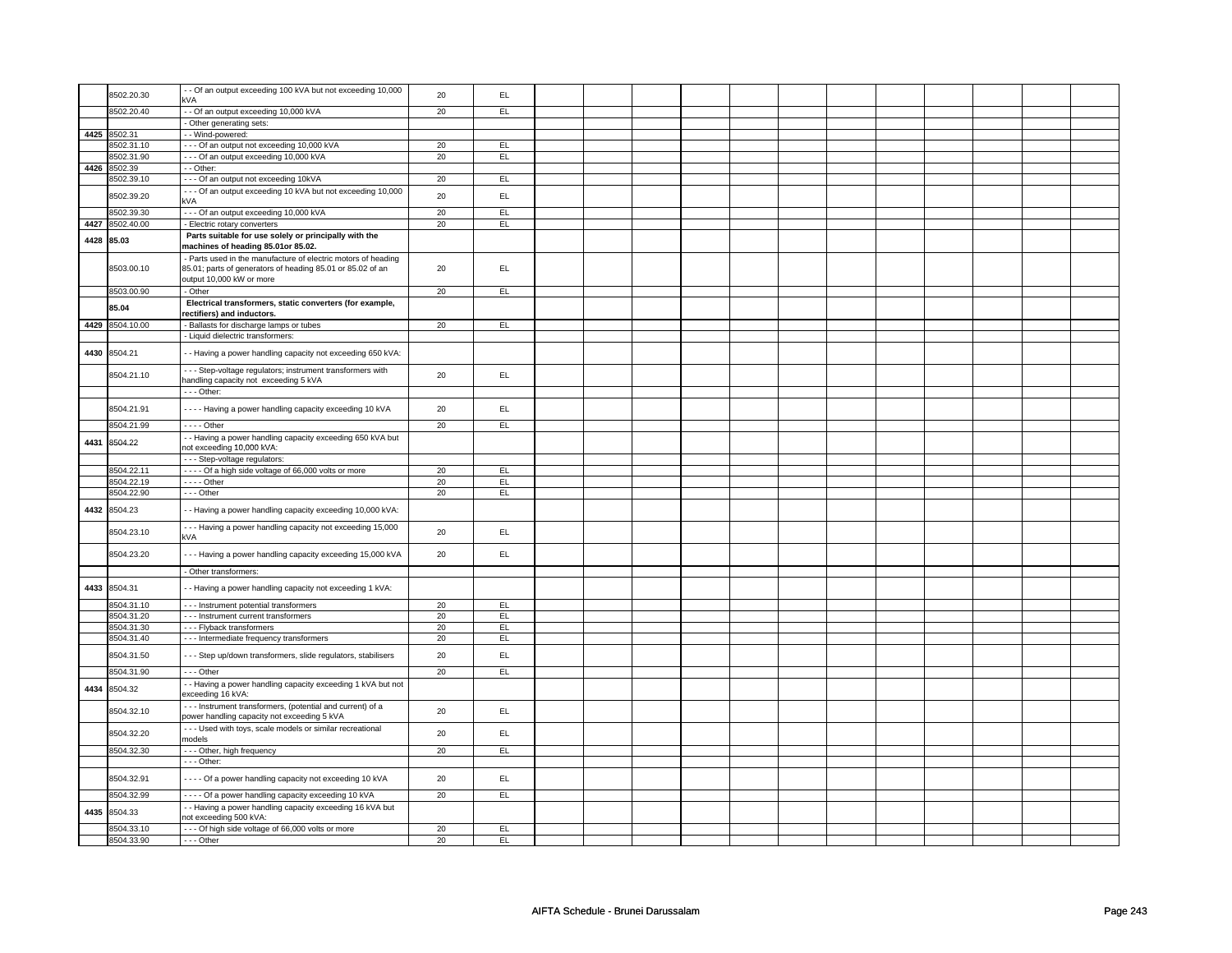| | | | | | | | | | | | | | | | | |
|---|---|---|---|---|---|---|---|---|---|---|---|---|---|---|---|---|
| | 8502.20.30 | - - Of an output exceeding 100 kVA but not exceeding 10,000 kVA | 20 | EL | | | | | | | | | | | | |
| | 8502.20.40 | - - Of an output exceeding 10,000 kVA | 20 | EL | | | | | | | | | | | | |
| | | - Other generating sets: | | | | | | | | | | | | | | |
| 4425 | 8502.31 | - - Wind-powered: | | | | | | | | | | | | | | |
| | 8502.31.10 | - - - Of an output not exceeding 10,000 kVA | 20 | EL | | | | | | | | | | | | |
| | 8502.31.90 | - - - Of an output exceeding 10,000 kVA | 20 | EL | | | | | | | | | | | | |
| 4426 | 8502.39 | - - Other: | | | | | | | | | | | | | | |
| | 8502.39.10 | - - - Of an output not exceeding 10kVA | 20 | EL | | | | | | | | | | | | |
| | 8502.39.20 | - - - Of an output exceeding 10 kVA but not exceeding 10,000 kVA | 20 | EL | | | | | | | | | | | | |
| | 8502.39.30 | - - - Of an output exceeding 10,000 kVA | 20 | EL | | | | | | | | | | | | |
| 4427 | 8502.40.00 | - Electric rotary converters | 20 | EL | | | | | | | | | | | | |
| 4428 | **85.03** | **Parts suitable for use solely or principally with the machines of heading 85.01or 85.02.** | | | | | | | | | | | | | | |
| | 8503.00.10 | - Parts used in the manufacture of electric motors of heading 85.01; parts of generators of heading 85.01 or 85.02 of an output 10,000 kW or more | 20 | EL | | | | | | | | | | | | |
| | 8503.00.90 | - Other | 20 | EL | | | | | | | | | | | | |
| | **85.04** | **Electrical transformers, static converters (for example, rectifiers) and inductors.** | | | | | | | | | | | | | | |
| 4429 | 8504.10.00 | - Ballasts for discharge lamps or tubes | 20 | EL | | | | | | | | | | | | |
| | | - Liquid dielectric transformers: | | | | | | | | | | | | | | |
| 4430 | 8504.21 | - - Having a power handling capacity not exceeding 650 kVA: | | | | | | | | | | | | | | |
| | 8504.21.10 | - - - Step-voltage regulators; instrument transformers with handling capacity not exceeding 5 kVA | 20 | EL | | | | | | | | | | | | |
| | | - - - Other: | | | | | | | | | | | | | | |
| | 8504.21.91 | - - - - Having a power handling capacity exceeding 10 kVA | 20 | EL | | | | | | | | | | | | |
| | 8504.21.99 | - - - - Other | 20 | EL | | | | | | | | | | | | |
| 4431 | 8504.22 | - - Having a power handling capacity exceeding 650 kVA but not exceeding 10,000 kVA: | | | | | | | | | | | | | | |
| | | - - - Step-voltage regulators: | | | | | | | | | | | | | | |
| | 8504.22.11 | - - - - Of a high side voltage of 66,000 volts or more | 20 | EL | | | | | | | | | | | | |
| | 8504.22.19 | - - - - Other | 20 | EL | | | | | | | | | | | | |
| | 8504.22.90 | - - - Other | 20 | EL | | | | | | | | | | | | |
| 4432 | 8504.23 | - - Having a power handling capacity exceeding 10,000 kVA: | | | | | | | | | | | | | | |
| | 8504.23.10 | - - - Having a power handling capacity not exceeding 15,000 kVA | 20 | EL | | | | | | | | | | | | |
| | 8504.23.20 | - - - Having a power handling capacity exceeding 15,000 kVA | 20 | EL | | | | | | | | | | | | |
| | | - Other transformers: | | | | | | | | | | | | | | |
| 4433 | 8504.31 | - - Having a power handling capacity not exceeding 1 kVA: | | | | | | | | | | | | | | |
| | 8504.31.10 | - - - Instrument potential transformers | 20 | EL | | | | | | | | | | | | |
| | 8504.31.20 | - - - Instrument current transformers | 20 | EL | | | | | | | | | | | | |
| | 8504.31.30 | - - - Flyback transformers | 20 | EL | | | | | | | | | | | | |
| | 8504.31.40 | - - - Intermediate frequency transformers | 20 | EL | | | | | | | | | | | | |
| | 8504.31.50 | - - - Step up/down transformers, slide regulators, stabilisers | 20 | EL | | | | | | | | | | | | |
| | 8504.31.90 | - - - Other | 20 | EL | | | | | | | | | | | | |
| 4434 | 8504.32 | - - Having a power handling capacity exceeding 1 kVA but not exceeding 16 kVA: | | | | | | | | | | | | | | |
| | 8504.32.10 | - - - Instrument transformers, (potential and current) of a power handling capacity not exceeding 5 kVA | 20 | EL | | | | | | | | | | | | |
| | 8504.32.20 | - - - Used with toys, scale models or similar recreational models | 20 | EL | | | | | | | | | | | | |
| | 8504.32.30 | - - - Other, high frequency | 20 | EL | | | | | | | | | | | | |
| | | - - - Other: | | | | | | | | | | | | | | |
| | 8504.32.91 | - - - - Of a power handling capacity not exceeding 10 kVA | 20 | EL | | | | | | | | | | | | |
| | 8504.32.99 | - - - - Of a power handling capacity exceeding 10 kVA | 20 | EL | | | | | | | | | | | | |
| 4435 | 8504.33 | - - Having a power handling capacity exceeding 16 kVA but not exceeding 500 kVA: | | | | | | | | | | | | | | |
| | 8504.33.10 | - - - Of high side voltage of 66,000 volts or more | 20 | EL | | | | | | | | | | | | |
| | 8504.33.90 | - - - Other | 20 | EL | | | | | | | | | | | | |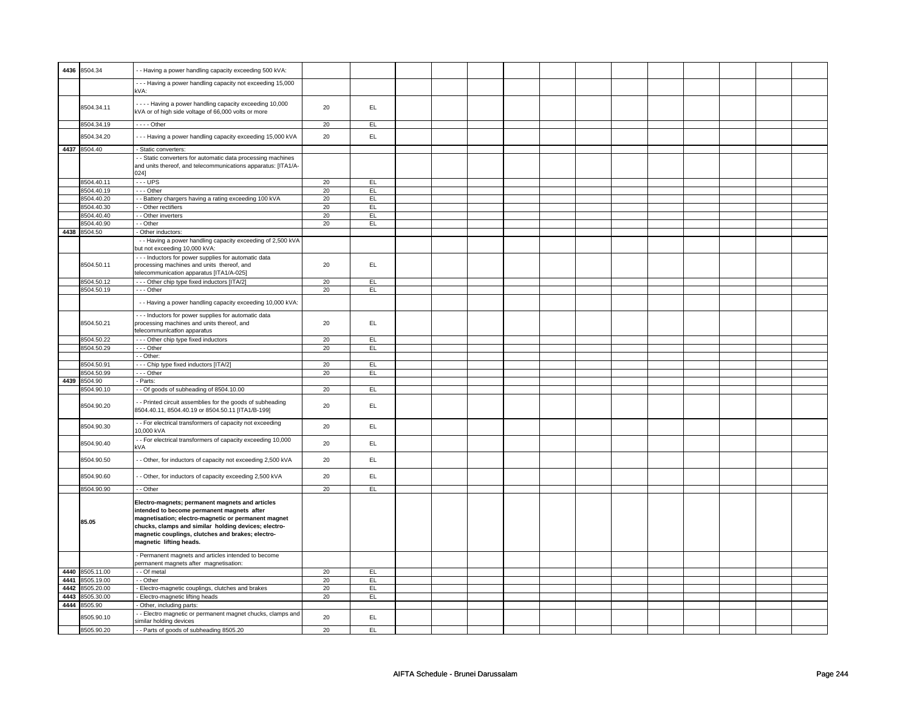| | | | | | | | | | | | | | | | | | |
|---|---|---|---|---|---|---|---|---|---|---|---|---|---|---|---|---|---|
| 4436 | 8504.34 | - - Having a power handling capacity exceeding 500 kVA: | | | | | | | | | | | | | | | |
| | | - - - Having a power handling capacity not exceeding 15,000 kVA: | | | | | | | | | | | | | | | |
| | 8504.34.11 | - - - - Having a power handling capacity exceeding 10,000 kVA or of high side voltage of 66,000 volts or more | 20 | EL | | | | | | | | | | | | | |
| | 8504.34.19 | - - - - Other | 20 | EL | | | | | | | | | | | | | |
| | 8504.34.20 | - - - Having a power handling capacity exceeding 15,000 kVA | 20 | EL | | | | | | | | | | | | | |
| 4437 | 8504.40 | - Static converters: | | | | | | | | | | | | | | | |
| | | - - Static converters for automatic data processing machines and units thereof, and telecommunications apparatus: [ITA1/A-024] | | | | | | | | | | | | | | | |
| | 8504.40.11 | - - - UPS | 20 | EL | | | | | | | | | | | | | |
| | 8504.40.19 | - - - Other | 20 | EL | | | | | | | | | | | | | |
| | 8504.40.20 | - - Battery chargers having a rating exceeding 100 kVA | 20 | EL | | | | | | | | | | | | | |
| | 8504.40.30 | - - Other rectifiers | 20 | EL | | | | | | | | | | | | | |
| | 8504.40.40 | - - Other inverters | 20 | EL | | | | | | | | | | | | | |
| | 8504.40.90 | - - Other | 20 | EL | | | | | | | | | | | | | |
| 4438 | 8504.50 | - Other inductors: | | | | | | | | | | | | | | | |
| | | - - Having a power handling capacity exceeding of 2,500 kVA but not exceeding 10,000 kVA: | | | | | | | | | | | | | | | |
| | 8504.50.11 | - - - Inductors for power supplies for automatic data processing machines and units thereof, and telecommunication apparatus [ITA1/A-025] | 20 | EL | | | | | | | | | | | | | |
| | 8504.50.12 | - - - Other chip type fixed inductors [ITA/2] | 20 | EL | | | | | | | | | | | | | |
| | 8504.50.19 | - - - Other | 20 | EL | | | | | | | | | | | | | |
| | | - - Having a power handling capacity exceeding 10,000 kVA: | | | | | | | | | | | | | | | |
| | 8504.50.21 | - - - Inductors for power supplies for automatic data processing machines and units thereof, and telecommunication apparatus | 20 | EL | | | | | | | | | | | | | |
| | 8504.50.22 | - - - Other chip type fixed inductors | 20 | EL | | | | | | | | | | | | | |
| | 8504.50.29 | - - - Other | 20 | EL | | | | | | | | | | | | | |
| | | - - Other: | | | | | | | | | | | | | | | |
| | 8504.50.91 | - - - Chip type fixed inductors [ITA/2] | 20 | EL | | | | | | | | | | | | | |
| | 8504.50.99 | - - - Other | 20 | EL | | | | | | | | | | | | | |
| 4439 | 8504.90 | - Parts: | | | | | | | | | | | | | | | |
| | 8504.90.10 | - - Of goods of subheading of 8504.10.00 | 20 | EL | | | | | | | | | | | | | |
| | 8504.90.20 | - - Printed circuit assemblies for the goods of subheading 8504.40.11, 8504.40.19 or 8504.50.11 [ITA1/B-199] | 20 | EL | | | | | | | | | | | | | |
| | 8504.90.30 | - - For electrical transformers of capacity not exceeding 10,000 kVA | 20 | EL | | | | | | | | | | | | | |
| | 8504.90.40 | - - For electrical transformers of capacity exceeding 10,000 kVA | 20 | EL | | | | | | | | | | | | | |
| | 8504.90.50 | - - Other, for inductors of capacity not exceeding 2,500 kVA | 20 | EL | | | | | | | | | | | | | |
| | 8504.90.60 | - - Other, for inductors of capacity exceeding 2,500 kVA | 20 | EL | | | | | | | | | | | | | |
| | 8504.90.90 | - - Other | 20 | EL | | | | | | | | | | | | | |
| | **85.05** | **Electro-magnets; permanent magnets and articles intended to become permanent magnets after magnetisation; electro-magnetic or permanent magnet chucks, clamps and similar holding devices; electro-magnetic couplings, clutches and brakes; electro-magnetic lifting heads.** | | | | | | | | | | | | | | | |
| | | - Permanent magnets and articles intended to become permanent magnets after magnetisation: | | | | | | | | | | | | | | | |
| 4440 | 8505.11.00 | - - Of metal | 20 | EL | | | | | | | | | | | | | |
| 4441 | 8505.19.00 | - - Other | 20 | EL | | | | | | | | | | | | | |
| 4442 | 8505.20.00 | - Electro-magnetic couplings, clutches and brakes | 20 | EL | | | | | | | | | | | | | |
| 4443 | 8505.30.00 | - Electro-magnetic lifting heads | 20 | EL | | | | | | | | | | | | | |
| 4444 | 8505.90 | - Other, including parts: | | | | | | | | | | | | | | | |
| | 8505.90.10 | - - Electro magnetic or permanent magnet chucks, clamps and similar holding devices | 20 | EL | | | | | | | | | | | | | |
| | 8505.90.20 | - - Parts of goods of subheading 8505.20 | 20 | EL | | | | | | | | | | | | | |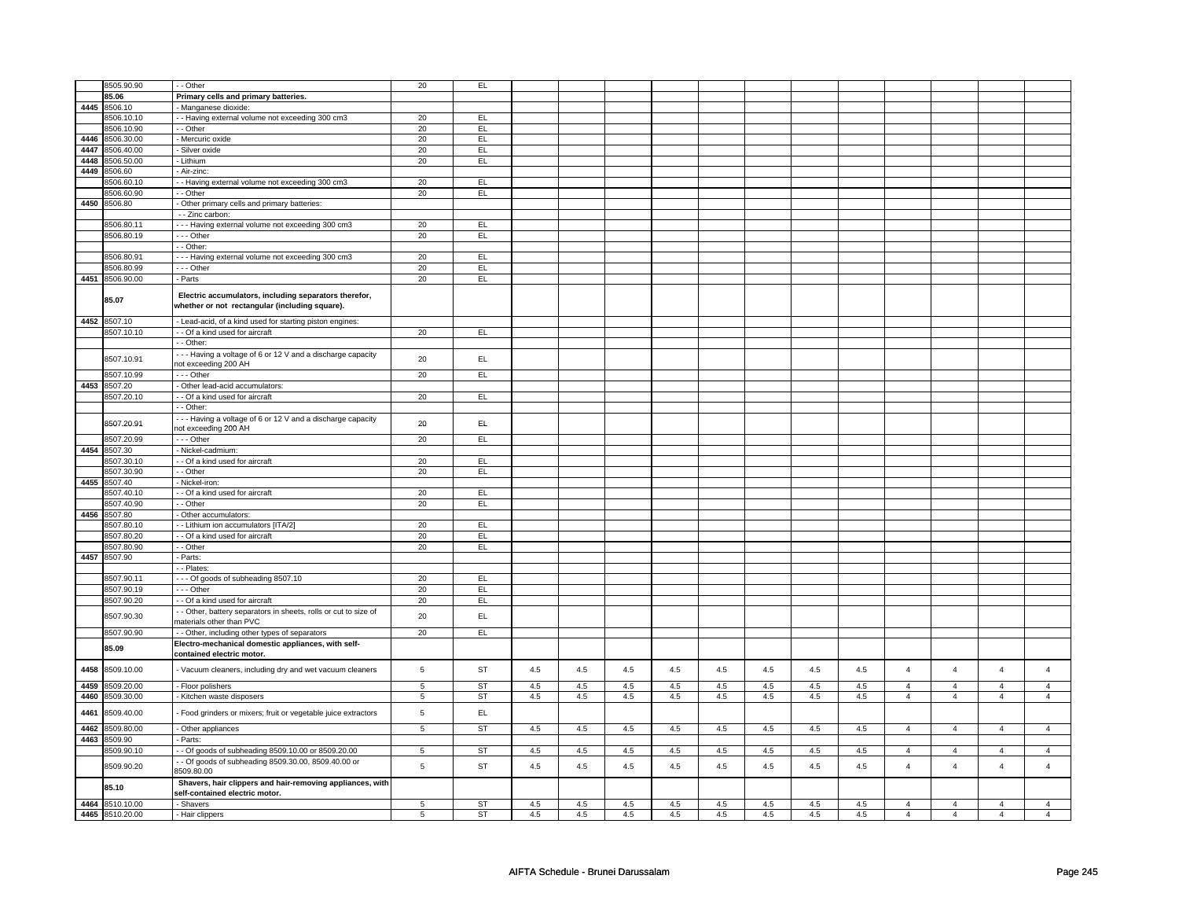| | 8505.90.90 | - - Other | 20 | EL | | | | | | | | | | | | |
|---|---|---|---|---|---|---|---|---|---|---|---|---|---|---|---|---|
| | **85.06** | **Primary cells and primary batteries.** | | | | | | | | | | | | | | |
| **4445** | 8506.10 | - Manganese dioxide: | | | | | | | | | | | | | | |
| | 8506.10.10 | - - Having external volume not exceeding 300 cm3 | 20 | EL | | | | | | | | | | | | |
| | 8506.10.90 | - - Other | 20 | EL | | | | | | | | | | | | |
| **4446** | 8506.30.00 | - Mercuric oxide | 20 | EL | | | | | | | | | | | | |
| **4447** | 8506.40.00 | - Silver oxide | 20 | EL | | | | | | | | | | | | |
| **4448** | 8506.50.00 | - Lithium | 20 | EL | | | | | | | | | | | | |
| **4449** | 8506.60 | - Air-zinc: | | | | | | | | | | | | | | |
| | 8506.60.10 | - - Having external volume not exceeding 300 cm3 | 20 | EL | | | | | | | | | | | | |
| | 8506.60.90 | - - Other | 20 | EL | | | | | | | | | | | | |
| **4450** | 8506.80 | - Other primary cells and primary batteries: | | | | | | | | | | | | | | |
| | | - - Zinc carbon: | | | | | | | | | | | | | | |
| | 8506.80.11 | - - - Having external volume not exceeding 300 cm3 | 20 | EL | | | | | | | | | | | | |
| | 8506.80.19 | - - - Other | 20 | EL | | | | | | | | | | | | |
| | | - - Other: | | | | | | | | | | | | | | |
| | 8506.80.91 | - - - Having external volume not exceeding 300 cm3 | 20 | EL | | | | | | | | | | | | |
| | 8506.80.99 | - - - Other | 20 | EL | | | | | | | | | | | | |
| **4451** | 8506.90.00 | - Parts | 20 | EL | | | | | | | | | | | | |
| | **85.07** | **Electric accumulators, including separators therefor, whether or not rectangular (including square).** | | | | | | | | | | | | | | |
| **4452** | 8507.10 | - Lead-acid, of a kind used for starting piston engines: | | | | | | | | | | | | | | |
| | 8507.10.10 | - - Of a kind used for aircraft | 20 | EL | | | | | | | | | | | | |
| | | - - Other: | | | | | | | | | | | | | | |
| | 8507.10.91 | - - - Having a voltage of 6 or 12 V and a discharge capacity not exceeding 200 AH | 20 | EL | | | | | | | | | | | | |
| | 8507.10.99 | - - - Other | 20 | EL | | | | | | | | | | | | |
| **4453** | 8507.20 | - Other lead-acid accumulators: | | | | | | | | | | | | | | |
| | 8507.20.10 | - - Of a kind used for aircraft | 20 | EL | | | | | | | | | | | | |
| | | - - Other: | | | | | | | | | | | | | | |
| | 8507.20.91 | - - - Having a voltage of 6 or 12 V and a discharge capacity not exceeding 200 AH | 20 | EL | | | | | | | | | | | | |
| | 8507.20.99 | - - - Other | 20 | EL | | | | | | | | | | | | |
| **4454** | 8507.30 | - Nickel-cadmium: | | | | | | | | | | | | | | |
| | 8507.30.10 | - - Of a kind used for aircraft | 20 | EL | | | | | | | | | | | | |
| | 8507.30.90 | - - Other | 20 | EL | | | | | | | | | | | | |
| **4455** | 8507.40 | - Nickel-iron: | | | | | | | | | | | | | | |
| | 8507.40.10 | - - Of a kind used for aircraft | 20 | EL | | | | | | | | | | | | |
| | 8507.40.90 | - - Other | 20 | EL | | | | | | | | | | | | |
| **4456** | 8507.80 | - Other accumulators: | | | | | | | | | | | | | | |
| | 8507.80.10 | - - Lithium ion accumulators [ITA/2] | 20 | EL | | | | | | | | | | | | |
| | 8507.80.20 | - - Of a kind used for aircraft | 20 | EL | | | | | | | | | | | | |
| | 8507.80.90 | - - Other | 20 | EL | | | | | | | | | | | | |
| **4457** | 8507.90 | - Parts: | | | | | | | | | | | | | | |
| | | - - Plates: | | | | | | | | | | | | | | |
| | 8507.90.11 | - - - Of goods of subheading 8507.10 | 20 | EL | | | | | | | | | | | | |
| | 8507.90.19 | - - - Other | 20 | EL | | | | | | | | | | | | |
| | 8507.90.20 | - - Of a kind used for aircraft | 20 | EL | | | | | | | | | | | | |
| | 8507.90.30 | - - Other, battery separators in sheets, rolls or cut to size of materials other than PVC | 20 | EL | | | | | | | | | | | | |
| | 8507.90.90 | - - Other, including other types of separators | 20 | EL | | | | | | | | | | | | |
| | **85.09** | **Electro-mechanical domestic appliances, with self-contained electric motor.** | | | | | | | | | | | | | | |
| **4458** | 8509.10.00 | - Vacuum cleaners, including dry and wet vacuum cleaners | 5 | ST | 4.5 | 4.5 | 4.5 | 4.5 | 4.5 | 4.5 | 4.5 | 4.5 | 4 | 4 | 4 | 4 |
| **4459** | 8509.20.00 | - Floor polishers | 5 | ST | 4.5 | 4.5 | 4.5 | 4.5 | 4.5 | 4.5 | 4.5 | 4.5 | 4 | 4 | 4 | 4 |
| **4460** | 8509.30.00 | - Kitchen waste disposers | 5 | ST | 4.5 | 4.5 | 4.5 | 4.5 | 4.5 | 4.5 | 4.5 | 4.5 | 4 | 4 | 4 | 4 |
| **4461** | 8509.40.00 | - Food grinders or mixers; fruit or vegetable juice extractors | 5 | EL | | | | | | | | | | | | |
| **4462** | 8509.80.00 | - Other appliances | 5 | ST | 4.5 | 4.5 | 4.5 | 4.5 | 4.5 | 4.5 | 4.5 | 4.5 | 4 | 4 | 4 | 4 |
| **4463** | 8509.90 | - Parts: | | | | | | | | | | | | | | |
| | 8509.90.10 | - - Of goods of subheading 8509.10.00 or 8509.20.00 | 5 | ST | 4.5 | 4.5 | 4.5 | 4.5 | 4.5 | 4.5 | 4.5 | 4.5 | 4 | 4 | 4 | 4 |
| | 8509.90.20 | - - Of goods of subheading 8509.30.00, 8509.40.00 or 8509.80.00 | 5 | ST | 4.5 | 4.5 | 4.5 | 4.5 | 4.5 | 4.5 | 4.5 | 4.5 | 4 | 4 | 4 | 4 |
| | **85.10** | **Shavers, hair clippers and hair-removing appliances, with self-contained electric motor.** | | | | | | | | | | | | | | |
| **4464** | 8510.10.00 | - Shavers | 5 | ST | 4.5 | 4.5 | 4.5 | 4.5 | 4.5 | 4.5 | 4.5 | 4.5 | 4 | 4 | 4 | 4 |
| **4465** | 8510.20.00 | - Hair clippers | 5 | ST | 4.5 | 4.5 | 4.5 | 4.5 | 4.5 | 4.5 | 4.5 | 4.5 | 4 | 4 | 4 | 4 |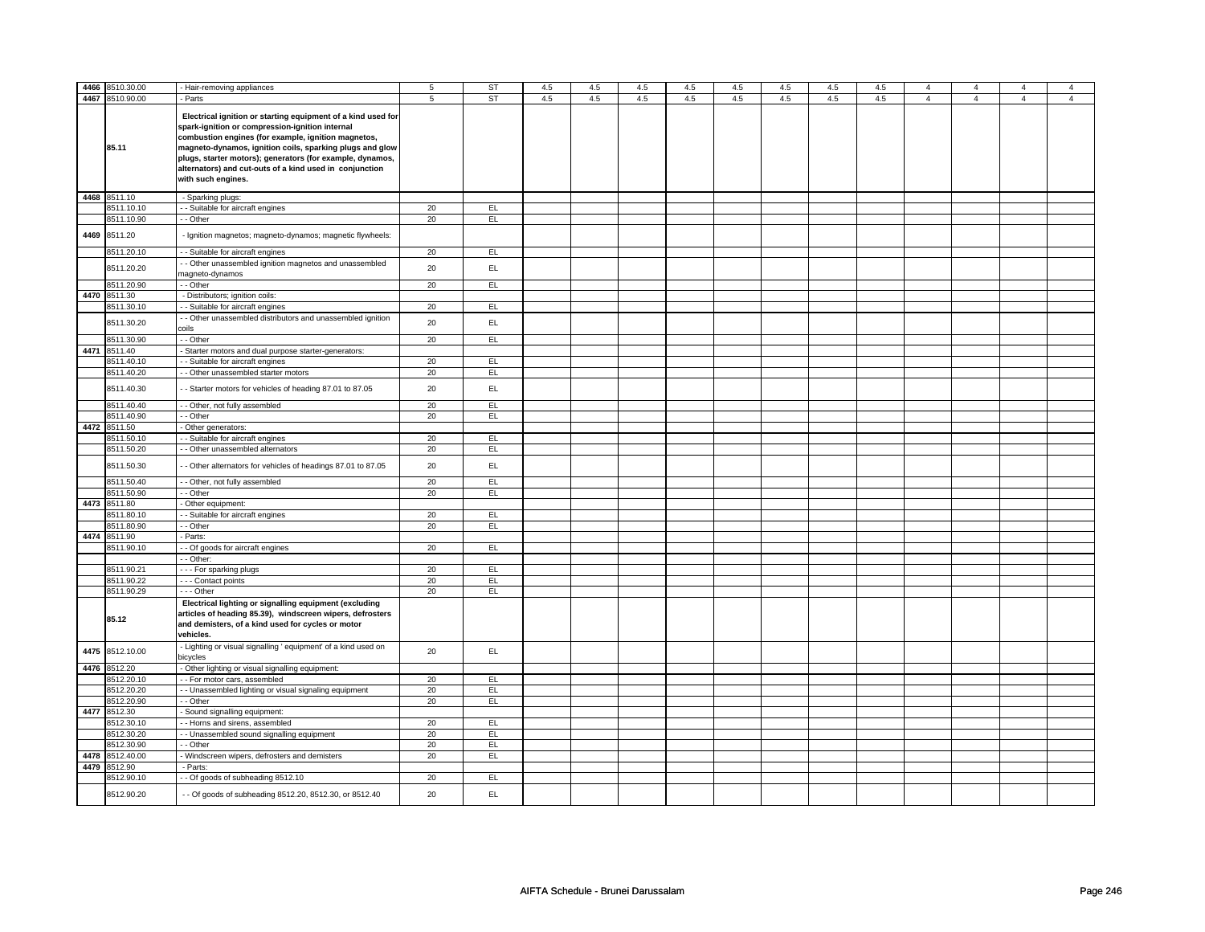| | | | | | | | | | | | | | | | | | |
|---|---|---|---|---|---|---|---|---|---|---|---|---|---|---|---|---|---|
| 4466 | 8510.30.00 | - Hair-removing appliances | 5 | ST | 4.5 | 4.5 | 4.5 | 4.5 | 4.5 | 4.5 | 4.5 | 4.5 | 4 | 4 | 4 | 4 |
| 4467 | 8510.90.00 | - Parts | 5 | ST | 4.5 | 4.5 | 4.5 | 4.5 | 4.5 | 4.5 | 4.5 | 4.5 | 4 | 4 | 4 | 4 |
| | 85.11 | **Electrical ignition or starting equipment of a kind used for spark-ignition or compression-ignition internal combustion engines (for example, ignition magnetos, magneto-dynamos, ignition coils, sparking plugs and glow plugs, starter motors); generators (for example, dynamos, alternators) and cut-outs of a kind used in conjunction with such engines.** | | | | | | | | | | | | | | |
| 4468 | 8511.10 | - Sparking plugs: | | | | | | | | | | | | | | |
| | 8511.10.10 | - - Suitable for aircraft engines | 20 | EL | | | | | | | | | | | | |
| | 8511.10.90 | - - Other | 20 | EL | | | | | | | | | | | | |
| 4469 | 8511.20 | - Ignition magnetos; magneto-dynamos; magnetic flywheels: | | | | | | | | | | | | | | |
| | 8511.20.10 | - - Suitable for aircraft engines | 20 | EL | | | | | | | | | | | | |
| | 8511.20.20 | - - Other unassembled ignition magnetos and unassembled magneto-dynamos | 20 | EL | | | | | | | | | | | | |
| | 8511.20.90 | - - Other | 20 | EL | | | | | | | | | | | | |
| 4470 | 8511.30 | - Distributors; ignition coils: | | | | | | | | | | | | | | |
| | 8511.30.10 | - - Suitable for aircraft engines | 20 | EL | | | | | | | | | | | | |
| | 8511.30.20 | - - Other unassembled distributors and unassembled ignition coils | 20 | EL | | | | | | | | | | | | |
| | 8511.30.90 | - - Other | 20 | EL | | | | | | | | | | | | |
| 4471 | 8511.40 | - Starter motors and dual purpose starter-generators: | | | | | | | | | | | | | | |
| | 8511.40.10 | - - Suitable for aircraft engines | 20 | EL | | | | | | | | | | | | |
| | 8511.40.20 | - - Other unassembled starter motors | 20 | EL | | | | | | | | | | | | |
| | 8511.40.30 | - - Starter motors for vehicles of heading 87.01 to 87.05 | 20 | EL | | | | | | | | | | | | |
| | 8511.40.40 | - - Other, not fully assembled | 20 | EL | | | | | | | | | | | | |
| | 8511.40.90 | - - Other | 20 | EL | | | | | | | | | | | | |
| 4472 | 8511.50 | - Other generators: | | | | | | | | | | | | | | |
| | 8511.50.10 | - - Suitable for aircraft engines | 20 | EL | | | | | | | | | | | | |
| | 8511.50.20 | - - Other unassembled alternators | 20 | EL | | | | | | | | | | | | |
| | 8511.50.30 | - - Other alternators for vehicles of headings 87.01 to 87.05 | 20 | EL | | | | | | | | | | | | |
| | 8511.50.40 | - - Other, not fully assembled | 20 | EL | | | | | | | | | | | | |
| | 8511.50.90 | - - Other | 20 | EL | | | | | | | | | | | | |
| 4473 | 8511.80 | - Other equipment: | | | | | | | | | | | | | | |
| | 8511.80.10 | - - Suitable for aircraft engines | 20 | EL | | | | | | | | | | | | |
| | 8511.80.90 | - - Other | 20 | EL | | | | | | | | | | | | |
| 4474 | 8511.90 | - Parts: | | | | | | | | | | | | | | |
| | 8511.90.10 | - - Of goods for aircraft engines | 20 | EL | | | | | | | | | | | | |
| | | - - Other: | | | | | | | | | | | | | | |
| | 8511.90.21 | - - - For sparking plugs | 20 | EL | | | | | | | | | | | | |
| | 8511.90.22 | - - - Contact points | 20 | EL | | | | | | | | | | | | |
| | 8511.90.29 | - - - Other | 20 | EL | | | | | | | | | | | | |
| | 85.12 | **Electrical lighting or signalling equipment (excluding articles of heading 85.39), windscreen wipers, defrosters and demisters, of a kind used for cycles or motor vehicles.** | | | | | | | | | | | | | | |
| 4475 | 8512.10.00 | - Lighting or visual signalling ' equipment' of a kind used on bicycles | 20 | EL | | | | | | | | | | | | |
| 4476 | 8512.20 | - Other lighting or visual signalling equipment: | | | | | | | | | | | | | | |
| | 8512.20.10 | - - For motor cars, assembled | 20 | EL | | | | | | | | | | | | |
| | 8512.20.20 | - - Unassembled lighting or visual signaling equipment | 20 | EL | | | | | | | | | | | | |
| | 8512.20.90 | - - Other | 20 | EL | | | | | | | | | | | | |
| 4477 | 8512.30 | - Sound signalling equipment: | | | | | | | | | | | | | | |
| | 8512.30.10 | - - Horns and sirens, assembled | 20 | EL | | | | | | | | | | | | |
| | 8512.30.20 | - - Unassembled sound signalling equipment | 20 | EL | | | | | | | | | | | | |
| | 8512.30.90 | - - Other | 20 | EL | | | | | | | | | | | | |
| 4478 | 8512.40.00 | - Windscreen wipers, defrosters and demisters | 20 | EL | | | | | | | | | | | | |
| 4479 | 8512.90 | - Parts: | | | | | | | | | | | | | | |
| | 8512.90.10 | - - Of goods of subheading 8512.10 | 20 | EL | | | | | | | | | | | | |
| | 8512.90.20 | - - Of goods of subheading 8512.20, 8512.30, or 8512.40 | 20 | EL | | | | | | | | | | | | |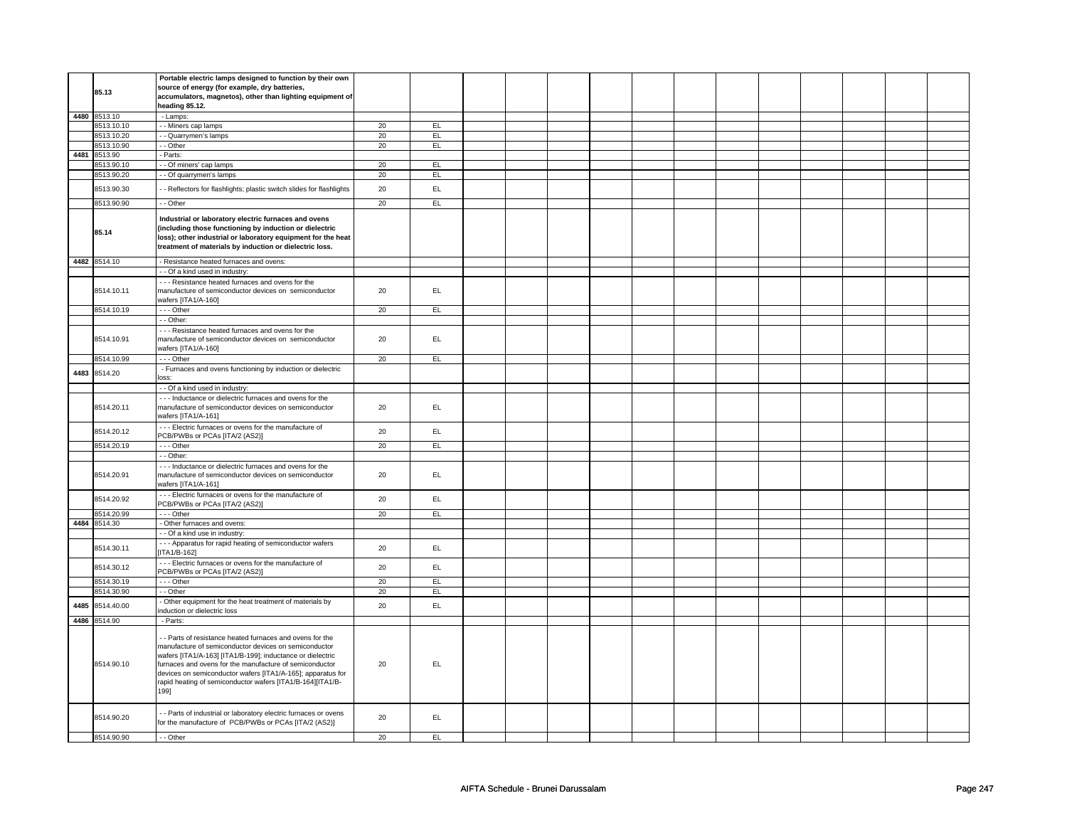| | | | | | | | | | | | | | | | | | |
|---|---|---|---|---|---|---|---|---|---|---|---|---|---|---|---|---|---|
| | 85.13 | **Portable electric lamps designed to function by their own source of energy (for example, dry batteries, accumulators, magnetos), other than lighting equipment of heading 85.12.** | | | | | | | | | | | | | | | |
| 4480 | 8513.10 | - Lamps: | | | | | | | | | | | | | | | |
| | 8513.10.10 | - - Miners cap lamps | 20 | EL | | | | | | | | | | | | | |
| | 8513.10.20 | - - Quarrymen's lamps | 20 | EL | | | | | | | | | | | | | |
| | 8513.10.90 | - - Other | 20 | EL | | | | | | | | | | | | | |
| 4481 | 8513.90 | - Parts: | | | | | | | | | | | | | | | |
| | 8513.90.10 | - - Of miners' cap lamps | 20 | EL | | | | | | | | | | | | | |
| | 8513.90.20 | - - Of quarrymen's lamps | 20 | EL | | | | | | | | | | | | | |
| | 8513.90.30 | - - Reflectors for flashlights; plastic switch slides for flashlights | 20 | EL | | | | | | | | | | | | | |
| | 8513.90.90 | - - Other | 20 | EL | | | | | | | | | | | | | |
| | 85.14 | **Industrial or laboratory electric furnaces and ovens (including those functioning by induction or dielectric loss); other industrial or laboratory equipment for the heat treatment of materials by induction or dielectric loss.** | | | | | | | | | | | | | | | |
| 4482 | 8514.10 | - Resistance heated furnaces and ovens: | | | | | | | | | | | | | | | |
| | | - - Of a kind used in industry: | | | | | | | | | | | | | | | |
| | 8514.10.11 | - - - Resistance heated furnaces and ovens for the manufacture of semiconductor devices on semiconductor wafers [ITA1/A-160] | 20 | EL | | | | | | | | | | | | | |
| | 8514.10.19 | - - - Other | 20 | EL | | | | | | | | | | | | | |
| | | - - Other: | | | | | | | | | | | | | | | |
| | 8514.10.91 | - - - Resistance heated furnaces and ovens for the manufacture of semiconductor devices on semiconductor wafers [ITA1/A-160] | 20 | EL | | | | | | | | | | | | | |
| | 8514.10.99 | - - - Other | 20 | EL | | | | | | | | | | | | | |
| 4483 | 8514.20 | - Furnaces and ovens functioning by induction or dielectric loss: | | | | | | | | | | | | | | | |
| | | - - Of a kind used in industry: | | | | | | | | | | | | | | | |
| | 8514.20.11 | - - - Inductance or dielectric furnaces and ovens for the manufacture of semiconductor devices on semiconductor wafers [ITA1/A-161] | 20 | EL | | | | | | | | | | | | | |
| | 8514.20.12 | - - - Electric furnaces or ovens for the manufacture of PCB/PWBs or PCAs [ITA/2 (AS2)] | 20 | EL | | | | | | | | | | | | | |
| | 8514.20.19 | - - - Other | 20 | EL | | | | | | | | | | | | | |
| | | - - Other: | | | | | | | | | | | | | | | |
| | 8514.20.91 | - - - Inductance or dielectric furnaces and ovens for the manufacture of semiconductor devices on semiconductor wafers [ITA1/A-161] | 20 | EL | | | | | | | | | | | | | |
| | 8514.20.92 | - - - Electric furnaces or ovens for the manufacture of PCB/PWBs or PCAs [ITA/2 (AS2)] | 20 | EL | | | | | | | | | | | | | |
| | 8514.20.99 | - - - Other | 20 | EL | | | | | | | | | | | | | |
| 4484 | 8514.30 | - Other furnaces and ovens: | | | | | | | | | | | | | | | |
| | | - - Of a kind use in industry: | | | | | | | | | | | | | | | |
| | 8514.30.11 | - - - Apparatus for rapid heating of semiconductor wafers [ITA1/B-162] | 20 | EL | | | | | | | | | | | | | |
| | 8514.30.12 | - - - Electric furnaces or ovens for the manufacture of PCB/PWBs or PCAs [ITA/2 (AS2)] | 20 | EL | | | | | | | | | | | | | |
| | 8514.30.19 | - - - Other | 20 | EL | | | | | | | | | | | | | |
| | 8514.30.90 | - - Other | 20 | EL | | | | | | | | | | | | | |
| 4485 | 8514.40.00 | - Other equipment for the heat treatment of materials by induction or dielectric loss | 20 | EL | | | | | | | | | | | | | |
| 4486 | 8514.90 | - Parts: | | | | | | | | | | | | | | | |
| | 8514.90.10 | - - Parts of resistance heated furnaces and ovens for the manufacture of semiconductor devices on semiconductor wafers [ITA1/A-163] [ITA1/B-199]; inductance or dielectric furnaces and ovens for the manufacture of semiconductor devices on semiconductor wafers [ITA1/A-165]; apparatus for rapid heating of semiconductor wafers [ITA1/B-164][ITA1/B-199] | 20 | EL | | | | | | | | | | | | | |
| | 8514.90.20 | - - Parts of industrial or laboratory electric furnaces or ovens for the manufacture of PCB/PWBs or PCAs [ITA/2 (AS2)] | 20 | EL | | | | | | | | | | | | | |
| | 8514.90.90 | - - Other | 20 | EL | | | | | | | | | | | | | |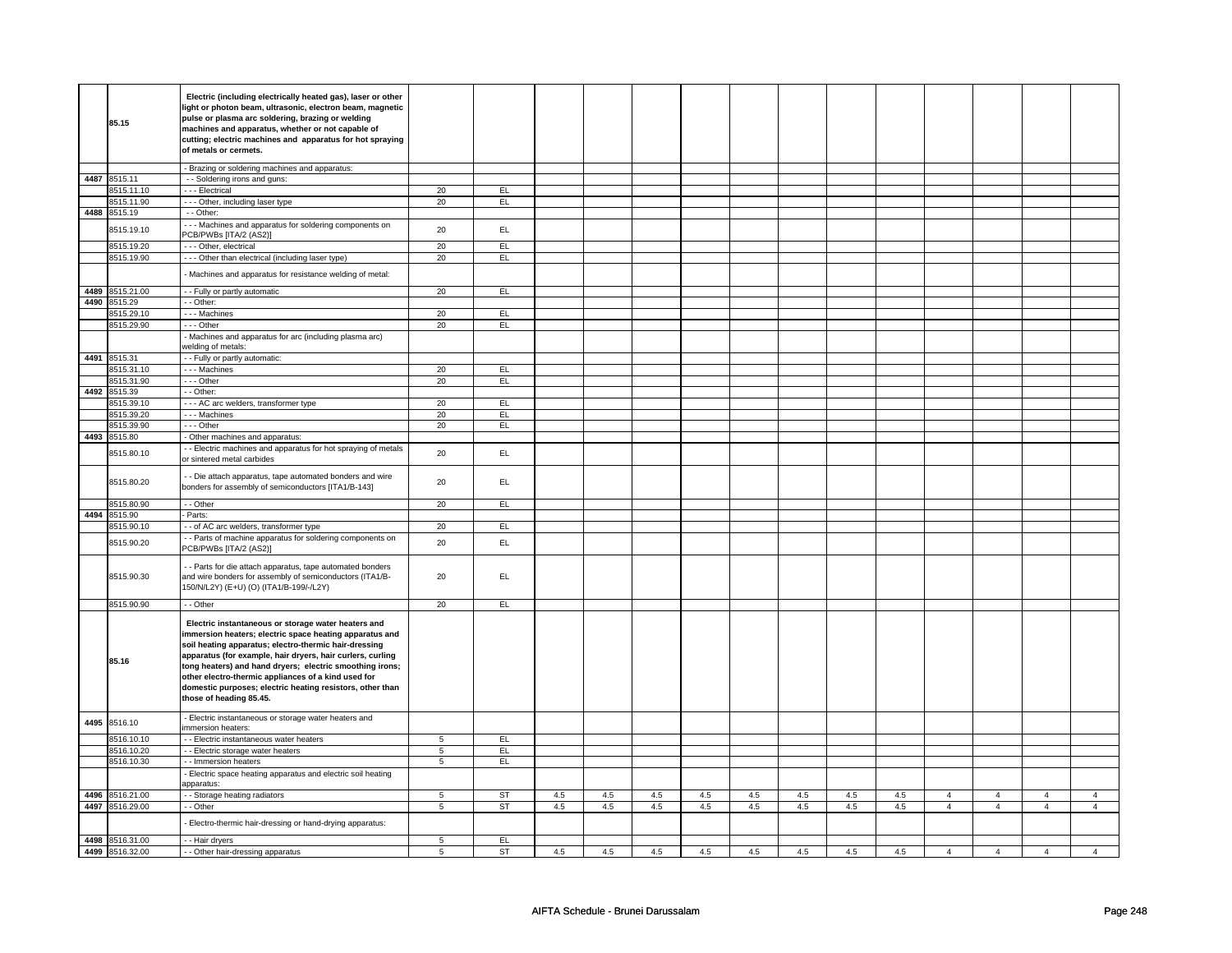| | | | | | | | | | | | | | | | | |
|---|---|---|---|---|---|---|---|---|---|---|---|---|---|---|---|---|
| | 85.15 | **Electric (including electrically heated gas), laser or other light or photon beam, ultrasonic, electron beam, magnetic pulse or plasma arc soldering, brazing or welding machines and apparatus, whether or not capable of cutting; electric machines and apparatus for hot spraying of metals or cermets.** | | | | | | | | | | | | | | |
| | | - Brazing or soldering machines and apparatus: | | | | | | | | | | | | | | |
| 4487 | 8515.11 | - - Soldering irons and guns: | | | | | | | | | | | | | | |
| | 8515.11.10 | - - - Electrical | 20 | EL | | | | | | | | | | | | |
| | 8515.11.90 | - - - Other, including laser type | 20 | EL | | | | | | | | | | | | |
| 4488 | 8515.19 | - - Other: | | | | | | | | | | | | | | |
| | 8515.19.10 | - - - Machines and apparatus for soldering components on PCB/PWBs [ITA/2 (AS2)] | 20 | EL | | | | | | | | | | | | |
| | 8515.19.20 | - - - Other, electrical | 20 | EL | | | | | | | | | | | | |
| | 8515.19.90 | - - - Other than electrical (including laser type) | 20 | EL | | | | | | | | | | | | |
| | | - Machines and apparatus for resistance welding of metal: | | | | | | | | | | | | | | |
| 4489 | 8515.21.00 | - - Fully or partly automatic | 20 | EL | | | | | | | | | | | | |
| 4490 | 8515.29 | - - Other: | | | | | | | | | | | | | | |
| | 8515.29.10 | - - - Machines | 20 | EL | | | | | | | | | | | | |
| | 8515.29.90 | - - - Other | 20 | EL | | | | | | | | | | | | |
| | | - Machines and apparatus for arc (including plasma arc) welding of metals: | | | | | | | | | | | | | | |
| 4491 | 8515.31 | - - Fully or partly automatic: | | | | | | | | | | | | | | |
| | 8515.31.10 | - - - Machines | 20 | EL | | | | | | | | | | | | |
| | 8515.31.90 | - - - Other | 20 | EL | | | | | | | | | | | | |
| 4492 | 8515.39 | - - Other: | | | | | | | | | | | | | | |
| | 8515.39.10 | - - - AC arc welders, transformer type | 20 | EL | | | | | | | | | | | | |
| | 8515.39.20 | - - - Machines | 20 | EL | | | | | | | | | | | | |
| | 8515.39.90 | - - - Other | 20 | EL | | | | | | | | | | | | |
| 4493 | 8515.80 | - Other machines and apparatus: | | | | | | | | | | | | | | |
| | 8515.80.10 | - - Electric machines and apparatus for hot spraying of metals or sintered metal carbides | 20 | EL | | | | | | | | | | | | |
| | 8515.80.20 | - - Die attach apparatus, tape automated bonders and wire bonders for assembly of semiconductors [ITA1/B-143] | 20 | EL | | | | | | | | | | | | |
| | 8515.80.90 | - - Other | 20 | EL | | | | | | | | | | | | |
| 4494 | 8515.90 | - Parts: | | | | | | | | | | | | | | |
| | 8515.90.10 | - - of AC arc welders, transformer type | 20 | EL | | | | | | | | | | | | |
| | 8515.90.20 | - - Parts of machine apparatus for soldering components on PCB/PWBs [ITA/2 (AS2)] | 20 | EL | | | | | | | | | | | | |
| | 8515.90.30 | - - Parts for die attach apparatus, tape automated bonders and wire bonders for assembly of semiconductors (ITA1/B-150/N/L2Y) (E+U) (O) (ITA1/B-199/-/L2Y) | 20 | EL | | | | | | | | | | | | |
| | 8515.90.90 | - - Other | 20 | EL | | | | | | | | | | | | |
| | 85.16 | **Electric instantaneous or storage water heaters and immersion heaters; electric space heating apparatus and soil heating apparatus; electro-thermic hair-dressing apparatus (for example, hair dryers, hair curlers, curling tong heaters) and hand dryers; electric smoothing irons; other electro-thermic appliances of a kind used for domestic purposes; electric heating resistors, other than those of heading 85.45.** | | | | | | | | | | | | | | |
| 4495 | 8516.10 | - Electric instantaneous or storage water heaters and immersion heaters: | | | | | | | | | | | | | | |
| | 8516.10.10 | - - Electric instantaneous water heaters | 5 | EL | | | | | | | | | | | | |
| | 8516.10.20 | - - Electric storage water heaters | 5 | EL | | | | | | | | | | | | |
| | 8516.10.30 | - - Immersion heaters | 5 | EL | | | | | | | | | | | | |
| | | - Electric space heating apparatus and electric soil heating apparatus: | | | | | | | | | | | | | | |
| 4496 | 8516.21.00 | - - Storage heating radiators | 5 | ST | 4.5 | 4.5 | 4.5 | 4.5 | 4.5 | 4.5 | 4.5 | 4.5 | 4 | 4 | 4 | 4 |
| 4497 | 8516.29.00 | - - Other | 5 | ST | 4.5 | 4.5 | 4.5 | 4.5 | 4.5 | 4.5 | 4.5 | 4.5 | 4 | 4 | 4 | 4 |
| | | - Electro-thermic hair-dressing or hand-drying apparatus: | | | | | | | | | | | | | | |
| 4498 | 8516.31.00 | - - Hair dryers | 5 | EL | | | | | | | | | | | | |
| 4499 | 8516.32.00 | - - Other hair-dressing apparatus | 5 | ST | 4.5 | 4.5 | 4.5 | 4.5 | 4.5 | 4.5 | 4.5 | 4.5 | 4 | 4 | 4 | 4 |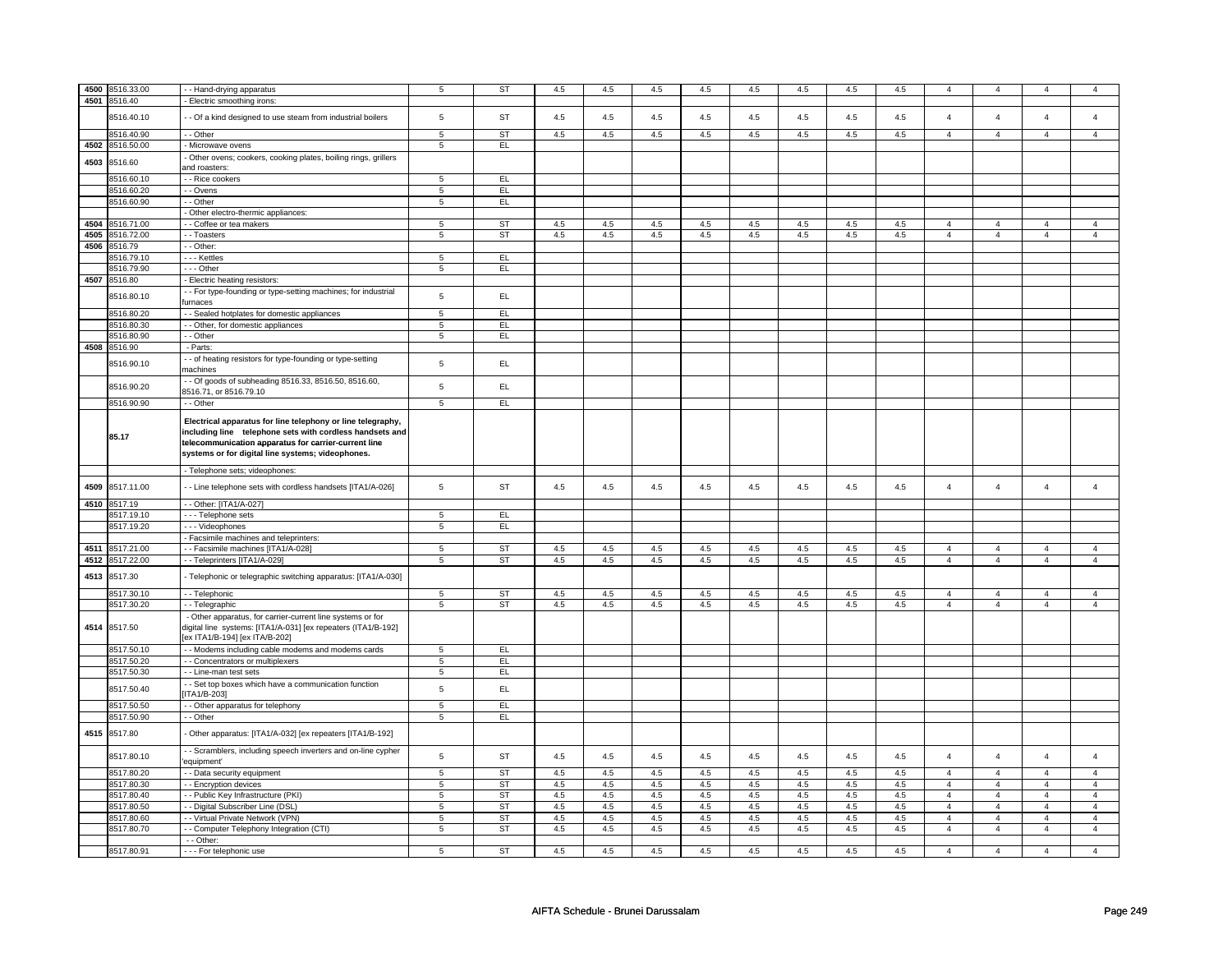| | | | | | | | | | | | | | | | | |
|---|---|---|---|---|---|---|---|---|---|---|---|---|---|---|---|---|
| 4500 | 8516.33.00 | - - Hand-drying apparatus | 5 | ST | 4.5 | 4.5 | 4.5 | 4.5 | 4.5 | 4.5 | 4.5 | 4.5 | 4 | 4 | 4 | 4 |
| 4501 | 8516.40 | - Electric smoothing irons: | | | | | | | | | | | | | | |
| | 8516.40.10 | - - Of a kind designed to use steam from industrial boilers | 5 | ST | 4.5 | 4.5 | 4.5 | 4.5 | 4.5 | 4.5 | 4.5 | 4.5 | 4 | 4 | 4 | 4 |
| | 8516.40.90 | - - Other | 5 | ST | 4.5 | 4.5 | 4.5 | 4.5 | 4.5 | 4.5 | 4.5 | 4.5 | 4 | 4 | 4 | 4 |
| 4502 | 8516.50.00 | - Microwave ovens | 5 | EL | | | | | | | | | | | | |
| 4503 | 8516.60 | - Other ovens; cookers, cooking plates, boiling rings, grillers and roasters: | | | | | | | | | | | | | | |
| | 8516.60.10 | - - Rice cookers | 5 | EL | | | | | | | | | | | | |
| | 8516.60.20 | - - Ovens | 5 | EL | | | | | | | | | | | | |
| | 8516.60.90 | - - Other | 5 | EL | | | | | | | | | | | | |
| | | - Other electro-thermic appliances: | | | | | | | | | | | | | | |
| 4504 | 8516.71.00 | - - Coffee or tea makers | 5 | ST | 4.5 | 4.5 | 4.5 | 4.5 | 4.5 | 4.5 | 4.5 | 4.5 | 4 | 4 | 4 | 4 |
| 4505 | 8516.72.00 | - - Toasters | 5 | ST | 4.5 | 4.5 | 4.5 | 4.5 | 4.5 | 4.5 | 4.5 | 4.5 | 4 | 4 | 4 | 4 |
| 4506 | 8516.79 | - - Other: | | | | | | | | | | | | | | |
| | 8516.79.10 | - - - Kettles | 5 | EL | | | | | | | | | | | | |
| | 8516.79.90 | - - - Other | 5 | EL | | | | | | | | | | | | |
| 4507 | 8516.80 | - Electric heating resistors: | | | | | | | | | | | | | | |
| | 8516.80.10 | - - For type-founding or type-setting machines; for industrial furnaces | 5 | EL | | | | | | | | | | | | |
| | 8516.80.20 | - - Sealed hotplates for domestic appliances | 5 | EL | | | | | | | | | | | | |
| | 8516.80.30 | - - Other, for domestic appliances | 5 | EL | | | | | | | | | | | | |
| | 8516.80.90 | - - Other | 5 | EL | | | | | | | | | | | | |
| 4508 | 8516.90 | - Parts: | | | | | | | | | | | | | | |
| | 8516.90.10 | - - of heating resistors for type-founding or type-setting machines | 5 | EL | | | | | | | | | | | | |
| | 8516.90.20 | - - Of goods of subheading 8516.33, 8516.50, 8516.60, 8516.71, or 8516.79.10 | 5 | EL | | | | | | | | | | | | |
| | 8516.90.90 | - - Other | 5 | EL | | | | | | | | | | | | |
| | **85.17** | **Electrical apparatus for line telephony or line telegraphy, including line telephone sets with cordless handsets and telecommunication apparatus for carrier-current line systems or for digital line systems; videophones.** | | | | | | | | | | | | | | |
| | | - Telephone sets; videophones: | | | | | | | | | | | | | | |
| 4509 | 8517.11.00 | - - Line telephone sets with cordless handsets [ITA1/A-026] | 5 | ST | 4.5 | 4.5 | 4.5 | 4.5 | 4.5 | 4.5 | 4.5 | 4.5 | 4 | 4 | 4 | 4 |
| 4510 | 8517.19 | - - Other: [ITA1/A-027] | | | | | | | | | | | | | | |
| | 8517.19.10 | - - - Telephone sets | 5 | EL | | | | | | | | | | | | |
| | 8517.19.20 | - - - Videophones | 5 | EL | | | | | | | | | | | | |
| | | - Facsimile machines and teleprinters: | | | | | | | | | | | | | | |
| 4511 | 8517.21.00 | - - Facsimile machines [ITA1/A-028] | 5 | ST | 4.5 | 4.5 | 4.5 | 4.5 | 4.5 | 4.5 | 4.5 | 4.5 | 4 | 4 | 4 | 4 |
| 4512 | 8517.22.00 | - - Teleprinters [ITA1/A-029] | 5 | ST | 4.5 | 4.5 | 4.5 | 4.5 | 4.5 | 4.5 | 4.5 | 4.5 | 4 | 4 | 4 | 4 |
| 4513 | 8517.30 | - Telephonic or telegraphic switching apparatus: [ITA1/A-030] | | | | | | | | | | | | | | |
| | 8517.30.10 | - - Telephonic | 5 | ST | 4.5 | 4.5 | 4.5 | 4.5 | 4.5 | 4.5 | 4.5 | 4.5 | 4 | 4 | 4 | 4 |
| | 8517.30.20 | - - Telegraphic | 5 | ST | 4.5 | 4.5 | 4.5 | 4.5 | 4.5 | 4.5 | 4.5 | 4.5 | 4 | 4 | 4 | 4 |
| 4514 | 8517.50 | - Other apparatus, for carrier-current line systems or for digital line systems: [ITA1/A-031] [ex repeaters (ITA1/B-192] [ex ITA1/B-194] [ex ITA/B-202] | | | | | | | | | | | | | | |
| | 8517.50.10 | - - Modems including cable modems and modems cards | 5 | EL | | | | | | | | | | | | |
| | 8517.50.20 | - - Concentrators or multiplexers | 5 | EL | | | | | | | | | | | | |
| | 8517.50.30 | - - Line-man test sets | 5 | EL | | | | | | | | | | | | |
| | 8517.50.40 | - - Set top boxes which have a communication function [ITA1/B-203] | 5 | EL | | | | | | | | | | | | |
| | 8517.50.50 | - - Other apparatus for telephony | 5 | EL | | | | | | | | | | | | |
| | 8517.50.90 | - - Other | 5 | EL | | | | | | | | | | | | |
| 4515 | 8517.80 | - Other apparatus: [ITA1/A-032] [ex repeaters [ITA1/B-192] | | | | | | | | | | | | | | |
| | 8517.80.10 | - - Scramblers, including speech inverters and on-line cypher 'equipment' | 5 | ST | 4.5 | 4.5 | 4.5 | 4.5 | 4.5 | 4.5 | 4.5 | 4.5 | 4 | 4 | 4 | 4 |
| | 8517.80.20 | - - Data security equipment | 5 | ST | 4.5 | 4.5 | 4.5 | 4.5 | 4.5 | 4.5 | 4.5 | 4.5 | 4 | 4 | 4 | 4 |
| | 8517.80.30 | - - Encryption devices | 5 | ST | 4.5 | 4.5 | 4.5 | 4.5 | 4.5 | 4.5 | 4.5 | 4.5 | 4 | 4 | 4 | 4 |
| | 8517.80.40 | - - Public Key Infrastructure (PKI) | 5 | ST | 4.5 | 4.5 | 4.5 | 4.5 | 4.5 | 4.5 | 4.5 | 4.5 | 4 | 4 | 4 | 4 |
| | 8517.80.50 | - - Digital Subscriber Line (DSL) | 5 | ST | 4.5 | 4.5 | 4.5 | 4.5 | 4.5 | 4.5 | 4.5 | 4.5 | 4 | 4 | 4 | 4 |
| | 8517.80.60 | - - Virtual Private Network (VPN) | 5 | ST | 4.5 | 4.5 | 4.5 | 4.5 | 4.5 | 4.5 | 4.5 | 4.5 | 4 | 4 | 4 | 4 |
| | 8517.80.70 | - - Computer Telephony Integration (CTI) | 5 | ST | 4.5 | 4.5 | 4.5 | 4.5 | 4.5 | 4.5 | 4.5 | 4.5 | 4 | 4 | 4 | 4 |
| | | - - Other: | | | | | | | | | | | | | | |
| | 8517.80.91 | - - - For telephonic use | 5 | ST | 4.5 | 4.5 | 4.5 | 4.5 | 4.5 | 4.5 | 4.5 | 4.5 | 4 | 4 | 4 | 4 |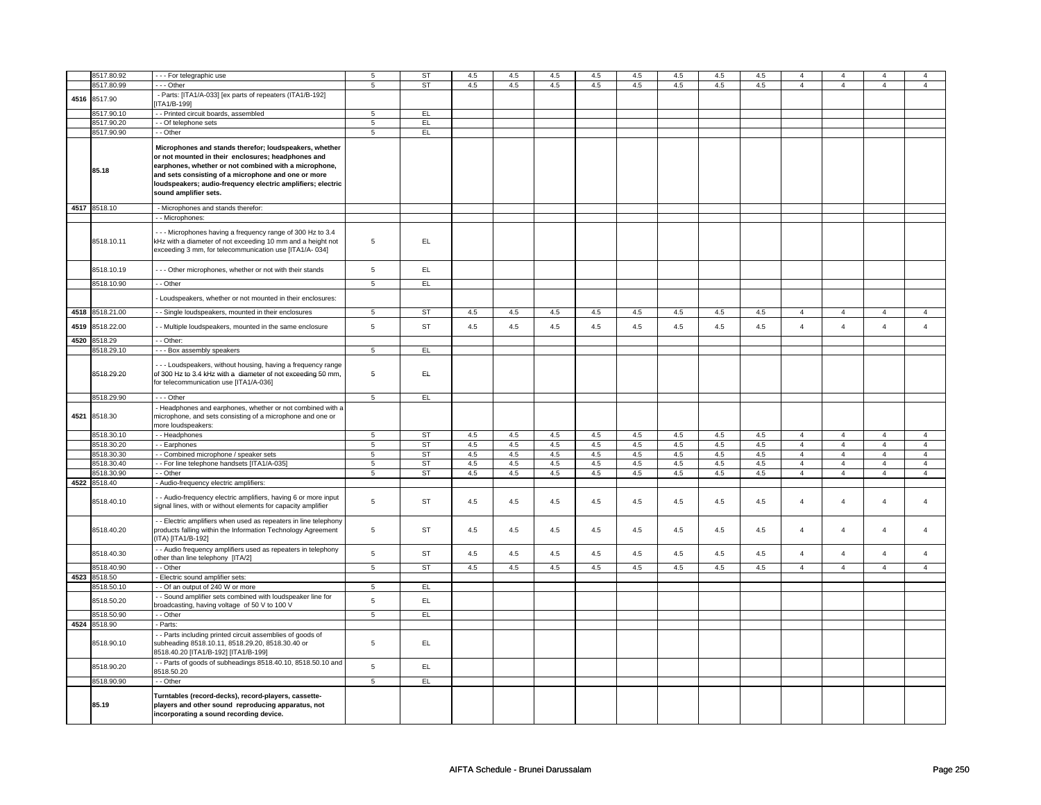| | | | | | | | | | | | | | | | | | |
|---|---|---|---|---|---|---|---|---|---|---|---|---|---|---|---|---|---|
| | 8517.80.92 | - - - For telegraphic use | 5 | ST | 4.5 | 4.5 | 4.5 | 4.5 | 4.5 | 4.5 | 4.5 | 4.5 | 4 | 4 | 4 | 4 |
| | 8517.80.99 | - - - Other | 5 | ST | 4.5 | 4.5 | 4.5 | 4.5 | 4.5 | 4.5 | 4.5 | 4.5 | 4 | 4 | 4 | 4 |
| 4516 | 8517.90 | - Parts: [ITA1/A-033] [ex parts of repeaters (ITA1/B-192] [ITA1/B-199] | | | | | | | | | | | | | | |
| | 8517.90.10 | - - Printed circuit boards, assembled | 5 | EL | | | | | | | | | | | | |
| | 8517.90.20 | - - Of telephone sets | 5 | EL | | | | | | | | | | | | |
| | 8517.90.90 | - - Other | 5 | EL | | | | | | | | | | | | |
| | **85.18** | **Microphones and stands therefor; loudspeakers, whether or not mounted in their enclosures; headphones and earphones, whether or not combined with a microphone, and sets consisting of a microphone and one or more loudspeakers; audio-frequency electric amplifiers; electric sound amplifier sets.** | | | | | | | | | | | | | | |
| 4517 | 8518.10 | - Microphones and stands therefor: | | | | | | | | | | | | | | |
| | | - - Microphones: | | | | | | | | | | | | | | |
| | 8518.10.11 | - - - Microphones having a frequency range of 300 Hz to 3.4 kHz with a diameter of not exceeding 10 mm and a height not exceeding 3 mm, for telecommunication use [ITA1/A- 034] | 5 | EL | | | | | | | | | | | | |
| | 8518.10.19 | - - - Other microphones, whether or not with their stands | 5 | EL | | | | | | | | | | | | |
| | 8518.10.90 | - - Other | 5 | EL | | | | | | | | | | | | |
| | | - Loudspeakers, whether or not mounted in their enclosures: | | | | | | | | | | | | | | |
| 4518 | 8518.21.00 | - - Single loudspeakers, mounted in their enclosures | 5 | ST | 4.5 | 4.5 | 4.5 | 4.5 | 4.5 | 4.5 | 4.5 | 4.5 | 4 | 4 | 4 | 4 |
| 4519 | 8518.22.00 | - - Multiple loudspeakers, mounted in the same enclosure | 5 | ST | 4.5 | 4.5 | 4.5 | 4.5 | 4.5 | 4.5 | 4.5 | 4.5 | 4 | 4 | 4 | 4 |
| 4520 | 8518.29 | - - Other: | | | | | | | | | | | | | | |
| | 8518.29.10 | - - - Box assembly speakers | 5 | EL | | | | | | | | | | | | |
| | 8518.29.20 | - - - Loudspeakers, without housing, having a frequency range of 300 Hz to 3.4 kHz with a diameter of not exceeding 50 mm, for telecommunication use [ITA1/A-036] | 5 | EL | | | | | | | | | | | | |
| | 8518.29.90 | - - - Other | 5 | EL | | | | | | | | | | | | |
| 4521 | 8518.30 | - Headphones and earphones, whether or not combined with a microphone, and sets consisting of a microphone and one or more loudspeakers: | | | | | | | | | | | | | | |
| | 8518.30.10 | - - Headphones | 5 | ST | 4.5 | 4.5 | 4.5 | 4.5 | 4.5 | 4.5 | 4.5 | 4.5 | 4 | 4 | 4 | 4 |
| | 8518.30.20 | - - Earphones | 5 | ST | 4.5 | 4.5 | 4.5 | 4.5 | 4.5 | 4.5 | 4.5 | 4.5 | 4 | 4 | 4 | 4 |
| | 8518.30.30 | - - Combined microphone / speaker sets | 5 | ST | 4.5 | 4.5 | 4.5 | 4.5 | 4.5 | 4.5 | 4.5 | 4.5 | 4 | 4 | 4 | 4 |
| | 8518.30.40 | - - For line telephone handsets [ITA1/A-035] | 5 | ST | 4.5 | 4.5 | 4.5 | 4.5 | 4.5 | 4.5 | 4.5 | 4.5 | 4 | 4 | 4 | 4 |
| | 8518.30.90 | - - Other | 5 | ST | 4.5 | 4.5 | 4.5 | 4.5 | 4.5 | 4.5 | 4.5 | 4.5 | 4 | 4 | 4 | 4 |
| 4522 | 8518.40 | - Audio-frequency electric amplifiers: | | | | | | | | | | | | | | |
| | 8518.40.10 | - - Audio-frequency electric amplifiers, having 6 or more input signal lines, with or without elements for capacity amplifier | 5 | ST | 4.5 | 4.5 | 4.5 | 4.5 | 4.5 | 4.5 | 4.5 | 4.5 | 4 | 4 | 4 | 4 |
| | 8518.40.20 | - - Electric amplifiers when used as repeaters in line telephony products falling within the Information Technology Agreement (ITA) [ITA1/B-192] | 5 | ST | 4.5 | 4.5 | 4.5 | 4.5 | 4.5 | 4.5 | 4.5 | 4.5 | 4 | 4 | 4 | 4 |
| | 8518.40.30 | - - Audio frequency amplifiers used as repeaters in telephony other than line telephony [ITA/2] | 5 | ST | 4.5 | 4.5 | 4.5 | 4.5 | 4.5 | 4.5 | 4.5 | 4.5 | 4 | 4 | 4 | 4 |
| | 8518.40.90 | - - Other | 5 | ST | 4.5 | 4.5 | 4.5 | 4.5 | 4.5 | 4.5 | 4.5 | 4.5 | 4 | 4 | 4 | 4 |
| 4523 | 8518.50 | - Electric sound amplifier sets: | | | | | | | | | | | | | | |
| | 8518.50.10 | - - Of an output of 240 W or more | 5 | EL | | | | | | | | | | | | |
| | 8518.50.20 | - - Sound amplifier sets combined with loudspeaker line for broadcasting, having voltage of 50 V to 100 V | 5 | EL | | | | | | | | | | | | |
| | 8518.50.90 | - - Other | 5 | EL | | | | | | | | | | | | |
| 4524 | 8518.90 | - Parts: | | | | | | | | | | | | | | |
| | 8518.90.10 | - - Parts including printed circuit assemblies of goods of subheading 8518.10.11, 8518.29.20, 8518.30.40 or 8518.40.20 [ITA1/B-192] [ITA1/B-199] | 5 | EL | | | | | | | | | | | | |
| | 8518.90.20 | - - Parts of goods of subheadings 8518.40.10, 8518.50.10 and 8518.50.20 | 5 | EL | | | | | | | | | | | | |
| | 8518.90.90 | - - Other | 5 | EL | | | | | | | | | | | | |
| | **85.19** | **Turntables (record-decks), record-players, cassette-players and other sound reproducing apparatus, not incorporating a sound recording device.** | | | | | | | | | | | | | | |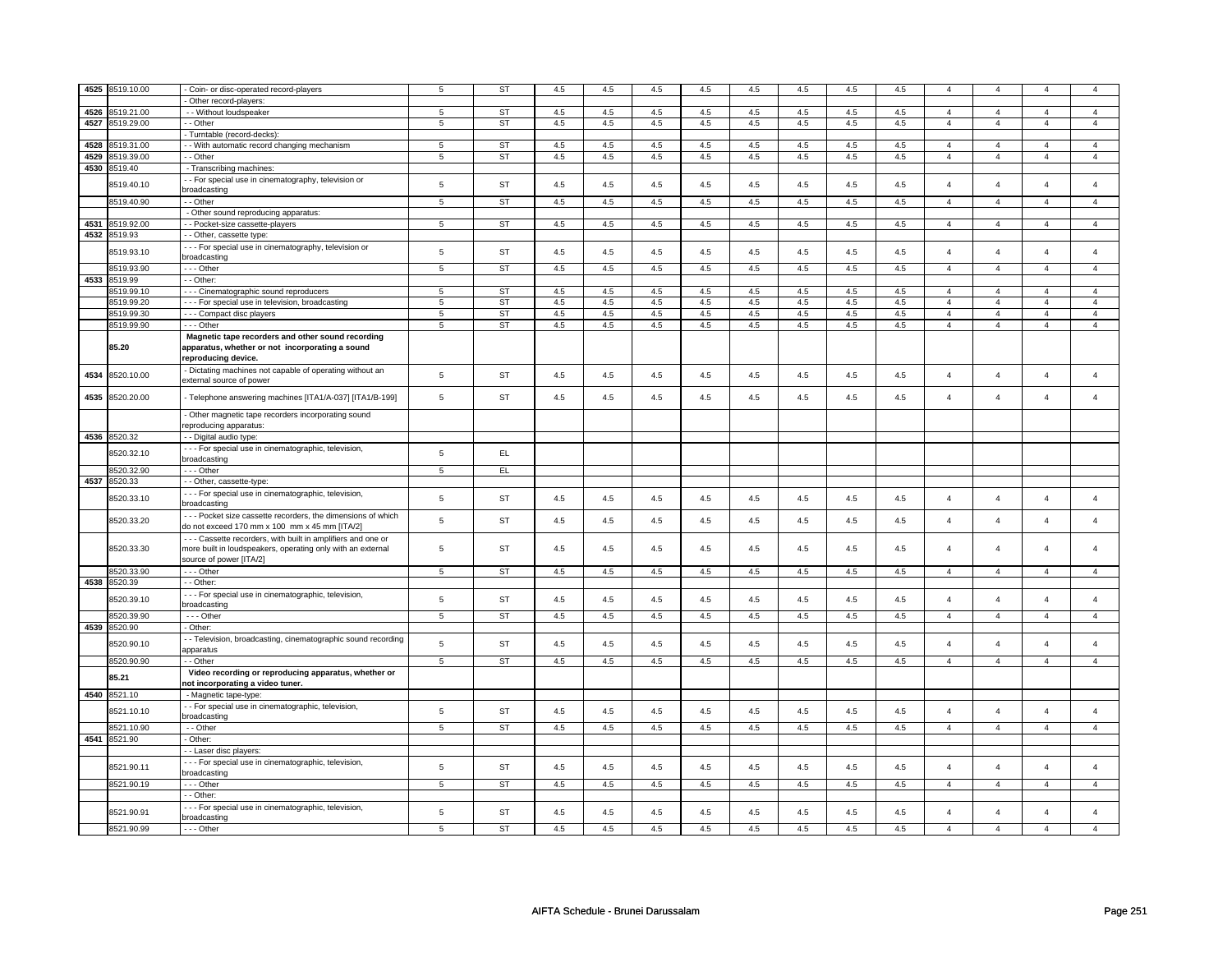| | | | | | | | | | | | | | | | | |
|---|---|---|---|---|---|---|---|---|---|---|---|---|---|---|---|---|
| 4525 | 8519.10.00 | - Coin- or disc-operated record-players | 5 | ST | 4.5 | 4.5 | 4.5 | 4.5 | 4.5 | 4.5 | 4.5 | 4.5 | 4 | 4 | 4 | 4 |
| | | - Other record-players: | | | | | | | | | | | | | | |
| 4526 | 8519.21.00 | - - Without loudspeaker | 5 | ST | 4.5 | 4.5 | 4.5 | 4.5 | 4.5 | 4.5 | 4.5 | 4.5 | 4 | 4 | 4 | 4 |
| 4527 | 8519.29.00 | - - Other | 5 | ST | 4.5 | 4.5 | 4.5 | 4.5 | 4.5 | 4.5 | 4.5 | 4.5 | 4 | 4 | 4 | 4 |
| | | - Turntable (record-decks): | | | | | | | | | | | | | | |
| 4528 | 8519.31.00 | - - With automatic record changing mechanism | 5 | ST | 4.5 | 4.5 | 4.5 | 4.5 | 4.5 | 4.5 | 4.5 | 4.5 | 4 | 4 | 4 | 4 |
| 4529 | 8519.39.00 | - - Other | 5 | ST | 4.5 | 4.5 | 4.5 | 4.5 | 4.5 | 4.5 | 4.5 | 4.5 | 4 | 4 | 4 | 4 |
| 4530 | 8519.40 | - Transcribing machines: | | | | | | | | | | | | | | |
| | 8519.40.10 | - - For special use in cinematography, television or broadcasting | 5 | ST | 4.5 | 4.5 | 4.5 | 4.5 | 4.5 | 4.5 | 4.5 | 4.5 | 4 | 4 | 4 | 4 |
| | 8519.40.90 | - - Other | 5 | ST | 4.5 | 4.5 | 4.5 | 4.5 | 4.5 | 4.5 | 4.5 | 4.5 | 4 | 4 | 4 | 4 |
| | | - Other sound reproducing apparatus: | | | | | | | | | | | | | | |
| 4531 | 8519.92.00 | - - Pocket-size cassette-players | 5 | ST | 4.5 | 4.5 | 4.5 | 4.5 | 4.5 | 4.5 | 4.5 | 4.5 | 4 | 4 | 4 | 4 |
| 4532 | 8519.93 | - - Other, cassette type: | | | | | | | | | | | | | | |
| | 8519.93.10 | - - - For special use in cinematography, television or broadcasting | 5 | ST | 4.5 | 4.5 | 4.5 | 4.5 | 4.5 | 4.5 | 4.5 | 4.5 | 4 | 4 | 4 | 4 |
| | 8519.93.90 | - - - Other | 5 | ST | 4.5 | 4.5 | 4.5 | 4.5 | 4.5 | 4.5 | 4.5 | 4.5 | 4 | 4 | 4 | 4 |
| 4533 | 8519.99 | - - Other: | | | | | | | | | | | | | | |
| | 8519.99.10 | - - - Cinematographic sound reproducers | 5 | ST | 4.5 | 4.5 | 4.5 | 4.5 | 4.5 | 4.5 | 4.5 | 4.5 | 4 | 4 | 4 | 4 |
| | 8519.99.20 | - - - For special use in television, broadcasting | 5 | ST | 4.5 | 4.5 | 4.5 | 4.5 | 4.5 | 4.5 | 4.5 | 4.5 | 4 | 4 | 4 | 4 |
| | 8519.99.30 | - - - Compact disc players | 5 | ST | 4.5 | 4.5 | 4.5 | 4.5 | 4.5 | 4.5 | 4.5 | 4.5 | 4 | 4 | 4 | 4 |
| | 8519.99.90 | - - - Other | 5 | ST | 4.5 | 4.5 | 4.5 | 4.5 | 4.5 | 4.5 | 4.5 | 4.5 | 4 | 4 | 4 | 4 |
| | **85.20** | **Magnetic tape recorders and other sound recording apparatus, whether or not incorporating a sound reproducing device.** | | | | | | | | | | | | | | |
| 4534 | 8520.10.00 | - Dictating machines not capable of operating without an external source of power | 5 | ST | 4.5 | 4.5 | 4.5 | 4.5 | 4.5 | 4.5 | 4.5 | 4.5 | 4 | 4 | 4 | 4 |
| 4535 | 8520.20.00 | - Telephone answering machines [ITA1/A-037] [ITA1/B-199] | 5 | ST | 4.5 | 4.5 | 4.5 | 4.5 | 4.5 | 4.5 | 4.5 | 4.5 | 4 | 4 | 4 | 4 |
| | | - Other magnetic tape recorders incorporating sound reproducing apparatus: | | | | | | | | | | | | | | |
| 4536 | 8520.32 | - - Digital audio type: | | | | | | | | | | | | | | |
| | 8520.32.10 | - - - For special use in cinematographic, television, broadcasting | 5 | EL | | | | | | | | | | | | |
| | 8520.32.90 | - - - Other | 5 | EL | | | | | | | | | | | | |
| 4537 | 8520.33 | - - Other, cassette-type: | | | | | | | | | | | | | | |
| | 8520.33.10 | - - - For special use in cinematographic, television, broadcasting | 5 | ST | 4.5 | 4.5 | 4.5 | 4.5 | 4.5 | 4.5 | 4.5 | 4.5 | 4 | 4 | 4 | 4 |
| | 8520.33.20 | - - - Pocket size cassette recorders, the dimensions of which do not exceed 170 mm x 100 mm x 45 mm [ITA/2] | 5 | ST | 4.5 | 4.5 | 4.5 | 4.5 | 4.5 | 4.5 | 4.5 | 4.5 | 4 | 4 | 4 | 4 |
| | 8520.33.30 | - - - Cassette recorders, with built in amplifiers and one or more built in loudspeakers, operating only with an external source of power [ITA/2] | 5 | ST | 4.5 | 4.5 | 4.5 | 4.5 | 4.5 | 4.5 | 4.5 | 4.5 | 4 | 4 | 4 | 4 |
| | 8520.33.90 | - - - Other | 5 | ST | 4.5 | 4.5 | 4.5 | 4.5 | 4.5 | 4.5 | 4.5 | 4.5 | 4 | 4 | 4 | 4 |
| 4538 | 8520.39 | - - Other: | | | | | | | | | | | | | | |
| | 8520.39.10 | - - - For special use in cinematographic, television, broadcasting | 5 | ST | 4.5 | 4.5 | 4.5 | 4.5 | 4.5 | 4.5 | 4.5 | 4.5 | 4 | 4 | 4 | 4 |
| | 8520.39.90 | - - - Other | 5 | ST | 4.5 | 4.5 | 4.5 | 4.5 | 4.5 | 4.5 | 4.5 | 4.5 | 4 | 4 | 4 | 4 |
| 4539 | 8520.90 | - Other: | | | | | | | | | | | | | | |
| | 8520.90.10 | - - Television, broadcasting, cinematographic sound recording apparatus | 5 | ST | 4.5 | 4.5 | 4.5 | 4.5 | 4.5 | 4.5 | 4.5 | 4.5 | 4 | 4 | 4 | 4 |
| | 8520.90.90 | - - Other | 5 | ST | 4.5 | 4.5 | 4.5 | 4.5 | 4.5 | 4.5 | 4.5 | 4.5 | 4 | 4 | 4 | 4 |
| | **85.21** | **Video recording or reproducing apparatus, whether or not incorporating a video tuner.** | | | | | | | | | | | | | | |
| 4540 | 8521.10 | - Magnetic tape-type: | | | | | | | | | | | | | | |
| | 8521.10.10 | - - For special use in cinematographic, television, broadcasting | 5 | ST | 4.5 | 4.5 | 4.5 | 4.5 | 4.5 | 4.5 | 4.5 | 4.5 | 4 | 4 | 4 | 4 |
| | 8521.10.90 | - - Other | 5 | ST | 4.5 | 4.5 | 4.5 | 4.5 | 4.5 | 4.5 | 4.5 | 4.5 | 4 | 4 | 4 | 4 |
| 4541 | 8521.90 | - Other: | | | | | | | | | | | | | | |
| | | - - Laser disc players: | | | | | | | | | | | | | | |
| | 8521.90.11 | - - - For special use in cinematographic, television, broadcasting | 5 | ST | 4.5 | 4.5 | 4.5 | 4.5 | 4.5 | 4.5 | 4.5 | 4.5 | 4 | 4 | 4 | 4 |
| | 8521.90.19 | - - - Other | 5 | ST | 4.5 | 4.5 | 4.5 | 4.5 | 4.5 | 4.5 | 4.5 | 4.5 | 4 | 4 | 4 | 4 |
| | | - - Other: | | | | | | | | | | | | | | |
| | 8521.90.91 | - - - For special use in cinematographic, television, broadcasting | 5 | ST | 4.5 | 4.5 | 4.5 | 4.5 | 4.5 | 4.5 | 4.5 | 4.5 | 4 | 4 | 4 | 4 |
| | 8521.90.99 | - - - Other | 5 | ST | 4.5 | 4.5 | 4.5 | 4.5 | 4.5 | 4.5 | 4.5 | 4.5 | 4 | 4 | 4 | 4 |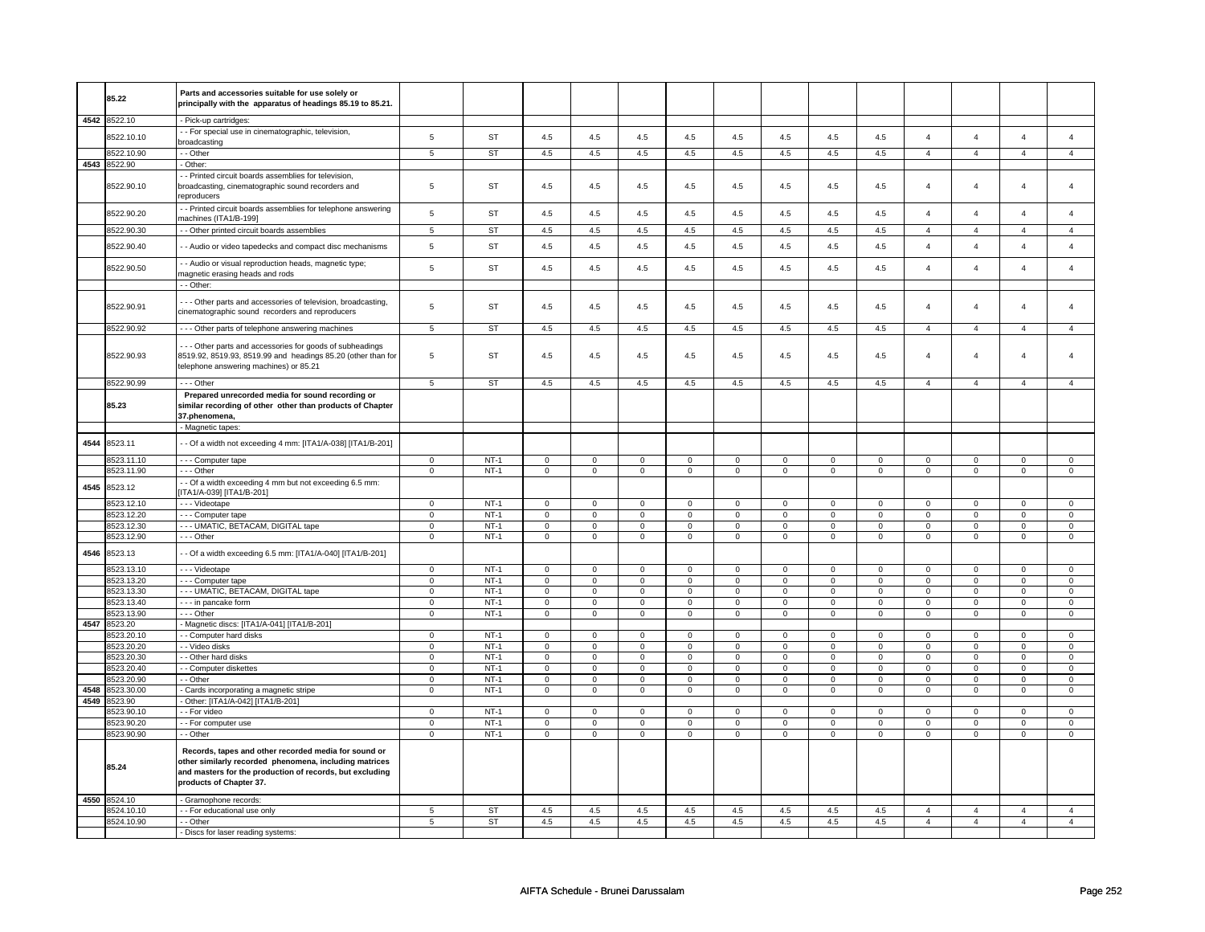| | | | | | | | | | | | | | | | |
|---|---|---|---|---|---|---|---|---|---|---|---|---|---|---|---|
| | 85.22 | **Parts and accessories suitable for use solely or principally with the apparatus of headings 85.19 to 85.21.** | | | | | | | | | | | | | |
| 4542 | 8522.10 | - Pick-up cartridges: | | | | | | | | | | | | | |
| | 8522.10.10 | - - For special use in cinematographic, television, broadcasting | 5 | ST | 4.5 | 4.5 | 4.5 | 4.5 | 4.5 | 4.5 | 4.5 | 4.5 | 4 | 4 | 4 | 4 |
| | 8522.10.90 | - - Other | 5 | ST | 4.5 | 4.5 | 4.5 | 4.5 | 4.5 | 4.5 | 4.5 | 4.5 | 4 | 4 | 4 | 4 |
| 4543 | 8522.90 | - Other: | | | | | | | | | | | | | |
| | 8522.90.10 | - - Printed circuit boards assemblies for television, broadcasting, cinematographic sound recorders and reproducers | 5 | ST | 4.5 | 4.5 | 4.5 | 4.5 | 4.5 | 4.5 | 4.5 | 4.5 | 4 | 4 | 4 | 4 |
| | 8522.90.20 | - - Printed circuit boards assemblies for telephone answering machines (ITA1/B-199] | 5 | ST | 4.5 | 4.5 | 4.5 | 4.5 | 4.5 | 4.5 | 4.5 | 4.5 | 4 | 4 | 4 | 4 |
| | 8522.90.30 | - - Other printed circuit boards assemblies | 5 | ST | 4.5 | 4.5 | 4.5 | 4.5 | 4.5 | 4.5 | 4.5 | 4.5 | 4 | 4 | 4 | 4 |
| | 8522.90.40 | - - Audio or video tapedecks and compact disc mechanisms | 5 | ST | 4.5 | 4.5 | 4.5 | 4.5 | 4.5 | 4.5 | 4.5 | 4.5 | 4 | 4 | 4 | 4 |
| | 8522.90.50 | - - Audio or visual reproduction heads, magnetic type; magnetic erasing heads and rods | 5 | ST | 4.5 | 4.5 | 4.5 | 4.5 | 4.5 | 4.5 | 4.5 | 4.5 | 4 | 4 | 4 | 4 |
| | | - - Other: | | | | | | | | | | | | | |
| | 8522.90.91 | - - - Other parts and accessories of television, broadcasting, cinematographic sound recorders and reproducers | 5 | ST | 4.5 | 4.5 | 4.5 | 4.5 | 4.5 | 4.5 | 4.5 | 4.5 | 4 | 4 | 4 | 4 |
| | 8522.90.92 | - - - Other parts of telephone answering machines | 5 | ST | 4.5 | 4.5 | 4.5 | 4.5 | 4.5 | 4.5 | 4.5 | 4.5 | 4 | 4 | 4 | 4 |
| | 8522.90.93 | - - - Other parts and accessories for goods of subheadings 8519.92, 8519.93, 8519.99 and headings 85.20 (other than for telephone answering machines) or 85.21 | 5 | ST | 4.5 | 4.5 | 4.5 | 4.5 | 4.5 | 4.5 | 4.5 | 4.5 | 4 | 4 | 4 | 4 |
| | 8522.90.99 | - - - Other | 5 | ST | 4.5 | 4.5 | 4.5 | 4.5 | 4.5 | 4.5 | 4.5 | 4.5 | 4 | 4 | 4 | 4 |
| | 85.23 | **Prepared unrecorded media for sound recording or similar recording of other other than products of Chapter 37.phenomena,** | | | | | | | | | | | | | |
| | | - Magnetic tapes: | | | | | | | | | | | | | |
| 4544 | 8523.11 | - - Of a width not exceeding 4 mm: [ITA1/A-038] [ITA1/B-201] | | | | | | | | | | | | | |
| | 8523.11.10 | - - - Computer tape | 0 | NT-1 | 0 | 0 | 0 | 0 | 0 | 0 | 0 | 0 | 0 | 0 | 0 | 0 |
| | 8523.11.90 | - - - Other | 0 | NT-1 | 0 | 0 | 0 | 0 | 0 | 0 | 0 | 0 | 0 | 0 | 0 | 0 |
| 4545 | 8523.12 | - - Of a width exceeding 4 mm but not exceeding 6.5 mm: [ITA1/A-039] [ITA1/B-201] | | | | | | | | | | | | | |
| | 8523.12.10 | - - - Videotape | 0 | NT-1 | 0 | 0 | 0 | 0 | 0 | 0 | 0 | 0 | 0 | 0 | 0 | 0 |
| | 8523.12.20 | - - - Computer tape | 0 | NT-1 | 0 | 0 | 0 | 0 | 0 | 0 | 0 | 0 | 0 | 0 | 0 | 0 |
| | 8523.12.30 | - - - UMATIC, BETACAM, DIGITAL tape | 0 | NT-1 | 0 | 0 | 0 | 0 | 0 | 0 | 0 | 0 | 0 | 0 | 0 | 0 |
| | 8523.12.90 | - - - Other | 0 | NT-1 | 0 | 0 | 0 | 0 | 0 | 0 | 0 | 0 | 0 | 0 | 0 | 0 |
| 4546 | 8523.13 | - - Of a width exceeding 6.5 mm: [ITA1/A-040] [ITA1/B-201] | | | | | | | | | | | | | |
| | 8523.13.10 | - - - Videotape | 0 | NT-1 | 0 | 0 | 0 | 0 | 0 | 0 | 0 | 0 | 0 | 0 | 0 | 0 |
| | 8523.13.20 | - - - Computer tape | 0 | NT-1 | 0 | 0 | 0 | 0 | 0 | 0 | 0 | 0 | 0 | 0 | 0 | 0 |
| | 8523.13.30 | - - - UMATIC, BETACAM, DIGITAL tape | 0 | NT-1 | 0 | 0 | 0 | 0 | 0 | 0 | 0 | 0 | 0 | 0 | 0 | 0 |
| | 8523.13.40 | - - - in pancake form | 0 | NT-1 | 0 | 0 | 0 | 0 | 0 | 0 | 0 | 0 | 0 | 0 | 0 | 0 |
| | 8523.13.90 | - - - Other | 0 | NT-1 | 0 | 0 | 0 | 0 | 0 | 0 | 0 | 0 | 0 | 0 | 0 | 0 |
| 4547 | 8523.20 | - Magnetic discs: [ITA1/A-041] [ITA1/B-201] | | | | | | | | | | | | | |
| | 8523.20.10 | - - Computer hard disks | 0 | NT-1 | 0 | 0 | 0 | 0 | 0 | 0 | 0 | 0 | 0 | 0 | 0 | 0 |
| | 8523.20.20 | - - Video disks | 0 | NT-1 | 0 | 0 | 0 | 0 | 0 | 0 | 0 | 0 | 0 | 0 | 0 | 0 |
| | 8523.20.30 | - - Other hard disks | 0 | NT-1 | 0 | 0 | 0 | 0 | 0 | 0 | 0 | 0 | 0 | 0 | 0 | 0 |
| | 8523.20.40 | - - Computer diskettes | 0 | NT-1 | 0 | 0 | 0 | 0 | 0 | 0 | 0 | 0 | 0 | 0 | 0 | 0 |
| | 8523.20.90 | - - Other | 0 | NT-1 | 0 | 0 | 0 | 0 | 0 | 0 | 0 | 0 | 0 | 0 | 0 | 0 |
| 4548 | 8523.30.00 | - Cards incorporating a magnetic stripe | 0 | NT-1 | 0 | 0 | 0 | 0 | 0 | 0 | 0 | 0 | 0 | 0 | 0 | 0 |
| 4549 | 8523.90 | - Other: [ITA1/A-042] [ITA1/B-201] | | | | | | | | | | | | | |
| | 8523.90.10 | - - For video | 0 | NT-1 | 0 | 0 | 0 | 0 | 0 | 0 | 0 | 0 | 0 | 0 | 0 | 0 |
| | 8523.90.20 | - - For computer use | 0 | NT-1 | 0 | 0 | 0 | 0 | 0 | 0 | 0 | 0 | 0 | 0 | 0 | 0 |
| | 8523.90.90 | - - Other | 0 | NT-1 | 0 | 0 | 0 | 0 | 0 | 0 | 0 | 0 | 0 | 0 | 0 | 0 |
| | 85.24 | **Records, tapes and other recorded media for sound or other similarly recorded phenomena, including matrices and masters for the production of records, but excluding products of Chapter 37.** | | | | | | | | | | | | | |
| 4550 | 8524.10 | - Gramophone records: | | | | | | | | | | | | | |
| | 8524.10.10 | - - For educational use only | 5 | ST | 4.5 | 4.5 | 4.5 | 4.5 | 4.5 | 4.5 | 4.5 | 4.5 | 4 | 4 | 4 | 4 |
| | 8524.10.90 | - - Other | 5 | ST | 4.5 | 4.5 | 4.5 | 4.5 | 4.5 | 4.5 | 4.5 | 4.5 | 4 | 4 | 4 | 4 |
| | | - Discs for laser reading systems: | | | | | | | | | | | | | |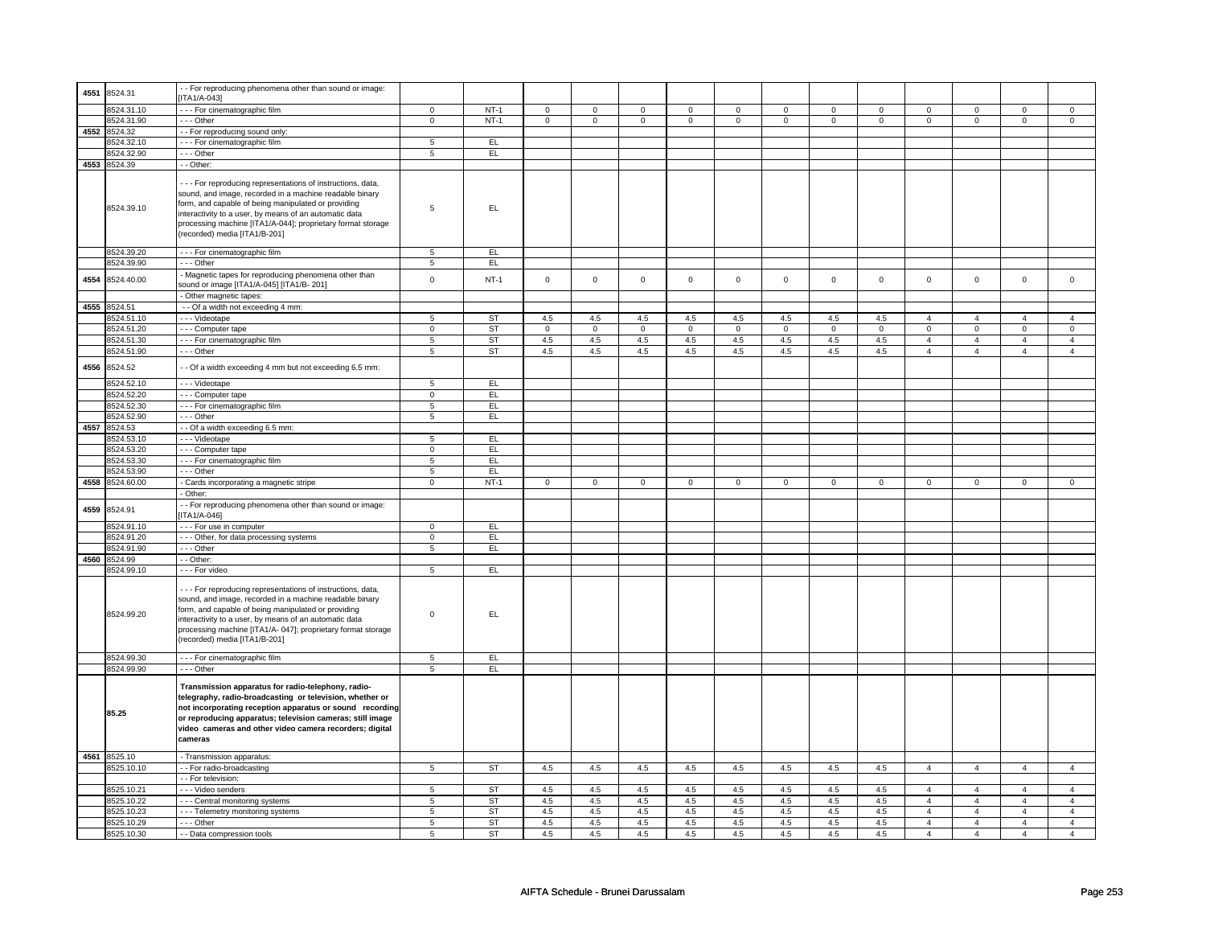| | | | | | | | | | | | | | | | | | |
|---|---|---|---|---|---|---|---|---|---|---|---|---|---|---|---|---|---|
| 4551 | 8524.31 | - - For reproducing phenomena other than sound or image: [ITA1/A-043] | | | | | | | | | | | | | | | |
| | 8524.31.10 | - - - For cinematographic film | 0 | NT-1 | 0 | 0 | 0 | 0 | 0 | 0 | 0 | 0 | 0 | 0 | 0 | 0 |
| | 8524.31.90 | - - - Other | 0 | NT-1 | 0 | 0 | 0 | 0 | 0 | 0 | 0 | 0 | 0 | 0 | 0 | 0 |
| 4552 | 8524.32 | - - For reproducing sound only: | | | | | | | | | | | | | | | |
| | 8524.32.10 | - - - For cinematographic film | 5 | EL | | | | | | | | | | | | |
| | 8524.32.90 | - - - Other | 5 | EL | | | | | | | | | | | | |
| 4553 | 8524.39 | - - Other: | | | | | | | | | | | | | | | |
| | 8524.39.10 | - - - For reproducing representations of instructions, data, sound, and image, recorded in a machine readable binary form, and capable of being manipulated or providing interactivity to a user, by means of an automatic data processing machine [ITA1/A-044]; proprietary format storage (recorded) media [ITA1/B-201] | 5 | EL | | | | | | | | | | | | |
| | 8524.39.20 | - - - For cinematographic film | 5 | EL | | | | | | | | | | | | |
| | 8524.39.90 | - - - Other | 5 | EL | | | | | | | | | | | | |
| 4554 | 8524.40.00 | - Magnetic tapes for reproducing phenomena other than sound or image [ITA1/A-045] [ITA1/B- 201] | 0 | NT-1 | 0 | 0 | 0 | 0 | 0 | 0 | 0 | 0 | 0 | 0 | 0 | 0 |
| | | - Other magnetic tapes: | | | | | | | | | | | | | | | |
| 4555 | 8524.51 | - - Of a width not exceeding 4 mm: | | | | | | | | | | | | | | | |
| | 8524.51.10 | - - - Videotape | 5 | ST | 4.5 | 4.5 | 4.5 | 4.5 | 4.5 | 4.5 | 4.5 | 4.5 | 4 | 4 | 4 | 4 |
| | 8524.51.20 | - - - Computer tape | 0 | ST | 0 | 0 | 0 | 0 | 0 | 0 | 0 | 0 | 0 | 0 | 0 | 0 |
| | 8524.51.30 | - - - For cinematographic film | 5 | ST | 4.5 | 4.5 | 4.5 | 4.5 | 4.5 | 4.5 | 4.5 | 4.5 | 4 | 4 | 4 | 4 |
| | 8524.51.90 | - - - Other | 5 | ST | 4.5 | 4.5 | 4.5 | 4.5 | 4.5 | 4.5 | 4.5 | 4.5 | 4 | 4 | 4 | 4 |
| 4556 | 8524.52 | - - Of a width exceeding 4 mm but not exceeding 6.5 mm: | | | | | | | | | | | | | | | |
| | 8524.52.10 | - - - Videotape | 5 | EL | | | | | | | | | | | | |
| | 8524.52.20 | - - - Computer tape | 0 | EL | | | | | | | | | | | | |
| | 8524.52.30 | - - - For cinematographic film | 5 | EL | | | | | | | | | | | | |
| | 8524.52.90 | - - - Other | 5 | EL | | | | | | | | | | | | |
| 4557 | 8524.53 | - - Of a width exceeding 6.5 mm: | | | | | | | | | | | | | | | |
| | 8524.53.10 | - - - Videotape | 5 | EL | | | | | | | | | | | | |
| | 8524.53.20 | - - - Computer tape | 0 | EL | | | | | | | | | | | | |
| | 8524.53.30 | - - - For cinematographic film | 5 | EL | | | | | | | | | | | | |
| | 8524.53.90 | - - - Other | 5 | EL | | | | | | | | | | | | |
| 4558 | 8524.60.00 | - Cards incorporating a magnetic stripe | 0 | NT-1 | 0 | 0 | 0 | 0 | 0 | 0 | 0 | 0 | 0 | 0 | 0 | 0 |
| | | - Other: | | | | | | | | | | | | | | | |
| 4559 | 8524.91 | - - For reproducing phenomena other than sound or image: [ITA1/A-046] | | | | | | | | | | | | | | | |
| | 8524.91.10 | - - - For use in computer | 0 | EL | | | | | | | | | | | | |
| | 8524.91.20 | - - - Other, for data processing systems | 0 | EL | | | | | | | | | | | | |
| | 8524.91.90 | - - - Other | 5 | EL | | | | | | | | | | | | |
| 4560 | 8524.99 | - - Other: | | | | | | | | | | | | | | | |
| | 8524.99.10 | - - - For video | 5 | EL | | | | | | | | | | | | |
| | 8524.99.20 | - - - For reproducing representations of instructions, data, sound, and image, recorded in a machine readable binary form, and capable of being manipulated or providing interactivity to a user, by means of an automatic data processing machine [ITA1/A- 047]; proprietary format storage (recorded) media [ITA1/B-201] | 0 | EL | | | | | | | | | | | | |
| | 8524.99.30 | - - - For cinematographic film | 5 | EL | | | | | | | | | | | | |
| | 8524.99.90 | - - - Other | 5 | EL | | | | | | | | | | | | |
| | **85.25** | **Transmission apparatus for radio-telephony, radio-telegraphy, radio-broadcasting or television, whether or not incorporating reception apparatus or sound recording or reproducing apparatus; television cameras; still image video cameras and other video camera recorders; digital cameras** | | | | | | | | | | | | | | | |
| 4561 | 8525.10 | - Transmission apparatus: | | | | | | | | | | | | | | | |
| | 8525.10.10 | - - For radio-broadcasting | 5 | ST | 4.5 | 4.5 | 4.5 | 4.5 | 4.5 | 4.5 | 4.5 | 4.5 | 4 | 4 | 4 | 4 |
| | | - - For television: | | | | | | | | | | | | | | | |
| | 8525.10.21 | - - - Video senders | 5 | ST | 4.5 | 4.5 | 4.5 | 4.5 | 4.5 | 4.5 | 4.5 | 4.5 | 4 | 4 | 4 | 4 |
| | 8525.10.22 | - - - Central monitoring systems | 5 | ST | 4.5 | 4.5 | 4.5 | 4.5 | 4.5 | 4.5 | 4.5 | 4.5 | 4 | 4 | 4 | 4 |
| | 8525.10.23 | - - - Telemetry monitoring systems | 5 | ST | 4.5 | 4.5 | 4.5 | 4.5 | 4.5 | 4.5 | 4.5 | 4.5 | 4 | 4 | 4 | 4 |
| | 8525.10.29 | - - - Other | 5 | ST | 4.5 | 4.5 | 4.5 | 4.5 | 4.5 | 4.5 | 4.5 | 4.5 | 4 | 4 | 4 | 4 |
| | 8525.10.30 | - - Data compression tools | 5 | ST | 4.5 | 4.5 | 4.5 | 4.5 | 4.5 | 4.5 | 4.5 | 4.5 | 4 | 4 | 4 | 4 |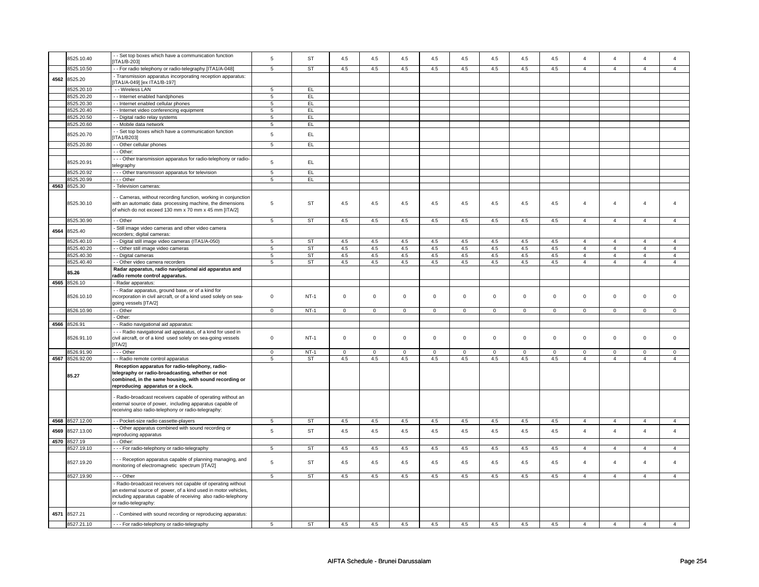|  | 8525.10.40 | - - Set top boxes which have a communication function [ITA1/B-203] | 5 | ST | 4.5 | 4.5 | 4.5 | 4.5 | 4.5 | 4.5 | 4.5 | 4.5 | 4 | 4 | 4 | 4 |
|---|---|---|---|---|---|---|---|---|---|---|---|---|---|---|---|---|
|  | 8525.10.50 | - - For radio telephony or radio-telegraphy [ITA1/A-048] | 5 | ST | 4.5 | 4.5 | 4.5 | 4.5 | 4.5 | 4.5 | 4.5 | 4.5 | 4 | 4 | 4 | 4 |
| 4562 | 8525.20 | - Transmission apparatus incorporating reception apparatus: [ITA1/A-049] [ex ITA1/B-197] |  |  |  |  |  |  |  |  |  |  |  |  |  |  |
|  | 8525.20.10 | - - Wireless LAN | 5 | EL |  |  |  |  |  |  |  |  |  |  |  |  |
|  | 8525.20.20 | - - Internet enabled handphones | 5 | EL |  |  |  |  |  |  |  |  |  |  |  |  |
|  | 8525.20.30 | - - Internet enabled cellular phones | 5 | EL |  |  |  |  |  |  |  |  |  |  |  |  |
|  | 8525.20.40 | - - Internet video conferencing equipment | 5 | EL |  |  |  |  |  |  |  |  |  |  |  |  |
|  | 8525.20.50 | - - Digital radio relay systems | 5 | EL |  |  |  |  |  |  |  |  |  |  |  |  |
|  | 8525.20.60 | - - Mobile data network | 5 | EL |  |  |  |  |  |  |  |  |  |  |  |  |
|  | 8525.20.70 | - - Set top boxes which have a communication function [ITA1/B203] | 5 | EL |  |  |  |  |  |  |  |  |  |  |  |  |
|  | 8525.20.80 | - - Other cellular phones | 5 | EL |  |  |  |  |  |  |  |  |  |  |  |  |
|  |  | - - Other: |  |  |  |  |  |  |  |  |  |  |  |  |  |  |
|  | 8525.20.91 | - - - Other transmission apparatus for radio-telephony or radio-telegraphy | 5 | EL |  |  |  |  |  |  |  |  |  |  |  |  |
|  | 8525.20.92 | - - - Other transmission apparatus for television | 5 | EL |  |  |  |  |  |  |  |  |  |  |  |  |
|  | 8525.20.99 | - - - Other | 5 | EL |  |  |  |  |  |  |  |  |  |  |  |  |
| 4563 | 8525.30 | - Television cameras: |  |  |  |  |  |  |  |  |  |  |  |  |  |  |
|  | 8525.30.10 | - - Cameras, without recording function, working in conjunction with an automatic data processing machine, the dimensions of which do not exceed 130 mm x 70 mm x 45 mm [ITA/2] | 5 | ST | 4.5 | 4.5 | 4.5 | 4.5 | 4.5 | 4.5 | 4.5 | 4.5 | 4 | 4 | 4 | 4 |
|  | 8525.30.90 | - - Other | 5 | ST | 4.5 | 4.5 | 4.5 | 4.5 | 4.5 | 4.5 | 4.5 | 4.5 | 4 | 4 | 4 | 4 |
| 4564 | 8525.40 | - Still image video cameras and other video camera recorders; digital cameras: |  |  |  |  |  |  |  |  |  |  |  |  |  |  |
|  | 8525.40.10 | - - Digital still image video cameras (ITA1/A-050) | 5 | ST | 4.5 | 4.5 | 4.5 | 4.5 | 4.5 | 4.5 | 4.5 | 4.5 | 4 | 4 | 4 | 4 |
|  | 8525.40.20 | - - Other still image video cameras | 5 | ST | 4.5 | 4.5 | 4.5 | 4.5 | 4.5 | 4.5 | 4.5 | 4.5 | 4 | 4 | 4 | 4 |
|  | 8525.40.30 | - - Digital cameras | 5 | ST | 4.5 | 4.5 | 4.5 | 4.5 | 4.5 | 4.5 | 4.5 | 4.5 | 4 | 4 | 4 | 4 |
|  | 8525.40.40 | - - Other video camera recorders | 5 | ST | 4.5 | 4.5 | 4.5 | 4.5 | 4.5 | 4.5 | 4.5 | 4.5 | 4 | 4 | 4 | 4 |
|  | **85.26** | **Radar apparatus, radio navigational aid apparatus and radio remote control apparatus.** |  |  |  |  |  |  |  |  |  |  |  |  |  |  |
| 4565 | 8526.10 | - Radar apparatus: |  |  |  |  |  |  |  |  |  |  |  |  |  |  |
|  | 8526.10.10 | - - Radar apparatus, ground base, or of a kind for incorporation in civil aircraft, or of a kind used solely on sea-going vessels [ITA/2] | 0 | NT-1 | 0 | 0 | 0 | 0 | 0 | 0 | 0 | 0 | 0 | 0 | 0 | 0 |
|  | 8526.10.90 | - - Other | 0 | NT-1 | 0 | 0 | 0 | 0 | 0 | 0 | 0 | 0 | 0 | 0 | 0 | 0 |
|  |  | - Other: |  |  |  |  |  |  |  |  |  |  |  |  |  |  |
| 4566 | 8526.91 | - - Radio navigational aid apparatus: |  |  |  |  |  |  |  |  |  |  |  |  |  |  |
|  | 8526.91.10 | - - - Radio navigational aid apparatus, of a kind for used in civil aircraft, or of a kind used solely on sea-going vessels [ITA/2] | 0 | NT-1 | 0 | 0 | 0 | 0 | 0 | 0 | 0 | 0 | 0 | 0 | 0 | 0 |
|  | 8526.91.90 | - - - Other | 0 | NT-1 | 0 | 0 | 0 | 0 | 0 | 0 | 0 | 0 | 0 | 0 | 0 | 0 |
| 4567 | 8526.92.00 | - - Radio remote control apparatus | 5 | ST | 4.5 | 4.5 | 4.5 | 4.5 | 4.5 | 4.5 | 4.5 | 4.5 | 4 | 4 | 4 | 4 |
|  | **85.27** | **Reception apparatus for radio-telephony, radio-telegraphy or radio-broadcasting, whether or not combined, in the same housing, with sound recording or reproducing apparatus or a clock.** |  |  |  |  |  |  |  |  |  |  |  |  |  |  |
|  |  | - Radio-broadcast receivers capable of operating without an external source of power, including apparatus capable of receiving also radio-telephony or radio-telegraphy: |  |  |  |  |  |  |  |  |  |  |  |  |  |  |
| 4568 | 8527.12.00 | - - Pocket-size radio cassette-players | 5 | ST | 4.5 | 4.5 | 4.5 | 4.5 | 4.5 | 4.5 | 4.5 | 4.5 | 4 | 4 | 4 | 4 |
| 4569 | 8527.13.00 | - - Other apparatus combined with sound recording or reproducing apparatus | 5 | ST | 4.5 | 4.5 | 4.5 | 4.5 | 4.5 | 4.5 | 4.5 | 4.5 | 4 | 4 | 4 | 4 |
| 4570 | 8527.19 | - - Other: |  |  |  |  |  |  |  |  |  |  |  |  |  |  |
|  | 8527.19.10 | - - - For radio-telephony or radio-telegraphy | 5 | ST | 4.5 | 4.5 | 4.5 | 4.5 | 4.5 | 4.5 | 4.5 | 4.5 | 4 | 4 | 4 | 4 |
|  | 8527.19.20 | - - - Reception apparatus capable of planning managing, and monitoring of electromagnetic spectrum [ITA/2] | 5 | ST | 4.5 | 4.5 | 4.5 | 4.5 | 4.5 | 4.5 | 4.5 | 4.5 | 4 | 4 | 4 | 4 |
|  | 8527.19.90 | - - - Other | 5 | ST | 4.5 | 4.5 | 4.5 | 4.5 | 4.5 | 4.5 | 4.5 | 4.5 | 4 | 4 | 4 | 4 |
|  |  | - Radio-broadcast receivers not capable of operating without an external source of power, of a kind used in motor vehicles, including apparatus capable of receiving also radio-telephony or radio-telegraphy: |  |  |  |  |  |  |  |  |  |  |  |  |  |  |
| 4571 | 8527.21 | - - Combined with sound recording or reproducing apparatus: |  |  |  |  |  |  |  |  |  |  |  |  |  |  |
|  | 8527.21.10 | - - - For radio-telephony or radio-telegraphy | 5 | ST | 4.5 | 4.5 | 4.5 | 4.5 | 4.5 | 4.5 | 4.5 | 4.5 | 4 | 4 | 4 | 4 |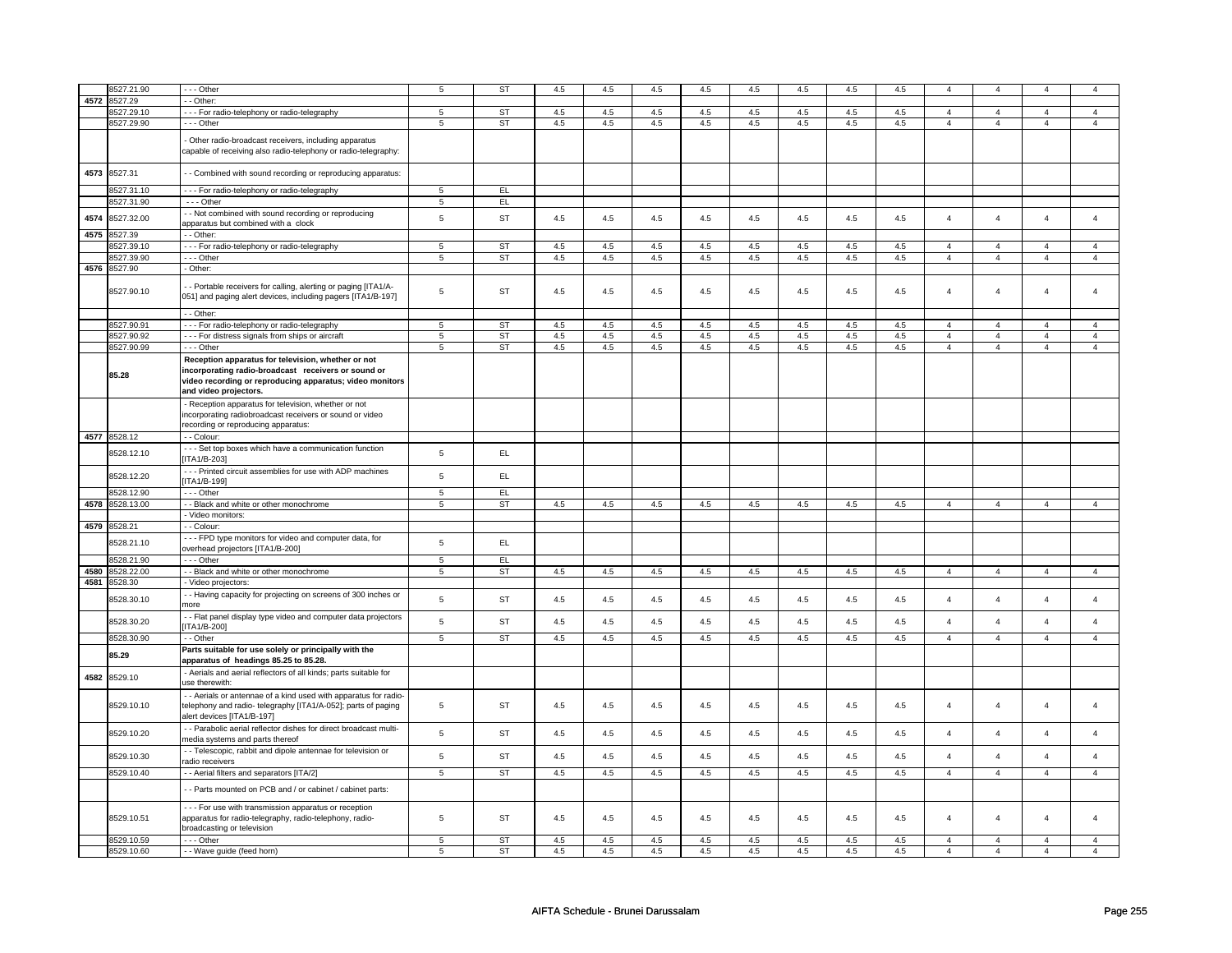| | | | | | | | | | | | | | | | | | |
|---|---|---|---|---|---|---|---|---|---|---|---|---|---|---|---|---|---|
| | 8527.21.90 | - - - Other | 5 | ST | 4.5 | 4.5 | 4.5 | 4.5 | 4.5 | 4.5 | 4.5 | 4.5 | 4 | 4 | 4 | 4 |
| 4572 | 8527.29 | - - Other: | | | | | | | | | | | | | | |
| | 8527.29.10 | - - - For radio-telephony or radio-telegraphy | 5 | ST | 4.5 | 4.5 | 4.5 | 4.5 | 4.5 | 4.5 | 4.5 | 4.5 | 4 | 4 | 4 | 4 |
| | 8527.29.90 | - - - Other | 5 | ST | 4.5 | 4.5 | 4.5 | 4.5 | 4.5 | 4.5 | 4.5 | 4.5 | 4 | 4 | 4 | 4 |
| | | - Other radio-broadcast receivers, including apparatus capable of receiving also radio-telephony or radio-telegraphy: | | | | | | | | | | | | | | |
| 4573 | 8527.31 | - - Combined with sound recording or reproducing apparatus: | | | | | | | | | | | | | | |
| | 8527.31.10 | - - - For radio-telephony or radio-telegraphy | 5 | EL | | | | | | | | | | | | |
| | 8527.31.90 | - - - Other | 5 | EL | | | | | | | | | | | | |
| 4574 | 8527.32.00 | - - Not combined with sound recording or reproducing apparatus but combined with a clock | 5 | ST | 4.5 | 4.5 | 4.5 | 4.5 | 4.5 | 4.5 | 4.5 | 4.5 | 4 | 4 | 4 | 4 |
| 4575 | 8527.39 | - - Other: | | | | | | | | | | | | | | |
| | 8527.39.10 | - - - For radio-telephony or radio-telegraphy | 5 | ST | 4.5 | 4.5 | 4.5 | 4.5 | 4.5 | 4.5 | 4.5 | 4.5 | 4 | 4 | 4 | 4 |
| | 8527.39.90 | - - - Other | 5 | ST | 4.5 | 4.5 | 4.5 | 4.5 | 4.5 | 4.5 | 4.5 | 4.5 | 4 | 4 | 4 | 4 |
| 4576 | 8527.90 | - Other: | | | | | | | | | | | | | | |
| | 8527.90.10 | - - Portable receivers for calling, alerting or paging [ITA1/A-051] and paging alert devices, including pagers [ITA1/B-197] | 5 | ST | 4.5 | 4.5 | 4.5 | 4.5 | 4.5 | 4.5 | 4.5 | 4.5 | 4 | 4 | 4 | 4 |
| | | - - Other: | | | | | | | | | | | | | | |
| | 8527.90.91 | - - - For radio-telephony or radio-telegraphy | 5 | ST | 4.5 | 4.5 | 4.5 | 4.5 | 4.5 | 4.5 | 4.5 | 4.5 | 4 | 4 | 4 | 4 |
| | 8527.90.92 | - - - For distress signals from ships or aircraft | 5 | ST | 4.5 | 4.5 | 4.5 | 4.5 | 4.5 | 4.5 | 4.5 | 4.5 | 4 | 4 | 4 | 4 |
| | 8527.90.99 | - - - Other | 5 | ST | 4.5 | 4.5 | 4.5 | 4.5 | 4.5 | 4.5 | 4.5 | 4.5 | 4 | 4 | 4 | 4 |
| | **85.28** | **Reception apparatus for television, whether or not incorporating radio-broadcast receivers or sound or video recording or reproducing apparatus; video monitors and video projectors.** | | | | | | | | | | | | | | |
| | | - Reception apparatus for television, whether or not incorporating radiobroadcast receivers or sound or video recording or reproducing apparatus: | | | | | | | | | | | | | | |
| 4577 | 8528.12 | - - Colour: | | | | | | | | | | | | | | |
| | 8528.12.10 | - - - Set top boxes which have a communication function [ITA1/B-203] | 5 | EL | | | | | | | | | | | | |
| | 8528.12.20 | - - - Printed circuit assemblies for use with ADP machines [ITA1/B-199] | 5 | EL | | | | | | | | | | | | |
| | 8528.12.90 | - - - Other | 5 | EL | | | | | | | | | | | | |
| 4578 | 8528.13.00 | - - Black and white or other monochrome | 5 | ST | 4.5 | 4.5 | 4.5 | 4.5 | 4.5 | 4.5 | 4.5 | 4.5 | 4 | 4 | 4 | 4 |
| | | - Video monitors: | | | | | | | | | | | | | | |
| 4579 | 8528.21 | - - Colour: | | | | | | | | | | | | | | |
| | 8528.21.10 | - - - FPD type monitors for video and computer data, for overhead projectors [ITA1/B-200] | 5 | EL | | | | | | | | | | | | |
| | 8528.21.90 | - - - Other | 5 | EL | | | | | | | | | | | | |
| 4580 | 8528.22.00 | - - Black and white or other monochrome | 5 | ST | 4.5 | 4.5 | 4.5 | 4.5 | 4.5 | 4.5 | 4.5 | 4.5 | 4 | 4 | 4 | 4 |
| 4581 | 8528.30 | - Video projectors: | | | | | | | | | | | | | | |
| | 8528.30.10 | - - Having capacity for projecting on screens of 300 inches or more | 5 | ST | 4.5 | 4.5 | 4.5 | 4.5 | 4.5 | 4.5 | 4.5 | 4.5 | 4 | 4 | 4 | 4 |
| | 8528.30.20 | - - Flat panel display type video and computer data projectors [ITA1/B-200] | 5 | ST | 4.5 | 4.5 | 4.5 | 4.5 | 4.5 | 4.5 | 4.5 | 4.5 | 4 | 4 | 4 | 4 |
| | 8528.30.90 | - - Other | 5 | ST | 4.5 | 4.5 | 4.5 | 4.5 | 4.5 | 4.5 | 4.5 | 4.5 | 4 | 4 | 4 | 4 |
| | **85.29** | **Parts suitable for use solely or principally with the apparatus of headings 85.25 to 85.28.** | | | | | | | | | | | | | | |
| 4582 | 8529.10 | - Aerials and aerial reflectors of all kinds; parts suitable for use therewith: | | | | | | | | | | | | | | |
| | 8529.10.10 | - - Aerials or antennae of a kind used with apparatus for radio-telephony and radio- telegraphy [ITA1/A-052]; parts of paging alert devices [ITA1/B-197] | 5 | ST | 4.5 | 4.5 | 4.5 | 4.5 | 4.5 | 4.5 | 4.5 | 4.5 | 4 | 4 | 4 | 4 |
| | 8529.10.20 | - - Parabolic aerial reflector dishes for direct broadcast multi-media systems and parts thereof | 5 | ST | 4.5 | 4.5 | 4.5 | 4.5 | 4.5 | 4.5 | 4.5 | 4.5 | 4 | 4 | 4 | 4 |
| | 8529.10.30 | - - Telescopic, rabbit and dipole antennae for television or radio receivers | 5 | ST | 4.5 | 4.5 | 4.5 | 4.5 | 4.5 | 4.5 | 4.5 | 4.5 | 4 | 4 | 4 | 4 |
| | 8529.10.40 | - - Aerial filters and separators [ITA/2] | 5 | ST | 4.5 | 4.5 | 4.5 | 4.5 | 4.5 | 4.5 | 4.5 | 4.5 | 4 | 4 | 4 | 4 |
| | | - - Parts mounted on PCB and / or cabinet / cabinet parts: | | | | | | | | | | | | | | |
| | 8529.10.51 | - - - For use with transmission apparatus or reception apparatus for radio-telegraphy, radio-telephony, radio-broadcasting or television | 5 | ST | 4.5 | 4.5 | 4.5 | 4.5 | 4.5 | 4.5 | 4.5 | 4.5 | 4 | 4 | 4 | 4 |
| | 8529.10.59 | - - - Other | 5 | ST | 4.5 | 4.5 | 4.5 | 4.5 | 4.5 | 4.5 | 4.5 | 4.5 | 4 | 4 | 4 | 4 |
| | 8529.10.60 | - - Wave guide (feed horn) | 5 | ST | 4.5 | 4.5 | 4.5 | 4.5 | 4.5 | 4.5 | 4.5 | 4.5 | 4 | 4 | 4 | 4 |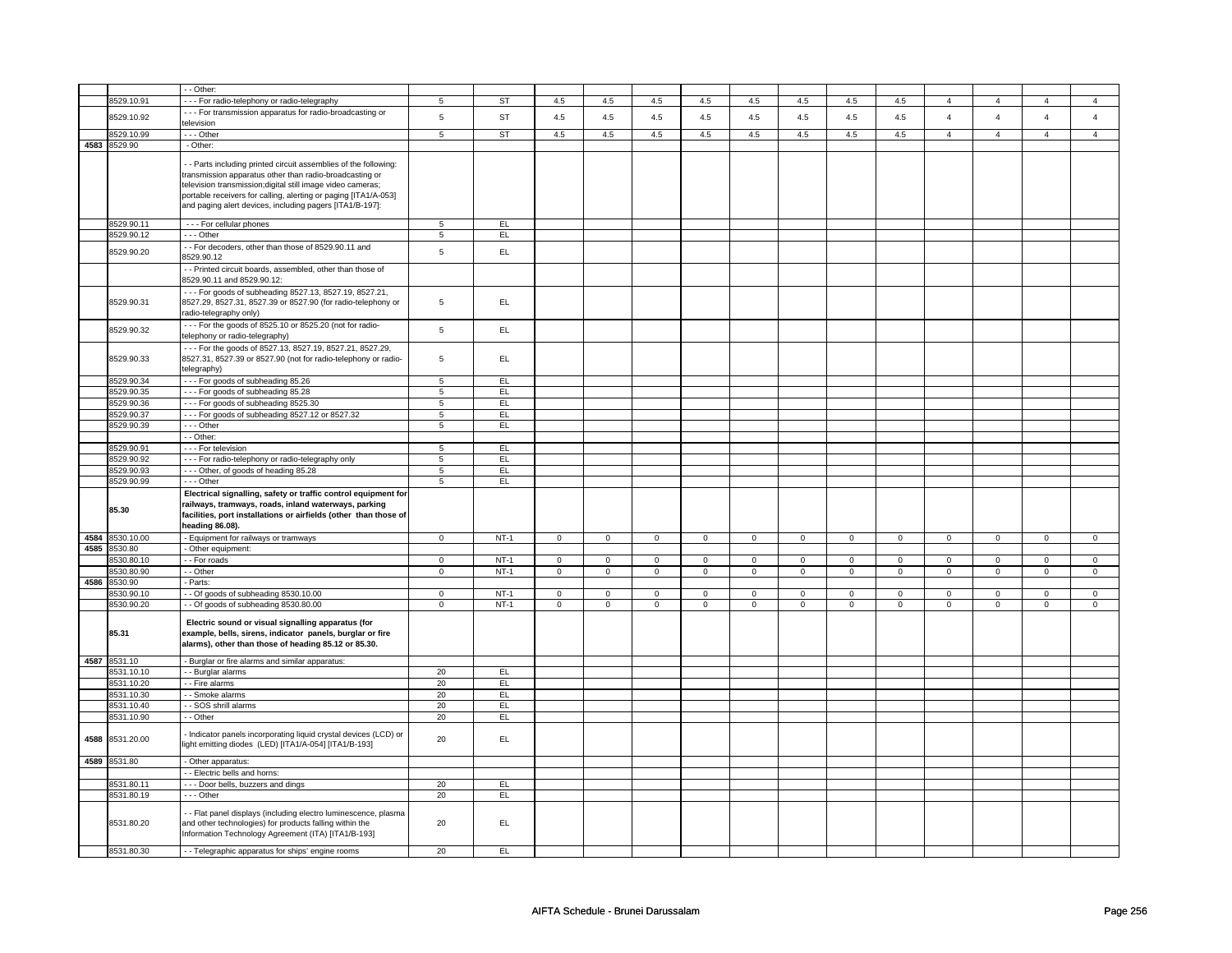| | | | | | | | | | | | | | | | | | |
|---|---|---|---|---|---|---|---|---|---|---|---|---|---|---|---|---|---|
| | | - - Other: | | | | | | | | | | | | | | | |
| | 8529.10.91 | - - - For radio-telephony or radio-telegraphy | 5 | ST | 4.5 | 4.5 | 4.5 | 4.5 | 4.5 | 4.5 | 4.5 | 4.5 | 4 | 4 | 4 | 4 |
| | 8529.10.92 | - - - For transmission apparatus for radio-broadcasting or television | 5 | ST | 4.5 | 4.5 | 4.5 | 4.5 | 4.5 | 4.5 | 4.5 | 4.5 | 4 | 4 | 4 | 4 |
| | 8529.10.99 | - - - Other | 5 | ST | 4.5 | 4.5 | 4.5 | 4.5 | 4.5 | 4.5 | 4.5 | 4.5 | 4 | 4 | 4 | 4 |
| 4583 | 8529.90 | - Other: | | | | | | | | | | | | | | | |
| | | - - Parts including printed circuit assemblies of the following: transmission apparatus other than radio-broadcasting or television transmission;digital still image video cameras; portable receivers for calling, alerting or paging [ITA1/A-053] and paging alert devices, including pagers [ITA1/B-197]: | | | | | | | | | | | | | | | |
| | 8529.90.11 | - - - For cellular phones | 5 | EL | | | | | | | | | | | | |
| | 8529.90.12 | - - - Other | 5 | EL | | | | | | | | | | | | |
| | 8529.90.20 | - - For decoders, other than those of 8529.90.11 and 8529.90.12 | 5 | EL | | | | | | | | | | | | |
| | | - - Printed circuit boards, assembled, other than those of 8529.90.11 and 8529.90.12: | | | | | | | | | | | | | | | |
| | 8529.90.31 | - - - For goods of subheading 8527.13, 8527.19, 8527.21, 8527.29, 8527.31, 8527.39 or 8527.90 (for radio-telephony or radio-telegraphy only) | 5 | EL | | | | | | | | | | | | |
| | 8529.90.32 | - - - For the goods of 8525.10 or 8525.20 (not for radio-telephony or radio-telegraphy) | 5 | EL | | | | | | | | | | | | |
| | 8529.90.33 | - - - For the goods of 8527.13, 8527.19, 8527.21, 8527.29, 8527.31, 8527.39 or 8527.90 (not for radio-telephony or radio-telegraphy) | 5 | EL | | | | | | | | | | | | |
| | 8529.90.34 | - - - For goods of subheading 85.26 | 5 | EL | | | | | | | | | | | | |
| | 8529.90.35 | - - - For goods of subheading 85.28 | 5 | EL | | | | | | | | | | | | |
| | 8529.90.36 | - - - For goods of subheading 8525.30 | 5 | EL | | | | | | | | | | | | |
| | 8529.90.37 | - - - For goods of subheading 8527.12 or 8527.32 | 5 | EL | | | | | | | | | | | | |
| | 8529.90.39 | - - - Other | 5 | EL | | | | | | | | | | | | |
| | | - - Other: | | | | | | | | | | | | | | | |
| | 8529.90.91 | - - - For television | 5 | EL | | | | | | | | | | | | |
| | 8529.90.92 | - - - For radio-telephony or radio-telegraphy only | 5 | EL | | | | | | | | | | | | |
| | 8529.90.93 | - - - Other, of goods of heading 85.28 | 5 | EL | | | | | | | | | | | | |
| | 8529.90.99 | - - - Other | 5 | EL | | | | | | | | | | | | |
| | 85.30 | **Electrical signalling, safety or traffic control equipment for railways, tramways, roads, inland waterways, parking facilities, port installations or airfields (other than those of heading 86.08).** | | | | | | | | | | | | | | | |
| 4584 | 8530.10.00 | - Equipment for railways or tramways | 0 | NT-1 | 0 | 0 | 0 | 0 | 0 | 0 | 0 | 0 | 0 | 0 | 0 | 0 |
| 4585 | 8530.80 | - Other equipment: | | | | | | | | | | | | | | | |
| | 8530.80.10 | - - For roads | 0 | NT-1 | 0 | 0 | 0 | 0 | 0 | 0 | 0 | 0 | 0 | 0 | 0 | 0 |
| | 8530.80.90 | - - Other | 0 | NT-1 | 0 | 0 | 0 | 0 | 0 | 0 | 0 | 0 | 0 | 0 | 0 | 0 |
| 4586 | 8530.90 | - Parts: | | | | | | | | | | | | | | | |
| | 8530.90.10 | - - Of goods of subheading 8530.10.00 | 0 | NT-1 | 0 | 0 | 0 | 0 | 0 | 0 | 0 | 0 | 0 | 0 | 0 | 0 |
| | 8530.90.20 | - - Of goods of subheading 8530.80.00 | 0 | NT-1 | 0 | 0 | 0 | 0 | 0 | 0 | 0 | 0 | 0 | 0 | 0 | 0 |
| | 85.31 | **Electric sound or visual signalling apparatus (for example, bells, sirens, indicator panels, burglar or fire alarms), other than those of heading 85.12 or 85.30.** | | | | | | | | | | | | | | | |
| 4587 | 8531.10 | - Burglar or fire alarms and similar apparatus: | | | | | | | | | | | | | | | |
| | 8531.10.10 | - - Burglar alarms | 20 | EL | | | | | | | | | | | | |
| | 8531.10.20 | - - Fire alarms | 20 | EL | | | | | | | | | | | | |
| | 8531.10.30 | - - Smoke alarms | 20 | EL | | | | | | | | | | | | |
| | 8531.10.40 | - - SOS shrill alarms | 20 | EL | | | | | | | | | | | | |
| | 8531.10.90 | - - Other | 20 | EL | | | | | | | | | | | | |
| 4588 | 8531.20.00 | - Indicator panels incorporating liquid crystal devices (LCD) or light emitting diodes (LED) [ITA1/A-054] [ITA1/B-193] | 20 | EL | | | | | | | | | | | | |
| 4589 | 8531.80 | - Other apparatus: | | | | | | | | | | | | | | | |
| | | - - Electric bells and horns: | | | | | | | | | | | | | | | |
| | 8531.80.11 | - - - Door bells, buzzers and dings | 20 | EL | | | | | | | | | | | | |
| | 8531.80.19 | - - - Other | 20 | EL | | | | | | | | | | | | |
| | 8531.80.20 | - - Flat panel displays (including electro luminescence, plasma and other technologies) for products falling within the Information Technology Agreement (ITA) [ITA1/B-193] | 20 | EL | | | | | | | | | | | | |
| | 8531.80.30 | - - Telegraphic apparatus for ships' engine rooms | 20 | EL | | | | | | | | | | | | |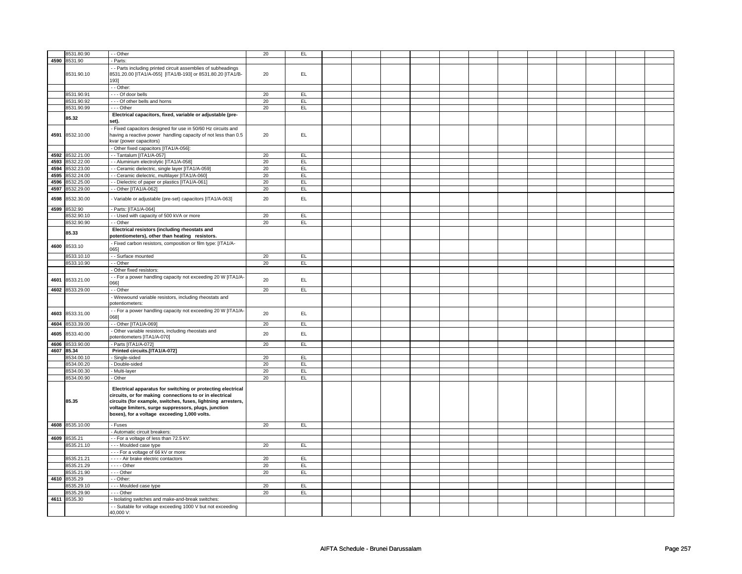| | | | | | | | | | | | | | | | | | |
|---|---|---|---|---|---|---|---|---|---|---|---|---|---|---|---|---|---|
| | 8531.80.90 | - - Other | 20 | EL | | | | | | | | | | | | | |
| 4590 | 8531.90 | - Parts: | | | | | | | | | | | | | | | |
| | 8531.90.10 | - - Parts including printed circuit assemblies of subheadings 8531.20.00 [ITA1/A-055] [ITA1/B-193] or 8531.80.20 [ITA1/B-193] | 20 | EL | | | | | | | | | | | | | |
| | | - - Other: | | | | | | | | | | | | | | | |
| | 8531.90.91 | - - - Of door bells | 20 | EL | | | | | | | | | | | | | |
| | 8531.90.92 | - - - Of other bells and horns | 20 | EL | | | | | | | | | | | | | |
| | 8531.90.99 | - - - Other | 20 | EL | | | | | | | | | | | | | |
| | **85.32** | **Electrical capacitors, fixed, variable or adjustable (pre-set).** | | | | | | | | | | | | | | | |
| 4591 | 8532.10.00 | - Fixed capacitors designed for use in 50/60 Hz circuits and having a reactive power handling capacity of not less than 0.5 kvar (power capacitors) | 20 | EL | | | | | | | | | | | | | |
| | | - Other fixed capacitors [ITA1/A-056]: | | | | | | | | | | | | | | | |
| 4592 | 8532.21.00 | - - Tantalum [ITA1/A-057] | 20 | EL | | | | | | | | | | | | | |
| 4593 | 8532.22.00 | - - Aluminium electrolytic [ITA1/A-058] | 20 | EL | | | | | | | | | | | | | |
| 4594 | 8532.23.00 | - - Ceramic dielectric, single layer [ITA1/A-059] | 20 | EL | | | | | | | | | | | | | |
| 4595 | 8532.24.00 | - - Ceramic dielectric, multilayer [ITA1/A-060] | 20 | EL | | | | | | | | | | | | | |
| 4596 | 8532.25.00 | - - Dielectric of paper or plastics [ITA1/A-061] | 20 | EL | | | | | | | | | | | | | |
| 4597 | 8532.29.00 | - - Other [ITA1/A-062] | 20 | EL | | | | | | | | | | | | | |
| 4598 | 8532.30.00 | - Variable or adjustable (pre-set) capacitors [ITA1/A-063] | 20 | EL | | | | | | | | | | | | | |
| 4599 | 8532.90 | - Parts: [ITA1/A-064] | | | | | | | | | | | | | | | |
| | 8532.90.10 | - - Used with capacity of 500 kVA or more | 20 | EL | | | | | | | | | | | | | |
| | 8532.90.90 | - - Other | 20 | EL | | | | | | | | | | | | | |
| | **85.33** | **Electrical resistors (including rheostats and potentiometers), other than heating resistors.** | | | | | | | | | | | | | | | |
| 4600 | 8533.10 | - Fixed carbon resistors, composition or film type: [ITA1/A-065] | | | | | | | | | | | | | | | |
| | 8533.10.10 | - - Surface mounted | 20 | EL | | | | | | | | | | | | | |
| | 8533.10.90 | - - Other | 20 | EL | | | | | | | | | | | | | |
| | | - Other fixed resistors: | | | | | | | | | | | | | | | |
| 4601 | 8533.21.00 | - - For a power handling capacity not exceeding 20 W [ITA1/A-066] | 20 | EL | | | | | | | | | | | | | |
| 4602 | 8533.29.00 | - - Other | 20 | EL | | | | | | | | | | | | | |
| | | - Wirewound variable resistors, including rheostats and potentiometers: | | | | | | | | | | | | | | | |
| 4603 | 8533.31.00 | - - For a power handling capacity not exceeding 20 W [ITA1/A-068] | 20 | EL | | | | | | | | | | | | | |
| 4604 | 8533.39.00 | - - Other [ITA1/A-069] | 20 | EL | | | | | | | | | | | | | |
| 4605 | 8533.40.00 | - Other variable resistors, including rheostats and potentiometers [ITA1/A-070] | 20 | EL | | | | | | | | | | | | | |
| 4606 | 8533.90.00 | - Parts [ITA1/A-072] | 20 | EL | | | | | | | | | | | | | |
| 4607 | **85.34** | **Printed circuits.[ITA1/A-072]** | | | | | | | | | | | | | | | |
| | 8534.00.10 | - Single-sided | 20 | EL | | | | | | | | | | | | | |
| | 8534.00.20 | - Double-sided | 20 | EL | | | | | | | | | | | | | |
| | 8534.00.30 | - Multi-layer | 20 | EL | | | | | | | | | | | | | |
| | 8534.00.90 | - Other | 20 | EL | | | | | | | | | | | | | |
| | **85.35** | **Electrical apparatus for switching or protecting electrical circuits, or for making connections to or in electrical circuits (for example, switches, fuses, lightning arresters, voltage limiters, surge suppressors, plugs, junction boxes), for a voltage exceeding 1,000 volts.** | | | | | | | | | | | | | | | |
| 4608 | 8535.10.00 | - Fuses | 20 | EL | | | | | | | | | | | | | |
| | | - Automatic circuit breakers: | | | | | | | | | | | | | | | |
| 4609 | 8535.21 | - - For a voltage of less than 72.5 kV: | | | | | | | | | | | | | | | |
| | 8535.21.10 | - - - Moulded case type | 20 | EL | | | | | | | | | | | | | |
| | | - - - For a voltage of 66 kV or more: | | | | | | | | | | | | | | | |
| | 8535.21.21 | - - - - Air brake electric contactors | 20 | EL | | | | | | | | | | | | | |
| | 8535.21.29 | - - - - Other | 20 | EL | | | | | | | | | | | | | |
| | 8535.21.90 | - - - Other | 20 | EL | | | | | | | | | | | | | |
| 4610 | 8535.29 | - - Other: | | | | | | | | | | | | | | | |
| | 8535.29.10 | - - - Moulded case type | 20 | EL | | | | | | | | | | | | | |
| | 8535.29.90 | - - - Other | 20 | EL | | | | | | | | | | | | | |
| 4611 | 8535.30 | - Isolating switches and make-and-break switches: | | | | | | | | | | | | | | | |
| | | - - Suitable for voltage exceeding 1000 V but not exceeding 40,000 V: | | | | | | | | | | | | | | | |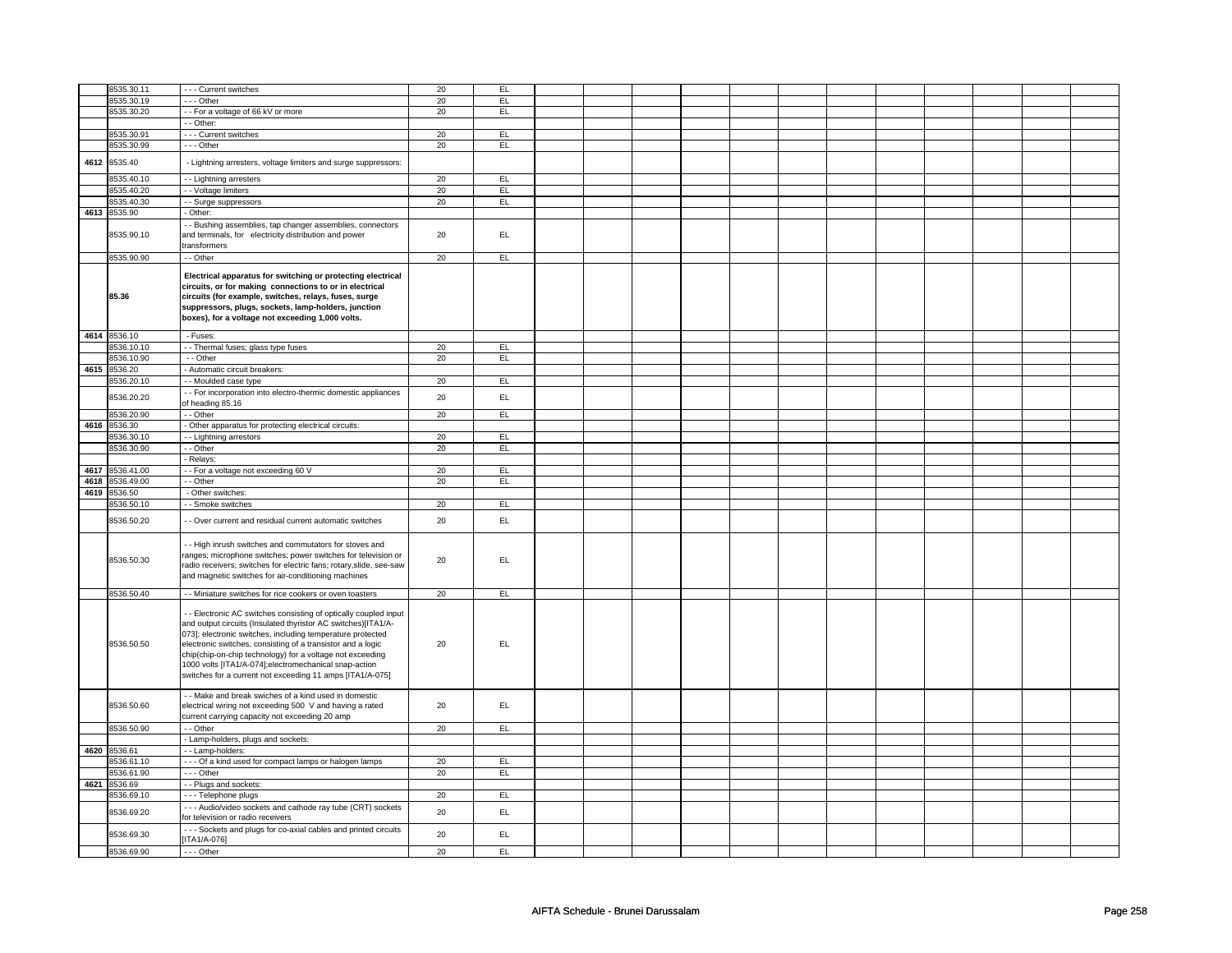| | | | | | | | | | | | | | | | | | |
|---|---|---|---|---|---|---|---|---|---|---|---|---|---|---|---|---|---|
| | 8535.30.11 | - - - Current switches | 20 | EL | | | | | | | | | | | | | |
| | 8535.30.19 | - - - Other | 20 | EL | | | | | | | | | | | | | |
| | 8535.30.20 | - - For a voltage of 66 kV or more | 20 | EL | | | | | | | | | | | | | |
| | | - - Other: | | | | | | | | | | | | | | | |
| | 8535.30.91 | - - - Current switches | 20 | EL | | | | | | | | | | | | | |
| | 8535.30.99 | - - - Other | 20 | EL | | | | | | | | | | | | | |
| 4612 | 8535.40 | - Lightning arresters, voltage limiters and surge suppressors: | | | | | | | | | | | | | | | |
| | 8535.40.10 | - - Lightning arresters | 20 | EL | | | | | | | | | | | | | |
| | 8535.40.20 | - - Voltage limiters | 20 | EL | | | | | | | | | | | | | |
| | 8535.40.30 | - - Surge suppressors | 20 | EL | | | | | | | | | | | | | |
| 4613 | 8535.90 | - Other: | | | | | | | | | | | | | | | |
| | 8535.90.10 | - - Bushing assemblies, tap changer assemblies, connectors and terminals, for electricity distribution and power transformers | 20 | EL | | | | | | | | | | | | | |
| | 8535.90.90 | - - Other | 20 | EL | | | | | | | | | | | | | |
| | **85.36** | **Electrical apparatus for switching or protecting electrical circuits, or for making connections to or in electrical circuits (for example, switches, relays, fuses, surge suppressors, plugs, sockets, lamp-holders, junction boxes), for a voltage not exceeding 1,000 volts.** | | | | | | | | | | | | | | | |
| 4614 | 8536.10 | - Fuses: | | | | | | | | | | | | | | | |
| | 8536.10.10 | - - Thermal fuses; glass type fuses | 20 | EL | | | | | | | | | | | | | |
| | 8536.10.90 | - - Other | 20 | EL | | | | | | | | | | | | | |
| 4615 | 8536.20 | - Automatic circuit breakers: | | | | | | | | | | | | | | | |
| | 8536.20.10 | - - Moulded case type | 20 | EL | | | | | | | | | | | | | |
| | 8536.20.20 | - - For incorporation into electro-thermic domestic appliances of heading 85.16 | 20 | EL | | | | | | | | | | | | | |
| | 8536.20.90 | - - Other | 20 | EL | | | | | | | | | | | | | |
| 4616 | 8536.30 | - Other apparatus for protecting electrical circuits: | | | | | | | | | | | | | | | |
| | 8536.30.10 | - - Lightning arrestors | 20 | EL | | | | | | | | | | | | | |
| | 8536.30.90 | - - Other | 20 | EL | | | | | | | | | | | | | |
| | | - Relays: | | | | | | | | | | | | | | | |
| 4617 | 8536.41.00 | - - For a voltage not exceeding 60 V | 20 | EL | | | | | | | | | | | | | |
| 4618 | 8536.49.00 | - - Other | 20 | EL | | | | | | | | | | | | | |
| 4619 | 8536.50 | - Other switches: | | | | | | | | | | | | | | | |
| | 8536.50.10 | - - Smoke switches | 20 | EL | | | | | | | | | | | | | |
| | 8536.50.20 | - - Over current and residual current automatic switches | 20 | EL | | | | | | | | | | | | | |
| | 8536.50.30 | - - High inrush switches and commutators for stoves and ranges; microphone switches; power switches for television or radio receivers; switches for electric fans; rotary,slide, see-saw and magnetic switches for air-conditioning machines | 20 | EL | | | | | | | | | | | | | |
| | 8536.50.40 | - - Miniature switches for rice cookers or oven toasters | 20 | EL | | | | | | | | | | | | | |
| | 8536.50.50 | - - Electronic AC switches consisting of optically coupled input and output circuits (Insulated thyristor AC switches)[ITA1/A-073]; electronic switches, including temperature protected electronic switches, consisting of a transistor and a logic chip(chip-on-chip technology) for a voltage not exceeding 1000 volts [ITA1/A-074];electromechanical snap-action switches for a current not exceeding 11 amps [ITA1/A-075] | 20 | EL | | | | | | | | | | | | | |
| | 8536.50.60 | - - Make and break swiches of a kind used in domestic electrical wiring not exceeding 500 V and having a rated current carrying capacity not exceeding 20 amp | 20 | EL | | | | | | | | | | | | | |
| | 8536.50.90 | - - Other | 20 | EL | | | | | | | | | | | | | |
| | | - Lamp-holders, plugs and sockets: | | | | | | | | | | | | | | | |
| 4620 | 8536.61 | - - Lamp-holders: | | | | | | | | | | | | | | | |
| | 8536.61.10 | - - - Of a kind used for compact lamps or halogen lamps | 20 | EL | | | | | | | | | | | | | |
| | 8536.61.90 | - - - Other | 20 | EL | | | | | | | | | | | | | |
| 4621 | 8536.69 | - - Plugs and sockets: | | | | | | | | | | | | | | | |
| | 8536.69.10 | - - - Telephone plugs | 20 | EL | | | | | | | | | | | | | |
| | 8536.69.20 | - - - Audio/video sockets and cathode ray tube (CRT) sockets for television or radio receivers | 20 | EL | | | | | | | | | | | | | |
| | 8536.69.30 | - - - Sockets and plugs for co-axial cables and printed circuits [ITA1/A-076] | 20 | EL | | | | | | | | | | | | | |
| | 8536.69.90 | - - - Other | 20 | EL | | | | | | | | | | | | | |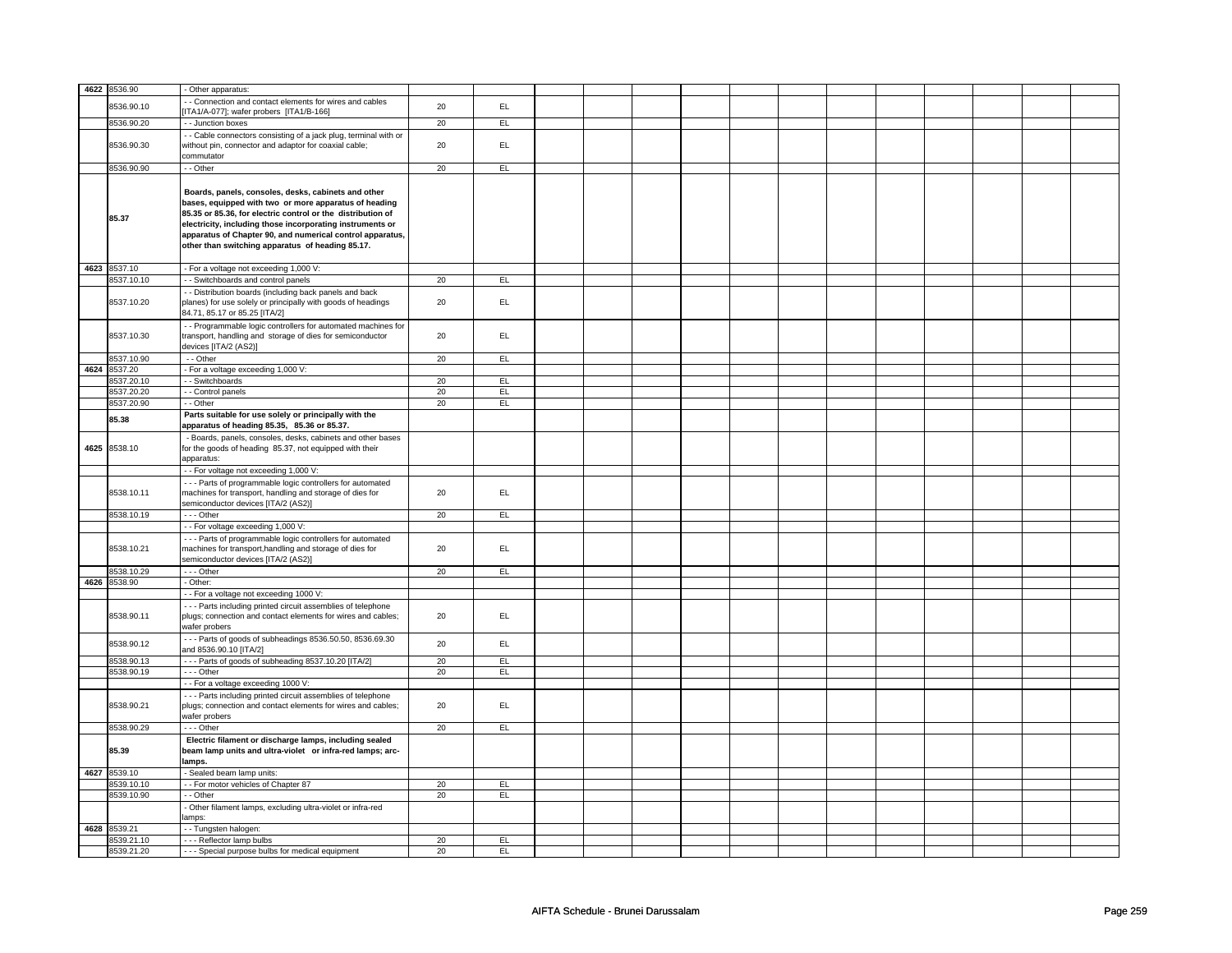| | | | | | | | | | | | | | | | | | |
|---|---|---|---|---|---|---|---|---|---|---|---|---|---|---|---|---|---|
| 4622 | 8536.90 | - Other apparatus: | | | | | | | | | | | | | | | |
| | 8536.90.10 | - - Connection and contact elements for wires and cables [ITA1/A-077]; wafer probers [ITA1/B-166] | 20 | EL | | | | | | | | | | | | | |
| | 8536.90.20 | - - Junction boxes | 20 | EL | | | | | | | | | | | | | |
| | 8536.90.30 | - - Cable connectors consisting of a jack plug, terminal with or without pin, connector and adaptor for coaxial cable; commutator | 20 | EL | | | | | | | | | | | | | |
| | 8536.90.90 | - - Other | 20 | EL | | | | | | | | | | | | | |
| | **85.37** | **Boards, panels, consoles, desks, cabinets and other bases, equipped with two or more apparatus of heading 85.35 or 85.36, for electric control or the distribution of electricity, including those incorporating instruments or apparatus of Chapter 90, and numerical control apparatus, other than switching apparatus of heading 85.17.** | | | | | | | | | | | | | | | |
| 4623 | 8537.10 | - For a voltage not exceeding 1,000 V: | | | | | | | | | | | | | | | |
| | 8537.10.10 | - - Switchboards and control panels | 20 | EL | | | | | | | | | | | | | |
| | 8537.10.20 | - - Distribution boards (including back panels and back planes) for use solely or principally with goods of headings 84.71, 85.17 or 85.25 [ITA/2] | 20 | EL | | | | | | | | | | | | | |
| | 8537.10.30 | - - Programmable logic controllers for automated machines for transport, handling and storage of dies for semiconductor devices [ITA/2 (AS2)] | 20 | EL | | | | | | | | | | | | | |
| | 8537.10.90 | - - Other | 20 | EL | | | | | | | | | | | | | |
| 4624 | 8537.20 | - For a voltage exceeding 1,000 V: | | | | | | | | | | | | | | | |
| | 8537.20.10 | - - Switchboards | 20 | EL | | | | | | | | | | | | | |
| | 8537.20.20 | - - Control panels | 20 | EL | | | | | | | | | | | | | |
| | 8537.20.90 | - - Other | 20 | EL | | | | | | | | | | | | | |
| | **85.38** | **Parts suitable for use solely or principally with the apparatus of heading 85.35, 85.36 or 85.37.** | | | | | | | | | | | | | | | |
| 4625 | 8538.10 | - Boards, panels, consoles, desks, cabinets and other bases for the goods of heading 85.37, not equipped with their apparatus: | | | | | | | | | | | | | | | |
| | | - - For voltage not exceeding 1,000 V: | | | | | | | | | | | | | | | |
| | 8538.10.11 | - - - Parts of programmable logic controllers for automated machines for transport, handling and storage of dies for semiconductor devices [ITA/2 (AS2)] | 20 | EL | | | | | | | | | | | | | |
| | 8538.10.19 | - - - Other | 20 | EL | | | | | | | | | | | | | |
| | | - - For voltage exceeding 1,000 V: | | | | | | | | | | | | | | | |
| | 8538.10.21 | - - - Parts of programmable logic controllers for automated machines for transport,handling and storage of dies for semiconductor devices [ITA/2 (AS2)] | 20 | EL | | | | | | | | | | | | | |
| | 8538.10.29 | - - - Other | 20 | EL | | | | | | | | | | | | | |
| 4626 | 8538.90 | - Other: | | | | | | | | | | | | | | | |
| | | - - For a voltage not exceeding 1000 V: | | | | | | | | | | | | | | | |
| | 8538.90.11 | - - - Parts including printed circuit assemblies of telephone plugs; connection and contact elements for wires and cables; wafer probers | 20 | EL | | | | | | | | | | | | | |
| | 8538.90.12 | - - - Parts of goods of subheadings 8536.50.50, 8536.69.30 and 8536.90.10 [ITA/2] | 20 | EL | | | | | | | | | | | | | |
| | 8538.90.13 | - - - Parts of goods of subheading 8537.10.20 [ITA/2] | 20 | EL | | | | | | | | | | | | | |
| | 8538.90.19 | - - - Other | 20 | EL | | | | | | | | | | | | | |
| | | - - For a voltage exceeding 1000 V: | | | | | | | | | | | | | | | |
| | 8538.90.21 | - - - Parts including printed circuit assemblies of telephone plugs; connection and contact elements for wires and cables; wafer probers | 20 | EL | | | | | | | | | | | | | |
| | 8538.90.29 | - - - Other | 20 | EL | | | | | | | | | | | | | |
| | **85.39** | **Electric filament or discharge lamps, including sealed beam lamp units and ultra-violet or infra-red lamps; arc-lamps.** | | | | | | | | | | | | | | | |
| 4627 | 8539.10 | - Sealed beam lamp units: | | | | | | | | | | | | | | | |
| | 8539.10.10 | - - For motor vehicles of Chapter 87 | 20 | EL | | | | | | | | | | | | | |
| | 8539.10.90 | - - Other | 20 | EL | | | | | | | | | | | | | |
| | | - Other filament lamps, excluding ultra-violet or infra-red lamps: | | | | | | | | | | | | | | | |
| 4628 | 8539.21 | - - Tungsten halogen: | | | | | | | | | | | | | | | |
| | 8539.21.10 | - - - Reflector lamp bulbs | 20 | EL | | | | | | | | | | | | | |
| | 8539.21.20 | - - - Special purpose bulbs for medical equipment | 20 | EL | | | | | | | | | | | | | |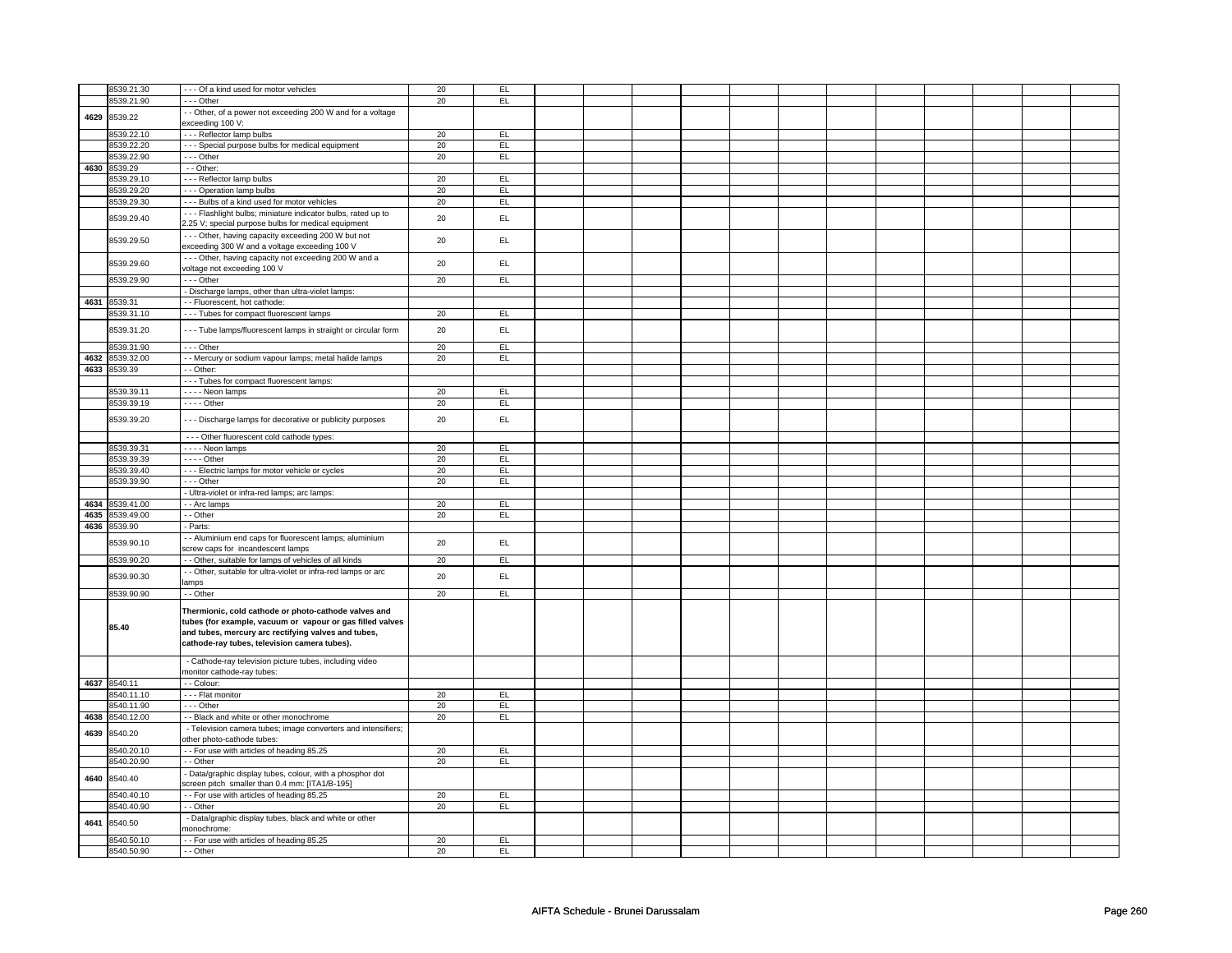| | | | | | | | | | | | | | | | | | |
|---|---|---|---|---|---|---|---|---|---|---|---|---|---|---|---|---|---|
| | 8539.21.30 | - - - Of a kind used for motor vehicles | 20 | EL | | | | | | | | | | | | | |
| | 8539.21.90 | - - - Other | 20 | EL | | | | | | | | | | | | | |
| 4629 | 8539.22 | - - Other, of a power not exceeding 200 W and for a voltage exceeding 100 V: | | | | | | | | | | | | | | | |
| | 8539.22.10 | - - - Reflector lamp bulbs | 20 | EL | | | | | | | | | | | | | |
| | 8539.22.20 | - - - Special purpose bulbs for medical equipment | 20 | EL | | | | | | | | | | | | | |
| | 8539.22.90 | - - - Other | 20 | EL | | | | | | | | | | | | | |
| 4630 | 8539.29 | - - Other: | | | | | | | | | | | | | | | |
| | 8539.29.10 | - - - Reflector lamp bulbs | 20 | EL | | | | | | | | | | | | | |
| | 8539.29.20 | - - - Operation lamp bulbs | 20 | EL | | | | | | | | | | | | | |
| | 8539.29.30 | - - - Bulbs of a kind used for motor vehicles | 20 | EL | | | | | | | | | | | | | |
| | 8539.29.40 | - - - Flashlight bulbs; miniature indicator bulbs, rated up to 2.25 V; special purpose bulbs for medical equipment | 20 | EL | | | | | | | | | | | | | |
| | 8539.29.50 | - - - Other, having capacity exceeding 200 W but not exceeding 300 W and a voltage exceeding 100 V | 20 | EL | | | | | | | | | | | | | |
| | 8539.29.60 | - - - Other, having capacity not exceeding 200 W and a voltage not exceeding 100 V | 20 | EL | | | | | | | | | | | | | |
| | 8539.29.90 | - - - Other | 20 | EL | | | | | | | | | | | | | |
| | | - Discharge lamps, other than ultra-violet lamps: | | | | | | | | | | | | | | | |
| 4631 | 8539.31 | - - Fluorescent, hot cathode: | | | | | | | | | | | | | | | |
| | 8539.31.10 | - - - Tubes for compact fluorescent lamps | 20 | EL | | | | | | | | | | | | | |
| | 8539.31.20 | - - - Tube lamps/fluorescent lamps in straight or circular form | 20 | EL | | | | | | | | | | | | | |
| | 8539.31.90 | - - - Other | 20 | EL | | | | | | | | | | | | | |
| 4632 | 8539.32.00 | - - Mercury or sodium vapour lamps; metal halide lamps | 20 | EL | | | | | | | | | | | | | |
| 4633 | 8539.39 | - - Other: | | | | | | | | | | | | | | | |
| | | - - - Tubes for compact fluorescent lamps: | | | | | | | | | | | | | | | |
| | 8539.39.11 | - - - - Neon lamps | 20 | EL | | | | | | | | | | | | | |
| | 8539.39.19 | - - - - Other | 20 | EL | | | | | | | | | | | | | |
| | 8539.39.20 | - - - Discharge lamps for decorative or publicity purposes | 20 | EL | | | | | | | | | | | | | |
| | | - - - Other fluorescent cold cathode types: | | | | | | | | | | | | | | | |
| | 8539.39.31 | - - - - Neon lamps | 20 | EL | | | | | | | | | | | | | |
| | 8539.39.39 | - - - - Other | 20 | EL | | | | | | | | | | | | | |
| | 8539.39.40 | - - - Electric lamps for motor vehicle or cycles | 20 | EL | | | | | | | | | | | | | |
| | 8539.39.90 | - - - Other | 20 | EL | | | | | | | | | | | | | |
| | | - Ultra-violet or infra-red lamps; arc lamps: | | | | | | | | | | | | | | | |
| 4634 | 8539.41.00 | - - Arc lamps | 20 | EL | | | | | | | | | | | | | |
| 4635 | 8539.49.00 | - - Other | 20 | EL | | | | | | | | | | | | | |
| 4636 | 8539.90 | - Parts: | | | | | | | | | | | | | | | |
| | 8539.90.10 | - - Aluminium end caps for fluorescent lamps; aluminium screw caps for incandescent lamps | 20 | EL | | | | | | | | | | | | | |
| | 8539.90.20 | - - Other, suitable for lamps of vehicles of all kinds | 20 | EL | | | | | | | | | | | | | |
| | 8539.90.30 | - - Other, suitable for ultra-violet or infra-red lamps or arc lamps | 20 | EL | | | | | | | | | | | | | |
| | 8539.90.90 | - - Other | 20 | EL | | | | | | | | | | | | | |
| | **85.40** | **Thermionic, cold cathode or photo-cathode valves and tubes (for example, vacuum or vapour or gas filled valves and tubes, mercury arc rectifying valves and tubes, cathode-ray tubes, television camera tubes).** | | | | | | | | | | | | | | | |
| | | - Cathode-ray television picture tubes, including video monitor cathode-ray tubes: | | | | | | | | | | | | | | | |
| 4637 | 8540.11 | - - Colour: | | | | | | | | | | | | | | | |
| | 8540.11.10 | - - - Flat monitor | 20 | EL | | | | | | | | | | | | | |
| | 8540.11.90 | - - - Other | 20 | EL | | | | | | | | | | | | | |
| 4638 | 8540.12.00 | - - Black and white or other monochrome | 20 | EL | | | | | | | | | | | | | |
| 4639 | 8540.20 | - Television camera tubes; image converters and intensifiers; other photo-cathode tubes: | | | | | | | | | | | | | | | |
| | 8540.20.10 | - - For use with articles of heading 85.25 | 20 | EL | | | | | | | | | | | | | |
| | 8540.20.90 | - - Other | 20 | EL | | | | | | | | | | | | | |
| 4640 | 8540.40 | - Data/graphic display tubes, colour, with a phosphor dot screen pitch smaller than 0.4 mm: [ITA1/B-195] | | | | | | | | | | | | | | | |
| | 8540.40.10 | - - For use with articles of heading 85.25 | 20 | EL | | | | | | | | | | | | | |
| | 8540.40.90 | - - Other | 20 | EL | | | | | | | | | | | | | |
| 4641 | 8540.50 | - Data/graphic display tubes, black and white or other monochrome: | | | | | | | | | | | | | | | |
| | 8540.50.10 | - - For use with articles of heading 85.25 | 20 | EL | | | | | | | | | | | | | |
| | 8540.50.90 | - - Other | 20 | EL | | | | | | | | | | | | | |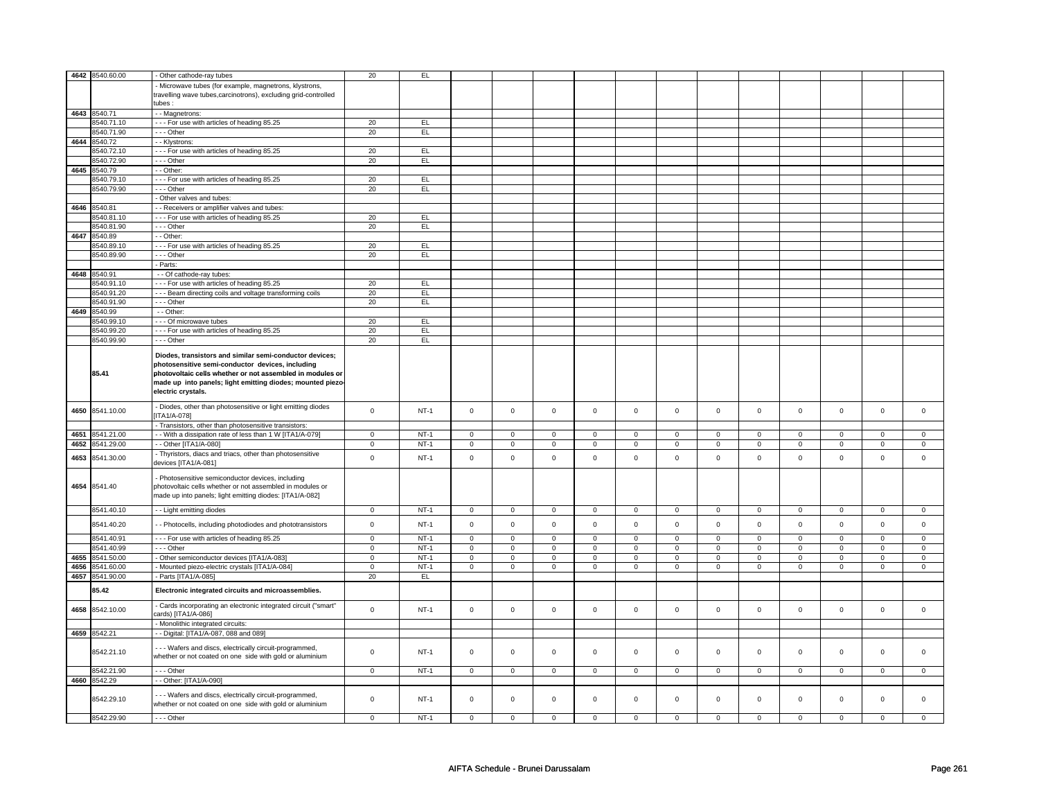| | | | | | | | | | | | | | | | | | |
|---|---|---|---|---|---|---|---|---|---|---|---|---|---|---|---|---|---|
| 4642 | 8540.60.00 | - Other cathode-ray tubes | 20 | EL | | | | | | | | | | | | | |
| | | - Microwave tubes (for example, magnetrons, klystrons, travelling wave tubes,carcinotrons), excluding grid-controlled tubes : | | | | | | | | | | | | | | | |
| 4643 | 8540.71 | - - Magnetrons: | | | | | | | | | | | | | | | |
| | 8540.71.10 | - - - For use with articles of heading 85.25 | 20 | EL | | | | | | | | | | | | | |
| | 8540.71.90 | - - - Other | 20 | EL | | | | | | | | | | | | | |
| 4644 | 8540.72 | - - Klystrons: | | | | | | | | | | | | | | | |
| | 8540.72.10 | - - - For use with articles of heading 85.25 | 20 | EL | | | | | | | | | | | | | |
| | 8540.72.90 | - - - Other | 20 | EL | | | | | | | | | | | | | |
| 4645 | 8540.79 | - - Other: | | | | | | | | | | | | | | | |
| | 8540.79.10 | - - - For use with articles of heading 85.25 | 20 | EL | | | | | | | | | | | | | |
| | 8540.79.90 | - - - Other | 20 | EL | | | | | | | | | | | | | |
| | | - Other valves and tubes: | | | | | | | | | | | | | | | |
| 4646 | 8540.81 | - - Receivers or amplifier valves and tubes: | | | | | | | | | | | | | | | |
| | 8540.81.10 | - - - For use with articles of heading 85.25 | 20 | EL | | | | | | | | | | | | | |
| | 8540.81.90 | - - - Other | 20 | EL | | | | | | | | | | | | | |
| 4647 | 8540.89 | - - Other: | | | | | | | | | | | | | | | |
| | 8540.89.10 | - - - For use with articles of heading 85.25 | 20 | EL | | | | | | | | | | | | | |
| | 8540.89.90 | - - - Other | 20 | EL | | | | | | | | | | | | | |
| | | - Parts: | | | | | | | | | | | | | | | |
| 4648 | 8540.91 | - - Of cathode-ray tubes: | | | | | | | | | | | | | | | |
| | 8540.91.10 | - - - For use with articles of heading 85.25 | 20 | EL | | | | | | | | | | | | | |
| | 8540.91.20 | - - - Beam directing coils and voltage transforming coils | 20 | EL | | | | | | | | | | | | | |
| | 8540.91.90 | - - - Other | 20 | EL | | | | | | | | | | | | | |
| 4649 | 8540.99 | - - Other: | | | | | | | | | | | | | | | |
| | 8540.99.10 | - - - Of microwave tubes | 20 | EL | | | | | | | | | | | | | |
| | 8540.99.20 | - - - For use with articles of heading 85.25 | 20 | EL | | | | | | | | | | | | | |
| | 8540.99.90 | - - - Other | 20 | EL | | | | | | | | | | | | | |
| | **85.41** | **Diodes, transistors and similar semi-conductor devices; photosensitive semi-conductor devices, including photovoltaic cells whether or not assembled in modules or made up into panels; light emitting diodes; mounted piezo-electric crystals.** | | | | | | | | | | | | | | | |
| 4650 | 8541.10.00 | - Diodes, other than photosensitive or light emitting diodes [ITA1/A-078] | 0 | NT-1 | 0 | 0 | 0 | 0 | 0 | 0 | 0 | 0 | 0 | 0 | 0 | 0 | 0 |
| | | - Transistors, other than photosensitive transistors: | | | | | | | | | | | | | | | |
| 4651 | 8541.21.00 | - - With a dissipation rate of less than 1 W [ITA1/A-079] | 0 | NT-1 | 0 | 0 | 0 | 0 | 0 | 0 | 0 | 0 | 0 | 0 | 0 | 0 | 0 |
| 4652 | 8541.29.00 | - - Other [ITA1/A-080] | 0 | NT-1 | 0 | 0 | 0 | 0 | 0 | 0 | 0 | 0 | 0 | 0 | 0 | 0 | 0 |
| 4653 | 8541.30.00 | - Thyristors, diacs and triacs, other than photosensitive devices [ITA1/A-081] | 0 | NT-1 | 0 | 0 | 0 | 0 | 0 | 0 | 0 | 0 | 0 | 0 | 0 | 0 | 0 |
| 4654 | 8541.40 | - Photosensitive semiconductor devices, including photovoltaic cells whether or not assembled in modules or made up into panels; light emitting diodes: [ITA1/A-082] | | | | | | | | | | | | | | | |
| | 8541.40.10 | - - Light emitting diodes | 0 | NT-1 | 0 | 0 | 0 | 0 | 0 | 0 | 0 | 0 | 0 | 0 | 0 | 0 | 0 |
| | 8541.40.20 | - - Photocells, including photodiodes and phototransistors | 0 | NT-1 | 0 | 0 | 0 | 0 | 0 | 0 | 0 | 0 | 0 | 0 | 0 | 0 | 0 |
| | 8541.40.91 | - - - For use with articles of heading 85.25 | 0 | NT-1 | 0 | 0 | 0 | 0 | 0 | 0 | 0 | 0 | 0 | 0 | 0 | 0 | 0 |
| | 8541.40.99 | - - - Other | 0 | NT-1 | 0 | 0 | 0 | 0 | 0 | 0 | 0 | 0 | 0 | 0 | 0 | 0 | 0 |
| 4655 | 8541.50.00 | - Other semiconductor devices [ITA1/A-083] | 0 | NT-1 | 0 | 0 | 0 | 0 | 0 | 0 | 0 | 0 | 0 | 0 | 0 | 0 | 0 |
| 4656 | 8541.60.00 | - Mounted piezo-electric crystals [ITA1/A-084] | 0 | NT-1 | 0 | 0 | 0 | 0 | 0 | 0 | 0 | 0 | 0 | 0 | 0 | 0 | 0 |
| 4657 | 8541.90.00 | - Parts [ITA1/A-085] | 20 | EL | | | | | | | | | | | | | |
| | **85.42** | **Electronic integrated circuits and microassemblies.** | | | | | | | | | | | | | | | |
| 4658 | 8542.10.00 | - Cards incorporating an electronic integrated circuit ("smart" cards) [ITA1/A-086] | 0 | NT-1 | 0 | 0 | 0 | 0 | 0 | 0 | 0 | 0 | 0 | 0 | 0 | 0 | 0 |
| | | - Monolithic integrated circuits: | | | | | | | | | | | | | | | |
| 4659 | 8542.21 | - - Digital: [ITA1/A-087, 088 and 089] | | | | | | | | | | | | | | | |
| | 8542.21.10 | - - - Wafers and discs, electrically circuit-programmed, whether or not coated on one side with gold or aluminium | 0 | NT-1 | 0 | 0 | 0 | 0 | 0 | 0 | 0 | 0 | 0 | 0 | 0 | 0 | 0 |
| | 8542.21.90 | - - - Other | 0 | NT-1 | 0 | 0 | 0 | 0 | 0 | 0 | 0 | 0 | 0 | 0 | 0 | 0 | 0 |
| 4660 | 8542.29 | - - Other: [ITA1/A-090] | | | | | | | | | | | | | | | |
| | 8542.29.10 | - - - Wafers and discs, electrically circuit-programmed, whether or not coated on one side with gold or aluminium | 0 | NT-1 | 0 | 0 | 0 | 0 | 0 | 0 | 0 | 0 | 0 | 0 | 0 | 0 | 0 |
| | 8542.29.90 | - - - Other | 0 | NT-1 | 0 | 0 | 0 | 0 | 0 | 0 | 0 | 0 | 0 | 0 | 0 | 0 | 0 |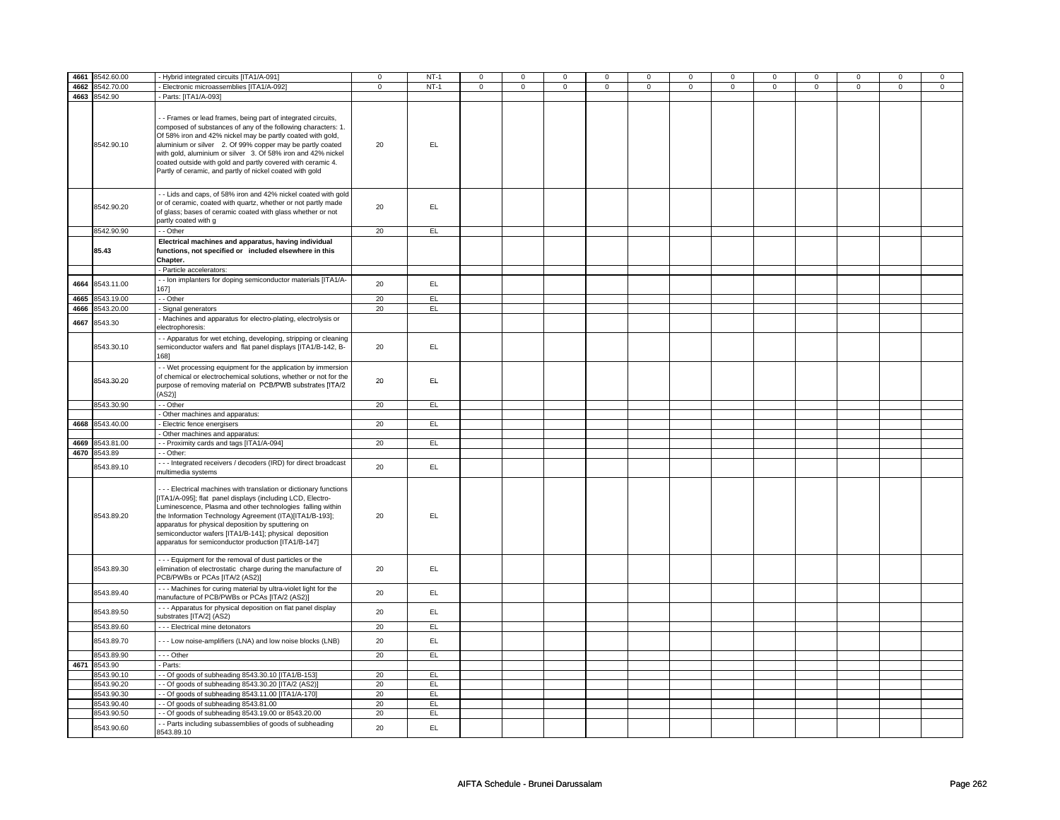| | | | | | | | | | | | | | | | | |
|---|---|---|---|---|---|---|---|---|---|---|---|---|---|---|---|---|
| 4661 | 8542.60.00 | - Hybrid integrated circuits [ITA1/A-091] | 0 | NT-1 | 0 | 0 | 0 | 0 | 0 | 0 | 0 | 0 | 0 | 0 | 0 | 0 |
| 4662 | 8542.70.00 | - Electronic microassemblies [ITA1/A-092] | 0 | NT-1 | 0 | 0 | 0 | 0 | 0 | 0 | 0 | 0 | 0 | 0 | 0 | 0 |
| 4663 | 8542.90 | - Parts: [ITA1/A-093] | | | | | | | | | | | | | | |
| | 8542.90.10 | - - Frames or lead frames, being part of integrated circuits, composed of substances of any of the following characters: 1. Of 58% iron and 42% nickel may be partly coated with gold, aluminium or silver 2. Of 99% copper may be partly coated with gold, aluminium or silver 3. Of 58% iron and 42% nickel coated outside with gold and partly covered with ceramic 4. Partly of ceramic, and partly of nickel coated with gold | 20 | EL | | | | | | | | | | | | |
| | 8542.90.20 | - - Lids and caps, of 58% iron and 42% nickel coated with gold or of ceramic, coated with quartz, whether or not partly made of glass; bases of ceramic coated with glass whether or not partly coated with g | 20 | EL | | | | | | | | | | | | |
| | 8542.90.90 | - - Other | 20 | EL | | | | | | | | | | | | |
| | **85.43** | **Electrical machines and apparatus, having individual functions, not specified or included elsewhere in this Chapter.** | | | | | | | | | | | | | | |
| | | - Particle accelerators: | | | | | | | | | | | | | | |
| 4664 | 8543.11.00 | - - Ion implanters for doping semiconductor materials [ITA1/A-167] | 20 | EL | | | | | | | | | | | | |
| 4665 | 8543.19.00 | - - Other | 20 | EL | | | | | | | | | | | | |
| 4666 | 8543.20.00 | - Signal generators | 20 | EL | | | | | | | | | | | | |
| 4667 | 8543.30 | - Machines and apparatus for electro-plating, electrolysis or electrophoresis: | | | | | | | | | | | | | | |
| | 8543.30.10 | - - Apparatus for wet etching, developing, stripping or cleaning semiconductor wafers and flat panel displays [ITA1/B-142, B-168] | 20 | EL | | | | | | | | | | | | |
| | 8543.30.20 | - - Wet processing equipment for the application by immersion of chemical or electrochemical solutions, whether or not for the purpose of removing material on PCB/PWB substrates [ITA/2 (AS2)] | 20 | EL | | | | | | | | | | | | |
| | 8543.30.90 | - - Other | 20 | EL | | | | | | | | | | | | |
| | | - Other machines and apparatus: | | | | | | | | | | | | | | |
| 4668 | 8543.40.00 | - Electric fence energisers | 20 | EL | | | | | | | | | | | | |
| | | - Other machines and apparatus: | | | | | | | | | | | | | | |
| 4669 | 8543.81.00 | - - Proximity cards and tags [ITA1/A-094] | 20 | EL | | | | | | | | | | | | |
| 4670 | 8543.89 | - - Other: | | | | | | | | | | | | | | |
| | 8543.89.10 | - - - Integrated receivers / decoders (IRD) for direct broadcast multimedia systems | 20 | EL | | | | | | | | | | | | |
| | 8543.89.20 | - - - Electrical machines with translation or dictionary functions [ITA1/A-095]; flat panel displays (including LCD, Electro-Luminescence, Plasma and other technologies falling within the Information Technology Agreement (ITA)[ITA1/B-193]; apparatus for physical deposition by sputtering on semiconductor wafers [ITA1/B-141]; physical deposition apparatus for semiconductor production [ITA1/B-147] | 20 | EL | | | | | | | | | | | | |
| | 8543.89.30 | - - - Equipment for the removal of dust particles or the elimination of electrostatic charge during the manufacture of PCB/PWBs or PCAs [ITA/2 (AS2)] | 20 | EL | | | | | | | | | | | | |
| | 8543.89.40 | - - - Machines for curing material by ultra-violet light for the manufacture of PCB/PWBs or PCAs [ITA/2 (AS2)] | 20 | EL | | | | | | | | | | | | |
| | 8543.89.50 | - - - Apparatus for physical deposition on flat panel display substrates [ITA/2] (AS2) | 20 | EL | | | | | | | | | | | | |
| | 8543.89.60 | - - - Electrical mine detonators | 20 | EL | | | | | | | | | | | | |
| | 8543.89.70 | - - - Low noise-amplifiers (LNA) and low noise blocks (LNB) | 20 | EL | | | | | | | | | | | | |
| | 8543.89.90 | - - - Other | 20 | EL | | | | | | | | | | | | |
| 4671 | 8543.90 | - Parts: | | | | | | | | | | | | | | |
| | 8543.90.10 | - - Of goods of subheading 8543.30.10 [ITA1/B-153] | 20 | EL | | | | | | | | | | | | |
| | 8543.90.20 | - - Of goods of subheading 8543.30.20 [ITA/2 (AS2)] | 20 | EL | | | | | | | | | | | | |
| | 8543.90.30 | - - Of goods of subheading 8543.11.00 [ITA1/A-170] | 20 | EL | | | | | | | | | | | | |
| | 8543.90.40 | - - Of goods of subheading 8543.81.00 | 20 | EL | | | | | | | | | | | | |
| | 8543.90.50 | - - Of goods of subheading 8543.19.00 or 8543.20.00 | 20 | EL | | | | | | | | | | | | |
| | 8543.90.60 | - - Parts including subassemblies of goods of subheading 8543.89.10 | 20 | EL | | | | | | | | | | | | |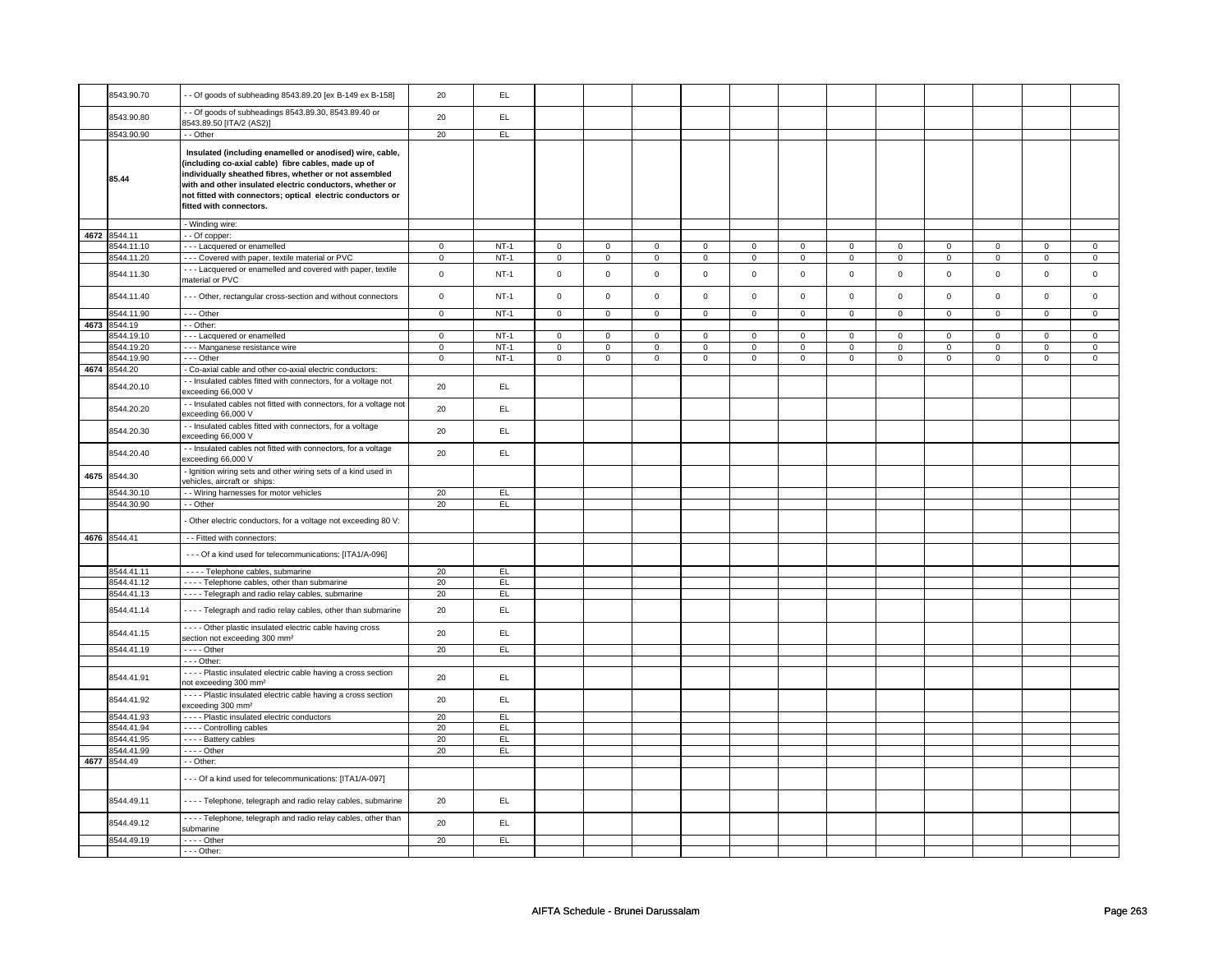| | | | | | | | | | | | | | | | | | |
|---|---|---|---|---|---|---|---|---|---|---|---|---|---|---|---|---|---|
| | 8543.90.70 | - - Of goods of subheading 8543.89.20 [ex B-149 ex B-158] | 20 | EL | | | | | | | | | | | | | |
| | 8543.90.80 | - - Of goods of subheadings 8543.89.30, 8543.89.40 or 8543.89.50 [ITA/2 (AS2)] | 20 | EL | | | | | | | | | | | | | |
| | 8543.90.90 | - - Other | 20 | EL | | | | | | | | | | | | | |
| | **85.44** | **Insulated (including enamelled or anodised) wire, cable, (including co-axial cable) fibre cables, made up of individually sheathed fibres, whether or not assembled with and other insulated electric conductors, whether or not fitted with connectors; optical electric conductors or fitted with connectors.** | | | | | | | | | | | | | | | |
| | | - Winding wire: | | | | | | | | | | | | | | | |
| 4672 | 8544.11 | - - Of copper: | | | | | | | | | | | | | | | |
| | 8544.11.10 | - - - Lacquered or enamelled | 0 | NT-1 | 0 | 0 | 0 | 0 | 0 | 0 | 0 | 0 | 0 | 0 | 0 | 0 |
| | 8544.11.20 | - - - Covered with paper, textile material or PVC | 0 | NT-1 | 0 | 0 | 0 | 0 | 0 | 0 | 0 | 0 | 0 | 0 | 0 | 0 |
| | 8544.11.30 | - - - Lacquered or enamelled and covered with paper, textile material or PVC | 0 | NT-1 | 0 | 0 | 0 | 0 | 0 | 0 | 0 | 0 | 0 | 0 | 0 | 0 |
| | 8544.11.40 | - - - Other, rectangular cross-section and without connectors | 0 | NT-1 | 0 | 0 | 0 | 0 | 0 | 0 | 0 | 0 | 0 | 0 | 0 | 0 |
| | 8544.11.90 | - - - Other | 0 | NT-1 | 0 | 0 | 0 | 0 | 0 | 0 | 0 | 0 | 0 | 0 | 0 | 0 |
| 4673 | 8544.19 | - - Other: | | | | | | | | | | | | | | | |
| | 8544.19.10 | - - - Lacquered or enamelled | 0 | NT-1 | 0 | 0 | 0 | 0 | 0 | 0 | 0 | 0 | 0 | 0 | 0 | 0 |
| | 8544.19.20 | - - - Manganese resistance wire | 0 | NT-1 | 0 | 0 | 0 | 0 | 0 | 0 | 0 | 0 | 0 | 0 | 0 | 0 |
| | 8544.19.90 | - - - Other | 0 | NT-1 | 0 | 0 | 0 | 0 | 0 | 0 | 0 | 0 | 0 | 0 | 0 | 0 |
| 4674 | 8544.20 | - Co-axial cable and other co-axial electric conductors: | | | | | | | | | | | | | | | |
| | 8544.20.10 | - - Insulated cables fitted with connectors, for a voltage not exceeding 66,000 V | 20 | EL | | | | | | | | | | | | | |
| | 8544.20.20 | - - Insulated cables not fitted with connectors, for a voltage not exceeding 66,000 V | 20 | EL | | | | | | | | | | | | | |
| | 8544.20.30 | - - Insulated cables fitted with connectors, for a voltage exceeding 66,000 V | 20 | EL | | | | | | | | | | | | | |
| | 8544.20.40 | - - Insulated cables not fitted with connectors, for a voltage exceeding 66,000 V | 20 | EL | | | | | | | | | | | | | |
| 4675 | 8544.30 | - Ignition wiring sets and other wiring sets of a kind used in vehicles, aircraft or ships: | | | | | | | | | | | | | | | |
| | 8544.30.10 | - - Wiring harnesses for motor vehicles | 20 | EL | | | | | | | | | | | | | |
| | 8544.30.90 | - - Other | 20 | EL | | | | | | | | | | | | | |
| | | - Other electric conductors, for a voltage not exceeding 80 V: | | | | | | | | | | | | | | | |
| 4676 | 8544.41 | - - Fitted with connectors: | | | | | | | | | | | | | | | |
| | | - - - Of a kind used for telecommunications: [ITA1/A-096] | | | | | | | | | | | | | | | |
| | 8544.41.11 | - - - - Telephone cables, submarine | 20 | EL | | | | | | | | | | | | | |
| | 8544.41.12 | - - - - Telephone cables, other than submarine | 20 | EL | | | | | | | | | | | | | |
| | 8544.41.13 | - - - - Telegraph and radio relay cables, submarine | 20 | EL | | | | | | | | | | | | | |
| | 8544.41.14 | - - - - Telegraph and radio relay cables, other than submarine | 20 | EL | | | | | | | | | | | | | |
| | 8544.41.15 | - - - - Other plastic insulated electric cable having cross section not exceeding 300 mm² | 20 | EL | | | | | | | | | | | | | |
| | 8544.41.19 | - - - - Other | 20 | EL | | | | | | | | | | | | | |
| | | - - - Other: | | | | | | | | | | | | | | | |
| | 8544.41.91 | - - - - Plastic insulated electric cable having a cross section not exceeding 300 mm² | 20 | EL | | | | | | | | | | | | | |
| | 8544.41.92 | - - - - Plastic insulated electric cable having a cross section exceeding 300 mm² | 20 | EL | | | | | | | | | | | | | |
| | 8544.41.93 | - - - - Plastic insulated electric conductors | 20 | EL | | | | | | | | | | | | | |
| | 8544.41.94 | - - - - Controlling cables | 20 | EL | | | | | | | | | | | | | |
| | 8544.41.95 | - - - - Battery cables | 20 | EL | | | | | | | | | | | | | |
| | 8544.41.99 | - - - - Other | 20 | EL | | | | | | | | | | | | | |
| 4677 | 8544.49 | - - Other: | | | | | | | | | | | | | | | |
| | | - - - Of a kind used for telecommunications: [ITA1/A-097] | | | | | | | | | | | | | | | |
| | 8544.49.11 | - - - - Telephone, telegraph and radio relay cables, submarine | 20 | EL | | | | | | | | | | | | | |
| | 8544.49.12 | - - - - Telephone, telegraph and radio relay cables, other than submarine | 20 | EL | | | | | | | | | | | | | |
| | 8544.49.19 | - - - - Other | 20 | EL | | | | | | | | | | | | | |
| | | - - - Other: | | | | | | | | | | | | | | | |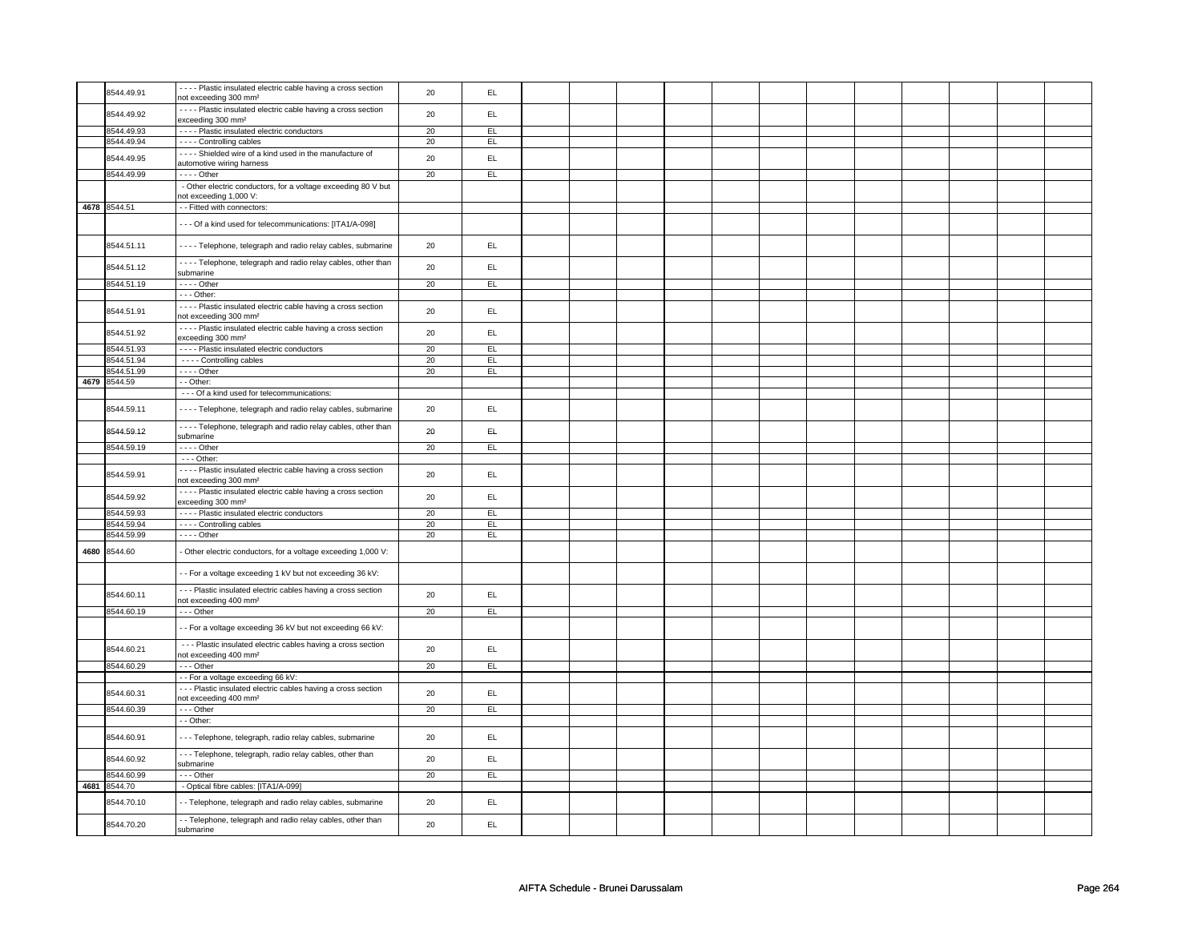| | | | | | | | | | | | | | | | | | |
|---|---|---|---|---|---|---|---|---|---|---|---|---|---|---|---|---|---|
| | 8544.49.91 | - - - - Plastic insulated electric cable having a cross section not exceeding 300 mm² | 20 | EL | | | | | | | | | | | | | |
| | 8544.49.92 | - - - - Plastic insulated electric cable having a cross section exceeding 300 mm² | 20 | EL | | | | | | | | | | | | | |
| | 8544.49.93 | - - - - Plastic insulated electric conductors | 20 | EL | | | | | | | | | | | | | |
| | 8544.49.94 | - - - - Controlling cables | 20 | EL | | | | | | | | | | | | | |
| | 8544.49.95 | - - - - Shielded wire of a kind used in the manufacture of automotive wiring harness | 20 | EL | | | | | | | | | | | | | |
| | 8544.49.99 | - - - - Other | 20 | EL | | | | | | | | | | | | | |
| | | - Other electric conductors, for a voltage exceeding 80 V but not exceeding 1,000 V: | | | | | | | | | | | | | | | |
| 4678 | 8544.51 | - - Fitted with connectors: | | | | | | | | | | | | | | | |
| | | - - - Of a kind used for telecommunications: [ITA1/A-098] | | | | | | | | | | | | | | | |
| | 8544.51.11 | - - - - Telephone, telegraph and radio relay cables, submarine | 20 | EL | | | | | | | | | | | | | |
| | 8544.51.12 | - - - - Telephone, telegraph and radio relay cables, other than submarine | 20 | EL | | | | | | | | | | | | | |
| | 8544.51.19 | - - - - Other | 20 | EL | | | | | | | | | | | | | |
| | | - - - Other: | | | | | | | | | | | | | | | |
| | 8544.51.91 | - - - - Plastic insulated electric cable having a cross section not exceeding 300 mm² | 20 | EL | | | | | | | | | | | | | |
| | 8544.51.92 | - - - - Plastic insulated electric cable having a cross section exceeding 300 mm² | 20 | EL | | | | | | | | | | | | | |
| | 8544.51.93 | - - - - Plastic insulated electric conductors | 20 | EL | | | | | | | | | | | | | |
| | 8544.51.94 | - - - - Controlling cables | 20 | EL | | | | | | | | | | | | | |
| | 8544.51.99 | - - - - Other | 20 | EL | | | | | | | | | | | | | |
| 4679 | 8544.59 | - - Other: | | | | | | | | | | | | | | | |
| | | - - - Of a kind used for telecommunications: | | | | | | | | | | | | | | | |
| | 8544.59.11 | - - - - Telephone, telegraph and radio relay cables, submarine | 20 | EL | | | | | | | | | | | | | |
| | 8544.59.12 | - - - - Telephone, telegraph and radio relay cables, other than submarine | 20 | EL | | | | | | | | | | | | | |
| | 8544.59.19 | - - - - Other | 20 | EL | | | | | | | | | | | | | |
| | | - - - Other: | | | | | | | | | | | | | | | |
| | 8544.59.91 | - - - - Plastic insulated electric cable having a cross section not exceeding 300 mm² | 20 | EL | | | | | | | | | | | | | |
| | 8544.59.92 | - - - - Plastic insulated electric cable having a cross section exceeding 300 mm² | 20 | EL | | | | | | | | | | | | | |
| | 8544.59.93 | - - - - Plastic insulated electric conductors | 20 | EL | | | | | | | | | | | | | |
| | 8544.59.94 | - - - - Controlling cables | 20 | EL | | | | | | | | | | | | | |
| | 8544.59.99 | - - - - Other | 20 | EL | | | | | | | | | | | | | |
| 4680 | 8544.60 | - Other electric conductors, for a voltage exceeding 1,000 V: | | | | | | | | | | | | | | | |
| | | - - For a voltage exceeding 1 kV but not exceeding 36 kV: | | | | | | | | | | | | | | | |
| | 8544.60.11 | - - - Plastic insulated electric cables having a cross section not exceeding 400 mm² | 20 | EL | | | | | | | | | | | | | |
| | 8544.60.19 | - - - Other | 20 | EL | | | | | | | | | | | | | |
| | | - - For a voltage exceeding 36 kV but not exceeding 66 kV: | | | | | | | | | | | | | | | |
| | 8544.60.21 | - - - Plastic insulated electric cables having a cross section not exceeding 400 mm² | 20 | EL | | | | | | | | | | | | | |
| | 8544.60.29 | - - - Other | 20 | EL | | | | | | | | | | | | | |
| | | - - For a voltage exceeding 66 kV: | | | | | | | | | | | | | | | |
| | 8544.60.31 | - - - Plastic insulated electric cables having a cross section not exceeding 400 mm² | 20 | EL | | | | | | | | | | | | | |
| | 8544.60.39 | - - - Other | 20 | EL | | | | | | | | | | | | | |
| | | - - Other: | | | | | | | | | | | | | | | |
| | 8544.60.91 | - - - Telephone, telegraph, radio relay cables, submarine | 20 | EL | | | | | | | | | | | | | |
| | 8544.60.92 | - - - Telephone, telegraph, radio relay cables, other than submarine | 20 | EL | | | | | | | | | | | | | |
| | 8544.60.99 | - - - Other | 20 | EL | | | | | | | | | | | | | |
| 4681 | 8544.70 | - Optical fibre cables: [ITA1/A-099] | | | | | | | | | | | | | | | |
| | 8544.70.10 | - - Telephone, telegraph and radio relay cables, submarine | 20 | EL | | | | | | | | | | | | | |
| | 8544.70.20 | - - Telephone, telegraph and radio relay cables, other than submarine | 20 | EL | | | | | | | | | | | | | |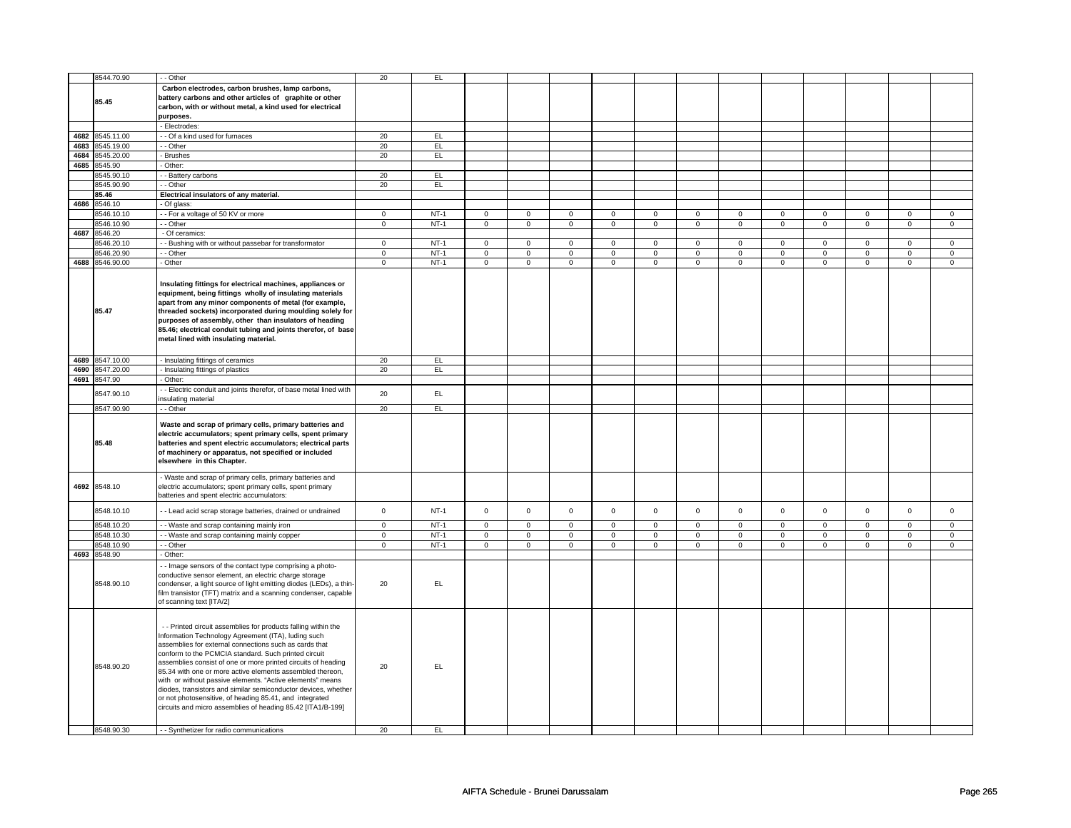| | | | | | | | | | | | | | | | | | |
|---|---|---|---|---|---|---|---|---|---|---|---|---|---|---|---|---|---|
| | 8544.70.90 | - - Other | 20 | EL | | | | | | | | | | | | | |
| | **85.45** | **Carbon electrodes, carbon brushes, lamp carbons, battery carbons and other articles of graphite or other carbon, with or without metal, a kind used for electrical purposes.** | | | | | | | | | | | | | | | |
| | | - Electrodes: | | | | | | | | | | | | | | | |
| 4682 | 8545.11.00 | - - Of a kind used for furnaces | 20 | EL | | | | | | | | | | | | | |
| 4683 | 8545.19.00 | - - Other | 20 | EL | | | | | | | | | | | | | |
| 4684 | 8545.20.00 | - Brushes | 20 | EL | | | | | | | | | | | | | |
| 4685 | 8545.90 | - Other: | | | | | | | | | | | | | | | |
| | 8545.90.10 | - - Battery carbons | 20 | EL | | | | | | | | | | | | | |
| | 8545.90.90 | - - Other | 20 | EL | | | | | | | | | | | | | |
| | **85.46** | **Electrical insulators of any material.** | | | | | | | | | | | | | | | |
| 4686 | 8546.10 | - Of glass: | | | | | | | | | | | | | | | |
| | 8546.10.10 | - - For a voltage of 50 KV or more | 0 | NT-1 | 0 | 0 | 0 | 0 | 0 | 0 | 0 | 0 | 0 | 0 | 0 | 0 |
| | 8546.10.90 | - - Other | 0 | NT-1 | 0 | 0 | 0 | 0 | 0 | 0 | 0 | 0 | 0 | 0 | 0 | 0 |
| 4687 | 8546.20 | - Of ceramics: | | | | | | | | | | | | | | | |
| | 8546.20.10 | - - Bushing with or without passebar for transformator | 0 | NT-1 | 0 | 0 | 0 | 0 | 0 | 0 | 0 | 0 | 0 | 0 | 0 | 0 |
| | 8546.20.90 | - - Other | 0 | NT-1 | 0 | 0 | 0 | 0 | 0 | 0 | 0 | 0 | 0 | 0 | 0 | 0 |
| 4688 | 8546.90.00 | - Other | 0 | NT-1 | 0 | 0 | 0 | 0 | 0 | 0 | 0 | 0 | 0 | 0 | 0 | 0 |
| | **85.47** | **Insulating fittings for electrical machines, appliances or equipment, being fittings wholly of insulating materials apart from any minor components of metal (for example, threaded sockets) incorporated during moulding solely for purposes of assembly, other than insulators of heading 85.46; electrical conduit tubing and joints therefor, of base metal lined with insulating material.** | | | | | | | | | | | | | | | |
| 4689 | 8547.10.00 | - Insulating fittings of ceramics | 20 | EL | | | | | | | | | | | | | |
| 4690 | 8547.20.00 | - Insulating fittings of plastics | 20 | EL | | | | | | | | | | | | | |
| 4691 | 8547.90 | - Other: | | | | | | | | | | | | | | | |
| | 8547.90.10 | - - Electric conduit and joints therefor, of base metal lined with insulating material | 20 | EL | | | | | | | | | | | | | |
| | 8547.90.90 | - - Other | 20 | EL | | | | | | | | | | | | | |
| | **85.48** | **Waste and scrap of primary cells, primary batteries and electric accumulators; spent primary cells, spent primary batteries and spent electric accumulators; electrical parts of machinery or apparatus, not specified or included elsewhere in this Chapter.** | | | | | | | | | | | | | | | |
| 4692 | 8548.10 | - Waste and scrap of primary cells, primary batteries and electric accumulators; spent primary cells, spent primary batteries and spent electric accumulators: | | | | | | | | | | | | | | | |
| | 8548.10.10 | - - Lead acid scrap storage batteries, drained or undrained | 0 | NT-1 | 0 | 0 | 0 | 0 | 0 | 0 | 0 | 0 | 0 | 0 | 0 | 0 |
| | 8548.10.20 | - - Waste and scrap containing mainly iron | 0 | NT-1 | 0 | 0 | 0 | 0 | 0 | 0 | 0 | 0 | 0 | 0 | 0 | 0 |
| | 8548.10.30 | - - Waste and scrap containing mainly copper | 0 | NT-1 | 0 | 0 | 0 | 0 | 0 | 0 | 0 | 0 | 0 | 0 | 0 | 0 |
| | 8548.10.90 | - - Other | 0 | NT-1 | 0 | 0 | 0 | 0 | 0 | 0 | 0 | 0 | 0 | 0 | 0 | 0 |
| 4693 | 8548.90 | - Other: | | | | | | | | | | | | | | | |
| | 8548.90.10 | - - Image sensors of the contact type comprising a photo-conductive sensor element, an electric charge storage condenser, a light source of light emitting diodes (LEDs), a thin-film transistor (TFT) matrix and a scanning condenser, capable of scanning text [ITA/2] | 20 | EL | | | | | | | | | | | | | |
| | 8548.90.20 | - - Printed circuit assemblies for products falling within the Information Technology Agreement (ITA), luding such assemblies for external connections such as cards that conform to the PCMCIA standard. Such printed circuit assemblies consist of one or more printed circuits of heading 85.34 with one or more active elements assembled thereon, with or without passive elements. "Active elements" means diodes, transistors and similar semiconductor devices, whether or not photosensitive, of heading 85.41, and integrated circuits and micro assemblies of heading 85.42 [ITA1/B-199] | 20 | EL | | | | | | | | | | | | | |
| | 8548.90.30 | - - Synthetizer for radio communications | 20 | EL | | | | | | | | | | | | | |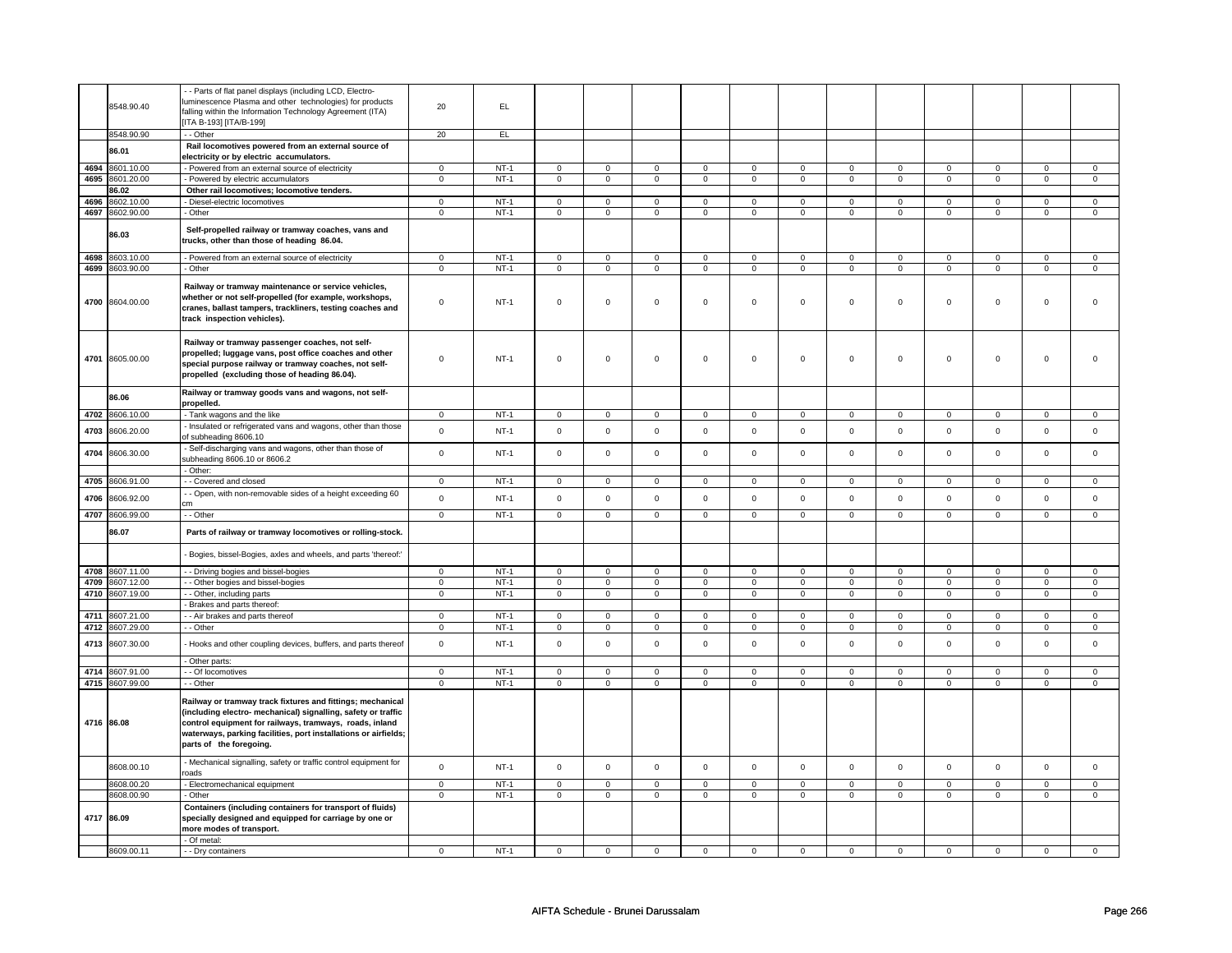| | | | | | | | | | | | | | | | | | |
|---|---|---|---|---|---|---|---|---|---|---|---|---|---|---|---|---|---|
| | 8548.90.40 | - - Parts of flat panel displays (including LCD, Electro-luminescence Plasma and other technologies) for products falling within the Information Technology Agreement (ITA) [ITA B-193] [ITA/B-199] | 20 | EL | | | | | | | | | | | | | |
| | 8548.90.90 | - - Other | 20 | EL | | | | | | | | | | | | | |
| | 86.01 | **Rail locomotives powered from an external source of electricity or by electric accumulators.** | | | | | | | | | | | | | | | |
| 4694 | 8601.10.00 | - Powered from an external source of electricity | 0 | NT-1 | 0 | 0 | 0 | 0 | 0 | 0 | 0 | 0 | 0 | 0 | 0 | 0 | |
| 4695 | 8601.20.00 | - Powered by electric accumulators | 0 | NT-1 | 0 | 0 | 0 | 0 | 0 | 0 | 0 | 0 | 0 | 0 | 0 | 0 | |
| | 86.02 | **Other rail locomotives; locomotive tenders.** | | | | | | | | | | | | | | | |
| 4696 | 8602.10.00 | - Diesel-electric locomotives | 0 | NT-1 | 0 | 0 | 0 | 0 | 0 | 0 | 0 | 0 | 0 | 0 | 0 | 0 | |
| 4697 | 8602.90.00 | - Other | 0 | NT-1 | 0 | 0 | 0 | 0 | 0 | 0 | 0 | 0 | 0 | 0 | 0 | 0 | |
| | 86.03 | **Self-propelled railway or tramway coaches, vans and trucks, other than those of heading 86.04.** | | | | | | | | | | | | | | | |
| 4698 | 8603.10.00 | - Powered from an external source of electricity | 0 | NT-1 | 0 | 0 | 0 | 0 | 0 | 0 | 0 | 0 | 0 | 0 | 0 | 0 | |
| 4699 | 8603.90.00 | - Other | 0 | NT-1 | 0 | 0 | 0 | 0 | 0 | 0 | 0 | 0 | 0 | 0 | 0 | 0 | |
| 4700 | 8604.00.00 | **Railway or tramway maintenance or service vehicles, whether or not self-propelled (for example, workshops, cranes, ballast tampers, trackliners, testing coaches and track inspection vehicles).** | 0 | NT-1 | 0 | 0 | 0 | 0 | 0 | 0 | 0 | 0 | 0 | 0 | 0 | 0 | |
| 4701 | 8605.00.00 | **Railway or tramway passenger coaches, not self-propelled; luggage vans, post office coaches and other special purpose railway or tramway coaches, not self-propelled (excluding those of heading 86.04).** | 0 | NT-1 | 0 | 0 | 0 | 0 | 0 | 0 | 0 | 0 | 0 | 0 | 0 | 0 | |
| | 86.06 | **Railway or tramway goods vans and wagons, not self-propelled.** | | | | | | | | | | | | | | | |
| 4702 | 8606.10.00 | - Tank wagons and the like | 0 | NT-1 | 0 | 0 | 0 | 0 | 0 | 0 | 0 | 0 | 0 | 0 | 0 | 0 | |
| 4703 | 8606.20.00 | - Insulated or refrigerated vans and wagons, other than those of subheading 8606.10 | 0 | NT-1 | 0 | 0 | 0 | 0 | 0 | 0 | 0 | 0 | 0 | 0 | 0 | 0 | |
| 4704 | 8606.30.00 | - Self-discharging vans and wagons, other than those of subheading 8606.10 or 8606.2 | 0 | NT-1 | 0 | 0 | 0 | 0 | 0 | 0 | 0 | 0 | 0 | 0 | 0 | 0 | |
| | | - Other: | | | | | | | | | | | | | | | |
| 4705 | 8606.91.00 | - - Covered and closed | 0 | NT-1 | 0 | 0 | 0 | 0 | 0 | 0 | 0 | 0 | 0 | 0 | 0 | 0 | |
| 4706 | 8606.92.00 | - - Open, with non-removable sides of a height exceeding 60 cm | 0 | NT-1 | 0 | 0 | 0 | 0 | 0 | 0 | 0 | 0 | 0 | 0 | 0 | 0 | |
| 4707 | 8606.99.00 | - - Other | 0 | NT-1 | 0 | 0 | 0 | 0 | 0 | 0 | 0 | 0 | 0 | 0 | 0 | 0 | |
| | 86.07 | **Parts of railway or tramway locomotives or rolling-stock.** | | | | | | | | | | | | | | | |
| | | - Bogies, bissel-Bogies, axles and wheels, and parts 'thereof:' | | | | | | | | | | | | | | | |
| 4708 | 8607.11.00 | - - Driving bogies and bissel-bogies | 0 | NT-1 | 0 | 0 | 0 | 0 | 0 | 0 | 0 | 0 | 0 | 0 | 0 | 0 | |
| 4709 | 8607.12.00 | - - Other bogies and bissel-bogies | 0 | NT-1 | 0 | 0 | 0 | 0 | 0 | 0 | 0 | 0 | 0 | 0 | 0 | 0 | |
| 4710 | 8607.19.00 | - - Other, including parts | 0 | NT-1 | 0 | 0 | 0 | 0 | 0 | 0 | 0 | 0 | 0 | 0 | 0 | 0 | |
| | | - Brakes and parts thereof: | | | | | | | | | | | | | | | |
| 4711 | 8607.21.00 | - - Air brakes and parts thereof | 0 | NT-1 | 0 | 0 | 0 | 0 | 0 | 0 | 0 | 0 | 0 | 0 | 0 | 0 | |
| 4712 | 8607.29.00 | - - Other | 0 | NT-1 | 0 | 0 | 0 | 0 | 0 | 0 | 0 | 0 | 0 | 0 | 0 | 0 | |
| 4713 | 8607.30.00 | - Hooks and other coupling devices, buffers, and parts thereof | 0 | NT-1 | 0 | 0 | 0 | 0 | 0 | 0 | 0 | 0 | 0 | 0 | 0 | 0 | |
| | | - Other parts: | | | | | | | | | | | | | | | |
| 4714 | 8607.91.00 | - - Of locomotives | 0 | NT-1 | 0 | 0 | 0 | 0 | 0 | 0 | 0 | 0 | 0 | 0 | 0 | 0 | |
| 4715 | 8607.99.00 | - - Other | 0 | NT-1 | 0 | 0 | 0 | 0 | 0 | 0 | 0 | 0 | 0 | 0 | 0 | 0 | |
| 4716 | 86.08 | **Railway or tramway track fixtures and fittings; mechanical (including electro- mechanical) signalling, safety or traffic control equipment for railways, tramways, roads, inland waterways, parking facilities, port installations or airfields; parts of the foregoing.** | | | | | | | | | | | | | | | |
| | 8608.00.10 | - Mechanical signalling, safety or traffic control equipment for roads | 0 | NT-1 | 0 | 0 | 0 | 0 | 0 | 0 | 0 | 0 | 0 | 0 | 0 | 0 | |
| | 8608.00.20 | - Electromechanical equipment | 0 | NT-1 | 0 | 0 | 0 | 0 | 0 | 0 | 0 | 0 | 0 | 0 | 0 | 0 | |
| | 8608.00.90 | - Other | 0 | NT-1 | 0 | 0 | 0 | 0 | 0 | 0 | 0 | 0 | 0 | 0 | 0 | 0 | |
| 4717 | 86.09 | **Containers (including containers for transport of fluids) specially designed and equipped for carriage by one or more modes of transport.** | | | | | | | | | | | | | | | |
| | | - Of metal: | | | | | | | | | | | | | | | |
| | 8609.00.11 | - - Dry containers | 0 | NT-1 | 0 | 0 | 0 | 0 | 0 | 0 | 0 | 0 | 0 | 0 | 0 | 0 | |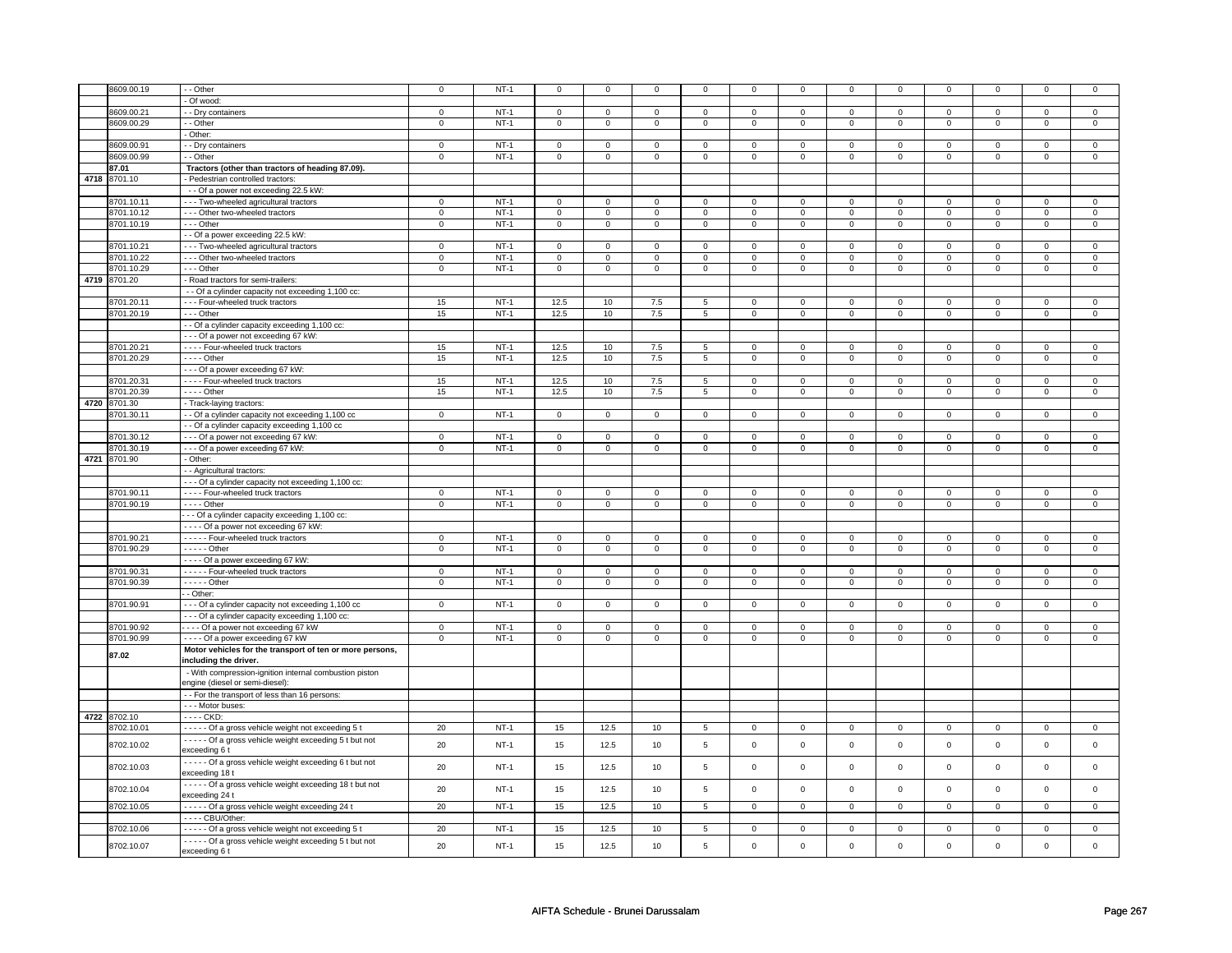| | 8609.00.19 | - - Other | 0 | NT-1 | 0 | 0 | 0 | 0 | 0 | 0 | 0 | 0 | 0 | 0 | 0 | 0 |
|---|---|---|---|---|---|---|---|---|---|---|---|---|---|---|---|---|
| | | - Of wood: | | | | | | | | | | | | | | |
| | 8609.00.21 | - - Dry containers | 0 | NT-1 | 0 | 0 | 0 | 0 | 0 | 0 | 0 | 0 | 0 | 0 | 0 | 0 |
| | 8609.00.29 | - - Other | 0 | NT-1 | 0 | 0 | 0 | 0 | 0 | 0 | 0 | 0 | 0 | 0 | 0 | 0 |
| | | - Other: | | | | | | | | | | | | | | |
| | 8609.00.91 | - - Dry containers | 0 | NT-1 | 0 | 0 | 0 | 0 | 0 | 0 | 0 | 0 | 0 | 0 | 0 | 0 |
| | 8609.00.99 | - - Other | 0 | NT-1 | 0 | 0 | 0 | 0 | 0 | 0 | 0 | 0 | 0 | 0 | 0 | 0 |
| | **87.01** | **Tractors (other than tractors of heading 87.09).** | | | | | | | | | | | | | | |
| **4718** | 8701.10 | - Pedestrian controlled tractors: | | | | | | | | | | | | | | |
| | | - - Of a power not exceeding 22.5 kW: | | | | | | | | | | | | | | |
| | 8701.10.11 | - - - Two-wheeled agricultural tractors | 0 | NT-1 | 0 | 0 | 0 | 0 | 0 | 0 | 0 | 0 | 0 | 0 | 0 | 0 |
| | 8701.10.12 | - - - Other two-wheeled tractors | 0 | NT-1 | 0 | 0 | 0 | 0 | 0 | 0 | 0 | 0 | 0 | 0 | 0 | 0 |
| | 8701.10.19 | - - - Other | 0 | NT-1 | 0 | 0 | 0 | 0 | 0 | 0 | 0 | 0 | 0 | 0 | 0 | 0 |
| | | - - Of a power exceeding 22.5 kW: | | | | | | | | | | | | | | |
| | 8701.10.21 | - - - Two-wheeled agricultural tractors | 0 | NT-1 | 0 | 0 | 0 | 0 | 0 | 0 | 0 | 0 | 0 | 0 | 0 | 0 |
| | 8701.10.22 | - - - Other two-wheeled tractors | 0 | NT-1 | 0 | 0 | 0 | 0 | 0 | 0 | 0 | 0 | 0 | 0 | 0 | 0 |
| | 8701.10.29 | - - - Other | 0 | NT-1 | 0 | 0 | 0 | 0 | 0 | 0 | 0 | 0 | 0 | 0 | 0 | 0 |
| **4719** | 8701.20 | - Road tractors for semi-trailers: | | | | | | | | | | | | | | |
| | | - - Of a cylinder capacity not exceeding 1,100 cc: | | | | | | | | | | | | | | |
| | 8701.20.11 | - - - Four-wheeled truck tractors | 15 | NT-1 | 12.5 | 10 | 7.5 | 5 | 0 | 0 | 0 | 0 | 0 | 0 | 0 | 0 |
| | 8701.20.19 | - - - Other | 15 | NT-1 | 12.5 | 10 | 7.5 | 5 | 0 | 0 | 0 | 0 | 0 | 0 | 0 | 0 |
| | | - - Of a cylinder capacity exceeding 1,100 cc: | | | | | | | | | | | | | | |
| | | - - - Of a power not exceeding 67 kW: | | | | | | | | | | | | | | |
| | 8701.20.21 | - - - - Four-wheeled truck tractors | 15 | NT-1 | 12.5 | 10 | 7.5 | 5 | 0 | 0 | 0 | 0 | 0 | 0 | 0 | 0 |
| | 8701.20.29 | - - - - Other | 15 | NT-1 | 12.5 | 10 | 7.5 | 5 | 0 | 0 | 0 | 0 | 0 | 0 | 0 | 0 |
| | | - - - Of a power exceeding 67 kW: | | | | | | | | | | | | | | |
| | 8701.20.31 | - - - - Four-wheeled truck tractors | 15 | NT-1 | 12.5 | 10 | 7.5 | 5 | 0 | 0 | 0 | 0 | 0 | 0 | 0 | 0 |
| | 8701.20.39 | - - - - Other | 15 | NT-1 | 12.5 | 10 | 7.5 | 5 | 0 | 0 | 0 | 0 | 0 | 0 | 0 | 0 |
| **4720** | 8701.30 | - Track-laying tractors: | | | | | | | | | | | | | | |
| | 8701.30.11 | - - Of a cylinder capacity not exceeding 1,100 cc | 0 | NT-1 | 0 | 0 | 0 | 0 | 0 | 0 | 0 | 0 | 0 | 0 | 0 | 0 |
| | | - - Of a cylinder capacity exceeding 1,100 cc | | | | | | | | | | | | | | |
| | 8701.30.12 | - - - Of a power not exceeding 67 kW: | 0 | NT-1 | 0 | 0 | 0 | 0 | 0 | 0 | 0 | 0 | 0 | 0 | 0 | 0 |
| | 8701.30.19 | - - - Of a power exceeding 67 kW: | 0 | NT-1 | 0 | 0 | 0 | 0 | 0 | 0 | 0 | 0 | 0 | 0 | 0 | 0 |
| **4721** | 8701.90 | - Other: | | | | | | | | | | | | | | |
| | | - - Agricultural tractors: | | | | | | | | | | | | | | |
| | | - - - Of a cylinder capacity not exceeding 1,100 cc: | | | | | | | | | | | | | | |
| | 8701.90.11 | - - - - Four-wheeled truck tractors | 0 | NT-1 | 0 | 0 | 0 | 0 | 0 | 0 | 0 | 0 | 0 | 0 | 0 | 0 |
| | 8701.90.19 | - - - - Other | 0 | NT-1 | 0 | 0 | 0 | 0 | 0 | 0 | 0 | 0 | 0 | 0 | 0 | 0 |
| | | - - - Of a cylinder capacity exceeding 1,100 cc: | | | | | | | | | | | | | | |
| | | - - - - Of a power not exceeding 67 kW: | | | | | | | | | | | | | | |
| | 8701.90.21 | - - - - - Four-wheeled truck tractors | 0 | NT-1 | 0 | 0 | 0 | 0 | 0 | 0 | 0 | 0 | 0 | 0 | 0 | 0 |
| | 8701.90.29 | - - - - - Other | 0 | NT-1 | 0 | 0 | 0 | 0 | 0 | 0 | 0 | 0 | 0 | 0 | 0 | 0 |
| | | - - - - Of a power exceeding 67 kW: | | | | | | | | | | | | | | |
| | 8701.90.31 | - - - - - Four-wheeled truck tractors | 0 | NT-1 | 0 | 0 | 0 | 0 | 0 | 0 | 0 | 0 | 0 | 0 | 0 | 0 |
| | 8701.90.39 | - - - - - Other | 0 | NT-1 | 0 | 0 | 0 | 0 | 0 | 0 | 0 | 0 | 0 | 0 | 0 | 0 |
| | | - - Other: | | | | | | | | | | | | | | |
| | 8701.90.91 | - - - Of a cylinder capacity not exceeding 1,100 cc | 0 | NT-1 | 0 | 0 | 0 | 0 | 0 | 0 | 0 | 0 | 0 | 0 | 0 | 0 |
| | | - - - Of a cylinder capacity exceeding 1,100 cc: | | | | | | | | | | | | | | |
| | 8701.90.92 | - - - - Of a power not exceeding 67 kW | 0 | NT-1 | 0 | 0 | 0 | 0 | 0 | 0 | 0 | 0 | 0 | 0 | 0 | 0 |
| | 8701.90.99 | - - - - Of a power exceeding 67 kW | 0 | NT-1 | 0 | 0 | 0 | 0 | 0 | 0 | 0 | 0 | 0 | 0 | 0 | 0 |
| | **87.02** | **Motor vehicles for the transport of ten or more persons, including the driver.** | | | | | | | | | | | | | | |
| | | - With compression-ignition internal combustion piston engine (diesel or semi-diesel): | | | | | | | | | | | | | | |
| | | - - For the transport of less than 16 persons: | | | | | | | | | | | | | | |
| | | - - - Motor buses: | | | | | | | | | | | | | | |
| **4722** | 8702.10 | - - - - CKD: | | | | | | | | | | | | | | |
| | 8702.10.01 | - - - - - Of a gross vehicle weight not exceeding 5 t | 20 | NT-1 | 15 | 12.5 | 10 | 5 | 0 | 0 | 0 | 0 | 0 | 0 | 0 | 0 |
| | 8702.10.02 | - - - - - Of a gross vehicle weight exceeding 5 t but not exceeding 6 t | 20 | NT-1 | 15 | 12.5 | 10 | 5 | 0 | 0 | 0 | 0 | 0 | 0 | 0 | 0 |
| | 8702.10.03 | - - - - - Of a gross vehicle weight exceeding 6 t but not exceeding 18 t | 20 | NT-1 | 15 | 12.5 | 10 | 5 | 0 | 0 | 0 | 0 | 0 | 0 | 0 | 0 |
| | 8702.10.04 | - - - - - Of a gross vehicle weight exceeding 18 t but not exceeding 24 t | 20 | NT-1 | 15 | 12.5 | 10 | 5 | 0 | 0 | 0 | 0 | 0 | 0 | 0 | 0 |
| | 8702.10.05 | - - - - - Of a gross vehicle weight exceeding 24 t | 20 | NT-1 | 15 | 12.5 | 10 | 5 | 0 | 0 | 0 | 0 | 0 | 0 | 0 | 0 |
| | | - - - - CBU/Other: | | | | | | | | | | | | | | |
| | 8702.10.06 | - - - - - Of a gross vehicle weight not exceeding 5 t | 20 | NT-1 | 15 | 12.5 | 10 | 5 | 0 | 0 | 0 | 0 | 0 | 0 | 0 | 0 |
| | 8702.10.07 | - - - - - Of a gross vehicle weight exceeding 5 t but not exceeding 6 t | 20 | NT-1 | 15 | 12.5 | 10 | 5 | 0 | 0 | 0 | 0 | 0 | 0 | 0 | 0 |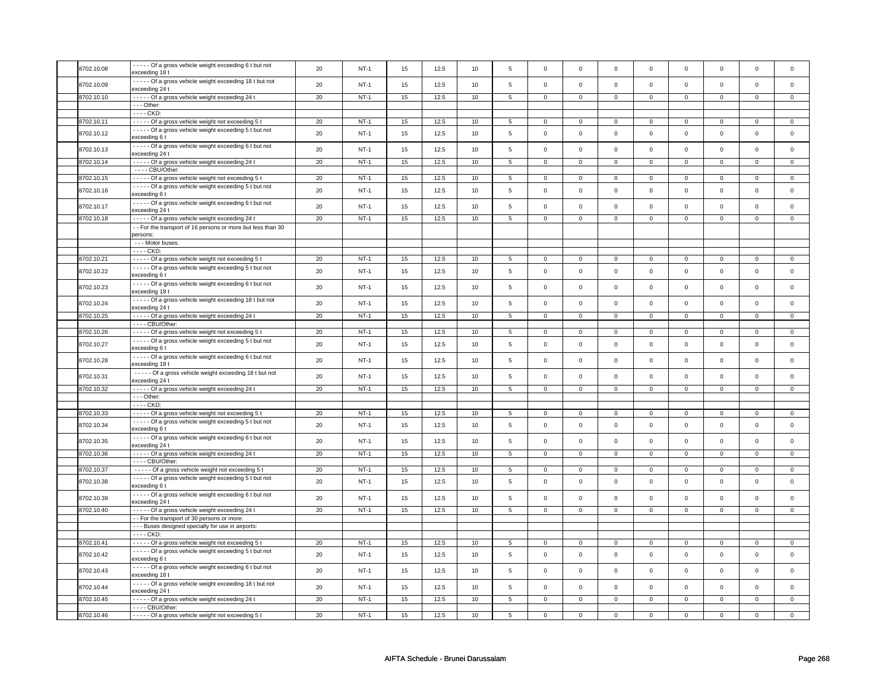| | | | | | | | | | | | | | | | | |
|---|---|---|---|---|---|---|---|---|---|---|---|---|---|---|---|---|
| 8702.10.08 | - - - - - Of a gross vehicle weight exceeding 6 t but not exceeding 18 t | 20 | NT-1 | 15 | 12.5 | 10 | 5 | 0 | 0 | 0 | 0 | 0 | 0 | 0 | 0 |
| 8702.10.09 | - - - - - Of a gross vehicle weight exceeding 18 t but not exceeding 24 t | 20 | NT-1 | 15 | 12.5 | 10 | 5 | 0 | 0 | 0 | 0 | 0 | 0 | 0 | 0 |
| 8702.10.10 | - - - - - Of a gross vehicle weight exceeding 24 t | 20 | NT-1 | 15 | 12.5 | 10 | 5 | 0 | 0 | 0 | 0 | 0 | 0 | 0 | 0 |
| | - - - Other: | | | | | | | | | | | | | | |
| | - - - - CKD: | | | | | | | | | | | | | | |
| 8702.10.11 | - - - - - Of a gross vehicle weight not exceeding 5 t | 20 | NT-1 | 15 | 12.5 | 10 | 5 | 0 | 0 | 0 | 0 | 0 | 0 | 0 | 0 |
| 8702.10.12 | - - - - - Of a gross vehicle weight exceeding 5 t but not exceeding 6 t | 20 | NT-1 | 15 | 12.5 | 10 | 5 | 0 | 0 | 0 | 0 | 0 | 0 | 0 | 0 |
| 8702.10.13 | - - - - - Of a gross vehicle weight exceeding 6 t but not exceeding 24 t | 20 | NT-1 | 15 | 12.5 | 10 | 5 | 0 | 0 | 0 | 0 | 0 | 0 | 0 | 0 |
| 8702.10.14 | - - - - - Of a gross vehicle weight exceeding 24 t | 20 | NT-1 | 15 | 12.5 | 10 | 5 | 0 | 0 | 0 | 0 | 0 | 0 | 0 | 0 |
| | - - - - CBU/Other: | | | | | | | | | | | | | | |
| 8702.10.15 | - - - - - Of a gross vehicle weight not exceeding 5 t | 20 | NT-1 | 15 | 12.5 | 10 | 5 | 0 | 0 | 0 | 0 | 0 | 0 | 0 | 0 |
| 8702.10.16 | - - - - - Of a gross vehicle weight exceeding 5 t but not exceeding 6 t | 20 | NT-1 | 15 | 12.5 | 10 | 5 | 0 | 0 | 0 | 0 | 0 | 0 | 0 | 0 |
| 8702.10.17 | - - - - - Of a gross vehicle weight exceeding 6 t but not exceeding 24 t | 20 | NT-1 | 15 | 12.5 | 10 | 5 | 0 | 0 | 0 | 0 | 0 | 0 | 0 | 0 |
| 8702.10.18 | - - - - - Of a gross vehicle weight exceeding 24 t | 20 | NT-1 | 15 | 12.5 | 10 | 5 | 0 | 0 | 0 | 0 | 0 | 0 | 0 | 0 |
| | - - For the transport of 16 persons or more but less than 30 persons: | | | | | | | | | | | | | | |
| | - - - Motor buses: | | | | | | | | | | | | | | |
| | - - - - CKD: | | | | | | | | | | | | | | |
| 8702.10.21 | - - - - - Of a gross vehicle weight not exceeding 5 t | 20 | NT-1 | 15 | 12.5 | 10 | 5 | 0 | 0 | 0 | 0 | 0 | 0 | 0 | 0 |
| 8702.10.22 | - - - - - Of a gross vehicle weight exceeding 5 t but not exceeding 6 t | 20 | NT-1 | 15 | 12.5 | 10 | 5 | 0 | 0 | 0 | 0 | 0 | 0 | 0 | 0 |
| 8702.10.23 | - - - - - Of a gross vehicle weight exceeding 6 t but not exceeding 18 t | 20 | NT-1 | 15 | 12.5 | 10 | 5 | 0 | 0 | 0 | 0 | 0 | 0 | 0 | 0 |
| 8702.10.24 | - - - - - Of a gross vehicle weight exceeding 18 t but not exceeding 24 t | 20 | NT-1 | 15 | 12.5 | 10 | 5 | 0 | 0 | 0 | 0 | 0 | 0 | 0 | 0 |
| 8702.10.25 | - - - - - Of a gross vehicle weight exceeding 24 t | 20 | NT-1 | 15 | 12.5 | 10 | 5 | 0 | 0 | 0 | 0 | 0 | 0 | 0 | 0 |
| | - - - - CBU/Other: | | | | | | | | | | | | | | |
| 8702.10.26 | - - - - - Of a gross vehicle weight not exceeding 5 t | 20 | NT-1 | 15 | 12.5 | 10 | 5 | 0 | 0 | 0 | 0 | 0 | 0 | 0 | 0 |
| 8702.10.27 | - - - - - Of a gross vehicle weight exceeding 5 t but not exceeding 6 t | 20 | NT-1 | 15 | 12.5 | 10 | 5 | 0 | 0 | 0 | 0 | 0 | 0 | 0 | 0 |
| 8702.10.28 | - - - - - Of a gross vehicle weight exceeding 6 t but not exceeding 18 t | 20 | NT-1 | 15 | 12.5 | 10 | 5 | 0 | 0 | 0 | 0 | 0 | 0 | 0 | 0 |
| 8702.10.31 | - - - - - Of a gross vehicle weight exceeding 18 t but not exceeding 24 t | 20 | NT-1 | 15 | 12.5 | 10 | 5 | 0 | 0 | 0 | 0 | 0 | 0 | 0 | 0 |
| 8702.10.32 | - - - - - Of a gross vehicle weight exceeding 24 t | 20 | NT-1 | 15 | 12.5 | 10 | 5 | 0 | 0 | 0 | 0 | 0 | 0 | 0 | 0 |
| | - - - Other: | | | | | | | | | | | | | | |
| | - - - - CKD: | | | | | | | | | | | | | | |
| 8702.10.33 | - - - - - Of a gross vehicle weight not exceeding 5 t | 20 | NT-1 | 15 | 12.5 | 10 | 5 | 0 | 0 | 0 | 0 | 0 | 0 | 0 | 0 |
| 8702.10.34 | - - - - - Of a gross vehicle weight exceeding 5 t but not exceeding 6 t | 20 | NT-1 | 15 | 12.5 | 10 | 5 | 0 | 0 | 0 | 0 | 0 | 0 | 0 | 0 |
| 8702.10.35 | - - - - - Of a gross vehicle weight exceeding 6 t but not exceeding 24 t | 20 | NT-1 | 15 | 12.5 | 10 | 5 | 0 | 0 | 0 | 0 | 0 | 0 | 0 | 0 |
| 8702.10.36 | - - - - - Of a gross vehicle weight exceeding 24 t | 20 | NT-1 | 15 | 12.5 | 10 | 5 | 0 | 0 | 0 | 0 | 0 | 0 | 0 | 0 |
| | - - - - CBU/Other: | | | | | | | | | | | | | | |
| 8702.10.37 | - - - - - Of a gross vehicle weight not exceeding 5 t | 20 | NT-1 | 15 | 12.5 | 10 | 5 | 0 | 0 | 0 | 0 | 0 | 0 | 0 | 0 |
| 8702.10.38 | - - - - - Of a gross vehicle weight exceeding 5 t but not exceeding 6 t | 20 | NT-1 | 15 | 12.5 | 10 | 5 | 0 | 0 | 0 | 0 | 0 | 0 | 0 | 0 |
| 8702.10.39 | - - - - - Of a gross vehicle weight exceeding 6 t but not exceeding 24 t | 20 | NT-1 | 15 | 12.5 | 10 | 5 | 0 | 0 | 0 | 0 | 0 | 0 | 0 | 0 |
| 8702.10.40 | - - - - - Of a gross vehicle weight exceeding 24 t | 20 | NT-1 | 15 | 12.5 | 10 | 5 | 0 | 0 | 0 | 0 | 0 | 0 | 0 | 0 |
| | - - For the transport of 30 persons or more: | | | | | | | | | | | | | | |
| | - - - Buses designed specially for use in airports: | | | | | | | | | | | | | | |
| | - - - - CKD: | | | | | | | | | | | | | | |
| 8702.10.41 | - - - - - Of a gross vehicle weight not exceeding 5 t | 20 | NT-1 | 15 | 12.5 | 10 | 5 | 0 | 0 | 0 | 0 | 0 | 0 | 0 | 0 |
| 8702.10.42 | - - - - - Of a gross vehicle weight exceeding 5 t but not exceeding 6 t | 20 | NT-1 | 15 | 12.5 | 10 | 5 | 0 | 0 | 0 | 0 | 0 | 0 | 0 | 0 |
| 8702.10.43 | - - - - - Of a gross vehicle weight exceeding 6 t but not exceeding 18 t | 20 | NT-1 | 15 | 12.5 | 10 | 5 | 0 | 0 | 0 | 0 | 0 | 0 | 0 | 0 |
| 8702.10.44 | - - - - - Of a gross vehicle weight exceeding 18 t but not exceeding 24 t | 20 | NT-1 | 15 | 12.5 | 10 | 5 | 0 | 0 | 0 | 0 | 0 | 0 | 0 | 0 |
| 8702.10.45 | - - - - - Of a gross vehicle weight exceeding 24 t | 20 | NT-1 | 15 | 12.5 | 10 | 5 | 0 | 0 | 0 | 0 | 0 | 0 | 0 | 0 |
| | - - - - CBU/Other: | | | | | | | | | | | | | | |
| 8702.10.46 | - - - - - Of a gross vehicle weight not exceeding 5 t | 20 | NT-1 | 15 | 12.5 | 10 | 5 | 0 | 0 | 0 | 0 | 0 | 0 | 0 | 0 |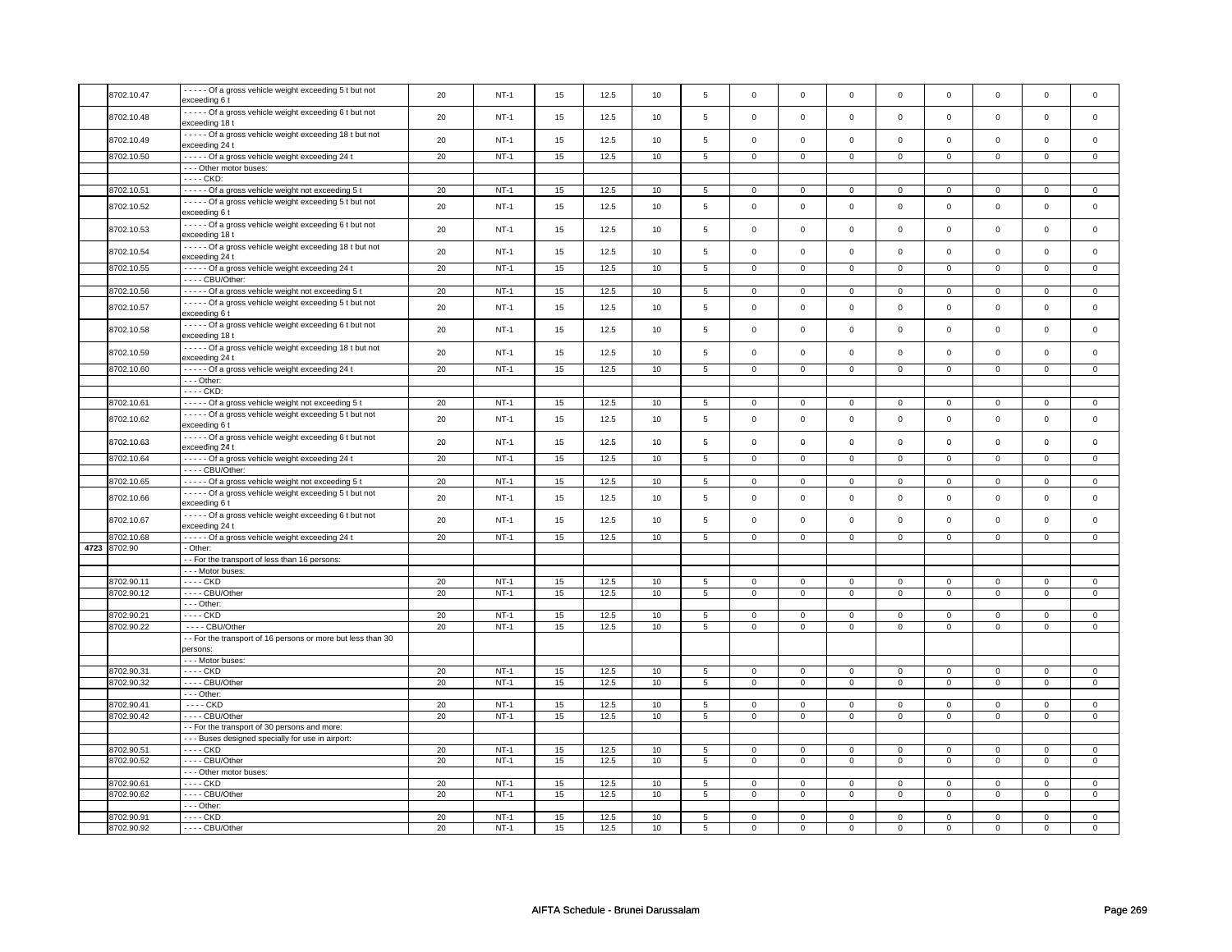| | 8702.10.47 | - - - - - Of a gross vehicle weight exceeding 5 t but not exceeding 6 t | 20 | NT-1 | 15 | 12.5 | 10 | 5 | 0 | 0 | 0 | 0 | 0 | 0 | 0 | 0 |
|---|---|---|---|---|---|---|---|---|---|---|---|---|---|---|---|---|
| | 8702.10.48 | - - - - - Of a gross vehicle weight exceeding 6 t but not exceeding 18 t | 20 | NT-1 | 15 | 12.5 | 10 | 5 | 0 | 0 | 0 | 0 | 0 | 0 | 0 | 0 |
| | 8702.10.49 | - - - - - Of a gross vehicle weight exceeding 18 t but not exceeding 24 t | 20 | NT-1 | 15 | 12.5 | 10 | 5 | 0 | 0 | 0 | 0 | 0 | 0 | 0 | 0 |
| | 8702.10.50 | - - - - - Of a gross vehicle weight exceeding 24 t | 20 | NT-1 | 15 | 12.5 | 10 | 5 | 0 | 0 | 0 | 0 | 0 | 0 | 0 | 0 |
| | | - - - Other motor buses: | | | | | | | | | | | | | | |
| | | - - - - CKD: | | | | | | | | | | | | | | |
| | 8702.10.51 | - - - - - Of a gross vehicle weight not exceeding 5 t | 20 | NT-1 | 15 | 12.5 | 10 | 5 | 0 | 0 | 0 | 0 | 0 | 0 | 0 | 0 |
| | 8702.10.52 | - - - - - Of a gross vehicle weight exceeding 5 t but not exceeding 6 t | 20 | NT-1 | 15 | 12.5 | 10 | 5 | 0 | 0 | 0 | 0 | 0 | 0 | 0 | 0 |
| | 8702.10.53 | - - - - - Of a gross vehicle weight exceeding 6 t but not exceeding 18 t | 20 | NT-1 | 15 | 12.5 | 10 | 5 | 0 | 0 | 0 | 0 | 0 | 0 | 0 | 0 |
| | 8702.10.54 | - - - - - Of a gross vehicle weight exceeding 18 t but not exceeding 24 t | 20 | NT-1 | 15 | 12.5 | 10 | 5 | 0 | 0 | 0 | 0 | 0 | 0 | 0 | 0 |
| | 8702.10.55 | - - - - - Of a gross vehicle weight exceeding 24 t | 20 | NT-1 | 15 | 12.5 | 10 | 5 | 0 | 0 | 0 | 0 | 0 | 0 | 0 | 0 |
| | | - - - - CBU/Other: | | | | | | | | | | | | | | |
| | 8702.10.56 | - - - - - Of a gross vehicle weight not exceeding 5 t | 20 | NT-1 | 15 | 12.5 | 10 | 5 | 0 | 0 | 0 | 0 | 0 | 0 | 0 | 0 |
| | 8702.10.57 | - - - - - Of a gross vehicle weight exceeding 5 t but not exceeding 6 t | 20 | NT-1 | 15 | 12.5 | 10 | 5 | 0 | 0 | 0 | 0 | 0 | 0 | 0 | 0 |
| | 8702.10.58 | - - - - - Of a gross vehicle weight exceeding 6 t but not exceeding 18 t | 20 | NT-1 | 15 | 12.5 | 10 | 5 | 0 | 0 | 0 | 0 | 0 | 0 | 0 | 0 |
| | 8702.10.59 | - - - - - Of a gross vehicle weight exceeding 18 t but not exceeding 24 t | 20 | NT-1 | 15 | 12.5 | 10 | 5 | 0 | 0 | 0 | 0 | 0 | 0 | 0 | 0 |
| | 8702.10.60 | - - - - - Of a gross vehicle weight exceeding 24 t | 20 | NT-1 | 15 | 12.5 | 10 | 5 | 0 | 0 | 0 | 0 | 0 | 0 | 0 | 0 |
| | | - - - Other: | | | | | | | | | | | | | | |
| | | - - - - CKD: | | | | | | | | | | | | | | |
| | 8702.10.61 | - - - - - Of a gross vehicle weight not exceeding 5 t | 20 | NT-1 | 15 | 12.5 | 10 | 5 | 0 | 0 | 0 | 0 | 0 | 0 | 0 | 0 |
| | 8702.10.62 | - - - - - Of a gross vehicle weight exceeding 5 t but not exceeding 6 t | 20 | NT-1 | 15 | 12.5 | 10 | 5 | 0 | 0 | 0 | 0 | 0 | 0 | 0 | 0 |
| | 8702.10.63 | - - - - - Of a gross vehicle weight exceeding 6 t but not exceeding 24 t | 20 | NT-1 | 15 | 12.5 | 10 | 5 | 0 | 0 | 0 | 0 | 0 | 0 | 0 | 0 |
| | 8702.10.64 | - - - - - Of a gross vehicle weight exceeding 24 t | 20 | NT-1 | 15 | 12.5 | 10 | 5 | 0 | 0 | 0 | 0 | 0 | 0 | 0 | 0 |
| | | - - - - CBU/Other: | | | | | | | | | | | | | | |
| | 8702.10.65 | - - - - - Of a gross vehicle weight not exceeding 5 t | 20 | NT-1 | 15 | 12.5 | 10 | 5 | 0 | 0 | 0 | 0 | 0 | 0 | 0 | 0 |
| | 8702.10.66 | - - - - - Of a gross vehicle weight exceeding 5 t but not exceeding 6 t | 20 | NT-1 | 15 | 12.5 | 10 | 5 | 0 | 0 | 0 | 0 | 0 | 0 | 0 | 0 |
| | 8702.10.67 | - - - - - Of a gross vehicle weight exceeding 6 t but not exceeding 24 t | 20 | NT-1 | 15 | 12.5 | 10 | 5 | 0 | 0 | 0 | 0 | 0 | 0 | 0 | 0 |
| | 8702.10.68 | - - - - - Of a gross vehicle weight exceeding 24 t | 20 | NT-1 | 15 | 12.5 | 10 | 5 | 0 | 0 | 0 | 0 | 0 | 0 | 0 | 0 |
| 4723 | 8702.90 | - Other: | | | | | | | | | | | | | | |
| | | - - For the transport of less than 16 persons: | | | | | | | | | | | | | | |
| | | - - - Motor buses: | | | | | | | | | | | | | | |
| | 8702.90.11 | - - - - CKD | 20 | NT-1 | 15 | 12.5 | 10 | 5 | 0 | 0 | 0 | 0 | 0 | 0 | 0 | 0 |
| | 8702.90.12 | - - - - CBU/Other | 20 | NT-1 | 15 | 12.5 | 10 | 5 | 0 | 0 | 0 | 0 | 0 | 0 | 0 | 0 |
| | | - - - Other: | | | | | | | | | | | | | | |
| | 8702.90.21 | - - - - CKD | 20 | NT-1 | 15 | 12.5 | 10 | 5 | 0 | 0 | 0 | 0 | 0 | 0 | 0 | 0 |
| | 8702.90.22 | - - - - CBU/Other | 20 | NT-1 | 15 | 12.5 | 10 | 5 | 0 | 0 | 0 | 0 | 0 | 0 | 0 | 0 |
| | | - - For the transport of 16 persons or more but less than 30 persons: | | | | | | | | | | | | | | |
| | | - - - Motor buses: | | | | | | | | | | | | | | |
| | 8702.90.31 | - - - - CKD | 20 | NT-1 | 15 | 12.5 | 10 | 5 | 0 | 0 | 0 | 0 | 0 | 0 | 0 | 0 |
| | 8702.90.32 | - - - - CBU/Other | 20 | NT-1 | 15 | 12.5 | 10 | 5 | 0 | 0 | 0 | 0 | 0 | 0 | 0 | 0 |
| | | - - - Other: | | | | | | | | | | | | | | |
| | 8702.90.41 | - - - - CKD | 20 | NT-1 | 15 | 12.5 | 10 | 5 | 0 | 0 | 0 | 0 | 0 | 0 | 0 | 0 |
| | 8702.90.42 | - - - - CBU/Other | 20 | NT-1 | 15 | 12.5 | 10 | 5 | 0 | 0 | 0 | 0 | 0 | 0 | 0 | 0 |
| | | - - For the transport of 30 persons and more: | | | | | | | | | | | | | | |
| | | - - - Buses designed specially for use in airport: | | | | | | | | | | | | | | |
| | 8702.90.51 | - - - - CKD | 20 | NT-1 | 15 | 12.5 | 10 | 5 | 0 | 0 | 0 | 0 | 0 | 0 | 0 | 0 |
| | 8702.90.52 | - - - - CBU/Other | 20 | NT-1 | 15 | 12.5 | 10 | 5 | 0 | 0 | 0 | 0 | 0 | 0 | 0 | 0 |
| | | - - - Other motor buses: | | | | | | | | | | | | | | |
| | 8702.90.61 | - - - - CKD | 20 | NT-1 | 15 | 12.5 | 10 | 5 | 0 | 0 | 0 | 0 | 0 | 0 | 0 | 0 |
| | 8702.90.62 | - - - - CBU/Other | 20 | NT-1 | 15 | 12.5 | 10 | 5 | 0 | 0 | 0 | 0 | 0 | 0 | 0 | 0 |
| | | - - - Other: | | | | | | | | | | | | | | |
| | 8702.90.91 | - - - - CKD | 20 | NT-1 | 15 | 12.5 | 10 | 5 | 0 | 0 | 0 | 0 | 0 | 0 | 0 | 0 |
| | 8702.90.92 | - - - - CBU/Other | 20 | NT-1 | 15 | 12.5 | 10 | 5 | 0 | 0 | 0 | 0 | 0 | 0 | 0 | 0 |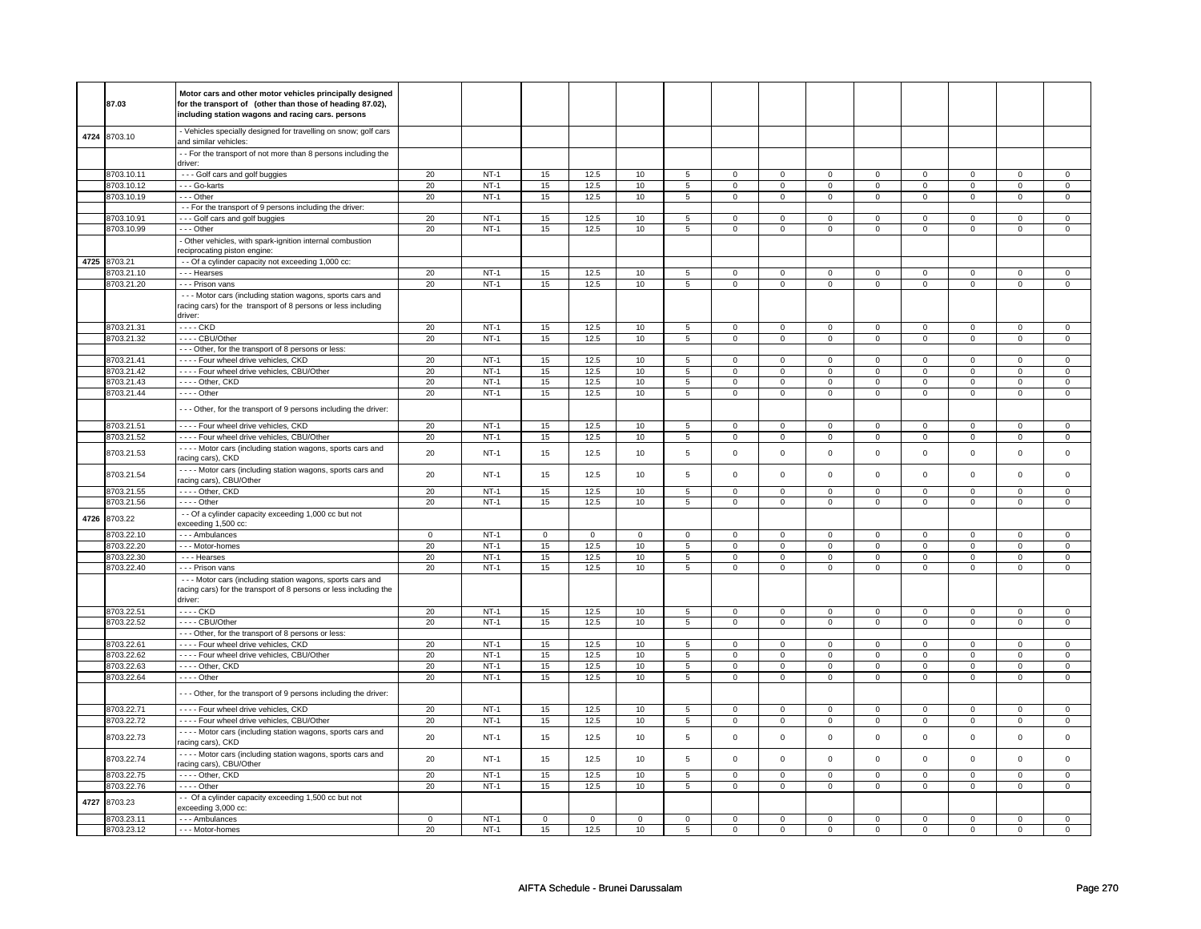| | | | | | | | | | | | | | | | |
|---|---|---|---|---|---|---|---|---|---|---|---|---|---|---|---|
| | **87.03** | **Motor cars and other motor vehicles principally designed for the transport of (other than those of heading 87.02), including station wagons and racing cars. persons** | | | | | | | | | | | | | |
| **4724** | 8703.10 | - Vehicles specially designed for travelling on snow; golf cars and similar vehicles: | | | | | | | | | | | | | |
| | | - - For the transport of not more than 8 persons including the driver: | | | | | | | | | | | | | |
| | 8703.10.11 | - - - Golf cars and golf buggies | 20 | NT-1 | 15 | 12.5 | 10 | 5 | 0 | 0 | 0 | 0 | 0 | 0 | 0 | 0 |
| | 8703.10.12 | - - - Go-karts | 20 | NT-1 | 15 | 12.5 | 10 | 5 | 0 | 0 | 0 | 0 | 0 | 0 | 0 | 0 |
| | 8703.10.19 | - - - Other | 20 | NT-1 | 15 | 12.5 | 10 | 5 | 0 | 0 | 0 | 0 | 0 | 0 | 0 | 0 |
| | | - - For the transport of 9 persons including the driver: | | | | | | | | | | | | | |
| | 8703.10.91 | - - - Golf cars and golf buggies | 20 | NT-1 | 15 | 12.5 | 10 | 5 | 0 | 0 | 0 | 0 | 0 | 0 | 0 | 0 |
| | 8703.10.99 | - - - Other | 20 | NT-1 | 15 | 12.5 | 10 | 5 | 0 | 0 | 0 | 0 | 0 | 0 | 0 | 0 |
| | | - Other vehicles, with spark-ignition internal combustion reciprocating piston engine: | | | | | | | | | | | | | |
| **4725** | 8703.21 | - - Of a cylinder capacity not exceeding 1,000 cc: | | | | | | | | | | | | | |
| | 8703.21.10 | - - - Hearses | 20 | NT-1 | 15 | 12.5 | 10 | 5 | 0 | 0 | 0 | 0 | 0 | 0 | 0 | 0 |
| | 8703.21.20 | - - - Prison vans | 20 | NT-1 | 15 | 12.5 | 10 | 5 | 0 | 0 | 0 | 0 | 0 | 0 | 0 | 0 |
| | | - - - Motor cars (including station wagons, sports cars and racing cars) for the transport of 8 persons or less including driver: | | | | | | | | | | | | | |
| | 8703.21.31 | - - - - CKD | 20 | NT-1 | 15 | 12.5 | 10 | 5 | 0 | 0 | 0 | 0 | 0 | 0 | 0 | 0 |
| | 8703.21.32 | - - - - CBU/Other | 20 | NT-1 | 15 | 12.5 | 10 | 5 | 0 | 0 | 0 | 0 | 0 | 0 | 0 | 0 |
| | | - - - Other, for the transport of 8 persons or less: | | | | | | | | | | | | | |
| | 8703.21.41 | - - - - Four wheel drive vehicles, CKD | 20 | NT-1 | 15 | 12.5 | 10 | 5 | 0 | 0 | 0 | 0 | 0 | 0 | 0 | 0 |
| | 8703.21.42 | - - - - Four wheel drive vehicles, CBU/Other | 20 | NT-1 | 15 | 12.5 | 10 | 5 | 0 | 0 | 0 | 0 | 0 | 0 | 0 | 0 |
| | 8703.21.43 | - - - - Other, CKD | 20 | NT-1 | 15 | 12.5 | 10 | 5 | 0 | 0 | 0 | 0 | 0 | 0 | 0 | 0 |
| | 8703.21.44 | - - - - Other | 20 | NT-1 | 15 | 12.5 | 10 | 5 | 0 | 0 | 0 | 0 | 0 | 0 | 0 | 0 |
| | | - - - Other, for the transport of 9 persons including the driver: | | | | | | | | | | | | | |
| | 8703.21.51 | - - - - Four wheel drive vehicles, CKD | 20 | NT-1 | 15 | 12.5 | 10 | 5 | 0 | 0 | 0 | 0 | 0 | 0 | 0 | 0 |
| | 8703.21.52 | - - - - Four wheel drive vehicles, CBU/Other | 20 | NT-1 | 15 | 12.5 | 10 | 5 | 0 | 0 | 0 | 0 | 0 | 0 | 0 | 0 |
| | 8703.21.53 | - - - - Motor cars (including station wagons, sports cars and racing cars), CKD | 20 | NT-1 | 15 | 12.5 | 10 | 5 | 0 | 0 | 0 | 0 | 0 | 0 | 0 | 0 |
| | 8703.21.54 | - - - - Motor cars (including station wagons, sports cars and racing cars), CBU/Other | 20 | NT-1 | 15 | 12.5 | 10 | 5 | 0 | 0 | 0 | 0 | 0 | 0 | 0 | 0 |
| | 8703.21.55 | - - - - Other, CKD | 20 | NT-1 | 15 | 12.5 | 10 | 5 | 0 | 0 | 0 | 0 | 0 | 0 | 0 | 0 |
| | 8703.21.56 | - - - - Other | 20 | NT-1 | 15 | 12.5 | 10 | 5 | 0 | 0 | 0 | 0 | 0 | 0 | 0 | 0 |
| **4726** | 8703.22 | - - Of a cylinder capacity exceeding 1,000 cc but not exceeding 1,500 cc: | | | | | | | | | | | | | |
| | 8703.22.10 | - - - Ambulances | 0 | NT-1 | 0 | 0 | 0 | 0 | 0 | 0 | 0 | 0 | 0 | 0 | 0 | 0 |
| | 8703.22.20 | - - - Motor-homes | 20 | NT-1 | 15 | 12.5 | 10 | 5 | 0 | 0 | 0 | 0 | 0 | 0 | 0 | 0 |
| | 8703.22.30 | - - - Hearses | 20 | NT-1 | 15 | 12.5 | 10 | 5 | 0 | 0 | 0 | 0 | 0 | 0 | 0 | 0 |
| | 8703.22.40 | - - - Prison vans | 20 | NT-1 | 15 | 12.5 | 10 | 5 | 0 | 0 | 0 | 0 | 0 | 0 | 0 | 0 |
| | | - - - Motor cars (including station wagons, sports cars and racing cars) for the transport of 8 persons or less including the driver: | | | | | | | | | | | | | |
| | 8703.22.51 | - - - - CKD | 20 | NT-1 | 15 | 12.5 | 10 | 5 | 0 | 0 | 0 | 0 | 0 | 0 | 0 | 0 |
| | 8703.22.52 | - - - - CBU/Other | 20 | NT-1 | 15 | 12.5 | 10 | 5 | 0 | 0 | 0 | 0 | 0 | 0 | 0 | 0 |
| | | - - - Other, for the transport of 8 persons or less: | | | | | | | | | | | | | |
| | 8703.22.61 | - - - - Four wheel drive vehicles, CKD | 20 | NT-1 | 15 | 12.5 | 10 | 5 | 0 | 0 | 0 | 0 | 0 | 0 | 0 | 0 |
| | 8703.22.62 | - - - - Four wheel drive vehicles, CBU/Other | 20 | NT-1 | 15 | 12.5 | 10 | 5 | 0 | 0 | 0 | 0 | 0 | 0 | 0 | 0 |
| | 8703.22.63 | - - - - Other, CKD | 20 | NT-1 | 15 | 12.5 | 10 | 5 | 0 | 0 | 0 | 0 | 0 | 0 | 0 | 0 |
| | 8703.22.64 | - - - - Other | 20 | NT-1 | 15 | 12.5 | 10 | 5 | 0 | 0 | 0 | 0 | 0 | 0 | 0 | 0 |
| | | - - - Other, for the transport of 9 persons including the driver: | | | | | | | | | | | | | |
| | 8703.22.71 | - - - - Four wheel drive vehicles, CKD | 20 | NT-1 | 15 | 12.5 | 10 | 5 | 0 | 0 | 0 | 0 | 0 | 0 | 0 | 0 |
| | 8703.22.72 | - - - - Four wheel drive vehicles, CBU/Other | 20 | NT-1 | 15 | 12.5 | 10 | 5 | 0 | 0 | 0 | 0 | 0 | 0 | 0 | 0 |
| | 8703.22.73 | - - - - Motor cars (including station wagons, sports cars and racing cars), CKD | 20 | NT-1 | 15 | 12.5 | 10 | 5 | 0 | 0 | 0 | 0 | 0 | 0 | 0 | 0 |
| | 8703.22.74 | - - - - Motor cars (including station wagons, sports cars and racing cars), CBU/Other | 20 | NT-1 | 15 | 12.5 | 10 | 5 | 0 | 0 | 0 | 0 | 0 | 0 | 0 | 0 |
| | 8703.22.75 | - - - - Other, CKD | 20 | NT-1 | 15 | 12.5 | 10 | 5 | 0 | 0 | 0 | 0 | 0 | 0 | 0 | 0 |
| | 8703.22.76 | - - - - Other | 20 | NT-1 | 15 | 12.5 | 10 | 5 | 0 | 0 | 0 | 0 | 0 | 0 | 0 | 0 |
| **4727** | 8703.23 | - - Of a cylinder capacity exceeding 1,500 cc but not exceeding 3,000 cc: | | | | | | | | | | | | | |
| | 8703.23.11 | - - - Ambulances | 0 | NT-1 | 0 | 0 | 0 | 0 | 0 | 0 | 0 | 0 | 0 | 0 | 0 | 0 |
| | 8703.23.12 | - - - Motor-homes | 20 | NT-1 | 15 | 12.5 | 10 | 5 | 0 | 0 | 0 | 0 | 0 | 0 | 0 | 0 |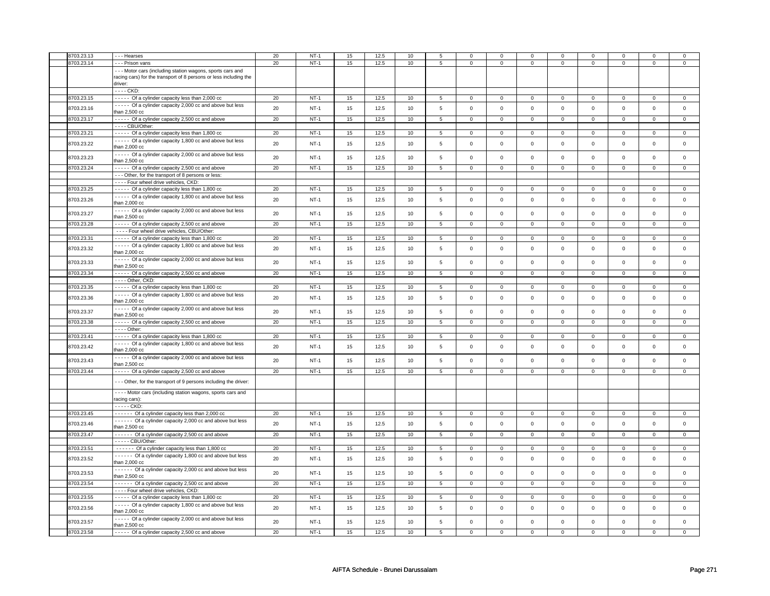| | | | | | | | | | | | | | | |
|---|---|---|---|---|---|---|---|---|---|---|---|---|---|---|
| 8703.23.13 | - - - Hearses | 20 | NT-1 | 15 | 12.5 | 10 | 5 | 0 | 0 | 0 | 0 | 0 | 0 | 0 | 0 |
| 8703.23.14 | - - - Prison vans | 20 | NT-1 | 15 | 12.5 | 10 | 5 | 0 | 0 | 0 | 0 | 0 | 0 | 0 | 0 |
| | - - - Motor cars (including station wagons, sports cars and racing cars) for the transport of 8 persons or less including the driver: | | | | | | | | | | | | | | |
| | - - - - CKD: | | | | | | | | | | | | | | |
| 8703.23.15 | - - - - - Of a cylinder capacity less than 2,000 cc | 20 | NT-1 | 15 | 12.5 | 10 | 5 | 0 | 0 | 0 | 0 | 0 | 0 | 0 | 0 |
| 8703.23.16 | - - - - - Of a cylinder capacity 2,000 cc and above but less than 2,500 cc | 20 | NT-1 | 15 | 12.5 | 10 | 5 | 0 | 0 | 0 | 0 | 0 | 0 | 0 | 0 |
| 8703.23.17 | - - - - - Of a cylinder capacity 2,500 cc and above | 20 | NT-1 | 15 | 12.5 | 10 | 5 | 0 | 0 | 0 | 0 | 0 | 0 | 0 | 0 |
| | - - - - CBU/Other: | | | | | | | | | | | | | | |
| 8703.23.21 | - - - - - Of a cylinder capacity less than 1,800 cc | 20 | NT-1 | 15 | 12.5 | 10 | 5 | 0 | 0 | 0 | 0 | 0 | 0 | 0 | 0 |
| 8703.23.22 | - - - - - Of a cylinder capacity 1,800 cc and above but less than 2,000 cc | 20 | NT-1 | 15 | 12.5 | 10 | 5 | 0 | 0 | 0 | 0 | 0 | 0 | 0 | 0 |
| 8703.23.23 | - - - - - Of a cylinder capacity 2,000 cc and above but less than 2,500 cc | 20 | NT-1 | 15 | 12.5 | 10 | 5 | 0 | 0 | 0 | 0 | 0 | 0 | 0 | 0 |
| 8703.23.24 | - - - - - Of a cylinder capacity 2,500 cc and above | 20 | NT-1 | 15 | 12.5 | 10 | 5 | 0 | 0 | 0 | 0 | 0 | 0 | 0 | 0 |
| | - - - Other, for the transport of 8 persons or less: | | | | | | | | | | | | | | |
| | - - - - Four wheel drive vehicles, CKD: | | | | | | | | | | | | | | |
| 8703.23.25 | - - - - - Of a cylinder capacity less than 1,800 cc | 20 | NT-1 | 15 | 12.5 | 10 | 5 | 0 | 0 | 0 | 0 | 0 | 0 | 0 | 0 |
| 8703.23.26 | - - - - - Of a cylinder capacity 1,800 cc and above but less than 2,000 cc | 20 | NT-1 | 15 | 12.5 | 10 | 5 | 0 | 0 | 0 | 0 | 0 | 0 | 0 | 0 |
| 8703.23.27 | - - - - - Of a cylinder capacity 2,000 cc and above but less than 2,500 cc | 20 | NT-1 | 15 | 12.5 | 10 | 5 | 0 | 0 | 0 | 0 | 0 | 0 | 0 | 0 |
| 8703.23.28 | - - - - - Of a cylinder capacity 2,500 cc and above | 20 | NT-1 | 15 | 12.5 | 10 | 5 | 0 | 0 | 0 | 0 | 0 | 0 | 0 | 0 |
| | - - - - Four wheel drive vehicles, CBU/Other: | | | | | | | | | | | | | | |
| 8703.23.31 | - - - - - Of a cylinder capacity less than 1,800 cc | 20 | NT-1 | 15 | 12.5 | 10 | 5 | 0 | 0 | 0 | 0 | 0 | 0 | 0 | 0 |
| 8703.23.32 | - - - - - Of a cylinder capacity 1,800 cc and above but less than 2,000 cc | 20 | NT-1 | 15 | 12.5 | 10 | 5 | 0 | 0 | 0 | 0 | 0 | 0 | 0 | 0 |
| 8703.23.33 | - - - - - Of a cylinder capacity 2,000 cc and above but less than 2,500 cc | 20 | NT-1 | 15 | 12.5 | 10 | 5 | 0 | 0 | 0 | 0 | 0 | 0 | 0 | 0 |
| 8703.23.34 | - - - - - Of a cylinder capacity 2,500 cc and above | 20 | NT-1 | 15 | 12.5 | 10 | 5 | 0 | 0 | 0 | 0 | 0 | 0 | 0 | 0 |
| | - - - - Other, CKD: | | | | | | | | | | | | | | |
| 8703.23.35 | - - - - - Of a cylinder capacity less than 1,800 cc | 20 | NT-1 | 15 | 12.5 | 10 | 5 | 0 | 0 | 0 | 0 | 0 | 0 | 0 | 0 |
| 8703.23.36 | - - - - - Of a cylinder capacity 1,800 cc and above but less than 2,000 cc | 20 | NT-1 | 15 | 12.5 | 10 | 5 | 0 | 0 | 0 | 0 | 0 | 0 | 0 | 0 |
| 8703.23.37 | - - - - - Of a cylinder capacity 2,000 cc and above but less than 2,500 cc | 20 | NT-1 | 15 | 12.5 | 10 | 5 | 0 | 0 | 0 | 0 | 0 | 0 | 0 | 0 |
| 8703.23.38 | - - - - - Of a cylinder capacity 2,500 cc and above | 20 | NT-1 | 15 | 12.5 | 10 | 5 | 0 | 0 | 0 | 0 | 0 | 0 | 0 | 0 |
| | - - - - Other: | | | | | | | | | | | | | | |
| 8703.23.41 | - - - - - Of a cylinder capacity less than 1,800 cc | 20 | NT-1 | 15 | 12.5 | 10 | 5 | 0 | 0 | 0 | 0 | 0 | 0 | 0 | 0 |
| 8703.23.42 | - - - - - Of a cylinder capacity 1,800 cc and above but less than 2,000 cc | 20 | NT-1 | 15 | 12.5 | 10 | 5 | 0 | 0 | 0 | 0 | 0 | 0 | 0 | 0 |
| 8703.23.43 | - - - - - Of a cylinder capacity 2,000 cc and above but less than 2,500 cc | 20 | NT-1 | 15 | 12.5 | 10 | 5 | 0 | 0 | 0 | 0 | 0 | 0 | 0 | 0 |
| 8703.23.44 | - - - - - Of a cylinder capacity 2,500 cc and above | 20 | NT-1 | 15 | 12.5 | 10 | 5 | 0 | 0 | 0 | 0 | 0 | 0 | 0 | 0 |
| | - - - Other, for the transport of 9 persons including the driver: | | | | | | | | | | | | | | |
| | - - - - Motor cars (including station wagons, sports cars and racing cars): | | | | | | | | | | | | | | |
| | - - - - - CKD: | | | | | | | | | | | | | | |
| 8703.23.45 | - - - - - - Of a cylinder capacity less than 2,000 cc | 20 | NT-1 | 15 | 12.5 | 10 | 5 | 0 | 0 | 0 | 0 | 0 | 0 | 0 | 0 |
| 8703.23.46 | - - - - - - Of a cylinder capacity 2,000 cc and above but less than 2,500 cc | 20 | NT-1 | 15 | 12.5 | 10 | 5 | 0 | 0 | 0 | 0 | 0 | 0 | 0 | 0 |
| 8703.23.47 | - - - - - - Of a cylinder capacity 2,500 cc and above | 20 | NT-1 | 15 | 12.5 | 10 | 5 | 0 | 0 | 0 | 0 | 0 | 0 | 0 | 0 |
| | - - - - - CBU/Other: | | | | | | | | | | | | | | |
| 8703.23.51 | - - - - - - Of a cylinder capacity less than 1,800 cc | 20 | NT-1 | 15 | 12.5 | 10 | 5 | 0 | 0 | 0 | 0 | 0 | 0 | 0 | 0 |
| 8703.23.52 | - - - - - - Of a cylinder capacity 1,800 cc and above but less than 2,000 cc | 20 | NT-1 | 15 | 12.5 | 10 | 5 | 0 | 0 | 0 | 0 | 0 | 0 | 0 | 0 |
| 8703.23.53 | - - - - - - Of a cylinder capacity 2,000 cc and above but less than 2,500 cc | 20 | NT-1 | 15 | 12.5 | 10 | 5 | 0 | 0 | 0 | 0 | 0 | 0 | 0 | 0 |
| 8703.23.54 | - - - - - - Of a cylinder capacity 2,500 cc and above | 20 | NT-1 | 15 | 12.5 | 10 | 5 | 0 | 0 | 0 | 0 | 0 | 0 | 0 | 0 |
| | - - - - Four wheel drive vehicles, CKD: | | | | | | | | | | | | | | |
| 8703.23.55 | - - - - - Of a cylinder capacity less than 1,800 cc | 20 | NT-1 | 15 | 12.5 | 10 | 5 | 0 | 0 | 0 | 0 | 0 | 0 | 0 | 0 |
| 8703.23.56 | - - - - - Of a cylinder capacity 1,800 cc and above but less than 2,000 cc | 20 | NT-1 | 15 | 12.5 | 10 | 5 | 0 | 0 | 0 | 0 | 0 | 0 | 0 | 0 |
| 8703.23.57 | - - - - - Of a cylinder capacity 2,000 cc and above but less than 2,500 cc | 20 | NT-1 | 15 | 12.5 | 10 | 5 | 0 | 0 | 0 | 0 | 0 | 0 | 0 | 0 |
| 8703.23.58 | - - - - - Of a cylinder capacity 2,500 cc and above | 20 | NT-1 | 15 | 12.5 | 10 | 5 | 0 | 0 | 0 | 0 | 0 | 0 | 0 | 0 |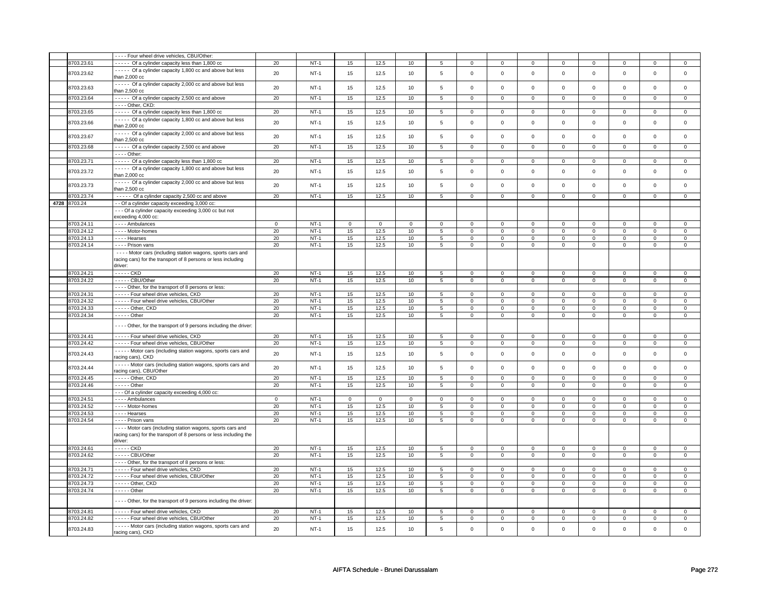| | | | | | | | | | | | | | | | | |
|---|---|---|---|---|---|---|---|---|---|---|---|---|---|---|---|---|
| | | - - - - Four wheel drive vehicles, CBU/Other: | | | | | | | | | | | | | | |
| | 8703.23.61 | - - - - - Of a cylinder capacity less than 1,800 cc | 20 | NT-1 | 15 | 12.5 | 10 | 5 | 0 | 0 | 0 | 0 | 0 | 0 | 0 | 0 |
| | 8703.23.62 | - - - - - Of a cylinder capacity 1,800 cc and above but less than 2,000 cc | 20 | NT-1 | 15 | 12.5 | 10 | 5 | 0 | 0 | 0 | 0 | 0 | 0 | 0 | 0 |
| | 8703.23.63 | - - - - - Of a cylinder capacity 2,000 cc and above but less than 2,500 cc | 20 | NT-1 | 15 | 12.5 | 10 | 5 | 0 | 0 | 0 | 0 | 0 | 0 | 0 | 0 |
| | 8703.23.64 | - - - - - Of a cylinder capacity 2,500 cc and above | 20 | NT-1 | 15 | 12.5 | 10 | 5 | 0 | 0 | 0 | 0 | 0 | 0 | 0 | 0 |
| | | - - - - Other, CKD: | | | | | | | | | | | | | | |
| | 8703.23.65 | - - - - - Of a cylinder capacity less than 1,800 cc | 20 | NT-1 | 15 | 12.5 | 10 | 5 | 0 | 0 | 0 | 0 | 0 | 0 | 0 | 0 |
| | 8703.23.66 | - - - - - Of a cylinder capacity 1,800 cc and above but less than 2,000 cc | 20 | NT-1 | 15 | 12.5 | 10 | 5 | 0 | 0 | 0 | 0 | 0 | 0 | 0 | 0 |
| | 8703.23.67 | - - - - - Of a cylinder capacity 2,000 cc and above but less than 2,500 cc | 20 | NT-1 | 15 | 12.5 | 10 | 5 | 0 | 0 | 0 | 0 | 0 | 0 | 0 | 0 |
| | 8703.23.68 | - - - - - Of a cylinder capacity 2,500 cc and above | 20 | NT-1 | 15 | 12.5 | 10 | 5 | 0 | 0 | 0 | 0 | 0 | 0 | 0 | 0 |
| | | - - - - Other: | | | | | | | | | | | | | | |
| | 8703.23.71 | - - - - - Of a cylinder capacity less than 1,800 cc | 20 | NT-1 | 15 | 12.5 | 10 | 5 | 0 | 0 | 0 | 0 | 0 | 0 | 0 | 0 |
| | 8703.23.72 | - - - - - Of a cylinder capacity 1,800 cc and above but less than 2,000 cc | 20 | NT-1 | 15 | 12.5 | 10 | 5 | 0 | 0 | 0 | 0 | 0 | 0 | 0 | 0 |
| | 8703.23.73 | - - - - - Of a cylinder capacity 2,000 cc and above but less than 2,500 cc | 20 | NT-1 | 15 | 12.5 | 10 | 5 | 0 | 0 | 0 | 0 | 0 | 0 | 0 | 0 |
| | 8703.23.74 | - - - - - Of a cylinder capacity 2,500 cc and above | 20 | NT-1 | 15 | 12.5 | 10 | 5 | 0 | 0 | 0 | 0 | 0 | 0 | 0 | 0 |
| 4728 | 8703.24 | - - Of a cylinder capacity exceeding 3,000 cc: | | | | | | | | | | | | | | |
| | | - - - Of a cylinder capacity exceeding 3,000 cc but not exceeding 4,000 cc: | | | | | | | | | | | | | | |
| | 8703.24.11 | - - - - Ambulances | 0 | NT-1 | 0 | 0 | 0 | 0 | 0 | 0 | 0 | 0 | 0 | 0 | 0 | 0 |
| | 8703.24.12 | - - - - Motor-homes | 20 | NT-1 | 15 | 12.5 | 10 | 5 | 0 | 0 | 0 | 0 | 0 | 0 | 0 | 0 |
| | 8703.24.13 | - - - - Hearses | 20 | NT-1 | 15 | 12.5 | 10 | 5 | 0 | 0 | 0 | 0 | 0 | 0 | 0 | 0 |
| | 8703.24.14 | - - - - Prison vans | 20 | NT-1 | 15 | 12.5 | 10 | 5 | 0 | 0 | 0 | 0 | 0 | 0 | 0 | 0 |
| | | - - - - Motor cars (including station wagons, sports cars and racing cars) for the transport of 8 persons or less including driver: | | | | | | | | | | | | | | |
| | 8703.24.21 | - - - - - CKD | 20 | NT-1 | 15 | 12.5 | 10 | 5 | 0 | 0 | 0 | 0 | 0 | 0 | 0 | 0 |
| | 8703.24.22 | - - - - - CBU/Other | 20 | NT-1 | 15 | 12.5 | 10 | 5 | 0 | 0 | 0 | 0 | 0 | 0 | 0 | 0 |
| | | - - - - Other, for the transport of 8 persons or less: | | | | | | | | | | | | | | |
| | 8703.24.31 | - - - - - Four wheel drive vehicles, CKD | 20 | NT-1 | 15 | 12.5 | 10 | 5 | 0 | 0 | 0 | 0 | 0 | 0 | 0 | 0 |
| | 8703.24.32 | - - - - - Four wheel drive vehicles, CBU/Other | 20 | NT-1 | 15 | 12.5 | 10 | 5 | 0 | 0 | 0 | 0 | 0 | 0 | 0 | 0 |
| | 8703.24.33 | - - - - - Other, CKD | 20 | NT-1 | 15 | 12.5 | 10 | 5 | 0 | 0 | 0 | 0 | 0 | 0 | 0 | 0 |
| | 8703.24.34 | - - - - - Other | 20 | NT-1 | 15 | 12.5 | 10 | 5 | 0 | 0 | 0 | 0 | 0 | 0 | 0 | 0 |
| | | - - - - Other, for the transport of 9 persons including the driver: | | | | | | | | | | | | | | |
| | 8703.24.41 | - - - - - Four wheel drive vehicles, CKD | 20 | NT-1 | 15 | 12.5 | 10 | 5 | 0 | 0 | 0 | 0 | 0 | 0 | 0 | 0 |
| | 8703.24.42 | - - - - - Four wheel drive vehicles, CBU/Other | 20 | NT-1 | 15 | 12.5 | 10 | 5 | 0 | 0 | 0 | 0 | 0 | 0 | 0 | 0 |
| | 8703.24.43 | - - - - - Motor cars (including station wagons, sports cars and racing cars), CKD | 20 | NT-1 | 15 | 12.5 | 10 | 5 | 0 | 0 | 0 | 0 | 0 | 0 | 0 | 0 |
| | 8703.24.44 | - - - - - Motor cars (including station wagons, sports cars and racing cars), CBU/Other | 20 | NT-1 | 15 | 12.5 | 10 | 5 | 0 | 0 | 0 | 0 | 0 | 0 | 0 | 0 |
| | 8703.24.45 | - - - - - Other, CKD | 20 | NT-1 | 15 | 12.5 | 10 | 5 | 0 | 0 | 0 | 0 | 0 | 0 | 0 | 0 |
| | 8703.24.46 | - - - - - Other | 20 | NT-1 | 15 | 12.5 | 10 | 5 | 0 | 0 | 0 | 0 | 0 | 0 | 0 | 0 |
| | | - - - Of a cylinder capacity exceeding 4,000 cc: | | | | | | | | | | | | | | |
| | 8703.24.51 | - - - - Ambulances | 0 | NT-1 | 0 | 0 | 0 | 0 | 0 | 0 | 0 | 0 | 0 | 0 | 0 | 0 |
| | 8703.24.52 | - - - - Motor-homes | 20 | NT-1 | 15 | 12.5 | 10 | 5 | 0 | 0 | 0 | 0 | 0 | 0 | 0 | 0 |
| | 8703.24.53 | - - - - Hearses | 20 | NT-1 | 15 | 12.5 | 10 | 5 | 0 | 0 | 0 | 0 | 0 | 0 | 0 | 0 |
| | 8703.24.54 | - - - - Prison vans | 20 | NT-1 | 15 | 12.5 | 10 | 5 | 0 | 0 | 0 | 0 | 0 | 0 | 0 | 0 |
| | | - - - - Motor cars (including station wagons, sports cars and racing cars) for the transport of 8 persons or less including the driver: | | | | | | | | | | | | | | |
| | 8703.24.61 | - - - - - CKD | 20 | NT-1 | 15 | 12.5 | 10 | 5 | 0 | 0 | 0 | 0 | 0 | 0 | 0 | 0 |
| | 8703.24.62 | - - - - - CBU/Other | 20 | NT-1 | 15 | 12.5 | 10 | 5 | 0 | 0 | 0 | 0 | 0 | 0 | 0 | 0 |
| | | - - - - Other, for the transport of 8 persons or less: | | | | | | | | | | | | | | |
| | 8703.24.71 | - - - - - Four wheel drive vehicles, CKD | 20 | NT-1 | 15 | 12.5 | 10 | 5 | 0 | 0 | 0 | 0 | 0 | 0 | 0 | 0 |
| | 8703.24.72 | - - - - - Four wheel drive vehicles, CBU/Other | 20 | NT-1 | 15 | 12.5 | 10 | 5 | 0 | 0 | 0 | 0 | 0 | 0 | 0 | 0 |
| | 8703.24.73 | - - - - - Other, CKD | 20 | NT-1 | 15 | 12.5 | 10 | 5 | 0 | 0 | 0 | 0 | 0 | 0 | 0 | 0 |
| | 8703.24.74 | - - - - - Other | 20 | NT-1 | 15 | 12.5 | 10 | 5 | 0 | 0 | 0 | 0 | 0 | 0 | 0 | 0 |
| | | - - - - Other, for the transport of 9 persons including the driver: | | | | | | | | | | | | | | |
| | 8703.24.81 | - - - - - Four wheel drive vehicles, CKD | 20 | NT-1 | 15 | 12.5 | 10 | 5 | 0 | 0 | 0 | 0 | 0 | 0 | 0 | 0 |
| | 8703.24.82 | - - - - - Four wheel drive vehicles, CBU/Other | 20 | NT-1 | 15 | 12.5 | 10 | 5 | 0 | 0 | 0 | 0 | 0 | 0 | 0 | 0 |
| | 8703.24.83 | - - - - - Motor cars (including station wagons, sports cars and racing cars), CKD | 20 | NT-1 | 15 | 12.5 | 10 | 5 | 0 | 0 | 0 | 0 | 0 | 0 | 0 | 0 |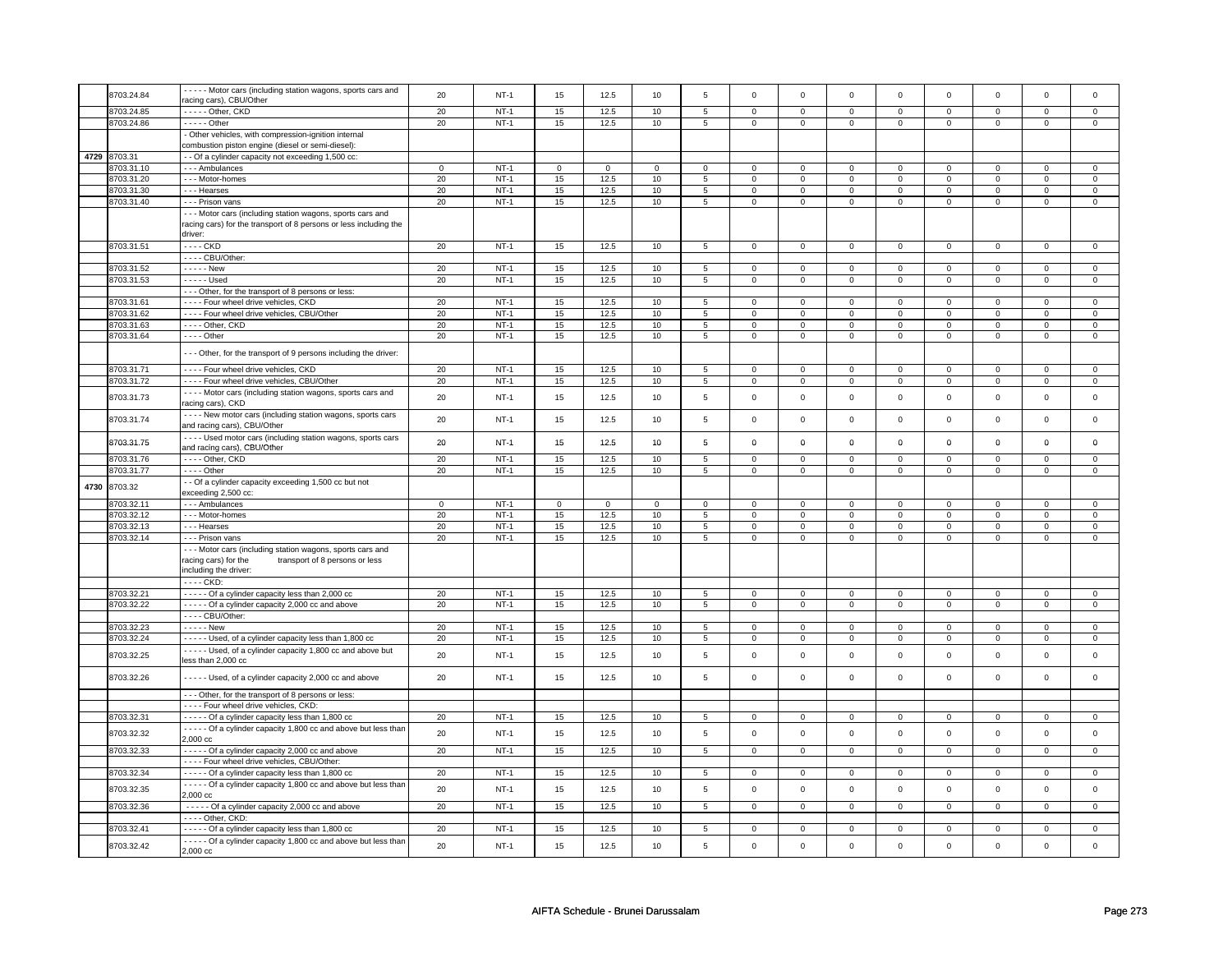| | | | | | | | | | | | | | | | |
|---|---|---|---|---|---|---|---|---|---|---|---|---|---|---|---|
| | 8703.24.84 | - - - - - Motor cars (including station wagons, sports cars and racing cars), CBU/Other | 20 | NT-1 | 15 | 12.5 | 10 | 5 | 0 | 0 | 0 | 0 | 0 | 0 | 0 | 0 |
| | 8703.24.85 | - - - - - Other, CKD | 20 | NT-1 | 15 | 12.5 | 10 | 5 | 0 | 0 | 0 | 0 | 0 | 0 | 0 | 0 |
| | 8703.24.86 | - - - - - Other | 20 | NT-1 | 15 | 12.5 | 10 | 5 | 0 | 0 | 0 | 0 | 0 | 0 | 0 | 0 |
| | | - Other vehicles, with compression-ignition internal combustion piston engine (diesel or semi-diesel): | | | | | | | | | | | | | | |
| 4729 | 8703.31 | - - Of a cylinder capacity not exceeding 1,500 cc: | | | | | | | | | | | | | | |
| | 8703.31.10 | - - - Ambulances | 0 | NT-1 | 0 | 0 | 0 | 0 | 0 | 0 | 0 | 0 | 0 | 0 | 0 | 0 |
| | 8703.31.20 | - - - Motor-homes | 20 | NT-1 | 15 | 12.5 | 10 | 5 | 0 | 0 | 0 | 0 | 0 | 0 | 0 | 0 |
| | 8703.31.30 | - - - Hearses | 20 | NT-1 | 15 | 12.5 | 10 | 5 | 0 | 0 | 0 | 0 | 0 | 0 | 0 | 0 |
| | 8703.31.40 | - - - Prison vans | 20 | NT-1 | 15 | 12.5 | 10 | 5 | 0 | 0 | 0 | 0 | 0 | 0 | 0 | 0 |
| | | - - - Motor cars (including station wagons, sports cars and racing cars) for the transport of 8 persons or less including the driver: | | | | | | | | | | | | | | |
| | 8703.31.51 | - - - - CKD | 20 | NT-1 | 15 | 12.5 | 10 | 5 | 0 | 0 | 0 | 0 | 0 | 0 | 0 | 0 |
| | | - - - - CBU/Other: | | | | | | | | | | | | | | |
| | 8703.31.52 | - - - - - New | 20 | NT-1 | 15 | 12.5 | 10 | 5 | 0 | 0 | 0 | 0 | 0 | 0 | 0 | 0 |
| | 8703.31.53 | - - - - - Used | 20 | NT-1 | 15 | 12.5 | 10 | 5 | 0 | 0 | 0 | 0 | 0 | 0 | 0 | 0 |
| | | - - - Other, for the transport of 8 persons or less: | | | | | | | | | | | | | | |
| | 8703.31.61 | - - - - Four wheel drive vehicles, CKD | 20 | NT-1 | 15 | 12.5 | 10 | 5 | 0 | 0 | 0 | 0 | 0 | 0 | 0 | 0 |
| | 8703.31.62 | - - - - Four wheel drive vehicles, CBU/Other | 20 | NT-1 | 15 | 12.5 | 10 | 5 | 0 | 0 | 0 | 0 | 0 | 0 | 0 | 0 |
| | 8703.31.63 | - - - - Other, CKD | 20 | NT-1 | 15 | 12.5 | 10 | 5 | 0 | 0 | 0 | 0 | 0 | 0 | 0 | 0 |
| | 8703.31.64 | - - - - Other | 20 | NT-1 | 15 | 12.5 | 10 | 5 | 0 | 0 | 0 | 0 | 0 | 0 | 0 | 0 |
| | | - - - Other, for the transport of 9 persons including the driver: | | | | | | | | | | | | | | |
| | 8703.31.71 | - - - - Four wheel drive vehicles, CKD | 20 | NT-1 | 15 | 12.5 | 10 | 5 | 0 | 0 | 0 | 0 | 0 | 0 | 0 | 0 |
| | 8703.31.72 | - - - - Four wheel drive vehicles, CBU/Other | 20 | NT-1 | 15 | 12.5 | 10 | 5 | 0 | 0 | 0 | 0 | 0 | 0 | 0 | 0 |
| | 8703.31.73 | - - - - Motor cars (including station wagons, sports cars and racing cars), CKD | 20 | NT-1 | 15 | 12.5 | 10 | 5 | 0 | 0 | 0 | 0 | 0 | 0 | 0 | 0 |
| | 8703.31.74 | - - - - New motor cars (including station wagons, sports cars and racing cars), CBU/Other | 20 | NT-1 | 15 | 12.5 | 10 | 5 | 0 | 0 | 0 | 0 | 0 | 0 | 0 | 0 |
| | 8703.31.75 | - - - - Used motor cars (including station wagons, sports cars and racing cars), CBU/Other | 20 | NT-1 | 15 | 12.5 | 10 | 5 | 0 | 0 | 0 | 0 | 0 | 0 | 0 | 0 |
| | 8703.31.76 | - - - - Other, CKD | 20 | NT-1 | 15 | 12.5 | 10 | 5 | 0 | 0 | 0 | 0 | 0 | 0 | 0 | 0 |
| | 8703.31.77 | - - - - Other | 20 | NT-1 | 15 | 12.5 | 10 | 5 | 0 | 0 | 0 | 0 | 0 | 0 | 0 | 0 |
| 4730 | 8703.32 | - - Of a cylinder capacity exceeding 1,500 cc but not exceeding 2,500 cc: | | | | | | | | | | | | | | |
| | 8703.32.11 | - - - Ambulances | 0 | NT-1 | 0 | 0 | 0 | 0 | 0 | 0 | 0 | 0 | 0 | 0 | 0 | 0 |
| | 8703.32.12 | - - - Motor-homes | 20 | NT-1 | 15 | 12.5 | 10 | 5 | 0 | 0 | 0 | 0 | 0 | 0 | 0 | 0 |
| | 8703.32.13 | - - - Hearses | 20 | NT-1 | 15 | 12.5 | 10 | 5 | 0 | 0 | 0 | 0 | 0 | 0 | 0 | 0 |
| | 8703.32.14 | - - - Prison vans | 20 | NT-1 | 15 | 12.5 | 10 | 5 | 0 | 0 | 0 | 0 | 0 | 0 | 0 | 0 |
| | | - - - Motor cars (including station wagons, sports cars and racing cars) for the transport of 8 persons or less including the driver: | | | | | | | | | | | | | | |
| | | - - - - CKD: | | | | | | | | | | | | | | |
| | 8703.32.21 | - - - - - Of a cylinder capacity less than 2,000 cc | 20 | NT-1 | 15 | 12.5 | 10 | 5 | 0 | 0 | 0 | 0 | 0 | 0 | 0 | 0 |
| | 8703.32.22 | - - - - - Of a cylinder capacity 2,000 cc and above | 20 | NT-1 | 15 | 12.5 | 10 | 5 | 0 | 0 | 0 | 0 | 0 | 0 | 0 | 0 |
| | | - - - - CBU/Other: | | | | | | | | | | | | | | |
| | 8703.32.23 | - - - - - New | 20 | NT-1 | 15 | 12.5 | 10 | 5 | 0 | 0 | 0 | 0 | 0 | 0 | 0 | 0 |
| | 8703.32.24 | - - - - - Used, of a cylinder capacity less than 1,800 cc | 20 | NT-1 | 15 | 12.5 | 10 | 5 | 0 | 0 | 0 | 0 | 0 | 0 | 0 | 0 |
| | 8703.32.25 | - - - - - Used, of a cylinder capacity 1,800 cc and above but less than 2,000 cc | 20 | NT-1 | 15 | 12.5 | 10 | 5 | 0 | 0 | 0 | 0 | 0 | 0 | 0 | 0 |
| | 8703.32.26 | - - - - - Used, of a cylinder capacity 2,000 cc and above | 20 | NT-1 | 15 | 12.5 | 10 | 5 | 0 | 0 | 0 | 0 | 0 | 0 | 0 | 0 |
| | | - - - Other, for the transport of 8 persons or less: | | | | | | | | | | | | | | |
| | | - - - - Four wheel drive vehicles, CKD: | | | | | | | | | | | | | | |
| | 8703.32.31 | - - - - - Of a cylinder capacity less than 1,800 cc | 20 | NT-1 | 15 | 12.5 | 10 | 5 | 0 | 0 | 0 | 0 | 0 | 0 | 0 | 0 |
| | 8703.32.32 | - - - - - Of a cylinder capacity 1,800 cc and above but less than 2,000 cc | 20 | NT-1 | 15 | 12.5 | 10 | 5 | 0 | 0 | 0 | 0 | 0 | 0 | 0 | 0 |
| | 8703.32.33 | - - - - - Of a cylinder capacity 2,000 cc and above | 20 | NT-1 | 15 | 12.5 | 10 | 5 | 0 | 0 | 0 | 0 | 0 | 0 | 0 | 0 |
| | | - - - - Four wheel drive vehicles, CBU/Other: | | | | | | | | | | | | | | |
| | 8703.32.34 | - - - - - Of a cylinder capacity less than 1,800 cc | 20 | NT-1 | 15 | 12.5 | 10 | 5 | 0 | 0 | 0 | 0 | 0 | 0 | 0 | 0 |
| | 8703.32.35 | - - - - - Of a cylinder capacity 1,800 cc and above but less than 2,000 cc | 20 | NT-1 | 15 | 12.5 | 10 | 5 | 0 | 0 | 0 | 0 | 0 | 0 | 0 | 0 |
| | 8703.32.36 | - - - - - Of a cylinder capacity 2,000 cc and above | 20 | NT-1 | 15 | 12.5 | 10 | 5 | 0 | 0 | 0 | 0 | 0 | 0 | 0 | 0 |
| | | - - - - Other, CKD: | | | | | | | | | | | | | | |
| | 8703.32.41 | - - - - - Of a cylinder capacity less than 1,800 cc | 20 | NT-1 | 15 | 12.5 | 10 | 5 | 0 | 0 | 0 | 0 | 0 | 0 | 0 | 0 |
| | 8703.32.42 | - - - - - Of a cylinder capacity 1,800 cc and above but less than 2,000 cc | 20 | NT-1 | 15 | 12.5 | 10 | 5 | 0 | 0 | 0 | 0 | 0 | 0 | 0 | 0 |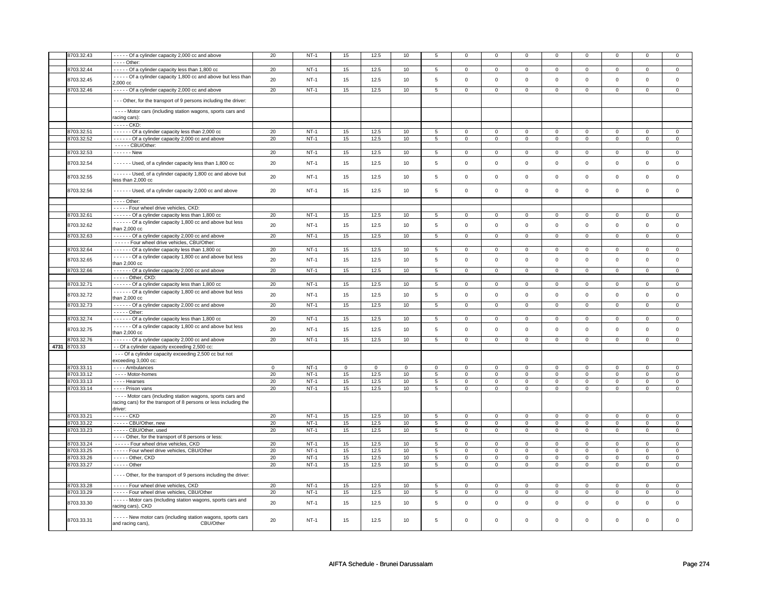| | 8703.32.43 | - - - - - Of a cylinder capacity 2,000 cc and above | 20 | NT-1 | 15 | 12.5 | 10 | 5 | 0 | 0 | 0 | 0 | 0 | 0 | 0 | 0 |
|---|---|---|---|---|---|---|---|---|---|---|---|---|---|---|---|---|
| | | - - - - Other: | | | | | | | | | | | | | | |
| | 8703.32.44 | - - - - - Of a cylinder capacity less than 1,800 cc | 20 | NT-1 | 15 | 12.5 | 10 | 5 | 0 | 0 | 0 | 0 | 0 | 0 | 0 | 0 |
| | 8703.32.45 | - - - - - Of a cylinder capacity 1,800 cc and above but less than 2,000 cc | 20 | NT-1 | 15 | 12.5 | 10 | 5 | 0 | 0 | 0 | 0 | 0 | 0 | 0 | 0 |
| | 8703.32.46 | - - - - - Of a cylinder capacity 2,000 cc and above | 20 | NT-1 | 15 | 12.5 | 10 | 5 | 0 | 0 | 0 | 0 | 0 | 0 | 0 | 0 |
| | | - - - Other, for the transport of 9 persons including the driver: | | | | | | | | | | | | | | |
| | | - - - - Motor cars (including station wagons, sports cars and racing cars): | | | | | | | | | | | | | | |
| | | - - - - - CKD: | | | | | | | | | | | | | | |
| | 8703.32.51 | - - - - - - Of a cylinder capacity less than 2,000 cc | 20 | NT-1 | 15 | 12.5 | 10 | 5 | 0 | 0 | 0 | 0 | 0 | 0 | 0 | 0 |
| | 8703.32.52 | - - - - - - Of a cylinder capacity 2,000 cc and above | 20 | NT-1 | 15 | 12.5 | 10 | 5 | 0 | 0 | 0 | 0 | 0 | 0 | 0 | 0 |
| | | - - - - - CBU/Other: | | | | | | | | | | | | | | |
| | 8703.32.53 | - - - - - - New | 20 | NT-1 | 15 | 12.5 | 10 | 5 | 0 | 0 | 0 | 0 | 0 | 0 | 0 | 0 |
| | 8703.32.54 | - - - - - - Used, of a cylinder capacity less than 1,800 cc | 20 | NT-1 | 15 | 12.5 | 10 | 5 | 0 | 0 | 0 | 0 | 0 | 0 | 0 | 0 |
| | 8703.32.55 | - - - - - - Used, of a cylinder capacity 1,800 cc and above but less than 2,000 cc | 20 | NT-1 | 15 | 12.5 | 10 | 5 | 0 | 0 | 0 | 0 | 0 | 0 | 0 | 0 |
| | 8703.32.56 | - - - - - - Used, of a cylinder capacity 2,000 cc and above | 20 | NT-1 | 15 | 12.5 | 10 | 5 | 0 | 0 | 0 | 0 | 0 | 0 | 0 | 0 |
| | | - - - - Other: | | | | | | | | | | | | | | |
| | | - - - - - Four wheel drive vehicles, CKD: | | | | | | | | | | | | | | |
| | 8703.32.61 | - - - - - - Of a cylinder capacity less than 1,800 cc | 20 | NT-1 | 15 | 12.5 | 10 | 5 | 0 | 0 | 0 | 0 | 0 | 0 | 0 | 0 |
| | 8703.32.62 | - - - - - - Of a cylinder capacity 1,800 cc and above but less than 2,000 cc | 20 | NT-1 | 15 | 12.5 | 10 | 5 | 0 | 0 | 0 | 0 | 0 | 0 | 0 | 0 |
| | 8703.32.63 | - - - - - - Of a cylinder capacity 2,000 cc and above | 20 | NT-1 | 15 | 12.5 | 10 | 5 | 0 | 0 | 0 | 0 | 0 | 0 | 0 | 0 |
| | | - - - - - Four wheel drive vehicles, CBU/Other: | | | | | | | | | | | | | | |
| | 8703.32.64 | - - - - - - Of a cylinder capacity less than 1,800 cc | 20 | NT-1 | 15 | 12.5 | 10 | 5 | 0 | 0 | 0 | 0 | 0 | 0 | 0 | 0 |
| | 8703.32.65 | - - - - - - Of a cylinder capacity 1,800 cc and above but less than 2,000 cc | 20 | NT-1 | 15 | 12.5 | 10 | 5 | 0 | 0 | 0 | 0 | 0 | 0 | 0 | 0 |
| | 8703.32.66 | - - - - - - Of a cylinder capacity 2,000 cc and above | 20 | NT-1 | 15 | 12.5 | 10 | 5 | 0 | 0 | 0 | 0 | 0 | 0 | 0 | 0 |
| | | - - - - - Other, CKD: | | | | | | | | | | | | | | |
| | 8703.32.71 | - - - - - - Of a cylinder capacity less than 1,800 cc | 20 | NT-1 | 15 | 12.5 | 10 | 5 | 0 | 0 | 0 | 0 | 0 | 0 | 0 | 0 |
| | 8703.32.72 | - - - - - - Of a cylinder capacity 1,800 cc and above but less than 2,000 cc | 20 | NT-1 | 15 | 12.5 | 10 | 5 | 0 | 0 | 0 | 0 | 0 | 0 | 0 | 0 |
| | 8703.32.73 | - - - - - - Of a cylinder capacity 2,000 cc and above | 20 | NT-1 | 15 | 12.5 | 10 | 5 | 0 | 0 | 0 | 0 | 0 | 0 | 0 | 0 |
| | | - - - - - Other: | | | | | | | | | | | | | | |
| | 8703.32.74 | - - - - - - Of a cylinder capacity less than 1,800 cc | 20 | NT-1 | 15 | 12.5 | 10 | 5 | 0 | 0 | 0 | 0 | 0 | 0 | 0 | 0 |
| | 8703.32.75 | - - - - - - Of a cylinder capacity 1,800 cc and above but less than 2,000 cc | 20 | NT-1 | 15 | 12.5 | 10 | 5 | 0 | 0 | 0 | 0 | 0 | 0 | 0 | 0 |
| | 8703.32.76 | - - - - - - Of a cylinder capacity 2,000 cc and above | 20 | NT-1 | 15 | 12.5 | 10 | 5 | 0 | 0 | 0 | 0 | 0 | 0 | 0 | 0 |
| 4731 | 8703.33 | - - Of a cylinder capacity exceeding 2,500 cc: | | | | | | | | | | | | | | |
| | | - - - Of a cylinder capacity exceeding 2,500 cc but not exceeding 3,000 cc: | | | | | | | | | | | | | | |
| | 8703.33.11 | - - - - Ambulances | 0 | NT-1 | 0 | 0 | 0 | 0 | 0 | 0 | 0 | 0 | 0 | 0 | 0 | 0 |
| | 8703.33.12 | - - - - Motor-homes | 20 | NT-1 | 15 | 12.5 | 10 | 5 | 0 | 0 | 0 | 0 | 0 | 0 | 0 | 0 |
| | 8703.33.13 | - - - - Hearses | 20 | NT-1 | 15 | 12.5 | 10 | 5 | 0 | 0 | 0 | 0 | 0 | 0 | 0 | 0 |
| | 8703.33.14 | - - - - Prison vans | 20 | NT-1 | 15 | 12.5 | 10 | 5 | 0 | 0 | 0 | 0 | 0 | 0 | 0 | 0 |
| | | - - - - Motor cars (including station wagons, sports cars and racing cars) for the transport of 8 persons or less including the driver: | | | | | | | | | | | | | | |
| | 8703.33.21 | - - - - - CKD | 20 | NT-1 | 15 | 12.5 | 10 | 5 | 0 | 0 | 0 | 0 | 0 | 0 | 0 | 0 |
| | 8703.33.22 | - - - - - CBU/Other, new | 20 | NT-1 | 15 | 12.5 | 10 | 5 | 0 | 0 | 0 | 0 | 0 | 0 | 0 | 0 |
| | 8703.33.23 | - - - - - CBU/Other, used | 20 | NT-1 | 15 | 12.5 | 10 | 5 | 0 | 0 | 0 | 0 | 0 | 0 | 0 | 0 |
| | | - - - - Other, for the transport of 8 persons or less: | | | | | | | | | | | | | | |
| | 8703.33.24 | - - - - - Four wheel drive vehicles, CKD | 20 | NT-1 | 15 | 12.5 | 10 | 5 | 0 | 0 | 0 | 0 | 0 | 0 | 0 | 0 |
| | 8703.33.25 | - - - - - Four wheel drive vehicles, CBU/Other | 20 | NT-1 | 15 | 12.5 | 10 | 5 | 0 | 0 | 0 | 0 | 0 | 0 | 0 | 0 |
| | 8703.33.26 | - - - - - Other, CKD | 20 | NT-1 | 15 | 12.5 | 10 | 5 | 0 | 0 | 0 | 0 | 0 | 0 | 0 | 0 |
| | 8703.33.27 | - - - - - Other | 20 | NT-1 | 15 | 12.5 | 10 | 5 | 0 | 0 | 0 | 0 | 0 | 0 | 0 | 0 |
| | | - - - - Other, for the transport of 9 persons including the driver: | | | | | | | | | | | | | | |
| | 8703.33.28 | - - - - - Four wheel drive vehicles, CKD | 20 | NT-1 | 15 | 12.5 | 10 | 5 | 0 | 0 | 0 | 0 | 0 | 0 | 0 | 0 |
| | 8703.33.29 | - - - - - Four wheel drive vehicles, CBU/Other | 20 | NT-1 | 15 | 12.5 | 10 | 5 | 0 | 0 | 0 | 0 | 0 | 0 | 0 | 0 |
| | 8703.33.30 | - - - - - Motor cars (including station wagons, sports cars and racing cars), CKD | 20 | NT-1 | 15 | 12.5 | 10 | 5 | 0 | 0 | 0 | 0 | 0 | 0 | 0 | 0 |
| | 8703.33.31 | - - - - - New motor cars (including station wagons, sports cars and racing cars), CBU/Other | 20 | NT-1 | 15 | 12.5 | 10 | 5 | 0 | 0 | 0 | 0 | 0 | 0 | 0 | 0 |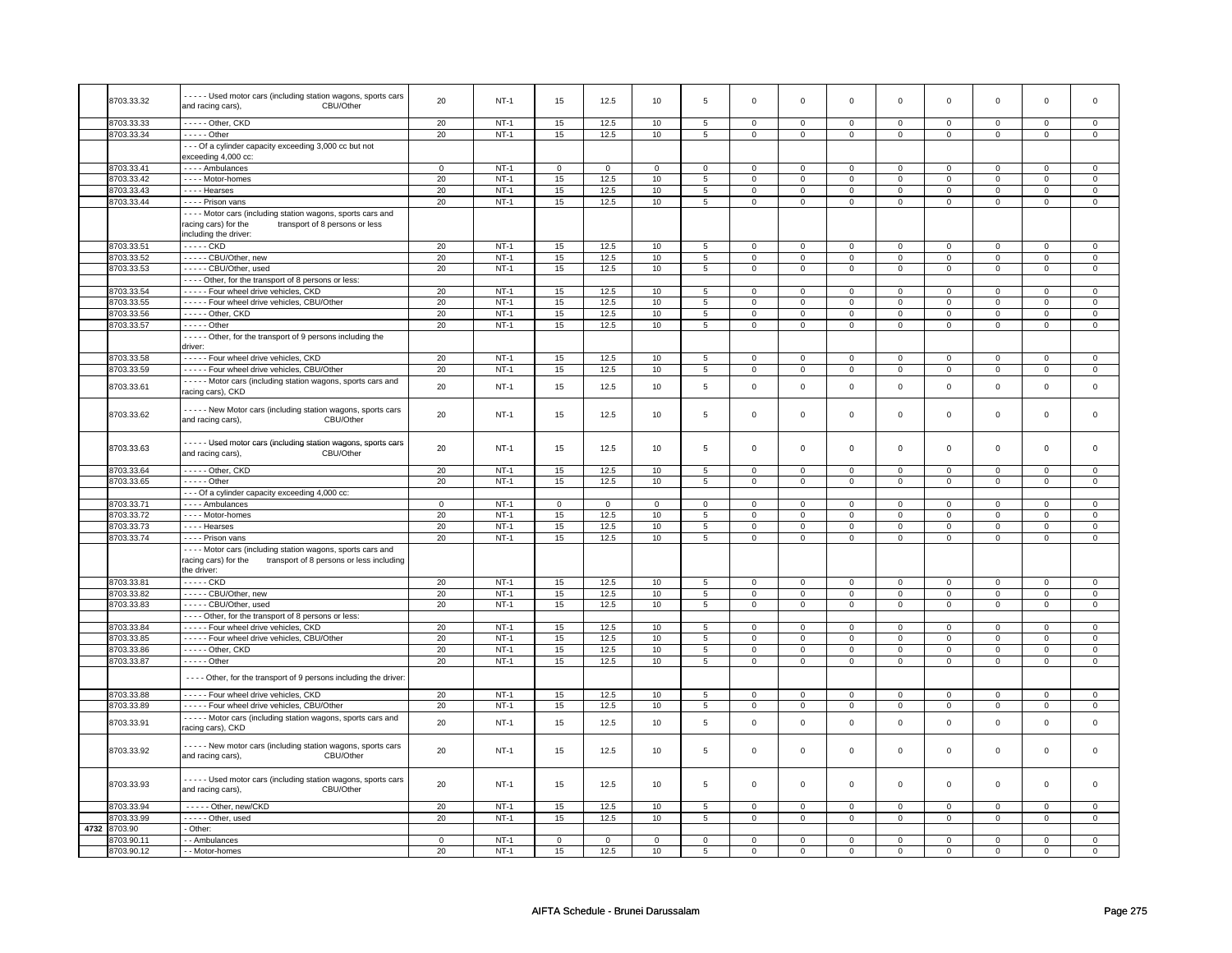|  |  |  |  |  |  |  |  |  |  |  |  |  |  |  |  |  |
|---|---|---|---|---|---|---|---|---|---|---|---|---|---|---|---|---|
|  | 8703.33.32 | - - - - - Used motor cars (including station wagons, sports cars and racing cars), CBU/Other | 20 | NT-1 | 15 | 12.5 | 10 | 5 | 0 | 0 | 0 | 0 | 0 | 0 | 0 | 0 |
|  | 8703.33.33 | - - - - - Other, CKD | 20 | NT-1 | 15 | 12.5 | 10 | 5 | 0 | 0 | 0 | 0 | 0 | 0 | 0 | 0 |
|  | 8703.33.34 | - - - - - Other | 20 | NT-1 | 15 | 12.5 | 10 | 5 | 0 | 0 | 0 | 0 | 0 | 0 | 0 | 0 |
|  |  | - - - Of a cylinder capacity exceeding 3,000 cc but not exceeding 4,000 cc: |  |  |  |  |  |  |  |  |  |  |  |  |  |  |
|  | 8703.33.41 | - - - - Ambulances | 0 | NT-1 | 0 | 0 | 0 | 0 | 0 | 0 | 0 | 0 | 0 | 0 | 0 | 0 |
|  | 8703.33.42 | - - - - Motor-homes | 20 | NT-1 | 15 | 12.5 | 10 | 5 | 0 | 0 | 0 | 0 | 0 | 0 | 0 | 0 |
|  | 8703.33.43 | - - - - Hearses | 20 | NT-1 | 15 | 12.5 | 10 | 5 | 0 | 0 | 0 | 0 | 0 | 0 | 0 | 0 |
|  | 8703.33.44 | - - - - Prison vans | 20 | NT-1 | 15 | 12.5 | 10 | 5 | 0 | 0 | 0 | 0 | 0 | 0 | 0 | 0 |
|  |  | - - - - Motor cars (including station wagons, sports cars and racing cars) for the transport of 8 persons or less including the driver: |  |  |  |  |  |  |  |  |  |  |  |  |  |  |
|  | 8703.33.51 | - - - - - CKD | 20 | NT-1 | 15 | 12.5 | 10 | 5 | 0 | 0 | 0 | 0 | 0 | 0 | 0 | 0 |
|  | 8703.33.52 | - - - - - CBU/Other, new | 20 | NT-1 | 15 | 12.5 | 10 | 5 | 0 | 0 | 0 | 0 | 0 | 0 | 0 | 0 |
|  | 8703.33.53 | - - - - - CBU/Other, used | 20 | NT-1 | 15 | 12.5 | 10 | 5 | 0 | 0 | 0 | 0 | 0 | 0 | 0 | 0 |
|  |  | - - - - Other, for the transport of 8 persons or less: |  |  |  |  |  |  |  |  |  |  |  |  |  |  |
|  | 8703.33.54 | - - - - - Four wheel drive vehicles, CKD | 20 | NT-1 | 15 | 12.5 | 10 | 5 | 0 | 0 | 0 | 0 | 0 | 0 | 0 | 0 |
|  | 8703.33.55 | - - - - - Four wheel drive vehicles, CBU/Other | 20 | NT-1 | 15 | 12.5 | 10 | 5 | 0 | 0 | 0 | 0 | 0 | 0 | 0 | 0 |
|  | 8703.33.56 | - - - - - Other, CKD | 20 | NT-1 | 15 | 12.5 | 10 | 5 | 0 | 0 | 0 | 0 | 0 | 0 | 0 | 0 |
|  | 8703.33.57 | - - - - - Other | 20 | NT-1 | 15 | 12.5 | 10 | 5 | 0 | 0 | 0 | 0 | 0 | 0 | 0 | 0 |
|  |  | - - - - - Other, for the transport of 9 persons including the driver: |  |  |  |  |  |  |  |  |  |  |  |  |  |  |
|  | 8703.33.58 | - - - - - Four wheel drive vehicles, CKD | 20 | NT-1 | 15 | 12.5 | 10 | 5 | 0 | 0 | 0 | 0 | 0 | 0 | 0 | 0 |
|  | 8703.33.59 | - - - - - Four wheel drive vehicles, CBU/Other | 20 | NT-1 | 15 | 12.5 | 10 | 5 | 0 | 0 | 0 | 0 | 0 | 0 | 0 | 0 |
|  | 8703.33.61 | - - - - - Motor cars (including station wagons, sports cars and racing cars), CKD | 20 | NT-1 | 15 | 12.5 | 10 | 5 | 0 | 0 | 0 | 0 | 0 | 0 | 0 | 0 |
|  | 8703.33.62 | - - - - - New Motor cars (including station wagons, sports cars and racing cars), CBU/Other | 20 | NT-1 | 15 | 12.5 | 10 | 5 | 0 | 0 | 0 | 0 | 0 | 0 | 0 | 0 |
|  | 8703.33.63 | - - - - - Used motor cars (including station wagons, sports cars and racing cars), CBU/Other | 20 | NT-1 | 15 | 12.5 | 10 | 5 | 0 | 0 | 0 | 0 | 0 | 0 | 0 | 0 |
|  | 8703.33.64 | - - - - - Other, CKD | 20 | NT-1 | 15 | 12.5 | 10 | 5 | 0 | 0 | 0 | 0 | 0 | 0 | 0 | 0 |
|  | 8703.33.65 | - - - - - Other | 20 | NT-1 | 15 | 12.5 | 10 | 5 | 0 | 0 | 0 | 0 | 0 | 0 | 0 | 0 |
|  |  | - - - Of a cylinder capacity exceeding 4,000 cc: |  |  |  |  |  |  |  |  |  |  |  |  |  |  |
|  | 8703.33.71 | - - - - Ambulances | 0 | NT-1 | 0 | 0 | 0 | 0 | 0 | 0 | 0 | 0 | 0 | 0 | 0 | 0 |
|  | 8703.33.72 | - - - - Motor-homes | 20 | NT-1 | 15 | 12.5 | 10 | 5 | 0 | 0 | 0 | 0 | 0 | 0 | 0 | 0 |
|  | 8703.33.73 | - - - - Hearses | 20 | NT-1 | 15 | 12.5 | 10 | 5 | 0 | 0 | 0 | 0 | 0 | 0 | 0 | 0 |
|  | 8703.33.74 | - - - - Prison vans | 20 | NT-1 | 15 | 12.5 | 10 | 5 | 0 | 0 | 0 | 0 | 0 | 0 | 0 | 0 |
|  |  | - - - - Motor cars (including station wagons, sports cars and racing cars) for the transport of 8 persons or less including the driver: |  |  |  |  |  |  |  |  |  |  |  |  |  |  |
|  | 8703.33.81 | - - - - - CKD | 20 | NT-1 | 15 | 12.5 | 10 | 5 | 0 | 0 | 0 | 0 | 0 | 0 | 0 | 0 |
|  | 8703.33.82 | - - - - - CBU/Other, new | 20 | NT-1 | 15 | 12.5 | 10 | 5 | 0 | 0 | 0 | 0 | 0 | 0 | 0 | 0 |
|  | 8703.33.83 | - - - - - CBU/Other, used | 20 | NT-1 | 15 | 12.5 | 10 | 5 | 0 | 0 | 0 | 0 | 0 | 0 | 0 | 0 |
|  |  | - - - - Other, for the transport of 8 persons or less: |  |  |  |  |  |  |  |  |  |  |  |  |  |  |
|  | 8703.33.84 | - - - - - Four wheel drive vehicles, CKD | 20 | NT-1 | 15 | 12.5 | 10 | 5 | 0 | 0 | 0 | 0 | 0 | 0 | 0 | 0 |
|  | 8703.33.85 | - - - - - Four wheel drive vehicles, CBU/Other | 20 | NT-1 | 15 | 12.5 | 10 | 5 | 0 | 0 | 0 | 0 | 0 | 0 | 0 | 0 |
|  | 8703.33.86 | - - - - - Other, CKD | 20 | NT-1 | 15 | 12.5 | 10 | 5 | 0 | 0 | 0 | 0 | 0 | 0 | 0 | 0 |
|  | 8703.33.87 | - - - - - Other | 20 | NT-1 | 15 | 12.5 | 10 | 5 | 0 | 0 | 0 | 0 | 0 | 0 | 0 | 0 |
|  |  | - - - - Other, for the transport of 9 persons including the driver: |  |  |  |  |  |  |  |  |  |  |  |  |  |  |
|  | 8703.33.88 | - - - - - Four wheel drive vehicles, CKD | 20 | NT-1 | 15 | 12.5 | 10 | 5 | 0 | 0 | 0 | 0 | 0 | 0 | 0 | 0 |
|  | 8703.33.89 | - - - - - Four wheel drive vehicles, CBU/Other | 20 | NT-1 | 15 | 12.5 | 10 | 5 | 0 | 0 | 0 | 0 | 0 | 0 | 0 | 0 |
|  | 8703.33.91 | - - - - - Motor cars (including station wagons, sports cars and racing cars), CKD | 20 | NT-1 | 15 | 12.5 | 10 | 5 | 0 | 0 | 0 | 0 | 0 | 0 | 0 | 0 |
|  | 8703.33.92 | - - - - - New motor cars (including station wagons, sports cars and racing cars), CBU/Other | 20 | NT-1 | 15 | 12.5 | 10 | 5 | 0 | 0 | 0 | 0 | 0 | 0 | 0 | 0 |
|  | 8703.33.93 | - - - - - Used motor cars (including station wagons, sports cars and racing cars), CBU/Other | 20 | NT-1 | 15 | 12.5 | 10 | 5 | 0 | 0 | 0 | 0 | 0 | 0 | 0 | 0 |
|  | 8703.33.94 | - - - - - Other, new/CKD | 20 | NT-1 | 15 | 12.5 | 10 | 5 | 0 | 0 | 0 | 0 | 0 | 0 | 0 | 0 |
|  | 8703.33.99 | - - - - - Other, used | 20 | NT-1 | 15 | 12.5 | 10 | 5 | 0 | 0 | 0 | 0 | 0 | 0 | 0 | 0 |
| 4732 | 8703.90 | - Other: |  |  |  |  |  |  |  |  |  |  |  |  |  |  |
|  | 8703.90.11 | - - Ambulances | 0 | NT-1 | 0 | 0 | 0 | 0 | 0 | 0 | 0 | 0 | 0 | 0 | 0 | 0 |
|  | 8703.90.12 | - - Motor-homes | 20 | NT-1 | 15 | 12.5 | 10 | 5 | 0 | 0 | 0 | 0 | 0 | 0 | 0 | 0 |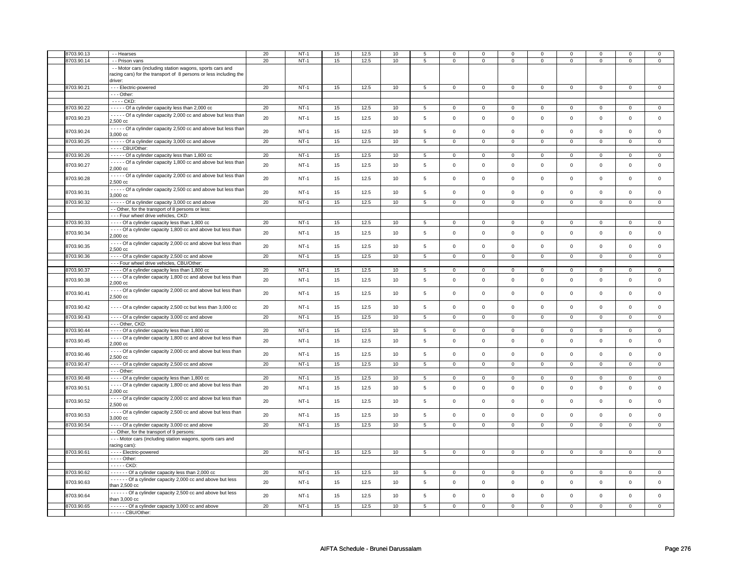| | | | | | | | | | | | | | | | |
|---|---|---|---|---|---|---|---|---|---|---|---|---|---|---|---|
| 8703.90.13 | - - Hearses | 20 | NT-1 | 15 | 12.5 | 10 | 5 | 0 | 0 | 0 | 0 | 0 | 0 | 0 | 0 |
| 8703.90.14 | - - Prison vans | 20 | NT-1 | 15 | 12.5 | 10 | 5 | 0 | 0 | 0 | 0 | 0 | 0 | 0 | 0 |
| | - - Motor cars (including station wagons, sports cars and racing cars) for the transport of 8 persons or less including the driver: | | | | | | | | | | | | | | |
| 8703.90.21 | - - - Electric-powered | 20 | NT-1 | 15 | 12.5 | 10 | 5 | 0 | 0 | 0 | 0 | 0 | 0 | 0 | 0 |
| | - - - Other: | | | | | | | | | | | | | | |
| | - - - - CKD: | | | | | | | | | | | | | | |
| 8703.90.22 | - - - - - Of a cylinder capacity less than 2,000 cc | 20 | NT-1 | 15 | 12.5 | 10 | 5 | 0 | 0 | 0 | 0 | 0 | 0 | 0 | 0 |
| 8703.90.23 | - - - - - Of a cylinder capacity 2,000 cc and above but less than 2,500 cc | 20 | NT-1 | 15 | 12.5 | 10 | 5 | 0 | 0 | 0 | 0 | 0 | 0 | 0 | 0 |
| 8703.90.24 | - - - - - Of a cylinder capacity 2,500 cc and above but less than 3,000 cc | 20 | NT-1 | 15 | 12.5 | 10 | 5 | 0 | 0 | 0 | 0 | 0 | 0 | 0 | 0 |
| 8703.90.25 | - - - - - Of a cylinder capacity 3,000 cc and above | 20 | NT-1 | 15 | 12.5 | 10 | 5 | 0 | 0 | 0 | 0 | 0 | 0 | 0 | 0 |
| | - - - - CBU/Other: | | | | | | | | | | | | | | |
| 8703.90.26 | - - - - - Of a cylinder capacity less than 1,800 cc | 20 | NT-1 | 15 | 12.5 | 10 | 5 | 0 | 0 | 0 | 0 | 0 | 0 | 0 | 0 |
| 8703.90.27 | - - - - - Of a cylinder capacity 1,800 cc and above but less than 2,000 cc | 20 | NT-1 | 15 | 12.5 | 10 | 5 | 0 | 0 | 0 | 0 | 0 | 0 | 0 | 0 |
| 8703.90.28 | - - - - - Of a cylinder capacity 2,000 cc and above but less than 2,500 cc | 20 | NT-1 | 15 | 12.5 | 10 | 5 | 0 | 0 | 0 | 0 | 0 | 0 | 0 | 0 |
| 8703.90.31 | - - - - - Of a cylinder capacity 2,500 cc and above but less than 3,000 cc | 20 | NT-1 | 15 | 12.5 | 10 | 5 | 0 | 0 | 0 | 0 | 0 | 0 | 0 | 0 |
| 8703.90.32 | - - - - - Of a cylinder capacity 3,000 cc and above | 20 | NT-1 | 15 | 12.5 | 10 | 5 | 0 | 0 | 0 | 0 | 0 | 0 | 0 | 0 |
| | - - Other, for the transport of 8 persons or less: | | | | | | | | | | | | | | |
| | - - - Four wheel drive vehicles, CKD: | | | | | | | | | | | | | | |
| 8703.90.33 | - - - - Of a cylinder capacity less than 1,800 cc | 20 | NT-1 | 15 | 12.5 | 10 | 5 | 0 | 0 | 0 | 0 | 0 | 0 | 0 | 0 |
| 8703.90.34 | - - - - Of a cylinder capacity 1,800 cc and above but less than 2,000 cc | 20 | NT-1 | 15 | 12.5 | 10 | 5 | 0 | 0 | 0 | 0 | 0 | 0 | 0 | 0 |
| 8703.90.35 | - - - - Of a cylinder capacity 2,000 cc and above but less than 2,500 cc | 20 | NT-1 | 15 | 12.5 | 10 | 5 | 0 | 0 | 0 | 0 | 0 | 0 | 0 | 0 |
| 8703.90.36 | - - - - Of a cylinder capacity 2,500 cc and above | 20 | NT-1 | 15 | 12.5 | 10 | 5 | 0 | 0 | 0 | 0 | 0 | 0 | 0 | 0 |
| | - - - Four wheel drive vehicles, CBU/Other: | | | | | | | | | | | | | | |
| 8703.90.37 | - - - - Of a cylinder capacity less than 1,800 cc | 20 | NT-1 | 15 | 12.5 | 10 | 5 | 0 | 0 | 0 | 0 | 0 | 0 | 0 | 0 |
| 8703.90.38 | - - - - Of a cylinder capacity 1,800 cc and above but less than 2,000 cc | 20 | NT-1 | 15 | 12.5 | 10 | 5 | 0 | 0 | 0 | 0 | 0 | 0 | 0 | 0 |
| 8703.90.41 | - - - - Of a cylinder capacity 2,000 cc and above but less than 2,500 cc | 20 | NT-1 | 15 | 12.5 | 10 | 5 | 0 | 0 | 0 | 0 | 0 | 0 | 0 | 0 |
| 8703.90.42 | - - - - Of a cylinder capacity 2,500 cc but less than 3,000 cc | 20 | NT-1 | 15 | 12.5 | 10 | 5 | 0 | 0 | 0 | 0 | 0 | 0 | 0 | 0 |
| 8703.90.43 | - - - - Of a cylinder capacity 3,000 cc and above | 20 | NT-1 | 15 | 12.5 | 10 | 5 | 0 | 0 | 0 | 0 | 0 | 0 | 0 | 0 |
| | - - - Other, CKD: | | | | | | | | | | | | | | |
| 8703.90.44 | - - - - Of a cylinder capacity less than 1,800 cc | 20 | NT-1 | 15 | 12.5 | 10 | 5 | 0 | 0 | 0 | 0 | 0 | 0 | 0 | 0 |
| 8703.90.45 | - - - - Of a cylinder capacity 1,800 cc and above but less than 2,000 cc | 20 | NT-1 | 15 | 12.5 | 10 | 5 | 0 | 0 | 0 | 0 | 0 | 0 | 0 | 0 |
| 8703.90.46 | - - - - Of a cylinder capacity 2,000 cc and above but less than 2,500 cc | 20 | NT-1 | 15 | 12.5 | 10 | 5 | 0 | 0 | 0 | 0 | 0 | 0 | 0 | 0 |
| 8703.90.47 | - - - - Of a cylinder capacity 2,500 cc and above | 20 | NT-1 | 15 | 12.5 | 10 | 5 | 0 | 0 | 0 | 0 | 0 | 0 | 0 | 0 |
| | - - - Other: | | | | | | | | | | | | | | |
| 8703.90.48 | - - - - Of a cylinder capacity less than 1,800 cc | 20 | NT-1 | 15 | 12.5 | 10 | 5 | 0 | 0 | 0 | 0 | 0 | 0 | 0 | 0 |
| 8703.90.51 | - - - - Of a cylinder capacity 1,800 cc and above but less than 2,000 cc | 20 | NT-1 | 15 | 12.5 | 10 | 5 | 0 | 0 | 0 | 0 | 0 | 0 | 0 | 0 |
| 8703.90.52 | - - - - Of a cylinder capacity 2,000 cc and above but less than 2,500 cc | 20 | NT-1 | 15 | 12.5 | 10 | 5 | 0 | 0 | 0 | 0 | 0 | 0 | 0 | 0 |
| 8703.90.53 | - - - - Of a cylinder capacity 2,500 cc and above but less than 3,000 cc | 20 | NT-1 | 15 | 12.5 | 10 | 5 | 0 | 0 | 0 | 0 | 0 | 0 | 0 | 0 |
| 8703.90.54 | - - - - Of a cylinder capacity 3,000 cc and above | 20 | NT-1 | 15 | 12.5 | 10 | 5 | 0 | 0 | 0 | 0 | 0 | 0 | 0 | 0 |
| | - - Other, for the transport of 9 persons: | | | | | | | | | | | | | | |
| | - - - Motor cars (including station wagons, sports cars and racing cars): | | | | | | | | | | | | | | |
| 8703.90.61 | - - - - Electric-powered | 20 | NT-1 | 15 | 12.5 | 10 | 5 | 0 | 0 | 0 | 0 | 0 | 0 | 0 | 0 |
| | - - - - Other: | | | | | | | | | | | | | | |
| | - - - - - CKD: | | | | | | | | | | | | | | |
| 8703.90.62 | - - - - - - Of a cylinder capacity less than 2,000 cc | 20 | NT-1 | 15 | 12.5 | 10 | 5 | 0 | 0 | 0 | 0 | 0 | 0 | 0 | 0 |
| 8703.90.63 | - - - - - - Of a cylinder capacity 2,000 cc and above but less than 2,500 cc | 20 | NT-1 | 15 | 12.5 | 10 | 5 | 0 | 0 | 0 | 0 | 0 | 0 | 0 | 0 |
| 8703.90.64 | - - - - - - Of a cylinder capacity 2,500 cc and above but less than 3,000 cc | 20 | NT-1 | 15 | 12.5 | 10 | 5 | 0 | 0 | 0 | 0 | 0 | 0 | 0 | 0 |
| 8703.90.65 | - - - - - - Of a cylinder capacity 3,000 cc and above | 20 | NT-1 | 15 | 12.5 | 10 | 5 | 0 | 0 | 0 | 0 | 0 | 0 | 0 | 0 |
| | - - - - - CBU/Other: | | | | | | | | | | | | | | |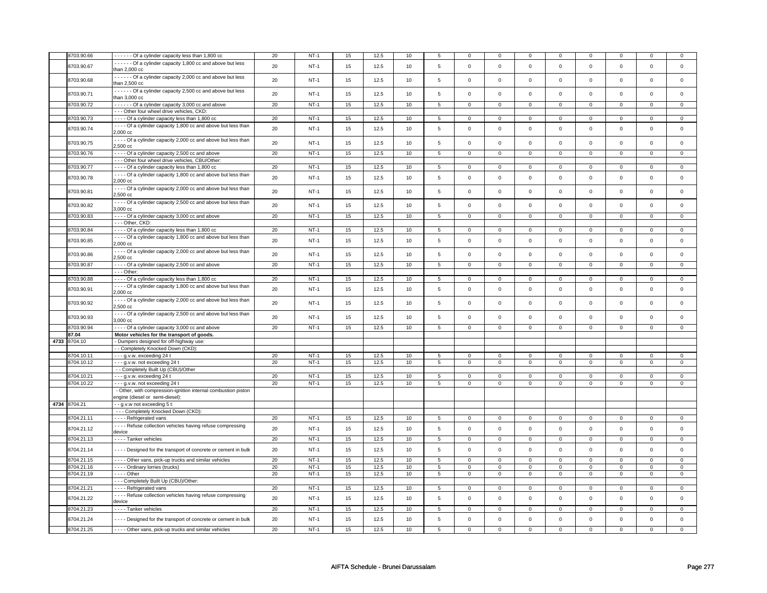|  |  |  |  |  |  |  |  |  |  |  |  |  |  |  |  |  |
|---|---|---|---|---|---|---|---|---|---|---|---|---|---|---|---|---|
|  | 8703.90.66 | - - - - - - Of a cylinder capacity less than 1,800 cc | 20 | NT-1 | 15 | 12.5 | 10 | 5 | 0 | 0 | 0 | 0 | 0 | 0 | 0 | 0 |
|  | 8703.90.67 | - - - - - - Of a cylinder capacity 1,800 cc and above but less than 2,000 cc | 20 | NT-1 | 15 | 12.5 | 10 | 5 | 0 | 0 | 0 | 0 | 0 | 0 | 0 | 0 |
|  | 8703.90.68 | - - - - - - Of a cylinder capacity 2,000 cc and above but less than 2,500 cc | 20 | NT-1 | 15 | 12.5 | 10 | 5 | 0 | 0 | 0 | 0 | 0 | 0 | 0 | 0 |
|  | 8703.90.71 | - - - - - - Of a cylinder capacity 2,500 cc and above but less than 3,000 cc | 20 | NT-1 | 15 | 12.5 | 10 | 5 | 0 | 0 | 0 | 0 | 0 | 0 | 0 | 0 |
|  | 8703.90.72 | - - - - - - Of a cylinder capacity 3,000 cc and above | 20 | NT-1 | 15 | 12.5 | 10 | 5 | 0 | 0 | 0 | 0 | 0 | 0 | 0 | 0 |
|  |  | - - - Other four wheel drive vehicles, CKD: |  |  |  |  |  |  |  |  |  |  |  |  |  |  |
|  | 8703.90.73 | - - - - Of a cylinder capacity less than 1,800 cc | 20 | NT-1 | 15 | 12.5 | 10 | 5 | 0 | 0 | 0 | 0 | 0 | 0 | 0 | 0 |
|  | 8703.90.74 | - - - - Of a cylinder capacity 1,800 cc and above but less than 2,000 cc | 20 | NT-1 | 15 | 12.5 | 10 | 5 | 0 | 0 | 0 | 0 | 0 | 0 | 0 | 0 |
|  | 8703.90.75 | - - - - Of a cylinder capacity 2,000 cc and above but less than 2,500 cc | 20 | NT-1 | 15 | 12.5 | 10 | 5 | 0 | 0 | 0 | 0 | 0 | 0 | 0 | 0 |
|  | 8703.90.76 | - - - - Of a cylinder capacity 2,500 cc and above | 20 | NT-1 | 15 | 12.5 | 10 | 5 | 0 | 0 | 0 | 0 | 0 | 0 | 0 | 0 |
|  |  | - - - Other four wheel drive vehicles, CBU/Other: |  |  |  |  |  |  |  |  |  |  |  |  |  |  |
|  | 8703.90.77 | - - - - Of a cylinder capacity less than 1,800 cc | 20 | NT-1 | 15 | 12.5 | 10 | 5 | 0 | 0 | 0 | 0 | 0 | 0 | 0 | 0 |
|  | 8703.90.78 | - - - - Of a cylinder capacity 1,800 cc and above but less than 2,000 cc | 20 | NT-1 | 15 | 12.5 | 10 | 5 | 0 | 0 | 0 | 0 | 0 | 0 | 0 | 0 |
|  | 8703.90.81 | - - - - Of a cylinder capacity 2,000 cc and above but less than 2,500 cc | 20 | NT-1 | 15 | 12.5 | 10 | 5 | 0 | 0 | 0 | 0 | 0 | 0 | 0 | 0 |
|  | 8703.90.82 | - - - - Of a cylinder capacity 2,500 cc and above but less than 3,000 cc | 20 | NT-1 | 15 | 12.5 | 10 | 5 | 0 | 0 | 0 | 0 | 0 | 0 | 0 | 0 |
|  | 8703.90.83 | - - - - Of a cylinder capacity 3,000 cc and above | 20 | NT-1 | 15 | 12.5 | 10 | 5 | 0 | 0 | 0 | 0 | 0 | 0 | 0 | 0 |
|  |  | - - - Other, CKD: |  |  |  |  |  |  |  |  |  |  |  |  |  |  |
|  | 8703.90.84 | - - - - Of a cylinder capacity less than 1,800 cc | 20 | NT-1 | 15 | 12.5 | 10 | 5 | 0 | 0 | 0 | 0 | 0 | 0 | 0 | 0 |
|  | 8703.90.85 | - - - - Of a cylinder capacity 1,800 cc and above but less than 2,000 cc | 20 | NT-1 | 15 | 12.5 | 10 | 5 | 0 | 0 | 0 | 0 | 0 | 0 | 0 | 0 |
|  | 8703.90.86 | - - - - Of a cylinder capacity 2,000 cc and above but less than 2,500 cc | 20 | NT-1 | 15 | 12.5 | 10 | 5 | 0 | 0 | 0 | 0 | 0 | 0 | 0 | 0 |
|  | 8703.90.87 | - - - - Of a cylinder capacity 2,500 cc and above | 20 | NT-1 | 15 | 12.5 | 10 | 5 | 0 | 0 | 0 | 0 | 0 | 0 | 0 | 0 |
|  |  | - - - Other: |  |  |  |  |  |  |  |  |  |  |  |  |  |  |
|  | 8703.90.88 | - - - - Of a cylinder capacity less than 1,800 cc | 20 | NT-1 | 15 | 12.5 | 10 | 5 | 0 | 0 | 0 | 0 | 0 | 0 | 0 | 0 |
|  | 8703.90.91 | - - - - Of a cylinder capacity 1,800 cc and above but less than 2,000 cc | 20 | NT-1 | 15 | 12.5 | 10 | 5 | 0 | 0 | 0 | 0 | 0 | 0 | 0 | 0 |
|  | 8703.90.92 | - - - - Of a cylinder capacity 2,000 cc and above but less than 2,500 cc | 20 | NT-1 | 15 | 12.5 | 10 | 5 | 0 | 0 | 0 | 0 | 0 | 0 | 0 | 0 |
|  | 8703.90.93 | - - - - Of a cylinder capacity 2,500 cc and above but less than 3,000 cc | 20 | NT-1 | 15 | 12.5 | 10 | 5 | 0 | 0 | 0 | 0 | 0 | 0 | 0 | 0 |
|  | 8703.90.94 | - - - - Of a cylinder capacity 3,000 cc and above | 20 | NT-1 | 15 | 12.5 | 10 | 5 | 0 | 0 | 0 | 0 | 0 | 0 | 0 | 0 |
|  | **87.04** | **Motor vehicles for the transport of goods.** |  |  |  |  |  |  |  |  |  |  |  |  |  |  |
| **4733** | 8704.10 | - Dumpers designed for off-highway use: |  |  |  |  |  |  |  |  |  |  |  |  |  |  |
|  |  | - - Completely Knocked Down (CKD): |  |  |  |  |  |  |  |  |  |  |  |  |  |  |
|  | 8704.10.11 | - - - g.v.w. exceeding 24 t | 20 | NT-1 | 15 | 12.5 | 10 | 5 | 0 | 0 | 0 | 0 | 0 | 0 | 0 | 0 |
|  | 8704.10.12 | - - - g.v.w. not exceeding 24 t | 20 | NT-1 | 15 | 12.5 | 10 | 5 | 0 | 0 | 0 | 0 | 0 | 0 | 0 | 0 |
|  |  | - - Completely Built Up (CBU)/Other |  |  |  |  |  |  |  |  |  |  |  |  |  |  |
|  | 8704.10.21 | - - - g.v.w. exceeding 24 t | 20 | NT-1 | 15 | 12.5 | 10 | 5 | 0 | 0 | 0 | 0 | 0 | 0 | 0 | 0 |
|  | 8704.10.22 | - - - g.v.w. not exceeding 24 t | 20 | NT-1 | 15 | 12.5 | 10 | 5 | 0 | 0 | 0 | 0 | 0 | 0 | 0 | 0 |
|  |  | - Other, with compression-ignition internal combustion piston engine (diesel or semi-diesel): |  |  |  |  |  |  |  |  |  |  |  |  |  |  |
| **4734** | 8704.21 | - - g.v.w not exceeding 5 t: |  |  |  |  |  |  |  |  |  |  |  |  |  |  |
|  |  | - - - Completely Knocked Down (CKD): |  |  |  |  |  |  |  |  |  |  |  |  |  |  |
|  | 8704.21.11 | - - - - Refrigerated vans | 20 | NT-1 | 15 | 12.5 | 10 | 5 | 0 | 0 | 0 | 0 | 0 | 0 | 0 | 0 |
|  | 8704.21.12 | - - - - Refuse collection vehicles having refuse compressing device | 20 | NT-1 | 15 | 12.5 | 10 | 5 | 0 | 0 | 0 | 0 | 0 | 0 | 0 | 0 |
|  | 8704.21.13 | - - - - Tanker vehicles | 20 | NT-1 | 15 | 12.5 | 10 | 5 | 0 | 0 | 0 | 0 | 0 | 0 | 0 | 0 |
|  | 8704.21.14 | - - - - Designed for the transport of concrete or cement in bulk | 20 | NT-1 | 15 | 12.5 | 10 | 5 | 0 | 0 | 0 | 0 | 0 | 0 | 0 | 0 |
|  | 8704.21.15 | - - - - Other vans, pick-up trucks and similar vehicles | 20 | NT-1 | 15 | 12.5 | 10 | 5 | 0 | 0 | 0 | 0 | 0 | 0 | 0 | 0 |
|  | 8704.21.16 | - - - - Ordinary lorries (trucks) | 20 | NT-1 | 15 | 12.5 | 10 | 5 | 0 | 0 | 0 | 0 | 0 | 0 | 0 | 0 |
|  | 8704.21.19 | - - - - Other | 20 | NT-1 | 15 | 12.5 | 10 | 5 | 0 | 0 | 0 | 0 | 0 | 0 | 0 | 0 |
|  |  | - - - Completely Built Up (CBU)/Other: |  |  |  |  |  |  |  |  |  |  |  |  |  |  |
|  | 8704.21.21 | - - - - Refrigerated vans | 20 | NT-1 | 15 | 12.5 | 10 | 5 | 0 | 0 | 0 | 0 | 0 | 0 | 0 | 0 |
|  | 8704.21.22 | - - - - Refuse collection vehicles having refuse compressing device | 20 | NT-1 | 15 | 12.5 | 10 | 5 | 0 | 0 | 0 | 0 | 0 | 0 | 0 | 0 |
|  | 8704.21.23 | - - - - Tanker vehicles | 20 | NT-1 | 15 | 12.5 | 10 | 5 | 0 | 0 | 0 | 0 | 0 | 0 | 0 | 0 |
|  | 8704.21.24 | - - - - Designed for the transport of concrete or cement in bulk | 20 | NT-1 | 15 | 12.5 | 10 | 5 | 0 | 0 | 0 | 0 | 0 | 0 | 0 | 0 |
|  | 8704.21.25 | - - - - Other vans, pick-up trucks and similar vehicles | 20 | NT-1 | 15 | 12.5 | 10 | 5 | 0 | 0 | 0 | 0 | 0 | 0 | 0 | 0 |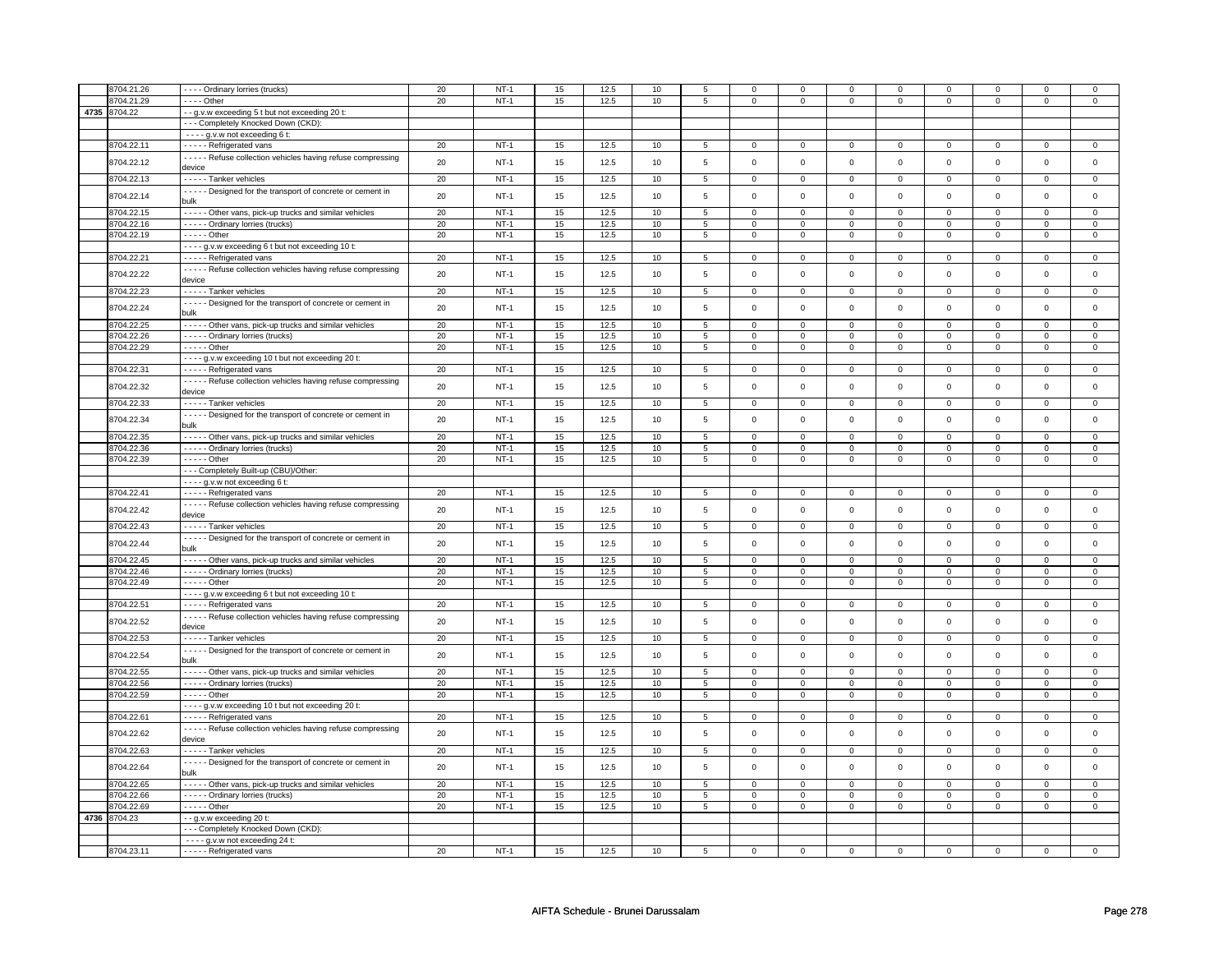| | | | | | | | | | | | | | | | | |
|---|---|---|---|---|---|---|---|---|---|---|---|---|---|---|---|---|
| | 8704.21.26 | - - - - Ordinary lorries (trucks) | 20 | NT-1 | 15 | 12.5 | 10 | 5 | 0 | 0 | 0 | 0 | 0 | 0 | 0 | 0 |
| | 8704.21.29 | - - - - Other | 20 | NT-1 | 15 | 12.5 | 10 | 5 | 0 | 0 | 0 | 0 | 0 | 0 | 0 | 0 |
| 4735 | 8704.22 | - - g.v.w exceeding 5 t but not exceeding 20 t: | | | | | | | | | | | | | | |
| | | - - - Completely Knocked Down (CKD): | | | | | | | | | | | | | | |
| | | - - - - g.v.w not exceeding 6 t: | | | | | | | | | | | | | | |
| | 8704.22.11 | - - - - - Refrigerated vans | 20 | NT-1 | 15 | 12.5 | 10 | 5 | 0 | 0 | 0 | 0 | 0 | 0 | 0 | 0 |
| | 8704.22.12 | - - - - - Refuse collection vehicles having refuse compressing device | 20 | NT-1 | 15 | 12.5 | 10 | 5 | 0 | 0 | 0 | 0 | 0 | 0 | 0 | 0 |
| | 8704.22.13 | - - - - - Tanker vehicles | 20 | NT-1 | 15 | 12.5 | 10 | 5 | 0 | 0 | 0 | 0 | 0 | 0 | 0 | 0 |
| | 8704.22.14 | - - - - - Designed for the transport of concrete or cement in bulk | 20 | NT-1 | 15 | 12.5 | 10 | 5 | 0 | 0 | 0 | 0 | 0 | 0 | 0 | 0 |
| | 8704.22.15 | - - - - - Other vans, pick-up trucks and similar vehicles | 20 | NT-1 | 15 | 12.5 | 10 | 5 | 0 | 0 | 0 | 0 | 0 | 0 | 0 | 0 |
| | 8704.22.16 | - - - - - Ordinary lorries (trucks) | 20 | NT-1 | 15 | 12.5 | 10 | 5 | 0 | 0 | 0 | 0 | 0 | 0 | 0 | 0 |
| | 8704.22.19 | - - - - - Other | 20 | NT-1 | 15 | 12.5 | 10 | 5 | 0 | 0 | 0 | 0 | 0 | 0 | 0 | 0 |
| | | - - - - g.v.w exceeding 6 t but not exceeding 10 t: | | | | | | | | | | | | | | |
| | 8704.22.21 | - - - - - Refrigerated vans | 20 | NT-1 | 15 | 12.5 | 10 | 5 | 0 | 0 | 0 | 0 | 0 | 0 | 0 | 0 |
| | 8704.22.22 | - - - - - Refuse collection vehicles having refuse compressing device | 20 | NT-1 | 15 | 12.5 | 10 | 5 | 0 | 0 | 0 | 0 | 0 | 0 | 0 | 0 |
| | 8704.22.23 | - - - - - Tanker vehicles | 20 | NT-1 | 15 | 12.5 | 10 | 5 | 0 | 0 | 0 | 0 | 0 | 0 | 0 | 0 |
| | 8704.22.24 | - - - - - Designed for the transport of concrete or cement in bulk | 20 | NT-1 | 15 | 12.5 | 10 | 5 | 0 | 0 | 0 | 0 | 0 | 0 | 0 | 0 |
| | 8704.22.25 | - - - - - Other vans, pick-up trucks and similar vehicles | 20 | NT-1 | 15 | 12.5 | 10 | 5 | 0 | 0 | 0 | 0 | 0 | 0 | 0 | 0 |
| | 8704.22.26 | - - - - - Ordinary lorries (trucks) | 20 | NT-1 | 15 | 12.5 | 10 | 5 | 0 | 0 | 0 | 0 | 0 | 0 | 0 | 0 |
| | 8704.22.29 | - - - - - Other | 20 | NT-1 | 15 | 12.5 | 10 | 5 | 0 | 0 | 0 | 0 | 0 | 0 | 0 | 0 |
| | | - - - - g.v.w exceeding 10 t but not exceeding 20 t: | | | | | | | | | | | | | | |
| | 8704.22.31 | - - - - - Refrigerated vans | 20 | NT-1 | 15 | 12.5 | 10 | 5 | 0 | 0 | 0 | 0 | 0 | 0 | 0 | 0 |
| | 8704.22.32 | - - - - - Refuse collection vehicles having refuse compressing device | 20 | NT-1 | 15 | 12.5 | 10 | 5 | 0 | 0 | 0 | 0 | 0 | 0 | 0 | 0 |
| | 8704.22.33 | - - - - - Tanker vehicles | 20 | NT-1 | 15 | 12.5 | 10 | 5 | 0 | 0 | 0 | 0 | 0 | 0 | 0 | 0 |
| | 8704.22.34 | - - - - - Designed for the transport of concrete or cement in bulk | 20 | NT-1 | 15 | 12.5 | 10 | 5 | 0 | 0 | 0 | 0 | 0 | 0 | 0 | 0 |
| | 8704.22.35 | - - - - - Other vans, pick-up trucks and similar vehicles | 20 | NT-1 | 15 | 12.5 | 10 | 5 | 0 | 0 | 0 | 0 | 0 | 0 | 0 | 0 |
| | 8704.22.36 | - - - - - Ordinary lorries (trucks) | 20 | NT-1 | 15 | 12.5 | 10 | 5 | 0 | 0 | 0 | 0 | 0 | 0 | 0 | 0 |
| | 8704.22.39 | - - - - - Other | 20 | NT-1 | 15 | 12.5 | 10 | 5 | 0 | 0 | 0 | 0 | 0 | 0 | 0 | 0 |
| | | - - - Completely Built-up (CBU)/Other: | | | | | | | | | | | | | | |
| | | - - - - g.v.w not exceeding 6 t: | | | | | | | | | | | | | | |
| | 8704.22.41 | - - - - - Refrigerated vans | 20 | NT-1 | 15 | 12.5 | 10 | 5 | 0 | 0 | 0 | 0 | 0 | 0 | 0 | 0 |
| | 8704.22.42 | - - - - - Refuse collection vehicles having refuse compressing device | 20 | NT-1 | 15 | 12.5 | 10 | 5 | 0 | 0 | 0 | 0 | 0 | 0 | 0 | 0 |
| | 8704.22.43 | - - - - - Tanker vehicles | 20 | NT-1 | 15 | 12.5 | 10 | 5 | 0 | 0 | 0 | 0 | 0 | 0 | 0 | 0 |
| | 8704.22.44 | - - - - - Designed for the transport of concrete or cement in bulk | 20 | NT-1 | 15 | 12.5 | 10 | 5 | 0 | 0 | 0 | 0 | 0 | 0 | 0 | 0 |
| | 8704.22.45 | - - - - - Other vans, pick-up trucks and similar vehicles | 20 | NT-1 | 15 | 12.5 | 10 | 5 | 0 | 0 | 0 | 0 | 0 | 0 | 0 | 0 |
| | 8704.22.46 | - - - - - Ordinary lorries (trucks) | 20 | NT-1 | 15 | 12.5 | 10 | 5 | 0 | 0 | 0 | 0 | 0 | 0 | 0 | 0 |
| | 8704.22.49 | - - - - - Other | 20 | NT-1 | 15 | 12.5 | 10 | 5 | 0 | 0 | 0 | 0 | 0 | 0 | 0 | 0 |
| | | - - - - g.v.w exceeding 6 t but not exceeding 10 t: | | | | | | | | | | | | | | |
| | 8704.22.51 | - - - - - Refrigerated vans | 20 | NT-1 | 15 | 12.5 | 10 | 5 | 0 | 0 | 0 | 0 | 0 | 0 | 0 | 0 |
| | 8704.22.52 | - - - - - Refuse collection vehicles having refuse compressing device | 20 | NT-1 | 15 | 12.5 | 10 | 5 | 0 | 0 | 0 | 0 | 0 | 0 | 0 | 0 |
| | 8704.22.53 | - - - - - Tanker vehicles | 20 | NT-1 | 15 | 12.5 | 10 | 5 | 0 | 0 | 0 | 0 | 0 | 0 | 0 | 0 |
| | 8704.22.54 | - - - - - Designed for the transport of concrete or cement in bulk | 20 | NT-1 | 15 | 12.5 | 10 | 5 | 0 | 0 | 0 | 0 | 0 | 0 | 0 | 0 |
| | 8704.22.55 | - - - - - Other vans, pick-up trucks and similar vehicles | 20 | NT-1 | 15 | 12.5 | 10 | 5 | 0 | 0 | 0 | 0 | 0 | 0 | 0 | 0 |
| | 8704.22.56 | - - - - - Ordinary lorries (trucks) | 20 | NT-1 | 15 | 12.5 | 10 | 5 | 0 | 0 | 0 | 0 | 0 | 0 | 0 | 0 |
| | 8704.22.59 | - - - - - Other | 20 | NT-1 | 15 | 12.5 | 10 | 5 | 0 | 0 | 0 | 0 | 0 | 0 | 0 | 0 |
| | | - - - - g.v.w exceeding 10 t but not exceeding 20 t: | | | | | | | | | | | | | | |
| | 8704.22.61 | - - - - - Refrigerated vans | 20 | NT-1 | 15 | 12.5 | 10 | 5 | 0 | 0 | 0 | 0 | 0 | 0 | 0 | 0 |
| | 8704.22.62 | - - - - - Refuse collection vehicles having refuse compressing device | 20 | NT-1 | 15 | 12.5 | 10 | 5 | 0 | 0 | 0 | 0 | 0 | 0 | 0 | 0 |
| | 8704.22.63 | - - - - - Tanker vehicles | 20 | NT-1 | 15 | 12.5 | 10 | 5 | 0 | 0 | 0 | 0 | 0 | 0 | 0 | 0 |
| | 8704.22.64 | - - - - - Designed for the transport of concrete or cement in bulk | 20 | NT-1 | 15 | 12.5 | 10 | 5 | 0 | 0 | 0 | 0 | 0 | 0 | 0 | 0 |
| | 8704.22.65 | - - - - - Other vans, pick-up trucks and similar vehicles | 20 | NT-1 | 15 | 12.5 | 10 | 5 | 0 | 0 | 0 | 0 | 0 | 0 | 0 | 0 |
| | 8704.22.66 | - - - - - Ordinary lorries (trucks) | 20 | NT-1 | 15 | 12.5 | 10 | 5 | 0 | 0 | 0 | 0 | 0 | 0 | 0 | 0 |
| | 8704.22.69 | - - - - - Other | 20 | NT-1 | 15 | 12.5 | 10 | 5 | 0 | 0 | 0 | 0 | 0 | 0 | 0 | 0 |
| 4736 | 8704.23 | - - g.v.w exceeding 20 t: | | | | | | | | | | | | | | |
| | | - - - Completely Knocked Down (CKD): | | | | | | | | | | | | | | |
| | | - - - - g.v.w not exceeding 24 t: | | | | | | | | | | | | | | |
| | 8704.23.11 | - - - - - Refrigerated vans | 20 | NT-1 | 15 | 12.5 | 10 | 5 | 0 | 0 | 0 | 0 | 0 | 0 | 0 | 0 |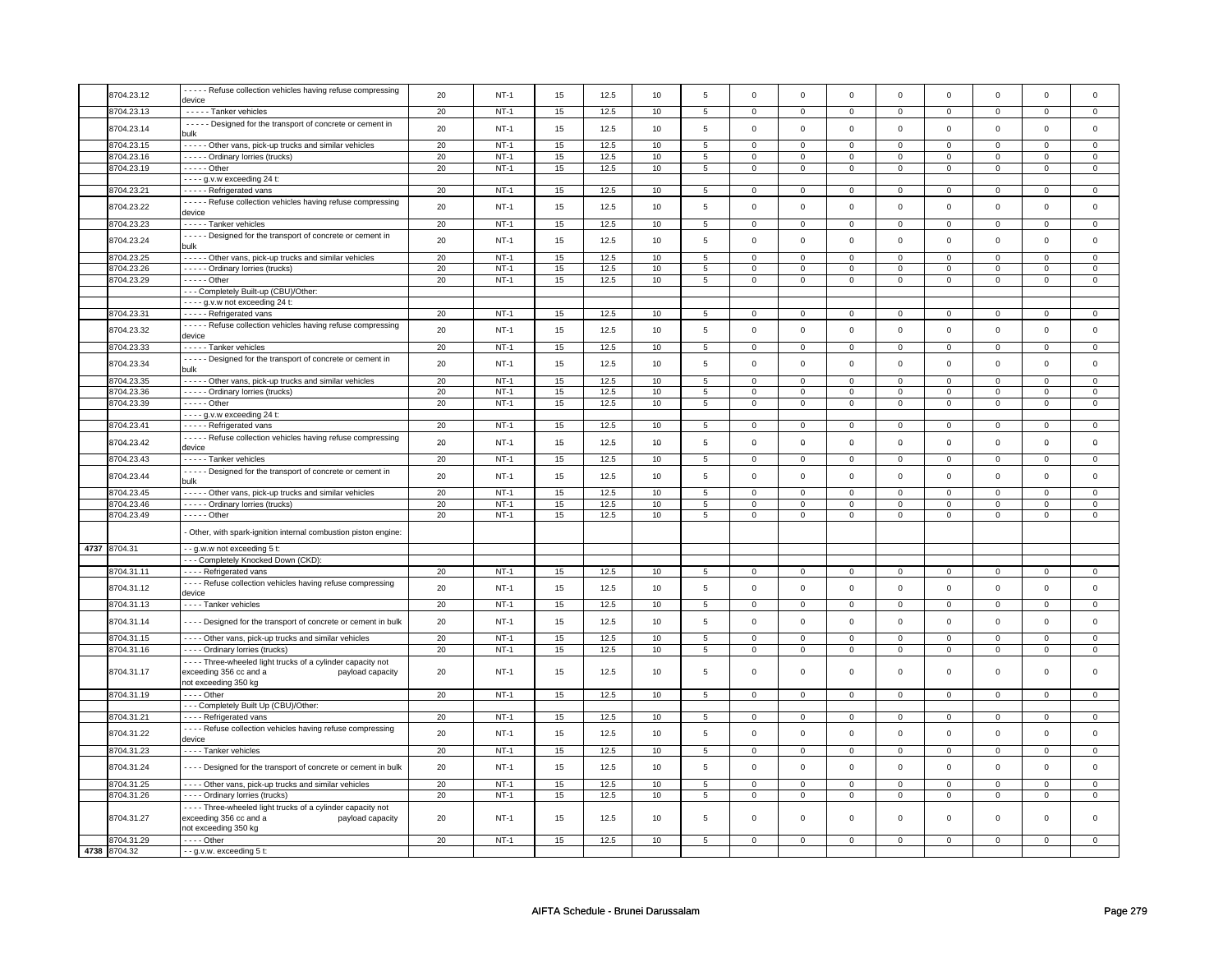| | | | | | | | | | | | | | | | | | |
|---|---|---|---|---|---|---|---|---|---|---|---|---|---|---|---|---|---|
| | 8704.23.12 | - - - - - Refuse collection vehicles having refuse compressing device | 20 | NT-1 | 15 | 12.5 | 10 | 5 | 0 | 0 | 0 | 0 | 0 | 0 | 0 | 0 |
| | 8704.23.13 | - - - - - Tanker vehicles | 20 | NT-1 | 15 | 12.5 | 10 | 5 | 0 | 0 | 0 | 0 | 0 | 0 | 0 | 0 |
| | 8704.23.14 | - - - - - Designed for the transport of concrete or cement in bulk | 20 | NT-1 | 15 | 12.5 | 10 | 5 | 0 | 0 | 0 | 0 | 0 | 0 | 0 | 0 |
| | 8704.23.15 | - - - - - Other vans, pick-up trucks and similar vehicles | 20 | NT-1 | 15 | 12.5 | 10 | 5 | 0 | 0 | 0 | 0 | 0 | 0 | 0 | 0 |
| | 8704.23.16 | - - - - - Ordinary lorries (trucks) | 20 | NT-1 | 15 | 12.5 | 10 | 5 | 0 | 0 | 0 | 0 | 0 | 0 | 0 | 0 |
| | 8704.23.19 | - - - - - Other | 20 | NT-1 | 15 | 12.5 | 10 | 5 | 0 | 0 | 0 | 0 | 0 | 0 | 0 | 0 |
| | | - - - - g.v.w exceeding 24 t: | | | | | | | | | | | | | | |
| | 8704.23.21 | - - - - - Refrigerated vans | 20 | NT-1 | 15 | 12.5 | 10 | 5 | 0 | 0 | 0 | 0 | 0 | 0 | 0 | 0 |
| | 8704.23.22 | - - - - - Refuse collection vehicles having refuse compressing device | 20 | NT-1 | 15 | 12.5 | 10 | 5 | 0 | 0 | 0 | 0 | 0 | 0 | 0 | 0 |
| | 8704.23.23 | - - - - - Tanker vehicles | 20 | NT-1 | 15 | 12.5 | 10 | 5 | 0 | 0 | 0 | 0 | 0 | 0 | 0 | 0 |
| | 8704.23.24 | - - - - - Designed for the transport of concrete or cement in bulk | 20 | NT-1 | 15 | 12.5 | 10 | 5 | 0 | 0 | 0 | 0 | 0 | 0 | 0 | 0 |
| | 8704.23.25 | - - - - - Other vans, pick-up trucks and similar vehicles | 20 | NT-1 | 15 | 12.5 | 10 | 5 | 0 | 0 | 0 | 0 | 0 | 0 | 0 | 0 |
| | 8704.23.26 | - - - - - Ordinary lorries (trucks) | 20 | NT-1 | 15 | 12.5 | 10 | 5 | 0 | 0 | 0 | 0 | 0 | 0 | 0 | 0 |
| | 8704.23.29 | - - - - - Other | 20 | NT-1 | 15 | 12.5 | 10 | 5 | 0 | 0 | 0 | 0 | 0 | 0 | 0 | 0 |
| | | - - - Completely Built-up (CBU)/Other: | | | | | | | | | | | | | | |
| | | - - - - g.v.w not exceeding 24 t: | | | | | | | | | | | | | | |
| | 8704.23.31 | - - - - - Refrigerated vans | 20 | NT-1 | 15 | 12.5 | 10 | 5 | 0 | 0 | 0 | 0 | 0 | 0 | 0 | 0 |
| | 8704.23.32 | - - - - - Refuse collection vehicles having refuse compressing device | 20 | NT-1 | 15 | 12.5 | 10 | 5 | 0 | 0 | 0 | 0 | 0 | 0 | 0 | 0 |
| | 8704.23.33 | - - - - - Tanker vehicles | 20 | NT-1 | 15 | 12.5 | 10 | 5 | 0 | 0 | 0 | 0 | 0 | 0 | 0 | 0 |
| | 8704.23.34 | - - - - - Designed for the transport of concrete or cement in bulk | 20 | NT-1 | 15 | 12.5 | 10 | 5 | 0 | 0 | 0 | 0 | 0 | 0 | 0 | 0 |
| | 8704.23.35 | - - - - - Other vans, pick-up trucks and similar vehicles | 20 | NT-1 | 15 | 12.5 | 10 | 5 | 0 | 0 | 0 | 0 | 0 | 0 | 0 | 0 |
| | 8704.23.36 | - - - - - Ordinary lorries (trucks) | 20 | NT-1 | 15 | 12.5 | 10 | 5 | 0 | 0 | 0 | 0 | 0 | 0 | 0 | 0 |
| | 8704.23.39 | - - - - - Other | 20 | NT-1 | 15 | 12.5 | 10 | 5 | 0 | 0 | 0 | 0 | 0 | 0 | 0 | 0 |
| | | - - - - g.v.w exceeding 24 t: | | | | | | | | | | | | | | |
| | 8704.23.41 | - - - - - Refrigerated vans | 20 | NT-1 | 15 | 12.5 | 10 | 5 | 0 | 0 | 0 | 0 | 0 | 0 | 0 | 0 |
| | 8704.23.42 | - - - - - Refuse collection vehicles having refuse compressing device | 20 | NT-1 | 15 | 12.5 | 10 | 5 | 0 | 0 | 0 | 0 | 0 | 0 | 0 | 0 |
| | 8704.23.43 | - - - - - Tanker vehicles | 20 | NT-1 | 15 | 12.5 | 10 | 5 | 0 | 0 | 0 | 0 | 0 | 0 | 0 | 0 |
| | 8704.23.44 | - - - - - Designed for the transport of concrete or cement in bulk | 20 | NT-1 | 15 | 12.5 | 10 | 5 | 0 | 0 | 0 | 0 | 0 | 0 | 0 | 0 |
| | 8704.23.45 | - - - - - Other vans, pick-up trucks and similar vehicles | 20 | NT-1 | 15 | 12.5 | 10 | 5 | 0 | 0 | 0 | 0 | 0 | 0 | 0 | 0 |
| | 8704.23.46 | - - - - - Ordinary lorries (trucks) | 20 | NT-1 | 15 | 12.5 | 10 | 5 | 0 | 0 | 0 | 0 | 0 | 0 | 0 | 0 |
| | 8704.23.49 | - - - - - Other | 20 | NT-1 | 15 | 12.5 | 10 | 5 | 0 | 0 | 0 | 0 | 0 | 0 | 0 | 0 |
| | | - Other, with spark-ignition internal combustion piston engine: | | | | | | | | | | | | | | |
| 4737 | 8704.31 | - - g.w.w not exceeding 5 t: | | | | | | | | | | | | | | |
| | | - - - Completely Knocked Down (CKD): | | | | | | | | | | | | | | |
| | 8704.31.11 | - - - - Refrigerated vans | 20 | NT-1 | 15 | 12.5 | 10 | 5 | 0 | 0 | 0 | 0 | 0 | 0 | 0 | 0 |
| | 8704.31.12 | - - - - Refuse collection vehicles having refuse compressing device | 20 | NT-1 | 15 | 12.5 | 10 | 5 | 0 | 0 | 0 | 0 | 0 | 0 | 0 | 0 |
| | 8704.31.13 | - - - - Tanker vehicles | 20 | NT-1 | 15 | 12.5 | 10 | 5 | 0 | 0 | 0 | 0 | 0 | 0 | 0 | 0 |
| | 8704.31.14 | - - - - Designed for the transport of concrete or cement in bulk | 20 | NT-1 | 15 | 12.5 | 10 | 5 | 0 | 0 | 0 | 0 | 0 | 0 | 0 | 0 |
| | 8704.31.15 | - - - - Other vans, pick-up trucks and similar vehicles | 20 | NT-1 | 15 | 12.5 | 10 | 5 | 0 | 0 | 0 | 0 | 0 | 0 | 0 | 0 |
| | 8704.31.16 | - - - - Ordinary lorries (trucks) | 20 | NT-1 | 15 | 12.5 | 10 | 5 | 0 | 0 | 0 | 0 | 0 | 0 | 0 | 0 |
| | 8704.31.17 | - - - - Three-wheeled light trucks of a cylinder capacity not exceeding 356 cc and a payload capacity not exceeding 350 kg | 20 | NT-1 | 15 | 12.5 | 10 | 5 | 0 | 0 | 0 | 0 | 0 | 0 | 0 | 0 |
| | 8704.31.19 | - - - - Other | 20 | NT-1 | 15 | 12.5 | 10 | 5 | 0 | 0 | 0 | 0 | 0 | 0 | 0 | 0 |
| | | - - - Completely Built Up (CBU)/Other: | | | | | | | | | | | | | | |
| | 8704.31.21 | - - - - Refrigerated vans | 20 | NT-1 | 15 | 12.5 | 10 | 5 | 0 | 0 | 0 | 0 | 0 | 0 | 0 | 0 |
| | 8704.31.22 | - - - - Refuse collection vehicles having refuse compressing device | 20 | NT-1 | 15 | 12.5 | 10 | 5 | 0 | 0 | 0 | 0 | 0 | 0 | 0 | 0 |
| | 8704.31.23 | - - - - Tanker vehicles | 20 | NT-1 | 15 | 12.5 | 10 | 5 | 0 | 0 | 0 | 0 | 0 | 0 | 0 | 0 |
| | 8704.31.24 | - - - - Designed for the transport of concrete or cement in bulk | 20 | NT-1 | 15 | 12.5 | 10 | 5 | 0 | 0 | 0 | 0 | 0 | 0 | 0 | 0 |
| | 8704.31.25 | - - - - Other vans, pick-up trucks and similar vehicles | 20 | NT-1 | 15 | 12.5 | 10 | 5 | 0 | 0 | 0 | 0 | 0 | 0 | 0 | 0 |
| | 8704.31.26 | - - - - Ordinary lorries (trucks) | 20 | NT-1 | 15 | 12.5 | 10 | 5 | 0 | 0 | 0 | 0 | 0 | 0 | 0 | 0 |
| | 8704.31.27 | - - - - Three-wheeled light trucks of a cylinder capacity not exceeding 356 cc and a payload capacity not exceeding 350 kg | 20 | NT-1 | 15 | 12.5 | 10 | 5 | 0 | 0 | 0 | 0 | 0 | 0 | 0 | 0 |
| | 8704.31.29 | - - - - Other | 20 | NT-1 | 15 | 12.5 | 10 | 5 | 0 | 0 | 0 | 0 | 0 | 0 | 0 | 0 |
| 4738 | 8704.32 | - - g.v.w. exceeding 5 t: | | | | | | | | | | | | | | |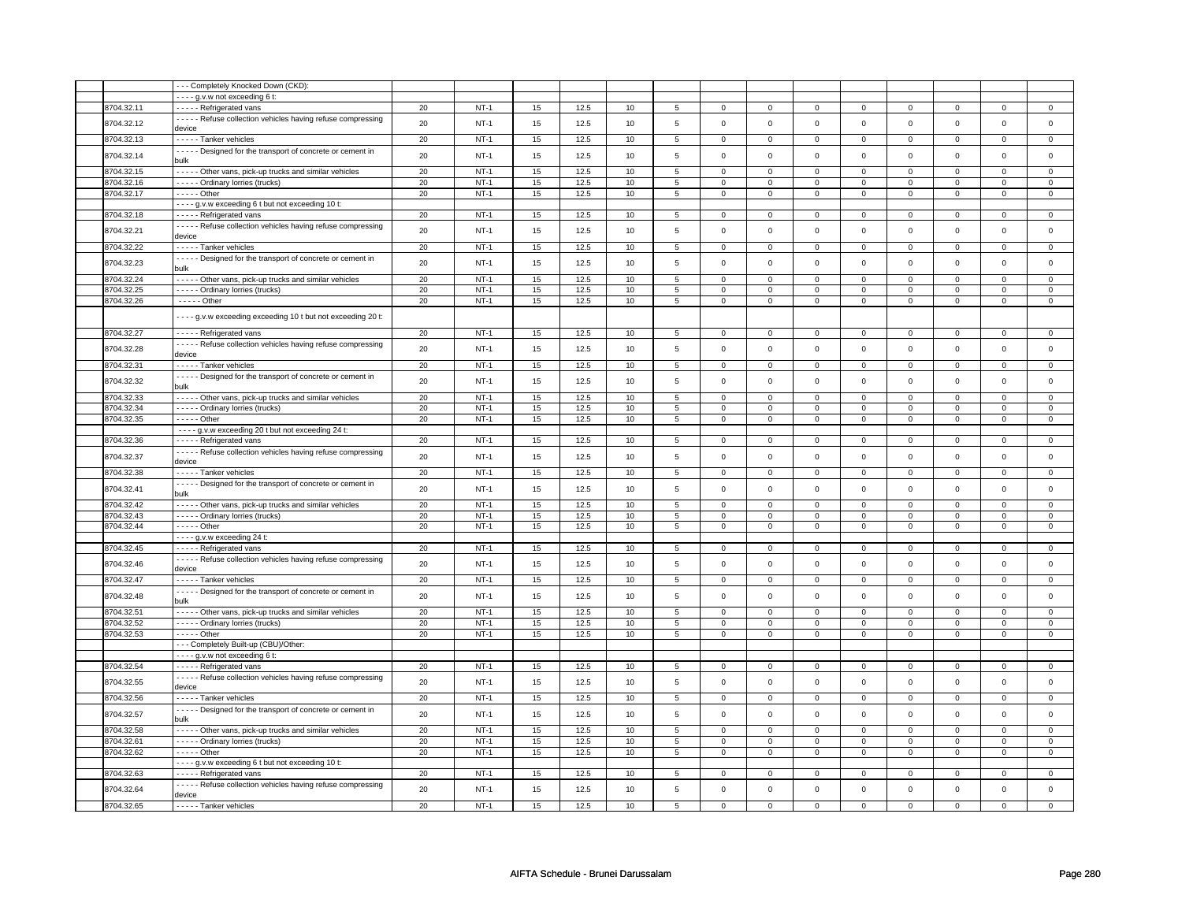| | | | | | | | | | | | | | | | |
|---|---|---|---|---|---|---|---|---|---|---|---|---|---|---|---|
| | | - - - Completely Knocked Down (CKD): | | | | | | | | | | | | | |
| | | - - - - g.v.w not exceeding 6 t: | | | | | | | | | | | | | |
| | 8704.32.11 | - - - - - Refrigerated vans | 20 | NT-1 | 15 | 12.5 | 10 | 5 | 0 | 0 | 0 | 0 | 0 | 0 | 0 | 0 |
| | 8704.32.12 | - - - - - Refuse collection vehicles having refuse compressing device | 20 | NT-1 | 15 | 12.5 | 10 | 5 | 0 | 0 | 0 | 0 | 0 | 0 | 0 | 0 |
| | 8704.32.13 | - - - - - Tanker vehicles | 20 | NT-1 | 15 | 12.5 | 10 | 5 | 0 | 0 | 0 | 0 | 0 | 0 | 0 | 0 |
| | 8704.32.14 | - - - - - Designed for the transport of concrete or cement in bulk | 20 | NT-1 | 15 | 12.5 | 10 | 5 | 0 | 0 | 0 | 0 | 0 | 0 | 0 | 0 |
| | 8704.32.15 | - - - - - Other vans, pick-up trucks and similar vehicles | 20 | NT-1 | 15 | 12.5 | 10 | 5 | 0 | 0 | 0 | 0 | 0 | 0 | 0 | 0 |
| | 8704.32.16 | - - - - - Ordinary lorries (trucks) | 20 | NT-1 | 15 | 12.5 | 10 | 5 | 0 | 0 | 0 | 0 | 0 | 0 | 0 | 0 |
| | 8704.32.17 | - - - - - Other | 20 | NT-1 | 15 | 12.5 | 10 | 5 | 0 | 0 | 0 | 0 | 0 | 0 | 0 | 0 |
| | | - - - - g.v.w exceeding 6 t but not exceeding 10 t: | | | | | | | | | | | | | |
| | 8704.32.18 | - - - - - Refrigerated vans | 20 | NT-1 | 15 | 12.5 | 10 | 5 | 0 | 0 | 0 | 0 | 0 | 0 | 0 | 0 |
| | 8704.32.21 | - - - - - Refuse collection vehicles having refuse compressing device | 20 | NT-1 | 15 | 12.5 | 10 | 5 | 0 | 0 | 0 | 0 | 0 | 0 | 0 | 0 |
| | 8704.32.22 | - - - - - Tanker vehicles | 20 | NT-1 | 15 | 12.5 | 10 | 5 | 0 | 0 | 0 | 0 | 0 | 0 | 0 | 0 |
| | 8704.32.23 | - - - - - Designed for the transport of concrete or cement in bulk | 20 | NT-1 | 15 | 12.5 | 10 | 5 | 0 | 0 | 0 | 0 | 0 | 0 | 0 | 0 |
| | 8704.32.24 | - - - - - Other vans, pick-up trucks and similar vehicles | 20 | NT-1 | 15 | 12.5 | 10 | 5 | 0 | 0 | 0 | 0 | 0 | 0 | 0 | 0 |
| | 8704.32.25 | - - - - - Ordinary lorries (trucks) | 20 | NT-1 | 15 | 12.5 | 10 | 5 | 0 | 0 | 0 | 0 | 0 | 0 | 0 | 0 |
| | 8704.32.26 | - - - - - Other | 20 | NT-1 | 15 | 12.5 | 10 | 5 | 0 | 0 | 0 | 0 | 0 | 0 | 0 | 0 |
| | | - - - - g.v.w exceeding exceeding 10 t but not exceeding 20 t: | | | | | | | | | | | | | |
| | 8704.32.27 | - - - - - Refrigerated vans | 20 | NT-1 | 15 | 12.5 | 10 | 5 | 0 | 0 | 0 | 0 | 0 | 0 | 0 | 0 |
| | 8704.32.28 | - - - - - Refuse collection vehicles having refuse compressing device | 20 | NT-1 | 15 | 12.5 | 10 | 5 | 0 | 0 | 0 | 0 | 0 | 0 | 0 | 0 |
| | 8704.32.31 | - - - - - Tanker vehicles | 20 | NT-1 | 15 | 12.5 | 10 | 5 | 0 | 0 | 0 | 0 | 0 | 0 | 0 | 0 |
| | 8704.32.32 | - - - - - Designed for the transport of concrete or cement in bulk | 20 | NT-1 | 15 | 12.5 | 10 | 5 | 0 | 0 | 0 | 0 | 0 | 0 | 0 | 0 |
| | 8704.32.33 | - - - - - Other vans, pick-up trucks and similar vehicles | 20 | NT-1 | 15 | 12.5 | 10 | 5 | 0 | 0 | 0 | 0 | 0 | 0 | 0 | 0 |
| | 8704.32.34 | - - - - - Ordinary lorries (trucks) | 20 | NT-1 | 15 | 12.5 | 10 | 5 | 0 | 0 | 0 | 0 | 0 | 0 | 0 | 0 |
| | 8704.32.35 | - - - - - Other | 20 | NT-1 | 15 | 12.5 | 10 | 5 | 0 | 0 | 0 | 0 | 0 | 0 | 0 | 0 |
| | | - - - - g.v.w exceeding 20 t but not exceeding 24 t: | | | | | | | | | | | | | |
| | 8704.32.36 | - - - - - Refrigerated vans | 20 | NT-1 | 15 | 12.5 | 10 | 5 | 0 | 0 | 0 | 0 | 0 | 0 | 0 | 0 |
| | 8704.32.37 | - - - - - Refuse collection vehicles having refuse compressing device | 20 | NT-1 | 15 | 12.5 | 10 | 5 | 0 | 0 | 0 | 0 | 0 | 0 | 0 | 0 |
| | 8704.32.38 | - - - - - Tanker vehicles | 20 | NT-1 | 15 | 12.5 | 10 | 5 | 0 | 0 | 0 | 0 | 0 | 0 | 0 | 0 |
| | 8704.32.41 | - - - - - Designed for the transport of concrete or cement in bulk | 20 | NT-1 | 15 | 12.5 | 10 | 5 | 0 | 0 | 0 | 0 | 0 | 0 | 0 | 0 |
| | 8704.32.42 | - - - - - Other vans, pick-up trucks and similar vehicles | 20 | NT-1 | 15 | 12.5 | 10 | 5 | 0 | 0 | 0 | 0 | 0 | 0 | 0 | 0 |
| | 8704.32.43 | - - - - - Ordinary lorries (trucks) | 20 | NT-1 | 15 | 12.5 | 10 | 5 | 0 | 0 | 0 | 0 | 0 | 0 | 0 | 0 |
| | 8704.32.44 | - - - - - Other | 20 | NT-1 | 15 | 12.5 | 10 | 5 | 0 | 0 | 0 | 0 | 0 | 0 | 0 | 0 |
| | | - - - - g.v.w exceeding 24 t: | | | | | | | | | | | | | |
| | 8704.32.45 | - - - - - Refrigerated vans | 20 | NT-1 | 15 | 12.5 | 10 | 5 | 0 | 0 | 0 | 0 | 0 | 0 | 0 | 0 |
| | 8704.32.46 | - - - - - Refuse collection vehicles having refuse compressing device | 20 | NT-1 | 15 | 12.5 | 10 | 5 | 0 | 0 | 0 | 0 | 0 | 0 | 0 | 0 |
| | 8704.32.47 | - - - - - Tanker vehicles | 20 | NT-1 | 15 | 12.5 | 10 | 5 | 0 | 0 | 0 | 0 | 0 | 0 | 0 | 0 |
| | 8704.32.48 | - - - - - Designed for the transport of concrete or cement in bulk | 20 | NT-1 | 15 | 12.5 | 10 | 5 | 0 | 0 | 0 | 0 | 0 | 0 | 0 | 0 |
| | 8704.32.51 | - - - - - Other vans, pick-up trucks and similar vehicles | 20 | NT-1 | 15 | 12.5 | 10 | 5 | 0 | 0 | 0 | 0 | 0 | 0 | 0 | 0 |
| | 8704.32.52 | - - - - - Ordinary lorries (trucks) | 20 | NT-1 | 15 | 12.5 | 10 | 5 | 0 | 0 | 0 | 0 | 0 | 0 | 0 | 0 |
| | 8704.32.53 | - - - - - Other | 20 | NT-1 | 15 | 12.5 | 10 | 5 | 0 | 0 | 0 | 0 | 0 | 0 | 0 | 0 |
| | | - - - Completely Built-up (CBU)/Other: | | | | | | | | | | | | | |
| | | - - - - g.v.w not exceeding 6 t: | | | | | | | | | | | | | |
| | 8704.32.54 | - - - - - Refrigerated vans | 20 | NT-1 | 15 | 12.5 | 10 | 5 | 0 | 0 | 0 | 0 | 0 | 0 | 0 | 0 |
| | 8704.32.55 | - - - - - Refuse collection vehicles having refuse compressing device | 20 | NT-1 | 15 | 12.5 | 10 | 5 | 0 | 0 | 0 | 0 | 0 | 0 | 0 | 0 |
| | 8704.32.56 | - - - - - Tanker vehicles | 20 | NT-1 | 15 | 12.5 | 10 | 5 | 0 | 0 | 0 | 0 | 0 | 0 | 0 | 0 |
| | 8704.32.57 | - - - - - Designed for the transport of concrete or cement in bulk | 20 | NT-1 | 15 | 12.5 | 10 | 5 | 0 | 0 | 0 | 0 | 0 | 0 | 0 | 0 |
| | 8704.32.58 | - - - - - Other vans, pick-up trucks and similar vehicles | 20 | NT-1 | 15 | 12.5 | 10 | 5 | 0 | 0 | 0 | 0 | 0 | 0 | 0 | 0 |
| | 8704.32.61 | - - - - - Ordinary lorries (trucks) | 20 | NT-1 | 15 | 12.5 | 10 | 5 | 0 | 0 | 0 | 0 | 0 | 0 | 0 | 0 |
| | 8704.32.62 | - - - - - Other | 20 | NT-1 | 15 | 12.5 | 10 | 5 | 0 | 0 | 0 | 0 | 0 | 0 | 0 | 0 |
| | | - - - - g.v.w exceeding 6 t but not exceeding 10 t: | | | | | | | | | | | | | |
| | 8704.32.63 | - - - - - Refrigerated vans | 20 | NT-1 | 15 | 12.5 | 10 | 5 | 0 | 0 | 0 | 0 | 0 | 0 | 0 | 0 |
| | 8704.32.64 | - - - - - Refuse collection vehicles having refuse compressing device | 20 | NT-1 | 15 | 12.5 | 10 | 5 | 0 | 0 | 0 | 0 | 0 | 0 | 0 | 0 |
| | 8704.32.65 | - - - - - Tanker vehicles | 20 | NT-1 | 15 | 12.5 | 10 | 5 | 0 | 0 | 0 | 0 | 0 | 0 | 0 | 0 |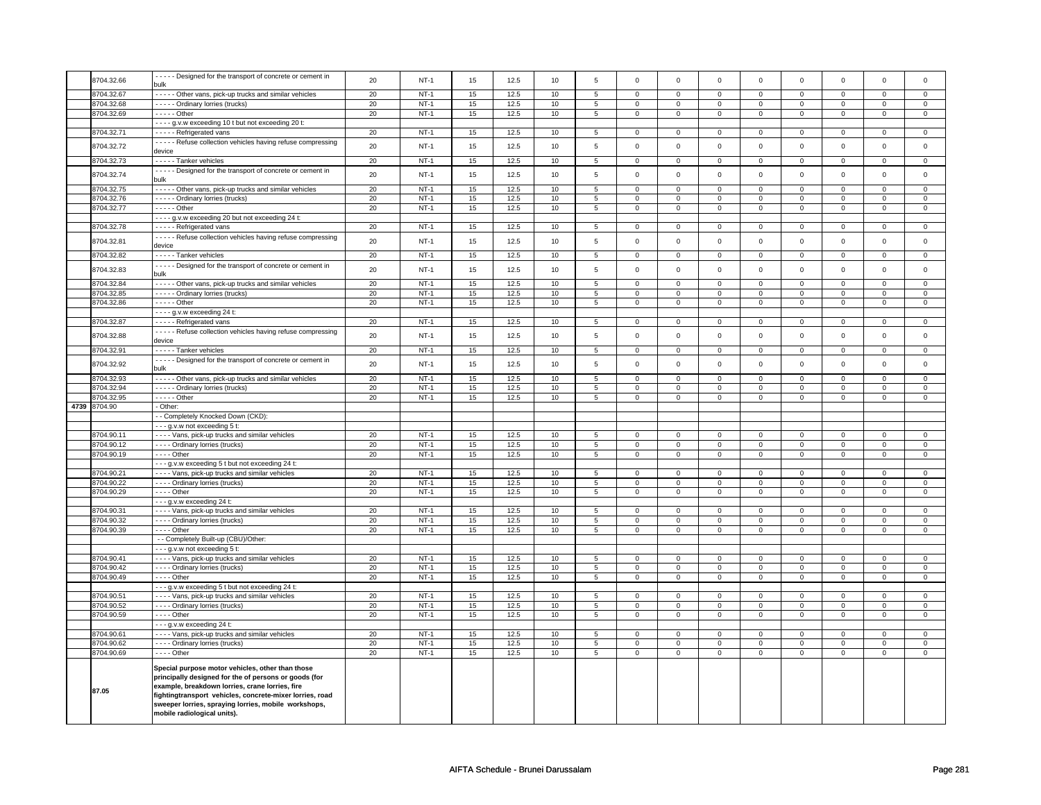| | 8704.32.66 | - - - - - Designed for the transport of concrete or cement in bulk | 20 | NT-1 | 15 | 12.5 | 10 | 5 | 0 | 0 | 0 | 0 | 0 | 0 | 0 | 0 |
|---|---|---|---|---|---|---|---|---|---|---|---|---|---|---|---|---|
| | 8704.32.67 | - - - - - Other vans, pick-up trucks and similar vehicles | 20 | NT-1 | 15 | 12.5 | 10 | 5 | 0 | 0 | 0 | 0 | 0 | 0 | 0 | 0 |
| | 8704.32.68 | - - - - - Ordinary lorries (trucks) | 20 | NT-1 | 15 | 12.5 | 10 | 5 | 0 | 0 | 0 | 0 | 0 | 0 | 0 | 0 |
| | 8704.32.69 | - - - - - Other | 20 | NT-1 | 15 | 12.5 | 10 | 5 | 0 | 0 | 0 | 0 | 0 | 0 | 0 | 0 |
| | | - - - - g.v.w exceeding 10 t but not exceeding 20 t: | | | | | | | | | | | | | | |
| | 8704.32.71 | - - - - - Refrigerated vans | 20 | NT-1 | 15 | 12.5 | 10 | 5 | 0 | 0 | 0 | 0 | 0 | 0 | 0 | 0 |
| | 8704.32.72 | - - - - - Refuse collection vehicles having refuse compressing device | 20 | NT-1 | 15 | 12.5 | 10 | 5 | 0 | 0 | 0 | 0 | 0 | 0 | 0 | 0 |
| | 8704.32.73 | - - - - - Tanker vehicles | 20 | NT-1 | 15 | 12.5 | 10 | 5 | 0 | 0 | 0 | 0 | 0 | 0 | 0 | 0 |
| | 8704.32.74 | - - - - - Designed for the transport of concrete or cement in bulk | 20 | NT-1 | 15 | 12.5 | 10 | 5 | 0 | 0 | 0 | 0 | 0 | 0 | 0 | 0 |
| | 8704.32.75 | - - - - - Other vans, pick-up trucks and similar vehicles | 20 | NT-1 | 15 | 12.5 | 10 | 5 | 0 | 0 | 0 | 0 | 0 | 0 | 0 | 0 |
| | 8704.32.76 | - - - - - Ordinary lorries (trucks) | 20 | NT-1 | 15 | 12.5 | 10 | 5 | 0 | 0 | 0 | 0 | 0 | 0 | 0 | 0 |
| | 8704.32.77 | - - - - - Other | 20 | NT-1 | 15 | 12.5 | 10 | 5 | 0 | 0 | 0 | 0 | 0 | 0 | 0 | 0 |
| | | - - - - g.v.w exceeding 20 but not exceeding 24 t: | | | | | | | | | | | | | | |
| | 8704.32.78 | - - - - - Refrigerated vans | 20 | NT-1 | 15 | 12.5 | 10 | 5 | 0 | 0 | 0 | 0 | 0 | 0 | 0 | 0 |
| | 8704.32.81 | - - - - - Refuse collection vehicles having refuse compressing device | 20 | NT-1 | 15 | 12.5 | 10 | 5 | 0 | 0 | 0 | 0 | 0 | 0 | 0 | 0 |
| | 8704.32.82 | - - - - - Tanker vehicles | 20 | NT-1 | 15 | 12.5 | 10 | 5 | 0 | 0 | 0 | 0 | 0 | 0 | 0 | 0 |
| | 8704.32.83 | - - - - - Designed for the transport of concrete or cement in bulk | 20 | NT-1 | 15 | 12.5 | 10 | 5 | 0 | 0 | 0 | 0 | 0 | 0 | 0 | 0 |
| | 8704.32.84 | - - - - - Other vans, pick-up trucks and similar vehicles | 20 | NT-1 | 15 | 12.5 | 10 | 5 | 0 | 0 | 0 | 0 | 0 | 0 | 0 | 0 |
| | 8704.32.85 | - - - - - Ordinary lorries (trucks) | 20 | NT-1 | 15 | 12.5 | 10 | 5 | 0 | 0 | 0 | 0 | 0 | 0 | 0 | 0 |
| | 8704.32.86 | - - - - - Other | 20 | NT-1 | 15 | 12.5 | 10 | 5 | 0 | 0 | 0 | 0 | 0 | 0 | 0 | 0 |
| | | - - - - g.v.w exceeding 24 t: | | | | | | | | | | | | | | |
| | 8704.32.87 | - - - - - Refrigerated vans | 20 | NT-1 | 15 | 12.5 | 10 | 5 | 0 | 0 | 0 | 0 | 0 | 0 | 0 | 0 |
| | 8704.32.88 | - - - - - Refuse collection vehicles having refuse compressing device | 20 | NT-1 | 15 | 12.5 | 10 | 5 | 0 | 0 | 0 | 0 | 0 | 0 | 0 | 0 |
| | 8704.32.91 | - - - - - Tanker vehicles | 20 | NT-1 | 15 | 12.5 | 10 | 5 | 0 | 0 | 0 | 0 | 0 | 0 | 0 | 0 |
| | 8704.32.92 | - - - - - Designed for the transport of concrete or cement in bulk | 20 | NT-1 | 15 | 12.5 | 10 | 5 | 0 | 0 | 0 | 0 | 0 | 0 | 0 | 0 |
| | 8704.32.93 | - - - - - Other vans, pick-up trucks and similar vehicles | 20 | NT-1 | 15 | 12.5 | 10 | 5 | 0 | 0 | 0 | 0 | 0 | 0 | 0 | 0 |
| | 8704.32.94 | - - - - - Ordinary lorries (trucks) | 20 | NT-1 | 15 | 12.5 | 10 | 5 | 0 | 0 | 0 | 0 | 0 | 0 | 0 | 0 |
| | 8704.32.95 | - - - - - Other | 20 | NT-1 | 15 | 12.5 | 10 | 5 | 0 | 0 | 0 | 0 | 0 | 0 | 0 | 0 |
| 4739 | 8704.90 | - Other: | | | | | | | | | | | | | | |
| | | - - Completely Knocked Down (CKD): | | | | | | | | | | | | | | |
| | | - - - g.v.w not exceeding 5 t: | | | | | | | | | | | | | | |
| | 8704.90.11 | - - - - Vans, pick-up trucks and similar vehicles | 20 | NT-1 | 15 | 12.5 | 10 | 5 | 0 | 0 | 0 | 0 | 0 | 0 | 0 | 0 |
| | 8704.90.12 | - - - - Ordinary lorries (trucks) | 20 | NT-1 | 15 | 12.5 | 10 | 5 | 0 | 0 | 0 | 0 | 0 | 0 | 0 | 0 |
| | 8704.90.19 | - - - - Other | 20 | NT-1 | 15 | 12.5 | 10 | 5 | 0 | 0 | 0 | 0 | 0 | 0 | 0 | 0 |
| | | - - - g.v.w exceeding 5 t but not exceeding 24 t: | | | | | | | | | | | | | | |
| | 8704.90.21 | - - - - Vans, pick-up trucks and similar vehicles | 20 | NT-1 | 15 | 12.5 | 10 | 5 | 0 | 0 | 0 | 0 | 0 | 0 | 0 | 0 |
| | 8704.90.22 | - - - - Ordinary lorries (trucks) | 20 | NT-1 | 15 | 12.5 | 10 | 5 | 0 | 0 | 0 | 0 | 0 | 0 | 0 | 0 |
| | 8704.90.29 | - - - - Other | 20 | NT-1 | 15 | 12.5 | 10 | 5 | 0 | 0 | 0 | 0 | 0 | 0 | 0 | 0 |
| | | - - - g.v.w exceeding 24 t: | | | | | | | | | | | | | | |
| | 8704.90.31 | - - - - Vans, pick-up trucks and similar vehicles | 20 | NT-1 | 15 | 12.5 | 10 | 5 | 0 | 0 | 0 | 0 | 0 | 0 | 0 | 0 |
| | 8704.90.32 | - - - - Ordinary lorries (trucks) | 20 | NT-1 | 15 | 12.5 | 10 | 5 | 0 | 0 | 0 | 0 | 0 | 0 | 0 | 0 |
| | 8704.90.39 | - - - - Other | 20 | NT-1 | 15 | 12.5 | 10 | 5 | 0 | 0 | 0 | 0 | 0 | 0 | 0 | 0 |
| | | - - Completely Built-up (CBU)/Other: | | | | | | | | | | | | | | |
| | | - - - g.v.w not exceeding 5 t: | | | | | | | | | | | | | | |
| | 8704.90.41 | - - - - Vans, pick-up trucks and similar vehicles | 20 | NT-1 | 15 | 12.5 | 10 | 5 | 0 | 0 | 0 | 0 | 0 | 0 | 0 | 0 |
| | 8704.90.42 | - - - - Ordinary lorries (trucks) | 20 | NT-1 | 15 | 12.5 | 10 | 5 | 0 | 0 | 0 | 0 | 0 | 0 | 0 | 0 |
| | 8704.90.49 | - - - - Other | 20 | NT-1 | 15 | 12.5 | 10 | 5 | 0 | 0 | 0 | 0 | 0 | 0 | 0 | 0 |
| | | - - - g.v.w exceeding 5 t but not exceeding 24 t: | | | | | | | | | | | | | | |
| | 8704.90.51 | - - - - Vans, pick-up trucks and similar vehicles | 20 | NT-1 | 15 | 12.5 | 10 | 5 | 0 | 0 | 0 | 0 | 0 | 0 | 0 | 0 |
| | 8704.90.52 | - - - - Ordinary lorries (trucks) | 20 | NT-1 | 15 | 12.5 | 10 | 5 | 0 | 0 | 0 | 0 | 0 | 0 | 0 | 0 |
| | 8704.90.59 | - - - - Other | 20 | NT-1 | 15 | 12.5 | 10 | 5 | 0 | 0 | 0 | 0 | 0 | 0 | 0 | 0 |
| | | - - - g.v.w exceeding 24 t: | | | | | | | | | | | | | | |
| | 8704.90.61 | - - - - Vans, pick-up trucks and similar vehicles | 20 | NT-1 | 15 | 12.5 | 10 | 5 | 0 | 0 | 0 | 0 | 0 | 0 | 0 | 0 |
| | 8704.90.62 | - - - - Ordinary lorries (trucks) | 20 | NT-1 | 15 | 12.5 | 10 | 5 | 0 | 0 | 0 | 0 | 0 | 0 | 0 | 0 |
| | 8704.90.69 | - - - - Other | 20 | NT-1 | 15 | 12.5 | 10 | 5 | 0 | 0 | 0 | 0 | 0 | 0 | 0 | 0 |
| | **87.05** | **Special purpose motor vehicles, other than those principally designed for the of persons or goods (for example, breakdown lorries, crane lorries, fire fightingtransport vehicles, concrete-mixer lorries, road sweeper lorries, spraying lorries, mobile workshops, mobile radiological units).** | | | | | | | | | | | | | | |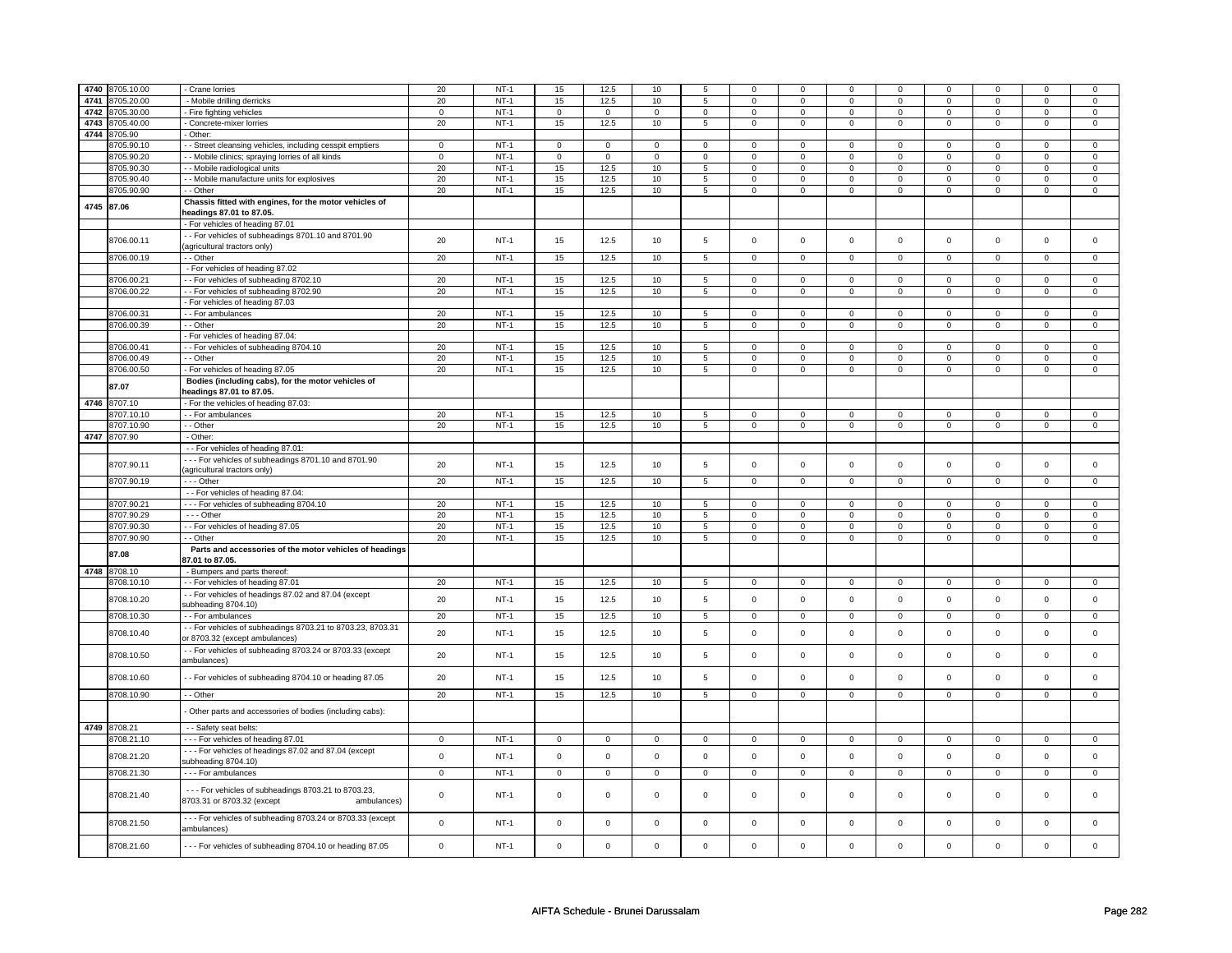| | | | | | | | | | | | | | | | | |
|---|---|---|---|---|---|---|---|---|---|---|---|---|---|---|---|---|
| 4740 | 8705.10.00 | - Crane lorries | 20 | NT-1 | 15 | 12.5 | 10 | 5 | 0 | 0 | 0 | 0 | 0 | 0 | 0 | 0 |
| 4741 | 8705.20.00 | - Mobile drilling derricks | 20 | NT-1 | 15 | 12.5 | 10 | 5 | 0 | 0 | 0 | 0 | 0 | 0 | 0 | 0 |
| 4742 | 8705.30.00 | - Fire fighting vehicles | 0 | NT-1 | 0 | 0 | 0 | 0 | 0 | 0 | 0 | 0 | 0 | 0 | 0 | 0 |
| 4743 | 8705.40.00 | - Concrete-mixer lorries | 20 | NT-1 | 15 | 12.5 | 10 | 5 | 0 | 0 | 0 | 0 | 0 | 0 | 0 | 0 |
| 4744 | 8705.90 | - Other: | | | | | | | | | | | | | | |
| | 8705.90.10 | - - Street cleansing vehicles, including cesspit emptiers | 0 | NT-1 | 0 | 0 | 0 | 0 | 0 | 0 | 0 | 0 | 0 | 0 | 0 | 0 |
| | 8705.90.20 | - - Mobile clinics; spraying lorries of all kinds | 0 | NT-1 | 0 | 0 | 0 | 0 | 0 | 0 | 0 | 0 | 0 | 0 | 0 | 0 |
| | 8705.90.30 | - - Mobile radiological units | 20 | NT-1 | 15 | 12.5 | 10 | 5 | 0 | 0 | 0 | 0 | 0 | 0 | 0 | 0 |
| | 8705.90.40 | - - Mobile manufacture units for explosives | 20 | NT-1 | 15 | 12.5 | 10 | 5 | 0 | 0 | 0 | 0 | 0 | 0 | 0 | 0 |
| | 8705.90.90 | - - Other | 20 | NT-1 | 15 | 12.5 | 10 | 5 | 0 | 0 | 0 | 0 | 0 | 0 | 0 | 0 |
| 4745 | 87.06 | **Chassis fitted with engines, for the motor vehicles of headings 87.01 to 87.05.** | | | | | | | | | | | | | | |
| | | - For vehicles of heading 87.01 | | | | | | | | | | | | | | |
| | 8706.00.11 | - - For vehicles of subheadings 8701.10 and 8701.90 (agricultural tractors only) | 20 | NT-1 | 15 | 12.5 | 10 | 5 | 0 | 0 | 0 | 0 | 0 | 0 | 0 | 0 |
| | 8706.00.19 | - - Other | 20 | NT-1 | 15 | 12.5 | 10 | 5 | 0 | 0 | 0 | 0 | 0 | 0 | 0 | 0 |
| | | - For vehicles of heading 87.02 | | | | | | | | | | | | | | |
| | 8706.00.21 | - - For vehicles of subheading 8702.10 | 20 | NT-1 | 15 | 12.5 | 10 | 5 | 0 | 0 | 0 | 0 | 0 | 0 | 0 | 0 |
| | 8706.00.22 | - - For vehicles of subheading 8702.90 | 20 | NT-1 | 15 | 12.5 | 10 | 5 | 0 | 0 | 0 | 0 | 0 | 0 | 0 | 0 |
| | | - For vehicles of heading 87.03 | | | | | | | | | | | | | | |
| | 8706.00.31 | - - For ambulances | 20 | NT-1 | 15 | 12.5 | 10 | 5 | 0 | 0 | 0 | 0 | 0 | 0 | 0 | 0 |
| | 8706.00.39 | - - Other | 20 | NT-1 | 15 | 12.5 | 10 | 5 | 0 | 0 | 0 | 0 | 0 | 0 | 0 | 0 |
| | | - For vehicles of heading 87.04: | | | | | | | | | | | | | | |
| | 8706.00.41 | - - For vehicles of subheading 8704.10 | 20 | NT-1 | 15 | 12.5 | 10 | 5 | 0 | 0 | 0 | 0 | 0 | 0 | 0 | 0 |
| | 8706.00.49 | - - Other | 20 | NT-1 | 15 | 12.5 | 10 | 5 | 0 | 0 | 0 | 0 | 0 | 0 | 0 | 0 |
| | 8706.00.50 | - For vehicles of heading 87.05 | 20 | NT-1 | 15 | 12.5 | 10 | 5 | 0 | 0 | 0 | 0 | 0 | 0 | 0 | 0 |
| | 87.07 | **Bodies (including cabs), for the motor vehicles of headings 87.01 to 87.05.** | | | | | | | | | | | | | | |
| 4746 | 8707.10 | - For the vehicles of heading 87.03: | | | | | | | | | | | | | | |
| | 8707.10.10 | - - For ambulances | 20 | NT-1 | 15 | 12.5 | 10 | 5 | 0 | 0 | 0 | 0 | 0 | 0 | 0 | 0 |
| | 8707.10.90 | - - Other | 20 | NT-1 | 15 | 12.5 | 10 | 5 | 0 | 0 | 0 | 0 | 0 | 0 | 0 | 0 |
| 4747 | 8707.90 | - Other: | | | | | | | | | | | | | | |
| | | - - For vehicles of heading 87.01: | | | | | | | | | | | | | | |
| | 8707.90.11 | - - - For vehicles of subheadings 8701.10 and 8701.90 (agricultural tractors only) | 20 | NT-1 | 15 | 12.5 | 10 | 5 | 0 | 0 | 0 | 0 | 0 | 0 | 0 | 0 |
| | 8707.90.19 | - - - Other | 20 | NT-1 | 15 | 12.5 | 10 | 5 | 0 | 0 | 0 | 0 | 0 | 0 | 0 | 0 |
| | | - - For vehicles of heading 87.04: | | | | | | | | | | | | | | |
| | 8707.90.21 | - - - For vehicles of subheading 8704.10 | 20 | NT-1 | 15 | 12.5 | 10 | 5 | 0 | 0 | 0 | 0 | 0 | 0 | 0 | 0 |
| | 8707.90.29 | - - - Other | 20 | NT-1 | 15 | 12.5 | 10 | 5 | 0 | 0 | 0 | 0 | 0 | 0 | 0 | 0 |
| | 8707.90.30 | - - For vehicles of heading 87.05 | 20 | NT-1 | 15 | 12.5 | 10 | 5 | 0 | 0 | 0 | 0 | 0 | 0 | 0 | 0 |
| | 8707.90.90 | - - Other | 20 | NT-1 | 15 | 12.5 | 10 | 5 | 0 | 0 | 0 | 0 | 0 | 0 | 0 | 0 |
| | 87.08 | **Parts and accessories of the motor vehicles of headings 87.01 to 87.05.** | | | | | | | | | | | | | | |
| 4748 | 8708.10 | - Bumpers and parts thereof: | | | | | | | | | | | | | | |
| | 8708.10.10 | - - For vehicles of heading 87.01 | 20 | NT-1 | 15 | 12.5 | 10 | 5 | 0 | 0 | 0 | 0 | 0 | 0 | 0 | 0 |
| | 8708.10.20 | - - For vehicles of headings 87.02 and 87.04 (except subheading 8704.10) | 20 | NT-1 | 15 | 12.5 | 10 | 5 | 0 | 0 | 0 | 0 | 0 | 0 | 0 | 0 |
| | 8708.10.30 | - - For ambulances | 20 | NT-1 | 15 | 12.5 | 10 | 5 | 0 | 0 | 0 | 0 | 0 | 0 | 0 | 0 |
| | 8708.10.40 | - - For vehicles of subheadings 8703.21 to 8703.23, 8703.31 or 8703.32 (except ambulances) | 20 | NT-1 | 15 | 12.5 | 10 | 5 | 0 | 0 | 0 | 0 | 0 | 0 | 0 | 0 |
| | 8708.10.50 | - - For vehicles of subheading 8703.24 or 8703.33 (except ambulances) | 20 | NT-1 | 15 | 12.5 | 10 | 5 | 0 | 0 | 0 | 0 | 0 | 0 | 0 | 0 |
| | 8708.10.60 | - - For vehicles of subheading 8704.10 or heading 87.05 | 20 | NT-1 | 15 | 12.5 | 10 | 5 | 0 | 0 | 0 | 0 | 0 | 0 | 0 | 0 |
| | 8708.10.90 | - - Other | 20 | NT-1 | 15 | 12.5 | 10 | 5 | 0 | 0 | 0 | 0 | 0 | 0 | 0 | 0 |
| | | - Other parts and accessories of bodies (including cabs): | | | | | | | | | | | | | | |
| 4749 | 8708.21 | - - Safety seat belts: | | | | | | | | | | | | | | |
| | 8708.21.10 | - - - For vehicles of heading 87.01 | 0 | NT-1 | 0 | 0 | 0 | 0 | 0 | 0 | 0 | 0 | 0 | 0 | 0 | 0 |
| | 8708.21.20 | - - - For vehicles of headings 87.02 and 87.04 (except subheading 8704.10) | 0 | NT-1 | 0 | 0 | 0 | 0 | 0 | 0 | 0 | 0 | 0 | 0 | 0 | 0 |
| | 8708.21.30 | - - - For ambulances | 0 | NT-1 | 0 | 0 | 0 | 0 | 0 | 0 | 0 | 0 | 0 | 0 | 0 | 0 |
| | 8708.21.40 | - - - For vehicles of subheadings 8703.21 to 8703.23, 8703.31 or 8703.32 (except ambulances) | 0 | NT-1 | 0 | 0 | 0 | 0 | 0 | 0 | 0 | 0 | 0 | 0 | 0 | 0 |
| | 8708.21.50 | - - - For vehicles of subheading 8703.24 or 8703.33 (except ambulances) | 0 | NT-1 | 0 | 0 | 0 | 0 | 0 | 0 | 0 | 0 | 0 | 0 | 0 | 0 |
| | 8708.21.60 | - - - For vehicles of subheading 8704.10 or heading 87.05 | 0 | NT-1 | 0 | 0 | 0 | 0 | 0 | 0 | 0 | 0 | 0 | 0 | 0 | 0 |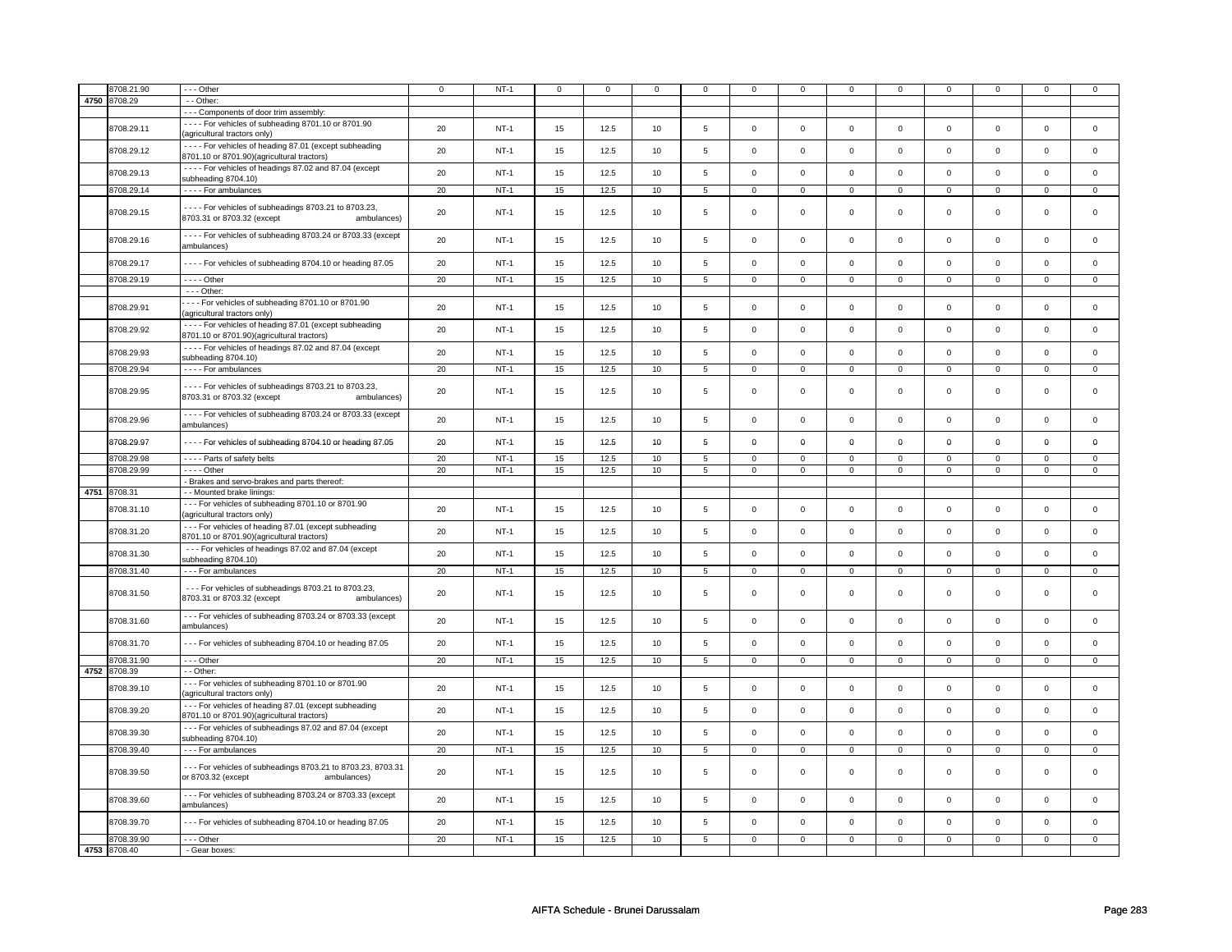|  | 8708.21.90 | - - - Other | 0 | NT-1 | 0 | 0 | 0 | 0 | 0 | 0 | 0 | 0 | 0 | 0 | 0 | 0 |
|---|---|---|---|---|---|---|---|---|---|---|---|---|---|---|---|---|
| 4750 | 8708.29 | - - Other: |  |  |  |  |  |  |  |  |  |  |  |  |  |  |
|  |  | - - - Components of door trim assembly: |  |  |  |  |  |  |  |  |  |  |  |  |  |  |
|  | 8708.29.11 | - - - - For vehicles of subheading 8701.10 or 8701.90 (agricultural tractors only) | 20 | NT-1 | 15 | 12.5 | 10 | 5 | 0 | 0 | 0 | 0 | 0 | 0 | 0 | 0 |
|  | 8708.29.12 | - - - - For vehicles of heading 87.01 (except subheading 8701.10 or 8701.90)(agricultural tractors) | 20 | NT-1 | 15 | 12.5 | 10 | 5 | 0 | 0 | 0 | 0 | 0 | 0 | 0 | 0 |
|  | 8708.29.13 | - - - - For vehicles of headings 87.02 and 87.04 (except subheading 8704.10) | 20 | NT-1 | 15 | 12.5 | 10 | 5 | 0 | 0 | 0 | 0 | 0 | 0 | 0 | 0 |
|  | 8708.29.14 | - - - - For ambulances | 20 | NT-1 | 15 | 12.5 | 10 | 5 | 0 | 0 | 0 | 0 | 0 | 0 | 0 | 0 |
|  | 8708.29.15 | - - - - For vehicles of subheadings 8703.21 to 8703.23, 8703.31 or 8703.32 (except ambulances) | 20 | NT-1 | 15 | 12.5 | 10 | 5 | 0 | 0 | 0 | 0 | 0 | 0 | 0 | 0 |
|  | 8708.29.16 | - - - - For vehicles of subheading 8703.24 or 8703.33 (except ambulances) | 20 | NT-1 | 15 | 12.5 | 10 | 5 | 0 | 0 | 0 | 0 | 0 | 0 | 0 | 0 |
|  | 8708.29.17 | - - - - For vehicles of subheading 8704.10 or heading 87.05 | 20 | NT-1 | 15 | 12.5 | 10 | 5 | 0 | 0 | 0 | 0 | 0 | 0 | 0 | 0 |
|  | 8708.29.19 | - - - - Other | 20 | NT-1 | 15 | 12.5 | 10 | 5 | 0 | 0 | 0 | 0 | 0 | 0 | 0 | 0 |
|  |  | - - - Other: |  |  |  |  |  |  |  |  |  |  |  |  |  |  |
|  | 8708.29.91 | - - - - For vehicles of subheading 8701.10 or 8701.90 (agricultural tractors only) | 20 | NT-1 | 15 | 12.5 | 10 | 5 | 0 | 0 | 0 | 0 | 0 | 0 | 0 | 0 |
|  | 8708.29.92 | - - - - For vehicles of heading 87.01 (except subheading 8701.10 or 8701.90)(agricultural tractors) | 20 | NT-1 | 15 | 12.5 | 10 | 5 | 0 | 0 | 0 | 0 | 0 | 0 | 0 | 0 |
|  | 8708.29.93 | - - - - For vehicles of headings 87.02 and 87.04 (except subheading 8704.10) | 20 | NT-1 | 15 | 12.5 | 10 | 5 | 0 | 0 | 0 | 0 | 0 | 0 | 0 | 0 |
|  | 8708.29.94 | - - - - For ambulances | 20 | NT-1 | 15 | 12.5 | 10 | 5 | 0 | 0 | 0 | 0 | 0 | 0 | 0 | 0 |
|  | 8708.29.95 | - - - - For vehicles of subheadings 8703.21 to 8703.23, 8703.31 or 8703.32 (except ambulances) | 20 | NT-1 | 15 | 12.5 | 10 | 5 | 0 | 0 | 0 | 0 | 0 | 0 | 0 | 0 |
|  | 8708.29.96 | - - - - For vehicles of subheading 8703.24 or 8703.33 (except ambulances) | 20 | NT-1 | 15 | 12.5 | 10 | 5 | 0 | 0 | 0 | 0 | 0 | 0 | 0 | 0 |
|  | 8708.29.97 | - - - - For vehicles of subheading 8704.10 or heading 87.05 | 20 | NT-1 | 15 | 12.5 | 10 | 5 | 0 | 0 | 0 | 0 | 0 | 0 | 0 | 0 |
|  | 8708.29.98 | - - - - Parts of safety belts | 20 | NT-1 | 15 | 12.5 | 10 | 5 | 0 | 0 | 0 | 0 | 0 | 0 | 0 | 0 |
|  | 8708.29.99 | - - - - Other | 20 | NT-1 | 15 | 12.5 | 10 | 5 | 0 | 0 | 0 | 0 | 0 | 0 | 0 | 0 |
|  |  | - Brakes and servo-brakes and parts thereof: |  |  |  |  |  |  |  |  |  |  |  |  |  |  |
| 4751 | 8708.31 | - - Mounted brake linings: |  |  |  |  |  |  |  |  |  |  |  |  |  |  |
|  | 8708.31.10 | - - - For vehicles of subheading 8701.10 or 8701.90 (agricultural tractors only) | 20 | NT-1 | 15 | 12.5 | 10 | 5 | 0 | 0 | 0 | 0 | 0 | 0 | 0 | 0 |
|  | 8708.31.20 | - - - For vehicles of heading 87.01 (except subheading 8701.10 or 8701.90)(agricultural tractors) | 20 | NT-1 | 15 | 12.5 | 10 | 5 | 0 | 0 | 0 | 0 | 0 | 0 | 0 | 0 |
|  | 8708.31.30 | - - - For vehicles of headings 87.02 and 87.04 (except subheading 8704.10) | 20 | NT-1 | 15 | 12.5 | 10 | 5 | 0 | 0 | 0 | 0 | 0 | 0 | 0 | 0 |
|  | 8708.31.40 | - - - For ambulances | 20 | NT-1 | 15 | 12.5 | 10 | 5 | 0 | 0 | 0 | 0 | 0 | 0 | 0 | 0 |
|  | 8708.31.50 | - - - For vehicles of subheadings 8703.21 to 8703.23, 8703.31 or 8703.32 (except ambulances) | 20 | NT-1 | 15 | 12.5 | 10 | 5 | 0 | 0 | 0 | 0 | 0 | 0 | 0 | 0 |
|  | 8708.31.60 | - - - For vehicles of subheading 8703.24 or 8703.33 (except ambulances) | 20 | NT-1 | 15 | 12.5 | 10 | 5 | 0 | 0 | 0 | 0 | 0 | 0 | 0 | 0 |
|  | 8708.31.70 | - - - For vehicles of subheading 8704.10 or heading 87.05 | 20 | NT-1 | 15 | 12.5 | 10 | 5 | 0 | 0 | 0 | 0 | 0 | 0 | 0 | 0 |
|  | 8708.31.90 | - - - Other | 20 | NT-1 | 15 | 12.5 | 10 | 5 | 0 | 0 | 0 | 0 | 0 | 0 | 0 | 0 |
| 4752 | 8708.39 | - - Other: |  |  |  |  |  |  |  |  |  |  |  |  |  |  |
|  | 8708.39.10 | - - - For vehicles of subheading 8701.10 or 8701.90 (agricultural tractors only) | 20 | NT-1 | 15 | 12.5 | 10 | 5 | 0 | 0 | 0 | 0 | 0 | 0 | 0 | 0 |
|  | 8708.39.20 | - - - For vehicles of heading 87.01 (except subheading 8701.10 or 8701.90)(agricultural tractors) | 20 | NT-1 | 15 | 12.5 | 10 | 5 | 0 | 0 | 0 | 0 | 0 | 0 | 0 | 0 |
|  | 8708.39.30 | - - - For vehicles of subheadings 87.02 and 87.04 (except subheading 8704.10) | 20 | NT-1 | 15 | 12.5 | 10 | 5 | 0 | 0 | 0 | 0 | 0 | 0 | 0 | 0 |
|  | 8708.39.40 | - - - For ambulances | 20 | NT-1 | 15 | 12.5 | 10 | 5 | 0 | 0 | 0 | 0 | 0 | 0 | 0 | 0 |
|  | 8708.39.50 | - - - For vehicles of subheadings 8703.21 to 8703.23, 8703.31 or 8703.32 (except ambulances) | 20 | NT-1 | 15 | 12.5 | 10 | 5 | 0 | 0 | 0 | 0 | 0 | 0 | 0 | 0 |
|  | 8708.39.60 | - - - For vehicles of subheading 8703.24 or 8703.33 (except ambulances) | 20 | NT-1 | 15 | 12.5 | 10 | 5 | 0 | 0 | 0 | 0 | 0 | 0 | 0 | 0 |
|  | 8708.39.70 | - - - For vehicles of subheading 8704.10 or heading 87.05 | 20 | NT-1 | 15 | 12.5 | 10 | 5 | 0 | 0 | 0 | 0 | 0 | 0 | 0 | 0 |
|  | 8708.39.90 | - - - Other | 20 | NT-1 | 15 | 12.5 | 10 | 5 | 0 | 0 | 0 | 0 | 0 | 0 | 0 | 0 |
| 4753 | 8708.40 | - Gear boxes: |  |  |  |  |  |  |  |  |  |  |  |  |  |  |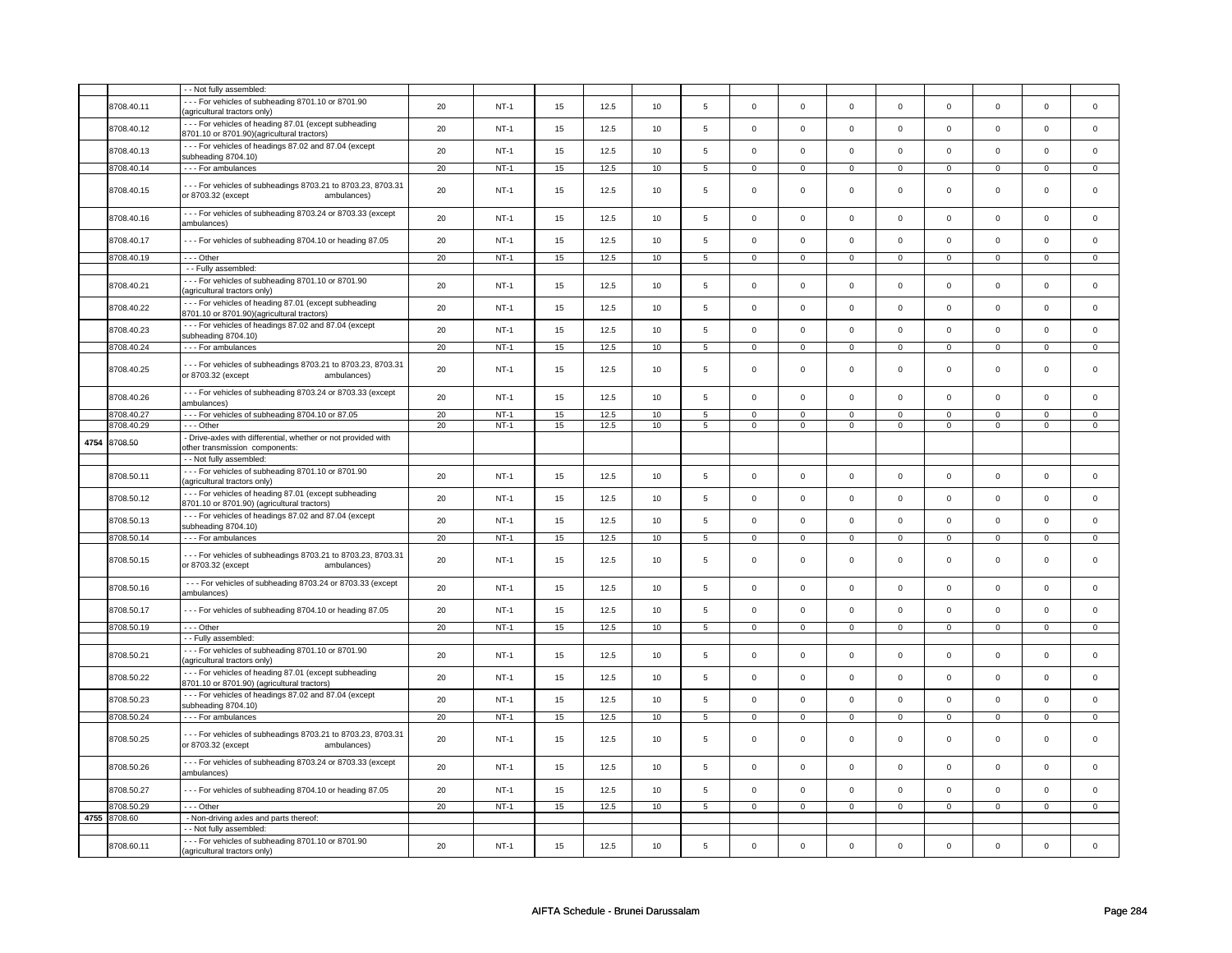| | | | | | | | | | | | | | | | | |
|---|---|---|---|---|---|---|---|---|---|---|---|---|---|---|---|---|
| | | - - Not fully assembled: | | | | | | | | | | | | | | |
| | 8708.40.11 | - - - For vehicles of subheading 8701.10 or 8701.90 (agricultural tractors only) | 20 | NT-1 | 15 | 12.5 | 10 | 5 | 0 | 0 | 0 | 0 | 0 | 0 | 0 | 0 |
| | 8708.40.12 | - - - For vehicles of heading 87.01 (except subheading 8701.10 or 8701.90)(agricultural tractors) | 20 | NT-1 | 15 | 12.5 | 10 | 5 | 0 | 0 | 0 | 0 | 0 | 0 | 0 | 0 |
| | 8708.40.13 | - - - For vehicles of headings 87.02 and 87.04 (except subheading 8704.10) | 20 | NT-1 | 15 | 12.5 | 10 | 5 | 0 | 0 | 0 | 0 | 0 | 0 | 0 | 0 |
| | 8708.40.14 | - - - For ambulances | 20 | NT-1 | 15 | 12.5 | 10 | 5 | 0 | 0 | 0 | 0 | 0 | 0 | 0 | 0 |
| | 8708.40.15 | - - - For vehicles of subheadings 8703.21 to 8703.23, 8703.31 or 8703.32 (except ambulances) | 20 | NT-1 | 15 | 12.5 | 10 | 5 | 0 | 0 | 0 | 0 | 0 | 0 | 0 | 0 |
| | 8708.40.16 | - - - For vehicles of subheading 8703.24 or 8703.33 (except ambulances) | 20 | NT-1 | 15 | 12.5 | 10 | 5 | 0 | 0 | 0 | 0 | 0 | 0 | 0 | 0 |
| | 8708.40.17 | - - - For vehicles of subheading 8704.10 or heading 87.05 | 20 | NT-1 | 15 | 12.5 | 10 | 5 | 0 | 0 | 0 | 0 | 0 | 0 | 0 | 0 |
| | 8708.40.19 | - - - Other | 20 | NT-1 | 15 | 12.5 | 10 | 5 | 0 | 0 | 0 | 0 | 0 | 0 | 0 | 0 |
| | | - - Fully assembled: | | | | | | | | | | | | | | |
| | 8708.40.21 | - - - For vehicles of subheading 8701.10 or 8701.90 (agricultural tractors only) | 20 | NT-1 | 15 | 12.5 | 10 | 5 | 0 | 0 | 0 | 0 | 0 | 0 | 0 | 0 |
| | 8708.40.22 | - - - For vehicles of heading 87.01 (except subheading 8701.10 or 8701.90)(agricultural tractors) | 20 | NT-1 | 15 | 12.5 | 10 | 5 | 0 | 0 | 0 | 0 | 0 | 0 | 0 | 0 |
| | 8708.40.23 | - - - For vehicles of headings 87.02 and 87.04 (except subheading 8704.10) | 20 | NT-1 | 15 | 12.5 | 10 | 5 | 0 | 0 | 0 | 0 | 0 | 0 | 0 | 0 |
| | 8708.40.24 | - - - For ambulances | 20 | NT-1 | 15 | 12.5 | 10 | 5 | 0 | 0 | 0 | 0 | 0 | 0 | 0 | 0 |
| | 8708.40.25 | - - - For vehicles of subheadings 8703.21 to 8703.23, 8703.31 or 8703.32 (except ambulances) | 20 | NT-1 | 15 | 12.5 | 10 | 5 | 0 | 0 | 0 | 0 | 0 | 0 | 0 | 0 |
| | 8708.40.26 | - - - For vehicles of subheading 8703.24 or 8703.33 (except ambulances) | 20 | NT-1 | 15 | 12.5 | 10 | 5 | 0 | 0 | 0 | 0 | 0 | 0 | 0 | 0 |
| | 8708.40.27 | - - - For vehicles of subheading 8704.10 or 87.05 | 20 | NT-1 | 15 | 12.5 | 10 | 5 | 0 | 0 | 0 | 0 | 0 | 0 | 0 | 0 |
| | 8708.40.29 | - - - Other | 20 | NT-1 | 15 | 12.5 | 10 | 5 | 0 | 0 | 0 | 0 | 0 | 0 | 0 | 0 |
| 4754 | 8708.50 | - Drive-axles with differential, whether or not provided with other transmission components: | | | | | | | | | | | | | | |
| | | - - Not fully assembled: | | | | | | | | | | | | | | |
| | 8708.50.11 | - - - For vehicles of subheading 8701.10 or 8701.90 (agricultural tractors only) | 20 | NT-1 | 15 | 12.5 | 10 | 5 | 0 | 0 | 0 | 0 | 0 | 0 | 0 | 0 |
| | 8708.50.12 | - - - For vehicles of heading 87.01 (except subheading 8701.10 or 8701.90) (agricultural tractors) | 20 | NT-1 | 15 | 12.5 | 10 | 5 | 0 | 0 | 0 | 0 | 0 | 0 | 0 | 0 |
| | 8708.50.13 | - - - For vehicles of headings 87.02 and 87.04 (except subheading 8704.10) | 20 | NT-1 | 15 | 12.5 | 10 | 5 | 0 | 0 | 0 | 0 | 0 | 0 | 0 | 0 |
| | 8708.50.14 | - - - For ambulances | 20 | NT-1 | 15 | 12.5 | 10 | 5 | 0 | 0 | 0 | 0 | 0 | 0 | 0 | 0 |
| | 8708.50.15 | - - - For vehicles of subheadings 8703.21 to 8703.23, 8703.31 or 8703.32 (except ambulances) | 20 | NT-1 | 15 | 12.5 | 10 | 5 | 0 | 0 | 0 | 0 | 0 | 0 | 0 | 0 |
| | 8708.50.16 | - - - For vehicles of subheading 8703.24 or 8703.33 (except ambulances) | 20 | NT-1 | 15 | 12.5 | 10 | 5 | 0 | 0 | 0 | 0 | 0 | 0 | 0 | 0 |
| | 8708.50.17 | - - - For vehicles of subheading 8704.10 or heading 87.05 | 20 | NT-1 | 15 | 12.5 | 10 | 5 | 0 | 0 | 0 | 0 | 0 | 0 | 0 | 0 |
| | 8708.50.19 | - - - Other | 20 | NT-1 | 15 | 12.5 | 10 | 5 | 0 | 0 | 0 | 0 | 0 | 0 | 0 | 0 |
| | | - - Fully assembled: | | | | | | | | | | | | | | |
| | 8708.50.21 | - - - For vehicles of subheading 8701.10 or 8701.90 (agricultural tractors only) | 20 | NT-1 | 15 | 12.5 | 10 | 5 | 0 | 0 | 0 | 0 | 0 | 0 | 0 | 0 |
| | 8708.50.22 | - - - For vehicles of heading 87.01 (except subheading 8701.10 or 8701.90) (agricultural tractors) | 20 | NT-1 | 15 | 12.5 | 10 | 5 | 0 | 0 | 0 | 0 | 0 | 0 | 0 | 0 |
| | 8708.50.23 | - - - For vehicles of headings 87.02 and 87.04 (except subheading 8704.10) | 20 | NT-1 | 15 | 12.5 | 10 | 5 | 0 | 0 | 0 | 0 | 0 | 0 | 0 | 0 |
| | 8708.50.24 | - - - For ambulances | 20 | NT-1 | 15 | 12.5 | 10 | 5 | 0 | 0 | 0 | 0 | 0 | 0 | 0 | 0 |
| | 8708.50.25 | - - - For vehicles of subheadings 8703.21 to 8703.23, 8703.31 or 8703.32 (except ambulances) | 20 | NT-1 | 15 | 12.5 | 10 | 5 | 0 | 0 | 0 | 0 | 0 | 0 | 0 | 0 |
| | 8708.50.26 | - - - For vehicles of subheading 8703.24 or 8703.33 (except ambulances) | 20 | NT-1 | 15 | 12.5 | 10 | 5 | 0 | 0 | 0 | 0 | 0 | 0 | 0 | 0 |
| | 8708.50.27 | - - - For vehicles of subheading 8704.10 or heading 87.05 | 20 | NT-1 | 15 | 12.5 | 10 | 5 | 0 | 0 | 0 | 0 | 0 | 0 | 0 | 0 |
| | 8708.50.29 | - - - Other | 20 | NT-1 | 15 | 12.5 | 10 | 5 | 0 | 0 | 0 | 0 | 0 | 0 | 0 | 0 |
| 4755 | 8708.60 | - Non-driving axles and parts thereof: | | | | | | | | | | | | | | |
| | | - - Not fully assembled: | | | | | | | | | | | | | | |
| | 8708.60.11 | - - - For vehicles of subheading 8701.10 or 8701.90 (agricultural tractors only) | 20 | NT-1 | 15 | 12.5 | 10 | 5 | 0 | 0 | 0 | 0 | 0 | 0 | 0 | 0 |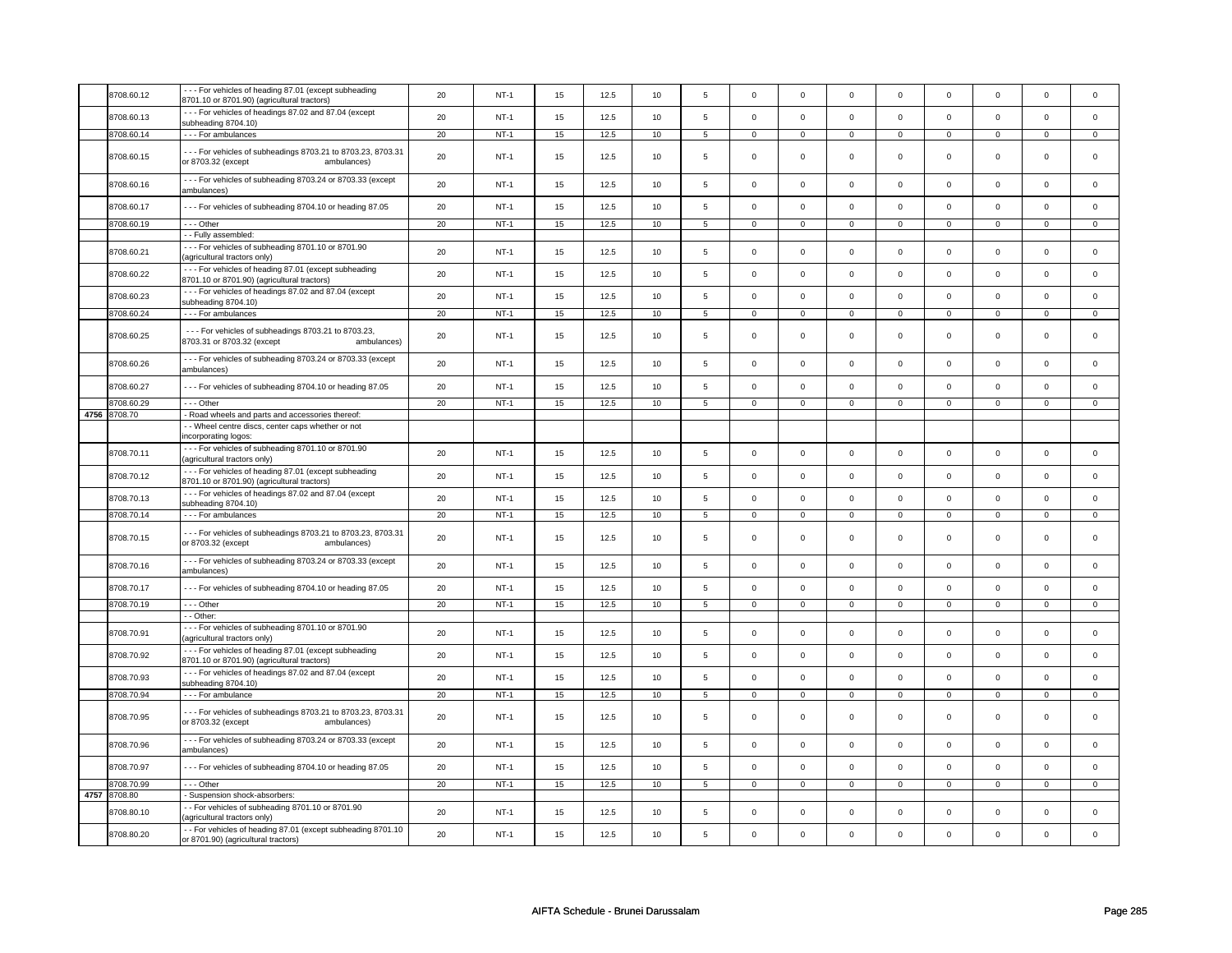| | 8708.60.12 | - - - For vehicles of heading 87.01 (except subheading 8701.10 or 8701.90) (agricultural tractors) | 20 | NT-1 | 15 | 12.5 | 10 | 5 | 0 | 0 | 0 | 0 | 0 | 0 | 0 | 0 |
|---|---|---|---|---|---|---|---|---|---|---|---|---|---|---|---|---|
| | 8708.60.13 | - - - For vehicles of headings 87.02 and 87.04 (except subheading 8704.10) | 20 | NT-1 | 15 | 12.5 | 10 | 5 | 0 | 0 | 0 | 0 | 0 | 0 | 0 | 0 |
| | 8708.60.14 | - - - For ambulances | 20 | NT-1 | 15 | 12.5 | 10 | 5 | 0 | 0 | 0 | 0 | 0 | 0 | 0 | 0 |
| | 8708.60.15 | - - - For vehicles of subheadings 8703.21 to 8703.23, 8703.31 or 8703.32 (except ambulances) | 20 | NT-1 | 15 | 12.5 | 10 | 5 | 0 | 0 | 0 | 0 | 0 | 0 | 0 | 0 |
| | 8708.60.16 | - - - For vehicles of subheading 8703.24 or 8703.33 (except ambulances) | 20 | NT-1 | 15 | 12.5 | 10 | 5 | 0 | 0 | 0 | 0 | 0 | 0 | 0 | 0 |
| | 8708.60.17 | - - - For vehicles of subheading 8704.10 or heading 87.05 | 20 | NT-1 | 15 | 12.5 | 10 | 5 | 0 | 0 | 0 | 0 | 0 | 0 | 0 | 0 |
| | 8708.60.19 | - - - Other | 20 | NT-1 | 15 | 12.5 | 10 | 5 | 0 | 0 | 0 | 0 | 0 | 0 | 0 | 0 |
| | | - - Fully assembled: | | | | | | | | | | | | | | |
| | 8708.60.21 | - - - For vehicles of subheading 8701.10 or 8701.90 (agricultural tractors only) | 20 | NT-1 | 15 | 12.5 | 10 | 5 | 0 | 0 | 0 | 0 | 0 | 0 | 0 | 0 |
| | 8708.60.22 | - - - For vehicles of heading 87.01 (except subheading 8701.10 or 8701.90) (agricultural tractors) | 20 | NT-1 | 15 | 12.5 | 10 | 5 | 0 | 0 | 0 | 0 | 0 | 0 | 0 | 0 |
| | 8708.60.23 | - - - For vehicles of headings 87.02 and 87.04 (except subheading 8704.10) | 20 | NT-1 | 15 | 12.5 | 10 | 5 | 0 | 0 | 0 | 0 | 0 | 0 | 0 | 0 |
| | 8708.60.24 | - - - For ambulances | 20 | NT-1 | 15 | 12.5 | 10 | 5 | 0 | 0 | 0 | 0 | 0 | 0 | 0 | 0 |
| | 8708.60.25 | - - - For vehicles of subheadings 8703.21 to 8703.23, 8703.31 or 8703.32 (except ambulances) | 20 | NT-1 | 15 | 12.5 | 10 | 5 | 0 | 0 | 0 | 0 | 0 | 0 | 0 | 0 |
| | 8708.60.26 | - - - For vehicles of subheading 8703.24 or 8703.33 (except ambulances) | 20 | NT-1 | 15 | 12.5 | 10 | 5 | 0 | 0 | 0 | 0 | 0 | 0 | 0 | 0 |
| | 8708.60.27 | - - - For vehicles of subheading 8704.10 or heading 87.05 | 20 | NT-1 | 15 | 12.5 | 10 | 5 | 0 | 0 | 0 | 0 | 0 | 0 | 0 | 0 |
| | 8708.60.29 | - - - Other | 20 | NT-1 | 15 | 12.5 | 10 | 5 | 0 | 0 | 0 | 0 | 0 | 0 | 0 | 0 |
| 4756 | 8708.70 | - Road wheels and parts and accessories thereof: | | | | | | | | | | | | | | |
| | | - - Wheel centre discs, center caps whether or not incorporating logos: | | | | | | | | | | | | | | |
| | 8708.70.11 | - - - For vehicles of subheading 8701.10 or 8701.90 (agricultural tractors only) | 20 | NT-1 | 15 | 12.5 | 10 | 5 | 0 | 0 | 0 | 0 | 0 | 0 | 0 | 0 |
| | 8708.70.12 | - - - For vehicles of heading 87.01 (except subheading 8701.10 or 8701.90) (agricultural tractors) | 20 | NT-1 | 15 | 12.5 | 10 | 5 | 0 | 0 | 0 | 0 | 0 | 0 | 0 | 0 |
| | 8708.70.13 | - - - For vehicles of headings 87.02 and 87.04 (except subheading 8704.10) | 20 | NT-1 | 15 | 12.5 | 10 | 5 | 0 | 0 | 0 | 0 | 0 | 0 | 0 | 0 |
| | 8708.70.14 | - - - For ambulances | 20 | NT-1 | 15 | 12.5 | 10 | 5 | 0 | 0 | 0 | 0 | 0 | 0 | 0 | 0 |
| | 8708.70.15 | - - - For vehicles of subheadings 8703.21 to 8703.23, 8703.31 or 8703.32 (except ambulances) | 20 | NT-1 | 15 | 12.5 | 10 | 5 | 0 | 0 | 0 | 0 | 0 | 0 | 0 | 0 |
| | 8708.70.16 | - - - For vehicles of subheading 8703.24 or 8703.33 (except ambulances) | 20 | NT-1 | 15 | 12.5 | 10 | 5 | 0 | 0 | 0 | 0 | 0 | 0 | 0 | 0 |
| | 8708.70.17 | - - - For vehicles of subheading 8704.10 or heading 87.05 | 20 | NT-1 | 15 | 12.5 | 10 | 5 | 0 | 0 | 0 | 0 | 0 | 0 | 0 | 0 |
| | 8708.70.19 | - - - Other | 20 | NT-1 | 15 | 12.5 | 10 | 5 | 0 | 0 | 0 | 0 | 0 | 0 | 0 | 0 |
| | | - - Other: | | | | | | | | | | | | | | |
| | 8708.70.91 | - - - For vehicles of subheading 8701.10 or 8701.90 (agricultural tractors only) | 20 | NT-1 | 15 | 12.5 | 10 | 5 | 0 | 0 | 0 | 0 | 0 | 0 | 0 | 0 |
| | 8708.70.92 | - - - For vehicles of heading 87.01 (except subheading 8701.10 or 8701.90) (agricultural tractors) | 20 | NT-1 | 15 | 12.5 | 10 | 5 | 0 | 0 | 0 | 0 | 0 | 0 | 0 | 0 |
| | 8708.70.93 | - - - For vehicles of headings 87.02 and 87.04 (except subheading 8704.10) | 20 | NT-1 | 15 | 12.5 | 10 | 5 | 0 | 0 | 0 | 0 | 0 | 0 | 0 | 0 |
| | 8708.70.94 | - - - For ambulance | 20 | NT-1 | 15 | 12.5 | 10 | 5 | 0 | 0 | 0 | 0 | 0 | 0 | 0 | 0 |
| | 8708.70.95 | - - - For vehicles of subheadings 8703.21 to 8703.23, 8703.31 or 8703.32 (except ambulances) | 20 | NT-1 | 15 | 12.5 | 10 | 5 | 0 | 0 | 0 | 0 | 0 | 0 | 0 | 0 |
| | 8708.70.96 | - - - For vehicles of subheading 8703.24 or 8703.33 (except ambulances) | 20 | NT-1 | 15 | 12.5 | 10 | 5 | 0 | 0 | 0 | 0 | 0 | 0 | 0 | 0 |
| | 8708.70.97 | - - - For vehicles of subheading 8704.10 or heading 87.05 | 20 | NT-1 | 15 | 12.5 | 10 | 5 | 0 | 0 | 0 | 0 | 0 | 0 | 0 | 0 |
| | 8708.70.99 | - - - Other | 20 | NT-1 | 15 | 12.5 | 10 | 5 | 0 | 0 | 0 | 0 | 0 | 0 | 0 | 0 |
| 4757 | 8708.80 | - Suspension shock-absorbers: | | | | | | | | | | | | | | |
| | 8708.80.10 | - - For vehicles of subheading 8701.10 or 8701.90 (agricultural tractors only) | 20 | NT-1 | 15 | 12.5 | 10 | 5 | 0 | 0 | 0 | 0 | 0 | 0 | 0 | 0 |
| | 8708.80.20 | - - For vehicles of heading 87.01 (except subheading 8701.10 or 8701.90) (agricultural tractors) | 20 | NT-1 | 15 | 12.5 | 10 | 5 | 0 | 0 | 0 | 0 | 0 | 0 | 0 | 0 |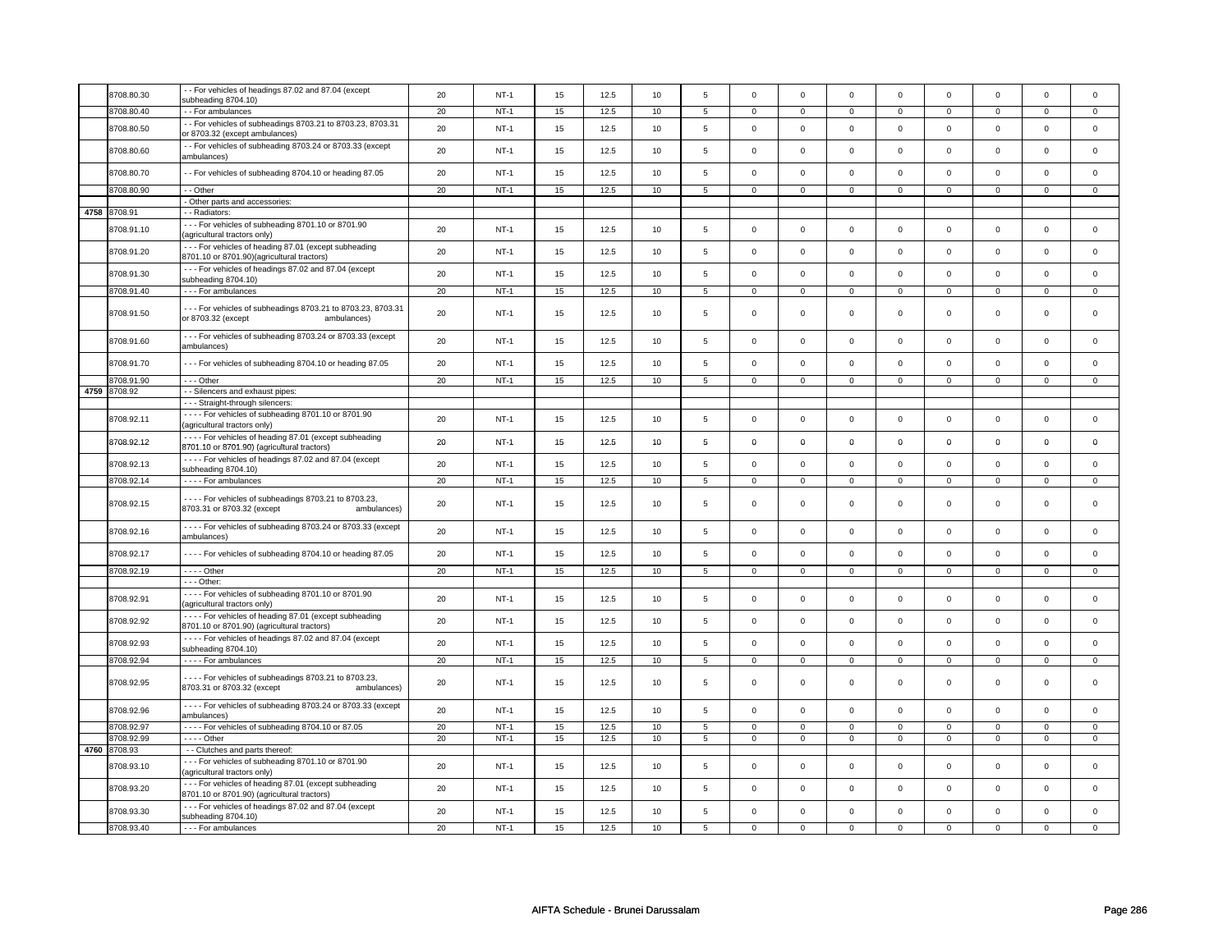| | | | | | | | | | | | | | | | | |
|---|---|---|---|---|---|---|---|---|---|---|---|---|---|---|---|---|
| | 8708.80.30 | - - For vehicles of headings 87.02 and 87.04 (except subheading 8704.10) | 20 | NT-1 | 15 | 12.5 | 10 | 5 | 0 | 0 | 0 | 0 | 0 | 0 | 0 | 0 |
| | 8708.80.40 | - - For ambulances | 20 | NT-1 | 15 | 12.5 | 10 | 5 | 0 | 0 | 0 | 0 | 0 | 0 | 0 | 0 |
| | 8708.80.50 | - - For vehicles of subheadings 8703.21 to 8703.23, 8703.31 or 8703.32 (except ambulances) | 20 | NT-1 | 15 | 12.5 | 10 | 5 | 0 | 0 | 0 | 0 | 0 | 0 | 0 | 0 |
| | 8708.80.60 | - - For vehicles of subheading 8703.24 or 8703.33 (except ambulances) | 20 | NT-1 | 15 | 12.5 | 10 | 5 | 0 | 0 | 0 | 0 | 0 | 0 | 0 | 0 |
| | 8708.80.70 | - - For vehicles of subheading 8704.10 or heading 87.05 | 20 | NT-1 | 15 | 12.5 | 10 | 5 | 0 | 0 | 0 | 0 | 0 | 0 | 0 | 0 |
| | 8708.80.90 | - - Other | 20 | NT-1 | 15 | 12.5 | 10 | 5 | 0 | 0 | 0 | 0 | 0 | 0 | 0 | 0 |
| | | - Other parts and accessories: | | | | | | | | | | | | | | |
| 4758 | 8708.91 | - - Radiators: | | | | | | | | | | | | | | |
| | 8708.91.10 | - - - For vehicles of subheading 8701.10 or 8701.90 (agricultural tractors only) | 20 | NT-1 | 15 | 12.5 | 10 | 5 | 0 | 0 | 0 | 0 | 0 | 0 | 0 | 0 |
| | 8708.91.20 | - - - For vehicles of heading 87.01 (except subheading 8701.10 or 8701.90)(agricultural tractors) | 20 | NT-1 | 15 | 12.5 | 10 | 5 | 0 | 0 | 0 | 0 | 0 | 0 | 0 | 0 |
| | 8708.91.30 | - - - For vehicles of headings 87.02 and 87.04 (except subheading 8704.10) | 20 | NT-1 | 15 | 12.5 | 10 | 5 | 0 | 0 | 0 | 0 | 0 | 0 | 0 | 0 |
| | 8708.91.40 | - - - For ambulances | 20 | NT-1 | 15 | 12.5 | 10 | 5 | 0 | 0 | 0 | 0 | 0 | 0 | 0 | 0 |
| | 8708.91.50 | - - - For vehicles of subheadings 8703.21 to 8703.23, 8703.31 or 8703.32 (except ambulances) | 20 | NT-1 | 15 | 12.5 | 10 | 5 | 0 | 0 | 0 | 0 | 0 | 0 | 0 | 0 |
| | 8708.91.60 | - - - For vehicles of subheading 8703.24 or 8703.33 (except ambulances) | 20 | NT-1 | 15 | 12.5 | 10 | 5 | 0 | 0 | 0 | 0 | 0 | 0 | 0 | 0 |
| | 8708.91.70 | - - - For vehicles of subheading 8704.10 or heading 87.05 | 20 | NT-1 | 15 | 12.5 | 10 | 5 | 0 | 0 | 0 | 0 | 0 | 0 | 0 | 0 |
| | 8708.91.90 | - - - Other | 20 | NT-1 | 15 | 12.5 | 10 | 5 | 0 | 0 | 0 | 0 | 0 | 0 | 0 | 0 |
| 4759 | 8708.92 | - - Silencers and exhaust pipes: | | | | | | | | | | | | | | |
| | | - - - Straight-through silencers: | | | | | | | | | | | | | | |
| | 8708.92.11 | - - - - For vehicles of subheading 8701.10 or 8701.90 (agricultural tractors only) | 20 | NT-1 | 15 | 12.5 | 10 | 5 | 0 | 0 | 0 | 0 | 0 | 0 | 0 | 0 |
| | 8708.92.12 | - - - - For vehicles of heading 87.01 (except subheading 8701.10 or 8701.90) (agricultural tractors) | 20 | NT-1 | 15 | 12.5 | 10 | 5 | 0 | 0 | 0 | 0 | 0 | 0 | 0 | 0 |
| | 8708.92.13 | - - - - For vehicles of headings 87.02 and 87.04 (except subheading 8704.10) | 20 | NT-1 | 15 | 12.5 | 10 | 5 | 0 | 0 | 0 | 0 | 0 | 0 | 0 | 0 |
| | 8708.92.14 | - - - - For ambulances | 20 | NT-1 | 15 | 12.5 | 10 | 5 | 0 | 0 | 0 | 0 | 0 | 0 | 0 | 0 |
| | 8708.92.15 | - - - - For vehicles of subheadings 8703.21 to 8703.23, 8703.31 or 8703.32 (except ambulances) | 20 | NT-1 | 15 | 12.5 | 10 | 5 | 0 | 0 | 0 | 0 | 0 | 0 | 0 | 0 |
| | 8708.92.16 | - - - - For vehicles of subheading 8703.24 or 8703.33 (except ambulances) | 20 | NT-1 | 15 | 12.5 | 10 | 5 | 0 | 0 | 0 | 0 | 0 | 0 | 0 | 0 |
| | 8708.92.17 | - - - - For vehicles of subheading 8704.10 or heading 87.05 | 20 | NT-1 | 15 | 12.5 | 10 | 5 | 0 | 0 | 0 | 0 | 0 | 0 | 0 | 0 |
| | 8708.92.19 | - - - - Other | 20 | NT-1 | 15 | 12.5 | 10 | 5 | 0 | 0 | 0 | 0 | 0 | 0 | 0 | 0 |
| | | - - - Other: | | | | | | | | | | | | | | |
| | 8708.92.91 | - - - - For vehicles of subheading 8701.10 or 8701.90 (agricultural tractors only) | 20 | NT-1 | 15 | 12.5 | 10 | 5 | 0 | 0 | 0 | 0 | 0 | 0 | 0 | 0 |
| | 8708.92.92 | - - - - For vehicles of heading 87.01 (except subheading 8701.10 or 8701.90) (agricultural tractors) | 20 | NT-1 | 15 | 12.5 | 10 | 5 | 0 | 0 | 0 | 0 | 0 | 0 | 0 | 0 |
| | 8708.92.93 | - - - - For vehicles of headings 87.02 and 87.04 (except subheading 8704.10) | 20 | NT-1 | 15 | 12.5 | 10 | 5 | 0 | 0 | 0 | 0 | 0 | 0 | 0 | 0 |
| | 8708.92.94 | - - - - For ambulances | 20 | NT-1 | 15 | 12.5 | 10 | 5 | 0 | 0 | 0 | 0 | 0 | 0 | 0 | 0 |
| | 8708.92.95 | - - - - For vehicles of subheadings 8703.21 to 8703.23, 8703.31 or 8703.32 (except ambulances) | 20 | NT-1 | 15 | 12.5 | 10 | 5 | 0 | 0 | 0 | 0 | 0 | 0 | 0 | 0 |
| | 8708.92.96 | - - - - For vehicles of subheading 8703.24 or 8703.33 (except ambulances) | 20 | NT-1 | 15 | 12.5 | 10 | 5 | 0 | 0 | 0 | 0 | 0 | 0 | 0 | 0 |
| | 8708.92.97 | - - - - For vehicles of subheading 8704.10 or 87.05 | 20 | NT-1 | 15 | 12.5 | 10 | 5 | 0 | 0 | 0 | 0 | 0 | 0 | 0 | 0 |
| | 8708.92.99 | - - - - Other | 20 | NT-1 | 15 | 12.5 | 10 | 5 | 0 | 0 | 0 | 0 | 0 | 0 | 0 | 0 |
| 4760 | 8708.93 | - - Clutches and parts thereof: | | | | | | | | | | | | | | |
| | 8708.93.10 | - - - For vehicles of subheading 8701.10 or 8701.90 (agricultural tractors only) | 20 | NT-1 | 15 | 12.5 | 10 | 5 | 0 | 0 | 0 | 0 | 0 | 0 | 0 | 0 |
| | 8708.93.20 | - - - For vehicles of heading 87.01 (except subheading 8701.10 or 8701.90) (agricultural tractors) | 20 | NT-1 | 15 | 12.5 | 10 | 5 | 0 | 0 | 0 | 0 | 0 | 0 | 0 | 0 |
| | 8708.93.30 | - - - For vehicles of headings 87.02 and 87.04 (except subheading 8704.10) | 20 | NT-1 | 15 | 12.5 | 10 | 5 | 0 | 0 | 0 | 0 | 0 | 0 | 0 | 0 |
| | 8708.93.40 | - - - For ambulances | 20 | NT-1 | 15 | 12.5 | 10 | 5 | 0 | 0 | 0 | 0 | 0 | 0 | 0 | 0 |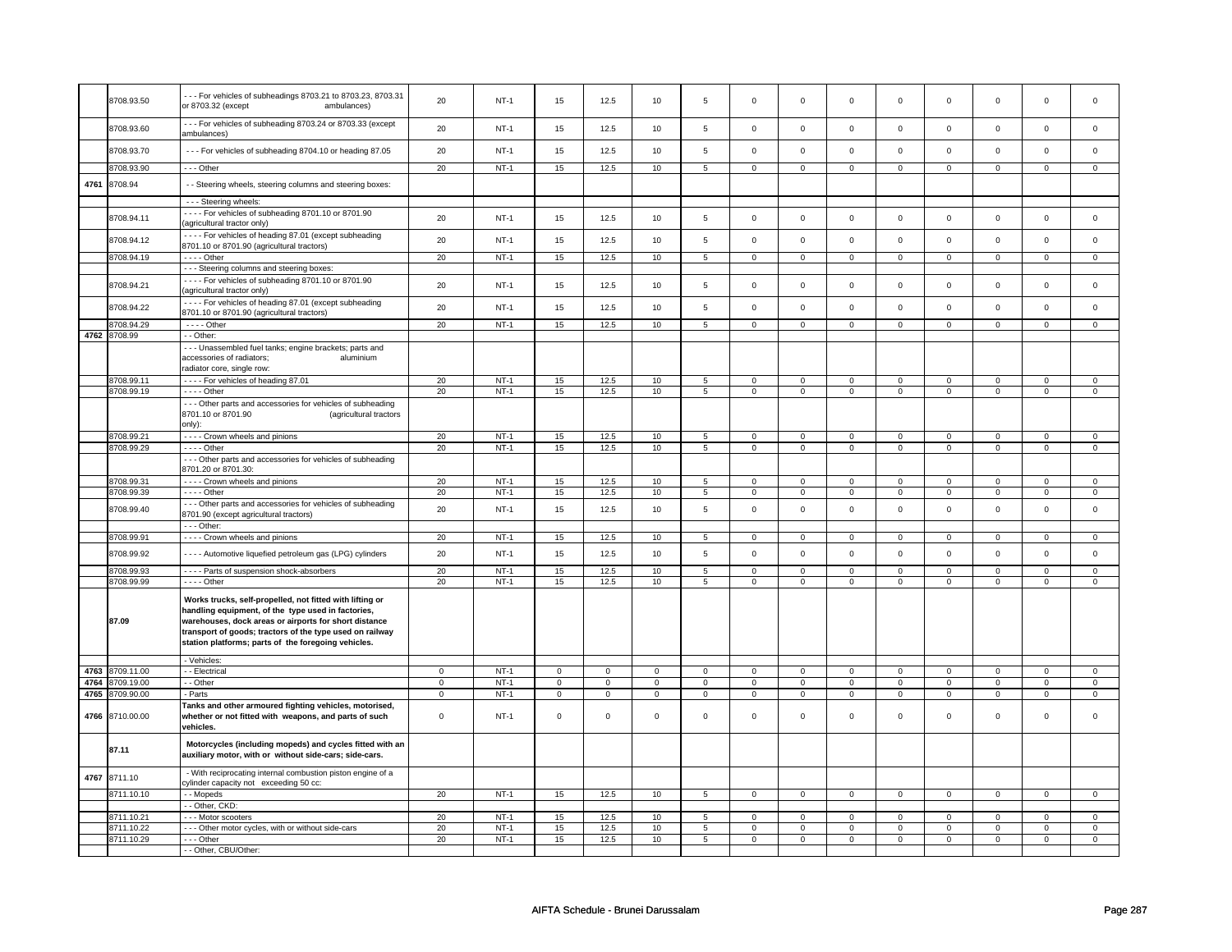| | | | | | | | | | | | | | | | | |
|---|---|---|---|---|---|---|---|---|---|---|---|---|---|---|---|---|
| | 8708.93.50 | - - - For vehicles of subheadings 8703.21 to 8703.23, 8703.31 or 8703.32 (except ambulances) | 20 | NT-1 | 15 | 12.5 | 10 | 5 | 0 | 0 | 0 | 0 | 0 | 0 | 0 | 0 |
| | 8708.93.60 | - - - For vehicles of subheading 8703.24 or 8703.33 (except ambulances) | 20 | NT-1 | 15 | 12.5 | 10 | 5 | 0 | 0 | 0 | 0 | 0 | 0 | 0 | 0 |
| | 8708.93.70 | - - - For vehicles of subheading 8704.10 or heading 87.05 | 20 | NT-1 | 15 | 12.5 | 10 | 5 | 0 | 0 | 0 | 0 | 0 | 0 | 0 | 0 |
| | 8708.93.90 | - - - Other | 20 | NT-1 | 15 | 12.5 | 10 | 5 | 0 | 0 | 0 | 0 | 0 | 0 | 0 | 0 |
| 4761 | 8708.94 | - - Steering wheels, steering columns and steering boxes: | | | | | | | | | | | | | | |
| | | - - - Steering wheels: | | | | | | | | | | | | | | |
| | 8708.94.11 | - - - - For vehicles of subheading 8701.10 or 8701.90 (agricultural tractor only) | 20 | NT-1 | 15 | 12.5 | 10 | 5 | 0 | 0 | 0 | 0 | 0 | 0 | 0 | 0 |
| | 8708.94.12 | - - - - For vehicles of heading 87.01 (except subheading 8701.10 or 8701.90 (agricultural tractors) | 20 | NT-1 | 15 | 12.5 | 10 | 5 | 0 | 0 | 0 | 0 | 0 | 0 | 0 | 0 |
| | 8708.94.19 | - - - - Other | 20 | NT-1 | 15 | 12.5 | 10 | 5 | 0 | 0 | 0 | 0 | 0 | 0 | 0 | 0 |
| | | - - - Steering columns and steering boxes: | | | | | | | | | | | | | | |
| | 8708.94.21 | - - - - For vehicles of subheading 8701.10 or 8701.90 (agricultural tractor only) | 20 | NT-1 | 15 | 12.5 | 10 | 5 | 0 | 0 | 0 | 0 | 0 | 0 | 0 | 0 |
| | 8708.94.22 | - - - - For vehicles of heading 87.01 (except subheading 8701.10 or 8701.90 (agricultural tractors) | 20 | NT-1 | 15 | 12.5 | 10 | 5 | 0 | 0 | 0 | 0 | 0 | 0 | 0 | 0 |
| | 8708.94.29 | - - - - Other | 20 | NT-1 | 15 | 12.5 | 10 | 5 | 0 | 0 | 0 | 0 | 0 | 0 | 0 | 0 |
| 4762 | 8708.99 | - - Other: | | | | | | | | | | | | | | |
| | | - - - Unassembled fuel tanks; engine brackets; parts and accessories of radiators; aluminium radiator core, single row: | | | | | | | | | | | | | | |
| | 8708.99.11 | - - - - For vehicles of heading 87.01 | 20 | NT-1 | 15 | 12.5 | 10 | 5 | 0 | 0 | 0 | 0 | 0 | 0 | 0 | 0 |
| | 8708.99.19 | - - - - Other | 20 | NT-1 | 15 | 12.5 | 10 | 5 | 0 | 0 | 0 | 0 | 0 | 0 | 0 | 0 |
| | | - - - Other parts and accessories for vehicles of subheading 8701.10 or 8701.90 (agricultural tractors only): | | | | | | | | | | | | | | |
| | 8708.99.21 | - - - - Crown wheels and pinions | 20 | NT-1 | 15 | 12.5 | 10 | 5 | 0 | 0 | 0 | 0 | 0 | 0 | 0 | 0 |
| | 8708.99.29 | - - - - Other | 20 | NT-1 | 15 | 12.5 | 10 | 5 | 0 | 0 | 0 | 0 | 0 | 0 | 0 | 0 |
| | | - - - Other parts and accessories for vehicles of subheading 8701.20 or 8701.30: | | | | | | | | | | | | | | |
| | 8708.99.31 | - - - - Crown wheels and pinions | 20 | NT-1 | 15 | 12.5 | 10 | 5 | 0 | 0 | 0 | 0 | 0 | 0 | 0 | 0 |
| | 8708.99.39 | - - - - Other | 20 | NT-1 | 15 | 12.5 | 10 | 5 | 0 | 0 | 0 | 0 | 0 | 0 | 0 | 0 |
| | 8708.99.40 | - - - Other parts and accessories for vehicles of subheading 8701.90 (except agricultural tractors) | 20 | NT-1 | 15 | 12.5 | 10 | 5 | 0 | 0 | 0 | 0 | 0 | 0 | 0 | 0 |
| | | - - - Other: | | | | | | | | | | | | | | |
| | 8708.99.91 | - - - - Crown wheels and pinions | 20 | NT-1 | 15 | 12.5 | 10 | 5 | 0 | 0 | 0 | 0 | 0 | 0 | 0 | 0 |
| | 8708.99.92 | - - - - Automotive liquefied petroleum gas (LPG) cylinders | 20 | NT-1 | 15 | 12.5 | 10 | 5 | 0 | 0 | 0 | 0 | 0 | 0 | 0 | 0 |
| | 8708.99.93 | - - - - Parts of suspension shock-absorbers | 20 | NT-1 | 15 | 12.5 | 10 | 5 | 0 | 0 | 0 | 0 | 0 | 0 | 0 | 0 |
| | 8708.99.99 | - - - - Other | 20 | NT-1 | 15 | 12.5 | 10 | 5 | 0 | 0 | 0 | 0 | 0 | 0 | 0 | 0 |
| | **87.09** | **Works trucks, self-propelled, not fitted with lifting or handling equipment, of the type used in factories, warehouses, dock areas or airports for short distance transport of goods; tractors of the type used on railway station platforms; parts of the foregoing vehicles.** | | | | | | | | | | | | | | |
| | | - Vehicles: | | | | | | | | | | | | | | |
| 4763 | 8709.11.00 | - - Electrical | 0 | NT-1 | 0 | 0 | 0 | 0 | 0 | 0 | 0 | 0 | 0 | 0 | 0 | 0 |
| 4764 | 8709.19.00 | - - Other | 0 | NT-1 | 0 | 0 | 0 | 0 | 0 | 0 | 0 | 0 | 0 | 0 | 0 | 0 |
| 4765 | 8709.90.00 | - Parts | 0 | NT-1 | 0 | 0 | 0 | 0 | 0 | 0 | 0 | 0 | 0 | 0 | 0 | 0 |
| 4766 | 8710.00.00 | **Tanks and other armoured fighting vehicles, motorised, whether or not fitted with weapons, and parts of such vehicles.** | 0 | NT-1 | 0 | 0 | 0 | 0 | 0 | 0 | 0 | 0 | 0 | 0 | 0 | 0 |
| | **87.11** | **Motorcycles (including mopeds) and cycles fitted with an auxiliary motor, with or without side-cars; side-cars.** | | | | | | | | | | | | | | |
| 4767 | 8711.10 | - With reciprocating internal combustion piston engine of a cylinder capacity not exceeding 50 cc: | | | | | | | | | | | | | | |
| | 8711.10.10 | - - Mopeds | 20 | NT-1 | 15 | 12.5 | 10 | 5 | 0 | 0 | 0 | 0 | 0 | 0 | 0 | 0 |
| | | - - Other, CKD: | | | | | | | | | | | | | | |
| | 8711.10.21 | - - - Motor scooters | 20 | NT-1 | 15 | 12.5 | 10 | 5 | 0 | 0 | 0 | 0 | 0 | 0 | 0 | 0 |
| | 8711.10.22 | - - - Other motor cycles, with or without side-cars | 20 | NT-1 | 15 | 12.5 | 10 | 5 | 0 | 0 | 0 | 0 | 0 | 0 | 0 | 0 |
| | 8711.10.29 | - - - Other | 20 | NT-1 | 15 | 12.5 | 10 | 5 | 0 | 0 | 0 | 0 | 0 | 0 | 0 | 0 |
| | | - - Other, CBU/Other: | | | | | | | | | | | | | | |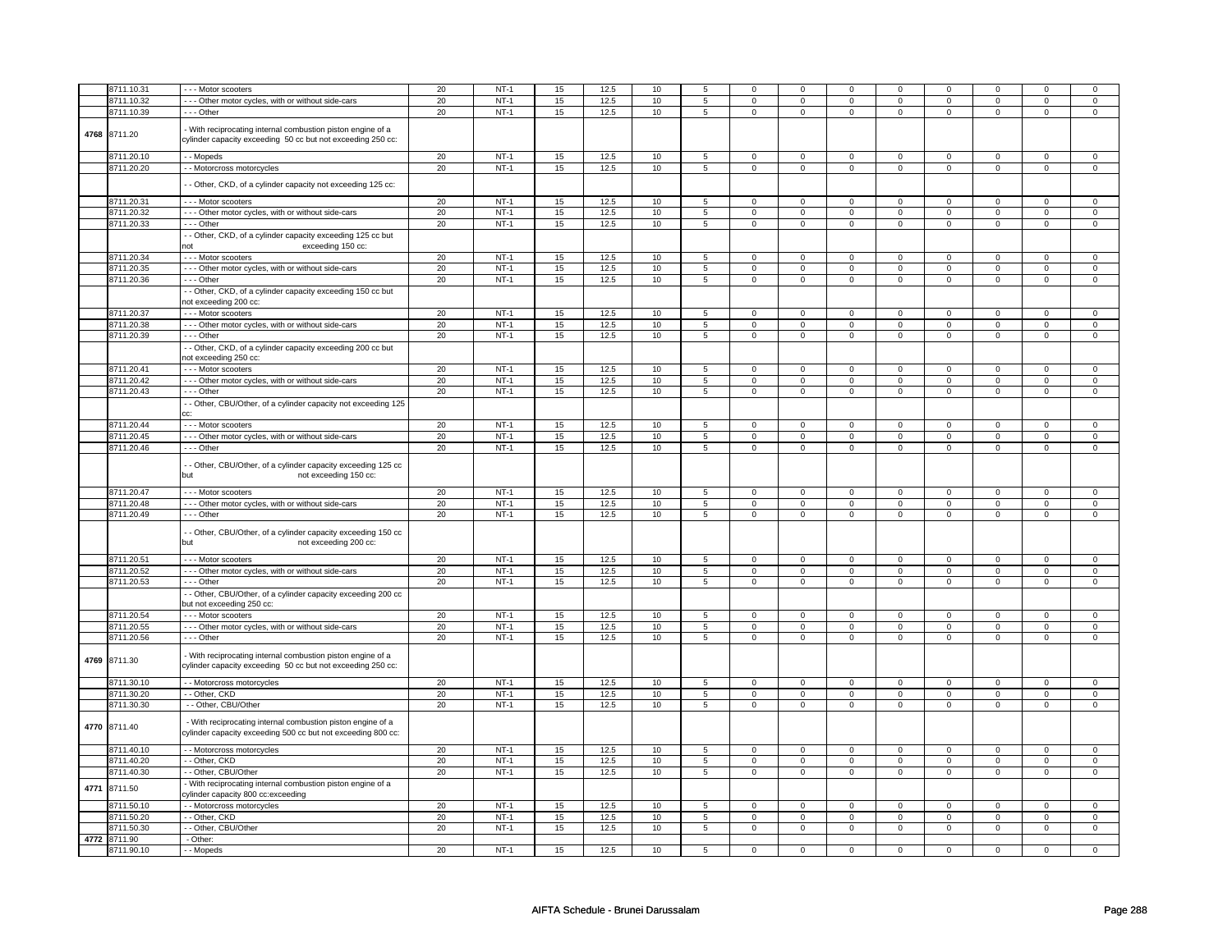| | | | | | | | | | | | | | | | | |
|---|---|---|---|---|---|---|---|---|---|---|---|---|---|---|---|---|
| | 8711.10.31 | - - - Motor scooters | 20 | NT-1 | 15 | 12.5 | 10 | 5 | 0 | 0 | 0 | 0 | 0 | 0 | 0 | 0 |
| | 8711.10.32 | - - - Other motor cycles, with or without side-cars | 20 | NT-1 | 15 | 12.5 | 10 | 5 | 0 | 0 | 0 | 0 | 0 | 0 | 0 | 0 |
| | 8711.10.39 | - - - Other | 20 | NT-1 | 15 | 12.5 | 10 | 5 | 0 | 0 | 0 | 0 | 0 | 0 | 0 | 0 |
| 4768 | 8711.20 | - With reciprocating internal combustion piston engine of a cylinder capacity exceeding 50 cc but not exceeding 250 cc: | | | | | | | | | | | | | | |
| | 8711.20.10 | - - Mopeds | 20 | NT-1 | 15 | 12.5 | 10 | 5 | 0 | 0 | 0 | 0 | 0 | 0 | 0 | 0 |
| | 8711.20.20 | - - Motorcross motorcycles | 20 | NT-1 | 15 | 12.5 | 10 | 5 | 0 | 0 | 0 | 0 | 0 | 0 | 0 | 0 |
| | | - - Other, CKD, of a cylinder capacity not exceeding 125 cc: | | | | | | | | | | | | | | |
| | 8711.20.31 | - - - Motor scooters | 20 | NT-1 | 15 | 12.5 | 10 | 5 | 0 | 0 | 0 | 0 | 0 | 0 | 0 | 0 |
| | 8711.20.32 | - - - Other motor cycles, with or without side-cars | 20 | NT-1 | 15 | 12.5 | 10 | 5 | 0 | 0 | 0 | 0 | 0 | 0 | 0 | 0 |
| | 8711.20.33 | - - - Other | 20 | NT-1 | 15 | 12.5 | 10 | 5 | 0 | 0 | 0 | 0 | 0 | 0 | 0 | 0 |
| | | - - Other, CKD, of a cylinder capacity exceeding 125 cc but not exceeding 150 cc: | | | | | | | | | | | | | | |
| | 8711.20.34 | - - - Motor scooters | 20 | NT-1 | 15 | 12.5 | 10 | 5 | 0 | 0 | 0 | 0 | 0 | 0 | 0 | 0 |
| | 8711.20.35 | - - - Other motor cycles, with or without side-cars | 20 | NT-1 | 15 | 12.5 | 10 | 5 | 0 | 0 | 0 | 0 | 0 | 0 | 0 | 0 |
| | 8711.20.36 | - - - Other | 20 | NT-1 | 15 | 12.5 | 10 | 5 | 0 | 0 | 0 | 0 | 0 | 0 | 0 | 0 |
| | | - - Other, CKD, of a cylinder capacity exceeding 150 cc but not exceeding 200 cc: | | | | | | | | | | | | | | |
| | 8711.20.37 | - - - Motor scooters | 20 | NT-1 | 15 | 12.5 | 10 | 5 | 0 | 0 | 0 | 0 | 0 | 0 | 0 | 0 |
| | 8711.20.38 | - - - Other motor cycles, with or without side-cars | 20 | NT-1 | 15 | 12.5 | 10 | 5 | 0 | 0 | 0 | 0 | 0 | 0 | 0 | 0 |
| | 8711.20.39 | - - - Other | 20 | NT-1 | 15 | 12.5 | 10 | 5 | 0 | 0 | 0 | 0 | 0 | 0 | 0 | 0 |
| | | - - Other, CKD, of a cylinder capacity exceeding 200 cc but not exceeding 250 cc: | | | | | | | | | | | | | | |
| | 8711.20.41 | - - - Motor scooters | 20 | NT-1 | 15 | 12.5 | 10 | 5 | 0 | 0 | 0 | 0 | 0 | 0 | 0 | 0 |
| | 8711.20.42 | - - - Other motor cycles, with or without side-cars | 20 | NT-1 | 15 | 12.5 | 10 | 5 | 0 | 0 | 0 | 0 | 0 | 0 | 0 | 0 |
| | 8711.20.43 | - - - Other | 20 | NT-1 | 15 | 12.5 | 10 | 5 | 0 | 0 | 0 | 0 | 0 | 0 | 0 | 0 |
| | | - - Other, CBU/Other, of a cylinder capacity not exceeding 125 cc: | | | | | | | | | | | | | | |
| | 8711.20.44 | - - - Motor scooters | 20 | NT-1 | 15 | 12.5 | 10 | 5 | 0 | 0 | 0 | 0 | 0 | 0 | 0 | 0 |
| | 8711.20.45 | - - - Other motor cycles, with or without side-cars | 20 | NT-1 | 15 | 12.5 | 10 | 5 | 0 | 0 | 0 | 0 | 0 | 0 | 0 | 0 |
| | 8711.20.46 | - - - Other | 20 | NT-1 | 15 | 12.5 | 10 | 5 | 0 | 0 | 0 | 0 | 0 | 0 | 0 | 0 |
| | | - - Other, CBU/Other, of a cylinder capacity exceeding 125 cc but not exceeding 150 cc: | | | | | | | | | | | | | | |
| | 8711.20.47 | - - - Motor scooters | 20 | NT-1 | 15 | 12.5 | 10 | 5 | 0 | 0 | 0 | 0 | 0 | 0 | 0 | 0 |
| | 8711.20.48 | - - - Other motor cycles, with or without side-cars | 20 | NT-1 | 15 | 12.5 | 10 | 5 | 0 | 0 | 0 | 0 | 0 | 0 | 0 | 0 |
| | 8711.20.49 | - - - Other | 20 | NT-1 | 15 | 12.5 | 10 | 5 | 0 | 0 | 0 | 0 | 0 | 0 | 0 | 0 |
| | | - - Other, CBU/Other, of a cylinder capacity exceeding 150 cc but not exceeding 200 cc: | | | | | | | | | | | | | | |
| | 8711.20.51 | - - - Motor scooters | 20 | NT-1 | 15 | 12.5 | 10 | 5 | 0 | 0 | 0 | 0 | 0 | 0 | 0 | 0 |
| | 8711.20.52 | - - - Other motor cycles, with or without side-cars | 20 | NT-1 | 15 | 12.5 | 10 | 5 | 0 | 0 | 0 | 0 | 0 | 0 | 0 | 0 |
| | 8711.20.53 | - - - Other | 20 | NT-1 | 15 | 12.5 | 10 | 5 | 0 | 0 | 0 | 0 | 0 | 0 | 0 | 0 |
| | | - - Other, CBU/Other, of a cylinder capacity exceeding 200 cc but not exceeding 250 cc: | | | | | | | | | | | | | | |
| | 8711.20.54 | - - - Motor scooters | 20 | NT-1 | 15 | 12.5 | 10 | 5 | 0 | 0 | 0 | 0 | 0 | 0 | 0 | 0 |
| | 8711.20.55 | - - - Other motor cycles, with or without side-cars | 20 | NT-1 | 15 | 12.5 | 10 | 5 | 0 | 0 | 0 | 0 | 0 | 0 | 0 | 0 |
| | 8711.20.56 | - - - Other | 20 | NT-1 | 15 | 12.5 | 10 | 5 | 0 | 0 | 0 | 0 | 0 | 0 | 0 | 0 |
| 4769 | 8711.30 | - With reciprocating internal combustion piston engine of a cylinder capacity exceeding 50 cc but not exceeding 250 cc: | | | | | | | | | | | | | | |
| | 8711.30.10 | - - Motorcross motorcycles | 20 | NT-1 | 15 | 12.5 | 10 | 5 | 0 | 0 | 0 | 0 | 0 | 0 | 0 | 0 |
| | 8711.30.20 | - - Other, CKD | 20 | NT-1 | 15 | 12.5 | 10 | 5 | 0 | 0 | 0 | 0 | 0 | 0 | 0 | 0 |
| | 8711.30.30 | - - Other, CBU/Other | 20 | NT-1 | 15 | 12.5 | 10 | 5 | 0 | 0 | 0 | 0 | 0 | 0 | 0 | 0 |
| 4770 | 8711.40 | - With reciprocating internal combustion piston engine of a cylinder capacity exceeding 500 cc but not exceeding 800 cc: | | | | | | | | | | | | | | |
| | 8711.40.10 | - - Motorcross motorcycles | 20 | NT-1 | 15 | 12.5 | 10 | 5 | 0 | 0 | 0 | 0 | 0 | 0 | 0 | 0 |
| | 8711.40.20 | - - Other, CKD | 20 | NT-1 | 15 | 12.5 | 10 | 5 | 0 | 0 | 0 | 0 | 0 | 0 | 0 | 0 |
| | 8711.40.30 | - - Other, CBU/Other | 20 | NT-1 | 15 | 12.5 | 10 | 5 | 0 | 0 | 0 | 0 | 0 | 0 | 0 | 0 |
| 4771 | 8711.50 | - With reciprocating internal combustion piston engine of a cylinder capacity 800 cc:exceeding | | | | | | | | | | | | | | |
| | 8711.50.10 | - - Motorcross motorcycles | 20 | NT-1 | 15 | 12.5 | 10 | 5 | 0 | 0 | 0 | 0 | 0 | 0 | 0 | 0 |
| | 8711.50.20 | - - Other, CKD | 20 | NT-1 | 15 | 12.5 | 10 | 5 | 0 | 0 | 0 | 0 | 0 | 0 | 0 | 0 |
| | 8711.50.30 | - - Other, CBU/Other | 20 | NT-1 | 15 | 12.5 | 10 | 5 | 0 | 0 | 0 | 0 | 0 | 0 | 0 | 0 |
| 4772 | 8711.90 | - Other: | | | | | | | | | | | | | | |
| | 8711.90.10 | - - Mopeds | 20 | NT-1 | 15 | 12.5 | 10 | 5 | 0 | 0 | 0 | 0 | 0 | 0 | 0 | 0 |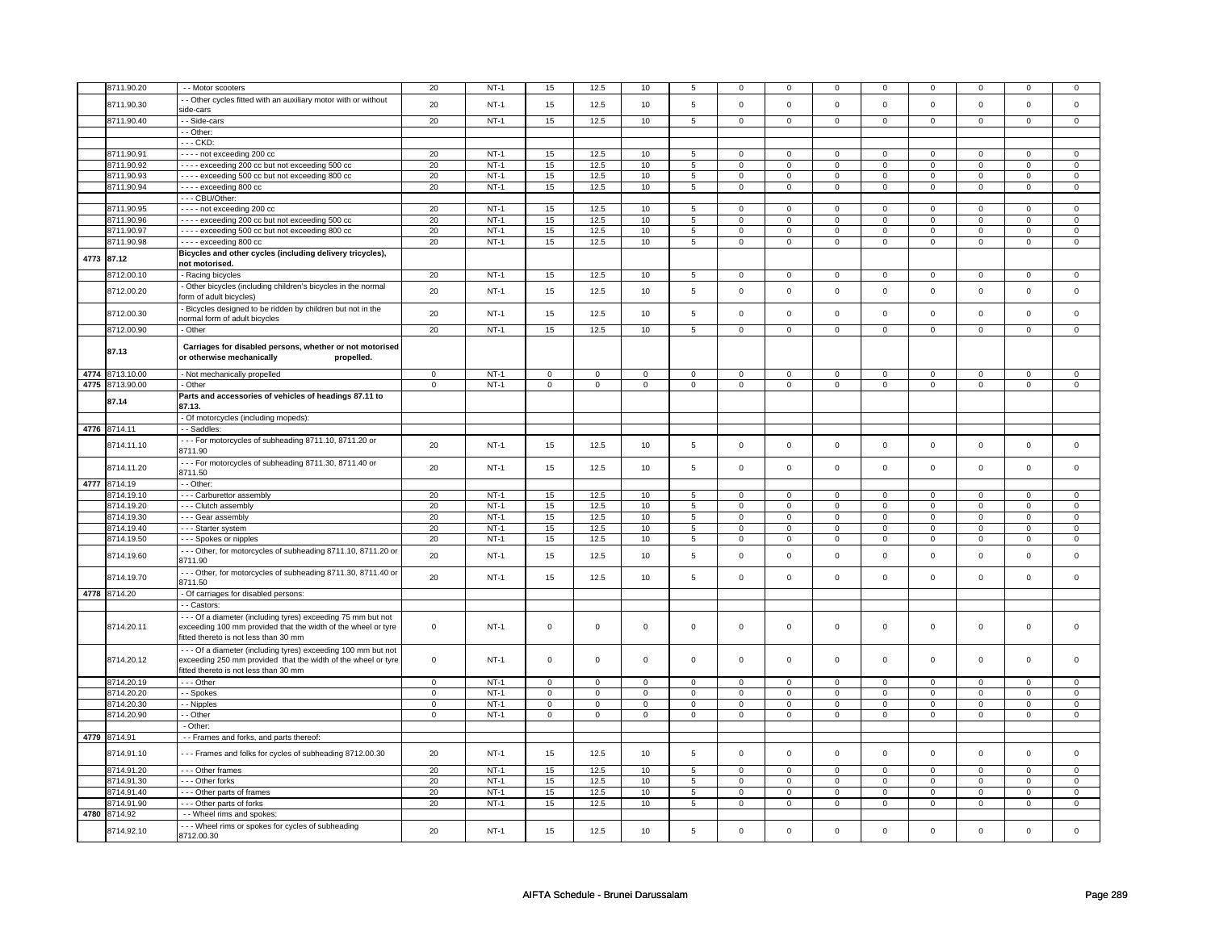| | 8711.90.20 | - - Motor scooters | 20 | NT-1 | 15 | 12.5 | 10 | 5 | 0 | 0 | 0 | 0 | 0 | 0 | 0 | 0 |
|---|---|---|---|---|---|---|---|---|---|---|---|---|---|---|---|---|
| | 8711.90.30 | - - Other cycles fitted with an auxiliary motor with or without side-cars | 20 | NT-1 | 15 | 12.5 | 10 | 5 | 0 | 0 | 0 | 0 | 0 | 0 | 0 | 0 |
| | 8711.90.40 | - - Side-cars | 20 | NT-1 | 15 | 12.5 | 10 | 5 | 0 | 0 | 0 | 0 | 0 | 0 | 0 | 0 |
| | | - - Other: | | | | | | | | | | | | | | |
| | | - - - CKD: | | | | | | | | | | | | | | |
| | 8711.90.91 | - - - - not exceeding 200 cc | 20 | NT-1 | 15 | 12.5 | 10 | 5 | 0 | 0 | 0 | 0 | 0 | 0 | 0 | 0 |
| | 8711.90.92 | - - - - exceeding 200 cc but not exceeding 500 cc | 20 | NT-1 | 15 | 12.5 | 10 | 5 | 0 | 0 | 0 | 0 | 0 | 0 | 0 | 0 |
| | 8711.90.93 | - - - - exceeding 500 cc but not exceeding 800 cc | 20 | NT-1 | 15 | 12.5 | 10 | 5 | 0 | 0 | 0 | 0 | 0 | 0 | 0 | 0 |
| | 8711.90.94 | - - - - exceeding 800 cc | 20 | NT-1 | 15 | 12.5 | 10 | 5 | 0 | 0 | 0 | 0 | 0 | 0 | 0 | 0 |
| | | - - - CBU/Other: | | | | | | | | | | | | | | |
| | 8711.90.95 | - - - - not exceeding 200 cc | 20 | NT-1 | 15 | 12.5 | 10 | 5 | 0 | 0 | 0 | 0 | 0 | 0 | 0 | 0 |
| | 8711.90.96 | - - - - exceeding 200 cc but not exceeding 500 cc | 20 | NT-1 | 15 | 12.5 | 10 | 5 | 0 | 0 | 0 | 0 | 0 | 0 | 0 | 0 |
| | 8711.90.97 | - - - - exceeding 500 cc but not exceeding 800 cc | 20 | NT-1 | 15 | 12.5 | 10 | 5 | 0 | 0 | 0 | 0 | 0 | 0 | 0 | 0 |
| | 8711.90.98 | - - - - exceeding 800 cc | 20 | NT-1 | 15 | 12.5 | 10 | 5 | 0 | 0 | 0 | 0 | 0 | 0 | 0 | 0 |
| 4773 | 87.12 | **Bicycles and other cycles (including delivery tricycles), not motorised.** | | | | | | | | | | | | | | |
| | 8712.00.10 | - Racing bicycles | 20 | NT-1 | 15 | 12.5 | 10 | 5 | 0 | 0 | 0 | 0 | 0 | 0 | 0 | 0 |
| | 8712.00.20 | - Other bicycles (including children's bicycles in the normal form of adult bicycles) | 20 | NT-1 | 15 | 12.5 | 10 | 5 | 0 | 0 | 0 | 0 | 0 | 0 | 0 | 0 |
| | 8712.00.30 | - Bicycles designed to be ridden by children but not in the normal form of adult bicycles | 20 | NT-1 | 15 | 12.5 | 10 | 5 | 0 | 0 | 0 | 0 | 0 | 0 | 0 | 0 |
| | 8712.00.90 | - Other | 20 | NT-1 | 15 | 12.5 | 10 | 5 | 0 | 0 | 0 | 0 | 0 | 0 | 0 | 0 |
| | 87.13 | **Carriages for disabled persons, whether or not motorised or otherwise mechanically propelled.** | | | | | | | | | | | | | | |
| 4774 | 8713.10.00 | - Not mechanically propelled | 0 | NT-1 | 0 | 0 | 0 | 0 | 0 | 0 | 0 | 0 | 0 | 0 | 0 | 0 |
| 4775 | 8713.90.00 | - Other | 0 | NT-1 | 0 | 0 | 0 | 0 | 0 | 0 | 0 | 0 | 0 | 0 | 0 | 0 |
| | 87.14 | **Parts and accessories of vehicles of headings 87.11 to 87.13.** | | | | | | | | | | | | | | |
| | | - Of motorcycles (including mopeds): | | | | | | | | | | | | | | |
| 4776 | 8714.11 | - - Saddles: | | | | | | | | | | | | | | |
| | 8714.11.10 | - - - For motorcycles of subheading 8711.10, 8711.20 or 8711.90 | 20 | NT-1 | 15 | 12.5 | 10 | 5 | 0 | 0 | 0 | 0 | 0 | 0 | 0 | 0 |
| | 8714.11.20 | - - - For motorcycles of subheading 8711.30, 8711.40 or 8711.50 | 20 | NT-1 | 15 | 12.5 | 10 | 5 | 0 | 0 | 0 | 0 | 0 | 0 | 0 | 0 |
| 4777 | 8714.19 | - - Other: | | | | | | | | | | | | | | |
| | 8714.19.10 | - - - Carburettor assembly | 20 | NT-1 | 15 | 12.5 | 10 | 5 | 0 | 0 | 0 | 0 | 0 | 0 | 0 | 0 |
| | 8714.19.20 | - - - Clutch assembly | 20 | NT-1 | 15 | 12.5 | 10 | 5 | 0 | 0 | 0 | 0 | 0 | 0 | 0 | 0 |
| | 8714.19.30 | - - - Gear assembly | 20 | NT-1 | 15 | 12.5 | 10 | 5 | 0 | 0 | 0 | 0 | 0 | 0 | 0 | 0 |
| | 8714.19.40 | - - - Starter system | 20 | NT-1 | 15 | 12.5 | 10 | 5 | 0 | 0 | 0 | 0 | 0 | 0 | 0 | 0 |
| | 8714.19.50 | - - - Spokes or nipples | 20 | NT-1 | 15 | 12.5 | 10 | 5 | 0 | 0 | 0 | 0 | 0 | 0 | 0 | 0 |
| | 8714.19.60 | - - - Other, for motorcycles of subheading 8711.10, 8711.20 or 8711.90 | 20 | NT-1 | 15 | 12.5 | 10 | 5 | 0 | 0 | 0 | 0 | 0 | 0 | 0 | 0 |
| | 8714.19.70 | - - - Other, for motorcycles of subheading 8711.30, 8711.40 or 8711.50 | 20 | NT-1 | 15 | 12.5 | 10 | 5 | 0 | 0 | 0 | 0 | 0 | 0 | 0 | 0 |
| 4778 | 8714.20 | - Of carriages for disabled persons: | | | | | | | | | | | | | | |
| | | - - Castors: | | | | | | | | | | | | | | |
| | 8714.20.11 | - - - Of a diameter (including tyres) exceeding 75 mm but not exceeding 100 mm provided that the width of the wheel or tyre fitted thereto is not less than 30 mm | 0 | NT-1 | 0 | 0 | 0 | 0 | 0 | 0 | 0 | 0 | 0 | 0 | 0 | 0 |
| | 8714.20.12 | - - - Of a diameter (including tyres) exceeding 100 mm but not exceeding 250 mm provided that the width of the wheel or tyre fitted thereto is not less than 30 mm | 0 | NT-1 | 0 | 0 | 0 | 0 | 0 | 0 | 0 | 0 | 0 | 0 | 0 | 0 |
| | 8714.20.19 | - - - Other | 0 | NT-1 | 0 | 0 | 0 | 0 | 0 | 0 | 0 | 0 | 0 | 0 | 0 | 0 |
| | 8714.20.20 | - - Spokes | 0 | NT-1 | 0 | 0 | 0 | 0 | 0 | 0 | 0 | 0 | 0 | 0 | 0 | 0 |
| | 8714.20.30 | - - Nipples | 0 | NT-1 | 0 | 0 | 0 | 0 | 0 | 0 | 0 | 0 | 0 | 0 | 0 | 0 |
| | 8714.20.90 | - - Other | 0 | NT-1 | 0 | 0 | 0 | 0 | 0 | 0 | 0 | 0 | 0 | 0 | 0 | 0 |
| | | - Other: | | | | | | | | | | | | | | |
| 4779 | 8714.91 | - - Frames and forks, and parts thereof: | | | | | | | | | | | | | | |
| | 8714.91.10 | - - - Frames and folks for cycles of subheading 8712.00.30 | 20 | NT-1 | 15 | 12.5 | 10 | 5 | 0 | 0 | 0 | 0 | 0 | 0 | 0 | 0 |
| | 8714.91.20 | - - - Other frames | 20 | NT-1 | 15 | 12.5 | 10 | 5 | 0 | 0 | 0 | 0 | 0 | 0 | 0 | 0 |
| | 8714.91.30 | - - - Other forks | 20 | NT-1 | 15 | 12.5 | 10 | 5 | 0 | 0 | 0 | 0 | 0 | 0 | 0 | 0 |
| | 8714.91.40 | - - - Other parts of frames | 20 | NT-1 | 15 | 12.5 | 10 | 5 | 0 | 0 | 0 | 0 | 0 | 0 | 0 | 0 |
| | 8714.91.90 | - - - Other parts of forks | 20 | NT-1 | 15 | 12.5 | 10 | 5 | 0 | 0 | 0 | 0 | 0 | 0 | 0 | 0 |
| 4780 | 8714.92 | - - Wheel rims and spokes: | | | | | | | | | | | | | | |
| | 8714.92.10 | - - - Wheel rims or spokes for cycles of subheading 8712.00.30 | 20 | NT-1 | 15 | 12.5 | 10 | 5 | 0 | 0 | 0 | 0 | 0 | 0 | 0 | 0 |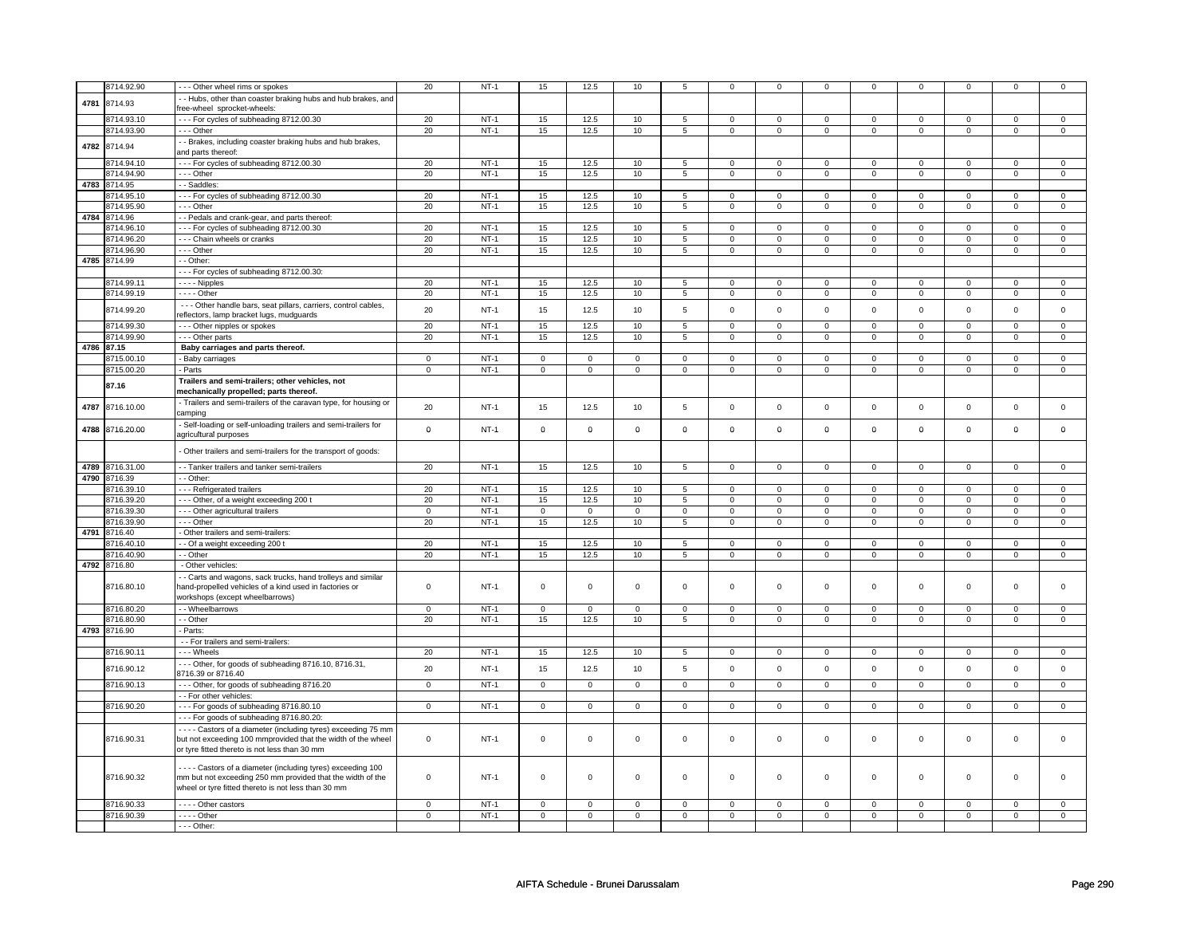| | 8714.92.90 | - - - Other wheel rims or spokes | 20 | NT-1 | 15 | 12.5 | 10 | 5 | 0 | 0 | 0 | 0 | 0 | 0 | 0 | 0 |
|---|---|---|---|---|---|---|---|---|---|---|---|---|---|---|---|---|
| 4781 | 8714.93 | - - Hubs, other than coaster braking hubs and hub brakes, and free-wheel sprocket-wheels: | | | | | | | | | | | | | | |
| | 8714.93.10 | - - - For cycles of subheading 8712.00.30 | 20 | NT-1 | 15 | 12.5 | 10 | 5 | 0 | 0 | 0 | 0 | 0 | 0 | 0 | 0 |
| | 8714.93.90 | - - - Other | 20 | NT-1 | 15 | 12.5 | 10 | 5 | 0 | 0 | 0 | 0 | 0 | 0 | 0 | 0 |
| 4782 | 8714.94 | - - Brakes, including coaster braking hubs and hub brakes, and parts thereof: | | | | | | | | | | | | | | |
| | 8714.94.10 | - - - For cycles of subheading 8712.00.30 | 20 | NT-1 | 15 | 12.5 | 10 | 5 | 0 | 0 | 0 | 0 | 0 | 0 | 0 | 0 |
| | 8714.94.90 | - - - Other | 20 | NT-1 | 15 | 12.5 | 10 | 5 | 0 | 0 | 0 | 0 | 0 | 0 | 0 | 0 |
| 4783 | 8714.95 | - - Saddles: | | | | | | | | | | | | | | |
| | 8714.95.10 | - - - For cycles of subheading 8712.00.30 | 20 | NT-1 | 15 | 12.5 | 10 | 5 | 0 | 0 | 0 | 0 | 0 | 0 | 0 | 0 |
| | 8714.95.90 | - - - Other | 20 | NT-1 | 15 | 12.5 | 10 | 5 | 0 | 0 | 0 | 0 | 0 | 0 | 0 | 0 |
| 4784 | 8714.96 | - - Pedals and crank-gear, and parts thereof: | | | | | | | | | | | | | | |
| | 8714.96.10 | - - - For cycles of subheading 8712.00.30 | 20 | NT-1 | 15 | 12.5 | 10 | 5 | 0 | 0 | 0 | 0 | 0 | 0 | 0 | 0 |
| | 8714.96.20 | - - - Chain wheels or cranks | 20 | NT-1 | 15 | 12.5 | 10 | 5 | 0 | 0 | 0 | 0 | 0 | 0 | 0 | 0 |
| | 8714.96.90 | - - - Other | 20 | NT-1 | 15 | 12.5 | 10 | 5 | 0 | 0 | 0 | 0 | 0 | 0 | 0 | 0 |
| 4785 | 8714.99 | - - Other: | | | | | | | | | | | | | | |
| | | - - - For cycles of subheading 8712.00.30: | | | | | | | | | | | | | | |
| | 8714.99.11 | - - - - Nipples | 20 | NT-1 | 15 | 12.5 | 10 | 5 | 0 | 0 | 0 | 0 | 0 | 0 | 0 | 0 |
| | 8714.99.19 | - - - - Other | 20 | NT-1 | 15 | 12.5 | 10 | 5 | 0 | 0 | 0 | 0 | 0 | 0 | 0 | 0 |
| | 8714.99.20 | - - - Other handle bars, seat pillars, carriers, control cables, reflectors, lamp bracket lugs, mudguards | 20 | NT-1 | 15 | 12.5 | 10 | 5 | 0 | 0 | 0 | 0 | 0 | 0 | 0 | 0 |
| | 8714.99.30 | - - - Other nipples or spokes | 20 | NT-1 | 15 | 12.5 | 10 | 5 | 0 | 0 | 0 | 0 | 0 | 0 | 0 | 0 |
| | 8714.99.90 | - - - Other parts | 20 | NT-1 | 15 | 12.5 | 10 | 5 | 0 | 0 | 0 | 0 | 0 | 0 | 0 | 0 |
| 4786 | **87.15** | **Baby carriages and parts thereof.** | | | | | | | | | | | | | | |
| | 8715.00.10 | - Baby carriages | 0 | NT-1 | 0 | 0 | 0 | 0 | 0 | 0 | 0 | 0 | 0 | 0 | 0 | 0 |
| | 8715.00.20 | - Parts | 0 | NT-1 | 0 | 0 | 0 | 0 | 0 | 0 | 0 | 0 | 0 | 0 | 0 | 0 |
| | **87.16** | **Trailers and semi-trailers; other vehicles, not mechanically propelled; parts thereof.** | | | | | | | | | | | | | | |
| 4787 | 8716.10.00 | - Trailers and semi-trailers of the caravan type, for housing or camping | 20 | NT-1 | 15 | 12.5 | 10 | 5 | 0 | 0 | 0 | 0 | 0 | 0 | 0 | 0 |
| 4788 | 8716.20.00 | - Self-loading or self-unloading trailers and semi-trailers for agricultural purposes | 0 | NT-1 | 0 | 0 | 0 | 0 | 0 | 0 | 0 | 0 | 0 | 0 | 0 | 0 |
| | | - Other trailers and semi-trailers for the transport of goods: | | | | | | | | | | | | | | |
| 4789 | 8716.31.00 | - - Tanker trailers and tanker semi-trailers | 20 | NT-1 | 15 | 12.5 | 10 | 5 | 0 | 0 | 0 | 0 | 0 | 0 | 0 | 0 |
| 4790 | 8716.39 | - - Other: | | | | | | | | | | | | | | |
| | 8716.39.10 | - - - Refrigerated trailers | 20 | NT-1 | 15 | 12.5 | 10 | 5 | 0 | 0 | 0 | 0 | 0 | 0 | 0 | 0 |
| | 8716.39.20 | - - - Other, of a weight exceeding 200 t | 20 | NT-1 | 15 | 12.5 | 10 | 5 | 0 | 0 | 0 | 0 | 0 | 0 | 0 | 0 |
| | 8716.39.30 | - - - Other agricultural trailers | 0 | NT-1 | 0 | 0 | 0 | 0 | 0 | 0 | 0 | 0 | 0 | 0 | 0 | 0 |
| | 8716.39.90 | - - - Other | 20 | NT-1 | 15 | 12.5 | 10 | 5 | 0 | 0 | 0 | 0 | 0 | 0 | 0 | 0 |
| 4791 | 8716.40 | - Other trailers and semi-trailers: | | | | | | | | | | | | | | |
| | 8716.40.10 | - - Of a weight exceeding 200 t | 20 | NT-1 | 15 | 12.5 | 10 | 5 | 0 | 0 | 0 | 0 | 0 | 0 | 0 | 0 |
| | 8716.40.90 | - - Other | 20 | NT-1 | 15 | 12.5 | 10 | 5 | 0 | 0 | 0 | 0 | 0 | 0 | 0 | 0 |
| 4792 | 8716.80 | - Other vehicles: | | | | | | | | | | | | | | |
| | 8716.80.10 | - - Carts and wagons, sack trucks, hand trolleys and similar hand-propelled vehicles of a kind used in factories or workshops (except wheelbarrows) | 0 | NT-1 | 0 | 0 | 0 | 0 | 0 | 0 | 0 | 0 | 0 | 0 | 0 | 0 |
| | 8716.80.20 | - - Wheelbarrows | 0 | NT-1 | 0 | 0 | 0 | 0 | 0 | 0 | 0 | 0 | 0 | 0 | 0 | 0 |
| | 8716.80.90 | - - Other | 20 | NT-1 | 15 | 12.5 | 10 | 5 | 0 | 0 | 0 | 0 | 0 | 0 | 0 | 0 |
| 4793 | 8716.90 | - Parts: | | | | | | | | | | | | | | |
| | | - - For trailers and semi-trailers: | | | | | | | | | | | | | | |
| | 8716.90.11 | - - - Wheels | 20 | NT-1 | 15 | 12.5 | 10 | 5 | 0 | 0 | 0 | 0 | 0 | 0 | 0 | 0 |
| | 8716.90.12 | - - - Other, for goods of subheading 8716.10, 8716.31, 8716.39 or 8716.40 | 20 | NT-1 | 15 | 12.5 | 10 | 5 | 0 | 0 | 0 | 0 | 0 | 0 | 0 | 0 |
| | 8716.90.13 | - - - Other, for goods of subheading 8716.20 | 0 | NT-1 | 0 | 0 | 0 | 0 | 0 | 0 | 0 | 0 | 0 | 0 | 0 | 0 |
| | | - - For other vehicles: | | | | | | | | | | | | | | |
| | 8716.90.20 | - - - For goods of subheading 8716.80.10 | 0 | NT-1 | 0 | 0 | 0 | 0 | 0 | 0 | 0 | 0 | 0 | 0 | 0 | 0 |
| | | - - - For goods of subheading 8716.80.20: | | | | | | | | | | | | | | |
| | 8716.90.31 | - - - - Castors of a diameter (including tyres) exceeding 75 mm but not exceeding 100 mmprovided that the width of the wheel or tyre fitted thereto is not less than 30 mm | 0 | NT-1 | 0 | 0 | 0 | 0 | 0 | 0 | 0 | 0 | 0 | 0 | 0 | 0 |
| | 8716.90.32 | - - - - Castors of a diameter (including tyres) exceeding 100 mm but not exceeding 250 mm provided that the width of the wheel or tyre fitted thereto is not less than 30 mm | 0 | NT-1 | 0 | 0 | 0 | 0 | 0 | 0 | 0 | 0 | 0 | 0 | 0 | 0 |
| | 8716.90.33 | - - - - Other castors | 0 | NT-1 | 0 | 0 | 0 | 0 | 0 | 0 | 0 | 0 | 0 | 0 | 0 | 0 |
| | 8716.90.39 | - - - - Other | 0 | NT-1 | 0 | 0 | 0 | 0 | 0 | 0 | 0 | 0 | 0 | 0 | 0 | 0 |
| | | - - - Other: | | | | | | | | | | | | | | |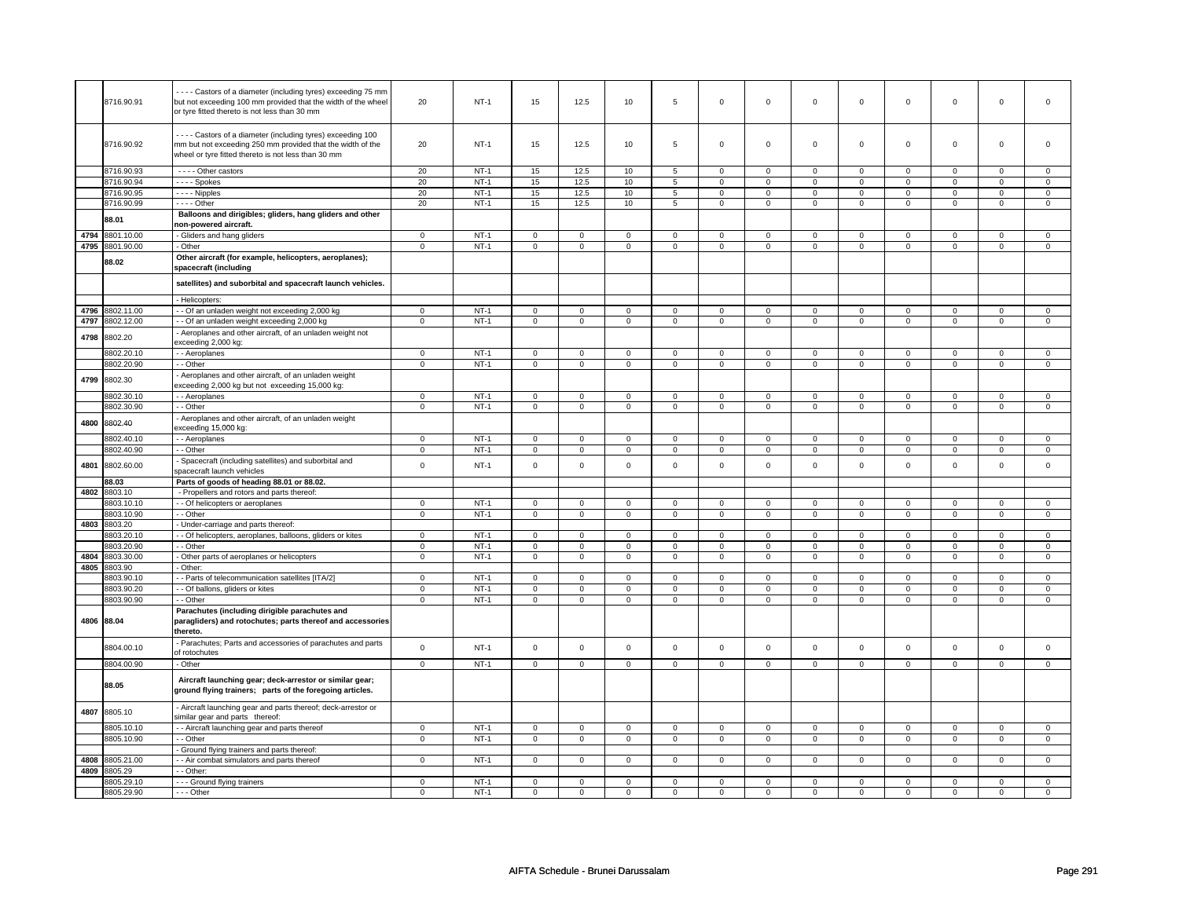| | | | | | | | | | | | | | | | | |
|---|---|---|---|---|---|---|---|---|---|---|---|---|---|---|---|---|
| | 8716.90.91 | - - - - Castors of a diameter (including tyres) exceeding 75 mm but not exceeding 100 mm provided that the width of the wheel or tyre fitted thereto is not less than 30 mm | 20 | NT-1 | 15 | 12.5 | 10 | 5 | 0 | 0 | 0 | 0 | 0 | 0 | 0 | 0 |
| | 8716.90.92 | - - - - Castors of a diameter (including tyres) exceeding 100 mm but not exceeding 250 mm provided that the width of the wheel or tyre fitted thereto is not less than 30 mm | 20 | NT-1 | 15 | 12.5 | 10 | 5 | 0 | 0 | 0 | 0 | 0 | 0 | 0 | 0 |
| | 8716.90.93 | - - - - Other castors | 20 | NT-1 | 15 | 12.5 | 10 | 5 | 0 | 0 | 0 | 0 | 0 | 0 | 0 | 0 |
| | 8716.90.94 | - - - - Spokes | 20 | NT-1 | 15 | 12.5 | 10 | 5 | 0 | 0 | 0 | 0 | 0 | 0 | 0 | 0 |
| | 8716.90.95 | - - - - Nipples | 20 | NT-1 | 15 | 12.5 | 10 | 5 | 0 | 0 | 0 | 0 | 0 | 0 | 0 | 0 |
| | 8716.90.99 | - - - - Other | 20 | NT-1 | 15 | 12.5 | 10 | 5 | 0 | 0 | 0 | 0 | 0 | 0 | 0 | 0 |
| | **88.01** | **Balloons and dirigibles; gliders, hang gliders and other non-powered aircraft.** | | | | | | | | | | | | | | |
| 4794 | 8801.10.00 | - Gliders and hang gliders | 0 | NT-1 | 0 | 0 | 0 | 0 | 0 | 0 | 0 | 0 | 0 | 0 | 0 | 0 |
| 4795 | 8801.90.00 | - Other | 0 | NT-1 | 0 | 0 | 0 | 0 | 0 | 0 | 0 | 0 | 0 | 0 | 0 | 0 |
| | **88.02** | **Other aircraft (for example, helicopters, aeroplanes); spacecraft (including** | | | | | | | | | | | | | | |
| | | **satellites) and suborbital and spacecraft launch vehicles.** | | | | | | | | | | | | | | |
| | | - Helicopters: | | | | | | | | | | | | | | |
| 4796 | 8802.11.00 | - - Of an unladen weight not exceeding 2,000 kg | 0 | NT-1 | 0 | 0 | 0 | 0 | 0 | 0 | 0 | 0 | 0 | 0 | 0 | 0 |
| 4797 | 8802.12.00 | - - Of an unladen weight exceeding 2,000 kg | 0 | NT-1 | 0 | 0 | 0 | 0 | 0 | 0 | 0 | 0 | 0 | 0 | 0 | 0 |
| 4798 | 8802.20 | - Aeroplanes and other aircraft, of an unladen weight not exceeding 2,000 kg: | | | | | | | | | | | | | | |
| | 8802.20.10 | - - Aeroplanes | 0 | NT-1 | 0 | 0 | 0 | 0 | 0 | 0 | 0 | 0 | 0 | 0 | 0 | 0 |
| | 8802.20.90 | - - Other | 0 | NT-1 | 0 | 0 | 0 | 0 | 0 | 0 | 0 | 0 | 0 | 0 | 0 | 0 |
| 4799 | 8802.30 | - Aeroplanes and other aircraft, of an unladen weight exceeding 2,000 kg but not exceeding 15,000 kg: | | | | | | | | | | | | | | |
| | 8802.30.10 | - - Aeroplanes | 0 | NT-1 | 0 | 0 | 0 | 0 | 0 | 0 | 0 | 0 | 0 | 0 | 0 | 0 |
| | 8802.30.90 | - - Other | 0 | NT-1 | 0 | 0 | 0 | 0 | 0 | 0 | 0 | 0 | 0 | 0 | 0 | 0 |
| 4800 | 8802.40 | - Aeroplanes and other aircraft, of an unladen weight exceeding 15,000 kg: | | | | | | | | | | | | | | |
| | 8802.40.10 | - - Aeroplanes | 0 | NT-1 | 0 | 0 | 0 | 0 | 0 | 0 | 0 | 0 | 0 | 0 | 0 | 0 |
| | 8802.40.90 | - - Other | 0 | NT-1 | 0 | 0 | 0 | 0 | 0 | 0 | 0 | 0 | 0 | 0 | 0 | 0 |
| 4801 | 8802.60.00 | - Spacecraft (including satellites) and suborbital and spacecraft launch vehicles | 0 | NT-1 | 0 | 0 | 0 | 0 | 0 | 0 | 0 | 0 | 0 | 0 | 0 | 0 |
| | **88.03** | **Parts of goods of heading 88.01 or 88.02.** | | | | | | | | | | | | | | |
| 4802 | 8803.10 | - Propellers and rotors and parts thereof: | | | | | | | | | | | | | | |
| | 8803.10.10 | - - Of helicopters or aeroplanes | 0 | NT-1 | 0 | 0 | 0 | 0 | 0 | 0 | 0 | 0 | 0 | 0 | 0 | 0 |
| | 8803.10.90 | - - Other | 0 | NT-1 | 0 | 0 | 0 | 0 | 0 | 0 | 0 | 0 | 0 | 0 | 0 | 0 |
| 4803 | 8803.20 | - Under-carriage and parts thereof: | | | | | | | | | | | | | | |
| | 8803.20.10 | - - Of helicopters, aeroplanes, balloons, gliders or kites | 0 | NT-1 | 0 | 0 | 0 | 0 | 0 | 0 | 0 | 0 | 0 | 0 | 0 | 0 |
| | 8803.20.90 | - - Other | 0 | NT-1 | 0 | 0 | 0 | 0 | 0 | 0 | 0 | 0 | 0 | 0 | 0 | 0 |
| 4804 | 8803.30.00 | - Other parts of aeroplanes or helicopters | 0 | NT-1 | 0 | 0 | 0 | 0 | 0 | 0 | 0 | 0 | 0 | 0 | 0 | 0 |
| 4805 | 8803.90 | - Other: | | | | | | | | | | | | | | |
| | 8803.90.10 | - - Parts of telecommunication satellites [ITA/2] | 0 | NT-1 | 0 | 0 | 0 | 0 | 0 | 0 | 0 | 0 | 0 | 0 | 0 | 0 |
| | 8803.90.20 | - - Of ballons, gliders or kites | 0 | NT-1 | 0 | 0 | 0 | 0 | 0 | 0 | 0 | 0 | 0 | 0 | 0 | 0 |
| | 8803.90.90 | - - Other | 0 | NT-1 | 0 | 0 | 0 | 0 | 0 | 0 | 0 | 0 | 0 | 0 | 0 | 0 |
| 4806 | **88.04** | **Parachutes (including dirigible parachutes and paragliders) and rotochutes; parts thereof and accessories thereto.** | | | | | | | | | | | | | | |
| | 8804.00.10 | - Parachutes; Parts and accessories of parachutes and parts of rotochutes | 0 | NT-1 | 0 | 0 | 0 | 0 | 0 | 0 | 0 | 0 | 0 | 0 | 0 | 0 |
| | 8804.00.90 | - Other | 0 | NT-1 | 0 | 0 | 0 | 0 | 0 | 0 | 0 | 0 | 0 | 0 | 0 | 0 |
| | **88.05** | **Aircraft launching gear; deck-arrestor or similar gear; ground flying trainers; parts of the foregoing articles.** | | | | | | | | | | | | | | |
| 4807 | 8805.10 | - Aircraft launching gear and parts thereof; deck-arrestor or similar gear and parts thereof: | | | | | | | | | | | | | | |
| | 8805.10.10 | - - Aircraft launching gear and parts thereof | 0 | NT-1 | 0 | 0 | 0 | 0 | 0 | 0 | 0 | 0 | 0 | 0 | 0 | 0 |
| | 8805.10.90 | - - Other | 0 | NT-1 | 0 | 0 | 0 | 0 | 0 | 0 | 0 | 0 | 0 | 0 | 0 | 0 |
| | | - Ground flying trainers and parts thereof: | | | | | | | | | | | | | | |
| 4808 | 8805.21.00 | - - Air combat simulators and parts thereof | 0 | NT-1 | 0 | 0 | 0 | 0 | 0 | 0 | 0 | 0 | 0 | 0 | 0 | 0 |
| 4809 | 8805.29 | - - Other: | | | | | | | | | | | | | | |
| | 8805.29.10 | - - - Ground flying trainers | 0 | NT-1 | 0 | 0 | 0 | 0 | 0 | 0 | 0 | 0 | 0 | 0 | 0 | 0 |
| | 8805.29.90 | - - - Other | 0 | NT-1 | 0 | 0 | 0 | 0 | 0 | 0 | 0 | 0 | 0 | 0 | 0 | 0 |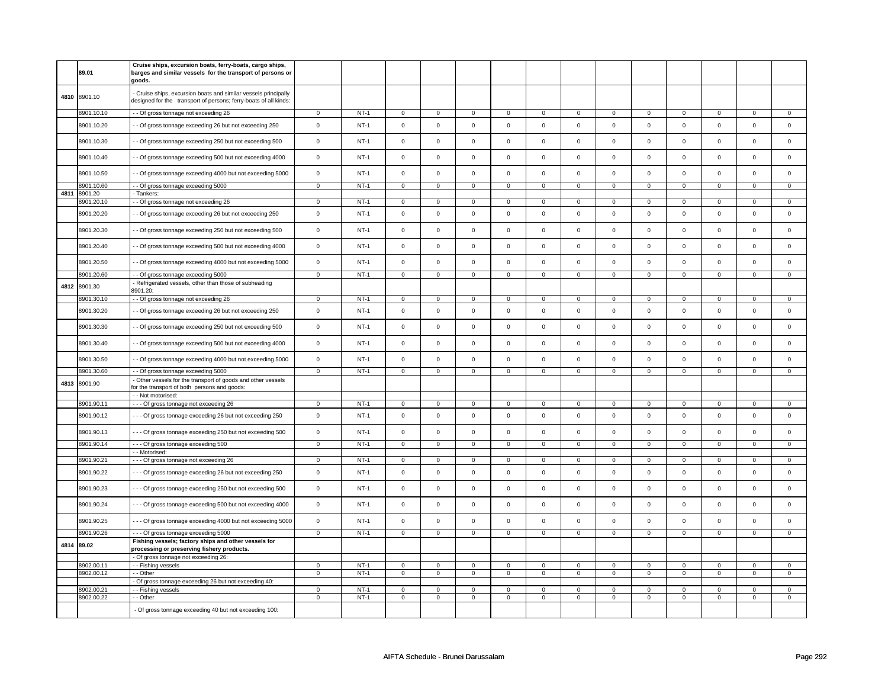| | | | | | | | | | | | | | | | | |
|---|---|---|---|---|---|---|---|---|---|---|---|---|---|---|---|---|
| | **89.01** | **Cruise ships, excursion boats, ferry-boats, cargo ships, barges and similar vessels for the transport of persons or goods.** | | | | | | | | | | | | | | |
| **4810** | 8901.10 | - Cruise ships, excursion boats and similar vessels principally designed for the transport of persons; ferry-boats of all kinds: | | | | | | | | | | | | | | |
| | 8901.10.10 | - - Of gross tonnage not exceeding 26 | 0 | NT-1 | 0 | 0 | 0 | 0 | 0 | 0 | 0 | 0 | 0 | 0 | 0 | 0 |
| | 8901.10.20 | - - Of gross tonnage exceeding 26 but not exceeding 250 | 0 | NT-1 | 0 | 0 | 0 | 0 | 0 | 0 | 0 | 0 | 0 | 0 | 0 | 0 |
| | 8901.10.30 | - - Of gross tonnage exceeding 250 but not exceeding 500 | 0 | NT-1 | 0 | 0 | 0 | 0 | 0 | 0 | 0 | 0 | 0 | 0 | 0 | 0 |
| | 8901.10.40 | - - Of gross tonnage exceeding 500 but not exceeding 4000 | 0 | NT-1 | 0 | 0 | 0 | 0 | 0 | 0 | 0 | 0 | 0 | 0 | 0 | 0 |
| | 8901.10.50 | - - Of gross tonnage exceeding 4000 but not exceeding 5000 | 0 | NT-1 | 0 | 0 | 0 | 0 | 0 | 0 | 0 | 0 | 0 | 0 | 0 | 0 |
| | 8901.10.60 | - - Of gross tonnage exceeding 5000 | 0 | NT-1 | 0 | 0 | 0 | 0 | 0 | 0 | 0 | 0 | 0 | 0 | 0 | 0 |
| **4811** | 8901.20 | - Tankers: | | | | | | | | | | | | | | |
| | 8901.20.10 | - - Of gross tonnage not exceeding 26 | 0 | NT-1 | 0 | 0 | 0 | 0 | 0 | 0 | 0 | 0 | 0 | 0 | 0 | 0 |
| | 8901.20.20 | - - Of gross tonnage exceeding 26 but not exceeding 250 | 0 | NT-1 | 0 | 0 | 0 | 0 | 0 | 0 | 0 | 0 | 0 | 0 | 0 | 0 |
| | 8901.20.30 | - - Of gross tonnage exceeding 250 but not exceeding 500 | 0 | NT-1 | 0 | 0 | 0 | 0 | 0 | 0 | 0 | 0 | 0 | 0 | 0 | 0 |
| | 8901.20.40 | - - Of gross tonnage exceeding 500 but not exceeding 4000 | 0 | NT-1 | 0 | 0 | 0 | 0 | 0 | 0 | 0 | 0 | 0 | 0 | 0 | 0 |
| | 8901.20.50 | - - Of gross tonnage exceeding 4000 but not exceeding 5000 | 0 | NT-1 | 0 | 0 | 0 | 0 | 0 | 0 | 0 | 0 | 0 | 0 | 0 | 0 |
| | 8901.20.60 | - - Of gross tonnage exceeding 5000 | 0 | NT-1 | 0 | 0 | 0 | 0 | 0 | 0 | 0 | 0 | 0 | 0 | 0 | 0 |
| **4812** | 8901.30 | - Refrigerated vessels, other than those of subheading 8901.20: | | | | | | | | | | | | | | |
| | 8901.30.10 | - - Of gross tonnage not exceeding 26 | 0 | NT-1 | 0 | 0 | 0 | 0 | 0 | 0 | 0 | 0 | 0 | 0 | 0 | 0 |
| | 8901.30.20 | - - Of gross tonnage exceeding 26 but not exceeding 250 | 0 | NT-1 | 0 | 0 | 0 | 0 | 0 | 0 | 0 | 0 | 0 | 0 | 0 | 0 |
| | 8901.30.30 | - - Of gross tonnage exceeding 250 but not exceeding 500 | 0 | NT-1 | 0 | 0 | 0 | 0 | 0 | 0 | 0 | 0 | 0 | 0 | 0 | 0 |
| | 8901.30.40 | - - Of gross tonnage exceeding 500 but not exceeding 4000 | 0 | NT-1 | 0 | 0 | 0 | 0 | 0 | 0 | 0 | 0 | 0 | 0 | 0 | 0 |
| | 8901.30.50 | - - Of gross tonnage exceeding 4000 but not exceeding 5000 | 0 | NT-1 | 0 | 0 | 0 | 0 | 0 | 0 | 0 | 0 | 0 | 0 | 0 | 0 |
| | 8901.30.60 | - - Of gross tonnage exceeding 5000 | 0 | NT-1 | 0 | 0 | 0 | 0 | 0 | 0 | 0 | 0 | 0 | 0 | 0 | 0 |
| **4813** | 8901.90 | - Other vessels for the transport of goods and other vessels for the transport of both persons and goods: | | | | | | | | | | | | | | |
| | | - - Not motorised: | | | | | | | | | | | | | | |
| | 8901.90.11 | - - - Of gross tonnage not exceeding 26 | 0 | NT-1 | 0 | 0 | 0 | 0 | 0 | 0 | 0 | 0 | 0 | 0 | 0 | 0 |
| | 8901.90.12 | - - - Of gross tonnage exceeding 26 but not exceeding 250 | 0 | NT-1 | 0 | 0 | 0 | 0 | 0 | 0 | 0 | 0 | 0 | 0 | 0 | 0 |
| | 8901.90.13 | - - - Of gross tonnage exceeding 250 but not exceeding 500 | 0 | NT-1 | 0 | 0 | 0 | 0 | 0 | 0 | 0 | 0 | 0 | 0 | 0 | 0 |
| | 8901.90.14 | - - - Of gross tonnage exceeding 500 | 0 | NT-1 | 0 | 0 | 0 | 0 | 0 | 0 | 0 | 0 | 0 | 0 | 0 | 0 |
| | | - - Motorised: | | | | | | | | | | | | | | |
| | 8901.90.21 | - - - Of gross tonnage not exceeding 26 | 0 | NT-1 | 0 | 0 | 0 | 0 | 0 | 0 | 0 | 0 | 0 | 0 | 0 | 0 |
| | 8901.90.22 | - - - Of gross tonnage exceeding 26 but not exceeding 250 | 0 | NT-1 | 0 | 0 | 0 | 0 | 0 | 0 | 0 | 0 | 0 | 0 | 0 | 0 |
| | 8901.90.23 | - - - Of gross tonnage exceeding 250 but not exceeding 500 | 0 | NT-1 | 0 | 0 | 0 | 0 | 0 | 0 | 0 | 0 | 0 | 0 | 0 | 0 |
| | 8901.90.24 | - - - Of gross tonnage exceeding 500 but not exceeding 4000 | 0 | NT-1 | 0 | 0 | 0 | 0 | 0 | 0 | 0 | 0 | 0 | 0 | 0 | 0 |
| | 8901.90.25 | - - - Of gross tonnage exceeding 4000 but not exceeding 5000 | 0 | NT-1 | 0 | 0 | 0 | 0 | 0 | 0 | 0 | 0 | 0 | 0 | 0 | 0 |
| | 8901.90.26 | - - - Of gross tonnage exceeding 5000 | 0 | NT-1 | 0 | 0 | 0 | 0 | 0 | 0 | 0 | 0 | 0 | 0 | 0 | 0 |
| **4814** | **89.02** | **Fishing vessels; factory ships and other vessels for processing or preserving fishery products.** | | | | | | | | | | | | | | |
| | | - Of gross tonnage not exceeding 26: | | | | | | | | | | | | | | |
| | 8902.00.11 | - - Fishing vessels | 0 | NT-1 | 0 | 0 | 0 | 0 | 0 | 0 | 0 | 0 | 0 | 0 | 0 | 0 |
| | 8902.00.12 | - - Other | 0 | NT-1 | 0 | 0 | 0 | 0 | 0 | 0 | 0 | 0 | 0 | 0 | 0 | 0 |
| | | - Of gross tonnage exceeding 26 but not exceeding 40: | | | | | | | | | | | | | | |
| | 8902.00.21 | - - Fishing vessels | 0 | NT-1 | 0 | 0 | 0 | 0 | 0 | 0 | 0 | 0 | 0 | 0 | 0 | 0 |
| | 8902.00.22 | - - Other | 0 | NT-1 | 0 | 0 | 0 | 0 | 0 | 0 | 0 | 0 | 0 | 0 | 0 | 0 |
| | | - Of gross tonnage exceeding 40 but not exceeding 100: | | | | | | | | | | | | | | |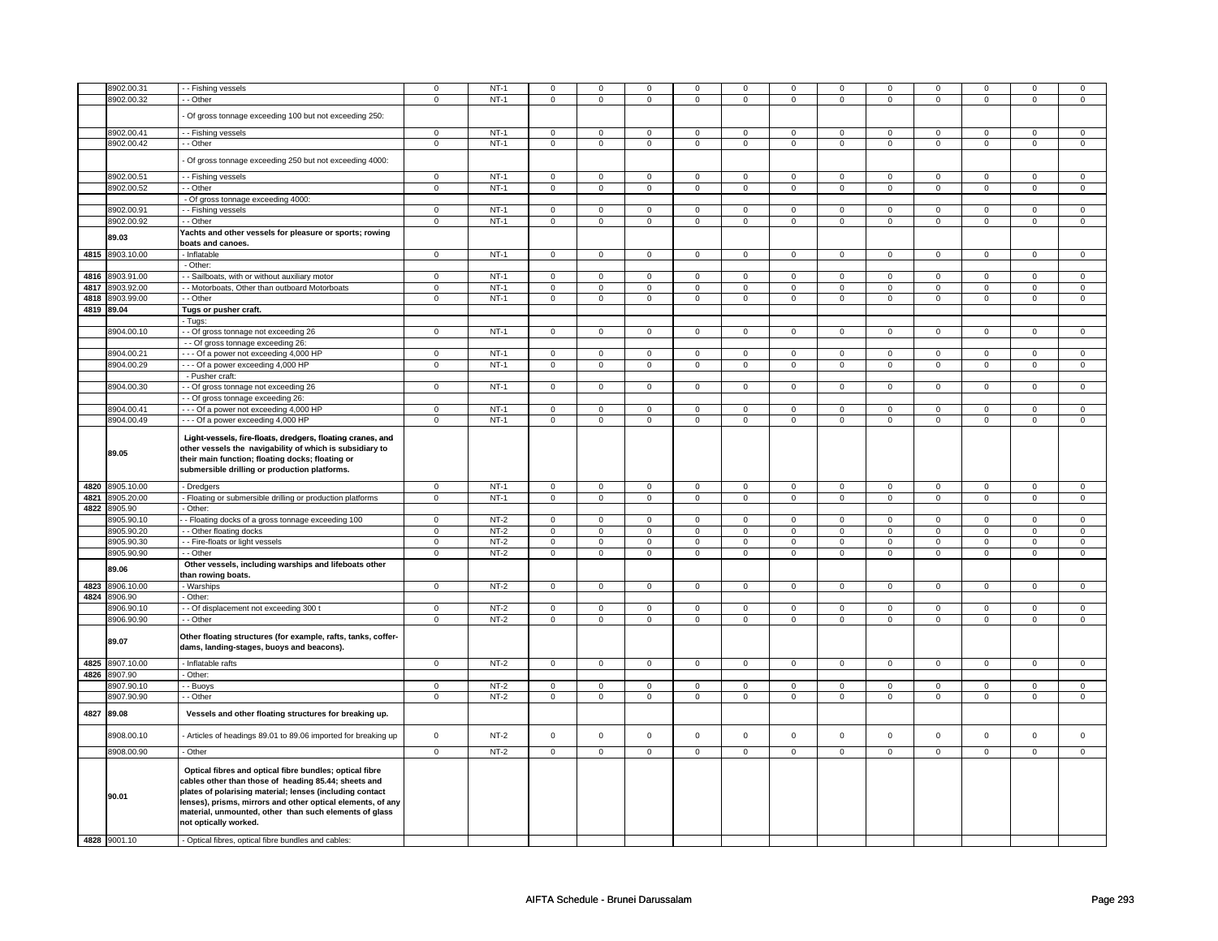| | 8902.00.31 | - - Fishing vessels | 0 | NT-1 | 0 | 0 | 0 | 0 | 0 | 0 | 0 | 0 | 0 | 0 | 0 | 0 |
|---|---|---|---|---|---|---|---|---|---|---|---|---|---|---|---|---|
| | 8902.00.32 | - - Other | 0 | NT-1 | 0 | 0 | 0 | 0 | 0 | 0 | 0 | 0 | 0 | 0 | 0 | 0 |
| | | - Of gross tonnage exceeding 100 but not exceeding 250: | | | | | | | | | | | | | | |
| | 8902.00.41 | - - Fishing vessels | 0 | NT-1 | 0 | 0 | 0 | 0 | 0 | 0 | 0 | 0 | 0 | 0 | 0 | 0 |
| | 8902.00.42 | - - Other | 0 | NT-1 | 0 | 0 | 0 | 0 | 0 | 0 | 0 | 0 | 0 | 0 | 0 | 0 |
| | | - Of gross tonnage exceeding 250 but not exceeding 4000: | | | | | | | | | | | | | | |
| | 8902.00.51 | - - Fishing vessels | 0 | NT-1 | 0 | 0 | 0 | 0 | 0 | 0 | 0 | 0 | 0 | 0 | 0 | 0 |
| | 8902.00.52 | - - Other | 0 | NT-1 | 0 | 0 | 0 | 0 | 0 | 0 | 0 | 0 | 0 | 0 | 0 | 0 |
| | | - Of gross tonnage exceeding 4000: | | | | | | | | | | | | | | |
| | 8902.00.91 | - - Fishing vessels | 0 | NT-1 | 0 | 0 | 0 | 0 | 0 | 0 | 0 | 0 | 0 | 0 | 0 | 0 |
| | 8902.00.92 | - - Other | 0 | NT-1 | 0 | 0 | 0 | 0 | 0 | 0 | 0 | 0 | 0 | 0 | 0 | 0 |
| | **89.03** | **Yachts and other vessels for pleasure or sports; rowing boats and canoes.** | | | | | | | | | | | | | | |
| 4815 | 8903.10.00 | - Inflatable | 0 | NT-1 | 0 | 0 | 0 | 0 | 0 | 0 | 0 | 0 | 0 | 0 | 0 | 0 |
| | | - Other: | | | | | | | | | | | | | | |
| 4816 | 8903.91.00 | - - Sailboats, with or without auxiliary motor | 0 | NT-1 | 0 | 0 | 0 | 0 | 0 | 0 | 0 | 0 | 0 | 0 | 0 | 0 |
| 4817 | 8903.92.00 | - - Motorboats, Other than outboard Motorboats | 0 | NT-1 | 0 | 0 | 0 | 0 | 0 | 0 | 0 | 0 | 0 | 0 | 0 | 0 |
| 4818 | 8903.99.00 | - - Other | 0 | NT-1 | 0 | 0 | 0 | 0 | 0 | 0 | 0 | 0 | 0 | 0 | 0 | 0 |
| 4819 | **89.04** | **Tugs or pusher craft.** | | | | | | | | | | | | | | |
| | | - Tugs: | | | | | | | | | | | | | | |
| | 8904.00.10 | - - Of gross tonnage not exceeding 26 | 0 | NT-1 | 0 | 0 | 0 | 0 | 0 | 0 | 0 | 0 | 0 | 0 | 0 | 0 |
| | | - - Of gross tonnage exceeding 26: | | | | | | | | | | | | | | |
| | 8904.00.21 | - - - Of a power not exceeding 4,000 HP | 0 | NT-1 | 0 | 0 | 0 | 0 | 0 | 0 | 0 | 0 | 0 | 0 | 0 | 0 |
| | 8904.00.29 | - - - Of a power exceeding 4,000 HP | 0 | NT-1 | 0 | 0 | 0 | 0 | 0 | 0 | 0 | 0 | 0 | 0 | 0 | 0 |
| | | - Pusher craft: | | | | | | | | | | | | | | |
| | 8904.00.30 | - - Of gross tonnage not exceeding 26 | 0 | NT-1 | 0 | 0 | 0 | 0 | 0 | 0 | 0 | 0 | 0 | 0 | 0 | 0 |
| | | - - Of gross tonnage exceeding 26: | | | | | | | | | | | | | | |
| | 8904.00.41 | - - - Of a power not exceeding 4,000 HP | 0 | NT-1 | 0 | 0 | 0 | 0 | 0 | 0 | 0 | 0 | 0 | 0 | 0 | 0 |
| | 8904.00.49 | - - - Of a power exceeding 4,000 HP | 0 | NT-1 | 0 | 0 | 0 | 0 | 0 | 0 | 0 | 0 | 0 | 0 | 0 | 0 |
| | **89.05** | **Light-vessels, fire-floats, dredgers, floating cranes, and other vessels the navigability of which is subsidiary to their main function; floating docks; floating or submersible drilling or production platforms.** | | | | | | | | | | | | | | |
| 4820 | 8905.10.00 | - Dredgers | 0 | NT-1 | 0 | 0 | 0 | 0 | 0 | 0 | 0 | 0 | 0 | 0 | 0 | 0 |
| 4821 | 8905.20.00 | - Floating or submersible drilling or production platforms | 0 | NT-1 | 0 | 0 | 0 | 0 | 0 | 0 | 0 | 0 | 0 | 0 | 0 | 0 |
| 4822 | 8905.90 | - Other: | | | | | | | | | | | | | | |
| | 8905.90.10 | - - Floating docks of a gross tonnage exceeding 100 | 0 | NT-2 | 0 | 0 | 0 | 0 | 0 | 0 | 0 | 0 | 0 | 0 | 0 | 0 |
| | 8905.90.20 | - - Other floating docks | 0 | NT-2 | 0 | 0 | 0 | 0 | 0 | 0 | 0 | 0 | 0 | 0 | 0 | 0 |
| | 8905.90.30 | - - Fire-floats or light vessels | 0 | NT-2 | 0 | 0 | 0 | 0 | 0 | 0 | 0 | 0 | 0 | 0 | 0 | 0 |
| | 8905.90.90 | - - Other | 0 | NT-2 | 0 | 0 | 0 | 0 | 0 | 0 | 0 | 0 | 0 | 0 | 0 | 0 |
| | **89.06** | **Other vessels, including warships and lifeboats other than rowing boats.** | | | | | | | | | | | | | | |
| 4823 | 8906.10.00 | - Warships | 0 | NT-2 | 0 | 0 | 0 | 0 | 0 | 0 | 0 | 0 | 0 | 0 | 0 | 0 |
| 4824 | 8906.90 | - Other: | | | | | | | | | | | | | | |
| | 8906.90.10 | - - Of displacement not exceeding 300 t | 0 | NT-2 | 0 | 0 | 0 | 0 | 0 | 0 | 0 | 0 | 0 | 0 | 0 | 0 |
| | 8906.90.90 | - - Other | 0 | NT-2 | 0 | 0 | 0 | 0 | 0 | 0 | 0 | 0 | 0 | 0 | 0 | 0 |
| | **89.07** | **Other floating structures (for example, rafts, tanks, coffer-dams, landing-stages, buoys and beacons).** | | | | | | | | | | | | | | |
| 4825 | 8907.10.00 | - Inflatable rafts | 0 | NT-2 | 0 | 0 | 0 | 0 | 0 | 0 | 0 | 0 | 0 | 0 | 0 | 0 |
| 4826 | 8907.90 | - Other: | | | | | | | | | | | | | | |
| | 8907.90.10 | - - Buoys | 0 | NT-2 | 0 | 0 | 0 | 0 | 0 | 0 | 0 | 0 | 0 | 0 | 0 | 0 |
| | 8907.90.90 | - - Other | 0 | NT-2 | 0 | 0 | 0 | 0 | 0 | 0 | 0 | 0 | 0 | 0 | 0 | 0 |
| 4827 | **89.08** | **Vessels and other floating structures for breaking up.** | | | | | | | | | | | | | | |
| | 8908.00.10 | - Articles of headings 89.01 to 89.06 imported for breaking up | 0 | NT-2 | 0 | 0 | 0 | 0 | 0 | 0 | 0 | 0 | 0 | 0 | 0 | 0 |
| | 8908.00.90 | - Other | 0 | NT-2 | 0 | 0 | 0 | 0 | 0 | 0 | 0 | 0 | 0 | 0 | 0 | 0 |
| | **90.01** | **Optical fibres and optical fibre bundles; optical fibre cables other than those of heading 85.44; sheets and plates of polarising material; lenses (including contact lenses), prisms, mirrors and other optical elements, of any material, unmounted, other than such elements of glass not optically worked.** | | | | | | | | | | | | | | |
| 4828 | 9001.10 | - Optical fibres, optical fibre bundles and cables: | | | | | | | | | | | | | | |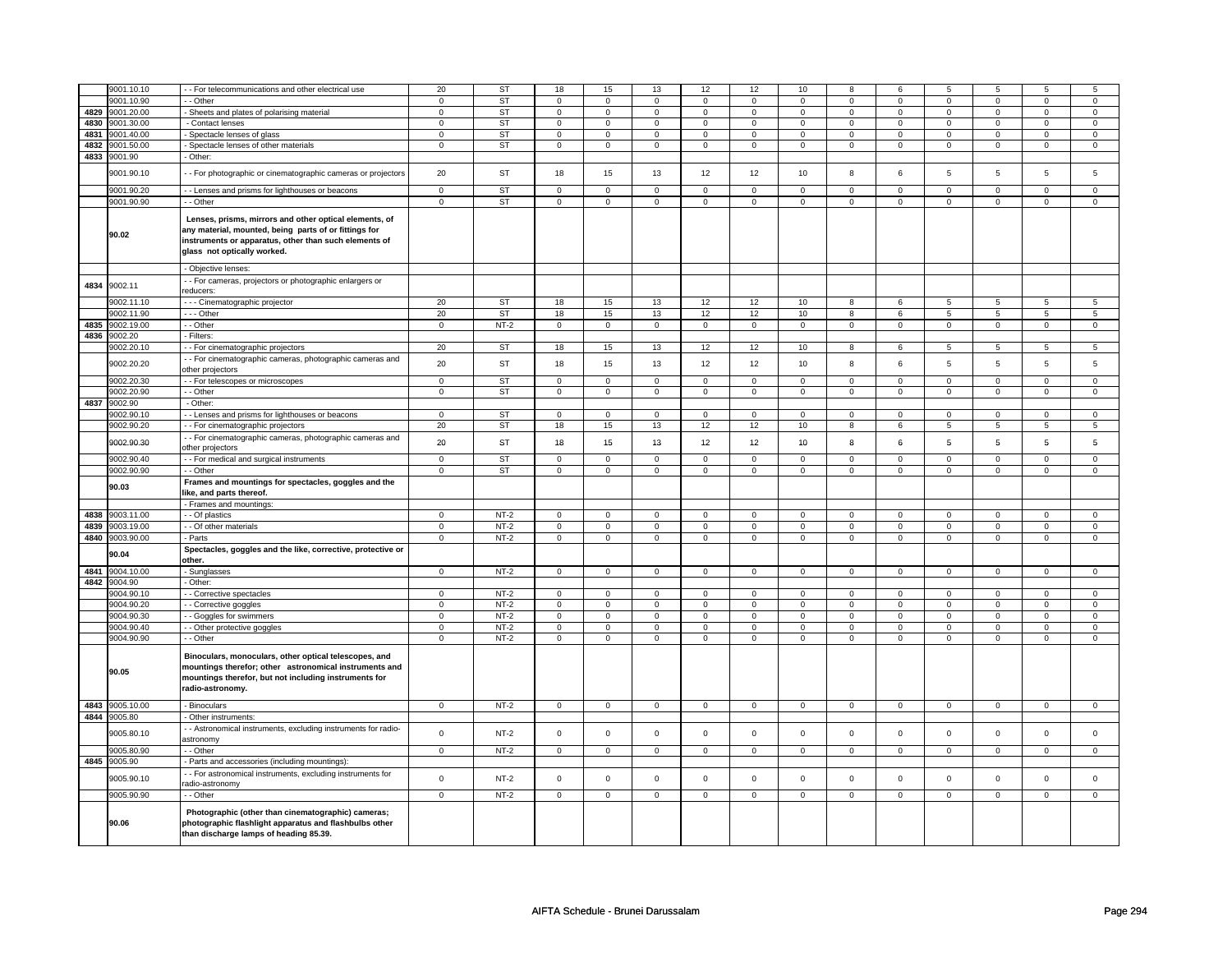| | | | | | | | | | | | | | | | |
|---|---|---|---|---|---|---|---|---|---|---|---|---|---|---|---|
| | 9001.10.10 | - - For telecommunications and other electrical use | 20 | ST | 18 | 15 | 13 | 12 | 12 | 10 | 8 | 6 | 5 | 5 | 5 | 5 |
| | 9001.10.90 | - - Other | 0 | ST | 0 | 0 | 0 | 0 | 0 | 0 | 0 | 0 | 0 | 0 | 0 | 0 |
| 4829 | 9001.20.00 | - Sheets and plates of polarising material | 0 | ST | 0 | 0 | 0 | 0 | 0 | 0 | 0 | 0 | 0 | 0 | 0 | 0 |
| 4830 | 9001.30.00 | - Contact lenses | 0 | ST | 0 | 0 | 0 | 0 | 0 | 0 | 0 | 0 | 0 | 0 | 0 | 0 |
| 4831 | 9001.40.00 | - Spectacle lenses of glass | 0 | ST | 0 | 0 | 0 | 0 | 0 | 0 | 0 | 0 | 0 | 0 | 0 | 0 |
| 4832 | 9001.50.00 | - Spectacle lenses of other materials | 0 | ST | 0 | 0 | 0 | 0 | 0 | 0 | 0 | 0 | 0 | 0 | 0 | 0 |
| 4833 | 9001.90 | - Other: | | | | | | | | | | | | | | |
| | 9001.90.10 | - - For photographic or cinematographic cameras or projectors | 20 | ST | 18 | 15 | 13 | 12 | 12 | 10 | 8 | 6 | 5 | 5 | 5 | 5 |
| | 9001.90.20 | - - Lenses and prisms for lighthouses or beacons | 0 | ST | 0 | 0 | 0 | 0 | 0 | 0 | 0 | 0 | 0 | 0 | 0 | 0 |
| | 9001.90.90 | - - Other | 0 | ST | 0 | 0 | 0 | 0 | 0 | 0 | 0 | 0 | 0 | 0 | 0 | 0 |
| | 90.02 | **Lenses, prisms, mirrors and other optical elements, of any material, mounted, being parts of or fittings for instruments or apparatus, other than such elements of glass not optically worked.** | | | | | | | | | | | | | | |
| | | - Objective lenses: | | | | | | | | | | | | | | |
| 4834 | 9002.11 | - - For cameras, projectors or photographic enlargers or reducers: | | | | | | | | | | | | | | |
| | 9002.11.10 | - - - Cinematographic projector | 20 | ST | 18 | 15 | 13 | 12 | 12 | 10 | 8 | 6 | 5 | 5 | 5 | 5 |
| | 9002.11.90 | - - - Other | 20 | ST | 18 | 15 | 13 | 12 | 12 | 10 | 8 | 6 | 5 | 5 | 5 | 5 |
| 4835 | 9002.19.00 | - - Other | 0 | NT-2 | 0 | 0 | 0 | 0 | 0 | 0 | 0 | 0 | 0 | 0 | 0 | 0 |
| 4836 | 9002.20 | - Filters: | | | | | | | | | | | | | | |
| | 9002.20.10 | - - For cinematographic projectors | 20 | ST | 18 | 15 | 13 | 12 | 12 | 10 | 8 | 6 | 5 | 5 | 5 | 5 |
| | 9002.20.20 | - - For cinematographic cameras, photographic cameras and other projectors | 20 | ST | 18 | 15 | 13 | 12 | 12 | 10 | 8 | 6 | 5 | 5 | 5 | 5 |
| | 9002.20.30 | - - For telescopes or microscopes | 0 | ST | 0 | 0 | 0 | 0 | 0 | 0 | 0 | 0 | 0 | 0 | 0 | 0 |
| | 9002.20.90 | - - Other | 0 | ST | 0 | 0 | 0 | 0 | 0 | 0 | 0 | 0 | 0 | 0 | 0 | 0 |
| 4837 | 9002.90 | - Other: | | | | | | | | | | | | | | |
| | 9002.90.10 | - - Lenses and prisms for lighthouses or beacons | 0 | ST | 0 | 0 | 0 | 0 | 0 | 0 | 0 | 0 | 0 | 0 | 0 | 0 |
| | 9002.90.20 | - - For cinematographic projectors | 20 | ST | 18 | 15 | 13 | 12 | 12 | 10 | 8 | 6 | 5 | 5 | 5 | 5 |
| | 9002.90.30 | - - For cinematographic cameras, photographic cameras and other projectors | 20 | ST | 18 | 15 | 13 | 12 | 12 | 10 | 8 | 6 | 5 | 5 | 5 | 5 |
| | 9002.90.40 | - - For medical and surgical instruments | 0 | ST | 0 | 0 | 0 | 0 | 0 | 0 | 0 | 0 | 0 | 0 | 0 | 0 |
| | 9002.90.90 | - - Other | 0 | ST | 0 | 0 | 0 | 0 | 0 | 0 | 0 | 0 | 0 | 0 | 0 | 0 |
| | 90.03 | **Frames and mountings for spectacles, goggles and the like, and parts thereof.** | | | | | | | | | | | | | | |
| | | - Frames and mountings: | | | | | | | | | | | | | | |
| 4838 | 9003.11.00 | - - Of plastics | 0 | NT-2 | 0 | 0 | 0 | 0 | 0 | 0 | 0 | 0 | 0 | 0 | 0 | 0 |
| 4839 | 9003.19.00 | - - Of other materials | 0 | NT-2 | 0 | 0 | 0 | 0 | 0 | 0 | 0 | 0 | 0 | 0 | 0 | 0 |
| 4840 | 9003.90.00 | - Parts | 0 | NT-2 | 0 | 0 | 0 | 0 | 0 | 0 | 0 | 0 | 0 | 0 | 0 | 0 |
| | 90.04 | **Spectacles, goggles and the like, corrective, protective or other.** | | | | | | | | | | | | | | |
| 4841 | 9004.10.00 | - Sunglasses | 0 | NT-2 | 0 | 0 | 0 | 0 | 0 | 0 | 0 | 0 | 0 | 0 | 0 | 0 |
| 4842 | 9004.90 | - Other: | | | | | | | | | | | | | | |
| | 9004.90.10 | - - Corrective spectacles | 0 | NT-2 | 0 | 0 | 0 | 0 | 0 | 0 | 0 | 0 | 0 | 0 | 0 | 0 |
| | 9004.90.20 | - - Corrective goggles | 0 | NT-2 | 0 | 0 | 0 | 0 | 0 | 0 | 0 | 0 | 0 | 0 | 0 | 0 |
| | 9004.90.30 | - - Goggles for swimmers | 0 | NT-2 | 0 | 0 | 0 | 0 | 0 | 0 | 0 | 0 | 0 | 0 | 0 | 0 |
| | 9004.90.40 | - - Other protective goggles | 0 | NT-2 | 0 | 0 | 0 | 0 | 0 | 0 | 0 | 0 | 0 | 0 | 0 | 0 |
| | 9004.90.90 | - - Other | 0 | NT-2 | 0 | 0 | 0 | 0 | 0 | 0 | 0 | 0 | 0 | 0 | 0 | 0 |
| | 90.05 | **Binoculars, monoculars, other optical telescopes, and mountings therefor; other astronomical instruments and mountings therefor, but not including instruments for radio-astronomy.** | | | | | | | | | | | | | | |
| 4843 | 9005.10.00 | - Binoculars | 0 | NT-2 | 0 | 0 | 0 | 0 | 0 | 0 | 0 | 0 | 0 | 0 | 0 | 0 |
| 4844 | 9005.80 | - Other instruments: | | | | | | | | | | | | | | |
| | 9005.80.10 | - - Astronomical instruments, excluding instruments for radio-astronomy | 0 | NT-2 | 0 | 0 | 0 | 0 | 0 | 0 | 0 | 0 | 0 | 0 | 0 | 0 |
| | 9005.80.90 | - - Other | 0 | NT-2 | 0 | 0 | 0 | 0 | 0 | 0 | 0 | 0 | 0 | 0 | 0 | 0 |
| 4845 | 9005.90 | - Parts and accessories (including mountings): | | | | | | | | | | | | | | |
| | 9005.90.10 | - - For astronomical instruments, excluding instruments for radio-astronomy | 0 | NT-2 | 0 | 0 | 0 | 0 | 0 | 0 | 0 | 0 | 0 | 0 | 0 | 0 |
| | 9005.90.90 | - - Other | 0 | NT-2 | 0 | 0 | 0 | 0 | 0 | 0 | 0 | 0 | 0 | 0 | 0 | 0 |
| | 90.06 | **Photographic (other than cinematographic) cameras; photographic flashlight apparatus and flashbulbs other than discharge lamps of heading 85.39.** | | | | | | | | | | | | | | |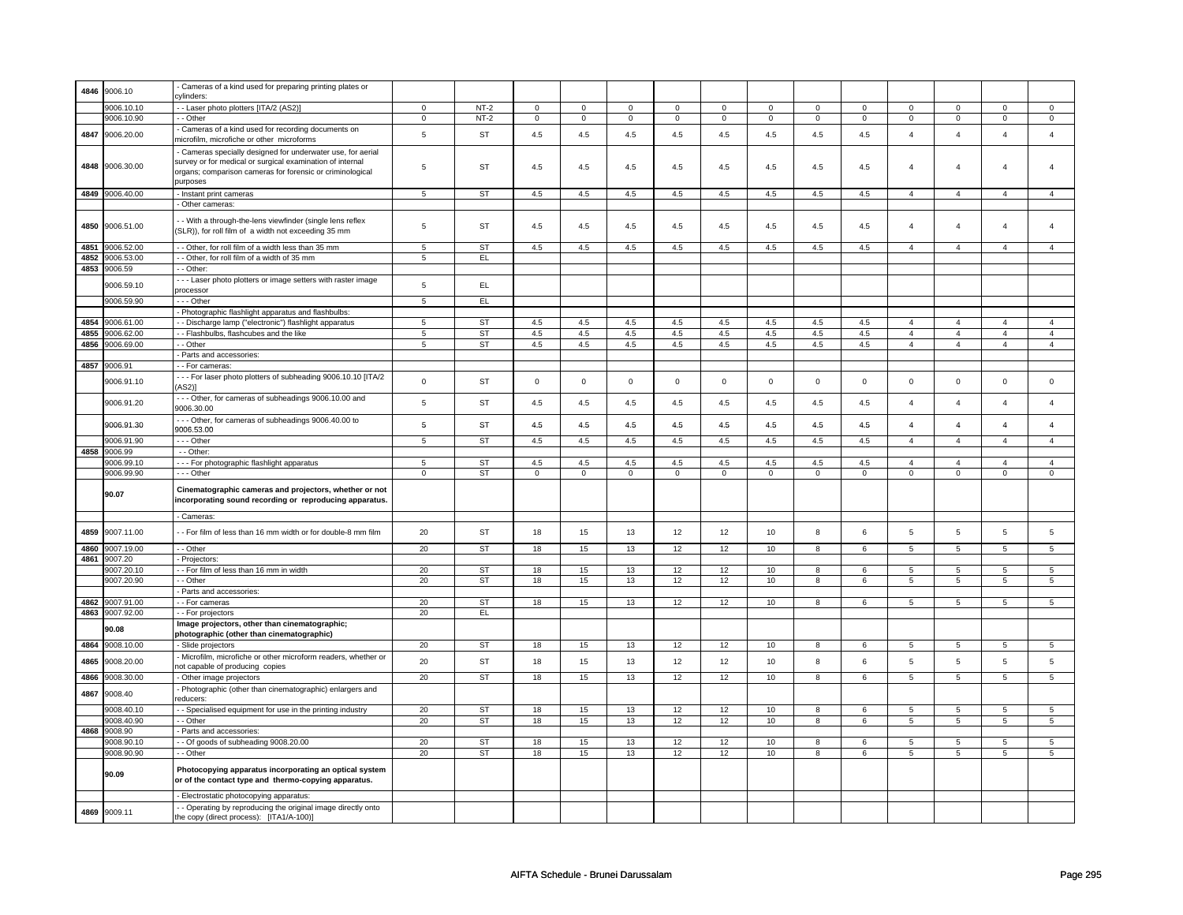| | | | | | | | | | | | | | | | | |
|---|---|---|---|---|---|---|---|---|---|---|---|---|---|---|---|---|
| 4846 | 9006.10 | - Cameras of a kind used for preparing printing plates or cylinders: | | | | | | | | | | | | | | |
| | 9006.10.10 | - - Laser photo plotters [ITA/2 (AS2)] | 0 | NT-2 | 0 | 0 | 0 | 0 | 0 | 0 | 0 | 0 | 0 | 0 | 0 | 0 |
| | 9006.10.90 | - - Other | 0 | NT-2 | 0 | 0 | 0 | 0 | 0 | 0 | 0 | 0 | 0 | 0 | 0 | 0 |
| 4847 | 9006.20.00 | - Cameras of a kind used for recording documents on microfilm, microfiche or other microforms | 5 | ST | 4.5 | 4.5 | 4.5 | 4.5 | 4.5 | 4.5 | 4.5 | 4.5 | 4 | 4 | 4 | 4 |
| 4848 | 9006.30.00 | - Cameras specially designed for underwater use, for aerial survey or for medical or surgical examination of internal organs; comparison cameras for forensic or criminological purposes | 5 | ST | 4.5 | 4.5 | 4.5 | 4.5 | 4.5 | 4.5 | 4.5 | 4.5 | 4 | 4 | 4 | 4 |
| 4849 | 9006.40.00 | - Instant print cameras | 5 | ST | 4.5 | 4.5 | 4.5 | 4.5 | 4.5 | 4.5 | 4.5 | 4.5 | 4 | 4 | 4 | 4 |
| | | - Other cameras: | | | | | | | | | | | | | | |
| 4850 | 9006.51.00 | - - With a through-the-lens viewfinder (single lens reflex (SLR)), for roll film of a width not exceeding 35 mm | 5 | ST | 4.5 | 4.5 | 4.5 | 4.5 | 4.5 | 4.5 | 4.5 | 4.5 | 4 | 4 | 4 | 4 |
| 4851 | 9006.52.00 | - - Other, for roll film of a width less than 35 mm | 5 | ST | 4.5 | 4.5 | 4.5 | 4.5 | 4.5 | 4.5 | 4.5 | 4.5 | 4 | 4 | 4 | 4 |
| 4852 | 9006.53.00 | - - Other, for roll film of a width of 35 mm | 5 | EL | | | | | | | | | | | | |
| 4853 | 9006.59 | - - Other: | | | | | | | | | | | | | | |
| | 9006.59.10 | - - - Laser photo plotters or image setters with raster image processor | 5 | EL | | | | | | | | | | | | |
| | 9006.59.90 | - - - Other | 5 | EL | | | | | | | | | | | | |
| | | - Photographic flashlight apparatus and flashbulbs: | | | | | | | | | | | | | | |
| 4854 | 9006.61.00 | - - Discharge lamp ("electronic") flashlight apparatus | 5 | ST | 4.5 | 4.5 | 4.5 | 4.5 | 4.5 | 4.5 | 4.5 | 4.5 | 4 | 4 | 4 | 4 |
| 4855 | 9006.62.00 | - - Flashbulbs, flashcubes and the like | 5 | ST | 4.5 | 4.5 | 4.5 | 4.5 | 4.5 | 4.5 | 4.5 | 4.5 | 4 | 4 | 4 | 4 |
| 4856 | 9006.69.00 | - - Other | 5 | ST | 4.5 | 4.5 | 4.5 | 4.5 | 4.5 | 4.5 | 4.5 | 4.5 | 4 | 4 | 4 | 4 |
| | | - Parts and accessories: | | | | | | | | | | | | | | |
| 4857 | 9006.91 | - - For cameras: | | | | | | | | | | | | | | |
| | 9006.91.10 | - - - For laser photo plotters of subheading 9006.10.10 [ITA/2 (AS2)] | 0 | ST | 0 | 0 | 0 | 0 | 0 | 0 | 0 | 0 | 0 | 0 | 0 | 0 |
| | 9006.91.20 | - - - Other, for cameras of subheadings 9006.10.00 and 9006.30.00 | 5 | ST | 4.5 | 4.5 | 4.5 | 4.5 | 4.5 | 4.5 | 4.5 | 4.5 | 4 | 4 | 4 | 4 |
| | 9006.91.30 | - - - Other, for cameras of subheadings 9006.40.00 to 9006.53.00 | 5 | ST | 4.5 | 4.5 | 4.5 | 4.5 | 4.5 | 4.5 | 4.5 | 4.5 | 4 | 4 | 4 | 4 |
| | 9006.91.90 | - - - Other | 5 | ST | 4.5 | 4.5 | 4.5 | 4.5 | 4.5 | 4.5 | 4.5 | 4.5 | 4 | 4 | 4 | 4 |
| 4858 | 9006.99 | - - Other: | | | | | | | | | | | | | | |
| | 9006.99.10 | - - - For photographic flashlight apparatus | 5 | ST | 4.5 | 4.5 | 4.5 | 4.5 | 4.5 | 4.5 | 4.5 | 4.5 | 4 | 4 | 4 | 4 |
| | 9006.99.90 | - - - Other | 0 | ST | 0 | 0 | 0 | 0 | 0 | 0 | 0 | 0 | 0 | 0 | 0 | 0 |
| | **90.07** | **Cinematographic cameras and projectors, whether or not incorporating sound recording or reproducing apparatus.** | | | | | | | | | | | | | | |
| | | - Cameras: | | | | | | | | | | | | | | |
| 4859 | 9007.11.00 | - - For film of less than 16 mm width or for double-8 mm film | 20 | ST | 18 | 15 | 13 | 12 | 12 | 10 | 8 | 6 | 5 | 5 | 5 | 5 |
| 4860 | 9007.19.00 | - - Other | 20 | ST | 18 | 15 | 13 | 12 | 12 | 10 | 8 | 6 | 5 | 5 | 5 | 5 |
| 4861 | 9007.20 | - Projectors: | | | | | | | | | | | | | | |
| | 9007.20.10 | - - For film of less than 16 mm in width | 20 | ST | 18 | 15 | 13 | 12 | 12 | 10 | 8 | 6 | 5 | 5 | 5 | 5 |
| | 9007.20.90 | - - Other | 20 | ST | 18 | 15 | 13 | 12 | 12 | 10 | 8 | 6 | 5 | 5 | 5 | 5 |
| | | - Parts and accessories: | | | | | | | | | | | | | | |
| 4862 | 9007.91.00 | - - For cameras | 20 | ST | 18 | 15 | 13 | 12 | 12 | 10 | 8 | 6 | 5 | 5 | 5 | 5 |
| 4863 | 9007.92.00 | - - For projectors | 20 | EL | | | | | | | | | | | | |
| | **90.08** | **Image projectors, other than cinematographic; photographic (other than cinematographic)** | | | | | | | | | | | | | | |
| 4864 | 9008.10.00 | - Slide projectors | 20 | ST | 18 | 15 | 13 | 12 | 12 | 10 | 8 | 6 | 5 | 5 | 5 | 5 |
| 4865 | 9008.20.00 | - Microfilm, microfiche or other microform readers, whether or not capable of producing copies | 20 | ST | 18 | 15 | 13 | 12 | 12 | 10 | 8 | 6 | 5 | 5 | 5 | 5 |
| 4866 | 9008.30.00 | - Other image projectors | 20 | ST | 18 | 15 | 13 | 12 | 12 | 10 | 8 | 6 | 5 | 5 | 5 | 5 |
| 4867 | 9008.40 | - Photographic (other than cinematographic) enlargers and reducers: | | | | | | | | | | | | | | |
| | 9008.40.10 | - - Specialised equipment for use in the printing industry | 20 | ST | 18 | 15 | 13 | 12 | 12 | 10 | 8 | 6 | 5 | 5 | 5 | 5 |
| | 9008.40.90 | - - Other | 20 | ST | 18 | 15 | 13 | 12 | 12 | 10 | 8 | 6 | 5 | 5 | 5 | 5 |
| 4868 | 9008.90 | - Parts and accessories: | | | | | | | | | | | | | | |
| | 9008.90.10 | - - Of goods of subheading 9008.20.00 | 20 | ST | 18 | 15 | 13 | 12 | 12 | 10 | 8 | 6 | 5 | 5 | 5 | 5 |
| | 9008.90.90 | - - Other | 20 | ST | 18 | 15 | 13 | 12 | 12 | 10 | 8 | 6 | 5 | 5 | 5 | 5 |
| | **90.09** | **Photocopying apparatus incorporating an optical system or of the contact type and thermo-copying apparatus.** | | | | | | | | | | | | | | |
| | | - Electrostatic photocopying apparatus: | | | | | | | | | | | | | | |
| 4869 | 9009.11 | - - Operating by reproducing the original image directly onto the copy (direct process): [ITA1/A-100)] | | | | | | | | | | | | | | |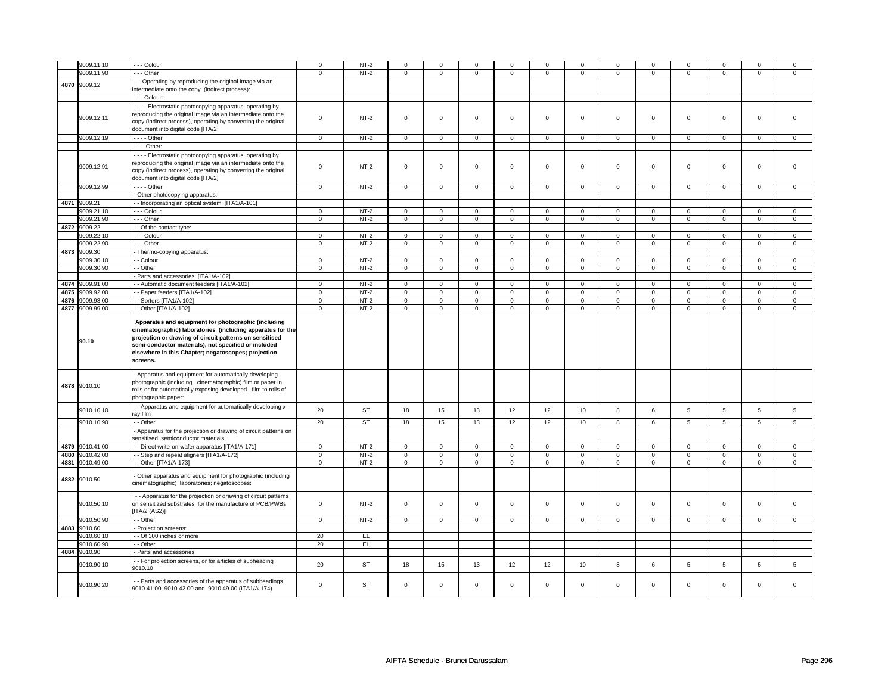| | 9009.11.10 | - - - Colour | 0 | NT-2 | 0 | 0 | 0 | 0 | 0 | 0 | 0 | 0 | 0 | 0 | 0 | 0 |
|---|---|---|---|---|---|---|---|---|---|---|---|---|---|---|---|---|
| | 9009.11.90 | - - - Other | 0 | NT-2 | 0 | 0 | 0 | 0 | 0 | 0 | 0 | 0 | 0 | 0 | 0 | 0 |
| 4870 | 9009.12 | - - Operating by reproducing the original image via an intermediate onto the copy (indirect process): | | | | | | | | | | | | | | |
| | | - - - Colour: | | | | | | | | | | | | | | |
| | 9009.12.11 | - - - - Electrostatic photocopying apparatus, operating by reproducing the original image via an intermediate onto the copy (indirect process), operating by converting the original document into digital code [ITA/2] | 0 | NT-2 | 0 | 0 | 0 | 0 | 0 | 0 | 0 | 0 | 0 | 0 | 0 | 0 |
| | 9009.12.19 | - - - - Other | 0 | NT-2 | 0 | 0 | 0 | 0 | 0 | 0 | 0 | 0 | 0 | 0 | 0 | 0 |
| | | - - - Other: | | | | | | | | | | | | | | |
| | 9009.12.91 | - - - - Electrostatic photocopying apparatus, operating by reproducing the original image via an intermediate onto the copy (indirect process), operating by converting the original document into digital code [ITA/2] | 0 | NT-2 | 0 | 0 | 0 | 0 | 0 | 0 | 0 | 0 | 0 | 0 | 0 | 0 |
| | 9009.12.99 | - - - - Other | 0 | NT-2 | 0 | 0 | 0 | 0 | 0 | 0 | 0 | 0 | 0 | 0 | 0 | 0 |
| | | - Other photocopying apparatus: | | | | | | | | | | | | | | |
| 4871 | 9009.21 | - - Incorporating an optical system: [ITA1/A-101] | | | | | | | | | | | | | | |
| | 9009.21.10 | - - - Colour | 0 | NT-2 | 0 | 0 | 0 | 0 | 0 | 0 | 0 | 0 | 0 | 0 | 0 | 0 |
| | 9009.21.90 | - - - Other | 0 | NT-2 | 0 | 0 | 0 | 0 | 0 | 0 | 0 | 0 | 0 | 0 | 0 | 0 |
| 4872 | 9009.22 | - - Of the contact type: | | | | | | | | | | | | | | |
| | 9009.22.10 | - - - Colour | 0 | NT-2 | 0 | 0 | 0 | 0 | 0 | 0 | 0 | 0 | 0 | 0 | 0 | 0 |
| | 9009.22.90 | - - - Other | 0 | NT-2 | 0 | 0 | 0 | 0 | 0 | 0 | 0 | 0 | 0 | 0 | 0 | 0 |
| 4873 | 9009.30 | - Thermo-copying apparatus: | | | | | | | | | | | | | | |
| | 9009.30.10 | - - Colour | 0 | NT-2 | 0 | 0 | 0 | 0 | 0 | 0 | 0 | 0 | 0 | 0 | 0 | 0 |
| | 9009.30.90 | - - Other | 0 | NT-2 | 0 | 0 | 0 | 0 | 0 | 0 | 0 | 0 | 0 | 0 | 0 | 0 |
| | | - Parts and accessories: [ITA1/A-102] | | | | | | | | | | | | | | |
| 4874 | 9009.91.00 | - - Automatic document feeders [ITA1/A-102] | 0 | NT-2 | 0 | 0 | 0 | 0 | 0 | 0 | 0 | 0 | 0 | 0 | 0 | 0 |
| 4875 | 9009.92.00 | - - Paper feeders [ITA1/A-102] | 0 | NT-2 | 0 | 0 | 0 | 0 | 0 | 0 | 0 | 0 | 0 | 0 | 0 | 0 |
| 4876 | 9009.93.00 | - - Sorters [ITA1/A-102] | 0 | NT-2 | 0 | 0 | 0 | 0 | 0 | 0 | 0 | 0 | 0 | 0 | 0 | 0 |
| 4877 | 9009.99.00 | - - Other [ITA1/A-102] | 0 | NT-2 | 0 | 0 | 0 | 0 | 0 | 0 | 0 | 0 | 0 | 0 | 0 | 0 |
| | 90.10 | **Apparatus and equipment for photographic (including cinematographic) laboratories (including apparatus for the projection or drawing of circuit patterns on sensitised semi-conductor materials), not specified or included elsewhere in this Chapter; negatoscopes; projection screens.** | | | | | | | | | | | | | | |
| 4878 | 9010.10 | - Apparatus and equipment for automatically developing photographic (including cinematographic) film or paper in rolls or for automatically exposing developed film to rolls of photographic paper: | | | | | | | | | | | | | | |
| | 9010.10.10 | - - Apparatus and equipment for automatically developing x-ray film | 20 | ST | 18 | 15 | 13 | 12 | 12 | 10 | 8 | 6 | 5 | 5 | 5 | 5 |
| | 9010.10.90 | - - Other | 20 | ST | 18 | 15 | 13 | 12 | 12 | 10 | 8 | 6 | 5 | 5 | 5 | 5 |
| | | - Apparatus for the projection or drawing of circuit patterns on sensitised semiconductor materials: | | | | | | | | | | | | | | |
| 4879 | 9010.41.00 | - - Direct write-on-wafer apparatus [ITA1/A-171] | 0 | NT-2 | 0 | 0 | 0 | 0 | 0 | 0 | 0 | 0 | 0 | 0 | 0 | 0 |
| 4880 | 9010.42.00 | - - Step and repeat aligners [ITA1/A-172] | 0 | NT-2 | 0 | 0 | 0 | 0 | 0 | 0 | 0 | 0 | 0 | 0 | 0 | 0 |
| 4881 | 9010.49.00 | - - Other [ITA1/A-173] | 0 | NT-2 | 0 | 0 | 0 | 0 | 0 | 0 | 0 | 0 | 0 | 0 | 0 | 0 |
| 4882 | 9010.50 | - Other apparatus and equipment for photographic (including cinematographic) laboratories; negatoscopes: | | | | | | | | | | | | | | |
| | 9010.50.10 | - - Apparatus for the projection or drawing of circuit patterns on sensitized substrates for the manufacture of PCB/PWBs [ITA/2 (AS2)] | 0 | NT-2 | 0 | 0 | 0 | 0 | 0 | 0 | 0 | 0 | 0 | 0 | 0 | 0 |
| | 9010.50.90 | - - Other | 0 | NT-2 | 0 | 0 | 0 | 0 | 0 | 0 | 0 | 0 | 0 | 0 | 0 | 0 |
| 4883 | 9010.60 | - Projection screens: | | | | | | | | | | | | | | |
| | 9010.60.10 | - - Of 300 inches or more | 20 | EL | | | | | | | | | | | | |
| | 9010.60.90 | - - Other | 20 | EL | | | | | | | | | | | | |
| 4884 | 9010.90 | - Parts and accessories: | | | | | | | | | | | | | | |
| | 9010.90.10 | - - For projection screens, or for articles of subheading 9010.10 | 20 | ST | 18 | 15 | 13 | 12 | 12 | 10 | 8 | 6 | 5 | 5 | 5 | 5 |
| | 9010.90.20 | - - Parts and accessories of the apparatus of subheadings 9010.41.00, 9010.42.00 and 9010.49.00 (ITA1/A-174) | 0 | ST | 0 | 0 | 0 | 0 | 0 | 0 | 0 | 0 | 0 | 0 | 0 | 0 |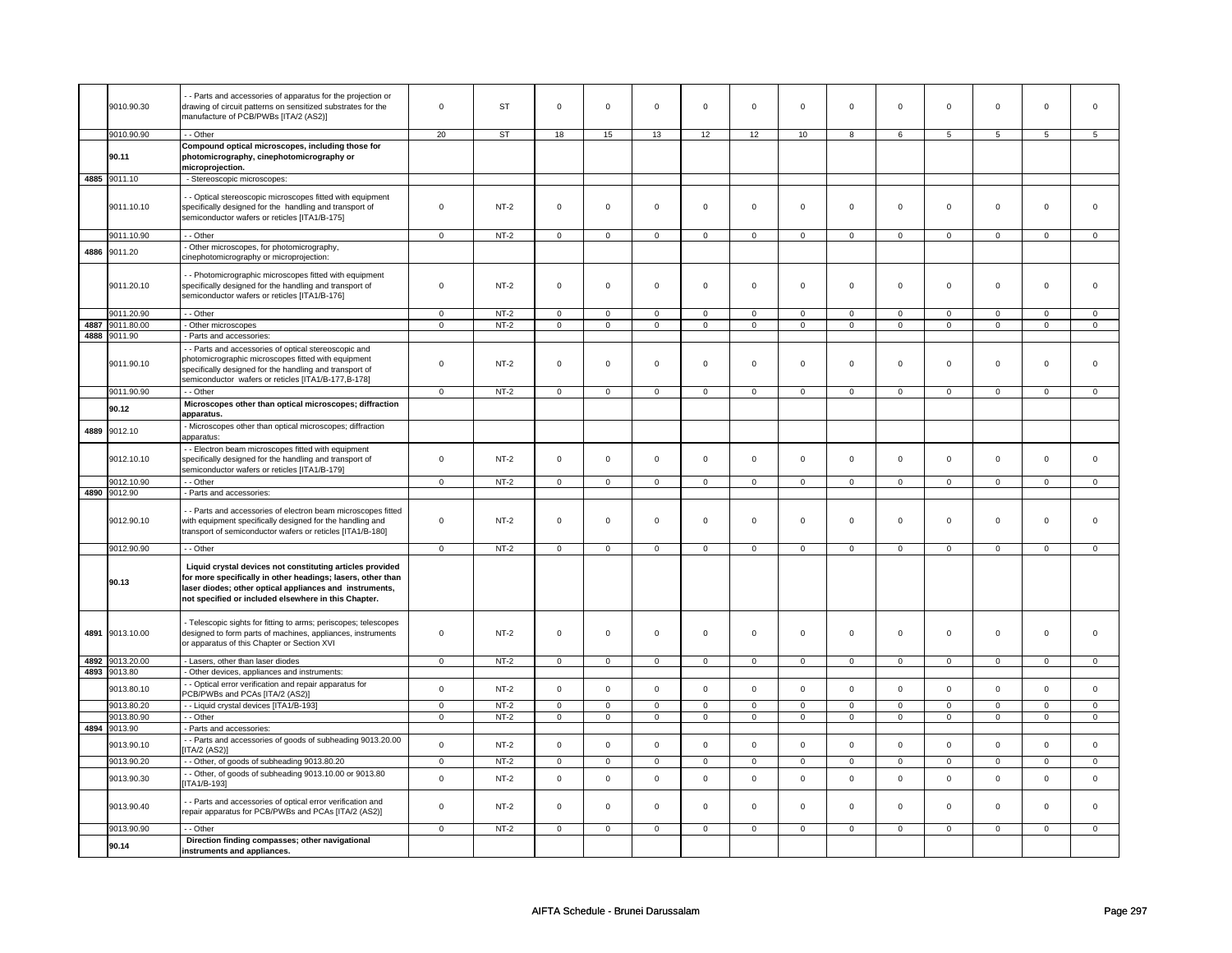| | | | | | | | | | | | | | | | | |
|---|---|---|---|---|---|---|---|---|---|---|---|---|---|---|---|---|
| | 9010.90.30 | - - Parts and accessories of apparatus for the projection or drawing of circuit patterns on sensitized substrates for the manufacture of PCB/PWBs [ITA/2 (AS2)] | 0 | ST | 0 | 0 | 0 | 0 | 0 | 0 | 0 | 0 | 0 | 0 | 0 | 0 |
| | 9010.90.90 | - - Other | 20 | ST | 18 | 15 | 13 | 12 | 12 | 10 | 8 | 6 | 5 | 5 | 5 | 5 |
| | **90.11** | **Compound optical microscopes, including those for photomicrography, cinephotomicrography or microprojection.** | | | | | | | | | | | | | | |
| 4885 | 9011.10 | - Stereoscopic microscopes: | | | | | | | | | | | | | | |
| | 9011.10.10 | - - Optical stereoscopic microscopes fitted with equipment specifically designed for the handling and transport of semiconductor wafers or reticles [ITA1/B-175] | 0 | NT-2 | 0 | 0 | 0 | 0 | 0 | 0 | 0 | 0 | 0 | 0 | 0 | 0 |
| | 9011.10.90 | - - Other | 0 | NT-2 | 0 | 0 | 0 | 0 | 0 | 0 | 0 | 0 | 0 | 0 | 0 | 0 |
| 4886 | 9011.20 | - Other microscopes, for photomicrography, cinephotomicrography or microprojection: | | | | | | | | | | | | | | |
| | 9011.20.10 | - - Photomicrographic microscopes fitted with equipment specifically designed for the handling and transport of semiconductor wafers or reticles [ITA1/B-176] | 0 | NT-2 | 0 | 0 | 0 | 0 | 0 | 0 | 0 | 0 | 0 | 0 | 0 | 0 |
| | 9011.20.90 | - - Other | 0 | NT-2 | 0 | 0 | 0 | 0 | 0 | 0 | 0 | 0 | 0 | 0 | 0 | 0 |
| 4887 | 9011.80.00 | - Other microscopes | 0 | NT-2 | 0 | 0 | 0 | 0 | 0 | 0 | 0 | 0 | 0 | 0 | 0 | 0 |
| 4888 | 9011.90 | - Parts and accessories: | | | | | | | | | | | | | | |
| | 9011.90.10 | - - Parts and accessories of optical stereoscopic and photomicrographic microscopes fitted with equipment specifically designed for the handling and transport of semiconductor wafers or reticles [ITA1/B-177,B-178] | 0 | NT-2 | 0 | 0 | 0 | 0 | 0 | 0 | 0 | 0 | 0 | 0 | 0 | 0 |
| | 9011.90.90 | - - Other | 0 | NT-2 | 0 | 0 | 0 | 0 | 0 | 0 | 0 | 0 | 0 | 0 | 0 | 0 |
| | **90.12** | **Microscopes other than optical microscopes; diffraction apparatus.** | | | | | | | | | | | | | | |
| 4889 | 9012.10 | - Microscopes other than optical microscopes; diffraction apparatus: | | | | | | | | | | | | | | |
| | 9012.10.10 | - - Electron beam microscopes fitted with equipment specifically designed for the handling and transport of semiconductor wafers or reticles [ITA1/B-179] | 0 | NT-2 | 0 | 0 | 0 | 0 | 0 | 0 | 0 | 0 | 0 | 0 | 0 | 0 |
| | 9012.10.90 | - - Other | 0 | NT-2 | 0 | 0 | 0 | 0 | 0 | 0 | 0 | 0 | 0 | 0 | 0 | 0 |
| 4890 | 9012.90 | - Parts and accessories: | | | | | | | | | | | | | | |
| | 9012.90.10 | - - Parts and accessories of electron beam microscopes fitted with equipment specifically designed for the handling and transport of semiconductor wafers or reticles [ITA1/B-180] | 0 | NT-2 | 0 | 0 | 0 | 0 | 0 | 0 | 0 | 0 | 0 | 0 | 0 | 0 |
| | 9012.90.90 | - - Other | 0 | NT-2 | 0 | 0 | 0 | 0 | 0 | 0 | 0 | 0 | 0 | 0 | 0 | 0 |
| | **90.13** | **Liquid crystal devices not constituting articles provided for more specifically in other headings; lasers, other than laser diodes; other optical appliances and instruments, not specified or included elsewhere in this Chapter.** | | | | | | | | | | | | | | |
| 4891 | 9013.10.00 | - Telescopic sights for fitting to arms; periscopes; telescopes designed to form parts of machines, appliances, instruments or apparatus of this Chapter or Section XVI | 0 | NT-2 | 0 | 0 | 0 | 0 | 0 | 0 | 0 | 0 | 0 | 0 | 0 | 0 |
| 4892 | 9013.20.00 | - Lasers, other than laser diodes | 0 | NT-2 | 0 | 0 | 0 | 0 | 0 | 0 | 0 | 0 | 0 | 0 | 0 | 0 |
| 4893 | 9013.80 | - Other devices, appliances and instruments: | | | | | | | | | | | | | | |
| | 9013.80.10 | - - Optical error verification and repair apparatus for PCB/PWBs and PCAs [ITA/2 (AS2)] | 0 | NT-2 | 0 | 0 | 0 | 0 | 0 | 0 | 0 | 0 | 0 | 0 | 0 | 0 |
| | 9013.80.20 | - - Liquid crystal devices [ITA1/B-193] | 0 | NT-2 | 0 | 0 | 0 | 0 | 0 | 0 | 0 | 0 | 0 | 0 | 0 | 0 |
| | 9013.80.90 | - - Other | 0 | NT-2 | 0 | 0 | 0 | 0 | 0 | 0 | 0 | 0 | 0 | 0 | 0 | 0 |
| 4894 | 9013.90 | - Parts and accessories: | | | | | | | | | | | | | | |
| | 9013.90.10 | - - Parts and accessories of goods of subheading 9013.20.00 [ITA/2 (AS2)] | 0 | NT-2 | 0 | 0 | 0 | 0 | 0 | 0 | 0 | 0 | 0 | 0 | 0 | 0 |
| | 9013.90.20 | - - Other, of goods of subheading 9013.80.20 | 0 | NT-2 | 0 | 0 | 0 | 0 | 0 | 0 | 0 | 0 | 0 | 0 | 0 | 0 |
| | 9013.90.30 | - - Other, of goods of subheading 9013.10.00 or 9013.80 [ITA1/B-193] | 0 | NT-2 | 0 | 0 | 0 | 0 | 0 | 0 | 0 | 0 | 0 | 0 | 0 | 0 |
| | 9013.90.40 | - - Parts and accessories of optical error verification and repair apparatus for PCB/PWBs and PCAs [ITA/2 (AS2)] | 0 | NT-2 | 0 | 0 | 0 | 0 | 0 | 0 | 0 | 0 | 0 | 0 | 0 | 0 |
| | 9013.90.90 | - - Other | 0 | NT-2 | 0 | 0 | 0 | 0 | 0 | 0 | 0 | 0 | 0 | 0 | 0 | 0 |
| | **90.14** | **Direction finding compasses; other navigational instruments and appliances.** | | | | | | | | | | | | | | |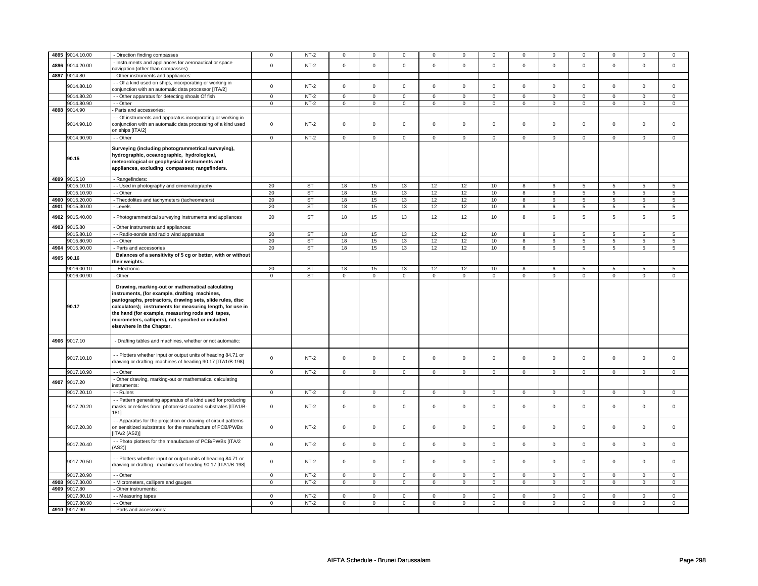| 4895 | 9014.10.00 | - Direction finding compasses | 0 | NT-2 | 0 | 0 | 0 | 0 | 0 | 0 | 0 | 0 | 0 | 0 | 0 | 0 |
|---|---|---|---|---|---|---|---|---|---|---|---|---|---|---|---|---|
| 4896 | 9014.20.00 | - Instruments and appliances for aeronautical or space navigation (other than compasses) | 0 | NT-2 | 0 | 0 | 0 | 0 | 0 | 0 | 0 | 0 | 0 | 0 | 0 | 0 |
| 4897 | 9014.80 | - Other instruments and appliances: | | | | | | | | | | | | | | |
| | 9014.80.10 | - - Of a kind used on ships, incorporating or working in conjunction with an automatic data processor [ITA/2] | 0 | NT-2 | 0 | 0 | 0 | 0 | 0 | 0 | 0 | 0 | 0 | 0 | 0 | 0 |
| | 9014.80.20 | - - Other apparatus for detecting shoals Of fish | 0 | NT-2 | 0 | 0 | 0 | 0 | 0 | 0 | 0 | 0 | 0 | 0 | 0 | 0 |
| | 9014.80.90 | - - Other | 0 | NT-2 | 0 | 0 | 0 | 0 | 0 | 0 | 0 | 0 | 0 | 0 | 0 | 0 |
| 4898 | 9014.90 | - Parts and accessories: | | | | | | | | | | | | | | |
| | 9014.90.10 | - - Of instruments and apparatus incorporating or working in conjunction with an automatic data processing of a kind used on ships [ITA/2] | 0 | NT-2 | 0 | 0 | 0 | 0 | 0 | 0 | 0 | 0 | 0 | 0 | 0 | 0 |
| | 9014.90.90 | - - Other | 0 | NT-2 | 0 | 0 | 0 | 0 | 0 | 0 | 0 | 0 | 0 | 0 | 0 | 0 |
| | **90.15** | **Surveying (including photogrammetrical surveying), hydrographic, oceanographic, hydrological, meteorological or geophysical instruments and appliances, excluding compasses; rangefinders.** | | | | | | | | | | | | | | |
| 4899 | 9015.10 | - Rangefinders: | | | | | | | | | | | | | | |
| | 9015.10.10 | - - Used in photography and cimematography | 20 | ST | 18 | 15 | 13 | 12 | 12 | 10 | 8 | 6 | 5 | 5 | 5 | 5 |
| | 9015.10.90 | - - Other | 20 | ST | 18 | 15 | 13 | 12 | 12 | 10 | 8 | 6 | 5 | 5 | 5 | 5 |
| 4900 | 9015.20.00 | - Theodolites and tachymeters (tacheometers) | 20 | ST | 18 | 15 | 13 | 12 | 12 | 10 | 8 | 6 | 5 | 5 | 5 | 5 |
| 4901 | 9015.30.00 | - Levels | 20 | ST | 18 | 15 | 13 | 12 | 12 | 10 | 8 | 6 | 5 | 5 | 5 | 5 |
| 4902 | 9015.40.00 | - Photogrammetrical surveying instruments and appliances | 20 | ST | 18 | 15 | 13 | 12 | 12 | 10 | 8 | 6 | 5 | 5 | 5 | 5 |
| 4903 | 9015.80 | - Other instruments and appliances: | | | | | | | | | | | | | | |
| | 9015.80.10 | - - Radio-sonde and radio wind apparatus | 20 | ST | 18 | 15 | 13 | 12 | 12 | 10 | 8 | 6 | 5 | 5 | 5 | 5 |
| | 9015.80.90 | - - Other | 20 | ST | 18 | 15 | 13 | 12 | 12 | 10 | 8 | 6 | 5 | 5 | 5 | 5 |
| 4904 | 9015.90.00 | - Parts and accessories | 20 | ST | 18 | 15 | 13 | 12 | 12 | 10 | 8 | 6 | 5 | 5 | 5 | 5 |
| 4905 | **90.16** | **Balances of a sensitivity of 5 cg or better, with or without their weights.** | | | | | | | | | | | | | | |
| | 9016.00.10 | - Electronic | 20 | ST | 18 | 15 | 13 | 12 | 12 | 10 | 8 | 6 | 5 | 5 | 5 | 5 |
| | 9016.00.90 | - Other | 0 | ST | 0 | 0 | 0 | 0 | 0 | 0 | 0 | 0 | 0 | 0 | 0 | 0 |
| | **90.17** | **Drawing, marking-out or mathematical calculating instruments, (for example, drafting machines, pantographs, protractors, drawing sets, slide rules, disc calculators); instruments for measuring length, for use in the hand (for example, measuring rods and tapes, micrometers, callipers), not specified or included elsewhere in the Chapter.** | | | | | | | | | | | | | | |
| 4906 | 9017.10 | - Drafting tables and machines, whether or not automatic: | | | | | | | | | | | | | | |
| | 9017.10.10 | - - Plotters whether input or output units of heading 84.71 or drawing or drafting machines of heading 90.17 [ITA1/B-198] | 0 | NT-2 | 0 | 0 | 0 | 0 | 0 | 0 | 0 | 0 | 0 | 0 | 0 | 0 |
| | 9017.10.90 | - - Other | 0 | NT-2 | 0 | 0 | 0 | 0 | 0 | 0 | 0 | 0 | 0 | 0 | 0 | 0 |
| 4907 | 9017.20 | - Other drawing, marking-out or mathematical calculating instruments: | | | | | | | | | | | | | | |
| | 9017.20.10 | - - Rulers | 0 | NT-2 | 0 | 0 | 0 | 0 | 0 | 0 | 0 | 0 | 0 | 0 | 0 | 0 |
| | 9017.20.20 | - - Pattern generating apparatus of a kind used for producing masks or reticles from photoresist coated substrates [ITA1/B-181] | 0 | NT-2 | 0 | 0 | 0 | 0 | 0 | 0 | 0 | 0 | 0 | 0 | 0 | 0 |
| | 9017.20.30 | - - Apparatus for the projection or drawing of circuit patterns on sensitized substrates for the manufacture of PCB/PWBs [ITA/2 (AS2)] | 0 | NT-2 | 0 | 0 | 0 | 0 | 0 | 0 | 0 | 0 | 0 | 0 | 0 | 0 |
| | 9017.20.40 | - - Photo plotters for the manufacture of PCB/PWBs [ITA/2 (AS2)] | 0 | NT-2 | 0 | 0 | 0 | 0 | 0 | 0 | 0 | 0 | 0 | 0 | 0 | 0 |
| | 9017.20.50 | - - Plotters whether input or output units of heading 84.71 or drawing or drafting machines of heading 90.17 [ITA1/B-198] | 0 | NT-2 | 0 | 0 | 0 | 0 | 0 | 0 | 0 | 0 | 0 | 0 | 0 | 0 |
| | 9017.20.90 | - - Other | 0 | NT-2 | 0 | 0 | 0 | 0 | 0 | 0 | 0 | 0 | 0 | 0 | 0 | 0 |
| 4908 | 9017.30.00 | - Micrometers, callipers and gauges | 0 | NT-2 | 0 | 0 | 0 | 0 | 0 | 0 | 0 | 0 | 0 | 0 | 0 | 0 |
| 4909 | 9017.80 | - Other instruments: | | | | | | | | | | | | | | |
| | 9017.80.10 | - - Measuring tapes | 0 | NT-2 | 0 | 0 | 0 | 0 | 0 | 0 | 0 | 0 | 0 | 0 | 0 | 0 |
| | 9017.80.90 | - - Other | 0 | NT-2 | 0 | 0 | 0 | 0 | 0 | 0 | 0 | 0 | 0 | 0 | 0 | 0 |
| 4910 | 9017.90 | - Parts and accessories: | | | | | | | | | | | | | | |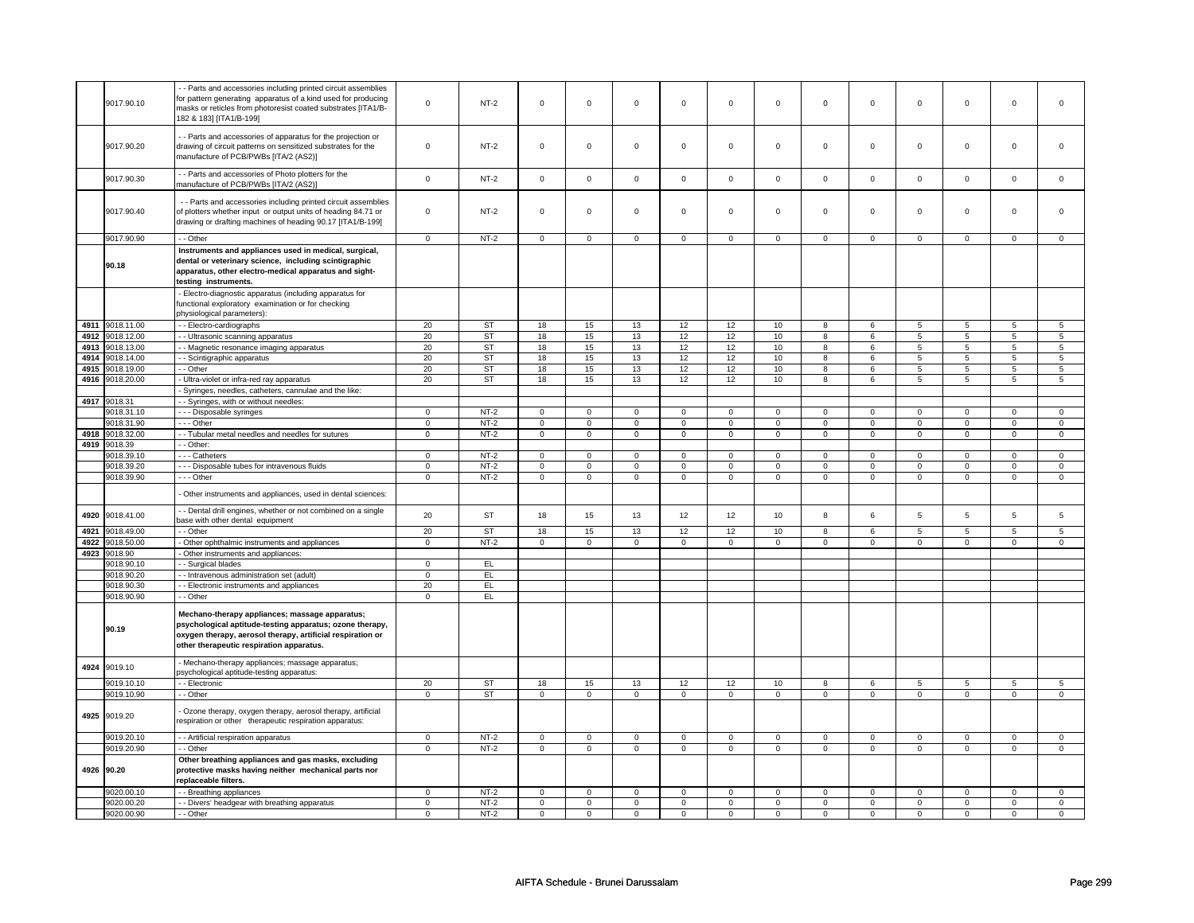| | 9017.90.10 | - - Parts and accessories including printed circuit assemblies for pattern generating apparatus of a kind used for producing masks or reticles from photoresist coated substrates [ITA1/B-182 & 183] [ITA1/B-199] | 0 | NT-2 | 0 | 0 | 0 | 0 | 0 | 0 | 0 | 0 | 0 | 0 | 0 | 0 |
|---|---|---|---|---|---|---|---|---|---|---|---|---|---|---|---|---|
| | 9017.90.20 | - - Parts and accessories of apparatus for the projection or drawing of circuit patterns on sensitized substrates for the manufacture of PCB/PWBs [ITA/2 (AS2)] | 0 | NT-2 | 0 | 0 | 0 | 0 | 0 | 0 | 0 | 0 | 0 | 0 | 0 | 0 |
| | 9017.90.30 | - - Parts and accessories of Photo plotters for the manufacture of PCB/PWBs [ITA/2 (AS2)] | 0 | NT-2 | 0 | 0 | 0 | 0 | 0 | 0 | 0 | 0 | 0 | 0 | 0 | 0 |
| | 9017.90.40 | - - Parts and accessories including printed circuit assemblies of plotters whether input or output units of heading 84.71 or drawing or drafting machines of heading 90.17 [ITA1/B-199] | 0 | NT-2 | 0 | 0 | 0 | 0 | 0 | 0 | 0 | 0 | 0 | 0 | 0 | 0 |
| | 9017.90.90 | - - Other | 0 | NT-2 | 0 | 0 | 0 | 0 | 0 | 0 | 0 | 0 | 0 | 0 | 0 | 0 |
| | **90.18** | **Instruments and appliances used in medical, surgical, dental or veterinary science, including scintigraphic apparatus, other electro-medical apparatus and sight-testing instruments.** | | | | | | | | | | | | | | |
| | | - Electro-diagnostic apparatus (including apparatus for functional exploratory examination or for checking physiological parameters): | | | | | | | | | | | | | | |
| 4911 | 9018.11.00 | - - Electro-cardiographs | 20 | ST | 18 | 15 | 13 | 12 | 12 | 10 | 8 | 6 | 5 | 5 | 5 | 5 |
| 4912 | 9018.12.00 | - - Ultrasonic scanning apparatus | 20 | ST | 18 | 15 | 13 | 12 | 12 | 10 | 8 | 6 | 5 | 5 | 5 | 5 |
| 4913 | 9018.13.00 | - - Magnetic resonance imaging apparatus | 20 | ST | 18 | 15 | 13 | 12 | 12 | 10 | 8 | 6 | 5 | 5 | 5 | 5 |
| 4914 | 9018.14.00 | - - Scintigraphic apparatus | 20 | ST | 18 | 15 | 13 | 12 | 12 | 10 | 8 | 6 | 5 | 5 | 5 | 5 |
| 4915 | 9018.19.00 | - - Other | 20 | ST | 18 | 15 | 13 | 12 | 12 | 10 | 8 | 6 | 5 | 5 | 5 | 5 |
| 4916 | 9018.20.00 | - Ultra-violet or infra-red ray apparatus | 20 | ST | 18 | 15 | 13 | 12 | 12 | 10 | 8 | 6 | 5 | 5 | 5 | 5 |
| | | - Syringes, needles, catheters, cannulae and the like: | | | | | | | | | | | | | | |
| 4917 | 9018.31 | - - Syringes, with or without needles: | | | | | | | | | | | | | | |
| | 9018.31.10 | - - - Disposable syringes | 0 | NT-2 | 0 | 0 | 0 | 0 | 0 | 0 | 0 | 0 | 0 | 0 | 0 | 0 |
| | 9018.31.90 | - - - Other | 0 | NT-2 | 0 | 0 | 0 | 0 | 0 | 0 | 0 | 0 | 0 | 0 | 0 | 0 |
| 4918 | 9018.32.00 | - - Tubular metal needles and needles for sutures | 0 | NT-2 | 0 | 0 | 0 | 0 | 0 | 0 | 0 | 0 | 0 | 0 | 0 | 0 |
| 4919 | 9018.39 | - - Other: | | | | | | | | | | | | | | |
| | 9018.39.10 | - - - Catheters | 0 | NT-2 | 0 | 0 | 0 | 0 | 0 | 0 | 0 | 0 | 0 | 0 | 0 | 0 |
| | 9018.39.20 | - - - Disposable tubes for intravenous fluids | 0 | NT-2 | 0 | 0 | 0 | 0 | 0 | 0 | 0 | 0 | 0 | 0 | 0 | 0 |
| | 9018.39.90 | - - - Other | 0 | NT-2 | 0 | 0 | 0 | 0 | 0 | 0 | 0 | 0 | 0 | 0 | 0 | 0 |
| | | - Other instruments and appliances, used in dental sciences: | | | | | | | | | | | | | | |
| 4920 | 9018.41.00 | - - Dental drill engines, whether or not combined on a single base with other dental equipment | 20 | ST | 18 | 15 | 13 | 12 | 12 | 10 | 8 | 6 | 5 | 5 | 5 | 5 |
| 4921 | 9018.49.00 | - - Other | 20 | ST | 18 | 15 | 13 | 12 | 12 | 10 | 8 | 6 | 5 | 5 | 5 | 5 |
| 4922 | 9018.50.00 | - Other ophthalmic instruments and appliances | 0 | NT-2 | 0 | 0 | 0 | 0 | 0 | 0 | 0 | 0 | 0 | 0 | 0 | 0 |
| 4923 | 9018.90 | - Other instruments and appliances: | | | | | | | | | | | | | | |
| | 9018.90.10 | - - Surgical blades | 0 | EL | | | | | | | | | | | | |
| | 9018.90.20 | - - Intravenous administration set (adult) | 0 | EL | | | | | | | | | | | | |
| | 9018.90.30 | - - Electronic instruments and appliances | 20 | EL | | | | | | | | | | | | |
| | 9018.90.90 | - - Other | 0 | EL | | | | | | | | | | | | |
| | **90.19** | **Mechano-therapy appliances; massage apparatus; psychological aptitude-testing apparatus; ozone therapy, oxygen therapy, aerosol therapy, artificial respiration or other therapeutic respiration apparatus.** | | | | | | | | | | | | | | |
| 4924 | 9019.10 | - Mechano-therapy appliances; massage apparatus; psychological aptitude-testing apparatus: | | | | | | | | | | | | | | |
| | 9019.10.10 | - - Electronic | 20 | ST | 18 | 15 | 13 | 12 | 12 | 10 | 8 | 6 | 5 | 5 | 5 | 5 |
| | 9019.10.90 | - - Other | 0 | ST | 0 | 0 | 0 | 0 | 0 | 0 | 0 | 0 | 0 | 0 | 0 | 0 |
| 4925 | 9019.20 | - Ozone therapy, oxygen therapy, aerosol therapy, artificial respiration or other therapeutic respiration apparatus: | | | | | | | | | | | | | | |
| | 9019.20.10 | - - Artificial respiration apparatus | 0 | NT-2 | 0 | 0 | 0 | 0 | 0 | 0 | 0 | 0 | 0 | 0 | 0 | 0 |
| | 9019.20.90 | - - Other | 0 | NT-2 | 0 | 0 | 0 | 0 | 0 | 0 | 0 | 0 | 0 | 0 | 0 | 0 |
| 4926 | **90.20** | **Other breathing appliances and gas masks, excluding protective masks having neither mechanical parts nor replaceable filters.** | | | | | | | | | | | | | | |
| | 9020.00.10 | - - Breathing appliances | 0 | NT-2 | 0 | 0 | 0 | 0 | 0 | 0 | 0 | 0 | 0 | 0 | 0 | 0 |
| | 9020.00.20 | - - Divers' headgear with breathing apparatus | 0 | NT-2 | 0 | 0 | 0 | 0 | 0 | 0 | 0 | 0 | 0 | 0 | 0 | 0 |
| | 9020.00.90 | - - Other | 0 | NT-2 | 0 | 0 | 0 | 0 | 0 | 0 | 0 | 0 | 0 | 0 | 0 | 0 |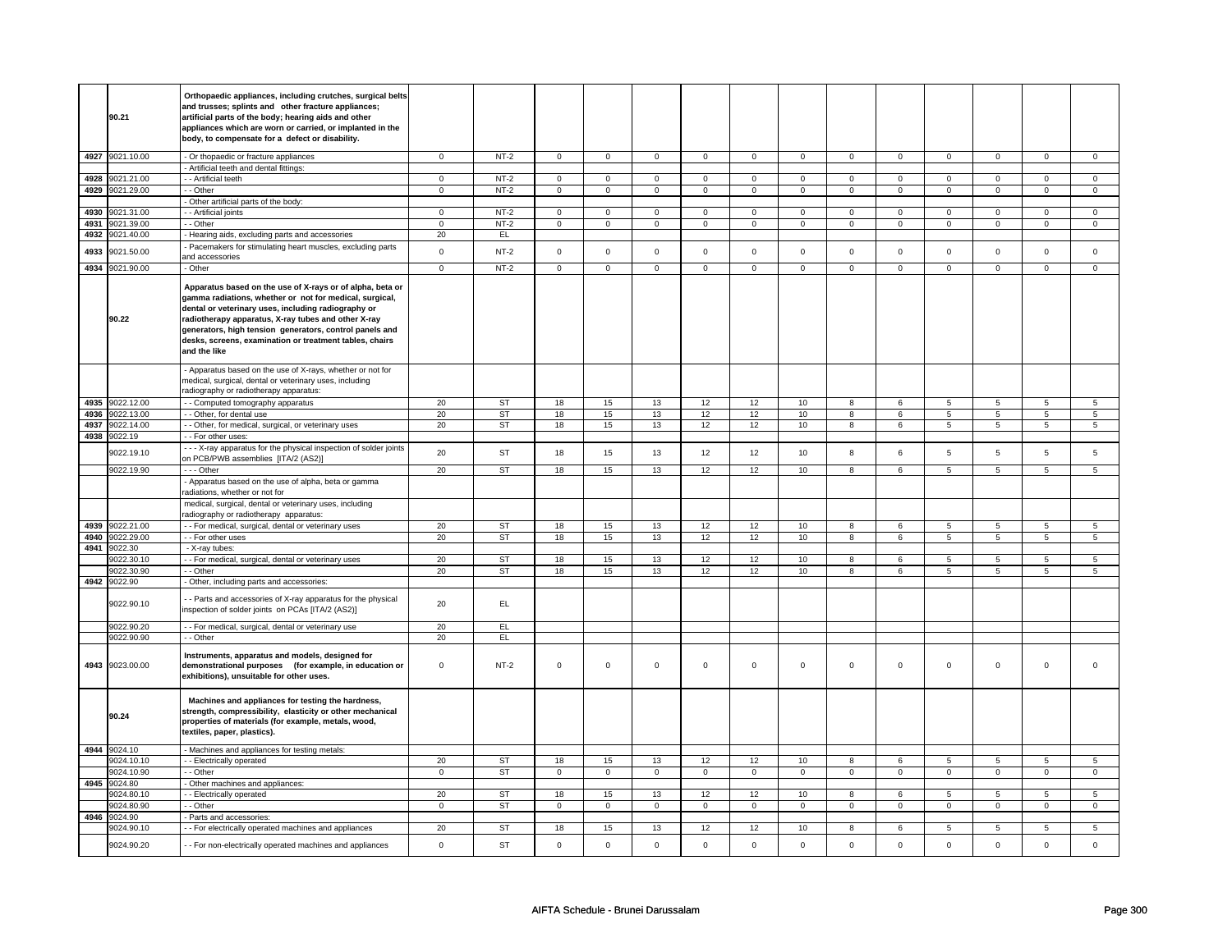| | | | | | | | | | | | | | | | | |
|---|---|---|---|---|---|---|---|---|---|---|---|---|---|---|---|---|
| | 90.21 | **Orthopaedic appliances, including crutches, surgical belts and trusses; splints and other fracture appliances; artificial parts of the body; hearing aids and other appliances which are worn or carried, or implanted in the body, to compensate for a defect or disability.** | | | | | | | | | | | | | | |
| 4927 | 9021.10.00 | - Or thopaedic or fracture appliances | 0 | NT-2 | 0 | 0 | 0 | 0 | 0 | 0 | 0 | 0 | 0 | 0 | 0 | 0 |
| | | - Artificial teeth and dental fittings: | | | | | | | | | | | | | | |
| 4928 | 9021.21.00 | - - Artificial teeth | 0 | NT-2 | 0 | 0 | 0 | 0 | 0 | 0 | 0 | 0 | 0 | 0 | 0 | 0 |
| 4929 | 9021.29.00 | - - Other | 0 | NT-2 | 0 | 0 | 0 | 0 | 0 | 0 | 0 | 0 | 0 | 0 | 0 | 0 |
| | | - Other artificial parts of the body: | | | | | | | | | | | | | | |
| 4930 | 9021.31.00 | - - Artificial joints | 0 | NT-2 | 0 | 0 | 0 | 0 | 0 | 0 | 0 | 0 | 0 | 0 | 0 | 0 |
| 4931 | 9021.39.00 | - - Other | 0 | NT-2 | 0 | 0 | 0 | 0 | 0 | 0 | 0 | 0 | 0 | 0 | 0 | 0 |
| 4932 | 9021.40.00 | - Hearing aids, excluding parts and accessories | 20 | EL | | | | | | | | | | | | |
| 4933 | 9021.50.00 | - Pacemakers for stimulating heart muscles, excluding parts and accessories | 0 | NT-2 | 0 | 0 | 0 | 0 | 0 | 0 | 0 | 0 | 0 | 0 | 0 | 0 |
| 4934 | 9021.90.00 | - Other | 0 | NT-2 | 0 | 0 | 0 | 0 | 0 | 0 | 0 | 0 | 0 | 0 | 0 | 0 |
| | 90.22 | **Apparatus based on the use of X-rays or of alpha, beta or gamma radiations, whether or not for medical, surgical, dental or veterinary uses, including radiography or radiotherapy apparatus, X-ray tubes and other X-ray generators, high tension generators, control panels and desks, screens, examination or treatment tables, chairs and the like** | | | | | | | | | | | | | | |
| | | - Apparatus based on the use of X-rays, whether or not for medical, surgical, dental or veterinary uses, including radiography or radiotherapy apparatus: | | | | | | | | | | | | | | |
| 4935 | 9022.12.00 | - - Computed tomography apparatus | 20 | ST | 18 | 15 | 13 | 12 | 12 | 10 | 8 | 6 | 5 | 5 | 5 | 5 |
| 4936 | 9022.13.00 | - - Other, for dental use | 20 | ST | 18 | 15 | 13 | 12 | 12 | 10 | 8 | 6 | 5 | 5 | 5 | 5 |
| 4937 | 9022.14.00 | - - Other, for medical, surgical, or veterinary uses | 20 | ST | 18 | 15 | 13 | 12 | 12 | 10 | 8 | 6 | 5 | 5 | 5 | 5 |
| 4938 | 9022.19 | - - For other uses: | | | | | | | | | | | | | | |
| | 9022.19.10 | - - - X-ray apparatus for the physical inspection of solder joints on PCB/PWB assemblies [ITA/2 (AS2)] | 20 | ST | 18 | 15 | 13 | 12 | 12 | 10 | 8 | 6 | 5 | 5 | 5 | 5 |
| | 9022.19.90 | - - - Other | 20 | ST | 18 | 15 | 13 | 12 | 12 | 10 | 8 | 6 | 5 | 5 | 5 | 5 |
| | | - Apparatus based on the use of alpha, beta or gamma radiations, whether or not for | | | | | | | | | | | | | | |
| | | medical, surgical, dental or veterinary uses, including radiography or radiotherapy apparatus: | | | | | | | | | | | | | | |
| 4939 | 9022.21.00 | - - For medical, surgical, dental or veterinary uses | 20 | ST | 18 | 15 | 13 | 12 | 12 | 10 | 8 | 6 | 5 | 5 | 5 | 5 |
| 4940 | 9022.29.00 | - - For other uses | 20 | ST | 18 | 15 | 13 | 12 | 12 | 10 | 8 | 6 | 5 | 5 | 5 | 5 |
| 4941 | 9022.30 | - X-ray tubes: | | | | | | | | | | | | | | |
| | 9022.30.10 | - - For medical, surgical, dental or veterinary uses | 20 | ST | 18 | 15 | 13 | 12 | 12 | 10 | 8 | 6 | 5 | 5 | 5 | 5 |
| | 9022.30.90 | - - Other | 20 | ST | 18 | 15 | 13 | 12 | 12 | 10 | 8 | 6 | 5 | 5 | 5 | 5 |
| 4942 | 9022.90 | - Other, including parts and accessories: | | | | | | | | | | | | | | |
| | 9022.90.10 | - - Parts and accessories of X-ray apparatus for the physical inspection of solder joints on PCAs [ITA/2 (AS2)] | 20 | EL | | | | | | | | | | | | |
| | 9022.90.20 | - - For medical, surgical, dental or veterinary use | 20 | EL | | | | | | | | | | | | |
| | 9022.90.90 | - - Other | 20 | EL | | | | | | | | | | | | |
| 4943 | 9023.00.00 | **Instruments, apparatus and models, designed for demonstrational purposes (for example, in education or exhibitions), unsuitable for other uses.** | 0 | NT-2 | 0 | 0 | 0 | 0 | 0 | 0 | 0 | 0 | 0 | 0 | 0 | 0 |
| | 90.24 | **Machines and appliances for testing the hardness, strength, compressibility, elasticity or other mechanical properties of materials (for example, metals, wood, textiles, paper, plastics).** | | | | | | | | | | | | | | |
| 4944 | 9024.10 | - Machines and appliances for testing metals: | | | | | | | | | | | | | | |
| | 9024.10.10 | - - Electrically operated | 20 | ST | 18 | 15 | 13 | 12 | 12 | 10 | 8 | 6 | 5 | 5 | 5 | 5 |
| | 9024.10.90 | - - Other | 0 | ST | 0 | 0 | 0 | 0 | 0 | 0 | 0 | 0 | 0 | 0 | 0 | 0 |
| 4945 | 9024.80 | - Other machines and appliances: | | | | | | | | | | | | | | |
| | 9024.80.10 | - - Electrically operated | 20 | ST | 18 | 15 | 13 | 12 | 12 | 10 | 8 | 6 | 5 | 5 | 5 | 5 |
| | 9024.80.90 | - - Other | 0 | ST | 0 | 0 | 0 | 0 | 0 | 0 | 0 | 0 | 0 | 0 | 0 | 0 |
| 4946 | 9024.90 | - Parts and accessories: | | | | | | | | | | | | | | |
| | 9024.90.10 | - - For electrically operated machines and appliances | 20 | ST | 18 | 15 | 13 | 12 | 12 | 10 | 8 | 6 | 5 | 5 | 5 | 5 |
| | 9024.90.20 | - - For non-electrically operated machines and appliances | 0 | ST | 0 | 0 | 0 | 0 | 0 | 0 | 0 | 0 | 0 | 0 | 0 | 0 |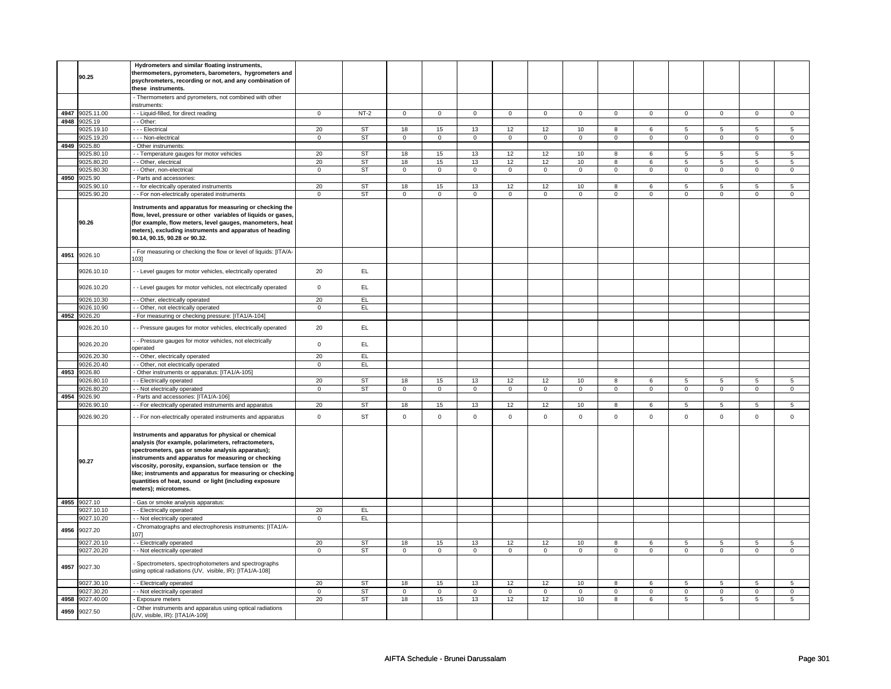| | | | | | | | | | | | | | | | |
|---|---|---|---|---|---|---|---|---|---|---|---|---|---|---|---|
| | **90.25** | **Hydrometers and similar floating instruments, thermometers, pyrometers, barometers, hygrometers and psychrometers, recording or not, and any combination of these instruments.** | | | | | | | | | | | | | |
| | | - Thermometers and pyrometers, not combined with other instruments: | | | | | | | | | | | | | |
| 4947 | 9025.11.00 | - - Liquid-filled, for direct reading | 0 | NT-2 | 0 | 0 | 0 | 0 | 0 | 0 | 0 | 0 | 0 | 0 | 0 | 0 |
| 4948 | 9025.19 | - - Other: | | | | | | | | | | | | | |
| | 9025.19.10 | - - - Electrical | 20 | ST | 18 | 15 | 13 | 12 | 12 | 10 | 8 | 6 | 5 | 5 | 5 | 5 |
| | 9025.19.20 | - - - Non-electrical | 0 | ST | 0 | 0 | 0 | 0 | 0 | 0 | 0 | 0 | 0 | 0 | 0 | 0 |
| 4949 | 9025.80 | - Other instruments: | | | | | | | | | | | | | |
| | 9025.80.10 | - - Temperature gauges for motor vehicles | 20 | ST | 18 | 15 | 13 | 12 | 12 | 10 | 8 | 6 | 5 | 5 | 5 | 5 |
| | 9025.80.20 | - - Other, electrical | 20 | ST | 18 | 15 | 13 | 12 | 12 | 10 | 8 | 6 | 5 | 5 | 5 | 5 |
| | 9025.80.30 | - - Other, non-electrical | 0 | ST | 0 | 0 | 0 | 0 | 0 | 0 | 0 | 0 | 0 | 0 | 0 | 0 |
| 4950 | 9025.90 | - Parts and accessories: | | | | | | | | | | | | | |
| | 9025.90.10 | - - for electrically operated instruments | 20 | ST | 18 | 15 | 13 | 12 | 12 | 10 | 8 | 6 | 5 | 5 | 5 | 5 |
| | 9025.90.20 | - - For non-electrically operated instruments | 0 | ST | 0 | 0 | 0 | 0 | 0 | 0 | 0 | 0 | 0 | 0 | 0 | 0 |
| | **90.26** | **Instruments and apparatus for measuring or checking the flow, level, pressure or other variables of liquids or gases, (for example, flow meters, level gauges, manometers, heat meters), excluding instruments and apparatus of heading 90.14, 90.15, 90.28 or 90.32.** | | | | | | | | | | | | | |
| 4951 | 9026.10 | - For measuring or checking the flow or level of liquids: [ITA/A-103] | | | | | | | | | | | | | |
| | 9026.10.10 | - - Level gauges for motor vehicles, electrically operated | 20 | EL | | | | | | | | | | | | |
| | 9026.10.20 | - - Level gauges for motor vehicles, not electrically operated | 0 | EL | | | | | | | | | | | | |
| | 9026.10.30 | - - Other, electrically operated | 20 | EL | | | | | | | | | | | | |
| | 9026.10.90 | - - Other, not electrically operated | 0 | EL | | | | | | | | | | | | |
| 4952 | 9026.20 | - For measuring or checking pressure: [ITA1/A-104] | | | | | | | | | | | | | |
| | 9026.20.10 | - - Pressure gauges for motor vehicles, electrically operated | 20 | EL | | | | | | | | | | | | |
| | 9026.20.20 | - - Pressure gauges for motor vehicles, not electrically operated | 0 | EL | | | | | | | | | | | | |
| | 9026.20.30 | - - Other, electrically operated | 20 | EL | | | | | | | | | | | | |
| | 9026.20.40 | - - Other, not electrically operated | 0 | EL | | | | | | | | | | | | |
| 4953 | 9026.80 | - Other instruments or apparatus: [ITA1/A-105] | | | | | | | | | | | | | |
| | 9026.80.10 | - - Electrically operated | 20 | ST | 18 | 15 | 13 | 12 | 12 | 10 | 8 | 6 | 5 | 5 | 5 | 5 |
| | 9026.80.20 | - - Not electrically operated | 0 | ST | 0 | 0 | 0 | 0 | 0 | 0 | 0 | 0 | 0 | 0 | 0 | 0 |
| 4954 | 9026.90 | - Parts and accessories: [ITA1/A-106] | | | | | | | | | | | | | |
| | 9026.90.10 | - - For electrically operated instruments and apparatus | 20 | ST | 18 | 15 | 13 | 12 | 12 | 10 | 8 | 6 | 5 | 5 | 5 | 5 |
| | 9026.90.20 | - - For non-electrically operated instruments and apparatus | 0 | ST | 0 | 0 | 0 | 0 | 0 | 0 | 0 | 0 | 0 | 0 | 0 | 0 |
| | **90.27** | **Instruments and apparatus for physical or chemical analysis (for example, polarimeters, refractometers, spectrometers, gas or smoke analysis apparatus); instruments and apparatus for measuring or checking viscosity, porosity, expansion, surface tension or the like; instruments and apparatus for measuring or checking quantities of heat, sound or light (including exposure meters); microtomes.** | | | | | | | | | | | | | |
| 4955 | 9027.10 | - Gas or smoke analysis apparatus: | | | | | | | | | | | | | |
| | 9027.10.10 | - - Electrically operated | 20 | EL | | | | | | | | | | | | |
| | 9027.10.20 | - - Not electrically operated | 0 | EL | | | | | | | | | | | | |
| 4956 | 9027.20 | - Chromatographs and electrophoresis instruments: [ITA1/A-107] | | | | | | | | | | | | | |
| | 9027.20.10 | - - Electrically operated | 20 | ST | 18 | 15 | 13 | 12 | 12 | 10 | 8 | 6 | 5 | 5 | 5 | 5 |
| | 9027.20.20 | - - Not electrically operated | 0 | ST | 0 | 0 | 0 | 0 | 0 | 0 | 0 | 0 | 0 | 0 | 0 | 0 |
| 4957 | 9027.30 | - Spectrometers, spectrophotometers and spectrographs using optical radiations (UV, visible, IR): [ITA1/A-108] | | | | | | | | | | | | | |
| | 9027.30.10 | - - Electrically operated | 20 | ST | 18 | 15 | 13 | 12 | 12 | 10 | 8 | 6 | 5 | 5 | 5 | 5 |
| | 9027.30.20 | - - Not electrically operated | 0 | ST | 0 | 0 | 0 | 0 | 0 | 0 | 0 | 0 | 0 | 0 | 0 | 0 |
| 4958 | 9027.40.00 | - Exposure meters | 20 | ST | 18 | 15 | 13 | 12 | 12 | 10 | 8 | 6 | 5 | 5 | 5 | 5 |
| 4959 | 9027.50 | - Other instruments and apparatus using optical radiations (UV, visible, IR): [ITA1/A-109] | | | | | | | | | | | | | |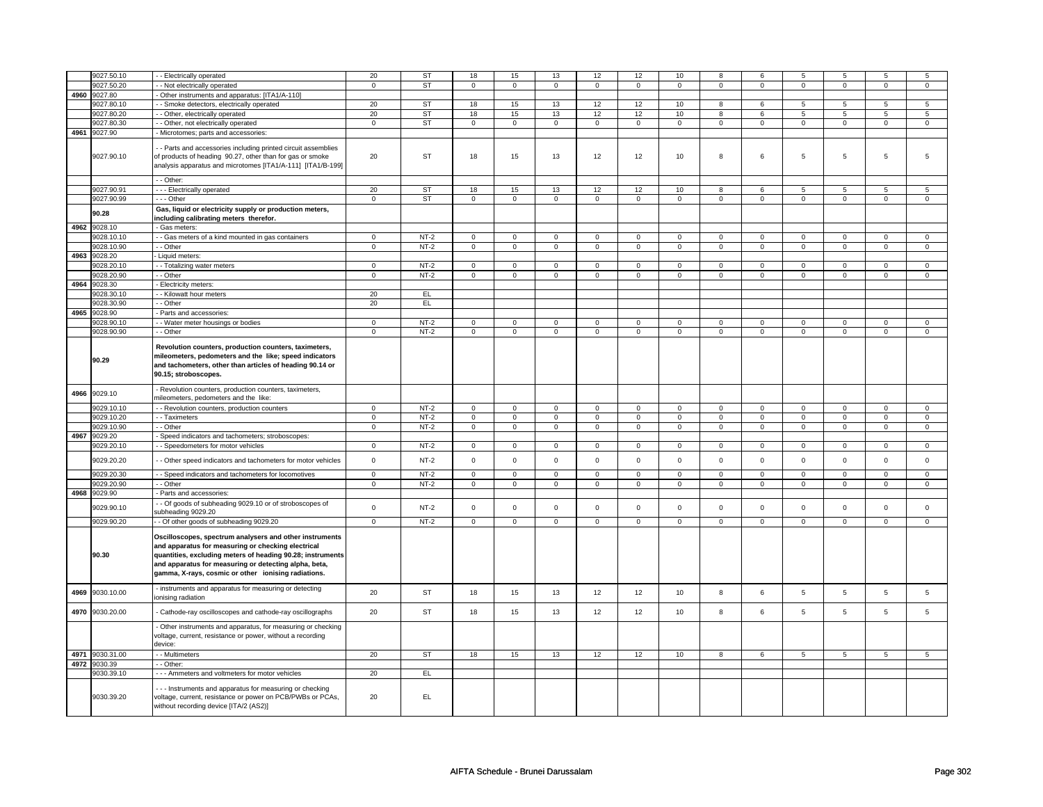| | | | | | | | | | | | | | | | | |
|---|---|---|---|---|---|---|---|---|---|---|---|---|---|---|---|---|
| | 9027.50.10 | - - Electrically operated | 20 | ST | 18 | 15 | 13 | 12 | 12 | 10 | 8 | 6 | 5 | 5 | 5 | 5 |
| | 9027.50.20 | - - Not electrically operated | 0 | ST | 0 | 0 | 0 | 0 | 0 | 0 | 0 | 0 | 0 | 0 | 0 | 0 |
| 4960 | 9027.80 | - Other instruments and apparatus: [ITA1/A-110] | | | | | | | | | | | | | | |
| | 9027.80.10 | - - Smoke detectors, electrically operated | 20 | ST | 18 | 15 | 13 | 12 | 12 | 10 | 8 | 6 | 5 | 5 | 5 | 5 |
| | 9027.80.20 | - - Other, electrically operated | 20 | ST | 18 | 15 | 13 | 12 | 12 | 10 | 8 | 6 | 5 | 5 | 5 | 5 |
| | 9027.80.30 | - - Other, not electrically operated | 0 | ST | 0 | 0 | 0 | 0 | 0 | 0 | 0 | 0 | 0 | 0 | 0 | 0 |
| 4961 | 9027.90 | - Microtomes; parts and accessories: | | | | | | | | | | | | | | |
| | 9027.90.10 | - - Parts and accessories including printed circuit assemblies of products of heading 90.27, other than for gas or smoke analysis apparatus and microtomes [ITA1/A-111] [ITA1/B-199] | 20 | ST | 18 | 15 | 13 | 12 | 12 | 10 | 8 | 6 | 5 | 5 | 5 | 5 |
| | | - - Other: | | | | | | | | | | | | | | |
| | 9027.90.91 | - - - Electrically operated | 20 | ST | 18 | 15 | 13 | 12 | 12 | 10 | 8 | 6 | 5 | 5 | 5 | 5 |
| | 9027.90.99 | - - - Other | 0 | ST | 0 | 0 | 0 | 0 | 0 | 0 | 0 | 0 | 0 | 0 | 0 | 0 |
| | **90.28** | **Gas, liquid or electricity supply or production meters, including calibrating meters therefor.** | | | | | | | | | | | | | | |
| 4962 | 9028.10 | - Gas meters: | | | | | | | | | | | | | | |
| | 9028.10.10 | - - Gas meters of a kind mounted in gas containers | 0 | NT-2 | 0 | 0 | 0 | 0 | 0 | 0 | 0 | 0 | 0 | 0 | 0 | 0 |
| | 9028.10.90 | - - Other | 0 | NT-2 | 0 | 0 | 0 | 0 | 0 | 0 | 0 | 0 | 0 | 0 | 0 | 0 |
| 4963 | 9028.20 | - Liquid meters: | | | | | | | | | | | | | | |
| | 9028.20.10 | - - Totalizing water meters | 0 | NT-2 | 0 | 0 | 0 | 0 | 0 | 0 | 0 | 0 | 0 | 0 | 0 | 0 |
| | 9028.20.90 | - - Other | 0 | NT-2 | 0 | 0 | 0 | 0 | 0 | 0 | 0 | 0 | 0 | 0 | 0 | 0 |
| 4964 | 9028.30 | - Electricity meters: | | | | | | | | | | | | | | |
| | 9028.30.10 | - - Kilowatt hour meters | 20 | EL | | | | | | | | | | | | |
| | 9028.30.90 | - - Other | 20 | EL | | | | | | | | | | | | |
| 4965 | 9028.90 | - Parts and accessories: | | | | | | | | | | | | | | |
| | 9028.90.10 | - - Water meter housings or bodies | 0 | NT-2 | 0 | 0 | 0 | 0 | 0 | 0 | 0 | 0 | 0 | 0 | 0 | 0 |
| | 9028.90.90 | - - Other | 0 | NT-2 | 0 | 0 | 0 | 0 | 0 | 0 | 0 | 0 | 0 | 0 | 0 | 0 |
| | **90.29** | **Revolution counters, production counters, taximeters, mileometers, pedometers and the like; speed indicators and tachometers, other than articles of heading 90.14 or 90.15; stroboscopes.** | | | | | | | | | | | | | | |
| 4966 | 9029.10 | - Revolution counters, production counters, taximeters, mileometers, pedometers and the like: | | | | | | | | | | | | | | |
| | 9029.10.10 | - - Revolution counters, production counters | 0 | NT-2 | 0 | 0 | 0 | 0 | 0 | 0 | 0 | 0 | 0 | 0 | 0 | 0 |
| | 9029.10.20 | - - Taximeters | 0 | NT-2 | 0 | 0 | 0 | 0 | 0 | 0 | 0 | 0 | 0 | 0 | 0 | 0 |
| | 9029.10.90 | - - Other | 0 | NT-2 | 0 | 0 | 0 | 0 | 0 | 0 | 0 | 0 | 0 | 0 | 0 | 0 |
| 4967 | 9029.20 | - Speed indicators and tachometers; stroboscopes: | | | | | | | | | | | | | | |
| | 9029.20.10 | - - Speedometers for motor vehicles | 0 | NT-2 | 0 | 0 | 0 | 0 | 0 | 0 | 0 | 0 | 0 | 0 | 0 | 0 |
| | 9029.20.20 | - - Other speed indicators and tachometers for motor vehicles | 0 | NT-2 | 0 | 0 | 0 | 0 | 0 | 0 | 0 | 0 | 0 | 0 | 0 | 0 |
| | 9029.20.30 | - - Speed indicators and tachometers for locomotives | 0 | NT-2 | 0 | 0 | 0 | 0 | 0 | 0 | 0 | 0 | 0 | 0 | 0 | 0 |
| | 9029.20.90 | - - Other | 0 | NT-2 | 0 | 0 | 0 | 0 | 0 | 0 | 0 | 0 | 0 | 0 | 0 | 0 |
| 4968 | 9029.90 | - Parts and accessories: | | | | | | | | | | | | | | |
| | 9029.90.10 | - - Of goods of subheading 9029.10 or of stroboscopes of subheading 9029.20 | 0 | NT-2 | 0 | 0 | 0 | 0 | 0 | 0 | 0 | 0 | 0 | 0 | 0 | 0 |
| | 9029.90.20 | - - Of other goods of subheading 9029.20 | 0 | NT-2 | 0 | 0 | 0 | 0 | 0 | 0 | 0 | 0 | 0 | 0 | 0 | 0 |
| | **90.30** | **Oscilloscopes, spectrum analysers and other instruments and apparatus for measuring or checking electrical quantities, excluding meters of heading 90.28; instruments and apparatus for measuring or detecting alpha, beta, gamma, X-rays, cosmic or other ionising radiations.** | | | | | | | | | | | | | | |
| 4969 | 9030.10.00 | - instruments and apparatus for measuring or detecting ionising radiation | 20 | ST | 18 | 15 | 13 | 12 | 12 | 10 | 8 | 6 | 5 | 5 | 5 | 5 |
| 4970 | 9030.20.00 | - Cathode-ray oscilloscopes and cathode-ray oscillographs | 20 | ST | 18 | 15 | 13 | 12 | 12 | 10 | 8 | 6 | 5 | 5 | 5 | 5 |
| | | - Other instruments and apparatus, for measuring or checking voltage, current, resistance or power, without a recording device: | | | | | | | | | | | | | | |
| 4971 | 9030.31.00 | - - Multimeters | 20 | ST | 18 | 15 | 13 | 12 | 12 | 10 | 8 | 6 | 5 | 5 | 5 | 5 |
| 4972 | 9030.39 | - - Other: | | | | | | | | | | | | | | |
| | 9030.39.10 | - - - Ammeters and voltmeters for motor vehicles | 20 | EL | | | | | | | | | | | | |
| | 9030.39.20 | - - - Instruments and apparatus for measuring or checking voltage, current, resistance or power on PCB/PWBs or PCAs, without recording device [ITA/2 (AS2)] | 20 | EL | | | | | | | | | | | | |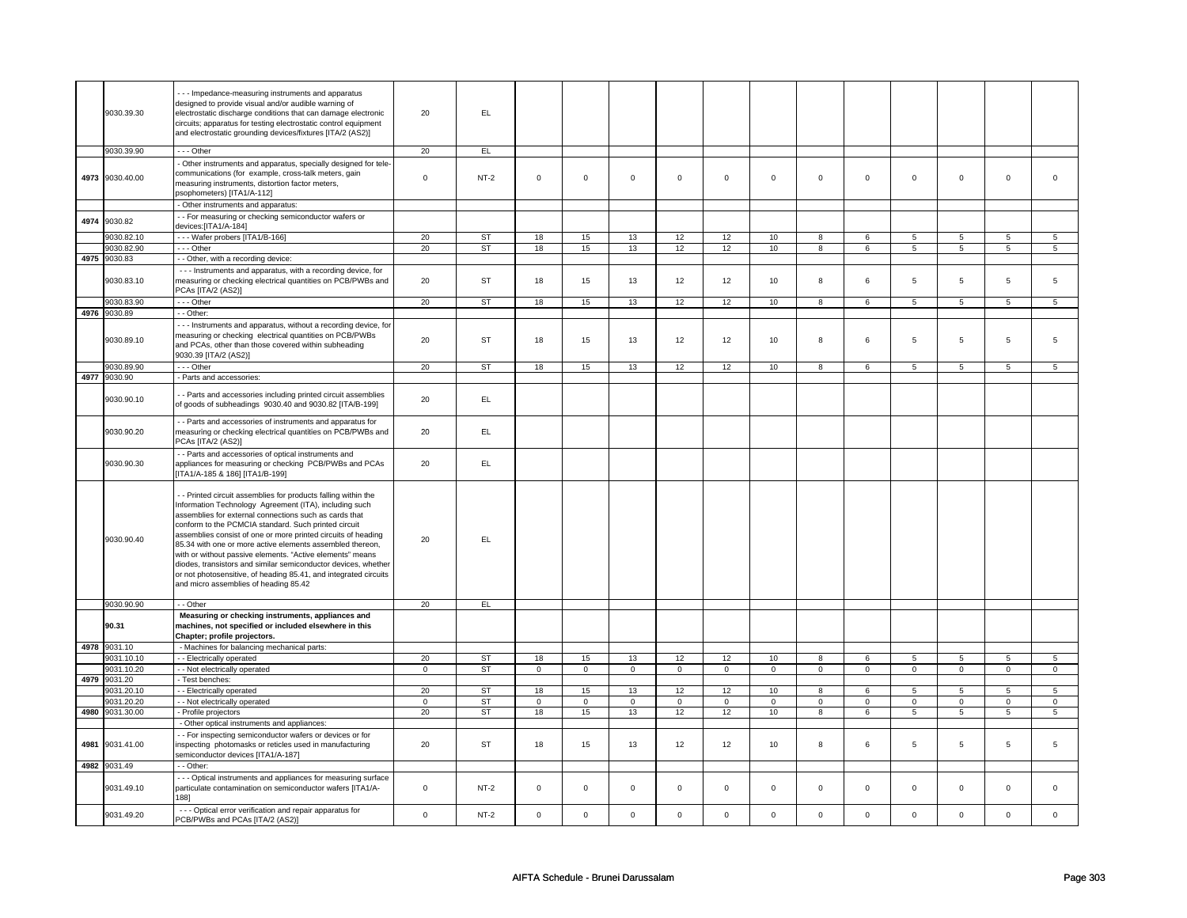| | | | | | | | | | | | | | | | | | |
|---|---|---|---|---|---|---|---|---|---|---|---|---|---|---|---|---|---|
| | 9030.39.30 | - - - Impedance-measuring instruments and apparatus designed to provide visual and/or audible warning of electrostatic discharge conditions that can damage electronic circuits; apparatus for testing electrostatic control equipment and electrostatic grounding devices/fixtures [ITA/2 (AS2)] | 20 | EL | | | | | | | | | | | | | |
| | 9030.39.90 | - - - Other | 20 | EL | | | | | | | | | | | | | |
| 4973 | 9030.40.00 | - Other instruments and apparatus, specially designed for tele-communications (for example, cross-talk meters, gain measuring instruments, distortion factor meters, psophometers) [ITA1/A-112] | 0 | NT-2 | 0 | 0 | 0 | 0 | 0 | 0 | 0 | 0 | 0 | 0 | 0 | 0 |
| | | - Other instruments and apparatus: | | | | | | | | | | | | | | | |
| 4974 | 9030.82 | - - For measuring or checking semiconductor wafers or devices:[ITA1/A-184] | | | | | | | | | | | | | | | |
| | 9030.82.10 | - - - Wafer probers [ITA1/B-166] | 20 | ST | 18 | 15 | 13 | 12 | 12 | 10 | 8 | 6 | 5 | 5 | 5 | 5 |
| | 9030.82.90 | - - - Other | 20 | ST | 18 | 15 | 13 | 12 | 12 | 10 | 8 | 6 | 5 | 5 | 5 | 5 |
| 4975 | 9030.83 | - - Other, with a recording device: | | | | | | | | | | | | | | | |
| | 9030.83.10 | - - - Instruments and apparatus, with a recording device, for measuring or checking electrical quantities on PCB/PWBs and PCAs [ITA/2 (AS2)] | 20 | ST | 18 | 15 | 13 | 12 | 12 | 10 | 8 | 6 | 5 | 5 | 5 | 5 |
| | 9030.83.90 | - - - Other | 20 | ST | 18 | 15 | 13 | 12 | 12 | 10 | 8 | 6 | 5 | 5 | 5 | 5 |
| 4976 | 9030.89 | - - Other: | | | | | | | | | | | | | | | |
| | 9030.89.10 | - - - Instruments and apparatus, without a recording device, for measuring or checking electrical quantities on PCB/PWBs and PCAs, other than those covered within subheading 9030.39 [ITA/2 (AS2)] | 20 | ST | 18 | 15 | 13 | 12 | 12 | 10 | 8 | 6 | 5 | 5 | 5 | 5 |
| | 9030.89.90 | - - - Other | 20 | ST | 18 | 15 | 13 | 12 | 12 | 10 | 8 | 6 | 5 | 5 | 5 | 5 |
| 4977 | 9030.90 | - Parts and accessories: | | | | | | | | | | | | | | | |
| | 9030.90.10 | - - Parts and accessories including printed circuit assemblies of goods of subheadings 9030.40 and 9030.82 [ITA/B-199] | 20 | EL | | | | | | | | | | | | | |
| | 9030.90.20 | - - Parts and accessories of instruments and apparatus for measuring or checking electrical quantities on PCB/PWBs and PCAs [ITA/2 (AS2)] | 20 | EL | | | | | | | | | | | | | |
| | 9030.90.30 | - - Parts and accessories of optical instruments and appliances for measuring or checking PCB/PWBs and PCAs [ITA1/A-185 & 186] [ITA1/B-199] | 20 | EL | | | | | | | | | | | | | |
| | 9030.90.40 | - - Printed circuit assemblies for products falling within the Information Technology Agreement (ITA), including such assemblies for external connections such as cards that conform to the PCMCIA standard. Such printed circuit assemblies consist of one or more printed circuits of heading 85.34 with one or more active elements assembled thereon, with or without passive elements. "Active elements" means diodes, transistors and similar semiconductor devices, whether or not photosensitive, of heading 85.41, and integrated circuits and micro assemblies of heading 85.42 | 20 | EL | | | | | | | | | | | | | |
| | 9030.90.90 | - - Other | 20 | EL | | | | | | | | | | | | | |
| | **90.31** | **Measuring or checking instruments, appliances and machines, not specified or included elsewhere in this Chapter; profile projectors.** | | | | | | | | | | | | | | | |
| 4978 | 9031.10 | - Machines for balancing mechanical parts: | | | | | | | | | | | | | | | |
| | 9031.10.10 | - - Electrically operated | 20 | ST | 18 | 15 | 13 | 12 | 12 | 10 | 8 | 6 | 5 | 5 | 5 | 5 |
| | 9031.10.20 | - - Not electrically operated | 0 | ST | 0 | 0 | 0 | 0 | 0 | 0 | 0 | 0 | 0 | 0 | 0 | 0 |
| 4979 | 9031.20 | - Test benches: | | | | | | | | | | | | | | | |
| | 9031.20.10 | - - Electrically operated | 20 | ST | 18 | 15 | 13 | 12 | 12 | 10 | 8 | 6 | 5 | 5 | 5 | 5 |
| | 9031.20.20 | - - Not electrically operated | 0 | ST | 0 | 0 | 0 | 0 | 0 | 0 | 0 | 0 | 0 | 0 | 0 | 0 |
| 4980 | 9031.30.00 | - Profile projectors | 20 | ST | 18 | 15 | 13 | 12 | 12 | 10 | 8 | 6 | 5 | 5 | 5 | 5 |
| | | - Other optical instruments and appliances: | | | | | | | | | | | | | | | |
| 4981 | 9031.41.00 | - - For inspecting semiconductor wafers or devices or for inspecting photomasks or reticles used in manufacturing semiconductor devices [ITA1/A-187] | 20 | ST | 18 | 15 | 13 | 12 | 12 | 10 | 8 | 6 | 5 | 5 | 5 | 5 |
| 4982 | 9031.49 | - - Other: | | | | | | | | | | | | | | | |
| | 9031.49.10 | - - - Optical instruments and appliances for measuring surface particulate contamination on semiconductor wafers [ITA1/A-188] | 0 | NT-2 | 0 | 0 | 0 | 0 | 0 | 0 | 0 | 0 | 0 | 0 | 0 | 0 |
| | 9031.49.20 | - - - Optical error verification and repair apparatus for PCB/PWBs and PCAs [ITA/2 (AS2)] | 0 | NT-2 | 0 | 0 | 0 | 0 | 0 | 0 | 0 | 0 | 0 | 0 | 0 | 0 |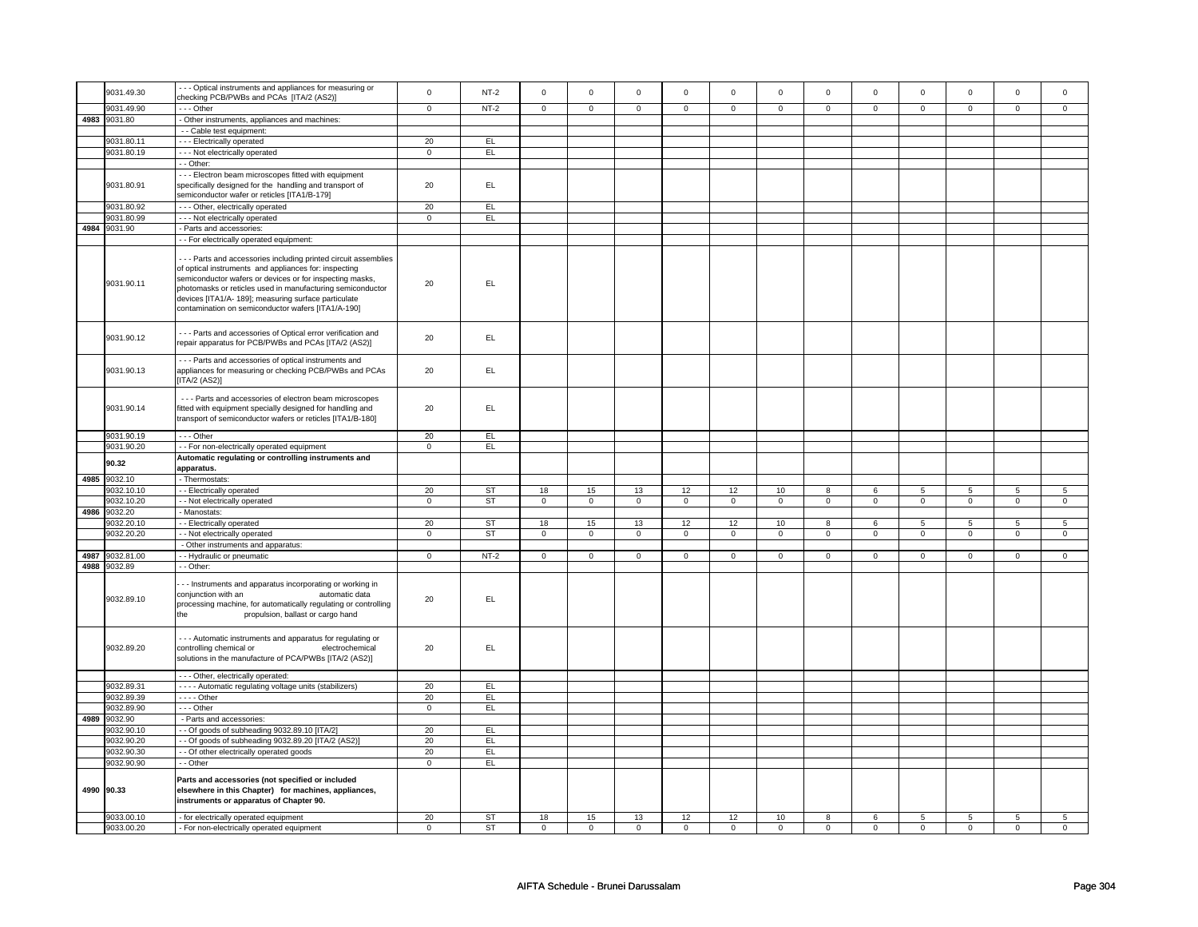| | 9031.49.30 | - - - Optical instruments and appliances for measuring or checking PCB/PWBs and PCAs [ITA/2 (AS2)] | 0 | NT-2 | 0 | 0 | 0 | 0 | 0 | 0 | 0 | 0 | 0 | 0 | 0 | 0 |
|---|---|---|---|---|---|---|---|---|---|---|---|---|---|---|---|---|
| | 9031.49.90 | - - - Other | 0 | NT-2 | 0 | 0 | 0 | 0 | 0 | 0 | 0 | 0 | 0 | 0 | 0 | 0 |
| 4983 | 9031.80 | - Other instruments, appliances and machines: | | | | | | | | | | | | | | |
| | | - - Cable test equipment: | | | | | | | | | | | | | | |
| | 9031.80.11 | - - - Electrically operated | 20 | EL | | | | | | | | | | | | |
| | 9031.80.19 | - - - Not electrically operated | 0 | EL | | | | | | | | | | | | |
| | | - - Other: | | | | | | | | | | | | | | |
| | 9031.80.91 | - - - Electron beam microscopes fitted with equipment specifically designed for the handling and transport of semiconductor wafer or reticles [ITA1/B-179] | 20 | EL | | | | | | | | | | | | |
| | 9031.80.92 | - - - Other, electrically operated | 20 | EL | | | | | | | | | | | | |
| | 9031.80.99 | - - - Not electrically operated | 0 | EL | | | | | | | | | | | | |
| 4984 | 9031.90 | - Parts and accessories: | | | | | | | | | | | | | | |
| | | - - For electrically operated equipment: | | | | | | | | | | | | | | |
| | 9031.90.11 | - - - Parts and accessories including printed circuit assemblies of optical instruments and appliances for: inspecting semiconductor wafers or devices or for inspecting masks, photomasks or reticles used in manufacturing semiconductor devices [ITA1/A- 189]; measuring surface particulate contamination on semiconductor wafers [ITA1/A-190] | 20 | EL | | | | | | | | | | | | |
| | 9031.90.12 | - - - Parts and accessories of Optical error verification and repair apparatus for PCB/PWBs and PCAs [ITA/2 (AS2)] | 20 | EL | | | | | | | | | | | | |
| | 9031.90.13 | - - - Parts and accessories of optical instruments and appliances for measuring or checking PCB/PWBs and PCAs [ITA/2 (AS2)] | 20 | EL | | | | | | | | | | | | |
| | 9031.90.14 | - - - Parts and accessories of electron beam microscopes fitted with equipment specially designed for handling and transport of semiconductor wafers or reticles [ITA1/B-180] | 20 | EL | | | | | | | | | | | | |
| | 9031.90.19 | - - - Other | 20 | EL | | | | | | | | | | | | |
| | 9031.90.20 | - - For non-electrically operated equipment | 0 | EL | | | | | | | | | | | | |
| | **90.32** | **Automatic regulating or controlling instruments and apparatus.** | | | | | | | | | | | | | | |
| 4985 | 9032.10 | - Thermostats: | | | | | | | | | | | | | | |
| | 9032.10.10 | - - Electrically operated | 20 | ST | 18 | 15 | 13 | 12 | 12 | 10 | 8 | 6 | 5 | 5 | 5 | 5 |
| | 9032.10.20 | - - Not electrically operated | 0 | ST | 0 | 0 | 0 | 0 | 0 | 0 | 0 | 0 | 0 | 0 | 0 | 0 |
| 4986 | 9032.20 | - Manostats: | | | | | | | | | | | | | | |
| | 9032.20.10 | - - Electrically operated | 20 | ST | 18 | 15 | 13 | 12 | 12 | 10 | 8 | 6 | 5 | 5 | 5 | 5 |
| | 9032.20.20 | - - Not electrically operated | 0 | ST | 0 | 0 | 0 | 0 | 0 | 0 | 0 | 0 | 0 | 0 | 0 | 0 |
| | | - Other instruments and apparatus: | | | | | | | | | | | | | | |
| 4987 | 9032.81.00 | - - Hydraulic or pneumatic | 0 | NT-2 | 0 | 0 | 0 | 0 | 0 | 0 | 0 | 0 | 0 | 0 | 0 | 0 |
| 4988 | 9032.89 | - - Other: | | | | | | | | | | | | | | |
| | 9032.89.10 | - - - Instruments and apparatus incorporating or working in conjunction with an automatic data processing machine, for automatically regulating or controlling the propulsion, ballast or cargo hand | 20 | EL | | | | | | | | | | | | |
| | 9032.89.20 | - - - Automatic instruments and apparatus for regulating or controlling chemical or electrochemical solutions in the manufacture of PCA/PWBs [ITA/2 (AS2)] | 20 | EL | | | | | | | | | | | | |
| | | - - - Other, electrically operated: | | | | | | | | | | | | | | |
| | 9032.89.31 | - - - - Automatic regulating voltage units (stabilizers) | 20 | EL | | | | | | | | | | | | |
| | 9032.89.39 | - - - - Other | 20 | EL | | | | | | | | | | | | |
| | 9032.89.90 | - - - Other | 0 | EL | | | | | | | | | | | | |
| 4989 | 9032.90 | - Parts and accessories: | | | | | | | | | | | | | | |
| | 9032.90.10 | - - Of goods of subheading 9032.89.10 [ITA/2] | 20 | EL | | | | | | | | | | | | |
| | 9032.90.20 | - - Of goods of subheading 9032.89.20 [ITA/2 (AS2)] | 20 | EL | | | | | | | | | | | | |
| | 9032.90.30 | - - Of other electrically operated goods | 20 | EL | | | | | | | | | | | | |
| | 9032.90.90 | - - Other | 0 | EL | | | | | | | | | | | | |
| 4990 | **90.33** | **Parts and accessories (not specified or included elsewhere in this Chapter) for machines, appliances, instruments or apparatus of Chapter 90.** | | | | | | | | | | | | | | |
| | 9033.00.10 | - for electrically operated equipment | 20 | ST | 18 | 15 | 13 | 12 | 12 | 10 | 8 | 6 | 5 | 5 | 5 | 5 |
| | 9033.00.20 | - For non-electrically operated equipment | 0 | ST | 0 | 0 | 0 | 0 | 0 | 0 | 0 | 0 | 0 | 0 | 0 | 0 |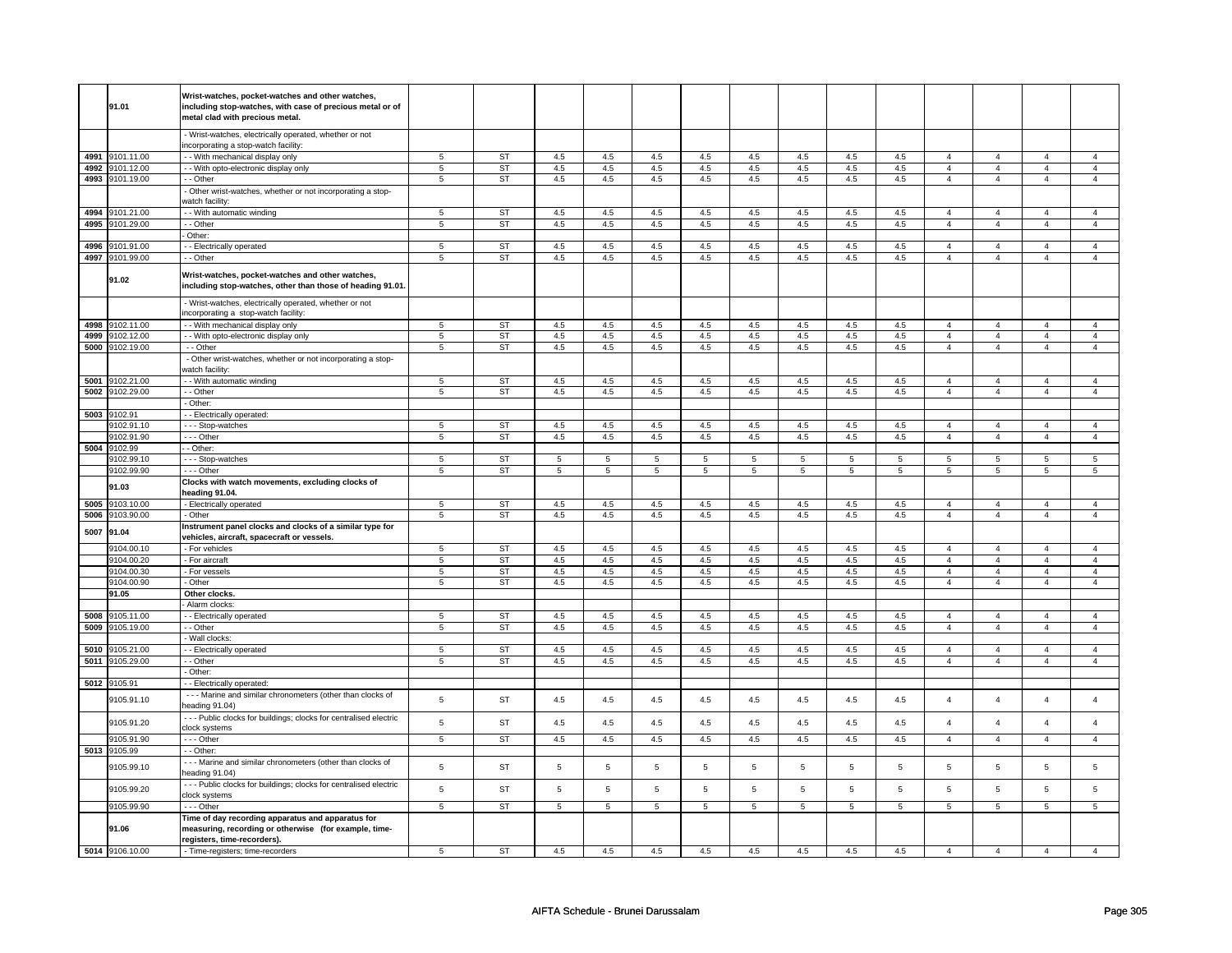| | | | | | | | | | | | | | | | | |
|---|---|---|---|---|---|---|---|---|---|---|---|---|---|---|---|---|
| | **91.01** | **Wrist-watches, pocket-watches and other watches, including stop-watches, with case of precious metal or of metal clad with precious metal.** | | | | | | | | | | | | | | |
| | | - Wrist-watches, electrically operated, whether or not incorporating a stop-watch facility: | | | | | | | | | | | | | | |
| 4991 | 9101.11.00 | - - With mechanical display only | 5 | ST | 4.5 | 4.5 | 4.5 | 4.5 | 4.5 | 4.5 | 4.5 | 4.5 | 4 | 4 | 4 | 4 |
| 4992 | 9101.12.00 | - - With opto-electronic display only | 5 | ST | 4.5 | 4.5 | 4.5 | 4.5 | 4.5 | 4.5 | 4.5 | 4.5 | 4 | 4 | 4 | 4 |
| 4993 | 9101.19.00 | - - Other | 5 | ST | 4.5 | 4.5 | 4.5 | 4.5 | 4.5 | 4.5 | 4.5 | 4.5 | 4 | 4 | 4 | 4 |
| | | - Other wrist-watches, whether or not incorporating a stop-watch facility: | | | | | | | | | | | | | | |
| 4994 | 9101.21.00 | - - With automatic winding | 5 | ST | 4.5 | 4.5 | 4.5 | 4.5 | 4.5 | 4.5 | 4.5 | 4.5 | 4 | 4 | 4 | 4 |
| 4995 | 9101.29.00 | - - Other | 5 | ST | 4.5 | 4.5 | 4.5 | 4.5 | 4.5 | 4.5 | 4.5 | 4.5 | 4 | 4 | 4 | 4 |
| | | - Other: | | | | | | | | | | | | | | |
| 4996 | 9101.91.00 | - - Electrically operated | 5 | ST | 4.5 | 4.5 | 4.5 | 4.5 | 4.5 | 4.5 | 4.5 | 4.5 | 4 | 4 | 4 | 4 |
| 4997 | 9101.99.00 | - - Other | 5 | ST | 4.5 | 4.5 | 4.5 | 4.5 | 4.5 | 4.5 | 4.5 | 4.5 | 4 | 4 | 4 | 4 |
| | **91.02** | **Wrist-watches, pocket-watches and other watches, including stop-watches, other than those of heading 91.01.** | | | | | | | | | | | | | | |
| | | - Wrist-watches, electrically operated, whether or not incorporating a stop-watch facility: | | | | | | | | | | | | | | |
| 4998 | 9102.11.00 | - - With mechanical display only | 5 | ST | 4.5 | 4.5 | 4.5 | 4.5 | 4.5 | 4.5 | 4.5 | 4.5 | 4 | 4 | 4 | 4 |
| 4999 | 9102.12.00 | - - With opto-electronic display only | 5 | ST | 4.5 | 4.5 | 4.5 | 4.5 | 4.5 | 4.5 | 4.5 | 4.5 | 4 | 4 | 4 | 4 |
| 5000 | 9102.19.00 | - - Other | 5 | ST | 4.5 | 4.5 | 4.5 | 4.5 | 4.5 | 4.5 | 4.5 | 4.5 | 4 | 4 | 4 | 4 |
| | | - Other wrist-watches, whether or not incorporating a stop-watch facility: | | | | | | | | | | | | | | |
| 5001 | 9102.21.00 | - - With automatic winding | 5 | ST | 4.5 | 4.5 | 4.5 | 4.5 | 4.5 | 4.5 | 4.5 | 4.5 | 4 | 4 | 4 | 4 |
| 5002 | 9102.29.00 | - - Other | 5 | ST | 4.5 | 4.5 | 4.5 | 4.5 | 4.5 | 4.5 | 4.5 | 4.5 | 4 | 4 | 4 | 4 |
| | | - Other: | | | | | | | | | | | | | | |
| 5003 | 9102.91 | - - Electrically operated: | | | | | | | | | | | | | | |
| | 9102.91.10 | - - - Stop-watches | 5 | ST | 4.5 | 4.5 | 4.5 | 4.5 | 4.5 | 4.5 | 4.5 | 4.5 | 4 | 4 | 4 | 4 |
| | 9102.91.90 | - - - Other | 5 | ST | 4.5 | 4.5 | 4.5 | 4.5 | 4.5 | 4.5 | 4.5 | 4.5 | 4 | 4 | 4 | 4 |
| 5004 | 9102.99 | - - Other: | | | | | | | | | | | | | | |
| | 9102.99.10 | - - - Stop-watches | 5 | ST | 5 | 5 | 5 | 5 | 5 | 5 | 5 | 5 | 5 | 5 | 5 | 5 |
| | 9102.99.90 | - - - Other | 5 | ST | 5 | 5 | 5 | 5 | 5 | 5 | 5 | 5 | 5 | 5 | 5 | 5 |
| | **91.03** | **Clocks with watch movements, excluding clocks of heading 91.04.** | | | | | | | | | | | | | | |
| 5005 | 9103.10.00 | - Electrically operated | 5 | ST | 4.5 | 4.5 | 4.5 | 4.5 | 4.5 | 4.5 | 4.5 | 4.5 | 4 | 4 | 4 | 4 |
| 5006 | 9103.90.00 | - Other | 5 | ST | 4.5 | 4.5 | 4.5 | 4.5 | 4.5 | 4.5 | 4.5 | 4.5 | 4 | 4 | 4 | 4 |
| 5007 | **91.04** | **Instrument panel clocks and clocks of a similar type for vehicles, aircraft, spacecraft or vessels.** | | | | | | | | | | | | | | |
| | 9104.00.10 | - For vehicles | 5 | ST | 4.5 | 4.5 | 4.5 | 4.5 | 4.5 | 4.5 | 4.5 | 4.5 | 4 | 4 | 4 | 4 |
| | 9104.00.20 | - For aircraft | 5 | ST | 4.5 | 4.5 | 4.5 | 4.5 | 4.5 | 4.5 | 4.5 | 4.5 | 4 | 4 | 4 | 4 |
| | 9104.00.30 | - For vessels | 5 | ST | 4.5 | 4.5 | 4.5 | 4.5 | 4.5 | 4.5 | 4.5 | 4.5 | 4 | 4 | 4 | 4 |
| | 9104.00.90 | - Other | 5 | ST | 4.5 | 4.5 | 4.5 | 4.5 | 4.5 | 4.5 | 4.5 | 4.5 | 4 | 4 | 4 | 4 |
| | **91.05** | **Other clocks.** | | | | | | | | | | | | | | |
| | | - Alarm clocks: | | | | | | | | | | | | | | |
| 5008 | 9105.11.00 | - - Electrically operated | 5 | ST | 4.5 | 4.5 | 4.5 | 4.5 | 4.5 | 4.5 | 4.5 | 4.5 | 4 | 4 | 4 | 4 |
| 5009 | 9105.19.00 | - - Other | 5 | ST | 4.5 | 4.5 | 4.5 | 4.5 | 4.5 | 4.5 | 4.5 | 4.5 | 4 | 4 | 4 | 4 |
| | | - Wall clocks: | | | | | | | | | | | | | | |
| 5010 | 9105.21.00 | - - Electrically operated | 5 | ST | 4.5 | 4.5 | 4.5 | 4.5 | 4.5 | 4.5 | 4.5 | 4.5 | 4 | 4 | 4 | 4 |
| 5011 | 9105.29.00 | - - Other | 5 | ST | 4.5 | 4.5 | 4.5 | 4.5 | 4.5 | 4.5 | 4.5 | 4.5 | 4 | 4 | 4 | 4 |
| | | - Other: | | | | | | | | | | | | | | |
| 5012 | 9105.91 | - - Electrically operated: | | | | | | | | | | | | | | |
| | 9105.91.10 | - - - Marine and similar chronometers (other than clocks of heading 91.04) | 5 | ST | 4.5 | 4.5 | 4.5 | 4.5 | 4.5 | 4.5 | 4.5 | 4.5 | 4 | 4 | 4 | 4 |
| | 9105.91.20 | - - - Public clocks for buildings; clocks for centralised electric clock systems | 5 | ST | 4.5 | 4.5 | 4.5 | 4.5 | 4.5 | 4.5 | 4.5 | 4.5 | 4 | 4 | 4 | 4 |
| | 9105.91.90 | - - - Other | 5 | ST | 4.5 | 4.5 | 4.5 | 4.5 | 4.5 | 4.5 | 4.5 | 4.5 | 4 | 4 | 4 | 4 |
| 5013 | 9105.99 | - - Other: | | | | | | | | | | | | | | |
| | 9105.99.10 | - - - Marine and similar chronometers (other than clocks of heading 91.04) | 5 | ST | 5 | 5 | 5 | 5 | 5 | 5 | 5 | 5 | 5 | 5 | 5 | 5 |
| | 9105.99.20 | - - - Public clocks for buildings; clocks for centralised electric clock systems | 5 | ST | 5 | 5 | 5 | 5 | 5 | 5 | 5 | 5 | 5 | 5 | 5 | 5 |
| | 9105.99.90 | - - - Other | 5 | ST | 5 | 5 | 5 | 5 | 5 | 5 | 5 | 5 | 5 | 5 | 5 | 5 |
| | **91.06** | **Time of day recording apparatus and apparatus for measuring, recording or otherwise (for example, time-registers, time-recorders).** | | | | | | | | | | | | | | |
| 5014 | 9106.10.00 | - Time-registers; time-recorders | 5 | ST | 4.5 | 4.5 | 4.5 | 4.5 | 4.5 | 4.5 | 4.5 | 4.5 | 4 | 4 | 4 | 4 |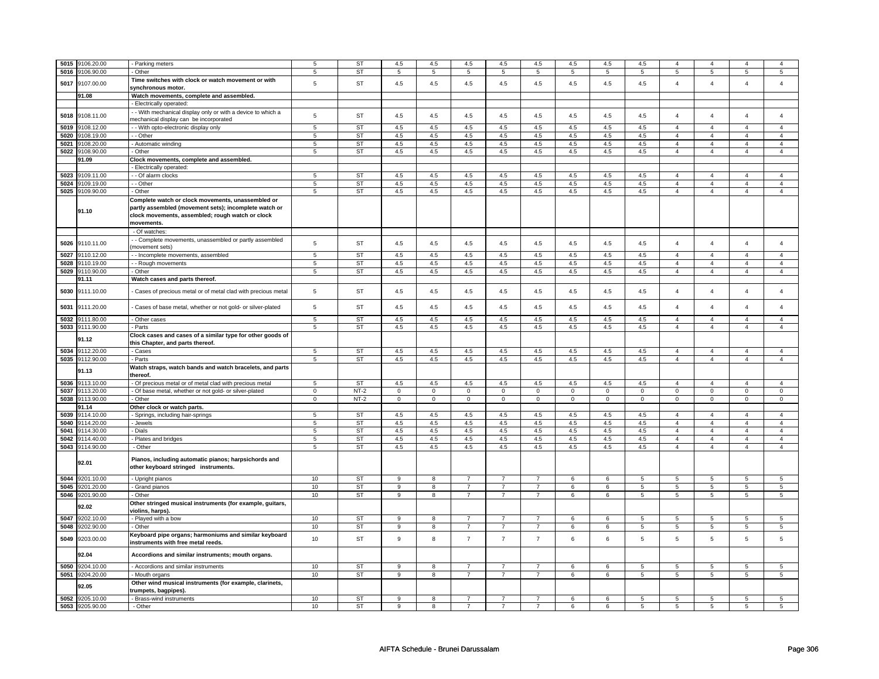| | | | | | | | | | | | | | | | | |
|---|---|---|---|---|---|---|---|---|---|---|---|---|---|---|---|---|
| 5015 | 9106.20.00 | - Parking meters | 5 | ST | 4.5 | 4.5 | 4.5 | 4.5 | 4.5 | 4.5 | 4.5 | 4.5 | 4 | 4 | 4 | 4 |
| 5016 | 9106.90.00 | - Other | 5 | ST | 5 | 5 | 5 | 5 | 5 | 5 | 5 | 5 | 5 | 5 | 5 | 5 |
| 5017 | 9107.00.00 | **Time switches with clock or watch movement or with synchronous motor.** | 5 | ST | 4.5 | 4.5 | 4.5 | 4.5 | 4.5 | 4.5 | 4.5 | 4.5 | 4 | 4 | 4 | 4 |
| | **91.08** | **Watch movements, complete and assembled.** | | | | | | | | | | | | | | |
| | | - Electrically operated: | | | | | | | | | | | | | | |
| 5018 | 9108.11.00 | - - With mechanical display only or with a device to which a mechanical display can be incorporated | 5 | ST | 4.5 | 4.5 | 4.5 | 4.5 | 4.5 | 4.5 | 4.5 | 4.5 | 4 | 4 | 4 | 4 |
| 5019 | 9108.12.00 | - - With opto-electronic display only | 5 | ST | 4.5 | 4.5 | 4.5 | 4.5 | 4.5 | 4.5 | 4.5 | 4.5 | 4 | 4 | 4 | 4 |
| 5020 | 9108.19.00 | - - Other | 5 | ST | 4.5 | 4.5 | 4.5 | 4.5 | 4.5 | 4.5 | 4.5 | 4.5 | 4 | 4 | 4 | 4 |
| 5021 | 9108.20.00 | - Automatic winding | 5 | ST | 4.5 | 4.5 | 4.5 | 4.5 | 4.5 | 4.5 | 4.5 | 4.5 | 4 | 4 | 4 | 4 |
| 5022 | 9108.90.00 | - Other | 5 | ST | 4.5 | 4.5 | 4.5 | 4.5 | 4.5 | 4.5 | 4.5 | 4.5 | 4 | 4 | 4 | 4 |
| | **91.09** | **Clock movements, complete and assembled.** | | | | | | | | | | | | | | |
| | | - Electrically operated: | | | | | | | | | | | | | | |
| 5023 | 9109.11.00 | - - Of alarm clocks | 5 | ST | 4.5 | 4.5 | 4.5 | 4.5 | 4.5 | 4.5 | 4.5 | 4.5 | 4 | 4 | 4 | 4 |
| 5024 | 9109.19.00 | - - Other | 5 | ST | 4.5 | 4.5 | 4.5 | 4.5 | 4.5 | 4.5 | 4.5 | 4.5 | 4 | 4 | 4 | 4 |
| 5025 | 9109.90.00 | - Other | 5 | ST | 4.5 | 4.5 | 4.5 | 4.5 | 4.5 | 4.5 | 4.5 | 4.5 | 4 | 4 | 4 | 4 |
| | **91.10** | **Complete watch or clock movements, unassembled or partly assembled (movement sets); incomplete watch or clock movements, assembled; rough watch or clock movements.** | | | | | | | | | | | | | | |
| | | - Of watches: | | | | | | | | | | | | | | |
| 5026 | 9110.11.00 | - - Complete movements, unassembled or partly assembled (movement sets) | 5 | ST | 4.5 | 4.5 | 4.5 | 4.5 | 4.5 | 4.5 | 4.5 | 4.5 | 4 | 4 | 4 | 4 |
| 5027 | 9110.12.00 | - - Incomplete movements, assembled | 5 | ST | 4.5 | 4.5 | 4.5 | 4.5 | 4.5 | 4.5 | 4.5 | 4.5 | 4 | 4 | 4 | 4 |
| 5028 | 9110.19.00 | - - Rough movements | 5 | ST | 4.5 | 4.5 | 4.5 | 4.5 | 4.5 | 4.5 | 4.5 | 4.5 | 4 | 4 | 4 | 4 |
| 5029 | 9110.90.00 | - Other | 5 | ST | 4.5 | 4.5 | 4.5 | 4.5 | 4.5 | 4.5 | 4.5 | 4.5 | 4 | 4 | 4 | 4 |
| | **91.11** | **Watch cases and parts thereof.** | | | | | | | | | | | | | | |
| 5030 | 9111.10.00 | - Cases of precious metal or of metal clad with precious metal | 5 | ST | 4.5 | 4.5 | 4.5 | 4.5 | 4.5 | 4.5 | 4.5 | 4.5 | 4 | 4 | 4 | 4 |
| 5031 | 9111.20.00 | - Cases of base metal, whether or not gold- or silver-plated | 5 | ST | 4.5 | 4.5 | 4.5 | 4.5 | 4.5 | 4.5 | 4.5 | 4.5 | 4 | 4 | 4 | 4 |
| 5032 | 9111.80.00 | - Other cases | 5 | ST | 4.5 | 4.5 | 4.5 | 4.5 | 4.5 | 4.5 | 4.5 | 4.5 | 4 | 4 | 4 | 4 |
| 5033 | 9111.90.00 | - Parts | 5 | ST | 4.5 | 4.5 | 4.5 | 4.5 | 4.5 | 4.5 | 4.5 | 4.5 | 4 | 4 | 4 | 4 |
| | **91.12** | **Clock cases and cases of a similar type for other goods of this Chapter, and parts thereof.** | | | | | | | | | | | | | | |
| 5034 | 9112.20.00 | - Cases | 5 | ST | 4.5 | 4.5 | 4.5 | 4.5 | 4.5 | 4.5 | 4.5 | 4.5 | 4 | 4 | 4 | 4 |
| 5035 | 9112.90.00 | - Parts | 5 | ST | 4.5 | 4.5 | 4.5 | 4.5 | 4.5 | 4.5 | 4.5 | 4.5 | 4 | 4 | 4 | 4 |
| | **91.13** | **Watch straps, watch bands and watch bracelets, and parts thereof.** | | | | | | | | | | | | | | |
| 5036 | 9113.10.00 | - Of precious metal or of metal clad with precious metal | 5 | ST | 4.5 | 4.5 | 4.5 | 4.5 | 4.5 | 4.5 | 4.5 | 4.5 | 4 | 4 | 4 | 4 |
| 5037 | 9113.20.00 | - Of base metal, whether or not gold- or silver-plated | 0 | NT-2 | 0 | 0 | 0 | 0 | 0 | 0 | 0 | 0 | 0 | 0 | 0 | 0 |
| 5038 | 9113.90.00 | - Other | 0 | NT-2 | 0 | 0 | 0 | 0 | 0 | 0 | 0 | 0 | 0 | 0 | 0 | 0 |
| | **91.14** | **Other clock or watch parts.** | | | | | | | | | | | | | | |
| 5039 | 9114.10.00 | - Springs, including hair-springs | 5 | ST | 4.5 | 4.5 | 4.5 | 4.5 | 4.5 | 4.5 | 4.5 | 4.5 | 4 | 4 | 4 | 4 |
| 5040 | 9114.20.00 | - Jewels | 5 | ST | 4.5 | 4.5 | 4.5 | 4.5 | 4.5 | 4.5 | 4.5 | 4.5 | 4 | 4 | 4 | 4 |
| 5041 | 9114.30.00 | - Dials | 5 | ST | 4.5 | 4.5 | 4.5 | 4.5 | 4.5 | 4.5 | 4.5 | 4.5 | 4 | 4 | 4 | 4 |
| 5042 | 9114.40.00 | - Plates and bridges | 5 | ST | 4.5 | 4.5 | 4.5 | 4.5 | 4.5 | 4.5 | 4.5 | 4.5 | 4 | 4 | 4 | 4 |
| 5043 | 9114.90.00 | - Other | 5 | ST | 4.5 | 4.5 | 4.5 | 4.5 | 4.5 | 4.5 | 4.5 | 4.5 | 4 | 4 | 4 | 4 |
| | **92.01** | **Pianos, including automatic pianos; harpsichords and other keyboard stringed instruments.** | | | | | | | | | | | | | | |
| 5044 | 9201.10.00 | - Upright pianos | 10 | ST | 9 | 8 | 7 | 7 | 7 | 6 | 6 | 5 | 5 | 5 | 5 | 5 |
| 5045 | 9201.20.00 | - Grand pianos | 10 | ST | 9 | 8 | 7 | 7 | 7 | 6 | 6 | 5 | 5 | 5 | 5 | 5 |
| 5046 | 9201.90.00 | - Other | 10 | ST | 9 | 8 | 7 | 7 | 7 | 6 | 6 | 5 | 5 | 5 | 5 | 5 |
| | **92.02** | **Other stringed musical instruments (for example, guitars, violins, harps).** | | | | | | | | | | | | | | |
| 5047 | 9202.10.00 | - Played with a bow | 10 | ST | 9 | 8 | 7 | 7 | 7 | 6 | 6 | 5 | 5 | 5 | 5 | 5 |
| 5048 | 9202.90.00 | - Other | 10 | ST | 9 | 8 | 7 | 7 | 7 | 6 | 6 | 5 | 5 | 5 | 5 | 5 |
| 5049 | 9203.00.00 | **Keyboard pipe organs; harmoniums and similar keyboard instruments with free metal reeds.** | 10 | ST | 9 | 8 | 7 | 7 | 7 | 6 | 6 | 5 | 5 | 5 | 5 | 5 |
| | **92.04** | **Accordions and similar instruments; mouth organs.** | | | | | | | | | | | | | | |
| 5050 | 9204.10.00 | - Accordions and similar instruments | 10 | ST | 9 | 8 | 7 | 7 | 7 | 6 | 6 | 5 | 5 | 5 | 5 | 5 |
| 5051 | 9204.20.00 | - Mouth organs | 10 | ST | 9 | 8 | 7 | 7 | 7 | 6 | 6 | 5 | 5 | 5 | 5 | 5 |
| | **92.05** | **Other wind musical instruments (for example, clarinets, trumpets, bagpipes).** | | | | | | | | | | | | | | |
| 5052 | 9205.10.00 | - Brass-wind instruments | 10 | ST | 9 | 8 | 7 | 7 | 7 | 6 | 6 | 5 | 5 | 5 | 5 | 5 |
| 5053 | 9205.90.00 | - Other | 10 | ST | 9 | 8 | 7 | 7 | 7 | 6 | 6 | 5 | 5 | 5 | 5 | 5 |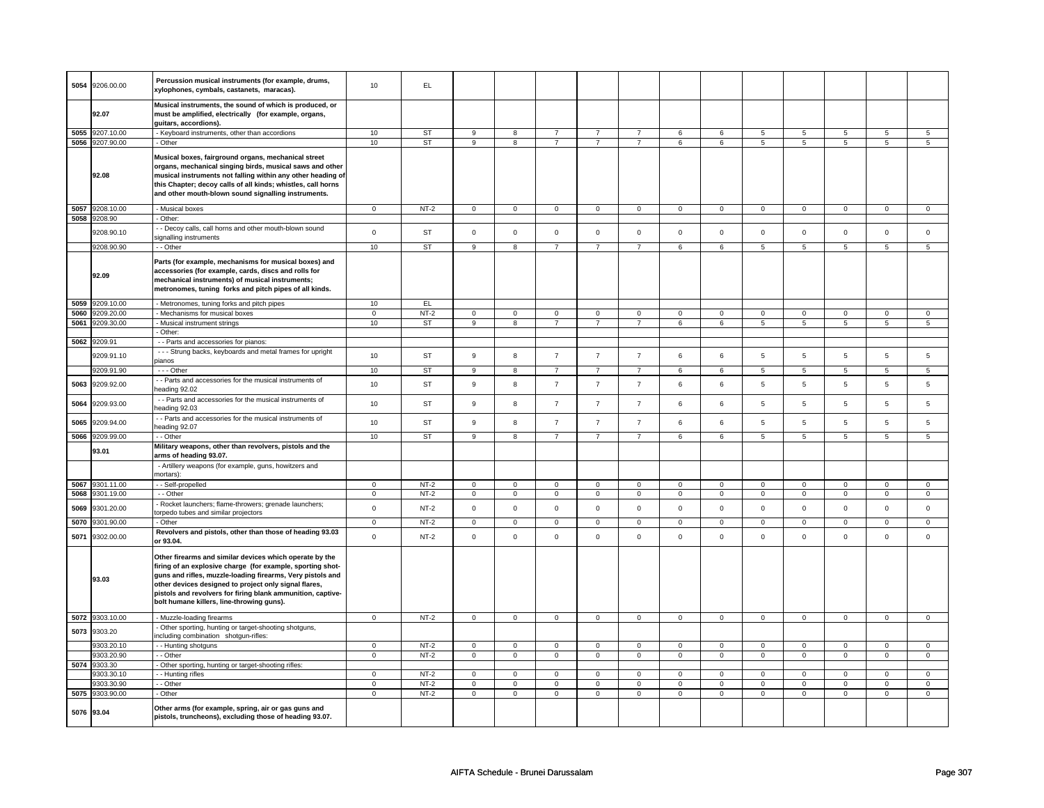| | | | | | | | | | | | | | | | | | |
|---|---|---|---|---|---|---|---|---|---|---|---|---|---|---|---|---|---|
| 5054 | 9206.00.00 | **Percussion musical instruments (for example, drums, xylophones, cymbals, castanets, maracas).** | 10 | EL | | | | | | | | | | | | | |
| | **92.07** | **Musical instruments, the sound of which is produced, or must be amplified, electrically (for example, organs, guitars, accordions).** | | | | | | | | | | | | | | | |
| 5055 | 9207.10.00 | - Keyboard instruments, other than accordions | 10 | ST | 9 | 8 | 7 | 7 | 7 | 6 | 6 | 5 | 5 | 5 | 5 | 5 |
| 5056 | 9207.90.00 | - Other | 10 | ST | 9 | 8 | 7 | 7 | 7 | 6 | 6 | 5 | 5 | 5 | 5 | 5 |
| | **92.08** | **Musical boxes, fairground organs, mechanical street organs, mechanical singing birds, musical saws and other musical instruments not falling within any other heading of this Chapter; decoy calls of all kinds; whistles, call horns and other mouth-blown sound signalling instruments.** | | | | | | | | | | | | | | | |
| 5057 | 9208.10.00 | - Musical boxes | 0 | NT-2 | 0 | 0 | 0 | 0 | 0 | 0 | 0 | 0 | 0 | 0 | 0 | 0 |
| 5058 | 9208.90 | - Other: | | | | | | | | | | | | | | | |
| | 9208.90.10 | - - Decoy calls, call horns and other mouth-blown sound signalling instruments | 0 | ST | 0 | 0 | 0 | 0 | 0 | 0 | 0 | 0 | 0 | 0 | 0 | 0 |
| | 9208.90.90 | - - Other | 10 | ST | 9 | 8 | 7 | 7 | 7 | 6 | 6 | 5 | 5 | 5 | 5 | 5 |
| | **92.09** | **Parts (for example, mechanisms for musical boxes) and accessories (for example, cards, discs and rolls for mechanical instruments) of musical instruments; metronomes, tuning forks and pitch pipes of all kinds.** | | | | | | | | | | | | | | | |
| 5059 | 9209.10.00 | - Metronomes, tuning forks and pitch pipes | 10 | EL | | | | | | | | | | | | | |
| 5060 | 9209.20.00 | - Mechanisms for musical boxes | 0 | NT-2 | 0 | 0 | 0 | 0 | 0 | 0 | 0 | 0 | 0 | 0 | 0 | 0 |
| 5061 | 9209.30.00 | - Musical instrument strings | 10 | ST | 9 | 8 | 7 | 7 | 7 | 6 | 6 | 5 | 5 | 5 | 5 | 5 |
| | | - Other: | | | | | | | | | | | | | | | |
| 5062 | 9209.91 | - - Parts and accessories for pianos: | | | | | | | | | | | | | | | |
| | 9209.91.10 | - - - Strung backs, keyboards and metal frames for upright pianos | 10 | ST | 9 | 8 | 7 | 7 | 7 | 6 | 6 | 5 | 5 | 5 | 5 | 5 |
| | 9209.91.90 | - - - Other | 10 | ST | 9 | 8 | 7 | 7 | 7 | 6 | 6 | 5 | 5 | 5 | 5 | 5 |
| 5063 | 9209.92.00 | - - Parts and accessories for the musical instruments of heading 92.02 | 10 | ST | 9 | 8 | 7 | 7 | 7 | 6 | 6 | 5 | 5 | 5 | 5 | 5 |
| 5064 | 9209.93.00 | - - Parts and accessories for the musical instruments of heading 92.03 | 10 | ST | 9 | 8 | 7 | 7 | 7 | 6 | 6 | 5 | 5 | 5 | 5 | 5 |
| 5065 | 9209.94.00 | - - Parts and accessories for the musical instruments of heading 92.07 | 10 | ST | 9 | 8 | 7 | 7 | 7 | 6 | 6 | 5 | 5 | 5 | 5 | 5 |
| 5066 | 9209.99.00 | - - Other | 10 | ST | 9 | 8 | 7 | 7 | 7 | 6 | 6 | 5 | 5 | 5 | 5 | 5 |
| | **93.01** | **Military weapons, other than revolvers, pistols and the arms of heading 93.07.** | | | | | | | | | | | | | | | |
| | | - Artillery weapons (for example, guns, howitzers and mortars): | | | | | | | | | | | | | | | |
| 5067 | 9301.11.00 | - - Self-propelled | 0 | NT-2 | 0 | 0 | 0 | 0 | 0 | 0 | 0 | 0 | 0 | 0 | 0 | 0 |
| 5068 | 9301.19.00 | - - Other | 0 | NT-2 | 0 | 0 | 0 | 0 | 0 | 0 | 0 | 0 | 0 | 0 | 0 | 0 |
| 5069 | 9301.20.00 | - Rocket launchers; flame-throwers; grenade launchers; torpedo tubes and similar projectors | 0 | NT-2 | 0 | 0 | 0 | 0 | 0 | 0 | 0 | 0 | 0 | 0 | 0 | 0 |
| 5070 | 9301.90.00 | - Other | 0 | NT-2 | 0 | 0 | 0 | 0 | 0 | 0 | 0 | 0 | 0 | 0 | 0 | 0 |
| 5071 | 9302.00.00 | **Revolvers and pistols, other than those of heading 93.03 or 93.04.** | 0 | NT-2 | 0 | 0 | 0 | 0 | 0 | 0 | 0 | 0 | 0 | 0 | 0 | 0 |
| | **93.03** | **Other firearms and similar devices which operate by the firing of an explosive charge (for example, sporting shot-guns and rifles, muzzle-loading firearms, Very pistols and other devices designed to project only signal flares, pistols and revolvers for firing blank ammunition, captive-bolt humane killers, line-throwing guns).** | | | | | | | | | | | | | | | |
| 5072 | 9303.10.00 | - Muzzle-loading firearms | 0 | NT-2 | 0 | 0 | 0 | 0 | 0 | 0 | 0 | 0 | 0 | 0 | 0 | 0 |
| 5073 | 9303.20 | - Other sporting, hunting or target-shooting shotguns, including combination shotgun-rifles: | | | | | | | | | | | | | | | |
| | 9303.20.10 | - - Hunting shotguns | 0 | NT-2 | 0 | 0 | 0 | 0 | 0 | 0 | 0 | 0 | 0 | 0 | 0 | 0 |
| | 9303.20.90 | - - Other | 0 | NT-2 | 0 | 0 | 0 | 0 | 0 | 0 | 0 | 0 | 0 | 0 | 0 | 0 |
| 5074 | 9303.30 | - Other sporting, hunting or target-shooting rifles: | | | | | | | | | | | | | | | |
| | 9303.30.10 | - - Hunting rifles | 0 | NT-2 | 0 | 0 | 0 | 0 | 0 | 0 | 0 | 0 | 0 | 0 | 0 | 0 |
| | 9303.30.90 | - - Other | 0 | NT-2 | 0 | 0 | 0 | 0 | 0 | 0 | 0 | 0 | 0 | 0 | 0 | 0 |
| 5075 | 9303.90.00 | - Other | 0 | NT-2 | 0 | 0 | 0 | 0 | 0 | 0 | 0 | 0 | 0 | 0 | 0 | 0 |
| 5076 | **93.04** | **Other arms (for example, spring, air or gas guns and pistols, truncheons), excluding those of heading 93.07.** | | | | | | | | | | | | | | | |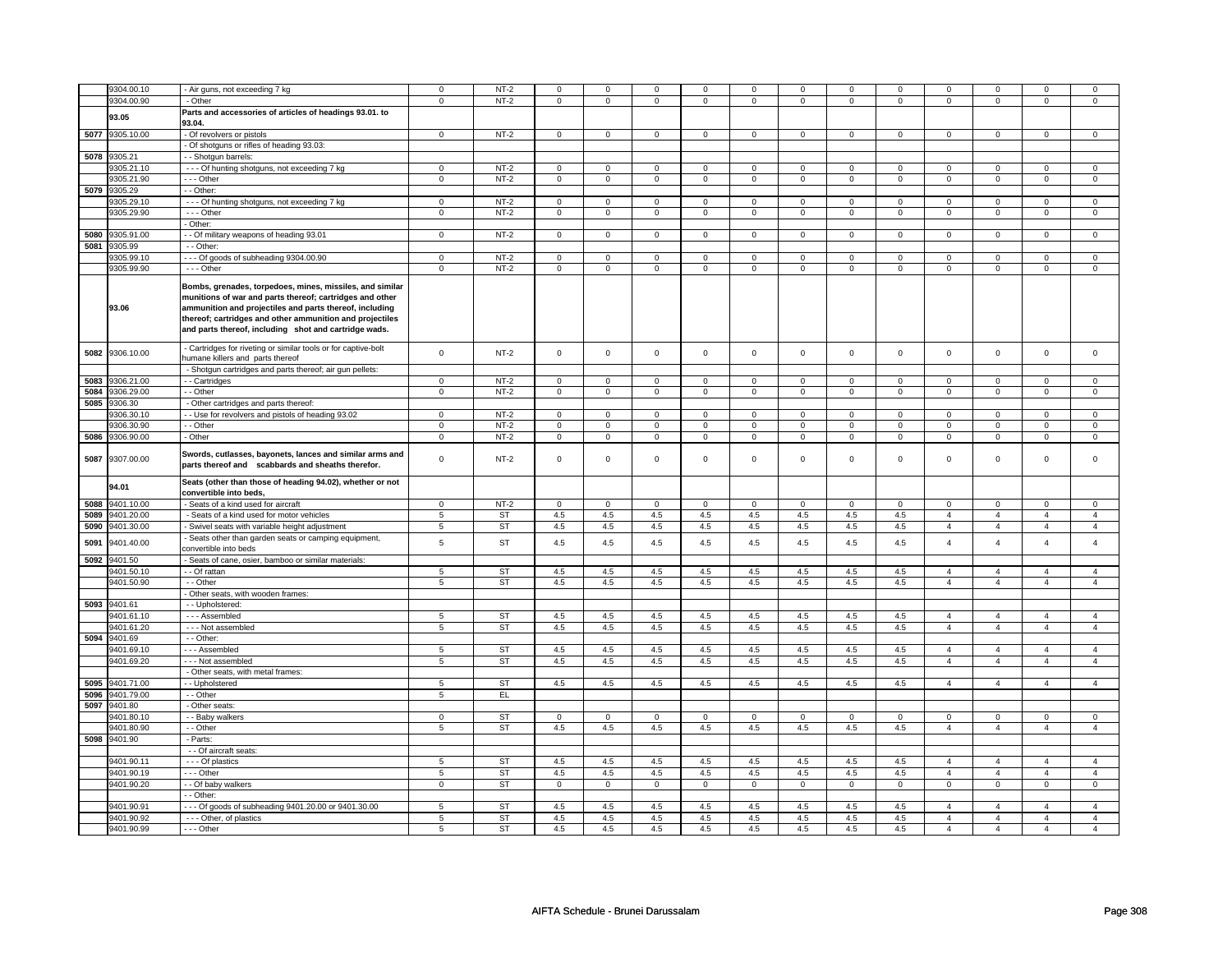| | | | | | | | | | | | | | | | |
|---|---|---|---|---|---|---|---|---|---|---|---|---|---|---|---|
| | 9304.00.10 | - Air guns, not exceeding 7 kg | 0 | NT-2 | 0 | 0 | 0 | 0 | 0 | 0 | 0 | 0 | 0 | 0 | 0 | 0 |
| | 9304.00.90 | - Other | 0 | NT-2 | 0 | 0 | 0 | 0 | 0 | 0 | 0 | 0 | 0 | 0 | 0 | 0 |
| | 93.05 | **Parts and accessories of articles of headings 93.01. to 93.04.** | | | | | | | | | | | | | | |
| 5077 | 9305.10.00 | - Of revolvers or pistols | 0 | NT-2 | 0 | 0 | 0 | 0 | 0 | 0 | 0 | 0 | 0 | 0 | 0 | 0 |
| | | - Of shotguns or rifles of heading 93.03: | | | | | | | | | | | | | | |
| 5078 | 9305.21 | - - Shotgun barrels: | | | | | | | | | | | | | | |
| | 9305.21.10 | - - - Of hunting shotguns, not exceeding 7 kg | 0 | NT-2 | 0 | 0 | 0 | 0 | 0 | 0 | 0 | 0 | 0 | 0 | 0 | 0 |
| | 9305.21.90 | - - - Other | 0 | NT-2 | 0 | 0 | 0 | 0 | 0 | 0 | 0 | 0 | 0 | 0 | 0 | 0 |
| 5079 | 9305.29 | - - Other: | | | | | | | | | | | | | | |
| | 9305.29.10 | - - - Of hunting shotguns, not exceeding 7 kg | 0 | NT-2 | 0 | 0 | 0 | 0 | 0 | 0 | 0 | 0 | 0 | 0 | 0 | 0 |
| | 9305.29.90 | - - - Other | 0 | NT-2 | 0 | 0 | 0 | 0 | 0 | 0 | 0 | 0 | 0 | 0 | 0 | 0 |
| | | - Other: | | | | | | | | | | | | | | |
| 5080 | 9305.91.00 | - - Of military weapons of heading 93.01 | 0 | NT-2 | 0 | 0 | 0 | 0 | 0 | 0 | 0 | 0 | 0 | 0 | 0 | 0 |
| 5081 | 9305.99 | - - Other: | | | | | | | | | | | | | | |
| | 9305.99.10 | - - - Of goods of subheading 9304.00.90 | 0 | NT-2 | 0 | 0 | 0 | 0 | 0 | 0 | 0 | 0 | 0 | 0 | 0 | 0 |
| | 9305.99.90 | - - - Other | 0 | NT-2 | 0 | 0 | 0 | 0 | 0 | 0 | 0 | 0 | 0 | 0 | 0 | 0 |
| | 93.06 | **Bombs, grenades, torpedoes, mines, missiles, and similar munitions of war and parts thereof; cartridges and other ammunition and projectiles and parts thereof, including thereof; cartridges and other ammunition and projectiles and parts thereof, including shot and cartridge wads.** | | | | | | | | | | | | | | |
| 5082 | 9306.10.00 | - Cartridges for riveting or similar tools or for captive-bolt humane killers and parts thereof | 0 | NT-2 | 0 | 0 | 0 | 0 | 0 | 0 | 0 | 0 | 0 | 0 | 0 | 0 |
| | | - Shotgun cartridges and parts thereof; air gun pellets: | | | | | | | | | | | | | | |
| 5083 | 9306.21.00 | - - Cartridges | 0 | NT-2 | 0 | 0 | 0 | 0 | 0 | 0 | 0 | 0 | 0 | 0 | 0 | 0 |
| 5084 | 9306.29.00 | - - Other | 0 | NT-2 | 0 | 0 | 0 | 0 | 0 | 0 | 0 | 0 | 0 | 0 | 0 | 0 |
| 5085 | 9306.30 | - Other cartridges and parts thereof: | | | | | | | | | | | | | | |
| | 9306.30.10 | - - Use for revolvers and pistols of heading 93.02 | 0 | NT-2 | 0 | 0 | 0 | 0 | 0 | 0 | 0 | 0 | 0 | 0 | 0 | 0 |
| | 9306.30.90 | - - Other | 0 | NT-2 | 0 | 0 | 0 | 0 | 0 | 0 | 0 | 0 | 0 | 0 | 0 | 0 |
| 5086 | 9306.90.00 | - Other | 0 | NT-2 | 0 | 0 | 0 | 0 | 0 | 0 | 0 | 0 | 0 | 0 | 0 | 0 |
| 5087 | 9307.00.00 | **Swords, cutlasses, bayonets, lances and similar arms and parts thereof and scabbards and sheaths therefor.** | 0 | NT-2 | 0 | 0 | 0 | 0 | 0 | 0 | 0 | 0 | 0 | 0 | 0 | 0 |
| | 94.01 | **Seats (other than those of heading 94.02), whether or not convertible into beds,** | | | | | | | | | | | | | | |
| 5088 | 9401.10.00 | - Seats of a kind used for aircraft | 0 | NT-2 | 0 | 0 | 0 | 0 | 0 | 0 | 0 | 0 | 0 | 0 | 0 | 0 |
| 5089 | 9401.20.00 | - Seats of a kind used for motor vehicles | 5 | ST | 4.5 | 4.5 | 4.5 | 4.5 | 4.5 | 4.5 | 4.5 | 4.5 | 4 | 4 | 4 | 4 |
| 5090 | 9401.30.00 | - Swivel seats with variable height adjustment | 5 | ST | 4.5 | 4.5 | 4.5 | 4.5 | 4.5 | 4.5 | 4.5 | 4.5 | 4 | 4 | 4 | 4 |
| 5091 | 9401.40.00 | - Seats other than garden seats or camping equipment, convertible into beds | 5 | ST | 4.5 | 4.5 | 4.5 | 4.5 | 4.5 | 4.5 | 4.5 | 4.5 | 4 | 4 | 4 | 4 |
| 5092 | 9401.50 | - Seats of cane, osier, bamboo or similar materials: | | | | | | | | | | | | | | |
| | 9401.50.10 | - - Of rattan | 5 | ST | 4.5 | 4.5 | 4.5 | 4.5 | 4.5 | 4.5 | 4.5 | 4.5 | 4 | 4 | 4 | 4 |
| | 9401.50.90 | - - Other | 5 | ST | 4.5 | 4.5 | 4.5 | 4.5 | 4.5 | 4.5 | 4.5 | 4.5 | 4 | 4 | 4 | 4 |
| | | - Other seats, with wooden frames: | | | | | | | | | | | | | | |
| 5093 | 9401.61 | - - Upholstered: | | | | | | | | | | | | | | |
| | 9401.61.10 | - - - Assembled | 5 | ST | 4.5 | 4.5 | 4.5 | 4.5 | 4.5 | 4.5 | 4.5 | 4.5 | 4 | 4 | 4 | 4 |
| | 9401.61.20 | - - - Not assembled | 5 | ST | 4.5 | 4.5 | 4.5 | 4.5 | 4.5 | 4.5 | 4.5 | 4.5 | 4 | 4 | 4 | 4 |
| 5094 | 9401.69 | - - Other: | | | | | | | | | | | | | | |
| | 9401.69.10 | - - - Assembled | 5 | ST | 4.5 | 4.5 | 4.5 | 4.5 | 4.5 | 4.5 | 4.5 | 4.5 | 4 | 4 | 4 | 4 |
| | 9401.69.20 | - - - Not assembled | 5 | ST | 4.5 | 4.5 | 4.5 | 4.5 | 4.5 | 4.5 | 4.5 | 4.5 | 4 | 4 | 4 | 4 |
| | | - Other seats, with metal frames: | | | | | | | | | | | | | | |
| 5095 | 9401.71.00 | - - Upholstered | 5 | ST | 4.5 | 4.5 | 4.5 | 4.5 | 4.5 | 4.5 | 4.5 | 4.5 | 4 | 4 | 4 | 4 |
| 5096 | 9401.79.00 | - - Other | 5 | EL | | | | | | | | | | | | |
| 5097 | 9401.80 | - Other seats: | | | | | | | | | | | | | | |
| | 9401.80.10 | - - Baby walkers | 0 | ST | 0 | 0 | 0 | 0 | 0 | 0 | 0 | 0 | 0 | 0 | 0 | 0 |
| | 9401.80.90 | - - Other | 5 | ST | 4.5 | 4.5 | 4.5 | 4.5 | 4.5 | 4.5 | 4.5 | 4.5 | 4 | 4 | 4 | 4 |
| 5098 | 9401.90 | - Parts: | | | | | | | | | | | | | | |
| | | - - Of aircraft seats: | | | | | | | | | | | | | | |
| | 9401.90.11 | - - - Of plastics | 5 | ST | 4.5 | 4.5 | 4.5 | 4.5 | 4.5 | 4.5 | 4.5 | 4.5 | 4 | 4 | 4 | 4 |
| | 9401.90.19 | - - - Other | 5 | ST | 4.5 | 4.5 | 4.5 | 4.5 | 4.5 | 4.5 | 4.5 | 4.5 | 4 | 4 | 4 | 4 |
| | 9401.90.20 | - - Of baby walkers | 0 | ST | 0 | 0 | 0 | 0 | 0 | 0 | 0 | 0 | 0 | 0 | 0 | 0 |
| | | - - Other: | | | | | | | | | | | | | | |
| | 9401.90.91 | - - - Of goods of subheading 9401.20.00 or 9401.30.00 | 5 | ST | 4.5 | 4.5 | 4.5 | 4.5 | 4.5 | 4.5 | 4.5 | 4.5 | 4 | 4 | 4 | 4 |
| | 9401.90.92 | - - - Other, of plastics | 5 | ST | 4.5 | 4.5 | 4.5 | 4.5 | 4.5 | 4.5 | 4.5 | 4.5 | 4 | 4 | 4 | 4 |
| | 9401.90.99 | - - - Other | 5 | ST | 4.5 | 4.5 | 4.5 | 4.5 | 4.5 | 4.5 | 4.5 | 4.5 | 4 | 4 | 4 | 4 |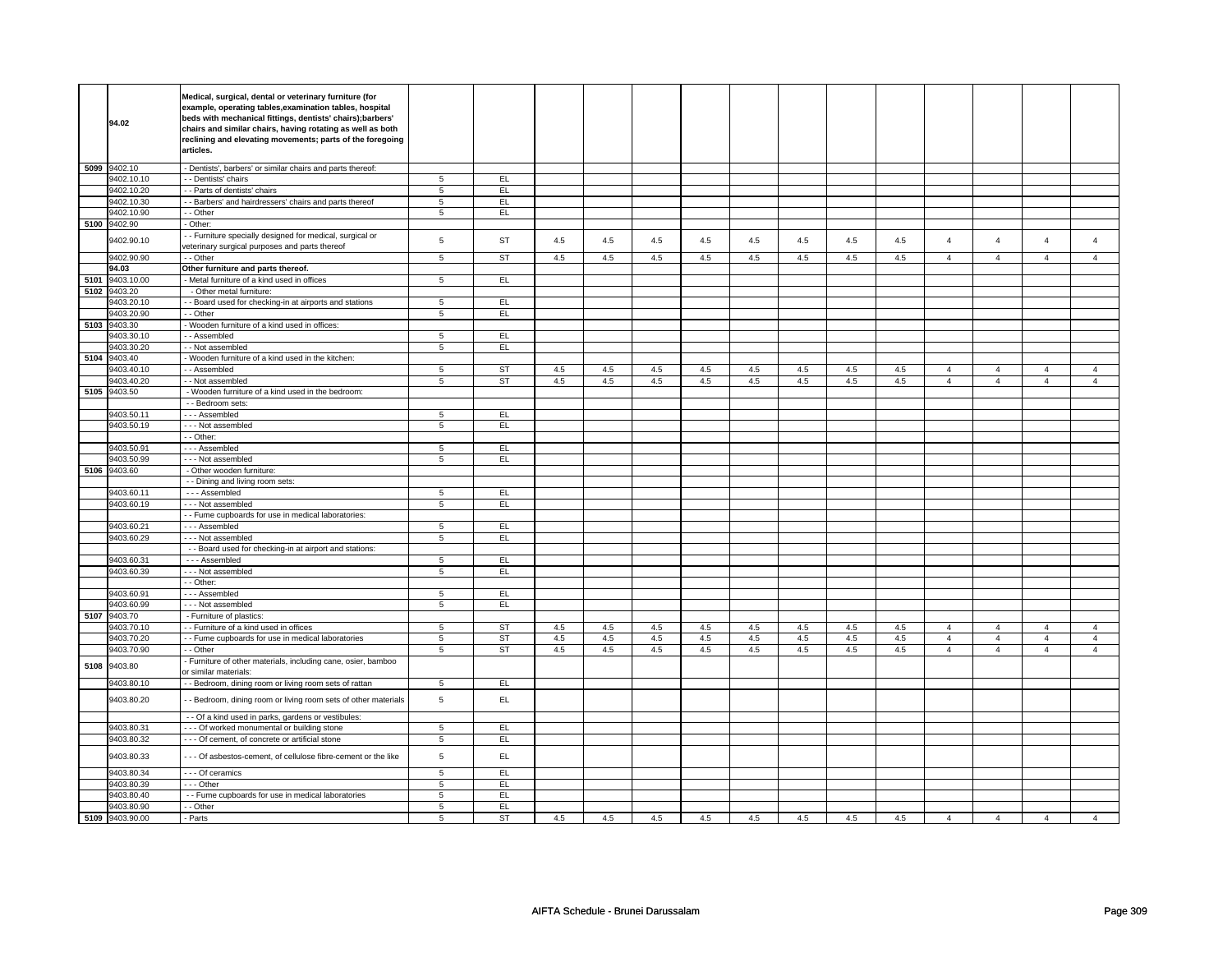| | | | | | | | | | | | | | | | | | |
|---|---|---|---|---|---|---|---|---|---|---|---|---|---|---|---|---|---|
| | **94.02** | **Medical, surgical, dental or veterinary furniture (for example, operating tables,examination tables, hospital beds with mechanical fittings, dentists' chairs);barbers' chairs and similar chairs, having rotating as well as both reclining and elevating movements; parts of the foregoing articles.** | | | | | | | | | | | | | | | |
| 5099 | 9402.10 | - Dentists', barbers' or similar chairs and parts thereof: | | | | | | | | | | | | | | | |
| | 9402.10.10 | - - Dentists' chairs | 5 | EL | | | | | | | | | | | | | |
| | 9402.10.20 | - - Parts of dentists' chairs | 5 | EL | | | | | | | | | | | | | |
| | 9402.10.30 | - - Barbers' and hairdressers' chairs and parts thereof | 5 | EL | | | | | | | | | | | | | |
| | 9402.10.90 | - - Other | 5 | EL | | | | | | | | | | | | | |
| 5100 | 9402.90 | - Other: | | | | | | | | | | | | | | | |
| | 9402.90.10 | - - Furniture specially designed for medical, surgical or veterinary surgical purposes and parts thereof | 5 | ST | 4.5 | 4.5 | 4.5 | 4.5 | 4.5 | 4.5 | 4.5 | 4.5 | 4 | 4 | 4 | 4 |
| | 9402.90.90 | - - Other | 5 | ST | 4.5 | 4.5 | 4.5 | 4.5 | 4.5 | 4.5 | 4.5 | 4.5 | 4 | 4 | 4 | 4 |
| | **94.03** | **Other furniture and parts thereof.** | | | | | | | | | | | | | | | |
| 5101 | 9403.10.00 | - Metal furniture of a kind used in offices | 5 | EL | | | | | | | | | | | | | |
| 5102 | 9403.20 | - Other metal furniture: | | | | | | | | | | | | | | | |
| | 9403.20.10 | - - Board used for checking-in at airports and stations | 5 | EL | | | | | | | | | | | | | |
| | 9403.20.90 | - - Other | 5 | EL | | | | | | | | | | | | | |
| 5103 | 9403.30 | - Wooden furniture of a kind used in offices: | | | | | | | | | | | | | | | |
| | 9403.30.10 | - - Assembled | 5 | EL | | | | | | | | | | | | | |
| | 9403.30.20 | - - Not assembled | 5 | EL | | | | | | | | | | | | | |
| 5104 | 9403.40 | - Wooden furniture of a kind used in the kitchen: | | | | | | | | | | | | | | | |
| | 9403.40.10 | - - Assembled | 5 | ST | 4.5 | 4.5 | 4.5 | 4.5 | 4.5 | 4.5 | 4.5 | 4.5 | 4 | 4 | 4 | 4 |
| | 9403.40.20 | - - Not assembled | 5 | ST | 4.5 | 4.5 | 4.5 | 4.5 | 4.5 | 4.5 | 4.5 | 4.5 | 4 | 4 | 4 | 4 |
| 5105 | 9403.50 | - Wooden furniture of a kind used in the bedroom: | | | | | | | | | | | | | | | |
| | | - - Bedroom sets: | | | | | | | | | | | | | | | |
| | 9403.50.11 | - - - Assembled | 5 | EL | | | | | | | | | | | | | |
| | 9403.50.19 | - - - Not assembled | 5 | EL | | | | | | | | | | | | | |
| | | - - Other: | | | | | | | | | | | | | | | |
| | 9403.50.91 | - - - Assembled | 5 | EL | | | | | | | | | | | | | |
| | 9403.50.99 | - - - Not assembled | 5 | EL | | | | | | | | | | | | | |
| 5106 | 9403.60 | - Other wooden furniture: | | | | | | | | | | | | | | | |
| | | - - Dining and living room sets: | | | | | | | | | | | | | | | |
| | 9403.60.11 | - - - Assembled | 5 | EL | | | | | | | | | | | | | |
| | 9403.60.19 | - - - Not assembled | 5 | EL | | | | | | | | | | | | | |
| | | - - Fume cupboards for use in medical laboratories: | | | | | | | | | | | | | | | |
| | 9403.60.21 | - - - Assembled | 5 | EL | | | | | | | | | | | | | |
| | 9403.60.29 | - - - Not assembled | 5 | EL | | | | | | | | | | | | | |
| | | - - Board used for checking-in at airport and stations: | | | | | | | | | | | | | | | |
| | 9403.60.31 | - - - Assembled | 5 | EL | | | | | | | | | | | | | |
| | 9403.60.39 | - - - Not assembled | 5 | EL | | | | | | | | | | | | | |
| | | - - Other: | | | | | | | | | | | | | | | |
| | 9403.60.91 | - - - Assembled | 5 | EL | | | | | | | | | | | | | |
| | 9403.60.99 | - - - Not assembled | 5 | EL | | | | | | | | | | | | | |
| 5107 | 9403.70 | - Furniture of plastics: | | | | | | | | | | | | | | | |
| | 9403.70.10 | - - Furniture of a kind used in offices | 5 | ST | 4.5 | 4.5 | 4.5 | 4.5 | 4.5 | 4.5 | 4.5 | 4.5 | 4 | 4 | 4 | 4 |
| | 9403.70.20 | - - Fume cupboards for use in medical laboratories | 5 | ST | 4.5 | 4.5 | 4.5 | 4.5 | 4.5 | 4.5 | 4.5 | 4.5 | 4 | 4 | 4 | 4 |
| | 9403.70.90 | - - Other | 5 | ST | 4.5 | 4.5 | 4.5 | 4.5 | 4.5 | 4.5 | 4.5 | 4.5 | 4 | 4 | 4 | 4 |
| 5108 | 9403.80 | - Furniture of other materials, including cane, osier, bamboo or similar materials: | | | | | | | | | | | | | | | |
| | 9403.80.10 | - - Bedroom, dining room or living room sets of rattan | 5 | EL | | | | | | | | | | | | | |
| | 9403.80.20 | - - Bedroom, dining room or living room sets of other materials | 5 | EL | | | | | | | | | | | | | |
| | | - - Of a kind used in parks, gardens or vestibules: | | | | | | | | | | | | | | | |
| | 9403.80.31 | - - - Of worked monumental or building stone | 5 | EL | | | | | | | | | | | | | |
| | 9403.80.32 | - - - Of cement, of concrete or artificial stone | 5 | EL | | | | | | | | | | | | | |
| | 9403.80.33 | - - - Of asbestos-cement, of cellulose fibre-cement or the like | 5 | EL | | | | | | | | | | | | | |
| | 9403.80.34 | - - - Of ceramics | 5 | EL | | | | | | | | | | | | | |
| | 9403.80.39 | - - - Other | 5 | EL | | | | | | | | | | | | | |
| | 9403.80.40 | - - Fume cupboards for use in medical laboratories | 5 | EL | | | | | | | | | | | | | |
| | 9403.80.90 | - - Other | 5 | EL | | | | | | | | | | | | | |
| 5109 | 9403.90.00 | - Parts | 5 | ST | 4.5 | 4.5 | 4.5 | 4.5 | 4.5 | 4.5 | 4.5 | 4.5 | 4 | 4 | 4 | 4 |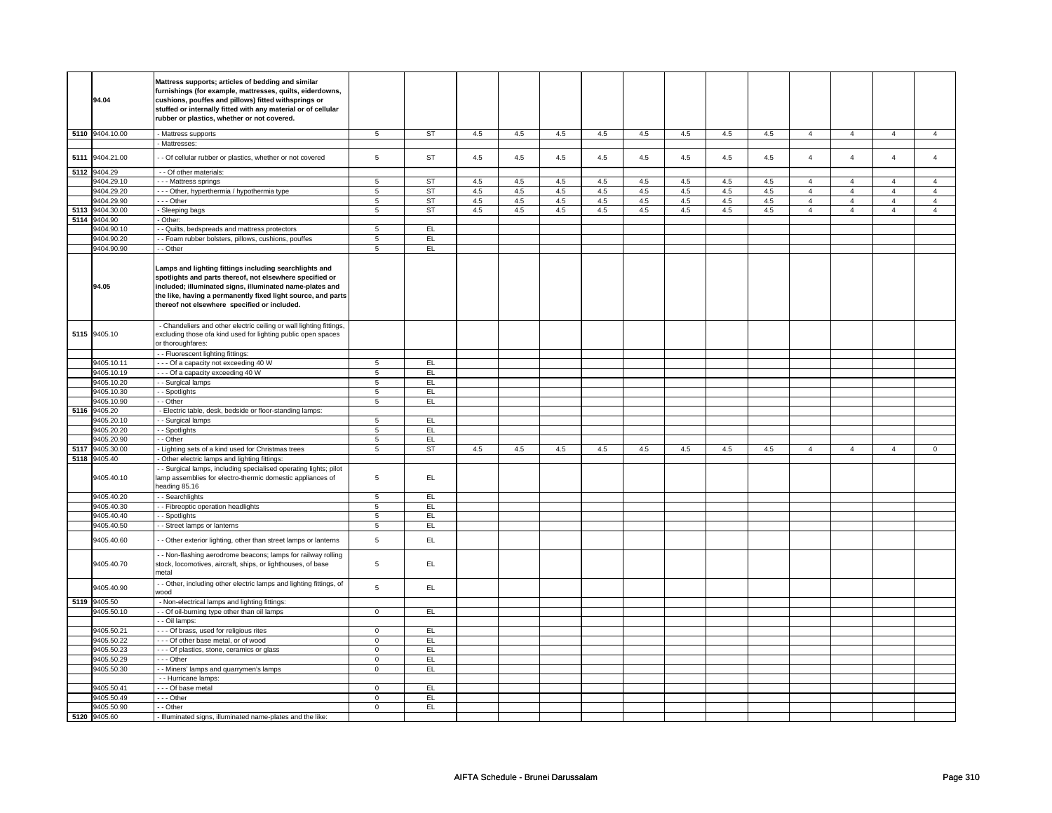| | | | | | | | | | | | | | | | | | |
|---|---|---|---|---|---|---|---|---|---|---|---|---|---|---|---|---|---|
| | **94.04** | **Mattress supports; articles of bedding and similar furnishings (for example, mattresses, quilts, eiderdowns, cushions, pouffes and pillows) fitted withsprings or stuffed or internally fitted with any material or of cellular rubber or plastics, whether or not covered.** | | | | | | | | | | | | | | | |
| 5110 | 9404.10.00 | - Mattress supports | 5 | ST | 4.5 | 4.5 | 4.5 | 4.5 | 4.5 | 4.5 | 4.5 | 4.5 | 4 | 4 | 4 | 4 |
| | | - Mattresses: | | | | | | | | | | | | | | | |
| 5111 | 9404.21.00 | - - Of cellular rubber or plastics, whether or not covered | 5 | ST | 4.5 | 4.5 | 4.5 | 4.5 | 4.5 | 4.5 | 4.5 | 4.5 | 4 | 4 | 4 | 4 |
| 5112 | 9404.29 | - - Of other materials: | | | | | | | | | | | | | | | |
| | 9404.29.10 | - - - Mattress springs | 5 | ST | 4.5 | 4.5 | 4.5 | 4.5 | 4.5 | 4.5 | 4.5 | 4.5 | 4 | 4 | 4 | 4 |
| | 9404.29.20 | - - - Other, hyperthermia / hypothermia type | 5 | ST | 4.5 | 4.5 | 4.5 | 4.5 | 4.5 | 4.5 | 4.5 | 4.5 | 4 | 4 | 4 | 4 |
| | 9404.29.90 | - - - Other | 5 | ST | 4.5 | 4.5 | 4.5 | 4.5 | 4.5 | 4.5 | 4.5 | 4.5 | 4 | 4 | 4 | 4 |
| 5113 | 9404.30.00 | - Sleeping bags | 5 | ST | 4.5 | 4.5 | 4.5 | 4.5 | 4.5 | 4.5 | 4.5 | 4.5 | 4 | 4 | 4 | 4 |
| 5114 | 9404.90 | - Other: | | | | | | | | | | | | | | | |
| | 9404.90.10 | - - Quilts, bedspreads and mattress protectors | 5 | EL | | | | | | | | | | | | |
| | 9404.90.20 | - - Foam rubber bolsters, pillows, cushions, pouffes | 5 | EL | | | | | | | | | | | | |
| | 9404.90.90 | - - Other | 5 | EL | | | | | | | | | | | | |
| | **94.05** | **Lamps and lighting fittings including searchlights and spotlights and parts thereof, not elsewhere specified or included; illuminated signs, illuminated name-plates and the like, having a permanently fixed light source, and parts thereof not elsewhere specified or included.** | | | | | | | | | | | | | | | |
| 5115 | 9405.10 | - Chandeliers and other electric ceiling or wall lighting fittings, excluding those ofa kind used for lighting public open spaces or thoroughfares: | | | | | | | | | | | | | | | |
| | | - - Fluorescent lighting fittings: | | | | | | | | | | | | | | | |
| | 9405.10.11 | - - - Of a capacity not exceeding 40 W | 5 | EL | | | | | | | | | | | | |
| | 9405.10.19 | - - - Of a capacity exceeding 40 W | 5 | EL | | | | | | | | | | | | |
| | 9405.10.20 | - - Surgical lamps | 5 | EL | | | | | | | | | | | | |
| | 9405.10.30 | - - Spotlights | 5 | EL | | | | | | | | | | | | |
| | 9405.10.90 | - - Other | 5 | EL | | | | | | | | | | | | |
| 5116 | 9405.20 | - Electric table, desk, bedside or floor-standing lamps: | | | | | | | | | | | | | | | |
| | 9405.20.10 | - - Surgical lamps | 5 | EL | | | | | | | | | | | | |
| | 9405.20.20 | - - Spotlights | 5 | EL | | | | | | | | | | | | |
| | 9405.20.90 | - - Other | 5 | EL | | | | | | | | | | | | |
| 5117 | 9405.30.00 | - Lighting sets of a kind used for Christmas trees | 5 | ST | 4.5 | 4.5 | 4.5 | 4.5 | 4.5 | 4.5 | 4.5 | 4.5 | 4 | 4 | 4 | 0 |
| 5118 | 9405.40 | - Other electric lamps and lighting fittings: | | | | | | | | | | | | | | | |
| | 9405.40.10 | - - Surgical lamps, including specialised operating lights; pilot lamp assemblies for electro-thermic domestic appliances of heading 85.16 | 5 | EL | | | | | | | | | | | | |
| | 9405.40.20 | - - Searchlights | 5 | EL | | | | | | | | | | | | |
| | 9405.40.30 | - - Fibreoptic operation headlights | 5 | EL | | | | | | | | | | | | |
| | 9405.40.40 | - - Spotlights | 5 | EL | | | | | | | | | | | | |
| | 9405.40.50 | - - Street lamps or lanterns | 5 | EL | | | | | | | | | | | | |
| | 9405.40.60 | - - Other exterior lighting, other than street lamps or lanterns | 5 | EL | | | | | | | | | | | | |
| | 9405.40.70 | - - Non-flashing aerodrome beacons; lamps for railway rolling stock, locomotives, aircraft, ships, or lighthouses, of base metal | 5 | EL | | | | | | | | | | | | |
| | 9405.40.90 | - - Other, including other electric lamps and lighting fittings, of wood | 5 | EL | | | | | | | | | | | | |
| 5119 | 9405.50 | - Non-electrical lamps and lighting fittings: | | | | | | | | | | | | | | | |
| | 9405.50.10 | - - Of oil-burning type other than oil lamps | 0 | EL | | | | | | | | | | | | |
| | | - - Oil lamps: | | | | | | | | | | | | | | | |
| | 9405.50.21 | - - - Of brass, used for religious rites | 0 | EL | | | | | | | | | | | | |
| | 9405.50.22 | - - - Of other base metal, or of wood | 0 | EL | | | | | | | | | | | | |
| | 9405.50.23 | - - - Of plastics, stone, ceramics or glass | 0 | EL | | | | | | | | | | | | |
| | 9405.50.29 | - - - Other | 0 | EL | | | | | | | | | | | | |
| | 9405.50.30 | - - Miners' lamps and quarrymen's lamps | 0 | EL | | | | | | | | | | | | |
| | | - - Hurricane lamps: | | | | | | | | | | | | | | | |
| | 9405.50.41 | - - - Of base metal | 0 | EL | | | | | | | | | | | | |
| | 9405.50.49 | - - - Other | 0 | EL | | | | | | | | | | | | |
| | 9405.50.90 | - - Other | 0 | EL | | | | | | | | | | | | |
| 5120 | 9405.60 | - Illuminated signs, illuminated name-plates and the like: | | | | | | | | | | | | | | | |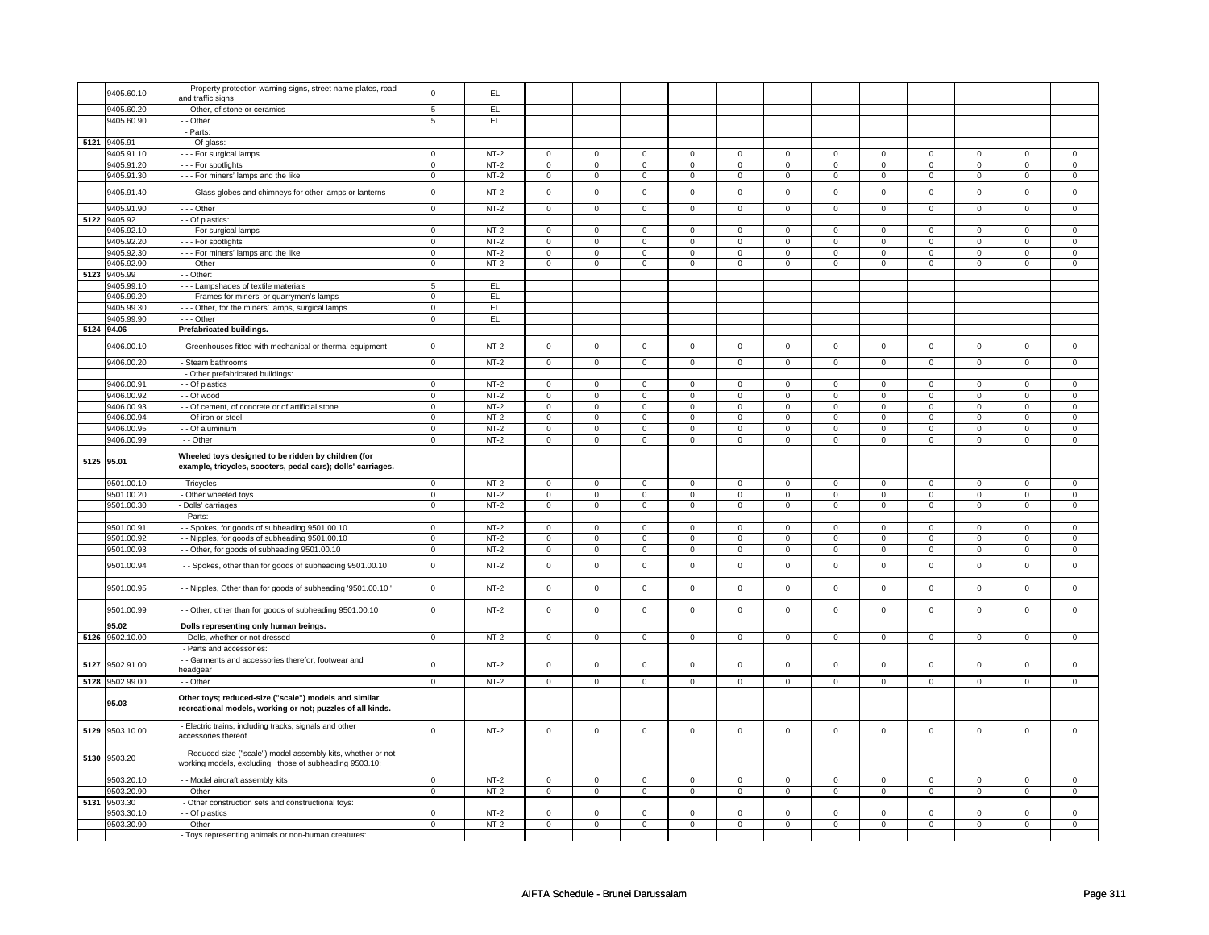| | | | | | | | | | | | | | | | | | |
|---|---|---|---|---|---|---|---|---|---|---|---|---|---|---|---|---|---|
| | 9405.60.10 | - - Property protection warning signs, street name plates, road and traffic signs | 0 | EL | | | | | | | | | | | | | |
| | 9405.60.20 | - - Other, of stone or ceramics | 5 | EL | | | | | | | | | | | | | |
| | 9405.60.90 | - - Other | 5 | EL | | | | | | | | | | | | | |
| | | - Parts: | | | | | | | | | | | | | | | |
| 5121 | 9405.91 | - - Of glass: | | | | | | | | | | | | | | | |
| | 9405.91.10 | - - - For surgical lamps | 0 | NT-2 | 0 | 0 | 0 | 0 | 0 | 0 | 0 | 0 | 0 | 0 | 0 | 0 | 0 |
| | 9405.91.20 | - - - For spotlights | 0 | NT-2 | 0 | 0 | 0 | 0 | 0 | 0 | 0 | 0 | 0 | 0 | 0 | 0 | 0 |
| | 9405.91.30 | - - - For miners' lamps and the like | 0 | NT-2 | 0 | 0 | 0 | 0 | 0 | 0 | 0 | 0 | 0 | 0 | 0 | 0 | 0 |
| | 9405.91.40 | - - - Glass globes and chimneys for other lamps or lanterns | 0 | NT-2 | 0 | 0 | 0 | 0 | 0 | 0 | 0 | 0 | 0 | 0 | 0 | 0 | 0 |
| | 9405.91.90 | - - - Other | 0 | NT-2 | 0 | 0 | 0 | 0 | 0 | 0 | 0 | 0 | 0 | 0 | 0 | 0 | 0 |
| 5122 | 9405.92 | - - Of plastics: | | | | | | | | | | | | | | | |
| | 9405.92.10 | - - - For surgical lamps | 0 | NT-2 | 0 | 0 | 0 | 0 | 0 | 0 | 0 | 0 | 0 | 0 | 0 | 0 | 0 |
| | 9405.92.20 | - - - For spotlights | 0 | NT-2 | 0 | 0 | 0 | 0 | 0 | 0 | 0 | 0 | 0 | 0 | 0 | 0 | 0 |
| | 9405.92.30 | - - - For miners' lamps and the like | 0 | NT-2 | 0 | 0 | 0 | 0 | 0 | 0 | 0 | 0 | 0 | 0 | 0 | 0 | 0 |
| | 9405.92.90 | - - - Other | 0 | NT-2 | 0 | 0 | 0 | 0 | 0 | 0 | 0 | 0 | 0 | 0 | 0 | 0 | 0 |
| 5123 | 9405.99 | - - Other: | | | | | | | | | | | | | | | |
| | 9405.99.10 | - - - Lampshades of textile materials | 5 | EL | | | | | | | | | | | | | |
| | 9405.99.20 | - - - Frames for miners' or quarrymen's lamps | 0 | EL | | | | | | | | | | | | | |
| | 9405.99.30 | - - - Other, for the miners' lamps, surgical lamps | 0 | EL | | | | | | | | | | | | | |
| | 9405.99.90 | - - - Other | 0 | EL | | | | | | | | | | | | | |
| 5124 | **94.06** | **Prefabricated buildings.** | | | | | | | | | | | | | | | |
| | 9406.00.10 | - Greenhouses fitted with mechanical or thermal equipment | 0 | NT-2 | 0 | 0 | 0 | 0 | 0 | 0 | 0 | 0 | 0 | 0 | 0 | 0 | 0 |
| | 9406.00.20 | - Steam bathrooms | 0 | NT-2 | 0 | 0 | 0 | 0 | 0 | 0 | 0 | 0 | 0 | 0 | 0 | 0 | 0 |
| | | - Other prefabricated buildings: | | | | | | | | | | | | | | | |
| | 9406.00.91 | - - Of plastics | 0 | NT-2 | 0 | 0 | 0 | 0 | 0 | 0 | 0 | 0 | 0 | 0 | 0 | 0 | 0 |
| | 9406.00.92 | - - Of wood | 0 | NT-2 | 0 | 0 | 0 | 0 | 0 | 0 | 0 | 0 | 0 | 0 | 0 | 0 | 0 |
| | 9406.00.93 | - - Of cement, of concrete or of artificial stone | 0 | NT-2 | 0 | 0 | 0 | 0 | 0 | 0 | 0 | 0 | 0 | 0 | 0 | 0 | 0 |
| | 9406.00.94 | - - Of iron or steel | 0 | NT-2 | 0 | 0 | 0 | 0 | 0 | 0 | 0 | 0 | 0 | 0 | 0 | 0 | 0 |
| | 9406.00.95 | - - Of aluminium | 0 | NT-2 | 0 | 0 | 0 | 0 | 0 | 0 | 0 | 0 | 0 | 0 | 0 | 0 | 0 |
| | 9406.00.99 | - - Other | 0 | NT-2 | 0 | 0 | 0 | 0 | 0 | 0 | 0 | 0 | 0 | 0 | 0 | 0 | 0 |
| 5125 | **95.01** | **Wheeled toys designed to be ridden by children (for example, tricycles, scooters, pedal cars); dolls' carriages.** | | | | | | | | | | | | | | | |
| | 9501.00.10 | - Tricycles | 0 | NT-2 | 0 | 0 | 0 | 0 | 0 | 0 | 0 | 0 | 0 | 0 | 0 | 0 | 0 |
| | 9501.00.20 | - Other wheeled toys | 0 | NT-2 | 0 | 0 | 0 | 0 | 0 | 0 | 0 | 0 | 0 | 0 | 0 | 0 | 0 |
| | 9501.00.30 | - Dolls' carriages | 0 | NT-2 | 0 | 0 | 0 | 0 | 0 | 0 | 0 | 0 | 0 | 0 | 0 | 0 | 0 |
| | | - Parts: | | | | | | | | | | | | | | | |
| | 9501.00.91 | - - Spokes, for goods of subheading 9501.00.10 | 0 | NT-2 | 0 | 0 | 0 | 0 | 0 | 0 | 0 | 0 | 0 | 0 | 0 | 0 | 0 |
| | 9501.00.92 | - - Nipples, for goods of subheading 9501.00.10 | 0 | NT-2 | 0 | 0 | 0 | 0 | 0 | 0 | 0 | 0 | 0 | 0 | 0 | 0 | 0 |
| | 9501.00.93 | - - Other, for goods of subheading 9501.00.10 | 0 | NT-2 | 0 | 0 | 0 | 0 | 0 | 0 | 0 | 0 | 0 | 0 | 0 | 0 | 0 |
| | 9501.00.94 | - - Spokes, other than for goods of subheading 9501.00.10 | 0 | NT-2 | 0 | 0 | 0 | 0 | 0 | 0 | 0 | 0 | 0 | 0 | 0 | 0 | 0 |
| | 9501.00.95 | - - Nipples, Other than for goods of subheading '9501.00.10 ' | 0 | NT-2 | 0 | 0 | 0 | 0 | 0 | 0 | 0 | 0 | 0 | 0 | 0 | 0 | 0 |
| | 9501.00.99 | - - Other, other than for goods of subheading 9501.00.10 | 0 | NT-2 | 0 | 0 | 0 | 0 | 0 | 0 | 0 | 0 | 0 | 0 | 0 | 0 | 0 |
| | **95.02** | **Dolls representing only human beings.** | | | | | | | | | | | | | | | |
| 5126 | 9502.10.00 | - Dolls, whether or not dressed | 0 | NT-2 | 0 | 0 | 0 | 0 | 0 | 0 | 0 | 0 | 0 | 0 | 0 | 0 | 0 |
| | | - Parts and accessories: | | | | | | | | | | | | | | | |
| 5127 | 9502.91.00 | - - Garments and accessories therefor, footwear and headgear | 0 | NT-2 | 0 | 0 | 0 | 0 | 0 | 0 | 0 | 0 | 0 | 0 | 0 | 0 | 0 |
| 5128 | 9502.99.00 | - - Other | 0 | NT-2 | 0 | 0 | 0 | 0 | 0 | 0 | 0 | 0 | 0 | 0 | 0 | 0 | 0 |
| | **95.03** | **Other toys; reduced-size ("scale") models and similar recreational models, working or not; puzzles of all kinds.** | | | | | | | | | | | | | | | |
| 5129 | 9503.10.00 | - Electric trains, including tracks, signals and other accessories thereof | 0 | NT-2 | 0 | 0 | 0 | 0 | 0 | 0 | 0 | 0 | 0 | 0 | 0 | 0 | 0 |
| 5130 | 9503.20 | - Reduced-size ("scale") model assembly kits, whether or not working models, excluding those of subheading 9503.10: | | | | | | | | | | | | | | | |
| | 9503.20.10 | - - Model aircraft assembly kits | 0 | NT-2 | 0 | 0 | 0 | 0 | 0 | 0 | 0 | 0 | 0 | 0 | 0 | 0 | 0 |
| | 9503.20.90 | - - Other | 0 | NT-2 | 0 | 0 | 0 | 0 | 0 | 0 | 0 | 0 | 0 | 0 | 0 | 0 | 0 |
| 5131 | 9503.30 | - Other construction sets and constructional toys: | | | | | | | | | | | | | | | |
| | 9503.30.10 | - - Of plastics | 0 | NT-2 | 0 | 0 | 0 | 0 | 0 | 0 | 0 | 0 | 0 | 0 | 0 | 0 | 0 |
| | 9503.30.90 | - - Other | 0 | NT-2 | 0 | 0 | 0 | 0 | 0 | 0 | 0 | 0 | 0 | 0 | 0 | 0 | 0 |
| | | - Toys representing animals or non-human creatures: | | | | | | | | | | | | | | | |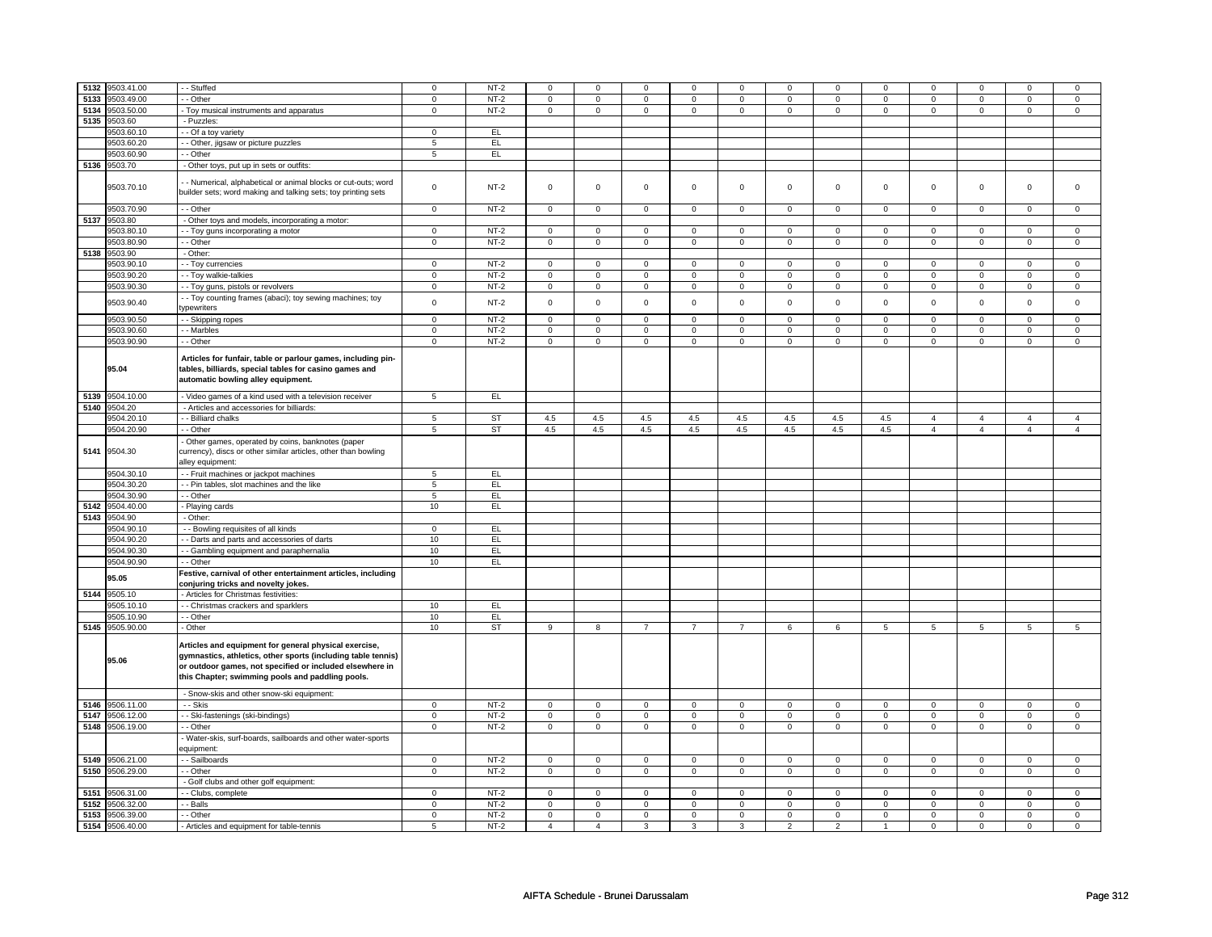| | | | | | | | | | | | | | | | | |
|---|---|---|---|---|---|---|---|---|---|---|---|---|---|---|---|---|
| 5132 | 9503.41.00 | - - Stuffed | 0 | NT-2 | 0 | 0 | 0 | 0 | 0 | 0 | 0 | 0 | 0 | 0 | 0 | 0 |
| 5133 | 9503.49.00 | - - Other | 0 | NT-2 | 0 | 0 | 0 | 0 | 0 | 0 | 0 | 0 | 0 | 0 | 0 | 0 |
| 5134 | 9503.50.00 | - Toy musical instruments and apparatus | 0 | NT-2 | 0 | 0 | 0 | 0 | 0 | 0 | 0 | 0 | 0 | 0 | 0 | 0 |
| 5135 | 9503.60 | - Puzzles: | | | | | | | | | | | | | | |
| | 9503.60.10 | - - Of a toy variety | 0 | EL | | | | | | | | | | | | |
| | 9503.60.20 | - - Other, jigsaw or picture puzzles | 5 | EL | | | | | | | | | | | | |
| | 9503.60.90 | - - Other | 5 | EL | | | | | | | | | | | | |
| 5136 | 9503.70 | - Other toys, put up in sets or outfits: | | | | | | | | | | | | | | |
| | 9503.70.10 | - - Numerical, alphabetical or animal blocks or cut-outs; word builder sets; word making and talking sets; toy printing sets | 0 | NT-2 | 0 | 0 | 0 | 0 | 0 | 0 | 0 | 0 | 0 | 0 | 0 | 0 |
| | 9503.70.90 | - - Other | 0 | NT-2 | 0 | 0 | 0 | 0 | 0 | 0 | 0 | 0 | 0 | 0 | 0 | 0 |
| 5137 | 9503.80 | - Other toys and models, incorporating a motor: | | | | | | | | | | | | | | |
| | 9503.80.10 | - - Toy guns incorporating a motor | 0 | NT-2 | 0 | 0 | 0 | 0 | 0 | 0 | 0 | 0 | 0 | 0 | 0 | 0 |
| | 9503.80.90 | - - Other | 0 | NT-2 | 0 | 0 | 0 | 0 | 0 | 0 | 0 | 0 | 0 | 0 | 0 | 0 |
| 5138 | 9503.90 | - Other: | | | | | | | | | | | | | | |
| | 9503.90.10 | - - Toy currencies | 0 | NT-2 | 0 | 0 | 0 | 0 | 0 | 0 | 0 | 0 | 0 | 0 | 0 | 0 |
| | 9503.90.20 | - - Toy walkie-talkies | 0 | NT-2 | 0 | 0 | 0 | 0 | 0 | 0 | 0 | 0 | 0 | 0 | 0 | 0 |
| | 9503.90.30 | - - Toy guns, pistols or revolvers | 0 | NT-2 | 0 | 0 | 0 | 0 | 0 | 0 | 0 | 0 | 0 | 0 | 0 | 0 |
| | 9503.90.40 | - - Toy counting frames (abaci); toy sewing machines; toy typewriters | 0 | NT-2 | 0 | 0 | 0 | 0 | 0 | 0 | 0 | 0 | 0 | 0 | 0 | 0 |
| | 9503.90.50 | - - Skipping ropes | 0 | NT-2 | 0 | 0 | 0 | 0 | 0 | 0 | 0 | 0 | 0 | 0 | 0 | 0 |
| | 9503.90.60 | - - Marbles | 0 | NT-2 | 0 | 0 | 0 | 0 | 0 | 0 | 0 | 0 | 0 | 0 | 0 | 0 |
| | 9503.90.90 | - - Other | 0 | NT-2 | 0 | 0 | 0 | 0 | 0 | 0 | 0 | 0 | 0 | 0 | 0 | 0 |
| | **95.04** | **Articles for funfair, table or parlour games, including pin-tables, billiards, special tables for casino games and automatic bowling alley equipment.** | | | | | | | | | | | | | | |
| 5139 | 9504.10.00 | - Video games of a kind used with a television receiver | 5 | EL | | | | | | | | | | | | |
| 5140 | 9504.20 | - Articles and accessories for billiards: | | | | | | | | | | | | | | |
| | 9504.20.10 | - - Billiard chalks | 5 | ST | 4.5 | 4.5 | 4.5 | 4.5 | 4.5 | 4.5 | 4.5 | 4.5 | 4 | 4 | 4 | 4 |
| | 9504.20.90 | - - Other | 5 | ST | 4.5 | 4.5 | 4.5 | 4.5 | 4.5 | 4.5 | 4.5 | 4.5 | 4 | 4 | 4 | 4 |
| 5141 | 9504.30 | - Other games, operated by coins, banknotes (paper currency), discs or other similar articles, other than bowling alley equipment: | | | | | | | | | | | | | | |
| | 9504.30.10 | - - Fruit machines or jackpot machines | 5 | EL | | | | | | | | | | | | |
| | 9504.30.20 | - - Pin tables, slot machines and the like | 5 | EL | | | | | | | | | | | | |
| | 9504.30.90 | - - Other | 5 | EL | | | | | | | | | | | | |
| 5142 | 9504.40.00 | - Playing cards | 10 | EL | | | | | | | | | | | | |
| 5143 | 9504.90 | - Other: | | | | | | | | | | | | | | |
| | 9504.90.10 | - - Bowling requisites of all kinds | 0 | EL | | | | | | | | | | | | |
| | 9504.90.20 | - - Darts and parts and accessories of darts | 10 | EL | | | | | | | | | | | | |
| | 9504.90.30 | - - Gambling equipment and paraphernalia | 10 | EL | | | | | | | | | | | | |
| | 9504.90.90 | - - Other | 10 | EL | | | | | | | | | | | | |
| | **95.05** | **Festive, carnival of other entertainment articles, including conjuring tricks and novelty jokes.** | | | | | | | | | | | | | | |
| 5144 | 9505.10 | - Articles for Christmas festivities: | | | | | | | | | | | | | | |
| | 9505.10.10 | - - Christmas crackers and sparklers | 10 | EL | | | | | | | | | | | | |
| | 9505.10.90 | - - Other | 10 | EL | | | | | | | | | | | | |
| 5145 | 9505.90.00 | - Other | 10 | ST | 9 | 8 | 7 | 7 | 7 | 6 | 6 | 5 | 5 | 5 | 5 | 5 |
| | **95.06** | **Articles and equipment for general physical exercise, gymnastics, athletics, other sports (including table tennis) or outdoor games, not specified or included elsewhere in this Chapter; swimming pools and paddling pools.** | | | | | | | | | | | | | | |
| | | - Snow-skis and other snow-ski equipment: | | | | | | | | | | | | | | |
| 5146 | 9506.11.00 | - - Skis | 0 | NT-2 | 0 | 0 | 0 | 0 | 0 | 0 | 0 | 0 | 0 | 0 | 0 | 0 |
| 5147 | 9506.12.00 | - - Ski-fastenings (ski-bindings) | 0 | NT-2 | 0 | 0 | 0 | 0 | 0 | 0 | 0 | 0 | 0 | 0 | 0 | 0 |
| 5148 | 9506.19.00 | - - Other | 0 | NT-2 | 0 | 0 | 0 | 0 | 0 | 0 | 0 | 0 | 0 | 0 | 0 | 0 |
| | | - Water-skis, surf-boards, sailboards and other water-sports equipment: | | | | | | | | | | | | | | |
| 5149 | 9506.21.00 | - - Sailboards | 0 | NT-2 | 0 | 0 | 0 | 0 | 0 | 0 | 0 | 0 | 0 | 0 | 0 | 0 |
| 5150 | 9506.29.00 | - - Other | 0 | NT-2 | 0 | 0 | 0 | 0 | 0 | 0 | 0 | 0 | 0 | 0 | 0 | 0 |
| | | - Golf clubs and other golf equipment: | | | | | | | | | | | | | | |
| 5151 | 9506.31.00 | - - Clubs, complete | 0 | NT-2 | 0 | 0 | 0 | 0 | 0 | 0 | 0 | 0 | 0 | 0 | 0 | 0 |
| 5152 | 9506.32.00 | - - Balls | 0 | NT-2 | 0 | 0 | 0 | 0 | 0 | 0 | 0 | 0 | 0 | 0 | 0 | 0 |
| 5153 | 9506.39.00 | - - Other | 0 | NT-2 | 0 | 0 | 0 | 0 | 0 | 0 | 0 | 0 | 0 | 0 | 0 | 0 |
| 5154 | 9506.40.00 | - Articles and equipment for table-tennis | 5 | NT-2 | 4 | 4 | 3 | 3 | 3 | 2 | 2 | 1 | 0 | 0 | 0 | 0 |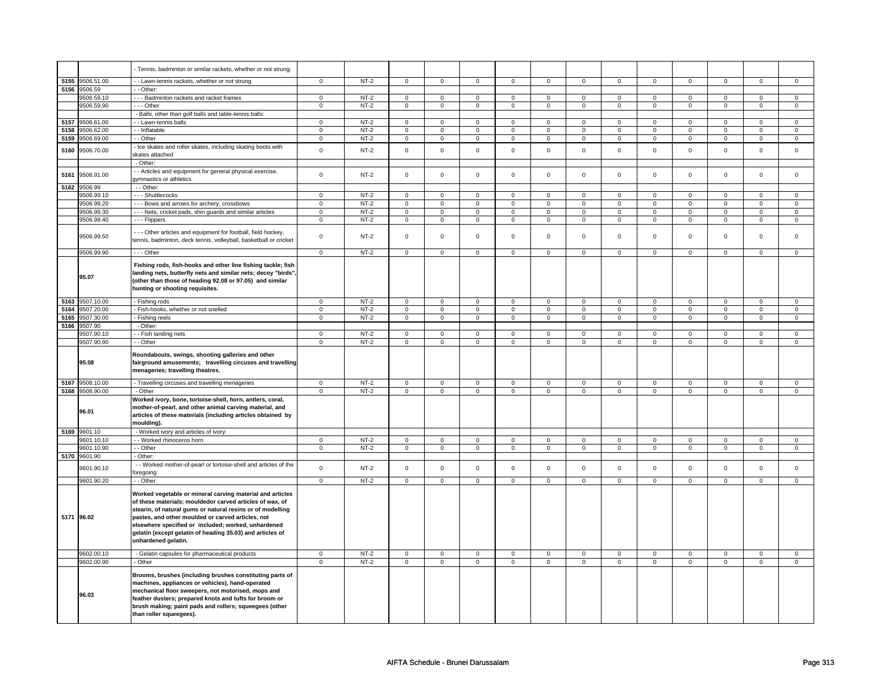| | | | | | | | | | | | | | | | | |
|---|---|---|---|---|---|---|---|---|---|---|---|---|---|---|---|---|
| | | - Tennis, badminton or similar rackets, whether or not strung: | | | | | | | | | | | | | | |
| 5155 | 9506.51.00 | - - Lawn-tennis rackets, whether or not strung | 0 | NT-2 | 0 | 0 | 0 | 0 | 0 | 0 | 0 | 0 | 0 | 0 | 0 | 0 |
| 5156 | 9506.59 | - - Other: | | | | | | | | | | | | | | |
| | 9506.59.10 | - - - Badminton rackets and racket frames | 0 | NT-2 | 0 | 0 | 0 | 0 | 0 | 0 | 0 | 0 | 0 | 0 | 0 | 0 |
| | 9506.59.90 | - - - Other | 0 | NT-2 | 0 | 0 | 0 | 0 | 0 | 0 | 0 | 0 | 0 | 0 | 0 | 0 |
| | | - Balls, other than golf balls and table-tennis balls: | | | | | | | | | | | | | | |
| 5157 | 9506.61.00 | - - Lawn-tennis balls | 0 | NT-2 | 0 | 0 | 0 | 0 | 0 | 0 | 0 | 0 | 0 | 0 | 0 | 0 |
| 5158 | 9506.62.00 | - - Inflatable | 0 | NT-2 | 0 | 0 | 0 | 0 | 0 | 0 | 0 | 0 | 0 | 0 | 0 | 0 |
| 5159 | 9506.69.00 | - - Other | 0 | NT-2 | 0 | 0 | 0 | 0 | 0 | 0 | 0 | 0 | 0 | 0 | 0 | 0 |
| 5160 | 9506.70.00 | - Ice skates and roller skates, including skating boots with skates attached | 0 | NT-2 | 0 | 0 | 0 | 0 | 0 | 0 | 0 | 0 | 0 | 0 | 0 | 0 |
| | | - Other: | | | | | | | | | | | | | | |
| 5161 | 9506.91.00 | - - Articles and equipment for general physical exercise, gymnastics or athletics | 0 | NT-2 | 0 | 0 | 0 | 0 | 0 | 0 | 0 | 0 | 0 | 0 | 0 | 0 |
| 5162 | 9506.99 | - - Other: | | | | | | | | | | | | | | |
| | 9506.99.10 | - - - Shuttlecocks | 0 | NT-2 | 0 | 0 | 0 | 0 | 0 | 0 | 0 | 0 | 0 | 0 | 0 | 0 |
| | 9506.99.20 | - - - Bows and arrows for archery; crossbows | 0 | NT-2 | 0 | 0 | 0 | 0 | 0 | 0 | 0 | 0 | 0 | 0 | 0 | 0 |
| | 9506.99.30 | - - - Nets, cricket pads, shin guards and similar articles | 0 | NT-2 | 0 | 0 | 0 | 0 | 0 | 0 | 0 | 0 | 0 | 0 | 0 | 0 |
| | 9506.99.40 | - - - Flippers | 0 | NT-2 | 0 | 0 | 0 | 0 | 0 | 0 | 0 | 0 | 0 | 0 | 0 | 0 |
| | 9506.99.50 | - - - Other articles and equipment for football, field hockey, tennis, badminton, deck tennis, volleyball, basketball or cricket | 0 | NT-2 | 0 | 0 | 0 | 0 | 0 | 0 | 0 | 0 | 0 | 0 | 0 | 0 |
| | 9506.99.90 | - - - Other | 0 | NT-2 | 0 | 0 | 0 | 0 | 0 | 0 | 0 | 0 | 0 | 0 | 0 | 0 |
| | **95.07** | **Fishing rods, fish-hooks and other line fishing tackle; fish landing nets, butterfly nets and similar nets; decoy "birds", (other than those of heading 92.08 or 97.05) and similar hunting or shooting requisites.** | | | | | | | | | | | | | | |
| 5163 | 9507.10.00 | - Fishing rods | 0 | NT-2 | 0 | 0 | 0 | 0 | 0 | 0 | 0 | 0 | 0 | 0 | 0 | 0 |
| 5164 | 9507.20.00 | - Fish-hooks, whether or not snelled | 0 | NT-2 | 0 | 0 | 0 | 0 | 0 | 0 | 0 | 0 | 0 | 0 | 0 | 0 |
| 5165 | 9507.30.00 | - Fishing reels | 0 | NT-2 | 0 | 0 | 0 | 0 | 0 | 0 | 0 | 0 | 0 | 0 | 0 | 0 |
| 5166 | 9507.90 | - Other: | | | | | | | | | | | | | | |
| | 9507.90.10 | - - Fish landing nets | 0 | NT-2 | 0 | 0 | 0 | 0 | 0 | 0 | 0 | 0 | 0 | 0 | 0 | 0 |
| | 9507.90.90 | - - Other | 0 | NT-2 | 0 | 0 | 0 | 0 | 0 | 0 | 0 | 0 | 0 | 0 | 0 | 0 |
| | **95.08** | **Roundabouts, swings, shooting galleries and other fairground amusements; travelling circuses and travelling menageries; travelling theatres.** | | | | | | | | | | | | | | |
| 5167 | 9508.10.00 | - Travelling circuses and travelling menageries | 0 | NT-2 | 0 | 0 | 0 | 0 | 0 | 0 | 0 | 0 | 0 | 0 | 0 | 0 |
| 5168 | 9508.90.00 | - Other | 0 | NT-2 | 0 | 0 | 0 | 0 | 0 | 0 | 0 | 0 | 0 | 0 | 0 | 0 |
| | **96.01** | **Worked ivory, bone, tortoise-shell, horn, antlers, coral, mother-of-pearl, and other animal carving material, and articles of these materials (including articles obtained by moulding).** | | | | | | | | | | | | | | |
| 5169 | 9601.10 | - Worked ivory and articles of ivory: | | | | | | | | | | | | | | |
| | 9601.10.10 | - - Worked rhinoceros horn | 0 | NT-2 | 0 | 0 | 0 | 0 | 0 | 0 | 0 | 0 | 0 | 0 | 0 | 0 |
| | 9601.10.90 | - - Other | 0 | NT-2 | 0 | 0 | 0 | 0 | 0 | 0 | 0 | 0 | 0 | 0 | 0 | 0 |
| 5170 | 9601.90 | - Other: | | | | | | | | | | | | | | |
| | 9601.90.10 | - - Worked mother-of-pearl or tortoise-shell and articles of the foregoing | 0 | NT-2 | 0 | 0 | 0 | 0 | 0 | 0 | 0 | 0 | 0 | 0 | 0 | 0 |
| | 9601.90.20 | - - Other | 0 | NT-2 | 0 | 0 | 0 | 0 | 0 | 0 | 0 | 0 | 0 | 0 | 0 | 0 |
| 5171 | **96.02** | **Worked vegetable or mineral carving material and articles of these materials; mouldedor carved articles of wax, of stearin, of natural gums or natural resins or of modelling pastes, and other moulded or carved articles, not elsewhere specified or included; worked, unhardened gelatin (except gelatin of heading 35.03) and articles of unhardened gelatin.** | | | | | | | | | | | | | | |
| | 9602.00.10 | - Gelatin capsules for pharmaceutical products | 0 | NT-2 | 0 | 0 | 0 | 0 | 0 | 0 | 0 | 0 | 0 | 0 | 0 | 0 |
| | 9602.00.90 | - Other | 0 | NT-2 | 0 | 0 | 0 | 0 | 0 | 0 | 0 | 0 | 0 | 0 | 0 | 0 |
| | **96.03** | **Brooms, brushes (including brushes constituting parts of machines, appliances or vehicles), hand-operated mechanical floor sweepers, not motorised, mops and feather dusters; prepared knots and tufts for broom or brush making; paint pads and rollers; squeegees (other than roller squeegees).** | | | | | | | | | | | | | | |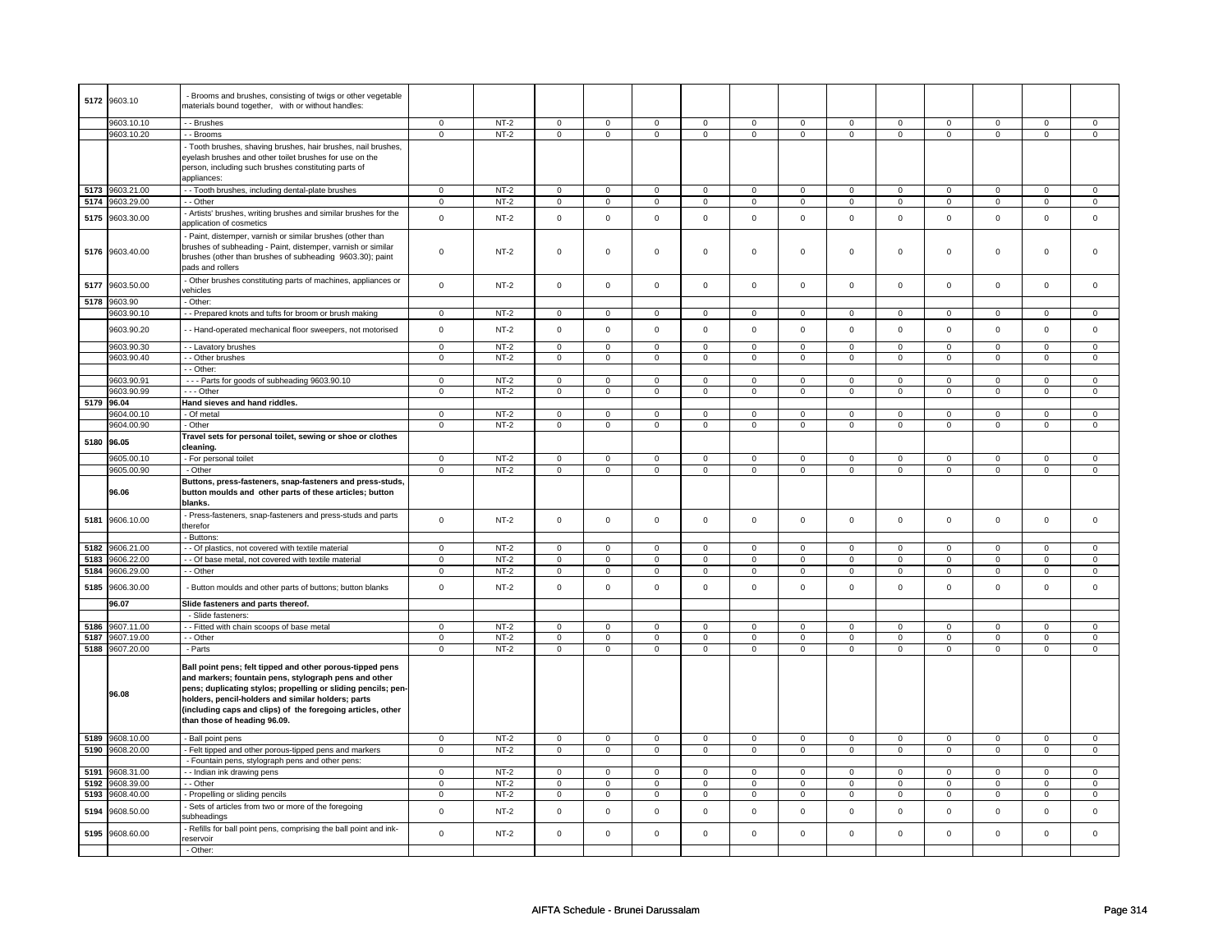| 5172 | 9603.10 | - Brooms and brushes, consisting of twigs or other vegetable materials bound together, with or without handles: | | | | | | | | | | | | | | | |
|---|---|---|---|---|---|---|---|---|---|---|---|---|---|---|---|---|---|
| | 9603.10.10 | - - Brushes | 0 | NT-2 | 0 | 0 | 0 | 0 | 0 | 0 | 0 | 0 | 0 | 0 | 0 | 0 |
| | 9603.10.20 | - - Brooms | 0 | NT-2 | 0 | 0 | 0 | 0 | 0 | 0 | 0 | 0 | 0 | 0 | 0 | 0 |
| | | - Tooth brushes, shaving brushes, hair brushes, nail brushes, eyelash brushes and other toilet brushes for use on the person, including such brushes constituting parts of appliances: | | | | | | | | | | | | | | | |
| 5173 | 9603.21.00 | - - Tooth brushes, including dental-plate brushes | 0 | NT-2 | 0 | 0 | 0 | 0 | 0 | 0 | 0 | 0 | 0 | 0 | 0 | 0 |
| 5174 | 9603.29.00 | - - Other | 0 | NT-2 | 0 | 0 | 0 | 0 | 0 | 0 | 0 | 0 | 0 | 0 | 0 | 0 |
| 5175 | 9603.30.00 | - Artists' brushes, writing brushes and similar brushes for the application of cosmetics | 0 | NT-2 | 0 | 0 | 0 | 0 | 0 | 0 | 0 | 0 | 0 | 0 | 0 | 0 |
| 5176 | 9603.40.00 | - Paint, distemper, varnish or similar brushes (other than brushes of subheading - Paint, distemper, varnish or similar brushes (other than brushes of subheading 9603.30); paint pads and rollers | 0 | NT-2 | 0 | 0 | 0 | 0 | 0 | 0 | 0 | 0 | 0 | 0 | 0 | 0 |
| 5177 | 9603.50.00 | - Other brushes constituting parts of machines, appliances or vehicles | 0 | NT-2 | 0 | 0 | 0 | 0 | 0 | 0 | 0 | 0 | 0 | 0 | 0 | 0 |
| 5178 | 9603.90 | - Other: | | | | | | | | | | | | | | |
| | 9603.90.10 | - - Prepared knots and tufts for broom or brush making | 0 | NT-2 | 0 | 0 | 0 | 0 | 0 | 0 | 0 | 0 | 0 | 0 | 0 | 0 |
| | 9603.90.20 | - - Hand-operated mechanical floor sweepers, not motorised | 0 | NT-2 | 0 | 0 | 0 | 0 | 0 | 0 | 0 | 0 | 0 | 0 | 0 | 0 |
| | 9603.90.30 | - - Lavatory brushes | 0 | NT-2 | 0 | 0 | 0 | 0 | 0 | 0 | 0 | 0 | 0 | 0 | 0 | 0 |
| | 9603.90.40 | - - Other brushes | 0 | NT-2 | 0 | 0 | 0 | 0 | 0 | 0 | 0 | 0 | 0 | 0 | 0 | 0 |
| | | - - Other: | | | | | | | | | | | | | | |
| | 9603.90.91 | - - - Parts for goods of subheading 9603.90.10 | 0 | NT-2 | 0 | 0 | 0 | 0 | 0 | 0 | 0 | 0 | 0 | 0 | 0 | 0 |
| | 9603.90.99 | - - - Other | 0 | NT-2 | 0 | 0 | 0 | 0 | 0 | 0 | 0 | 0 | 0 | 0 | 0 | 0 |
| 5179 | 96.04 | **Hand sieves and hand riddles.** | | | | | | | | | | | | | | |
| | 9604.00.10 | - Of metal | 0 | NT-2 | 0 | 0 | 0 | 0 | 0 | 0 | 0 | 0 | 0 | 0 | 0 | 0 |
| | 9604.00.90 | - Other | 0 | NT-2 | 0 | 0 | 0 | 0 | 0 | 0 | 0 | 0 | 0 | 0 | 0 | 0 |
| 5180 | 96.05 | **Travel sets for personal toilet, sewing or shoe or clothes cleaning.** | | | | | | | | | | | | | | |
| | 9605.00.10 | - For personal toilet | 0 | NT-2 | 0 | 0 | 0 | 0 | 0 | 0 | 0 | 0 | 0 | 0 | 0 | 0 |
| | 9605.00.90 | - Other | 0 | NT-2 | 0 | 0 | 0 | 0 | 0 | 0 | 0 | 0 | 0 | 0 | 0 | 0 |
| | 96.06 | **Buttons, press-fasteners, snap-fasteners and press-studs, button moulds and other parts of these articles; button blanks.** | | | | | | | | | | | | | | |
| 5181 | 9606.10.00 | - Press-fasteners, snap-fasteners and press-studs and parts therefor | 0 | NT-2 | 0 | 0 | 0 | 0 | 0 | 0 | 0 | 0 | 0 | 0 | 0 | 0 |
| | | - Buttons: | | | | | | | | | | | | | | |
| 5182 | 9606.21.00 | - - Of plastics, not covered with textile material | 0 | NT-2 | 0 | 0 | 0 | 0 | 0 | 0 | 0 | 0 | 0 | 0 | 0 | 0 |
| 5183 | 9606.22.00 | - - Of base metal, not covered with textile material | 0 | NT-2 | 0 | 0 | 0 | 0 | 0 | 0 | 0 | 0 | 0 | 0 | 0 | 0 |
| 5184 | 9606.29.00 | - - Other | 0 | NT-2 | 0 | 0 | 0 | 0 | 0 | 0 | 0 | 0 | 0 | 0 | 0 | 0 |
| 5185 | 9606.30.00 | - Button moulds and other parts of buttons; button blanks | 0 | NT-2 | 0 | 0 | 0 | 0 | 0 | 0 | 0 | 0 | 0 | 0 | 0 | 0 |
| | 96.07 | **Slide fasteners and parts thereof.** | | | | | | | | | | | | | | |
| | | - Slide fasteners: | | | | | | | | | | | | | | |
| 5186 | 9607.11.00 | - - Fitted with chain scoops of base metal | 0 | NT-2 | 0 | 0 | 0 | 0 | 0 | 0 | 0 | 0 | 0 | 0 | 0 | 0 |
| 5187 | 9607.19.00 | - - Other | 0 | NT-2 | 0 | 0 | 0 | 0 | 0 | 0 | 0 | 0 | 0 | 0 | 0 | 0 |
| 5188 | 9607.20.00 | - Parts | 0 | NT-2 | 0 | 0 | 0 | 0 | 0 | 0 | 0 | 0 | 0 | 0 | 0 | 0 |
| | 96.08 | **Ball point pens; felt tipped and other porous-tipped pens and markers; fountain pens, stylograph pens and other pens; duplicating stylos; propelling or sliding pencils; pen-holders, pencil-holders and similar holders; parts (including caps and clips) of the foregoing articles, other than those of heading 96.09.** | | | | | | | | | | | | | | |
| 5189 | 9608.10.00 | - Ball point pens | 0 | NT-2 | 0 | 0 | 0 | 0 | 0 | 0 | 0 | 0 | 0 | 0 | 0 | 0 |
| 5190 | 9608.20.00 | - Felt tipped and other porous-tipped pens and markers | 0 | NT-2 | 0 | 0 | 0 | 0 | 0 | 0 | 0 | 0 | 0 | 0 | 0 | 0 |
| | | - Fountain pens, stylograph pens and other pens: | | | | | | | | | | | | | | |
| 5191 | 9608.31.00 | - - Indian ink drawing pens | 0 | NT-2 | 0 | 0 | 0 | 0 | 0 | 0 | 0 | 0 | 0 | 0 | 0 | 0 |
| 5192 | 9608.39.00 | - - Other | 0 | NT-2 | 0 | 0 | 0 | 0 | 0 | 0 | 0 | 0 | 0 | 0 | 0 | 0 |
| 5193 | 9608.40.00 | - Propelling or sliding pencils | 0 | NT-2 | 0 | 0 | 0 | 0 | 0 | 0 | 0 | 0 | 0 | 0 | 0 | 0 |
| 5194 | 9608.50.00 | - Sets of articles from two or more of the foregoing subheadings | 0 | NT-2 | 0 | 0 | 0 | 0 | 0 | 0 | 0 | 0 | 0 | 0 | 0 | 0 |
| 5195 | 9608.60.00 | - Refills for ball point pens, comprising the ball point and ink-reservoir | 0 | NT-2 | 0 | 0 | 0 | 0 | 0 | 0 | 0 | 0 | 0 | 0 | 0 | 0 |
| | | - Other: | | | | | | | | | | | | | | |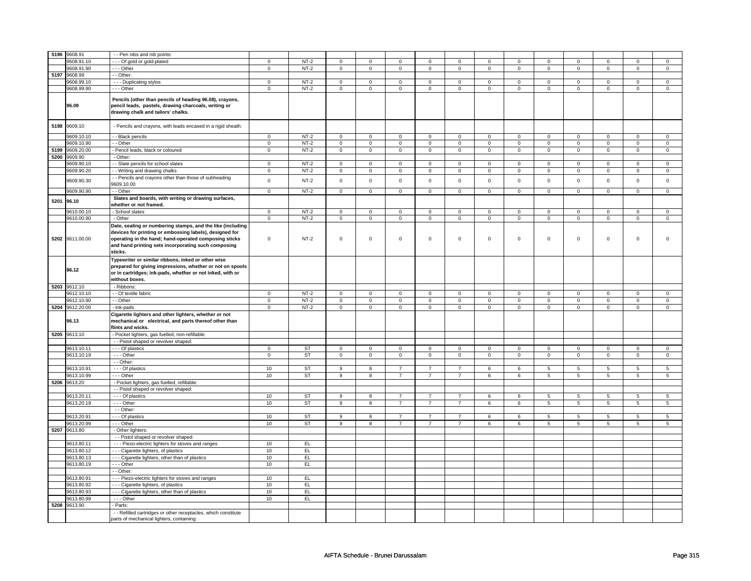| | | | | | | | | | | | | | | | | |
|---|---|---|---|---|---|---|---|---|---|---|---|---|---|---|---|---|
| 5196 | 9608.91 | - - Pen nibs and nib points: | | | | | | | | | | | | | | |
| | 9608.91.10 | - - - Of gold or gold-plated | 0 | NT-2 | 0 | 0 | 0 | 0 | 0 | 0 | 0 | 0 | 0 | 0 | 0 | 0 |
| | 9608.91.90 | - - - Other | 0 | NT-2 | 0 | 0 | 0 | 0 | 0 | 0 | 0 | 0 | 0 | 0 | 0 | 0 |
| 5197 | 9608.99 | - - Other: | | | | | | | | | | | | | | |
| | 9608.99.10 | - - - Duplicating stylos | 0 | NT-2 | 0 | 0 | 0 | 0 | 0 | 0 | 0 | 0 | 0 | 0 | 0 | 0 |
| | 9608.99.90 | - - - Other | 0 | NT-2 | 0 | 0 | 0 | 0 | 0 | 0 | 0 | 0 | 0 | 0 | 0 | 0 |
| | **96.09** | **Pencils (other than pencils of heading 96.08), crayons, pencil leads, pastels, drawing charcoals, writing or drawing chalk and tailors' chalks.** | | | | | | | | | | | | | | |
| 5198 | 9609.10 | - Pencils and crayons, with leads encased in a rigid sheath: | | | | | | | | | | | | | | |
| | 9609.10.10 | - - Black pencils | 0 | NT-2 | 0 | 0 | 0 | 0 | 0 | 0 | 0 | 0 | 0 | 0 | 0 | 0 |
| | 9609.10.90 | - - Other | 0 | NT-2 | 0 | 0 | 0 | 0 | 0 | 0 | 0 | 0 | 0 | 0 | 0 | 0 |
| 5199 | 9609.20.00 | - Pencil leads, black or coloured | 0 | NT-2 | 0 | 0 | 0 | 0 | 0 | 0 | 0 | 0 | 0 | 0 | 0 | 0 |
| 5200 | 9609.90 | - Other: | | | | | | | | | | | | | | |
| | 9609.90.10 | - - Slate pencils for school slates | 0 | NT-2 | 0 | 0 | 0 | 0 | 0 | 0 | 0 | 0 | 0 | 0 | 0 | 0 |
| | 9609.90.20 | - - Writing and drawing chalks | 0 | NT-2 | 0 | 0 | 0 | 0 | 0 | 0 | 0 | 0 | 0 | 0 | 0 | 0 |
| | 9609.90.30 | - - Pencils and crayons other than those of subheading 9609.10.00 | 0 | NT-2 | 0 | 0 | 0 | 0 | 0 | 0 | 0 | 0 | 0 | 0 | 0 | 0 |
| | 9609.90.90 | - - Other | 0 | NT-2 | 0 | 0 | 0 | 0 | 0 | 0 | 0 | 0 | 0 | 0 | 0 | 0 |
| 5201 | **96.10** | **Slates and boards, with writing or drawing surfaces, whether or not framed.** | | | | | | | | | | | | | | |
| | 9610.00.10 | - School slates | 0 | NT-2 | 0 | 0 | 0 | 0 | 0 | 0 | 0 | 0 | 0 | 0 | 0 | 0 |
| | 9610.00.90 | - Other | 0 | NT-2 | 0 | 0 | 0 | 0 | 0 | 0 | 0 | 0 | 0 | 0 | 0 | 0 |
| 5202 | 9611.00.00 | **Date, sealing or numbering stamps, and the like (including devices for printing or embossing labels), designed for operating in the hand; hand-operated composing sticks and hand printing sets incorporating such composing sticks.** | 0 | NT-2 | 0 | 0 | 0 | 0 | 0 | 0 | 0 | 0 | 0 | 0 | 0 | 0 |
| | **96.12** | **Typewriter or similar ribbons, inked or other wise prepared for giving impressions, whether or not on spools or in cartridges; ink-pads, whether or not inked, with or without boxes.** | | | | | | | | | | | | | | |
| 5203 | 9612.10 | - Ribbons: | | | | | | | | | | | | | | |
| | 9612.10.10 | - - Of textile fabric | 0 | NT-2 | 0 | 0 | 0 | 0 | 0 | 0 | 0 | 0 | 0 | 0 | 0 | 0 |
| | 9612.10.90 | - - Other | 0 | NT-2 | 0 | 0 | 0 | 0 | 0 | 0 | 0 | 0 | 0 | 0 | 0 | 0 |
| 5204 | 9612.20.00 | - Ink-pads | 0 | NT-2 | 0 | 0 | 0 | 0 | 0 | 0 | 0 | 0 | 0 | 0 | 0 | 0 |
| | **96.13** | **Cigarette lighters and other lighters, whether or not mechanical or electrical, and parts thereof other than flints and wicks.** | | | | | | | | | | | | | | |
| 5205 | 9613.10 | - Pocket lighters, gas fuelled, non-refillable: | | | | | | | | | | | | | | |
| | | - - Pistol shaped or revolver shaped: | | | | | | | | | | | | | | |
| | 9613.10.11 | - - - Of plastics | 0 | ST | 0 | 0 | 0 | 0 | 0 | 0 | 0 | 0 | 0 | 0 | 0 | 0 |
| | 9613.10.19 | - - - Other | 0 | ST | 0 | 0 | 0 | 0 | 0 | 0 | 0 | 0 | 0 | 0 | 0 | 0 |
| | | - - Other: | | | | | | | | | | | | | | |
| | 9613.10.91 | - - - Of plastics | 10 | ST | 9 | 8 | 7 | 7 | 7 | 6 | 6 | 5 | 5 | 5 | 5 | 5 |
| | 9613.10.99 | - - - Other | 10 | ST | 9 | 8 | 7 | 7 | 7 | 6 | 6 | 5 | 5 | 5 | 5 | 5 |
| 5206 | 9613.20 | - Pocket lighters, gas fuelled, refillable: | | | | | | | | | | | | | | |
| | | - - Pistol shaped or revolver shaped: | | | | | | | | | | | | | | |
| | 9613.20.11 | - - - Of plastics | 10 | ST | 9 | 8 | 7 | 7 | 7 | 6 | 6 | 5 | 5 | 5 | 5 | 5 |
| | 9613.20.19 | - - - Other | 10 | ST | 9 | 8 | 7 | 7 | 7 | 6 | 6 | 5 | 5 | 5 | 5 | 5 |
| | | - - Other: | | | | | | | | | | | | | | |
| | 9613.20.91 | - - - Of plastics | 10 | ST | 9 | 8 | 7 | 7 | 7 | 6 | 6 | 5 | 5 | 5 | 5 | 5 |
| | 9613.20.99 | - - - Other | 10 | ST | 9 | 8 | 7 | 7 | 7 | 6 | 6 | 5 | 5 | 5 | 5 | 5 |
| 5207 | 9613.80 | - Other lighters: | | | | | | | | | | | | | | |
| | | - - Pistol shaped or revolver shaped: | | | | | | | | | | | | | | |
| | 9613.80.11 | - - - Piezo-electric lighters for stoves and ranges | 10 | EL | | | | | | | | | | | | |
| | 9613.80.12 | - - - Cigarette lighters, of plastics | 10 | EL | | | | | | | | | | | | |
| | 9613.80.13 | - - - Cigarette lighters, other than of plastics | 10 | EL | | | | | | | | | | | | |
| | 9613.80.19 | - - - Other | 10 | EL | | | | | | | | | | | | |
| | | - - Other: | | | | | | | | | | | | | | |
| | 9613.80.91 | - - - Piezo-electric lighters for stoves and ranges | 10 | EL | | | | | | | | | | | | |
| | 9613.80.92 | - - - Cigarette lighters, of plastics | 10 | EL | | | | | | | | | | | | |
| | 9613.80.93 | - - - Cigarette lighters, other than of plastics | 10 | EL | | | | | | | | | | | | |
| | 9613.80.99 | - - - Other | 10 | EL | | | | | | | | | | | | |
| 5208 | 9613.90 | - Parts: | | | | | | | | | | | | | | |
| | | - - Refilled cartridges or other receptacles, which constitute parts of mechanical lighters, containing: | | | | | | | | | | | | | | |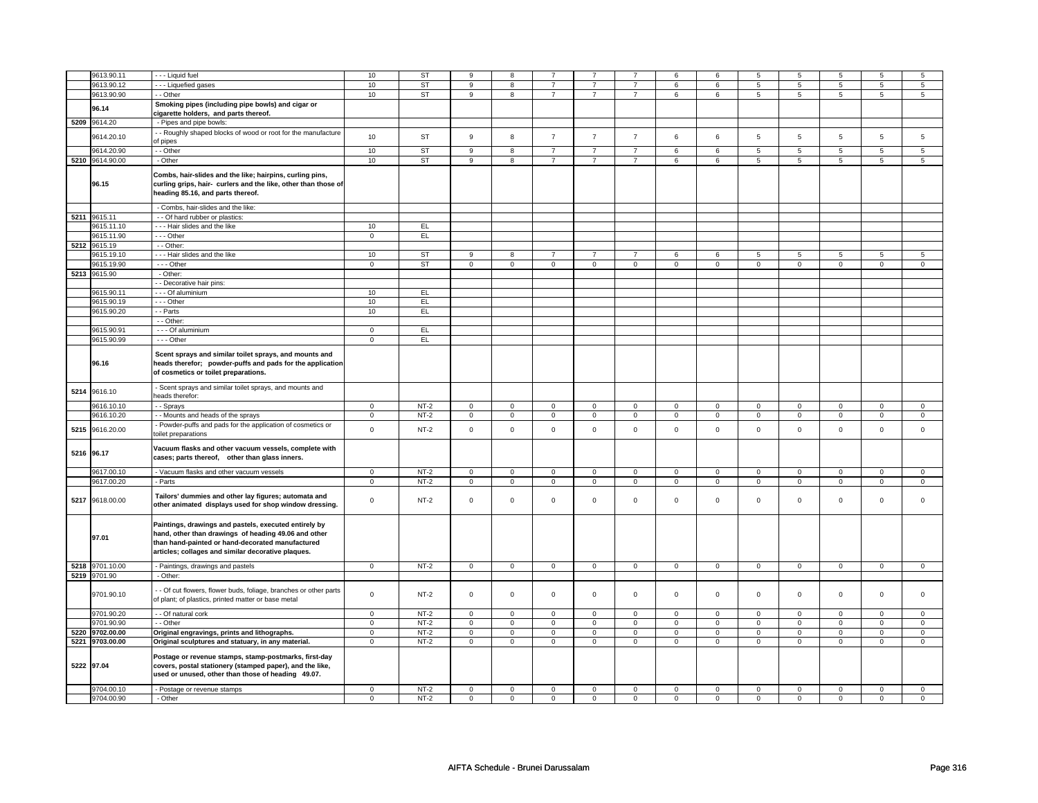| | | | | | | | | | | | | | | | |
|---|---|---|---|---|---|---|---|---|---|---|---|---|---|---|---|
| | 9613.90.11 | - - - Liquid fuel | 10 | ST | 9 | 8 | 7 | 7 | 7 | 6 | 6 | 5 | 5 | 5 | 5 | 5 |
| | 9613.90.12 | - - - Liquefied gases | 10 | ST | 9 | 8 | 7 | 7 | 7 | 6 | 6 | 5 | 5 | 5 | 5 | 5 |
| | 9613.90.90 | - - Other | 10 | ST | 9 | 8 | 7 | 7 | 7 | 6 | 6 | 5 | 5 | 5 | 5 | 5 |
| | **96.14** | **Smoking pipes (including pipe bowls) and cigar or cigarette holders, and parts thereof.** | | | | | | | | | | | | | | |
| 5209 | 9614.20 | - Pipes and pipe bowls: | | | | | | | | | | | | | | |
| | 9614.20.10 | - - Roughly shaped blocks of wood or root for the manufacture of pipes | 10 | ST | 9 | 8 | 7 | 7 | 7 | 6 | 6 | 5 | 5 | 5 | 5 | 5 |
| | 9614.20.90 | - - Other | 10 | ST | 9 | 8 | 7 | 7 | 7 | 6 | 6 | 5 | 5 | 5 | 5 | 5 |
| 5210 | 9614.90.00 | - Other | 10 | ST | 9 | 8 | 7 | 7 | 7 | 6 | 6 | 5 | 5 | 5 | 5 | 5 |
| | **96.15** | **Combs, hair-slides and the like; hairpins, curling pins, curling grips, hair- curlers and the like, other than those of heading 85.16, and parts thereof.** | | | | | | | | | | | | | | |
| | | - Combs, hair-slides and the like: | | | | | | | | | | | | | | |
| 5211 | 9615.11 | - - Of hard rubber or plastics: | | | | | | | | | | | | | | |
| | 9615.11.10 | - - - Hair slides and the like | 10 | EL | | | | | | | | | | | | |
| | 9615.11.90 | - - - Other | 0 | EL | | | | | | | | | | | | |
| 5212 | 9615.19 | - - Other: | | | | | | | | | | | | | | |
| | 9615.19.10 | - - - Hair slides and the like | 10 | ST | 9 | 8 | 7 | 7 | 7 | 6 | 6 | 5 | 5 | 5 | 5 | 5 |
| | 9615.19.90 | - - - Other | 0 | ST | 0 | 0 | 0 | 0 | 0 | 0 | 0 | 0 | 0 | 0 | 0 | 0 |
| 5213 | 9615.90 | - Other: | | | | | | | | | | | | | | |
| | | - - Decorative hair pins: | | | | | | | | | | | | | | |
| | 9615.90.11 | - - - Of aluminium | 10 | EL | | | | | | | | | | | | |
| | 9615.90.19 | - - - Other | 10 | EL | | | | | | | | | | | | |
| | 9615.90.20 | - - Parts | 10 | EL | | | | | | | | | | | | |
| | | - - Other: | | | | | | | | | | | | | | |
| | 9615.90.91 | - - - Of aluminium | 0 | EL | | | | | | | | | | | | |
| | 9615.90.99 | - - - Other | 0 | EL | | | | | | | | | | | | |
| | **96.16** | **Scent sprays and similar toilet sprays, and mounts and heads therefor; powder-puffs and pads for the application of cosmetics or toilet preparations.** | | | | | | | | | | | | | | |
| 5214 | 9616.10 | - Scent sprays and similar toilet sprays, and mounts and heads therefor: | | | | | | | | | | | | | | |
| | 9616.10.10 | - - Sprays | 0 | NT-2 | 0 | 0 | 0 | 0 | 0 | 0 | 0 | 0 | 0 | 0 | 0 | 0 |
| | 9616.10.20 | - - Mounts and heads of the sprays | 0 | NT-2 | 0 | 0 | 0 | 0 | 0 | 0 | 0 | 0 | 0 | 0 | 0 | 0 |
| 5215 | 9616.20.00 | - Powder-puffs and pads for the application of cosmetics or toilet preparations | 0 | NT-2 | 0 | 0 | 0 | 0 | 0 | 0 | 0 | 0 | 0 | 0 | 0 | 0 |
| 5216 | **96.17** | **Vacuum flasks and other vacuum vessels, complete with cases; parts thereof, other than glass inners.** | | | | | | | | | | | | | | |
| | 9617.00.10 | - Vacuum flasks and other vacuum vessels | 0 | NT-2 | 0 | 0 | 0 | 0 | 0 | 0 | 0 | 0 | 0 | 0 | 0 | 0 |
| | 9617.00.20 | - Parts | 0 | NT-2 | 0 | 0 | 0 | 0 | 0 | 0 | 0 | 0 | 0 | 0 | 0 | 0 |
| 5217 | 9618.00.00 | **Tailors' dummies and other lay figures; automata and other animated displays used for shop window dressing.** | 0 | NT-2 | 0 | 0 | 0 | 0 | 0 | 0 | 0 | 0 | 0 | 0 | 0 | 0 |
| | **97.01** | **Paintings, drawings and pastels, executed entirely by hand, other than drawings of heading 49.06 and other than hand-painted or hand-decorated manufactured articles; collages and similar decorative plaques.** | | | | | | | | | | | | | | |
| 5218 | 9701.10.00 | - Paintings, drawings and pastels | 0 | NT-2 | 0 | 0 | 0 | 0 | 0 | 0 | 0 | 0 | 0 | 0 | 0 | 0 |
| 5219 | 9701.90 | - Other: | | | | | | | | | | | | | | |
| | 9701.90.10 | - - Of cut flowers, flower buds, foliage, branches or other parts of plant; of plastics, printed matter or base metal | 0 | NT-2 | 0 | 0 | 0 | 0 | 0 | 0 | 0 | 0 | 0 | 0 | 0 | 0 |
| | 9701.90.20 | - - Of natural cork | 0 | NT-2 | 0 | 0 | 0 | 0 | 0 | 0 | 0 | 0 | 0 | 0 | 0 | 0 |
| | 9701.90.90 | - - Other | 0 | NT-2 | 0 | 0 | 0 | 0 | 0 | 0 | 0 | 0 | 0 | 0 | 0 | 0 |
| 5220 | **9702.00.00** | **Original engravings, prints and lithographs.** | 0 | NT-2 | 0 | 0 | 0 | 0 | 0 | 0 | 0 | 0 | 0 | 0 | 0 | 0 |
| 5221 | **9703.00.00** | **Original sculptures and statuary, in any material.** | 0 | NT-2 | 0 | 0 | 0 | 0 | 0 | 0 | 0 | 0 | 0 | 0 | 0 | 0 |
| 5222 | **97.04** | **Postage or revenue stamps, stamp-postmarks, first-day covers, postal stationery (stamped paper), and the like, used or unused, other than those of heading 49.07.** | | | | | | | | | | | | | | |
| | 9704.00.10 | - Postage or revenue stamps | 0 | NT-2 | 0 | 0 | 0 | 0 | 0 | 0 | 0 | 0 | 0 | 0 | 0 | 0 |
| | 9704.00.90 | - Other | 0 | NT-2 | 0 | 0 | 0 | 0 | 0 | 0 | 0 | 0 | 0 | 0 | 0 | 0 |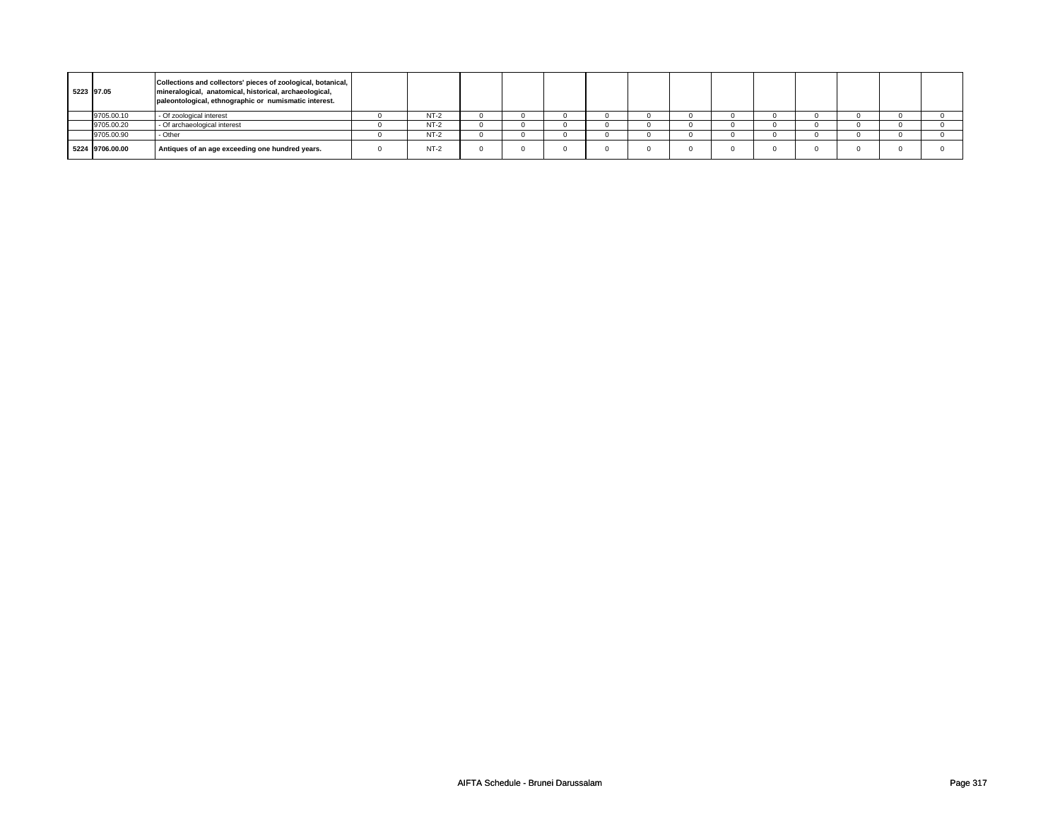| | | | | | | | | | | | | | | | | |
|---|---|---|---|---|---|---|---|---|---|---|---|---|---|---|---|---|
| 5223 | 97.05 | **Collections and collectors' pieces of zoological, botanical, mineralogical, anatomical, historical, archaeological, paleontological, ethnographic or numismatic interest.** | | | | | | | | | | | | | | |
| | 9705.00.10 | - Of zoological interest | 0 | NT-2 | 0 | 0 | 0 | 0 | 0 | 0 | 0 | 0 | 0 | 0 | 0 | 0 |
| | 9705.00.20 | - Of archaeological interest | 0 | NT-2 | 0 | 0 | 0 | 0 | 0 | 0 | 0 | 0 | 0 | 0 | 0 | 0 |
| | 9705.00.90 | - Other | 0 | NT-2 | 0 | 0 | 0 | 0 | 0 | 0 | 0 | 0 | 0 | 0 | 0 | 0 |
| 5224 | 9706.00.00 | **Antiques of an age exceeding one hundred years.** | 0 | NT-2 | 0 | 0 | 0 | 0 | 0 | 0 | 0 | 0 | 0 | 0 | 0 | 0 |